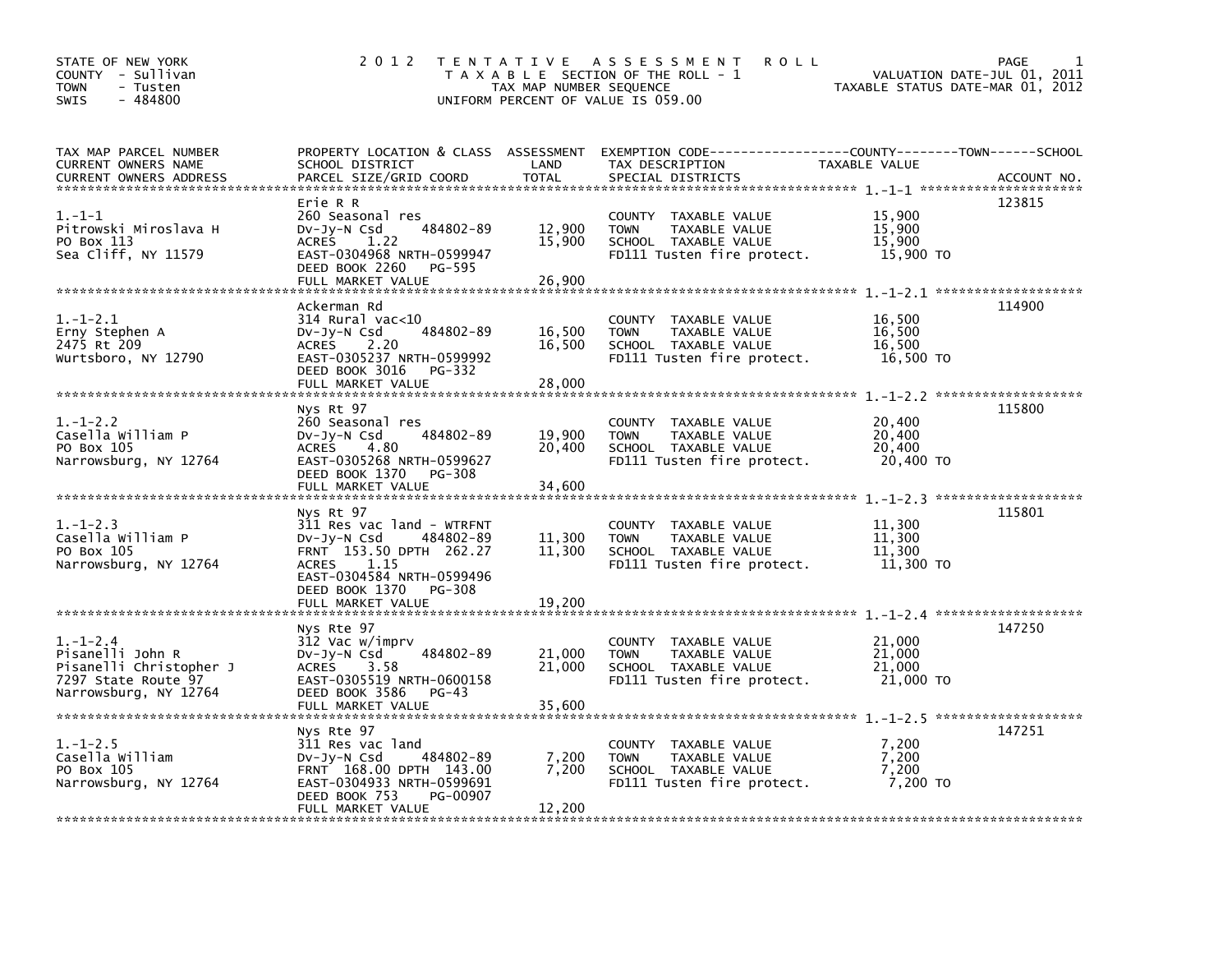STATE OF NEW YORK
COUNTY - Sullivan
TOWN - Tusten
SWIS - 484800

# 2012 TENTATIVE ASSESSMENT ROLL

TAXABLE SECTION OF THE ROLL - 1
TAX MAP NUMBER SEQUENCE
UNIFORM PERCENT OF VALUE IS 059.00

VALUATION DATE-JUL 01, 2011
TAXABLE STATUS DATE-MAR 01, 2012

| TAX MAP PARCEL NUMBER / CURRENT OWNERS NAME / CURRENT OWNERS ADDRESS | PROPERTY LOCATION & CLASS / SCHOOL DISTRICT / PARCEL SIZE/GRID COORD | ASSESSMENT LAND | TOTAL | EXEMPTION CODE / TAX DESCRIPTION / SPECIAL DISTRICTS | TAXABLE VALUE | ACCOUNT NO. |
|---|---|---|---|---|---|---|
| 1.-1-1 | Erie R R | | | | | 123815 |
| Pitrowski Miroslava H | 260 Seasonal res | | | COUNTY TAXABLE VALUE | 15,900 | |
| PO Box 113 | Dv-Jy-N Csd 484802-89 | 12,900 | | TOWN TAXABLE VALUE | 15,900 | |
| Sea Cliff, NY 11579 | ACRES 1.22 | | 15,900 | SCHOOL TAXABLE VALUE | 15,900 | |
| | EAST-0304968 NRTH-0599947 | | | FD111 Tusten fire protect. | 15,900 TO | |
| | DEED BOOK 2260 PG-595 | | | | | |
| | FULL MARKET VALUE | | 26,900 | | | |
| 1.-1-2.1 | Ackerman Rd | | | | | 114900 |
| Erny Stephen A | 314 Rural vac<10 | | | COUNTY TAXABLE VALUE | 16,500 | |
| 2475 Rt 209 | Dv-Jy-N Csd 484802-89 | 16,500 | | TOWN TAXABLE VALUE | 16,500 | |
| Wurtsboro, NY 12790 | ACRES 2.20 | | 16,500 | SCHOOL TAXABLE VALUE | 16,500 | |
| | EAST-0305237 NRTH-0599992 | | | FD111 Tusten fire protect. | 16,500 TO | |
| | DEED BOOK 3016 PG-332 | | | | | |
| | FULL MARKET VALUE | | 28,000 | | | |
| 1.-1-2.2 | Nys Rt 97 | | | | | 115800 |
| Casella William P | 260 Seasonal res | | | COUNTY TAXABLE VALUE | 20,400 | |
| PO Box 105 | Dv-Jy-N Csd 484802-89 | 19,900 | | TOWN TAXABLE VALUE | 20,400 | |
| Narrowsburg, NY 12764 | ACRES 4.80 | | 20,400 | SCHOOL TAXABLE VALUE | 20,400 | |
| | EAST-0305268 NRTH-0599627 | | | FD111 Tusten fire protect. | 20,400 TO | |
| | DEED BOOK 1370 PG-308 | | | | | |
| | FULL MARKET VALUE | | 34,600 | | | |
| 1.-1-2.3 | Nys Rt 97 | | | | | 115801 |
| Casella William P | 311 Res vac land - WTRFNT | | | COUNTY TAXABLE VALUE | 11,300 | |
| PO Box 105 | Dv-Jy-N Csd 484802-89 | 11,300 | | TOWN TAXABLE VALUE | 11,300 | |
| Narrowsburg, NY 12764 | FRNT 153.50 DPTH 262.27 | | 11,300 | SCHOOL TAXABLE VALUE | 11,300 | |
| | ACRES 1.15 | | | FD111 Tusten fire protect. | 11,300 TO | |
| | EAST-0304584 NRTH-0599496 | | | | | |
| | DEED BOOK 1370 PG-308 | | | | | |
| | FULL MARKET VALUE | | 19,200 | | | |
| 1.-1-2.4 | Nys Rte 97 | | | | | 147250 |
| Pisanelli John R | 312 Vac w/imprv | | | COUNTY TAXABLE VALUE | 21,000 | |
| Pisanelli Christopher J | Dv-Jy-N Csd 484802-89 | 21,000 | | TOWN TAXABLE VALUE | 21,000 | |
| 7297 State Route 97 | ACRES 3.58 | | 21,000 | SCHOOL TAXABLE VALUE | 21,000 | |
| Narrowsburg, NY 12764 | EAST-0305519 NRTH-0600158 | | | FD111 Tusten fire protect. | 21,000 TO | |
| | DEED BOOK 3586 PG-43 | | | | | |
| | FULL MARKET VALUE | | 35,600 | | | |
| 1.-1-2.5 | Nys Rte 97 | | | | | 147251 |
| Casella William | 311 Res vac land | | | COUNTY TAXABLE VALUE | 7,200 | |
| PO Box 105 | Dv-Jy-N Csd 484802-89 | 7,200 | | TOWN TAXABLE VALUE | 7,200 | |
| Narrowsburg, NY 12764 | FRNT 168.00 DPTH 143.00 | | 7,200 | SCHOOL TAXABLE VALUE | 7,200 | |
| | EAST-0304933 NRTH-0599691 | | | FD111 Tusten fire protect. | 7,200 TO | |
| | DEED BOOK 753 PG-00907 | | | | | |
| | FULL MARKET VALUE | | 12,200 | | | |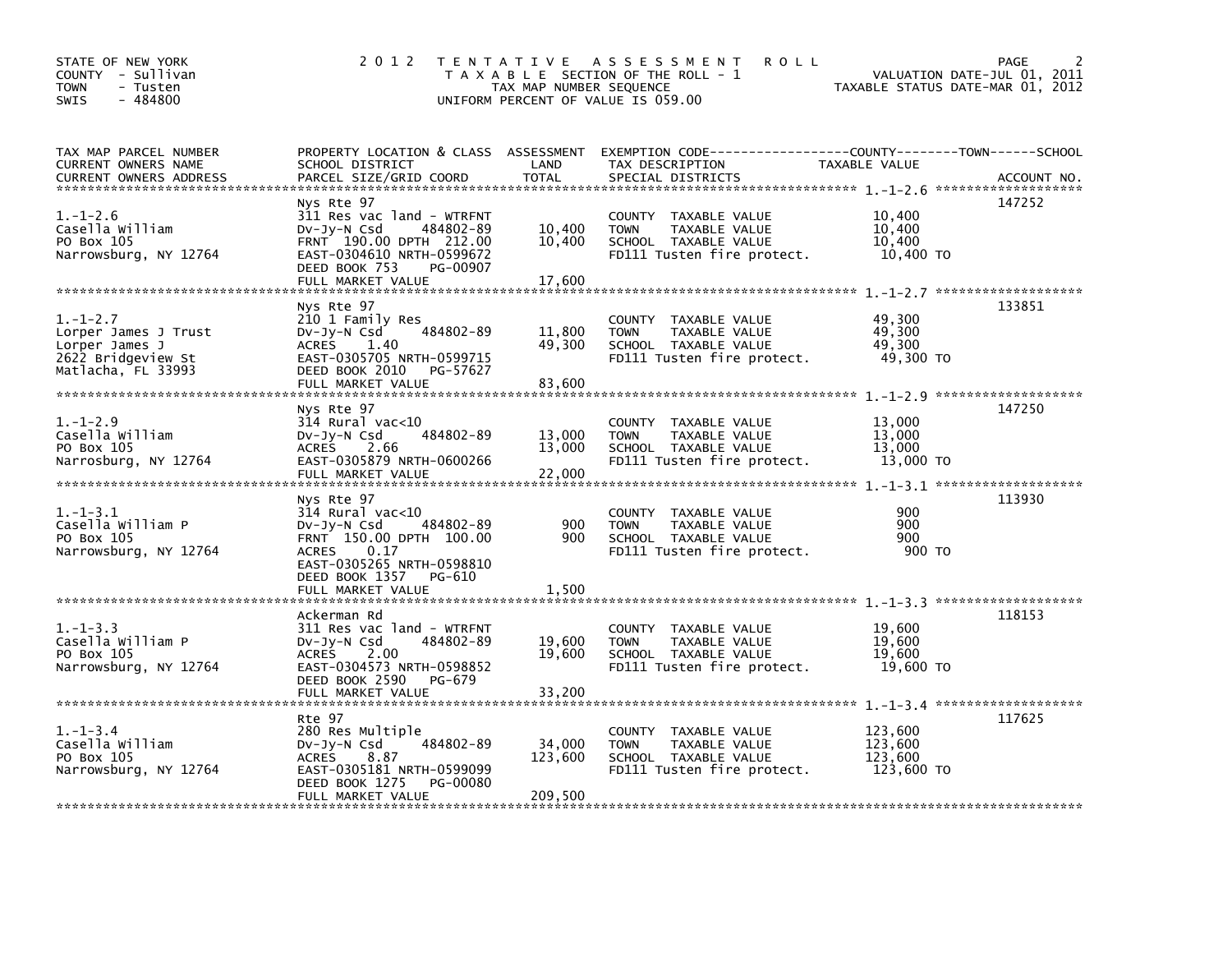STATE OF NEW YORK
COUNTY - Sullivan
TOWN - Tusten
SWIS - 484800

# 2012 TENTATIVE ASSESSMENT ROLL

TAXABLE SECTION OF THE ROLL - 1
TAX MAP NUMBER SEQUENCE
UNIFORM PERCENT OF VALUE IS 059.00

VALUATION DATE-JUL 01, 2011
TAXABLE STATUS DATE-MAR 01, 2012

| TAX MAP PARCEL NUMBER / CURRENT OWNERS NAME / CURRENT OWNERS ADDRESS | PROPERTY LOCATION & CLASS / SCHOOL DISTRICT / PARCEL SIZE/GRID COORD | ASSESSMENT LAND | TOTAL | EXEMPTION CODE / TAX DESCRIPTION / SPECIAL DISTRICTS | TAXABLE VALUE (COUNTY / TOWN / SCHOOL) | ACCOUNT NO. |
|---|---|---|---|---|---|---|
| 1.-1-2.6 | Nys Rte 97 | | | | | 147252 |
| Casella William | 311 Res vac land - WTRFNT | | | COUNTY TAXABLE VALUE | 10,400 | |
| PO Box 105 | Dv-Jy-N Csd 484802-89 | 10,400 | | TOWN TAXABLE VALUE | 10,400 | |
| Narrowsburg, NY 12764 | FRNT 190.00 DPTH 212.00 | | 10,400 | SCHOOL TAXABLE VALUE | 10,400 | |
| | EAST-0304610 NRTH-0599672 | | | FD111 Tusten fire protect. | 10,400 TO | |
| | DEED BOOK 753 PG-00907 | | | | | |
| | FULL MARKET VALUE | | 17,600 | | | |
| 1.-1-2.7 | Nys Rte 97 | | | | | 133851 |
| Lorper James J Trust | 210 1 Family Res | | | COUNTY TAXABLE VALUE | 49,300 | |
| Lorper James J | Dv-Jy-N Csd 484802-89 | 11,800 | | TOWN TAXABLE VALUE | 49,300 | |
| 2622 Bridgeview St | ACRES 1.40 | | 49,300 | SCHOOL TAXABLE VALUE | 49,300 | |
| Matlacha, FL 33993 | EAST-0305705 NRTH-0599715 | | | FD111 Tusten fire protect. | 49,300 TO | |
| | DEED BOOK 2010 PG-57627 | | | | | |
| | FULL MARKET VALUE | | 83,600 | | | |
| 1.-1-2.9 | Nys Rte 97 | | | | | 147250 |
| Casella William | 314 Rural vac<10 | | | COUNTY TAXABLE VALUE | 13,000 | |
| PO Box 105 | Dv-Jy-N Csd 484802-89 | 13,000 | | TOWN TAXABLE VALUE | 13,000 | |
| Narrosburg, NY 12764 | ACRES 2.66 | | 13,000 | SCHOOL TAXABLE VALUE | 13,000 | |
| | EAST-0305879 NRTH-0600266 | | | FD111 Tusten fire protect. | 13,000 TO | |
| | FULL MARKET VALUE | | 22,000 | | | |
| 1.-1-3.1 | Nys Rte 97 | | | | | 113930 |
| Casella William P | 314 Rural vac<10 | | | COUNTY TAXABLE VALUE | 900 | |
| PO Box 105 | Dv-Jy-N Csd 484802-89 | 900 | | TOWN TAXABLE VALUE | 900 | |
| Narrowsburg, NY 12764 | FRNT 150.00 DPTH 100.00 | | 900 | SCHOOL TAXABLE VALUE | 900 | |
| | ACRES 0.17 | | | FD111 Tusten fire protect. | 900 TO | |
| | EAST-0305265 NRTH-0598810 | | | | | |
| | DEED BOOK 1357 PG-610 | | | | | |
| | FULL MARKET VALUE | | 1,500 | | | |
| 1.-1-3.3 | Ackerman Rd | | | | | 118153 |
| Casella William P | 311 Res vac land - WTRFNT | | | COUNTY TAXABLE VALUE | 19,600 | |
| PO Box 105 | Dv-Jy-N Csd 484802-89 | 19,600 | | TOWN TAXABLE VALUE | 19,600 | |
| Narrowsburg, NY 12764 | ACRES 2.00 | | 19,600 | SCHOOL TAXABLE VALUE | 19,600 | |
| | EAST-0304573 NRTH-0598852 | | | FD111 Tusten fire protect. | 19,600 TO | |
| | DEED BOOK 2590 PG-679 | | | | | |
| | FULL MARKET VALUE | | 33,200 | | | |
| 1.-1-3.4 | Rte 97 | | | | | 117625 |
| Casella William | 280 Res Multiple | | | COUNTY TAXABLE VALUE | 123,600 | |
| PO Box 105 | Dv-Jy-N Csd 484802-89 | 34,000 | | TOWN TAXABLE VALUE | 123,600 | |
| Narrowsburg, NY 12764 | ACRES 8.87 | | 123,600 | SCHOOL TAXABLE VALUE | 123,600 | |
| | EAST-0305181 NRTH-0599099 | | | FD111 Tusten fire protect. | 123,600 TO | |
| | DEED BOOK 1275 PG-00080 | | | | | |
| | FULL MARKET VALUE | | 209,500 | | | |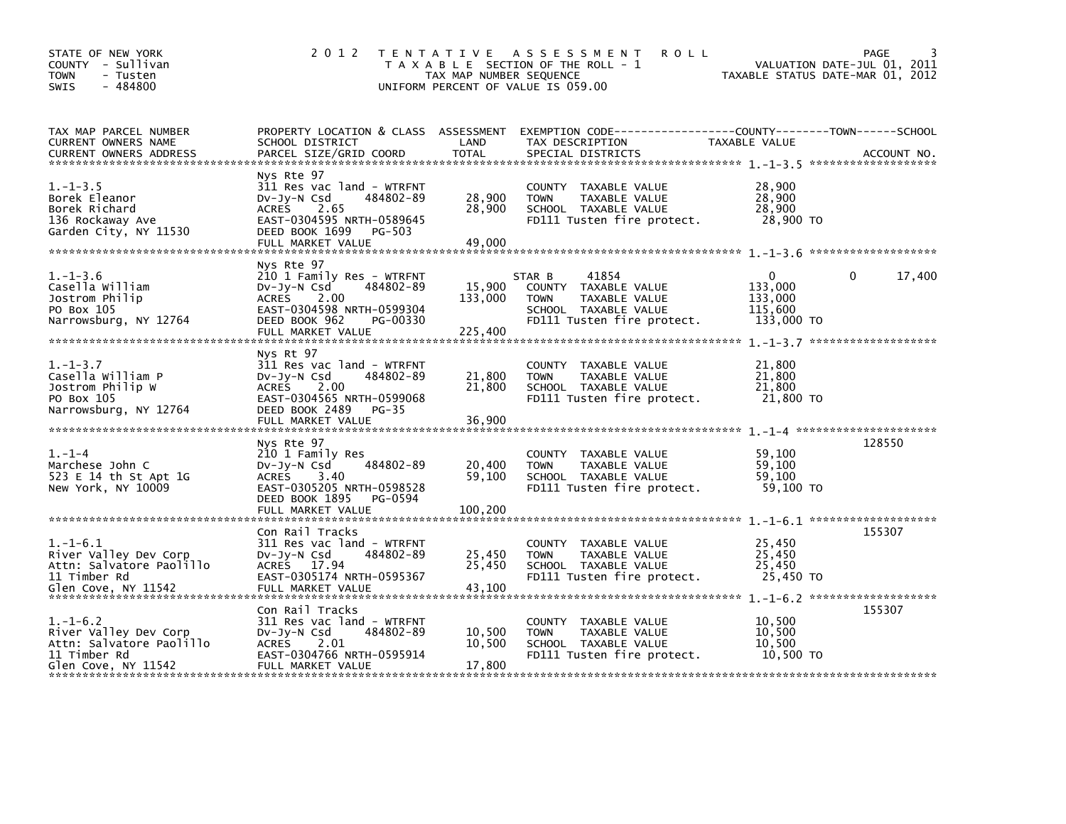STATE OF NEW YORK
COUNTY - Sullivan
TOWN - Tusten
SWIS - 484800

# 2012 TENTATIVE ASSESSMENT ROLL

TAXABLE SECTION OF THE ROLL - 1
TAX MAP NUMBER SEQUENCE
UNIFORM PERCENT OF VALUE IS 059.00

VALUATION DATE-JUL 01, 2011
TAXABLE STATUS DATE-MAR 01, 2012

| TAX MAP PARCEL NUMBER / CURRENT OWNERS NAME / CURRENT OWNERS ADDRESS | PROPERTY LOCATION & CLASS / SCHOOL DISTRICT / PARCEL SIZE/GRID COORD | ASSESSMENT LAND | TOTAL | EXEMPTION CODE / TAX DESCRIPTION / SPECIAL DISTRICTS | COUNTY TAXABLE VALUE | TOWN | SCHOOL | ACCOUNT NO. |
|---|---|---|---|---|---|---|---|---|
| 1.-1-3.5 | Nys Rte 97 | | | | | | | |
| Borek Eleanor | 311 Res vac land - WTRFNT | | | COUNTY TAXABLE VALUE | 28,900 | | | |
| Borek Richard | Dv-Jy-N Csd 484802-89 | 28,900 | 28,900 | TOWN TAXABLE VALUE | 28,900 | | | |
| 136 Rockaway Ave | ACRES 2.65 | | | SCHOOL TAXABLE VALUE | 28,900 | | | |
| Garden City, NY 11530 | EAST-0304595 NRTH-0589645 | | | FD111 Tusten fire protect. | 28,900 TO | | | |
| | DEED BOOK 1699 PG-503 | | | | | | | |
| | FULL MARKET VALUE | | 49,000 | | | | | |
| 1.-1-3.6 | Nys Rte 97 | | | | | | | |
| Casella William | 210 1 Family Res - WTRFNT | | | STAR B 41854 | 0 | 0 | 17,400 | |
| Jostrom Philip | Dv-Jy-N Csd 484802-89 | 15,900 | 133,000 | COUNTY TAXABLE VALUE | 133,000 | | | |
| PO Box 105 | ACRES 2.00 | | | TOWN TAXABLE VALUE | 133,000 | | | |
| Narrowsburg, NY 12764 | EAST-0304598 NRTH-0599304 | | | SCHOOL TAXABLE VALUE | 115,600 | | | |
| | DEED BOOK 962 PG-00330 | | | FD111 Tusten fire protect. | 133,000 TO | | | |
| | FULL MARKET VALUE | | 225,400 | | | | | |
| 1.-1-3.7 | Nys Rt 97 | | | | | | | |
| Casella William P | 311 Res vac land - WTRFNT | | | COUNTY TAXABLE VALUE | 21,800 | | | |
| Jostrom Philip W | Dv-Jy-N Csd 484802-89 | 21,800 | 21,800 | TOWN TAXABLE VALUE | 21,800 | | | |
| PO Box 105 | ACRES 2.00 | | | SCHOOL TAXABLE VALUE | 21,800 | | | |
| Narrowsburg, NY 12764 | EAST-0304565 NRTH-0599068 | | | FD111 Tusten fire protect. | 21,800 TO | | | |
| | DEED BOOK 2489 PG-35 | | | | | | | |
| | FULL MARKET VALUE | | 36,900 | | | | | |
| 1.-1-4 | Nys Rte 97 | | | | | | | 128550 |
| Marchese John C | 210 1 Family Res | | | COUNTY TAXABLE VALUE | 59,100 | | | |
| 523 E 14 th St Apt 1G | Dv-Jy-N Csd 484802-89 | 20,400 | 59,100 | TOWN TAXABLE VALUE | 59,100 | | | |
| New York, NY 10009 | ACRES 3.40 | | | SCHOOL TAXABLE VALUE | 59,100 | | | |
| | EAST-0305205 NRTH-0598528 | | | FD111 Tusten fire protect. | 59,100 TO | | | |
| | DEED BOOK 1895 PG-0594 | | | | | | | |
| | FULL MARKET VALUE | | 100,200 | | | | | |
| 1.-1-6.1 | Con Rail Tracks | | | | | | | 155307 |
| River Valley Dev Corp | 311 Res vac land - WTRFNT | | | COUNTY TAXABLE VALUE | 25,450 | | | |
| Attn: Salvatore Paolillo | Dv-Jy-N Csd 484802-89 | 25,450 | 25,450 | TOWN TAXABLE VALUE | 25,450 | | | |
| 11 Timber Rd | ACRES 17.94 | | | SCHOOL TAXABLE VALUE | 25,450 | | | |
| Glen Cove, NY 11542 | EAST-0305174 NRTH-0595367 | | | FD111 Tusten fire protect. | 25,450 TO | | | |
| | FULL MARKET VALUE | | 43,100 | | | | | |
| 1.-1-6.2 | Con Rail Tracks | | | | | | | 155307 |
| River Valley Dev Corp | 311 Res vac land - WTRFNT | | | COUNTY TAXABLE VALUE | 10,500 | | | |
| Attn: Salvatore Paolillo | Dv-Jy-N Csd 484802-89 | 10,500 | 10,500 | TOWN TAXABLE VALUE | 10,500 | | | |
| 11 Timber Rd | ACRES 2.01 | | | SCHOOL TAXABLE VALUE | 10,500 | | | |
| Glen Cove, NY 11542 | EAST-0304766 NRTH-0595914 | | | FD111 Tusten fire protect. | 10,500 TO | | | |
| | FULL MARKET VALUE | | 17,800 | | | | | |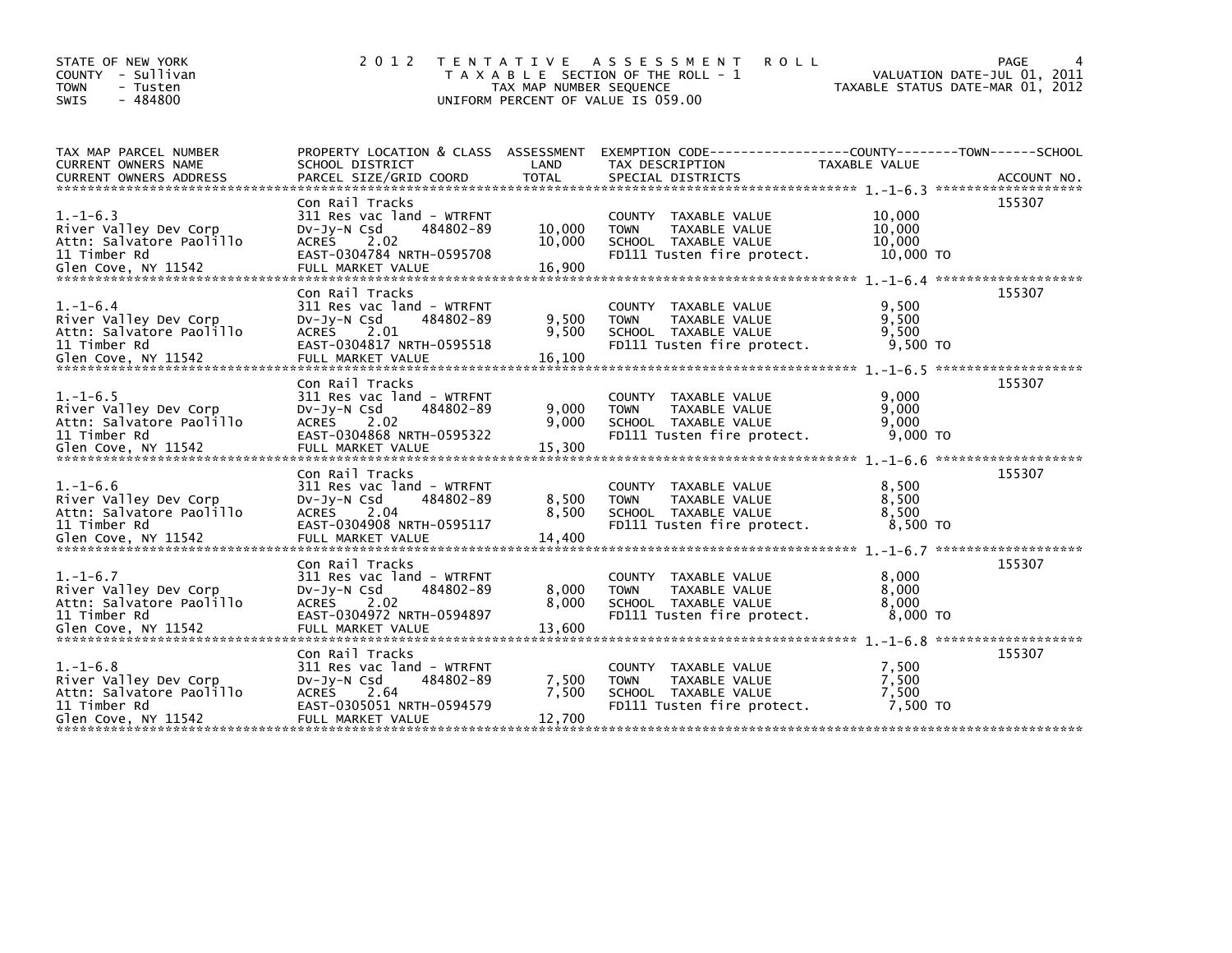STATE OF NEW YORK
COUNTY - Sullivan
TOWN - Tusten
SWIS - 484800

2 0 1 2 T E N T A T I V E A S S E S S M E N T R O L L
T A X A B L E SECTION OF THE ROLL - 1
TAX MAP NUMBER SEQUENCE
UNIFORM PERCENT OF VALUE IS 059.00

VALUATION DATE-JUL 01, 2011
TAXABLE STATUS DATE-MAR 01, 2012

| TAX MAP PARCEL NUMBER / CURRENT OWNERS NAME / CURRENT OWNERS ADDRESS | PROPERTY LOCATION & CLASS / SCHOOL DISTRICT / PARCEL SIZE/GRID COORD | ASSESSMENT LAND / TOTAL | EXEMPTION CODE / TAX DESCRIPTION / SPECIAL DISTRICTS | TAXABLE VALUE (COUNTY / TOWN / SCHOOL) | ACCOUNT NO. |
|---|---|---|---|---|---|
| 1.-1-6.3 | Con Rail Tracks | | | | 155307 |
| River Valley Dev Corp | 311 Res vac land - WTRFNT | | COUNTY TAXABLE VALUE | 10,000 | |
| Attn: Salvatore Paolillo | Dv-Jy-N Csd 484802-89 | 10,000 | TOWN TAXABLE VALUE | 10,000 | |
| 11 Timber Rd | ACRES 2.02 | 10,000 | SCHOOL TAXABLE VALUE | 10,000 | |
| Glen Cove, NY 11542 | EAST-0304784 NRTH-0595708 | | FD111 Tusten fire protect. | 10,000 TO | |
| | FULL MARKET VALUE | 16,900 | | | |
| 1.-1-6.4 | Con Rail Tracks | | | | 155307 |
| River Valley Dev Corp | 311 Res vac land - WTRFNT | | COUNTY TAXABLE VALUE | 9,500 | |
| Attn: Salvatore Paolillo | Dv-Jy-N Csd 484802-89 | 9,500 | TOWN TAXABLE VALUE | 9,500 | |
| 11 Timber Rd | ACRES 2.01 | 9,500 | SCHOOL TAXABLE VALUE | 9,500 | |
| Glen Cove, NY 11542 | EAST-0304817 NRTH-0595518 | | FD111 Tusten fire protect. | 9,500 TO | |
| | FULL MARKET VALUE | 16,100 | | | |
| 1.-1-6.5 | Con Rail Tracks | | | | 155307 |
| River Valley Dev Corp | 311 Res vac land - WTRFNT | | COUNTY TAXABLE VALUE | 9,000 | |
| Attn: Salvatore Paolillo | Dv-Jy-N Csd 484802-89 | 9,000 | TOWN TAXABLE VALUE | 9,000 | |
| 11 Timber Rd | ACRES 2.02 | 9,000 | SCHOOL TAXABLE VALUE | 9,000 | |
| Glen Cove, NY 11542 | EAST-0304868 NRTH-0595322 | | FD111 Tusten fire protect. | 9,000 TO | |
| | FULL MARKET VALUE | 15,300 | | | |
| 1.-1-6.6 | Con Rail Tracks | | | | 155307 |
| River Valley Dev Corp | 311 Res vac land - WTRFNT | | COUNTY TAXABLE VALUE | 8,500 | |
| Attn: Salvatore Paolillo | Dv-Jy-N Csd 484802-89 | 8,500 | TOWN TAXABLE VALUE | 8,500 | |
| 11 Timber Rd | ACRES 2.04 | 8,500 | SCHOOL TAXABLE VALUE | 8,500 | |
| Glen Cove, NY 11542 | EAST-0304908 NRTH-0595117 | | FD111 Tusten fire protect. | 8,500 TO | |
| | FULL MARKET VALUE | 14,400 | | | |
| 1.-1-6.7 | Con Rail Tracks | | | | 155307 |
| River Valley Dev Corp | 311 Res vac land - WTRFNT | | COUNTY TAXABLE VALUE | 8,000 | |
| Attn: Salvatore Paolillo | Dv-Jy-N Csd 484802-89 | 8,000 | TOWN TAXABLE VALUE | 8,000 | |
| 11 Timber Rd | ACRES 2.02 | 8,000 | SCHOOL TAXABLE VALUE | 8,000 | |
| Glen Cove, NY 11542 | EAST-0304972 NRTH-0594897 | | FD111 Tusten fire protect. | 8,000 TO | |
| | FULL MARKET VALUE | 13,600 | | | |
| 1.-1-6.8 | Con Rail Tracks | | | | 155307 |
| River Valley Dev Corp | 311 Res vac land - WTRFNT | | COUNTY TAXABLE VALUE | 7,500 | |
| Attn: Salvatore Paolillo | Dv-Jy-N Csd 484802-89 | 7,500 | TOWN TAXABLE VALUE | 7,500 | |
| 11 Timber Rd | ACRES 2.64 | 7,500 | SCHOOL TAXABLE VALUE | 7,500 | |
| Glen Cove, NY 11542 | EAST-0305051 NRTH-0594579 | | FD111 Tusten fire protect. | 7,500 TO | |
| | FULL MARKET VALUE | 12,700 | | | |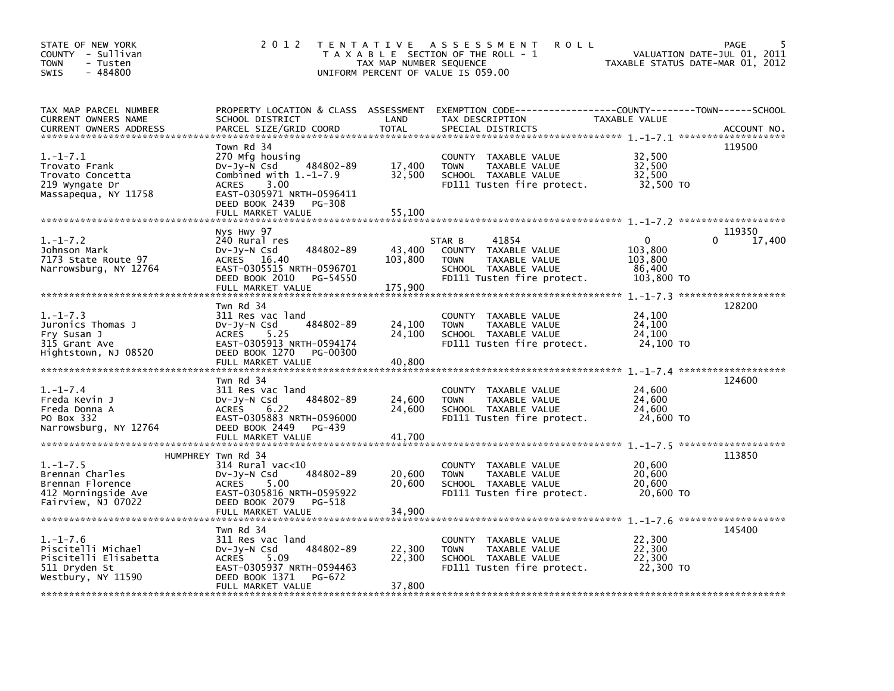STATE OF NEW YORK
COUNTY - Sullivan
TOWN - Tusten
SWIS - 484800

2012 TENTATIVE ASSESSMENT ROLL
TAXABLE SECTION OF THE ROLL - 1
TAX MAP NUMBER SEQUENCE
UNIFORM PERCENT OF VALUE IS 059.00

VALUATION DATE-JUL 01, 2011
TAXABLE STATUS DATE-MAR 01, 2012

| TAX MAP PARCEL NUMBER / CURRENT OWNERS NAME / CURRENT OWNERS ADDRESS | PROPERTY LOCATION & CLASS / SCHOOL DISTRICT / PARCEL SIZE/GRID COORD | ASSESSMENT LAND / TOTAL | EXEMPTION CODE / TAX DESCRIPTION / SPECIAL DISTRICTS | COUNTY TAXABLE VALUE | TOWN | SCHOOL | ACCOUNT NO. |
|---|---|---|---|---|---|---|---|
| 1.-1-7.1 | Town Rd 34 | | | | | | 119500 |
| Trovato Frank | 270 Mfg housing | | COUNTY TAXABLE VALUE | 32,500 | | | |
| Trovato Concetta | Dv-Jy-N Csd 484802-89 | 17,400 | TOWN TAXABLE VALUE | 32,500 | | | |
| 219 Wyngate Dr | Combined with 1.-1-7.9 | 32,500 | SCHOOL TAXABLE VALUE | 32,500 | | | |
| Massapequa, NY 11758 | ACRES 3.00 | | FD111 Tusten fire protect. | 32,500 TO | | | |
| | EAST-0305971 NRTH-0596411 | | | | | | |
| | DEED BOOK 2439 PG-308 | | | | | | |
| | FULL MARKET VALUE | 55,100 | | | | | |
| 1.-1-7.2 | Nys Hwy 97 | | | | | | 119350 |
| Johnson Mark | 240 Rural res | | STAR B 41854 | 0 | | 0 | 17,400 |
| 7173 State Route 97 | Dv-Jy-N Csd 484802-89 | 43,400 | COUNTY TAXABLE VALUE | 103,800 | | | |
| Narrowsburg, NY 12764 | ACRES 16.40 | 103,800 | TOWN TAXABLE VALUE | 103,800 | | | |
| | EAST-0305515 NRTH-0596701 | | SCHOOL TAXABLE VALUE | 86,400 | | | |
| | DEED BOOK 2010 PG-54550 | | FD111 Tusten fire protect. | 103,800 TO | | | |
| | FULL MARKET VALUE | 175,900 | | | | | |
| 1.-1-7.3 | Twn Rd 34 | | | | | | 128200 |
| Juronics Thomas J | 311 Res vac land | | COUNTY TAXABLE VALUE | 24,100 | | | |
| Fry Susan J | Dv-Jy-N Csd 484802-89 | 24,100 | TOWN TAXABLE VALUE | 24,100 | | | |
| 315 Grant Ave | ACRES 5.25 | 24,100 | SCHOOL TAXABLE VALUE | 24,100 | | | |
| Hightstown, NJ 08520 | EAST-0305913 NRTH-0594174 | | FD111 Tusten fire protect. | 24,100 TO | | | |
| | DEED BOOK 1270 PG-00300 | | | | | | |
| | FULL MARKET VALUE | 40,800 | | | | | |
| 1.-1-7.4 | Twn Rd 34 | | | | | | 124600 |
| Freda Kevin J | 311 Res vac land | | COUNTY TAXABLE VALUE | 24,600 | | | |
| Freda Donna A | Dv-Jy-N Csd 484802-89 | 24,600 | TOWN TAXABLE VALUE | 24,600 | | | |
| PO Box 332 | ACRES 6.22 | 24,600 | SCHOOL TAXABLE VALUE | 24,600 | | | |
| Narrowsburg, NY 12764 | EAST-0305883 NRTH-0596000 | | FD111 Tusten fire protect. | 24,600 TO | | | |
| | DEED BOOK 2449 PG-439 | | | | | | |
| | FULL MARKET VALUE | 41,700 | | | | | |
| 1.-1-7.5 | HUMPHREY Twn Rd 34 | | | | | | 113850 |
| Brennan Charles | 314 Rural vac<10 | | COUNTY TAXABLE VALUE | 20,600 | | | |
| Brennan Florence | Dv-Jy-N Csd 484802-89 | 20,600 | TOWN TAXABLE VALUE | 20,600 | | | |
| 412 Morningside Ave | ACRES 5.00 | 20,600 | SCHOOL TAXABLE VALUE | 20,600 | | | |
| Fairview, NJ 07022 | EAST-0305816 NRTH-0595922 | | FD111 Tusten fire protect. | 20,600 TO | | | |
| | DEED BOOK 2079 PG-518 | | | | | | |
| | FULL MARKET VALUE | 34,900 | | | | | |
| 1.-1-7.6 | Twn Rd 34 | | | | | | 145400 |
| Piscitelli Michael | 311 Res vac land | | COUNTY TAXABLE VALUE | 22,300 | | | |
| Piscitelli Elisabetta | Dv-Jy-N Csd 484802-89 | 22,300 | TOWN TAXABLE VALUE | 22,300 | | | |
| 511 Dryden St | ACRES 5.09 | 22,300 | SCHOOL TAXABLE VALUE | 22,300 | | | |
| Westbury, NY 11590 | EAST-0305937 NRTH-0594463 | | FD111 Tusten fire protect. | 22,300 TO | | | |
| | DEED BOOK 1371 PG-672 | | | | | | |
| | FULL MARKET VALUE | 37,800 | | | | | |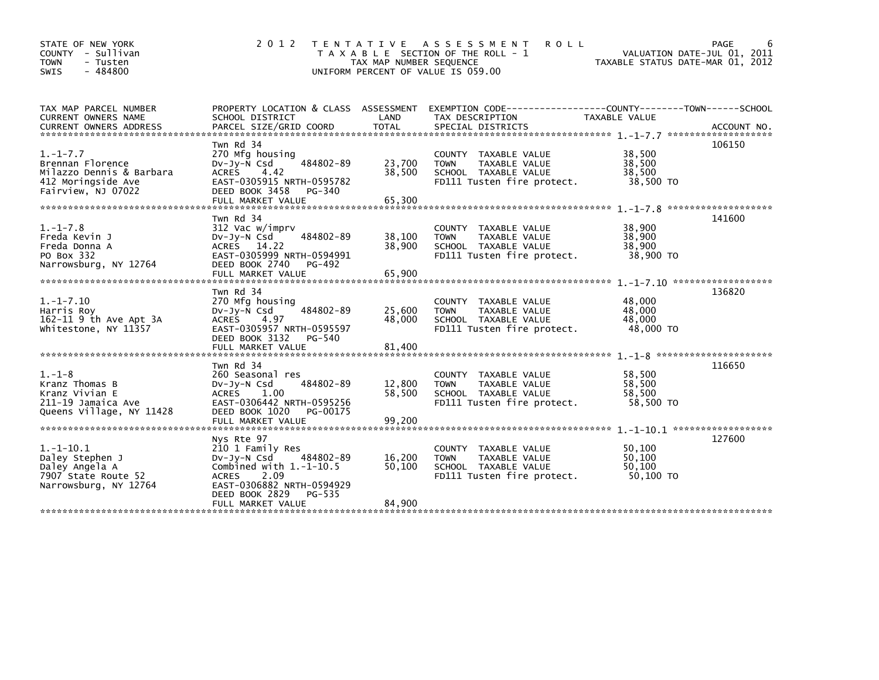STATE OF NEW YORK
COUNTY - Sullivan
TOWN - Tusten
SWIS - 484800

# 2012 TENTATIVE ASSESSMENT ROLL

TAXABLE SECTION OF THE ROLL - 1
TAX MAP NUMBER SEQUENCE
UNIFORM PERCENT OF VALUE IS 059.00

VALUATION DATE-JUL 01, 2011
TAXABLE STATUS DATE-MAR 01, 2012

| TAX MAP PARCEL NUMBER / CURRENT OWNERS NAME / CURRENT OWNERS ADDRESS | PROPERTY LOCATION & CLASS / SCHOOL DISTRICT / PARCEL SIZE/GRID COORD | ASSESSMENT LAND | TOTAL | EXEMPTION CODE / TAX DESCRIPTION / SPECIAL DISTRICTS | TAXABLE VALUE (COUNTY / TOWN / SCHOOL) | ACCOUNT NO. |
|---|---|---|---|---|---|---|
| 1.-1-7.7 | Twn Rd 34 | | | | | 106150 |
| Brennan Florence | 270 Mfg housing | | | COUNTY TAXABLE VALUE | 38,500 | |
| Milazzo Dennis & Barbara | Dv-Jy-N Csd 484802-89 | 23,700 | 38,500 | TOWN TAXABLE VALUE | 38,500 | |
| 412 Moringside Ave | ACRES 4.42 | | | SCHOOL TAXABLE VALUE | 38,500 | |
| Fairview, NJ 07022 | EAST-0305915 NRTH-0595782 | | | FD111 Tusten fire protect. | 38,500 TO | |
| | DEED BOOK 3458 PG-340 | | | | | |
| | FULL MARKET VALUE | | 65,300 | | | |
| 1.-1-7.8 | Twn Rd 34 | | | | | 141600 |
| Freda Kevin J | 312 Vac w/imprv | | | COUNTY TAXABLE VALUE | 38,900 | |
| Freda Donna A | Dv-Jy-N Csd 484802-89 | 38,100 | 38,900 | TOWN TAXABLE VALUE | 38,900 | |
| PO Box 332 | ACRES 14.22 | | | SCHOOL TAXABLE VALUE | 38,900 | |
| Narrowsburg, NY 12764 | EAST-0305999 NRTH-0594991 | | | FD111 Tusten fire protect. | 38,900 TO | |
| | DEED BOOK 2740 PG-492 | | | | | |
| | FULL MARKET VALUE | | 65,900 | | | |
| 1.-1-7.10 | Twn Rd 34 | | | | | 136820 |
| Harris Roy | 270 Mfg housing | | | COUNTY TAXABLE VALUE | 48,000 | |
| 162-11 9 th Ave Apt 3A | Dv-Jy-N Csd 484802-89 | 25,600 | 48,000 | TOWN TAXABLE VALUE | 48,000 | |
| Whitestone, NY 11357 | ACRES 4.97 | | | SCHOOL TAXABLE VALUE | 48,000 | |
| | EAST-0305957 NRTH-0595597 | | | FD111 Tusten fire protect. | 48,000 TO | |
| | DEED BOOK 3132 PG-540 | | | | | |
| | FULL MARKET VALUE | | 81,400 | | | |
| 1.-1-8 | Twn Rd 34 | | | | | 116650 |
| Kranz Thomas B | 260 Seasonal res | | | COUNTY TAXABLE VALUE | 58,500 | |
| Kranz Vivian E | Dv-Jy-N Csd 484802-89 | 12,800 | 58,500 | TOWN TAXABLE VALUE | 58,500 | |
| 211-19 Jamaica Ave | ACRES 1.00 | | | SCHOOL TAXABLE VALUE | 58,500 | |
| Queens Village, NY 11428 | EAST-0306442 NRTH-0595256 | | | FD111 Tusten fire protect. | 58,500 TO | |
| | DEED BOOK 1020 PG-00175 | | | | | |
| | FULL MARKET VALUE | | 99,200 | | | |
| 1.-1-10.1 | Nys Rte 97 | | | | | 127600 |
| Daley Stephen J | 210 1 Family Res | | | COUNTY TAXABLE VALUE | 50,100 | |
| Daley Angela A | Dv-Jy-N Csd 484802-89 | 16,200 | 50,100 | TOWN TAXABLE VALUE | 50,100 | |
| 7907 State Route 52 | Combined with 1.-1-10.5 | | | SCHOOL TAXABLE VALUE | 50,100 | |
| Narrowsburg, NY 12764 | ACRES 2.09 | | | FD111 Tusten fire protect. | 50,100 TO | |
| | EAST-0306882 NRTH-0594929 | | | | | |
| | DEED BOOK 2829 PG-535 | | | | | |
| | FULL MARKET VALUE | | 84,900 | | | |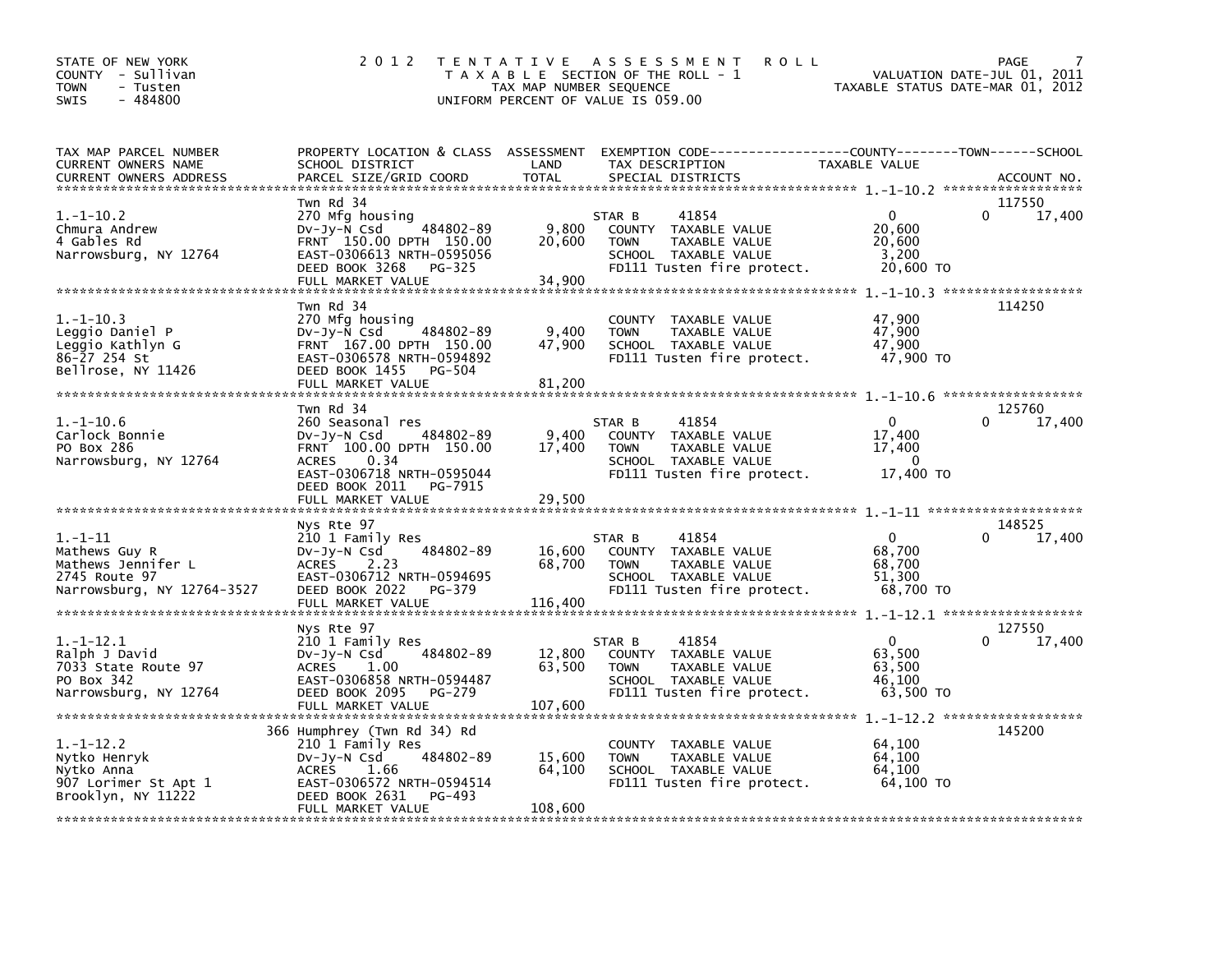STATE OF NEW YORK
COUNTY - Sullivan
TOWN - Tusten
SWIS - 484800

# 2012 TENTATIVE ASSESSMENT ROLL

TAXABLE SECTION OF THE ROLL - 1
TAX MAP NUMBER SEQUENCE
UNIFORM PERCENT OF VALUE IS 059.00

VALUATION DATE-JUL 01, 2011
TAXABLE STATUS DATE-MAR 01, 2012

| TAX MAP PARCEL NUMBER / CURRENT OWNERS NAME / CURRENT OWNERS ADDRESS | PROPERTY LOCATION & CLASS / SCHOOL DISTRICT / PARCEL SIZE/GRID COORD | ASSESSMENT LAND | TOTAL | EXEMPTION CODE / TAX DESCRIPTION / SPECIAL DISTRICTS | COUNTY TAXABLE VALUE | TOWN | SCHOOL / ACCOUNT NO. |
|---|---|---|---|---|---|---|---|
| 1.-1-10.2 | Twn Rd 34 | | | | | | 117550 |
| | 270 Mfg housing | | | STAR B 41854 | 0 | 0 | 17,400 |
| Chmura Andrew | Dv-Jy-N Csd 484802-89 | 9,800 | | COUNTY TAXABLE VALUE | 20,600 | | |
| 4 Gables Rd | FRNT 150.00 DPTH 150.00 | | 20,600 | TOWN TAXABLE VALUE | 20,600 | | |
| Narrowsburg, NY 12764 | EAST-0306613 NRTH-0595056 | | | SCHOOL TAXABLE VALUE | 3,200 | | |
| | DEED BOOK 3268 PG-325 | | | FD111 Tusten fire protect. | 20,600 TO | | |
| | FULL MARKET VALUE | | 34,900 | | | | |
| 1.-1-10.3 | Twn Rd 34 | | | | | | 114250 |
| | 270 Mfg housing | | | COUNTY TAXABLE VALUE | 47,900 | | |
| Leggio Daniel P | Dv-Jy-N Csd 484802-89 | 9,400 | | TOWN TAXABLE VALUE | 47,900 | | |
| Leggio Kathlyn G | FRNT 167.00 DPTH 150.00 | | 47,900 | SCHOOL TAXABLE VALUE | 47,900 | | |
| 86-27 254 St | EAST-0306578 NRTH-0594892 | | | FD111 Tusten fire protect. | 47,900 TO | | |
| Bellrose, NY 11426 | DEED BOOK 1455 PG-504 | | | | | | |
| | FULL MARKET VALUE | | 81,200 | | | | |
| 1.-1-10.6 | Twn Rd 34 | | | | | | 125760 |
| | 260 Seasonal res | | | STAR B 41854 | 0 | 0 | 17,400 |
| Carlock Bonnie | Dv-Jy-N Csd 484802-89 | 9,400 | | COUNTY TAXABLE VALUE | 17,400 | | |
| PO Box 286 | FRNT 100.00 DPTH 150.00 | | 17,400 | TOWN TAXABLE VALUE | 17,400 | | |
| Narrowsburg, NY 12764 | ACRES 0.34 | | | SCHOOL TAXABLE VALUE | 0 | | |
| | EAST-0306718 NRTH-0595044 | | | FD111 Tusten fire protect. | 17,400 TO | | |
| | DEED BOOK 2011 PG-7915 | | | | | | |
| | FULL MARKET VALUE | | 29,500 | | | | |
| 1.-1-11 | Nys Rte 97 | | | | | | 148525 |
| | 210 1 Family Res | | | STAR B 41854 | 0 | 0 | 17,400 |
| Mathews Guy R | Dv-Jy-N Csd 484802-89 | 16,600 | | COUNTY TAXABLE VALUE | 68,700 | | |
| Mathews Jennifer L | ACRES 2.23 | | 68,700 | TOWN TAXABLE VALUE | 68,700 | | |
| 2745 Route 97 | EAST-0306712 NRTH-0594695 | | | SCHOOL TAXABLE VALUE | 51,300 | | |
| Narrowsburg, NY 12764-3527 | DEED BOOK 2022 PG-379 | | | FD111 Tusten fire protect. | 68,700 TO | | |
| | FULL MARKET VALUE | | 116,400 | | | | |
| 1.-1-12.1 | Nys Rte 97 | | | | | | 127550 |
| | 210 1 Family Res | | | STAR B 41854 | 0 | 0 | 17,400 |
| Ralph J David | Dv-Jy-N Csd 484802-89 | 12,800 | | COUNTY TAXABLE VALUE | 63,500 | | |
| 7033 State Route 97 | ACRES 1.00 | | 63,500 | TOWN TAXABLE VALUE | 63,500 | | |
| PO Box 342 | EAST-0306858 NRTH-0594487 | | | SCHOOL TAXABLE VALUE | 46,100 | | |
| Narrowsburg, NY 12764 | DEED BOOK 2095 PG-279 | | | FD111 Tusten fire protect. | 63,500 TO | | |
| | FULL MARKET VALUE | | 107,600 | | | | |
| 1.-1-12.2 | 366 Humphrey (Twn Rd 34) Rd | | | | | | 145200 |
| | 210 1 Family Res | | | COUNTY TAXABLE VALUE | 64,100 | | |
| Nytko Henryk | Dv-Jy-N Csd 484802-89 | 15,600 | | TOWN TAXABLE VALUE | 64,100 | | |
| Nytko Anna | ACRES 1.66 | | 64,100 | SCHOOL TAXABLE VALUE | 64,100 | | |
| 907 Lorimer St Apt 1 | EAST-0306572 NRTH-0594514 | | | FD111 Tusten fire protect. | 64,100 TO | | |
| Brooklyn, NY 11222 | DEED BOOK 2631 PG-493 | | | | | | |
| | FULL MARKET VALUE | | 108,600 | | | | |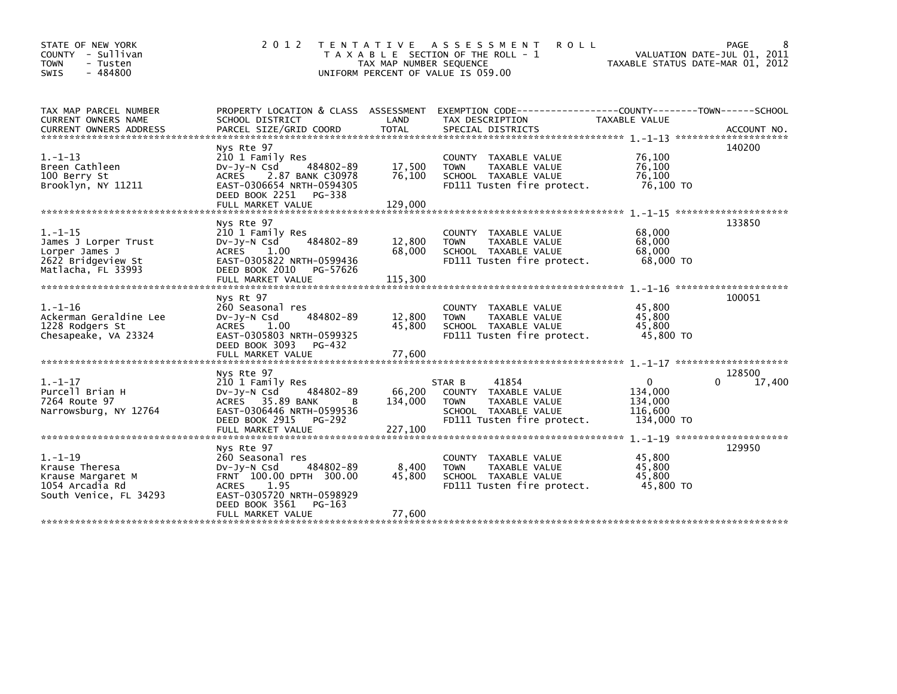STATE OF NEW YORK
COUNTY - Sullivan
TOWN - Tusten
SWIS - 484800

# 2012 TENTATIVE ASSESSMENT ROLL

TAXABLE SECTION OF THE ROLL - 1
TAX MAP NUMBER SEQUENCE
UNIFORM PERCENT OF VALUE IS 059.00

VALUATION DATE-JUL 01, 2011
TAXABLE STATUS DATE-MAR 01, 2012

| TAX MAP PARCEL NUMBER<br>CURRENT OWNERS NAME<br>CURRENT OWNERS ADDRESS | PROPERTY LOCATION & CLASS<br>SCHOOL DISTRICT<br>PARCEL SIZE/GRID COORD | ASSESSMENT<br>LAND<br>TOTAL | EXEMPTION CODE<br>TAX DESCRIPTION<br>SPECIAL DISTRICTS | COUNTY / TOWN / SCHOOL<br>TAXABLE VALUE | ACCOUNT NO. |
|---|---|---|---|---|---|
| 1.-1-13 | Nys Rte 97 | | | | 140200 |
| 1.-1-13 | 210 1 Family Res | | COUNTY TAXABLE VALUE | 76,100 | |
| Breen Cathleen | Dv-Jy-N Csd 484802-89 | 17,500 | TOWN TAXABLE VALUE | 76,100 | |
| 100 Berry St | ACRES 2.87 BANK C30978 | 76,100 | SCHOOL TAXABLE VALUE | 76,100 | |
| Brooklyn, NY 11211 | EAST-0306654 NRTH-0594305 | | FD111 Tusten fire protect. | 76,100 TO | |
| | DEED BOOK 2251 PG-338 | | | | |
| | FULL MARKET VALUE | 129,000 | | | |
| 1.-1-15 | Nys Rte 97 | | | | 133850 |
| 1.-1-15 | 210 1 Family Res | | COUNTY TAXABLE VALUE | 68,000 | |
| James J Lorper Trust | Dv-Jy-N Csd 484802-89 | 12,800 | TOWN TAXABLE VALUE | 68,000 | |
| Lorper James J | ACRES 1.00 | 68,000 | SCHOOL TAXABLE VALUE | 68,000 | |
| 2622 Bridgeview St | EAST-0305822 NRTH-0599436 | | FD111 Tusten fire protect. | 68,000 TO | |
| Matlacha, FL 33993 | DEED BOOK 2010 PG-57626 | | | | |
| | FULL MARKET VALUE | 115,300 | | | |
| 1.-1-16 | Nys Rt 97 | | | | 100051 |
| 1.-1-16 | 260 Seasonal res | | COUNTY TAXABLE VALUE | 45,800 | |
| Ackerman Geraldine Lee | Dv-Jy-N Csd 484802-89 | 12,800 | TOWN TAXABLE VALUE | 45,800 | |
| 1228 Rodgers St | ACRES 1.00 | 45,800 | SCHOOL TAXABLE VALUE | 45,800 | |
| Chesapeake, VA 23324 | EAST-0305803 NRTH-0599325 | | FD111 Tusten fire protect. | 45,800 TO | |
| | DEED BOOK 3093 PG-432 | | | | |
| | FULL MARKET VALUE | 77,600 | | | |
| 1.-1-17 | Nys Rte 97 | | | | 128500 |
| 1.-1-17 | 210 1 Family Res | | STAR B 41854 | 0 / 0 / 17,400 | |
| Purcell Brian H | Dv-Jy-N Csd 484802-89 | 66,200 | COUNTY TAXABLE VALUE | 134,000 | |
| 7264 Route 97 | ACRES 35.89 BANK B | 134,000 | TOWN TAXABLE VALUE | 134,000 | |
| Narrowsburg, NY 12764 | EAST-0306446 NRTH-0599536 | | SCHOOL TAXABLE VALUE | 116,600 | |
| | DEED BOOK 2915 PG-292 | | FD111 Tusten fire protect. | 134,000 TO | |
| | FULL MARKET VALUE | 227,100 | | | |
| 1.-1-19 | Nys Rte 97 | | | | 129950 |
| 1.-1-19 | 260 Seasonal res | | COUNTY TAXABLE VALUE | 45,800 | |
| Krause Theresa | Dv-Jy-N Csd 484802-89 | 8,400 | TOWN TAXABLE VALUE | 45,800 | |
| Krause Margaret M | FRNT 100.00 DPTH 300.00 | 45,800 | SCHOOL TAXABLE VALUE | 45,800 | |
| 1054 Arcadia Rd | ACRES 1.95 | | FD111 Tusten fire protect. | 45,800 TO | |
| South Venice, FL 34293 | EAST-0305720 NRTH-0598929 | | | | |
| | DEED BOOK 3561 PG-163 | | | | |
| | FULL MARKET VALUE | 77,600 | | | |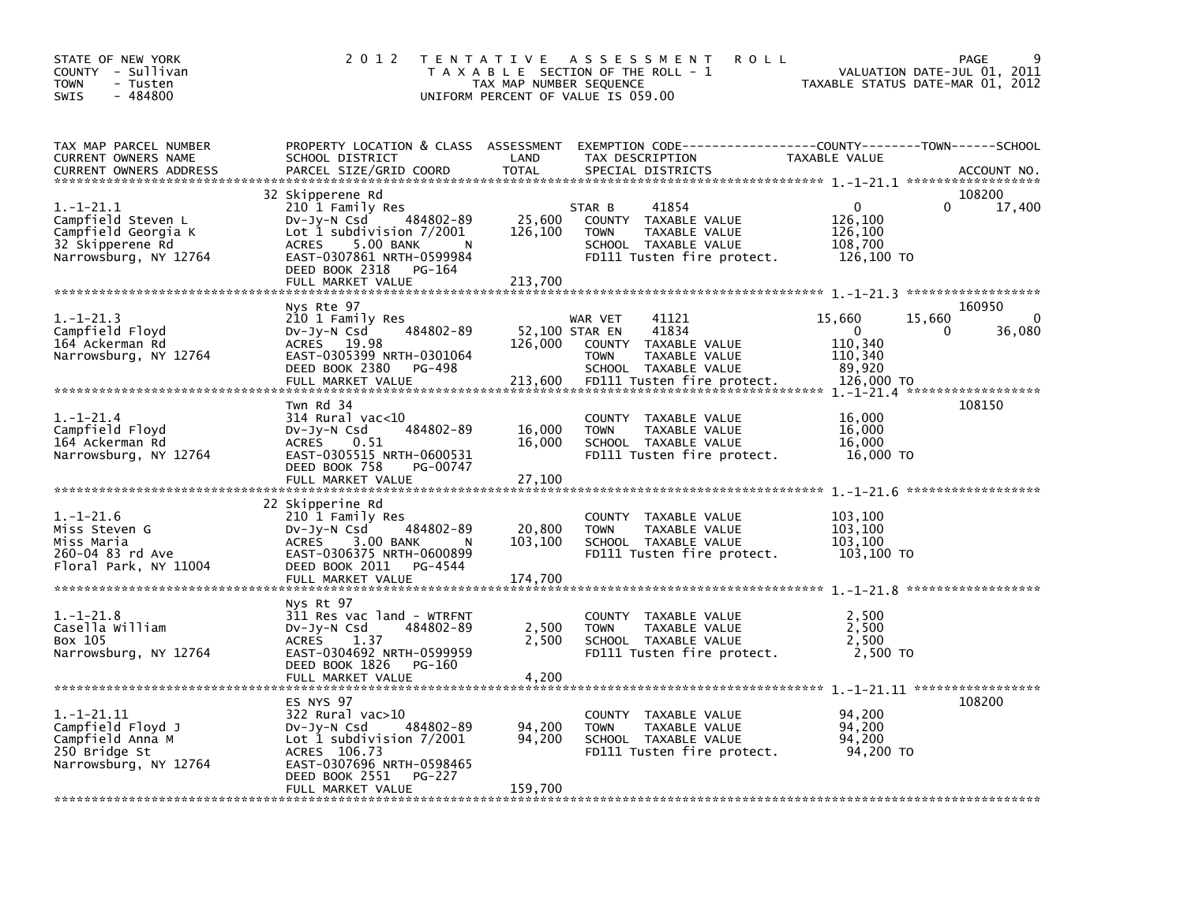STATE OF NEW YORK
COUNTY - Sullivan
TOWN - Tusten
SWIS - 484800

# 2012 TENTATIVE ASSESSMENT ROLL

TAXABLE SECTION OF THE ROLL - 1
TAX MAP NUMBER SEQUENCE
UNIFORM PERCENT OF VALUE IS 059.00

VALUATION DATE-JUL 01, 2011
TAXABLE STATUS DATE-MAR 01, 2012

| TAX MAP PARCEL NUMBER<br>CURRENT OWNERS NAME<br>CURRENT OWNERS ADDRESS | PROPERTY LOCATION & CLASS<br>SCHOOL DISTRICT<br>PARCEL SIZE/GRID COORD | ASSESSMENT<br>LAND<br>TOTAL | EXEMPTION CODE / TAX DESCRIPTION / SPECIAL DISTRICTS | COUNTY TAXABLE VALUE | TOWN | SCHOOL | ACCOUNT NO. |
|---|---|---|---|---|---|---|---|
| 1.-1-21.1<br>Campfield Steven L<br>Campfield Georgia K<br>32 Skipperene Rd<br>Narrowsburg, NY 12764 | 32 Skipperene Rd<br>210 1 Family Res<br>Dv-Jy-N Csd 484802-89<br>Lot 1 subdivision 7/2001<br>ACRES 5.00 BANK N<br>EAST-0307861 NRTH-0599984<br>DEED BOOK 2318 PG-164<br>FULL MARKET VALUE | <br><br>25,600<br>126,100<br><br><br><br>213,700 | STAR B 41854<br>COUNTY TAXABLE VALUE<br>TOWN TAXABLE VALUE<br>SCHOOL TAXABLE VALUE<br>FD111 Tusten fire protect. | 0<br>126,100<br>126,100<br>108,700<br>126,100 TO | 0 | 17,400 | 108200 |
| 1.-1-21.3<br>Campfield Floyd<br>164 Ackerman Rd<br>Narrowsburg, NY 12764 | Nys Rte 97<br>210 1 Family Res<br>Dv-Jy-N Csd 484802-89<br>ACRES 19.98<br>EAST-0305399 NRTH-0301064<br>DEED BOOK 2380 PG-498<br>FULL MARKET VALUE | <br><br>52,100<br>126,000<br><br><br>213,600 | WAR VET 41121<br>STAR EN 41834<br>COUNTY TAXABLE VALUE<br>TOWN TAXABLE VALUE<br>SCHOOL TAXABLE VALUE<br>FD111 Tusten fire protect. | 15,660<br>0<br>110,340<br>110,340<br>89,920<br>126,000 TO | 15,660<br>0 | 0<br>36,080 | 160950 |
| 1.-1-21.4<br>Campfield Floyd<br>164 Ackerman Rd<br>Narrowsburg, NY 12764 | Twn Rd 34<br>314 Rural vac<10<br>Dv-Jy-N Csd 484802-89<br>ACRES 0.51<br>EAST-0305515 NRTH-0600531<br>DEED BOOK 758 PG-00747<br>FULL MARKET VALUE | <br><br>16,000<br>16,000<br><br><br>27,100 | COUNTY TAXABLE VALUE<br>TOWN TAXABLE VALUE<br>SCHOOL TAXABLE VALUE<br>FD111 Tusten fire protect. | 16,000<br>16,000<br>16,000<br>16,000 TO | | | 108150 |
| 1.-1-21.6<br>Miss Steven G<br>Miss Maria<br>260-04 83 rd Ave<br>Floral Park, NY 11004 | 22 Skipperine Rd<br>210 1 Family Res<br>Dv-Jy-N Csd 484802-89<br>ACRES 3.00 BANK N<br>EAST-0306375 NRTH-0600899<br>DEED BOOK 2011 PG-4544<br>FULL MARKET VALUE | <br><br>20,800<br>103,100<br><br><br>174,700 | COUNTY TAXABLE VALUE<br>TOWN TAXABLE VALUE<br>SCHOOL TAXABLE VALUE<br>FD111 Tusten fire protect. | 103,100<br>103,100<br>103,100<br>103,100 TO | | | |
| 1.-1-21.8<br>Casella William<br>Box 105<br>Narrowsburg, NY 12764 | Nys Rt 97<br>311 Res vac land - WTRFNT<br>Dv-Jy-N Csd 484802-89<br>ACRES 1.37<br>EAST-0304692 NRTH-0599959<br>DEED BOOK 1826 PG-160<br>FULL MARKET VALUE | <br><br>2,500<br>2,500<br><br><br>4,200 | COUNTY TAXABLE VALUE<br>TOWN TAXABLE VALUE<br>SCHOOL TAXABLE VALUE<br>FD111 Tusten fire protect. | 2,500<br>2,500<br>2,500<br>2,500 TO | | | |
| 1.-1-21.11<br>Campfield Floyd J<br>Campfield Anna M<br>250 Bridge St<br>Narrowsburg, NY 12764 | ES NYS 97<br>322 Rural vac>10<br>Dv-Jy-N Csd 484802-89<br>Lot 1 subdivision 7/2001<br>ACRES 106.73<br>EAST-0307696 NRTH-0598465<br>DEED BOOK 2551 PG-227<br>FULL MARKET VALUE | <br><br>94,200<br>94,200<br><br><br><br>159,700 | COUNTY TAXABLE VALUE<br>TOWN TAXABLE VALUE<br>SCHOOL TAXABLE VALUE<br>FD111 Tusten fire protect. | 94,200<br>94,200<br>94,200<br>94,200 TO | | | 108200 |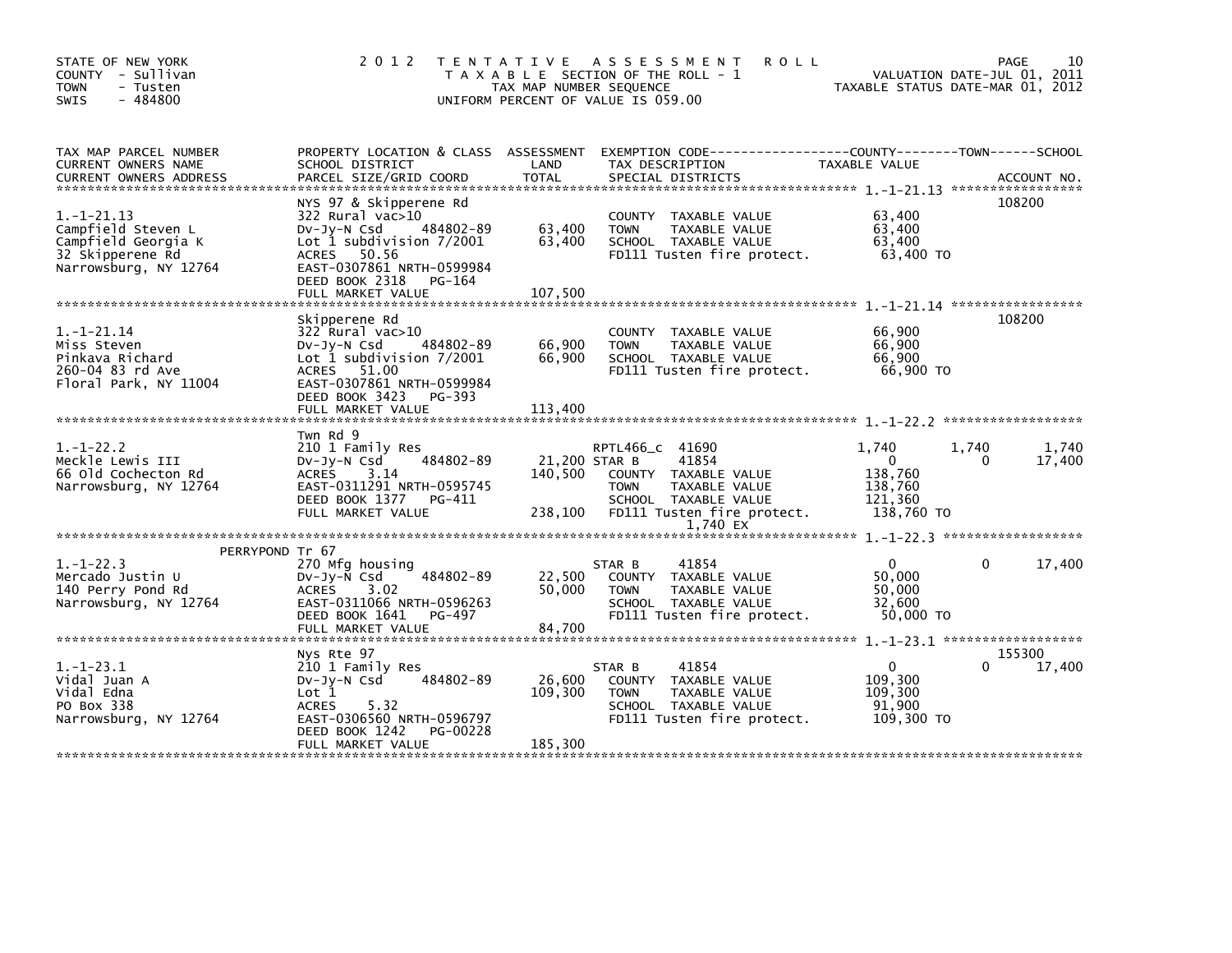STATE OF NEW YORK
COUNTY - Sullivan
TOWN - Tusten
SWIS - 484800

2012 TENTATIVE ASSESSMENT ROLL
TAXABLE SECTION OF THE ROLL - 1
TAX MAP NUMBER SEQUENCE
UNIFORM PERCENT OF VALUE IS 059.00

VALUATION DATE-JUL 01, 2011
TAXABLE STATUS DATE-MAR 01, 2012

| TAX MAP PARCEL NUMBER / CURRENT OWNERS NAME / CURRENT OWNERS ADDRESS | PROPERTY LOCATION & CLASS / SCHOOL DISTRICT / PARCEL SIZE/GRID COORD | ASSESSMENT LAND | TOTAL | EXEMPTION CODE / TAX DESCRIPTION / SPECIAL DISTRICTS | COUNTY TAXABLE VALUE | TOWN | SCHOOL | ACCOUNT NO. |
|---|---|---|---|---|---|---|---|---|
| 1.-1-21.13 | NYS 97 & Skipperene Rd | | | | | | | 108200 |
| Campfield Steven L | 322 Rural vac>10 | | | COUNTY TAXABLE VALUE | 63,400 | | | |
| Campfield Georgia K | Dv-Jy-N Csd 484802-89 | 63,400 | 63,400 | TOWN TAXABLE VALUE | 63,400 | | | |
| 32 Skipperene Rd | Lot 1 subdivision 7/2001 | | | SCHOOL TAXABLE VALUE | 63,400 | | | |
| Narrowsburg, NY 12764 | ACRES 50.56 | | | FD111 Tusten fire protect. | 63,400 TO | | | |
| | EAST-0307861 NRTH-0599984 | | | | | | | |
| | DEED BOOK 2318 PG-164 | | | | | | | |
| | FULL MARKET VALUE | | 107,500 | | | | | |
| 1.-1-21.14 | Skipperene Rd | | | | | | | 108200 |
| Miss Steven | 322 Rural vac>10 | | | COUNTY TAXABLE VALUE | 66,900 | | | |
| Pinkava Richard | Dv-Jy-N Csd 484802-89 | 66,900 | 66,900 | TOWN TAXABLE VALUE | 66,900 | | | |
| 260-04 83 rd Ave | Lot 1 subdivision 7/2001 | | | SCHOOL TAXABLE VALUE | 66,900 | | | |
| Floral Park, NY 11004 | ACRES 51.00 | | | FD111 Tusten fire protect. | 66,900 TO | | | |
| | EAST-0307861 NRTH-0599984 | | | | | | | |
| | DEED BOOK 3423 PG-393 | | | | | | | |
| | FULL MARKET VALUE | | 113,400 | | | | | |
| 1.-1-22.2 | Twn Rd 9 | | | | | | | |
| Meckle Lewis III | 210 1 Family Res | | | RPTL466_c 41690 | 1,740 | 1,740 | 1,740 | |
| 66 Old Cochecton Rd | Dv-Jy-N Csd 484802-89 | 21,200 | | STAR B 41854 | 0 | 0 | 17,400 | |
| Narrowsburg, NY 12764 | ACRES 3.14 | | 140,500 | COUNTY TAXABLE VALUE | 138,760 | | | |
| | EAST-0311291 NRTH-0595745 | | | TOWN TAXABLE VALUE | 138,760 | | | |
| | DEED BOOK 1377 PG-411 | | | SCHOOL TAXABLE VALUE | 121,360 | | | |
| | FULL MARKET VALUE | | 238,100 | FD111 Tusten fire protect. | 138,760 TO | | | |
| | | | | 1,740 EX | | | | |
| 1.-1-22.3 | PERRYPOND Tr 67 | | | | | | | |
| Mercado Justin U | 270 Mfg housing | | | STAR B 41854 | 0 | 0 | 17,400 | |
| 140 Perry Pond Rd | Dv-Jy-N Csd 484802-89 | 22,500 | | COUNTY TAXABLE VALUE | 50,000 | | | |
| Narrowsburg, NY 12764 | ACRES 3.02 | | 50,000 | TOWN TAXABLE VALUE | 50,000 | | | |
| | EAST-0311066 NRTH-0596263 | | | SCHOOL TAXABLE VALUE | 32,600 | | | |
| | DEED BOOK 1641 PG-497 | | | FD111 Tusten fire protect. | 50,000 TO | | | |
| | FULL MARKET VALUE | | 84,700 | | | | | |
| 1.-1-23.1 | Nys Rte 97 | | | | | | | 155300 |
| Vidal Juan A | 210 1 Family Res | | | STAR B 41854 | 0 | 0 | 17,400 | |
| Vidal Edna | Dv-Jy-N Csd 484802-89 | 26,600 | | COUNTY TAXABLE VALUE | 109,300 | | | |
| PO Box 338 | Lot 1 | | 109,300 | TOWN TAXABLE VALUE | 109,300 | | | |
| Narrowsburg, NY 12764 | ACRES 5.32 | | | SCHOOL TAXABLE VALUE | 91,900 | | | |
| | EAST-0306560 NRTH-0596797 | | | FD111 Tusten fire protect. | 109,300 TO | | | |
| | DEED BOOK 1242 PG-00228 | | | | | | | |
| | FULL MARKET VALUE | | 185,300 | | | | | |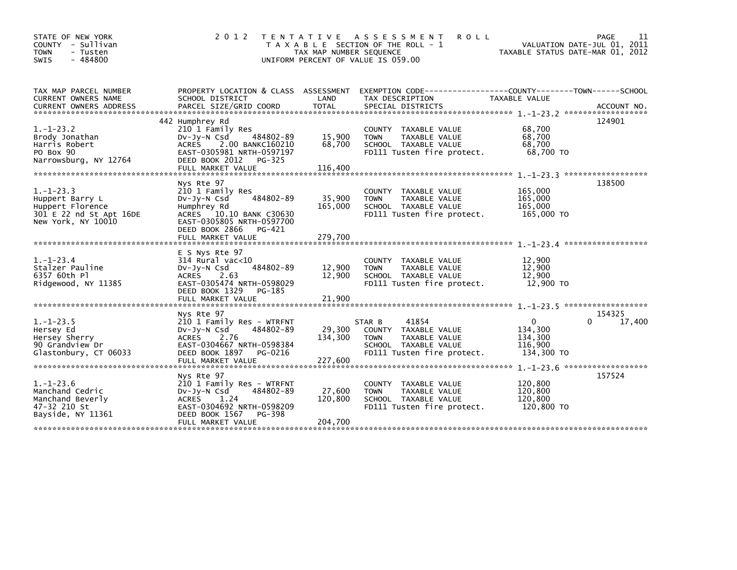STATE OF NEW YORK
COUNTY - Sullivan
TOWN - Tusten
SWIS - 484800

2012 TENTATIVE ASSESSMENT ROLL
TAXABLE SECTION OF THE ROLL - 1
TAX MAP NUMBER SEQUENCE
UNIFORM PERCENT OF VALUE IS 059.00

VALUATION DATE-JUL 01, 2011
TAXABLE STATUS DATE-MAR 01, 2012

| TAX MAP PARCEL NUMBER / CURRENT OWNERS NAME / CURRENT OWNERS ADDRESS | PROPERTY LOCATION & CLASS / SCHOOL DISTRICT / PARCEL SIZE/GRID COORD | ASSESSMENT LAND / TOTAL | EXEMPTION CODE / TAX DESCRIPTION / SPECIAL DISTRICTS | COUNTY TAXABLE VALUE | TOWN | SCHOOL | ACCOUNT NO. |
|---|---|---|---|---|---|---|---|
| 1.-1-23.2 | 442 Humphrey Rd | | | | | | 124901 |
| Brody Jonathan | 210 1 Family Res | | COUNTY TAXABLE VALUE | 68,700 | | | |
| Harris Robert | Dv-Jy-N Csd 484802-89 | 15,900 | TOWN TAXABLE VALUE | 68,700 | | | |
| PO Box 90 | ACRES 2.00 BANKC160210 | 68,700 | SCHOOL TAXABLE VALUE | 68,700 | | | |
| Narrowsburg, NY 12764 | EAST-0305981 NRTH-0597197 | | FD111 Tusten fire protect. | 68,700 TO | | | |
| | DEED BOOK 2012 PG-325 | | | | | | |
| | FULL MARKET VALUE | 116,400 | | | | | |
| 1.-1-23.3 | Nys Rte 97 | | | | | | 138500 |
| Huppert Barry L | 210 1 Family Res | | COUNTY TAXABLE VALUE | 165,000 | | | |
| Huppert Florence | Dv-Jy-N Csd 484802-89 | 35,900 | TOWN TAXABLE VALUE | 165,000 | | | |
| 301 E 22 nd St Apt 16DE | Humphrey Rd | 165,000 | SCHOOL TAXABLE VALUE | 165,000 | | | |
| New York, NY 10010 | ACRES 10.10 BANK C30630 | | FD111 Tusten fire protect. | 165,000 TO | | | |
| | EAST-0305805 NRTH-0597700 | | | | | | |
| | DEED BOOK 2866 PG-421 | | | | | | |
| | FULL MARKET VALUE | 279,700 | | | | | |
| 1.-1-23.4 | E S Nys Rte 97 | | | | | | |
| Stalzer Pauline | 314 Rural vac<10 | | COUNTY TAXABLE VALUE | 12,900 | | | |
| 6357 60th Pl | Dv-Jy-N Csd 484802-89 | 12,900 | TOWN TAXABLE VALUE | 12,900 | | | |
| Ridgewood, NY 11385 | ACRES 2.63 | 12,900 | SCHOOL TAXABLE VALUE | 12,900 | | | |
| | EAST-0305474 NRTH-0598029 | | FD111 Tusten fire protect. | 12,900 TO | | | |
| | DEED BOOK 1329 PG-185 | | | | | | |
| | FULL MARKET VALUE | 21,900 | | | | | |
| 1.-1-23.5 | Nys Rte 97 | | | | | | 154325 |
| Hersey Ed | 210 1 Family Res - WTRFNT | | STAR B 41854 | 0 | 0 | 17,400 | |
| Hersey Sherry | Dv-Jy-N Csd 484802-89 | 29,300 | COUNTY TAXABLE VALUE | 134,300 | | | |
| 90 Grandview Dr | ACRES 2.76 | 134,300 | TOWN TAXABLE VALUE | 134,300 | | | |
| Glastonbury, CT 06033 | EAST-0304667 NRTH-0598384 | | SCHOOL TAXABLE VALUE | 116,900 | | | |
| | DEED BOOK 1897 PG-0216 | | FD111 Tusten fire protect. | 134,300 TO | | | |
| | FULL MARKET VALUE | 227,600 | | | | | |
| 1.-1-23.6 | Nys Rte 97 | | | | | | 157524 |
| Manchand Cedric | 210 1 Family Res - WTRFNT | | COUNTY TAXABLE VALUE | 120,800 | | | |
| Manchand Beverly | Dv-Jy-N Csd 484802-89 | 27,600 | TOWN TAXABLE VALUE | 120,800 | | | |
| 47-32 210 St | ACRES 1.24 | 120,800 | SCHOOL TAXABLE VALUE | 120,800 | | | |
| Bayside, NY 11361 | EAST-0304692 NRTH-0598209 | | FD111 Tusten fire protect. | 120,800 TO | | | |
| | DEED BOOK 1567 PG-398 | | | | | | |
| | FULL MARKET VALUE | 204,700 | | | | | |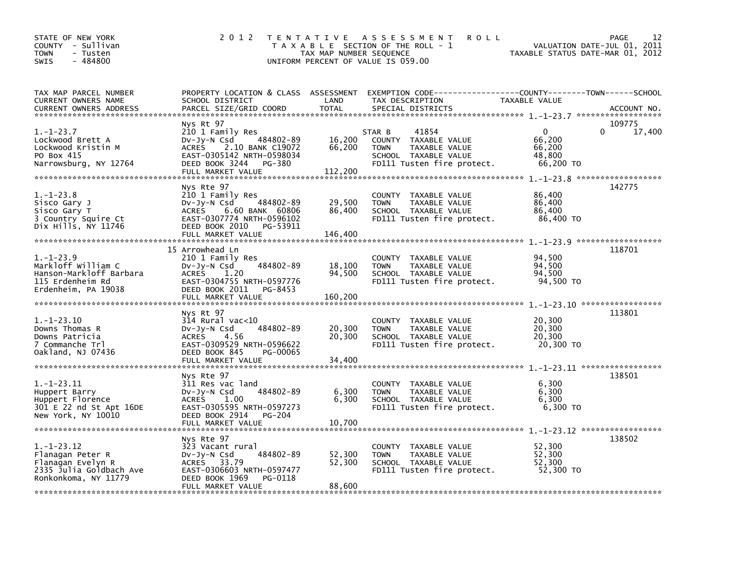STATE OF NEW YORK
COUNTY - Sullivan
TOWN - Tusten
SWIS - 484800

# 2012 TENTATIVE ASSESSMENT ROLL

TAXABLE SECTION OF THE ROLL - 1
TAX MAP NUMBER SEQUENCE
UNIFORM PERCENT OF VALUE IS 059.00

VALUATION DATE-JUL 01, 2011
TAXABLE STATUS DATE-MAR 01, 2012

| TAX MAP PARCEL NUMBER / CURRENT OWNERS NAME / CURRENT OWNERS ADDRESS | PROPERTY LOCATION & CLASS / SCHOOL DISTRICT / PARCEL SIZE/GRID COORD | ASSESSMENT LAND / TOTAL | EXEMPTION CODE / TAX DESCRIPTION / SPECIAL DISTRICTS | COUNTY / TOWN / SCHOOL TAXABLE VALUE | ACCOUNT NO. |
|---|---|---|---|---|---|
| 1.-1-23.7 | Nys Rt 97 | | | | 109775 |
| Lockwood Brett A | 210 1 Family Res | | STAR B 41854 | 0 0 17,400 | |
| Lockwood Kristin M | Dv-Jy-N Csd 484802-89 | 16,200 | COUNTY TAXABLE VALUE | 66,200 | |
| PO Box 415 | ACRES 2.10 BANK C19072 | 66,200 | TOWN TAXABLE VALUE | 66,200 | |
| Narrowsburg, NY 12764 | EAST-0305142 NRTH-0598034 | | SCHOOL TAXABLE VALUE | 48,800 | |
| | DEED BOOK 3244 PG-380 | | FD111 Tusten fire protect. | 66,200 TO | |
| | FULL MARKET VALUE | 112,200 | | | |
| 1.-1-23.8 | Nys Rte 97 | | | | 142775 |
| Sisco Gary J | 210 1 Family Res | | COUNTY TAXABLE VALUE | 86,400 | |
| Sisco Gary T | Dv-Jy-N Csd 484802-89 | 29,500 | TOWN TAXABLE VALUE | 86,400 | |
| 3 Country Squire Ct | ACRES 6.60 BANK 60806 | 86,400 | SCHOOL TAXABLE VALUE | 86,400 | |
| Dix Hills, NY 11746 | EAST-0307774 NRTH-0596102 | | FD111 Tusten fire protect. | 86,400 TO | |
| | DEED BOOK 2010 PG-53911 | | | | |
| | FULL MARKET VALUE | 146,400 | | | |
| 1.-1-23.9 | 15 Arrowhead Ln | | | | 118701 |
| Markloff William C | 210 1 Family Res | | COUNTY TAXABLE VALUE | 94,500 | |
| Hanson-Markloff Barbara | Dv-Jy-N Csd 484802-89 | 18,100 | TOWN TAXABLE VALUE | 94,500 | |
| 115 Erdenheim Rd | ACRES 1.20 | 94,500 | SCHOOL TAXABLE VALUE | 94,500 | |
| Erdenheim, PA 19038 | EAST-0304755 NRTH-0597776 | | FD111 Tusten fire protect. | 94,500 TO | |
| | DEED BOOK 2011 PG-8453 | | | | |
| | FULL MARKET VALUE | 160,200 | | | |
| 1.-1-23.10 | Nys Rt 97 | | | | 113801 |
| Downs Thomas R | 314 Rural vac<10 | | COUNTY TAXABLE VALUE | 20,300 | |
| Downs Patricia | Dv-Jy-N Csd 484802-89 | 20,300 | TOWN TAXABLE VALUE | 20,300 | |
| 7 Commanche Trl | ACRES 4.56 | 20,300 | SCHOOL TAXABLE VALUE | 20,300 | |
| Oakland, NJ 07436 | EAST-0309529 NRTH-0596622 | | FD111 Tusten fire protect. | 20,300 TO | |
| | DEED BOOK 845 PG-00065 | | | | |
| | FULL MARKET VALUE | 34,400 | | | |
| 1.-1-23.11 | Nys Rte 97 | | | | 138501 |
| Huppert Barry | 311 Res vac land | | COUNTY TAXABLE VALUE | 6,300 | |
| Huppert Florence | Dv-Jy-N Csd 484802-89 | 6,300 | TOWN TAXABLE VALUE | 6,300 | |
| 301 E 22 nd St Apt 16DE | ACRES 1.00 | 6,300 | SCHOOL TAXABLE VALUE | 6,300 | |
| New York, NY 10010 | EAST-0305595 NRTH-0597273 | | FD111 Tusten fire protect. | 6,300 TO | |
| | DEED BOOK 2914 PG-204 | | | | |
| | FULL MARKET VALUE | 10,700 | | | |
| 1.-1-23.12 | Nys Rte 97 | | | | 138502 |
| Flanagan Peter R | 323 Vacant rural | | COUNTY TAXABLE VALUE | 52,300 | |
| Flanagan Evelyn R | Dv-Jy-N Csd 484802-89 | 52,300 | TOWN TAXABLE VALUE | 52,300 | |
| 2335 Julia Goldbach Ave | ACRES 33.79 | 52,300 | SCHOOL TAXABLE VALUE | 52,300 | |
| Ronkonkoma, NY 11779 | EAST-0306603 NRTH-0597477 | | FD111 Tusten fire protect. | 52,300 TO | |
| | DEED BOOK 1969 PG-0118 | | | | |
| | FULL MARKET VALUE | 88,600 | | | |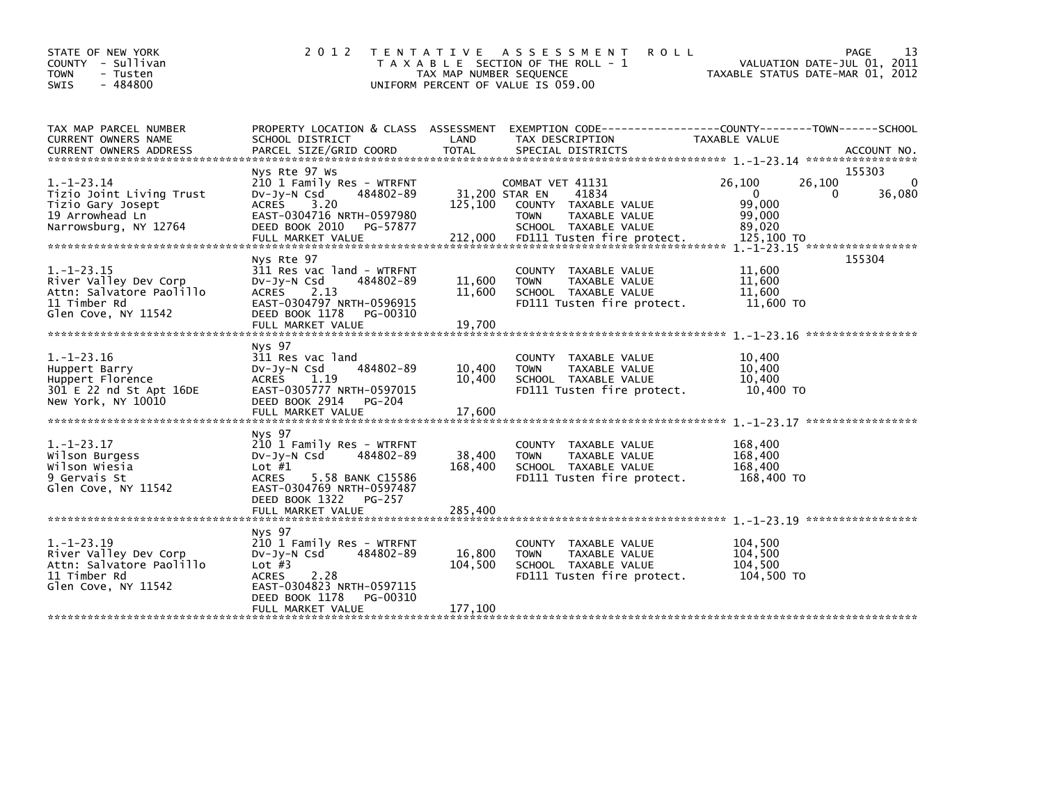STATE OF NEW YORK
COUNTY - Sullivan
TOWN - Tusten
SWIS - 484800

2 0 1 2 T E N T A T I V E A S S E S S M E N T R O L L
T A X A B L E SECTION OF THE ROLL - 1
TAX MAP NUMBER SEQUENCE
UNIFORM PERCENT OF VALUE IS 059.00

VALUATION DATE-JUL 01, 2011
TAXABLE STATUS DATE-MAR 01, 2012

| TAX MAP PARCEL NUMBER / CURRENT OWNERS NAME / CURRENT OWNERS ADDRESS | PROPERTY LOCATION & CLASS / SCHOOL DISTRICT / PARCEL SIZE/GRID COORD | ASSESSMENT LAND / TOTAL | EXEMPTION CODE / TAX DESCRIPTION / SPECIAL DISTRICTS | COUNTY TAXABLE VALUE | TOWN | SCHOOL / ACCOUNT NO. |
|---|---|---|---|---|---|---|
| 1.-1-23.14 | Nys Rte 97 Ws | | | | | 155303 |
| 1.-1-23.14 | 210 1 Family Res - WTRFNT | | COMBAT VET 41131 | 26,100 | 26,100 | 0 |
| Tizio Joint Living Trust | Dv-Jy-N Csd 484802-89 | 31,200 | STAR EN 41834 | 0 | 0 | 36,080 |
| Tizio Gary Josept | ACRES 3.20 | 125,100 | COUNTY TAXABLE VALUE | 99,000 | | |
| 19 Arrowhead Ln | EAST-0304716 NRTH-0597980 | | TOWN TAXABLE VALUE | 99,000 | | |
| Narrowsburg, NY 12764 | DEED BOOK 2010 PG-57877 | | SCHOOL TAXABLE VALUE | 89,020 | | |
| | FULL MARKET VALUE | 212,000 | FD111 Tusten fire protect. | 125,100 TO | | |
| 1.-1-23.15 | Nys Rte 97 | | | | | 155304 |
| 1.-1-23.15 | 311 Res vac land - WTRFNT | | COUNTY TAXABLE VALUE | 11,600 | | |
| River Valley Dev Corp | Dv-Jy-N Csd 484802-89 | 11,600 | TOWN TAXABLE VALUE | 11,600 | | |
| Attn: Salvatore Paolillo | ACRES 2.13 | 11,600 | SCHOOL TAXABLE VALUE | 11,600 | | |
| 11 Timber Rd | EAST-0304797 NRTH-0596915 | | FD111 Tusten fire protect. | 11,600 TO | | |
| Glen Cove, NY 11542 | DEED BOOK 1178 PG-00310 | | | | | |
| | FULL MARKET VALUE | 19,700 | | | | |
| 1.-1-23.16 | Nys 97 | | | | | |
| 1.-1-23.16 | 311 Res vac land | | COUNTY TAXABLE VALUE | 10,400 | | |
| Huppert Barry | Dv-Jy-N Csd 484802-89 | 10,400 | TOWN TAXABLE VALUE | 10,400 | | |
| Huppert Florence | ACRES 1.19 | 10,400 | SCHOOL TAXABLE VALUE | 10,400 | | |
| 301 E 22 nd St Apt 16DE | EAST-0305777 NRTH-0597015 | | FD111 Tusten fire protect. | 10,400 TO | | |
| New York, NY 10010 | DEED BOOK 2914 PG-204 | | | | | |
| | FULL MARKET VALUE | 17,600 | | | | |
| 1.-1-23.17 | Nys 97 | | | | | |
| 1.-1-23.17 | 210 1 Family Res - WTRFNT | | COUNTY TAXABLE VALUE | 168,400 | | |
| Wilson Burgess | Dv-Jy-N Csd 484802-89 | 38,400 | TOWN TAXABLE VALUE | 168,400 | | |
| Wilson Wiesia | Lot #1 | 168,400 | SCHOOL TAXABLE VALUE | 168,400 | | |
| 9 Gervais St | ACRES 5.58 BANK C15586 | | FD111 Tusten fire protect. | 168,400 TO | | |
| Glen Cove, NY 11542 | EAST-0304769 NRTH-0597487 | | | | | |
| | DEED BOOK 1322 PG-257 | | | | | |
| | FULL MARKET VALUE | 285,400 | | | | |
| 1.-1-23.19 | Nys 97 | | | | | |
| 1.-1-23.19 | 210 1 Family Res - WTRFNT | | COUNTY TAXABLE VALUE | 104,500 | | |
| River Valley Dev Corp | Dv-Jy-N Csd 484802-89 | 16,800 | TOWN TAXABLE VALUE | 104,500 | | |
| Attn: Salvatore Paolillo | Lot #3 | 104,500 | SCHOOL TAXABLE VALUE | 104,500 | | |
| 11 Timber Rd | ACRES 2.28 | | FD111 Tusten fire protect. | 104,500 TO | | |
| Glen Cove, NY 11542 | EAST-0304823 NRTH-0597115 | | | | | |
| | DEED BOOK 1178 PG-00310 | | | | | |
| | FULL MARKET VALUE | 177,100 | | | | |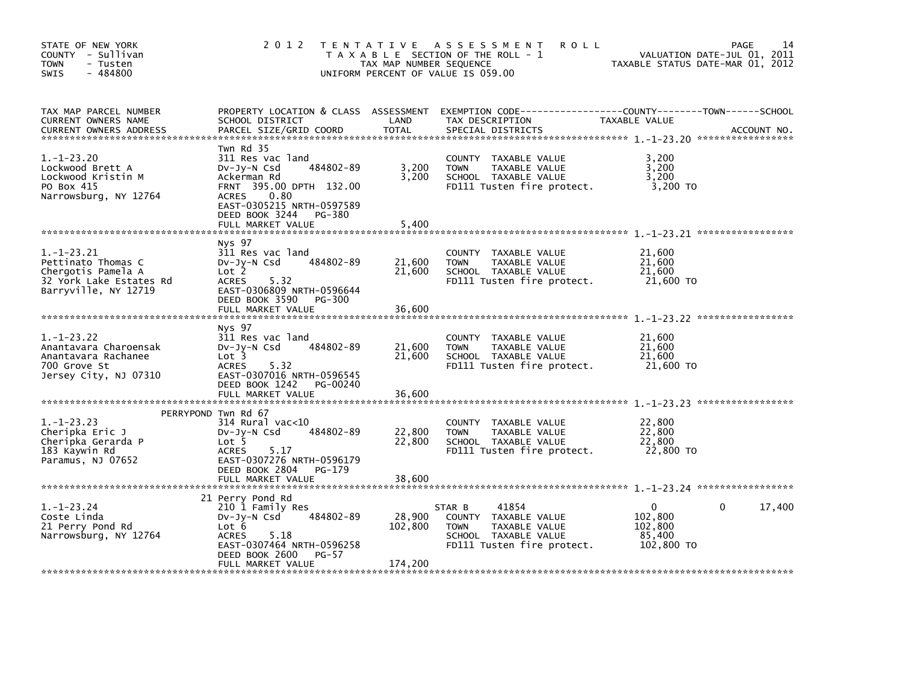STATE OF NEW YORK
COUNTY - Sullivan
TOWN - Tusten
SWIS - 484800

# 2012 TENTATIVE ASSESSMENT ROLL

TAXABLE SECTION OF THE ROLL - 1
TAX MAP NUMBER SEQUENCE
UNIFORM PERCENT OF VALUE IS 059.00

VALUATION DATE-JUL 01, 2011
TAXABLE STATUS DATE-MAR 01, 2012

| TAX MAP PARCEL NUMBER / CURRENT OWNERS NAME / CURRENT OWNERS ADDRESS | PROPERTY LOCATION & CLASS / SCHOOL DISTRICT / PARCEL SIZE/GRID COORD | ASSESSMENT LAND | TOTAL | EXEMPTION CODE / TAX DESCRIPTION / SPECIAL DISTRICTS | COUNTY TAXABLE VALUE | TOWN | SCHOOL | ACCOUNT NO. |
|---|---|---|---|---|---|---|---|---|
| **1.-1-23.20** | Twn Rd 35 | | | | | | | |
| 1.-1-23.20 | 311 Res vac land | | | COUNTY TAXABLE VALUE | 3,200 | | | |
| Lockwood Brett A | Dv-Jy-N Csd 484802-89 | 3,200 | | TOWN TAXABLE VALUE | 3,200 | | | |
| Lockwood Kristin M | Ackerman Rd | | 3,200 | SCHOOL TAXABLE VALUE | 3,200 | | | |
| PO Box 415 | FRNT 395.00 DPTH 132.00 | | | FD111 Tusten fire protect. | 3,200 TO | | | |
| Narrowsburg, NY 12764 | ACRES 0.80 | | | | | | | |
| | EAST-0305215 NRTH-0597589 | | | | | | | |
| | DEED BOOK 3244 PG-380 | | | | | | | |
| | FULL MARKET VALUE | | 5,400 | | | | | |
| **1.-1-23.21** | Nys 97 | | | | | | | |
| 1.-1-23.21 | 311 Res vac land | | | COUNTY TAXABLE VALUE | 21,600 | | | |
| Pettinato Thomas C | Dv-Jy-N Csd 484802-89 | 21,600 | | TOWN TAXABLE VALUE | 21,600 | | | |
| Chergotis Pamela A | Lot 2 | | 21,600 | SCHOOL TAXABLE VALUE | 21,600 | | | |
| 32 York Lake Estates Rd | ACRES 5.32 | | | FD111 Tusten fire protect. | 21,600 TO | | | |
| Barryville, NY 12719 | EAST-0306809 NRTH-0596644 | | | | | | | |
| | DEED BOOK 3590 PG-300 | | | | | | | |
| | FULL MARKET VALUE | | 36,600 | | | | | |
| **1.-1-23.22** | Nys 97 | | | | | | | |
| 1.-1-23.22 | 311 Res vac land | | | COUNTY TAXABLE VALUE | 21,600 | | | |
| Anantavara Charoensak | Dv-Jy-N Csd 484802-89 | 21,600 | | TOWN TAXABLE VALUE | 21,600 | | | |
| Anantavara Rachanee | Lot 3 | | 21,600 | SCHOOL TAXABLE VALUE | 21,600 | | | |
| 700 Grove St | ACRES 5.32 | | | FD111 Tusten fire protect. | 21,600 TO | | | |
| Jersey City, NJ 07310 | EAST-0307016 NRTH-0596545 | | | | | | | |
| | DEED BOOK 1242 PG-00240 | | | | | | | |
| | FULL MARKET VALUE | | 36,600 | | | | | |
| **1.-1-23.23** | PERRYPOND Twn Rd 67 | | | | | | | |
| 1.-1-23.23 | 314 Rural vac<10 | | | COUNTY TAXABLE VALUE | 22,800 | | | |
| Cheripka Eric J | Dv-Jy-N Csd 484802-89 | 22,800 | | TOWN TAXABLE VALUE | 22,800 | | | |
| Cheripka Gerarda P | Lot 5 | | 22,800 | SCHOOL TAXABLE VALUE | 22,800 | | | |
| 183 Kaywin Rd | ACRES 5.17 | | | FD111 Tusten fire protect. | 22,800 TO | | | |
| Paramus, NJ 07652 | EAST-0307276 NRTH-0596179 | | | | | | | |
| | DEED BOOK 2804 PG-179 | | | | | | | |
| | FULL MARKET VALUE | | 38,600 | | | | | |
| **1.-1-23.24** | 21 Perry Pond Rd | | | | | | | |
| 1.-1-23.24 | 210 1 Family Res | | | STAR B 41854 | 0 | 0 | 17,400 | |
| Coste Linda | Dv-Jy-N Csd 484802-89 | 28,900 | | COUNTY TAXABLE VALUE | 102,800 | | | |
| 21 Perry Pond Rd | Lot 6 | | 102,800 | TOWN TAXABLE VALUE | 102,800 | | | |
| Narrowsburg, NY 12764 | ACRES 5.18 | | | SCHOOL TAXABLE VALUE | 85,400 | | | |
| | EAST-0307464 NRTH-0596258 | | | FD111 Tusten fire protect. | 102,800 TO | | | |
| | DEED BOOK 2600 PG-57 | | | | | | | |
| | FULL MARKET VALUE | | 174,200 | | | | | |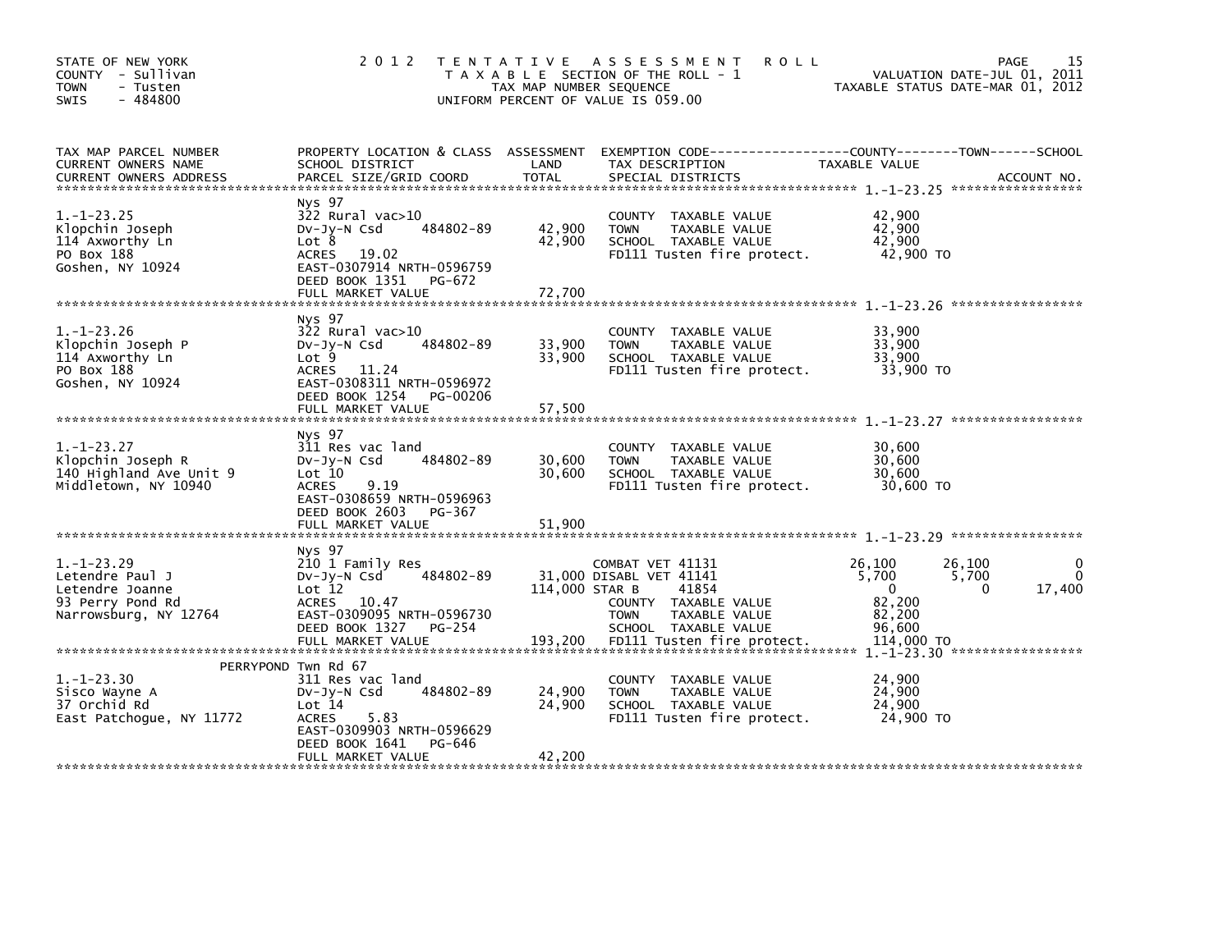STATE OF NEW YORK
COUNTY - Sullivan
TOWN - Tusten
SWIS - 484800

# 2012 TENTATIVE ASSESSMENT ROLL

TAXABLE SECTION OF THE ROLL - 1
TAX MAP NUMBER SEQUENCE
UNIFORM PERCENT OF VALUE IS 059.00

VALUATION DATE-JUL 01, 2011
TAXABLE STATUS DATE-MAR 01, 2012

| TAX MAP PARCEL NUMBER / CURRENT OWNERS NAME / CURRENT OWNERS ADDRESS | PROPERTY LOCATION & CLASS / SCHOOL DISTRICT / PARCEL SIZE/GRID COORD | ASSESSMENT LAND | TOTAL | EXEMPTION CODE / TAX DESCRIPTION / SPECIAL DISTRICTS | COUNTY TAXABLE VALUE | TOWN | SCHOOL |
|---|---|---|---|---|---|---|---|
| 1.-1-23.25 | Nys 97 | | | | | | |
| 1.-1-23.25 | 322 Rural vac>10 | | | COUNTY TAXABLE VALUE | 42,900 | | |
| Klopchin Joseph | Dv-Jy-N Csd 484802-89 | 42,900 | | TOWN TAXABLE VALUE | 42,900 | | |
| 114 Axworthy Ln | Lot 8 | | 42,900 | SCHOOL TAXABLE VALUE | 42,900 | | |
| PO Box 188 | ACRES 19.02 | | | FD111 Tusten fire protect. | 42,900 TO | | |
| Goshen, NY 10924 | EAST-0307914 NRTH-0596759 | | | | | | |
| | DEED BOOK 1351 PG-672 | | | | | | |
| | FULL MARKET VALUE | | 72,700 | | | | |
| 1.-1-23.26 | Nys 97 | | | | | | |
| 1.-1-23.26 | 322 Rural vac>10 | | | COUNTY TAXABLE VALUE | 33,900 | | |
| Klopchin Joseph P | Dv-Jy-N Csd 484802-89 | 33,900 | | TOWN TAXABLE VALUE | 33,900 | | |
| 114 Axworthy Ln | Lot 9 | | 33,900 | SCHOOL TAXABLE VALUE | 33,900 | | |
| PO Box 188 | ACRES 11.24 | | | FD111 Tusten fire protect. | 33,900 TO | | |
| Goshen, NY 10924 | EAST-0308311 NRTH-0596972 | | | | | | |
| | DEED BOOK 1254 PG-00206 | | | | | | |
| | FULL MARKET VALUE | | 57,500 | | | | |
| 1.-1-23.27 | Nys 97 | | | | | | |
| 1.-1-23.27 | 311 Res vac land | | | COUNTY TAXABLE VALUE | 30,600 | | |
| Klopchin Joseph R | Dv-Jy-N Csd 484802-89 | 30,600 | | TOWN TAXABLE VALUE | 30,600 | | |
| 140 Highland Ave Unit 9 | Lot 10 | | 30,600 | SCHOOL TAXABLE VALUE | 30,600 | | |
| Middletown, NY 10940 | ACRES 9.19 | | | FD111 Tusten fire protect. | 30,600 TO | | |
| | EAST-0308659 NRTH-0596963 | | | | | | |
| | DEED BOOK 2603 PG-367 | | | | | | |
| | FULL MARKET VALUE | | 51,900 | | | | |
| 1.-1-23.29 | Nys 97 | | | | | | |
| 1.-1-23.29 | 210 1 Family Res | | | COMBAT VET 41131 | 26,100 | 26,100 | 0 |
| Letendre Paul J | Dv-Jy-N Csd 484802-89 | 31,000 | | DISABL VET 41141 | 5,700 | 5,700 | 0 |
| Letendre Joanne | Lot 12 | | 114,000 | STAR B 41854 | 0 | 0 | 17,400 |
| 93 Perry Pond Rd | ACRES 10.47 | | | COUNTY TAXABLE VALUE | 82,200 | | |
| Narrowsburg, NY 12764 | EAST-0309095 NRTH-0596730 | | | TOWN TAXABLE VALUE | 82,200 | | |
| | DEED BOOK 1327 PG-254 | | | SCHOOL TAXABLE VALUE | 96,600 | | |
| | FULL MARKET VALUE | | 193,200 | FD111 Tusten fire protect. | 114,000 TO | | |
| 1.-1-23.30 | PERRYPOND Twn Rd 67 | | | | | | |
| 1.-1-23.30 | 311 Res vac land | | | COUNTY TAXABLE VALUE | 24,900 | | |
| Sisco Wayne A | Dv-Jy-N Csd 484802-89 | 24,900 | | TOWN TAXABLE VALUE | 24,900 | | |
| 37 Orchid Rd | Lot 14 | | 24,900 | SCHOOL TAXABLE VALUE | 24,900 | | |
| East Patchogue, NY 11772 | ACRES 5.83 | | | FD111 Tusten fire protect. | 24,900 TO | | |
| | EAST-0309903 NRTH-0596629 | | | | | | |
| | DEED BOOK 1641 PG-646 | | | | | | |
| | FULL MARKET VALUE | | 42,200 | | | | |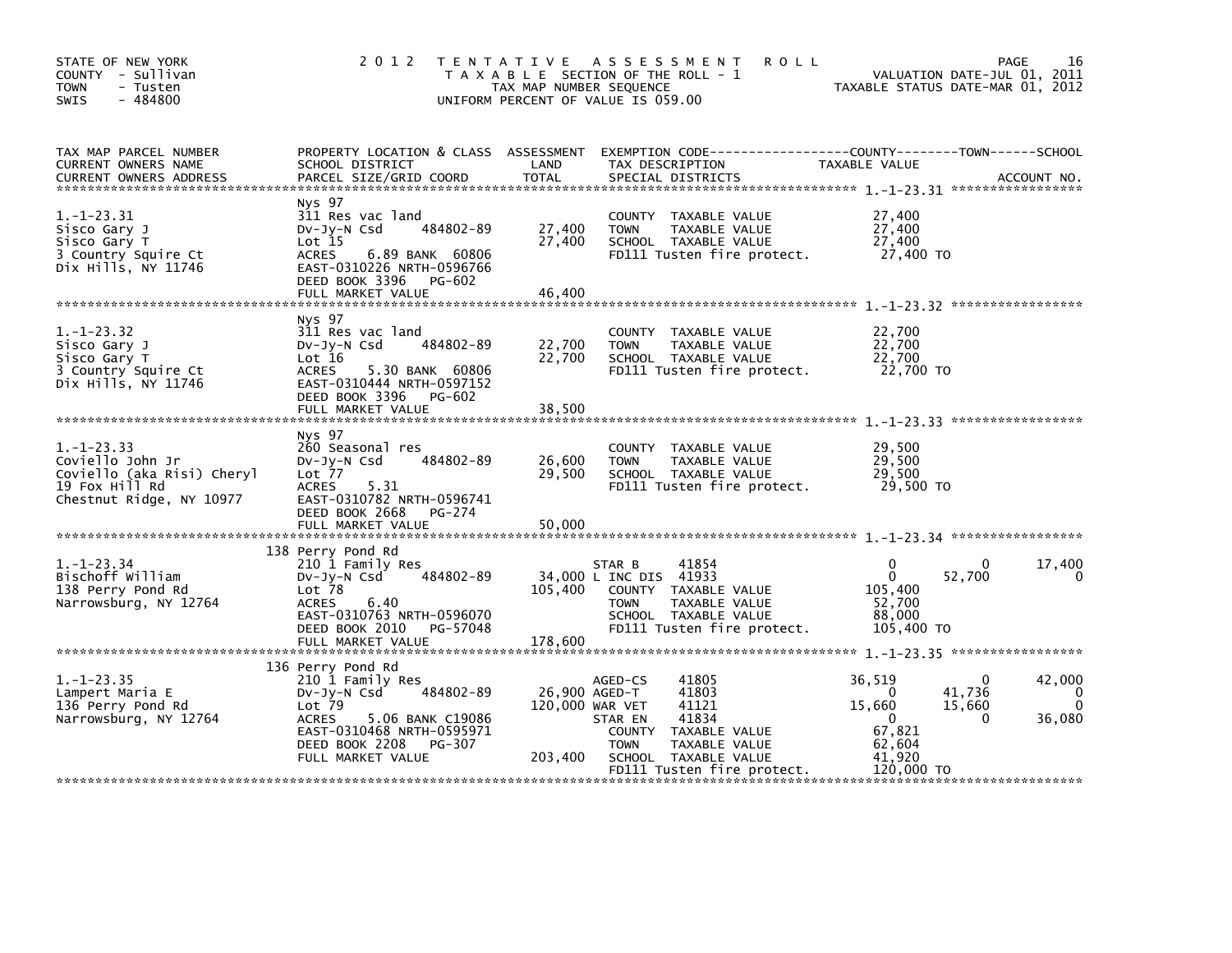STATE OF NEW YORK
COUNTY - Sullivan
TOWN - Tusten
SWIS - 484800

# 2012 TENTATIVE ASSESSMENT ROLL

TAXABLE SECTION OF THE ROLL - 1
TAX MAP NUMBER SEQUENCE
UNIFORM PERCENT OF VALUE IS 059.00

VALUATION DATE-JUL 01, 2011
TAXABLE STATUS DATE-MAR 01, 2012

| TAX MAP PARCEL NUMBER / CURRENT OWNERS NAME / CURRENT OWNERS ADDRESS | PROPERTY LOCATION & CLASS / SCHOOL DISTRICT / PARCEL SIZE/GRID COORD | ASSESSMENT LAND / TOTAL | EXEMPTION CODE / TAX DESCRIPTION / SPECIAL DISTRICTS | COUNTY TAXABLE VALUE | TOWN | SCHOOL |
|---|---|---|---|---|---|---|
| **1.-1-23.31** | Nys 97 | | | | | |
| 1.-1-23.31 | 311 Res vac land | | COUNTY TAXABLE VALUE | 27,400 | | |
| Sisco Gary J | Dv-Jy-N Csd 484802-89 | 27,400 | TOWN TAXABLE VALUE | 27,400 | | |
| Sisco Gary T | Lot 15 | 27,400 | SCHOOL TAXABLE VALUE | 27,400 | | |
| 3 Country Squire Ct | ACRES 6.89 BANK 60806 | | FD111 Tusten fire protect. | 27,400 TO | | |
| Dix Hills, NY 11746 | EAST-0310226 NRTH-0596766 | | | | | |
| | DEED BOOK 3396 PG-602 | | | | | |
| | FULL MARKET VALUE | 46,400 | | | | |
| **1.-1-23.32** | Nys 97 | | | | | |
| 1.-1-23.32 | 311 Res vac land | | COUNTY TAXABLE VALUE | 22,700 | | |
| Sisco Gary J | Dv-Jy-N Csd 484802-89 | 22,700 | TOWN TAXABLE VALUE | 22,700 | | |
| Sisco Gary T | Lot 16 | 22,700 | SCHOOL TAXABLE VALUE | 22,700 | | |
| 3 Country Squire Ct | ACRES 5.30 BANK 60806 | | FD111 Tusten fire protect. | 22,700 TO | | |
| Dix Hills, NY 11746 | EAST-0310444 NRTH-0597152 | | | | | |
| | DEED BOOK 3396 PG-602 | | | | | |
| | FULL MARKET VALUE | 38,500 | | | | |
| **1.-1-23.33** | Nys 97 | | | | | |
| 1.-1-23.33 | 260 Seasonal res | | COUNTY TAXABLE VALUE | 29,500 | | |
| Coviello John Jr | Dv-Jy-N Csd 484802-89 | 26,600 | TOWN TAXABLE VALUE | 29,500 | | |
| Coviello (aka Risi) Cheryl | Lot 77 | 29,500 | SCHOOL TAXABLE VALUE | 29,500 | | |
| 19 Fox Hill Rd | ACRES 5.31 | | FD111 Tusten fire protect. | 29,500 TO | | |
| Chestnut Ridge, NY 10977 | EAST-0310782 NRTH-0596741 | | | | | |
| | DEED BOOK 2668 PG-274 | | | | | |
| | FULL MARKET VALUE | 50,000 | | | | |
| **1.-1-23.34** | 138 Perry Pond Rd | | | | | |
| 1.-1-23.34 | 210 1 Family Res | | STAR B 41854 | 0 | 0 | 17,400 |
| Bischoff William | Dv-Jy-N Csd 484802-89 | 34,000 | L INC DIS 41933 | 0 | 52,700 | 0 |
| 138 Perry Pond Rd | Lot 78 | 105,400 | COUNTY TAXABLE VALUE | 105,400 | | |
| Narrowsburg, NY 12764 | ACRES 6.40 | | TOWN TAXABLE VALUE | 52,700 | | |
| | EAST-0310763 NRTH-0596070 | | SCHOOL TAXABLE VALUE | 88,000 | | |
| | DEED BOOK 2010 PG-57048 | | FD111 Tusten fire protect. | 105,400 TO | | |
| | FULL MARKET VALUE | 178,600 | | | | |
| **1.-1-23.35** | 136 Perry Pond Rd | | | | | |
| 1.-1-23.35 | 210 1 Family Res | | AGED-CS 41805 | 36,519 | 0 | 42,000 |
| Lampert Maria E | Dv-Jy-N Csd 484802-89 | 26,900 | AGED-T 41803 | 0 | 41,736 | 0 |
| 136 Perry Pond Rd | Lot 79 | 120,000 | WAR VET 41121 | 15,660 | 15,660 | 0 |
| Narrowsburg, NY 12764 | ACRES 5.06 BANK C19086 | | STAR EN 41834 | 0 | 0 | 36,080 |
| | EAST-0310468 NRTH-0595971 | | COUNTY TAXABLE VALUE | 67,821 | | |
| | DEED BOOK 2208 PG-307 | | TOWN TAXABLE VALUE | 62,604 | | |
| | FULL MARKET VALUE | 203,400 | SCHOOL TAXABLE VALUE | 41,920 | | |
| | | | FD111 Tusten fire protect. | 120,000 TO | | |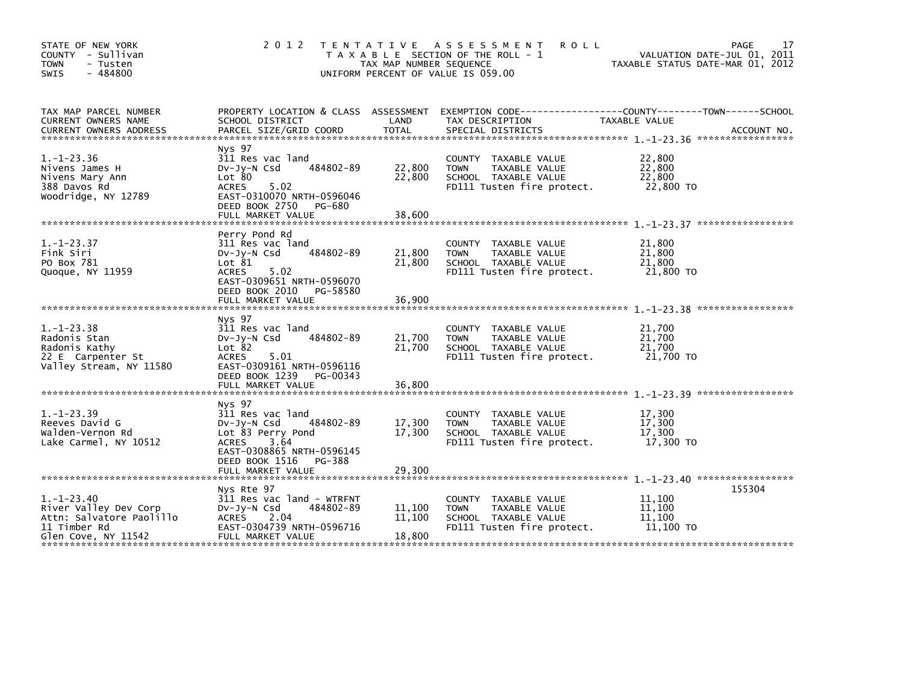STATE OF NEW YORK
COUNTY - Sullivan
TOWN - Tusten
SWIS - 484800

# 2012 TENTATIVE ASSESSMENT ROLL

TAXABLE SECTION OF THE ROLL - 1
TAX MAP NUMBER SEQUENCE
UNIFORM PERCENT OF VALUE IS 059.00

VALUATION DATE-JUL 01, 2011
TAXABLE STATUS DATE-MAR 01, 2012

| TAX MAP PARCEL NUMBER / CURRENT OWNERS NAME / CURRENT OWNERS ADDRESS | PROPERTY LOCATION & CLASS / SCHOOL DISTRICT / PARCEL SIZE/GRID COORD | ASSESSMENT LAND | TOTAL | EXEMPTION CODE / TAX DESCRIPTION / SPECIAL DISTRICTS | TAXABLE VALUE (COUNTY / TOWN / SCHOOL) | ACCOUNT NO. |
|---|---|---|---|---|---|---|
| 1.-1-23.36 | Nys 97 | | | | | |
| Nivens James H | 311 Res vac land | | | COUNTY TAXABLE VALUE | 22,800 | |
| Nivens Mary Ann | Dv-Jy-N Csd 484802-89 | 22,800 | | TOWN TAXABLE VALUE | 22,800 | |
| 388 Davos Rd | Lot 80 | | 22,800 | SCHOOL TAXABLE VALUE | 22,800 | |
| Woodridge, NY 12789 | ACRES 5.02 | | | FD111 Tusten fire protect. | 22,800 TO | |
| | EAST-0310070 NRTH-0596046 | | | | | |
| | DEED BOOK 2750 PG-680 | | | | | |
| | FULL MARKET VALUE | | 38,600 | | | |
| 1.-1-23.37 | Perry Pond Rd | | | | | |
| Fink Siri | 311 Res vac land | | | COUNTY TAXABLE VALUE | 21,800 | |
| PO Box 781 | Dv-Jy-N Csd 484802-89 | 21,800 | | TOWN TAXABLE VALUE | 21,800 | |
| Quoque, NY 11959 | Lot 81 | | 21,800 | SCHOOL TAXABLE VALUE | 21,800 | |
| | ACRES 5.02 | | | FD111 Tusten fire protect. | 21,800 TO | |
| | EAST-0309651 NRTH-0596070 | | | | | |
| | DEED BOOK 2010 PG-58580 | | | | | |
| | FULL MARKET VALUE | | 36,900 | | | |
| 1.-1-23.38 | Nys 97 | | | | | |
| Radonis Stan | 311 Res vac land | | | COUNTY TAXABLE VALUE | 21,700 | |
| Radonis Kathy | Dv-Jy-N Csd 484802-89 | 21,700 | | TOWN TAXABLE VALUE | 21,700 | |
| 22 E Carpenter St | Lot 82 | | 21,700 | SCHOOL TAXABLE VALUE | 21,700 | |
| Valley Stream, NY 11580 | ACRES 5.01 | | | FD111 Tusten fire protect. | 21,700 TO | |
| | EAST-0309161 NRTH-0596116 | | | | | |
| | DEED BOOK 1239 PG-00343 | | | | | |
| | FULL MARKET VALUE | | 36,800 | | | |
| 1.-1-23.39 | Nys 97 | | | | | |
| Reeves David G | 311 Res vac land | | | COUNTY TAXABLE VALUE | 17,300 | |
| Walden-Vernon Rd | Dv-Jy-N Csd 484802-89 | 17,300 | | TOWN TAXABLE VALUE | 17,300 | |
| Lake Carmel, NY 10512 | Lot 83 Perry Pond | | 17,300 | SCHOOL TAXABLE VALUE | 17,300 | |
| | ACRES 3.64 | | | FD111 Tusten fire protect. | 17,300 TO | |
| | EAST-0308865 NRTH-0596145 | | | | | |
| | DEED BOOK 1516 PG-388 | | | | | |
| | FULL MARKET VALUE | | 29,300 | | | |
| 1.-1-23.40 | Nys Rte 97 | | | | | 155304 |
| River Valley Dev Corp | 311 Res vac land - WTRFNT | | | COUNTY TAXABLE VALUE | 11,100 | |
| Attn: Salvatore Paolillo | Dv-Jy-N Csd 484802-89 | 11,100 | | TOWN TAXABLE VALUE | 11,100 | |
| 11 Timber Rd | ACRES 2.04 | | 11,100 | SCHOOL TAXABLE VALUE | 11,100 | |
| Glen Cove, NY 11542 | EAST-0304739 NRTH-0596716 | | | FD111 Tusten fire protect. | 11,100 TO | |
| | FULL MARKET VALUE | | 18,800 | | | |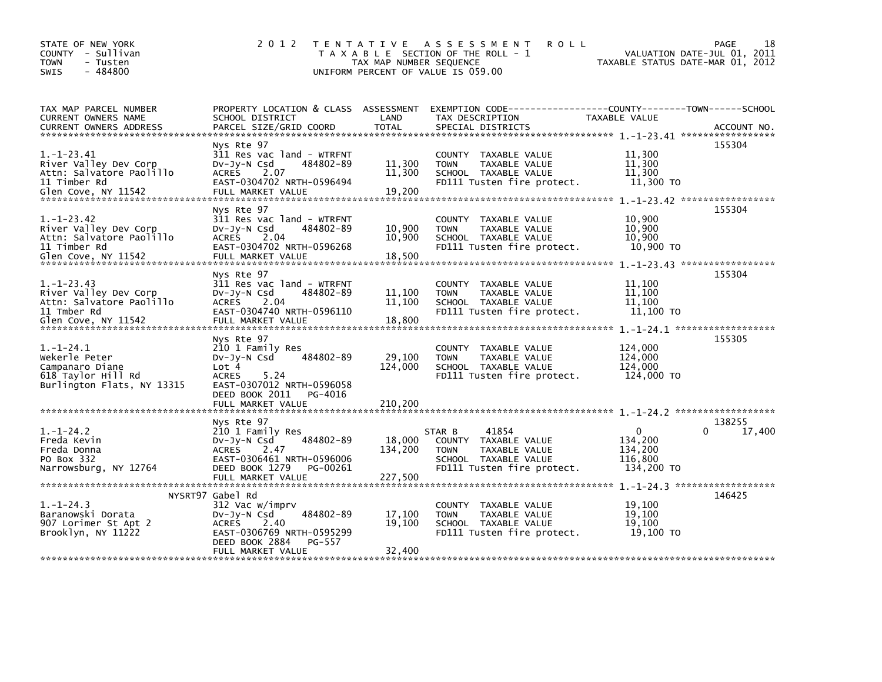STATE OF NEW YORK
COUNTY - Sullivan
TOWN - Tusten
SWIS - 484800

# 2012 TENTATIVE ASSESSMENT ROLL

TAXABLE SECTION OF THE ROLL - 1
TAX MAP NUMBER SEQUENCE
UNIFORM PERCENT OF VALUE IS 059.00

VALUATION DATE-JUL 01, 2011
TAXABLE STATUS DATE-MAR 01, 2012

| TAX MAP PARCEL NUMBER / CURRENT OWNERS NAME / CURRENT OWNERS ADDRESS | PROPERTY LOCATION & CLASS / SCHOOL DISTRICT / PARCEL SIZE/GRID COORD | ASSESSMENT LAND | TOTAL | EXEMPTION CODE / TAX DESCRIPTION / SPECIAL DISTRICTS | COUNTY TAXABLE VALUE | TOWN | SCHOOL | ACCOUNT NO. |
|---|---|---|---|---|---|---|---|---|
| 1.-1-23.41 | Nys Rte 97 | | | | | | | 155304 |
| River Valley Dev Corp | 311 Res vac land - WTRFNT | | | COUNTY TAXABLE VALUE | 11,300 | | | |
| Attn: Salvatore Paolillo | Dv-Jy-N Csd 484802-89 | 11,300 | | TOWN TAXABLE VALUE | 11,300 | | | |
| 11 Timber Rd | ACRES 2.07 | | 11,300 | SCHOOL TAXABLE VALUE | 11,300 | | | |
| Glen Cove, NY 11542 | EAST-0304702 NRTH-0596494 | | | FD111 Tusten fire protect. | 11,300 TO | | | |
| | FULL MARKET VALUE | | 19,200 | | | | | |
| 1.-1-23.42 | Nys Rte 97 | | | | | | | 155304 |
| River Valley Dev Corp | 311 Res vac land - WTRFNT | | | COUNTY TAXABLE VALUE | 10,900 | | | |
| Attn: Salvatore Paolillo | Dv-Jy-N Csd 484802-89 | 10,900 | | TOWN TAXABLE VALUE | 10,900 | | | |
| 11 Timber Rd | ACRES 2.04 | | 10,900 | SCHOOL TAXABLE VALUE | 10,900 | | | |
| Glen Cove, NY 11542 | EAST-0304702 NRTH-0596268 | | | FD111 Tusten fire protect. | 10,900 TO | | | |
| | FULL MARKET VALUE | | 18,500 | | | | | |
| 1.-1-23.43 | Nys Rte 97 | | | | | | | 155304 |
| River Valley Dev Corp | 311 Res vac land - WTRFNT | | | COUNTY TAXABLE VALUE | 11,100 | | | |
| Attn: Salvatore Paolillo | Dv-Jy-N Csd 484802-89 | 11,100 | | TOWN TAXABLE VALUE | 11,100 | | | |
| 11 Tmber Rd | ACRES 2.04 | | 11,100 | SCHOOL TAXABLE VALUE | 11,100 | | | |
| Glen Cove, NY 11542 | EAST-0304740 NRTH-0596110 | | | FD111 Tusten fire protect. | 11,100 TO | | | |
| | FULL MARKET VALUE | | 18,800 | | | | | |
| 1.-1-24.1 | Nys Rte 97 | | | | | | | 155305 |
| Wekerle Peter | 210 1 Family Res | | | COUNTY TAXABLE VALUE | 124,000 | | | |
| Campanaro Diane | Dv-Jy-N Csd 484802-89 | 29,100 | | TOWN TAXABLE VALUE | 124,000 | | | |
| 618 Taylor Hill Rd | Lot 4 | | 124,000 | SCHOOL TAXABLE VALUE | 124,000 | | | |
| Burlington Flats, NY 13315 | ACRES 5.24 | | | FD111 Tusten fire protect. | 124,000 TO | | | |
| | EAST-0307012 NRTH-0596058 | | | | | | | |
| | DEED BOOK 2011 PG-4016 | | | | | | | |
| | FULL MARKET VALUE | | 210,200 | | | | | |
| 1.-1-24.2 | Nys Rte 97 | | | | | | | 138255 |
| Freda Kevin | 210 1 Family Res | | | STAR B 41854 | 0 | 0 | 17,400 | |
| Freda Donna | Dv-Jy-N Csd 484802-89 | 18,000 | | COUNTY TAXABLE VALUE | 134,200 | | | |
| PO Box 332 | ACRES 2.47 | | 134,200 | TOWN TAXABLE VALUE | 134,200 | | | |
| Narrowsburg, NY 12764 | EAST-0306461 NRTH-0596006 | | | SCHOOL TAXABLE VALUE | 116,800 | | | |
| | DEED BOOK 1279 PG-00261 | | | FD111 Tusten fire protect. | 134,200 TO | | | |
| | FULL MARKET VALUE | | 227,500 | | | | | |
| 1.-1-24.3 | NYSRT97 Gabel Rd | | | | | | | 146425 |
| Baranowski Dorata | 312 Vac w/imprv | | | COUNTY TAXABLE VALUE | 19,100 | | | |
| 907 Lorimer St Apt 2 | Dv-Jy-N Csd 484802-89 | 17,100 | | TOWN TAXABLE VALUE | 19,100 | | | |
| Brooklyn, NY 11222 | ACRES 2.40 | | 19,100 | SCHOOL TAXABLE VALUE | 19,100 | | | |
| | EAST-0306769 NRTH-0595299 | | | FD111 Tusten fire protect. | 19,100 TO | | | |
| | DEED BOOK 2884 PG-557 | | | | | | | |
| | FULL MARKET VALUE | | 32,400 | | | | | |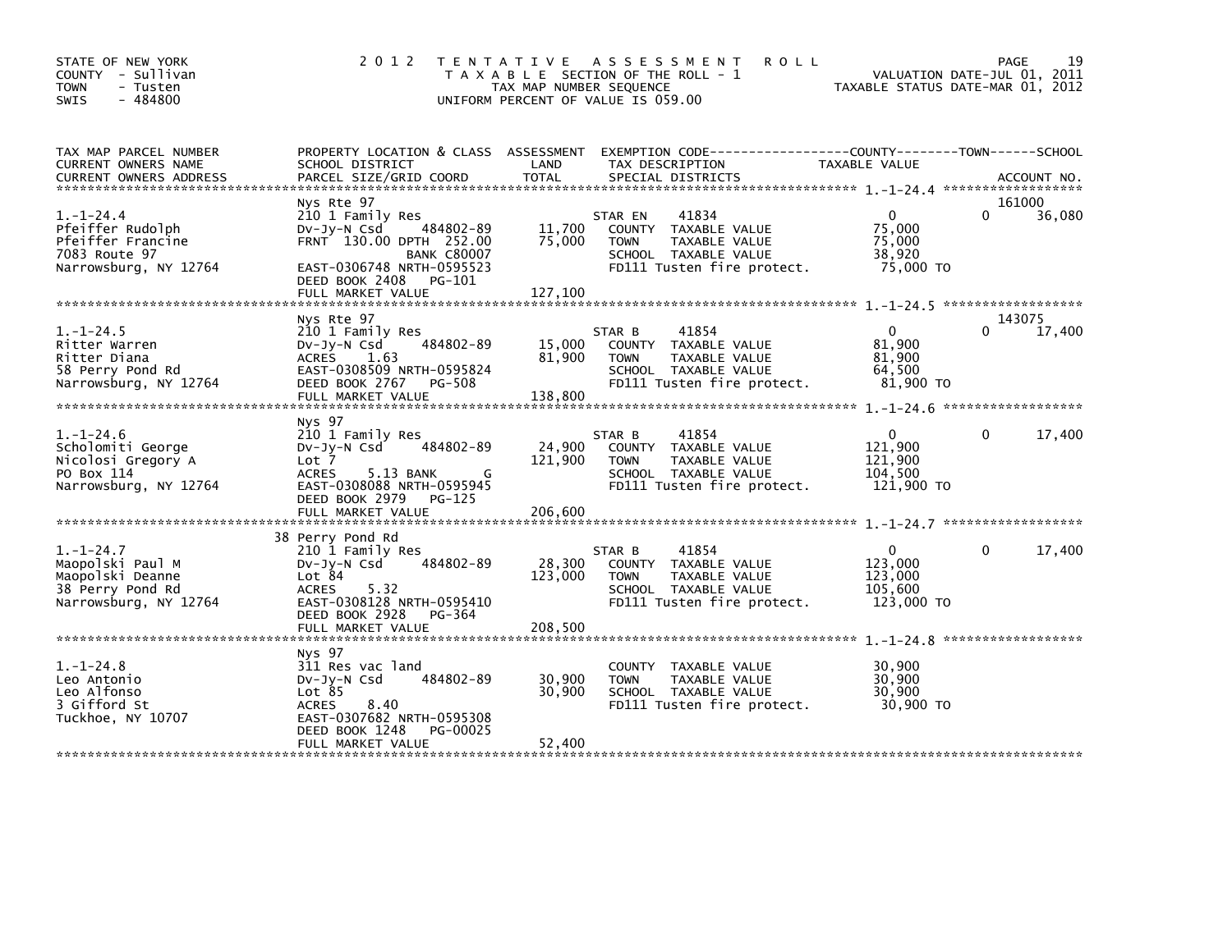STATE OF NEW YORK
COUNTY - Sullivan
TOWN - Tusten
SWIS - 484800

2 0 1 2 TENTATIVE ASSESSMENT ROLL
TAXABLE SECTION OF THE ROLL - 1
TAX MAP NUMBER SEQUENCE
UNIFORM PERCENT OF VALUE IS 059.00

VALUATION DATE-JUL 01, 2011
TAXABLE STATUS DATE-MAR 01, 2012

| TAX MAP PARCEL NUMBER / CURRENT OWNERS NAME / CURRENT OWNERS ADDRESS | PROPERTY LOCATION & CLASS / SCHOOL DISTRICT / PARCEL SIZE/GRID COORD | ASSESSMENT LAND / TOTAL | EXEMPTION CODE / TAX DESCRIPTION / SPECIAL DISTRICTS | COUNTY TAXABLE VALUE | TOWN | SCHOOL / ACCOUNT NO. |
|---|---|---|---|---|---|---|
| **1.-1-24.4** | Nys Rte 97 | | | | | 161000 |
| 1.-1-24.4 | 210 1 Family Res | | STAR EN 41834 | 0 | 0 | 36,080 |
| Pfeiffer Rudolph | Dv-Jy-N Csd 484802-89 | 11,700 | COUNTY TAXABLE VALUE | 75,000 | | |
| Pfeiffer Francine | FRNT 130.00 DPTH 252.00 | 75,000 | TOWN TAXABLE VALUE | 75,000 | | |
| 7083 Route 97 | BANK C80007 | | SCHOOL TAXABLE VALUE | 38,920 | | |
| Narrowsburg, NY 12764 | EAST-0306748 NRTH-0595523 | | FD111 Tusten fire protect. | 75,000 TO | | |
| | DEED BOOK 2408 PG-101 | | | | | |
| | FULL MARKET VALUE | 127,100 | | | | |
| **1.-1-24.5** | Nys Rte 97 | | | | | 143075 |
| 1.-1-24.5 | 210 1 Family Res | | STAR B 41854 | 0 | 0 | 17,400 |
| Ritter Warren | Dv-Jy-N Csd 484802-89 | 15,000 | COUNTY TAXABLE VALUE | 81,900 | | |
| Ritter Diana | ACRES 1.63 | 81,900 | TOWN TAXABLE VALUE | 81,900 | | |
| 58 Perry Pond Rd | EAST-0308509 NRTH-0595824 | | SCHOOL TAXABLE VALUE | 64,500 | | |
| Narrowsburg, NY 12764 | DEED BOOK 2767 PG-508 | | FD111 Tusten fire protect. | 81,900 TO | | |
| | FULL MARKET VALUE | 138,800 | | | | |
| **1.-1-24.6** | Nys 97 | | | | | |
| 1.-1-24.6 | 210 1 Family Res | | STAR B 41854 | 0 | 0 | 17,400 |
| Scholomiti George | Dv-Jy-N Csd 484802-89 | 24,900 | COUNTY TAXABLE VALUE | 121,900 | | |
| Nicolosi Gregory A | Lot 7 | 121,900 | TOWN TAXABLE VALUE | 121,900 | | |
| PO Box 114 | ACRES 5.13 BANK G | | SCHOOL TAXABLE VALUE | 104,500 | | |
| Narrowsburg, NY 12764 | EAST-0308088 NRTH-0595945 | | FD111 Tusten fire protect. | 121,900 TO | | |
| | DEED BOOK 2979 PG-125 | | | | | |
| | FULL MARKET VALUE | 206,600 | | | | |
| **1.-1-24.7** | 38 Perry Pond Rd | | | | | |
| 1.-1-24.7 | 210 1 Family Res | | STAR B 41854 | 0 | 0 | 17,400 |
| Maopolski Paul M | Dv-Jy-N Csd 484802-89 | 28,300 | COUNTY TAXABLE VALUE | 123,000 | | |
| Maopolski Deanne | Lot 84 | 123,000 | TOWN TAXABLE VALUE | 123,000 | | |
| 38 Perry Pond Rd | ACRES 5.32 | | SCHOOL TAXABLE VALUE | 105,600 | | |
| Narrowsburg, NY 12764 | EAST-0308128 NRTH-0595410 | | FD111 Tusten fire protect. | 123,000 TO | | |
| | DEED BOOK 2928 PG-364 | | | | | |
| | FULL MARKET VALUE | 208,500 | | | | |
| **1.-1-24.8** | Nys 97 | | | | | |
| 1.-1-24.8 | 311 Res vac land | | COUNTY TAXABLE VALUE | 30,900 | | |
| Leo Antonio | Dv-Jy-N Csd 484802-89 | 30,900 | TOWN TAXABLE VALUE | 30,900 | | |
| Leo Alfonso | Lot 85 | 30,900 | SCHOOL TAXABLE VALUE | 30,900 | | |
| 3 Gifford St | ACRES 8.40 | | FD111 Tusten fire protect. | 30,900 TO | | |
| Tuckhoe, NY 10707 | EAST-0307682 NRTH-0595308 | | | | | |
| | DEED BOOK 1248 PG-00025 | | | | | |
| | FULL MARKET VALUE | 52,400 | | | | |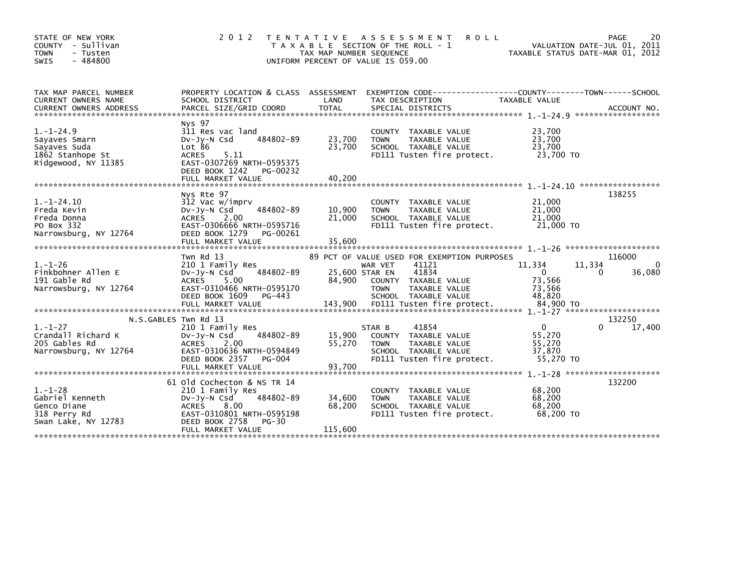STATE OF NEW YORK
COUNTY - Sullivan
TOWN - Tusten
SWIS - 484800

# 2012 TENTATIVE ASSESSMENT ROLL

TAXABLE SECTION OF THE ROLL - 1
TAX MAP NUMBER SEQUENCE
UNIFORM PERCENT OF VALUE IS 059.00

VALUATION DATE-JUL 01, 2011
TAXABLE STATUS DATE-MAR 01, 2012

| TAX MAP PARCEL NUMBER / CURRENT OWNERS NAME / CURRENT OWNERS ADDRESS | PROPERTY LOCATION & CLASS / SCHOOL DISTRICT / PARCEL SIZE/GRID COORD | ASSESSMENT LAND / TOTAL | EXEMPTION CODE / TAX DESCRIPTION / SPECIAL DISTRICTS | COUNTY | TOWN | SCHOOL / ACCOUNT NO. |
|---|---|---|---|---|---|---|
| **1.-1-24.9** | Nys 97 | | | | | |
| 1.-1-24.9 | 311 Res vac land | | COUNTY TAXABLE VALUE | 23,700 | | |
| Sayaves Smarn | Dv-Jy-N Csd 484802-89 | 23,700 | TOWN TAXABLE VALUE | | 23,700 | |
| Sayaves Suda | Lot 86 | 23,700 | SCHOOL TAXABLE VALUE | | | 23,700 |
| 1862 Stanhope St | ACRES 5.11 | | FD111 Tusten fire protect. | 23,700 TO | | |
| Ridgewood, NY 11385 | EAST-0307269 NRTH-0595375 | | | | | |
| | DEED BOOK 1242 PG-00232 | | | | | |
| | FULL MARKET VALUE | 40,200 | | | | |
| **1.-1-24.10** | Nys Rte 97 | | | | | 138255 |
| 1.-1-24.10 | 312 Vac w/imprv | | COUNTY TAXABLE VALUE | 21,000 | | |
| Freda Kevin | Dv-Jy-N Csd 484802-89 | 10,900 | TOWN TAXABLE VALUE | | 21,000 | |
| Freda Donna | ACRES 2.00 | 21,000 | SCHOOL TAXABLE VALUE | | | 21,000 |
| PO Box 332 | EAST-0306666 NRTH-0595716 | | FD111 Tusten fire protect. | 21,000 TO | | |
| Narrowsburg, NY 12764 | DEED BOOK 1279 PG-00261 | | | | | |
| | FULL MARKET VALUE | 35,600 | | | | |
| **1.-1-26** | Twn Rd 13 | | 89 PCT OF VALUE USED FOR EXEMPTION PURPOSES | | | 116000 |
| 1.-1-26 | 210 1 Family Res | | WAR VET 41121 | 11,334 | 11,334 | 0 |
| Finkbohner Allen E | Dv-Jy-N Csd 484802-89 | 25,600 | STAR EN 41834 | 0 | 0 | 36,080 |
| 191 Gable Rd | ACRES 5.00 | 84,900 | COUNTY TAXABLE VALUE | 73,566 | | |
| Narrowsburg, NY 12764 | EAST-0310466 NRTH-0595170 | | TOWN TAXABLE VALUE | | 73,566 | |
| | DEED BOOK 1609 PG-443 | | SCHOOL TAXABLE VALUE | | | 48,820 |
| | FULL MARKET VALUE | 143,900 | FD111 Tusten fire protect. | 84,900 TO | | |
| **1.-1-27** | N.S.GABLES Twn Rd 13 | | | | | 132250 |
| 1.-1-27 | 210 1 Family Res | | STAR B 41854 | 0 | 0 | 17,400 |
| Crandall Richard K | Dv-Jy-N Csd 484802-89 | 15,900 | COUNTY TAXABLE VALUE | 55,270 | | |
| 205 Gables Rd | ACRES 2.00 | 55,270 | TOWN TAXABLE VALUE | | 55,270 | |
| Narrowsburg, NY 12764 | EAST-0310636 NRTH-0594849 | | SCHOOL TAXABLE VALUE | | | 37,870 |
| | DEED BOOK 2357 PG-004 | | FD111 Tusten fire protect. | 55,270 TO | | |
| | FULL MARKET VALUE | 93,700 | | | | |
| **1.-1-28** | 61 Old Cochecton & NS TR 14 | | | | | 132200 |
| 1.-1-28 | 210 1 Family Res | | COUNTY TAXABLE VALUE | 68,200 | | |
| Gabriel Kenneth | Dv-Jy-N Csd 484802-89 | 34,600 | TOWN TAXABLE VALUE | | 68,200 | |
| Genco Diane | ACRES 8.00 | 68,200 | SCHOOL TAXABLE VALUE | | | 68,200 |
| 318 Perry Rd | EAST-0310801 NRTH-0595198 | | FD111 Tusten fire protect. | 68,200 TO | | |
| Swan Lake, NY 12783 | DEED BOOK 2758 PG-30 | | | | | |
| | FULL MARKET VALUE | 115,600 | | | | |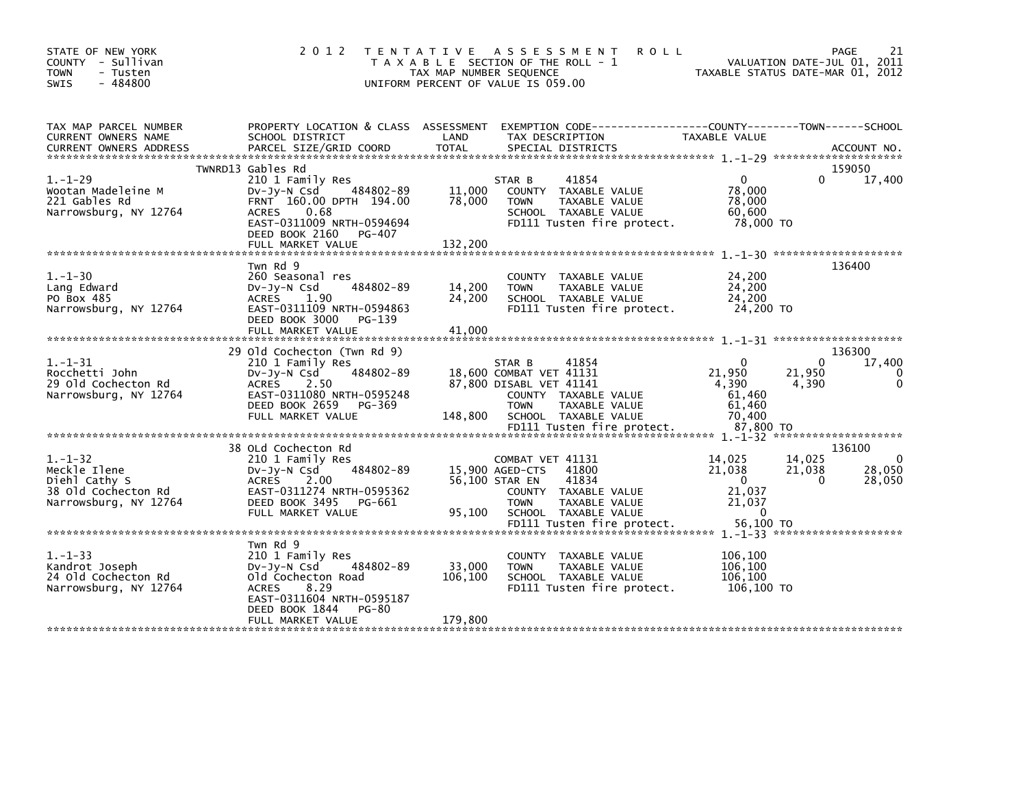STATE OF NEW YORK
COUNTY - Sullivan
TOWN - Tusten
SWIS - 484800

# 2012 TENTATIVE ASSESSMENT ROLL

TAXABLE SECTION OF THE ROLL - 1
TAX MAP NUMBER SEQUENCE
UNIFORM PERCENT OF VALUE IS 059.00

VALUATION DATE-JUL 01, 2011
TAXABLE STATUS DATE-MAR 01, 2012

```
TAX MAP PARCEL NUMBER      PROPERTY LOCATION & CLASS  ASSESSMENT  EXEMPTION CODE------------------COUNTY--------TOWN------SCHOOL
CURRENT OWNERS NAME        SCHOOL DISTRICT              LAND      TAX DESCRIPTION             TAXABLE VALUE
CURRENT OWNERS ADDRESS     PARCEL SIZE/GRID COORD       TOTAL     SPECIAL DISTRICTS                                    ACCOUNT NO.
********************************************************************************************* 1.-1-29 ********************
                    TWNRD13 Gables Rd                                                                                  159050
1.-1-29                    210 1 Family Res                       STAR B      41854              0           0       17,400
Wootan Madeleine M         Dv-Jy-N Csd     484802-89     11,000   COUNTY  TAXABLE VALUE         78,000
221 Gables Rd              FRNT 160.00 DPTH 194.00       78,000   TOWN    TAXABLE VALUE         78,000
Narrowsburg, NY 12764      ACRES     0.68                         SCHOOL  TAXABLE VALUE         60,600
                           EAST-0311009 NRTH-0594694              FD111 Tusten fire protect.    78,000 TO
                           DEED BOOK 2160   PG-407
                           FULL MARKET VALUE            132,200
********************************************************************************************* 1.-1-30 ********************
                           Twn Rd 9                                                                                    136400
1.-1-30                    260 Seasonal res                       COUNTY  TAXABLE VALUE         24,200
Lang Edward                Dv-Jy-N Csd     484802-89     14,200   TOWN    TAXABLE VALUE         24,200
PO Box 485                 ACRES     1.90                24,200   SCHOOL  TAXABLE VALUE         24,200
Narrowsburg, NY 12764      EAST-0311109 NRTH-0594863              FD111 Tusten fire protect.    24,200 TO
                           DEED BOOK 3000   PG-139
                           FULL MARKET VALUE             41,000
********************************************************************************************* 1.-1-31 ********************
                           29 Old Cochecton (Twn Rd 9)                                                                 136300
1.-1-31                    210 1 Family Res                       STAR B      41854              0           0       17,400
Rocchetti John             Dv-Jy-N Csd     484802-89     18,600 COMBAT VET 41131            21,950      21,950            0
29 Old Cochecton Rd        ACRES     2.50                87,800 DISABL VET 41141             4,390       4,390            0
Narrowsburg, NY 12764      EAST-0311080 NRTH-0595248              COUNTY  TAXABLE VALUE         61,460
                           DEED BOOK 2659   PG-369                TOWN    TAXABLE VALUE         61,460
                           FULL MARKET VALUE            148,800   SCHOOL  TAXABLE VALUE         70,400
                                                                  FD111 Tusten fire protect.    87,800 TO
********************************************************************************************* 1.-1-32 ********************
                           38 OLd Cochecton Rd                                                                         136100
1.-1-32                    210 1 Family Res                       COMBAT VET 41131          14,025      14,025            0
Meckle Ilene               Dv-Jy-N Csd     484802-89     15,900 AGED-CTS   41800            21,038      21,038       28,050
Diehl Cathy S              ACRES     2.00                56,100 STAR EN    41834                 0           0       28,050
38 Old Cochecton Rd        EAST-0311274 NRTH-0595362              COUNTY  TAXABLE VALUE         21,037
Narrowsburg, NY 12764      DEED BOOK 3495   PG-661                TOWN    TAXABLE VALUE         21,037
                           FULL MARKET VALUE             95,100   SCHOOL  TAXABLE VALUE              0
                                                                  FD111 Tusten fire protect.    56,100 TO
********************************************************************************************* 1.-1-33 ********************
                           Twn Rd 9
1.-1-33                    210 1 Family Res                       COUNTY  TAXABLE VALUE        106,100
Kandrot Joseph             Dv-Jy-N Csd     484802-89     33,000   TOWN    TAXABLE VALUE        106,100
24 Old Cochecton Rd        Old Cochecton Road           106,100   SCHOOL  TAXABLE VALUE        106,100
Narrowsburg, NY 12764      ACRES     8.29                         FD111 Tusten fire protect.   106,100 TO
                           EAST-0311604 NRTH-0595187
                           DEED BOOK 1844   PG-80
                           FULL MARKET VALUE            179,800
****************************************************************************************************************************
```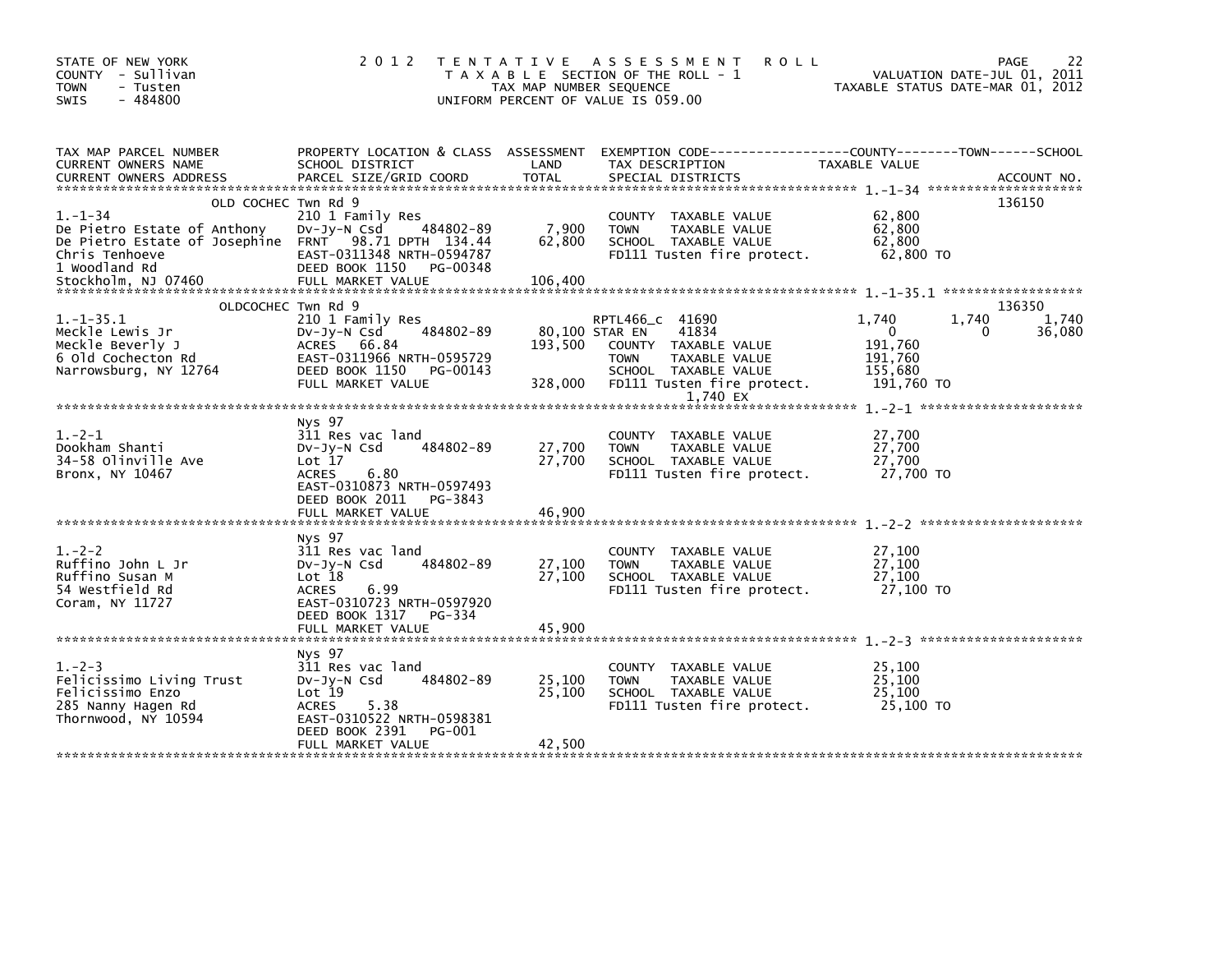STATE OF NEW YORK
COUNTY - Sullivan
TOWN - Tusten
SWIS - 484800

2012 TENTATIVE ASSESSMENT ROLL
TAXABLE SECTION OF THE ROLL - 1
TAX MAP NUMBER SEQUENCE
UNIFORM PERCENT OF VALUE IS 059.00

VALUATION DATE-JUL 01, 2011
TAXABLE STATUS DATE-MAR 01, 2012

| TAX MAP PARCEL NUMBER / CURRENT OWNERS NAME / CURRENT OWNERS ADDRESS | PROPERTY LOCATION & CLASS / SCHOOL DISTRICT / PARCEL SIZE/GRID COORD | ASSESSMENT LAND / TOTAL | EXEMPTION CODE / TAX DESCRIPTION / SPECIAL DISTRICTS | COUNTY TAXABLE VALUE | TOWN | SCHOOL | ACCOUNT NO. |
|---|---|---|---|---|---|---|---|
| OLD COCHEC Twn Rd 9 | | | | | | | 136150 |
| 1.-1-34 | 210 1 Family Res | | COUNTY TAXABLE VALUE | 62,800 | | | |
| De Pietro Estate of Anthony | Dv-Jy-N Csd 484802-89 | 7,900 | TOWN TAXABLE VALUE | 62,800 | | | |
| De Pietro Estate of Josephine | FRNT 98.71 DPTH 134.44 | 62,800 | SCHOOL TAXABLE VALUE | 62,800 | | | |
| Chris Tenhoeve | EAST-0311348 NRTH-0594787 | | FD111 Tusten fire protect. | 62,800 TO | | | |
| 1 Woodland Rd | DEED BOOK 1150 PG-00348 | | | | | | |
| Stockholm, NJ 07460 | FULL MARKET VALUE | 106,400 | | | | | |
| OLDCOCHEC Twn Rd 9 | | | | | | | 136350 |
| 1.-1-35.1 | 210 1 Family Res | | RPTL466_c 41690 | 1,740 | 1,740 | 1,740 | |
| Meckle Lewis Jr | Dv-Jy-N Csd 484802-89 | 80,100 | STAR EN 41834 | 0 | 0 | 36,080 | |
| Meckle Beverly J | ACRES 66.84 | 193,500 | COUNTY TAXABLE VALUE | 191,760 | | | |
| 6 Old Cochecton Rd | EAST-0311966 NRTH-0595729 | | TOWN TAXABLE VALUE | 191,760 | | | |
| Narrowsburg, NY 12764 | DEED BOOK 1150 PG-00143 | | SCHOOL TAXABLE VALUE | 155,680 | | | |
| | FULL MARKET VALUE | 328,000 | FD111 Tusten fire protect. | 191,760 TO | | | |
| | | | 1,740 EX | | | | |
| Nys 97 | | | | | | | |
| 1.-2-1 | 311 Res vac land | | COUNTY TAXABLE VALUE | 27,700 | | | |
| Dookham Shanti | Dv-Jy-N Csd 484802-89 | 27,700 | TOWN TAXABLE VALUE | 27,700 | | | |
| 34-58 Olinville Ave | Lot 17 | 27,700 | SCHOOL TAXABLE VALUE | 27,700 | | | |
| Bronx, NY 10467 | ACRES 6.80 | | FD111 Tusten fire protect. | 27,700 TO | | | |
| | EAST-0310873 NRTH-0597493 | | | | | | |
| | DEED BOOK 2011 PG-3843 | | | | | | |
| | FULL MARKET VALUE | 46,900 | | | | | |
| Nys 97 | | | | | | | |
| 1.-2-2 | 311 Res vac land | | COUNTY TAXABLE VALUE | 27,100 | | | |
| Ruffino John L Jr | Dv-Jy-N Csd 484802-89 | 27,100 | TOWN TAXABLE VALUE | 27,100 | | | |
| Ruffino Susan M | Lot 18 | 27,100 | SCHOOL TAXABLE VALUE | 27,100 | | | |
| 54 Westfield Rd | ACRES 6.99 | | FD111 Tusten fire protect. | 27,100 TO | | | |
| Coram, NY 11727 | EAST-0310723 NRTH-0597920 | | | | | | |
| | DEED BOOK 1317 PG-334 | | | | | | |
| | FULL MARKET VALUE | 45,900 | | | | | |
| Nys 97 | | | | | | | |
| 1.-2-3 | 311 Res vac land | | COUNTY TAXABLE VALUE | 25,100 | | | |
| Felicissimo Living Trust | Dv-Jy-N Csd 484802-89 | 25,100 | TOWN TAXABLE VALUE | 25,100 | | | |
| Felicissimo Enzo | Lot 19 | 25,100 | SCHOOL TAXABLE VALUE | 25,100 | | | |
| 285 Nanny Hagen Rd | ACRES 5.38 | | FD111 Tusten fire protect. | 25,100 TO | | | |
| Thornwood, NY 10594 | EAST-0310522 NRTH-0598381 | | | | | | |
| | DEED BOOK 2391 PG-001 | | | | | | |
| | FULL MARKET VALUE | 42,500 | | | | | |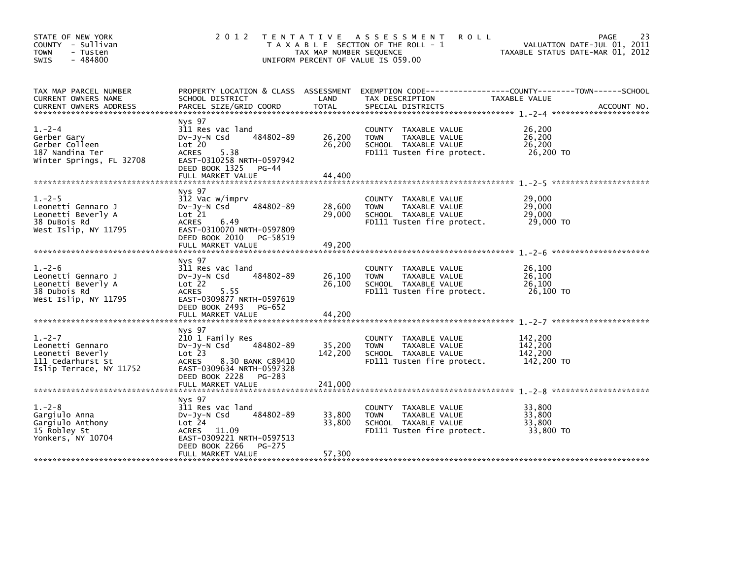STATE OF NEW YORK
COUNTY - Sullivan
TOWN - Tusten
SWIS - 484800

2012 TENTATIVE ASSESSMENT ROLL
TAXABLE SECTION OF THE ROLL - 1
TAX MAP NUMBER SEQUENCE
UNIFORM PERCENT OF VALUE IS 059.00

VALUATION DATE-JUL 01, 2011
TAXABLE STATUS DATE-MAR 01, 2012

| TAX MAP PARCEL NUMBER / CURRENT OWNERS NAME / CURRENT OWNERS ADDRESS | PROPERTY LOCATION & CLASS / SCHOOL DISTRICT / PARCEL SIZE/GRID COORD | ASSESSMENT LAND / TOTAL | EXEMPTION CODE / TAX DESCRIPTION / SPECIAL DISTRICTS | COUNTY / TOWN / SCHOOL TAXABLE VALUE | ACCOUNT NO. |
|---|---|---|---|---|---|
| **1.-2-4** | Nys 97 | | | | |
| | 311 Res vac land | | COUNTY TAXABLE VALUE | 26,200 | |
| Gerber Gary | Dv-Jy-N Csd 484802-89 | 26,200 | TOWN TAXABLE VALUE | 26,200 | |
| Gerber Colleen | Lot 20 | 26,200 | SCHOOL TAXABLE VALUE | 26,200 | |
| 187 Nandina Ter | ACRES 5.38 | | FD111 Tusten fire protect. | 26,200 TO | |
| Winter Springs, FL 32708 | EAST-0310258 NRTH-0597942 | | | | |
| | DEED BOOK 1325 PG-44 | | | | |
| | FULL MARKET VALUE | 44,400 | | | |
| **1.-2-5** | Nys 97 | | | | |
| | 312 Vac w/imprv | | COUNTY TAXABLE VALUE | 29,000 | |
| Leonetti Gennaro J | Dv-Jy-N Csd 484802-89 | 28,600 | TOWN TAXABLE VALUE | 29,000 | |
| Leonetti Beverly A | Lot 21 | 29,000 | SCHOOL TAXABLE VALUE | 29,000 | |
| 38 DuBois Rd | ACRES 6.49 | | FD111 Tusten fire protect. | 29,000 TO | |
| West Islip, NY 11795 | EAST-0310070 NRTH-0597809 | | | | |
| | DEED BOOK 2010 PG-58519 | | | | |
| | FULL MARKET VALUE | 49,200 | | | |
| **1.-2-6** | Nys 97 | | | | |
| | 311 Res vac land | | COUNTY TAXABLE VALUE | 26,100 | |
| Leonetti Gennaro J | Dv-Jy-N Csd 484802-89 | 26,100 | TOWN TAXABLE VALUE | 26,100 | |
| Leonetti Beverly A | Lot 22 | 26,100 | SCHOOL TAXABLE VALUE | 26,100 | |
| 38 Dubois Rd | ACRES 5.55 | | FD111 Tusten fire protect. | 26,100 TO | |
| West Islip, NY 11795 | EAST-0309877 NRTH-0597619 | | | | |
| | DEED BOOK 2493 PG-652 | | | | |
| | FULL MARKET VALUE | 44,200 | | | |
| **1.-2-7** | Nys 97 | | | | |
| | 210 1 Family Res | | COUNTY TAXABLE VALUE | 142,200 | |
| Leonetti Gennaro | Dv-Jy-N Csd 484802-89 | 35,200 | TOWN TAXABLE VALUE | 142,200 | |
| Leonetti Beverly | Lot 23 | 142,200 | SCHOOL TAXABLE VALUE | 142,200 | |
| 111 Cedarhurst St | ACRES 8.30 BANK C89410 | | FD111 Tusten fire protect. | 142,200 TO | |
| Islip Terrace, NY 11752 | EAST-0309634 NRTH-0597328 | | | | |
| | DEED BOOK 2228 PG-283 | | | | |
| | FULL MARKET VALUE | 241,000 | | | |
| **1.-2-8** | Nys 97 | | | | |
| | 311 Res vac land | | COUNTY TAXABLE VALUE | 33,800 | |
| Gargiulo Anna | Dv-Jy-N Csd 484802-89 | 33,800 | TOWN TAXABLE VALUE | 33,800 | |
| Gargiulo Anthony | Lot 24 | 33,800 | SCHOOL TAXABLE VALUE | 33,800 | |
| 15 Robley St | ACRES 11.09 | | FD111 Tusten fire protect. | 33,800 TO | |
| Yonkers, NY 10704 | EAST-0309221 NRTH-0597513 | | | | |
| | DEED BOOK 2266 PG-275 | | | | |
| | FULL MARKET VALUE | 57,300 | | | |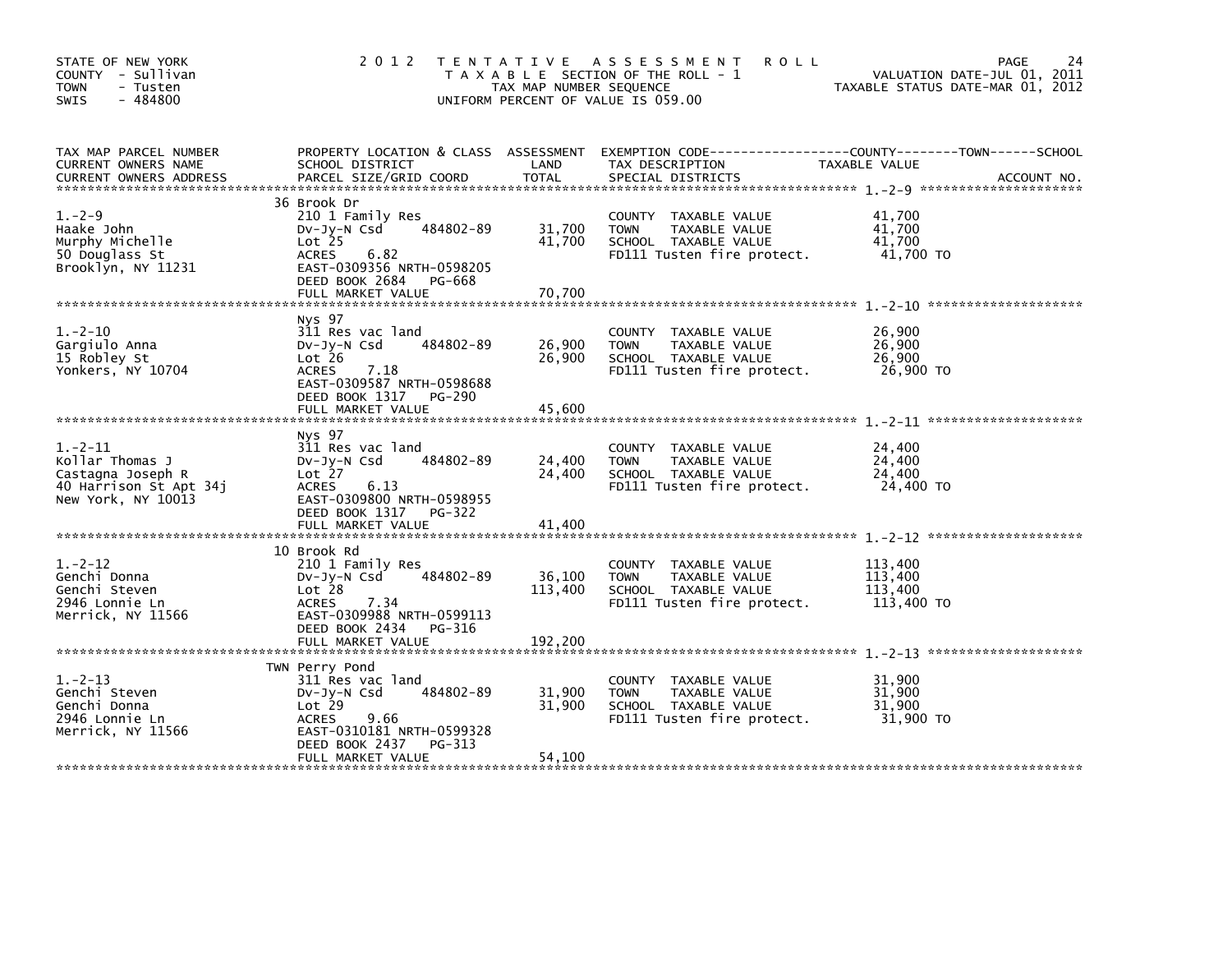STATE OF NEW YORK
COUNTY - Sullivan
TOWN - Tusten
SWIS - 484800

2 0 1 2 T E N T A T I V E A S S E S S M E N T R O L L
T A X A B L E SECTION OF THE ROLL - 1
TAX MAP NUMBER SEQUENCE
UNIFORM PERCENT OF VALUE IS 059.00

VALUATION DATE-JUL 01, 2011
TAXABLE STATUS DATE-MAR 01, 2012

| TAX MAP PARCEL NUMBER / CURRENT OWNERS NAME / CURRENT OWNERS ADDRESS | PROPERTY LOCATION & CLASS / SCHOOL DISTRICT / PARCEL SIZE/GRID COORD | ASSESSMENT LAND / TOTAL | EXEMPTION CODE---COUNTY----TOWN----SCHOOL / TAX DESCRIPTION / SPECIAL DISTRICTS | TAXABLE VALUE | ACCOUNT NO. |
|---|---|---|---|---|---|
| 1.-2-9 | 36 Brook Dr | | | | |
| | 210 1 Family Res | | COUNTY TAXABLE VALUE | 41,700 | |
| Haake John | Dv-Jy-N Csd 484802-89 | 31,700 | TOWN TAXABLE VALUE | 41,700 | |
| Murphy Michelle | Lot 25 | 41,700 | SCHOOL TAXABLE VALUE | 41,700 | |
| 50 Douglass St | ACRES 6.82 | | FD111 Tusten fire protect. | 41,700 TO | |
| Brooklyn, NY 11231 | EAST-0309356 NRTH-0598205 | | | | |
| | DEED BOOK 2684 PG-668 | | | | |
| | FULL MARKET VALUE | 70,700 | | | |
| 1.-2-10 | Nys 97 | | | | |
| | 311 Res vac land | | COUNTY TAXABLE VALUE | 26,900 | |
| Gargiulo Anna | Dv-Jy-N Csd 484802-89 | 26,900 | TOWN TAXABLE VALUE | 26,900 | |
| 15 Robley St | Lot 26 | 26,900 | SCHOOL TAXABLE VALUE | 26,900 | |
| Yonkers, NY 10704 | ACRES 7.18 | | FD111 Tusten fire protect. | 26,900 TO | |
| | EAST-0309587 NRTH-0598688 | | | | |
| | DEED BOOK 1317 PG-290 | | | | |
| | FULL MARKET VALUE | 45,600 | | | |
| 1.-2-11 | Nys 97 | | | | |
| | 311 Res vac land | | COUNTY TAXABLE VALUE | 24,400 | |
| Kollar Thomas J | Dv-Jy-N Csd 484802-89 | 24,400 | TOWN TAXABLE VALUE | 24,400 | |
| Castagna Joseph R | Lot 27 | 24,400 | SCHOOL TAXABLE VALUE | 24,400 | |
| 40 Harrison St Apt 34j | ACRES 6.13 | | FD111 Tusten fire protect. | 24,400 TO | |
| New York, NY 10013 | EAST-0309800 NRTH-0598955 | | | | |
| | DEED BOOK 1317 PG-322 | | | | |
| | FULL MARKET VALUE | 41,400 | | | |
| 1.-2-12 | 10 Brook Rd | | | | |
| | 210 1 Family Res | | COUNTY TAXABLE VALUE | 113,400 | |
| Genchi Donna | Dv-Jy-N Csd 484802-89 | 36,100 | TOWN TAXABLE VALUE | 113,400 | |
| Genchi Steven | Lot 28 | 113,400 | SCHOOL TAXABLE VALUE | 113,400 | |
| 2946 Lonnie Ln | ACRES 7.34 | | FD111 Tusten fire protect. | 113,400 TO | |
| Merrick, NY 11566 | EAST-0309988 NRTH-0599113 | | | | |
| | DEED BOOK 2434 PG-316 | | | | |
| | FULL MARKET VALUE | 192,200 | | | |
| 1.-2-13 | TWN Perry Pond | | | | |
| | 311 Res vac land | | COUNTY TAXABLE VALUE | 31,900 | |
| Genchi Steven | Dv-Jy-N Csd 484802-89 | 31,900 | TOWN TAXABLE VALUE | 31,900 | |
| Genchi Donna | Lot 29 | 31,900 | SCHOOL TAXABLE VALUE | 31,900 | |
| 2946 Lonnie Ln | ACRES 9.66 | | FD111 Tusten fire protect. | 31,900 TO | |
| Merrick, NY 11566 | EAST-0310181 NRTH-0599328 | | | | |
| | DEED BOOK 2437 PG-313 | | | | |
| | FULL MARKET VALUE | 54,100 | | | |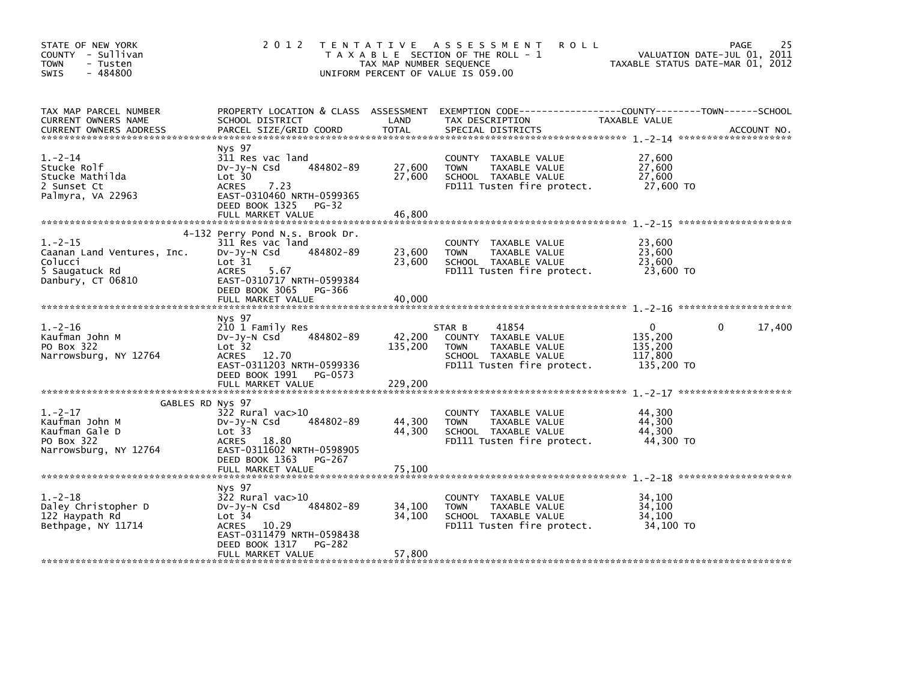STATE OF NEW YORK
COUNTY - Sullivan
TOWN - Tusten
SWIS - 484800

2 0 1 2 TENTATIVE ASSESSMENT ROLL
TAXABLE SECTION OF THE ROLL - 1
TAX MAP NUMBER SEQUENCE
UNIFORM PERCENT OF VALUE IS 059.00

VALUATION DATE-JUL 01, 2011
TAXABLE STATUS DATE-MAR 01, 2012

| TAX MAP PARCEL NUMBER / CURRENT OWNERS NAME / CURRENT OWNERS ADDRESS | PROPERTY LOCATION & CLASS / SCHOOL DISTRICT / PARCEL SIZE/GRID COORD | ASSESSMENT LAND | TOTAL | EXEMPTION CODE / TAX DESCRIPTION / SPECIAL DISTRICTS | COUNTY TAXABLE VALUE | TOWN | SCHOOL / ACCOUNT NO. |
|---|---|---|---|---|---|---|---|
| **1.-2-14** | Nys 97 | | | | | | |
| 1.-2-14 | 311 Res vac land | | | COUNTY TAXABLE VALUE | 27,600 | | |
| Stucke Rolf | Dv-Jy-N Csd 484802-89 | 27,600 | | TOWN TAXABLE VALUE | 27,600 | | |
| Stucke Mathilda | Lot 30 | | 27,600 | SCHOOL TAXABLE VALUE | 27,600 | | |
| 2 Sunset Ct | ACRES 7.23 | | | FD111 Tusten fire protect. | 27,600 TO | | |
| Palmyra, VA 22963 | EAST-0310460 NRTH-0599365 | | | | | | |
| | DEED BOOK 1325 PG-32 | | | | | | |
| | FULL MARKET VALUE | | 46,800 | | | | |
| **1.-2-15** | 4-132 Perry Pond N.s. Brook Dr. | | | | | | |
| 1.-2-15 | 311 Res vac land | | | COUNTY TAXABLE VALUE | 23,600 | | |
| Caanan Land Ventures, Inc. | Dv-Jy-N Csd 484802-89 | 23,600 | | TOWN TAXABLE VALUE | 23,600 | | |
| Colucci | Lot 31 | | 23,600 | SCHOOL TAXABLE VALUE | 23,600 | | |
| 5 Saugatuck Rd | ACRES 5.67 | | | FD111 Tusten fire protect. | 23,600 TO | | |
| Danbury, CT 06810 | EAST-0310717 NRTH-0599384 | | | | | | |
| | DEED BOOK 3065 PG-366 | | | | | | |
| | FULL MARKET VALUE | | 40,000 | | | | |
| **1.-2-16** | Nys 97 | | | | | | |
| 1.-2-16 | 210 1 Family Res | | | STAR B 41854 | 0 | 0 | 17,400 |
| Kaufman John M | Dv-Jy-N Csd 484802-89 | 42,200 | | COUNTY TAXABLE VALUE | 135,200 | | |
| PO Box 322 | Lot 32 | | 135,200 | TOWN TAXABLE VALUE | 135,200 | | |
| Narrowsburg, NY 12764 | ACRES 12.70 | | | SCHOOL TAXABLE VALUE | 117,800 | | |
| | EAST-0311203 NRTH-0599336 | | | FD111 Tusten fire protect. | 135,200 TO | | |
| | DEED BOOK 1991 PG-0573 | | | | | | |
| | FULL MARKET VALUE | | 229,200 | | | | |
| **1.-2-17** | GABLES RD Nys 97 | | | | | | |
| 1.-2-17 | 322 Rural vac>10 | | | COUNTY TAXABLE VALUE | 44,300 | | |
| Kaufman John M | Dv-Jy-N Csd 484802-89 | 44,300 | | TOWN TAXABLE VALUE | 44,300 | | |
| Kaufman Gale D | Lot 33 | | 44,300 | SCHOOL TAXABLE VALUE | 44,300 | | |
| PO Box 322 | ACRES 18.80 | | | FD111 Tusten fire protect. | 44,300 TO | | |
| Narrowsburg, NY 12764 | EAST-0311602 NRTH-0598905 | | | | | | |
| | DEED BOOK 1363 PG-267 | | | | | | |
| | FULL MARKET VALUE | | 75,100 | | | | |
| **1.-2-18** | Nys 97 | | | | | | |
| 1.-2-18 | 322 Rural vac>10 | | | COUNTY TAXABLE VALUE | 34,100 | | |
| Daley Christopher D | Dv-Jy-N Csd 484802-89 | 34,100 | | TOWN TAXABLE VALUE | 34,100 | | |
| 122 Haypath Rd | Lot 34 | | 34,100 | SCHOOL TAXABLE VALUE | 34,100 | | |
| Bethpage, NY 11714 | ACRES 10.29 | | | FD111 Tusten fire protect. | 34,100 TO | | |
| | EAST-0311479 NRTH-0598438 | | | | | | |
| | DEED BOOK 1317 PG-282 | | | | | | |
| | FULL MARKET VALUE | | 57,800 | | | | |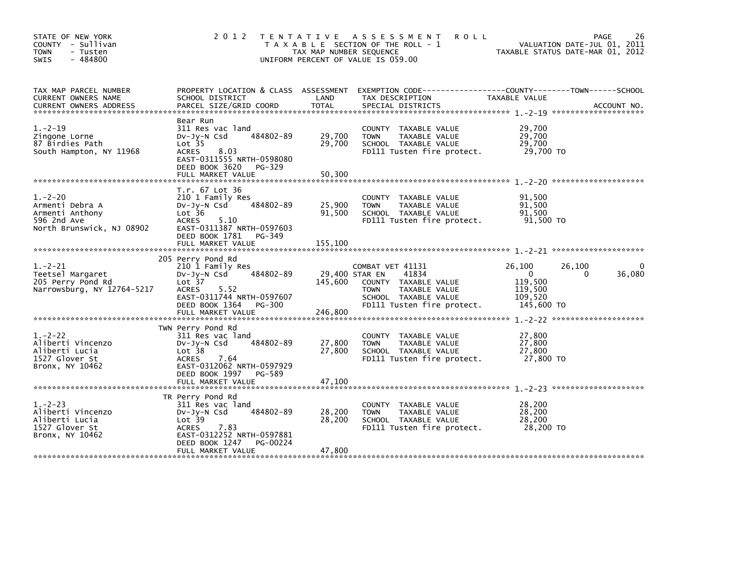STATE OF NEW YORK
COUNTY - Sullivan
TOWN - Tusten
SWIS - 484800

# 2012 TENTATIVE ASSESSMENT ROLL

TAXABLE SECTION OF THE ROLL - 1
TAX MAP NUMBER SEQUENCE
UNIFORM PERCENT OF VALUE IS 059.00

VALUATION DATE-JUL 01, 2011
TAXABLE STATUS DATE-MAR 01, 2012

| TAX MAP PARCEL NUMBER / CURRENT OWNERS NAME / CURRENT OWNERS ADDRESS | PROPERTY LOCATION & CLASS / SCHOOL DISTRICT / PARCEL SIZE/GRID COORD | ASSESSMENT LAND | TOTAL | EXEMPTION CODE / TAX DESCRIPTION / SPECIAL DISTRICTS | COUNTY TAXABLE VALUE | TOWN | SCHOOL |
|---|---|---|---|---|---|---|---|
| 1.-2-19 | Bear Run | | | | | | |
| | 311 Res vac land | | | COUNTY TAXABLE VALUE | 29,700 | | |
| Zingone Lorne | Dv-Jy-N Csd 484802-89 | 29,700 | | TOWN TAXABLE VALUE | 29,700 | | |
| 87 Birdies Path | Lot 35 | | 29,700 | SCHOOL TAXABLE VALUE | 29,700 | | |
| South Hampton, NY 11968 | ACRES 8.03 | | | FD111 Tusten fire protect. | 29,700 TO | | |
| | EAST-0311555 NRTH-0598080 | | | | | | |
| | DEED BOOK 3620 PG-329 | | | | | | |
| | FULL MARKET VALUE | | 50,300 | | | | |
| 1.-2-20 | T.r. 67 Lot 36 | | | | | | |
| | 210 1 Family Res | | | COUNTY TAXABLE VALUE | 91,500 | | |
| Armenti Debra A | Dv-Jy-N Csd 484802-89 | 25,900 | | TOWN TAXABLE VALUE | 91,500 | | |
| Armenti Anthony | Lot 36 | | 91,500 | SCHOOL TAXABLE VALUE | 91,500 | | |
| 596 2nd Ave | ACRES 5.10 | | | FD111 Tusten fire protect. | 91,500 TO | | |
| North Brunswick, NJ 08902 | EAST-0311387 NRTH-0597603 | | | | | | |
| | DEED BOOK 1781 PG-349 | | | | | | |
| | FULL MARKET VALUE | | 155,100 | | | | |
| 1.-2-21 | 205 Perry Pond Rd | | | | | | |
| | 210 1 Family Res | | | COMBAT VET 41131 | 26,100 | 26,100 | 0 |
| Teetsel Margaret | Dv-Jy-N Csd 484802-89 | 29,400 | | STAR EN 41834 | 0 | 0 | 36,080 |
| 205 Perry Pond Rd | Lot 37 | | 145,600 | COUNTY TAXABLE VALUE | 119,500 | | |
| Narrowsburg, NY 12764-5217 | ACRES 5.52 | | | TOWN TAXABLE VALUE | 119,500 | | |
| | EAST-0311744 NRTH-0597607 | | | SCHOOL TAXABLE VALUE | 109,520 | | |
| | DEED BOOK 1364 PG-300 | | | FD111 Tusten fire protect. | 145,600 TO | | |
| | FULL MARKET VALUE | | 246,800 | | | | |
| 1.-2-22 | TWN Perry Pond Rd | | | | | | |
| | 311 Res vac land | | | COUNTY TAXABLE VALUE | 27,800 | | |
| Aliberti Vincenzo | Dv-Jy-N Csd 484802-89 | 27,800 | | TOWN TAXABLE VALUE | 27,800 | | |
| Aliberti Lucia | Lot 38 | | 27,800 | SCHOOL TAXABLE VALUE | 27,800 | | |
| 1527 Glover St | ACRES 7.64 | | | FD111 Tusten fire protect. | 27,800 TO | | |
| Bronx, NY 10462 | EAST-0312062 NRTH-0597929 | | | | | | |
| | DEED BOOK 1997 PG-589 | | | | | | |
| | FULL MARKET VALUE | | 47,100 | | | | |
| 1.-2-23 | TR Perry Pond Rd | | | | | | |
| | 311 Res vac land | | | COUNTY TAXABLE VALUE | 28,200 | | |
| Aliberti Vincenzo | Dv-Jy-N Csd 484802-89 | 28,200 | | TOWN TAXABLE VALUE | 28,200 | | |
| Aliberti Lucia | Lot 39 | | 28,200 | SCHOOL TAXABLE VALUE | 28,200 | | |
| 1527 Glover St | ACRES 7.83 | | | FD111 Tusten fire protect. | 28,200 TO | | |
| Bronx, NY 10462 | EAST-0312252 NRTH-0597881 | | | | | | |
| | DEED BOOK 1247 PG-00224 | | | | | | |
| | FULL MARKET VALUE | | 47,800 | | | | |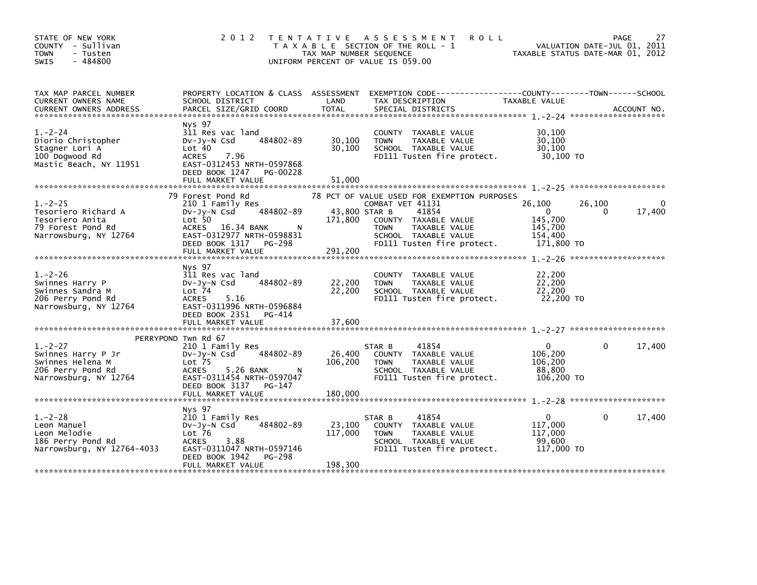STATE OF NEW YORK
COUNTY - Sullivan
TOWN - Tusten
SWIS - 484800

2012 TENTATIVE ASSESSMENT ROLL
TAXABLE SECTION OF THE ROLL - 1
TAX MAP NUMBER SEQUENCE
UNIFORM PERCENT OF VALUE IS 059.00

VALUATION DATE-JUL 01, 2011
TAXABLE STATUS DATE-MAR 01, 2012

```
TAX MAP PARCEL NUMBER          PROPERTY LOCATION & CLASS  ASSESSMENT  EXEMPTION CODE-----------------COUNTY--------TOWN------SCHOOL
CURRENT OWNERS NAME            SCHOOL DISTRICT               LAND      TAX DESCRIPTION               TAXABLE VALUE
CURRENT OWNERS ADDRESS         PARCEL SIZE/GRID COORD        TOTAL     SPECIAL DISTRICTS                                       ACCOUNT NO.
******************************************************************************************************* 1.-2-24 ********************
                               Nys 97
1.-2-24                        311 Res vac land                        COUNTY  TAXABLE VALUE          30,100
Diorio Christopher             Dv-Jy-N Csd     484802-89     30,100    TOWN    TAXABLE VALUE          30,100
Stagner Lori A                 Lot 40                        30,100    SCHOOL  TAXABLE VALUE          30,100
100 Dogwood Rd                 ACRES    7.96                           FD111 Tusten fire protect.      30,100 TO
Mastic Beach, NY 11951         EAST-0312453 NRTH-0597868
                               DEED BOOK 1247   PG-00228
                               FULL MARKET VALUE             51,000
******************************************************************************************************* 1.-2-25 ********************
                               79 Forest Pond Rd                       78 PCT OF VALUE USED FOR EXEMPTION PURPOSES
1.-2-25                        210 1 Family Res                        COMBAT VET 41131              26,100      26,100          0
Tesoriero Richard A            Dv-Jy-N Csd     484802-89     43,800 STAR B     41854                  0           0     17,400
Tesoriero Anita                Lot 50                       171,800    COUNTY  TAXABLE VALUE         145,700
79 Forest Pond Rd              ACRES   16.34 BANK      N               TOWN    TAXABLE VALUE         145,700
Narrowsburg, NY 12764          EAST-0312977 NRTH-0598831               SCHOOL  TAXABLE VALUE         154,400
                               DEED BOOK 1317   PG-298                 FD111 Tusten fire protect.     171,800 TO
                               FULL MARKET VALUE            291,200
******************************************************************************************************* 1.-2-26 ********************
                               Nys 97
1.-2-26                        311 Res vac land                        COUNTY  TAXABLE VALUE          22,200
Swinnes Harry P                Dv-Jy-N Csd     484802-89     22,200    TOWN    TAXABLE VALUE          22,200
Swinnes Sandra M               Lot 74                        22,200    SCHOOL  TAXABLE VALUE          22,200
206 Perry Pond Rd              ACRES    5.16                           FD111 Tusten fire protect.      22,200 TO
Narrowsburg, NY 12764          EAST-0311996 NRTH-0596884
                               DEED BOOK 2351   PG-414
                               FULL MARKET VALUE             37,600
******************************************************************************************************* 1.-2-27 ********************
                    PERRYPOND Twn Rd 67
1.-2-27                        210 1 Family Res                        STAR B     41854                   0           0     17,400
Swinnes Harry P Jr             Dv-Jy-N Csd     484802-89     26,400    COUNTY  TAXABLE VALUE         106,200
Swinnes Helena M               Lot 75                       106,200    TOWN    TAXABLE VALUE         106,200
206 Perry Pond Rd              ACRES    5.26 BANK      N               SCHOOL  TAXABLE VALUE          88,800
Narrowsburg, NY 12764          EAST-0311454 NRTH-0597047               FD111 Tusten fire protect.     106,200 TO
                               DEED BOOK 3137   PG-147
                               FULL MARKET VALUE            180,000
******************************************************************************************************* 1.-2-28 ********************
                               Nys 97
1.-2-28                        210 1 Family Res                        STAR B     41854                   0           0     17,400
Leon Manuel                    Dv-Jy-N Csd     484802-89     23,100    COUNTY  TAXABLE VALUE         117,000
Leon Melodie                   Lot 76                       117,000    TOWN    TAXABLE VALUE         117,000
186 Perry Pond Rd              ACRES    3.88                           SCHOOL  TAXABLE VALUE          99,600
Narrowsburg, NY 12764-4033     EAST-0311047 NRTH-0597146               FD111 Tusten fire protect.     117,000 TO
                               DEED BOOK 1942   PG-298
                               FULL MARKET VALUE            198,300
************************************************************************************************************************************
```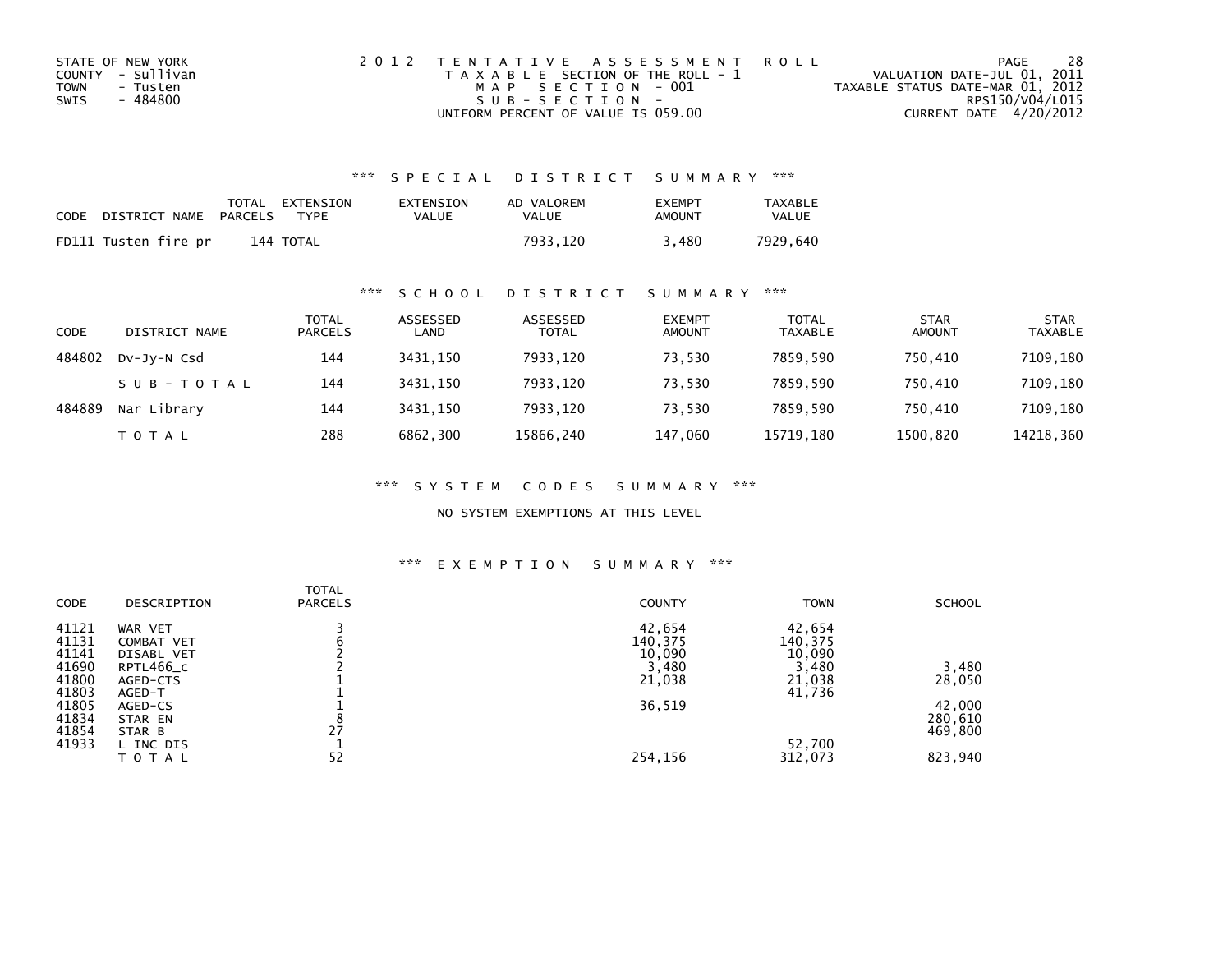STATE OF NEW YORK
COUNTY - Sullivan
TOWN - Tusten
SWIS - 484800

2012 TENTATIVE ASSESSMENT ROLL
TAXABLE SECTION OF THE ROLL - 1
MAP SECTION - 001
SUB-SECTION -
UNIFORM PERCENT OF VALUE IS 059.00

VALUATION DATE-JUL 01, 2011
TAXABLE STATUS DATE-MAR 01, 2012
RPS150/V04/L015
CURRENT DATE 4/20/2012

## *** SPECIAL DISTRICT SUMMARY ***

| CODE | DISTRICT NAME | TOTAL PARCELS | EXTENSION TYPE | EXTENSION VALUE | AD VALOREM VALUE | EXEMPT AMOUNT | TAXABLE VALUE |
|---|---|---|---|---|---|---|---|
| FD111 | Tusten fire pr | 144 | TOTAL | | 7933,120 | 3,480 | 7929,640 |

## *** SCHOOL DISTRICT SUMMARY ***

| CODE | DISTRICT NAME | TOTAL PARCELS | ASSESSED LAND | ASSESSED TOTAL | EXEMPT AMOUNT | TOTAL TAXABLE | STAR AMOUNT | STAR TAXABLE |
|---|---|---|---|---|---|---|---|---|
| 484802 | Dv-Jy-N Csd | 144 | 3431,150 | 7933,120 | 73,530 | 7859,590 | 750,410 | 7109,180 |
| | SUB-TOTAL | 144 | 3431,150 | 7933,120 | 73,530 | 7859,590 | 750,410 | 7109,180 |
| 484889 | Nar Library | 144 | 3431,150 | 7933,120 | 73,530 | 7859,590 | 750,410 | 7109,180 |
| | TOTAL | 288 | 6862,300 | 15866,240 | 147,060 | 15719,180 | 1500,820 | 14218,360 |

## *** SYSTEM CODES SUMMARY ***

NO SYSTEM EXEMPTIONS AT THIS LEVEL

## *** EXEMPTION SUMMARY ***

| CODE | DESCRIPTION | TOTAL PARCELS | COUNTY | TOWN | SCHOOL |
|---|---|---|---|---|---|
| 41121 | WAR VET | 3 | 42,654 | 42,654 | |
| 41131 | COMBAT VET | 6 | 140,375 | 140,375 | |
| 41141 | DISABL VET | 2 | 10,090 | 10,090 | |
| 41690 | RPTL466_c | 2 | 3,480 | 3,480 | 3,480 |
| 41800 | AGED-CTS | 1 | 21,038 | 21,038 | 28,050 |
| 41803 | AGED-T | 1 | | 41,736 | |
| 41805 | AGED-CS | 1 | 36,519 | | 42,000 |
| 41834 | STAR EN | 8 | | | 280,610 |
| 41854 | STAR B | 27 | | | 469,800 |
| 41933 | L INC DIS | 1 | | 52,700 | |
| | TOTAL | 52 | 254,156 | 312,073 | 823,940 |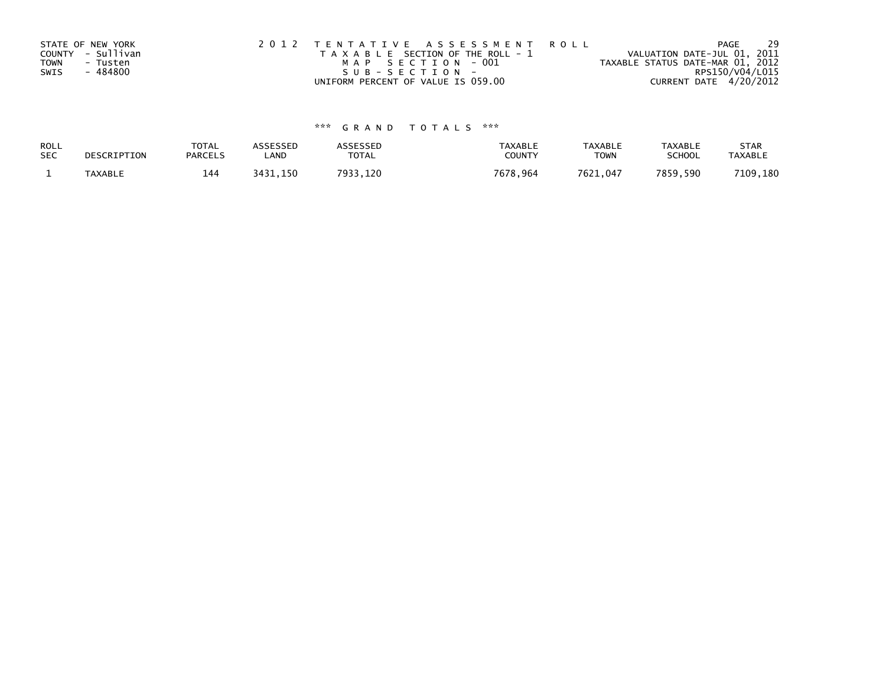STATE OF NEW YORK
COUNTY - Sullivan
TOWN - Tusten
SWIS - 484800

2 0 1 2 T E N T A T I V E A S S E S S M E N T R O L L
T A X A B L E SECTION OF THE ROLL - 1
M A P S E C T I O N - 001
S U B - S E C T I O N -
UNIFORM PERCENT OF VALUE IS 059.00

VALUATION DATE-JUL 01, 2011
TAXABLE STATUS DATE-MAR 01, 2012
RPS150/V04/L015
CURRENT DATE 4/20/2012

*** G R A N D T O T A L S ***

| ROLL SEC | DESCRIPTION | TOTAL PARCELS | ASSESSED LAND | ASSESSED TOTAL | TAXABLE COUNTY | TAXABLE TOWN | TAXABLE SCHOOL | STAR TAXABLE |
|---|---|---|---|---|---|---|---|---|
| 1 | TAXABLE | 144 | 3431,150 | 7933,120 | 7678,964 | 7621,047 | 7859,590 | 7109,180 |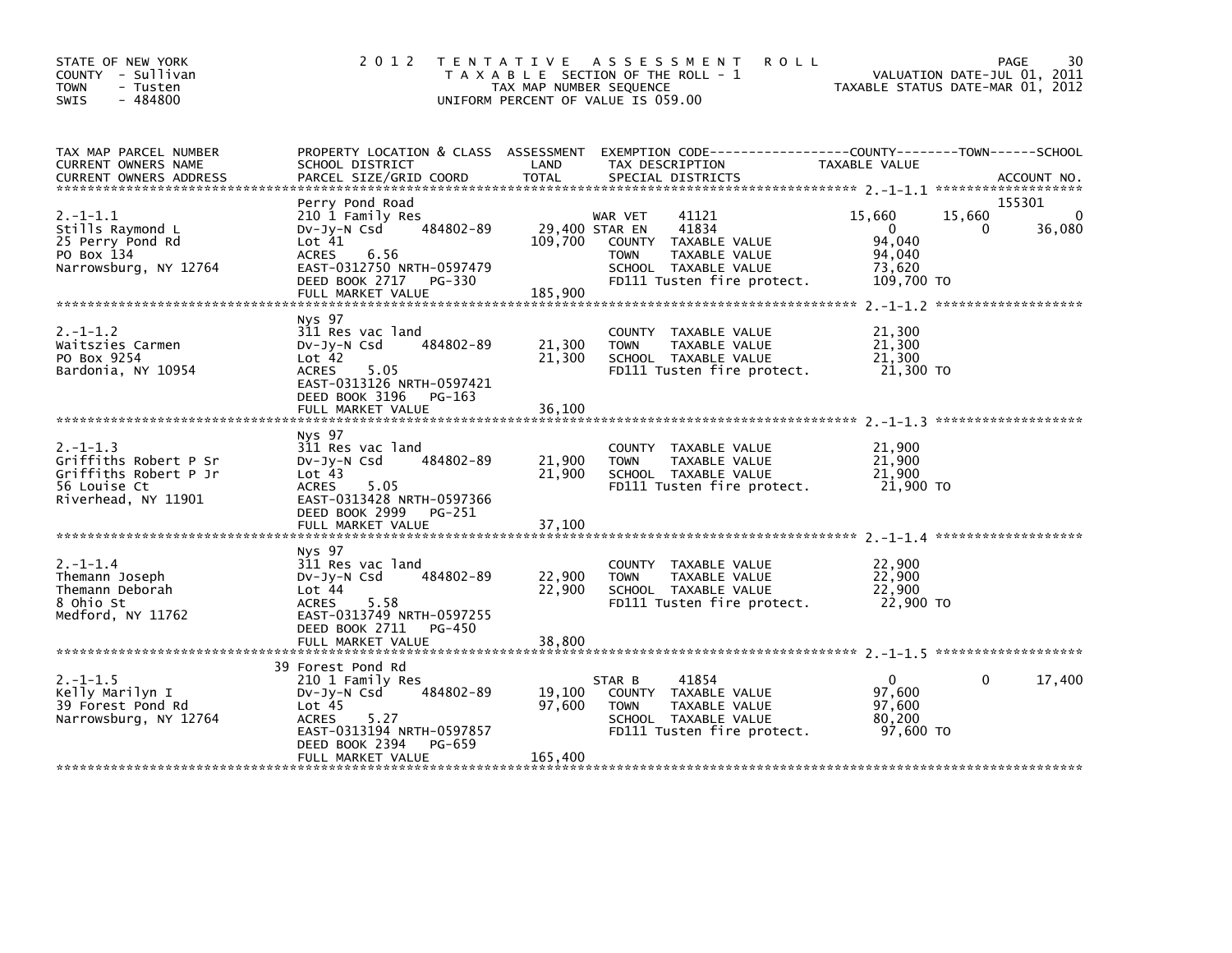STATE OF NEW YORK
COUNTY - Sullivan
TOWN - Tusten
SWIS - 484800

2 0 1 2 T E N T A T I V E A S S E S S M E N T R O L L
T A X A B L E SECTION OF THE ROLL - 1
TAX MAP NUMBER SEQUENCE
UNIFORM PERCENT OF VALUE IS 059.00

VALUATION DATE-JUL 01, 2011
TAXABLE STATUS DATE-MAR 01, 2012

| TAX MAP PARCEL NUMBER / CURRENT OWNERS NAME / CURRENT OWNERS ADDRESS | PROPERTY LOCATION & CLASS / SCHOOL DISTRICT / PARCEL SIZE/GRID COORD | ASSESSMENT LAND / TOTAL | EXEMPTION CODE / TAX DESCRIPTION / SPECIAL DISTRICTS | COUNTY TAXABLE VALUE | TOWN | SCHOOL / ACCOUNT NO. |
|---|---|---|---|---|---|---|
| **2.-1-1.1** | Perry Pond Road | | | | | 155301 |
| Stills Raymond L | 210 1 Family Res | | WAR VET 41121 | 15,660 | 15,660 | 0 |
| 25 Perry Pond Rd | Dv-Jy-N Csd 484802-89 | 29,400 | STAR EN 41834 | 0 | 0 | 36,080 |
| PO Box 134 | Lot 41 | 109,700 | COUNTY TAXABLE VALUE | 94,040 | | |
| Narrowsburg, NY 12764 | ACRES 6.56 | | TOWN TAXABLE VALUE | 94,040 | | |
| | EAST-0312750 NRTH-0597479 | | SCHOOL TAXABLE VALUE | 73,620 | | |
| | DEED BOOK 2717 PG-330 | | FD111 Tusten fire protect. | 109,700 TO | | |
| | FULL MARKET VALUE | 185,900 | | | | |
| **2.-1-1.2** | Nys 97 | | | | | |
| Waitszies Carmen | 311 Res vac land | | COUNTY TAXABLE VALUE | 21,300 | | |
| PO Box 9254 | Dv-Jy-N Csd 484802-89 | 21,300 | TOWN TAXABLE VALUE | 21,300 | | |
| Bardonia, NY 10954 | Lot 42 | 21,300 | SCHOOL TAXABLE VALUE | 21,300 | | |
| | ACRES 5.05 | | FD111 Tusten fire protect. | 21,300 TO | | |
| | EAST-0313126 NRTH-0597421 | | | | | |
| | DEED BOOK 3196 PG-163 | | | | | |
| | FULL MARKET VALUE | 36,100 | | | | |
| **2.-1-1.3** | Nys 97 | | | | | |
| Griffiths Robert P Sr | 311 Res vac land | | COUNTY TAXABLE VALUE | 21,900 | | |
| Griffiths Robert P Jr | Dv-Jy-N Csd 484802-89 | 21,900 | TOWN TAXABLE VALUE | 21,900 | | |
| 56 Louise Ct | Lot 43 | 21,900 | SCHOOL TAXABLE VALUE | 21,900 | | |
| Riverhead, NY 11901 | ACRES 5.05 | | FD111 Tusten fire protect. | 21,900 TO | | |
| | EAST-0313428 NRTH-0597366 | | | | | |
| | DEED BOOK 2999 PG-251 | | | | | |
| | FULL MARKET VALUE | 37,100 | | | | |
| **2.-1-1.4** | Nys 97 | | | | | |
| Themann Joseph | 311 Res vac land | | COUNTY TAXABLE VALUE | 22,900 | | |
| Themann Deborah | Dv-Jy-N Csd 484802-89 | 22,900 | TOWN TAXABLE VALUE | 22,900 | | |
| 8 Ohio St | Lot 44 | 22,900 | SCHOOL TAXABLE VALUE | 22,900 | | |
| Medford, NY 11762 | ACRES 5.58 | | FD111 Tusten fire protect. | 22,900 TO | | |
| | EAST-0313749 NRTH-0597255 | | | | | |
| | DEED BOOK 2711 PG-450 | | | | | |
| | FULL MARKET VALUE | 38,800 | | | | |
| **2.-1-1.5** | 39 Forest Pond Rd | | | | | |
| Kelly Marilyn I | 210 1 Family Res | | STAR B 41854 | 0 | 0 | 17,400 |
| 39 Forest Pond Rd | Dv-Jy-N Csd 484802-89 | 19,100 | COUNTY TAXABLE VALUE | 97,600 | | |
| Narrowsburg, NY 12764 | Lot 45 | 97,600 | TOWN TAXABLE VALUE | 97,600 | | |
| | ACRES 5.27 | | SCHOOL TAXABLE VALUE | 80,200 | | |
| | EAST-0313194 NRTH-0597857 | | FD111 Tusten fire protect. | 97,600 TO | | |
| | DEED BOOK 2394 PG-659 | | | | | |
| | FULL MARKET VALUE | 165,400 | | | | |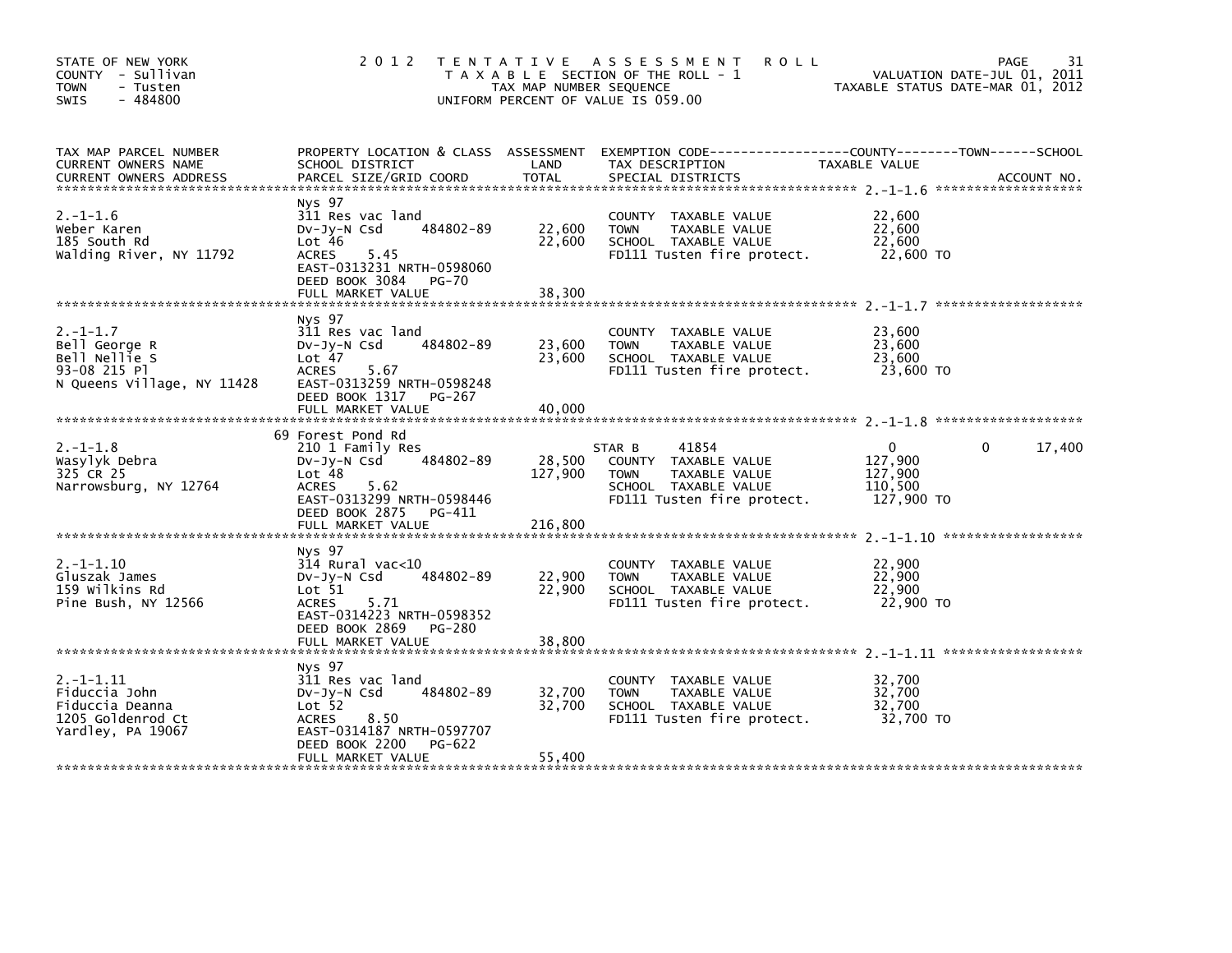STATE OF NEW YORK
COUNTY - Sullivan
TOWN - Tusten
SWIS - 484800

# 2012 TENTATIVE ASSESSMENT ROLL

TAXABLE SECTION OF THE ROLL - 1
TAX MAP NUMBER SEQUENCE
UNIFORM PERCENT OF VALUE IS 059.00

VALUATION DATE-JUL 01, 2011
TAXABLE STATUS DATE-MAR 01, 2012

| TAX MAP PARCEL NUMBER / CURRENT OWNERS NAME / CURRENT OWNERS ADDRESS | PROPERTY LOCATION & CLASS / SCHOOL DISTRICT / PARCEL SIZE/GRID COORD | ASSESSMENT LAND | TOTAL | EXEMPTION CODE / TAX DESCRIPTION / SPECIAL DISTRICTS | COUNTY TAXABLE VALUE | TOWN | SCHOOL / ACCOUNT NO. |
|---|---|---|---|---|---|---|---|
| **2.-1-1.6** | Nys 97 | | | | | | |
| 2.-1-1.6 | 311 Res vac land | | | COUNTY TAXABLE VALUE | 22,600 | | |
| Weber Karen | Dv-Jy-N Csd 484802-89 | 22,600 | | TOWN TAXABLE VALUE | 22,600 | | |
| 185 South Rd | Lot 46 | | 22,600 | SCHOOL TAXABLE VALUE | 22,600 | | |
| Walding River, NY 11792 | ACRES 5.45 | | | FD111 Tusten fire protect. | 22,600 TO | | |
| | EAST-0313231 NRTH-0598060 | | | | | | |
| | DEED BOOK 3084 PG-70 | | | | | | |
| | FULL MARKET VALUE | | 38,300 | | | | |
| **2.-1-1.7** | Nys 97 | | | | | | |
| 2.-1-1.7 | 311 Res vac land | | | COUNTY TAXABLE VALUE | 23,600 | | |
| Bell George R | Dv-Jy-N Csd 484802-89 | 23,600 | | TOWN TAXABLE VALUE | 23,600 | | |
| Bell Nellie S | Lot 47 | | 23,600 | SCHOOL TAXABLE VALUE | 23,600 | | |
| 93-08 215 Pl | ACRES 5.67 | | | FD111 Tusten fire protect. | 23,600 TO | | |
| N Queens Village, NY 11428 | EAST-0313259 NRTH-0598248 | | | | | | |
| | DEED BOOK 1317 PG-267 | | | | | | |
| | FULL MARKET VALUE | | 40,000 | | | | |
| **2.-1-1.8** | 69 Forest Pond Rd | | | | | | |
| 2.-1-1.8 | 210 1 Family Res | | | STAR B 41854 | 0 | 0 | 17,400 |
| Wasylyk Debra | Dv-Jy-N Csd 484802-89 | 28,500 | | COUNTY TAXABLE VALUE | 127,900 | | |
| 325 CR 25 | Lot 48 | | 127,900 | TOWN TAXABLE VALUE | 127,900 | | |
| Narrowsburg, NY 12764 | ACRES 5.62 | | | SCHOOL TAXABLE VALUE | 110,500 | | |
| | EAST-0313299 NRTH-0598446 | | | FD111 Tusten fire protect. | 127,900 TO | | |
| | DEED BOOK 2875 PG-411 | | | | | | |
| | FULL MARKET VALUE | | 216,800 | | | | |
| **2.-1-1.10** | Nys 97 | | | | | | |
| 2.-1-1.10 | 314 Rural vac<10 | | | COUNTY TAXABLE VALUE | 22,900 | | |
| Gluszak James | Dv-Jy-N Csd 484802-89 | 22,900 | | TOWN TAXABLE VALUE | 22,900 | | |
| 159 Wilkins Rd | Lot 51 | | 22,900 | SCHOOL TAXABLE VALUE | 22,900 | | |
| Pine Bush, NY 12566 | ACRES 5.71 | | | FD111 Tusten fire protect. | 22,900 TO | | |
| | EAST-0314223 NRTH-0598352 | | | | | | |
| | DEED BOOK 2869 PG-280 | | | | | | |
| | FULL MARKET VALUE | | 38,800 | | | | |
| **2.-1-1.11** | Nys 97 | | | | | | |
| 2.-1-1.11 | 311 Res vac land | | | COUNTY TAXABLE VALUE | 32,700 | | |
| Fiduccia John | Dv-Jy-N Csd 484802-89 | 32,700 | | TOWN TAXABLE VALUE | 32,700 | | |
| Fiduccia Deanna | Lot 52 | | 32,700 | SCHOOL TAXABLE VALUE | 32,700 | | |
| 1205 Goldenrod Ct | ACRES 8.50 | | | FD111 Tusten fire protect. | 32,700 TO | | |
| Yardley, PA 19067 | EAST-0314187 NRTH-0597707 | | | | | | |
| | DEED BOOK 2200 PG-622 | | | | | | |
| | FULL MARKET VALUE | | 55,400 | | | | |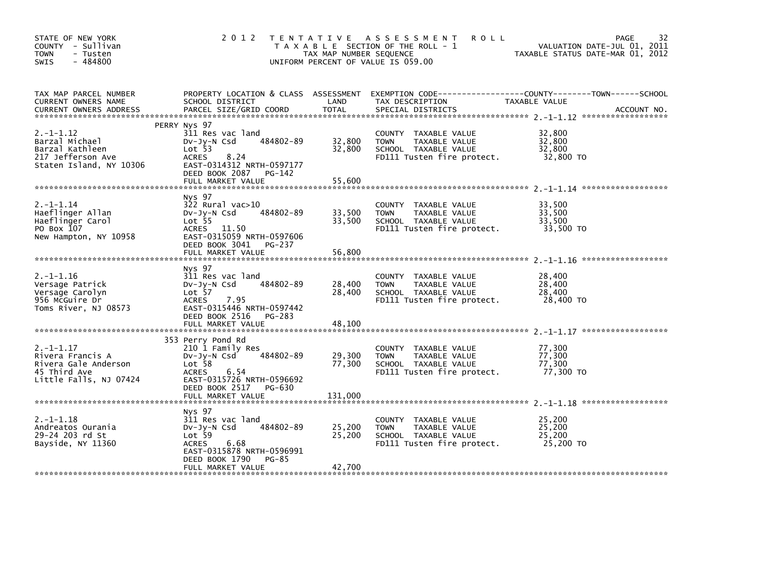STATE OF NEW YORK
COUNTY - Sullivan
TOWN - Tusten
SWIS - 484800

2012 TENTATIVE ASSESSMENT ROLL
TAXABLE SECTION OF THE ROLL - 1
TAX MAP NUMBER SEQUENCE
UNIFORM PERCENT OF VALUE IS 059.00

VALUATION DATE-JUL 01, 2011
TAXABLE STATUS DATE-MAR 01, 2012

| TAX MAP PARCEL NUMBER / CURRENT OWNERS NAME / CURRENT OWNERS ADDRESS | PROPERTY LOCATION & CLASS / SCHOOL DISTRICT / PARCEL SIZE/GRID COORD | ASSESSMENT LAND | ASSESSMENT TOTAL | EXEMPTION CODE / TAX DESCRIPTION / SPECIAL DISTRICTS | TAXABLE VALUE (COUNTY / TOWN / SCHOOL) | ACCOUNT NO. |
|---|---|---|---|---|---|---|
| **2.-1-1.12** | PERRY Nys 97 | | | | | |
| 2.-1-1.12 | 311 Res vac land | | | COUNTY TAXABLE VALUE | 32,800 | |
| Barzal Michael | Dv-Jy-N Csd 484802-89 | 32,800 | | TOWN TAXABLE VALUE | 32,800 | |
| Barzal Kathleen | Lot 53 | | 32,800 | SCHOOL TAXABLE VALUE | 32,800 | |
| 217 Jefferson Ave | ACRES 8.24 | | | FD111 Tusten fire protect. | 32,800 TO | |
| Staten Island, NY 10306 | EAST-0314312 NRTH-0597177 | | | | | |
| | DEED BOOK 2087 PG-142 | | | | | |
| | FULL MARKET VALUE | | 55,600 | | | |
| **2.-1-1.14** | Nys 97 | | | | | |
| 2.-1-1.14 | 322 Rural vac>10 | | | COUNTY TAXABLE VALUE | 33,500 | |
| Haeflinger Allan | Dv-Jy-N Csd 484802-89 | 33,500 | | TOWN TAXABLE VALUE | 33,500 | |
| Haeflinger Carol | Lot 55 | | 33,500 | SCHOOL TAXABLE VALUE | 33,500 | |
| PO Box 107 | ACRES 11.50 | | | FD111 Tusten fire protect. | 33,500 TO | |
| New Hampton, NY 10958 | EAST-0315059 NRTH-0597606 | | | | | |
| | DEED BOOK 3041 PG-237 | | | | | |
| | FULL MARKET VALUE | | 56,800 | | | |
| **2.-1-1.16** | Nys 97 | | | | | |
| 2.-1-1.16 | 311 Res vac land | | | COUNTY TAXABLE VALUE | 28,400 | |
| Versage Patrick | Dv-Jy-N Csd 484802-89 | 28,400 | | TOWN TAXABLE VALUE | 28,400 | |
| Versage Carolyn | Lot 57 | | 28,400 | SCHOOL TAXABLE VALUE | 28,400 | |
| 956 McGuire Dr | ACRES 7.95 | | | FD111 Tusten fire protect. | 28,400 TO | |
| Toms River, NJ 08573 | EAST-0315446 NRTH-0597442 | | | | | |
| | DEED BOOK 2516 PG-283 | | | | | |
| | FULL MARKET VALUE | | 48,100 | | | |
| **2.-1-1.17** | 353 Perry Pond Rd | | | | | |
| 2.-1-1.17 | 210 1 Family Res | | | COUNTY TAXABLE VALUE | 77,300 | |
| Rivera Francis A | Dv-Jy-N Csd 484802-89 | 29,300 | | TOWN TAXABLE VALUE | 77,300 | |
| Rivera Gale Anderson | Lot 58 | | 77,300 | SCHOOL TAXABLE VALUE | 77,300 | |
| 45 Third Ave | ACRES 6.54 | | | FD111 Tusten fire protect. | 77,300 TO | |
| Little Falls, NJ 07424 | EAST-0315726 NRTH-0596692 | | | | | |
| | DEED BOOK 2517 PG-630 | | | | | |
| | FULL MARKET VALUE | | 131,000 | | | |
| **2.-1-1.18** | Nys 97 | | | | | |
| 2.-1-1.18 | 311 Res vac land | | | COUNTY TAXABLE VALUE | 25,200 | |
| Andreatos Ourania | Dv-Jy-N Csd 484802-89 | 25,200 | | TOWN TAXABLE VALUE | 25,200 | |
| 29-24 203 rd St | Lot 59 | | 25,200 | SCHOOL TAXABLE VALUE | 25,200 | |
| Bayside, NY 11360 | ACRES 6.68 | | | FD111 Tusten fire protect. | 25,200 TO | |
| | EAST-0315878 NRTH-0596991 | | | | | |
| | DEED BOOK 1790 PG-85 | | | | | |
| | FULL MARKET VALUE | | 42,700 | | | |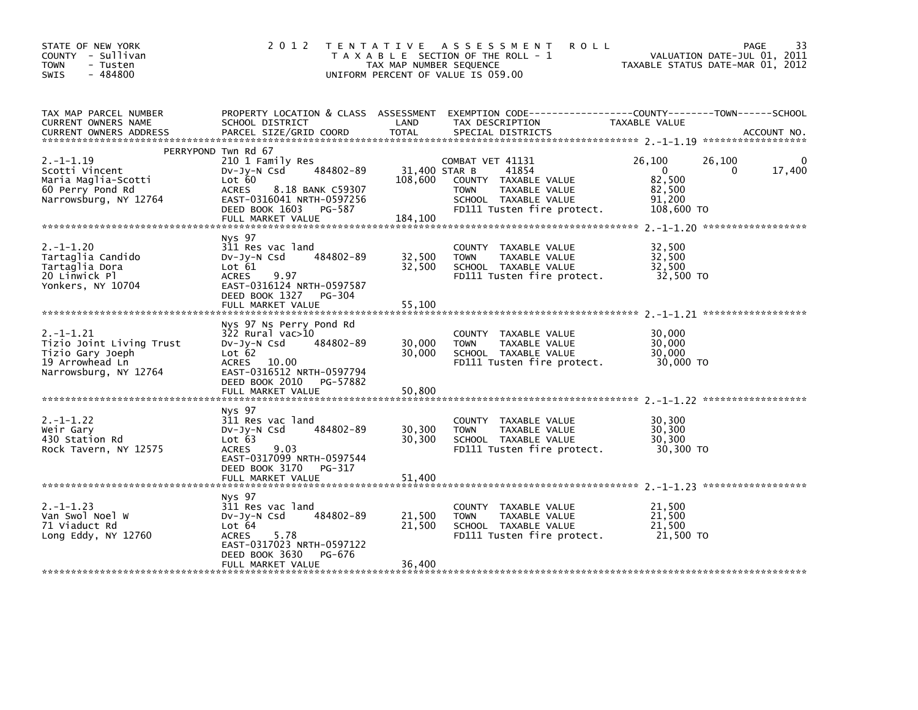STATE OF NEW YORK
COUNTY - Sullivan
TOWN - Tusten
SWIS - 484800

2012 TENTATIVE ASSESSMENT ROLL
TAXABLE SECTION OF THE ROLL - 1
TAX MAP NUMBER SEQUENCE
UNIFORM PERCENT OF VALUE IS 059.00

VALUATION DATE-JUL 01, 2011
TAXABLE STATUS DATE-MAR 01, 2012

| TAX MAP PARCEL NUMBER / CURRENT OWNERS NAME / CURRENT OWNERS ADDRESS | PROPERTY LOCATION & CLASS / SCHOOL DISTRICT / PARCEL SIZE/GRID COORD | ASSESSMENT LAND / TOTAL | EXEMPTION CODE / TAX DESCRIPTION / SPECIAL DISTRICTS | COUNTY TAXABLE VALUE | TOWN | SCHOOL |
|---|---|---|---|---|---|---|
| **2.-1-1.19** | PERRYPOND Twn Rd 67 | | | | | |
| 2.-1-1.19 | 210 1 Family Res | | COMBAT VET 41131 | 26,100 | 26,100 | 0 |
| Scotti Vincent | Dv-Jy-N Csd 484802-89 | 31,400 | STAR B 41854 | 0 | 0 | 17,400 |
| Maria Maglia-Scotti | Lot 60 | 108,600 | COUNTY TAXABLE VALUE | 82,500 | | |
| 60 Perry Pond Rd | ACRES 8.18 BANK C59307 | | TOWN TAXABLE VALUE | 82,500 | | |
| Narrowsburg, NY 12764 | EAST-0316041 NRTH-0597256 | | SCHOOL TAXABLE VALUE | 91,200 | | |
| | DEED BOOK 1603 PG-587 | | FD111 Tusten fire protect. | 108,600 TO | | |
| | FULL MARKET VALUE | 184,100 | | | | |
| **2.-1-1.20** | Nys 97 | | | | | |
| 2.-1-1.20 | 311 Res vac land | | COUNTY TAXABLE VALUE | 32,500 | | |
| Tartaglia Candido | Dv-Jy-N Csd 484802-89 | 32,500 | TOWN TAXABLE VALUE | 32,500 | | |
| Tartaglia Dora | Lot 61 | 32,500 | SCHOOL TAXABLE VALUE | 32,500 | | |
| 20 Linwick Pl | ACRES 9.97 | | FD111 Tusten fire protect. | 32,500 TO | | |
| Yonkers, NY 10704 | EAST-0316124 NRTH-0597587 | | | | | |
| | DEED BOOK 1327 PG-304 | | | | | |
| | FULL MARKET VALUE | 55,100 | | | | |
| **2.-1-1.21** | Nys 97 Ns Perry Pond Rd | | | | | |
| 2.-1-1.21 | 322 Rural vac>10 | | COUNTY TAXABLE VALUE | 30,000 | | |
| Tizio Joint Living Trust | Dv-Jy-N Csd 484802-89 | 30,000 | TOWN TAXABLE VALUE | 30,000 | | |
| Tizio Gary Joeph | Lot 62 | 30,000 | SCHOOL TAXABLE VALUE | 30,000 | | |
| 19 Arrowhead Ln | ACRES 10.00 | | FD111 Tusten fire protect. | 30,000 TO | | |
| Narrowsburg, NY 12764 | EAST-0316512 NRTH-0597794 | | | | | |
| | DEED BOOK 2010 PG-57882 | | | | | |
| | FULL MARKET VALUE | 50,800 | | | | |
| **2.-1-1.22** | Nys 97 | | | | | |
| 2.-1-1.22 | 311 Res vac land | | COUNTY TAXABLE VALUE | 30,300 | | |
| Weir Gary | Dv-Jy-N Csd 484802-89 | 30,300 | TOWN TAXABLE VALUE | 30,300 | | |
| 430 Station Rd | Lot 63 | 30,300 | SCHOOL TAXABLE VALUE | 30,300 | | |
| Rock Tavern, NY 12575 | ACRES 9.03 | | FD111 Tusten fire protect. | 30,300 TO | | |
| | EAST-0317099 NRTH-0597544 | | | | | |
| | DEED BOOK 3170 PG-317 | | | | | |
| | FULL MARKET VALUE | 51,400 | | | | |
| **2.-1-1.23** | Nys 97 | | | | | |
| 2.-1-1.23 | 311 Res vac land | | COUNTY TAXABLE VALUE | 21,500 | | |
| Van Swol Noel W | Dv-Jy-N Csd 484802-89 | 21,500 | TOWN TAXABLE VALUE | 21,500 | | |
| 71 Viaduct Rd | Lot 64 | 21,500 | SCHOOL TAXABLE VALUE | 21,500 | | |
| Long Eddy, NY 12760 | ACRES 5.78 | | FD111 Tusten fire protect. | 21,500 TO | | |
| | EAST-0317023 NRTH-0597122 | | | | | |
| | DEED BOOK 3630 PG-676 | | | | | |
| | FULL MARKET VALUE | 36,400 | | | | |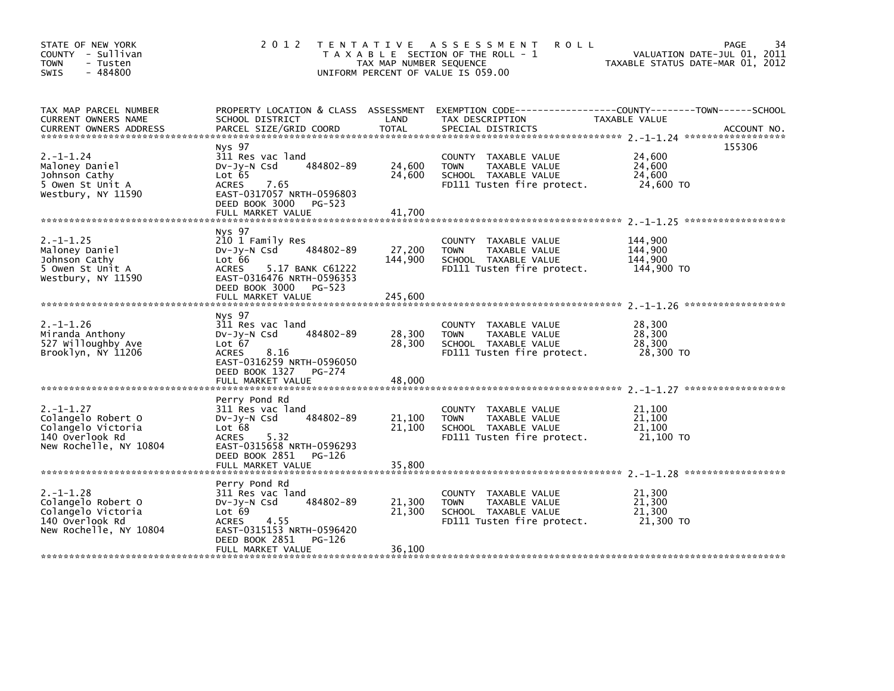STATE OF NEW YORK
COUNTY - Sullivan
TOWN - Tusten
SWIS - 484800

# 2012 TENTATIVE ASSESSMENT ROLL

TAXABLE SECTION OF THE ROLL - 1
TAX MAP NUMBER SEQUENCE
UNIFORM PERCENT OF VALUE IS 059.00

VALUATION DATE-JUL 01, 2011
TAXABLE STATUS DATE-MAR 01, 2012

| TAX MAP PARCEL NUMBER / CURRENT OWNERS NAME / CURRENT OWNERS ADDRESS | PROPERTY LOCATION & CLASS / SCHOOL DISTRICT / PARCEL SIZE/GRID COORD | ASSESSMENT LAND | TOTAL | EXEMPTION CODE / TAX DESCRIPTION / SPECIAL DISTRICTS | TAXABLE VALUE (COUNTY / TOWN / SCHOOL) | ACCOUNT NO. |
|---|---|---|---|---|---|---|
| 2.-1-1.24 | Nys 97 | | | | | 155306 |
| Maloney Daniel | 311 Res vac land | | | COUNTY TAXABLE VALUE | 24,600 | |
| Johnson Cathy | Dv-Jy-N Csd 484802-89 | 24,600 | | TOWN TAXABLE VALUE | 24,600 | |
| 5 Owen St Unit A | Lot 65 | | 24,600 | SCHOOL TAXABLE VALUE | 24,600 | |
| Westbury, NY 11590 | ACRES 7.65 | | | FD111 Tusten fire protect. | 24,600 TO | |
| | EAST-0317057 NRTH-0596803 | | | | | |
| | DEED BOOK 3000 PG-523 | | | | | |
| | FULL MARKET VALUE | | 41,700 | | | |
| 2.-1-1.25 | Nys 97 | | | | | |
| Maloney Daniel | 210 1 Family Res | | | COUNTY TAXABLE VALUE | 144,900 | |
| Johnson Cathy | Dv-Jy-N Csd 484802-89 | 27,200 | | TOWN TAXABLE VALUE | 144,900 | |
| 5 Owen St Unit A | Lot 66 | | 144,900 | SCHOOL TAXABLE VALUE | 144,900 | |
| Westbury, NY 11590 | ACRES 5.17 BANK C61222 | | | FD111 Tusten fire protect. | 144,900 TO | |
| | EAST-0316476 NRTH-0596353 | | | | | |
| | DEED BOOK 3000 PG-523 | | | | | |
| | FULL MARKET VALUE | | 245,600 | | | |
| 2.-1-1.26 | Nys 97 | | | | | |
| Miranda Anthony | 311 Res vac land | | | COUNTY TAXABLE VALUE | 28,300 | |
| 527 Willoughby Ave | Dv-Jy-N Csd 484802-89 | 28,300 | | TOWN TAXABLE VALUE | 28,300 | |
| Brooklyn, NY 11206 | Lot 67 | | 28,300 | SCHOOL TAXABLE VALUE | 28,300 | |
| | ACRES 8.16 | | | FD111 Tusten fire protect. | 28,300 TO | |
| | EAST-0316259 NRTH-0596050 | | | | | |
| | DEED BOOK 1327 PG-274 | | | | | |
| | FULL MARKET VALUE | | 48,000 | | | |
| 2.-1-1.27 | Perry Pond Rd | | | | | |
| Colangelo Robert O | 311 Res vac land | | | COUNTY TAXABLE VALUE | 21,100 | |
| Colangelo Victoria | Dv-Jy-N Csd 484802-89 | 21,100 | | TOWN TAXABLE VALUE | 21,100 | |
| 140 Overlook Rd | Lot 68 | | 21,100 | SCHOOL TAXABLE VALUE | 21,100 | |
| New Rochelle, NY 10804 | ACRES 5.32 | | | FD111 Tusten fire protect. | 21,100 TO | |
| | EAST-0315658 NRTH-0596293 | | | | | |
| | DEED BOOK 2851 PG-126 | | | | | |
| | FULL MARKET VALUE | | 35,800 | | | |
| 2.-1-1.28 | Perry Pond Rd | | | | | |
| Colangelo Robert O | 311 Res vac land | | | COUNTY TAXABLE VALUE | 21,300 | |
| Colangelo Victoria | Dv-Jy-N Csd 484802-89 | 21,300 | | TOWN TAXABLE VALUE | 21,300 | |
| 140 Overlook Rd | Lot 69 | | 21,300 | SCHOOL TAXABLE VALUE | 21,300 | |
| New Rochelle, NY 10804 | ACRES 4.55 | | | FD111 Tusten fire protect. | 21,300 TO | |
| | EAST-0315153 NRTH-0596420 | | | | | |
| | DEED BOOK 2851 PG-126 | | | | | |
| | FULL MARKET VALUE | | 36,100 | | | |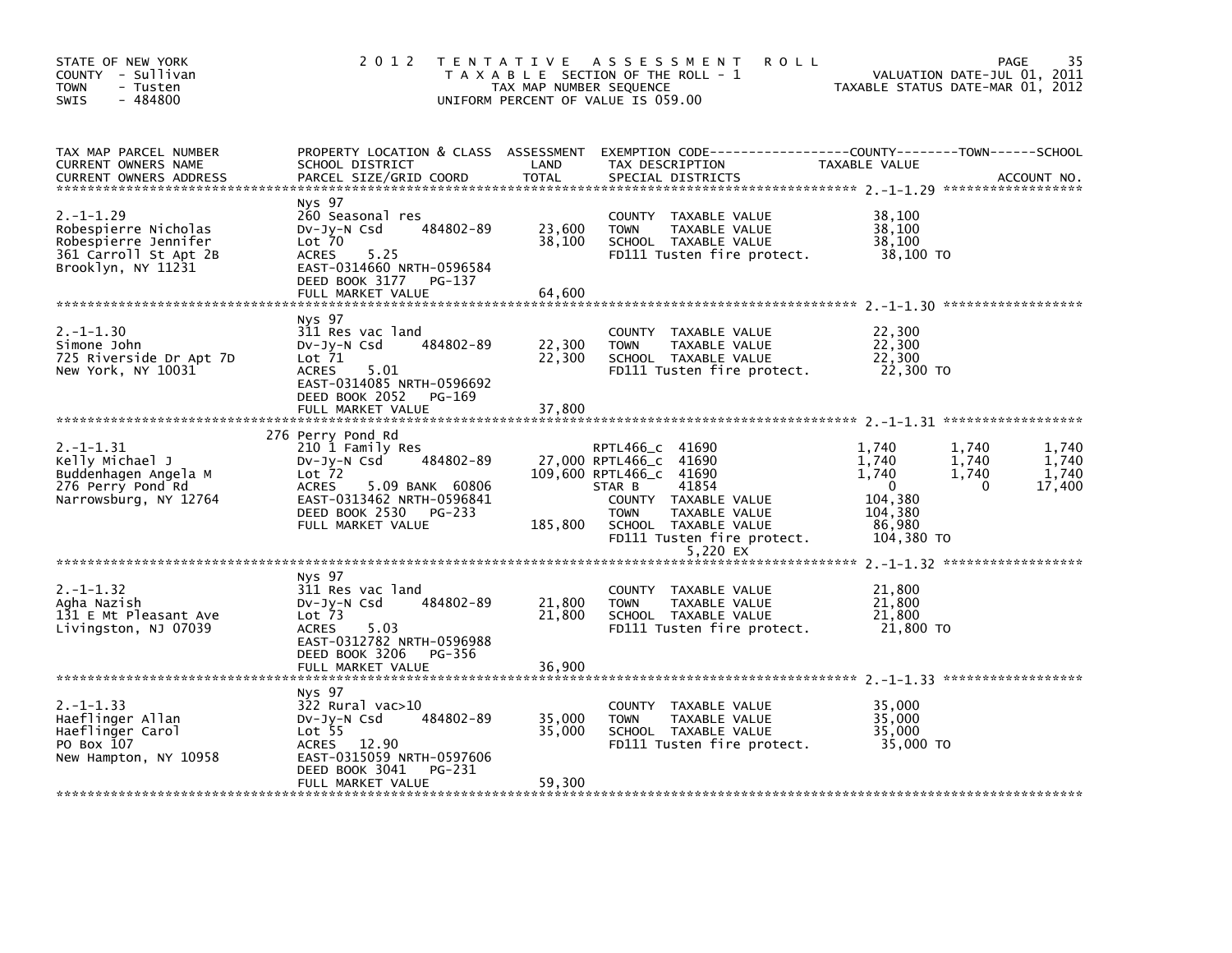STATE OF NEW YORK
COUNTY - Sullivan
TOWN - Tusten
SWIS - 484800

# 2012 TENTATIVE ASSESSMENT ROLL

TAXABLE SECTION OF THE ROLL - 1
TAX MAP NUMBER SEQUENCE
UNIFORM PERCENT OF VALUE IS 059.00

VALUATION DATE-JUL 01, 2011
TAXABLE STATUS DATE-MAR 01, 2012

| TAX MAP PARCEL NUMBER / CURRENT OWNERS NAME / CURRENT OWNERS ADDRESS | PROPERTY LOCATION & CLASS / SCHOOL DISTRICT / PARCEL SIZE/GRID COORD | ASSESSMENT LAND | TOTAL | EXEMPTION CODE / TAX DESCRIPTION / SPECIAL DISTRICTS | COUNTY TAXABLE VALUE | TOWN | SCHOOL | ACCOUNT NO. |
|---|---|---|---|---|---|---|---|---|
| **2.-1-1.29** | Nys 97 | | | | | | | |
| Robespierre Nicholas | 260 Seasonal res | | | COUNTY TAXABLE VALUE | 38,100 | | | |
| Robespierre Jennifer | Dv-Jy-N Csd 484802-89 | 23,600 | | TOWN TAXABLE VALUE | 38,100 | | | |
| 361 Carroll St Apt 2B | Lot 70 | | 38,100 | SCHOOL TAXABLE VALUE | 38,100 | | | |
| Brooklyn, NY 11231 | ACRES 5.25 | | | FD111 Tusten fire protect. | 38,100 TO | | | |
| | EAST-0314660 NRTH-0596584 | | | | | | | |
| | DEED BOOK 3177 PG-137 | | | | | | | |
| | FULL MARKET VALUE | | 64,600 | | | | | |
| **2.-1-1.30** | Nys 97 | | | | | | | |
| Simone John | 311 Res vac land | | | COUNTY TAXABLE VALUE | 22,300 | | | |
| 725 Riverside Dr Apt 7D | Dv-Jy-N Csd 484802-89 | 22,300 | | TOWN TAXABLE VALUE | 22,300 | | | |
| New York, NY 10031 | Lot 71 | | 22,300 | SCHOOL TAXABLE VALUE | 22,300 | | | |
| | ACRES 5.01 | | | FD111 Tusten fire protect. | 22,300 TO | | | |
| | EAST-0314085 NRTH-0596692 | | | | | | | |
| | DEED BOOK 2052 PG-169 | | | | | | | |
| | FULL MARKET VALUE | | 37,800 | | | | | |
| **2.-1-1.31** | 276 Perry Pond Rd | | | | | | | |
| Kelly Michael J | 210 1 Family Res | | | RPTL466_c 41690 | 1,740 | 1,740 | 1,740 | |
| Buddenhagen Angela M | Dv-Jy-N Csd 484802-89 | 27,000 | | RPTL466_c 41690 | 1,740 | 1,740 | 1,740 | |
| 276 Perry Pond Rd | Lot 72 | | 109,600 | RPTL466_c 41690 | 1,740 | 1,740 | 1,740 | |
| Narrowsburg, NY 12764 | ACRES 5.09 BANK 60806 | | | STAR B 41854 | 0 | 0 | 17,400 | |
| | EAST-0313462 NRTH-0596841 | | | COUNTY TAXABLE VALUE | 104,380 | | | |
| | DEED BOOK 2530 PG-233 | | | TOWN TAXABLE VALUE | 104,380 | | | |
| | FULL MARKET VALUE | | 185,800 | SCHOOL TAXABLE VALUE | 86,980 | | | |
| | | | | FD111 Tusten fire protect. | 104,380 TO | | | |
| | | | | 5,220 EX | | | | |
| **2.-1-1.32** | Nys 97 | | | | | | | |
| Agha Nazish | 311 Res vac land | | | COUNTY TAXABLE VALUE | 21,800 | | | |
| 131 E Mt Pleasant Ave | Dv-Jy-N Csd 484802-89 | 21,800 | | TOWN TAXABLE VALUE | 21,800 | | | |
| Livingston, NJ 07039 | Lot 73 | | 21,800 | SCHOOL TAXABLE VALUE | 21,800 | | | |
| | ACRES 5.03 | | | FD111 Tusten fire protect. | 21,800 TO | | | |
| | EAST-0312782 NRTH-0596988 | | | | | | | |
| | DEED BOOK 3206 PG-356 | | | | | | | |
| | FULL MARKET VALUE | | 36,900 | | | | | |
| **2.-1-1.33** | Nys 97 | | | | | | | |
| Haeflinger Allan | 322 Rural vac>10 | | | COUNTY TAXABLE VALUE | 35,000 | | | |
| Haeflinger Carol | Dv-Jy-N Csd 484802-89 | 35,000 | | TOWN TAXABLE VALUE | 35,000 | | | |
| PO Box 107 | Lot 55 | | 35,000 | SCHOOL TAXABLE VALUE | 35,000 | | | |
| New Hampton, NY 10958 | ACRES 12.90 | | | FD111 Tusten fire protect. | 35,000 TO | | | |
| | EAST-0315059 NRTH-0597606 | | | | | | | |
| | DEED BOOK 3041 PG-231 | | | | | | | |
| | FULL MARKET VALUE | | 59,300 | | | | | |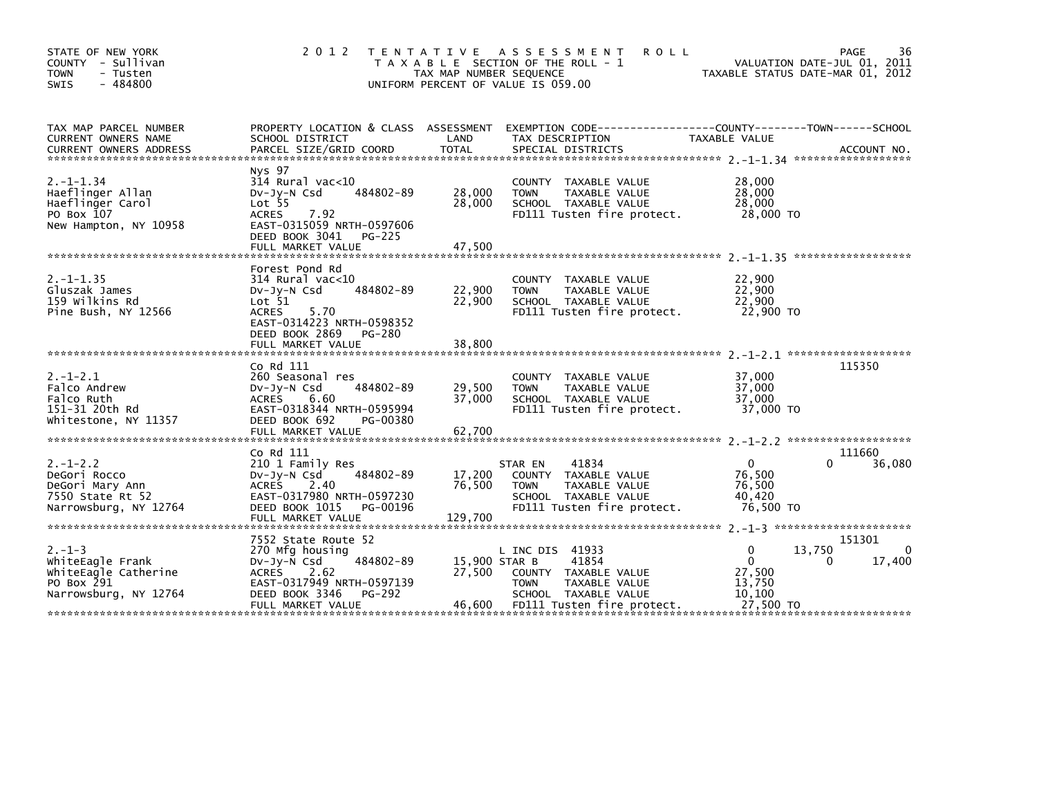STATE OF NEW YORK
COUNTY - Sullivan
TOWN - Tusten
SWIS - 484800

# 2012 TENTATIVE ASSESSMENT ROLL

TAXABLE SECTION OF THE ROLL - 1
TAX MAP NUMBER SEQUENCE
UNIFORM PERCENT OF VALUE IS 059.00

VALUATION DATE-JUL 01, 2011
TAXABLE STATUS DATE-MAR 01, 2012

| TAX MAP PARCEL NUMBER / CURRENT OWNERS NAME / CURRENT OWNERS ADDRESS | PROPERTY LOCATION & CLASS / SCHOOL DISTRICT / PARCEL SIZE/GRID COORD | ASSESSMENT LAND | TOTAL | EXEMPTION CODE / TAX DESCRIPTION / SPECIAL DISTRICTS | COUNTY TAXABLE VALUE | TOWN | SCHOOL | ACCOUNT NO. |
|---|---|---|---|---|---|---|---|---|
| 2.-1-1.34 | Nys 97 | | | | | | | |
| Haeflinger Allan | 314 Rural vac<10 | | | COUNTY TAXABLE VALUE | 28,000 | | | |
| Haeflinger Carol | Dv-Jy-N Csd 484802-89 | 28,000 | | TOWN TAXABLE VALUE | 28,000 | | | |
| PO Box 107 | Lot 55 | | 28,000 | SCHOOL TAXABLE VALUE | 28,000 | | | |
| New Hampton, NY 10958 | ACRES 7.92 | | | FD111 Tusten fire protect. | 28,000 TO | | | |
| | EAST-0315059 NRTH-0597606 | | | | | | | |
| | DEED BOOK 3041 PG-225 | | | | | | | |
| | FULL MARKET VALUE | | 47,500 | | | | | |
| 2.-1-1.35 | Forest Pond Rd | | | | | | | |
| Gluszak James | 314 Rural vac<10 | | | COUNTY TAXABLE VALUE | 22,900 | | | |
| 159 Wilkins Rd | Dv-Jy-N Csd 484802-89 | 22,900 | | TOWN TAXABLE VALUE | 22,900 | | | |
| Pine Bush, NY 12566 | Lot 51 | | 22,900 | SCHOOL TAXABLE VALUE | 22,900 | | | |
| | ACRES 5.70 | | | FD111 Tusten fire protect. | 22,900 TO | | | |
| | EAST-0314223 NRTH-0598352 | | | | | | | |
| | DEED BOOK 2869 PG-280 | | | | | | | |
| | FULL MARKET VALUE | | 38,800 | | | | | |
| 2.-1-2.1 | Co Rd 111 | | | | | | | 115350 |
| Falco Andrew | 260 Seasonal res | | | COUNTY TAXABLE VALUE | 37,000 | | | |
| Falco Ruth | Dv-Jy-N Csd 484802-89 | 29,500 | | TOWN TAXABLE VALUE | 37,000 | | | |
| 151-31 20th Rd | ACRES 6.60 | | 37,000 | SCHOOL TAXABLE VALUE | 37,000 | | | |
| Whitestone, NY 11357 | EAST-0318344 NRTH-0595994 | | | FD111 Tusten fire protect. | 37,000 TO | | | |
| | DEED BOOK 692 PG-00380 | | | | | | | |
| | FULL MARKET VALUE | | 62,700 | | | | | |
| 2.-1-2.2 | Co Rd 111 | | | | | | | 111660 |
| DeGori Rocco | 210 1 Family Res | | | STAR EN 41834 | 0 | 0 | 36,080 | |
| DeGori Mary Ann | Dv-Jy-N Csd 484802-89 | 17,200 | | COUNTY TAXABLE VALUE | 76,500 | | | |
| 7550 State Rt 52 | ACRES 2.40 | | 76,500 | TOWN TAXABLE VALUE | 76,500 | | | |
| Narrowsburg, NY 12764 | EAST-0317980 NRTH-0597230 | | | SCHOOL TAXABLE VALUE | 40,420 | | | |
| | DEED BOOK 1015 PG-00196 | | | FD111 Tusten fire protect. | 76,500 TO | | | |
| | FULL MARKET VALUE | | 129,700 | | | | | |
| 2.-1-3 | 7552 State Route 52 | | | | | | | 151301 |
| WhiteEagle Frank | 270 Mfg housing | | | L INC DIS 41933 | 0 | 13,750 | 0 | |
| WhiteEagle Catherine | Dv-Jy-N Csd 484802-89 | 15,900 | | STAR B 41854 | 0 | 0 | 17,400 | |
| PO Box 291 | ACRES 2.62 | | 27,500 | COUNTY TAXABLE VALUE | 27,500 | | | |
| Narrowsburg, NY 12764 | EAST-0317949 NRTH-0597139 | | | TOWN TAXABLE VALUE | 13,750 | | | |
| | DEED BOOK 3346 PG-292 | | | SCHOOL TAXABLE VALUE | 10,100 | | | |
| | FULL MARKET VALUE | | 46,600 | FD111 Tusten fire protect. | 27,500 TO | | | |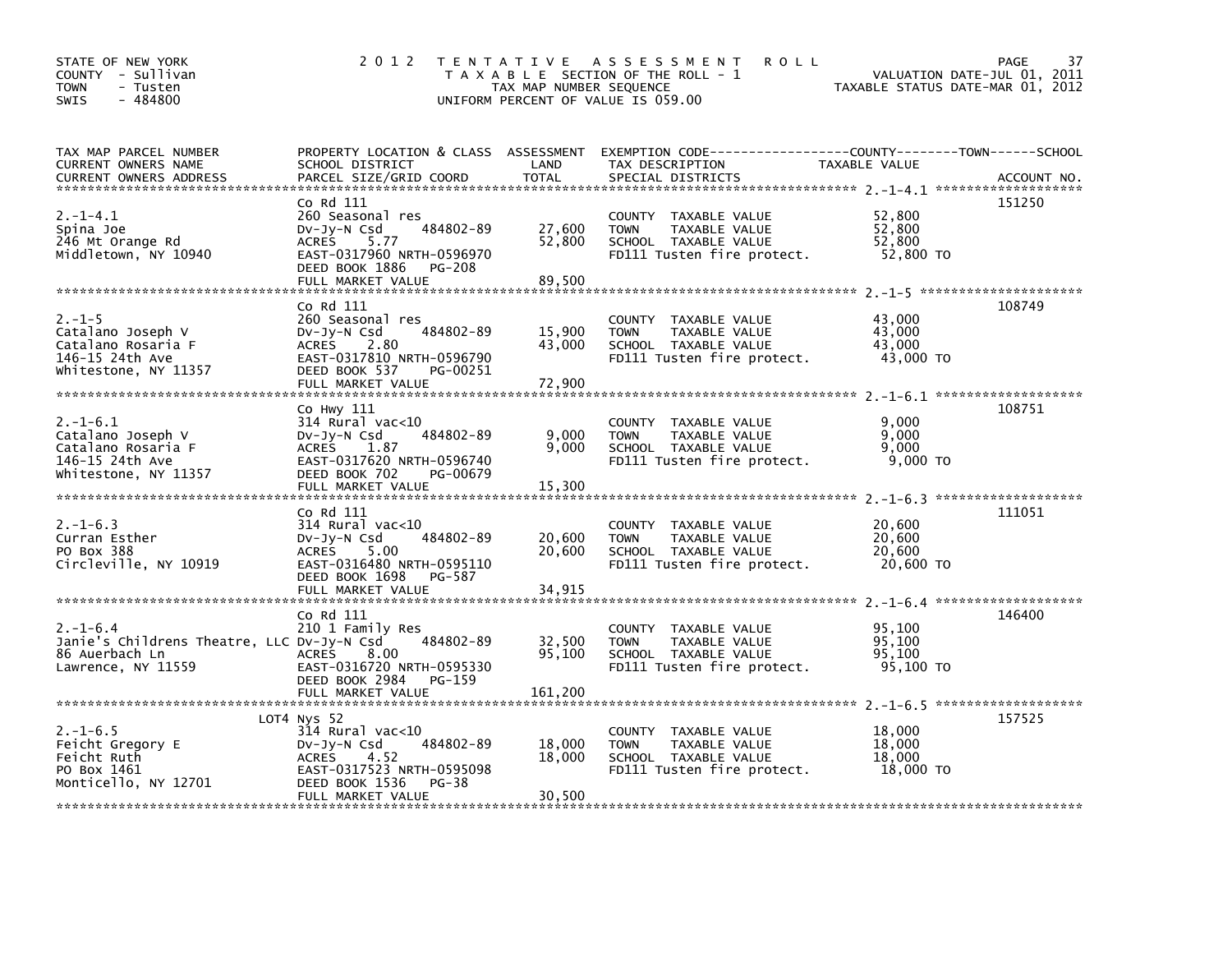STATE OF NEW YORK
COUNTY - Sullivan
TOWN - Tusten
SWIS - 484800

**2012 TENTATIVE ASSESSMENT ROLL**
TAXABLE SECTION OF THE ROLL - 1
TAX MAP NUMBER SEQUENCE
UNIFORM PERCENT OF VALUE IS 059.00

VALUATION DATE-JUL 01, 2011
TAXABLE STATUS DATE-MAR 01, 2012

| TAX MAP PARCEL NUMBER / CURRENT OWNERS NAME / CURRENT OWNERS ADDRESS | PROPERTY LOCATION & CLASS / SCHOOL DISTRICT / PARCEL SIZE/GRID COORD | ASSESSMENT LAND | TOTAL | EXEMPTION CODE / TAX DESCRIPTION / SPECIAL DISTRICTS | TAXABLE VALUE | ACCOUNT NO. |
|---|---|---|---|---|---|---|
| 2.-1-4.1 | Co Rd 111 | | | | | 151250 |
| Spina Joe | 260 Seasonal res | | | COUNTY TAXABLE VALUE | 52,800 | |
| 246 Mt Orange Rd | Dv-Jy-N Csd 484802-89 | 27,600 | | TOWN TAXABLE VALUE | 52,800 | |
| Middletown, NY 10940 | ACRES 5.77 | | 52,800 | SCHOOL TAXABLE VALUE | 52,800 | |
| | EAST-0317960 NRTH-0596970 | | | FD111 Tusten fire protect. | 52,800 TO | |
| | DEED BOOK 1886 PG-208 | | | | | |
| | FULL MARKET VALUE | | 89,500 | | | |
| 2.-1-5 | Co Rd 111 | | | | | 108749 |
| Catalano Joseph V | 260 Seasonal res | | | COUNTY TAXABLE VALUE | 43,000 | |
| Catalano Rosaria F | Dv-Jy-N Csd 484802-89 | 15,900 | | TOWN TAXABLE VALUE | 43,000 | |
| 146-15 24th Ave | ACRES 2.80 | | 43,000 | SCHOOL TAXABLE VALUE | 43,000 | |
| Whitestone, NY 11357 | EAST-0317810 NRTH-0596790 | | | FD111 Tusten fire protect. | 43,000 TO | |
| | DEED BOOK 537 PG-00251 | | | | | |
| | FULL MARKET VALUE | | 72,900 | | | |
| 2.-1-6.1 | Co Hwy 111 | | | | | 108751 |
| Catalano Joseph V | 314 Rural vac<10 | | | COUNTY TAXABLE VALUE | 9,000 | |
| Catalano Rosaria F | Dv-Jy-N Csd 484802-89 | 9,000 | | TOWN TAXABLE VALUE | 9,000 | |
| 146-15 24th Ave | ACRES 1.87 | | 9,000 | SCHOOL TAXABLE VALUE | 9,000 | |
| Whitestone, NY 11357 | EAST-0317620 NRTH-0596740 | | | FD111 Tusten fire protect. | 9,000 TO | |
| | DEED BOOK 702 PG-00679 | | | | | |
| | FULL MARKET VALUE | | 15,300 | | | |
| 2.-1-6.3 | Co Rd 111 | | | | | 111051 |
| Curran Esther | 314 Rural vac<10 | | | COUNTY TAXABLE VALUE | 20,600 | |
| PO Box 388 | Dv-Jy-N Csd 484802-89 | 20,600 | | TOWN TAXABLE VALUE | 20,600 | |
| Circleville, NY 10919 | ACRES 5.00 | | 20,600 | SCHOOL TAXABLE VALUE | 20,600 | |
| | EAST-0316480 NRTH-0595110 | | | FD111 Tusten fire protect. | 20,600 TO | |
| | DEED BOOK 1698 PG-587 | | | | | |
| | FULL MARKET VALUE | | 34,915 | | | |
| 2.-1-6.4 | Co Rd 111 | | | | | 146400 |
| Janie's Childrens Theatre, LLC | 210 1 Family Res | | | COUNTY TAXABLE VALUE | 95,100 | |
| 86 Auerbach Ln | Dv-Jy-N Csd 484802-89 | 32,500 | | TOWN TAXABLE VALUE | 95,100 | |
| Lawrence, NY 11559 | ACRES 8.00 | | 95,100 | SCHOOL TAXABLE VALUE | 95,100 | |
| | EAST-0316720 NRTH-0595330 | | | FD111 Tusten fire protect. | 95,100 TO | |
| | DEED BOOK 2984 PG-159 | | | | | |
| | FULL MARKET VALUE | | 161,200 | | | |
| 2.-1-6.5 | LOT4 Nys 52 | | | | | 157525 |
| Feicht Gregory E | 314 Rural vac<10 | | | COUNTY TAXABLE VALUE | 18,000 | |
| Feicht Ruth | Dv-Jy-N Csd 484802-89 | 18,000 | | TOWN TAXABLE VALUE | 18,000 | |
| PO Box 1461 | ACRES 4.52 | | 18,000 | SCHOOL TAXABLE VALUE | 18,000 | |
| Monticello, NY 12701 | EAST-0317523 NRTH-0595098 | | | FD111 Tusten fire protect. | 18,000 TO | |
| | DEED BOOK 1536 PG-38 | | | | | |
| | FULL MARKET VALUE | | 30,500 | | | |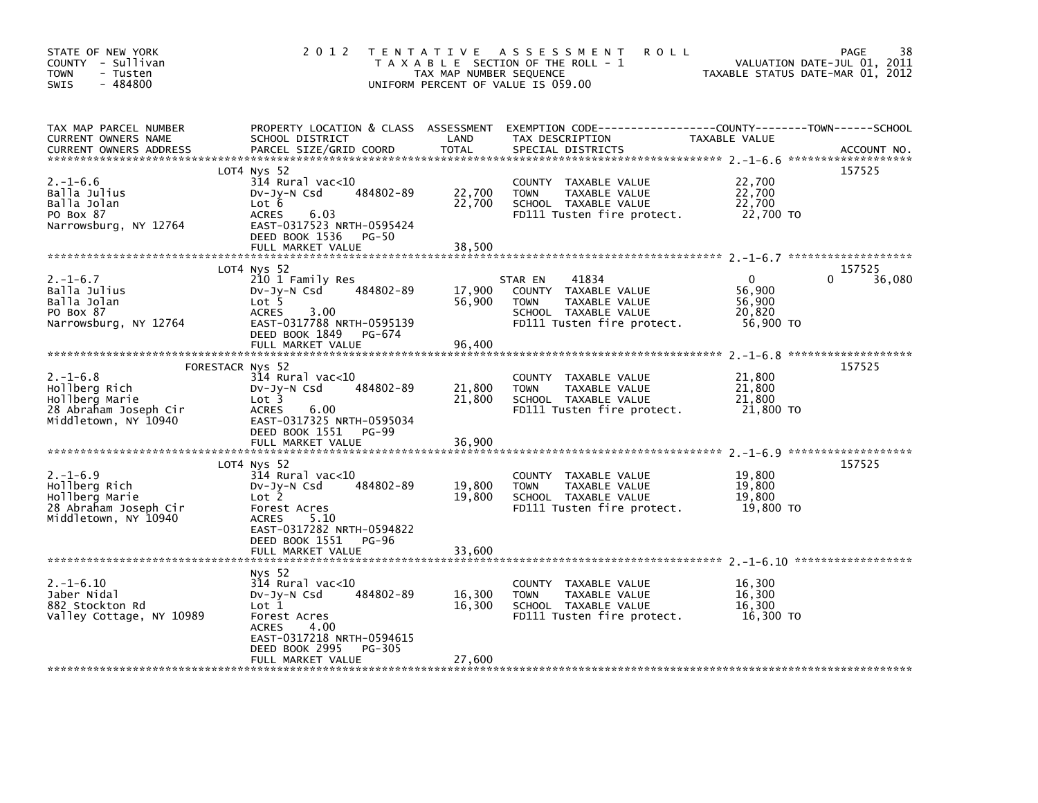STATE OF NEW YORK
COUNTY - Sullivan
TOWN - Tusten
SWIS - 484800

2 0 1 2 T E N T A T I V E A S S E S S M E N T R O L L
T A X A B L E SECTION OF THE ROLL - 1
TAX MAP NUMBER SEQUENCE
UNIFORM PERCENT OF VALUE IS 059.00

VALUATION DATE-JUL 01, 2011
TAXABLE STATUS DATE-MAR 01, 2012

| TAX MAP PARCEL NUMBER / CURRENT OWNERS NAME / CURRENT OWNERS ADDRESS | PROPERTY LOCATION & CLASS / SCHOOL DISTRICT / PARCEL SIZE/GRID COORD | ASSESSMENT LAND | TOTAL | EXEMPTION CODE / TAX DESCRIPTION / SPECIAL DISTRICTS | COUNTY / TOWN / SCHOOL TAXABLE VALUE | ACCOUNT NO. |
|---|---|---|---|---|---|---|
| 2.-1-6.6 | LOT4 Nys 52 | | | | | 157525 |
| Balla Julius | 314 Rural vac<10 | | | COUNTY TAXABLE VALUE | 22,700 | |
| Balla Jolan | Dv-Jy-N Csd 484802-89 | 22,700 | | TOWN TAXABLE VALUE | 22,700 | |
| PO Box 87 | Lot 6 | | 22,700 | SCHOOL TAXABLE VALUE | 22,700 | |
| Narrowsburg, NY 12764 | ACRES 6.03 | | | FD111 Tusten fire protect. | 22,700 TO | |
| | EAST-0317523 NRTH-0595424 | | | | | |
| | DEED BOOK 1536 PG-50 | | | | | |
| | FULL MARKET VALUE | | 38,500 | | | |
| 2.-1-6.7 | LOT4 Nys 52 | | | | | 157525 |
| Balla Julius | 210 1 Family Res | | | STAR EN 41834 | 0 0 36,080 | |
| Balla Jolan | Dv-Jy-N Csd 484802-89 | 17,900 | | COUNTY TAXABLE VALUE | 56,900 | |
| PO Box 87 | Lot 5 | | 56,900 | TOWN TAXABLE VALUE | 56,900 | |
| Narrowsburg, NY 12764 | ACRES 3.00 | | | SCHOOL TAXABLE VALUE | 20,820 | |
| | EAST-0317788 NRTH-0595139 | | | FD111 Tusten fire protect. | 56,900 TO | |
| | DEED BOOK 1849 PG-674 | | | | | |
| | FULL MARKET VALUE | | 96,400 | | | |
| 2.-1-6.8 | FORESTACR Nys 52 | | | | | 157525 |
| Hollberg Rich | 314 Rural vac<10 | | | COUNTY TAXABLE VALUE | 21,800 | |
| Hollberg Marie | Dv-Jy-N Csd 484802-89 | 21,800 | | TOWN TAXABLE VALUE | 21,800 | |
| 28 Abraham Joseph Cir | Lot 3 | | 21,800 | SCHOOL TAXABLE VALUE | 21,800 | |
| Middletown, NY 10940 | ACRES 6.00 | | | FD111 Tusten fire protect. | 21,800 TO | |
| | EAST-0317325 NRTH-0595034 | | | | | |
| | DEED BOOK 1551 PG-99 | | | | | |
| | FULL MARKET VALUE | | 36,900 | | | |
| 2.-1-6.9 | LOT4 Nys 52 | | | | | 157525 |
| Hollberg Rich | 314 Rural vac<10 | | | COUNTY TAXABLE VALUE | 19,800 | |
| Hollberg Marie | Dv-Jy-N Csd 484802-89 | 19,800 | | TOWN TAXABLE VALUE | 19,800 | |
| 28 Abraham Joseph Cir | Lot 2 | | 19,800 | SCHOOL TAXABLE VALUE | 19,800 | |
| Middletown, NY 10940 | Forest Acres | | | FD111 Tusten fire protect. | 19,800 TO | |
| | ACRES 5.10 | | | | | |
| | EAST-0317282 NRTH-0594822 | | | | | |
| | DEED BOOK 1551 PG-96 | | | | | |
| | FULL MARKET VALUE | | 33,600 | | | |
| 2.-1-6.10 | Nys 52 | | | | | |
| Jaber Nidal | 314 Rural vac<10 | | | COUNTY TAXABLE VALUE | 16,300 | |
| 882 Stockton Rd | Dv-Jy-N Csd 484802-89 | 16,300 | | TOWN TAXABLE VALUE | 16,300 | |
| Valley Cottage, NY 10989 | Lot 1 | | 16,300 | SCHOOL TAXABLE VALUE | 16,300 | |
| | Forest Acres | | | FD111 Tusten fire protect. | 16,300 TO | |
| | ACRES 4.00 | | | | | |
| | EAST-0317218 NRTH-0594615 | | | | | |
| | DEED BOOK 2995 PG-305 | | | | | |
| | FULL MARKET VALUE | | 27,600 | | | |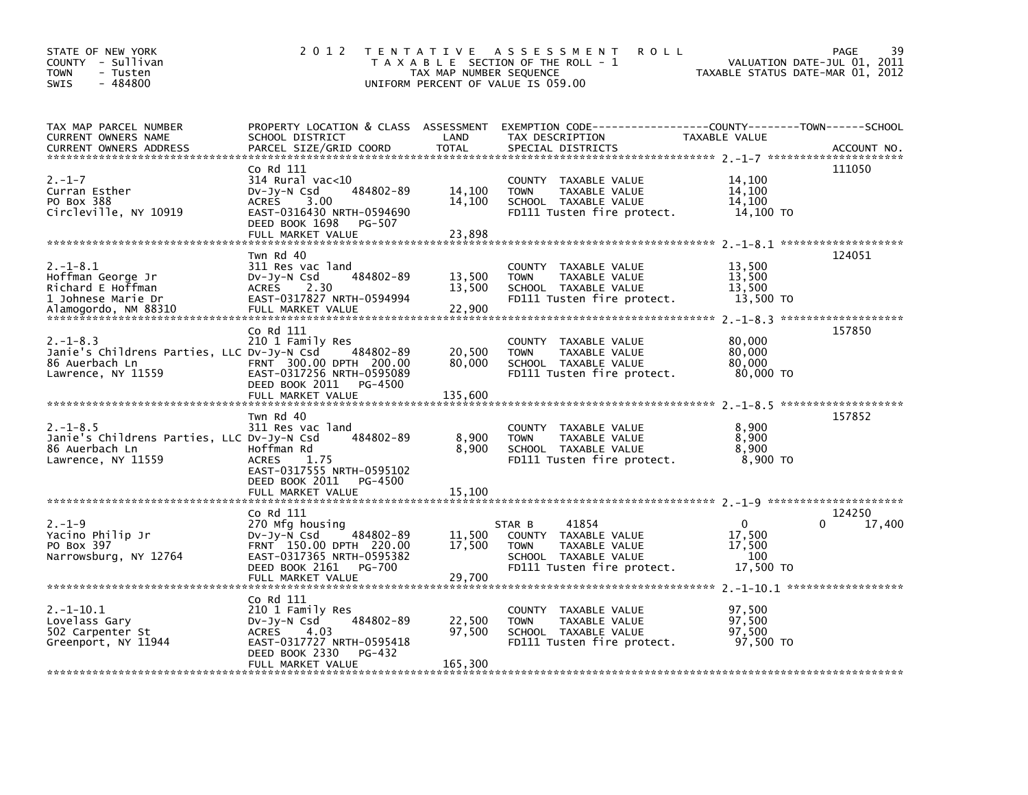STATE OF NEW YORK
COUNTY - Sullivan
TOWN - Tusten
SWIS - 484800

2012 TENTATIVE ASSESSMENT ROLL
TAXABLE SECTION OF THE ROLL - 1
TAX MAP NUMBER SEQUENCE
UNIFORM PERCENT OF VALUE IS 059.00

VALUATION DATE-JUL 01, 2011
TAXABLE STATUS DATE-MAR 01, 2012

| TAX MAP PARCEL NUMBER / CURRENT OWNERS NAME / CURRENT OWNERS ADDRESS | PROPERTY LOCATION & CLASS / SCHOOL DISTRICT / PARCEL SIZE/GRID COORD | ASSESSMENT LAND / TOTAL | EXEMPTION CODE / TAX DESCRIPTION / SPECIAL DISTRICTS | COUNTY / TOWN / SCHOOL TAXABLE VALUE | ACCOUNT NO. |
|---|---|---|---|---|---|
| 2.-1-7 | Co Rd 111 | | | | 111050 |
| 2.-1-7 | 314 Rural vac<10 | | COUNTY TAXABLE VALUE | 14,100 | |
| Curran Esther | Dv-Jy-N Csd 484802-89 | 14,100 | TOWN TAXABLE VALUE | 14,100 | |
| PO Box 388 | ACRES 3.00 | 14,100 | SCHOOL TAXABLE VALUE | 14,100 | |
| Circleville, NY 10919 | EAST-0316430 NRTH-0594690 | | FD111 Tusten fire protect. | 14,100 TO | |
| | DEED BOOK 1698 PG-507 | | | | |
| | FULL MARKET VALUE | 23,898 | | | |
| 2.-1-8.1 | Twn Rd 40 | | | | 124051 |
| 2.-1-8.1 | 311 Res vac land | | COUNTY TAXABLE VALUE | 13,500 | |
| Hoffman George Jr | Dv-Jy-N Csd 484802-89 | 13,500 | TOWN TAXABLE VALUE | 13,500 | |
| Richard E Hoffman | ACRES 2.30 | 13,500 | SCHOOL TAXABLE VALUE | 13,500 | |
| 1 Johnese Marie Dr | EAST-0317827 NRTH-0594994 | | FD111 Tusten fire protect. | 13,500 TO | |
| Alamogordo, NM 88310 | FULL MARKET VALUE | 22,900 | | | |
| 2.-1-8.3 | Co Rd 111 | | | | 157850 |
| 2.-1-8.3 | 210 1 Family Res | | COUNTY TAXABLE VALUE | 80,000 | |
| Janie's Childrens Parties, LLC | Dv-Jy-N Csd 484802-89 | 20,500 | TOWN TAXABLE VALUE | 80,000 | |
| 86 Auerbach Ln | FRNT 300.00 DPTH 200.00 | 80,000 | SCHOOL TAXABLE VALUE | 80,000 | |
| Lawrence, NY 11559 | EAST-0317256 NRTH-0595089 | | FD111 Tusten fire protect. | 80,000 TO | |
| | DEED BOOK 2011 PG-4500 | | | | |
| | FULL MARKET VALUE | 135,600 | | | |
| 2.-1-8.5 | Twn Rd 40 | | | | 157852 |
| 2.-1-8.5 | 311 Res vac land | | COUNTY TAXABLE VALUE | 8,900 | |
| Janie's Childrens Parties, LLC | Dv-Jy-N Csd 484802-89 | 8,900 | TOWN TAXABLE VALUE | 8,900 | |
| 86 Auerbach Ln | Hoffman Rd | 8,900 | SCHOOL TAXABLE VALUE | 8,900 | |
| Lawrence, NY 11559 | ACRES 1.75 | | FD111 Tusten fire protect. | 8,900 TO | |
| | EAST-0317555 NRTH-0595102 | | | | |
| | DEED BOOK 2011 PG-4500 | | | | |
| | FULL MARKET VALUE | 15,100 | | | |
| 2.-1-9 | Co Rd 111 | | | | 124250 |
| 2.-1-9 | 270 Mfg housing | | STAR B 41854 | 0 0 17,400 | |
| Yacino Philip Jr | Dv-Jy-N Csd 484802-89 | 11,500 | COUNTY TAXABLE VALUE | 17,500 | |
| PO Box 397 | FRNT 150.00 DPTH 220.00 | 17,500 | TOWN TAXABLE VALUE | 17,500 | |
| Narrowsburg, NY 12764 | EAST-0317365 NRTH-0595382 | | SCHOOL TAXABLE VALUE | 100 | |
| | DEED BOOK 2161 PG-700 | | FD111 Tusten fire protect. | 17,500 TO | |
| | FULL MARKET VALUE | 29,700 | | | |
| 2.-1-10.1 | Co Rd 111 | | | | |
| 2.-1-10.1 | 210 1 Family Res | | COUNTY TAXABLE VALUE | 97,500 | |
| Lovelass Gary | Dv-Jy-N Csd 484802-89 | 22,500 | TOWN TAXABLE VALUE | 97,500 | |
| 502 Carpenter St | ACRES 4.03 | 97,500 | SCHOOL TAXABLE VALUE | 97,500 | |
| Greenport, NY 11944 | EAST-0317727 NRTH-0595418 | | FD111 Tusten fire protect. | 97,500 TO | |
| | DEED BOOK 2330 PG-432 | | | | |
| | FULL MARKET VALUE | 165,300 | | | |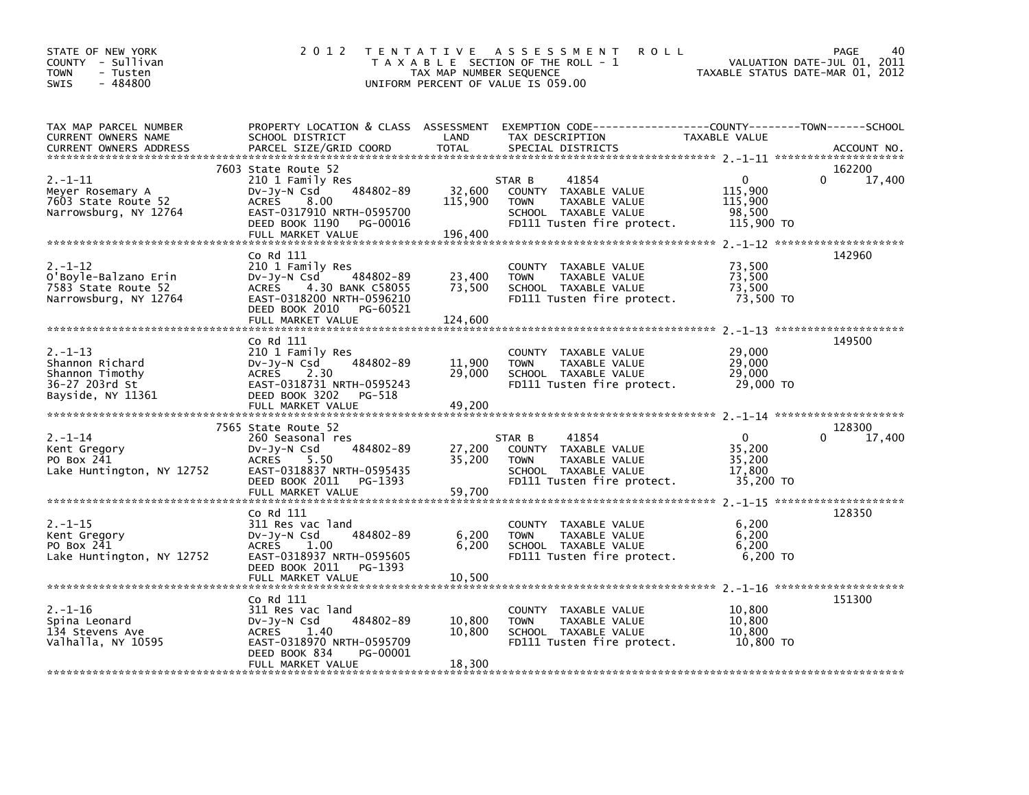STATE OF NEW YORK
COUNTY - Sullivan
TOWN - Tusten
SWIS - 484800

# 2012 TENTATIVE ASSESSMENT ROLL

TAXABLE SECTION OF THE ROLL - 1
TAX MAP NUMBER SEQUENCE
UNIFORM PERCENT OF VALUE IS 059.00

VALUATION DATE-JUL 01, 2011
TAXABLE STATUS DATE-MAR 01, 2012

| TAX MAP PARCEL NUMBER / CURRENT OWNERS NAME / CURRENT OWNERS ADDRESS | PROPERTY LOCATION & CLASS / SCHOOL DISTRICT / PARCEL SIZE/GRID COORD | ASSESSMENT LAND | TOTAL | EXEMPTION CODE / TAX DESCRIPTION / SPECIAL DISTRICTS | COUNTY TAXABLE VALUE | TOWN | SCHOOL | ACCOUNT NO. |
|---|---|---|---|---|---|---|---|---|
| 2.-1-11 | 7603 State Route 52 | | | | | | | 162200 |
| | 210 1 Family Res | | | STAR B 41854 | 0 | 0 | 17,400 | |
| Meyer Rosemary A | Dv-Jy-N Csd 484802-89 | 32,600 | | COUNTY TAXABLE VALUE | 115,900 | | | |
| 7603 State Route 52 | ACRES 8.00 | | 115,900 | TOWN TAXABLE VALUE | 115,900 | | | |
| Narrowsburg, NY 12764 | EAST-0317910 NRTH-0595700 | | | SCHOOL TAXABLE VALUE | 98,500 | | | |
| | DEED BOOK 1190 PG-00016 | | | FD111 Tusten fire protect. | 115,900 TO | | | |
| | FULL MARKET VALUE | | 196,400 | | | | | |
| 2.-1-12 | Co Rd 111 | | | | | | | 142960 |
| | 210 1 Family Res | | | COUNTY TAXABLE VALUE | 73,500 | | | |
| O'Boyle-Balzano Erin | Dv-Jy-N Csd 484802-89 | 23,400 | | TOWN TAXABLE VALUE | 73,500 | | | |
| 7583 State Route 52 | ACRES 4.30 BANK C58055 | | 73,500 | SCHOOL TAXABLE VALUE | 73,500 | | | |
| Narrowsburg, NY 12764 | EAST-0318200 NRTH-0596210 | | | FD111 Tusten fire protect. | 73,500 TO | | | |
| | DEED BOOK 2010 PG-60521 | | | | | | | |
| | FULL MARKET VALUE | | 124,600 | | | | | |
| 2.-1-13 | Co Rd 111 | | | | | | | 149500 |
| | 210 1 Family Res | | | COUNTY TAXABLE VALUE | 29,000 | | | |
| Shannon Richard | Dv-Jy-N Csd 484802-89 | 11,900 | | TOWN TAXABLE VALUE | 29,000 | | | |
| Shannon Timothy | ACRES 2.30 | | 29,000 | SCHOOL TAXABLE VALUE | 29,000 | | | |
| 36-27 203rd St | EAST-0318731 NRTH-0595243 | | | FD111 Tusten fire protect. | 29,000 TO | | | |
| Bayside, NY 11361 | DEED BOOK 3202 PG-518 | | | | | | | |
| | FULL MARKET VALUE | | 49,200 | | | | | |
| 2.-1-14 | 7565 State Route 52 | | | | | | | 128300 |
| | 260 Seasonal res | | | STAR B 41854 | 0 | 0 | 17,400 | |
| Kent Gregory | Dv-Jy-N Csd 484802-89 | 27,200 | | COUNTY TAXABLE VALUE | 35,200 | | | |
| PO Box 241 | ACRES 5.50 | | 35,200 | TOWN TAXABLE VALUE | 35,200 | | | |
| Lake Huntington, NY 12752 | EAST-0318837 NRTH-0595435 | | | SCHOOL TAXABLE VALUE | 17,800 | | | |
| | DEED BOOK 2011 PG-1393 | | | FD111 Tusten fire protect. | 35,200 TO | | | |
| | FULL MARKET VALUE | | 59,700 | | | | | |
| 2.-1-15 | Co Rd 111 | | | | | | | 128350 |
| | 311 Res vac land | | | COUNTY TAXABLE VALUE | 6,200 | | | |
| Kent Gregory | Dv-Jy-N Csd 484802-89 | 6,200 | | TOWN TAXABLE VALUE | 6,200 | | | |
| PO Box 241 | ACRES 1.00 | | 6,200 | SCHOOL TAXABLE VALUE | 6,200 | | | |
| Lake Huntington, NY 12752 | EAST-0318937 NRTH-0595605 | | | FD111 Tusten fire protect. | 6,200 TO | | | |
| | DEED BOOK 2011 PG-1393 | | | | | | | |
| | FULL MARKET VALUE | | 10,500 | | | | | |
| 2.-1-16 | Co Rd 111 | | | | | | | 151300 |
| | 311 Res vac land | | | COUNTY TAXABLE VALUE | 10,800 | | | |
| Spina Leonard | Dv-Jy-N Csd 484802-89 | 10,800 | | TOWN TAXABLE VALUE | 10,800 | | | |
| 134 Stevens Ave | ACRES 1.40 | | 10,800 | SCHOOL TAXABLE VALUE | 10,800 | | | |
| Valhalla, NY 10595 | EAST-0318970 NRTH-0595709 | | | FD111 Tusten fire protect. | 10,800 TO | | | |
| | DEED BOOK 834 PG-00001 | | | | | | | |
| | FULL MARKET VALUE | | 18,300 | | | | | |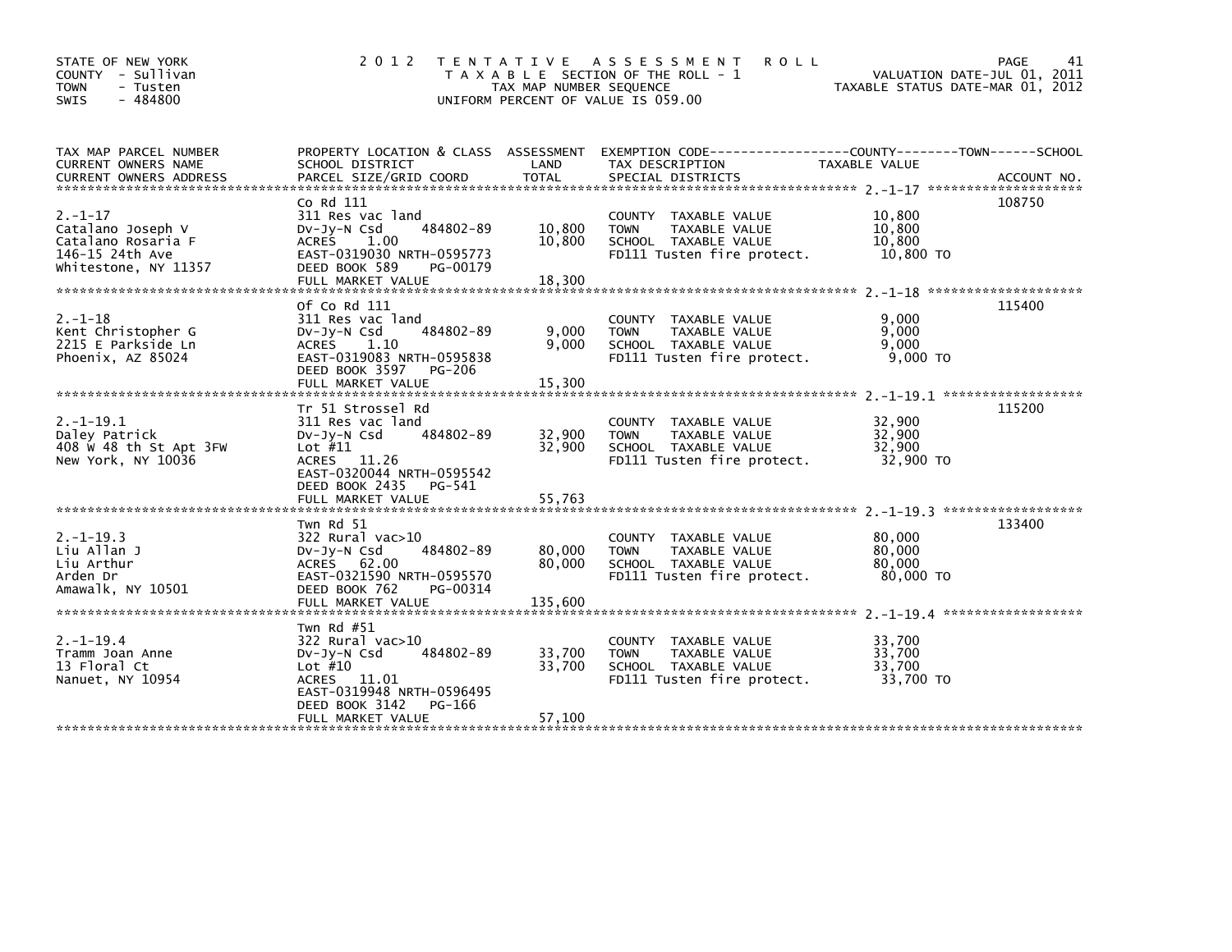STATE OF NEW YORK
COUNTY - Sullivan
TOWN - Tusten
SWIS - 484800

2 0 1 2 T E N T A T I V E A S S E S S M E N T R O L L
T A X A B L E SECTION OF THE ROLL - 1
TAX MAP NUMBER SEQUENCE
UNIFORM PERCENT OF VALUE IS 059.00

VALUATION DATE-JUL 01, 2011
TAXABLE STATUS DATE-MAR 01, 2012

| TAX MAP PARCEL NUMBER / CURRENT OWNERS NAME / CURRENT OWNERS ADDRESS | PROPERTY LOCATION & CLASS / SCHOOL DISTRICT / PARCEL SIZE/GRID COORD | ASSESSMENT LAND | ASSESSMENT TOTAL | EXEMPTION CODE / TAX DESCRIPTION / SPECIAL DISTRICTS | COUNTY / TOWN / SCHOOL TAXABLE VALUE | ACCOUNT NO. |
|---|---|---|---|---|---|---|
| 2.-1-17 | Co Rd 111 | | | | | 108750 |
| Catalano Joseph V | 311 Res vac land | | | COUNTY TAXABLE VALUE | 10,800 | |
| Catalano Rosaria F | Dv-Jy-N Csd 484802-89 | 10,800 | | TOWN TAXABLE VALUE | 10,800 | |
| 146-15 24th Ave | ACRES 1.00 | | 10,800 | SCHOOL TAXABLE VALUE | 10,800 | |
| Whitestone, NY 11357 | EAST-0319030 NRTH-0595773 | | | FD111 Tusten fire protect. | 10,800 TO | |
| | DEED BOOK 589 PG-00179 | | | | | |
| | FULL MARKET VALUE | | 18,300 | | | |
| 2.-1-18 | Of Co Rd 111 | | | | | 115400 |
| Kent Christopher G | 311 Res vac land | | | COUNTY TAXABLE VALUE | 9,000 | |
| 2215 E Parkside Ln | Dv-Jy-N Csd 484802-89 | 9,000 | | TOWN TAXABLE VALUE | 9,000 | |
| Phoenix, AZ 85024 | ACRES 1.10 | | 9,000 | SCHOOL TAXABLE VALUE | 9,000 | |
| | EAST-0319083 NRTH-0595838 | | | FD111 Tusten fire protect. | 9,000 TO | |
| | DEED BOOK 3597 PG-206 | | | | | |
| | FULL MARKET VALUE | | 15,300 | | | |
| 2.-1-19.1 | Tr 51 Strossel Rd | | | | | 115200 |
| Daley Patrick | 311 Res vac land | | | COUNTY TAXABLE VALUE | 32,900 | |
| 408 W 48 th St Apt 3FW | Dv-Jy-N Csd 484802-89 | 32,900 | | TOWN TAXABLE VALUE | 32,900 | |
| New York, NY 10036 | Lot #11 | | 32,900 | SCHOOL TAXABLE VALUE | 32,900 | |
| | ACRES 11.26 | | | FD111 Tusten fire protect. | 32,900 TO | |
| | EAST-0320044 NRTH-0595542 | | | | | |
| | DEED BOOK 2435 PG-541 | | | | | |
| | FULL MARKET VALUE | | 55,763 | | | |
| 2.-1-19.3 | Twn Rd 51 | | | | | 133400 |
| Liu Allan J | 322 Rural vac>10 | | | COUNTY TAXABLE VALUE | 80,000 | |
| Liu Arthur | Dv-Jy-N Csd 484802-89 | 80,000 | | TOWN TAXABLE VALUE | 80,000 | |
| Arden Dr | ACRES 62.00 | | 80,000 | SCHOOL TAXABLE VALUE | 80,000 | |
| Amawalk, NY 10501 | EAST-0321590 NRTH-0595570 | | | FD111 Tusten fire protect. | 80,000 TO | |
| | DEED BOOK 762 PG-00314 | | | | | |
| | FULL MARKET VALUE | | 135,600 | | | |
| 2.-1-19.4 | Twn Rd #51 | | | | | |
| Tramm Joan Anne | 322 Rural vac>10 | | | COUNTY TAXABLE VALUE | 33,700 | |
| 13 Floral Ct | Dv-Jy-N Csd 484802-89 | 33,700 | | TOWN TAXABLE VALUE | 33,700 | |
| Nanuet, NY 10954 | Lot #10 | | 33,700 | SCHOOL TAXABLE VALUE | 33,700 | |
| | ACRES 11.01 | | | FD111 Tusten fire protect. | 33,700 TO | |
| | EAST-0319948 NRTH-0596495 | | | | | |
| | DEED BOOK 3142 PG-166 | | | | | |
| | FULL MARKET VALUE | | 57,100 | | | |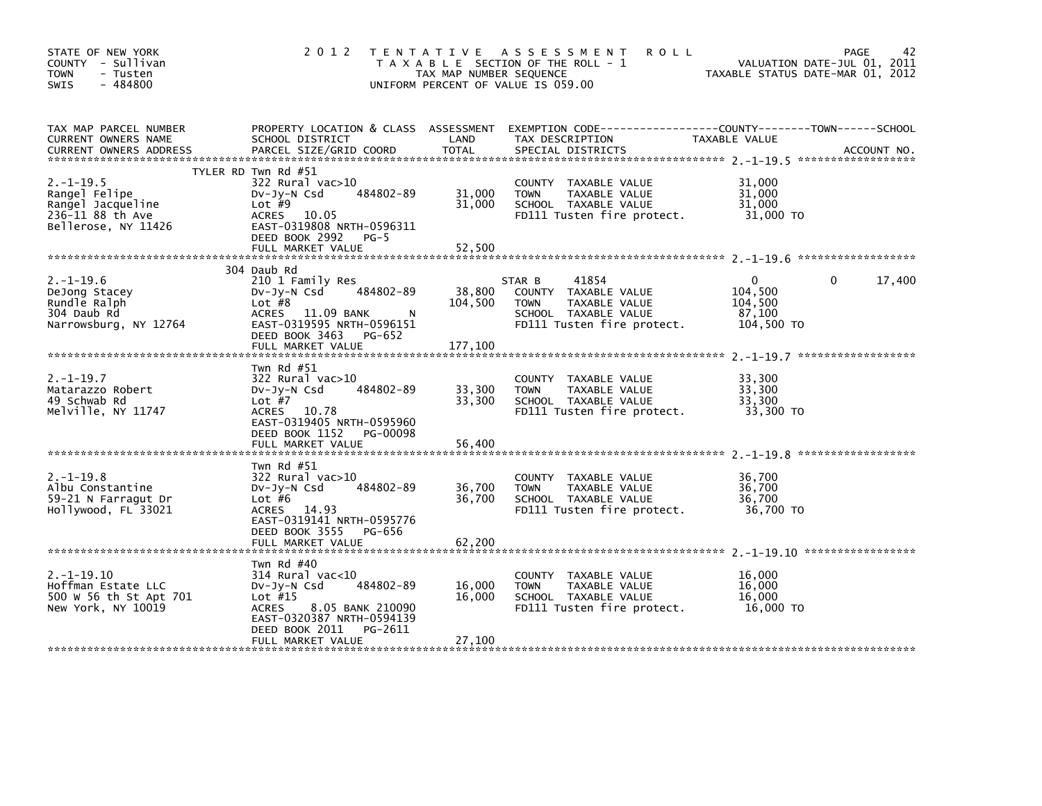STATE OF NEW YORK
COUNTY - Sullivan
TOWN - Tusten
SWIS - 484800

2012 TENTATIVE ASSESSMENT ROLL
TAXABLE SECTION OF THE ROLL - 1
TAX MAP NUMBER SEQUENCE
UNIFORM PERCENT OF VALUE IS 059.00

VALUATION DATE-JUL 01, 2011
TAXABLE STATUS DATE-MAR 01, 2012

| TAX MAP PARCEL NUMBER / CURRENT OWNERS NAME / CURRENT OWNERS ADDRESS | PROPERTY LOCATION & CLASS / SCHOOL DISTRICT / PARCEL SIZE/GRID COORD | ASSESSMENT LAND | TOTAL | EXEMPTION CODE / TAX DESCRIPTION / SPECIAL DISTRICTS | COUNTY TAXABLE VALUE | TOWN | SCHOOL | ACCOUNT NO. |
|---|---|---|---|---|---|---|---|---|
| 2.-1-19.5 | TYLER RD Twn Rd #51 | | | | | | | |
| 2.-1-19.5 | 322 Rural vac>10 | | | COUNTY TAXABLE VALUE | 31,000 | | | |
| Rangel Felipe | Dv-Jy-N Csd 484802-89 | 31,000 | | TOWN TAXABLE VALUE | 31,000 | | | |
| Rangel Jacqueline | Lot #9 | | 31,000 | SCHOOL TAXABLE VALUE | 31,000 | | | |
| 236-11 88 th Ave | ACRES 10.05 | | | FD111 Tusten fire protect. | 31,000 TO | | | |
| Bellerose, NY 11426 | EAST-0319808 NRTH-0596311 | | | | | | | |
| | DEED BOOK 2992 PG-5 | | | | | | | |
| | FULL MARKET VALUE | | 52,500 | | | | | |
| 2.-1-19.6 | 304 Daub Rd | | | | | | | |
| 2.-1-19.6 | 210 1 Family Res | | | STAR B 41854 | 0 | 0 | 17,400 | |
| DeJong Stacey | Dv-Jy-N Csd 484802-89 | 38,800 | | COUNTY TAXABLE VALUE | 104,500 | | | |
| Rundle Ralph | Lot #8 | | 104,500 | TOWN TAXABLE VALUE | 104,500 | | | |
| 304 Daub Rd | ACRES 11.09 BANK N | | | SCHOOL TAXABLE VALUE | 87,100 | | | |
| Narrowsburg, NY 12764 | EAST-0319595 NRTH-0596151 | | | FD111 Tusten fire protect. | 104,500 TO | | | |
| | DEED BOOK 3463 PG-652 | | | | | | | |
| | FULL MARKET VALUE | | 177,100 | | | | | |
| 2.-1-19.7 | Twn Rd #51 | | | | | | | |
| 2.-1-19.7 | 322 Rural vac>10 | | | COUNTY TAXABLE VALUE | 33,300 | | | |
| Matarazzo Robert | Dv-Jy-N Csd 484802-89 | 33,300 | | TOWN TAXABLE VALUE | 33,300 | | | |
| 49 Schwab Rd | Lot #7 | | 33,300 | SCHOOL TAXABLE VALUE | 33,300 | | | |
| Melville, NY 11747 | ACRES 10.78 | | | FD111 Tusten fire protect. | 33,300 TO | | | |
| | EAST-0319405 NRTH-0595960 | | | | | | | |
| | DEED BOOK 1152 PG-00098 | | | | | | | |
| | FULL MARKET VALUE | | 56,400 | | | | | |
| 2.-1-19.8 | Twn Rd #51 | | | | | | | |
| 2.-1-19.8 | 322 Rural vac>10 | | | COUNTY TAXABLE VALUE | 36,700 | | | |
| Albu Constantine | Dv-Jy-N Csd 484802-89 | 36,700 | | TOWN TAXABLE VALUE | 36,700 | | | |
| 59-21 N Farragut Dr | Lot #6 | | 36,700 | SCHOOL TAXABLE VALUE | 36,700 | | | |
| Hollywood, FL 33021 | ACRES 14.93 | | | FD111 Tusten fire protect. | 36,700 TO | | | |
| | EAST-0319141 NRTH-0595776 | | | | | | | |
| | DEED BOOK 3555 PG-656 | | | | | | | |
| | FULL MARKET VALUE | | 62,200 | | | | | |
| 2.-1-19.10 | Twn Rd #40 | | | | | | | |
| 2.-1-19.10 | 314 Rural vac<10 | | | COUNTY TAXABLE VALUE | 16,000 | | | |
| Hoffman Estate LLC | Dv-Jy-N Csd 484802-89 | 16,000 | | TOWN TAXABLE VALUE | 16,000 | | | |
| 500 W 56 th St Apt 701 | Lot #15 | | 16,000 | SCHOOL TAXABLE VALUE | 16,000 | | | |
| New York, NY 10019 | ACRES 8.05 BANK 210090 | | | FD111 Tusten fire protect. | 16,000 TO | | | |
| | EAST-0320387 NRTH-0594139 | | | | | | | |
| | DEED BOOK 2011 PG-2611 | | | | | | | |
| | FULL MARKET VALUE | | 27,100 | | | | | |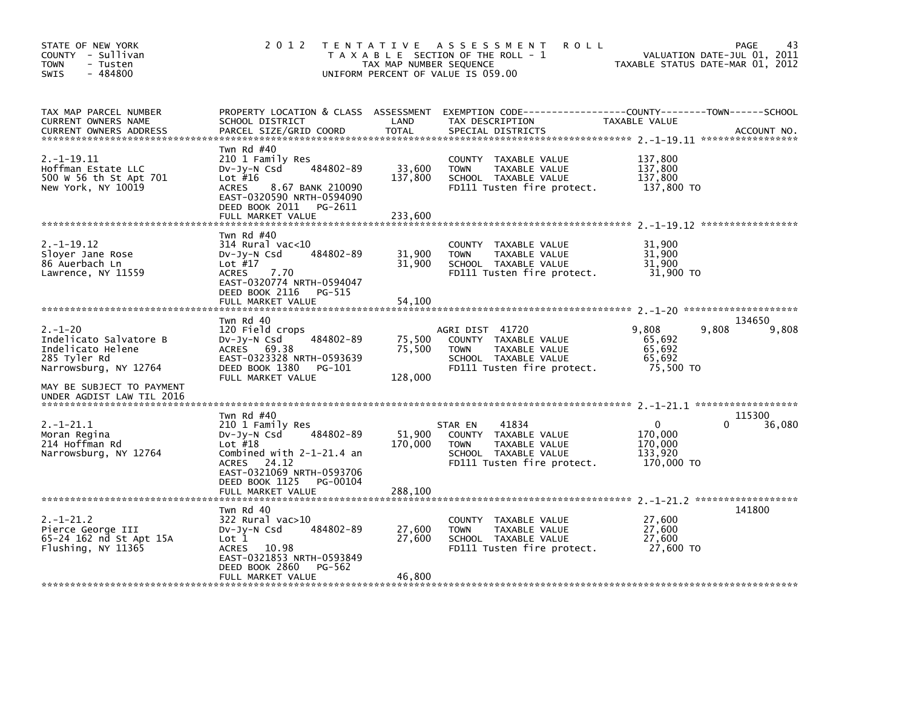STATE OF NEW YORK
COUNTY - Sullivan
TOWN - Tusten
SWIS - 484800

2012 TENTATIVE ASSESSMENT ROLL
TAXABLE SECTION OF THE ROLL - 1
TAX MAP NUMBER SEQUENCE
UNIFORM PERCENT OF VALUE IS 059.00

VALUATION DATE-JUL 01, 2011
TAXABLE STATUS DATE-MAR 01, 2012

| TAX MAP PARCEL NUMBER / CURRENT OWNERS NAME / CURRENT OWNERS ADDRESS | PROPERTY LOCATION & CLASS / SCHOOL DISTRICT / PARCEL SIZE/GRID COORD | ASSESSMENT LAND / TOTAL | EXEMPTION CODE / TAX DESCRIPTION / SPECIAL DISTRICTS | COUNTY TAXABLE VALUE | TOWN | SCHOOL | ACCOUNT NO. |
|---|---|---|---|---|---|---|---|
| 2.-1-19.11 | Twn Rd #40 | | | | | | |
| | 210 1 Family Res | | COUNTY TAXABLE VALUE | 137,800 | | | |
| Hoffman Estate LLC | Dv-Jy-N Csd 484802-89 | 33,600 | TOWN TAXABLE VALUE | 137,800 | | | |
| 500 W 56 th St Apt 701 | Lot #16 | 137,800 | SCHOOL TAXABLE VALUE | 137,800 | | | |
| New York, NY 10019 | ACRES 8.67 BANK 210090 | | FD111 Tusten fire protect. | 137,800 TO | | | |
| | EAST-0320590 NRTH-0594090 | | | | | | |
| | DEED BOOK 2011 PG-2611 | | | | | | |
| | FULL MARKET VALUE | 233,600 | | | | | |
| 2.-1-19.12 | Twn Rd #40 | | | | | | |
| | 314 Rural vac<10 | | COUNTY TAXABLE VALUE | 31,900 | | | |
| Sloyer Jane Rose | Dv-Jy-N Csd 484802-89 | 31,900 | TOWN TAXABLE VALUE | 31,900 | | | |
| 86 Auerbach Ln | Lot #17 | 31,900 | SCHOOL TAXABLE VALUE | 31,900 | | | |
| Lawrence, NY 11559 | ACRES 7.70 | | FD111 Tusten fire protect. | 31,900 TO | | | |
| | EAST-0320774 NRTH-0594047 | | | | | | |
| | DEED BOOK 2116 PG-515 | | | | | | |
| | FULL MARKET VALUE | 54,100 | | | | | |
| 2.-1-20 | Twn Rd 40 | | | | | | 134650 |
| | 120 Field crops | | AGRI DIST 41720 | 9,808 | 9,808 | 9,808 | |
| Indelicato Salvatore B | Dv-Jy-N Csd 484802-89 | 75,500 | COUNTY TAXABLE VALUE | 65,692 | | | |
| Indelicato Helene | ACRES 69.38 | 75,500 | TOWN TAXABLE VALUE | 65,692 | | | |
| 285 Tyler Rd | EAST-0323328 NRTH-0593639 | | SCHOOL TAXABLE VALUE | 65,692 | | | |
| Narrowsburg, NY 12764 | DEED BOOK 1380 PG-101 | | FD111 Tusten fire protect. | 75,500 TO | | | |
| | FULL MARKET VALUE | 128,000 | | | | | |
| MAY BE SUBJECT TO PAYMENT UNDER AGDIST LAW TIL 2016 | | | | | | | |
| 2.-1-21.1 | Twn Rd #40 | | | | | | 115300 |
| | 210 1 Family Res | | STAR EN 41834 | 0 | 0 | 36,080 | |
| Moran Regina | Dv-Jy-N Csd 484802-89 | 51,900 | COUNTY TAXABLE VALUE | 170,000 | | | |
| 214 Hoffman Rd | Lot #18 | 170,000 | TOWN TAXABLE VALUE | 170,000 | | | |
| Narrowsburg, NY 12764 | Combined with 2-1-21.4 an | | SCHOOL TAXABLE VALUE | 133,920 | | | |
| | ACRES 24.12 | | FD111 Tusten fire protect. | 170,000 TO | | | |
| | EAST-0321069 NRTH-0593706 | | | | | | |
| | DEED BOOK 1125 PG-00104 | | | | | | |
| | FULL MARKET VALUE | 288,100 | | | | | |
| 2.-1-21.2 | Twn Rd 40 | | | | | | 141800 |
| | 322 Rural vac>10 | | COUNTY TAXABLE VALUE | 27,600 | | | |
| Pierce George III | Dv-Jy-N Csd 484802-89 | 27,600 | TOWN TAXABLE VALUE | 27,600 | | | |
| 65-24 162 nd St Apt 15A | Lot 1 | 27,600 | SCHOOL TAXABLE VALUE | 27,600 | | | |
| Flushing, NY 11365 | ACRES 10.98 | | FD111 Tusten fire protect. | 27,600 TO | | | |
| | EAST-0321853 NRTH-0593849 | | | | | | |
| | DEED BOOK 2860 PG-562 | | | | | | |
| | FULL MARKET VALUE | 46,800 | | | | | |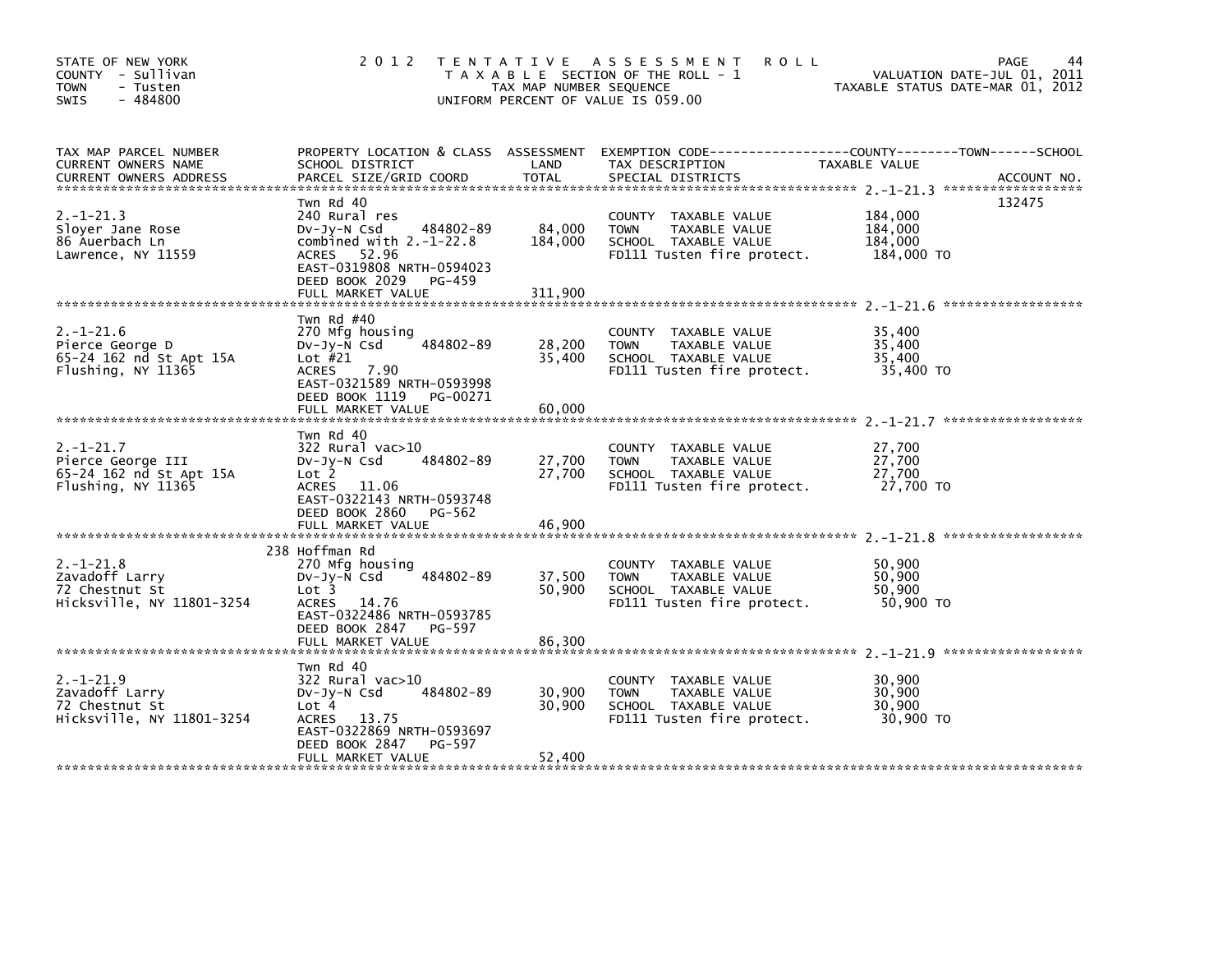STATE OF NEW YORK
COUNTY - Sullivan
TOWN - Tusten
SWIS - 484800

2012 TENTATIVE ASSESSMENT ROLL
TAXABLE SECTION OF THE ROLL - 1
TAX MAP NUMBER SEQUENCE
UNIFORM PERCENT OF VALUE IS 059.00

VALUATION DATE-JUL 01, 2011
TAXABLE STATUS DATE-MAR 01, 2012

| TAX MAP PARCEL NUMBER / CURRENT OWNERS NAME / CURRENT OWNERS ADDRESS | PROPERTY LOCATION & CLASS / SCHOOL DISTRICT / PARCEL SIZE/GRID COORD | ASSESSMENT LAND / TOTAL | EXEMPTION CODE / TAX DESCRIPTION / SPECIAL DISTRICTS | TAXABLE VALUE (COUNTY / TOWN / SCHOOL) | ACCOUNT NO. |
|---|---|---|---|---|---|
| 2.-1-21.3 | Twn Rd 40 | | | | 132475 |
| Sloyer Jane Rose | 240 Rural res | | COUNTY TAXABLE VALUE | 184,000 | |
| 86 Auerbach Ln | Dv-Jy-N Csd 484802-89 | 84,000 | TOWN TAXABLE VALUE | 184,000 | |
| Lawrence, NY 11559 | combined with 2.-1-22.8 | 184,000 | SCHOOL TAXABLE VALUE | 184,000 | |
| | ACRES 52.96 | | FD111 Tusten fire protect. | 184,000 TO | |
| | EAST-0319808 NRTH-0594023 | | | | |
| | DEED BOOK 2029 PG-459 | | | | |
| | FULL MARKET VALUE | 311,900 | | | |
| 2.-1-21.6 | Twn Rd #40 | | | | |
| Pierce George D | 270 Mfg housing | | COUNTY TAXABLE VALUE | 35,400 | |
| 65-24 162 nd St Apt 15A | Dv-Jy-N Csd 484802-89 | 28,200 | TOWN TAXABLE VALUE | 35,400 | |
| Flushing, NY 11365 | Lot #21 | 35,400 | SCHOOL TAXABLE VALUE | 35,400 | |
| | ACRES 7.90 | | FD111 Tusten fire protect. | 35,400 TO | |
| | EAST-0321589 NRTH-0593998 | | | | |
| | DEED BOOK 1119 PG-00271 | | | | |
| | FULL MARKET VALUE | 60,000 | | | |
| 2.-1-21.7 | Twn Rd 40 | | | | |
| Pierce George III | 322 Rural vac>10 | | COUNTY TAXABLE VALUE | 27,700 | |
| 65-24 162 nd St Apt 15A | Dv-Jy-N Csd 484802-89 | 27,700 | TOWN TAXABLE VALUE | 27,700 | |
| Flushing, NY 11365 | Lot 2 | 27,700 | SCHOOL TAXABLE VALUE | 27,700 | |
| | ACRES 11.06 | | FD111 Tusten fire protect. | 27,700 TO | |
| | EAST-0322143 NRTH-0593748 | | | | |
| | DEED BOOK 2860 PG-562 | | | | |
| | FULL MARKET VALUE | 46,900 | | | |
| 2.-1-21.8 | 238 Hoffman Rd | | | | |
| Zavadoff Larry | 270 Mfg housing | | COUNTY TAXABLE VALUE | 50,900 | |
| 72 Chestnut St | Dv-Jy-N Csd 484802-89 | 37,500 | TOWN TAXABLE VALUE | 50,900 | |
| Hicksville, NY 11801-3254 | Lot 3 | 50,900 | SCHOOL TAXABLE VALUE | 50,900 | |
| | ACRES 14.76 | | FD111 Tusten fire protect. | 50,900 TO | |
| | EAST-0322486 NRTH-0593785 | | | | |
| | DEED BOOK 2847 PG-597 | | | | |
| | FULL MARKET VALUE | 86,300 | | | |
| 2.-1-21.9 | Twn Rd 40 | | | | |
| Zavadoff Larry | 322 Rural vac>10 | | COUNTY TAXABLE VALUE | 30,900 | |
| 72 Chestnut St | Dv-Jy-N Csd 484802-89 | 30,900 | TOWN TAXABLE VALUE | 30,900 | |
| Hicksville, NY 11801-3254 | Lot 4 | 30,900 | SCHOOL TAXABLE VALUE | 30,900 | |
| | ACRES 13.75 | | FD111 Tusten fire protect. | 30,900 TO | |
| | EAST-0322869 NRTH-0593697 | | | | |
| | DEED BOOK 2847 PG-597 | | | | |
| | FULL MARKET VALUE | 52,400 | | | |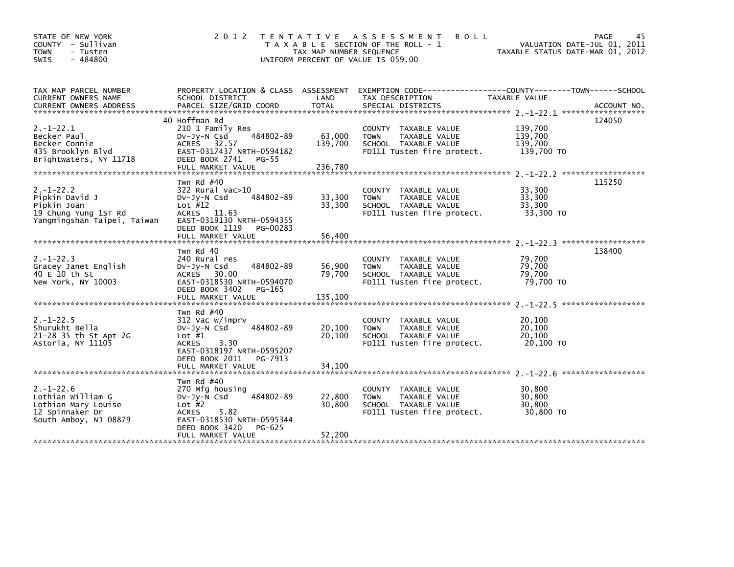STATE OF NEW YORK
COUNTY - Sullivan
TOWN - Tusten
SWIS - 484800

2 0 1 2 T E N T A T I V E A S S E S S M E N T R O L L
T A X A B L E SECTION OF THE ROLL - 1
TAX MAP NUMBER SEQUENCE
UNIFORM PERCENT OF VALUE IS 059.00

VALUATION DATE-JUL 01, 2011
TAXABLE STATUS DATE-MAR 01, 2012

| TAX MAP PARCEL NUMBER / CURRENT OWNERS NAME / CURRENT OWNERS ADDRESS | PROPERTY LOCATION & CLASS / SCHOOL DISTRICT / PARCEL SIZE/GRID COORD | ASSESSMENT LAND / TOTAL | EXEMPTION CODE / TAX DESCRIPTION / SPECIAL DISTRICTS | COUNTY / TOWN / SCHOOL TAXABLE VALUE | ACCOUNT NO. |
|---|---|---|---|---|---|
| 2.-1-22.1 | 40 Hoffman Rd | | | | 124050 |
| | 210 1 Family Res | | COUNTY TAXABLE VALUE | 139,700 | |
| Becker Paul | Dv-Jy-N Csd 484802-89 | 63,000 | TOWN TAXABLE VALUE | 139,700 | |
| Becker Connie | ACRES 32.57 | 139,700 | SCHOOL TAXABLE VALUE | 139,700 | |
| 435 Brooklyn Blvd | EAST-0317437 NRTH-0594182 | | FD111 Tusten fire protect. | 139,700 TO | |
| Brightwaters, NY 11718 | DEED BOOK 2741 PG-55 | | | | |
| | FULL MARKET VALUE | 236,780 | | | |
| 2.-1-22.2 | Twn Rd #40 | | | | 115250 |
| | 322 Rural vac>10 | | COUNTY TAXABLE VALUE | 33,300 | |
| Pipkin David J | Dv-Jy-N Csd 484802-89 | 33,300 | TOWN TAXABLE VALUE | 33,300 | |
| Pipkin Joan | Lot #12 | 33,300 | SCHOOL TAXABLE VALUE | 33,300 | |
| 19 Chung Yung 1ST Rd | ACRES 11.63 | | FD111 Tusten fire protect. | 33,300 TO | |
| Yangmingshan Taipei, Taiwan | EAST-0319130 NRTH-0594355 | | | | |
| | DEED BOOK 1119 PG-00283 | | | | |
| | FULL MARKET VALUE | 56,400 | | | |
| 2.-1-22.3 | Twn Rd 40 | | | | 138400 |
| | 240 Rural res | | COUNTY TAXABLE VALUE | 79,700 | |
| Gracey Janet English | Dv-Jy-N Csd 484802-89 | 56,900 | TOWN TAXABLE VALUE | 79,700 | |
| 40 E 10 th St | ACRES 30.00 | 79,700 | SCHOOL TAXABLE VALUE | 79,700 | |
| New York, NY 10003 | EAST-0318530 NRTH-0594070 | | FD111 Tusten fire protect. | 79,700 TO | |
| | DEED BOOK 3402 PG-165 | | | | |
| | FULL MARKET VALUE | 135,100 | | | |
| 2.-1-22.5 | Twn Rd #40 | | | | |
| | 312 Vac w/imprv | | COUNTY TAXABLE VALUE | 20,100 | |
| Shurukht Bella | Dv-Jy-N Csd 484802-89 | 20,100 | TOWN TAXABLE VALUE | 20,100 | |
| 21-28 35 th St Apt 2G | Lot #1 | 20,100 | SCHOOL TAXABLE VALUE | 20,100 | |
| Astoria, NY 11105 | ACRES 3.30 | | FD111 Tusten fire protect. | 20,100 TO | |
| | EAST-0318197 NRTH-0595207 | | | | |
| | DEED BOOK 2011 PG-7913 | | | | |
| | FULL MARKET VALUE | 34,100 | | | |
| 2.-1-22.6 | Twn Rd #40 | | | | |
| | 270 Mfg housing | | COUNTY TAXABLE VALUE | 30,800 | |
| Lothian William G | Dv-Jy-N Csd 484802-89 | 22,800 | TOWN TAXABLE VALUE | 30,800 | |
| Lothian Mary Louise | Lot #2 | 30,800 | SCHOOL TAXABLE VALUE | 30,800 | |
| 12 Spinnaker Dr | ACRES 5.82 | | FD111 Tusten fire protect. | 30,800 TO | |
| South Amboy, NJ 08879 | EAST-0318530 NRTH-0595344 | | | | |
| | DEED BOOK 3420 PG-625 | | | | |
| | FULL MARKET VALUE | 52,200 | | | |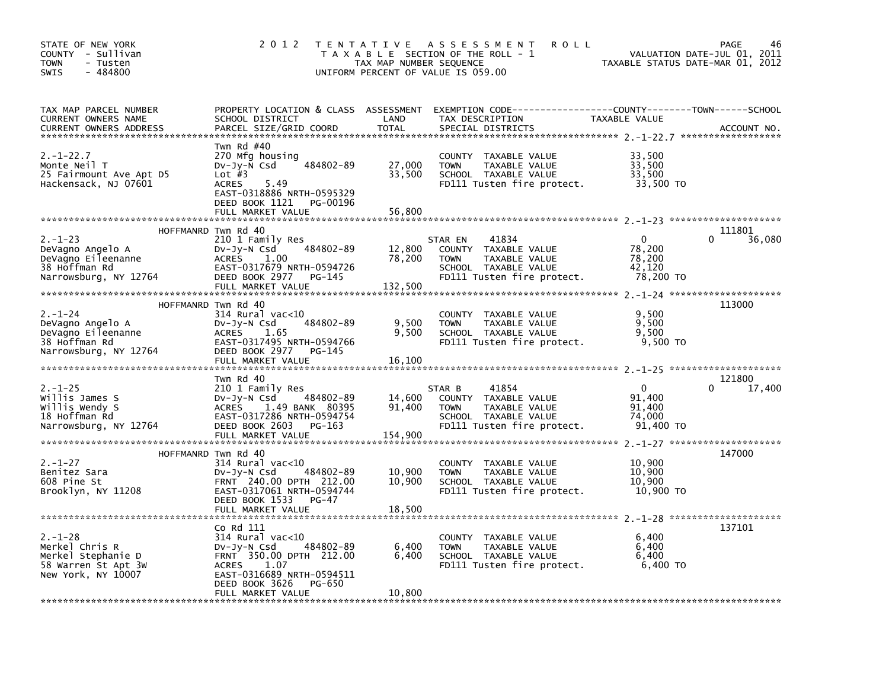STATE OF NEW YORK
COUNTY - Sullivan
TOWN - Tusten
SWIS - 484800

# 2012 TENTATIVE ASSESSMENT ROLL

TAXABLE SECTION OF THE ROLL - 1
TAX MAP NUMBER SEQUENCE
UNIFORM PERCENT OF VALUE IS 059.00

VALUATION DATE-JUL 01, 2011
TAXABLE STATUS DATE-MAR 01, 2012

| TAX MAP PARCEL NUMBER / CURRENT OWNERS NAME / CURRENT OWNERS ADDRESS | PROPERTY LOCATION & CLASS / SCHOOL DISTRICT / PARCEL SIZE/GRID COORD | ASSESSMENT LAND / TOTAL | EXEMPTION CODE / TAX DESCRIPTION / SPECIAL DISTRICTS | TAXABLE VALUE (COUNTY / TOWN / SCHOOL) | ACCOUNT NO. |
|---|---|---|---|---|---|
| 2.-1-22.7 | Twn Rd #40 | | | | |
| 2.-1-22.7 | 270 Mfg housing | | COUNTY TAXABLE VALUE | 33,500 | |
| Monte Neil T | Dv-Jy-N Csd 484802-89 | 27,000 | TOWN TAXABLE VALUE | 33,500 | |
| 25 Fairmount Ave Apt D5 | Lot #3 | 33,500 | SCHOOL TAXABLE VALUE | 33,500 | |
| Hackensack, NJ 07601 | ACRES 5.49 | | FD111 Tusten fire protect. | 33,500 TO | |
| | EAST-0318886 NRTH-0595329 | | | | |
| | DEED BOOK 1121 PG-00196 | | | | |
| | FULL MARKET VALUE | 56,800 | | | |
| 2.-1-23 | HOFFMANRD Twn Rd 40 | | | | 111801 |
| 2.-1-23 | 210 1 Family Res | | STAR EN 41834 | 0 / 0 / 36,080 | |
| DeVagno Angelo A | Dv-Jy-N Csd 484802-89 | 12,800 | COUNTY TAXABLE VALUE | 78,200 | |
| DeVagno Eileenanne | ACRES 1.00 | 78,200 | TOWN TAXABLE VALUE | 78,200 | |
| 38 Hoffman Rd | EAST-0317679 NRTH-0594726 | | SCHOOL TAXABLE VALUE | 42,120 | |
| Narrowsburg, NY 12764 | DEED BOOK 2977 PG-145 | | FD111 Tusten fire protect. | 78,200 TO | |
| | FULL MARKET VALUE | 132,500 | | | |
| 2.-1-24 | HOFFMANRD Twn Rd 40 | | | | 113000 |
| 2.-1-24 | 314 Rural vac<10 | | COUNTY TAXABLE VALUE | 9,500 | |
| DeVagno Angelo A | Dv-Jy-N Csd 484802-89 | 9,500 | TOWN TAXABLE VALUE | 9,500 | |
| DeVagno Eileenanne | ACRES 1.65 | 9,500 | SCHOOL TAXABLE VALUE | 9,500 | |
| 38 Hoffman Rd | EAST-0317495 NRTH-0594766 | | FD111 Tusten fire protect. | 9,500 TO | |
| Narrowsburg, NY 12764 | DEED BOOK 2977 PG-145 | | | | |
| | FULL MARKET VALUE | 16,100 | | | |
| 2.-1-25 | Twn Rd 40 | | | | 121800 |
| 2.-1-25 | 210 1 Family Res | | STAR B 41854 | 0 / 0 / 17,400 | |
| Willis James S | Dv-Jy-N Csd 484802-89 | 14,600 | COUNTY TAXABLE VALUE | 91,400 | |
| Willis Wendy S | ACRES 1.49 BANK 80395 | 91,400 | TOWN TAXABLE VALUE | 91,400 | |
| 18 Hoffman Rd | EAST-0317286 NRTH-0594754 | | SCHOOL TAXABLE VALUE | 74,000 | |
| Narrowsburg, NY 12764 | DEED BOOK 2603 PG-163 | | FD111 Tusten fire protect. | 91,400 TO | |
| | FULL MARKET VALUE | 154,900 | | | |
| 2.-1-27 | HOFFMANRD Twn Rd 40 | | | | 147000 |
| 2.-1-27 | 314 Rural vac<10 | | COUNTY TAXABLE VALUE | 10,900 | |
| Benitez Sara | Dv-Jy-N Csd 484802-89 | 10,900 | TOWN TAXABLE VALUE | 10,900 | |
| 608 Pine St | FRNT 240.00 DPTH 212.00 | 10,900 | SCHOOL TAXABLE VALUE | 10,900 | |
| Brooklyn, NY 11208 | EAST-0317061 NRTH-0594744 | | FD111 Tusten fire protect. | 10,900 TO | |
| | DEED BOOK 1533 PG-47 | | | | |
| | FULL MARKET VALUE | 18,500 | | | |
| 2.-1-28 | Co Rd 111 | | | | 137101 |
| 2.-1-28 | 314 Rural vac<10 | | COUNTY TAXABLE VALUE | 6,400 | |
| Merkel Chris R | Dv-Jy-N Csd 484802-89 | 6,400 | TOWN TAXABLE VALUE | 6,400 | |
| Merkel Stephanie D | FRNT 350.00 DPTH 212.00 | 6,400 | SCHOOL TAXABLE VALUE | 6,400 | |
| 58 Warren St Apt 3W | ACRES 1.07 | | FD111 Tusten fire protect. | 6,400 TO | |
| New York, NY 10007 | EAST-0316689 NRTH-0594511 | | | | |
| | DEED BOOK 3626 PG-650 | | | | |
| | FULL MARKET VALUE | 10,800 | | | |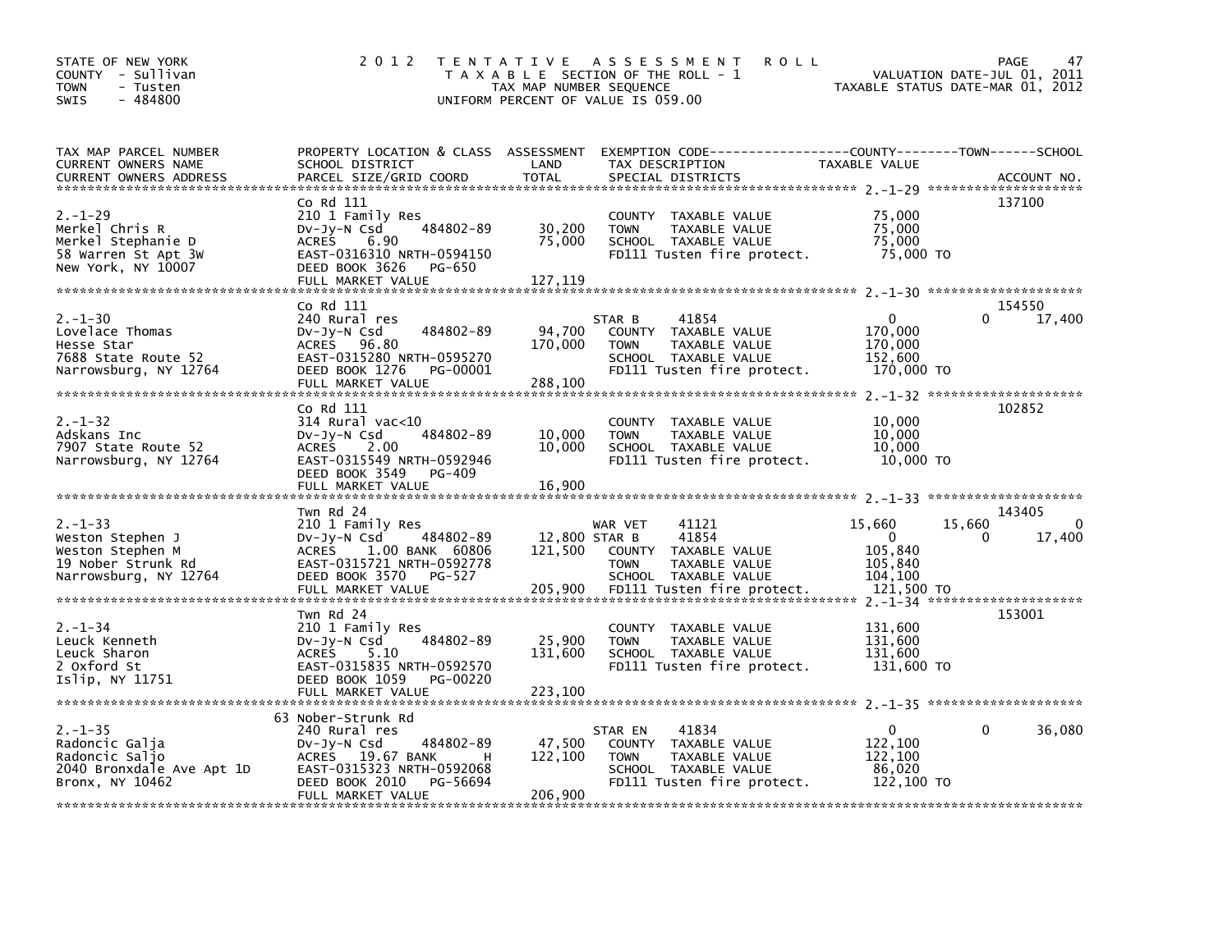STATE OF NEW YORK
COUNTY - Sullivan
TOWN - Tusten
SWIS - 484800

# 2012 TENTATIVE ASSESSMENT ROLL

TAXABLE SECTION OF THE ROLL - 1
TAX MAP NUMBER SEQUENCE
UNIFORM PERCENT OF VALUE IS 059.00

VALUATION DATE-JUL 01, 2011
TAXABLE STATUS DATE-MAR 01, 2012

| TAX MAP PARCEL NUMBER / CURRENT OWNERS NAME / CURRENT OWNERS ADDRESS | PROPERTY LOCATION & CLASS / SCHOOL DISTRICT / PARCEL SIZE/GRID COORD | ASSESSMENT LAND | TOTAL | EXEMPTION CODE / TAX DESCRIPTION / SPECIAL DISTRICTS | COUNTY TAXABLE VALUE | TOWN | SCHOOL | ACCOUNT NO. |
|---|---|---|---|---|---|---|---|---|
| 2.-1-29 | Co Rd 111 | | | | | | | 137100 |
| | 210 1 Family Res | | | COUNTY TAXABLE VALUE | 75,000 | | | |
| Merkel Chris R | Dv-Jy-N Csd 484802-89 | 30,200 | | TOWN TAXABLE VALUE | 75,000 | | | |
| Merkel Stephanie D | ACRES 6.90 | | 75,000 | SCHOOL TAXABLE VALUE | 75,000 | | | |
| 58 Warren St Apt 3W | EAST-0316310 NRTH-0594150 | | | FD111 Tusten fire protect. | 75,000 TO | | | |
| New York, NY 10007 | DEED BOOK 3626 PG-650 | | | | | | | |
| | FULL MARKET VALUE | | 127,119 | | | | | |
| 2.-1-30 | Co Rd 111 | | | | | | | 154550 |
| | 240 Rural res | | | STAR B 41854 | 0 | 0 | 17,400 | |
| Lovelace Thomas | Dv-Jy-N Csd 484802-89 | 94,700 | | COUNTY TAXABLE VALUE | 170,000 | | | |
| Hesse Star | ACRES 96.80 | | 170,000 | TOWN TAXABLE VALUE | 170,000 | | | |
| 7688 State Route 52 | EAST-0315280 NRTH-0595270 | | | SCHOOL TAXABLE VALUE | 152,600 | | | |
| Narrowsburg, NY 12764 | DEED BOOK 1276 PG-00001 | | | FD111 Tusten fire protect. | 170,000 TO | | | |
| | FULL MARKET VALUE | | 288,100 | | | | | |
| 2.-1-32 | Co Rd 111 | | | | | | | 102852 |
| | 314 Rural vac<10 | | | COUNTY TAXABLE VALUE | 10,000 | | | |
| Adskans Inc | Dv-Jy-N Csd 484802-89 | 10,000 | | TOWN TAXABLE VALUE | 10,000 | | | |
| 7907 State Route 52 | ACRES 2.00 | | 10,000 | SCHOOL TAXABLE VALUE | 10,000 | | | |
| Narrowsburg, NY 12764 | EAST-0315549 NRTH-0592946 | | | FD111 Tusten fire protect. | 10,000 TO | | | |
| | DEED BOOK 3549 PG-409 | | | | | | | |
| | FULL MARKET VALUE | | 16,900 | | | | | |
| 2.-1-33 | Twn Rd 24 | | | | | | | 143405 |
| | 210 1 Family Res | | | WAR VET 41121 | 15,660 | 15,660 | 0 | |
| Weston Stephen J | Dv-Jy-N Csd 484802-89 | 12,800 | | STAR B 41854 | 0 | 0 | 17,400 | |
| Weston Stephen M | ACRES 1.00 BANK 60806 | | 121,500 | COUNTY TAXABLE VALUE | 105,840 | | | |
| 19 Nober Strunk Rd | EAST-0315721 NRTH-0592778 | | | TOWN TAXABLE VALUE | 105,840 | | | |
| Narrowsburg, NY 12764 | DEED BOOK 3570 PG-527 | | | SCHOOL TAXABLE VALUE | 104,100 | | | |
| | FULL MARKET VALUE | | 205,900 | FD111 Tusten fire protect. | 121,500 TO | | | |
| 2.-1-34 | Twn Rd 24 | | | | | | | 153001 |
| | 210 1 Family Res | | | COUNTY TAXABLE VALUE | 131,600 | | | |
| Leuck Kenneth | Dv-Jy-N Csd 484802-89 | 25,900 | | TOWN TAXABLE VALUE | 131,600 | | | |
| Leuck Sharon | ACRES 5.10 | | 131,600 | SCHOOL TAXABLE VALUE | 131,600 | | | |
| 2 Oxford St | EAST-0315835 NRTH-0592570 | | | FD111 Tusten fire protect. | 131,600 TO | | | |
| Islip, NY 11751 | DEED BOOK 1059 PG-00220 | | | | | | | |
| | FULL MARKET VALUE | | 223,100 | | | | | |
| 2.-1-35 | 63 Nober-Strunk Rd | | | | | | | |
| | 240 Rural res | | | STAR EN 41834 | 0 | 0 | 36,080 | |
| Radoncic Galja | Dv-Jy-N Csd 484802-89 | 47,500 | | COUNTY TAXABLE VALUE | 122,100 | | | |
| Radoncic Saljo | ACRES 19.67 BANK H | | 122,100 | TOWN TAXABLE VALUE | 122,100 | | | |
| 2040 Bronxdale Ave Apt 1D | EAST-0315323 NRTH-0592068 | | | SCHOOL TAXABLE VALUE | 86,020 | | | |
| Bronx, NY 10462 | DEED BOOK 2010 PG-56694 | | | FD111 Tusten fire protect. | 122,100 TO | | | |
| | FULL MARKET VALUE | | 206,900 | | | | | |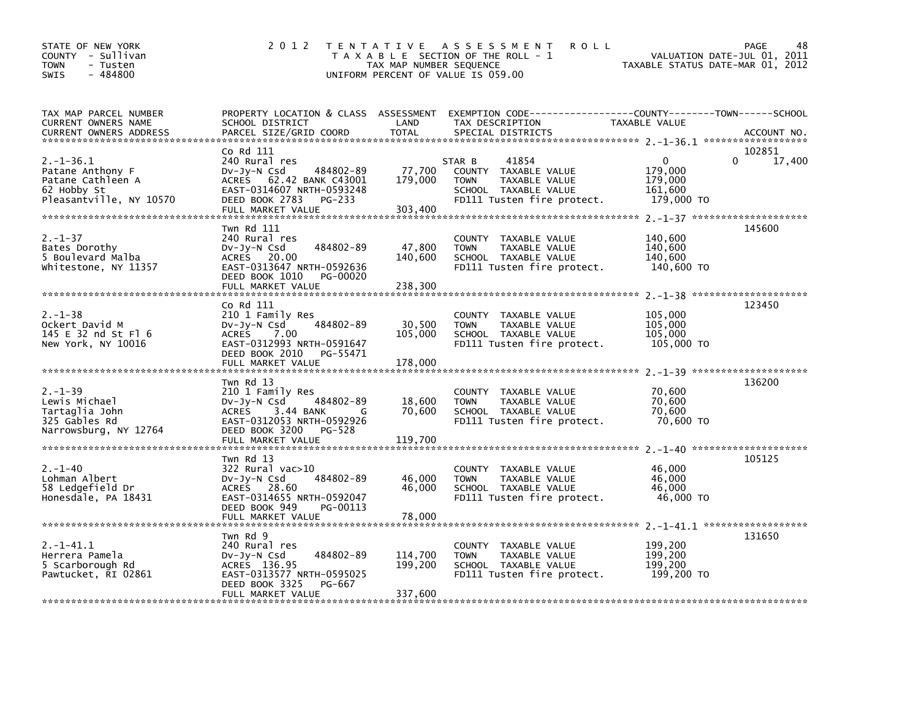STATE OF NEW YORK
COUNTY - Sullivan
TOWN - Tusten
SWIS - 484800

# 2012 TENTATIVE ASSESSMENT ROLL

TAXABLE SECTION OF THE ROLL - 1
TAX MAP NUMBER SEQUENCE
UNIFORM PERCENT OF VALUE IS 059.00

VALUATION DATE-JUL 01, 2011
TAXABLE STATUS DATE-MAR 01, 2012

| TAX MAP PARCEL NUMBER / CURRENT OWNERS NAME / CURRENT OWNERS ADDRESS | PROPERTY LOCATION & CLASS / SCHOOL DISTRICT / PARCEL SIZE/GRID COORD | ASSESSMENT LAND | TOTAL | EXEMPTION CODE / TAX DESCRIPTION / SPECIAL DISTRICTS | COUNTY TAXABLE VALUE | TOWN | SCHOOL | ACCOUNT NO. |
|---|---|---|---|---|---|---|---|---|
| 2.-1-36.1 | Co Rd 111 | | | | | | | 102851 |
| Patane Anthony F | 240 Rural res | | | STAR B 41854 | 0 | 0 | 17,400 | |
| Patane Cathleen A | Dv-Jy-N Csd 484802-89 | 77,700 | | COUNTY TAXABLE VALUE | 179,000 | | | |
| 62 Hobby St | ACRES 62.42 BANK C43001 | | 179,000 | TOWN TAXABLE VALUE | 179,000 | | | |
| Pleasantville, NY 10570 | EAST-0314607 NRTH-0593248 | | | SCHOOL TAXABLE VALUE | 161,600 | | | |
| | DEED BOOK 2783 PG-233 | | | FD111 Tusten fire protect. | 179,000 TO | | | |
| | FULL MARKET VALUE | | 303,400 | | | | | |
| 2.-1-37 | Twn Rd 111 | | | | | | | 145600 |
| Bates Dorothy | 240 Rural res | | | COUNTY TAXABLE VALUE | 140,600 | | | |
| 5 Boulevard Malba | Dv-Jy-N Csd 484802-89 | 47,800 | | TOWN TAXABLE VALUE | 140,600 | | | |
| Whitestone, NY 11357 | ACRES 20.00 | | 140,600 | SCHOOL TAXABLE VALUE | 140,600 | | | |
| | EAST-0313647 NRTH-0592636 | | | FD111 Tusten fire protect. | 140,600 TO | | | |
| | DEED BOOK 1010 PG-00020 | | | | | | | |
| | FULL MARKET VALUE | | 238,300 | | | | | |
| 2.-1-38 | Co Rd 111 | | | | | | | 123450 |
| Ockert David M | 210 1 Family Res | | | COUNTY TAXABLE VALUE | 105,000 | | | |
| 145 E 32 nd St Fl 6 | Dv-Jy-N Csd 484802-89 | 30,500 | | TOWN TAXABLE VALUE | 105,000 | | | |
| New York, NY 10016 | ACRES 7.00 | | 105,000 | SCHOOL TAXABLE VALUE | 105,000 | | | |
| | EAST-0312993 NRTH-0591647 | | | FD111 Tusten fire protect. | 105,000 TO | | | |
| | DEED BOOK 2010 PG-55471 | | | | | | | |
| | FULL MARKET VALUE | | 178,000 | | | | | |
| 2.-1-39 | Twn Rd 13 | | | | | | | 136200 |
| Lewis Michael | 210 1 Family Res | | | COUNTY TAXABLE VALUE | 70,600 | | | |
| Tartaglia John | Dv-Jy-N Csd 484802-89 | 18,600 | | TOWN TAXABLE VALUE | 70,600 | | | |
| 325 Gables Rd | ACRES 3.44 BANK G | | 70,600 | SCHOOL TAXABLE VALUE | 70,600 | | | |
| Narrowsburg, NY 12764 | EAST-0312053 NRTH-0592926 | | | FD111 Tusten fire protect. | 70,600 TO | | | |
| | DEED BOOK 3200 PG-528 | | | | | | | |
| | FULL MARKET VALUE | | 119,700 | | | | | |
| 2.-1-40 | Twn Rd 13 | | | | | | | 105125 |
| Lohman Albert | 322 Rural vac>10 | | | COUNTY TAXABLE VALUE | 46,000 | | | |
| 58 Ledgefield Dr | Dv-Jy-N Csd 484802-89 | 46,000 | | TOWN TAXABLE VALUE | 46,000 | | | |
| Honesdale, PA 18431 | ACRES 28.60 | | 46,000 | SCHOOL TAXABLE VALUE | 46,000 | | | |
| | EAST-0314655 NRTH-0592047 | | | FD111 Tusten fire protect. | 46,000 TO | | | |
| | DEED BOOK 949 PG-00113 | | | | | | | |
| | FULL MARKET VALUE | | 78,000 | | | | | |
| 2.-1-41.1 | Twn Rd 9 | | | | | | | 131650 |
| Herrera Pamela | 240 Rural res | | | COUNTY TAXABLE VALUE | 199,200 | | | |
| 5 Scarborough Rd | Dv-Jy-N Csd 484802-89 | 114,700 | | TOWN TAXABLE VALUE | 199,200 | | | |
| Pawtucket, RI 02861 | ACRES 136.95 | | 199,200 | SCHOOL TAXABLE VALUE | 199,200 | | | |
| | EAST-0313577 NRTH-0595025 | | | FD111 Tusten fire protect. | 199,200 TO | | | |
| | DEED BOOK 3325 PG-667 | | | | | | | |
| | FULL MARKET VALUE | | 337,600 | | | | | |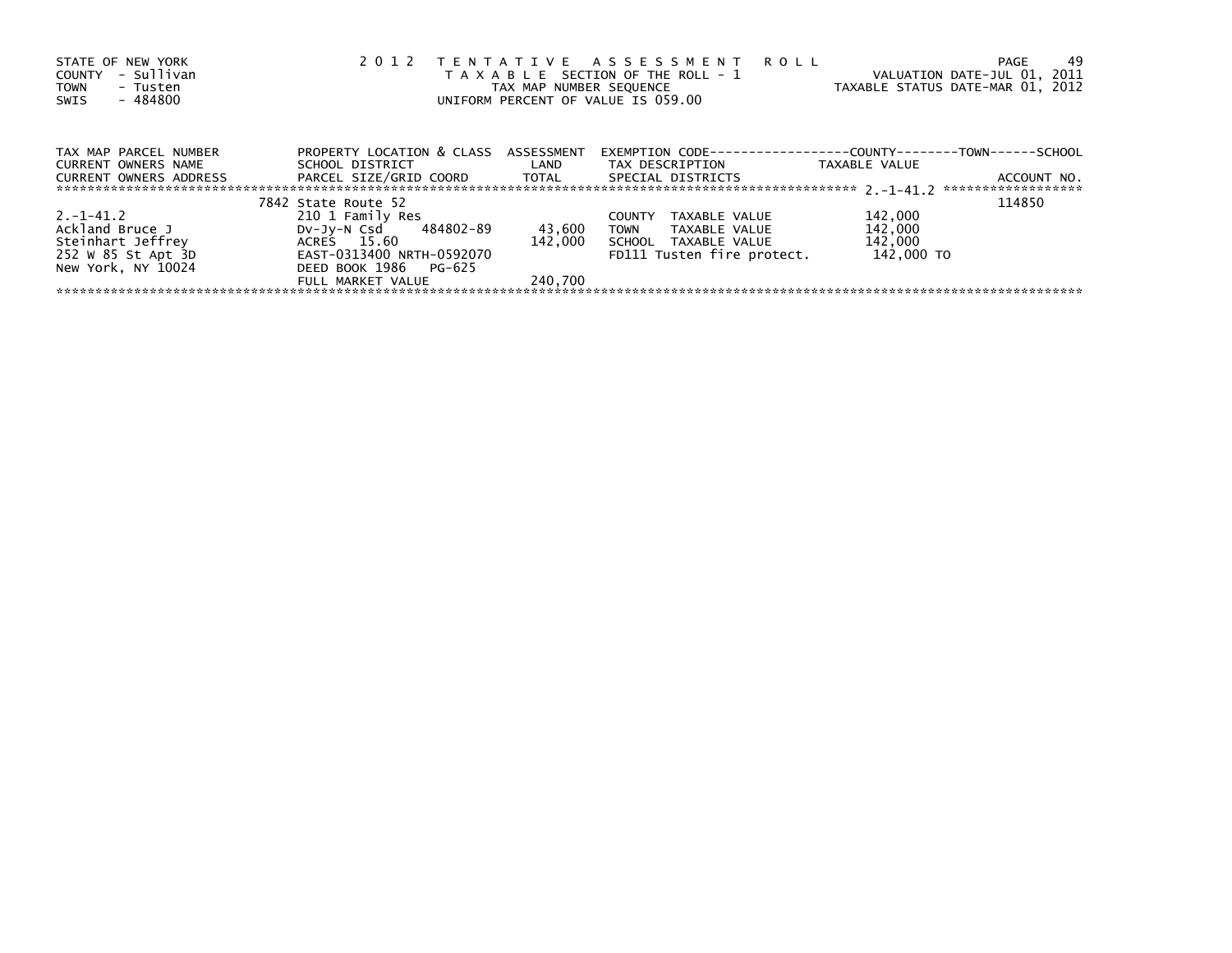STATE OF NEW YORK
COUNTY - Sullivan
TOWN - Tusten
SWIS - 484800

2012 TENTATIVE ASSESSMENT ROLL
TAXABLE SECTION OF THE ROLL - 1
TAX MAP NUMBER SEQUENCE
UNIFORM PERCENT OF VALUE IS 059.00

VALUATION DATE-JUL 01, 2011
TAXABLE STATUS DATE-MAR 01, 2012

| TAX MAP PARCEL NUMBER<br>CURRENT OWNERS NAME<br>CURRENT OWNERS ADDRESS | PROPERTY LOCATION & CLASS<br>SCHOOL DISTRICT<br>PARCEL SIZE/GRID COORD | ASSESSMENT<br>LAND<br>TOTAL | EXEMPTION CODE<br>TAX DESCRIPTION<br>SPECIAL DISTRICTS | COUNTY--------TOWN------SCHOOL<br>TAXABLE VALUE | ACCOUNT NO. |
|---|---|---|---|---|---|
| 2.-1-41.2 | 7842 State Route 52 | | | | 114850 |
| 2.-1-41.2 | 210 1 Family Res | | COUNTY TAXABLE VALUE | 142,000 | |
| Ackland Bruce J | Dv-Jy-N Csd 484802-89 | 43,600 | TOWN TAXABLE VALUE | 142,000 | |
| Steinhart Jeffrey | ACRES 15.60 | 142,000 | SCHOOL TAXABLE VALUE | 142,000 | |
| 252 W 85 St Apt 3D | EAST-0313400 NRTH-0592070 | | FD111 Tusten fire protect. | 142,000 TO | |
| New York, NY 10024 | DEED BOOK 1986 PG-625 | | | | |
| | FULL MARKET VALUE | 240,700 | | | |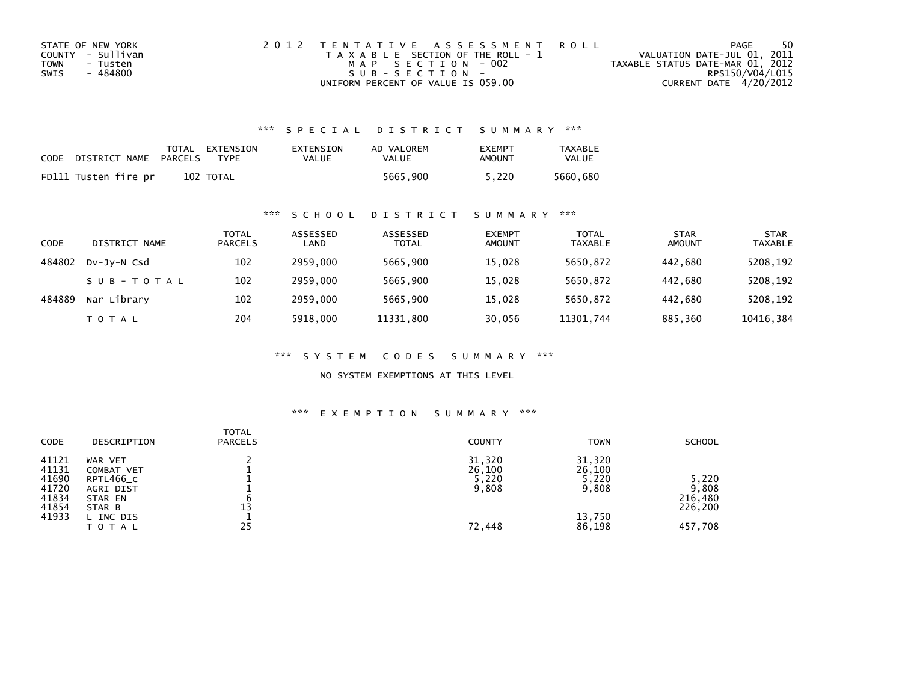STATE OF NEW YORK
COUNTY - Sullivan
TOWN - Tusten
SWIS - 484800

2012 TENTATIVE ASSESSMENT ROLL
TAXABLE SECTION OF THE ROLL - 1
MAP SECTION - 002
SUB-SECTION -
UNIFORM PERCENT OF VALUE IS 059.00

VALUATION DATE-JUL 01, 2011
TAXABLE STATUS DATE-MAR 01, 2012
RPS150/V04/L015
CURRENT DATE 4/20/2012

### *** SPECIAL DISTRICT SUMMARY ***

| CODE | DISTRICT NAME | TOTAL PARCELS | EXTENSION TYPE | EXTENSION VALUE | AD VALOREM VALUE | EXEMPT AMOUNT | TAXABLE VALUE |
|---|---|---|---|---|---|---|---|
| FD111 | Tusten fire pr | 102 | TOTAL | | 5665,900 | 5,220 | 5660,680 |

### *** SCHOOL DISTRICT SUMMARY ***

| CODE | DISTRICT NAME | TOTAL PARCELS | ASSESSED LAND | ASSESSED TOTAL | EXEMPT AMOUNT | TOTAL TAXABLE | STAR AMOUNT | STAR TAXABLE |
|---|---|---|---|---|---|---|---|---|
| 484802 | Dv-Jy-N Csd | 102 | 2959,000 | 5665,900 | 15,028 | 5650,872 | 442,680 | 5208,192 |
| | SUB-TOTAL | 102 | 2959,000 | 5665,900 | 15,028 | 5650,872 | 442,680 | 5208,192 |
| 484889 | Nar Library | 102 | 2959,000 | 5665,900 | 15,028 | 5650,872 | 442,680 | 5208,192 |
| | TOTAL | 204 | 5918,000 | 11331,800 | 30,056 | 11301,744 | 885,360 | 10416,384 |

### *** SYSTEM CODES SUMMARY ***

NO SYSTEM EXEMPTIONS AT THIS LEVEL

### *** EXEMPTION SUMMARY ***

| CODE | DESCRIPTION | TOTAL PARCELS | COUNTY | TOWN | SCHOOL |
|---|---|---|---|---|---|
| 41121 | WAR VET | 2 | 31,320 | 31,320 | |
| 41131 | COMBAT VET | 1 | 26,100 | 26,100 | |
| 41690 | RPTL466_c | 1 | 5,220 | 5,220 | 5,220 |
| 41720 | AGRI DIST | 1 | 9,808 | 9,808 | 9,808 |
| 41834 | STAR EN | 6 | | | 216,480 |
| 41854 | STAR B | 13 | | | 226,200 |
| 41933 | L INC DIS | 1 | | 13,750 | |
| | TOTAL | 25 | 72,448 | 86,198 | 457,708 |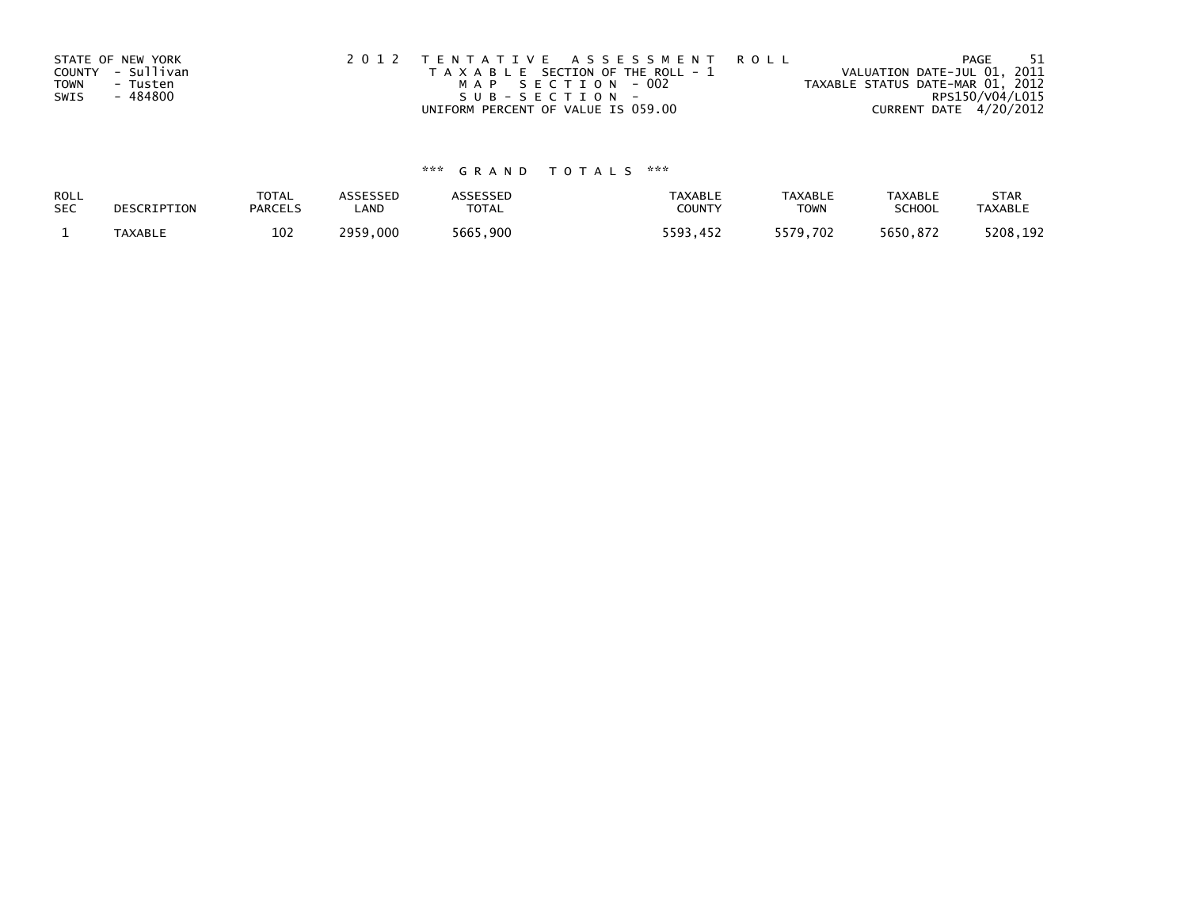STATE OF NEW YORK
COUNTY - Sullivan
TOWN - Tusten
SWIS - 484800

2012 TENTATIVE ASSESSMENT ROLL
TAXABLE SECTION OF THE ROLL - 1
MAP SECTION - 002
SUB-SECTION -
UNIFORM PERCENT OF VALUE IS 059.00

VALUATION DATE-JUL 01, 2011
TAXABLE STATUS DATE-MAR 01, 2012
RPS150/V04/L015
CURRENT DATE 4/20/2012

*** GRAND TOTALS ***

| ROLL SEC | DESCRIPTION | TOTAL PARCELS | ASSESSED LAND | ASSESSED TOTAL | TAXABLE COUNTY | TAXABLE TOWN | TAXABLE SCHOOL | STAR TAXABLE |
|---|---|---|---|---|---|---|---|---|
| 1 | TAXABLE | 102 | 2959,000 | 5665,900 | 5593,452 | 5579,702 | 5650,872 | 5208,192 |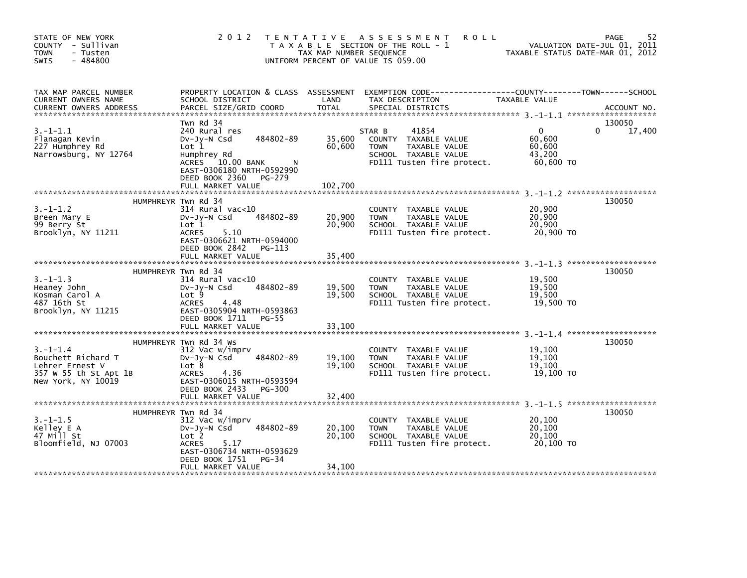STATE OF NEW YORK
COUNTY - Sullivan
TOWN - Tusten
SWIS - 484800

2 0 1 2 T E N T A T I V E A S S E S S M E N T R O L L
T A X A B L E SECTION OF THE ROLL - 1
TAX MAP NUMBER SEQUENCE
UNIFORM PERCENT OF VALUE IS 059.00

VALUATION DATE-JUL 01, 2011
TAXABLE STATUS DATE-MAR 01, 2012

| TAX MAP PARCEL NUMBER / CURRENT OWNERS NAME / CURRENT OWNERS ADDRESS | PROPERTY LOCATION & CLASS / SCHOOL DISTRICT / PARCEL SIZE/GRID COORD | ASSESSMENT LAND | TOTAL | EXEMPTION CODE / TAX DESCRIPTION / SPECIAL DISTRICTS | COUNTY TAXABLE VALUE | TOWN | SCHOOL | ACCOUNT NO. |
|---|---|---|---|---|---|---|---|---|
| | Twn Rd 34 | | | | | | | 130050 |
| 3.-1-1.1 | 240 Rural res | | | STAR B 41854 | 0 | 0 | 17,400 | |
| Flanagan Kevin | Dv-Jy-N Csd 484802-89 | 35,600 | | COUNTY TAXABLE VALUE | 60,600 | | | |
| 227 Humphrey Rd | Lot 1 | | 60,600 | TOWN TAXABLE VALUE | 60,600 | | | |
| Narrowsburg, NY 12764 | Humphrey Rd | | | SCHOOL TAXABLE VALUE | 43,200 | | | |
| | ACRES 10.00 BANK N | | | FD111 Tusten fire protect. | 60,600 TO | | | |
| | EAST-0306180 NRTH-0592990 | | | | | | | |
| | DEED BOOK 2360 PG-279 | | | | | | | |
| | FULL MARKET VALUE | | 102,700 | | | | | |
| | HUMPHREYR Twn Rd 34 | | | | | | | 130050 |
| 3.-1-1.2 | 314 Rural vac<10 | | | COUNTY TAXABLE VALUE | 20,900 | | | |
| Breen Mary E | Dv-Jy-N Csd 484802-89 | 20,900 | | TOWN TAXABLE VALUE | 20,900 | | | |
| 99 Berry St | Lot 1 | | 20,900 | SCHOOL TAXABLE VALUE | 20,900 | | | |
| Brooklyn, NY 11211 | ACRES 5.10 | | | FD111 Tusten fire protect. | 20,900 TO | | | |
| | EAST-0306621 NRTH-0594000 | | | | | | | |
| | DEED BOOK 2842 PG-113 | | | | | | | |
| | FULL MARKET VALUE | | 35,400 | | | | | |
| | HUMPHREYR Twn Rd 34 | | | | | | | 130050 |
| 3.-1-1.3 | 314 Rural vac<10 | | | COUNTY TAXABLE VALUE | 19,500 | | | |
| Heaney John | Dv-Jy-N Csd 484802-89 | 19,500 | | TOWN TAXABLE VALUE | 19,500 | | | |
| Kosman Carol A | Lot 9 | | 19,500 | SCHOOL TAXABLE VALUE | 19,500 | | | |
| 487 16th St | ACRES 4.48 | | | FD111 Tusten fire protect. | 19,500 TO | | | |
| Brooklyn, NY 11215 | EAST-0305904 NRTH-0593863 | | | | | | | |
| | DEED BOOK 1711 PG-55 | | | | | | | |
| | FULL MARKET VALUE | | 33,100 | | | | | |
| | HUMPHREYR Twn Rd 34 Ws | | | | | | | 130050 |
| 3.-1-1.4 | 312 Vac w/imprv | | | COUNTY TAXABLE VALUE | 19,100 | | | |
| Bouchett Richard T | Dv-Jy-N Csd 484802-89 | 19,100 | | TOWN TAXABLE VALUE | 19,100 | | | |
| Lehrer Ernest V | Lot 8 | | 19,100 | SCHOOL TAXABLE VALUE | 19,100 | | | |
| 357 W 55 th St Apt 1B | ACRES 4.36 | | | FD111 Tusten fire protect. | 19,100 TO | | | |
| New York, NY 10019 | EAST-0306015 NRTH-0593594 | | | | | | | |
| | DEED BOOK 2433 PG-300 | | | | | | | |
| | FULL MARKET VALUE | | 32,400 | | | | | |
| | HUMPHREYR Twn Rd 34 | | | | | | | 130050 |
| 3.-1-1.5 | 312 Vac w/imprv | | | COUNTY TAXABLE VALUE | 20,100 | | | |
| Kelley E A | Dv-Jy-N Csd 484802-89 | 20,100 | | TOWN TAXABLE VALUE | 20,100 | | | |
| 47 Mill St | Lot 2 | | 20,100 | SCHOOL TAXABLE VALUE | 20,100 | | | |
| Bloomfield, NJ 07003 | ACRES 5.17 | | | FD111 Tusten fire protect. | 20,100 TO | | | |
| | EAST-0306734 NRTH-0593629 | | | | | | | |
| | DEED BOOK 1751 PG-34 | | | | | | | |
| | FULL MARKET VALUE | | 34,100 | | | | | |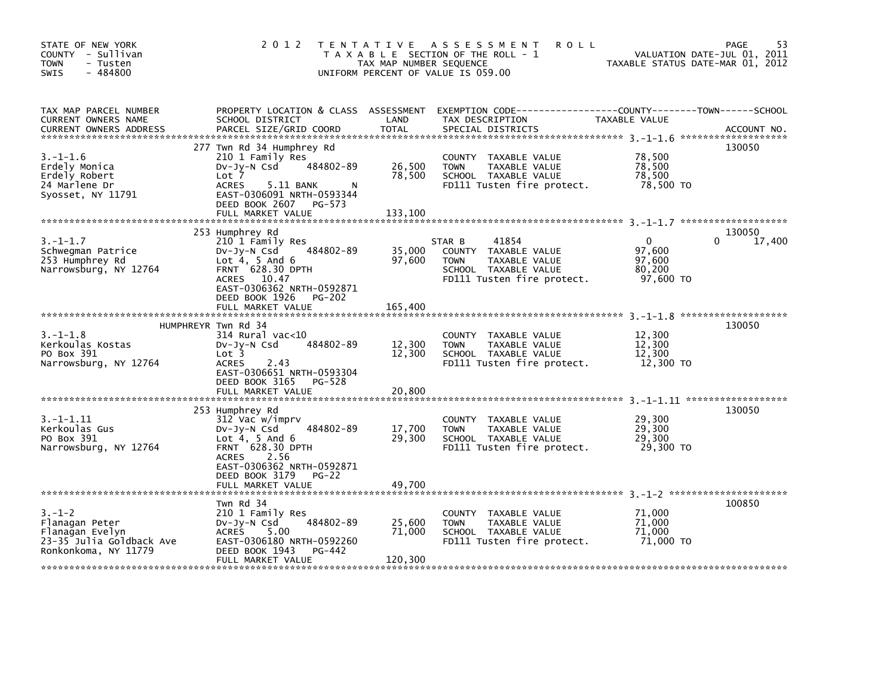STATE OF NEW YORK
COUNTY - Sullivan
TOWN - Tusten
SWIS - 484800

2012 TENTATIVE ASSESSMENT ROLL
TAXABLE SECTION OF THE ROLL - 1
TAX MAP NUMBER SEQUENCE
UNIFORM PERCENT OF VALUE IS 059.00

VALUATION DATE-JUL 01, 2011
TAXABLE STATUS DATE-MAR 01, 2012

| TAX MAP PARCEL NUMBER / CURRENT OWNERS NAME / CURRENT OWNERS ADDRESS | PROPERTY LOCATION & CLASS / SCHOOL DISTRICT / PARCEL SIZE/GRID COORD | ASSESSMENT LAND / TOTAL | EXEMPTION CODE / TAX DESCRIPTION / SPECIAL DISTRICTS | TAXABLE VALUE (COUNTY / TOWN / SCHOOL) | ACCOUNT NO. |
|---|---|---|---|---|---|
| **3.-1-1.6** | 277 Twn Rd 34 Humphrey Rd | | | | 130050 |
| 3.-1-1.6 | 210 1 Family Res | | COUNTY TAXABLE VALUE | 78,500 | |
| Erdely Monica | Dv-Jy-N Csd 484802-89 | 26,500 | TOWN TAXABLE VALUE | 78,500 | |
| Erdely Robert | Lot 7 | 78,500 | SCHOOL TAXABLE VALUE | 78,500 | |
| 24 Marlene Dr | ACRES 5.11 BANK N | | FD111 Tusten fire protect. | 78,500 TO | |
| Syosset, NY 11791 | EAST-0306091 NRTH-0593344 | | | | |
| | DEED BOOK 2607 PG-573 | | | | |
| | FULL MARKET VALUE | 133,100 | | | |
| **3.-1-1.7** | 253 Humphrey Rd | | | | 130050 |
| 3.-1-1.7 | 210 1 Family Res | | STAR B 41854 | 0 / 0 / 17,400 | |
| Schwegman Patrice | Dv-Jy-N Csd 484802-89 | 35,000 | COUNTY TAXABLE VALUE | 97,600 | |
| 253 Humphrey Rd | Lot 4, 5 And 6 | 97,600 | TOWN TAXABLE VALUE | 97,600 | |
| Narrowsburg, NY 12764 | FRNT 628.30 DPTH | | SCHOOL TAXABLE VALUE | 80,200 | |
| | ACRES 10.47 | | FD111 Tusten fire protect. | 97,600 TO | |
| | EAST-0306362 NRTH-0592871 | | | | |
| | DEED BOOK 1926 PG-202 | | | | |
| | FULL MARKET VALUE | 165,400 | | | |
| **3.-1-1.8** | HUMPHREYR Twn Rd 34 | | | | 130050 |
| 3.-1-1.8 | 314 Rural vac<10 | | COUNTY TAXABLE VALUE | 12,300 | |
| Kerkoulas Kostas | Dv-Jy-N Csd 484802-89 | 12,300 | TOWN TAXABLE VALUE | 12,300 | |
| PO Box 391 | Lot 3 | 12,300 | SCHOOL TAXABLE VALUE | 12,300 | |
| Narrowsburg, NY 12764 | ACRES 2.43 | | FD111 Tusten fire protect. | 12,300 TO | |
| | EAST-0306651 NRTH-0593304 | | | | |
| | DEED BOOK 3165 PG-528 | | | | |
| | FULL MARKET VALUE | 20,800 | | | |
| **3.-1-1.11** | 253 Humphrey Rd | | | | 130050 |
| 3.-1-1.11 | 312 Vac w/imprv | | COUNTY TAXABLE VALUE | 29,300 | |
| Kerkoulas Gus | Dv-Jy-N Csd 484802-89 | 17,700 | TOWN TAXABLE VALUE | 29,300 | |
| PO Box 391 | Lot 4, 5 And 6 | 29,300 | SCHOOL TAXABLE VALUE | 29,300 | |
| Narrowsburg, NY 12764 | FRNT 628.30 DPTH | | FD111 Tusten fire protect. | 29,300 TO | |
| | ACRES 2.56 | | | | |
| | EAST-0306362 NRTH-0592871 | | | | |
| | DEED BOOK 3179 PG-22 | | | | |
| | FULL MARKET VALUE | 49,700 | | | |
| **3.-1-2** | Twn Rd 34 | | | | 100850 |
| 3.-1-2 | 210 1 Family Res | | COUNTY TAXABLE VALUE | 71,000 | |
| Flanagan Peter | Dv-Jy-N Csd 484802-89 | 25,600 | TOWN TAXABLE VALUE | 71,000 | |
| Flanagan Evelyn | ACRES 5.00 | 71,000 | SCHOOL TAXABLE VALUE | 71,000 | |
| 23-35 Julia Goldback Ave | EAST-0306180 NRTH-0592260 | | FD111 Tusten fire protect. | 71,000 TO | |
| Ronkonkoma, NY 11779 | DEED BOOK 1943 PG-442 | | | | |
| | FULL MARKET VALUE | 120,300 | | | |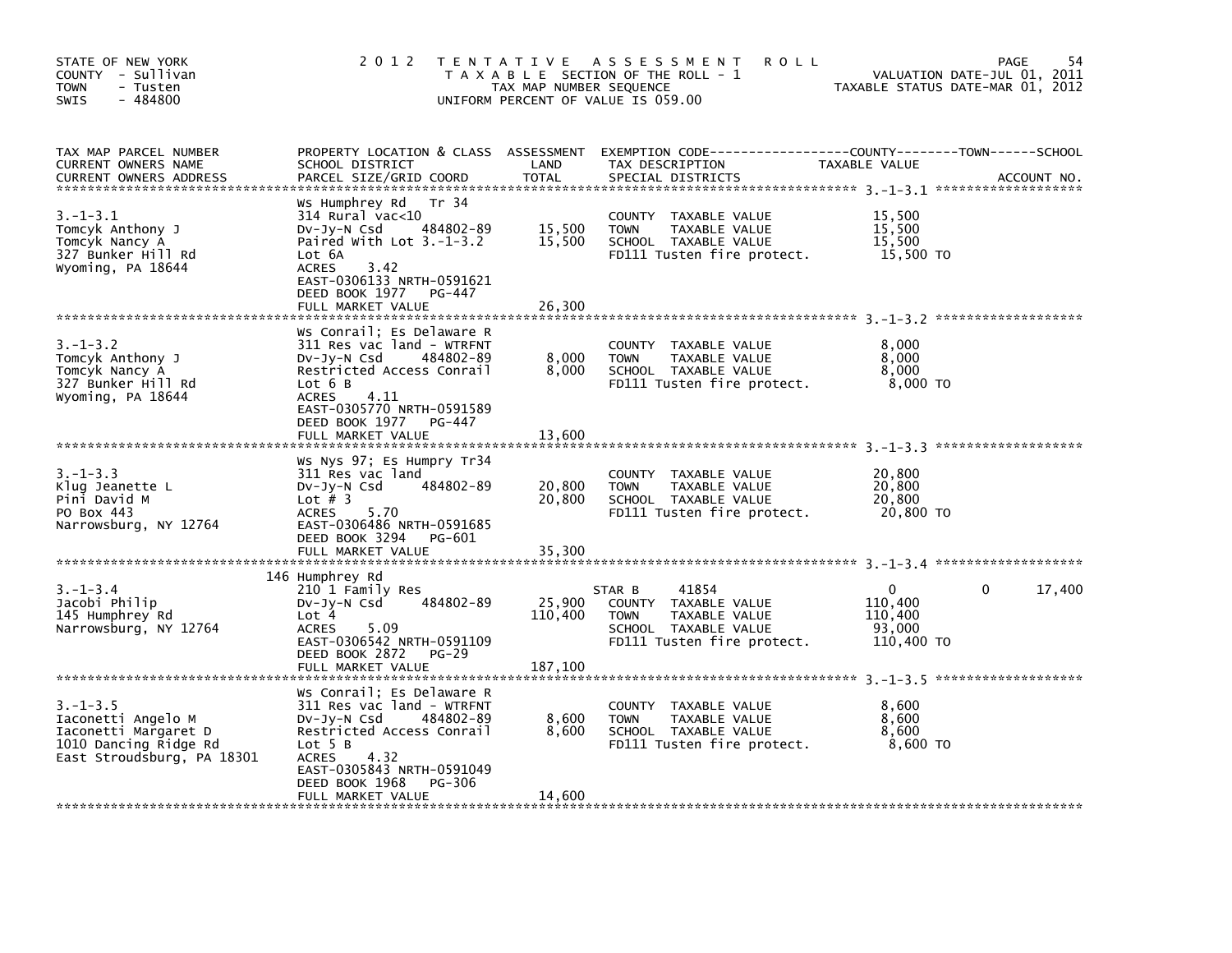STATE OF NEW YORK — 2012 TENTATIVE ASSESSMENT ROLL
COUNTY - Sullivan — TAXABLE SECTION OF THE ROLL - 1 — VALUATION DATE-JUL 01, 2011
TOWN - Tusten — TAX MAP NUMBER SEQUENCE — TAXABLE STATUS DATE-MAR 01, 2012
SWIS - 484800 — UNIFORM PERCENT OF VALUE IS 059.00

| TAX MAP PARCEL NUMBER / CURRENT OWNERS NAME / CURRENT OWNERS ADDRESS | PROPERTY LOCATION & CLASS / SCHOOL DISTRICT / PARCEL SIZE/GRID COORD | ASSESSMENT LAND / TOTAL | EXEMPTION CODE / TAX DESCRIPTION / SPECIAL DISTRICTS | COUNTY | TOWN | SCHOOL / TAXABLE VALUE | ACCOUNT NO. |
|---|---|---|---|---|---|---|---|
| 3.-1-3.1 | Ws Humphrey Rd Tr 34 | | | | | | |
| | 314 Rural vac<10 | | COUNTY TAXABLE VALUE | 15,500 | | | |
| Tomcyk Anthony J | Dv-Jy-N Csd 484802-89 | 15,500 | TOWN TAXABLE VALUE | | 15,500 | | |
| Tomcyk Nancy A | Paired With Lot 3.-1-3.2 | 15,500 | SCHOOL TAXABLE VALUE | | | 15,500 | |
| 327 Bunker Hill Rd | Lot 6A | | FD111 Tusten fire protect. | 15,500 TO | | | |
| Wyoming, PA 18644 | ACRES 3.42 | | | | | | |
| | EAST-0306133 NRTH-0591621 | | | | | | |
| | DEED BOOK 1977 PG-447 | | | | | | |
| | FULL MARKET VALUE | 26,300 | | | | | |
| 3.-1-3.2 | Ws Conrail; Es Delaware R | | | | | | |
| | 311 Res vac land - WTRFNT | | COUNTY TAXABLE VALUE | 8,000 | | | |
| Tomcyk Anthony J | Dv-Jy-N Csd 484802-89 | 8,000 | TOWN TAXABLE VALUE | | 8,000 | | |
| Tomcyk Nancy A | Restricted Access Conrail | 8,000 | SCHOOL TAXABLE VALUE | | | 8,000 | |
| 327 Bunker Hill Rd | Lot 6 B | | FD111 Tusten fire protect. | 8,000 TO | | | |
| Wyoming, PA 18644 | ACRES 4.11 | | | | | | |
| | EAST-0305770 NRTH-0591589 | | | | | | |
| | DEED BOOK 1977 PG-447 | | | | | | |
| | FULL MARKET VALUE | 13,600 | | | | | |
| 3.-1-3.3 | Ws Nys 97; Es Humpry Tr34 | | | | | | |
| | 311 Res vac land | | COUNTY TAXABLE VALUE | 20,800 | | | |
| Klug Jeanette L | Dv-Jy-N Csd 484802-89 | 20,800 | TOWN TAXABLE VALUE | | 20,800 | | |
| Pini David M | Lot # 3 | 20,800 | SCHOOL TAXABLE VALUE | | | 20,800 | |
| PO Box 443 | ACRES 5.70 | | FD111 Tusten fire protect. | 20,800 TO | | | |
| Narrowsburg, NY 12764 | EAST-0306486 NRTH-0591685 | | | | | | |
| | DEED BOOK 3294 PG-601 | | | | | | |
| | FULL MARKET VALUE | 35,300 | | | | | |
| 3.-1-3.4 | 146 Humphrey Rd | | | | | | |
| | 210 1 Family Res | | STAR B 41854 | 0 | 0 | 17,400 | |
| Jacobi Philip | Dv-Jy-N Csd 484802-89 | 25,900 | COUNTY TAXABLE VALUE | 110,400 | | | |
| 145 Humphrey Rd | Lot 4 | 110,400 | TOWN TAXABLE VALUE | | 110,400 | | |
| Narrowsburg, NY 12764 | ACRES 5.09 | | SCHOOL TAXABLE VALUE | | | 93,000 | |
| | EAST-0306542 NRTH-0591109 | | FD111 Tusten fire protect. | 110,400 TO | | | |
| | DEED BOOK 2872 PG-29 | | | | | | |
| | FULL MARKET VALUE | 187,100 | | | | | |
| 3.-1-3.5 | Ws Conrail; Es Delaware R | | | | | | |
| | 311 Res vac land - WTRFNT | | COUNTY TAXABLE VALUE | 8,600 | | | |
| Iaconetti Angelo M | Dv-Jy-N Csd 484802-89 | 8,600 | TOWN TAXABLE VALUE | | 8,600 | | |
| Iaconetti Margaret D | Restricted Access Conrail | 8,600 | SCHOOL TAXABLE VALUE | | | 8,600 | |
| 1010 Dancing Ridge Rd | Lot 5 B | | FD111 Tusten fire protect. | 8,600 TO | | | |
| East Stroudsburg, PA 18301 | ACRES 4.32 | | | | | | |
| | EAST-0305843 NRTH-0591049 | | | | | | |
| | DEED BOOK 1968 PG-306 | | | | | | |
| | FULL MARKET VALUE | 14,600 | | | | | |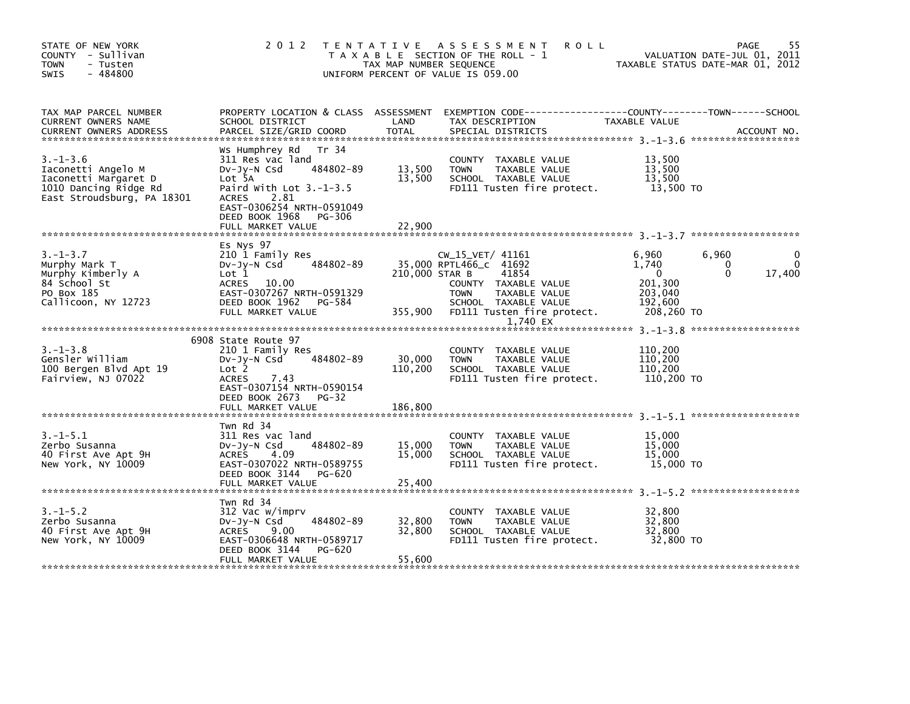STATE OF NEW YORK
COUNTY - Sullivan
TOWN - Tusten
SWIS - 484800

**2012 TENTATIVE ASSESSMENT ROLL**
TAXABLE SECTION OF THE ROLL - 1
TAX MAP NUMBER SEQUENCE
UNIFORM PERCENT OF VALUE IS 059.00

VALUATION DATE-JUL 01, 2011
TAXABLE STATUS DATE-MAR 01, 2012

| TAX MAP PARCEL NUMBER / CURRENT OWNERS NAME / CURRENT OWNERS ADDRESS | PROPERTY LOCATION & CLASS / SCHOOL DISTRICT / PARCEL SIZE/GRID COORD | ASSESSMENT LAND / TOTAL | EXEMPTION CODE / TAX DESCRIPTION / SPECIAL DISTRICTS | COUNTY TAXABLE VALUE | TOWN | SCHOOL | ACCOUNT NO. |
|---|---|---|---|---|---|---|---|
| **3.-1-3.6** | Ws Humphrey Rd Tr 34 | | | | | | |
| 3.-1-3.6 | 311 Res vac land | | COUNTY TAXABLE VALUE | 13,500 | | | |
| Iaconetti Angelo M | Dv-Jy-N Csd 484802-89 | 13,500 | TOWN TAXABLE VALUE | 13,500 | | | |
| Iaconetti Margaret D | Lot 5A | 13,500 | SCHOOL TAXABLE VALUE | 13,500 | | | |
| 1010 Dancing Ridge Rd | Paird With Lot 3.-1-3.5 | | FD111 Tusten fire protect. | 13,500 TO | | | |
| East Stroudsburg, PA 18301 | ACRES 2.81 | | | | | | |
| | EAST-0306254 NRTH-0591049 | | | | | | |
| | DEED BOOK 1968 PG-306 | | | | | | |
| | FULL MARKET VALUE | 22,900 | | | | | |
| **3.-1-3.7** | Es Nys 97 | | | | | | |
| 3.-1-3.7 | 210 1 Family Res | | CW_15_VET/ 41161 | 6,960 | 6,960 | 0 | |
| Murphy Mark T | Dv-Jy-N Csd 484802-89 | 35,000 | RPTL466_c 41692 | 1,740 | 0 | 0 | |
| Murphy Kimberly A | Lot 1 | 210,000 | STAR B 41854 | 0 | 0 | 17,400 | |
| 84 School St | ACRES 10.00 | | COUNTY TAXABLE VALUE | 201,300 | | | |
| PO Box 185 | EAST-0307267 NRTH-0591329 | | TOWN TAXABLE VALUE | 203,040 | | | |
| Callicoon, NY 12723 | DEED BOOK 1962 PG-584 | | SCHOOL TAXABLE VALUE | 192,600 | | | |
| | FULL MARKET VALUE | 355,900 | FD111 Tusten fire protect. | 208,260 TO | | | |
| | | | 1,740 EX | | | | |
| **3.-1-3.8** | 6908 State Route 97 | | | | | | |
| 3.-1-3.8 | 210 1 Family Res | | COUNTY TAXABLE VALUE | 110,200 | | | |
| Gensler William | Dv-Jy-N Csd 484802-89 | 30,000 | TOWN TAXABLE VALUE | 110,200 | | | |
| 100 Bergen Blvd Apt 19 | Lot 2 | 110,200 | SCHOOL TAXABLE VALUE | 110,200 | | | |
| Fairview, NJ 07022 | ACRES 7.43 | | FD111 Tusten fire protect. | 110,200 TO | | | |
| | EAST-0307154 NRTH-0590154 | | | | | | |
| | DEED BOOK 2673 PG-32 | | | | | | |
| | FULL MARKET VALUE | 186,800 | | | | | |
| **3.-1-5.1** | Twn Rd 34 | | | | | | |
| 3.-1-5.1 | 311 Res vac land | | COUNTY TAXABLE VALUE | 15,000 | | | |
| Zerbo Susanna | Dv-Jy-N Csd 484802-89 | 15,000 | TOWN TAXABLE VALUE | 15,000 | | | |
| 40 First Ave Apt 9H | ACRES 4.09 | 15,000 | SCHOOL TAXABLE VALUE | 15,000 | | | |
| New York, NY 10009 | EAST-0307022 NRTH-0589755 | | FD111 Tusten fire protect. | 15,000 TO | | | |
| | DEED BOOK 3144 PG-620 | | | | | | |
| | FULL MARKET VALUE | 25,400 | | | | | |
| **3.-1-5.2** | Twn Rd 34 | | | | | | |
| 3.-1-5.2 | 312 Vac w/imprv | | COUNTY TAXABLE VALUE | 32,800 | | | |
| Zerbo Susanna | Dv-Jy-N Csd 484802-89 | 32,800 | TOWN TAXABLE VALUE | 32,800 | | | |
| 40 First Ave Apt 9H | ACRES 9.00 | 32,800 | SCHOOL TAXABLE VALUE | 32,800 | | | |
| New York, NY 10009 | EAST-0306648 NRTH-0589717 | | FD111 Tusten fire protect. | 32,800 TO | | | |
| | DEED BOOK 3144 PG-620 | | | | | | |
| | FULL MARKET VALUE | 55,600 | | | | | |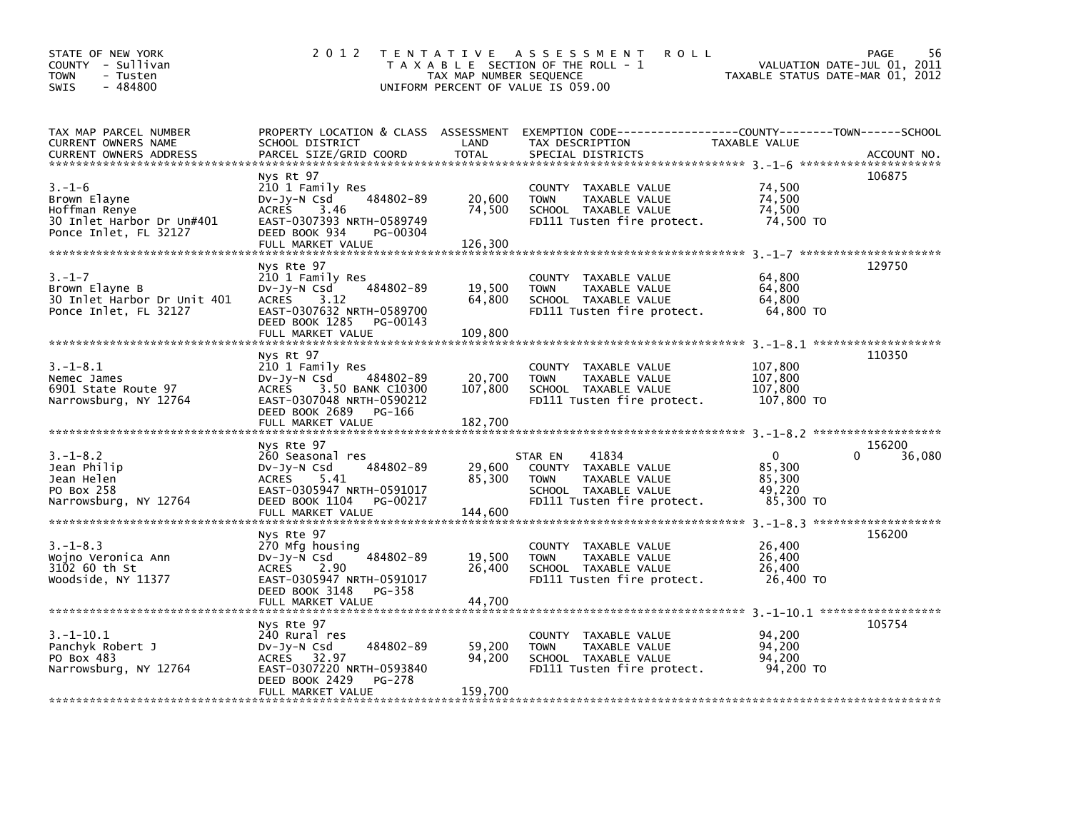STATE OF NEW YORK
COUNTY - Sullivan
TOWN - Tusten
SWIS - 484800

2 0 1 2 T E N T A T I V E A S S E S S M E N T R O L L
T A X A B L E SECTION OF THE ROLL - 1
TAX MAP NUMBER SEQUENCE
UNIFORM PERCENT OF VALUE IS 059.00

VALUATION DATE-JUL 01, 2011
TAXABLE STATUS DATE-MAR 01, 2012

| TAX MAP PARCEL NUMBER / CURRENT OWNERS NAME / CURRENT OWNERS ADDRESS | PROPERTY LOCATION & CLASS / SCHOOL DISTRICT / PARCEL SIZE/GRID COORD | ASSESSMENT LAND / TOTAL | EXEMPTION CODE / TAX DESCRIPTION / SPECIAL DISTRICTS | COUNTY / TOWN / SCHOOL TAXABLE VALUE | ACCOUNT NO. |
|---|---|---|---|---|---|
| 3.-1-6 | Nys Rt 97 | | | | 106875 |
| Brown Elayne | 210 1 Family Res | | COUNTY TAXABLE VALUE | 74,500 | |
| Hoffman Renye | Dv-Jy-N Csd 484802-89 | 20,600 | TOWN TAXABLE VALUE | 74,500 | |
| 30 Inlet Harbor Dr Un#401 | ACRES 3.46 | 74,500 | SCHOOL TAXABLE VALUE | 74,500 | |
| Ponce Inlet, FL 32127 | EAST-0307393 NRTH-0589749 | | FD111 Tusten fire protect. | 74,500 TO | |
| | DEED BOOK 934 PG-00304 | | | | |
| | FULL MARKET VALUE | 126,300 | | | |
| 3.-1-7 | Nys Rte 97 | | | | 129750 |
| Brown Elayne B | 210 1 Family Res | | COUNTY TAXABLE VALUE | 64,800 | |
| 30 Inlet Harbor Dr Unit 401 | Dv-Jy-N Csd 484802-89 | 19,500 | TOWN TAXABLE VALUE | 64,800 | |
| Ponce Inlet, FL 32127 | ACRES 3.12 | 64,800 | SCHOOL TAXABLE VALUE | 64,800 | |
| | EAST-0307632 NRTH-0589700 | | FD111 Tusten fire protect. | 64,800 TO | |
| | DEED BOOK 1285 PG-00143 | | | | |
| | FULL MARKET VALUE | 109,800 | | | |
| 3.-1-8.1 | Nys Rt 97 | | | | 110350 |
| Nemec James | 210 1 Family Res | | COUNTY TAXABLE VALUE | 107,800 | |
| 6901 State Route 97 | Dv-Jy-N Csd 484802-89 | 20,700 | TOWN TAXABLE VALUE | 107,800 | |
| Narrowsburg, NY 12764 | ACRES 3.50 BANK C10300 | 107,800 | SCHOOL TAXABLE VALUE | 107,800 | |
| | EAST-0307048 NRTH-0590212 | | FD111 Tusten fire protect. | 107,800 TO | |
| | DEED BOOK 2689 PG-166 | | | | |
| | FULL MARKET VALUE | 182,700 | | | |
| 3.-1-8.2 | Nys Rte 97 | | | | 156200 |
| Jean Philip | 260 Seasonal res | | STAR EN 41834 | 0 0 36,080 | |
| Jean Helen | Dv-Jy-N Csd 484802-89 | 29,600 | COUNTY TAXABLE VALUE | 85,300 | |
| PO Box 258 | ACRES 5.41 | 85,300 | TOWN TAXABLE VALUE | 85,300 | |
| Narrowsburg, NY 12764 | EAST-0305947 NRTH-0591017 | | SCHOOL TAXABLE VALUE | 49,220 | |
| | DEED BOOK 1104 PG-00217 | | FD111 Tusten fire protect. | 85,300 TO | |
| | FULL MARKET VALUE | 144,600 | | | |
| 3.-1-8.3 | Nys Rte 97 | | | | 156200 |
| Wojno Veronica Ann | 270 Mfg housing | | COUNTY TAXABLE VALUE | 26,400 | |
| 3102 60 th St | Dv-Jy-N Csd 484802-89 | 19,500 | TOWN TAXABLE VALUE | 26,400 | |
| Woodside, NY 11377 | ACRES 2.90 | 26,400 | SCHOOL TAXABLE VALUE | 26,400 | |
| | EAST-0305947 NRTH-0591017 | | FD111 Tusten fire protect. | 26,400 TO | |
| | DEED BOOK 3148 PG-358 | | | | |
| | FULL MARKET VALUE | 44,700 | | | |
| 3.-1-10.1 | Nys Rte 97 | | | | 105754 |
| Panchyk Robert J | 240 Rural res | | COUNTY TAXABLE VALUE | 94,200 | |
| PO Box 483 | Dv-Jy-N Csd 484802-89 | 59,200 | TOWN TAXABLE VALUE | 94,200 | |
| Narrowsburg, NY 12764 | ACRES 32.97 | 94,200 | SCHOOL TAXABLE VALUE | 94,200 | |
| | EAST-0307220 NRTH-0593840 | | FD111 Tusten fire protect. | 94,200 TO | |
| | DEED BOOK 2429 PG-278 | | | | |
| | FULL MARKET VALUE | 159,700 | | | |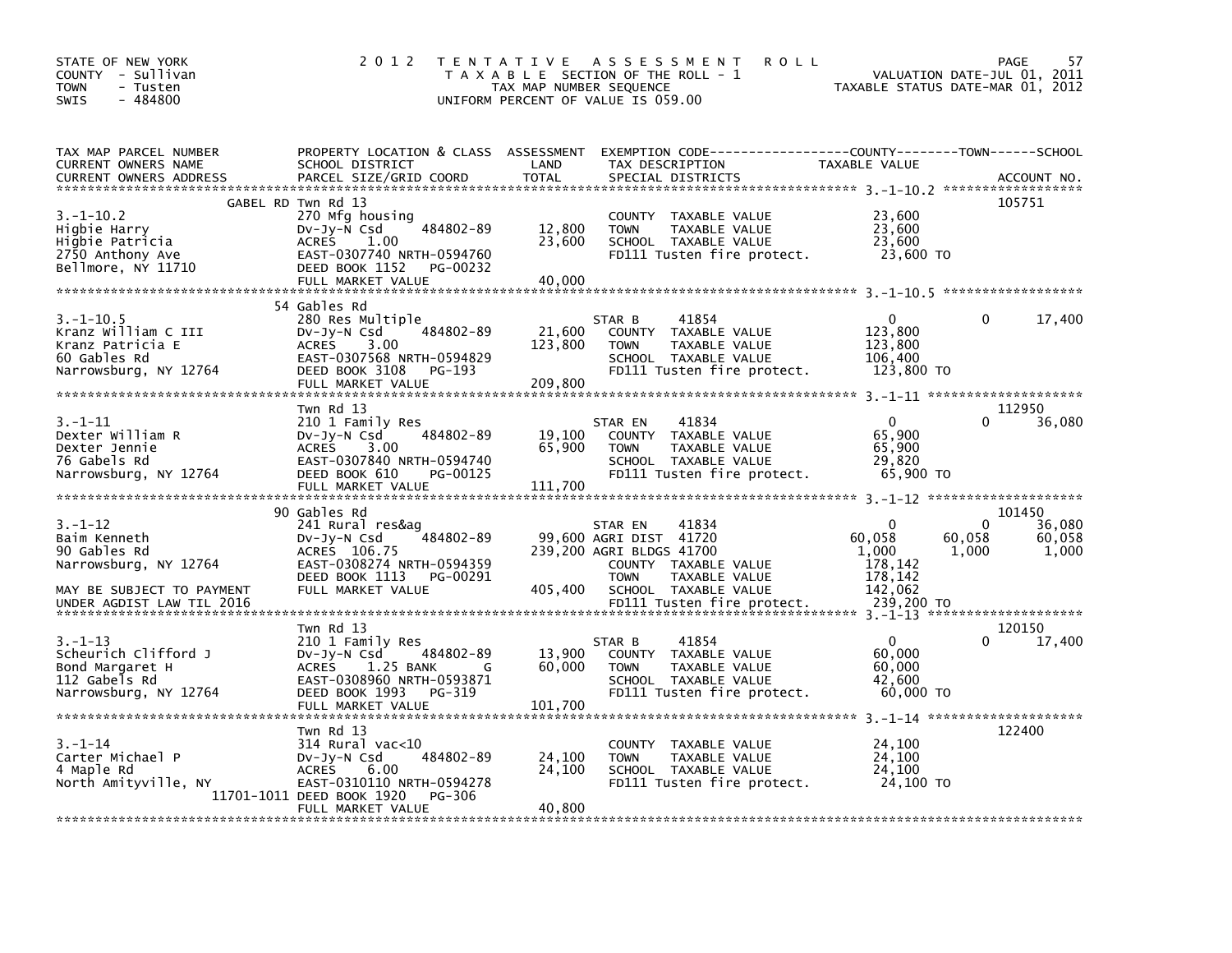STATE OF NEW YORK
COUNTY - Sullivan
TOWN - Tusten
SWIS - 484800

2012 TENTATIVE ASSESSMENT ROLL
TAXABLE SECTION OF THE ROLL - 1
TAX MAP NUMBER SEQUENCE
UNIFORM PERCENT OF VALUE IS 059.00

VALUATION DATE-JUL 01, 2011
TAXABLE STATUS DATE-MAR 01, 2012

| TAX MAP PARCEL NUMBER / CURRENT OWNERS NAME / CURRENT OWNERS ADDRESS | PROPERTY LOCATION & CLASS / SCHOOL DISTRICT / PARCEL SIZE/GRID COORD | ASSESSMENT LAND / TOTAL | EXEMPTION CODE / TAX DESCRIPTION / SPECIAL DISTRICTS | COUNTY TAXABLE VALUE | TOWN | SCHOOL | ACCOUNT NO. |
|---|---|---|---|---|---|---|---|
| **3.-1-10.2** | GABEL RD Twn Rd 13 | | | | | | 105751 |
| Higbie Harry | 270 Mfg housing | | COUNTY TAXABLE VALUE | 23,600 | | | |
| Higbie Patricia | Dv-Jy-N Csd 484802-89 | 12,800 | TOWN TAXABLE VALUE | 23,600 | | | |
| 2750 Anthony Ave | ACRES 1.00 | 23,600 | SCHOOL TAXABLE VALUE | 23,600 | | | |
| Bellmore, NY 11710 | EAST-0307740 NRTH-0594760 | | FD111 Tusten fire protect. | 23,600 TO | | | |
| | DEED BOOK 1152 PG-00232 | | | | | | |
| | FULL MARKET VALUE | 40,000 | | | | | |
| **3.-1-10.5** | 54 Gables Rd | | | | | | |
| Kranz William C III | 280 Res Multiple | | STAR B 41854 | 0 | 0 | 17,400 | |
| Kranz Patricia E | Dv-Jy-N Csd 484802-89 | 21,600 | COUNTY TAXABLE VALUE | 123,800 | | | |
| 60 Gables Rd | ACRES 3.00 | 123,800 | TOWN TAXABLE VALUE | 123,800 | | | |
| Narrowsburg, NY 12764 | EAST-0307568 NRTH-0594829 | | SCHOOL TAXABLE VALUE | 106,400 | | | |
| | DEED BOOK 3108 PG-193 | | FD111 Tusten fire protect. | 123,800 TO | | | |
| | FULL MARKET VALUE | 209,800 | | | | | |
| **3.-1-11** | Twn Rd 13 | | | | | | 112950 |
| Dexter William R | 210 1 Family Res | | STAR EN 41834 | 0 | 0 | 36,080 | |
| Dexter Jennie | Dv-Jy-N Csd 484802-89 | 19,100 | COUNTY TAXABLE VALUE | 65,900 | | | |
| 76 Gabels Rd | ACRES 3.00 | 65,900 | TOWN TAXABLE VALUE | 65,900 | | | |
| Narrowsburg, NY 12764 | EAST-0307840 NRTH-0594740 | | SCHOOL TAXABLE VALUE | 29,820 | | | |
| | DEED BOOK 610 PG-00125 | | FD111 Tusten fire protect. | 65,900 TO | | | |
| | FULL MARKET VALUE | 111,700 | | | | | |
| **3.-1-12** | 90 Gables Rd | | | | | | 101450 |
| Baim Kenneth | 241 Rural res&ag | | STAR EN 41834 | 0 | 0 | 36,080 | |
| 90 Gables Rd | Dv-Jy-N Csd 484802-89 | 99,600 | AGRI DIST 41720 | 60,058 | 60,058 | 60,058 | |
| Narrowsburg, NY 12764 | ACRES 106.75 | 239,200 | AGRI BLDGS 41700 | 1,000 | 1,000 | 1,000 | |
| | EAST-0308274 NRTH-0594359 | | COUNTY TAXABLE VALUE | 178,142 | | | |
| | DEED BOOK 1113 PG-00291 | | TOWN TAXABLE VALUE | 178,142 | | | |
| MAY BE SUBJECT TO PAYMENT | FULL MARKET VALUE | 405,400 | SCHOOL TAXABLE VALUE | 142,062 | | | |
| UNDER AGDIST LAW TIL 2016 | | | FD111 Tusten fire protect. | 239,200 TO | | | |
| **3.-1-13** | Twn Rd 13 | | | | | | 120150 |
| Scheurich Clifford J | 210 1 Family Res | | STAR B 41854 | 0 | 0 | 17,400 | |
| Bond Margaret H | Dv-Jy-N Csd 484802-89 | 13,900 | COUNTY TAXABLE VALUE | 60,000 | | | |
| 112 Gabels Rd | ACRES 1.25 BANK G | 60,000 | TOWN TAXABLE VALUE | 60,000 | | | |
| Narrowsburg, NY 12764 | EAST-0308960 NRTH-0593871 | | SCHOOL TAXABLE VALUE | 42,600 | | | |
| | DEED BOOK 1993 PG-319 | | FD111 Tusten fire protect. | 60,000 TO | | | |
| | FULL MARKET VALUE | 101,700 | | | | | |
| **3.-1-14** | Twn Rd 13 | | | | | | 122400 |
| Carter Michael P | 314 Rural vac<10 | | COUNTY TAXABLE VALUE | 24,100 | | | |
| 4 Maple Rd | Dv-Jy-N Csd 484802-89 | 24,100 | TOWN TAXABLE VALUE | 24,100 | | | |
| North Amityville, NY | ACRES 6.00 | 24,100 | SCHOOL TAXABLE VALUE | 24,100 | | | |
| 11701-1011 | EAST-0310110 NRTH-0594278 | | FD111 Tusten fire protect. | 24,100 TO | | | |
| | DEED BOOK 1920 PG-306 | | | | | | |
| | FULL MARKET VALUE | 40,800 | | | | | |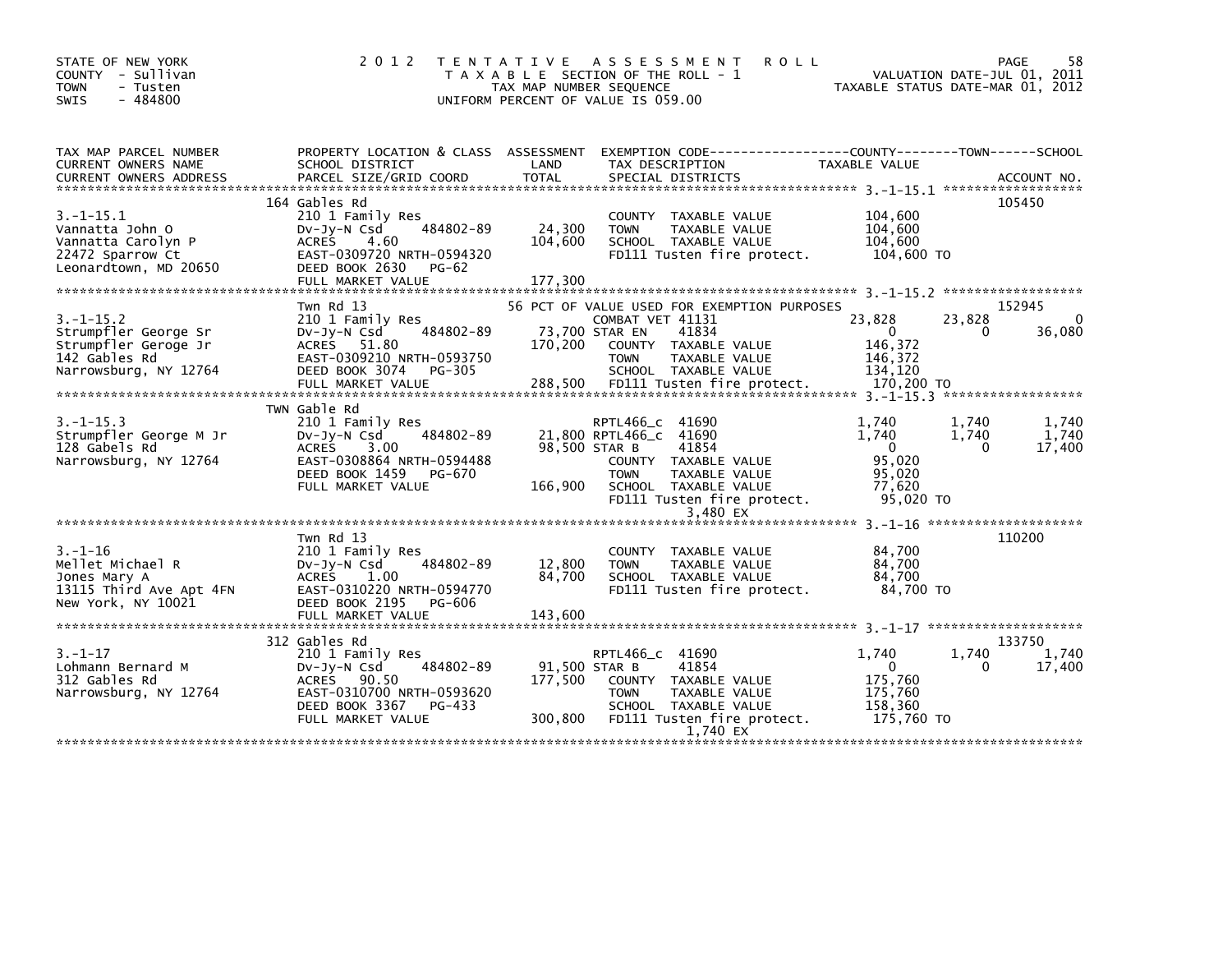STATE OF NEW YORK
COUNTY - Sullivan
TOWN - Tusten
SWIS - 484800

# 2012 TENTATIVE ASSESSMENT ROLL

TAXABLE SECTION OF THE ROLL - 1
TAX MAP NUMBER SEQUENCE
UNIFORM PERCENT OF VALUE IS 059.00

VALUATION DATE-JUL 01, 2011
TAXABLE STATUS DATE-MAR 01, 2012

```
TAX MAP PARCEL NUMBER     PROPERTY LOCATION & CLASS  ASSESSMENT  EXEMPTION CODE-----------------COUNTY--------TOWN------SCHOOL
CURRENT OWNERS NAME       SCHOOL DISTRICT              LAND      TAX DESCRIPTION               TAXABLE VALUE
CURRENT OWNERS ADDRESS    PARCEL SIZE/GRID COORD       TOTAL     SPECIAL DISTRICTS                                    ACCOUNT NO.
******************************************************************************************** 3.-1-15.1 ******************
                          164 Gables Rd                                                                               105450
3.-1-15.1                 210 1 Family Res                       COUNTY  TAXABLE VALUE          104,600
Vannatta John O           Dv-Jy-N Csd     484802-89    24,300   TOWN    TAXABLE VALUE          104,600
Vannatta Carolyn P        ACRES    4.60               104,600   SCHOOL  TAXABLE VALUE          104,600
22472 Sparrow Ct          EAST-0309720 NRTH-0594320              FD111 Tusten fire protect.      104,600 TO
Leonardtown, MD 20650     DEED BOOK 2630   PG-62
                          FULL MARKET VALUE           177,300
******************************************************************************************** 3.-1-15.2 ******************
                          Twn Rd 13                   56 PCT OF VALUE USED FOR EXEMPTION PURPOSES                     152945
3.-1-15.2                 210 1 Family Res                       COMBAT VET 41131               23,828     23,828          0
Strumpfler George Sr      Dv-Jy-N Csd     484802-89    73,700 STAR EN      41834                    0          0     36,080
Strumpfler Geroge Jr      ACRES   51.80               170,200   COUNTY  TAXABLE VALUE          146,372
142 Gables Rd             EAST-0309210 NRTH-0593750              TOWN    TAXABLE VALUE          146,372
Narrowsburg, NY 12764     DEED BOOK 3074   PG-305                SCHOOL  TAXABLE VALUE          134,120
                          FULL MARKET VALUE           288,500   FD111 Tusten fire protect.      170,200 TO
******************************************************************************************** 3.-1-15.3 ******************
                          TWN Gable Rd
3.-1-15.3                 210 1 Family Res                       RPTL466_c  41690                1,740      1,740      1,740
Strumpfler George M Jr    Dv-Jy-N Csd     484802-89    21,800 RPTL466_c  41690                1,740      1,740      1,740
128 Gabels Rd             ACRES    3.00                98,500 STAR B      41854                    0          0     17,400
Narrowsburg, NY 12764     EAST-0308864 NRTH-0594488              COUNTY  TAXABLE VALUE           95,020
                          DEED BOOK 1459   PG-670                TOWN    TAXABLE VALUE           95,020
                          FULL MARKET VALUE           166,900   SCHOOL  TAXABLE VALUE           77,620
                                                                 FD111 Tusten fire protect.       95,020 TO
                                                                                    3,480 EX
******************************************************************************************** 3.-1-16 ********************
                          Twn Rd 13                                                                                   110200
3.-1-16                   210 1 Family Res                       COUNTY  TAXABLE VALUE           84,700
Mellet Michael R          Dv-Jy-N Csd     484802-89    12,800   TOWN    TAXABLE VALUE           84,700
Jones Mary A              ACRES    1.00                84,700   SCHOOL  TAXABLE VALUE           84,700
13115 Third Ave Apt 4FN   EAST-0310220 NRTH-0594770              FD111 Tusten fire protect.       84,700 TO
New York, NY 10021        DEED BOOK 2195   PG-606
                          FULL MARKET VALUE           143,600
******************************************************************************************** 3.-1-17 ********************
                          312 Gables Rd                                                                               133750
3.-1-17                   210 1 Family Res                       RPTL466_c  41690                1,740      1,740      1,740
Lohmann Bernard M         Dv-Jy-N Csd     484802-89    91,500 STAR B      41854                    0          0     17,400
312 Gables Rd             ACRES   90.50               177,500   COUNTY  TAXABLE VALUE          175,760
Narrowsburg, NY 12764     EAST-0310700 NRTH-0593620              TOWN    TAXABLE VALUE          175,760
                          DEED BOOK 3367   PG-433                SCHOOL  TAXABLE VALUE          158,360
                          FULL MARKET VALUE           300,800   FD111 Tusten fire protect.      175,760 TO
                                                                                    1,740 EX
*************************************************************************************************************************
```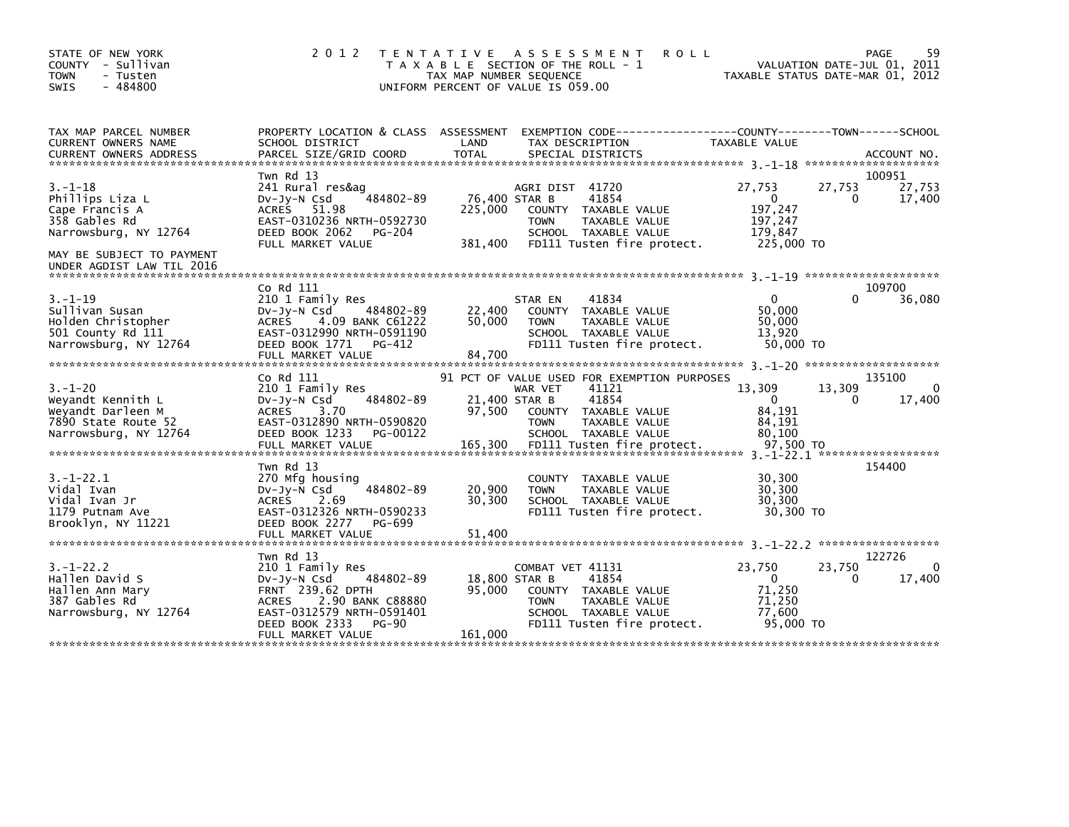STATE OF NEW YORK
COUNTY - Sullivan
TOWN - Tusten
SWIS - 484800

2012 TENTATIVE ASSESSMENT ROLL
TAXABLE SECTION OF THE ROLL - 1
TAX MAP NUMBER SEQUENCE
UNIFORM PERCENT OF VALUE IS 059.00

VALUATION DATE-JUL 01, 2011
TAXABLE STATUS DATE-MAR 01, 2012

| TAX MAP PARCEL NUMBER / CURRENT OWNERS NAME / CURRENT OWNERS ADDRESS | PROPERTY LOCATION & CLASS / SCHOOL DISTRICT / PARCEL SIZE/GRID COORD | ASSESSMENT LAND / TOTAL | EXEMPTION CODE / TAX DESCRIPTION / SPECIAL DISTRICTS | COUNTY TAXABLE VALUE | TOWN | SCHOOL | ACCOUNT NO. |
|---|---|---|---|---|---|---|---|
| 3.-1-18 | Twn Rd 13 | | | | | | 100951 |
| Phillips Liza L | 241 Rural res&ag | | AGRI DIST 41720 | 27,753 | 27,753 | 27,753 | |
| Cape Francis A | Dv-Jy-N Csd 484802-89 | 76,400 | STAR B 41854 | 0 | 0 | 17,400 | |
| 358 Gables Rd | ACRES 51.98 | 225,000 | COUNTY TAXABLE VALUE | 197,247 | | | |
| Narrowsburg, NY 12764 | EAST-0310236 NRTH-0592730 | | TOWN TAXABLE VALUE | 197,247 | | | |
| | DEED BOOK 2062 PG-204 | | SCHOOL TAXABLE VALUE | 179,847 | | | |
| | FULL MARKET VALUE | 381,400 | FD111 Tusten fire protect. | 225,000 TO | | | |
| MAY BE SUBJECT TO PAYMENT UNDER AGDIST LAW TIL 2016 | | | | | | | |
| 3.-1-19 | Co Rd 111 | | | | | | 109700 |
| Sullivan Susan | 210 1 Family Res | | STAR EN 41834 | 0 | 0 | 36,080 | |
| Holden Christopher | Dv-Jy-N Csd 484802-89 | 22,400 | COUNTY TAXABLE VALUE | 50,000 | | | |
| 501 County Rd 111 | ACRES 4.09 BANK C61222 | 50,000 | TOWN TAXABLE VALUE | 50,000 | | | |
| Narrowsburg, NY 12764 | EAST-0312990 NRTH-0591190 | | SCHOOL TAXABLE VALUE | 13,920 | | | |
| | DEED BOOK 1771 PG-412 | | FD111 Tusten fire protect. | 50,000 TO | | | |
| | FULL MARKET VALUE | 84,700 | | | | | |
| 3.-1-20 | Co Rd 111 | | 91 PCT OF VALUE USED FOR EXEMPTION PURPOSES | | | | 135100 |
| Weyandt Kennith L | 210 1 Family Res | | WAR VET 41121 | 13,309 | 13,309 | 0 | |
| Weyandt Darleen M | Dv-Jy-N Csd 484802-89 | 21,400 | STAR B 41854 | 0 | 0 | 17,400 | |
| 7890 State Route 52 | ACRES 3.70 | 97,500 | COUNTY TAXABLE VALUE | 84,191 | | | |
| Narrowsburg, NY 12764 | EAST-0312890 NRTH-0590820 | | TOWN TAXABLE VALUE | 84,191 | | | |
| | DEED BOOK 1233 PG-00122 | | SCHOOL TAXABLE VALUE | 80,100 | | | |
| | FULL MARKET VALUE | 165,300 | FD111 Tusten fire protect. | 97,500 TO | | | |
| 3.-1-22.1 | Twn Rd 13 | | | | | | 154400 |
| Vidal Ivan | 270 Mfg housing | | COUNTY TAXABLE VALUE | 30,300 | | | |
| Vidal Ivan Jr | Dv-Jy-N Csd 484802-89 | 20,900 | TOWN TAXABLE VALUE | 30,300 | | | |
| 1179 Putnam Ave | ACRES 2.69 | 30,300 | SCHOOL TAXABLE VALUE | 30,300 | | | |
| Brooklyn, NY 11221 | EAST-0312326 NRTH-0590233 | | FD111 Tusten fire protect. | 30,300 TO | | | |
| | DEED BOOK 2277 PG-699 | | | | | | |
| | FULL MARKET VALUE | 51,400 | | | | | |
| 3.-1-22.2 | Twn Rd 13 | | | | | | 122726 |
| Hallen David S | 210 1 Family Res | | COMBAT VET 41131 | 23,750 | 23,750 | 0 | |
| Hallen Ann Mary | Dv-Jy-N Csd 484802-89 | 18,800 | STAR B 41854 | 0 | 0 | 17,400 | |
| 387 Gables Rd | FRNT 239.62 DPTH | 95,000 | COUNTY TAXABLE VALUE | 71,250 | | | |
| Narrowsburg, NY 12764 | ACRES 2.90 BANK C88880 | | TOWN TAXABLE VALUE | 71,250 | | | |
| | EAST-0312579 NRTH-0591401 | | SCHOOL TAXABLE VALUE | 77,600 | | | |
| | DEED BOOK 2333 PG-90 | | FD111 Tusten fire protect. | 95,000 TO | | | |
| | FULL MARKET VALUE | 161,000 | | | | | |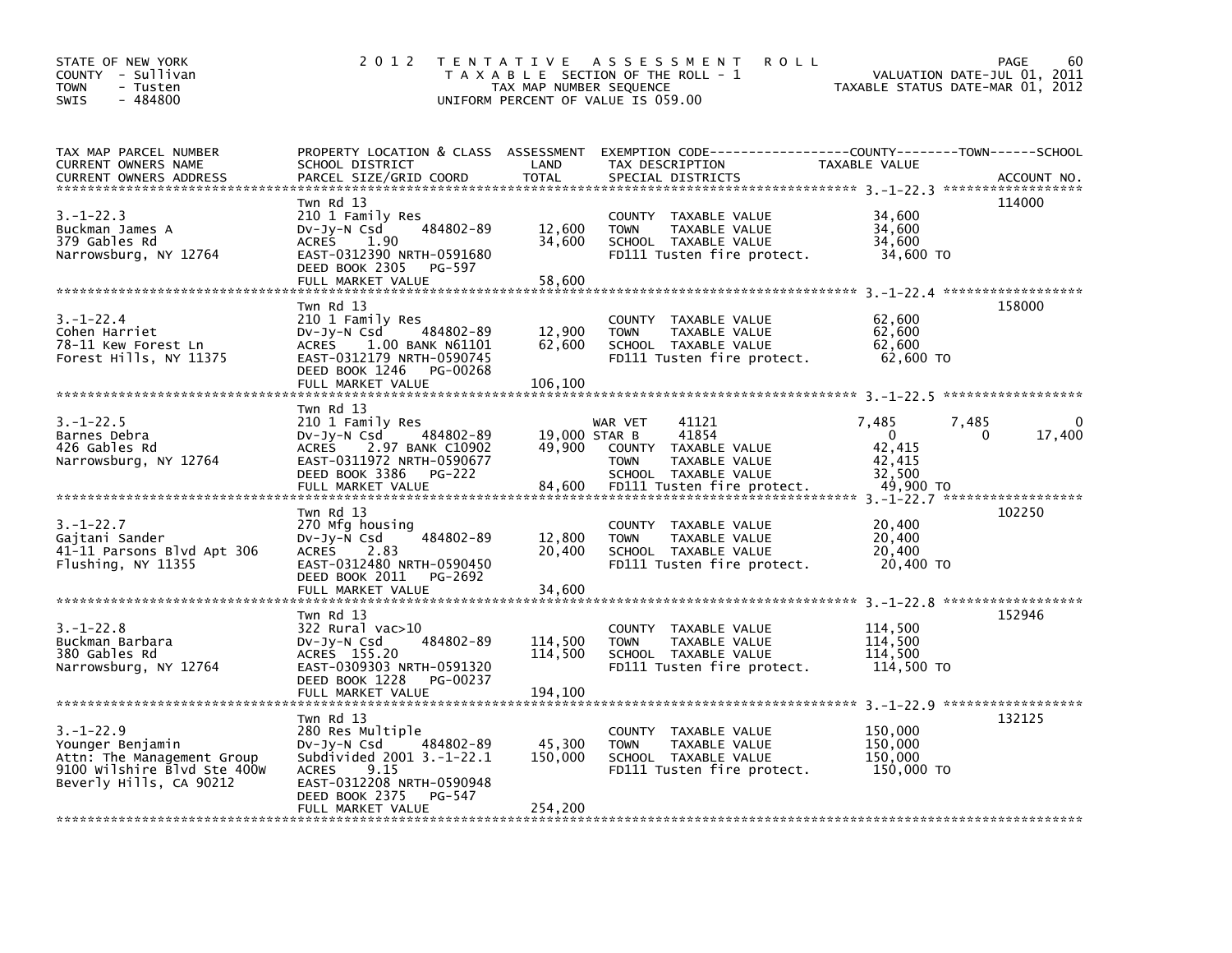STATE OF NEW YORK
COUNTY - Sullivan
TOWN - Tusten
SWIS - 484800

2012 TENTATIVE ASSESSMENT ROLL
TAXABLE SECTION OF THE ROLL - 1
TAX MAP NUMBER SEQUENCE
UNIFORM PERCENT OF VALUE IS 059.00

VALUATION DATE-JUL 01, 2011
TAXABLE STATUS DATE-MAR 01, 2012

| TAX MAP PARCEL NUMBER / CURRENT OWNERS NAME / CURRENT OWNERS ADDRESS | PROPERTY LOCATION & CLASS / SCHOOL DISTRICT / PARCEL SIZE/GRID COORD | ASSESSMENT LAND | TOTAL | EXEMPTION CODE / TAX DESCRIPTION / SPECIAL DISTRICTS | COUNTY TAXABLE VALUE | TOWN | SCHOOL | ACCOUNT NO. |
|---|---|---|---|---|---|---|---|---|
| 3.-1-22.3 | Twn Rd 13 | | | | | | | 114000 |
| Buckman James A | 210 1 Family Res | | | COUNTY TAXABLE VALUE | 34,600 | | | |
| 379 Gables Rd | Dv-Jy-N Csd 484802-89 | 12,600 | | TOWN TAXABLE VALUE | 34,600 | | | |
| Narrowsburg, NY 12764 | ACRES 1.90 | | 34,600 | SCHOOL TAXABLE VALUE | 34,600 | | | |
| | EAST-0312390 NRTH-0591680 | | | FD111 Tusten fire protect. | 34,600 TO | | | |
| | DEED BOOK 2305 PG-597 | | | | | | | |
| | FULL MARKET VALUE | | 58,600 | | | | | |
| 3.-1-22.4 | Twn Rd 13 | | | | | | | 158000 |
| Cohen Harriet | 210 1 Family Res | | | COUNTY TAXABLE VALUE | 62,600 | | | |
| 78-11 Kew Forest Ln | Dv-Jy-N Csd 484802-89 | 12,900 | | TOWN TAXABLE VALUE | 62,600 | | | |
| Forest Hills, NY 11375 | ACRES 1.00 BANK N61101 | | 62,600 | SCHOOL TAXABLE VALUE | 62,600 | | | |
| | EAST-0312179 NRTH-0590745 | | | FD111 Tusten fire protect. | 62,600 TO | | | |
| | DEED BOOK 1246 PG-00268 | | | | | | | |
| | FULL MARKET VALUE | | 106,100 | | | | | |
| 3.-1-22.5 | Twn Rd 13 | | | | | | | |
| Barnes Debra | 210 1 Family Res | | | WAR VET 41121 | 7,485 | 7,485 | 0 | |
| 426 Gables Rd | Dv-Jy-N Csd 484802-89 | 19,000 | | STAR B 41854 | 0 | 0 | 17,400 | |
| Narrowsburg, NY 12764 | ACRES 2.97 BANK C10902 | | 49,900 | COUNTY TAXABLE VALUE | 42,415 | | | |
| | EAST-0311972 NRTH-0590677 | | | TOWN TAXABLE VALUE | 42,415 | | | |
| | DEED BOOK 3386 PG-222 | | | SCHOOL TAXABLE VALUE | 32,500 | | | |
| | FULL MARKET VALUE | | 84,600 | FD111 Tusten fire protect. | 49,900 TO | | | |
| 3.-1-22.7 | Twn Rd 13 | | | | | | | 102250 |
| Gajtani Sander | 270 Mfg housing | | | COUNTY TAXABLE VALUE | 20,400 | | | |
| 41-11 Parsons Blvd Apt 306 | Dv-Jy-N Csd 484802-89 | 12,800 | | TOWN TAXABLE VALUE | 20,400 | | | |
| Flushing, NY 11355 | ACRES 2.83 | | 20,400 | SCHOOL TAXABLE VALUE | 20,400 | | | |
| | EAST-0312480 NRTH-0590450 | | | FD111 Tusten fire protect. | 20,400 TO | | | |
| | DEED BOOK 2011 PG-2692 | | | | | | | |
| | FULL MARKET VALUE | | 34,600 | | | | | |
| 3.-1-22.8 | Twn Rd 13 | | | | | | | 152946 |
| Buckman Barbara | 322 Rural vac>10 | | | COUNTY TAXABLE VALUE | 114,500 | | | |
| 380 Gables Rd | Dv-Jy-N Csd 484802-89 | 114,500 | | TOWN TAXABLE VALUE | 114,500 | | | |
| Narrowsburg, NY 12764 | ACRES 155.20 | | 114,500 | SCHOOL TAXABLE VALUE | 114,500 | | | |
| | EAST-0309303 NRTH-0591320 | | | FD111 Tusten fire protect. | 114,500 TO | | | |
| | DEED BOOK 1228 PG-00237 | | | | | | | |
| | FULL MARKET VALUE | | 194,100 | | | | | |
| 3.-1-22.9 | Twn Rd 13 | | | | | | | 132125 |
| Younger Benjamin | 280 Res Multiple | | | COUNTY TAXABLE VALUE | 150,000 | | | |
| Attn: The Management Group | Dv-Jy-N Csd 484802-89 | 45,300 | | TOWN TAXABLE VALUE | 150,000 | | | |
| 9100 Wilshire Blvd Ste 400W | Subdivided 2001 3.-1-22.1 | | 150,000 | SCHOOL TAXABLE VALUE | 150,000 | | | |
| Beverly Hills, CA 90212 | ACRES 9.15 | | | FD111 Tusten fire protect. | 150,000 TO | | | |
| | EAST-0312208 NRTH-0590948 | | | | | | | |
| | DEED BOOK 2375 PG-547 | | | | | | | |
| | FULL MARKET VALUE | | 254,200 | | | | | |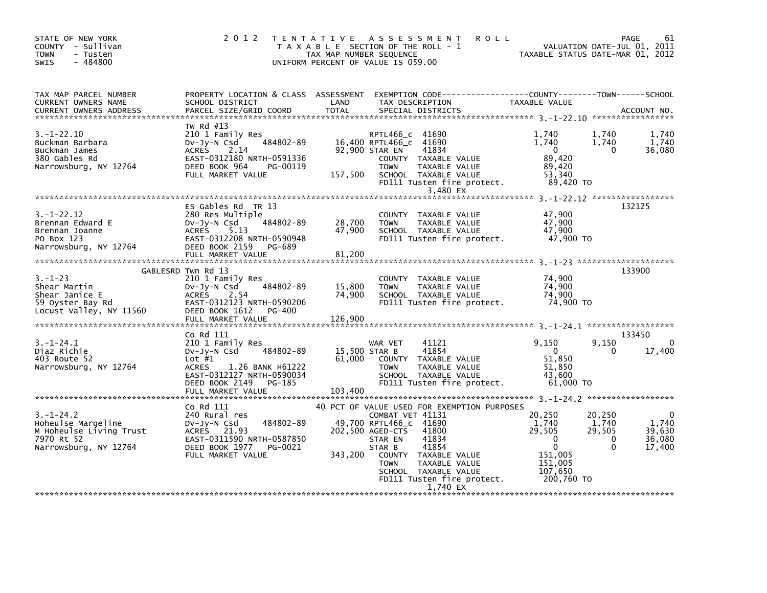STATE OF NEW YORK
COUNTY - Sullivan
TOWN - Tusten
SWIS - 484800

# 2012 TENTATIVE ASSESSMENT ROLL

TAXABLE SECTION OF THE ROLL - 1
TAX MAP NUMBER SEQUENCE
UNIFORM PERCENT OF VALUE IS 059.00

VALUATION DATE-JUL 01, 2011
TAXABLE STATUS DATE-MAR 01, 2012

| TAX MAP PARCEL NUMBER / CURRENT OWNERS NAME / CURRENT OWNERS ADDRESS | PROPERTY LOCATION & CLASS / SCHOOL DISTRICT / PARCEL SIZE/GRID COORD | ASSESSMENT LAND / TOTAL | EXEMPTION CODE / TAX DESCRIPTION / SPECIAL DISTRICTS | COUNTY TAXABLE VALUE | TOWN | SCHOOL | ACCOUNT NO. |
|---|---|---|---|---|---|---|---|
| **3.-1-22.10** | Tw Rd #13 | | | | | | |
| 3.-1-22.10 | 210 1 Family Res | | RPTL466_c 41690 | 1,740 | 1,740 | 1,740 | |
| Buckman Barbara | Dv-Jy-N Csd 484802-89 | 16,400 | RPTL466_c 41690 | 1,740 | 1,740 | 1,740 | |
| Buckman James | ACRES 2.14 | 92,900 | STAR EN 41834 | 0 | 0 | 36,080 | |
| 380 Gables Rd | EAST-0312180 NRTH-0591336 | | COUNTY TAXABLE VALUE | 89,420 | | | |
| Narrowsburg, NY 12764 | DEED BOOK 964 PG-00119 | | TOWN TAXABLE VALUE | 89,420 | | | |
| | FULL MARKET VALUE | 157,500 | SCHOOL TAXABLE VALUE | 53,340 | | | |
| | | | FD111 Tusten fire protect. | 89,420 TO | | | |
| | | | 3,480 EX | | | | |
| **3.-1-22.12** | ES Gables Rd TR 13 | | | | | | 132125 |
| 3.-1-22.12 | 280 Res Multiple | | COUNTY TAXABLE VALUE | 47,900 | | | |
| Brennan Edward E | Dv-Jy-N Csd 484802-89 | 28,700 | TOWN TAXABLE VALUE | 47,900 | | | |
| Brennan Joanne | ACRES 5.13 | 47,900 | SCHOOL TAXABLE VALUE | 47,900 | | | |
| PO Box 123 | EAST-0312208 NRTH-0590948 | | FD111 Tusten fire protect. | 47,900 TO | | | |
| Narrowsburg, NY 12764 | DEED BOOK 2159 PG-689 | | | | | | |
| | FULL MARKET VALUE | 81,200 | | | | | |
| **3.-1-23** | GABLESRD Twn Rd 13 | | | | | | 133900 |
| 3.-1-23 | 210 1 Family Res | | COUNTY TAXABLE VALUE | 74,900 | | | |
| Shear Martin | Dv-Jy-N Csd 484802-89 | 15,800 | TOWN TAXABLE VALUE | 74,900 | | | |
| Shear Janice E | ACRES 2.54 | 74,900 | SCHOOL TAXABLE VALUE | 74,900 | | | |
| 59 Oyster Bay Rd | EAST-0312123 NRTH-0590206 | | FD111 Tusten fire protect. | 74,900 TO | | | |
| Locust Valley, NY 11560 | DEED BOOK 1612 PG-400 | | | | | | |
| | FULL MARKET VALUE | 126,900 | | | | | |
| **3.-1-24.1** | Co Rd 111 | | | | | | 133450 |
| 3.-1-24.1 | 210 1 Family Res | | WAR VET 41121 | 9,150 | 9,150 | 0 | |
| Diaz Richie | Dv-Jy-N Csd 484802-89 | 15,500 | STAR B 41854 | 0 | 0 | 17,400 | |
| 403 Route 52 | Lot #1 | 61,000 | COUNTY TAXABLE VALUE | 51,850 | | | |
| Narrowsburg, NY 12764 | ACRES 1.26 BANK H61222 | | TOWN TAXABLE VALUE | 51,850 | | | |
| | EAST-0312127 NRTH-0590034 | | SCHOOL TAXABLE VALUE | 43,600 | | | |
| | DEED BOOK 2149 PG-185 | | FD111 Tusten fire protect. | 61,000 TO | | | |
| | FULL MARKET VALUE | 103,400 | | | | | |
| **3.-1-24.2** | Co Rd 111 | | 40 PCT OF VALUE USED FOR EXEMPTION PURPOSES | | | | |
| 3.-1-24.2 | 240 Rural res | | COMBAT VET 41131 | 20,250 | 20,250 | 0 | |
| Hoheulse Margeline | Dv-Jy-N Csd 484802-89 | 49,700 | RPTL466_c 41690 | 1,740 | 1,740 | 1,740 | |
| M Hoheulse Living Trust | ACRES 21.93 | 202,500 | AGED-CTS 41800 | 29,505 | 29,505 | 39,630 | |
| 7970 Rt 52 | EAST-0311590 NRTH-0587850 | | STAR EN 41834 | 0 | 0 | 36,080 | |
| Narrowsburg, NY 12764 | DEED BOOK 1977 PG-0021 | | STAR B 41854 | 0 | 0 | 17,400 | |
| | FULL MARKET VALUE | 343,200 | COUNTY TAXABLE VALUE | 151,005 | | | |
| | | | TOWN TAXABLE VALUE | 151,005 | | | |
| | | | SCHOOL TAXABLE VALUE | 107,650 | | | |
| | | | FD111 Tusten fire protect. | 200,760 TO | | | |
| | | | 1,740 EX | | | | |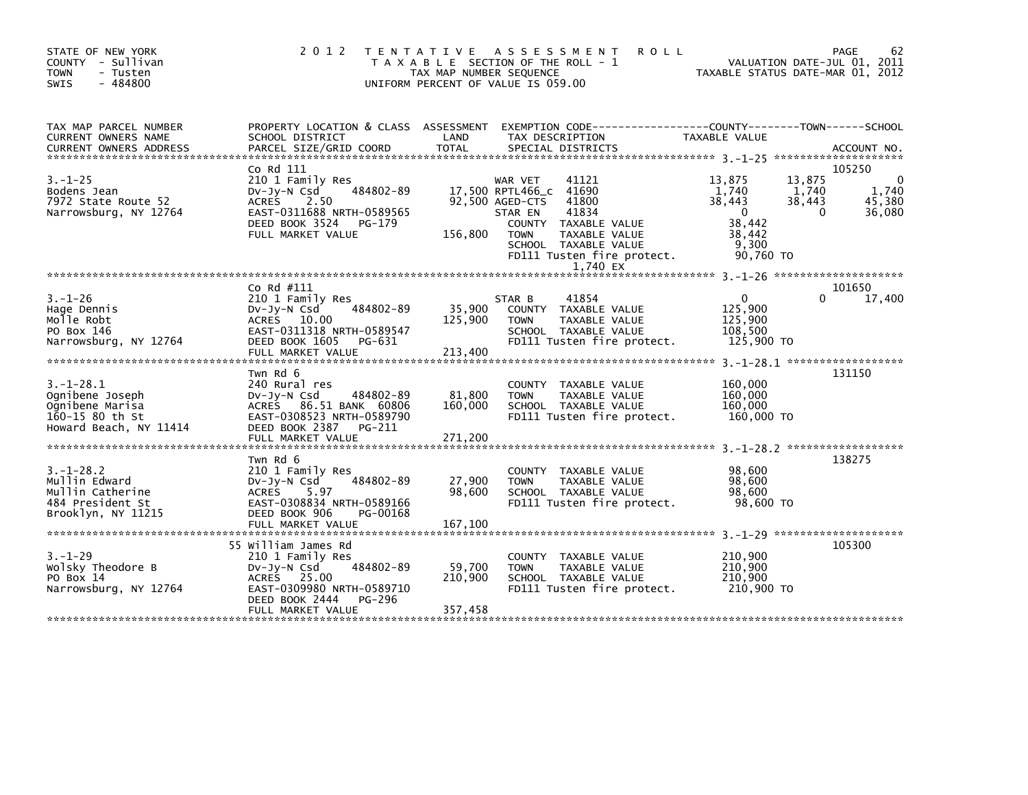STATE OF NEW YORK
COUNTY - Sullivan
TOWN - Tusten
SWIS - 484800

2 0 1 2 T E N T A T I V E A S S E S S M E N T R O L L
T A X A B L E SECTION OF THE ROLL - 1
TAX MAP NUMBER SEQUENCE
UNIFORM PERCENT OF VALUE IS 059.00

VALUATION DATE-JUL 01, 2011
TAXABLE STATUS DATE-MAR 01, 2012

| TAX MAP PARCEL NUMBER / CURRENT OWNERS NAME / CURRENT OWNERS ADDRESS | PROPERTY LOCATION & CLASS / SCHOOL DISTRICT / PARCEL SIZE/GRID COORD | ASSESSMENT LAND / TOTAL | EXEMPTION CODE / TAX DESCRIPTION / SPECIAL DISTRICTS | COUNTY TAXABLE VALUE | TOWN | SCHOOL | ACCOUNT NO. |
|---|---|---|---|---|---|---|---|
| **3.-1-25** | Co Rd 111 | | | | | | 105250 |
| 3.-1-25 | 210 1 Family Res | | WAR VET 41121 | 13,875 | 13,875 | 0 | |
| Bodens Jean | Dv-Jy-N Csd 484802-89 | 17,500 | RPTL466_c 41690 | 1,740 | 1,740 | 1,740 | |
| 7972 State Route 52 | ACRES 2.50 | 92,500 | AGED-CTS 41800 | 38,443 | 38,443 | 45,380 | |
| Narrowsburg, NY 12764 | EAST-0311688 NRTH-0589565 | | STAR EN 41834 | 0 | 0 | 36,080 | |
| | DEED BOOK 3524 PG-179 | | COUNTY TAXABLE VALUE | 38,442 | | | |
| | FULL MARKET VALUE | 156,800 | TOWN TAXABLE VALUE | 38,442 | | | |
| | | | SCHOOL TAXABLE VALUE | 9,300 | | | |
| | | | FD111 Tusten fire protect. | 90,760 TO | | | |
| | | | 1,740 EX | | | | |
| **3.-1-26** | Co Rd #111 | | | | | | 101650 |
| 3.-1-26 | 210 1 Family Res | | STAR B 41854 | 0 | 0 | 17,400 | |
| Hage Dennis | Dv-Jy-N Csd 484802-89 | 35,900 | COUNTY TAXABLE VALUE | 125,900 | | | |
| Molle Robt | ACRES 10.00 | 125,900 | TOWN TAXABLE VALUE | 125,900 | | | |
| PO Box 146 | EAST-0311318 NRTH-0589547 | | SCHOOL TAXABLE VALUE | 108,500 | | | |
| Narrowsburg, NY 12764 | DEED BOOK 1605 PG-631 | | FD111 Tusten fire protect. | 125,900 TO | | | |
| | FULL MARKET VALUE | 213,400 | | | | | |
| **3.-1-28.1** | Twn Rd 6 | | | | | | 131150 |
| 3.-1-28.1 | 240 Rural res | | COUNTY TAXABLE VALUE | 160,000 | | | |
| Ognibene Joseph | Dv-Jy-N Csd 484802-89 | 81,800 | TOWN TAXABLE VALUE | 160,000 | | | |
| Ognibene Marisa | ACRES 86.51 BANK 60806 | 160,000 | SCHOOL TAXABLE VALUE | 160,000 | | | |
| 160-15 80 th St | EAST-0308523 NRTH-0589790 | | FD111 Tusten fire protect. | 160,000 TO | | | |
| Howard Beach, NY 11414 | DEED BOOK 2387 PG-211 | | | | | | |
| | FULL MARKET VALUE | 271,200 | | | | | |
| **3.-1-28.2** | Twn Rd 6 | | | | | | 138275 |
| 3.-1-28.2 | 210 1 Family Res | | COUNTY TAXABLE VALUE | 98,600 | | | |
| Mullin Edward | Dv-Jy-N Csd 484802-89 | 27,900 | TOWN TAXABLE VALUE | 98,600 | | | |
| Mullin Catherine | ACRES 5.97 | 98,600 | SCHOOL TAXABLE VALUE | 98,600 | | | |
| 484 President St | EAST-0308834 NRTH-0589166 | | FD111 Tusten fire protect. | 98,600 TO | | | |
| Brooklyn, NY 11215 | DEED BOOK 906 PG-00168 | | | | | | |
| | FULL MARKET VALUE | 167,100 | | | | | |
| **3.-1-29** | 55 William James Rd | | | | | | 105300 |
| 3.-1-29 | 210 1 Family Res | | COUNTY TAXABLE VALUE | 210,900 | | | |
| Wolsky Theodore B | Dv-Jy-N Csd 484802-89 | 59,700 | TOWN TAXABLE VALUE | 210,900 | | | |
| PO Box 14 | ACRES 25.00 | 210,900 | SCHOOL TAXABLE VALUE | 210,900 | | | |
| Narrowsburg, NY 12764 | EAST-0309980 NRTH-0589710 | | FD111 Tusten fire protect. | 210,900 TO | | | |
| | DEED BOOK 2444 PG-296 | | | | | | |
| | FULL MARKET VALUE | 357,458 | | | | | |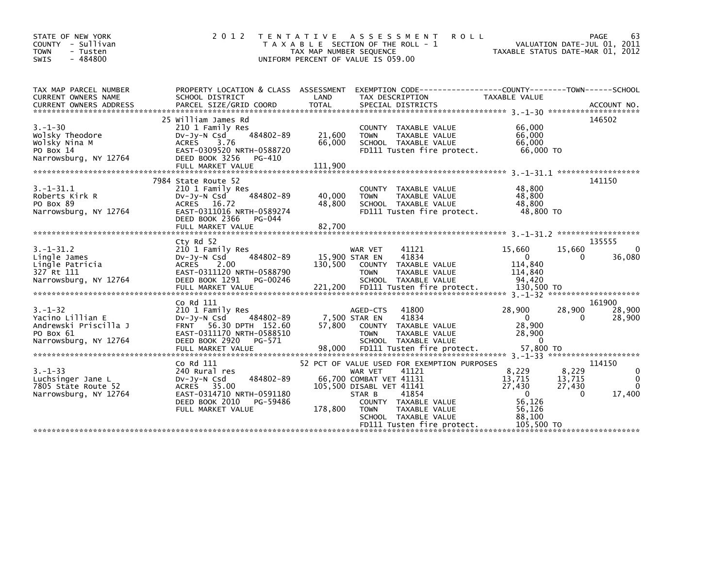STATE OF NEW YORK
COUNTY - Sullivan
TOWN - Tusten
SWIS - 484800

# 2012 TENTATIVE ASSESSMENT ROLL

TAXABLE SECTION OF THE ROLL - 1
TAX MAP NUMBER SEQUENCE
UNIFORM PERCENT OF VALUE IS 059.00

VALUATION DATE-JUL 01, 2011
TAXABLE STATUS DATE-MAR 01, 2012

| TAX MAP PARCEL NUMBER / CURRENT OWNERS NAME / CURRENT OWNERS ADDRESS | PROPERTY LOCATION & CLASS / SCHOOL DISTRICT / PARCEL SIZE/GRID COORD | ASSESSMENT LAND | TOTAL | EXEMPTION CODE / TAX DESCRIPTION / SPECIAL DISTRICTS | COUNTY TAXABLE VALUE | TOWN | SCHOOL | ACCOUNT NO. |
|---|---|---|---|---|---|---|---|---|
| 3.-1-30 | 25 William James Rd | | | | | | | 146502 |
| Wolsky Theodore | 210 1 Family Res | | | COUNTY TAXABLE VALUE | 66,000 | | | |
| Wolsky Nina M | Dv-Jy-N Csd 484802-89 | 21,600 | | TOWN TAXABLE VALUE | 66,000 | | | |
| PO Box 14 | ACRES 3.76 | | 66,000 | SCHOOL TAXABLE VALUE | 66,000 | | | |
| Narrowsburg, NY 12764 | EAST-0309520 NRTH-0588720 | | | FD111 Tusten fire protect. | 66,000 TO | | | |
| | DEED BOOK 3256 PG-410 | | | | | | | |
| | FULL MARKET VALUE | | 111,900 | | | | | |
| 3.-1-31.1 | 7984 State Route 52 | | | | | | | 141150 |
| Roberts Kirk R | 210 1 Family Res | | | COUNTY TAXABLE VALUE | 48,800 | | | |
| PO Box 89 | Dv-Jy-N Csd 484802-89 | 40,000 | | TOWN TAXABLE VALUE | 48,800 | | | |
| Narrowsburg, NY 12764 | ACRES 16.72 | | 48,800 | SCHOOL TAXABLE VALUE | 48,800 | | | |
| | EAST-0311016 NRTH-0589274 | | | FD111 Tusten fire protect. | 48,800 TO | | | |
| | DEED BOOK 2366 PG-044 | | | | | | | |
| | FULL MARKET VALUE | | 82,700 | | | | | |
| 3.-1-31.2 | Cty Rd 52 | | | | | | | 135555 |
| Lingle James | 210 1 Family Res | | | WAR VET 41121 | 15,660 | 15,660 | 0 | |
| Lingle Patricia | Dv-Jy-N Csd 484802-89 | 15,900 | | STAR EN 41834 | 0 | 0 | 36,080 | |
| 327 Rt 111 | ACRES 2.00 | | 130,500 | COUNTY TAXABLE VALUE | 114,840 | | | |
| Narrowsburg, NY 12764 | EAST-0311120 NRTH-0588790 | | | TOWN TAXABLE VALUE | 114,840 | | | |
| | DEED BOOK 1291 PG-00246 | | | SCHOOL TAXABLE VALUE | 94,420 | | | |
| | FULL MARKET VALUE | | 221,200 | FD111 Tusten fire protect. | 130,500 TO | | | |
| 3.-1-32 | Co Rd 111 | | | | | | | 161900 |
| Yacino Lillian E | 210 1 Family Res | | | AGED-CTS 41800 | 28,900 | 28,900 | 28,900 | |
| Andrewski Priscilla J | Dv-Jy-N Csd 484802-89 | 7,500 | | STAR EN 41834 | 0 | 0 | 28,900 | |
| PO Box 61 | FRNT 56.30 DPTH 152.60 | | 57,800 | COUNTY TAXABLE VALUE | 28,900 | | | |
| Narrowsburg, NY 12764 | EAST-0311170 NRTH-0588510 | | | TOWN TAXABLE VALUE | 28,900 | | | |
| | DEED BOOK 2920 PG-571 | | | SCHOOL TAXABLE VALUE | 0 | | | |
| | FULL MARKET VALUE | | 98,000 | FD111 Tusten fire protect. | 57,800 TO | | | |
| 3.-1-33 | Co Rd 111 | | | 52 PCT OF VALUE USED FOR EXEMPTION PURPOSES | | | | 114150 |
| Luchsinger Jane L | 240 Rural res | | | WAR VET 41121 | 8,229 | 8,229 | 0 | |
| 7805 State Route 52 | Dv-Jy-N Csd 484802-89 | 66,700 | | COMBAT VET 41131 | 13,715 | 13,715 | 0 | |
| Narrowsburg, NY 12764 | ACRES 35.00 | | 105,500 | DISABL VET 41141 | 27,430 | 27,430 | 0 | |
| | EAST-0314710 NRTH-0591180 | | | STAR B 41854 | 0 | 0 | 17,400 | |
| | DEED BOOK 2010 PG-59486 | | | COUNTY TAXABLE VALUE | 56,126 | | | |
| | FULL MARKET VALUE | | 178,800 | TOWN TAXABLE VALUE | 56,126 | | | |
| | | | | SCHOOL TAXABLE VALUE | 88,100 | | | |
| | | | | FD111 Tusten fire protect. | 105,500 TO | | | |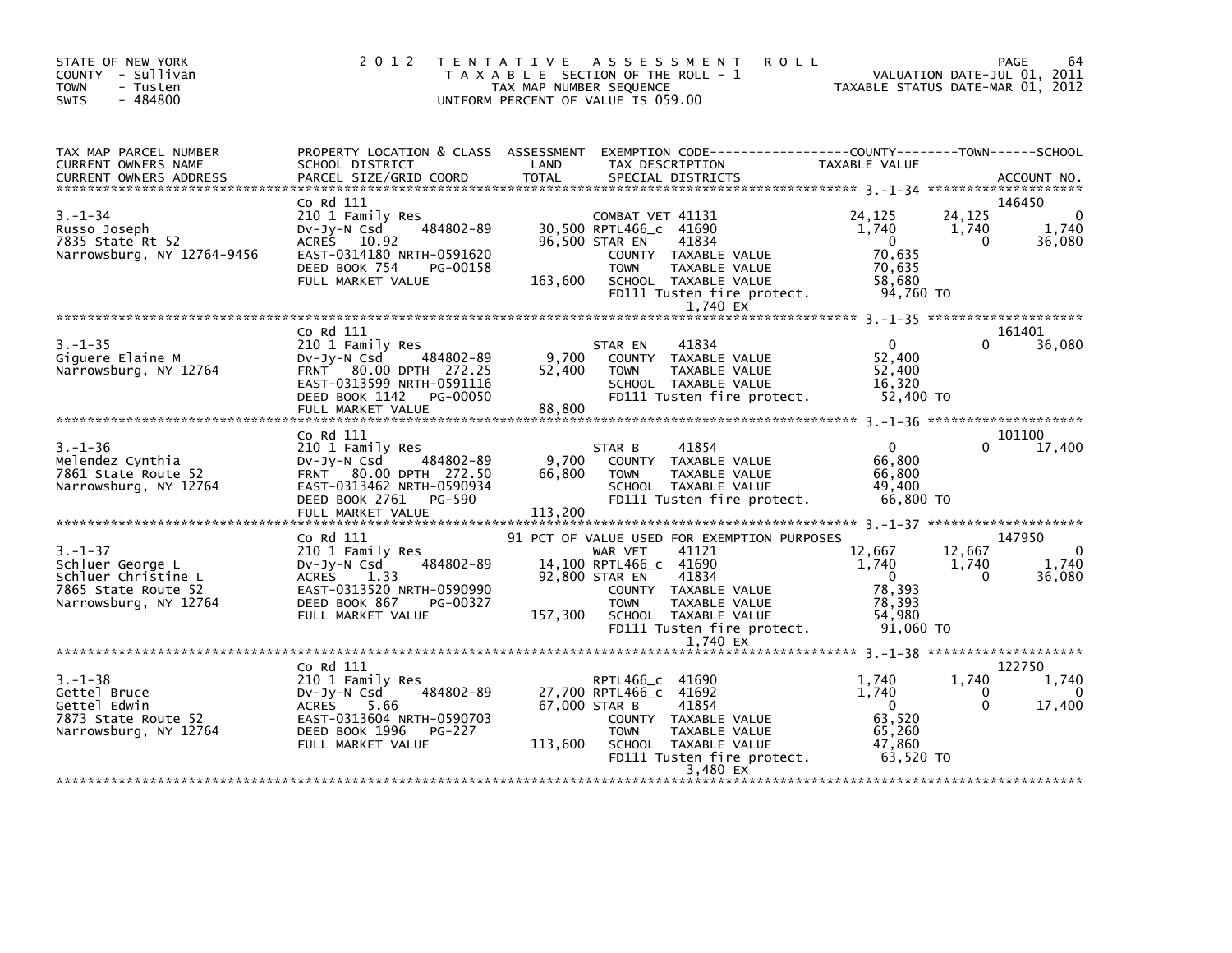STATE OF NEW YORK
COUNTY - Sullivan
TOWN - Tusten
SWIS - 484800

2012 TENTATIVE ASSESSMENT ROLL
TAXABLE SECTION OF THE ROLL - 1
TAX MAP NUMBER SEQUENCE
UNIFORM PERCENT OF VALUE IS 059.00

VALUATION DATE-JUL 01, 2011
TAXABLE STATUS DATE-MAR 01, 2012

| TAX MAP PARCEL NUMBER / CURRENT OWNERS NAME / CURRENT OWNERS ADDRESS | PROPERTY LOCATION & CLASS / SCHOOL DISTRICT / PARCEL SIZE/GRID COORD | ASSESSMENT LAND / TOTAL | EXEMPTION CODE / TAX DESCRIPTION / SPECIAL DISTRICTS | COUNTY TAXABLE VALUE | TOWN | SCHOOL | ACCOUNT NO. |
|---|---|---|---|---|---|---|---|
| 3.-1-34 | Co Rd 111 | | | | | | 146450 |
| 3.-1-34 | 210 1 Family Res | | COMBAT VET 41131 | 24,125 | 24,125 | 0 | |
| Russo Joseph | Dv-Jy-N Csd 484802-89 | 30,500 | RPTL466_c 41690 | 1,740 | 1,740 | 1,740 | |
| 7835 State Rt 52 | ACRES 10.92 | 96,500 | STAR EN 41834 | 0 | 0 | 36,080 | |
| Narrowsburg, NY 12764-9456 | EAST-0314180 NRTH-0591620 | | COUNTY TAXABLE VALUE | 70,635 | | | |
| | DEED BOOK 754 PG-00158 | | TOWN TAXABLE VALUE | 70,635 | | | |
| | FULL MARKET VALUE | 163,600 | SCHOOL TAXABLE VALUE | 58,680 | | | |
| | | | FD111 Tusten fire protect. 1,740 EX | 94,760 TO | | | |
| 3.-1-35 | Co Rd 111 | | | | | | 161401 |
| 3.-1-35 | 210 1 Family Res | | STAR EN 41834 | 0 | 0 | 36,080 | |
| Giguere Elaine M | Dv-Jy-N Csd 484802-89 | 9,700 | COUNTY TAXABLE VALUE | 52,400 | | | |
| Narrowsburg, NY 12764 | FRNT 80.00 DPTH 272.25 | 52,400 | TOWN TAXABLE VALUE | 52,400 | | | |
| | EAST-0313599 NRTH-0591116 | | SCHOOL TAXABLE VALUE | 16,320 | | | |
| | DEED BOOK 1142 PG-00050 | | FD111 Tusten fire protect. | 52,400 TO | | | |
| | FULL MARKET VALUE | 88,800 | | | | | |
| 3.-1-36 | Co Rd 111 | | | | | | 101100 |
| 3.-1-36 | 210 1 Family Res | | STAR B 41854 | 0 | 0 | 17,400 | |
| Melendez Cynthia | Dv-Jy-N Csd 484802-89 | 9,700 | COUNTY TAXABLE VALUE | 66,800 | | | |
| 7861 State Route 52 | FRNT 80.00 DPTH 272.50 | 66,800 | TOWN TAXABLE VALUE | 66,800 | | | |
| Narrowsburg, NY 12764 | EAST-0313462 NRTH-0590934 | | SCHOOL TAXABLE VALUE | 49,400 | | | |
| | DEED BOOK 2761 PG-590 | | FD111 Tusten fire protect. | 66,800 TO | | | |
| | FULL MARKET VALUE | 113,200 | | | | | |
| 3.-1-37 | Co Rd 111 | | 91 PCT OF VALUE USED FOR EXEMPTION PURPOSES | | | | 147950 |
| 3.-1-37 | 210 1 Family Res | | WAR VET 41121 | 12,667 | 12,667 | 0 | |
| Schluer George L | Dv-Jy-N Csd 484802-89 | 14,100 | RPTL466_c 41690 | 1,740 | 1,740 | 1,740 | |
| Schluer Christine L | ACRES 1.33 | 92,800 | STAR EN 41834 | 0 | 0 | 36,080 | |
| 7865 State Route 52 | EAST-0313520 NRTH-0590990 | | COUNTY TAXABLE VALUE | 78,393 | | | |
| Narrowsburg, NY 12764 | DEED BOOK 867 PG-00327 | | TOWN TAXABLE VALUE | 78,393 | | | |
| | FULL MARKET VALUE | 157,300 | SCHOOL TAXABLE VALUE | 54,980 | | | |
| | | | FD111 Tusten fire protect. 1,740 EX | 91,060 TO | | | |
| 3.-1-38 | Co Rd 111 | | | | | | 122750 |
| 3.-1-38 | 210 1 Family Res | | RPTL466_c 41690 | 1,740 | 1,740 | 1,740 | |
| Gettel Bruce | Dv-Jy-N Csd 484802-89 | 27,700 | RPTL466_c 41692 | 1,740 | 0 | 0 | |
| Gettel Edwin | ACRES 5.66 | 67,000 | STAR B 41854 | 0 | 0 | 17,400 | |
| 7873 State Route 52 | EAST-0313604 NRTH-0590703 | | COUNTY TAXABLE VALUE | 63,520 | | | |
| Narrowsburg, NY 12764 | DEED BOOK 1996 PG-227 | | TOWN TAXABLE VALUE | 65,260 | | | |
| | FULL MARKET VALUE | 113,600 | SCHOOL TAXABLE VALUE | 47,860 | | | |
| | | | FD111 Tusten fire protect. 3,480 EX | 63,520 TO | | | |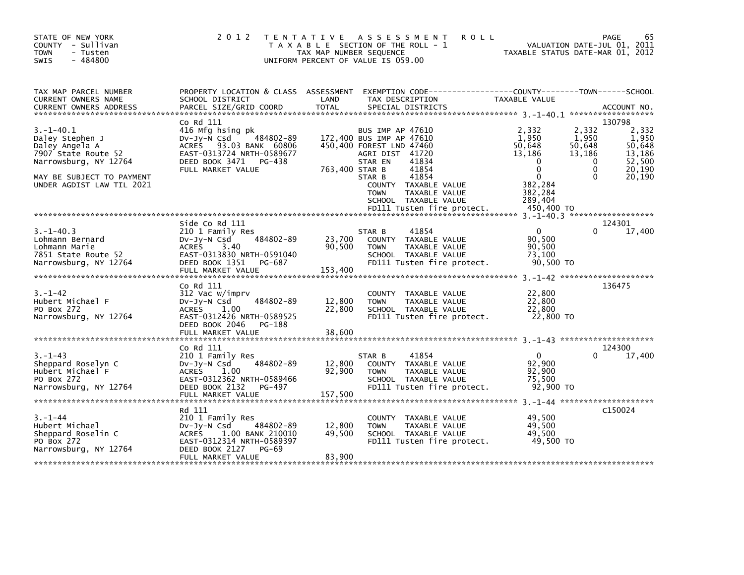STATE OF NEW YORK
COUNTY - Sullivan
TOWN - Tusten
SWIS - 484800

2012 TENTATIVE ASSESSMENT ROLL
TAXABLE SECTION OF THE ROLL - 1
TAX MAP NUMBER SEQUENCE
UNIFORM PERCENT OF VALUE IS 059.00

VALUATION DATE-JUL 01, 2011
TAXABLE STATUS DATE-MAR 01, 2012

| TAX MAP PARCEL NUMBER / CURRENT OWNERS NAME / CURRENT OWNERS ADDRESS | PROPERTY LOCATION & CLASS / SCHOOL DISTRICT / PARCEL SIZE/GRID COORD | ASSESSMENT LAND / TOTAL | EXEMPTION CODE / TAX DESCRIPTION / SPECIAL DISTRICTS | COUNTY TAXABLE VALUE | TOWN | SCHOOL | ACCOUNT NO. |
|---|---|---|---|---|---|---|---|
| | Co Rd 111 | | | | | | 130798 |
| 3.-1-40.1 | 416 Mfg hsing pk | | BUS IMP AP 47610 | 2,332 | 2,332 | 2,332 | |
| Daley Stephen J | Dv-Jy-N Csd 484802-89 | 172,400 | BUS IMP AP 47610 | 1,950 | 1,950 | 1,950 | |
| Daley Angela A | ACRES 93.03 BANK 60806 | 450,400 | FOREST LND 47460 | 50,648 | 50,648 | 50,648 | |
| 7907 State Route 52 | EAST-0313724 NRTH-0589677 | | AGRI DIST 41720 | 13,186 | 13,186 | 13,186 | |
| Narrowsburg, NY 12764 | DEED BOOK 3471 PG-438 | | STAR EN 41834 | 0 | 0 | 52,500 | |
| | FULL MARKET VALUE | 763,400 | STAR B 41854 | 0 | 0 | 20,190 | |
| MAY BE SUBJECT TO PAYMENT | | | STAR B 41854 | 0 | 0 | 20,190 | |
| UNDER AGDIST LAW TIL 2021 | | | COUNTY TAXABLE VALUE | 382,284 | | | |
| | | | TOWN TAXABLE VALUE | 382,284 | | | |
| | | | SCHOOL TAXABLE VALUE | 289,404 | | | |
| | | | FD111 Tusten fire protect. | 450,400 TO | | | |
| | Side Co Rd 111 | | | | | | 124301 |
| 3.-1-40.3 | 210 1 Family Res | | STAR B 41854 | 0 | 0 | 17,400 | |
| Lohmann Bernard | Dv-Jy-N Csd 484802-89 | 23,700 | COUNTY TAXABLE VALUE | 90,500 | | | |
| Lohmann Marie | ACRES 3.40 | 90,500 | TOWN TAXABLE VALUE | 90,500 | | | |
| 7851 State Route 52 | EAST-0313830 NRTH-0591040 | | SCHOOL TAXABLE VALUE | 73,100 | | | |
| Narrowsburg, NY 12764 | DEED BOOK 1351 PG-687 | | FD111 Tusten fire protect. | 90,500 TO | | | |
| | FULL MARKET VALUE | 153,400 | | | | | |
| | Co Rd 111 | | | | | | 136475 |
| 3.-1-42 | 312 Vac w/imprv | | COUNTY TAXABLE VALUE | 22,800 | | | |
| Hubert Michael F | Dv-Jy-N Csd 484802-89 | 12,800 | TOWN TAXABLE VALUE | 22,800 | | | |
| PO Box 272 | ACRES 1.00 | 22,800 | SCHOOL TAXABLE VALUE | 22,800 | | | |
| Narrowsburg, NY 12764 | EAST-0312426 NRTH-0589525 | | FD111 Tusten fire protect. | 22,800 TO | | | |
| | DEED BOOK 2046 PG-188 | | | | | | |
| | FULL MARKET VALUE | 38,600 | | | | | |
| | Co Rd 111 | | | | | | 124300 |
| 3.-1-43 | 210 1 Family Res | | STAR B 41854 | 0 | 0 | 17,400 | |
| Sheppard Roselyn C | Dv-Jy-N Csd 484802-89 | 12,800 | COUNTY TAXABLE VALUE | 92,900 | | | |
| Hubert Michael F | ACRES 1.00 | 92,900 | TOWN TAXABLE VALUE | 92,900 | | | |
| PO Box 272 | EAST-0312362 NRTH-0589466 | | SCHOOL TAXABLE VALUE | 75,500 | | | |
| Narrowsburg, NY 12764 | DEED BOOK 2132 PG-497 | | FD111 Tusten fire protect. | 92,900 TO | | | |
| | FULL MARKET VALUE | 157,500 | | | | | |
| | Rd 111 | | | | | | C150024 |
| 3.-1-44 | 210 1 Family Res | | COUNTY TAXABLE VALUE | 49,500 | | | |
| Hubert Michael | Dv-Jy-N Csd 484802-89 | 12,800 | TOWN TAXABLE VALUE | 49,500 | | | |
| Sheppard Roselin C | ACRES 1.00 BANK 210010 | 49,500 | SCHOOL TAXABLE VALUE | 49,500 | | | |
| PO Box 272 | EAST-0312314 NRTH-0589397 | | FD111 Tusten fire protect. | 49,500 TO | | | |
| Narrowsburg, NY 12764 | DEED BOOK 2127 PG-69 | | | | | | |
| | FULL MARKET VALUE | 83,900 | | | | | |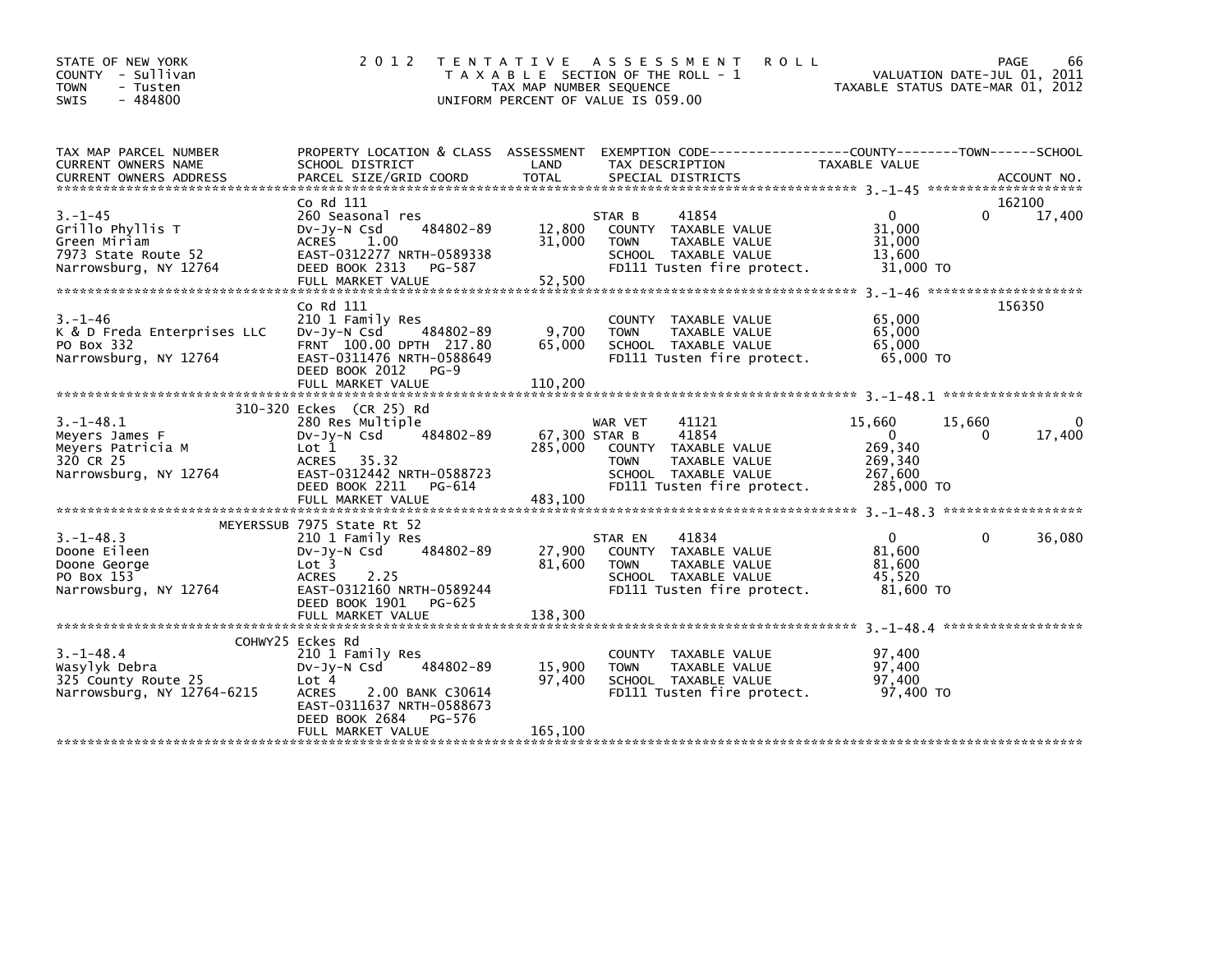STATE OF NEW YORK
COUNTY - Sullivan
TOWN - Tusten
SWIS - 484800

# 2012 TENTATIVE ASSESSMENT ROLL

TAXABLE SECTION OF THE ROLL - 1
TAX MAP NUMBER SEQUENCE
UNIFORM PERCENT OF VALUE IS 059.00

VALUATION DATE-JUL 01, 2011
TAXABLE STATUS DATE-MAR 01, 2012

| TAX MAP PARCEL NUMBER / CURRENT OWNERS NAME / CURRENT OWNERS ADDRESS | PROPERTY LOCATION & CLASS / SCHOOL DISTRICT / PARCEL SIZE/GRID COORD | ASSESSMENT LAND | TOTAL | EXEMPTION CODE / TAX DESCRIPTION / SPECIAL DISTRICTS | COUNTY TAXABLE VALUE | TOWN | SCHOOL / ACCOUNT NO. |
|---|---|---|---|---|---|---|---|
| 3.-1-45 | Co Rd 111 | | | | | | 162100 |
| | 260 Seasonal res | | | STAR B 41854 | 0 | 0 | 17,400 |
| Grillo Phyllis T | Dv-Jy-N Csd 484802-89 | 12,800 | | COUNTY TAXABLE VALUE | 31,000 | | |
| Green Miriam | ACRES 1.00 | | 31,000 | TOWN TAXABLE VALUE | 31,000 | | |
| 7973 State Route 52 | EAST-0312277 NRTH-0589338 | | | SCHOOL TAXABLE VALUE | 13,600 | | |
| Narrowsburg, NY 12764 | DEED BOOK 2313 PG-587 | | | FD111 Tusten fire protect. | 31,000 TO | | |
| | FULL MARKET VALUE | | 52,500 | | | | |
| 3.-1-46 | Co Rd 111 | | | | | | 156350 |
| | 210 1 Family Res | | | COUNTY TAXABLE VALUE | 65,000 | | |
| K & D Freda Enterprises LLC | Dv-Jy-N Csd 484802-89 | 9,700 | | TOWN TAXABLE VALUE | 65,000 | | |
| PO Box 332 | FRNT 100.00 DPTH 217.80 | | 65,000 | SCHOOL TAXABLE VALUE | 65,000 | | |
| Narrowsburg, NY 12764 | EAST-0311476 NRTH-0588649 | | | FD111 Tusten fire protect. | 65,000 TO | | |
| | DEED BOOK 2012 PG-9 | | | | | | |
| | FULL MARKET VALUE | | 110,200 | | | | |
| 3.-1-48.1 | 310-320 Eckes (CR 25) Rd | | | | | | |
| | 280 Res Multiple | | | WAR VET 41121 | 15,660 | 15,660 | 0 |
| Meyers James F | Dv-Jy-N Csd 484802-89 | 67,300 | | STAR B 41854 | 0 | 0 | 17,400 |
| Meyers Patricia M | Lot 1 | | 285,000 | COUNTY TAXABLE VALUE | 269,340 | | |
| 320 CR 25 | ACRES 35.32 | | | TOWN TAXABLE VALUE | 269,340 | | |
| Narrowsburg, NY 12764 | EAST-0312442 NRTH-0588723 | | | SCHOOL TAXABLE VALUE | 267,600 | | |
| | DEED BOOK 2211 PG-614 | | | FD111 Tusten fire protect. | 285,000 TO | | |
| | FULL MARKET VALUE | | 483,100 | | | | |
| 3.-1-48.3 | MEYERSSUB 7975 State Rt 52 | | | | | | |
| | 210 1 Family Res | | | STAR EN 41834 | 0 | 0 | 36,080 |
| Doone Eileen | Dv-Jy-N Csd 484802-89 | 27,900 | | COUNTY TAXABLE VALUE | 81,600 | | |
| Doone George | Lot 3 | | 81,600 | TOWN TAXABLE VALUE | 81,600 | | |
| PO Box 153 | ACRES 2.25 | | | SCHOOL TAXABLE VALUE | 45,520 | | |
| Narrowsburg, NY 12764 | EAST-0312160 NRTH-0589244 | | | FD111 Tusten fire protect. | 81,600 TO | | |
| | DEED BOOK 1901 PG-625 | | | | | | |
| | FULL MARKET VALUE | | 138,300 | | | | |
| 3.-1-48.4 | COHWY25 Eckes Rd | | | | | | |
| | 210 1 Family Res | | | COUNTY TAXABLE VALUE | 97,400 | | |
| Wasylyk Debra | Dv-Jy-N Csd 484802-89 | 15,900 | | TOWN TAXABLE VALUE | 97,400 | | |
| 325 County Route 25 | Lot 4 | | 97,400 | SCHOOL TAXABLE VALUE | 97,400 | | |
| Narrowsburg, NY 12764-6215 | ACRES 2.00 BANK C30614 | | | FD111 Tusten fire protect. | 97,400 TO | | |
| | EAST-0311637 NRTH-0588673 | | | | | | |
| | DEED BOOK 2684 PG-576 | | | | | | |
| | FULL MARKET VALUE | | 165,100 | | | | |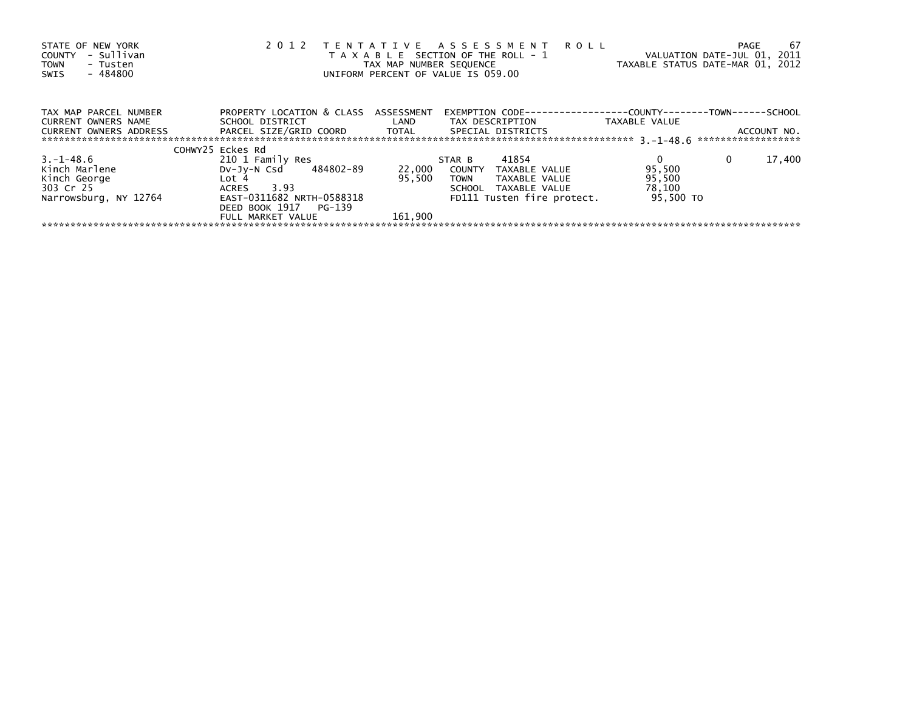STATE OF NEW YORK
COUNTY - Sullivan
TOWN - Tusten
SWIS - 484800

2012 TENTATIVE ASSESSMENT ROLL
TAXABLE SECTION OF THE ROLL - 1
TAX MAP NUMBER SEQUENCE
UNIFORM PERCENT OF VALUE IS 059.00

VALUATION DATE-JUL 01, 2011
TAXABLE STATUS DATE-MAR 01, 2012

| TAX MAP PARCEL NUMBER<br>CURRENT OWNERS NAME<br>CURRENT OWNERS ADDRESS | PROPERTY LOCATION & CLASS<br>SCHOOL DISTRICT<br>PARCEL SIZE/GRID COORD | ASSESSMENT<br>LAND<br>TOTAL | EXEMPTION CODE<br>TAX DESCRIPTION<br>SPECIAL DISTRICTS | COUNTY<br>TAXABLE VALUE | TOWN | SCHOOL<br>ACCOUNT NO. |
|---|---|---|---|---|---|---|
| 3.-1-48.6 | COHWY25 Eckes Rd | | | | | |
| 3.-1-48.6 | 210 1 Family Res | | STAR B 41854 | 0 | 0 | 17,400 |
| Kinch Marlene | Dv-Jy-N Csd 484802-89 | 22,000 | COUNTY TAXABLE VALUE | 95,500 | | |
| Kinch George | Lot 4 | 95,500 | TOWN TAXABLE VALUE | 95,500 | | |
| 303 Cr 25 | ACRES 3.93 | | SCHOOL TAXABLE VALUE | 78,100 | | |
| Narrowsburg, NY 12764 | EAST-0311682 NRTH-0588318 | | FD111 Tusten fire protect. | 95,500 TO | | |
| | DEED BOOK 1917 PG-139 | | | | | |
| | FULL MARKET VALUE | 161,900 | | | | |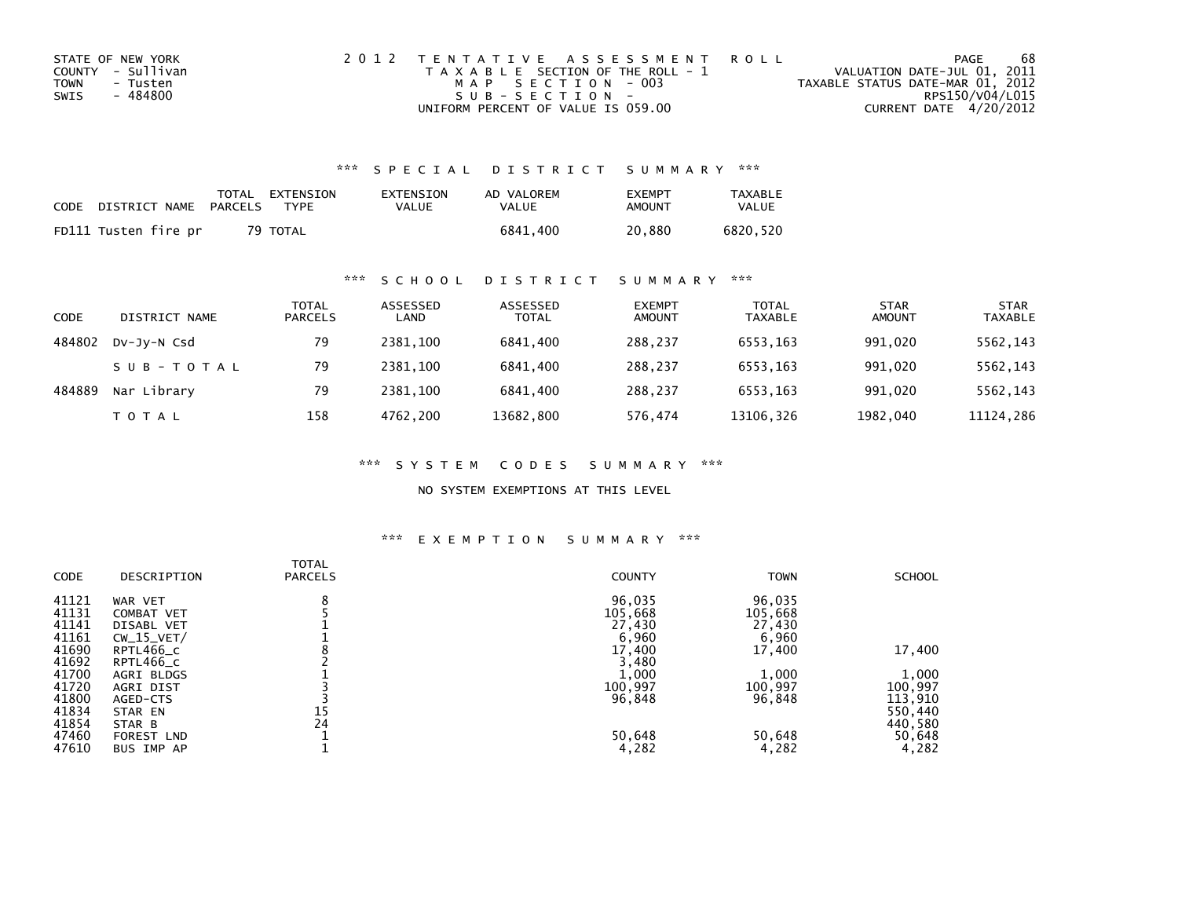STATE OF NEW YORK
COUNTY - Sullivan
TOWN - Tusten
SWIS - 484800

2012 TENTATIVE ASSESSMENT ROLL
TAXABLE SECTION OF THE ROLL - 1
MAP SECTION - 003
SUB-SECTION -
UNIFORM PERCENT OF VALUE IS 059.00

VALUATION DATE-JUL 01, 2011
TAXABLE STATUS DATE-MAR 01, 2012
RPS150/V04/L015
CURRENT DATE 4/20/2012

### *** SPECIAL DISTRICT SUMMARY ***

| CODE | DISTRICT NAME | TOTAL PARCELS | EXTENSION TYPE | EXTENSION VALUE | AD VALOREM VALUE | EXEMPT AMOUNT | TAXABLE VALUE |
|---|---|---|---|---|---|---|---|
| FD111 | Tusten fire pr | 79 | TOTAL | | 6841,400 | 20,880 | 6820,520 |

### *** SCHOOL DISTRICT SUMMARY ***

| CODE | DISTRICT NAME | TOTAL PARCELS | ASSESSED LAND | ASSESSED TOTAL | EXEMPT AMOUNT | TOTAL TAXABLE | STAR AMOUNT | STAR TAXABLE |
|---|---|---|---|---|---|---|---|---|
| 484802 | Dv-Jy-N Csd | 79 | 2381,100 | 6841,400 | 288,237 | 6553,163 | 991,020 | 5562,143 |
| | SUB-TOTAL | 79 | 2381,100 | 6841,400 | 288,237 | 6553,163 | 991,020 | 5562,143 |
| 484889 | Nar Library | 79 | 2381,100 | 6841,400 | 288,237 | 6553,163 | 991,020 | 5562,143 |
| | TOTAL | 158 | 4762,200 | 13682,800 | 576,474 | 13106,326 | 1982,040 | 11124,286 |

### *** SYSTEM CODES SUMMARY ***

NO SYSTEM EXEMPTIONS AT THIS LEVEL

### *** EXEMPTION SUMMARY ***

| CODE | DESCRIPTION | TOTAL PARCELS | COUNTY | TOWN | SCHOOL |
|---|---|---|---|---|---|
| 41121 | WAR VET | 8 | 96,035 | 96,035 | |
| 41131 | COMBAT VET | 5 | 105,668 | 105,668 | |
| 41141 | DISABL VET | 1 | 27,430 | 27,430 | |
| 41161 | CW_15_VET/ | 1 | 6,960 | 6,960 | |
| 41690 | RPTL466_c | 8 | 17,400 | 17,400 | 17,400 |
| 41692 | RPTL466_c | 2 | 3,480 | | |
| 41700 | AGRI BLDGS | 1 | 1,000 | 1,000 | 1,000 |
| 41720 | AGRI DIST | 3 | 100,997 | 100,997 | 100,997 |
| 41800 | AGED-CTS | 3 | 96,848 | 96,848 | 113,910 |
| 41834 | STAR EN | 15 | | | 550,440 |
| 41854 | STAR B | 24 | | | 440,580 |
| 47460 | FOREST LND | 1 | 50,648 | 50,648 | 50,648 |
| 47610 | BUS IMP AP | 1 | 4,282 | 4,282 | 4,282 |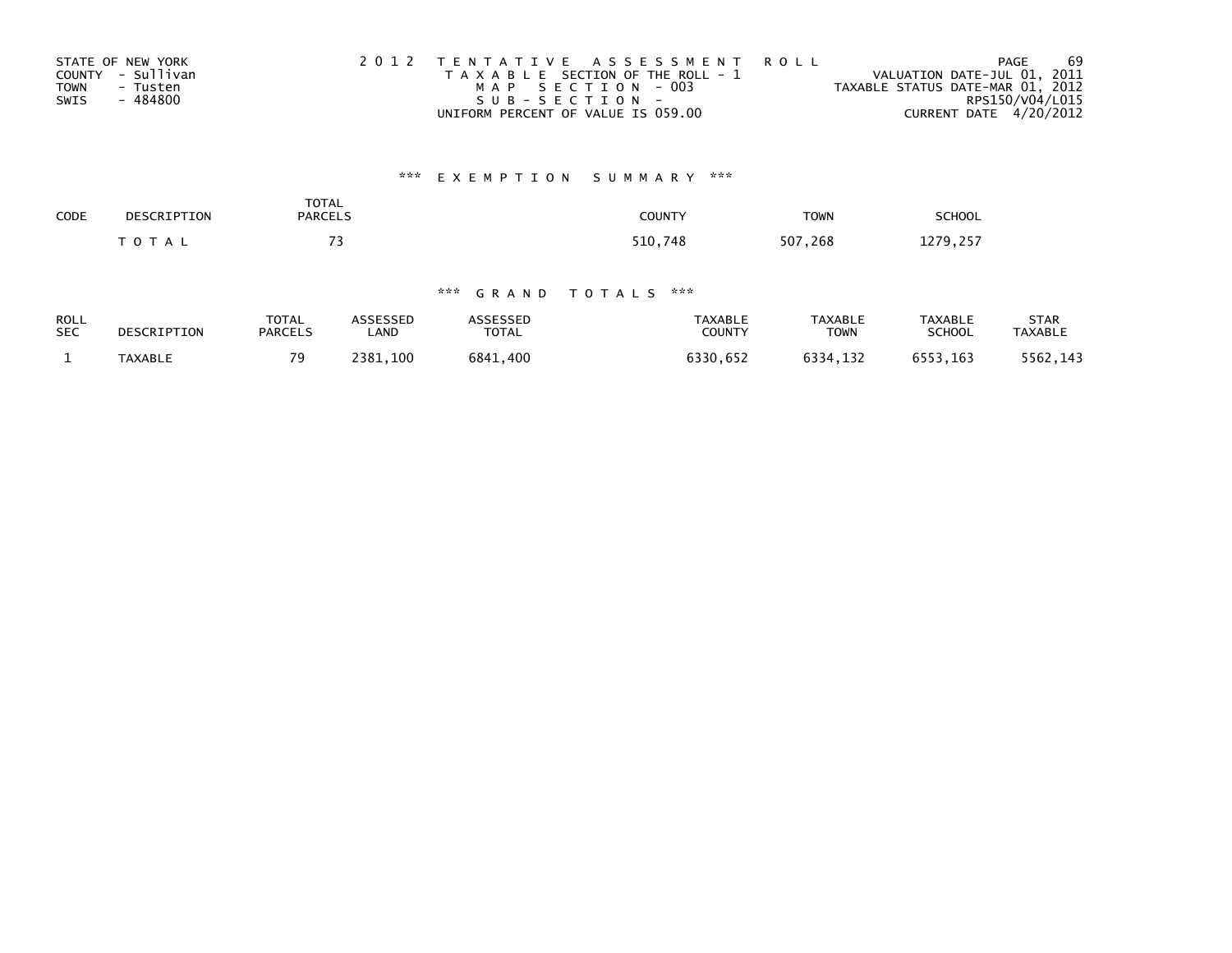STATE OF NEW YORK
COUNTY - Sullivan
TOWN - Tusten
SWIS - 484800

2012 TENTATIVE ASSESSMENT ROLL
TAXABLE SECTION OF THE ROLL - 1
MAP SECTION - 003
SUB-SECTION -
UNIFORM PERCENT OF VALUE IS 059.00

VALUATION DATE-JUL 01, 2011
TAXABLE STATUS DATE-MAR 01, 2012
RPS150/V04/L015
CURRENT DATE 4/20/2012

## *** EXEMPTION SUMMARY ***

| CODE | DESCRIPTION | TOTAL PARCELS | COUNTY | TOWN | SCHOOL |
|---|---|---|---|---|---|
| | TOTAL | 73 | 510,748 | 507,268 | 1279,257 |

## *** GRAND TOTALS ***

| ROLL SEC | DESCRIPTION | TOTAL PARCELS | ASSESSED LAND | ASSESSED TOTAL | TAXABLE COUNTY | TAXABLE TOWN | TAXABLE SCHOOL | STAR TAXABLE |
|---|---|---|---|---|---|---|---|---|
| 1 | TAXABLE | 79 | 2381,100 | 6841,400 | 6330,652 | 6334,132 | 6553,163 | 5562,143 |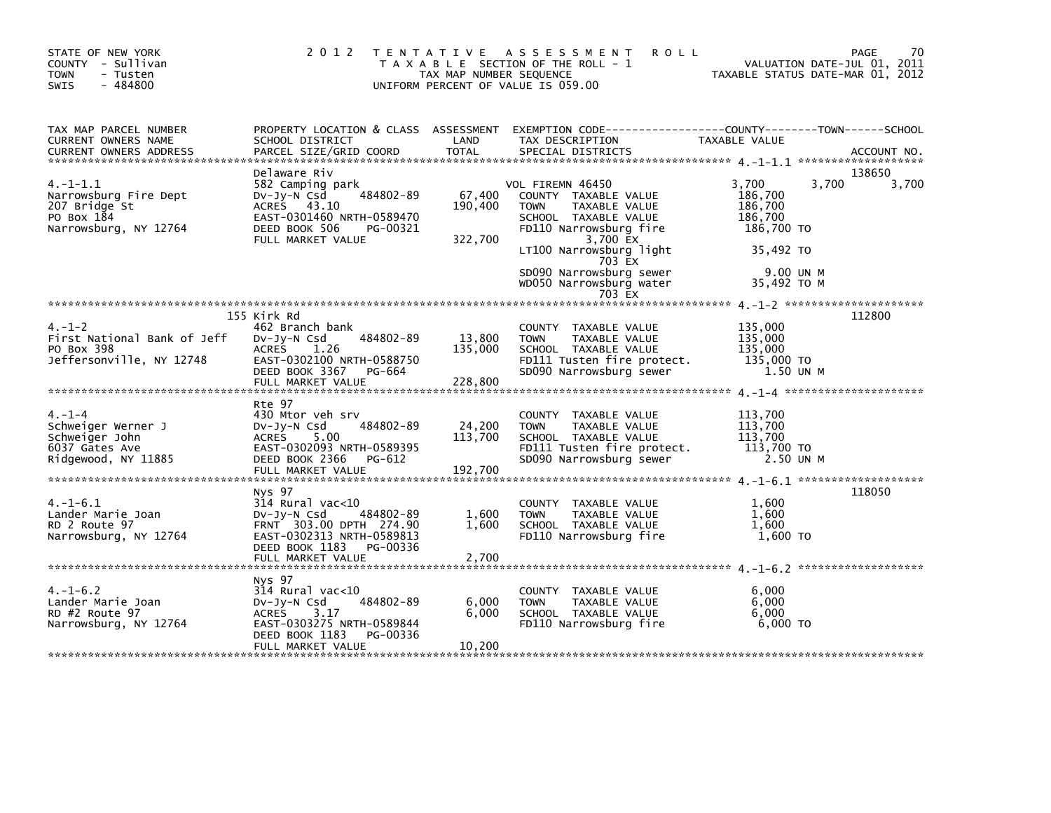STATE OF NEW YORK
COUNTY - Sullivan
TOWN - Tusten
SWIS - 484800

# 2012 TENTATIVE ASSESSMENT ROLL

TAXABLE SECTION OF THE ROLL - 1
TAX MAP NUMBER SEQUENCE
UNIFORM PERCENT OF VALUE IS 059.00

VALUATION DATE-JUL 01, 2011
TAXABLE STATUS DATE-MAR 01, 2012

| TAX MAP PARCEL NUMBER / CURRENT OWNERS NAME / CURRENT OWNERS ADDRESS | PROPERTY LOCATION & CLASS / SCHOOL DISTRICT / PARCEL SIZE/GRID COORD | ASSESSMENT LAND / TOTAL | EXEMPTION CODE / TAX DESCRIPTION / SPECIAL DISTRICTS | COUNTY | TOWN | SCHOOL | ACCOUNT NO. |
|---|---|---|---|---|---|---|---|
| **4.-1-1.1** | Delaware Riv | | | | | | 138650 |
| 4.-1-1.1 | 582 Camping park | | VOL FIREMN 46450 | 3,700 | 3,700 | 3,700 | |
| Narrowsburg Fire Dept | Dv-Jy-N Csd 484802-89 | 67,400 | COUNTY TAXABLE VALUE | 186,700 | | | |
| 207 Bridge St | ACRES 43.10 | 190,400 | TOWN TAXABLE VALUE | | 186,700 | | |
| PO Box 184 | EAST-0301460 NRTH-0589470 | | SCHOOL TAXABLE VALUE | | | 186,700 | |
| Narrowsburg, NY 12764 | DEED BOOK 506 PG-00321 | | FD110 Narrowsburg fire | 186,700 TO | | | |
| | FULL MARKET VALUE | 322,700 | 3,700 EX | | | | |
| | | | LT100 Narrowsburg light | 35,492 TO | | | |
| | | | 703 EX | | | | |
| | | | SD090 Narrowsburg sewer | 9.00 UN M | | | |
| | | | WD050 Narrowsburg water | 35,492 TO M | | | |
| | | | 703 EX | | | | |
| **4.-1-2** | 155 Kirk Rd | | | | | | 112800 |
| 4.-1-2 | 462 Branch bank | | COUNTY TAXABLE VALUE | 135,000 | | | |
| First National Bank of Jeff | Dv-Jy-N Csd 484802-89 | 13,800 | TOWN TAXABLE VALUE | | 135,000 | | |
| PO Box 398 | ACRES 1.26 | 135,000 | SCHOOL TAXABLE VALUE | | | 135,000 | |
| Jeffersonville, NY 12748 | EAST-0302100 NRTH-0588750 | | FD111 Tusten fire protect. | 135,000 TO | | | |
| | DEED BOOK 3367 PG-664 | | SD090 Narrowsburg sewer | 1.50 UN M | | | |
| | FULL MARKET VALUE | 228,800 | | | | | |
| **4.-1-4** | Rte 97 | | | | | | |
| 4.-1-4 | 430 Mtor veh srv | | COUNTY TAXABLE VALUE | 113,700 | | | |
| Schweiger Werner J | Dv-Jy-N Csd 484802-89 | 24,200 | TOWN TAXABLE VALUE | | 113,700 | | |
| Schweiger John | ACRES 5.00 | 113,700 | SCHOOL TAXABLE VALUE | | | 113,700 | |
| 6037 Gates Ave | EAST-0302093 NRTH-0589395 | | FD111 Tusten fire protect. | 113,700 TO | | | |
| Ridgewood, NY 11885 | DEED BOOK 2366 PG-612 | | SD090 Narrowsburg sewer | 2.50 UN M | | | |
| | FULL MARKET VALUE | 192,700 | | | | | |
| **4.-1-6.1** | Nys 97 | | | | | | 118050 |
| 4.-1-6.1 | 314 Rural vac<10 | | COUNTY TAXABLE VALUE | 1,600 | | | |
| Lander Marie Joan | Dv-Jy-N Csd 484802-89 | 1,600 | TOWN TAXABLE VALUE | | 1,600 | | |
| RD 2 Route 97 | FRNT 303.00 DPTH 274.90 | 1,600 | SCHOOL TAXABLE VALUE | | | 1,600 | |
| Narrowsburg, NY 12764 | EAST-0302313 NRTH-0589813 | | FD110 Narrowsburg fire | 1,600 TO | | | |
| | DEED BOOK 1183 PG-00336 | | | | | | |
| | FULL MARKET VALUE | 2,700 | | | | | |
| **4.-1-6.2** | Nys 97 | | | | | | |
| 4.-1-6.2 | 314 Rural vac<10 | | COUNTY TAXABLE VALUE | 6,000 | | | |
| Lander Marie Joan | Dv-Jy-N Csd 484802-89 | 6,000 | TOWN TAXABLE VALUE | | 6,000 | | |
| RD #2 Route 97 | ACRES 3.17 | 6,000 | SCHOOL TAXABLE VALUE | | | 6,000 | |
| Narrowsburg, NY 12764 | EAST-0303275 NRTH-0589844 | | FD110 Narrowsburg fire | 6,000 TO | | | |
| | DEED BOOK 1183 PG-00336 | | | | | | |
| | FULL MARKET VALUE | 10,200 | | | | | |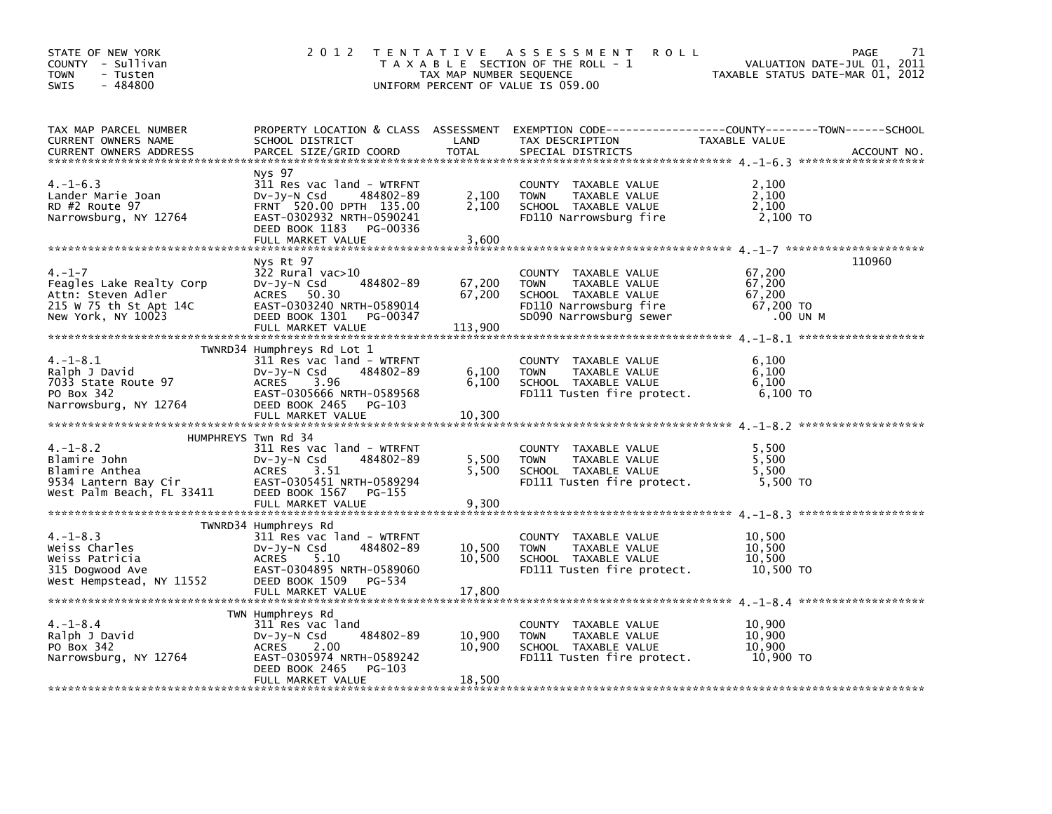STATE OF NEW YORK
COUNTY - Sullivan
TOWN - Tusten
SWIS - 484800

# 2012 TENTATIVE ASSESSMENT ROLL

TAXABLE SECTION OF THE ROLL - 1
TAX MAP NUMBER SEQUENCE
UNIFORM PERCENT OF VALUE IS 059.00

VALUATION DATE-JUL 01, 2011
TAXABLE STATUS DATE-MAR 01, 2012

| TAX MAP PARCEL NUMBER / CURRENT OWNERS NAME / CURRENT OWNERS ADDRESS | PROPERTY LOCATION & CLASS / SCHOOL DISTRICT / PARCEL SIZE/GRID COORD | ASSESSMENT LAND | TOTAL | EXEMPTION CODE / TAX DESCRIPTION / SPECIAL DISTRICTS | COUNTY / TOWN / SCHOOL TAXABLE VALUE | ACCOUNT NO. |
|---|---|---|---|---|---|---|
| 4.-1-6.3 | Nys 97 | | | | | |
| | 311 Res vac land - WTRFNT | | | COUNTY TAXABLE VALUE | 2,100 | |
| Lander Marie Joan | Dv-Jy-N Csd 484802-89 | 2,100 | | TOWN TAXABLE VALUE | 2,100 | |
| RD #2 Route 97 | FRNT 520.00 DPTH 135.00 | | 2,100 | SCHOOL TAXABLE VALUE | 2,100 | |
| Narrowsburg, NY 12764 | EAST-0302932 NRTH-0590241 | | | FD110 Narrowsburg fire | 2,100 TO | |
| | DEED BOOK 1183 PG-00336 | | | | | |
| | FULL MARKET VALUE | | 3,600 | | | |
| 4.-1-7 | Nys Rt 97 | | | | | 110960 |
| | 322 Rural vac>10 | | | COUNTY TAXABLE VALUE | 67,200 | |
| Feagles Lake Realty Corp | Dv-Jy-N Csd 484802-89 | 67,200 | | TOWN TAXABLE VALUE | 67,200 | |
| Attn: Steven Adler | ACRES 50.30 | | 67,200 | SCHOOL TAXABLE VALUE | 67,200 | |
| 215 W 75 th St Apt 14C | EAST-0303240 NRTH-0589014 | | | FD110 Narrowsburg fire | 67,200 TO | |
| New York, NY 10023 | DEED BOOK 1301 PG-00347 | | | SD090 Narrowsburg sewer | .00 UN M | |
| | FULL MARKET VALUE | | 113,900 | | | |
| 4.-1-8.1 | TWNRD34 Humphreys Rd Lot 1 | | | | | |
| | 311 Res vac land - WTRFNT | | | COUNTY TAXABLE VALUE | 6,100 | |
| Ralph J David | Dv-Jy-N Csd 484802-89 | 6,100 | | TOWN TAXABLE VALUE | 6,100 | |
| 7033 State Route 97 | ACRES 3.96 | | 6,100 | SCHOOL TAXABLE VALUE | 6,100 | |
| PO Box 342 | EAST-0305666 NRTH-0589568 | | | FD111 Tusten fire protect. | 6,100 TO | |
| Narrowsburg, NY 12764 | DEED BOOK 2465 PG-103 | | | | | |
| | FULL MARKET VALUE | | 10,300 | | | |
| 4.-1-8.2 | HUMPHREYS Twn Rd 34 | | | | | |
| | 311 Res vac land - WTRFNT | | | COUNTY TAXABLE VALUE | 5,500 | |
| Blamire John | Dv-Jy-N Csd 484802-89 | 5,500 | | TOWN TAXABLE VALUE | 5,500 | |
| Blamire Anthea | ACRES 3.51 | | 5,500 | SCHOOL TAXABLE VALUE | 5,500 | |
| 9534 Lantern Bay Cir | EAST-0305451 NRTH-0589294 | | | FD111 Tusten fire protect. | 5,500 TO | |
| West Palm Beach, FL 33411 | DEED BOOK 1567 PG-155 | | | | | |
| | FULL MARKET VALUE | | 9,300 | | | |
| 4.-1-8.3 | TWNRD34 Humphreys Rd | | | | | |
| | 311 Res vac land - WTRFNT | | | COUNTY TAXABLE VALUE | 10,500 | |
| Weiss Charles | Dv-Jy-N Csd 484802-89 | 10,500 | | TOWN TAXABLE VALUE | 10,500 | |
| Weiss Patricia | ACRES 5.10 | | 10,500 | SCHOOL TAXABLE VALUE | 10,500 | |
| 315 Dogwood Ave | EAST-0304895 NRTH-0589060 | | | FD111 Tusten fire protect. | 10,500 TO | |
| West Hempstead, NY 11552 | DEED BOOK 1509 PG-534 | | | | | |
| | FULL MARKET VALUE | | 17,800 | | | |
| 4.-1-8.4 | TWN Humphreys Rd | | | | | |
| | 311 Res vac land | | | COUNTY TAXABLE VALUE | 10,900 | |
| Ralph J David | Dv-Jy-N Csd 484802-89 | 10,900 | | TOWN TAXABLE VALUE | 10,900 | |
| PO Box 342 | ACRES 2.00 | | 10,900 | SCHOOL TAXABLE VALUE | 10,900 | |
| Narrowsburg, NY 12764 | EAST-0305974 NRTH-0589242 | | | FD111 Tusten fire protect. | 10,900 TO | |
| | DEED BOOK 2465 PG-103 | | | | | |
| | FULL MARKET VALUE | | 18,500 | | | |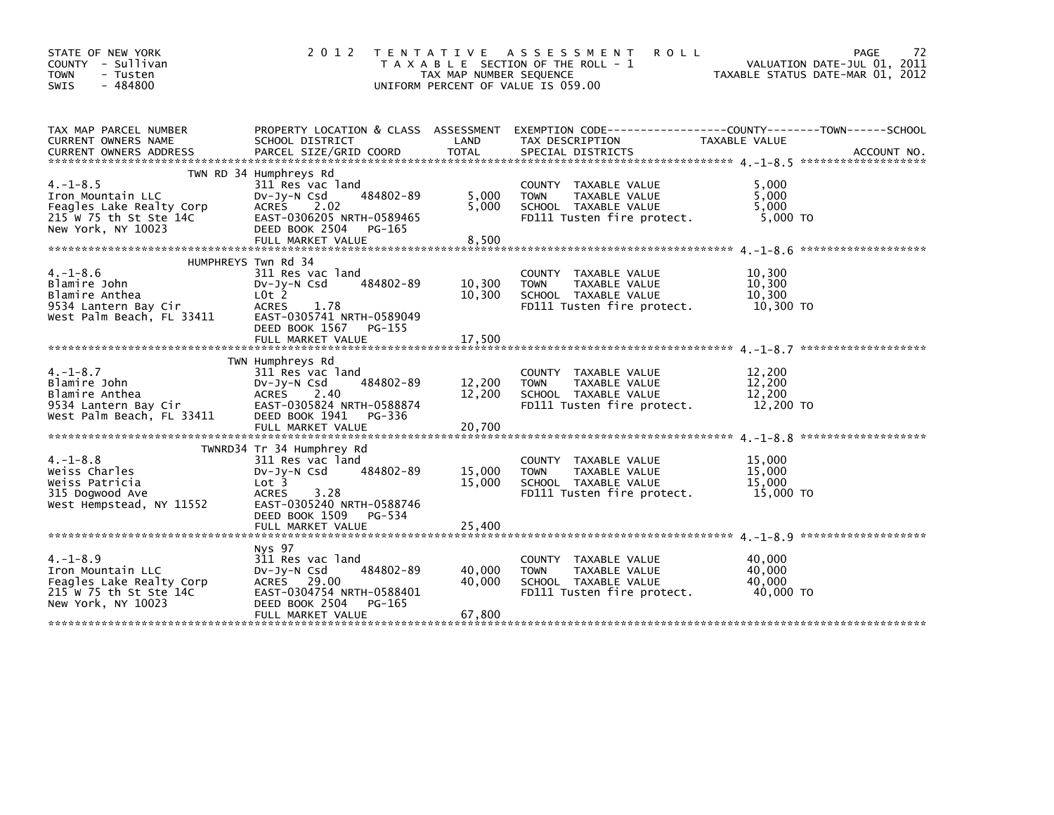STATE OF NEW YORK
COUNTY - Sullivan
TOWN - Tusten
SWIS - 484800

2012 TENTATIVE ASSESSMENT ROLL
TAXABLE SECTION OF THE ROLL - 1
TAX MAP NUMBER SEQUENCE
UNIFORM PERCENT OF VALUE IS 059.00

VALUATION DATE-JUL 01, 2011
TAXABLE STATUS DATE-MAR 01, 2012

| TAX MAP PARCEL NUMBER / CURRENT OWNERS NAME / CURRENT OWNERS ADDRESS | PROPERTY LOCATION & CLASS / SCHOOL DISTRICT / PARCEL SIZE/GRID COORD | ASSESSMENT LAND | TOTAL | EXEMPTION CODE / TAX DESCRIPTION / SPECIAL DISTRICTS | TAXABLE VALUE COUNTY--------TOWN------SCHOOL | ACCOUNT NO. |
|---|---|---|---|---|---|---|
| 4.-1-8.5 | TWN RD 34 Humphreys Rd | | | | | |
| 4.-1-8.5 | 311 Res vac land | | | COUNTY TAXABLE VALUE | 5,000 | |
| Iron Mountain LLC | Dv-Jy-N Csd 484802-89 | 5,000 | | TOWN TAXABLE VALUE | 5,000 | |
| Feagles Lake Realty Corp | ACRES 2.02 | | 5,000 | SCHOOL TAXABLE VALUE | 5,000 | |
| 215 W 75 th St Ste 14C | EAST-0306205 NRTH-0589465 | | | FD111 Tusten fire protect. | 5,000 TO | |
| New York, NY 10023 | DEED BOOK 2504 PG-165 | | | | | |
| | FULL MARKET VALUE | | 8,500 | | | |
| 4.-1-8.6 | HUMPHREYS Twn Rd 34 | | | | | |
| 4.-1-8.6 | 311 Res vac land | | | COUNTY TAXABLE VALUE | 10,300 | |
| Blamire John | Dv-Jy-N Csd 484802-89 | 10,300 | | TOWN TAXABLE VALUE | 10,300 | |
| Blamire Anthea | LOt 2 | | 10,300 | SCHOOL TAXABLE VALUE | 10,300 | |
| 9534 Lantern Bay Cir | ACRES 1.78 | | | FD111 Tusten fire protect. | 10,300 TO | |
| West Palm Beach, FL 33411 | EAST-0305741 NRTH-0589049 | | | | | |
| | DEED BOOK 1567 PG-155 | | | | | |
| | FULL MARKET VALUE | | 17,500 | | | |
| 4.-1-8.7 | TWN Humphreys Rd | | | | | |
| 4.-1-8.7 | 311 Res vac land | | | COUNTY TAXABLE VALUE | 12,200 | |
| Blamire John | Dv-Jy-N Csd 484802-89 | 12,200 | | TOWN TAXABLE VALUE | 12,200 | |
| Blamire Anthea | ACRES 2.40 | | 12,200 | SCHOOL TAXABLE VALUE | 12,200 | |
| 9534 Lantern Bay Cir | EAST-0305824 NRTH-0588874 | | | FD111 Tusten fire protect. | 12,200 TO | |
| West Palm Beach, FL 33411 | DEED BOOK 1941 PG-336 | | | | | |
| | FULL MARKET VALUE | | 20,700 | | | |
| 4.-1-8.8 | TWNRD34 Tr 34 Humphrey Rd | | | | | |
| 4.-1-8.8 | 311 Res vac land | | | COUNTY TAXABLE VALUE | 15,000 | |
| Weiss Charles | Dv-Jy-N Csd 484802-89 | 15,000 | | TOWN TAXABLE VALUE | 15,000 | |
| Weiss Patricia | Lot 3 | | 15,000 | SCHOOL TAXABLE VALUE | 15,000 | |
| 315 Dogwood Ave | ACRES 3.28 | | | FD111 Tusten fire protect. | 15,000 TO | |
| West Hempstead, NY 11552 | EAST-0305240 NRTH-0588746 | | | | | |
| | DEED BOOK 1509 PG-534 | | | | | |
| | FULL MARKET VALUE | | 25,400 | | | |
| 4.-1-8.9 | Nys 97 | | | | | |
| 4.-1-8.9 | 311 Res vac land | | | COUNTY TAXABLE VALUE | 40,000 | |
| Iron Mountain LLC | Dv-Jy-N Csd 484802-89 | 40,000 | | TOWN TAXABLE VALUE | 40,000 | |
| Feagles Lake Realty Corp | ACRES 29.00 | | 40,000 | SCHOOL TAXABLE VALUE | 40,000 | |
| 215 W 75 th St Ste 14C | EAST-0304754 NRTH-0588401 | | | FD111 Tusten fire protect. | 40,000 TO | |
| New York, NY 10023 | DEED BOOK 2504 PG-165 | | | | | |
| | FULL MARKET VALUE | | 67,800 | | | |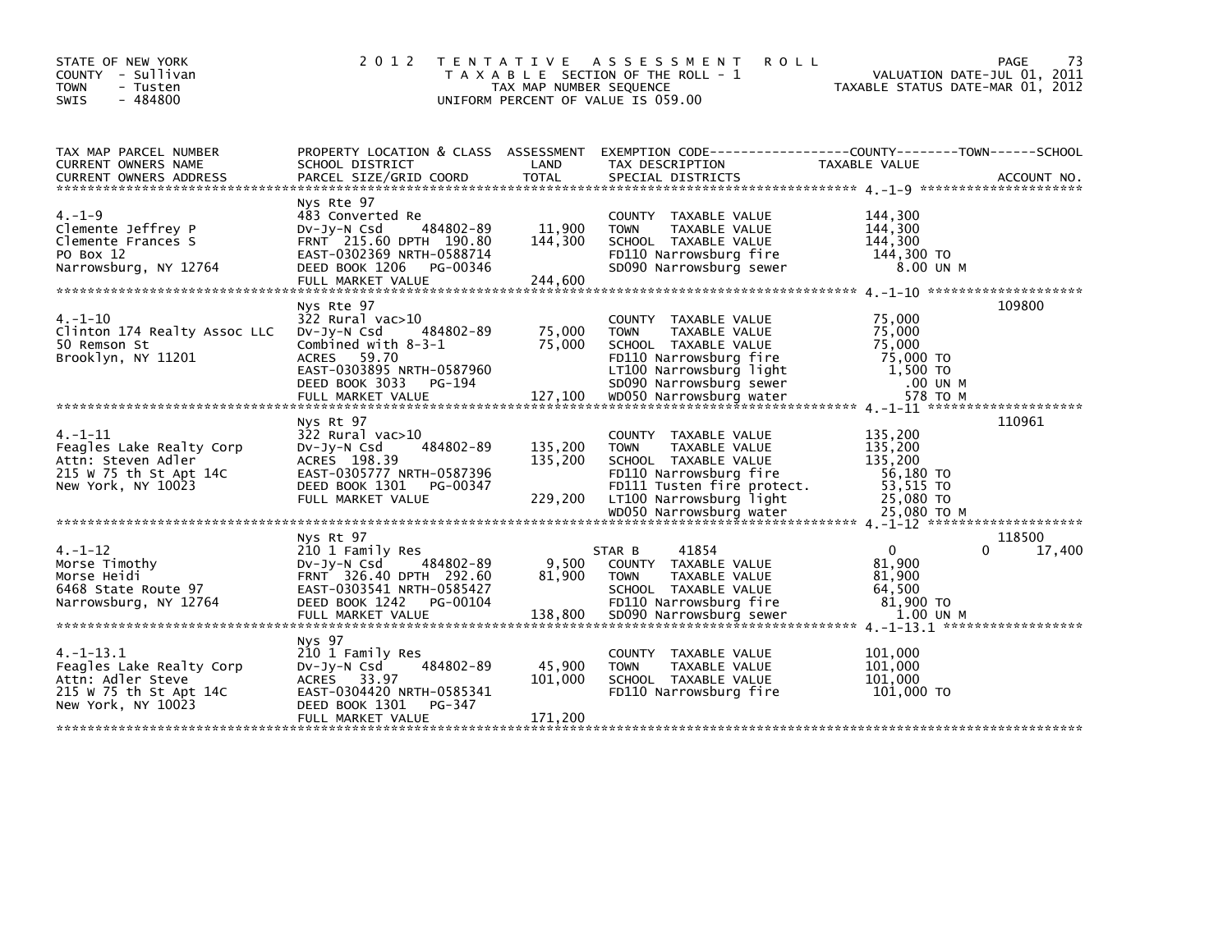STATE OF NEW YORK
COUNTY - Sullivan
TOWN - Tusten
SWIS - 484800

2 0 1 2 T E N T A T I V E A S S E S S M E N T R O L L
T A X A B L E SECTION OF THE ROLL - 1
TAX MAP NUMBER SEQUENCE
UNIFORM PERCENT OF VALUE IS 059.00

VALUATION DATE-JUL 01, 2011
TAXABLE STATUS DATE-MAR 01, 2012

| TAX MAP PARCEL NUMBER / CURRENT OWNERS NAME / CURRENT OWNERS ADDRESS | PROPERTY LOCATION & CLASS / SCHOOL DISTRICT / PARCEL SIZE/GRID COORD | ASSESSMENT LAND | TOTAL | EXEMPTION CODE / TAX DESCRIPTION / SPECIAL DISTRICTS | COUNTY TAXABLE VALUE | TOWN | SCHOOL | ACCOUNT NO. |
|---|---|---|---|---|---|---|---|---|
| 4.-1-9 | Nys Rte 97 | | | | | | | |
| | 483 Converted Re | | | COUNTY TAXABLE VALUE | 144,300 | | | |
| Clemente Jeffrey P | Dv-Jy-N Csd 484802-89 | 11,900 | | TOWN TAXABLE VALUE | 144,300 | | | |
| Clemente Frances S | FRNT 215.60 DPTH 190.80 | | 144,300 | SCHOOL TAXABLE VALUE | 144,300 | | | |
| PO Box 12 | EAST-0302369 NRTH-0588714 | | | FD110 Narrowsburg fire | 144,300 TO | | | |
| Narrowsburg, NY 12764 | DEED BOOK 1206 PG-00346 | | | SD090 Narrowsburg sewer | 8.00 UN M | | | |
| | FULL MARKET VALUE | | 244,600 | | | | | |
| 4.-1-10 | Nys Rte 97 | | | | | | | 109800 |
| | 322 Rural vac>10 | | | COUNTY TAXABLE VALUE | 75,000 | | | |
| Clinton 174 Realty Assoc LLC | Dv-Jy-N Csd 484802-89 | 75,000 | | TOWN TAXABLE VALUE | 75,000 | | | |
| 50 Remson St | Combined with 8-3-1 | | 75,000 | SCHOOL TAXABLE VALUE | 75,000 | | | |
| Brooklyn, NY 11201 | ACRES 59.70 | | | FD110 Narrowsburg fire | 75,000 TO | | | |
| | EAST-0303895 NRTH-0587960 | | | LT100 Narrowsburg light | 1,500 TO | | | |
| | DEED BOOK 3033 PG-194 | | | SD090 Narrowsburg sewer | .00 UN M | | | |
| | FULL MARKET VALUE | | 127,100 | WD050 Narrowsburg water | 578 TO M | | | |
| 4.-1-11 | Nys Rt 97 | | | | | | | 110961 |
| | 322 Rural vac>10 | | | COUNTY TAXABLE VALUE | 135,200 | | | |
| Feagles Lake Realty Corp | Dv-Jy-N Csd 484802-89 | 135,200 | | TOWN TAXABLE VALUE | 135,200 | | | |
| Attn: Steven Adler | ACRES 198.39 | | 135,200 | SCHOOL TAXABLE VALUE | 135,200 | | | |
| 215 W 75 th St Apt 14C | EAST-0305777 NRTH-0587396 | | | FD110 Narrowsburg fire | 56,180 TO | | | |
| New York, NY 10023 | DEED BOOK 1301 PG-00347 | | | FD111 Tusten fire protect. | 53,515 TO | | | |
| | FULL MARKET VALUE | | 229,200 | LT100 Narrowsburg light | 25,080 TO | | | |
| | | | | WD050 Narrowsburg water | 25,080 TO M | | | |
| 4.-1-12 | Nys Rt 97 | | | | | | | 118500 |
| | 210 1 Family Res | | | STAR B 41854 | 0 | 0 | 17,400 | |
| Morse Timothy | Dv-Jy-N Csd 484802-89 | 9,500 | | COUNTY TAXABLE VALUE | 81,900 | | | |
| Morse Heidi | FRNT 326.40 DPTH 292.60 | | 81,900 | TOWN TAXABLE VALUE | 81,900 | | | |
| 6468 State Route 97 | EAST-0303541 NRTH-0585427 | | | SCHOOL TAXABLE VALUE | 64,500 | | | |
| Narrowsburg, NY 12764 | DEED BOOK 1242 PG-00104 | | | FD110 Narrowsburg fire | 81,900 TO | | | |
| | FULL MARKET VALUE | | 138,800 | SD090 Narrowsburg sewer | 1.00 UN M | | | |
| 4.-1-13.1 | Nys 97 | | | | | | | |
| | 210 1 Family Res | | | COUNTY TAXABLE VALUE | 101,000 | | | |
| Feagles Lake Realty Corp | Dv-Jy-N Csd 484802-89 | 45,900 | | TOWN TAXABLE VALUE | 101,000 | | | |
| Attn: Adler Steve | ACRES 33.97 | | 101,000 | SCHOOL TAXABLE VALUE | 101,000 | | | |
| 215 W 75 th St Apt 14C | EAST-0304420 NRTH-0585341 | | | FD110 Narrowsburg fire | 101,000 TO | | | |
| New York, NY 10023 | DEED BOOK 1301 PG-347 | | | | | | | |
| | FULL MARKET VALUE | | 171,200 | | | | | |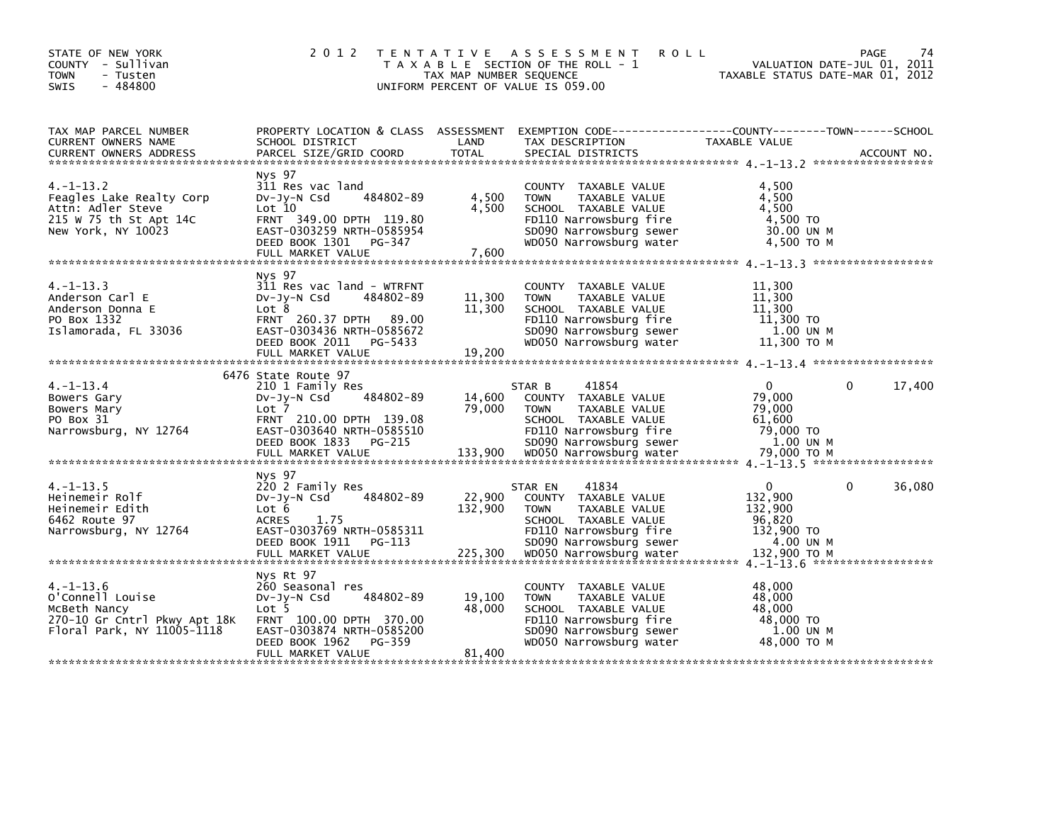STATE OF NEW YORK
COUNTY - Sullivan
TOWN - Tusten
SWIS - 484800

# 2012 TENTATIVE ASSESSMENT ROLL

TAXABLE SECTION OF THE ROLL - 1
TAX MAP NUMBER SEQUENCE
UNIFORM PERCENT OF VALUE IS 059.00

VALUATION DATE-JUL 01, 2011
TAXABLE STATUS DATE-MAR 01, 2012

| TAX MAP PARCEL NUMBER / CURRENT OWNERS NAME / CURRENT OWNERS ADDRESS | PROPERTY LOCATION & CLASS / SCHOOL DISTRICT / PARCEL SIZE/GRID COORD | ASSESSMENT LAND | TOTAL | EXEMPTION CODE / TAX DESCRIPTION / SPECIAL DISTRICTS | COUNTY TAXABLE VALUE | TOWN | SCHOOL |
|---|---|---|---|---|---|---|---|
| 4.-1-13.2 | Nys 97 | | | | | | |
| Feagles Lake Realty Corp | 311 Res vac land | | | COUNTY TAXABLE VALUE | 4,500 | | |
| Attn: Adler Steve | Dv-Jy-N Csd 484802-89 | 4,500 | | TOWN TAXABLE VALUE | 4,500 | | |
| 215 W 75 th St Apt 14C | Lot 10 | | 4,500 | SCHOOL TAXABLE VALUE | 4,500 | | |
| New York, NY 10023 | FRNT 349.00 DPTH 119.80 | | | FD110 Narrowsburg fire | 4,500 TO | | |
| | EAST-0303259 NRTH-0585954 | | | SD090 Narrowsburg sewer | 30.00 UN M | | |
| | DEED BOOK 1301 PG-347 | | | WD050 Narrowsburg water | 4,500 TO M | | |
| | FULL MARKET VALUE | | 7,600 | | | | |
| 4.-1-13.3 | Nys 97 | | | | | | |
| Anderson Carl E | 311 Res vac land - WTRFNT | | | COUNTY TAXABLE VALUE | 11,300 | | |
| Anderson Donna E | Dv-Jy-N Csd 484802-89 | 11,300 | | TOWN TAXABLE VALUE | 11,300 | | |
| PO Box 1332 | Lot 8 | | 11,300 | SCHOOL TAXABLE VALUE | 11,300 | | |
| Islamorada, FL 33036 | FRNT 260.37 DPTH 89.00 | | | FD110 Narrowsburg fire | 11,300 TO | | |
| | EAST-0303436 NRTH-0585672 | | | SD090 Narrowsburg sewer | 1.00 UN M | | |
| | DEED BOOK 2011 PG-5433 | | | WD050 Narrowsburg water | 11,300 TO M | | |
| | FULL MARKET VALUE | | 19,200 | | | | |
| 4.-1-13.4 | 6476 State Route 97 | | | | | | |
| Bowers Gary | 210 1 Family Res | | | STAR B 41854 | 0 | 0 | 17,400 |
| Bowers Mary | Dv-Jy-N Csd 484802-89 | 14,600 | | COUNTY TAXABLE VALUE | 79,000 | | |
| PO Box 31 | Lot 7 | | 79,000 | TOWN TAXABLE VALUE | 79,000 | | |
| Narrowsburg, NY 12764 | FRNT 210.00 DPTH 139.08 | | | SCHOOL TAXABLE VALUE | 61,600 | | |
| | EAST-0303640 NRTH-0585510 | | | FD110 Narrowsburg fire | 79,000 TO | | |
| | DEED BOOK 1833 PG-215 | | | SD090 Narrowsburg sewer | 1.00 UN M | | |
| | FULL MARKET VALUE | | 133,900 | WD050 Narrowsburg water | 79,000 TO M | | |
| 4.-1-13.5 | Nys 97 | | | | | | |
| Heinemeir Rolf | 220 2 Family Res | | | STAR EN 41834 | 0 | 0 | 36,080 |
| Heinemeir Edith | Dv-Jy-N Csd 484802-89 | 22,900 | | COUNTY TAXABLE VALUE | 132,900 | | |
| 6462 Route 97 | Lot 6 | | 132,900 | TOWN TAXABLE VALUE | 132,900 | | |
| Narrowsburg, NY 12764 | ACRES 1.75 | | | SCHOOL TAXABLE VALUE | 96,820 | | |
| | EAST-0303769 NRTH-0585311 | | | FD110 Narrowsburg fire | 132,900 TO | | |
| | DEED BOOK 1911 PG-113 | | | SD090 Narrowsburg sewer | 4.00 UN M | | |
| | FULL MARKET VALUE | | 225,300 | WD050 Narrowsburg water | 132,900 TO M | | |
| 4.-1-13.6 | Nys Rt 97 | | | | | | |
| O'Connell Louise | 260 Seasonal res | | | COUNTY TAXABLE VALUE | 48,000 | | |
| McBeth Nancy | Dv-Jy-N Csd 484802-89 | 19,100 | | TOWN TAXABLE VALUE | 48,000 | | |
| 270-10 Gr Cntrl Pkwy Apt 18K | Lot 5 | | 48,000 | SCHOOL TAXABLE VALUE | 48,000 | | |
| Floral Park, NY 11005-1118 | FRNT 100.00 DPTH 370.00 | | | FD110 Narrowsburg fire | 48,000 TO | | |
| | EAST-0303874 NRTH-0585200 | | | SD090 Narrowsburg sewer | 1.00 UN M | | |
| | DEED BOOK 1962 PG-359 | | | WD050 Narrowsburg water | 48,000 TO M | | |
| | FULL MARKET VALUE | | 81,400 | | | | |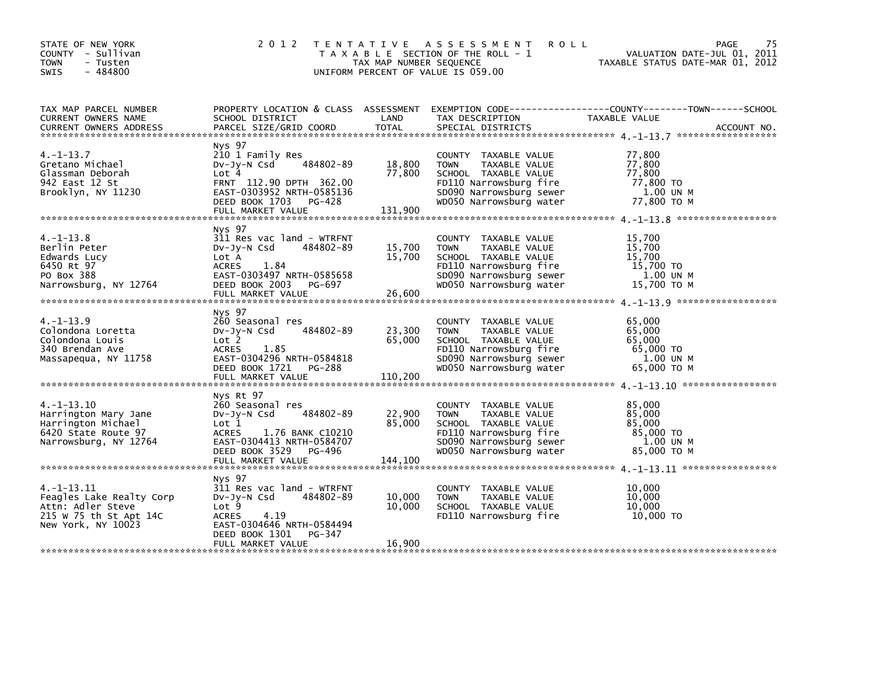STATE OF NEW YORK
COUNTY - Sullivan
TOWN - Tusten
SWIS - 484800

# 2012 TENTATIVE ASSESSMENT ROLL

TAXABLE SECTION OF THE ROLL - 1
TAX MAP NUMBER SEQUENCE
UNIFORM PERCENT OF VALUE IS 059.00

VALUATION DATE-JUL 01, 2011
TAXABLE STATUS DATE-MAR 01, 2012

| TAX MAP PARCEL NUMBER / CURRENT OWNERS NAME / CURRENT OWNERS ADDRESS | PROPERTY LOCATION & CLASS / SCHOOL DISTRICT / PARCEL SIZE/GRID COORD | ASSESSMENT LAND | ASSESSMENT TOTAL | EXEMPTION CODE / TAX DESCRIPTION / SPECIAL DISTRICTS | TAXABLE VALUE (COUNTY/TOWN/SCHOOL) |
|---|---|---|---|---|---|
| 4.-1-13.7 | Nys 97 | | | | |
| | 210 1 Family Res | | | COUNTY TAXABLE VALUE | 77,800 |
| Gretano Michael | Dv-Jy-N Csd 484802-89 | 18,800 | | TOWN TAXABLE VALUE | 77,800 |
| Glassman Deborah | Lot 4 | | 77,800 | SCHOOL TAXABLE VALUE | 77,800 |
| 942 East 12 St | FRNT 112.90 DPTH 362.00 | | | FD110 Narrowsburg fire | 77,800 TO |
| Brooklyn, NY 11230 | EAST-0303952 NRTH-0585136 | | | SD090 Narrowsburg sewer | 1.00 UN M |
| | DEED BOOK 1703 PG-428 | | | WD050 Narrowsburg water | 77,800 TO M |
| | FULL MARKET VALUE | | 131,900 | | |
| 4.-1-13.8 | Nys 97 | | | | |
| | 311 Res vac land - WTRFNT | | | COUNTY TAXABLE VALUE | 15,700 |
| Berlin Peter | Dv-Jy-N Csd 484802-89 | 15,700 | | TOWN TAXABLE VALUE | 15,700 |
| Edwards Lucy | Lot A | | 15,700 | SCHOOL TAXABLE VALUE | 15,700 |
| 6450 Rt 97 | ACRES 1.84 | | | FD110 Narrowsburg fire | 15,700 TO |
| PO Box 388 | EAST-0303497 NRTH-0585658 | | | SD090 Narrowsburg sewer | 1.00 UN M |
| Narrowsburg, NY 12764 | DEED BOOK 2003 PG-697 | | | WD050 Narrowsburg water | 15,700 TO M |
| | FULL MARKET VALUE | | 26,600 | | |
| 4.-1-13.9 | Nys 97 | | | | |
| | 260 Seasonal res | | | COUNTY TAXABLE VALUE | 65,000 |
| Colondona Loretta | Dv-Jy-N Csd 484802-89 | 23,300 | | TOWN TAXABLE VALUE | 65,000 |
| Colondona Louis | Lot 2 | | 65,000 | SCHOOL TAXABLE VALUE | 65,000 |
| 340 Brendan Ave | ACRES 1.85 | | | FD110 Narrowsburg fire | 65,000 TO |
| Massapequa, NY 11758 | EAST-0304296 NRTH-0584818 | | | SD090 Narrowsburg sewer | 1.00 UN M |
| | DEED BOOK 1721 PG-288 | | | WD050 Narrowsburg water | 65,000 TO M |
| | FULL MARKET VALUE | | 110,200 | | |
| 4.-1-13.10 | Nys Rt 97 | | | | |
| | 260 Seasonal res | | | COUNTY TAXABLE VALUE | 85,000 |
| Harrington Mary Jane | Dv-Jy-N Csd 484802-89 | 22,900 | | TOWN TAXABLE VALUE | 85,000 |
| Harrington Michael | Lot 1 | | 85,000 | SCHOOL TAXABLE VALUE | 85,000 |
| 6420 State Route 97 | ACRES 1.76 BANK C10210 | | | FD110 Narrowsburg fire | 85,000 TO |
| Narrowsburg, NY 12764 | EAST-0304413 NRTH-0584707 | | | SD090 Narrowsburg sewer | 1.00 UN M |
| | DEED BOOK 3529 PG-496 | | | WD050 Narrowsburg water | 85,000 TO M |
| | FULL MARKET VALUE | | 144,100 | | |
| 4.-1-13.11 | Nys 97 | | | | |
| | 311 Res vac land - WTRFNT | | | COUNTY TAXABLE VALUE | 10,000 |
| Feagles Lake Realty Corp | Dv-Jy-N Csd 484802-89 | 10,000 | | TOWN TAXABLE VALUE | 10,000 |
| Attn: Adler Steve | Lot 9 | | 10,000 | SCHOOL TAXABLE VALUE | 10,000 |
| 215 W 75 th St Apt 14C | ACRES 4.19 | | | FD110 Narrowsburg fire | 10,000 TO |
| New York, NY 10023 | EAST-0304646 NRTH-0584494 | | | | |
| | DEED BOOK 1301 PG-347 | | | | |
| | FULL MARKET VALUE | | 16,900 | | |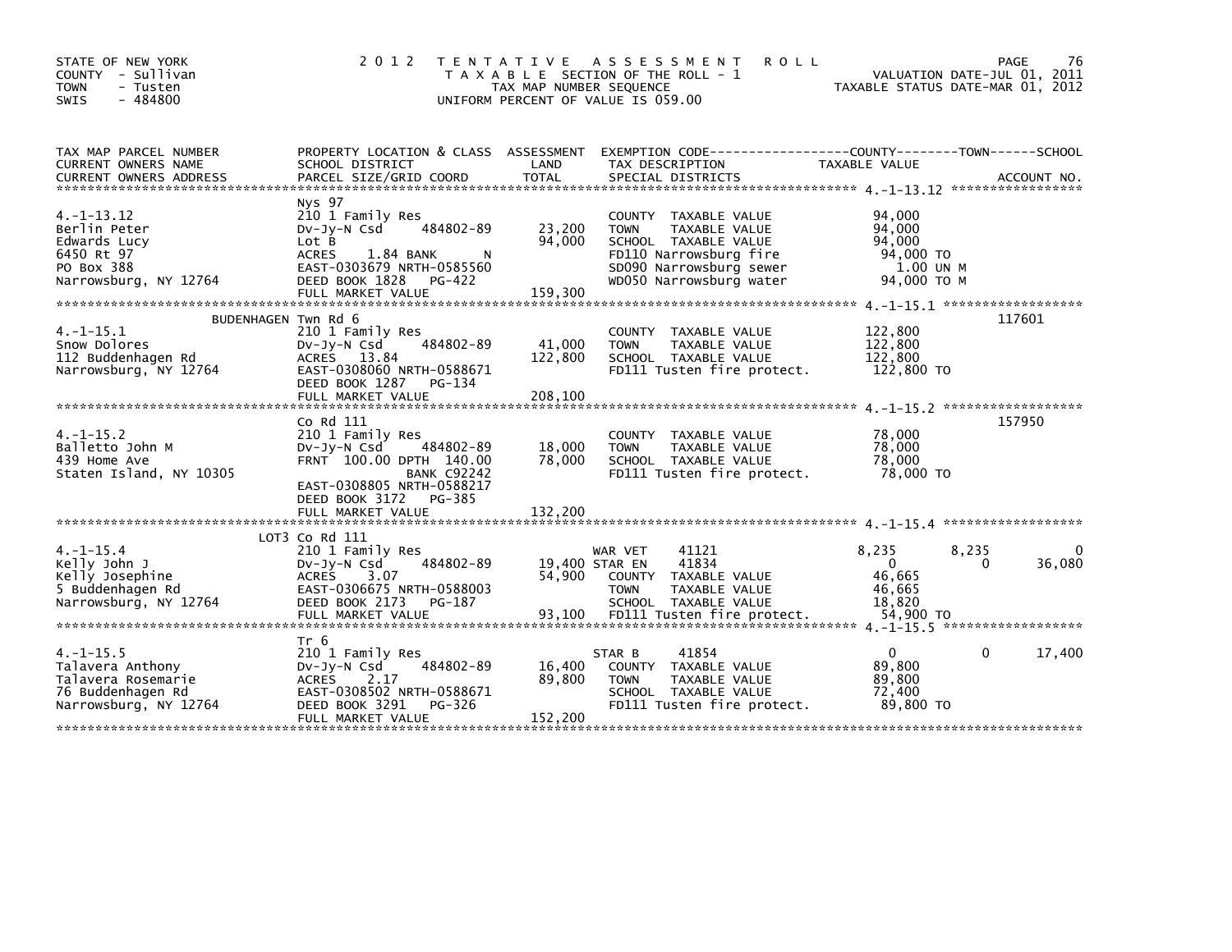STATE OF NEW YORK
COUNTY - Sullivan
TOWN - Tusten
SWIS - 484800

2012 TENTATIVE ASSESSMENT ROLL
TAXABLE SECTION OF THE ROLL - 1
TAX MAP NUMBER SEQUENCE
UNIFORM PERCENT OF VALUE IS 059.00

VALUATION DATE-JUL 01, 2011
TAXABLE STATUS DATE-MAR 01, 2012

| TAX MAP PARCEL NUMBER / CURRENT OWNERS NAME / CURRENT OWNERS ADDRESS | PROPERTY LOCATION & CLASS / SCHOOL DISTRICT / PARCEL SIZE/GRID COORD | ASSESSMENT LAND / TOTAL | EXEMPTION CODE / TAX DESCRIPTION / SPECIAL DISTRICTS | COUNTY | TOWN | SCHOOL / ACCOUNT NO. |
|---|---|---|---|---|---|---|
| **4.-1-13.12** | Nys 97 | | | | | |
| 4.-1-13.12 | 210 1 Family Res | | COUNTY TAXABLE VALUE | 94,000 | | |
| Berlin Peter | Dv-Jy-N Csd 484802-89 | 23,200 | TOWN TAXABLE VALUE | | 94,000 | |
| Edwards Lucy | Lot B | 94,000 | SCHOOL TAXABLE VALUE | | | 94,000 |
| 6450 Rt 97 | ACRES 1.84 BANK N | | FD110 Narrowsburg fire | 94,000 TO | | |
| PO Box 388 | EAST-0303679 NRTH-0585560 | | SD090 Narrowsburg sewer | 1.00 UN M | | |
| Narrowsburg, NY 12764 | DEED BOOK 1828 PG-422 | | WD050 Narrowsburg water | 94,000 TO M | | |
| | FULL MARKET VALUE | 159,300 | | | | |
| **4.-1-15.1** | BUDENHAGEN Twn Rd 6 | | | | | 117601 |
| 4.-1-15.1 | 210 1 Family Res | | COUNTY TAXABLE VALUE | 122,800 | | |
| Snow Dolores | Dv-Jy-N Csd 484802-89 | 41,000 | TOWN TAXABLE VALUE | | 122,800 | |
| 112 Buddenhagen Rd | ACRES 13.84 | 122,800 | SCHOOL TAXABLE VALUE | | | 122,800 |
| Narrowsburg, NY 12764 | EAST-0308060 NRTH-0588671 | | FD111 Tusten fire protect. | 122,800 TO | | |
| | DEED BOOK 1287 PG-134 | | | | | |
| | FULL MARKET VALUE | 208,100 | | | | |
| **4.-1-15.2** | Co Rd 111 | | | | | 157950 |
| 4.-1-15.2 | 210 1 Family Res | | COUNTY TAXABLE VALUE | 78,000 | | |
| Balletto John M | Dv-Jy-N Csd 484802-89 | 18,000 | TOWN TAXABLE VALUE | | 78,000 | |
| 439 Home Ave | FRNT 100.00 DPTH 140.00 | 78,000 | SCHOOL TAXABLE VALUE | | | 78,000 |
| Staten Island, NY 10305 | BANK C92242 | | FD111 Tusten fire protect. | 78,000 TO | | |
| | EAST-0308805 NRTH-0588217 | | | | | |
| | DEED BOOK 3172 PG-385 | | | | | |
| | FULL MARKET VALUE | 132,200 | | | | |
| **4.-1-15.4** | LOT3 Co Rd 111 | | | | | |
| 4.-1-15.4 | 210 1 Family Res | | WAR VET 41121 | 8,235 | 8,235 | 0 |
| Kelly John J | Dv-Jy-N Csd 484802-89 | 19,400 | STAR EN 41834 | 0 | 0 | 36,080 |
| Kelly Josephine | ACRES 3.07 | 54,900 | COUNTY TAXABLE VALUE | 46,665 | | |
| 5 Buddenhagen Rd | EAST-0306675 NRTH-0588003 | | TOWN TAXABLE VALUE | | 46,665 | |
| Narrowsburg, NY 12764 | DEED BOOK 2173 PG-187 | | SCHOOL TAXABLE VALUE | | | 18,820 |
| | FULL MARKET VALUE | 93,100 | FD111 Tusten fire protect. | 54,900 TO | | |
| **4.-1-15.5** | Tr 6 | | | | | |
| 4.-1-15.5 | 210 1 Family Res | | STAR B 41854 | 0 | 0 | 17,400 |
| Talavera Anthony | Dv-Jy-N Csd 484802-89 | 16,400 | COUNTY TAXABLE VALUE | 89,800 | | |
| Talavera Rosemarie | ACRES 2.17 | 89,800 | TOWN TAXABLE VALUE | | 89,800 | |
| 76 Buddenhagen Rd | EAST-0308502 NRTH-0588671 | | SCHOOL TAXABLE VALUE | | | 72,400 |
| Narrowsburg, NY 12764 | DEED BOOK 3291 PG-326 | | FD111 Tusten fire protect. | 89,800 TO | | |
| | FULL MARKET VALUE | 152,200 | | | | |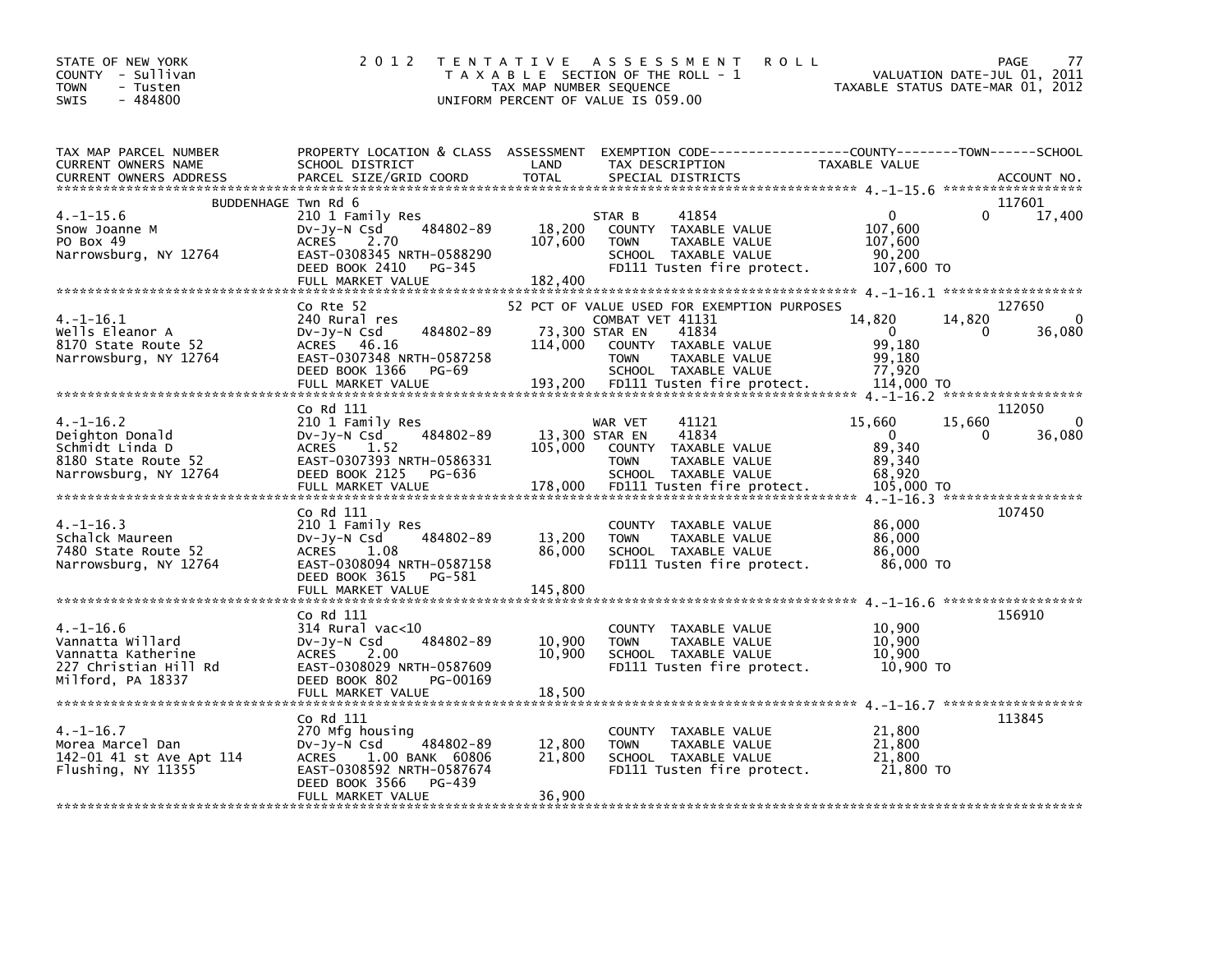STATE OF NEW YORK
COUNTY - Sullivan
TOWN - Tusten
SWIS - 484800

2012 TENTATIVE ASSESSMENT ROLL
TAXABLE SECTION OF THE ROLL - 1
TAX MAP NUMBER SEQUENCE
UNIFORM PERCENT OF VALUE IS 059.00

VALUATION DATE-JUL 01, 2011
TAXABLE STATUS DATE-MAR 01, 2012

| TAX MAP PARCEL NUMBER / CURRENT OWNERS NAME / CURRENT OWNERS ADDRESS | PROPERTY LOCATION & CLASS / SCHOOL DISTRICT / PARCEL SIZE/GRID COORD | ASSESSMENT LAND / TOTAL | EXEMPTION CODE / TAX DESCRIPTION / SPECIAL DISTRICTS | COUNTY TAXABLE VALUE | TOWN | SCHOOL | ACCOUNT NO. |
|---|---|---|---|---|---|---|---|
| 4.-1-15.6 | BUDDENHAGE Twn Rd 6 | | | | | | 117601 |
| Snow Joanne M | 210 1 Family Res | | STAR B 41854 | 0 | 0 | 17,400 | |
| PO Box 49 | Dv-Jy-N Csd 484802-89 | 18,200 | COUNTY TAXABLE VALUE | 107,600 | | | |
| Narrowsburg, NY 12764 | ACRES 2.70 | 107,600 | TOWN TAXABLE VALUE | 107,600 | | | |
| | EAST-0308345 NRTH-0588290 | | SCHOOL TAXABLE VALUE | 90,200 | | | |
| | DEED BOOK 2410 PG-345 | | FD111 Tusten fire protect. | 107,600 TO | | | |
| | FULL MARKET VALUE | 182,400 | | | | | |
| 4.-1-16.1 | Co Rte 52 | | 52 PCT OF VALUE USED FOR EXEMPTION PURPOSES | | | | 127650 |
| Wells Eleanor A | 240 Rural res | | COMBAT VET 41131 | 14,820 | 14,820 | 0 | |
| 8170 State Route 52 | Dv-Jy-N Csd 484802-89 | 73,300 | STAR EN 41834 | 0 | 0 | 36,080 | |
| Narrowsburg, NY 12764 | ACRES 46.16 | 114,000 | COUNTY TAXABLE VALUE | 99,180 | | | |
| | EAST-0307348 NRTH-0587258 | | TOWN TAXABLE VALUE | 99,180 | | | |
| | DEED BOOK 1366 PG-69 | | SCHOOL TAXABLE VALUE | 77,920 | | | |
| | FULL MARKET VALUE | 193,200 | FD111 Tusten fire protect. | 114,000 TO | | | |
| 4.-1-16.2 | Co Rd 111 | | | | | | 112050 |
| Deighton Donald | 210 1 Family Res | | WAR VET 41121 | 15,660 | 15,660 | 0 | |
| Schmidt Linda D | Dv-Jy-N Csd 484802-89 | 13,300 | STAR EN 41834 | 0 | 0 | 36,080 | |
| 8180 State Route 52 | ACRES 1.52 | 105,000 | COUNTY TAXABLE VALUE | 89,340 | | | |
| Narrowsburg, NY 12764 | EAST-0307393 NRTH-0586331 | | TOWN TAXABLE VALUE | 89,340 | | | |
| | DEED BOOK 2125 PG-636 | | SCHOOL TAXABLE VALUE | 68,920 | | | |
| | FULL MARKET VALUE | 178,000 | FD111 Tusten fire protect. | 105,000 TO | | | |
| 4.-1-16.3 | Co Rd 111 | | | | | | 107450 |
| Schalck Maureen | 210 1 Family Res | | COUNTY TAXABLE VALUE | 86,000 | | | |
| 7480 State Route 52 | Dv-Jy-N Csd 484802-89 | 13,200 | TOWN TAXABLE VALUE | 86,000 | | | |
| Narrowsburg, NY 12764 | ACRES 1.08 | 86,000 | SCHOOL TAXABLE VALUE | 86,000 | | | |
| | EAST-0308094 NRTH-0587158 | | FD111 Tusten fire protect. | 86,000 TO | | | |
| | DEED BOOK 3615 PG-581 | | | | | | |
| | FULL MARKET VALUE | 145,800 | | | | | |
| 4.-1-16.6 | Co Rd 111 | | | | | | 156910 |
| Vannatta Willard | 314 Rural vac<10 | | COUNTY TAXABLE VALUE | 10,900 | | | |
| Vannatta Katherine | Dv-Jy-N Csd 484802-89 | 10,900 | TOWN TAXABLE VALUE | 10,900 | | | |
| 227 Christian Hill Rd | ACRES 2.00 | 10,900 | SCHOOL TAXABLE VALUE | 10,900 | | | |
| Milford, PA 18337 | EAST-0308029 NRTH-0587609 | | FD111 Tusten fire protect. | 10,900 TO | | | |
| | DEED BOOK 802 PG-00169 | | | | | | |
| | FULL MARKET VALUE | 18,500 | | | | | |
| 4.-1-16.7 | Co Rd 111 | | | | | | 113845 |
| Morea Marcel Dan | 270 Mfg housing | | COUNTY TAXABLE VALUE | 21,800 | | | |
| 142-01 41 st Ave Apt 114 | Dv-Jy-N Csd 484802-89 | 12,800 | TOWN TAXABLE VALUE | 21,800 | | | |
| Flushing, NY 11355 | ACRES 1.00 BANK 60806 | 21,800 | SCHOOL TAXABLE VALUE | 21,800 | | | |
| | EAST-0308592 NRTH-0587674 | | FD111 Tusten fire protect. | 21,800 TO | | | |
| | DEED BOOK 3566 PG-439 | | | | | | |
| | FULL MARKET VALUE | 36,900 | | | | | |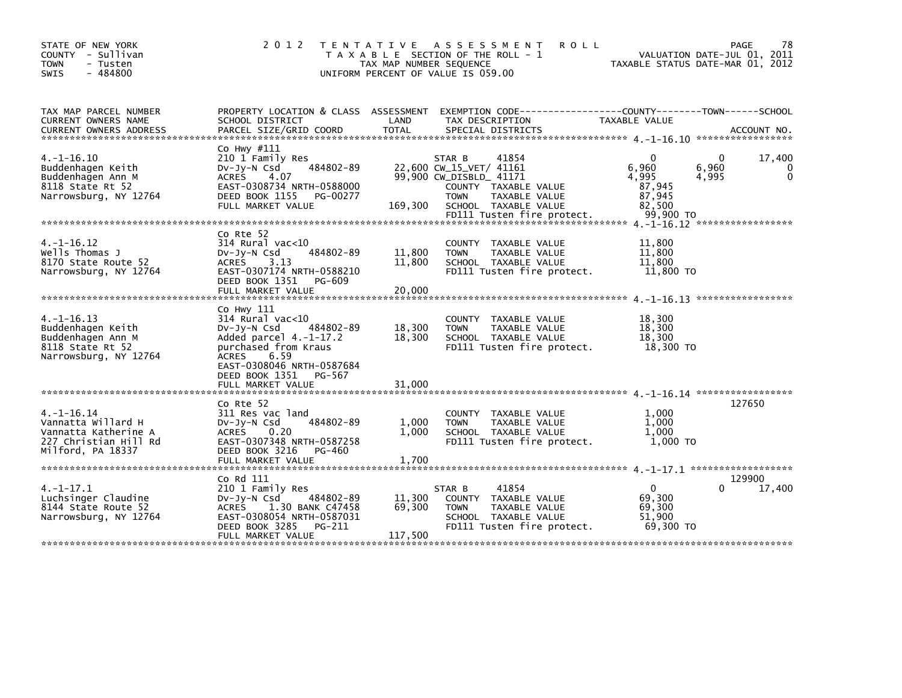STATE OF NEW YORK
COUNTY - Sullivan
TOWN - Tusten
SWIS - 484800

2012 TENTATIVE ASSESSMENT ROLL
TAXABLE SECTION OF THE ROLL - 1
TAX MAP NUMBER SEQUENCE
UNIFORM PERCENT OF VALUE IS 059.00

VALUATION DATE-JUL 01, 2011
TAXABLE STATUS DATE-MAR 01, 2012

| TAX MAP PARCEL NUMBER / CURRENT OWNERS NAME / CURRENT OWNERS ADDRESS | PROPERTY LOCATION & CLASS / SCHOOL DISTRICT / PARCEL SIZE/GRID COORD | ASSESSMENT LAND / TOTAL | EXEMPTION CODE / TAX DESCRIPTION / SPECIAL DISTRICTS | COUNTY TAXABLE VALUE | TOWN | SCHOOL / ACCOUNT NO. |
|---|---|---|---|---|---|---|
| 4.-1-16.10 | Co Hwy #111 | | | | | |
| Buddenhagen Keith | 210 1 Family Res | | STAR B 41854 | 0 | 0 | 17,400 |
| Buddenhagen Ann M | Dv-Jy-N Csd 484802-89 | 22,600 | CW_15_VET/ 41161 | 6,960 | 6,960 | 0 |
| 8118 State Rt 52 | ACRES 4.07 | 99,900 | CW_DISBLD_ 41171 | 4,995 | 4,995 | 0 |
| Narrowsburg, NY 12764 | EAST-0308734 NRTH-0588000 | | COUNTY TAXABLE VALUE | 87,945 | | |
| | DEED BOOK 1155 PG-00277 | | TOWN TAXABLE VALUE | 87,945 | | |
| | FULL MARKET VALUE | 169,300 | SCHOOL TAXABLE VALUE | 82,500 | | |
| | | | FD111 Tusten fire protect. | 99,900 TO | | |
| 4.-1-16.12 | Co Rte 52 | | | | | |
| Wells Thomas J | 314 Rural vac<10 | | COUNTY TAXABLE VALUE | 11,800 | | |
| 8170 State Route 52 | Dv-Jy-N Csd 484802-89 | 11,800 | TOWN TAXABLE VALUE | 11,800 | | |
| Narrowsburg, NY 12764 | ACRES 3.13 | 11,800 | SCHOOL TAXABLE VALUE | 11,800 | | |
| | EAST-0307174 NRTH-0588210 | | FD111 Tusten fire protect. | 11,800 TO | | |
| | DEED BOOK 1351 PG-609 | | | | | |
| | FULL MARKET VALUE | 20,000 | | | | |
| 4.-1-16.13 | Co Hwy 111 | | | | | |
| Buddenhagen Keith | 314 Rural vac<10 | | COUNTY TAXABLE VALUE | 18,300 | | |
| Buddenhagen Ann M | Dv-Jy-N Csd 484802-89 | 18,300 | TOWN TAXABLE VALUE | 18,300 | | |
| 8118 State Rt 52 | Added parcel 4.-1-17.2 | 18,300 | SCHOOL TAXABLE VALUE | 18,300 | | |
| Narrowsburg, NY 12764 | purchased from Kraus | | FD111 Tusten fire protect. | 18,300 TO | | |
| | ACRES 6.59 | | | | | |
| | EAST-0308046 NRTH-0587684 | | | | | |
| | DEED BOOK 1351 PG-567 | | | | | |
| | FULL MARKET VALUE | 31,000 | | | | |
| 4.-1-16.14 | Co Rte 52 | | | | | 127650 |
| Vannatta Willard H | 311 Res vac land | | COUNTY TAXABLE VALUE | 1,000 | | |
| Vannatta Katherine A | Dv-Jy-N Csd 484802-89 | 1,000 | TOWN TAXABLE VALUE | 1,000 | | |
| 227 Christian Hill Rd | ACRES 0.20 | 1,000 | SCHOOL TAXABLE VALUE | 1,000 | | |
| Milford, PA 18337 | EAST-0307348 NRTH-0587258 | | FD111 Tusten fire protect. | 1,000 TO | | |
| | DEED BOOK 3216 PG-460 | | | | | |
| | FULL MARKET VALUE | 1,700 | | | | |
| 4.-1-17.1 | Co Rd 111 | | | | | 129900 |
| Luchsinger Claudine | 210 1 Family Res | | STAR B 41854 | 0 | 0 | 17,400 |
| 8144 State Route 52 | Dv-Jy-N Csd 484802-89 | 11,300 | COUNTY TAXABLE VALUE | 69,300 | | |
| Narrowsburg, NY 12764 | ACRES 1.30 BANK C47458 | 69,300 | TOWN TAXABLE VALUE | 69,300 | | |
| | EAST-0308054 NRTH-0587031 | | SCHOOL TAXABLE VALUE | 51,900 | | |
| | DEED BOOK 3285 PG-211 | | FD111 Tusten fire protect. | 69,300 TO | | |
| | FULL MARKET VALUE | 117,500 | | | | |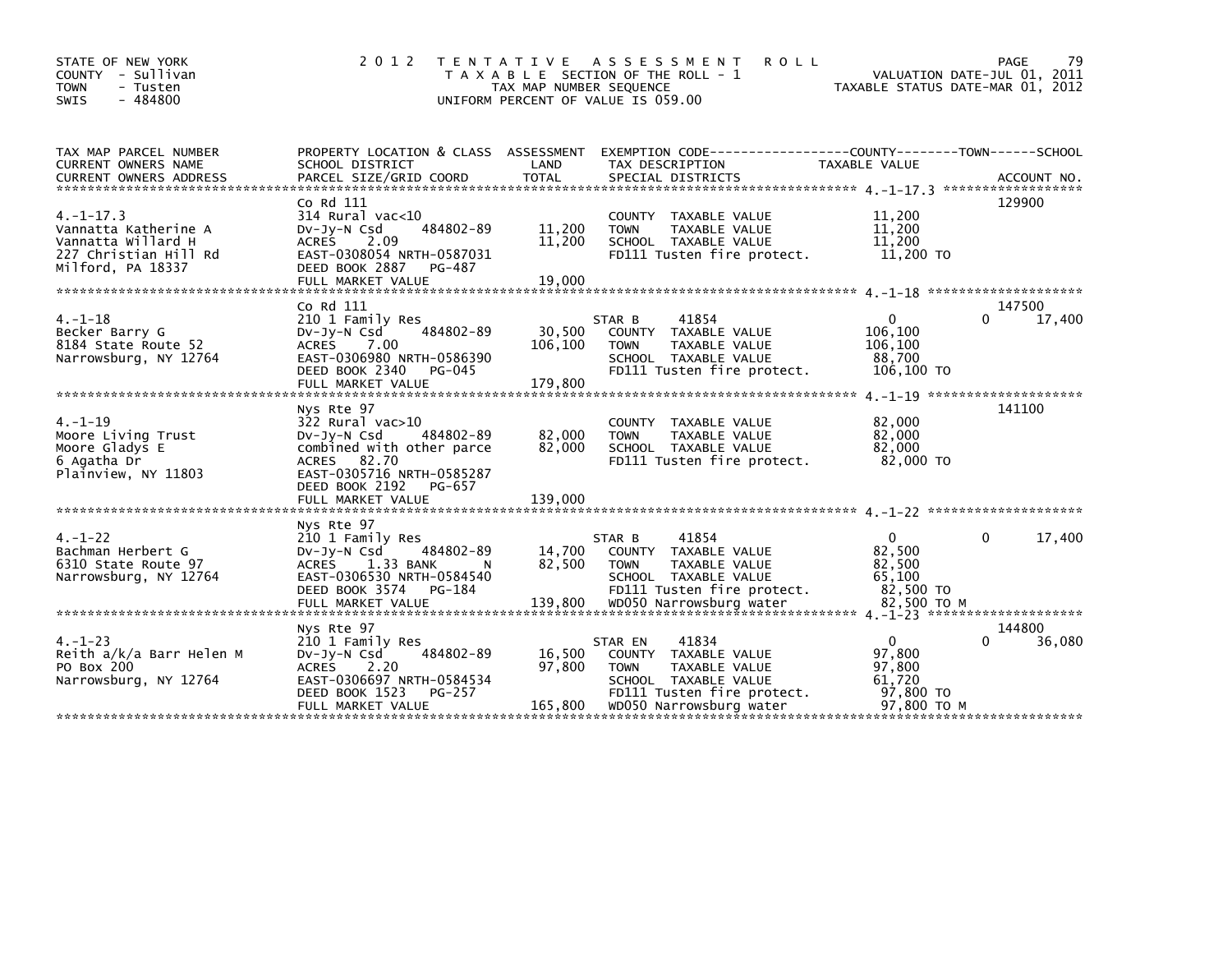STATE OF NEW YORK — COUNTY - Sullivan — TOWN - Tusten — SWIS - 484800

# 2012 TENTATIVE ASSESSMENT ROLL

TAXABLE SECTION OF THE ROLL - 1
TAX MAP NUMBER SEQUENCE
UNIFORM PERCENT OF VALUE IS 059.00

VALUATION DATE-JUL 01, 2011
TAXABLE STATUS DATE-MAR 01, 2012

| TAX MAP PARCEL NUMBER / CURRENT OWNERS NAME / CURRENT OWNERS ADDRESS | PROPERTY LOCATION & CLASS / SCHOOL DISTRICT / PARCEL SIZE/GRID COORD | ASSESSMENT LAND | TOTAL | EXEMPTION CODE / TAX DESCRIPTION / SPECIAL DISTRICTS | COUNTY TAXABLE VALUE | TOWN | SCHOOL | ACCOUNT NO. |
|---|---|---|---|---|---|---|---|---|
| **4.-1-17.3** | Co Rd 111 | | | | | | | 129900 |
| Vannatta Katherine A | 314 Rural vac<10 | | | COUNTY TAXABLE VALUE | 11,200 | | | |
| Vannatta Willard H | Dv-Jy-N Csd 484802-89 | 11,200 | | TOWN TAXABLE VALUE | 11,200 | | | |
| 227 Christian Hill Rd | ACRES 2.09 | | 11,200 | SCHOOL TAXABLE VALUE | 11,200 | | | |
| Milford, PA 18337 | EAST-0308054 NRTH-0587031 | | | FD111 Tusten fire protect. | 11,200 TO | | | |
| | DEED BOOK 2887 PG-487 | | | | | | | |
| | FULL MARKET VALUE | | 19,000 | | | | | |
| **4.-1-18** | Co Rd 111 | | | | | | | 147500 |
| Becker Barry G | 210 1 Family Res | | | STAR B 41854 | 0 | | 0 | 17,400 |
| 8184 State Route 52 | Dv-Jy-N Csd 484802-89 | 30,500 | | COUNTY TAXABLE VALUE | 106,100 | | | |
| Narrowsburg, NY 12764 | ACRES 7.00 | | 106,100 | TOWN TAXABLE VALUE | 106,100 | | | |
| | EAST-0306980 NRTH-0586390 | | | SCHOOL TAXABLE VALUE | 88,700 | | | |
| | DEED BOOK 2340 PG-045 | | | FD111 Tusten fire protect. | 106,100 TO | | | |
| | FULL MARKET VALUE | | 179,800 | | | | | |
| **4.-1-19** | Nys Rte 97 | | | | | | | 141100 |
| Moore Living Trust | 322 Rural vac>10 | | | COUNTY TAXABLE VALUE | 82,000 | | | |
| Moore Gladys E | Dv-Jy-N Csd 484802-89 | 82,000 | | TOWN TAXABLE VALUE | 82,000 | | | |
| 6 Agatha Dr | combined with other parce | | 82,000 | SCHOOL TAXABLE VALUE | 82,000 | | | |
| Plainview, NY 11803 | ACRES 82.70 | | | FD111 Tusten fire protect. | 82,000 TO | | | |
| | EAST-0305716 NRTH-0585287 | | | | | | | |
| | DEED BOOK 2192 PG-657 | | | | | | | |
| | FULL MARKET VALUE | | 139,000 | | | | | |
| **4.-1-22** | Nys Rte 97 | | | | | | | |
| Bachman Herbert G | 210 1 Family Res | | | STAR B 41854 | 0 | | 0 | 17,400 |
| 6310 State Route 97 | Dv-Jy-N Csd 484802-89 | 14,700 | | COUNTY TAXABLE VALUE | 82,500 | | | |
| Narrowsburg, NY 12764 | ACRES 1.33 BANK N | | 82,500 | TOWN TAXABLE VALUE | 82,500 | | | |
| | EAST-0306530 NRTH-0584540 | | | SCHOOL TAXABLE VALUE | 65,100 | | | |
| | DEED BOOK 3574 PG-184 | | | FD111 Tusten fire protect. | 82,500 TO | | | |
| | FULL MARKET VALUE | | 139,800 | WD050 Narrowsburg water | 82,500 TO M | | | |
| **4.-1-23** | Nys Rte 97 | | | | | | | 144800 |
| Reith a/k/a Barr Helen M | 210 1 Family Res | | | STAR EN 41834 | 0 | | 0 | 36,080 |
| PO Box 200 | Dv-Jy-N Csd 484802-89 | 16,500 | | COUNTY TAXABLE VALUE | 97,800 | | | |
| Narrowsburg, NY 12764 | ACRES 2.20 | | 97,800 | TOWN TAXABLE VALUE | 97,800 | | | |
| | EAST-0306697 NRTH-0584534 | | | SCHOOL TAXABLE VALUE | 61,720 | | | |
| | DEED BOOK 1523 PG-257 | | | FD111 Tusten fire protect. | 97,800 TO | | | |
| | FULL MARKET VALUE | | 165,800 | WD050 Narrowsburg water | 97,800 TO M | | | |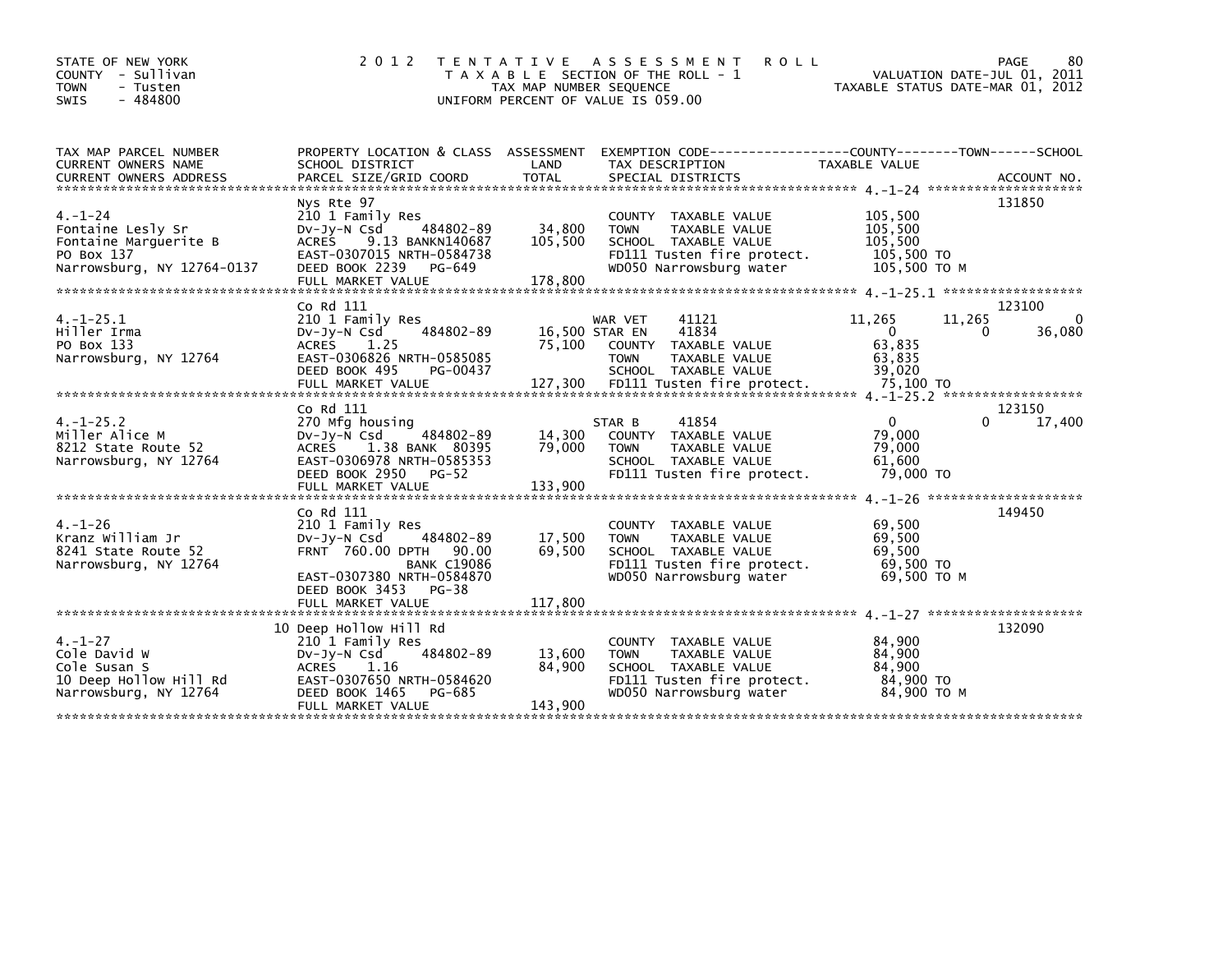STATE OF NEW YORK
COUNTY - Sullivan
TOWN - Tusten
SWIS - 484800

# 2012 TENTATIVE ASSESSMENT ROLL

TAXABLE SECTION OF THE ROLL - 1
TAX MAP NUMBER SEQUENCE
UNIFORM PERCENT OF VALUE IS 059.00

VALUATION DATE-JUL 01, 2011
TAXABLE STATUS DATE-MAR 01, 2012

| TAX MAP PARCEL NUMBER / CURRENT OWNERS NAME / CURRENT OWNERS ADDRESS | PROPERTY LOCATION & CLASS / SCHOOL DISTRICT / PARCEL SIZE/GRID COORD | ASSESSMENT LAND | TOTAL | EXEMPTION CODE / TAX DESCRIPTION / SPECIAL DISTRICTS | COUNTY TAXABLE VALUE | TOWN | SCHOOL | ACCOUNT NO. |
|---|---|---|---|---|---|---|---|---|
| **4.-1-24** | Nys Rte 97 | | | | | | | 131850 |
| Fontaine Lesly Sr | 210 1 Family Res | | | COUNTY TAXABLE VALUE | 105,500 | | | |
| Fontaine Marguerite B | Dv-Jy-N Csd 484802-89 | 34,800 | | TOWN TAXABLE VALUE | 105,500 | | | |
| PO Box 137 | ACRES 9.13 BANKN140687 | | 105,500 | SCHOOL TAXABLE VALUE | 105,500 | | | |
| Narrowsburg, NY 12764-0137 | EAST-0307015 NRTH-0584738 | | | FD111 Tusten fire protect. | 105,500 TO | | | |
| | DEED BOOK 2239 PG-649 | | | WD050 Narrowsburg water | 105,500 TO M | | | |
| | FULL MARKET VALUE | | 178,800 | | | | | |
| **4.-1-25.1** | Co Rd 111 | | | | | | | 123100 |
| Hiller Irma | 210 1 Family Res | | | WAR VET 41121 | 11,265 | 11,265 | 0 | |
| PO Box 133 | Dv-Jy-N Csd 484802-89 | 16,500 | | STAR EN 41834 | 0 | 0 | 36,080 | |
| Narrowsburg, NY 12764 | ACRES 1.25 | | 75,100 | COUNTY TAXABLE VALUE | 63,835 | | | |
| | EAST-0306826 NRTH-0585085 | | | TOWN TAXABLE VALUE | 63,835 | | | |
| | DEED BOOK 495 PG-00437 | | | SCHOOL TAXABLE VALUE | 39,020 | | | |
| | FULL MARKET VALUE | | 127,300 | FD111 Tusten fire protect. | 75,100 TO | | | |
| **4.-1-25.2** | Co Rd 111 | | | | | | | 123150 |
| Miller Alice M | 270 Mfg housing | | | STAR B 41854 | 0 | 0 | 17,400 | |
| 8212 State Route 52 | Dv-Jy-N Csd 484802-89 | 14,300 | | COUNTY TAXABLE VALUE | 79,000 | | | |
| Narrowsburg, NY 12764 | ACRES 1.38 BANK 80395 | | 79,000 | TOWN TAXABLE VALUE | 79,000 | | | |
| | EAST-0306978 NRTH-0585353 | | | SCHOOL TAXABLE VALUE | 61,600 | | | |
| | DEED BOOK 2950 PG-52 | | | FD111 Tusten fire protect. | 79,000 TO | | | |
| | FULL MARKET VALUE | | 133,900 | | | | | |
| **4.-1-26** | Co Rd 111 | | | | | | | 149450 |
| Kranz William Jr | 210 1 Family Res | | | COUNTY TAXABLE VALUE | 69,500 | | | |
| 8241 State Route 52 | Dv-Jy-N Csd 484802-89 | 17,500 | | TOWN TAXABLE VALUE | 69,500 | | | |
| Narrowsburg, NY 12764 | FRNT 760.00 DPTH 90.00 | | 69,500 | SCHOOL TAXABLE VALUE | 69,500 | | | |
| | BANK C19086 | | | FD111 Tusten fire protect. | 69,500 TO | | | |
| | EAST-0307380 NRTH-0584870 | | | WD050 Narrowsburg water | 69,500 TO M | | | |
| | DEED BOOK 3453 PG-38 | | | | | | | |
| | FULL MARKET VALUE | | 117,800 | | | | | |
| **4.-1-27** | 10 Deep Hollow Hill Rd | | | | | | | 132090 |
| Cole David W | 210 1 Family Res | | | COUNTY TAXABLE VALUE | 84,900 | | | |
| Cole Susan S | Dv-Jy-N Csd 484802-89 | 13,600 | | TOWN TAXABLE VALUE | 84,900 | | | |
| 10 Deep Hollow Hill Rd | ACRES 1.16 | | 84,900 | SCHOOL TAXABLE VALUE | 84,900 | | | |
| Narrowsburg, NY 12764 | EAST-0307650 NRTH-0584620 | | | FD111 Tusten fire protect. | 84,900 TO | | | |
| | DEED BOOK 1465 PG-685 | | | WD050 Narrowsburg water | 84,900 TO M | | | |
| | FULL MARKET VALUE | | 143,900 | | | | | |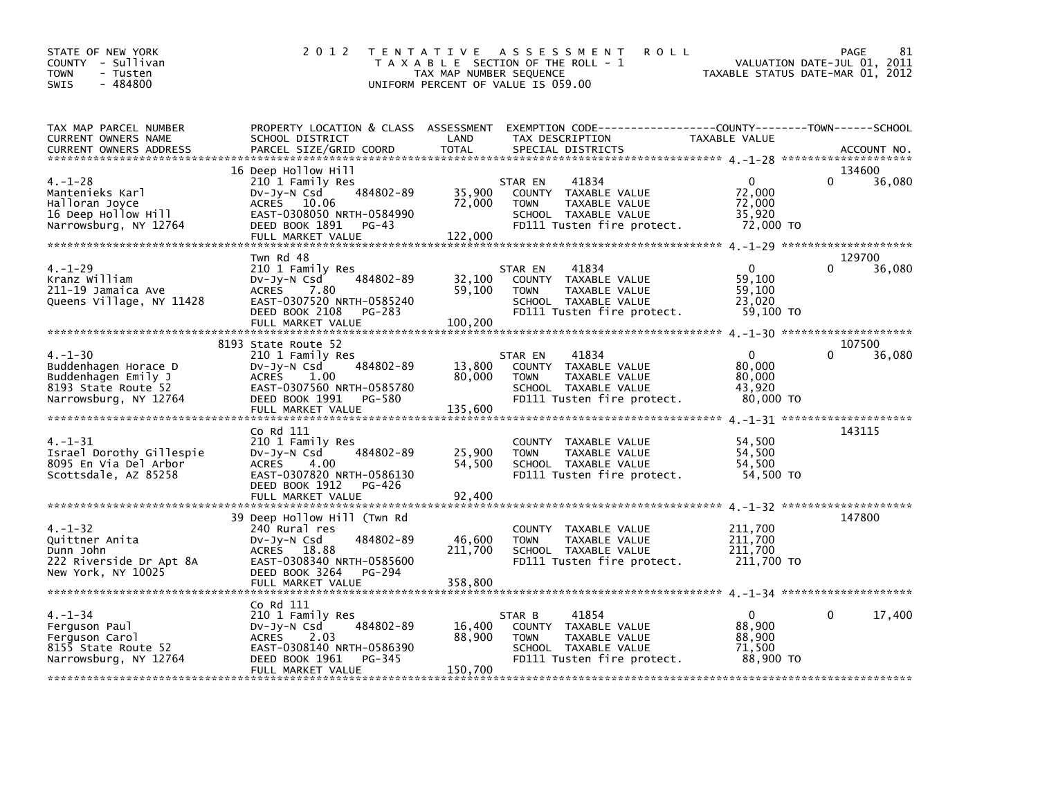STATE OF NEW YORK
COUNTY - Sullivan
TOWN - Tusten
SWIS - 484800

2012 TENTATIVE ASSESSMENT ROLL
TAXABLE SECTION OF THE ROLL - 1
TAX MAP NUMBER SEQUENCE
UNIFORM PERCENT OF VALUE IS 059.00

VALUATION DATE-JUL 01, 2011
TAXABLE STATUS DATE-MAR 01, 2012

| TAX MAP PARCEL NUMBER / CURRENT OWNERS NAME / CURRENT OWNERS ADDRESS | PROPERTY LOCATION & CLASS / SCHOOL DISTRICT / PARCEL SIZE/GRID COORD | ASSESSMENT LAND / TOTAL | EXEMPTION CODE / TAX DESCRIPTION / SPECIAL DISTRICTS | COUNTY TAXABLE VALUE | TOWN | SCHOOL / ACCOUNT NO. |
|---|---|---|---|---|---|---|
| 4.-1-28 | 16 Deep Hollow Hill | | | | | 134600 |
| Mantenieks Karl | 210 1 Family Res | | STAR EN 41834 | 0 | 0 | 36,080 |
| Halloran Joyce | Dv-Jy-N Csd 484802-89 | 35,900 | COUNTY TAXABLE VALUE | 72,000 | | |
| 16 Deep Hollow Hill | ACRES 10.06 | 72,000 | TOWN TAXABLE VALUE | 72,000 | | |
| Narrowsburg, NY 12764 | EAST-0308050 NRTH-0584990 | | SCHOOL TAXABLE VALUE | 35,920 | | |
| | DEED BOOK 1891 PG-43 | | FD111 Tusten fire protect. | 72,000 TO | | |
| | FULL MARKET VALUE | 122,000 | | | | |
| 4.-1-29 | Twn Rd 48 | | | | | 129700 |
| Kranz William | 210 1 Family Res | | STAR EN 41834 | 0 | 0 | 36,080 |
| 211-19 Jamaica Ave | Dv-Jy-N Csd 484802-89 | 32,100 | COUNTY TAXABLE VALUE | 59,100 | | |
| Queens Village, NY 11428 | ACRES 7.80 | 59,100 | TOWN TAXABLE VALUE | 59,100 | | |
| | EAST-0307520 NRTH-0585240 | | SCHOOL TAXABLE VALUE | 23,020 | | |
| | DEED BOOK 2108 PG-283 | | FD111 Tusten fire protect. | 59,100 TO | | |
| | FULL MARKET VALUE | 100,200 | | | | |
| 4.-1-30 | 8193 State Route 52 | | | | | 107500 |
| Buddenhagen Horace D | 210 1 Family Res | | STAR EN 41834 | 0 | 0 | 36,080 |
| Buddenhagen Emily J | Dv-Jy-N Csd 484802-89 | 13,800 | COUNTY TAXABLE VALUE | 80,000 | | |
| 8193 State Route 52 | ACRES 1.00 | 80,000 | TOWN TAXABLE VALUE | 80,000 | | |
| Narrowsburg, NY 12764 | EAST-0307560 NRTH-0585780 | | SCHOOL TAXABLE VALUE | 43,920 | | |
| | DEED BOOK 1991 PG-580 | | FD111 Tusten fire protect. | 80,000 TO | | |
| | FULL MARKET VALUE | 135,600 | | | | |
| 4.-1-31 | Co Rd 111 | | | | | 143115 |
| Israel Dorothy Gillespie | 210 1 Family Res | | COUNTY TAXABLE VALUE | 54,500 | | |
| 8095 En Via Del Arbor | Dv-Jy-N Csd 484802-89 | 25,900 | TOWN TAXABLE VALUE | 54,500 | | |
| Scottsdale, AZ 85258 | ACRES 4.00 | 54,500 | SCHOOL TAXABLE VALUE | 54,500 | | |
| | EAST-0307820 NRTH-0586130 | | FD111 Tusten fire protect. | 54,500 TO | | |
| | DEED BOOK 1912 PG-426 | | | | | |
| | FULL MARKET VALUE | 92,400 | | | | |
| 4.-1-32 | 39 Deep Hollow Hill (Twn Rd | | | | | 147800 |
| Quittner Anita | 240 Rural res | | COUNTY TAXABLE VALUE | 211,700 | | |
| Dunn John | Dv-Jy-N Csd 484802-89 | 46,600 | TOWN TAXABLE VALUE | 211,700 | | |
| 222 Riverside Dr Apt 8A | ACRES 18.88 | 211,700 | SCHOOL TAXABLE VALUE | 211,700 | | |
| New York, NY 10025 | EAST-0308340 NRTH-0585600 | | FD111 Tusten fire protect. | 211,700 TO | | |
| | DEED BOOK 3264 PG-294 | | | | | |
| | FULL MARKET VALUE | 358,800 | | | | |
| 4.-1-34 | Co Rd 111 | | | | | |
| Ferguson Paul | 210 1 Family Res | | STAR B 41854 | 0 | 0 | 17,400 |
| Ferguson Carol | Dv-Jy-N Csd 484802-89 | 16,400 | COUNTY TAXABLE VALUE | 88,900 | | |
| 8155 State Route 52 | ACRES 2.03 | 88,900 | TOWN TAXABLE VALUE | 88,900 | | |
| Narrowsburg, NY 12764 | EAST-0308140 NRTH-0586390 | | SCHOOL TAXABLE VALUE | 71,500 | | |
| | DEED BOOK 1961 PG-345 | | FD111 Tusten fire protect. | 88,900 TO | | |
| | FULL MARKET VALUE | 150,700 | | | | |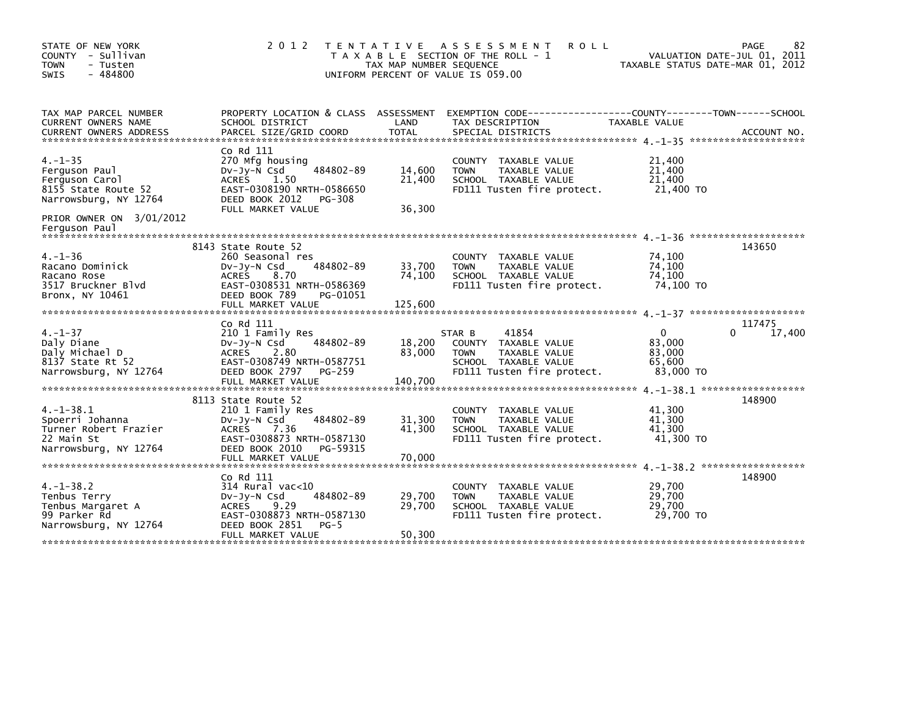STATE OF NEW YORK
COUNTY - Sullivan
TOWN - Tusten
SWIS - 484800

2 0 1 2 T E N T A T I V E A S S E S S M E N T R O L L
T A X A B L E SECTION OF THE ROLL - 1
TAX MAP NUMBER SEQUENCE
UNIFORM PERCENT OF VALUE IS 059.00

VALUATION DATE-JUL 01, 2011
TAXABLE STATUS DATE-MAR 01, 2012

| TAX MAP PARCEL NUMBER / CURRENT OWNERS NAME / CURRENT OWNERS ADDRESS | PROPERTY LOCATION & CLASS / SCHOOL DISTRICT / PARCEL SIZE/GRID COORD | ASSESSMENT LAND | TOTAL | EXEMPTION CODE / TAX DESCRIPTION / SPECIAL DISTRICTS | COUNTY TAXABLE VALUE | TOWN | SCHOOL | ACCOUNT NO. |
|---|---|---|---|---|---|---|---|---|
| 4.-1-35 | Co Rd 111 | | | | | | | |
| | 270 Mfg housing | | | COUNTY TAXABLE VALUE | 21,400 | | | |
| Ferguson Paul | Dv-Jy-N Csd 484802-89 | 14,600 | | TOWN TAXABLE VALUE | 21,400 | | | |
| Ferguson Carol | ACRES 1.50 | | 21,400 | SCHOOL TAXABLE VALUE | 21,400 | | | |
| 8155 State Route 52 | EAST-0308190 NRTH-0586650 | | | FD111 Tusten fire protect. | 21,400 TO | | | |
| Narrowsburg, NY 12764 | DEED BOOK 2012 PG-308 | | | | | | | |
| | FULL MARKET VALUE | | 36,300 | | | | | |
| PRIOR OWNER ON 3/01/2012 | | | | | | | | |
| Ferguson Paul | | | | | | | | |
| 4.-1-36 | 8143 State Route 52 | | | | | | | 143650 |
| | 260 Seasonal res | | | COUNTY TAXABLE VALUE | 74,100 | | | |
| Racano Dominick | Dv-Jy-N Csd 484802-89 | 33,700 | | TOWN TAXABLE VALUE | 74,100 | | | |
| Racano Rose | ACRES 8.70 | | 74,100 | SCHOOL TAXABLE VALUE | 74,100 | | | |
| 3517 Bruckner Blvd | EAST-0308531 NRTH-0586369 | | | FD111 Tusten fire protect. | 74,100 TO | | | |
| Bronx, NY 10461 | DEED BOOK 789 PG-01051 | | | | | | | |
| | FULL MARKET VALUE | | 125,600 | | | | | |
| 4.-1-37 | Co Rd 111 | | | | | | | 117475 |
| | 210 1 Family Res | | | STAR B 41854 | 0 | | 0 | 17,400 |
| Daly Diane | Dv-Jy-N Csd 484802-89 | 18,200 | | COUNTY TAXABLE VALUE | 83,000 | | | |
| Daly Michael D | ACRES 2.80 | | 83,000 | TOWN TAXABLE VALUE | 83,000 | | | |
| 8137 State Rt 52 | EAST-0308749 NRTH-0587751 | | | SCHOOL TAXABLE VALUE | 65,600 | | | |
| Narrowsburg, NY 12764 | DEED BOOK 2797 PG-259 | | | FD111 Tusten fire protect. | 83,000 TO | | | |
| | FULL MARKET VALUE | | 140,700 | | | | | |
| 4.-1-38.1 | 8113 State Route 52 | | | | | | | 148900 |
| | 210 1 Family Res | | | COUNTY TAXABLE VALUE | 41,300 | | | |
| Spoerri Johanna | Dv-Jy-N Csd 484802-89 | 31,300 | | TOWN TAXABLE VALUE | 41,300 | | | |
| Turner Robert Frazier | ACRES 7.36 | | 41,300 | SCHOOL TAXABLE VALUE | 41,300 | | | |
| 22 Main St | EAST-0308873 NRTH-0587130 | | | FD111 Tusten fire protect. | 41,300 TO | | | |
| Narrowsburg, NY 12764 | DEED BOOK 2010 PG-59315 | | | | | | | |
| | FULL MARKET VALUE | | 70,000 | | | | | |
| 4.-1-38.2 | Co Rd 111 | | | | | | | 148900 |
| | 314 Rural vac<10 | | | COUNTY TAXABLE VALUE | 29,700 | | | |
| Tenbus Terry | Dv-Jy-N Csd 484802-89 | 29,700 | | TOWN TAXABLE VALUE | 29,700 | | | |
| Tenbus Margaret A | ACRES 9.29 | | 29,700 | SCHOOL TAXABLE VALUE | 29,700 | | | |
| 99 Parker Rd | EAST-0308873 NRTH-0587130 | | | FD111 Tusten fire protect. | 29,700 TO | | | |
| Narrowsburg, NY 12764 | DEED BOOK 2851 PG-5 | | | | | | | |
| | FULL MARKET VALUE | | 50,300 | | | | | |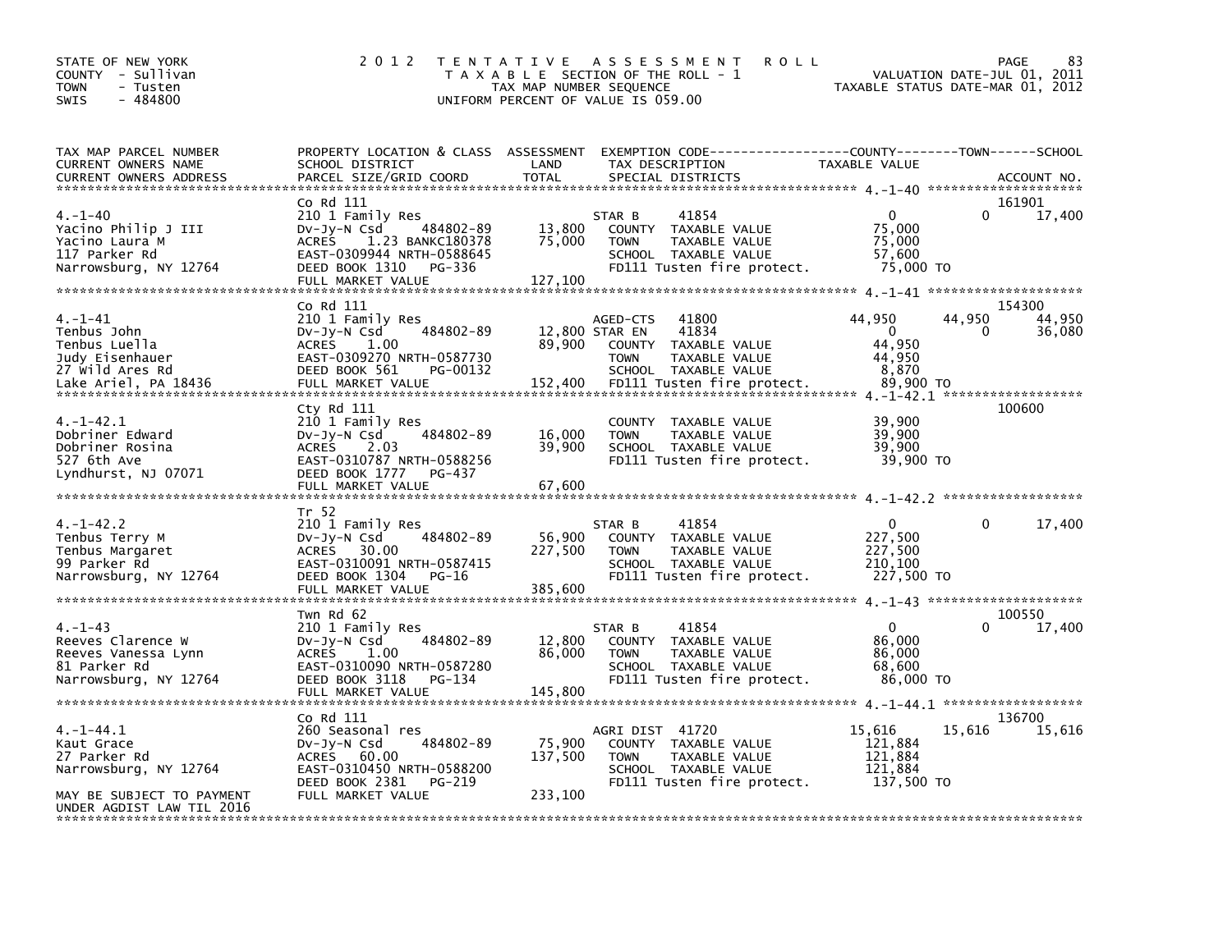STATE OF NEW YORK
COUNTY - Sullivan
TOWN - Tusten
SWIS - 484800

2012 TENTATIVE ASSESSMENT ROLL
TAXABLE SECTION OF THE ROLL - 1
TAX MAP NUMBER SEQUENCE
UNIFORM PERCENT OF VALUE IS 059.00

VALUATION DATE-JUL 01, 2011
TAXABLE STATUS DATE-MAR 01, 2012

| TAX MAP PARCEL NUMBER / CURRENT OWNERS NAME / CURRENT OWNERS ADDRESS | PROPERTY LOCATION & CLASS / SCHOOL DISTRICT / PARCEL SIZE/GRID COORD | ASSESSMENT LAND / TOTAL | EXEMPTION CODE / TAX DESCRIPTION / SPECIAL DISTRICTS | COUNTY TAXABLE VALUE | TOWN | SCHOOL / ACCOUNT NO. |
|---|---|---|---|---|---|---|
| 4.-1-40 | Co Rd 111 | | | | | 161901 |
| | 210 1 Family Res | | STAR B 41854 | 0 | 0 | 17,400 |
| Yacino Philip J III | Dv-Jy-N Csd 484802-89 | 13,800 | COUNTY TAXABLE VALUE | 75,000 | | |
| Yacino Laura M | ACRES 1.23 BANKC180378 | 75,000 | TOWN TAXABLE VALUE | 75,000 | | |
| 117 Parker Rd | EAST-0309944 NRTH-0588645 | | SCHOOL TAXABLE VALUE | 57,600 | | |
| Narrowsburg, NY 12764 | DEED BOOK 1310 PG-336 | | FD111 Tusten fire protect. | 75,000 TO | | |
| | FULL MARKET VALUE | 127,100 | | | | |
| 4.-1-41 | Co Rd 111 | | | | | 154300 |
| | 210 1 Family Res | | AGED-CTS 41800 | 44,950 | 44,950 | 44,950 |
| Tenbus John | Dv-Jy-N Csd 484802-89 | 12,800 | STAR EN 41834 | 0 | 0 | 36,080 |
| Tenbus Luella | ACRES 1.00 | 89,900 | COUNTY TAXABLE VALUE | 44,950 | | |
| Judy Eisenhauer | EAST-0309270 NRTH-0587730 | | TOWN TAXABLE VALUE | 44,950 | | |
| 27 Wild Ares Rd | DEED BOOK 561 PG-00132 | | SCHOOL TAXABLE VALUE | 8,870 | | |
| Lake Ariel, PA 18436 | FULL MARKET VALUE | 152,400 | FD111 Tusten fire protect. | 89,900 TO | | |
| 4.-1-42.1 | Cty Rd 111 | | | | | 100600 |
| | 210 1 Family Res | | COUNTY TAXABLE VALUE | 39,900 | | |
| Dobriner Edward | Dv-Jy-N Csd 484802-89 | 16,000 | TOWN TAXABLE VALUE | 39,900 | | |
| Dobriner Rosina | ACRES 2.03 | 39,900 | SCHOOL TAXABLE VALUE | 39,900 | | |
| 527 6th Ave | EAST-0310787 NRTH-0588256 | | FD111 Tusten fire protect. | 39,900 TO | | |
| Lyndhurst, NJ 07071 | DEED BOOK 1777 PG-437 | | | | | |
| | FULL MARKET VALUE | 67,600 | | | | |
| 4.-1-42.2 | Tr 52 | | | | | |
| | 210 1 Family Res | | STAR B 41854 | 0 | 0 | 17,400 |
| Tenbus Terry M | Dv-Jy-N Csd 484802-89 | 56,900 | COUNTY TAXABLE VALUE | 227,500 | | |
| Tenbus Margaret | ACRES 30.00 | 227,500 | TOWN TAXABLE VALUE | 227,500 | | |
| 99 Parker Rd | EAST-0310091 NRTH-0587415 | | SCHOOL TAXABLE VALUE | 210,100 | | |
| Narrowsburg, NY 12764 | DEED BOOK 1304 PG-16 | | FD111 Tusten fire protect. | 227,500 TO | | |
| | FULL MARKET VALUE | 385,600 | | | | |
| 4.-1-43 | Twn Rd 62 | | | | | 100550 |
| | 210 1 Family Res | | STAR B 41854 | 0 | 0 | 17,400 |
| Reeves Clarence W | Dv-Jy-N Csd 484802-89 | 12,800 | COUNTY TAXABLE VALUE | 86,000 | | |
| Reeves Vanessa Lynn | ACRES 1.00 | 86,000 | TOWN TAXABLE VALUE | 86,000 | | |
| 81 Parker Rd | EAST-0310090 NRTH-0587280 | | SCHOOL TAXABLE VALUE | 68,600 | | |
| Narrowsburg, NY 12764 | DEED BOOK 3118 PG-134 | | FD111 Tusten fire protect. | 86,000 TO | | |
| | FULL MARKET VALUE | 145,800 | | | | |
| 4.-1-44.1 | Co Rd 111 | | | | | 136700 |
| | 260 Seasonal res | | AGRI DIST 41720 | 15,616 | 15,616 | 15,616 |
| Kaut Grace | Dv-Jy-N Csd 484802-89 | 75,900 | COUNTY TAXABLE VALUE | 121,884 | | |
| 27 Parker Rd | ACRES 60.00 | 137,500 | TOWN TAXABLE VALUE | 121,884 | | |
| Narrowsburg, NY 12764 | EAST-0310450 NRTH-0588200 | | SCHOOL TAXABLE VALUE | 121,884 | | |
| | DEED BOOK 2381 PG-219 | | FD111 Tusten fire protect. | 137,500 TO | | |
| MAY BE SUBJECT TO PAYMENT UNDER AGDIST LAW TIL 2016 | FULL MARKET VALUE | 233,100 | | | | |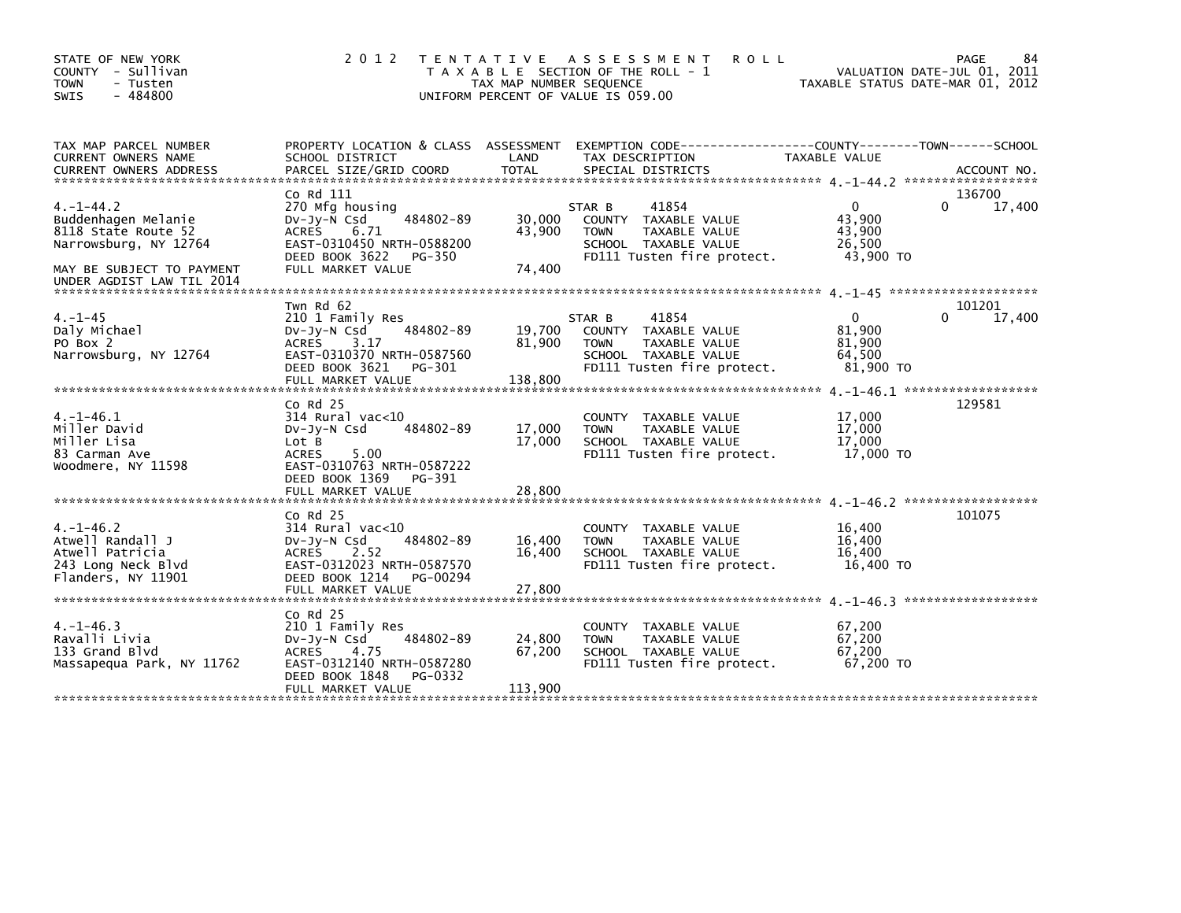STATE OF NEW YORK
COUNTY - Sullivan
TOWN - Tusten
SWIS - 484800

# 2012 TENTATIVE ASSESSMENT ROLL

TAXABLE SECTION OF THE ROLL - 1
TAX MAP NUMBER SEQUENCE
UNIFORM PERCENT OF VALUE IS 059.00

VALUATION DATE-JUL 01, 2011
TAXABLE STATUS DATE-MAR 01, 2012

| TAX MAP PARCEL NUMBER / CURRENT OWNERS NAME / CURRENT OWNERS ADDRESS | PROPERTY LOCATION & CLASS / SCHOOL DISTRICT / PARCEL SIZE/GRID COORD | ASSESSMENT LAND | TOTAL | EXEMPTION CODE / TAX DESCRIPTION / SPECIAL DISTRICTS | COUNTY TAXABLE VALUE | TOWN | SCHOOL / ACCOUNT NO. |
|---|---|---|---|---|---|---|---|
| 4.-1-44.2 | Co Rd 111 | | | | | | 136700 |
| Buddenhagen Melanie | 270 Mfg housing | | | STAR B 41854 | 0 | 0 | 17,400 |
| 8118 State Route 52 | Dv-Jy-N Csd 484802-89 | 30,000 | | COUNTY TAXABLE VALUE | 43,900 | | |
| Narrowsburg, NY 12764 | ACRES 6.71 | | 43,900 | TOWN TAXABLE VALUE | 43,900 | | |
| | EAST-0310450 NRTH-0588200 | | | SCHOOL TAXABLE VALUE | 26,500 | | |
| MAY BE SUBJECT TO PAYMENT | DEED BOOK 3622 PG-350 | | | FD111 Tusten fire protect. | 43,900 TO | | |
| UNDER AGDIST LAW TIL 2014 | FULL MARKET VALUE | | 74,400 | | | | |
| 4.-1-45 | Twn Rd 62 | | | | | | 101201 |
| Daly Michael | 210 1 Family Res | | | STAR B 41854 | 0 | 0 | 17,400 |
| PO Box 2 | Dv-Jy-N Csd 484802-89 | 19,700 | | COUNTY TAXABLE VALUE | 81,900 | | |
| Narrowsburg, NY 12764 | ACRES 3.17 | | 81,900 | TOWN TAXABLE VALUE | 81,900 | | |
| | EAST-0310370 NRTH-0587560 | | | SCHOOL TAXABLE VALUE | 64,500 | | |
| | DEED BOOK 3621 PG-301 | | | FD111 Tusten fire protect. | 81,900 TO | | |
| | FULL MARKET VALUE | | 138,800 | | | | |
| 4.-1-46.1 | Co Rd 25 | | | | | | 129581 |
| Miller David | 314 Rural vac<10 | | | COUNTY TAXABLE VALUE | 17,000 | | |
| Miller Lisa | Dv-Jy-N Csd 484802-89 | 17,000 | | TOWN TAXABLE VALUE | 17,000 | | |
| 83 Carman Ave | Lot B | | 17,000 | SCHOOL TAXABLE VALUE | 17,000 | | |
| Woodmere, NY 11598 | ACRES 5.00 | | | FD111 Tusten fire protect. | 17,000 TO | | |
| | EAST-0310763 NRTH-0587222 | | | | | | |
| | DEED BOOK 1369 PG-391 | | | | | | |
| | FULL MARKET VALUE | | 28,800 | | | | |
| 4.-1-46.2 | Co Rd 25 | | | | | | 101075 |
| Atwell Randall J | 314 Rural vac<10 | | | COUNTY TAXABLE VALUE | 16,400 | | |
| Atwell Patricia | Dv-Jy-N Csd 484802-89 | 16,400 | | TOWN TAXABLE VALUE | 16,400 | | |
| 243 Long Neck Blvd | ACRES 2.52 | | 16,400 | SCHOOL TAXABLE VALUE | 16,400 | | |
| Flanders, NY 11901 | EAST-0312023 NRTH-0587570 | | | FD111 Tusten fire protect. | 16,400 TO | | |
| | DEED BOOK 1214 PG-00294 | | | | | | |
| | FULL MARKET VALUE | | 27,800 | | | | |
| 4.-1-46.3 | Co Rd 25 | | | | | | |
| Ravalli Livia | 210 1 Family Res | | | COUNTY TAXABLE VALUE | 67,200 | | |
| 133 Grand Blvd | Dv-Jy-N Csd 484802-89 | 24,800 | | TOWN TAXABLE VALUE | 67,200 | | |
| Massapequa Park, NY 11762 | ACRES 4.75 | | 67,200 | SCHOOL TAXABLE VALUE | 67,200 | | |
| | EAST-0312140 NRTH-0587280 | | | FD111 Tusten fire protect. | 67,200 TO | | |
| | DEED BOOK 1848 PG-0332 | | | | | | |
| | FULL MARKET VALUE | | 113,900 | | | | |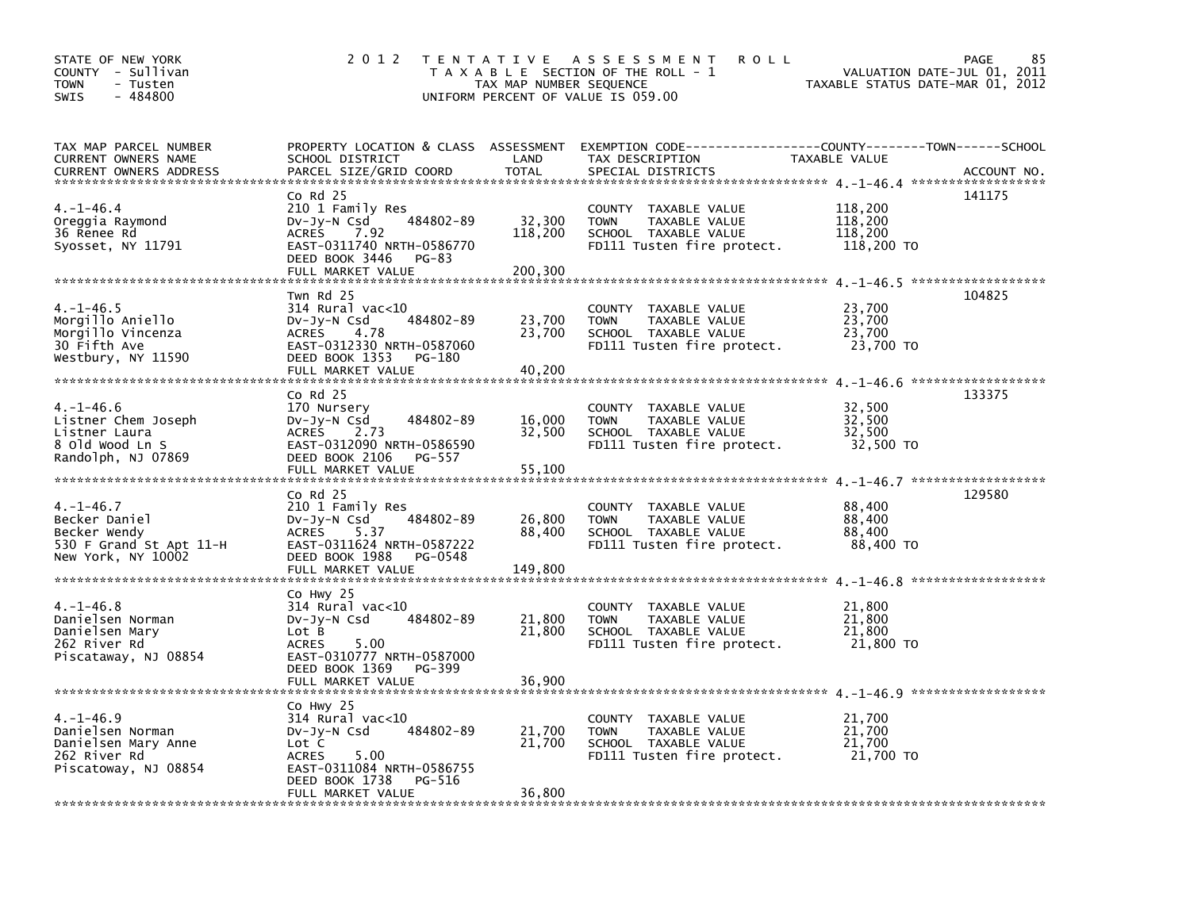STATE OF NEW YORK
COUNTY - Sullivan
TOWN - Tusten
SWIS - 484800

# 2012 TENTATIVE ASSESSMENT ROLL

TAXABLE SECTION OF THE ROLL - 1
TAX MAP NUMBER SEQUENCE
UNIFORM PERCENT OF VALUE IS 059.00

VALUATION DATE-JUL 01, 2011
TAXABLE STATUS DATE-MAR 01, 2012

| TAX MAP PARCEL NUMBER / CURRENT OWNERS NAME / CURRENT OWNERS ADDRESS | PROPERTY LOCATION & CLASS / SCHOOL DISTRICT / PARCEL SIZE/GRID COORD | ASSESSMENT LAND | TOTAL | EXEMPTION CODE / TAX DESCRIPTION / SPECIAL DISTRICTS | TAXABLE VALUE (COUNTY / TOWN / SCHOOL) | ACCOUNT NO. |
|---|---|---|---|---|---|---|
| 4.-1-46.4 | Co Rd 25 | | | | | 141175 |
| Oreggia Raymond | 210 1 Family Res | | | COUNTY TAXABLE VALUE | 118,200 | |
| 36 Renee Rd | Dv-Jy-N Csd 484802-89 | 32,300 | | TOWN TAXABLE VALUE | 118,200 | |
| Syosset, NY 11791 | ACRES 7.92 | | 118,200 | SCHOOL TAXABLE VALUE | 118,200 | |
| | EAST-0311740 NRTH-0586770 | | | FD111 Tusten fire protect. | 118,200 TO | |
| | DEED BOOK 3446 PG-83 | | | | | |
| | FULL MARKET VALUE | | 200,300 | | | |
| 4.-1-46.5 | Twn Rd 25 | | | | | 104825 |
| Morgillo Aniello | 314 Rural vac<10 | | | COUNTY TAXABLE VALUE | 23,700 | |
| Morgillo Vincenza | Dv-Jy-N Csd 484802-89 | 23,700 | | TOWN TAXABLE VALUE | 23,700 | |
| 30 Fifth Ave | ACRES 4.78 | | 23,700 | SCHOOL TAXABLE VALUE | 23,700 | |
| Westbury, NY 11590 | EAST-0312330 NRTH-0587060 | | | FD111 Tusten fire protect. | 23,700 TO | |
| | DEED BOOK 1353 PG-180 | | | | | |
| | FULL MARKET VALUE | | 40,200 | | | |
| 4.-1-46.6 | Co Rd 25 | | | | | 133375 |
| Listner Chem Joseph | 170 Nursery | | | COUNTY TAXABLE VALUE | 32,500 | |
| Listner Laura | Dv-Jy-N Csd 484802-89 | 16,000 | | TOWN TAXABLE VALUE | 32,500 | |
| 8 Old Wood Ln S | ACRES 2.73 | | 32,500 | SCHOOL TAXABLE VALUE | 32,500 | |
| Randolph, NJ 07869 | EAST-0312090 NRTH-0586590 | | | FD111 Tusten fire protect. | 32,500 TO | |
| | DEED BOOK 2106 PG-557 | | | | | |
| | FULL MARKET VALUE | | 55,100 | | | |
| 4.-1-46.7 | Co Rd 25 | | | | | 129580 |
| Becker Daniel | 210 1 Family Res | | | COUNTY TAXABLE VALUE | 88,400 | |
| Becker Wendy | Dv-Jy-N Csd 484802-89 | 26,800 | | TOWN TAXABLE VALUE | 88,400 | |
| 530 F Grand St Apt 11-H | ACRES 5.37 | | 88,400 | SCHOOL TAXABLE VALUE | 88,400 | |
| New York, NY 10002 | EAST-0311624 NRTH-0587222 | | | FD111 Tusten fire protect. | 88,400 TO | |
| | DEED BOOK 1988 PG-0548 | | | | | |
| | FULL MARKET VALUE | | 149,800 | | | |
| 4.-1-46.8 | Co Hwy 25 | | | | | |
| Danielsen Norman | 314 Rural vac<10 | | | COUNTY TAXABLE VALUE | 21,800 | |
| Danielsen Mary | Dv-Jy-N Csd 484802-89 | 21,800 | | TOWN TAXABLE VALUE | 21,800 | |
| 262 River Rd | Lot B | | 21,800 | SCHOOL TAXABLE VALUE | 21,800 | |
| Piscataway, NJ 08854 | ACRES 5.00 | | | FD111 Tusten fire protect. | 21,800 TO | |
| | EAST-0310777 NRTH-0587000 | | | | | |
| | DEED BOOK 1369 PG-399 | | | | | |
| | FULL MARKET VALUE | | 36,900 | | | |
| 4.-1-46.9 | Co Hwy 25 | | | | | |
| Danielsen Norman | 314 Rural vac<10 | | | COUNTY TAXABLE VALUE | 21,700 | |
| Danielsen Mary Anne | Dv-Jy-N Csd 484802-89 | 21,700 | | TOWN TAXABLE VALUE | 21,700 | |
| 262 River Rd | Lot C | | 21,700 | SCHOOL TAXABLE VALUE | 21,700 | |
| Piscataway, NJ 08854 | ACRES 5.00 | | | FD111 Tusten fire protect. | 21,700 TO | |
| | EAST-0311084 NRTH-0586755 | | | | | |
| | DEED BOOK 1738 PG-516 | | | | | |
| | FULL MARKET VALUE | | 36,800 | | | |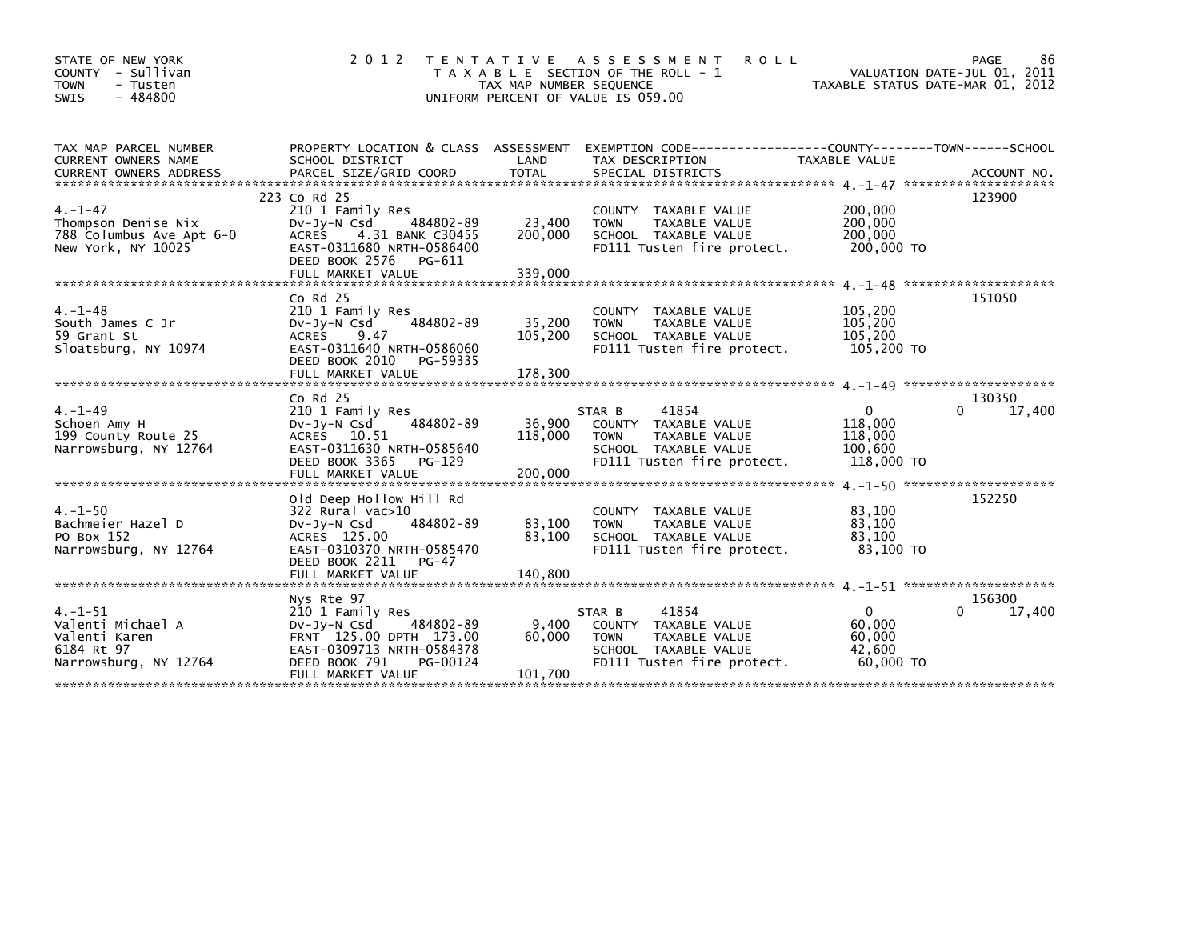STATE OF NEW YORK
COUNTY - Sullivan
TOWN - Tusten
SWIS - 484800

2 0 1 2 TENTATIVE ASSESSMENT ROLL
TAXABLE SECTION OF THE ROLL - 1
TAX MAP NUMBER SEQUENCE
UNIFORM PERCENT OF VALUE IS 059.00

VALUATION DATE-JUL 01, 2011
TAXABLE STATUS DATE-MAR 01, 2012

| TAX MAP PARCEL NUMBER / CURRENT OWNERS NAME / CURRENT OWNERS ADDRESS | PROPERTY LOCATION & CLASS / SCHOOL DISTRICT / PARCEL SIZE/GRID COORD | ASSESSMENT LAND / TOTAL | EXEMPTION CODE / TAX DESCRIPTION / SPECIAL DISTRICTS | COUNTY / TOWN / SCHOOL TAXABLE VALUE | ACCOUNT NO. |
|---|---|---|---|---|---|
| 4.-1-47<br>Thompson Denise Nix<br>788 Columbus Ave Apt 6-O<br>New York, NY 10025 | 223 Co Rd 25<br>210 1 Family Res<br>Dv-Jy-N Csd 484802-89<br>ACRES 4.31 BANK C30455<br>EAST-0311680 NRTH-0586400<br>DEED BOOK 2576 PG-611<br>FULL MARKET VALUE | 23,400<br>200,000<br><br><br><br><br>339,000 | COUNTY TAXABLE VALUE<br>TOWN TAXABLE VALUE<br>SCHOOL TAXABLE VALUE<br>FD111 Tusten fire protect. | 200,000<br>200,000<br>200,000<br>200,000 TO | 123900 |
| 4.-1-48<br>South James C Jr<br>59 Grant St<br>Sloatsburg, NY 10974 | Co Rd 25<br>210 1 Family Res<br>Dv-Jy-N Csd 484802-89<br>ACRES 9.47<br>EAST-0311640 NRTH-0586060<br>DEED BOOK 2010 PG-59335<br>FULL MARKET VALUE | 35,200<br>105,200<br><br><br><br><br>178,300 | COUNTY TAXABLE VALUE<br>TOWN TAXABLE VALUE<br>SCHOOL TAXABLE VALUE<br>FD111 Tusten fire protect. | 105,200<br>105,200<br>105,200<br>105,200 TO | 151050 |
| 4.-1-49<br>Schoen Amy H<br>199 County Route 25<br>Narrowsburg, NY 12764 | Co Rd 25<br>210 1 Family Res<br>Dv-Jy-N Csd 484802-89<br>ACRES 10.51<br>EAST-0311630 NRTH-0585640<br>DEED BOOK 3365 PG-129<br>FULL MARKET VALUE | 36,900<br>118,000<br><br><br><br><br>200,000 | STAR B 41854<br>COUNTY TAXABLE VALUE<br>TOWN TAXABLE VALUE<br>SCHOOL TAXABLE VALUE<br>FD111 Tusten fire protect. | 0 0 17,400<br>118,000<br>118,000<br>100,600<br>118,000 TO | 130350 |
| 4.-1-50<br>Bachmeier Hazel D<br>PO Box 152<br>Narrowsburg, NY 12764 | Old Deep Hollow Hill Rd<br>322 Rural vac>10<br>Dv-Jy-N Csd 484802-89<br>ACRES 125.00<br>EAST-0310370 NRTH-0585470<br>DEED BOOK 2211 PG-47<br>FULL MARKET VALUE | 83,100<br>83,100<br><br><br><br><br>140,800 | COUNTY TAXABLE VALUE<br>TOWN TAXABLE VALUE<br>SCHOOL TAXABLE VALUE<br>FD111 Tusten fire protect. | 83,100<br>83,100<br>83,100<br>83,100 TO | 152250 |
| 4.-1-51<br>Valenti Michael A<br>Valenti Karen<br>6184 Rt 97<br>Narrowsburg, NY 12764 | Nys Rte 97<br>210 1 Family Res<br>Dv-Jy-N Csd 484802-89<br>FRNT 125.00 DPTH 173.00<br>EAST-0309713 NRTH-0584378<br>DEED BOOK 791 PG-00124<br>FULL MARKET VALUE | 9,400<br>60,000<br><br><br><br><br>101,700 | STAR B 41854<br>COUNTY TAXABLE VALUE<br>TOWN TAXABLE VALUE<br>SCHOOL TAXABLE VALUE<br>FD111 Tusten fire protect. | 0 0 17,400<br>60,000<br>60,000<br>42,600<br>60,000 TO | 156300 |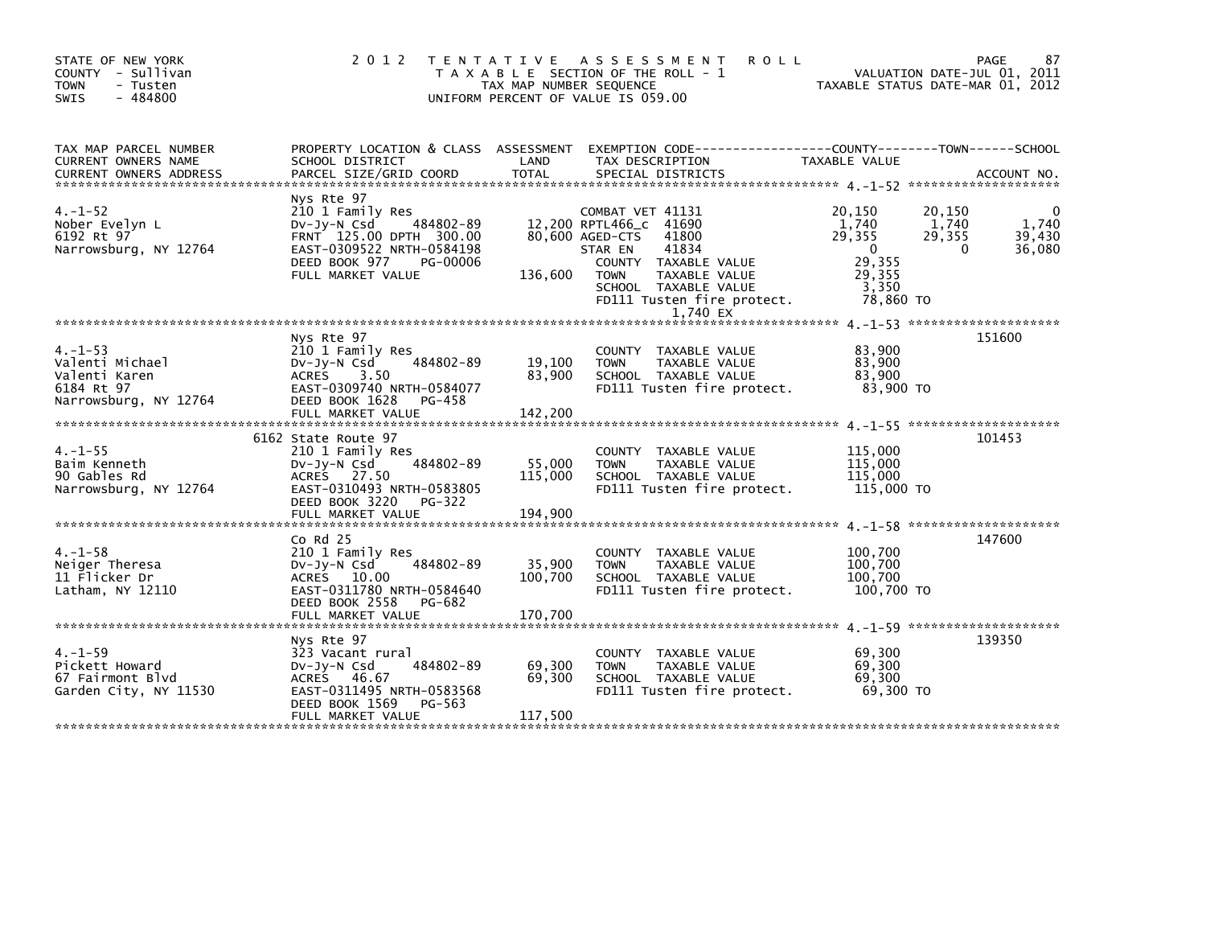STATE OF NEW YORK
COUNTY - Sullivan
TOWN - Tusten
SWIS - 484800

# 2012 TENTATIVE ASSESSMENT ROLL

TAXABLE SECTION OF THE ROLL - 1
TAX MAP NUMBER SEQUENCE
UNIFORM PERCENT OF VALUE IS 059.00

VALUATION DATE-JUL 01, 2011
TAXABLE STATUS DATE-MAR 01, 2012

| TAX MAP PARCEL NUMBER / CURRENT OWNERS NAME / CURRENT OWNERS ADDRESS | PROPERTY LOCATION & CLASS / SCHOOL DISTRICT / PARCEL SIZE/GRID COORD | ASSESSMENT LAND | TOTAL | EXEMPTION CODE / TAX DESCRIPTION / SPECIAL DISTRICTS | COUNTY TAXABLE VALUE | TOWN | SCHOOL | ACCOUNT NO. |
|---|---|---|---|---|---|---|---|---|
| **4.-1-52** | Nys Rte 97 | | | | | | | |
| 4.-1-52 | 210 1 Family Res | | | COMBAT VET 41131 | 20,150 | 20,150 | 0 | |
| Nober Evelyn L | Dv-Jy-N Csd 484802-89 | 12,200 | | RPTL466_c 41690 | 1,740 | 1,740 | 1,740 | |
| 6192 Rt 97 | FRNT 125.00 DPTH 300.00 | | 80,600 | AGED-CTS 41800 | 29,355 | 29,355 | 39,430 | |
| Narrowsburg, NY 12764 | EAST-0309522 NRTH-0584198 | | | STAR EN 41834 | 0 | 0 | 36,080 | |
| | DEED BOOK 977 PG-00006 | | | COUNTY TAXABLE VALUE | 29,355 | | | |
| | FULL MARKET VALUE | | 136,600 | TOWN TAXABLE VALUE | 29,355 | | | |
| | | | | SCHOOL TAXABLE VALUE | 3,350 | | | |
| | | | | FD111 Tusten fire protect. | 78,860 TO | | | |
| | | | | 1,740 EX | | | | |
| **4.-1-53** | Nys Rte 97 | | | | | | | 151600 |
| 4.-1-53 | 210 1 Family Res | | | COUNTY TAXABLE VALUE | 83,900 | | | |
| Valenti Michael | Dv-Jy-N Csd 484802-89 | 19,100 | | TOWN TAXABLE VALUE | 83,900 | | | |
| Valenti Karen | ACRES 3.50 | | 83,900 | SCHOOL TAXABLE VALUE | 83,900 | | | |
| 6184 Rt 97 | EAST-0309740 NRTH-0584077 | | | FD111 Tusten fire protect. | 83,900 TO | | | |
| Narrowsburg, NY 12764 | DEED BOOK 1628 PG-458 | | | | | | | |
| | FULL MARKET VALUE | | 142,200 | | | | | |
| **4.-1-55** | 6162 State Route 97 | | | | | | | 101453 |
| 4.-1-55 | 210 1 Family Res | | | COUNTY TAXABLE VALUE | 115,000 | | | |
| Baim Kenneth | Dv-Jy-N Csd 484802-89 | 55,000 | | TOWN TAXABLE VALUE | 115,000 | | | |
| 90 Gables Rd | ACRES 27.50 | | 115,000 | SCHOOL TAXABLE VALUE | 115,000 | | | |
| Narrowsburg, NY 12764 | EAST-0310493 NRTH-0583805 | | | FD111 Tusten fire protect. | 115,000 TO | | | |
| | DEED BOOK 3220 PG-322 | | | | | | | |
| | FULL MARKET VALUE | | 194,900 | | | | | |
| **4.-1-58** | Co Rd 25 | | | | | | | 147600 |
| 4.-1-58 | 210 1 Family Res | | | COUNTY TAXABLE VALUE | 100,700 | | | |
| Neiger Theresa | Dv-Jy-N Csd 484802-89 | 35,900 | | TOWN TAXABLE VALUE | 100,700 | | | |
| 11 Flicker Dr | ACRES 10.00 | | 100,700 | SCHOOL TAXABLE VALUE | 100,700 | | | |
| Latham, NY 12110 | EAST-0311780 NRTH-0584640 | | | FD111 Tusten fire protect. | 100,700 TO | | | |
| | DEED BOOK 2558 PG-682 | | | | | | | |
| | FULL MARKET VALUE | | 170,700 | | | | | |
| **4.-1-59** | Nys Rte 97 | | | | | | | 139350 |
| 4.-1-59 | 323 Vacant rural | | | COUNTY TAXABLE VALUE | 69,300 | | | |
| Pickett Howard | Dv-Jy-N Csd 484802-89 | 69,300 | | TOWN TAXABLE VALUE | 69,300 | | | |
| 67 Fairmont Blvd | ACRES 46.67 | | 69,300 | SCHOOL TAXABLE VALUE | 69,300 | | | |
| Garden City, NY 11530 | EAST-0311495 NRTH-0583568 | | | FD111 Tusten fire protect. | 69,300 TO | | | |
| | DEED BOOK 1569 PG-563 | | | | | | | |
| | FULL MARKET VALUE | | 117,500 | | | | | |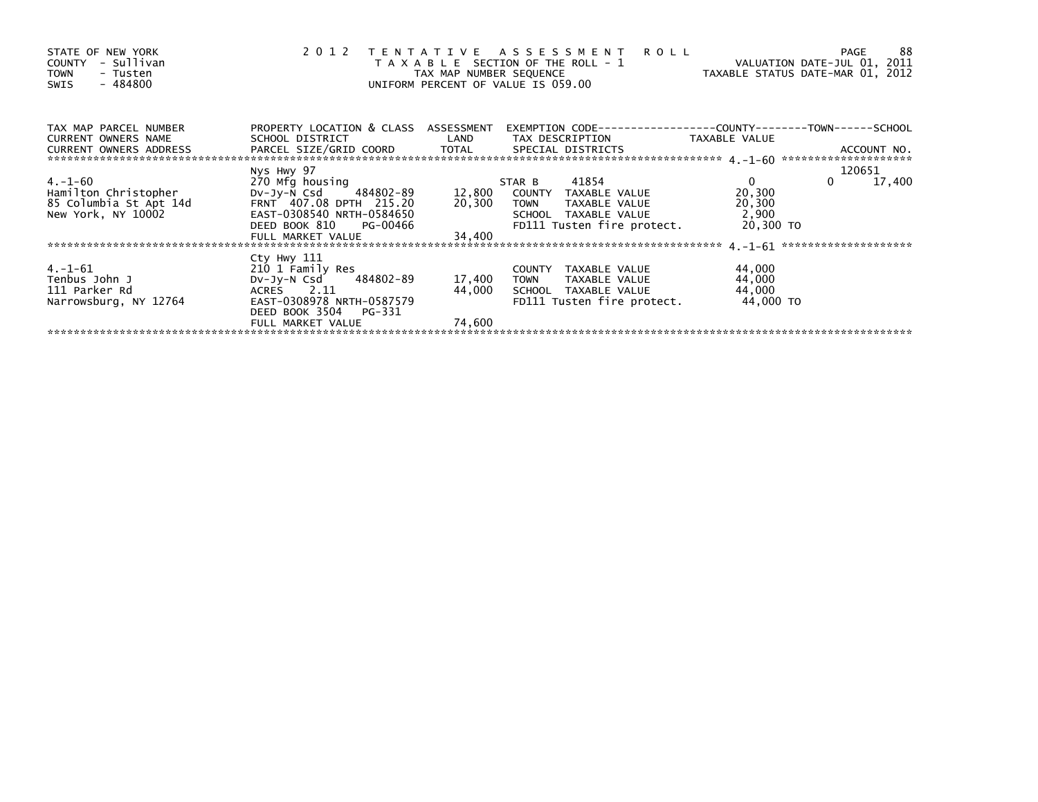STATE OF NEW YORK
COUNTY - Sullivan
TOWN - Tusten
SWIS - 484800

# 2012 TENTATIVE ASSESSMENT ROLL

TAXABLE SECTION OF THE ROLL - 1
TAX MAP NUMBER SEQUENCE
UNIFORM PERCENT OF VALUE IS 059.00

VALUATION DATE-JUL 01, 2011
TAXABLE STATUS DATE-MAR 01, 2012

| TAX MAP PARCEL NUMBER / CURRENT OWNERS NAME / CURRENT OWNERS ADDRESS | PROPERTY LOCATION & CLASS / SCHOOL DISTRICT / PARCEL SIZE/GRID COORD | ASSESSMENT LAND | TOTAL | EXEMPTION CODE / TAX DESCRIPTION / SPECIAL DISTRICTS | COUNTY TAXABLE VALUE | TOWN | SCHOOL / ACCOUNT NO. |
|---|---|---|---|---|---|---|---|
| 4.-1-60 | Nys Hwy 97 | | | | | | 120651 |
| | 270 Mfg housing | | | STAR B 41854 | 0 | 0 | 17,400 |
| Hamilton Christopher | Dv-Jy-N Csd 484802-89 | 12,800 | | COUNTY TAXABLE VALUE | 20,300 | | |
| 85 Columbia St Apt 14d | FRNT 407.08 DPTH 215.20 | | 20,300 | TOWN TAXABLE VALUE | 20,300 | | |
| New York, NY 10002 | EAST-0308540 NRTH-0584650 | | | SCHOOL TAXABLE VALUE | 2,900 | | |
| | DEED BOOK 810 PG-00466 | | | FD111 Tusten fire protect. | 20,300 TO | | |
| | FULL MARKET VALUE | | 34,400 | | | | |
| 4.-1-61 | Cty Hwy 111 | | | | | | |
| | 210 1 Family Res | | | COUNTY TAXABLE VALUE | 44,000 | | |
| Tenbus John J | Dv-Jy-N Csd 484802-89 | 17,400 | | TOWN TAXABLE VALUE | 44,000 | | |
| 111 Parker Rd | ACRES 2.11 | | 44,000 | SCHOOL TAXABLE VALUE | 44,000 | | |
| Narrowsburg, NY 12764 | EAST-0308978 NRTH-0587579 | | | FD111 Tusten fire protect. | 44,000 TO | | |
| | DEED BOOK 3504 PG-331 | | | | | | |
| | FULL MARKET VALUE | | 74,600 | | | | |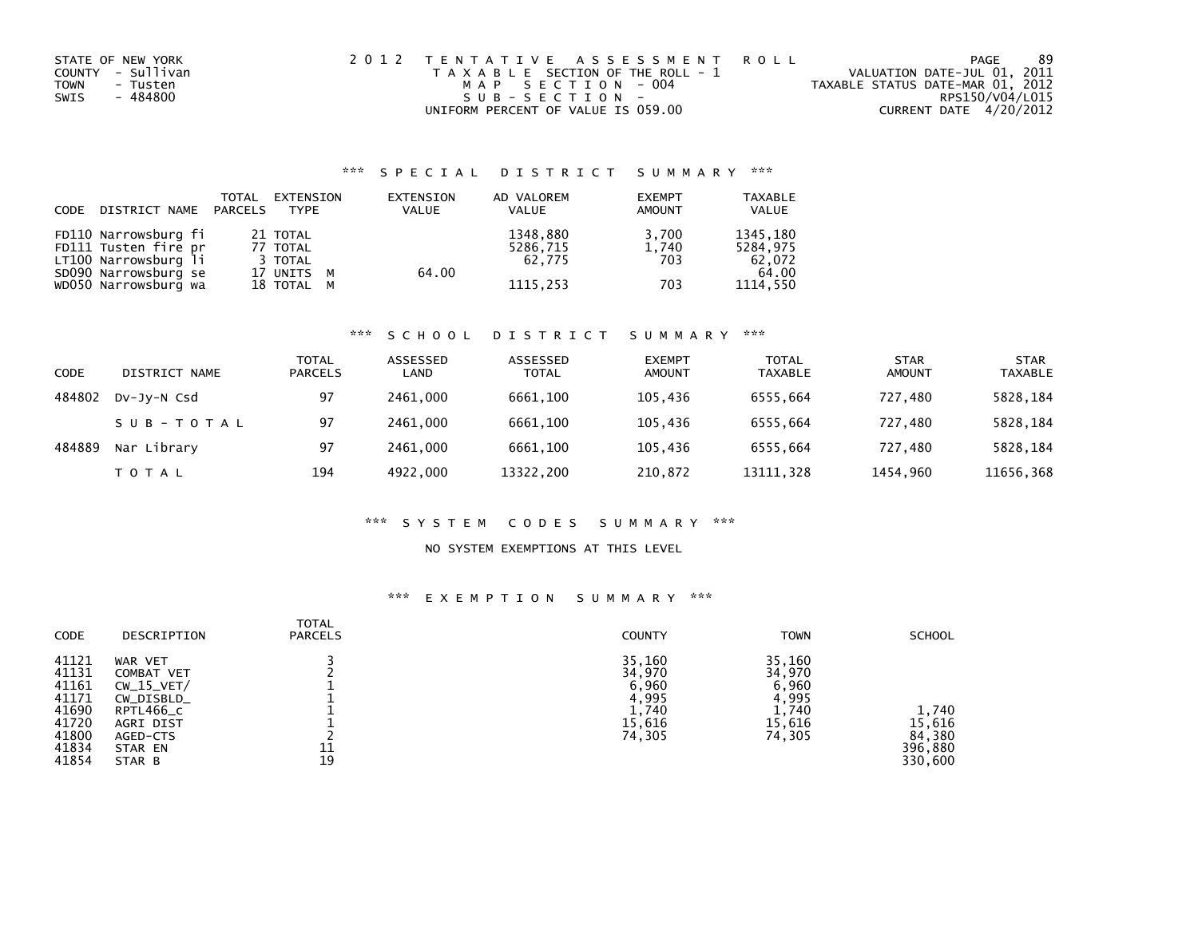STATE OF NEW YORK
COUNTY - Sullivan
TOWN - Tusten
SWIS - 484800

2012 TENTATIVE ASSESSMENT ROLL
TAXABLE SECTION OF THE ROLL - 1
MAP SECTION - 004
SUB-SECTION -
UNIFORM PERCENT OF VALUE IS 059.00

VALUATION DATE-JUL 01, 2011
TAXABLE STATUS DATE-MAR 01, 2012
RPS150/V04/L015
CURRENT DATE 4/20/2012

### *** SPECIAL DISTRICT SUMMARY ***

| CODE | DISTRICT NAME | TOTAL PARCELS | EXTENSION TYPE | EXTENSION VALUE | AD VALOREM VALUE | EXEMPT AMOUNT | TAXABLE VALUE |
|---|---|---|---|---|---|---|---|
| FD110 | Narrowsburg fi | 21 | TOTAL | | 1348,880 | 3,700 | 1345,180 |
| FD111 | Tusten fire pr | 77 | TOTAL | | 5286,715 | 1,740 | 5284,975 |
| LT100 | Narrowsburg li | 3 | TOTAL | | 62,775 | 703 | 62,072 |
| SD090 | Narrowsburg se | 17 | UNITS M | 64.00 | | | 64.00 |
| WD050 | Narrowsburg wa | 18 | TOTAL M | | 1115,253 | 703 | 1114,550 |

### *** SCHOOL DISTRICT SUMMARY ***

| CODE | DISTRICT NAME | TOTAL PARCELS | ASSESSED LAND | ASSESSED TOTAL | EXEMPT AMOUNT | TOTAL TAXABLE | STAR AMOUNT | STAR TAXABLE |
|---|---|---|---|---|---|---|---|---|
| 484802 | Dv-Jy-N Csd | 97 | 2461,000 | 6661,100 | 105,436 | 6555,664 | 727,480 | 5828,184 |
| | SUB-TOTAL | 97 | 2461,000 | 6661,100 | 105,436 | 6555,664 | 727,480 | 5828,184 |
| 484889 | Nar Library | 97 | 2461,000 | 6661,100 | 105,436 | 6555,664 | 727,480 | 5828,184 |
| | TOTAL | 194 | 4922,000 | 13322,200 | 210,872 | 13111,328 | 1454,960 | 11656,368 |

### *** SYSTEM CODES SUMMARY ***

NO SYSTEM EXEMPTIONS AT THIS LEVEL

### *** EXEMPTION SUMMARY ***

| CODE | DESCRIPTION | TOTAL PARCELS | COUNTY | TOWN | SCHOOL |
|---|---|---|---|---|---|
| 41121 | WAR VET | 3 | 35,160 | 35,160 | |
| 41131 | COMBAT VET | 2 | 34,970 | 34,970 | |
| 41161 | CW_15_VET/ | 1 | 6,960 | 6,960 | |
| 41171 | CW_DISBLD_ | 1 | 4,995 | 4,995 | |
| 41690 | RPTL466_c | 1 | 1,740 | 1,740 | 1,740 |
| 41720 | AGRI DIST | 1 | 15,616 | 15,616 | 15,616 |
| 41800 | AGED-CTS | 2 | 74,305 | 74,305 | 84,380 |
| 41834 | STAR EN | 11 | | | 396,880 |
| 41854 | STAR B | 19 | | | 330,600 |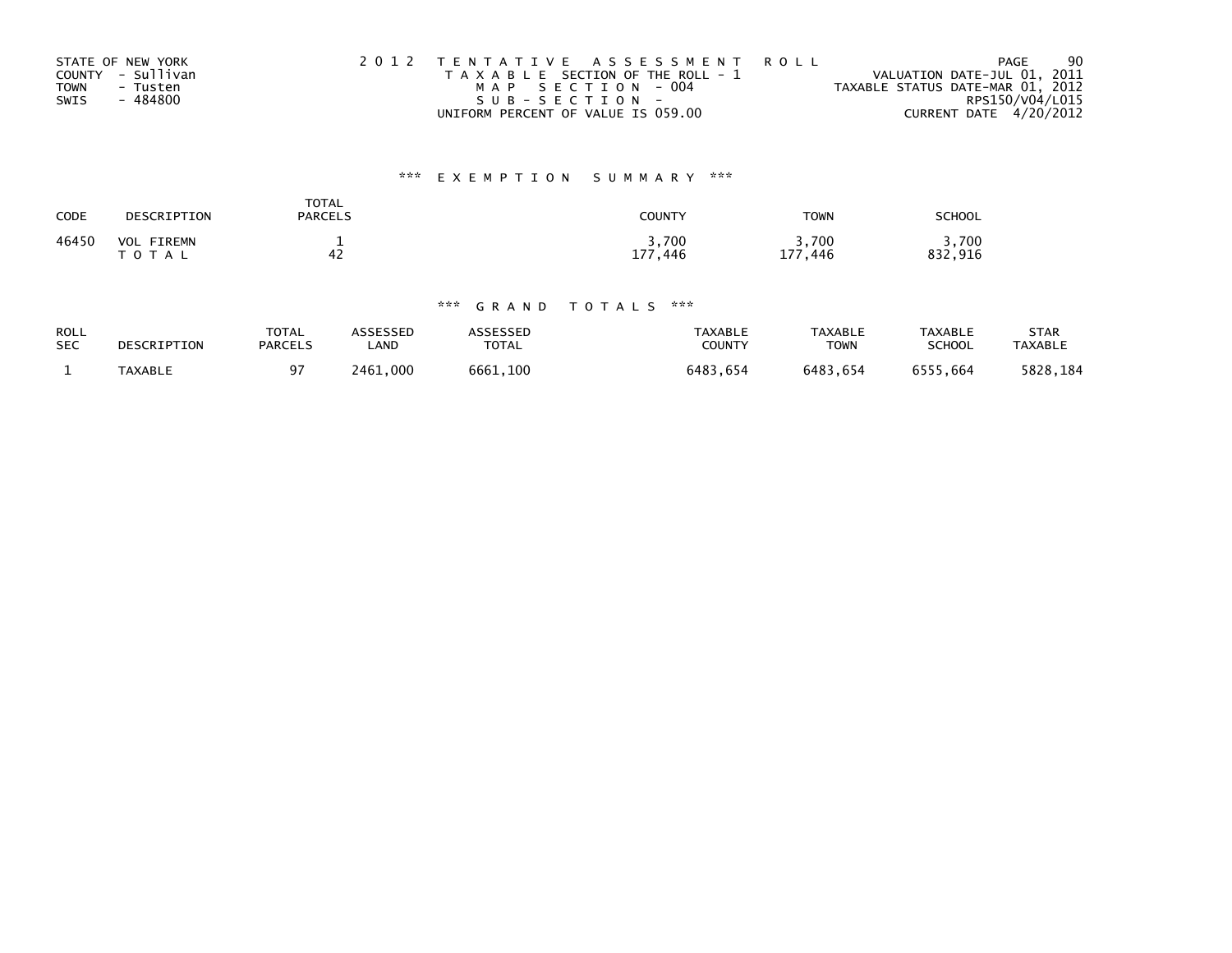STATE OF NEW YORK
COUNTY - Sullivan
TOWN - Tusten
SWIS - 484800

2 0 1 2 T E N T A T I V E A S S E S S M E N T R O L L
T A X A B L E SECTION OF THE ROLL - 1
M A P S E C T I O N - 004
S U B - S E C T I O N -
UNIFORM PERCENT OF VALUE IS 059.00

VALUATION DATE-JUL 01, 2011
TAXABLE STATUS DATE-MAR 01, 2012
RPS150/V04/L015
CURRENT DATE 4/20/2012

### *** E X E M P T I O N S U M M A R Y ***

| CODE | DESCRIPTION | TOTAL PARCELS | COUNTY | TOWN | SCHOOL |
|---|---|---|---|---|---|
| 46450 | VOL FIREMN | 1 | 3,700 | 3,700 | 3,700 |
| | T O T A L | 42 | 177,446 | 177,446 | 832,916 |

### *** G R A N D T O T A L S ***

| ROLL SEC | DESCRIPTION | TOTAL PARCELS | ASSESSED LAND | ASSESSED TOTAL | TAXABLE COUNTY | TAXABLE TOWN | TAXABLE SCHOOL | STAR TAXABLE |
|---|---|---|---|---|---|---|---|---|
| 1 | TAXABLE | 97 | 2461,000 | 6661,100 | 6483,654 | 6483,654 | 6555,664 | 5828,184 |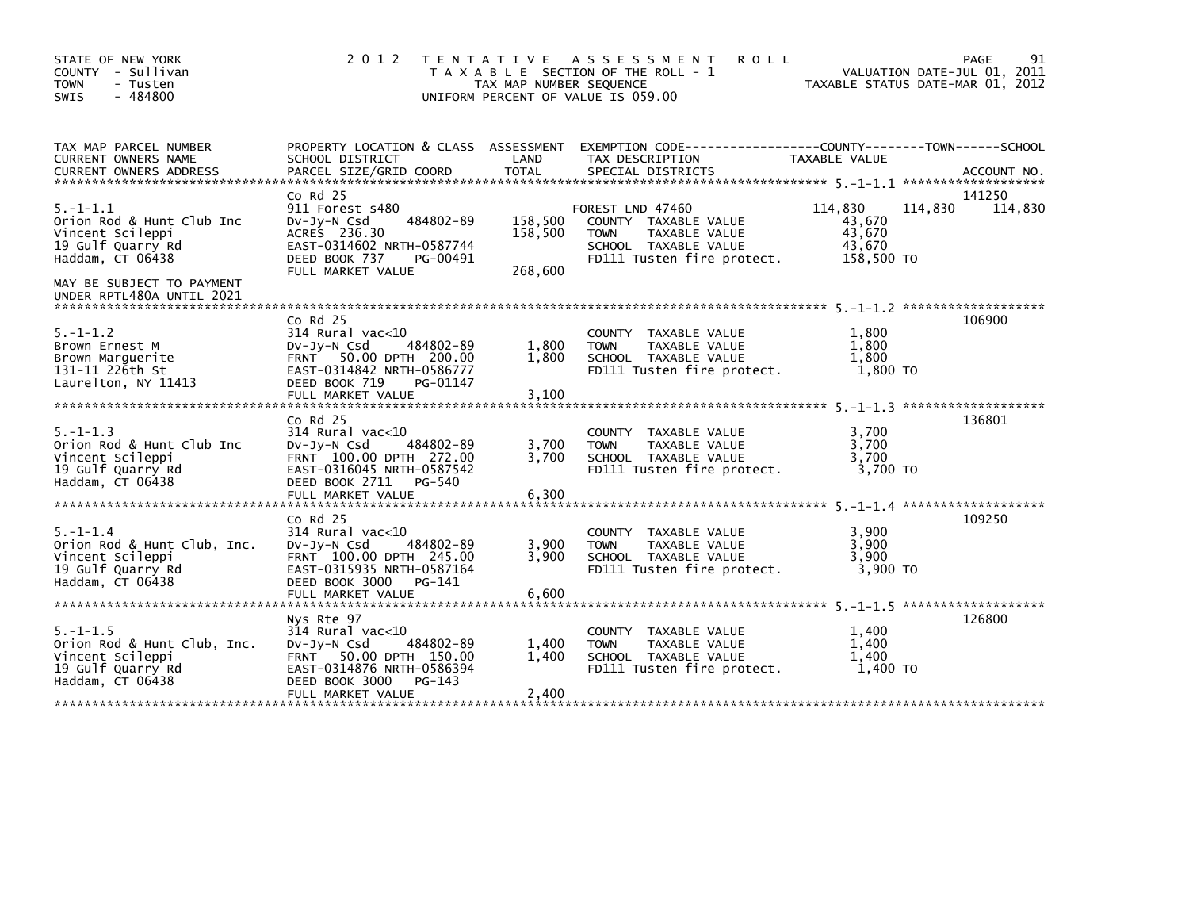STATE OF NEW YORK
COUNTY - Sullivan
TOWN - Tusten
SWIS - 484800

# 2012 TENTATIVE ASSESSMENT ROLL

TAXABLE SECTION OF THE ROLL - 1
TAX MAP NUMBER SEQUENCE
UNIFORM PERCENT OF VALUE IS 059.00

VALUATION DATE-JUL 01, 2011
TAXABLE STATUS DATE-MAR 01, 2012

| TAX MAP PARCEL NUMBER / CURRENT OWNERS NAME / CURRENT OWNERS ADDRESS | PROPERTY LOCATION & CLASS / SCHOOL DISTRICT / PARCEL SIZE/GRID COORD | ASSESSMENT LAND | TOTAL | EXEMPTION CODE / TAX DESCRIPTION / SPECIAL DISTRICTS | COUNTY TAXABLE VALUE | TOWN | SCHOOL | ACCOUNT NO. |
|---|---|---|---|---|---|---|---|---|
| 5.-1-1.1 | Co Rd 25 | | | | | | | 141250 |
| Orion Rod & Hunt Club Inc | 911 Forest s480 | | | FOREST LND 47460 | 114,830 | 114,830 | 114,830 | |
| Vincent Scileppi | Dv-Jy-N Csd 484802-89 | 158,500 | | COUNTY TAXABLE VALUE | 43,670 | | | |
| 19 Gulf Quarry Rd | ACRES 236.30 | | 158,500 | TOWN TAXABLE VALUE | 43,670 | | | |
| Haddam, CT 06438 | EAST-0314602 NRTH-0587744 | | | SCHOOL TAXABLE VALUE | 43,670 | | | |
| | DEED BOOK 737 PG-00491 | | | FD111 Tusten fire protect. | 158,500 TO | | | |
| MAY BE SUBJECT TO PAYMENT UNDER RPTL480A UNTIL 2021 | FULL MARKET VALUE | | 268,600 | | | | | |
| 5.-1-1.2 | Co Rd 25 | | | | | | | 106900 |
| Brown Ernest M | 314 Rural vac<10 | | | COUNTY TAXABLE VALUE | 1,800 | | | |
| Brown Marguerite | Dv-Jy-N Csd 484802-89 | 1,800 | | TOWN TAXABLE VALUE | 1,800 | | | |
| 131-11 226th St | FRNT 50.00 DPTH 200.00 | | 1,800 | SCHOOL TAXABLE VALUE | 1,800 | | | |
| Laurelton, NY 11413 | EAST-0314842 NRTH-0586777 | | | FD111 Tusten fire protect. | 1,800 TO | | | |
| | DEED BOOK 719 PG-01147 | | | | | | | |
| | FULL MARKET VALUE | | 3,100 | | | | | |
| 5.-1-1.3 | Co Rd 25 | | | | | | | 136801 |
| Orion Rod & Hunt Club Inc | 314 Rural vac<10 | | | COUNTY TAXABLE VALUE | 3,700 | | | |
| Vincent Scileppi | Dv-Jy-N Csd 484802-89 | 3,700 | | TOWN TAXABLE VALUE | 3,700 | | | |
| 19 Gulf Quarry Rd | FRNT 100.00 DPTH 272.00 | | 3,700 | SCHOOL TAXABLE VALUE | 3,700 | | | |
| Haddam, CT 06438 | EAST-0316045 NRTH-0587542 | | | FD111 Tusten fire protect. | 3,700 TO | | | |
| | DEED BOOK 2711 PG-540 | | | | | | | |
| | FULL MARKET VALUE | | 6,300 | | | | | |
| 5.-1-1.4 | Co Rd 25 | | | | | | | 109250 |
| Orion Rod & Hunt Club, Inc. | 314 Rural vac<10 | | | COUNTY TAXABLE VALUE | 3,900 | | | |
| Vincent Scileppi | Dv-Jy-N Csd 484802-89 | 3,900 | | TOWN TAXABLE VALUE | 3,900 | | | |
| 19 Gulf Quarry Rd | FRNT 100.00 DPTH 245.00 | | 3,900 | SCHOOL TAXABLE VALUE | 3,900 | | | |
| Haddam, CT 06438 | EAST-0315935 NRTH-0587164 | | | FD111 Tusten fire protect. | 3,900 TO | | | |
| | DEED BOOK 3000 PG-141 | | | | | | | |
| | FULL MARKET VALUE | | 6,600 | | | | | |
| 5.-1-1.5 | Nys Rte 97 | | | | | | | 126800 |
| Orion Rod & Hunt Club, Inc. | 314 Rural vac<10 | | | COUNTY TAXABLE VALUE | 1,400 | | | |
| Vincent Scileppi | Dv-Jy-N Csd 484802-89 | 1,400 | | TOWN TAXABLE VALUE | 1,400 | | | |
| 19 Gulf Quarry Rd | FRNT 50.00 DPTH 150.00 | | 1,400 | SCHOOL TAXABLE VALUE | 1,400 | | | |
| Haddam, CT 06438 | EAST-0314876 NRTH-0586394 | | | FD111 Tusten fire protect. | 1,400 TO | | | |
| | DEED BOOK 3000 PG-143 | | | | | | | |
| | FULL MARKET VALUE | | 2,400 | | | | | |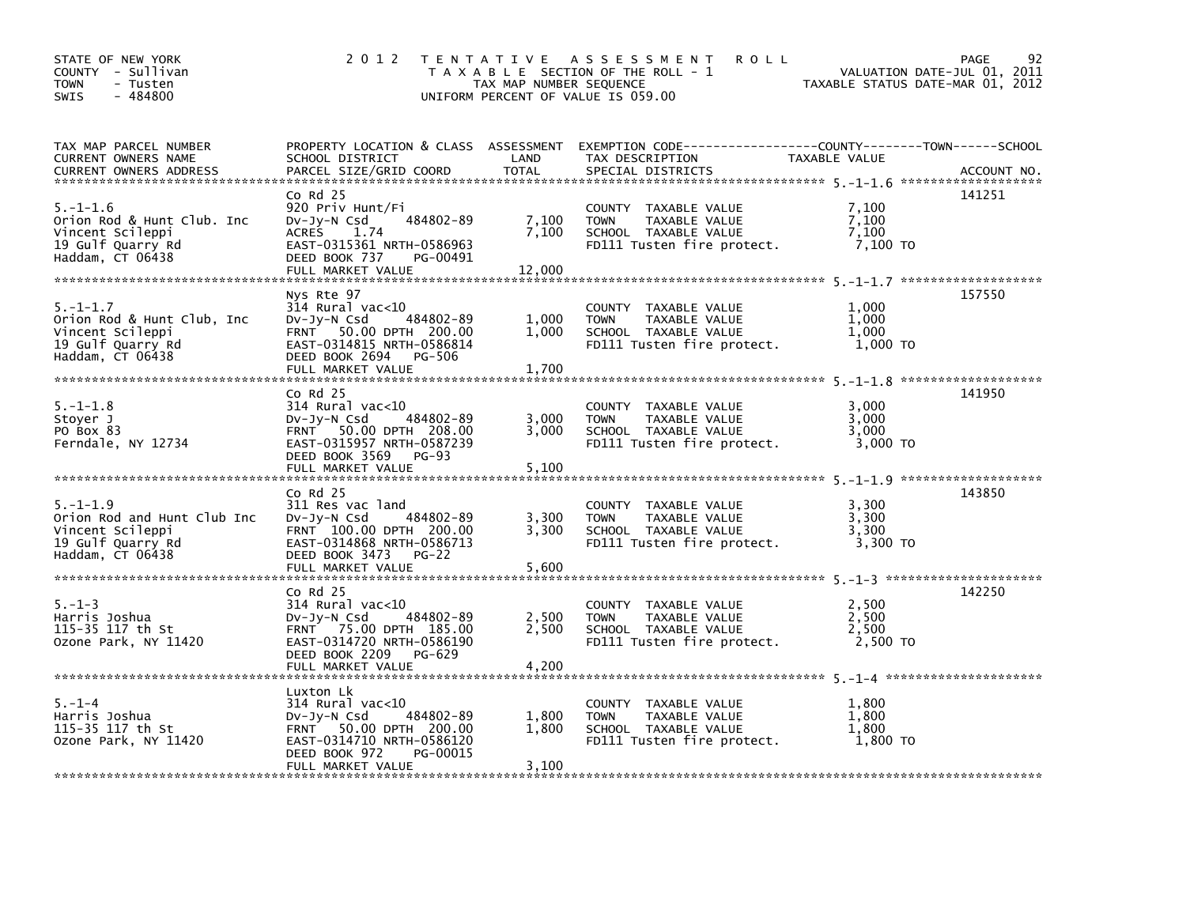STATE OF NEW YORK
COUNTY - Sullivan
TOWN - Tusten
SWIS - 484800

2012 TENTATIVE ASSESSMENT ROLL
TAXABLE SECTION OF THE ROLL - 1
TAX MAP NUMBER SEQUENCE
UNIFORM PERCENT OF VALUE IS 059.00

VALUATION DATE-JUL 01, 2011
TAXABLE STATUS DATE-MAR 01, 2012

| TAX MAP PARCEL NUMBER / CURRENT OWNERS NAME / CURRENT OWNERS ADDRESS | PROPERTY LOCATION & CLASS / SCHOOL DISTRICT / PARCEL SIZE/GRID COORD | ASSESSMENT LAND | TOTAL | EXEMPTION CODE / TAX DESCRIPTION / SPECIAL DISTRICTS | TAXABLE VALUE (COUNTY / TOWN / SCHOOL) | ACCOUNT NO. |
|---|---|---|---|---|---|---|
| 5.-1-1.6 | Co Rd 25 | | | | | 141251 |
| Orion Rod & Hunt Club. Inc | 920 Priv Hunt/Fi | | | COUNTY TAXABLE VALUE | 7,100 | |
| Vincent Scileppi | Dv-Jy-N Csd 484802-89 | 7,100 | | TOWN TAXABLE VALUE | 7,100 | |
| 19 Gulf Quarry Rd | ACRES 1.74 | | 7,100 | SCHOOL TAXABLE VALUE | 7,100 | |
| Haddam, CT 06438 | EAST-0315361 NRTH-0586963 | | | FD111 Tusten fire protect. | 7,100 TO | |
| | DEED BOOK 737 PG-00491 | | | | | |
| | FULL MARKET VALUE | | 12,000 | | | |
| 5.-1-1.7 | Nys Rte 97 | | | | | 157550 |
| Orion Rod & Hunt Club, Inc | 314 Rural vac<10 | | | COUNTY TAXABLE VALUE | 1,000 | |
| Vincent Scileppi | Dv-Jy-N Csd 484802-89 | 1,000 | | TOWN TAXABLE VALUE | 1,000 | |
| 19 Gulf Quarry Rd | FRNT 50.00 DPTH 200.00 | | 1,000 | SCHOOL TAXABLE VALUE | 1,000 | |
| Haddam, CT 06438 | EAST-0314815 NRTH-0586814 | | | FD111 Tusten fire protect. | 1,000 TO | |
| | DEED BOOK 2694 PG-506 | | | | | |
| | FULL MARKET VALUE | | 1,700 | | | |
| 5.-1-1.8 | Co Rd 25 | | | | | 141950 |
| Stoyer J | 314 Rural vac<10 | | | COUNTY TAXABLE VALUE | 3,000 | |
| PO Box 83 | Dv-Jy-N Csd 484802-89 | 3,000 | | TOWN TAXABLE VALUE | 3,000 | |
| Ferndale, NY 12734 | FRNT 50.00 DPTH 208.00 | | 3,000 | SCHOOL TAXABLE VALUE | 3,000 | |
| | EAST-0315957 NRTH-0587239 | | | FD111 Tusten fire protect. | 3,000 TO | |
| | DEED BOOK 3569 PG-93 | | | | | |
| | FULL MARKET VALUE | | 5,100 | | | |
| 5.-1-1.9 | Co Rd 25 | | | | | 143850 |
| Orion Rod and Hunt Club Inc | 311 Res vac land | | | COUNTY TAXABLE VALUE | 3,300 | |
| Vincent Scileppi | Dv-Jy-N Csd 484802-89 | 3,300 | | TOWN TAXABLE VALUE | 3,300 | |
| 19 Gulf Quarry Rd | FRNT 100.00 DPTH 200.00 | | 3,300 | SCHOOL TAXABLE VALUE | 3,300 | |
| Haddam, CT 06438 | EAST-0314868 NRTH-0586713 | | | FD111 Tusten fire protect. | 3,300 TO | |
| | DEED BOOK 3473 PG-22 | | | | | |
| | FULL MARKET VALUE | | 5,600 | | | |
| 5.-1-3 | Co Rd 25 | | | | | 142250 |
| Harris Joshua | 314 Rural vac<10 | | | COUNTY TAXABLE VALUE | 2,500 | |
| 115-35 117 th St | Dv-Jy-N Csd 484802-89 | 2,500 | | TOWN TAXABLE VALUE | 2,500 | |
| Ozone Park, NY 11420 | FRNT 75.00 DPTH 185.00 | | 2,500 | SCHOOL TAXABLE VALUE | 2,500 | |
| | EAST-0314720 NRTH-0586190 | | | FD111 Tusten fire protect. | 2,500 TO | |
| | DEED BOOK 2209 PG-629 | | | | | |
| | FULL MARKET VALUE | | 4,200 | | | |
| 5.-1-4 | Luxton Lk | | | | | |
| Harris Joshua | 314 Rural vac<10 | | | COUNTY TAXABLE VALUE | 1,800 | |
| 115-35 117 th St | Dv-Jy-N Csd 484802-89 | 1,800 | | TOWN TAXABLE VALUE | 1,800 | |
| Ozone Park, NY 11420 | FRNT 50.00 DPTH 200.00 | | 1,800 | SCHOOL TAXABLE VALUE | 1,800 | |
| | EAST-0314710 NRTH-0586120 | | | FD111 Tusten fire protect. | 1,800 TO | |
| | DEED BOOK 972 PG-00015 | | | | | |
| | FULL MARKET VALUE | | 3,100 | | | |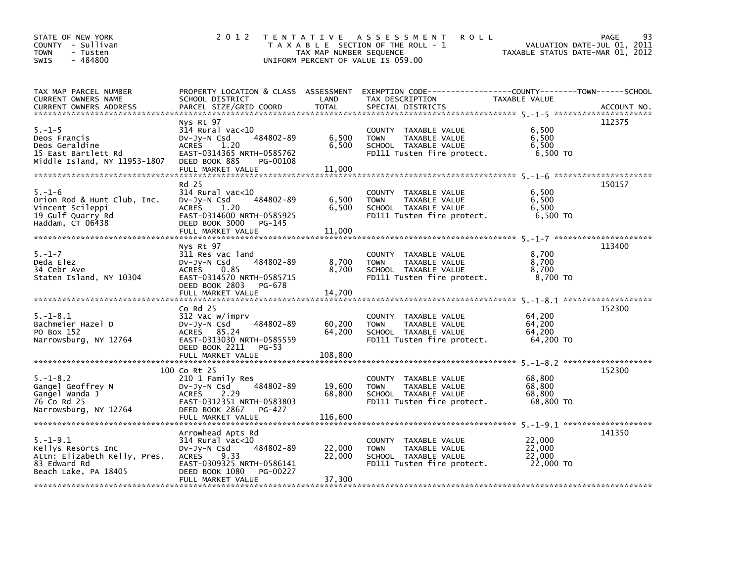STATE OF NEW YORK
COUNTY - Sullivan
TOWN - Tusten
SWIS - 484800

# 2012 TENTATIVE ASSESSMENT ROLL

TAXABLE SECTION OF THE ROLL - 1
TAX MAP NUMBER SEQUENCE
UNIFORM PERCENT OF VALUE IS 059.00

VALUATION DATE-JUL 01, 2011
TAXABLE STATUS DATE-MAR 01, 2012

| TAX MAP PARCEL NUMBER / CURRENT OWNERS NAME / CURRENT OWNERS ADDRESS | PROPERTY LOCATION & CLASS / SCHOOL DISTRICT / PARCEL SIZE/GRID COORD | ASSESSMENT LAND / TOTAL | EXEMPTION CODE / TAX DESCRIPTION / SPECIAL DISTRICTS | TAXABLE VALUE (COUNTY / TOWN / SCHOOL) | ACCOUNT NO. |
|---|---|---|---|---|---|
| 5.-1-5 | Nys Rt 97 | | | | 112375 |
| | 314 Rural vac<10 | | COUNTY TAXABLE VALUE | 6,500 | |
| Deos Francis | Dv-Jy-N Csd 484802-89 | 6,500 | TOWN TAXABLE VALUE | 6,500 | |
| Deos Geraldine | ACRES 1.20 | 6,500 | SCHOOL TAXABLE VALUE | 6,500 | |
| 15 East Bartlett Rd | EAST-0314365 NRTH-0585762 | | FD111 Tusten fire protect. | 6,500 TO | |
| Middle Island, NY 11953-1807 | DEED BOOK 885 PG-00108 | | | | |
| | FULL MARKET VALUE | 11,000 | | | |
| 5.-1-6 | Rd 25 | | | | 150157 |
| | 314 Rural vac<10 | | COUNTY TAXABLE VALUE | 6,500 | |
| Orion Rod & Hunt Club, Inc. | Dv-Jy-N Csd 484802-89 | 6,500 | TOWN TAXABLE VALUE | 6,500 | |
| Vincent Scileppi | ACRES 1.20 | 6,500 | SCHOOL TAXABLE VALUE | 6,500 | |
| 19 Gulf Quarry Rd | EAST-0314600 NRTH-0585925 | | FD111 Tusten fire protect. | 6,500 TO | |
| Haddam, CT 06438 | DEED BOOK 3000 PG-145 | | | | |
| | FULL MARKET VALUE | 11,000 | | | |
| 5.-1-7 | Nys Rt 97 | | | | 113400 |
| | 311 Res vac land | | COUNTY TAXABLE VALUE | 8,700 | |
| Deda Elez | Dv-Jy-N Csd 484802-89 | 8,700 | TOWN TAXABLE VALUE | 8,700 | |
| 34 Cebr Ave | ACRES 0.85 | 8,700 | SCHOOL TAXABLE VALUE | 8,700 | |
| Staten Island, NY 10304 | EAST-0314570 NRTH-0585715 | | FD111 Tusten fire protect. | 8,700 TO | |
| | DEED BOOK 2803 PG-678 | | | | |
| | FULL MARKET VALUE | 14,700 | | | |
| 5.-1-8.1 | Co Rd 25 | | | | 152300 |
| | 312 Vac w/imprv | | COUNTY TAXABLE VALUE | 64,200 | |
| Bachmeier Hazel D | Dv-Jy-N Csd 484802-89 | 60,200 | TOWN TAXABLE VALUE | 64,200 | |
| PO Box 152 | ACRES 85.24 | 64,200 | SCHOOL TAXABLE VALUE | 64,200 | |
| Narrowsburg, NY 12764 | EAST-0313030 NRTH-0585559 | | FD111 Tusten fire protect. | 64,200 TO | |
| | DEED BOOK 2211 PG-53 | | | | |
| | FULL MARKET VALUE | 108,800 | | | |
| 5.-1-8.2 | 100 Co Rt 25 | | | | 152300 |
| | 210 1 Family Res | | COUNTY TAXABLE VALUE | 68,800 | |
| Gangel Geoffrey N | Dv-Jy-N Csd 484802-89 | 19,600 | TOWN TAXABLE VALUE | 68,800 | |
| Gangel Wanda J | ACRES 2.29 | 68,800 | SCHOOL TAXABLE VALUE | 68,800 | |
| 76 Co Rd 25 | EAST-0312351 NRTH-0583803 | | FD111 Tusten fire protect. | 68,800 TO | |
| Narrowsburg, NY 12764 | DEED BOOK 2867 PG-427 | | | | |
| | FULL MARKET VALUE | 116,600 | | | |
| 5.-1-9.1 | Arrowhead Apts Rd | | | | 141350 |
| | 314 Rural vac<10 | | COUNTY TAXABLE VALUE | 22,000 | |
| Kellys Resorts Inc | Dv-Jy-N Csd 484802-89 | 22,000 | TOWN TAXABLE VALUE | 22,000 | |
| Attn: Elizabeth Kelly, Pres. | ACRES 9.33 | 22,000 | SCHOOL TAXABLE VALUE | 22,000 | |
| 83 Edward Rd | EAST-0309325 NRTH-0586141 | | FD111 Tusten fire protect. | 22,000 TO | |
| Beach Lake, PA 18405 | DEED BOOK 1080 PG-00227 | | | | |
| | FULL MARKET VALUE | 37,300 | | | |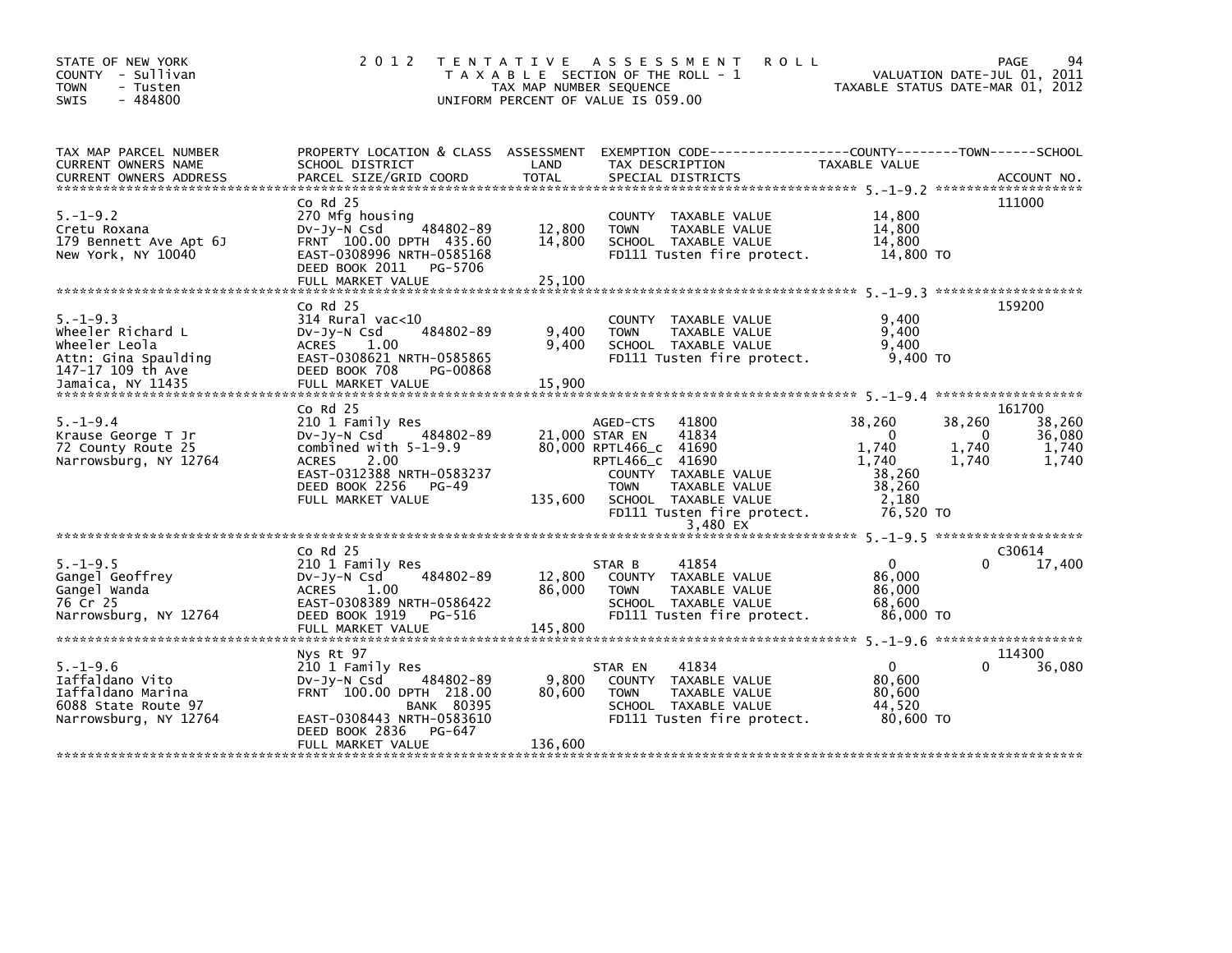STATE OF NEW YORK
COUNTY - Sullivan
TOWN - Tusten
SWIS - 484800

# 2012 TENTATIVE ASSESSMENT ROLL

TAXABLE SECTION OF THE ROLL - 1
TAX MAP NUMBER SEQUENCE
UNIFORM PERCENT OF VALUE IS 059.00

VALUATION DATE-JUL 01, 2011
TAXABLE STATUS DATE-MAR 01, 2012

| TAX MAP PARCEL NUMBER / CURRENT OWNERS NAME / CURRENT OWNERS ADDRESS | PROPERTY LOCATION & CLASS / SCHOOL DISTRICT / PARCEL SIZE/GRID COORD | ASSESSMENT LAND / TOTAL | EXEMPTION CODE / TAX DESCRIPTION / SPECIAL DISTRICTS | COUNTY TAXABLE VALUE | TOWN | SCHOOL / ACCOUNT NO. |
|---|---|---|---|---|---|---|
| **5.-1-9.2** | Co Rd 25 | | | | | 111000 |
| Cretu Roxana | 270 Mfg housing | | COUNTY TAXABLE VALUE | 14,800 | | |
| 179 Bennett Ave Apt 6J | Dv-Jy-N Csd 484802-89 | 12,800 | TOWN TAXABLE VALUE | 14,800 | | |
| New York, NY 10040 | FRNT 100.00 DPTH 435.60 | 14,800 | SCHOOL TAXABLE VALUE | 14,800 | | |
| | EAST-0308996 NRTH-0585168 | | FD111 Tusten fire protect. | 14,800 TO | | |
| | DEED BOOK 2011 PG-5706 | | | | | |
| | FULL MARKET VALUE | 25,100 | | | | |
| **5.-1-9.3** | Co Rd 25 | | | | | 159200 |
| Wheeler Richard L | 314 Rural vac<10 | | COUNTY TAXABLE VALUE | 9,400 | | |
| Wheeler Leola | Dv-Jy-N Csd 484802-89 | 9,400 | TOWN TAXABLE VALUE | 9,400 | | |
| Attn: Gina Spaulding | ACRES 1.00 | 9,400 | SCHOOL TAXABLE VALUE | 9,400 | | |
| 147-17 109 th Ave | EAST-0308621 NRTH-0585865 | | FD111 Tusten fire protect. | 9,400 TO | | |
| Jamaica, NY 11435 | DEED BOOK 708 PG-00868 | | | | | |
| | FULL MARKET VALUE | 15,900 | | | | |
| **5.-1-9.4** | Co Rd 25 | | | | | 161700 |
| Krause George T Jr | 210 1 Family Res | | AGED-CTS 41800 | 38,260 | 38,260 | 38,260 |
| 72 County Route 25 | Dv-Jy-N Csd 484802-89 | 21,000 | STAR EN 41834 | 0 | 0 | 36,080 |
| Narrowsburg, NY 12764 | combined with 5-1-9.9 | 80,000 | RPTL466_c 41690 | 1,740 | 1,740 | 1,740 |
| | ACRES 2.00 | | RPTL466_c 41690 | 1,740 | 1,740 | 1,740 |
| | EAST-0312388 NRTH-0583237 | | COUNTY TAXABLE VALUE | 38,260 | | |
| | DEED BOOK 2256 PG-49 | | TOWN TAXABLE VALUE | 38,260 | | |
| | FULL MARKET VALUE | 135,600 | SCHOOL TAXABLE VALUE | 2,180 | | |
| | | | FD111 Tusten fire protect. | 76,520 TO | | |
| | | | 3,480 EX | | | |
| **5.-1-9.5** | Co Rd 25 | | | | | C30614 |
| Gangel Geoffrey | 210 1 Family Res | | STAR B 41854 | 0 | 0 | 17,400 |
| Gangel Wanda | Dv-Jy-N Csd 484802-89 | 12,800 | COUNTY TAXABLE VALUE | 86,000 | | |
| 76 Cr 25 | ACRES 1.00 | 86,000 | TOWN TAXABLE VALUE | 86,000 | | |
| Narrowsburg, NY 12764 | EAST-0308389 NRTH-0586422 | | SCHOOL TAXABLE VALUE | 68,600 | | |
| | DEED BOOK 1919 PG-516 | | FD111 Tusten fire protect. | 86,000 TO | | |
| | FULL MARKET VALUE | 145,800 | | | | |
| **5.-1-9.6** | Nys Rt 97 | | | | | 114300 |
| Iaffaldano Vito | 210 1 Family Res | | STAR EN 41834 | 0 | 0 | 36,080 |
| Iaffaldano Marina | Dv-Jy-N Csd 484802-89 | 9,800 | COUNTY TAXABLE VALUE | 80,600 | | |
| 6088 State Route 97 | FRNT 100.00 DPTH 218.00 | 80,600 | TOWN TAXABLE VALUE | 80,600 | | |
| Narrowsburg, NY 12764 | BANK 80395 | | SCHOOL TAXABLE VALUE | 44,520 | | |
| | EAST-0308443 NRTH-0583610 | | FD111 Tusten fire protect. | 80,600 TO | | |
| | DEED BOOK 2836 PG-647 | | | | | |
| | FULL MARKET VALUE | 136,600 | | | | |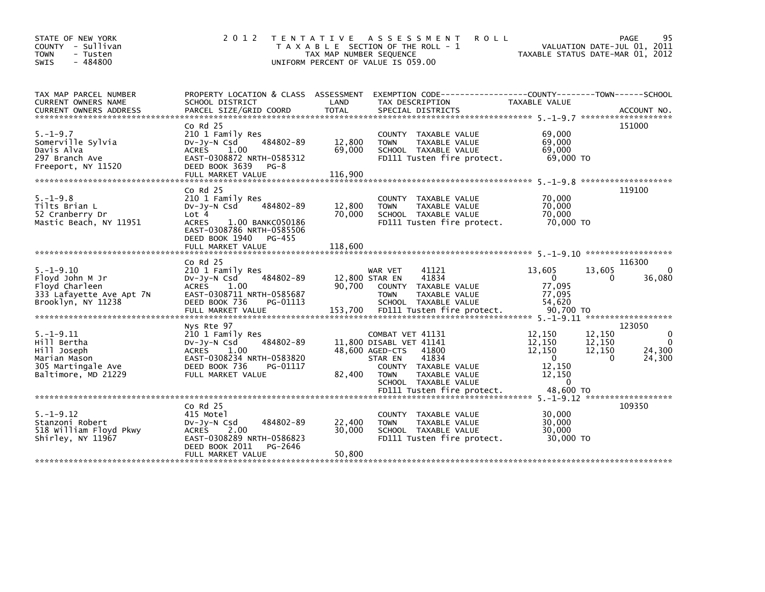STATE OF NEW YORK
COUNTY - Sullivan
TOWN - Tusten
SWIS - 484800

2012 TENTATIVE ASSESSMENT ROLL
TAXABLE SECTION OF THE ROLL - 1
TAX MAP NUMBER SEQUENCE
UNIFORM PERCENT OF VALUE IS 059.00

VALUATION DATE-JUL 01, 2011
TAXABLE STATUS DATE-MAR 01, 2012

| TAX MAP PARCEL NUMBER / CURRENT OWNERS NAME / CURRENT OWNERS ADDRESS | PROPERTY LOCATION & CLASS / SCHOOL DISTRICT / PARCEL SIZE/GRID COORD | ASSESSMENT LAND | TOTAL | EXEMPTION CODE / TAX DESCRIPTION / SPECIAL DISTRICTS | COUNTY TAXABLE VALUE | TOWN | SCHOOL | ACCOUNT NO. |
|---|---|---|---|---|---|---|---|---|
| **5.-1-9.7** | Co Rd 25 | | | | | | | 151000 |
| Somerville Sylvia | 210 1 Family Res | | | COUNTY TAXABLE VALUE | 69,000 | | | |
| Davis Alva | Dv-Jy-N Csd 484802-89 | 12,800 | | TOWN TAXABLE VALUE | 69,000 | | | |
| 297 Branch Ave | ACRES 1.00 | | 69,000 | SCHOOL TAXABLE VALUE | 69,000 | | | |
| Freeport, NY 11520 | EAST-0308872 NRTH-0585312 | | | FD111 Tusten fire protect. | 69,000 TO | | | |
| | DEED BOOK 3639 PG-8 | | | | | | | |
| | FULL MARKET VALUE | | 116,900 | | | | | |
| **5.-1-9.8** | Co Rd 25 | | | | | | | 119100 |
| Tilts Brian L | 210 1 Family Res | | | COUNTY TAXABLE VALUE | 70,000 | | | |
| 52 Cranberry Dr | Dv-Jy-N Csd 484802-89 | 12,800 | | TOWN TAXABLE VALUE | 70,000 | | | |
| Mastic Beach, NY 11951 | Lot 4 | | 70,000 | SCHOOL TAXABLE VALUE | 70,000 | | | |
| | ACRES 1.00 BANKC050186 | | | FD111 Tusten fire protect. | 70,000 TO | | | |
| | EAST-0308786 NRTH-0585506 | | | | | | | |
| | DEED BOOK 1940 PG-455 | | | | | | | |
| | FULL MARKET VALUE | | 118,600 | | | | | |
| **5.-1-9.10** | Co Rd 25 | | | | | | | 116300 |
| Floyd John M Jr | 210 1 Family Res | | | WAR VET 41121 | 13,605 | 13,605 | 0 | |
| Floyd Charleen | Dv-Jy-N Csd 484802-89 | 12,800 | | STAR EN 41834 | 0 | 0 | 36,080 | |
| 333 Lafayette Ave Apt 7N | ACRES 1.00 | | 90,700 | COUNTY TAXABLE VALUE | 77,095 | | | |
| Brooklyn, NY 11238 | EAST-0308711 NRTH-0585687 | | | TOWN TAXABLE VALUE | 77,095 | | | |
| | DEED BOOK 736 PG-01113 | | | SCHOOL TAXABLE VALUE | 54,620 | | | |
| | FULL MARKET VALUE | | 153,700 | FD111 Tusten fire protect. | 90,700 TO | | | |
| **5.-1-9.11** | Nys Rte 97 | | | | | | | 123050 |
| Hill Bertha | 210 1 Family Res | | | COMBAT VET 41131 | 12,150 | 12,150 | 0 | |
| Hill Joseph | Dv-Jy-N Csd 484802-89 | 11,800 | | DISABL VET 41141 | 12,150 | 12,150 | 0 | |
| Marian Mason | ACRES 1.00 | | 48,600 | AGED-CTS 41800 | 12,150 | 12,150 | 24,300 | |
| 305 Martingale Ave | EAST-0308234 NRTH-0583820 | | | STAR EN 41834 | 0 | 0 | 24,300 | |
| Baltimore, MD 21229 | DEED BOOK 736 PG-01117 | | | COUNTY TAXABLE VALUE | 12,150 | | | |
| | FULL MARKET VALUE | | 82,400 | TOWN TAXABLE VALUE | 12,150 | | | |
| | | | | SCHOOL TAXABLE VALUE | 0 | | | |
| | | | | FD111 Tusten fire protect. | 48,600 TO | | | |
| **5.-1-9.12** | Co Rd 25 | | | | | | | 109350 |
| Stanzoni Robert | 415 Motel | | | COUNTY TAXABLE VALUE | 30,000 | | | |
| 518 William Floyd Pkwy | Dv-Jy-N Csd 484802-89 | 22,400 | | TOWN TAXABLE VALUE | 30,000 | | | |
| Shirley, NY 11967 | ACRES 2.00 | | 30,000 | SCHOOL TAXABLE VALUE | 30,000 | | | |
| | EAST-0308289 NRTH-0586823 | | | FD111 Tusten fire protect. | 30,000 TO | | | |
| | DEED BOOK 2011 PG-2646 | | | | | | | |
| | FULL MARKET VALUE | | 50,800 | | | | | |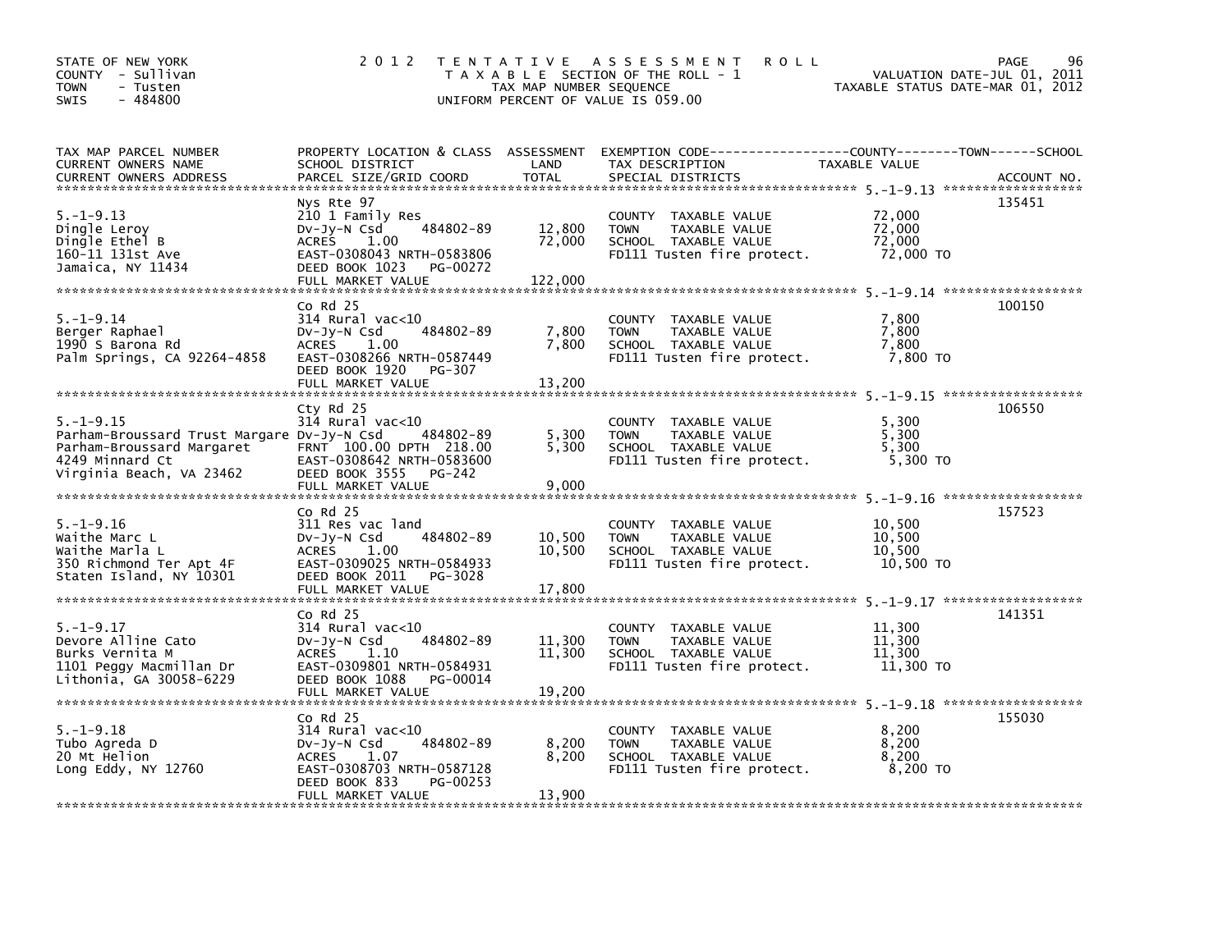STATE OF NEW YORK
COUNTY - Sullivan
TOWN - Tusten
SWIS - 484800

2012 TENTATIVE ASSESSMENT ROLL
TAXABLE SECTION OF THE ROLL - 1
TAX MAP NUMBER SEQUENCE
UNIFORM PERCENT OF VALUE IS 059.00

VALUATION DATE-JUL 01, 2011
TAXABLE STATUS DATE-MAR 01, 2012

| TAX MAP PARCEL NUMBER / CURRENT OWNERS NAME / CURRENT OWNERS ADDRESS | PROPERTY LOCATION & CLASS / SCHOOL DISTRICT / PARCEL SIZE/GRID COORD | ASSESSMENT LAND | TOTAL | EXEMPTION CODE / TAX DESCRIPTION / SPECIAL DISTRICTS | TAXABLE VALUE | ACCOUNT NO. |
|---|---|---|---|---|---|---|
| 5.-1-9.13 | Nys Rte 97 | | | | | 135451 |
| | 210 1 Family Res | | | COUNTY TAXABLE VALUE | 72,000 | |
| Dingle Leroy | Dv-Jy-N Csd 484802-89 | 12,800 | | TOWN TAXABLE VALUE | 72,000 | |
| Dingle Ethel B | ACRES 1.00 | | 72,000 | SCHOOL TAXABLE VALUE | 72,000 | |
| 160-11 131st Ave | EAST-0308043 NRTH-0583806 | | | FD111 Tusten fire protect. | 72,000 TO | |
| Jamaica, NY 11434 | DEED BOOK 1023 PG-00272 | | | | | |
| | FULL MARKET VALUE | | 122,000 | | | |
| 5.-1-9.14 | Co Rd 25 | | | | | 100150 |
| | 314 Rural vac<10 | | | COUNTY TAXABLE VALUE | 7,800 | |
| Berger Raphael | Dv-Jy-N Csd 484802-89 | 7,800 | | TOWN TAXABLE VALUE | 7,800 | |
| 1990 S Barona Rd | ACRES 1.00 | | 7,800 | SCHOOL TAXABLE VALUE | 7,800 | |
| Palm Springs, CA 92264-4858 | EAST-0308266 NRTH-0587449 | | | FD111 Tusten fire protect. | 7,800 TO | |
| | DEED BOOK 1920 PG-307 | | | | | |
| | FULL MARKET VALUE | | 13,200 | | | |
| 5.-1-9.15 | Cty Rd 25 | | | | | 106550 |
| | 314 Rural vac<10 | | | COUNTY TAXABLE VALUE | 5,300 | |
| Parham-Broussard Trust Margare | Dv-Jy-N Csd 484802-89 | 5,300 | | TOWN TAXABLE VALUE | 5,300 | |
| Parham-Broussard Margaret | FRNT 100.00 DPTH 218.00 | | 5,300 | SCHOOL TAXABLE VALUE | 5,300 | |
| 4249 Minnard Ct | EAST-0308642 NRTH-0583600 | | | FD111 Tusten fire protect. | 5,300 TO | |
| Virginia Beach, VA 23462 | DEED BOOK 3555 PG-242 | | | | | |
| | FULL MARKET VALUE | | 9,000 | | | |
| 5.-1-9.16 | Co Rd 25 | | | | | 157523 |
| | 311 Res vac land | | | COUNTY TAXABLE VALUE | 10,500 | |
| Waithe Marc L | Dv-Jy-N Csd 484802-89 | 10,500 | | TOWN TAXABLE VALUE | 10,500 | |
| Waithe Marla L | ACRES 1.00 | | 10,500 | SCHOOL TAXABLE VALUE | 10,500 | |
| 350 Richmond Ter Apt 4F | EAST-0309025 NRTH-0584933 | | | FD111 Tusten fire protect. | 10,500 TO | |
| Staten Island, NY 10301 | DEED BOOK 2011 PG-3028 | | | | | |
| | FULL MARKET VALUE | | 17,800 | | | |
| 5.-1-9.17 | Co Rd 25 | | | | | 141351 |
| | 314 Rural vac<10 | | | COUNTY TAXABLE VALUE | 11,300 | |
| Devore Alline Cato | Dv-Jy-N Csd 484802-89 | 11,300 | | TOWN TAXABLE VALUE | 11,300 | |
| Burks Vernita M | ACRES 1.10 | | 11,300 | SCHOOL TAXABLE VALUE | 11,300 | |
| 1101 Peggy Macmillan Dr | EAST-0309801 NRTH-0584931 | | | FD111 Tusten fire protect. | 11,300 TO | |
| Lithonia, GA 30058-6229 | DEED BOOK 1088 PG-00014 | | | | | |
| | FULL MARKET VALUE | | 19,200 | | | |
| 5.-1-9.18 | Co Rd 25 | | | | | 155030 |
| | 314 Rural vac<10 | | | COUNTY TAXABLE VALUE | 8,200 | |
| Tubo Agreda D | Dv-Jy-N Csd 484802-89 | 8,200 | | TOWN TAXABLE VALUE | 8,200 | |
| 20 Mt Helion | ACRES 1.07 | | 8,200 | SCHOOL TAXABLE VALUE | 8,200 | |
| Long Eddy, NY 12760 | EAST-0308703 NRTH-0587128 | | | FD111 Tusten fire protect. | 8,200 TO | |
| | DEED BOOK 833 PG-00253 | | | | | |
| | FULL MARKET VALUE | | 13,900 | | | |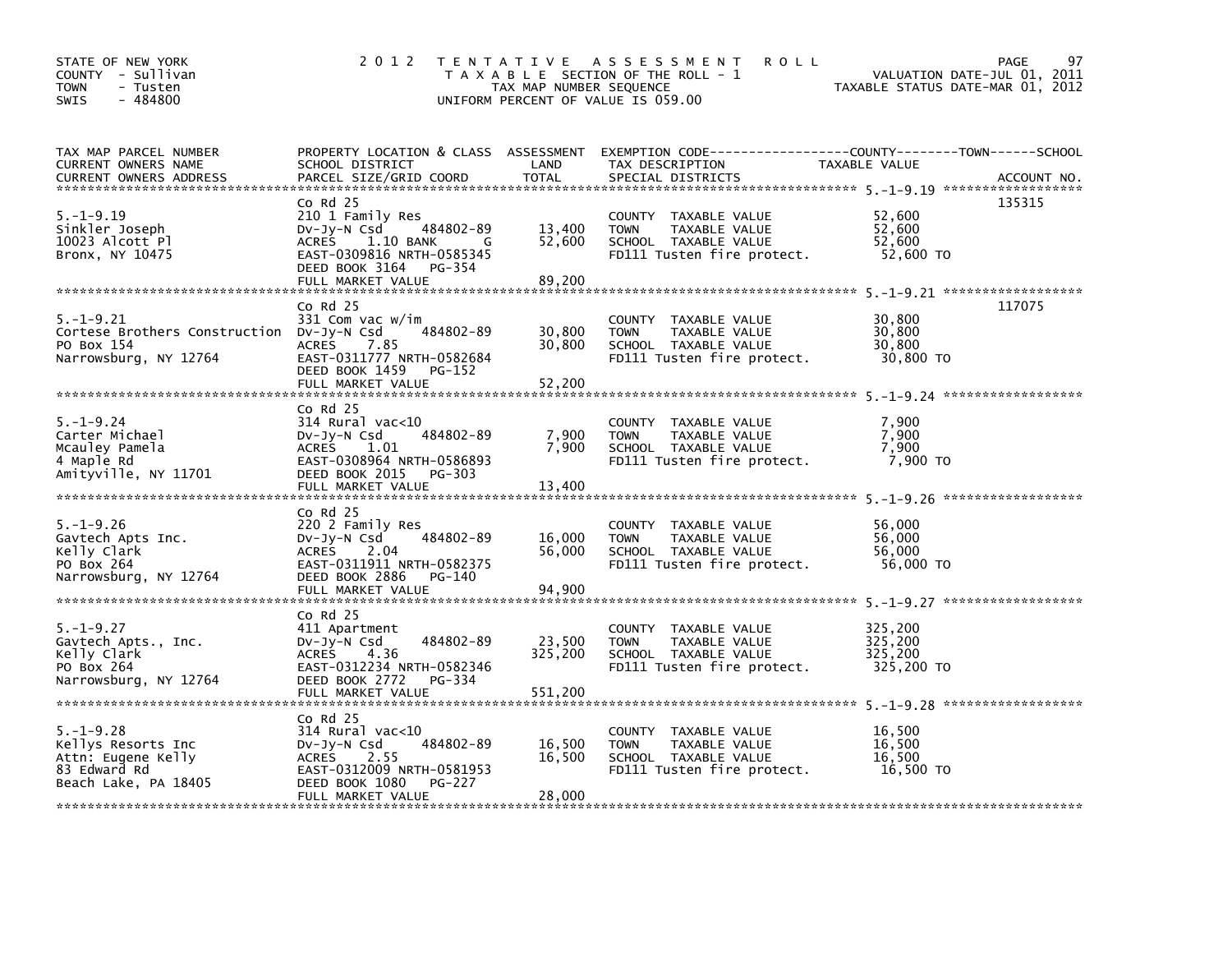STATE OF NEW YORK
COUNTY - Sullivan
TOWN - Tusten
SWIS - 484800

2012 TENTATIVE ASSESSMENT ROLL
TAXABLE SECTION OF THE ROLL - 1
TAX MAP NUMBER SEQUENCE
UNIFORM PERCENT OF VALUE IS 059.00

VALUATION DATE-JUL 01, 2011
TAXABLE STATUS DATE-MAR 01, 2012

| TAX MAP PARCEL NUMBER / CURRENT OWNERS NAME / CURRENT OWNERS ADDRESS | PROPERTY LOCATION & CLASS / SCHOOL DISTRICT / PARCEL SIZE/GRID COORD | ASSESSMENT LAND | TOTAL | EXEMPTION CODE / TAX DESCRIPTION / SPECIAL DISTRICTS | TAXABLE VALUE | ACCOUNT NO. |
|---|---|---|---|---|---|---|
| 5.-1-9.19 | Co Rd 25 | | | | | 135315 |
| 5.-1-9.19 | 210 1 Family Res | | | COUNTY TAXABLE VALUE | 52,600 | |
| Sinkler Joseph | Dv-Jy-N Csd 484802-89 | 13,400 | | TOWN TAXABLE VALUE | 52,600 | |
| 10023 Alcott Pl | ACRES 1.10 BANK G | | 52,600 | SCHOOL TAXABLE VALUE | 52,600 | |
| Bronx, NY 10475 | EAST-0309816 NRTH-0585345 | | | FD111 Tusten fire protect. | 52,600 TO | |
| | DEED BOOK 3164 PG-354 | | | | | |
| | FULL MARKET VALUE | | 89,200 | | | |
| 5.-1-9.21 | Co Rd 25 | | | | | 117075 |
| 5.-1-9.21 | 331 Com vac w/im | | | COUNTY TAXABLE VALUE | 30,800 | |
| Cortese Brothers Construction | Dv-Jy-N Csd 484802-89 | 30,800 | | TOWN TAXABLE VALUE | 30,800 | |
| PO Box 154 | ACRES 7.85 | | 30,800 | SCHOOL TAXABLE VALUE | 30,800 | |
| Narrowsburg, NY 12764 | EAST-0311777 NRTH-0582684 | | | FD111 Tusten fire protect. | 30,800 TO | |
| | DEED BOOK 1459 PG-152 | | | | | |
| | FULL MARKET VALUE | | 52,200 | | | |
| 5.-1-9.24 | Co Rd 25 | | | | | |
| 5.-1-9.24 | 314 Rural vac<10 | | | COUNTY TAXABLE VALUE | 7,900 | |
| Carter Michael | Dv-Jy-N Csd 484802-89 | 7,900 | | TOWN TAXABLE VALUE | 7,900 | |
| Mcauley Pamela | ACRES 1.01 | | 7,900 | SCHOOL TAXABLE VALUE | 7,900 | |
| 4 Maple Rd | EAST-0308964 NRTH-0586893 | | | FD111 Tusten fire protect. | 7,900 TO | |
| Amityville, NY 11701 | DEED BOOK 2015 PG-303 | | | | | |
| | FULL MARKET VALUE | | 13,400 | | | |
| 5.-1-9.26 | Co Rd 25 | | | | | |
| 5.-1-9.26 | 220 2 Family Res | | | COUNTY TAXABLE VALUE | 56,000 | |
| Gavtech Apts Inc. | Dv-Jy-N Csd 484802-89 | 16,000 | | TOWN TAXABLE VALUE | 56,000 | |
| Kelly Clark | ACRES 2.04 | | 56,000 | SCHOOL TAXABLE VALUE | 56,000 | |
| PO Box 264 | EAST-0311911 NRTH-0582375 | | | FD111 Tusten fire protect. | 56,000 TO | |
| Narrowsburg, NY 12764 | DEED BOOK 2886 PG-140 | | | | | |
| | FULL MARKET VALUE | | 94,900 | | | |
| 5.-1-9.27 | Co Rd 25 | | | | | |
| 5.-1-9.27 | 411 Apartment | | | COUNTY TAXABLE VALUE | 325,200 | |
| Gavtech Apts., Inc. | Dv-Jy-N Csd 484802-89 | 23,500 | | TOWN TAXABLE VALUE | 325,200 | |
| Kelly Clark | ACRES 4.36 | | 325,200 | SCHOOL TAXABLE VALUE | 325,200 | |
| PO Box 264 | EAST-0312234 NRTH-0582346 | | | FD111 Tusten fire protect. | 325,200 TO | |
| Narrowsburg, NY 12764 | DEED BOOK 2772 PG-334 | | | | | |
| | FULL MARKET VALUE | | 551,200 | | | |
| 5.-1-9.28 | Co Rd 25 | | | | | |
| 5.-1-9.28 | 314 Rural vac<10 | | | COUNTY TAXABLE VALUE | 16,500 | |
| Kellys Resorts Inc | Dv-Jy-N Csd 484802-89 | 16,500 | | TOWN TAXABLE VALUE | 16,500 | |
| Attn: Eugene Kelly | ACRES 2.55 | | 16,500 | SCHOOL TAXABLE VALUE | 16,500 | |
| 83 Edward Rd | EAST-0312009 NRTH-0581953 | | | FD111 Tusten fire protect. | 16,500 TO | |
| Beach Lake, PA 18405 | DEED BOOK 1080 PG-227 | | | | | |
| | FULL MARKET VALUE | | 28,000 | | | |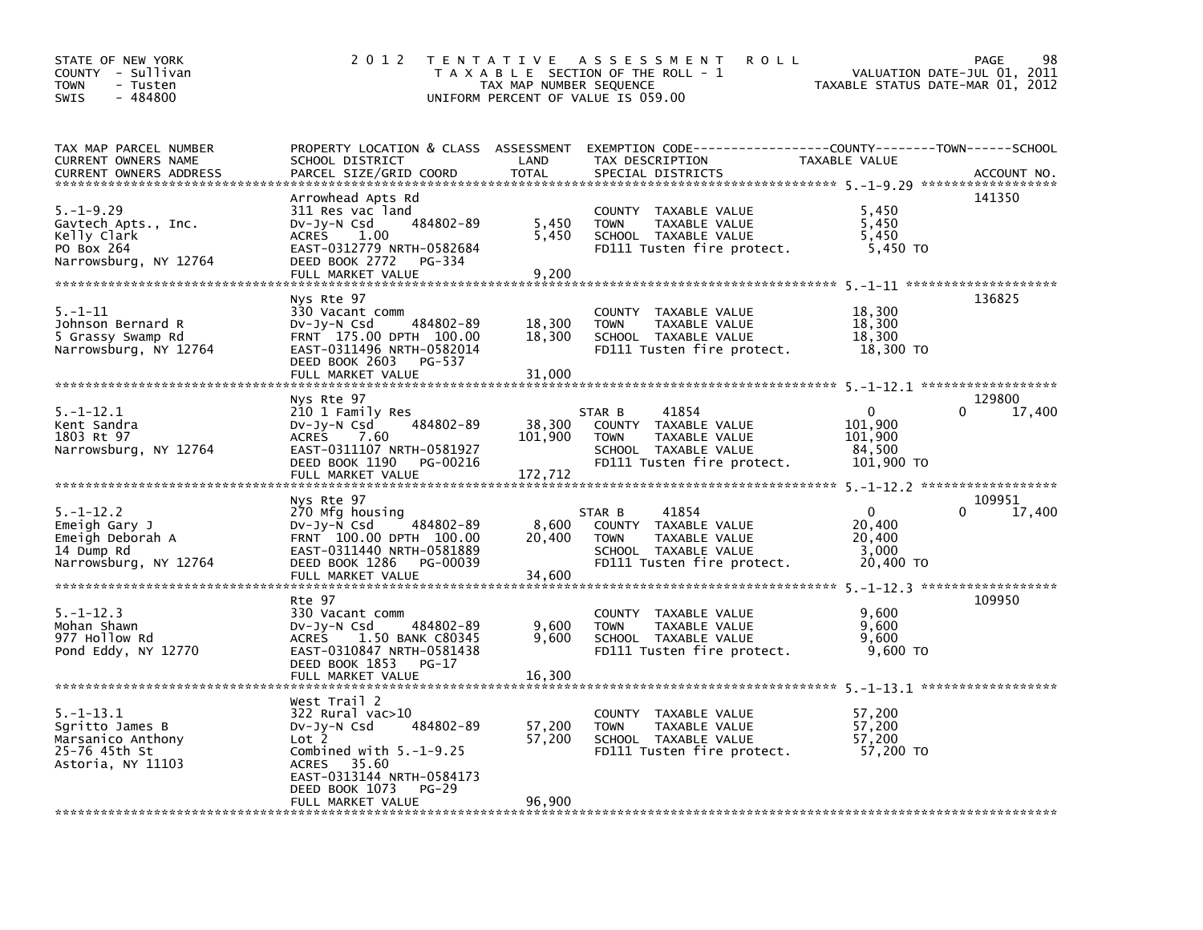STATE OF NEW YORK
COUNTY - Sullivan
TOWN - Tusten
SWIS - 484800

2012 TENTATIVE ASSESSMENT ROLL
TAXABLE SECTION OF THE ROLL - 1
TAX MAP NUMBER SEQUENCE
UNIFORM PERCENT OF VALUE IS 059.00

VALUATION DATE-JUL 01, 2011
TAXABLE STATUS DATE-MAR 01, 2012

| TAX MAP PARCEL NUMBER / CURRENT OWNERS NAME / CURRENT OWNERS ADDRESS | PROPERTY LOCATION & CLASS / SCHOOL DISTRICT / PARCEL SIZE/GRID COORD | ASSESSMENT LAND | TOTAL | EXEMPTION CODE / TAX DESCRIPTION / SPECIAL DISTRICTS | COUNTY TAXABLE VALUE | TOWN | SCHOOL | ACCOUNT NO. |
|---|---|---|---|---|---|---|---|---|
| 5.-1-9.29 | Arrowhead Apts Rd | | | | | | | 141350 |
| Gavtech Apts., Inc. | 311 Res vac land | | | COUNTY TAXABLE VALUE | 5,450 | | | |
| Kelly Clark | Dv-Jy-N Csd 484802-89 | 5,450 | | TOWN TAXABLE VALUE | 5,450 | | | |
| PO Box 264 | ACRES 1.00 | | 5,450 | SCHOOL TAXABLE VALUE | 5,450 | | | |
| Narrowsburg, NY 12764 | EAST-0312779 NRTH-0582684 | | | FD111 Tusten fire protect. | 5,450 TO | | | |
| | DEED BOOK 2772 PG-334 | | | | | | | |
| | FULL MARKET VALUE | | 9,200 | | | | | |
| 5.-1-11 | Nys Rte 97 | | | | | | | 136825 |
| Johnson Bernard R | 330 Vacant comm | | | COUNTY TAXABLE VALUE | 18,300 | | | |
| 5 Grassy Swamp Rd | Dv-Jy-N Csd 484802-89 | 18,300 | | TOWN TAXABLE VALUE | 18,300 | | | |
| Narrowsburg, NY 12764 | FRNT 175.00 DPTH 100.00 | | 18,300 | SCHOOL TAXABLE VALUE | 18,300 | | | |
| | EAST-0311496 NRTH-0582014 | | | FD111 Tusten fire protect. | 18,300 TO | | | |
| | DEED BOOK 2603 PG-537 | | | | | | | |
| | FULL MARKET VALUE | | 31,000 | | | | | |
| 5.-1-12.1 | Nys Rte 97 | | | | | | | 129800 |
| Kent Sandra | 210 1 Family Res | | | STAR B 41854 | 0 | 0 | 17,400 | |
| 1803 Rt 97 | Dv-Jy-N Csd 484802-89 | 38,300 | | COUNTY TAXABLE VALUE | 101,900 | | | |
| Narrowsburg, NY 12764 | ACRES 7.60 | | 101,900 | TOWN TAXABLE VALUE | 101,900 | | | |
| | EAST-0311107 NRTH-0581927 | | | SCHOOL TAXABLE VALUE | 84,500 | | | |
| | DEED BOOK 1190 PG-00216 | | | FD111 Tusten fire protect. | 101,900 TO | | | |
| | FULL MARKET VALUE | | 172,712 | | | | | |
| 5.-1-12.2 | Nys Rte 97 | | | | | | | 109951 |
| Emeigh Gary J | 270 Mfg housing | | | STAR B 41854 | 0 | 0 | 17,400 | |
| Emeigh Deborah A | Dv-Jy-N Csd 484802-89 | 8,600 | | COUNTY TAXABLE VALUE | 20,400 | | | |
| 14 Dump Rd | FRNT 100.00 DPTH 100.00 | | 20,400 | TOWN TAXABLE VALUE | 20,400 | | | |
| Narrowsburg, NY 12764 | EAST-0311440 NRTH-0581889 | | | SCHOOL TAXABLE VALUE | 3,000 | | | |
| | DEED BOOK 1286 PG-00039 | | | FD111 Tusten fire protect. | 20,400 TO | | | |
| | FULL MARKET VALUE | | 34,600 | | | | | |
| 5.-1-12.3 | Rte 97 | | | | | | | 109950 |
| Mohan Shawn | 330 Vacant comm | | | COUNTY TAXABLE VALUE | 9,600 | | | |
| 977 Hollow Rd | Dv-Jy-N Csd 484802-89 | 9,600 | | TOWN TAXABLE VALUE | 9,600 | | | |
| Pond Eddy, NY 12770 | ACRES 1.50 BANK C80345 | | 9,600 | SCHOOL TAXABLE VALUE | 9,600 | | | |
| | EAST-0310847 NRTH-0581438 | | | FD111 Tusten fire protect. | 9,600 TO | | | |
| | DEED BOOK 1853 PG-17 | | | | | | | |
| | FULL MARKET VALUE | | 16,300 | | | | | |
| 5.-1-13.1 | West Trail 2 | | | | | | | |
| Sgritto James B | 322 Rural vac>10 | | | COUNTY TAXABLE VALUE | 57,200 | | | |
| Marsanico Anthony | Dv-Jy-N Csd 484802-89 | 57,200 | | TOWN TAXABLE VALUE | 57,200 | | | |
| 25-76 45th St | Lot 2 | | 57,200 | SCHOOL TAXABLE VALUE | 57,200 | | | |
| Astoria, NY 11103 | Combined with 5.-1-9.25 | | | FD111 Tusten fire protect. | 57,200 TO | | | |
| | ACRES 35.60 | | | | | | | |
| | EAST-0313144 NRTH-0584173 | | | | | | | |
| | DEED BOOK 1073 PG-29 | | | | | | | |
| | FULL MARKET VALUE | | 96,900 | | | | | |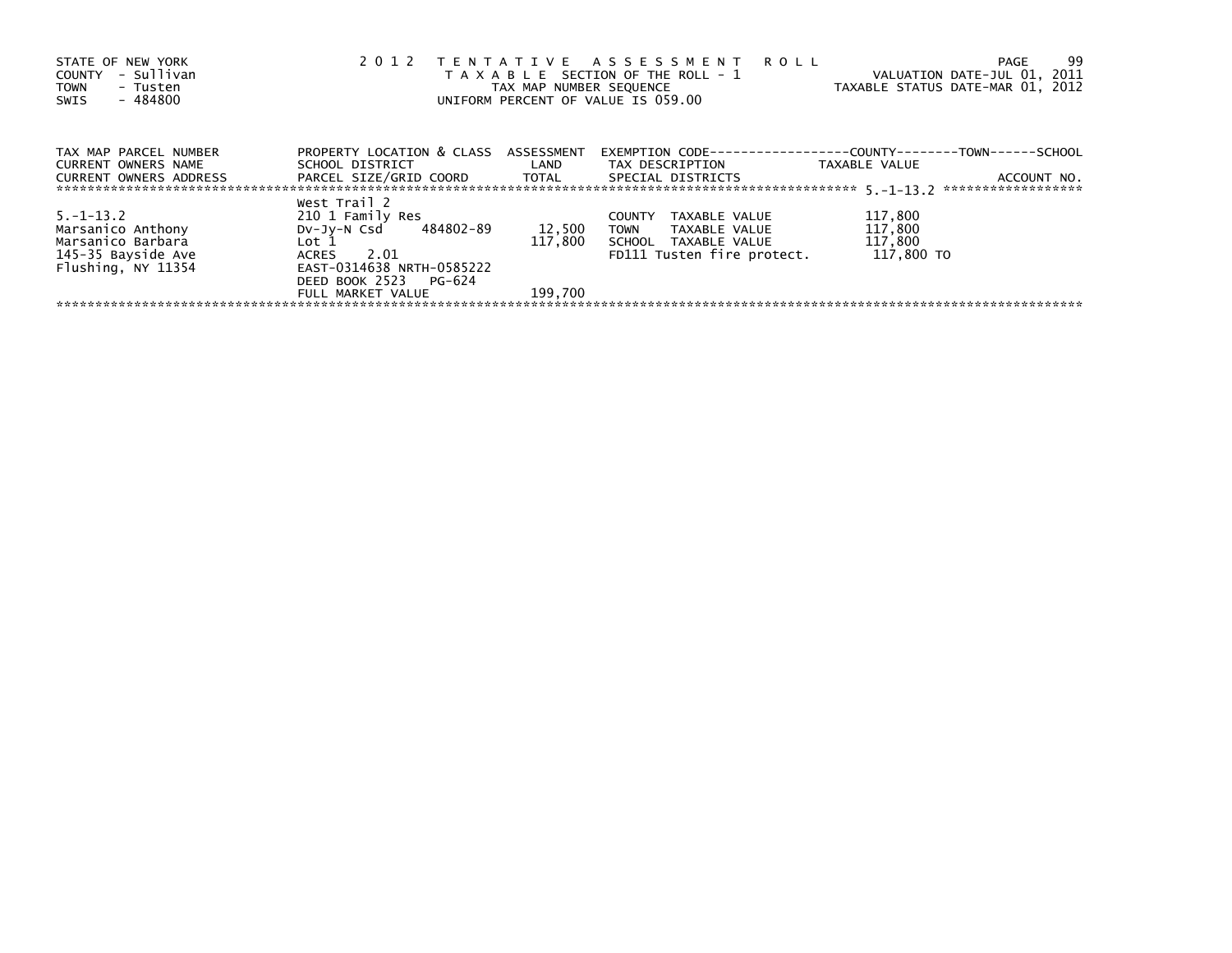STATE OF NEW YORK
COUNTY - Sullivan
TOWN - Tusten
SWIS - 484800

2012 TENTATIVE ASSESSMENT ROLL
TAXABLE SECTION OF THE ROLL - 1
TAX MAP NUMBER SEQUENCE
UNIFORM PERCENT OF VALUE IS 059.00

VALUATION DATE-JUL 01, 2011
TAXABLE STATUS DATE-MAR 01, 2012

| TAX MAP PARCEL NUMBER / CURRENT OWNERS NAME / CURRENT OWNERS ADDRESS | PROPERTY LOCATION & CLASS / SCHOOL DISTRICT / PARCEL SIZE/GRID COORD | ASSESSMENT LAND / TOTAL | EXEMPTION CODE / TAX DESCRIPTION / SPECIAL DISTRICTS | COUNTY--------TOWN------SCHOOL TAXABLE VALUE | ACCOUNT NO. |
|---|---|---|---|---|---|
| 5.-1-13.2 | West Trail 2 | | | | |
| 5.-1-13.2 | 210 1 Family Res | | COUNTY TAXABLE VALUE | 117,800 | |
| Marsanico Anthony | Dv-Jy-N Csd 484802-89 | 12,500 | TOWN TAXABLE VALUE | 117,800 | |
| Marsanico Barbara | Lot 1 | 117,800 | SCHOOL TAXABLE VALUE | 117,800 | |
| 145-35 Bayside Ave | ACRES 2.01 | | FD111 Tusten fire protect. | 117,800 TO | |
| Flushing, NY 11354 | EAST-0314638 NRTH-0585222 | | | | |
| | DEED BOOK 2523 PG-624 | | | | |
| | FULL MARKET VALUE | 199,700 | | | |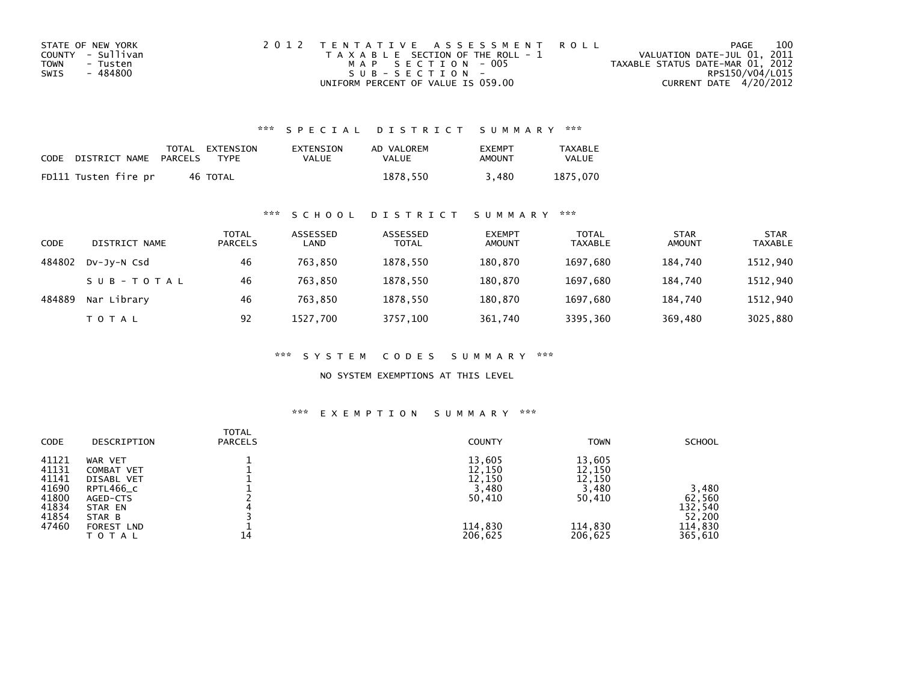STATE OF NEW YORK
COUNTY - Sullivan
TOWN - Tusten
SWIS - 484800

2 0 1 2 T E N T A T I V E A S S E S S M E N T R O L L
T A X A B L E SECTION OF THE ROLL - 1
M A P S E C T I O N - 005
S U B - S E C T I O N -
UNIFORM PERCENT OF VALUE IS 059.00

VALUATION DATE-JUL 01, 2011
TAXABLE STATUS DATE-MAR 01, 2012
RPS150/V04/L015
CURRENT DATE 4/20/2012

### *** S P E C I A L D I S T R I C T S U M M A R Y ***

| CODE DISTRICT NAME | TOTAL PARCELS | EXTENSION TYPE | EXTENSION VALUE | AD VALOREM VALUE | EXEMPT AMOUNT | TAXABLE VALUE |
|---|---|---|---|---|---|---|
| FD111 Tusten fire pr | 46 | TOTAL | | 1878,550 | 3,480 | 1875,070 |

### *** S C H O O L D I S T R I C T S U M M A R Y ***

| CODE | DISTRICT NAME | TOTAL PARCELS | ASSESSED LAND | ASSESSED TOTAL | EXEMPT AMOUNT | TOTAL TAXABLE | STAR AMOUNT | STAR TAXABLE |
|---|---|---|---|---|---|---|---|---|
| 484802 | Dv-Jy-N Csd | 46 | 763,850 | 1878,550 | 180,870 | 1697,680 | 184,740 | 1512,940 |
| | S U B - T O T A L | 46 | 763,850 | 1878,550 | 180,870 | 1697,680 | 184,740 | 1512,940 |
| 484889 | Nar Library | 46 | 763,850 | 1878,550 | 180,870 | 1697,680 | 184,740 | 1512,940 |
| | T O T A L | 92 | 1527,700 | 3757,100 | 361,740 | 3395,360 | 369,480 | 3025,880 |

### *** S Y S T E M C O D E S S U M M A R Y ***

NO SYSTEM EXEMPTIONS AT THIS LEVEL

### *** E X E M P T I O N S U M M A R Y ***

| CODE | DESCRIPTION | TOTAL PARCELS | COUNTY | TOWN | SCHOOL |
|---|---|---|---|---|---|
| 41121 | WAR VET | 1 | 13,605 | 13,605 | |
| 41131 | COMBAT VET | 1 | 12,150 | 12,150 | |
| 41141 | DISABL VET | 1 | 12,150 | 12,150 | |
| 41690 | RPTL466_c | 1 | 3,480 | 3,480 | 3,480 |
| 41800 | AGED-CTS | 2 | 50,410 | 50,410 | 62,560 |
| 41834 | STAR EN | 4 | | | 132,540 |
| 41854 | STAR B | 3 | | | 52,200 |
| 47460 | FOREST LND | 1 | 114,830 | 114,830 | 114,830 |
| | T O T A L | 14 | 206,625 | 206,625 | 365,610 |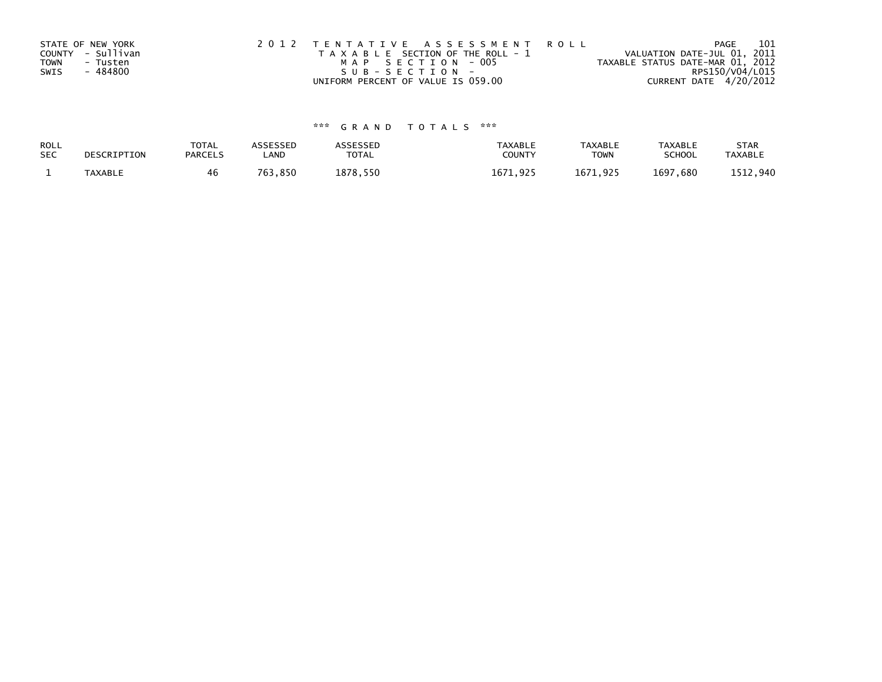STATE OF NEW YORK
COUNTY - Sullivan
TOWN - Tusten
SWIS - 484800

2012 TENTATIVE ASSESSMENT ROLL
TAXABLE SECTION OF THE ROLL - 1
MAP SECTION - 005
SUB-SECTION -
UNIFORM PERCENT OF VALUE IS 059.00

VALUATION DATE-JUL 01, 2011
TAXABLE STATUS DATE-MAR 01, 2012
RPS150/V04/L015
CURRENT DATE 4/20/2012

*** GRAND TOTALS ***

| ROLL SEC | DESCRIPTION | TOTAL PARCELS | ASSESSED LAND | ASSESSED TOTAL | TAXABLE COUNTY | TAXABLE TOWN | TAXABLE SCHOOL | STAR TAXABLE |
|---|---|---|---|---|---|---|---|---|
| 1 | TAXABLE | 46 | 763,850 | 1878,550 | 1671,925 | 1671,925 | 1697,680 | 1512,940 |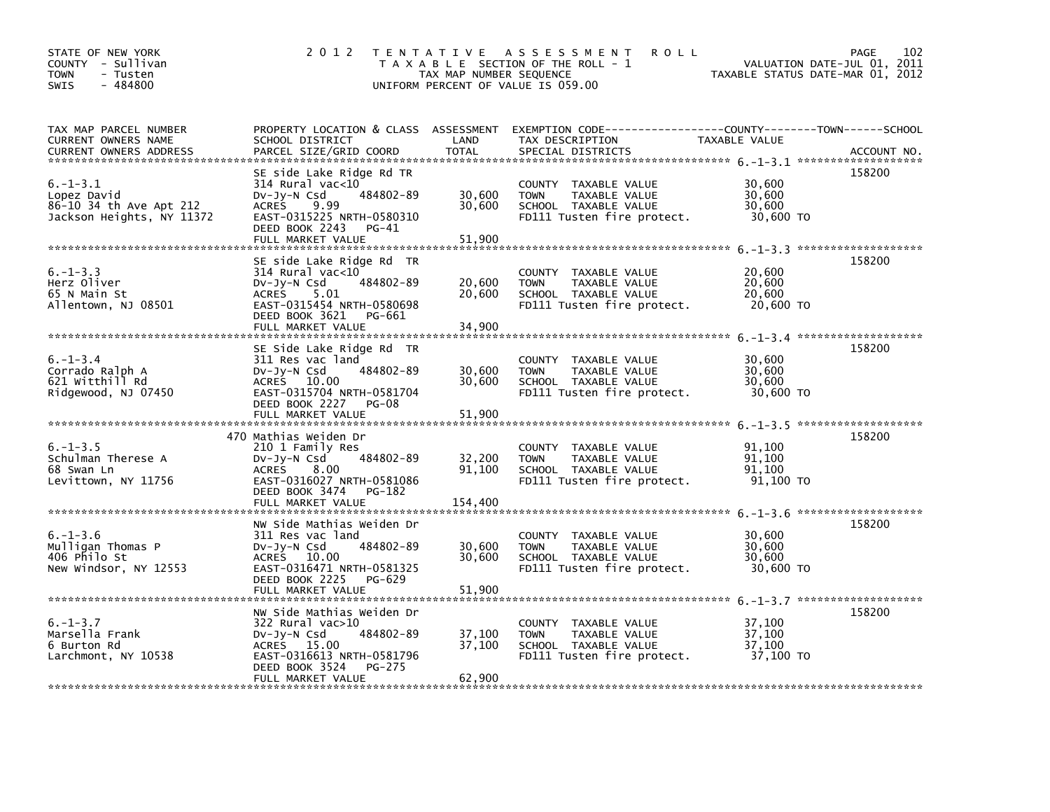STATE OF NEW YORK
COUNTY - Sullivan
TOWN - Tusten
SWIS - 484800

2012 TENTATIVE ASSESSMENT ROLL
TAXABLE SECTION OF THE ROLL - 1
TAX MAP NUMBER SEQUENCE
UNIFORM PERCENT OF VALUE IS 059.00

VALUATION DATE-JUL 01, 2011
TAXABLE STATUS DATE-MAR 01, 2012

| TAX MAP PARCEL NUMBER / CURRENT OWNERS NAME / CURRENT OWNERS ADDRESS | PROPERTY LOCATION & CLASS / SCHOOL DISTRICT / PARCEL SIZE/GRID COORD | ASSESSMENT LAND | TOTAL | EXEMPTION CODE / TAX DESCRIPTION / SPECIAL DISTRICTS | TAXABLE VALUE (COUNTY / TOWN / SCHOOL) | ACCOUNT NO. |
|---|---|---|---|---|---|---|
| 6.-1-3.1 | SE side Lake Ridge Rd TR | | | | | 158200 |
| Lopez David | 314 Rural vac<10 | | | COUNTY TAXABLE VALUE | 30,600 | |
| 86-10 34 th Ave Apt 212 | Dv-Jy-N Csd 484802-89 | 30,600 | | TOWN TAXABLE VALUE | 30,600 | |
| Jackson Heights, NY 11372 | ACRES 9.99 | | 30,600 | SCHOOL TAXABLE VALUE | 30,600 | |
| | EAST-0315225 NRTH-0580310 | | | FD111 Tusten fire protect. | 30,600 TO | |
| | DEED BOOK 2243 PG-41 | | | | | |
| | FULL MARKET VALUE | | 51,900 | | | |
| 6.-1-3.3 | SE side Lake Ridge Rd TR | | | | | 158200 |
| Herz Oliver | 314 Rural vac<10 | | | COUNTY TAXABLE VALUE | 20,600 | |
| 65 N Main St | Dv-Jy-N Csd 484802-89 | 20,600 | | TOWN TAXABLE VALUE | 20,600 | |
| Allentown, NJ 08501 | ACRES 5.01 | | 20,600 | SCHOOL TAXABLE VALUE | 20,600 | |
| | EAST-0315454 NRTH-0580698 | | | FD111 Tusten fire protect. | 20,600 TO | |
| | DEED BOOK 3621 PG-661 | | | | | |
| | FULL MARKET VALUE | | 34,900 | | | |
| 6.-1-3.4 | SE Side Lake Ridge Rd TR | | | | | 158200 |
| Corrado Ralph A | 311 Res vac land | | | COUNTY TAXABLE VALUE | 30,600 | |
| 621 Witthill Rd | Dv-Jy-N Csd 484802-89 | 30,600 | | TOWN TAXABLE VALUE | 30,600 | |
| Ridgewood, NJ 07450 | ACRES 10.00 | | 30,600 | SCHOOL TAXABLE VALUE | 30,600 | |
| | EAST-0315704 NRTH-0581704 | | | FD111 Tusten fire protect. | 30,600 TO | |
| | DEED BOOK 2227 PG-08 | | | | | |
| | FULL MARKET VALUE | | 51,900 | | | |
| 6.-1-3.5 | 470 Mathias Weiden Dr | | | | | 158200 |
| Schulman Therese A | 210 1 Family Res | | | COUNTY TAXABLE VALUE | 91,100 | |
| 68 Swan Ln | Dv-Jy-N Csd 484802-89 | 32,200 | | TOWN TAXABLE VALUE | 91,100 | |
| Levittown, NY 11756 | ACRES 8.00 | | 91,100 | SCHOOL TAXABLE VALUE | 91,100 | |
| | EAST-0316027 NRTH-0581086 | | | FD111 Tusten fire protect. | 91,100 TO | |
| | DEED BOOK 3474 PG-182 | | | | | |
| | FULL MARKET VALUE | | 154,400 | | | |
| 6.-1-3.6 | NW Side Mathias Weiden Dr | | | | | 158200 |
| Mulligan Thomas P | 311 Res vac land | | | COUNTY TAXABLE VALUE | 30,600 | |
| 406 Philo St | Dv-Jy-N Csd 484802-89 | 30,600 | | TOWN TAXABLE VALUE | 30,600 | |
| New Windsor, NY 12553 | ACRES 10.00 | | 30,600 | SCHOOL TAXABLE VALUE | 30,600 | |
| | EAST-0316471 NRTH-0581325 | | | FD111 Tusten fire protect. | 30,600 TO | |
| | DEED BOOK 2225 PG-629 | | | | | |
| | FULL MARKET VALUE | | 51,900 | | | |
| 6.-1-3.7 | NW Side Mathias Weiden Dr | | | | | 158200 |
| Marsella Frank | 322 Rural vac>10 | | | COUNTY TAXABLE VALUE | 37,100 | |
| 6 Burton Rd | Dv-Jy-N Csd 484802-89 | 37,100 | | TOWN TAXABLE VALUE | 37,100 | |
| Larchmont, NY 10538 | ACRES 15.00 | | 37,100 | SCHOOL TAXABLE VALUE | 37,100 | |
| | EAST-0316613 NRTH-0581796 | | | FD111 Tusten fire protect. | 37,100 TO | |
| | DEED BOOK 3524 PG-275 | | | | | |
| | FULL MARKET VALUE | | 62,900 | | | |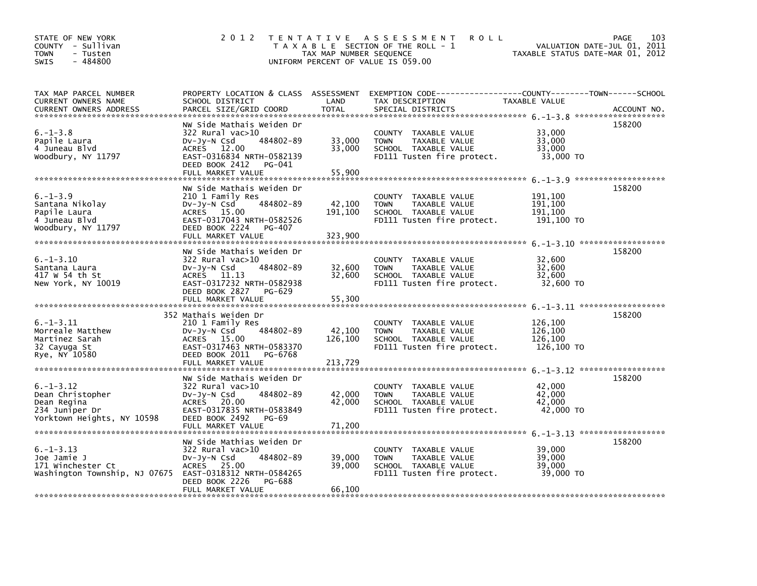STATE OF NEW YORK
COUNTY - Sullivan
TOWN - Tusten
SWIS - 484800

# 2012 TENTATIVE ASSESSMENT ROLL

TAXABLE SECTION OF THE ROLL - 1
TAX MAP NUMBER SEQUENCE
UNIFORM PERCENT OF VALUE IS 059.00

VALUATION DATE-JUL 01, 2011
TAXABLE STATUS DATE-MAR 01, 2012

| TAX MAP PARCEL NUMBER / CURRENT OWNERS NAME / CURRENT OWNERS ADDRESS | PROPERTY LOCATION & CLASS / SCHOOL DISTRICT / PARCEL SIZE/GRID COORD | ASSESSMENT LAND | TOTAL | EXEMPTION CODE / TAX DESCRIPTION / SPECIAL DISTRICTS | TAXABLE VALUE (COUNTY--------TOWN------SCHOOL) | ACCOUNT NO. |
|---|---|---|---|---|---|---|
| 6.-1-3.8 | NW Side Mathais Weiden Dr | | | | | 158200 |
| Papile Laura | 322 Rural vac>10 | | | COUNTY TAXABLE VALUE | 33,000 | |
| 4 Juneau Blvd | Dv-Jy-N Csd 484802-89 | 33,000 | | TOWN TAXABLE VALUE | 33,000 | |
| Woodbury, NY 11797 | ACRES 12.00 | | 33,000 | SCHOOL TAXABLE VALUE | 33,000 | |
| | EAST-0316834 NRTH-0582139 | | | FD111 Tusten fire protect. | 33,000 TO | |
| | DEED BOOK 2412 PG-041 | | | | | |
| | FULL MARKET VALUE | | 55,900 | | | |
| 6.-1-3.9 | NW Side Mathais Weiden Dr | | | | | 158200 |
| Santana Nikolay | 210 1 Family Res | | | COUNTY TAXABLE VALUE | 191,100 | |
| Papile Laura | Dv-Jy-N Csd 484802-89 | 42,100 | | TOWN TAXABLE VALUE | 191,100 | |
| 4 Juneau Blvd | ACRES 15.00 | | 191,100 | SCHOOL TAXABLE VALUE | 191,100 | |
| Woodbury, NY 11797 | EAST-0317043 NRTH-0582526 | | | FD111 Tusten fire protect. | 191,100 TO | |
| | DEED BOOK 2224 PG-407 | | | | | |
| | FULL MARKET VALUE | | 323,900 | | | |
| 6.-1-3.10 | NW Side Mathais Weiden Dr | | | | | 158200 |
| Santana Laura | 322 Rural vac>10 | | | COUNTY TAXABLE VALUE | 32,600 | |
| 417 W 54 th St | Dv-Jy-N Csd 484802-89 | 32,600 | | TOWN TAXABLE VALUE | 32,600 | |
| New York, NY 10019 | ACRES 11.13 | | 32,600 | SCHOOL TAXABLE VALUE | 32,600 | |
| | EAST-0317232 NRTH-0582938 | | | FD111 Tusten fire protect. | 32,600 TO | |
| | DEED BOOK 2827 PG-629 | | | | | |
| | FULL MARKET VALUE | | 55,300 | | | |
| 6.-1-3.11 | 352 Mathais Weiden Dr | | | | | 158200 |
| Morreale Matthew | 210 1 Family Res | | | COUNTY TAXABLE VALUE | 126,100 | |
| Martinez Sarah | Dv-Jy-N Csd 484802-89 | 42,100 | | TOWN TAXABLE VALUE | 126,100 | |
| 32 Cayuga St | ACRES 15.00 | | 126,100 | SCHOOL TAXABLE VALUE | 126,100 | |
| Rye, NY 10580 | EAST-0317463 NRTH-0583370 | | | FD111 Tusten fire protect. | 126,100 TO | |
| | DEED BOOK 2011 PG-6768 | | | | | |
| | FULL MARKET VALUE | | 213,729 | | | |
| 6.-1-3.12 | NW Side Mathais Weiden Dr | | | | | 158200 |
| Dean Christopher | 322 Rural vac>10 | | | COUNTY TAXABLE VALUE | 42,000 | |
| Dean Regina | Dv-Jy-N Csd 484802-89 | 42,000 | | TOWN TAXABLE VALUE | 42,000 | |
| 234 Juniper Dr | ACRES 20.00 | | 42,000 | SCHOOL TAXABLE VALUE | 42,000 | |
| Yorktown Heights, NY 10598 | EAST-0317835 NRTH-0583849 | | | FD111 Tusten fire protect. | 42,000 TO | |
| | DEED BOOK 2492 PG-69 | | | | | |
| | FULL MARKET VALUE | | 71,200 | | | |
| 6.-1-3.13 | NW Side Mathias Weiden Dr | | | | | 158200 |
| Joe Jamie J | 322 Rural vac>10 | | | COUNTY TAXABLE VALUE | 39,000 | |
| 171 Winchester Ct | Dv-Jy-N Csd 484802-89 | 39,000 | | TOWN TAXABLE VALUE | 39,000 | |
| Washington Township, NJ 07675 | ACRES 25.00 | | 39,000 | SCHOOL TAXABLE VALUE | 39,000 | |
| | EAST-0318312 NRTH-0584265 | | | FD111 Tusten fire protect. | 39,000 TO | |
| | DEED BOOK 2226 PG-688 | | | | | |
| | FULL MARKET VALUE | | 66,100 | | | |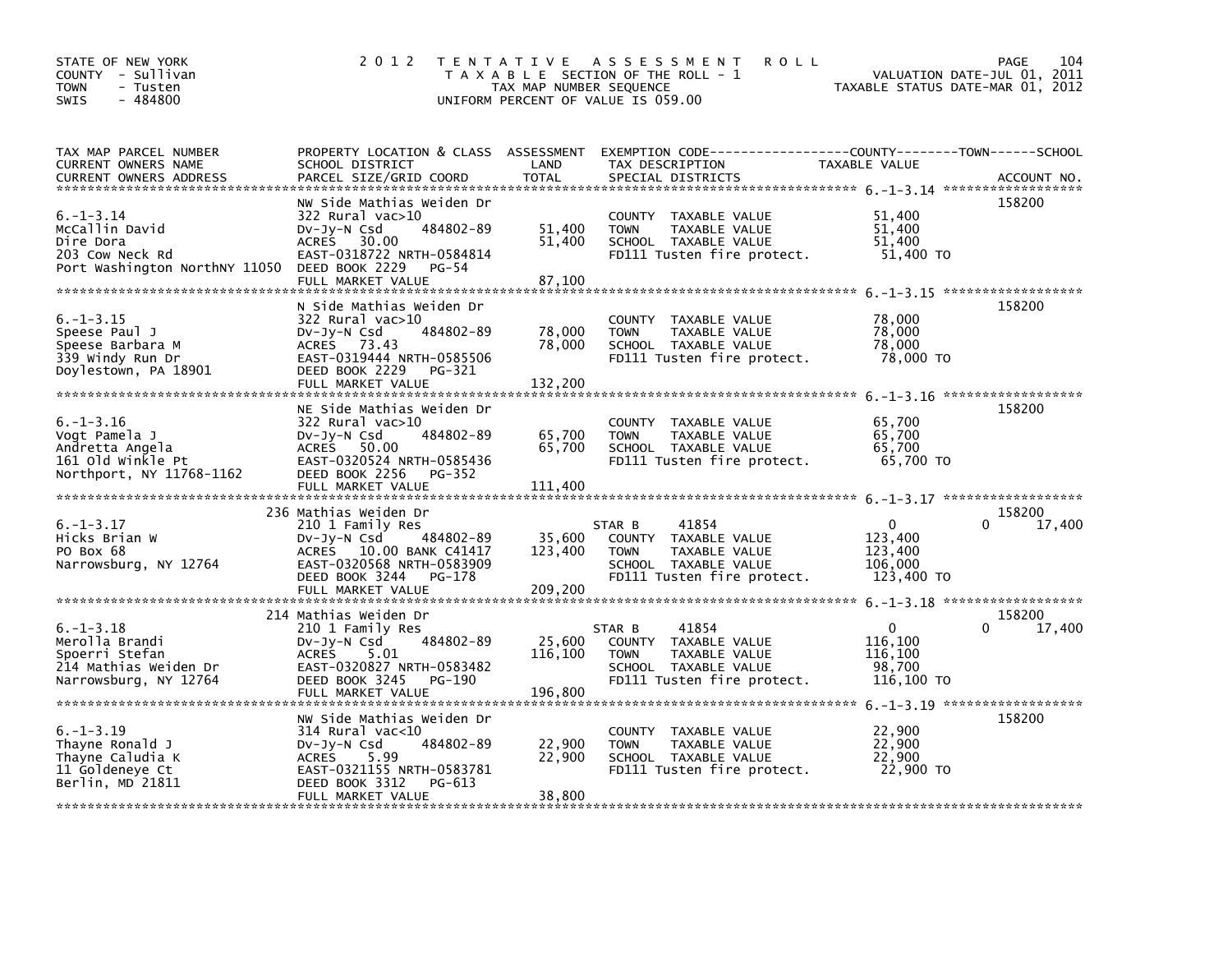STATE OF NEW YORK
COUNTY - Sullivan
TOWN - Tusten
SWIS - 484800

# 2012 TENTATIVE ASSESSMENT ROLL

TAXABLE SECTION OF THE ROLL - 1
TAX MAP NUMBER SEQUENCE
UNIFORM PERCENT OF VALUE IS 059.00

VALUATION DATE-JUL 01, 2011
TAXABLE STATUS DATE-MAR 01, 2012

| TAX MAP PARCEL NUMBER / CURRENT OWNERS NAME / CURRENT OWNERS ADDRESS | PROPERTY LOCATION & CLASS / SCHOOL DISTRICT / PARCEL SIZE/GRID COORD | ASSESSMENT LAND | TOTAL | EXEMPTION CODE / TAX DESCRIPTION / SPECIAL DISTRICTS | COUNTY TAXABLE VALUE | TOWN | SCHOOL | ACCOUNT NO. |
|---|---|---|---|---|---|---|---|---|
| 6.-1-3.14 | NW Side Mathias Weiden Dr | | | | | | | 158200 |
| | 322 Rural vac>10 | | | COUNTY TAXABLE VALUE | 51,400 | | | |
| McCallin David | Dv-Jy-N Csd 484802-89 | 51,400 | | TOWN TAXABLE VALUE | 51,400 | | | |
| Dire Dora | ACRES 30.00 | | 51,400 | SCHOOL TAXABLE VALUE | 51,400 | | | |
| 203 Cow Neck Rd | EAST-0318722 NRTH-0584814 | | | FD111 Tusten fire protect. | 51,400 TO | | | |
| Port Washington NorthNY 11050 | DEED BOOK 2229 PG-54 | | | | | | | |
| | FULL MARKET VALUE | | 87,100 | | | | | |
| 6.-1-3.15 | N Side Mathias Weiden Dr | | | | | | | 158200 |
| | 322 Rural vac>10 | | | COUNTY TAXABLE VALUE | 78,000 | | | |
| Speese Paul J | Dv-Jy-N Csd 484802-89 | 78,000 | | TOWN TAXABLE VALUE | 78,000 | | | |
| Speese Barbara M | ACRES 73.43 | | 78,000 | SCHOOL TAXABLE VALUE | 78,000 | | | |
| 339 Windy Run Dr | EAST-0319444 NRTH-0585506 | | | FD111 Tusten fire protect. | 78,000 TO | | | |
| Doylestown, PA 18901 | DEED BOOK 2229 PG-321 | | | | | | | |
| | FULL MARKET VALUE | | 132,200 | | | | | |
| 6.-1-3.16 | NE Side Mathias Weiden Dr | | | | | | | 158200 |
| | 322 Rural vac>10 | | | COUNTY TAXABLE VALUE | 65,700 | | | |
| Vogt Pamela J | Dv-Jy-N Csd 484802-89 | 65,700 | | TOWN TAXABLE VALUE | 65,700 | | | |
| Andretta Angela | ACRES 50.00 | | 65,700 | SCHOOL TAXABLE VALUE | 65,700 | | | |
| 161 Old Winkle Pt | EAST-0320524 NRTH-0585436 | | | FD111 Tusten fire protect. | 65,700 TO | | | |
| Northport, NY 11768-1162 | DEED BOOK 2256 PG-352 | | | | | | | |
| | FULL MARKET VALUE | | 111,400 | | | | | |
| 6.-1-3.17 | 236 Mathias Weiden Dr | | | | | | | 158200 |
| | 210 1 Family Res | | | STAR B 41854 | 0 | 0 | 17,400 | |
| Hicks Brian W | Dv-Jy-N Csd 484802-89 | 35,600 | | COUNTY TAXABLE VALUE | 123,400 | | | |
| PO Box 68 | ACRES 10.00 BANK C41417 | | 123,400 | TOWN TAXABLE VALUE | 123,400 | | | |
| Narrowsburg, NY 12764 | EAST-0320568 NRTH-0583909 | | | SCHOOL TAXABLE VALUE | 106,000 | | | |
| | DEED BOOK 3244 PG-178 | | | FD111 Tusten fire protect. | 123,400 TO | | | |
| | FULL MARKET VALUE | | 209,200 | | | | | |
| 6.-1-3.18 | 214 Mathias Weiden Dr | | | | | | | 158200 |
| | 210 1 Family Res | | | STAR B 41854 | 0 | 0 | 17,400 | |
| Merolla Brandi | Dv-Jy-N Csd 484802-89 | 25,600 | | COUNTY TAXABLE VALUE | 116,100 | | | |
| Spoerri Stefan | ACRES 5.01 | | 116,100 | TOWN TAXABLE VALUE | 116,100 | | | |
| 214 Mathias Weiden Dr | EAST-0320827 NRTH-0583482 | | | SCHOOL TAXABLE VALUE | 98,700 | | | |
| Narrowsburg, NY 12764 | DEED BOOK 3245 PG-190 | | | FD111 Tusten fire protect. | 116,100 TO | | | |
| | FULL MARKET VALUE | | 196,800 | | | | | |
| 6.-1-3.19 | NW Side Mathias Weiden Dr | | | | | | | 158200 |
| | 314 Rural vac<10 | | | COUNTY TAXABLE VALUE | 22,900 | | | |
| Thayne Ronald J | Dv-Jy-N Csd 484802-89 | 22,900 | | TOWN TAXABLE VALUE | 22,900 | | | |
| Thayne Caludia K | ACRES 5.99 | | 22,900 | SCHOOL TAXABLE VALUE | 22,900 | | | |
| 11 Goldeneye Ct | EAST-0321155 NRTH-0583781 | | | FD111 Tusten fire protect. | 22,900 TO | | | |
| Berlin, MD 21811 | DEED BOOK 3312 PG-613 | | | | | | | |
| | FULL MARKET VALUE | | 38,800 | | | | | |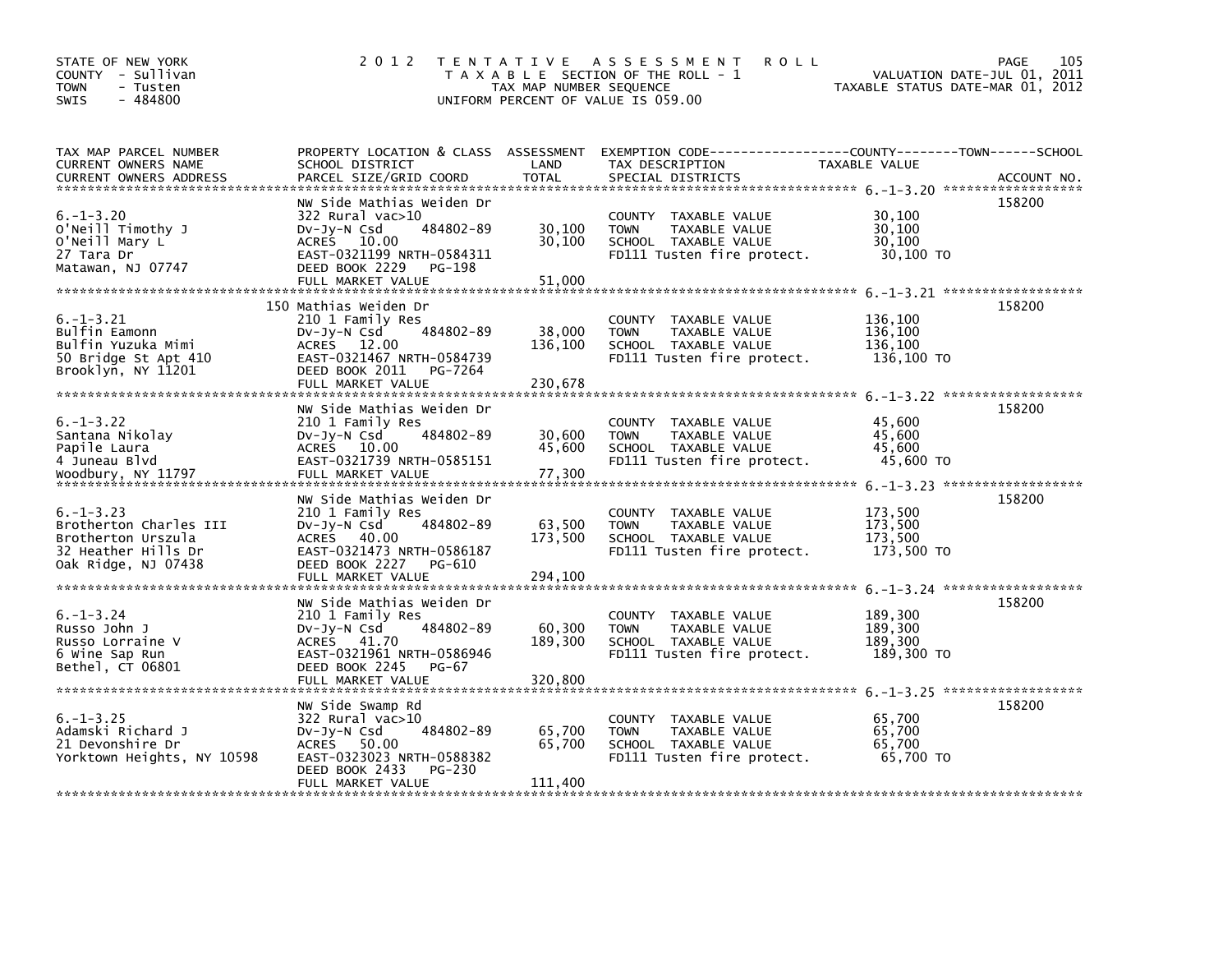STATE OF NEW YORK
COUNTY - Sullivan
TOWN - Tusten
SWIS - 484800

# 2012 TENTATIVE ASSESSMENT ROLL

TAXABLE SECTION OF THE ROLL - 1
TAX MAP NUMBER SEQUENCE
UNIFORM PERCENT OF VALUE IS 059.00

VALUATION DATE-JUL 01, 2011
TAXABLE STATUS DATE-MAR 01, 2012

| TAX MAP PARCEL NUMBER / CURRENT OWNERS NAME / CURRENT OWNERS ADDRESS | PROPERTY LOCATION & CLASS / SCHOOL DISTRICT / PARCEL SIZE/GRID COORD | ASSESSMENT LAND | TOTAL | EXEMPTION CODE / TAX DESCRIPTION / SPECIAL DISTRICTS | TAXABLE VALUE (COUNTY--TOWN--SCHOOL) | ACCOUNT NO. |
|---|---|---|---|---|---|---|
| 6.-1-3.20 | NW Side Mathias Weiden Dr | | | | | 158200 |
| | 322 Rural vac>10 | | | COUNTY TAXABLE VALUE | 30,100 | |
| O'Neill Timothy J | Dv-Jy-N Csd 484802-89 | 30,100 | | TOWN TAXABLE VALUE | 30,100 | |
| O'Neill Mary L | ACRES 10.00 | | 30,100 | SCHOOL TAXABLE VALUE | 30,100 | |
| 27 Tara Dr | EAST-0321199 NRTH-0584311 | | | FD111 Tusten fire protect. | 30,100 TO | |
| Matawan, NJ 07747 | DEED BOOK 2229 PG-198 | | | | | |
| | FULL MARKET VALUE | | 51,000 | | | |
| 6.-1-3.21 | 150 Mathias Weiden Dr | | | | | 158200 |
| | 210 1 Family Res | | | COUNTY TAXABLE VALUE | 136,100 | |
| Bulfin Eamonn | Dv-Jy-N Csd 484802-89 | 38,000 | | TOWN TAXABLE VALUE | 136,100 | |
| Bulfin Yuzuka Mimi | ACRES 12.00 | | 136,100 | SCHOOL TAXABLE VALUE | 136,100 | |
| 50 Bridge St Apt 410 | EAST-0321467 NRTH-0584739 | | | FD111 Tusten fire protect. | 136,100 TO | |
| Brooklyn, NY 11201 | DEED BOOK 2011 PG-7264 | | | | | |
| | FULL MARKET VALUE | | 230,678 | | | |
| 6.-1-3.22 | NW Side Mathias Weiden Dr | | | | | 158200 |
| | 210 1 Family Res | | | COUNTY TAXABLE VALUE | 45,600 | |
| Santana Nikolay | Dv-Jy-N Csd 484802-89 | 30,600 | | TOWN TAXABLE VALUE | 45,600 | |
| Papile Laura | ACRES 10.00 | | 45,600 | SCHOOL TAXABLE VALUE | 45,600 | |
| 4 Juneau Blvd | EAST-0321739 NRTH-0585151 | | | FD111 Tusten fire protect. | 45,600 TO | |
| Woodbury, NY 11797 | FULL MARKET VALUE | | 77,300 | | | |
| 6.-1-3.23 | NW Side Mathias Weiden Dr | | | | | 158200 |
| | 210 1 Family Res | | | COUNTY TAXABLE VALUE | 173,500 | |
| Brotherton Charles III | Dv-Jy-N Csd 484802-89 | 63,500 | | TOWN TAXABLE VALUE | 173,500 | |
| Brotherton Urszula | ACRES 40.00 | | 173,500 | SCHOOL TAXABLE VALUE | 173,500 | |
| 32 Heather Hills Dr | EAST-0321473 NRTH-0586187 | | | FD111 Tusten fire protect. | 173,500 TO | |
| Oak Ridge, NJ 07438 | DEED BOOK 2227 PG-610 | | | | | |
| | FULL MARKET VALUE | | 294,100 | | | |
| 6.-1-3.24 | NW Side Mathias Weiden Dr | | | | | 158200 |
| | 210 1 Family Res | | | COUNTY TAXABLE VALUE | 189,300 | |
| Russo John J | Dv-Jy-N Csd 484802-89 | 60,300 | | TOWN TAXABLE VALUE | 189,300 | |
| Russo Lorraine V | ACRES 41.70 | | 189,300 | SCHOOL TAXABLE VALUE | 189,300 | |
| 6 Wine Sap Run | EAST-0321961 NRTH-0586946 | | | FD111 Tusten fire protect. | 189,300 TO | |
| Bethel, CT 06801 | DEED BOOK 2245 PG-67 | | | | | |
| | FULL MARKET VALUE | | 320,800 | | | |
| 6.-1-3.25 | NW Side Swamp Rd | | | | | 158200 |
| | 322 Rural vac>10 | | | COUNTY TAXABLE VALUE | 65,700 | |
| Adamski Richard J | Dv-Jy-N Csd 484802-89 | 65,700 | | TOWN TAXABLE VALUE | 65,700 | |
| 21 Devonshire Dr | ACRES 50.00 | | 65,700 | SCHOOL TAXABLE VALUE | 65,700 | |
| Yorktown Heights, NY 10598 | EAST-0323023 NRTH-0588382 | | | FD111 Tusten fire protect. | 65,700 TO | |
| | DEED BOOK 2433 PG-230 | | | | | |
| | FULL MARKET VALUE | | 111,400 | | | |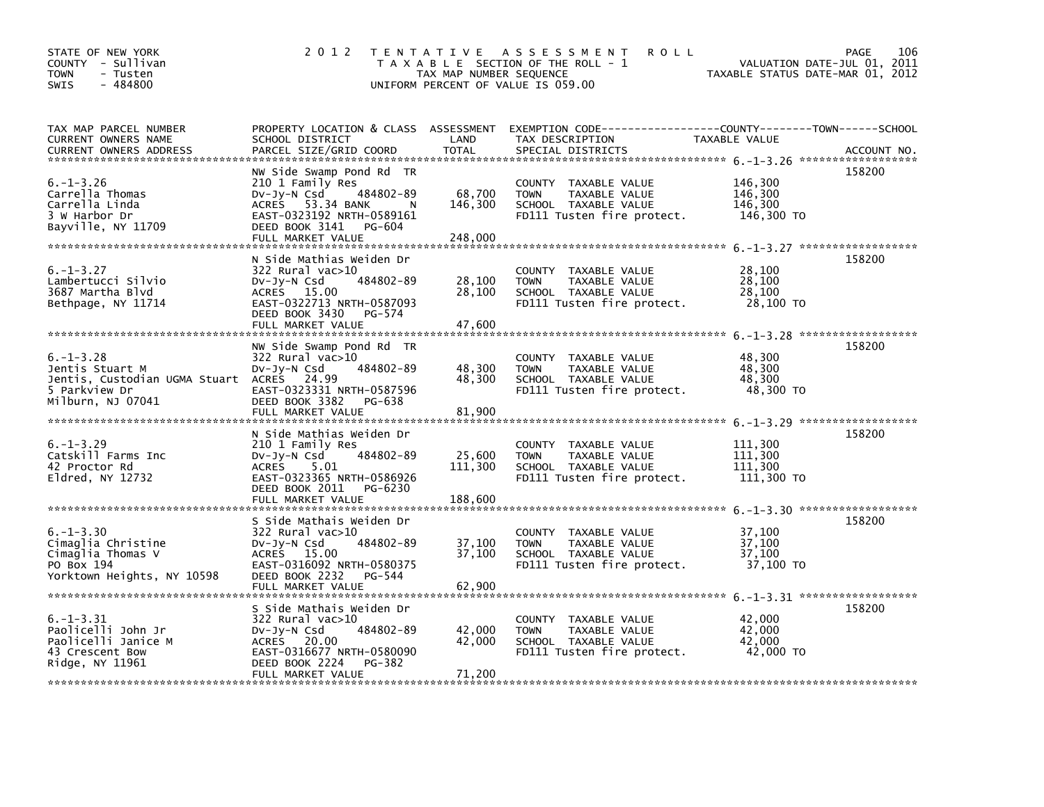STATE OF NEW YORK
COUNTY - Sullivan
TOWN - Tusten
SWIS - 484800

2012 TENTATIVE ASSESSMENT ROLL
TAXABLE SECTION OF THE ROLL - 1
TAX MAP NUMBER SEQUENCE
UNIFORM PERCENT OF VALUE IS 059.00

VALUATION DATE-JUL 01, 2011
TAXABLE STATUS DATE-MAR 01, 2012

| TAX MAP PARCEL NUMBER / CURRENT OWNERS NAME / CURRENT OWNERS ADDRESS | PROPERTY LOCATION & CLASS / SCHOOL DISTRICT / PARCEL SIZE/GRID COORD | ASSESSMENT LAND | TOTAL | EXEMPTION CODE / TAX DESCRIPTION / SPECIAL DISTRICTS | TAXABLE VALUE (COUNTY / TOWN / SCHOOL) | ACCOUNT NO. |
|---|---|---|---|---|---|---|
| 6.-1-3.26 | NW Side Swamp Pond Rd TR | | | | | 158200 |
| Carrella Thomas | 210 1 Family Res | | | COUNTY TAXABLE VALUE | 146,300 | |
| Carrella Linda | Dv-Jy-N Csd 484802-89 | 68,700 | | TOWN TAXABLE VALUE | 146,300 | |
| 3 W Harbor Dr | ACRES 53.34 BANK N | | 146,300 | SCHOOL TAXABLE VALUE | 146,300 | |
| Bayville, NY 11709 | EAST-0323192 NRTH-0589161 | | | FD111 Tusten fire protect. | 146,300 TO | |
| | DEED BOOK 3141 PG-604 | | | | | |
| | FULL MARKET VALUE | | 248,000 | | | |
| 6.-1-3.27 | N Side Mathias Weiden Dr | | | | | 158200 |
| Lambertucci Silvio | 322 Rural vac>10 | | | COUNTY TAXABLE VALUE | 28,100 | |
| 3687 Martha Blvd | Dv-Jy-N Csd 484802-89 | 28,100 | | TOWN TAXABLE VALUE | 28,100 | |
| Bethpage, NY 11714 | ACRES 15.00 | | 28,100 | SCHOOL TAXABLE VALUE | 28,100 | |
| | EAST-0322713 NRTH-0587093 | | | FD111 Tusten fire protect. | 28,100 TO | |
| | DEED BOOK 3430 PG-574 | | | | | |
| | FULL MARKET VALUE | | 47,600 | | | |
| 6.-1-3.28 | NW Side Swamp Pond Rd TR | | | | | 158200 |
| Jentis Stuart M | 322 Rural vac>10 | | | COUNTY TAXABLE VALUE | 48,300 | |
| Jentis, Custodian UGMA Stuart | Dv-Jy-N Csd 484802-89 | 48,300 | | TOWN TAXABLE VALUE | 48,300 | |
| 5 Parkview Dr | ACRES 24.99 | | 48,300 | SCHOOL TAXABLE VALUE | 48,300 | |
| Milburn, NJ 07041 | EAST-0323331 NRTH-0587596 | | | FD111 Tusten fire protect. | 48,300 TO | |
| | DEED BOOK 3382 PG-638 | | | | | |
| | FULL MARKET VALUE | | 81,900 | | | |
| 6.-1-3.29 | N Side Mathias Weiden Dr | | | | | 158200 |
| Catskill Farms Inc | 210 1 Family Res | | | COUNTY TAXABLE VALUE | 111,300 | |
| 42 Proctor Rd | Dv-Jy-N Csd 484802-89 | 25,600 | | TOWN TAXABLE VALUE | 111,300 | |
| Eldred, NY 12732 | ACRES 5.01 | | 111,300 | SCHOOL TAXABLE VALUE | 111,300 | |
| | EAST-0323365 NRTH-0586926 | | | FD111 Tusten fire protect. | 111,300 TO | |
| | DEED BOOK 2011 PG-6230 | | | | | |
| | FULL MARKET VALUE | | 188,600 | | | |
| 6.-1-3.30 | S Side Mathais Weiden Dr | | | | | 158200 |
| Cimaglia Christine | 322 Rural vac>10 | | | COUNTY TAXABLE VALUE | 37,100 | |
| Cimaglia Thomas V | Dv-Jy-N Csd 484802-89 | 37,100 | | TOWN TAXABLE VALUE | 37,100 | |
| PO Box 194 | ACRES 15.00 | | 37,100 | SCHOOL TAXABLE VALUE | 37,100 | |
| Yorktown Heights, NY 10598 | EAST-0316092 NRTH-0580375 | | | FD111 Tusten fire protect. | 37,100 TO | |
| | DEED BOOK 2232 PG-544 | | | | | |
| | FULL MARKET VALUE | | 62,900 | | | |
| 6.-1-3.31 | S Side Mathais Weiden Dr | | | | | 158200 |
| Paolicelli John Jr | 322 Rural vac>10 | | | COUNTY TAXABLE VALUE | 42,000 | |
| Paolicelli Janice M | Dv-Jy-N Csd 484802-89 | 42,000 | | TOWN TAXABLE VALUE | 42,000 | |
| 43 Crescent Bow | ACRES 20.00 | | 42,000 | SCHOOL TAXABLE VALUE | 42,000 | |
| Ridge, NY 11961 | EAST-0316677 NRTH-0580090 | | | FD111 Tusten fire protect. | 42,000 TO | |
| | DEED BOOK 2224 PG-382 | | | | | |
| | FULL MARKET VALUE | | 71,200 | | | |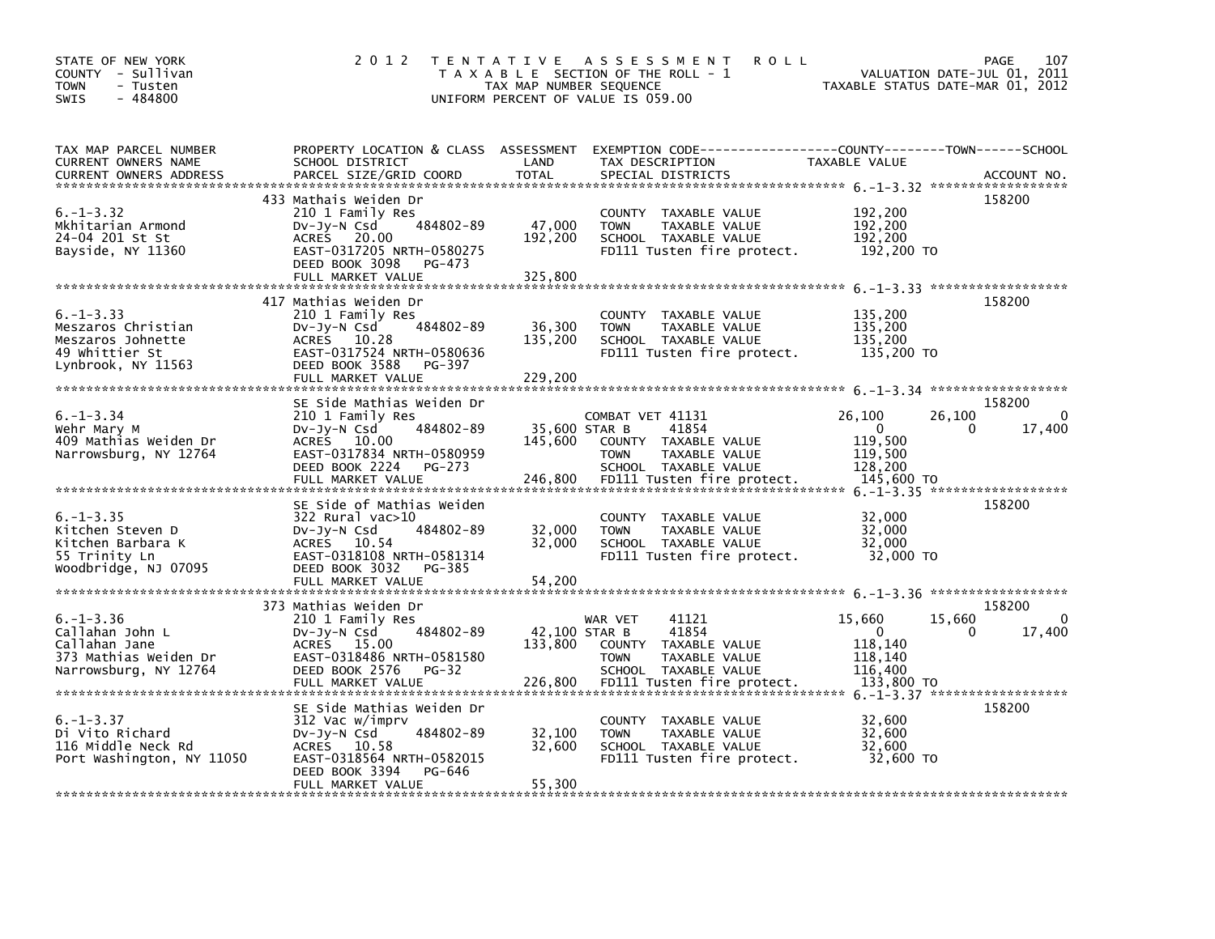STATE OF NEW YORK
COUNTY - Sullivan
TOWN - Tusten
SWIS - 484800

2012 TENTATIVE ASSESSMENT ROLL
TAXABLE SECTION OF THE ROLL - 1
TAX MAP NUMBER SEQUENCE
UNIFORM PERCENT OF VALUE IS 059.00

VALUATION DATE-JUL 01, 2011
TAXABLE STATUS DATE-MAR 01, 2012

| TAX MAP PARCEL NUMBER / CURRENT OWNERS NAME / CURRENT OWNERS ADDRESS | PROPERTY LOCATION & CLASS / SCHOOL DISTRICT / PARCEL SIZE/GRID COORD | ASSESSMENT LAND | TOTAL | EXEMPTION CODE / TAX DESCRIPTION / SPECIAL DISTRICTS | COUNTY TAXABLE VALUE | TOWN | SCHOOL | ACCOUNT NO. |
|---|---|---|---|---|---|---|---|---|
| | 433 Mathais Weiden Dr | | | | | | | 158200 |
| 6.-1-3.32 | 210 1 Family Res | | | COUNTY TAXABLE VALUE | 192,200 | | | |
| Mkhitarian Armond | Dv-Jy-N Csd 484802-89 | 47,000 | | TOWN TAXABLE VALUE | 192,200 | | | |
| 24-04 201 St St | ACRES 20.00 | | 192,200 | SCHOOL TAXABLE VALUE | 192,200 | | | |
| Bayside, NY 11360 | EAST-0317205 NRTH-0580275 | | | FD111 Tusten fire protect. | 192,200 TO | | | |
| | DEED BOOK 3098 PG-473 | | | | | | | |
| | FULL MARKET VALUE | | 325,800 | | | | | |
| | 417 Mathias Weiden Dr | | | | | | | 158200 |
| 6.-1-3.33 | 210 1 Family Res | | | COUNTY TAXABLE VALUE | 135,200 | | | |
| Meszaros Christian | Dv-Jy-N Csd 484802-89 | 36,300 | | TOWN TAXABLE VALUE | 135,200 | | | |
| Meszaros Johnette | ACRES 10.28 | | 135,200 | SCHOOL TAXABLE VALUE | 135,200 | | | |
| 49 Whittier St | EAST-0317524 NRTH-0580636 | | | FD111 Tusten fire protect. | 135,200 TO | | | |
| Lynbrook, NY 11563 | DEED BOOK 3588 PG-397 | | | | | | | |
| | FULL MARKET VALUE | | 229,200 | | | | | |
| | SE Side Mathias Weiden Dr | | | | | | | 158200 |
| 6.-1-3.34 | 210 1 Family Res | | | COMBAT VET 41131 | 26,100 | 26,100 | 0 | |
| Wehr Mary M | Dv-Jy-N Csd 484802-89 | 35,600 | | STAR B 41854 | 0 | 0 | 17,400 | |
| 409 Mathias Weiden Dr | ACRES 10.00 | | 145,600 | COUNTY TAXABLE VALUE | 119,500 | | | |
| Narrowsburg, NY 12764 | EAST-0317834 NRTH-0580959 | | | TOWN TAXABLE VALUE | 119,500 | | | |
| | DEED BOOK 2224 PG-273 | | | SCHOOL TAXABLE VALUE | 128,200 | | | |
| | FULL MARKET VALUE | | 246,800 | FD111 Tusten fire protect. | 145,600 TO | | | |
| | SE Side of Mathias Weiden | | | | | | | 158200 |
| 6.-1-3.35 | 322 Rural vac>10 | | | COUNTY TAXABLE VALUE | 32,000 | | | |
| Kitchen Steven D | Dv-Jy-N Csd 484802-89 | 32,000 | | TOWN TAXABLE VALUE | 32,000 | | | |
| Kitchen Barbara K | ACRES 10.54 | | 32,000 | SCHOOL TAXABLE VALUE | 32,000 | | | |
| 55 Trinity Ln | EAST-0318108 NRTH-0581314 | | | FD111 Tusten fire protect. | 32,000 TO | | | |
| Woodbridge, NJ 07095 | DEED BOOK 3032 PG-385 | | | | | | | |
| | FULL MARKET VALUE | | 54,200 | | | | | |
| | 373 Mathias Weiden Dr | | | | | | | 158200 |
| 6.-1-3.36 | 210 1 Family Res | | | WAR VET 41121 | 15,660 | 15,660 | 0 | |
| Callahan John L | Dv-Jy-N Csd 484802-89 | 42,100 | | STAR B 41854 | 0 | 0 | 17,400 | |
| Callahan Jane | ACRES 15.00 | | 133,800 | COUNTY TAXABLE VALUE | 118,140 | | | |
| 373 Mathias Weiden Dr | EAST-0318486 NRTH-0581580 | | | TOWN TAXABLE VALUE | 118,140 | | | |
| Narrowsburg, NY 12764 | DEED BOOK 2576 PG-32 | | | SCHOOL TAXABLE VALUE | 116,400 | | | |
| | FULL MARKET VALUE | | 226,800 | FD111 Tusten fire protect. | 133,800 TO | | | |
| | SE Side Mathias Weiden Dr | | | | | | | 158200 |
| 6.-1-3.37 | 312 Vac w/imprv | | | COUNTY TAXABLE VALUE | 32,600 | | | |
| Di Vito Richard | Dv-Jy-N Csd 484802-89 | 32,100 | | TOWN TAXABLE VALUE | 32,600 | | | |
| 116 Middle Neck Rd | ACRES 10.58 | | 32,600 | SCHOOL TAXABLE VALUE | 32,600 | | | |
| Port Washington, NY 11050 | EAST-0318564 NRTH-0582015 | | | FD111 Tusten fire protect. | 32,600 TO | | | |
| | DEED BOOK 3394 PG-646 | | | | | | | |
| | FULL MARKET VALUE | | 55,300 | | | | | |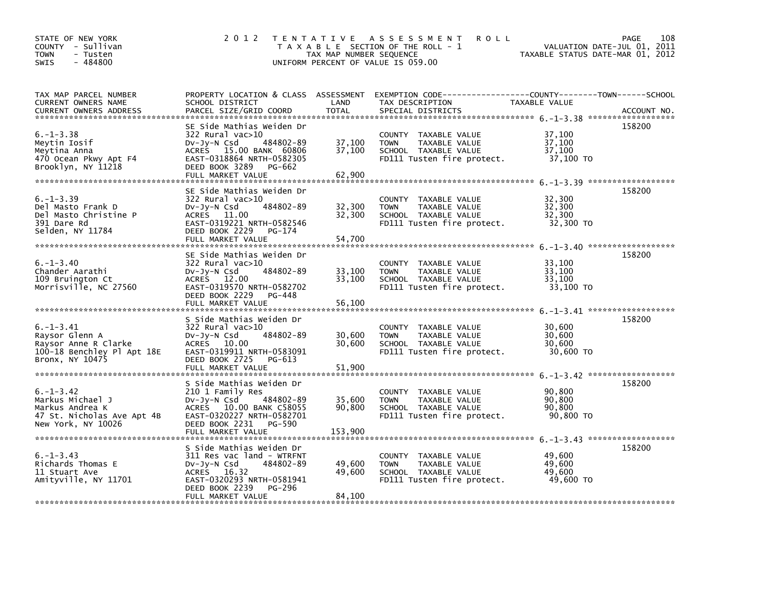STATE OF NEW YORK
COUNTY - Sullivan
TOWN - Tusten
SWIS - 484800

# 2012 TENTATIVE ASSESSMENT ROLL

TAXABLE SECTION OF THE ROLL - 1
TAX MAP NUMBER SEQUENCE
UNIFORM PERCENT OF VALUE IS 059.00

VALUATION DATE-JUL 01, 2011
TAXABLE STATUS DATE-MAR 01, 2012

| TAX MAP PARCEL NUMBER / CURRENT OWNERS NAME / CURRENT OWNERS ADDRESS | PROPERTY LOCATION & CLASS / SCHOOL DISTRICT / PARCEL SIZE/GRID COORD | ASSESSMENT LAND | TOTAL | EXEMPTION CODE / TAX DESCRIPTION / SPECIAL DISTRICTS | TAXABLE VALUE | ACCOUNT NO. |
|---|---|---|---|---|---|---|
| 6.-1-3.38 | SE Side Mathias Weiden Dr | | | | | 158200 |
| | 322 Rural vac>10 | | | COUNTY TAXABLE VALUE | 37,100 | |
| Meytin Iosif | Dv-Jy-N Csd 484802-89 | 37,100 | | TOWN TAXABLE VALUE | 37,100 | |
| Meytina Anna | ACRES 15.00 BANK 60806 | | 37,100 | SCHOOL TAXABLE VALUE | 37,100 | |
| 470 Ocean Pkwy Apt F4 | EAST-0318864 NRTH-0582305 | | | FD111 Tusten fire protect. | 37,100 TO | |
| Brooklyn, NY 11218 | DEED BOOK 3289 PG-662 | | | | | |
| | FULL MARKET VALUE | | 62,900 | | | |
| 6.-1-3.39 | SE Side Mathias Weiden Dr | | | | | 158200 |
| | 322 Rural vac>10 | | | COUNTY TAXABLE VALUE | 32,300 | |
| Del Masto Frank D | Dv-Jy-N Csd 484802-89 | 32,300 | | TOWN TAXABLE VALUE | 32,300 | |
| Del Masto Christine P | ACRES 11.00 | | 32,300 | SCHOOL TAXABLE VALUE | 32,300 | |
| 391 Dare Rd | EAST-0319221 NRTH-0582546 | | | FD111 Tusten fire protect. | 32,300 TO | |
| Selden, NY 11784 | DEED BOOK 2229 PG-174 | | | | | |
| | FULL MARKET VALUE | | 54,700 | | | |
| 6.-1-3.40 | SE Side Mathias Weiden Dr | | | | | 158200 |
| | 322 Rural vac>10 | | | COUNTY TAXABLE VALUE | 33,100 | |
| Chander Aarathi | Dv-Jy-N Csd 484802-89 | 33,100 | | TOWN TAXABLE VALUE | 33,100 | |
| 109 Bruington Ct | ACRES 12.00 | | 33,100 | SCHOOL TAXABLE VALUE | 33,100 | |
| Morrisville, NC 27560 | EAST-0319570 NRTH-0582702 | | | FD111 Tusten fire protect. | 33,100 TO | |
| | DEED BOOK 2229 PG-448 | | | | | |
| | FULL MARKET VALUE | | 56,100 | | | |
| 6.-1-3.41 | S Side Mathias Weiden Dr | | | | | 158200 |
| | 322 Rural vac>10 | | | COUNTY TAXABLE VALUE | 30,600 | |
| Raysor Glenn A | Dv-Jy-N Csd 484802-89 | 30,600 | | TOWN TAXABLE VALUE | 30,600 | |
| Raysor Anne R Clarke | ACRES 10.00 | | 30,600 | SCHOOL TAXABLE VALUE | 30,600 | |
| 100-18 Benchley Pl Apt 18E | EAST-0319911 NRTH-0583091 | | | FD111 Tusten fire protect. | 30,600 TO | |
| Bronx, NY 10475 | DEED BOOK 2725 PG-613 | | | | | |
| | FULL MARKET VALUE | | 51,900 | | | |
| 6.-1-3.42 | S Side Mathias Weiden Dr | | | | | 158200 |
| | 210 1 Family Res | | | COUNTY TAXABLE VALUE | 90,800 | |
| Markus Michael J | Dv-Jy-N Csd 484802-89 | 35,600 | | TOWN TAXABLE VALUE | 90,800 | |
| Markus Andrea K | ACRES 10.00 BANK C58055 | | 90,800 | SCHOOL TAXABLE VALUE | 90,800 | |
| 47 St. Nicholas Ave Apt 4B | EAST-0320227 NRTH-0582701 | | | FD111 Tusten fire protect. | 90,800 TO | |
| New York, NY 10026 | DEED BOOK 2231 PG-590 | | | | | |
| | FULL MARKET VALUE | | 153,900 | | | |
| 6.-1-3.43 | S Side Mathias Weiden Dr | | | | | 158200 |
| | 311 Res vac land - WTRFNT | | | COUNTY TAXABLE VALUE | 49,600 | |
| Richards Thomas E | Dv-Jy-N Csd 484802-89 | 49,600 | | TOWN TAXABLE VALUE | 49,600 | |
| 11 Stuart Ave | ACRES 16.32 | | 49,600 | SCHOOL TAXABLE VALUE | 49,600 | |
| Amityville, NY 11701 | EAST-0320293 NRTH-0581941 | | | FD111 Tusten fire protect. | 49,600 TO | |
| | DEED BOOK 2239 PG-296 | | | | | |
| | FULL MARKET VALUE | | 84,100 | | | |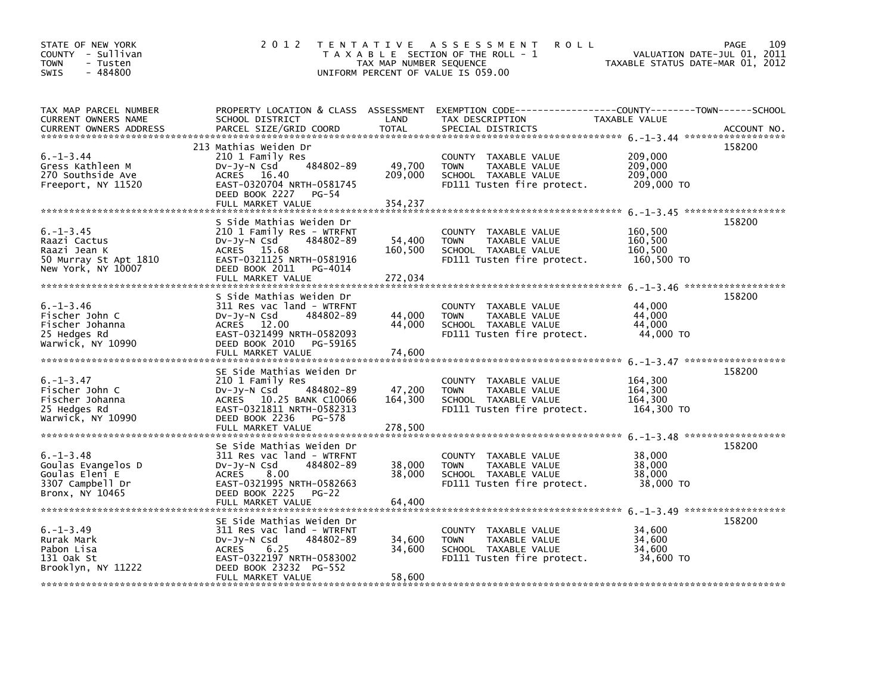STATE OF NEW YORK
COUNTY - Sullivan
TOWN - Tusten
SWIS - 484800

# 2012 TENTATIVE ASSESSMENT ROLL

TAXABLE SECTION OF THE ROLL - 1
TAX MAP NUMBER SEQUENCE
UNIFORM PERCENT OF VALUE IS 059.00

VALUATION DATE-JUL 01, 2011
TAXABLE STATUS DATE-MAR 01, 2012

| TAX MAP PARCEL NUMBER / CURRENT OWNERS NAME / CURRENT OWNERS ADDRESS | PROPERTY LOCATION & CLASS / SCHOOL DISTRICT / PARCEL SIZE/GRID COORD | ASSESSMENT LAND | TOTAL | EXEMPTION CODE / TAX DESCRIPTION / SPECIAL DISTRICTS | COUNTY--TOWN--SCHOOL TAXABLE VALUE | ACCOUNT NO. |
|---|---|---|---|---|---|---|
| 6.-1-3.44 | 213 Mathias Weiden Dr | | | | | 158200 |
| Gress Kathleen M | 210 1 Family Res | | | COUNTY TAXABLE VALUE | 209,000 | |
| 270 Southside Ave | Dv-Jy-N Csd 484802-89 | 49,700 | | TOWN TAXABLE VALUE | 209,000 | |
| Freeport, NY 11520 | ACRES 16.40 | | 209,000 | SCHOOL TAXABLE VALUE | 209,000 | |
| | EAST-0320704 NRTH-0581745 | | | FD111 Tusten fire protect. | 209,000 TO | |
| | DEED BOOK 2227 PG-54 | | | | | |
| | FULL MARKET VALUE | | 354,237 | | | |
| 6.-1-3.45 | S Side Mathias Weiden Dr | | | | | 158200 |
| Raazi Cactus | 210 1 Family Res - WTRFNT | | | COUNTY TAXABLE VALUE | 160,500 | |
| Raazi Jean K | Dv-Jy-N Csd 484802-89 | 54,400 | | TOWN TAXABLE VALUE | 160,500 | |
| 50 Murray St Apt 1810 | ACRES 15.68 | | 160,500 | SCHOOL TAXABLE VALUE | 160,500 | |
| New York, NY 10007 | EAST-0321125 NRTH-0581916 | | | FD111 Tusten fire protect. | 160,500 TO | |
| | DEED BOOK 2011 PG-4014 | | | | | |
| | FULL MARKET VALUE | | 272,034 | | | |
| 6.-1-3.46 | S Side Mathias Weiden Dr | | | | | 158200 |
| Fischer John C | 311 Res vac land - WTRFNT | | | COUNTY TAXABLE VALUE | 44,000 | |
| Fischer Johanna | Dv-Jy-N Csd 484802-89 | 44,000 | | TOWN TAXABLE VALUE | 44,000 | |
| 25 Hedges Rd | ACRES 12.00 | | 44,000 | SCHOOL TAXABLE VALUE | 44,000 | |
| Warwick, NY 10990 | EAST-0321499 NRTH-0582093 | | | FD111 Tusten fire protect. | 44,000 TO | |
| | DEED BOOK 2010 PG-59165 | | | | | |
| | FULL MARKET VALUE | | 74,600 | | | |
| 6.-1-3.47 | SE Side Mathias Weiden Dr | | | | | 158200 |
| Fischer John C | 210 1 Family Res | | | COUNTY TAXABLE VALUE | 164,300 | |
| Fischer Johanna | Dv-Jy-N Csd 484802-89 | 47,200 | | TOWN TAXABLE VALUE | 164,300 | |
| 25 Hedges Rd | ACRES 10.25 BANK C10066 | | 164,300 | SCHOOL TAXABLE VALUE | 164,300 | |
| Warwick, NY 10990 | EAST-0321811 NRTH-0582313 | | | FD111 Tusten fire protect. | 164,300 TO | |
| | DEED BOOK 2236 PG-578 | | | | | |
| | FULL MARKET VALUE | | 278,500 | | | |
| 6.-1-3.48 | Se Side Mathias Weiden Dr | | | | | 158200 |
| Goulas Evangelos D | 311 Res vac land - WTRFNT | | | COUNTY TAXABLE VALUE | 38,000 | |
| Goulas Eleni E | Dv-Jy-N Csd 484802-89 | 38,000 | | TOWN TAXABLE VALUE | 38,000 | |
| 3307 Campbell Dr | ACRES 8.00 | | 38,000 | SCHOOL TAXABLE VALUE | 38,000 | |
| Bronx, NY 10465 | EAST-0321995 NRTH-0582663 | | | FD111 Tusten fire protect. | 38,000 TO | |
| | DEED BOOK 2225 PG-22 | | | | | |
| | FULL MARKET VALUE | | 64,400 | | | |
| 6.-1-3.49 | SE Side Mathias Weiden Dr | | | | | 158200 |
| Rurak Mark | 311 Res vac land - WTRFNT | | | COUNTY TAXABLE VALUE | 34,600 | |
| Pabon Lisa | Dv-Jy-N Csd 484802-89 | 34,600 | | TOWN TAXABLE VALUE | 34,600 | |
| 131 Oak St | ACRES 6.25 | | 34,600 | SCHOOL TAXABLE VALUE | 34,600 | |
| Brooklyn, NY 11222 | EAST-0322197 NRTH-0583002 | | | FD111 Tusten fire protect. | 34,600 TO | |
| | DEED BOOK 23232 PG-552 | | | | | |
| | FULL MARKET VALUE | | 58,600 | | | |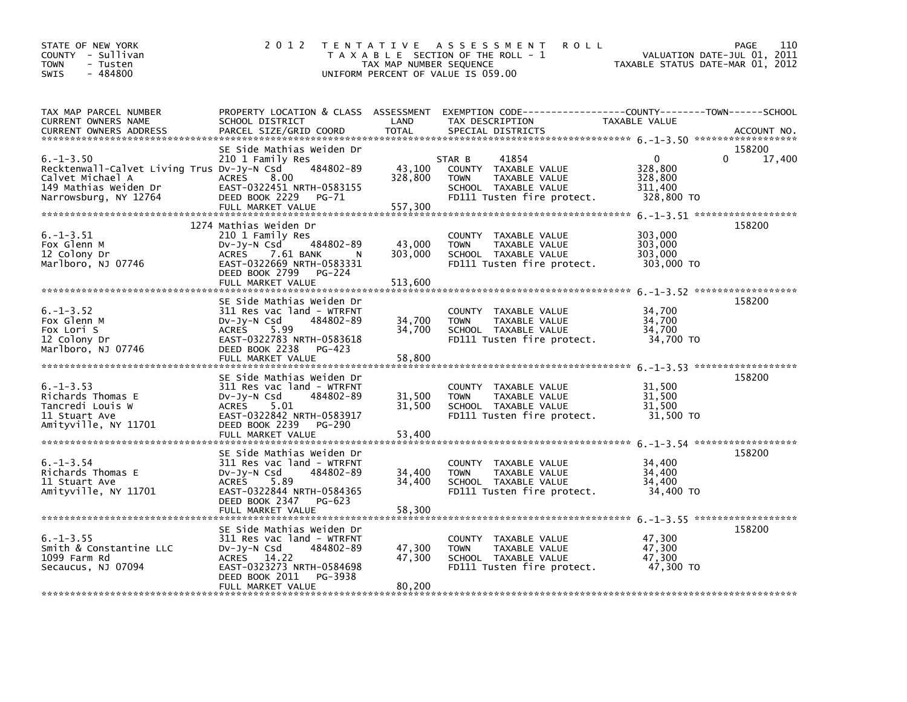STATE OF NEW YORK
COUNTY - Sullivan
TOWN - Tusten
SWIS - 484800

2012 TENTATIVE ASSESSMENT ROLL
TAXABLE SECTION OF THE ROLL - 1
TAX MAP NUMBER SEQUENCE
UNIFORM PERCENT OF VALUE IS 059.00

VALUATION DATE-JUL 01, 2011
TAXABLE STATUS DATE-MAR 01, 2012

| TAX MAP PARCEL NUMBER / CURRENT OWNERS NAME / CURRENT OWNERS ADDRESS | PROPERTY LOCATION & CLASS / SCHOOL DISTRICT / PARCEL SIZE/GRID COORD | ASSESSMENT LAND / TOTAL | EXEMPTION CODE / TAX DESCRIPTION / SPECIAL DISTRICTS | COUNTY | TOWN | SCHOOL / ACCOUNT NO. |
|---|---|---|---|---|---|---|
| 6.-1-3.50 | SE Side Mathias Weiden Dr | | | | | 158200 |
| | 210 1 Family Res | | STAR B 41854 | 0 | 0 | 17,400 |
| Recktenwall-Calvet Living Trus | Dv-Jy-N Csd 484802-89 | 43,100 | COUNTY TAXABLE VALUE | 328,800 | | |
| Calvet Michael A | ACRES 8.00 | 328,800 | TOWN TAXABLE VALUE | | 328,800 | |
| 149 Mathias Weiden Dr | EAST-0322451 NRTH-0583155 | | SCHOOL TAXABLE VALUE | | | 311,400 |
| Narrowsburg, NY 12764 | DEED BOOK 2229 PG-71 | | FD111 Tusten fire protect. | 328,800 TO | | |
| | FULL MARKET VALUE | 557,300 | | | | |
| 6.-1-3.51 | 1274 Mathias Weiden Dr | | | | | 158200 |
| | 210 1 Family Res | | COUNTY TAXABLE VALUE | 303,000 | | |
| Fox Glenn M | Dv-Jy-N Csd 484802-89 | 43,000 | TOWN TAXABLE VALUE | | 303,000 | |
| 12 Colony Dr | ACRES 7.61 BANK N | 303,000 | SCHOOL TAXABLE VALUE | | | 303,000 |
| Marlboro, NJ 07746 | EAST-0322669 NRTH-0583331 | | FD111 Tusten fire protect. | 303,000 TO | | |
| | DEED BOOK 2799 PG-224 | | | | | |
| | FULL MARKET VALUE | 513,600 | | | | |
| 6.-1-3.52 | SE Side Mathias Weiden Dr | | | | | 158200 |
| | 311 Res vac land - WTRFNT | | COUNTY TAXABLE VALUE | 34,700 | | |
| Fox Glenn M | Dv-Jy-N Csd 484802-89 | 34,700 | TOWN TAXABLE VALUE | | 34,700 | |
| Fox Lori S | ACRES 5.99 | 34,700 | SCHOOL TAXABLE VALUE | | | 34,700 |
| 12 Colony Dr | EAST-0322783 NRTH-0583618 | | FD111 Tusten fire protect. | 34,700 TO | | |
| Marlboro, NJ 07746 | DEED BOOK 2238 PG-423 | | | | | |
| | FULL MARKET VALUE | 58,800 | | | | |
| 6.-1-3.53 | SE Side Mathias Weiden Dr | | | | | 158200 |
| | 311 Res vac land - WTRFNT | | COUNTY TAXABLE VALUE | 31,500 | | |
| Richards Thomas E | Dv-Jy-N Csd 484802-89 | 31,500 | TOWN TAXABLE VALUE | | 31,500 | |
| Tancredi Louis W | ACRES 5.01 | 31,500 | SCHOOL TAXABLE VALUE | | | 31,500 |
| 11 Stuart Ave | EAST-0322842 NRTH-0583917 | | FD111 Tusten fire protect. | 31,500 TO | | |
| Amityville, NY 11701 | DEED BOOK 2239 PG-290 | | | | | |
| | FULL MARKET VALUE | 53,400 | | | | |
| 6.-1-3.54 | SE Side Mathias Weiden Dr | | | | | 158200 |
| | 311 Res vac land - WTRFNT | | COUNTY TAXABLE VALUE | 34,400 | | |
| Richards Thomas E | Dv-Jy-N Csd 484802-89 | 34,400 | TOWN TAXABLE VALUE | | 34,400 | |
| 11 Stuart Ave | ACRES 5.89 | 34,400 | SCHOOL TAXABLE VALUE | | | 34,400 |
| Amityville, NY 11701 | EAST-0322844 NRTH-0584365 | | FD111 Tusten fire protect. | 34,400 TO | | |
| | DEED BOOK 2347 PG-623 | | | | | |
| | FULL MARKET VALUE | 58,300 | | | | |
| 6.-1-3.55 | SE Side Mathias Weiden Dr | | | | | 158200 |
| | 311 Res vac land - WTRFNT | | COUNTY TAXABLE VALUE | 47,300 | | |
| Smith & Constantine LLC | Dv-Jy-N Csd 484802-89 | 47,300 | TOWN TAXABLE VALUE | | 47,300 | |
| 1099 Farm Rd | ACRES 14.22 | 47,300 | SCHOOL TAXABLE VALUE | | | 47,300 |
| Secaucus, NJ 07094 | EAST-0323273 NRTH-0584698 | | FD111 Tusten fire protect. | 47,300 TO | | |
| | DEED BOOK 2011 PG-3938 | | | | | |
| | FULL MARKET VALUE | 80,200 | | | | |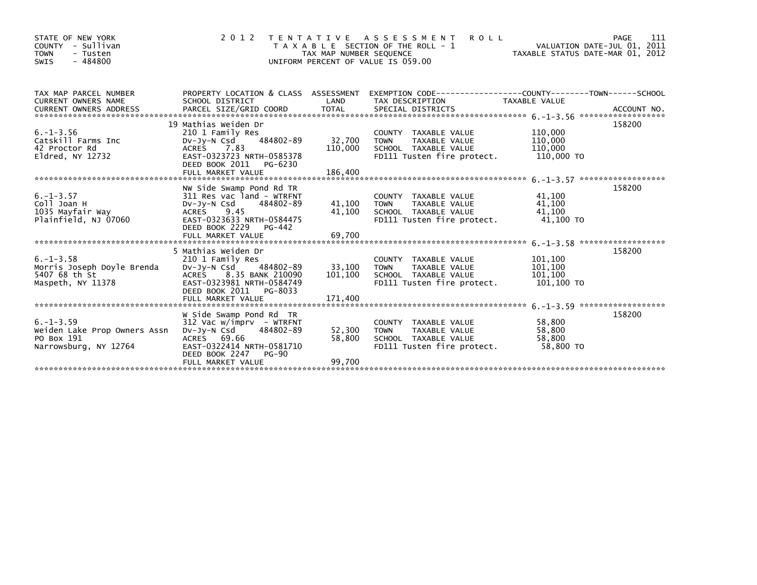STATE OF NEW YORK
COUNTY - Sullivan
TOWN - Tusten
SWIS - 484800

2 0 1 2 T E N T A T I V E A S S E S S M E N T R O L L
T A X A B L E SECTION OF THE ROLL - 1
TAX MAP NUMBER SEQUENCE
UNIFORM PERCENT OF VALUE IS 059.00

VALUATION DATE-JUL 01, 2011
TAXABLE STATUS DATE-MAR 01, 2012

| TAX MAP PARCEL NUMBER / CURRENT OWNERS NAME / CURRENT OWNERS ADDRESS | PROPERTY LOCATION & CLASS / SCHOOL DISTRICT / PARCEL SIZE/GRID COORD | ASSESSMENT LAND / TOTAL | EXEMPTION CODE / TAX DESCRIPTION / SPECIAL DISTRICTS | TAXABLE VALUE (COUNTY--TOWN--SCHOOL) | ACCOUNT NO. |
|---|---|---|---|---|---|
| 6.-1-3.56 | 19 Mathias Weiden Dr | | | | 158200 |
| | 210 1 Family Res | | COUNTY TAXABLE VALUE | 110,000 | |
| Catskill Farms Inc | Dv-Jy-N Csd 484802-89 | 32,700 | TOWN TAXABLE VALUE | 110,000 | |
| 42 Proctor Rd | ACRES 7.83 | 110,000 | SCHOOL TAXABLE VALUE | 110,000 | |
| Eldred, NY 12732 | EAST-0323723 NRTH-0585378 | | FD111 Tusten fire protect. | 110,000 TO | |
| | DEED BOOK 2011 PG-6230 | | | | |
| | FULL MARKET VALUE | 186,400 | | | |
| 6.-1-3.57 | NW Side Swamp Pond Rd TR | | | | 158200 |
| | 311 Res vac land - WTRFNT | | COUNTY TAXABLE VALUE | 41,100 | |
| Coll Joan H | Dv-Jy-N Csd 484802-89 | 41,100 | TOWN TAXABLE VALUE | 41,100 | |
| 1035 Mayfair Way | ACRES 9.45 | 41,100 | SCHOOL TAXABLE VALUE | 41,100 | |
| Plainfield, NJ 07060 | EAST-0323633 NRTH-0584475 | | FD111 Tusten fire protect. | 41,100 TO | |
| | DEED BOOK 2229 PG-442 | | | | |
| | FULL MARKET VALUE | 69,700 | | | |
| 6.-1-3.58 | 5 Mathias Weiden Dr | | | | 158200 |
| | 210 1 Family Res | | COUNTY TAXABLE VALUE | 101,100 | |
| Morris Joseph Doyle Brenda | Dv-Jy-N Csd 484802-89 | 33,100 | TOWN TAXABLE VALUE | 101,100 | |
| 5407 68 th St | ACRES 8.35 BANK 210090 | 101,100 | SCHOOL TAXABLE VALUE | 101,100 | |
| Maspeth, NY 11378 | EAST-0323981 NRTH-0584749 | | FD111 Tusten fire protect. | 101,100 TO | |
| | DEED BOOK 2011 PG-8033 | | | | |
| | FULL MARKET VALUE | 171,400 | | | |
| 6.-1-3.59 | W Side Swamp Pond Rd TR | | | | 158200 |
| | 312 Vac w/imprv - WTRFNT | | COUNTY TAXABLE VALUE | 58,800 | |
| Weiden Lake Prop Owners Assn | Dv-Jy-N Csd 484802-89 | 52,300 | TOWN TAXABLE VALUE | 58,800 | |
| PO Box 191 | ACRES 69.66 | 58,800 | SCHOOL TAXABLE VALUE | 58,800 | |
| Narrowsburg, NY 12764 | EAST-0322414 NRTH-0581710 | | FD111 Tusten fire protect. | 58,800 TO | |
| | DEED BOOK 2247 PG-90 | | | | |
| | FULL MARKET VALUE | 99,700 | | | |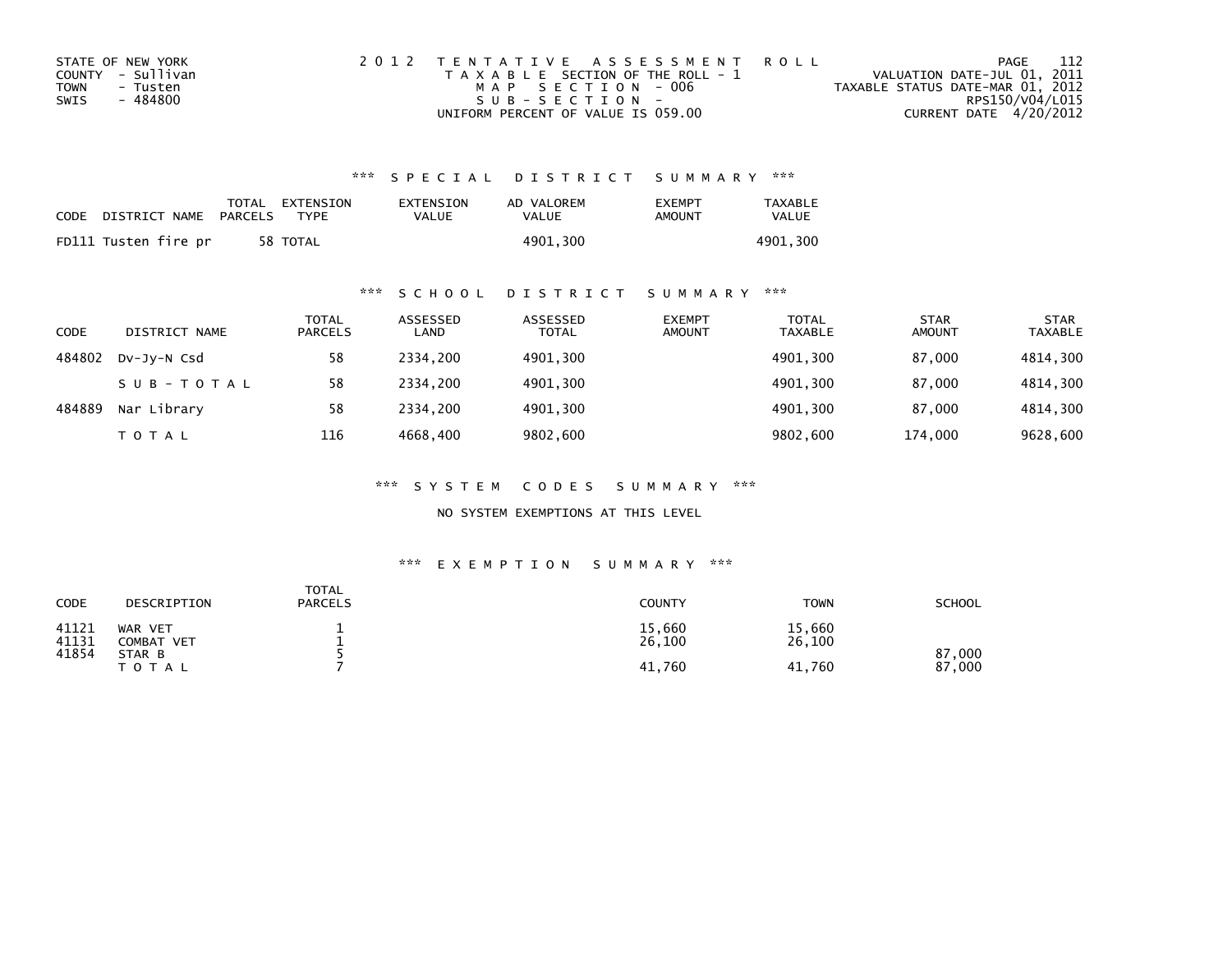STATE OF NEW YORK
COUNTY - Sullivan
TOWN - Tusten
SWIS - 484800

2012 TENTATIVE ASSESSMENT ROLL
TAXABLE SECTION OF THE ROLL - 1
MAP SECTION - 006
SUB-SECTION -
UNIFORM PERCENT OF VALUE IS 059.00

VALUATION DATE-JUL 01, 2011
TAXABLE STATUS DATE-MAR 01, 2012
RPS150/V04/L015
CURRENT DATE 4/20/2012

### *** SPECIAL DISTRICT SUMMARY ***

| CODE DISTRICT NAME | TOTAL PARCELS | EXTENSION TYPE | EXTENSION VALUE | AD VALOREM VALUE | EXEMPT AMOUNT | TAXABLE VALUE |
|---|---|---|---|---|---|---|
| FD111 Tusten fire pr | 58 | TOTAL | | 4901,300 | | 4901,300 |

### *** SCHOOL DISTRICT SUMMARY ***

| CODE | DISTRICT NAME | TOTAL PARCELS | ASSESSED LAND | ASSESSED TOTAL | EXEMPT AMOUNT | TOTAL TAXABLE | STAR AMOUNT | STAR TAXABLE |
|---|---|---|---|---|---|---|---|---|
| 484802 | Dv-Jy-N Csd | 58 | 2334,200 | 4901,300 | | 4901,300 | 87,000 | 4814,300 |
| | SUB-TOTAL | 58 | 2334,200 | 4901,300 | | 4901,300 | 87,000 | 4814,300 |
| 484889 | Nar Library | 58 | 2334,200 | 4901,300 | | 4901,300 | 87,000 | 4814,300 |
| | TOTAL | 116 | 4668,400 | 9802,600 | | 9802,600 | 174,000 | 9628,600 |

### *** SYSTEM CODES SUMMARY ***

NO SYSTEM EXEMPTIONS AT THIS LEVEL

### *** EXEMPTION SUMMARY ***

| CODE | DESCRIPTION | TOTAL PARCELS | COUNTY | TOWN | SCHOOL |
|---|---|---|---|---|---|
| 41121 | WAR VET | 1 | 15,660 | 15,660 | |
| 41131 | COMBAT VET | 1 | 26,100 | 26,100 | |
| 41854 | STAR B | 5 | | | 87,000 |
| | TOTAL | 7 | 41,760 | 41,760 | 87,000 |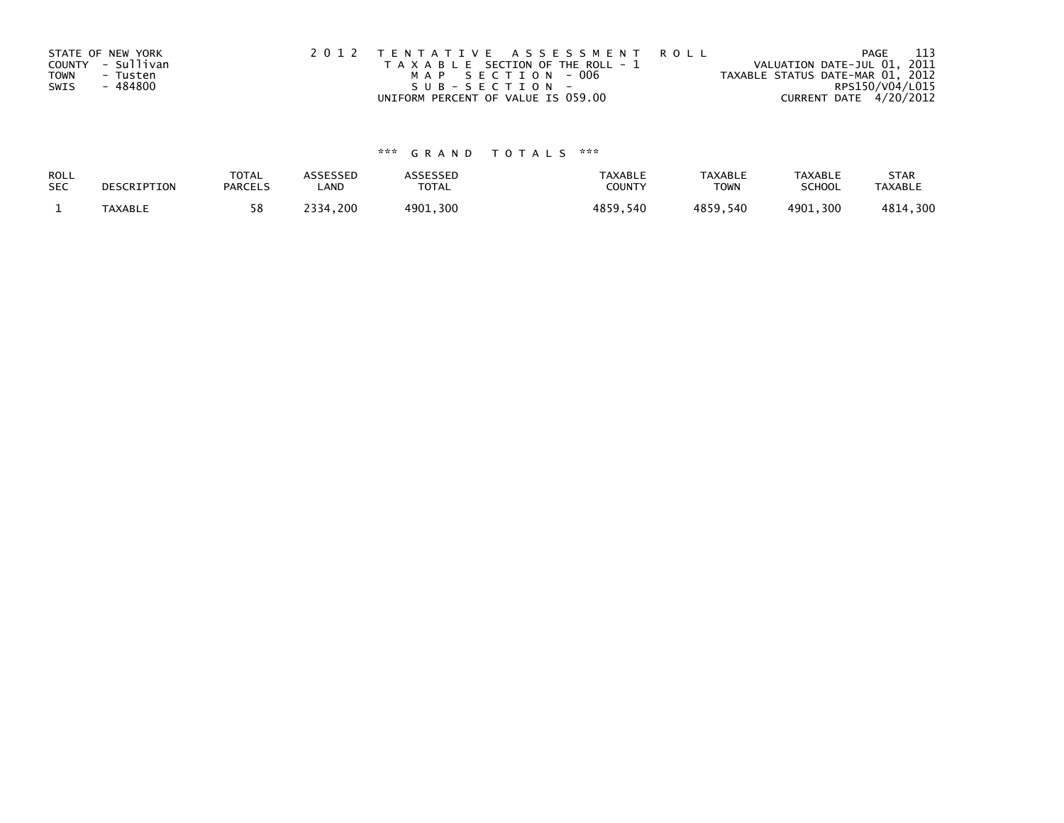STATE OF NEW YORK
COUNTY - Sullivan
TOWN - Tusten
SWIS - 484800

2012 TENTATIVE ASSESSMENT ROLL
TAXABLE SECTION OF THE ROLL - 1
MAP SECTION - 006
SUB-SECTION -
UNIFORM PERCENT OF VALUE IS 059.00

VALUATION DATE-JUL 01, 2011
TAXABLE STATUS DATE-MAR 01, 2012
RPS150/V04/L015
CURRENT DATE 4/20/2012

*** GRAND TOTALS ***

| ROLL SEC | DESCRIPTION | TOTAL PARCELS | ASSESSED LAND | ASSESSED TOTAL | TAXABLE COUNTY | TAXABLE TOWN | TAXABLE SCHOOL | STAR TAXABLE |
|---|---|---|---|---|---|---|---|---|
| 1 | TAXABLE | 58 | 2334,200 | 4901,300 | 4859,540 | 4859,540 | 4901,300 | 4814,300 |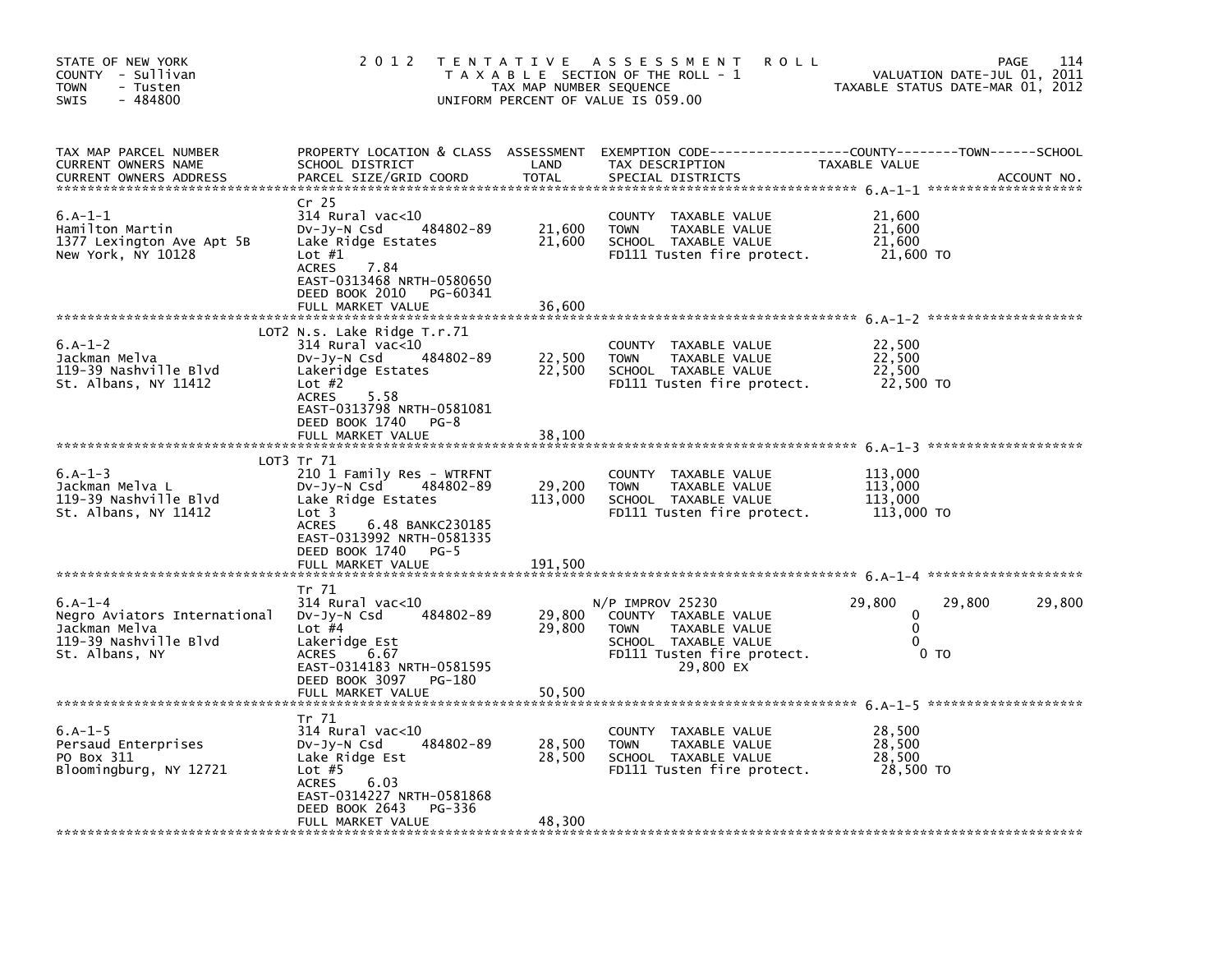STATE OF NEW YORK
COUNTY - Sullivan
TOWN - Tusten
SWIS - 484800

# 2012 TENTATIVE ASSESSMENT ROLL

TAXABLE SECTION OF THE ROLL - 1
TAX MAP NUMBER SEQUENCE
UNIFORM PERCENT OF VALUE IS 059.00

VALUATION DATE-JUL 01, 2011
TAXABLE STATUS DATE-MAR 01, 2012

| TAX MAP PARCEL NUMBER / CURRENT OWNERS NAME / CURRENT OWNERS ADDRESS | PROPERTY LOCATION & CLASS / SCHOOL DISTRICT / PARCEL SIZE/GRID COORD | ASSESSMENT LAND / TOTAL | EXEMPTION CODE / TAX DESCRIPTION / SPECIAL DISTRICTS | COUNTY TAXABLE VALUE | TOWN | SCHOOL |
|---|---|---|---|---|---|---|
| **6.A-1-1** | Cr 25 | | | | | |
| 6.A-1-1 | 314 Rural vac<10 | | COUNTY TAXABLE VALUE | 21,600 | | |
| Hamilton Martin | Dv-Jy-N Csd 484802-89 | 21,600 | TOWN TAXABLE VALUE | 21,600 | | |
| 1377 Lexington Ave Apt 5B | Lake Ridge Estates | 21,600 | SCHOOL TAXABLE VALUE | 21,600 | | |
| New York, NY 10128 | Lot #1 | | FD111 Tusten fire protect. | 21,600 TO | | |
| | ACRES 7.84 | | | | | |
| | EAST-0313468 NRTH-0580650 | | | | | |
| | DEED BOOK 2010 PG-60341 | | | | | |
| | FULL MARKET VALUE | 36,600 | | | | |
| **6.A-1-2** | LOT2 N.s. Lake Ridge T.r.71 | | | | | |
| 6.A-1-2 | 314 Rural vac<10 | | COUNTY TAXABLE VALUE | 22,500 | | |
| Jackman Melva | Dv-Jy-N Csd 484802-89 | 22,500 | TOWN TAXABLE VALUE | 22,500 | | |
| 119-39 Nashville Blvd | Lakeridge Estates | 22,500 | SCHOOL TAXABLE VALUE | 22,500 | | |
| St. Albans, NY 11412 | Lot #2 | | FD111 Tusten fire protect. | 22,500 TO | | |
| | ACRES 5.58 | | | | | |
| | EAST-0313798 NRTH-0581081 | | | | | |
| | DEED BOOK 1740 PG-8 | | | | | |
| | FULL MARKET VALUE | 38,100 | | | | |
| **6.A-1-3** | LOT3 Tr 71 | | | | | |
| 6.A-1-3 | 210 1 Family Res - WTRFNT | | COUNTY TAXABLE VALUE | 113,000 | | |
| Jackman Melva L | Dv-Jy-N Csd 484802-89 | 29,200 | TOWN TAXABLE VALUE | 113,000 | | |
| 119-39 Nashville Blvd | Lake Ridge Estates | 113,000 | SCHOOL TAXABLE VALUE | 113,000 | | |
| St. Albans, NY 11412 | Lot 3 | | FD111 Tusten fire protect. | 113,000 TO | | |
| | ACRES 6.48 BANKC230185 | | | | | |
| | EAST-0313992 NRTH-0581335 | | | | | |
| | DEED BOOK 1740 PG-5 | | | | | |
| | FULL MARKET VALUE | 191,500 | | | | |
| **6.A-1-4** | Tr 71 | | | | | |
| 6.A-1-4 | 314 Rural vac<10 | | N/P IMPROV 25230 | 29,800 | 29,800 | 29,800 |
| Negro Aviators International | Dv-Jy-N Csd 484802-89 | 29,800 | COUNTY TAXABLE VALUE | 0 | | |
| Jackman Melva | Lot #4 | 29,800 | TOWN TAXABLE VALUE | 0 | | |
| 119-39 Nashville Blvd | Lakeridge Est | | SCHOOL TAXABLE VALUE | 0 | | |
| St. Albans, NY | ACRES 6.67 | | FD111 Tusten fire protect. | 0 TO | | |
| | EAST-0314183 NRTH-0581595 | | 29,800 EX | | | |
| | DEED BOOK 3097 PG-180 | | | | | |
| | FULL MARKET VALUE | 50,500 | | | | |
| **6.A-1-5** | Tr 71 | | | | | |
| 6.A-1-5 | 314 Rural vac<10 | | COUNTY TAXABLE VALUE | 28,500 | | |
| Persaud Enterprises | Dv-Jy-N Csd 484802-89 | 28,500 | TOWN TAXABLE VALUE | 28,500 | | |
| PO Box 311 | Lake Ridge Est | 28,500 | SCHOOL TAXABLE VALUE | 28,500 | | |
| Bloomingburg, NY 12721 | Lot #5 | | FD111 Tusten fire protect. | 28,500 TO | | |
| | ACRES 6.03 | | | | | |
| | EAST-0314227 NRTH-0581868 | | | | | |
| | DEED BOOK 2643 PG-336 | | | | | |
| | FULL MARKET VALUE | 48,300 | | | | |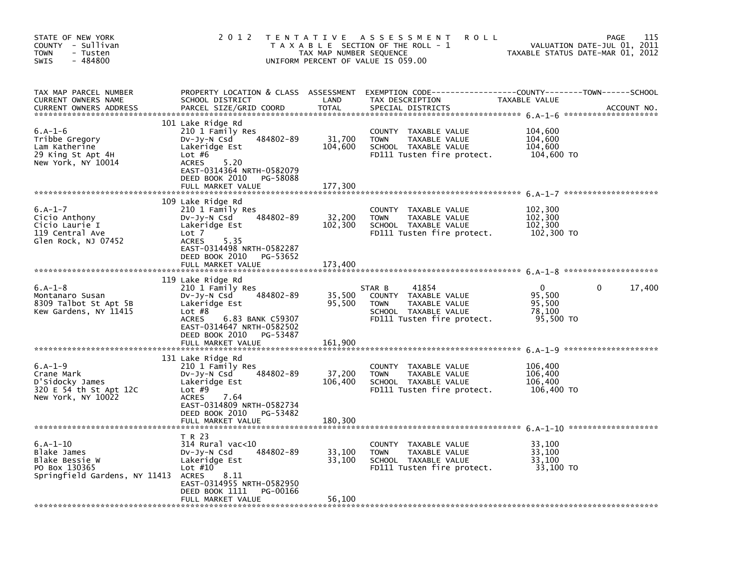STATE OF NEW YORK
COUNTY - Sullivan
TOWN - Tusten
SWIS - 484800

2012 TENTATIVE ASSESSMENT ROLL
TAXABLE SECTION OF THE ROLL - 1
TAX MAP NUMBER SEQUENCE
UNIFORM PERCENT OF VALUE IS 059.00

VALUATION DATE-JUL 01, 2011
TAXABLE STATUS DATE-MAR 01, 2012

| TAX MAP PARCEL NUMBER / CURRENT OWNERS NAME / CURRENT OWNERS ADDRESS | PROPERTY LOCATION & CLASS / SCHOOL DISTRICT / PARCEL SIZE/GRID COORD | ASSESSMENT LAND / TOTAL | EXEMPTION CODE / TAX DESCRIPTION / SPECIAL DISTRICTS | COUNTY TAXABLE VALUE | TOWN | SCHOOL | ACCOUNT NO. |
|---|---|---|---|---|---|---|---|
| **6.A-1-6** | 101 Lake Ridge Rd | | | | | | |
| 6.A-1-6 | 210 1 Family Res | | COUNTY TAXABLE VALUE | 104,600 | | | |
| Tribbe Gregory | Dv-Jy-N Csd 484802-89 | 31,700 | TOWN TAXABLE VALUE | 104,600 | | | |
| Lam Katherine | Lakeridge Est | 104,600 | SCHOOL TAXABLE VALUE | 104,600 | | | |
| 29 King St Apt 4H | Lot #6 | | FD111 Tusten fire protect. | 104,600 TO | | | |
| New York, NY 10014 | ACRES 5.20 | | | | | | |
| | EAST-0314364 NRTH-0582079 | | | | | | |
| | DEED BOOK 2010 PG-58088 | | | | | | |
| | FULL MARKET VALUE | 177,300 | | | | | |
| **6.A-1-7** | 109 Lake Ridge Rd | | | | | | |
| 6.A-1-7 | 210 1 Family Res | | COUNTY TAXABLE VALUE | 102,300 | | | |
| Cicio Anthony | Dv-Jy-N Csd 484802-89 | 32,200 | TOWN TAXABLE VALUE | 102,300 | | | |
| Cicio Laurie I | Lakeridge Est | 102,300 | SCHOOL TAXABLE VALUE | 102,300 | | | |
| 119 Central Ave | Lot 7 | | FD111 Tusten fire protect. | 102,300 TO | | | |
| Glen Rock, NJ 07452 | ACRES 5.35 | | | | | | |
| | EAST-0314498 NRTH-0582287 | | | | | | |
| | DEED BOOK 2010 PG-53652 | | | | | | |
| | FULL MARKET VALUE | 173,400 | | | | | |
| **6.A-1-8** | 119 Lake Ridge Rd | | | | | | |
| 6.A-1-8 | 210 1 Family Res | | STAR B 41854 | 0 | 0 | 17,400 | |
| Montanaro Susan | Dv-Jy-N Csd 484802-89 | 35,500 | COUNTY TAXABLE VALUE | 95,500 | | | |
| 8309 Talbot St Apt 5B | Lakeridge Est | 95,500 | TOWN TAXABLE VALUE | 95,500 | | | |
| Kew Gardens, NY 11415 | Lot #8 | | SCHOOL TAXABLE VALUE | 78,100 | | | |
| | ACRES 6.83 BANK C59307 | | FD111 Tusten fire protect. | 95,500 TO | | | |
| | EAST-0314647 NRTH-0582502 | | | | | | |
| | DEED BOOK 2010 PG-53487 | | | | | | |
| | FULL MARKET VALUE | 161,900 | | | | | |
| **6.A-1-9** | 131 Lake Ridge Rd | | | | | | |
| 6.A-1-9 | 210 1 Family Res | | COUNTY TAXABLE VALUE | 106,400 | | | |
| Crane Mark | Dv-Jy-N Csd 484802-89 | 37,200 | TOWN TAXABLE VALUE | 106,400 | | | |
| D'Sidocky James | Lakeridge Est | 106,400 | SCHOOL TAXABLE VALUE | 106,400 | | | |
| 320 E 54 th St Apt 12C | Lot #9 | | FD111 Tusten fire protect. | 106,400 TO | | | |
| New York, NY 10022 | ACRES 7.64 | | | | | | |
| | EAST-0314809 NRTH-0582734 | | | | | | |
| | DEED BOOK 2010 PG-53482 | | | | | | |
| | FULL MARKET VALUE | 180,300 | | | | | |
| **6.A-1-10** | T R 23 | | | | | | |
| 6.A-1-10 | 314 Rural vac<10 | | COUNTY TAXABLE VALUE | 33,100 | | | |
| Blake James | Dv-Jy-N Csd 484802-89 | 33,100 | TOWN TAXABLE VALUE | 33,100 | | | |
| Blake Bessie W | Lakeridge Est | 33,100 | SCHOOL TAXABLE VALUE | 33,100 | | | |
| PO Box 130365 | Lot #10 | | FD111 Tusten fire protect. | 33,100 TO | | | |
| Springfield Gardens, NY 11413 | ACRES 8.11 | | | | | | |
| | EAST-0314955 NRTH-0582950 | | | | | | |
| | DEED BOOK 1111 PG-00166 | | | | | | |
| | FULL MARKET VALUE | 56,100 | | | | | |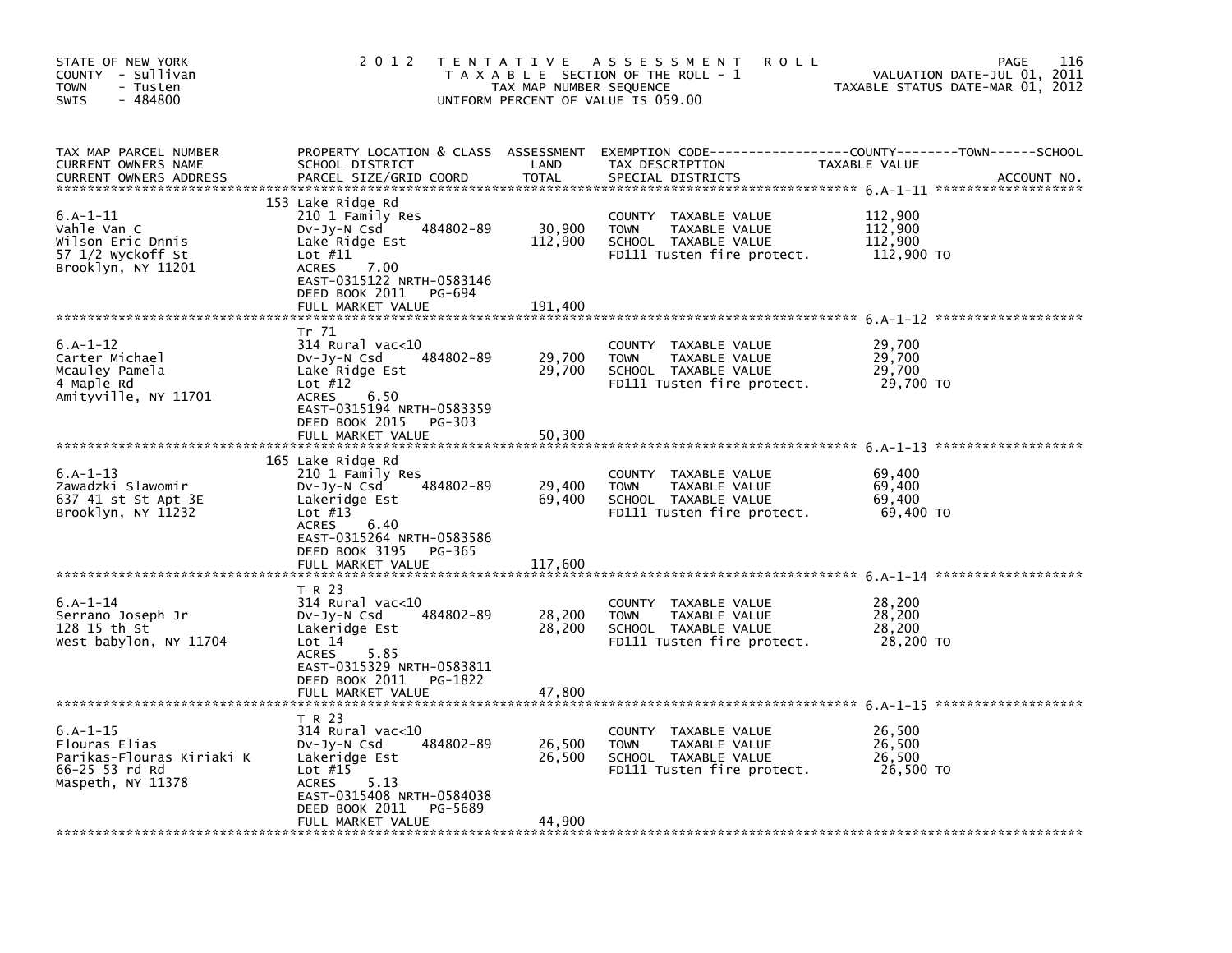STATE OF NEW YORK
COUNTY - Sullivan
TOWN - Tusten
SWIS - 484800

2012 TENTATIVE ASSESSMENT ROLL
TAXABLE SECTION OF THE ROLL - 1
TAX MAP NUMBER SEQUENCE
UNIFORM PERCENT OF VALUE IS 059.00

VALUATION DATE-JUL 01, 2011
TAXABLE STATUS DATE-MAR 01, 2012

| TAX MAP PARCEL NUMBER / CURRENT OWNERS NAME / CURRENT OWNERS ADDRESS | PROPERTY LOCATION & CLASS / SCHOOL DISTRICT / PARCEL SIZE/GRID COORD | ASSESSMENT LAND | TOTAL | EXEMPTION CODE / TAX DESCRIPTION / SPECIAL DISTRICTS | TAXABLE VALUE (COUNTY / TOWN / SCHOOL) |
|---|---|---|---|---|---|
| 6.A-1-11 | 153 Lake Ridge Rd | | | | |
| Vahle Van C | 210 1 Family Res | | | COUNTY TAXABLE VALUE | 112,900 |
| Wilson Eric Dnnis | Dv-Jy-N Csd 484802-89 | 30,900 | | TOWN TAXABLE VALUE | 112,900 |
| 57 1/2 Wyckoff St | Lake Ridge Est | | 112,900 | SCHOOL TAXABLE VALUE | 112,900 |
| Brooklyn, NY 11201 | Lot #11 | | | FD111 Tusten fire protect. | 112,900 TO |
| | ACRES 7.00 | | | | |
| | EAST-0315122 NRTH-0583146 | | | | |
| | DEED BOOK 2011 PG-694 | | | | |
| | FULL MARKET VALUE | | 191,400 | | |
| 6.A-1-12 | Tr 71 | | | | |
| Carter Michael | 314 Rural vac<10 | | | COUNTY TAXABLE VALUE | 29,700 |
| Mcauley Pamela | Dv-Jy-N Csd 484802-89 | 29,700 | | TOWN TAXABLE VALUE | 29,700 |
| 4 Maple Rd | Lake Ridge Est | | 29,700 | SCHOOL TAXABLE VALUE | 29,700 |
| Amityville, NY 11701 | Lot #12 | | | FD111 Tusten fire protect. | 29,700 TO |
| | ACRES 6.50 | | | | |
| | EAST-0315194 NRTH-0583359 | | | | |
| | DEED BOOK 2015 PG-303 | | | | |
| | FULL MARKET VALUE | | 50,300 | | |
| 6.A-1-13 | 165 Lake Ridge Rd | | | | |
| Zawadzki Slawomir | 210 1 Family Res | | | COUNTY TAXABLE VALUE | 69,400 |
| 637 41 st St Apt 3E | Dv-Jy-N Csd 484802-89 | 29,400 | | TOWN TAXABLE VALUE | 69,400 |
| Brooklyn, NY 11232 | Lakeridge Est | | 69,400 | SCHOOL TAXABLE VALUE | 69,400 |
| | Lot #13 | | | FD111 Tusten fire protect. | 69,400 TO |
| | ACRES 6.40 | | | | |
| | EAST-0315264 NRTH-0583586 | | | | |
| | DEED BOOK 3195 PG-365 | | | | |
| | FULL MARKET VALUE | | 117,600 | | |
| 6.A-1-14 | T R 23 | | | | |
| Serrano Joseph Jr | 314 Rural vac<10 | | | COUNTY TAXABLE VALUE | 28,200 |
| 128 15 th St | Dv-Jy-N Csd 484802-89 | 28,200 | | TOWN TAXABLE VALUE | 28,200 |
| West babylon, NY 11704 | Lakeridge Est | | 28,200 | SCHOOL TAXABLE VALUE | 28,200 |
| | Lot 14 | | | FD111 Tusten fire protect. | 28,200 TO |
| | ACRES 5.85 | | | | |
| | EAST-0315329 NRTH-0583811 | | | | |
| | DEED BOOK 2011 PG-1822 | | | | |
| | FULL MARKET VALUE | | 47,800 | | |
| 6.A-1-15 | T R 23 | | | | |
| Flouras Elias | 314 Rural vac<10 | | | COUNTY TAXABLE VALUE | 26,500 |
| Parikas-Flouras Kiriaki K | Dv-Jy-N Csd 484802-89 | 26,500 | | TOWN TAXABLE VALUE | 26,500 |
| 66-25 53 rd Rd | Lakeridge Est | | 26,500 | SCHOOL TAXABLE VALUE | 26,500 |
| Maspeth, NY 11378 | Lot #15 | | | FD111 Tusten fire protect. | 26,500 TO |
| | ACRES 5.13 | | | | |
| | EAST-0315408 NRTH-0584038 | | | | |
| | DEED BOOK 2011 PG-5689 | | | | |
| | FULL MARKET VALUE | | 44,900 | | |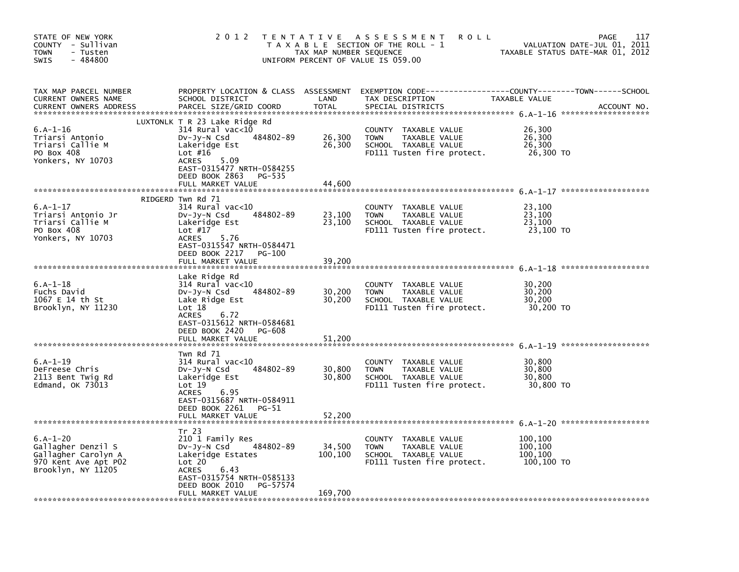STATE OF NEW YORK
COUNTY - Sullivan
TOWN - Tusten
SWIS - 484800

2 0 1 2 T E N T A T I V E A S S E S S M E N T R O L L
T A X A B L E SECTION OF THE ROLL - 1
TAX MAP NUMBER SEQUENCE
UNIFORM PERCENT OF VALUE IS 059.00

VALUATION DATE-JUL 01, 2011
TAXABLE STATUS DATE-MAR 01, 2012

| TAX MAP PARCEL NUMBER / CURRENT OWNERS NAME / CURRENT OWNERS ADDRESS | PROPERTY LOCATION & CLASS / SCHOOL DISTRICT / PARCEL SIZE/GRID COORD | ASSESSMENT LAND / TOTAL | EXEMPTION CODE / TAX DESCRIPTION / SPECIAL DISTRICTS | TAXABLE VALUE (COUNTY / TOWN / SCHOOL) | ACCOUNT NO. |
|---|---|---|---|---|---|
| **6.A-1-16** | LUXTONLK T R 23 Lake Ridge Rd | | | | |
| 6.A-1-16 | 314 Rural vac<10 | | COUNTY TAXABLE VALUE | 26,300 | |
| Triarsi Antonio | Dv-Jy-N Csd 484802-89 | 26,300 | TOWN TAXABLE VALUE | 26,300 | |
| Triarsi Callie M | Lakeridge Est | 26,300 | SCHOOL TAXABLE VALUE | 26,300 | |
| PO Box 408 | Lot #16 | | FD111 Tusten fire protect. | 26,300 TO | |
| Yonkers, NY 10703 | ACRES 5.09 | | | | |
| | EAST-0315477 NRTH-0584255 | | | | |
| | DEED BOOK 2863 PG-535 | | | | |
| | FULL MARKET VALUE | 44,600 | | | |
| **6.A-1-17** | RIDGERD Twn Rd 71 | | | | |
| 6.A-1-17 | 314 Rural vac<10 | | COUNTY TAXABLE VALUE | 23,100 | |
| Triarsi Antonio Jr | Dv-Jy-N Csd 484802-89 | 23,100 | TOWN TAXABLE VALUE | 23,100 | |
| Triarsi Callie M | Lakeridge Est | 23,100 | SCHOOL TAXABLE VALUE | 23,100 | |
| PO Box 408 | Lot #17 | | FD111 Tusten fire protect. | 23,100 TO | |
| Yonkers, NY 10703 | ACRES 5.76 | | | | |
| | EAST-0315547 NRTH-0584471 | | | | |
| | DEED BOOK 2217 PG-100 | | | | |
| | FULL MARKET VALUE | 39,200 | | | |
| **6.A-1-18** | Lake Ridge Rd | | | | |
| 6.A-1-18 | 314 Rural vac<10 | | COUNTY TAXABLE VALUE | 30,200 | |
| Fuchs David | Dv-Jy-N Csd 484802-89 | 30,200 | TOWN TAXABLE VALUE | 30,200 | |
| 1067 E 14 th St | Lake Ridge Est | 30,200 | SCHOOL TAXABLE VALUE | 30,200 | |
| Brooklyn, NY 11230 | Lot 18 | | FD111 Tusten fire protect. | 30,200 TO | |
| | ACRES 6.72 | | | | |
| | EAST-0315612 NRTH-0584681 | | | | |
| | DEED BOOK 2420 PG-608 | | | | |
| | FULL MARKET VALUE | 51,200 | | | |
| **6.A-1-19** | Twn Rd 71 | | | | |
| 6.A-1-19 | 314 Rural vac<10 | | COUNTY TAXABLE VALUE | 30,800 | |
| DeFreese Chris | Dv-Jy-N Csd 484802-89 | 30,800 | TOWN TAXABLE VALUE | 30,800 | |
| 2113 Bent Twig Rd | Lakeridge Est | 30,800 | SCHOOL TAXABLE VALUE | 30,800 | |
| Edmand, OK 73013 | Lot 19 | | FD111 Tusten fire protect. | 30,800 TO | |
| | ACRES 6.95 | | | | |
| | EAST-0315687 NRTH-0584911 | | | | |
| | DEED BOOK 2261 PG-51 | | | | |
| | FULL MARKET VALUE | 52,200 | | | |
| **6.A-1-20** | Tr 23 | | | | |
| 6.A-1-20 | 210 1 Family Res | | COUNTY TAXABLE VALUE | 100,100 | |
| Gallagher Denzil S | Dv-Jy-N Csd 484802-89 | 34,500 | TOWN TAXABLE VALUE | 100,100 | |
| Gallagher Carolyn A | Lakeridge Estates | 100,100 | SCHOOL TAXABLE VALUE | 100,100 | |
| 970 Kent Ave Apt P02 | Lot 20 | | FD111 Tusten fire protect. | 100,100 TO | |
| Brooklyn, NY 11205 | ACRES 6.43 | | | | |
| | EAST-0315754 NRTH-0585133 | | | | |
| | DEED BOOK 2010 PG-57574 | | | | |
| | FULL MARKET VALUE | 169,700 | | | |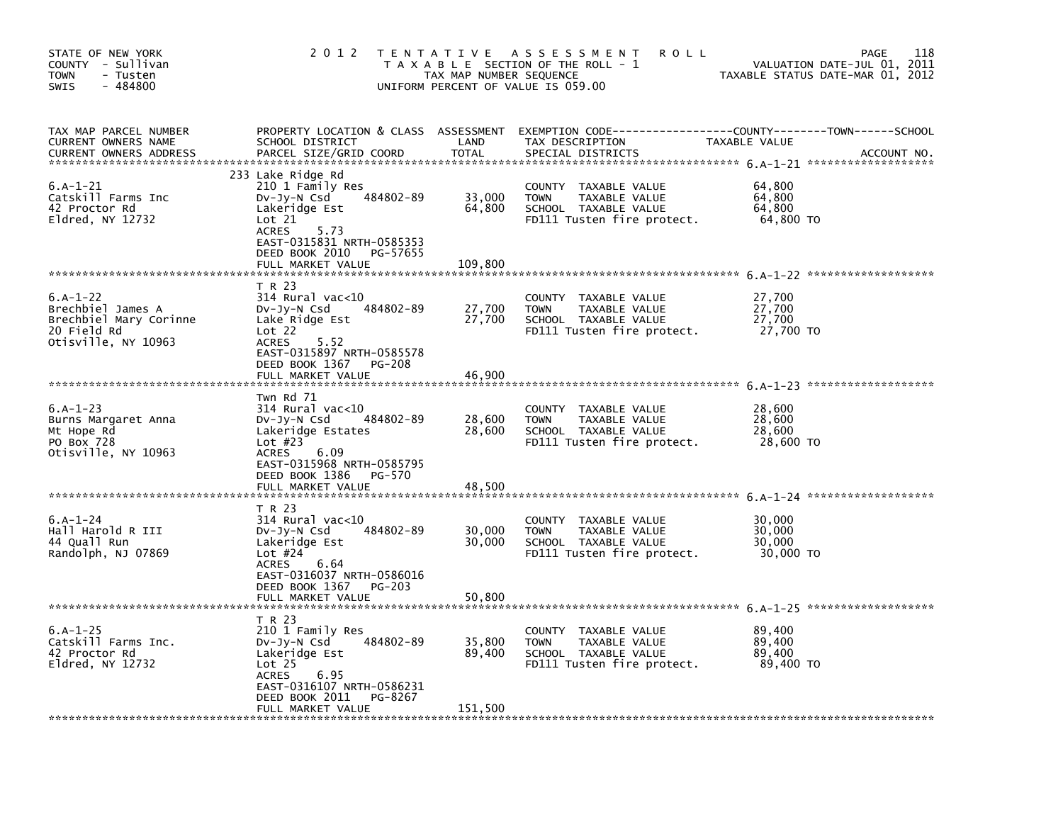STATE OF NEW YORK
COUNTY - Sullivan
TOWN - Tusten
SWIS - 484800

2012 TENTATIVE ASSESSMENT ROLL
TAXABLE SECTION OF THE ROLL - 1
TAX MAP NUMBER SEQUENCE
UNIFORM PERCENT OF VALUE IS 059.00

VALUATION DATE-JUL 01, 2011
TAXABLE STATUS DATE-MAR 01, 2012

| TAX MAP PARCEL NUMBER / CURRENT OWNERS NAME / CURRENT OWNERS ADDRESS | PROPERTY LOCATION & CLASS / SCHOOL DISTRICT / PARCEL SIZE/GRID COORD | ASSESSMENT LAND | ASSESSMENT TOTAL | EXEMPTION CODE / TAX DESCRIPTION / SPECIAL DISTRICTS | TAXABLE VALUE (COUNTY--TOWN--SCHOOL) | ACCOUNT NO. |
|---|---|---|---|---|---|---|
| **6.A-1-21** | 233 Lake Ridge Rd | | | | | |
| 6.A-1-21 | 210 1 Family Res | | | COUNTY TAXABLE VALUE | 64,800 | |
| Catskill Farms Inc | Dv-Jy-N Csd 484802-89 | 33,000 | | TOWN TAXABLE VALUE | 64,800 | |
| 42 Proctor Rd | Lakeridge Est | | 64,800 | SCHOOL TAXABLE VALUE | 64,800 | |
| Eldred, NY 12732 | Lot 21 | | | FD111 Tusten fire protect. | 64,800 TO | |
| | ACRES 5.73 | | | | | |
| | EAST-0315831 NRTH-0585353 | | | | | |
| | DEED BOOK 2010 PG-57655 | | | | | |
| | FULL MARKET VALUE | | 109,800 | | | |
| **6.A-1-22** | T R 23 | | | | | |
| 6.A-1-22 | 314 Rural vac<10 | | | COUNTY TAXABLE VALUE | 27,700 | |
| Brechbiel James A | Dv-Jy-N Csd 484802-89 | 27,700 | | TOWN TAXABLE VALUE | 27,700 | |
| Brechbiel Mary Corinne | Lake Ridge Est | | 27,700 | SCHOOL TAXABLE VALUE | 27,700 | |
| 20 Field Rd | Lot 22 | | | FD111 Tusten fire protect. | 27,700 TO | |
| Otisville, NY 10963 | ACRES 5.52 | | | | | |
| | EAST-0315897 NRTH-0585578 | | | | | |
| | DEED BOOK 1367 PG-208 | | | | | |
| | FULL MARKET VALUE | | 46,900 | | | |
| **6.A-1-23** | Twn Rd 71 | | | | | |
| 6.A-1-23 | 314 Rural vac<10 | | | COUNTY TAXABLE VALUE | 28,600 | |
| Burns Margaret Anna | Dv-Jy-N Csd 484802-89 | 28,600 | | TOWN TAXABLE VALUE | 28,600 | |
| Mt Hope Rd | Lakeridge Estates | | 28,600 | SCHOOL TAXABLE VALUE | 28,600 | |
| PO Box 728 | Lot #23 | | | FD111 Tusten fire protect. | 28,600 TO | |
| Otisville, NY 10963 | ACRES 6.09 | | | | | |
| | EAST-0315968 NRTH-0585795 | | | | | |
| | DEED BOOK 1386 PG-570 | | | | | |
| | FULL MARKET VALUE | | 48,500 | | | |
| **6.A-1-24** | T R 23 | | | | | |
| 6.A-1-24 | 314 Rural vac<10 | | | COUNTY TAXABLE VALUE | 30,000 | |
| Hall Harold R III | Dv-Jy-N Csd 484802-89 | 30,000 | | TOWN TAXABLE VALUE | 30,000 | |
| 44 Quall Run | Lakeridge Est | | 30,000 | SCHOOL TAXABLE VALUE | 30,000 | |
| Randolph, NJ 07869 | Lot #24 | | | FD111 Tusten fire protect. | 30,000 TO | |
| | ACRES 6.64 | | | | | |
| | EAST-0316037 NRTH-0586016 | | | | | |
| | DEED BOOK 1367 PG-203 | | | | | |
| | FULL MARKET VALUE | | 50,800 | | | |
| **6.A-1-25** | T R 23 | | | | | |
| 6.A-1-25 | 210 1 Family Res | | | COUNTY TAXABLE VALUE | 89,400 | |
| Catskill Farms Inc. | Dv-Jy-N Csd 484802-89 | 35,800 | | TOWN TAXABLE VALUE | 89,400 | |
| 42 Proctor Rd | Lakeridge Est | | 89,400 | SCHOOL TAXABLE VALUE | 89,400 | |
| Eldred, NY 12732 | Lot 25 | | | FD111 Tusten fire protect. | 89,400 TO | |
| | ACRES 6.95 | | | | | |
| | EAST-0316107 NRTH-0586231 | | | | | |
| | DEED BOOK 2011 PG-8267 | | | | | |
| | FULL MARKET VALUE | | 151,500 | | | |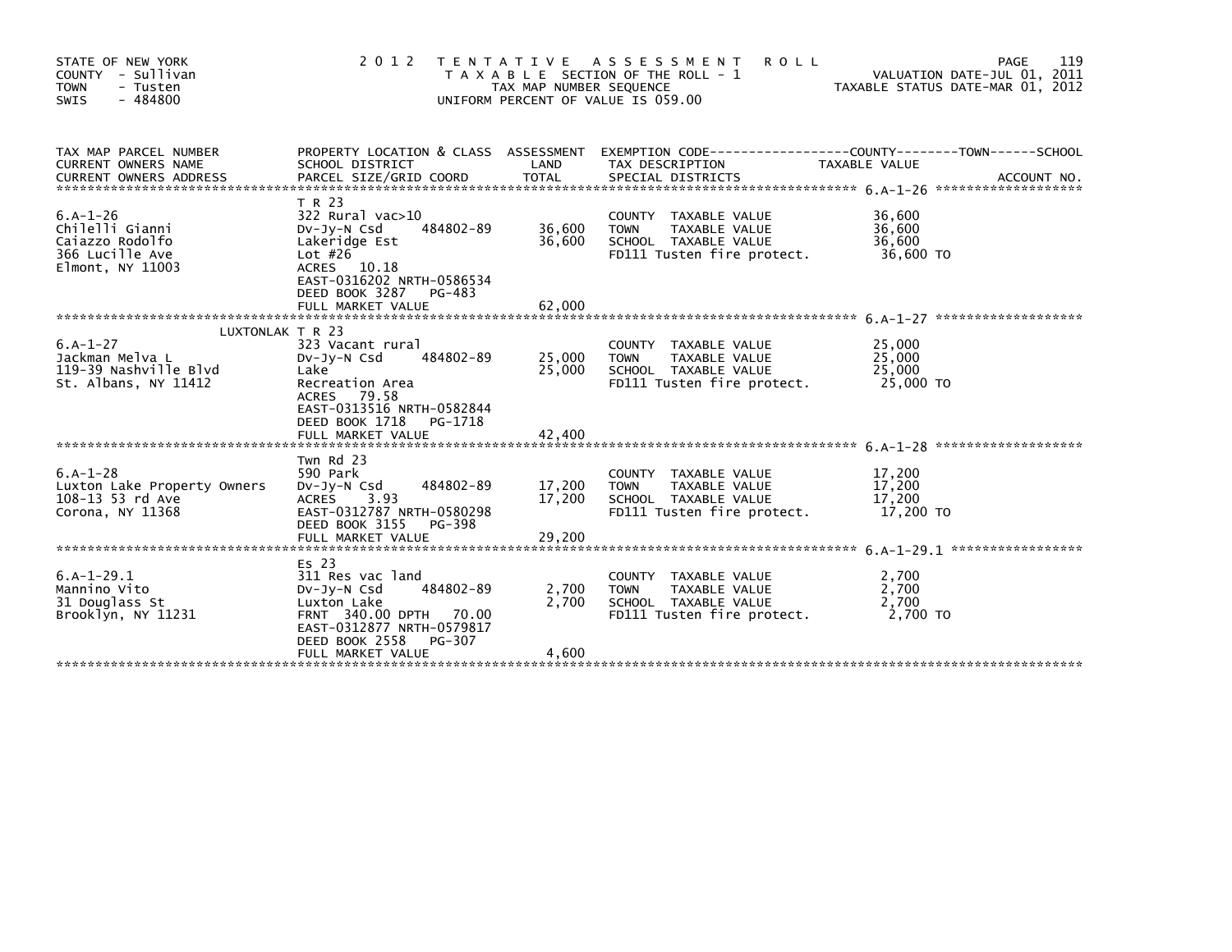STATE OF NEW YORK
COUNTY - Sullivan
TOWN - Tusten
SWIS - 484800

# 2012 TENTATIVE ASSESSMENT ROLL

TAXABLE SECTION OF THE ROLL - 1
TAX MAP NUMBER SEQUENCE
UNIFORM PERCENT OF VALUE IS 059.00

VALUATION DATE-JUL 01, 2011
TAXABLE STATUS DATE-MAR 01, 2012

| TAX MAP PARCEL NUMBER / CURRENT OWNERS NAME / CURRENT OWNERS ADDRESS | PROPERTY LOCATION & CLASS / SCHOOL DISTRICT / PARCEL SIZE/GRID COORD | ASSESSMENT LAND | TOTAL | EXEMPTION CODE / TAX DESCRIPTION / SPECIAL DISTRICTS | TAXABLE VALUE (COUNTY / TOWN / SCHOOL) | ACCOUNT NO. |
|---|---|---|---|---|---|---|
| **6.A-1-26** | T R 23 | | | | | |
| 6.A-1-26 | 322 Rural vac>10 | | | COUNTY TAXABLE VALUE | 36,600 | |
| Chilelli Gianni | Dv-Jy-N Csd 484802-89 | 36,600 | | TOWN TAXABLE VALUE | 36,600 | |
| Caiazzo Rodolfo | Lakeridge Est | | 36,600 | SCHOOL TAXABLE VALUE | 36,600 | |
| 366 Lucille Ave | Lot #26 | | | FD111 Tusten fire protect. | 36,600 TO | |
| Elmont, NY 11003 | ACRES 10.18 | | | | | |
| | EAST-0316202 NRTH-0586534 | | | | | |
| | DEED BOOK 3287 PG-483 | | | | | |
| | FULL MARKET VALUE | | 62,000 | | | |
| **6.A-1-27** | LUXTONLAK T R 23 | | | | | |
| 6.A-1-27 | 323 Vacant rural | | | COUNTY TAXABLE VALUE | 25,000 | |
| Jackman Melva L | Dv-Jy-N Csd 484802-89 | 25,000 | | TOWN TAXABLE VALUE | 25,000 | |
| 119-39 Nashville Blvd | Lake | | 25,000 | SCHOOL TAXABLE VALUE | 25,000 | |
| St. Albans, NY 11412 | Recreation Area | | | FD111 Tusten fire protect. | 25,000 TO | |
| | ACRES 79.58 | | | | | |
| | EAST-0313516 NRTH-0582844 | | | | | |
| | DEED BOOK 1718 PG-1718 | | | | | |
| | FULL MARKET VALUE | | 42,400 | | | |
| **6.A-1-28** | Twn Rd 23 | | | | | |
| 6.A-1-28 | 590 Park | | | COUNTY TAXABLE VALUE | 17,200 | |
| Luxton Lake Property Owners | Dv-Jy-N Csd 484802-89 | 17,200 | | TOWN TAXABLE VALUE | 17,200 | |
| 108-13 53 rd Ave | ACRES 3.93 | | 17,200 | SCHOOL TAXABLE VALUE | 17,200 | |
| Corona, NY 11368 | EAST-0312787 NRTH-0580298 | | | FD111 Tusten fire protect. | 17,200 TO | |
| | DEED BOOK 3155 PG-398 | | | | | |
| | FULL MARKET VALUE | | 29,200 | | | |
| **6.A-1-29.1** | Es 23 | | | | | |
| 6.A-1-29.1 | 311 Res vac land | | | COUNTY TAXABLE VALUE | 2,700 | |
| Mannino Vito | Dv-Jy-N Csd 484802-89 | 2,700 | | TOWN TAXABLE VALUE | 2,700 | |
| 31 Douglass St | Luxton Lake | | 2,700 | SCHOOL TAXABLE VALUE | 2,700 | |
| Brooklyn, NY 11231 | FRNT 340.00 DPTH 70.00 | | | FD111 Tusten fire protect. | 2,700 TO | |
| | EAST-0312877 NRTH-0579817 | | | | | |
| | DEED BOOK 2558 PG-307 | | | | | |
| | FULL MARKET VALUE | | 4,600 | | | |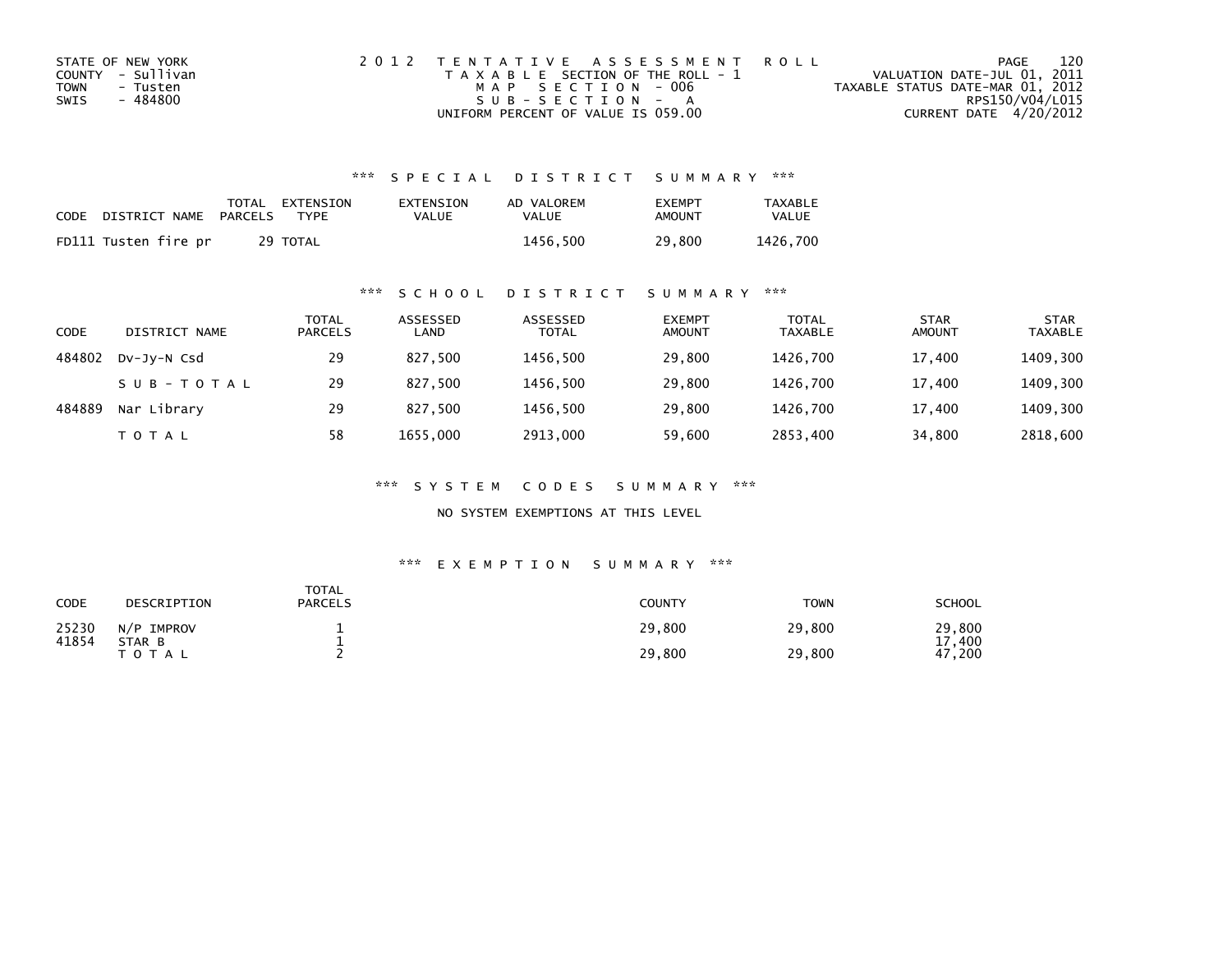STATE OF NEW YORK
COUNTY - Sullivan
TOWN - Tusten
SWIS - 484800

2012 TENTATIVE ASSESSMENT ROLL
TAXABLE SECTION OF THE ROLL - 1
MAP SECTION - 006
SUB-SECTION - A
UNIFORM PERCENT OF VALUE IS 059.00

VALUATION DATE-JUL 01, 2011
TAXABLE STATUS DATE-MAR 01, 2012
RPS150/V04/L015
CURRENT DATE 4/20/2012

### *** SPECIAL DISTRICT SUMMARY ***

| CODE | DISTRICT NAME | TOTAL PARCELS | EXTENSION TYPE | EXTENSION VALUE | AD VALOREM VALUE | EXEMPT AMOUNT | TAXABLE VALUE |
|---|---|---|---|---|---|---|---|
| FD111 | Tusten fire pr | 29 | TOTAL | | 1456,500 | 29,800 | 1426,700 |

### *** SCHOOL DISTRICT SUMMARY ***

| CODE | DISTRICT NAME | TOTAL PARCELS | ASSESSED LAND | ASSESSED TOTAL | EXEMPT AMOUNT | TOTAL TAXABLE | STAR AMOUNT | STAR TAXABLE |
|---|---|---|---|---|---|---|---|---|
| 484802 | Dv-Jy-N Csd | 29 | 827,500 | 1456,500 | 29,800 | 1426,700 | 17,400 | 1409,300 |
| | SUB-TOTAL | 29 | 827,500 | 1456,500 | 29,800 | 1426,700 | 17,400 | 1409,300 |
| 484889 | Nar Library | 29 | 827,500 | 1456,500 | 29,800 | 1426,700 | 17,400 | 1409,300 |
| | TOTAL | 58 | 1655,000 | 2913,000 | 59,600 | 2853,400 | 34,800 | 2818,600 |

### *** SYSTEM CODES SUMMARY ***

NO SYSTEM EXEMPTIONS AT THIS LEVEL

### *** EXEMPTION SUMMARY ***

| CODE | DESCRIPTION | TOTAL PARCELS | COUNTY | TOWN | SCHOOL |
|---|---|---|---|---|---|
| 25230 | N/P IMPROV | 1 | 29,800 | 29,800 | 29,800 |
| 41854 | STAR B | 1 | | | 17,400 |
| | TOTAL | 2 | 29,800 | 29,800 | 47,200 |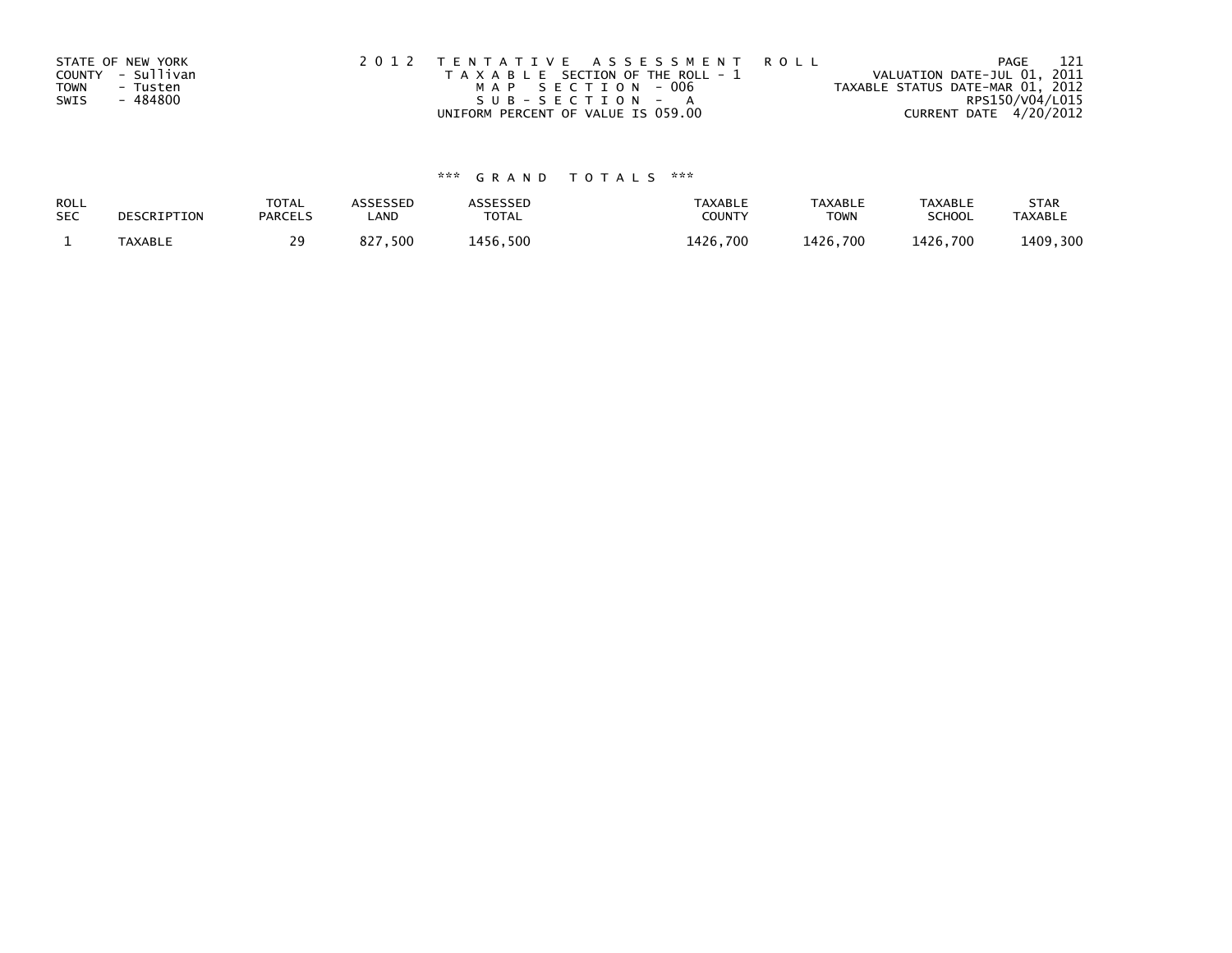STATE OF NEW YORK
COUNTY - Sullivan
TOWN - Tusten
SWIS - 484800

2 0 1 2 T E N T A T I V E A S S E S S M E N T R O L L
T A X A B L E SECTION OF THE ROLL - 1
M A P S E C T I O N - 006
S U B - S E C T I O N - A
UNIFORM PERCENT OF VALUE IS 059.00

PAGE 121
VALUATION DATE-JUL 01, 2011
TAXABLE STATUS DATE-MAR 01, 2012
RPS150/V04/L015
CURRENT DATE 4/20/2012

\*\*\* G R A N D T O T A L S \*\*\*

| ROLL SEC | DESCRIPTION | TOTAL PARCELS | ASSESSED LAND | ASSESSED TOTAL | TAXABLE COUNTY | TAXABLE TOWN | TAXABLE SCHOOL | STAR TAXABLE |
|---|---|---|---|---|---|---|---|---|
| 1 | TAXABLE | 29 | 827,500 | 1456,500 | 1426,700 | 1426,700 | 1426,700 | 1409,300 |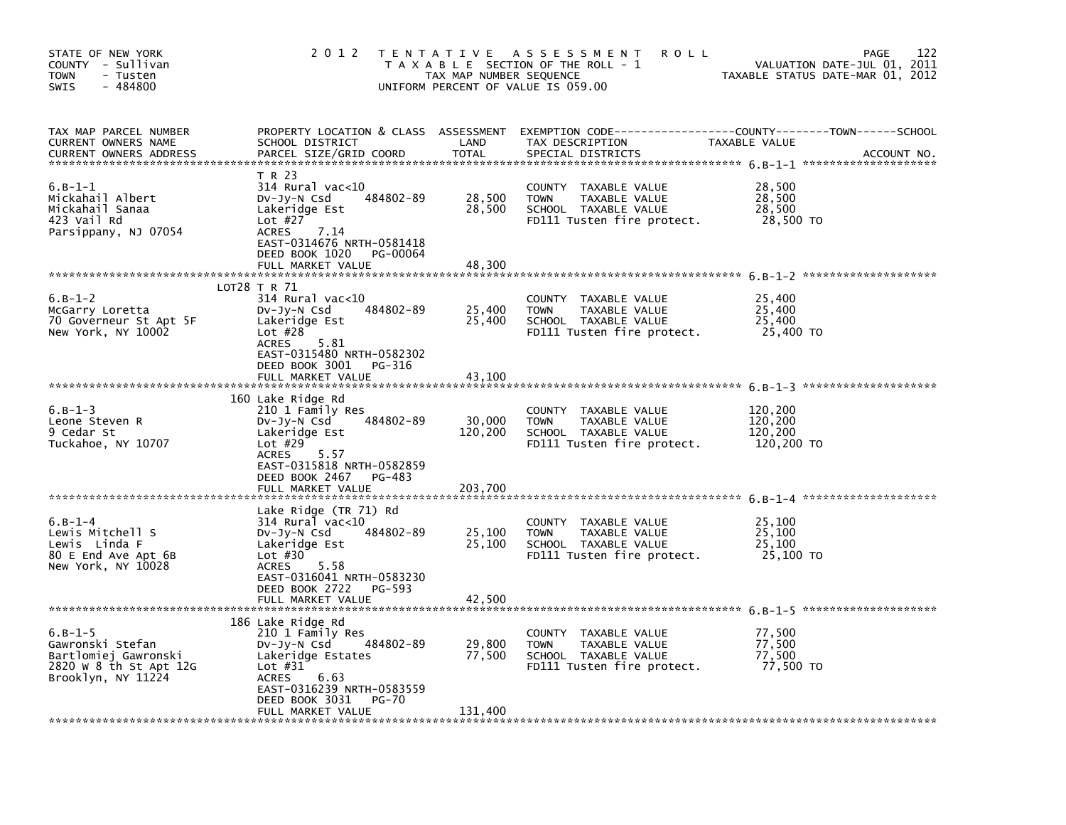STATE OF NEW YORK
COUNTY - Sullivan
TOWN - Tusten
SWIS - 484800

2 0 1 2 T E N T A T I V E A S S E S S M E N T R O L L
T A X A B L E SECTION OF THE ROLL - 1
TAX MAP NUMBER SEQUENCE
UNIFORM PERCENT OF VALUE IS 059.00

VALUATION DATE-JUL 01, 2011
TAXABLE STATUS DATE-MAR 01, 2012

| TAX MAP PARCEL NUMBER / CURRENT OWNERS NAME / CURRENT OWNERS ADDRESS | PROPERTY LOCATION & CLASS / SCHOOL DISTRICT / PARCEL SIZE/GRID COORD | ASSESSMENT LAND | TOTAL | EXEMPTION CODE / TAX DESCRIPTION / SPECIAL DISTRICTS | TAXABLE VALUE (COUNTY / TOWN / SCHOOL) | ACCOUNT NO. |
|---|---|---|---|---|---|---|
| 6.B-1-1 | T R 23 | | | | | |
| | 314 Rural vac<10 | | | COUNTY TAXABLE VALUE | 28,500 | |
| Mickahail Albert | Dv-Jy-N Csd 484802-89 | 28,500 | | TOWN TAXABLE VALUE | 28,500 | |
| Mickahail Sanaa | Lakeridge Est | | 28,500 | SCHOOL TAXABLE VALUE | 28,500 | |
| 423 Vail Rd | Lot #27 | | | FD111 Tusten fire protect. | 28,500 TO | |
| Parsippany, NJ 07054 | ACRES 7.14 | | | | | |
| | EAST-0314676 NRTH-0581418 | | | | | |
| | DEED BOOK 1020 PG-00064 | | | | | |
| | FULL MARKET VALUE | | 48,300 | | | |
| 6.B-1-2 | LOT28 T R 71 | | | | | |
| | 314 Rural vac<10 | | | COUNTY TAXABLE VALUE | 25,400 | |
| McGarry Loretta | Dv-Jy-N Csd 484802-89 | 25,400 | | TOWN TAXABLE VALUE | 25,400 | |
| 70 Governeur St Apt 5F | Lakeridge Est | | 25,400 | SCHOOL TAXABLE VALUE | 25,400 | |
| New York, NY 10002 | Lot #28 | | | FD111 Tusten fire protect. | 25,400 TO | |
| | ACRES 5.81 | | | | | |
| | EAST-0315480 NRTH-0582302 | | | | | |
| | DEED BOOK 3001 PG-316 | | | | | |
| | FULL MARKET VALUE | | 43,100 | | | |
| 6.B-1-3 | 160 Lake Ridge Rd | | | | | |
| | 210 1 Family Res | | | COUNTY TAXABLE VALUE | 120,200 | |
| Leone Steven R | Dv-Jy-N Csd 484802-89 | 30,000 | | TOWN TAXABLE VALUE | 120,200 | |
| 9 Cedar St | Lakeridge Est | | 120,200 | SCHOOL TAXABLE VALUE | 120,200 | |
| Tuckahoe, NY 10707 | Lot #29 | | | FD111 Tusten fire protect. | 120,200 TO | |
| | ACRES 5.57 | | | | | |
| | EAST-0315818 NRTH-0582859 | | | | | |
| | DEED BOOK 2467 PG-483 | | | | | |
| | FULL MARKET VALUE | | 203,700 | | | |
| 6.B-1-4 | Lake Ridge (TR 71) Rd | | | | | |
| | 314 Rural vac<10 | | | COUNTY TAXABLE VALUE | 25,100 | |
| Lewis Mitchell S | Dv-Jy-N Csd 484802-89 | 25,100 | | TOWN TAXABLE VALUE | 25,100 | |
| Lewis Linda F | Lakeridge Est | | 25,100 | SCHOOL TAXABLE VALUE | 25,100 | |
| 80 E End Ave Apt 6B | Lot #30 | | | FD111 Tusten fire protect. | 25,100 TO | |
| New York, NY 10028 | ACRES 5.58 | | | | | |
| | EAST-0316041 NRTH-0583230 | | | | | |
| | DEED BOOK 2722 PG-593 | | | | | |
| | FULL MARKET VALUE | | 42,500 | | | |
| 6.B-1-5 | 186 Lake Ridge Rd | | | | | |
| | 210 1 Family Res | | | COUNTY TAXABLE VALUE | 77,500 | |
| Gawronski Stefan | Dv-Jy-N Csd 484802-89 | 29,800 | | TOWN TAXABLE VALUE | 77,500 | |
| Bartlomiej Gawronski | Lakeridge Estates | | 77,500 | SCHOOL TAXABLE VALUE | 77,500 | |
| 2820 W 8 th St Apt 12G | Lot #31 | | | FD111 Tusten fire protect. | 77,500 TO | |
| Brooklyn, NY 11224 | ACRES 6.63 | | | | | |
| | EAST-0316239 NRTH-0583559 | | | | | |
| | DEED BOOK 3031 PG-70 | | | | | |
| | FULL MARKET VALUE | | 131,400 | | | |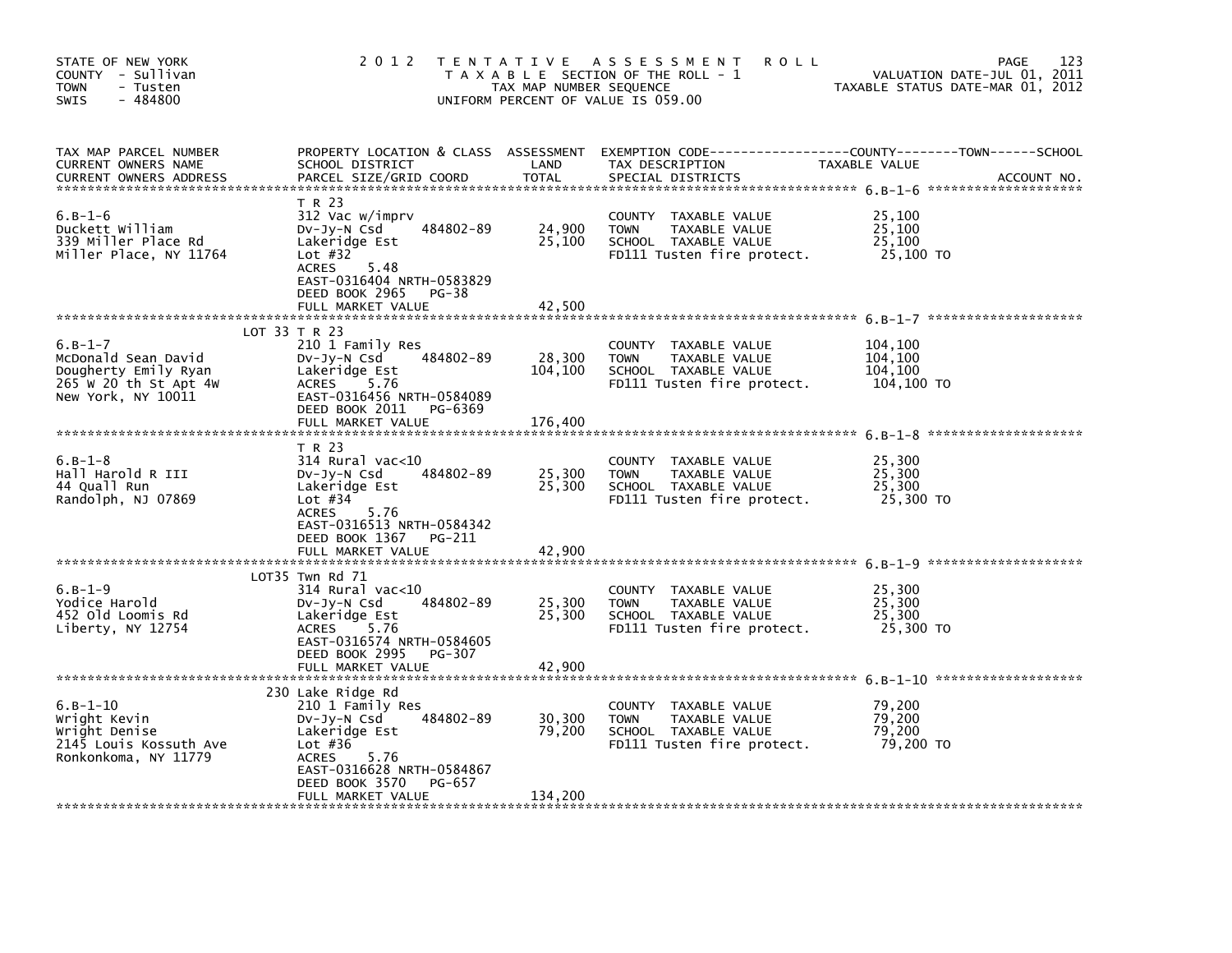STATE OF NEW YORK
COUNTY - Sullivan
TOWN - Tusten
SWIS - 484800

2012 TENTATIVE ASSESSMENT ROLL
TAXABLE SECTION OF THE ROLL - 1
TAX MAP NUMBER SEQUENCE
UNIFORM PERCENT OF VALUE IS 059.00

VALUATION DATE-JUL 01, 2011
TAXABLE STATUS DATE-MAR 01, 2012

| TAX MAP PARCEL NUMBER / CURRENT OWNERS NAME / CURRENT OWNERS ADDRESS | PROPERTY LOCATION & CLASS / SCHOOL DISTRICT / PARCEL SIZE/GRID COORD | ASSESSMENT LAND / TOTAL | EXEMPTION CODE / TAX DESCRIPTION / SPECIAL DISTRICTS | TAXABLE VALUE (COUNTY / TOWN / SCHOOL) | ACCOUNT NO. |
|---|---|---|---|---|---|
| **6.B-1-6** | T R 23 | | | | |
| 6.B-1-6 | 312 Vac w/imprv | | COUNTY TAXABLE VALUE | 25,100 | |
| Duckett William | Dv-Jy-N Csd 484802-89 | 24,900 | TOWN TAXABLE VALUE | 25,100 | |
| 339 Miller Place Rd | Lakeridge Est | 25,100 | SCHOOL TAXABLE VALUE | 25,100 | |
| Miller Place, NY 11764 | Lot #32 | | FD111 Tusten fire protect. | 25,100 TO | |
| | ACRES 5.48 | | | | |
| | EAST-0316404 NRTH-0583829 | | | | |
| | DEED BOOK 2965 PG-38 | | | | |
| | FULL MARKET VALUE | 42,500 | | | |
| **6.B-1-7** | LOT 33 T R 23 | | | | |
| 6.B-1-7 | 210 1 Family Res | | COUNTY TAXABLE VALUE | 104,100 | |
| McDonald Sean David | Dv-Jy-N Csd 484802-89 | 28,300 | TOWN TAXABLE VALUE | 104,100 | |
| Dougherty Emily Ryan | Lakeridge Est | 104,100 | SCHOOL TAXABLE VALUE | 104,100 | |
| 265 W 20 th St Apt 4W | ACRES 5.76 | | FD111 Tusten fire protect. | 104,100 TO | |
| New York, NY 10011 | EAST-0316456 NRTH-0584089 | | | | |
| | DEED BOOK 2011 PG-6369 | | | | |
| | FULL MARKET VALUE | 176,400 | | | |
| **6.B-1-8** | T R 23 | | | | |
| 6.B-1-8 | 314 Rural vac<10 | | COUNTY TAXABLE VALUE | 25,300 | |
| Hall Harold R III | Dv-Jy-N Csd 484802-89 | 25,300 | TOWN TAXABLE VALUE | 25,300 | |
| 44 Quall Run | Lakeridge Est | 25,300 | SCHOOL TAXABLE VALUE | 25,300 | |
| Randolph, NJ 07869 | Lot #34 | | FD111 Tusten fire protect. | 25,300 TO | |
| | ACRES 5.76 | | | | |
| | EAST-0316513 NRTH-0584342 | | | | |
| | DEED BOOK 1367 PG-211 | | | | |
| | FULL MARKET VALUE | 42,900 | | | |
| **6.B-1-9** | LOT35 Twn Rd 71 | | | | |
| 6.B-1-9 | 314 Rural vac<10 | | COUNTY TAXABLE VALUE | 25,300 | |
| Yodice Harold | Dv-Jy-N Csd 484802-89 | 25,300 | TOWN TAXABLE VALUE | 25,300 | |
| 452 Old Loomis Rd | Lakeridge Est | 25,300 | SCHOOL TAXABLE VALUE | 25,300 | |
| Liberty, NY 12754 | ACRES 5.76 | | FD111 Tusten fire protect. | 25,300 TO | |
| | EAST-0316574 NRTH-0584605 | | | | |
| | DEED BOOK 2995 PG-307 | | | | |
| | FULL MARKET VALUE | 42,900 | | | |
| **6.B-1-10** | 230 Lake Ridge Rd | | | | |
| 6.B-1-10 | 210 1 Family Res | | COUNTY TAXABLE VALUE | 79,200 | |
| Wright Kevin | Dv-Jy-N Csd 484802-89 | 30,300 | TOWN TAXABLE VALUE | 79,200 | |
| Wright Denise | Lakeridge Est | 79,200 | SCHOOL TAXABLE VALUE | 79,200 | |
| 2145 Louis Kossuth Ave | Lot #36 | | FD111 Tusten fire protect. | 79,200 TO | |
| Ronkonkoma, NY 11779 | ACRES 5.76 | | | | |
| | EAST-0316628 NRTH-0584867 | | | | |
| | DEED BOOK 3570 PG-657 | | | | |
| | FULL MARKET VALUE | 134,200 | | | |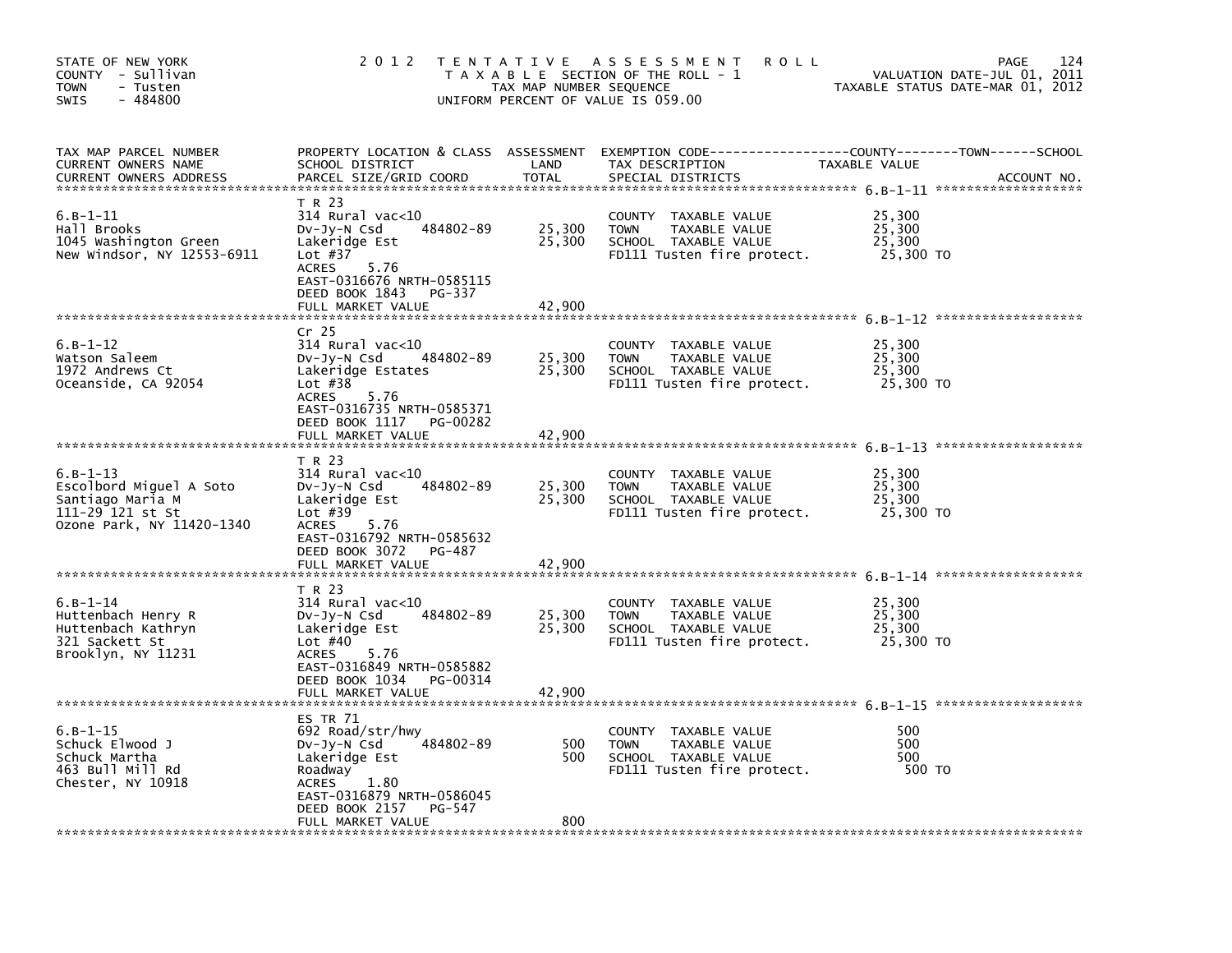STATE OF NEW YORK
COUNTY - Sullivan
TOWN - Tusten
SWIS - 484800

2012 TENTATIVE ASSESSMENT ROLL
TAXABLE SECTION OF THE ROLL - 1
TAX MAP NUMBER SEQUENCE
UNIFORM PERCENT OF VALUE IS 059.00

VALUATION DATE-JUL 01, 2011
TAXABLE STATUS DATE-MAR 01, 2012

| TAX MAP PARCEL NUMBER / CURRENT OWNERS NAME / CURRENT OWNERS ADDRESS | PROPERTY LOCATION & CLASS / SCHOOL DISTRICT / PARCEL SIZE/GRID COORD | ASSESSMENT LAND | TOTAL | EXEMPTION CODE / TAX DESCRIPTION / SPECIAL DISTRICTS | TAXABLE VALUE (COUNTY / TOWN / SCHOOL) | ACCOUNT NO. |
|---|---|---|---|---|---|---|
| 6.B-1-11 | T R 23 | | | | | |
| Hall Brooks | 314 Rural vac<10 | | | COUNTY TAXABLE VALUE | 25,300 | |
| 1045 Washington Green | Dv-Jy-N Csd 484802-89 | 25,300 | | TOWN TAXABLE VALUE | 25,300 | |
| New Windsor, NY 12553-6911 | Lakeridge Est | | 25,300 | SCHOOL TAXABLE VALUE | 25,300 | |
| | Lot #37 | | | FD111 Tusten fire protect. | 25,300 TO | |
| | ACRES 5.76 | | | | | |
| | EAST-0316676 NRTH-0585115 | | | | | |
| | DEED BOOK 1843 PG-337 | | | | | |
| | FULL MARKET VALUE | | 42,900 | | | |
| 6.B-1-12 | Cr 25 | | | | | |
| Watson Saleem | 314 Rural vac<10 | | | COUNTY TAXABLE VALUE | 25,300 | |
| 1972 Andrews Ct | Dv-Jy-N Csd 484802-89 | 25,300 | | TOWN TAXABLE VALUE | 25,300 | |
| Oceanside, CA 92054 | Lakeridge Estates | | 25,300 | SCHOOL TAXABLE VALUE | 25,300 | |
| | Lot #38 | | | FD111 Tusten fire protect. | 25,300 TO | |
| | ACRES 5.76 | | | | | |
| | EAST-0316735 NRTH-0585371 | | | | | |
| | DEED BOOK 1117 PG-00282 | | | | | |
| | FULL MARKET VALUE | | 42,900 | | | |
| 6.B-1-13 | T R 23 | | | | | |
| Escolbord Miguel A Soto | 314 Rural vac<10 | | | COUNTY TAXABLE VALUE | 25,300 | |
| Santiago Maria M | Dv-Jy-N Csd 484802-89 | 25,300 | | TOWN TAXABLE VALUE | 25,300 | |
| 111-29 121 st St | Lakeridge Est | | 25,300 | SCHOOL TAXABLE VALUE | 25,300 | |
| Ozone Park, NY 11420-1340 | Lot #39 | | | FD111 Tusten fire protect. | 25,300 TO | |
| | ACRES 5.76 | | | | | |
| | EAST-0316792 NRTH-0585632 | | | | | |
| | DEED BOOK 3072 PG-487 | | | | | |
| | FULL MARKET VALUE | | 42,900 | | | |
| 6.B-1-14 | T R 23 | | | | | |
| Huttenbach Henry R | 314 Rural vac<10 | | | COUNTY TAXABLE VALUE | 25,300 | |
| Huttenbach Kathryn | Dv-Jy-N Csd 484802-89 | 25,300 | | TOWN TAXABLE VALUE | 25,300 | |
| 321 Sackett St | Lakeridge Est | | 25,300 | SCHOOL TAXABLE VALUE | 25,300 | |
| Brooklyn, NY 11231 | Lot #40 | | | FD111 Tusten fire protect. | 25,300 TO | |
| | ACRES 5.76 | | | | | |
| | EAST-0316849 NRTH-0585882 | | | | | |
| | DEED BOOK 1034 PG-00314 | | | | | |
| | FULL MARKET VALUE | | 42,900 | | | |
| 6.B-1-15 | ES TR 71 | | | | | |
| Schuck Elwood J | 692 Road/str/hwy | | | COUNTY TAXABLE VALUE | 500 | |
| Schuck Martha | Dv-Jy-N Csd 484802-89 | 500 | | TOWN TAXABLE VALUE | 500 | |
| 463 Bull Mill Rd | Lakeridge Est | | 500 | SCHOOL TAXABLE VALUE | 500 | |
| Chester, NY 10918 | Roadway | | | FD111 Tusten fire protect. | 500 TO | |
| | ACRES 1.80 | | | | | |
| | EAST-0316879 NRTH-0586045 | | | | | |
| | DEED BOOK 2157 PG-547 | | | | | |
| | FULL MARKET VALUE | | 800 | | | |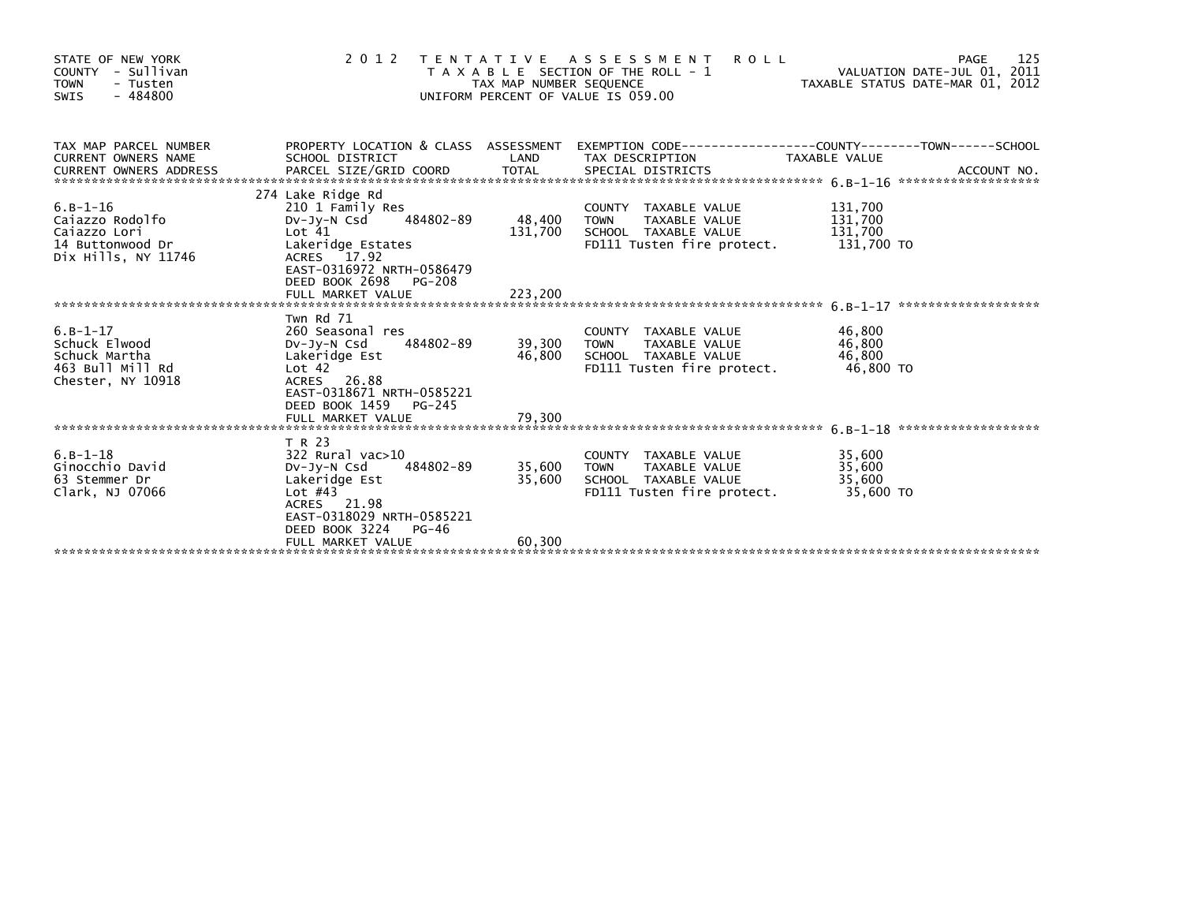STATE OF NEW YORK
COUNTY - Sullivan
TOWN - Tusten
SWIS - 484800

2012 TENTATIVE ASSESSMENT ROLL
TAXABLE SECTION OF THE ROLL - 1
TAX MAP NUMBER SEQUENCE
UNIFORM PERCENT OF VALUE IS 059.00

VALUATION DATE-JUL 01, 2011
TAXABLE STATUS DATE-MAR 01, 2012

| TAX MAP PARCEL NUMBER / CURRENT OWNERS NAME / CURRENT OWNERS ADDRESS | PROPERTY LOCATION & CLASS / SCHOOL DISTRICT / PARCEL SIZE/GRID COORD | ASSESSMENT LAND | TOTAL | EXEMPTION CODE / TAX DESCRIPTION / SPECIAL DISTRICTS | TAXABLE VALUE (COUNTY--------TOWN------SCHOOL) | ACCOUNT NO. |
|---|---|---|---|---|---|---|
| **6.B-1-16** | 274 Lake Ridge Rd | | | | | |
| 6.B-1-16 | 210 1 Family Res | | | COUNTY TAXABLE VALUE | 131,700 | |
| Caiazzo Rodolfo | Dv-Jy-N Csd 484802-89 | 48,400 | | TOWN TAXABLE VALUE | 131,700 | |
| Caiazzo Lori | Lot 41 | | 131,700 | SCHOOL TAXABLE VALUE | 131,700 | |
| 14 Buttonwood Dr | Lakeridge Estates | | | FD111 Tusten fire protect. | 131,700 TO | |
| Dix Hills, NY 11746 | ACRES 17.92 | | | | | |
| | EAST-0316972 NRTH-0586479 | | | | | |
| | DEED BOOK 2698 PG-208 | | | | | |
| | FULL MARKET VALUE | | 223,200 | | | |
| **6.B-1-17** | Twn Rd 71 | | | | | |
| 6.B-1-17 | 260 Seasonal res | | | COUNTY TAXABLE VALUE | 46,800 | |
| Schuck Elwood | Dv-Jy-N Csd 484802-89 | 39,300 | | TOWN TAXABLE VALUE | 46,800 | |
| Schuck Martha | Lakeridge Est | | 46,800 | SCHOOL TAXABLE VALUE | 46,800 | |
| 463 Bull Mill Rd | Lot 42 | | | FD111 Tusten fire protect. | 46,800 TO | |
| Chester, NY 10918 | ACRES 26.88 | | | | | |
| | EAST-0318671 NRTH-0585221 | | | | | |
| | DEED BOOK 1459 PG-245 | | | | | |
| | FULL MARKET VALUE | | 79,300 | | | |
| **6.B-1-18** | T R 23 | | | | | |
| 6.B-1-18 | 322 Rural vac>10 | | | COUNTY TAXABLE VALUE | 35,600 | |
| Ginocchio David | Dv-Jy-N Csd 484802-89 | 35,600 | | TOWN TAXABLE VALUE | 35,600 | |
| 63 Stemmer Dr | Lakeridge Est | | 35,600 | SCHOOL TAXABLE VALUE | 35,600 | |
| Clark, NJ 07066 | Lot #43 | | | FD111 Tusten fire protect. | 35,600 TO | |
| | ACRES 21.98 | | | | | |
| | EAST-0318029 NRTH-0585221 | | | | | |
| | DEED BOOK 3224 PG-46 | | | | | |
| | FULL MARKET VALUE | | 60,300 | | | |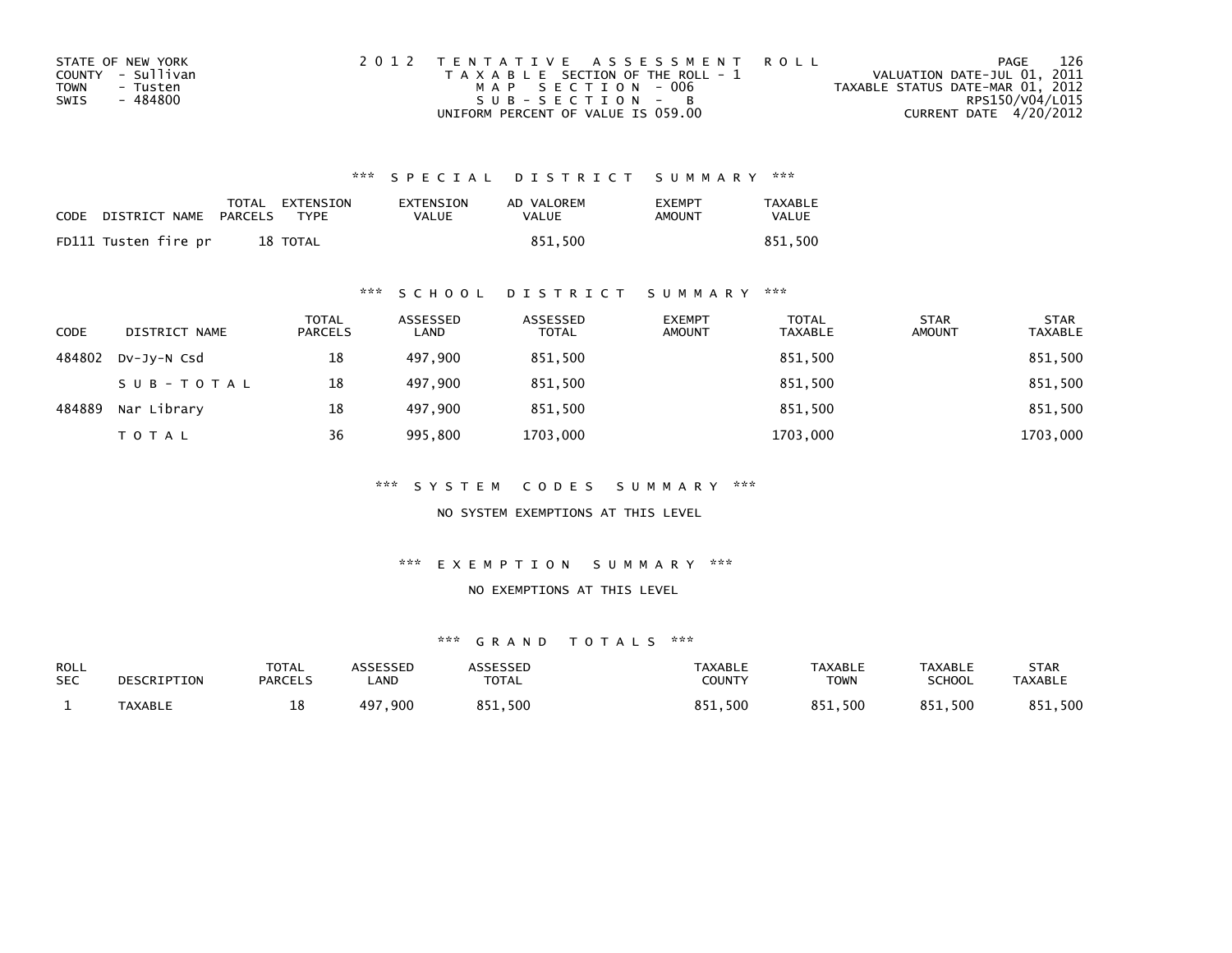STATE OF NEW YORK
COUNTY - Sullivan
TOWN - Tusten
SWIS - 484800

2012 TENTATIVE ASSESSMENT ROLL
TAXABLE SECTION OF THE ROLL - 1
MAP SECTION - 006
SUB-SECTION - B
UNIFORM PERCENT OF VALUE IS 059.00

VALUATION DATE-JUL 01, 2011
TAXABLE STATUS DATE-MAR 01, 2012
RPS150/V04/L015
CURRENT DATE 4/20/2012

## *** SPECIAL DISTRICT SUMMARY ***

| CODE | DISTRICT NAME | TOTAL PARCELS | EXTENSION TYPE | EXTENSION VALUE | AD VALOREM VALUE | EXEMPT AMOUNT | TAXABLE VALUE |
|---|---|---|---|---|---|---|---|
| FD111 | Tusten fire pr | 18 | TOTAL | | 851,500 | | 851,500 |

## *** SCHOOL DISTRICT SUMMARY ***

| CODE | DISTRICT NAME | TOTAL PARCELS | ASSESSED LAND | ASSESSED TOTAL | EXEMPT AMOUNT | TOTAL TAXABLE | STAR AMOUNT | STAR TAXABLE |
|---|---|---|---|---|---|---|---|---|
| 484802 | Dv-Jy-N Csd | 18 | 497,900 | 851,500 | | 851,500 | | 851,500 |
| | SUB-TOTAL | 18 | 497,900 | 851,500 | | 851,500 | | 851,500 |
| 484889 | Nar Library | 18 | 497,900 | 851,500 | | 851,500 | | 851,500 |
| | TOTAL | 36 | 995,800 | 1703,000 | | 1703,000 | | 1703,000 |

## *** SYSTEM CODES SUMMARY ***

NO SYSTEM EXEMPTIONS AT THIS LEVEL

## *** EXEMPTION SUMMARY ***

NO EXEMPTIONS AT THIS LEVEL

## *** GRAND TOTALS ***

| ROLL SEC | DESCRIPTION | TOTAL PARCELS | ASSESSED LAND | ASSESSED TOTAL | TAXABLE COUNTY | TAXABLE TOWN | TAXABLE SCHOOL | STAR TAXABLE |
|---|---|---|---|---|---|---|---|---|
| 1 | TAXABLE | 18 | 497,900 | 851,500 | 851,500 | 851,500 | 851,500 | 851,500 |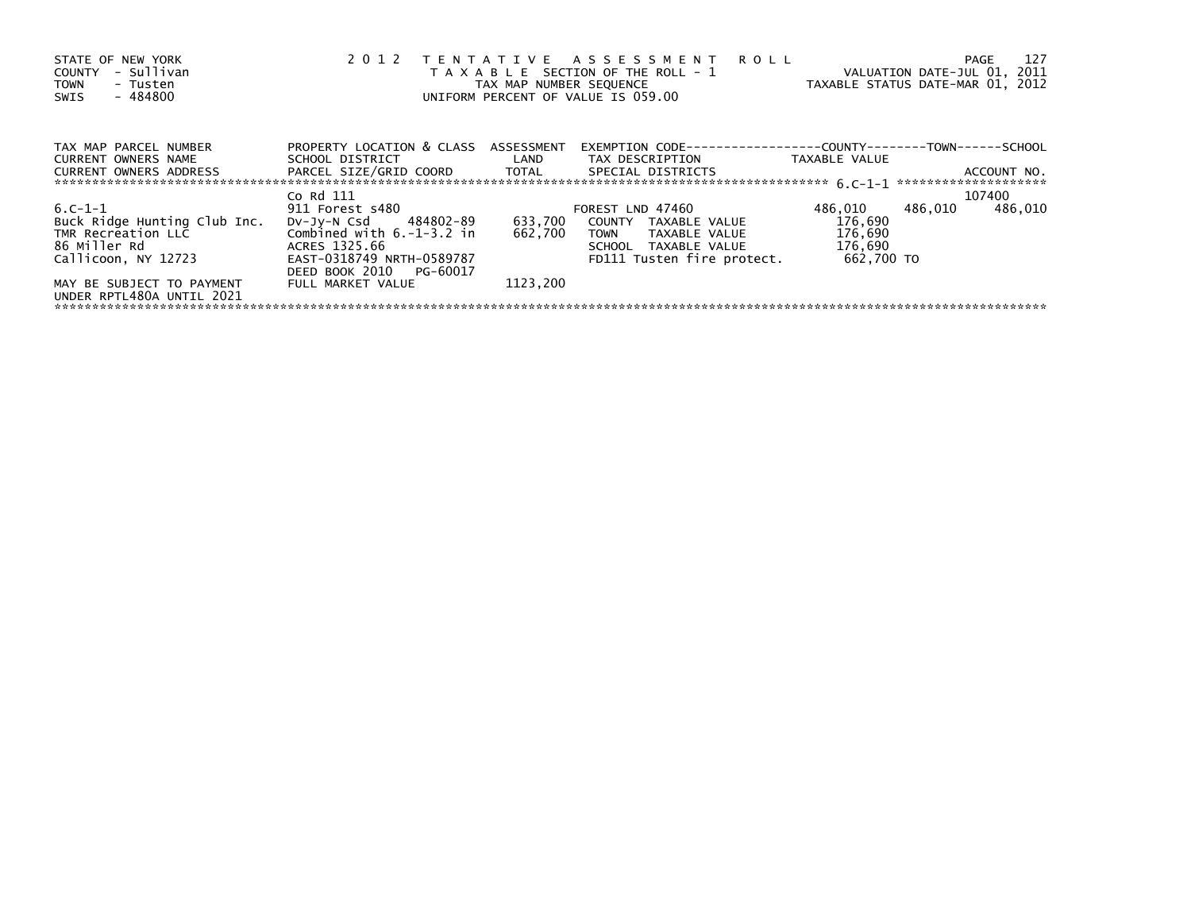STATE OF NEW YORK
COUNTY - Sullivan
TOWN - Tusten
SWIS - 484800

2012 TENTATIVE ASSESSMENT ROLL
TAXABLE SECTION OF THE ROLL - 1
TAX MAP NUMBER SEQUENCE
UNIFORM PERCENT OF VALUE IS 059.00

VALUATION DATE-JUL 01, 2011
TAXABLE STATUS DATE-MAR 01, 2012

| TAX MAP PARCEL NUMBER / CURRENT OWNERS NAME / CURRENT OWNERS ADDRESS | PROPERTY LOCATION & CLASS / SCHOOL DISTRICT / PARCEL SIZE/GRID COORD | ASSESSMENT LAND / TOTAL | EXEMPTION CODE / TAX DESCRIPTION / SPECIAL DISTRICTS | COUNTY TAXABLE VALUE | TOWN | SCHOOL / ACCOUNT NO. |
|---|---|---|---|---|---|---|
| | Co Rd 111 | | | | | 107400 |
| 6.C-1-1 | 911 Forest s480 | | FOREST LND 47460 | 486,010 | 486,010 | 486,010 |
| Buck Ridge Hunting Club Inc. | Dv-Jy-N Csd 484802-89 | 633,700 | COUNTY TAXABLE VALUE | 176,690 | | |
| TMR Recreation LLC | Combined with 6.-1-3.2 in | 662,700 | TOWN TAXABLE VALUE | 176,690 | | |
| 86 Miller Rd | ACRES 1325.66 | | SCHOOL TAXABLE VALUE | 176,690 | | |
| Callicoon, NY 12723 | EAST-0318749 NRTH-0589787 | | FD111 Tusten fire protect. | 662,700 TO | | |
| | DEED BOOK 2010 PG-60017 | | | | | |
| MAY BE SUBJECT TO PAYMENT | FULL MARKET VALUE | 1123,200 | | | | |
| UNDER RPTL480A UNTIL 2021 | | | | | | |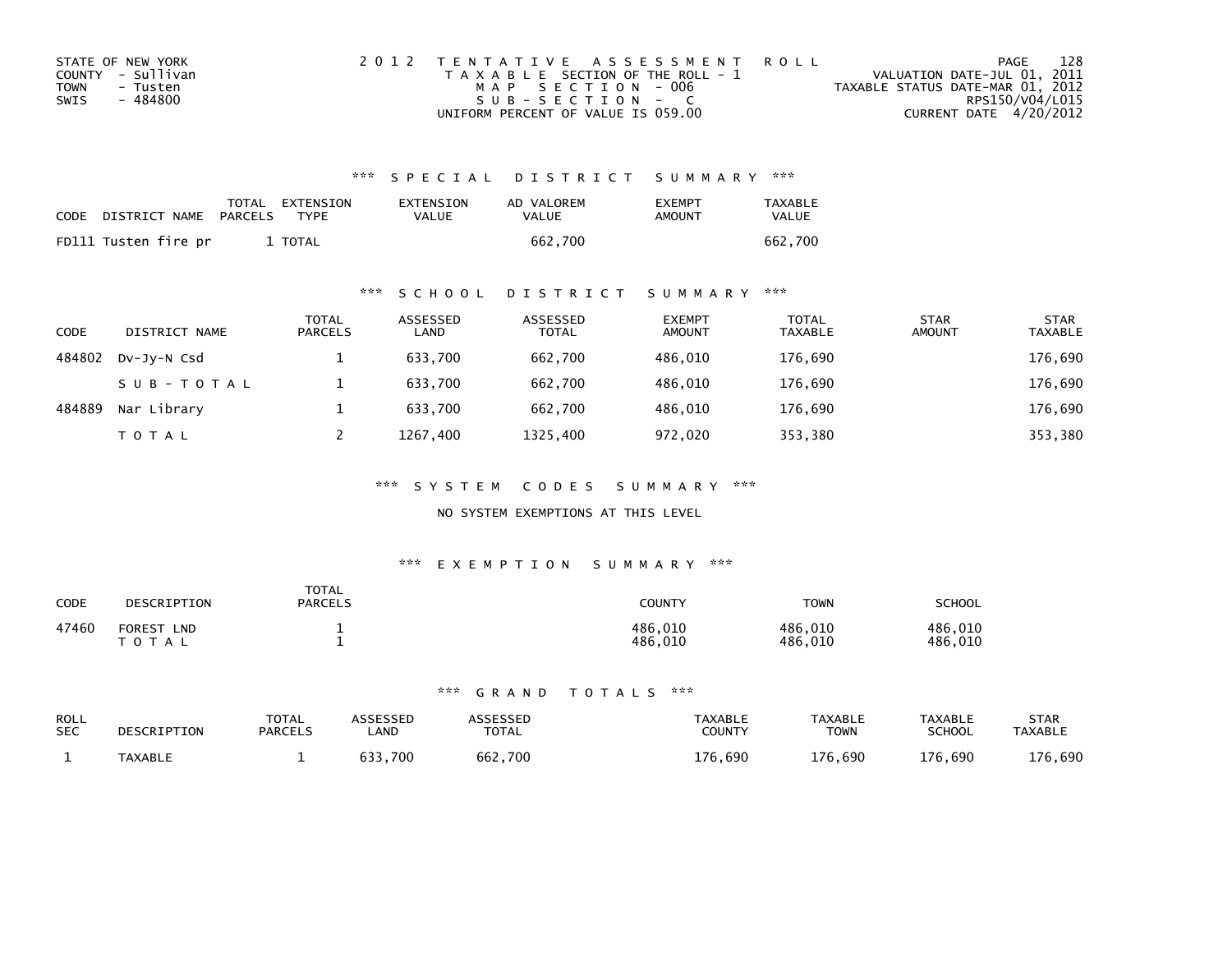STATE OF NEW YORK
COUNTY - Sullivan
TOWN - Tusten
SWIS - 484800

2 0 1 2 T E N T A T I V E A S S E S S M E N T R O L L
T A X A B L E SECTION OF THE ROLL - 1
M A P S E C T I O N - 006
S U B - S E C T I O N - C
UNIFORM PERCENT OF VALUE IS 059.00

VALUATION DATE-JUL 01, 2011
TAXABLE STATUS DATE-MAR 01, 2012
RPS150/V04/L015
CURRENT DATE 4/20/2012

### *** S P E C I A L D I S T R I C T S U M M A R Y ***

| CODE | DISTRICT NAME | TOTAL PARCELS | EXTENSION TYPE | EXTENSION VALUE | AD VALOREM VALUE | EXEMPT AMOUNT | TAXABLE VALUE |
|---|---|---|---|---|---|---|---|
| FD111 | Tusten fire pr | 1 | TOTAL | | 662,700 | | 662,700 |

### *** S C H O O L D I S T R I C T S U M M A R Y ***

| CODE | DISTRICT NAME | TOTAL PARCELS | ASSESSED LAND | ASSESSED TOTAL | EXEMPT AMOUNT | TOTAL TAXABLE | STAR AMOUNT | STAR TAXABLE |
|---|---|---|---|---|---|---|---|---|
| 484802 | Dv-Jy-N Csd | 1 | 633,700 | 662,700 | 486,010 | 176,690 | | 176,690 |
| | S U B - T O T A L | 1 | 633,700 | 662,700 | 486,010 | 176,690 | | 176,690 |
| 484889 | Nar Library | 1 | 633,700 | 662,700 | 486,010 | 176,690 | | 176,690 |
| | T O T A L | 2 | 1267,400 | 1325,400 | 972,020 | 353,380 | | 353,380 |

### *** S Y S T E M C O D E S S U M M A R Y ***

NO SYSTEM EXEMPTIONS AT THIS LEVEL

### *** E X E M P T I O N S U M M A R Y ***

| CODE | DESCRIPTION | TOTAL PARCELS | COUNTY | TOWN | SCHOOL |
|---|---|---|---|---|---|
| 47460 | FOREST LND | 1 | 486,010 | 486,010 | 486,010 |
| | T O T A L | 1 | 486,010 | 486,010 | 486,010 |

### *** G R A N D T O T A L S ***

| ROLL SEC | DESCRIPTION | TOTAL PARCELS | ASSESSED LAND | ASSESSED TOTAL | TAXABLE COUNTY | TAXABLE TOWN | TAXABLE SCHOOL | STAR TAXABLE |
|---|---|---|---|---|---|---|---|---|
| 1 | TAXABLE | 1 | 633,700 | 662,700 | 176,690 | 176,690 | 176,690 | 176,690 |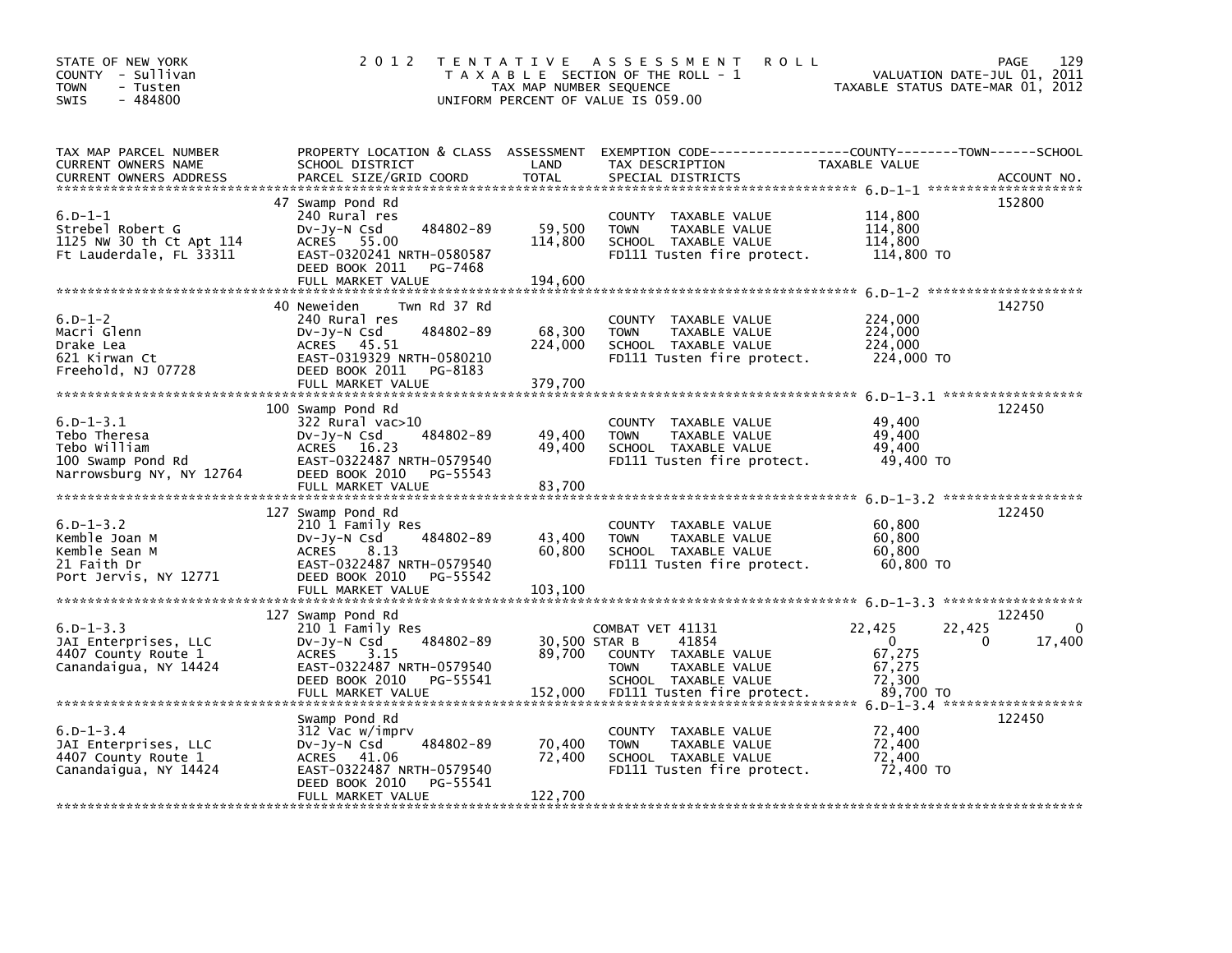STATE OF NEW YORK
COUNTY - Sullivan
TOWN - Tusten
SWIS - 484800

2 0 1 2 T E N T A T I V E A S S E S S M E N T R O L L
T A X A B L E SECTION OF THE ROLL - 1
TAX MAP NUMBER SEQUENCE
UNIFORM PERCENT OF VALUE IS 059.00

VALUATION DATE-JUL 01, 2011
TAXABLE STATUS DATE-MAR 01, 2012

| TAX MAP PARCEL NUMBER / CURRENT OWNERS NAME / CURRENT OWNERS ADDRESS | PROPERTY LOCATION & CLASS / SCHOOL DISTRICT / PARCEL SIZE/GRID COORD | ASSESSMENT LAND / TOTAL | EXEMPTION CODE / TAX DESCRIPTION / SPECIAL DISTRICTS | COUNTY TAXABLE VALUE | TOWN | SCHOOL | ACCOUNT NO. |
|---|---|---|---|---|---|---|---|
| 6.D-1-1 | 47 Swamp Pond Rd | | | | | | 152800 |
| Strebel Robert G | 240 Rural res | | COUNTY TAXABLE VALUE | 114,800 | | | |
| 1125 NW 30 th Ct Apt 114 | Dv-Jy-N Csd 484802-89 | 59,500 | TOWN TAXABLE VALUE | 114,800 | | | |
| Ft Lauderdale, FL 33311 | ACRES 55.00 | 114,800 | SCHOOL TAXABLE VALUE | 114,800 | | | |
| | EAST-0320241 NRTH-0580587 | | FD111 Tusten fire protect. | 114,800 TO | | | |
| | DEED BOOK 2011 PG-7468 | | | | | | |
| | FULL MARKET VALUE | 194,600 | | | | | |
| 6.D-1-2 | 40 Neweiden Twn Rd 37 Rd | | | | | | 142750 |
| Macri Glenn | 240 Rural res | | COUNTY TAXABLE VALUE | 224,000 | | | |
| Drake Lea | Dv-Jy-N Csd 484802-89 | 68,300 | TOWN TAXABLE VALUE | 224,000 | | | |
| 621 Kirwan Ct | ACRES 45.51 | 224,000 | SCHOOL TAXABLE VALUE | 224,000 | | | |
| Freehold, NJ 07728 | EAST-0319329 NRTH-0580210 | | FD111 Tusten fire protect. | 224,000 TO | | | |
| | DEED BOOK 2011 PG-8183 | | | | | | |
| | FULL MARKET VALUE | 379,700 | | | | | |
| 6.D-1-3.1 | 100 Swamp Pond Rd | | | | | | 122450 |
| Tebo Theresa | 322 Rural vac>10 | | COUNTY TAXABLE VALUE | 49,400 | | | |
| Tebo William | Dv-Jy-N Csd 484802-89 | 49,400 | TOWN TAXABLE VALUE | 49,400 | | | |
| 100 Swamp Pond Rd | ACRES 16.23 | 49,400 | SCHOOL TAXABLE VALUE | 49,400 | | | |
| Narrowsburg NY, NY 12764 | EAST-0322487 NRTH-0579540 | | FD111 Tusten fire protect. | 49,400 TO | | | |
| | DEED BOOK 2010 PG-55543 | | | | | | |
| | FULL MARKET VALUE | 83,700 | | | | | |
| 6.D-1-3.2 | 127 Swamp Pond Rd | | | | | | 122450 |
| Kemble Joan M | 210 1 Family Res | | COUNTY TAXABLE VALUE | 60,800 | | | |
| Kemble Sean M | Dv-Jy-N Csd 484802-89 | 43,400 | TOWN TAXABLE VALUE | 60,800 | | | |
| 21 Faith Dr | ACRES 8.13 | 60,800 | SCHOOL TAXABLE VALUE | 60,800 | | | |
| Port Jervis, NY 12771 | EAST-0322487 NRTH-0579540 | | FD111 Tusten fire protect. | 60,800 TO | | | |
| | DEED BOOK 2010 PG-55542 | | | | | | |
| | FULL MARKET VALUE | 103,100 | | | | | |
| 6.D-1-3.3 | 127 Swamp Pond Rd | | | | | | 122450 |
| JAI Enterprises, LLC | 210 1 Family Res | | COMBAT VET 41131 | 22,425 | 22,425 | 0 | |
| 4407 County Route 1 | Dv-Jy-N Csd 484802-89 | 30,500 | STAR B 41854 | 0 | 0 | 17,400 | |
| Canandaigua, NY 14424 | ACRES 3.15 | 89,700 | COUNTY TAXABLE VALUE | 67,275 | | | |
| | EAST-0322487 NRTH-0579540 | | TOWN TAXABLE VALUE | 67,275 | | | |
| | DEED BOOK 2010 PG-55541 | | SCHOOL TAXABLE VALUE | 72,300 | | | |
| | FULL MARKET VALUE | 152,000 | FD111 Tusten fire protect. | 89,700 TO | | | |
| 6.D-1-3.4 | Swamp Pond Rd | | | | | | 122450 |
| JAI Enterprises, LLC | 312 Vac w/imprv | | COUNTY TAXABLE VALUE | 72,400 | | | |
| 4407 County Route 1 | Dv-Jy-N Csd 484802-89 | 70,400 | TOWN TAXABLE VALUE | 72,400 | | | |
| Canandaigua, NY 14424 | ACRES 41.06 | 72,400 | SCHOOL TAXABLE VALUE | 72,400 | | | |
| | EAST-0322487 NRTH-0579540 | | FD111 Tusten fire protect. | 72,400 TO | | | |
| | DEED BOOK 2010 PG-55541 | | | | | | |
| | FULL MARKET VALUE | 122,700 | | | | | |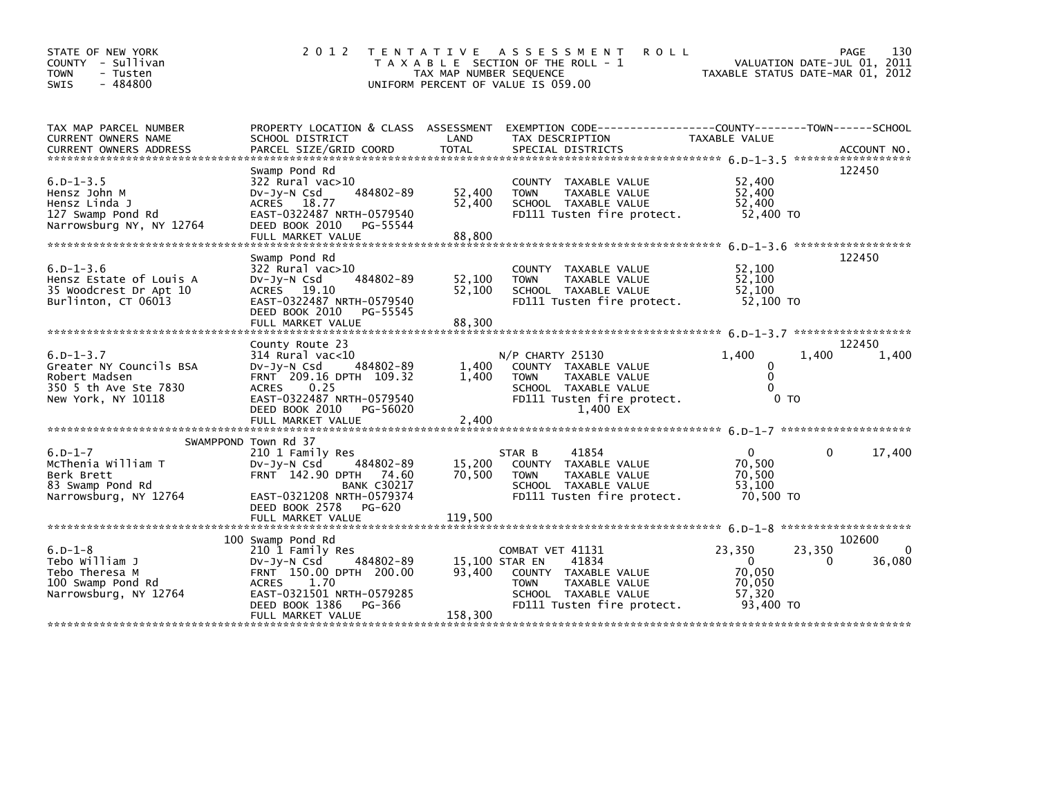STATE OF NEW YORK
COUNTY - Sullivan
TOWN - Tusten
SWIS - 484800

2012 TENTATIVE ASSESSMENT ROLL
TAXABLE SECTION OF THE ROLL - 1
TAX MAP NUMBER SEQUENCE
UNIFORM PERCENT OF VALUE IS 059.00

VALUATION DATE-JUL 01, 2011
TAXABLE STATUS DATE-MAR 01, 2012

| TAX MAP PARCEL NUMBER / CURRENT OWNERS NAME / CURRENT OWNERS ADDRESS | PROPERTY LOCATION & CLASS / SCHOOL DISTRICT / PARCEL SIZE/GRID COORD | ASSESSMENT LAND | TOTAL | EXEMPTION CODE / TAX DESCRIPTION / SPECIAL DISTRICTS | COUNTY TAXABLE VALUE | TOWN | SCHOOL | ACCOUNT NO. |
|---|---|---|---|---|---|---|---|---|
| 6.D-1-3.5 | Swamp Pond Rd | | | | | | | 122450 |
| | 322 Rural vac>10 | | | COUNTY TAXABLE VALUE | 52,400 | | | |
| Hensz John M | Dv-Jy-N Csd 484802-89 | 52,400 | | TOWN TAXABLE VALUE | 52,400 | | | |
| Hensz Linda J | ACRES 18.77 | | 52,400 | SCHOOL TAXABLE VALUE | 52,400 | | | |
| 127 Swamp Pond Rd | EAST-0322487 NRTH-0579540 | | | FD111 Tusten fire protect. | 52,400 TO | | | |
| Narrowsburg NY, NY 12764 | DEED BOOK 2010 PG-55544 | | | | | | | |
| | FULL MARKET VALUE | | 88,800 | | | | | |
| 6.D-1-3.6 | Swamp Pond Rd | | | | | | | 122450 |
| | 322 Rural vac>10 | | | COUNTY TAXABLE VALUE | 52,100 | | | |
| Hensz Estate of Louis A | Dv-Jy-N Csd 484802-89 | 52,100 | | TOWN TAXABLE VALUE | 52,100 | | | |
| 35 Woodcrest Dr Apt 10 | ACRES 19.10 | | 52,100 | SCHOOL TAXABLE VALUE | 52,100 | | | |
| Burlinton, CT 06013 | EAST-0322487 NRTH-0579540 | | | FD111 Tusten fire protect. | 52,100 TO | | | |
| | DEED BOOK 2010 PG-55545 | | | | | | | |
| | FULL MARKET VALUE | | 88,300 | | | | | |
| 6.D-1-3.7 | County Route 23 | | | | | | | 122450 |
| | 314 Rural vac<10 | | | N/P CHARTY 25130 | 1,400 | 1,400 | 1,400 | |
| Greater NY Councils BSA | Dv-Jy-N Csd 484802-89 | 1,400 | | COUNTY TAXABLE VALUE | 0 | | | |
| Robert Madsen | FRNT 209.16 DPTH 109.32 | | 1,400 | TOWN TAXABLE VALUE | 0 | | | |
| 350 5 th Ave Ste 7830 | ACRES 0.25 | | | SCHOOL TAXABLE VALUE | 0 | | | |
| New York, NY 10118 | EAST-0322487 NRTH-0579540 | | | FD111 Tusten fire protect. | 0 TO | | | |
| | DEED BOOK 2010 PG-56020 | | | 1,400 EX | | | | |
| | FULL MARKET VALUE | | 2,400 | | | | | |
| 6.D-1-7 | SWAMPPOND Town Rd 37 | | | | | | | |
| | 210 1 Family Res | | | STAR B 41854 | 0 | 0 | 17,400 | |
| McThenia William T | Dv-Jy-N Csd 484802-89 | 15,200 | | COUNTY TAXABLE VALUE | 70,500 | | | |
| Berk Brett | FRNT 142.90 DPTH 74.60 | | 70,500 | TOWN TAXABLE VALUE | 70,500 | | | |
| 83 Swamp Pond Rd | BANK C30217 | | | SCHOOL TAXABLE VALUE | 53,100 | | | |
| Narrowsburg, NY 12764 | EAST-0321208 NRTH-0579374 | | | FD111 Tusten fire protect. | 70,500 TO | | | |
| | DEED BOOK 2578 PG-620 | | | | | | | |
| | FULL MARKET VALUE | | 119,500 | | | | | |
| 6.D-1-8 | 100 Swamp Pond Rd | | | | | | | 102600 |
| | 210 1 Family Res | | | COMBAT VET 41131 | 23,350 | 23,350 | 0 | |
| Tebo William J | Dv-Jy-N Csd 484802-89 | 15,100 | | STAR EN 41834 | 0 | 0 | 36,080 | |
| Tebo Theresa M | FRNT 150.00 DPTH 200.00 | | 93,400 | COUNTY TAXABLE VALUE | 70,050 | | | |
| 100 Swamp Pond Rd | ACRES 1.70 | | | TOWN TAXABLE VALUE | 70,050 | | | |
| Narrowsburg, NY 12764 | EAST-0321501 NRTH-0579285 | | | SCHOOL TAXABLE VALUE | 57,320 | | | |
| | DEED BOOK 1386 PG-366 | | | FD111 Tusten fire protect. | 93,400 TO | | | |
| | FULL MARKET VALUE | | 158,300 | | | | | |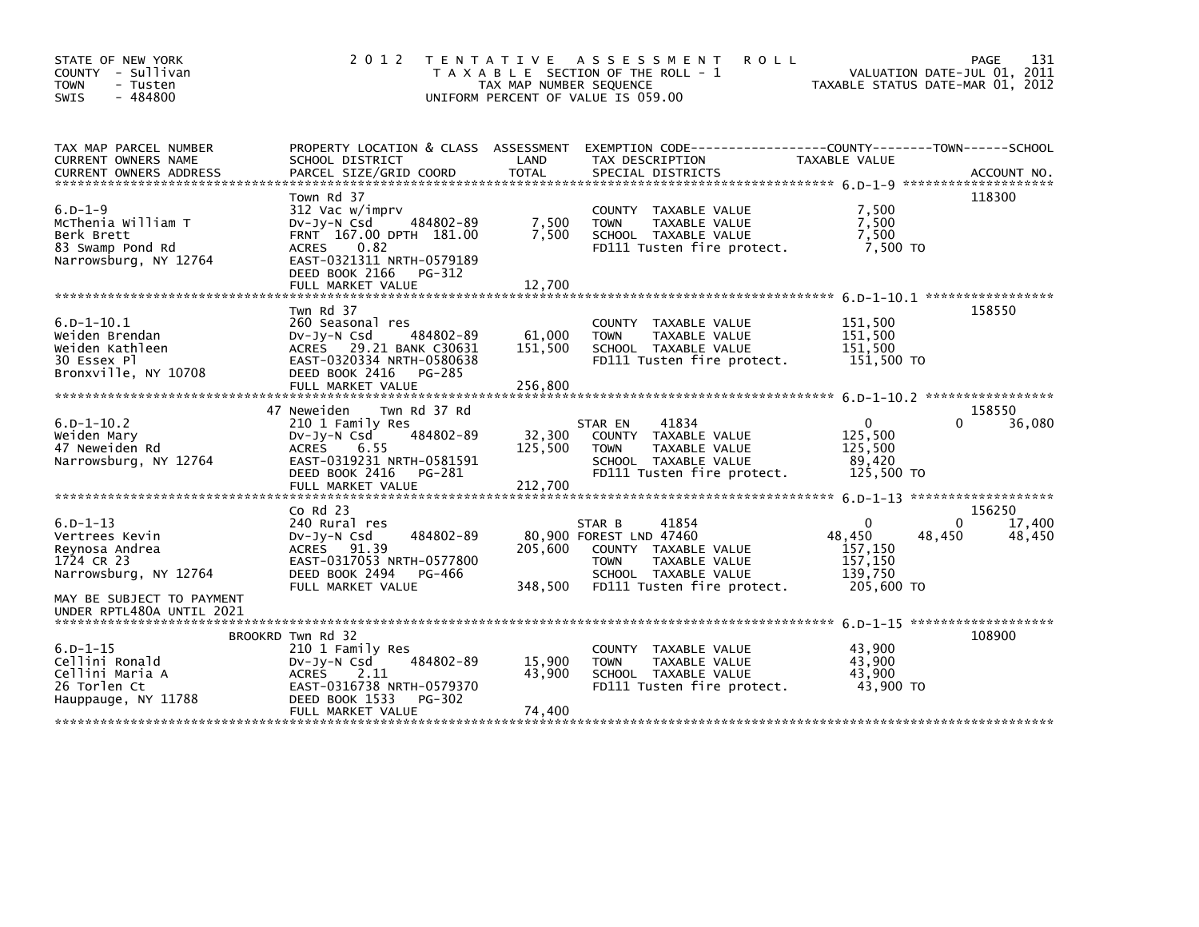STATE OF NEW YORK
COUNTY - Sullivan
TOWN - Tusten
SWIS - 484800

# 2012 TENTATIVE ASSESSMENT ROLL

TAXABLE SECTION OF THE ROLL - 1
TAX MAP NUMBER SEQUENCE
UNIFORM PERCENT OF VALUE IS 059.00

VALUATION DATE-JUL 01, 2011
TAXABLE STATUS DATE-MAR 01, 2012

| TAX MAP PARCEL NUMBER / CURRENT OWNERS NAME / CURRENT OWNERS ADDRESS | PROPERTY LOCATION & CLASS / SCHOOL DISTRICT / PARCEL SIZE/GRID COORD | ASSESSMENT LAND | TOTAL | EXEMPTION CODE / TAX DESCRIPTION / SPECIAL DISTRICTS | COUNTY TAXABLE VALUE | TOWN | SCHOOL | ACCOUNT NO. |
|---|---|---|---|---|---|---|---|---|
| **6.D-1-9** | Town Rd 37 | | | | | | | 118300 |
| 6.D-1-9 | 312 Vac w/imprv | | | COUNTY TAXABLE VALUE | 7,500 | | | |
| McThenia William T | Dv-Jy-N Csd 484802-89 | 7,500 | | TOWN TAXABLE VALUE | 7,500 | | | |
| Berk Brett | FRNT 167.00 DPTH 181.00 | | 7,500 | SCHOOL TAXABLE VALUE | 7,500 | | | |
| 83 Swamp Pond Rd | ACRES 0.82 | | | FD111 Tusten fire protect. | 7,500 TO | | | |
| Narrowsburg, NY 12764 | EAST-0321311 NRTH-0579189 | | | | | | | |
| | DEED BOOK 2166 PG-312 | | | | | | | |
| | FULL MARKET VALUE | | 12,700 | | | | | |
| **6.D-1-10.1** | Twn Rd 37 | | | | | | | 158550 |
| 6.D-1-10.1 | 260 Seasonal res | | | COUNTY TAXABLE VALUE | 151,500 | | | |
| Weiden Brendan | Dv-Jy-N Csd 484802-89 | 61,000 | | TOWN TAXABLE VALUE | 151,500 | | | |
| Weiden Kathleen | ACRES 29.21 BANK C30631 | | 151,500 | SCHOOL TAXABLE VALUE | 151,500 | | | |
| 30 Essex Pl | EAST-0320334 NRTH-0580638 | | | FD111 Tusten fire protect. | 151,500 TO | | | |
| Bronxville, NY 10708 | DEED BOOK 2416 PG-285 | | | | | | | |
| | FULL MARKET VALUE | | 256,800 | | | | | |
| **6.D-1-10.2** | 47 Neweiden Twn Rd 37 Rd | | | | | | | 158550 |
| 6.D-1-10.2 | 210 1 Family Res | | | STAR EN 41834 | 0 | 0 | 36,080 | |
| Weiden Mary | Dv-Jy-N Csd 484802-89 | 32,300 | | COUNTY TAXABLE VALUE | 125,500 | | | |
| 47 Neweiden Rd | ACRES 6.55 | | 125,500 | TOWN TAXABLE VALUE | 125,500 | | | |
| Narrowsburg, NY 12764 | EAST-0319231 NRTH-0581591 | | | SCHOOL TAXABLE VALUE | 89,420 | | | |
| | DEED BOOK 2416 PG-281 | | | FD111 Tusten fire protect. | 125,500 TO | | | |
| | FULL MARKET VALUE | | 212,700 | | | | | |
| **6.D-1-13** | Co Rd 23 | | | | | | | 156250 |
| 6.D-1-13 | 240 Rural res | | | STAR B 41854 | 0 | 0 | 17,400 | |
| Vertrees Kevin | Dv-Jy-N Csd 484802-89 | 80,900 | | FOREST LND 47460 | 48,450 | 48,450 | 48,450 | |
| Reynosa Andrea | ACRES 91.39 | | 205,600 | COUNTY TAXABLE VALUE | 157,150 | | | |
| 1724 CR 23 | EAST-0317053 NRTH-0577800 | | | TOWN TAXABLE VALUE | 157,150 | | | |
| Narrowsburg, NY 12764 | DEED BOOK 2494 PG-466 | | | SCHOOL TAXABLE VALUE | 139,750 | | | |
| | FULL MARKET VALUE | | 348,500 | FD111 Tusten fire protect. | 205,600 TO | | | |
| MAY BE SUBJECT TO PAYMENT UNDER RPTL480A UNTIL 2021 | | | | | | | | |
| **6.D-1-15** | BROOKRD Twn Rd 32 | | | | | | | 108900 |
| 6.D-1-15 | 210 1 Family Res | | | COUNTY TAXABLE VALUE | 43,900 | | | |
| Cellini Ronald | Dv-Jy-N Csd 484802-89 | 15,900 | | TOWN TAXABLE VALUE | 43,900 | | | |
| Cellini Maria A | ACRES 2.11 | | 43,900 | SCHOOL TAXABLE VALUE | 43,900 | | | |
| 26 Torlen Ct | EAST-0316738 NRTH-0579370 | | | FD111 Tusten fire protect. | 43,900 TO | | | |
| Hauppauge, NY 11788 | DEED BOOK 1533 PG-302 | | | | | | | |
| | FULL MARKET VALUE | | 74,400 | | | | | |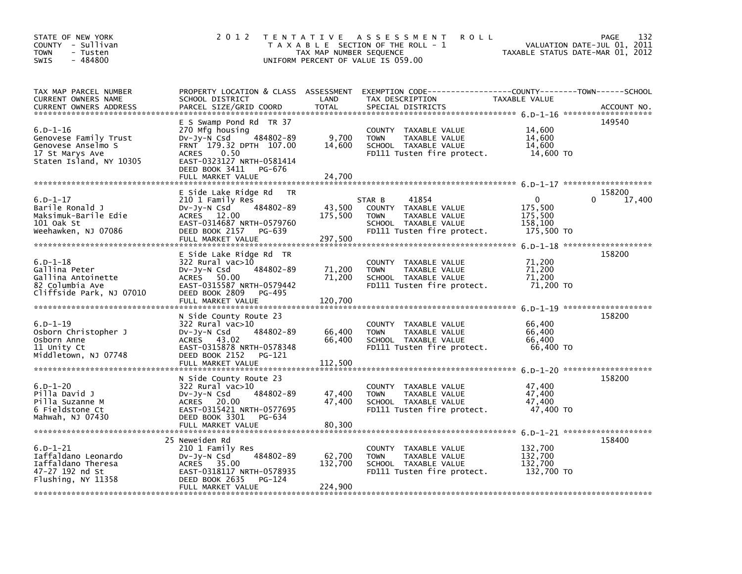STATE OF NEW YORK
COUNTY - Sullivan
TOWN - Tusten
SWIS - 484800

2012 TENTATIVE ASSESSMENT ROLL
TAXABLE SECTION OF THE ROLL - 1
TAX MAP NUMBER SEQUENCE
UNIFORM PERCENT OF VALUE IS 059.00

VALUATION DATE-JUL 01, 2011
TAXABLE STATUS DATE-MAR 01, 2012

| TAX MAP PARCEL NUMBER / CURRENT OWNERS NAME / CURRENT OWNERS ADDRESS | PROPERTY LOCATION & CLASS / SCHOOL DISTRICT / PARCEL SIZE/GRID COORD | ASSESSMENT LAND | TOTAL | EXEMPTION CODE / TAX DESCRIPTION / SPECIAL DISTRICTS | COUNTY / TOWN TAXABLE VALUE | SCHOOL | ACCOUNT NO. |
|---|---|---|---|---|---|---|---|
| **6.D-1-16** | E S Swamp Pond Rd TR 37 | | | | | | 149540 |
| Genovese Family Trust | 270 Mfg housing | | | COUNTY TAXABLE VALUE | 14,600 | | |
| Genovese Anselmo S | Dv-Jy-N Csd 484802-89 | 9,700 | | TOWN TAXABLE VALUE | 14,600 | | |
| 17 St Marys Ave | FRNT 179.32 DPTH 107.00 | | 14,600 | SCHOOL TAXABLE VALUE | 14,600 | | |
| Staten Island, NY 10305 | ACRES 0.50 | | | FD111 Tusten fire protect. | 14,600 TO | | |
| | EAST-0323127 NRTH-0581414 | | | | | | |
| | DEED BOOK 3411 PG-676 | | | | | | |
| | FULL MARKET VALUE | | 24,700 | | | | |
| **6.D-1-17** | E Side Lake Ridge Rd TR | | | | | | 158200 |
| Barile Ronald J | 210 1 Family Res | | | STAR B 41854 | 0 | 0 17,400 | |
| Maksimuk-Barile Edie | Dv-Jy-N Csd 484802-89 | 43,500 | | COUNTY TAXABLE VALUE | 175,500 | | |
| 101 Oak St | ACRES 12.00 | | 175,500 | TOWN TAXABLE VALUE | 175,500 | | |
| Weehawken, NJ 07086 | EAST-0314687 NRTH-0579760 | | | SCHOOL TAXABLE VALUE | 158,100 | | |
| | DEED BOOK 2157 PG-639 | | | FD111 Tusten fire protect. | 175,500 TO | | |
| | FULL MARKET VALUE | | 297,500 | | | | |
| **6.D-1-18** | E Side Lake Ridge Rd TR | | | | | | 158200 |
| Gallina Peter | 322 Rural vac>10 | | | COUNTY TAXABLE VALUE | 71,200 | | |
| Gallina Antoinette | Dv-Jy-N Csd 484802-89 | 71,200 | | TOWN TAXABLE VALUE | 71,200 | | |
| 82 Columbia Ave | ACRES 50.00 | | 71,200 | SCHOOL TAXABLE VALUE | 71,200 | | |
| Cliffside Park, NJ 07010 | EAST-0315587 NRTH-0579442 | | | FD111 Tusten fire protect. | 71,200 TO | | |
| | DEED BOOK 2809 PG-495 | | | | | | |
| | FULL MARKET VALUE | | 120,700 | | | | |
| **6.D-1-19** | N Side County Route 23 | | | | | | 158200 |
| Osborn Christopher J | 322 Rural vac>10 | | | COUNTY TAXABLE VALUE | 66,400 | | |
| Osborn Anne | Dv-Jy-N Csd 484802-89 | 66,400 | | TOWN TAXABLE VALUE | 66,400 | | |
| 11 Unity Ct | ACRES 43.02 | | 66,400 | SCHOOL TAXABLE VALUE | 66,400 | | |
| Middletown, NJ 07748 | EAST-0315878 NRTH-0578348 | | | FD111 Tusten fire protect. | 66,400 TO | | |
| | DEED BOOK 2152 PG-121 | | | | | | |
| | FULL MARKET VALUE | | 112,500 | | | | |
| **6.D-1-20** | N Side County Route 23 | | | | | | 158200 |
| Pilla David J | 322 Rural vac>10 | | | COUNTY TAXABLE VALUE | 47,400 | | |
| Pilla Suzanne M | Dv-Jy-N Csd 484802-89 | 47,400 | | TOWN TAXABLE VALUE | 47,400 | | |
| 6 Fieldstone Ct | ACRES 20.00 | | 47,400 | SCHOOL TAXABLE VALUE | 47,400 | | |
| Mahwah, NJ 07430 | EAST-0315421 NRTH-0577695 | | | FD111 Tusten fire protect. | 47,400 TO | | |
| | DEED BOOK 3301 PG-634 | | | | | | |
| | FULL MARKET VALUE | | 80,300 | | | | |
| **6.D-1-21** | 25 Neweiden Rd | | | | | | 158400 |
| Iaffaldano Leonardo | 210 1 Family Res | | | COUNTY TAXABLE VALUE | 132,700 | | |
| Iaffaldano Theresa | Dv-Jy-N Csd 484802-89 | 62,700 | | TOWN TAXABLE VALUE | 132,700 | | |
| 47-27 192 nd St | ACRES 35.00 | | 132,700 | SCHOOL TAXABLE VALUE | 132,700 | | |
| Flushing, NY 11358 | EAST-0318117 NRTH-0578935 | | | FD111 Tusten fire protect. | 132,700 TO | | |
| | DEED BOOK 2635 PG-124 | | | | | | |
| | FULL MARKET VALUE | | 224,900 | | | | |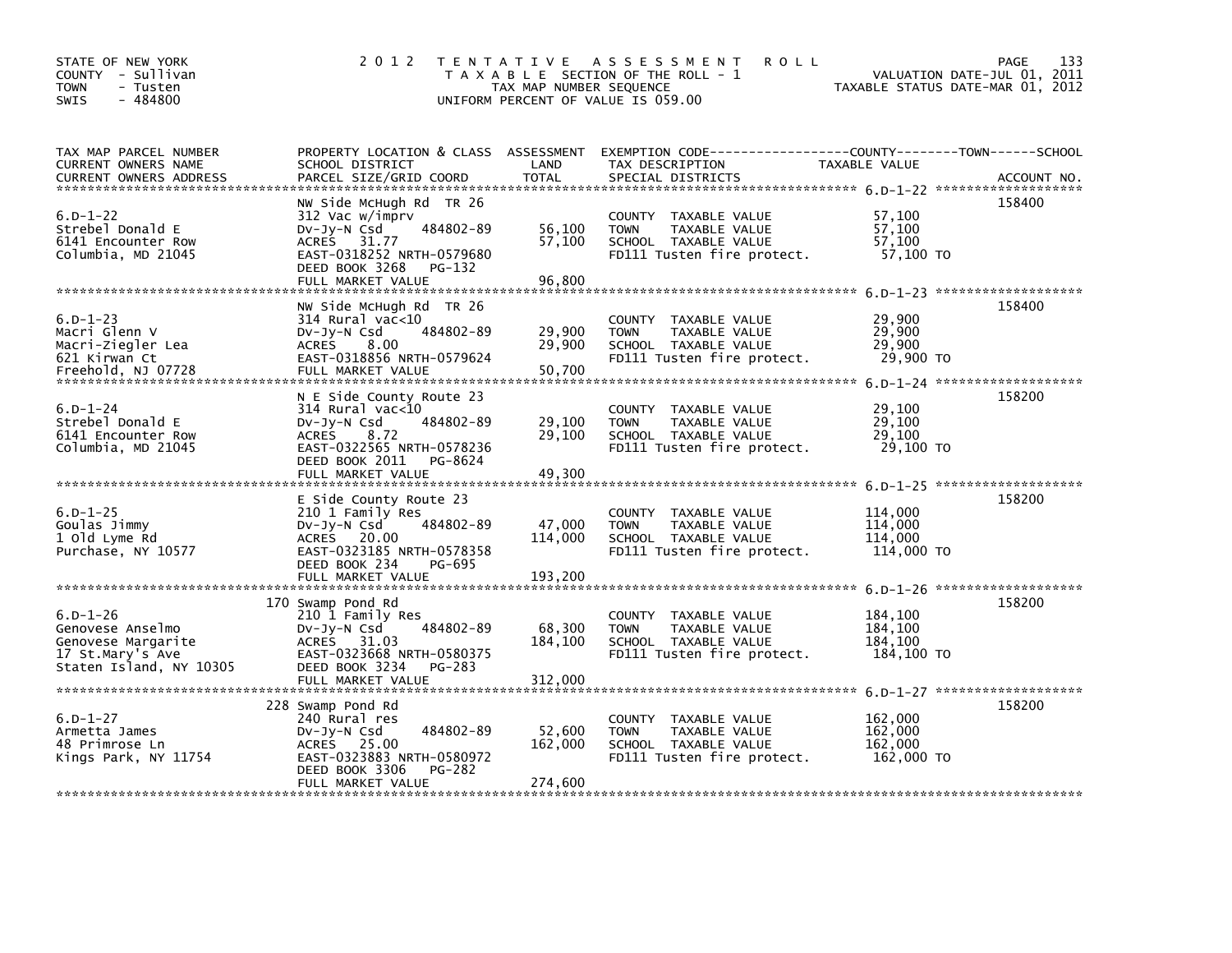STATE OF NEW YORK
COUNTY - Sullivan
TOWN - Tusten
SWIS - 484800

2012 TENTATIVE ASSESSMENT ROLL
TAXABLE SECTION OF THE ROLL - 1
TAX MAP NUMBER SEQUENCE
UNIFORM PERCENT OF VALUE IS 059.00

VALUATION DATE-JUL 01, 2011
TAXABLE STATUS DATE-MAR 01, 2012

| TAX MAP PARCEL NUMBER / CURRENT OWNERS NAME / CURRENT OWNERS ADDRESS | PROPERTY LOCATION & CLASS / SCHOOL DISTRICT / PARCEL SIZE/GRID COORD | ASSESSMENT LAND | ASSESSMENT TOTAL | EXEMPTION CODE / TAX DESCRIPTION / SPECIAL DISTRICTS | TAXABLE VALUE | ACCOUNT NO. |
|---|---|---|---|---|---|---|
| 6.D-1-22 | NW Side McHugh Rd TR 26 | | | | | 158400 |
| | 312 Vac w/imprv | | | COUNTY TAXABLE VALUE | 57,100 | |
| Strebel Donald E | Dv-Jy-N Csd 484802-89 | 56,100 | | TOWN TAXABLE VALUE | 57,100 | |
| 6141 Encounter Row | ACRES 31.77 | | 57,100 | SCHOOL TAXABLE VALUE | 57,100 | |
| Columbia, MD 21045 | EAST-0318252 NRTH-0579680 | | | FD111 Tusten fire protect. | 57,100 TO | |
| | DEED BOOK 3268 PG-132 | | | | | |
| | FULL MARKET VALUE | | 96,800 | | | |
| 6.D-1-23 | NW Side McHugh Rd TR 26 | | | | | 158400 |
| | 314 Rural vac<10 | | | COUNTY TAXABLE VALUE | 29,900 | |
| Macri Glenn V | Dv-Jy-N Csd 484802-89 | 29,900 | | TOWN TAXABLE VALUE | 29,900 | |
| Macri-Ziegler Lea | ACRES 8.00 | | 29,900 | SCHOOL TAXABLE VALUE | 29,900 | |
| 621 Kirwan Ct | EAST-0318856 NRTH-0579624 | | | FD111 Tusten fire protect. | 29,900 TO | |
| Freehold, NJ 07728 | FULL MARKET VALUE | | 50,700 | | | |
| 6.D-1-24 | N E Side County Route 23 | | | | | 158200 |
| | 314 Rural vac<10 | | | COUNTY TAXABLE VALUE | 29,100 | |
| Strebel Donald E | Dv-Jy-N Csd 484802-89 | 29,100 | | TOWN TAXABLE VALUE | 29,100 | |
| 6141 Encounter Row | ACRES 8.72 | | 29,100 | SCHOOL TAXABLE VALUE | 29,100 | |
| Columbia, MD 21045 | EAST-0322565 NRTH-0578236 | | | FD111 Tusten fire protect. | 29,100 TO | |
| | DEED BOOK 2011 PG-8624 | | | | | |
| | FULL MARKET VALUE | | 49,300 | | | |
| 6.D-1-25 | E Side County Route 23 | | | | | 158200 |
| | 210 1 Family Res | | | COUNTY TAXABLE VALUE | 114,000 | |
| Goulas Jimmy | Dv-Jy-N Csd 484802-89 | 47,000 | | TOWN TAXABLE VALUE | 114,000 | |
| 1 Old Lyme Rd | ACRES 20.00 | | 114,000 | SCHOOL TAXABLE VALUE | 114,000 | |
| Purchase, NY 10577 | EAST-0323185 NRTH-0578358 | | | FD111 Tusten fire protect. | 114,000 TO | |
| | DEED BOOK 234 PG-695 | | | | | |
| | FULL MARKET VALUE | | 193,200 | | | |
| 6.D-1-26 | 170 Swamp Pond Rd | | | | | 158200 |
| | 210 1 Family Res | | | COUNTY TAXABLE VALUE | 184,100 | |
| Genovese Anselmo | Dv-Jy-N Csd 484802-89 | 68,300 | | TOWN TAXABLE VALUE | 184,100 | |
| Genovese Margarite | ACRES 31.03 | | 184,100 | SCHOOL TAXABLE VALUE | 184,100 | |
| 17 St.Mary's Ave | EAST-0323668 NRTH-0580375 | | | FD111 Tusten fire protect. | 184,100 TO | |
| Staten Island, NY 10305 | DEED BOOK 3234 PG-283 | | | | | |
| | FULL MARKET VALUE | | 312,000 | | | |
| 6.D-1-27 | 228 Swamp Pond Rd | | | | | 158200 |
| | 240 Rural res | | | COUNTY TAXABLE VALUE | 162,000 | |
| Armetta James | Dv-Jy-N Csd 484802-89 | 52,600 | | TOWN TAXABLE VALUE | 162,000 | |
| 48 Primrose Ln | ACRES 25.00 | | 162,000 | SCHOOL TAXABLE VALUE | 162,000 | |
| Kings Park, NY 11754 | EAST-0323883 NRTH-0580972 | | | FD111 Tusten fire protect. | 162,000 TO | |
| | DEED BOOK 3306 PG-282 | | | | | |
| | FULL MARKET VALUE | | 274,600 | | | |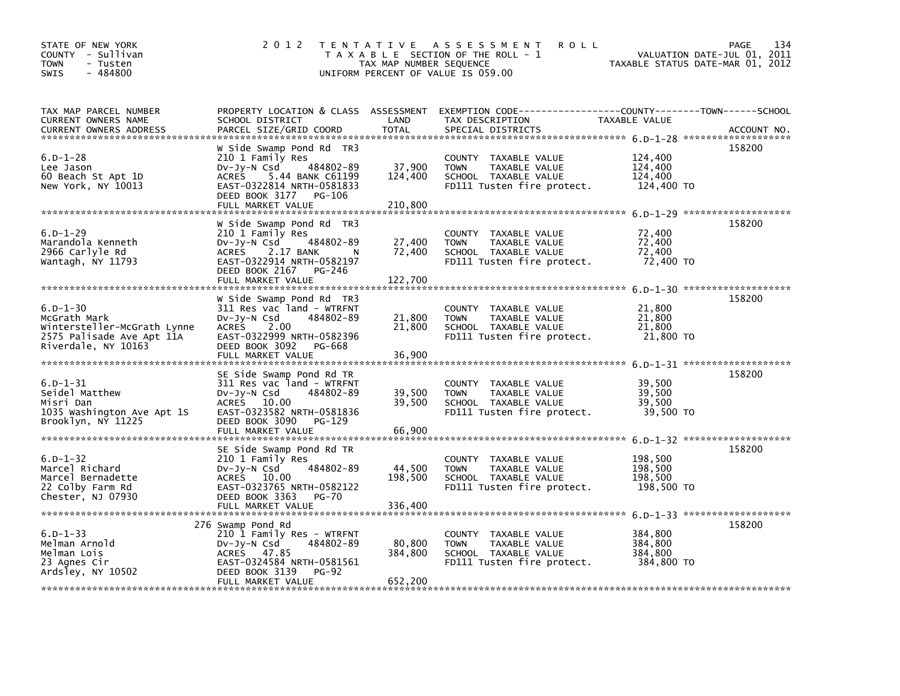STATE OF NEW YORK
COUNTY - Sullivan
TOWN - Tusten
SWIS - 484800

# 2012 TENTATIVE ASSESSMENT ROLL

TAXABLE SECTION OF THE ROLL - 1
TAX MAP NUMBER SEQUENCE
UNIFORM PERCENT OF VALUE IS 059.00

VALUATION DATE-JUL 01, 2011
TAXABLE STATUS DATE-MAR 01, 2012

| TAX MAP PARCEL NUMBER / CURRENT OWNERS NAME / CURRENT OWNERS ADDRESS | PROPERTY LOCATION & CLASS / SCHOOL DISTRICT / PARCEL SIZE/GRID COORD | ASSESSMENT LAND | TOTAL | EXEMPTION CODE / TAX DESCRIPTION / SPECIAL DISTRICTS | TAXABLE VALUE (COUNTY--TOWN--SCHOOL) | ACCOUNT NO. |
|---|---|---|---|---|---|---|
| 6.D-1-28 | W Side Swamp Pond Rd TR3 | | | | | 158200 |
| Lee Jason | 210 1 Family Res | | | COUNTY TAXABLE VALUE | 124,400 | |
| 60 Beach St Apt 1D | Dv-Jy-N Csd 484802-89 | 37,900 | | TOWN TAXABLE VALUE | 124,400 | |
| New York, NY 10013 | ACRES 5.44 BANK C61199 | | 124,400 | SCHOOL TAXABLE VALUE | 124,400 | |
| | EAST-0322814 NRTH-0581833 | | | FD111 Tusten fire protect. | 124,400 TO | |
| | DEED BOOK 3177 PG-106 | | | | | |
| | FULL MARKET VALUE | | 210,800 | | | |
| 6.D-1-29 | W Side Swamp Pond Rd TR3 | | | | | 158200 |
| Marandola Kenneth | 210 1 Family Res | | | COUNTY TAXABLE VALUE | 72,400 | |
| 2966 Carlyle Rd | Dv-Jy-N Csd 484802-89 | 27,400 | | TOWN TAXABLE VALUE | 72,400 | |
| Wantagh, NY 11793 | ACRES 2.17 BANK N | | 72,400 | SCHOOL TAXABLE VALUE | 72,400 | |
| | EAST-0322914 NRTH-0582197 | | | FD111 Tusten fire protect. | 72,400 TO | |
| | DEED BOOK 2167 PG-246 | | | | | |
| | FULL MARKET VALUE | | 122,700 | | | |
| 6.D-1-30 | W Side Swamp Pond Rd TR3 | | | | | 158200 |
| McGrath Mark | 311 Res vac land - WTRFNT | | | COUNTY TAXABLE VALUE | 21,800 | |
| Wintersteller-McGrath Lynne | Dv-Jy-N Csd 484802-89 | 21,800 | | TOWN TAXABLE VALUE | 21,800 | |
| 2575 Palisade Ave Apt 11A | ACRES 2.00 | | 21,800 | SCHOOL TAXABLE VALUE | 21,800 | |
| Riverdale, NY 10163 | EAST-0322999 NRTH-0582396 | | | FD111 Tusten fire protect. | 21,800 TO | |
| | DEED BOOK 3092 PG-668 | | | | | |
| | FULL MARKET VALUE | | 36,900 | | | |
| 6.D-1-31 | SE Side Swamp Pond Rd TR | | | | | 158200 |
| Seidel Matthew | 311 Res vac land - WTRFNT | | | COUNTY TAXABLE VALUE | 39,500 | |
| Misri Dan | Dv-Jy-N Csd 484802-89 | 39,500 | | TOWN TAXABLE VALUE | 39,500 | |
| 1035 Washington Ave Apt 1S | ACRES 10.00 | | 39,500 | SCHOOL TAXABLE VALUE | 39,500 | |
| Brooklyn, NY 11225 | EAST-0323582 NRTH-0581836 | | | FD111 Tusten fire protect. | 39,500 TO | |
| | DEED BOOK 3090 PG-129 | | | | | |
| | FULL MARKET VALUE | | 66,900 | | | |
| 6.D-1-32 | SE Side Swamp Pond Rd TR | | | | | 158200 |
| Marcel Richard | 210 1 Family Res | | | COUNTY TAXABLE VALUE | 198,500 | |
| Marcel Bernadette | Dv-Jy-N Csd 484802-89 | 44,500 | | TOWN TAXABLE VALUE | 198,500 | |
| 22 Colby Farm Rd | ACRES 10.00 | | 198,500 | SCHOOL TAXABLE VALUE | 198,500 | |
| Chester, NJ 07930 | EAST-0323765 NRTH-0582122 | | | FD111 Tusten fire protect. | 198,500 TO | |
| | DEED BOOK 3363 PG-70 | | | | | |
| | FULL MARKET VALUE | | 336,400 | | | |
| 6.D-1-33 | 276 Swamp Pond Rd | | | | | 158200 |
| Melman Arnold | 210 1 Family Res - WTRFNT | | | COUNTY TAXABLE VALUE | 384,800 | |
| Melman Lois | Dv-Jy-N Csd 484802-89 | 80,800 | | TOWN TAXABLE VALUE | 384,800 | |
| 23 Agnes Cir | ACRES 47.85 | | 384,800 | SCHOOL TAXABLE VALUE | 384,800 | |
| Ardsley, NY 10502 | EAST-0324584 NRTH-0581561 | | | FD111 Tusten fire protect. | 384,800 TO | |
| | DEED BOOK 3139 PG-92 | | | | | |
| | FULL MARKET VALUE | | 652,200 | | | |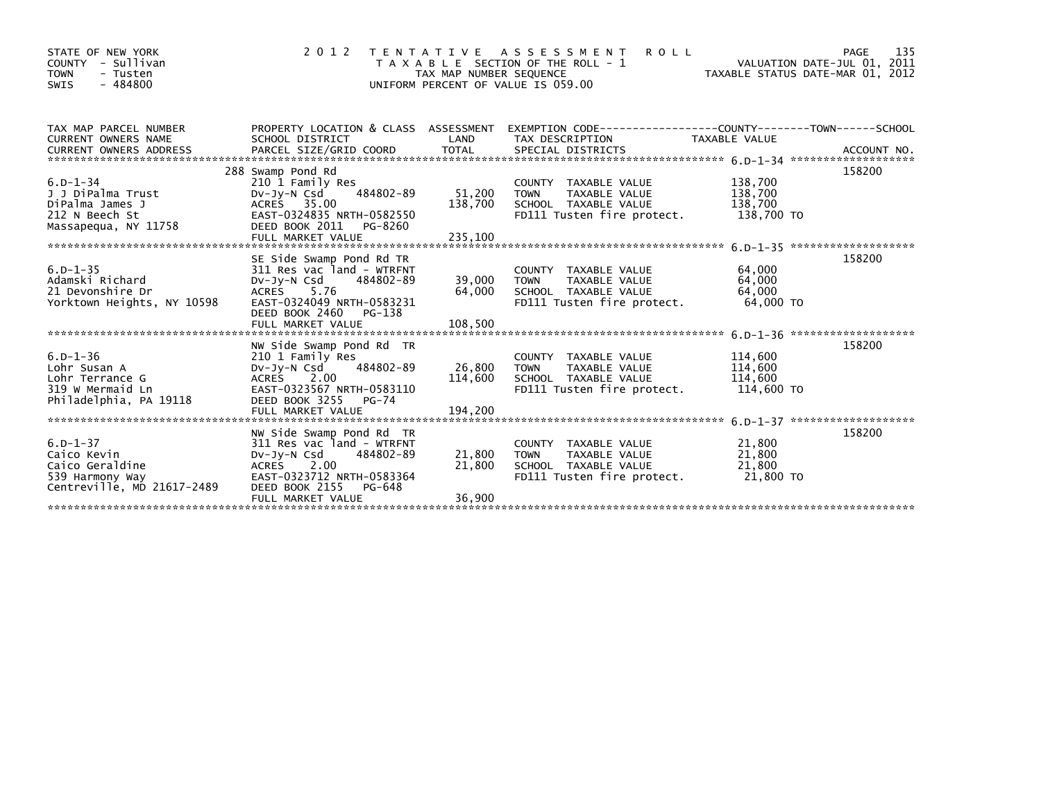STATE OF NEW YORK
COUNTY - Sullivan
TOWN - Tusten
SWIS - 484800

# 2012 TENTATIVE ASSESSMENT ROLL

TAXABLE SECTION OF THE ROLL - 1
TAX MAP NUMBER SEQUENCE
UNIFORM PERCENT OF VALUE IS 059.00

VALUATION DATE-JUL 01, 2011
TAXABLE STATUS DATE-MAR 01, 2012

| TAX MAP PARCEL NUMBER / CURRENT OWNERS NAME / CURRENT OWNERS ADDRESS | PROPERTY LOCATION & CLASS / SCHOOL DISTRICT / PARCEL SIZE/GRID COORD | ASSESSMENT LAND | TOTAL | EXEMPTION CODE / TAX DESCRIPTION / SPECIAL DISTRICTS | TAXABLE VALUE (COUNTY / TOWN / SCHOOL) | ACCOUNT NO. |
|---|---|---|---|---|---|---|
| 6.D-1-34 | 288 Swamp Pond Rd | | | | | 158200 |
| | 210 1 Family Res | | | COUNTY TAXABLE VALUE | 138,700 | |
| J J DiPalma Trust | Dv-Jy-N Csd 484802-89 | 51,200 | | TOWN TAXABLE VALUE | 138,700 | |
| DiPalma James J | ACRES 35.00 | | 138,700 | SCHOOL TAXABLE VALUE | 138,700 | |
| 212 N Beech St | EAST-0324835 NRTH-0582550 | | | FD111 Tusten fire protect. | 138,700 TO | |
| Massapequa, NY 11758 | DEED BOOK 2011 PG-8260 | | | | | |
| | FULL MARKET VALUE | | 235,100 | | | |
| 6.D-1-35 | SE Side Swamp Pond Rd TR | | | | | 158200 |
| | 311 Res vac land - WTRFNT | | | COUNTY TAXABLE VALUE | 64,000 | |
| Adamski Richard | Dv-Jy-N Csd 484802-89 | 39,000 | | TOWN TAXABLE VALUE | 64,000 | |
| 21 Devonshire Dr | ACRES 5.76 | | 64,000 | SCHOOL TAXABLE VALUE | 64,000 | |
| Yorktown Heights, NY 10598 | EAST-0324049 NRTH-0583231 | | | FD111 Tusten fire protect. | 64,000 TO | |
| | DEED BOOK 2460 PG-138 | | | | | |
| | FULL MARKET VALUE | | 108,500 | | | |
| 6.D-1-36 | NW Side Swamp Pond Rd TR | | | | | 158200 |
| | 210 1 Family Res | | | COUNTY TAXABLE VALUE | 114,600 | |
| Lohr Susan A | Dv-Jy-N Csd 484802-89 | 26,800 | | TOWN TAXABLE VALUE | 114,600 | |
| Lohr Terrance G | ACRES 2.00 | | 114,600 | SCHOOL TAXABLE VALUE | 114,600 | |
| 319 W Mermaid Ln | EAST-0323567 NRTH-0583110 | | | FD111 Tusten fire protect. | 114,600 TO | |
| Philadelphia, PA 19118 | DEED BOOK 3255 PG-74 | | | | | |
| | FULL MARKET VALUE | | 194,200 | | | |
| 6.D-1-37 | NW Side Swamp Pond Rd TR | | | | | 158200 |
| | 311 Res vac land - WTRFNT | | | COUNTY TAXABLE VALUE | 21,800 | |
| Caico Kevin | Dv-Jy-N Csd 484802-89 | 21,800 | | TOWN TAXABLE VALUE | 21,800 | |
| Caico Geraldine | ACRES 2.00 | | 21,800 | SCHOOL TAXABLE VALUE | 21,800 | |
| 539 Harmony Way | EAST-0323712 NRTH-0583364 | | | FD111 Tusten fire protect. | 21,800 TO | |
| Centreville, MD 21617-2489 | DEED BOOK 2155 PG-648 | | | | | |
| | FULL MARKET VALUE | | 36,900 | | | |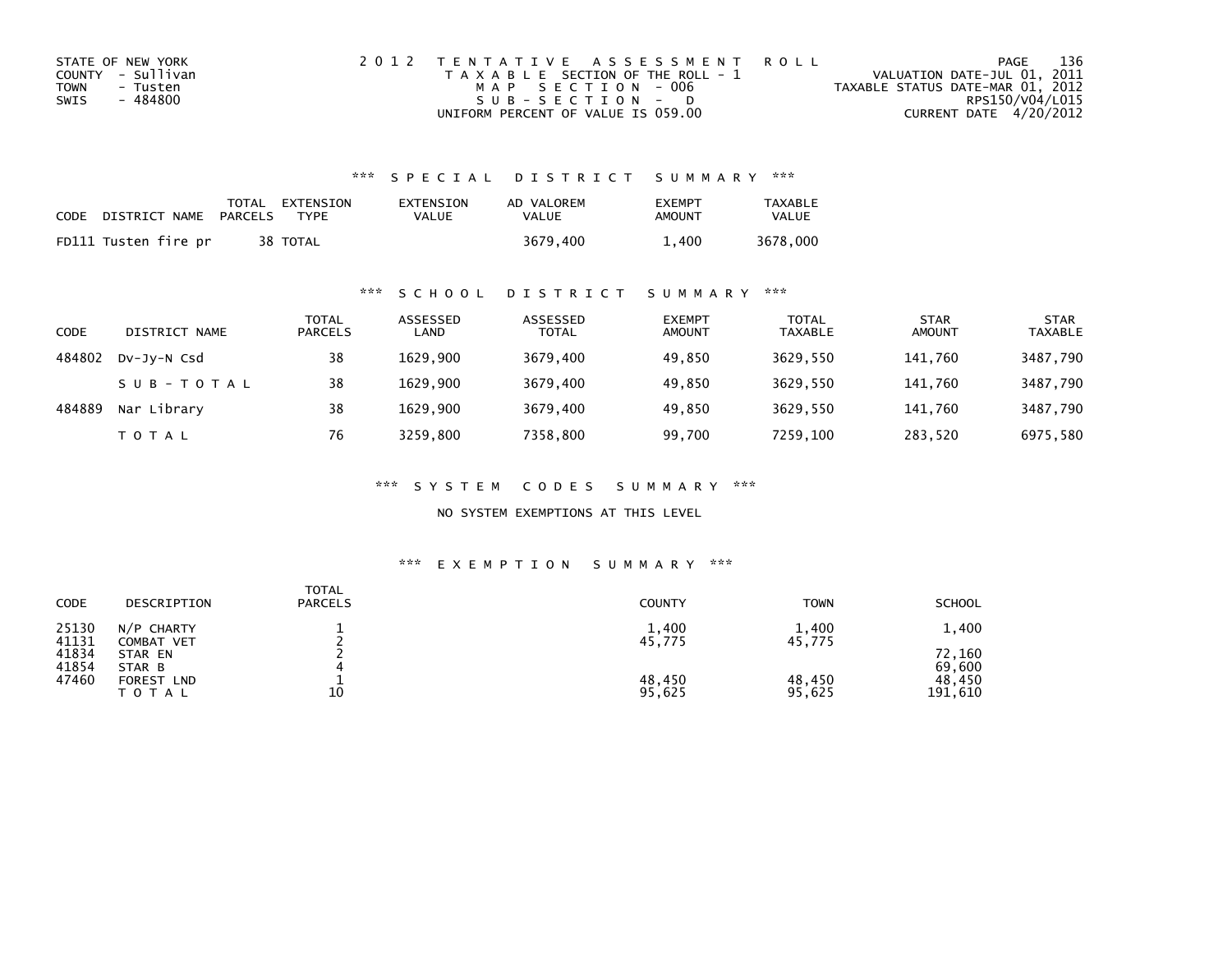STATE OF NEW YORK
COUNTY - Sullivan
TOWN - Tusten
SWIS - 484800

2 0 1 2 T E N T A T I V E A S S E S S M E N T R O L L
T A X A B L E SECTION OF THE ROLL - 1
M A P S E C T I O N - 006
S U B - S E C T I O N - D
UNIFORM PERCENT OF VALUE IS 059.00

VALUATION DATE-JUL 01, 2011
TAXABLE STATUS DATE-MAR 01, 2012
RPS150/V04/L015
CURRENT DATE 4/20/2012

## *** S P E C I A L D I S T R I C T S U M M A R Y ***

| CODE DISTRICT NAME | TOTAL PARCELS | EXTENSION TYPE | EXTENSION VALUE | AD VALOREM VALUE | EXEMPT AMOUNT | TAXABLE VALUE |
|---|---|---|---|---|---|---|
| FD111 Tusten fire pr | 38 | TOTAL | | 3679,400 | 1,400 | 3678,000 |

## *** S C H O O L D I S T R I C T S U M M A R Y ***

| CODE | DISTRICT NAME | TOTAL PARCELS | ASSESSED LAND | ASSESSED TOTAL | EXEMPT AMOUNT | TOTAL TAXABLE | STAR AMOUNT | STAR TAXABLE |
|---|---|---|---|---|---|---|---|---|
| 484802 | Dv-Jy-N Csd | 38 | 1629,900 | 3679,400 | 49,850 | 3629,550 | 141,760 | 3487,790 |
| | S U B - T O T A L | 38 | 1629,900 | 3679,400 | 49,850 | 3629,550 | 141,760 | 3487,790 |
| 484889 | Nar Library | 38 | 1629,900 | 3679,400 | 49,850 | 3629,550 | 141,760 | 3487,790 |
| | T O T A L | 76 | 3259,800 | 7358,800 | 99,700 | 7259,100 | 283,520 | 6975,580 |

## *** S Y S T E M C O D E S S U M M A R Y ***

NO SYSTEM EXEMPTIONS AT THIS LEVEL

## *** E X E M P T I O N S U M M A R Y ***

| CODE | DESCRIPTION | TOTAL PARCELS | COUNTY | TOWN | SCHOOL |
|---|---|---|---|---|---|
| 25130 | N/P CHARTY | 1 | 1,400 | 1,400 | 1,400 |
| 41131 | COMBAT VET | 2 | 45,775 | 45,775 | |
| 41834 | STAR EN | 2 | | | 72,160 |
| 41854 | STAR B | 4 | | | 69,600 |
| 47460 | FOREST LND | 1 | 48,450 | 48,450 | 48,450 |
| | T O T A L | 10 | 95,625 | 95,625 | 191,610 |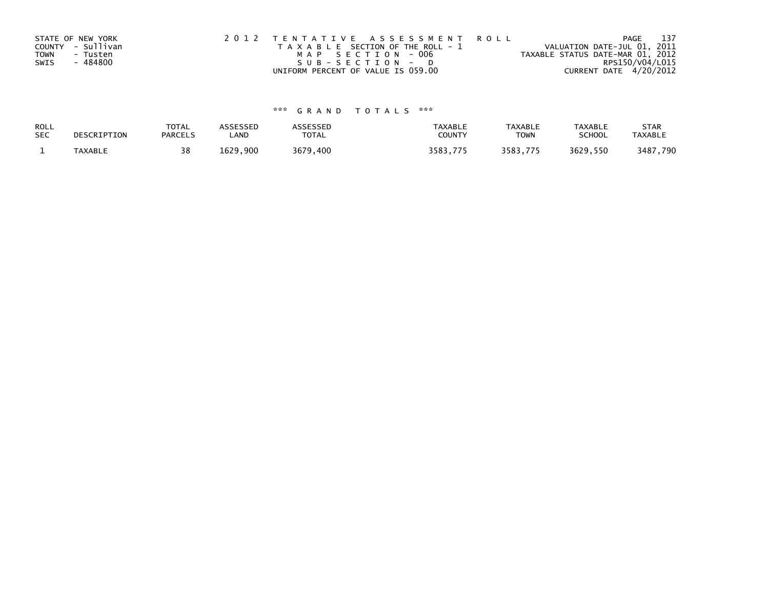STATE OF NEW YORK
COUNTY - Sullivan
TOWN - Tusten
SWIS - 484800

2012 TENTATIVE ASSESSMENT ROLL
TAXABLE SECTION OF THE ROLL - 1
MAP SECTION - 006
SUB-SECTION - D
UNIFORM PERCENT OF VALUE IS 059.00

VALUATION DATE-JUL 01, 2011
TAXABLE STATUS DATE-MAR 01, 2012
RPS150/V04/L015
CURRENT DATE 4/20/2012

*** GRAND TOTALS ***

| ROLL SEC | DESCRIPTION | TOTAL PARCELS | ASSESSED LAND | ASSESSED TOTAL | TAXABLE COUNTY | TAXABLE TOWN | TAXABLE SCHOOL | STAR TAXABLE |
|---|---|---|---|---|---|---|---|---|
| 1 | TAXABLE | 38 | 1629,900 | 3679,400 | 3583,775 | 3583,775 | 3629,550 | 3487,790 |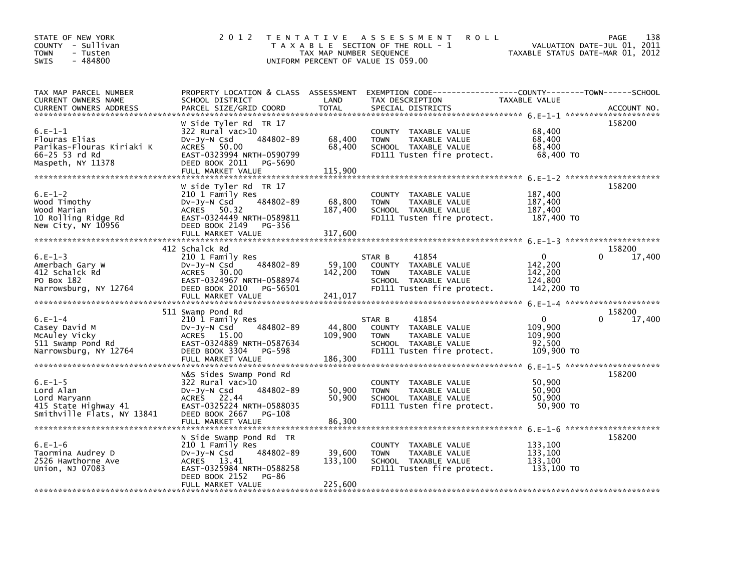STATE OF NEW YORK
COUNTY - Sullivan
TOWN - Tusten
SWIS - 484800

2012 TENTATIVE ASSESSMENT ROLL
TAXABLE SECTION OF THE ROLL - 1
TAX MAP NUMBER SEQUENCE
UNIFORM PERCENT OF VALUE IS 059.00

VALUATION DATE-JUL 01, 2011
TAXABLE STATUS DATE-MAR 01, 2012

| TAX MAP PARCEL NUMBER / CURRENT OWNERS NAME / CURRENT OWNERS ADDRESS | PROPERTY LOCATION & CLASS / SCHOOL DISTRICT / PARCEL SIZE/GRID COORD | ASSESSMENT LAND | TOTAL | EXEMPTION CODE / TAX DESCRIPTION / SPECIAL DISTRICTS | COUNTY TAXABLE VALUE | TOWN | SCHOOL | ACCOUNT NO. |
|---|---|---|---|---|---|---|---|---|
| 6.E-1-1 | W Side Tyler Rd TR 17 | | | | | | | 158200 |
| Flouras Elias | 322 Rural vac>10 | | | COUNTY TAXABLE VALUE | 68,400 | | | |
| Parikas-Flouras Kiriaki K | Dv-Jy-N Csd 484802-89 | 68,400 | | TOWN TAXABLE VALUE | 68,400 | | | |
| 66-25 53 rd Rd | ACRES 50.00 | | 68,400 | SCHOOL TAXABLE VALUE | 68,400 | | | |
| Maspeth, NY 11378 | EAST-0323994 NRTH-0590799 | | | FD111 Tusten fire protect. | 68,400 TO | | | |
| | DEED BOOK 2011 PG-5690 | | | | | | | |
| | FULL MARKET VALUE | | 115,900 | | | | | |
| 6.E-1-2 | W side Tyler Rd TR 17 | | | | | | | 158200 |
| Wood Timothy | 210 1 Family Res | | | COUNTY TAXABLE VALUE | 187,400 | | | |
| Wood Marian | Dv-Jy-N Csd 484802-89 | 68,800 | | TOWN TAXABLE VALUE | 187,400 | | | |
| 10 Rolling Ridge Rd | ACRES 50.32 | | 187,400 | SCHOOL TAXABLE VALUE | 187,400 | | | |
| New City, NY 10956 | EAST-0324449 NRTH-0589811 | | | FD111 Tusten fire protect. | 187,400 TO | | | |
| | DEED BOOK 2149 PG-356 | | | | | | | |
| | FULL MARKET VALUE | | 317,600 | | | | | |
| 6.E-1-3 | 412 Schalck Rd | | | | | | | 158200 |
| Amerbach Gary W | 210 1 Family Res | | | STAR B 41854 | 0 | 0 | 17,400 | |
| 412 Schalck Rd | Dv-Jy-N Csd 484802-89 | 59,100 | | COUNTY TAXABLE VALUE | 142,200 | | | |
| PO Box 182 | ACRES 30.00 | | 142,200 | TOWN TAXABLE VALUE | 142,200 | | | |
| Narrowsburg, NY 12764 | EAST-0324967 NRTH-0588974 | | | SCHOOL TAXABLE VALUE | 124,800 | | | |
| | DEED BOOK 2010 PG-56501 | | | FD111 Tusten fire protect. | 142,200 TO | | | |
| | FULL MARKET VALUE | | 241,017 | | | | | |
| 6.E-1-4 | 511 Swamp Pond Rd | | | | | | | 158200 |
| Casey David M | 210 1 Family Res | | | STAR B 41854 | 0 | 0 | 17,400 | |
| McAuley Vicky | Dv-Jy-N Csd 484802-89 | 44,800 | | COUNTY TAXABLE VALUE | 109,900 | | | |
| 511 Swamp Pond Rd | ACRES 15.00 | | 109,900 | TOWN TAXABLE VALUE | 109,900 | | | |
| Narrowsburg, NY 12764 | EAST-0324889 NRTH-0587634 | | | SCHOOL TAXABLE VALUE | 92,500 | | | |
| | DEED BOOK 3304 PG-598 | | | FD111 Tusten fire protect. | 109,900 TO | | | |
| | FULL MARKET VALUE | | 186,300 | | | | | |
| 6.E-1-5 | N&S Sides Swamp Pond Rd | | | | | | | 158200 |
| Lord Alan | 322 Rural vac>10 | | | COUNTY TAXABLE VALUE | 50,900 | | | |
| Lord Maryann | Dv-Jy-N Csd 484802-89 | 50,900 | | TOWN TAXABLE VALUE | 50,900 | | | |
| 415 State Highway 41 | ACRES 22.44 | | 50,900 | SCHOOL TAXABLE VALUE | 50,900 | | | |
| Smithville Flats, NY 13841 | EAST-0325224 NRTH-0588035 | | | FD111 Tusten fire protect. | 50,900 TO | | | |
| | DEED BOOK 2667 PG-108 | | | | | | | |
| | FULL MARKET VALUE | | 86,300 | | | | | |
| 6.E-1-6 | N Side Swamp Pond Rd TR | | | | | | | 158200 |
| Taormina Audrey D | 210 1 Family Res | | | COUNTY TAXABLE VALUE | 133,100 | | | |
| 2526 Hawthorne Ave | Dv-Jy-N Csd 484802-89 | 39,600 | | TOWN TAXABLE VALUE | 133,100 | | | |
| Union, NJ 07083 | ACRES 13.41 | | 133,100 | SCHOOL TAXABLE VALUE | 133,100 | | | |
| | EAST-0325984 NRTH-0588258 | | | FD111 Tusten fire protect. | 133,100 TO | | | |
| | DEED BOOK 2152 PG-86 | | | | | | | |
| | FULL MARKET VALUE | | 225,600 | | | | | |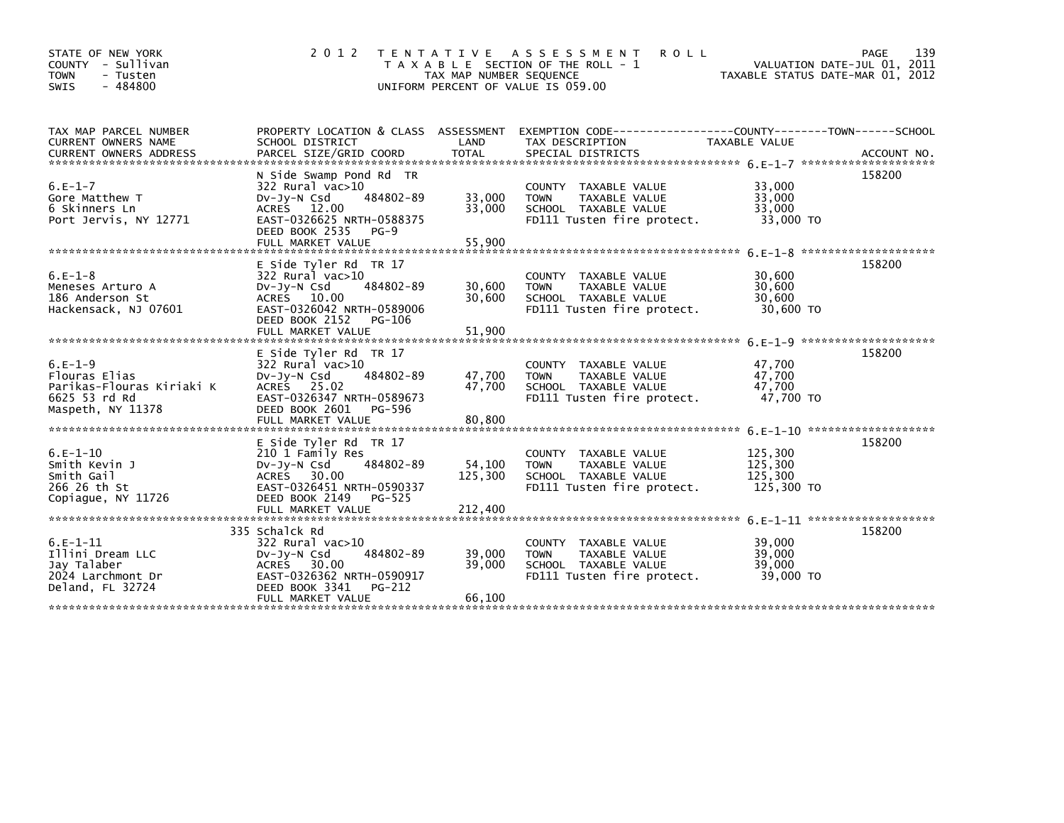STATE OF NEW YORK
COUNTY - Sullivan
TOWN - Tusten
SWIS - 484800

# 2012 TENTATIVE ASSESSMENT ROLL

TAXABLE SECTION OF THE ROLL - 1
TAX MAP NUMBER SEQUENCE
UNIFORM PERCENT OF VALUE IS 059.00

VALUATION DATE-JUL 01, 2011
TAXABLE STATUS DATE-MAR 01, 2012

| TAX MAP PARCEL NUMBER / CURRENT OWNERS NAME / CURRENT OWNERS ADDRESS | PROPERTY LOCATION & CLASS / SCHOOL DISTRICT / PARCEL SIZE/GRID COORD | ASSESSMENT LAND | TOTAL | EXEMPTION CODE / TAX DESCRIPTION / SPECIAL DISTRICTS | TAXABLE VALUE | ACCOUNT NO. |
|---|---|---|---|---|---|---|
| 6.E-1-7 | N Side Swamp Pond Rd TR | | | | | 158200 |
| Gore Matthew T | 322 Rural vac>10 | | | COUNTY TAXABLE VALUE | 33,000 | |
| 6 Skinners Ln | Dv-Jy-N Csd 484802-89 | 33,000 | | TOWN TAXABLE VALUE | 33,000 | |
| Port Jervis, NY 12771 | ACRES 12.00 | | 33,000 | SCHOOL TAXABLE VALUE | 33,000 | |
| | EAST-0326625 NRTH-0588375 | | | FD111 Tusten fire protect. | 33,000 TO | |
| | DEED BOOK 2535 PG-9 | | | | | |
| | FULL MARKET VALUE | | 55,900 | | | |
| 6.E-1-8 | E Side Tyler Rd TR 17 | | | | | 158200 |
| Meneses Arturo A | 322 Rural vac>10 | | | COUNTY TAXABLE VALUE | 30,600 | |
| 186 Anderson St | Dv-Jy-N Csd 484802-89 | 30,600 | | TOWN TAXABLE VALUE | 30,600 | |
| Hackensack, NJ 07601 | ACRES 10.00 | | 30,600 | SCHOOL TAXABLE VALUE | 30,600 | |
| | EAST-0326042 NRTH-0589006 | | | FD111 Tusten fire protect. | 30,600 TO | |
| | DEED BOOK 2152 PG-106 | | | | | |
| | FULL MARKET VALUE | | 51,900 | | | |
| 6.E-1-9 | E Side Tyler Rd TR 17 | | | | | 158200 |
| Flouras Elias | 322 Rural vac>10 | | | COUNTY TAXABLE VALUE | 47,700 | |
| Parikas-Flouras Kiriaki K | Dv-Jy-N Csd 484802-89 | 47,700 | | TOWN TAXABLE VALUE | 47,700 | |
| 6625 53 rd Rd | ACRES 25.02 | | 47,700 | SCHOOL TAXABLE VALUE | 47,700 | |
| Maspeth, NY 11378 | EAST-0326347 NRTH-0589673 | | | FD111 Tusten fire protect. | 47,700 TO | |
| | DEED BOOK 2601 PG-596 | | | | | |
| | FULL MARKET VALUE | | 80,800 | | | |
| 6.E-1-10 | E Side Tyler Rd TR 17 | | | | | 158200 |
| Smith Kevin J | 210 1 Family Res | | | COUNTY TAXABLE VALUE | 125,300 | |
| Smith Gail | Dv-Jy-N Csd 484802-89 | 54,100 | | TOWN TAXABLE VALUE | 125,300 | |
| 266 26 th St | ACRES 30.00 | | 125,300 | SCHOOL TAXABLE VALUE | 125,300 | |
| Copiague, NY 11726 | EAST-0326451 NRTH-0590337 | | | FD111 Tusten fire protect. | 125,300 TO | |
| | DEED BOOK 2149 PG-525 | | | | | |
| | FULL MARKET VALUE | | 212,400 | | | |
| 6.E-1-11 | 335 Schalck Rd | | | | | 158200 |
| Illini Dream LLC | 322 Rural vac>10 | | | COUNTY TAXABLE VALUE | 39,000 | |
| Jay Talaber | Dv-Jy-N Csd 484802-89 | 39,000 | | TOWN TAXABLE VALUE | 39,000 | |
| 2024 Larchmont Dr | ACRES 30.00 | | 39,000 | SCHOOL TAXABLE VALUE | 39,000 | |
| Deland, FL 32724 | EAST-0326362 NRTH-0590917 | | | FD111 Tusten fire protect. | 39,000 TO | |
| | DEED BOOK 3341 PG-212 | | | | | |
| | FULL MARKET VALUE | | 66,100 | | | |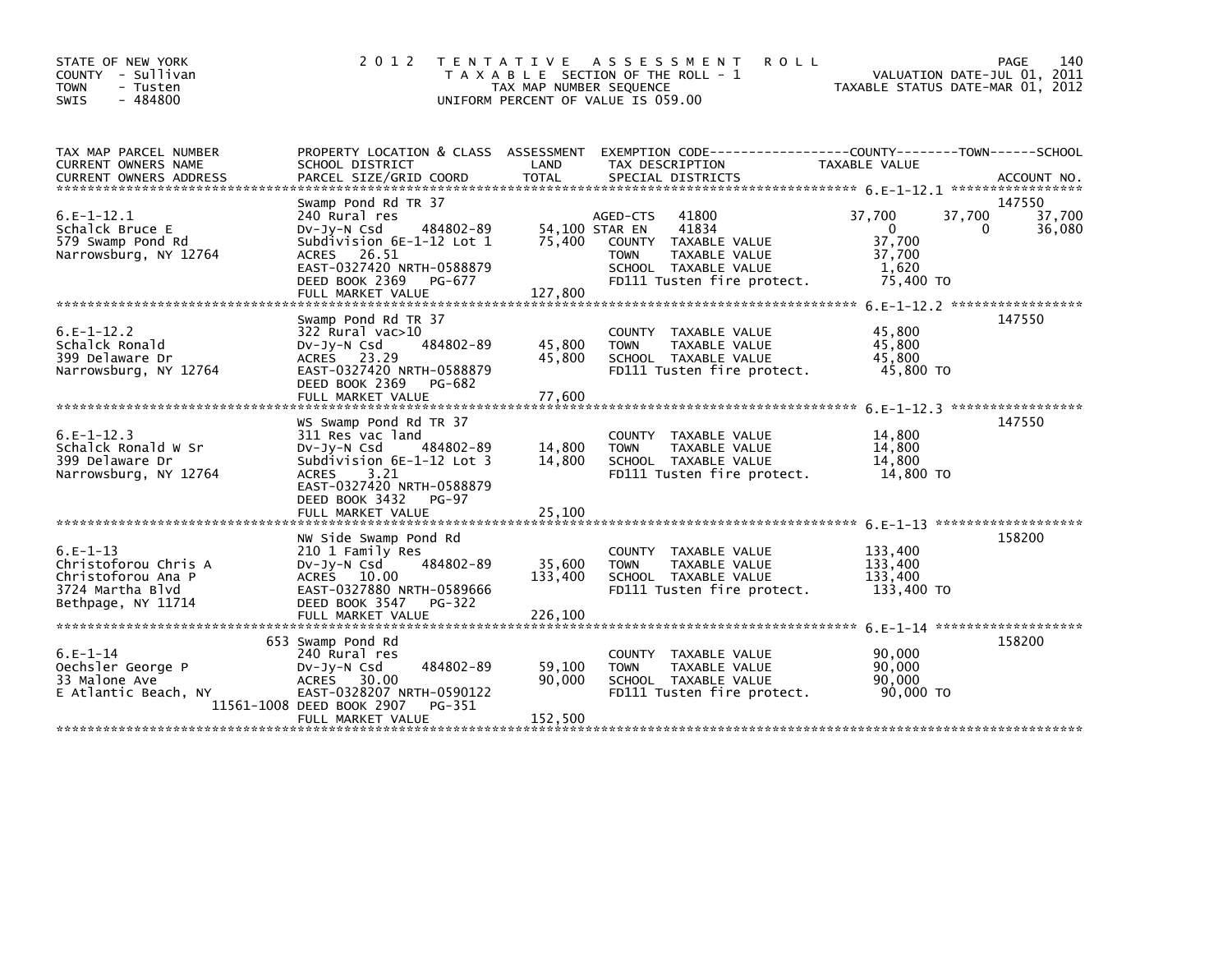STATE OF NEW YORK
COUNTY - Sullivan
TOWN - Tusten
SWIS - 484800

# 2012 TENTATIVE ASSESSMENT ROLL

TAXABLE SECTION OF THE ROLL - 1
TAX MAP NUMBER SEQUENCE
UNIFORM PERCENT OF VALUE IS 059.00

VALUATION DATE-JUL 01, 2011
TAXABLE STATUS DATE-MAR 01, 2012

| TAX MAP PARCEL NUMBER / CURRENT OWNERS NAME / CURRENT OWNERS ADDRESS | PROPERTY LOCATION & CLASS / SCHOOL DISTRICT / PARCEL SIZE/GRID COORD | ASSESSMENT LAND | TOTAL | EXEMPTION CODE / TAX DESCRIPTION / SPECIAL DISTRICTS | COUNTY TAXABLE VALUE | TOWN | SCHOOL | ACCOUNT NO. |
|---|---|---|---|---|---|---|---|---|
| 6.E-1-12.1 | Swamp Pond Rd TR 37 | | | | | | | 147550 |
| Schalck Bruce E | 240 Rural res | | | AGED-CTS 41800 | 37,700 | 37,700 | 37,700 | |
| 579 Swamp Pond Rd | Dv-Jy-N Csd 484802-89 | 54,100 | | STAR EN 41834 | 0 | | 36,080 | |
| Narrowsburg, NY 12764 | Subdivision 6E-1-12 Lot 1 | | 75,400 | COUNTY TAXABLE VALUE | 37,700 | | | |
| | ACRES 26.51 | | | TOWN TAXABLE VALUE | 37,700 | | | |
| | EAST-0327420 NRTH-0588879 | | | SCHOOL TAXABLE VALUE | 1,620 | | | |
| | DEED BOOK 2369 PG-677 | | | FD111 Tusten fire protect. | 75,400 TO | | | |
| | FULL MARKET VALUE | | 127,800 | | | | | |
| 6.E-1-12.2 | Swamp Pond Rd TR 37 | | | | | | | 147550 |
| Schalck Ronald | 322 Rural vac>10 | | | COUNTY TAXABLE VALUE | 45,800 | | | |
| 399 Delaware Dr | Dv-Jy-N Csd 484802-89 | 45,800 | | TOWN TAXABLE VALUE | 45,800 | | | |
| Narrowsburg, NY 12764 | ACRES 23.29 | | 45,800 | SCHOOL TAXABLE VALUE | 45,800 | | | |
| | EAST-0327420 NRTH-0588879 | | | FD111 Tusten fire protect. | 45,800 TO | | | |
| | DEED BOOK 2369 PG-682 | | | | | | | |
| | FULL MARKET VALUE | | 77,600 | | | | | |
| 6.E-1-12.3 | WS Swamp Pond Rd TR 37 | | | | | | | 147550 |
| Schalck Ronald W Sr | 311 Res vac land | | | COUNTY TAXABLE VALUE | 14,800 | | | |
| 399 Delaware Dr | Dv-Jy-N Csd 484802-89 | 14,800 | | TOWN TAXABLE VALUE | 14,800 | | | |
| Narrowsburg, NY 12764 | Subdivision 6E-1-12 Lot 3 | | 14,800 | SCHOOL TAXABLE VALUE | 14,800 | | | |
| | ACRES 3.21 | | | FD111 Tusten fire protect. | 14,800 TO | | | |
| | EAST-0327420 NRTH-0588879 | | | | | | | |
| | DEED BOOK 3432 PG-97 | | | | | | | |
| | FULL MARKET VALUE | | 25,100 | | | | | |
| 6.E-1-13 | NW Side Swamp Pond Rd | | | | | | | 158200 |
| Christoforou Chris A | 210 1 Family Res | | | COUNTY TAXABLE VALUE | 133,400 | | | |
| Christoforou Ana P | Dv-Jy-N Csd 484802-89 | 35,600 | | TOWN TAXABLE VALUE | 133,400 | | | |
| 3724 Martha Blvd | ACRES 10.00 | | 133,400 | SCHOOL TAXABLE VALUE | 133,400 | | | |
| Bethpage, NY 11714 | EAST-0327880 NRTH-0589666 | | | FD111 Tusten fire protect. | 133,400 TO | | | |
| | DEED BOOK 3547 PG-322 | | | | | | | |
| | FULL MARKET VALUE | | 226,100 | | | | | |
| 6.E-1-14 | 653 Swamp Pond Rd | | | | | | | 158200 |
| Oechsler George P | 240 Rural res | | | COUNTY TAXABLE VALUE | 90,000 | | | |
| 33 Malone Ave | Dv-Jy-N Csd 484802-89 | 59,100 | | TOWN TAXABLE VALUE | 90,000 | | | |
| E Atlantic Beach, NY | ACRES 30.00 | | 90,000 | SCHOOL TAXABLE VALUE | 90,000 | | | |
| 11561-1008 | EAST-0328207 NRTH-0590122 | | | FD111 Tusten fire protect. | 90,000 TO | | | |
| | DEED BOOK 2907 PG-351 | | | | | | | |
| | FULL MARKET VALUE | | 152,500 | | | | | |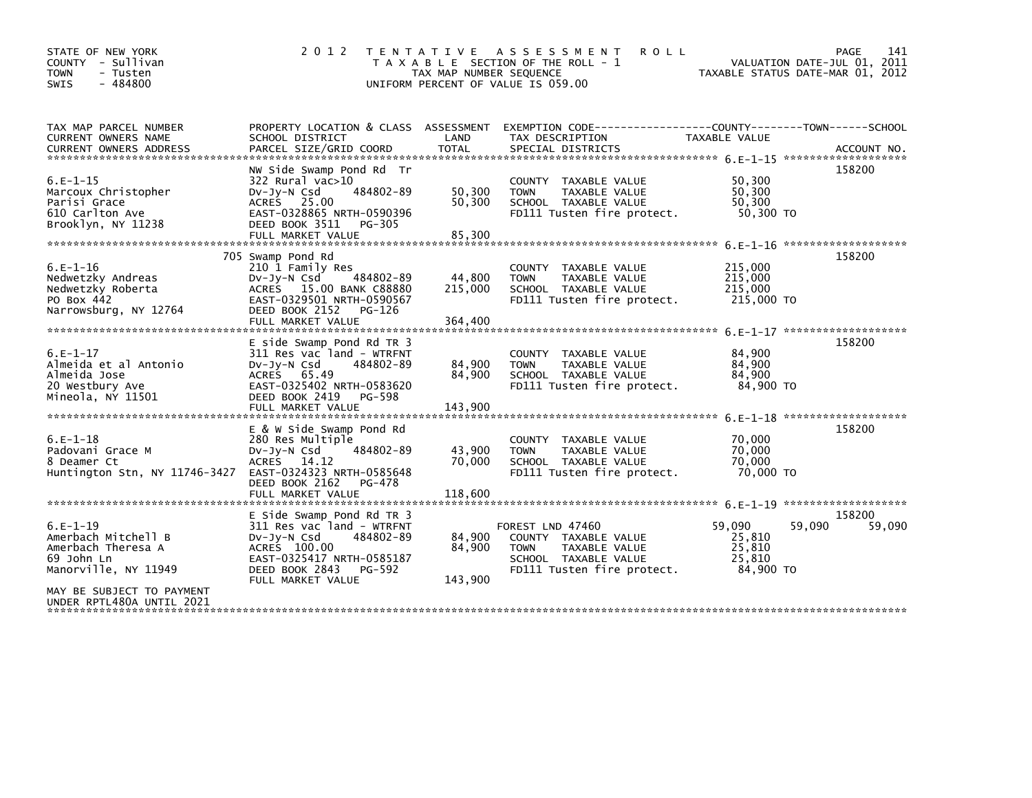STATE OF NEW YORK
COUNTY - Sullivan
TOWN - Tusten
SWIS - 484800

2 0 1 2 TENTATIVE ASSESSMENT ROLL
TAXABLE SECTION OF THE ROLL - 1
TAX MAP NUMBER SEQUENCE
UNIFORM PERCENT OF VALUE IS 059.00

VALUATION DATE-JUL 01, 2011
TAXABLE STATUS DATE-MAR 01, 2012

| TAX MAP PARCEL NUMBER / CURRENT OWNERS NAME / CURRENT OWNERS ADDRESS | PROPERTY LOCATION & CLASS / SCHOOL DISTRICT / PARCEL SIZE/GRID COORD | ASSESSMENT LAND / TOTAL | EXEMPTION CODE / TAX DESCRIPTION / SPECIAL DISTRICTS | COUNTY TAXABLE VALUE | TOWN | SCHOOL | ACCOUNT NO. |
|---|---|---|---|---|---|---|---|
| | NW Side Swamp Pond Rd Tr | | | | | | 158200 |
| 6.E-1-15 | 322 Rural vac>10 | | COUNTY TAXABLE VALUE | 50,300 | | | |
| Marcoux Christopher | Dv-Jy-N Csd 484802-89 | 50,300 | TOWN TAXABLE VALUE | 50,300 | | | |
| Parisi Grace | ACRES 25.00 | 50,300 | SCHOOL TAXABLE VALUE | 50,300 | | | |
| 610 Carlton Ave | EAST-0328865 NRTH-0590396 | | FD111 Tusten fire protect. | 50,300 TO | | | |
| Brooklyn, NY 11238 | DEED BOOK 3511 PG-305 | | | | | | |
| | FULL MARKET VALUE | 85,300 | | | | | |
| | 705 Swamp Pond Rd | | | | | | 158200 |
| 6.E-1-16 | 210 1 Family Res | | COUNTY TAXABLE VALUE | 215,000 | | | |
| Nedwetzky Andreas | Dv-Jy-N Csd 484802-89 | 44,800 | TOWN TAXABLE VALUE | 215,000 | | | |
| Nedwetzky Roberta | ACRES 15.00 BANK C88880 | 215,000 | SCHOOL TAXABLE VALUE | 215,000 | | | |
| PO Box 442 | EAST-0329501 NRTH-0590567 | | FD111 Tusten fire protect. | 215,000 TO | | | |
| Narrowsburg, NY 12764 | DEED BOOK 2152 PG-126 | | | | | | |
| | FULL MARKET VALUE | 364,400 | | | | | |
| | E side Swamp Pond Rd TR 3 | | | | | | 158200 |
| 6.E-1-17 | 311 Res vac land - WTRFNT | | COUNTY TAXABLE VALUE | 84,900 | | | |
| Almeida et al Antonio | Dv-Jy-N Csd 484802-89 | 84,900 | TOWN TAXABLE VALUE | 84,900 | | | |
| Almeida Jose | ACRES 65.49 | 84,900 | SCHOOL TAXABLE VALUE | 84,900 | | | |
| 20 Westbury Ave | EAST-0325402 NRTH-0583620 | | FD111 Tusten fire protect. | 84,900 TO | | | |
| Mineola, NY 11501 | DEED BOOK 2419 PG-598 | | | | | | |
| | FULL MARKET VALUE | 143,900 | | | | | |
| | E & W Side Swamp Pond Rd | | | | | | 158200 |
| 6.E-1-18 | 280 Res Multiple | | COUNTY TAXABLE VALUE | 70,000 | | | |
| Padovani Grace M | Dv-Jy-N Csd 484802-89 | 43,900 | TOWN TAXABLE VALUE | 70,000 | | | |
| 8 Deamer Ct | ACRES 14.12 | 70,000 | SCHOOL TAXABLE VALUE | 70,000 | | | |
| Huntington Stn, NY 11746-3427 | EAST-0324323 NRTH-0585648 | | FD111 Tusten fire protect. | 70,000 TO | | | |
| | DEED BOOK 2162 PG-478 | | | | | | |
| | FULL MARKET VALUE | 118,600 | | | | | |
| | E Side Swamp Pond Rd TR 3 | | | | | | 158200 |
| 6.E-1-19 | 311 Res vac land - WTRFNT | | FOREST LND 47460 | 59,090 | 59,090 | 59,090 | |
| Amerbach Mitchell B | Dv-Jy-N Csd 484802-89 | 84,900 | COUNTY TAXABLE VALUE | 25,810 | | | |
| Amerbach Theresa A | ACRES 100.00 | 84,900 | TOWN TAXABLE VALUE | 25,810 | | | |
| 69 John Ln | EAST-0325417 NRTH-0585187 | | SCHOOL TAXABLE VALUE | 25,810 | | | |
| Manorville, NY 11949 | DEED BOOK 2843 PG-592 | | FD111 Tusten fire protect. | 84,900 TO | | | |
| | FULL MARKET VALUE | 143,900 | | | | | |
| MAY BE SUBJECT TO PAYMENT UNDER RPTL480A UNTIL 2021 | | | | | | | |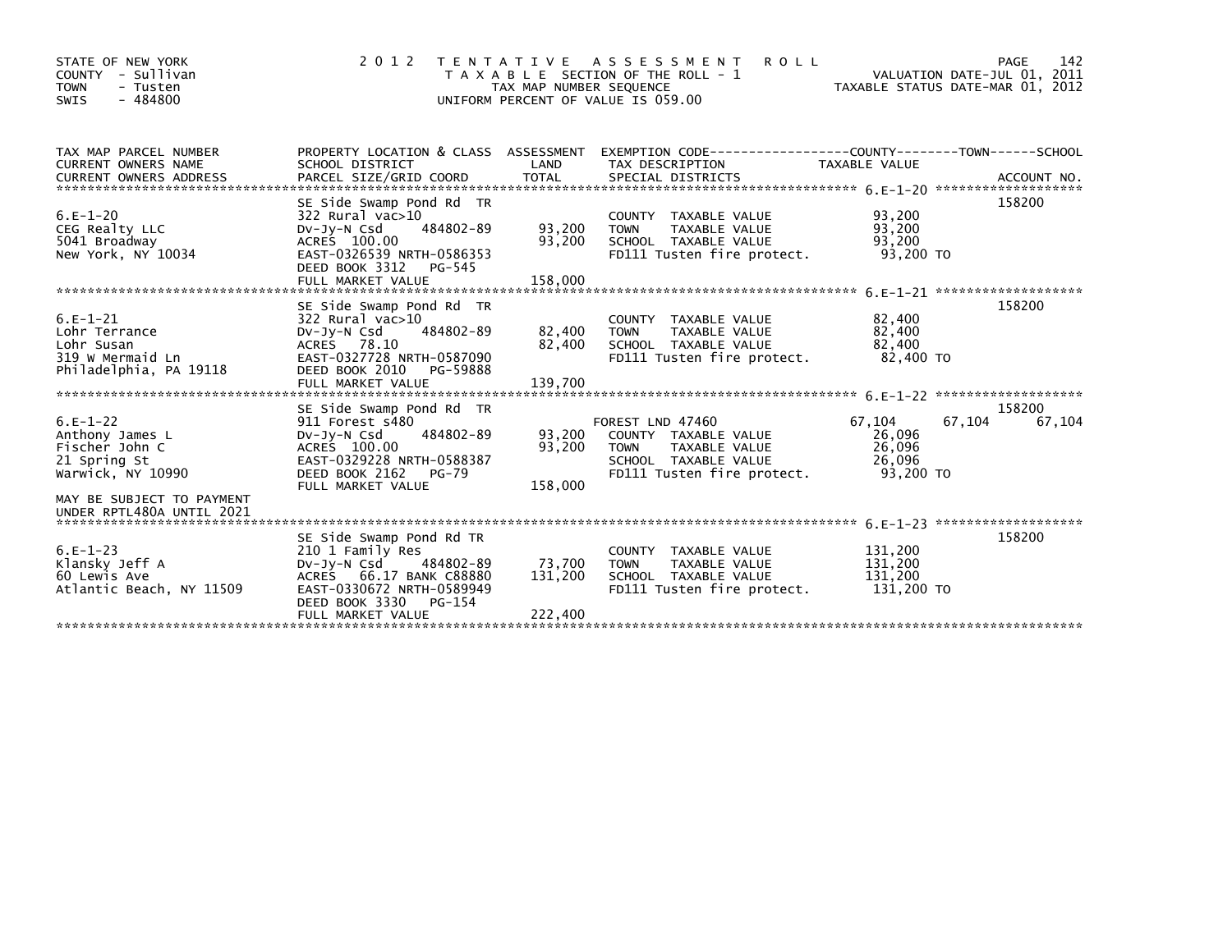STATE OF NEW YORK
COUNTY - Sullivan
TOWN - Tusten
SWIS - 484800

2012 TENTATIVE ASSESSMENT ROLL
TAXABLE SECTION OF THE ROLL - 1
TAX MAP NUMBER SEQUENCE
UNIFORM PERCENT OF VALUE IS 059.00

VALUATION DATE-JUL 01, 2011
TAXABLE STATUS DATE-MAR 01, 2012

| TAX MAP PARCEL NUMBER / CURRENT OWNERS NAME / CURRENT OWNERS ADDRESS | PROPERTY LOCATION & CLASS / SCHOOL DISTRICT / PARCEL SIZE/GRID COORD | ASSESSMENT LAND | TOTAL | EXEMPTION CODE / TAX DESCRIPTION / SPECIAL DISTRICTS | COUNTY TAXABLE VALUE | TOWN | SCHOOL | ACCOUNT NO. |
|---|---|---|---|---|---|---|---|---|
| 6.E-1-20 | SE Side Swamp Pond Rd TR | | | | | | | 158200 |
| | 322 Rural vac>10 | | | COUNTY TAXABLE VALUE | 93,200 | | | |
| CEG Realty LLC | Dv-Jy-N Csd 484802-89 | 93,200 | | TOWN TAXABLE VALUE | 93,200 | | | |
| 5041 Broadway | ACRES 100.00 | | 93,200 | SCHOOL TAXABLE VALUE | 93,200 | | | |
| New York, NY 10034 | EAST-0326539 NRTH-0586353 | | | FD111 Tusten fire protect. | 93,200 TO | | | |
| | DEED BOOK 3312 PG-545 | | | | | | | |
| | FULL MARKET VALUE | | 158,000 | | | | | |
| 6.E-1-21 | SE Side Swamp Pond Rd TR | | | | | | | 158200 |
| | 322 Rural vac>10 | | | COUNTY TAXABLE VALUE | 82,400 | | | |
| Lohr Terrance | Dv-Jy-N Csd 484802-89 | 82,400 | | TOWN TAXABLE VALUE | 82,400 | | | |
| Lohr Susan | ACRES 78.10 | | 82,400 | SCHOOL TAXABLE VALUE | 82,400 | | | |
| 319 W Mermaid Ln | EAST-0327728 NRTH-0587090 | | | FD111 Tusten fire protect. | 82,400 TO | | | |
| Philadelphia, PA 19118 | DEED BOOK 2010 PG-59888 | | | | | | | |
| | FULL MARKET VALUE | | 139,700 | | | | | |
| 6.E-1-22 | SE Side Swamp Pond Rd TR | | | | | | | 158200 |
| | 911 Forest s480 | | | FOREST LND 47460 | 67,104 | 67,104 | 67,104 | |
| Anthony James L | Dv-Jy-N Csd 484802-89 | 93,200 | | COUNTY TAXABLE VALUE | 26,096 | | | |
| Fischer John C | ACRES 100.00 | | 93,200 | TOWN TAXABLE VALUE | 26,096 | | | |
| 21 Spring St | EAST-0329228 NRTH-0588387 | | | SCHOOL TAXABLE VALUE | 26,096 | | | |
| Warwick, NY 10990 | DEED BOOK 2162 PG-79 | | | FD111 Tusten fire protect. | 93,200 TO | | | |
| | FULL MARKET VALUE | | 158,000 | | | | | |
| MAY BE SUBJECT TO PAYMENT UNDER RPTL480A UNTIL 2021 | | | | | | | | |
| 6.E-1-23 | SE Side Swamp Pond Rd TR | | | | | | | 158200 |
| | 210 1 Family Res | | | COUNTY TAXABLE VALUE | 131,200 | | | |
| Klansky Jeff A | Dv-Jy-N Csd 484802-89 | 73,700 | | TOWN TAXABLE VALUE | 131,200 | | | |
| 60 Lewis Ave | ACRES 66.17 BANK C88880 | | 131,200 | SCHOOL TAXABLE VALUE | 131,200 | | | |
| Atlantic Beach, NY 11509 | EAST-0330672 NRTH-0589949 | | | FD111 Tusten fire protect. | 131,200 TO | | | |
| | DEED BOOK 3330 PG-154 | | | | | | | |
| | FULL MARKET VALUE | | 222,400 | | | | | |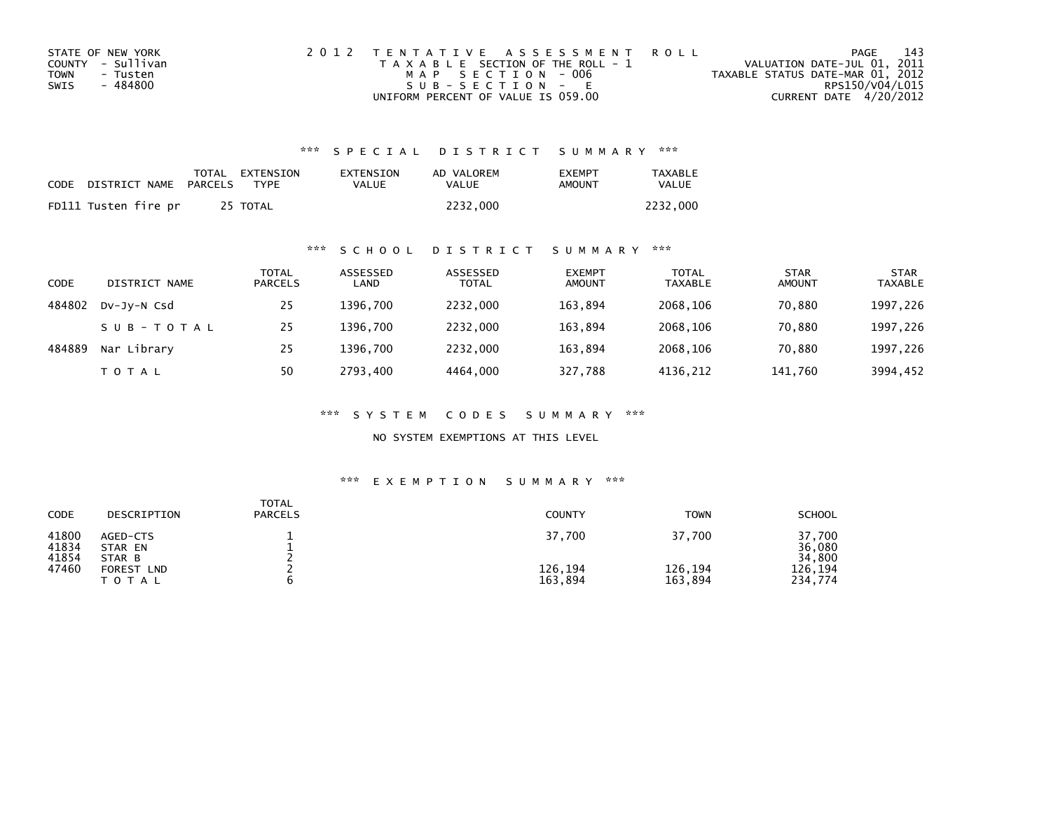STATE OF NEW YORK
COUNTY - Sullivan
TOWN - Tusten
SWIS - 484800

2 0 1 2 T E N T A T I V E A S S E S S M E N T R O L L
T A X A B L E SECTION OF THE ROLL - 1
M A P S E C T I O N - 006
S U B - S E C T I O N - E
UNIFORM PERCENT OF VALUE IS 059.00

VALUATION DATE-JUL 01, 2011
TAXABLE STATUS DATE-MAR 01, 2012
RPS150/V04/L015
CURRENT DATE 4/20/2012

### *** S P E C I A L D I S T R I C T S U M M A R Y ***

| CODE | DISTRICT NAME | TOTAL PARCELS | EXTENSION TYPE | EXTENSION VALUE | AD VALOREM VALUE | EXEMPT AMOUNT | TAXABLE VALUE |
|---|---|---|---|---|---|---|---|
| FD111 | Tusten fire pr | 25 | TOTAL | | 2232,000 | | 2232,000 |

### *** S C H O O L D I S T R I C T S U M M A R Y ***

| CODE | DISTRICT NAME | TOTAL PARCELS | ASSESSED LAND | ASSESSED TOTAL | EXEMPT AMOUNT | TOTAL TAXABLE | STAR AMOUNT | STAR TAXABLE |
|---|---|---|---|---|---|---|---|---|
| 484802 | Dv-Jy-N Csd | 25 | 1396,700 | 2232,000 | 163,894 | 2068,106 | 70,880 | 1997,226 |
| | S U B - T O T A L | 25 | 1396,700 | 2232,000 | 163,894 | 2068,106 | 70,880 | 1997,226 |
| 484889 | Nar Library | 25 | 1396,700 | 2232,000 | 163,894 | 2068,106 | 70,880 | 1997,226 |
| | T O T A L | 50 | 2793,400 | 4464,000 | 327,788 | 4136,212 | 141,760 | 3994,452 |

### *** S Y S T E M C O D E S S U M M A R Y ***

NO SYSTEM EXEMPTIONS AT THIS LEVEL

### *** E X E M P T I O N S U M M A R Y ***

| CODE | DESCRIPTION | TOTAL PARCELS | COUNTY | TOWN | SCHOOL |
|---|---|---|---|---|---|
| 41800 | AGED-CTS | 1 | 37,700 | 37,700 | 37,700 |
| 41834 | STAR EN | 1 | | | 36,080 |
| 41854 | STAR B | 2 | | | 34,800 |
| 47460 | FOREST LND | 2 | 126,194 | 126,194 | 126,194 |
| | T O T A L | 6 | 163,894 | 163,894 | 234,774 |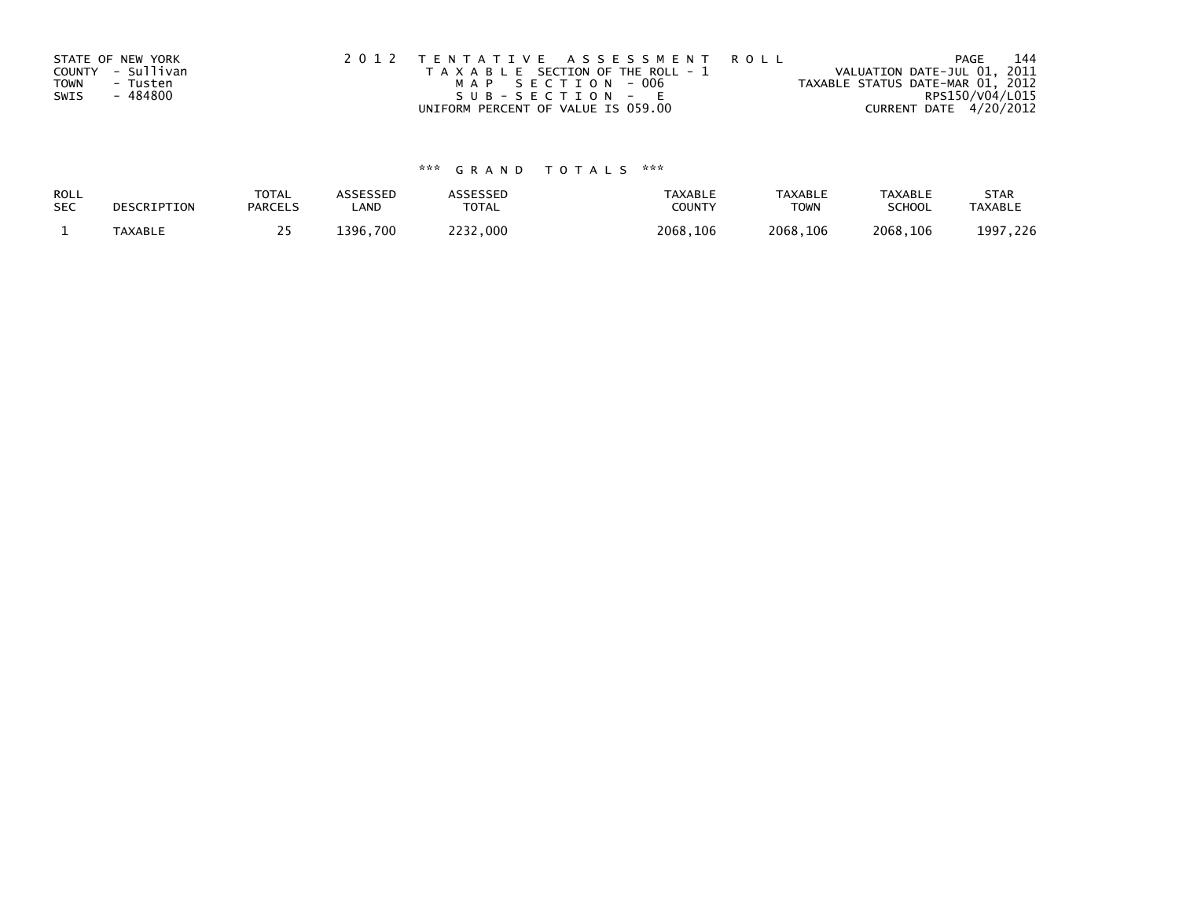STATE OF NEW YORK
COUNTY - Sullivan
TOWN - Tusten
SWIS - 484800

2 0 1 2 T E N T A T I V E A S S E S S M E N T R O L L
T A X A B L E SECTION OF THE ROLL - 1
M A P S E C T I O N - 006
S U B - S E C T I O N - E
UNIFORM PERCENT OF VALUE IS 059.00

VALUATION DATE-JUL 01, 2011
TAXABLE STATUS DATE-MAR 01, 2012
RPS150/V04/L015
CURRENT DATE 4/20/2012

*** G R A N D T O T A L S ***

| ROLL SEC | DESCRIPTION | TOTAL PARCELS | ASSESSED LAND | ASSESSED TOTAL | TAXABLE COUNTY | TAXABLE TOWN | TAXABLE SCHOOL | STAR TAXABLE |
|---|---|---|---|---|---|---|---|---|
| 1 | TAXABLE | 25 | 1396,700 | 2232,000 | 2068,106 | 2068,106 | 2068,106 | 1997,226 |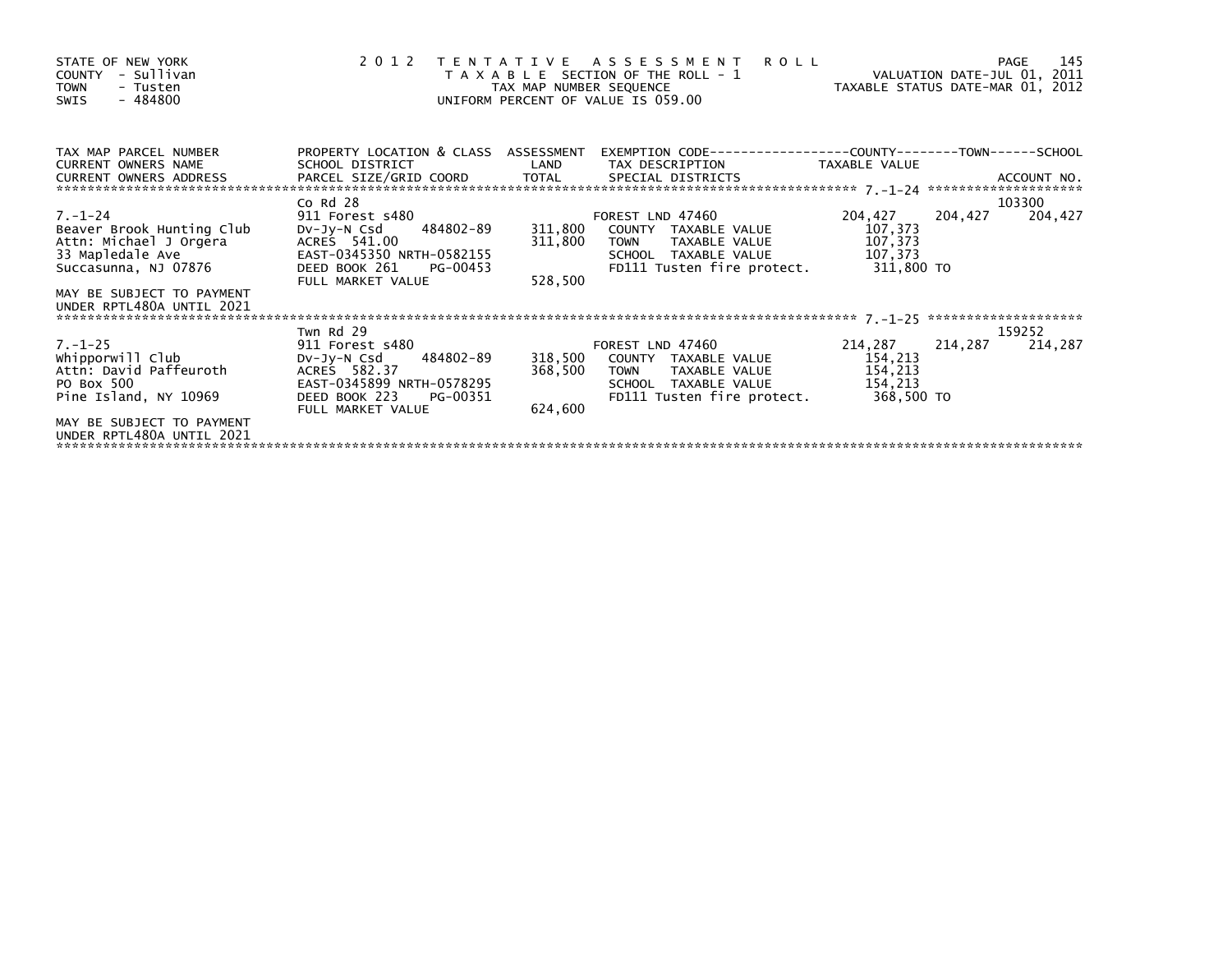STATE OF NEW YORK
COUNTY - Sullivan
TOWN - Tusten
SWIS - 484800

2012 TENTATIVE ASSESSMENT ROLL
TAXABLE SECTION OF THE ROLL - 1
TAX MAP NUMBER SEQUENCE
UNIFORM PERCENT OF VALUE IS 059.00

VALUATION DATE-JUL 01, 2011
TAXABLE STATUS DATE-MAR 01, 2012

| TAX MAP PARCEL NUMBER / CURRENT OWNERS NAME / CURRENT OWNERS ADDRESS | PROPERTY LOCATION & CLASS / SCHOOL DISTRICT / PARCEL SIZE/GRID COORD | ASSESSMENT LAND / TOTAL | EXEMPTION CODE / TAX DESCRIPTION / SPECIAL DISTRICTS | COUNTY TAXABLE VALUE | TOWN | SCHOOL / ACCOUNT NO. |
|---|---|---|---|---|---|---|
| 7.-1-24 | Co Rd 28 | | | | | 103300 |
| 7.-1-24 | 911 Forest s480 | | FOREST LND 47460 | 204,427 | 204,427 | 204,427 |
| Beaver Brook Hunting Club | Dv-Jy-N Csd 484802-89 | 311,800 | COUNTY TAXABLE VALUE | 107,373 | | |
| Attn: Michael J Orgera | ACRES 541.00 | 311,800 | TOWN TAXABLE VALUE | 107,373 | | |
| 33 Mapledale Ave | EAST-0345350 NRTH-0582155 | | SCHOOL TAXABLE VALUE | 107,373 | | |
| Succasunna, NJ 07876 | DEED BOOK 261 PG-00453 | | FD111 Tusten fire protect. | 311,800 TO | | |
| | FULL MARKET VALUE | 528,500 | | | | |
| MAY BE SUBJECT TO PAYMENT UNDER RPTL480A UNTIL 2021 | | | | | | |
| 7.-1-25 | Twn Rd 29 | | | | | 159252 |
| 7.-1-25 | 911 Forest s480 | | FOREST LND 47460 | 214,287 | 214,287 | 214,287 |
| Whipporwill Club | Dv-Jy-N Csd 484802-89 | 318,500 | COUNTY TAXABLE VALUE | 154,213 | | |
| Attn: David Paffeuroth | ACRES 582.37 | 368,500 | TOWN TAXABLE VALUE | 154,213 | | |
| PO Box 500 | EAST-0345899 NRTH-0578295 | | SCHOOL TAXABLE VALUE | 154,213 | | |
| Pine Island, NY 10969 | DEED BOOK 223 PG-00351 | | FD111 Tusten fire protect. | 368,500 TO | | |
| | FULL MARKET VALUE | 624,600 | | | | |
| MAY BE SUBJECT TO PAYMENT UNDER RPTL480A UNTIL 2021 | | | | | | |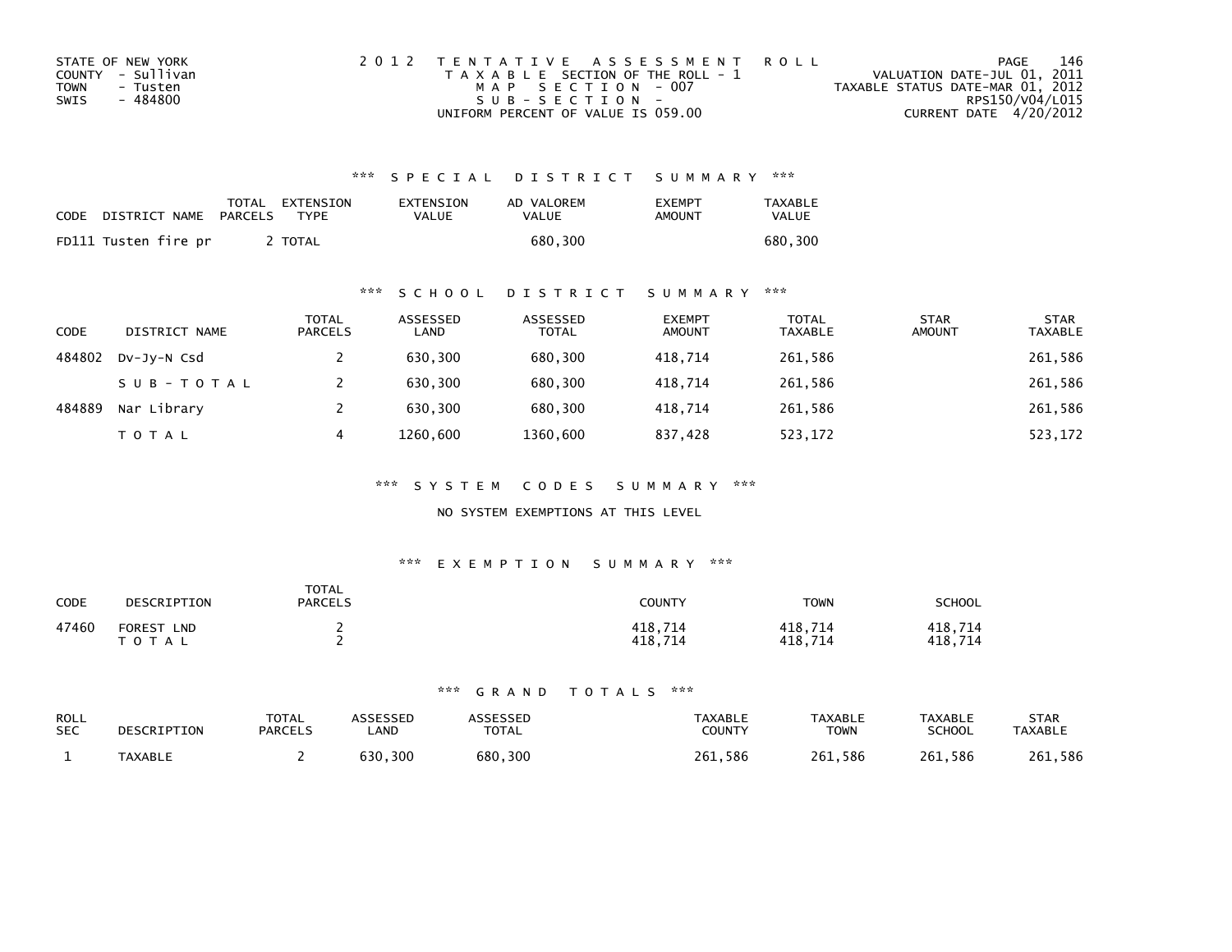STATE OF NEW YORK
COUNTY - Sullivan
TOWN - Tusten
SWIS - 484800

2012 TENTATIVE ASSESSMENT ROLL
TAXABLE SECTION OF THE ROLL - 1
MAP SECTION - 007
SUB-SECTION -
UNIFORM PERCENT OF VALUE IS 059.00

VALUATION DATE-JUL 01, 2011
TAXABLE STATUS DATE-MAR 01, 2012
RPS150/V04/L015
CURRENT DATE 4/20/2012

### *** SPECIAL DISTRICT SUMMARY ***

| CODE | DISTRICT NAME | TOTAL PARCELS | EXTENSION TYPE | EXTENSION VALUE | AD VALOREM VALUE | EXEMPT AMOUNT | TAXABLE VALUE |
|---|---|---|---|---|---|---|---|
| FD111 | Tusten fire pr | 2 | TOTAL | | 680,300 | | 680,300 |

### *** SCHOOL DISTRICT SUMMARY ***

| CODE | DISTRICT NAME | TOTAL PARCELS | ASSESSED LAND | ASSESSED TOTAL | EXEMPT AMOUNT | TOTAL TAXABLE | STAR AMOUNT | STAR TAXABLE |
|---|---|---|---|---|---|---|---|---|
| 484802 | Dv-Jy-N Csd | 2 | 630,300 | 680,300 | 418,714 | 261,586 | | 261,586 |
| | SUB-TOTAL | 2 | 630,300 | 680,300 | 418,714 | 261,586 | | 261,586 |
| 484889 | Nar Library | 2 | 630,300 | 680,300 | 418,714 | 261,586 | | 261,586 |
| | TOTAL | 4 | 1260,600 | 1360,600 | 837,428 | 523,172 | | 523,172 |

### *** SYSTEM CODES SUMMARY ***

NO SYSTEM EXEMPTIONS AT THIS LEVEL

### *** EXEMPTION SUMMARY ***

| CODE | DESCRIPTION | TOTAL PARCELS | COUNTY | TOWN | SCHOOL |
|---|---|---|---|---|---|
| 47460 | FOREST LND | 2 | 418,714 | 418,714 | 418,714 |
| | TOTAL | 2 | 418,714 | 418,714 | 418,714 |

### *** GRAND TOTALS ***

| ROLL SEC | DESCRIPTION | TOTAL PARCELS | ASSESSED LAND | ASSESSED TOTAL | TAXABLE COUNTY | TAXABLE TOWN | TAXABLE SCHOOL | STAR TAXABLE |
|---|---|---|---|---|---|---|---|---|
| 1 | TAXABLE | 2 | 630,300 | 680,300 | 261,586 | 261,586 | 261,586 | 261,586 |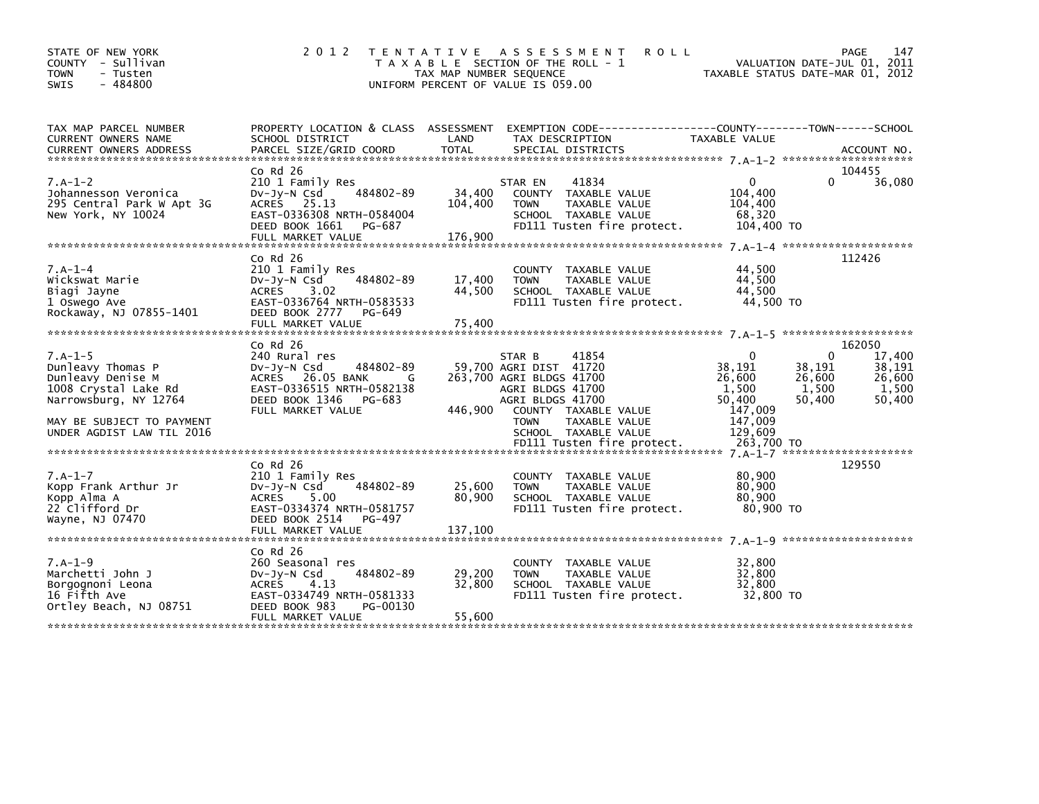STATE OF NEW YORK
COUNTY - Sullivan
TOWN - Tusten
SWIS - 484800

2012 TENTATIVE ASSESSMENT ROLL
TAXABLE SECTION OF THE ROLL - 1
TAX MAP NUMBER SEQUENCE
UNIFORM PERCENT OF VALUE IS 059.00

VALUATION DATE-JUL 01, 2011
TAXABLE STATUS DATE-MAR 01, 2012

```
TAX MAP PARCEL NUMBER          PROPERTY LOCATION & CLASS  ASSESSMENT  EXEMPTION CODE------------------COUNTY--------TOWN------SCHOOL
CURRENT OWNERS NAME            SCHOOL DISTRICT            LAND        TAX DESCRIPTION             TAXABLE VALUE
CURRENT OWNERS ADDRESS         PARCEL SIZE/GRID COORD     TOTAL       SPECIAL DISTRICTS                                    ACCOUNT NO.
******************************************************************************************************* 7.A-1-2 ********************
                               Co Rd 26                                                                                   104455
7.A-1-2                        210 1 Family Res                       STAR EN     41834            0              0        36,080
Johannesson Veronica           Dv-Jy-N Csd    484802-89    34,400     COUNTY  TAXABLE VALUE          104,400
295 Central Park W Apt 3G      ACRES  25.13               104,400     TOWN    TAXABLE VALUE          104,400
New York, NY 10024             EAST-0336308 NRTH-0584004              SCHOOL  TAXABLE VALUE           68,320
                               DEED BOOK 1661   PG-687                FD111 Tusten fire protect.     104,400 TO
                               FULL MARKET VALUE          176,900
******************************************************************************************************* 7.A-1-4 ********************
                               Co Rd 26                                                                                   112426
7.A-1-4                        210 1 Family Res                       COUNTY  TAXABLE VALUE           44,500
Wickswat Marie                 Dv-Jy-N Csd    484802-89    17,400     TOWN    TAXABLE VALUE           44,500
Biagi Jayne                    ACRES   3.02                44,500     SCHOOL  TAXABLE VALUE           44,500
1 Oswego Ave                   EAST-0336764 NRTH-0583533              FD111 Tusten fire protect.      44,500 TO
Rockaway, NJ 07855-1401        DEED BOOK 2777   PG-649
                               FULL MARKET VALUE           75,400
******************************************************************************************************* 7.A-1-5 ********************
                               Co Rd 26                                                                                   162050
7.A-1-5                        240 Rural res                          STAR B      41854            0              0        17,400
Dunleavy Thomas P              Dv-Jy-N Csd    484802-89    59,700 AGRI DIST  41720            38,191         38,191        38,191
Dunleavy Denise M              ACRES  26.05 BANK     G    263,700 AGRI BLDGS 41700            26,600         26,600        26,600
1008 Crystal Lake Rd           EAST-0336515 NRTH-0582138             AGRI BLDGS 41700             1,500          1,500         1,500
Narrowsburg, NY 12764          DEED BOOK 1346   PG-683               AGRI BLDGS 41700            50,400         50,400        50,400
                               FULL MARKET VALUE          446,900     COUNTY  TAXABLE VALUE          147,009
MAY BE SUBJECT TO PAYMENT                                             TOWN    TAXABLE VALUE          147,009
UNDER AGDIST LAW TIL 2016                                             SCHOOL  TAXABLE VALUE          129,609
                                                                      FD111 Tusten fire protect.     263,700 TO
******************************************************************************************************* 7.A-1-7 ********************
                               Co Rd 26                                                                                   129550
7.A-1-7                        210 1 Family Res                       COUNTY  TAXABLE VALUE           80,900
Kopp Frank Arthur Jr           Dv-Jy-N Csd    484802-89    25,600     TOWN    TAXABLE VALUE           80,900
Kopp Alma A                    ACRES   5.00                80,900     SCHOOL  TAXABLE VALUE           80,900
22 Clifford Dr                 EAST-0334374 NRTH-0581757              FD111 Tusten fire protect.      80,900 TO
Wayne, NJ 07470                DEED BOOK 2514   PG-497
                               FULL MARKET VALUE          137,100
******************************************************************************************************* 7.A-1-9 ********************
                               Co Rd 26
7.A-1-9                        260 Seasonal res                       COUNTY  TAXABLE VALUE           32,800
Marchetti John J               Dv-Jy-N Csd    484802-89    29,200     TOWN    TAXABLE VALUE           32,800
Borgognoni Leona               ACRES   4.13                32,800     SCHOOL  TAXABLE VALUE           32,800
16 Fifth Ave                   EAST-0334749 NRTH-0581333              FD111 Tusten fire protect.      32,800 TO
Ortley Beach, NJ 08751         DEED BOOK 983    PG-00130
                               FULL MARKET VALUE           55,600
************************************************************************************************************************************
```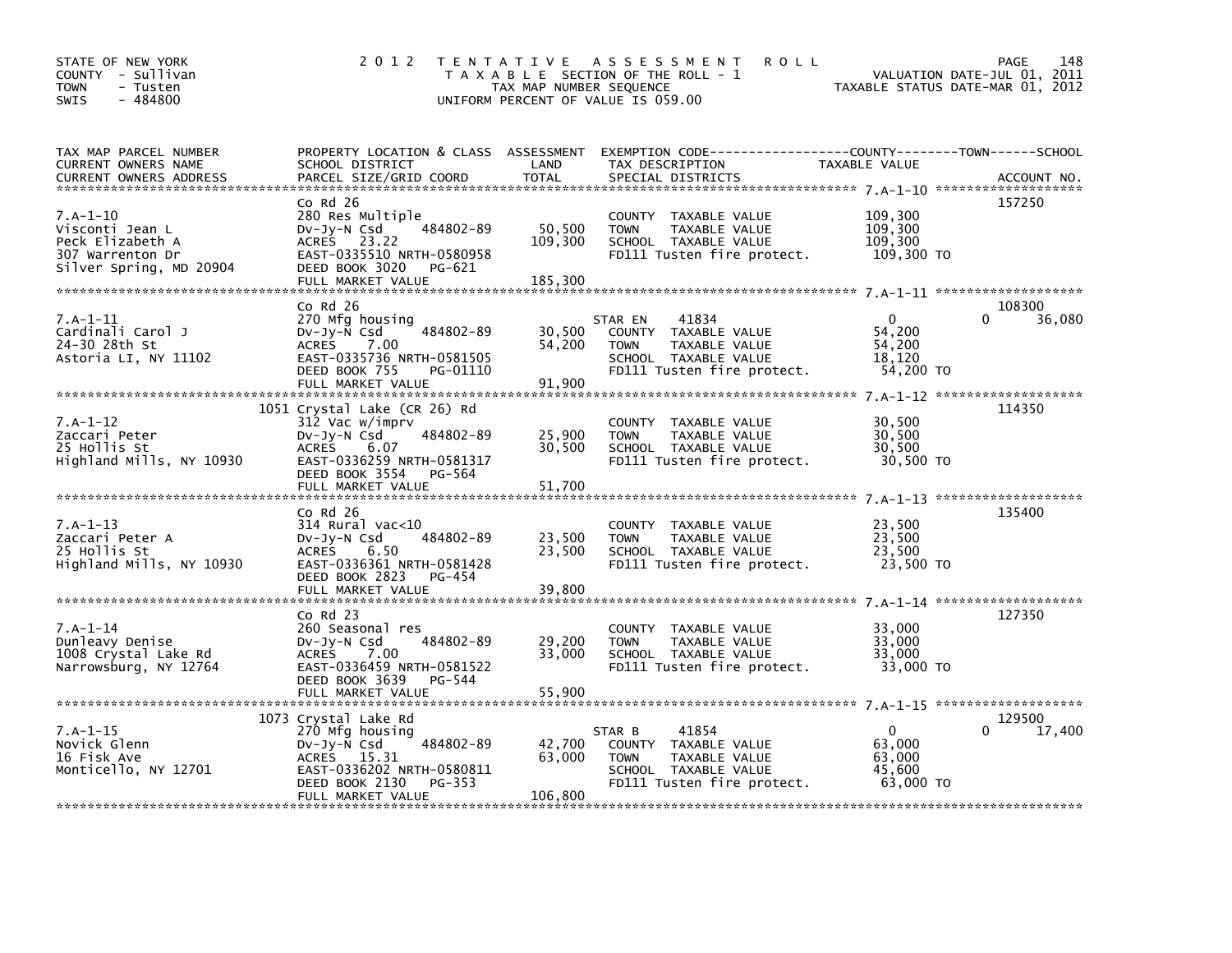STATE OF NEW YORK
COUNTY - Sullivan
TOWN - Tusten
SWIS - 484800

# 2012 TENTATIVE ASSESSMENT ROLL

TAXABLE SECTION OF THE ROLL - 1
TAX MAP NUMBER SEQUENCE
UNIFORM PERCENT OF VALUE IS 059.00

VALUATION DATE-JUL 01, 2011
TAXABLE STATUS DATE-MAR 01, 2012

| TAX MAP PARCEL NUMBER / CURRENT OWNERS NAME / CURRENT OWNERS ADDRESS | PROPERTY LOCATION & CLASS / SCHOOL DISTRICT / PARCEL SIZE/GRID COORD | ASSESSMENT LAND | TOTAL | EXEMPTION CODE / TAX DESCRIPTION / SPECIAL DISTRICTS | COUNTY TAXABLE VALUE | TOWN | SCHOOL | ACCOUNT NO. |
|---|---|---|---|---|---|---|---|---|
| 7.A-1-10 | Co Rd 26 | | | | | | | 157250 |
| Visconti Jean L | 280 Res Multiple | | | COUNTY TAXABLE VALUE | 109,300 | | | |
| Peck Elizabeth A | Dv-Jy-N Csd 484802-89 | 50,500 | | TOWN TAXABLE VALUE | 109,300 | | | |
| 307 Warrenton Dr | ACRES 23.22 | | 109,300 | SCHOOL TAXABLE VALUE | 109,300 | | | |
| Silver Spring, MD 20904 | EAST-0335510 NRTH-0580958 | | | FD111 Tusten fire protect. | 109,300 TO | | | |
| | DEED BOOK 3020 PG-621 | | | | | | | |
| | FULL MARKET VALUE | | 185,300 | | | | | |
| 7.A-1-11 | Co Rd 26 | | | | | | | 108300 |
| Cardinali Carol J | 270 Mfg housing | | | STAR EN 41834 | 0 | | 36,080 | |
| 24-30 28th St | Dv-Jy-N Csd 484802-89 | 30,500 | | COUNTY TAXABLE VALUE | 54,200 | | | |
| Astoria LI, NY 11102 | ACRES 7.00 | | 54,200 | TOWN TAXABLE VALUE | 54,200 | | | |
| | EAST-0335736 NRTH-0581505 | | | SCHOOL TAXABLE VALUE | 18,120 | | | |
| | DEED BOOK 755 PG-01110 | | | FD111 Tusten fire protect. | 54,200 TO | | | |
| | FULL MARKET VALUE | | 91,900 | | | | | |
| 7.A-1-12 | 1051 Crystal Lake (CR 26) Rd | | | | | | | 114350 |
| Zaccari Peter | 312 Vac w/imprv | | | COUNTY TAXABLE VALUE | 30,500 | | | |
| 25 Hollis St | Dv-Jy-N Csd 484802-89 | 25,900 | | TOWN TAXABLE VALUE | 30,500 | | | |
| Highland Mills, NY 10930 | ACRES 6.07 | | 30,500 | SCHOOL TAXABLE VALUE | 30,500 | | | |
| | EAST-0336259 NRTH-0581317 | | | FD111 Tusten fire protect. | 30,500 TO | | | |
| | DEED BOOK 3554 PG-564 | | | | | | | |
| | FULL MARKET VALUE | | 51,700 | | | | | |
| 7.A-1-13 | Co Rd 26 | | | | | | | 135400 |
| Zaccari Peter A | 314 Rural vac<10 | | | COUNTY TAXABLE VALUE | 23,500 | | | |
| 25 Hollis St | Dv-Jy-N Csd 484802-89 | 23,500 | | TOWN TAXABLE VALUE | 23,500 | | | |
| Highland Mills, NY 10930 | ACRES 6.50 | | 23,500 | SCHOOL TAXABLE VALUE | 23,500 | | | |
| | EAST-0336361 NRTH-0581428 | | | FD111 Tusten fire protect. | 23,500 TO | | | |
| | DEED BOOK 2823 PG-454 | | | | | | | |
| | FULL MARKET VALUE | | 39,800 | | | | | |
| 7.A-1-14 | Co Rd 23 | | | | | | | 127350 |
| Dunleavy Denise | 260 Seasonal res | | | COUNTY TAXABLE VALUE | 33,000 | | | |
| 1008 Crystal Lake Rd | Dv-Jy-N Csd 484802-89 | 29,200 | | TOWN TAXABLE VALUE | 33,000 | | | |
| Narrowsburg, NY 12764 | ACRES 7.00 | | 33,000 | SCHOOL TAXABLE VALUE | 33,000 | | | |
| | EAST-0336459 NRTH-0581522 | | | FD111 Tusten fire protect. | 33,000 TO | | | |
| | DEED BOOK 3639 PG-544 | | | | | | | |
| | FULL MARKET VALUE | | 55,900 | | | | | |
| 7.A-1-15 | 1073 Crystal Lake Rd | | | | | | | 129500 |
| Novick Glenn | 270 Mfg housing | | | STAR B 41854 | 0 | | 17,400 | |
| 16 Fisk Ave | Dv-Jy-N Csd 484802-89 | 42,700 | | COUNTY TAXABLE VALUE | 63,000 | | | |
| Monticello, NY 12701 | ACRES 15.31 | | 63,000 | TOWN TAXABLE VALUE | 63,000 | | | |
| | EAST-0336202 NRTH-0580811 | | | SCHOOL TAXABLE VALUE | 45,600 | | | |
| | DEED BOOK 2130 PG-353 | | | FD111 Tusten fire protect. | 63,000 TO | | | |
| | FULL MARKET VALUE | | 106,800 | | | | | |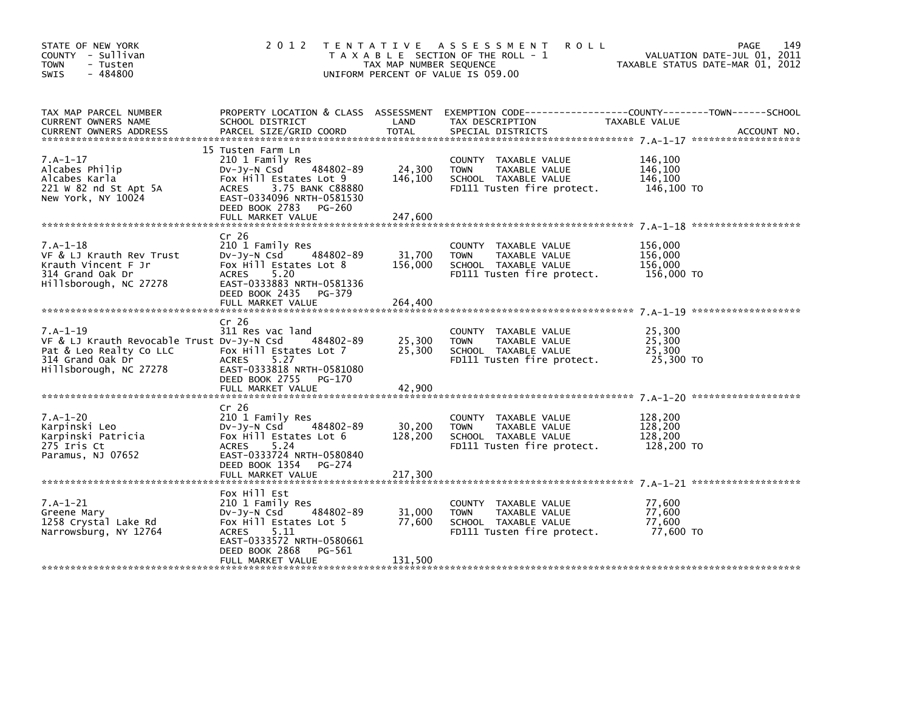STATE OF NEW YORK
COUNTY - Sullivan
TOWN - Tusten
SWIS - 484800

# 2012 TENTATIVE ASSESSMENT ROLL

TAXABLE SECTION OF THE ROLL - 1
TAX MAP NUMBER SEQUENCE
UNIFORM PERCENT OF VALUE IS 059.00

VALUATION DATE-JUL 01, 2011
TAXABLE STATUS DATE-MAR 01, 2012

| TAX MAP PARCEL NUMBER / CURRENT OWNERS NAME / CURRENT OWNERS ADDRESS | PROPERTY LOCATION & CLASS / SCHOOL DISTRICT / PARCEL SIZE/GRID COORD | ASSESSMENT LAND | TOTAL | EXEMPTION CODE / TAX DESCRIPTION / SPECIAL DISTRICTS | TAXABLE VALUE (COUNTY--TOWN--SCHOOL) | ACCOUNT NO. |
|---|---|---|---|---|---|---|
| 7.A-1-17 | 15 Tusten Farm Ln | | | | | |
| Alcabes Philip | 210 1 Family Res | | | COUNTY TAXABLE VALUE | 146,100 | |
| Alcabes Karla | Dv-Jy-N Csd 484802-89 | 24,300 | | TOWN TAXABLE VALUE | 146,100 | |
| 221 W 82 nd St Apt 5A | Fox Hill Estates Lot 9 | | 146,100 | SCHOOL TAXABLE VALUE | 146,100 | |
| New York, NY 10024 | ACRES 3.75 BANK C88880 | | | FD111 Tusten fire protect. | 146,100 TO | |
| | EAST-0334096 NRTH-0581530 | | | | | |
| | DEED BOOK 2783 PG-260 | | | | | |
| | FULL MARKET VALUE | | 247,600 | | | |
| 7.A-1-18 | Cr 26 | | | | | |
| VF & LJ Krauth Rev Trust | 210 1 Family Res | | | COUNTY TAXABLE VALUE | 156,000 | |
| Krauth Vincent F Jr | Dv-Jy-N Csd 484802-89 | 31,700 | | TOWN TAXABLE VALUE | 156,000 | |
| 314 Grand Oak Dr | Fox Hill Estates Lot 8 | | 156,000 | SCHOOL TAXABLE VALUE | 156,000 | |
| Hillsborough, NC 27278 | ACRES 5.20 | | | FD111 Tusten fire protect. | 156,000 TO | |
| | EAST-0333883 NRTH-0581336 | | | | | |
| | DEED BOOK 2435 PG-379 | | | | | |
| | FULL MARKET VALUE | | 264,400 | | | |
| 7.A-1-19 | Cr 26 | | | | | |
| VF & LJ Krauth Revocable Trust | 311 Res vac land | | | COUNTY TAXABLE VALUE | 25,300 | |
| Pat & Leo Realty Co LLC | Dv-Jy-N Csd 484802-89 | 25,300 | | TOWN TAXABLE VALUE | 25,300 | |
| 314 Grand Oak Dr | Fox Hill Estates Lot 7 | | 25,300 | SCHOOL TAXABLE VALUE | 25,300 | |
| Hillsborough, NC 27278 | ACRES 5.27 | | | FD111 Tusten fire protect. | 25,300 TO | |
| | EAST-0333818 NRTH-0581080 | | | | | |
| | DEED BOOK 2755 PG-170 | | | | | |
| | FULL MARKET VALUE | | 42,900 | | | |
| 7.A-1-20 | Cr 26 | | | | | |
| Karpinski Leo | 210 1 Family Res | | | COUNTY TAXABLE VALUE | 128,200 | |
| Karpinski Patricia | Dv-Jy-N Csd 484802-89 | 30,200 | | TOWN TAXABLE VALUE | 128,200 | |
| 275 Iris Ct | Fox Hill Estates Lot 6 | | 128,200 | SCHOOL TAXABLE VALUE | 128,200 | |
| Paramus, NJ 07652 | ACRES 5.24 | | | FD111 Tusten fire protect. | 128,200 TO | |
| | EAST-0333724 NRTH-0580840 | | | | | |
| | DEED BOOK 1354 PG-274 | | | | | |
| | FULL MARKET VALUE | | 217,300 | | | |
| 7.A-1-21 | Fox Hill Est | | | | | |
| Greene Mary | 210 1 Family Res | | | COUNTY TAXABLE VALUE | 77,600 | |
| 1258 Crystal Lake Rd | Dv-Jy-N Csd 484802-89 | 31,000 | | TOWN TAXABLE VALUE | 77,600 | |
| Narrowsburg, NY 12764 | Fox Hill Estates Lot 5 | | 77,600 | SCHOOL TAXABLE VALUE | 77,600 | |
| | ACRES 5.11 | | | FD111 Tusten fire protect. | 77,600 TO | |
| | EAST-0333572 NRTH-0580661 | | | | | |
| | DEED BOOK 2868 PG-561 | | | | | |
| | FULL MARKET VALUE | | 131,500 | | | |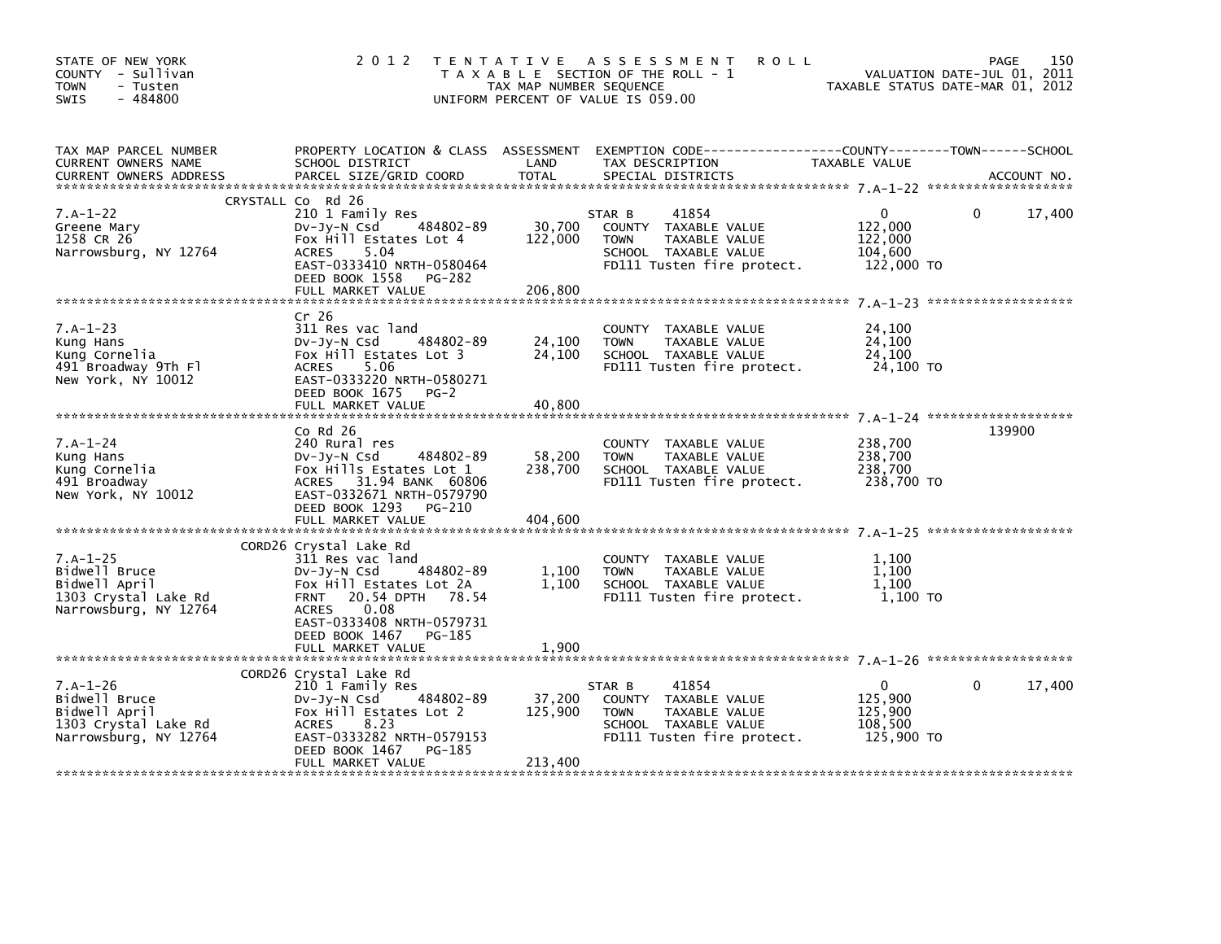STATE OF NEW YORK
COUNTY - Sullivan
TOWN - Tusten
SWIS - 484800

2012 TENTATIVE ASSESSMENT ROLL
TAXABLE SECTION OF THE ROLL - 1
TAX MAP NUMBER SEQUENCE
UNIFORM PERCENT OF VALUE IS 059.00

VALUATION DATE-JUL 01, 2011
TAXABLE STATUS DATE-MAR 01, 2012

| TAX MAP PARCEL NUMBER / CURRENT OWNERS NAME / CURRENT OWNERS ADDRESS | PROPERTY LOCATION & CLASS / SCHOOL DISTRICT / PARCEL SIZE/GRID COORD | ASSESSMENT LAND | TOTAL | EXEMPTION CODE / TAX DESCRIPTION / SPECIAL DISTRICTS | COUNTY TAXABLE VALUE | TOWN | SCHOOL / ACCOUNT NO. |
|---|---|---|---|---|---|---|---|
| **7.A-1-22** | CRYSTALL Co Rd 26 | | | | | | |
| | 210 1 Family Res | | | STAR B 41854 | 0 | 0 | 17,400 |
| Greene Mary | Dv-Jy-N Csd 484802-89 | 30,700 | | COUNTY TAXABLE VALUE | 122,000 | | |
| 1258 CR 26 | Fox Hill Estates Lot 4 | | 122,000 | TOWN TAXABLE VALUE | 122,000 | | |
| Narrowsburg, NY 12764 | ACRES 5.04 | | | SCHOOL TAXABLE VALUE | 104,600 | | |
| | EAST-0333410 NRTH-0580464 | | | FD111 Tusten fire protect. | 122,000 TO | | |
| | DEED BOOK 1558 PG-282 | | | | | | |
| | FULL MARKET VALUE | | 206,800 | | | | |
| **7.A-1-23** | Cr 26 | | | | | | |
| | 311 Res vac land | | | COUNTY TAXABLE VALUE | 24,100 | | |
| Kung Hans | Dv-Jy-N Csd 484802-89 | 24,100 | | TOWN TAXABLE VALUE | 24,100 | | |
| Kung Cornelia | Fox Hill Estates Lot 3 | | 24,100 | SCHOOL TAXABLE VALUE | 24,100 | | |
| 491 Broadway 9Th Fl | ACRES 5.06 | | | FD111 Tusten fire protect. | 24,100 TO | | |
| New York, NY 10012 | EAST-0333220 NRTH-0580271 | | | | | | |
| | DEED BOOK 1675 PG-2 | | | | | | |
| | FULL MARKET VALUE | | 40,800 | | | | |
| **7.A-1-24** | Co Rd 26 | | | | | | 139900 |
| | 240 Rural res | | | COUNTY TAXABLE VALUE | 238,700 | | |
| Kung Hans | Dv-Jy-N Csd 484802-89 | 58,200 | | TOWN TAXABLE VALUE | 238,700 | | |
| Kung Cornelia | Fox Hills Estates Lot 1 | | 238,700 | SCHOOL TAXABLE VALUE | 238,700 | | |
| 491 Broadway | ACRES 31.94 BANK 60806 | | | FD111 Tusten fire protect. | 238,700 TO | | |
| New York, NY 10012 | EAST-0332671 NRTH-0579790 | | | | | | |
| | DEED BOOK 1293 PG-210 | | | | | | |
| | FULL MARKET VALUE | | 404,600 | | | | |
| **7.A-1-25** | CORD26 Crystal Lake Rd | | | | | | |
| | 311 Res vac land | | | COUNTY TAXABLE VALUE | 1,100 | | |
| Bidwell Bruce | Dv-Jy-N Csd 484802-89 | 1,100 | | TOWN TAXABLE VALUE | 1,100 | | |
| Bidwell April | Fox Hill Estates Lot 2A | | 1,100 | SCHOOL TAXABLE VALUE | 1,100 | | |
| 1303 Crystal Lake Rd | FRNT 20.54 DPTH 78.54 | | | FD111 Tusten fire protect. | 1,100 TO | | |
| Narrowsburg, NY 12764 | ACRES 0.08 | | | | | | |
| | EAST-0333408 NRTH-0579731 | | | | | | |
| | DEED BOOK 1467 PG-185 | | | | | | |
| | FULL MARKET VALUE | | 1,900 | | | | |
| **7.A-1-26** | CORD26 Crystal Lake Rd | | | | | | |
| | 210 1 Family Res | | | STAR B 41854 | 0 | 0 | 17,400 |
| Bidwell Bruce | Dv-Jy-N Csd 484802-89 | 37,200 | | COUNTY TAXABLE VALUE | 125,900 | | |
| Bidwell April | Fox Hill Estates Lot 2 | | 125,900 | TOWN TAXABLE VALUE | 125,900 | | |
| 1303 Crystal Lake Rd | ACRES 8.23 | | | SCHOOL TAXABLE VALUE | 108,500 | | |
| Narrowsburg, NY 12764 | EAST-0333282 NRTH-0579153 | | | FD111 Tusten fire protect. | 125,900 TO | | |
| | DEED BOOK 1467 PG-185 | | | | | | |
| | FULL MARKET VALUE | | 213,400 | | | | |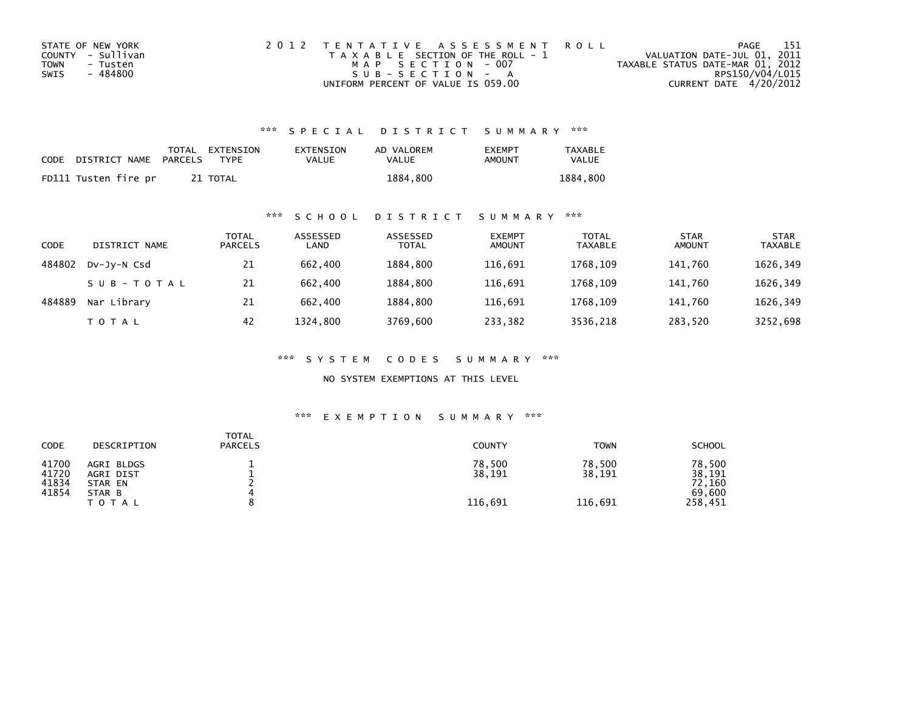STATE OF NEW YORK
COUNTY - Sullivan
TOWN - Tusten
SWIS - 484800

2012 TENTATIVE ASSESSMENT ROLL
TAXABLE SECTION OF THE ROLL - 1
MAP SECTION - 007
SUB-SECTION - A
UNIFORM PERCENT OF VALUE IS 059.00

VALUATION DATE-JUL 01, 2011
TAXABLE STATUS DATE-MAR 01, 2012
RPS150/V04/L015
CURRENT DATE 4/20/2012

### *** SPECIAL DISTRICT SUMMARY ***

| CODE | DISTRICT NAME | TOTAL PARCELS | EXTENSION TYPE | EXTENSION VALUE | AD VALOREM VALUE | EXEMPT AMOUNT | TAXABLE VALUE |
|---|---|---|---|---|---|---|---|
| FD111 | Tusten fire pr | 21 | TOTAL | | 1884,800 | | 1884,800 |

### *** SCHOOL DISTRICT SUMMARY ***

| CODE | DISTRICT NAME | TOTAL PARCELS | ASSESSED LAND | ASSESSED TOTAL | EXEMPT AMOUNT | TOTAL TAXABLE | STAR AMOUNT | STAR TAXABLE |
|---|---|---|---|---|---|---|---|---|
| 484802 | Dv-Jy-N Csd | 21 | 662,400 | 1884,800 | 116,691 | 1768,109 | 141,760 | 1626,349 |
| | SUB-TOTAL | 21 | 662,400 | 1884,800 | 116,691 | 1768,109 | 141,760 | 1626,349 |
| 484889 | Nar Library | 21 | 662,400 | 1884,800 | 116,691 | 1768,109 | 141,760 | 1626,349 |
| | TOTAL | 42 | 1324,800 | 3769,600 | 233,382 | 3536,218 | 283,520 | 3252,698 |

### *** SYSTEM CODES SUMMARY ***

NO SYSTEM EXEMPTIONS AT THIS LEVEL

### *** EXEMPTION SUMMARY ***

| CODE | DESCRIPTION | TOTAL PARCELS | COUNTY | TOWN | SCHOOL |
|---|---|---|---|---|---|
| 41700 | AGRI BLDGS | 1 | 78,500 | 78,500 | 78,500 |
| 41720 | AGRI DIST | 1 | 38,191 | 38,191 | 38,191 |
| 41834 | STAR EN | 2 | | | 72,160 |
| 41854 | STAR B | 4 | | | 69,600 |
| | TOTAL | 8 | 116,691 | 116,691 | 258,451 |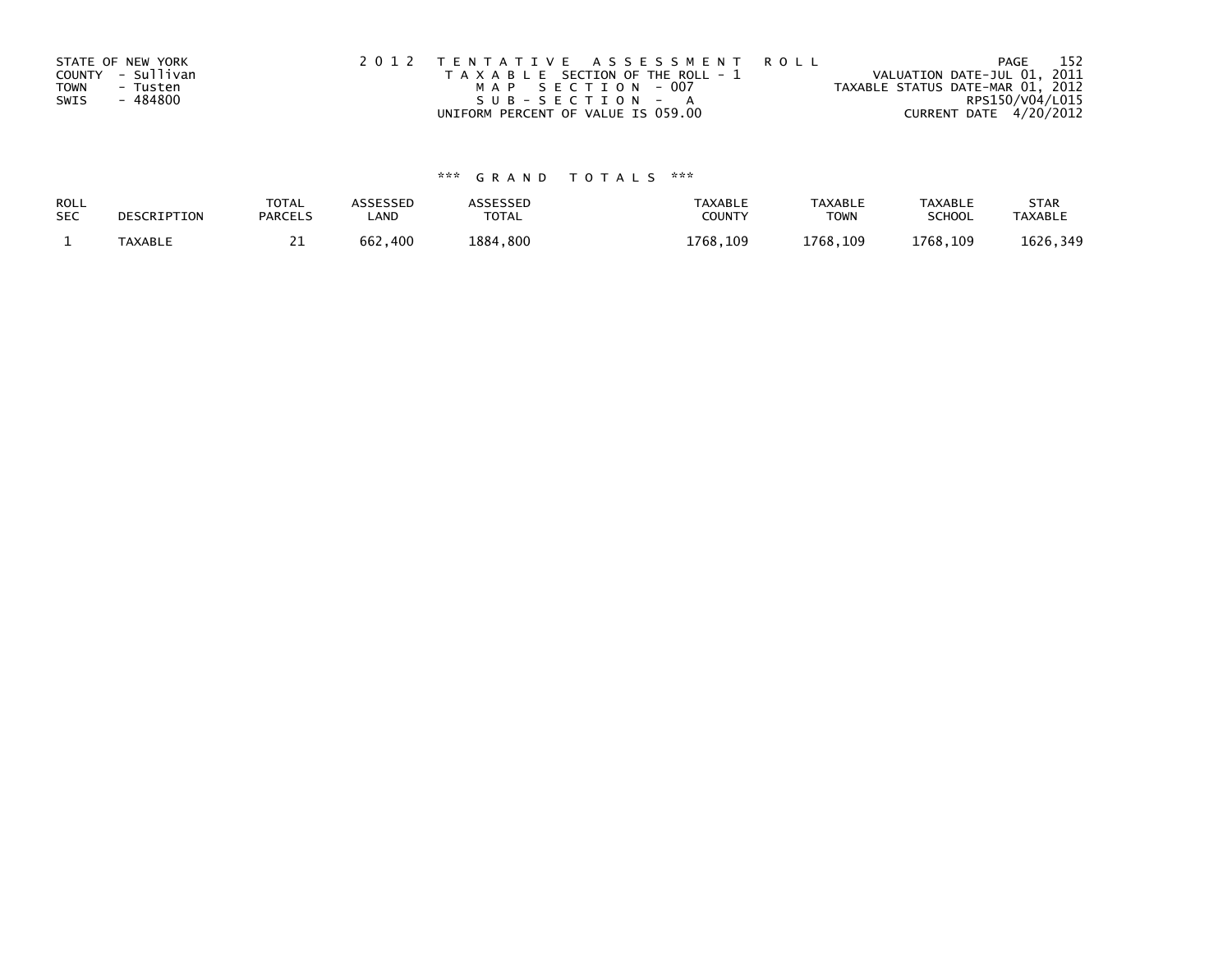STATE OF NEW YORK
COUNTY - Sullivan
TOWN - Tusten
SWIS - 484800

2012 TENTATIVE ASSESSMENT ROLL
TAXABLE SECTION OF THE ROLL - 1
MAP SECTION - 007
SUB-SECTION - A
UNIFORM PERCENT OF VALUE IS 059.00

VALUATION DATE-JUL 01, 2011
TAXABLE STATUS DATE-MAR 01, 2012
RPS150/V04/L015
CURRENT DATE 4/20/2012

*** GRAND TOTALS ***

| ROLL SEC | DESCRIPTION | TOTAL PARCELS | ASSESSED LAND | ASSESSED TOTAL | TAXABLE COUNTY | TAXABLE TOWN | TAXABLE SCHOOL | STAR TAXABLE |
|---|---|---|---|---|---|---|---|---|
| 1 | TAXABLE | 21 | 662,400 | 1884,800 | 1768,109 | 1768,109 | 1768,109 | 1626,349 |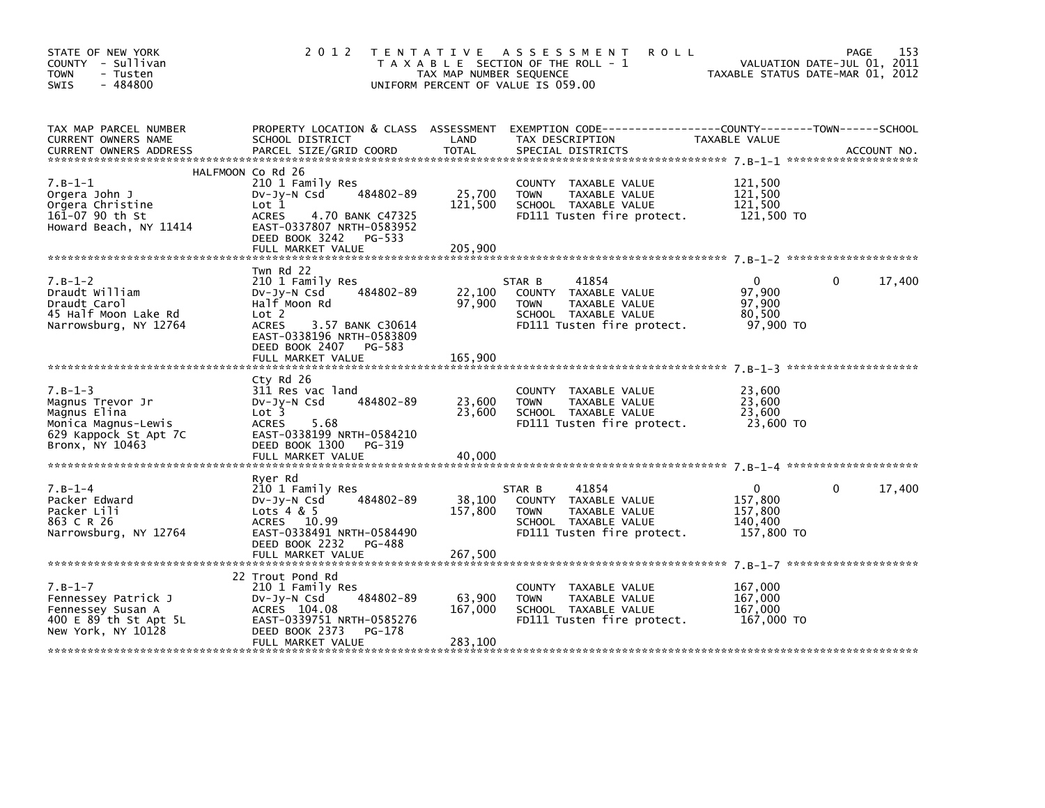STATE OF NEW YORK
COUNTY - Sullivan
TOWN - Tusten
SWIS - 484800

2012 TENTATIVE ASSESSMENT ROLL
TAXABLE SECTION OF THE ROLL - 1
TAX MAP NUMBER SEQUENCE
UNIFORM PERCENT OF VALUE IS 059.00

VALUATION DATE-JUL 01, 2011
TAXABLE STATUS DATE-MAR 01, 2012

| TAX MAP PARCEL NUMBER / CURRENT OWNERS NAME / CURRENT OWNERS ADDRESS | PROPERTY LOCATION & CLASS / SCHOOL DISTRICT / PARCEL SIZE/GRID COORD | ASSESSMENT LAND | TOTAL | EXEMPTION CODE / TAX DESCRIPTION / SPECIAL DISTRICTS | COUNTY TAXABLE VALUE | TOWN | SCHOOL |
|---|---|---|---|---|---|---|---|
| **7.B-1-1** | HALFMOON Co Rd 26 | | | | | | |
| 7.B-1-1 | 210 1 Family Res | | | COUNTY TAXABLE VALUE | 121,500 | | |
| Orgera John J | Dv-Jy-N Csd 484802-89 | 25,700 | | TOWN TAXABLE VALUE | 121,500 | | |
| Orgera Christine | Lot 1 | | 121,500 | SCHOOL TAXABLE VALUE | 121,500 | | |
| 161-07 90 th St | ACRES 4.70 BANK C47325 | | | FD111 Tusten fire protect. | 121,500 TO | | |
| Howard Beach, NY 11414 | EAST-0337807 NRTH-0583952 | | | | | | |
| | DEED BOOK 3242 PG-533 | | | | | | |
| | FULL MARKET VALUE | | 205,900 | | | | |
| **7.B-1-2** | Twn Rd 22 | | | | | | |
| 7.B-1-2 | 210 1 Family Res | | | STAR B 41854 | 0 | 0 | 17,400 |
| Draudt William | Dv-Jy-N Csd 484802-89 | 22,100 | | COUNTY TAXABLE VALUE | 97,900 | | |
| Draudt Carol | Half Moon Rd | | 97,900 | TOWN TAXABLE VALUE | 97,900 | | |
| 45 Half Moon Lake Rd | Lot 2 | | | SCHOOL TAXABLE VALUE | 80,500 | | |
| Narrowsburg, NY 12764 | ACRES 3.57 BANK C30614 | | | FD111 Tusten fire protect. | 97,900 TO | | |
| | EAST-0338196 NRTH-0583809 | | | | | | |
| | DEED BOOK 2407 PG-583 | | | | | | |
| | FULL MARKET VALUE | | 165,900 | | | | |
| **7.B-1-3** | Cty Rd 26 | | | | | | |
| 7.B-1-3 | 311 Res vac land | | | COUNTY TAXABLE VALUE | 23,600 | | |
| Magnus Trevor Jr | Dv-Jy-N Csd 484802-89 | 23,600 | | TOWN TAXABLE VALUE | 23,600 | | |
| Magnus Elina | Lot 3 | | 23,600 | SCHOOL TAXABLE VALUE | 23,600 | | |
| Monica Magnus-Lewis | ACRES 5.68 | | | FD111 Tusten fire protect. | 23,600 TO | | |
| 629 Kappock St Apt 7C | EAST-0338199 NRTH-0584210 | | | | | | |
| Bronx, NY 10463 | DEED BOOK 1300 PG-319 | | | | | | |
| | FULL MARKET VALUE | | 40,000 | | | | |
| **7.B-1-4** | Ryer Rd | | | | | | |
| 7.B-1-4 | 210 1 Family Res | | | STAR B 41854 | 0 | 0 | 17,400 |
| Packer Edward | Dv-Jy-N Csd 484802-89 | 38,100 | | COUNTY TAXABLE VALUE | 157,800 | | |
| Packer Lili | Lots 4 & 5 | | 157,800 | TOWN TAXABLE VALUE | 157,800 | | |
| 863 C R 26 | ACRES 10.99 | | | SCHOOL TAXABLE VALUE | 140,400 | | |
| Narrowsburg, NY 12764 | EAST-0338491 NRTH-0584490 | | | FD111 Tusten fire protect. | 157,800 TO | | |
| | DEED BOOK 2232 PG-488 | | | | | | |
| | FULL MARKET VALUE | | 267,500 | | | | |
| **7.B-1-7** | 22 Trout Pond Rd | | | | | | |
| 7.B-1-7 | 210 1 Family Res | | | COUNTY TAXABLE VALUE | 167,000 | | |
| Fennessey Patrick J | Dv-Jy-N Csd 484802-89 | 63,900 | | TOWN TAXABLE VALUE | 167,000 | | |
| Fennessey Susan A | ACRES 104.08 | | 167,000 | SCHOOL TAXABLE VALUE | 167,000 | | |
| 400 E 89 th St Apt 5L | EAST-0339751 NRTH-0585276 | | | FD111 Tusten fire protect. | 167,000 TO | | |
| New York, NY 10128 | DEED BOOK 2373 PG-178 | | | | | | |
| | FULL MARKET VALUE | | 283,100 | | | | |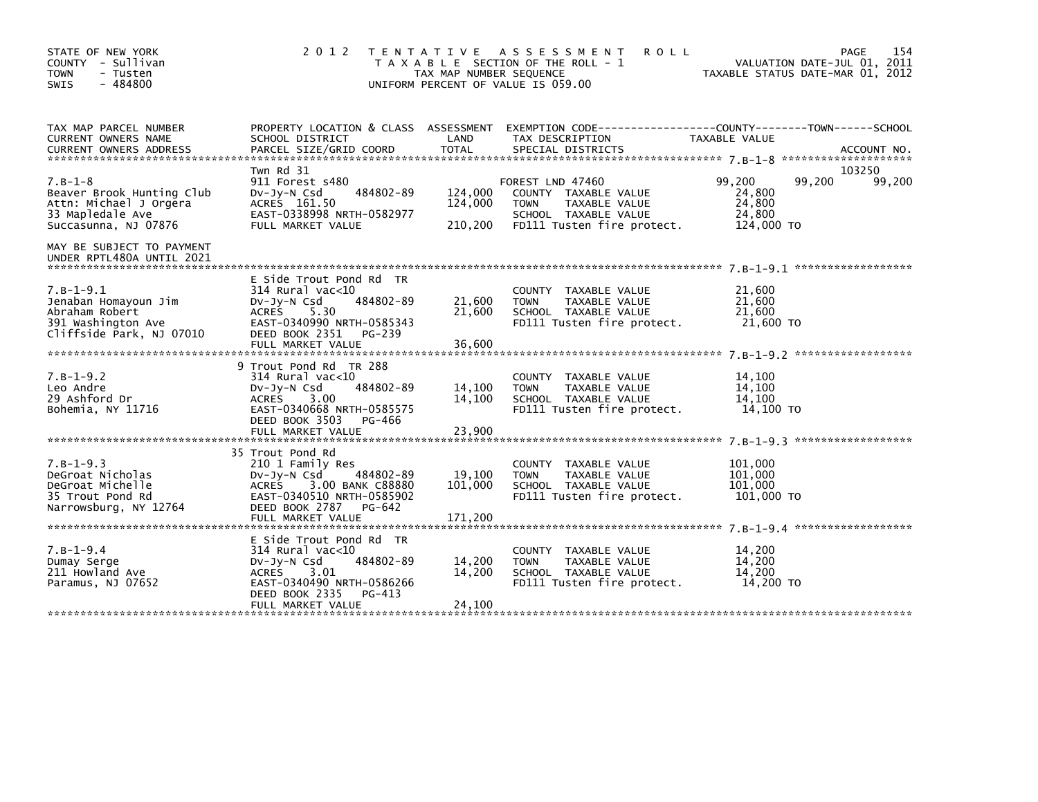STATE OF NEW YORK
COUNTY - Sullivan
TOWN - Tusten
SWIS - 484800

2012 TENTATIVE ASSESSMENT ROLL
TAXABLE SECTION OF THE ROLL - 1
TAX MAP NUMBER SEQUENCE
UNIFORM PERCENT OF VALUE IS 059.00

VALUATION DATE-JUL 01, 2011
TAXABLE STATUS DATE-MAR 01, 2012

| TAX MAP PARCEL NUMBER / CURRENT OWNERS NAME / CURRENT OWNERS ADDRESS | PROPERTY LOCATION & CLASS / SCHOOL DISTRICT / PARCEL SIZE/GRID COORD | ASSESSMENT LAND | TOTAL | EXEMPTION CODE / TAX DESCRIPTION / SPECIAL DISTRICTS | COUNTY TAXABLE VALUE | TOWN | SCHOOL | ACCOUNT NO. |
|---|---|---|---|---|---|---|---|---|
| **7.B-1-8** | Twn Rd 31 | | | | | | | 103250 |
| Beaver Brook Hunting Club | 911 Forest s480 | | | FOREST LND 47460 | 99,200 | 99,200 | 99,200 | |
| Attn: Michael J Orgera | Dv-Jy-N Csd 484802-89 | 124,000 | | COUNTY TAXABLE VALUE | 24,800 | | | |
| 33 Mapledale Ave | ACRES 161.50 | | 124,000 | TOWN TAXABLE VALUE | 24,800 | | | |
| Succasunna, NJ 07876 | EAST-0338998 NRTH-0582977 | | | SCHOOL TAXABLE VALUE | 24,800 | | | |
| | FULL MARKET VALUE | | 210,200 | FD111 Tusten fire protect. | 124,000 TO | | | |
| MAY BE SUBJECT TO PAYMENT UNDER RPTL480A UNTIL 2021 | | | | | | | | |
| **7.B-1-9.1** | E Side Trout Pond Rd TR | | | | | | | |
| Jenaban Homayoun Jim | 314 Rural vac<10 | | | COUNTY TAXABLE VALUE | 21,600 | | | |
| Abraham Robert | Dv-Jy-N Csd 484802-89 | 21,600 | | TOWN TAXABLE VALUE | 21,600 | | | |
| 391 Washington Ave | ACRES 5.30 | | 21,600 | SCHOOL TAXABLE VALUE | 21,600 | | | |
| Cliffside Park, NJ 07010 | EAST-0340990 NRTH-0585343 | | | FD111 Tusten fire protect. | 21,600 TO | | | |
| | DEED BOOK 2351 PG-239 | | | | | | | |
| | FULL MARKET VALUE | | 36,600 | | | | | |
| **7.B-1-9.2** | 9 Trout Pond Rd TR 288 | | | | | | | |
| Leo Andre | 314 Rural vac<10 | | | COUNTY TAXABLE VALUE | 14,100 | | | |
| 29 Ashford Dr | Dv-Jy-N Csd 484802-89 | 14,100 | | TOWN TAXABLE VALUE | 14,100 | | | |
| Bohemia, NY 11716 | ACRES 3.00 | | 14,100 | SCHOOL TAXABLE VALUE | 14,100 | | | |
| | EAST-0340668 NRTH-0585575 | | | FD111 Tusten fire protect. | 14,100 TO | | | |
| | DEED BOOK 3503 PG-466 | | | | | | | |
| | FULL MARKET VALUE | | 23,900 | | | | | |
| **7.B-1-9.3** | 35 Trout Pond Rd | | | | | | | |
| DeGroat Nicholas | 210 1 Family Res | | | COUNTY TAXABLE VALUE | 101,000 | | | |
| DeGroat Michelle | Dv-Jy-N Csd 484802-89 | 19,100 | | TOWN TAXABLE VALUE | 101,000 | | | |
| 35 Trout Pond Rd | ACRES 3.00 BANK C88880 | | 101,000 | SCHOOL TAXABLE VALUE | 101,000 | | | |
| Narrowsburg, NY 12764 | EAST-0340510 NRTH-0585902 | | | FD111 Tusten fire protect. | 101,000 TO | | | |
| | DEED BOOK 2787 PG-642 | | | | | | | |
| | FULL MARKET VALUE | | 171,200 | | | | | |
| **7.B-1-9.4** | E Side Trout Pond Rd TR | | | | | | | |
| Dumay Serge | 314 Rural vac<10 | | | COUNTY TAXABLE VALUE | 14,200 | | | |
| 211 Howland Ave | Dv-Jy-N Csd 484802-89 | 14,200 | | TOWN TAXABLE VALUE | 14,200 | | | |
| Paramus, NJ 07652 | ACRES 3.01 | | 14,200 | SCHOOL TAXABLE VALUE | 14,200 | | | |
| | EAST-0340490 NRTH-0586266 | | | FD111 Tusten fire protect. | 14,200 TO | | | |
| | DEED BOOK 2335 PG-413 | | | | | | | |
| | FULL MARKET VALUE | | 24,100 | | | | | |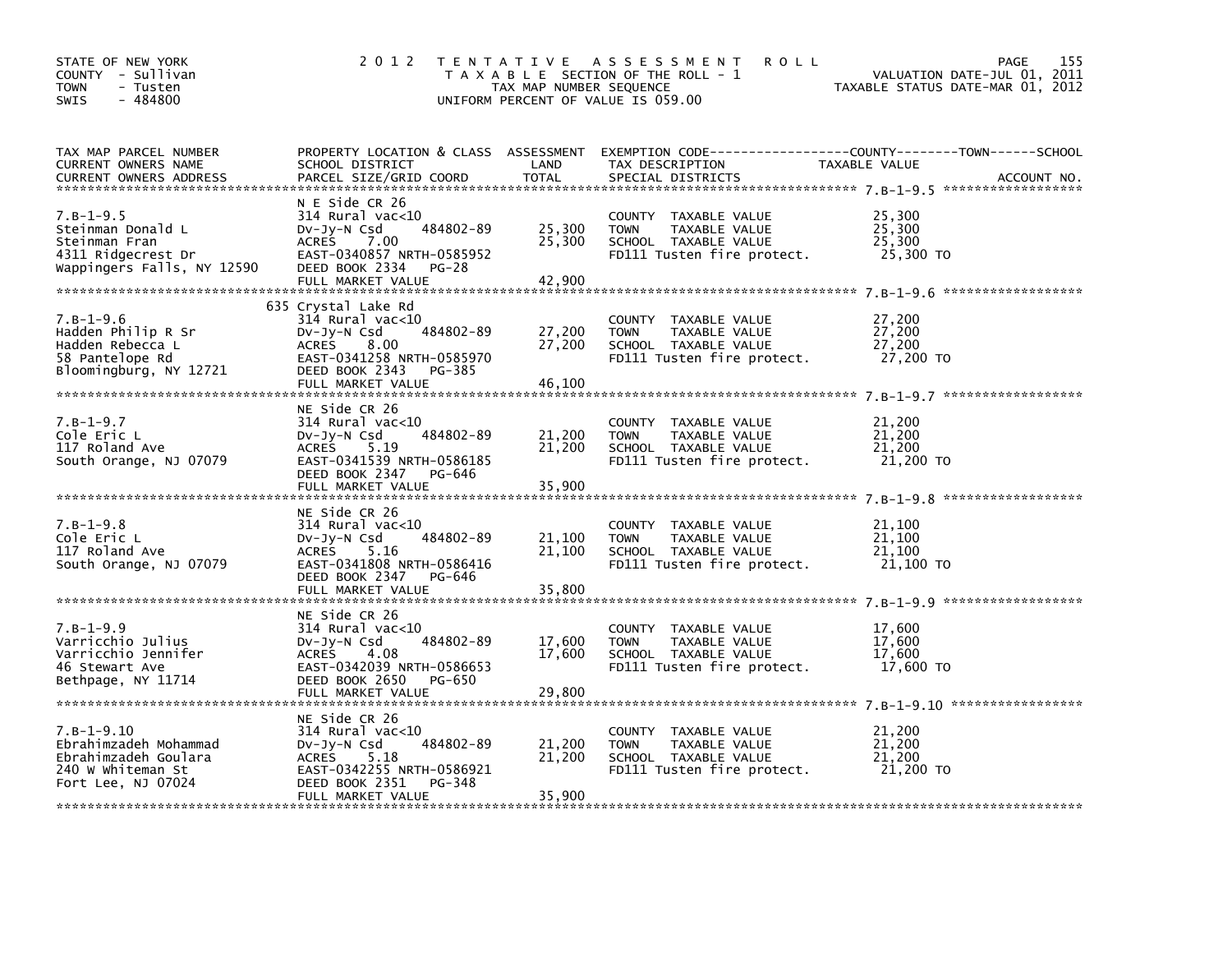STATE OF NEW YORK
COUNTY - Sullivan
TOWN - Tusten
SWIS - 484800

# 2012 TENTATIVE ASSESSMENT ROLL

TAXABLE SECTION OF THE ROLL - 1
TAX MAP NUMBER SEQUENCE
UNIFORM PERCENT OF VALUE IS 059.00

VALUATION DATE-JUL 01, 2011
TAXABLE STATUS DATE-MAR 01, 2012

| TAX MAP PARCEL NUMBER / CURRENT OWNERS NAME / CURRENT OWNERS ADDRESS | PROPERTY LOCATION & CLASS / SCHOOL DISTRICT / PARCEL SIZE/GRID COORD | ASSESSMENT LAND | TOTAL | EXEMPTION CODE / TAX DESCRIPTION / SPECIAL DISTRICTS | TAXABLE VALUE (COUNTY / TOWN / SCHOOL) |
|---|---|---|---|---|---|
| 7.B-1-9.5 | N E Side CR 26 | | | | |
| 7.B-1-9.5 | 314 Rural vac<10 | | | COUNTY TAXABLE VALUE | 25,300 |
| Steinman Donald L | Dv-Jy-N Csd 484802-89 | 25,300 | | TOWN TAXABLE VALUE | 25,300 |
| Steinman Fran | ACRES 7.00 | | 25,300 | SCHOOL TAXABLE VALUE | 25,300 |
| 4311 Ridgecrest Dr | EAST-0340857 NRTH-0585952 | | | FD111 Tusten fire protect. | 25,300 TO |
| Wappingers Falls, NY 12590 | DEED BOOK 2334 PG-28 | | | | |
| | FULL MARKET VALUE | | 42,900 | | |
| 7.B-1-9.6 | 635 Crystal Lake Rd | | | | |
| 7.B-1-9.6 | 314 Rural vac<10 | | | COUNTY TAXABLE VALUE | 27,200 |
| Hadden Philip R Sr | Dv-Jy-N Csd 484802-89 | 27,200 | | TOWN TAXABLE VALUE | 27,200 |
| Hadden Rebecca L | ACRES 8.00 | | 27,200 | SCHOOL TAXABLE VALUE | 27,200 |
| 58 Pantelope Rd | EAST-0341258 NRTH-0585970 | | | FD111 Tusten fire protect. | 27,200 TO |
| Bloomingburg, NY 12721 | DEED BOOK 2343 PG-385 | | | | |
| | FULL MARKET VALUE | | 46,100 | | |
| 7.B-1-9.7 | NE Side CR 26 | | | | |
| 7.B-1-9.7 | 314 Rural vac<10 | | | COUNTY TAXABLE VALUE | 21,200 |
| Cole Eric L | Dv-Jy-N Csd 484802-89 | 21,200 | | TOWN TAXABLE VALUE | 21,200 |
| 117 Roland Ave | ACRES 5.19 | | 21,200 | SCHOOL TAXABLE VALUE | 21,200 |
| South Orange, NJ 07079 | EAST-0341539 NRTH-0586185 | | | FD111 Tusten fire protect. | 21,200 TO |
| | DEED BOOK 2347 PG-646 | | | | |
| | FULL MARKET VALUE | | 35,900 | | |
| 7.B-1-9.8 | NE Side CR 26 | | | | |
| 7.B-1-9.8 | 314 Rural vac<10 | | | COUNTY TAXABLE VALUE | 21,100 |
| Cole Eric L | Dv-Jy-N Csd 484802-89 | 21,100 | | TOWN TAXABLE VALUE | 21,100 |
| 117 Roland Ave | ACRES 5.16 | | 21,100 | SCHOOL TAXABLE VALUE | 21,100 |
| South Orange, NJ 07079 | EAST-0341808 NRTH-0586416 | | | FD111 Tusten fire protect. | 21,100 TO |
| | DEED BOOK 2347 PG-646 | | | | |
| | FULL MARKET VALUE | | 35,800 | | |
| 7.B-1-9.9 | NE Side CR 26 | | | | |
| 7.B-1-9.9 | 314 Rural vac<10 | | | COUNTY TAXABLE VALUE | 17,600 |
| Varricchio Julius | Dv-Jy-N Csd 484802-89 | 17,600 | | TOWN TAXABLE VALUE | 17,600 |
| Varricchio Jennifer | ACRES 4.08 | | 17,600 | SCHOOL TAXABLE VALUE | 17,600 |
| 46 Stewart Ave | EAST-0342039 NRTH-0586653 | | | FD111 Tusten fire protect. | 17,600 TO |
| Bethpage, NY 11714 | DEED BOOK 2650 PG-650 | | | | |
| | FULL MARKET VALUE | | 29,800 | | |
| 7.B-1-9.10 | NE Side CR 26 | | | | |
| 7.B-1-9.10 | 314 Rural vac<10 | | | COUNTY TAXABLE VALUE | 21,200 |
| Ebrahimzadeh Mohammad | Dv-Jy-N Csd 484802-89 | 21,200 | | TOWN TAXABLE VALUE | 21,200 |
| Ebrahimzadeh Goulara | ACRES 5.18 | | 21,200 | SCHOOL TAXABLE VALUE | 21,200 |
| 240 W Whiteman St | EAST-0342255 NRTH-0586921 | | | FD111 Tusten fire protect. | 21,200 TO |
| Fort Lee, NJ 07024 | DEED BOOK 2351 PG-348 | | | | |
| | FULL MARKET VALUE | | 35,900 | | |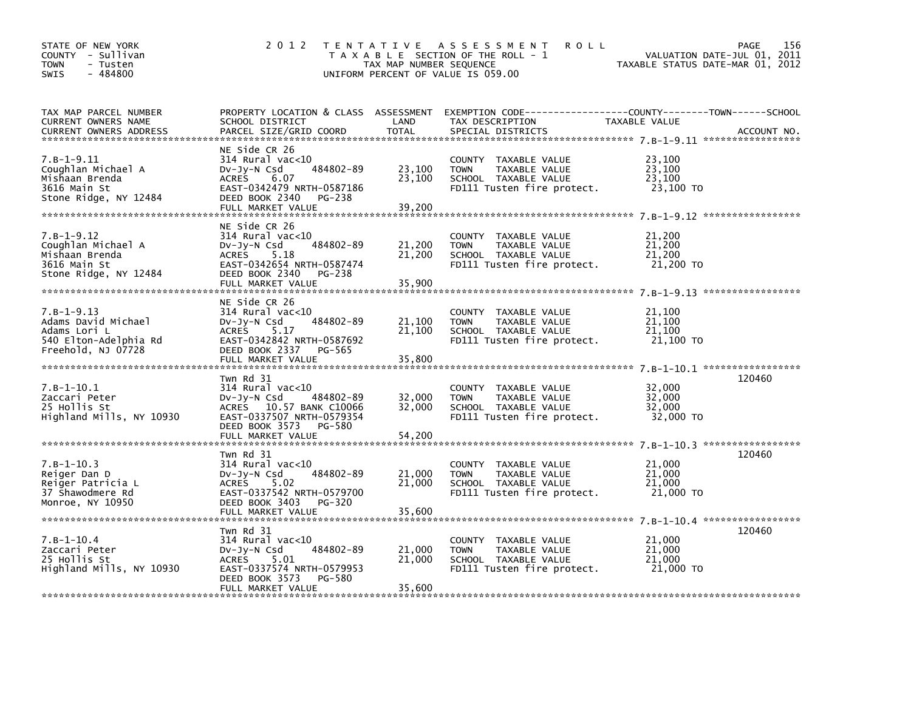STATE OF NEW YORK
COUNTY - Sullivan
TOWN - Tusten
SWIS - 484800

# 2012 TENTATIVE ASSESSMENT ROLL

TAXABLE SECTION OF THE ROLL - 1
TAX MAP NUMBER SEQUENCE
UNIFORM PERCENT OF VALUE IS 059.00

VALUATION DATE-JUL 01, 2011
TAXABLE STATUS DATE-MAR 01, 2012

| TAX MAP PARCEL NUMBER / CURRENT OWNERS NAME / CURRENT OWNERS ADDRESS | PROPERTY LOCATION & CLASS / SCHOOL DISTRICT / PARCEL SIZE/GRID COORD | ASSESSMENT LAND | TOTAL | EXEMPTION CODE / TAX DESCRIPTION / SPECIAL DISTRICTS | TAXABLE VALUE (COUNTY / TOWN / SCHOOL) | ACCOUNT NO. |
|---|---|---|---|---|---|---|
| **7.B-1-9.11** | NE Side CR 26 | | | | | |
| 7.B-1-9.11 | 314 Rural vac<10 | | | COUNTY TAXABLE VALUE | 23,100 | |
| Coughlan Michael A | Dv-Jy-N Csd 484802-89 | 23,100 | | TOWN TAXABLE VALUE | 23,100 | |
| Mishaan Brenda | ACRES 6.07 | | 23,100 | SCHOOL TAXABLE VALUE | 23,100 | |
| 3616 Main St | EAST-0342479 NRTH-0587186 | | | FD111 Tusten fire protect. | 23,100 TO | |
| Stone Ridge, NY 12484 | DEED BOOK 2340 PG-238 | | | | | |
| | FULL MARKET VALUE | | 39,200 | | | |
| **7.B-1-9.12** | NE Side CR 26 | | | | | |
| 7.B-1-9.12 | 314 Rural vac<10 | | | COUNTY TAXABLE VALUE | 21,200 | |
| Coughlan Michael A | Dv-Jy-N Csd 484802-89 | 21,200 | | TOWN TAXABLE VALUE | 21,200 | |
| Mishaan Brenda | ACRES 5.18 | | 21,200 | SCHOOL TAXABLE VALUE | 21,200 | |
| 3616 Main St | EAST-0342654 NRTH-0587474 | | | FD111 Tusten fire protect. | 21,200 TO | |
| Stone Ridge, NY 12484 | DEED BOOK 2340 PG-238 | | | | | |
| | FULL MARKET VALUE | | 35,900 | | | |
| **7.B-1-9.13** | NE Side CR 26 | | | | | |
| 7.B-1-9.13 | 314 Rural vac<10 | | | COUNTY TAXABLE VALUE | 21,100 | |
| Adams David Michael | Dv-Jy-N Csd 484802-89 | 21,100 | | TOWN TAXABLE VALUE | 21,100 | |
| Adams Lori L | ACRES 5.17 | | 21,100 | SCHOOL TAXABLE VALUE | 21,100 | |
| 540 Elton-Adelphia Rd | EAST-0342842 NRTH-0587692 | | | FD111 Tusten fire protect. | 21,100 TO | |
| Freehold, NJ 07728 | DEED BOOK 2337 PG-565 | | | | | |
| | FULL MARKET VALUE | | 35,800 | | | |
| **7.B-1-10.1** | Twn Rd 31 | | | | | 120460 |
| 7.B-1-10.1 | 314 Rural vac<10 | | | COUNTY TAXABLE VALUE | 32,000 | |
| Zaccari Peter | Dv-Jy-N Csd 484802-89 | 32,000 | | TOWN TAXABLE VALUE | 32,000 | |
| 25 Hollis St | ACRES 10.57 BANK C10066 | | 32,000 | SCHOOL TAXABLE VALUE | 32,000 | |
| Highland Mills, NY 10930 | EAST-0337507 NRTH-0579354 | | | FD111 Tusten fire protect. | 32,000 TO | |
| | DEED BOOK 3573 PG-580 | | | | | |
| | FULL MARKET VALUE | | 54,200 | | | |
| **7.B-1-10.3** | Twn Rd 31 | | | | | 120460 |
| 7.B-1-10.3 | 314 Rural vac<10 | | | COUNTY TAXABLE VALUE | 21,000 | |
| Reiger Dan D | Dv-Jy-N Csd 484802-89 | 21,000 | | TOWN TAXABLE VALUE | 21,000 | |
| Reiger Patricia L | ACRES 5.02 | | 21,000 | SCHOOL TAXABLE VALUE | 21,000 | |
| 37 Shawodmere Rd | EAST-0337542 NRTH-0579700 | | | FD111 Tusten fire protect. | 21,000 TO | |
| Monroe, NY 10950 | DEED BOOK 3403 PG-320 | | | | | |
| | FULL MARKET VALUE | | 35,600 | | | |
| **7.B-1-10.4** | Twn Rd 31 | | | | | 120460 |
| 7.B-1-10.4 | 314 Rural vac<10 | | | COUNTY TAXABLE VALUE | 21,000 | |
| Zaccari Peter | Dv-Jy-N Csd 484802-89 | 21,000 | | TOWN TAXABLE VALUE | 21,000 | |
| 25 Hollis St | ACRES 5.01 | | 21,000 | SCHOOL TAXABLE VALUE | 21,000 | |
| Highland Mills, NY 10930 | EAST-0337574 NRTH-0579953 | | | FD111 Tusten fire protect. | 21,000 TO | |
| | DEED BOOK 3573 PG-580 | | | | | |
| | FULL MARKET VALUE | | 35,600 | | | |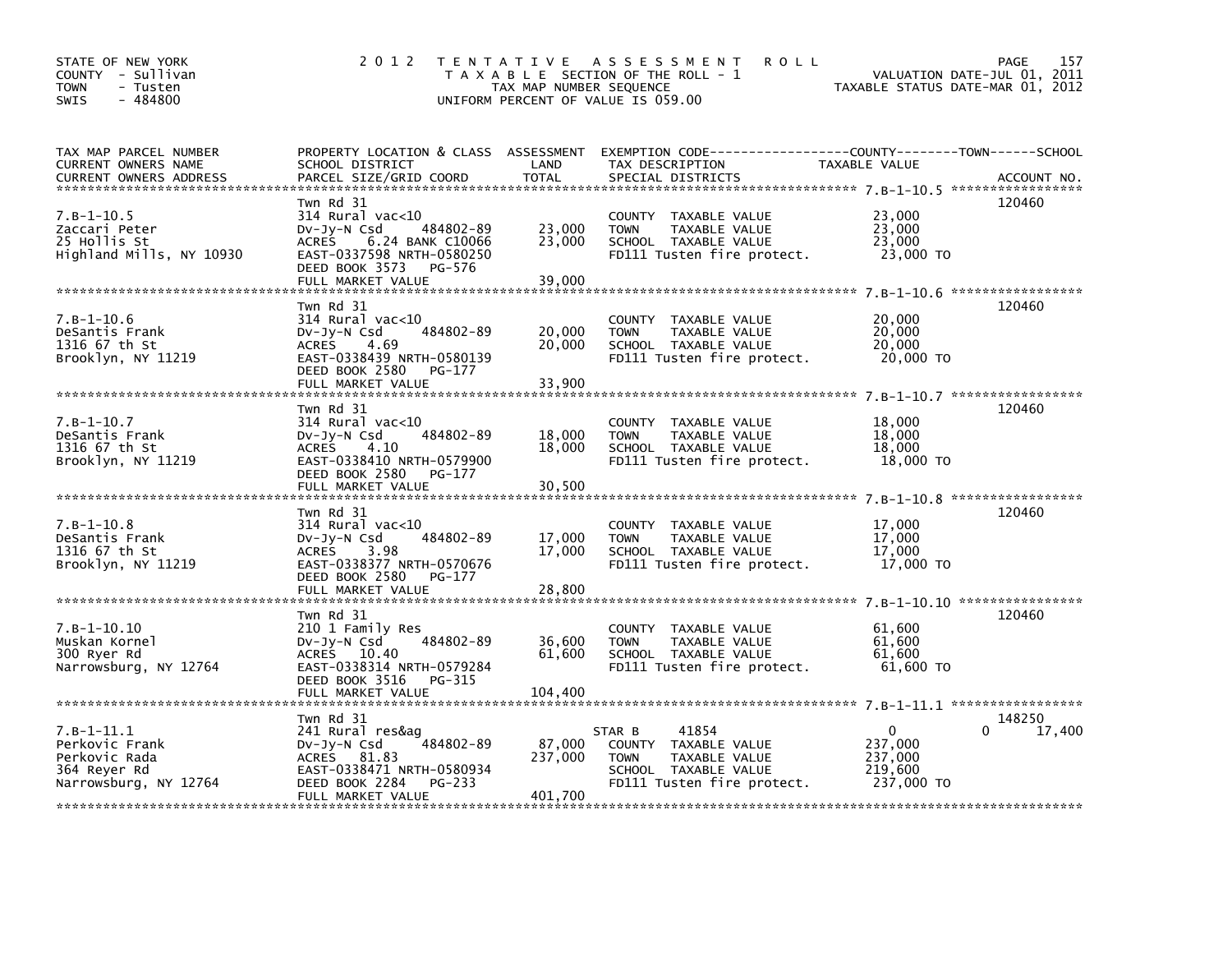STATE OF NEW YORK
COUNTY - Sullivan
TOWN - Tusten
SWIS - 484800

# 2012 TENTATIVE ASSESSMENT ROLL

TAXABLE SECTION OF THE ROLL - 1
TAX MAP NUMBER SEQUENCE
UNIFORM PERCENT OF VALUE IS 059.00

VALUATION DATE-JUL 01, 2011
TAXABLE STATUS DATE-MAR 01, 2012

| TAX MAP PARCEL NUMBER / CURRENT OWNERS NAME / CURRENT OWNERS ADDRESS | PROPERTY LOCATION & CLASS / SCHOOL DISTRICT / PARCEL SIZE/GRID COORD | ASSESSMENT LAND | TOTAL | EXEMPTION CODE / TAX DESCRIPTION / SPECIAL DISTRICTS | COUNTY | TOWN | SCHOOL | ACCOUNT NO. |
|---|---|---|---|---|---|---|---|---|
| **7.B-1-10.5** | Twn Rd 31 | | | | | | | 120460 |
| Zaccari Peter | 314 Rural vac<10 | | | | | | | |
| 25 Hollis St | Dv-Jy-N Csd 484802-89 | 23,000 | | COUNTY TAXABLE VALUE | 23,000 | | | |
| Highland Mills, NY 10930 | ACRES 6.24 BANK C10066 | | 23,000 | TOWN TAXABLE VALUE | | 23,000 | | |
| | EAST-0337598 NRTH-0580250 | | | SCHOOL TAXABLE VALUE | | | 23,000 | |
| | DEED BOOK 3573 PG-576 | | | FD111 Tusten fire protect. | 23,000 TO | | | |
| | FULL MARKET VALUE | | 39,000 | | | | | |
| **7.B-1-10.6** | Twn Rd 31 | | | | | | | 120460 |
| DeSantis Frank | 314 Rural vac<10 | | | | | | | |
| 1316 67 th St | Dv-Jy-N Csd 484802-89 | 20,000 | | COUNTY TAXABLE VALUE | 20,000 | | | |
| Brooklyn, NY 11219 | ACRES 4.69 | | 20,000 | TOWN TAXABLE VALUE | | 20,000 | | |
| | EAST-0338439 NRTH-0580139 | | | SCHOOL TAXABLE VALUE | | | 20,000 | |
| | DEED BOOK 2580 PG-177 | | | FD111 Tusten fire protect. | 20,000 TO | | | |
| | FULL MARKET VALUE | | 33,900 | | | | | |
| **7.B-1-10.7** | Twn Rd 31 | | | | | | | 120460 |
| DeSantis Frank | 314 Rural vac<10 | | | | | | | |
| 1316 67 th St | Dv-Jy-N Csd 484802-89 | 18,000 | | COUNTY TAXABLE VALUE | 18,000 | | | |
| Brooklyn, NY 11219 | ACRES 4.10 | | 18,000 | TOWN TAXABLE VALUE | | 18,000 | | |
| | EAST-0338410 NRTH-0579900 | | | SCHOOL TAXABLE VALUE | | | 18,000 | |
| | DEED BOOK 2580 PG-177 | | | FD111 Tusten fire protect. | 18,000 TO | | | |
| | FULL MARKET VALUE | | 30,500 | | | | | |
| **7.B-1-10.8** | Twn Rd 31 | | | | | | | 120460 |
| DeSantis Frank | 314 Rural vac<10 | | | | | | | |
| 1316 67 th St | Dv-Jy-N Csd 484802-89 | 17,000 | | COUNTY TAXABLE VALUE | 17,000 | | | |
| Brooklyn, NY 11219 | ACRES 3.98 | | 17,000 | TOWN TAXABLE VALUE | | 17,000 | | |
| | EAST-0338377 NRTH-0570676 | | | SCHOOL TAXABLE VALUE | | | 17,000 | |
| | DEED BOOK 2580 PG-177 | | | FD111 Tusten fire protect. | 17,000 TO | | | |
| | FULL MARKET VALUE | | 28,800 | | | | | |
| **7.B-1-10.10** | Twn Rd 31 | | | | | | | 120460 |
| Muskan Kornel | 210 1 Family Res | | | | | | | |
| 300 Ryer Rd | Dv-Jy-N Csd 484802-89 | 36,600 | | COUNTY TAXABLE VALUE | 61,600 | | | |
| Narrowsburg, NY 12764 | ACRES 10.40 | | 61,600 | TOWN TAXABLE VALUE | | 61,600 | | |
| | EAST-0338314 NRTH-0579284 | | | SCHOOL TAXABLE VALUE | | | 61,600 | |
| | DEED BOOK 3516 PG-315 | | | FD111 Tusten fire protect. | 61,600 TO | | | |
| | FULL MARKET VALUE | | 104,400 | | | | | |
| **7.B-1-11.1** | Twn Rd 31 | | | | | | | 148250 |
| Perkovic Frank | 241 Rural res&ag | | | STAR B 41854 | 0 | 0 | 17,400 | |
| Perkovic Rada | Dv-Jy-N Csd 484802-89 | 87,000 | | COUNTY TAXABLE VALUE | 237,000 | | | |
| 364 Reyer Rd | ACRES 81.83 | | 237,000 | TOWN TAXABLE VALUE | | 237,000 | | |
| Narrowsburg, NY 12764 | EAST-0338471 NRTH-0580934 | | | SCHOOL TAXABLE VALUE | | | 219,600 | |
| | DEED BOOK 2284 PG-233 | | | FD111 Tusten fire protect. | 237,000 TO | | | |
| | FULL MARKET VALUE | | 401,700 | | | | | |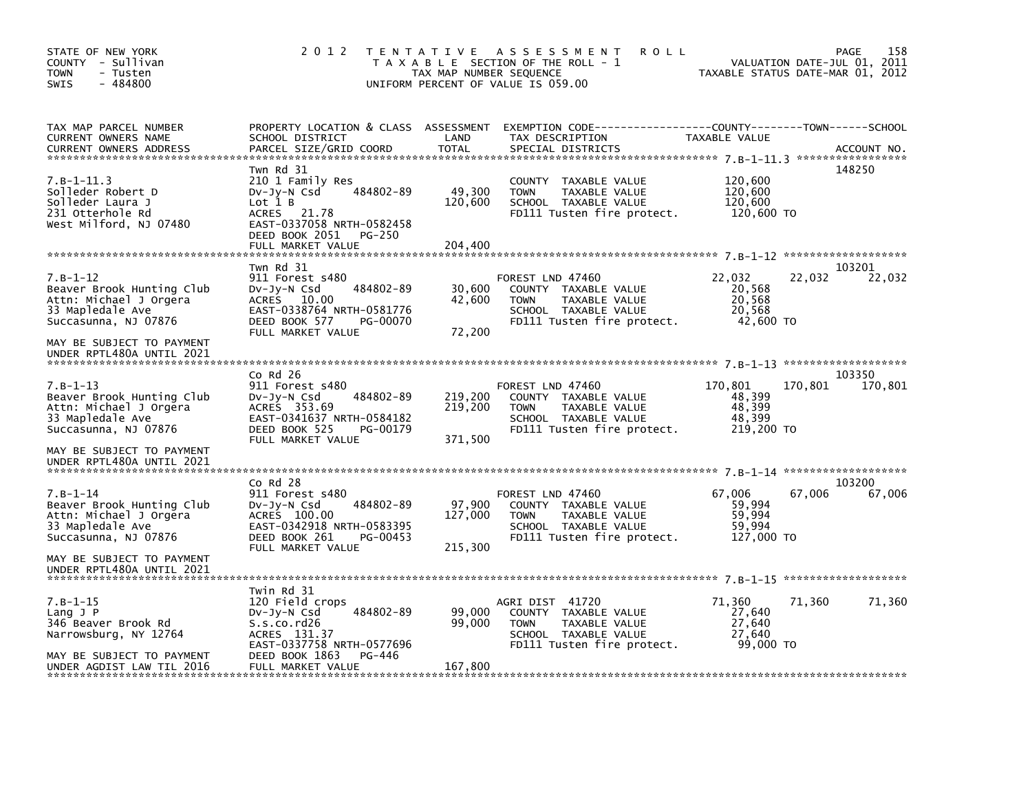STATE OF NEW YORK
COUNTY - Sullivan
TOWN - Tusten
SWIS - 484800

2012 TENTATIVE ASSESSMENT ROLL
TAXABLE SECTION OF THE ROLL - 1
TAX MAP NUMBER SEQUENCE
UNIFORM PERCENT OF VALUE IS 059.00

VALUATION DATE-JUL 01, 2011
TAXABLE STATUS DATE-MAR 01, 2012

| TAX MAP PARCEL NUMBER / CURRENT OWNERS NAME / CURRENT OWNERS ADDRESS | PROPERTY LOCATION & CLASS / SCHOOL DISTRICT / PARCEL SIZE/GRID COORD | ASSESSMENT LAND | TOTAL | EXEMPTION CODE / TAX DESCRIPTION / SPECIAL DISTRICTS | COUNTY TAXABLE VALUE | TOWN | SCHOOL | ACCOUNT NO. |
|---|---|---|---|---|---|---|---|---|
| **7.B-1-11.3** | Twn Rd 31 | | | | | | | 148250 |
| 7.B-1-11.3 | 210 1 Family Res | | | COUNTY TAXABLE VALUE | 120,600 | | | |
| Solleder Robert D | Dv-Jy-N Csd 484802-89 | 49,300 | | TOWN TAXABLE VALUE | 120,600 | | | |
| Solleder Laura J | Lot 1 B | | 120,600 | SCHOOL TAXABLE VALUE | 120,600 | | | |
| 231 Otterhole Rd | ACRES 21.78 | | | FD111 Tusten fire protect. | 120,600 TO | | | |
| West Milford, NJ 07480 | EAST-0337058 NRTH-0582458 | | | | | | | |
| | DEED BOOK 2051 PG-250 | | | | | | | |
| | FULL MARKET VALUE | | 204,400 | | | | | |
| **7.B-1-12** | Twn Rd 31 | | | | | | | 103201 |
| 7.B-1-12 | 911 Forest s480 | | | FOREST LND 47460 | 22,032 | 22,032 | 22,032 | |
| Beaver Brook Hunting Club | Dv-Jy-N Csd 484802-89 | 30,600 | | COUNTY TAXABLE VALUE | 20,568 | | | |
| Attn: Michael J Orgera | ACRES 10.00 | | 42,600 | TOWN TAXABLE VALUE | 20,568 | | | |
| 33 Mapledale Ave | EAST-0338764 NRTH-0581776 | | | SCHOOL TAXABLE VALUE | 20,568 | | | |
| Succasunna, NJ 07876 | DEED BOOK 577 PG-00070 | | | FD111 Tusten fire protect. | 42,600 TO | | | |
| | FULL MARKET VALUE | | 72,200 | | | | | |
| MAY BE SUBJECT TO PAYMENT UNDER RPTL480A UNTIL 2021 | | | | | | | | |
| **7.B-1-13** | Co Rd 26 | | | | | | | 103350 |
| 7.B-1-13 | 911 Forest s480 | | | FOREST LND 47460 | 170,801 | 170,801 | 170,801 | |
| Beaver Brook Hunting Club | Dv-Jy-N Csd 484802-89 | 219,200 | | COUNTY TAXABLE VALUE | 48,399 | | | |
| Attn: Michael J Orgera | ACRES 353.69 | | 219,200 | TOWN TAXABLE VALUE | 48,399 | | | |
| 33 Mapledale Ave | EAST-0341637 NRTH-0584182 | | | SCHOOL TAXABLE VALUE | 48,399 | | | |
| Succasunna, NJ 07876 | DEED BOOK 525 PG-00179 | | | FD111 Tusten fire protect. | 219,200 TO | | | |
| | FULL MARKET VALUE | | 371,500 | | | | | |
| MAY BE SUBJECT TO PAYMENT UNDER RPTL480A UNTIL 2021 | | | | | | | | |
| **7.B-1-14** | Co Rd 28 | | | | | | | 103200 |
| 7.B-1-14 | 911 Forest s480 | | | FOREST LND 47460 | 67,006 | 67,006 | 67,006 | |
| Beaver Brook Hunting Club | Dv-Jy-N Csd 484802-89 | 97,900 | | COUNTY TAXABLE VALUE | 59,994 | | | |
| Attn: Michael J Orgera | ACRES 100.00 | | 127,000 | TOWN TAXABLE VALUE | 59,994 | | | |
| 33 Mapledale Ave | EAST-0342918 NRTH-0583395 | | | SCHOOL TAXABLE VALUE | 59,994 | | | |
| Succasunna, NJ 07876 | DEED BOOK 261 PG-00453 | | | FD111 Tusten fire protect. | 127,000 TO | | | |
| | FULL MARKET VALUE | | 215,300 | | | | | |
| MAY BE SUBJECT TO PAYMENT UNDER RPTL480A UNTIL 2021 | | | | | | | | |
| **7.B-1-15** | Twin Rd 31 | | | | | | | |
| 7.B-1-15 | 120 Field crops | | | AGRI DIST 41720 | 71,360 | 71,360 | 71,360 | |
| Lang J P | Dv-Jy-N Csd 484802-89 | 99,000 | | COUNTY TAXABLE VALUE | 27,640 | | | |
| 346 Beaver Brook Rd | S.s.co.rd26 | | 99,000 | TOWN TAXABLE VALUE | 27,640 | | | |
| Narrowsburg, NY 12764 | ACRES 131.37 | | | SCHOOL TAXABLE VALUE | 27,640 | | | |
| | EAST-0337758 NRTH-0577696 | | | FD111 Tusten fire protect. | 99,000 TO | | | |
| MAY BE SUBJECT TO PAYMENT | DEED BOOK 1863 PG-446 | | | | | | | |
| UNDER AGDIST LAW TIL 2016 | FULL MARKET VALUE | | 167,800 | | | | | |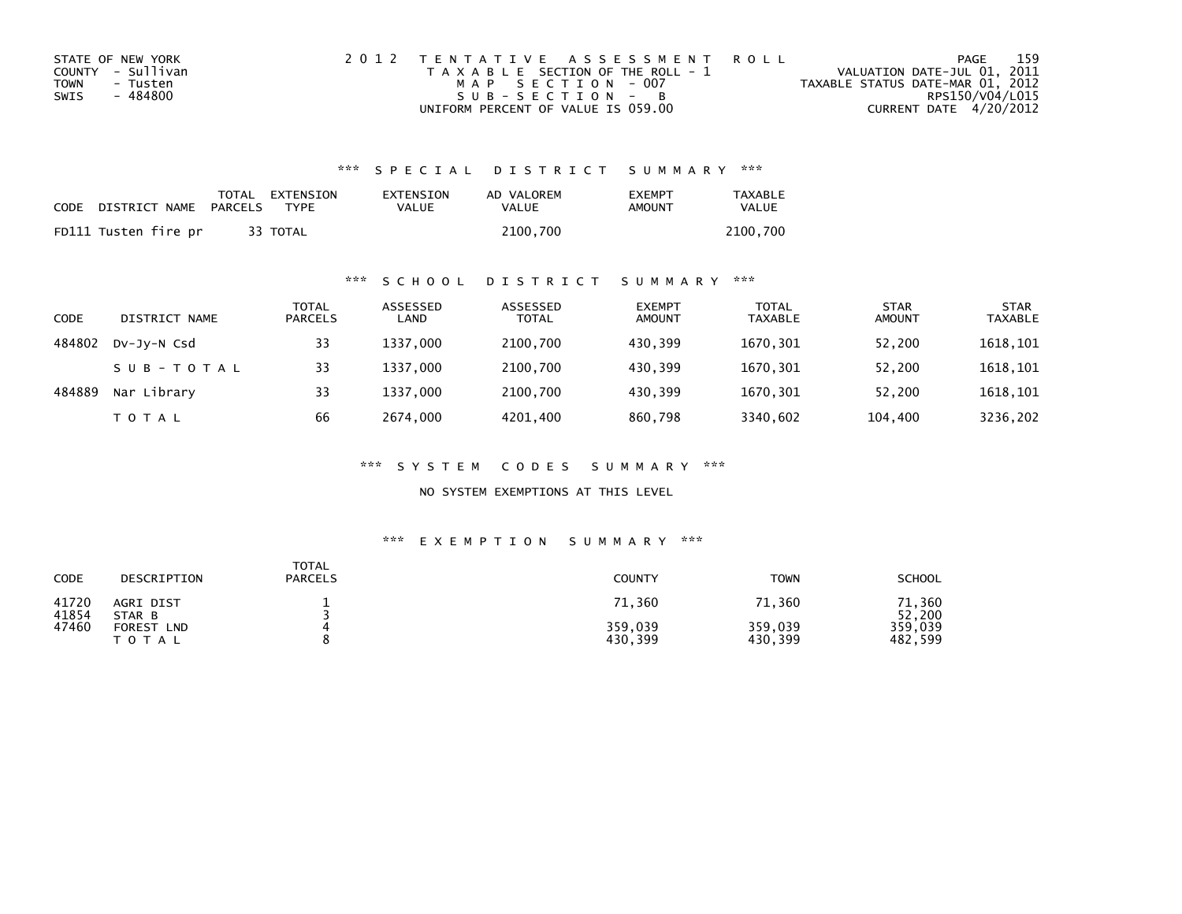STATE OF NEW YORK
COUNTY - Sullivan
TOWN - Tusten
SWIS - 484800

2 0 1 2 T E N T A T I V E A S S E S S M E N T R O L L
T A X A B L E SECTION OF THE ROLL - 1
M A P S E C T I O N - 007
S U B - S E C T I O N - B
UNIFORM PERCENT OF VALUE IS 059.00

VALUATION DATE-JUL 01, 2011
TAXABLE STATUS DATE-MAR 01, 2012
RPS150/V04/L015
CURRENT DATE 4/20/2012

### *** S P E C I A L D I S T R I C T S U M M A R Y ***

| CODE DISTRICT NAME | TOTAL PARCELS | EXTENSION TYPE | EXTENSION VALUE | AD VALOREM VALUE | EXEMPT AMOUNT | TAXABLE VALUE |
|---|---|---|---|---|---|---|
| FD111 Tusten fire pr | 33 | TOTAL | | 2100,700 | | 2100,700 |

### *** S C H O O L D I S T R I C T S U M M A R Y ***

| CODE | DISTRICT NAME | TOTAL PARCELS | ASSESSED LAND | ASSESSED TOTAL | EXEMPT AMOUNT | TOTAL TAXABLE | STAR AMOUNT | STAR TAXABLE |
|---|---|---|---|---|---|---|---|---|
| 484802 | Dv-Jy-N Csd | 33 | 1337,000 | 2100,700 | 430,399 | 1670,301 | 52,200 | 1618,101 |
| | S U B - T O T A L | 33 | 1337,000 | 2100,700 | 430,399 | 1670,301 | 52,200 | 1618,101 |
| 484889 | Nar Library | 33 | 1337,000 | 2100,700 | 430,399 | 1670,301 | 52,200 | 1618,101 |
| | T O T A L | 66 | 2674,000 | 4201,400 | 860,798 | 3340,602 | 104,400 | 3236,202 |

### *** S Y S T E M C O D E S S U M M A R Y ***

NO SYSTEM EXEMPTIONS AT THIS LEVEL

### *** E X E M P T I O N S U M M A R Y ***

| CODE | DESCRIPTION | TOTAL PARCELS | COUNTY | TOWN | SCHOOL |
|---|---|---|---|---|---|
| 41720 | AGRI DIST | 1 | 71,360 | 71,360 | 71,360 |
| 41854 | STAR B | 3 | | | 52,200 |
| 47460 | FOREST LND | 4 | 359,039 | 359,039 | 359,039 |
| | T O T A L | 8 | 430,399 | 430,399 | 482,599 |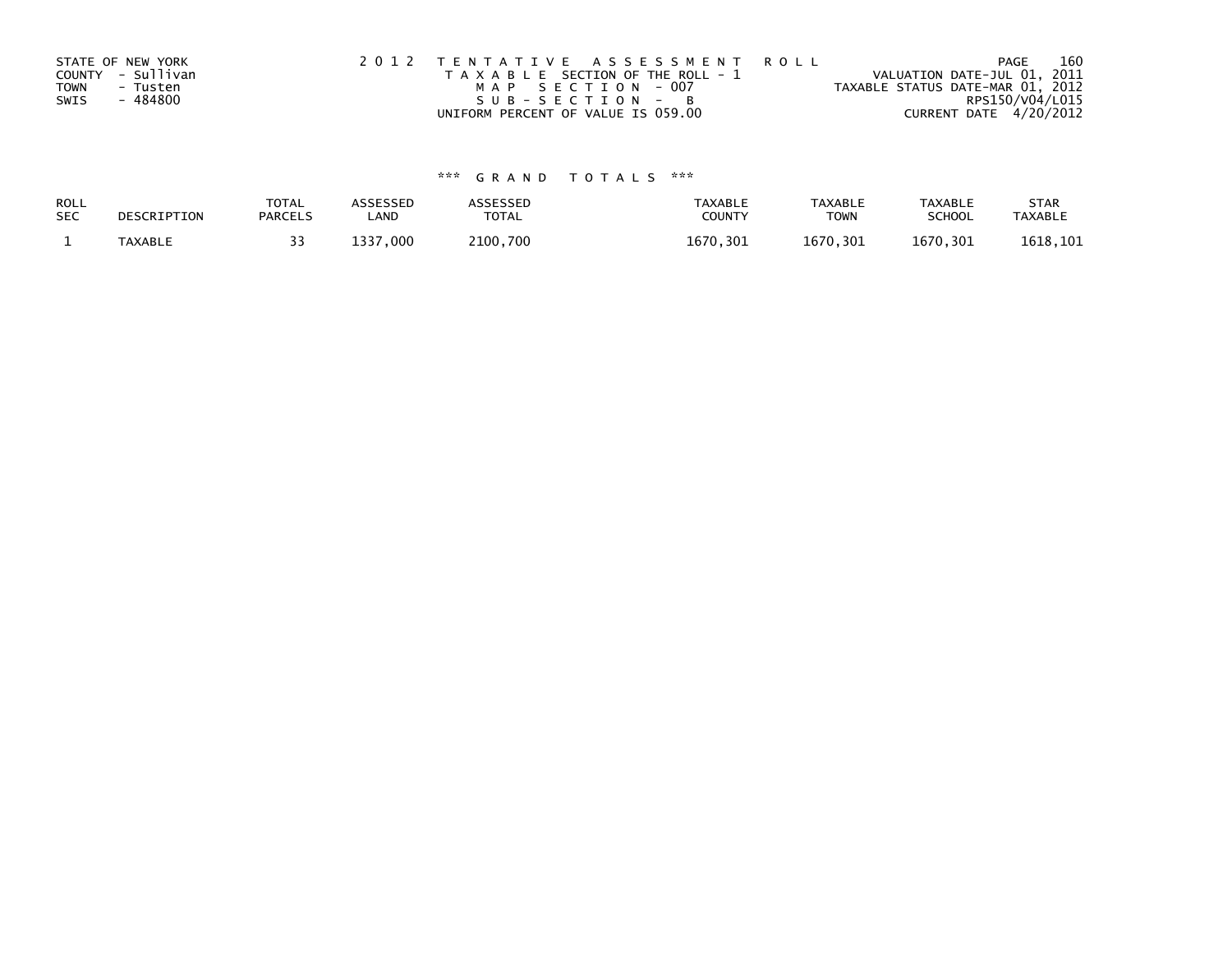STATE OF NEW YORK
COUNTY - Sullivan
TOWN - Tusten
SWIS - 484800

2 0 1 2 T E N T A T I V E A S S E S S M E N T R O L L
T A X A B L E SECTION OF THE ROLL - 1
M A P S E C T I O N - 007
S U B - S E C T I O N - B
UNIFORM PERCENT OF VALUE IS 059.00

VALUATION DATE-JUL 01, 2011
TAXABLE STATUS DATE-MAR 01, 2012
RPS150/V04/L015
CURRENT DATE 4/20/2012

### *** G R A N D T O T A L S ***

| ROLL SEC | DESCRIPTION | TOTAL PARCELS | ASSESSED LAND | ASSESSED TOTAL | TAXABLE COUNTY | TAXABLE TOWN | TAXABLE SCHOOL | STAR TAXABLE |
|---|---|---|---|---|---|---|---|---|
| 1 | TAXABLE | 33 | 1337,000 | 2100,700 | 1670,301 | 1670,301 | 1670,301 | 1618,101 |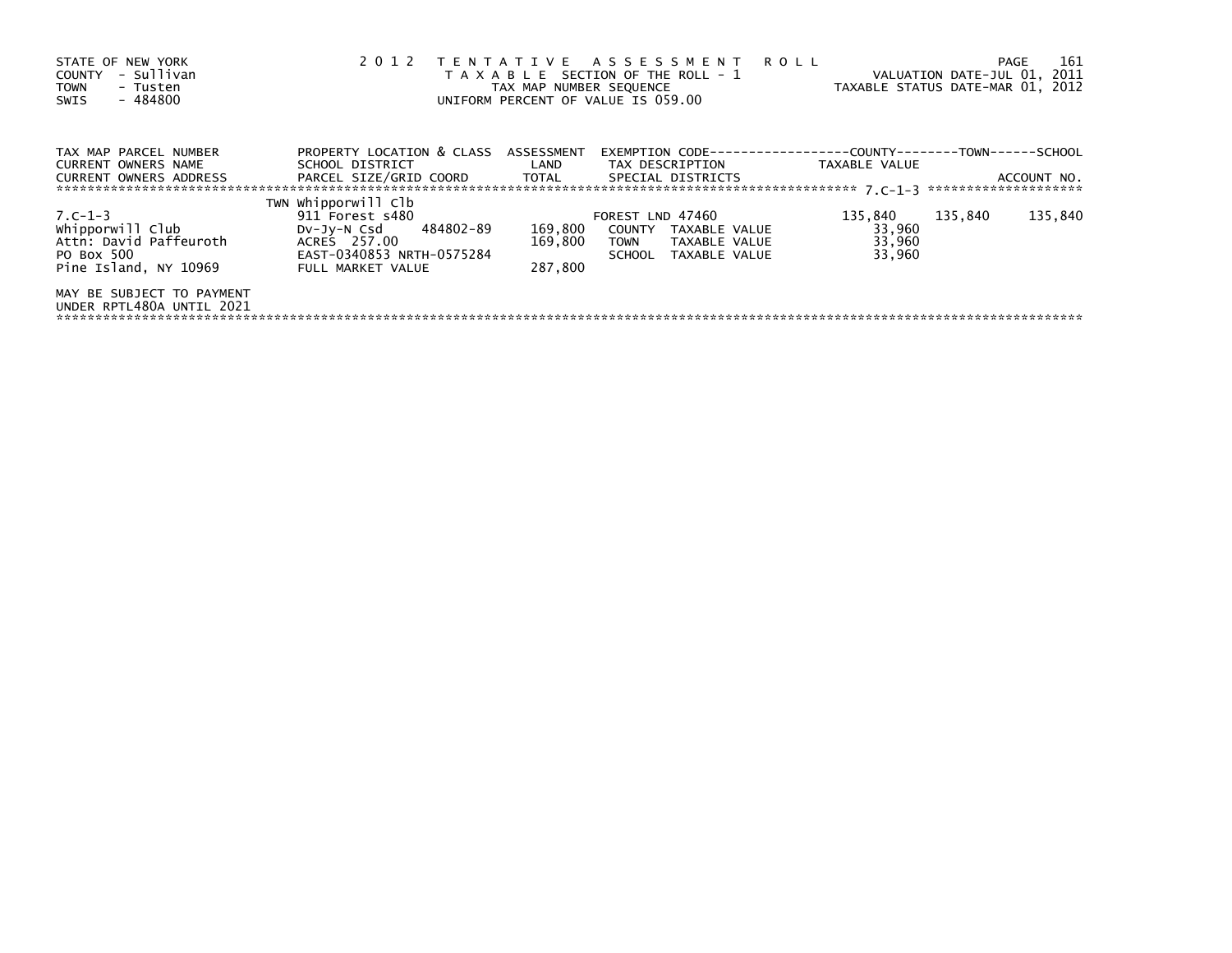STATE OF NEW YORK
COUNTY - Sullivan
TOWN - Tusten
SWIS - 484800

2012 TENTATIVE ASSESSMENT ROLL
TAXABLE SECTION OF THE ROLL - 1
TAX MAP NUMBER SEQUENCE
UNIFORM PERCENT OF VALUE IS 059.00

VALUATION DATE-JUL 01, 2011
TAXABLE STATUS DATE-MAR 01, 2012

| TAX MAP PARCEL NUMBER / CURRENT OWNERS NAME / CURRENT OWNERS ADDRESS | PROPERTY LOCATION & CLASS / SCHOOL DISTRICT / PARCEL SIZE/GRID COORD | ASSESSMENT LAND / TOTAL | EXEMPTION CODE / TAX DESCRIPTION / SPECIAL DISTRICTS | COUNTY TAXABLE VALUE | TOWN | SCHOOL / ACCOUNT NO. |
|---|---|---|---|---|---|---|
| 7.C-1-3 | TWN Whipporwill Clb | | | | | |
| 7.C-1-3 | 911 Forest s480 | | FOREST LND 47460 | 135,840 | 135,840 | 135,840 |
| Whipporwill Club | Dv-Jy-N Csd 484802-89 | 169,800 | COUNTY TAXABLE VALUE | 33,960 | | |
| Attn: David Paffeuroth | ACRES 257.00 | 169,800 | TOWN TAXABLE VALUE | 33,960 | | |
| PO Box 500 | EAST-0340853 NRTH-0575284 | | SCHOOL TAXABLE VALUE | 33,960 | | |
| Pine Island, NY 10969 | FULL MARKET VALUE | 287,800 | | | | |

MAY BE SUBJECT TO PAYMENT
UNDER RPTL480A UNTIL 2021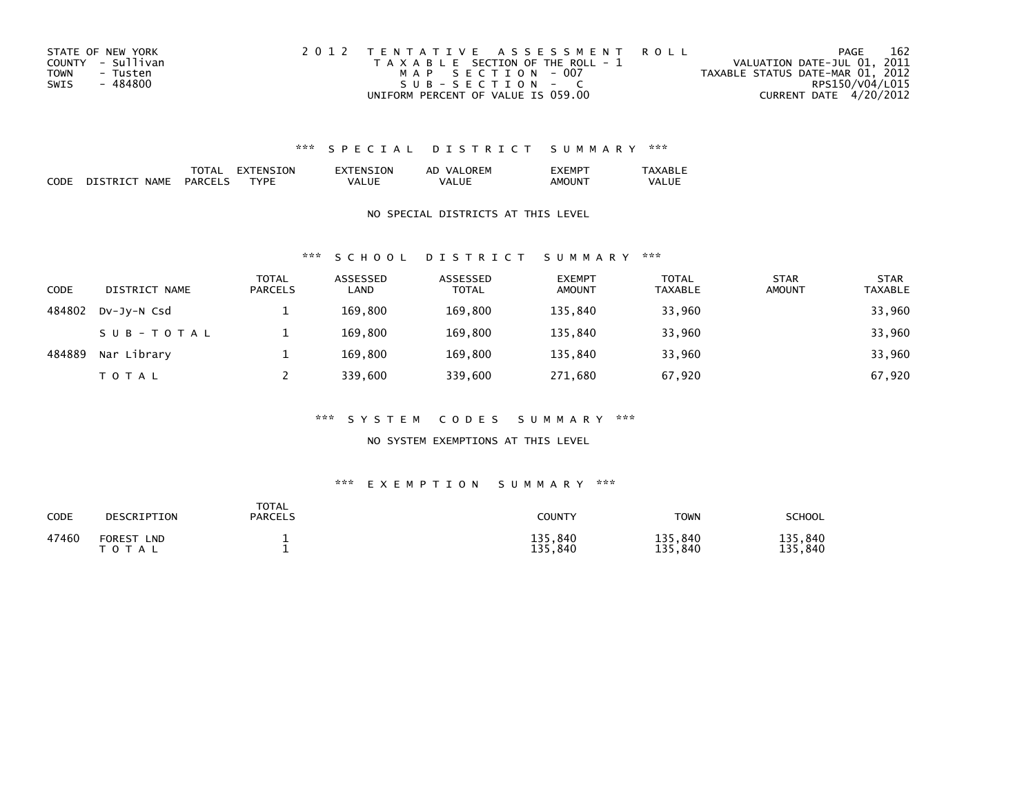STATE OF NEW YORK
COUNTY - Sullivan
TOWN - Tusten
SWIS - 484800

2012 TENTATIVE ASSESSMENT ROLL
TAXABLE SECTION OF THE ROLL - 1
MAP SECTION - 007
SUB-SECTION - C
UNIFORM PERCENT OF VALUE IS 059.00

VALUATION DATE-JUL 01, 2011
TAXABLE STATUS DATE-MAR 01, 2012
RPS150/V04/L015
CURRENT DATE 4/20/2012

### *** SPECIAL DISTRICT SUMMARY ***

| CODE | DISTRICT NAME | TOTAL PARCELS | EXTENSION TYPE | EXTENSION VALUE | AD VALOREM VALUE | EXEMPT AMOUNT | TAXABLE VALUE |
|---|---|---|---|---|---|---|---|

NO SPECIAL DISTRICTS AT THIS LEVEL

### *** SCHOOL DISTRICT SUMMARY ***

| CODE | DISTRICT NAME | TOTAL PARCELS | ASSESSED LAND | ASSESSED TOTAL | EXEMPT AMOUNT | TOTAL TAXABLE | STAR AMOUNT | STAR TAXABLE |
|---|---|---|---|---|---|---|---|---|
| 484802 | Dv-Jy-N Csd | 1 | 169,800 | 169,800 | 135,840 | 33,960 | | 33,960 |
| | SUB-TOTAL | 1 | 169,800 | 169,800 | 135,840 | 33,960 | | 33,960 |
| 484889 | Nar Library | 1 | 169,800 | 169,800 | 135,840 | 33,960 | | 33,960 |
| | TOTAL | 2 | 339,600 | 339,600 | 271,680 | 67,920 | | 67,920 |

### *** SYSTEM CODES SUMMARY ***

NO SYSTEM EXEMPTIONS AT THIS LEVEL

### *** EXEMPTION SUMMARY ***

| CODE | DESCRIPTION | TOTAL PARCELS | COUNTY | TOWN | SCHOOL |
|---|---|---|---|---|---|
| 47460 | FOREST LND | 1 | 135,840 | 135,840 | 135,840 |
| | TOTAL | 1 | 135,840 | 135,840 | 135,840 |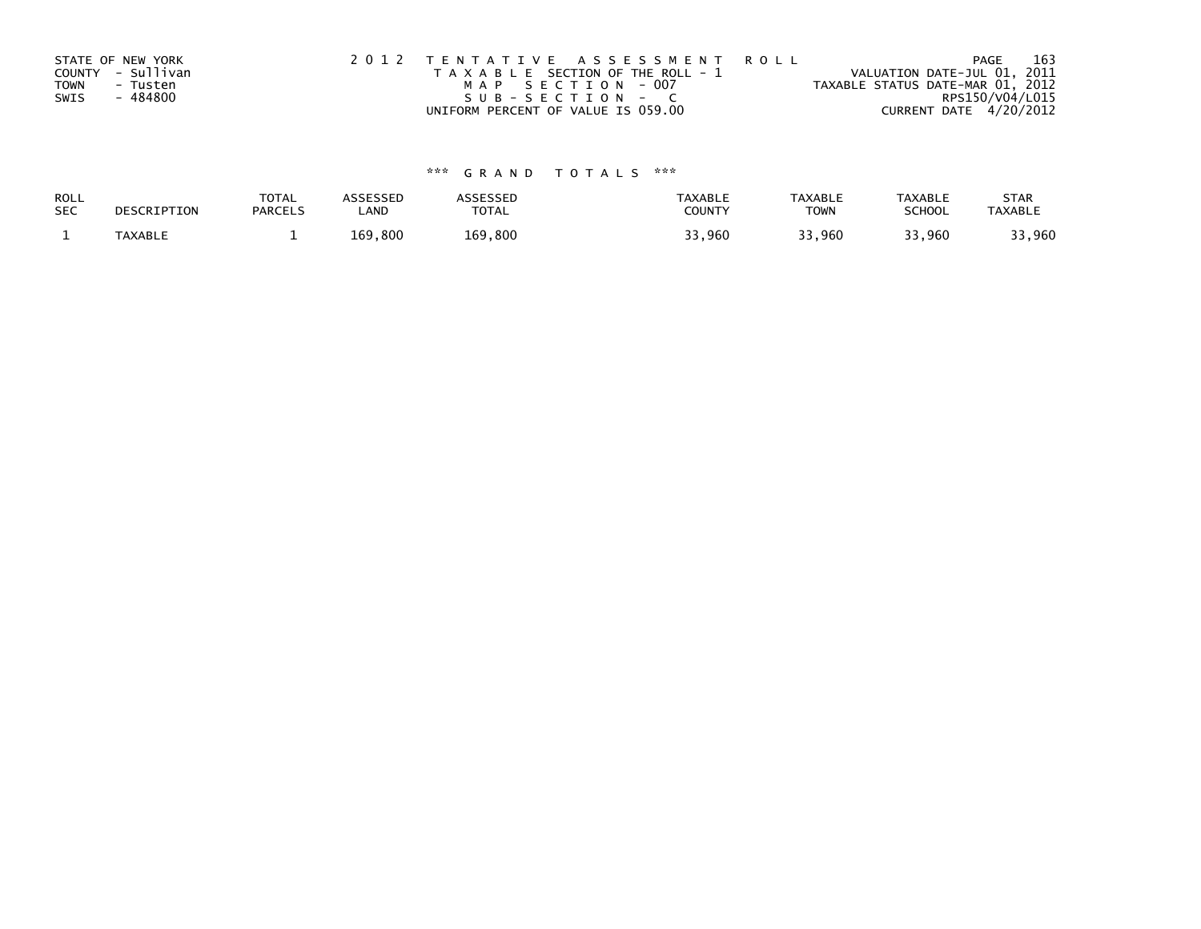STATE OF NEW YORK
COUNTY - Sullivan
TOWN - Tusten
SWIS - 484800

2012 TENTATIVE ASSESSMENT ROLL
TAXABLE SECTION OF THE ROLL - 1
MAP SECTION - 007
SUB-SECTION - C
UNIFORM PERCENT OF VALUE IS 059.00

VALUATION DATE-JUL 01, 2011
TAXABLE STATUS DATE-MAR 01, 2012
RPS150/V04/L015
CURRENT DATE 4/20/2012

*** GRAND TOTALS ***

| ROLL SEC | DESCRIPTION | TOTAL PARCELS | ASSESSED LAND | ASSESSED TOTAL | TAXABLE COUNTY | TAXABLE TOWN | TAXABLE SCHOOL | STAR TAXABLE |
|---|---|---|---|---|---|---|---|---|
| 1 | TAXABLE | 1 | 169,800 | 169,800 | 33,960 | 33,960 | 33,960 | 33,960 |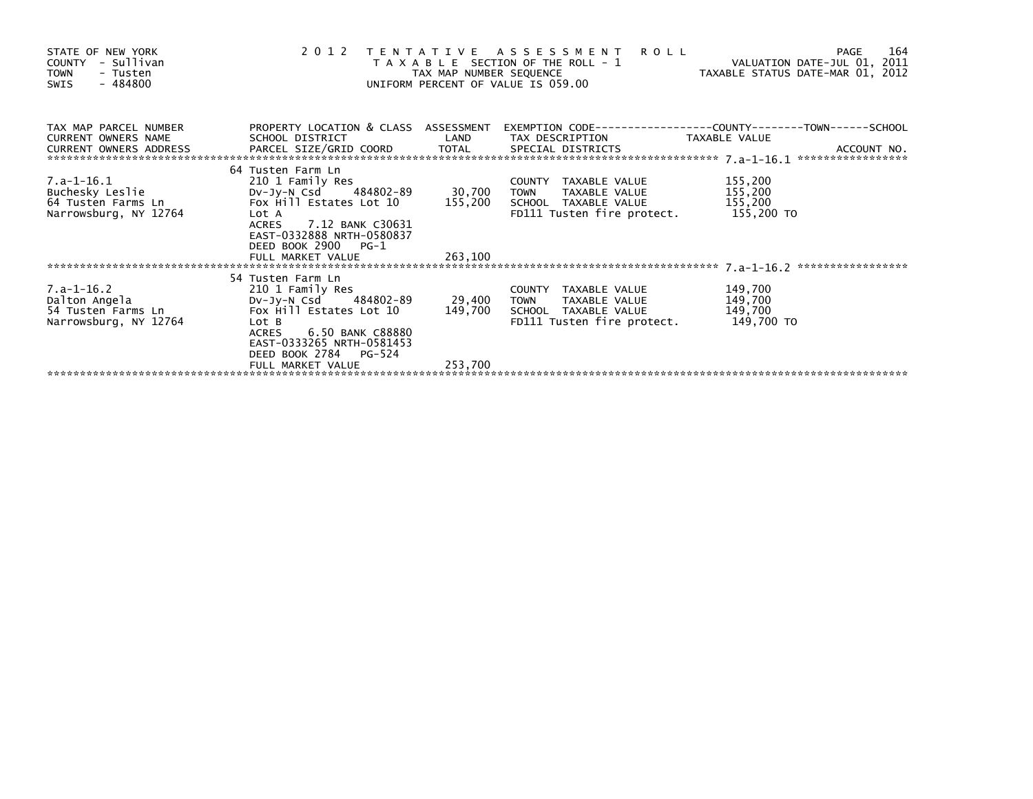STATE OF NEW YORK
COUNTY - Sullivan
TOWN - Tusten
SWIS - 484800

2 0 1 2 T E N T A T I V E A S S E S S M E N T R O L L
T A X A B L E SECTION OF THE ROLL - 1
TAX MAP NUMBER SEQUENCE
UNIFORM PERCENT OF VALUE IS 059.00

VALUATION DATE-JUL 01, 2011
TAXABLE STATUS DATE-MAR 01, 2012

| TAX MAP PARCEL NUMBER / CURRENT OWNERS NAME / CURRENT OWNERS ADDRESS | PROPERTY LOCATION & CLASS / SCHOOL DISTRICT / PARCEL SIZE/GRID COORD | ASSESSMENT LAND / TOTAL | EXEMPTION CODE / TAX DESCRIPTION / SPECIAL DISTRICTS | TAXABLE VALUE (COUNTY / TOWN / SCHOOL) | ACCOUNT NO. |
|---|---|---|---|---|---|
| **7.a-1-16.1** | 64 Tusten Farm Ln | | | | |
| 7.a-1-16.1 | 210 1 Family Res | | COUNTY TAXABLE VALUE | 155,200 | |
| Buchesky Leslie | Dv-Jy-N Csd 484802-89 | 30,700 | TOWN TAXABLE VALUE | 155,200 | |
| 64 Tusten Farms Ln | Fox Hill Estates Lot 10 | 155,200 | SCHOOL TAXABLE VALUE | 155,200 | |
| Narrowsburg, NY 12764 | Lot A | | FD111 Tusten fire protect. | 155,200 TO | |
| | ACRES 7.12 BANK C30631 | | | | |
| | EAST-0332888 NRTH-0580837 | | | | |
| | DEED BOOK 2900 PG-1 | | | | |
| | FULL MARKET VALUE | 263,100 | | | |
| **7.a-1-16.2** | 54 Tusten Farm Ln | | | | |
| 7.a-1-16.2 | 210 1 Family Res | | COUNTY TAXABLE VALUE | 149,700 | |
| Dalton Angela | Dv-Jy-N Csd 484802-89 | 29,400 | TOWN TAXABLE VALUE | 149,700 | |
| 54 Tusten Farms Ln | Fox Hill Estates Lot 10 | 149,700 | SCHOOL TAXABLE VALUE | 149,700 | |
| Narrowsburg, NY 12764 | Lot B | | FD111 Tusten fire protect. | 149,700 TO | |
| | ACRES 6.50 BANK C88880 | | | | |
| | EAST-0333265 NRTH-0581453 | | | | |
| | DEED BOOK 2784 PG-524 | | | | |
| | FULL MARKET VALUE | 253,700 | | | |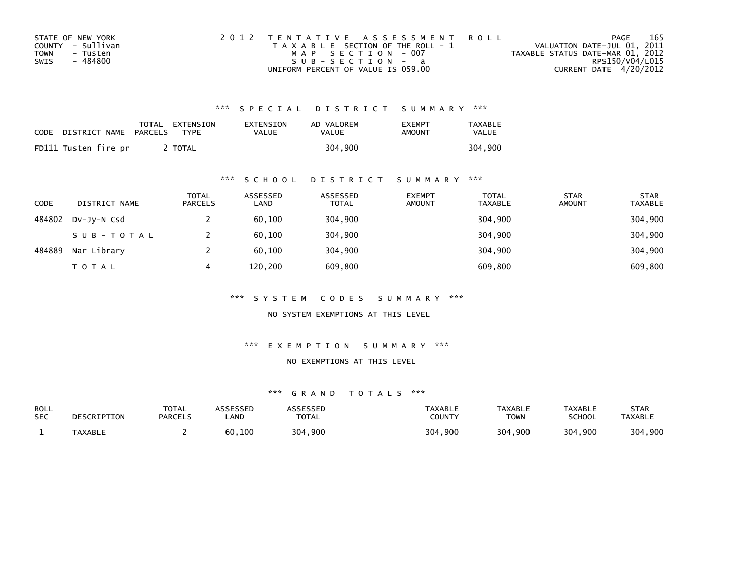STATE OF NEW YORK
COUNTY - Sullivan
TOWN - Tusten
SWIS - 484800

2 0 1 2 T E N T A T I V E A S S E S S M E N T R O L L
T A X A B L E SECTION OF THE ROLL - 1
M A P S E C T I O N - 007
S U B - S E C T I O N - a
UNIFORM PERCENT OF VALUE IS 059.00

VALUATION DATE-JUL 01, 2011
TAXABLE STATUS DATE-MAR 01, 2012
RPS150/V04/L015
CURRENT DATE 4/20/2012

### *** S P E C I A L D I S T R I C T S U M M A R Y ***

| CODE | DISTRICT NAME | TOTAL PARCELS | EXTENSION TYPE | EXTENSION VALUE | AD VALOREM VALUE | EXEMPT AMOUNT | TAXABLE VALUE |
|---|---|---|---|---|---|---|---|
| FD111 | Tusten fire pr | 2 | TOTAL | | 304,900 | | 304,900 |

### *** S C H O O L D I S T R I C T S U M M A R Y ***

| CODE | DISTRICT NAME | TOTAL PARCELS | ASSESSED LAND | ASSESSED TOTAL | EXEMPT AMOUNT | TOTAL TAXABLE | STAR AMOUNT | STAR TAXABLE |
|---|---|---|---|---|---|---|---|---|
| 484802 | Dv-Jy-N Csd | 2 | 60,100 | 304,900 | | 304,900 | | 304,900 |
| | S U B - T O T A L | 2 | 60,100 | 304,900 | | 304,900 | | 304,900 |
| 484889 | Nar Library | 2 | 60,100 | 304,900 | | 304,900 | | 304,900 |
| | T O T A L | 4 | 120,200 | 609,800 | | 609,800 | | 609,800 |

### *** S Y S T E M C O D E S S U M M A R Y ***

NO SYSTEM EXEMPTIONS AT THIS LEVEL

### *** E X E M P T I O N S U M M A R Y ***

NO EXEMPTIONS AT THIS LEVEL

### *** G R A N D T O T A L S ***

| ROLL SEC | DESCRIPTION | TOTAL PARCELS | ASSESSED LAND | ASSESSED TOTAL | TAXABLE COUNTY | TAXABLE TOWN | TAXABLE SCHOOL | STAR TAXABLE |
|---|---|---|---|---|---|---|---|---|
| 1 | TAXABLE | 2 | 60,100 | 304,900 | 304,900 | 304,900 | 304,900 | 304,900 |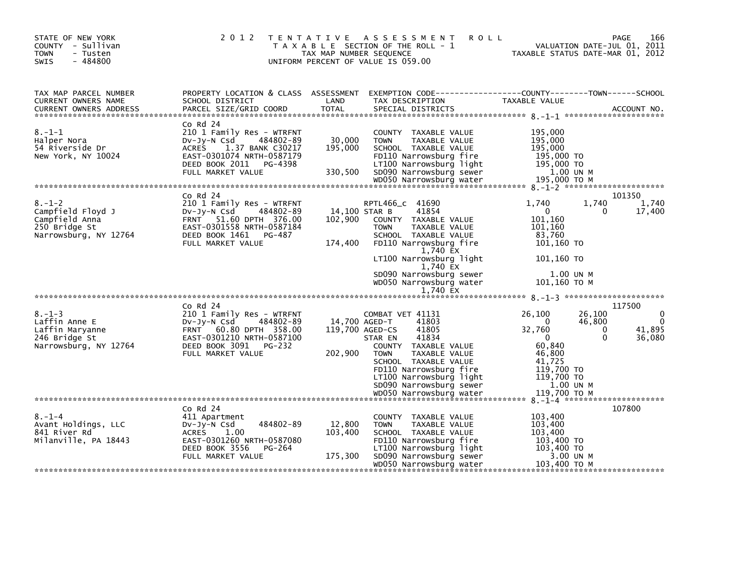STATE OF NEW YORK
COUNTY - Sullivan
TOWN - Tusten
SWIS - 484800

# 2012 TENTATIVE ASSESSMENT ROLL

TAXABLE SECTION OF THE ROLL - 1
TAX MAP NUMBER SEQUENCE
UNIFORM PERCENT OF VALUE IS 059.00

VALUATION DATE-JUL 01, 2011
TAXABLE STATUS DATE-MAR 01, 2012

| TAX MAP PARCEL NUMBER / CURRENT OWNERS NAME / CURRENT OWNERS ADDRESS | PROPERTY LOCATION & CLASS / SCHOOL DISTRICT / PARCEL SIZE/GRID COORD | ASSESSMENT LAND / TOTAL | EXEMPTION CODE / TAX DESCRIPTION / SPECIAL DISTRICTS | COUNTY TAXABLE VALUE | TOWN | SCHOOL | ACCOUNT NO. |
|---|---|---|---|---|---|---|---|
| **8.-1-1** | Co Rd 24 | | | | | | |
| Halper Nora | 210 1 Family Res - WTRFNT | | COUNTY TAXABLE VALUE | 195,000 | | | |
| 54 Riverside Dr | Dv-Jy-N Csd 484802-89 | 30,000 | TOWN TAXABLE VALUE | 195,000 | | | |
| New York, NY 10024 | ACRES 1.37 BANK C30217 | 195,000 | SCHOOL TAXABLE VALUE | 195,000 | | | |
| | EAST-0301074 NRTH-0587179 | | FD110 Narrowsburg fire | 195,000 TO | | | |
| | DEED BOOK 2011 PG-4398 | | LT100 Narrowsburg light | 195,000 TO | | | |
| | FULL MARKET VALUE | 330,500 | SD090 Narrowsburg sewer | 1.00 UN M | | | |
| | | | WD050 Narrowsburg water | 195,000 TO M | | | |
| **8.-1-2** | Co Rd 24 | | | | | | 101350 |
| Campfield Floyd J | 210 1 Family Res - WTRFNT | | RPTL466_c 41690 | 1,740 | 1,740 | 1,740 | |
| Campfield Anna | Dv-Jy-N Csd 484802-89 | 14,100 | STAR B 41854 | 0 | 0 | 17,400 | |
| 250 Bridge St | FRNT 51.60 DPTH 376.00 | 102,900 | COUNTY TAXABLE VALUE | 101,160 | | | |
| Narrowsburg, NY 12764 | EAST-0301558 NRTH-0587184 | | TOWN TAXABLE VALUE | 101,160 | | | |
| | DEED BOOK 1461 PG-487 | | SCHOOL TAXABLE VALUE | 83,760 | | | |
| | FULL MARKET VALUE | 174,400 | FD110 Narrowsburg fire 1,740 EX | 101,160 TO | | | |
| | | | LT100 Narrowsburg light 1,740 EX | 101,160 TO | | | |
| | | | SD090 Narrowsburg sewer | 1.00 UN M | | | |
| | | | WD050 Narrowsburg water 1,740 EX | 101,160 TO M | | | |
| **8.-1-3** | Co Rd 24 | | | | | | 117500 |
| Laffin Anne E | 210 1 Family Res - WTRFNT | | COMBAT VET 41131 | 26,100 | 26,100 | 0 | |
| Laffin Maryanne | Dv-Jy-N Csd 484802-89 | 14,700 | AGED-T 41803 | 0 | 46,800 | 0 | |
| 246 Bridge St | FRNT 60.80 DPTH 358.00 | 119,700 | AGED-CS 41805 | 32,760 | 0 | 41,895 | |
| Narrowsburg, NY 12764 | EAST-0301210 NRTH-0587100 | | STAR EN 41834 | 0 | 0 | 36,080 | |
| | DEED BOOK 3091 PG-232 | | COUNTY TAXABLE VALUE | 60,840 | | | |
| | FULL MARKET VALUE | 202,900 | TOWN TAXABLE VALUE | 46,800 | | | |
| | | | SCHOOL TAXABLE VALUE | 41,725 | | | |
| | | | FD110 Narrowsburg fire | 119,700 TO | | | |
| | | | LT100 Narrowsburg light | 119,700 TO | | | |
| | | | SD090 Narrowsburg sewer | 1.00 UN M | | | |
| | | | WD050 Narrowsburg water | 119,700 TO M | | | |
| **8.-1-4** | Co Rd 24 | | | | | | 107800 |
| Avant Holdings, LLC | 411 Apartment | | COUNTY TAXABLE VALUE | 103,400 | | | |
| 841 River Rd | Dv-Jy-N Csd 484802-89 | 12,800 | TOWN TAXABLE VALUE | 103,400 | | | |
| Milanville, PA 18443 | ACRES 1.00 | 103,400 | SCHOOL TAXABLE VALUE | 103,400 | | | |
| | EAST-0301260 NRTH-0587080 | | FD110 Narrowsburg fire | 103,400 TO | | | |
| | DEED BOOK 3556 PG-264 | | LT100 Narrowsburg light | 103,400 TO | | | |
| | FULL MARKET VALUE | 175,300 | SD090 Narrowsburg sewer | 3.00 UN M | | | |
| | | | WD050 Narrowsburg water | 103,400 TO M | | | |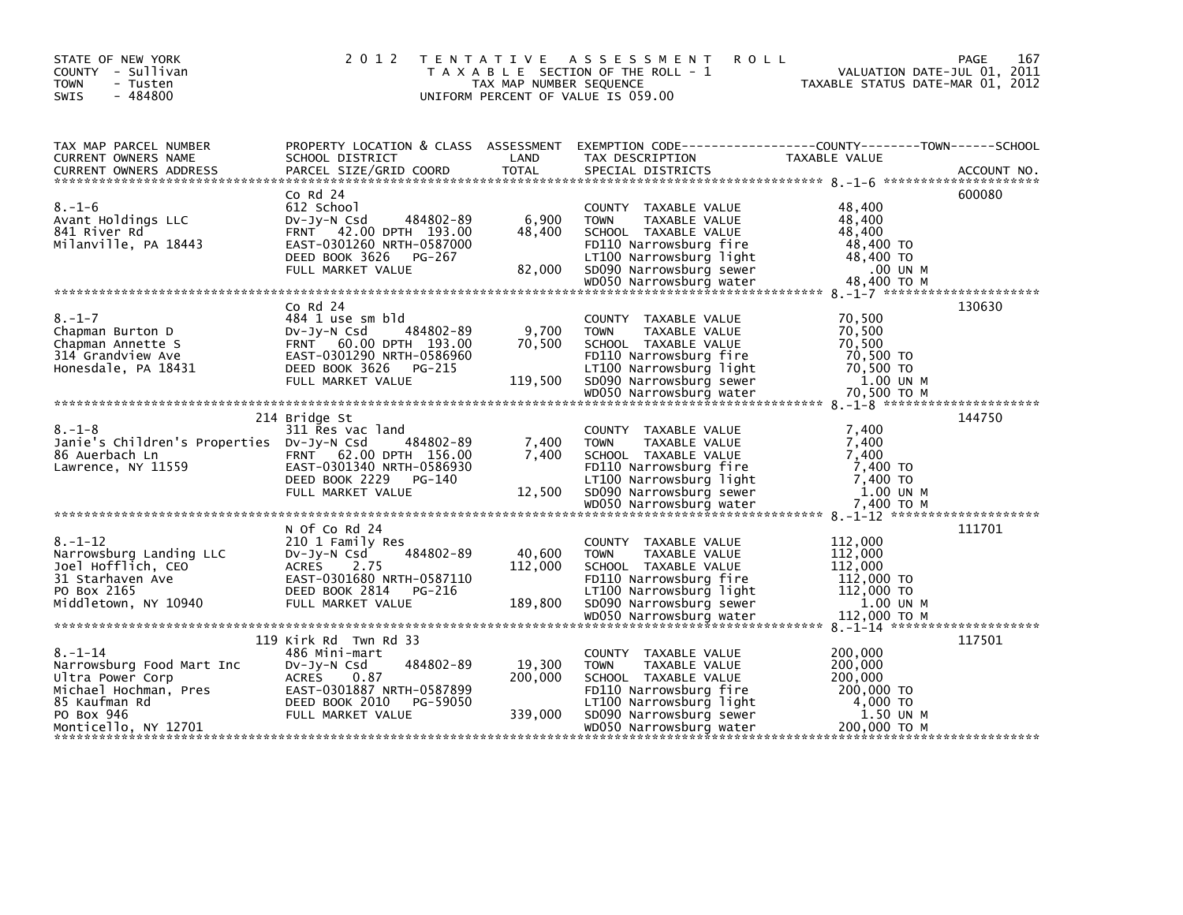STATE OF NEW YORK
COUNTY - Sullivan
TOWN - Tusten
SWIS - 484800

2 0 1 2 T E N T A T I V E A S S E S S M E N T R O L L
T A X A B L E SECTION OF THE ROLL - 1
TAX MAP NUMBER SEQUENCE
UNIFORM PERCENT OF VALUE IS 059.00

VALUATION DATE-JUL 01, 2011
TAXABLE STATUS DATE-MAR 01, 2012

| TAX MAP PARCEL NUMBER / CURRENT OWNERS NAME / CURRENT OWNERS ADDRESS | PROPERTY LOCATION & CLASS / SCHOOL DISTRICT / PARCEL SIZE/GRID COORD | ASSESSMENT LAND / TOTAL | EXEMPTION CODE / TAX DESCRIPTION / SPECIAL DISTRICTS | TAXABLE VALUE (COUNTY--------TOWN------SCHOOL) | ACCOUNT NO. |
|---|---|---|---|---|---|
| 8.-1-6 | Co Rd 24 | | | | 600080 |
| | 612 School | | COUNTY TAXABLE VALUE | 48,400 | |
| Avant Holdings LLC | Dv-Jy-N Csd 484802-89 | 6,900 | TOWN TAXABLE VALUE | 48,400 | |
| 841 River Rd | FRNT 42.00 DPTH 193.00 | 48,400 | SCHOOL TAXABLE VALUE | 48,400 | |
| Milanville, PA 18443 | EAST-0301260 NRTH-0587000 | | FD110 Narrowsburg fire | 48,400 TO | |
| | DEED BOOK 3626 PG-267 | | LT100 Narrowsburg light | 48,400 TO | |
| | FULL MARKET VALUE | 82,000 | SD090 Narrowsburg sewer | .00 UN M | |
| | | | WD050 Narrowsburg water | 48,400 TO M | |
| 8.-1-7 | Co Rd 24 | | | | 130630 |
| | 484 1 use sm bld | | COUNTY TAXABLE VALUE | 70,500 | |
| Chapman Burton D | Dv-Jy-N Csd 484802-89 | 9,700 | TOWN TAXABLE VALUE | 70,500 | |
| Chapman Annette S | FRNT 60.00 DPTH 193.00 | 70,500 | SCHOOL TAXABLE VALUE | 70,500 | |
| 314 Grandview Ave | EAST-0301290 NRTH-0586960 | | FD110 Narrowsburg fire | 70,500 TO | |
| Honesdale, PA 18431 | DEED BOOK 3626 PG-215 | | LT100 Narrowsburg light | 70,500 TO | |
| | FULL MARKET VALUE | 119,500 | SD090 Narrowsburg sewer | 1.00 UN M | |
| | | | WD050 Narrowsburg water | 70,500 TO M | |
| 8.-1-8 | 214 Bridge St | | | | 144750 |
| | 311 Res vac land | | COUNTY TAXABLE VALUE | 7,400 | |
| Janie's Children's Properties | Dv-Jy-N Csd 484802-89 | 7,400 | TOWN TAXABLE VALUE | 7,400 | |
| 86 Auerbach Ln | FRNT 62.00 DPTH 156.00 | 7,400 | SCHOOL TAXABLE VALUE | 7,400 | |
| Lawrence, NY 11559 | EAST-0301340 NRTH-0586930 | | FD110 Narrowsburg fire | 7,400 TO | |
| | DEED BOOK 2229 PG-140 | | LT100 Narrowsburg light | 7,400 TO | |
| | FULL MARKET VALUE | 12,500 | SD090 Narrowsburg sewer | 1.00 UN M | |
| | | | WD050 Narrowsburg water | 7,400 TO M | |
| 8.-1-12 | N Of Co Rd 24 | | | | 111701 |
| | 210 1 Family Res | | COUNTY TAXABLE VALUE | 112,000 | |
| Narrowsburg Landing LLC | Dv-Jy-N Csd 484802-89 | 40,600 | TOWN TAXABLE VALUE | 112,000 | |
| Joel Hofflich, CEO | ACRES 2.75 | 112,000 | SCHOOL TAXABLE VALUE | 112,000 | |
| 31 Starhaven Ave | EAST-0301680 NRTH-0587110 | | FD110 Narrowsburg fire | 112,000 TO | |
| PO Box 2165 | DEED BOOK 2814 PG-216 | | LT100 Narrowsburg light | 112,000 TO | |
| Middletown, NY 10940 | FULL MARKET VALUE | 189,800 | SD090 Narrowsburg sewer | 1.00 UN M | |
| | | | WD050 Narrowsburg water | 112,000 TO M | |
| 8.-1-14 | 119 Kirk Rd Twn Rd 33 | | | | 117501 |
| | 486 Mini-mart | | COUNTY TAXABLE VALUE | 200,000 | |
| Narrowsburg Food Mart Inc | Dv-Jy-N Csd 484802-89 | 19,300 | TOWN TAXABLE VALUE | 200,000 | |
| Ultra Power Corp | ACRES 0.87 | 200,000 | SCHOOL TAXABLE VALUE | 200,000 | |
| Michael Hochman, Pres | EAST-0301887 NRTH-0587899 | | FD110 Narrowsburg fire | 200,000 TO | |
| 85 Kaufman Rd | DEED BOOK 2010 PG-59050 | | LT100 Narrowsburg light | 4,000 TO | |
| PO Box 946 | FULL MARKET VALUE | 339,000 | SD090 Narrowsburg sewer | 1.50 UN M | |
| Monticello, NY 12701 | | | WD050 Narrowsburg water | 200,000 TO M | |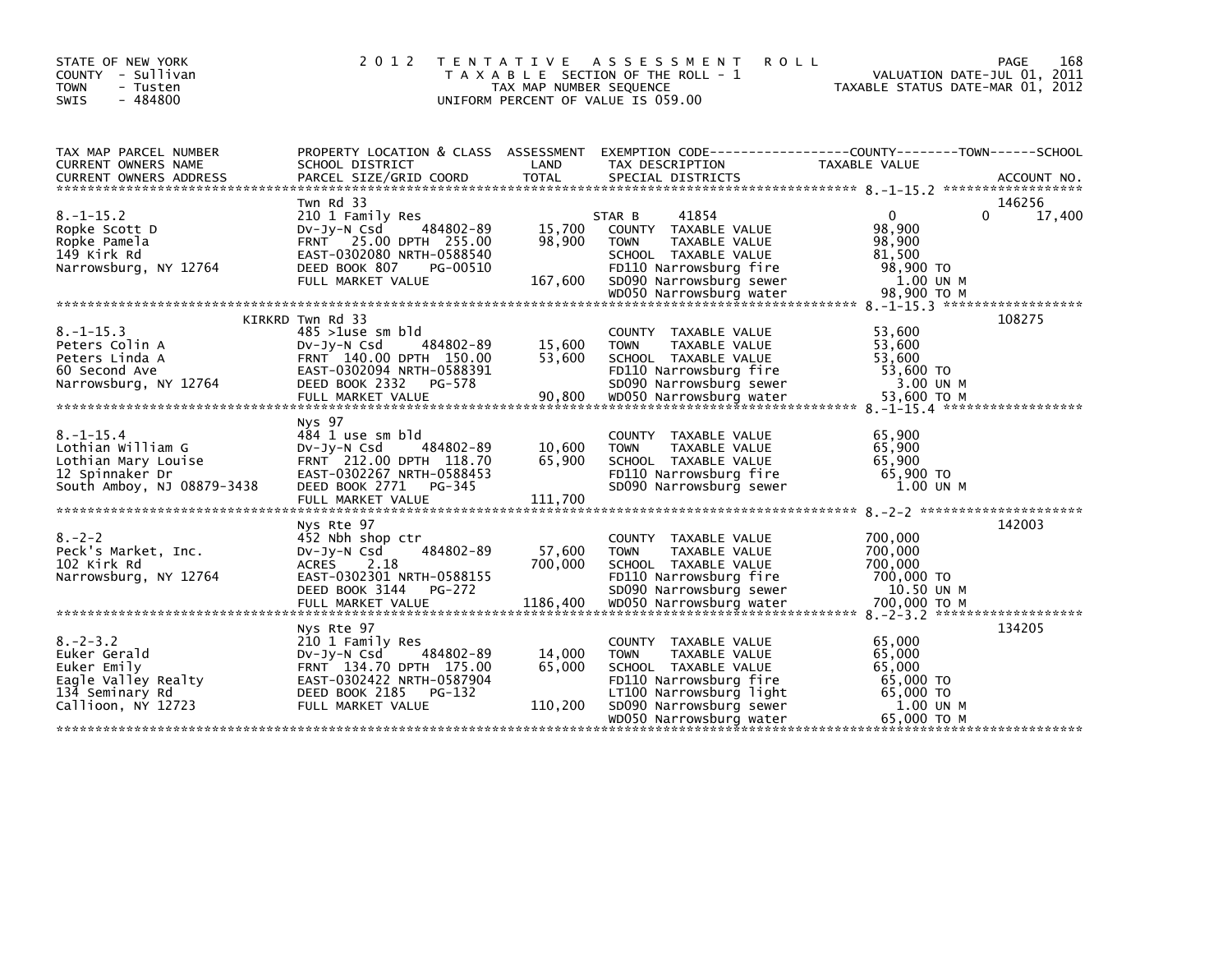STATE OF NEW YORK
COUNTY - Sullivan
TOWN - Tusten
SWIS - 484800

2012 TENTATIVE ASSESSMENT ROLL
TAXABLE SECTION OF THE ROLL - 1
TAX MAP NUMBER SEQUENCE
UNIFORM PERCENT OF VALUE IS 059.00

VALUATION DATE-JUL 01, 2011
TAXABLE STATUS DATE-MAR 01, 2012

| TAX MAP PARCEL NUMBER / CURRENT OWNERS NAME / CURRENT OWNERS ADDRESS | PROPERTY LOCATION & CLASS / SCHOOL DISTRICT / PARCEL SIZE/GRID COORD | ASSESSMENT LAND / TOTAL | EXEMPTION CODE / TAX DESCRIPTION / SPECIAL DISTRICTS | COUNTY / TAXABLE VALUE | TOWN | SCHOOL | ACCOUNT NO. |
|---|---|---|---|---|---|---|---|
| 8.-1-15.2 | Twn Rd 33 | | | | | | 146256 |
| | 210 1 Family Res | | STAR B 41854 | 0 | 0 | 17,400 | |
| Ropke Scott D | Dv-Jy-N Csd 484802-89 | 15,700 | COUNTY TAXABLE VALUE | 98,900 | | | |
| Ropke Pamela | FRNT 25.00 DPTH 255.00 | 98,900 | TOWN TAXABLE VALUE | 98,900 | | | |
| 149 Kirk Rd | EAST-0302080 NRTH-0588540 | | SCHOOL TAXABLE VALUE | 81,500 | | | |
| Narrowsburg, NY 12764 | DEED BOOK 807 PG-00510 | | FD110 Narrowsburg fire | 98,900 TO | | | |
| | FULL MARKET VALUE | 167,600 | SD090 Narrowsburg sewer | 1.00 UN M | | | |
| | | | WD050 Narrowsburg water | 98,900 TO M | | | |
| 8.-1-15.3 | KIRKRD Twn Rd 33 | | | | | | 108275 |
| | 485 >1use sm bld | | COUNTY TAXABLE VALUE | 53,600 | | | |
| Peters Colin A | Dv-Jy-N Csd 484802-89 | 15,600 | TOWN TAXABLE VALUE | 53,600 | | | |
| Peters Linda A | FRNT 140.00 DPTH 150.00 | 53,600 | SCHOOL TAXABLE VALUE | 53,600 | | | |
| 60 Second Ave | EAST-0302094 NRTH-0588391 | | FD110 Narrowsburg fire | 53,600 TO | | | |
| Narrowsburg, NY 12764 | DEED BOOK 2332 PG-578 | | SD090 Narrowsburg sewer | 3.00 UN M | | | |
| | FULL MARKET VALUE | 90,800 | WD050 Narrowsburg water | 53,600 TO M | | | |
| 8.-1-15.4 | Nys 97 | | | | | | |
| | 484 1 use sm bld | | COUNTY TAXABLE VALUE | 65,900 | | | |
| Lothian William G | Dv-Jy-N Csd 484802-89 | 10,600 | TOWN TAXABLE VALUE | 65,900 | | | |
| Lothian Mary Louise | FRNT 212.00 DPTH 118.70 | 65,900 | SCHOOL TAXABLE VALUE | 65,900 | | | |
| 12 Spinnaker Dr | EAST-0302267 NRTH-0588453 | | FD110 Narrowsburg fire | 65,900 TO | | | |
| South Amboy, NJ 08879-3438 | DEED BOOK 2771 PG-345 | | SD090 Narrowsburg sewer | 1.00 UN M | | | |
| | FULL MARKET VALUE | 111,700 | | | | | |
| 8.-2-2 | Nys Rte 97 | | | | | | 142003 |
| | 452 Nbh shop ctr | | COUNTY TAXABLE VALUE | 700,000 | | | |
| Peck's Market, Inc. | Dv-Jy-N Csd 484802-89 | 57,600 | TOWN TAXABLE VALUE | 700,000 | | | |
| 102 Kirk Rd | ACRES 2.18 | 700,000 | SCHOOL TAXABLE VALUE | 700,000 | | | |
| Narrowsburg, NY 12764 | EAST-0302301 NRTH-0588155 | | FD110 Narrowsburg fire | 700,000 TO | | | |
| | DEED BOOK 3144 PG-272 | | SD090 Narrowsburg sewer | 10.50 UN M | | | |
| | FULL MARKET VALUE | 1186,400 | WD050 Narrowsburg water | 700,000 TO M | | | |
| 8.-2-3.2 | Nys Rte 97 | | | | | | 134205 |
| | 210 1 Family Res | | COUNTY TAXABLE VALUE | 65,000 | | | |
| Euker Gerald | Dv-Jy-N Csd 484802-89 | 14,000 | TOWN TAXABLE VALUE | 65,000 | | | |
| Euker Emily | FRNT 134.70 DPTH 175.00 | 65,000 | SCHOOL TAXABLE VALUE | 65,000 | | | |
| Eagle Valley Realty | EAST-0302422 NRTH-0587904 | | FD110 Narrowsburg fire | 65,000 TO | | | |
| 134 Seminary Rd | DEED BOOK 2185 PG-132 | | LT100 Narrowsburg light | 65,000 TO | | | |
| Callioon, NY 12723 | FULL MARKET VALUE | 110,200 | SD090 Narrowsburg sewer | 1.00 UN M | | | |
| | | | WD050 Narrowsburg water | 65,000 TO M | | | |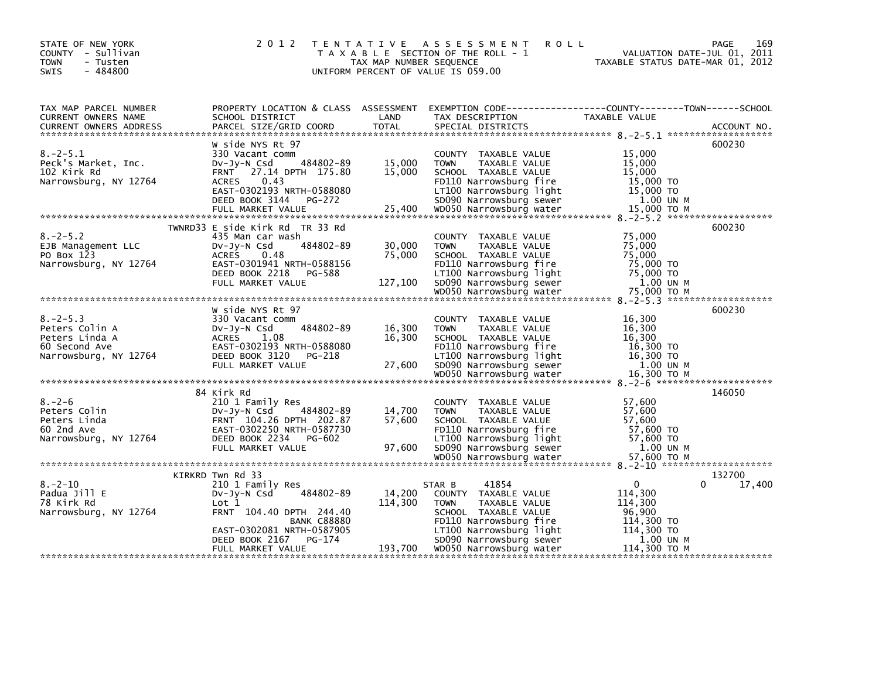STATE OF NEW YORK
COUNTY - Sullivan
TOWN - Tusten
SWIS - 484800

2012 TENTATIVE ASSESSMENT ROLL
TAXABLE SECTION OF THE ROLL - 1
TAX MAP NUMBER SEQUENCE
UNIFORM PERCENT OF VALUE IS 059.00

VALUATION DATE-JUL 01, 2011
TAXABLE STATUS DATE-MAR 01, 2012

```
TAX MAP PARCEL NUMBER      PROPERTY LOCATION & CLASS  ASSESSMENT  EXEMPTION CODE------------------COUNTY--------TOWN------SCHOOL
CURRENT OWNERS NAME        SCHOOL DISTRICT              LAND      TAX DESCRIPTION              TAXABLE VALUE
CURRENT OWNERS ADDRESS     PARCEL SIZE/GRID COORD      TOTAL      SPECIAL DISTRICTS                                    ACCOUNT NO.
******************************************************************************************** 8.-2-5.1 *******************
                           W side NYS Rt 97                                                                          600230
8.-2-5.1                   330 Vacant comm                        COUNTY  TAXABLE VALUE          15,000
Peck's Market, Inc.        Dv-Jy-N Csd      484802-89   15,000    TOWN    TAXABLE VALUE          15,000
102 Kirk Rd                FRNT  27.14 DPTH 175.80      15,000    SCHOOL  TAXABLE VALUE          15,000
Narrowsburg, NY 12764      ACRES    0.43                          FD110 Narrowsburg fire          15,000 TO
                           EAST-0302193 NRTH-0588080              LT100 Narrowsburg light         15,000 TO
                           DEED BOOK 3144   PG-272                SD090 Narrowsburg sewer           1.00 UN M
                           FULL MARKET VALUE            25,400    WD050 Narrowsburg water         15,000 TO M
******************************************************************************************** 8.-2-5.2 *******************
                    TWNRD33 E side Kirk Rd  TR 33 Rd                                                                 600230
8.-2-5.2                   435 Man car wash                       COUNTY  TAXABLE VALUE          75,000
EJB Management LLC         Dv-Jy-N Csd      484802-89   30,000    TOWN    TAXABLE VALUE          75,000
PO Box 123                 ACRES    0.48                75,000    SCHOOL  TAXABLE VALUE          75,000
Narrowsburg, NY 12764      EAST-0301941 NRTH-0588156              FD110 Narrowsburg fire          75,000 TO
                           DEED BOOK 2218   PG-588                LT100 Narrowsburg light         75,000 TO
                           FULL MARKET VALUE           127,100    SD090 Narrowsburg sewer           1.00 UN M
                                                                  WD050 Narrowsburg water         75,000 TO M
******************************************************************************************** 8.-2-5.3 *******************
                           W side NYS Rt 97                                                                          600230
8.-2-5.3                   330 Vacant comm                        COUNTY  TAXABLE VALUE          16,300
Peters Colin A             Dv-Jy-N Csd      484802-89   16,300    TOWN    TAXABLE VALUE          16,300
Peters Linda A             ACRES    1.08                16,300    SCHOOL  TAXABLE VALUE          16,300
60 Second Ave              EAST-0302193 NRTH-0588080              FD110 Narrowsburg fire          16,300 TO
Narrowsburg, NY 12764      DEED BOOK 3120   PG-218                LT100 Narrowsburg light         16,300 TO
                           FULL MARKET VALUE            27,600    SD090 Narrowsburg sewer           1.00 UN M
                                                                  WD050 Narrowsburg water         16,300 TO M
******************************************************************************************** 8.-2-6 *********************
                           84 Kirk Rd                                                                                146050
8.-2-6                     210 1 Family Res                       COUNTY  TAXABLE VALUE          57,600
Peters Colin               Dv-Jy-N Csd      484802-89   14,700    TOWN    TAXABLE VALUE          57,600
Peters Linda               FRNT 104.26 DPTH 202.87      57,600    SCHOOL  TAXABLE VALUE          57,600
60 2nd Ave                 EAST-0302250 NRTH-0587730              FD110 Narrowsburg fire          57,600 TO
Narrowsburg, NY 12764      DEED BOOK 2234   PG-602                LT100 Narrowsburg light         57,600 TO
                           FULL MARKET VALUE            97,600    SD090 Narrowsburg sewer           1.00 UN M
                                                                  WD050 Narrowsburg water         57,600 TO M
******************************************************************************************** 8.-2-10 ********************
                    KIRKRD Twn Rd 33                                                                                 132700
8.-2-10                    210 1 Family Res                       STAR B      41854                 0             0     17,400
Padua Jill E               Dv-Jy-N Csd      484802-89   14,200    COUNTY  TAXABLE VALUE         114,300
78 Kirk Rd                 Lot 1                       114,300    TOWN    TAXABLE VALUE         114,300
Narrowsburg, NY 12764      FRNT 104.40 DPTH 244.40                SCHOOL  TAXABLE VALUE          96,900
                                       BANK C88880                FD110 Narrowsburg fire         114,300 TO
                           EAST-0302081 NRTH-0587905              LT100 Narrowsburg light        114,300 TO
                           DEED BOOK 2167   PG-174                SD090 Narrowsburg sewer           1.00 UN M
                           FULL MARKET VALUE           193,700    WD050 Narrowsburg water        114,300 TO M
*************************************************************************************************************************
```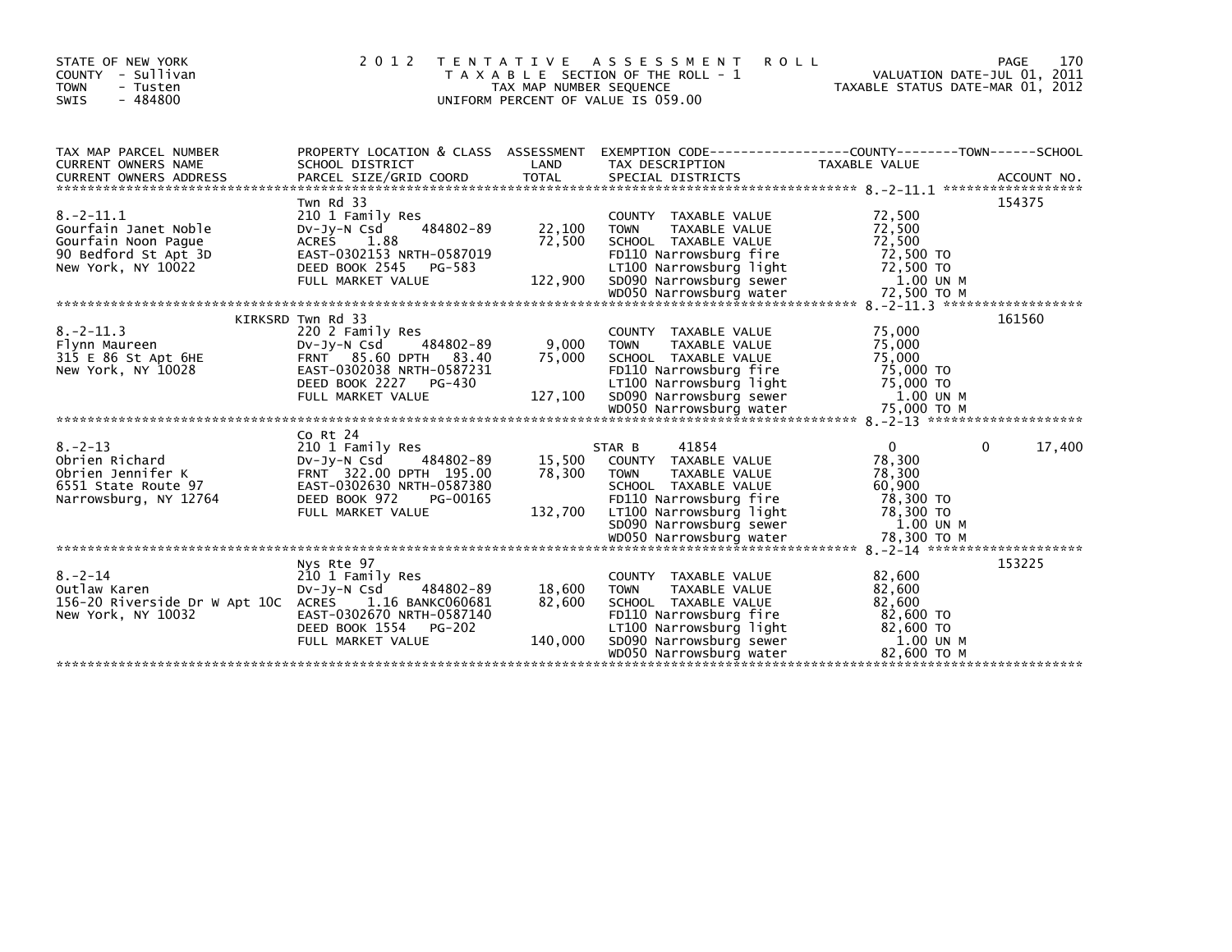STATE OF NEW YORK
COUNTY - Sullivan
TOWN - Tusten
SWIS - 484800

2 0 1 2 T E N T A T I V E A S S E S S M E N T R O L L
T A X A B L E SECTION OF THE ROLL - 1
TAX MAP NUMBER SEQUENCE
UNIFORM PERCENT OF VALUE IS 059.00

VALUATION DATE-JUL 01, 2011
TAXABLE STATUS DATE-MAR 01, 2012

```
TAX MAP PARCEL NUMBER          PROPERTY LOCATION & CLASS  ASSESSMENT  EXEMPTION CODE-----------------COUNTY--------TOWN------SCHOOL
CURRENT OWNERS NAME            SCHOOL DISTRICT               LAND      TAX DESCRIPTION              TAXABLE VALUE
CURRENT OWNERS ADDRESS         PARCEL SIZE/GRID COORD        TOTAL     SPECIAL DISTRICTS                                    ACCOUNT NO.
****************************************************************************************************** 8.-2-11.1 *****************
                               Twn Rd 33                                                                                    154375
8.-2-11.1                      210 1 Family Res                        COUNTY  TAXABLE VALUE          72,500
Gourfain Janet Noble           Dv-Jy-N Csd     484802-89    22,100     TOWN    TAXABLE VALUE          72,500
Gourfain Noon Pague            ACRES    1.88                72,500     SCHOOL  TAXABLE VALUE          72,500
90 Bedford St Apt 3D           EAST-0302153 NRTH-0587019               FD110 Narrowsburg fire          72,500 TO
New York, NY 10022             DEED BOOK 2545   PG-583                 LT100 Narrowsburg light         72,500 TO
                               FULL MARKET VALUE           122,900     SD090 Narrowsburg sewer          1.00 UN M
                                                                       WD050 Narrowsburg water         72,500 TO M
****************************************************************************************************** 8.-2-11.3 *****************
                       KIRKSRD Twn Rd 33                                                                                    161560
8.-2-11.3                      220 2 Family Res                        COUNTY  TAXABLE VALUE          75,000
Flynn Maureen                  Dv-Jy-N Csd     484802-89     9,000     TOWN    TAXABLE VALUE          75,000
315 E 86 St Apt 6HE            FRNT   85.60 DPTH   83.40    75,000     SCHOOL  TAXABLE VALUE          75,000
New York, NY 10028             EAST-0302038 NRTH-0587231               FD110 Narrowsburg fire          75,000 TO
                               DEED BOOK 2227   PG-430                 LT100 Narrowsburg light         75,000 TO
                               FULL MARKET VALUE           127,100     SD090 Narrowsburg sewer          1.00 UN M
                                                                       WD050 Narrowsburg water         75,000 TO M
****************************************************************************************************** 8.-2-13 *******************
                               Co Rt 24
8.-2-13                        210 1 Family Res                        STAR B      41854                   0             0      17,400
Obrien Richard                 Dv-Jy-N Csd     484802-89    15,500     COUNTY  TAXABLE VALUE          78,300
Obrien Jennifer K              FRNT  322.00 DPTH  195.00    78,300     TOWN    TAXABLE VALUE          78,300
6551 State Route 97            EAST-0302630 NRTH-0587380               SCHOOL  TAXABLE VALUE          60,900
Narrowsburg, NY 12764          DEED BOOK 972    PG-00165               FD110 Narrowsburg fire          78,300 TO
                               FULL MARKET VALUE           132,700     LT100 Narrowsburg light         78,300 TO
                                                                       SD090 Narrowsburg sewer          1.00 UN M
                                                                       WD050 Narrowsburg water         78,300 TO M
****************************************************************************************************** 8.-2-14 *******************
                               Nys Rte 97                                                                                   153225
8.-2-14                        210 1 Family Res                        COUNTY  TAXABLE VALUE          82,600
Outlaw Karen                   Dv-Jy-N Csd     484802-89    18,600     TOWN    TAXABLE VALUE          82,600
156-20 Riverside Dr W Apt 10C  ACRES    1.16 BANKC060681    82,600     SCHOOL  TAXABLE VALUE          82,600
New York, NY 10032             EAST-0302670 NRTH-0587140               FD110 Narrowsburg fire          82,600 TO
                               DEED BOOK 1554   PG-202                 LT100 Narrowsburg light         82,600 TO
                               FULL MARKET VALUE           140,000     SD090 Narrowsburg sewer          1.00 UN M
                                                                       WD050 Narrowsburg water         82,600 TO M
***********************************************************************************************************************************
```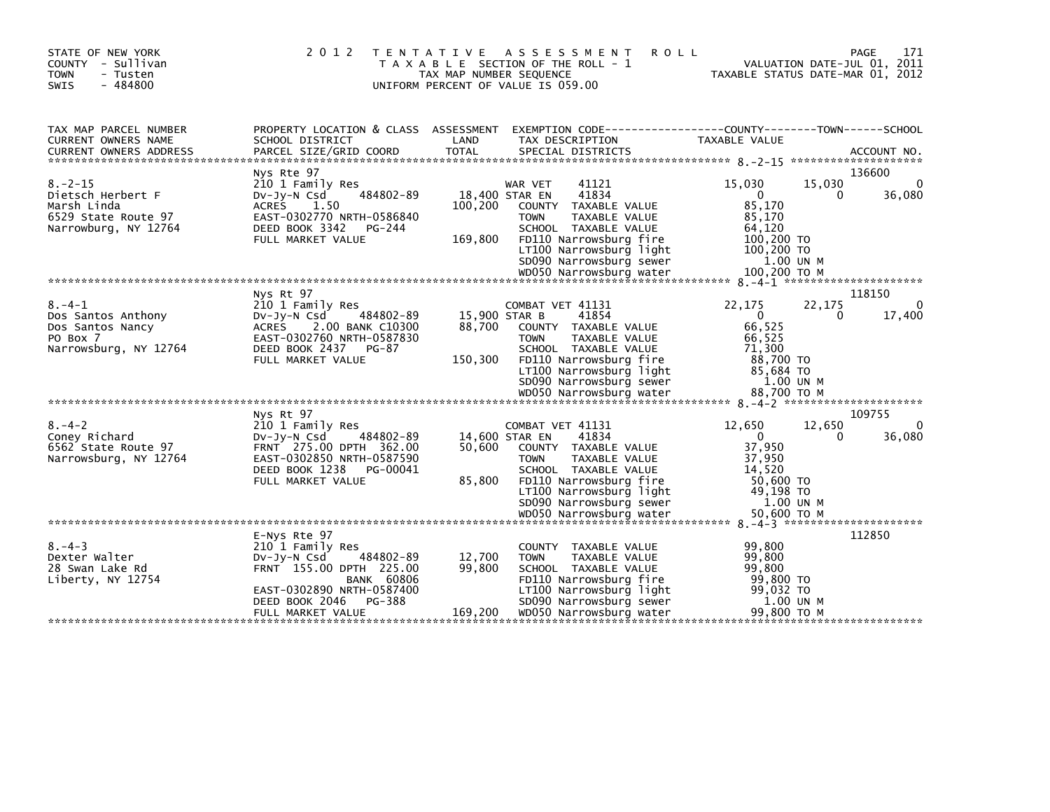STATE OF NEW YORK
COUNTY - Sullivan
TOWN - Tusten
SWIS - 484800

2012 TENTATIVE ASSESSMENT ROLL
TAXABLE SECTION OF THE ROLL - 1
TAX MAP NUMBER SEQUENCE
UNIFORM PERCENT OF VALUE IS 059.00

VALUATION DATE-JUL 01, 2011
TAXABLE STATUS DATE-MAR 01, 2012

| TAX MAP PARCEL NUMBER / CURRENT OWNERS NAME / CURRENT OWNERS ADDRESS | PROPERTY LOCATION & CLASS / SCHOOL DISTRICT / PARCEL SIZE/GRID COORD | ASSESSMENT LAND / TOTAL | EXEMPTION CODE / TAX DESCRIPTION / SPECIAL DISTRICTS | COUNTY TAXABLE VALUE | TOWN | SCHOOL | ACCOUNT NO. |
|---|---|---|---|---|---|---|---|
| **8.-2-15** | Nys Rte 97 | | | | | | 136600 |
| Dietsch Herbert F | 210 1 Family Res | | WAR VET 41121 | 15,030 | 15,030 | 0 | |
| Marsh Linda | Dv-Jy-N Csd 484802-89 | 18,400 | STAR EN 41834 | 0 | 0 | 36,080 | |
| 6529 State Route 97 | ACRES 1.50 | 100,200 | COUNTY TAXABLE VALUE | 85,170 | | | |
| Narrowburg, NY 12764 | EAST-0302770 NRTH-0586840 | | TOWN TAXABLE VALUE | 85,170 | | | |
| | DEED BOOK 3342 PG-244 | | SCHOOL TAXABLE VALUE | 64,120 | | | |
| | FULL MARKET VALUE | 169,800 | FD110 Narrowsburg fire | 100,200 TO | | | |
| | | | LT100 Narrowsburg light | 100,200 TO | | | |
| | | | SD090 Narrowsburg sewer | 1.00 UN M | | | |
| | | | WD050 Narrowsburg water | 100,200 TO M | | | |
| **8.-4-1** | Nys Rt 97 | | | | | | 118150 |
| Dos Santos Anthony | 210 1 Family Res | | COMBAT VET 41131 | 22,175 | 22,175 | 0 | |
| Dos Santos Nancy | Dv-Jy-N Csd 484802-89 | 15,900 | STAR B 41854 | 0 | 0 | 17,400 | |
| PO Box 7 | ACRES 2.00 BANK C10300 | 88,700 | COUNTY TAXABLE VALUE | 66,525 | | | |
| Narrowsburg, NY 12764 | EAST-0302760 NRTH-0587830 | | TOWN TAXABLE VALUE | 66,525 | | | |
| | DEED BOOK 2437 PG-87 | | SCHOOL TAXABLE VALUE | 71,300 | | | |
| | FULL MARKET VALUE | 150,300 | FD110 Narrowsburg fire | 88,700 TO | | | |
| | | | LT100 Narrowsburg light | 85,684 TO | | | |
| | | | SD090 Narrowsburg sewer | 1.00 UN M | | | |
| | | | WD050 Narrowsburg water | 88,700 TO M | | | |
| **8.-4-2** | Nys Rt 97 | | | | | | 109755 |
| Coney Richard | 210 1 Family Res | | COMBAT VET 41131 | 12,650 | 12,650 | 0 | |
| 6562 State Route 97 | Dv-Jy-N Csd 484802-89 | 14,600 | STAR EN 41834 | 0 | 0 | 36,080 | |
| Narrowsburg, NY 12764 | FRNT 275.00 DPTH 362.00 | 50,600 | COUNTY TAXABLE VALUE | 37,950 | | | |
| | EAST-0302850 NRTH-0587590 | | TOWN TAXABLE VALUE | 37,950 | | | |
| | DEED BOOK 1238 PG-00041 | | SCHOOL TAXABLE VALUE | 14,520 | | | |
| | FULL MARKET VALUE | 85,800 | FD110 Narrowsburg fire | 50,600 TO | | | |
| | | | LT100 Narrowsburg light | 49,198 TO | | | |
| | | | SD090 Narrowsburg sewer | 1.00 UN M | | | |
| | | | WD050 Narrowsburg water | 50,600 TO M | | | |
| **8.-4-3** | E-Nys Rte 97 | | | | | | 112850 |
| Dexter Walter | 210 1 Family Res | | COUNTY TAXABLE VALUE | 99,800 | | | |
| 28 Swan Lake Rd | Dv-Jy-N Csd 484802-89 | 12,700 | TOWN TAXABLE VALUE | 99,800 | | | |
| Liberty, NY 12754 | FRNT 155.00 DPTH 225.00 | 99,800 | SCHOOL TAXABLE VALUE | 99,800 | | | |
| | BANK 60806 | | FD110 Narrowsburg fire | 99,800 TO | | | |
| | EAST-0302890 NRTH-0587400 | | LT100 Narrowsburg light | 99,032 TO | | | |
| | DEED BOOK 2046 PG-388 | | SD090 Narrowsburg sewer | 1.00 UN M | | | |
| | FULL MARKET VALUE | 169,200 | WD050 Narrowsburg water | 99,800 TO M | | | |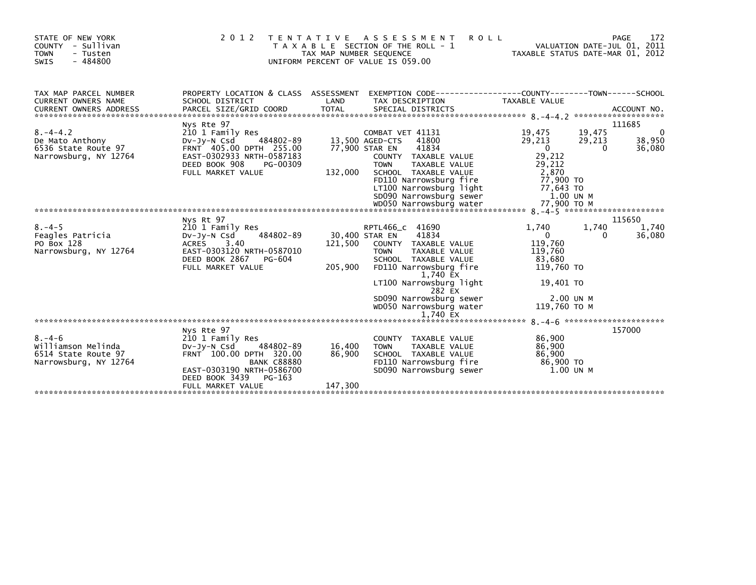STATE OF NEW YORK
COUNTY - Sullivan
TOWN - Tusten
SWIS - 484800

# 2012 TENTATIVE ASSESSMENT ROLL

TAXABLE SECTION OF THE ROLL - 1
TAX MAP NUMBER SEQUENCE
UNIFORM PERCENT OF VALUE IS 059.00

VALUATION DATE-JUL 01, 2011
TAXABLE STATUS DATE-MAR 01, 2012

| TAX MAP PARCEL NUMBER / CURRENT OWNERS NAME / CURRENT OWNERS ADDRESS | PROPERTY LOCATION & CLASS / SCHOOL DISTRICT / PARCEL SIZE/GRID COORD | ASSESSMENT LAND / TOTAL | EXEMPTION CODE / TAX DESCRIPTION / SPECIAL DISTRICTS | COUNTY TAXABLE VALUE | TOWN | SCHOOL / ACCOUNT NO. |
|---|---|---|---|---|---|---|
| 8.-4-4.2 | Nys Rte 97 | | | | | 111685 |
| | 210 1 Family Res | | COMBAT VET 41131 | 19,475 | 19,475 | 0 |
| De Mato Anthony | Dv-Jy-N Csd 484802-89 | 13,500 | AGED-CTS 41800 | 29,213 | 29,213 | 38,950 |
| 6536 State Route 97 | FRNT 405.00 DPTH 255.00 | 77,900 | STAR EN 41834 | 0 | 0 | 36,080 |
| Narrowsburg, NY 12764 | EAST-0302933 NRTH-0587183 | | COUNTY TAXABLE VALUE | 29,212 | | |
| | DEED BOOK 908 PG-00309 | | TOWN TAXABLE VALUE | 29,212 | | |
| | FULL MARKET VALUE | 132,000 | SCHOOL TAXABLE VALUE | 2,870 | | |
| | | | FD110 Narrowsburg fire | 77,900 TO | | |
| | | | LT100 Narrowsburg light | 77,643 TO | | |
| | | | SD090 Narrowsburg sewer | 1.00 UN M | | |
| | | | WD050 Narrowsburg water | 77,900 TO M | | |
| 8.-4-5 | Nys Rt 97 | | | | | 115650 |
| | 210 1 Family Res | | RPTL466_c 41690 | 1,740 | 1,740 | 1,740 |
| Feagles Patricia | Dv-Jy-N Csd 484802-89 | 30,400 | STAR EN 41834 | 0 | 0 | 36,080 |
| PO Box 128 | ACRES 3.40 | 121,500 | COUNTY TAXABLE VALUE | 119,760 | | |
| Narrowsburg, NY 12764 | EAST-0303120 NRTH-0587010 | | TOWN TAXABLE VALUE | 119,760 | | |
| | DEED BOOK 2867 PG-604 | | SCHOOL TAXABLE VALUE | 83,680 | | |
| | FULL MARKET VALUE | 205,900 | FD110 Narrowsburg fire | 119,760 TO | | |
| | | | 1,740 EX | | | |
| | | | LT100 Narrowsburg light | 19,401 TO | | |
| | | | 282 EX | | | |
| | | | SD090 Narrowsburg sewer | 2.00 UN M | | |
| | | | WD050 Narrowsburg water | 119,760 TO M | | |
| | | | 1,740 EX | | | |
| 8.-4-6 | Nys Rte 97 | | | | | 157000 |
| | 210 1 Family Res | | COUNTY TAXABLE VALUE | 86,900 | | |
| Williamson Melinda | Dv-Jy-N Csd 484802-89 | 16,400 | TOWN TAXABLE VALUE | 86,900 | | |
| 6514 State Route 97 | FRNT 100.00 DPTH 320.00 | 86,900 | SCHOOL TAXABLE VALUE | 86,900 | | |
| Narrowsburg, NY 12764 | BANK C88880 | | FD110 Narrowsburg fire | 86,900 TO | | |
| | EAST-0303190 NRTH-0586700 | | SD090 Narrowsburg sewer | 1.00 UN M | | |
| | DEED BOOK 3439 PG-163 | | | | | |
| | FULL MARKET VALUE | 147,300 | | | | |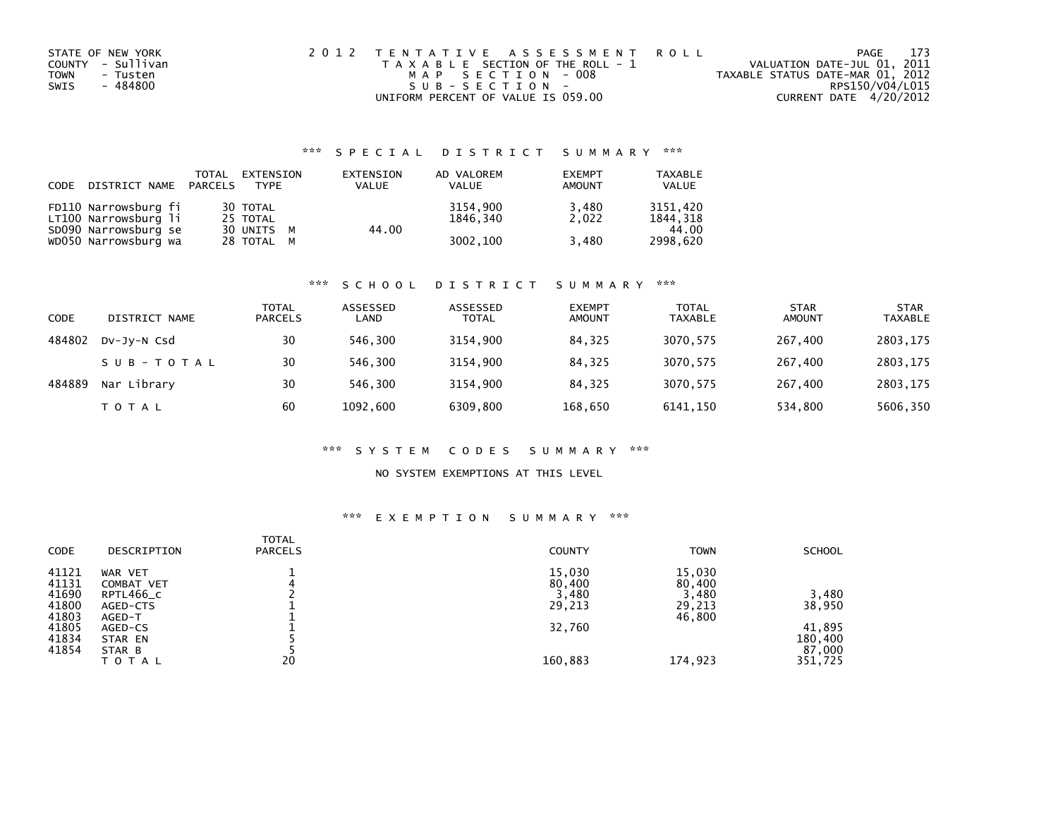STATE OF NEW YORK
COUNTY - Sullivan
TOWN - Tusten
SWIS - 484800

2012 TENTATIVE ASSESSMENT ROLL
TAXABLE SECTION OF THE ROLL - 1
MAP SECTION - 008
SUB-SECTION -
UNIFORM PERCENT OF VALUE IS 059.00

VALUATION DATE-JUL 01, 2011
TAXABLE STATUS DATE-MAR 01, 2012
RPS150/V04/L015
CURRENT DATE 4/20/2012

### *** SPECIAL DISTRICT SUMMARY ***

| CODE | DISTRICT NAME | TOTAL PARCELS | EXTENSION TYPE | EXTENSION VALUE | AD VALOREM VALUE | EXEMPT AMOUNT | TAXABLE VALUE |
|---|---|---|---|---|---|---|---|
| FD110 | Narrowsburg fi | 30 | TOTAL | | 3154,900 | 3,480 | 3151,420 |
| LT100 | Narrowsburg li | 25 | TOTAL | | 1846,340 | 2,022 | 1844,318 |
| SD090 | Narrowsburg se | 30 | UNITS M | 44.00 | | | 44.00 |
| WD050 | Narrowsburg wa | 28 | TOTAL M | | 3002,100 | 3,480 | 2998,620 |

### *** SCHOOL DISTRICT SUMMARY ***

| CODE | DISTRICT NAME | TOTAL PARCELS | ASSESSED LAND | ASSESSED TOTAL | EXEMPT AMOUNT | TOTAL TAXABLE | STAR AMOUNT | STAR TAXABLE |
|---|---|---|---|---|---|---|---|---|
| 484802 | Dv-Jy-N Csd | 30 | 546,300 | 3154,900 | 84,325 | 3070,575 | 267,400 | 2803,175 |
| | SUB-TOTAL | 30 | 546,300 | 3154,900 | 84,325 | 3070,575 | 267,400 | 2803,175 |
| 484889 | Nar Library | 30 | 546,300 | 3154,900 | 84,325 | 3070,575 | 267,400 | 2803,175 |
| | TOTAL | 60 | 1092,600 | 6309,800 | 168,650 | 6141,150 | 534,800 | 5606,350 |

### *** SYSTEM CODES SUMMARY ***

NO SYSTEM EXEMPTIONS AT THIS LEVEL

### *** EXEMPTION SUMMARY ***

| CODE | DESCRIPTION | TOTAL PARCELS | COUNTY | TOWN | SCHOOL |
|---|---|---|---|---|---|
| 41121 | WAR VET | 1 | 15,030 | 15,030 | |
| 41131 | COMBAT VET | 4 | 80,400 | 80,400 | |
| 41690 | RPTL466_c | 2 | 3,480 | 3,480 | 3,480 |
| 41800 | AGED-CTS | 1 | 29,213 | 29,213 | 38,950 |
| 41803 | AGED-T | 1 | | 46,800 | |
| 41805 | AGED-CS | 1 | 32,760 | | 41,895 |
| 41834 | STAR EN | 5 | | | 180,400 |
| 41854 | STAR B | 5 | | | 87,000 |
| | TOTAL | 20 | 160,883 | 174,923 | 351,725 |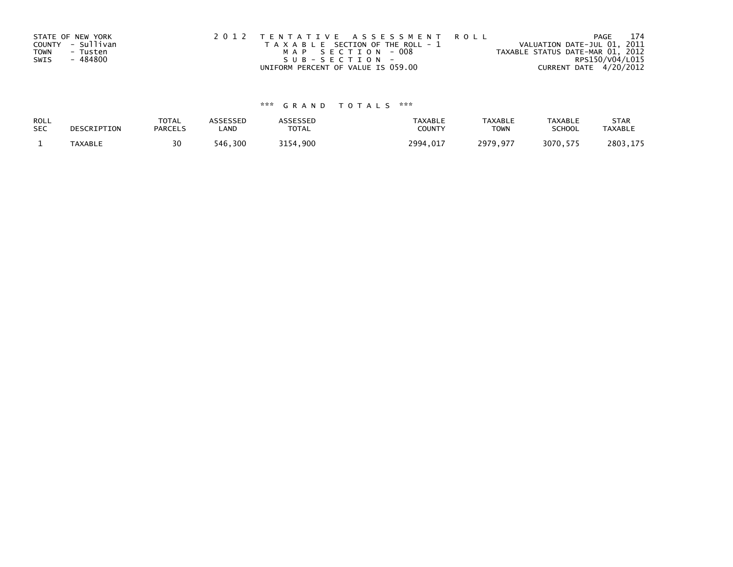STATE OF NEW YORK
COUNTY - Sullivan
TOWN - Tusten
SWIS - 484800

2 0 1 2 T E N T A T I V E A S S E S S M E N T R O L L
T A X A B L E SECTION OF THE ROLL - 1
M A P S E C T I O N - 008
S U B - S E C T I O N -
UNIFORM PERCENT OF VALUE IS 059.00

VALUATION DATE-JUL 01, 2011
TAXABLE STATUS DATE-MAR 01, 2012
RPS150/V04/L015
CURRENT DATE 4/20/2012

## *** G R A N D T O T A L S ***

| ROLL SEC | DESCRIPTION | TOTAL PARCELS | ASSESSED LAND | ASSESSED TOTAL | TAXABLE COUNTY | TAXABLE TOWN | TAXABLE SCHOOL | STAR TAXABLE |
|---|---|---|---|---|---|---|---|---|
| 1 | TAXABLE | 30 | 546,300 | 3154,900 | 2994,017 | 2979,977 | 3070,575 | 2803,175 |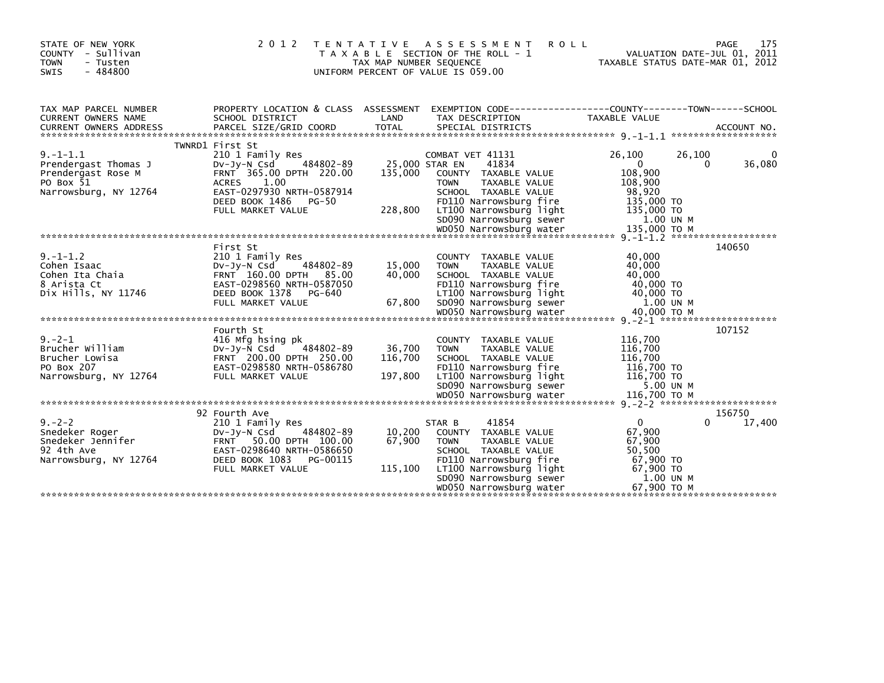STATE OF NEW YORK
COUNTY - Sullivan
TOWN - Tusten
SWIS - 484800

2 0 1 2 T E N T A T I V E A S S E S S M E N T R O L L
T A X A B L E SECTION OF THE ROLL - 1
TAX MAP NUMBER SEQUENCE
UNIFORM PERCENT OF VALUE IS 059.00

VALUATION DATE-JUL 01, 2011
TAXABLE STATUS DATE-MAR 01, 2012

```
TAX MAP PARCEL NUMBER          PROPERTY LOCATION & CLASS  ASSESSMENT  EXEMPTION CODE-----------------COUNTY--------TOWN------SCHOOL
CURRENT OWNERS NAME            SCHOOL DISTRICT              LAND      TAX DESCRIPTION             TAXABLE VALUE
CURRENT OWNERS ADDRESS         PARCEL SIZE/GRID COORD       TOTAL     SPECIAL DISTRICTS                                      ACCOUNT NO.
******************************************************************************************************* 9.-1-1.1 *******************
                               TWNRD1 First St
9.-1-1.1                       210 1 Family Res                       COMBAT VET 41131              26,100      26,100           0
Prendergast Thomas J           Dv-Jy-N Csd     484802-89    25,000 STAR EN     41834                    0           0       36,080
Prendergast Rose M             FRNT 365.00 DPTH 220.00     135,000    COUNTY  TAXABLE VALUE        108,900
PO Box 51                      ACRES     1.00                         TOWN    TAXABLE VALUE        108,900
Narrowsburg, NY 12764          EAST-0297930 NRTH-0587914              SCHOOL  TAXABLE VALUE         98,920
                               DEED BOOK 1486   PG-50                 FD110 Narrowsburg fire       135,000 TO
                               FULL MARKET VALUE           228,800    LT100 Narrowsburg light      135,000 TO
                                                                      SD090 Narrowsburg sewer         1.00 UN M
                                                                      WD050 Narrowsburg water      135,000 TO M
******************************************************************************************************* 9.-1-1.2 *******************
                               First St                                                                                  140650
9.-1-1.2                       210 1 Family Res                       COUNTY  TAXABLE VALUE         40,000
Cohen Isaac                    Dv-Jy-N Csd     484802-89    15,000    TOWN    TAXABLE VALUE         40,000
Cohen Ita Chaia                FRNT 160.00 DPTH  85.00      40,000    SCHOOL  TAXABLE VALUE         40,000
8 Arista Ct                    EAST-0298560 NRTH-0587050              FD110 Narrowsburg fire        40,000 TO
Dix Hills, NY 11746            DEED BOOK 1378   PG-640                LT100 Narrowsburg light       40,000 TO
                               FULL MARKET VALUE            67,800    SD090 Narrowsburg sewer         1.00 UN M
                                                                      WD050 Narrowsburg water       40,000 TO M
******************************************************************************************************* 9.-2-1 *********************
                               Fourth St                                                                                 107152
9.-2-1                         416 Mfg hsing pk                       COUNTY  TAXABLE VALUE        116,700
Brucher William                Dv-Jy-N Csd     484802-89    36,700    TOWN    TAXABLE VALUE        116,700
Brucher Lowisa                 FRNT 200.00 DPTH 250.00     116,700    SCHOOL  TAXABLE VALUE        116,700
PO Box 207                     EAST-0298580 NRTH-0586780              FD110 Narrowsburg fire       116,700 TO
Narrowsburg, NY 12764          FULL MARKET VALUE           197,800    LT100 Narrowsburg light      116,700 TO
                                                                      SD090 Narrowsburg sewer         5.00 UN M
                                                                      WD050 Narrowsburg water      116,700 TO M
******************************************************************************************************* 9.-2-2 *********************
                               92 Fourth Ave                                                                             156750
9.-2-2                         210 1 Family Res                       STAR B      41854                 0           0       17,400
Snedeker Roger                 Dv-Jy-N Csd     484802-89    10,200    COUNTY  TAXABLE VALUE         67,900
Snedeker Jennifer              FRNT  50.00 DPTH 100.00      67,900    TOWN    TAXABLE VALUE         67,900
92 4th Ave                     EAST-0298640 NRTH-0586650              SCHOOL  TAXABLE VALUE         50,500
Narrowsburg, NY 12764          DEED BOOK 1083   PG-00115              FD110 Narrowsburg fire        67,900 TO
                               FULL MARKET VALUE           115,100    LT100 Narrowsburg light       67,900 TO
                                                                      SD090 Narrowsburg sewer         1.00 UN M
                                                                      WD050 Narrowsburg water       67,900 TO M
************************************************************************************************************************************
```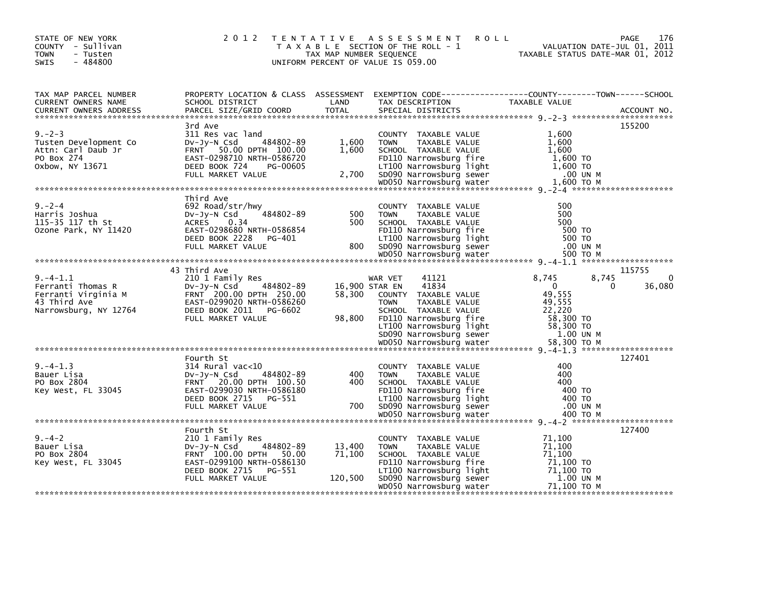STATE OF NEW YORK
COUNTY - Sullivan
TOWN - Tusten
SWIS - 484800

2012 TENTATIVE ASSESSMENT ROLL
TAXABLE SECTION OF THE ROLL - 1
TAX MAP NUMBER SEQUENCE
UNIFORM PERCENT OF VALUE IS 059.00

VALUATION DATE-JUL 01, 2011
TAXABLE STATUS DATE-MAR 01, 2012

| TAX MAP PARCEL NUMBER / CURRENT OWNERS NAME / CURRENT OWNERS ADDRESS | PROPERTY LOCATION & CLASS / SCHOOL DISTRICT / PARCEL SIZE/GRID COORD | ASSESSMENT LAND / TOTAL | EXEMPTION CODE / TAX DESCRIPTION / SPECIAL DISTRICTS | COUNTY TAXABLE VALUE | TOWN | SCHOOL | ACCOUNT NO. |
|---|---|---|---|---|---|---|---|
| **9.-2-3** | 3rd Ave | | | | | | 155200 |
| 9.-2-3 | 311 Res vac land | | COUNTY TAXABLE VALUE | 1,600 | | | |
| Tusten Development Co | Dv-Jy-N Csd 484802-89 | 1,600 | TOWN TAXABLE VALUE | 1,600 | | | |
| Attn: Carl Daub Jr | FRNT 50.00 DPTH 100.00 | 1,600 | SCHOOL TAXABLE VALUE | 1,600 | | | |
| PO Box 274 | EAST-0298710 NRTH-0586720 | | FD110 Narrowsburg fire | 1,600 TO | | | |
| Oxbow, NY 13671 | DEED BOOK 724 PG-00605 | | LT100 Narrowsburg light | 1,600 TO | | | |
| | FULL MARKET VALUE | 2,700 | SD090 Narrowsburg sewer | .00 UN M | | | |
| | | | WD050 Narrowsburg water | 1,600 TO M | | | |
| **9.-2-4** | Third Ave | | | | | | |
| 9.-2-4 | 692 Road/str/hwy | | COUNTY TAXABLE VALUE | 500 | | | |
| Harris Joshua | Dv-Jy-N Csd 484802-89 | 500 | TOWN TAXABLE VALUE | 500 | | | |
| 115-35 117 th St | ACRES 0.34 | 500 | SCHOOL TAXABLE VALUE | 500 | | | |
| Ozone Park, NY 11420 | EAST-0298680 NRTH-0586854 | | FD110 Narrowsburg fire | 500 TO | | | |
| | DEED BOOK 2228 PG-401 | | LT100 Narrowsburg light | 500 TO | | | |
| | FULL MARKET VALUE | 800 | SD090 Narrowsburg sewer | .00 UN M | | | |
| | | | WD050 Narrowsburg water | 500 TO M | | | |
| **9.-4-1.1** | 43 Third Ave | | | | | | 115755 |
| 9.-4-1.1 | 210 1 Family Res | | WAR VET 41121 | 8,745 | 8,745 | 0 | |
| Ferranti Thomas R | Dv-Jy-N Csd 484802-89 | 16,900 | STAR EN 41834 | 0 | 0 | 36,080 | |
| Ferranti Virginia M | FRNT 200.00 DPTH 250.00 | 58,300 | COUNTY TAXABLE VALUE | 49,555 | | | |
| 43 Third Ave | EAST-0299020 NRTH-0586260 | | TOWN TAXABLE VALUE | 49,555 | | | |
| Narrowsburg, NY 12764 | DEED BOOK 2011 PG-6602 | | SCHOOL TAXABLE VALUE | 22,220 | | | |
| | FULL MARKET VALUE | 98,800 | FD110 Narrowsburg fire | 58,300 TO | | | |
| | | | LT100 Narrowsburg light | 58,300 TO | | | |
| | | | SD090 Narrowsburg sewer | 1.00 UN M | | | |
| | | | WD050 Narrowsburg water | 58,300 TO M | | | |
| **9.-4-1.3** | Fourth St | | | | | | 127401 |
| 9.-4-1.3 | 314 Rural vac<10 | | COUNTY TAXABLE VALUE | 400 | | | |
| Bauer Lisa | Dv-Jy-N Csd 484802-89 | 400 | TOWN TAXABLE VALUE | 400 | | | |
| PO Box 2804 | FRNT 20.00 DPTH 100.50 | 400 | SCHOOL TAXABLE VALUE | 400 | | | |
| Key West, FL 33045 | EAST-0299030 NRTH-0586180 | | FD110 Narrowsburg fire | 400 TO | | | |
| | DEED BOOK 2715 PG-551 | | LT100 Narrowsburg light | 400 TO | | | |
| | FULL MARKET VALUE | 700 | SD090 Narrowsburg sewer | .00 UN M | | | |
| | | | WD050 Narrowsburg water | 400 TO M | | | |
| **9.-4-2** | Fourth St | | | | | | 127400 |
| 9.-4-2 | 210 1 Family Res | | COUNTY TAXABLE VALUE | 71,100 | | | |
| Bauer Lisa | Dv-Jy-N Csd 484802-89 | 13,400 | TOWN TAXABLE VALUE | 71,100 | | | |
| PO Box 2804 | FRNT 100.00 DPTH 50.00 | 71,100 | SCHOOL TAXABLE VALUE | 71,100 | | | |
| Key West, FL 33045 | EAST-0299100 NRTH-0586130 | | FD110 Narrowsburg fire | 71,100 TO | | | |
| | DEED BOOK 2715 PG-551 | | LT100 Narrowsburg light | 71,100 TO | | | |
| | FULL MARKET VALUE | 120,500 | SD090 Narrowsburg sewer | 1.00 UN M | | | |
| | | | WD050 Narrowsburg water | 71,100 TO M | | | |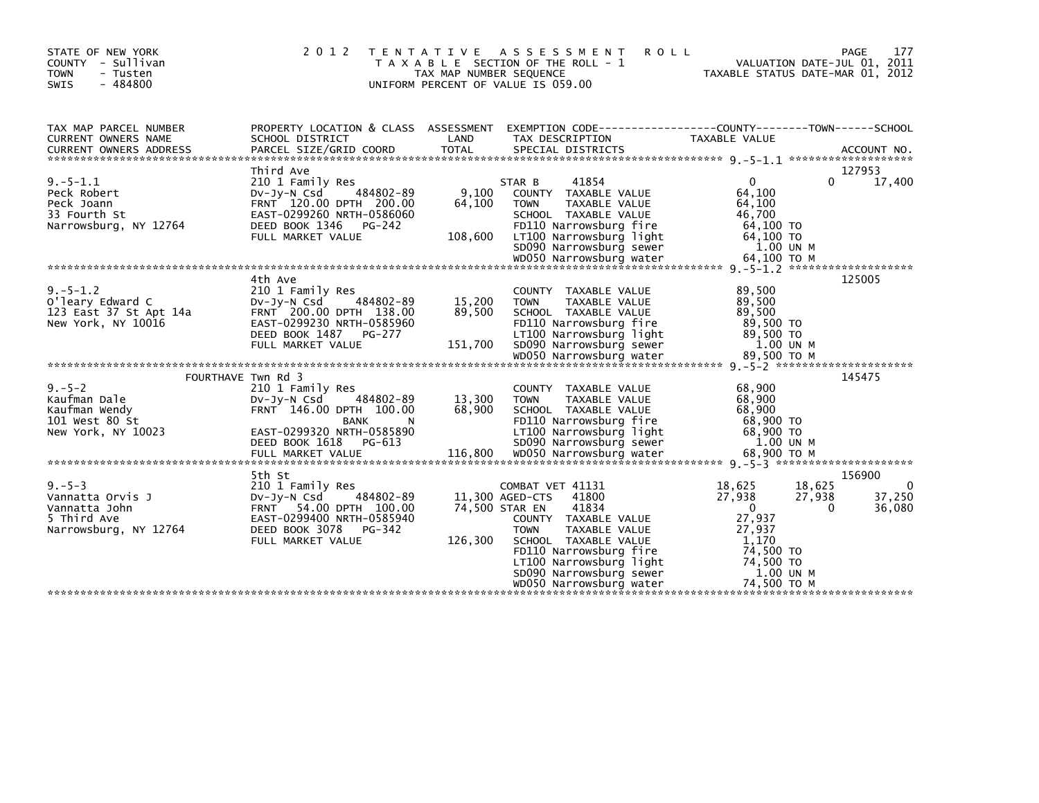STATE OF NEW YORK
COUNTY - Sullivan
TOWN - Tusten
SWIS - 484800

2012 TENTATIVE ASSESSMENT ROLL
TAXABLE SECTION OF THE ROLL - 1
TAX MAP NUMBER SEQUENCE
UNIFORM PERCENT OF VALUE IS 059.00

VALUATION DATE-JUL 01, 2011
TAXABLE STATUS DATE-MAR 01, 2012

```
TAX MAP PARCEL NUMBER      PROPERTY LOCATION & CLASS  ASSESSMENT  EXEMPTION CODE-----------------COUNTY--------TOWN------SCHOOL
CURRENT OWNERS NAME        SCHOOL DISTRICT             LAND       TAX DESCRIPTION             TAXABLE VALUE
CURRENT OWNERS ADDRESS     PARCEL SIZE/GRID COORD      TOTAL      SPECIAL DISTRICTS                                          ACCOUNT NO.
******************************************************************************************** 9.-5-1.1 *******************
                           Third Ave                                                                                   127953
9.-5-1.1                   210 1 Family Res                    STAR B     41854              0              0       17,400
Peck Robert                Dv-Jy-N Csd     484802-89     9,100  COUNTY  TAXABLE VALUE        64,100
Peck Joann                 FRNT 120.00 DPTH 200.00      64,100  TOWN    TAXABLE VALUE        64,100
33 Fourth St               EAST-0299260 NRTH-0586060             SCHOOL  TAXABLE VALUE        46,700
Narrowsburg, NY 12764      DEED BOOK 1346   PG-242               FD110 Narrowsburg fire       64,100 TO
                           FULL MARKET VALUE           108,600  LT100 Narrowsburg light      64,100 TO
                                                                 SD090 Narrowsburg sewer        1.00 UN M
                                                                 WD050 Narrowsburg water      64,100 TO M
******************************************************************************************** 9.-5-1.2 *******************
                           4th Ave                                                                                     125005
9.-5-1.2                   210 1 Family Res                      COUNTY  TAXABLE VALUE        89,500
O'leary Edward C           Dv-Jy-N Csd     484802-89    15,200  TOWN    TAXABLE VALUE        89,500
123 East 37 St Apt 14a     FRNT 200.00 DPTH 138.00      89,500  SCHOOL  TAXABLE VALUE        89,500
New York, NY 10016         EAST-0299230 NRTH-0585960             FD110 Narrowsburg fire       89,500 TO
                           DEED BOOK 1487   PG-277               LT100 Narrowsburg light      89,500 TO
                           FULL MARKET VALUE           151,700  SD090 Narrowsburg sewer        1.00 UN M
                                                                 WD050 Narrowsburg water      89,500 TO M
******************************************************************************************** 9.-5-2 *********************
              FOURTHAVE Twn Rd 3                                                                                       145475
9.-5-2                     210 1 Family Res                      COUNTY  TAXABLE VALUE        68,900
Kaufman Dale               Dv-Jy-N Csd     484802-89    13,300  TOWN    TAXABLE VALUE        68,900
Kaufman Wendy              FRNT 146.00 DPTH 100.00      68,900  SCHOOL  TAXABLE VALUE        68,900
101 West 80 St                            BANK      N            FD110 Narrowsburg fire       68,900 TO
New York, NY 10023         EAST-0299320 NRTH-0585890             LT100 Narrowsburg light      68,900 TO
                           DEED BOOK 1618   PG-613               SD090 Narrowsburg sewer        1.00 UN M
                           FULL MARKET VALUE           116,800  WD050 Narrowsburg water      68,900 TO M
******************************************************************************************** 9.-5-3 *********************
                           5th St                                                                                      156900
9.-5-3                     210 1 Family Res                    COMBAT VET 41131          18,625         18,625            0
Vannatta Orvis J           Dv-Jy-N Csd     484802-89    11,300 AGED-CTS   41800          27,938         27,938       37,250
Vannatta John              FRNT  54.00 DPTH 100.00      74,500 STAR EN    41834               0              0       36,080
5 Third Ave                EAST-0299400 NRTH-0585940             COUNTY  TAXABLE VALUE        27,937
Narrowsburg, NY 12764      DEED BOOK 3078   PG-342               TOWN    TAXABLE VALUE        27,937
                           FULL MARKET VALUE           126,300  SCHOOL  TAXABLE VALUE         1,170
                                                                 FD110 Narrowsburg fire       74,500 TO
                                                                 LT100 Narrowsburg light      74,500 TO
                                                                 SD090 Narrowsburg sewer        1.00 UN M
                                                                 WD050 Narrowsburg water      74,500 TO M
****************************************************************************************************************************
```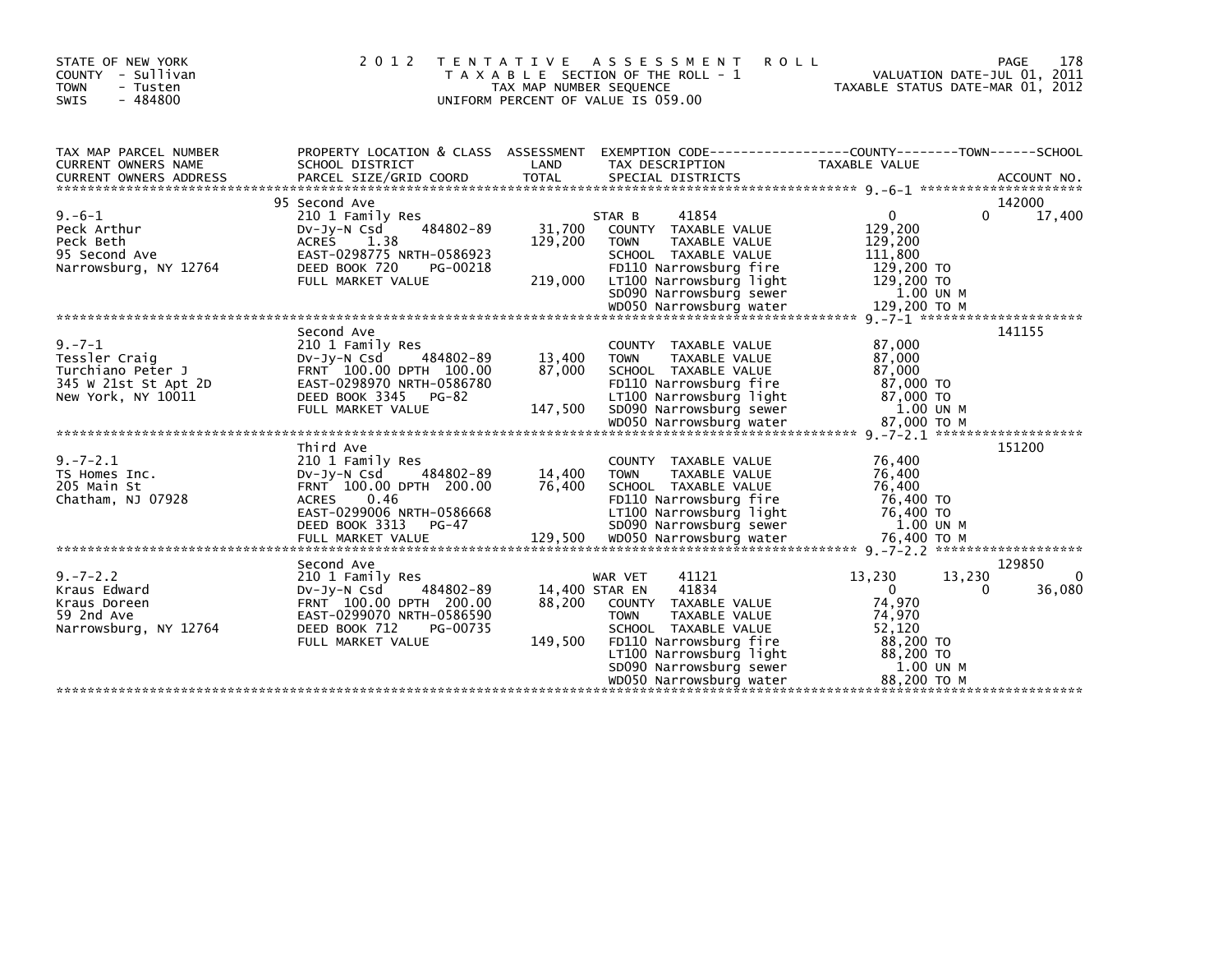STATE OF NEW YORK
COUNTY - Sullivan
TOWN - Tusten
SWIS - 484800

# 2012 TENTATIVE ASSESSMENT ROLL

TAXABLE SECTION OF THE ROLL - 1
TAX MAP NUMBER SEQUENCE
UNIFORM PERCENT OF VALUE IS 059.00

VALUATION DATE-JUL 01, 2011
TAXABLE STATUS DATE-MAR 01, 2012

| TAX MAP PARCEL NUMBER / CURRENT OWNERS NAME / CURRENT OWNERS ADDRESS | PROPERTY LOCATION & CLASS / SCHOOL DISTRICT / PARCEL SIZE/GRID COORD | ASSESSMENT LAND / TOTAL | EXEMPTION CODE / TAX DESCRIPTION / SPECIAL DISTRICTS | COUNTY TAXABLE VALUE | TOWN | SCHOOL | ACCOUNT NO. |
|---|---|---|---|---|---|---|---|
| | 95 Second Ave | | | | | | 142000 |
| 9.-6-1 | 210 1 Family Res | | STAR B 41854 | 0 | 0 | 17,400 | |
| Peck Arthur | Dv-Jy-N Csd 484802-89 | 31,700 | COUNTY TAXABLE VALUE | 129,200 | | | |
| Peck Beth | ACRES 1.38 | 129,200 | TOWN TAXABLE VALUE | 129,200 | | | |
| 95 Second Ave | EAST-0298775 NRTH-0586923 | | SCHOOL TAXABLE VALUE | 111,800 | | | |
| Narrowsburg, NY 12764 | DEED BOOK 720 PG-00218 | | FD110 Narrowsburg fire | 129,200 TO | | | |
| | FULL MARKET VALUE | 219,000 | LT100 Narrowsburg light | 129,200 TO | | | |
| | | | SD090 Narrowsburg sewer | 1.00 UN M | | | |
| | | | WD050 Narrowsburg water | 129,200 TO M | | | |
| | Second Ave | | | | | | 141155 |
| 9.-7-1 | 210 1 Family Res | | COUNTY TAXABLE VALUE | 87,000 | | | |
| Tessler Craig | Dv-Jy-N Csd 484802-89 | 13,400 | TOWN TAXABLE VALUE | 87,000 | | | |
| Turchiano Peter J | FRNT 100.00 DPTH 100.00 | 87,000 | SCHOOL TAXABLE VALUE | 87,000 | | | |
| 345 W 21st St Apt 2D | EAST-0298970 NRTH-0586780 | | FD110 Narrowsburg fire | 87,000 TO | | | |
| New York, NY 10011 | DEED BOOK 3345 PG-82 | | LT100 Narrowsburg light | 87,000 TO | | | |
| | FULL MARKET VALUE | 147,500 | SD090 Narrowsburg sewer | 1.00 UN M | | | |
| | | | WD050 Narrowsburg water | 87,000 TO M | | | |
| | Third Ave | | | | | | 151200 |
| 9.-7-2.1 | 210 1 Family Res | | COUNTY TAXABLE VALUE | 76,400 | | | |
| TS Homes Inc. | Dv-Jy-N Csd 484802-89 | 14,400 | TOWN TAXABLE VALUE | 76,400 | | | |
| 205 Main St | FRNT 100.00 DPTH 200.00 | 76,400 | SCHOOL TAXABLE VALUE | 76,400 | | | |
| Chatham, NJ 07928 | ACRES 0.46 | | FD110 Narrowsburg fire | 76,400 TO | | | |
| | EAST-0299006 NRTH-0586668 | | LT100 Narrowsburg light | 76,400 TO | | | |
| | DEED BOOK 3313 PG-47 | | SD090 Narrowsburg sewer | 1.00 UN M | | | |
| | FULL MARKET VALUE | 129,500 | WD050 Narrowsburg water | 76,400 TO M | | | |
| | Second Ave | | | | | | 129850 |
| 9.-7-2.2 | 210 1 Family Res | | WAR VET 41121 | 13,230 | 13,230 | 0 | |
| Kraus Edward | Dv-Jy-N Csd 484802-89 | 14,400 | STAR EN 41834 | 0 | 0 | 36,080 | |
| Kraus Doreen | FRNT 100.00 DPTH 200.00 | 88,200 | COUNTY TAXABLE VALUE | 74,970 | | | |
| 59 2nd Ave | EAST-0299070 NRTH-0586590 | | TOWN TAXABLE VALUE | 74,970 | | | |
| Narrowsburg, NY 12764 | DEED BOOK 712 PG-00735 | | SCHOOL TAXABLE VALUE | 52,120 | | | |
| | FULL MARKET VALUE | 149,500 | FD110 Narrowsburg fire | 88,200 TO | | | |
| | | | LT100 Narrowsburg light | 88,200 TO | | | |
| | | | SD090 Narrowsburg sewer | 1.00 UN M | | | |
| | | | WD050 Narrowsburg water | 88,200 TO M | | | |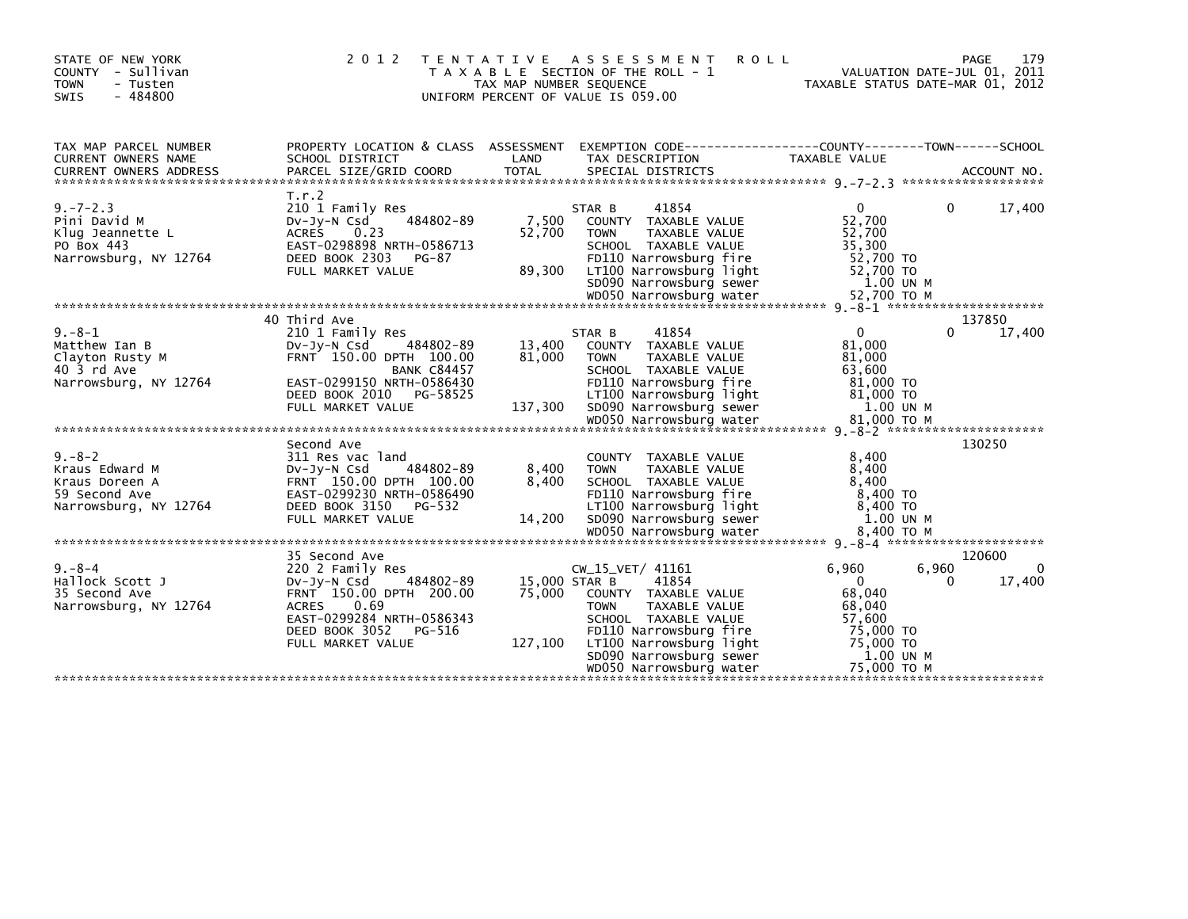STATE OF NEW YORK
COUNTY - Sullivan
TOWN - Tusten
SWIS - 484800

2012 TENTATIVE ASSESSMENT ROLL
TAXABLE SECTION OF THE ROLL - 1
TAX MAP NUMBER SEQUENCE
UNIFORM PERCENT OF VALUE IS 059.00

VALUATION DATE-JUL 01, 2011
TAXABLE STATUS DATE-MAR 01, 2012

| TAX MAP PARCEL NUMBER / CURRENT OWNERS NAME / CURRENT OWNERS ADDRESS | PROPERTY LOCATION & CLASS / SCHOOL DISTRICT / PARCEL SIZE/GRID COORD | ASSESSMENT LAND / TOTAL | EXEMPTION CODE / TAX DESCRIPTION / SPECIAL DISTRICTS | COUNTY TAXABLE VALUE | TOWN | SCHOOL | ACCOUNT NO. |
|---|---|---|---|---|---|---|---|
| 9.-7-2.3 | T.r.2 | | | | | | |
| | 210 1 Family Res | | STAR B 41854 | 0 | 0 | 17,400 | |
| Pini David M | Dv-Jy-N Csd 484802-89 | 7,500 | COUNTY TAXABLE VALUE | 52,700 | | | |
| Klug Jeannette L | ACRES 0.23 | 52,700 | TOWN TAXABLE VALUE | 52,700 | | | |
| PO Box 443 | EAST-0298898 NRTH-0586713 | | SCHOOL TAXABLE VALUE | 35,300 | | | |
| Narrowsburg, NY 12764 | DEED BOOK 2303 PG-87 | | FD110 Narrowsburg fire | 52,700 TO | | | |
| | FULL MARKET VALUE | 89,300 | LT100 Narrowsburg light | 52,700 TO | | | |
| | | | SD090 Narrowsburg sewer | 1.00 UN M | | | |
| | | | WD050 Narrowsburg water | 52,700 TO M | | | |
| 9.-8-1 | 40 Third Ave | | | | | | 137850 |
| | 210 1 Family Res | | STAR B 41854 | 0 | 0 | 17,400 | |
| Matthew Ian B | Dv-Jy-N Csd 484802-89 | 13,400 | COUNTY TAXABLE VALUE | 81,000 | | | |
| Clayton Rusty M | FRNT 150.00 DPTH 100.00 | 81,000 | TOWN TAXABLE VALUE | 81,000 | | | |
| 40 3 rd Ave | BANK C84457 | | SCHOOL TAXABLE VALUE | 63,600 | | | |
| Narrowsburg, NY 12764 | EAST-0299150 NRTH-0586430 | | FD110 Narrowsburg fire | 81,000 TO | | | |
| | DEED BOOK 2010 PG-58525 | | LT100 Narrowsburg light | 81,000 TO | | | |
| | FULL MARKET VALUE | 137,300 | SD090 Narrowsburg sewer | 1.00 UN M | | | |
| | | | WD050 Narrowsburg water | 81,000 TO M | | | |
| 9.-8-2 | Second Ave | | | | | | 130250 |
| | 311 Res vac land | | COUNTY TAXABLE VALUE | 8,400 | | | |
| Kraus Edward M | Dv-Jy-N Csd 484802-89 | 8,400 | TOWN TAXABLE VALUE | 8,400 | | | |
| Kraus Doreen A | FRNT 150.00 DPTH 100.00 | 8,400 | SCHOOL TAXABLE VALUE | 8,400 | | | |
| 59 Second Ave | EAST-0299230 NRTH-0586490 | | FD110 Narrowsburg fire | 8,400 TO | | | |
| Narrowsburg, NY 12764 | DEED BOOK 3150 PG-532 | | LT100 Narrowsburg light | 8,400 TO | | | |
| | FULL MARKET VALUE | 14,200 | SD090 Narrowsburg sewer | 1.00 UN M | | | |
| | | | WD050 Narrowsburg water | 8,400 TO M | | | |
| 9.-8-4 | 35 Second Ave | | | | | | 120600 |
| | 220 2 Family Res | | CW_15_VET/ 41161 | 6,960 | 6,960 | 0 | |
| Hallock Scott J | Dv-Jy-N Csd 484802-89 | 15,000 | STAR B 41854 | 0 | 0 | 17,400 | |
| 35 Second Ave | FRNT 150.00 DPTH 200.00 | 75,000 | COUNTY TAXABLE VALUE | 68,040 | | | |
| Narrowsburg, NY 12764 | ACRES 0.69 | | TOWN TAXABLE VALUE | 68,040 | | | |
| | EAST-0299284 NRTH-0586343 | | SCHOOL TAXABLE VALUE | 57,600 | | | |
| | DEED BOOK 3052 PG-516 | | FD110 Narrowsburg fire | 75,000 TO | | | |
| | FULL MARKET VALUE | 127,100 | LT100 Narrowsburg light | 75,000 TO | | | |
| | | | SD090 Narrowsburg sewer | 1.00 UN M | | | |
| | | | WD050 Narrowsburg water | 75,000 TO M | | | |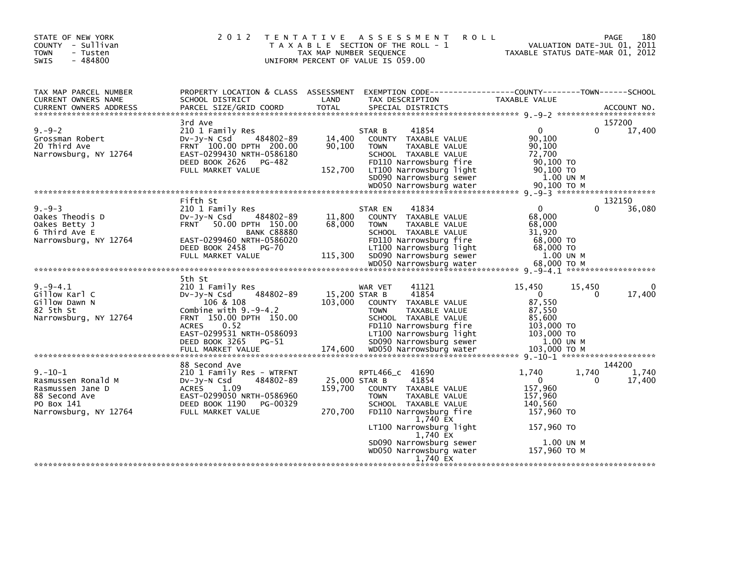STATE OF NEW YORK
COUNTY - Sullivan
TOWN - Tusten
SWIS - 484800

# 2012 TENTATIVE ASSESSMENT ROLL

TAXABLE SECTION OF THE ROLL - 1
TAX MAP NUMBER SEQUENCE
UNIFORM PERCENT OF VALUE IS 059.00

VALUATION DATE-JUL 01, 2011
TAXABLE STATUS DATE-MAR 01, 2012

| TAX MAP PARCEL NUMBER / CURRENT OWNERS NAME / CURRENT OWNERS ADDRESS | PROPERTY LOCATION & CLASS / SCHOOL DISTRICT / PARCEL SIZE/GRID COORD | ASSESSMENT LAND / TOTAL | EXEMPTION CODE / TAX DESCRIPTION / SPECIAL DISTRICTS | COUNTY TAXABLE VALUE | TOWN | SCHOOL | ACCOUNT NO. |
|---|---|---|---|---|---|---|---|
| **9.-9-2** | 3rd Ave | | | | | | 157200 |
| | 210 1 Family Res | | STAR B 41854 | 0 | 0 | 17,400 | |
| Grossman Robert | Dv-Jy-N Csd 484802-89 | 14,400 | COUNTY TAXABLE VALUE | 90,100 | | | |
| 20 Third Ave | FRNT 100.00 DPTH 200.00 | 90,100 | TOWN TAXABLE VALUE | 90,100 | | | |
| Narrowsburg, NY 12764 | EAST-0299430 NRTH-0586180 | | SCHOOL TAXABLE VALUE | 72,700 | | | |
| | DEED BOOK 2626 PG-482 | | FD110 Narrowsburg fire | 90,100 TO | | | |
| | FULL MARKET VALUE | 152,700 | LT100 Narrowsburg light | 90,100 TO | | | |
| | | | SD090 Narrowsburg sewer | 1.00 UN M | | | |
| | | | WD050 Narrowsburg water | 90,100 TO M | | | |
| **9.-9-3** | Fifth St | | | | | | 132150 |
| | 210 1 Family Res | | STAR EN 41834 | 0 | 0 | 36,080 | |
| Oakes Theodis D | Dv-Jy-N Csd 484802-89 | 11,800 | COUNTY TAXABLE VALUE | 68,000 | | | |
| Oakes Betty J | FRNT 50.00 DPTH 150.00 | 68,000 | TOWN TAXABLE VALUE | 68,000 | | | |
| 6 Third Ave E | BANK C88880 | | SCHOOL TAXABLE VALUE | 31,920 | | | |
| Narrowsburg, NY 12764 | EAST-0299460 NRTH-0586020 | | FD110 Narrowsburg fire | 68,000 TO | | | |
| | DEED BOOK 2458 PG-70 | | LT100 Narrowsburg light | 68,000 TO | | | |
| | FULL MARKET VALUE | 115,300 | SD090 Narrowsburg sewer | 1.00 UN M | | | |
| | | | WD050 Narrowsburg water | 68,000 TO M | | | |
| **9.-9-4.1** | 5th St | | | | | | |
| | 210 1 Family Res | | WAR VET 41121 | 15,450 | 15,450 | 0 | |
| Gillow Karl C | Dv-Jy-N Csd 484802-89 | 15,200 | STAR B 41854 | 0 | 0 | 17,400 | |
| Gillow Dawn N | 106 & 108 | 103,000 | COUNTY TAXABLE VALUE | 87,550 | | | |
| 82 5th St | Combine with 9.-9-4.2 | | TOWN TAXABLE VALUE | 87,550 | | | |
| Narrowsburg, NY 12764 | FRNT 150.00 DPTH 150.00 | | SCHOOL TAXABLE VALUE | 85,600 | | | |
| | ACRES 0.52 | | FD110 Narrowsburg fire | 103,000 TO | | | |
| | EAST-0299531 NRTH-0586093 | | LT100 Narrowsburg light | 103,000 TO | | | |
| | DEED BOOK 3265 PG-51 | | SD090 Narrowsburg sewer | 1.00 UN M | | | |
| | FULL MARKET VALUE | 174,600 | WD050 Narrowsburg water | 103,000 TO M | | | |
| **9.-10-1** | 88 Second Ave | | | | | | 144200 |
| | 210 1 Family Res - WTRFNT | | RPTL466_c 41690 | 1,740 | 1,740 | 1,740 | |
| Rasmussen Ronald M | Dv-Jy-N Csd 484802-89 | 25,000 | STAR B 41854 | 0 | 0 | 17,400 | |
| Rasmussen Jane D | ACRES 1.09 | 159,700 | COUNTY TAXABLE VALUE | 157,960 | | | |
| 88 Second Ave | EAST-0299050 NRTH-0586960 | | TOWN TAXABLE VALUE | 157,960 | | | |
| PO Box 141 | DEED BOOK 1190 PG-00329 | | SCHOOL TAXABLE VALUE | 140,560 | | | |
| Narrowsburg, NY 12764 | FULL MARKET VALUE | 270,700 | FD110 Narrowsburg fire | 157,960 TO | | | |
| | | | 1,740 EX | | | | |
| | | | LT100 Narrowsburg light | 157,960 TO | | | |
| | | | 1,740 EX | | | | |
| | | | SD090 Narrowsburg sewer | 1.00 UN M | | | |
| | | | WD050 Narrowsburg water | 157,960 TO M | | | |
| | | | 1,740 EX | | | | |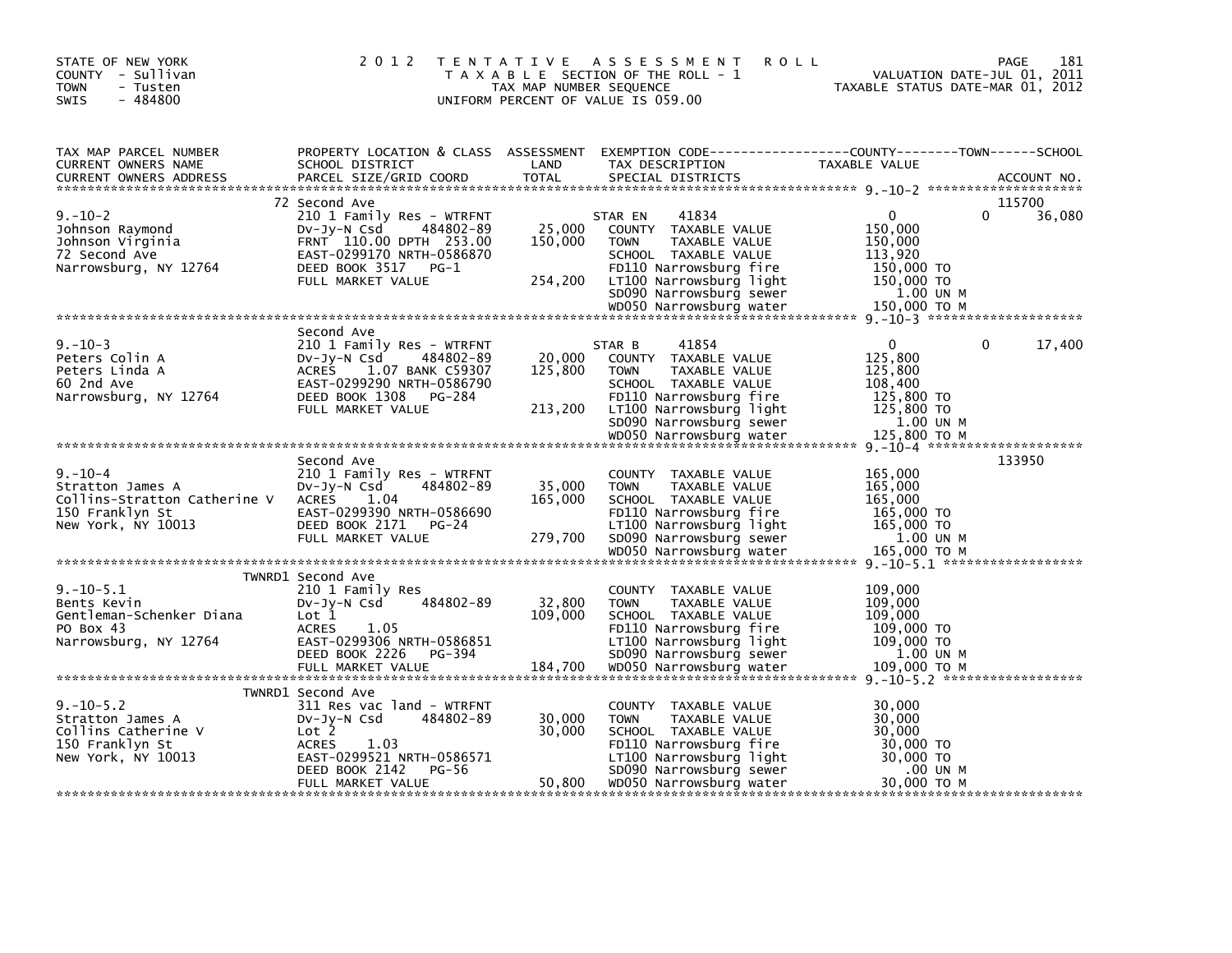STATE OF NEW YORK
COUNTY - Sullivan
TOWN - Tusten
SWIS - 484800

2012 TENTATIVE ASSESSMENT ROLL
TAXABLE SECTION OF THE ROLL - 1
TAX MAP NUMBER SEQUENCE
UNIFORM PERCENT OF VALUE IS 059.00

VALUATION DATE-JUL 01, 2011
TAXABLE STATUS DATE-MAR 01, 2012

| TAX MAP PARCEL NUMBER / CURRENT OWNERS NAME / CURRENT OWNERS ADDRESS | PROPERTY LOCATION & CLASS / SCHOOL DISTRICT / PARCEL SIZE/GRID COORD | ASSESSMENT LAND / TOTAL | EXEMPTION CODE / TAX DESCRIPTION / SPECIAL DISTRICTS | COUNTY TAXABLE VALUE | TOWN | SCHOOL / ACCOUNT NO. |
|---|---|---|---|---|---|---|
| 9.-10-2 | 72 Second Ave | | | | | 115700 |
| | 210 1 Family Res - WTRFNT | | STAR EN 41834 | 0 | 0 | 36,080 |
| Johnson Raymond | Dv-Jy-N Csd 484802-89 | 25,000 | COUNTY TAXABLE VALUE | 150,000 | | |
| Johnson Virginia | FRNT 110.00 DPTH 253.00 | 150,000 | TOWN TAXABLE VALUE | 150,000 | | |
| 72 Second Ave | EAST-0299170 NRTH-0586870 | | SCHOOL TAXABLE VALUE | 113,920 | | |
| Narrowsburg, NY 12764 | DEED BOOK 3517 PG-1 | | FD110 Narrowsburg fire | 150,000 TO | | |
| | FULL MARKET VALUE | 254,200 | LT100 Narrowsburg light | 150,000 TO | | |
| | | | SD090 Narrowsburg sewer | 1.00 UN M | | |
| | | | WD050 Narrowsburg water | 150,000 TO M | | |
| 9.-10-3 | Second Ave | | | | | |
| | 210 1 Family Res - WTRFNT | | STAR B 41854 | 0 | 0 | 17,400 |
| Peters Colin A | Dv-Jy-N Csd 484802-89 | 20,000 | COUNTY TAXABLE VALUE | 125,800 | | |
| Peters Linda A | ACRES 1.07 BANK C59307 | 125,800 | TOWN TAXABLE VALUE | 125,800 | | |
| 60 2nd Ave | EAST-0299290 NRTH-0586790 | | SCHOOL TAXABLE VALUE | 108,400 | | |
| Narrowsburg, NY 12764 | DEED BOOK 1308 PG-284 | | FD110 Narrowsburg fire | 125,800 TO | | |
| | FULL MARKET VALUE | 213,200 | LT100 Narrowsburg light | 125,800 TO | | |
| | | | SD090 Narrowsburg sewer | 1.00 UN M | | |
| | | | WD050 Narrowsburg water | 125,800 TO M | | |
| 9.-10-4 | Second Ave | | | | | 133950 |
| | 210 1 Family Res - WTRFNT | | COUNTY TAXABLE VALUE | 165,000 | | |
| Stratton James A | Dv-Jy-N Csd 484802-89 | 35,000 | TOWN TAXABLE VALUE | 165,000 | | |
| Collins-Stratton Catherine V | ACRES 1.04 | 165,000 | SCHOOL TAXABLE VALUE | 165,000 | | |
| 150 Franklyn St | EAST-0299390 NRTH-0586690 | | FD110 Narrowsburg fire | 165,000 TO | | |
| New York, NY 10013 | DEED BOOK 2171 PG-24 | | LT100 Narrowsburg light | 165,000 TO | | |
| | FULL MARKET VALUE | 279,700 | SD090 Narrowsburg sewer | 1.00 UN M | | |
| | | | WD050 Narrowsburg water | 165,000 TO M | | |
| 9.-10-5.1 | TWNRD1 Second Ave | | | | | |
| | 210 1 Family Res | | COUNTY TAXABLE VALUE | 109,000 | | |
| Bents Kevin | Dv-Jy-N Csd 484802-89 | 32,800 | TOWN TAXABLE VALUE | 109,000 | | |
| Gentleman-Schenker Diana | Lot 1 | 109,000 | SCHOOL TAXABLE VALUE | 109,000 | | |
| PO Box 43 | ACRES 1.05 | | FD110 Narrowsburg fire | 109,000 TO | | |
| Narrowsburg, NY 12764 | EAST-0299306 NRTH-0586851 | | LT100 Narrowsburg light | 109,000 TO | | |
| | DEED BOOK 2226 PG-394 | | SD090 Narrowsburg sewer | 1.00 UN M | | |
| | FULL MARKET VALUE | 184,700 | WD050 Narrowsburg water | 109,000 TO M | | |
| 9.-10-5.2 | TWNRD1 Second Ave | | | | | |
| | 311 Res vac land - WTRFNT | | COUNTY TAXABLE VALUE | 30,000 | | |
| Stratton James A | Dv-Jy-N Csd 484802-89 | 30,000 | TOWN TAXABLE VALUE | 30,000 | | |
| Collins Catherine V | Lot 2 | 30,000 | SCHOOL TAXABLE VALUE | 30,000 | | |
| 150 Franklyn St | ACRES 1.03 | | FD110 Narrowsburg fire | 30,000 TO | | |
| New York, NY 10013 | EAST-0299521 NRTH-0586571 | | LT100 Narrowsburg light | 30,000 TO | | |
| | DEED BOOK 2142 PG-56 | | SD090 Narrowsburg sewer | .00 UN M | | |
| | FULL MARKET VALUE | 50,800 | WD050 Narrowsburg water | 30,000 TO M | | |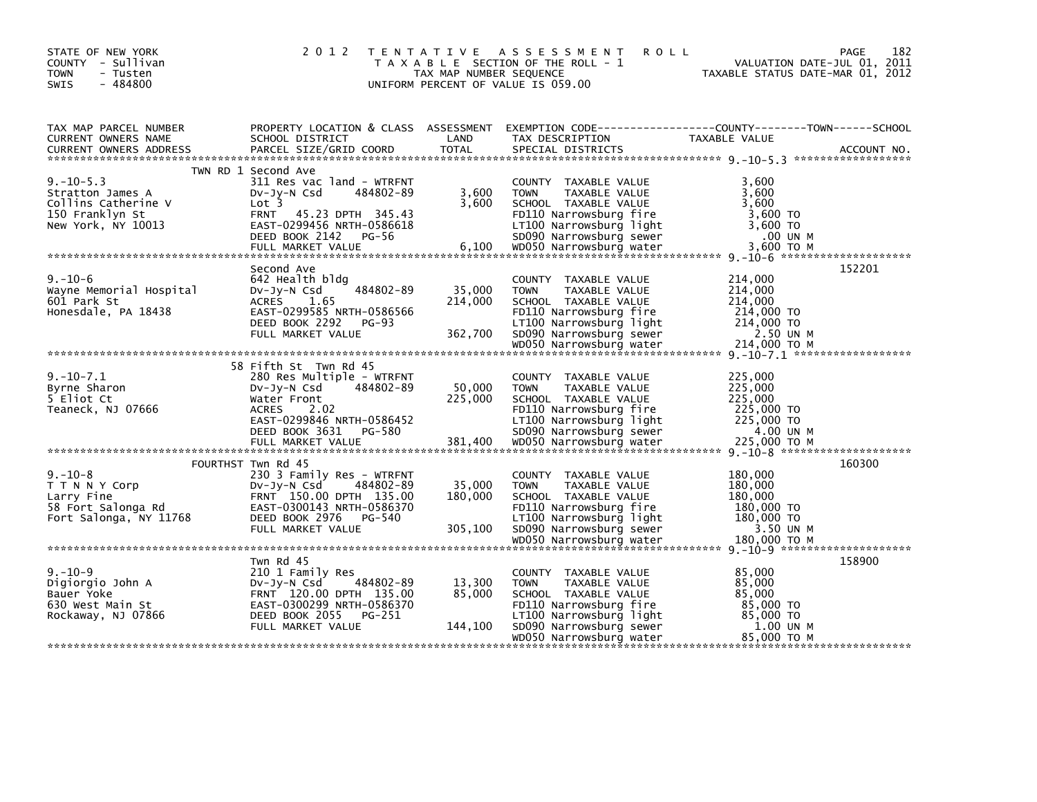STATE OF NEW YORK
COUNTY - Sullivan
TOWN - Tusten
SWIS - 484800

2 0 1 2 T E N T A T I V E A S S E S S M E N T R O L L
T A X A B L E SECTION OF THE ROLL - 1
TAX MAP NUMBER SEQUENCE
UNIFORM PERCENT OF VALUE IS 059.00

VALUATION DATE-JUL 01, 2011
TAXABLE STATUS DATE-MAR 01, 2012

| TAX MAP PARCEL NUMBER / CURRENT OWNERS NAME / CURRENT OWNERS ADDRESS | PROPERTY LOCATION & CLASS / SCHOOL DISTRICT / PARCEL SIZE/GRID COORD | ASSESSMENT LAND / TOTAL | EXEMPTION CODE / TAX DESCRIPTION / SPECIAL DISTRICTS | TAXABLE VALUE (COUNTY--------TOWN------SCHOOL) | ACCOUNT NO. |
|---|---|---|---|---|---|
| 9.-10-5.3 | TWN RD 1 Second Ave | | | | |
| | 311 Res vac land - WTRFNT | | COUNTY TAXABLE VALUE | 3,600 | |
| Stratton James A | Dv-Jy-N Csd 484802-89 | 3,600 | TOWN TAXABLE VALUE | 3,600 | |
| Collins Catherine V | Lot 3 | 3,600 | SCHOOL TAXABLE VALUE | 3,600 | |
| 150 Franklyn St | FRNT 45.23 DPTH 345.43 | | FD110 Narrowsburg fire | 3,600 TO | |
| New York, NY 10013 | EAST-0299456 NRTH-0586618 | | LT100 Narrowsburg light | 3,600 TO | |
| | DEED BOOK 2142 PG-56 | | SD090 Narrowsburg sewer | .00 UN M | |
| | FULL MARKET VALUE | 6,100 | WD050 Narrowsburg water | 3,600 TO M | |
| 9.-10-6 | Second Ave | | | | 152201 |
| | 642 Health bldg | | COUNTY TAXABLE VALUE | 214,000 | |
| Wayne Memorial Hospital | Dv-Jy-N Csd 484802-89 | 35,000 | TOWN TAXABLE VALUE | 214,000 | |
| 601 Park St | ACRES 1.65 | 214,000 | SCHOOL TAXABLE VALUE | 214,000 | |
| Honesdale, PA 18438 | EAST-0299585 NRTH-0586566 | | FD110 Narrowsburg fire | 214,000 TO | |
| | DEED BOOK 2292 PG-93 | | LT100 Narrowsburg light | 214,000 TO | |
| | FULL MARKET VALUE | 362,700 | SD090 Narrowsburg sewer | 2.50 UN M | |
| | | | WD050 Narrowsburg water | 214,000 TO M | |
| 9.-10-7.1 | 58 Fifth St Twn Rd 45 | | | | |
| | 280 Res Multiple - WTRFNT | | COUNTY TAXABLE VALUE | 225,000 | |
| Byrne Sharon | Dv-Jy-N Csd 484802-89 | 50,000 | TOWN TAXABLE VALUE | 225,000 | |
| 5 Eliot Ct | Water Front | 225,000 | SCHOOL TAXABLE VALUE | 225,000 | |
| Teaneck, NJ 07666 | ACRES 2.02 | | FD110 Narrowsburg fire | 225,000 TO | |
| | EAST-0299846 NRTH-0586452 | | LT100 Narrowsburg light | 225,000 TO | |
| | DEED BOOK 3631 PG-580 | | SD090 Narrowsburg sewer | 4.00 UN M | |
| | FULL MARKET VALUE | 381,400 | WD050 Narrowsburg water | 225,000 TO M | |
| 9.-10-8 | FOURTHST Twn Rd 45 | | | | 160300 |
| | 230 3 Family Res - WTRFNT | | COUNTY TAXABLE VALUE | 180,000 | |
| T T N N Y Corp | Dv-Jy-N Csd 484802-89 | 35,000 | TOWN TAXABLE VALUE | 180,000 | |
| Larry Fine | FRNT 150.00 DPTH 135.00 | 180,000 | SCHOOL TAXABLE VALUE | 180,000 | |
| 58 Fort Salonga Rd | EAST-0300143 NRTH-0586370 | | FD110 Narrowsburg fire | 180,000 TO | |
| Fort Salonga, NY 11768 | DEED BOOK 2976 PG-540 | | LT100 Narrowsburg light | 180,000 TO | |
| | FULL MARKET VALUE | 305,100 | SD090 Narrowsburg sewer | 3.50 UN M | |
| | | | WD050 Narrowsburg water | 180,000 TO M | |
| 9.-10-9 | Twn Rd 45 | | | | 158900 |
| | 210 1 Family Res | | COUNTY TAXABLE VALUE | 85,000 | |
| Digiorgio John A | Dv-Jy-N Csd 484802-89 | 13,300 | TOWN TAXABLE VALUE | 85,000 | |
| Bauer Yoke | FRNT 120.00 DPTH 135.00 | 85,000 | SCHOOL TAXABLE VALUE | 85,000 | |
| 630 West Main St | EAST-0300299 NRTH-0586370 | | FD110 Narrowsburg fire | 85,000 TO | |
| Rockaway, NJ 07866 | DEED BOOK 2055 PG-251 | | LT100 Narrowsburg light | 85,000 TO | |
| | FULL MARKET VALUE | 144,100 | SD090 Narrowsburg sewer | 1.00 UN M | |
| | | | WD050 Narrowsburg water | 85,000 TO M | |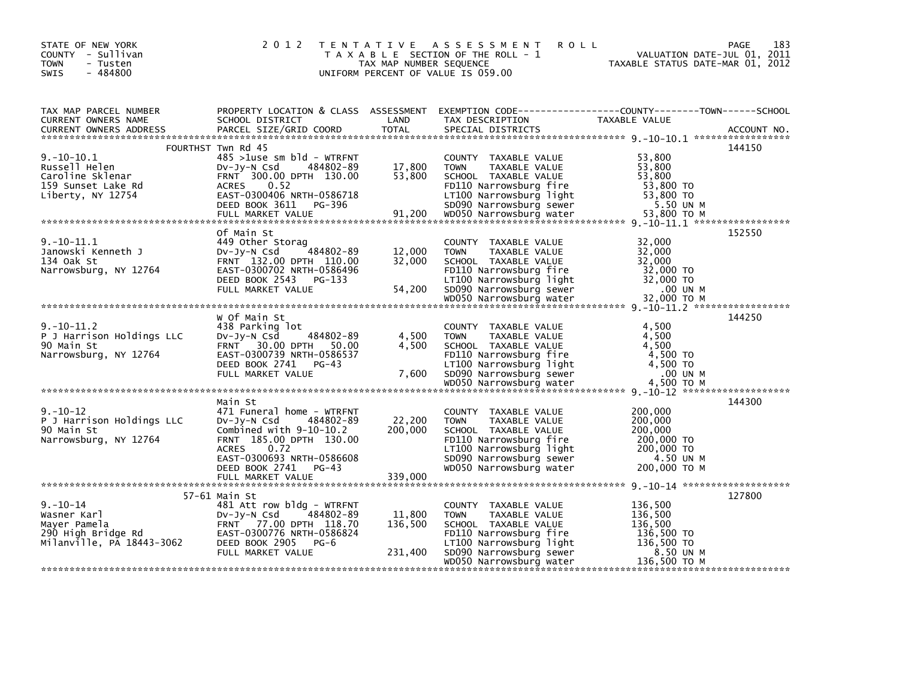STATE OF NEW YORK
COUNTY - Sullivan
TOWN - Tusten
SWIS - 484800

2012 TENTATIVE ASSESSMENT ROLL
TAXABLE SECTION OF THE ROLL - 1
TAX MAP NUMBER SEQUENCE
UNIFORM PERCENT OF VALUE IS 059.00

VALUATION DATE-JUL 01, 2011
TAXABLE STATUS DATE-MAR 01, 2012

| TAX MAP PARCEL NUMBER / CURRENT OWNERS NAME / CURRENT OWNERS ADDRESS | PROPERTY LOCATION & CLASS / SCHOOL DISTRICT / PARCEL SIZE/GRID COORD | ASSESSMENT LAND / TOTAL | EXEMPTION CODE / TAX DESCRIPTION / SPECIAL DISTRICTS | TAXABLE VALUE (COUNTY / TOWN / SCHOOL) | ACCOUNT NO. |
|---|---|---|---|---|---|
| **9.-10-10.1** | FOURTHST Twn Rd 45 | | | | 144150 |
| | 485 >1use sm bld - WTRFNT | | COUNTY TAXABLE VALUE | 53,800 | |
| Russell Helen | Dv-Jy-N Csd 484802-89 | 17,800 | TOWN TAXABLE VALUE | 53,800 | |
| Caroline Sklenar | FRNT 300.00 DPTH 130.00 | 53,800 | SCHOOL TAXABLE VALUE | 53,800 | |
| 159 Sunset Lake Rd | ACRES 0.52 | | FD110 Narrowsburg fire | 53,800 TO | |
| Liberty, NY 12754 | EAST-0300406 NRTH-0586718 | | LT100 Narrowsburg light | 53,800 TO | |
| | DEED BOOK 3611 PG-396 | | SD090 Narrowsburg sewer | 5.50 UN M | |
| | FULL MARKET VALUE | 91,200 | WD050 Narrowsburg water | 53,800 TO M | |
| **9.-10-11.1** | Of Main St | | | | 152550 |
| | 449 Other Storag | | COUNTY TAXABLE VALUE | 32,000 | |
| Janowski Kenneth J | Dv-Jy-N Csd 484802-89 | 12,000 | TOWN TAXABLE VALUE | 32,000 | |
| 134 Oak St | FRNT 132.00 DPTH 110.00 | 32,000 | SCHOOL TAXABLE VALUE | 32,000 | |
| Narrowsburg, NY 12764 | EAST-0300702 NRTH-0586496 | | FD110 Narrowsburg fire | 32,000 TO | |
| | DEED BOOK 2543 PG-133 | | LT100 Narrowsburg light | 32,000 TO | |
| | FULL MARKET VALUE | 54,200 | SD090 Narrowsburg sewer | .00 UN M | |
| | | | WD050 Narrowsburg water | 32,000 TO M | |
| **9.-10-11.2** | W Of Main St | | | | 144250 |
| | 438 Parking lot | | COUNTY TAXABLE VALUE | 4,500 | |
| P J Harrison Holdings LLC | Dv-Jy-N Csd 484802-89 | 4,500 | TOWN TAXABLE VALUE | 4,500 | |
| 90 Main St | FRNT 30.00 DPTH 50.00 | 4,500 | SCHOOL TAXABLE VALUE | 4,500 | |
| Narrowsburg, NY 12764 | EAST-0300739 NRTH-0586537 | | FD110 Narrowsburg fire | 4,500 TO | |
| | DEED BOOK 2741 PG-43 | | LT100 Narrowsburg light | 4,500 TO | |
| | FULL MARKET VALUE | 7,600 | SD090 Narrowsburg sewer | .00 UN M | |
| | | | WD050 Narrowsburg water | 4,500 TO M | |
| **9.-10-12** | Main St | | | | 144300 |
| | 471 Funeral home - WTRFNT | | COUNTY TAXABLE VALUE | 200,000 | |
| P J Harrison Holdings LLC | Dv-Jy-N Csd 484802-89 | 22,200 | TOWN TAXABLE VALUE | 200,000 | |
| 90 Main St | Combined with 9-10-10.2 | 200,000 | SCHOOL TAXABLE VALUE | 200,000 | |
| Narrowsburg, NY 12764 | FRNT 185.00 DPTH 130.00 | | FD110 Narrowsburg fire | 200,000 TO | |
| | ACRES 0.72 | | LT100 Narrowsburg light | 200,000 TO | |
| | EAST-0300693 NRTH-0586608 | | SD090 Narrowsburg sewer | 4.50 UN M | |
| | DEED BOOK 2741 PG-43 | | WD050 Narrowsburg water | 200,000 TO M | |
| | FULL MARKET VALUE | 339,000 | | | |
| **9.-10-14** | 57-61 Main St | | | | 127800 |
| | 481 Att row bldg - WTRFNT | | COUNTY TAXABLE VALUE | 136,500 | |
| Wasner Karl | Dv-Jy-N Csd 484802-89 | 11,800 | TOWN TAXABLE VALUE | 136,500 | |
| Mayer Pamela | FRNT 77.00 DPTH 118.70 | 136,500 | SCHOOL TAXABLE VALUE | 136,500 | |
| 290 High Bridge Rd | EAST-0300776 NRTH-0586824 | | FD110 Narrowsburg fire | 136,500 TO | |
| Milanville, PA 18443-3062 | DEED BOOK 2905 PG-6 | | LT100 Narrowsburg light | 136,500 TO | |
| | FULL MARKET VALUE | 231,400 | SD090 Narrowsburg sewer | 8.50 UN M | |
| | | | WD050 Narrowsburg water | 136,500 TO M | |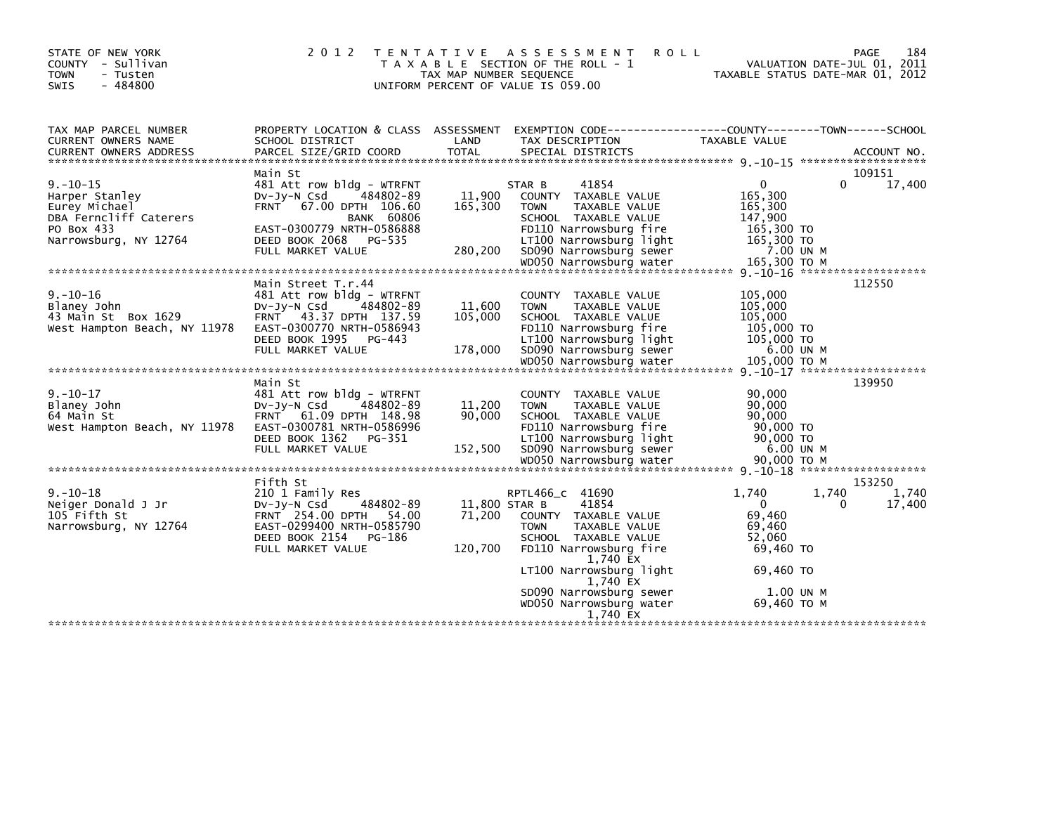STATE OF NEW YORK
COUNTY - Sullivan
TOWN - Tusten
SWIS - 484800

2012 TENTATIVE ASSESSMENT ROLL
TAXABLE SECTION OF THE ROLL - 1
TAX MAP NUMBER SEQUENCE
UNIFORM PERCENT OF VALUE IS 059.00

VALUATION DATE-JUL 01, 2011
TAXABLE STATUS DATE-MAR 01, 2012

| TAX MAP PARCEL NUMBER / CURRENT OWNERS NAME / CURRENT OWNERS ADDRESS | PROPERTY LOCATION & CLASS / SCHOOL DISTRICT / PARCEL SIZE/GRID COORD | ASSESSMENT LAND / TOTAL | EXEMPTION CODE / TAX DESCRIPTION / SPECIAL DISTRICTS | COUNTY TAXABLE VALUE | TOWN | SCHOOL / ACCOUNT NO. |
|---|---|---|---|---|---|---|
| | Main St | | | | | 109151 |
| 9.-10-15 | 481 Att row bldg - WTRFNT | | STAR B 41854 | 0 | 0 | 17,400 |
| Harper Stanley | Dv-Jy-N Csd 484802-89 | 11,900 | COUNTY TAXABLE VALUE | 165,300 | | |
| Eurey Michael | FRNT 67.00 DPTH 106.60 | 165,300 | TOWN TAXABLE VALUE | 165,300 | | |
| DBA Ferncliff Caterers | BANK 60806 | | SCHOOL TAXABLE VALUE | 147,900 | | |
| PO Box 433 | EAST-0300779 NRTH-0586888 | | FD110 Narrowsburg fire | 165,300 TO | | |
| Narrowsburg, NY 12764 | DEED BOOK 2068 PG-535 | | LT100 Narrowsburg light | 165,300 TO | | |
| | FULL MARKET VALUE | 280,200 | SD090 Narrowsburg sewer | 7.00 UN M | | |
| | | | WD050 Narrowsburg water | 165,300 TO M | | |
| | Main Street T.r.44 | | | | | 112550 |
| 9.-10-16 | 481 Att row bldg - WTRFNT | | COUNTY TAXABLE VALUE | 105,000 | | |
| Blaney John | Dv-Jy-N Csd 484802-89 | 11,600 | TOWN TAXABLE VALUE | 105,000 | | |
| 43 Main St Box 1629 | FRNT 43.37 DPTH 137.59 | 105,000 | SCHOOL TAXABLE VALUE | 105,000 | | |
| West Hampton Beach, NY 11978 | EAST-0300770 NRTH-0586943 | | FD110 Narrowsburg fire | 105,000 TO | | |
| | DEED BOOK 1995 PG-443 | | LT100 Narrowsburg light | 105,000 TO | | |
| | FULL MARKET VALUE | 178,000 | SD090 Narrowsburg sewer | 6.00 UN M | | |
| | | | WD050 Narrowsburg water | 105,000 TO M | | |
| | Main St | | | | | 139950 |
| 9.-10-17 | 481 Att row bldg - WTRFNT | | COUNTY TAXABLE VALUE | 90,000 | | |
| Blaney John | Dv-Jy-N Csd 484802-89 | 11,200 | TOWN TAXABLE VALUE | 90,000 | | |
| 64 Main St | FRNT 61.09 DPTH 148.98 | 90,000 | SCHOOL TAXABLE VALUE | 90,000 | | |
| West Hampton Beach, NY 11978 | EAST-0300781 NRTH-0586996 | | FD110 Narrowsburg fire | 90,000 TO | | |
| | DEED BOOK 1362 PG-351 | | LT100 Narrowsburg light | 90,000 TO | | |
| | FULL MARKET VALUE | 152,500 | SD090 Narrowsburg sewer | 6.00 UN M | | |
| | | | WD050 Narrowsburg water | 90,000 TO M | | |
| | Fifth St | | | | | 153250 |
| 9.-10-18 | 210 1 Family Res | | RPTL466_c 41690 | 1,740 | 1,740 | 1,740 |
| Neiger Donald J Jr | Dv-Jy-N Csd 484802-89 | 11,800 | STAR B 41854 | 0 | 0 | 17,400 |
| 105 Fifth St | FRNT 254.00 DPTH 54.00 | 71,200 | COUNTY TAXABLE VALUE | 69,460 | | |
| Narrowsburg, NY 12764 | EAST-0299400 NRTH-0585790 | | TOWN TAXABLE VALUE | 69,460 | | |
| | DEED BOOK 2154 PG-186 | | SCHOOL TAXABLE VALUE | 52,060 | | |
| | FULL MARKET VALUE | 120,700 | FD110 Narrowsburg fire | 69,460 TO | | |
| | | | 1,740 EX | | | |
| | | | LT100 Narrowsburg light | 69,460 TO | | |
| | | | 1,740 EX | | | |
| | | | SD090 Narrowsburg sewer | 1.00 UN M | | |
| | | | WD050 Narrowsburg water | 69,460 TO M | | |
| | | | 1,740 EX | | | |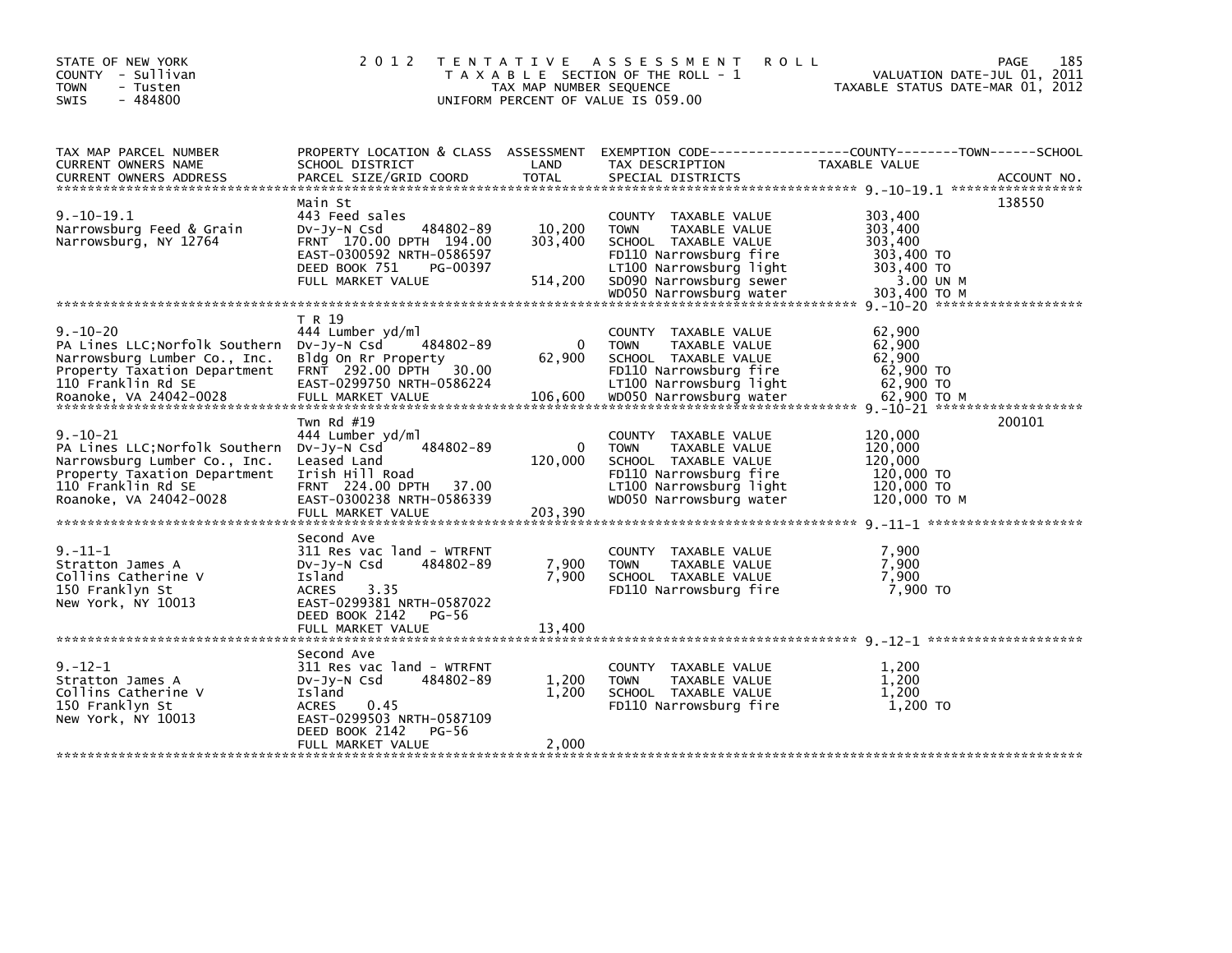STATE OF NEW YORK
COUNTY - Sullivan
TOWN - Tusten
SWIS - 484800

2 0 1 2 T E N T A T I V E A S S E S S M E N T R O L L
T A X A B L E SECTION OF THE ROLL - 1
TAX MAP NUMBER SEQUENCE
UNIFORM PERCENT OF VALUE IS 059.00

VALUATION DATE-JUL 01, 2011
TAXABLE STATUS DATE-MAR 01, 2012

| TAX MAP PARCEL NUMBER / CURRENT OWNERS NAME / CURRENT OWNERS ADDRESS | PROPERTY LOCATION & CLASS / SCHOOL DISTRICT / PARCEL SIZE/GRID COORD | ASSESSMENT LAND / TOTAL | EXEMPTION CODE / TAX DESCRIPTION / SPECIAL DISTRICTS | TAXABLE VALUE (COUNTY--TOWN--SCHOOL) | ACCOUNT NO. |
|---|---|---|---|---|---|
| **9.-10-19.1** | Main St | | | | 138550 |
| 9.-10-19.1 | 443 Feed sales | | COUNTY TAXABLE VALUE | 303,400 | |
| Narrowsburg Feed & Grain | Dv-Jy-N Csd 484802-89 | 10,200 | TOWN TAXABLE VALUE | 303,400 | |
| Narrowsburg, NY 12764 | FRNT 170.00 DPTH 194.00 | 303,400 | SCHOOL TAXABLE VALUE | 303,400 | |
| | EAST-0300592 NRTH-0586597 | | FD110 Narrowsburg fire | 303,400 TO | |
| | DEED BOOK 751 PG-00397 | | LT100 Narrowsburg light | 303,400 TO | |
| | FULL MARKET VALUE | 514,200 | SD090 Narrowsburg sewer | 3.00 UN M | |
| | | | WD050 Narrowsburg water | 303,400 TO M | |
| **9.-10-20** | T R 19 | | | | |
| 9.-10-20 | 444 Lumber yd/ml | | COUNTY TAXABLE VALUE | 62,900 | |
| PA Lines LLC;Norfolk Southern | Dv-Jy-N Csd 484802-89 | 0 | TOWN TAXABLE VALUE | 62,900 | |
| Narrowsburg Lumber Co., Inc. | Bldg On Rr Property | 62,900 | SCHOOL TAXABLE VALUE | 62,900 | |
| Property Taxation Department | FRNT 292.00 DPTH 30.00 | | FD110 Narrowsburg fire | 62,900 TO | |
| 110 Franklin Rd SE | EAST-0299750 NRTH-0586224 | | LT100 Narrowsburg light | 62,900 TO | |
| Roanoke, VA 24042-0028 | FULL MARKET VALUE | 106,600 | WD050 Narrowsburg water | 62,900 TO M | |
| **9.-10-21** | Twn Rd #19 | | | | 200101 |
| 9.-10-21 | 444 Lumber yd/ml | | COUNTY TAXABLE VALUE | 120,000 | |
| PA Lines LLC;Norfolk Southern | Dv-Jy-N Csd 484802-89 | 0 | TOWN TAXABLE VALUE | 120,000 | |
| Narrowsburg Lumber Co., Inc. | Leased Land | 120,000 | SCHOOL TAXABLE VALUE | 120,000 | |
| Property Taxation Department | Irish Hill Road | | FD110 Narrowsburg fire | 120,000 TO | |
| 110 Franklin Rd SE | FRNT 224.00 DPTH 37.00 | | LT100 Narrowsburg light | 120,000 TO | |
| Roanoke, VA 24042-0028 | EAST-0300238 NRTH-0586339 | | WD050 Narrowsburg water | 120,000 TO M | |
| | FULL MARKET VALUE | 203,390 | | | |
| **9.-11-1** | Second Ave | | | | |
| 9.-11-1 | 311 Res vac land - WTRFNT | | COUNTY TAXABLE VALUE | 7,900 | |
| Stratton James A | Dv-Jy-N Csd 484802-89 | 7,900 | TOWN TAXABLE VALUE | 7,900 | |
| Collins Catherine V | Island | 7,900 | SCHOOL TAXABLE VALUE | 7,900 | |
| 150 Franklyn St | ACRES 3.35 | | FD110 Narrowsburg fire | 7,900 TO | |
| New York, NY 10013 | EAST-0299381 NRTH-0587022 | | | | |
| | DEED BOOK 2142 PG-56 | | | | |
| | FULL MARKET VALUE | 13,400 | | | |
| **9.-12-1** | Second Ave | | | | |
| 9.-12-1 | 311 Res vac land - WTRFNT | | COUNTY TAXABLE VALUE | 1,200 | |
| Stratton James A | Dv-Jy-N Csd 484802-89 | 1,200 | TOWN TAXABLE VALUE | 1,200 | |
| Collins Catherine V | Island | 1,200 | SCHOOL TAXABLE VALUE | 1,200 | |
| 150 Franklyn St | ACRES 0.45 | | FD110 Narrowsburg fire | 1,200 TO | |
| New York, NY 10013 | EAST-0299503 NRTH-0587109 | | | | |
| | DEED BOOK 2142 PG-56 | | | | |
| | FULL MARKET VALUE | 2,000 | | | |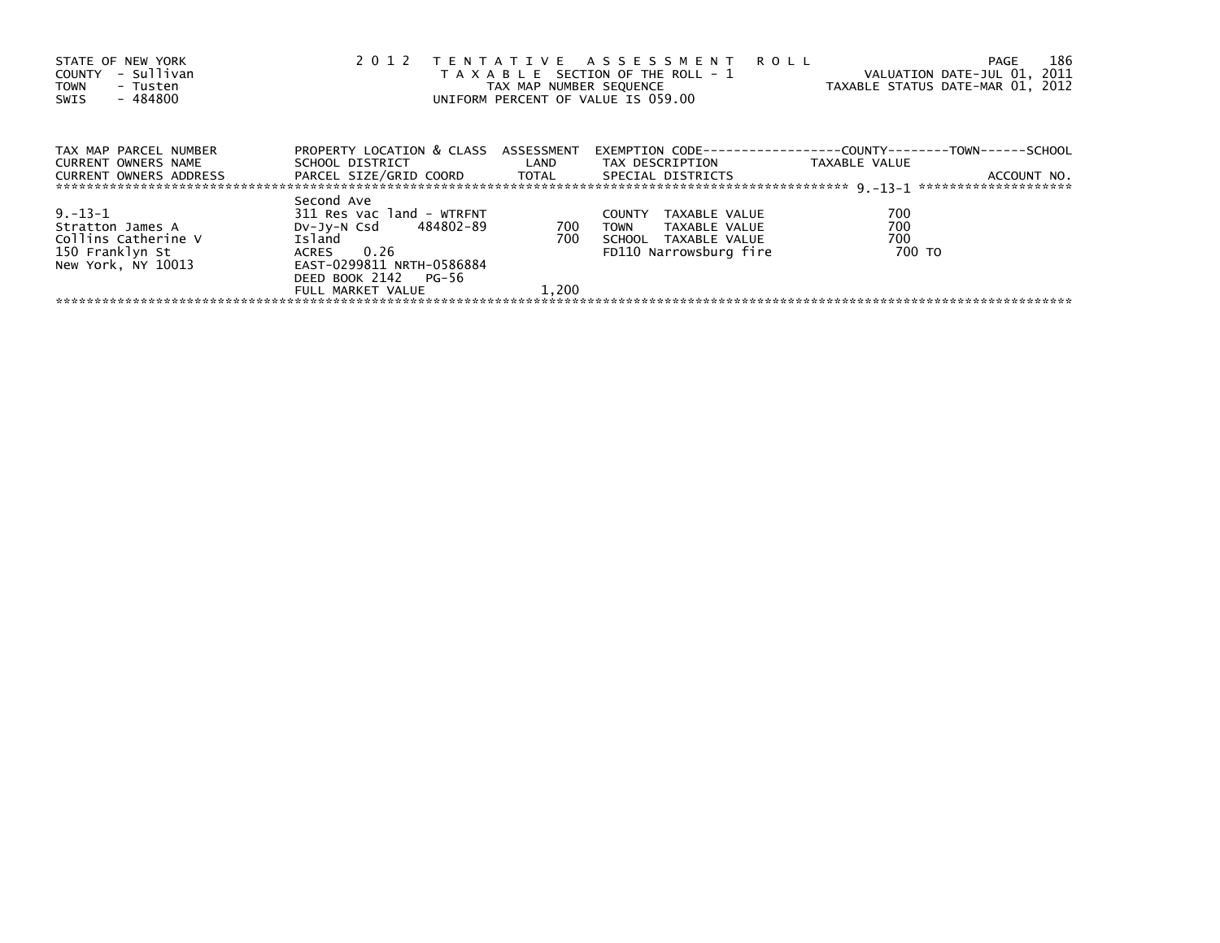STATE OF NEW YORK
COUNTY - Sullivan
TOWN - Tusten
SWIS - 484800

2 0 1 2 T E N T A T I V E A S S E S S M E N T R O L L
T A X A B L E SECTION OF THE ROLL - 1
TAX MAP NUMBER SEQUENCE
UNIFORM PERCENT OF VALUE IS 059.00

VALUATION DATE-JUL 01, 2011
TAXABLE STATUS DATE-MAR 01, 2012

| TAX MAP PARCEL NUMBER<br>CURRENT OWNERS NAME<br>CURRENT OWNERS ADDRESS | PROPERTY LOCATION & CLASS<br>SCHOOL DISTRICT<br>PARCEL SIZE/GRID COORD | ASSESSMENT<br>LAND<br>TOTAL | EXEMPTION CODE-----------------COUNTY--------TOWN------SCHOOL<br>TAX DESCRIPTION<br>SPECIAL DISTRICTS | TAXABLE VALUE<br><br>ACCOUNT NO. |
|---|---|---|---|---|
| ********** 9.-13-1 ********** | | | | |
| | Second Ave | | | |
| 9.-13-1 | 311 Res vac land - WTRFNT | | COUNTY TAXABLE VALUE | 700 |
| Stratton James A | Dv-Jy-N Csd 484802-89 | 700 | TOWN TAXABLE VALUE | 700 |
| Collins Catherine V | Island | 700 | SCHOOL TAXABLE VALUE | 700 |
| 150 Franklyn St | ACRES 0.26 | | FD110 Narrowsburg fire | 700 TO |
| New York, NY 10013 | EAST-0299811 NRTH-0586884 | | | |
| | DEED BOOK 2142 PG-56 | | | |
| | FULL MARKET VALUE | 1,200 | | |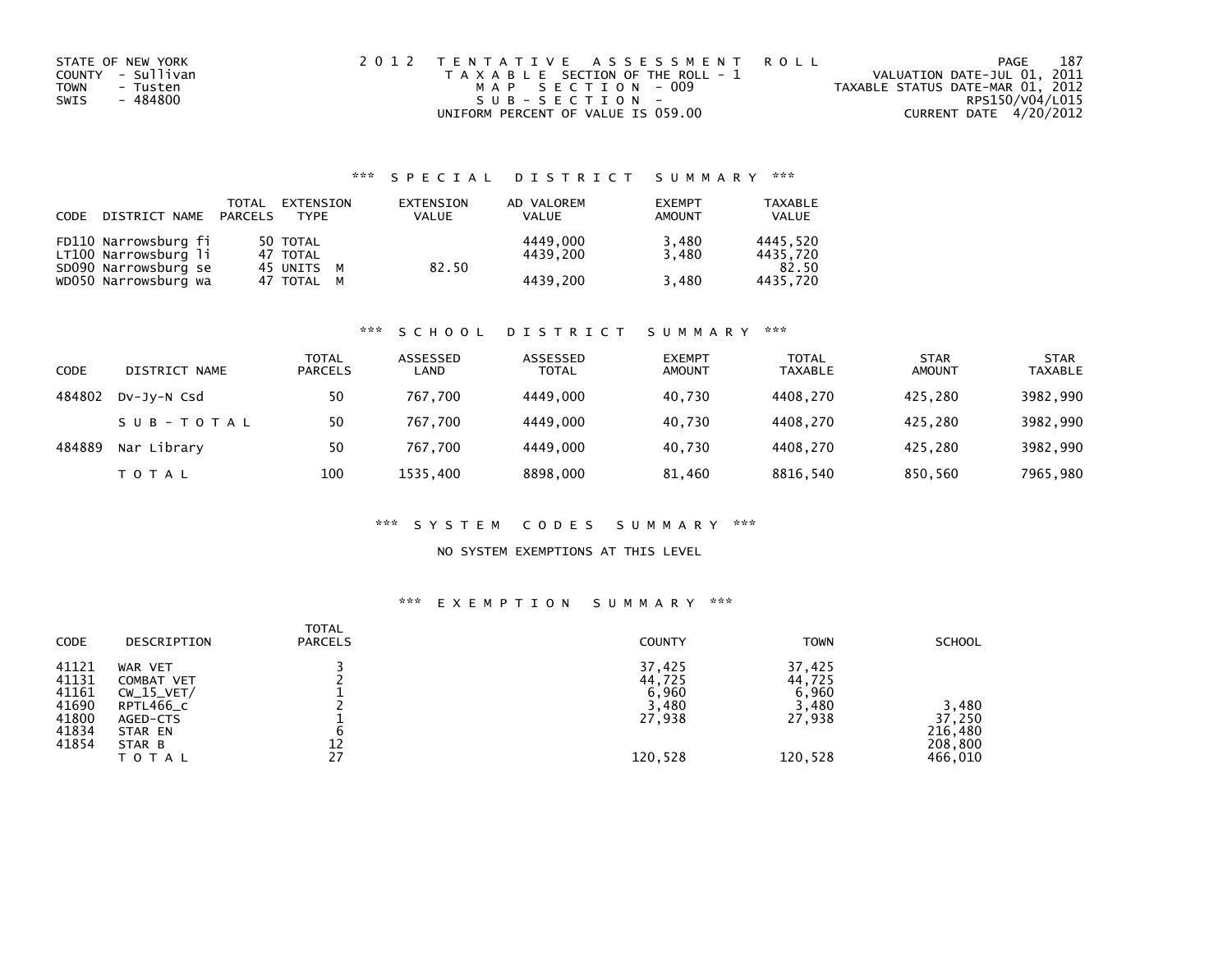STATE OF NEW YORK
COUNTY - Sullivan
TOWN - Tusten
SWIS - 484800

2 0 1 2 T E N T A T I V E A S S E S S M E N T R O L L
T A X A B L E SECTION OF THE ROLL - 1
M A P S E C T I O N - 009
S U B - S E C T I O N -
UNIFORM PERCENT OF VALUE IS 059.00

VALUATION DATE-JUL 01, 2011
TAXABLE STATUS DATE-MAR 01, 2012
RPS150/V04/L015
CURRENT DATE 4/20/2012

### *** S P E C I A L D I S T R I C T S U M M A R Y ***

| CODE | DISTRICT NAME | TOTAL PARCELS | EXTENSION TYPE | EXTENSION VALUE | AD VALOREM VALUE | EXEMPT AMOUNT | TAXABLE VALUE |
|---|---|---|---|---|---|---|---|
| FD110 | Narrowsburg fi | 50 | TOTAL | | 4449,000 | 3,480 | 4445,520 |
| LT100 | Narrowsburg li | 47 | TOTAL | | 4439,200 | 3,480 | 4435,720 |
| SD090 | Narrowsburg se | 45 | UNITS M | 82.50 | | | 82.50 |
| WD050 | Narrowsburg wa | 47 | TOTAL M | | 4439,200 | 3,480 | 4435,720 |

### *** S C H O O L D I S T R I C T S U M M A R Y ***

| CODE | DISTRICT NAME | TOTAL PARCELS | ASSESSED LAND | ASSESSED TOTAL | EXEMPT AMOUNT | TOTAL TAXABLE | STAR AMOUNT | STAR TAXABLE |
|---|---|---|---|---|---|---|---|---|
| 484802 | Dv-Jy-N Csd | 50 | 767,700 | 4449,000 | 40,730 | 4408,270 | 425,280 | 3982,990 |
| | S U B - T O T A L | 50 | 767,700 | 4449,000 | 40,730 | 4408,270 | 425,280 | 3982,990 |
| 484889 | Nar Library | 50 | 767,700 | 4449,000 | 40,730 | 4408,270 | 425,280 | 3982,990 |
| | T O T A L | 100 | 1535,400 | 8898,000 | 81,460 | 8816,540 | 850,560 | 7965,980 |

### *** S Y S T E M C O D E S S U M M A R Y ***

NO SYSTEM EXEMPTIONS AT THIS LEVEL

### *** E X E M P T I O N S U M M A R Y ***

| CODE | DESCRIPTION | TOTAL PARCELS | COUNTY | TOWN | SCHOOL |
|---|---|---|---|---|---|
| 41121 | WAR VET | 3 | 37,425 | 37,425 | |
| 41131 | COMBAT VET | 2 | 44,725 | 44,725 | |
| 41161 | CW_15_VET/ | 1 | 6,960 | 6,960 | |
| 41690 | RPTL466_c | 2 | 3,480 | 3,480 | 3,480 |
| 41800 | AGED-CTS | 1 | 27,938 | 27,938 | 37,250 |
| 41834 | STAR EN | 6 | | | 216,480 |
| 41854 | STAR B | 12 | | | 208,800 |
| | T O T A L | 27 | 120,528 | 120,528 | 466,010 |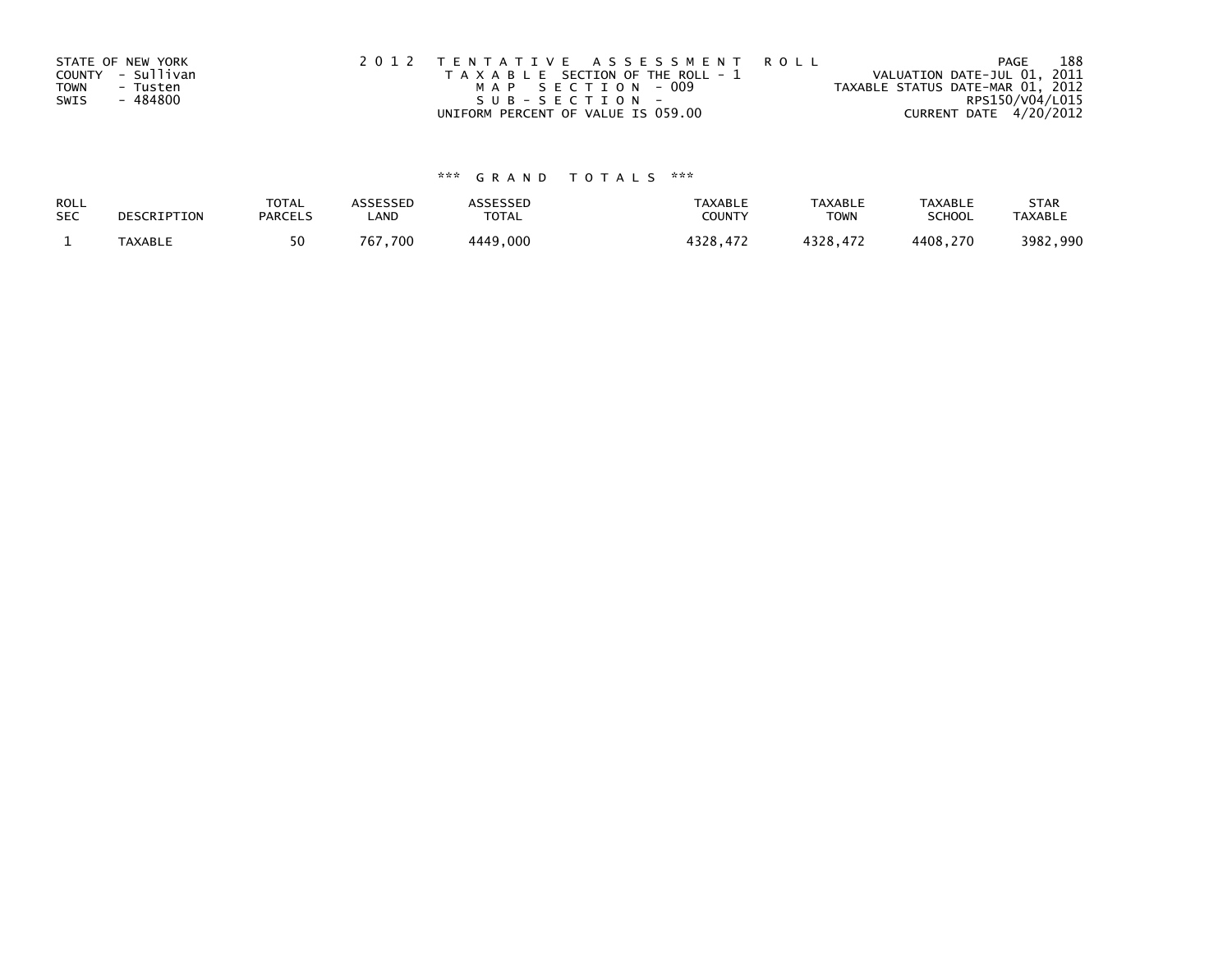STATE OF NEW YORK
COUNTY - Sullivan
TOWN - Tusten
SWIS - 484800

2012 TENTATIVE ASSESSMENT ROLL
TAXABLE SECTION OF THE ROLL - 1
MAP SECTION - 009
SUB-SECTION -
UNIFORM PERCENT OF VALUE IS 059.00

VALUATION DATE-JUL 01, 2011
TAXABLE STATUS DATE-MAR 01, 2012
RPS150/V04/L015
CURRENT DATE 4/20/2012

*** GRAND TOTALS ***

| ROLL SEC | DESCRIPTION | TOTAL PARCELS | ASSESSED LAND | ASSESSED TOTAL | TAXABLE COUNTY | TAXABLE TOWN | TAXABLE SCHOOL | STAR TAXABLE |
|---|---|---|---|---|---|---|---|---|
| 1 | TAXABLE | 50 | 767,700 | 4449,000 | 4328,472 | 4328,472 | 4408,270 | 3982,990 |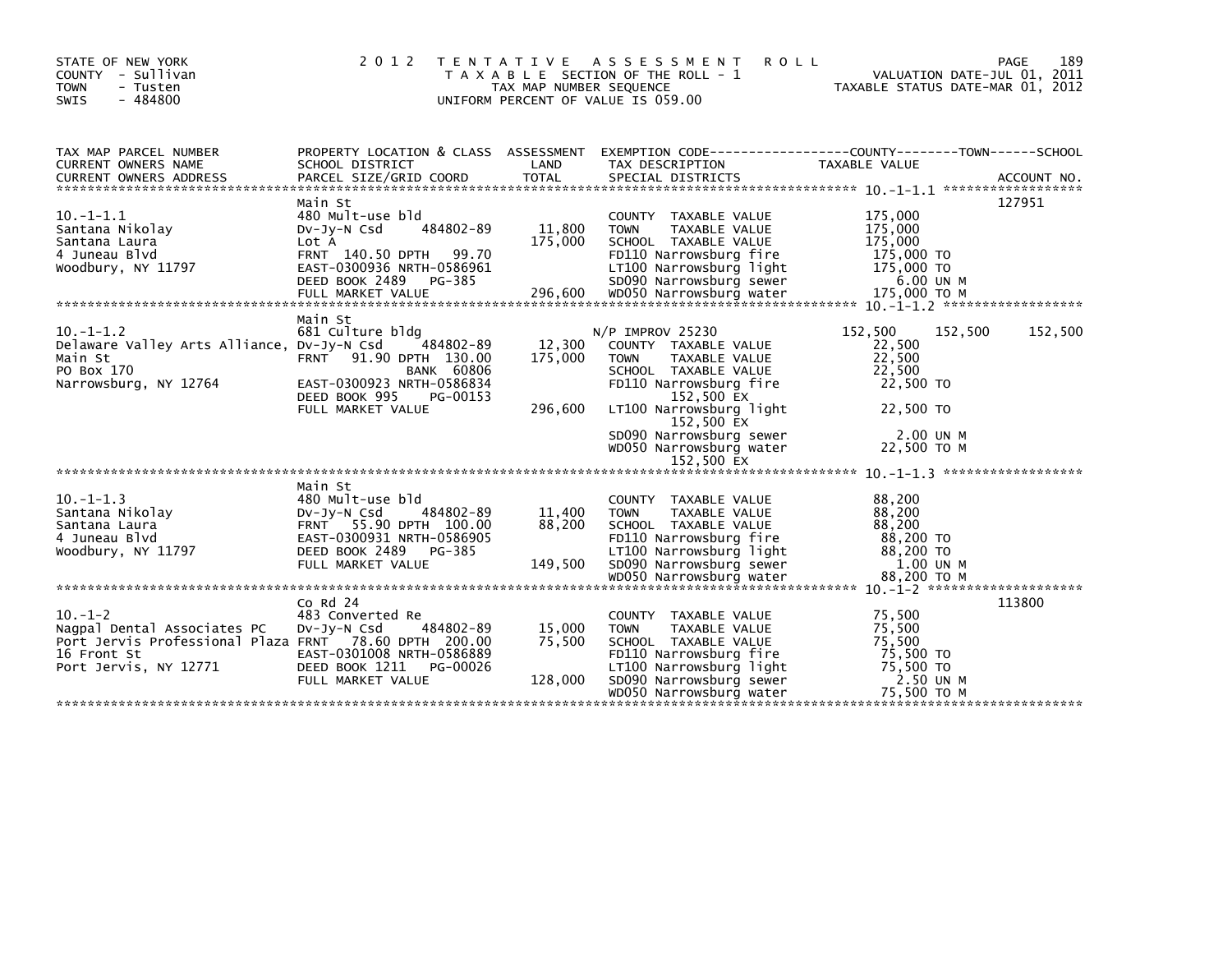STATE OF NEW YORK
COUNTY - Sullivan
TOWN - Tusten
SWIS - 484800

2 0 1 2 T E N T A T I V E A S S E S S M E N T R O L L
T A X A B L E SECTION OF THE ROLL - 1
TAX MAP NUMBER SEQUENCE
UNIFORM PERCENT OF VALUE IS 059.00

VALUATION DATE-JUL 01, 2011
TAXABLE STATUS DATE-MAR 01, 2012

```
TAX MAP PARCEL NUMBER          PROPERTY LOCATION & CLASS  ASSESSMENT  EXEMPTION CODE-----------------COUNTY--------TOWN------SCHOOL
CURRENT OWNERS NAME            SCHOOL DISTRICT               LAND      TAX DESCRIPTION              TAXABLE VALUE
CURRENT OWNERS ADDRESS         PARCEL SIZE/GRID COORD        TOTAL     SPECIAL DISTRICTS                                    ACCOUNT NO.
********************************************************************************************** 10.-1-1.1 ******************
                               Main St                                                                                 127951
10.-1-1.1                      480 Mult-use bld                        COUNTY  TAXABLE VALUE           175,000
Santana Nikolay                Dv-Jy-N Csd      484802-89     11,800   TOWN    TAXABLE VALUE           175,000
Santana Laura                  Lot A                         175,000   SCHOOL  TAXABLE VALUE           175,000
4 Juneau Blvd                  FRNT 140.50 DPTH  99.70                 FD110 Narrowsburg fire            175,000 TO
Woodbury, NY 11797             EAST-0300936 NRTH-0586961               LT100 Narrowsburg light           175,000 TO
                               DEED BOOK 2489   PG-385                 SD090 Narrowsburg sewer             6.00 UN M
                               FULL MARKET VALUE             296,600   WD050 Narrowsburg water           175,000 TO M
********************************************************************************************** 10.-1-1.2 ******************
                               Main St
10.-1-1.2                      681 Culture bldg                        N/P IMPROV 25230         152,500    152,500    152,500
Delaware Valley Arts Alliance, Dv-Jy-N Csd      484802-89     12,300   COUNTY  TAXABLE VALUE            22,500
Main St                        FRNT  91.90 DPTH 130.00       175,000   TOWN    TAXABLE VALUE            22,500
PO Box 170                                  BANK 60806                 SCHOOL  TAXABLE VALUE            22,500
Narrowsburg, NY 12764          EAST-0300923 NRTH-0586834               FD110 Narrowsburg fire             22,500 TO
                               DEED BOOK 995    PG-00153                       152,500 EX
                               FULL MARKET VALUE             296,600   LT100 Narrowsburg light            22,500 TO
                                                                               152,500 EX
                                                                       SD090 Narrowsburg sewer              2.00 UN M
                                                                       WD050 Narrowsburg water            22,500 TO M
                                                                               152,500 EX
********************************************************************************************** 10.-1-1.3 ******************
                               Main St
10.-1-1.3                      480 Mult-use bld                        COUNTY  TAXABLE VALUE            88,200
Santana Nikolay                Dv-Jy-N Csd      484802-89     11,400   TOWN    TAXABLE VALUE            88,200
Santana Laura                  FRNT  55.90 DPTH 100.00        88,200   SCHOOL  TAXABLE VALUE            88,200
4 Juneau Blvd                  EAST-0300931 NRTH-0586905               FD110 Narrowsburg fire             88,200 TO
Woodbury, NY 11797             DEED BOOK 2489   PG-385                 LT100 Narrowsburg light            88,200 TO
                               FULL MARKET VALUE             149,500   SD090 Narrowsburg sewer              1.00 UN M
                                                                       WD050 Narrowsburg water            88,200 TO M
********************************************************************************************** 10.-1-2 ********************
                               Co Rd 24                                                                                113800
10.-1-2                        483 Converted Re                        COUNTY  TAXABLE VALUE            75,500
Nagpal Dental Associates PC    Dv-Jy-N Csd      484802-89     15,000   TOWN    TAXABLE VALUE            75,500
Port Jervis Professional Plaza FRNT  78.60 DPTH 200.00        75,500   SCHOOL  TAXABLE VALUE            75,500
16 Front St                    EAST-0301008 NRTH-0586889               FD110 Narrowsburg fire             75,500 TO
Port Jervis, NY 12771          DEED BOOK 1211   PG-00026               LT100 Narrowsburg light            75,500 TO
                               FULL MARKET VALUE             128,000   SD090 Narrowsburg sewer              2.50 UN M
                                                                       WD050 Narrowsburg water            75,500 TO M
*****************************************************************************************************************************
```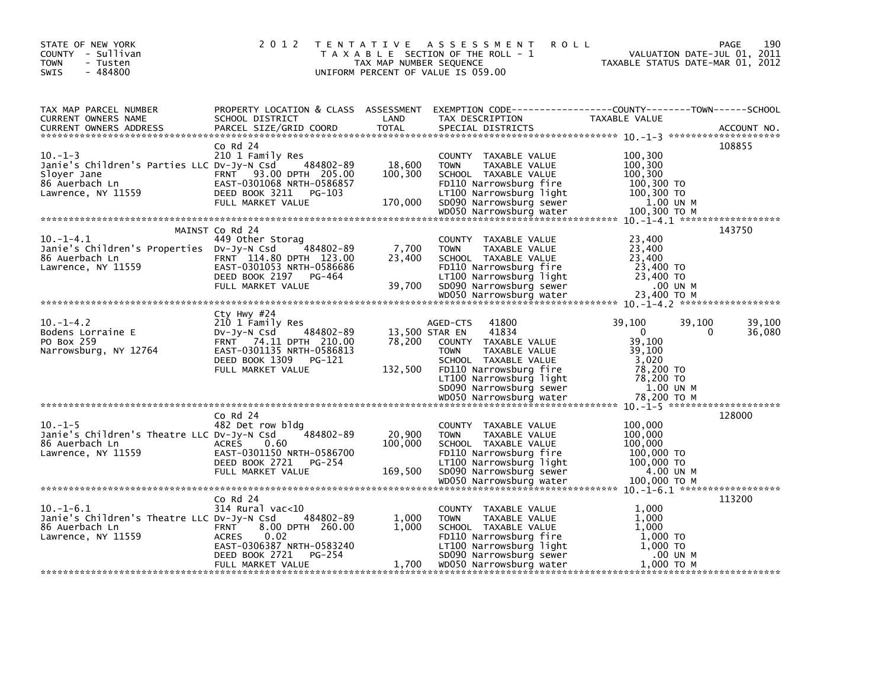STATE OF NEW YORK
COUNTY - Sullivan
TOWN - Tusten
SWIS - 484800

2012 TENTATIVE ASSESSMENT ROLL
TAXABLE SECTION OF THE ROLL - 1
TAX MAP NUMBER SEQUENCE
UNIFORM PERCENT OF VALUE IS 059.00

VALUATION DATE-JUL 01, 2011
TAXABLE STATUS DATE-MAR 01, 2012

| TAX MAP PARCEL NUMBER / CURRENT OWNERS NAME / CURRENT OWNERS ADDRESS | PROPERTY LOCATION & CLASS / SCHOOL DISTRICT / PARCEL SIZE/GRID COORD | ASSESSMENT LAND | TOTAL | EXEMPTION CODE / TAX DESCRIPTION / SPECIAL DISTRICTS | COUNTY TAXABLE VALUE | TOWN | SCHOOL | ACCOUNT NO. |
|---|---|---|---|---|---|---|---|---|
| 10.-1-3 | Co Rd 24 | | | | | | | 108855 |
| | 210 1 Family Res | | | COUNTY TAXABLE VALUE | 100,300 | | | |
| Janie's Children's Parties LLC | Dv-Jy-N Csd 484802-89 | 18,600 | | TOWN TAXABLE VALUE | 100,300 | | | |
| Sloyer Jane | FRNT 93.00 DPTH 205.00 | | 100,300 | SCHOOL TAXABLE VALUE | 100,300 | | | |
| 86 Auerbach Ln | EAST-0301068 NRTH-0586857 | | | FD110 Narrowsburg fire | 100,300 TO | | | |
| Lawrence, NY 11559 | DEED BOOK 3211 PG-103 | | | LT100 Narrowsburg light | 100,300 TO | | | |
| | FULL MARKET VALUE | | 170,000 | SD090 Narrowsburg sewer | 1.00 UN M | | | |
| | | | | WD050 Narrowsburg water | 100,300 TO M | | | |
| 10.-1-4.1 | MAINST Co Rd 24 | | | | | | | 143750 |
| | 449 Other Storag | | | COUNTY TAXABLE VALUE | 23,400 | | | |
| Janie's Children's Properties | Dv-Jy-N Csd 484802-89 | 7,700 | | TOWN TAXABLE VALUE | 23,400 | | | |
| 86 Auerbach Ln | FRNT 114.80 DPTH 123.00 | | 23,400 | SCHOOL TAXABLE VALUE | 23,400 | | | |
| Lawrence, NY 11559 | EAST-0301053 NRTH-0586686 | | | FD110 Narrowsburg fire | 23,400 TO | | | |
| | DEED BOOK 2197 PG-464 | | | LT100 Narrowsburg light | 23,400 TO | | | |
| | FULL MARKET VALUE | | 39,700 | SD090 Narrowsburg sewer | .00 UN M | | | |
| | | | | WD050 Narrowsburg water | 23,400 TO M | | | |
| 10.-1-4.2 | Cty Hwy #24 | | | | | | | |
| | 210 1 Family Res | | | AGED-CTS 41800 | 39,100 | 39,100 | 39,100 | |
| Bodens Lorraine E | Dv-Jy-N Csd 484802-89 | 13,500 | | STAR EN 41834 | 0 | 0 | 36,080 | |
| PO Box 259 | FRNT 74.11 DPTH 210.00 | | 78,200 | COUNTY TAXABLE VALUE | 39,100 | | | |
| Narrowsburg, NY 12764 | EAST-0301135 NRTH-0586813 | | | TOWN TAXABLE VALUE | 39,100 | | | |
| | DEED BOOK 1309 PG-121 | | | SCHOOL TAXABLE VALUE | 3,020 | | | |
| | FULL MARKET VALUE | | 132,500 | FD110 Narrowsburg fire | 78,200 TO | | | |
| | | | | LT100 Narrowsburg light | 78,200 TO | | | |
| | | | | SD090 Narrowsburg sewer | 1.00 UN M | | | |
| | | | | WD050 Narrowsburg water | 78,200 TO M | | | |
| 10.-1-5 | Co Rd 24 | | | | | | | 128000 |
| | 482 Det row bldg | | | COUNTY TAXABLE VALUE | 100,000 | | | |
| Janie's Children's Theatre LLC | Dv-Jy-N Csd 484802-89 | 20,900 | | TOWN TAXABLE VALUE | 100,000 | | | |
| 86 Auerbach Ln | ACRES 0.60 | | 100,000 | SCHOOL TAXABLE VALUE | 100,000 | | | |
| Lawrence, NY 11559 | EAST-0301150 NRTH-0586700 | | | FD110 Narrowsburg fire | 100,000 TO | | | |
| | DEED BOOK 2721 PG-254 | | | LT100 Narrowsburg light | 100,000 TO | | | |
| | FULL MARKET VALUE | | 169,500 | SD090 Narrowsburg sewer | 4.00 UN M | | | |
| | | | | WD050 Narrowsburg water | 100,000 TO M | | | |
| 10.-1-6.1 | Co Rd 24 | | | | | | | 113200 |
| | 314 Rural vac<10 | | | COUNTY TAXABLE VALUE | 1,000 | | | |
| Janie's Children's Theatre LLC | Dv-Jy-N Csd 484802-89 | 1,000 | | TOWN TAXABLE VALUE | 1,000 | | | |
| 86 Auerbach Ln | FRNT 8.00 DPTH 260.00 | | 1,000 | SCHOOL TAXABLE VALUE | 1,000 | | | |
| Lawrence, NY 11559 | ACRES 0.02 | | | FD110 Narrowsburg fire | 1,000 TO | | | |
| | EAST-0306387 NRTH-0583240 | | | LT100 Narrowsburg light | 1,000 TO | | | |
| | DEED BOOK 2721 PG-254 | | | SD090 Narrowsburg sewer | .00 UN M | | | |
| | FULL MARKET VALUE | | 1,700 | WD050 Narrowsburg water | 1,000 TO M | | | |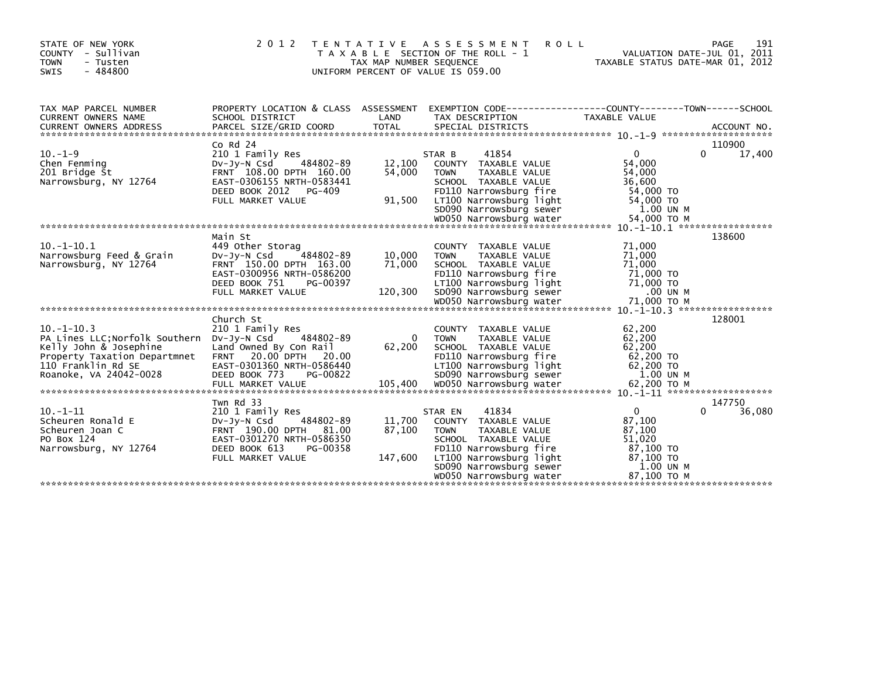STATE OF NEW YORK
COUNTY - Sullivan
TOWN - Tusten
SWIS - 484800

2012 TENTATIVE ASSESSMENT ROLL
TAXABLE SECTION OF THE ROLL - 1
TAX MAP NUMBER SEQUENCE
UNIFORM PERCENT OF VALUE IS 059.00

VALUATION DATE-JUL 01, 2011
TAXABLE STATUS DATE-MAR 01, 2012

| TAX MAP PARCEL NUMBER / CURRENT OWNERS NAME / CURRENT OWNERS ADDRESS | PROPERTY LOCATION & CLASS / SCHOOL DISTRICT / PARCEL SIZE/GRID COORD | ASSESSMENT LAND | TOTAL | EXEMPTION CODE / TAX DESCRIPTION / SPECIAL DISTRICTS | COUNTY TAXABLE VALUE | TOWN | SCHOOL | ACCOUNT NO. |
|---|---|---|---|---|---|---|---|---|
| 10.-1-9 | Co Rd 24 | | | | | | | 110900 |
| | 210 1 Family Res | | | STAR B 41854 | 0 | 0 | 17,400 | |
| Chen Fenming | Dv-Jy-N Csd 484802-89 | 12,100 | | COUNTY TAXABLE VALUE | 54,000 | | | |
| 201 Bridge St | FRNT 108.00 DPTH 160.00 | | 54,000 | TOWN TAXABLE VALUE | 54,000 | | | |
| Narrowsburg, NY 12764 | EAST-0306155 NRTH-0583441 | | | SCHOOL TAXABLE VALUE | 36,600 | | | |
| | DEED BOOK 2012 PG-409 | | | FD110 Narrowsburg fire | 54,000 TO | | | |
| | FULL MARKET VALUE | | 91,500 | LT100 Narrowsburg light | 54,000 TO | | | |
| | | | | SD090 Narrowsburg sewer | 1.00 UN M | | | |
| | | | | WD050 Narrowsburg water | 54,000 TO M | | | |
| 10.-1-10.1 | Main St | | | | | | | 138600 |
| | 449 Other Storag | | | COUNTY TAXABLE VALUE | 71,000 | | | |
| Narrowsburg Feed & Grain | Dv-Jy-N Csd 484802-89 | 10,000 | | TOWN TAXABLE VALUE | 71,000 | | | |
| Narrowsburg, NY 12764 | FRNT 150.00 DPTH 163.00 | | 71,000 | SCHOOL TAXABLE VALUE | 71,000 | | | |
| | EAST-0300956 NRTH-0586200 | | | FD110 Narrowsburg fire | 71,000 TO | | | |
| | DEED BOOK 751 PG-00397 | | | LT100 Narrowsburg light | 71,000 TO | | | |
| | FULL MARKET VALUE | | 120,300 | SD090 Narrowsburg sewer | .00 UN M | | | |
| | | | | WD050 Narrowsburg water | 71,000 TO M | | | |
| 10.-1-10.3 | Church St | | | | | | | 128001 |
| | 210 1 Family Res | | | COUNTY TAXABLE VALUE | 62,200 | | | |
| PA Lines LLC;Norfolk Southern | Dv-Jy-N Csd 484802-89 | 0 | | TOWN TAXABLE VALUE | 62,200 | | | |
| Kelly John & Josephine | Land Owned By Con Rail | | 62,200 | SCHOOL TAXABLE VALUE | 62,200 | | | |
| Property Taxation Departmnet | FRNT 20.00 DPTH 20.00 | | | FD110 Narrowsburg fire | 62,200 TO | | | |
| 110 Franklin Rd SE | EAST-0301360 NRTH-0586440 | | | LT100 Narrowsburg light | 62,200 TO | | | |
| Roanoke, VA 24042-0028 | DEED BOOK 773 PG-00822 | | | SD090 Narrowsburg sewer | 1.00 UN M | | | |
| | FULL MARKET VALUE | | 105,400 | WD050 Narrowsburg water | 62,200 TO M | | | |
| 10.-1-11 | Twn Rd 33 | | | | | | | 147750 |
| | 210 1 Family Res | | | STAR EN 41834 | 0 | 0 | 36,080 | |
| Scheuren Ronald E | Dv-Jy-N Csd 484802-89 | 11,700 | | COUNTY TAXABLE VALUE | 87,100 | | | |
| Scheuren Joan C | FRNT 190.00 DPTH 81.00 | | 87,100 | TOWN TAXABLE VALUE | 87,100 | | | |
| PO Box 124 | EAST-0301270 NRTH-0586350 | | | SCHOOL TAXABLE VALUE | 51,020 | | | |
| Narrowsburg, NY 12764 | DEED BOOK 613 PG-00358 | | | FD110 Narrowsburg fire | 87,100 TO | | | |
| | FULL MARKET VALUE | | 147,600 | LT100 Narrowsburg light | 87,100 TO | | | |
| | | | | SD090 Narrowsburg sewer | 1.00 UN M | | | |
| | | | | WD050 Narrowsburg water | 87,100 TO M | | | |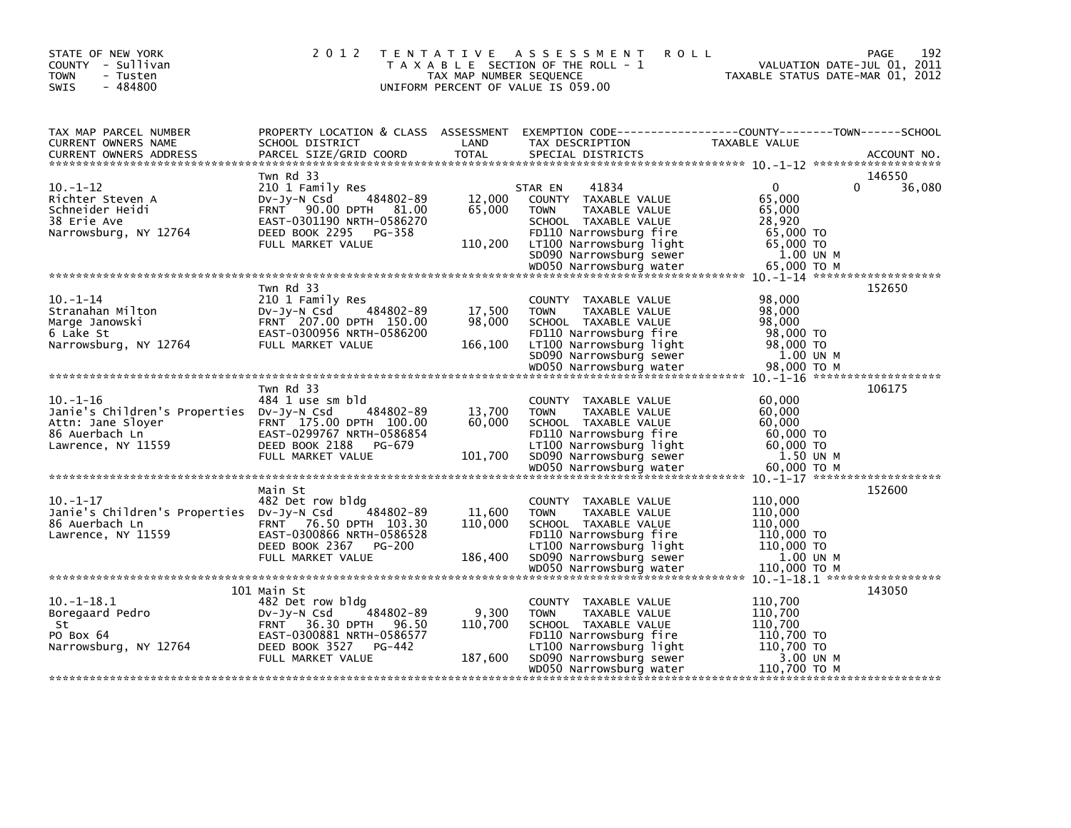STATE OF NEW YORK
COUNTY - Sullivan
TOWN - Tusten
SWIS - 484800

# 2012 TENTATIVE ASSESSMENT ROLL

TAXABLE SECTION OF THE ROLL - 1
TAX MAP NUMBER SEQUENCE
UNIFORM PERCENT OF VALUE IS 059.00

VALUATION DATE-JUL 01, 2011
TAXABLE STATUS DATE-MAR 01, 2012

| TAX MAP PARCEL NUMBER / CURRENT OWNERS NAME / CURRENT OWNERS ADDRESS | PROPERTY LOCATION & CLASS / SCHOOL DISTRICT / PARCEL SIZE/GRID COORD | ASSESSMENT LAND / TOTAL | EXEMPTION CODE / TAX DESCRIPTION / SPECIAL DISTRICTS | COUNTY / TOWN / SCHOOL TAXABLE VALUE | ACCOUNT NO. |
|---|---|---|---|---|---|
| **10.-1-12** | Twn Rd 33 | | | | 146550 |
| Richter Steven A | 210 1 Family Res | | STAR EN 41834 | 0 / 0 / 36,080 | |
| Schneider Heidi | Dv-Jy-N Csd 484802-89 | 12,000 | COUNTY TAXABLE VALUE | 65,000 | |
| 38 Erie Ave | FRNT 90.00 DPTH 81.00 | 65,000 | TOWN TAXABLE VALUE | 65,000 | |
| Narrowsburg, NY 12764 | EAST-0301190 NRTH-0586270 | | SCHOOL TAXABLE VALUE | 28,920 | |
| | DEED BOOK 2295 PG-358 | | FD110 Narrowsburg fire | 65,000 TO | |
| | FULL MARKET VALUE | 110,200 | LT100 Narrowsburg light | 65,000 TO | |
| | | | SD090 Narrowsburg sewer | 1.00 UN M | |
| | | | WD050 Narrowsburg water | 65,000 TO M | |
| **10.-1-14** | Twn Rd 33 | | | | 152650 |
| Stranahan Milton | 210 1 Family Res | | COUNTY TAXABLE VALUE | 98,000 | |
| Marge Janowski | Dv-Jy-N Csd 484802-89 | 17,500 | TOWN TAXABLE VALUE | 98,000 | |
| 6 Lake St | FRNT 207.00 DPTH 150.00 | 98,000 | SCHOOL TAXABLE VALUE | 98,000 | |
| Narrowsburg, NY 12764 | EAST-0300956 NRTH-0586200 | | FD110 Narrowsburg fire | 98,000 TO | |
| | FULL MARKET VALUE | 166,100 | LT100 Narrowsburg light | 98,000 TO | |
| | | | SD090 Narrowsburg sewer | 1.00 UN M | |
| | | | WD050 Narrowsburg water | 98,000 TO M | |
| **10.-1-16** | Twn Rd 33 | | | | 106175 |
| Janie's Children's Properties | 484 1 use sm bld | | COUNTY TAXABLE VALUE | 60,000 | |
| Attn: Jane Sloyer | Dv-Jy-N Csd 484802-89 | 13,700 | TOWN TAXABLE VALUE | 60,000 | |
| 86 Auerbach Ln | FRNT 175.00 DPTH 100.00 | 60,000 | SCHOOL TAXABLE VALUE | 60,000 | |
| Lawrence, NY 11559 | EAST-0299767 NRTH-0586854 | | FD110 Narrowsburg fire | 60,000 TO | |
| | DEED BOOK 2188 PG-679 | | LT100 Narrowsburg light | 60,000 TO | |
| | FULL MARKET VALUE | 101,700 | SD090 Narrowsburg sewer | 1.50 UN M | |
| | | | WD050 Narrowsburg water | 60,000 TO M | |
| **10.-1-17** | Main St | | | | 152600 |
| Janie's Children's Properties | 482 Det row bldg | | COUNTY TAXABLE VALUE | 110,000 | |
| 86 Auerbach Ln | Dv-Jy-N Csd 484802-89 | 11,600 | TOWN TAXABLE VALUE | 110,000 | |
| Lawrence, NY 11559 | FRNT 76.50 DPTH 103.30 | 110,000 | SCHOOL TAXABLE VALUE | 110,000 | |
| | EAST-0300866 NRTH-0586528 | | FD110 Narrowsburg fire | 110,000 TO | |
| | DEED BOOK 2367 PG-200 | | LT100 Narrowsburg light | 110,000 TO | |
| | FULL MARKET VALUE | 186,400 | SD090 Narrowsburg sewer | 1.00 UN M | |
| | | | WD050 Narrowsburg water | 110,000 TO M | |
| **10.-1-18.1** | 101 Main St | | | | 143050 |
| Boregaard Pedro | 482 Det row bldg | | COUNTY TAXABLE VALUE | 110,700 | |
| St | Dv-Jy-N Csd 484802-89 | 9,300 | TOWN TAXABLE VALUE | 110,700 | |
| PO Box 64 | FRNT 36.30 DPTH 96.50 | 110,700 | SCHOOL TAXABLE VALUE | 110,700 | |
| Narrowsburg, NY 12764 | EAST-0300881 NRTH-0586577 | | FD110 Narrowsburg fire | 110,700 TO | |
| | DEED BOOK 3527 PG-442 | | LT100 Narrowsburg light | 110,700 TO | |
| | FULL MARKET VALUE | 187,600 | SD090 Narrowsburg sewer | 3.00 UN M | |
| | | | WD050 Narrowsburg water | 110,700 TO M | |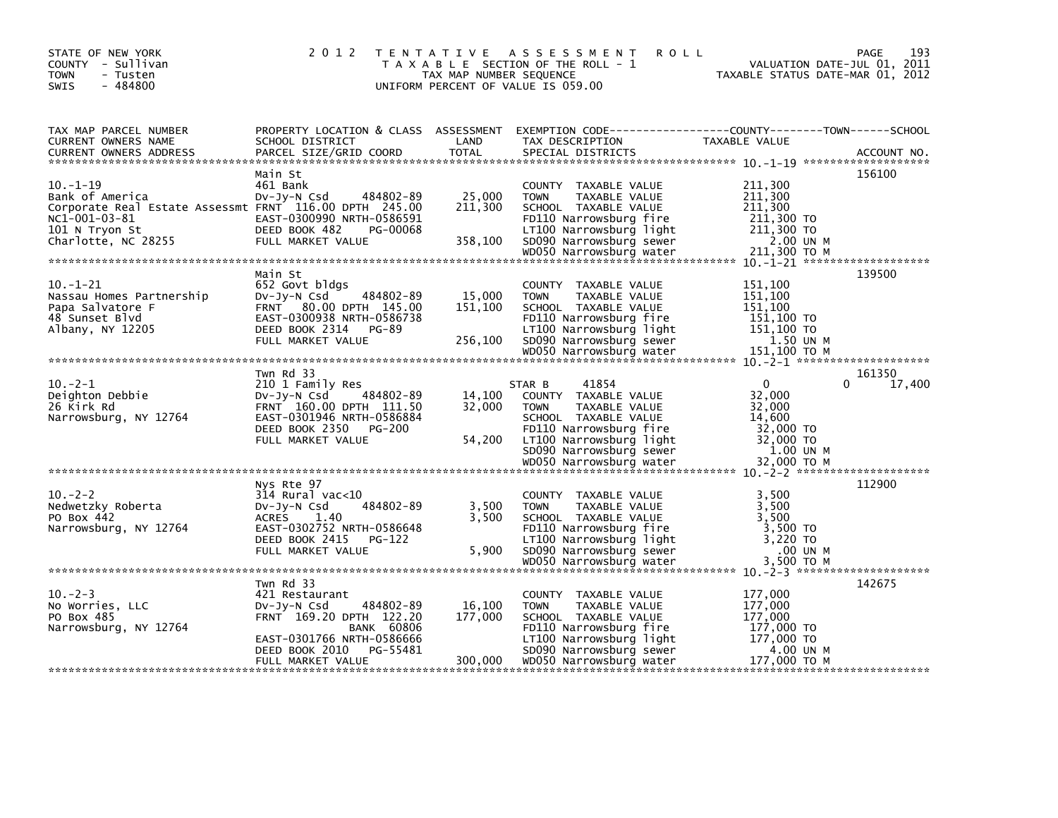STATE OF NEW YORK
COUNTY - Sullivan
TOWN - Tusten
SWIS - 484800

2 0 1 2 T E N T A T I V E A S S E S S M E N T R O L L
T A X A B L E SECTION OF THE ROLL - 1
TAX MAP NUMBER SEQUENCE
UNIFORM PERCENT OF VALUE IS 059.00

VALUATION DATE-JUL 01, 2011
TAXABLE STATUS DATE-MAR 01, 2012

| TAX MAP PARCEL NUMBER / CURRENT OWNERS NAME / CURRENT OWNERS ADDRESS | PROPERTY LOCATION & CLASS / SCHOOL DISTRICT / PARCEL SIZE/GRID COORD | ASSESSMENT LAND / TOTAL | EXEMPTION CODE / TAX DESCRIPTION / SPECIAL DISTRICTS | COUNTY--------TOWN------SCHOOL TAXABLE VALUE | ACCOUNT NO. |
|---|---|---|---|---|---|
| 10.-1-19 | Main St | | | | 156100 |
| Bank of America | 461 Bank | | COUNTY TAXABLE VALUE | 211,300 | |
| Corporate Real Estate Assessmt | Dv-Jy-N Csd 484802-89 | 25,000 | TOWN TAXABLE VALUE | 211,300 | |
| NC1-001-03-81 | FRNT 116.00 DPTH 245.00 | 211,300 | SCHOOL TAXABLE VALUE | 211,300 | |
| 101 N Tryon St | EAST-0300990 NRTH-0586591 | | FD110 Narrowsburg fire | 211,300 TO | |
| Charlotte, NC 28255 | DEED BOOK 482 PG-00068 | | LT100 Narrowsburg light | 211,300 TO | |
| | FULL MARKET VALUE | 358,100 | SD090 Narrowsburg sewer | 2.00 UN M | |
| | | | WD050 Narrowsburg water | 211,300 TO M | |
| 10.-1-21 | Main St | | | | 139500 |
| Nassau Homes Partnership | 652 Govt bldgs | | COUNTY TAXABLE VALUE | 151,100 | |
| Papa Salvatore F | Dv-Jy-N Csd 484802-89 | 15,000 | TOWN TAXABLE VALUE | 151,100 | |
| 48 Sunset Blvd | FRNT 80.00 DPTH 145.00 | 151,100 | SCHOOL TAXABLE VALUE | 151,100 | |
| Albany, NY 12205 | EAST-0300938 NRTH-0586738 | | FD110 Narrowsburg fire | 151,100 TO | |
| | DEED BOOK 2314 PG-89 | | LT100 Narrowsburg light | 151,100 TO | |
| | FULL MARKET VALUE | 256,100 | SD090 Narrowsburg sewer | 1.50 UN M | |
| | | | WD050 Narrowsburg water | 151,100 TO M | |
| 10.-2-1 | Twn Rd 33 | | | | 161350 |
| Deighton Debbie | 210 1 Family Res | | STAR B 41854 | 0 0 17,400 | |
| 26 Kirk Rd | Dv-Jy-N Csd 484802-89 | 14,100 | COUNTY TAXABLE VALUE | 32,000 | |
| Narrowsburg, NY 12764 | FRNT 160.00 DPTH 111.50 | 32,000 | TOWN TAXABLE VALUE | 32,000 | |
| | EAST-0301946 NRTH-0586884 | | SCHOOL TAXABLE VALUE | 14,600 | |
| | DEED BOOK 2350 PG-200 | | FD110 Narrowsburg fire | 32,000 TO | |
| | FULL MARKET VALUE | 54,200 | LT100 Narrowsburg light | 32,000 TO | |
| | | | SD090 Narrowsburg sewer | 1.00 UN M | |
| | | | WD050 Narrowsburg water | 32,000 TO M | |
| 10.-2-2 | Nys Rte 97 | | | | 112900 |
| Nedwetzky Roberta | 314 Rural vac<10 | | COUNTY TAXABLE VALUE | 3,500 | |
| PO Box 442 | Dv-Jy-N Csd 484802-89 | 3,500 | TOWN TAXABLE VALUE | 3,500 | |
| Narrowsburg, NY 12764 | ACRES 1.40 | 3,500 | SCHOOL TAXABLE VALUE | 3,500 | |
| | EAST-0302752 NRTH-0586648 | | FD110 Narrowsburg fire | 3,500 TO | |
| | DEED BOOK 2415 PG-122 | | LT100 Narrowsburg light | 3,220 TO | |
| | FULL MARKET VALUE | 5,900 | SD090 Narrowsburg sewer | .00 UN M | |
| | | | WD050 Narrowsburg water | 3,500 TO M | |
| 10.-2-3 | Twn Rd 33 | | | | 142675 |
| No Worries, LLC | 421 Restaurant | | COUNTY TAXABLE VALUE | 177,000 | |
| PO Box 485 | Dv-Jy-N Csd 484802-89 | 16,100 | TOWN TAXABLE VALUE | 177,000 | |
| Narrowsburg, NY 12764 | FRNT 169.20 DPTH 122.20 | 177,000 | SCHOOL TAXABLE VALUE | 177,000 | |
| | BANK 60806 | | FD110 Narrowsburg fire | 177,000 TO | |
| | EAST-0301766 NRTH-0586666 | | LT100 Narrowsburg light | 177,000 TO | |
| | DEED BOOK 2010 PG-55481 | | SD090 Narrowsburg sewer | 4.00 UN M | |
| | FULL MARKET VALUE | 300,000 | WD050 Narrowsburg water | 177,000 TO M | |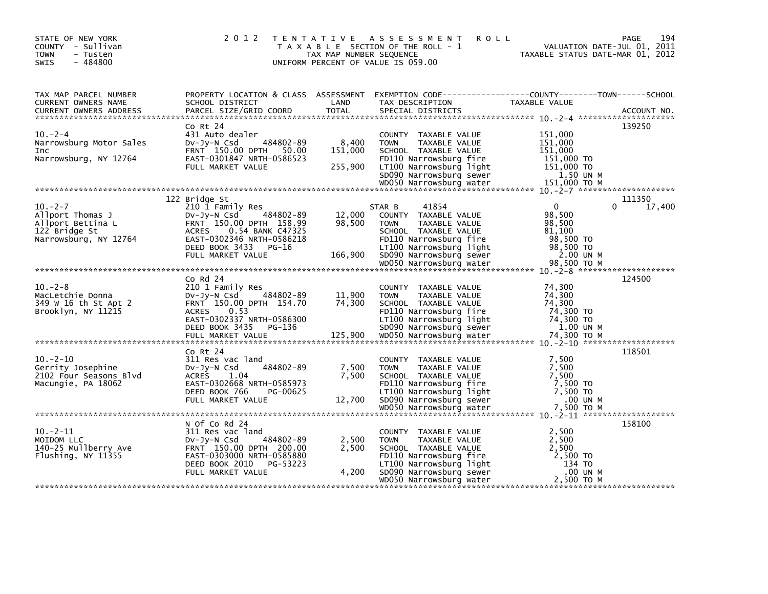STATE OF NEW YORK
COUNTY - Sullivan
TOWN - Tusten
SWIS - 484800

2012 TENTATIVE ASSESSMENT ROLL
TAXABLE SECTION OF THE ROLL - 1
TAX MAP NUMBER SEQUENCE
UNIFORM PERCENT OF VALUE IS 059.00

VALUATION DATE-JUL 01, 2011
TAXABLE STATUS DATE-MAR 01, 2012

| TAX MAP PARCEL NUMBER / CURRENT OWNERS NAME / CURRENT OWNERS ADDRESS | PROPERTY LOCATION & CLASS / SCHOOL DISTRICT / PARCEL SIZE/GRID COORD | ASSESSMENT LAND / TOTAL | EXEMPTION CODE / TAX DESCRIPTION / SPECIAL DISTRICTS | COUNTY / TOWN / SCHOOL TAXABLE VALUE | ACCOUNT NO. |
|---|---|---|---|---|---|
| 10.-2-4 | Co Rt 24 | | | | 139250 |
| Narrowsburg Motor Sales | 431 Auto dealer | | COUNTY TAXABLE VALUE | 151,000 | |
| Inc | Dv-Jy-N Csd 484802-89 | 8,400 | TOWN TAXABLE VALUE | 151,000 | |
| Narrowsburg, NY 12764 | FRNT 150.00 DPTH 50.00 | 151,000 | SCHOOL TAXABLE VALUE | 151,000 | |
| | EAST-0301847 NRTH-0586523 | | FD110 Narrowsburg fire | 151,000 TO | |
| | FULL MARKET VALUE | 255,900 | LT100 Narrowsburg light | 151,000 TO | |
| | | | SD090 Narrowsburg sewer | 1.50 UN M | |
| | | | WD050 Narrowsburg water | 151,000 TO M | |
| 10.-2-7 | 122 Bridge St | | | | 111350 |
| Allport Thomas J | 210 1 Family Res | | STAR B 41854 | 0 0 17,400 | |
| Allport Bettina L | Dv-Jy-N Csd 484802-89 | 12,000 | COUNTY TAXABLE VALUE | 98,500 | |
| 122 Bridge St | FRNT 150.00 DPTH 158.99 | 98,500 | TOWN TAXABLE VALUE | 98,500 | |
| Narrowsburg, NY 12764 | ACRES 0.54 BANK C47325 | | SCHOOL TAXABLE VALUE | 81,100 | |
| | EAST-0302346 NRTH-0586218 | | FD110 Narrowsburg fire | 98,500 TO | |
| | DEED BOOK 3433 PG-16 | | LT100 Narrowsburg light | 98,500 TO | |
| | FULL MARKET VALUE | 166,900 | SD090 Narrowsburg sewer | 2.00 UN M | |
| | | | WD050 Narrowsburg water | 98,500 TO M | |
| 10.-2-8 | Co Rd 24 | | | | 124500 |
| MacLetchie Donna | 210 1 Family Res | | COUNTY TAXABLE VALUE | 74,300 | |
| 349 W 16 th St Apt 2 | Dv-Jy-N Csd 484802-89 | 11,900 | TOWN TAXABLE VALUE | 74,300 | |
| Brooklyn, NY 11215 | FRNT 150.00 DPTH 154.70 | 74,300 | SCHOOL TAXABLE VALUE | 74,300 | |
| | ACRES 0.53 | | FD110 Narrowsburg fire | 74,300 TO | |
| | EAST-0302337 NRTH-0586300 | | LT100 Narrowsburg light | 74,300 TO | |
| | DEED BOOK 3435 PG-136 | | SD090 Narrowsburg sewer | 1.00 UN M | |
| | FULL MARKET VALUE | 125,900 | WD050 Narrowsburg water | 74,300 TO M | |
| 10.-2-10 | Co Rt 24 | | | | 118501 |
| Gerrity Josephine | 311 Res vac land | | COUNTY TAXABLE VALUE | 7,500 | |
| 2102 Four Seasons Blvd | Dv-Jy-N Csd 484802-89 | 7,500 | TOWN TAXABLE VALUE | 7,500 | |
| Macungie, PA 18062 | ACRES 1.04 | 7,500 | SCHOOL TAXABLE VALUE | 7,500 | |
| | EAST-0302668 NRTH-0585973 | | FD110 Narrowsburg fire | 7,500 TO | |
| | DEED BOOK 766 PG-00625 | | LT100 Narrowsburg light | 7,500 TO | |
| | FULL MARKET VALUE | 12,700 | SD090 Narrowsburg sewer | .00 UN M | |
| | | | WD050 Narrowsburg water | 7,500 TO M | |
| 10.-2-11 | N Of Co Rd 24 | | | | 158100 |
| MOIDOM LLC | 311 Res vac land | | COUNTY TAXABLE VALUE | 2,500 | |
| 140-25 Mullberry Ave | Dv-Jy-N Csd 484802-89 | 2,500 | TOWN TAXABLE VALUE | 2,500 | |
| Flushing, NY 11355 | FRNT 150.00 DPTH 200.00 | 2,500 | SCHOOL TAXABLE VALUE | 2,500 | |
| | EAST-0303000 NRTH-0585880 | | FD110 Narrowsburg fire | 2,500 TO | |
| | DEED BOOK 2010 PG-53223 | | LT100 Narrowsburg light | 134 TO | |
| | FULL MARKET VALUE | 4,200 | SD090 Narrowsburg sewer | .00 UN M | |
| | | | WD050 Narrowsburg water | 2,500 TO M | |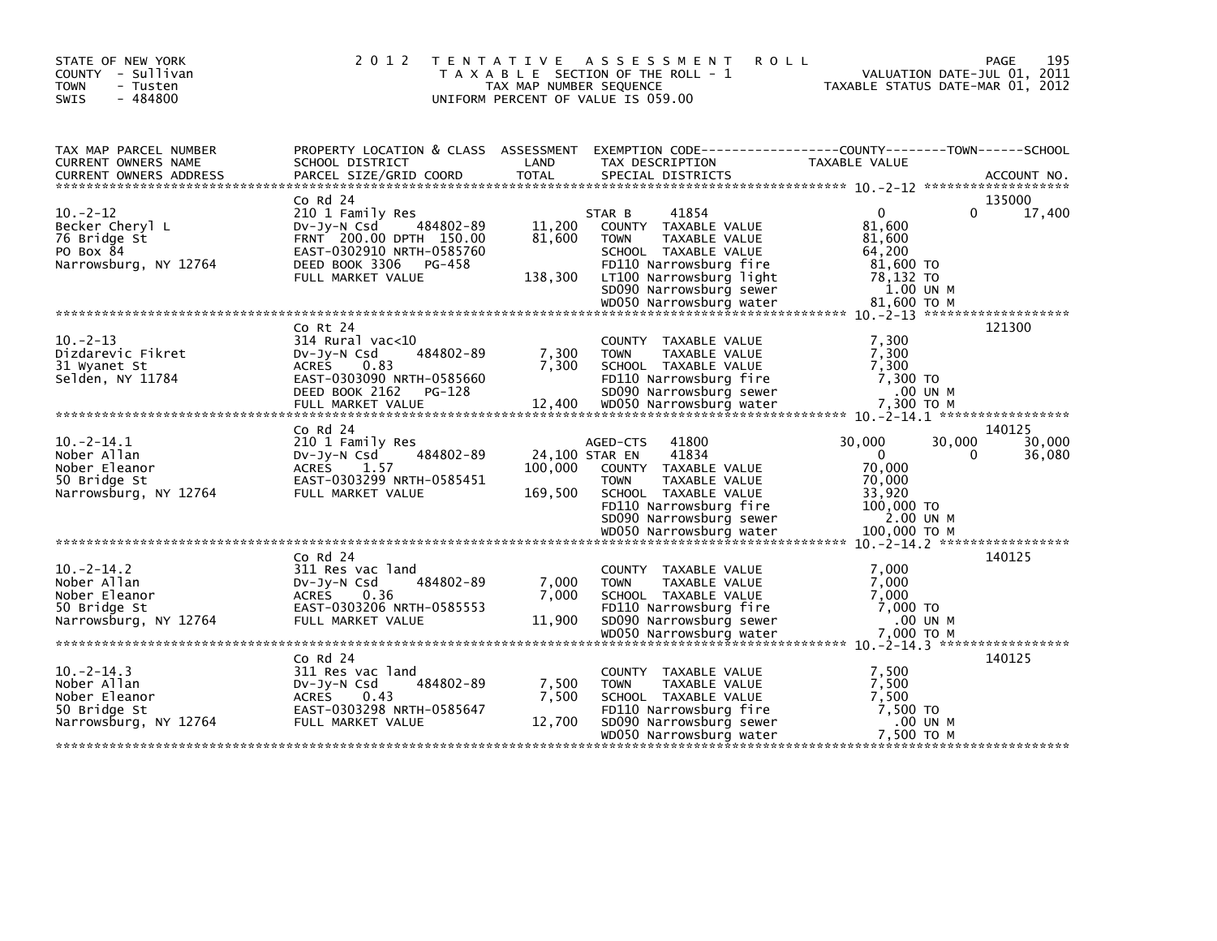STATE OF NEW YORK
COUNTY - Sullivan
TOWN - Tusten
SWIS - 484800

# 2012 TENTATIVE ASSESSMENT ROLL

TAXABLE SECTION OF THE ROLL - 1
TAX MAP NUMBER SEQUENCE
UNIFORM PERCENT OF VALUE IS 059.00

VALUATION DATE-JUL 01, 2011
TAXABLE STATUS DATE-MAR 01, 2012

| TAX MAP PARCEL NUMBER / CURRENT OWNERS NAME / CURRENT OWNERS ADDRESS | PROPERTY LOCATION & CLASS / SCHOOL DISTRICT / PARCEL SIZE/GRID COORD | ASSESSMENT LAND / TOTAL | EXEMPTION CODE / TAX DESCRIPTION / SPECIAL DISTRICTS | COUNTY | TOWN | SCHOOL | ACCOUNT NO. |
|---|---|---|---|---|---|---|---|
| 10.-2-12 | Co Rd 24 | | | | | | 135000 |
| | 210 1 Family Res | | STAR B 41854 | 0 | 0 | 17,400 | |
| Becker Cheryl L | Dv-Jy-N Csd 484802-89 | 11,200 | COUNTY TAXABLE VALUE | 81,600 | | | |
| 76 Bridge St | FRNT 200.00 DPTH 150.00 | 81,600 | TOWN TAXABLE VALUE | | 81,600 | | |
| PO Box 84 | EAST-0302910 NRTH-0585760 | | SCHOOL TAXABLE VALUE | | | 64,200 | |
| Narrowsburg, NY 12764 | DEED BOOK 3306 PG-458 | | FD110 Narrowsburg fire | 81,600 TO | | | |
| | FULL MARKET VALUE | 138,300 | LT100 Narrowsburg light | 78,132 TO | | | |
| | | | SD090 Narrowsburg sewer | 1.00 UN M | | | |
| | | | WD050 Narrowsburg water | 81,600 TO M | | | |
| 10.-2-13 | Co Rt 24 | | | | | | 121300 |
| | 314 Rural vac<10 | | COUNTY TAXABLE VALUE | 7,300 | | | |
| Dizdarevic Fikret | Dv-Jy-N Csd 484802-89 | 7,300 | TOWN TAXABLE VALUE | | 7,300 | | |
| 31 Wyanet St | ACRES 0.83 | 7,300 | SCHOOL TAXABLE VALUE | | | 7,300 | |
| Selden, NY 11784 | EAST-0303090 NRTH-0585660 | | FD110 Narrowsburg fire | 7,300 TO | | | |
| | DEED BOOK 2162 PG-128 | | SD090 Narrowsburg sewer | .00 UN M | | | |
| | FULL MARKET VALUE | 12,400 | WD050 Narrowsburg water | 7,300 TO M | | | |
| 10.-2-14.1 | Co Rd 24 | | | | | | 140125 |
| | 210 1 Family Res | | AGED-CTS 41800 | 30,000 | 30,000 | 30,000 | |
| Nober Allan | Dv-Jy-N Csd 484802-89 | 24,100 | STAR EN 41834 | 0 | 0 | 36,080 | |
| Nober Eleanor | ACRES 1.57 | 100,000 | COUNTY TAXABLE VALUE | 70,000 | | | |
| 50 Bridge St | EAST-0303299 NRTH-0585451 | | TOWN TAXABLE VALUE | | 70,000 | | |
| Narrowsburg, NY 12764 | FULL MARKET VALUE | 169,500 | SCHOOL TAXABLE VALUE | | | 33,920 | |
| | | | FD110 Narrowsburg fire | 100,000 TO | | | |
| | | | SD090 Narrowsburg sewer | 2.00 UN M | | | |
| | | | WD050 Narrowsburg water | 100,000 TO M | | | |
| 10.-2-14.2 | Co Rd 24 | | | | | | 140125 |
| | 311 Res vac land | | COUNTY TAXABLE VALUE | 7,000 | | | |
| Nober Allan | Dv-Jy-N Csd 484802-89 | 7,000 | TOWN TAXABLE VALUE | | 7,000 | | |
| Nober Eleanor | ACRES 0.36 | 7,000 | SCHOOL TAXABLE VALUE | | | 7,000 | |
| 50 Bridge St | EAST-0303206 NRTH-0585553 | | FD110 Narrowsburg fire | 7,000 TO | | | |
| Narrowsburg, NY 12764 | FULL MARKET VALUE | 11,900 | SD090 Narrowsburg sewer | .00 UN M | | | |
| | | | WD050 Narrowsburg water | 7,000 TO M | | | |
| 10.-2-14.3 | Co Rd 24 | | | | | | 140125 |
| | 311 Res vac land | | COUNTY TAXABLE VALUE | 7,500 | | | |
| Nober Allan | Dv-Jy-N Csd 484802-89 | 7,500 | TOWN TAXABLE VALUE | | 7,500 | | |
| Nober Eleanor | ACRES 0.43 | 7,500 | SCHOOL TAXABLE VALUE | | | 7,500 | |
| 50 Bridge St | EAST-0303298 NRTH-0585647 | | FD110 Narrowsburg fire | 7,500 TO | | | |
| Narrowsburg, NY 12764 | FULL MARKET VALUE | 12,700 | SD090 Narrowsburg sewer | .00 UN M | | | |
| | | | WD050 Narrowsburg water | 7,500 TO M | | | |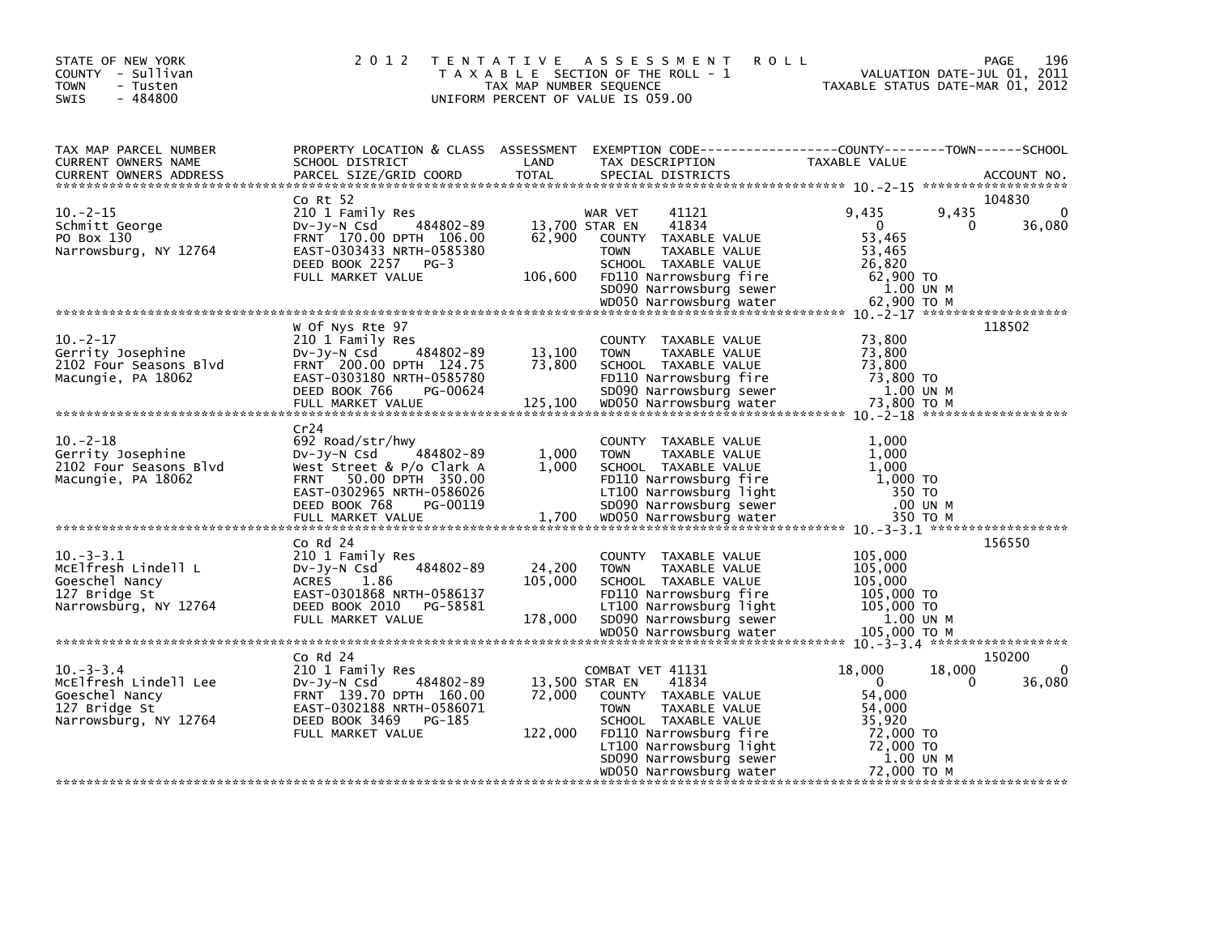STATE OF NEW YORK
COUNTY - Sullivan
TOWN - Tusten
SWIS - 484800

2012 TENTATIVE ASSESSMENT ROLL
TAXABLE SECTION OF THE ROLL - 1
TAX MAP NUMBER SEQUENCE
UNIFORM PERCENT OF VALUE IS 059.00

VALUATION DATE-JUL 01, 2011
TAXABLE STATUS DATE-MAR 01, 2012

| TAX MAP PARCEL NUMBER / CURRENT OWNERS NAME / CURRENT OWNERS ADDRESS | PROPERTY LOCATION & CLASS / SCHOOL DISTRICT / PARCEL SIZE/GRID COORD | ASSESSMENT LAND / TOTAL | EXEMPTION CODE / TAX DESCRIPTION / SPECIAL DISTRICTS | COUNTY TAXABLE VALUE | TOWN | SCHOOL | ACCOUNT NO. |
|---|---|---|---|---|---|---|---|
| 10.-2-15 | Co Rt 52 | | | | | | 104830 |
| Schmitt George | 210 1 Family Res | | WAR VET 41121 | 9,435 | 9,435 | 0 | |
| PO Box 130 | Dv-Jy-N Csd 484802-89 | 13,700 | STAR EN 41834 | 0 | 0 | 36,080 | |
| Narrowsburg, NY 12764 | FRNT 170.00 DPTH 106.00 | 62,900 | COUNTY TAXABLE VALUE | 53,465 | | | |
| | EAST-0303433 NRTH-0585380 | | TOWN TAXABLE VALUE | 53,465 | | | |
| | DEED BOOK 2257 PG-3 | | SCHOOL TAXABLE VALUE | 26,820 | | | |
| | FULL MARKET VALUE | 106,600 | FD110 Narrowsburg fire | 62,900 TO | | | |
| | | | SD090 Narrowsburg sewer | 1.00 UN M | | | |
| | | | WD050 Narrowsburg water | 62,900 TO M | | | |
| 10.-2-17 | W Of Nys Rte 97 | | | | | | 118502 |
| Gerrity Josephine | 210 1 Family Res | | COUNTY TAXABLE VALUE | 73,800 | | | |
| 2102 Four Seasons Blvd | Dv-Jy-N Csd 484802-89 | 13,100 | TOWN TAXABLE VALUE | 73,800 | | | |
| Macungie, PA 18062 | FRNT 200.00 DPTH 124.75 | 73,800 | SCHOOL TAXABLE VALUE | 73,800 | | | |
| | EAST-0303180 NRTH-0585780 | | FD110 Narrowsburg fire | 73,800 TO | | | |
| | DEED BOOK 766 PG-00624 | | SD090 Narrowsburg sewer | 1.00 UN M | | | |
| | FULL MARKET VALUE | 125,100 | WD050 Narrowsburg water | 73,800 TO M | | | |
| 10.-2-18 | Cr24 | | | | | | |
| Gerrity Josephine | 692 Road/str/hwy | | COUNTY TAXABLE VALUE | 1,000 | | | |
| 2102 Four Seasons Blvd | Dv-Jy-N Csd 484802-89 | 1,000 | TOWN TAXABLE VALUE | 1,000 | | | |
| Macungie, PA 18062 | West Street & P/o Clark A | 1,000 | SCHOOL TAXABLE VALUE | 1,000 | | | |
| | FRNT 50.00 DPTH 350.00 | | FD110 Narrowsburg fire | 1,000 TO | | | |
| | EAST-0302965 NRTH-0586026 | | LT100 Narrowsburg light | 350 TO | | | |
| | DEED BOOK 768 PG-00119 | | SD090 Narrowsburg sewer | .00 UN M | | | |
| | FULL MARKET VALUE | 1,700 | WD050 Narrowsburg water | 350 TO M | | | |
| 10.-3-3.1 | Co Rd 24 | | | | | | 156550 |
| McElfresh Lindell L | 210 1 Family Res | | COUNTY TAXABLE VALUE | 105,000 | | | |
| Goeschel Nancy | Dv-Jy-N Csd 484802-89 | 24,200 | TOWN TAXABLE VALUE | 105,000 | | | |
| 127 Bridge St | ACRES 1.86 | 105,000 | SCHOOL TAXABLE VALUE | 105,000 | | | |
| Narrowsburg, NY 12764 | EAST-0301868 NRTH-0586137 | | FD110 Narrowsburg fire | 105,000 TO | | | |
| | DEED BOOK 2010 PG-58581 | | LT100 Narrowsburg light | 105,000 TO | | | |
| | FULL MARKET VALUE | 178,000 | SD090 Narrowsburg sewer | 1.00 UN M | | | |
| | | | WD050 Narrowsburg water | 105,000 TO M | | | |
| 10.-3-3.4 | Co Rd 24 | | | | | | 150200 |
| McElfresh Lindell Lee | 210 1 Family Res | | COMBAT VET 41131 | 18,000 | 18,000 | 0 | |
| Goeschel Nancy | Dv-Jy-N Csd 484802-89 | 13,500 | STAR EN 41834 | 0 | 0 | 36,080 | |
| 127 Bridge St | FRNT 139.70 DPTH 160.00 | 72,000 | COUNTY TAXABLE VALUE | 54,000 | | | |
| Narrowsburg, NY 12764 | EAST-0302188 NRTH-0586071 | | TOWN TAXABLE VALUE | 54,000 | | | |
| | DEED BOOK 3469 PG-185 | | SCHOOL TAXABLE VALUE | 35,920 | | | |
| | FULL MARKET VALUE | 122,000 | FD110 Narrowsburg fire | 72,000 TO | | | |
| | | | LT100 Narrowsburg light | 72,000 TO | | | |
| | | | SD090 Narrowsburg sewer | 1.00 UN M | | | |
| | | | WD050 Narrowsburg water | 72,000 TO M | | | |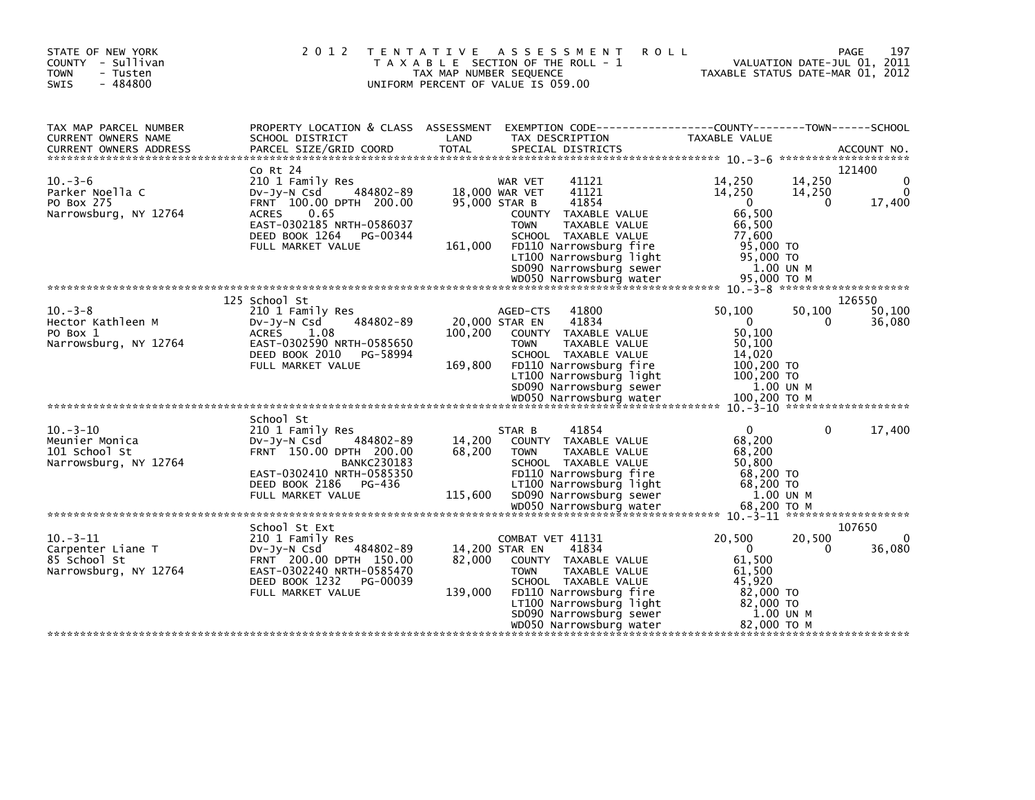STATE OF NEW YORK
COUNTY - Sullivan
TOWN - Tusten
SWIS - 484800

# 2012 TENTATIVE ASSESSMENT ROLL

TAXABLE SECTION OF THE ROLL - 1
TAX MAP NUMBER SEQUENCE
UNIFORM PERCENT OF VALUE IS 059.00

VALUATION DATE-JUL 01, 2011
TAXABLE STATUS DATE-MAR 01, 2012

| TAX MAP PARCEL NUMBER / CURRENT OWNERS NAME / CURRENT OWNERS ADDRESS | PROPERTY LOCATION & CLASS / SCHOOL DISTRICT / PARCEL SIZE/GRID COORD | ASSESSMENT LAND | TOTAL | EXEMPTION CODE / TAX DESCRIPTION / SPECIAL DISTRICTS | COUNTY TAXABLE VALUE | TOWN | SCHOOL | ACCOUNT NO. |
|---|---|---|---|---|---|---|---|---|
| 10.-3-6 | Co Rt 24 | | | | | | | 121400 |
| Parker Noella C | 210 1 Family Res | | | WAR VET 41121 | 14,250 | 14,250 | 0 | |
| PO Box 275 | Dv-Jy-N Csd 484802-89 | 18,000 | | WAR VET 41121 | 14,250 | 14,250 | 0 | |
| Narrowsburg, NY 12764 | FRNT 100.00 DPTH 200.00 | | 95,000 | STAR B 41854 | 0 | 0 | 17,400 | |
| | ACRES 0.65 | | | COUNTY TAXABLE VALUE | 66,500 | | | |
| | EAST-0302185 NRTH-0586037 | | | TOWN TAXABLE VALUE | 66,500 | | | |
| | DEED BOOK 1264 PG-00344 | | | SCHOOL TAXABLE VALUE | 77,600 | | | |
| | FULL MARKET VALUE | | 161,000 | FD110 Narrowsburg fire | 95,000 TO | | | |
| | | | | LT100 Narrowsburg light | 95,000 TO | | | |
| | | | | SD090 Narrowsburg sewer | 1.00 UN M | | | |
| | | | | WD050 Narrowsburg water | 95,000 TO M | | | |
| 10.-3-8 | 125 School St | | | | | | | 126550 |
| Hector Kathleen M | 210 1 Family Res | | | AGED-CTS 41800 | 50,100 | 50,100 | 50,100 | |
| PO Box 1 | Dv-Jy-N Csd 484802-89 | 20,000 | | STAR EN 41834 | 0 | 0 | 36,080 | |
| Narrowsburg, NY 12764 | ACRES 1.08 | | 100,200 | COUNTY TAXABLE VALUE | 50,100 | | | |
| | EAST-0302590 NRTH-0585650 | | | TOWN TAXABLE VALUE | 50,100 | | | |
| | DEED BOOK 2010 PG-58994 | | | SCHOOL TAXABLE VALUE | 14,020 | | | |
| | FULL MARKET VALUE | | 169,800 | FD110 Narrowsburg fire | 100,200 TO | | | |
| | | | | LT100 Narrowsburg light | 100,200 TO | | | |
| | | | | SD090 Narrowsburg sewer | 1.00 UN M | | | |
| | | | | WD050 Narrowsburg water | 100,200 TO M | | | |
| 10.-3-10 | School St | | | | | | | |
| Meunier Monica | 210 1 Family Res | | | STAR B 41854 | 0 | 0 | 17,400 | |
| 101 School St | Dv-Jy-N Csd 484802-89 | 14,200 | | COUNTY TAXABLE VALUE | 68,200 | | | |
| Narrowsburg, NY 12764 | FRNT 150.00 DPTH 200.00 | | 68,200 | TOWN TAXABLE VALUE | 68,200 | | | |
| | BANKC230183 | | | SCHOOL TAXABLE VALUE | 50,800 | | | |
| | EAST-0302410 NRTH-0585350 | | | FD110 Narrowsburg fire | 68,200 TO | | | |
| | DEED BOOK 2186 PG-436 | | | LT100 Narrowsburg light | 68,200 TO | | | |
| | FULL MARKET VALUE | | 115,600 | SD090 Narrowsburg sewer | 1.00 UN M | | | |
| | | | | WD050 Narrowsburg water | 68,200 TO M | | | |
| 10.-3-11 | School St Ext | | | | | | | 107650 |
| Carpenter Liane T | 210 1 Family Res | | | COMBAT VET 41131 | 20,500 | 20,500 | 0 | |
| 85 School St | Dv-Jy-N Csd 484802-89 | 14,200 | | STAR EN 41834 | 0 | 0 | 36,080 | |
| Narrowsburg, NY 12764 | FRNT 200.00 DPTH 150.00 | | 82,000 | COUNTY TAXABLE VALUE | 61,500 | | | |
| | EAST-0302240 NRTH-0585470 | | | TOWN TAXABLE VALUE | 61,500 | | | |
| | DEED BOOK 1232 PG-00039 | | | SCHOOL TAXABLE VALUE | 45,920 | | | |
| | FULL MARKET VALUE | | 139,000 | FD110 Narrowsburg fire | 82,000 TO | | | |
| | | | | LT100 Narrowsburg light | 82,000 TO | | | |
| | | | | SD090 Narrowsburg sewer | 1.00 UN M | | | |
| | | | | WD050 Narrowsburg water | 82,000 TO M | | | |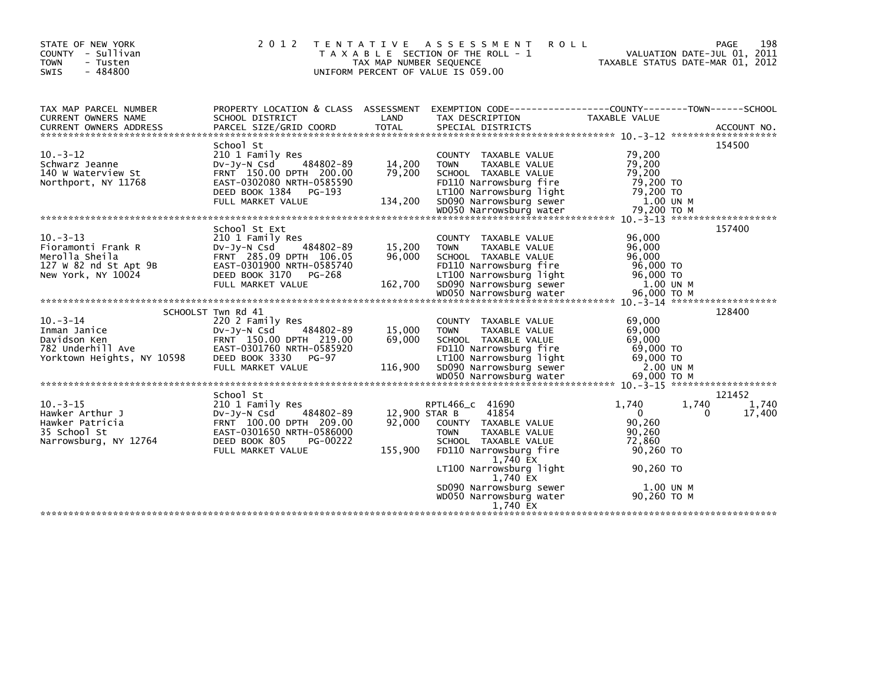STATE OF NEW YORK
COUNTY - Sullivan
TOWN - Tusten
SWIS - 484800

2012 TENTATIVE ASSESSMENT ROLL
TAXABLE SECTION OF THE ROLL - 1
TAX MAP NUMBER SEQUENCE
UNIFORM PERCENT OF VALUE IS 059.00

VALUATION DATE-JUL 01, 2011
TAXABLE STATUS DATE-MAR 01, 2012

| TAX MAP PARCEL NUMBER / CURRENT OWNERS NAME / CURRENT OWNERS ADDRESS | PROPERTY LOCATION & CLASS / SCHOOL DISTRICT / PARCEL SIZE/GRID COORD | ASSESSMENT LAND / TOTAL | EXEMPTION CODE / TAX DESCRIPTION / SPECIAL DISTRICTS | COUNTY TAXABLE VALUE | TOWN | SCHOOL | ACCOUNT NO. |
|---|---|---|---|---|---|---|---|
| **10.-3-12** | School St | | | | | | 154500 |
| Schwarz Jeanne | 210 1 Family Res | | COUNTY TAXABLE VALUE | 79,200 | | | |
| 140 W Waterview St | Dv-Jy-N Csd 484802-89 | 14,200 | TOWN TAXABLE VALUE | 79,200 | | | |
| Northport, NY 11768 | FRNT 150.00 DPTH 200.00 | 79,200 | SCHOOL TAXABLE VALUE | 79,200 | | | |
| | EAST-0302080 NRTH-0585590 | | FD110 Narrowsburg fire | 79,200 TO | | | |
| | DEED BOOK 1384 PG-193 | | LT100 Narrowsburg light | 79,200 TO | | | |
| | FULL MARKET VALUE | 134,200 | SD090 Narrowsburg sewer | 1.00 UN M | | | |
| | | | WD050 Narrowsburg water | 79,200 TO M | | | |
| **10.-3-13** | School St Ext | | | | | | 157400 |
| Fioramonti Frank R | 210 1 Family Res | | COUNTY TAXABLE VALUE | 96,000 | | | |
| Merolla Sheila | Dv-Jy-N Csd 484802-89 | 15,200 | TOWN TAXABLE VALUE | 96,000 | | | |
| 127 W 82 nd St Apt 9B | FRNT 285.09 DPTH 106.05 | 96,000 | SCHOOL TAXABLE VALUE | 96,000 | | | |
| New York, NY 10024 | EAST-0301900 NRTH-0585740 | | FD110 Narrowsburg fire | 96,000 TO | | | |
| | DEED BOOK 3170 PG-268 | | LT100 Narrowsburg light | 96,000 TO | | | |
| | FULL MARKET VALUE | 162,700 | SD090 Narrowsburg sewer | 1.00 UN M | | | |
| | | | WD050 Narrowsburg water | 96,000 TO M | | | |
| **10.-3-14** | SCHOOLST Twn Rd 41 | | | | | | 128400 |
| Inman Janice | 220 2 Family Res | | COUNTY TAXABLE VALUE | 69,000 | | | |
| Davidson Ken | Dv-Jy-N Csd 484802-89 | 15,000 | TOWN TAXABLE VALUE | 69,000 | | | |
| 782 Underhill Ave | FRNT 150.00 DPTH 219.00 | 69,000 | SCHOOL TAXABLE VALUE | 69,000 | | | |
| Yorktown Heights, NY 10598 | EAST-0301760 NRTH-0585920 | | FD110 Narrowsburg fire | 69,000 TO | | | |
| | DEED BOOK 3330 PG-97 | | LT100 Narrowsburg light | 69,000 TO | | | |
| | FULL MARKET VALUE | 116,900 | SD090 Narrowsburg sewer | 2.00 UN M | | | |
| | | | WD050 Narrowsburg water | 69,000 TO M | | | |
| **10.-3-15** | School St | | | | | | 121452 |
| Hawker Arthur J | 210 1 Family Res | | RPTL466_c 41690 | 1,740 | 1,740 | 1,740 | |
| Hawker Patricia | Dv-Jy-N Csd 484802-89 | 12,900 | STAR B 41854 | 0 | 0 | 17,400 | |
| 35 School St | FRNT 100.00 DPTH 209.00 | 92,000 | COUNTY TAXABLE VALUE | 90,260 | | | |
| Narrowsburg, NY 12764 | EAST-0301650 NRTH-0586000 | | TOWN TAXABLE VALUE | 90,260 | | | |
| | DEED BOOK 805 PG-00222 | | SCHOOL TAXABLE VALUE | 72,860 | | | |
| | FULL MARKET VALUE | 155,900 | FD110 Narrowsburg fire 1,740 EX | 90,260 TO | | | |
| | | | LT100 Narrowsburg light 1,740 EX | 90,260 TO | | | |
| | | | SD090 Narrowsburg sewer | 1.00 UN M | | | |
| | | | WD050 Narrowsburg water 1,740 EX | 90,260 TO M | | | |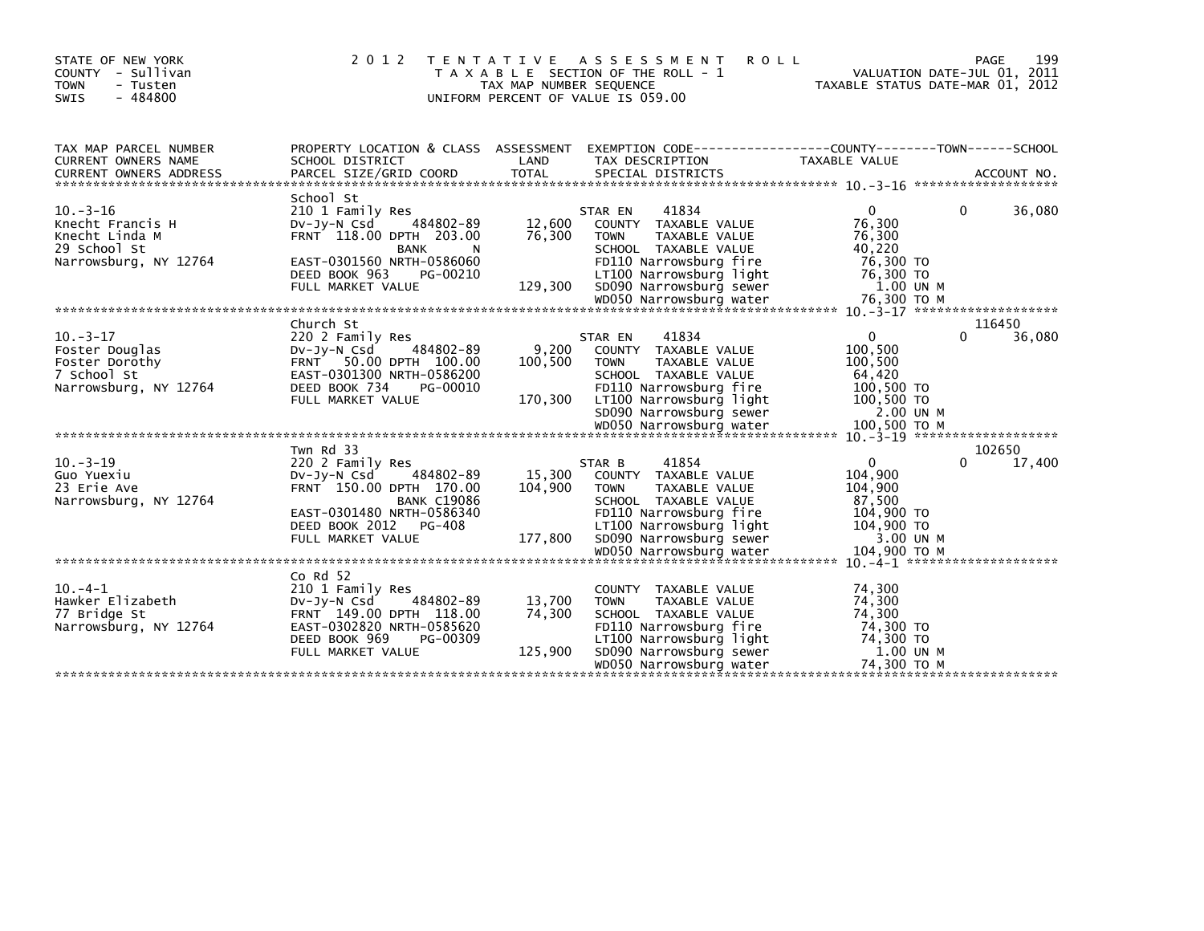STATE OF NEW YORK
COUNTY - Sullivan
TOWN - Tusten
SWIS - 484800

2012 TENTATIVE ASSESSMENT ROLL
TAXABLE SECTION OF THE ROLL - 1
TAX MAP NUMBER SEQUENCE
UNIFORM PERCENT OF VALUE IS 059.00

VALUATION DATE-JUL 01, 2011
TAXABLE STATUS DATE-MAR 01, 2012

| TAX MAP PARCEL NUMBER / CURRENT OWNERS NAME / CURRENT OWNERS ADDRESS | PROPERTY LOCATION & CLASS / SCHOOL DISTRICT / PARCEL SIZE/GRID COORD | ASSESSMENT LAND / TOTAL | EXEMPTION CODE / TAX DESCRIPTION / SPECIAL DISTRICTS | COUNTY TAXABLE VALUE | TOWN | SCHOOL / ACCOUNT NO. |
|---|---|---|---|---|---|---|
| 10.-3-16 | School St | | | | | |
| 10.-3-16 | 210 1 Family Res | | STAR EN 41834 | 0 | 0 | 36,080 |
| Knecht Francis H | Dv-Jy-N Csd 484802-89 | 12,600 | COUNTY TAXABLE VALUE | 76,300 | | |
| Knecht Linda M | FRNT 118.00 DPTH 203.00 | 76,300 | TOWN TAXABLE VALUE | 76,300 | | |
| 29 School St | BANK N | | SCHOOL TAXABLE VALUE | 40,220 | | |
| Narrowsburg, NY 12764 | EAST-0301560 NRTH-0586060 | | FD110 Narrowsburg fire | 76,300 TO | | |
| | DEED BOOK 963 PG-00210 | | LT100 Narrowsburg light | 76,300 TO | | |
| | FULL MARKET VALUE | 129,300 | SD090 Narrowsburg sewer | 1.00 UN M | | |
| | | | WD050 Narrowsburg water | 76,300 TO M | | |
| 10.-3-17 | Church St | | | | | 116450 |
| 10.-3-17 | 220 2 Family Res | | STAR EN 41834 | 0 | 0 | 36,080 |
| Foster Douglas | Dv-Jy-N Csd 484802-89 | 9,200 | COUNTY TAXABLE VALUE | 100,500 | | |
| Foster Dorothy | FRNT 50.00 DPTH 100.00 | 100,500 | TOWN TAXABLE VALUE | 100,500 | | |
| 7 School St | EAST-0301300 NRTH-0586200 | | SCHOOL TAXABLE VALUE | 64,420 | | |
| Narrowsburg, NY 12764 | DEED BOOK 734 PG-00010 | | FD110 Narrowsburg fire | 100,500 TO | | |
| | FULL MARKET VALUE | 170,300 | LT100 Narrowsburg light | 100,500 TO | | |
| | | | SD090 Narrowsburg sewer | 2.00 UN M | | |
| | | | WD050 Narrowsburg water | 100,500 TO M | | |
| 10.-3-19 | Twn Rd 33 | | | | | 102650 |
| 10.-3-19 | 220 2 Family Res | | STAR B 41854 | 0 | 0 | 17,400 |
| Guo Yuexiu | Dv-Jy-N Csd 484802-89 | 15,300 | COUNTY TAXABLE VALUE | 104,900 | | |
| 23 Erie Ave | FRNT 150.00 DPTH 170.00 | 104,900 | TOWN TAXABLE VALUE | 104,900 | | |
| Narrowsburg, NY 12764 | BANK C19086 | | SCHOOL TAXABLE VALUE | 87,500 | | |
| | EAST-0301480 NRTH-0586340 | | FD110 Narrowsburg fire | 104,900 TO | | |
| | DEED BOOK 2012 PG-408 | | LT100 Narrowsburg light | 104,900 TO | | |
| | FULL MARKET VALUE | 177,800 | SD090 Narrowsburg sewer | 3.00 UN M | | |
| | | | WD050 Narrowsburg water | 104,900 TO M | | |
| 10.-4-1 | Co Rd 52 | | | | | |
| 10.-4-1 | 210 1 Family Res | | COUNTY TAXABLE VALUE | 74,300 | | |
| Hawker Elizabeth | Dv-Jy-N Csd 484802-89 | 13,700 | TOWN TAXABLE VALUE | 74,300 | | |
| 77 Bridge St | FRNT 149.00 DPTH 118.00 | 74,300 | SCHOOL TAXABLE VALUE | 74,300 | | |
| Narrowsburg, NY 12764 | EAST-0302820 NRTH-0585620 | | FD110 Narrowsburg fire | 74,300 TO | | |
| | DEED BOOK 969 PG-00309 | | LT100 Narrowsburg light | 74,300 TO | | |
| | FULL MARKET VALUE | 125,900 | SD090 Narrowsburg sewer | 1.00 UN M | | |
| | | | WD050 Narrowsburg water | 74,300 TO M | | |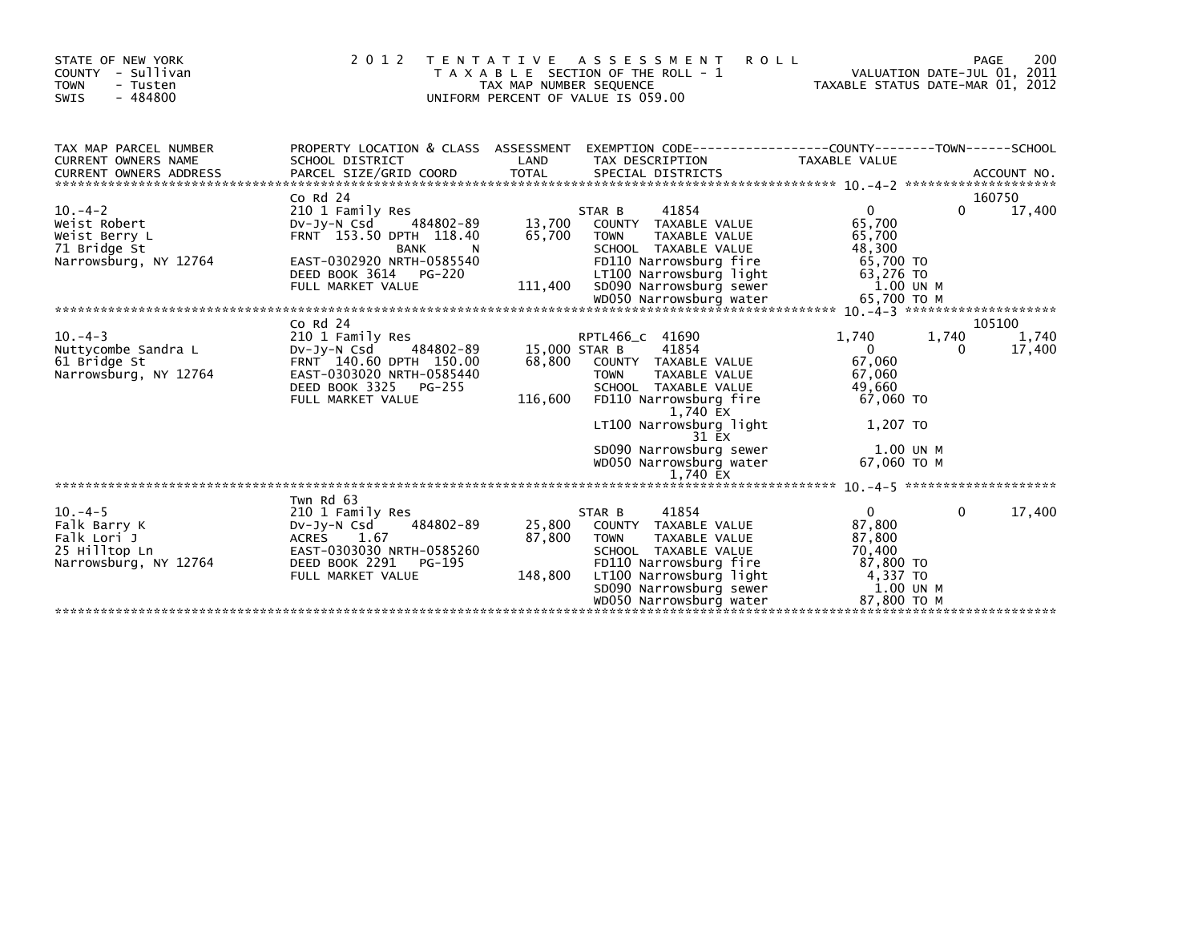STATE OF NEW YORK
COUNTY - Sullivan
TOWN - Tusten
SWIS - 484800

2 0 1 2 T E N T A T I V E A S S E S S M E N T R O L L
T A X A B L E SECTION OF THE ROLL - 1
TAX MAP NUMBER SEQUENCE
UNIFORM PERCENT OF VALUE IS 059.00

VALUATION DATE-JUL 01, 2011
TAXABLE STATUS DATE-MAR 01, 2012

| TAX MAP PARCEL NUMBER / CURRENT OWNERS NAME / CURRENT OWNERS ADDRESS | PROPERTY LOCATION & CLASS / SCHOOL DISTRICT / PARCEL SIZE/GRID COORD | ASSESSMENT LAND / TOTAL | EXEMPTION CODE / TAX DESCRIPTION / SPECIAL DISTRICTS | COUNTY TAXABLE VALUE | TOWN | SCHOOL / ACCOUNT NO. |
|---|---|---|---|---|---|---|
| **10.-4-2** | Co Rd 24 | | | | | 160750 |
| 10.-4-2 | 210 1 Family Res | | STAR B 41854 | 0 | 0 | 17,400 |
| Weist Robert | Dv-Jy-N Csd 484802-89 | 13,700 | COUNTY TAXABLE VALUE | 65,700 | | |
| Weist Berry L | FRNT 153.50 DPTH 118.40 | 65,700 | TOWN TAXABLE VALUE | 65,700 | | |
| 71 Bridge St | BANK N | | SCHOOL TAXABLE VALUE | 48,300 | | |
| Narrowsburg, NY 12764 | EAST-0302920 NRTH-0585540 | | FD110 Narrowsburg fire | 65,700 TO | | |
| | DEED BOOK 3614 PG-220 | | LT100 Narrowsburg light | 63,276 TO | | |
| | FULL MARKET VALUE | 111,400 | SD090 Narrowsburg sewer | 1.00 UN M | | |
| | | | WD050 Narrowsburg water | 65,700 TO M | | |
| **10.-4-3** | Co Rd 24 | | | | | 105100 |
| 10.-4-3 | 210 1 Family Res | | RPTL466_c 41690 | 1,740 | 1,740 | 1,740 |
| Nuttycombe Sandra L | Dv-Jy-N Csd 484802-89 | 15,000 | STAR B 41854 | 0 | 0 | 17,400 |
| 61 Bridge St | FRNT 140.60 DPTH 150.00 | 68,800 | COUNTY TAXABLE VALUE | 67,060 | | |
| Narrowsburg, NY 12764 | EAST-0303020 NRTH-0585440 | | TOWN TAXABLE VALUE | 67,060 | | |
| | DEED BOOK 3325 PG-255 | | SCHOOL TAXABLE VALUE | 49,660 | | |
| | FULL MARKET VALUE | 116,600 | FD110 Narrowsburg fire 1,740 EX | 67,060 TO | | |
| | | | LT100 Narrowsburg light 31 EX | 1,207 TO | | |
| | | | SD090 Narrowsburg sewer | 1.00 UN M | | |
| | | | WD050 Narrowsburg water 1,740 EX | 67,060 TO M | | |
| **10.-4-5** | Twn Rd 63 | | | | | |
| 10.-4-5 | 210 1 Family Res | | STAR B 41854 | 0 | 0 | 17,400 |
| Falk Barry K | Dv-Jy-N Csd 484802-89 | 25,800 | COUNTY TAXABLE VALUE | 87,800 | | |
| Falk Lori J | ACRES 1.67 | 87,800 | TOWN TAXABLE VALUE | 87,800 | | |
| 25 Hilltop Ln | EAST-0303030 NRTH-0585260 | | SCHOOL TAXABLE VALUE | 70,400 | | |
| Narrowsburg, NY 12764 | DEED BOOK 2291 PG-195 | | FD110 Narrowsburg fire | 87,800 TO | | |
| | FULL MARKET VALUE | 148,800 | LT100 Narrowsburg light | 4,337 TO | | |
| | | | SD090 Narrowsburg sewer | 1.00 UN M | | |
| | | | WD050 Narrowsburg water | 87,800 TO M | | |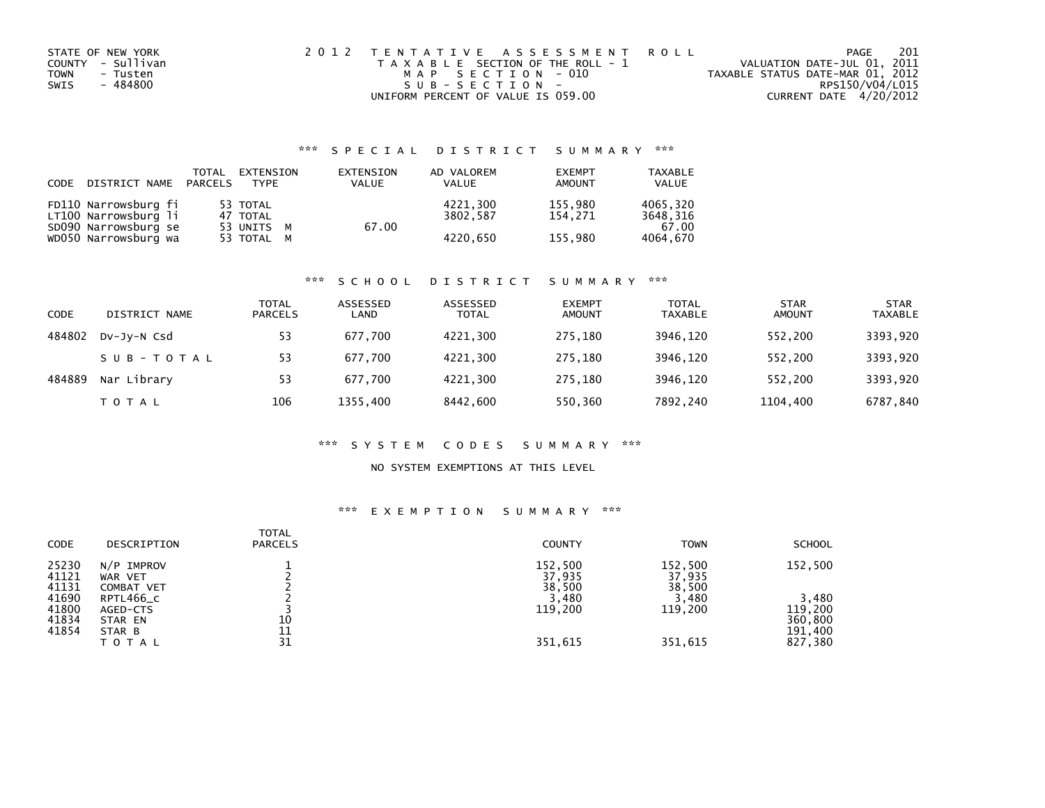STATE OF NEW YORK
COUNTY - Sullivan
TOWN - Tusten
SWIS - 484800

2012 TENTATIVE ASSESSMENT ROLL
TAXABLE SECTION OF THE ROLL - 1
MAP SECTION - 010
SUB-SECTION -
UNIFORM PERCENT OF VALUE IS 059.00

VALUATION DATE-JUL 01, 2011
TAXABLE STATUS DATE-MAR 01, 2012
RPS150/V04/L015
CURRENT DATE 4/20/2012

### *** SPECIAL DISTRICT SUMMARY ***

| CODE | DISTRICT NAME | TOTAL PARCELS | EXTENSION TYPE | EXTENSION VALUE | AD VALOREM VALUE | EXEMPT AMOUNT | TAXABLE VALUE |
|---|---|---|---|---|---|---|---|
| FD110 | Narrowsburg fi | 53 | TOTAL | | 4221,300 | 155,980 | 4065,320 |
| LT100 | Narrowsburg li | 47 | TOTAL | | 3802,587 | 154,271 | 3648,316 |
| SD090 | Narrowsburg se | 53 | UNITS M | 67.00 | | | 67.00 |
| WD050 | Narrowsburg wa | 53 | TOTAL M | | 4220,650 | 155,980 | 4064,670 |

### *** SCHOOL DISTRICT SUMMARY ***

| CODE | DISTRICT NAME | TOTAL PARCELS | ASSESSED LAND | ASSESSED TOTAL | EXEMPT AMOUNT | TOTAL TAXABLE | STAR AMOUNT | STAR TAXABLE |
|---|---|---|---|---|---|---|---|---|
| 484802 | Dv-Jy-N Csd | 53 | 677,700 | 4221,300 | 275,180 | 3946,120 | 552,200 | 3393,920 |
| | SUB-TOTAL | 53 | 677,700 | 4221,300 | 275,180 | 3946,120 | 552,200 | 3393,920 |
| 484889 | Nar Library | 53 | 677,700 | 4221,300 | 275,180 | 3946,120 | 552,200 | 3393,920 |
| | TOTAL | 106 | 1355,400 | 8442,600 | 550,360 | 7892,240 | 1104,400 | 6787,840 |

### *** SYSTEM CODES SUMMARY ***

NO SYSTEM EXEMPTIONS AT THIS LEVEL

### *** EXEMPTION SUMMARY ***

| CODE | DESCRIPTION | TOTAL PARCELS | COUNTY | TOWN | SCHOOL |
|---|---|---|---|---|---|
| 25230 | N/P IMPROV | 1 | 152,500 | 152,500 | 152,500 |
| 41121 | WAR VET | 2 | 37,935 | 37,935 | |
| 41131 | COMBAT VET | 2 | 38,500 | 38,500 | |
| 41690 | RPTL466_c | 2 | 3,480 | 3,480 | 3,480 |
| 41800 | AGED-CTS | 3 | 119,200 | 119,200 | 119,200 |
| 41834 | STAR EN | 10 | | | 360,800 |
| 41854 | STAR B | 11 | | | 191,400 |
| | TOTAL | 31 | 351,615 | 351,615 | 827,380 |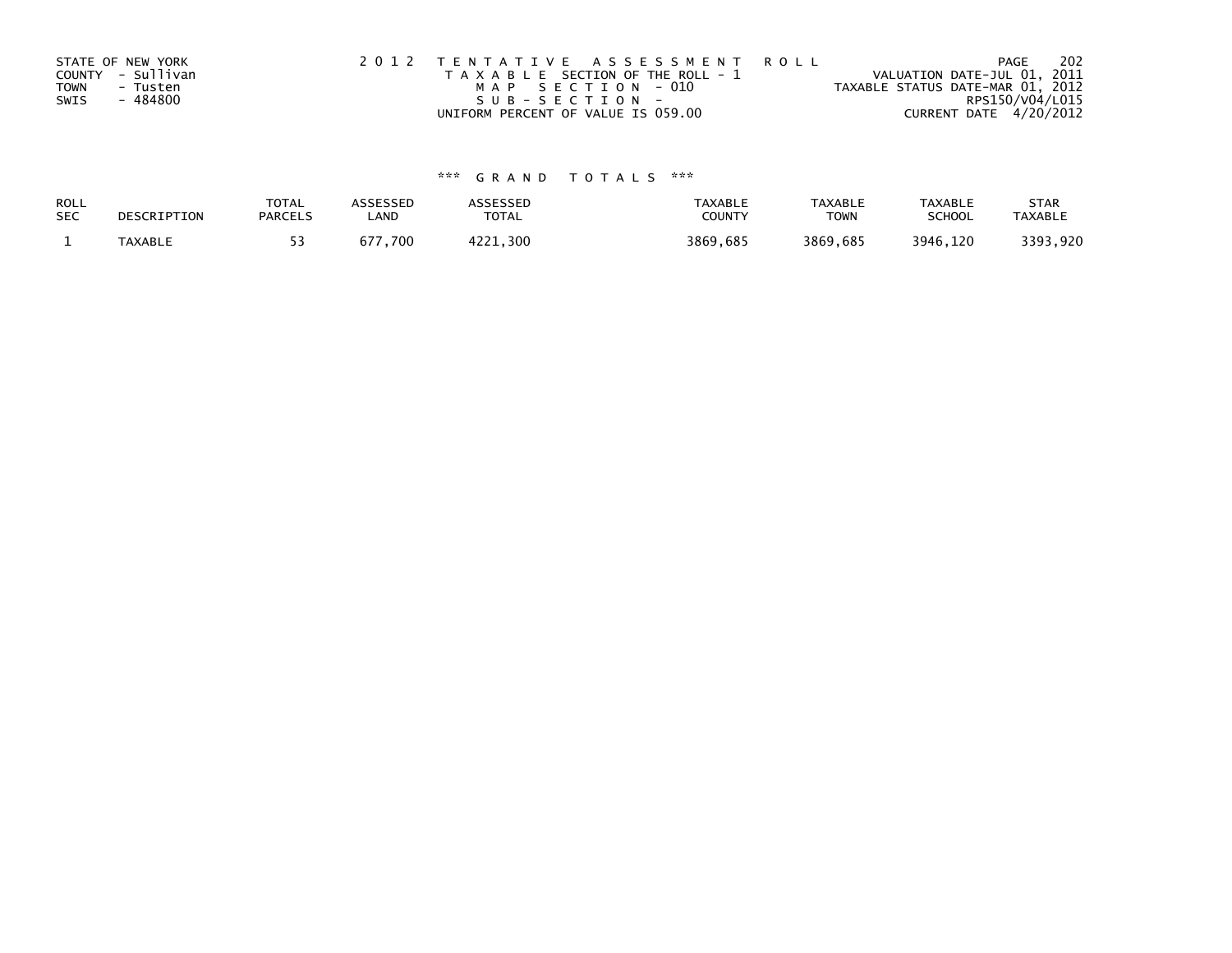STATE OF NEW YORK
COUNTY - Sullivan
TOWN - Tusten
SWIS - 484800

2012 TENTATIVE ASSESSMENT ROLL
TAXABLE SECTION OF THE ROLL - 1
MAP SECTION - 010
SUB-SECTION -
UNIFORM PERCENT OF VALUE IS 059.00

VALUATION DATE-JUL 01, 2011
TAXABLE STATUS DATE-MAR 01, 2012
RPS150/V04/L015
CURRENT DATE 4/20/2012

*** GRAND TOTALS ***

| ROLL SEC | DESCRIPTION | TOTAL PARCELS | ASSESSED LAND | ASSESSED TOTAL | TAXABLE COUNTY | TAXABLE TOWN | TAXABLE SCHOOL | STAR TAXABLE |
|---|---|---|---|---|---|---|---|---|
| 1 | TAXABLE | 53 | 677,700 | 4221,300 | 3869,685 | 3869,685 | 3946,120 | 3393,920 |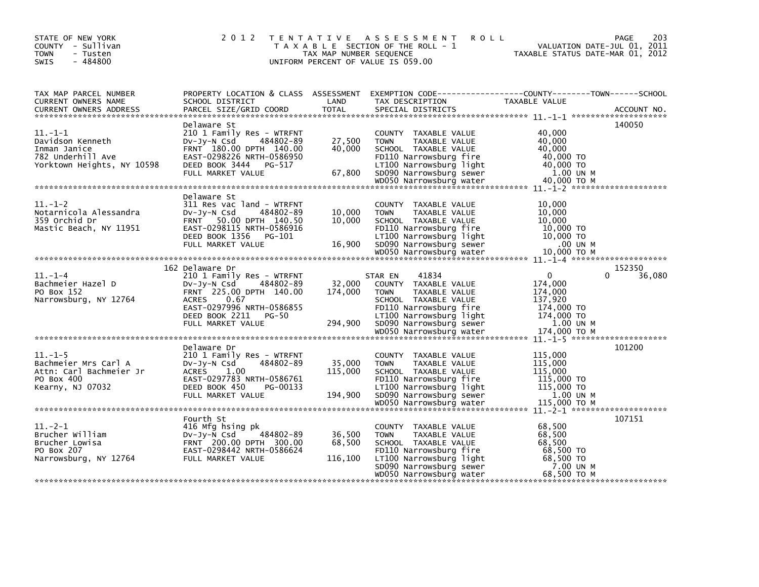STATE OF NEW YORK
COUNTY - Sullivan
TOWN - Tusten
SWIS - 484800

2 0 1 2 T E N T A T I V E A S S E S S M E N T R O L L
T A X A B L E SECTION OF THE ROLL - 1
TAX MAP NUMBER SEQUENCE
UNIFORM PERCENT OF VALUE IS 059.00

VALUATION DATE-JUL 01, 2011
TAXABLE STATUS DATE-MAR 01, 2012

| TAX MAP PARCEL NUMBER / CURRENT OWNERS NAME / CURRENT OWNERS ADDRESS | PROPERTY LOCATION & CLASS / SCHOOL DISTRICT / PARCEL SIZE/GRID COORD | ASSESSMENT LAND / TOTAL | EXEMPTION CODE / TAX DESCRIPTION / SPECIAL DISTRICTS | COUNTY / TOWN TAXABLE VALUE | SCHOOL | ACCOUNT NO. |
|---|---|---|---|---|---|---|
| 11.-1-1 | Delaware St | | | | | 140050 |
| 11.-1-1 | 210 1 Family Res - WTRFNT | | COUNTY TAXABLE VALUE | 40,000 | | |
| Davidson Kenneth | Dv-Jy-N Csd 484802-89 | 27,500 | TOWN TAXABLE VALUE | 40,000 | | |
| Inman Janice | FRNT 180.00 DPTH 140.00 | 40,000 | SCHOOL TAXABLE VALUE | 40,000 | | |
| 782 Underhill Ave | EAST-0298226 NRTH-0586950 | | FD110 Narrowsburg fire | 40,000 TO | | |
| Yorktown Heights, NY 10598 | DEED BOOK 3444 PG-517 | | LT100 Narrowsburg light | 40,000 TO | | |
| | FULL MARKET VALUE | 67,800 | SD090 Narrowsburg sewer | 1.00 UN M | | |
| | | | WD050 Narrowsburg water | 40,000 TO M | | |
| 11.-1-2 | Delaware St | | | | | |
| 11.-1-2 | 311 Res vac land - WTRFNT | | COUNTY TAXABLE VALUE | 10,000 | | |
| Notarnicola Alessandra | Dv-Jy-N Csd 484802-89 | 10,000 | TOWN TAXABLE VALUE | 10,000 | | |
| 359 Orchid Dr | FRNT 50.00 DPTH 140.50 | 10,000 | SCHOOL TAXABLE VALUE | 10,000 | | |
| Mastic Beach, NY 11951 | EAST-0298115 NRTH-0586916 | | FD110 Narrowsburg fire | 10,000 TO | | |
| | DEED BOOK 1356 PG-101 | | LT100 Narrowsburg light | 10,000 TO | | |
| | FULL MARKET VALUE | 16,900 | SD090 Narrowsburg sewer | .00 UN M | | |
| | | | WD050 Narrowsburg water | 10,000 TO M | | |
| 11.-1-4 | 162 Delaware Dr | | | | | 152350 |
| 11.-1-4 | 210 1 Family Res - WTRFNT | | STAR EN 41834 | 0 | 0 36,080 | |
| Bachmeier Hazel D | Dv-Jy-N Csd 484802-89 | 32,000 | COUNTY TAXABLE VALUE | 174,000 | | |
| PO Box 152 | FRNT 225.00 DPTH 140.00 | 174,000 | TOWN TAXABLE VALUE | 174,000 | | |
| Narrowsburg, NY 12764 | ACRES 0.67 | | SCHOOL TAXABLE VALUE | 137,920 | | |
| | EAST-0297996 NRTH-0586855 | | FD110 Narrowsburg fire | 174,000 TO | | |
| | DEED BOOK 2211 PG-50 | | LT100 Narrowsburg light | 174,000 TO | | |
| | FULL MARKET VALUE | 294,900 | SD090 Narrowsburg sewer | 1.00 UN M | | |
| | | | WD050 Narrowsburg water | 174,000 TO M | | |
| 11.-1-5 | Delaware Dr | | | | | 101200 |
| 11.-1-5 | 210 1 Family Res - WTRFNT | | COUNTY TAXABLE VALUE | 115,000 | | |
| Bachmeier Mrs Carl A | Dv-Jy-N Csd 484802-89 | 35,000 | TOWN TAXABLE VALUE | 115,000 | | |
| Attn: Carl Bachmeier Jr | ACRES 1.00 | 115,000 | SCHOOL TAXABLE VALUE | 115,000 | | |
| PO Box 400 | EAST-0297783 NRTH-0586761 | | FD110 Narrowsburg fire | 115,000 TO | | |
| Kearny, NJ 07032 | DEED BOOK 450 PG-00133 | | LT100 Narrowsburg light | 115,000 TO | | |
| | FULL MARKET VALUE | 194,900 | SD090 Narrowsburg sewer | 1.00 UN M | | |
| | | | WD050 Narrowsburg water | 115,000 TO M | | |
| 11.-2-1 | Fourth St | | | | | 107151 |
| 11.-2-1 | 416 Mfg hsing pk | | COUNTY TAXABLE VALUE | 68,500 | | |
| Brucher William | Dv-Jy-N Csd 484802-89 | 36,500 | TOWN TAXABLE VALUE | 68,500 | | |
| Brucher Lowisa | FRNT 200.00 DPTH 300.00 | 68,500 | SCHOOL TAXABLE VALUE | 68,500 | | |
| PO Box 207 | EAST-0298442 NRTH-0586624 | | FD110 Narrowsburg fire | 68,500 TO | | |
| Narrowsburg, NY 12764 | FULL MARKET VALUE | 116,100 | LT100 Narrowsburg light | 68,500 TO | | |
| | | | SD090 Narrowsburg sewer | 7.00 UN M | | |
| | | | WD050 Narrowsburg water | 68,500 TO M | | |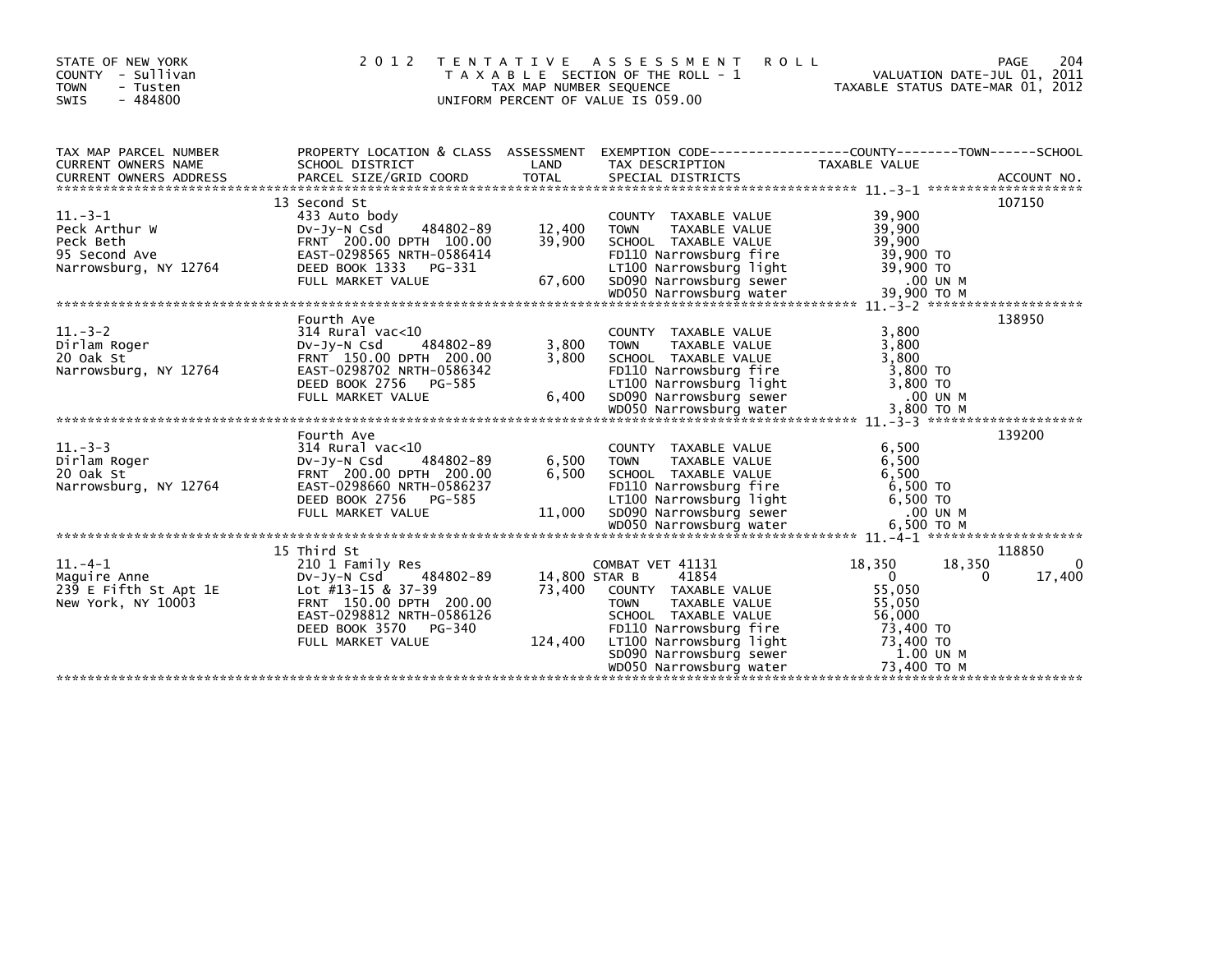STATE OF NEW YORK
COUNTY - Sullivan
TOWN - Tusten
SWIS - 484800

2 0 1 2 T E N T A T I V E A S S E S S M E N T R O L L
T A X A B L E SECTION OF THE ROLL - 1
TAX MAP NUMBER SEQUENCE
UNIFORM PERCENT OF VALUE IS 059.00

VALUATION DATE-JUL 01, 2011
TAXABLE STATUS DATE-MAR 01, 2012

| TAX MAP PARCEL NUMBER / CURRENT OWNERS NAME / CURRENT OWNERS ADDRESS | PROPERTY LOCATION & CLASS / SCHOOL DISTRICT / PARCEL SIZE/GRID COORD | ASSESSMENT LAND / TOTAL | EXEMPTION CODE / TAX DESCRIPTION / SPECIAL DISTRICTS | COUNTY TAXABLE VALUE | TOWN | SCHOOL | ACCOUNT NO. |
|---|---|---|---|---|---|---|---|
| 11.-3-1 | 13 Second St | | | | | | 107150 |
| 11.-3-1 | 433 Auto body | | COUNTY TAXABLE VALUE | 39,900 | | | |
| Peck Arthur W | Dv-Jy-N Csd 484802-89 | 12,400 | TOWN TAXABLE VALUE | 39,900 | | | |
| Peck Beth | FRNT 200.00 DPTH 100.00 | 39,900 | SCHOOL TAXABLE VALUE | 39,900 | | | |
| 95 Second Ave | EAST-0298565 NRTH-0586414 | | FD110 Narrowsburg fire | 39,900 TO | | | |
| Narrowsburg, NY 12764 | DEED BOOK 1333 PG-331 | | LT100 Narrowsburg light | 39,900 TO | | | |
| | FULL MARKET VALUE | 67,600 | SD090 Narrowsburg sewer | .00 UN M | | | |
| | | | WD050 Narrowsburg water | 39,900 TO M | | | |
| 11.-3-2 | Fourth Ave | | | | | | 138950 |
| 11.-3-2 | 314 Rural vac<10 | | COUNTY TAXABLE VALUE | 3,800 | | | |
| Dirlam Roger | Dv-Jy-N Csd 484802-89 | 3,800 | TOWN TAXABLE VALUE | 3,800 | | | |
| 20 Oak St | FRNT 150.00 DPTH 200.00 | 3,800 | SCHOOL TAXABLE VALUE | 3,800 | | | |
| Narrowsburg, NY 12764 | EAST-0298702 NRTH-0586342 | | FD110 Narrowsburg fire | 3,800 TO | | | |
| | DEED BOOK 2756 PG-585 | | LT100 Narrowsburg light | 3,800 TO | | | |
| | FULL MARKET VALUE | 6,400 | SD090 Narrowsburg sewer | .00 UN M | | | |
| | | | WD050 Narrowsburg water | 3,800 TO M | | | |
| 11.-3-3 | Fourth Ave | | | | | | 139200 |
| 11.-3-3 | 314 Rural vac<10 | | COUNTY TAXABLE VALUE | 6,500 | | | |
| Dirlam Roger | Dv-Jy-N Csd 484802-89 | 6,500 | TOWN TAXABLE VALUE | 6,500 | | | |
| 20 Oak St | FRNT 200.00 DPTH 200.00 | 6,500 | SCHOOL TAXABLE VALUE | 6,500 | | | |
| Narrowsburg, NY 12764 | EAST-0298660 NRTH-0586237 | | FD110 Narrowsburg fire | 6,500 TO | | | |
| | DEED BOOK 2756 PG-585 | | LT100 Narrowsburg light | 6,500 TO | | | |
| | FULL MARKET VALUE | 11,000 | SD090 Narrowsburg sewer | .00 UN M | | | |
| | | | WD050 Narrowsburg water | 6,500 TO M | | | |
| 11.-4-1 | 15 Third St | | | | | | 118850 |
| 11.-4-1 | 210 1 Family Res | | COMBAT VET 41131 | 18,350 | 18,350 | 0 | |
| Maguire Anne | Dv-Jy-N Csd 484802-89 | 14,800 | STAR B 41854 | 0 | 0 | 17,400 | |
| 239 E Fifth St Apt 1E | Lot #13-15 & 37-39 | 73,400 | COUNTY TAXABLE VALUE | 55,050 | | | |
| New York, NY 10003 | FRNT 150.00 DPTH 200.00 | | TOWN TAXABLE VALUE | 55,050 | | | |
| | EAST-0298812 NRTH-0586126 | | SCHOOL TAXABLE VALUE | 56,000 | | | |
| | DEED BOOK 3570 PG-340 | | FD110 Narrowsburg fire | 73,400 TO | | | |
| | FULL MARKET VALUE | 124,400 | LT100 Narrowsburg light | 73,400 TO | | | |
| | | | SD090 Narrowsburg sewer | 1.00 UN M | | | |
| | | | WD050 Narrowsburg water | 73,400 TO M | | | |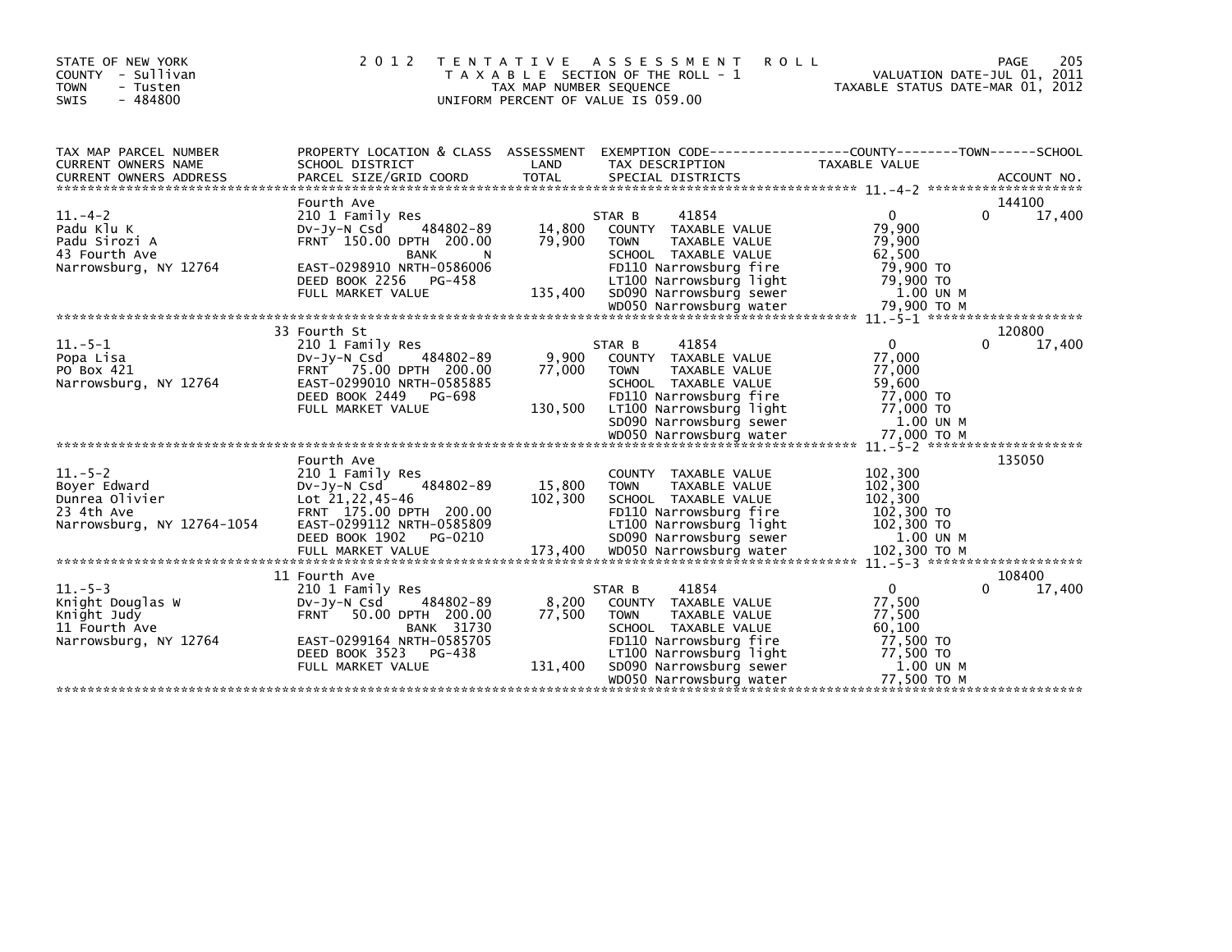STATE OF NEW YORK
COUNTY - Sullivan
TOWN - Tusten
SWIS - 484800

# 2012 TENTATIVE ASSESSMENT ROLL

TAXABLE SECTION OF THE ROLL - 1
TAX MAP NUMBER SEQUENCE
UNIFORM PERCENT OF VALUE IS 059.00

VALUATION DATE-JUL 01, 2011
TAXABLE STATUS DATE-MAR 01, 2012

| TAX MAP PARCEL NUMBER / CURRENT OWNERS NAME / CURRENT OWNERS ADDRESS | PROPERTY LOCATION & CLASS / SCHOOL DISTRICT / PARCEL SIZE/GRID COORD | ASSESSMENT LAND | TOTAL | EXEMPTION CODE / TAX DESCRIPTION / SPECIAL DISTRICTS | COUNTY TAXABLE VALUE | TOWN | SCHOOL / ACCOUNT NO. |
|---|---|---|---|---|---|---|---|
| 11.-4-2 | Fourth Ave | | | | | | 144100 |
| | 210 1 Family Res | | | STAR B 41854 | 0 | 0 | 17,400 |
| Padu Klu K | Dv-Jy-N Csd 484802-89 | 14,800 | | COUNTY TAXABLE VALUE | 79,900 | | |
| Padu Sirozi A | FRNT 150.00 DPTH 200.00 | | 79,900 | TOWN TAXABLE VALUE | 79,900 | | |
| 43 Fourth Ave | BANK N | | | SCHOOL TAXABLE VALUE | 62,500 | | |
| Narrowsburg, NY 12764 | EAST-0298910 NRTH-0586006 | | | FD110 Narrowsburg fire | 79,900 TO | | |
| | DEED BOOK 2256 PG-458 | | | LT100 Narrowsburg light | 79,900 TO | | |
| | FULL MARKET VALUE | | 135,400 | SD090 Narrowsburg sewer | 1.00 UN M | | |
| | | | | WD050 Narrowsburg water | 79,900 TO M | | |
| 11.-5-1 | 33 Fourth St | | | | | | 120800 |
| | 210 1 Family Res | | | STAR B 41854 | 0 | 0 | 17,400 |
| Popa Lisa | Dv-Jy-N Csd 484802-89 | 9,900 | | COUNTY TAXABLE VALUE | 77,000 | | |
| PO Box 421 | FRNT 75.00 DPTH 200.00 | | 77,000 | TOWN TAXABLE VALUE | 77,000 | | |
| Narrowsburg, NY 12764 | EAST-0299010 NRTH-0585885 | | | SCHOOL TAXABLE VALUE | 59,600 | | |
| | DEED BOOK 2449 PG-698 | | | FD110 Narrowsburg fire | 77,000 TO | | |
| | FULL MARKET VALUE | | 130,500 | LT100 Narrowsburg light | 77,000 TO | | |
| | | | | SD090 Narrowsburg sewer | 1.00 UN M | | |
| | | | | WD050 Narrowsburg water | 77,000 TO M | | |
| 11.-5-2 | Fourth Ave | | | | | | 135050 |
| | 210 1 Family Res | | | COUNTY TAXABLE VALUE | 102,300 | | |
| Boyer Edward | Dv-Jy-N Csd 484802-89 | 15,800 | | TOWN TAXABLE VALUE | 102,300 | | |
| Dunrea Olivier | Lot 21,22,45-46 | | 102,300 | SCHOOL TAXABLE VALUE | 102,300 | | |
| 23 4th Ave | FRNT 175.00 DPTH 200.00 | | | FD110 Narrowsburg fire | 102,300 TO | | |
| Narrowsburg, NY 12764-1054 | EAST-0299112 NRTH-0585809 | | | LT100 Narrowsburg light | 102,300 TO | | |
| | DEED BOOK 1902 PG-0210 | | | SD090 Narrowsburg sewer | 1.00 UN M | | |
| | FULL MARKET VALUE | | 173,400 | WD050 Narrowsburg water | 102,300 TO M | | |
| 11.-5-3 | 11 Fourth Ave | | | | | | 108400 |
| | 210 1 Family Res | | | STAR B 41854 | 0 | 0 | 17,400 |
| Knight Douglas W | Dv-Jy-N Csd 484802-89 | 8,200 | | COUNTY TAXABLE VALUE | 77,500 | | |
| Knight Judy | FRNT 50.00 DPTH 200.00 | | 77,500 | TOWN TAXABLE VALUE | 77,500 | | |
| 11 Fourth Ave | BANK 31730 | | | SCHOOL TAXABLE VALUE | 60,100 | | |
| Narrowsburg, NY 12764 | EAST-0299164 NRTH-0585705 | | | FD110 Narrowsburg fire | 77,500 TO | | |
| | DEED BOOK 3523 PG-438 | | | LT100 Narrowsburg light | 77,500 TO | | |
| | FULL MARKET VALUE | | 131,400 | SD090 Narrowsburg sewer | 1.00 UN M | | |
| | | | | WD050 Narrowsburg water | 77,500 TO M | | |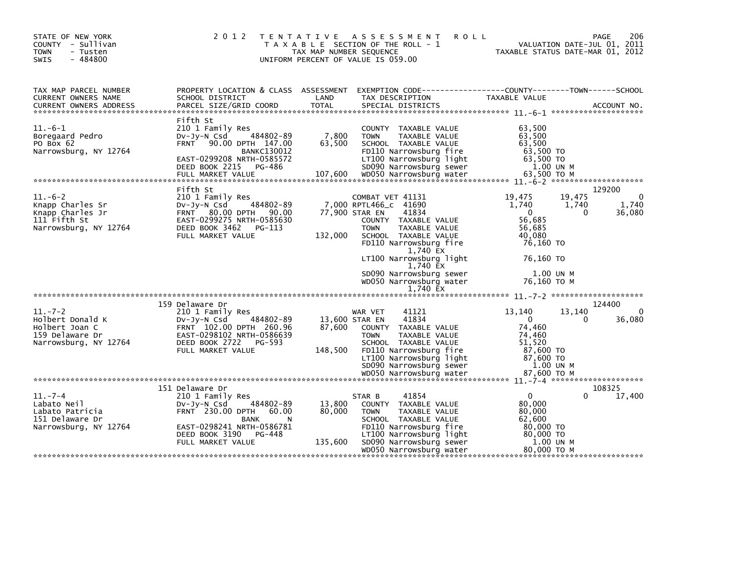STATE OF NEW YORK
COUNTY - Sullivan
TOWN - Tusten
SWIS - 484800

# 2012 TENTATIVE ASSESSMENT ROLL

TAXABLE SECTION OF THE ROLL - 1
TAX MAP NUMBER SEQUENCE
UNIFORM PERCENT OF VALUE IS 059.00

VALUATION DATE-JUL 01, 2011
TAXABLE STATUS DATE-MAR 01, 2012

| TAX MAP PARCEL NUMBER / CURRENT OWNERS NAME / CURRENT OWNERS ADDRESS | PROPERTY LOCATION & CLASS / SCHOOL DISTRICT / PARCEL SIZE/GRID COORD | ASSESSMENT LAND / TOTAL | EXEMPTION CODE / TAX DESCRIPTION / SPECIAL DISTRICTS | COUNTY TAXABLE VALUE | TOWN | SCHOOL / ACCOUNT NO. |
|---|---|---|---|---|---|---|
| 11.-6-1 | Fifth St | | | | | |
| | 210 1 Family Res | | COUNTY TAXABLE VALUE | 63,500 | | |
| Boregaard Pedro | Dv-Jy-N Csd 484802-89 | 7,800 | TOWN TAXABLE VALUE | 63,500 | | |
| PO Box 62 | FRNT 90.00 DPTH 147.00 | 63,500 | SCHOOL TAXABLE VALUE | 63,500 | | |
| Narrowsburg, NY 12764 | BANKC130012 | | FD110 Narrowsburg fire | 63,500 TO | | |
| | EAST-0299208 NRTH-0585572 | | LT100 Narrowsburg light | 63,500 TO | | |
| | DEED BOOK 2215 PG-486 | | SD090 Narrowsburg sewer | 1.00 UN M | | |
| | FULL MARKET VALUE | 107,600 | WD050 Narrowsburg water | 63,500 TO M | | |
| 11.-6-2 | Fifth St | | | | | 129200 |
| | 210 1 Family Res | | COMBAT VET 41131 | 19,475 | 19,475 | 0 |
| Knapp Charles Sr | Dv-Jy-N Csd 484802-89 | 7,000 | RPTL466_c 41690 | 1,740 | 1,740 | 1,740 |
| Knapp Charles Jr | FRNT 80.00 DPTH 90.00 | 77,900 | STAR EN 41834 | 0 | 0 | 36,080 |
| 111 Fifth St | EAST-0299275 NRTH-0585630 | | COUNTY TAXABLE VALUE | 56,685 | | |
| Narrowsburg, NY 12764 | DEED BOOK 3462 PG-113 | | TOWN TAXABLE VALUE | 56,685 | | |
| | FULL MARKET VALUE | 132,000 | SCHOOL TAXABLE VALUE | 40,080 | | |
| | | | FD110 Narrowsburg fire 1,740 EX | 76,160 TO | | |
| | | | LT100 Narrowsburg light 1,740 EX | 76,160 TO | | |
| | | | SD090 Narrowsburg sewer | 1.00 UN M | | |
| | | | WD050 Narrowsburg water 1,740 EX | 76,160 TO M | | |
| 11.-7-2 | 159 Delaware Dr | | | | | 124400 |
| | 210 1 Family Res | | WAR VET 41121 | 13,140 | 13,140 | 0 |
| Holbert Donald K | Dv-Jy-N Csd 484802-89 | 13,600 | STAR EN 41834 | 0 | 0 | 36,080 |
| Holbert Joan C | FRNT 102.00 DPTH 260.96 | 87,600 | COUNTY TAXABLE VALUE | 74,460 | | |
| 159 Delaware Dr | EAST-0298102 NRTH-0586639 | | TOWN TAXABLE VALUE | 74,460 | | |
| Narrowsburg, NY 12764 | DEED BOOK 2722 PG-593 | | SCHOOL TAXABLE VALUE | 51,520 | | |
| | FULL MARKET VALUE | 148,500 | FD110 Narrowsburg fire | 87,600 TO | | |
| | | | LT100 Narrowsburg light | 87,600 TO | | |
| | | | SD090 Narrowsburg sewer | 1.00 UN M | | |
| | | | WD050 Narrowsburg water | 87,600 TO M | | |
| 11.-7-4 | 151 Delaware Dr | | | | | 108325 |
| | 210 1 Family Res | | STAR B 41854 | 0 | 0 | 17,400 |
| Labato Neil | Dv-Jy-N Csd 484802-89 | 13,800 | COUNTY TAXABLE VALUE | 80,000 | | |
| Labato Patricia | FRNT 230.00 DPTH 60.00 | 80,000 | TOWN TAXABLE VALUE | 80,000 | | |
| 151 Delaware Dr | BANK N | | SCHOOL TAXABLE VALUE | 62,600 | | |
| Narrowsburg, NY 12764 | EAST-0298241 NRTH-0586781 | | FD110 Narrowsburg fire | 80,000 TO | | |
| | DEED BOOK 3190 PG-448 | | LT100 Narrowsburg light | 80,000 TO | | |
| | FULL MARKET VALUE | 135,600 | SD090 Narrowsburg sewer | 1.00 UN M | | |
| | | | WD050 Narrowsburg water | 80,000 TO M | | |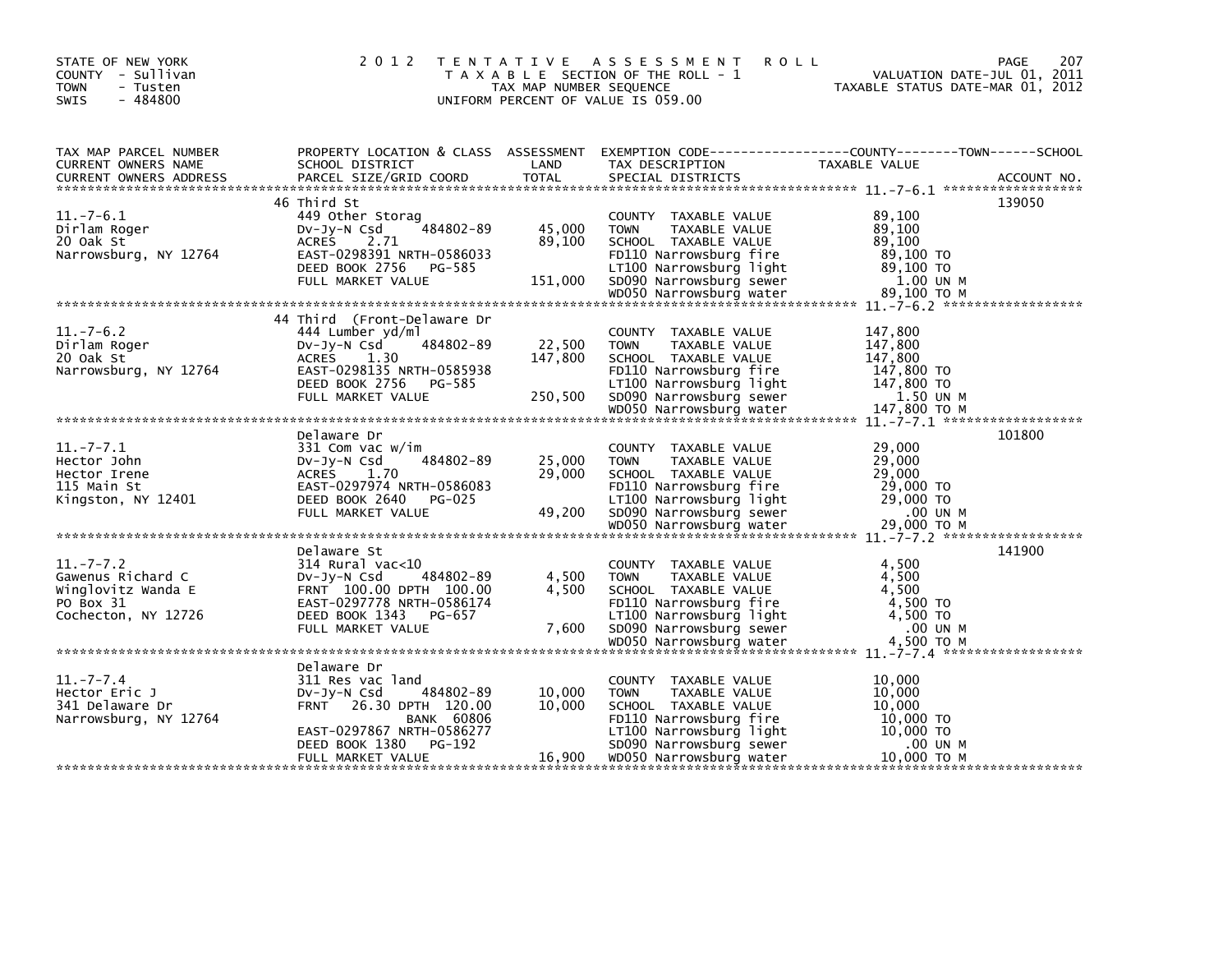STATE OF NEW YORK
COUNTY - Sullivan
TOWN - Tusten
SWIS - 484800

# 2012 TENTATIVE ASSESSMENT ROLL

TAXABLE SECTION OF THE ROLL - 1
TAX MAP NUMBER SEQUENCE
UNIFORM PERCENT OF VALUE IS 059.00

VALUATION DATE-JUL 01, 2011
TAXABLE STATUS DATE-MAR 01, 2012

| TAX MAP PARCEL NUMBER / CURRENT OWNERS NAME / CURRENT OWNERS ADDRESS | PROPERTY LOCATION & CLASS / SCHOOL DISTRICT / PARCEL SIZE/GRID COORD | ASSESSMENT LAND / TOTAL | EXEMPTION CODE / TAX DESCRIPTION / SPECIAL DISTRICTS | TAXABLE VALUE | ACCOUNT NO. |
|---|---|---|---|---|---|
| **11.-7-6.1** | 46 Third St | | | | 139050 |
| 11.-7-6.1 | 449 Other Storag | | COUNTY TAXABLE VALUE | 89,100 | |
| Dirlam Roger | Dv-Jy-N Csd 484802-89 | 45,000 | TOWN TAXABLE VALUE | 89,100 | |
| 20 Oak St | ACRES 2.71 | 89,100 | SCHOOL TAXABLE VALUE | 89,100 | |
| Narrowsburg, NY 12764 | EAST-0298391 NRTH-0586033 | | FD110 Narrowsburg fire | 89,100 TO | |
| | DEED BOOK 2756 PG-585 | | LT100 Narrowsburg light | 89,100 TO | |
| | FULL MARKET VALUE | 151,000 | SD090 Narrowsburg sewer | 1.00 UN M | |
| | | | WD050 Narrowsburg water | 89,100 TO M | |
| **11.-7-6.2** | 44 Third (Front-Delaware Dr | | | | |
| 11.-7-6.2 | 444 Lumber yd/ml | | COUNTY TAXABLE VALUE | 147,800 | |
| Dirlam Roger | Dv-Jy-N Csd 484802-89 | 22,500 | TOWN TAXABLE VALUE | 147,800 | |
| 20 Oak St | ACRES 1.30 | 147,800 | SCHOOL TAXABLE VALUE | 147,800 | |
| Narrowsburg, NY 12764 | EAST-0298135 NRTH-0585938 | | FD110 Narrowsburg fire | 147,800 TO | |
| | DEED BOOK 2756 PG-585 | | LT100 Narrowsburg light | 147,800 TO | |
| | FULL MARKET VALUE | 250,500 | SD090 Narrowsburg sewer | 1.50 UN M | |
| | | | WD050 Narrowsburg water | 147,800 TO M | |
| **11.-7-7.1** | Delaware Dr | | | | 101800 |
| 11.-7-7.1 | 331 Com vac w/im | | COUNTY TAXABLE VALUE | 29,000 | |
| Hector John | Dv-Jy-N Csd 484802-89 | 25,000 | TOWN TAXABLE VALUE | 29,000 | |
| Hector Irene | ACRES 1.70 | 29,000 | SCHOOL TAXABLE VALUE | 29,000 | |
| 115 Main St | EAST-0297974 NRTH-0586083 | | FD110 Narrowsburg fire | 29,000 TO | |
| Kingston, NY 12401 | DEED BOOK 2640 PG-025 | | LT100 Narrowsburg light | 29,000 TO | |
| | FULL MARKET VALUE | 49,200 | SD090 Narrowsburg sewer | .00 UN M | |
| | | | WD050 Narrowsburg water | 29,000 TO M | |
| **11.-7-7.2** | Delaware St | | | | 141900 |
| 11.-7-7.2 | 314 Rural vac<10 | | COUNTY TAXABLE VALUE | 4,500 | |
| Gawenus Richard C | Dv-Jy-N Csd 484802-89 | 4,500 | TOWN TAXABLE VALUE | 4,500 | |
| Winglovitz Wanda E | FRNT 100.00 DPTH 100.00 | 4,500 | SCHOOL TAXABLE VALUE | 4,500 | |
| PO Box 31 | EAST-0297778 NRTH-0586174 | | FD110 Narrowsburg fire | 4,500 TO | |
| Cochecton, NY 12726 | DEED BOOK 1343 PG-657 | | LT100 Narrowsburg light | 4,500 TO | |
| | FULL MARKET VALUE | 7,600 | SD090 Narrowsburg sewer | .00 UN M | |
| | | | WD050 Narrowsburg water | 4,500 TO M | |
| **11.-7-7.4** | Delaware Dr | | | | |
| 11.-7-7.4 | 311 Res vac land | | COUNTY TAXABLE VALUE | 10,000 | |
| Hector Eric J | Dv-Jy-N Csd 484802-89 | 10,000 | TOWN TAXABLE VALUE | 10,000 | |
| 341 Delaware Dr | FRNT 26.30 DPTH 120.00 | 10,000 | SCHOOL TAXABLE VALUE | 10,000 | |
| Narrowsburg, NY 12764 | BANK 60806 | | FD110 Narrowsburg fire | 10,000 TO | |
| | EAST-0297867 NRTH-0586277 | | LT100 Narrowsburg light | 10,000 TO | |
| | DEED BOOK 1380 PG-192 | | SD090 Narrowsburg sewer | .00 UN M | |
| | FULL MARKET VALUE | 16,900 | WD050 Narrowsburg water | 10,000 TO M | |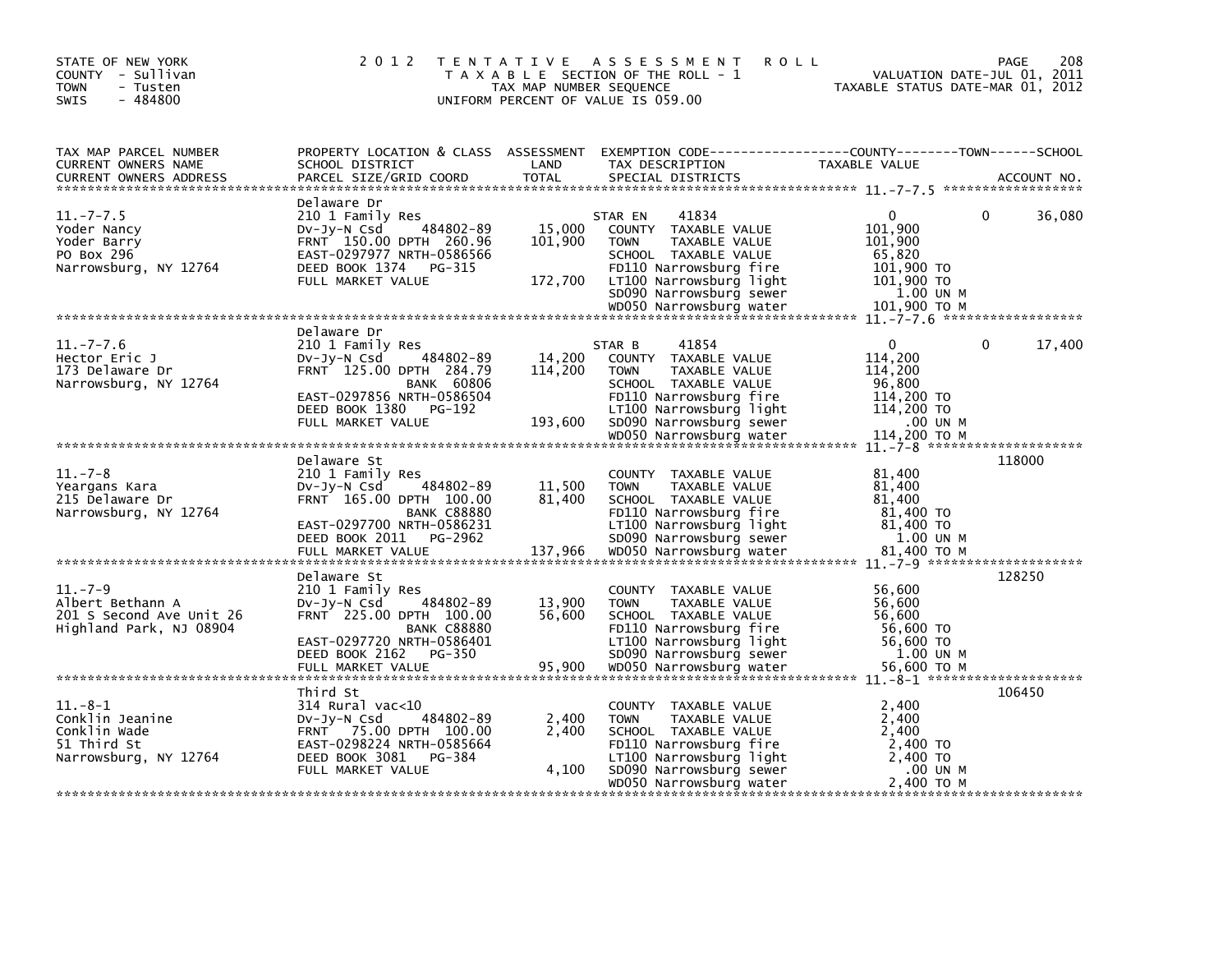STATE OF NEW YORK
COUNTY - Sullivan
TOWN - Tusten
SWIS - 484800

# 2012 TENTATIVE ASSESSMENT ROLL

TAXABLE SECTION OF THE ROLL - 1
TAX MAP NUMBER SEQUENCE
UNIFORM PERCENT OF VALUE IS 059.00

VALUATION DATE-JUL 01, 2011
TAXABLE STATUS DATE-MAR 01, 2012

| TAX MAP PARCEL NUMBER / CURRENT OWNERS NAME / CURRENT OWNERS ADDRESS | PROPERTY LOCATION & CLASS / SCHOOL DISTRICT / PARCEL SIZE/GRID COORD | ASSESSMENT LAND / TOTAL | EXEMPTION CODE / TAX DESCRIPTION / SPECIAL DISTRICTS | COUNTY / TOWN / SCHOOL TAXABLE VALUE | ACCOUNT NO. |
|---|---|---|---|---|---|
| 11.-7-7.5 | Delaware Dr | | | | |
| Yoder Nancy | 210 1 Family Res | | STAR EN 41834 | 0 0 36,080 | |
| Yoder Barry | Dv-Jy-N Csd 484802-89 | 15,000 | COUNTY TAXABLE VALUE | 101,900 | |
| PO Box 296 | FRNT 150.00 DPTH 260.96 | 101,900 | TOWN TAXABLE VALUE | 101,900 | |
| Narrowsburg, NY 12764 | EAST-0297977 NRTH-0586566 | | SCHOOL TAXABLE VALUE | 65,820 | |
| | DEED BOOK 1374 PG-315 | | FD110 Narrowsburg fire | 101,900 TO | |
| | FULL MARKET VALUE | 172,700 | LT100 Narrowsburg light | 101,900 TO | |
| | | | SD090 Narrowsburg sewer | 1.00 UN M | |
| | | | WD050 Narrowsburg water | 101,900 TO M | |
| 11.-7-7.6 | Delaware Dr | | | | |
| Hector Eric J | 210 1 Family Res | | STAR B 41854 | 0 0 17,400 | |
| 173 Delaware Dr | Dv-Jy-N Csd 484802-89 | 14,200 | COUNTY TAXABLE VALUE | 114,200 | |
| Narrowsburg, NY 12764 | FRNT 125.00 DPTH 284.79 | 114,200 | TOWN TAXABLE VALUE | 114,200 | |
| | BANK 60806 | | SCHOOL TAXABLE VALUE | 96,800 | |
| | EAST-0297856 NRTH-0586504 | | FD110 Narrowsburg fire | 114,200 TO | |
| | DEED BOOK 1380 PG-192 | | LT100 Narrowsburg light | 114,200 TO | |
| | FULL MARKET VALUE | 193,600 | SD090 Narrowsburg sewer | .00 UN M | |
| | | | WD050 Narrowsburg water | 114,200 TO M | |
| 11.-7-8 | Delaware St | | | | 118000 |
| Yeargans Kara | 210 1 Family Res | | COUNTY TAXABLE VALUE | 81,400 | |
| 215 Delaware Dr | Dv-Jy-N Csd 484802-89 | 11,500 | TOWN TAXABLE VALUE | 81,400 | |
| Narrowsburg, NY 12764 | FRNT 165.00 DPTH 100.00 | 81,400 | SCHOOL TAXABLE VALUE | 81,400 | |
| | BANK C88880 | | FD110 Narrowsburg fire | 81,400 TO | |
| | EAST-0297700 NRTH-0586231 | | LT100 Narrowsburg light | 81,400 TO | |
| | DEED BOOK 2011 PG-2962 | | SD090 Narrowsburg sewer | 1.00 UN M | |
| | FULL MARKET VALUE | 137,966 | WD050 Narrowsburg water | 81,400 TO M | |
| 11.-7-9 | Delaware St | | | | 128250 |
| Albert Bethann A | 210 1 Family Res | | COUNTY TAXABLE VALUE | 56,600 | |
| 201 S Second Ave Unit 26 | Dv-Jy-N Csd 484802-89 | 13,900 | TOWN TAXABLE VALUE | 56,600 | |
| Highland Park, NJ 08904 | FRNT 225.00 DPTH 100.00 | 56,600 | SCHOOL TAXABLE VALUE | 56,600 | |
| | BANK C88880 | | FD110 Narrowsburg fire | 56,600 TO | |
| | EAST-0297720 NRTH-0586401 | | LT100 Narrowsburg light | 56,600 TO | |
| | DEED BOOK 2162 PG-350 | | SD090 Narrowsburg sewer | 1.00 UN M | |
| | FULL MARKET VALUE | 95,900 | WD050 Narrowsburg water | 56,600 TO M | |
| 11.-8-1 | Third St | | | | 106450 |
| Conklin Jeanine | 314 Rural vac<10 | | COUNTY TAXABLE VALUE | 2,400 | |
| Conklin Wade | Dv-Jy-N Csd 484802-89 | 2,400 | TOWN TAXABLE VALUE | 2,400 | |
| 51 Third St | FRNT 75.00 DPTH 100.00 | 2,400 | SCHOOL TAXABLE VALUE | 2,400 | |
| Narrowsburg, NY 12764 | EAST-0298224 NRTH-0585664 | | FD110 Narrowsburg fire | 2,400 TO | |
| | DEED BOOK 3081 PG-384 | | LT100 Narrowsburg light | 2,400 TO | |
| | FULL MARKET VALUE | 4,100 | SD090 Narrowsburg sewer | .00 UN M | |
| | | | WD050 Narrowsburg water | 2,400 TO M | |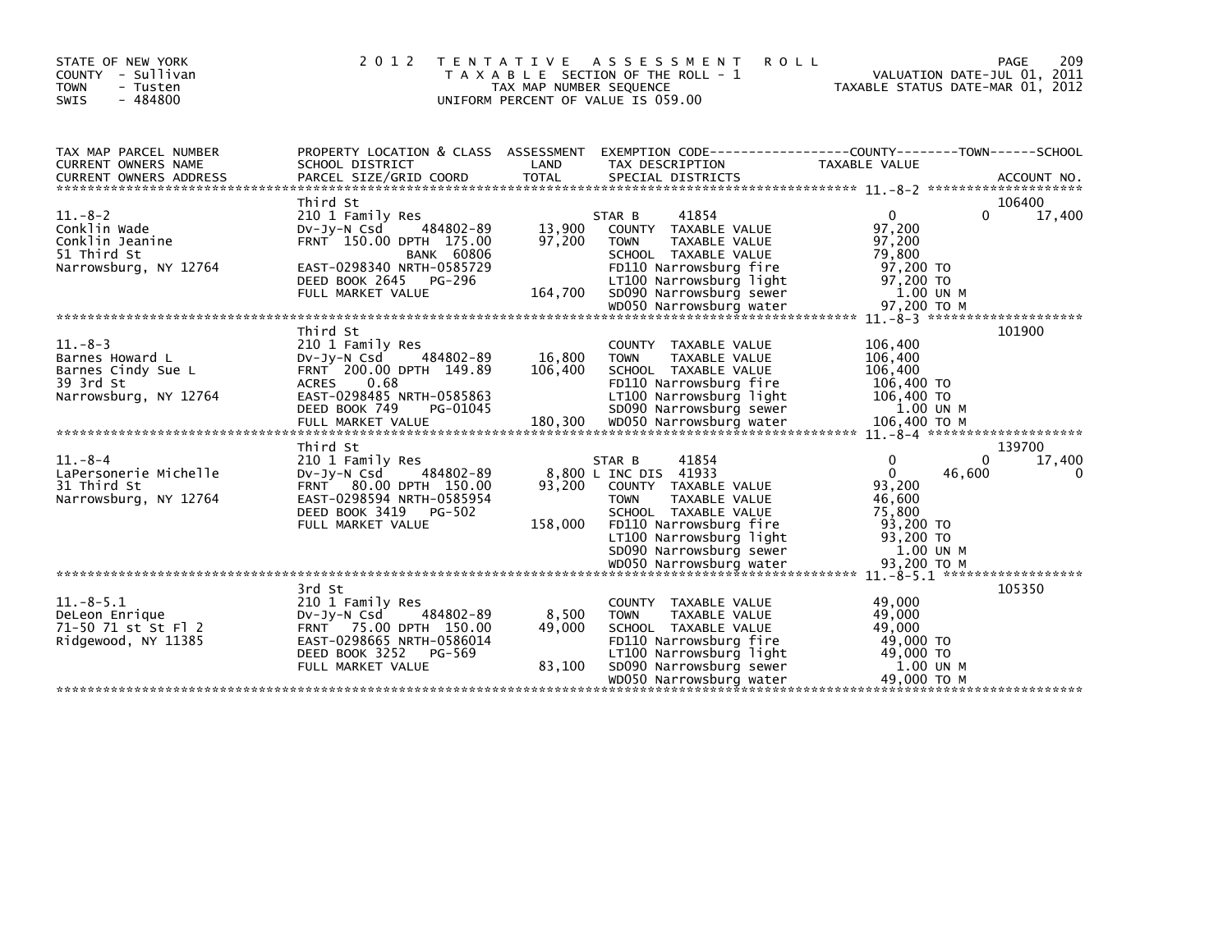STATE OF NEW YORK
COUNTY - Sullivan
TOWN - Tusten
SWIS - 484800

2012 TENTATIVE ASSESSMENT ROLL
TAXABLE SECTION OF THE ROLL - 1
TAX MAP NUMBER SEQUENCE
UNIFORM PERCENT OF VALUE IS 059.00

VALUATION DATE-JUL 01, 2011
TAXABLE STATUS DATE-MAR 01, 2012

| TAX MAP PARCEL NUMBER / CURRENT OWNERS NAME / CURRENT OWNERS ADDRESS | PROPERTY LOCATION & CLASS / SCHOOL DISTRICT / PARCEL SIZE/GRID COORD | ASSESSMENT LAND / TOTAL | EXEMPTION CODE / TAX DESCRIPTION / SPECIAL DISTRICTS | COUNTY TAXABLE VALUE | TOWN | SCHOOL | ACCOUNT NO. |
|---|---|---|---|---|---|---|---|
| **11.-8-2** | Third St | | | | | | 106400 |
| Conklin Wade | 210 1 Family Res | | STAR B 41854 | 0 | 0 | 17,400 | |
| Conklin Jeanine | Dv-Jy-N Csd 484802-89 | 13,900 | COUNTY TAXABLE VALUE | 97,200 | | | |
| 51 Third St | FRNT 150.00 DPTH 175.00 | 97,200 | TOWN TAXABLE VALUE | 97,200 | | | |
| Narrowsburg, NY 12764 | BANK 60806 | | SCHOOL TAXABLE VALUE | 79,800 | | | |
| | EAST-0298340 NRTH-0585729 | | FD110 Narrowsburg fire | 97,200 TO | | | |
| | DEED BOOK 2645 PG-296 | | LT100 Narrowsburg light | 97,200 TO | | | |
| | FULL MARKET VALUE | 164,700 | SD090 Narrowsburg sewer | 1.00 UN M | | | |
| | | | WD050 Narrowsburg water | 97,200 TO M | | | |
| **11.-8-3** | Third St | | | | | | 101900 |
| Barnes Howard L | 210 1 Family Res | | COUNTY TAXABLE VALUE | 106,400 | | | |
| Barnes Cindy Sue L | Dv-Jy-N Csd 484802-89 | 16,800 | TOWN TAXABLE VALUE | 106,400 | | | |
| 39 3rd St | FRNT 200.00 DPTH 149.89 | 106,400 | SCHOOL TAXABLE VALUE | 106,400 | | | |
| Narrowsburg, NY 12764 | ACRES 0.68 | | FD110 Narrowsburg fire | 106,400 TO | | | |
| | EAST-0298485 NRTH-0585863 | | LT100 Narrowsburg light | 106,400 TO | | | |
| | DEED BOOK 749 PG-01045 | | SD090 Narrowsburg sewer | 1.00 UN M | | | |
| | FULL MARKET VALUE | 180,300 | WD050 Narrowsburg water | 106,400 TO M | | | |
| **11.-8-4** | Third St | | | | | | 139700 |
| LaPersonerie Michelle | 210 1 Family Res | | STAR B 41854 | 0 | 0 | 17,400 | |
| 31 Third St | Dv-Jy-N Csd 484802-89 | 8,800 | L INC DIS 41933 | 0 | 46,600 | 0 | |
| Narrowsburg, NY 12764 | FRNT 80.00 DPTH 150.00 | 93,200 | COUNTY TAXABLE VALUE | 93,200 | | | |
| | EAST-0298594 NRTH-0585954 | | TOWN TAXABLE VALUE | 46,600 | | | |
| | DEED BOOK 3419 PG-502 | | SCHOOL TAXABLE VALUE | 75,800 | | | |
| | FULL MARKET VALUE | 158,000 | FD110 Narrowsburg fire | 93,200 TO | | | |
| | | | LT100 Narrowsburg light | 93,200 TO | | | |
| | | | SD090 Narrowsburg sewer | 1.00 UN M | | | |
| | | | WD050 Narrowsburg water | 93,200 TO M | | | |
| **11.-8-5.1** | 3rd St | | | | | | 105350 |
| DeLeon Enrique | 210 1 Family Res | | COUNTY TAXABLE VALUE | 49,000 | | | |
| 71-50 71 st St Fl 2 | Dv-Jy-N Csd 484802-89 | 8,500 | TOWN TAXABLE VALUE | 49,000 | | | |
| Ridgewood, NY 11385 | FRNT 75.00 DPTH 150.00 | 49,000 | SCHOOL TAXABLE VALUE | 49,000 | | | |
| | EAST-0298665 NRTH-0586014 | | FD110 Narrowsburg fire | 49,000 TO | | | |
| | DEED BOOK 3252 PG-569 | | LT100 Narrowsburg light | 49,000 TO | | | |
| | FULL MARKET VALUE | 83,100 | SD090 Narrowsburg sewer | 1.00 UN M | | | |
| | | | WD050 Narrowsburg water | 49,000 TO M | | | |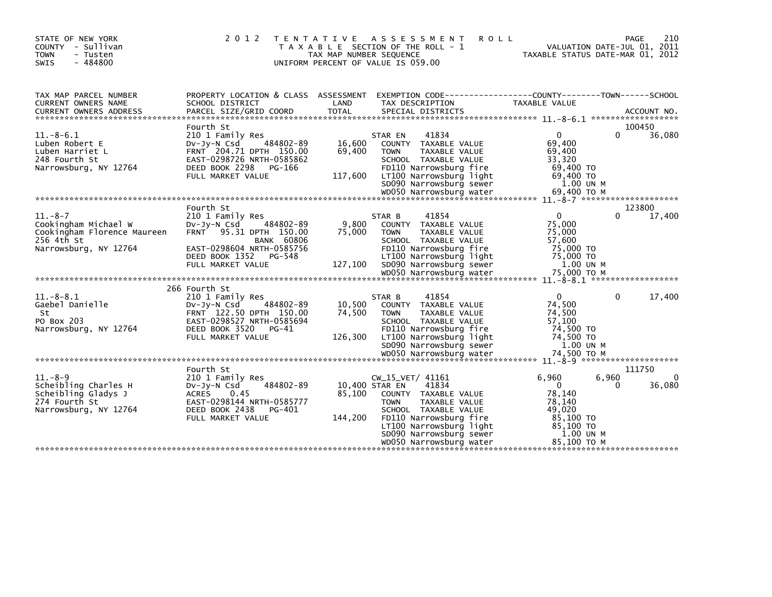STATE OF NEW YORK
COUNTY - Sullivan
TOWN - Tusten
SWIS - 484800

2 0 1 2 T E N T A T I V E A S S E S S M E N T R O L L
T A X A B L E SECTION OF THE ROLL - 1
TAX MAP NUMBER SEQUENCE
UNIFORM PERCENT OF VALUE IS 059.00

VALUATION DATE-JUL 01, 2011
TAXABLE STATUS DATE-MAR 01, 2012

| TAX MAP PARCEL NUMBER / CURRENT OWNERS NAME / CURRENT OWNERS ADDRESS | PROPERTY LOCATION & CLASS / SCHOOL DISTRICT / PARCEL SIZE/GRID COORD | ASSESSMENT LAND / TOTAL | EXEMPTION CODE / TAX DESCRIPTION / SPECIAL DISTRICTS | COUNTY TAXABLE VALUE | TOWN | SCHOOL / ACCOUNT NO. |
|---|---|---|---|---|---|---|
| 11.-8-6.1 | Fourth St | | | | | 100450 |
| 11.-8-6.1 | 210 1 Family Res | | STAR EN 41834 | 0 | 0 | 36,080 |
| Luben Robert E | Dv-Jy-N Csd 484802-89 | 16,600 | COUNTY TAXABLE VALUE | 69,400 | | |
| Luben Harriet L | FRNT 204.71 DPTH 150.00 | 69,400 | TOWN TAXABLE VALUE | 69,400 | | |
| 248 Fourth St | EAST-0298726 NRTH-0585862 | | SCHOOL TAXABLE VALUE | 33,320 | | |
| Narrowsburg, NY 12764 | DEED BOOK 2298 PG-166 | | FD110 Narrowsburg fire | 69,400 TO | | |
| | FULL MARKET VALUE | 117,600 | LT100 Narrowsburg light | 69,400 TO | | |
| | | | SD090 Narrowsburg sewer | 1.00 UN M | | |
| | | | WD050 Narrowsburg water | 69,400 TO M | | |
| 11.-8-7 | Fourth St | | | | | 123800 |
| 11.-8-7 | 210 1 Family Res | | STAR B 41854 | 0 | 0 | 17,400 |
| Cookingham Michael W | Dv-Jy-N Csd 484802-89 | 9,800 | COUNTY TAXABLE VALUE | 75,000 | | |
| Cookingham Florence Maureen | FRNT 95.31 DPTH 150.00 | 75,000 | TOWN TAXABLE VALUE | 75,000 | | |
| 256 4th St | BANK 60806 | | SCHOOL TAXABLE VALUE | 57,600 | | |
| Narrowsburg, NY 12764 | EAST-0298604 NRTH-0585756 | | FD110 Narrowsburg fire | 75,000 TO | | |
| | DEED BOOK 1352 PG-548 | | LT100 Narrowsburg light | 75,000 TO | | |
| | FULL MARKET VALUE | 127,100 | SD090 Narrowsburg sewer | 1.00 UN M | | |
| | | | WD050 Narrowsburg water | 75,000 TO M | | |
| 11.-8-8.1 | 266 Fourth St | | | | | |
| 11.-8-8.1 | 210 1 Family Res | | STAR B 41854 | 0 | 0 | 17,400 |
| Gaebel Danielle | Dv-Jy-N Csd 484802-89 | 10,500 | COUNTY TAXABLE VALUE | 74,500 | | |
| St | FRNT 122.50 DPTH 150.00 | 74,500 | TOWN TAXABLE VALUE | 74,500 | | |
| PO Box 203 | EAST-0298527 NRTH-0585694 | | SCHOOL TAXABLE VALUE | 57,100 | | |
| Narrowsburg, NY 12764 | DEED BOOK 3520 PG-41 | | FD110 Narrowsburg fire | 74,500 TO | | |
| | FULL MARKET VALUE | 126,300 | LT100 Narrowsburg light | 74,500 TO | | |
| | | | SD090 Narrowsburg sewer | 1.00 UN M | | |
| | | | WD050 Narrowsburg water | 74,500 TO M | | |
| 11.-8-9 | Fourth St | | | | | 111750 |
| 11.-8-9 | 210 1 Family Res | | CW_15_VET/ 41161 | 6,960 | 6,960 | 0 |
| Scheibling Charles H | Dv-Jy-N Csd 484802-89 | 10,400 | STAR EN 41834 | 0 | 0 | 36,080 |
| Scheibling Gladys J | ACRES 0.45 | 85,100 | COUNTY TAXABLE VALUE | 78,140 | | |
| 274 Fourth St | EAST-0298144 NRTH-0585777 | | TOWN TAXABLE VALUE | 78,140 | | |
| Narrowsburg, NY 12764 | DEED BOOK 2438 PG-401 | | SCHOOL TAXABLE VALUE | 49,020 | | |
| | FULL MARKET VALUE | 144,200 | FD110 Narrowsburg fire | 85,100 TO | | |
| | | | LT100 Narrowsburg light | 85,100 TO | | |
| | | | SD090 Narrowsburg sewer | 1.00 UN M | | |
| | | | WD050 Narrowsburg water | 85,100 TO M | | |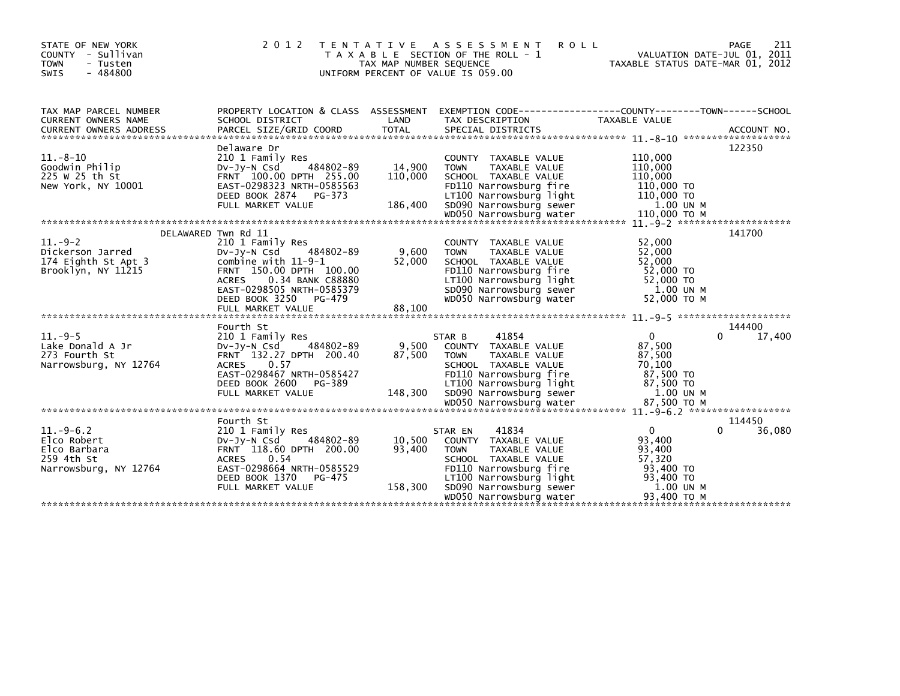STATE OF NEW YORK
COUNTY - Sullivan
TOWN - Tusten
SWIS - 484800

# 2012 TENTATIVE ASSESSMENT ROLL

TAXABLE SECTION OF THE ROLL - 1
TAX MAP NUMBER SEQUENCE
UNIFORM PERCENT OF VALUE IS 059.00

VALUATION DATE-JUL 01, 2011
TAXABLE STATUS DATE-MAR 01, 2012

| TAX MAP PARCEL NUMBER / CURRENT OWNERS NAME / CURRENT OWNERS ADDRESS | PROPERTY LOCATION & CLASS / SCHOOL DISTRICT / PARCEL SIZE/GRID COORD | ASSESSMENT LAND / TOTAL | EXEMPTION CODE / TAX DESCRIPTION / SPECIAL DISTRICTS | COUNTY / TOWN / SCHOOL TAXABLE VALUE | ACCOUNT NO. |
|---|---|---|---|---|---|
| 11.-8-10 | Delaware Dr | | | | 122350 |
| 11.-8-10 | 210 1 Family Res | | COUNTY TAXABLE VALUE | 110,000 | |
| Goodwin Philip | Dv-Jy-N Csd 484802-89 | 14,900 | TOWN TAXABLE VALUE | 110,000 | |
| 225 W 25 th St | FRNT 100.00 DPTH 255.00 | 110,000 | SCHOOL TAXABLE VALUE | 110,000 | |
| New York, NY 10001 | EAST-0298323 NRTH-0585563 | | FD110 Narrowsburg fire | 110,000 TO | |
| | DEED BOOK 2874 PG-373 | | LT100 Narrowsburg light | 110,000 TO | |
| | FULL MARKET VALUE | 186,400 | SD090 Narrowsburg sewer | 1.00 UN M | |
| | | | WD050 Narrowsburg water | 110,000 TO M | |
| 11.-9-2 | DELAWARED Twn Rd 11 | | | | 141700 |
| 11.-9-2 | 210 1 Family Res | | COUNTY TAXABLE VALUE | 52,000 | |
| Dickerson Jarred | Dv-Jy-N Csd 484802-89 | 9,600 | TOWN TAXABLE VALUE | 52,000 | |
| 174 Eighth St Apt 3 | combine with 11-9-1 | 52,000 | SCHOOL TAXABLE VALUE | 52,000 | |
| Brooklyn, NY 11215 | FRNT 150.00 DPTH 100.00 | | FD110 Narrowsburg fire | 52,000 TO | |
| | ACRES 0.34 BANK C88880 | | LT100 Narrowsburg light | 52,000 TO | |
| | EAST-0298505 NRTH-0585379 | | SD090 Narrowsburg sewer | 1.00 UN M | |
| | DEED BOOK 3250 PG-479 | | WD050 Narrowsburg water | 52,000 TO M | |
| | FULL MARKET VALUE | 88,100 | | | |
| 11.-9-5 | Fourth St | | | | 144400 |
| 11.-9-5 | 210 1 Family Res | | STAR B 41854 | 0 / 0 / 17,400 | |
| Lake Donald A Jr | Dv-Jy-N Csd 484802-89 | 9,500 | COUNTY TAXABLE VALUE | 87,500 | |
| 273 Fourth St | FRNT 132.27 DPTH 200.40 | 87,500 | TOWN TAXABLE VALUE | 87,500 | |
| Narrowsburg, NY 12764 | ACRES 0.57 | | SCHOOL TAXABLE VALUE | 70,100 | |
| | EAST-0298467 NRTH-0585427 | | FD110 Narrowsburg fire | 87,500 TO | |
| | DEED BOOK 2600 PG-389 | | LT100 Narrowsburg light | 87,500 TO | |
| | FULL MARKET VALUE | 148,300 | SD090 Narrowsburg sewer | 1.00 UN M | |
| | | | WD050 Narrowsburg water | 87,500 TO M | |
| 11.-9-6.2 | Fourth St | | | | 114450 |
| 11.-9-6.2 | 210 1 Family Res | | STAR EN 41834 | 0 / 0 / 36,080 | |
| Elco Robert | Dv-Jy-N Csd 484802-89 | 10,500 | COUNTY TAXABLE VALUE | 93,400 | |
| Elco Barbara | FRNT 118.60 DPTH 200.00 | 93,400 | TOWN TAXABLE VALUE | 93,400 | |
| 259 4th St | ACRES 0.54 | | SCHOOL TAXABLE VALUE | 57,320 | |
| Narrowsburg, NY 12764 | EAST-0298664 NRTH-0585529 | | FD110 Narrowsburg fire | 93,400 TO | |
| | DEED BOOK 1370 PG-475 | | LT100 Narrowsburg light | 93,400 TO | |
| | FULL MARKET VALUE | 158,300 | SD090 Narrowsburg sewer | 1.00 UN M | |
| | | | WD050 Narrowsburg water | 93,400 TO M | |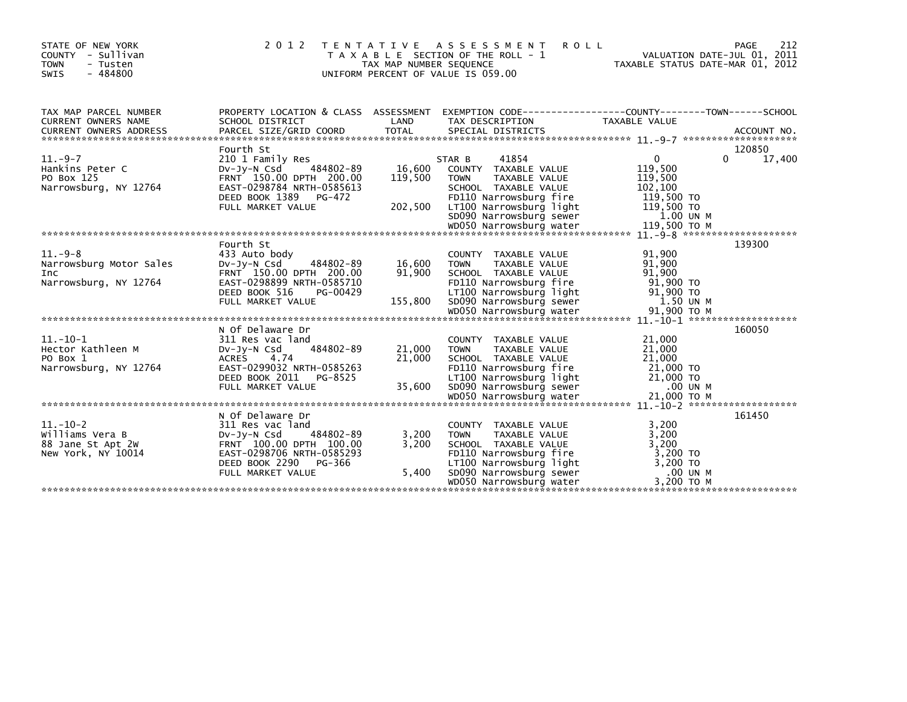STATE OF NEW YORK
COUNTY - Sullivan
TOWN - Tusten
SWIS - 484800

2012 TENTATIVE ASSESSMENT ROLL
TAXABLE SECTION OF THE ROLL - 1
TAX MAP NUMBER SEQUENCE
UNIFORM PERCENT OF VALUE IS 059.00

VALUATION DATE-JUL 01, 2011
TAXABLE STATUS DATE-MAR 01, 2012

| TAX MAP PARCEL NUMBER / CURRENT OWNERS NAME / CURRENT OWNERS ADDRESS | PROPERTY LOCATION & CLASS / SCHOOL DISTRICT / PARCEL SIZE/GRID COORD | ASSESSMENT LAND | TOTAL | EXEMPTION CODE / TAX DESCRIPTION / SPECIAL DISTRICTS | COUNTY TAXABLE VALUE | TOWN | SCHOOL | ACCOUNT NO. |
|---|---|---|---|---|---|---|---|---|
| 11.-9-7 | Fourth St | | | | | | | 120850 |
| | 210 1 Family Res | | | STAR B 41854 | 0 | 0 | 17,400 | |
| Hankins Peter C | Dv-Jy-N Csd 484802-89 | 16,600 | | COUNTY TAXABLE VALUE | 119,500 | | | |
| PO Box 125 | FRNT 150.00 DPTH 200.00 | | 119,500 | TOWN TAXABLE VALUE | 119,500 | | | |
| Narrowsburg, NY 12764 | EAST-0298784 NRTH-0585613 | | | SCHOOL TAXABLE VALUE | 102,100 | | | |
| | DEED BOOK 1389 PG-472 | | | FD110 Narrowsburg fire | 119,500 TO | | | |
| | FULL MARKET VALUE | | 202,500 | LT100 Narrowsburg light | 119,500 TO | | | |
| | | | | SD090 Narrowsburg sewer | 1.00 UN M | | | |
| | | | | WD050 Narrowsburg water | 119,500 TO M | | | |
| 11.-9-8 | Fourth St | | | | | | | 139300 |
| | 433 Auto body | | | COUNTY TAXABLE VALUE | 91,900 | | | |
| Narrowsburg Motor Sales Inc | Dv-Jy-N Csd 484802-89 | 16,600 | | TOWN TAXABLE VALUE | 91,900 | | | |
| Narrowsburg, NY 12764 | FRNT 150.00 DPTH 200.00 | | 91,900 | SCHOOL TAXABLE VALUE | 91,900 | | | |
| | EAST-0298899 NRTH-0585710 | | | FD110 Narrowsburg fire | 91,900 TO | | | |
| | DEED BOOK 516 PG-00429 | | | LT100 Narrowsburg light | 91,900 TO | | | |
| | FULL MARKET VALUE | | 155,800 | SD090 Narrowsburg sewer | 1.50 UN M | | | |
| | | | | WD050 Narrowsburg water | 91,900 TO M | | | |
| 11.-10-1 | N Of Delaware Dr | | | | | | | 160050 |
| | 311 Res vac land | | | COUNTY TAXABLE VALUE | 21,000 | | | |
| Hector Kathleen M | Dv-Jy-N Csd 484802-89 | 21,000 | | TOWN TAXABLE VALUE | 21,000 | | | |
| PO Box 1 | ACRES 4.74 | | 21,000 | SCHOOL TAXABLE VALUE | 21,000 | | | |
| Narrowsburg, NY 12764 | EAST-0299032 NRTH-0585263 | | | FD110 Narrowsburg fire | 21,000 TO | | | |
| | DEED BOOK 2011 PG-8525 | | | LT100 Narrowsburg light | 21,000 TO | | | |
| | FULL MARKET VALUE | | 35,600 | SD090 Narrowsburg sewer | .00 UN M | | | |
| | | | | WD050 Narrowsburg water | 21,000 TO M | | | |
| 11.-10-2 | N Of Delaware Dr | | | | | | | 161450 |
| | 311 Res vac land | | | COUNTY TAXABLE VALUE | 3,200 | | | |
| Williams Vera B | Dv-Jy-N Csd 484802-89 | 3,200 | | TOWN TAXABLE VALUE | 3,200 | | | |
| 88 Jane St Apt 2W | FRNT 100.00 DPTH 100.00 | | 3,200 | SCHOOL TAXABLE VALUE | 3,200 | | | |
| New York, NY 10014 | EAST-0298706 NRTH-0585293 | | | FD110 Narrowsburg fire | 3,200 TO | | | |
| | DEED BOOK 2290 PG-366 | | | LT100 Narrowsburg light | 3,200 TO | | | |
| | FULL MARKET VALUE | | 5,400 | SD090 Narrowsburg sewer | .00 UN M | | | |
| | | | | WD050 Narrowsburg water | 3,200 TO M | | | |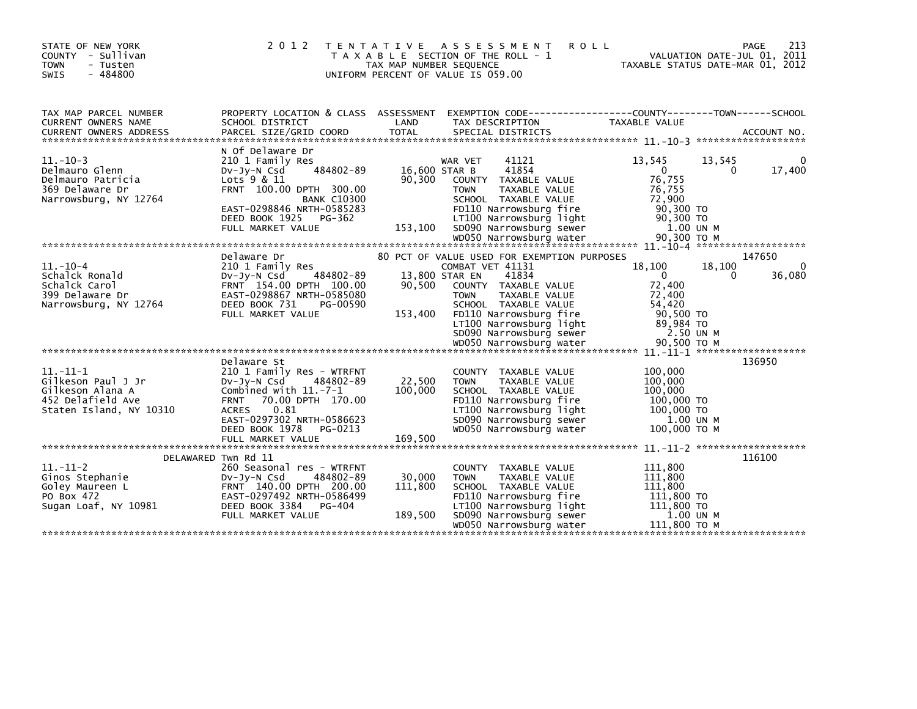STATE OF NEW YORK
COUNTY - Sullivan
TOWN - Tusten
SWIS - 484800

2 0 1 2 T E N T A T I V E A S S E S S M E N T R O L L
T A X A B L E SECTION OF THE ROLL - 1
TAX MAP NUMBER SEQUENCE
UNIFORM PERCENT OF VALUE IS 059.00

VALUATION DATE-JUL 01, 2011
TAXABLE STATUS DATE-MAR 01, 2012

```
TAX MAP PARCEL NUMBER     PROPERTY LOCATION & CLASS  ASSESSMENT  EXEMPTION CODE-----------------COUNTY--------TOWN------SCHOOL
CURRENT OWNERS NAME       SCHOOL DISTRICT               LAND      TAX DESCRIPTION              TAXABLE VALUE
CURRENT OWNERS ADDRESS    PARCEL SIZE/GRID COORD        TOTAL     SPECIAL DISTRICTS                                     ACCOUNT NO.
******************************************************************************************************* 11.-10-3 ******************
                          N Of Delaware Dr
11.-10-3                  210 1 Family Res                       WAR VET      41121          13,545      13,545            0
Delmauro Glenn            Dv-Jy-N Csd     484802-89     16,600 STAR B       41854               0           0        17,400
Delmauro Patricia         Lots 9 & 11                   90,300    COUNTY  TAXABLE VALUE          76,755
369 Delaware Dr           FRNT 100.00 DPTH 300.00                 TOWN    TAXABLE VALUE          76,755
Narrowsburg, NY 12764                  BANK C10300                SCHOOL  TAXABLE VALUE          72,900
                          EAST-0298846 NRTH-0585283               FD110 Narrowsburg fire         90,300 TO
                          DEED BOOK 1925   PG-362                 LT100 Narrowsburg light        90,300 TO
                          FULL MARKET VALUE            153,100    SD090 Narrowsburg sewer          1.00 UN M
                                                                  WD050 Narrowsburg water        90,300 TO M
******************************************************************************************************* 11.-10-4 ******************
                          Delaware Dr                   80 PCT OF VALUE USED FOR EXEMPTION PURPOSES                 147650
11.-10-4                  210 1 Family Res                        COMBAT VET 41131           18,100      18,100            0
Schalck Ronald            Dv-Jy-N Csd     484802-89     13,800 STAR EN      41834               0           0        36,080
Schalck Carol             FRNT 154.00 DPTH 100.00       90,500    COUNTY  TAXABLE VALUE          72,400
399 Delaware Dr           EAST-0298867 NRTH-0585080               TOWN    TAXABLE VALUE          72,400
Narrowsburg, NY 12764     DEED BOOK 731    PG-00590               SCHOOL  TAXABLE VALUE          54,420
                          FULL MARKET VALUE            153,400    FD110 Narrowsburg fire         90,500 TO
                                                                  LT100 Narrowsburg light        89,984 TO
                                                                  SD090 Narrowsburg sewer          2.50 UN M
                                                                  WD050 Narrowsburg water        90,500 TO M
******************************************************************************************************* 11.-11-1 ******************
                          Delaware St                                                                              136950
11.-11-1                  210 1 Family Res - WTRFNT               COUNTY  TAXABLE VALUE         100,000
Gilkeson Paul J Jr        Dv-Jy-N Csd     484802-89     22,500    TOWN    TAXABLE VALUE         100,000
Gilkeson Alana A          Combined with 11.-7-1        100,000    SCHOOL  TAXABLE VALUE         100,000
452 Delafield Ave         FRNT  70.00 DPTH 170.00                 FD110 Narrowsburg fire        100,000 TO
Staten Island, NY 10310   ACRES    0.81                           LT100 Narrowsburg light       100,000 TO
                          EAST-0297302 NRTH-0586623               SD090 Narrowsburg sewer          1.00 UN M
                          DEED BOOK 1978   PG-0213                WD050 Narrowsburg water       100,000 TO M
                          FULL MARKET VALUE            169,500
******************************************************************************************************* 11.-11-2 ******************
                   DELAWARED Twn Rd 11                                                                             116100
11.-11-2                  260 Seasonal res - WTRFNT               COUNTY  TAXABLE VALUE         111,800
Ginos Stephanie           Dv-Jy-N Csd     484802-89     30,000    TOWN    TAXABLE VALUE         111,800
Goley Maureen L           FRNT 140.00 DPTH 200.00      111,800    SCHOOL  TAXABLE VALUE         111,800
PO Box 472                EAST-0297492 NRTH-0586499               FD110 Narrowsburg fire        111,800 TO
Sugan Loaf, NY 10981      DEED BOOK 3384   PG-404                 LT100 Narrowsburg light       111,800 TO
                          FULL MARKET VALUE            189,500    SD090 Narrowsburg sewer          1.00 UN M
                                                                  WD050 Narrowsburg water       111,800 TO M
************************************************************************************************************************************
```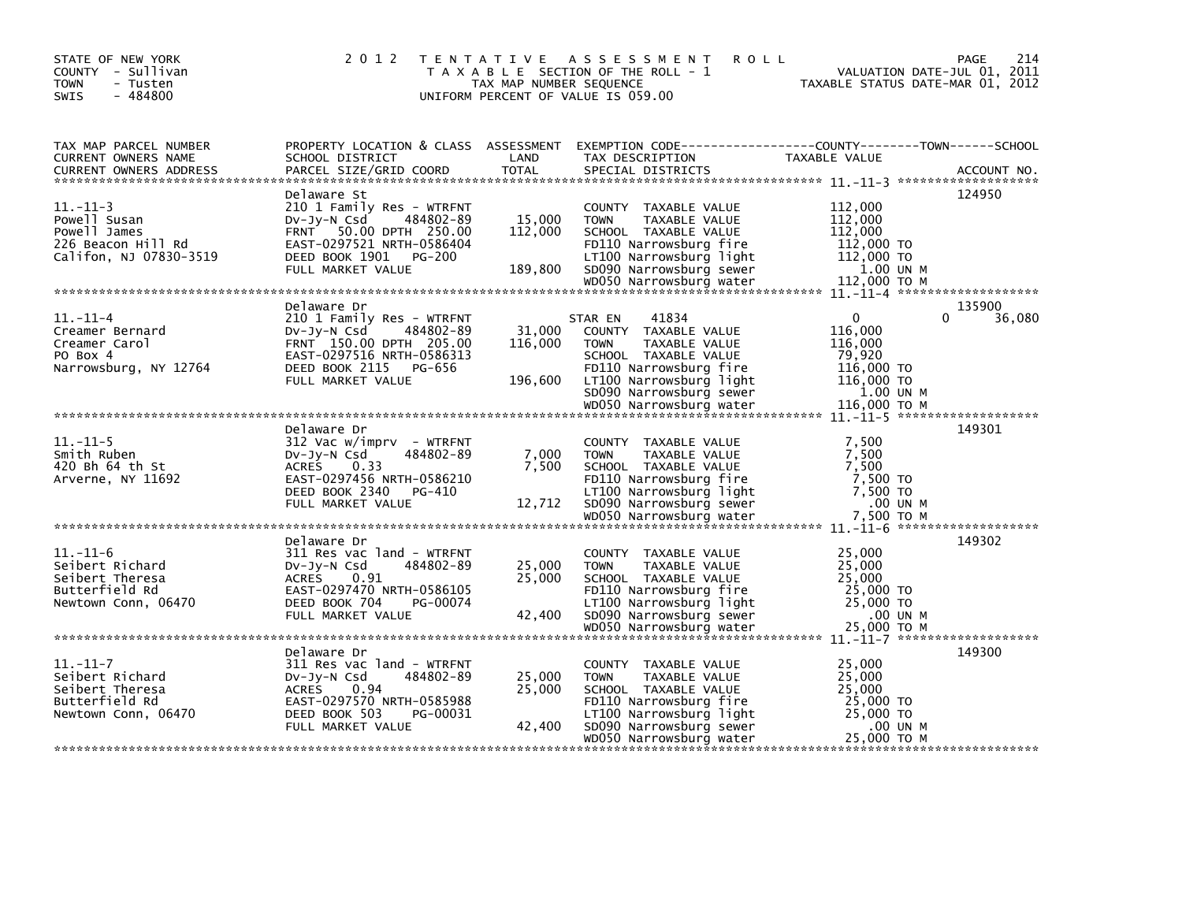STATE OF NEW YORK
COUNTY - Sullivan
TOWN - Tusten
SWIS - 484800

2012 TENTATIVE ASSESSMENT ROLL
TAXABLE SECTION OF THE ROLL - 1
TAX MAP NUMBER SEQUENCE
UNIFORM PERCENT OF VALUE IS 059.00

VALUATION DATE-JUL 01, 2011
TAXABLE STATUS DATE-MAR 01, 2012

| TAX MAP PARCEL NUMBER / CURRENT OWNERS NAME / CURRENT OWNERS ADDRESS | PROPERTY LOCATION & CLASS / SCHOOL DISTRICT / PARCEL SIZE/GRID COORD | ASSESSMENT LAND / TOTAL | EXEMPTION CODE / TAX DESCRIPTION / SPECIAL DISTRICTS | COUNTY | TOWN | SCHOOL | ACCOUNT NO. |
|---|---|---|---|---|---|---|---|
| 11.-11-3 | Delaware St | | | | | | 124950 |
| | 210 1 Family Res - WTRFNT | | COUNTY TAXABLE VALUE | 112,000 | | | |
| Powell Susan | Dv-Jy-N Csd 484802-89 | 15,000 | TOWN TAXABLE VALUE | 112,000 | | | |
| Powell James | FRNT 50.00 DPTH 250.00 | 112,000 | SCHOOL TAXABLE VALUE | 112,000 | | | |
| 226 Beacon Hill Rd | EAST-0297521 NRTH-0586404 | | FD110 Narrowsburg fire | 112,000 TO | | | |
| Califon, NJ 07830-3519 | DEED BOOK 1901 PG-200 | | LT100 Narrowsburg light | 112,000 TO | | | |
| | FULL MARKET VALUE | 189,800 | SD090 Narrowsburg sewer | 1.00 UN M | | | |
| | | | WD050 Narrowsburg water | 112,000 TO M | | | |
| 11.-11-4 | Delaware Dr | | | | | | 135900 |
| | 210 1 Family Res - WTRFNT | | STAR EN 41834 | 0 | | 0 | 36,080 |
| Creamer Bernard | Dv-Jy-N Csd 484802-89 | 31,000 | COUNTY TAXABLE VALUE | 116,000 | | | |
| Creamer Carol | FRNT 150.00 DPTH 205.00 | 116,000 | TOWN TAXABLE VALUE | 116,000 | | | |
| PO Box 4 | EAST-0297516 NRTH-0586313 | | SCHOOL TAXABLE VALUE | 79,920 | | | |
| Narrowsburg, NY 12764 | DEED BOOK 2115 PG-656 | | FD110 Narrowsburg fire | 116,000 TO | | | |
| | FULL MARKET VALUE | 196,600 | LT100 Narrowsburg light | 116,000 TO | | | |
| | | | SD090 Narrowsburg sewer | 1.00 UN M | | | |
| | | | WD050 Narrowsburg water | 116,000 TO M | | | |
| 11.-11-5 | Delaware Dr | | | | | | 149301 |
| | 312 Vac w/imprv - WTRFNT | | COUNTY TAXABLE VALUE | 7,500 | | | |
| Smith Ruben | Dv-Jy-N Csd 484802-89 | 7,000 | TOWN TAXABLE VALUE | 7,500 | | | |
| 420 Bh 64 th St | ACRES 0.33 | 7,500 | SCHOOL TAXABLE VALUE | 7,500 | | | |
| Arverne, NY 11692 | EAST-0297456 NRTH-0586210 | | FD110 Narrowsburg fire | 7,500 TO | | | |
| | DEED BOOK 2340 PG-410 | | LT100 Narrowsburg light | 7,500 TO | | | |
| | FULL MARKET VALUE | 12,712 | SD090 Narrowsburg sewer | .00 UN M | | | |
| | | | WD050 Narrowsburg water | 7,500 TO M | | | |
| 11.-11-6 | Delaware Dr | | | | | | 149302 |
| | 311 Res vac land - WTRFNT | | COUNTY TAXABLE VALUE | 25,000 | | | |
| Seibert Richard | Dv-Jy-N Csd 484802-89 | 25,000 | TOWN TAXABLE VALUE | 25,000 | | | |
| Seibert Theresa | ACRES 0.91 | 25,000 | SCHOOL TAXABLE VALUE | 25,000 | | | |
| Butterfield Rd | EAST-0297470 NRTH-0586105 | | FD110 Narrowsburg fire | 25,000 TO | | | |
| Newtown Conn, 06470 | DEED BOOK 704 PG-00074 | | LT100 Narrowsburg light | 25,000 TO | | | |
| | FULL MARKET VALUE | 42,400 | SD090 Narrowsburg sewer | .00 UN M | | | |
| | | | WD050 Narrowsburg water | 25,000 TO M | | | |
| 11.-11-7 | Delaware Dr | | | | | | 149300 |
| | 311 Res vac land - WTRFNT | | COUNTY TAXABLE VALUE | 25,000 | | | |
| Seibert Richard | Dv-Jy-N Csd 484802-89 | 25,000 | TOWN TAXABLE VALUE | 25,000 | | | |
| Seibert Theresa | ACRES 0.94 | 25,000 | SCHOOL TAXABLE VALUE | 25,000 | | | |
| Butterfield Rd | EAST-0297570 NRTH-0585988 | | FD110 Narrowsburg fire | 25,000 TO | | | |
| Newtown Conn, 06470 | DEED BOOK 503 PG-00031 | | LT100 Narrowsburg light | 25,000 TO | | | |
| | FULL MARKET VALUE | 42,400 | SD090 Narrowsburg sewer | .00 UN M | | | |
| | | | WD050 Narrowsburg water | 25,000 TO M | | | |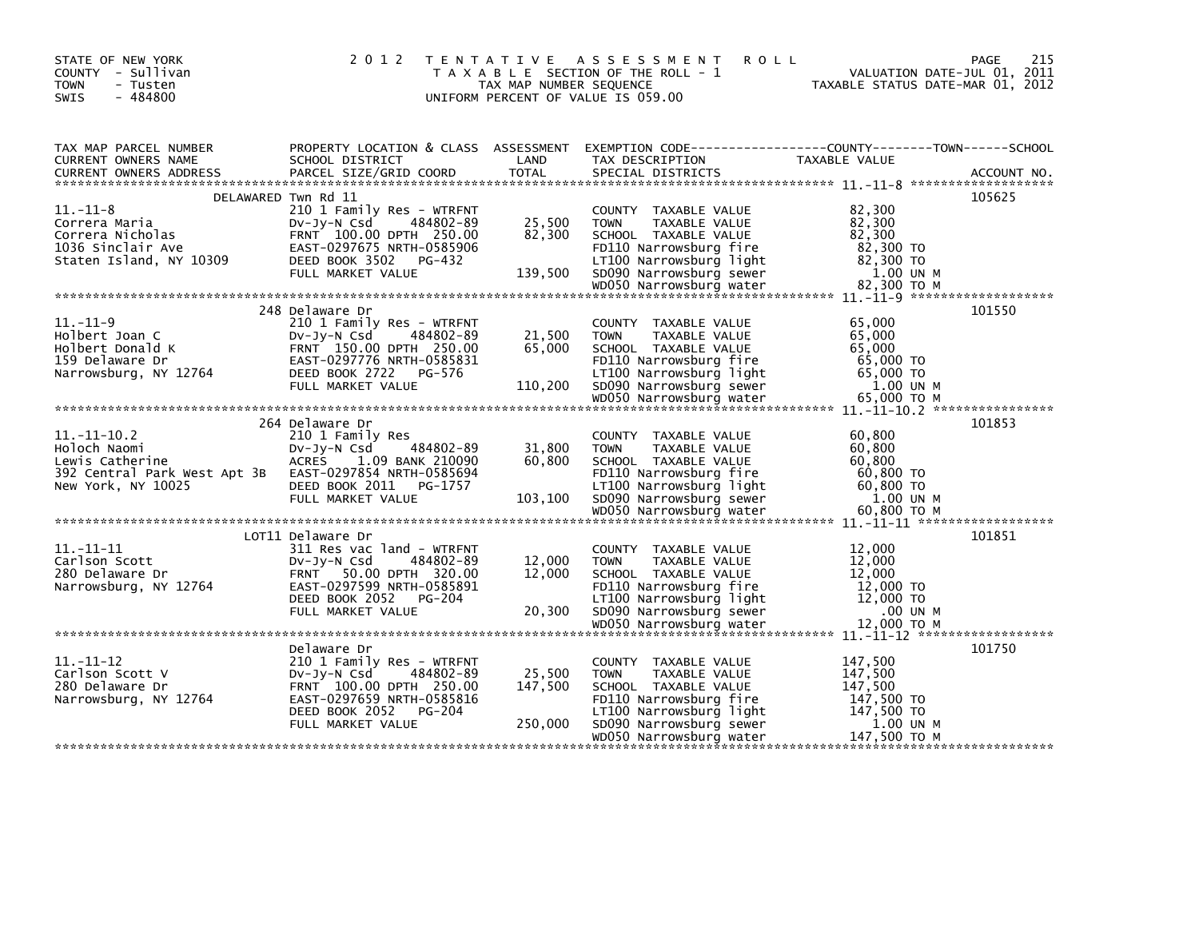STATE OF NEW YORK
COUNTY - Sullivan
TOWN - Tusten
SWIS - 484800

2012 TENTATIVE ASSESSMENT ROLL
TAXABLE SECTION OF THE ROLL - 1
TAX MAP NUMBER SEQUENCE
UNIFORM PERCENT OF VALUE IS 059.00

VALUATION DATE-JUL 01, 2011
TAXABLE STATUS DATE-MAR 01, 2012

| TAX MAP PARCEL NUMBER / CURRENT OWNERS NAME / CURRENT OWNERS ADDRESS | PROPERTY LOCATION & CLASS / SCHOOL DISTRICT / PARCEL SIZE/GRID COORD | ASSESSMENT LAND | TOTAL | EXEMPTION CODE / TAX DESCRIPTION / SPECIAL DISTRICTS | TAXABLE VALUE (COUNTY--TOWN--SCHOOL) | ACCOUNT NO. |
|---|---|---|---|---|---|---|
| 11.-11-8 | DELAWARED Twn Rd 11 | | | | | 105625 |
| 11.-11-8 | 210 1 Family Res - WTRFNT | | | COUNTY TAXABLE VALUE | 82,300 | |
| Correra Maria | Dv-Jy-N Csd 484802-89 | 25,500 | | TOWN TAXABLE VALUE | 82,300 | |
| Correra Nicholas | FRNT 100.00 DPTH 250.00 | | 82,300 | SCHOOL TAXABLE VALUE | 82,300 | |
| 1036 Sinclair Ave | EAST-0297675 NRTH-0585906 | | | FD110 Narrowsburg fire | 82,300 TO | |
| Staten Island, NY 10309 | DEED BOOK 3502 PG-432 | | | LT100 Narrowsburg light | 82,300 TO | |
| | FULL MARKET VALUE | | 139,500 | SD090 Narrowsburg sewer | 1.00 UN M | |
| | | | | WD050 Narrowsburg water | 82,300 TO M | |
| 11.-11-9 | 248 Delaware Dr | | | | | 101550 |
| 11.-11-9 | 210 1 Family Res - WTRFNT | | | COUNTY TAXABLE VALUE | 65,000 | |
| Holbert Joan C | Dv-Jy-N Csd 484802-89 | 21,500 | | TOWN TAXABLE VALUE | 65,000 | |
| Holbert Donald K | FRNT 150.00 DPTH 250.00 | | 65,000 | SCHOOL TAXABLE VALUE | 65,000 | |
| 159 Delaware Dr | EAST-0297776 NRTH-0585831 | | | FD110 Narrowsburg fire | 65,000 TO | |
| Narrowsburg, NY 12764 | DEED BOOK 2722 PG-576 | | | LT100 Narrowsburg light | 65,000 TO | |
| | FULL MARKET VALUE | | 110,200 | SD090 Narrowsburg sewer | 1.00 UN M | |
| | | | | WD050 Narrowsburg water | 65,000 TO M | |
| 11.-11-10.2 | 264 Delaware Dr | | | | | 101853 |
| 11.-11-10.2 | 210 1 Family Res | | | COUNTY TAXABLE VALUE | 60,800 | |
| Holoch Naomi | Dv-Jy-N Csd 484802-89 | 31,800 | | TOWN TAXABLE VALUE | 60,800 | |
| Lewis Catherine | ACRES 1.09 BANK 210090 | | 60,800 | SCHOOL TAXABLE VALUE | 60,800 | |
| 392 Central Park West Apt 3B | EAST-0297854 NRTH-0585694 | | | FD110 Narrowsburg fire | 60,800 TO | |
| New York, NY 10025 | DEED BOOK 2011 PG-1757 | | | LT100 Narrowsburg light | 60,800 TO | |
| | FULL MARKET VALUE | | 103,100 | SD090 Narrowsburg sewer | 1.00 UN M | |
| | | | | WD050 Narrowsburg water | 60,800 TO M | |
| 11.-11-11 | LOT11 Delaware Dr | | | | | 101851 |
| 11.-11-11 | 311 Res vac land - WTRFNT | | | COUNTY TAXABLE VALUE | 12,000 | |
| Carlson Scott | Dv-Jy-N Csd 484802-89 | 12,000 | | TOWN TAXABLE VALUE | 12,000 | |
| 280 Delaware Dr | FRNT 50.00 DPTH 320.00 | | 12,000 | SCHOOL TAXABLE VALUE | 12,000 | |
| Narrowsburg, NY 12764 | EAST-0297599 NRTH-0585891 | | | FD110 Narrowsburg fire | 12,000 TO | |
| | DEED BOOK 2052 PG-204 | | | LT100 Narrowsburg light | 12,000 TO | |
| | FULL MARKET VALUE | | 20,300 | SD090 Narrowsburg sewer | .00 UN M | |
| | | | | WD050 Narrowsburg water | 12,000 TO M | |
| 11.-11-12 | Delaware Dr | | | | | 101750 |
| 11.-11-12 | 210 1 Family Res - WTRFNT | | | COUNTY TAXABLE VALUE | 147,500 | |
| Carlson Scott V | Dv-Jy-N Csd 484802-89 | 25,500 | | TOWN TAXABLE VALUE | 147,500 | |
| 280 Delaware Dr | FRNT 100.00 DPTH 250.00 | | 147,500 | SCHOOL TAXABLE VALUE | 147,500 | |
| Narrowsburg, NY 12764 | EAST-0297659 NRTH-0585816 | | | FD110 Narrowsburg fire | 147,500 TO | |
| | DEED BOOK 2052 PG-204 | | | LT100 Narrowsburg light | 147,500 TO | |
| | FULL MARKET VALUE | | 250,000 | SD090 Narrowsburg sewer | 1.00 UN M | |
| | | | | WD050 Narrowsburg water | 147,500 TO M | |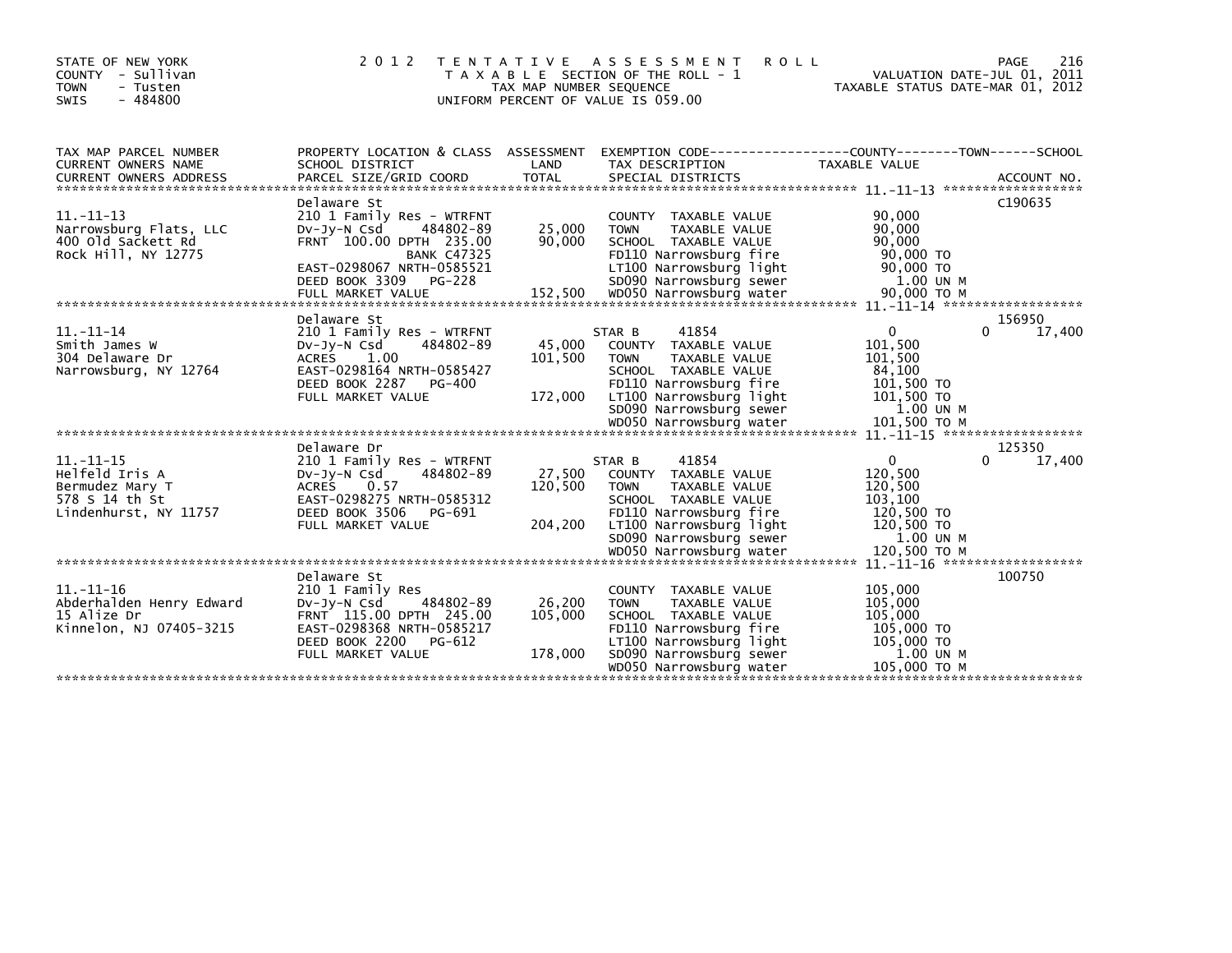STATE OF NEW YORK
COUNTY - Sullivan
TOWN - Tusten
SWIS - 484800

2012 TENTATIVE ASSESSMENT ROLL
TAXABLE SECTION OF THE ROLL - 1
TAX MAP NUMBER SEQUENCE
UNIFORM PERCENT OF VALUE IS 059.00

VALUATION DATE-JUL 01, 2011
TAXABLE STATUS DATE-MAR 01, 2012

| TAX MAP PARCEL NUMBER / CURRENT OWNERS NAME / CURRENT OWNERS ADDRESS | PROPERTY LOCATION & CLASS / SCHOOL DISTRICT / PARCEL SIZE/GRID COORD | ASSESSMENT LAND | ASSESSMENT TOTAL | EXEMPTION CODE / TAX DESCRIPTION / SPECIAL DISTRICTS | COUNTY TAXABLE VALUE | TOWN | SCHOOL | ACCOUNT NO. |
|---|---|---|---|---|---|---|---|---|
| 11.-11-13 | Delaware St | | | | | | | C190635 |
| Narrowsburg Flats, LLC | 210 1 Family Res - WTRFNT | | | COUNTY TAXABLE VALUE | 90,000 | | | |
| 400 Old Sackett Rd | Dv-Jy-N Csd 484802-89 | 25,000 | | TOWN TAXABLE VALUE | 90,000 | | | |
| Rock Hill, NY 12775 | FRNT 100.00 DPTH 235.00 | | 90,000 | SCHOOL TAXABLE VALUE | 90,000 | | | |
| | BANK C47325 | | | FD110 Narrowsburg fire | 90,000 TO | | | |
| | EAST-0298067 NRTH-0585521 | | | LT100 Narrowsburg light | 90,000 TO | | | |
| | DEED BOOK 3309 PG-228 | | | SD090 Narrowsburg sewer | 1.00 UN M | | | |
| | FULL MARKET VALUE | | 152,500 | WD050 Narrowsburg water | 90,000 TO M | | | |
| 11.-11-14 | Delaware St | | | | | | | 156950 |
| Smith James W | 210 1 Family Res - WTRFNT | | | STAR B 41854 | 0 | 0 | 17,400 | |
| 304 Delaware Dr | Dv-Jy-N Csd 484802-89 | 45,000 | | COUNTY TAXABLE VALUE | 101,500 | | | |
| Narrowsburg, NY 12764 | ACRES 1.00 | | 101,500 | TOWN TAXABLE VALUE | 101,500 | | | |
| | EAST-0298164 NRTH-0585427 | | | SCHOOL TAXABLE VALUE | 84,100 | | | |
| | DEED BOOK 2287 PG-400 | | | FD110 Narrowsburg fire | 101,500 TO | | | |
| | FULL MARKET VALUE | | 172,000 | LT100 Narrowsburg light | 101,500 TO | | | |
| | | | | SD090 Narrowsburg sewer | 1.00 UN M | | | |
| | | | | WD050 Narrowsburg water | 101,500 TO M | | | |
| 11.-11-15 | Delaware Dr | | | | | | | 125350 |
| Helfeld Iris A | 210 1 Family Res - WTRFNT | | | STAR B 41854 | 0 | 0 | 17,400 | |
| Bermudez Mary T | Dv-Jy-N Csd 484802-89 | 27,500 | | COUNTY TAXABLE VALUE | 120,500 | | | |
| 578 S 14 th St | ACRES 0.57 | | 120,500 | TOWN TAXABLE VALUE | 120,500 | | | |
| Lindenhurst, NY 11757 | EAST-0298275 NRTH-0585312 | | | SCHOOL TAXABLE VALUE | 103,100 | | | |
| | DEED BOOK 3506 PG-691 | | | FD110 Narrowsburg fire | 120,500 TO | | | |
| | FULL MARKET VALUE | | 204,200 | LT100 Narrowsburg light | 120,500 TO | | | |
| | | | | SD090 Narrowsburg sewer | 1.00 UN M | | | |
| | | | | WD050 Narrowsburg water | 120,500 TO M | | | |
| 11.-11-16 | Delaware St | | | | | | | 100750 |
| Abderhalden Henry Edward | 210 1 Family Res | | | COUNTY TAXABLE VALUE | 105,000 | | | |
| 15 Alize Dr | Dv-Jy-N Csd 484802-89 | 26,200 | | TOWN TAXABLE VALUE | 105,000 | | | |
| Kinnelon, NJ 07405-3215 | FRNT 115.00 DPTH 245.00 | | 105,000 | SCHOOL TAXABLE VALUE | 105,000 | | | |
| | EAST-0298368 NRTH-0585217 | | | FD110 Narrowsburg fire | 105,000 TO | | | |
| | DEED BOOK 2200 PG-612 | | | LT100 Narrowsburg light | 105,000 TO | | | |
| | FULL MARKET VALUE | | 178,000 | SD090 Narrowsburg sewer | 1.00 UN M | | | |
| | | | | WD050 Narrowsburg water | 105,000 TO M | | | |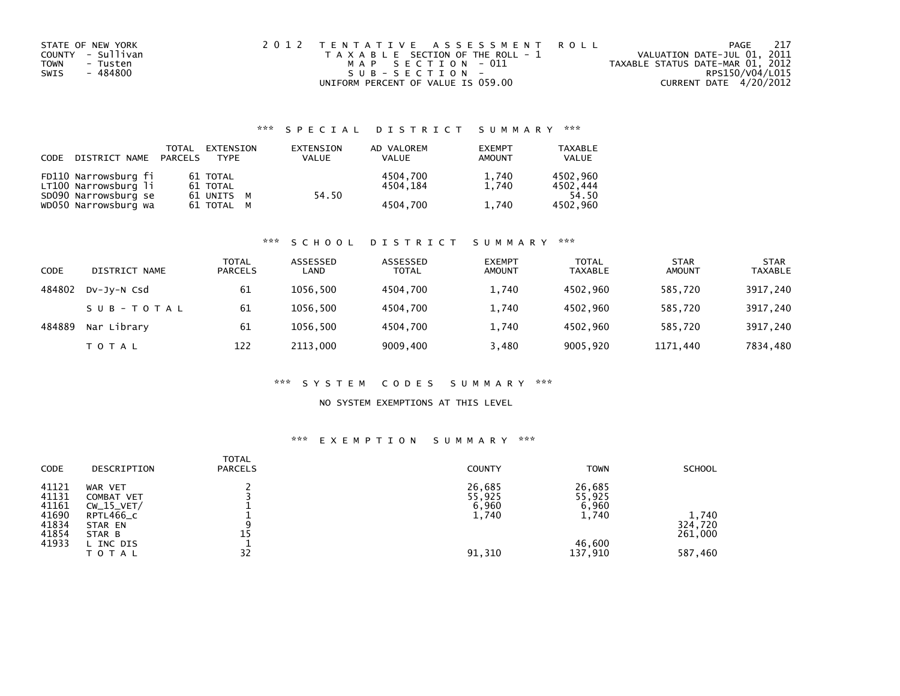STATE OF NEW YORK
COUNTY - Sullivan
TOWN - Tusten
SWIS - 484800

2 0 1 2 T E N T A T I V E A S S E S S M E N T R O L L
T A X A B L E SECTION OF THE ROLL - 1
M A P S E C T I O N - 011
S U B - S E C T I O N -
UNIFORM PERCENT OF VALUE IS 059.00

VALUATION DATE-JUL 01, 2011
TAXABLE STATUS DATE-MAR 01, 2012
RPS150/V04/L015
CURRENT DATE 4/20/2012

## *** S P E C I A L D I S T R I C T S U M M A R Y ***

| CODE DISTRICT NAME | TOTAL PARCELS | EXTENSION TYPE | EXTENSION VALUE | AD VALOREM VALUE | EXEMPT AMOUNT | TAXABLE VALUE |
|---|---|---|---|---|---|---|
| FD110 Narrowsburg fi | 61 | TOTAL | | 4504,700 | 1,740 | 4502,960 |
| LT100 Narrowsburg li | 61 | TOTAL | | 4504,184 | 1,740 | 4502,444 |
| SD090 Narrowsburg se | 61 | UNITS M | 54.50 | | | 54.50 |
| WD050 Narrowsburg wa | 61 | TOTAL M | | 4504,700 | 1,740 | 4502,960 |

## *** S C H O O L D I S T R I C T S U M M A R Y ***

| CODE | DISTRICT NAME | TOTAL PARCELS | ASSESSED LAND | ASSESSED TOTAL | EXEMPT AMOUNT | TOTAL TAXABLE | STAR AMOUNT | STAR TAXABLE |
|---|---|---|---|---|---|---|---|---|
| 484802 | Dv-Jy-N Csd | 61 | 1056,500 | 4504,700 | 1,740 | 4502,960 | 585,720 | 3917,240 |
| | S U B - T O T A L | 61 | 1056,500 | 4504,700 | 1,740 | 4502,960 | 585,720 | 3917,240 |
| 484889 | Nar Library | 61 | 1056,500 | 4504,700 | 1,740 | 4502,960 | 585,720 | 3917,240 |
| | T O T A L | 122 | 2113,000 | 9009,400 | 3,480 | 9005,920 | 1171,440 | 7834,480 |

## *** S Y S T E M C O D E S S U M M A R Y ***

NO SYSTEM EXEMPTIONS AT THIS LEVEL

## *** E X E M P T I O N S U M M A R Y ***

| CODE | DESCRIPTION | TOTAL PARCELS | COUNTY | TOWN | SCHOOL |
|---|---|---|---|---|---|
| 41121 | WAR VET | 2 | 26,685 | 26,685 | |
| 41131 | COMBAT VET | 3 | 55,925 | 55,925 | |
| 41161 | CW_15_VET/ | 1 | 6,960 | 6,960 | |
| 41690 | RPTL466_c | 1 | 1,740 | 1,740 | 1,740 |
| 41834 | STAR EN | 9 | | | 324,720 |
| 41854 | STAR B | 15 | | | 261,000 |
| 41933 | L INC DIS | 1 | | 46,600 | |
| | T O T A L | 32 | 91,310 | 137,910 | 587,460 |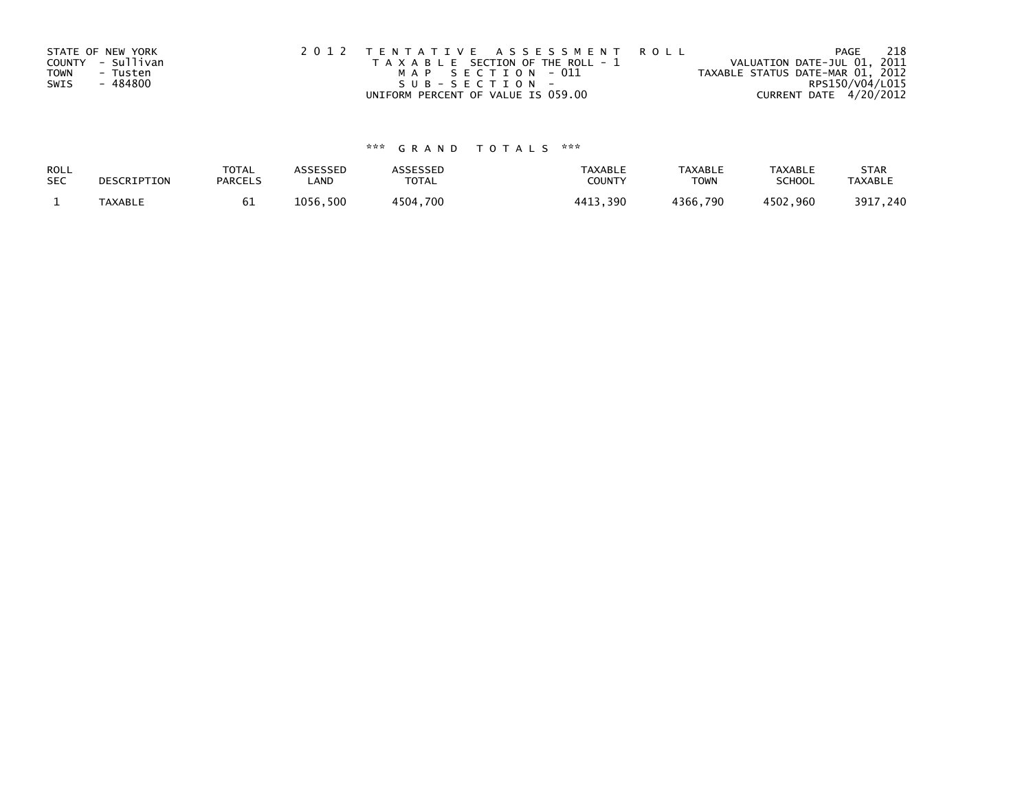STATE OF NEW YORK
COUNTY - Sullivan
TOWN - Tusten
SWIS - 484800

2 0 1 2 T E N T A T I V E A S S E S S M E N T R O L L
T A X A B L E SECTION OF THE ROLL - 1
M A P S E C T I O N - 011
S U B - S E C T I O N -
UNIFORM PERCENT OF VALUE IS 059.00

VALUATION DATE-JUL 01, 2011
TAXABLE STATUS DATE-MAR 01, 2012
RPS150/V04/L015
CURRENT DATE 4/20/2012

\*\*\* G R A N D T O T A L S \*\*\*

| ROLL SEC | DESCRIPTION | TOTAL PARCELS | ASSESSED LAND | ASSESSED TOTAL | TAXABLE COUNTY | TAXABLE TOWN | TAXABLE SCHOOL | STAR TAXABLE |
|---|---|---|---|---|---|---|---|---|
| 1 | TAXABLE | 61 | 1056,500 | 4504,700 | 4413,390 | 4366,790 | 4502,960 | 3917,240 |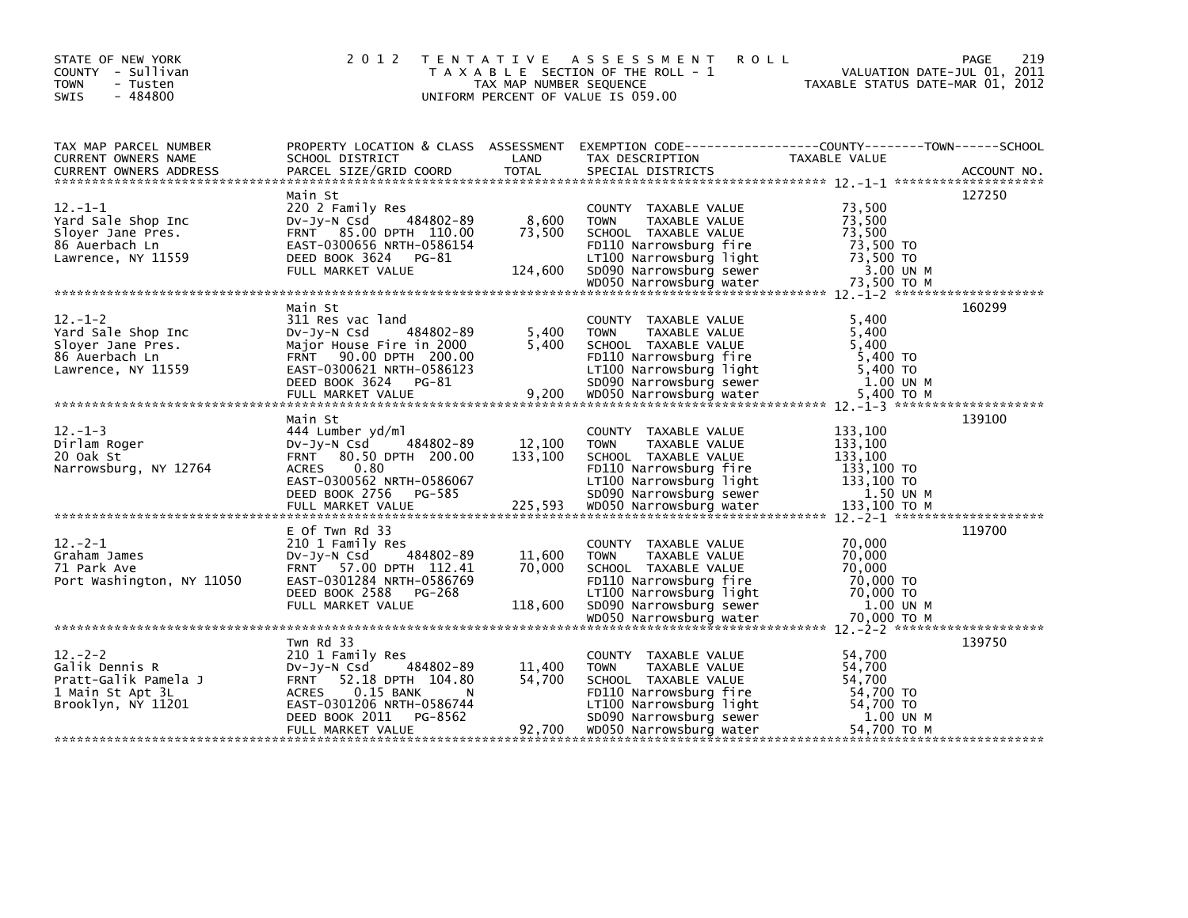STATE OF NEW YORK
COUNTY - Sullivan
TOWN - Tusten
SWIS - 484800

# 2012 TENTATIVE ASSESSMENT ROLL

TAXABLE SECTION OF THE ROLL - 1
TAX MAP NUMBER SEQUENCE
UNIFORM PERCENT OF VALUE IS 059.00

VALUATION DATE-JUL 01, 2011
TAXABLE STATUS DATE-MAR 01, 2012

| TAX MAP PARCEL NUMBER / CURRENT OWNERS NAME / CURRENT OWNERS ADDRESS | PROPERTY LOCATION & CLASS / SCHOOL DISTRICT / PARCEL SIZE/GRID COORD | ASSESSMENT LAND / TOTAL | EXEMPTION CODE / TAX DESCRIPTION / SPECIAL DISTRICTS | TAXABLE VALUE (COUNTY / TOWN / SCHOOL) | ACCOUNT NO. |
|---|---|---|---|---|---|
| 12.-1-1 | Main St | | | | 127250 |
| 12.-1-1 | 220 2 Family Res | | COUNTY TAXABLE VALUE | 73,500 | |
| Yard Sale Shop Inc | Dv-Jy-N Csd 484802-89 | 8,600 | TOWN TAXABLE VALUE | 73,500 | |
| Sloyer Jane Pres. | FRNT 85.00 DPTH 110.00 | 73,500 | SCHOOL TAXABLE VALUE | 73,500 | |
| 86 Auerbach Ln | EAST-0300656 NRTH-0586154 | | FD110 Narrowsburg fire | 73,500 TO | |
| Lawrence, NY 11559 | DEED BOOK 3624 PG-81 | | LT100 Narrowsburg light | 73,500 TO | |
| | FULL MARKET VALUE | 124,600 | SD090 Narrowsburg sewer | 3.00 UN M | |
| | | | WD050 Narrowsburg water | 73,500 TO M | |
| 12.-1-2 | Main St | | | | 160299 |
| 12.-1-2 | 311 Res vac land | | COUNTY TAXABLE VALUE | 5,400 | |
| Yard Sale Shop Inc | Dv-Jy-N Csd 484802-89 | 5,400 | TOWN TAXABLE VALUE | 5,400 | |
| Sloyer Jane Pres. | Major House Fire in 2000 | 5,400 | SCHOOL TAXABLE VALUE | 5,400 | |
| 86 Auerbach Ln | FRNT 90.00 DPTH 200.00 | | FD110 Narrowsburg fire | 5,400 TO | |
| Lawrence, NY 11559 | EAST-0300621 NRTH-0586123 | | LT100 Narrowsburg light | 5,400 TO | |
| | DEED BOOK 3624 PG-81 | | SD090 Narrowsburg sewer | 1.00 UN M | |
| | FULL MARKET VALUE | 9,200 | WD050 Narrowsburg water | 5,400 TO M | |
| 12.-1-3 | Main St | | | | 139100 |
| 12.-1-3 | 444 Lumber yd/ml | | COUNTY TAXABLE VALUE | 133,100 | |
| Dirlam Roger | Dv-Jy-N Csd 484802-89 | 12,100 | TOWN TAXABLE VALUE | 133,100 | |
| 20 Oak St | FRNT 80.50 DPTH 200.00 | 133,100 | SCHOOL TAXABLE VALUE | 133,100 | |
| Narrowsburg, NY 12764 | ACRES 0.80 | | FD110 Narrowsburg fire | 133,100 TO | |
| | EAST-0300562 NRTH-0586067 | | LT100 Narrowsburg light | 133,100 TO | |
| | DEED BOOK 2756 PG-585 | | SD090 Narrowsburg sewer | 1.50 UN M | |
| | FULL MARKET VALUE | 225,593 | WD050 Narrowsburg water | 133,100 TO M | |
| 12.-2-1 | E Of Twn Rd 33 | | | | 119700 |
| 12.-2-1 | 210 1 Family Res | | COUNTY TAXABLE VALUE | 70,000 | |
| Graham James | Dv-Jy-N Csd 484802-89 | 11,600 | TOWN TAXABLE VALUE | 70,000 | |
| 71 Park Ave | FRNT 57.00 DPTH 112.41 | 70,000 | SCHOOL TAXABLE VALUE | 70,000 | |
| Port Washington, NY 11050 | EAST-0301284 NRTH-0586769 | | FD110 Narrowsburg fire | 70,000 TO | |
| | DEED BOOK 2588 PG-268 | | LT100 Narrowsburg light | 70,000 TO | |
| | FULL MARKET VALUE | 118,600 | SD090 Narrowsburg sewer | 1.00 UN M | |
| | | | WD050 Narrowsburg water | 70,000 TO M | |
| 12.-2-2 | Twn Rd 33 | | | | 139750 |
| 12.-2-2 | 210 1 Family Res | | COUNTY TAXABLE VALUE | 54,700 | |
| Galik Dennis R | Dv-Jy-N Csd 484802-89 | 11,400 | TOWN TAXABLE VALUE | 54,700 | |
| Pratt-Galik Pamela J | FRNT 52.18 DPTH 104.80 | 54,700 | SCHOOL TAXABLE VALUE | 54,700 | |
| 1 Main St Apt 3L | ACRES 0.15 BANK N | | FD110 Narrowsburg fire | 54,700 TO | |
| Brooklyn, NY 11201 | EAST-0301206 NRTH-0586744 | | LT100 Narrowsburg light | 54,700 TO | |
| | DEED BOOK 2011 PG-8562 | | SD090 Narrowsburg sewer | 1.00 UN M | |
| | FULL MARKET VALUE | 92,700 | WD050 Narrowsburg water | 54,700 TO M | |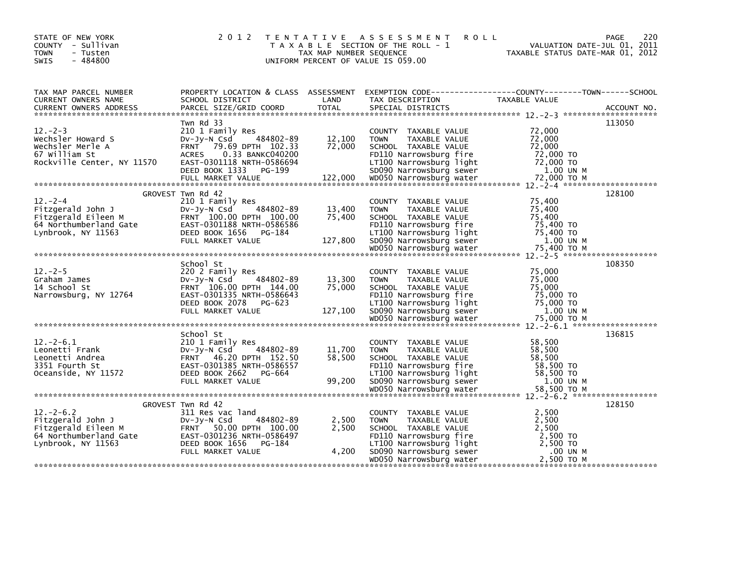STATE OF NEW YORK
COUNTY - Sullivan
TOWN - Tusten
SWIS - 484800

2012 TENTATIVE ASSESSMENT ROLL
TAXABLE SECTION OF THE ROLL - 1
TAX MAP NUMBER SEQUENCE
UNIFORM PERCENT OF VALUE IS 059.00

VALUATION DATE-JUL 01, 2011
TAXABLE STATUS DATE-MAR 01, 2012

| TAX MAP PARCEL NUMBER / CURRENT OWNERS NAME / CURRENT OWNERS ADDRESS | PROPERTY LOCATION & CLASS / SCHOOL DISTRICT / PARCEL SIZE/GRID COORD | ASSESSMENT LAND | TOTAL | EXEMPTION CODE / TAX DESCRIPTION / SPECIAL DISTRICTS | TAXABLE VALUE | ACCOUNT NO. |
|---|---|---|---|---|---|---|
| 12.-2-3 | Twn Rd 33 | | | | | 113050 |
| 12.-2-3 | 210 1 Family Res | | | COUNTY TAXABLE VALUE | 72,000 | |
| Wechsler Howard S | Dv-Jy-N Csd 484802-89 | 12,100 | | TOWN TAXABLE VALUE | 72,000 | |
| Wechsler Merle A | FRNT 79.69 DPTH 102.33 | | 72,000 | SCHOOL TAXABLE VALUE | 72,000 | |
| 67 William St | ACRES 0.33 BANKC040200 | | | FD110 Narrowsburg fire | 72,000 TO | |
| Rockville Center, NY 11570 | EAST-0301118 NRTH-0586694 | | | LT100 Narrowsburg light | 72,000 TO | |
| | DEED BOOK 1333 PG-199 | | | SD090 Narrowsburg sewer | 1.00 UN M | |
| | FULL MARKET VALUE | | 122,000 | WD050 Narrowsburg water | 72,000 TO M | |
| 12.-2-4 | GROVEST Twn Rd 42 | | | | | 128100 |
| 12.-2-4 | 210 1 Family Res | | | COUNTY TAXABLE VALUE | 75,400 | |
| Fitzgerald John J | Dv-Jy-N Csd 484802-89 | 13,400 | | TOWN TAXABLE VALUE | 75,400 | |
| Fitzgerald Eileen M | FRNT 100.00 DPTH 100.00 | | 75,400 | SCHOOL TAXABLE VALUE | 75,400 | |
| 64 Northumberland Gate | EAST-0301188 NRTH-0586586 | | | FD110 Narrowsburg fire | 75,400 TO | |
| Lynbrook, NY 11563 | DEED BOOK 1656 PG-184 | | | LT100 Narrowsburg light | 75,400 TO | |
| | FULL MARKET VALUE | | 127,800 | SD090 Narrowsburg sewer | 1.00 UN M | |
| | | | | WD050 Narrowsburg water | 75,400 TO M | |
| 12.-2-5 | School St | | | | | 108350 |
| 12.-2-5 | 220 2 Family Res | | | COUNTY TAXABLE VALUE | 75,000 | |
| Graham James | Dv-Jy-N Csd 484802-89 | 13,300 | | TOWN TAXABLE VALUE | 75,000 | |
| 14 School St | FRNT 106.00 DPTH 144.00 | | 75,000 | SCHOOL TAXABLE VALUE | 75,000 | |
| Narrowsburg, NY 12764 | EAST-0301335 NRTH-0586643 | | | FD110 Narrowsburg fire | 75,000 TO | |
| | DEED BOOK 2078 PG-623 | | | LT100 Narrowsburg light | 75,000 TO | |
| | FULL MARKET VALUE | | 127,100 | SD090 Narrowsburg sewer | 1.00 UN M | |
| | | | | WD050 Narrowsburg water | 75,000 TO M | |
| 12.-2-6.1 | School St | | | | | 136815 |
| 12.-2-6.1 | 210 1 Family Res | | | COUNTY TAXABLE VALUE | 58,500 | |
| Leonetti Frank | Dv-Jy-N Csd 484802-89 | 11,700 | | TOWN TAXABLE VALUE | 58,500 | |
| Leonetti Andrea | FRNT 46.20 DPTH 152.50 | | 58,500 | SCHOOL TAXABLE VALUE | 58,500 | |
| 3351 Fourth St | EAST-0301385 NRTH-0586557 | | | FD110 Narrowsburg fire | 58,500 TO | |
| Oceanside, NY 11572 | DEED BOOK 2662 PG-664 | | | LT100 Narrowsburg light | 58,500 TO | |
| | FULL MARKET VALUE | | 99,200 | SD090 Narrowsburg sewer | 1.00 UN M | |
| | | | | WD050 Narrowsburg water | 58,500 TO M | |
| 12.-2-6.2 | GROVEST Twn Rd 42 | | | | | 128150 |
| 12.-2-6.2 | 311 Res vac land | | | COUNTY TAXABLE VALUE | 2,500 | |
| Fitzgerald John J | Dv-Jy-N Csd 484802-89 | 2,500 | | TOWN TAXABLE VALUE | 2,500 | |
| Fitzgerald Eileen M | FRNT 50.00 DPTH 100.00 | | 2,500 | SCHOOL TAXABLE VALUE | 2,500 | |
| 64 Northumberland Gate | EAST-0301236 NRTH-0586497 | | | FD110 Narrowsburg fire | 2,500 TO | |
| Lynbrook, NY 11563 | DEED BOOK 1656 PG-184 | | | LT100 Narrowsburg light | 2,500 TO | |
| | FULL MARKET VALUE | | 4,200 | SD090 Narrowsburg sewer | .00 UN M | |
| | | | | WD050 Narrowsburg water | 2,500 TO M | |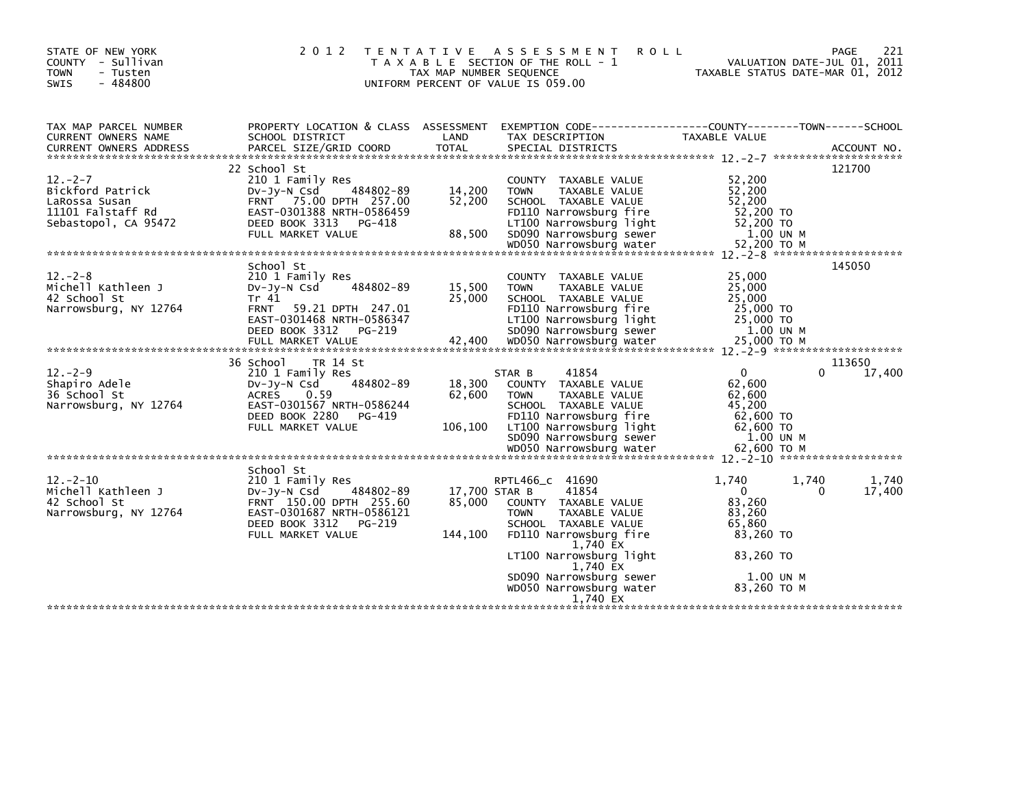STATE OF NEW YORK
COUNTY - Sullivan
TOWN - Tusten
SWIS - 484800

2 0 1 2 T E N T A T I V E A S S E S S M E N T R O L L
T A X A B L E SECTION OF THE ROLL - 1
TAX MAP NUMBER SEQUENCE
UNIFORM PERCENT OF VALUE IS 059.00

VALUATION DATE-JUL 01, 2011
TAXABLE STATUS DATE-MAR 01, 2012

| TAX MAP PARCEL NUMBER / CURRENT OWNERS NAME / CURRENT OWNERS ADDRESS | PROPERTY LOCATION & CLASS / SCHOOL DISTRICT / PARCEL SIZE/GRID COORD | ASSESSMENT LAND / TOTAL | EXEMPTION CODE / TAX DESCRIPTION / SPECIAL DISTRICTS | COUNTY TAXABLE VALUE | TOWN | SCHOOL / ACCOUNT NO. |
|---|---|---|---|---|---|---|
| 12.-2-7 | 22 School St | | | | | 121700 |
| | 210 1 Family Res | | COUNTY TAXABLE VALUE | 52,200 | | |
| Bickford Patrick | Dv-Jy-N Csd 484802-89 | 14,200 | TOWN TAXABLE VALUE | 52,200 | | |
| LaRossa Susan | FRNT 75.00 DPTH 257.00 | 52,200 | SCHOOL TAXABLE VALUE | 52,200 | | |
| 11101 Falstaff Rd | EAST-0301388 NRTH-0586459 | | FD110 Narrowsburg fire | 52,200 TO | | |
| Sebastopol, CA 95472 | DEED BOOK 3313 PG-418 | | LT100 Narrowsburg light | 52,200 TO | | |
| | FULL MARKET VALUE | 88,500 | SD090 Narrowsburg sewer | 1.00 UN M | | |
| | | | WD050 Narrowsburg water | 52,200 TO M | | |
| 12.-2-8 | School St | | | | | 145050 |
| | 210 1 Family Res | | COUNTY TAXABLE VALUE | 25,000 | | |
| Michell Kathleen J | Dv-Jy-N Csd 484802-89 | 15,500 | TOWN TAXABLE VALUE | 25,000 | | |
| 42 School St | Tr 41 | 25,000 | SCHOOL TAXABLE VALUE | 25,000 | | |
| Narrowsburg, NY 12764 | FRNT 59.21 DPTH 247.01 | | FD110 Narrowsburg fire | 25,000 TO | | |
| | EAST-0301468 NRTH-0586347 | | LT100 Narrowsburg light | 25,000 TO | | |
| | DEED BOOK 3312 PG-219 | | SD090 Narrowsburg sewer | 1.00 UN M | | |
| | FULL MARKET VALUE | 42,400 | WD050 Narrowsburg water | 25,000 TO M | | |
| 12.-2-9 | 36 School TR 14 St | | | | | 113650 |
| | 210 1 Family Res | | STAR B 41854 | 0 | 0 | 17,400 |
| Shapiro Adele | Dv-Jy-N Csd 484802-89 | 18,300 | COUNTY TAXABLE VALUE | 62,600 | | |
| 36 School St | ACRES 0.59 | 62,600 | TOWN TAXABLE VALUE | 62,600 | | |
| Narrowsburg, NY 12764 | EAST-0301567 NRTH-0586244 | | SCHOOL TAXABLE VALUE | 45,200 | | |
| | DEED BOOK 2280 PG-419 | | FD110 Narrowsburg fire | 62,600 TO | | |
| | FULL MARKET VALUE | 106,100 | LT100 Narrowsburg light | 62,600 TO | | |
| | | | SD090 Narrowsburg sewer | 1.00 UN M | | |
| | | | WD050 Narrowsburg water | 62,600 TO M | | |
| 12.-2-10 | School St | | | | | |
| | 210 1 Family Res | | RPTL466_c 41690 | 1,740 | 1,740 | 1,740 |
| Michell Kathleen J | Dv-Jy-N Csd 484802-89 | 17,700 | STAR B 41854 | 0 | 0 | 17,400 |
| 42 School St | FRNT 150.00 DPTH 255.60 | 85,000 | COUNTY TAXABLE VALUE | 83,260 | | |
| Narrowsburg, NY 12764 | EAST-0301687 NRTH-0586121 | | TOWN TAXABLE VALUE | 83,260 | | |
| | DEED BOOK 3312 PG-219 | | SCHOOL TAXABLE VALUE | 65,860 | | |
| | FULL MARKET VALUE | 144,100 | FD110 Narrowsburg fire 1,740 EX | 83,260 TO | | |
| | | | LT100 Narrowsburg light 1,740 EX | 83,260 TO | | |
| | | | SD090 Narrowsburg sewer | 1.00 UN M | | |
| | | | WD050 Narrowsburg water 1,740 EX | 83,260 TO M | | |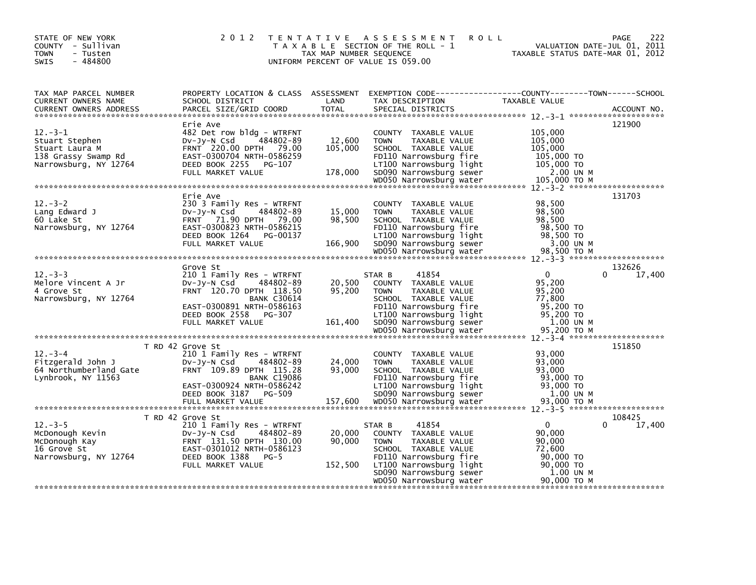STATE OF NEW YORK
COUNTY - Sullivan
TOWN - Tusten
SWIS - 484800

2012 TENTATIVE ASSESSMENT ROLL
TAXABLE SECTION OF THE ROLL - 1
TAX MAP NUMBER SEQUENCE
UNIFORM PERCENT OF VALUE IS 059.00

VALUATION DATE-JUL 01, 2011
TAXABLE STATUS DATE-MAR 01, 2012

| TAX MAP PARCEL NUMBER / CURRENT OWNERS NAME / CURRENT OWNERS ADDRESS | PROPERTY LOCATION & CLASS / SCHOOL DISTRICT / PARCEL SIZE/GRID COORD | ASSESSMENT LAND / TOTAL | EXEMPTION CODE / TAX DESCRIPTION / SPECIAL DISTRICTS | COUNTY / TOWN / SCHOOL TAXABLE VALUE | ACCOUNT NO. |
|---|---|---|---|---|---|
| 12.-3-1 | Erie Ave | | | | 121900 |
| Stuart Stephen | 482 Det row bldg - WTRFNT | | COUNTY TAXABLE VALUE | 105,000 | |
| Stuart Laura M | Dv-Jy-N Csd 484802-89 | 12,600 | TOWN TAXABLE VALUE | 105,000 | |
| 138 Grassy Swamp Rd | FRNT 220.00 DPTH 79.00 | 105,000 | SCHOOL TAXABLE VALUE | 105,000 | |
| Narrowsburg, NY 12764 | EAST-0300704 NRTH-0586259 | | FD110 Narrowsburg fire | 105,000 TO | |
| | DEED BOOK 2255 PG-107 | | LT100 Narrowsburg light | 105,000 TO | |
| | FULL MARKET VALUE | 178,000 | SD090 Narrowsburg sewer | 2.00 UN M | |
| | | | WD050 Narrowsburg water | 105,000 TO M | |
| 12.-3-2 | Erie Ave | | | | 131703 |
| Lang Edward J | 230 3 Family Res - WTRFNT | | COUNTY TAXABLE VALUE | 98,500 | |
| 60 Lake St | Dv-Jy-N Csd 484802-89 | 15,000 | TOWN TAXABLE VALUE | 98,500 | |
| Narrowsburg, NY 12764 | FRNT 71.90 DPTH 79.00 | 98,500 | SCHOOL TAXABLE VALUE | 98,500 | |
| | EAST-0300823 NRTH-0586215 | | FD110 Narrowsburg fire | 98,500 TO | |
| | DEED BOOK 1264 PG-00137 | | LT100 Narrowsburg light | 98,500 TO | |
| | FULL MARKET VALUE | 166,900 | SD090 Narrowsburg sewer | 3.00 UN M | |
| | | | WD050 Narrowsburg water | 98,500 TO M | |
| 12.-3-3 | Grove St | | | | 132626 |
| Melore Vincent A Jr | 210 1 Family Res - WTRFNT | | STAR B 41854 | 0 0 17,400 | |
| 4 Grove St | Dv-Jy-N Csd 484802-89 | 20,500 | COUNTY TAXABLE VALUE | 95,200 | |
| Narrowsburg, NY 12764 | FRNT 120.70 DPTH 118.50 | 95,200 | TOWN TAXABLE VALUE | 95,200 | |
| | BANK C30614 | | SCHOOL TAXABLE VALUE | 77,800 | |
| | EAST-0300891 NRTH-0586163 | | FD110 Narrowsburg fire | 95,200 TO | |
| | DEED BOOK 2558 PG-307 | | LT100 Narrowsburg light | 95,200 TO | |
| | FULL MARKET VALUE | 161,400 | SD090 Narrowsburg sewer | 1.00 UN M | |
| | | | WD050 Narrowsburg water | 95,200 TO M | |
| 12.-3-4 | T RD 42 Grove St | | | | 151850 |
| Fitzgerald John J | 210 1 Family Res - WTRFNT | | COUNTY TAXABLE VALUE | 93,000 | |
| 64 Northumberland Gate | Dv-Jy-N Csd 484802-89 | 24,000 | TOWN TAXABLE VALUE | 93,000 | |
| Lynbrook, NY 11563 | FRNT 109.89 DPTH 115.28 | 93,000 | SCHOOL TAXABLE VALUE | 93,000 | |
| | BANK C19086 | | FD110 Narrowsburg fire | 93,000 TO | |
| | EAST-0300924 NRTH-0586242 | | LT100 Narrowsburg light | 93,000 TO | |
| | DEED BOOK 3187 PG-509 | | SD090 Narrowsburg sewer | 1.00 UN M | |
| | FULL MARKET VALUE | 157,600 | WD050 Narrowsburg water | 93,000 TO M | |
| 12.-3-5 | T RD 42 Grove St | | | | 108425 |
| McDonough Kevin | 210 1 Family Res - WTRFNT | | STAR B 41854 | 0 0 17,400 | |
| McDonough Kay | Dv-Jy-N Csd 484802-89 | 20,000 | COUNTY TAXABLE VALUE | 90,000 | |
| 16 Grove St | FRNT 131.50 DPTH 130.00 | 90,000 | TOWN TAXABLE VALUE | 90,000 | |
| Narrowsburg, NY 12764 | EAST-0301012 NRTH-0586123 | | SCHOOL TAXABLE VALUE | 72,600 | |
| | DEED BOOK 1388 PG-5 | | FD110 Narrowsburg fire | 90,000 TO | |
| | FULL MARKET VALUE | 152,500 | LT100 Narrowsburg light | 90,000 TO | |
| | | | SD090 Narrowsburg sewer | 1.00 UN M | |
| | | | WD050 Narrowsburg water | 90,000 TO M | |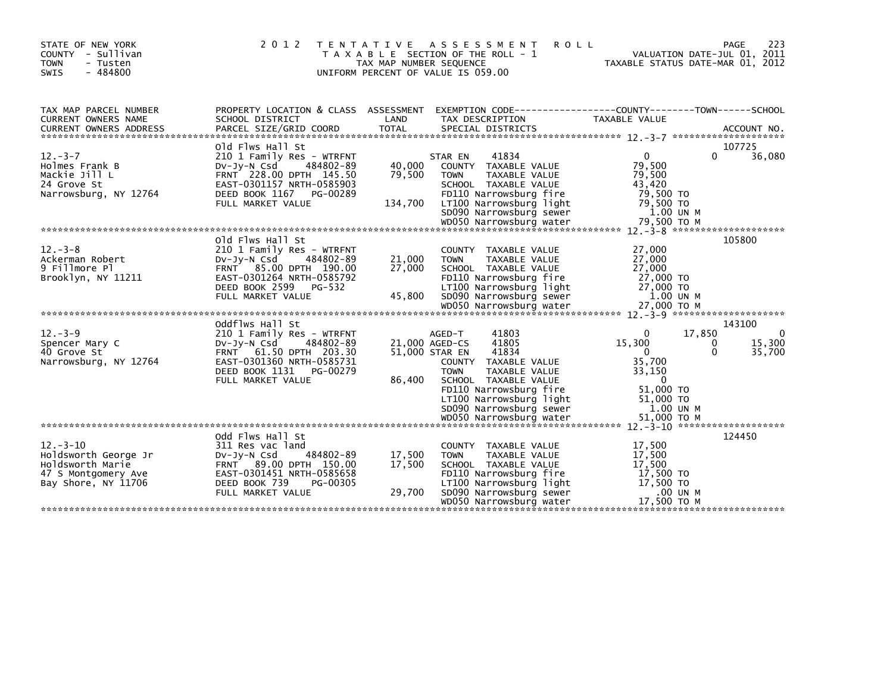STATE OF NEW YORK
COUNTY - Sullivan
TOWN - Tusten
SWIS - 484800

2012 TENTATIVE ASSESSMENT ROLL
TAXABLE SECTION OF THE ROLL - 1
TAX MAP NUMBER SEQUENCE
UNIFORM PERCENT OF VALUE IS 059.00

VALUATION DATE-JUL 01, 2011
TAXABLE STATUS DATE-MAR 01, 2012

| TAX MAP PARCEL NUMBER / CURRENT OWNERS NAME / CURRENT OWNERS ADDRESS | PROPERTY LOCATION & CLASS / SCHOOL DISTRICT / PARCEL SIZE/GRID COORD | ASSESSMENT LAND / TOTAL | EXEMPTION CODE / TAX DESCRIPTION / SPECIAL DISTRICTS | COUNTY TAXABLE VALUE | TOWN | SCHOOL | ACCOUNT NO. |
|---|---|---|---|---|---|---|---|
| 12.-3-7 | Old Flws Hall St | | | | | | 107725 |
| | 210 1 Family Res - WTRFNT | | STAR EN 41834 | 0 | 0 | 36,080 | |
| Holmes Frank B | Dv-Jy-N Csd 484802-89 | 40,000 | COUNTY TAXABLE VALUE | 79,500 | | | |
| Mackie Jill L | FRNT 228.00 DPTH 145.50 | 79,500 | TOWN TAXABLE VALUE | 79,500 | | | |
| 24 Grove St | EAST-0301157 NRTH-0585903 | | SCHOOL TAXABLE VALUE | 43,420 | | | |
| Narrowsburg, NY 12764 | DEED BOOK 1167 PG-00289 | | FD110 Narrowsburg fire | 79,500 TO | | | |
| | FULL MARKET VALUE | 134,700 | LT100 Narrowsburg light | 79,500 TO | | | |
| | | | SD090 Narrowsburg sewer | 1.00 UN M | | | |
| | | | WD050 Narrowsburg water | 79,500 TO M | | | |
| 12.-3-8 | Old Flws Hall St | | | | | | 105800 |
| | 210 1 Family Res - WTRFNT | | COUNTY TAXABLE VALUE | 27,000 | | | |
| Ackerman Robert | Dv-Jy-N Csd 484802-89 | 21,000 | TOWN TAXABLE VALUE | 27,000 | | | |
| 9 Fillmore Pl | FRNT 85.00 DPTH 190.00 | 27,000 | SCHOOL TAXABLE VALUE | 27,000 | | | |
| Brooklyn, NY 11211 | EAST-0301264 NRTH-0585792 | | FD110 Narrowsburg fire | 27,000 TO | | | |
| | DEED BOOK 2599 PG-532 | | LT100 Narrowsburg light | 27,000 TO | | | |
| | FULL MARKET VALUE | 45,800 | SD090 Narrowsburg sewer | 1.00 UN M | | | |
| | | | WD050 Narrowsburg water | 27,000 TO M | | | |
| 12.-3-9 | Oddflws Hall St | | | | | | 143100 |
| | 210 1 Family Res - WTRFNT | | AGED-T 41803 | 0 | 17,850 | 0 | |
| Spencer Mary C | Dv-Jy-N Csd 484802-89 | 21,000 | AGED-CS 41805 | 15,300 | 0 | 15,300 | |
| 40 Grove St | FRNT 61.50 DPTH 203.30 | 51,000 | STAR EN 41834 | 0 | 0 | 35,700 | |
| Narrowsburg, NY 12764 | EAST-0301360 NRTH-0585731 | | COUNTY TAXABLE VALUE | 35,700 | | | |
| | DEED BOOK 1131 PG-00279 | | TOWN TAXABLE VALUE | 33,150 | | | |
| | FULL MARKET VALUE | 86,400 | SCHOOL TAXABLE VALUE | 0 | | | |
| | | | FD110 Narrowsburg fire | 51,000 TO | | | |
| | | | LT100 Narrowsburg light | 51,000 TO | | | |
| | | | SD090 Narrowsburg sewer | 1.00 UN M | | | |
| | | | WD050 Narrowsburg water | 51,000 TO M | | | |
| 12.-3-10 | Odd Flws Hall St | | | | | | 124450 |
| | 311 Res vac land | | COUNTY TAXABLE VALUE | 17,500 | | | |
| Holdsworth George Jr | Dv-Jy-N Csd 484802-89 | 17,500 | TOWN TAXABLE VALUE | 17,500 | | | |
| Holdsworth Marie | FRNT 89.00 DPTH 150.00 | 17,500 | SCHOOL TAXABLE VALUE | 17,500 | | | |
| 47 S Montgomery Ave | EAST-0301451 NRTH-0585658 | | FD110 Narrowsburg fire | 17,500 TO | | | |
| Bay Shore, NY 11706 | DEED BOOK 739 PG-00305 | | LT100 Narrowsburg light | 17,500 TO | | | |
| | FULL MARKET VALUE | 29,700 | SD090 Narrowsburg sewer | .00 UN M | | | |
| | | | WD050 Narrowsburg water | 17,500 TO M | | | |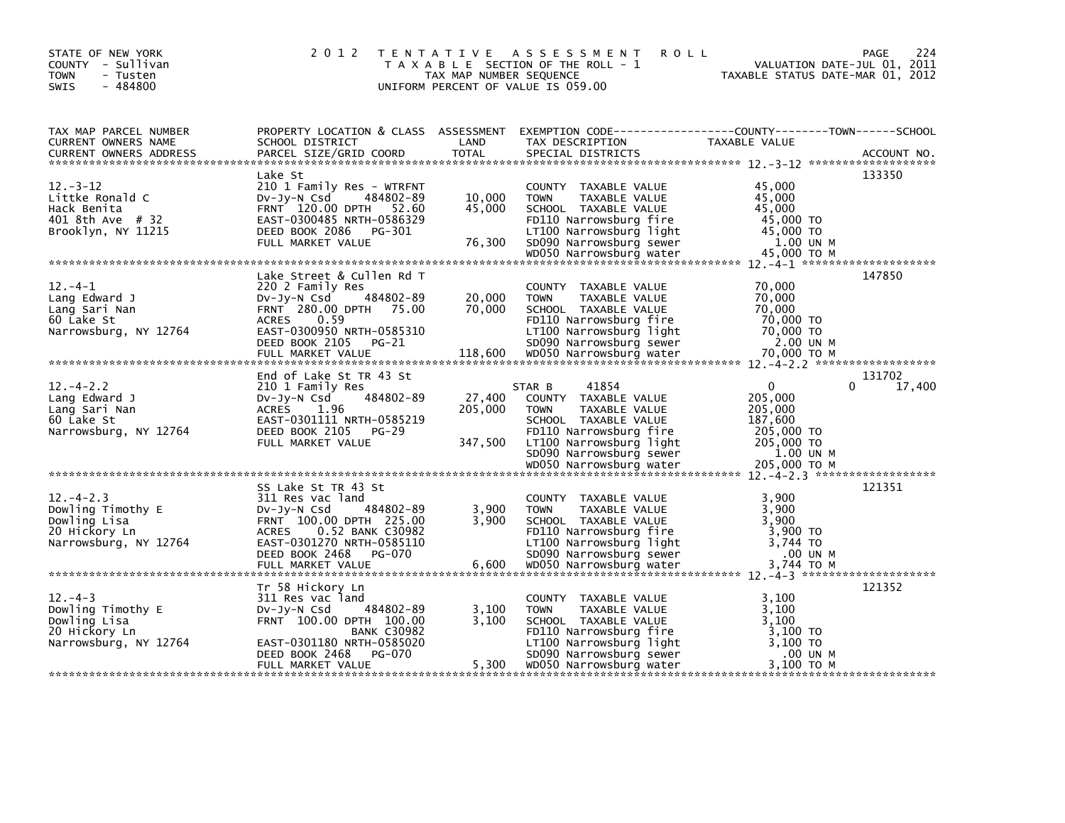STATE OF NEW YORK
COUNTY - Sullivan
TOWN - Tusten
SWIS - 484800

2 0 1 2 T E N T A T I V E A S S E S S M E N T R O L L
T A X A B L E SECTION OF THE ROLL - 1
TAX MAP NUMBER SEQUENCE
UNIFORM PERCENT OF VALUE IS 059.00

VALUATION DATE-JUL 01, 2011
TAXABLE STATUS DATE-MAR 01, 2012

| TAX MAP PARCEL NUMBER / CURRENT OWNERS NAME / CURRENT OWNERS ADDRESS | PROPERTY LOCATION & CLASS / SCHOOL DISTRICT / PARCEL SIZE/GRID COORD | ASSESSMENT LAND / TOTAL | EXEMPTION CODE / TAX DESCRIPTION / SPECIAL DISTRICTS | COUNTY TAXABLE VALUE | TOWN | SCHOOL | ACCOUNT NO. |
|---|---|---|---|---|---|---|---|
| 12.-3-12 | Lake St | | | | | | 133350 |
| Littke Ronald C | 210 1 Family Res - WTRFNT | | COUNTY TAXABLE VALUE | 45,000 | | | |
| Hack Benita | Dv-Jy-N Csd 484802-89 | 10,000 | TOWN TAXABLE VALUE | 45,000 | | | |
| 401 8th Ave # 32 | FRNT 120.00 DPTH 52.60 | 45,000 | SCHOOL TAXABLE VALUE | 45,000 | | | |
| Brooklyn, NY 11215 | EAST-0300485 NRTH-0586329 | | FD110 Narrowsburg fire | 45,000 TO | | | |
| | DEED BOOK 2086 PG-301 | | LT100 Narrowsburg light | 45,000 TO | | | |
| | FULL MARKET VALUE | 76,300 | SD090 Narrowsburg sewer | 1.00 UN M | | | |
| | | | WD050 Narrowsburg water | 45,000 TO M | | | |
| 12.-4-1 | Lake Street & Cullen Rd T | | | | | | 147850 |
| Lang Edward J | 220 2 Family Res | | COUNTY TAXABLE VALUE | 70,000 | | | |
| Lang Sari Nan | Dv-Jy-N Csd 484802-89 | 20,000 | TOWN TAXABLE VALUE | 70,000 | | | |
| 60 Lake St | FRNT 280.00 DPTH 75.00 | 70,000 | SCHOOL TAXABLE VALUE | 70,000 | | | |
| Narrowsburg, NY 12764 | ACRES 0.59 | | FD110 Narrowsburg fire | 70,000 TO | | | |
| | EAST-0300950 NRTH-0585310 | | LT100 Narrowsburg light | 70,000 TO | | | |
| | DEED BOOK 2105 PG-21 | | SD090 Narrowsburg sewer | 2.00 UN M | | | |
| | FULL MARKET VALUE | 118,600 | WD050 Narrowsburg water | 70,000 TO M | | | |
| 12.-4-2.2 | End of Lake St TR 43 St | | | | | | 131702 |
| Lang Edward J | 210 1 Family Res | | STAR B 41854 | 0 | 0 | 17,400 | |
| Lang Sari Nan | Dv-Jy-N Csd 484802-89 | 27,400 | COUNTY TAXABLE VALUE | 205,000 | | | |
| 60 Lake St | ACRES 1.96 | 205,000 | TOWN TAXABLE VALUE | 205,000 | | | |
| Narrowsburg, NY 12764 | EAST-0301111 NRTH-0585219 | | SCHOOL TAXABLE VALUE | 187,600 | | | |
| | DEED BOOK 2105 PG-29 | | FD110 Narrowsburg fire | 205,000 TO | | | |
| | FULL MARKET VALUE | 347,500 | LT100 Narrowsburg light | 205,000 TO | | | |
| | | | SD090 Narrowsburg sewer | 1.00 UN M | | | |
| | | | WD050 Narrowsburg water | 205,000 TO M | | | |
| 12.-4-2.3 | SS Lake St TR 43 St | | | | | | 121351 |
| Dowling Timothy E | 311 Res vac land | | COUNTY TAXABLE VALUE | 3,900 | | | |
| Dowling Lisa | Dv-Jy-N Csd 484802-89 | 3,900 | TOWN TAXABLE VALUE | 3,900 | | | |
| 20 Hickory Ln | FRNT 100.00 DPTH 225.00 | 3,900 | SCHOOL TAXABLE VALUE | 3,900 | | | |
| Narrowsburg, NY 12764 | ACRES 0.52 BANK C30982 | | FD110 Narrowsburg fire | 3,900 TO | | | |
| | EAST-0301270 NRTH-0585110 | | LT100 Narrowsburg light | 3,744 TO | | | |
| | DEED BOOK 2468 PG-070 | | SD090 Narrowsburg sewer | .00 UN M | | | |
| | FULL MARKET VALUE | 6,600 | WD050 Narrowsburg water | 3,744 TO M | | | |
| 12.-4-3 | Tr 58 Hickory Ln | | | | | | 121352 |
| Dowling Timothy E | 311 Res vac land | | COUNTY TAXABLE VALUE | 3,100 | | | |
| Dowling Lisa | Dv-Jy-N Csd 484802-89 | 3,100 | TOWN TAXABLE VALUE | 3,100 | | | |
| 20 Hickory Ln | FRNT 100.00 DPTH 100.00 | 3,100 | SCHOOL TAXABLE VALUE | 3,100 | | | |
| Narrowsburg, NY 12764 | BANK C30982 | | FD110 Narrowsburg fire | 3,100 TO | | | |
| | EAST-0301180 NRTH-0585020 | | LT100 Narrowsburg light | 3,100 TO | | | |
| | DEED BOOK 2468 PG-070 | | SD090 Narrowsburg sewer | .00 UN M | | | |
| | FULL MARKET VALUE | 5,300 | WD050 Narrowsburg water | 3,100 TO M | | | |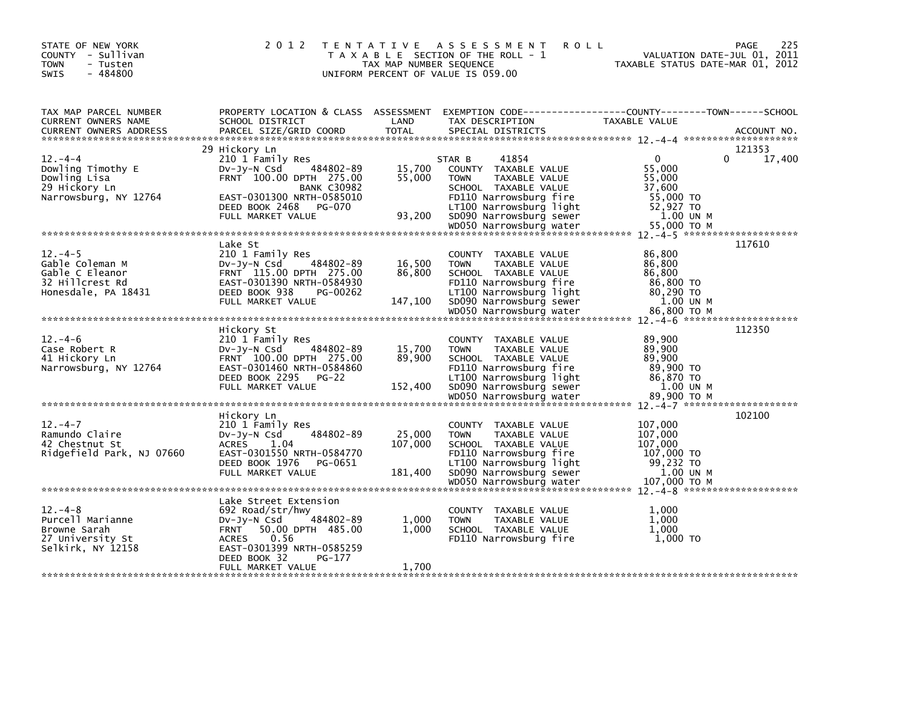STATE OF NEW YORK
COUNTY - Sullivan
TOWN - Tusten
SWIS - 484800

2 0 1 2 T E N T A T I V E A S S E S S M E N T R O L L
T A X A B L E SECTION OF THE ROLL - 1
TAX MAP NUMBER SEQUENCE
UNIFORM PERCENT OF VALUE IS 059.00

VALUATION DATE-JUL 01, 2011
TAXABLE STATUS DATE-MAR 01, 2012

| TAX MAP PARCEL NUMBER / CURRENT OWNERS NAME / CURRENT OWNERS ADDRESS | PROPERTY LOCATION & CLASS / SCHOOL DISTRICT / PARCEL SIZE/GRID COORD | ASSESSMENT LAND / TOTAL | EXEMPTION CODE / TAX DESCRIPTION / SPECIAL DISTRICTS | COUNTY | TOWN | SCHOOL | ACCOUNT NO. |
|---|---|---|---|---|---|---|---|
| **12.-4-4** | 29 Hickory Ln | | | | | | 121353 |
| Dowling Timothy E | 210 1 Family Res | | STAR B 41854 | 0 | 0 | 17,400 | |
| Dowling Lisa | Dv-Jy-N Csd 484802-89 | 15,700 | COUNTY TAXABLE VALUE | 55,000 | | | |
| 29 Hickory Ln | FRNT 100.00 DPTH 275.00 | 55,000 | TOWN TAXABLE VALUE | | 55,000 | | |
| Narrowsburg, NY 12764 | BANK C30982 | | SCHOOL TAXABLE VALUE | | | 37,600 | |
| | EAST-0301300 NRTH-0585010 | | FD110 Narrowsburg fire | 55,000 TO | | | |
| | DEED BOOK 2468 PG-070 | | LT100 Narrowsburg light | 52,927 TO | | | |
| | FULL MARKET VALUE | 93,200 | SD090 Narrowsburg sewer | 1.00 UN M | | | |
| | | | WD050 Narrowsburg water | 55,000 TO M | | | |
| **12.-4-5** | Lake St | | | | | | 117610 |
| Gable Coleman M | 210 1 Family Res | | COUNTY TAXABLE VALUE | 86,800 | | | |
| Gable C Eleanor | Dv-Jy-N Csd 484802-89 | 16,500 | TOWN TAXABLE VALUE | | 86,800 | | |
| 32 Hillcrest Rd | FRNT 115.00 DPTH 275.00 | 86,800 | SCHOOL TAXABLE VALUE | | | 86,800 | |
| Honesdale, PA 18431 | EAST-0301390 NRTH-0584930 | | FD110 Narrowsburg fire | 86,800 TO | | | |
| | DEED BOOK 938 PG-00262 | | LT100 Narrowsburg light | 80,290 TO | | | |
| | FULL MARKET VALUE | 147,100 | SD090 Narrowsburg sewer | 1.00 UN M | | | |
| | | | WD050 Narrowsburg water | 86,800 TO M | | | |
| **12.-4-6** | Hickory St | | | | | | 112350 |
| Case Robert R | 210 1 Family Res | | COUNTY TAXABLE VALUE | 89,900 | | | |
| 41 Hickory Ln | Dv-Jy-N Csd 484802-89 | 15,700 | TOWN TAXABLE VALUE | | 89,900 | | |
| Narrowsburg, NY 12764 | FRNT 100.00 DPTH 275.00 | 89,900 | SCHOOL TAXABLE VALUE | | | 89,900 | |
| | EAST-0301460 NRTH-0584860 | | FD110 Narrowsburg fire | 89,900 TO | | | |
| | DEED BOOK 2295 PG-22 | | LT100 Narrowsburg light | 86,870 TO | | | |
| | FULL MARKET VALUE | 152,400 | SD090 Narrowsburg sewer | 1.00 UN M | | | |
| | | | WD050 Narrowsburg water | 89,900 TO M | | | |
| **12.-4-7** | Hickory Ln | | | | | | 102100 |
| Ramundo Claire | 210 1 Family Res | | COUNTY TAXABLE VALUE | 107,000 | | | |
| 42 Chestnut St | Dv-Jy-N Csd 484802-89 | 25,000 | TOWN TAXABLE VALUE | | 107,000 | | |
| Ridgefield Park, NJ 07660 | ACRES 1.04 | 107,000 | SCHOOL TAXABLE VALUE | | | 107,000 | |
| | EAST-0301550 NRTH-0584770 | | FD110 Narrowsburg fire | 107,000 TO | | | |
| | DEED BOOK 1976 PG-0651 | | LT100 Narrowsburg light | 99,232 TO | | | |
| | FULL MARKET VALUE | 181,400 | SD090 Narrowsburg sewer | 1.00 UN M | | | |
| | | | WD050 Narrowsburg water | 107,000 TO M | | | |
| **12.-4-8** | Lake Street Extension | | | | | | |
| Purcell Marianne | 692 Road/str/hwy | | COUNTY TAXABLE VALUE | 1,000 | | | |
| Browne Sarah | Dv-Jy-N Csd 484802-89 | 1,000 | TOWN TAXABLE VALUE | | 1,000 | | |
| 27 University St | FRNT 50.00 DPTH 485.00 | 1,000 | SCHOOL TAXABLE VALUE | | | 1,000 | |
| Selkirk, NY 12158 | ACRES 0.56 | | FD110 Narrowsburg fire | 1,000 TO | | | |
| | EAST-0301399 NRTH-0585259 | | | | | | |
| | DEED BOOK 32 PG-177 | | | | | | |
| | FULL MARKET VALUE | 1,700 | | | | | |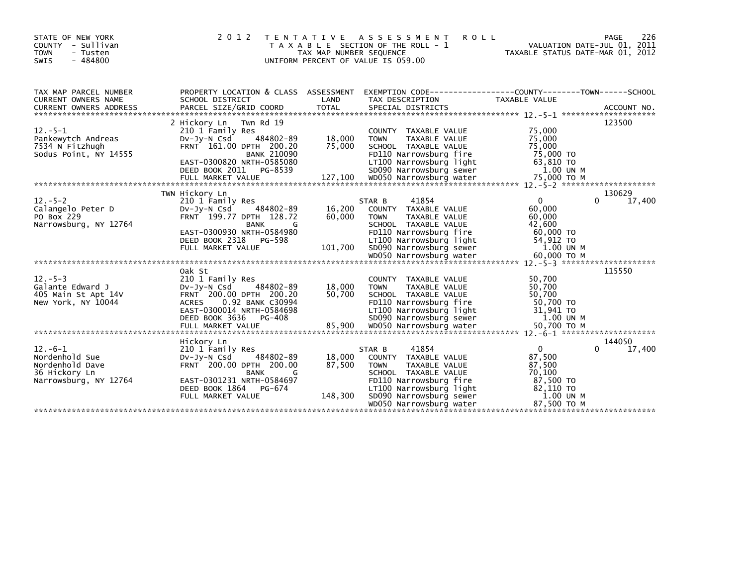STATE OF NEW YORK
COUNTY - Sullivan
TOWN - Tusten
SWIS - 484800

2 0 1 2 T E N T A T I V E A S S E S S M E N T R O L L
T A X A B L E SECTION OF THE ROLL - 1
TAX MAP NUMBER SEQUENCE
UNIFORM PERCENT OF VALUE IS 059.00

VALUATION DATE-JUL 01, 2011
TAXABLE STATUS DATE-MAR 01, 2012

| TAX MAP PARCEL NUMBER / CURRENT OWNERS NAME / CURRENT OWNERS ADDRESS | PROPERTY LOCATION & CLASS / SCHOOL DISTRICT / PARCEL SIZE/GRID COORD | ASSESSMENT LAND | TOTAL | EXEMPTION CODE / TAX DESCRIPTION / SPECIAL DISTRICTS | COUNTY / TOWN TAXABLE VALUE | SCHOOL | ACCOUNT NO. |
|---|---|---|---|---|---|---|---|
| 12.-5-1 | 2 Hickory Ln Twn Rd 19 | | | | | | 123500 |
| Pankewytch Andreas | 210 1 Family Res | | | COUNTY TAXABLE VALUE | 75,000 | | |
| 7534 N Fitzhugh | Dv-Jy-N Csd 484802-89 | 18,000 | | TOWN TAXABLE VALUE | 75,000 | | |
| Sodus Point, NY 14555 | FRNT 161.00 DPTH 200.20 | | 75,000 | SCHOOL TAXABLE VALUE | 75,000 | | |
| | BANK 210090 | | | FD110 Narrowsburg fire | 75,000 TO | | |
| | EAST-0300820 NRTH-0585080 | | | LT100 Narrowsburg light | 63,810 TO | | |
| | DEED BOOK 2011 PG-8539 | | | SD090 Narrowsburg sewer | 1.00 UN M | | |
| | FULL MARKET VALUE | | 127,100 | WD050 Narrowsburg water | 75,000 TO M | | |
| 12.-5-2 | TWN Hickory Ln | | | | | | 130629 |
| Calangelo Peter D | 210 1 Family Res | | | STAR B 41854 | 0 | 17,400 | |
| PO Box 229 | Dv-Jy-N Csd 484802-89 | 16,200 | | COUNTY TAXABLE VALUE | 60,000 | | |
| Narrowsburg, NY 12764 | FRNT 199.77 DPTH 128.72 | | 60,000 | TOWN TAXABLE VALUE | 60,000 | | |
| | BANK G | | | SCHOOL TAXABLE VALUE | 42,600 | | |
| | EAST-0300930 NRTH-0584980 | | | FD110 Narrowsburg fire | 60,000 TO | | |
| | DEED BOOK 2318 PG-598 | | | LT100 Narrowsburg light | 54,912 TO | | |
| | FULL MARKET VALUE | | 101,700 | SD090 Narrowsburg sewer | 1.00 UN M | | |
| | | | | WD050 Narrowsburg water | 60,000 TO M | | |
| 12.-5-3 | Oak St | | | | | | 115550 |
| Galante Edward J | 210 1 Family Res | | | COUNTY TAXABLE VALUE | 50,700 | | |
| 405 Main St Apt 14V | Dv-Jy-N Csd 484802-89 | 18,000 | | TOWN TAXABLE VALUE | 50,700 | | |
| New York, NY 10044 | FRNT 200.00 DPTH 200.20 | | 50,700 | SCHOOL TAXABLE VALUE | 50,700 | | |
| | ACRES 0.92 BANK C30994 | | | FD110 Narrowsburg fire | 50,700 TO | | |
| | EAST-0300014 NRTH-0584698 | | | LT100 Narrowsburg light | 31,941 TO | | |
| | DEED BOOK 3636 PG-408 | | | SD090 Narrowsburg sewer | 1.00 UN M | | |
| | FULL MARKET VALUE | | 85,900 | WD050 Narrowsburg water | 50,700 TO M | | |
| 12.-6-1 | Hickory Ln | | | | | | 144050 |
| Nordenhold Sue | 210 1 Family Res | | | STAR B 41854 | 0 | 17,400 | |
| Nordenhold Dave | Dv-Jy-N Csd 484802-89 | 18,000 | | COUNTY TAXABLE VALUE | 87,500 | | |
| 36 Hickory Ln | FRNT 200.00 DPTH 200.00 | | 87,500 | TOWN TAXABLE VALUE | 87,500 | | |
| Narrowsburg, NY 12764 | BANK G | | | SCHOOL TAXABLE VALUE | 70,100 | | |
| | EAST-0301231 NRTH-0584697 | | | FD110 Narrowsburg fire | 87,500 TO | | |
| | DEED BOOK 1864 PG-674 | | | LT100 Narrowsburg light | 82,110 TO | | |
| | FULL MARKET VALUE | | 148,300 | SD090 Narrowsburg sewer | 1.00 UN M | | |
| | | | | WD050 Narrowsburg water | 87,500 TO M | | |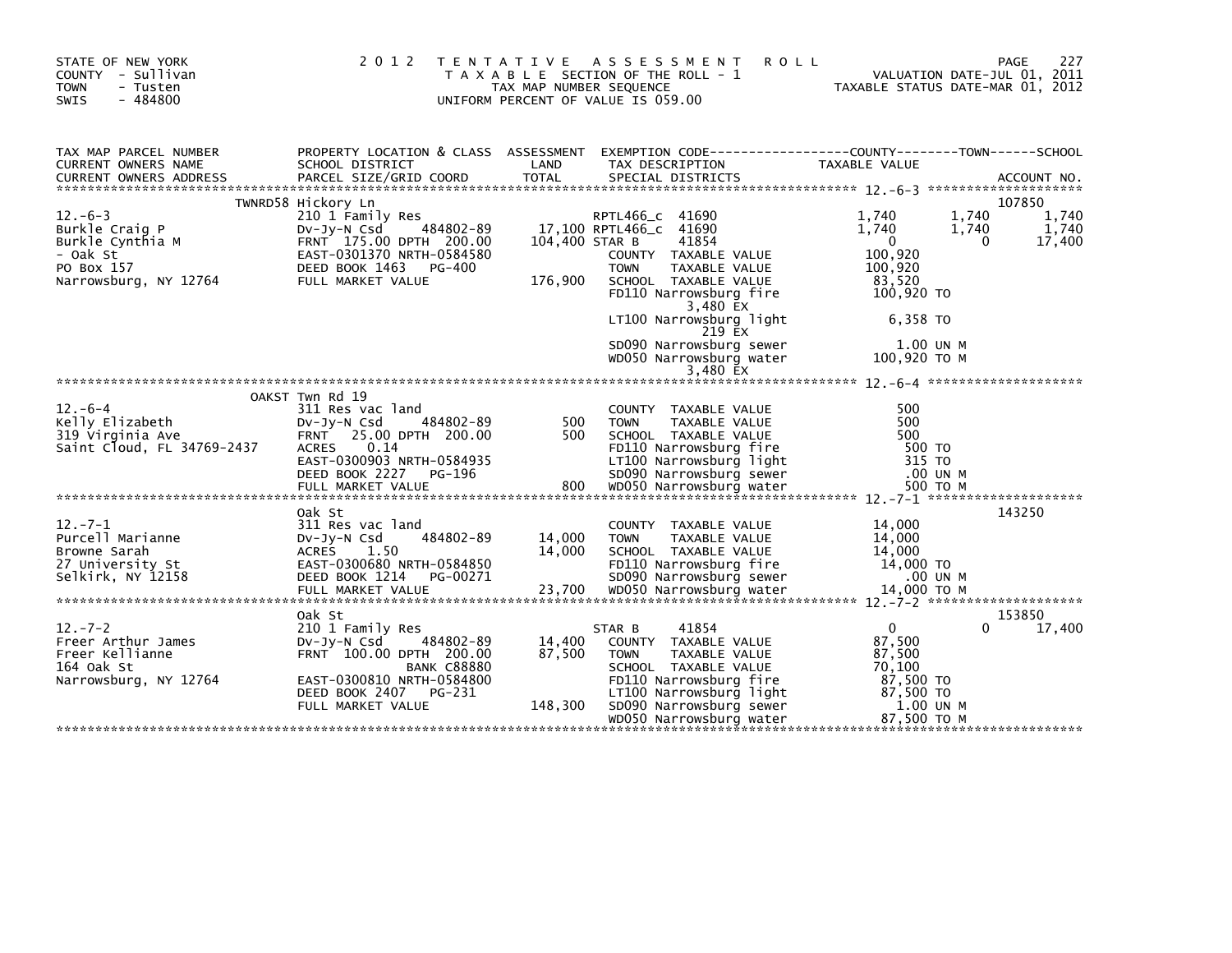STATE OF NEW YORK
COUNTY - Sullivan
TOWN - Tusten
SWIS - 484800

2 0 1 2 T E N T A T I V E A S S E S S M E N T R O L L
T A X A B L E SECTION OF THE ROLL - 1
TAX MAP NUMBER SEQUENCE
UNIFORM PERCENT OF VALUE IS 059.00

VALUATION DATE-JUL 01, 2011
TAXABLE STATUS DATE-MAR 01, 2012

| TAX MAP PARCEL NUMBER / CURRENT OWNERS NAME / CURRENT OWNERS ADDRESS | PROPERTY LOCATION & CLASS / SCHOOL DISTRICT / PARCEL SIZE/GRID COORD | ASSESSMENT LAND / TOTAL | EXEMPTION CODE / TAX DESCRIPTION / SPECIAL DISTRICTS | COUNTY TAXABLE VALUE | TOWN | SCHOOL | ACCOUNT NO. |
|---|---|---|---|---|---|---|---|
| | TWNRD58 Hickory Ln | | | | | | 107850 |
| 12.-6-3 | 210 1 Family Res | | RPTL466_c 41690 | 1,740 | 1,740 | 1,740 | |
| Burkle Craig P | Dv-Jy-N Csd 484802-89 | 17,100 | RPTL466_c 41690 | 1,740 | 1,740 | 1,740 | |
| Burkle Cynthia M | FRNT 175.00 DPTH 200.00 | 104,400 | STAR B 41854 | 0 | 0 | 17,400 | |
| - Oak St | EAST-0301370 NRTH-0584580 | | COUNTY TAXABLE VALUE | 100,920 | | | |
| PO Box 157 | DEED BOOK 1463 PG-400 | | TOWN TAXABLE VALUE | 100,920 | | | |
| Narrowsburg, NY 12764 | FULL MARKET VALUE | 176,900 | SCHOOL TAXABLE VALUE | 83,520 | | | |
| | | | FD110 Narrowsburg fire 3,480 EX | 100,920 TO | | | |
| | | | LT100 Narrowsburg light 219 EX | 6,358 TO | | | |
| | | | SD090 Narrowsburg sewer | 1.00 UN M | | | |
| | | | WD050 Narrowsburg water 3,480 EX | 100,920 TO M | | | |
| | OAKST Twn Rd 19 | | | | | | |
| 12.-6-4 | 311 Res vac land | | COUNTY TAXABLE VALUE | 500 | | | |
| Kelly Elizabeth | Dv-Jy-N Csd 484802-89 | 500 | TOWN TAXABLE VALUE | 500 | | | |
| 319 Virginia Ave | FRNT 25.00 DPTH 200.00 | 500 | SCHOOL TAXABLE VALUE | 500 | | | |
| Saint Cloud, FL 34769-2437 | ACRES 0.14 | | FD110 Narrowsburg fire | 500 TO | | | |
| | EAST-0300903 NRTH-0584935 | | LT100 Narrowsburg light | 315 TO | | | |
| | DEED BOOK 2227 PG-196 | | SD090 Narrowsburg sewer | .00 UN M | | | |
| | FULL MARKET VALUE | 800 | WD050 Narrowsburg water | 500 TO M | | | |
| | Oak St | | | | | | 143250 |
| 12.-7-1 | 311 Res vac land | | COUNTY TAXABLE VALUE | 14,000 | | | |
| Purcell Marianne | Dv-Jy-N Csd 484802-89 | 14,000 | TOWN TAXABLE VALUE | 14,000 | | | |
| Browne Sarah | ACRES 1.50 | 14,000 | SCHOOL TAXABLE VALUE | 14,000 | | | |
| 27 University St | EAST-0300680 NRTH-0584850 | | FD110 Narrowsburg fire | 14,000 TO | | | |
| Selkirk, NY 12158 | DEED BOOK 1214 PG-00271 | | SD090 Narrowsburg sewer | .00 UN M | | | |
| | FULL MARKET VALUE | 23,700 | WD050 Narrowsburg water | 14,000 TO M | | | |
| | Oak St | | | | | | 153850 |
| 12.-7-2 | 210 1 Family Res | | STAR B 41854 | 0 | 0 | 17,400 | |
| Freer Arthur James | Dv-Jy-N Csd 484802-89 | 14,400 | COUNTY TAXABLE VALUE | 87,500 | | | |
| Freer Kellianne | FRNT 100.00 DPTH 200.00 | 87,500 | TOWN TAXABLE VALUE | 87,500 | | | |
| 164 Oak St | BANK C88880 | | SCHOOL TAXABLE VALUE | 70,100 | | | |
| Narrowsburg, NY 12764 | EAST-0300810 NRTH-0584800 | | FD110 Narrowsburg fire | 87,500 TO | | | |
| | DEED BOOK 2407 PG-231 | | LT100 Narrowsburg light | 87,500 TO | | | |
| | FULL MARKET VALUE | 148,300 | SD090 Narrowsburg sewer | 1.00 UN M | | | |
| | | | WD050 Narrowsburg water | 87,500 TO M | | | |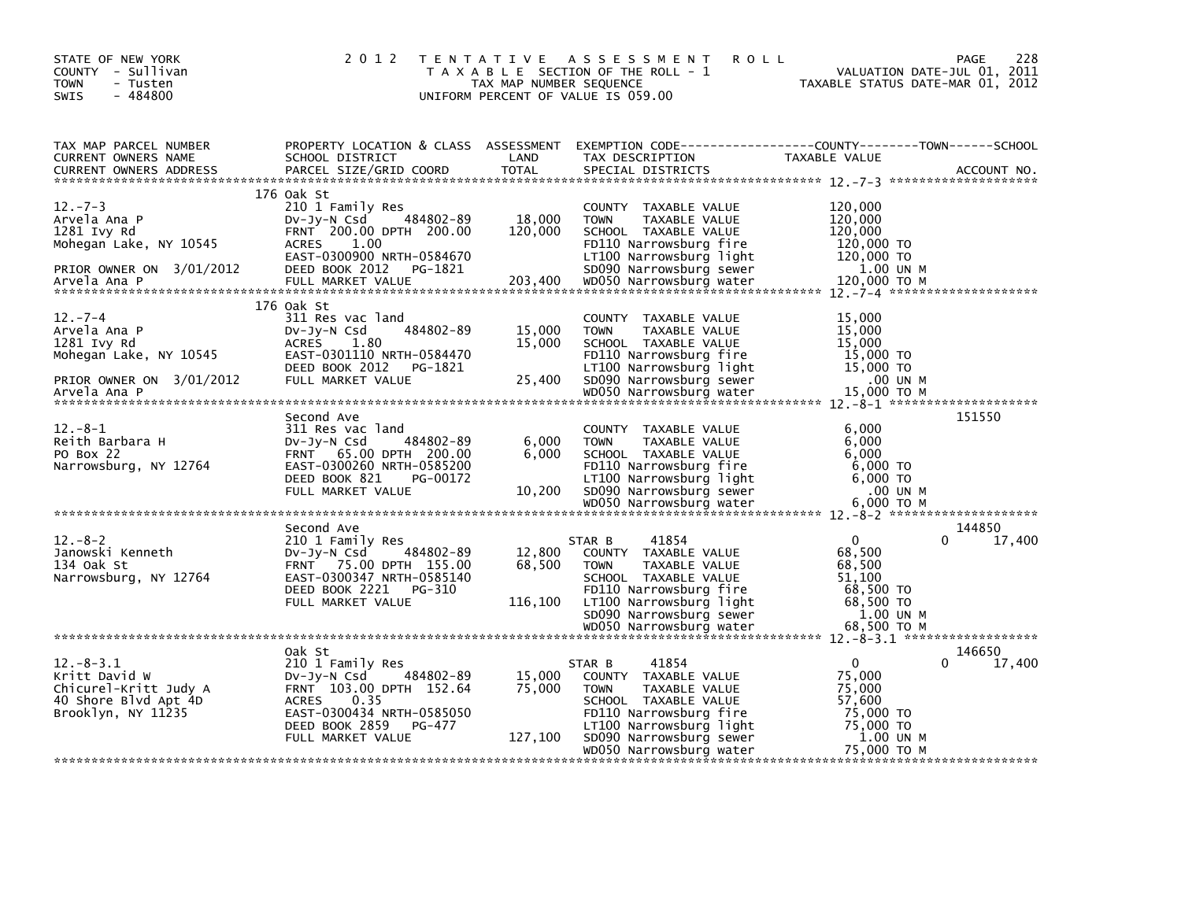STATE OF NEW YORK
COUNTY - Sullivan
TOWN - Tusten
SWIS - 484800

2012 TENTATIVE ASSESSMENT ROLL
TAXABLE SECTION OF THE ROLL - 1
TAX MAP NUMBER SEQUENCE
UNIFORM PERCENT OF VALUE IS 059.00

VALUATION DATE-JUL 01, 2011
TAXABLE STATUS DATE-MAR 01, 2012

| TAX MAP PARCEL NUMBER / CURRENT OWNERS NAME / CURRENT OWNERS ADDRESS | PROPERTY LOCATION & CLASS / SCHOOL DISTRICT / PARCEL SIZE/GRID COORD | ASSESSMENT LAND / TOTAL | EXEMPTION CODE / TAX DESCRIPTION / SPECIAL DISTRICTS | COUNTY | TOWN | SCHOOL / TAXABLE VALUE | ACCOUNT NO. |
|---|---|---|---|---|---|---|---|
| **12.-7-3** | 176 Oak St | | | | | | |
| 12.-7-3 | 210 1 Family Res | | COUNTY TAXABLE VALUE | 120,000 | | | |
| Arvela Ana P | Dv-Jy-N Csd 484802-89 | 18,000 | TOWN TAXABLE VALUE | | 120,000 | | |
| 1281 Ivy Rd | FRNT 200.00 DPTH 200.00 | 120,000 | SCHOOL TAXABLE VALUE | | | 120,000 | |
| Mohegan Lake, NY 10545 | ACRES 1.00 | | FD110 Narrowsburg fire | 120,000 TO | | | |
| | EAST-0300900 NRTH-0584670 | | LT100 Narrowsburg light | 120,000 TO | | | |
| PRIOR OWNER ON 3/01/2012 | DEED BOOK 2012 PG-1821 | | SD090 Narrowsburg sewer | 1.00 UN M | | | |
| Arvela Ana P | FULL MARKET VALUE | 203,400 | WD050 Narrowsburg water | 120,000 TO M | | | |
| **12.-7-4** | 176 Oak St | | | | | | |
| 12.-7-4 | 311 Res vac land | | COUNTY TAXABLE VALUE | 15,000 | | | |
| Arvela Ana P | Dv-Jy-N Csd 484802-89 | 15,000 | TOWN TAXABLE VALUE | | 15,000 | | |
| 1281 Ivy Rd | ACRES 1.80 | 15,000 | SCHOOL TAXABLE VALUE | | | 15,000 | |
| Mohegan Lake, NY 10545 | EAST-0301110 NRTH-0584470 | | FD110 Narrowsburg fire | 15,000 TO | | | |
| | DEED BOOK 2012 PG-1821 | | LT100 Narrowsburg light | 15,000 TO | | | |
| PRIOR OWNER ON 3/01/2012 | FULL MARKET VALUE | 25,400 | SD090 Narrowsburg sewer | .00 UN M | | | |
| Arvela Ana P | | | WD050 Narrowsburg water | 15,000 TO M | | | |
| **12.-8-1** | Second Ave | | | | | | 151550 |
| 12.-8-1 | 311 Res vac land | | COUNTY TAXABLE VALUE | 6,000 | | | |
| Reith Barbara H | Dv-Jy-N Csd 484802-89 | 6,000 | TOWN TAXABLE VALUE | | 6,000 | | |
| PO Box 22 | FRNT 65.00 DPTH 200.00 | 6,000 | SCHOOL TAXABLE VALUE | | | 6,000 | |
| Narrowsburg, NY 12764 | EAST-0300260 NRTH-0585200 | | FD110 Narrowsburg fire | 6,000 TO | | | |
| | DEED BOOK 821 PG-00172 | | LT100 Narrowsburg light | 6,000 TO | | | |
| | FULL MARKET VALUE | 10,200 | SD090 Narrowsburg sewer | .00 UN M | | | |
| | | | WD050 Narrowsburg water | 6,000 TO M | | | |
| **12.-8-2** | Second Ave | | | | | | 144850 |
| 12.-8-2 | 210 1 Family Res | | STAR B 41854 | 0 | 0 | 17,400 | |
| Janowski Kenneth | Dv-Jy-N Csd 484802-89 | 12,800 | COUNTY TAXABLE VALUE | 68,500 | | | |
| 134 Oak St | FRNT 75.00 DPTH 155.00 | 68,500 | TOWN TAXABLE VALUE | | 68,500 | | |
| Narrowsburg, NY 12764 | EAST-0300347 NRTH-0585140 | | SCHOOL TAXABLE VALUE | | | 51,100 | |
| | DEED BOOK 2221 PG-310 | | FD110 Narrowsburg fire | 68,500 TO | | | |
| | FULL MARKET VALUE | 116,100 | LT100 Narrowsburg light | 68,500 TO | | | |
| | | | SD090 Narrowsburg sewer | 1.00 UN M | | | |
| | | | WD050 Narrowsburg water | 68,500 TO M | | | |
| **12.-8-3.1** | Oak St | | | | | | 146650 |
| 12.-8-3.1 | 210 1 Family Res | | STAR B 41854 | 0 | 0 | 17,400 | |
| Kritt David W | Dv-Jy-N Csd 484802-89 | 15,000 | COUNTY TAXABLE VALUE | 75,000 | | | |
| Chicurel-Kritt Judy A | FRNT 103.00 DPTH 152.64 | 75,000 | TOWN TAXABLE VALUE | | 75,000 | | |
| 40 Shore Blvd Apt 4D | ACRES 0.35 | | SCHOOL TAXABLE VALUE | | | 57,600 | |
| Brooklyn, NY 11235 | EAST-0300434 NRTH-0585050 | | FD110 Narrowsburg fire | 75,000 TO | | | |
| | DEED BOOK 2859 PG-477 | | LT100 Narrowsburg light | 75,000 TO | | | |
| | FULL MARKET VALUE | 127,100 | SD090 Narrowsburg sewer | 1.00 UN M | | | |
| | | | WD050 Narrowsburg water | 75,000 TO M | | | |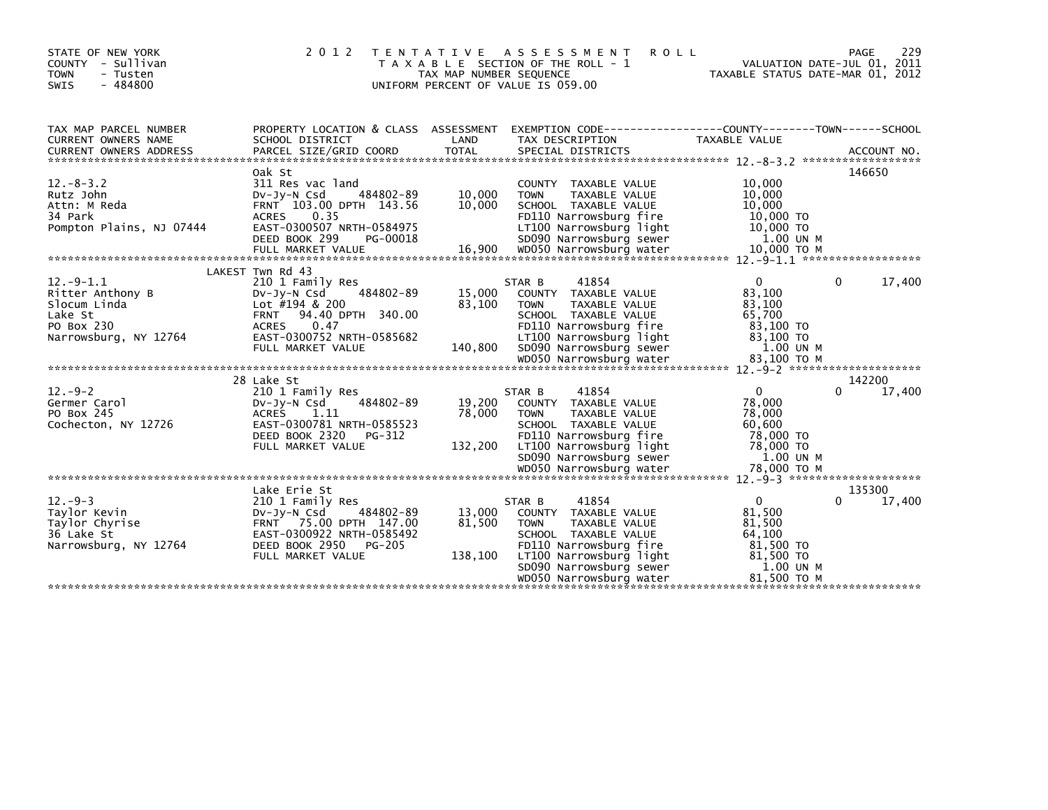STATE OF NEW YORK
COUNTY - Sullivan
TOWN - Tusten
SWIS - 484800

# 2012 TENTATIVE ASSESSMENT ROLL

TAXABLE SECTION OF THE ROLL - 1
TAX MAP NUMBER SEQUENCE
UNIFORM PERCENT OF VALUE IS 059.00

VALUATION DATE-JUL 01, 2011
TAXABLE STATUS DATE-MAR 01, 2012

| TAX MAP PARCEL NUMBER / CURRENT OWNERS NAME / CURRENT OWNERS ADDRESS | PROPERTY LOCATION & CLASS / SCHOOL DISTRICT / PARCEL SIZE/GRID COORD | ASSESSMENT LAND / TOTAL | EXEMPTION CODE / TAX DESCRIPTION / SPECIAL DISTRICTS | COUNTY | TOWN | SCHOOL TAXABLE VALUE | ACCOUNT NO. |
|---|---|---|---|---|---|---|---|
| **12.-8-3.2** | Oak St | | | | | | 146650 |
| 12.-8-3.2 | 311 Res vac land | | COUNTY TAXABLE VALUE | 10,000 | | | |
| Rutz John | Dv-Jy-N Csd 484802-89 | 10,000 | TOWN TAXABLE VALUE | 10,000 | | | |
| Attn: M Reda | FRNT 103.00 DPTH 143.56 | 10,000 | SCHOOL TAXABLE VALUE | 10,000 | | | |
| 34 Park | ACRES 0.35 | | FD110 Narrowsburg fire | 10,000 TO | | | |
| Pompton Plains, NJ 07444 | EAST-0300507 NRTH-0584975 | | LT100 Narrowsburg light | 10,000 TO | | | |
| | DEED BOOK 299 PG-00018 | | SD090 Narrowsburg sewer | 1.00 UN M | | | |
| | FULL MARKET VALUE | 16,900 | WD050 Narrowsburg water | 10,000 TO M | | | |
| **12.-9-1.1** | LAKEST Twn Rd 43 | | | | | | |
| 12.-9-1.1 | 210 1 Family Res | | STAR B 41854 | 0 | | 0 | 17,400 |
| Ritter Anthony B | Dv-Jy-N Csd 484802-89 | 15,000 | COUNTY TAXABLE VALUE | 83,100 | | | |
| Slocum Linda | Lot #194 & 200 | 83,100 | TOWN TAXABLE VALUE | 83,100 | | | |
| Lake St | FRNT 94.40 DPTH 340.00 | | SCHOOL TAXABLE VALUE | 65,700 | | | |
| PO Box 230 | ACRES 0.47 | | FD110 Narrowsburg fire | 83,100 TO | | | |
| Narrowsburg, NY 12764 | EAST-0300752 NRTH-0585682 | | LT100 Narrowsburg light | 83,100 TO | | | |
| | FULL MARKET VALUE | 140,800 | SD090 Narrowsburg sewer | 1.00 UN M | | | |
| | | | WD050 Narrowsburg water | 83,100 TO M | | | |
| **12.-9-2** | 28 Lake St | | | | | | 142200 |
| 12.-9-2 | 210 1 Family Res | | STAR B 41854 | 0 | | 0 | 17,400 |
| Germer Carol | Dv-Jy-N Csd 484802-89 | 19,200 | COUNTY TAXABLE VALUE | 78,000 | | | |
| PO Box 245 | ACRES 1.11 | 78,000 | TOWN TAXABLE VALUE | 78,000 | | | |
| Cochecton, NY 12726 | EAST-0300781 NRTH-0585523 | | SCHOOL TAXABLE VALUE | 60,600 | | | |
| | DEED BOOK 2320 PG-312 | | FD110 Narrowsburg fire | 78,000 TO | | | |
| | FULL MARKET VALUE | 132,200 | LT100 Narrowsburg light | 78,000 TO | | | |
| | | | SD090 Narrowsburg sewer | 1.00 UN M | | | |
| | | | WD050 Narrowsburg water | 78,000 TO M | | | |
| **12.-9-3** | Lake Erie St | | | | | | 135300 |
| 12.-9-3 | 210 1 Family Res | | STAR B 41854 | 0 | | 0 | 17,400 |
| Taylor Kevin | Dv-Jy-N Csd 484802-89 | 13,000 | COUNTY TAXABLE VALUE | 81,500 | | | |
| Taylor Chyrise | FRNT 75.00 DPTH 147.00 | 81,500 | TOWN TAXABLE VALUE | 81,500 | | | |
| 36 Lake St | EAST-0300922 NRTH-0585492 | | SCHOOL TAXABLE VALUE | 64,100 | | | |
| Narrowsburg, NY 12764 | DEED BOOK 2950 PG-205 | | FD110 Narrowsburg fire | 81,500 TO | | | |
| | FULL MARKET VALUE | 138,100 | LT100 Narrowsburg light | 81,500 TO | | | |
| | | | SD090 Narrowsburg sewer | 1.00 UN M | | | |
| | | | WD050 Narrowsburg water | 81,500 TO M | | | |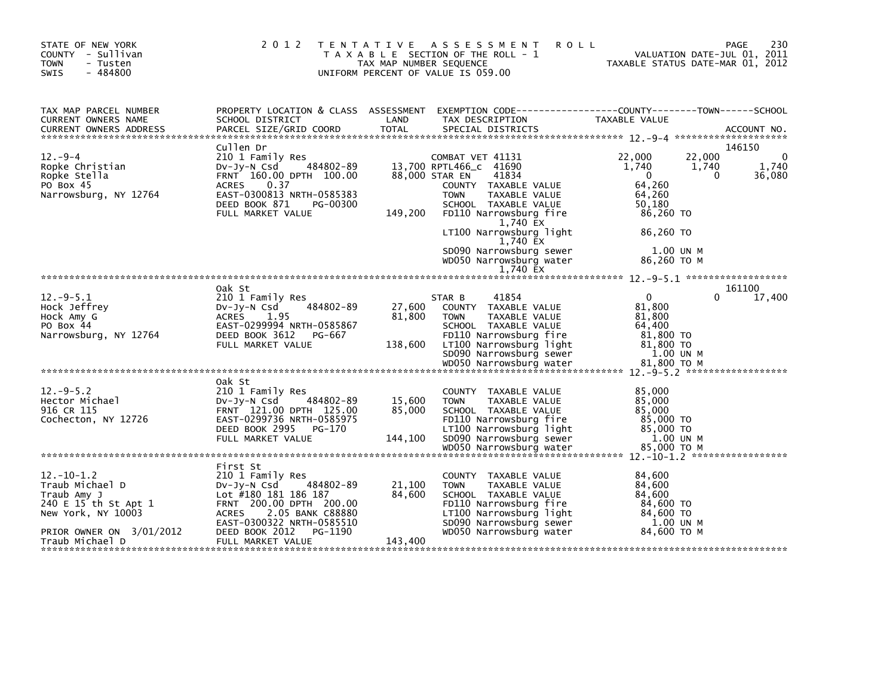STATE OF NEW YORK
COUNTY - Sullivan
TOWN - Tusten
SWIS - 484800

2012 TENTATIVE ASSESSMENT ROLL
TAXABLE SECTION OF THE ROLL - 1
TAX MAP NUMBER SEQUENCE
UNIFORM PERCENT OF VALUE IS 059.00

VALUATION DATE-JUL 01, 2011
TAXABLE STATUS DATE-MAR 01, 2012

| TAX MAP PARCEL NUMBER / CURRENT OWNERS NAME / CURRENT OWNERS ADDRESS | PROPERTY LOCATION & CLASS / SCHOOL DISTRICT / PARCEL SIZE/GRID COORD | ASSESSMENT LAND / TOTAL | EXEMPTION CODE / TAX DESCRIPTION / SPECIAL DISTRICTS | COUNTY TAXABLE VALUE | TOWN | SCHOOL / ACCOUNT NO. |
|---|---|---|---|---|---|---|
| **12.-9-4** | Cullen Dr | | | | | 146150 |
| Ropke Christian | 210 1 Family Res | | COMBAT VET 41131 | 22,000 | 22,000 | 0 |
| Ropke Stella | Dv-Jy-N Csd 484802-89 | 13,700 | RPTL466_c 41690 | 1,740 | 1,740 | 1,740 |
| PO Box 45 | FRNT 160.00 DPTH 100.00 | 88,000 | STAR EN 41834 | 0 | 0 | 36,080 |
| Narrowsburg, NY 12764 | ACRES 0.37 | | COUNTY TAXABLE VALUE | 64,260 | | |
| | EAST-0300813 NRTH-0585383 | | TOWN TAXABLE VALUE | 64,260 | | |
| | DEED BOOK 871 PG-00300 | | SCHOOL TAXABLE VALUE | 50,180 | | |
| | FULL MARKET VALUE | 149,200 | FD110 Narrowsburg fire 1,740 EX | 86,260 TO | | |
| | | | LT100 Narrowsburg light 1,740 EX | 86,260 TO | | |
| | | | SD090 Narrowsburg sewer | 1.00 UN M | | |
| | | | WD050 Narrowsburg water 1,740 EX | 86,260 TO M | | |
| **12.-9-5.1** | Oak St | | | | | 161100 |
| Hock Jeffrey | 210 1 Family Res | | STAR B 41854 | 0 | 0 | 17,400 |
| Hock Amy G | Dv-Jy-N Csd 484802-89 | 27,600 | COUNTY TAXABLE VALUE | 81,800 | | |
| PO Box 44 | ACRES 1.95 | 81,800 | TOWN TAXABLE VALUE | 81,800 | | |
| Narrowsburg, NY 12764 | EAST-0299994 NRTH-0585867 | | SCHOOL TAXABLE VALUE | 64,400 | | |
| | DEED BOOK 3612 PG-667 | | FD110 Narrowsburg fire | 81,800 TO | | |
| | FULL MARKET VALUE | 138,600 | LT100 Narrowsburg light | 81,800 TO | | |
| | | | SD090 Narrowsburg sewer | 1.00 UN M | | |
| | | | WD050 Narrowsburg water | 81,800 TO M | | |
| **12.-9-5.2** | Oak St | | | | | |
| Hector Michael | 210 1 Family Res | | COUNTY TAXABLE VALUE | 85,000 | | |
| 916 CR 115 | Dv-Jy-N Csd 484802-89 | 15,600 | TOWN TAXABLE VALUE | 85,000 | | |
| Cochecton, NY 12726 | FRNT 121.00 DPTH 125.00 | 85,000 | SCHOOL TAXABLE VALUE | 85,000 | | |
| | EAST-0299736 NRTH-0585975 | | FD110 Narrowsburg fire | 85,000 TO | | |
| | DEED BOOK 2995 PG-170 | | LT100 Narrowsburg light | 85,000 TO | | |
| | FULL MARKET VALUE | 144,100 | SD090 Narrowsburg sewer | 1.00 UN M | | |
| | | | WD050 Narrowsburg water | 85,000 TO M | | |
| **12.-10-1.2** | First St | | | | | |
| Traub Michael D | 210 1 Family Res | | COUNTY TAXABLE VALUE | 84,600 | | |
| Traub Amy J | Dv-Jy-N Csd 484802-89 | 21,100 | TOWN TAXABLE VALUE | 84,600 | | |
| 240 E 15 th St Apt 1 | Lot #180 181 186 187 | 84,600 | SCHOOL TAXABLE VALUE | 84,600 | | |
| New York, NY 10003 | FRNT 200.00 DPTH 200.00 | | FD110 Narrowsburg fire | 84,600 TO | | |
| | ACRES 2.05 BANK C88880 | | LT100 Narrowsburg light | 84,600 TO | | |
| | EAST-0300322 NRTH-0585510 | | SD090 Narrowsburg sewer | 1.00 UN M | | |
| PRIOR OWNER ON 3/01/2012 | DEED BOOK 2012 PG-1190 | | WD050 Narrowsburg water | 84,600 TO M | | |
| Traub Michael D | FULL MARKET VALUE | 143,400 | | | | |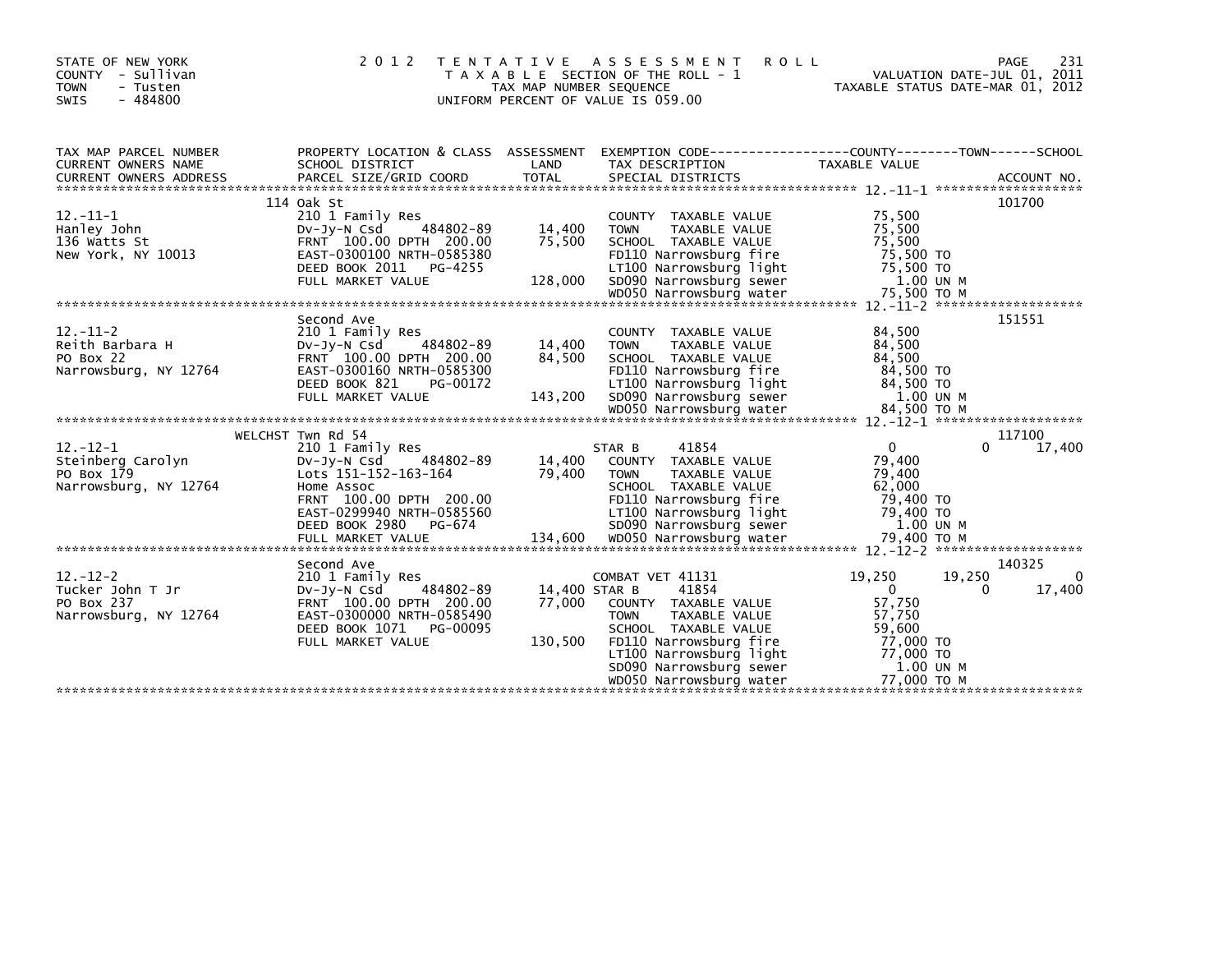STATE OF NEW YORK
COUNTY - Sullivan
TOWN - Tusten
SWIS - 484800

# 2012 TENTATIVE ASSESSMENT ROLL

TAXABLE SECTION OF THE ROLL - 1
TAX MAP NUMBER SEQUENCE
UNIFORM PERCENT OF VALUE IS 059.00

VALUATION DATE-JUL 01, 2011
TAXABLE STATUS DATE-MAR 01, 2012

| TAX MAP PARCEL NUMBER / CURRENT OWNERS NAME / CURRENT OWNERS ADDRESS | PROPERTY LOCATION & CLASS / SCHOOL DISTRICT / PARCEL SIZE/GRID COORD | ASSESSMENT LAND | ASSESSMENT TOTAL | EXEMPTION CODE / TAX DESCRIPTION / SPECIAL DISTRICTS | COUNTY TAXABLE VALUE | TOWN | SCHOOL | ACCOUNT NO. |
|---|---|---|---|---|---|---|---|---|
| | 114 Oak St | | | | | | | 101700 |
| 12.-11-1 | 210 1 Family Res | | | COUNTY TAXABLE VALUE | 75,500 | | | |
| Hanley John | Dv-Jy-N Csd 484802-89 | 14,400 | | TOWN TAXABLE VALUE | 75,500 | | | |
| 136 Watts St | FRNT 100.00 DPTH 200.00 | | 75,500 | SCHOOL TAXABLE VALUE | 75,500 | | | |
| New York, NY 10013 | EAST-0300100 NRTH-0585380 | | | FD110 Narrowsburg fire | 75,500 TO | | | |
| | DEED BOOK 2011 PG-4255 | | | LT100 Narrowsburg light | 75,500 TO | | | |
| | FULL MARKET VALUE | | 128,000 | SD090 Narrowsburg sewer | 1.00 UN M | | | |
| | | | | WD050 Narrowsburg water | 75,500 TO M | | | |
| | Second Ave | | | | | | | 151551 |
| 12.-11-2 | 210 1 Family Res | | | COUNTY TAXABLE VALUE | 84,500 | | | |
| Reith Barbara H | Dv-Jy-N Csd 484802-89 | 14,400 | | TOWN TAXABLE VALUE | 84,500 | | | |
| PO Box 22 | FRNT 100.00 DPTH 200.00 | | 84,500 | SCHOOL TAXABLE VALUE | 84,500 | | | |
| Narrowsburg, NY 12764 | EAST-0300160 NRTH-0585300 | | | FD110 Narrowsburg fire | 84,500 TO | | | |
| | DEED BOOK 821 PG-00172 | | | LT100 Narrowsburg light | 84,500 TO | | | |
| | FULL MARKET VALUE | | 143,200 | SD090 Narrowsburg sewer | 1.00 UN M | | | |
| | | | | WD050 Narrowsburg water | 84,500 TO M | | | |
| | WELCHST Twn Rd 54 | | | | | | | 117100 |
| 12.-12-1 | 210 1 Family Res | | | STAR B 41854 | 0 | 0 | 17,400 | |
| Steinberg Carolyn | Dv-Jy-N Csd 484802-89 | 14,400 | | COUNTY TAXABLE VALUE | 79,400 | | | |
| PO Box 179 | Lots 151-152-163-164 | | 79,400 | TOWN TAXABLE VALUE | 79,400 | | | |
| Narrowsburg, NY 12764 | Home Assoc | | | SCHOOL TAXABLE VALUE | 62,000 | | | |
| | FRNT 100.00 DPTH 200.00 | | | FD110 Narrowsburg fire | 79,400 TO | | | |
| | EAST-0299940 NRTH-0585560 | | | LT100 Narrowsburg light | 79,400 TO | | | |
| | DEED BOOK 2980 PG-674 | | | SD090 Narrowsburg sewer | 1.00 UN M | | | |
| | FULL MARKET VALUE | | 134,600 | WD050 Narrowsburg water | 79,400 TO M | | | |
| | Second Ave | | | | | | | 140325 |
| 12.-12-2 | 210 1 Family Res | | | COMBAT VET 41131 | 19,250 | 19,250 | 0 | |
| Tucker John T Jr | Dv-Jy-N Csd 484802-89 | 14,400 | | STAR B 41854 | 0 | 0 | 17,400 | |
| PO Box 237 | FRNT 100.00 DPTH 200.00 | | 77,000 | COUNTY TAXABLE VALUE | 57,750 | | | |
| Narrowsburg, NY 12764 | EAST-0300000 NRTH-0585490 | | | TOWN TAXABLE VALUE | 57,750 | | | |
| | DEED BOOK 1071 PG-00095 | | | SCHOOL TAXABLE VALUE | 59,600 | | | |
| | FULL MARKET VALUE | | 130,500 | FD110 Narrowsburg fire | 77,000 TO | | | |
| | | | | LT100 Narrowsburg light | 77,000 TO | | | |
| | | | | SD090 Narrowsburg sewer | 1.00 UN M | | | |
| | | | | WD050 Narrowsburg water | 77,000 TO M | | | |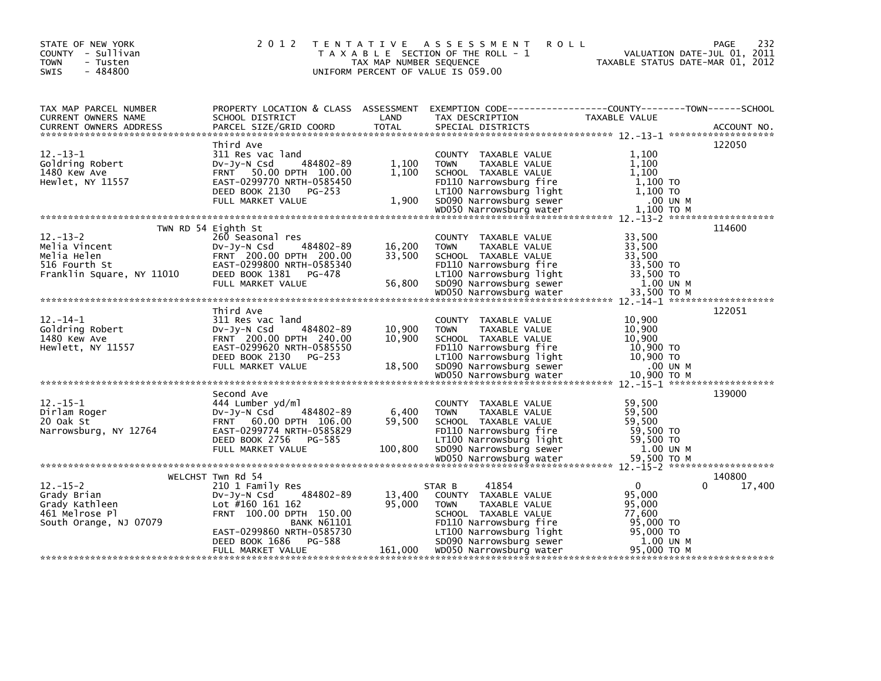STATE OF NEW YORK
COUNTY - Sullivan
TOWN - Tusten
SWIS - 484800

# 2012 TENTATIVE ASSESSMENT ROLL

TAXABLE SECTION OF THE ROLL - 1
TAX MAP NUMBER SEQUENCE
UNIFORM PERCENT OF VALUE IS 059.00

VALUATION DATE-JUL 01, 2011
TAXABLE STATUS DATE-MAR 01, 2012

| TAX MAP PARCEL NUMBER / CURRENT OWNERS NAME / CURRENT OWNERS ADDRESS | PROPERTY LOCATION & CLASS / SCHOOL DISTRICT / PARCEL SIZE/GRID COORD | ASSESSMENT LAND / TOTAL | EXEMPTION CODE / TAX DESCRIPTION / SPECIAL DISTRICTS | TAXABLE VALUE (COUNTY / TOWN / SCHOOL) | ACCOUNT NO. |
|---|---|---|---|---|---|
| 12.-13-1 | Third Ave | | | | 122050 |
| | 311 Res vac land | | COUNTY TAXABLE VALUE | 1,100 | |
| Goldring Robert | Dv-Jy-N Csd 484802-89 | 1,100 | TOWN TAXABLE VALUE | 1,100 | |
| 1480 Kew Ave | FRNT 50.00 DPTH 100.00 | 1,100 | SCHOOL TAXABLE VALUE | 1,100 | |
| Hewlet, NY 11557 | EAST-0299770 NRTH-0585450 | | FD110 Narrowsburg fire | 1,100 TO | |
| | DEED BOOK 2130 PG-253 | | LT100 Narrowsburg light | 1,100 TO | |
| | FULL MARKET VALUE | 1,900 | SD090 Narrowsburg sewer | .00 UN M | |
| | | | WD050 Narrowsburg water | 1,100 TO M | |
| 12.-13-2 | TWN RD 54 Eighth St | | | | 114600 |
| | 260 Seasonal res | | COUNTY TAXABLE VALUE | 33,500 | |
| Melia Vincent | Dv-Jy-N Csd 484802-89 | 16,200 | TOWN TAXABLE VALUE | 33,500 | |
| Melia Helen | FRNT 200.00 DPTH 200.00 | 33,500 | SCHOOL TAXABLE VALUE | 33,500 | |
| 516 Fourth St | EAST-0299800 NRTH-0585340 | | FD110 Narrowsburg fire | 33,500 TO | |
| Franklin Square, NY 11010 | DEED BOOK 1381 PG-478 | | LT100 Narrowsburg light | 33,500 TO | |
| | FULL MARKET VALUE | 56,800 | SD090 Narrowsburg sewer | 1.00 UN M | |
| | | | WD050 Narrowsburg water | 33,500 TO M | |
| 12.-14-1 | Third Ave | | | | 122051 |
| | 311 Res vac land | | COUNTY TAXABLE VALUE | 10,900 | |
| Goldring Robert | Dv-Jy-N Csd 484802-89 | 10,900 | TOWN TAXABLE VALUE | 10,900 | |
| 1480 Kew Ave | FRNT 200.00 DPTH 240.00 | 10,900 | SCHOOL TAXABLE VALUE | 10,900 | |
| Hewlett, NY 11557 | EAST-0299620 NRTH-0585550 | | FD110 Narrowsburg fire | 10,900 TO | |
| | DEED BOOK 2130 PG-253 | | LT100 Narrowsburg light | 10,900 TO | |
| | FULL MARKET VALUE | 18,500 | SD090 Narrowsburg sewer | .00 UN M | |
| | | | WD050 Narrowsburg water | 10,900 TO M | |
| 12.-15-1 | Second Ave | | | | 139000 |
| | 444 Lumber yd/ml | | COUNTY TAXABLE VALUE | 59,500 | |
| Dirlam Roger | Dv-Jy-N Csd 484802-89 | 6,400 | TOWN TAXABLE VALUE | 59,500 | |
| 20 Oak St | FRNT 60.00 DPTH 106.00 | 59,500 | SCHOOL TAXABLE VALUE | 59,500 | |
| Narrowsburg, NY 12764 | EAST-0299774 NRTH-0585829 | | FD110 Narrowsburg fire | 59,500 TO | |
| | DEED BOOK 2756 PG-585 | | LT100 Narrowsburg light | 59,500 TO | |
| | FULL MARKET VALUE | 100,800 | SD090 Narrowsburg sewer | 1.00 UN M | |
| | | | WD050 Narrowsburg water | 59,500 TO M | |
| 12.-15-2 | WELCHST Twn Rd 54 | | | | 140800 |
| | 210 1 Family Res | | STAR B 41854 | 0 / 0 / 17,400 | |
| Grady Brian | Dv-Jy-N Csd 484802-89 | 13,400 | COUNTY TAXABLE VALUE | 95,000 | |
| Grady Kathleen | Lot #160 161 162 | 95,000 | TOWN TAXABLE VALUE | 95,000 | |
| 461 Melrose Pl | FRNT 100.00 DPTH 150.00 | | SCHOOL TAXABLE VALUE | 77,600 | |
| South Orange, NJ 07079 | BANK N61101 | | FD110 Narrowsburg fire | 95,000 TO | |
| | EAST-0299860 NRTH-0585730 | | LT100 Narrowsburg light | 95,000 TO | |
| | DEED BOOK 1686 PG-588 | | SD090 Narrowsburg sewer | 1.00 UN M | |
| | FULL MARKET VALUE | 161,000 | WD050 Narrowsburg water | 95,000 TO M | |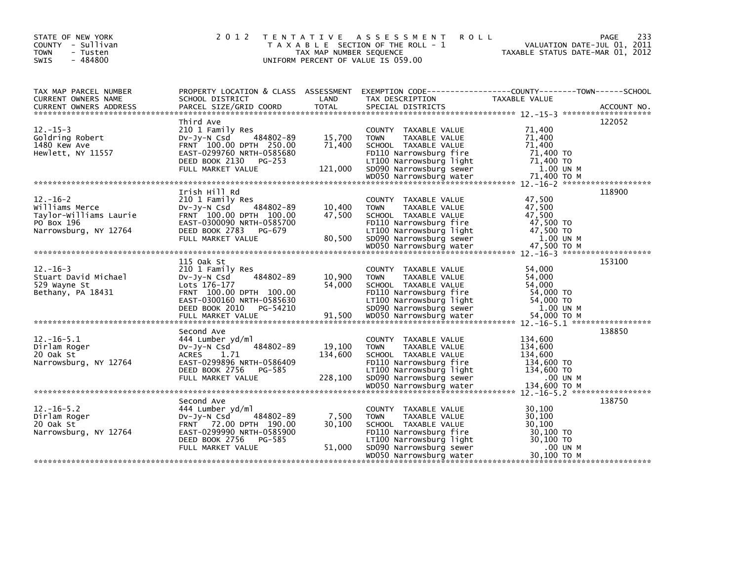STATE OF NEW YORK
COUNTY - Sullivan
TOWN - Tusten
SWIS - 484800

# 2012 TENTATIVE ASSESSMENT ROLL

TAXABLE SECTION OF THE ROLL - 1
TAX MAP NUMBER SEQUENCE
UNIFORM PERCENT OF VALUE IS 059.00

VALUATION DATE-JUL 01, 2011
TAXABLE STATUS DATE-MAR 01, 2012

| TAX MAP PARCEL NUMBER / CURRENT OWNERS NAME / CURRENT OWNERS ADDRESS | PROPERTY LOCATION & CLASS / SCHOOL DISTRICT / PARCEL SIZE/GRID COORD | ASSESSMENT LAND / TOTAL | EXEMPTION CODE / TAX DESCRIPTION / SPECIAL DISTRICTS | TAXABLE VALUE (COUNTY / TOWN / SCHOOL) | ACCOUNT NO. |
|---|---|---|---|---|---|
| 12.-15-3 | Third Ave | | | | 122052 |
| 12.-15-3 | 210 1 Family Res | | COUNTY TAXABLE VALUE | 71,400 | |
| Goldring Robert | Dv-Jy-N Csd 484802-89 | 15,700 | TOWN TAXABLE VALUE | 71,400 | |
| 1480 Kew Ave | FRNT 100.00 DPTH 250.00 | 71,400 | SCHOOL TAXABLE VALUE | 71,400 | |
| Hewlett, NY 11557 | EAST-0299760 NRTH-0585680 | | FD110 Narrowsburg fire | 71,400 TO | |
| | DEED BOOK 2130 PG-253 | | LT100 Narrowsburg light | 71,400 TO | |
| | FULL MARKET VALUE | 121,000 | SD090 Narrowsburg sewer | 1.00 UN M | |
| | | | WD050 Narrowsburg water | 71,400 TO M | |
| 12.-16-2 | Irish Hill Rd | | | | 118900 |
| 12.-16-2 | 210 1 Family Res | | COUNTY TAXABLE VALUE | 47,500 | |
| Williams Merce | Dv-Jy-N Csd 484802-89 | 10,400 | TOWN TAXABLE VALUE | 47,500 | |
| Taylor-Williams Laurie | FRNT 100.00 DPTH 100.00 | 47,500 | SCHOOL TAXABLE VALUE | 47,500 | |
| PO Box 196 | EAST-0300090 NRTH-0585700 | | FD110 Narrowsburg fire | 47,500 TO | |
| Narrowsburg, NY 12764 | DEED BOOK 2783 PG-679 | | LT100 Narrowsburg light | 47,500 TO | |
| | FULL MARKET VALUE | 80,500 | SD090 Narrowsburg sewer | 1.00 UN M | |
| | | | WD050 Narrowsburg water | 47,500 TO M | |
| 12.-16-3 | 115 Oak St | | | | 153100 |
| 12.-16-3 | 210 1 Family Res | | COUNTY TAXABLE VALUE | 54,000 | |
| Stuart David Michael | Dv-Jy-N Csd 484802-89 | 10,900 | TOWN TAXABLE VALUE | 54,000 | |
| 529 Wayne St | Lots 176-177 | 54,000 | SCHOOL TAXABLE VALUE | 54,000 | |
| Bethany, PA 18431 | FRNT 100.00 DPTH 100.00 | | FD110 Narrowsburg fire | 54,000 TO | |
| | EAST-0300160 NRTH-0585630 | | LT100 Narrowsburg light | 54,000 TO | |
| | DEED BOOK 2010 PG-54210 | | SD090 Narrowsburg sewer | 1.00 UN M | |
| | FULL MARKET VALUE | 91,500 | WD050 Narrowsburg water | 54,000 TO M | |
| 12.-16-5.1 | Second Ave | | | | 138850 |
| 12.-16-5.1 | 444 Lumber yd/ml | | COUNTY TAXABLE VALUE | 134,600 | |
| Dirlam Roger | Dv-Jy-N Csd 484802-89 | 19,100 | TOWN TAXABLE VALUE | 134,600 | |
| 20 Oak St | ACRES 1.71 | 134,600 | SCHOOL TAXABLE VALUE | 134,600 | |
| Narrowsburg, NY 12764 | EAST-0299896 NRTH-0586409 | | FD110 Narrowsburg fire | 134,600 TO | |
| | DEED BOOK 2756 PG-585 | | LT100 Narrowsburg light | 134,600 TO | |
| | FULL MARKET VALUE | 228,100 | SD090 Narrowsburg sewer | .00 UN M | |
| | | | WD050 Narrowsburg water | 134,600 TO M | |
| 12.-16-5.2 | Second Ave | | | | 138750 |
| 12.-16-5.2 | 444 Lumber yd/ml | | COUNTY TAXABLE VALUE | 30,100 | |
| Dirlam Roger | Dv-Jy-N Csd 484802-89 | 7,500 | TOWN TAXABLE VALUE | 30,100 | |
| 20 Oak St | FRNT 72.00 DPTH 190.00 | 30,100 | SCHOOL TAXABLE VALUE | 30,100 | |
| Narrowsburg, NY 12764 | EAST-0299990 NRTH-0585900 | | FD110 Narrowsburg fire | 30,100 TO | |
| | DEED BOOK 2756 PG-585 | | LT100 Narrowsburg light | 30,100 TO | |
| | FULL MARKET VALUE | 51,000 | SD090 Narrowsburg sewer | .00 UN M | |
| | | | WD050 Narrowsburg water | 30,100 TO M | |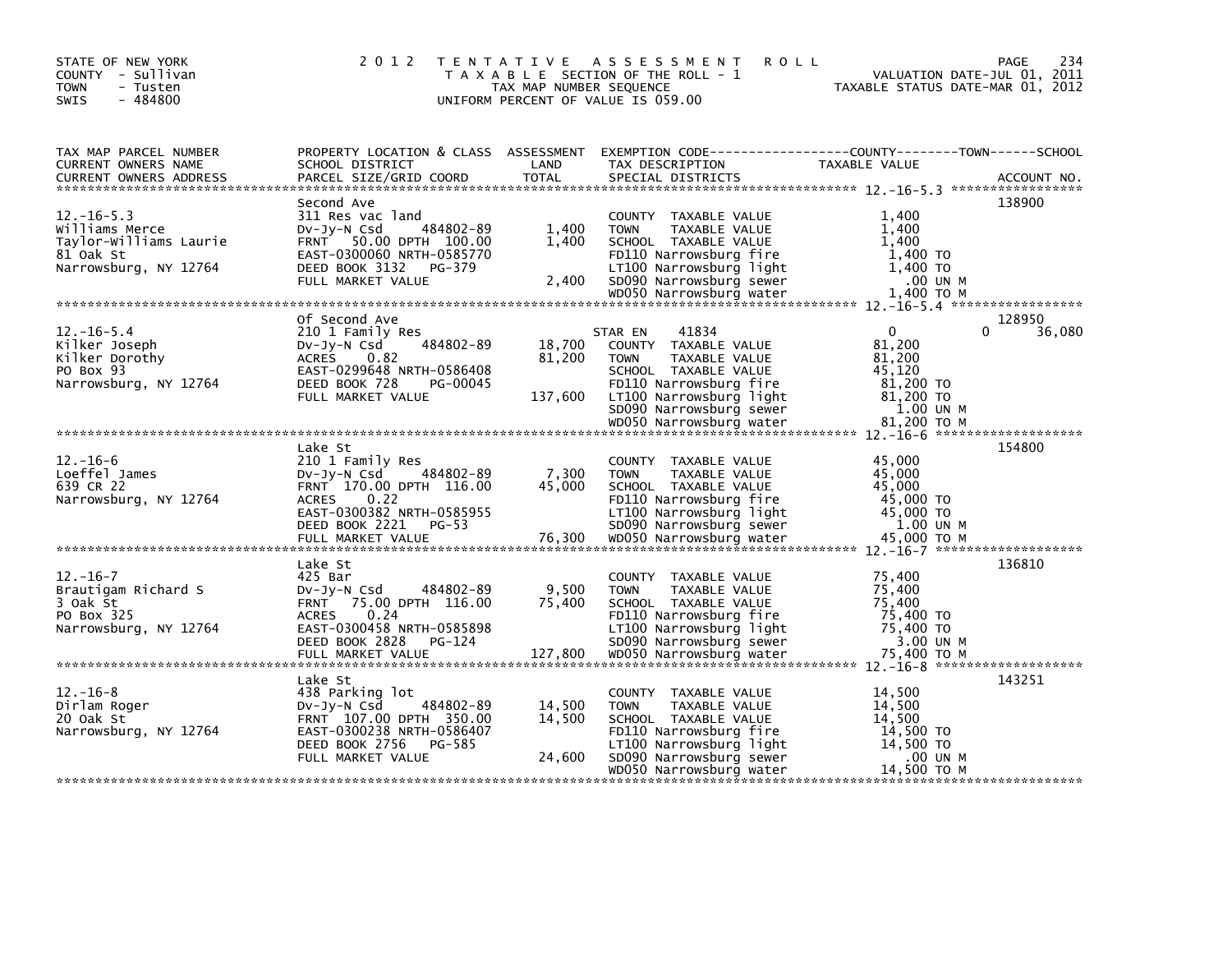STATE OF NEW YORK
COUNTY - Sullivan
TOWN - Tusten
SWIS - 484800

# 2012 TENTATIVE ASSESSMENT ROLL

TAXABLE SECTION OF THE ROLL - 1
TAX MAP NUMBER SEQUENCE
UNIFORM PERCENT OF VALUE IS 059.00

VALUATION DATE-JUL 01, 2011
TAXABLE STATUS DATE-MAR 01, 2012

| TAX MAP PARCEL NUMBER / CURRENT OWNERS NAME / CURRENT OWNERS ADDRESS | PROPERTY LOCATION & CLASS / SCHOOL DISTRICT / PARCEL SIZE/GRID COORD | ASSESSMENT LAND / TOTAL | EXEMPTION CODE / TAX DESCRIPTION / SPECIAL DISTRICTS | COUNTY TAXABLE VALUE | TOWN | SCHOOL | ACCOUNT NO. |
|---|---|---|---|---|---|---|---|
| 12.-16-5.3 | Second Ave | | | | | | 138900 |
| Williams Merce | 311 Res vac land | | COUNTY TAXABLE VALUE | 1,400 | | | |
| Taylor-Williams Laurie | Dv-Jy-N Csd 484802-89 | 1,400 | TOWN TAXABLE VALUE | 1,400 | | | |
| 81 Oak St | FRNT 50.00 DPTH 100.00 | 1,400 | SCHOOL TAXABLE VALUE | 1,400 | | | |
| Narrowsburg, NY 12764 | EAST-0300060 NRTH-0585770 | | FD110 Narrowsburg fire | 1,400 TO | | | |
| | DEED BOOK 3132 PG-379 | | LT100 Narrowsburg light | 1,400 TO | | | |
| | FULL MARKET VALUE | 2,400 | SD090 Narrowsburg sewer | .00 UN M | | | |
| | | | WD050 Narrowsburg water | 1,400 TO M | | | |
| 12.-16-5.4 | Of Second Ave | | | | | | 128950 |
| Kilker Joseph | 210 1 Family Res | | STAR EN 41834 | 0 | | 0 36,080 | |
| Kilker Dorothy | Dv-Jy-N Csd 484802-89 | 18,700 | COUNTY TAXABLE VALUE | 81,200 | | | |
| PO Box 93 | ACRES 0.82 | 81,200 | TOWN TAXABLE VALUE | 81,200 | | | |
| Narrowsburg, NY 12764 | EAST-0299648 NRTH-0586408 | | SCHOOL TAXABLE VALUE | 45,120 | | | |
| | DEED BOOK 728 PG-00045 | | FD110 Narrowsburg fire | 81,200 TO | | | |
| | FULL MARKET VALUE | 137,600 | LT100 Narrowsburg light | 81,200 TO | | | |
| | | | SD090 Narrowsburg sewer | 1.00 UN M | | | |
| | | | WD050 Narrowsburg water | 81,200 TO M | | | |
| 12.-16-6 | Lake St | | | | | | 154800 |
| Loeffel James | 210 1 Family Res | | COUNTY TAXABLE VALUE | 45,000 | | | |
| 639 CR 22 | Dv-Jy-N Csd 484802-89 | 7,300 | TOWN TAXABLE VALUE | 45,000 | | | |
| Narrowsburg, NY 12764 | FRNT 170.00 DPTH 116.00 | 45,000 | SCHOOL TAXABLE VALUE | 45,000 | | | |
| | ACRES 0.22 | | FD110 Narrowsburg fire | 45,000 TO | | | |
| | EAST-0300382 NRTH-0585955 | | LT100 Narrowsburg light | 45,000 TO | | | |
| | DEED BOOK 2221 PG-53 | | SD090 Narrowsburg sewer | 1.00 UN M | | | |
| | FULL MARKET VALUE | 76,300 | WD050 Narrowsburg water | 45,000 TO M | | | |
| 12.-16-7 | Lake St | | | | | | 136810 |
| Brautigam Richard S | 425 Bar | | COUNTY TAXABLE VALUE | 75,400 | | | |
| 3 Oak St | Dv-Jy-N Csd 484802-89 | 9,500 | TOWN TAXABLE VALUE | 75,400 | | | |
| PO Box 325 | FRNT 75.00 DPTH 116.00 | 75,400 | SCHOOL TAXABLE VALUE | 75,400 | | | |
| Narrowsburg, NY 12764 | ACRES 0.24 | | FD110 Narrowsburg fire | 75,400 TO | | | |
| | EAST-0300458 NRTH-0585898 | | LT100 Narrowsburg light | 75,400 TO | | | |
| | DEED BOOK 2828 PG-124 | | SD090 Narrowsburg sewer | 3.00 UN M | | | |
| | FULL MARKET VALUE | 127,800 | WD050 Narrowsburg water | 75,400 TO M | | | |
| 12.-16-8 | Lake St | | | | | | 143251 |
| Dirlam Roger | 438 Parking lot | | COUNTY TAXABLE VALUE | 14,500 | | | |
| 20 Oak St | Dv-Jy-N Csd 484802-89 | 14,500 | TOWN TAXABLE VALUE | 14,500 | | | |
| Narrowsburg, NY 12764 | FRNT 107.00 DPTH 350.00 | 14,500 | SCHOOL TAXABLE VALUE | 14,500 | | | |
| | EAST-0300238 NRTH-0586407 | | FD110 Narrowsburg fire | 14,500 TO | | | |
| | DEED BOOK 2756 PG-585 | | LT100 Narrowsburg light | 14,500 TO | | | |
| | FULL MARKET VALUE | 24,600 | SD090 Narrowsburg sewer | .00 UN M | | | |
| | | | WD050 Narrowsburg water | 14,500 TO M | | | |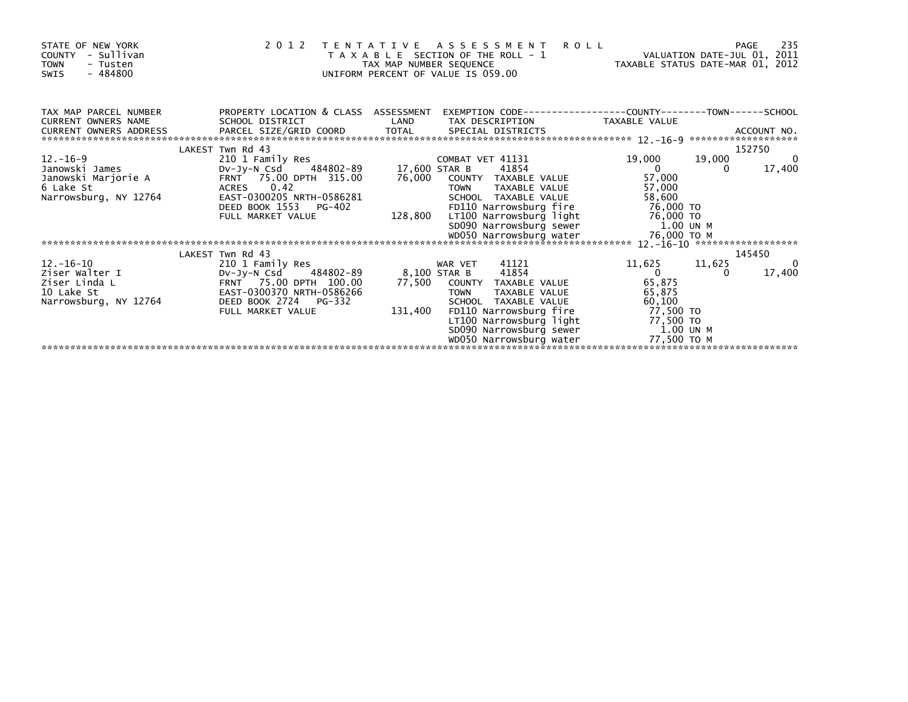STATE OF NEW YORK
COUNTY - Sullivan
TOWN - Tusten
SWIS - 484800

# 2012 TENTATIVE ASSESSMENT ROLL

TAXABLE SECTION OF THE ROLL - 1
TAX MAP NUMBER SEQUENCE
UNIFORM PERCENT OF VALUE IS 059.00

VALUATION DATE-JUL 01, 2011
TAXABLE STATUS DATE-MAR 01, 2012

| TAX MAP PARCEL NUMBER / CURRENT OWNERS NAME / CURRENT OWNERS ADDRESS | PROPERTY LOCATION & CLASS / SCHOOL DISTRICT / PARCEL SIZE/GRID COORD | ASSESSMENT LAND / TOTAL | EXEMPTION CODE / TAX DESCRIPTION / SPECIAL DISTRICTS | COUNTY TAXABLE VALUE | TOWN | SCHOOL / ACCOUNT NO. |
|---|---|---|---|---|---|---|
| 12.-16-9 | LAKEST Twn Rd 43 | | | | | 152750 |
| 12.-16-9 | 210 1 Family Res | | COMBAT VET 41131 | 19,000 | 19,000 | 0 |
| Janowski James | Dv-Jy-N Csd 484802-89 | 17,600 | STAR B 41854 | 0 | 0 | 17,400 |
| Janowski Marjorie A | FRNT 75.00 DPTH 315.00 | 76,000 | COUNTY TAXABLE VALUE | 57,000 | | |
| 6 Lake St | ACRES 0.42 | | TOWN TAXABLE VALUE | 57,000 | | |
| Narrowsburg, NY 12764 | EAST-0300205 NRTH-0586281 | | SCHOOL TAXABLE VALUE | 58,600 | | |
| | DEED BOOK 1553 PG-402 | | FD110 Narrowsburg fire | 76,000 TO | | |
| | FULL MARKET VALUE | 128,800 | LT100 Narrowsburg light | 76,000 TO | | |
| | | | SD090 Narrowsburg sewer | 1.00 UN M | | |
| | | | WD050 Narrowsburg water | 76,000 TO M | | |
| 12.-16-10 | LAKEST Twn Rd 43 | | | | | 145450 |
| 12.-16-10 | 210 1 Family Res | | WAR VET 41121 | 11,625 | 11,625 | 0 |
| Ziser Walter I | Dv-Jy-N Csd 484802-89 | 8,100 | STAR B 41854 | 0 | 0 | 17,400 |
| Ziser Linda L | FRNT 75.00 DPTH 100.00 | 77,500 | COUNTY TAXABLE VALUE | 65,875 | | |
| 10 Lake St | EAST-0300370 NRTH-0586266 | | TOWN TAXABLE VALUE | 65,875 | | |
| Narrowsburg, NY 12764 | DEED BOOK 2724 PG-332 | | SCHOOL TAXABLE VALUE | 60,100 | | |
| | FULL MARKET VALUE | 131,400 | FD110 Narrowsburg fire | 77,500 TO | | |
| | | | LT100 Narrowsburg light | 77,500 TO | | |
| | | | SD090 Narrowsburg sewer | 1.00 UN M | | |
| | | | WD050 Narrowsburg water | 77,500 TO M | | |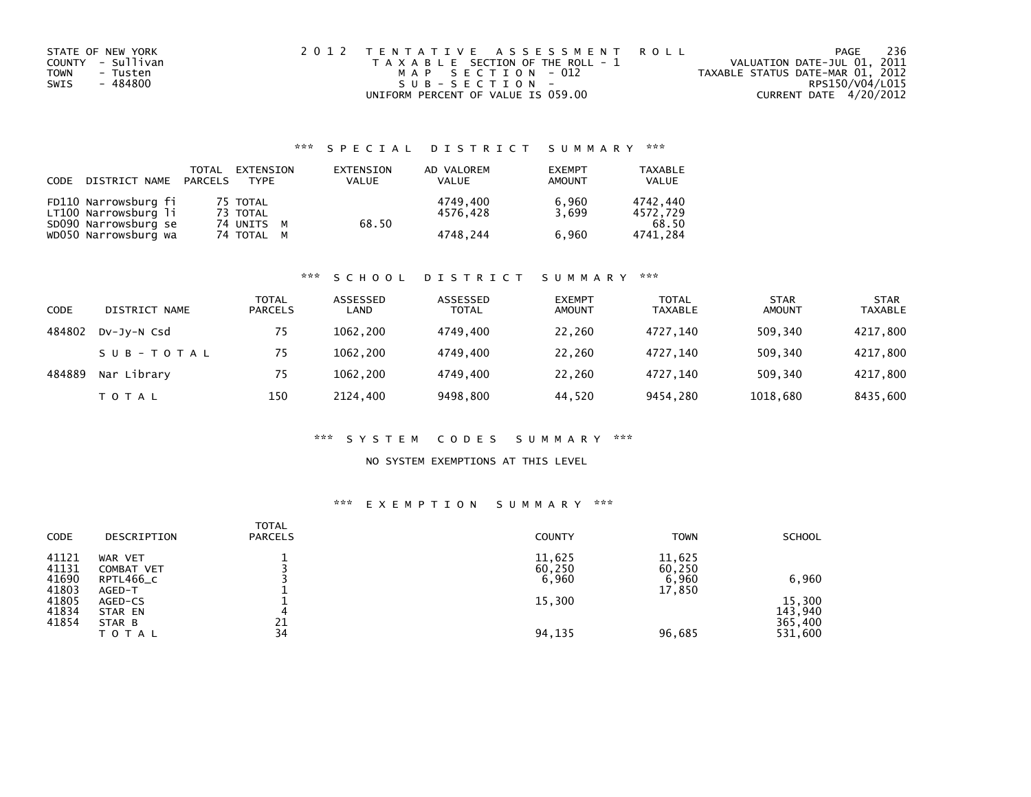STATE OF NEW YORK
COUNTY - Sullivan
TOWN - Tusten
SWIS - 484800

2 0 1 2 T E N T A T I V E A S S E S S M E N T R O L L
T A X A B L E SECTION OF THE ROLL - 1
M A P S E C T I O N - 012
S U B - S E C T I O N -
UNIFORM PERCENT OF VALUE IS 059.00

VALUATION DATE-JUL 01, 2011
TAXABLE STATUS DATE-MAR 01, 2012
RPS150/V04/L015
CURRENT DATE 4/20/2012

### *** S P E C I A L D I S T R I C T S U M M A R Y ***

| CODE | DISTRICT NAME | TOTAL PARCELS | EXTENSION TYPE | EXTENSION VALUE | AD VALOREM VALUE | EXEMPT AMOUNT | TAXABLE VALUE |
|---|---|---|---|---|---|---|---|
| FD110 | Narrowsburg fi | 75 | TOTAL | | 4749,400 | 6,960 | 4742,440 |
| LT100 | Narrowsburg li | 73 | TOTAL | | 4576,428 | 3,699 | 4572,729 |
| SD090 | Narrowsburg se | 74 | UNITS M | 68.50 | | | 68.50 |
| WD050 | Narrowsburg wa | 74 | TOTAL M | | 4748,244 | 6,960 | 4741,284 |

### *** S C H O O L D I S T R I C T S U M M A R Y ***

| CODE | DISTRICT NAME | TOTAL PARCELS | ASSESSED LAND | ASSESSED TOTAL | EXEMPT AMOUNT | TOTAL TAXABLE | STAR AMOUNT | STAR TAXABLE |
|---|---|---|---|---|---|---|---|---|
| 484802 | Dv-Jy-N Csd | 75 | 1062,200 | 4749,400 | 22,260 | 4727,140 | 509,340 | 4217,800 |
| | S U B - T O T A L | 75 | 1062,200 | 4749,400 | 22,260 | 4727,140 | 509,340 | 4217,800 |
| 484889 | Nar Library | 75 | 1062,200 | 4749,400 | 22,260 | 4727,140 | 509,340 | 4217,800 |
| | T O T A L | 150 | 2124,400 | 9498,800 | 44,520 | 9454,280 | 1018,680 | 8435,600 |

### *** S Y S T E M C O D E S S U M M A R Y ***

NO SYSTEM EXEMPTIONS AT THIS LEVEL

### *** E X E M P T I O N S U M M A R Y ***

| CODE | DESCRIPTION | TOTAL PARCELS | COUNTY | TOWN | SCHOOL |
|---|---|---|---|---|---|
| 41121 | WAR VET | 1 | 11,625 | 11,625 | |
| 41131 | COMBAT VET | 3 | 60,250 | 60,250 | |
| 41690 | RPTL466_c | 3 | 6,960 | 6,960 | 6,960 |
| 41803 | AGED-T | 1 | | 17,850 | |
| 41805 | AGED-CS | 1 | 15,300 | | 15,300 |
| 41834 | STAR EN | 4 | | | 143,940 |
| 41854 | STAR B | 21 | | | 365,400 |
| | T O T A L | 34 | 94,135 | 96,685 | 531,600 |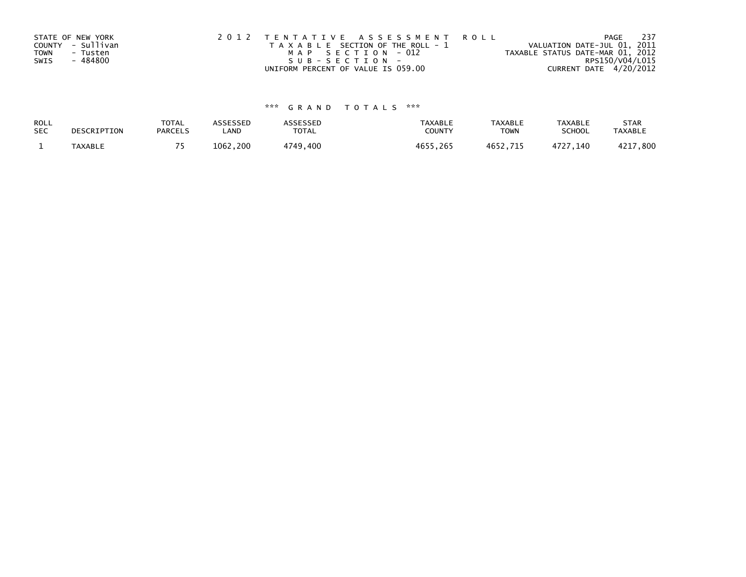STATE OF NEW YORK
COUNTY - Sullivan
TOWN - Tusten
SWIS - 484800

2 0 1 2 T E N T A T I V E A S S E S S M E N T R O L L
T A X A B L E SECTION OF THE ROLL - 1
M A P S E C T I O N - 012
S U B - S E C T I O N -
UNIFORM PERCENT OF VALUE IS 059.00

VALUATION DATE-JUL 01, 2011
TAXABLE STATUS DATE-MAR 01, 2012
RPS150/V04/L015
CURRENT DATE 4/20/2012

*** G R A N D T O T A L S ***

| ROLL SEC | DESCRIPTION | TOTAL PARCELS | ASSESSED LAND | ASSESSED TOTAL | TAXABLE COUNTY | TAXABLE TOWN | TAXABLE SCHOOL | STAR TAXABLE |
|---|---|---|---|---|---|---|---|---|
| 1 | TAXABLE | 75 | 1062,200 | 4749,400 | 4655,265 | 4652,715 | 4727,140 | 4217,800 |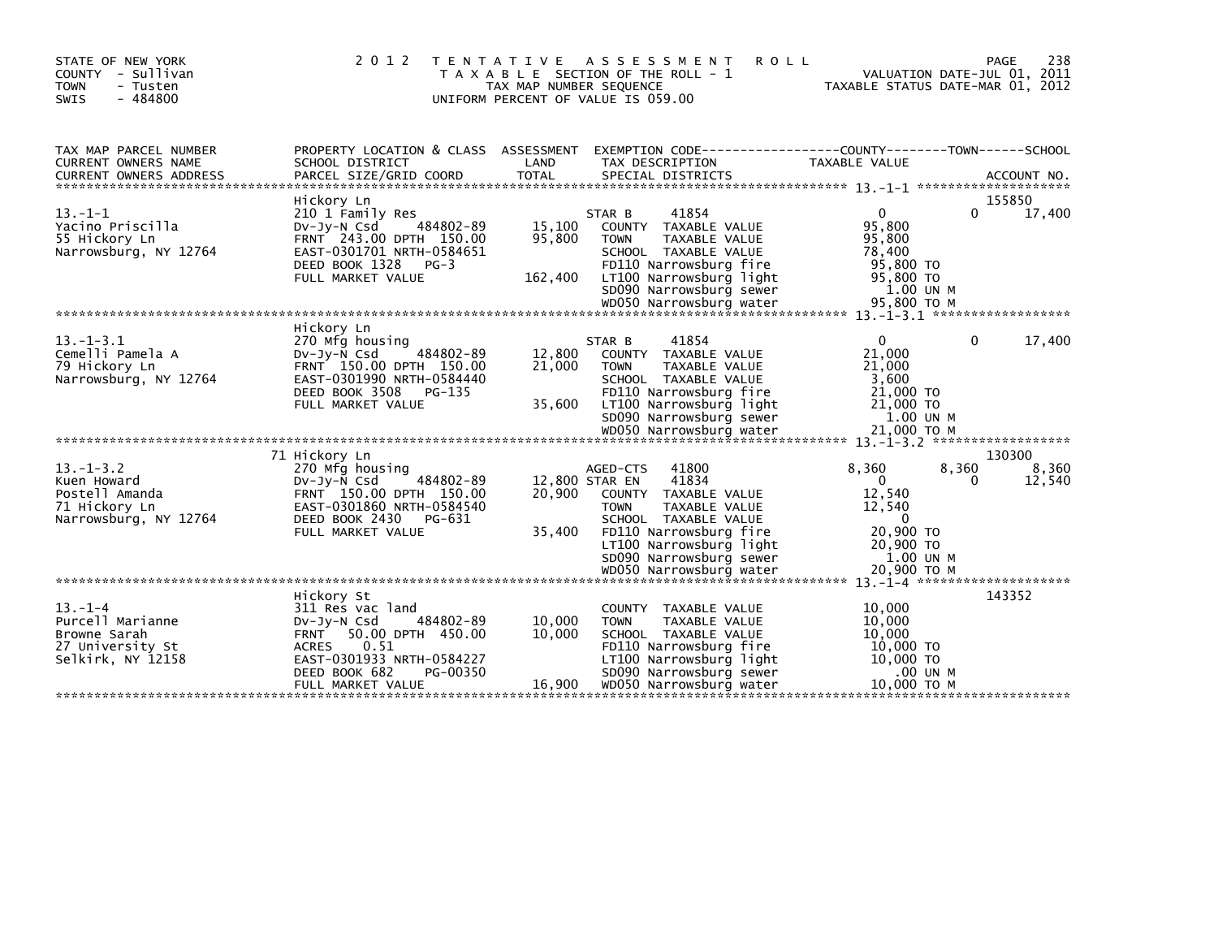STATE OF NEW YORK
COUNTY - Sullivan
TOWN - Tusten
SWIS - 484800

2012 TENTATIVE ASSESSMENT ROLL
TAXABLE SECTION OF THE ROLL - 1
TAX MAP NUMBER SEQUENCE
UNIFORM PERCENT OF VALUE IS 059.00

VALUATION DATE-JUL 01, 2011
TAXABLE STATUS DATE-MAR 01, 2012

| TAX MAP PARCEL NUMBER / CURRENT OWNERS NAME / CURRENT OWNERS ADDRESS | PROPERTY LOCATION & CLASS / SCHOOL DISTRICT / PARCEL SIZE/GRID COORD | ASSESSMENT LAND / TOTAL | EXEMPTION CODE / TAX DESCRIPTION / SPECIAL DISTRICTS | COUNTY TAXABLE VALUE | TOWN | SCHOOL / ACCOUNT NO. |
|---|---|---|---|---|---|---|
| 13.-1-1 | Hickory Ln | | | | | 155850 |
| 13.-1-1 | 210 1 Family Res | | STAR B 41854 | 0 | 0 | 17,400 |
| Yacino Priscilla | Dv-Jy-N Csd 484802-89 | 15,100 | COUNTY TAXABLE VALUE | 95,800 | | |
| 55 Hickory Ln | FRNT 243.00 DPTH 150.00 | 95,800 | TOWN TAXABLE VALUE | 95,800 | | |
| Narrowsburg, NY 12764 | EAST-0301701 NRTH-0584651 | | SCHOOL TAXABLE VALUE | 78,400 | | |
| | DEED BOOK 1328 PG-3 | | FD110 Narrowsburg fire | 95,800 TO | | |
| | FULL MARKET VALUE | 162,400 | LT100 Narrowsburg light | 95,800 TO | | |
| | | | SD090 Narrowsburg sewer | 1.00 UN M | | |
| | | | WD050 Narrowsburg water | 95,800 TO M | | |
| 13.-1-3.1 | Hickory Ln | | | | | |
| 13.-1-3.1 | 270 Mfg housing | | STAR B 41854 | 0 | 0 | 17,400 |
| Cemelli Pamela A | Dv-Jy-N Csd 484802-89 | 12,800 | COUNTY TAXABLE VALUE | 21,000 | | |
| 79 Hickory Ln | FRNT 150.00 DPTH 150.00 | 21,000 | TOWN TAXABLE VALUE | 21,000 | | |
| Narrowsburg, NY 12764 | EAST-0301990 NRTH-0584440 | | SCHOOL TAXABLE VALUE | 3,600 | | |
| | DEED BOOK 3508 PG-135 | | FD110 Narrowsburg fire | 21,000 TO | | |
| | FULL MARKET VALUE | 35,600 | LT100 Narrowsburg light | 21,000 TO | | |
| | | | SD090 Narrowsburg sewer | 1.00 UN M | | |
| | | | WD050 Narrowsburg water | 21,000 TO M | | |
| 13.-1-3.2 | 71 Hickory Ln | | | | | 130300 |
| 13.-1-3.2 | 270 Mfg housing | | AGED-CTS 41800 | 8,360 | 8,360 | 8,360 |
| Kuen Howard | Dv-Jy-N Csd 484802-89 | 12,800 | STAR EN 41834 | 0 | 0 | 12,540 |
| Postell Amanda | FRNT 150.00 DPTH 150.00 | 20,900 | COUNTY TAXABLE VALUE | 12,540 | | |
| 71 Hickory Ln | EAST-0301860 NRTH-0584540 | | TOWN TAXABLE VALUE | 12,540 | | |
| Narrowsburg, NY 12764 | DEED BOOK 2430 PG-631 | | SCHOOL TAXABLE VALUE | 0 | | |
| | FULL MARKET VALUE | 35,400 | FD110 Narrowsburg fire | 20,900 TO | | |
| | | | LT100 Narrowsburg light | 20,900 TO | | |
| | | | SD090 Narrowsburg sewer | 1.00 UN M | | |
| | | | WD050 Narrowsburg water | 20,900 TO M | | |
| 13.-1-4 | Hickory St | | | | | 143352 |
| 13.-1-4 | 311 Res vac land | | COUNTY TAXABLE VALUE | 10,000 | | |
| Purcell Marianne | Dv-Jy-N Csd 484802-89 | 10,000 | TOWN TAXABLE VALUE | 10,000 | | |
| Browne Sarah | FRNT 50.00 DPTH 450.00 | 10,000 | SCHOOL TAXABLE VALUE | 10,000 | | |
| 27 University St | ACRES 0.51 | | FD110 Narrowsburg fire | 10,000 TO | | |
| Selkirk, NY 12158 | EAST-0301933 NRTH-0584227 | | LT100 Narrowsburg light | 10,000 TO | | |
| | DEED BOOK 682 PG-00350 | | SD090 Narrowsburg sewer | .00 UN M | | |
| | FULL MARKET VALUE | 16,900 | WD050 Narrowsburg water | 10,000 TO M | | |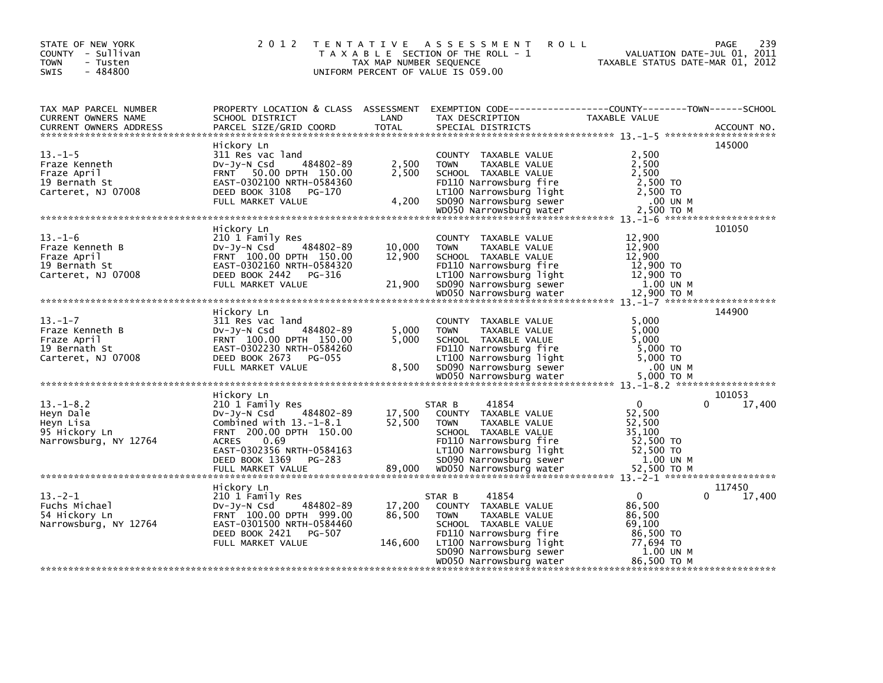STATE OF NEW YORK
COUNTY - Sullivan
TOWN - Tusten
SWIS - 484800

# 2012 TENTATIVE ASSESSMENT ROLL
TAXABLE SECTION OF THE ROLL - 1
TAX MAP NUMBER SEQUENCE
UNIFORM PERCENT OF VALUE IS 059.00

VALUATION DATE-JUL 01, 2011
TAXABLE STATUS DATE-MAR 01, 2012

| TAX MAP PARCEL NUMBER / CURRENT OWNERS NAME / CURRENT OWNERS ADDRESS | PROPERTY LOCATION & CLASS / SCHOOL DISTRICT / PARCEL SIZE/GRID COORD | ASSESSMENT LAND | TOTAL | EXEMPTION CODE / TAX DESCRIPTION / SPECIAL DISTRICTS | COUNTY / TOWN TAXABLE VALUE | SCHOOL | ACCOUNT NO. |
|---|---|---|---|---|---|---|---|
| 13.-1-5 | Hickory Ln | | | | | | 145000 |
| Fraze Kenneth | 311 Res vac land | | | COUNTY TAXABLE VALUE | 2,500 | | |
| Fraze April | Dv-Jy-N Csd 484802-89 | 2,500 | | TOWN TAXABLE VALUE | 2,500 | | |
| 19 Bernath St | FRNT 50.00 DPTH 150.00 | | 2,500 | SCHOOL TAXABLE VALUE | 2,500 | | |
| Carteret, NJ 07008 | EAST-0302100 NRTH-0584360 | | | FD110 Narrowsburg fire | 2,500 TO | | |
| | DEED BOOK 3108 PG-170 | | | LT100 Narrowsburg light | 2,500 TO | | |
| | FULL MARKET VALUE | | 4,200 | SD090 Narrowsburg sewer | .00 UN M | | |
| | | | | WD050 Narrowsburg water | 2,500 TO M | | |
| 13.-1-6 | Hickory Ln | | | | | | 101050 |
| Fraze Kenneth B | 210 1 Family Res | | | COUNTY TAXABLE VALUE | 12,900 | | |
| Fraze April | Dv-Jy-N Csd 484802-89 | 10,000 | | TOWN TAXABLE VALUE | 12,900 | | |
| 19 Bernath St | FRNT 100.00 DPTH 150.00 | | 12,900 | SCHOOL TAXABLE VALUE | 12,900 | | |
| Carteret, NJ 07008 | EAST-0302160 NRTH-0584320 | | | FD110 Narrowsburg fire | 12,900 TO | | |
| | DEED BOOK 2442 PG-316 | | | LT100 Narrowsburg light | 12,900 TO | | |
| | FULL MARKET VALUE | | 21,900 | SD090 Narrowsburg sewer | 1.00 UN M | | |
| | | | | WD050 Narrowsburg water | 12,900 TO M | | |
| 13.-1-7 | Hickory Ln | | | | | | 144900 |
| Fraze Kenneth B | 311 Res vac land | | | COUNTY TAXABLE VALUE | 5,000 | | |
| Fraze April | Dv-Jy-N Csd 484802-89 | 5,000 | | TOWN TAXABLE VALUE | 5,000 | | |
| 19 Bernath St | FRNT 100.00 DPTH 150.00 | | 5,000 | SCHOOL TAXABLE VALUE | 5,000 | | |
| Carteret, NJ 07008 | EAST-0302230 NRTH-0584260 | | | FD110 Narrowsburg fire | 5,000 TO | | |
| | DEED BOOK 2673 PG-055 | | | LT100 Narrowsburg light | 5,000 TO | | |
| | FULL MARKET VALUE | | 8,500 | SD090 Narrowsburg sewer | .00 UN M | | |
| | | | | WD050 Narrowsburg water | 5,000 TO M | | |
| 13.-1-8.2 | Hickory Ln | | | | | | 101053 |
| Heyn Dale | 210 1 Family Res | | | STAR B 41854 | 0 | 0 | 17,400 |
| Heyn Lisa | Dv-Jy-N Csd 484802-89 | 17,500 | | COUNTY TAXABLE VALUE | 52,500 | | |
| 95 Hickory Ln | Combined with 13.-1-8.1 | | 52,500 | TOWN TAXABLE VALUE | 52,500 | | |
| Narrowsburg, NY 12764 | FRNT 200.00 DPTH 150.00 | | | SCHOOL TAXABLE VALUE | 35,100 | | |
| | ACRES 0.69 | | | FD110 Narrowsburg fire | 52,500 TO | | |
| | EAST-0302356 NRTH-0584163 | | | LT100 Narrowsburg light | 52,500 TO | | |
| | DEED BOOK 1369 PG-283 | | | SD090 Narrowsburg sewer | 1.00 UN M | | |
| | FULL MARKET VALUE | | 89,000 | WD050 Narrowsburg water | 52,500 TO M | | |
| 13.-2-1 | Hickory Ln | | | | | | 117450 |
| Fuchs Michael | 210 1 Family Res | | | STAR B 41854 | 0 | 0 | 17,400 |
| 54 Hickory Ln | Dv-Jy-N Csd 484802-89 | 17,200 | | COUNTY TAXABLE VALUE | 86,500 | | |
| Narrowsburg, NY 12764 | FRNT 100.00 DPTH 999.00 | | 86,500 | TOWN TAXABLE VALUE | 86,500 | | |
| | EAST-0301500 NRTH-0584460 | | | SCHOOL TAXABLE VALUE | 69,100 | | |
| | DEED BOOK 2421 PG-507 | | | FD110 Narrowsburg fire | 86,500 TO | | |
| | FULL MARKET VALUE | | 146,600 | LT100 Narrowsburg light | 77,694 TO | | |
| | | | | SD090 Narrowsburg sewer | 1.00 UN M | | |
| | | | | WD050 Narrowsburg water | 86,500 TO M | | |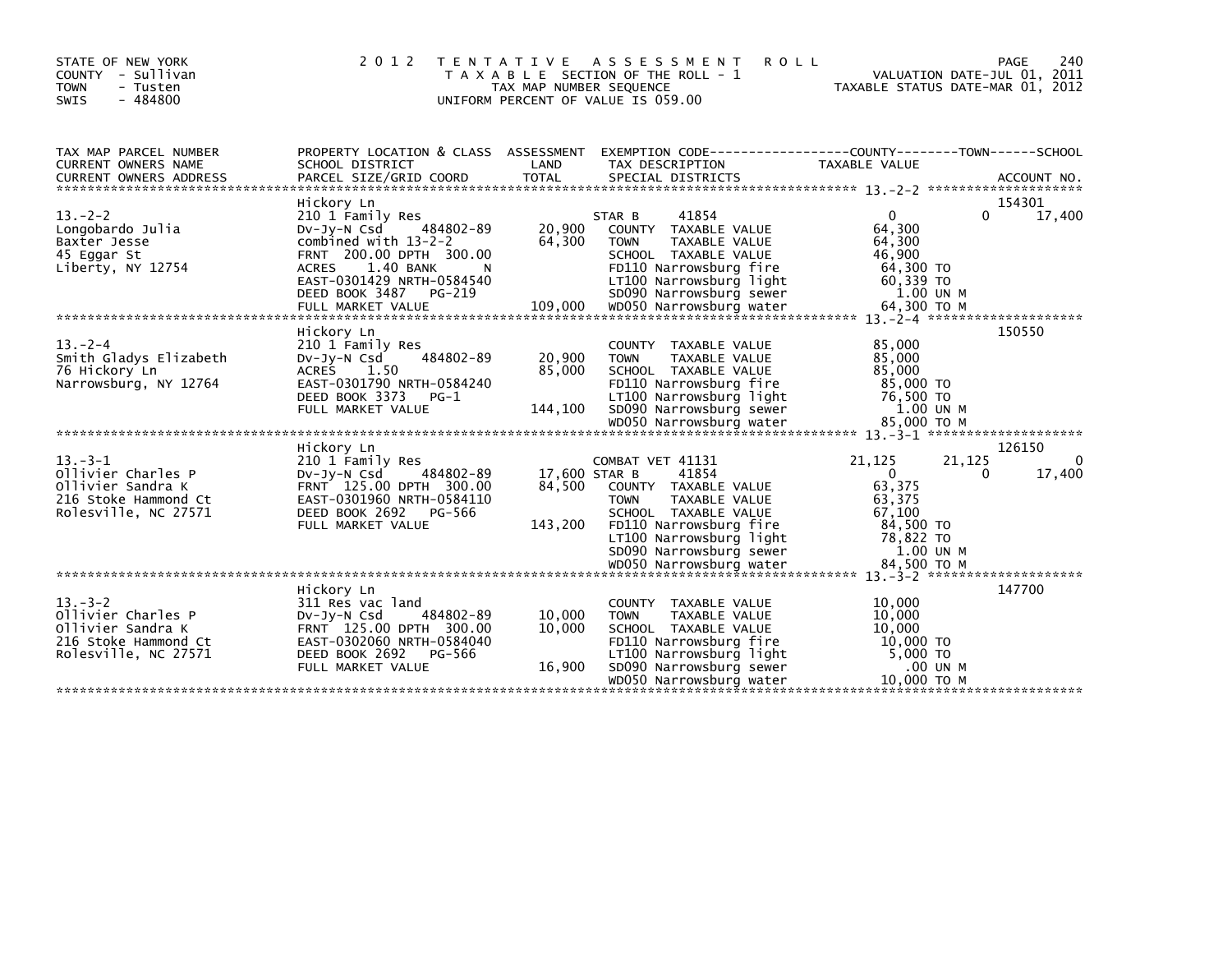STATE OF NEW YORK
COUNTY - Sullivan
TOWN - Tusten
SWIS - 484800

2012 TENTATIVE ASSESSMENT ROLL
TAXABLE SECTION OF THE ROLL - 1
TAX MAP NUMBER SEQUENCE
UNIFORM PERCENT OF VALUE IS 059.00

VALUATION DATE-JUL 01, 2011
TAXABLE STATUS DATE-MAR 01, 2012

| TAX MAP PARCEL NUMBER / CURRENT OWNERS NAME / CURRENT OWNERS ADDRESS | PROPERTY LOCATION & CLASS / SCHOOL DISTRICT / PARCEL SIZE/GRID COORD | ASSESSMENT LAND / TOTAL | EXEMPTION CODE / TAX DESCRIPTION / SPECIAL DISTRICTS | COUNTY | TOWN | SCHOOL | ACCOUNT NO. |
|---|---|---|---|---|---|---|---|
| 13.-2-2 | Hickory Ln | | | | | | 154301 |
| Longobardo Julia | 210 1 Family Res | | STAR B 41854 | 0 | 0 | 17,400 | |
| Baxter Jesse | Dv-Jy-N Csd 484802-89 | 20,900 | COUNTY TAXABLE VALUE | 64,300 | | | |
| 45 Eggar St | combined with 13-2-2 | 64,300 | TOWN TAXABLE VALUE | 64,300 | | | |
| Liberty, NY 12754 | FRNT 200.00 DPTH 300.00 | | SCHOOL TAXABLE VALUE | 46,900 | | | |
| | ACRES 1.40 BANK N | | FD110 Narrowsburg fire | 64,300 TO | | | |
| | EAST-0301429 NRTH-0584540 | | LT100 Narrowsburg light | 60,339 TO | | | |
| | DEED BOOK 3487 PG-219 | | SD090 Narrowsburg sewer | 1.00 UN M | | | |
| | FULL MARKET VALUE | 109,000 | WD050 Narrowsburg water | 64,300 TO M | | | |
| 13.-2-4 | Hickory Ln | | | | | | 150550 |
| Smith Gladys Elizabeth | 210 1 Family Res | | COUNTY TAXABLE VALUE | 85,000 | | | |
| 76 Hickory Ln | Dv-Jy-N Csd 484802-89 | 20,900 | TOWN TAXABLE VALUE | 85,000 | | | |
| Narrowsburg, NY 12764 | ACRES 1.50 | 85,000 | SCHOOL TAXABLE VALUE | 85,000 | | | |
| | EAST-0301790 NRTH-0584240 | | FD110 Narrowsburg fire | 85,000 TO | | | |
| | DEED BOOK 3373 PG-1 | | LT100 Narrowsburg light | 76,500 TO | | | |
| | FULL MARKET VALUE | 144,100 | SD090 Narrowsburg sewer | 1.00 UN M | | | |
| | | | WD050 Narrowsburg water | 85,000 TO M | | | |
| 13.-3-1 | Hickory Ln | | | | | | 126150 |
| Ollivier Charles P | 210 1 Family Res | | COMBAT VET 41131 | 21,125 | 21,125 | 0 | |
| Ollivier Sandra K | Dv-Jy-N Csd 484802-89 | 17,600 | STAR B 41854 | 0 | 0 | 17,400 | |
| 216 Stoke Hammond Ct | FRNT 125.00 DPTH 300.00 | 84,500 | COUNTY TAXABLE VALUE | 63,375 | | | |
| Rolesville, NC 27571 | EAST-0301960 NRTH-0584110 | | TOWN TAXABLE VALUE | 63,375 | | | |
| | DEED BOOK 2692 PG-566 | | SCHOOL TAXABLE VALUE | 67,100 | | | |
| | FULL MARKET VALUE | 143,200 | FD110 Narrowsburg fire | 84,500 TO | | | |
| | | | LT100 Narrowsburg light | 78,822 TO | | | |
| | | | SD090 Narrowsburg sewer | 1.00 UN M | | | |
| | | | WD050 Narrowsburg water | 84,500 TO M | | | |
| 13.-3-2 | Hickory Ln | | | | | | 147700 |
| Ollivier Charles P | 311 Res vac land | | COUNTY TAXABLE VALUE | 10,000 | | | |
| Ollivier Sandra K | Dv-Jy-N Csd 484802-89 | 10,000 | TOWN TAXABLE VALUE | 10,000 | | | |
| 216 Stoke Hammond Ct | FRNT 125.00 DPTH 300.00 | 10,000 | SCHOOL TAXABLE VALUE | 10,000 | | | |
| Rolesville, NC 27571 | EAST-0302060 NRTH-0584040 | | FD110 Narrowsburg fire | 10,000 TO | | | |
| | DEED BOOK 2692 PG-566 | | LT100 Narrowsburg light | 5,000 TO | | | |
| | FULL MARKET VALUE | 16,900 | SD090 Narrowsburg sewer | .00 UN M | | | |
| | | | WD050 Narrowsburg water | 10,000 TO M | | | |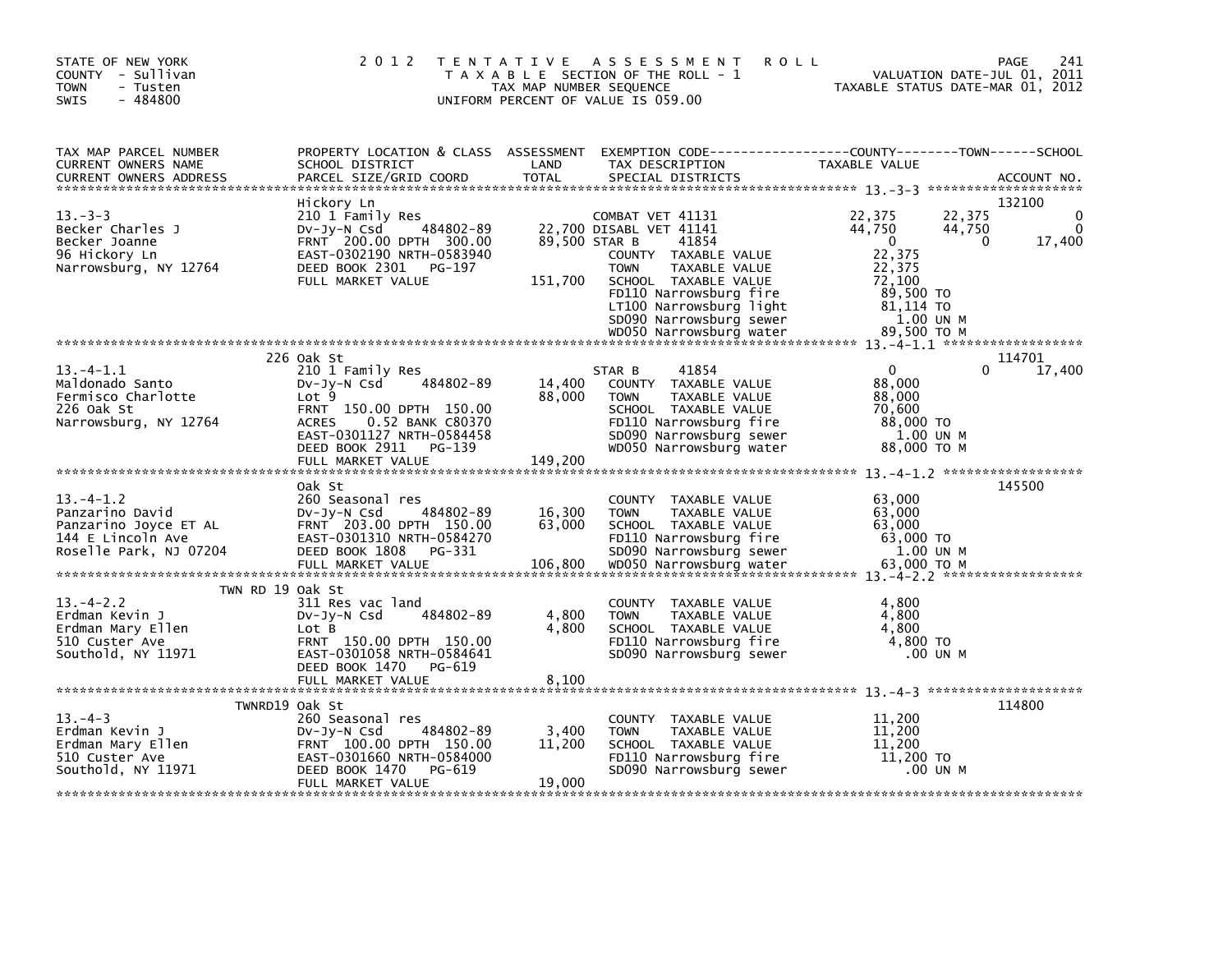STATE OF NEW YORK
COUNTY - Sullivan
TOWN - Tusten
SWIS - 484800

2012 TENTATIVE ASSESSMENT ROLL
TAXABLE SECTION OF THE ROLL - 1
TAX MAP NUMBER SEQUENCE
UNIFORM PERCENT OF VALUE IS 059.00

VALUATION DATE-JUL 01, 2011
TAXABLE STATUS DATE-MAR 01, 2012

| TAX MAP PARCEL NUMBER / CURRENT OWNERS NAME / CURRENT OWNERS ADDRESS | PROPERTY LOCATION & CLASS / SCHOOL DISTRICT / PARCEL SIZE/GRID COORD | ASSESSMENT LAND / TOTAL | EXEMPTION CODE / TAX DESCRIPTION / SPECIAL DISTRICTS | COUNTY TAXABLE VALUE | TOWN | SCHOOL | ACCOUNT NO. |
|---|---|---|---|---|---|---|---|
| **13.-3-3** | Hickory Ln | | | | | | 132100 |
| 13.-3-3 | 210 1 Family Res | | COMBAT VET 41131 | 22,375 | 22,375 | 0 | |
| Becker Charles J | Dv-Jy-N Csd 484802-89 | 22,700 | DISABL VET 41141 | 44,750 | 44,750 | 0 | |
| Becker Joanne | FRNT 200.00 DPTH 300.00 | 89,500 | STAR B 41854 | 0 | 0 | 17,400 | |
| 96 Hickory Ln | EAST-0302190 NRTH-0583940 | | COUNTY TAXABLE VALUE | 22,375 | | | |
| Narrowsburg, NY 12764 | DEED BOOK 2301 PG-197 | | TOWN TAXABLE VALUE | 22,375 | | | |
| | FULL MARKET VALUE | 151,700 | SCHOOL TAXABLE VALUE | 72,100 | | | |
| | | | FD110 Narrowsburg fire | 89,500 TO | | | |
| | | | LT100 Narrowsburg light | 81,114 TO | | | |
| | | | SD090 Narrowsburg sewer | 1.00 UN M | | | |
| | | | WD050 Narrowsburg water | 89,500 TO M | | | |
| **13.-4-1.1** | 226 Oak St | | | | | | 114701 |
| 13.-4-1.1 | 210 1 Family Res | | STAR B 41854 | 0 | 0 | 17,400 | |
| Maldonado Santo | Dv-Jy-N Csd 484802-89 | 14,400 | COUNTY TAXABLE VALUE | 88,000 | | | |
| Fermisco Charlotte | Lot 9 | 88,000 | TOWN TAXABLE VALUE | 88,000 | | | |
| 226 Oak St | FRNT 150.00 DPTH 150.00 | | SCHOOL TAXABLE VALUE | 70,600 | | | |
| Narrowsburg, NY 12764 | ACRES 0.52 BANK C80370 | | FD110 Narrowsburg fire | 88,000 TO | | | |
| | EAST-0301127 NRTH-0584458 | | SD090 Narrowsburg sewer | 1.00 UN M | | | |
| | DEED BOOK 2911 PG-139 | | WD050 Narrowsburg water | 88,000 TO M | | | |
| | FULL MARKET VALUE | 149,200 | | | | | |
| **13.-4-1.2** | Oak St | | | | | | 145500 |
| 13.-4-1.2 | 260 Seasonal res | | COUNTY TAXABLE VALUE | 63,000 | | | |
| Panzarino David | Dv-Jy-N Csd 484802-89 | 16,300 | TOWN TAXABLE VALUE | 63,000 | | | |
| Panzarino Joyce ET AL | FRNT 203.00 DPTH 150.00 | 63,000 | SCHOOL TAXABLE VALUE | 63,000 | | | |
| 144 E Lincoln Ave | EAST-0301310 NRTH-0584270 | | FD110 Narrowsburg fire | 63,000 TO | | | |
| Roselle Park, NJ 07204 | DEED BOOK 1808 PG-331 | | SD090 Narrowsburg sewer | 1.00 UN M | | | |
| | FULL MARKET VALUE | 106,800 | WD050 Narrowsburg water | 63,000 TO M | | | |
| **13.-4-2.2** | TWN RD 19 Oak St | | | | | | |
| 13.-4-2.2 | 311 Res vac land | | COUNTY TAXABLE VALUE | 4,800 | | | |
| Erdman Kevin J | Dv-Jy-N Csd 484802-89 | 4,800 | TOWN TAXABLE VALUE | 4,800 | | | |
| Erdman Mary Ellen | Lot B | 4,800 | SCHOOL TAXABLE VALUE | 4,800 | | | |
| 510 Custer Ave | FRNT 150.00 DPTH 150.00 | | FD110 Narrowsburg fire | 4,800 TO | | | |
| Southold, NY 11971 | EAST-0301058 NRTH-0584641 | | SD090 Narrowsburg sewer | .00 UN M | | | |
| | DEED BOOK 1470 PG-619 | | | | | | |
| | FULL MARKET VALUE | 8,100 | | | | | |
| **13.-4-3** | TWNRD19 Oak St | | | | | | 114800 |
| 13.-4-3 | 260 Seasonal res | | COUNTY TAXABLE VALUE | 11,200 | | | |
| Erdman Kevin J | Dv-Jy-N Csd 484802-89 | 3,400 | TOWN TAXABLE VALUE | 11,200 | | | |
| Erdman Mary Ellen | FRNT 100.00 DPTH 150.00 | 11,200 | SCHOOL TAXABLE VALUE | 11,200 | | | |
| 510 Custer Ave | EAST-0301660 NRTH-0584000 | | FD110 Narrowsburg fire | 11,200 TO | | | |
| Southold, NY 11971 | DEED BOOK 1470 PG-619 | | SD090 Narrowsburg sewer | .00 UN M | | | |
| | FULL MARKET VALUE | 19,000 | | | | | |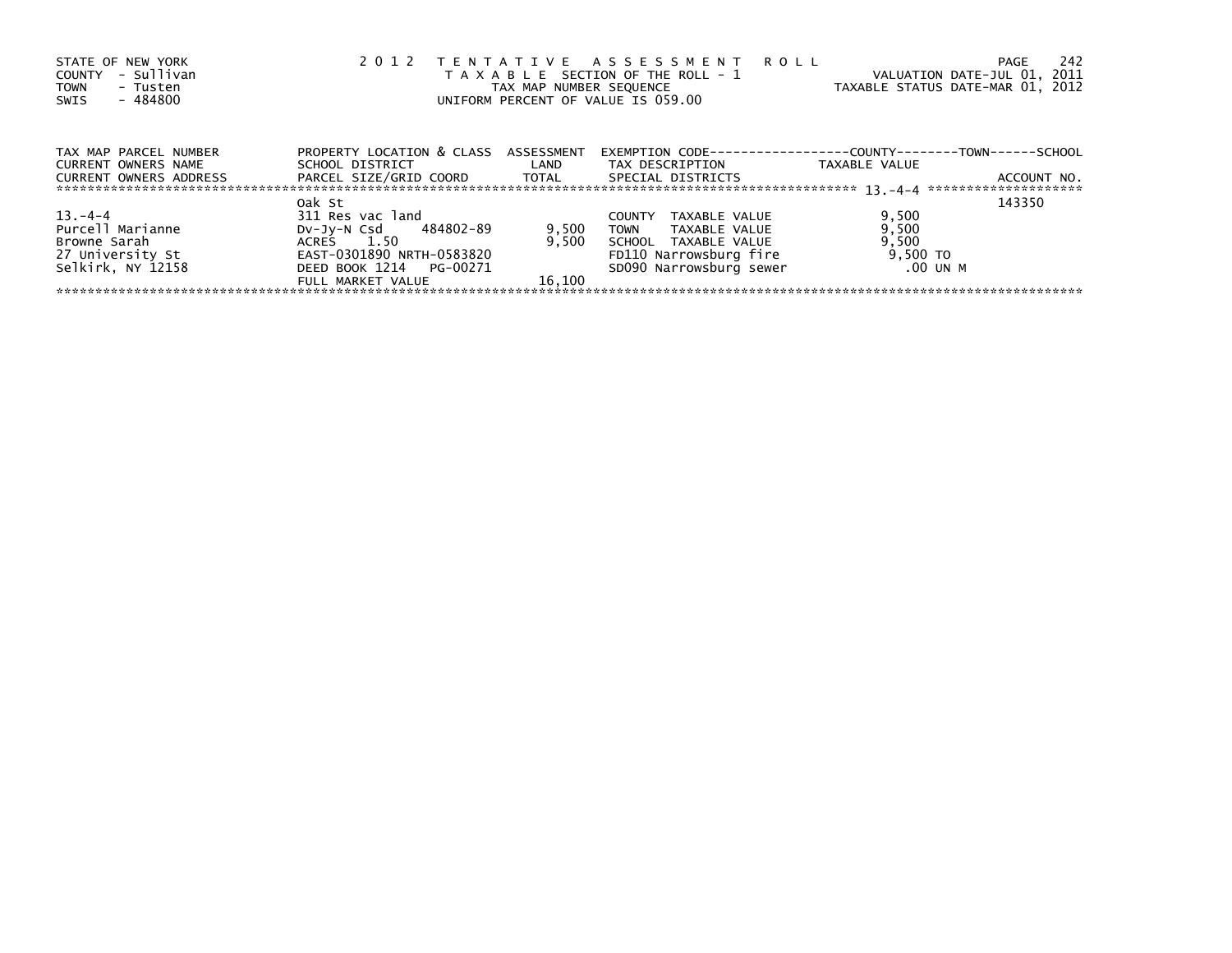STATE OF NEW YORK
COUNTY - Sullivan
TOWN - Tusten
SWIS - 484800

2 0 1 2 T E N T A T I V E A S S E S S M E N T R O L L
T A X A B L E SECTION OF THE ROLL - 1
TAX MAP NUMBER SEQUENCE
UNIFORM PERCENT OF VALUE IS 059.00

VALUATION DATE-JUL 01, 2011
TAXABLE STATUS DATE-MAR 01, 2012

| TAX MAP PARCEL NUMBER / CURRENT OWNERS NAME / CURRENT OWNERS ADDRESS | PROPERTY LOCATION & CLASS / SCHOOL DISTRICT / PARCEL SIZE/GRID COORD | ASSESSMENT LAND / TOTAL | EXEMPTION CODE / TAX DESCRIPTION / SPECIAL DISTRICTS | COUNTY--------TOWN------SCHOOL TAXABLE VALUE | ACCOUNT NO. |
|---|---|---|---|---|---|
| 13.-4-4 | Oak St | | | | 143350 |
| 13.-4-4 | 311 Res vac land | | COUNTY TAXABLE VALUE | 9,500 | |
| Purcell Marianne | Dv-Jy-N Csd 484802-89 | 9,500 | TOWN TAXABLE VALUE | 9,500 | |
| Browne Sarah | ACRES 1.50 | 9,500 | SCHOOL TAXABLE VALUE | 9,500 | |
| 27 University St | EAST-0301890 NRTH-0583820 | | FD110 Narrowsburg fire | 9,500 TO | |
| Selkirk, NY 12158 | DEED BOOK 1214 PG-00271 | | SD090 Narrowsburg sewer | .00 UN M | |
| | FULL MARKET VALUE | 16,100 | | | |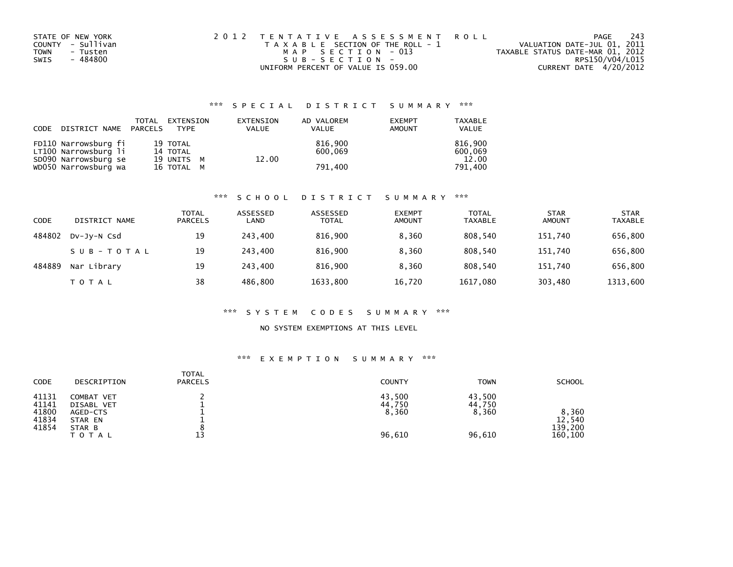STATE OF NEW YORK
COUNTY - Sullivan
TOWN - Tusten
SWIS - 484800

2012 TENTATIVE ASSESSMENT ROLL
TAXABLE SECTION OF THE ROLL - 1
MAP SECTION - 013
SUB-SECTION -
UNIFORM PERCENT OF VALUE IS 059.00

VALUATION DATE-JUL 01, 2011
TAXABLE STATUS DATE-MAR 01, 2012
RPS150/V04/L015
CURRENT DATE 4/20/2012

### *** SPECIAL DISTRICT SUMMARY ***

| CODE DISTRICT NAME | TOTAL PARCELS | EXTENSION TYPE | EXTENSION VALUE | AD VALOREM VALUE | EXEMPT AMOUNT | TAXABLE VALUE |
|---|---|---|---|---|---|---|
| FD110 Narrowsburg fi | 19 | TOTAL | | 816,900 | | 816,900 |
| LT100 Narrowsburg li | 14 | TOTAL | | 600,069 | | 600,069 |
| SD090 Narrowsburg se | 19 | UNITS M | 12.00 | | | 12.00 |
| WD050 Narrowsburg wa | 16 | TOTAL M | | 791,400 | | 791,400 |

### *** SCHOOL DISTRICT SUMMARY ***

| CODE | DISTRICT NAME | TOTAL PARCELS | ASSESSED LAND | ASSESSED TOTAL | EXEMPT AMOUNT | TOTAL TAXABLE | STAR AMOUNT | STAR TAXABLE |
|---|---|---|---|---|---|---|---|---|
| 484802 | Dv-Jy-N Csd | 19 | 243,400 | 816,900 | 8,360 | 808,540 | 151,740 | 656,800 |
| | SUB-TOTAL | 19 | 243,400 | 816,900 | 8,360 | 808,540 | 151,740 | 656,800 |
| 484889 | Nar Library | 19 | 243,400 | 816,900 | 8,360 | 808,540 | 151,740 | 656,800 |
| | TOTAL | 38 | 486,800 | 1633,800 | 16,720 | 1617,080 | 303,480 | 1313,600 |

### *** SYSTEM CODES SUMMARY ***

NO SYSTEM EXEMPTIONS AT THIS LEVEL

### *** EXEMPTION SUMMARY ***

| CODE | DESCRIPTION | TOTAL PARCELS | COUNTY | TOWN | SCHOOL |
|---|---|---|---|---|---|
| 41131 | COMBAT VET | 2 | 43,500 | 43,500 | |
| 41141 | DISABL VET | 1 | 44,750 | 44,750 | |
| 41800 | AGED-CTS | 1 | 8,360 | 8,360 | 8,360 |
| 41834 | STAR EN | 1 | | | 12,540 |
| 41854 | STAR B | 8 | | | 139,200 |
| | TOTAL | 13 | 96,610 | 96,610 | 160,100 |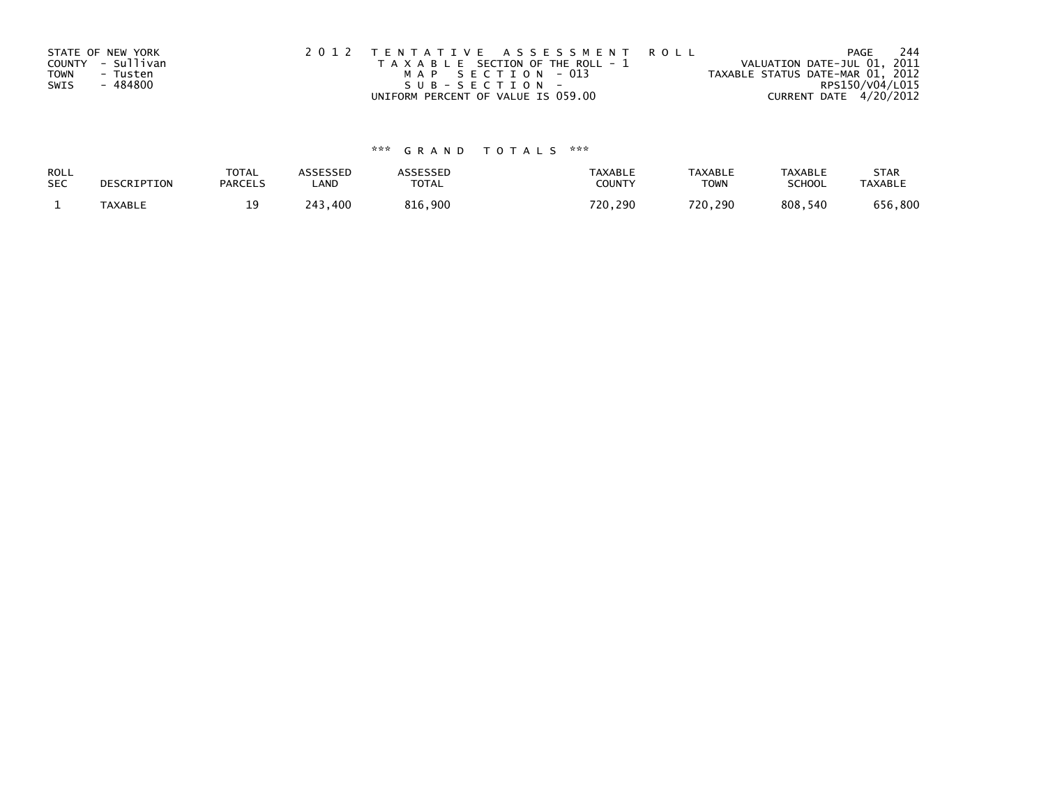STATE OF NEW YORK
COUNTY - Sullivan
TOWN - Tusten
SWIS - 484800

2012 TENTATIVE ASSESSMENT ROLL
TAXABLE SECTION OF THE ROLL - 1
MAP SECTION - 013
SUB-SECTION -
UNIFORM PERCENT OF VALUE IS 059.00

VALUATION DATE-JUL 01, 2011
TAXABLE STATUS DATE-MAR 01, 2012
RPS150/V04/L015
CURRENT DATE 4/20/2012

*** GRAND TOTALS ***

| ROLL SEC | DESCRIPTION | TOTAL PARCELS | ASSESSED LAND | ASSESSED TOTAL | TAXABLE COUNTY | TAXABLE TOWN | TAXABLE SCHOOL | STAR TAXABLE |
|---|---|---|---|---|---|---|---|---|
| 1 | TAXABLE | 19 | 243,400 | 816,900 | 720,290 | 720,290 | 808,540 | 656,800 |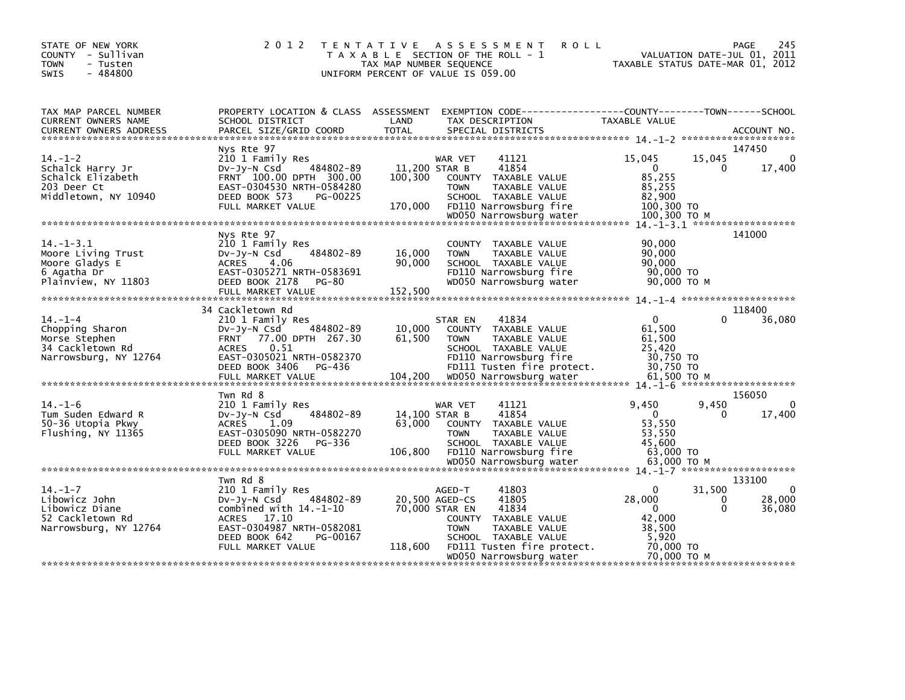STATE OF NEW YORK
COUNTY - Sullivan
TOWN - Tusten
SWIS - 484800

# 2012 TENTATIVE ASSESSMENT ROLL

TAXABLE SECTION OF THE ROLL - 1
TAX MAP NUMBER SEQUENCE
UNIFORM PERCENT OF VALUE IS 059.00

VALUATION DATE-JUL 01, 2011
TAXABLE STATUS DATE-MAR 01, 2012

| TAX MAP PARCEL NUMBER / CURRENT OWNERS NAME / CURRENT OWNERS ADDRESS | PROPERTY LOCATION & CLASS / SCHOOL DISTRICT / PARCEL SIZE/GRID COORD | ASSESSMENT LAND / TOTAL | EXEMPTION CODE / TAX DESCRIPTION / SPECIAL DISTRICTS | COUNTY TAXABLE VALUE | TOWN | SCHOOL | ACCOUNT NO. |
|---|---|---|---|---|---|---|---|
| **14.-1-2** | Nys Rte 97 | | | | | | 147450 |
| 14.-1-2 | 210 1 Family Res | | WAR VET 41121 | 15,045 | 15,045 | 0 | |
| Schalck Harry Jr | Dv-Jy-N Csd 484802-89 | 11,200 | STAR B 41854 | 0 | 0 | 17,400 | |
| Schalck Elizabeth | FRNT 100.00 DPTH 300.00 | 100,300 | COUNTY TAXABLE VALUE | 85,255 | | | |
| 203 Deer Ct | EAST-0304530 NRTH-0584280 | | TOWN TAXABLE VALUE | 85,255 | | | |
| Middletown, NY 10940 | DEED BOOK 573 PG-00225 | | SCHOOL TAXABLE VALUE | 82,900 | | | |
| | FULL MARKET VALUE | 170,000 | FD110 Narrowsburg fire | 100,300 TO | | | |
| | | | WD050 Narrowsburg water | 100,300 TO M | | | |
| **14.-1-3.1** | Nys Rte 97 | | | | | | 141000 |
| 14.-1-3.1 | 210 1 Family Res | | COUNTY TAXABLE VALUE | 90,000 | | | |
| Moore Living Trust | Dv-Jy-N Csd 484802-89 | 16,000 | TOWN TAXABLE VALUE | 90,000 | | | |
| Moore Gladys E | ACRES 4.06 | 90,000 | SCHOOL TAXABLE VALUE | 90,000 | | | |
| 6 Agatha Dr | EAST-0305271 NRTH-0583691 | | FD110 Narrowsburg fire | 90,000 TO | | | |
| Plainview, NY 11803 | DEED BOOK 2178 PG-80 | | WD050 Narrowsburg water | 90,000 TO M | | | |
| | FULL MARKET VALUE | 152,500 | | | | | |
| **14.-1-4** | 34 Cackletown Rd | | | | | | 118400 |
| 14.-1-4 | 210 1 Family Res | | STAR EN 41834 | 0 | 0 | 36,080 | |
| Chopping Sharon | Dv-Jy-N Csd 484802-89 | 10,000 | COUNTY TAXABLE VALUE | 61,500 | | | |
| Morse Stephen | FRNT 77.00 DPTH 267.30 | 61,500 | TOWN TAXABLE VALUE | 61,500 | | | |
| 34 Cackletown Rd | ACRES 0.51 | | SCHOOL TAXABLE VALUE | 25,420 | | | |
| Narrowsburg, NY 12764 | EAST-0305021 NRTH-0582370 | | FD110 Narrowsburg fire | 30,750 TO | | | |
| | DEED BOOK 3406 PG-436 | | FD111 Tusten fire protect. | 30,750 TO | | | |
| | FULL MARKET VALUE | 104,200 | WD050 Narrowsburg water | 61,500 TO M | | | |
| **14.-1-6** | Twn Rd 8 | | | | | | 156050 |
| 14.-1-6 | 210 1 Family Res | | WAR VET 41121 | 9,450 | 9,450 | 0 | |
| Tum Suden Edward R | Dv-Jy-N Csd 484802-89 | 14,100 | STAR B 41854 | 0 | 0 | 17,400 | |
| 50-36 Utopia Pkwy | ACRES 1.09 | 63,000 | COUNTY TAXABLE VALUE | 53,550 | | | |
| Flushing, NY 11365 | EAST-0305090 NRTH-0582270 | | TOWN TAXABLE VALUE | 53,550 | | | |
| | DEED BOOK 3226 PG-336 | | SCHOOL TAXABLE VALUE | 45,600 | | | |
| | FULL MARKET VALUE | 106,800 | FD110 Narrowsburg fire | 63,000 TO | | | |
| | | | WD050 Narrowsburg water | 63,000 TO M | | | |
| **14.-1-7** | Twn Rd 8 | | | | | | 133100 |
| 14.-1-7 | 210 1 Family Res | | AGED-T 41803 | 0 | 31,500 | 0 | |
| Libowicz John | Dv-Jy-N Csd 484802-89 | 20,500 | AGED-CS 41805 | 28,000 | 0 | 28,000 | |
| Libowicz Diane | combined with 14.-1-10 | 70,000 | STAR EN 41834 | 0 | 0 | 36,080 | |
| 52 Cackletown Rd | ACRES 17.10 | | COUNTY TAXABLE VALUE | 42,000 | | | |
| Narrowsburg, NY 12764 | EAST-0304987 NRTH-0582081 | | TOWN TAXABLE VALUE | 38,500 | | | |
| | DEED BOOK 642 PG-00167 | | SCHOOL TAXABLE VALUE | 5,920 | | | |
| | FULL MARKET VALUE | 118,600 | FD111 Tusten fire protect. | 70,000 TO | | | |
| | | | WD050 Narrowsburg water | 70,000 TO M | | | |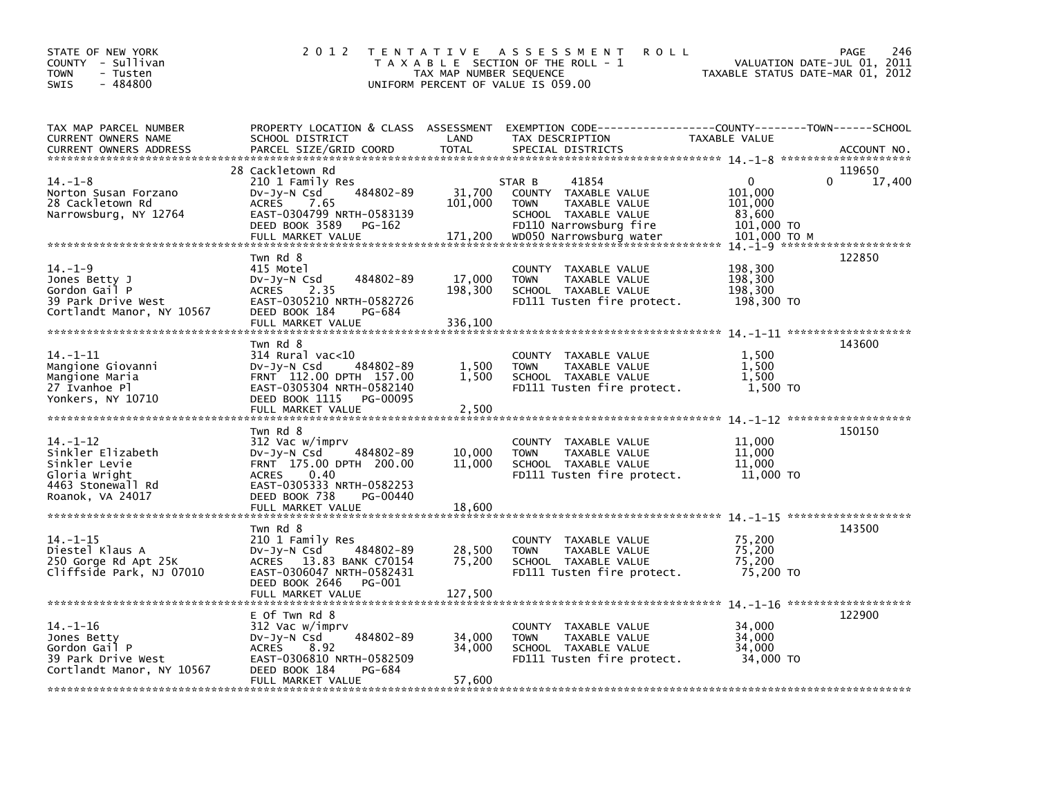STATE OF NEW YORK
COUNTY - Sullivan
TOWN - Tusten
SWIS - 484800

2012 TENTATIVE ASSESSMENT ROLL
TAXABLE SECTION OF THE ROLL - 1
TAX MAP NUMBER SEQUENCE
UNIFORM PERCENT OF VALUE IS 059.00

VALUATION DATE-JUL 01, 2011
TAXABLE STATUS DATE-MAR 01, 2012

| TAX MAP PARCEL NUMBER / CURRENT OWNERS NAME / CURRENT OWNERS ADDRESS | PROPERTY LOCATION & CLASS / SCHOOL DISTRICT / PARCEL SIZE/GRID COORD | ASSESSMENT LAND | TOTAL | EXEMPTION CODE / TAX DESCRIPTION / SPECIAL DISTRICTS | COUNTY | TOWN | SCHOOL | ACCOUNT NO. |
|---|---|---|---|---|---|---|---|---|
| 14.-1-8 | 28 Cackletown Rd | | | | | | | 119650 |
| Norton Susan Forzano | 210 1 Family Res | | | STAR B 41854 | 0 | | 0 17,400 | |
| 28 Cackletown Rd | Dv-Jy-N Csd 484802-89 | 31,700 | | COUNTY TAXABLE VALUE | 101,000 | | | |
| Narrowsburg, NY 12764 | ACRES 7.65 | | 101,000 | TOWN TAXABLE VALUE | | 101,000 | | |
| | EAST-0304799 NRTH-0583139 | | | SCHOOL TAXABLE VALUE | | | 83,600 | |
| | DEED BOOK 3589 PG-162 | | | FD110 Narrowsburg fire | 101,000 TO | | | |
| | FULL MARKET VALUE | | 171,200 | WD050 Narrowsburg water | 101,000 TO M | | | |
| 14.-1-9 | Twn Rd 8 | | | | | | | 122850 |
| Jones Betty J | 415 Motel | | | COUNTY TAXABLE VALUE | 198,300 | | | |
| Gordon Gail P | Dv-Jy-N Csd 484802-89 | 17,000 | | TOWN TAXABLE VALUE | | 198,300 | | |
| 39 Park Drive West | ACRES 2.35 | | 198,300 | SCHOOL TAXABLE VALUE | | | 198,300 | |
| Cortlandt Manor, NY 10567 | EAST-0305210 NRTH-0582726 | | | FD111 Tusten fire protect. | 198,300 TO | | | |
| | DEED BOOK 184 PG-684 | | | | | | | |
| | FULL MARKET VALUE | | 336,100 | | | | | |
| 14.-1-11 | Twn Rd 8 | | | | | | | 143600 |
| Mangione Giovanni | 314 Rural vac<10 | | | COUNTY TAXABLE VALUE | 1,500 | | | |
| Mangione Maria | Dv-Jy-N Csd 484802-89 | 1,500 | | TOWN TAXABLE VALUE | | 1,500 | | |
| 27 Ivanhoe Pl | FRNT 112.00 DPTH 157.00 | | 1,500 | SCHOOL TAXABLE VALUE | | | 1,500 | |
| Yonkers, NY 10710 | EAST-0305304 NRTH-0582140 | | | FD111 Tusten fire protect. | 1,500 TO | | | |
| | DEED BOOK 1115 PG-00095 | | | | | | | |
| | FULL MARKET VALUE | | 2,500 | | | | | |
| 14.-1-12 | Twn Rd 8 | | | | | | | 150150 |
| Sinkler Elizabeth | 312 Vac w/imprv | | | COUNTY TAXABLE VALUE | 11,000 | | | |
| Sinkler Levie | Dv-Jy-N Csd 484802-89 | 10,000 | | TOWN TAXABLE VALUE | | 11,000 | | |
| Gloria Wright | FRNT 175.00 DPTH 200.00 | | 11,000 | SCHOOL TAXABLE VALUE | | | 11,000 | |
| 4463 Stonewall Rd | ACRES 0.40 | | | FD111 Tusten fire protect. | 11,000 TO | | | |
| Roanok, VA 24017 | EAST-0305333 NRTH-0582253 | | | | | | | |
| | DEED BOOK 738 PG-00440 | | | | | | | |
| | FULL MARKET VALUE | | 18,600 | | | | | |
| 14.-1-15 | Twn Rd 8 | | | | | | | 143500 |
| Diestel Klaus A | 210 1 Family Res | | | COUNTY TAXABLE VALUE | 75,200 | | | |
| 250 Gorge Rd Apt 25K | Dv-Jy-N Csd 484802-89 | 28,500 | | TOWN TAXABLE VALUE | | 75,200 | | |
| Cliffside Park, NJ 07010 | ACRES 13.83 BANK C70154 | | 75,200 | SCHOOL TAXABLE VALUE | | | 75,200 | |
| | EAST-0306047 NRTH-0582431 | | | FD111 Tusten fire protect. | 75,200 TO | | | |
| | DEED BOOK 2646 PG-001 | | | | | | | |
| | FULL MARKET VALUE | | 127,500 | | | | | |
| 14.-1-16 | E Of Twn Rd 8 | | | | | | | 122900 |
| Jones Betty | 312 Vac w/imprv | | | COUNTY TAXABLE VALUE | 34,000 | | | |
| Gordon Gail P | Dv-Jy-N Csd 484802-89 | 34,000 | | TOWN TAXABLE VALUE | | 34,000 | | |
| 39 Park Drive West | ACRES 8.92 | | 34,000 | SCHOOL TAXABLE VALUE | | | 34,000 | |
| Cortlandt Manor, NY 10567 | EAST-0306810 NRTH-0582509 | | | FD111 Tusten fire protect. | 34,000 TO | | | |
| | DEED BOOK 184 PG-684 | | | | | | | |
| | FULL MARKET VALUE | | 57,600 | | | | | |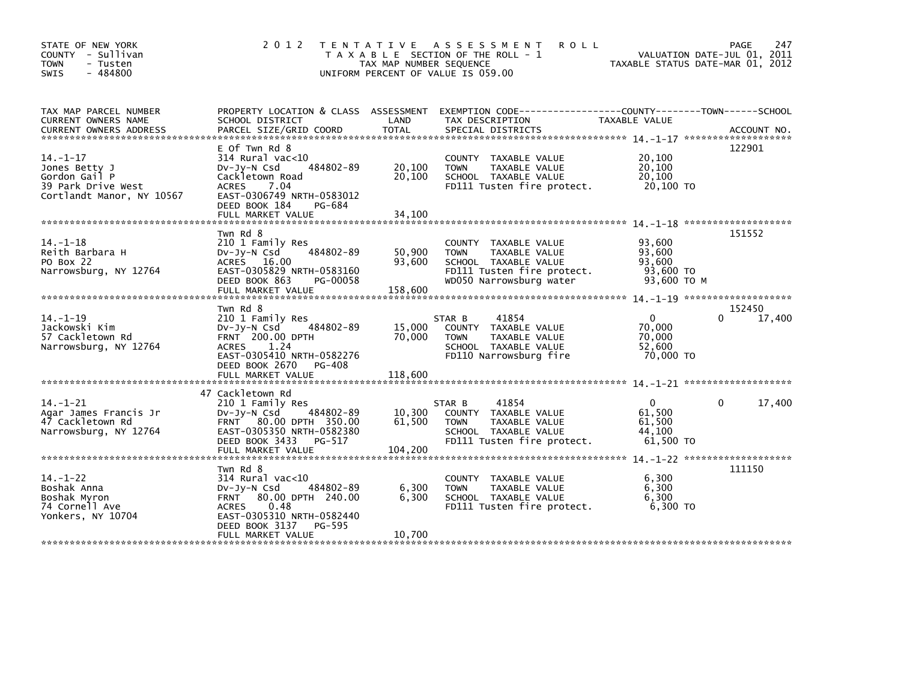STATE OF NEW YORK
COUNTY - Sullivan
TOWN - Tusten
SWIS - 484800

# 2012 TENTATIVE ASSESSMENT ROLL

TAXABLE SECTION OF THE ROLL - 1
TAX MAP NUMBER SEQUENCE
UNIFORM PERCENT OF VALUE IS 059.00

VALUATION DATE-JUL 01, 2011
TAXABLE STATUS DATE-MAR 01, 2012

| TAX MAP PARCEL NUMBER / CURRENT OWNERS NAME / CURRENT OWNERS ADDRESS | PROPERTY LOCATION & CLASS / SCHOOL DISTRICT / PARCEL SIZE/GRID COORD | ASSESSMENT LAND | TOTAL | EXEMPTION CODE / TAX DESCRIPTION / SPECIAL DISTRICTS | COUNTY TAXABLE VALUE | TOWN | SCHOOL | ACCOUNT NO. |
|---|---|---|---|---|---|---|---|---|
| 14.-1-17 | E Of Twn Rd 8 | | | | | | | 122901 |
| | 314 Rural vac<10 | | | COUNTY TAXABLE VALUE | 20,100 | | | |
| Jones Betty J | Dv-Jy-N Csd 484802-89 | 20,100 | | TOWN TAXABLE VALUE | 20,100 | | | |
| Gordon Gail P | Cackletown Road | | 20,100 | SCHOOL TAXABLE VALUE | 20,100 | | | |
| 39 Park Drive West | ACRES 7.04 | | | FD111 Tusten fire protect. | 20,100 TO | | | |
| Cortlandt Manor, NY 10567 | EAST-0306749 NRTH-0583012 | | | | | | | |
| | DEED BOOK 184 PG-684 | | | | | | | |
| | FULL MARKET VALUE | | 34,100 | | | | | |
| 14.-1-18 | Twn Rd 8 | | | | | | | 151552 |
| | 210 1 Family Res | | | COUNTY TAXABLE VALUE | 93,600 | | | |
| Reith Barbara H | Dv-Jy-N Csd 484802-89 | 50,900 | | TOWN TAXABLE VALUE | 93,600 | | | |
| PO Box 22 | ACRES 16.00 | | 93,600 | SCHOOL TAXABLE VALUE | 93,600 | | | |
| Narrowsburg, NY 12764 | EAST-0305829 NRTH-0583160 | | | FD111 Tusten fire protect. | 93,600 TO | | | |
| | DEED BOOK 863 PG-00058 | | | WD050 Narrowsburg water | 93,600 TO M | | | |
| | FULL MARKET VALUE | | 158,600 | | | | | |
| 14.-1-19 | Twn Rd 8 | | | | | | | 152450 |
| | 210 1 Family Res | | | STAR B 41854 | 0 | 0 | 17,400 | |
| Jackowski Kim | Dv-Jy-N Csd 484802-89 | 15,000 | | COUNTY TAXABLE VALUE | 70,000 | | | |
| 57 Cackletown Rd | FRNT 200.00 DPTH | | 70,000 | TOWN TAXABLE VALUE | 70,000 | | | |
| Narrowsburg, NY 12764 | ACRES 1.24 | | | SCHOOL TAXABLE VALUE | 52,600 | | | |
| | EAST-0305410 NRTH-0582276 | | | FD110 Narrowsburg fire | 70,000 TO | | | |
| | DEED BOOK 2670 PG-408 | | | | | | | |
| | FULL MARKET VALUE | | 118,600 | | | | | |
| 14.-1-21 | 47 Cackletown Rd | | | | | | | |
| | 210 1 Family Res | | | STAR B 41854 | 0 | 0 | 17,400 | |
| Agar James Francis Jr | Dv-Jy-N Csd 484802-89 | 10,300 | | COUNTY TAXABLE VALUE | 61,500 | | | |
| 47 Cackletown Rd | FRNT 80.00 DPTH 350.00 | | 61,500 | TOWN TAXABLE VALUE | 61,500 | | | |
| Narrowsburg, NY 12764 | EAST-0305350 NRTH-0582380 | | | SCHOOL TAXABLE VALUE | 44,100 | | | |
| | DEED BOOK 3433 PG-517 | | | FD111 Tusten fire protect. | 61,500 TO | | | |
| | FULL MARKET VALUE | | 104,200 | | | | | |
| 14.-1-22 | Twn Rd 8 | | | | | | | 111150 |
| | 314 Rural vac<10 | | | COUNTY TAXABLE VALUE | 6,300 | | | |
| Boshak Anna | Dv-Jy-N Csd 484802-89 | 6,300 | | TOWN TAXABLE VALUE | 6,300 | | | |
| Boshak Myron | FRNT 80.00 DPTH 240.00 | | 6,300 | SCHOOL TAXABLE VALUE | 6,300 | | | |
| 74 Cornell Ave | ACRES 0.48 | | | FD111 Tusten fire protect. | 6,300 TO | | | |
| Yonkers, NY 10704 | EAST-0305310 NRTH-0582440 | | | | | | | |
| | DEED BOOK 3137 PG-595 | | | | | | | |
| | FULL MARKET VALUE | | 10,700 | | | | | |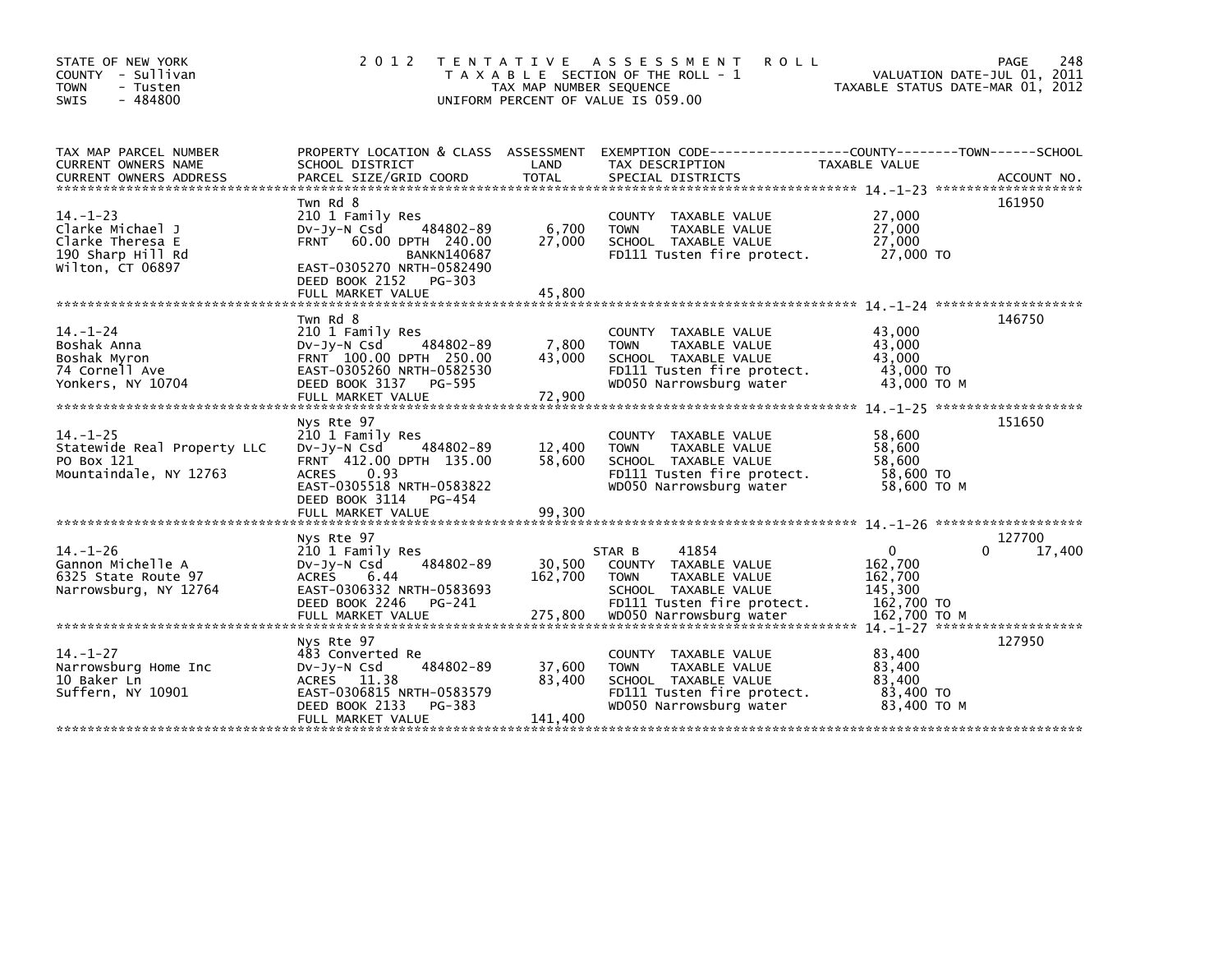STATE OF NEW YORK
COUNTY - Sullivan
TOWN - Tusten
SWIS - 484800

2012 TENTATIVE ASSESSMENT ROLL
TAXABLE SECTION OF THE ROLL - 1
TAX MAP NUMBER SEQUENCE
UNIFORM PERCENT OF VALUE IS 059.00

VALUATION DATE-JUL 01, 2011
TAXABLE STATUS DATE-MAR 01, 2012

| TAX MAP PARCEL NUMBER / CURRENT OWNERS NAME / CURRENT OWNERS ADDRESS | PROPERTY LOCATION & CLASS / SCHOOL DISTRICT / PARCEL SIZE/GRID COORD | ASSESSMENT LAND | TOTAL | EXEMPTION CODE / TAX DESCRIPTION / SPECIAL DISTRICTS | COUNTY / TOWN / SCHOOL TAXABLE VALUE | ACCOUNT NO. |
|---|---|---|---|---|---|---|
| 14.-1-23 | Twn Rd 8 | | | | | 161950 |
| | 210 1 Family Res | | | COUNTY TAXABLE VALUE | 27,000 | |
| Clarke Michael J | Dv-Jy-N Csd 484802-89 | 6,700 | | TOWN TAXABLE VALUE | 27,000 | |
| Clarke Theresa E | FRNT 60.00 DPTH 240.00 | | 27,000 | SCHOOL TAXABLE VALUE | 27,000 | |
| 190 Sharp Hill Rd | BANKN140687 | | | FD111 Tusten fire protect. | 27,000 TO | |
| Wilton, CT 06897 | EAST-0305270 NRTH-0582490 | | | | | |
| | DEED BOOK 2152 PG-303 | | | | | |
| | FULL MARKET VALUE | | 45,800 | | | |
| 14.-1-24 | Twn Rd 8 | | | | | 146750 |
| | 210 1 Family Res | | | COUNTY TAXABLE VALUE | 43,000 | |
| Boshak Anna | Dv-Jy-N Csd 484802-89 | 7,800 | | TOWN TAXABLE VALUE | 43,000 | |
| Boshak Myron | FRNT 100.00 DPTH 250.00 | | 43,000 | SCHOOL TAXABLE VALUE | 43,000 | |
| 74 Cornell Ave | EAST-0305260 NRTH-0582530 | | | FD111 Tusten fire protect. | 43,000 TO | |
| Yonkers, NY 10704 | DEED BOOK 3137 PG-595 | | | WD050 Narrowsburg water | 43,000 TO M | |
| | FULL MARKET VALUE | | 72,900 | | | |
| 14.-1-25 | Nys Rte 97 | | | | | 151650 |
| | 210 1 Family Res | | | COUNTY TAXABLE VALUE | 58,600 | |
| Statewide Real Property LLC | Dv-Jy-N Csd 484802-89 | 12,400 | | TOWN TAXABLE VALUE | 58,600 | |
| PO Box 121 | FRNT 412.00 DPTH 135.00 | | 58,600 | SCHOOL TAXABLE VALUE | 58,600 | |
| Mountaindale, NY 12763 | ACRES 0.93 | | | FD111 Tusten fire protect. | 58,600 TO | |
| | EAST-0305518 NRTH-0583822 | | | WD050 Narrowsburg water | 58,600 TO M | |
| | DEED BOOK 3114 PG-454 | | | | | |
| | FULL MARKET VALUE | | 99,300 | | | |
| 14.-1-26 | Nys Rte 97 | | | | | 127700 |
| | 210 1 Family Res | | | STAR B 41854 | 0 0 17,400 | |
| Gannon Michelle A | Dv-Jy-N Csd 484802-89 | 30,500 | | COUNTY TAXABLE VALUE | 162,700 | |
| 6325 State Route 97 | ACRES 6.44 | | 162,700 | TOWN TAXABLE VALUE | 162,700 | |
| Narrowsburg, NY 12764 | EAST-0306332 NRTH-0583693 | | | SCHOOL TAXABLE VALUE | 145,300 | |
| | DEED BOOK 2246 PG-241 | | | FD111 Tusten fire protect. | 162,700 TO | |
| | FULL MARKET VALUE | | 275,800 | WD050 Narrowsburg water | 162,700 TO M | |
| 14.-1-27 | Nys Rte 97 | | | | | 127950 |
| | 483 Converted Re | | | COUNTY TAXABLE VALUE | 83,400 | |
| Narrowsburg Home Inc | Dv-Jy-N Csd 484802-89 | 37,600 | | TOWN TAXABLE VALUE | 83,400 | |
| 10 Baker Ln | ACRES 11.38 | | 83,400 | SCHOOL TAXABLE VALUE | 83,400 | |
| Suffern, NY 10901 | EAST-0306815 NRTH-0583579 | | | FD111 Tusten fire protect. | 83,400 TO | |
| | DEED BOOK 2133 PG-383 | | | WD050 Narrowsburg water | 83,400 TO M | |
| | FULL MARKET VALUE | | 141,400 | | | |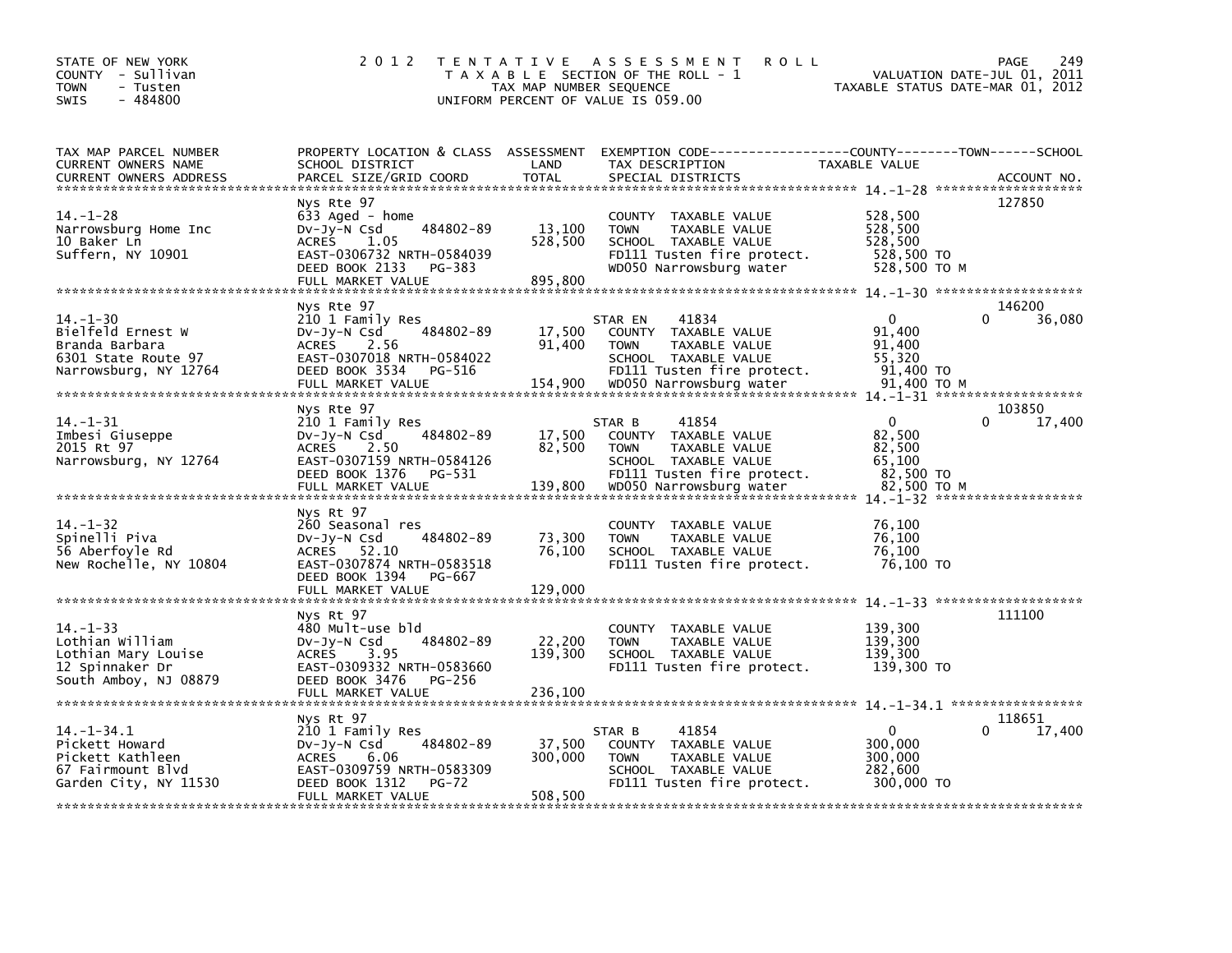STATE OF NEW YORK
COUNTY - Sullivan
TOWN - Tusten
SWIS - 484800

# 2012 TENTATIVE ASSESSMENT ROLL
TAXABLE SECTION OF THE ROLL - 1
TAX MAP NUMBER SEQUENCE
UNIFORM PERCENT OF VALUE IS 059.00

VALUATION DATE-JUL 01, 2011
TAXABLE STATUS DATE-MAR 01, 2012

| TAX MAP PARCEL NUMBER / CURRENT OWNERS NAME / CURRENT OWNERS ADDRESS | PROPERTY LOCATION & CLASS / SCHOOL DISTRICT / PARCEL SIZE/GRID COORD | ASSESSMENT LAND | TOTAL | EXEMPTION CODE / TAX DESCRIPTION / SPECIAL DISTRICTS | COUNTY | TOWN | SCHOOL | TAXABLE VALUE | ACCOUNT NO. |
|---|---|---|---|---|---|---|---|---|---|
| 14.-1-28 | Nys Rte 97 | | | | | | | | 127850 |
| Narrowsburg Home Inc | 633 Aged - home | | | COUNTY TAXABLE VALUE | | | | 528,500 | |
| 10 Baker Ln | Dv-Jy-N Csd 484802-89 | 13,100 | | TOWN TAXABLE VALUE | | | | 528,500 | |
| Suffern, NY 10901 | ACRES 1.05 | | 528,500 | SCHOOL TAXABLE VALUE | | | | 528,500 | |
| | EAST-0306732 NRTH-0584039 | | | FD111 Tusten fire protect. | | | | 528,500 TO | |
| | DEED BOOK 2133 PG-383 | | | WD050 Narrowsburg water | | | | 528,500 TO M | |
| | FULL MARKET VALUE | | 895,800 | | | | | | |
| 14.-1-30 | Nys Rte 97 | | | | | | | | 146200 |
| Bielfeld Ernest W | 210 1 Family Res | | | STAR EN 41834 | 0 | 0 | 36,080 | | |
| Branda Barbara | Dv-Jy-N Csd 484802-89 | 17,500 | | COUNTY TAXABLE VALUE | | | | 91,400 | |
| 6301 State Route 97 | ACRES 2.56 | | 91,400 | TOWN TAXABLE VALUE | | | | 91,400 | |
| Narrowsburg, NY 12764 | EAST-0307018 NRTH-0584022 | | | SCHOOL TAXABLE VALUE | | | | 55,320 | |
| | DEED BOOK 3534 PG-516 | | | FD111 Tusten fire protect. | | | | 91,400 TO | |
| | FULL MARKET VALUE | | 154,900 | WD050 Narrowsburg water | | | | 91,400 TO M | |
| 14.-1-31 | Nys Rte 97 | | | | | | | | 103850 |
| Imbesi Giuseppe | 210 1 Family Res | | | STAR B 41854 | 0 | 0 | 17,400 | | |
| 2015 Rt 97 | Dv-Jy-N Csd 484802-89 | 17,500 | | COUNTY TAXABLE VALUE | | | | 82,500 | |
| Narrowsburg, NY 12764 | ACRES 2.50 | | 82,500 | TOWN TAXABLE VALUE | | | | 82,500 | |
| | EAST-0307159 NRTH-0584126 | | | SCHOOL TAXABLE VALUE | | | | 65,100 | |
| | DEED BOOK 1376 PG-531 | | | FD111 Tusten fire protect. | | | | 82,500 TO | |
| | FULL MARKET VALUE | | 139,800 | WD050 Narrowsburg water | | | | 82,500 TO M | |
| 14.-1-32 | Nys Rt 97 | | | | | | | | |
| Spinelli Piva | 260 Seasonal res | | | COUNTY TAXABLE VALUE | | | | 76,100 | |
| 56 Aberfoyle Rd | Dv-Jy-N Csd 484802-89 | 73,300 | | TOWN TAXABLE VALUE | | | | 76,100 | |
| New Rochelle, NY 10804 | ACRES 52.10 | | 76,100 | SCHOOL TAXABLE VALUE | | | | 76,100 | |
| | EAST-0307874 NRTH-0583518 | | | FD111 Tusten fire protect. | | | | 76,100 TO | |
| | DEED BOOK 1394 PG-667 | | | | | | | | |
| | FULL MARKET VALUE | | 129,000 | | | | | | |
| 14.-1-33 | Nys Rt 97 | | | | | | | | 111100 |
| Lothian William | 480 Mult-use bld | | | COUNTY TAXABLE VALUE | | | | 139,300 | |
| Lothian Mary Louise | Dv-Jy-N Csd 484802-89 | 22,200 | | TOWN TAXABLE VALUE | | | | 139,300 | |
| 12 Spinnaker Dr | ACRES 3.95 | | 139,300 | SCHOOL TAXABLE VALUE | | | | 139,300 | |
| South Amboy, NJ 08879 | EAST-0309332 NRTH-0583660 | | | FD111 Tusten fire protect. | | | | 139,300 TO | |
| | DEED BOOK 3476 PG-256 | | | | | | | | |
| | FULL MARKET VALUE | | 236,100 | | | | | | |
| 14.-1-34.1 | Nys Rt 97 | | | | | | | | 118651 |
| Pickett Howard | 210 1 Family Res | | | STAR B 41854 | 0 | 0 | 17,400 | | |
| Pickett Kathleen | Dv-Jy-N Csd 484802-89 | 37,500 | | COUNTY TAXABLE VALUE | | | | 300,000 | |
| 67 Fairmount Blvd | ACRES 6.06 | | 300,000 | TOWN TAXABLE VALUE | | | | 300,000 | |
| Garden City, NY 11530 | EAST-0309759 NRTH-0583309 | | | SCHOOL TAXABLE VALUE | | | | 282,600 | |
| | DEED BOOK 1312 PG-72 | | | FD111 Tusten fire protect. | | | | 300,000 TO | |
| | FULL MARKET VALUE | | 508,500 | | | | | | |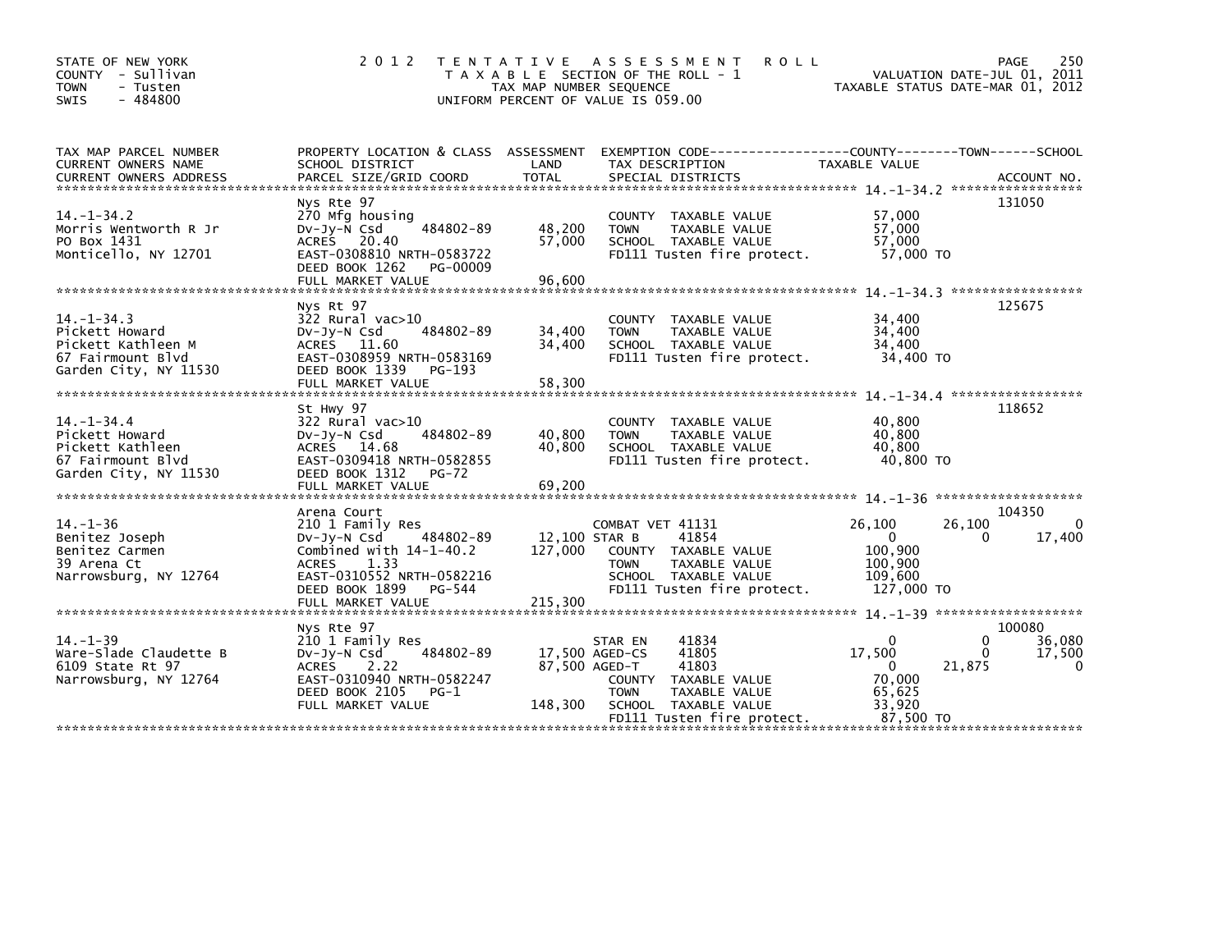STATE OF NEW YORK
COUNTY - Sullivan
TOWN - Tusten
SWIS - 484800

2 0 1 2 T E N T A T I V E A S S E S S M E N T R O L L
T A X A B L E SECTION OF THE ROLL - 1
TAX MAP NUMBER SEQUENCE
UNIFORM PERCENT OF VALUE IS 059.00

VALUATION DATE-JUL 01, 2011
TAXABLE STATUS DATE-MAR 01, 2012

| TAX MAP PARCEL NUMBER / CURRENT OWNERS NAME / CURRENT OWNERS ADDRESS | PROPERTY LOCATION & CLASS / SCHOOL DISTRICT / PARCEL SIZE/GRID COORD | ASSESSMENT LAND / TOTAL | EXEMPTION CODE / TAX DESCRIPTION / SPECIAL DISTRICTS | COUNTY TAXABLE VALUE | TOWN | SCHOOL | ACCOUNT NO. |
|---|---|---|---|---|---|---|---|
| 14.-1-34.2 | Nys Rte 97 | | | | | | 131050 |
| Morris Wentworth R Jr | 270 Mfg housing | | COUNTY TAXABLE VALUE | 57,000 | | | |
| PO Box 1431 | Dv-Jy-N Csd 484802-89 | 48,200 | TOWN TAXABLE VALUE | 57,000 | | | |
| Monticello, NY 12701 | ACRES 20.40 | 57,000 | SCHOOL TAXABLE VALUE | 57,000 | | | |
| | EAST-0308810 NRTH-0583722 | | FD111 Tusten fire protect. | 57,000 TO | | | |
| | DEED BOOK 1262 PG-00009 | | | | | | |
| | FULL MARKET VALUE | 96,600 | | | | | |
| 14.-1-34.3 | Nys Rt 97 | | | | | | 125675 |
| Pickett Howard | 322 Rural vac>10 | | COUNTY TAXABLE VALUE | 34,400 | | | |
| Pickett Kathleen M | Dv-Jy-N Csd 484802-89 | 34,400 | TOWN TAXABLE VALUE | 34,400 | | | |
| 67 Fairmount Blvd | ACRES 11.60 | 34,400 | SCHOOL TAXABLE VALUE | 34,400 | | | |
| Garden City, NY 11530 | EAST-0308959 NRTH-0583169 | | FD111 Tusten fire protect. | 34,400 TO | | | |
| | DEED BOOK 1339 PG-193 | | | | | | |
| | FULL MARKET VALUE | 58,300 | | | | | |
| 14.-1-34.4 | St Hwy 97 | | | | | | 118652 |
| Pickett Howard | 322 Rural vac>10 | | COUNTY TAXABLE VALUE | 40,800 | | | |
| Pickett Kathleen | Dv-Jy-N Csd 484802-89 | 40,800 | TOWN TAXABLE VALUE | 40,800 | | | |
| 67 Fairmount Blvd | ACRES 14.68 | 40,800 | SCHOOL TAXABLE VALUE | 40,800 | | | |
| Garden City, NY 11530 | EAST-0309418 NRTH-0582855 | | FD111 Tusten fire protect. | 40,800 TO | | | |
| | DEED BOOK 1312 PG-72 | | | | | | |
| | FULL MARKET VALUE | 69,200 | | | | | |
| 14.-1-36 | Arena Court | | | | | | 104350 |
| Benitez Joseph | 210 1 Family Res | | COMBAT VET 41131 | 26,100 | 26,100 | 0 | |
| Benitez Carmen | Dv-Jy-N Csd 484802-89 | 12,100 | STAR B 41854 | 0 | 0 | 17,400 | |
| 39 Arena Ct | Combined with 14-1-40.2 | 127,000 | COUNTY TAXABLE VALUE | 100,900 | | | |
| Narrowsburg, NY 12764 | ACRES 1.33 | | TOWN TAXABLE VALUE | 100,900 | | | |
| | EAST-0310552 NRTH-0582216 | | SCHOOL TAXABLE VALUE | 109,600 | | | |
| | DEED BOOK 1899 PG-544 | | FD111 Tusten fire protect. | 127,000 TO | | | |
| | FULL MARKET VALUE | 215,300 | | | | | |
| 14.-1-39 | Nys Rte 97 | | | | | | 100080 |
| Ware-Slade Claudette B | 210 1 Family Res | | STAR EN 41834 | 0 | 0 | 36,080 | |
| 6109 State Rt 97 | Dv-Jy-N Csd 484802-89 | 17,500 | AGED-CS 41805 | 17,500 | 0 | 17,500 | |
| Narrowsburg, NY 12764 | ACRES 2.22 | 87,500 | AGED-T 41803 | 0 | 21,875 | 0 | |
| | EAST-0310940 NRTH-0582247 | | COUNTY TAXABLE VALUE | 70,000 | | | |
| | DEED BOOK 2105 PG-1 | | TOWN TAXABLE VALUE | 65,625 | | | |
| | FULL MARKET VALUE | 148,300 | SCHOOL TAXABLE VALUE | 33,920 | | | |
| | | | FD111 Tusten fire protect. | 87,500 TO | | | |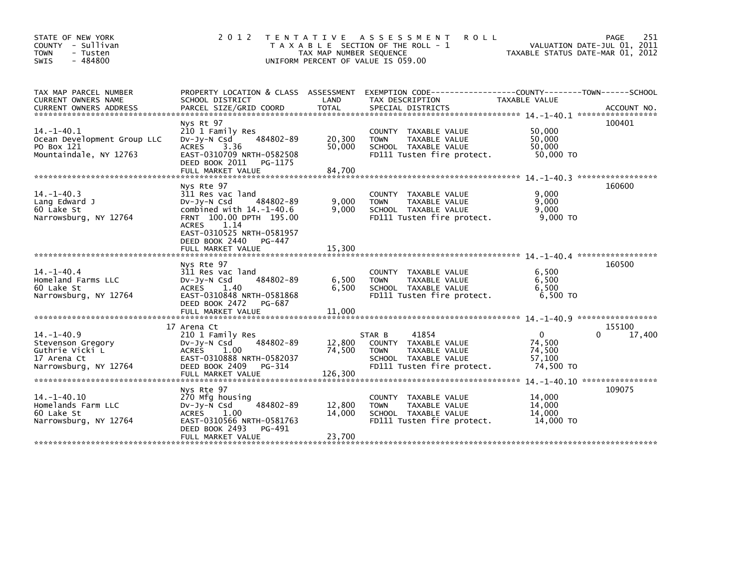STATE OF NEW YORK
COUNTY - Sullivan
TOWN - Tusten
SWIS - 484800

2012 TENTATIVE ASSESSMENT ROLL
TAXABLE SECTION OF THE ROLL - 1
TAX MAP NUMBER SEQUENCE
UNIFORM PERCENT OF VALUE IS 059.00

VALUATION DATE-JUL 01, 2011
TAXABLE STATUS DATE-MAR 01, 2012

| TAX MAP PARCEL NUMBER / CURRENT OWNERS NAME / CURRENT OWNERS ADDRESS | PROPERTY LOCATION & CLASS / SCHOOL DISTRICT / PARCEL SIZE/GRID COORD | ASSESSMENT LAND | TOTAL | EXEMPTION CODE / TAX DESCRIPTION / SPECIAL DISTRICTS | COUNTY / TOWN / SCHOOL TAXABLE VALUE | ACCOUNT NO. |
|---|---|---|---|---|---|---|
| 14.-1-40.1 | Nys Rt 97 | | | | | 100401 |
| 14.-1-40.1 | 210 1 Family Res | | | COUNTY TAXABLE VALUE | 50,000 | |
| Ocean Development Group LLC | Dv-Jy-N Csd 484802-89 | 20,300 | | TOWN TAXABLE VALUE | 50,000 | |
| PO Box 121 | ACRES 3.36 | | 50,000 | SCHOOL TAXABLE VALUE | 50,000 | |
| Mountaindale, NY 12763 | EAST-0310709 NRTH-0582508 | | | FD111 Tusten fire protect. | 50,000 TO | |
| | DEED BOOK 2011 PG-1175 | | | | | |
| | FULL MARKET VALUE | | 84,700 | | | |
| 14.-1-40.3 | Nys Rte 97 | | | | | 160600 |
| 14.-1-40.3 | 311 Res vac land | | | COUNTY TAXABLE VALUE | 9,000 | |
| Lang Edward J | Dv-Jy-N Csd 484802-89 | 9,000 | | TOWN TAXABLE VALUE | 9,000 | |
| 60 Lake St | combined with 14.-1-40.6 | | 9,000 | SCHOOL TAXABLE VALUE | 9,000 | |
| Narrowsburg, NY 12764 | FRNT 100.00 DPTH 195.00 | | | FD111 Tusten fire protect. | 9,000 TO | |
| | ACRES 1.14 | | | | | |
| | EAST-0310525 NRTH-0581957 | | | | | |
| | DEED BOOK 2440 PG-447 | | | | | |
| | FULL MARKET VALUE | | 15,300 | | | |
| 14.-1-40.4 | Nys Rte 97 | | | | | 160500 |
| 14.-1-40.4 | 311 Res vac land | | | COUNTY TAXABLE VALUE | 6,500 | |
| Homeland Farms LLC | Dv-Jy-N Csd 484802-89 | 6,500 | | TOWN TAXABLE VALUE | 6,500 | |
| 60 Lake St | ACRES 1.40 | | 6,500 | SCHOOL TAXABLE VALUE | 6,500 | |
| Narrowsburg, NY 12764 | EAST-0310848 NRTH-0581868 | | | FD111 Tusten fire protect. | 6,500 TO | |
| | DEED BOOK 2472 PG-687 | | | | | |
| | FULL MARKET VALUE | | 11,000 | | | |
| 14.-1-40.9 | 17 Arena Ct | | | | | 155100 |
| 14.-1-40.9 | 210 1 Family Res | | | STAR B 41854 | 0 0 17,400 | |
| Stevenson Gregory | Dv-Jy-N Csd 484802-89 | 12,800 | | COUNTY TAXABLE VALUE | 74,500 | |
| Guthrie Vicki L | ACRES 1.00 | | 74,500 | TOWN TAXABLE VALUE | 74,500 | |
| 17 Arena Ct | EAST-0310888 NRTH-0582037 | | | SCHOOL TAXABLE VALUE | 57,100 | |
| Narrowsburg, NY 12764 | DEED BOOK 2409 PG-314 | | | FD111 Tusten fire protect. | 74,500 TO | |
| | FULL MARKET VALUE | | 126,300 | | | |
| 14.-1-40.10 | Nys Rte 97 | | | | | 109075 |
| 14.-1-40.10 | 270 Mfg housing | | | COUNTY TAXABLE VALUE | 14,000 | |
| Homelands Farm LLC | Dv-Jy-N Csd 484802-89 | 12,800 | | TOWN TAXABLE VALUE | 14,000 | |
| 60 Lake St | ACRES 1.00 | | 14,000 | SCHOOL TAXABLE VALUE | 14,000 | |
| Narrowsburg, NY 12764 | EAST-0310566 NRTH-0581763 | | | FD111 Tusten fire protect. | 14,000 TO | |
| | DEED BOOK 2493 PG-491 | | | | | |
| | FULL MARKET VALUE | | 23,700 | | | |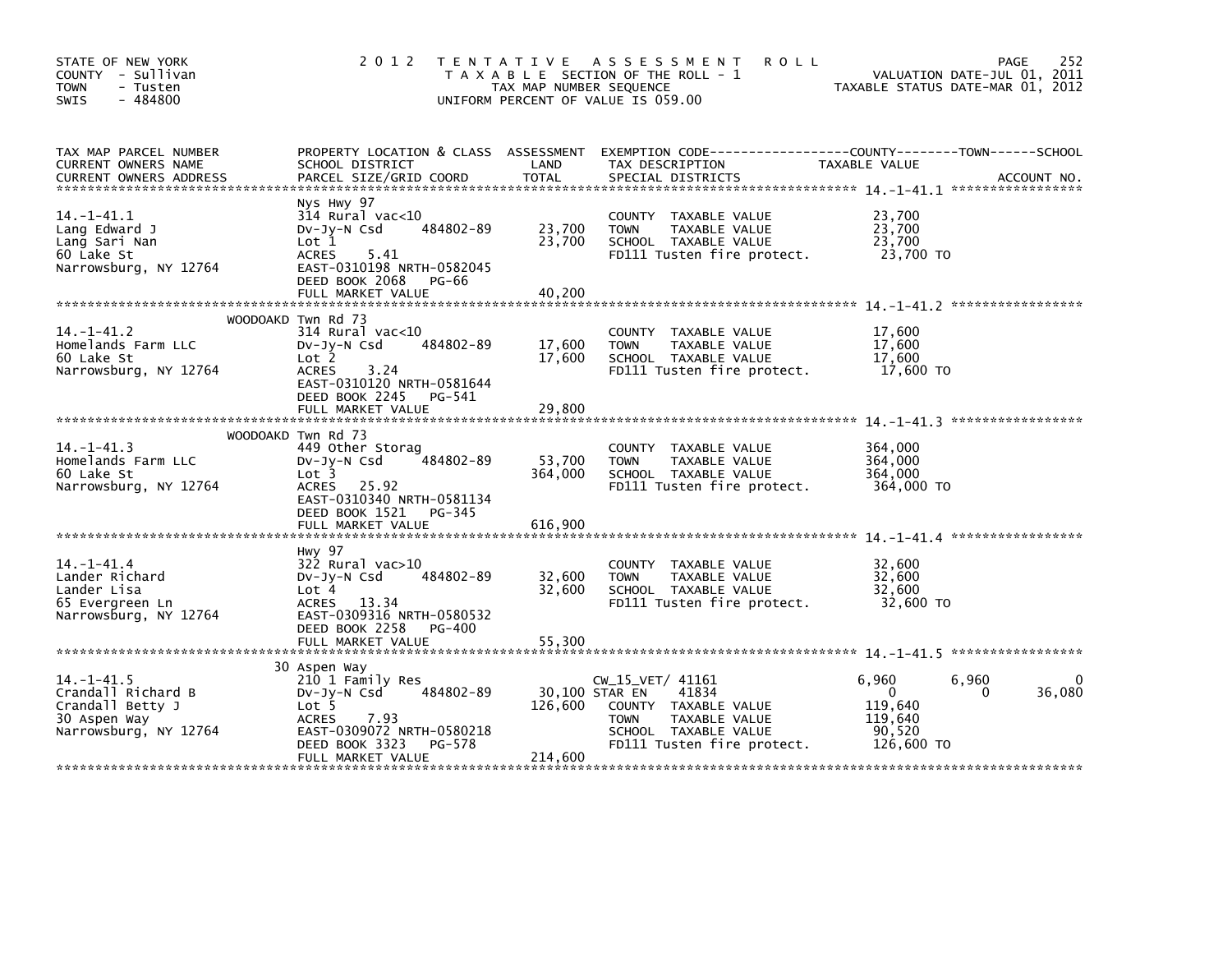STATE OF NEW YORK
COUNTY - Sullivan
TOWN - Tusten
SWIS - 484800

# 2012 TENTATIVE ASSESSMENT ROLL

TAXABLE SECTION OF THE ROLL - 1
TAX MAP NUMBER SEQUENCE
UNIFORM PERCENT OF VALUE IS 059.00

VALUATION DATE-JUL 01, 2011
TAXABLE STATUS DATE-MAR 01, 2012

| TAX MAP PARCEL NUMBER / CURRENT OWNERS NAME / CURRENT OWNERS ADDRESS | PROPERTY LOCATION & CLASS / SCHOOL DISTRICT / PARCEL SIZE/GRID COORD | ASSESSMENT LAND | TOTAL | EXEMPTION CODE / TAX DESCRIPTION / SPECIAL DISTRICTS | COUNTY TAXABLE VALUE | TOWN | SCHOOL | ACCOUNT NO. |
|---|---|---|---|---|---|---|---|---|
| **14.-1-41.1** | Nys Hwy 97 | | | | | | | |
| 14.-1-41.1 | 314 Rural vac<10 | | | COUNTY TAXABLE VALUE | 23,700 | | | |
| Lang Edward J | Dv-Jy-N Csd 484802-89 | 23,700 | | TOWN TAXABLE VALUE | 23,700 | | | |
| Lang Sari Nan | Lot 1 | | 23,700 | SCHOOL TAXABLE VALUE | 23,700 | | | |
| 60 Lake St | ACRES 5.41 | | | FD111 Tusten fire protect. | 23,700 TO | | | |
| Narrowsburg, NY 12764 | EAST-0310198 NRTH-0582045 | | | | | | | |
| | DEED BOOK 2068 PG-66 | | | | | | | |
| | FULL MARKET VALUE | | 40,200 | | | | | |
| **14.-1-41.2** | WOODOAKD Twn Rd 73 | | | | | | | |
| 14.-1-41.2 | 314 Rural vac<10 | | | COUNTY TAXABLE VALUE | 17,600 | | | |
| Homelands Farm LLC | Dv-Jy-N Csd 484802-89 | 17,600 | | TOWN TAXABLE VALUE | 17,600 | | | |
| 60 Lake St | Lot 2 | | 17,600 | SCHOOL TAXABLE VALUE | 17,600 | | | |
| Narrowsburg, NY 12764 | ACRES 3.24 | | | FD111 Tusten fire protect. | 17,600 TO | | | |
| | EAST-0310120 NRTH-0581644 | | | | | | | |
| | DEED BOOK 2245 PG-541 | | | | | | | |
| | FULL MARKET VALUE | | 29,800 | | | | | |
| **14.-1-41.3** | WOODOAKD Twn Rd 73 | | | | | | | |
| 14.-1-41.3 | 449 Other Storag | | | COUNTY TAXABLE VALUE | 364,000 | | | |
| Homelands Farm LLC | Dv-Jy-N Csd 484802-89 | 53,700 | | TOWN TAXABLE VALUE | 364,000 | | | |
| 60 Lake St | Lot 3 | | 364,000 | SCHOOL TAXABLE VALUE | 364,000 | | | |
| Narrowsburg, NY 12764 | ACRES 25.92 | | | FD111 Tusten fire protect. | 364,000 TO | | | |
| | EAST-0310340 NRTH-0581134 | | | | | | | |
| | DEED BOOK 1521 PG-345 | | | | | | | |
| | FULL MARKET VALUE | | 616,900 | | | | | |
| **14.-1-41.4** | Hwy 97 | | | | | | | |
| 14.-1-41.4 | 322 Rural vac>10 | | | COUNTY TAXABLE VALUE | 32,600 | | | |
| Lander Richard | Dv-Jy-N Csd 484802-89 | 32,600 | | TOWN TAXABLE VALUE | 32,600 | | | |
| Lander Lisa | Lot 4 | | 32,600 | SCHOOL TAXABLE VALUE | 32,600 | | | |
| 65 Evergreen Ln | ACRES 13.34 | | | FD111 Tusten fire protect. | 32,600 TO | | | |
| Narrowsburg, NY 12764 | EAST-0309316 NRTH-0580532 | | | | | | | |
| | DEED BOOK 2258 PG-400 | | | | | | | |
| | FULL MARKET VALUE | | 55,300 | | | | | |
| **14.-1-41.5** | 30 Aspen Way | | | | | | | |
| 14.-1-41.5 | 210 1 Family Res | | | CW_15_VET/ 41161 | 6,960 | 6,960 | 0 | |
| Crandall Richard B | Dv-Jy-N Csd 484802-89 | 30,100 | | STAR EN 41834 | 0 | 0 | 36,080 | |
| Crandall Betty J | Lot 5 | | 126,600 | COUNTY TAXABLE VALUE | 119,640 | | | |
| 30 Aspen Way | ACRES 7.93 | | | TOWN TAXABLE VALUE | 119,640 | | | |
| Narrowsburg, NY 12764 | EAST-0309072 NRTH-0580218 | | | SCHOOL TAXABLE VALUE | 90,520 | | | |
| | DEED BOOK 3323 PG-578 | | | FD111 Tusten fire protect. | 126,600 TO | | | |
| | FULL MARKET VALUE | | 214,600 | | | | | |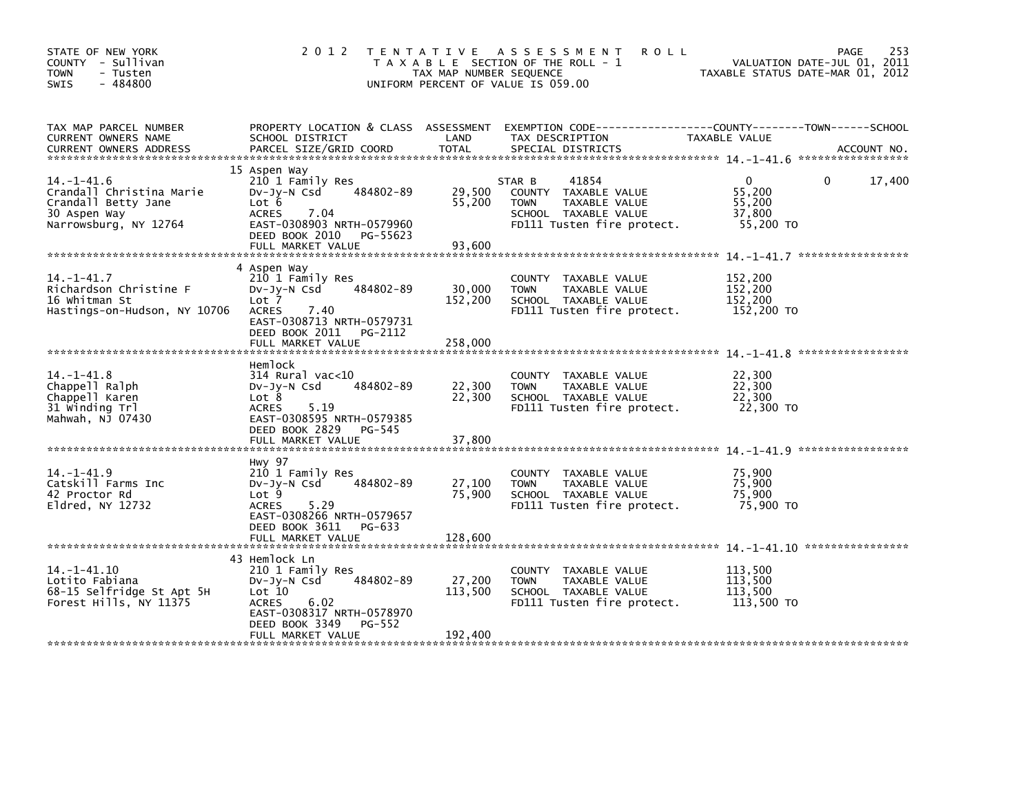STATE OF NEW YORK
COUNTY - Sullivan
TOWN - Tusten
SWIS - 484800

# 2012 TENTATIVE ASSESSMENT ROLL

TAXABLE SECTION OF THE ROLL - 1
TAX MAP NUMBER SEQUENCE
UNIFORM PERCENT OF VALUE IS 059.00

VALUATION DATE-JUL 01, 2011
TAXABLE STATUS DATE-MAR 01, 2012

| TAX MAP PARCEL NUMBER / CURRENT OWNERS NAME / CURRENT OWNERS ADDRESS | PROPERTY LOCATION & CLASS / SCHOOL DISTRICT / PARCEL SIZE/GRID COORD | ASSESSMENT LAND / TOTAL | EXEMPTION CODE / TAX DESCRIPTION / SPECIAL DISTRICTS | COUNTY TAXABLE VALUE | TOWN | SCHOOL / ACCOUNT NO. |
|---|---|---|---|---|---|---|
| **14.-1-41.6** | 15 Aspen Way | | | | | |
| Crandall Christina Marie | 210 1 Family Res | | STAR B 41854 | 0 | 0 | 17,400 |
| Crandall Betty Jane | Dv-Jy-N Csd 484802-89 | 29,500 | COUNTY TAXABLE VALUE | 55,200 | | |
| 30 Aspen Way | Lot 6 | 55,200 | TOWN TAXABLE VALUE | 55,200 | | |
| Narrowsburg, NY 12764 | ACRES 7.04 | | SCHOOL TAXABLE VALUE | 37,800 | | |
| | EAST-0308903 NRTH-0579960 | | FD111 Tusten fire protect. | 55,200 TO | | |
| | DEED BOOK 2010 PG-55623 | | | | | |
| | FULL MARKET VALUE | 93,600 | | | | |
| **14.-1-41.7** | 4 Aspen Way | | | | | |
| Richardson Christine F | 210 1 Family Res | | COUNTY TAXABLE VALUE | 152,200 | | |
| 16 Whitman St | Dv-Jy-N Csd 484802-89 | 30,000 | TOWN TAXABLE VALUE | 152,200 | | |
| Hastings-on-Hudson, NY 10706 | Lot 7 | 152,200 | SCHOOL TAXABLE VALUE | 152,200 | | |
| | ACRES 7.40 | | FD111 Tusten fire protect. | 152,200 TO | | |
| | EAST-0308713 NRTH-0579731 | | | | | |
| | DEED BOOK 2011 PG-2112 | | | | | |
| | FULL MARKET VALUE | 258,000 | | | | |
| **14.-1-41.8** | Hemlock | | | | | |
| Chappell Ralph | 314 Rural vac<10 | | COUNTY TAXABLE VALUE | 22,300 | | |
| Chappell Karen | Dv-Jy-N Csd 484802-89 | 22,300 | TOWN TAXABLE VALUE | 22,300 | | |
| 31 Winding Trl | Lot 8 | 22,300 | SCHOOL TAXABLE VALUE | 22,300 | | |
| Mahwah, NJ 07430 | ACRES 5.19 | | FD111 Tusten fire protect. | 22,300 TO | | |
| | EAST-0308595 NRTH-0579385 | | | | | |
| | DEED BOOK 2829 PG-545 | | | | | |
| | FULL MARKET VALUE | 37,800 | | | | |
| **14.-1-41.9** | Hwy 97 | | | | | |
| Catskill Farms Inc | 210 1 Family Res | | COUNTY TAXABLE VALUE | 75,900 | | |
| 42 Proctor Rd | Dv-Jy-N Csd 484802-89 | 27,100 | TOWN TAXABLE VALUE | 75,900 | | |
| Eldred, NY 12732 | Lot 9 | 75,900 | SCHOOL TAXABLE VALUE | 75,900 | | |
| | ACRES 5.29 | | FD111 Tusten fire protect. | 75,900 TO | | |
| | EAST-0308266 NRTH-0579657 | | | | | |
| | DEED BOOK 3611 PG-633 | | | | | |
| | FULL MARKET VALUE | 128,600 | | | | |
| **14.-1-41.10** | 43 Hemlock Ln | | | | | |
| Lotito Fabiana | 210 1 Family Res | | COUNTY TAXABLE VALUE | 113,500 | | |
| 68-15 Selfridge St Apt 5H | Dv-Jy-N Csd 484802-89 | 27,200 | TOWN TAXABLE VALUE | 113,500 | | |
| Forest Hills, NY 11375 | Lot 10 | 113,500 | SCHOOL TAXABLE VALUE | 113,500 | | |
| | ACRES 6.02 | | FD111 Tusten fire protect. | 113,500 TO | | |
| | EAST-0308317 NRTH-0578970 | | | | | |
| | DEED BOOK 3349 PG-552 | | | | | |
| | FULL MARKET VALUE | 192,400 | | | | |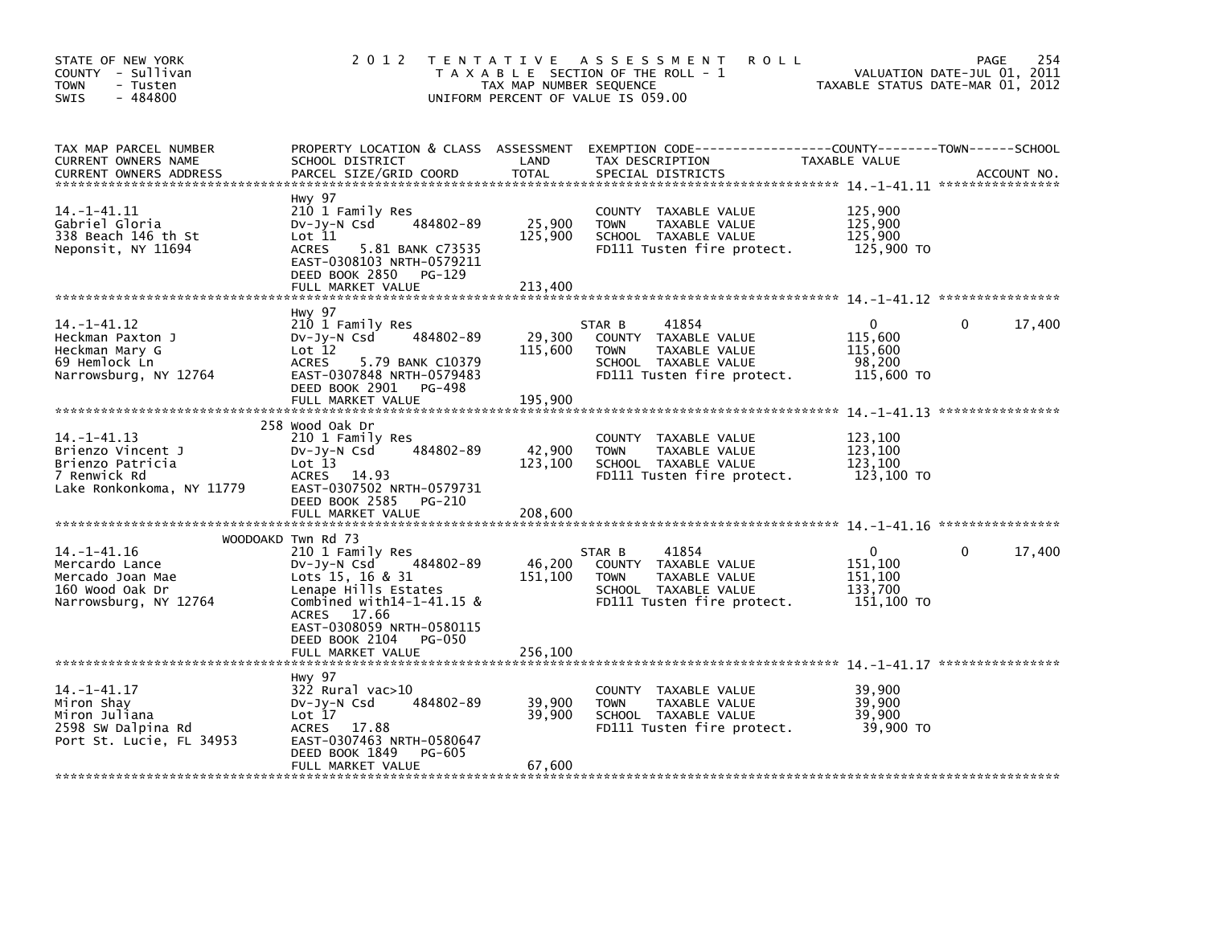STATE OF NEW YORK
COUNTY - Sullivan
TOWN - Tusten
SWIS - 484800

2012 TENTATIVE ASSESSMENT ROLL
TAXABLE SECTION OF THE ROLL - 1
TAX MAP NUMBER SEQUENCE
UNIFORM PERCENT OF VALUE IS 059.00

VALUATION DATE-JUL 01, 2011
TAXABLE STATUS DATE-MAR 01, 2012

| TAX MAP PARCEL NUMBER / CURRENT OWNERS NAME / CURRENT OWNERS ADDRESS | PROPERTY LOCATION & CLASS / SCHOOL DISTRICT / PARCEL SIZE/GRID COORD | ASSESSMENT LAND | TOTAL | EXEMPTION CODE / TAX DESCRIPTION / SPECIAL DISTRICTS | COUNTY TAXABLE VALUE | TOWN | SCHOOL |
|---|---|---|---|---|---|---|---|
| **14.-1-41.11** | Hwy 97 | | | | | | |
| Gabriel Gloria | 210 1 Family Res | | | COUNTY TAXABLE VALUE | 125,900 | | |
| 338 Beach 146 th St | Dv-Jy-N Csd 484802-89 | 25,900 | | TOWN TAXABLE VALUE | 125,900 | | |
| Neponsit, NY 11694 | Lot 11 | | 125,900 | SCHOOL TAXABLE VALUE | 125,900 | | |
| | ACRES 5.81 BANK C73535 | | | FD111 Tusten fire protect. | 125,900 TO | | |
| | EAST-0308103 NRTH-0579211 | | | | | | |
| | DEED BOOK 2850 PG-129 | | | | | | |
| | FULL MARKET VALUE | | 213,400 | | | | |
| **14.-1-41.12** | Hwy 97 | | | | | | |
| Heckman Paxton J | 210 1 Family Res | | | STAR B 41854 | 0 | 0 | 17,400 |
| Heckman Mary G | Dv-Jy-N Csd 484802-89 | 29,300 | | COUNTY TAXABLE VALUE | 115,600 | | |
| 69 Hemlock Ln | Lot 12 | | 115,600 | TOWN TAXABLE VALUE | 115,600 | | |
| Narrowsburg, NY 12764 | ACRES 5.79 BANK C10379 | | | SCHOOL TAXABLE VALUE | 98,200 | | |
| | EAST-0307848 NRTH-0579483 | | | FD111 Tusten fire protect. | 115,600 TO | | |
| | DEED BOOK 2901 PG-498 | | | | | | |
| | FULL MARKET VALUE | | 195,900 | | | | |
| **14.-1-41.13** | 258 Wood Oak Dr | | | | | | |
| Brienzo Vincent J | 210 1 Family Res | | | COUNTY TAXABLE VALUE | 123,100 | | |
| Brienzo Patricia | Dv-Jy-N Csd 484802-89 | 42,900 | | TOWN TAXABLE VALUE | 123,100 | | |
| 7 Renwick Rd | Lot 13 | | 123,100 | SCHOOL TAXABLE VALUE | 123,100 | | |
| Lake Ronkonkoma, NY 11779 | ACRES 14.93 | | | FD111 Tusten fire protect. | 123,100 TO | | |
| | EAST-0307502 NRTH-0579731 | | | | | | |
| | DEED BOOK 2585 PG-210 | | | | | | |
| | FULL MARKET VALUE | | 208,600 | | | | |
| **14.-1-41.16** | WOODOAKD Twn Rd 73 | | | | | | |
| Mercardo Lance | 210 1 Family Res | | | STAR B 41854 | 0 | 0 | 17,400 |
| Mercado Joan Mae | Dv-Jy-N Csd 484802-89 | 46,200 | | COUNTY TAXABLE VALUE | 151,100 | | |
| 160 Wood Oak Dr | Lots 15, 16 & 31 | | 151,100 | TOWN TAXABLE VALUE | 151,100 | | |
| Narrowsburg, NY 12764 | Lenape Hills Estates | | | SCHOOL TAXABLE VALUE | 133,700 | | |
| | Combined with14-1-41.15 & | | | FD111 Tusten fire protect. | 151,100 TO | | |
| | ACRES 17.66 | | | | | | |
| | EAST-0308059 NRTH-0580115 | | | | | | |
| | DEED BOOK 2104 PG-050 | | | | | | |
| | FULL MARKET VALUE | | 256,100 | | | | |
| **14.-1-41.17** | Hwy 97 | | | | | | |
| Miron Shay | 322 Rural vac>10 | | | COUNTY TAXABLE VALUE | 39,900 | | |
| Miron Juliana | Dv-Jy-N Csd 484802-89 | 39,900 | | TOWN TAXABLE VALUE | 39,900 | | |
| 2598 SW Dalpina Rd | Lot 17 | | 39,900 | SCHOOL TAXABLE VALUE | 39,900 | | |
| Port St. Lucie, FL 34953 | ACRES 17.88 | | | FD111 Tusten fire protect. | 39,900 TO | | |
| | EAST-0307463 NRTH-0580647 | | | | | | |
| | DEED BOOK 1849 PG-605 | | | | | | |
| | FULL MARKET VALUE | | 67,600 | | | | |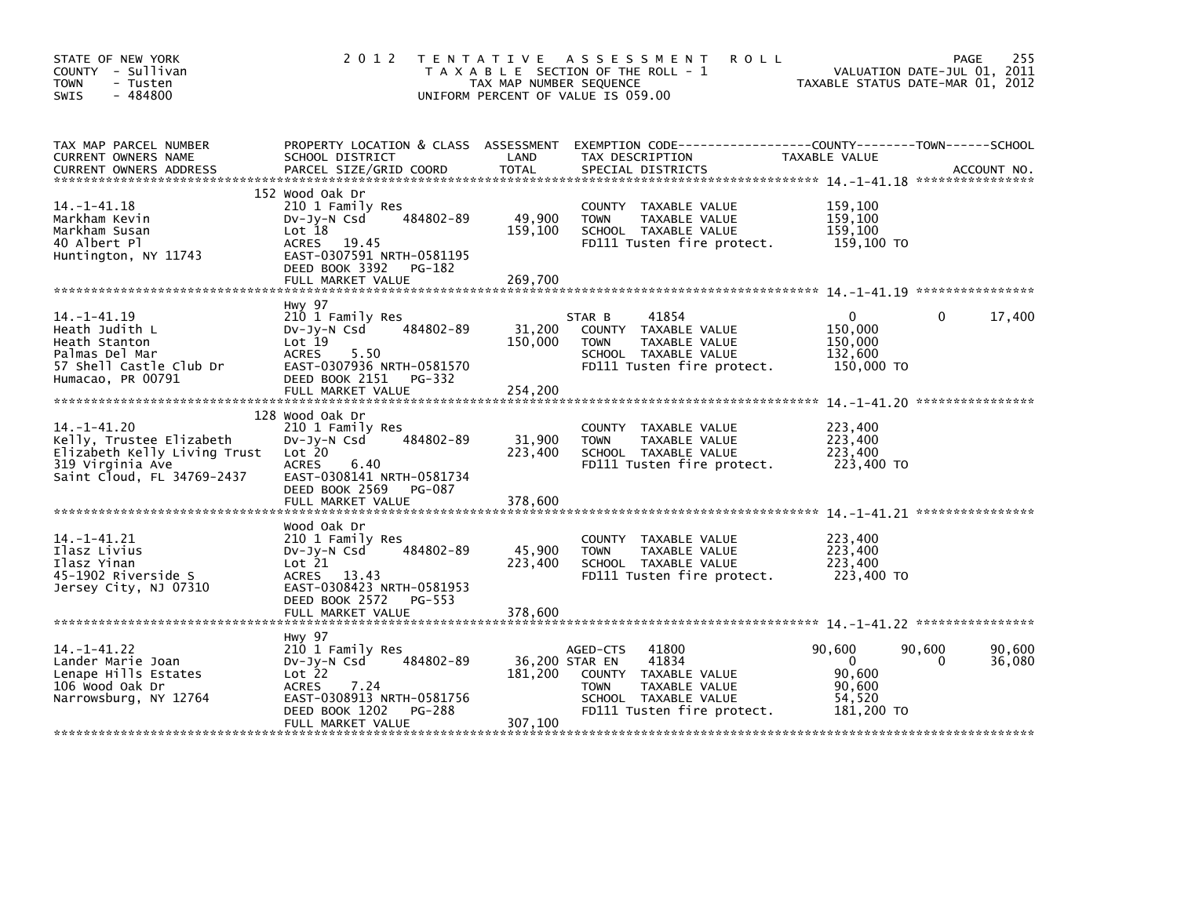STATE OF NEW YORK
COUNTY - Sullivan
TOWN - Tusten
SWIS - 484800

# 2012 TENTATIVE ASSESSMENT ROLL

TAXABLE SECTION OF THE ROLL - 1
TAX MAP NUMBER SEQUENCE
UNIFORM PERCENT OF VALUE IS 059.00

VALUATION DATE-JUL 01, 2011
TAXABLE STATUS DATE-MAR 01, 2012

| TAX MAP PARCEL NUMBER / CURRENT OWNERS NAME / CURRENT OWNERS ADDRESS | PROPERTY LOCATION & CLASS / SCHOOL DISTRICT / PARCEL SIZE/GRID COORD | ASSESSMENT LAND / TOTAL | EXEMPTION CODE / TAX DESCRIPTION / SPECIAL DISTRICTS | COUNTY TAXABLE VALUE | TOWN | SCHOOL / ACCOUNT NO. |
|---|---|---|---|---|---|---|
| **14.-1-41.18** | 152 Wood Oak Dr | | | | | |
| 14.-1-41.18 | 210 1 Family Res | | COUNTY TAXABLE VALUE | 159,100 | | |
| Markham Kevin | Dv-Jy-N Csd 484802-89 | 49,900 | TOWN TAXABLE VALUE | 159,100 | | |
| Markham Susan | Lot 18 | 159,100 | SCHOOL TAXABLE VALUE | 159,100 | | |
| 40 Albert Pl | ACRES 19.45 | | FD111 Tusten fire protect. | 159,100 TO | | |
| Huntington, NY 11743 | EAST-0307591 NRTH-0581195 | | | | | |
| | DEED BOOK 3392 PG-182 | | | | | |
| | FULL MARKET VALUE | 269,700 | | | | |
| **14.-1-41.19** | Hwy 97 | | | | | |
| 14.-1-41.19 | 210 1 Family Res | | STAR B 41854 | 0 | 0 | 17,400 |
| Heath Judith L | Dv-Jy-N Csd 484802-89 | 31,200 | COUNTY TAXABLE VALUE | 150,000 | | |
| Heath Stanton | Lot 19 | 150,000 | TOWN TAXABLE VALUE | 150,000 | | |
| Palmas Del Mar | ACRES 5.50 | | SCHOOL TAXABLE VALUE | 132,600 | | |
| 57 Shell Castle Club Dr | EAST-0307936 NRTH-0581570 | | FD111 Tusten fire protect. | 150,000 TO | | |
| Humacao, PR 00791 | DEED BOOK 2151 PG-332 | | | | | |
| | FULL MARKET VALUE | 254,200 | | | | |
| **14.-1-41.20** | 128 Wood Oak Dr | | | | | |
| 14.-1-41.20 | 210 1 Family Res | | COUNTY TAXABLE VALUE | 223,400 | | |
| Kelly, Trustee Elizabeth | Dv-Jy-N Csd 484802-89 | 31,900 | TOWN TAXABLE VALUE | 223,400 | | |
| Elizabeth Kelly Living Trust | Lot 20 | 223,400 | SCHOOL TAXABLE VALUE | 223,400 | | |
| 319 Virginia Ave | ACRES 6.40 | | FD111 Tusten fire protect. | 223,400 TO | | |
| Saint Cloud, FL 34769-2437 | EAST-0308141 NRTH-0581734 | | | | | |
| | DEED BOOK 2569 PG-087 | | | | | |
| | FULL MARKET VALUE | 378,600 | | | | |
| **14.-1-41.21** | Wood Oak Dr | | | | | |
| 14.-1-41.21 | 210 1 Family Res | | COUNTY TAXABLE VALUE | 223,400 | | |
| Ilasz Livius | Dv-Jy-N Csd 484802-89 | 45,900 | TOWN TAXABLE VALUE | 223,400 | | |
| Ilasz Yinan | Lot 21 | 223,400 | SCHOOL TAXABLE VALUE | 223,400 | | |
| 45-1902 Riverside S | ACRES 13.43 | | FD111 Tusten fire protect. | 223,400 TO | | |
| Jersey City, NJ 07310 | EAST-0308423 NRTH-0581953 | | | | | |
| | DEED BOOK 2572 PG-553 | | | | | |
| | FULL MARKET VALUE | 378,600 | | | | |
| **14.-1-41.22** | Hwy 97 | | | | | |
| 14.-1-41.22 | 210 1 Family Res | | AGED-CTS 41800 | 90,600 | 90,600 | 90,600 |
| Lander Marie Joan | Dv-Jy-N Csd 484802-89 | 36,200 | STAR EN 41834 | 0 | 0 | 36,080 |
| Lenape Hills Estates | Lot 22 | 181,200 | COUNTY TAXABLE VALUE | 90,600 | | |
| 106 Wood Oak Dr | ACRES 7.24 | | TOWN TAXABLE VALUE | 90,600 | | |
| Narrowsburg, NY 12764 | EAST-0308913 NRTH-0581756 | | SCHOOL TAXABLE VALUE | 54,520 | | |
| | DEED BOOK 1202 PG-288 | | FD111 Tusten fire protect. | 181,200 TO | | |
| | FULL MARKET VALUE | 307,100 | | | | |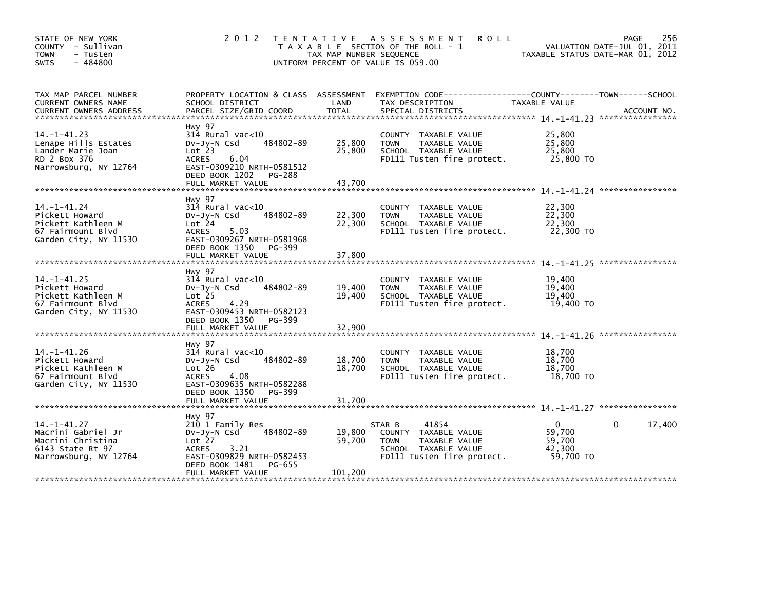STATE OF NEW YORK
COUNTY - Sullivan
TOWN - Tusten
SWIS - 484800

# 2012 TENTATIVE ASSESSMENT ROLL

TAXABLE SECTION OF THE ROLL - 1
TAX MAP NUMBER SEQUENCE
UNIFORM PERCENT OF VALUE IS 059.00

VALUATION DATE-JUL 01, 2011
TAXABLE STATUS DATE-MAR 01, 2012

| TAX MAP PARCEL NUMBER / CURRENT OWNERS NAME / CURRENT OWNERS ADDRESS | PROPERTY LOCATION & CLASS / SCHOOL DISTRICT / PARCEL SIZE/GRID COORD | ASSESSMENT LAND | ASSESSMENT TOTAL | EXEMPTION CODE / TAX DESCRIPTION / SPECIAL DISTRICTS | COUNTY TAXABLE VALUE | TOWN | SCHOOL | ACCOUNT NO. |
|---|---|---|---|---|---|---|---|---|
| 14.-1-41.23 | Hwy 97 | | | | | | | |
| Lenape Hills Estates | 314 Rural vac<10 | | | COUNTY TAXABLE VALUE | 25,800 | | | |
| Lander Marie Joan | Dv-Jy-N Csd 484802-89 | 25,800 | | TOWN TAXABLE VALUE | 25,800 | | | |
| RD 2 Box 376 | Lot 23 | | 25,800 | SCHOOL TAXABLE VALUE | 25,800 | | | |
| Narrowsburg, NY 12764 | ACRES 6.04 | | | FD111 Tusten fire protect. | 25,800 TO | | | |
| | EAST-0309210 NRTH-0581512 | | | | | | | |
| | DEED BOOK 1202 PG-288 | | | | | | | |
| | FULL MARKET VALUE | | 43,700 | | | | | |
| 14.-1-41.24 | Hwy 97 | | | | | | | |
| Pickett Howard | 314 Rural vac<10 | | | COUNTY TAXABLE VALUE | 22,300 | | | |
| Pickett Kathleen M | Dv-Jy-N Csd 484802-89 | 22,300 | | TOWN TAXABLE VALUE | 22,300 | | | |
| 67 Fairmount Blvd | Lot 24 | | 22,300 | SCHOOL TAXABLE VALUE | 22,300 | | | |
| Garden City, NY 11530 | ACRES 5.03 | | | FD111 Tusten fire protect. | 22,300 TO | | | |
| | EAST-0309267 NRTH-0581968 | | | | | | | |
| | DEED BOOK 1350 PG-399 | | | | | | | |
| | FULL MARKET VALUE | | 37,800 | | | | | |
| 14.-1-41.25 | Hwy 97 | | | | | | | |
| Pickett Howard | 314 Rural vac<10 | | | COUNTY TAXABLE VALUE | 19,400 | | | |
| Pickett Kathleen M | Dv-Jy-N Csd 484802-89 | 19,400 | | TOWN TAXABLE VALUE | 19,400 | | | |
| 67 Fairmount Blvd | Lot 25 | | 19,400 | SCHOOL TAXABLE VALUE | 19,400 | | | |
| Garden City, NY 11530 | ACRES 4.29 | | | FD111 Tusten fire protect. | 19,400 TO | | | |
| | EAST-0309453 NRTH-0582123 | | | | | | | |
| | DEED BOOK 1350 PG-399 | | | | | | | |
| | FULL MARKET VALUE | | 32,900 | | | | | |
| 14.-1-41.26 | Hwy 97 | | | | | | | |
| Pickett Howard | 314 Rural vac<10 | | | COUNTY TAXABLE VALUE | 18,700 | | | |
| Pickett Kathleen M | Dv-Jy-N Csd 484802-89 | 18,700 | | TOWN TAXABLE VALUE | 18,700 | | | |
| 67 Fairmount Blvd | Lot 26 | | 18,700 | SCHOOL TAXABLE VALUE | 18,700 | | | |
| Garden City, NY 11530 | ACRES 4.08 | | | FD111 Tusten fire protect. | 18,700 TO | | | |
| | EAST-0309635 NRTH-0582288 | | | | | | | |
| | DEED BOOK 1350 PG-399 | | | | | | | |
| | FULL MARKET VALUE | | 31,700 | | | | | |
| 14.-1-41.27 | Hwy 97 | | | | | | | |
| Macrini Gabriel Jr | 210 1 Family Res | | | STAR B 41854 | 0 | 0 | 17,400 | |
| Macrini Christina | Dv-Jy-N Csd 484802-89 | 19,800 | | COUNTY TAXABLE VALUE | 59,700 | | | |
| 6143 State Rt 97 | Lot 27 | | 59,700 | TOWN TAXABLE VALUE | 59,700 | | | |
| Narrowsburg, NY 12764 | ACRES 3.21 | | | SCHOOL TAXABLE VALUE | 42,300 | | | |
| | EAST-0309829 NRTH-0582453 | | | FD111 Tusten fire protect. | 59,700 TO | | | |
| | DEED BOOK 1481 PG-655 | | | | | | | |
| | FULL MARKET VALUE | | 101,200 | | | | | |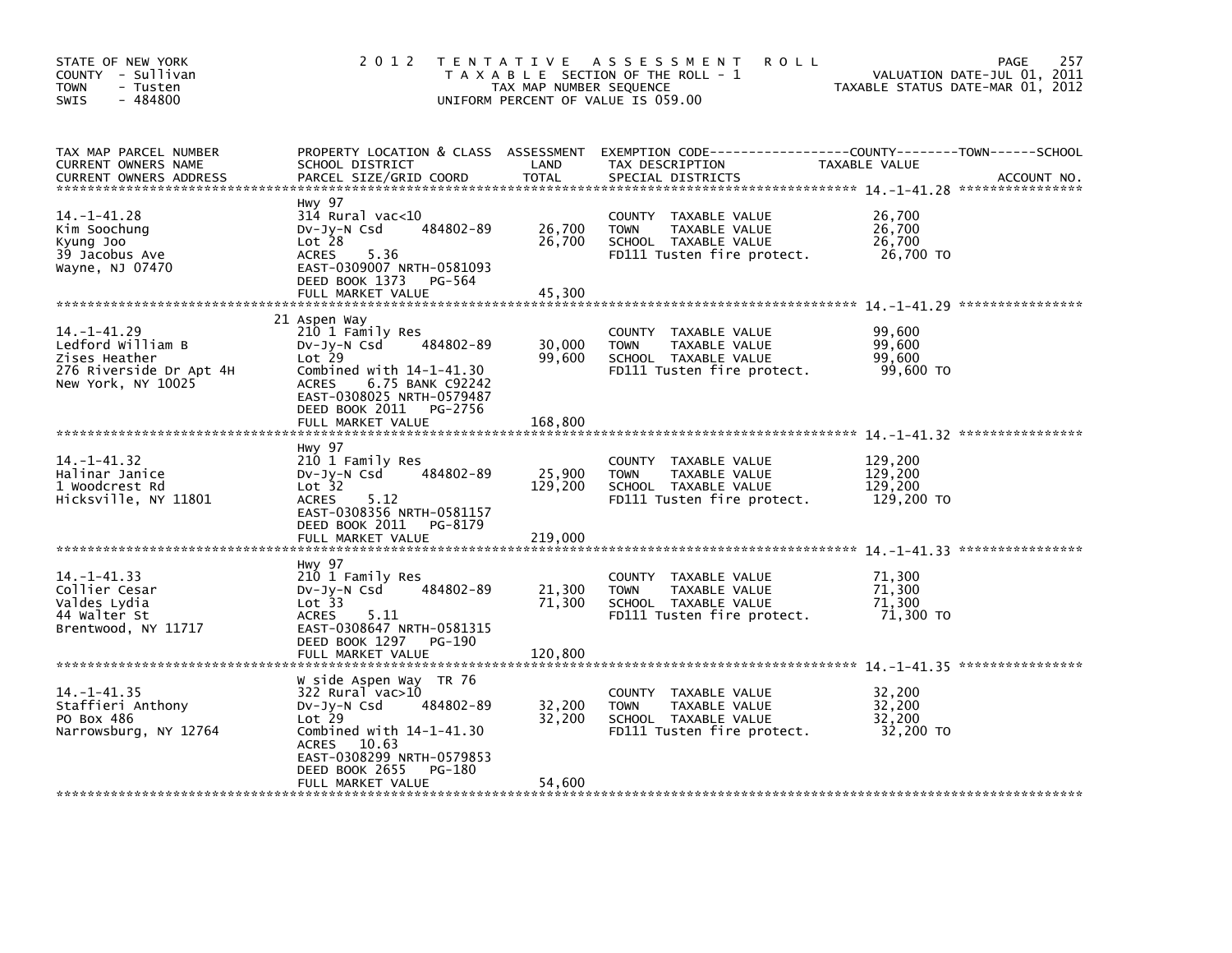STATE OF NEW YORK
COUNTY - Sullivan
TOWN - Tusten
SWIS - 484800

# 2012 TENTATIVE ASSESSMENT ROLL

TAXABLE SECTION OF THE ROLL - 1
TAX MAP NUMBER SEQUENCE
UNIFORM PERCENT OF VALUE IS 059.00

VALUATION DATE-JUL 01, 2011
TAXABLE STATUS DATE-MAR 01, 2012

| TAX MAP PARCEL NUMBER / CURRENT OWNERS NAME / CURRENT OWNERS ADDRESS | PROPERTY LOCATION & CLASS / SCHOOL DISTRICT / PARCEL SIZE/GRID COORD | ASSESSMENT LAND | TOTAL | EXEMPTION CODE / TAX DESCRIPTION / SPECIAL DISTRICTS | TAXABLE VALUE (COUNTY--TOWN--SCHOOL) | ACCOUNT NO. |
|---|---|---|---|---|---|---|
| **14.-1-41.28** | Hwy 97 | | | | | |
| 14.-1-41.28 | 314 Rural vac<10 | | | COUNTY TAXABLE VALUE | 26,700 | |
| Kim Soochung | Dv-Jy-N Csd 484802-89 | 26,700 | | TOWN TAXABLE VALUE | 26,700 | |
| Kyung Joo | Lot 28 | | 26,700 | SCHOOL TAXABLE VALUE | 26,700 | |
| 39 Jacobus Ave | ACRES 5.36 | | | FD111 Tusten fire protect. | 26,700 TO | |
| Wayne, NJ 07470 | EAST-0309007 NRTH-0581093 | | | | | |
| | DEED BOOK 1373 PG-564 | | | | | |
| | FULL MARKET VALUE | | 45,300 | | | |
| **14.-1-41.29** | 21 Aspen Way | | | | | |
| 14.-1-41.29 | 210 1 Family Res | | | COUNTY TAXABLE VALUE | 99,600 | |
| Ledford William B | Dv-Jy-N Csd 484802-89 | 30,000 | | TOWN TAXABLE VALUE | 99,600 | |
| Zises Heather | Lot 29 | | 99,600 | SCHOOL TAXABLE VALUE | 99,600 | |
| 276 Riverside Dr Apt 4H | Combined with 14-1-41.30 | | | FD111 Tusten fire protect. | 99,600 TO | |
| New York, NY 10025 | ACRES 6.75 BANK C92242 | | | | | |
| | EAST-0308025 NRTH-0579487 | | | | | |
| | DEED BOOK 2011 PG-2756 | | | | | |
| | FULL MARKET VALUE | | 168,800 | | | |
| **14.-1-41.32** | Hwy 97 | | | | | |
| 14.-1-41.32 | 210 1 Family Res | | | COUNTY TAXABLE VALUE | 129,200 | |
| Halinar Janice | Dv-Jy-N Csd 484802-89 | 25,900 | | TOWN TAXABLE VALUE | 129,200 | |
| 1 Woodcrest Rd | Lot 32 | | 129,200 | SCHOOL TAXABLE VALUE | 129,200 | |
| Hicksville, NY 11801 | ACRES 5.12 | | | FD111 Tusten fire protect. | 129,200 TO | |
| | EAST-0308356 NRTH-0581157 | | | | | |
| | DEED BOOK 2011 PG-8179 | | | | | |
| | FULL MARKET VALUE | | 219,000 | | | |
| **14.-1-41.33** | Hwy 97 | | | | | |
| 14.-1-41.33 | 210 1 Family Res | | | COUNTY TAXABLE VALUE | 71,300 | |
| Collier Cesar | Dv-Jy-N Csd 484802-89 | 21,300 | | TOWN TAXABLE VALUE | 71,300 | |
| Valdes Lydia | Lot 33 | | 71,300 | SCHOOL TAXABLE VALUE | 71,300 | |
| 44 Walter St | ACRES 5.11 | | | FD111 Tusten fire protect. | 71,300 TO | |
| Brentwood, NY 11717 | EAST-0308647 NRTH-0581315 | | | | | |
| | DEED BOOK 1297 PG-190 | | | | | |
| | FULL MARKET VALUE | | 120,800 | | | |
| **14.-1-41.35** | W side Aspen Way TR 76 | | | | | |
| 14.-1-41.35 | 322 Rural vac>10 | | | COUNTY TAXABLE VALUE | 32,200 | |
| Staffieri Anthony | Dv-Jy-N Csd 484802-89 | 32,200 | | TOWN TAXABLE VALUE | 32,200 | |
| PO Box 486 | Lot 29 | | 32,200 | SCHOOL TAXABLE VALUE | 32,200 | |
| Narrowsburg, NY 12764 | Combined with 14-1-41.30 | | | FD111 Tusten fire protect. | 32,200 TO | |
| | ACRES 10.63 | | | | | |
| | EAST-0308299 NRTH-0579853 | | | | | |
| | DEED BOOK 2655 PG-180 | | | | | |
| | FULL MARKET VALUE | | 54,600 | | | |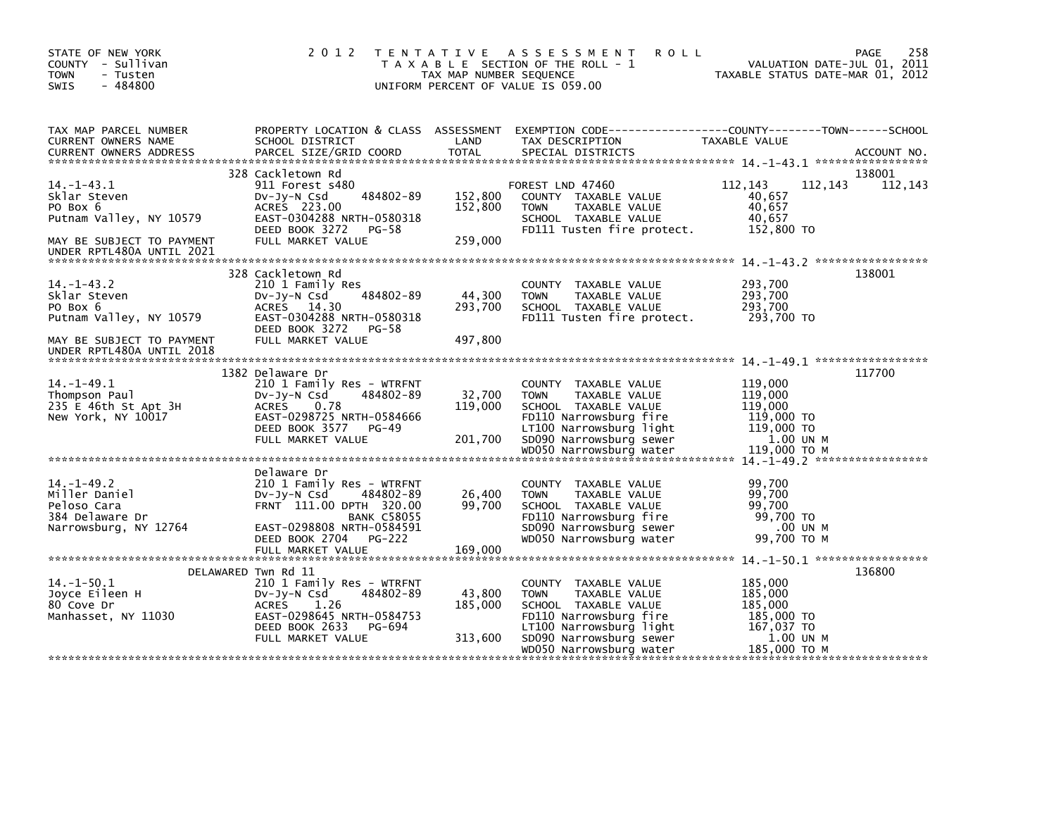STATE OF NEW YORK
COUNTY - Sullivan
TOWN - Tusten
SWIS - 484800

2012 TENTATIVE ASSESSMENT ROLL
TAXABLE SECTION OF THE ROLL - 1
TAX MAP NUMBER SEQUENCE
UNIFORM PERCENT OF VALUE IS 059.00

VALUATION DATE-JUL 01, 2011
TAXABLE STATUS DATE-MAR 01, 2012

| TAX MAP PARCEL NUMBER / CURRENT OWNERS NAME / CURRENT OWNERS ADDRESS | PROPERTY LOCATION & CLASS / SCHOOL DISTRICT / PARCEL SIZE/GRID COORD | ASSESSMENT LAND | TOTAL | EXEMPTION CODE / TAX DESCRIPTION / SPECIAL DISTRICTS | COUNTY TAXABLE VALUE | TOWN | SCHOOL | ACCOUNT NO. |
|---|---|---|---|---|---|---|---|---|
| 14.-1-43.1 | 328 Cackletown Rd | | | | | | | 138001 |
| | 911 Forest s480 | | | FOREST LND 47460 | 112,143 | 112,143 | 112,143 | |
| Sklar Steven | Dv-Jy-N Csd 484802-89 | 152,800 | | COUNTY TAXABLE VALUE | 40,657 | | | |
| PO Box 6 | ACRES 223.00 | | 152,800 | TOWN TAXABLE VALUE | 40,657 | | | |
| Putnam Valley, NY 10579 | EAST-0304288 NRTH-0580318 | | | SCHOOL TAXABLE VALUE | 40,657 | | | |
| | DEED BOOK 3272 PG-58 | | | FD111 Tusten fire protect. | 152,800 TO | | | |
| MAY BE SUBJECT TO PAYMENT UNDER RPTL480A UNTIL 2021 | FULL MARKET VALUE | | 259,000 | | | | | |
| 14.-1-43.2 | 328 Cackletown Rd | | | | | | | 138001 |
| Sklar Steven | 210 1 Family Res | | | COUNTY TAXABLE VALUE | 293,700 | | | |
| PO Box 6 | Dv-Jy-N Csd 484802-89 | 44,300 | | TOWN TAXABLE VALUE | 293,700 | | | |
| Putnam Valley, NY 10579 | ACRES 14.30 | | 293,700 | SCHOOL TAXABLE VALUE | 293,700 | | | |
| | EAST-0304288 NRTH-0580318 | | | FD111 Tusten fire protect. | 293,700 TO | | | |
| | DEED BOOK 3272 PG-58 | | | | | | | |
| MAY BE SUBJECT TO PAYMENT UNDER RPTL480A UNTIL 2018 | FULL MARKET VALUE | | 497,800 | | | | | |
| 14.-1-49.1 | 1382 Delaware Dr | | | | | | | 117700 |
| Thompson Paul | 210 1 Family Res - WTRFNT | | | COUNTY TAXABLE VALUE | 119,000 | | | |
| 235 E 46th St Apt 3H | Dv-Jy-N Csd 484802-89 | 32,700 | | TOWN TAXABLE VALUE | 119,000 | | | |
| New York, NY 10017 | ACRES 0.78 | | 119,000 | SCHOOL TAXABLE VALUE | 119,000 | | | |
| | EAST-0298725 NRTH-0584666 | | | FD110 Narrowsburg fire | 119,000 TO | | | |
| | DEED BOOK 3577 PG-49 | | | LT100 Narrowsburg light | 119,000 TO | | | |
| | FULL MARKET VALUE | | 201,700 | SD090 Narrowsburg sewer | 1.00 UN M | | | |
| | | | | WD050 Narrowsburg water | 119,000 TO M | | | |
| 14.-1-49.2 | Delaware Dr | | | | | | | |
| Miller Daniel | 210 1 Family Res - WTRFNT | | | COUNTY TAXABLE VALUE | 99,700 | | | |
| Peloso Cara | Dv-Jy-N Csd 484802-89 | 26,400 | | TOWN TAXABLE VALUE | 99,700 | | | |
| 384 Delaware Dr | FRNT 111.00 DPTH 320.00 | | 99,700 | SCHOOL TAXABLE VALUE | 99,700 | | | |
| Narrowsburg, NY 12764 | BANK C58055 | | | FD110 Narrowsburg fire | 99,700 TO | | | |
| | EAST-0298808 NRTH-0584591 | | | SD090 Narrowsburg sewer | .00 UN M | | | |
| | DEED BOOK 2704 PG-222 | | | WD050 Narrowsburg water | 99,700 TO M | | | |
| | FULL MARKET VALUE | | 169,000 | | | | | |
| 14.-1-50.1 | DELAWARED Twn Rd 11 | | | | | | | 136800 |
| Joyce Eileen H | 210 1 Family Res - WTRFNT | | | COUNTY TAXABLE VALUE | 185,000 | | | |
| 80 Cove Dr | Dv-Jy-N Csd 484802-89 | 43,800 | | TOWN TAXABLE VALUE | 185,000 | | | |
| Manhasset, NY 11030 | ACRES 1.26 | | 185,000 | SCHOOL TAXABLE VALUE | 185,000 | | | |
| | EAST-0298645 NRTH-0584753 | | | FD110 Narrowsburg fire | 185,000 TO | | | |
| | DEED BOOK 2633 PG-694 | | | LT100 Narrowsburg light | 167,037 TO | | | |
| | FULL MARKET VALUE | | 313,600 | SD090 Narrowsburg sewer | 1.00 UN M | | | |
| | | | | WD050 Narrowsburg water | 185,000 TO M | | | |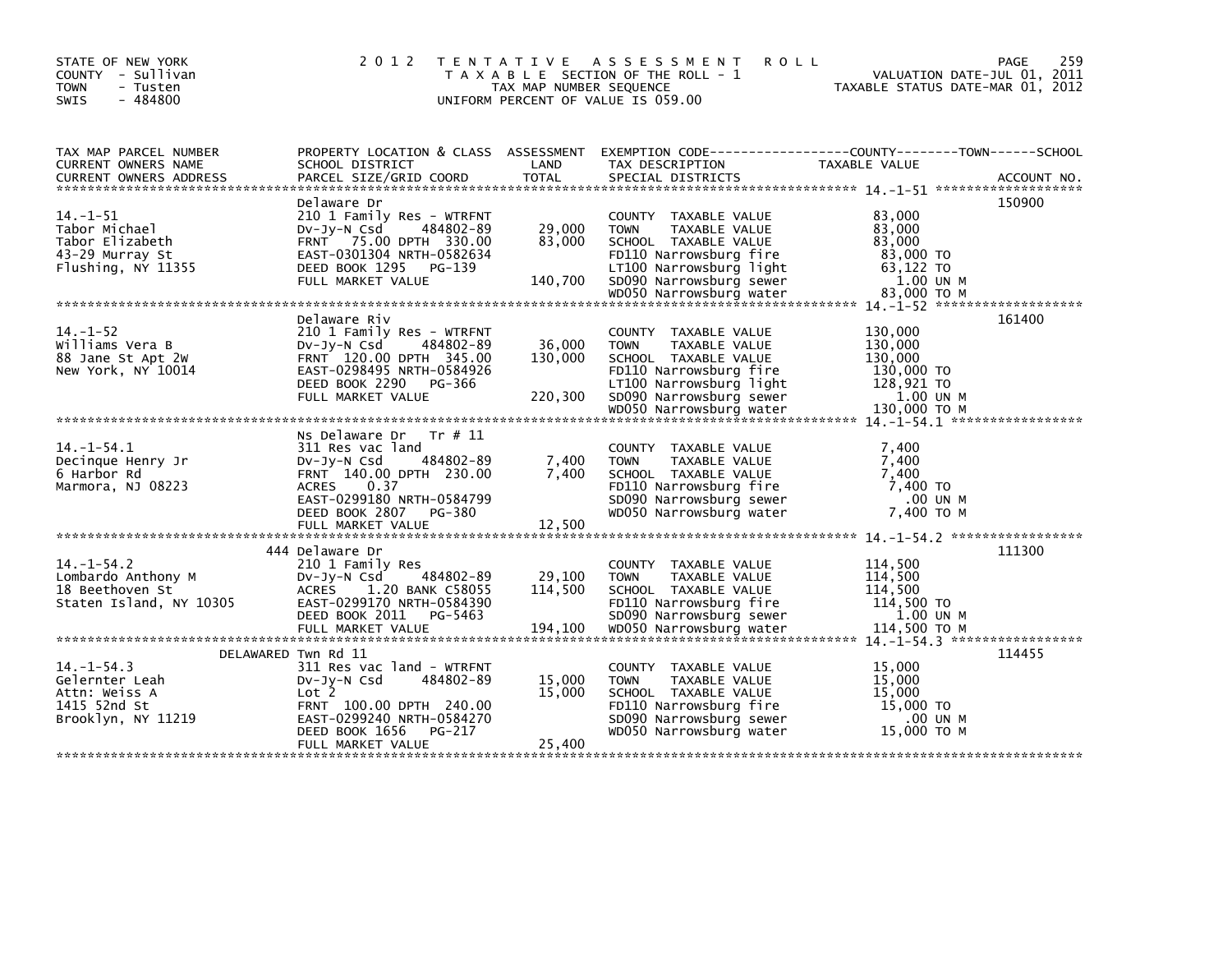STATE OF NEW YORK
COUNTY - Sullivan
TOWN - Tusten
SWIS - 484800

# 2012 TENTATIVE ASSESSMENT ROLL

TAXABLE SECTION OF THE ROLL - 1
TAX MAP NUMBER SEQUENCE
UNIFORM PERCENT OF VALUE IS 059.00

VALUATION DATE-JUL 01, 2011
TAXABLE STATUS DATE-MAR 01, 2012

| TAX MAP PARCEL NUMBER / CURRENT OWNERS NAME / CURRENT OWNERS ADDRESS | PROPERTY LOCATION & CLASS / SCHOOL DISTRICT / PARCEL SIZE/GRID COORD | ASSESSMENT LAND / TOTAL | EXEMPTION CODE / TAX DESCRIPTION / SPECIAL DISTRICTS | COUNTY--TOWN--SCHOOL TAXABLE VALUE | ACCOUNT NO. |
|---|---|---|---|---|---|
| **14.-1-51** | Delaware Dr | | | | 150900 |
| 14.-1-51 | 210 1 Family Res - WTRFNT | | COUNTY TAXABLE VALUE | 83,000 | |
| Tabor Michael | Dv-Jy-N Csd 484802-89 | 29,000 | TOWN TAXABLE VALUE | 83,000 | |
| Tabor Elizabeth | FRNT 75.00 DPTH 330.00 | 83,000 | SCHOOL TAXABLE VALUE | 83,000 | |
| 43-29 Murray St | EAST-0301304 NRTH-0582634 | | FD110 Narrowsburg fire | 83,000 TO | |
| Flushing, NY 11355 | DEED BOOK 1295 PG-139 | | LT100 Narrowsburg light | 63,122 TO | |
| | FULL MARKET VALUE | 140,700 | SD090 Narrowsburg sewer | 1.00 UN M | |
| | | | WD050 Narrowsburg water | 83,000 TO M | |
| **14.-1-52** | Delaware Riv | | | | 161400 |
| 14.-1-52 | 210 1 Family Res - WTRFNT | | COUNTY TAXABLE VALUE | 130,000 | |
| Williams Vera B | Dv-Jy-N Csd 484802-89 | 36,000 | TOWN TAXABLE VALUE | 130,000 | |
| 88 Jane St Apt 2W | FRNT 120.00 DPTH 345.00 | 130,000 | SCHOOL TAXABLE VALUE | 130,000 | |
| New York, NY 10014 | EAST-0298495 NRTH-0584926 | | FD110 Narrowsburg fire | 130,000 TO | |
| | DEED BOOK 2290 PG-366 | | LT100 Narrowsburg light | 128,921 TO | |
| | FULL MARKET VALUE | 220,300 | SD090 Narrowsburg sewer | 1.00 UN M | |
| | | | WD050 Narrowsburg water | 130,000 TO M | |
| **14.-1-54.1** | Ns Delaware Dr Tr # 11 | | | | |
| 14.-1-54.1 | 311 Res vac land | | COUNTY TAXABLE VALUE | 7,400 | |
| Decinque Henry Jr | Dv-Jy-N Csd 484802-89 | 7,400 | TOWN TAXABLE VALUE | 7,400 | |
| 6 Harbor Rd | FRNT 140.00 DPTH 230.00 | 7,400 | SCHOOL TAXABLE VALUE | 7,400 | |
| Marmora, NJ 08223 | ACRES 0.37 | | FD110 Narrowsburg fire | 7,400 TO | |
| | EAST-0299180 NRTH-0584799 | | SD090 Narrowsburg sewer | .00 UN M | |
| | DEED BOOK 2807 PG-380 | | WD050 Narrowsburg water | 7,400 TO M | |
| | FULL MARKET VALUE | 12,500 | | | |
| **14.-1-54.2** | 444 Delaware Dr | | | | 111300 |
| 14.-1-54.2 | 210 1 Family Res | | COUNTY TAXABLE VALUE | 114,500 | |
| Lombardo Anthony M | Dv-Jy-N Csd 484802-89 | 29,100 | TOWN TAXABLE VALUE | 114,500 | |
| 18 Beethoven St | ACRES 1.20 BANK C58055 | 114,500 | SCHOOL TAXABLE VALUE | 114,500 | |
| Staten Island, NY 10305 | EAST-0299170 NRTH-0584390 | | FD110 Narrowsburg fire | 114,500 TO | |
| | DEED BOOK 2011 PG-5463 | | SD090 Narrowsburg sewer | 1.00 UN M | |
| | FULL MARKET VALUE | 194,100 | WD050 Narrowsburg water | 114,500 TO M | |
| **14.-1-54.3** | DELAWARED Twn Rd 11 | | | | 114455 |
| 14.-1-54.3 | 311 Res vac land - WTRFNT | | COUNTY TAXABLE VALUE | 15,000 | |
| Gelernter Leah | Dv-Jy-N Csd 484802-89 | 15,000 | TOWN TAXABLE VALUE | 15,000 | |
| Attn: Weiss A | Lot 2 | 15,000 | SCHOOL TAXABLE VALUE | 15,000 | |
| 1415 52nd St | FRNT 100.00 DPTH 240.00 | | FD110 Narrowsburg fire | 15,000 TO | |
| Brooklyn, NY 11219 | EAST-0299240 NRTH-0584270 | | SD090 Narrowsburg sewer | .00 UN M | |
| | DEED BOOK 1656 PG-217 | | WD050 Narrowsburg water | 15,000 TO M | |
| | FULL MARKET VALUE | 25,400 | | | |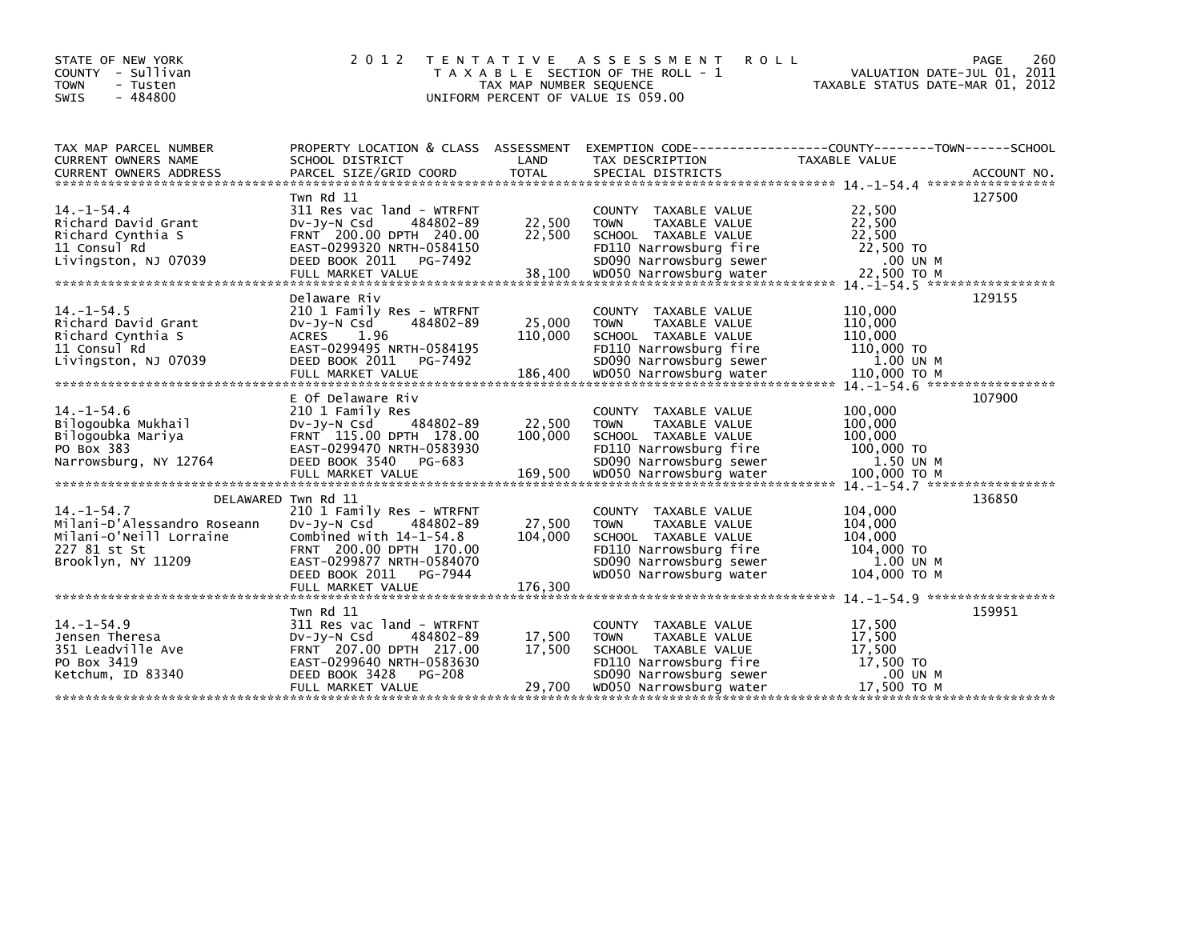STATE OF NEW YORK
COUNTY - Sullivan
TOWN - Tusten
SWIS - 484800

# 2012 TENTATIVE ASSESSMENT ROLL

TAXABLE SECTION OF THE ROLL - 1
TAX MAP NUMBER SEQUENCE
UNIFORM PERCENT OF VALUE IS 059.00

VALUATION DATE-JUL 01, 2011
TAXABLE STATUS DATE-MAR 01, 2012

| TAX MAP PARCEL NUMBER / CURRENT OWNERS NAME / CURRENT OWNERS ADDRESS | PROPERTY LOCATION & CLASS / SCHOOL DISTRICT / PARCEL SIZE/GRID COORD | ASSESSMENT LAND / TOTAL | EXEMPTION CODE / TAX DESCRIPTION / SPECIAL DISTRICTS | TAXABLE VALUE | ACCOUNT NO. |
|---|---|---|---|---|---|
| 14.-1-54.4 | Twn Rd 11 | | | | 127500 |
| | 311 Res vac land - WTRFNT | | COUNTY TAXABLE VALUE | 22,500 | |
| Richard David Grant | Dv-Jy-N Csd 484802-89 | 22,500 | TOWN TAXABLE VALUE | 22,500 | |
| Richard Cynthia S | FRNT 200.00 DPTH 240.00 | 22,500 | SCHOOL TAXABLE VALUE | 22,500 | |
| 11 Consul Rd | EAST-0299320 NRTH-0584150 | | FD110 Narrowsburg fire | 22,500 TO | |
| Livingston, NJ 07039 | DEED BOOK 2011 PG-7492 | | SD090 Narrowsburg sewer | .00 UN M | |
| | FULL MARKET VALUE | 38,100 | WD050 Narrowsburg water | 22,500 TO M | |
| 14.-1-54.5 | Delaware Riv | | | | 129155 |
| | 210 1 Family Res - WTRFNT | | COUNTY TAXABLE VALUE | 110,000 | |
| Richard David Grant | Dv-Jy-N Csd 484802-89 | 25,000 | TOWN TAXABLE VALUE | 110,000 | |
| Richard Cynthia S | ACRES 1.96 | 110,000 | SCHOOL TAXABLE VALUE | 110,000 | |
| 11 Consul Rd | EAST-0299495 NRTH-0584195 | | FD110 Narrowsburg fire | 110,000 TO | |
| Livingston, NJ 07039 | DEED BOOK 2011 PG-7492 | | SD090 Narrowsburg sewer | 1.00 UN M | |
| | FULL MARKET VALUE | 186,400 | WD050 Narrowsburg water | 110,000 TO M | |
| 14.-1-54.6 | E Of Delaware Riv | | | | 107900 |
| | 210 1 Family Res | | COUNTY TAXABLE VALUE | 100,000 | |
| Bilogoubka Mukhail | Dv-Jy-N Csd 484802-89 | 22,500 | TOWN TAXABLE VALUE | 100,000 | |
| Bilogoubka Mariya | FRNT 115.00 DPTH 178.00 | 100,000 | SCHOOL TAXABLE VALUE | 100,000 | |
| PO Box 383 | EAST-0299470 NRTH-0583930 | | FD110 Narrowsburg fire | 100,000 TO | |
| Narrowsburg, NY 12764 | DEED BOOK 3540 PG-683 | | SD090 Narrowsburg sewer | 1.50 UN M | |
| | FULL MARKET VALUE | 169,500 | WD050 Narrowsburg water | 100,000 TO M | |
| 14.-1-54.7 | DELAWARED Twn Rd 11 | | | | 136850 |
| | 210 1 Family Res - WTRFNT | | COUNTY TAXABLE VALUE | 104,000 | |
| Milani-D'Alessandro Roseann | Dv-Jy-N Csd 484802-89 | 27,500 | TOWN TAXABLE VALUE | 104,000 | |
| Milani-O'Neill Lorraine | Combined with 14-1-54.8 | 104,000 | SCHOOL TAXABLE VALUE | 104,000 | |
| 227 81 st St | FRNT 200.00 DPTH 170.00 | | FD110 Narrowsburg fire | 104,000 TO | |
| Brooklyn, NY 11209 | EAST-0299877 NRTH-0584070 | | SD090 Narrowsburg sewer | 1.00 UN M | |
| | DEED BOOK 2011 PG-7944 | | WD050 Narrowsburg water | 104,000 TO M | |
| | FULL MARKET VALUE | 176,300 | | | |
| 14.-1-54.9 | Twn Rd 11 | | | | 159951 |
| | 311 Res vac land - WTRFNT | | COUNTY TAXABLE VALUE | 17,500 | |
| Jensen Theresa | Dv-Jy-N Csd 484802-89 | 17,500 | TOWN TAXABLE VALUE | 17,500 | |
| 351 Leadville Ave | FRNT 207.00 DPTH 217.00 | 17,500 | SCHOOL TAXABLE VALUE | 17,500 | |
| PO Box 3419 | EAST-0299640 NRTH-0583630 | | FD110 Narrowsburg fire | 17,500 TO | |
| Ketchum, ID 83340 | DEED BOOK 3428 PG-208 | | SD090 Narrowsburg sewer | .00 UN M | |
| | FULL MARKET VALUE | 29,700 | WD050 Narrowsburg water | 17,500 TO M | |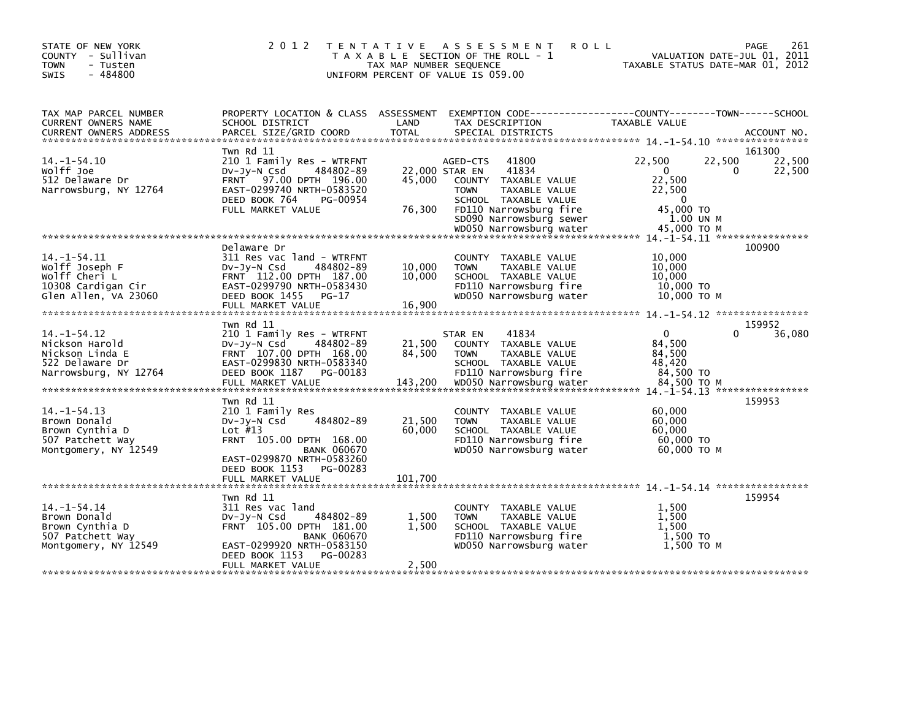STATE OF NEW YORK
COUNTY - Sullivan
TOWN - Tusten
SWIS - 484800

# 2012 TENTATIVE ASSESSMENT ROLL

TAXABLE SECTION OF THE ROLL - 1
TAX MAP NUMBER SEQUENCE
UNIFORM PERCENT OF VALUE IS 059.00

VALUATION DATE-JUL 01, 2011
TAXABLE STATUS DATE-MAR 01, 2012

| TAX MAP PARCEL NUMBER / CURRENT OWNERS NAME / CURRENT OWNERS ADDRESS | PROPERTY LOCATION & CLASS / SCHOOL DISTRICT / PARCEL SIZE/GRID COORD | ASSESSMENT LAND / TOTAL | EXEMPTION CODE / TAX DESCRIPTION / SPECIAL DISTRICTS | COUNTY TAXABLE VALUE | TOWN | SCHOOL | ACCOUNT NO. |
|---|---|---|---|---|---|---|---|
| **14.-1-54.10** | Twn Rd 11 | | | | | | 161300 |
| Wolff Joe | 210 1 Family Res - WTRFNT | | AGED-CTS 41800 | 22,500 | 22,500 | 22,500 | |
| 512 Delaware Dr | Dv-Jy-N Csd 484802-89 | 22,000 | STAR EN 41834 | 0 | 0 | 22,500 | |
| Narrowsburg, NY 12764 | FRNT 97.00 DPTH 196.00 | 45,000 | COUNTY TAXABLE VALUE | 22,500 | | | |
| | EAST-0299740 NRTH-0583520 | | TOWN TAXABLE VALUE | 22,500 | | | |
| | DEED BOOK 764 PG-00954 | | SCHOOL TAXABLE VALUE | 0 | | | |
| | FULL MARKET VALUE | 76,300 | FD110 Narrowsburg fire | 45,000 TO | | | |
| | | | SD090 Narrowsburg sewer | 1.00 UN M | | | |
| | | | WD050 Narrowsburg water | 45,000 TO M | | | |
| **14.-1-54.11** | Delaware Dr | | | | | | 100900 |
| Wolff Joseph F | 311 Res vac land - WTRFNT | | COUNTY TAXABLE VALUE | 10,000 | | | |
| Wolff Cheri L | Dv-Jy-N Csd 484802-89 | 10,000 | TOWN TAXABLE VALUE | 10,000 | | | |
| 10308 Cardigan Cir | FRNT 112.00 DPTH 187.00 | 10,000 | SCHOOL TAXABLE VALUE | 10,000 | | | |
| Glen Allen, VA 23060 | EAST-0299790 NRTH-0583430 | | FD110 Narrowsburg fire | 10,000 TO | | | |
| | DEED BOOK 1455 PG-17 | | WD050 Narrowsburg water | 10,000 TO M | | | |
| | FULL MARKET VALUE | 16,900 | | | | | |
| **14.-1-54.12** | Twn Rd 11 | | | | | | 159952 |
| Nickson Harold | 210 1 Family Res - WTRFNT | | STAR EN 41834 | 0 | 0 | 36,080 | |
| Nickson Linda E | Dv-Jy-N Csd 484802-89 | 21,500 | COUNTY TAXABLE VALUE | 84,500 | | | |
| 522 Delaware Dr | FRNT 107.00 DPTH 168.00 | 84,500 | TOWN TAXABLE VALUE | 84,500 | | | |
| Narrowsburg, NY 12764 | EAST-0299830 NRTH-0583340 | | SCHOOL TAXABLE VALUE | 48,420 | | | |
| | DEED BOOK 1187 PG-00183 | | FD110 Narrowsburg fire | 84,500 TO | | | |
| | FULL MARKET VALUE | 143,200 | WD050 Narrowsburg water | 84,500 TO M | | | |
| **14.-1-54.13** | Twn Rd 11 | | | | | | 159953 |
| Brown Donald | 210 1 Family Res | | COUNTY TAXABLE VALUE | 60,000 | | | |
| Brown Cynthia D | Dv-Jy-N Csd 484802-89 | 21,500 | TOWN TAXABLE VALUE | 60,000 | | | |
| 507 Patchett Way | Lot #13 | 60,000 | SCHOOL TAXABLE VALUE | 60,000 | | | |
| Montgomery, NY 12549 | FRNT 105.00 DPTH 168.00 | | FD110 Narrowsburg fire | 60,000 TO | | | |
| | BANK 060670 | | WD050 Narrowsburg water | 60,000 TO M | | | |
| | EAST-0299870 NRTH-0583260 | | | | | | |
| | DEED BOOK 1153 PG-00283 | | | | | | |
| | FULL MARKET VALUE | 101,700 | | | | | |
| **14.-1-54.14** | Twn Rd 11 | | | | | | 159954 |
| Brown Donald | 311 Res vac land | | COUNTY TAXABLE VALUE | 1,500 | | | |
| Brown Cynthia D | Dv-Jy-N Csd 484802-89 | 1,500 | TOWN TAXABLE VALUE | 1,500 | | | |
| 507 Patchett Way | FRNT 105.00 DPTH 181.00 | 1,500 | SCHOOL TAXABLE VALUE | 1,500 | | | |
| Montgomery, NY 12549 | BANK 060670 | | FD110 Narrowsburg fire | 1,500 TO | | | |
| | EAST-0299920 NRTH-0583150 | | WD050 Narrowsburg water | 1,500 TO M | | | |
| | DEED BOOK 1153 PG-00283 | | | | | | |
| | FULL MARKET VALUE | 2,500 | | | | | |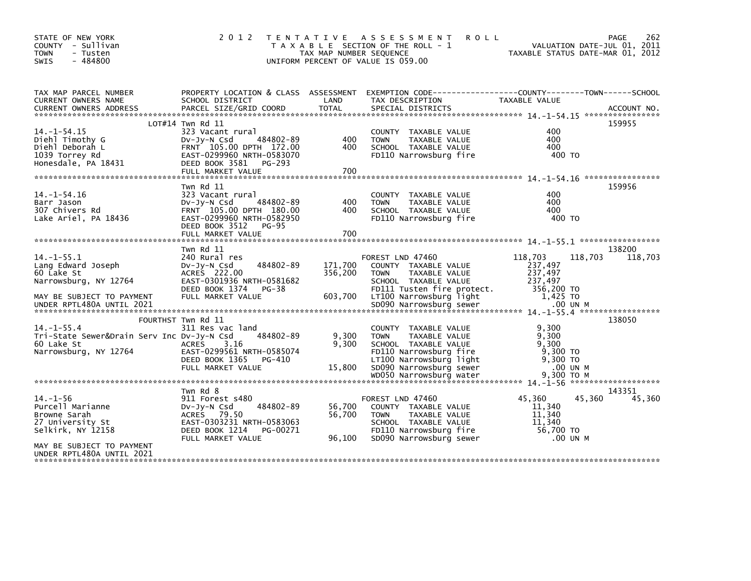STATE OF NEW YORK
COUNTY - Sullivan
TOWN - Tusten
SWIS - 484800

2012 TENTATIVE ASSESSMENT ROLL
TAXABLE SECTION OF THE ROLL - 1
TAX MAP NUMBER SEQUENCE
UNIFORM PERCENT OF VALUE IS 059.00

VALUATION DATE-JUL 01, 2011
TAXABLE STATUS DATE-MAR 01, 2012

| TAX MAP PARCEL NUMBER / CURRENT OWNERS NAME / CURRENT OWNERS ADDRESS | PROPERTY LOCATION & CLASS / SCHOOL DISTRICT / PARCEL SIZE/GRID COORD | ASSESSMENT LAND / TOTAL | EXEMPTION CODE / TAX DESCRIPTION / SPECIAL DISTRICTS | COUNTY TAXABLE VALUE | TOWN | SCHOOL | ACCOUNT NO. |
|---|---|---|---|---|---|---|---|
| 14.-1-54.15 | LOT#14 Twn Rd 11 | | | | | | 159955 |
| | 323 Vacant rural | | COUNTY TAXABLE VALUE | 400 | | | |
| Diehl Timothy G | Dv-Jy-N Csd 484802-89 | 400 | TOWN TAXABLE VALUE | 400 | | | |
| Diehl Deborah L | FRNT 105.00 DPTH 172.00 | 400 | SCHOOL TAXABLE VALUE | 400 | | | |
| 1039 Torrey Rd | EAST-0299960 NRTH-0583070 | | FD110 Narrowsburg fire | 400 TO | | | |
| Honesdale, PA 18431 | DEED BOOK 3581 PG-293 | | | | | | |
| | FULL MARKET VALUE | 700 | | | | | |
| 14.-1-54.16 | Twn Rd 11 | | | | | | 159956 |
| | 323 Vacant rural | | COUNTY TAXABLE VALUE | 400 | | | |
| Barr Jason | Dv-Jy-N Csd 484802-89 | 400 | TOWN TAXABLE VALUE | 400 | | | |
| 307 Chivers Rd | FRNT 105.00 DPTH 180.00 | 400 | SCHOOL TAXABLE VALUE | 400 | | | |
| Lake Ariel, PA 18436 | EAST-0299960 NRTH-0582950 | | FD110 Narrowsburg fire | 400 TO | | | |
| | DEED BOOK 3512 PG-95 | | | | | | |
| | FULL MARKET VALUE | 700 | | | | | |
| 14.-1-55.1 | Twn Rd 11 | | | | | | 138200 |
| | 240 Rural res | | FOREST LND 47460 | 118,703 | 118,703 | 118,703 | |
| Lang Edward Joseph | Dv-Jy-N Csd 484802-89 | 171,700 | COUNTY TAXABLE VALUE | 237,497 | | | |
| 60 Lake St | ACRES 222.00 | 356,200 | TOWN TAXABLE VALUE | 237,497 | | | |
| Narrowsburg, NY 12764 | EAST-0301936 NRTH-0581682 | | SCHOOL TAXABLE VALUE | 237,497 | | | |
| | DEED BOOK 1374 PG-38 | | FD111 Tusten fire protect. | 356,200 TO | | | |
| MAY BE SUBJECT TO PAYMENT | FULL MARKET VALUE | 603,700 | LT100 Narrowsburg light | 1,425 TO | | | |
| UNDER RPTL480A UNTIL 2021 | | | SD090 Narrowsburg sewer | .00 UN M | | | |
| 14.-1-55.4 | FOURTHST Twn Rd 11 | | | | | | 138050 |
| | 311 Res vac land | | COUNTY TAXABLE VALUE | 9,300 | | | |
| Tri-State Sewer&Drain Serv Inc | Dv-Jy-N Csd 484802-89 | 9,300 | TOWN TAXABLE VALUE | 9,300 | | | |
| 60 Lake St | ACRES 3.16 | 9,300 | SCHOOL TAXABLE VALUE | 9,300 | | | |
| Narrowsburg, NY 12764 | EAST-0299561 NRTH-0585074 | | FD110 Narrowsburg fire | 9,300 TO | | | |
| | DEED BOOK 1365 PG-410 | | LT100 Narrowsburg light | 9,300 TO | | | |
| | FULL MARKET VALUE | 15,800 | SD090 Narrowsburg sewer | .00 UN M | | | |
| | | | WD050 Narrowsburg water | 9,300 TO M | | | |
| 14.-1-56 | Twn Rd 8 | | | | | | 143351 |
| | 911 Forest s480 | | FOREST LND 47460 | 45,360 | 45,360 | 45,360 | |
| Purcell Marianne | Dv-Jy-N Csd 484802-89 | 56,700 | COUNTY TAXABLE VALUE | 11,340 | | | |
| Browne Sarah | ACRES 79.50 | 56,700 | TOWN TAXABLE VALUE | 11,340 | | | |
| 27 University St | EAST-0303231 NRTH-0583063 | | SCHOOL TAXABLE VALUE | 11,340 | | | |
| Selkirk, NY 12158 | DEED BOOK 1214 PG-00271 | | FD110 Narrowsburg fire | 56,700 TO | | | |
| | FULL MARKET VALUE | 96,100 | SD090 Narrowsburg sewer | .00 UN M | | | |
| MAY BE SUBJECT TO PAYMENT | | | | | | | |
| UNDER RPTL480A UNTIL 2021 | | | | | | | |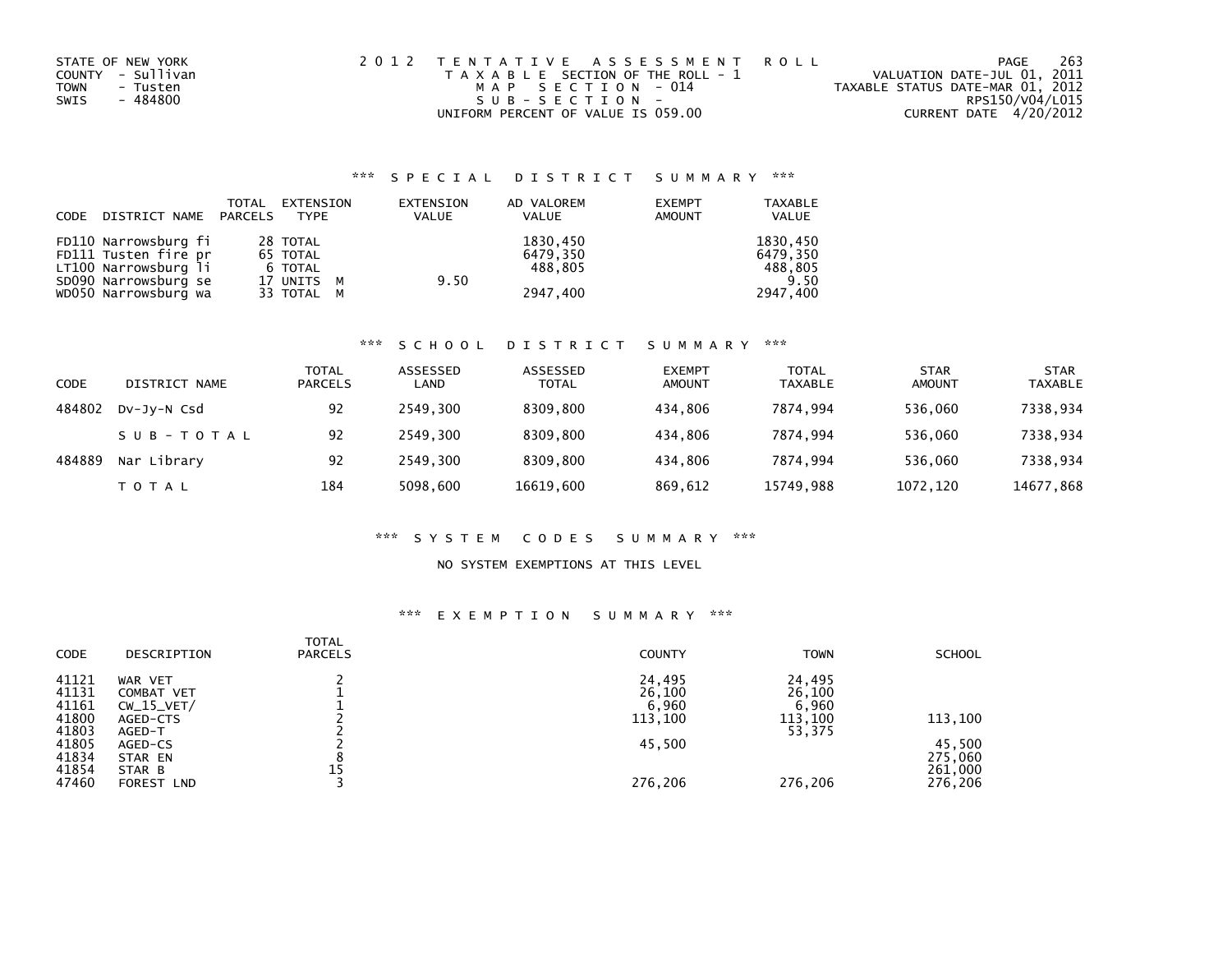STATE OF NEW YORK
COUNTY - Sullivan
TOWN - Tusten
SWIS - 484800

2012 TENTATIVE ASSESSMENT ROLL
TAXABLE SECTION OF THE ROLL - 1
MAP SECTION - 014
SUB-SECTION -
UNIFORM PERCENT OF VALUE IS 059.00

VALUATION DATE-JUL 01, 2011
TAXABLE STATUS DATE-MAR 01, 2012
RPS150/V04/L015
CURRENT DATE 4/20/2012

### *** SPECIAL DISTRICT SUMMARY ***

| CODE DISTRICT NAME | TOTAL PARCELS | EXTENSION TYPE | EXTENSION VALUE | AD VALOREM VALUE | EXEMPT AMOUNT | TAXABLE VALUE |
|---|---|---|---|---|---|---|
| FD110 Narrowsburg fi | 28 | TOTAL | | 1830,450 | | 1830,450 |
| FD111 Tusten fire pr | 65 | TOTAL | | 6479,350 | | 6479,350 |
| LT100 Narrowsburg li | 6 | TOTAL | | 488,805 | | 488,805 |
| SD090 Narrowsburg se | 17 | UNITS M | 9.50 | | | 9.50 |
| WD050 Narrowsburg wa | 33 | TOTAL M | | 2947,400 | | 2947,400 |

### *** SCHOOL DISTRICT SUMMARY ***

| CODE | DISTRICT NAME | TOTAL PARCELS | ASSESSED LAND | ASSESSED TOTAL | EXEMPT AMOUNT | TOTAL TAXABLE | STAR AMOUNT | STAR TAXABLE |
|---|---|---|---|---|---|---|---|---|
| 484802 | Dv-Jy-N Csd | 92 | 2549,300 | 8309,800 | 434,806 | 7874,994 | 536,060 | 7338,934 |
| | SUB-TOTAL | 92 | 2549,300 | 8309,800 | 434,806 | 7874,994 | 536,060 | 7338,934 |
| 484889 | Nar Library | 92 | 2549,300 | 8309,800 | 434,806 | 7874,994 | 536,060 | 7338,934 |
| | TOTAL | 184 | 5098,600 | 16619,600 | 869,612 | 15749,988 | 1072,120 | 14677,868 |

### *** SYSTEM CODES SUMMARY ***

NO SYSTEM EXEMPTIONS AT THIS LEVEL

### *** EXEMPTION SUMMARY ***

| CODE | DESCRIPTION | TOTAL PARCELS | COUNTY | TOWN | SCHOOL |
|---|---|---|---|---|---|
| 41121 | WAR VET | 2 | 24,495 | 24,495 | |
| 41131 | COMBAT VET | 1 | 26,100 | 26,100 | |
| 41161 | CW_15_VET/ | 1 | 6,960 | 6,960 | |
| 41800 | AGED-CTS | 2 | 113,100 | 113,100 | 113,100 |
| 41803 | AGED-T | 2 | | 53,375 | |
| 41805 | AGED-CS | 2 | 45,500 | | 45,500 |
| 41834 | STAR EN | 8 | | | 275,060 |
| 41854 | STAR B | 15 | | | 261,000 |
| 47460 | FOREST LND | 3 | 276,206 | 276,206 | 276,206 |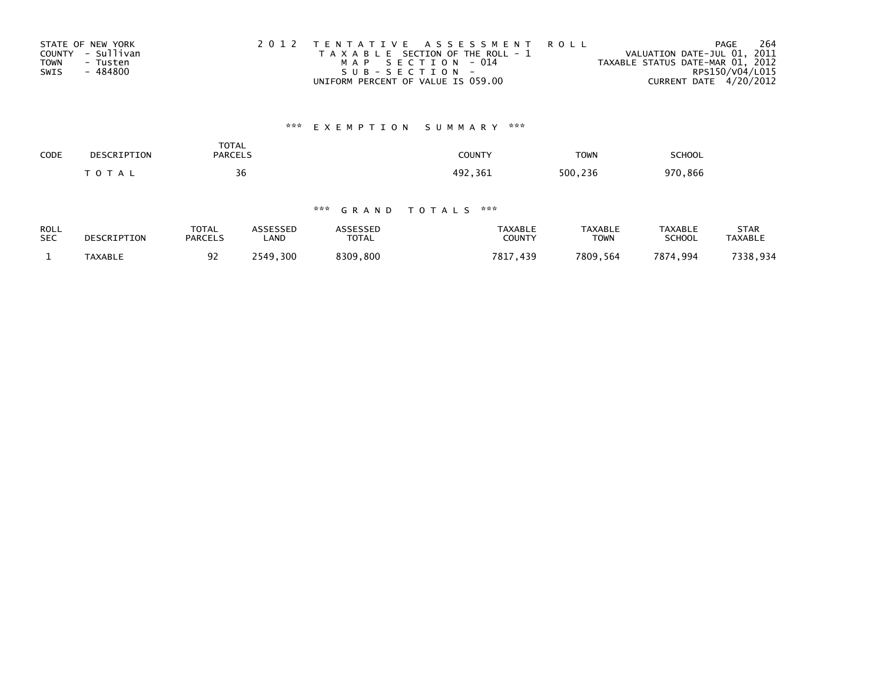STATE OF NEW YORK
COUNTY - Sullivan
TOWN - Tusten
SWIS - 484800

2012 TENTATIVE ASSESSMENT ROLL
TAXABLE SECTION OF THE ROLL - 1
MAP SECTION - 014
SUB-SECTION -
UNIFORM PERCENT OF VALUE IS 059.00

VALUATION DATE-JUL 01, 2011
TAXABLE STATUS DATE-MAR 01, 2012
RPS150/V04/L015
CURRENT DATE 4/20/2012

### *** EXEMPTION SUMMARY ***

| CODE | DESCRIPTION | TOTAL PARCELS | COUNTY | TOWN | SCHOOL |
|---|---|---|---|---|---|
| | TOTAL | 36 | 492,361 | 500,236 | 970,866 |

### *** GRAND TOTALS ***

| ROLL SEC | DESCRIPTION | TOTAL PARCELS | ASSESSED LAND | ASSESSED TOTAL | TAXABLE COUNTY | TAXABLE TOWN | TAXABLE SCHOOL | STAR TAXABLE |
|---|---|---|---|---|---|---|---|---|
| 1 | TAXABLE | 92 | 2549,300 | 8309,800 | 7817,439 | 7809,564 | 7874,994 | 7338,934 |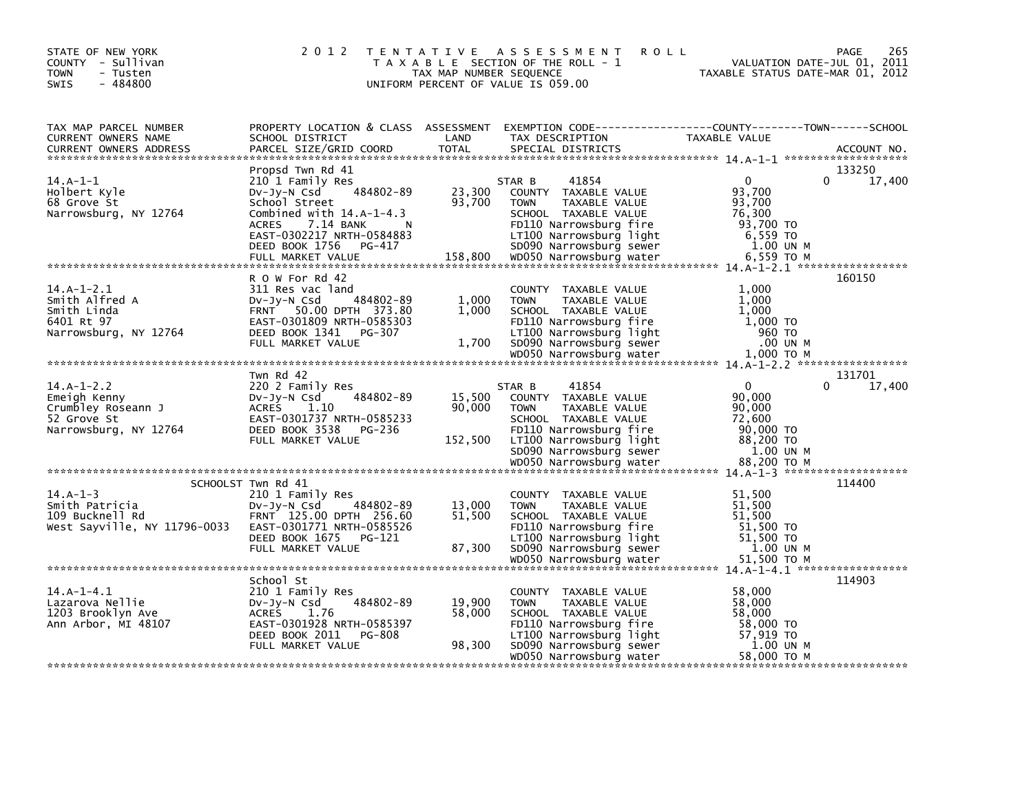STATE OF NEW YORK
COUNTY - Sullivan
TOWN - Tusten
SWIS - 484800

# 2012 TENTATIVE ASSESSMENT ROLL

TAXABLE SECTION OF THE ROLL - 1
TAX MAP NUMBER SEQUENCE
UNIFORM PERCENT OF VALUE IS 059.00

VALUATION DATE-JUL 01, 2011
TAXABLE STATUS DATE-MAR 01, 2012

| TAX MAP PARCEL NUMBER / CURRENT OWNERS NAME / CURRENT OWNERS ADDRESS | PROPERTY LOCATION & CLASS / SCHOOL DISTRICT / PARCEL SIZE/GRID COORD | ASSESSMENT LAND | TOTAL | EXEMPTION CODE / TAX DESCRIPTION / SPECIAL DISTRICTS | COUNTY | TOWN | SCHOOL | ACCOUNT NO. |
|---|---|---|---|---|---|---|---|---|
| **14.A-1-1** | Propsd Twn Rd 41 | | | | | | | 133250 |
| Holbert Kyle | 210 1 Family Res | | | STAR B 41854 | 0 | 0 | 17,400 | |
| 68 Grove St | Dv-Jy-N Csd 484802-89 | 23,300 | | COUNTY TAXABLE VALUE | 93,700 | | | |
| Narrowsburg, NY 12764 | School Street | | 93,700 | TOWN TAXABLE VALUE | | 93,700 | | |
| | Combined with 14.A-1-4.3 | | | SCHOOL TAXABLE VALUE | | | 76,300 | |
| | ACRES 7.14 BANK N | | | FD110 Narrowsburg fire | 93,700 TO | | | |
| | EAST-0302217 NRTH-0584883 | | | LT100 Narrowsburg light | 6,559 TO | | | |
| | DEED BOOK 1756 PG-417 | | | SD090 Narrowsburg sewer | 1.00 UN M | | | |
| | FULL MARKET VALUE | | 158,800 | WD050 Narrowsburg water | 6,559 TO M | | | |
| **14.A-1-2.1** | R O W For Rd 42 | | | | | | | 160150 |
| Smith Alfred A | 311 Res vac land | | | COUNTY TAXABLE VALUE | 1,000 | | | |
| Smith Linda | Dv-Jy-N Csd 484802-89 | 1,000 | | TOWN TAXABLE VALUE | | 1,000 | | |
| 6401 Rt 97 | FRNT 50.00 DPTH 373.80 | | 1,000 | SCHOOL TAXABLE VALUE | | | 1,000 | |
| Narrowsburg, NY 12764 | EAST-0301809 NRTH-0585303 | | | FD110 Narrowsburg fire | 1,000 TO | | | |
| | DEED BOOK 1341 PG-307 | | | LT100 Narrowsburg light | 960 TO | | | |
| | FULL MARKET VALUE | | 1,700 | SD090 Narrowsburg sewer | .00 UN M | | | |
| | | | | WD050 Narrowsburg water | 1,000 TO M | | | |
| **14.A-1-2.2** | Twn Rd 42 | | | | | | | 131701 |
| Emeigh Kenny | 220 2 Family Res | | | STAR B 41854 | 0 | 0 | 17,400 | |
| Crumbley Roseann J | Dv-Jy-N Csd 484802-89 | 15,500 | | COUNTY TAXABLE VALUE | 90,000 | | | |
| 52 Grove St | ACRES 1.10 | | 90,000 | TOWN TAXABLE VALUE | | 90,000 | | |
| Narrowsburg, NY 12764 | EAST-0301737 NRTH-0585233 | | | SCHOOL TAXABLE VALUE | | | 72,600 | |
| | DEED BOOK 3538 PG-236 | | | FD110 Narrowsburg fire | 90,000 TO | | | |
| | FULL MARKET VALUE | | 152,500 | LT100 Narrowsburg light | 88,200 TO | | | |
| | | | | SD090 Narrowsburg sewer | 1.00 UN M | | | |
| | | | | WD050 Narrowsburg water | 88,200 TO M | | | |
| **14.A-1-3** | SCHOOLST Twn Rd 41 | | | | | | | 114400 |
| Smith Patricia | 210 1 Family Res | | | COUNTY TAXABLE VALUE | 51,500 | | | |
| 109 Bucknell Rd | Dv-Jy-N Csd 484802-89 | 13,000 | | TOWN TAXABLE VALUE | | 51,500 | | |
| West Sayville, NY 11796-0033 | FRNT 125.00 DPTH 256.60 | | 51,500 | SCHOOL TAXABLE VALUE | | | 51,500 | |
| | EAST-0301771 NRTH-0585526 | | | FD110 Narrowsburg fire | 51,500 TO | | | |
| | DEED BOOK 1675 PG-121 | | | LT100 Narrowsburg light | 51,500 TO | | | |
| | FULL MARKET VALUE | | 87,300 | SD090 Narrowsburg sewer | 1.00 UN M | | | |
| | | | | WD050 Narrowsburg water | 51,500 TO M | | | |
| **14.A-1-4.1** | School St | | | | | | | 114903 |
| Lazarova Nellie | 210 1 Family Res | | | COUNTY TAXABLE VALUE | 58,000 | | | |
| 1203 Brooklyn Ave | Dv-Jy-N Csd 484802-89 | 19,900 | | TOWN TAXABLE VALUE | | 58,000 | | |
| Ann Arbor, MI 48107 | ACRES 1.76 | | 58,000 | SCHOOL TAXABLE VALUE | | | 58,000 | |
| | EAST-0301928 NRTH-0585397 | | | FD110 Narrowsburg fire | 58,000 TO | | | |
| | DEED BOOK 2011 PG-808 | | | LT100 Narrowsburg light | 57,919 TO | | | |
| | FULL MARKET VALUE | | 98,300 | SD090 Narrowsburg sewer | 1.00 UN M | | | |
| | | | | WD050 Narrowsburg water | 58,000 TO M | | | |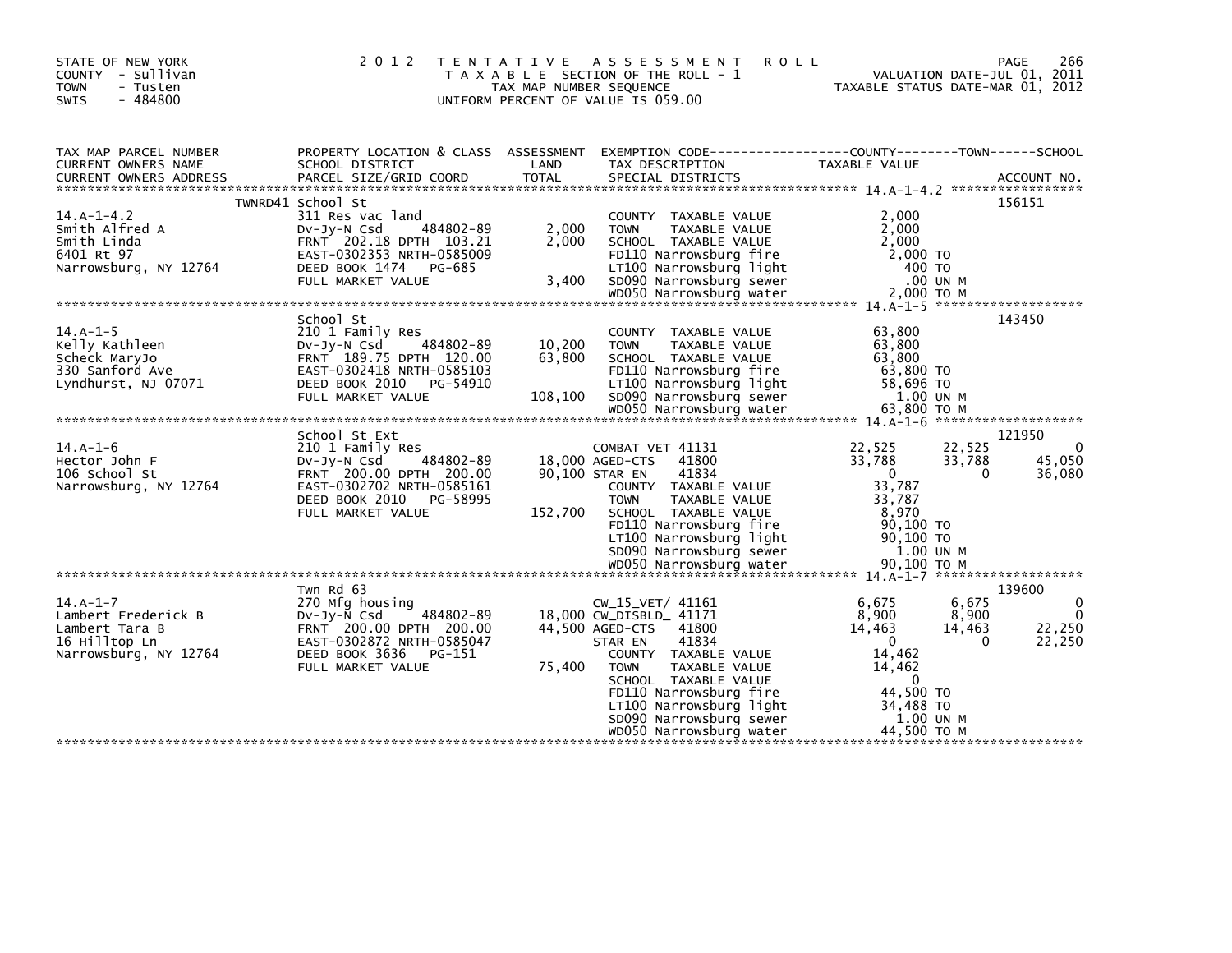STATE OF NEW YORK
COUNTY - Sullivan
TOWN - Tusten
SWIS - 484800

2 0 1 2 T E N T A T I V E A S S E S S M E N T R O L L
T A X A B L E SECTION OF THE ROLL - 1
TAX MAP NUMBER SEQUENCE
UNIFORM PERCENT OF VALUE IS 059.00

VALUATION DATE-JUL 01, 2011
TAXABLE STATUS DATE-MAR 01, 2012

| TAX MAP PARCEL NUMBER / CURRENT OWNERS NAME / CURRENT OWNERS ADDRESS | PROPERTY LOCATION & CLASS / SCHOOL DISTRICT / PARCEL SIZE/GRID COORD | ASSESSMENT LAND / TOTAL | EXEMPTION CODE / TAX DESCRIPTION / SPECIAL DISTRICTS | COUNTY TAXABLE VALUE | TOWN | SCHOOL / ACCOUNT NO. |
|---|---|---|---|---|---|---|
| **14.A-1-4.2** | TWNRD41 School St | | | | | 156151 |
| 14.A-1-4.2 | 311 Res vac land | | COUNTY TAXABLE VALUE | 2,000 | | |
| Smith Alfred A | Dv-Jy-N Csd 484802-89 | 2,000 | TOWN TAXABLE VALUE | 2,000 | | |
| Smith Linda | FRNT 202.18 DPTH 103.21 | 2,000 | SCHOOL TAXABLE VALUE | 2,000 | | |
| 6401 Rt 97 | EAST-0302353 NRTH-0585009 | | FD110 Narrowsburg fire | 2,000 TO | | |
| Narrowsburg, NY 12764 | DEED BOOK 1474 PG-685 | | LT100 Narrowsburg light | 400 TO | | |
| | FULL MARKET VALUE | 3,400 | SD090 Narrowsburg sewer | .00 UN M | | |
| | | | WD050 Narrowsburg water | 2,000 TO M | | |
| **14.A-1-5** | School St | | | | | 143450 |
| 14.A-1-5 | 210 1 Family Res | | COUNTY TAXABLE VALUE | 63,800 | | |
| Kelly Kathleen | Dv-Jy-N Csd 484802-89 | 10,200 | TOWN TAXABLE VALUE | 63,800 | | |
| Scheck MaryJo | FRNT 189.75 DPTH 120.00 | 63,800 | SCHOOL TAXABLE VALUE | 63,800 | | |
| 330 Sanford Ave | EAST-0302418 NRTH-0585103 | | FD110 Narrowsburg fire | 63,800 TO | | |
| Lyndhurst, NJ 07071 | DEED BOOK 2010 PG-54910 | | LT100 Narrowsburg light | 58,696 TO | | |
| | FULL MARKET VALUE | 108,100 | SD090 Narrowsburg sewer | 1.00 UN M | | |
| | | | WD050 Narrowsburg water | 63,800 TO M | | |
| **14.A-1-6** | School St Ext | | | | | 121950 |
| 14.A-1-6 | 210 1 Family Res | | COMBAT VET 41131 | 22,525 | 22,525 | 0 |
| Hector John F | Dv-Jy-N Csd 484802-89 | 18,000 | AGED-CTS 41800 | 33,788 | 33,788 | 45,050 |
| 106 School St | FRNT 200.00 DPTH 200.00 | 90,100 | STAR EN 41834 | 0 | 0 | 36,080 |
| Narrowsburg, NY 12764 | EAST-0302702 NRTH-0585161 | | COUNTY TAXABLE VALUE | 33,787 | | |
| | DEED BOOK 2010 PG-58995 | | TOWN TAXABLE VALUE | 33,787 | | |
| | FULL MARKET VALUE | 152,700 | SCHOOL TAXABLE VALUE | 8,970 | | |
| | | | FD110 Narrowsburg fire | 90,100 TO | | |
| | | | LT100 Narrowsburg light | 90,100 TO | | |
| | | | SD090 Narrowsburg sewer | 1.00 UN M | | |
| | | | WD050 Narrowsburg water | 90,100 TO M | | |
| **14.A-1-7** | Twn Rd 63 | | | | | 139600 |
| 14.A-1-7 | 270 Mfg housing | | CW_15_VET/ 41161 | 6,675 | 6,675 | 0 |
| Lambert Frederick B | Dv-Jy-N Csd 484802-89 | 18,000 | CW_DISBLD_ 41171 | 8,900 | 8,900 | 0 |
| Lambert Tara B | FRNT 200.00 DPTH 200.00 | 44,500 | AGED-CTS 41800 | 14,463 | 14,463 | 22,250 |
| 16 Hilltop Ln | EAST-0302872 NRTH-0585047 | | STAR EN 41834 | 0 | 0 | 22,250 |
| Narrowsburg, NY 12764 | DEED BOOK 3636 PG-151 | | COUNTY TAXABLE VALUE | 14,462 | | |
| | FULL MARKET VALUE | 75,400 | TOWN TAXABLE VALUE | 14,462 | | |
| | | | SCHOOL TAXABLE VALUE | 0 | | |
| | | | FD110 Narrowsburg fire | 44,500 TO | | |
| | | | LT100 Narrowsburg light | 34,488 TO | | |
| | | | SD090 Narrowsburg sewer | 1.00 UN M | | |
| | | | WD050 Narrowsburg water | 44,500 TO M | | |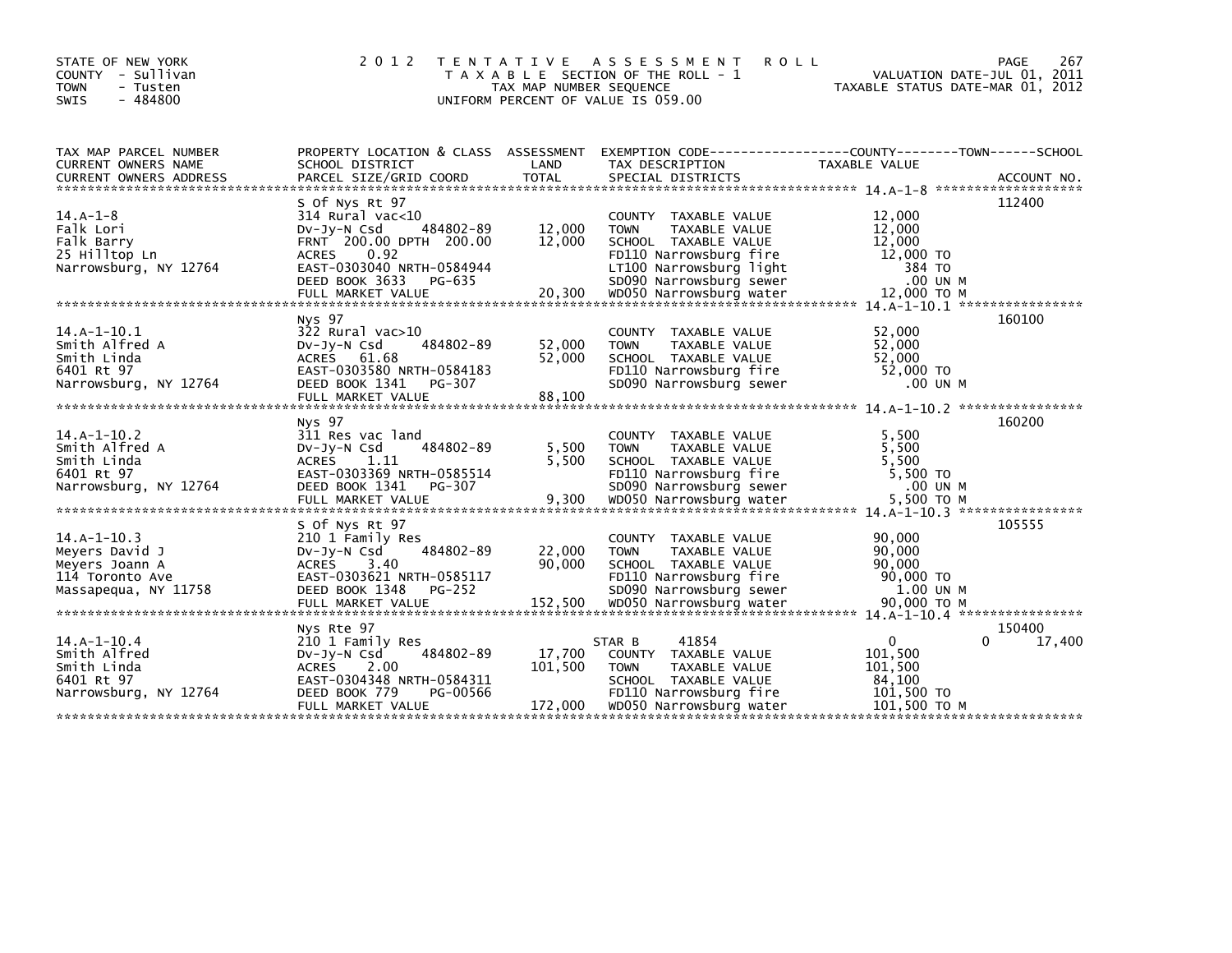STATE OF NEW YORK
COUNTY - Sullivan
TOWN - Tusten
SWIS - 484800

# 2012 TENTATIVE ASSESSMENT ROLL
TAXABLE SECTION OF THE ROLL - 1
TAX MAP NUMBER SEQUENCE
UNIFORM PERCENT OF VALUE IS 059.00

VALUATION DATE-JUL 01, 2011
TAXABLE STATUS DATE-MAR 01, 2012

| TAX MAP PARCEL NUMBER / CURRENT OWNERS NAME / CURRENT OWNERS ADDRESS | PROPERTY LOCATION & CLASS / SCHOOL DISTRICT / PARCEL SIZE/GRID COORD | ASSESSMENT LAND | TOTAL | EXEMPTION CODE / TAX DESCRIPTION / SPECIAL DISTRICTS | COUNTY TAXABLE VALUE | TOWN | SCHOOL | ACCOUNT NO. |
|---|---|---|---|---|---|---|---|---|
| 14.A-1-8 | S Of Nys Rt 97 | | | | | | | 112400 |
| Falk Lori | 314 Rural vac<10 | | | COUNTY TAXABLE VALUE | 12,000 | | | |
| Falk Barry | Dv-Jy-N Csd 484802-89 | 12,000 | | TOWN TAXABLE VALUE | 12,000 | | | |
| 25 Hilltop Ln | FRNT 200.00 DPTH 200.00 | | 12,000 | SCHOOL TAXABLE VALUE | 12,000 | | | |
| Narrowsburg, NY 12764 | ACRES 0.92 | | | FD110 Narrowsburg fire | 12,000 TO | | | |
| | EAST-0303040 NRTH-0584944 | | | LT100 Narrowsburg light | 384 TO | | | |
| | DEED BOOK 3633 PG-635 | | | SD090 Narrowsburg sewer | .00 UN M | | | |
| | FULL MARKET VALUE | | 20,300 | WD050 Narrowsburg water | 12,000 TO M | | | |
| 14.A-1-10.1 | Nys 97 | | | | | | | 160100 |
| Smith Alfred A | 322 Rural vac>10 | | | COUNTY TAXABLE VALUE | 52,000 | | | |
| Smith Linda | Dv-Jy-N Csd 484802-89 | 52,000 | | TOWN TAXABLE VALUE | 52,000 | | | |
| 6401 Rt 97 | ACRES 61.68 | | 52,000 | SCHOOL TAXABLE VALUE | 52,000 | | | |
| Narrowsburg, NY 12764 | EAST-0303580 NRTH-0584183 | | | FD110 Narrowsburg fire | 52,000 TO | | | |
| | DEED BOOK 1341 PG-307 | | | SD090 Narrowsburg sewer | .00 UN M | | | |
| | FULL MARKET VALUE | | 88,100 | | | | | |
| 14.A-1-10.2 | Nys 97 | | | | | | | 160200 |
| Smith Alfred A | 311 Res vac land | | | COUNTY TAXABLE VALUE | 5,500 | | | |
| Smith Linda | Dv-Jy-N Csd 484802-89 | 5,500 | | TOWN TAXABLE VALUE | 5,500 | | | |
| 6401 Rt 97 | ACRES 1.11 | | 5,500 | SCHOOL TAXABLE VALUE | 5,500 | | | |
| Narrowsburg, NY 12764 | EAST-0303369 NRTH-0585514 | | | FD110 Narrowsburg fire | 5,500 TO | | | |
| | DEED BOOK 1341 PG-307 | | | SD090 Narrowsburg sewer | .00 UN M | | | |
| | FULL MARKET VALUE | | 9,300 | WD050 Narrowsburg water | 5,500 TO M | | | |
| 14.A-1-10.3 | S Of Nys Rt 97 | | | | | | | 105555 |
| Meyers David J | 210 1 Family Res | | | COUNTY TAXABLE VALUE | 90,000 | | | |
| Meyers Joann A | Dv-Jy-N Csd 484802-89 | 22,000 | | TOWN TAXABLE VALUE | 90,000 | | | |
| 114 Toronto Ave | ACRES 3.40 | | 90,000 | SCHOOL TAXABLE VALUE | 90,000 | | | |
| Massapequa, NY 11758 | EAST-0303621 NRTH-0585117 | | | FD110 Narrowsburg fire | 90,000 TO | | | |
| | DEED BOOK 1348 PG-252 | | | SD090 Narrowsburg sewer | 1.00 UN M | | | |
| | FULL MARKET VALUE | | 152,500 | WD050 Narrowsburg water | 90,000 TO M | | | |
| 14.A-1-10.4 | Nys Rte 97 | | | | | | | 150400 |
| Smith Alfred | 210 1 Family Res | | | STAR B 41854 | 0 | | 0 | 17,400 |
| Smith Linda | Dv-Jy-N Csd 484802-89 | 17,700 | | COUNTY TAXABLE VALUE | 101,500 | | | |
| 6401 Rt 97 | ACRES 2.00 | | 101,500 | TOWN TAXABLE VALUE | 101,500 | | | |
| Narrowsburg, NY 12764 | EAST-0304348 NRTH-0584311 | | | SCHOOL TAXABLE VALUE | 84,100 | | | |
| | DEED BOOK 779 PG-00566 | | | FD110 Narrowsburg fire | 101,500 TO | | | |
| | FULL MARKET VALUE | | 172,000 | WD050 Narrowsburg water | 101,500 TO M | | | |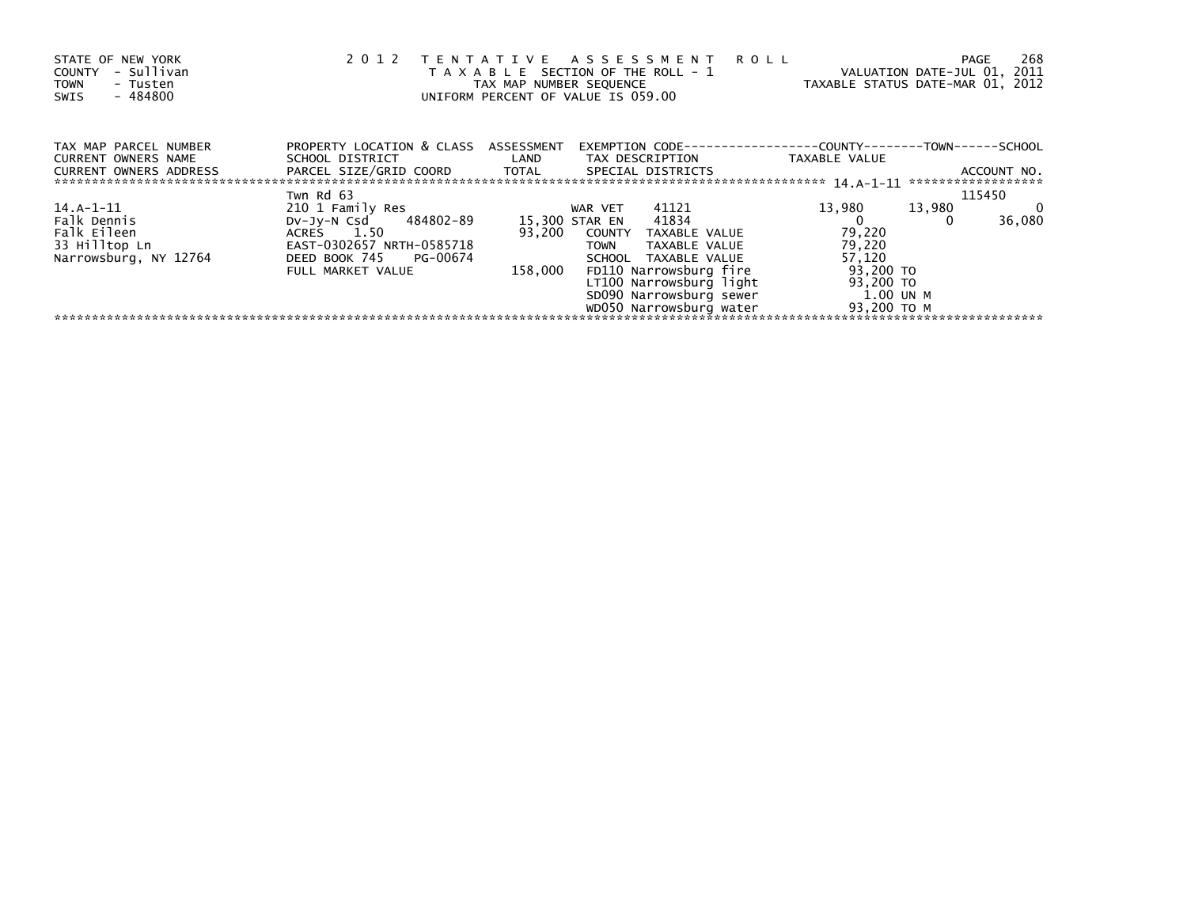STATE OF NEW YORK
COUNTY - Sullivan
TOWN - Tusten
SWIS - 484800

2012 TENTATIVE ASSESSMENT ROLL
TAXABLE SECTION OF THE ROLL - 1
TAX MAP NUMBER SEQUENCE
UNIFORM PERCENT OF VALUE IS 059.00

VALUATION DATE-JUL 01, 2011
TAXABLE STATUS DATE-MAR 01, 2012

| TAX MAP PARCEL NUMBER<br>CURRENT OWNERS NAME<br>CURRENT OWNERS ADDRESS | PROPERTY LOCATION & CLASS<br>SCHOOL DISTRICT<br>PARCEL SIZE/GRID COORD | ASSESSMENT<br>LAND<br>TOTAL | EXEMPTION CODE<br>TAX DESCRIPTION<br>SPECIAL DISTRICTS | | COUNTY<br>TAXABLE VALUE | TOWN | SCHOOL<br>ACCOUNT NO. |
|---|---|---|---|---|---|---|---|
| | Twn Rd 63 | | | | | | 115450 |
| 14.A-1-11 | 210 1 Family Res | | WAR VET | 41121 | 13,980 | 13,980 | 0 |
| Falk Dennis | Dv-Jy-N Csd 484802-89 | 15,300 | STAR EN | 41834 | 0 | 0 | 36,080 |
| Falk Eileen | ACRES 1.50 | 93,200 | COUNTY TAXABLE VALUE | | 79,220 | | |
| 33 Hilltop Ln | EAST-0302657 NRTH-0585718 | | TOWN TAXABLE VALUE | | 79,220 | | |
| Narrowsburg, NY 12764 | DEED BOOK 745 PG-00674 | | SCHOOL TAXABLE VALUE | | 57,120 | | |
| | FULL MARKET VALUE | 158,000 | FD110 Narrowsburg fire | | 93,200 TO | | |
| | | | LT100 Narrowsburg light | | 93,200 TO | | |
| | | | SD090 Narrowsburg sewer | | 1.00 UN M | | |
| | | | WD050 Narrowsburg water | | 93,200 TO M | | |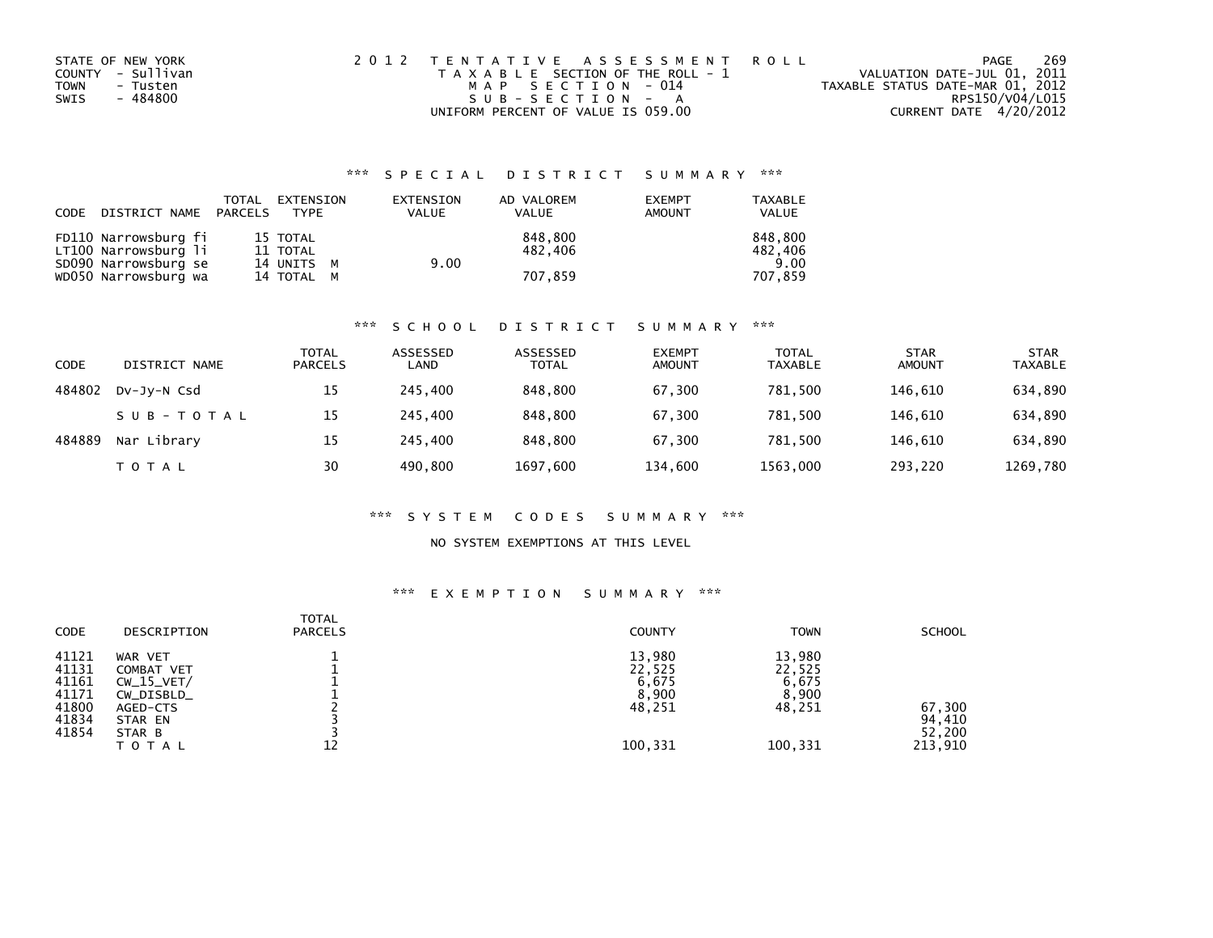STATE OF NEW YORK
COUNTY - Sullivan
TOWN - Tusten
SWIS - 484800

2012 TENTATIVE ASSESSMENT ROLL
TAXABLE SECTION OF THE ROLL - 1
MAP SECTION - 014
SUB-SECTION - A
UNIFORM PERCENT OF VALUE IS 059.00

VALUATION DATE-JUL 01, 2011
TAXABLE STATUS DATE-MAR 01, 2012
RPS150/V04/L015
CURRENT DATE 4/20/2012

## *** SPECIAL DISTRICT SUMMARY ***

| CODE | DISTRICT NAME | TOTAL PARCELS | EXTENSION TYPE | EXTENSION VALUE | AD VALOREM VALUE | EXEMPT AMOUNT | TAXABLE VALUE |
|---|---|---|---|---|---|---|---|
| FD110 | Narrowsburg fi | 15 | TOTAL | | 848,800 | | 848,800 |
| LT100 | Narrowsburg li | 11 | TOTAL | | 482,406 | | 482,406 |
| SD090 | Narrowsburg se | 14 | UNITS M | 9.00 | | | 9.00 |
| WD050 | Narrowsburg wa | 14 | TOTAL M | | 707,859 | | 707,859 |

## *** SCHOOL DISTRICT SUMMARY ***

| CODE | DISTRICT NAME | TOTAL PARCELS | ASSESSED LAND | ASSESSED TOTAL | EXEMPT AMOUNT | TOTAL TAXABLE | STAR AMOUNT | STAR TAXABLE |
|---|---|---|---|---|---|---|---|---|
| 484802 | Dv-Jy-N Csd | 15 | 245,400 | 848,800 | 67,300 | 781,500 | 146,610 | 634,890 |
| | SUB-TOTAL | 15 | 245,400 | 848,800 | 67,300 | 781,500 | 146,610 | 634,890 |
| 484889 | Nar Library | 15 | 245,400 | 848,800 | 67,300 | 781,500 | 146,610 | 634,890 |
| | TOTAL | 30 | 490,800 | 1697,600 | 134,600 | 1563,000 | 293,220 | 1269,780 |

## *** SYSTEM CODES SUMMARY ***

NO SYSTEM EXEMPTIONS AT THIS LEVEL

## *** EXEMPTION SUMMARY ***

| CODE | DESCRIPTION | TOTAL PARCELS | COUNTY | TOWN | SCHOOL |
|---|---|---|---|---|---|
| 41121 | WAR VET | 1 | 13,980 | 13,980 | |
| 41131 | COMBAT VET | 1 | 22,525 | 22,525 | |
| 41161 | CW_15_VET/ | 1 | 6,675 | 6,675 | |
| 41171 | CW_DISBLD_ | 1 | 8,900 | 8,900 | |
| 41800 | AGED-CTS | 2 | 48,251 | 48,251 | 67,300 |
| 41834 | STAR EN | 3 | | | 94,410 |
| 41854 | STAR B | 3 | | | 52,200 |
| | TOTAL | 12 | 100,331 | 100,331 | 213,910 |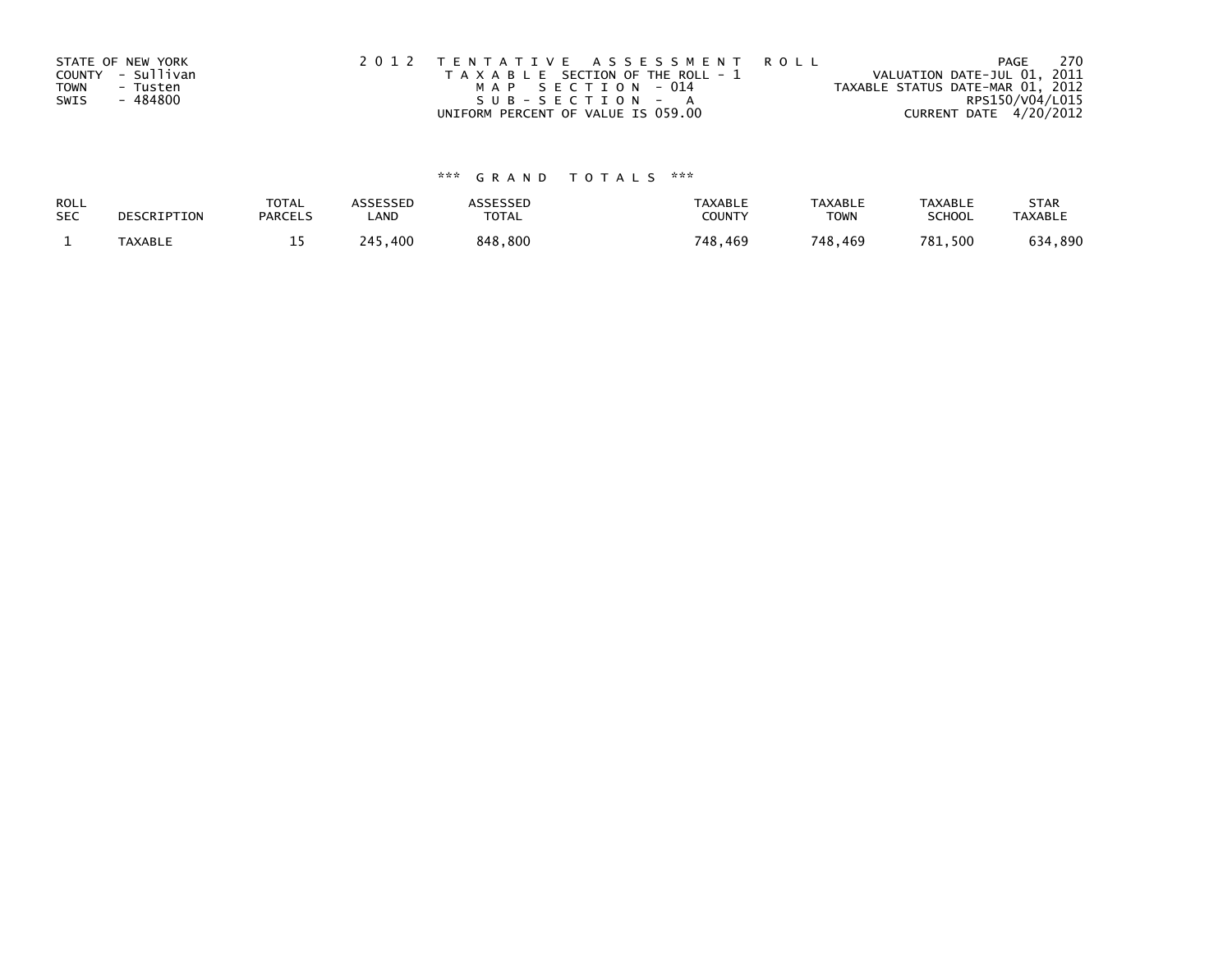STATE OF NEW YORK
COUNTY - Sullivan
TOWN - Tusten
SWIS - 484800

2 0 1 2 T E N T A T I V E A S S E S S M E N T R O L L
T A X A B L E SECTION OF THE ROLL - 1
M A P S E C T I O N - 014
S U B - S E C T I O N - A
UNIFORM PERCENT OF VALUE IS 059.00

VALUATION DATE-JUL 01, 2011
TAXABLE STATUS DATE-MAR 01, 2012
RPS150/V04/L015
CURRENT DATE 4/20/2012

\*\*\* G R A N D T O T A L S \*\*\*

| ROLL SEC | DESCRIPTION | TOTAL PARCELS | ASSESSED LAND | ASSESSED TOTAL | TAXABLE COUNTY | TAXABLE TOWN | TAXABLE SCHOOL | STAR TAXABLE |
|---|---|---|---|---|---|---|---|---|
| 1 | TAXABLE | 15 | 245,400 | 848,800 | 748,469 | 748,469 | 781,500 | 634,890 |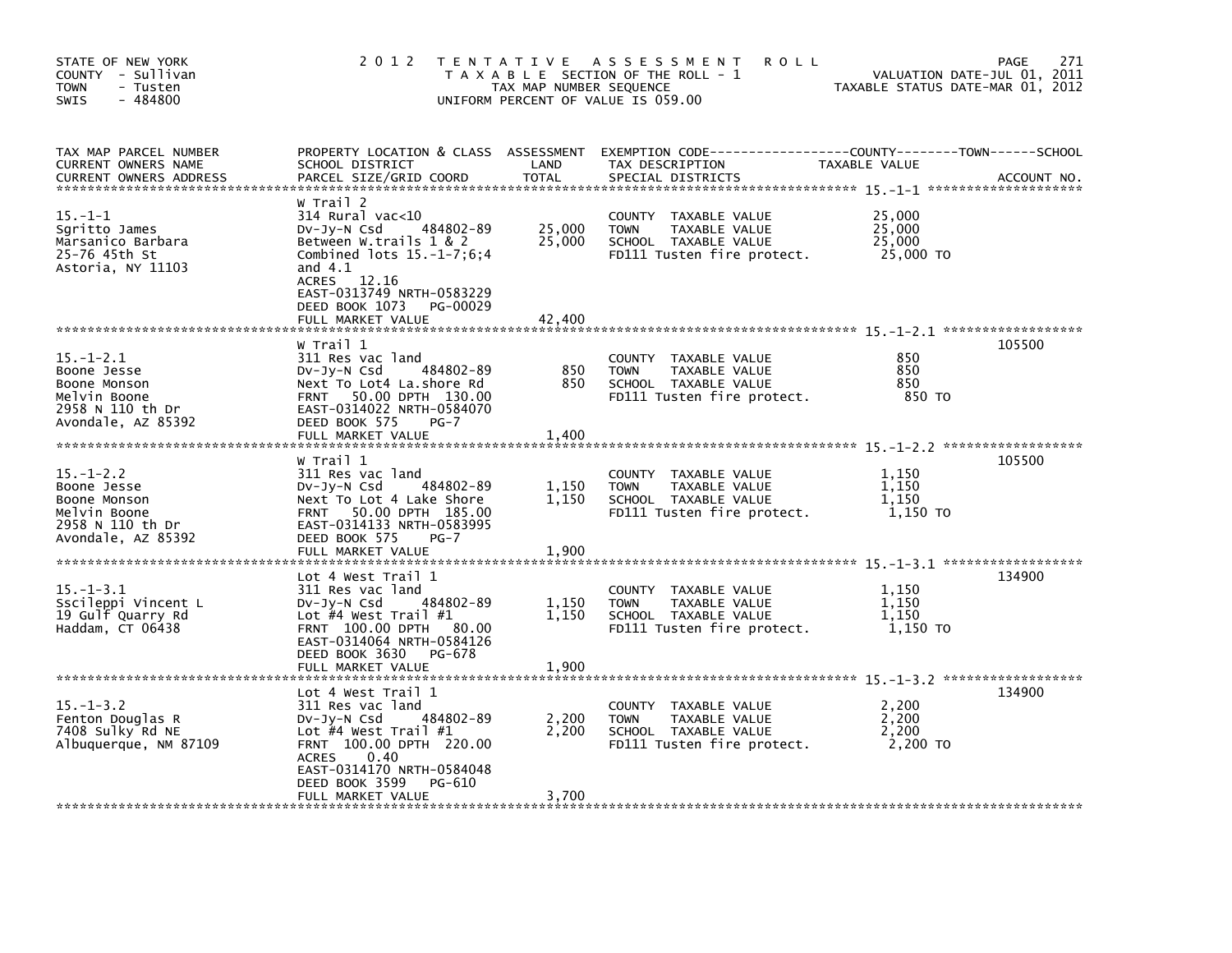STATE OF NEW YORK
COUNTY - Sullivan
TOWN - Tusten
SWIS - 484800

2 0 1 2 T E N T A T I V E A S S E S S M E N T R O L L
T A X A B L E SECTION OF THE ROLL - 1
TAX MAP NUMBER SEQUENCE
UNIFORM PERCENT OF VALUE IS 059.00

VALUATION DATE-JUL 01, 2011
TAXABLE STATUS DATE-MAR 01, 2012

| TAX MAP PARCEL NUMBER / CURRENT OWNERS NAME / CURRENT OWNERS ADDRESS | PROPERTY LOCATION & CLASS / SCHOOL DISTRICT / PARCEL SIZE/GRID COORD | ASSESSMENT LAND / TOTAL | EXEMPTION CODE / TAX DESCRIPTION / SPECIAL DISTRICTS | TAXABLE VALUE (COUNTY / TOWN / SCHOOL) | ACCOUNT NO. |
|---|---|---|---|---|---|
| 15.-1-1 | W Trail 2 | | | | |
| | 314 Rural vac<10 | | COUNTY TAXABLE VALUE | 25,000 | |
| Sgritto James | Dv-Jy-N Csd 484802-89 | 25,000 | TOWN TAXABLE VALUE | 25,000 | |
| Marsanico Barbara | Between W.trails 1 & 2 | 25,000 | SCHOOL TAXABLE VALUE | 25,000 | |
| 25-76 45th St | Combined lots 15.-1-7;6;4 | | FD111 Tusten fire protect. | 25,000 TO | |
| Astoria, NY 11103 | and 4.1 | | | | |
| | ACRES 12.16 | | | | |
| | EAST-0313749 NRTH-0583229 | | | | |
| | DEED BOOK 1073 PG-00029 | | | | |
| | FULL MARKET VALUE | 42,400 | | | |
| 15.-1-2.1 | W Trail 1 | | | | 105500 |
| | 311 Res vac land | | COUNTY TAXABLE VALUE | 850 | |
| Boone Jesse | Dv-Jy-N Csd 484802-89 | 850 | TOWN TAXABLE VALUE | 850 | |
| Boone Monson | Next To Lot4 La.shore Rd | 850 | SCHOOL TAXABLE VALUE | 850 | |
| Melvin Boone | FRNT 50.00 DPTH 130.00 | | FD111 Tusten fire protect. | 850 TO | |
| 2958 N 110 th Dr | EAST-0314022 NRTH-0584070 | | | | |
| Avondale, AZ 85392 | DEED BOOK 575 PG-7 | | | | |
| | FULL MARKET VALUE | 1,400 | | | |
| 15.-1-2.2 | W Trail 1 | | | | 105500 |
| | 311 Res vac land | | COUNTY TAXABLE VALUE | 1,150 | |
| Boone Jesse | Dv-Jy-N Csd 484802-89 | 1,150 | TOWN TAXABLE VALUE | 1,150 | |
| Boone Monson | Next To Lot 4 Lake Shore | 1,150 | SCHOOL TAXABLE VALUE | 1,150 | |
| Melvin Boone | FRNT 50.00 DPTH 185.00 | | FD111 Tusten fire protect. | 1,150 TO | |
| 2958 N 110 th Dr | EAST-0314133 NRTH-0583995 | | | | |
| Avondale, AZ 85392 | DEED BOOK 575 PG-7 | | | | |
| | FULL MARKET VALUE | 1,900 | | | |
| 15.-1-3.1 | Lot 4 West Trail 1 | | | | 134900 |
| | 311 Res vac land | | COUNTY TAXABLE VALUE | 1,150 | |
| Sscileppi Vincent L | Dv-Jy-N Csd 484802-89 | 1,150 | TOWN TAXABLE VALUE | 1,150 | |
| 19 Gulf Quarry Rd | Lot #4 West Trail #1 | 1,150 | SCHOOL TAXABLE VALUE | 1,150 | |
| Haddam, CT 06438 | FRNT 100.00 DPTH 80.00 | | FD111 Tusten fire protect. | 1,150 TO | |
| | EAST-0314064 NRTH-0584126 | | | | |
| | DEED BOOK 3630 PG-678 | | | | |
| | FULL MARKET VALUE | 1,900 | | | |
| 15.-1-3.2 | Lot 4 West Trail 1 | | | | 134900 |
| | 311 Res vac land | | COUNTY TAXABLE VALUE | 2,200 | |
| Fenton Douglas R | Dv-Jy-N Csd 484802-89 | 2,200 | TOWN TAXABLE VALUE | 2,200 | |
| 7408 Sulky Rd NE | Lot #4 West Trail #1 | 2,200 | SCHOOL TAXABLE VALUE | 2,200 | |
| Albuquerque, NM 87109 | FRNT 100.00 DPTH 220.00 | | FD111 Tusten fire protect. | 2,200 TO | |
| | ACRES 0.40 | | | | |
| | EAST-0314170 NRTH-0584048 | | | | |
| | DEED BOOK 3599 PG-610 | | | | |
| | FULL MARKET VALUE | 3,700 | | | |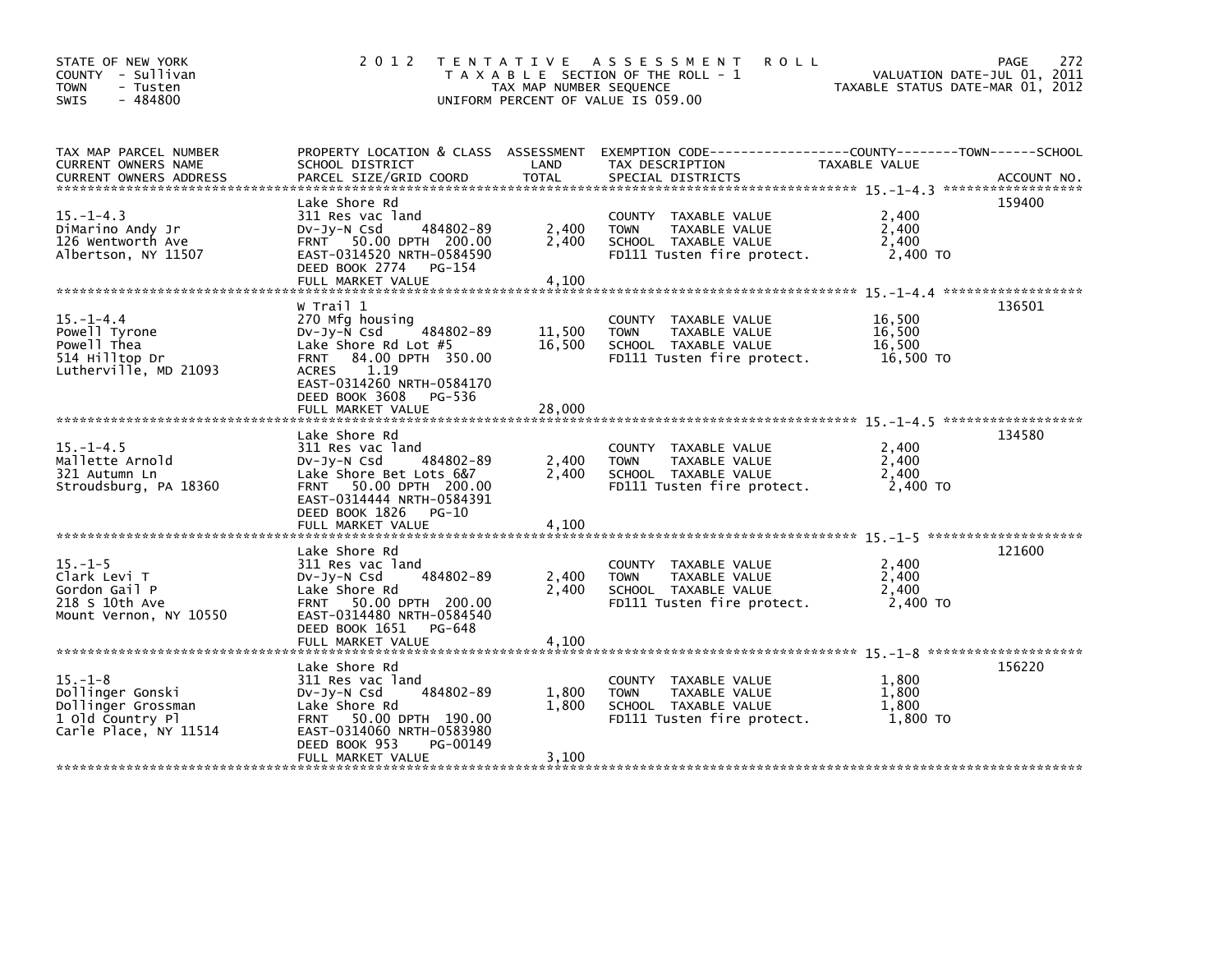STATE OF NEW YORK
COUNTY - Sullivan
TOWN - Tusten
SWIS - 484800

2012 TENTATIVE ASSESSMENT ROLL
TAXABLE SECTION OF THE ROLL - 1
TAX MAP NUMBER SEQUENCE
UNIFORM PERCENT OF VALUE IS 059.00

VALUATION DATE-JUL 01, 2011
TAXABLE STATUS DATE-MAR 01, 2012

| TAX MAP PARCEL NUMBER / CURRENT OWNERS NAME / CURRENT OWNERS ADDRESS | PROPERTY LOCATION & CLASS / SCHOOL DISTRICT / PARCEL SIZE/GRID COORD | ASSESSMENT LAND | ASSESSMENT TOTAL | EXEMPTION CODE / TAX DESCRIPTION / SPECIAL DISTRICTS | TAXABLE VALUE (COUNTY / TOWN / SCHOOL) | ACCOUNT NO. |
|---|---|---|---|---|---|---|
| 15.-1-4.3 | Lake Shore Rd | | | | | 159400 |
| DiMarino Andy Jr | 311 Res vac land | | | COUNTY TAXABLE VALUE | 2,400 | |
| 126 Wentworth Ave | Dv-Jy-N Csd 484802-89 | 2,400 | | TOWN TAXABLE VALUE | 2,400 | |
| Albertson, NY 11507 | FRNT 50.00 DPTH 200.00 | | 2,400 | SCHOOL TAXABLE VALUE | 2,400 | |
| | EAST-0314520 NRTH-0584590 | | | FD111 Tusten fire protect. | 2,400 TO | |
| | DEED BOOK 2774 PG-154 | | | | | |
| | FULL MARKET VALUE | | 4,100 | | | |
| 15.-1-4.4 | W Trail 1 | | | | | 136501 |
| Powell Tyrone | 270 Mfg housing | | | COUNTY TAXABLE VALUE | 16,500 | |
| Powell Thea | Dv-Jy-N Csd 484802-89 | 11,500 | | TOWN TAXABLE VALUE | 16,500 | |
| 514 Hilltop Dr | Lake Shore Rd Lot #5 | | 16,500 | SCHOOL TAXABLE VALUE | 16,500 | |
| Lutherville, MD 21093 | FRNT 84.00 DPTH 350.00 | | | FD111 Tusten fire protect. | 16,500 TO | |
| | ACRES 1.19 | | | | | |
| | EAST-0314260 NRTH-0584170 | | | | | |
| | DEED BOOK 3608 PG-536 | | | | | |
| | FULL MARKET VALUE | | 28,000 | | | |
| 15.-1-4.5 | Lake Shore Rd | | | | | 134580 |
| Mallette Arnold | 311 Res vac land | | | COUNTY TAXABLE VALUE | 2,400 | |
| 321 Autumn Ln | Dv-Jy-N Csd 484802-89 | 2,400 | | TOWN TAXABLE VALUE | 2,400 | |
| Stroudsburg, PA 18360 | Lake Shore Bet Lots 6&7 | | 2,400 | SCHOOL TAXABLE VALUE | 2,400 | |
| | FRNT 50.00 DPTH 200.00 | | | FD111 Tusten fire protect. | 2,400 TO | |
| | EAST-0314444 NRTH-0584391 | | | | | |
| | DEED BOOK 1826 PG-10 | | | | | |
| | FULL MARKET VALUE | | 4,100 | | | |
| 15.-1-5 | Lake Shore Rd | | | | | 121600 |
| Clark Levi T | 311 Res vac land | | | COUNTY TAXABLE VALUE | 2,400 | |
| Gordon Gail P | Dv-Jy-N Csd 484802-89 | 2,400 | | TOWN TAXABLE VALUE | 2,400 | |
| 218 S 10th Ave | Lake Shore Rd | | 2,400 | SCHOOL TAXABLE VALUE | 2,400 | |
| Mount Vernon, NY 10550 | FRNT 50.00 DPTH 200.00 | | | FD111 Tusten fire protect. | 2,400 TO | |
| | EAST-0314480 NRTH-0584540 | | | | | |
| | DEED BOOK 1651 PG-648 | | | | | |
| | FULL MARKET VALUE | | 4,100 | | | |
| 15.-1-8 | Lake Shore Rd | | | | | 156220 |
| Dollinger Gonski | 311 Res vac land | | | COUNTY TAXABLE VALUE | 1,800 | |
| Dollinger Grossman | Dv-Jy-N Csd 484802-89 | 1,800 | | TOWN TAXABLE VALUE | 1,800 | |
| 1 Old Country Pl | Lake Shore Rd | | 1,800 | SCHOOL TAXABLE VALUE | 1,800 | |
| Carle Place, NY 11514 | FRNT 50.00 DPTH 190.00 | | | FD111 Tusten fire protect. | 1,800 TO | |
| | EAST-0314060 NRTH-0583980 | | | | | |
| | DEED BOOK 953 PG-00149 | | | | | |
| | FULL MARKET VALUE | | 3,100 | | | |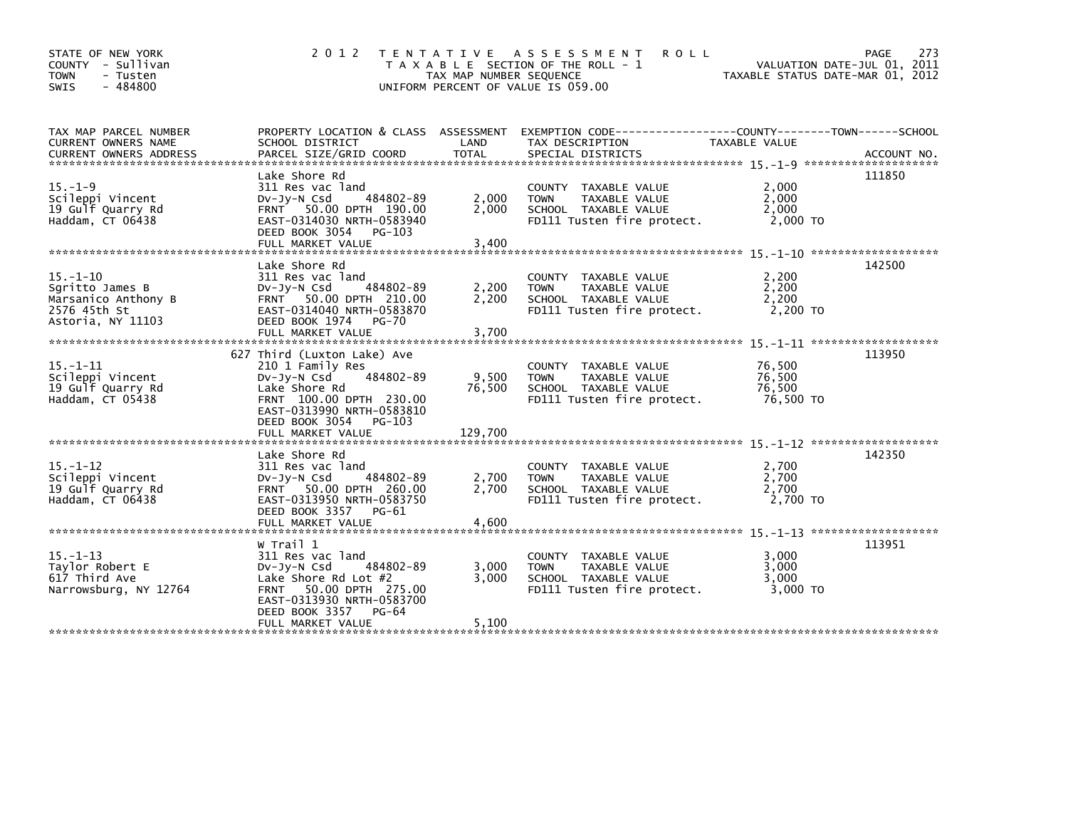STATE OF NEW YORK
COUNTY - Sullivan
TOWN - Tusten
SWIS - 484800

2 0 1 2 T E N T A T I V E A S S E S S M E N T R O L L
T A X A B L E SECTION OF THE ROLL - 1
TAX MAP NUMBER SEQUENCE
UNIFORM PERCENT OF VALUE IS 059.00

VALUATION DATE-JUL 01, 2011
TAXABLE STATUS DATE-MAR 01, 2012

| TAX MAP PARCEL NUMBER / CURRENT OWNERS NAME / CURRENT OWNERS ADDRESS | PROPERTY LOCATION & CLASS / SCHOOL DISTRICT / PARCEL SIZE/GRID COORD | ASSESSMENT LAND | TOTAL | EXEMPTION CODE / TAX DESCRIPTION / SPECIAL DISTRICTS | COUNTY / TOWN / SCHOOL TAXABLE VALUE | ACCOUNT NO. |
|---|---|---|---|---|---|---|
| 15.-1-9 | Lake Shore Rd | | | | | 111850 |
| Scileppi Vincent | 311 Res vac land | | | COUNTY TAXABLE VALUE | 2,000 | |
| 19 Gulf Quarry Rd | Dv-Jy-N Csd 484802-89 | 2,000 | | TOWN TAXABLE VALUE | 2,000 | |
| Haddam, CT 06438 | FRNT 50.00 DPTH 190.00 | | 2,000 | SCHOOL TAXABLE VALUE | 2,000 | |
| | EAST-0314030 NRTH-0583940 | | | FD111 Tusten fire protect. | 2,000 TO | |
| | DEED BOOK 3054 PG-103 | | | | | |
| | FULL MARKET VALUE | | 3,400 | | | |
| 15.-1-10 | Lake Shore Rd | | | | | 142500 |
| Sgritto James B | 311 Res vac land | | | COUNTY TAXABLE VALUE | 2,200 | |
| Marsanico Anthony B | Dv-Jy-N Csd 484802-89 | 2,200 | | TOWN TAXABLE VALUE | 2,200 | |
| 2576 45th St | FRNT 50.00 DPTH 210.00 | | 2,200 | SCHOOL TAXABLE VALUE | 2,200 | |
| Astoria, NY 11103 | EAST-0314040 NRTH-0583870 | | | FD111 Tusten fire protect. | 2,200 TO | |
| | DEED BOOK 1974 PG-70 | | | | | |
| | FULL MARKET VALUE | | 3,700 | | | |
| 15.-1-11 | 627 Third (Luxton Lake) Ave | | | | | 113950 |
| Scileppi Vincent | 210 1 Family Res | | | COUNTY TAXABLE VALUE | 76,500 | |
| 19 Gulf Quarry Rd | Dv-Jy-N Csd 484802-89 | 9,500 | | TOWN TAXABLE VALUE | 76,500 | |
| Haddam, CT 05438 | Lake Shore Rd | | 76,500 | SCHOOL TAXABLE VALUE | 76,500 | |
| | FRNT 100.00 DPTH 230.00 | | | FD111 Tusten fire protect. | 76,500 TO | |
| | EAST-0313990 NRTH-0583810 | | | | | |
| | DEED BOOK 3054 PG-103 | | | | | |
| | FULL MARKET VALUE | | 129,700 | | | |
| 15.-1-12 | Lake Shore Rd | | | | | 142350 |
| Scileppi Vincent | 311 Res vac land | | | COUNTY TAXABLE VALUE | 2,700 | |
| 19 Gulf Quarry Rd | Dv-Jy-N Csd 484802-89 | 2,700 | | TOWN TAXABLE VALUE | 2,700 | |
| Haddam, CT 06438 | FRNT 50.00 DPTH 260.00 | | 2,700 | SCHOOL TAXABLE VALUE | 2,700 | |
| | EAST-0313950 NRTH-0583750 | | | FD111 Tusten fire protect. | 2,700 TO | |
| | DEED BOOK 3357 PG-61 | | | | | |
| | FULL MARKET VALUE | | 4,600 | | | |
| 15.-1-13 | W Trail 1 | | | | | 113951 |
| Taylor Robert E | 311 Res vac land | | | COUNTY TAXABLE VALUE | 3,000 | |
| 617 Third Ave | Dv-Jy-N Csd 484802-89 | 3,000 | | TOWN TAXABLE VALUE | 3,000 | |
| Narrowsburg, NY 12764 | Lake Shore Rd Lot #2 | | 3,000 | SCHOOL TAXABLE VALUE | 3,000 | |
| | FRNT 50.00 DPTH 275.00 | | | FD111 Tusten fire protect. | 3,000 TO | |
| | EAST-0313930 NRTH-0583700 | | | | | |
| | DEED BOOK 3357 PG-64 | | | | | |
| | FULL MARKET VALUE | | 5,100 | | | |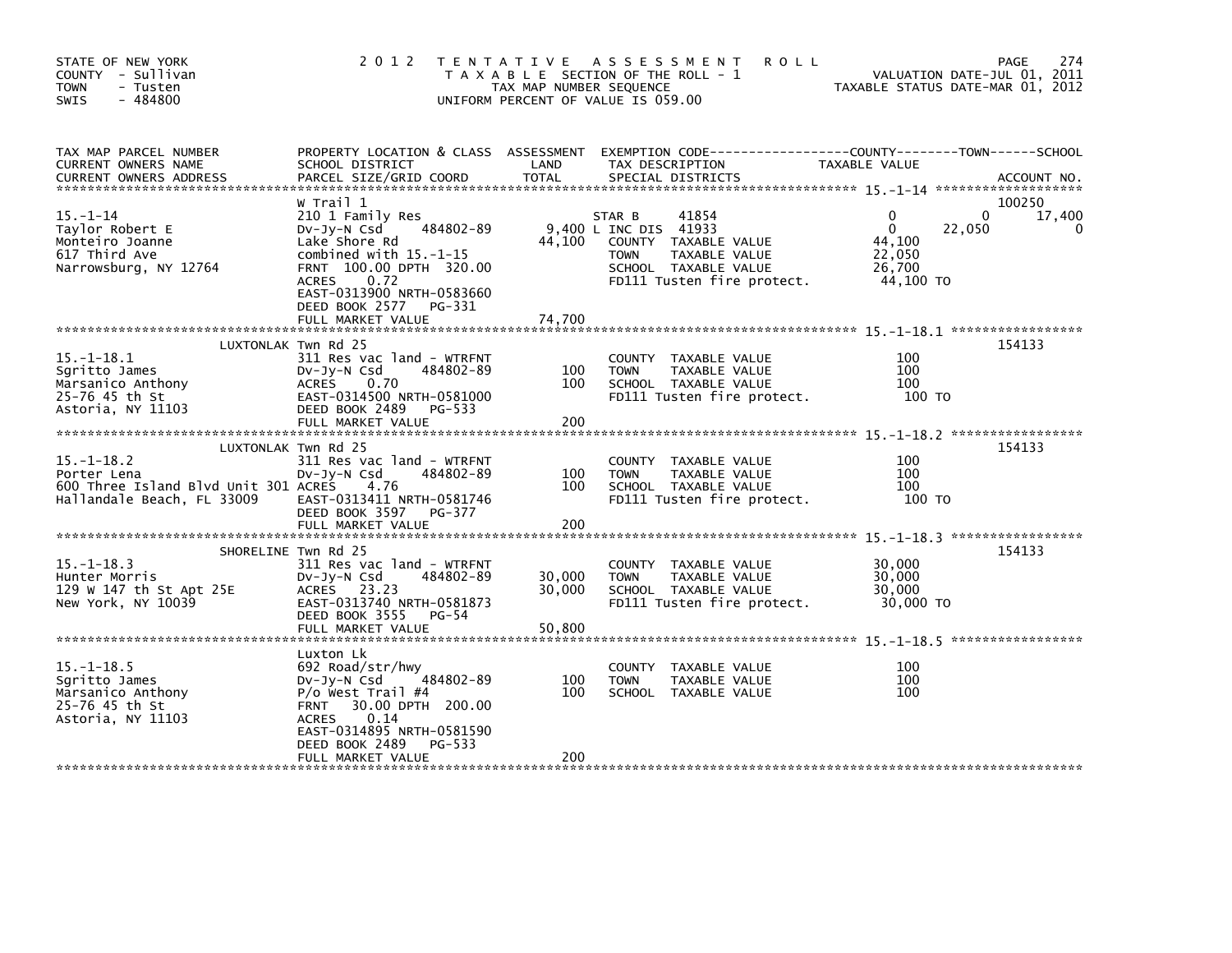STATE OF NEW YORK
COUNTY - Sullivan
TOWN - Tusten
SWIS - 484800

# 2012 TENTATIVE ASSESSMENT ROLL

TAXABLE SECTION OF THE ROLL - 1
TAX MAP NUMBER SEQUENCE
UNIFORM PERCENT OF VALUE IS 059.00

VALUATION DATE-JUL 01, 2011
TAXABLE STATUS DATE-MAR 01, 2012

| TAX MAP PARCEL NUMBER / CURRENT OWNERS NAME / CURRENT OWNERS ADDRESS | PROPERTY LOCATION & CLASS / SCHOOL DISTRICT / PARCEL SIZE/GRID COORD | ASSESSMENT LAND | ASSESSMENT TOTAL | EXEMPTION CODE / TAX DESCRIPTION / SPECIAL DISTRICTS | COUNTY TAXABLE VALUE | TOWN | SCHOOL | ACCOUNT NO. |
|---|---|---|---|---|---|---|---|---|
| **15.-1-14** | W Trail 1 | | | | | | | 100250 |
| Taylor Robert E | 210 1 Family Res | | | STAR B 41854 | 0 | 0 | 17,400 | |
| Monteiro Joanne | Dv-Jy-N Csd 484802-89 | 9,400 | | L INC DIS 41933 | 0 | 22,050 | 0 | |
| 617 Third Ave | Lake Shore Rd | | 44,100 | COUNTY TAXABLE VALUE | 44,100 | | | |
| Narrowsburg, NY 12764 | combined with 15.-1-15 | | | TOWN TAXABLE VALUE | 22,050 | | | |
| | FRNT 100.00 DPTH 320.00 | | | SCHOOL TAXABLE VALUE | 26,700 | | | |
| | ACRES 0.72 | | | FD111 Tusten fire protect. | 44,100 TO | | | |
| | EAST-0313900 NRTH-0583660 | | | | | | | |
| | DEED BOOK 2577 PG-331 | | | | | | | |
| | FULL MARKET VALUE | | 74,700 | | | | | |
| **15.-1-18.1** | LUXTONLAK Twn Rd 25 | | | | | | | 154133 |
| Sgritto James | 311 Res vac land - WTRFNT | | | COUNTY TAXABLE VALUE | 100 | | | |
| Marsanico Anthony | Dv-Jy-N Csd 484802-89 | 100 | | TOWN TAXABLE VALUE | 100 | | | |
| 25-76 45 th St | ACRES 0.70 | | 100 | SCHOOL TAXABLE VALUE | 100 | | | |
| Astoria, NY 11103 | EAST-0314500 NRTH-0581000 | | | FD111 Tusten fire protect. | 100 TO | | | |
| | DEED BOOK 2489 PG-533 | | | | | | | |
| | FULL MARKET VALUE | | 200 | | | | | |
| **15.-1-18.2** | LUXTONLAK Twn Rd 25 | | | | | | | 154133 |
| Porter Lena | 311 Res vac land - WTRFNT | | | COUNTY TAXABLE VALUE | 100 | | | |
| 600 Three Island Blvd Unit 301 | Dv-Jy-N Csd 484802-89 | 100 | | TOWN TAXABLE VALUE | 100 | | | |
| Hallandale Beach, FL 33009 | ACRES 4.76 | | 100 | SCHOOL TAXABLE VALUE | 100 | | | |
| | EAST-0313411 NRTH-0581746 | | | FD111 Tusten fire protect. | 100 TO | | | |
| | DEED BOOK 3597 PG-377 | | | | | | | |
| | FULL MARKET VALUE | | 200 | | | | | |
| **15.-1-18.3** | SHORELINE Twn Rd 25 | | | | | | | 154133 |
| Hunter Morris | 311 Res vac land - WTRFNT | | | COUNTY TAXABLE VALUE | 30,000 | | | |
| 129 W 147 th St Apt 25E | Dv-Jy-N Csd 484802-89 | 30,000 | | TOWN TAXABLE VALUE | 30,000 | | | |
| New York, NY 10039 | ACRES 23.23 | | 30,000 | SCHOOL TAXABLE VALUE | 30,000 | | | |
| | EAST-0313740 NRTH-0581873 | | | FD111 Tusten fire protect. | 30,000 TO | | | |
| | DEED BOOK 3555 PG-54 | | | | | | | |
| | FULL MARKET VALUE | | 50,800 | | | | | |
| **15.-1-18.5** | Luxton Lk | | | | | | | |
| Sgritto James | 692 Road/str/hwy | | | COUNTY TAXABLE VALUE | 100 | | | |
| Marsanico Anthony | Dv-Jy-N Csd 484802-89 | 100 | | TOWN TAXABLE VALUE | 100 | | | |
| 25-76 45 th St | P/o West Trail #4 | | 100 | SCHOOL TAXABLE VALUE | 100 | | | |
| Astoria, NY 11103 | FRNT 30.00 DPTH 200.00 | | | | | | | |
| | ACRES 0.14 | | | | | | | |
| | EAST-0314895 NRTH-0581590 | | | | | | | |
| | DEED BOOK 2489 PG-533 | | | | | | | |
| | FULL MARKET VALUE | | 200 | | | | | |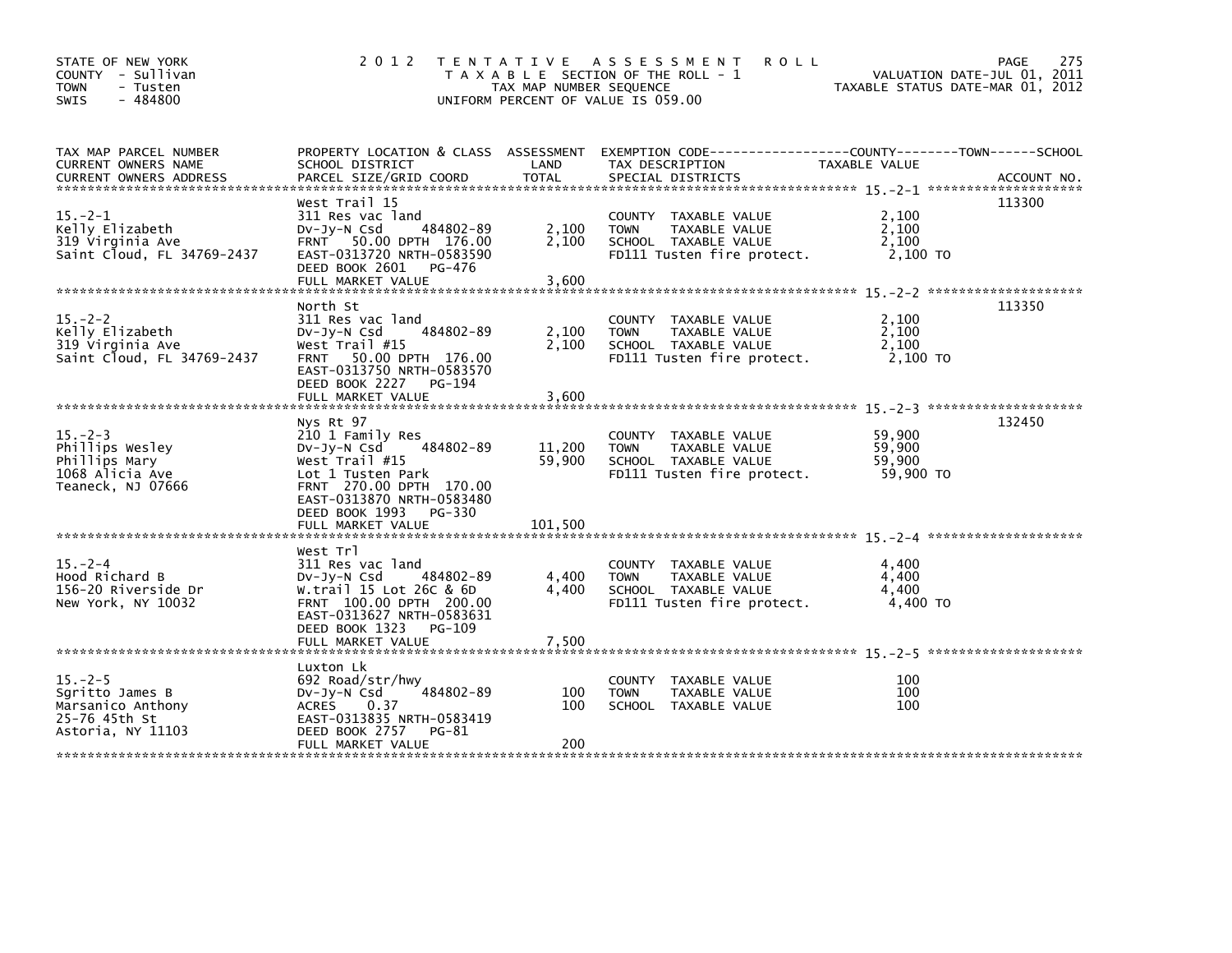STATE OF NEW YORK
COUNTY - Sullivan
TOWN - Tusten
SWIS - 484800

# 2012 TENTATIVE ASSESSMENT ROLL

TAXABLE SECTION OF THE ROLL - 1
TAX MAP NUMBER SEQUENCE
UNIFORM PERCENT OF VALUE IS 059.00

VALUATION DATE-JUL 01, 2011
TAXABLE STATUS DATE-MAR 01, 2012

| TAX MAP PARCEL NUMBER / CURRENT OWNERS NAME / CURRENT OWNERS ADDRESS | PROPERTY LOCATION & CLASS / SCHOOL DISTRICT / PARCEL SIZE/GRID COORD | ASSESSMENT LAND | TOTAL | EXEMPTION CODE / TAX DESCRIPTION / SPECIAL DISTRICTS | TAXABLE VALUE (COUNTY / TOWN / SCHOOL) | ACCOUNT NO. |
|---|---|---|---|---|---|---|
| 15.-2-1 | West Trail 15 | | | | | 113300 |
| Kelly Elizabeth | 311 Res vac land | | | COUNTY TAXABLE VALUE | 2,100 | |
| 319 Virginia Ave | Dv-Jy-N Csd 484802-89 | 2,100 | | TOWN TAXABLE VALUE | 2,100 | |
| Saint Cloud, FL 34769-2437 | FRNT 50.00 DPTH 176.00 | | 2,100 | SCHOOL TAXABLE VALUE | 2,100 | |
| | EAST-0313720 NRTH-0583590 | | | FD111 Tusten fire protect. | 2,100 TO | |
| | DEED BOOK 2601 PG-476 | | | | | |
| | FULL MARKET VALUE | | 3,600 | | | |
| 15.-2-2 | North St | | | | | 113350 |
| Kelly Elizabeth | 311 Res vac land | | | COUNTY TAXABLE VALUE | 2,100 | |
| 319 Virginia Ave | Dv-Jy-N Csd 484802-89 | 2,100 | | TOWN TAXABLE VALUE | 2,100 | |
| Saint Cloud, FL 34769-2437 | West Trail #15 | | 2,100 | SCHOOL TAXABLE VALUE | 2,100 | |
| | FRNT 50.00 DPTH 176.00 | | | FD111 Tusten fire protect. | 2,100 TO | |
| | EAST-0313750 NRTH-0583570 | | | | | |
| | DEED BOOK 2227 PG-194 | | | | | |
| | FULL MARKET VALUE | | 3,600 | | | |
| 15.-2-3 | Nys Rt 97 | | | | | 132450 |
| Phillips Wesley | 210 1 Family Res | | | COUNTY TAXABLE VALUE | 59,900 | |
| Phillips Mary | Dv-Jy-N Csd 484802-89 | 11,200 | | TOWN TAXABLE VALUE | 59,900 | |
| 1068 Alicia Ave | West Trail #15 | | 59,900 | SCHOOL TAXABLE VALUE | 59,900 | |
| Teaneck, NJ 07666 | Lot 1 Tusten Park | | | FD111 Tusten fire protect. | 59,900 TO | |
| | FRNT 270.00 DPTH 170.00 | | | | | |
| | EAST-0313870 NRTH-0583480 | | | | | |
| | DEED BOOK 1993 PG-330 | | | | | |
| | FULL MARKET VALUE | | 101,500 | | | |
| 15.-2-4 | West Trl | | | | | |
| Hood Richard B | 311 Res vac land | | | COUNTY TAXABLE VALUE | 4,400 | |
| 156-20 Riverside Dr | Dv-Jy-N Csd 484802-89 | 4,400 | | TOWN TAXABLE VALUE | 4,400 | |
| New York, NY 10032 | W.trail 15 Lot 26C & 6D | | 4,400 | SCHOOL TAXABLE VALUE | 4,400 | |
| | FRNT 100.00 DPTH 200.00 | | | FD111 Tusten fire protect. | 4,400 TO | |
| | EAST-0313627 NRTH-0583631 | | | | | |
| | DEED BOOK 1323 PG-109 | | | | | |
| | FULL MARKET VALUE | | 7,500 | | | |
| 15.-2-5 | Luxton Lk | | | | | |
| Sgritto James B | 692 Road/str/hwy | | | COUNTY TAXABLE VALUE | 100 | |
| Marsanico Anthony | Dv-Jy-N Csd 484802-89 | 100 | | TOWN TAXABLE VALUE | 100 | |
| 25-76 45th St | ACRES 0.37 | | 100 | SCHOOL TAXABLE VALUE | 100 | |
| Astoria, NY 11103 | EAST-0313835 NRTH-0583419 | | | | | |
| | DEED BOOK 2757 PG-81 | | | | | |
| | FULL MARKET VALUE | | 200 | | | |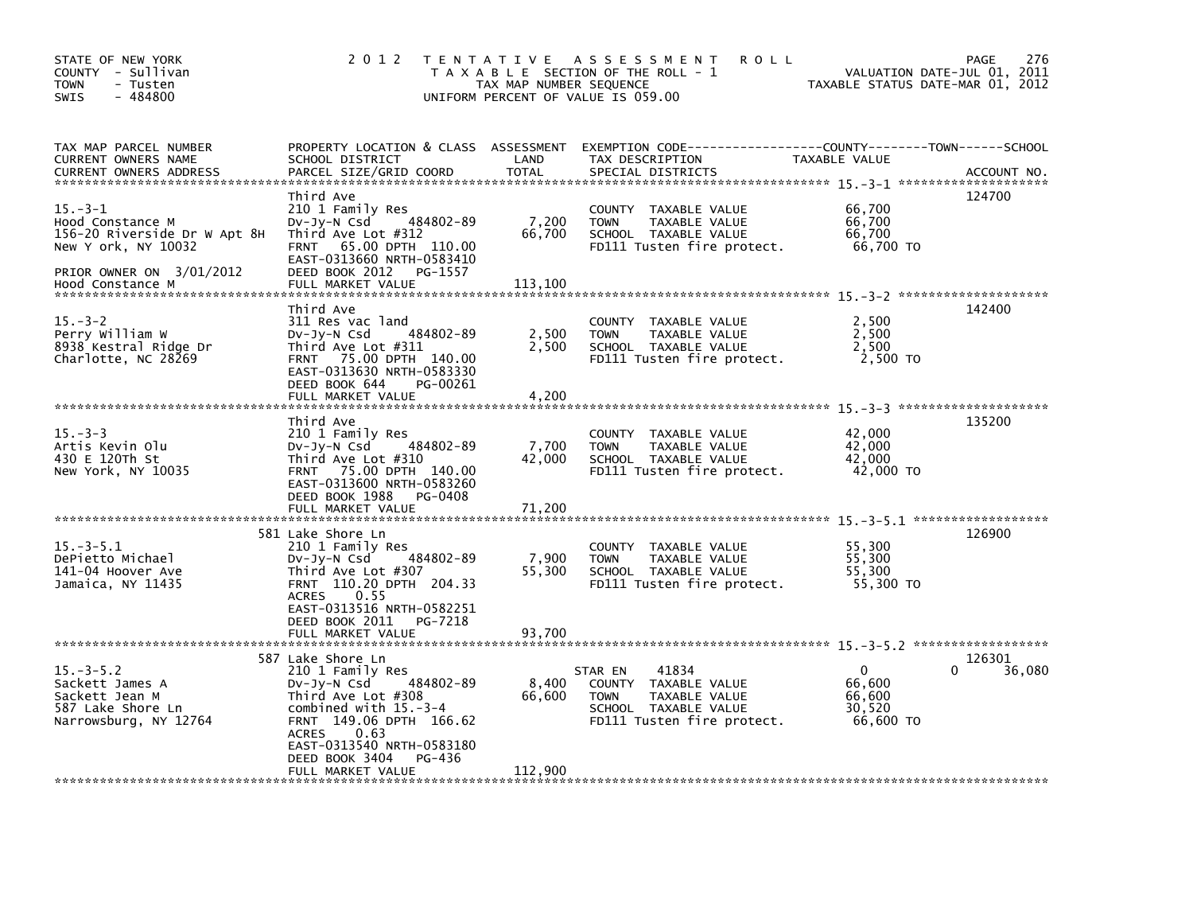STATE OF NEW YORK
COUNTY - Sullivan
TOWN - Tusten
SWIS - 484800

2 0 1 2 T E N T A T I V E A S S E S S M E N T R O L L
T A X A B L E SECTION OF THE ROLL - 1
TAX MAP NUMBER SEQUENCE
UNIFORM PERCENT OF VALUE IS 059.00

VALUATION DATE-JUL 01, 2011
TAXABLE STATUS DATE-MAR 01, 2012

| TAX MAP PARCEL NUMBER / CURRENT OWNERS NAME / CURRENT OWNERS ADDRESS | PROPERTY LOCATION & CLASS / SCHOOL DISTRICT / PARCEL SIZE/GRID COORD | ASSESSMENT LAND | ASSESSMENT TOTAL | EXEMPTION CODE / TAX DESCRIPTION / SPECIAL DISTRICTS | COUNTY TAXABLE VALUE | TOWN | SCHOOL | ACCOUNT NO. |
|---|---|---|---|---|---|---|---|---|
| 15.-3-1 | Third Ave | | | | | | | 124700 |
| Hood Constance M | 210 1 Family Res | | | COUNTY TAXABLE VALUE | 66,700 | | | |
| 156-20 Riverside Dr W Apt 8H | Dv-Jy-N Csd 484802-89 | 7,200 | | TOWN TAXABLE VALUE | 66,700 | | | |
| New Y ork, NY 10032 | Third Ave Lot #312 | | 66,700 | SCHOOL TAXABLE VALUE | 66,700 | | | |
| | FRNT 65.00 DPTH 110.00 | | | FD111 Tusten fire protect. | 66,700 TO | | | |
| PRIOR OWNER ON 3/01/2012 | EAST-0313660 NRTH-0583410 | | | | | | | |
| Hood Constance M | DEED BOOK 2012 PG-1557 | | | | | | | |
| | FULL MARKET VALUE | | 113,100 | | | | | |
| 15.-3-2 | Third Ave | | | | | | | 142400 |
| Perry William W | 311 Res vac land | | | COUNTY TAXABLE VALUE | 2,500 | | | |
| 8938 Kestral Ridge Dr | Dv-Jy-N Csd 484802-89 | 2,500 | | TOWN TAXABLE VALUE | 2,500 | | | |
| Charlotte, NC 28269 | Third Ave Lot #311 | | 2,500 | SCHOOL TAXABLE VALUE | 2,500 | | | |
| | FRNT 75.00 DPTH 140.00 | | | FD111 Tusten fire protect. | 2,500 TO | | | |
| | EAST-0313630 NRTH-0583330 | | | | | | | |
| | DEED BOOK 644 PG-00261 | | | | | | | |
| | FULL MARKET VALUE | | 4,200 | | | | | |
| 15.-3-3 | Third Ave | | | | | | | 135200 |
| Artis Kevin Olu | 210 1 Family Res | | | COUNTY TAXABLE VALUE | 42,000 | | | |
| 430 E 120Th St | Dv-Jy-N Csd 484802-89 | 7,700 | | TOWN TAXABLE VALUE | 42,000 | | | |
| New York, NY 10035 | Third Ave Lot #310 | | 42,000 | SCHOOL TAXABLE VALUE | 42,000 | | | |
| | FRNT 75.00 DPTH 140.00 | | | FD111 Tusten fire protect. | 42,000 TO | | | |
| | EAST-0313600 NRTH-0583260 | | | | | | | |
| | DEED BOOK 1988 PG-0408 | | | | | | | |
| | FULL MARKET VALUE | | 71,200 | | | | | |
| 15.-3-5.1 | 581 Lake Shore Ln | | | | | | | 126900 |
| DePietto Michael | 210 1 Family Res | | | COUNTY TAXABLE VALUE | 55,300 | | | |
| 141-04 Hoover Ave | Dv-Jy-N Csd 484802-89 | 7,900 | | TOWN TAXABLE VALUE | 55,300 | | | |
| Jamaica, NY 11435 | Third Ave Lot #307 | | 55,300 | SCHOOL TAXABLE VALUE | 55,300 | | | |
| | FRNT 110.20 DPTH 204.33 | | | FD111 Tusten fire protect. | 55,300 TO | | | |
| | ACRES 0.55 | | | | | | | |
| | EAST-0313516 NRTH-0582251 | | | | | | | |
| | DEED BOOK 2011 PG-7218 | | | | | | | |
| | FULL MARKET VALUE | | 93,700 | | | | | |
| 15.-3-5.2 | 587 Lake Shore Ln | | | | | | | 126301 |
| Sackett James A | 210 1 Family Res | | | STAR EN 41834 | 0 | 0 | 36,080 | |
| Sackett Jean M | Dv-Jy-N Csd 484802-89 | 8,400 | | COUNTY TAXABLE VALUE | 66,600 | | | |
| 587 Lake Shore Ln | Third Ave Lot #308 | | 66,600 | TOWN TAXABLE VALUE | 66,600 | | | |
| Narrowsburg, NY 12764 | combined with 15.-3-4 | | | SCHOOL TAXABLE VALUE | 30,520 | | | |
| | FRNT 149.06 DPTH 166.62 | | | FD111 Tusten fire protect. | 66,600 TO | | | |
| | ACRES 0.63 | | | | | | | |
| | EAST-0313540 NRTH-0583180 | | | | | | | |
| | DEED BOOK 3404 PG-436 | | | | | | | |
| | FULL MARKET VALUE | | 112,900 | | | | | |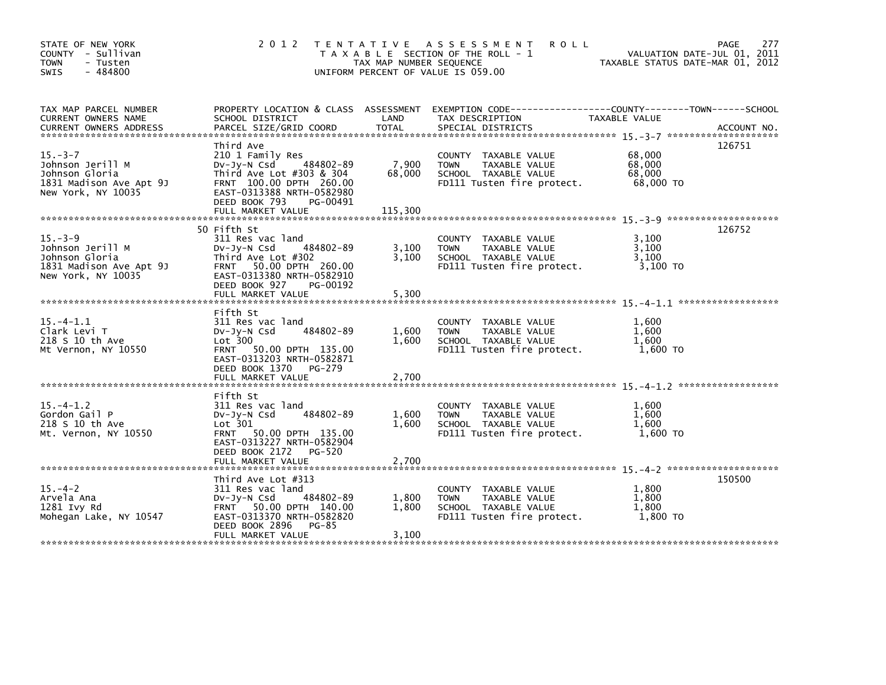STATE OF NEW YORK
COUNTY - Sullivan
TOWN - Tusten
SWIS - 484800

2012 TENTATIVE ASSESSMENT ROLL
TAXABLE SECTION OF THE ROLL - 1
TAX MAP NUMBER SEQUENCE
UNIFORM PERCENT OF VALUE IS 059.00

VALUATION DATE-JUL 01, 2011
TAXABLE STATUS DATE-MAR 01, 2012

| TAX MAP PARCEL NUMBER / CURRENT OWNERS NAME / CURRENT OWNERS ADDRESS | PROPERTY LOCATION & CLASS / SCHOOL DISTRICT / PARCEL SIZE/GRID COORD | ASSESSMENT LAND | TOTAL | EXEMPTION CODE / TAX DESCRIPTION / SPECIAL DISTRICTS | TAXABLE VALUE (COUNTY--TOWN--SCHOOL) | ACCOUNT NO. |
|---|---|---|---|---|---|---|
| 15.-3-7 | Third Ave | | | | | 126751 |
| Johnson Jerill M | 210 1 Family Res | | | COUNTY TAXABLE VALUE | 68,000 | |
| Johnson Gloria | Dv-Jy-N Csd 484802-89 | 7,900 | | TOWN TAXABLE VALUE | 68,000 | |
| 1831 Madison Ave Apt 9J | Third Ave Lot #303 & 304 | | 68,000 | SCHOOL TAXABLE VALUE | 68,000 | |
| New York, NY 10035 | FRNT 100.00 DPTH 260.00 | | | FD111 Tusten fire protect. | 68,000 TO | |
| | EAST-0313388 NRTH-0582980 | | | | | |
| | DEED BOOK 793 PG-00491 | | | | | |
| | FULL MARKET VALUE | | 115,300 | | | |
| 15.-3-9 | 50 Fifth St | | | | | 126752 |
| Johnson Jerill M | 311 Res vac land | | | COUNTY TAXABLE VALUE | 3,100 | |
| Johnson Gloria | Dv-Jy-N Csd 484802-89 | 3,100 | | TOWN TAXABLE VALUE | 3,100 | |
| 1831 Madison Ave Apt 9J | Third Ave Lot #302 | | 3,100 | SCHOOL TAXABLE VALUE | 3,100 | |
| New York, NY 10035 | FRNT 50.00 DPTH 260.00 | | | FD111 Tusten fire protect. | 3,100 TO | |
| | EAST-0313380 NRTH-0582910 | | | | | |
| | DEED BOOK 927 PG-00192 | | | | | |
| | FULL MARKET VALUE | | 5,300 | | | |
| 15.-4-1.1 | Fifth St | | | | | |
| Clark Levi T | 311 Res vac land | | | COUNTY TAXABLE VALUE | 1,600 | |
| 218 S 10 th Ave | Dv-Jy-N Csd 484802-89 | 1,600 | | TOWN TAXABLE VALUE | 1,600 | |
| Mt Vernon, NY 10550 | Lot 300 | | 1,600 | SCHOOL TAXABLE VALUE | 1,600 | |
| | FRNT 50.00 DPTH 135.00 | | | FD111 Tusten fire protect. | 1,600 TO | |
| | EAST-0313203 NRTH-0582871 | | | | | |
| | DEED BOOK 1370 PG-279 | | | | | |
| | FULL MARKET VALUE | | 2,700 | | | |
| 15.-4-1.2 | Fifth St | | | | | |
| Gordon Gail P | 311 Res vac land | | | COUNTY TAXABLE VALUE | 1,600 | |
| 218 S 10 th Ave | Dv-Jy-N Csd 484802-89 | 1,600 | | TOWN TAXABLE VALUE | 1,600 | |
| Mt. Vernon, NY 10550 | Lot 301 | | 1,600 | SCHOOL TAXABLE VALUE | 1,600 | |
| | FRNT 50.00 DPTH 135.00 | | | FD111 Tusten fire protect. | 1,600 TO | |
| | EAST-0313227 NRTH-0582904 | | | | | |
| | DEED BOOK 2172 PG-520 | | | | | |
| | FULL MARKET VALUE | | 2,700 | | | |
| 15.-4-2 | Third Ave Lot #313 | | | | | 150500 |
| Arvela Ana | 311 Res vac land | | | COUNTY TAXABLE VALUE | 1,800 | |
| 1281 Ivy Rd | Dv-Jy-N Csd 484802-89 | 1,800 | | TOWN TAXABLE VALUE | 1,800 | |
| Mohegan Lake, NY 10547 | FRNT 50.00 DPTH 140.00 | | 1,800 | SCHOOL TAXABLE VALUE | 1,800 | |
| | EAST-0313370 NRTH-0582820 | | | FD111 Tusten fire protect. | 1,800 TO | |
| | DEED BOOK 2896 PG-85 | | | | | |
| | FULL MARKET VALUE | | 3,100 | | | |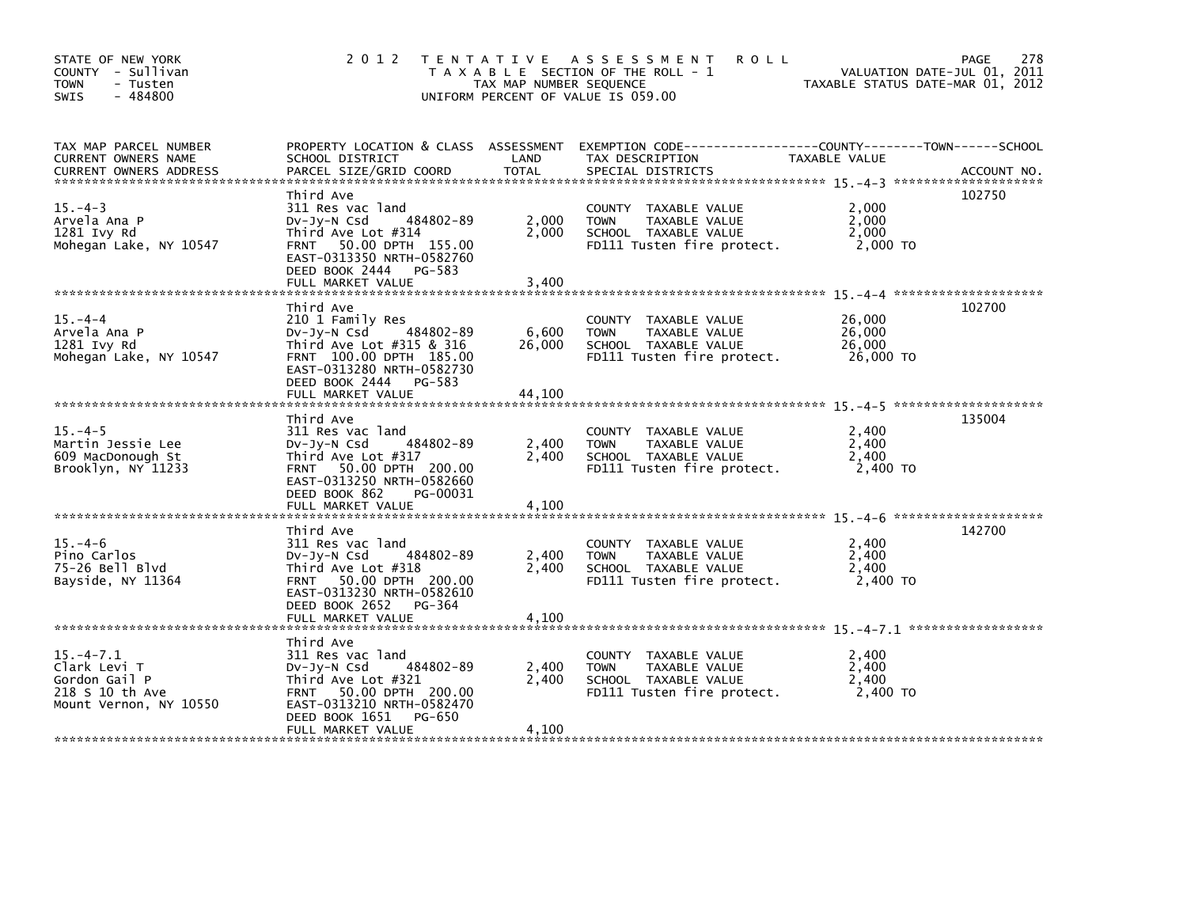STATE OF NEW YORK
COUNTY - Sullivan
TOWN - Tusten
SWIS - 484800

2012 TENTATIVE ASSESSMENT ROLL
TAXABLE SECTION OF THE ROLL - 1
TAX MAP NUMBER SEQUENCE
UNIFORM PERCENT OF VALUE IS 059.00

VALUATION DATE-JUL 01, 2011
TAXABLE STATUS DATE-MAR 01, 2012

| TAX MAP PARCEL NUMBER / CURRENT OWNERS NAME / CURRENT OWNERS ADDRESS | PROPERTY LOCATION & CLASS / SCHOOL DISTRICT / PARCEL SIZE/GRID COORD | ASSESSMENT LAND | TOTAL | EXEMPTION CODE / TAX DESCRIPTION / SPECIAL DISTRICTS | TAXABLE VALUE | ACCOUNT NO. |
|---|---|---|---|---|---|---|
| 15.-4-3 | Third Ave | | | | | 102750 |
| Arvela Ana P | 311 Res vac land | | | COUNTY TAXABLE VALUE | 2,000 | |
| 1281 Ivy Rd | Dv-Jy-N Csd 484802-89 | 2,000 | | TOWN TAXABLE VALUE | 2,000 | |
| Mohegan Lake, NY 10547 | Third Ave Lot #314 | | 2,000 | SCHOOL TAXABLE VALUE | 2,000 | |
| | FRNT 50.00 DPTH 155.00 | | | FD111 Tusten fire protect. | 2,000 TO | |
| | EAST-0313350 NRTH-0582760 | | | | | |
| | DEED BOOK 2444 PG-583 | | | | | |
| | FULL MARKET VALUE | | 3,400 | | | |
| 15.-4-4 | Third Ave | | | | | 102700 |
| Arvela Ana P | 210 1 Family Res | | | COUNTY TAXABLE VALUE | 26,000 | |
| 1281 Ivy Rd | Dv-Jy-N Csd 484802-89 | 6,600 | | TOWN TAXABLE VALUE | 26,000 | |
| Mohegan Lake, NY 10547 | Third Ave Lot #315 & 316 | | 26,000 | SCHOOL TAXABLE VALUE | 26,000 | |
| | FRNT 100.00 DPTH 185.00 | | | FD111 Tusten fire protect. | 26,000 TO | |
| | EAST-0313280 NRTH-0582730 | | | | | |
| | DEED BOOK 2444 PG-583 | | | | | |
| | FULL MARKET VALUE | | 44,100 | | | |
| 15.-4-5 | Third Ave | | | | | 135004 |
| Martin Jessie Lee | 311 Res vac land | | | COUNTY TAXABLE VALUE | 2,400 | |
| 609 MacDonough St | Dv-Jy-N Csd 484802-89 | 2,400 | | TOWN TAXABLE VALUE | 2,400 | |
| Brooklyn, NY 11233 | Third Ave Lot #317 | | 2,400 | SCHOOL TAXABLE VALUE | 2,400 | |
| | FRNT 50.00 DPTH 200.00 | | | FD111 Tusten fire protect. | 2,400 TO | |
| | EAST-0313250 NRTH-0582660 | | | | | |
| | DEED BOOK 862 PG-00031 | | | | | |
| | FULL MARKET VALUE | | 4,100 | | | |
| 15.-4-6 | Third Ave | | | | | 142700 |
| Pino Carlos | 311 Res vac land | | | COUNTY TAXABLE VALUE | 2,400 | |
| 75-26 Bell Blvd | Dv-Jy-N Csd 484802-89 | 2,400 | | TOWN TAXABLE VALUE | 2,400 | |
| Bayside, NY 11364 | Third Ave Lot #318 | | 2,400 | SCHOOL TAXABLE VALUE | 2,400 | |
| | FRNT 50.00 DPTH 200.00 | | | FD111 Tusten fire protect. | 2,400 TO | |
| | EAST-0313230 NRTH-0582610 | | | | | |
| | DEED BOOK 2652 PG-364 | | | | | |
| | FULL MARKET VALUE | | 4,100 | | | |
| 15.-4-7.1 | Third Ave | | | | | |
| Clark Levi T | 311 Res vac land | | | COUNTY TAXABLE VALUE | 2,400 | |
| Gordon Gail P | Dv-Jy-N Csd 484802-89 | 2,400 | | TOWN TAXABLE VALUE | 2,400 | |
| 218 S 10 th Ave | Third Ave Lot #321 | | 2,400 | SCHOOL TAXABLE VALUE | 2,400 | |
| Mount Vernon, NY 10550 | FRNT 50.00 DPTH 200.00 | | | FD111 Tusten fire protect. | 2,400 TO | |
| | EAST-0313210 NRTH-0582470 | | | | | |
| | DEED BOOK 1651 PG-650 | | | | | |
| | FULL MARKET VALUE | | 4,100 | | | |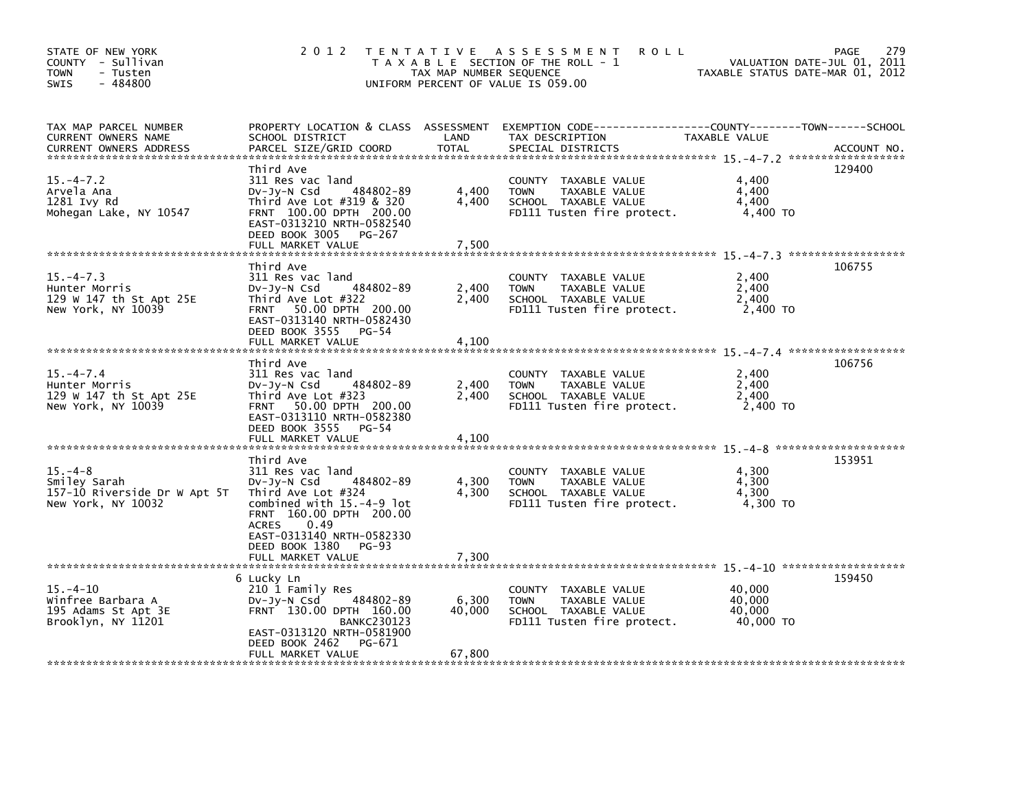STATE OF NEW YORK
COUNTY - Sullivan
TOWN - Tusten
SWIS - 484800

# 2012 TENTATIVE ASSESSMENT ROLL

TAXABLE SECTION OF THE ROLL - 1
TAX MAP NUMBER SEQUENCE
UNIFORM PERCENT OF VALUE IS 059.00

VALUATION DATE-JUL 01, 2011
TAXABLE STATUS DATE-MAR 01, 2012

| TAX MAP PARCEL NUMBER / CURRENT OWNERS NAME / CURRENT OWNERS ADDRESS | PROPERTY LOCATION & CLASS / SCHOOL DISTRICT / PARCEL SIZE/GRID COORD | ASSESSMENT LAND / TOTAL | EXEMPTION CODE / TAX DESCRIPTION / SPECIAL DISTRICTS | TAXABLE VALUE | ACCOUNT NO. |
|---|---|---|---|---|---|
| 15.-4-7.2 | Third Ave | | | | 129400 |
| | 311 Res vac land | | COUNTY TAXABLE VALUE | 4,400 | |
| Arvela Ana | Dv-Jy-N Csd 484802-89 | 4,400 | TOWN TAXABLE VALUE | 4,400 | |
| 1281 Ivy Rd | Third Ave Lot #319 & 320 | 4,400 | SCHOOL TAXABLE VALUE | 4,400 | |
| Mohegan Lake, NY 10547 | FRNT 100.00 DPTH 200.00 | | FD111 Tusten fire protect. | 4,400 TO | |
| | EAST-0313210 NRTH-0582540 | | | | |
| | DEED BOOK 3005 PG-267 | | | | |
| | FULL MARKET VALUE | 7,500 | | | |
| 15.-4-7.3 | Third Ave | | | | 106755 |
| | 311 Res vac land | | COUNTY TAXABLE VALUE | 2,400 | |
| Hunter Morris | Dv-Jy-N Csd 484802-89 | 2,400 | TOWN TAXABLE VALUE | 2,400 | |
| 129 W 147 th St Apt 25E | Third Ave Lot #322 | 2,400 | SCHOOL TAXABLE VALUE | 2,400 | |
| New York, NY 10039 | FRNT 50.00 DPTH 200.00 | | FD111 Tusten fire protect. | 2,400 TO | |
| | EAST-0313140 NRTH-0582430 | | | | |
| | DEED BOOK 3555 PG-54 | | | | |
| | FULL MARKET VALUE | 4,100 | | | |
| 15.-4-7.4 | Third Ave | | | | 106756 |
| | 311 Res vac land | | COUNTY TAXABLE VALUE | 2,400 | |
| Hunter Morris | Dv-Jy-N Csd 484802-89 | 2,400 | TOWN TAXABLE VALUE | 2,400 | |
| 129 W 147 th St Apt 25E | Third Ave Lot #323 | 2,400 | SCHOOL TAXABLE VALUE | 2,400 | |
| New York, NY 10039 | FRNT 50.00 DPTH 200.00 | | FD111 Tusten fire protect. | 2,400 TO | |
| | EAST-0313110 NRTH-0582380 | | | | |
| | DEED BOOK 3555 PG-54 | | | | |
| | FULL MARKET VALUE | 4,100 | | | |
| 15.-4-8 | Third Ave | | | | 153951 |
| | 311 Res vac land | | COUNTY TAXABLE VALUE | 4,300 | |
| Smiley Sarah | Dv-Jy-N Csd 484802-89 | 4,300 | TOWN TAXABLE VALUE | 4,300 | |
| 157-10 Riverside Dr W Apt 5T | Third Ave Lot #324 | 4,300 | SCHOOL TAXABLE VALUE | 4,300 | |
| New York, NY 10032 | combined with 15.-4-9 lot | | FD111 Tusten fire protect. | 4,300 TO | |
| | FRNT 160.00 DPTH 200.00 | | | | |
| | ACRES 0.49 | | | | |
| | EAST-0313140 NRTH-0582330 | | | | |
| | DEED BOOK 1380 PG-93 | | | | |
| | FULL MARKET VALUE | 7,300 | | | |
| 15.-4-10 | 6 Lucky Ln | | | | 159450 |
| | 210 1 Family Res | | COUNTY TAXABLE VALUE | 40,000 | |
| Winfree Barbara A | Dv-Jy-N Csd 484802-89 | 6,300 | TOWN TAXABLE VALUE | 40,000 | |
| 195 Adams St Apt 3E | FRNT 130.00 DPTH 160.00 | 40,000 | SCHOOL TAXABLE VALUE | 40,000 | |
| Brooklyn, NY 11201 | BANKC230123 | | FD111 Tusten fire protect. | 40,000 TO | |
| | EAST-0313120 NRTH-0581900 | | | | |
| | DEED BOOK 2462 PG-671 | | | | |
| | FULL MARKET VALUE | 67,800 | | | |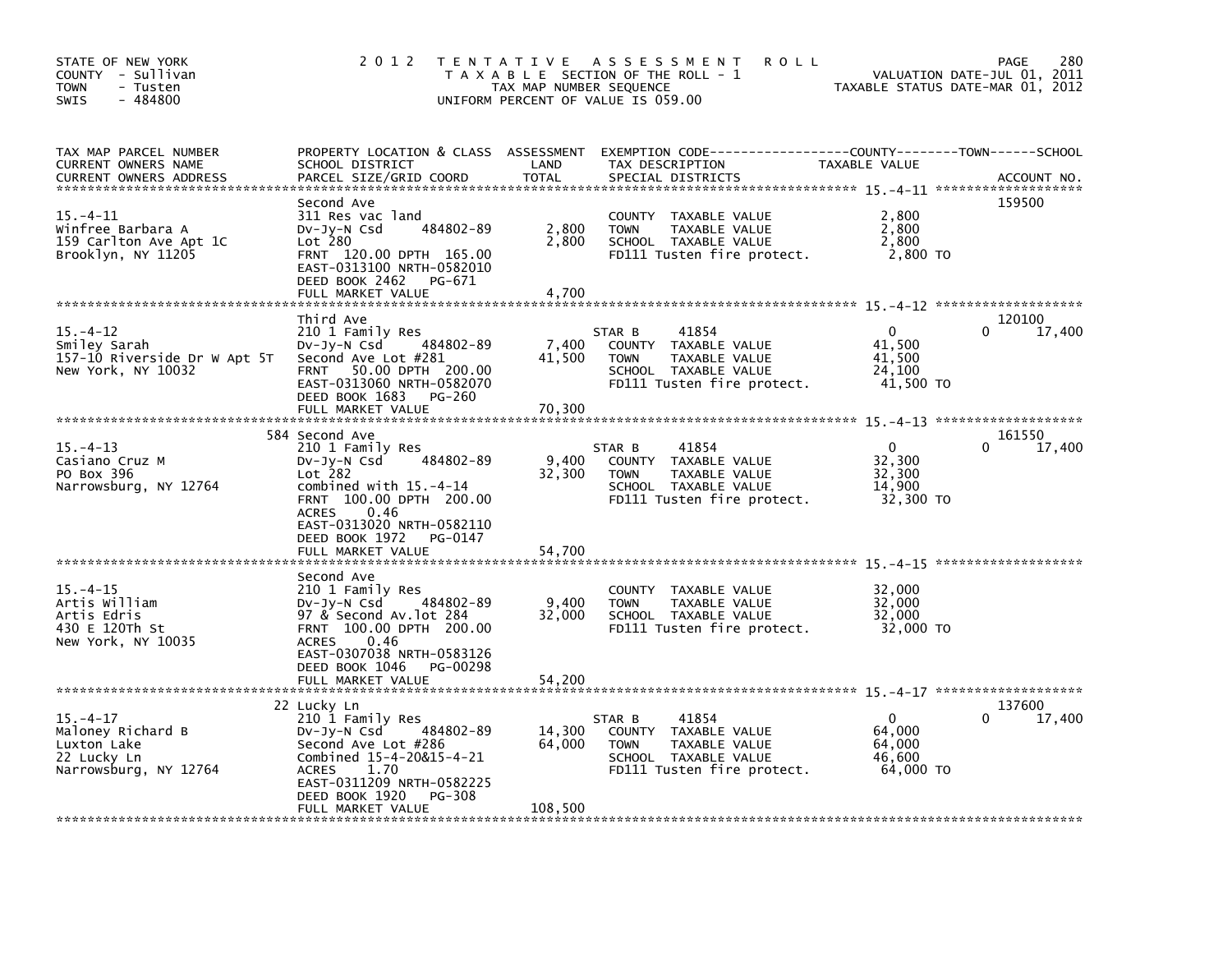STATE OF NEW YORK
COUNTY - Sullivan
TOWN - Tusten
SWIS - 484800

2012 TENTATIVE ASSESSMENT ROLL
TAXABLE SECTION OF THE ROLL - 1
TAX MAP NUMBER SEQUENCE
UNIFORM PERCENT OF VALUE IS 059.00

VALUATION DATE-JUL 01, 2011
TAXABLE STATUS DATE-MAR 01, 2012

| TAX MAP PARCEL NUMBER / CURRENT OWNERS NAME / CURRENT OWNERS ADDRESS | PROPERTY LOCATION & CLASS / SCHOOL DISTRICT / PARCEL SIZE/GRID COORD | ASSESSMENT LAND / TOTAL | EXEMPTION CODE / TAX DESCRIPTION / SPECIAL DISTRICTS | COUNTY TAXABLE VALUE | TOWN | SCHOOL | ACCOUNT NO. |
|---|---|---|---|---|---|---|---|
| 15.-4-11 | Second Ave | | | | | | 159500 |
| Winfree Barbara A | 311 Res vac land | | COUNTY TAXABLE VALUE | 2,800 | | | |
| 159 Carlton Ave Apt 1C | Dv-Jy-N Csd 484802-89 | 2,800 | TOWN TAXABLE VALUE | 2,800 | | | |
| Brooklyn, NY 11205 | Lot 280 | 2,800 | SCHOOL TAXABLE VALUE | 2,800 | | | |
| | FRNT 120.00 DPTH 165.00 | | FD111 Tusten fire protect. | 2,800 TO | | | |
| | EAST-0313100 NRTH-0582010 | | | | | | |
| | DEED BOOK 2462 PG-671 | | | | | | |
| | FULL MARKET VALUE | 4,700 | | | | | |
| 15.-4-12 | Third Ave | | | | | | 120100 |
| Smiley Sarah | 210 1 Family Res | | STAR B 41854 | 0 | | 0 | 17,400 |
| 157-10 Riverside Dr W Apt 5T | Dv-Jy-N Csd 484802-89 | 7,400 | COUNTY TAXABLE VALUE | 41,500 | | | |
| New York, NY 10032 | Second Ave Lot #281 | 41,500 | TOWN TAXABLE VALUE | 41,500 | | | |
| | FRNT 50.00 DPTH 200.00 | | SCHOOL TAXABLE VALUE | 24,100 | | | |
| | EAST-0313060 NRTH-0582070 | | FD111 Tusten fire protect. | 41,500 TO | | | |
| | DEED BOOK 1683 PG-260 | | | | | | |
| | FULL MARKET VALUE | 70,300 | | | | | |
| 15.-4-13 | 584 Second Ave | | | | | | 161550 |
| Casiano Cruz M | 210 1 Family Res | | STAR B 41854 | 0 | | 0 | 17,400 |
| PO Box 396 | Dv-Jy-N Csd 484802-89 | 9,400 | COUNTY TAXABLE VALUE | 32,300 | | | |
| Narrowsburg, NY 12764 | Lot 282 | 32,300 | TOWN TAXABLE VALUE | 32,300 | | | |
| | combined with 15.-4-14 | | SCHOOL TAXABLE VALUE | 14,900 | | | |
| | FRNT 100.00 DPTH 200.00 | | FD111 Tusten fire protect. | 32,300 TO | | | |
| | ACRES 0.46 | | | | | | |
| | EAST-0313020 NRTH-0582110 | | | | | | |
| | DEED BOOK 1972 PG-0147 | | | | | | |
| | FULL MARKET VALUE | 54,700 | | | | | |
| 15.-4-15 | Second Ave | | | | | | |
| Artis William | 210 1 Family Res | | COUNTY TAXABLE VALUE | 32,000 | | | |
| Artis Edris | Dv-Jy-N Csd 484802-89 | 9,400 | TOWN TAXABLE VALUE | 32,000 | | | |
| 430 E 120Th St | 97 & Second Av.lot 284 | 32,000 | SCHOOL TAXABLE VALUE | 32,000 | | | |
| New York, NY 10035 | FRNT 100.00 DPTH 200.00 | | FD111 Tusten fire protect. | 32,000 TO | | | |
| | ACRES 0.46 | | | | | | |
| | EAST-0307038 NRTH-0583126 | | | | | | |
| | DEED BOOK 1046 PG-00298 | | | | | | |
| | FULL MARKET VALUE | 54,200 | | | | | |
| 15.-4-17 | 22 Lucky Ln | | | | | | 137600 |
| Maloney Richard B | 210 1 Family Res | | STAR B 41854 | 0 | | 0 | 17,400 |
| Luxton Lake | Dv-Jy-N Csd 484802-89 | 14,300 | COUNTY TAXABLE VALUE | 64,000 | | | |
| 22 Lucky Ln | Second Ave Lot #286 | 64,000 | TOWN TAXABLE VALUE | 64,000 | | | |
| Narrowsburg, NY 12764 | Combined 15-4-20&15-4-21 | | SCHOOL TAXABLE VALUE | 46,600 | | | |
| | ACRES 1.70 | | FD111 Tusten fire protect. | 64,000 TO | | | |
| | EAST-0311209 NRTH-0582225 | | | | | | |
| | DEED BOOK 1920 PG-308 | | | | | | |
| | FULL MARKET VALUE | 108,500 | | | | | |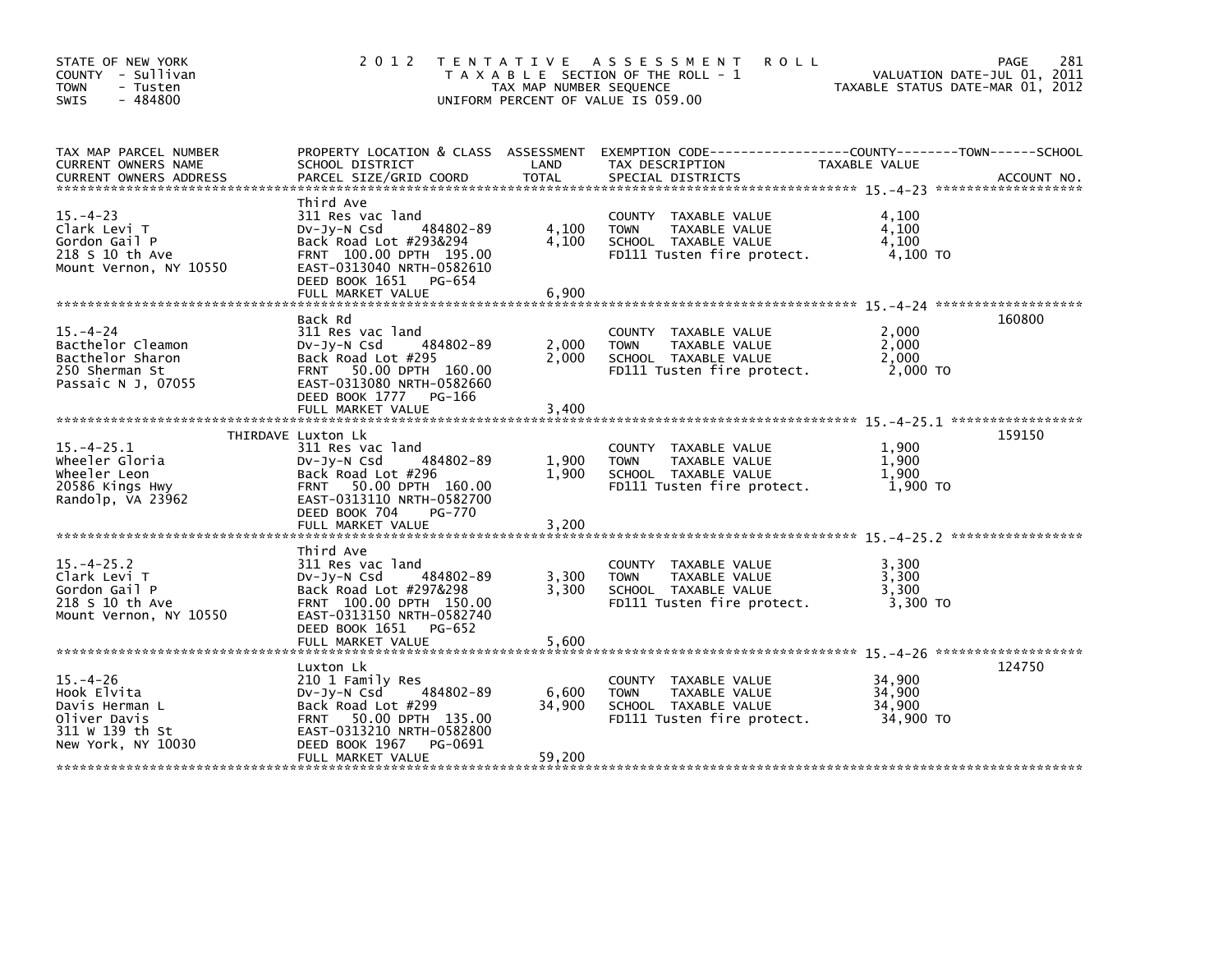STATE OF NEW YORK
COUNTY - Sullivan
TOWN - Tusten
SWIS - 484800

# 2012 TENTATIVE ASSESSMENT ROLL

TAXABLE SECTION OF THE ROLL - 1
TAX MAP NUMBER SEQUENCE
UNIFORM PERCENT OF VALUE IS 059.00

VALUATION DATE-JUL 01, 2011
TAXABLE STATUS DATE-MAR 01, 2012

| TAX MAP PARCEL NUMBER / CURRENT OWNERS NAME / CURRENT OWNERS ADDRESS | PROPERTY LOCATION & CLASS / SCHOOL DISTRICT / PARCEL SIZE/GRID COORD | ASSESSMENT LAND | TOTAL | EXEMPTION CODE / TAX DESCRIPTION / SPECIAL DISTRICTS | TAXABLE VALUE (COUNTY--TOWN--SCHOOL) | ACCOUNT NO. |
|---|---|---|---|---|---|---|
| 15.-4-23 | Third Ave | | | | | |
| 15.-4-23 | 311 Res vac land | | | COUNTY TAXABLE VALUE | 4,100 | |
| Clark Levi T | Dv-Jy-N Csd 484802-89 | 4,100 | | TOWN TAXABLE VALUE | 4,100 | |
| Gordon Gail P | Back Road Lot #293&294 | | 4,100 | SCHOOL TAXABLE VALUE | 4,100 | |
| 218 S 10 th Ave | FRNT 100.00 DPTH 195.00 | | | FD111 Tusten fire protect. | 4,100 TO | |
| Mount Vernon, NY 10550 | EAST-0313040 NRTH-0582610 | | | | | |
| | DEED BOOK 1651 PG-654 | | | | | |
| | FULL MARKET VALUE | | 6,900 | | | |
| 15.-4-24 | Back Rd | | | | | 160800 |
| 15.-4-24 | 311 Res vac land | | | COUNTY TAXABLE VALUE | 2,000 | |
| Bacthelor Cleamon | Dv-Jy-N Csd 484802-89 | 2,000 | | TOWN TAXABLE VALUE | 2,000 | |
| Bacthelor Sharon | Back Road Lot #295 | | 2,000 | SCHOOL TAXABLE VALUE | 2,000 | |
| 250 Sherman St | FRNT 50.00 DPTH 160.00 | | | FD111 Tusten fire protect. | 2,000 TO | |
| Passaic N J, 07055 | EAST-0313080 NRTH-0582660 | | | | | |
| | DEED BOOK 1777 PG-166 | | | | | |
| | FULL MARKET VALUE | | 3,400 | | | |
| 15.-4-25.1 | THIRDAVE Luxton Lk | | | | | 159150 |
| 15.-4-25.1 | 311 Res vac land | | | COUNTY TAXABLE VALUE | 1,900 | |
| Wheeler Gloria | Dv-Jy-N Csd 484802-89 | 1,900 | | TOWN TAXABLE VALUE | 1,900 | |
| Wheeler Leon | Back Road Lot #296 | | 1,900 | SCHOOL TAXABLE VALUE | 1,900 | |
| 20586 Kings Hwy | FRNT 50.00 DPTH 160.00 | | | FD111 Tusten fire protect. | 1,900 TO | |
| Randolp, VA 23962 | EAST-0313110 NRTH-0582700 | | | | | |
| | DEED BOOK 704 PG-770 | | | | | |
| | FULL MARKET VALUE | | 3,200 | | | |
| 15.-4-25.2 | Third Ave | | | | | |
| 15.-4-25.2 | 311 Res vac land | | | COUNTY TAXABLE VALUE | 3,300 | |
| Clark Levi T | Dv-Jy-N Csd 484802-89 | 3,300 | | TOWN TAXABLE VALUE | 3,300 | |
| Gordon Gail P | Back Road Lot #297&298 | | 3,300 | SCHOOL TAXABLE VALUE | 3,300 | |
| 218 S 10 th Ave | FRNT 100.00 DPTH 150.00 | | | FD111 Tusten fire protect. | 3,300 TO | |
| Mount Vernon, NY 10550 | EAST-0313150 NRTH-0582740 | | | | | |
| | DEED BOOK 1651 PG-652 | | | | | |
| | FULL MARKET VALUE | | 5,600 | | | |
| 15.-4-26 | Luxton Lk | | | | | 124750 |
| 15.-4-26 | 210 1 Family Res | | | COUNTY TAXABLE VALUE | 34,900 | |
| Hook Elvita | Dv-Jy-N Csd 484802-89 | 6,600 | | TOWN TAXABLE VALUE | 34,900 | |
| Davis Herman L | Back Road Lot #299 | | 34,900 | SCHOOL TAXABLE VALUE | 34,900 | |
| Oliver Davis | FRNT 50.00 DPTH 135.00 | | | FD111 Tusten fire protect. | 34,900 TO | |
| 311 W 139 th St | EAST-0313210 NRTH-0582800 | | | | | |
| New York, NY 10030 | DEED BOOK 1967 PG-0691 | | | | | |
| | FULL MARKET VALUE | | 59,200 | | | |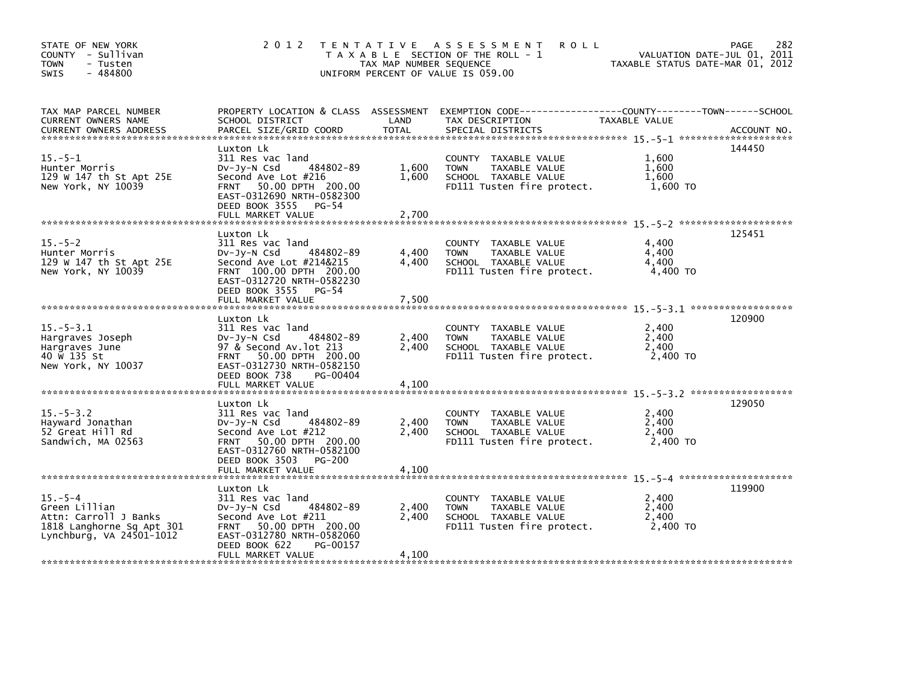STATE OF NEW YORK
COUNTY - Sullivan
TOWN - Tusten
SWIS - 484800

2 0 1 2 T E N T A T I V E A S S E S S M E N T R O L L
T A X A B L E SECTION OF THE ROLL - 1
TAX MAP NUMBER SEQUENCE
UNIFORM PERCENT OF VALUE IS 059.00

VALUATION DATE-JUL 01, 2011
TAXABLE STATUS DATE-MAR 01, 2012

| TAX MAP PARCEL NUMBER / CURRENT OWNERS NAME / CURRENT OWNERS ADDRESS | PROPERTY LOCATION & CLASS / SCHOOL DISTRICT / PARCEL SIZE/GRID COORD | ASSESSMENT LAND | TOTAL | EXEMPTION CODE / TAX DESCRIPTION / SPECIAL DISTRICTS | TAXABLE VALUE | ACCOUNT NO. |
|---|---|---|---|---|---|---|
| 15.-5-1 | Luxton Lk | | | | | 144450 |
| Hunter Morris | 311 Res vac land | | | COUNTY TAXABLE VALUE | 1,600 | |
| 129 W 147 th St Apt 25E | Dv-Jy-N Csd 484802-89 | 1,600 | | TOWN TAXABLE VALUE | 1,600 | |
| New York, NY 10039 | Second Ave Lot #216 | | 1,600 | SCHOOL TAXABLE VALUE | 1,600 | |
| | FRNT 50.00 DPTH 200.00 | | | FD111 Tusten fire protect. | 1,600 TO | |
| | EAST-0312690 NRTH-0582300 | | | | | |
| | DEED BOOK 3555 PG-54 | | | | | |
| | FULL MARKET VALUE | | 2,700 | | | |
| 15.-5-2 | Luxton Lk | | | | | 125451 |
| Hunter Morris | 311 Res vac land | | | COUNTY TAXABLE VALUE | 4,400 | |
| 129 W 147 th St Apt 25E | Dv-Jy-N Csd 484802-89 | 4,400 | | TOWN TAXABLE VALUE | 4,400 | |
| New York, NY 10039 | Second Ave Lot #214&215 | | 4,400 | SCHOOL TAXABLE VALUE | 4,400 | |
| | FRNT 100.00 DPTH 200.00 | | | FD111 Tusten fire protect. | 4,400 TO | |
| | EAST-0312720 NRTH-0582230 | | | | | |
| | DEED BOOK 3555 PG-54 | | | | | |
| | FULL MARKET VALUE | | 7,500 | | | |
| 15.-5-3.1 | Luxton Lk | | | | | 120900 |
| Hargraves Joseph | 311 Res vac land | | | COUNTY TAXABLE VALUE | 2,400 | |
| Hargraves June | Dv-Jy-N Csd 484802-89 | 2,400 | | TOWN TAXABLE VALUE | 2,400 | |
| 40 W 135 St | 97 & Second Av.lot 213 | | 2,400 | SCHOOL TAXABLE VALUE | 2,400 | |
| New York, NY 10037 | FRNT 50.00 DPTH 200.00 | | | FD111 Tusten fire protect. | 2,400 TO | |
| | EAST-0312730 NRTH-0582150 | | | | | |
| | DEED BOOK 738 PG-00404 | | | | | |
| | FULL MARKET VALUE | | 4,100 | | | |
| 15.-5-3.2 | Luxton Lk | | | | | 129050 |
| Hayward Jonathan | 311 Res vac land | | | COUNTY TAXABLE VALUE | 2,400 | |
| 52 Great Hill Rd | Dv-Jy-N Csd 484802-89 | 2,400 | | TOWN TAXABLE VALUE | 2,400 | |
| Sandwich, MA 02563 | Second Ave Lot #212 | | 2,400 | SCHOOL TAXABLE VALUE | 2,400 | |
| | FRNT 50.00 DPTH 200.00 | | | FD111 Tusten fire protect. | 2,400 TO | |
| | EAST-0312760 NRTH-0582100 | | | | | |
| | DEED BOOK 3503 PG-200 | | | | | |
| | FULL MARKET VALUE | | 4,100 | | | |
| 15.-5-4 | Luxton Lk | | | | | 119900 |
| Green Lillian | 311 Res vac land | | | COUNTY TAXABLE VALUE | 2,400 | |
| Attn: Carroll J Banks | Dv-Jy-N Csd 484802-89 | 2,400 | | TOWN TAXABLE VALUE | 2,400 | |
| 1818 Langhorne Sq Apt 301 | Second Ave Lot #211 | | 2,400 | SCHOOL TAXABLE VALUE | 2,400 | |
| Lynchburg, VA 24501-1012 | FRNT 50.00 DPTH 200.00 | | | FD111 Tusten fire protect. | 2,400 TO | |
| | EAST-0312780 NRTH-0582060 | | | | | |
| | DEED BOOK 622 PG-00157 | | | | | |
| | FULL MARKET VALUE | | 4,100 | | | |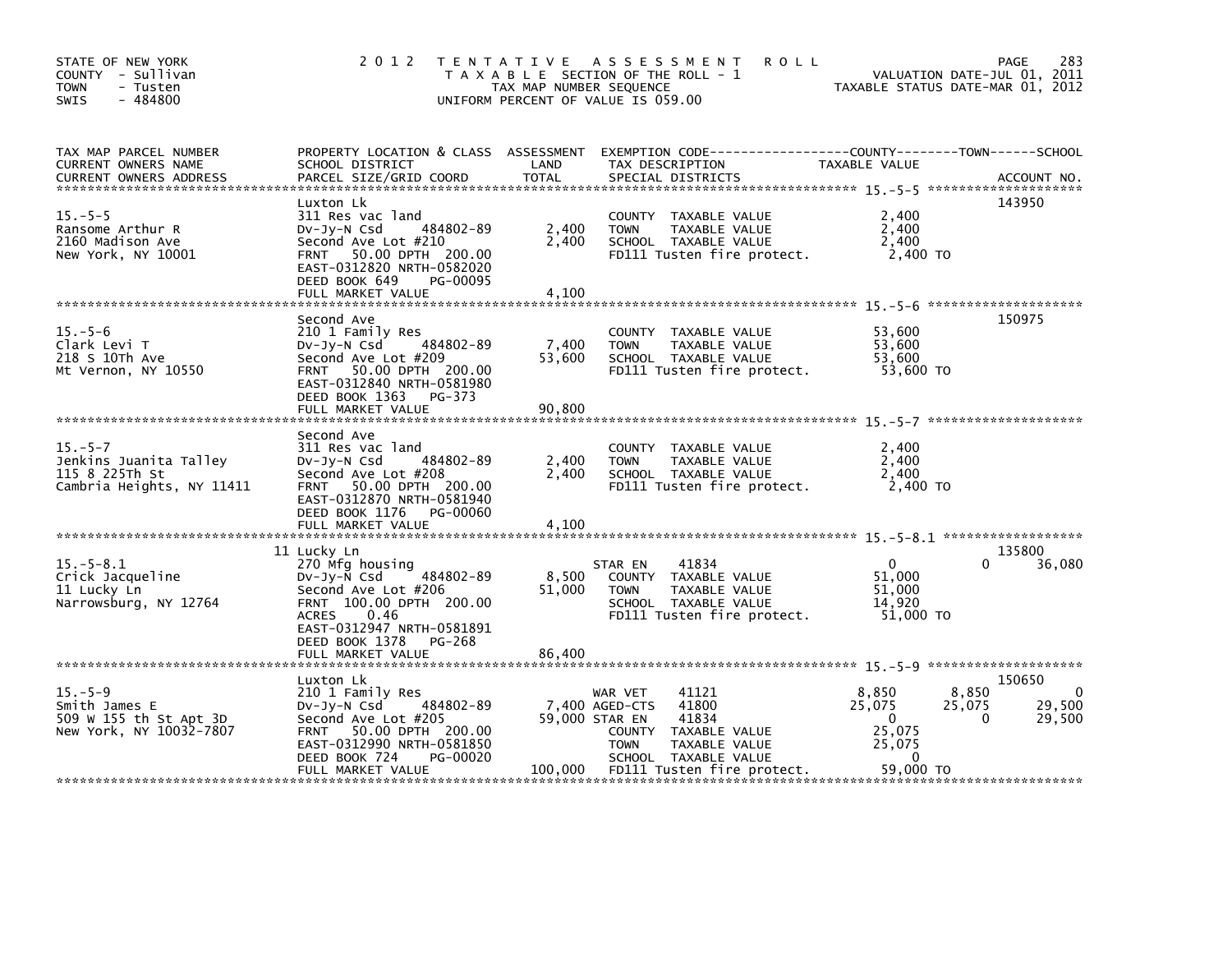STATE OF NEW YORK
COUNTY - Sullivan
TOWN - Tusten
SWIS - 484800

2012 TENTATIVE ASSESSMENT ROLL
TAXABLE SECTION OF THE ROLL - 1
TAX MAP NUMBER SEQUENCE
UNIFORM PERCENT OF VALUE IS 059.00

VALUATION DATE-JUL 01, 2011
TAXABLE STATUS DATE-MAR 01, 2012

| TAX MAP PARCEL NUMBER / CURRENT OWNERS NAME / CURRENT OWNERS ADDRESS | PROPERTY LOCATION & CLASS / SCHOOL DISTRICT / PARCEL SIZE/GRID COORD | ASSESSMENT LAND | TOTAL | EXEMPTION CODE / TAX DESCRIPTION / SPECIAL DISTRICTS | COUNTY TAXABLE VALUE | TOWN | SCHOOL | ACCOUNT NO. |
|---|---|---|---|---|---|---|---|---|
| 15.-5-5 | Luxton Lk | | | | | | | 143950 |
| Ransome Arthur R | 311 Res vac land | | | COUNTY TAXABLE VALUE | 2,400 | | | |
| 2160 Madison Ave | Dv-Jy-N Csd 484802-89 | 2,400 | | TOWN TAXABLE VALUE | 2,400 | | | |
| New York, NY 10001 | Second Ave Lot #210 | | 2,400 | SCHOOL TAXABLE VALUE | 2,400 | | | |
| | FRNT 50.00 DPTH 200.00 | | | FD111 Tusten fire protect. | 2,400 TO | | | |
| | EAST-0312820 NRTH-0582020 | | | | | | | |
| | DEED BOOK 649 PG-00095 | | | | | | | |
| | FULL MARKET VALUE | | 4,100 | | | | | |
| 15.-5-6 | Second Ave | | | | | | | 150975 |
| Clark Levi T | 210 1 Family Res | | | COUNTY TAXABLE VALUE | 53,600 | | | |
| 218 S 10Th Ave | Dv-Jy-N Csd 484802-89 | 7,400 | | TOWN TAXABLE VALUE | 53,600 | | | |
| Mt Vernon, NY 10550 | Second Ave Lot #209 | | 53,600 | SCHOOL TAXABLE VALUE | 53,600 | | | |
| | FRNT 50.00 DPTH 200.00 | | | FD111 Tusten fire protect. | 53,600 TO | | | |
| | EAST-0312840 NRTH-0581980 | | | | | | | |
| | DEED BOOK 1363 PG-373 | | | | | | | |
| | FULL MARKET VALUE | | 90,800 | | | | | |
| 15.-5-7 | Second Ave | | | | | | | |
| Jenkins Juanita Talley | 311 Res vac land | | | COUNTY TAXABLE VALUE | 2,400 | | | |
| 115 8 225Th St | Dv-Jy-N Csd 484802-89 | 2,400 | | TOWN TAXABLE VALUE | 2,400 | | | |
| Cambria Heights, NY 11411 | Second Ave Lot #208 | | 2,400 | SCHOOL TAXABLE VALUE | 2,400 | | | |
| | FRNT 50.00 DPTH 200.00 | | | FD111 Tusten fire protect. | 2,400 TO | | | |
| | EAST-0312870 NRTH-0581940 | | | | | | | |
| | DEED BOOK 1176 PG-00060 | | | | | | | |
| | FULL MARKET VALUE | | 4,100 | | | | | |
| 15.-5-8.1 | 11 Lucky Ln | | | | | | | 135800 |
| Crick Jacqueline | 270 Mfg housing | | | STAR EN 41834 | 0 | 0 | 36,080 | |
| 11 Lucky Ln | Dv-Jy-N Csd 484802-89 | 8,500 | | COUNTY TAXABLE VALUE | 51,000 | | | |
| Narrowsburg, NY 12764 | Second Ave Lot #206 | | 51,000 | TOWN TAXABLE VALUE | 51,000 | | | |
| | FRNT 100.00 DPTH 200.00 | | | SCHOOL TAXABLE VALUE | 14,920 | | | |
| | ACRES 0.46 | | | FD111 Tusten fire protect. | 51,000 TO | | | |
| | EAST-0312947 NRTH-0581891 | | | | | | | |
| | DEED BOOK 1378 PG-268 | | | | | | | |
| | FULL MARKET VALUE | | 86,400 | | | | | |
| 15.-5-9 | Luxton Lk | | | | | | | 150650 |
| Smith James E | 210 1 Family Res | | | WAR VET 41121 | 8,850 | 8,850 | 0 | |
| 509 W 155 th St Apt 3D | Dv-Jy-N Csd 484802-89 | 7,400 | | AGED-CTS 41800 | 25,075 | 25,075 | 29,500 | |
| New York, NY 10032-7807 | Second Ave Lot #205 | | 59,000 | STAR EN 41834 | 0 | 0 | 29,500 | |
| | FRNT 50.00 DPTH 200.00 | | | COUNTY TAXABLE VALUE | 25,075 | | | |
| | EAST-0312990 NRTH-0581850 | | | TOWN TAXABLE VALUE | 25,075 | | | |
| | DEED BOOK 724 PG-00020 | | | SCHOOL TAXABLE VALUE | 0 | | | |
| | FULL MARKET VALUE | | 100,000 | FD111 Tusten fire protect. | 59,000 TO | | | |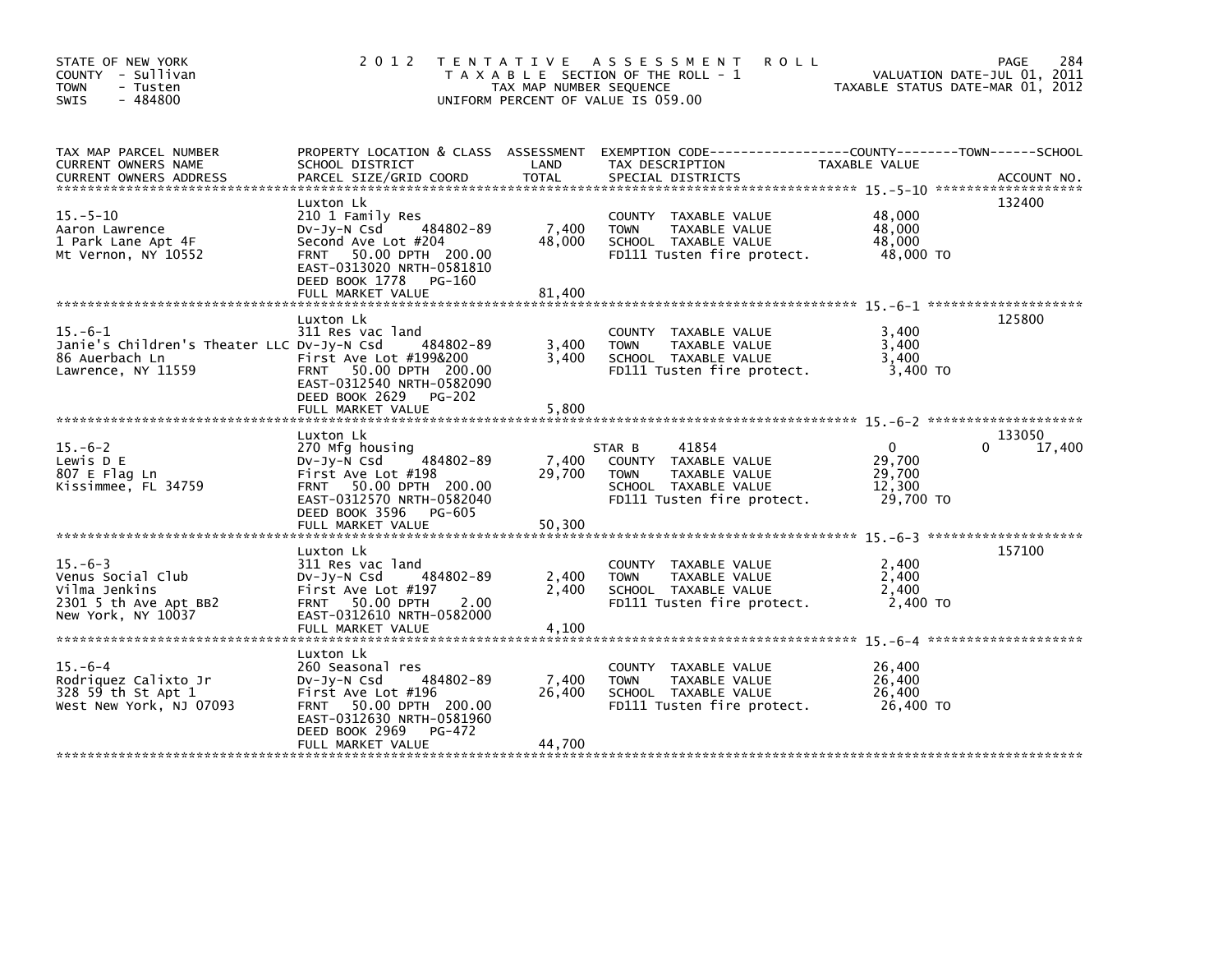STATE OF NEW YORK
COUNTY - Sullivan
TOWN - Tusten
SWIS - 484800

# 2012 TENTATIVE ASSESSMENT ROLL

TAXABLE SECTION OF THE ROLL - 1
TAX MAP NUMBER SEQUENCE
UNIFORM PERCENT OF VALUE IS 059.00

VALUATION DATE-JUL 01, 2011
TAXABLE STATUS DATE-MAR 01, 2012

| TAX MAP PARCEL NUMBER / CURRENT OWNERS NAME / CURRENT OWNERS ADDRESS | PROPERTY LOCATION & CLASS / SCHOOL DISTRICT / PARCEL SIZE/GRID COORD | ASSESSMENT LAND | TOTAL | EXEMPTION CODE / TAX DESCRIPTION / SPECIAL DISTRICTS | COUNTY/TOWN TAXABLE VALUE | SCHOOL | ACCOUNT NO. |
|---|---|---|---|---|---|---|---|
| 15.-5-10 | Luxton Lk | | | | | | 132400 |
| Aaron Lawrence | 210 1 Family Res | | | COUNTY TAXABLE VALUE | 48,000 | | |
| 1 Park Lane Apt 4F | Dv-Jy-N Csd 484802-89 | 7,400 | | TOWN TAXABLE VALUE | 48,000 | | |
| Mt Vernon, NY 10552 | Second Ave Lot #204 | | 48,000 | SCHOOL TAXABLE VALUE | 48,000 | | |
| | FRNT 50.00 DPTH 200.00 | | | FD111 Tusten fire protect. | 48,000 TO | | |
| | EAST-0313020 NRTH-0581810 | | | | | | |
| | DEED BOOK 1778 PG-160 | | | | | | |
| | FULL MARKET VALUE | | 81,400 | | | | |
| 15.-6-1 | Luxton Lk | | | | | | 125800 |
| Janie's Children's Theater LLC | 311 Res vac land | | | COUNTY TAXABLE VALUE | 3,400 | | |
| 86 Auerbach Ln | Dv-Jy-N Csd 484802-89 | 3,400 | | TOWN TAXABLE VALUE | 3,400 | | |
| Lawrence, NY 11559 | First Ave Lot #199&200 | | 3,400 | SCHOOL TAXABLE VALUE | 3,400 | | |
| | FRNT 50.00 DPTH 200.00 | | | FD111 Tusten fire protect. | 3,400 TO | | |
| | EAST-0312540 NRTH-0582090 | | | | | | |
| | DEED BOOK 2629 PG-202 | | | | | | |
| | FULL MARKET VALUE | | 5,800 | | | | |
| 15.-6-2 | Luxton Lk | | | | | | 133050 |
| Lewis D E | 270 Mfg housing | | | STAR B 41854 | 0 | 17,400 | |
| 807 E Flag Ln | Dv-Jy-N Csd 484802-89 | 7,400 | | COUNTY TAXABLE VALUE | 29,700 | | |
| Kissimmee, FL 34759 | First Ave Lot #198 | | 29,700 | TOWN TAXABLE VALUE | 29,700 | | |
| | FRNT 50.00 DPTH 200.00 | | | SCHOOL TAXABLE VALUE | 12,300 | | |
| | EAST-0312570 NRTH-0582040 | | | FD111 Tusten fire protect. | 29,700 TO | | |
| | DEED BOOK 3596 PG-605 | | | | | | |
| | FULL MARKET VALUE | | 50,300 | | | | |
| 15.-6-3 | Luxton Lk | | | | | | 157100 |
| Venus Social Club | 311 Res vac land | | | COUNTY TAXABLE VALUE | 2,400 | | |
| Vilma Jenkins | Dv-Jy-N Csd 484802-89 | 2,400 | | TOWN TAXABLE VALUE | 2,400 | | |
| 2301 5 th Ave Apt BB2 | First Ave Lot #197 | | 2,400 | SCHOOL TAXABLE VALUE | 2,400 | | |
| New York, NY 10037 | FRNT 50.00 DPTH 2.00 | | | FD111 Tusten fire protect. | 2,400 TO | | |
| | EAST-0312610 NRTH-0582000 | | | | | | |
| | FULL MARKET VALUE | | 4,100 | | | | |
| 15.-6-4 | Luxton Lk | | | | | | |
| Rodriquez Calixto Jr | 260 Seasonal res | | | COUNTY TAXABLE VALUE | 26,400 | | |
| 328 59 th St Apt 1 | Dv-Jy-N Csd 484802-89 | 7,400 | | TOWN TAXABLE VALUE | 26,400 | | |
| West New York, NJ 07093 | First Ave Lot #196 | | 26,400 | SCHOOL TAXABLE VALUE | 26,400 | | |
| | FRNT 50.00 DPTH 200.00 | | | FD111 Tusten fire protect. | 26,400 TO | | |
| | EAST-0312630 NRTH-0581960 | | | | | | |
| | DEED BOOK 2969 PG-472 | | | | | | |
| | FULL MARKET VALUE | | 44,700 | | | | |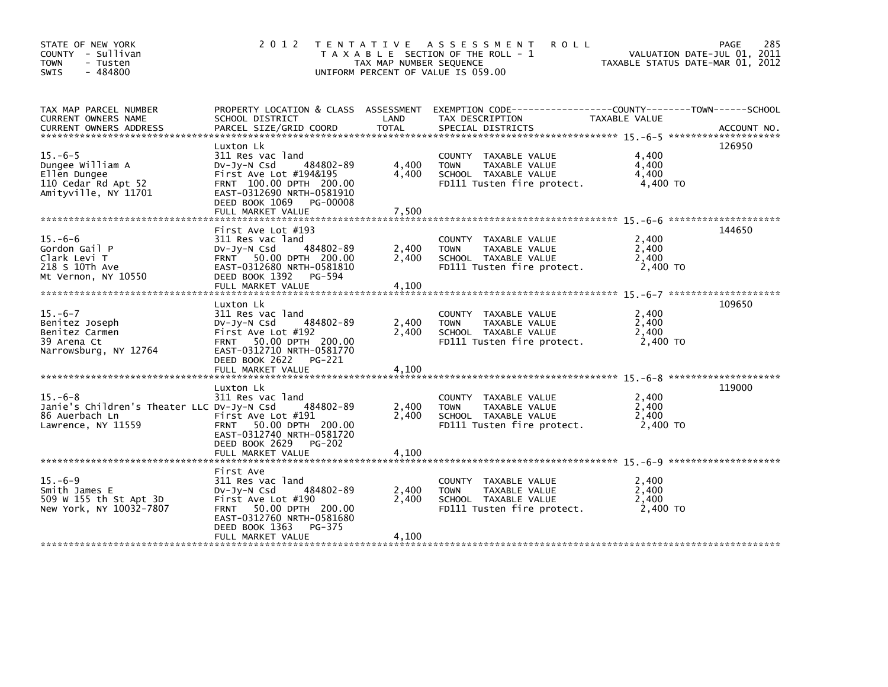STATE OF NEW YORK
COUNTY - Sullivan
TOWN - Tusten
SWIS - 484800

# 2012 TENTATIVE ASSESSMENT ROLL

TAXABLE SECTION OF THE ROLL - 1
TAX MAP NUMBER SEQUENCE
UNIFORM PERCENT OF VALUE IS 059.00

VALUATION DATE-JUL 01, 2011
TAXABLE STATUS DATE-MAR 01, 2012

| TAX MAP PARCEL NUMBER / CURRENT OWNERS NAME / CURRENT OWNERS ADDRESS | PROPERTY LOCATION & CLASS / SCHOOL DISTRICT / PARCEL SIZE/GRID COORD | ASSESSMENT LAND | TOTAL | EXEMPTION CODE / TAX DESCRIPTION / SPECIAL DISTRICTS | TAXABLE VALUE (COUNTY / TOWN / SCHOOL) | ACCOUNT NO. |
|---|---|---|---|---|---|---|
| 15.-6-5 | Luxton Lk | | | | | 126950 |
| Dungee William A | 311 Res vac land | | | COUNTY TAXABLE VALUE | 4,400 | |
| Ellen Dungee | Dv-Jy-N Csd 484802-89 | 4,400 | | TOWN TAXABLE VALUE | 4,400 | |
| 110 Cedar Rd Apt 52 | First Ave Lot #194&195 | | 4,400 | SCHOOL TAXABLE VALUE | 4,400 | |
| Amityville, NY 11701 | FRNT 100.00 DPTH 200.00 | | | FD111 Tusten fire protect. | 4,400 TO | |
| | EAST-0312690 NRTH-0581910 | | | | | |
| | DEED BOOK 1069 PG-00008 | | | | | |
| | FULL MARKET VALUE | | 7,500 | | | |
| 15.-6-6 | First Ave Lot #193 | | | | | 144650 |
| Gordon Gail P | 311 Res vac land | | | COUNTY TAXABLE VALUE | 2,400 | |
| Clark Levi T | Dv-Jy-N Csd 484802-89 | 2,400 | | TOWN TAXABLE VALUE | 2,400 | |
| 218 S 10Th Ave | FRNT 50.00 DPTH 200.00 | | 2,400 | SCHOOL TAXABLE VALUE | 2,400 | |
| Mt Vernon, NY 10550 | EAST-0312680 NRTH-0581810 | | | FD111 Tusten fire protect. | 2,400 TO | |
| | DEED BOOK 1392 PG-594 | | | | | |
| | FULL MARKET VALUE | | 4,100 | | | |
| 15.-6-7 | Luxton Lk | | | | | 109650 |
| Benitez Joseph | 311 Res vac land | | | COUNTY TAXABLE VALUE | 2,400 | |
| Benitez Carmen | Dv-Jy-N Csd 484802-89 | 2,400 | | TOWN TAXABLE VALUE | 2,400 | |
| 39 Arena Ct | First Ave Lot #192 | | 2,400 | SCHOOL TAXABLE VALUE | 2,400 | |
| Narrowsburg, NY 12764 | FRNT 50.00 DPTH 200.00 | | | FD111 Tusten fire protect. | 2,400 TO | |
| | EAST-0312710 NRTH-0581770 | | | | | |
| | DEED BOOK 2622 PG-221 | | | | | |
| | FULL MARKET VALUE | | 4,100 | | | |
| 15.-6-8 | Luxton Lk | | | | | 119000 |
| | 311 Res vac land | | | COUNTY TAXABLE VALUE | 2,400 | |
| Janie's Children's Theater LLC | Dv-Jy-N Csd 484802-89 | 2,400 | | TOWN TAXABLE VALUE | 2,400 | |
| 86 Auerbach Ln | First Ave Lot #191 | | 2,400 | SCHOOL TAXABLE VALUE | 2,400 | |
| Lawrence, NY 11559 | FRNT 50.00 DPTH 200.00 | | | FD111 Tusten fire protect. | 2,400 TO | |
| | EAST-0312740 NRTH-0581720 | | | | | |
| | DEED BOOK 2629 PG-202 | | | | | |
| | FULL MARKET VALUE | | 4,100 | | | |
| 15.-6-9 | First Ave | | | | | |
| Smith James E | 311 Res vac land | | | COUNTY TAXABLE VALUE | 2,400 | |
| 509 W 155 th St Apt 3D | Dv-Jy-N Csd 484802-89 | 2,400 | | TOWN TAXABLE VALUE | 2,400 | |
| New York, NY 10032-7807 | First Ave Lot #190 | | 2,400 | SCHOOL TAXABLE VALUE | 2,400 | |
| | FRNT 50.00 DPTH 200.00 | | | FD111 Tusten fire protect. | 2,400 TO | |
| | EAST-0312760 NRTH-0581680 | | | | | |
| | DEED BOOK 1363 PG-375 | | | | | |
| | FULL MARKET VALUE | | 4,100 | | | |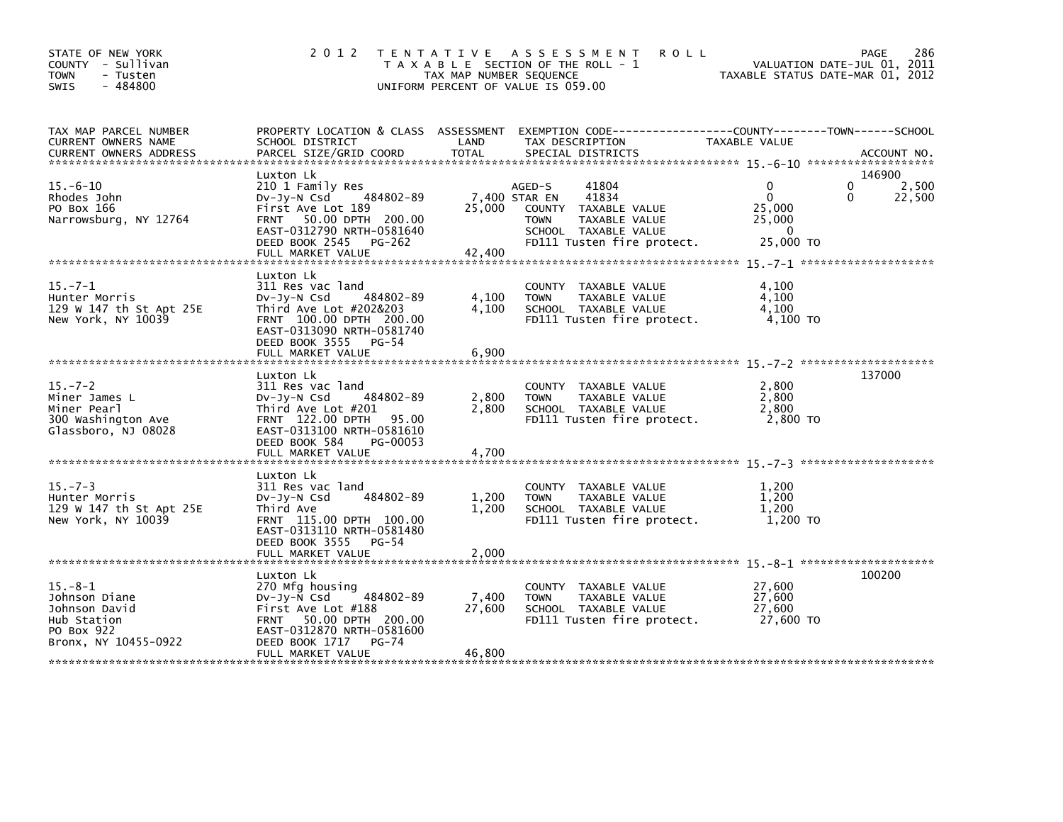STATE OF NEW YORK
COUNTY - Sullivan
TOWN - Tusten
SWIS - 484800

2012 TENTATIVE ASSESSMENT ROLL
TAXABLE SECTION OF THE ROLL - 1
TAX MAP NUMBER SEQUENCE
UNIFORM PERCENT OF VALUE IS 059.00

VALUATION DATE-JUL 01, 2011
TAXABLE STATUS DATE-MAR 01, 2012

| TAX MAP PARCEL NUMBER / CURRENT OWNERS NAME / CURRENT OWNERS ADDRESS | PROPERTY LOCATION & CLASS / SCHOOL DISTRICT / PARCEL SIZE/GRID COORD | ASSESSMENT LAND | TOTAL | EXEMPTION CODE / TAX DESCRIPTION / SPECIAL DISTRICTS | COUNTY TAXABLE VALUE | TOWN | SCHOOL | ACCOUNT NO. |
|---|---|---|---|---|---|---|---|---|
| 15.-6-10 | Luxton Lk | | | | | | | 146900 |
| Rhodes John | 210 1 Family Res | | | AGED-S 41804 | 0 | 0 | 2,500 | |
| PO Box 166 | Dv-Jy-N Csd 484802-89 | 7,400 | | STAR EN 41834 | 0 | 0 | 22,500 | |
| Narrowsburg, NY 12764 | First Ave Lot 189 | | 25,000 | COUNTY TAXABLE VALUE | 25,000 | | | |
| | FRNT 50.00 DPTH 200.00 | | | TOWN TAXABLE VALUE | 25,000 | | | |
| | EAST-0312790 NRTH-0581640 | | | SCHOOL TAXABLE VALUE | 0 | | | |
| | DEED BOOK 2545 PG-262 | | | FD111 Tusten fire protect. | 25,000 TO | | | |
| | FULL MARKET VALUE | | 42,400 | | | | | |
| 15.-7-1 | Luxton Lk | | | | | | | |
| Hunter Morris | 311 Res vac land | | | COUNTY TAXABLE VALUE | 4,100 | | | |
| 129 W 147 th St Apt 25E | Dv-Jy-N Csd 484802-89 | 4,100 | | TOWN TAXABLE VALUE | 4,100 | | | |
| New York, NY 10039 | Third Ave Lot #202&203 | | 4,100 | SCHOOL TAXABLE VALUE | 4,100 | | | |
| | FRNT 100.00 DPTH 200.00 | | | FD111 Tusten fire protect. | 4,100 TO | | | |
| | EAST-0313090 NRTH-0581740 | | | | | | | |
| | DEED BOOK 3555 PG-54 | | | | | | | |
| | FULL MARKET VALUE | | 6,900 | | | | | |
| 15.-7-2 | Luxton Lk | | | | | | | 137000 |
| Miner James L | 311 Res vac land | | | COUNTY TAXABLE VALUE | 2,800 | | | |
| Miner Pearl | Dv-Jy-N Csd 484802-89 | 2,800 | | TOWN TAXABLE VALUE | 2,800 | | | |
| 300 Washington Ave | Third Ave Lot #201 | | 2,800 | SCHOOL TAXABLE VALUE | 2,800 | | | |
| Glassboro, NJ 08028 | FRNT 122.00 DPTH 95.00 | | | FD111 Tusten fire protect. | 2,800 TO | | | |
| | EAST-0313100 NRTH-0581610 | | | | | | | |
| | DEED BOOK 584 PG-00053 | | | | | | | |
| | FULL MARKET VALUE | | 4,700 | | | | | |
| 15.-7-3 | Luxton Lk | | | | | | | |
| Hunter Morris | 311 Res vac land | | | COUNTY TAXABLE VALUE | 1,200 | | | |
| 129 W 147 th St Apt 25E | Dv-Jy-N Csd 484802-89 | 1,200 | | TOWN TAXABLE VALUE | 1,200 | | | |
| New York, NY 10039 | Third Ave | | 1,200 | SCHOOL TAXABLE VALUE | 1,200 | | | |
| | FRNT 115.00 DPTH 100.00 | | | FD111 Tusten fire protect. | 1,200 TO | | | |
| | EAST-0313110 NRTH-0581480 | | | | | | | |
| | DEED BOOK 3555 PG-54 | | | | | | | |
| | FULL MARKET VALUE | | 2,000 | | | | | |
| 15.-8-1 | Luxton Lk | | | | | | | 100200 |
| Johnson Diane | 270 Mfg housing | | | COUNTY TAXABLE VALUE | 27,600 | | | |
| Johnson David | Dv-Jy-N Csd 484802-89 | 7,400 | | TOWN TAXABLE VALUE | 27,600 | | | |
| Hub Station | First Ave Lot #188 | | 27,600 | SCHOOL TAXABLE VALUE | 27,600 | | | |
| PO Box 922 | FRNT 50.00 DPTH 200.00 | | | FD111 Tusten fire protect. | 27,600 TO | | | |
| Bronx, NY 10455-0922 | EAST-0312870 NRTH-0581600 | | | | | | | |
| | DEED BOOK 1717 PG-74 | | | | | | | |
| | FULL MARKET VALUE | | 46,800 | | | | | |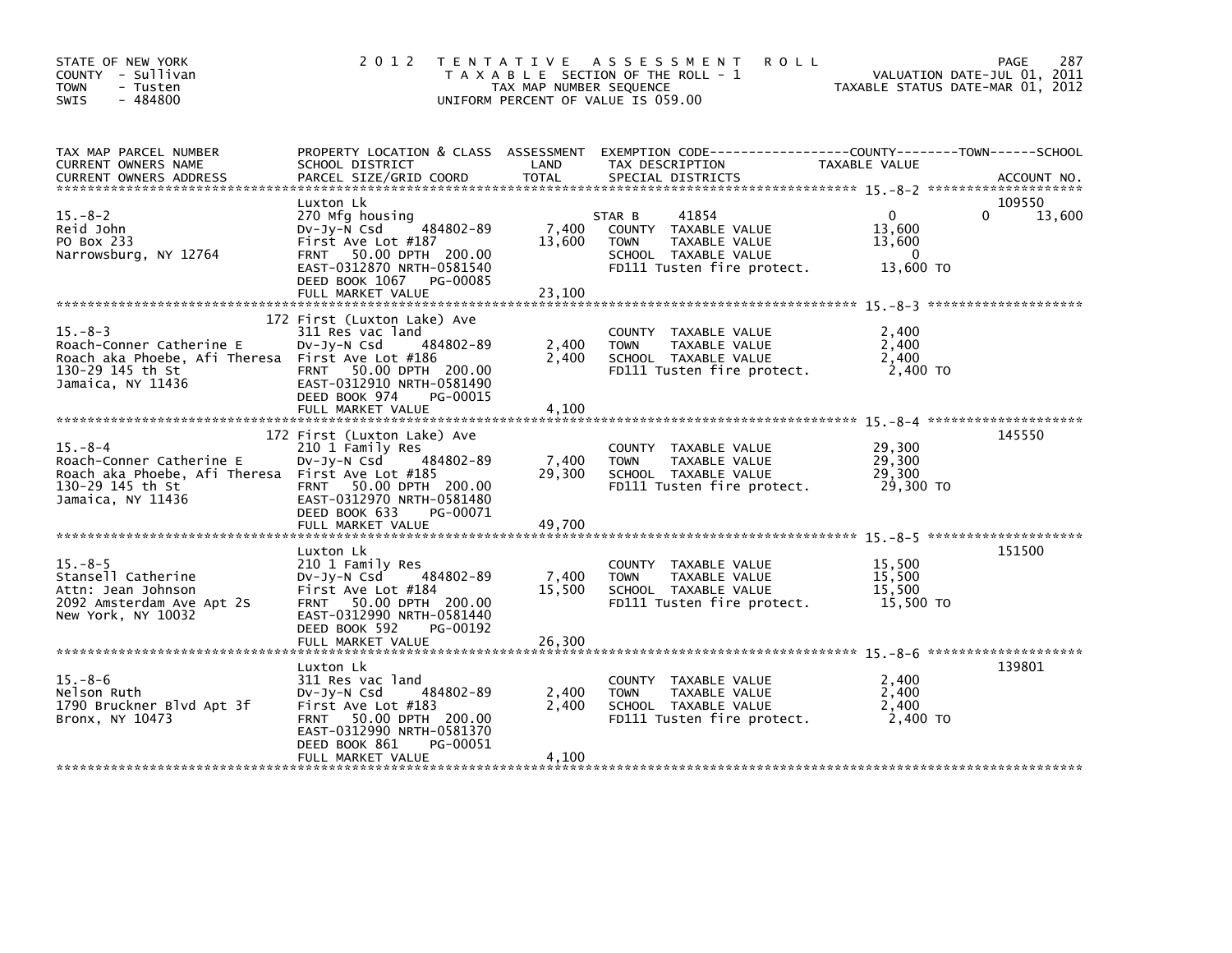STATE OF NEW YORK
COUNTY - Sullivan
TOWN - Tusten
SWIS - 484800

2012 TENTATIVE ASSESSMENT ROLL
TAXABLE SECTION OF THE ROLL - 1
TAX MAP NUMBER SEQUENCE
UNIFORM PERCENT OF VALUE IS 059.00

VALUATION DATE-JUL 01, 2011
TAXABLE STATUS DATE-MAR 01, 2012

| TAX MAP PARCEL NUMBER / CURRENT OWNERS NAME / CURRENT OWNERS ADDRESS | PROPERTY LOCATION & CLASS / SCHOOL DISTRICT / PARCEL SIZE/GRID COORD | ASSESSMENT LAND | TOTAL | EXEMPTION CODE / TAX DESCRIPTION / SPECIAL DISTRICTS | COUNTY TAXABLE VALUE | TOWN | SCHOOL | ACCOUNT NO. |
|---|---|---|---|---|---|---|---|---|
| 15.-8-2 | Luxton Lk | | | | | | | 109550 |
| Reid John | 270 Mfg housing | | | STAR B 41854 | 0 | 0 | 13,600 | |
| PO Box 233 | Dv-Jy-N Csd 484802-89 | 7,400 | | COUNTY TAXABLE VALUE | 13,600 | | | |
| Narrowsburg, NY 12764 | First Ave Lot #187 | | 13,600 | TOWN TAXABLE VALUE | 13,600 | | | |
| | FRNT 50.00 DPTH 200.00 | | | SCHOOL TAXABLE VALUE | 0 | | | |
| | EAST-0312870 NRTH-0581540 | | | FD111 Tusten fire protect. | 13,600 TO | | | |
| | DEED BOOK 1067 PG-00085 | | | | | | | |
| | FULL MARKET VALUE | | 23,100 | | | | | |
| 15.-8-3 | 172 First (Luxton Lake) Ave | | | | | | | |
| Roach-Conner Catherine E | 311 Res vac land | | | COUNTY TAXABLE VALUE | 2,400 | | | |
| Roach aka Phoebe, Afi Theresa | Dv-Jy-N Csd 484802-89 | 2,400 | | TOWN TAXABLE VALUE | 2,400 | | | |
| 130-29 145 th St | First Ave Lot #186 | | 2,400 | SCHOOL TAXABLE VALUE | 2,400 | | | |
| Jamaica, NY 11436 | FRNT 50.00 DPTH 200.00 | | | FD111 Tusten fire protect. | 2,400 TO | | | |
| | EAST-0312910 NRTH-0581490 | | | | | | | |
| | DEED BOOK 974 PG-00015 | | | | | | | |
| | FULL MARKET VALUE | | 4,100 | | | | | |
| 15.-8-4 | 172 First (Luxton Lake) Ave | | | | | | | 145550 |
| Roach-Conner Catherine E | 210 1 Family Res | | | COUNTY TAXABLE VALUE | 29,300 | | | |
| Roach aka Phoebe, Afi Theresa | Dv-Jy-N Csd 484802-89 | 7,400 | | TOWN TAXABLE VALUE | 29,300 | | | |
| 130-29 145 th St | First Ave Lot #185 | | 29,300 | SCHOOL TAXABLE VALUE | 29,300 | | | |
| Jamaica, NY 11436 | FRNT 50.00 DPTH 200.00 | | | FD111 Tusten fire protect. | 29,300 TO | | | |
| | EAST-0312970 NRTH-0581480 | | | | | | | |
| | DEED BOOK 633 PG-00071 | | | | | | | |
| | FULL MARKET VALUE | | 49,700 | | | | | |
| 15.-8-5 | Luxton Lk | | | | | | | 151500 |
| Stansell Catherine | 210 1 Family Res | | | COUNTY TAXABLE VALUE | 15,500 | | | |
| Attn: Jean Johnson | Dv-Jy-N Csd 484802-89 | 7,400 | | TOWN TAXABLE VALUE | 15,500 | | | |
| 2092 Amsterdam Ave Apt 2S | First Ave Lot #184 | | 15,500 | SCHOOL TAXABLE VALUE | 15,500 | | | |
| New York, NY 10032 | FRNT 50.00 DPTH 200.00 | | | FD111 Tusten fire protect. | 15,500 TO | | | |
| | EAST-0312990 NRTH-0581440 | | | | | | | |
| | DEED BOOK 592 PG-00192 | | | | | | | |
| | FULL MARKET VALUE | | 26,300 | | | | | |
| 15.-8-6 | Luxton Lk | | | | | | | 139801 |
| Nelson Ruth | 311 Res vac land | | | COUNTY TAXABLE VALUE | 2,400 | | | |
| 1790 Bruckner Blvd Apt 3f | Dv-Jy-N Csd 484802-89 | 2,400 | | TOWN TAXABLE VALUE | 2,400 | | | |
| Bronx, NY 10473 | First Ave Lot #183 | | 2,400 | SCHOOL TAXABLE VALUE | 2,400 | | | |
| | FRNT 50.00 DPTH 200.00 | | | FD111 Tusten fire protect. | 2,400 TO | | | |
| | EAST-0312990 NRTH-0581370 | | | | | | | |
| | DEED BOOK 861 PG-00051 | | | | | | | |
| | FULL MARKET VALUE | | 4,100 | | | | | |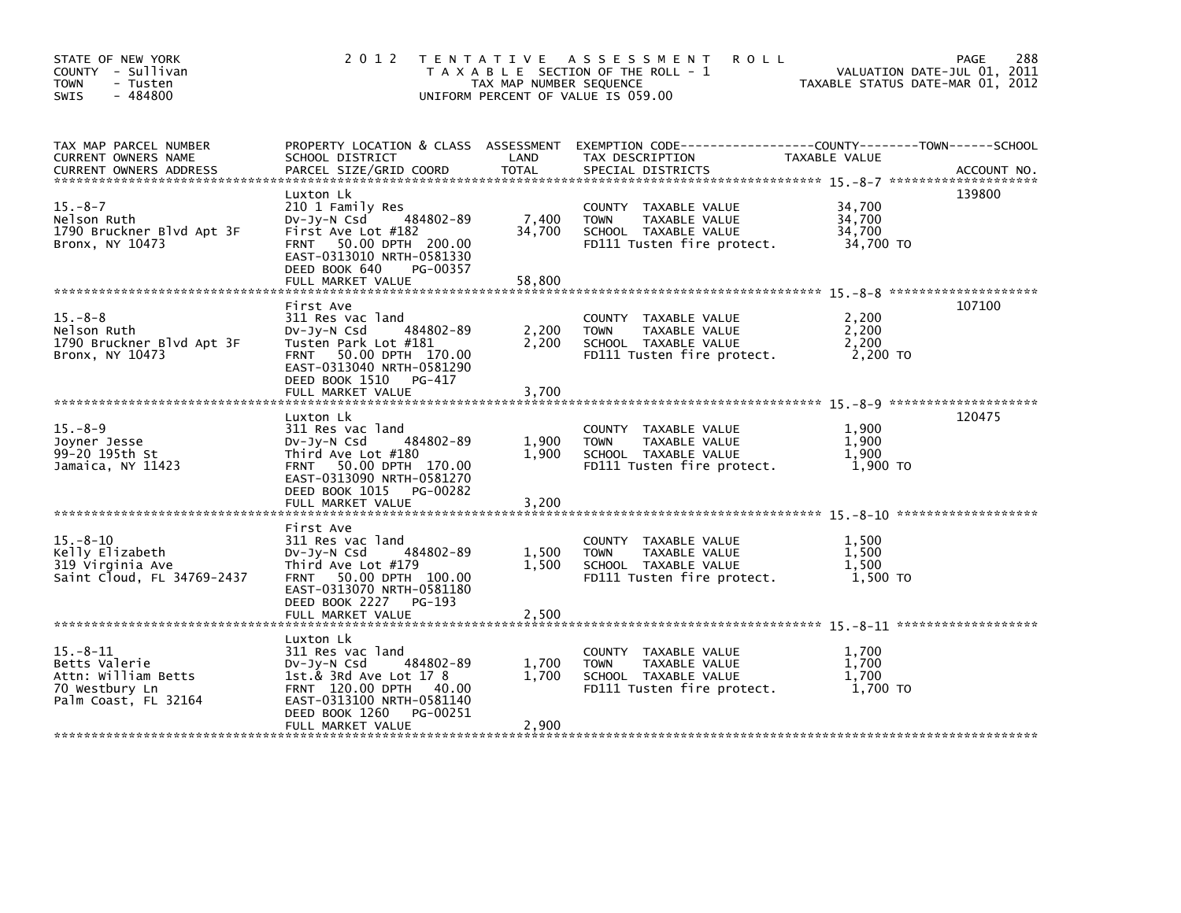STATE OF NEW YORK
COUNTY - Sullivan
TOWN - Tusten
SWIS - 484800

2012 TENTATIVE ASSESSMENT ROLL
TAXABLE SECTION OF THE ROLL - 1
TAX MAP NUMBER SEQUENCE
UNIFORM PERCENT OF VALUE IS 059.00

VALUATION DATE-JUL 01, 2011
TAXABLE STATUS DATE-MAR 01, 2012

| TAX MAP PARCEL NUMBER / CURRENT OWNERS NAME / CURRENT OWNERS ADDRESS | PROPERTY LOCATION & CLASS / SCHOOL DISTRICT / PARCEL SIZE/GRID COORD | ASSESSMENT LAND | TOTAL | EXEMPTION CODE / TAX DESCRIPTION / SPECIAL DISTRICTS | TAXABLE VALUE (COUNTY / TOWN / SCHOOL) | ACCOUNT NO. |
|---|---|---|---|---|---|---|
| 15.-8-7 | Luxton Lk | | | | | 139800 |
| Nelson Ruth | 210 1 Family Res | | | COUNTY TAXABLE VALUE | 34,700 | |
| 1790 Bruckner Blvd Apt 3F | Dv-Jy-N Csd 484802-89 | 7,400 | | TOWN TAXABLE VALUE | 34,700 | |
| Bronx, NY 10473 | First Ave Lot #182 | | 34,700 | SCHOOL TAXABLE VALUE | 34,700 | |
| | FRNT 50.00 DPTH 200.00 | | | FD111 Tusten fire protect. | 34,700 TO | |
| | EAST-0313010 NRTH-0581330 | | | | | |
| | DEED BOOK 640 PG-00357 | | | | | |
| | FULL MARKET VALUE | | 58,800 | | | |
| 15.-8-8 | First Ave | | | | | 107100 |
| Nelson Ruth | 311 Res vac land | | | COUNTY TAXABLE VALUE | 2,200 | |
| 1790 Bruckner Blvd Apt 3F | Dv-Jy-N Csd 484802-89 | 2,200 | | TOWN TAXABLE VALUE | 2,200 | |
| Bronx, NY 10473 | Tusten Park Lot #181 | | 2,200 | SCHOOL TAXABLE VALUE | 2,200 | |
| | FRNT 50.00 DPTH 170.00 | | | FD111 Tusten fire protect. | 2,200 TO | |
| | EAST-0313040 NRTH-0581290 | | | | | |
| | DEED BOOK 1510 PG-417 | | | | | |
| | FULL MARKET VALUE | | 3,700 | | | |
| 15.-8-9 | Luxton Lk | | | | | 120475 |
| Joyner Jesse | 311 Res vac land | | | COUNTY TAXABLE VALUE | 1,900 | |
| 99-20 195th St | Dv-Jy-N Csd 484802-89 | 1,900 | | TOWN TAXABLE VALUE | 1,900 | |
| Jamaica, NY 11423 | Third Ave Lot #180 | | 1,900 | SCHOOL TAXABLE VALUE | 1,900 | |
| | FRNT 50.00 DPTH 170.00 | | | FD111 Tusten fire protect. | 1,900 TO | |
| | EAST-0313090 NRTH-0581270 | | | | | |
| | DEED BOOK 1015 PG-00282 | | | | | |
| | FULL MARKET VALUE | | 3,200 | | | |
| 15.-8-10 | First Ave | | | | | |
| Kelly Elizabeth | 311 Res vac land | | | COUNTY TAXABLE VALUE | 1,500 | |
| 319 Virginia Ave | Dv-Jy-N Csd 484802-89 | 1,500 | | TOWN TAXABLE VALUE | 1,500 | |
| Saint Cloud, FL 34769-2437 | Third Ave Lot #179 | | 1,500 | SCHOOL TAXABLE VALUE | 1,500 | |
| | FRNT 50.00 DPTH 100.00 | | | FD111 Tusten fire protect. | 1,500 TO | |
| | EAST-0313070 NRTH-0581180 | | | | | |
| | DEED BOOK 2227 PG-193 | | | | | |
| | FULL MARKET VALUE | | 2,500 | | | |
| 15.-8-11 | Luxton Lk | | | | | |
| Betts Valerie | 311 Res vac land | | | COUNTY TAXABLE VALUE | 1,700 | |
| Attn: William Betts | Dv-Jy-N Csd 484802-89 | 1,700 | | TOWN TAXABLE VALUE | 1,700 | |
| 70 Westbury Ln | 1st.& 3rd Ave Lot 17 8 | | 1,700 | SCHOOL TAXABLE VALUE | 1,700 | |
| Palm Coast, FL 32164 | FRNT 120.00 DPTH 40.00 | | | FD111 Tusten fire protect. | 1,700 TO | |
| | EAST-0313100 NRTH-0581140 | | | | | |
| | DEED BOOK 1260 PG-00251 | | | | | |
| | FULL MARKET VALUE | | 2,900 | | | |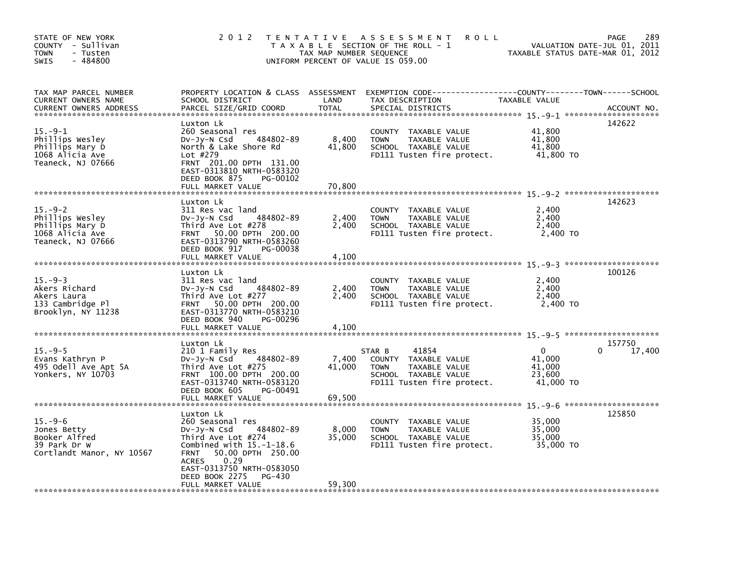STATE OF NEW YORK
COUNTY - Sullivan
TOWN - Tusten
SWIS - 484800

# 2012 TENTATIVE ASSESSMENT ROLL

TAXABLE SECTION OF THE ROLL - 1
TAX MAP NUMBER SEQUENCE
UNIFORM PERCENT OF VALUE IS 059.00

VALUATION DATE-JUL 01, 2011
TAXABLE STATUS DATE-MAR 01, 2012

| TAX MAP PARCEL NUMBER / CURRENT OWNERS NAME / CURRENT OWNERS ADDRESS | PROPERTY LOCATION & CLASS / SCHOOL DISTRICT / PARCEL SIZE/GRID COORD | ASSESSMENT LAND / TOTAL | EXEMPTION CODE / TAX DESCRIPTION / SPECIAL DISTRICTS | COUNTY / TOWN / SCHOOL TAXABLE VALUE | ACCOUNT NO. |
|---|---|---|---|---|---|
| **15.-9-1** | Luxton Lk | | | | 142622 |
| Phillips Wesley | 260 Seasonal res | | COUNTY TAXABLE VALUE | 41,800 | |
| Phillips Mary D | Dv-Jy-N Csd 484802-89 | 8,400 | TOWN TAXABLE VALUE | 41,800 | |
| 1068 Alicia Ave | North & Lake Shore Rd | 41,800 | SCHOOL TAXABLE VALUE | 41,800 | |
| Teaneck, NJ 07666 | Lot #279 | | FD111 Tusten fire protect. | 41,800 TO | |
| | FRNT 201.00 DPTH 131.00 | | | | |
| | EAST-0313810 NRTH-0583320 | | | | |
| | DEED BOOK 875 PG-00102 | | | | |
| | FULL MARKET VALUE | 70,800 | | | |
| **15.-9-2** | Luxton Lk | | | | 142623 |
| Phillips Wesley | 311 Res vac land | | COUNTY TAXABLE VALUE | 2,400 | |
| Phillips Mary D | Dv-Jy-N Csd 484802-89 | 2,400 | TOWN TAXABLE VALUE | 2,400 | |
| 1068 Alicia Ave | Third Ave Lot #278 | 2,400 | SCHOOL TAXABLE VALUE | 2,400 | |
| Teaneck, NJ 07666 | FRNT 50.00 DPTH 200.00 | | FD111 Tusten fire protect. | 2,400 TO | |
| | EAST-0313790 NRTH-0583260 | | | | |
| | DEED BOOK 917 PG-00038 | | | | |
| | FULL MARKET VALUE | 4,100 | | | |
| **15.-9-3** | Luxton Lk | | | | 100126 |
| Akers Richard | 311 Res vac land | | COUNTY TAXABLE VALUE | 2,400 | |
| Akers Laura | Dv-Jy-N Csd 484802-89 | 2,400 | TOWN TAXABLE VALUE | 2,400 | |
| 133 Cambridge Pl | Third Ave Lot #277 | 2,400 | SCHOOL TAXABLE VALUE | 2,400 | |
| Brooklyn, NY 11238 | FRNT 50.00 DPTH 200.00 | | FD111 Tusten fire protect. | 2,400 TO | |
| | EAST-0313770 NRTH-0583210 | | | | |
| | DEED BOOK 940 PG-00296 | | | | |
| | FULL MARKET VALUE | 4,100 | | | |
| **15.-9-5** | Luxton Lk | | | | 157750 |
| Evans Kathryn P | 210 1 Family Res | | STAR B 41854 | 0 / 0 / 17,400 | |
| 495 Odell Ave Apt 5A | Dv-Jy-N Csd 484802-89 | 7,400 | COUNTY TAXABLE VALUE | 41,000 | |
| Yonkers, NY 10703 | Third Ave Lot #275 | 41,000 | TOWN TAXABLE VALUE | 41,000 | |
| | FRNT 100.00 DPTH 200.00 | | SCHOOL TAXABLE VALUE | 23,600 | |
| | EAST-0313740 NRTH-0583120 | | FD111 Tusten fire protect. | 41,000 TO | |
| | DEED BOOK 605 PG-00491 | | | | |
| | FULL MARKET VALUE | 69,500 | | | |
| **15.-9-6** | Luxton Lk | | | | 125850 |
| Jones Betty | 260 Seasonal res | | COUNTY TAXABLE VALUE | 35,000 | |
| Booker Alfred | Dv-Jy-N Csd 484802-89 | 8,000 | TOWN TAXABLE VALUE | 35,000 | |
| 39 Park Dr W | Third Ave Lot #274 | 35,000 | SCHOOL TAXABLE VALUE | 35,000 | |
| Cortlandt Manor, NY 10567 | Combined with 15.-1-18.6 | | FD111 Tusten fire protect. | 35,000 TO | |
| | FRNT 50.00 DPTH 250.00 | | | | |
| | ACRES 0.29 | | | | |
| | EAST-0313750 NRTH-0583050 | | | | |
| | DEED BOOK 2275 PG-430 | | | | |
| | FULL MARKET VALUE | 59,300 | | | |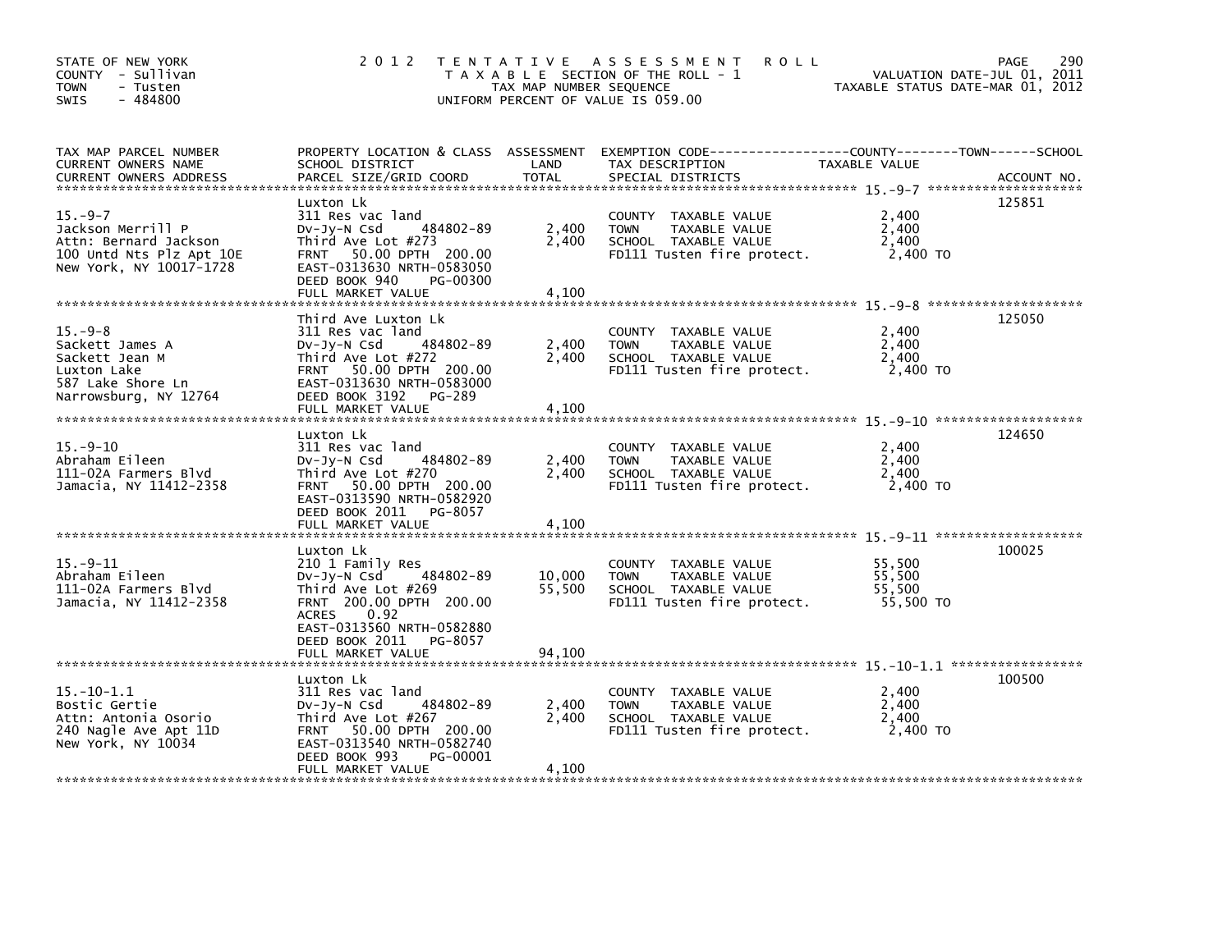STATE OF NEW YORK
COUNTY - Sullivan
TOWN - Tusten
SWIS - 484800

2 0 1 2 T E N T A T I V E A S S E S S M E N T R O L L
T A X A B L E SECTION OF THE ROLL - 1
TAX MAP NUMBER SEQUENCE
UNIFORM PERCENT OF VALUE IS 059.00

VALUATION DATE-JUL 01, 2011
TAXABLE STATUS DATE-MAR 01, 2012

| TAX MAP PARCEL NUMBER / CURRENT OWNERS NAME / CURRENT OWNERS ADDRESS | PROPERTY LOCATION & CLASS / SCHOOL DISTRICT / PARCEL SIZE/GRID COORD | ASSESSMENT LAND / TOTAL | EXEMPTION CODE / TAX DESCRIPTION / SPECIAL DISTRICTS | COUNTY--------TOWN------SCHOOL TAXABLE VALUE | ACCOUNT NO. |
|---|---|---|---|---|---|
| **15.-9-7** | Luxton Lk | | | | 125851 |
| 15.-9-7 | 311 Res vac land | | COUNTY TAXABLE VALUE | 2,400 | |
| Jackson Merrill P | Dv-Jy-N Csd 484802-89 | 2,400 | TOWN TAXABLE VALUE | 2,400 | |
| Attn: Bernard Jackson | Third Ave Lot #273 | 2,400 | SCHOOL TAXABLE VALUE | 2,400 | |
| 100 Untd Nts Plz Apt 10E | FRNT 50.00 DPTH 200.00 | | FD111 Tusten fire protect. | 2,400 TO | |
| New York, NY 10017-1728 | EAST-0313630 NRTH-0583050 | | | | |
| | DEED BOOK 940 PG-00300 | | | | |
| | FULL MARKET VALUE | 4,100 | | | |
| **15.-9-8** | Third Ave Luxton Lk | | | | 125050 |
| 15.-9-8 | 311 Res vac land | | COUNTY TAXABLE VALUE | 2,400 | |
| Sackett James A | Dv-Jy-N Csd 484802-89 | 2,400 | TOWN TAXABLE VALUE | 2,400 | |
| Sackett Jean M | Third Ave Lot #272 | 2,400 | SCHOOL TAXABLE VALUE | 2,400 | |
| Luxton Lake | FRNT 50.00 DPTH 200.00 | | FD111 Tusten fire protect. | 2,400 TO | |
| 587 Lake Shore Ln | EAST-0313630 NRTH-0583000 | | | | |
| Narrowsburg, NY 12764 | DEED BOOK 3192 PG-289 | | | | |
| | FULL MARKET VALUE | 4,100 | | | |
| **15.-9-10** | Luxton Lk | | | | 124650 |
| 15.-9-10 | 311 Res vac land | | COUNTY TAXABLE VALUE | 2,400 | |
| Abraham Eileen | Dv-Jy-N Csd 484802-89 | 2,400 | TOWN TAXABLE VALUE | 2,400 | |
| 111-02A Farmers Blvd | Third Ave Lot #270 | 2,400 | SCHOOL TAXABLE VALUE | 2,400 | |
| Jamacia, NY 11412-2358 | FRNT 50.00 DPTH 200.00 | | FD111 Tusten fire protect. | 2,400 TO | |
| | EAST-0313590 NRTH-0582920 | | | | |
| | DEED BOOK 2011 PG-8057 | | | | |
| | FULL MARKET VALUE | 4,100 | | | |
| **15.-9-11** | Luxton Lk | | | | 100025 |
| 15.-9-11 | 210 1 Family Res | | COUNTY TAXABLE VALUE | 55,500 | |
| Abraham Eileen | Dv-Jy-N Csd 484802-89 | 10,000 | TOWN TAXABLE VALUE | 55,500 | |
| 111-02A Farmers Blvd | Third Ave Lot #269 | 55,500 | SCHOOL TAXABLE VALUE | 55,500 | |
| Jamacia, NY 11412-2358 | FRNT 200.00 DPTH 200.00 | | FD111 Tusten fire protect. | 55,500 TO | |
| | ACRES 0.92 | | | | |
| | EAST-0313560 NRTH-0582880 | | | | |
| | DEED BOOK 2011 PG-8057 | | | | |
| | FULL MARKET VALUE | 94,100 | | | |
| **15.-10-1.1** | Luxton Lk | | | | 100500 |
| 15.-10-1.1 | 311 Res vac land | | COUNTY TAXABLE VALUE | 2,400 | |
| Bostic Gertie | Dv-Jy-N Csd 484802-89 | 2,400 | TOWN TAXABLE VALUE | 2,400 | |
| Attn: Antonia Osorio | Third Ave Lot #267 | 2,400 | SCHOOL TAXABLE VALUE | 2,400 | |
| 240 Nagle Ave Apt 11D | FRNT 50.00 DPTH 200.00 | | FD111 Tusten fire protect. | 2,400 TO | |
| New York, NY 10034 | EAST-0313540 NRTH-0582740 | | | | |
| | DEED BOOK 993 PG-00001 | | | | |
| | FULL MARKET VALUE | 4,100 | | | |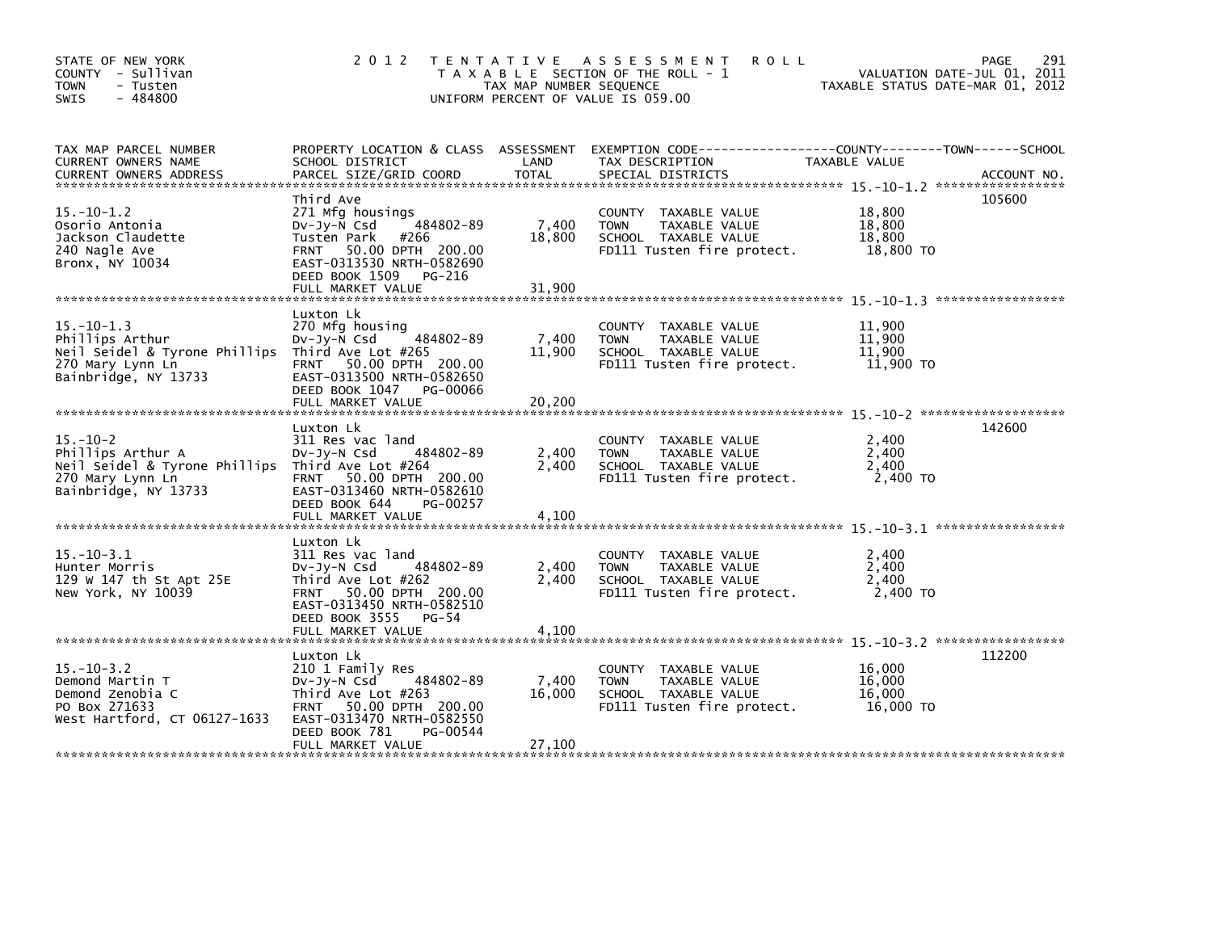STATE OF NEW YORK
COUNTY - Sullivan
TOWN - Tusten
SWIS - 484800

2012 TENTATIVE ASSESSMENT ROLL
TAXABLE SECTION OF THE ROLL - 1
TAX MAP NUMBER SEQUENCE
UNIFORM PERCENT OF VALUE IS 059.00

VALUATION DATE-JUL 01, 2011
TAXABLE STATUS DATE-MAR 01, 2012

| TAX MAP PARCEL NUMBER / CURRENT OWNERS NAME / CURRENT OWNERS ADDRESS | PROPERTY LOCATION & CLASS / SCHOOL DISTRICT / PARCEL SIZE/GRID COORD | ASSESSMENT LAND | TOTAL | EXEMPTION CODE / TAX DESCRIPTION / SPECIAL DISTRICTS | TAXABLE VALUE (COUNTY / TOWN / SCHOOL) | ACCOUNT NO. |
|---|---|---|---|---|---|---|
| **15.-10-1.2** | Third Ave | | | | | 105600 |
| Osorio Antonia | 271 Mfg housings | | | COUNTY TAXABLE VALUE | 18,800 | |
| Jackson Claudette | Dv-Jy-N Csd 484802-89 | 7,400 | | TOWN TAXABLE VALUE | 18,800 | |
| 240 Nagle Ave | Tusten Park #266 | | 18,800 | SCHOOL TAXABLE VALUE | 18,800 | |
| Bronx, NY 10034 | FRNT 50.00 DPTH 200.00 | | | FD111 Tusten fire protect. | 18,800 TO | |
| | EAST-0313530 NRTH-0582690 | | | | | |
| | DEED BOOK 1509 PG-216 | | | | | |
| | FULL MARKET VALUE | | 31,900 | | | |
| **15.-10-1.3** | Luxton Lk | | | | | |
| Phillips Arthur | 270 Mfg housing | | | COUNTY TAXABLE VALUE | 11,900 | |
| Neil Seidel & Tyrone Phillips | Dv-Jy-N Csd 484802-89 | 7,400 | | TOWN TAXABLE VALUE | 11,900 | |
| 270 Mary Lynn Ln | Third Ave Lot #265 | | 11,900 | SCHOOL TAXABLE VALUE | 11,900 | |
| Bainbridge, NY 13733 | FRNT 50.00 DPTH 200.00 | | | FD111 Tusten fire protect. | 11,900 TO | |
| | EAST-0313500 NRTH-0582650 | | | | | |
| | DEED BOOK 1047 PG-00066 | | | | | |
| | FULL MARKET VALUE | | 20,200 | | | |
| **15.-10-2** | Luxton Lk | | | | | 142600 |
| Phillips Arthur A | 311 Res vac land | | | COUNTY TAXABLE VALUE | 2,400 | |
| Neil Seidel & Tyrone Phillips | Dv-Jy-N Csd 484802-89 | 2,400 | | TOWN TAXABLE VALUE | 2,400 | |
| 270 Mary Lynn Ln | Third Ave Lot #264 | | 2,400 | SCHOOL TAXABLE VALUE | 2,400 | |
| Bainbridge, NY 13733 | FRNT 50.00 DPTH 200.00 | | | FD111 Tusten fire protect. | 2,400 TO | |
| | EAST-0313460 NRTH-0582610 | | | | | |
| | DEED BOOK 644 PG-00257 | | | | | |
| | FULL MARKET VALUE | | 4,100 | | | |
| **15.-10-3.1** | Luxton Lk | | | | | |
| Hunter Morris | 311 Res vac land | | | COUNTY TAXABLE VALUE | 2,400 | |
| 129 W 147 th St Apt 25E | Dv-Jy-N Csd 484802-89 | 2,400 | | TOWN TAXABLE VALUE | 2,400 | |
| New York, NY 10039 | Third Ave Lot #262 | | 2,400 | SCHOOL TAXABLE VALUE | 2,400 | |
| | FRNT 50.00 DPTH 200.00 | | | FD111 Tusten fire protect. | 2,400 TO | |
| | EAST-0313450 NRTH-0582510 | | | | | |
| | DEED BOOK 3555 PG-54 | | | | | |
| | FULL MARKET VALUE | | 4,100 | | | |
| **15.-10-3.2** | Luxton Lk | | | | | 112200 |
| Demond Martin T | 210 1 Family Res | | | COUNTY TAXABLE VALUE | 16,000 | |
| Demond Zenobia C | Dv-Jy-N Csd 484802-89 | 7,400 | | TOWN TAXABLE VALUE | 16,000 | |
| PO Box 271633 | Third Ave Lot #263 | | 16,000 | SCHOOL TAXABLE VALUE | 16,000 | |
| West Hartford, CT 06127-1633 | FRNT 50.00 DPTH 200.00 | | | FD111 Tusten fire protect. | 16,000 TO | |
| | EAST-0313470 NRTH-0582550 | | | | | |
| | DEED BOOK 781 PG-00544 | | | | | |
| | FULL MARKET VALUE | | 27,100 | | | |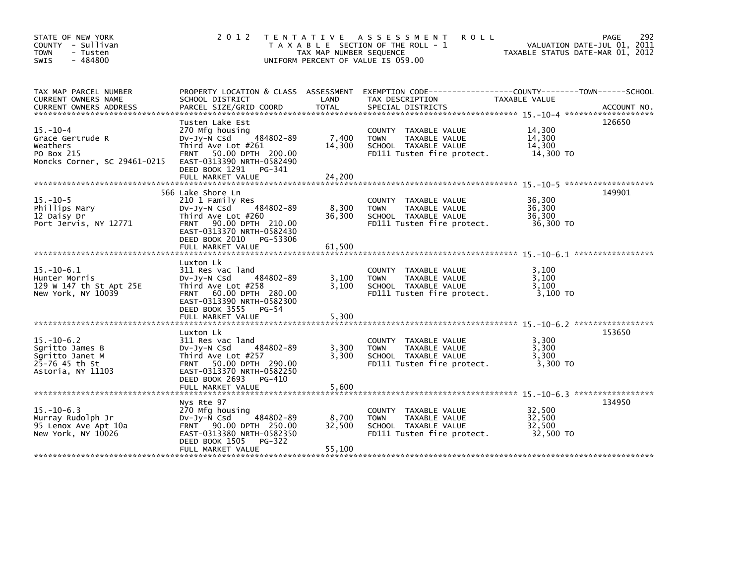STATE OF NEW YORK
COUNTY - Sullivan
TOWN - Tusten
SWIS - 484800

# 2012 TENTATIVE ASSESSMENT ROLL

TAXABLE SECTION OF THE ROLL - 1
TAX MAP NUMBER SEQUENCE
UNIFORM PERCENT OF VALUE IS 059.00

VALUATION DATE-JUL 01, 2011
TAXABLE STATUS DATE-MAR 01, 2012

| TAX MAP PARCEL NUMBER / CURRENT OWNERS NAME / CURRENT OWNERS ADDRESS | PROPERTY LOCATION & CLASS / SCHOOL DISTRICT / PARCEL SIZE/GRID COORD | ASSESSMENT LAND | TOTAL | EXEMPTION CODE / TAX DESCRIPTION / SPECIAL DISTRICTS | TAXABLE VALUE (COUNTY--------TOWN------SCHOOL) | ACCOUNT NO. |
|---|---|---|---|---|---|---|
| 15.-10-4 | Tusten Lake Est | | | | | 126650 |
| Grace Gertrude R | 270 Mfg housing | | | COUNTY TAXABLE VALUE | 14,300 | |
| Weathers | Dv-Jy-N Csd 484802-89 | 7,400 | | TOWN TAXABLE VALUE | 14,300 | |
| PO Box 215 | Third Ave Lot #261 | | 14,300 | SCHOOL TAXABLE VALUE | 14,300 | |
| Moncks Corner, SC 29461-0215 | FRNT 50.00 DPTH 200.00 | | | FD111 Tusten fire protect. | 14,300 TO | |
| | EAST-0313390 NRTH-0582490 | | | | | |
| | DEED BOOK 1291 PG-341 | | | | | |
| | FULL MARKET VALUE | | 24,200 | | | |
| 15.-10-5 | 566 Lake Shore Ln | | | | | 149901 |
| Phillips Mary | 210 1 Family Res | | | COUNTY TAXABLE VALUE | 36,300 | |
| 12 Daisy Dr | Dv-Jy-N Csd 484802-89 | 8,300 | | TOWN TAXABLE VALUE | 36,300 | |
| Port Jervis, NY 12771 | Third Ave Lot #260 | | 36,300 | SCHOOL TAXABLE VALUE | 36,300 | |
| | FRNT 90.00 DPTH 210.00 | | | FD111 Tusten fire protect. | 36,300 TO | |
| | EAST-0313370 NRTH-0582430 | | | | | |
| | DEED BOOK 2010 PG-53306 | | | | | |
| | FULL MARKET VALUE | | 61,500 | | | |
| 15.-10-6.1 | Luxton Lk | | | | | |
| Hunter Morris | 311 Res vac land | | | COUNTY TAXABLE VALUE | 3,100 | |
| 129 W 147 th St Apt 25E | Dv-Jy-N Csd 484802-89 | 3,100 | | TOWN TAXABLE VALUE | 3,100 | |
| New York, NY 10039 | Third Ave Lot #258 | | 3,100 | SCHOOL TAXABLE VALUE | 3,100 | |
| | FRNT 60.00 DPTH 280.00 | | | FD111 Tusten fire protect. | 3,100 TO | |
| | EAST-0313390 NRTH-0582300 | | | | | |
| | DEED BOOK 3555 PG-54 | | | | | |
| | FULL MARKET VALUE | | 5,300 | | | |
| 15.-10-6.2 | Luxton Lk | | | | | 153650 |
| Sgritto James B | 311 Res vac land | | | COUNTY TAXABLE VALUE | 3,300 | |
| Sgritto Janet M | Dv-Jy-N Csd 484802-89 | 3,300 | | TOWN TAXABLE VALUE | 3,300 | |
| 25-76 45 th St | Third Ave Lot #257 | | 3,300 | SCHOOL TAXABLE VALUE | 3,300 | |
| Astoria, NY 11103 | FRNT 50.00 DPTH 290.00 | | | FD111 Tusten fire protect. | 3,300 TO | |
| | EAST-0313370 NRTH-0582250 | | | | | |
| | DEED BOOK 2693 PG-410 | | | | | |
| | FULL MARKET VALUE | | 5,600 | | | |
| 15.-10-6.3 | Nys Rte 97 | | | | | 134950 |
| Murray Rudolph Jr | 270 Mfg housing | | | COUNTY TAXABLE VALUE | 32,500 | |
| 95 Lenox Ave Apt 10a | Dv-Jy-N Csd 484802-89 | 8,700 | | TOWN TAXABLE VALUE | 32,500 | |
| New York, NY 10026 | FRNT 90.00 DPTH 250.00 | | 32,500 | SCHOOL TAXABLE VALUE | 32,500 | |
| | EAST-0313380 NRTH-0582350 | | | FD111 Tusten fire protect. | 32,500 TO | |
| | DEED BOOK 1505 PG-322 | | | | | |
| | FULL MARKET VALUE | | 55,100 | | | |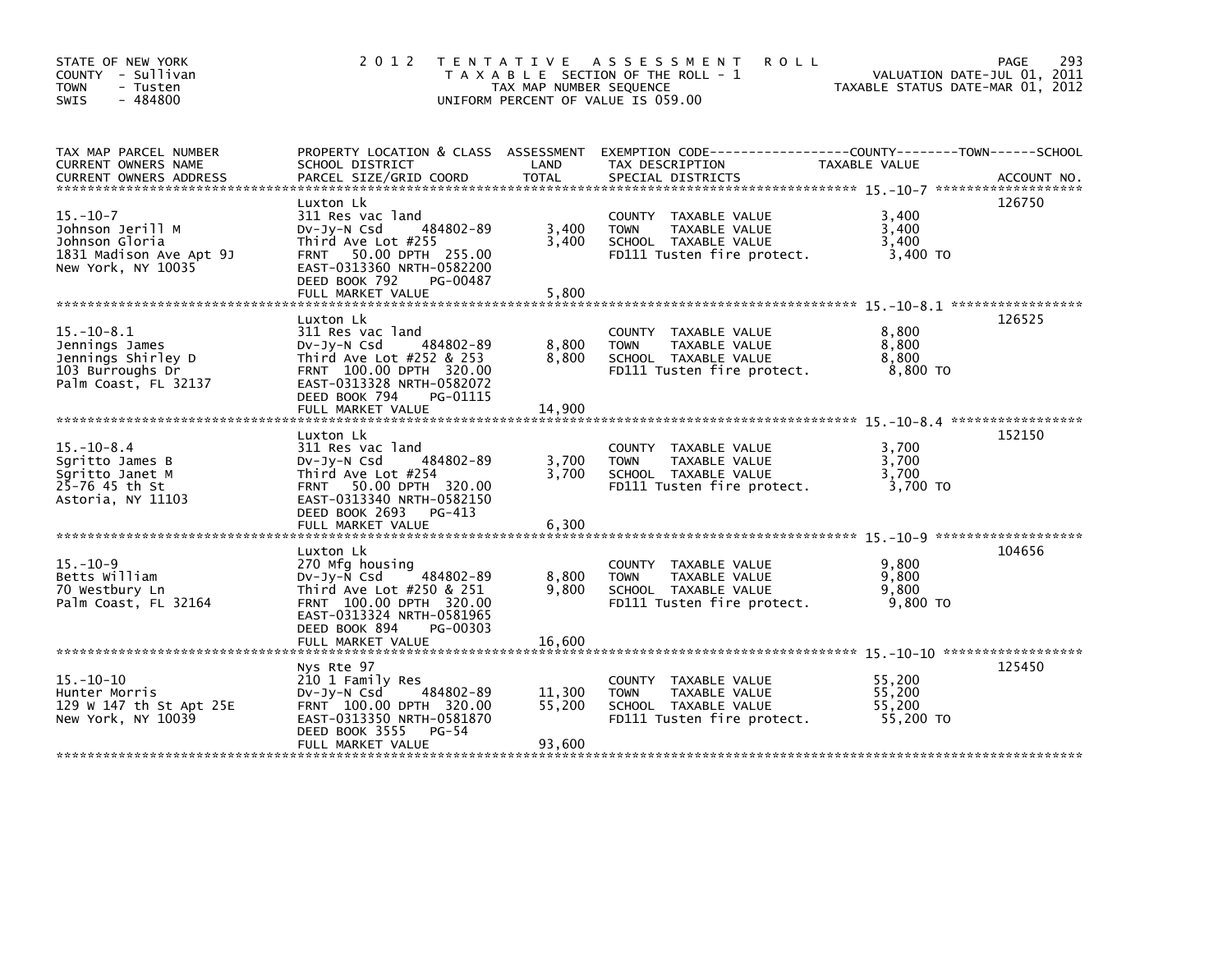STATE OF NEW YORK
COUNTY - Sullivan
TOWN - Tusten
SWIS - 484800

2012 TENTATIVE ASSESSMENT ROLL
TAXABLE SECTION OF THE ROLL - 1
TAX MAP NUMBER SEQUENCE
UNIFORM PERCENT OF VALUE IS 059.00

VALUATION DATE-JUL 01, 2011
TAXABLE STATUS DATE-MAR 01, 2012

| TAX MAP PARCEL NUMBER / CURRENT OWNERS NAME / CURRENT OWNERS ADDRESS | PROPERTY LOCATION & CLASS / SCHOOL DISTRICT / PARCEL SIZE/GRID COORD | ASSESSMENT LAND | TOTAL | EXEMPTION CODE / TAX DESCRIPTION / SPECIAL DISTRICTS | TAXABLE VALUE (COUNTY--TOWN--SCHOOL) | ACCOUNT NO. |
|---|---|---|---|---|---|---|
| 15.-10-7 | Luxton Lk | | | | | 126750 |
| Johnson Jerill M | 311 Res vac land | | | COUNTY TAXABLE VALUE | 3,400 | |
| Johnson Gloria | Dv-Jy-N Csd 484802-89 | 3,400 | | TOWN TAXABLE VALUE | 3,400 | |
| 1831 Madison Ave Apt 9J | Third Ave Lot #255 | | 3,400 | SCHOOL TAXABLE VALUE | 3,400 | |
| New York, NY 10035 | FRNT 50.00 DPTH 255.00 | | | FD111 Tusten fire protect. | 3,400 TO | |
| | EAST-0313360 NRTH-0582200 | | | | | |
| | DEED BOOK 792 PG-00487 | | | | | |
| | FULL MARKET VALUE | | 5,800 | | | |
| 15.-10-8.1 | Luxton Lk | | | | | 126525 |
| Jennings James | 311 Res vac land | | | COUNTY TAXABLE VALUE | 8,800 | |
| Jennings Shirley D | Dv-Jy-N Csd 484802-89 | 8,800 | | TOWN TAXABLE VALUE | 8,800 | |
| 103 Burroughs Dr | Third Ave Lot #252 & 253 | | 8,800 | SCHOOL TAXABLE VALUE | 8,800 | |
| Palm Coast, FL 32137 | FRNT 100.00 DPTH 320.00 | | | FD111 Tusten fire protect. | 8,800 TO | |
| | EAST-0313328 NRTH-0582072 | | | | | |
| | DEED BOOK 794 PG-01115 | | | | | |
| | FULL MARKET VALUE | | 14,900 | | | |
| 15.-10-8.4 | Luxton Lk | | | | | 152150 |
| Sgritto James B | 311 Res vac land | | | COUNTY TAXABLE VALUE | 3,700 | |
| Sgritto Janet M | Dv-Jy-N Csd 484802-89 | 3,700 | | TOWN TAXABLE VALUE | 3,700 | |
| 25-76 45 th St | Third Ave Lot #254 | | 3,700 | SCHOOL TAXABLE VALUE | 3,700 | |
| Astoria, NY 11103 | FRNT 50.00 DPTH 320.00 | | | FD111 Tusten fire protect. | 3,700 TO | |
| | EAST-0313340 NRTH-0582150 | | | | | |
| | DEED BOOK 2693 PG-413 | | | | | |
| | FULL MARKET VALUE | | 6,300 | | | |
| 15.-10-9 | Luxton Lk | | | | | 104656 |
| Betts William | 270 Mfg housing | | | COUNTY TAXABLE VALUE | 9,800 | |
| 70 Westbury Ln | Dv-Jy-N Csd 484802-89 | 8,800 | | TOWN TAXABLE VALUE | 9,800 | |
| Palm Coast, FL 32164 | Third Ave Lot #250 & 251 | | 9,800 | SCHOOL TAXABLE VALUE | 9,800 | |
| | FRNT 100.00 DPTH 320.00 | | | FD111 Tusten fire protect. | 9,800 TO | |
| | EAST-0313324 NRTH-0581965 | | | | | |
| | DEED BOOK 894 PG-00303 | | | | | |
| | FULL MARKET VALUE | | 16,600 | | | |
| 15.-10-10 | Nys Rte 97 | | | | | 125450 |
| Hunter Morris | 210 1 Family Res | | | COUNTY TAXABLE VALUE | 55,200 | |
| 129 W 147 th St Apt 25E | Dv-Jy-N Csd 484802-89 | 11,300 | | TOWN TAXABLE VALUE | 55,200 | |
| New York, NY 10039 | FRNT 100.00 DPTH 320.00 | | 55,200 | SCHOOL TAXABLE VALUE | 55,200 | |
| | EAST-0313350 NRTH-0581870 | | | FD111 Tusten fire protect. | 55,200 TO | |
| | DEED BOOK 3555 PG-54 | | | | | |
| | FULL MARKET VALUE | | 93,600 | | | |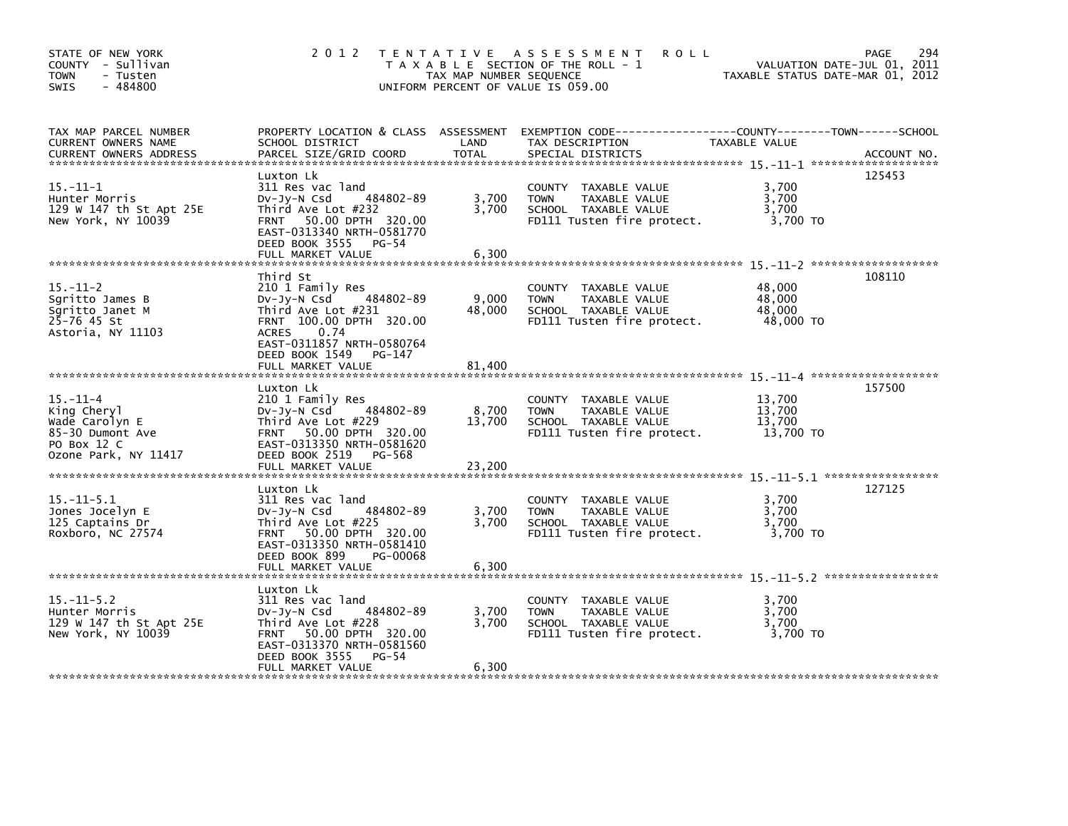STATE OF NEW YORK
COUNTY - Sullivan
TOWN - Tusten
SWIS - 484800

2012 TENTATIVE ASSESSMENT ROLL
TAXABLE SECTION OF THE ROLL - 1
TAX MAP NUMBER SEQUENCE
UNIFORM PERCENT OF VALUE IS 059.00

VALUATION DATE-JUL 01, 2011
TAXABLE STATUS DATE-MAR 01, 2012

| TAX MAP PARCEL NUMBER / CURRENT OWNERS NAME / CURRENT OWNERS ADDRESS | PROPERTY LOCATION & CLASS / SCHOOL DISTRICT / PARCEL SIZE/GRID COORD | ASSESSMENT LAND / TOTAL | EXEMPTION CODE / TAX DESCRIPTION / SPECIAL DISTRICTS | TAXABLE VALUE (COUNTY / TOWN / SCHOOL) | ACCOUNT NO. |
|---|---|---|---|---|---|
| 15.-11-1 | Luxton Lk | | | | 125453 |
| Hunter Morris | 311 Res vac land | | COUNTY TAXABLE VALUE | 3,700 | |
| 129 W 147 th St Apt 25E | Dv-Jy-N Csd 484802-89 | 3,700 | TOWN TAXABLE VALUE | 3,700 | |
| New York, NY 10039 | Third Ave Lot #232 | 3,700 | SCHOOL TAXABLE VALUE | 3,700 | |
| | FRNT 50.00 DPTH 320.00 | | FD111 Tusten fire protect. | 3,700 TO | |
| | EAST-0313340 NRTH-0581770 | | | | |
| | DEED BOOK 3555 PG-54 | | | | |
| | FULL MARKET VALUE | 6,300 | | | |
| 15.-11-2 | Third St | | | | 108110 |
| Sgritto James B | 210 1 Family Res | | COUNTY TAXABLE VALUE | 48,000 | |
| Sgritto Janet M | Dv-Jy-N Csd 484802-89 | 9,000 | TOWN TAXABLE VALUE | 48,000 | |
| 25-76 45 St | Third Ave Lot #231 | 48,000 | SCHOOL TAXABLE VALUE | 48,000 | |
| Astoria, NY 11103 | FRNT 100.00 DPTH 320.00 | | FD111 Tusten fire protect. | 48,000 TO | |
| | ACRES 0.74 | | | | |
| | EAST-0311857 NRTH-0580764 | | | | |
| | DEED BOOK 1549 PG-147 | | | | |
| | FULL MARKET VALUE | 81,400 | | | |
| 15.-11-4 | Luxton Lk | | | | 157500 |
| King Cheryl | 210 1 Family Res | | COUNTY TAXABLE VALUE | 13,700 | |
| Wade Carolyn E | Dv-Jy-N Csd 484802-89 | 8,700 | TOWN TAXABLE VALUE | 13,700 | |
| 85-30 Dumont Ave | Third Ave Lot #229 | 13,700 | SCHOOL TAXABLE VALUE | 13,700 | |
| PO Box 12 C | FRNT 50.00 DPTH 320.00 | | FD111 Tusten fire protect. | 13,700 TO | |
| Ozone Park, NY 11417 | EAST-0313350 NRTH-0581620 | | | | |
| | DEED BOOK 2519 PG-568 | | | | |
| | FULL MARKET VALUE | 23,200 | | | |
| 15.-11-5.1 | Luxton Lk | | | | 127125 |
| Jones Jocelyn E | 311 Res vac land | | COUNTY TAXABLE VALUE | 3,700 | |
| 125 Captains Dr | Dv-Jy-N Csd 484802-89 | 3,700 | TOWN TAXABLE VALUE | 3,700 | |
| Roxboro, NC 27574 | Third Ave Lot #225 | 3,700 | SCHOOL TAXABLE VALUE | 3,700 | |
| | FRNT 50.00 DPTH 320.00 | | FD111 Tusten fire protect. | 3,700 TO | |
| | EAST-0313350 NRTH-0581410 | | | | |
| | DEED BOOK 899 PG-00068 | | | | |
| | FULL MARKET VALUE | 6,300 | | | |
| 15.-11-5.2 | Luxton Lk | | | | |
| Hunter Morris | 311 Res vac land | | COUNTY TAXABLE VALUE | 3,700 | |
| 129 W 147 th St Apt 25E | Dv-Jy-N Csd 484802-89 | 3,700 | TOWN TAXABLE VALUE | 3,700 | |
| New York, NY 10039 | Third Ave Lot #228 | 3,700 | SCHOOL TAXABLE VALUE | 3,700 | |
| | FRNT 50.00 DPTH 320.00 | | FD111 Tusten fire protect. | 3,700 TO | |
| | EAST-0313370 NRTH-0581560 | | | | |
| | DEED BOOK 3555 PG-54 | | | | |
| | FULL MARKET VALUE | 6,300 | | | |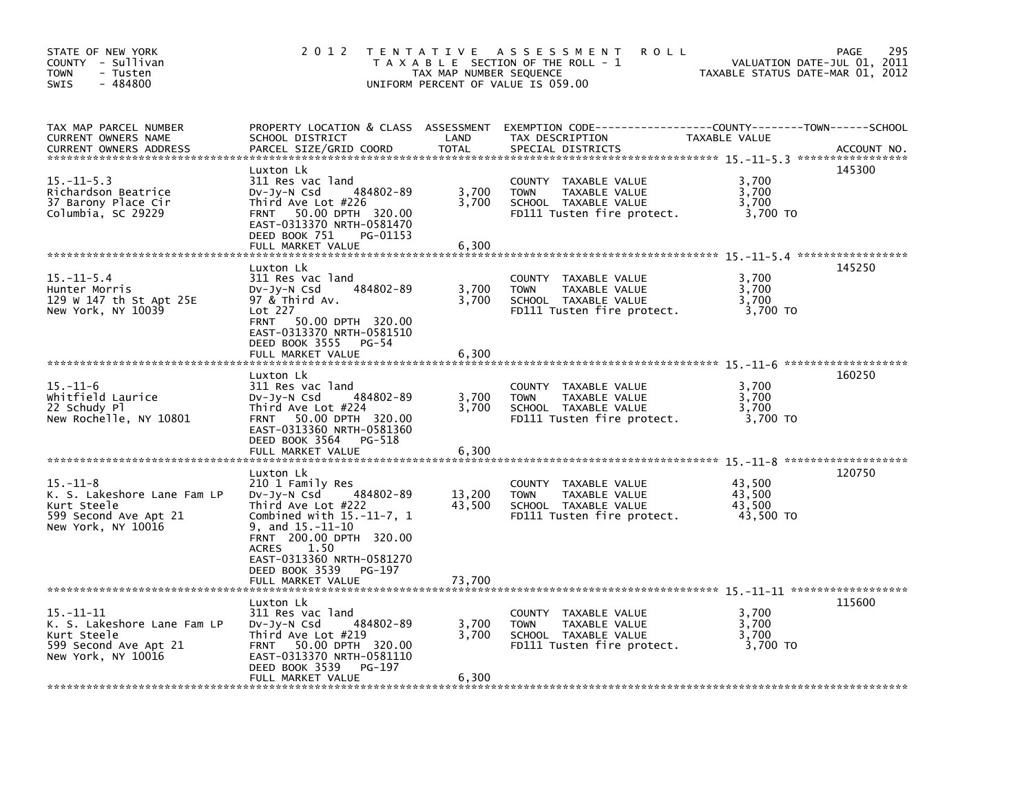STATE OF NEW YORK
COUNTY - Sullivan
TOWN - Tusten
SWIS - 484800

2012 TENTATIVE ASSESSMENT ROLL
TAXABLE SECTION OF THE ROLL - 1
TAX MAP NUMBER SEQUENCE
UNIFORM PERCENT OF VALUE IS 059.00

VALUATION DATE-JUL 01, 2011
TAXABLE STATUS DATE-MAR 01, 2012

| TAX MAP PARCEL NUMBER / CURRENT OWNERS NAME / CURRENT OWNERS ADDRESS | PROPERTY LOCATION & CLASS / SCHOOL DISTRICT / PARCEL SIZE/GRID COORD | ASSESSMENT LAND | TOTAL | EXEMPTION CODE / TAX DESCRIPTION / SPECIAL DISTRICTS | COUNTY--------TOWN------SCHOOL TAXABLE VALUE | ACCOUNT NO. |
|---|---|---|---|---|---|---|
| **15.-11-5.3** | Luxton Lk | | | | | 145300 |
| 15.-11-5.3 | 311 Res vac land | | | COUNTY TAXABLE VALUE | 3,700 | |
| Richardson Beatrice | Dv-Jy-N Csd 484802-89 | 3,700 | | TOWN TAXABLE VALUE | 3,700 | |
| 37 Barony Place Cir | Third Ave Lot #226 | | 3,700 | SCHOOL TAXABLE VALUE | 3,700 | |
| Columbia, SC 29229 | FRNT 50.00 DPTH 320.00 | | | FD111 Tusten fire protect. | 3,700 TO | |
| | EAST-0313370 NRTH-0581470 | | | | | |
| | DEED BOOK 751 PG-01153 | | | | | |
| | FULL MARKET VALUE | | 6,300 | | | |
| **15.-11-5.4** | Luxton Lk | | | | | 145250 |
| 15.-11-5.4 | 311 Res vac land | | | COUNTY TAXABLE VALUE | 3,700 | |
| Hunter Morris | Dv-Jy-N Csd 484802-89 | 3,700 | | TOWN TAXABLE VALUE | 3,700 | |
| 129 W 147 th St Apt 25E | 97 & Third Av. | | 3,700 | SCHOOL TAXABLE VALUE | 3,700 | |
| New York, NY 10039 | Lot 227 | | | FD111 Tusten fire protect. | 3,700 TO | |
| | FRNT 50.00 DPTH 320.00 | | | | | |
| | EAST-0313370 NRTH-0581510 | | | | | |
| | DEED BOOK 3555 PG-54 | | | | | |
| | FULL MARKET VALUE | | 6,300 | | | |
| **15.-11-6** | Luxton Lk | | | | | 160250 |
| 15.-11-6 | 311 Res vac land | | | COUNTY TAXABLE VALUE | 3,700 | |
| Whitfield Laurice | Dv-Jy-N Csd 484802-89 | 3,700 | | TOWN TAXABLE VALUE | 3,700 | |
| 22 Schudy Pl | Third Ave Lot #224 | | 3,700 | SCHOOL TAXABLE VALUE | 3,700 | |
| New Rochelle, NY 10801 | FRNT 50.00 DPTH 320.00 | | | FD111 Tusten fire protect. | 3,700 TO | |
| | EAST-0313360 NRTH-0581360 | | | | | |
| | DEED BOOK 3564 PG-518 | | | | | |
| | FULL MARKET VALUE | | 6,300 | | | |
| **15.-11-8** | Luxton Lk | | | | | 120750 |
| 15.-11-8 | 210 1 Family Res | | | COUNTY TAXABLE VALUE | 43,500 | |
| K. S. Lakeshore Lane Fam LP | Dv-Jy-N Csd 484802-89 | 13,200 | | TOWN TAXABLE VALUE | 43,500 | |
| Kurt Steele | Third Ave Lot #222 | | 43,500 | SCHOOL TAXABLE VALUE | 43,500 | |
| 599 Second Ave Apt 21 | Combined with 15.-11-7, 1 | | | FD111 Tusten fire protect. | 43,500 TO | |
| New York, NY 10016 | 9, and 15.-11-10 | | | | | |
| | FRNT 200.00 DPTH 320.00 | | | | | |
| | ACRES 1.50 | | | | | |
| | EAST-0313360 NRTH-0581270 | | | | | |
| | DEED BOOK 3539 PG-197 | | | | | |
| | FULL MARKET VALUE | | 73,700 | | | |
| **15.-11-11** | Luxton Lk | | | | | 115600 |
| 15.-11-11 | 311 Res vac land | | | COUNTY TAXABLE VALUE | 3,700 | |
| K. S. Lakeshore Lane Fam LP | Dv-Jy-N Csd 484802-89 | 3,700 | | TOWN TAXABLE VALUE | 3,700 | |
| Kurt Steele | Third Ave Lot #219 | | 3,700 | SCHOOL TAXABLE VALUE | 3,700 | |
| 599 Second Ave Apt 21 | FRNT 50.00 DPTH 320.00 | | | FD111 Tusten fire protect. | 3,700 TO | |
| New York, NY 10016 | EAST-0313370 NRTH-0581110 | | | | | |
| | DEED BOOK 3539 PG-197 | | | | | |
| | FULL MARKET VALUE | | 6,300 | | | |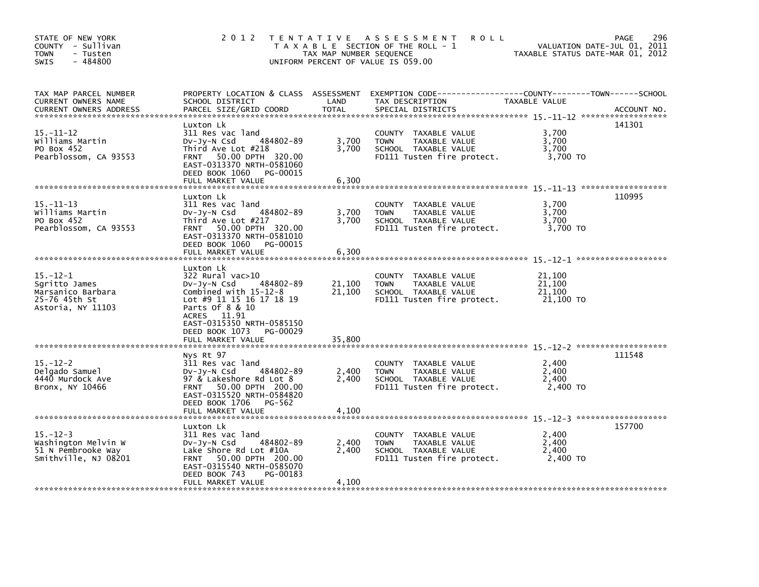STATE OF NEW YORK
COUNTY - Sullivan
TOWN - Tusten
SWIS - 484800

2012 TENTATIVE ASSESSMENT ROLL
TAXABLE SECTION OF THE ROLL - 1
TAX MAP NUMBER SEQUENCE
UNIFORM PERCENT OF VALUE IS 059.00

VALUATION DATE-JUL 01, 2011
TAXABLE STATUS DATE-MAR 01, 2012

| TAX MAP PARCEL NUMBER / CURRENT OWNERS NAME / CURRENT OWNERS ADDRESS | PROPERTY LOCATION & CLASS / SCHOOL DISTRICT / PARCEL SIZE/GRID COORD | ASSESSMENT LAND / TOTAL | EXEMPTION CODE / TAX DESCRIPTION / SPECIAL DISTRICTS | TAXABLE VALUE (COUNTY / TOWN / SCHOOL) | ACCOUNT NO. |
|---|---|---|---|---|---|
| 15.-11-12 | Luxton Lk | | | | 141301 |
| Williams Martin | 311 Res vac land | | COUNTY TAXABLE VALUE | 3,700 | |
| PO Box 452 | Dv-Jy-N Csd 484802-89 | 3,700 | TOWN TAXABLE VALUE | 3,700 | |
| Pearblossom, CA 93553 | Third Ave Lot #218 | 3,700 | SCHOOL TAXABLE VALUE | 3,700 | |
| | FRNT 50.00 DPTH 320.00 | | FD111 Tusten fire protect. | 3,700 TO | |
| | EAST-0313370 NRTH-0581060 | | | | |
| | DEED BOOK 1060 PG-00015 | | | | |
| | FULL MARKET VALUE | 6,300 | | | |
| 15.-11-13 | Luxton Lk | | | | 110995 |
| Williams Martin | 311 Res vac land | | COUNTY TAXABLE VALUE | 3,700 | |
| PO Box 452 | Dv-Jy-N Csd 484802-89 | 3,700 | TOWN TAXABLE VALUE | 3,700 | |
| Pearblossom, CA 93553 | Third Ave Lot #217 | 3,700 | SCHOOL TAXABLE VALUE | 3,700 | |
| | FRNT 50.00 DPTH 320.00 | | FD111 Tusten fire protect. | 3,700 TO | |
| | EAST-0313370 NRTH-0581010 | | | | |
| | DEED BOOK 1060 PG-00015 | | | | |
| | FULL MARKET VALUE | 6,300 | | | |
| 15.-12-1 | Luxton Lk | | | | |
| Sgritto James | 322 Rural vac>10 | | COUNTY TAXABLE VALUE | 21,100 | |
| Marsanico Barbara | Dv-Jy-N Csd 484802-89 | 21,100 | TOWN TAXABLE VALUE | 21,100 | |
| 25-76 45th St | Combined with 15-12-8 | 21,100 | SCHOOL TAXABLE VALUE | 21,100 | |
| Astoria, NY 11103 | Lot #9 11 15 16 17 18 19 | | FD111 Tusten fire protect. | 21,100 TO | |
| | Parts Of 8 & 10 | | | | |
| | ACRES 11.91 | | | | |
| | EAST-0315350 NRTH-0585150 | | | | |
| | DEED BOOK 1073 PG-00029 | | | | |
| | FULL MARKET VALUE | 35,800 | | | |
| 15.-12-2 | Nys Rt 97 | | | | 111548 |
| Delgado Samuel | 311 Res vac land | | COUNTY TAXABLE VALUE | 2,400 | |
| 4440 Murdock Ave | Dv-Jy-N Csd 484802-89 | 2,400 | TOWN TAXABLE VALUE | 2,400 | |
| Bronx, NY 10466 | 97 & Lakeshore Rd Lot 8 | 2,400 | SCHOOL TAXABLE VALUE | 2,400 | |
| | FRNT 50.00 DPTH 200.00 | | FD111 Tusten fire protect. | 2,400 TO | |
| | EAST-0315520 NRTH-0584820 | | | | |
| | DEED BOOK 1706 PG-562 | | | | |
| | FULL MARKET VALUE | 4,100 | | | |
| 15.-12-3 | Luxton Lk | | | | 157700 |
| Washington Melvin W | 311 Res vac land | | COUNTY TAXABLE VALUE | 2,400 | |
| 51 N Pembrooke Way | Dv-Jy-N Csd 484802-89 | 2,400 | TOWN TAXABLE VALUE | 2,400 | |
| Smithville, NJ 08201 | Lake Shore Rd Lot #10A | 2,400 | SCHOOL TAXABLE VALUE | 2,400 | |
| | FRNT 50.00 DPTH 200.00 | | FD111 Tusten fire protect. | 2,400 TO | |
| | EAST-0315540 NRTH-0585070 | | | | |
| | DEED BOOK 743 PG-00183 | | | | |
| | FULL MARKET VALUE | 4,100 | | | |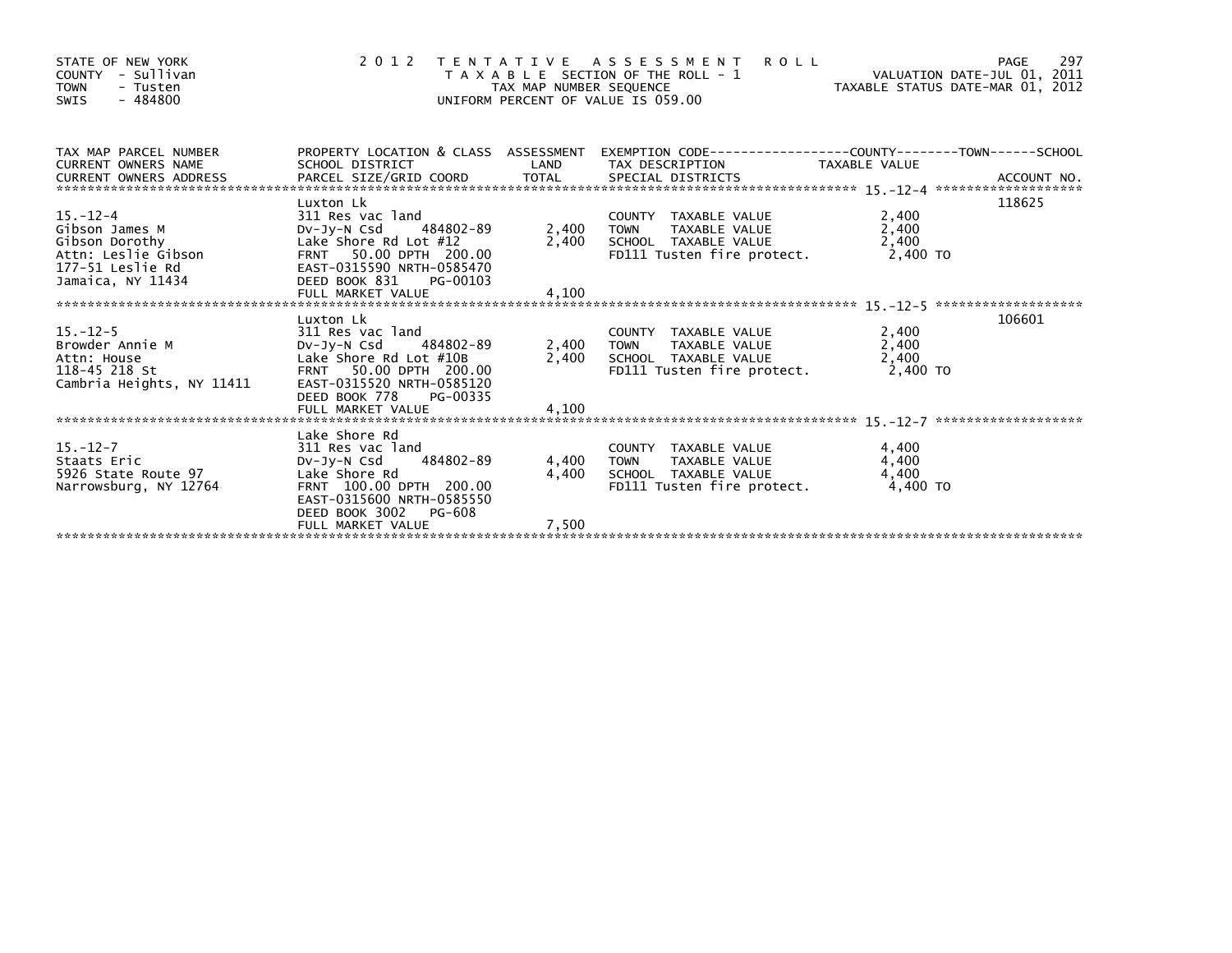STATE OF NEW YORK
COUNTY - Sullivan
TOWN - Tusten
SWIS - 484800

2 0 1 2 T E N T A T I V E A S S E S S M E N T R O L L
T A X A B L E SECTION OF THE ROLL - 1
TAX MAP NUMBER SEQUENCE
UNIFORM PERCENT OF VALUE IS 059.00

VALUATION DATE-JUL 01, 2011
TAXABLE STATUS DATE-MAR 01, 2012

| TAX MAP PARCEL NUMBER / CURRENT OWNERS NAME / CURRENT OWNERS ADDRESS | PROPERTY LOCATION & CLASS / SCHOOL DISTRICT / PARCEL SIZE/GRID COORD | ASSESSMENT LAND / TOTAL | EXEMPTION CODE / TAX DESCRIPTION / SPECIAL DISTRICTS | TAXABLE VALUE | ACCOUNT NO. |
|---|---|---|---|---|---|
| 15.-12-4 | Luxton Lk | | | | 118625 |
| | 311 Res vac land | | COUNTY TAXABLE VALUE | 2,400 | |
| Gibson James M | Dv-Jy-N Csd 484802-89 | 2,400 | TOWN TAXABLE VALUE | 2,400 | |
| Gibson Dorothy | Lake Shore Rd Lot #12 | 2,400 | SCHOOL TAXABLE VALUE | 2,400 | |
| Attn: Leslie Gibson | FRNT 50.00 DPTH 200.00 | | FD111 Tusten fire protect. | 2,400 TO | |
| 177-51 Leslie Rd | EAST-0315590 NRTH-0585470 | | | | |
| Jamaica, NY 11434 | DEED BOOK 831 PG-00103 | | | | |
| | FULL MARKET VALUE | 4,100 | | | |
| 15.-12-5 | Luxton Lk | | | | 106601 |
| | 311 Res vac land | | COUNTY TAXABLE VALUE | 2,400 | |
| Browder Annie M | Dv-Jy-N Csd 484802-89 | 2,400 | TOWN TAXABLE VALUE | 2,400 | |
| Attn: House | Lake Shore Rd Lot #10B | 2,400 | SCHOOL TAXABLE VALUE | 2,400 | |
| 118-45 218 St | FRNT 50.00 DPTH 200.00 | | FD111 Tusten fire protect. | 2,400 TO | |
| Cambria Heights, NY 11411 | EAST-0315520 NRTH-0585120 | | | | |
| | DEED BOOK 778 PG-00335 | | | | |
| | FULL MARKET VALUE | 4,100 | | | |
| 15.-12-7 | Lake Shore Rd | | | | |
| | 311 Res vac land | | COUNTY TAXABLE VALUE | 4,400 | |
| Staats Eric | Dv-Jy-N Csd 484802-89 | 4,400 | TOWN TAXABLE VALUE | 4,400 | |
| 5926 State Route 97 | Lake Shore Rd | 4,400 | SCHOOL TAXABLE VALUE | 4,400 | |
| Narrowsburg, NY 12764 | FRNT 100.00 DPTH 200.00 | | FD111 Tusten fire protect. | 4,400 TO | |
| | EAST-0315600 NRTH-0585550 | | | | |
| | DEED BOOK 3002 PG-608 | | | | |
| | FULL MARKET VALUE | 7,500 | | | |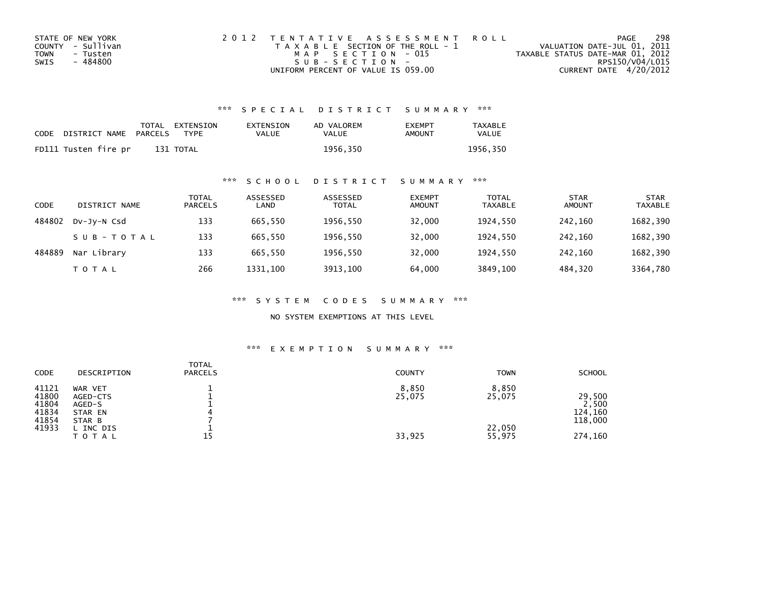STATE OF NEW YORK
COUNTY - Sullivan
TOWN - Tusten
SWIS - 484800

2 0 1 2 T E N T A T I V E A S S E S S M E N T R O L L
T A X A B L E SECTION OF THE ROLL - 1
M A P S E C T I O N - 015
S U B - S E C T I O N -
UNIFORM PERCENT OF VALUE IS 059.00

VALUATION DATE-JUL 01, 2011
TAXABLE STATUS DATE-MAR 01, 2012
RPS150/V04/L015
CURRENT DATE 4/20/2012

### *** S P E C I A L D I S T R I C T S U M M A R Y ***

| CODE | DISTRICT NAME | TOTAL PARCELS | EXTENSION TYPE | EXTENSION VALUE | AD VALOREM VALUE | EXEMPT AMOUNT | TAXABLE VALUE |
|---|---|---|---|---|---|---|---|
| FD111 | Tusten fire pr | 131 | TOTAL | | 1956,350 | | 1956,350 |

### *** S C H O O L D I S T R I C T S U M M A R Y ***

| CODE | DISTRICT NAME | TOTAL PARCELS | ASSESSED LAND | ASSESSED TOTAL | EXEMPT AMOUNT | TOTAL TAXABLE | STAR AMOUNT | STAR TAXABLE |
|---|---|---|---|---|---|---|---|---|
| 484802 | Dv-Jy-N Csd | 133 | 665,550 | 1956,550 | 32,000 | 1924,550 | 242,160 | 1682,390 |
| | S U B - T O T A L | 133 | 665,550 | 1956,550 | 32,000 | 1924,550 | 242,160 | 1682,390 |
| 484889 | Nar Library | 133 | 665,550 | 1956,550 | 32,000 | 1924,550 | 242,160 | 1682,390 |
| | T O T A L | 266 | 1331,100 | 3913,100 | 64,000 | 3849,100 | 484,320 | 3364,780 |

### *** S Y S T E M C O D E S S U M M A R Y ***

NO SYSTEM EXEMPTIONS AT THIS LEVEL

### *** E X E M P T I O N S U M M A R Y ***

| CODE | DESCRIPTION | TOTAL PARCELS | COUNTY | TOWN | SCHOOL |
|---|---|---|---|---|---|
| 41121 | WAR VET | 1 | 8,850 | 8,850 | |
| 41800 | AGED-CTS | 1 | 25,075 | 25,075 | 29,500 |
| 41804 | AGED-S | 1 | | | 2,500 |
| 41834 | STAR EN | 4 | | | 124,160 |
| 41854 | STAR B | 7 | | | 118,000 |
| 41933 | L INC DIS | 1 | | 22,050 | |
| | T O T A L | 15 | 33,925 | 55,975 | 274,160 |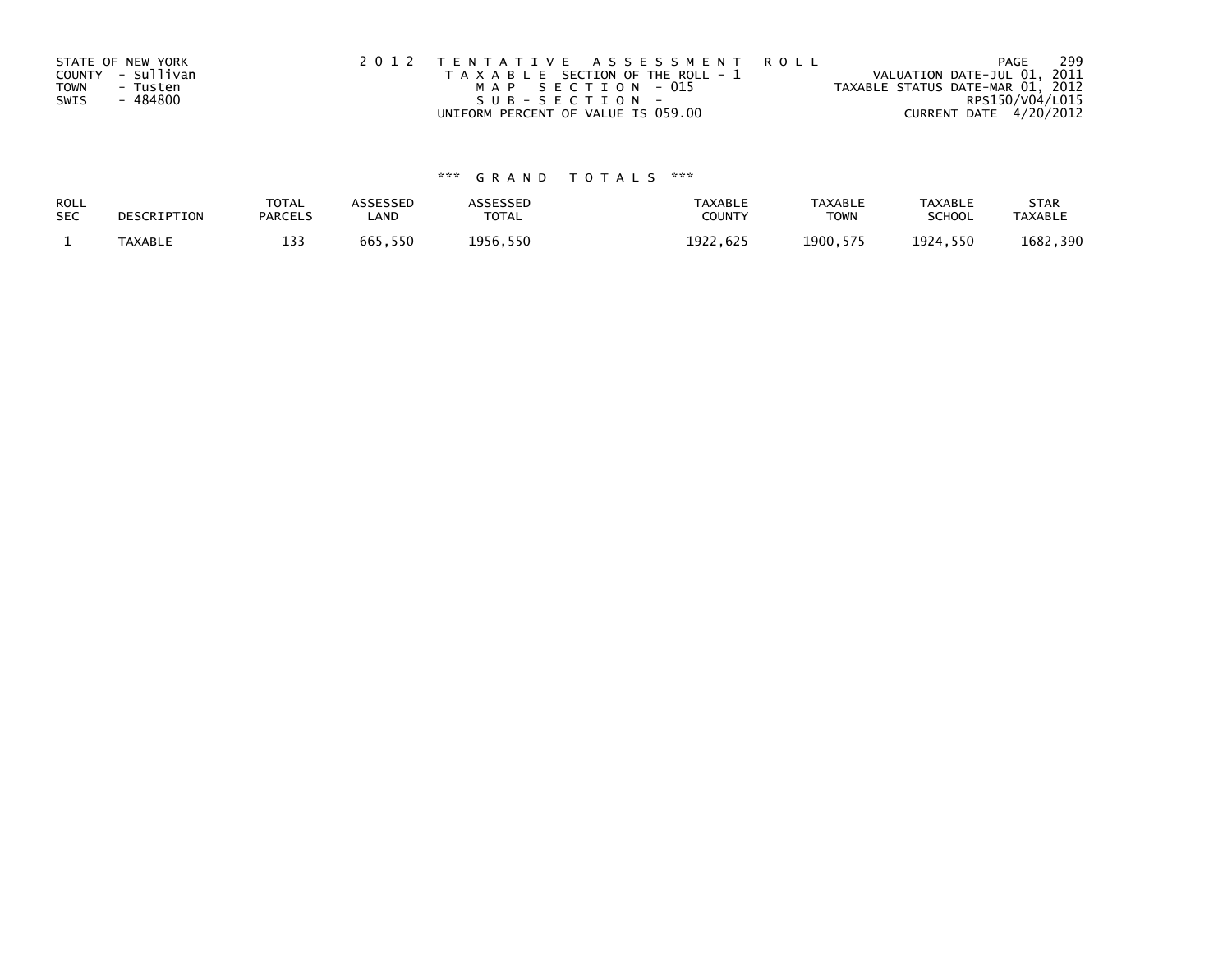STATE OF NEW YORK
COUNTY - Sullivan
TOWN - Tusten
SWIS - 484800

2012 TENTATIVE ASSESSMENT ROLL
TAXABLE SECTION OF THE ROLL - 1
MAP SECTION - 015
SUB-SECTION -
UNIFORM PERCENT OF VALUE IS 059.00

VALUATION DATE-JUL 01, 2011
TAXABLE STATUS DATE-MAR 01, 2012
RPS150/V04/L015
CURRENT DATE 4/20/2012

### *** GRAND TOTALS ***

| ROLL SEC | DESCRIPTION | TOTAL PARCELS | ASSESSED LAND | ASSESSED TOTAL | TAXABLE COUNTY | TAXABLE TOWN | TAXABLE SCHOOL | STAR TAXABLE |
|---|---|---|---|---|---|---|---|---|
| 1 | TAXABLE | 133 | 665,550 | 1956,550 | 1922,625 | 1900,575 | 1924,550 | 1682,390 |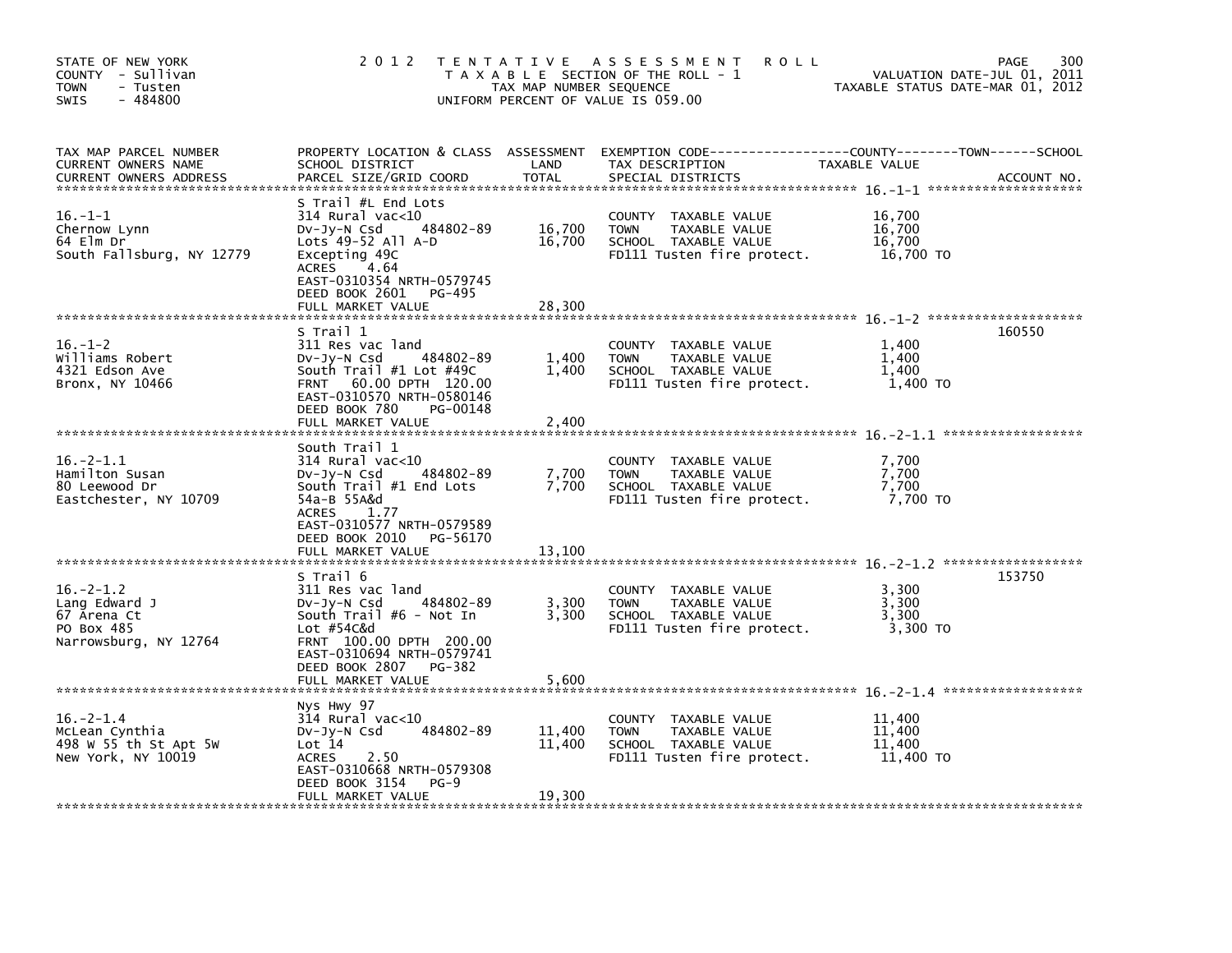STATE OF NEW YORK
COUNTY - Sullivan
TOWN - Tusten
SWIS - 484800

2012 TENTATIVE ASSESSMENT ROLL
TAXABLE SECTION OF THE ROLL - 1
TAX MAP NUMBER SEQUENCE
UNIFORM PERCENT OF VALUE IS 059.00

VALUATION DATE-JUL 01, 2011
TAXABLE STATUS DATE-MAR 01, 2012

| TAX MAP PARCEL NUMBER / CURRENT OWNERS NAME / CURRENT OWNERS ADDRESS | PROPERTY LOCATION & CLASS / SCHOOL DISTRICT / PARCEL SIZE/GRID COORD | ASSESSMENT LAND / TOTAL | EXEMPTION CODE / TAX DESCRIPTION / SPECIAL DISTRICTS | TAXABLE VALUE (COUNTY / TOWN / SCHOOL) | ACCOUNT NO. |
|---|---|---|---|---|---|
| 16.-1-1 | S Trail #L End Lots | | | | |
| | 314 Rural vac<10 | | COUNTY TAXABLE VALUE | 16,700 | |
| Chernow Lynn | Dv-Jy-N Csd 484802-89 | 16,700 | TOWN TAXABLE VALUE | 16,700 | |
| 64 Elm Dr | Lots 49-52 All A-D | 16,700 | SCHOOL TAXABLE VALUE | 16,700 | |
| South Fallsburg, NY 12779 | Excepting 49C | | FD111 Tusten fire protect. | 16,700 TO | |
| | ACRES 4.64 | | | | |
| | EAST-0310354 NRTH-0579745 | | | | |
| | DEED BOOK 2601 PG-495 | | | | |
| | FULL MARKET VALUE | 28,300 | | | |
| 16.-1-2 | S Trail 1 | | | | 160550 |
| | 311 Res vac land | | COUNTY TAXABLE VALUE | 1,400 | |
| Williams Robert | Dv-Jy-N Csd 484802-89 | 1,400 | TOWN TAXABLE VALUE | 1,400 | |
| 4321 Edson Ave | South Trail #1 Lot #49C | 1,400 | SCHOOL TAXABLE VALUE | 1,400 | |
| Bronx, NY 10466 | FRNT 60.00 DPTH 120.00 | | FD111 Tusten fire protect. | 1,400 TO | |
| | EAST-0310570 NRTH-0580146 | | | | |
| | DEED BOOK 780 PG-00148 | | | | |
| | FULL MARKET VALUE | 2,400 | | | |
| 16.-2-1.1 | South Trail 1 | | | | |
| | 314 Rural vac<10 | | COUNTY TAXABLE VALUE | 7,700 | |
| Hamilton Susan | Dv-Jy-N Csd 484802-89 | 7,700 | TOWN TAXABLE VALUE | 7,700 | |
| 80 Leewood Dr | South Trail #1 End Lots | 7,700 | SCHOOL TAXABLE VALUE | 7,700 | |
| Eastchester, NY 10709 | 54a-B 55A&d | | FD111 Tusten fire protect. | 7,700 TO | |
| | ACRES 1.77 | | | | |
| | EAST-0310577 NRTH-0579589 | | | | |
| | DEED BOOK 2010 PG-56170 | | | | |
| | FULL MARKET VALUE | 13,100 | | | |
| 16.-2-1.2 | S Trail 6 | | | | 153750 |
| | 311 Res vac land | | COUNTY TAXABLE VALUE | 3,300 | |
| Lang Edward J | Dv-Jy-N Csd 484802-89 | 3,300 | TOWN TAXABLE VALUE | 3,300 | |
| 67 Arena Ct | South Trail #6 - Not In | 3,300 | SCHOOL TAXABLE VALUE | 3,300 | |
| PO Box 485 | Lot #54C&d | | FD111 Tusten fire protect. | 3,300 TO | |
| Narrowsburg, NY 12764 | FRNT 100.00 DPTH 200.00 | | | | |
| | EAST-0310694 NRTH-0579741 | | | | |
| | DEED BOOK 2807 PG-382 | | | | |
| | FULL MARKET VALUE | 5,600 | | | |
| 16.-2-1.4 | Nys Hwy 97 | | | | |
| | 314 Rural vac<10 | | COUNTY TAXABLE VALUE | 11,400 | |
| McLean Cynthia | Dv-Jy-N Csd 484802-89 | 11,400 | TOWN TAXABLE VALUE | 11,400 | |
| 498 W 55 th St Apt 5W | Lot 14 | 11,400 | SCHOOL TAXABLE VALUE | 11,400 | |
| New York, NY 10019 | ACRES 2.50 | | FD111 Tusten fire protect. | 11,400 TO | |
| | EAST-0310668 NRTH-0579308 | | | | |
| | DEED BOOK 3154 PG-9 | | | | |
| | FULL MARKET VALUE | 19,300 | | | |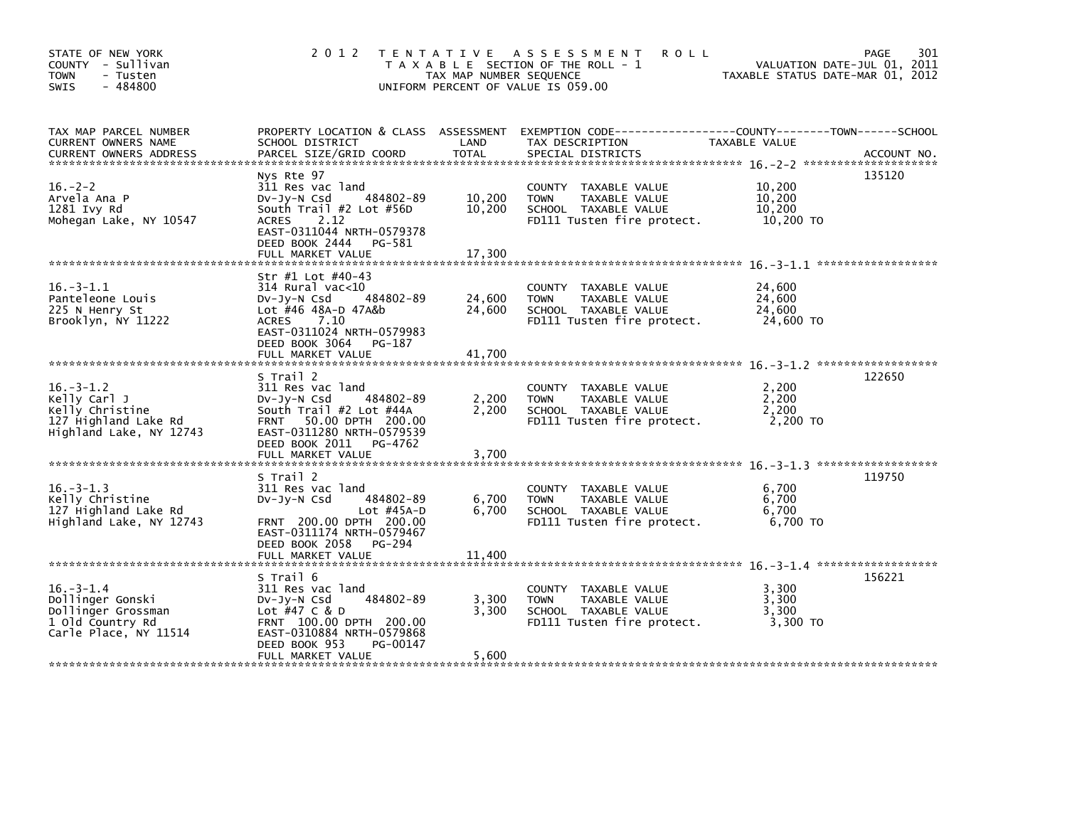STATE OF NEW YORK
COUNTY - Sullivan
TOWN - Tusten
SWIS - 484800

2012 TENTATIVE ASSESSMENT ROLL
TAXABLE SECTION OF THE ROLL - 1
TAX MAP NUMBER SEQUENCE
UNIFORM PERCENT OF VALUE IS 059.00

VALUATION DATE-JUL 01, 2011
TAXABLE STATUS DATE-MAR 01, 2012

| TAX MAP PARCEL NUMBER / CURRENT OWNERS NAME / CURRENT OWNERS ADDRESS | PROPERTY LOCATION & CLASS / SCHOOL DISTRICT / PARCEL SIZE/GRID COORD | ASSESSMENT LAND | TOTAL | EXEMPTION CODE / TAX DESCRIPTION / SPECIAL DISTRICTS | TAXABLE VALUE | ACCOUNT NO. |
|---|---|---|---|---|---|---|
| 16.-2-2 | Nys Rte 97 | | | | | 135120 |
| 16.-2-2 | 311 Res vac land | | | COUNTY TAXABLE VALUE | 10,200 | |
| Arvela Ana P | Dv-Jy-N Csd 484802-89 | 10,200 | | TOWN TAXABLE VALUE | 10,200 | |
| 1281 Ivy Rd | South Trail #2 Lot #56D | | 10,200 | SCHOOL TAXABLE VALUE | 10,200 | |
| Mohegan Lake, NY 10547 | ACRES 2.12 | | | FD111 Tusten fire protect. | 10,200 TO | |
| | EAST-0311044 NRTH-0579378 | | | | | |
| | DEED BOOK 2444 PG-581 | | | | | |
| | FULL MARKET VALUE | | 17,300 | | | |
| 16.-3-1.1 | Str #1 Lot #40-43 | | | | | |
| 16.-3-1.1 | 314 Rural vac<10 | | | COUNTY TAXABLE VALUE | 24,600 | |
| Panteleone Louis | Dv-Jy-N Csd 484802-89 | 24,600 | | TOWN TAXABLE VALUE | 24,600 | |
| 225 N Henry St | Lot #46 48A-D 47A&b | | 24,600 | SCHOOL TAXABLE VALUE | 24,600 | |
| Brooklyn, NY 11222 | ACRES 7.10 | | | FD111 Tusten fire protect. | 24,600 TO | |
| | EAST-0311024 NRTH-0579983 | | | | | |
| | DEED BOOK 3064 PG-187 | | | | | |
| | FULL MARKET VALUE | | 41,700 | | | |
| 16.-3-1.2 | S Trail 2 | | | | | 122650 |
| 16.-3-1.2 | 311 Res vac land | | | COUNTY TAXABLE VALUE | 2,200 | |
| Kelly Carl J | Dv-Jy-N Csd 484802-89 | 2,200 | | TOWN TAXABLE VALUE | 2,200 | |
| Kelly Christine | South Trail #2 Lot #44A | | 2,200 | SCHOOL TAXABLE VALUE | 2,200 | |
| 127 Highland Lake Rd | FRNT 50.00 DPTH 200.00 | | | FD111 Tusten fire protect. | 2,200 TO | |
| Highland Lake, NY 12743 | EAST-0311280 NRTH-0579539 | | | | | |
| | DEED BOOK 2011 PG-4762 | | | | | |
| | FULL MARKET VALUE | | 3,700 | | | |
| 16.-3-1.3 | S Trail 2 | | | | | 119750 |
| 16.-3-1.3 | 311 Res vac land | | | COUNTY TAXABLE VALUE | 6,700 | |
| Kelly Christine | Dv-Jy-N Csd 484802-89 | 6,700 | | TOWN TAXABLE VALUE | 6,700 | |
| 127 Highland Lake Rd | Lot #45A-D | | 6,700 | SCHOOL TAXABLE VALUE | 6,700 | |
| Highland Lake, NY 12743 | FRNT 200.00 DPTH 200.00 | | | FD111 Tusten fire protect. | 6,700 TO | |
| | EAST-0311174 NRTH-0579467 | | | | | |
| | DEED BOOK 2058 PG-294 | | | | | |
| | FULL MARKET VALUE | | 11,400 | | | |
| 16.-3-1.4 | S Trail 6 | | | | | 156221 |
| 16.-3-1.4 | 311 Res vac land | | | COUNTY TAXABLE VALUE | 3,300 | |
| Dollinger Gonski | Dv-Jy-N Csd 484802-89 | 3,300 | | TOWN TAXABLE VALUE | 3,300 | |
| Dollinger Grossman | Lot #47 C & D | | 3,300 | SCHOOL TAXABLE VALUE | 3,300 | |
| 1 Old Country Rd | FRNT 100.00 DPTH 200.00 | | | FD111 Tusten fire protect. | 3,300 TO | |
| Carle Place, NY 11514 | EAST-0310884 NRTH-0579868 | | | | | |
| | DEED BOOK 953 PG-00147 | | | | | |
| | FULL MARKET VALUE | | 5,600 | | | |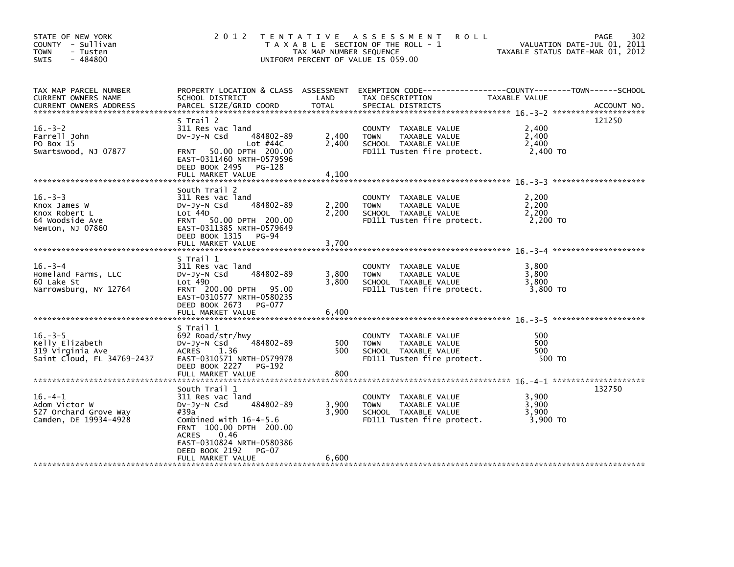STATE OF NEW YORK
COUNTY - Sullivan
TOWN - Tusten
SWIS - 484800

2012 TENTATIVE ASSESSMENT ROLL
TAXABLE SECTION OF THE ROLL - 1
TAX MAP NUMBER SEQUENCE
UNIFORM PERCENT OF VALUE IS 059.00

VALUATION DATE-JUL 01, 2011
TAXABLE STATUS DATE-MAR 01, 2012

| TAX MAP PARCEL NUMBER / CURRENT OWNERS NAME / CURRENT OWNERS ADDRESS | PROPERTY LOCATION & CLASS / SCHOOL DISTRICT / PARCEL SIZE/GRID COORD | ASSESSMENT LAND | TOTAL | EXEMPTION CODE / TAX DESCRIPTION / SPECIAL DISTRICTS | TAXABLE VALUE | ACCOUNT NO. |
|---|---|---|---|---|---|---|
| **16.-3-2** | S Trail 2 | | | | | 121250 |
| Farrell John | 311 Res vac land | | | COUNTY TAXABLE VALUE | 2,400 | |
| PO Box 15 | Dv-Jy-N Csd 484802-89 | 2,400 | | TOWN TAXABLE VALUE | 2,400 | |
| Swartswood, NJ 07877 | Lot #44C | | 2,400 | SCHOOL TAXABLE VALUE | 2,400 | |
| | FRNT 50.00 DPTH 200.00 | | | FD111 Tusten fire protect. | 2,400 TO | |
| | EAST-0311460 NRTH-0579596 | | | | | |
| | DEED BOOK 2495 PG-128 | | | | | |
| | FULL MARKET VALUE | | 4,100 | | | |
| **16.-3-3** | South Trail 2 | | | | | |
| Knox James W | 311 Res vac land | | | COUNTY TAXABLE VALUE | 2,200 | |
| Knox Robert L | Dv-Jy-N Csd 484802-89 | 2,200 | | TOWN TAXABLE VALUE | 2,200 | |
| 64 Woodside Ave | Lot 44D | | 2,200 | SCHOOL TAXABLE VALUE | 2,200 | |
| Newton, NJ 07860 | FRNT 50.00 DPTH 200.00 | | | FD111 Tusten fire protect. | 2,200 TO | |
| | EAST-0311385 NRTH-0579649 | | | | | |
| | DEED BOOK 1315 PG-94 | | | | | |
| | FULL MARKET VALUE | | 3,700 | | | |
| **16.-3-4** | S Trail 1 | | | | | |
| Homeland Farms, LLC | 311 Res vac land | | | COUNTY TAXABLE VALUE | 3,800 | |
| 60 Lake St | Dv-Jy-N Csd 484802-89 | 3,800 | | TOWN TAXABLE VALUE | 3,800 | |
| Narrowsburg, NY 12764 | Lot 49D | | 3,800 | SCHOOL TAXABLE VALUE | 3,800 | |
| | FRNT 200.00 DPTH 95.00 | | | FD111 Tusten fire protect. | 3,800 TO | |
| | EAST-0310577 NRTH-0580235 | | | | | |
| | DEED BOOK 2673 PG-077 | | | | | |
| | FULL MARKET VALUE | | 6,400 | | | |
| **16.-3-5** | S Trail 1 | | | | | |
| Kelly Elizabeth | 692 Road/str/hwy | | | COUNTY TAXABLE VALUE | 500 | |
| 319 Virginia Ave | Dv-Jy-N Csd 484802-89 | 500 | | TOWN TAXABLE VALUE | 500 | |
| Saint Cloud, FL 34769-2437 | ACRES 1.36 | | 500 | SCHOOL TAXABLE VALUE | 500 | |
| | EAST-0310571 NRTH-0579978 | | | FD111 Tusten fire protect. | 500 TO | |
| | DEED BOOK 2227 PG-192 | | | | | |
| | FULL MARKET VALUE | | 800 | | | |
| **16.-4-1** | South Trail 1 | | | | | 132750 |
| Adom Victor W | 311 Res vac land | | | COUNTY TAXABLE VALUE | 3,900 | |
| 527 Orchard Grove Way | Dv-Jy-N Csd 484802-89 | 3,900 | | TOWN TAXABLE VALUE | 3,900 | |
| Camden, DE 19934-4928 | #39a | | 3,900 | SCHOOL TAXABLE VALUE | 3,900 | |
| | Combined with 16-4-5.6 | | | FD111 Tusten fire protect. | 3,900 TO | |
| | FRNT 100.00 DPTH 200.00 | | | | | |
| | ACRES 0.46 | | | | | |
| | EAST-0310824 NRTH-0580386 | | | | | |
| | DEED BOOK 2192 PG-07 | | | | | |
| | FULL MARKET VALUE | | 6,600 | | | |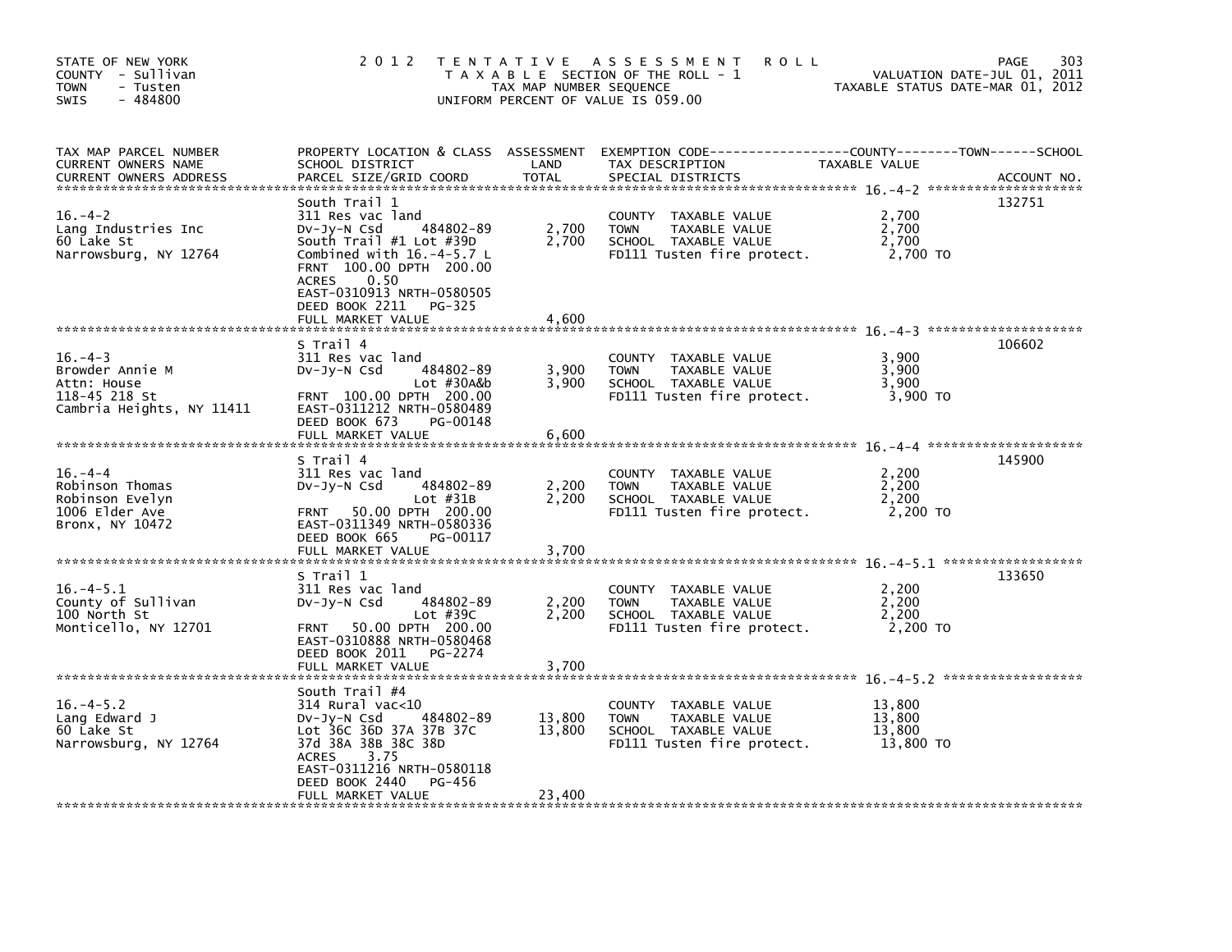STATE OF NEW YORK
COUNTY - Sullivan
TOWN - Tusten
SWIS - 484800

# 2012 TENTATIVE ASSESSMENT ROLL

T A X A B L E SECTION OF THE ROLL - 1
TAX MAP NUMBER SEQUENCE
UNIFORM PERCENT OF VALUE IS 059.00

VALUATION DATE-JUL 01, 2011
TAXABLE STATUS DATE-MAR 01, 2012

| TAX MAP PARCEL NUMBER / CURRENT OWNERS NAME / CURRENT OWNERS ADDRESS | PROPERTY LOCATION & CLASS / SCHOOL DISTRICT / PARCEL SIZE/GRID COORD | ASSESSMENT LAND | TOTAL | EXEMPTION CODE / TAX DESCRIPTION / SPECIAL DISTRICTS | TAXABLE VALUE (COUNTY--TOWN--SCHOOL) | ACCOUNT NO. |
|---|---|---|---|---|---|---|
| **16.-4-2** | South Trail 1 | | | | | 132751 |
| 16.-4-2 | 311 Res vac land | | | COUNTY TAXABLE VALUE | 2,700 | |
| Lang Industries Inc | Dv-Jy-N Csd 484802-89 | 2,700 | 2,700 | TOWN TAXABLE VALUE | 2,700 | |
| 60 Lake St | South Trail #1 Lot #39D | | | SCHOOL TAXABLE VALUE | 2,700 | |
| Narrowsburg, NY 12764 | Combined with 16.-4-5.7 L | | | FD111 Tusten fire protect. | 2,700 TO | |
| | FRNT 100.00 DPTH 200.00 | | | | | |
| | ACRES 0.50 | | | | | |
| | EAST-0310913 NRTH-0580505 | | | | | |
| | DEED BOOK 2211 PG-325 | | | | | |
| | FULL MARKET VALUE | | 4,600 | | | |
| **16.-4-3** | S Trail 4 | | | | | 106602 |
| 16.-4-3 | 311 Res vac land | | | COUNTY TAXABLE VALUE | 3,900 | |
| Browder Annie M | Dv-Jy-N Csd 484802-89 | 3,900 | 3,900 | TOWN TAXABLE VALUE | 3,900 | |
| Attn: House | Lot #30A&b | | | SCHOOL TAXABLE VALUE | 3,900 | |
| 118-45 218 St | FRNT 100.00 DPTH 200.00 | | | FD111 Tusten fire protect. | 3,900 TO | |
| Cambria Heights, NY 11411 | EAST-0311212 NRTH-0580489 | | | | | |
| | DEED BOOK 673 PG-00148 | | | | | |
| | FULL MARKET VALUE | | 6,600 | | | |
| **16.-4-4** | S Trail 4 | | | | | 145900 |
| 16.-4-4 | 311 Res vac land | | | COUNTY TAXABLE VALUE | 2,200 | |
| Robinson Thomas | Dv-Jy-N Csd 484802-89 | 2,200 | 2,200 | TOWN TAXABLE VALUE | 2,200 | |
| Robinson Evelyn | Lot #31B | | | SCHOOL TAXABLE VALUE | 2,200 | |
| 1006 Elder Ave | FRNT 50.00 DPTH 200.00 | | | FD111 Tusten fire protect. | 2,200 TO | |
| Bronx, NY 10472 | EAST-0311349 NRTH-0580336 | | | | | |
| | DEED BOOK 665 PG-00117 | | | | | |
| | FULL MARKET VALUE | | 3,700 | | | |
| **16.-4-5.1** | S Trail 1 | | | | | 133650 |
| 16.-4-5.1 | 311 Res vac land | | | COUNTY TAXABLE VALUE | 2,200 | |
| County of Sullivan | Dv-Jy-N Csd 484802-89 | 2,200 | 2,200 | TOWN TAXABLE VALUE | 2,200 | |
| 100 North St | Lot #39C | | | SCHOOL TAXABLE VALUE | 2,200 | |
| Monticello, NY 12701 | FRNT 50.00 DPTH 200.00 | | | FD111 Tusten fire protect. | 2,200 TO | |
| | EAST-0310888 NRTH-0580468 | | | | | |
| | DEED BOOK 2011 PG-2274 | | | | | |
| | FULL MARKET VALUE | | 3,700 | | | |
| **16.-4-5.2** | South Trail #4 | | | | | |
| 16.-4-5.2 | 314 Rural vac<10 | | | COUNTY TAXABLE VALUE | 13,800 | |
| Lang Edward J | Dv-Jy-N Csd 484802-89 | 13,800 | 13,800 | TOWN TAXABLE VALUE | 13,800 | |
| 60 Lake St | Lot 36C 36D 37A 37B 37C | | | SCHOOL TAXABLE VALUE | 13,800 | |
| Narrowsburg, NY 12764 | 37d 38A 38B 38C 38D | | | FD111 Tusten fire protect. | 13,800 TO | |
| | ACRES 3.75 | | | | | |
| | EAST-0311216 NRTH-0580118 | | | | | |
| | DEED BOOK 2440 PG-456 | | | | | |
| | FULL MARKET VALUE | | 23,400 | | | |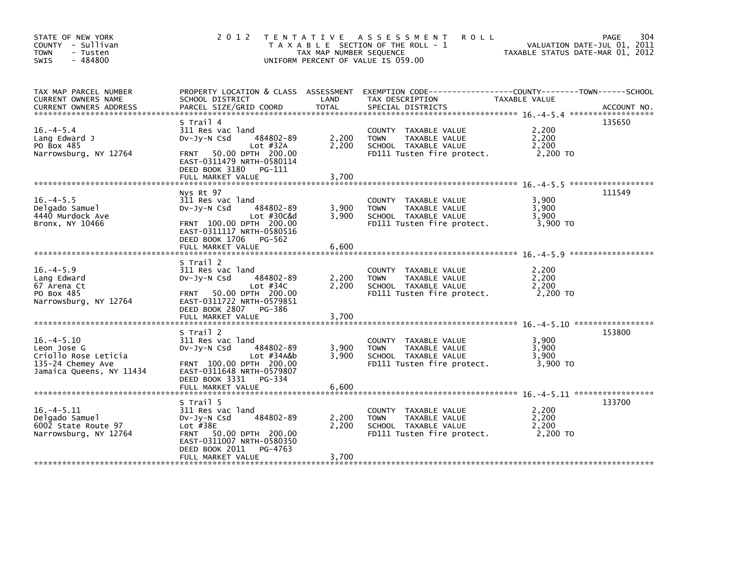| TAX MAP PARCEL NUMBER<br>CURRENT OWNERS NAME<br>CURRENT OWNERS ADDRESS | PROPERTY LOCATION & CLASS<br>SCHOOL DISTRICT<br>PARCEL SIZE/GRID COORD | ASSESSMENT<br>LAND<br>TOTAL | EXEMPTION CODE-----COUNTY-----TOWN-----SCHOOL<br>TAX DESCRIPTION<br>SPECIAL DISTRICTS | TAXABLE VALUE | ACCOUNT NO. |
|---|---|---|---|---|---|
| 16.-4-5.4 | S Trail 4 | | | | 135650 |
| 16.-4-5.4 | 311 Res vac land | | COUNTY TAXABLE VALUE | 2,200 | |
| Lang Edward J | Dv-Jy-N Csd 484802-89 | 2,200 | TOWN TAXABLE VALUE | 2,200 | |
| PO Box 485 | Lot #32A | 2,200 | SCHOOL TAXABLE VALUE | 2,200 | |
| Narrowsburg, NY 12764 | FRNT 50.00 DPTH 200.00 | | FD111 Tusten fire protect. | 2,200 TO | |
| | EAST-0311479 NRTH-0580114 | | | | |
| | DEED BOOK 3180 PG-111 | | | | |
| | FULL MARKET VALUE | 3,700 | | | |
| 16.-4-5.5 | Nys Rt 97 | | | | 111549 |
| 16.-4-5.5 | 311 Res vac land | | COUNTY TAXABLE VALUE | 3,900 | |
| Delgado Samuel | Dv-Jy-N Csd 484802-89 | 3,900 | TOWN TAXABLE VALUE | 3,900 | |
| 4440 Murdock Ave | Lot #30C&d | 3,900 | SCHOOL TAXABLE VALUE | 3,900 | |
| Bronx, NY 10466 | FRNT 100.00 DPTH 200.00 | | FD111 Tusten fire protect. | 3,900 TO | |
| | EAST-0311117 NRTH-0580516 | | | | |
| | DEED BOOK 1706 PG-562 | | | | |
| | FULL MARKET VALUE | 6,600 | | | |
| 16.-4-5.9 | S Trail 2 | | | | |
| 16.-4-5.9 | 311 Res vac land | | COUNTY TAXABLE VALUE | 2,200 | |
| Lang Edward | Dv-Jy-N Csd 484802-89 | 2,200 | TOWN TAXABLE VALUE | 2,200 | |
| 67 Arena Ct | Lot #34C | 2,200 | SCHOOL TAXABLE VALUE | 2,200 | |
| PO Box 485 | FRNT 50.00 DPTH 200.00 | | FD111 Tusten fire protect. | 2,200 TO | |
| Narrowsburg, NY 12764 | EAST-0311722 NRTH-0579851 | | | | |
| | DEED BOOK 2807 PG-386 | | | | |
| | FULL MARKET VALUE | 3,700 | | | |
| 16.-4-5.10 | S Trail 2 | | | | 153800 |
| 16.-4-5.10 | 311 Res vac land | | COUNTY TAXABLE VALUE | 3,900 | |
| Leon Jose G | Dv-Jy-N Csd 484802-89 | 3,900 | TOWN TAXABLE VALUE | 3,900 | |
| Criollo Rose Leticia | Lot #34A&b | 3,900 | SCHOOL TAXABLE VALUE | 3,900 | |
| 135-24 Chemey Ave | FRNT 100.00 DPTH 200.00 | | FD111 Tusten fire protect. | 3,900 TO | |
| Jamaica Queens, NY 11434 | EAST-0311648 NRTH-0579807 | | | | |
| | DEED BOOK 3331 PG-334 | | | | |
| | FULL MARKET VALUE | 6,600 | | | |
| 16.-4-5.11 | S Trail 5 | | | | 133700 |
| 16.-4-5.11 | 311 Res vac land | | COUNTY TAXABLE VALUE | 2,200 | |
| Delgado Samuel | Dv-Jy-N Csd 484802-89 | 2,200 | TOWN TAXABLE VALUE | 2,200 | |
| 6002 State Route 97 | Lot #38E | 2,200 | SCHOOL TAXABLE VALUE | 2,200 | |
| Narrowsburg, NY 12764 | FRNT 50.00 DPTH 200.00 | | FD111 Tusten fire protect. | 2,200 TO | |
| | EAST-0311007 NRTH-0580350 | | | | |
| | DEED BOOK 2011 PG-4763 | | | | |
| | FULL MARKET VALUE | 3,700 | | | |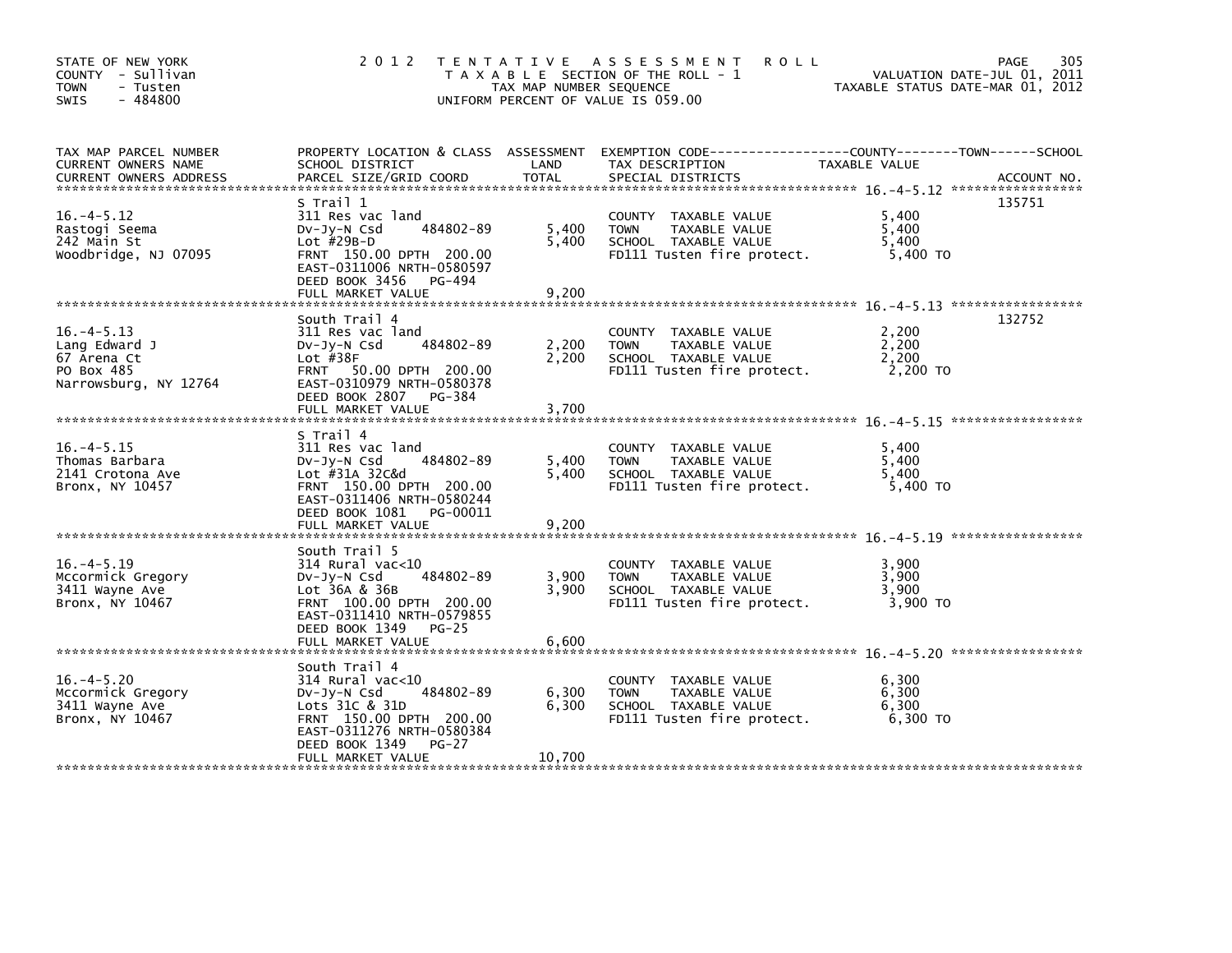STATE OF NEW YORK
COUNTY - Sullivan
TOWN - Tusten
SWIS - 484800

# 2012 TENTATIVE ASSESSMENT ROLL

TAXABLE SECTION OF THE ROLL - 1
TAX MAP NUMBER SEQUENCE
UNIFORM PERCENT OF VALUE IS 059.00

VALUATION DATE-JUL 01, 2011
TAXABLE STATUS DATE-MAR 01, 2012

| TAX MAP PARCEL NUMBER / CURRENT OWNERS NAME / CURRENT OWNERS ADDRESS | PROPERTY LOCATION & CLASS / SCHOOL DISTRICT / PARCEL SIZE/GRID COORD | ASSESSMENT LAND | TOTAL | EXEMPTION CODE / TAX DESCRIPTION / SPECIAL DISTRICTS | TAXABLE VALUE (COUNTY / TOWN / SCHOOL) | ACCOUNT NO. |
|---|---|---|---|---|---|---|
| 16.-4-5.12 | S Trail 1 | | | | | 135751 |
| | 311 Res vac land | | | COUNTY TAXABLE VALUE | 5,400 | |
| Rastogi Seema | Dv-Jy-N Csd 484802-89 | 5,400 | | TOWN TAXABLE VALUE | 5,400 | |
| 242 Main St | Lot #29B-D | | 5,400 | SCHOOL TAXABLE VALUE | 5,400 | |
| Woodbridge, NJ 07095 | FRNT 150.00 DPTH 200.00 | | | FD111 Tusten fire protect. | 5,400 TO | |
| | EAST-0311006 NRTH-0580597 | | | | | |
| | DEED BOOK 3456 PG-494 | | | | | |
| | FULL MARKET VALUE | | 9,200 | | | |
| 16.-4-5.13 | South Trail 4 | | | | | 132752 |
| | 311 Res vac land | | | COUNTY TAXABLE VALUE | 2,200 | |
| Lang Edward J | Dv-Jy-N Csd 484802-89 | 2,200 | | TOWN TAXABLE VALUE | 2,200 | |
| 67 Arena Ct | Lot #38F | | 2,200 | SCHOOL TAXABLE VALUE | 2,200 | |
| PO Box 485 | FRNT 50.00 DPTH 200.00 | | | FD111 Tusten fire protect. | 2,200 TO | |
| Narrowsburg, NY 12764 | EAST-0310979 NRTH-0580378 | | | | | |
| | DEED BOOK 2807 PG-384 | | | | | |
| | FULL MARKET VALUE | | 3,700 | | | |
| 16.-4-5.15 | S Trail 4 | | | | | |
| | 311 Res vac land | | | COUNTY TAXABLE VALUE | 5,400 | |
| Thomas Barbara | Dv-Jy-N Csd 484802-89 | 5,400 | | TOWN TAXABLE VALUE | 5,400 | |
| 2141 Crotona Ave | Lot #31A 32C&d | | 5,400 | SCHOOL TAXABLE VALUE | 5,400 | |
| Bronx, NY 10457 | FRNT 150.00 DPTH 200.00 | | | FD111 Tusten fire protect. | 5,400 TO | |
| | EAST-0311406 NRTH-0580244 | | | | | |
| | DEED BOOK 1081 PG-00011 | | | | | |
| | FULL MARKET VALUE | | 9,200 | | | |
| 16.-4-5.19 | South Trail 5 | | | | | |
| | 314 Rural vac<10 | | | COUNTY TAXABLE VALUE | 3,900 | |
| Mccormick Gregory | Dv-Jy-N Csd 484802-89 | 3,900 | | TOWN TAXABLE VALUE | 3,900 | |
| 3411 Wayne Ave | Lot 36A & 36B | | 3,900 | SCHOOL TAXABLE VALUE | 3,900 | |
| Bronx, NY 10467 | FRNT 100.00 DPTH 200.00 | | | FD111 Tusten fire protect. | 3,900 TO | |
| | EAST-0311410 NRTH-0579855 | | | | | |
| | DEED BOOK 1349 PG-25 | | | | | |
| | FULL MARKET VALUE | | 6,600 | | | |
| 16.-4-5.20 | South Trail 4 | | | | | |
| | 314 Rural vac<10 | | | COUNTY TAXABLE VALUE | 6,300 | |
| Mccormick Gregory | Dv-Jy-N Csd 484802-89 | 6,300 | | TOWN TAXABLE VALUE | 6,300 | |
| 3411 Wayne Ave | Lots 31C & 31D | | 6,300 | SCHOOL TAXABLE VALUE | 6,300 | |
| Bronx, NY 10467 | FRNT 150.00 DPTH 200.00 | | | FD111 Tusten fire protect. | 6,300 TO | |
| | EAST-0311276 NRTH-0580384 | | | | | |
| | DEED BOOK 1349 PG-27 | | | | | |
| | FULL MARKET VALUE | | 10,700 | | | |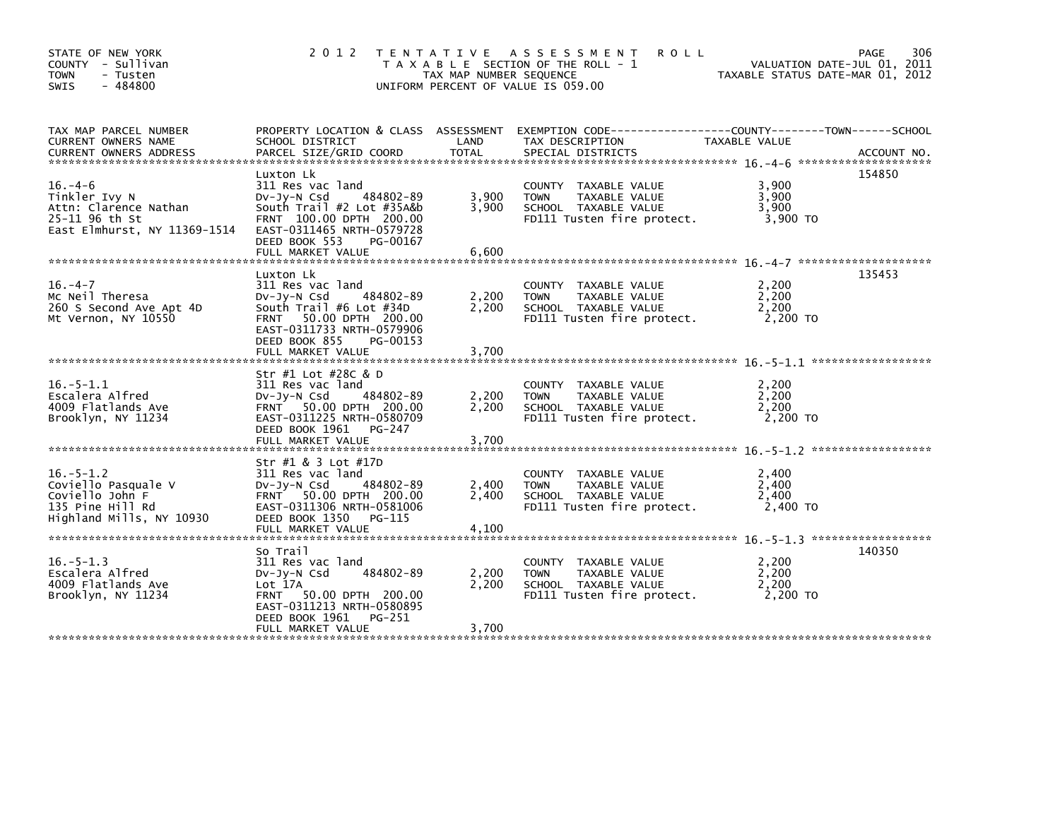STATE OF NEW YORK
COUNTY - Sullivan
TOWN - Tusten
SWIS - 484800

2012 TENTATIVE ASSESSMENT ROLL
TAXABLE SECTION OF THE ROLL - 1
TAX MAP NUMBER SEQUENCE
UNIFORM PERCENT OF VALUE IS 059.00

VALUATION DATE-JUL 01, 2011
TAXABLE STATUS DATE-MAR 01, 2012

| TAX MAP PARCEL NUMBER / CURRENT OWNERS NAME / CURRENT OWNERS ADDRESS | PROPERTY LOCATION & CLASS / SCHOOL DISTRICT / PARCEL SIZE/GRID COORD | ASSESSMENT LAND | TOTAL | EXEMPTION CODE / TAX DESCRIPTION / SPECIAL DISTRICTS | TAXABLE VALUE (COUNTY / TOWN / SCHOOL) | ACCOUNT NO. |
|---|---|---|---|---|---|---|
| 16.-4-6 | Luxton Lk | | | | | 154850 |
| Tinkler Ivy N | 311 Res vac land | | | COUNTY TAXABLE VALUE | 3,900 | |
| Attn: Clarence Nathan | Dv-Jy-N Csd 484802-89 | 3,900 | | TOWN TAXABLE VALUE | 3,900 | |
| 25-11 96 th St | South Trail #2 Lot #35A&b | | 3,900 | SCHOOL TAXABLE VALUE | 3,900 | |
| East Elmhurst, NY 11369-1514 | FRNT 100.00 DPTH 200.00 | | | FD111 Tusten fire protect. | 3,900 TO | |
| | EAST-0311465 NRTH-0579728 | | | | | |
| | DEED BOOK 553 PG-00167 | | | | | |
| | FULL MARKET VALUE | | 6,600 | | | |
| 16.-4-7 | Luxton Lk | | | | | 135453 |
| Mc Neil Theresa | 311 Res vac land | | | COUNTY TAXABLE VALUE | 2,200 | |
| 260 S Second Ave Apt 4D | Dv-Jy-N Csd 484802-89 | 2,200 | | TOWN TAXABLE VALUE | 2,200 | |
| Mt Vernon, NY 10550 | South Trail #6 Lot #34D | | 2,200 | SCHOOL TAXABLE VALUE | 2,200 | |
| | FRNT 50.00 DPTH 200.00 | | | FD111 Tusten fire protect. | 2,200 TO | |
| | EAST-0311733 NRTH-0579906 | | | | | |
| | DEED BOOK 855 PG-00153 | | | | | |
| | FULL MARKET VALUE | | 3,700 | | | |
| 16.-5-1.1 | Str #1 Lot #28C & D | | | | | |
| Escalera Alfred | 311 Res vac land | | | COUNTY TAXABLE VALUE | 2,200 | |
| 4009 Flatlands Ave | Dv-Jy-N Csd 484802-89 | 2,200 | | TOWN TAXABLE VALUE | 2,200 | |
| Brooklyn, NY 11234 | FRNT 50.00 DPTH 200.00 | | 2,200 | SCHOOL TAXABLE VALUE | 2,200 | |
| | EAST-0311225 NRTH-0580709 | | | FD111 Tusten fire protect. | 2,200 TO | |
| | DEED BOOK 1961 PG-247 | | | | | |
| | FULL MARKET VALUE | | 3,700 | | | |
| 16.-5-1.2 | Str #1 & 3 Lot #17D | | | | | |
| Coviello Pasquale V | 311 Res vac land | | | COUNTY TAXABLE VALUE | 2,400 | |
| Coviello John F | Dv-Jy-N Csd 484802-89 | 2,400 | | TOWN TAXABLE VALUE | 2,400 | |
| 135 Pine Hill Rd | FRNT 50.00 DPTH 200.00 | | 2,400 | SCHOOL TAXABLE VALUE | 2,400 | |
| Highland Mills, NY 10930 | EAST-0311306 NRTH-0581006 | | | FD111 Tusten fire protect. | 2,400 TO | |
| | DEED BOOK 1350 PG-115 | | | | | |
| | FULL MARKET VALUE | | 4,100 | | | |
| 16.-5-1.3 | So Trail | | | | | 140350 |
| Escalera Alfred | 311 Res vac land | | | COUNTY TAXABLE VALUE | 2,200 | |
| 4009 Flatlands Ave | Dv-Jy-N Csd 484802-89 | 2,200 | | TOWN TAXABLE VALUE | 2,200 | |
| Brooklyn, NY 11234 | Lot 17A | | 2,200 | SCHOOL TAXABLE VALUE | 2,200 | |
| | FRNT 50.00 DPTH 200.00 | | | FD111 Tusten fire protect. | 2,200 TO | |
| | EAST-0311213 NRTH-0580895 | | | | | |
| | DEED BOOK 1961 PG-251 | | | | | |
| | FULL MARKET VALUE | | 3,700 | | | |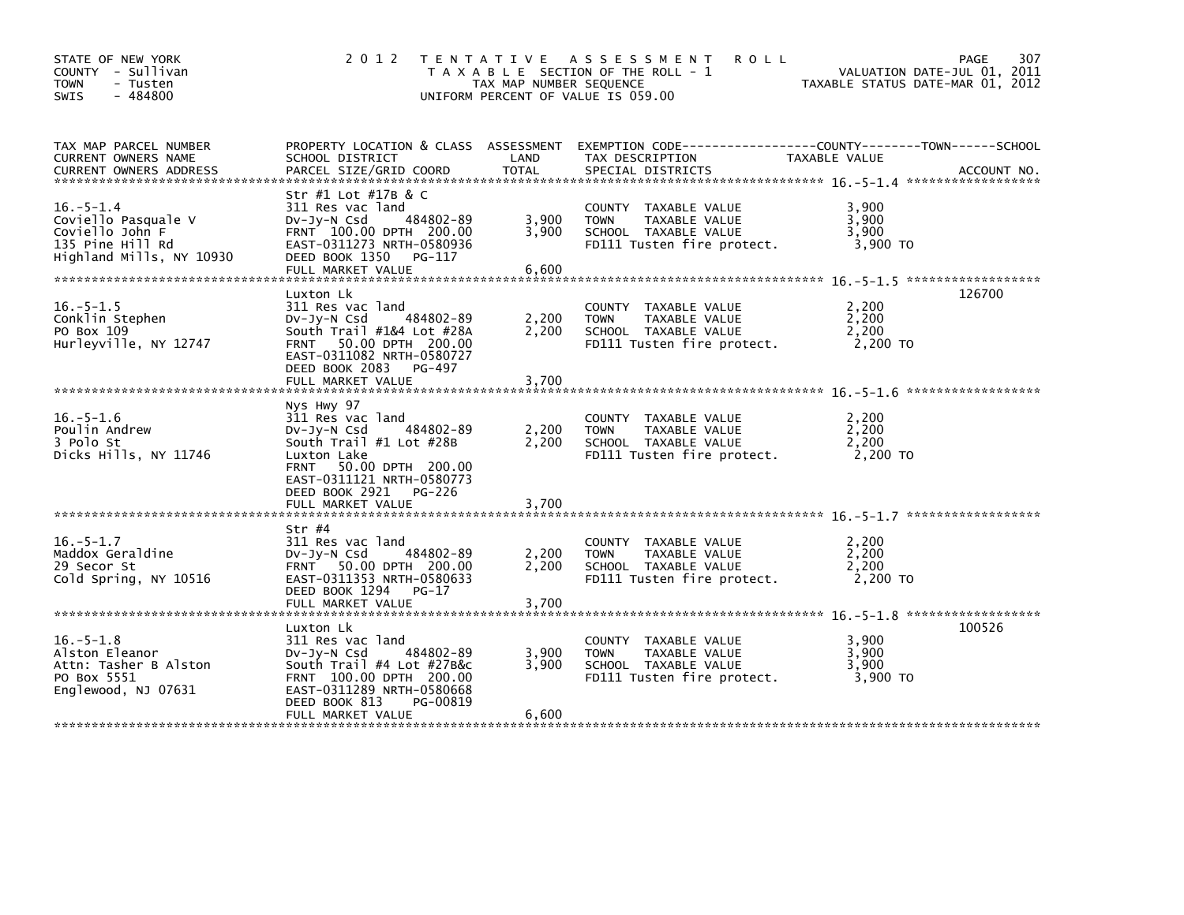STATE OF NEW YORK
COUNTY - Sullivan
TOWN - Tusten
SWIS - 484800

2012 TENTATIVE ASSESSMENT ROLL
TAXABLE SECTION OF THE ROLL - 1
TAX MAP NUMBER SEQUENCE
UNIFORM PERCENT OF VALUE IS 059.00

VALUATION DATE-JUL 01, 2011
TAXABLE STATUS DATE-MAR 01, 2012

| TAX MAP PARCEL NUMBER / CURRENT OWNERS NAME / CURRENT OWNERS ADDRESS | PROPERTY LOCATION & CLASS / SCHOOL DISTRICT / PARCEL SIZE/GRID COORD | ASSESSMENT LAND / TOTAL | EXEMPTION CODE / TAX DESCRIPTION / SPECIAL DISTRICTS | TAXABLE VALUE (COUNTY / TOWN / SCHOOL) | ACCOUNT NO. |
|---|---|---|---|---|---|
| 16.-5-1.4<br>Coviello Pasquale V<br>Coviello John F<br>135 Pine Hill Rd<br>Highland Mills, NY 10930 | Str #1 Lot #17B & C<br>311 Res vac land<br>Dv-Jy-N Csd 484802-89<br>FRNT 100.00 DPTH 200.00<br>EAST-0311273 NRTH-0580936<br>DEED BOOK 1350 PG-117<br>FULL MARKET VALUE | 3,900<br>3,900<br><br><br><br><br>6,600 | COUNTY TAXABLE VALUE<br>TOWN TAXABLE VALUE<br>SCHOOL TAXABLE VALUE<br>FD111 Tusten fire protect. | 3,900<br>3,900<br>3,900<br>3,900 TO | |
| 16.-5-1.5<br>Conklin Stephen<br>PO Box 109<br>Hurleyville, NY 12747 | Luxton Lk<br>311 Res vac land<br>Dv-Jy-N Csd 484802-89<br>South Trail #1&4 Lot #28A<br>FRNT 50.00 DPTH 200.00<br>EAST-0311082 NRTH-0580727<br>DEED BOOK 2083 PG-497<br>FULL MARKET VALUE | 2,200<br>2,200<br><br><br><br><br><br>3,700 | COUNTY TAXABLE VALUE<br>TOWN TAXABLE VALUE<br>SCHOOL TAXABLE VALUE<br>FD111 Tusten fire protect. | 2,200<br>2,200<br>2,200<br>2,200 TO | 126700 |
| 16.-5-1.6<br>Poulin Andrew<br>3 Polo St<br>Dicks Hills, NY 11746 | Nys Hwy 97<br>311 Res vac land<br>Dv-Jy-N Csd 484802-89<br>South Trail #1 Lot #28B<br>Luxton Lake<br>FRNT 50.00 DPTH 200.00<br>EAST-0311121 NRTH-0580773<br>DEED BOOK 2921 PG-226<br>FULL MARKET VALUE | 2,200<br>2,200<br><br><br><br><br><br><br>3,700 | COUNTY TAXABLE VALUE<br>TOWN TAXABLE VALUE<br>SCHOOL TAXABLE VALUE<br>FD111 Tusten fire protect. | 2,200<br>2,200<br>2,200<br>2,200 TO | |
| 16.-5-1.7<br>Maddox Geraldine<br>29 Secor St<br>Cold Spring, NY 10516 | Str #4<br>311 Res vac land<br>Dv-Jy-N Csd 484802-89<br>FRNT 50.00 DPTH 200.00<br>EAST-0311353 NRTH-0580633<br>DEED BOOK 1294 PG-17<br>FULL MARKET VALUE | 2,200<br>2,200<br><br><br><br><br>3,700 | COUNTY TAXABLE VALUE<br>TOWN TAXABLE VALUE<br>SCHOOL TAXABLE VALUE<br>FD111 Tusten fire protect. | 2,200<br>2,200<br>2,200<br>2,200 TO | |
| 16.-5-1.8<br>Alston Eleanor<br>Attn: Tasher B Alston<br>PO Box 5551<br>Englewood, NJ 07631 | Luxton Lk<br>311 Res vac land<br>Dv-Jy-N Csd 484802-89<br>South Trail #4 Lot #27B&c<br>FRNT 100.00 DPTH 200.00<br>EAST-0311289 NRTH-0580668<br>DEED BOOK 813 PG-00819<br>FULL MARKET VALUE | 3,900<br>3,900<br><br><br><br><br><br>6,600 | COUNTY TAXABLE VALUE<br>TOWN TAXABLE VALUE<br>SCHOOL TAXABLE VALUE<br>FD111 Tusten fire protect. | 3,900<br>3,900<br>3,900<br>3,900 TO | 100526 |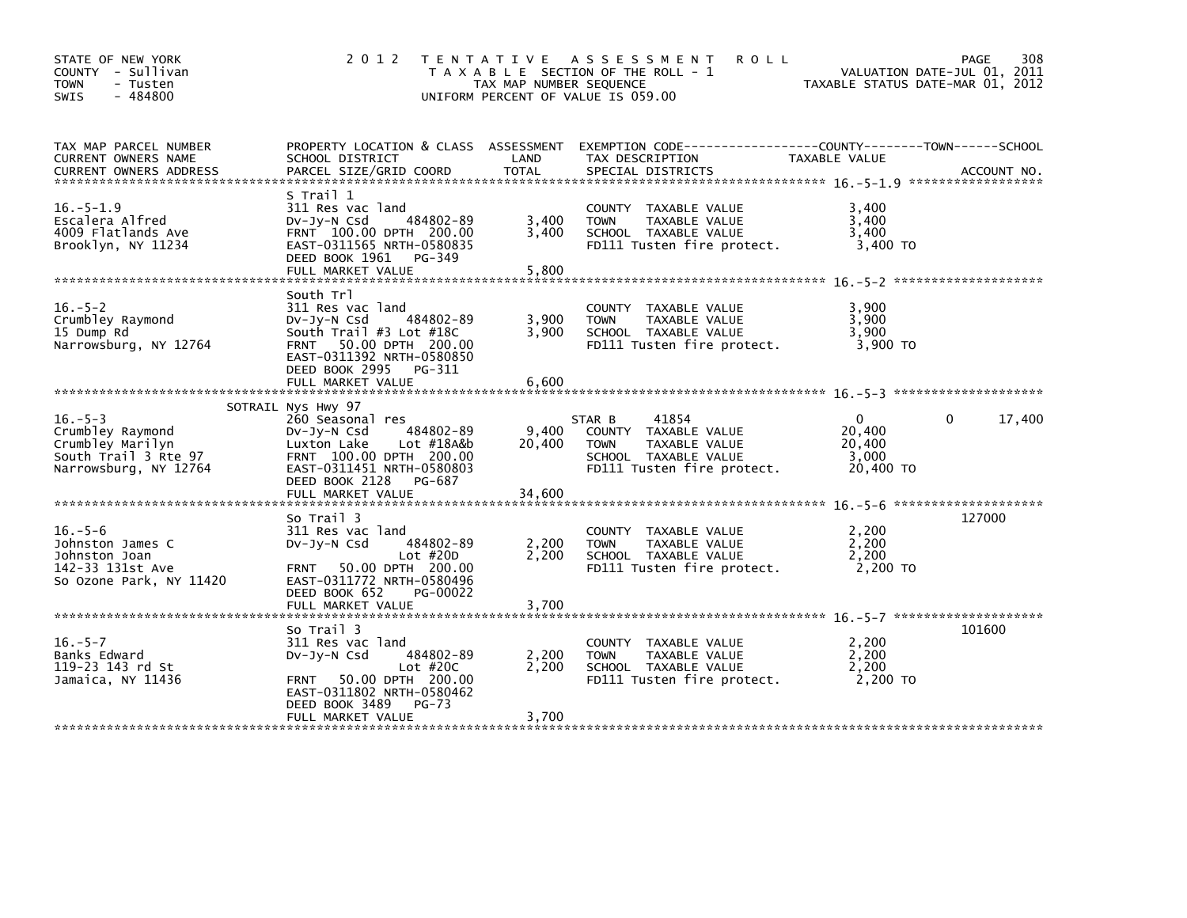STATE OF NEW YORK
COUNTY - Sullivan
TOWN - Tusten
SWIS - 484800

2012 TENTATIVE ASSESSMENT ROLL
TAXABLE SECTION OF THE ROLL - 1
TAX MAP NUMBER SEQUENCE
UNIFORM PERCENT OF VALUE IS 059.00

VALUATION DATE-JUL 01, 2011
TAXABLE STATUS DATE-MAR 01, 2012

| TAX MAP PARCEL NUMBER / CURRENT OWNERS NAME / CURRENT OWNERS ADDRESS | PROPERTY LOCATION & CLASS / SCHOOL DISTRICT / PARCEL SIZE/GRID COORD | ASSESSMENT LAND | TOTAL | EXEMPTION CODE / TAX DESCRIPTION / SPECIAL DISTRICTS | COUNTY TAXABLE VALUE | TOWN | SCHOOL | ACCOUNT NO. |
|---|---|---|---|---|---|---|---|---|
| 16.-5-1.9 | S Trail 1 | | | | | | | |
| Escalera Alfred | 311 Res vac land | | | COUNTY TAXABLE VALUE | 3,400 | | | |
| 4009 Flatlands Ave | Dv-Jy-N Csd 484802-89 | 3,400 | | TOWN TAXABLE VALUE | 3,400 | | | |
| Brooklyn, NY 11234 | FRNT 100.00 DPTH 200.00 | | 3,400 | SCHOOL TAXABLE VALUE | 3,400 | | | |
| | EAST-0311565 NRTH-0580835 | | | FD111 Tusten fire protect. | 3,400 TO | | | |
| | DEED BOOK 1961 PG-349 | | | | | | | |
| | FULL MARKET VALUE | | 5,800 | | | | | |
| 16.-5-2 | South Trl | | | | | | | |
| Crumbley Raymond | 311 Res vac land | | | COUNTY TAXABLE VALUE | 3,900 | | | |
| 15 Dump Rd | Dv-Jy-N Csd 484802-89 | 3,900 | | TOWN TAXABLE VALUE | 3,900 | | | |
| Narrowsburg, NY 12764 | South Trail #3 Lot #18C | | 3,900 | SCHOOL TAXABLE VALUE | 3,900 | | | |
| | FRNT 50.00 DPTH 200.00 | | | FD111 Tusten fire protect. | 3,900 TO | | | |
| | EAST-0311392 NRTH-0580850 | | | | | | | |
| | DEED BOOK 2995 PG-311 | | | | | | | |
| | FULL MARKET VALUE | | 6,600 | | | | | |
| 16.-5-3 | SOTRAIL Nys Hwy 97 | | | | | | | |
| Crumbley Raymond | 260 Seasonal res | | | STAR B 41854 | 0 | 0 | 17,400 | |
| Crumbley Marilyn | Dv-Jy-N Csd 484802-89 | 9,400 | | COUNTY TAXABLE VALUE | 20,400 | | | |
| South Trail 3 Rte 97 | Luxton Lake Lot #18A&b | | 20,400 | TOWN TAXABLE VALUE | 20,400 | | | |
| Narrowsburg, NY 12764 | FRNT 100.00 DPTH 200.00 | | | SCHOOL TAXABLE VALUE | 3,000 | | | |
| | EAST-0311451 NRTH-0580803 | | | FD111 Tusten fire protect. | 20,400 TO | | | |
| | DEED BOOK 2128 PG-687 | | | | | | | |
| | FULL MARKET VALUE | | 34,600 | | | | | |
| 16.-5-6 | So Trail 3 | | | | | | | 127000 |
| Johnston James C | 311 Res vac land | | | COUNTY TAXABLE VALUE | 2,200 | | | |
| Johnston Joan | Dv-Jy-N Csd 484802-89 | 2,200 | | TOWN TAXABLE VALUE | 2,200 | | | |
| 142-33 131st Ave | Lot #20D | | 2,200 | SCHOOL TAXABLE VALUE | 2,200 | | | |
| So Ozone Park, NY 11420 | FRNT 50.00 DPTH 200.00 | | | FD111 Tusten fire protect. | 2,200 TO | | | |
| | EAST-0311772 NRTH-0580496 | | | | | | | |
| | DEED BOOK 652 PG-00022 | | | | | | | |
| | FULL MARKET VALUE | | 3,700 | | | | | |
| 16.-5-7 | So Trail 3 | | | | | | | 101600 |
| Banks Edward | 311 Res vac land | | | COUNTY TAXABLE VALUE | 2,200 | | | |
| 119-23 143 rd St | Dv-Jy-N Csd 484802-89 | 2,200 | | TOWN TAXABLE VALUE | 2,200 | | | |
| Jamaica, NY 11436 | Lot #20C | | 2,200 | SCHOOL TAXABLE VALUE | 2,200 | | | |
| | FRNT 50.00 DPTH 200.00 | | | FD111 Tusten fire protect. | 2,200 TO | | | |
| | EAST-0311802 NRTH-0580462 | | | | | | | |
| | DEED BOOK 3489 PG-73 | | | | | | | |
| | FULL MARKET VALUE | | 3,700 | | | | | |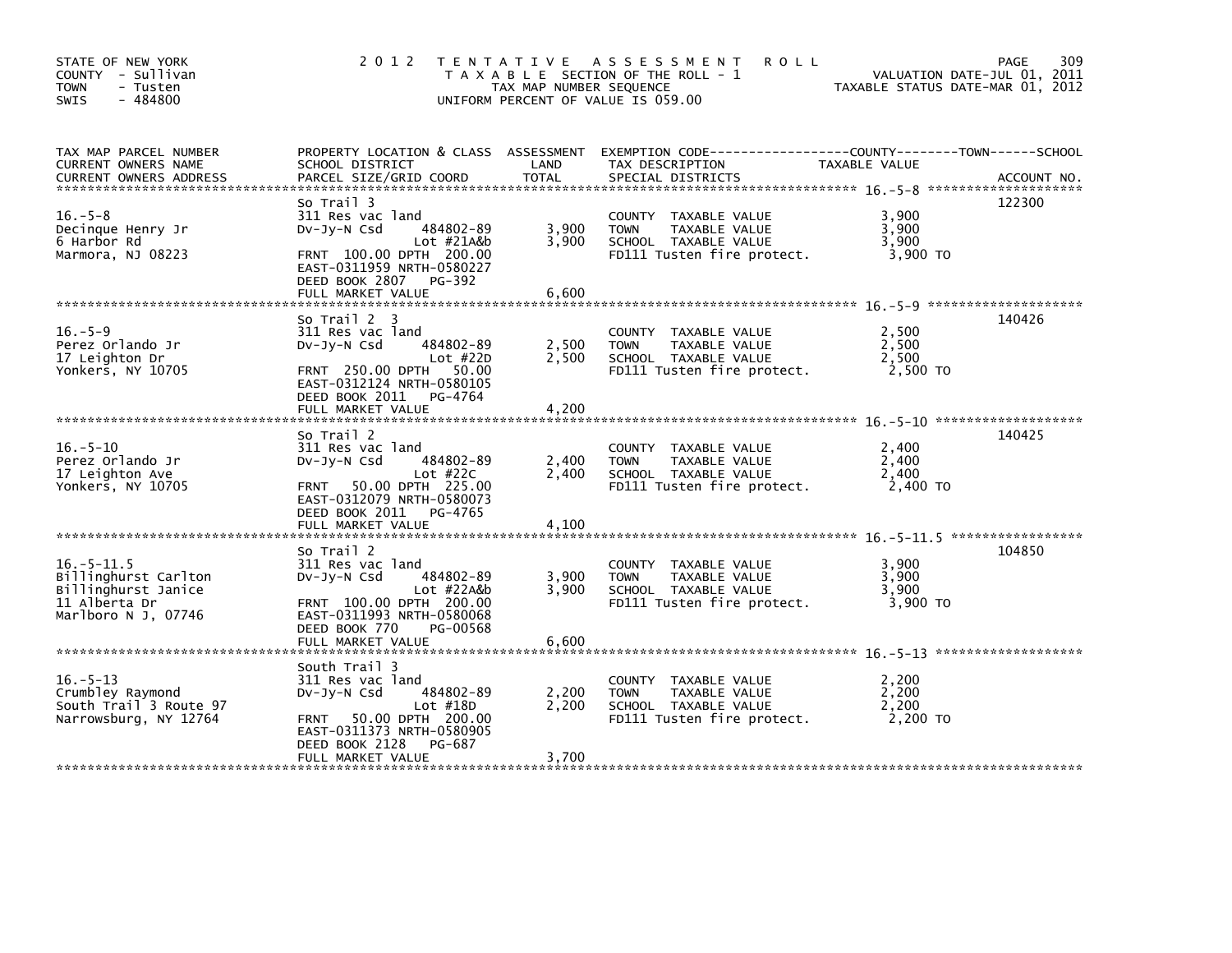STATE OF NEW YORK
COUNTY - Sullivan
TOWN - Tusten
SWIS - 484800

2012 TENTATIVE ASSESSMENT ROLL
TAXABLE SECTION OF THE ROLL - 1
TAX MAP NUMBER SEQUENCE
UNIFORM PERCENT OF VALUE IS 059.00

VALUATION DATE-JUL 01, 2011
TAXABLE STATUS DATE-MAR 01, 2012

| TAX MAP PARCEL NUMBER / CURRENT OWNERS NAME / CURRENT OWNERS ADDRESS | PROPERTY LOCATION & CLASS / SCHOOL DISTRICT / PARCEL SIZE/GRID COORD | ASSESSMENT LAND | TOTAL | EXEMPTION CODE / TAX DESCRIPTION / SPECIAL DISTRICTS | TAXABLE VALUE (COUNTY / TOWN / SCHOOL) | ACCOUNT NO. |
|---|---|---|---|---|---|---|
| 16.-5-8 | So Trail 3 | | | | | 122300 |
| | 311 Res vac land | | | COUNTY TAXABLE VALUE | 3,900 | |
| Decinque Henry Jr | Dv-Jy-N Csd 484802-89 | 3,900 | | TOWN TAXABLE VALUE | 3,900 | |
| 6 Harbor Rd | Lot #21A&b | | 3,900 | SCHOOL TAXABLE VALUE | 3,900 | |
| Marmora, NJ 08223 | FRNT 100.00 DPTH 200.00 | | | FD111 Tusten fire protect. | 3,900 TO | |
| | EAST-0311959 NRTH-0580227 | | | | | |
| | DEED BOOK 2807 PG-392 | | | | | |
| | FULL MARKET VALUE | | 6,600 | | | |
| 16.-5-9 | So Trail 2 3 | | | | | 140426 |
| | 311 Res vac land | | | COUNTY TAXABLE VALUE | 2,500 | |
| Perez Orlando Jr | Dv-Jy-N Csd 484802-89 | 2,500 | | TOWN TAXABLE VALUE | 2,500 | |
| 17 Leighton Dr | Lot #22D | | 2,500 | SCHOOL TAXABLE VALUE | 2,500 | |
| Yonkers, NY 10705 | FRNT 250.00 DPTH 50.00 | | | FD111 Tusten fire protect. | 2,500 TO | |
| | EAST-0312124 NRTH-0580105 | | | | | |
| | DEED BOOK 2011 PG-4764 | | | | | |
| | FULL MARKET VALUE | | 4,200 | | | |
| 16.-5-10 | So Trail 2 | | | | | 140425 |
| | 311 Res vac land | | | COUNTY TAXABLE VALUE | 2,400 | |
| Perez Orlando Jr | Dv-Jy-N Csd 484802-89 | 2,400 | | TOWN TAXABLE VALUE | 2,400 | |
| 17 Leighton Ave | Lot #22C | | 2,400 | SCHOOL TAXABLE VALUE | 2,400 | |
| Yonkers, NY 10705 | FRNT 50.00 DPTH 225.00 | | | FD111 Tusten fire protect. | 2,400 TO | |
| | EAST-0312079 NRTH-0580073 | | | | | |
| | DEED BOOK 2011 PG-4765 | | | | | |
| | FULL MARKET VALUE | | 4,100 | | | |
| 16.-5-11.5 | So Trail 2 | | | | | 104850 |
| | 311 Res vac land | | | COUNTY TAXABLE VALUE | 3,900 | |
| Billinghurst Carlton | Dv-Jy-N Csd 484802-89 | 3,900 | | TOWN TAXABLE VALUE | 3,900 | |
| Billinghurst Janice | Lot #22A&b | | 3,900 | SCHOOL TAXABLE VALUE | 3,900 | |
| 11 Alberta Dr | FRNT 100.00 DPTH 200.00 | | | FD111 Tusten fire protect. | 3,900 TO | |
| Marlboro N J, 07746 | EAST-0311993 NRTH-0580068 | | | | | |
| | DEED BOOK 770 PG-00568 | | | | | |
| | FULL MARKET VALUE | | 6,600 | | | |
| 16.-5-13 | South Trail 3 | | | | | |
| | 311 Res vac land | | | COUNTY TAXABLE VALUE | 2,200 | |
| Crumbley Raymond | Dv-Jy-N Csd 484802-89 | 2,200 | | TOWN TAXABLE VALUE | 2,200 | |
| South Trail 3 Route 97 | Lot #18D | | 2,200 | SCHOOL TAXABLE VALUE | 2,200 | |
| Narrowsburg, NY 12764 | FRNT 50.00 DPTH 200.00 | | | FD111 Tusten fire protect. | 2,200 TO | |
| | EAST-0311373 NRTH-0580905 | | | | | |
| | DEED BOOK 2128 PG-687 | | | | | |
| | FULL MARKET VALUE | | 3,700 | | | |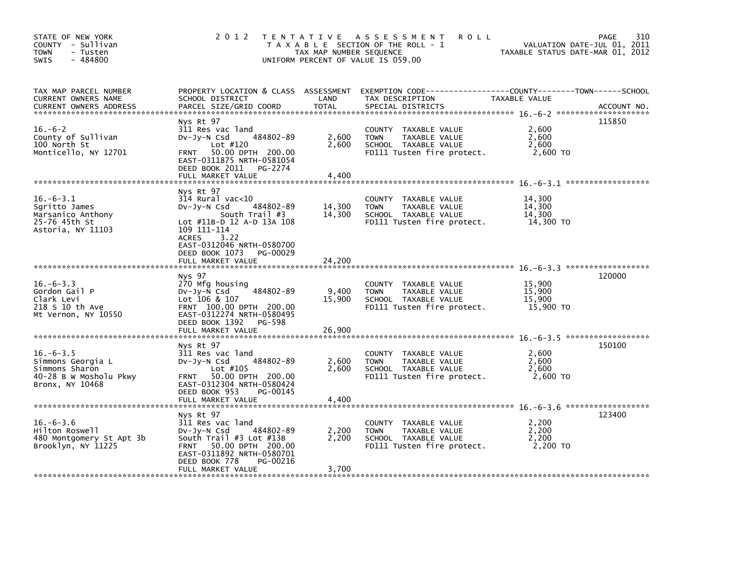STATE OF NEW YORK
COUNTY - Sullivan
TOWN - Tusten
SWIS - 484800

2 0 1 2 T E N T A T I V E A S S E S S M E N T R O L L
T A X A B L E SECTION OF THE ROLL - 1
TAX MAP NUMBER SEQUENCE
UNIFORM PERCENT OF VALUE IS 059.00

VALUATION DATE-JUL 01, 2011
TAXABLE STATUS DATE-MAR 01, 2012

| TAX MAP PARCEL NUMBER / CURRENT OWNERS NAME / CURRENT OWNERS ADDRESS | PROPERTY LOCATION & CLASS / SCHOOL DISTRICT / PARCEL SIZE/GRID COORD | ASSESSMENT LAND / TOTAL | EXEMPTION CODE / TAX DESCRIPTION / SPECIAL DISTRICTS | TAXABLE VALUE | ACCOUNT NO. |
|---|---|---|---|---|---|
| **16.-6-2** | Nys Rt 97 | | | | 115850 |
| 16.-6-2 | 311 Res vac land | | COUNTY TAXABLE VALUE | 2,600 | |
| County of Sullivan | Dv-Jy-N Csd 484802-89 | 2,600 | TOWN TAXABLE VALUE | 2,600 | |
| 100 North St | Lot #120 | 2,600 | SCHOOL TAXABLE VALUE | 2,600 | |
| Monticello, NY 12701 | FRNT 50.00 DPTH 200.00 | | FD111 Tusten fire protect. | 2,600 TO | |
| | EAST-0311875 NRTH-0581054 | | | | |
| | DEED BOOK 2011 PG-2274 | | | | |
| | FULL MARKET VALUE | 4,400 | | | |
| **16.-6-3.1** | Nys Rt 97 | | | | |
| 16.-6-3.1 | 314 Rural vac<10 | | COUNTY TAXABLE VALUE | 14,300 | |
| Sgritto James | Dv-Jy-N Csd 484802-89 | 14,300 | TOWN TAXABLE VALUE | 14,300 | |
| Marsanico Anthony | South Trail #3 | 14,300 | SCHOOL TAXABLE VALUE | 14,300 | |
| 25-76 45th St | Lot #11B-D 12 A-D 13A 108 | | FD111 Tusten fire protect. | 14,300 TO | |
| Astoria, NY 11103 | 109 111-114 | | | | |
| | ACRES 3.22 | | | | |
| | EAST-0312046 NRTH-0580700 | | | | |
| | DEED BOOK 1073 PG-00029 | | | | |
| | FULL MARKET VALUE | 24,200 | | | |
| **16.-6-3.3** | Nys 97 | | | | 120000 |
| 16.-6-3.3 | 270 Mfg housing | | COUNTY TAXABLE VALUE | 15,900 | |
| Gordon Gail P | Dv-Jy-N Csd 484802-89 | 9,400 | TOWN TAXABLE VALUE | 15,900 | |
| Clark Levi | Lot 106 & 107 | 15,900 | SCHOOL TAXABLE VALUE | 15,900 | |
| 218 S 10 th Ave | FRNT 100.00 DPTH 200.00 | | FD111 Tusten fire protect. | 15,900 TO | |
| Mt Vernon, NY 10550 | EAST-0312274 NRTH-0580495 | | | | |
| | DEED BOOK 1392 PG-598 | | | | |
| | FULL MARKET VALUE | 26,900 | | | |
| **16.-6-3.5** | Nys Rt 97 | | | | 150100 |
| 16.-6-3.5 | 311 Res vac land | | COUNTY TAXABLE VALUE | 2,600 | |
| Simmons Georgia L | Dv-Jy-N Csd 484802-89 | 2,600 | TOWN TAXABLE VALUE | 2,600 | |
| Simmons Sharon | Lot #105 | 2,600 | SCHOOL TAXABLE VALUE | 2,600 | |
| 40-28 B W Mosholu Pkwy | FRNT 50.00 DPTH 200.00 | | FD111 Tusten fire protect. | 2,600 TO | |
| Bronx, NY 10468 | EAST-0312304 NRTH-0580424 | | | | |
| | DEED BOOK 953 PG-00145 | | | | |
| | FULL MARKET VALUE | 4,400 | | | |
| **16.-6-3.6** | Nys Rt 97 | | | | 123400 |
| 16.-6-3.6 | 311 Res vac land | | COUNTY TAXABLE VALUE | 2,200 | |
| Hilton Roswell | Dv-Jy-N Csd 484802-89 | 2,200 | TOWN TAXABLE VALUE | 2,200 | |
| 480 Montgomery St Apt 3b | South Trail #3 Lot #13B | 2,200 | SCHOOL TAXABLE VALUE | 2,200 | |
| Brooklyn, NY 11225 | FRNT 50.00 DPTH 200.00 | | FD111 Tusten fire protect. | 2,200 TO | |
| | EAST-0311892 NRTH-0580701 | | | | |
| | DEED BOOK 778 PG-00216 | | | | |
| | FULL MARKET VALUE | 3,700 | | | |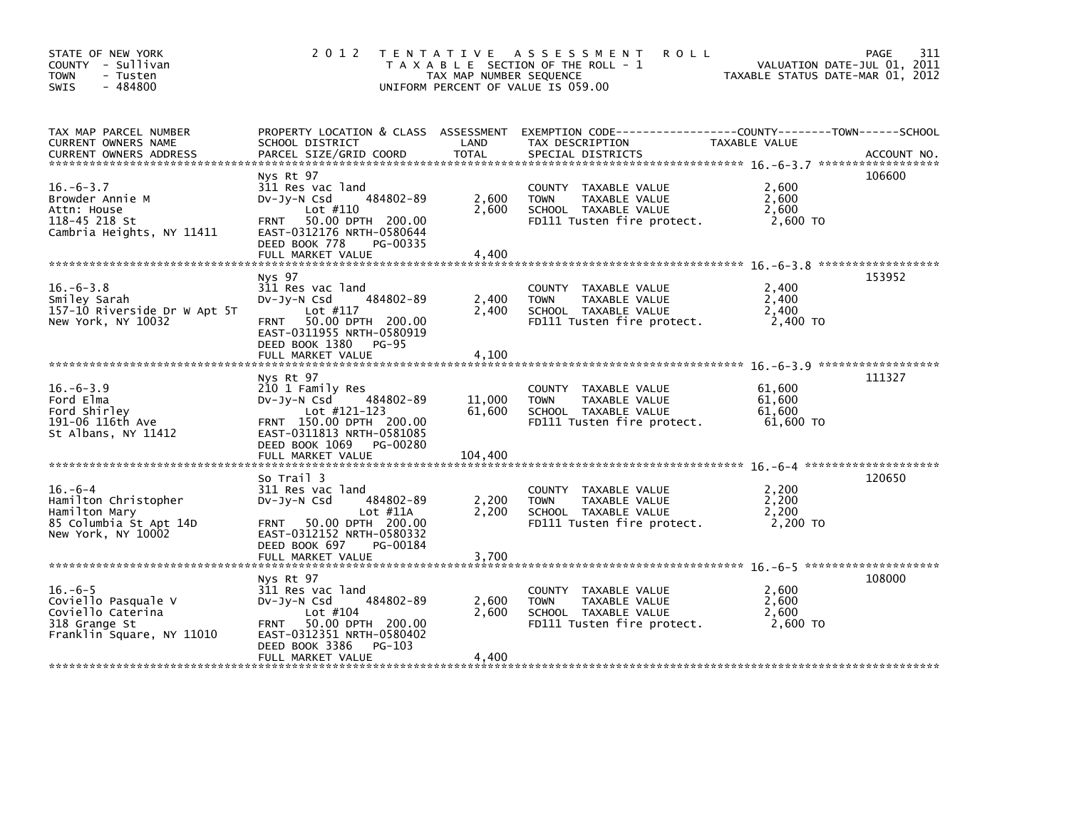STATE OF NEW YORK
COUNTY - Sullivan
TOWN - Tusten
SWIS - 484800

2012 TENTATIVE ASSESSMENT ROLL
TAXABLE SECTION OF THE ROLL - 1
TAX MAP NUMBER SEQUENCE
UNIFORM PERCENT OF VALUE IS 059.00

VALUATION DATE-JUL 01, 2011
TAXABLE STATUS DATE-MAR 01, 2012

| TAX MAP PARCEL NUMBER / CURRENT OWNERS NAME / CURRENT OWNERS ADDRESS | PROPERTY LOCATION & CLASS / SCHOOL DISTRICT / PARCEL SIZE/GRID COORD | ASSESSMENT LAND | TOTAL | EXEMPTION CODE / TAX DESCRIPTION / SPECIAL DISTRICTS | TAXABLE VALUE (COUNTY / TOWN / SCHOOL) | ACCOUNT NO. |
|---|---|---|---|---|---|---|
| 16.-6-3.7 | Nys Rt 97 | | | | | 106600 |
| Browder Annie M | 311 Res vac land | | | COUNTY TAXABLE VALUE | 2,600 | |
| Attn: House | Dv-Jy-N Csd 484802-89 | 2,600 | | TOWN TAXABLE VALUE | 2,600 | |
| 118-45 218 St | Lot #110 | | 2,600 | SCHOOL TAXABLE VALUE | 2,600 | |
| Cambria Heights, NY 11411 | FRNT 50.00 DPTH 200.00 | | | FD111 Tusten fire protect. | 2,600 TO | |
| | EAST-0312176 NRTH-0580644 | | | | | |
| | DEED BOOK 778 PG-00335 | | | | | |
| | FULL MARKET VALUE | | 4,400 | | | |
| 16.-6-3.8 | Nys 97 | | | | | 153952 |
| Smiley Sarah | 311 Res vac land | | | COUNTY TAXABLE VALUE | 2,400 | |
| 157-10 Riverside Dr W Apt 5T | Dv-Jy-N Csd 484802-89 | 2,400 | | TOWN TAXABLE VALUE | 2,400 | |
| New York, NY 10032 | Lot #117 | | 2,400 | SCHOOL TAXABLE VALUE | 2,400 | |
| | FRNT 50.00 DPTH 200.00 | | | FD111 Tusten fire protect. | 2,400 TO | |
| | EAST-0311955 NRTH-0580919 | | | | | |
| | DEED BOOK 1380 PG-95 | | | | | |
| | FULL MARKET VALUE | | 4,100 | | | |
| 16.-6-3.9 | Nys Rt 97 | | | | | 111327 |
| Ford Elma | 210 1 Family Res | | | COUNTY TAXABLE VALUE | 61,600 | |
| Ford Shirley | Dv-Jy-N Csd 484802-89 | 11,000 | | TOWN TAXABLE VALUE | 61,600 | |
| 191-06 116th Ave | Lot #121-123 | | 61,600 | SCHOOL TAXABLE VALUE | 61,600 | |
| St Albans, NY 11412 | FRNT 150.00 DPTH 200.00 | | | FD111 Tusten fire protect. | 61,600 TO | |
| | EAST-0311813 NRTH-0581085 | | | | | |
| | DEED BOOK 1069 PG-00280 | | | | | |
| | FULL MARKET VALUE | | 104,400 | | | |
| 16.-6-4 | So Trail 3 | | | | | 120650 |
| Hamilton Christopher | 311 Res vac land | | | COUNTY TAXABLE VALUE | 2,200 | |
| Hamilton Mary | Dv-Jy-N Csd 484802-89 | 2,200 | | TOWN TAXABLE VALUE | 2,200 | |
| 85 Columbia St Apt 14D | Lot #11A | | 2,200 | SCHOOL TAXABLE VALUE | 2,200 | |
| New York, NY 10002 | FRNT 50.00 DPTH 200.00 | | | FD111 Tusten fire protect. | 2,200 TO | |
| | EAST-0312152 NRTH-0580332 | | | | | |
| | DEED BOOK 697 PG-00184 | | | | | |
| | FULL MARKET VALUE | | 3,700 | | | |
| 16.-6-5 | Nys Rt 97 | | | | | 108000 |
| Coviello Pasquale V | 311 Res vac land | | | COUNTY TAXABLE VALUE | 2,600 | |
| Coviello Caterina | Dv-Jy-N Csd 484802-89 | 2,600 | | TOWN TAXABLE VALUE | 2,600 | |
| 318 Grange St | Lot #104 | | 2,600 | SCHOOL TAXABLE VALUE | 2,600 | |
| Franklin Square, NY 11010 | FRNT 50.00 DPTH 200.00 | | | FD111 Tusten fire protect. | 2,600 TO | |
| | EAST-0312351 NRTH-0580402 | | | | | |
| | DEED BOOK 3386 PG-103 | | | | | |
| | FULL MARKET VALUE | | 4,400 | | | |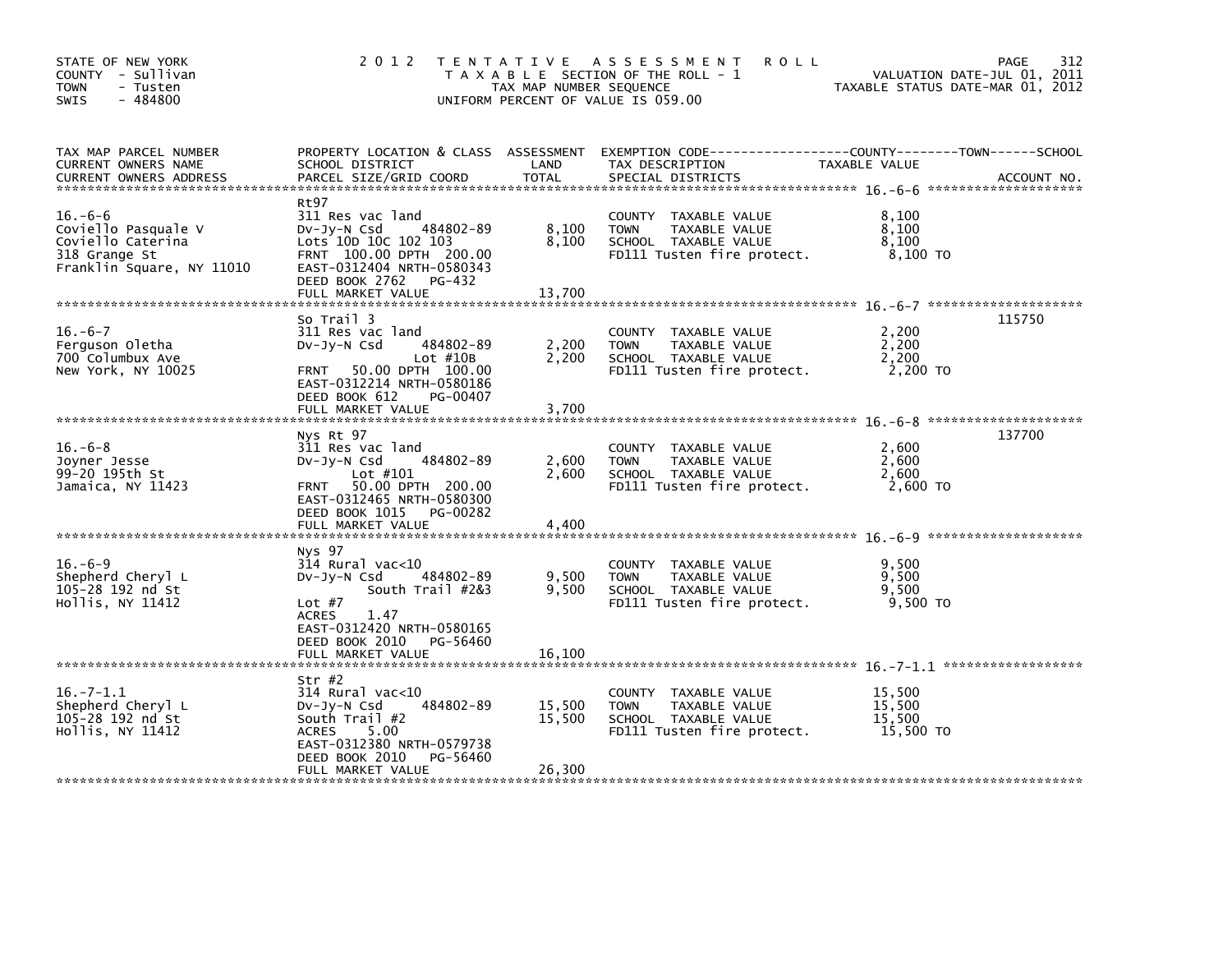STATE OF NEW YORK
COUNTY - Sullivan
TOWN - Tusten
SWIS - 484800

2012 TENTATIVE ASSESSMENT ROLL
TAXABLE SECTION OF THE ROLL - 1
TAX MAP NUMBER SEQUENCE
UNIFORM PERCENT OF VALUE IS 059.00

VALUATION DATE-JUL 01, 2011
TAXABLE STATUS DATE-MAR 01, 2012

| TAX MAP PARCEL NUMBER / CURRENT OWNERS NAME / CURRENT OWNERS ADDRESS | PROPERTY LOCATION & CLASS / SCHOOL DISTRICT / PARCEL SIZE/GRID COORD | ASSESSMENT LAND / TOTAL | EXEMPTION CODE / TAX DESCRIPTION / SPECIAL DISTRICTS | TAXABLE VALUE (COUNTY / TOWN / SCHOOL) | ACCOUNT NO. |
|---|---|---|---|---|---|
| 16.-6-6 | Rt97 | | | | |
| 16.-6-6 | 311 Res vac land | | COUNTY TAXABLE VALUE | 8,100 | |
| Coviello Pasquale V | Dv-Jy-N Csd 484802-89 | 8,100 | TOWN TAXABLE VALUE | 8,100 | |
| Coviello Caterina | Lots 10D 10C 102 103 | 8,100 | SCHOOL TAXABLE VALUE | 8,100 | |
| 318 Grange St | FRNT 100.00 DPTH 200.00 | | FD111 Tusten fire protect. | 8,100 TO | |
| Franklin Square, NY 11010 | EAST-0312404 NRTH-0580343 | | | | |
| | DEED BOOK 2762 PG-432 | | | | |
| | FULL MARKET VALUE | 13,700 | | | |
| 16.-6-7 | So Trail 3 | | | | 115750 |
| 16.-6-7 | 311 Res vac land | | COUNTY TAXABLE VALUE | 2,200 | |
| Ferguson Oletha | Dv-Jy-N Csd 484802-89 | 2,200 | TOWN TAXABLE VALUE | 2,200 | |
| 700 Columbux Ave | Lot #10B | 2,200 | SCHOOL TAXABLE VALUE | 2,200 | |
| New York, NY 10025 | FRNT 50.00 DPTH 100.00 | | FD111 Tusten fire protect. | 2,200 TO | |
| | EAST-0312214 NRTH-0580186 | | | | |
| | DEED BOOK 612 PG-00407 | | | | |
| | FULL MARKET VALUE | 3,700 | | | |
| 16.-6-8 | Nys Rt 97 | | | | 137700 |
| 16.-6-8 | 311 Res vac land | | COUNTY TAXABLE VALUE | 2,600 | |
| Joyner Jesse | Dv-Jy-N Csd 484802-89 | 2,600 | TOWN TAXABLE VALUE | 2,600 | |
| 99-20 195th St | Lot #101 | 2,600 | SCHOOL TAXABLE VALUE | 2,600 | |
| Jamaica, NY 11423 | FRNT 50.00 DPTH 200.00 | | FD111 Tusten fire protect. | 2,600 TO | |
| | EAST-0312465 NRTH-0580300 | | | | |
| | DEED BOOK 1015 PG-00282 | | | | |
| | FULL MARKET VALUE | 4,400 | | | |
| 16.-6-9 | Nys 97 | | | | |
| 16.-6-9 | 314 Rural vac<10 | | COUNTY TAXABLE VALUE | 9,500 | |
| Shepherd Cheryl L | Dv-Jy-N Csd 484802-89 | 9,500 | TOWN TAXABLE VALUE | 9,500 | |
| 105-28 192 nd St | South Trail #2&3 | 9,500 | SCHOOL TAXABLE VALUE | 9,500 | |
| Hollis, NY 11412 | Lot #7 | | FD111 Tusten fire protect. | 9,500 TO | |
| | ACRES 1.47 | | | | |
| | EAST-0312420 NRTH-0580165 | | | | |
| | DEED BOOK 2010 PG-56460 | | | | |
| | FULL MARKET VALUE | 16,100 | | | |
| 16.-7-1.1 | Str #2 | | | | |
| 16.-7-1.1 | 314 Rural vac<10 | | COUNTY TAXABLE VALUE | 15,500 | |
| Shepherd Cheryl L | Dv-Jy-N Csd 484802-89 | 15,500 | TOWN TAXABLE VALUE | 15,500 | |
| 105-28 192 nd St | South Trail #2 | 15,500 | SCHOOL TAXABLE VALUE | 15,500 | |
| Hollis, NY 11412 | ACRES 5.00 | | FD111 Tusten fire protect. | 15,500 TO | |
| | EAST-0312380 NRTH-0579738 | | | | |
| | DEED BOOK 2010 PG-56460 | | | | |
| | FULL MARKET VALUE | 26,300 | | | |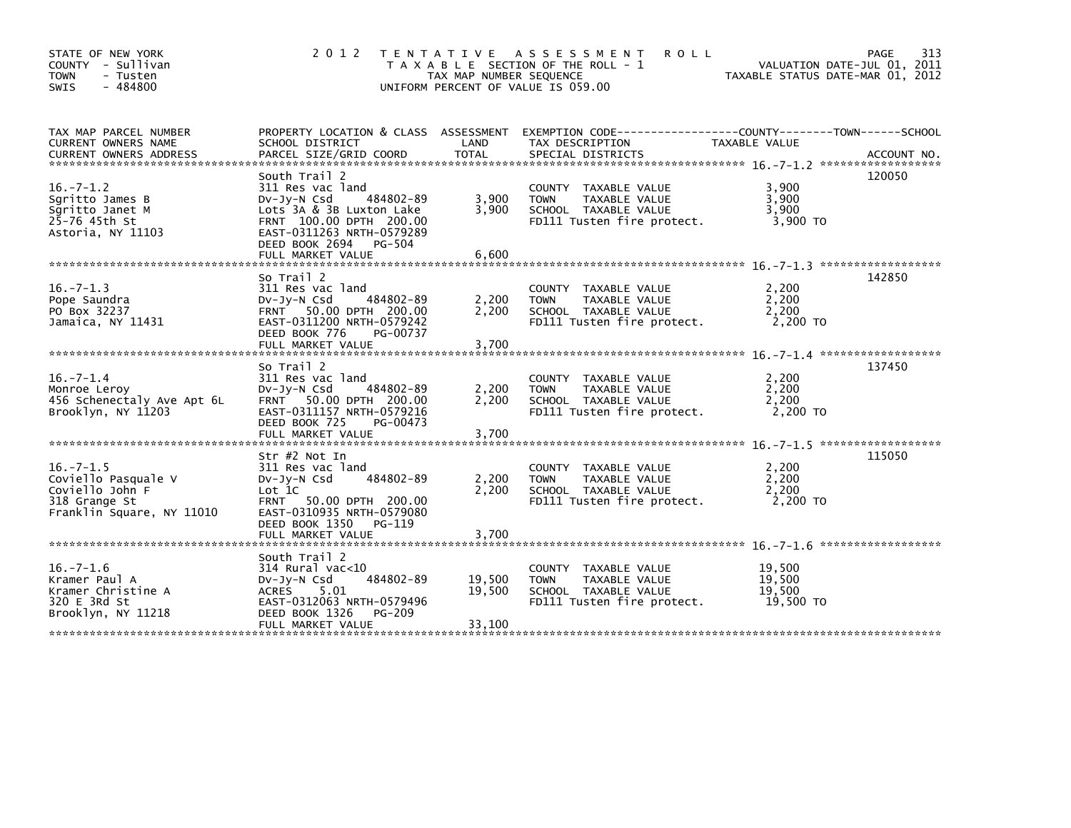STATE OF NEW YORK
COUNTY - Sullivan
TOWN - Tusten
SWIS - 484800

2012 TENTATIVE ASSESSMENT ROLL
TAXABLE SECTION OF THE ROLL - 1
TAX MAP NUMBER SEQUENCE
UNIFORM PERCENT OF VALUE IS 059.00

VALUATION DATE-JUL 01, 2011
TAXABLE STATUS DATE-MAR 01, 2012

| TAX MAP PARCEL NUMBER / CURRENT OWNERS NAME / CURRENT OWNERS ADDRESS | PROPERTY LOCATION & CLASS / SCHOOL DISTRICT / PARCEL SIZE/GRID COORD | ASSESSMENT LAND / TOTAL | EXEMPTION CODE / TAX DESCRIPTION / SPECIAL DISTRICTS | TAXABLE VALUE (COUNTY / TOWN / SCHOOL) | ACCOUNT NO. |
|---|---|---|---|---|---|
| 16.-7-1.2 | South Trail 2 | | | | 120050 |
| Sgritto James B | 311 Res vac land | | COUNTY TAXABLE VALUE | 3,900 | |
| Sgritto Janet M | Dv-Jy-N Csd 484802-89 | 3,900 | TOWN TAXABLE VALUE | 3,900 | |
| 25-76 45th St | Lots 3A & 3B Luxton Lake | 3,900 | SCHOOL TAXABLE VALUE | 3,900 | |
| Astoria, NY 11103 | FRNT 100.00 DPTH 200.00 | | FD111 Tusten fire protect. | 3,900 TO | |
| | EAST-0311263 NRTH-0579289 | | | | |
| | DEED BOOK 2694 PG-504 | | | | |
| | FULL MARKET VALUE | 6,600 | | | |
| 16.-7-1.3 | So Trail 2 | | | | 142850 |
| Pope Saundra | 311 Res vac land | | COUNTY TAXABLE VALUE | 2,200 | |
| PO Box 32237 | Dv-Jy-N Csd 484802-89 | 2,200 | TOWN TAXABLE VALUE | 2,200 | |
| Jamaica, NY 11431 | FRNT 50.00 DPTH 200.00 | 2,200 | SCHOOL TAXABLE VALUE | 2,200 | |
| | EAST-0311200 NRTH-0579242 | | FD111 Tusten fire protect. | 2,200 TO | |
| | DEED BOOK 776 PG-00737 | | | | |
| | FULL MARKET VALUE | 3,700 | | | |
| 16.-7-1.4 | So Trail 2 | | | | 137450 |
| Monroe Leroy | 311 Res vac land | | COUNTY TAXABLE VALUE | 2,200 | |
| 456 Schenectaly Ave Apt 6L | Dv-Jy-N Csd 484802-89 | 2,200 | TOWN TAXABLE VALUE | 2,200 | |
| Brooklyn, NY 11203 | FRNT 50.00 DPTH 200.00 | 2,200 | SCHOOL TAXABLE VALUE | 2,200 | |
| | EAST-0311157 NRTH-0579216 | | FD111 Tusten fire protect. | 2,200 TO | |
| | DEED BOOK 725 PG-00473 | | | | |
| | FULL MARKET VALUE | 3,700 | | | |
| 16.-7-1.5 | Str #2 Not In | | | | 115050 |
| Coviello Pasquale V | 311 Res vac land | | COUNTY TAXABLE VALUE | 2,200 | |
| Coviello John F | Dv-Jy-N Csd 484802-89 | 2,200 | TOWN TAXABLE VALUE | 2,200 | |
| 318 Grange St | Lot 1C | 2,200 | SCHOOL TAXABLE VALUE | 2,200 | |
| Franklin Square, NY 11010 | FRNT 50.00 DPTH 200.00 | | FD111 Tusten fire protect. | 2,200 TO | |
| | EAST-0310935 NRTH-0579080 | | | | |
| | DEED BOOK 1350 PG-119 | | | | |
| | FULL MARKET VALUE | 3,700 | | | |
| 16.-7-1.6 | South Trail 2 | | | | |
| Kramer Paul A | 314 Rural vac<10 | | COUNTY TAXABLE VALUE | 19,500 | |
| Kramer Christine A | Dv-Jy-N Csd 484802-89 | 19,500 | TOWN TAXABLE VALUE | 19,500 | |
| 320 E 3Rd St | ACRES 5.01 | 19,500 | SCHOOL TAXABLE VALUE | 19,500 | |
| Brooklyn, NY 11218 | EAST-0312063 NRTH-0579496 | | FD111 Tusten fire protect. | 19,500 TO | |
| | DEED BOOK 1326 PG-209 | | | | |
| | FULL MARKET VALUE | 33,100 | | | |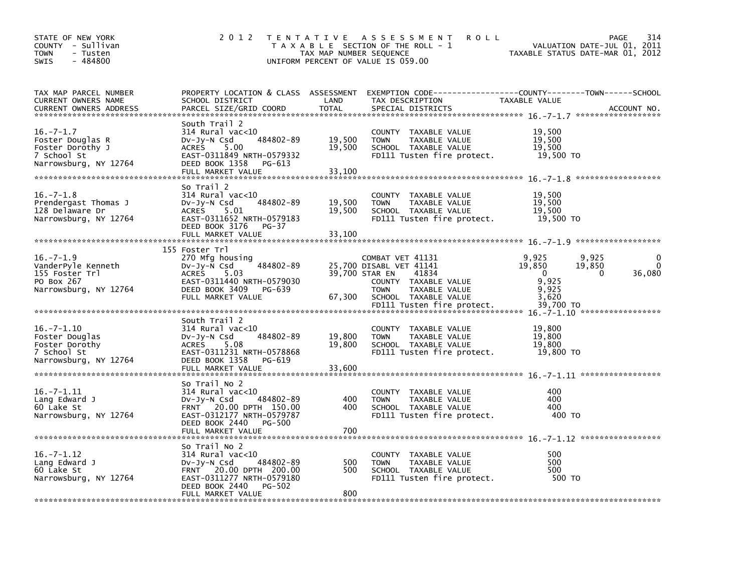STATE OF NEW YORK
COUNTY - Sullivan
TOWN - Tusten
SWIS - 484800

2012 TENTATIVE ASSESSMENT ROLL
TAXABLE SECTION OF THE ROLL - 1
TAX MAP NUMBER SEQUENCE
UNIFORM PERCENT OF VALUE IS 059.00

VALUATION DATE-JUL 01, 2011
TAXABLE STATUS DATE-MAR 01, 2012

| TAX MAP PARCEL NUMBER / CURRENT OWNERS NAME / CURRENT OWNERS ADDRESS | PROPERTY LOCATION & CLASS / SCHOOL DISTRICT / PARCEL SIZE/GRID COORD | ASSESSMENT LAND | ASSESSMENT TOTAL | EXEMPTION CODE / TAX DESCRIPTION / SPECIAL DISTRICTS | COUNTY TAXABLE VALUE | TOWN | SCHOOL | ACCOUNT NO. |
|---|---|---|---|---|---|---|---|---|
| **16.-7-1.7** | South Trail 2 | | | | | | | |
| Foster Douglas R | 314 Rural vac<10 | | | COUNTY TAXABLE VALUE | 19,500 | | | |
| Foster Dorothy J | Dv-Jy-N Csd 484802-89 | 19,500 | | TOWN TAXABLE VALUE | 19,500 | | | |
| 7 School St | ACRES 5.00 | | 19,500 | SCHOOL TAXABLE VALUE | 19,500 | | | |
| Narrowsburg, NY 12764 | EAST-0311849 NRTH-0579332 | | | FD111 Tusten fire protect. | 19,500 TO | | | |
| | DEED BOOK 1358 PG-613 | | | | | | | |
| | FULL MARKET VALUE | | 33,100 | | | | | |
| **16.-7-1.8** | So Trail 2 | | | | | | | |
| Prendergast Thomas J | 314 Rural vac<10 | | | COUNTY TAXABLE VALUE | 19,500 | | | |
| 128 Delaware Dr | Dv-Jy-N Csd 484802-89 | 19,500 | | TOWN TAXABLE VALUE | 19,500 | | | |
| Narrowsburg, NY 12764 | ACRES 5.01 | | 19,500 | SCHOOL TAXABLE VALUE | 19,500 | | | |
| | EAST-0311652 NRTH-0579183 | | | FD111 Tusten fire protect. | 19,500 TO | | | |
| | DEED BOOK 3176 PG-37 | | | | | | | |
| | FULL MARKET VALUE | | 33,100 | | | | | |
| **16.-7-1.9** | 155 Foster Trl | | | | | | | |
| VanderPyle Kenneth | 270 Mfg housing | | | COMBAT VET 41131 | 9,925 | 9,925 | 0 | |
| 155 Foster Trl | Dv-Jy-N Csd 484802-89 | 25,700 | | DISABL VET 41141 | 19,850 | 19,850 | 0 | |
| PO Box 267 | ACRES 5.03 | | 39,700 | STAR EN 41834 | 0 | 0 | 36,080 | |
| Narrowsburg, NY 12764 | EAST-0311440 NRTH-0579030 | | | COUNTY TAXABLE VALUE | 9,925 | | | |
| | DEED BOOK 3409 PG-639 | | | TOWN TAXABLE VALUE | 9,925 | | | |
| | FULL MARKET VALUE | | 67,300 | SCHOOL TAXABLE VALUE | 3,620 | | | |
| | | | | FD111 Tusten fire protect. | 39,700 TO | | | |
| **16.-7-1.10** | South Trail 2 | | | | | | | |
| Foster Douglas | 314 Rural vac<10 | | | COUNTY TAXABLE VALUE | 19,800 | | | |
| Foster Dorothy | Dv-Jy-N Csd 484802-89 | 19,800 | | TOWN TAXABLE VALUE | 19,800 | | | |
| 7 School St | ACRES 5.08 | | 19,800 | SCHOOL TAXABLE VALUE | 19,800 | | | |
| Narrowsburg, NY 12764 | EAST-0311231 NRTH-0578868 | | | FD111 Tusten fire protect. | 19,800 TO | | | |
| | DEED BOOK 1358 PG-619 | | | | | | | |
| | FULL MARKET VALUE | | 33,600 | | | | | |
| **16.-7-1.11** | So Trail No 2 | | | | | | | |
| Lang Edward J | 314 Rural vac<10 | | | COUNTY TAXABLE VALUE | 400 | | | |
| 60 Lake St | Dv-Jy-N Csd 484802-89 | 400 | | TOWN TAXABLE VALUE | 400 | | | |
| Narrowsburg, NY 12764 | FRNT 20.00 DPTH 150.00 | | 400 | SCHOOL TAXABLE VALUE | 400 | | | |
| | EAST-0312177 NRTH-0579787 | | | FD111 Tusten fire protect. | 400 TO | | | |
| | DEED BOOK 2440 PG-500 | | | | | | | |
| | FULL MARKET VALUE | | 700 | | | | | |
| **16.-7-1.12** | So Trail No 2 | | | | | | | |
| Lang Edward J | 314 Rural vac<10 | | | COUNTY TAXABLE VALUE | 500 | | | |
| 60 Lake St | Dv-Jy-N Csd 484802-89 | 500 | | TOWN TAXABLE VALUE | 500 | | | |
| Narrowsburg, NY 12764 | FRNT 20.00 DPTH 200.00 | | 500 | SCHOOL TAXABLE VALUE | 500 | | | |
| | EAST-0311277 NRTH-0579180 | | | FD111 Tusten fire protect. | 500 TO | | | |
| | DEED BOOK 2440 PG-502 | | | | | | | |
| | FULL MARKET VALUE | | 800 | | | | | |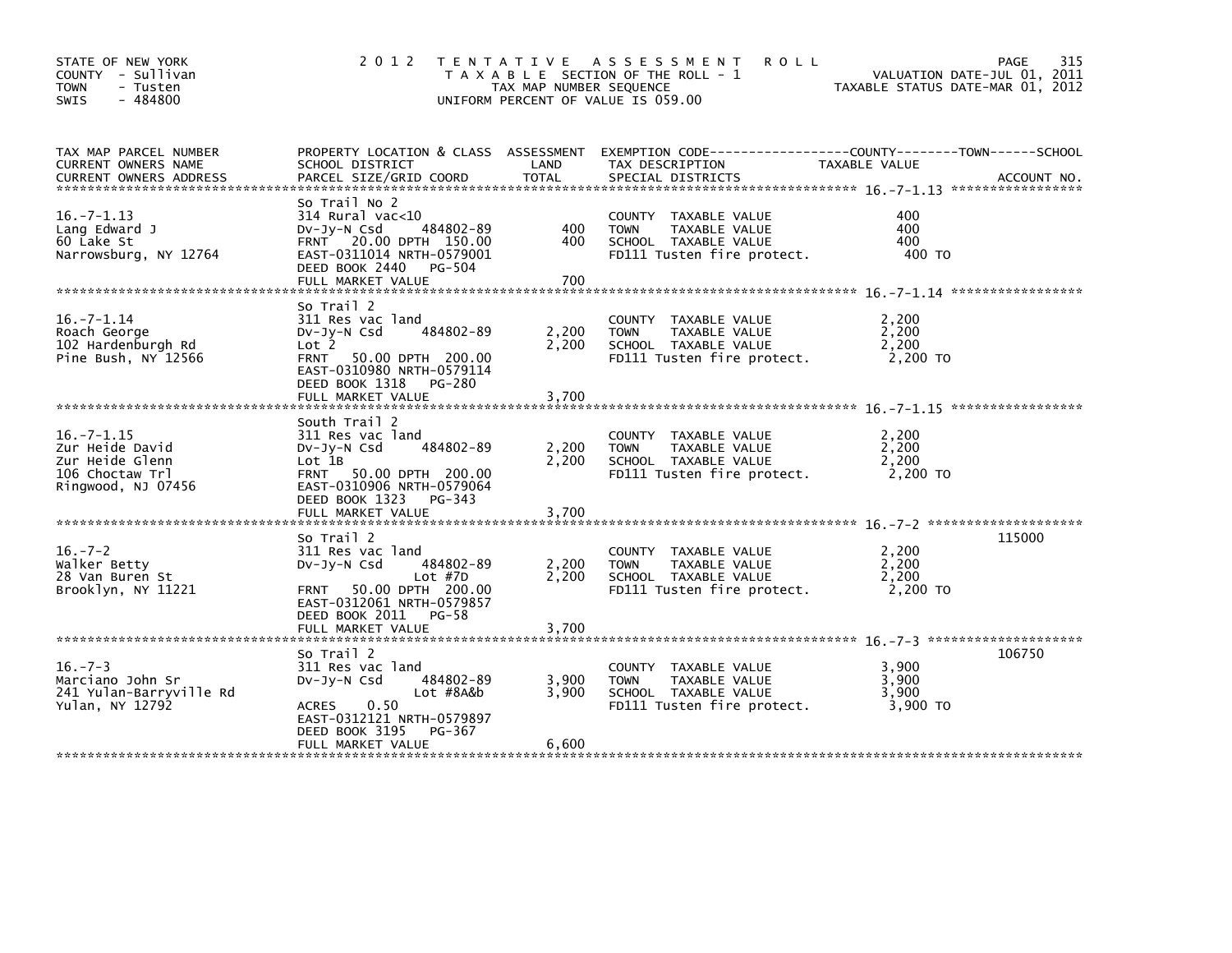STATE OF NEW YORK
COUNTY - Sullivan
TOWN - Tusten
SWIS - 484800

# 2012 TENTATIVE ASSESSMENT ROLL

TAXABLE SECTION OF THE ROLL - 1
TAX MAP NUMBER SEQUENCE
UNIFORM PERCENT OF VALUE IS 059.00

VALUATION DATE-JUL 01, 2011
TAXABLE STATUS DATE-MAR 01, 2012

| TAX MAP PARCEL NUMBER / CURRENT OWNERS NAME / CURRENT OWNERS ADDRESS | PROPERTY LOCATION & CLASS / SCHOOL DISTRICT / PARCEL SIZE/GRID COORD | ASSESSMENT LAND | TOTAL | EXEMPTION CODE / TAX DESCRIPTION / SPECIAL DISTRICTS | TAXABLE VALUE (COUNTY / TOWN / SCHOOL) | ACCOUNT NO. |
|---|---|---|---|---|---|---|
| 16.-7-1.13 | So Trail No 2 | | | | | |
| 16.-7-1.13 | 314 Rural vac<10 | | | COUNTY TAXABLE VALUE | 400 | |
| Lang Edward J | Dv-Jy-N Csd 484802-89 | 400 | | TOWN TAXABLE VALUE | 400 | |
| 60 Lake St | FRNT 20.00 DPTH 150.00 | | 400 | SCHOOL TAXABLE VALUE | 400 | |
| Narrowsburg, NY 12764 | EAST-0311014 NRTH-0579001 | | | FD111 Tusten fire protect. | 400 TO | |
| | DEED BOOK 2440 PG-504 | | | | | |
| | FULL MARKET VALUE | | 700 | | | |
| 16.-7-1.14 | So Trail 2 | | | | | |
| 16.-7-1.14 | 311 Res vac land | | | COUNTY TAXABLE VALUE | 2,200 | |
| Roach George | Dv-Jy-N Csd 484802-89 | 2,200 | | TOWN TAXABLE VALUE | 2,200 | |
| 102 Hardenburgh Rd | Lot 2 | | 2,200 | SCHOOL TAXABLE VALUE | 2,200 | |
| Pine Bush, NY 12566 | FRNT 50.00 DPTH 200.00 | | | FD111 Tusten fire protect. | 2,200 TO | |
| | EAST-0310980 NRTH-0579114 | | | | | |
| | DEED BOOK 1318 PG-280 | | | | | |
| | FULL MARKET VALUE | | 3,700 | | | |
| 16.-7-1.15 | South Trail 2 | | | | | |
| 16.-7-1.15 | 311 Res vac land | | | COUNTY TAXABLE VALUE | 2,200 | |
| Zur Heide David | Dv-Jy-N Csd 484802-89 | 2,200 | | TOWN TAXABLE VALUE | 2,200 | |
| Zur Heide Glenn | Lot 1B | | 2,200 | SCHOOL TAXABLE VALUE | 2,200 | |
| 106 Choctaw Trl | FRNT 50.00 DPTH 200.00 | | | FD111 Tusten fire protect. | 2,200 TO | |
| Ringwood, NJ 07456 | EAST-0310906 NRTH-0579064 | | | | | |
| | DEED BOOK 1323 PG-343 | | | | | |
| | FULL MARKET VALUE | | 3,700 | | | |
| 16.-7-2 | So Trail 2 | | | | | 115000 |
| 16.-7-2 | 311 Res vac land | | | COUNTY TAXABLE VALUE | 2,200 | |
| Walker Betty | Dv-Jy-N Csd 484802-89 | 2,200 | | TOWN TAXABLE VALUE | 2,200 | |
| 28 Van Buren St | Lot #7D | | 2,200 | SCHOOL TAXABLE VALUE | 2,200 | |
| Brooklyn, NY 11221 | FRNT 50.00 DPTH 200.00 | | | FD111 Tusten fire protect. | 2,200 TO | |
| | EAST-0312061 NRTH-0579857 | | | | | |
| | DEED BOOK 2011 PG-58 | | | | | |
| | FULL MARKET VALUE | | 3,700 | | | |
| 16.-7-3 | So Trail 2 | | | | | 106750 |
| 16.-7-3 | 311 Res vac land | | | COUNTY TAXABLE VALUE | 3,900 | |
| Marciano John Sr | Dv-Jy-N Csd 484802-89 | 3,900 | | TOWN TAXABLE VALUE | 3,900 | |
| 241 Yulan-Barryville Rd | Lot #8A&b | | 3,900 | SCHOOL TAXABLE VALUE | 3,900 | |
| Yulan, NY 12792 | ACRES 0.50 | | | FD111 Tusten fire protect. | 3,900 TO | |
| | EAST-0312121 NRTH-0579897 | | | | | |
| | DEED BOOK 3195 PG-367 | | | | | |
| | FULL MARKET VALUE | | 6,600 | | | |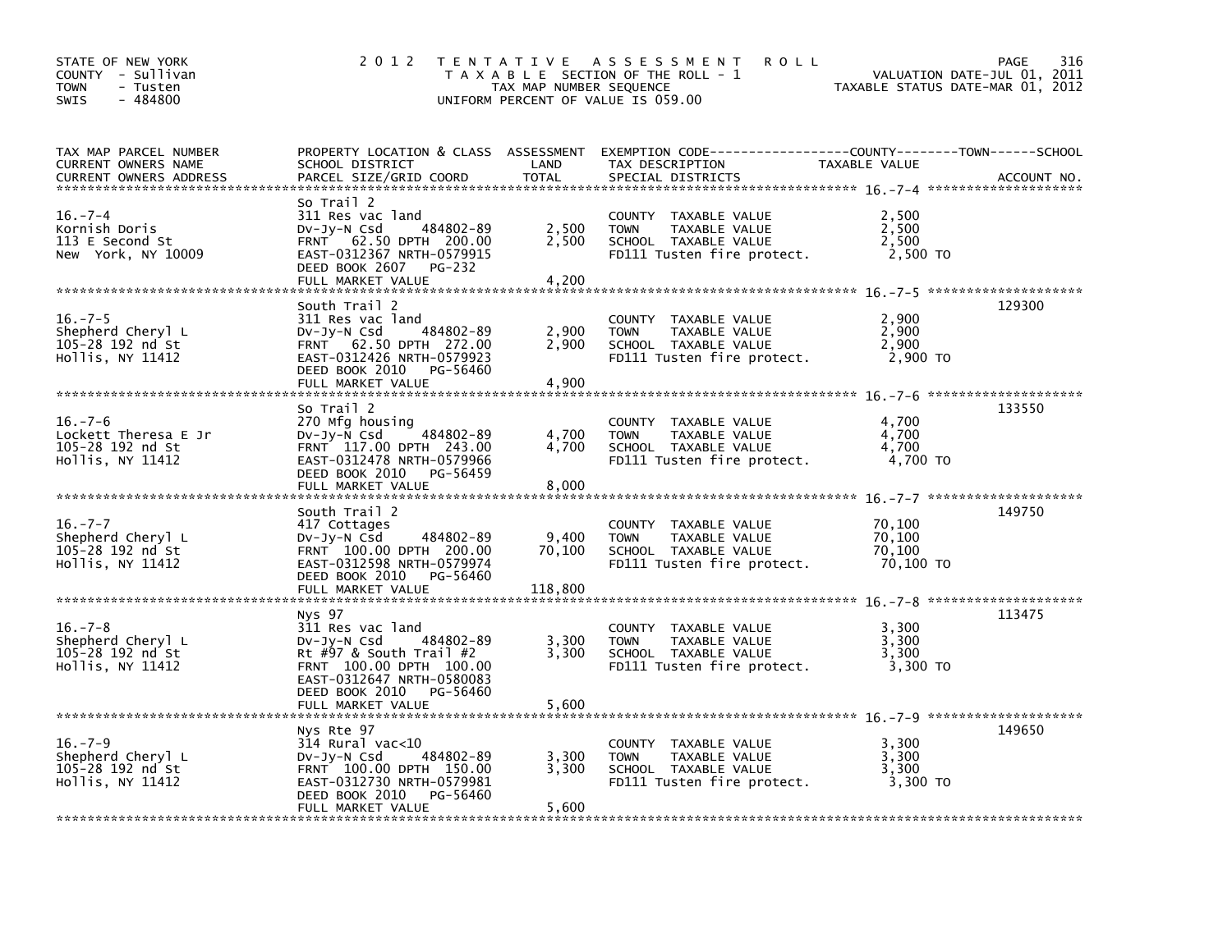STATE OF NEW YORK
COUNTY - Sullivan
TOWN - Tusten
SWIS - 484800

# 2012 TENTATIVE ASSESSMENT ROLL

TAXABLE SECTION OF THE ROLL - 1
TAX MAP NUMBER SEQUENCE
UNIFORM PERCENT OF VALUE IS 059.00

VALUATION DATE-JUL 01, 2011
TAXABLE STATUS DATE-MAR 01, 2012

| TAX MAP PARCEL NUMBER / CURRENT OWNERS NAME / CURRENT OWNERS ADDRESS | PROPERTY LOCATION & CLASS / SCHOOL DISTRICT / PARCEL SIZE/GRID COORD | ASSESSMENT LAND | TOTAL | EXEMPTION CODE / TAX DESCRIPTION / SPECIAL DISTRICTS | TAXABLE VALUE | ACCOUNT NO. |
|---|---|---|---|---|---|---|
| **16.-7-4** | So Trail 2 | | | | | |
| 16.-7-4 | 311 Res vac land | | | COUNTY TAXABLE VALUE | 2,500 | |
| Kornish Doris | Dv-Jy-N Csd 484802-89 | 2,500 | | TOWN TAXABLE VALUE | 2,500 | |
| 113 E Second St | FRNT 62.50 DPTH 200.00 | | 2,500 | SCHOOL TAXABLE VALUE | 2,500 | |
| New York, NY 10009 | EAST-0312367 NRTH-0579915 | | | FD111 Tusten fire protect. | 2,500 TO | |
| | DEED BOOK 2607 PG-232 | | | | | |
| | FULL MARKET VALUE | | 4,200 | | | |
| **16.-7-5** | South Trail 2 | | | | | 129300 |
| 16.-7-5 | 311 Res vac land | | | COUNTY TAXABLE VALUE | 2,900 | |
| Shepherd Cheryl L | Dv-Jy-N Csd 484802-89 | 2,900 | | TOWN TAXABLE VALUE | 2,900 | |
| 105-28 192 nd St | FRNT 62.50 DPTH 272.00 | | 2,900 | SCHOOL TAXABLE VALUE | 2,900 | |
| Hollis, NY 11412 | EAST-0312426 NRTH-0579923 | | | FD111 Tusten fire protect. | 2,900 TO | |
| | DEED BOOK 2010 PG-56460 | | | | | |
| | FULL MARKET VALUE | | 4,900 | | | |
| **16.-7-6** | So Trail 2 | | | | | 133550 |
| 16.-7-6 | 270 Mfg housing | | | COUNTY TAXABLE VALUE | 4,700 | |
| Lockett Theresa E Jr | Dv-Jy-N Csd 484802-89 | 4,700 | | TOWN TAXABLE VALUE | 4,700 | |
| 105-28 192 nd St | FRNT 117.00 DPTH 243.00 | | 4,700 | SCHOOL TAXABLE VALUE | 4,700 | |
| Hollis, NY 11412 | EAST-0312478 NRTH-0579966 | | | FD111 Tusten fire protect. | 4,700 TO | |
| | DEED BOOK 2010 PG-56459 | | | | | |
| | FULL MARKET VALUE | | 8,000 | | | |
| **16.-7-7** | South Trail 2 | | | | | 149750 |
| 16.-7-7 | 417 Cottages | | | COUNTY TAXABLE VALUE | 70,100 | |
| Shepherd Cheryl L | Dv-Jy-N Csd 484802-89 | 9,400 | | TOWN TAXABLE VALUE | 70,100 | |
| 105-28 192 nd St | FRNT 100.00 DPTH 200.00 | | 70,100 | SCHOOL TAXABLE VALUE | 70,100 | |
| Hollis, NY 11412 | EAST-0312598 NRTH-0579974 | | | FD111 Tusten fire protect. | 70,100 TO | |
| | DEED BOOK 2010 PG-56460 | | | | | |
| | FULL MARKET VALUE | | 118,800 | | | |
| **16.-7-8** | Nys 97 | | | | | 113475 |
| 16.-7-8 | 311 Res vac land | | | COUNTY TAXABLE VALUE | 3,300 | |
| Shepherd Cheryl L | Dv-Jy-N Csd 484802-89 | 3,300 | | TOWN TAXABLE VALUE | 3,300 | |
| 105-28 192 nd St | Rt #97 & South Trail #2 | | 3,300 | SCHOOL TAXABLE VALUE | 3,300 | |
| Hollis, NY 11412 | FRNT 100.00 DPTH 100.00 | | | FD111 Tusten fire protect. | 3,300 TO | |
| | EAST-0312647 NRTH-0580083 | | | | | |
| | DEED BOOK 2010 PG-56460 | | | | | |
| | FULL MARKET VALUE | | 5,600 | | | |
| **16.-7-9** | Nys Rte 97 | | | | | 149650 |
| 16.-7-9 | 314 Rural vac<10 | | | COUNTY TAXABLE VALUE | 3,300 | |
| Shepherd Cheryl L | Dv-Jy-N Csd 484802-89 | 3,300 | | TOWN TAXABLE VALUE | 3,300 | |
| 105-28 192 nd St | FRNT 100.00 DPTH 150.00 | | 3,300 | SCHOOL TAXABLE VALUE | 3,300 | |
| Hollis, NY 11412 | EAST-0312730 NRTH-0579981 | | | FD111 Tusten fire protect. | 3,300 TO | |
| | DEED BOOK 2010 PG-56460 | | | | | |
| | FULL MARKET VALUE | | 5,600 | | | |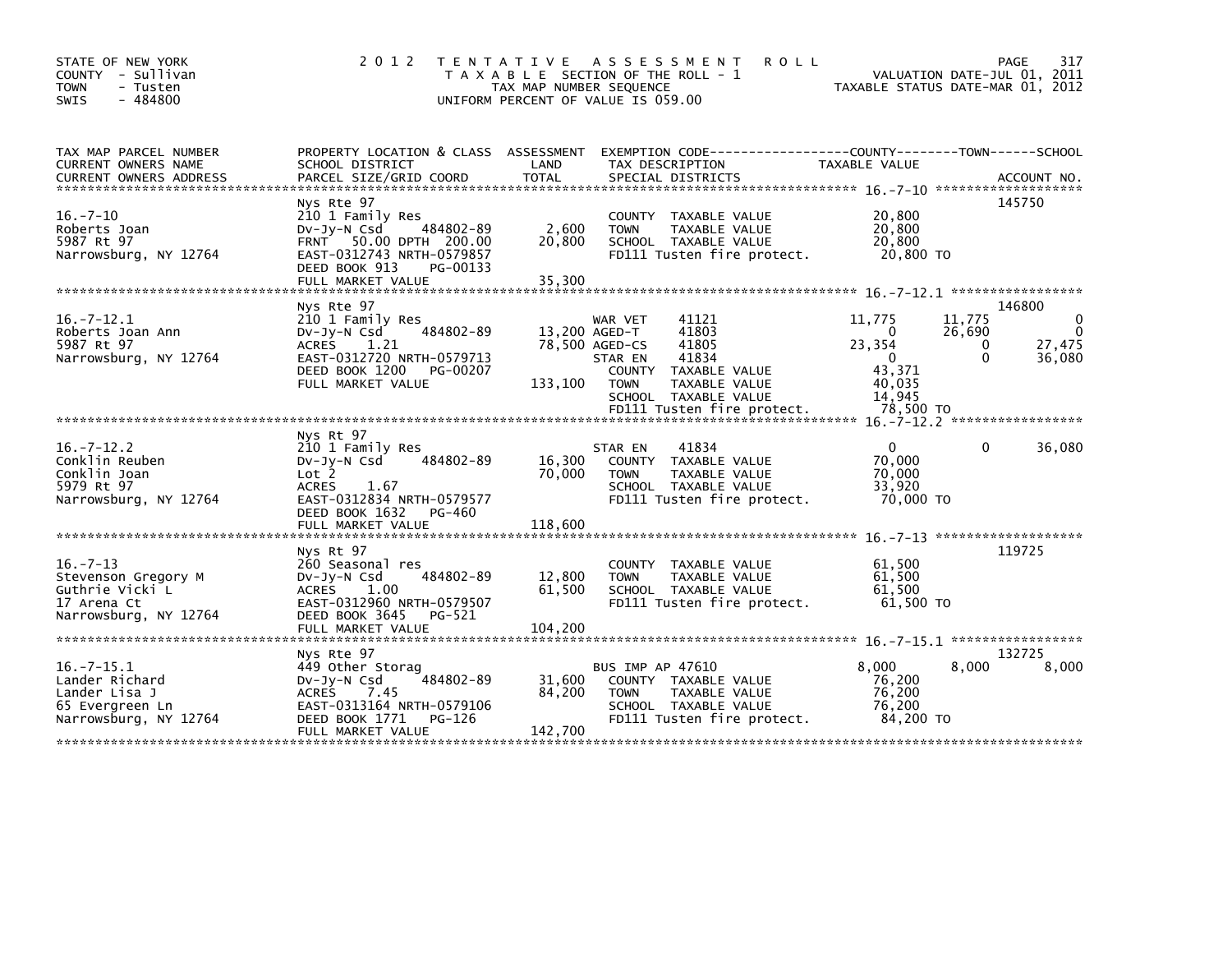STATE OF NEW YORK
COUNTY - Sullivan
TOWN - Tusten
SWIS - 484800

2012 TENTATIVE ASSESSMENT ROLL
TAXABLE SECTION OF THE ROLL - 1
TAX MAP NUMBER SEQUENCE
UNIFORM PERCENT OF VALUE IS 059.00

VALUATION DATE-JUL 01, 2011
TAXABLE STATUS DATE-MAR 01, 2012

```
TAX MAP PARCEL NUMBER      PROPERTY LOCATION & CLASS  ASSESSMENT  EXEMPTION CODE------------------COUNTY--------TOWN------SCHOOL
CURRENT OWNERS NAME        SCHOOL DISTRICT               LAND      TAX DESCRIPTION            TAXABLE VALUE
CURRENT OWNERS ADDRESS     PARCEL SIZE/GRID COORD        TOTAL     SPECIAL DISTRICTS                                         ACCOUNT NO.
******************************************************************************************************* 16.-7-10 *******************
                           Nys Rte 97                                                                                   145750
16.-7-10                   210 1 Family Res                        COUNTY  TAXABLE VALUE          20,800
Roberts Joan               Dv-Jy-N Csd     484802-89     2,600     TOWN    TAXABLE VALUE          20,800
5987 Rt 97                 FRNT   50.00 DPTH 200.00     20,800     SCHOOL  TAXABLE VALUE          20,800
Narrowsburg, NY 12764      EAST-0312743 NRTH-0579857               FD111 Tusten fire protect.      20,800 TO
                           DEED BOOK 913     PG-00133
                           FULL MARKET VALUE             35,300
******************************************************************************************************* 16.-7-12.1 *****************
                           Nys Rte 97                                                                                   146800
16.-7-12.1                 210 1 Family Res                  WAR VET       41121          11,775      11,775            0
Roberts Joan Ann           Dv-Jy-N Csd     484802-89    13,200 AGED-T        41803               0      26,690            0
5987 Rt 97                 ACRES     1.21               78,500 AGED-CS       41805          23,354           0       27,475
Narrowsburg, NY 12764      EAST-0312720 NRTH-0579713               STAR EN       41834               0           0       36,080
                           DEED BOOK 1200    PG-00207              COUNTY  TAXABLE VALUE          43,371
                           FULL MARKET VALUE            133,100    TOWN    TAXABLE VALUE          40,035
                                                                   SCHOOL  TAXABLE VALUE          14,945
                                                                   FD111 Tusten fire protect.      78,500 TO
******************************************************************************************************* 16.-7-12.2 *****************
                           Nys Rt 97
16.-7-12.2                 210 1 Family Res                        STAR EN       41834               0           0       36,080
Conklin Reuben             Dv-Jy-N Csd     484802-89    16,300     COUNTY  TAXABLE VALUE          70,000
Conklin Joan               Lot 2                        70,000     TOWN    TAXABLE VALUE          70,000
5979 Rt 97                 ACRES     1.67                          SCHOOL  TAXABLE VALUE          33,920
Narrowsburg, NY 12764      EAST-0312834 NRTH-0579577               FD111 Tusten fire protect.      70,000 TO
                           DEED BOOK 1632    PG-460
                           FULL MARKET VALUE            118,600
******************************************************************************************************* 16.-7-13 *******************
                           Nys Rt 97                                                                                    119725
16.-7-13                   260 Seasonal res                        COUNTY  TAXABLE VALUE          61,500
Stevenson Gregory M        Dv-Jy-N Csd     484802-89    12,800     TOWN    TAXABLE VALUE          61,500
Guthrie Vicki L            ACRES     1.00               61,500     SCHOOL  TAXABLE VALUE          61,500
17 Arena Ct                EAST-0312960 NRTH-0579507               FD111 Tusten fire protect.      61,500 TO
Narrowsburg, NY 12764      DEED BOOK 3645    PG-521
                           FULL MARKET VALUE            104,200
******************************************************************************************************* 16.-7-15.1 *****************
                           Nys Rte 97                                                                                   132725
16.-7-15.1                 449 Other Storag                        BUS IMP AP 47610                8,000       8,000        8,000
Lander Richard             Dv-Jy-N Csd     484802-89    31,600     COUNTY  TAXABLE VALUE          76,200
Lander Lisa J              ACRES     7.45               84,200     TOWN    TAXABLE VALUE          76,200
65 Evergreen Ln            EAST-0313164 NRTH-0579106               SCHOOL  TAXABLE VALUE          76,200
Narrowsburg, NY 12764      DEED BOOK 1771    PG-126                FD111 Tusten fire protect.      84,200 TO
                           FULL MARKET VALUE            142,700
************************************************************************************************************************************
```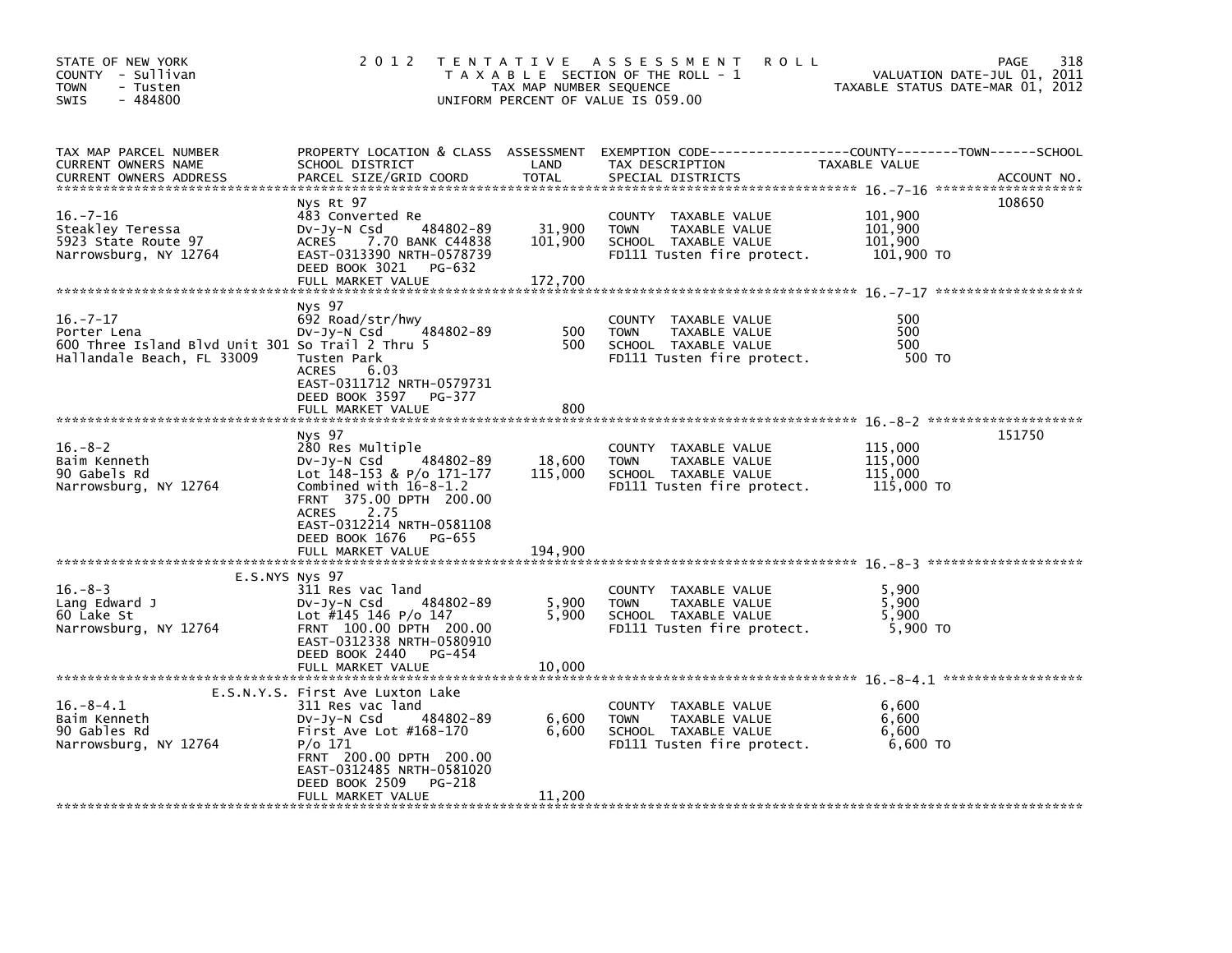STATE OF NEW YORK
COUNTY - Sullivan
TOWN - Tusten
SWIS - 484800

2 0 1 2 T E N T A T I V E A S S E S S M E N T R O L L
T A X A B L E SECTION OF THE ROLL - 1
TAX MAP NUMBER SEQUENCE
UNIFORM PERCENT OF VALUE IS 059.00

VALUATION DATE-JUL 01, 2011
TAXABLE STATUS DATE-MAR 01, 2012

| TAX MAP PARCEL NUMBER / CURRENT OWNERS NAME / CURRENT OWNERS ADDRESS | PROPERTY LOCATION & CLASS / SCHOOL DISTRICT / PARCEL SIZE/GRID COORD | ASSESSMENT LAND | TOTAL | EXEMPTION CODE / TAX DESCRIPTION / SPECIAL DISTRICTS | TAXABLE VALUE (COUNTY--------TOWN------SCHOOL) | ACCOUNT NO. |
|---|---|---|---|---|---|---|
| 16.-7-16 | Nys Rt 97 | | | | | 108650 |
| Steakley Teressa | 483 Converted Re | | | COUNTY TAXABLE VALUE | 101,900 | |
| 5923 State Route 97 | Dv-Jy-N Csd 484802-89 | 31,900 | | TOWN TAXABLE VALUE | 101,900 | |
| Narrowsburg, NY 12764 | ACRES 7.70 BANK C44838 | | 101,900 | SCHOOL TAXABLE VALUE | 101,900 | |
| | EAST-0313390 NRTH-0578739 | | | FD111 Tusten fire protect. | 101,900 TO | |
| | DEED BOOK 3021 PG-632 | | | | | |
| | FULL MARKET VALUE | | 172,700 | | | |
| 16.-7-17 | Nys 97 | | | | | |
| Porter Lena | 692 Road/str/hwy | | | COUNTY TAXABLE VALUE | 500 | |
| 600 Three Island Blvd Unit 301 | Dv-Jy-N Csd 484802-89 | 500 | | TOWN TAXABLE VALUE | 500 | |
| Hallandale Beach, FL 33009 | So Trail 2 Thru 5 | | 500 | SCHOOL TAXABLE VALUE | 500 | |
| | Tusten Park | | | FD111 Tusten fire protect. | 500 TO | |
| | ACRES 6.03 | | | | | |
| | EAST-0311712 NRTH-0579731 | | | | | |
| | DEED BOOK 3597 PG-377 | | | | | |
| | FULL MARKET VALUE | | 800 | | | |
| 16.-8-2 | Nys 97 | | | | | 151750 |
| Baim Kenneth | 280 Res Multiple | | | COUNTY TAXABLE VALUE | 115,000 | |
| 90 Gabels Rd | Dv-Jy-N Csd 484802-89 | 18,600 | | TOWN TAXABLE VALUE | 115,000 | |
| Narrowsburg, NY 12764 | Lot 148-153 & P/o 171-177 | | 115,000 | SCHOOL TAXABLE VALUE | 115,000 | |
| | Combined with 16-8-1.2 | | | FD111 Tusten fire protect. | 115,000 TO | |
| | FRNT 375.00 DPTH 200.00 | | | | | |
| | ACRES 2.75 | | | | | |
| | EAST-0312214 NRTH-0581108 | | | | | |
| | DEED BOOK 1676 PG-655 | | | | | |
| | FULL MARKET VALUE | | 194,900 | | | |
| 16.-8-3 | E.S.NYS Nys 97 | | | | | |
| Lang Edward J | 311 Res vac land | | | COUNTY TAXABLE VALUE | 5,900 | |
| 60 Lake St | Dv-Jy-N Csd 484802-89 | 5,900 | | TOWN TAXABLE VALUE | 5,900 | |
| Narrowsburg, NY 12764 | Lot #145 146 P/o 147 | | 5,900 | SCHOOL TAXABLE VALUE | 5,900 | |
| | FRNT 100.00 DPTH 200.00 | | | FD111 Tusten fire protect. | 5,900 TO | |
| | EAST-0312338 NRTH-0580910 | | | | | |
| | DEED BOOK 2440 PG-454 | | | | | |
| | FULL MARKET VALUE | | 10,000 | | | |
| 16.-8-4.1 | E.S.N.Y.S. First Ave Luxton Lake | | | | | |
| Baim Kenneth | 311 Res vac land | | | COUNTY TAXABLE VALUE | 6,600 | |
| 90 Gables Rd | Dv-Jy-N Csd 484802-89 | 6,600 | | TOWN TAXABLE VALUE | 6,600 | |
| Narrowsburg, NY 12764 | First Ave Lot #168-170 | | 6,600 | SCHOOL TAXABLE VALUE | 6,600 | |
| | P/o 171 | | | FD111 Tusten fire protect. | 6,600 TO | |
| | FRNT 200.00 DPTH 200.00 | | | | | |
| | EAST-0312485 NRTH-0581020 | | | | | |
| | DEED BOOK 2509 PG-218 | | | | | |
| | FULL MARKET VALUE | | 11,200 | | | |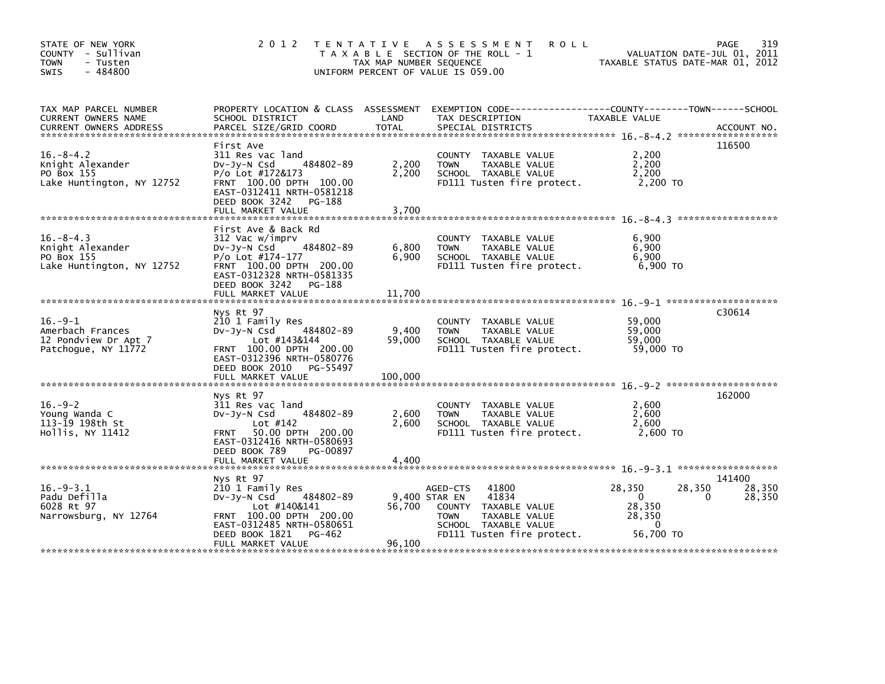STATE OF NEW YORK
COUNTY - Sullivan
TOWN - Tusten
SWIS - 484800

2012 TENTATIVE ASSESSMENT ROLL
TAXABLE SECTION OF THE ROLL - 1
TAX MAP NUMBER SEQUENCE
UNIFORM PERCENT OF VALUE IS 059.00

VALUATION DATE-JUL 01, 2011
TAXABLE STATUS DATE-MAR 01, 2012

| TAX MAP PARCEL NUMBER / CURRENT OWNERS NAME / CURRENT OWNERS ADDRESS | PROPERTY LOCATION & CLASS / SCHOOL DISTRICT / PARCEL SIZE/GRID COORD | ASSESSMENT LAND | TOTAL | EXEMPTION CODE / TAX DESCRIPTION / SPECIAL DISTRICTS | COUNTY TAXABLE VALUE | TOWN | SCHOOL | ACCOUNT NO. |
|---|---|---|---|---|---|---|---|---|
| **16.-8-4.2** | First Ave | | | | | | | 116500 |
| 16.-8-4.2 | 311 Res vac land | | | COUNTY TAXABLE VALUE | 2,200 | | | |
| Knight Alexander | Dv-Jy-N Csd 484802-89 | 2,200 | | TOWN TAXABLE VALUE | 2,200 | | | |
| PO Box 155 | P/o Lot #172&173 | | 2,200 | SCHOOL TAXABLE VALUE | 2,200 | | | |
| Lake Huntington, NY 12752 | FRNT 100.00 DPTH 100.00 | | | FD111 Tusten fire protect. | 2,200 TO | | | |
| | EAST-0312411 NRTH-0581218 | | | | | | | |
| | DEED BOOK 3242 PG-188 | | | | | | | |
| | FULL MARKET VALUE | | 3,700 | | | | | |
| **16.-8-4.3** | First Ave & Back Rd | | | | | | | |
| 16.-8-4.3 | 312 Vac w/imprv | | | COUNTY TAXABLE VALUE | 6,900 | | | |
| Knight Alexander | Dv-Jy-N Csd 484802-89 | 6,800 | | TOWN TAXABLE VALUE | 6,900 | | | |
| PO Box 155 | P/o Lot #174-177 | | 6,900 | SCHOOL TAXABLE VALUE | 6,900 | | | |
| Lake Huntington, NY 12752 | FRNT 100.00 DPTH 200.00 | | | FD111 Tusten fire protect. | 6,900 TO | | | |
| | EAST-0312328 NRTH-0581335 | | | | | | | |
| | DEED BOOK 3242 PG-188 | | | | | | | |
| | FULL MARKET VALUE | | 11,700 | | | | | |
| **16.-9-1** | Nys Rt 97 | | | | | | | C30614 |
| 16.-9-1 | 210 1 Family Res | | | COUNTY TAXABLE VALUE | 59,000 | | | |
| Amerbach Frances | Dv-Jy-N Csd 484802-89 | 9,400 | | TOWN TAXABLE VALUE | 59,000 | | | |
| 12 Pondview Dr Apt 7 | Lot #143&144 | | 59,000 | SCHOOL TAXABLE VALUE | 59,000 | | | |
| Patchogue, NY 11772 | FRNT 100.00 DPTH 200.00 | | | FD111 Tusten fire protect. | 59,000 TO | | | |
| | EAST-0312396 NRTH-0580776 | | | | | | | |
| | DEED BOOK 2010 PG-55497 | | | | | | | |
| | FULL MARKET VALUE | | 100,000 | | | | | |
| **16.-9-2** | Nys Rt 97 | | | | | | | 162000 |
| 16.-9-2 | 311 Res vac land | | | COUNTY TAXABLE VALUE | 2,600 | | | |
| Young Wanda C | Dv-Jy-N Csd 484802-89 | 2,600 | | TOWN TAXABLE VALUE | 2,600 | | | |
| 113-19 198th St | Lot #142 | | 2,600 | SCHOOL TAXABLE VALUE | 2,600 | | | |
| Hollis, NY 11412 | FRNT 50.00 DPTH 200.00 | | | FD111 Tusten fire protect. | 2,600 TO | | | |
| | EAST-0312416 NRTH-0580693 | | | | | | | |
| | DEED BOOK 789 PG-00897 | | | | | | | |
| | FULL MARKET VALUE | | 4,400 | | | | | |
| **16.-9-3.1** | Nys Rt 97 | | | | | | | 141400 |
| 16.-9-3.1 | 210 1 Family Res | | | AGED-CTS 41800 | 28,350 | 28,350 | 28,350 | |
| Padu Defilla | Dv-Jy-N Csd 484802-89 | 9,400 | | STAR EN 41834 | 0 | 0 | 28,350 | |
| 6028 Rt 97 | Lot #140&141 | | 56,700 | COUNTY TAXABLE VALUE | 28,350 | | | |
| Narrowsburg, NY 12764 | FRNT 100.00 DPTH 200.00 | | | TOWN TAXABLE VALUE | 28,350 | | | |
| | EAST-0312485 NRTH-0580651 | | | SCHOOL TAXABLE VALUE | 0 | | | |
| | DEED BOOK 1821 PG-462 | | | FD111 Tusten fire protect. | 56,700 TO | | | |
| | FULL MARKET VALUE | | 96,100 | | | | | |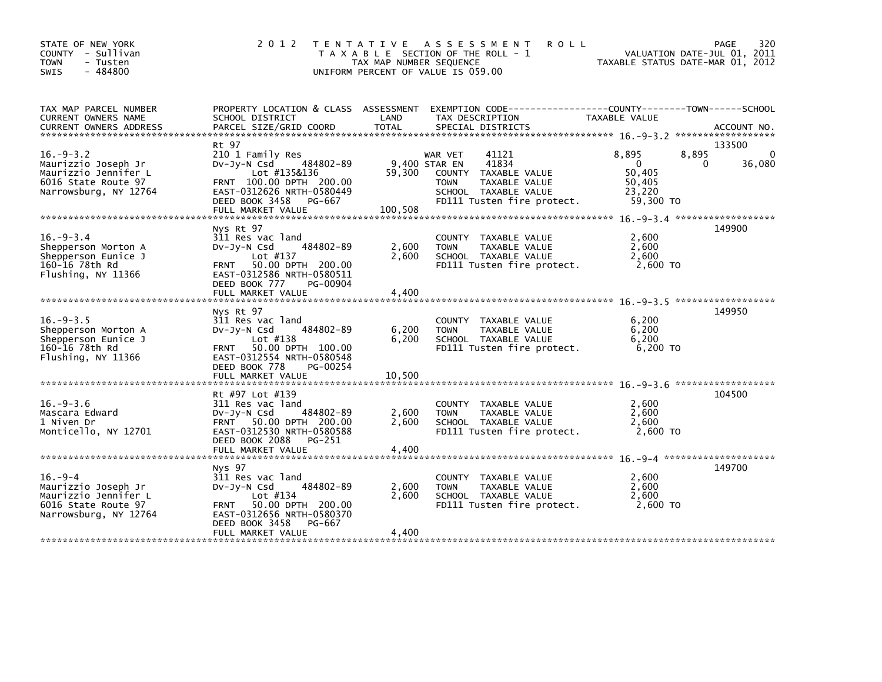STATE OF NEW YORK
COUNTY - Sullivan
TOWN - Tusten
SWIS - 484800

2012 TENTATIVE ASSESSMENT ROLL
TAXABLE SECTION OF THE ROLL - 1
TAX MAP NUMBER SEQUENCE
UNIFORM PERCENT OF VALUE IS 059.00

VALUATION DATE-JUL 01, 2011
TAXABLE STATUS DATE-MAR 01, 2012

| TAX MAP PARCEL NUMBER / CURRENT OWNERS NAME / CURRENT OWNERS ADDRESS | PROPERTY LOCATION & CLASS / SCHOOL DISTRICT / PARCEL SIZE/GRID COORD | ASSESSMENT LAND | TOTAL | EXEMPTION CODE / TAX DESCRIPTION / SPECIAL DISTRICTS | COUNTY TAXABLE VALUE | TOWN | SCHOOL | ACCOUNT NO. |
|---|---|---|---|---|---|---|---|---|
| **16.-9-3.2** | Rt 97 | | | | | | | 133500 |
| 16.-9-3.2 | 210 1 Family Res | | | WAR VET 41121 | 8,895 | 8,895 | 0 | |
| Maurizzio Joseph Jr | Dv-Jy-N Csd 484802-89 | 9,400 | | STAR EN 41834 | 0 | 0 | 36,080 | |
| Maurizzio Jennifer L | Lot #135&136 | | 59,300 | COUNTY TAXABLE VALUE | 50,405 | | | |
| 6016 State Route 97 | FRNT 100.00 DPTH 200.00 | | | TOWN TAXABLE VALUE | 50,405 | | | |
| Narrowsburg, NY 12764 | EAST-0312626 NRTH-0580449 | | | SCHOOL TAXABLE VALUE | 23,220 | | | |
| | DEED BOOK 3458 PG-667 | | | FD111 Tusten fire protect. | 59,300 TO | | | |
| | FULL MARKET VALUE | | 100,508 | | | | | |
| **16.-9-3.4** | Nys Rt 97 | | | | | | | 149900 |
| 16.-9-3.4 | 311 Res vac land | | | COUNTY TAXABLE VALUE | 2,600 | | | |
| Shepperson Morton A | Dv-Jy-N Csd 484802-89 | 2,600 | | TOWN TAXABLE VALUE | 2,600 | | | |
| Shepperson Eunice J | Lot #137 | | 2,600 | SCHOOL TAXABLE VALUE | 2,600 | | | |
| 160-16 78th Rd | FRNT 50.00 DPTH 200.00 | | | FD111 Tusten fire protect. | 2,600 TO | | | |
| Flushing, NY 11366 | EAST-0312586 NRTH-0580511 | | | | | | | |
| | DEED BOOK 777 PG-00904 | | | | | | | |
| | FULL MARKET VALUE | | 4,400 | | | | | |
| **16.-9-3.5** | Nys Rt 97 | | | | | | | 149950 |
| 16.-9-3.5 | 311 Res vac land | | | COUNTY TAXABLE VALUE | 6,200 | | | |
| Shepperson Morton A | Dv-Jy-N Csd 484802-89 | 6,200 | | TOWN TAXABLE VALUE | 6,200 | | | |
| Shepperson Eunice J | Lot #138 | | 6,200 | SCHOOL TAXABLE VALUE | 6,200 | | | |
| 160-16 78th Rd | FRNT 50.00 DPTH 100.00 | | | FD111 Tusten fire protect. | 6,200 TO | | | |
| Flushing, NY 11366 | EAST-0312554 NRTH-0580548 | | | | | | | |
| | DEED BOOK 778 PG-00254 | | | | | | | |
| | FULL MARKET VALUE | | 10,500 | | | | | |
| **16.-9-3.6** | Rt #97 Lot #139 | | | | | | | 104500 |
| 16.-9-3.6 | 311 Res vac land | | | COUNTY TAXABLE VALUE | 2,600 | | | |
| Mascara Edward | Dv-Jy-N Csd 484802-89 | 2,600 | | TOWN TAXABLE VALUE | 2,600 | | | |
| 1 Niven Dr | FRNT 50.00 DPTH 200.00 | | 2,600 | SCHOOL TAXABLE VALUE | 2,600 | | | |
| Monticello, NY 12701 | EAST-0312530 NRTH-0580588 | | | FD111 Tusten fire protect. | 2,600 TO | | | |
| | DEED BOOK 2088 PG-251 | | | | | | | |
| | FULL MARKET VALUE | | 4,400 | | | | | |
| **16.-9-4** | Nys 97 | | | | | | | 149700 |
| 16.-9-4 | 311 Res vac land | | | COUNTY TAXABLE VALUE | 2,600 | | | |
| Maurizzio Joseph Jr | Dv-Jy-N Csd 484802-89 | 2,600 | | TOWN TAXABLE VALUE | 2,600 | | | |
| Maurizzio Jennifer L | Lot #134 | | 2,600 | SCHOOL TAXABLE VALUE | 2,600 | | | |
| 6016 State Route 97 | FRNT 50.00 DPTH 200.00 | | | FD111 Tusten fire protect. | 2,600 TO | | | |
| Narrowsburg, NY 12764 | EAST-0312656 NRTH-0580370 | | | | | | | |
| | DEED BOOK 3458 PG-667 | | | | | | | |
| | FULL MARKET VALUE | | 4,400 | | | | | |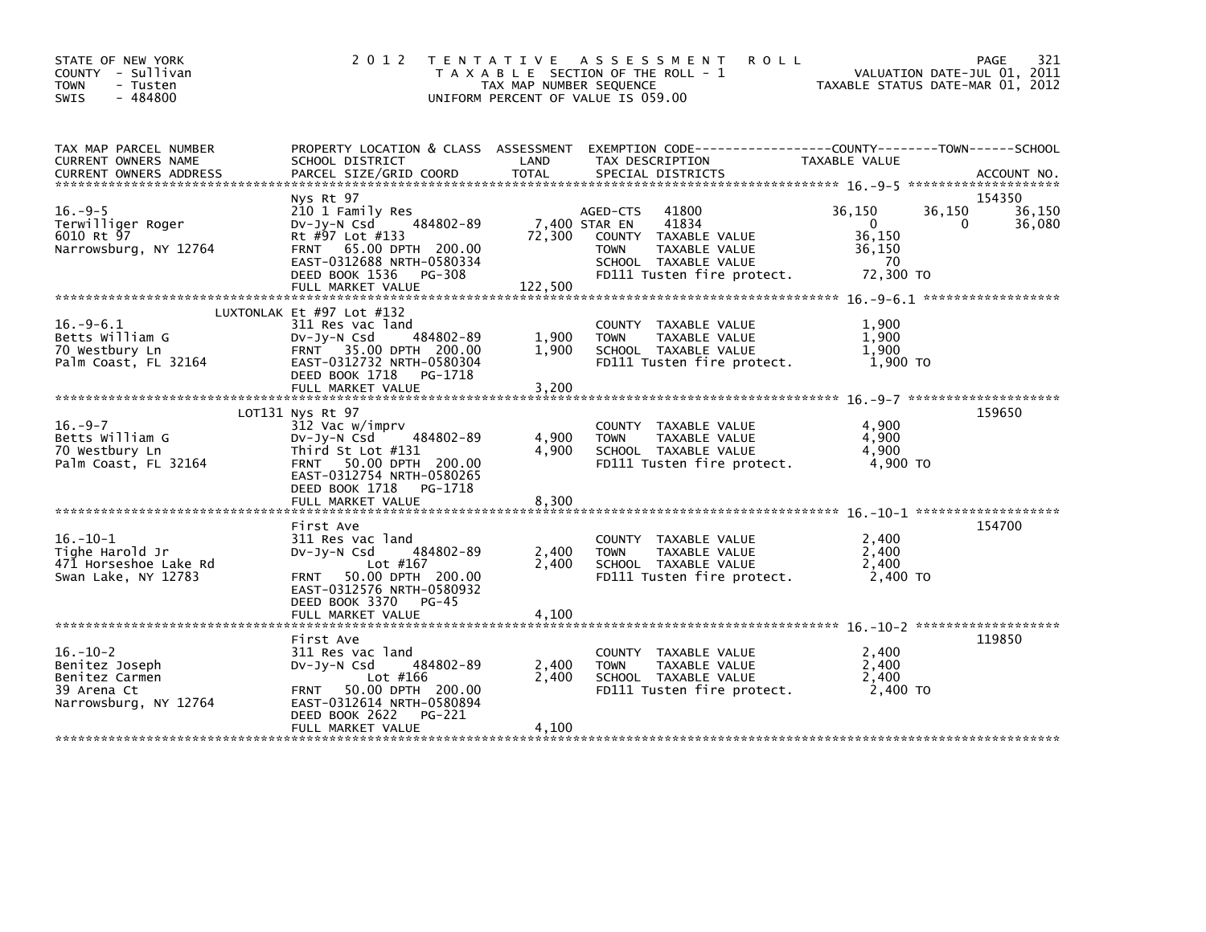STATE OF NEW YORK
COUNTY - Sullivan
TOWN - Tusten
SWIS - 484800

2012 TENTATIVE ASSESSMENT ROLL
TAXABLE SECTION OF THE ROLL - 1
TAX MAP NUMBER SEQUENCE
UNIFORM PERCENT OF VALUE IS 059.00

VALUATION DATE-JUL 01, 2011
TAXABLE STATUS DATE-MAR 01, 2012

| TAX MAP PARCEL NUMBER / CURRENT OWNERS NAME / CURRENT OWNERS ADDRESS | PROPERTY LOCATION & CLASS / SCHOOL DISTRICT / PARCEL SIZE/GRID COORD | ASSESSMENT LAND / TOTAL | EXEMPTION CODE / TAX DESCRIPTION / SPECIAL DISTRICTS | COUNTY TAXABLE VALUE | TOWN | SCHOOL | ACCOUNT NO. |
|---|---|---|---|---|---|---|---|
| 16.-9-5 | Nys Rt 97 | | | | | | 154350 |
| Terwilliger Roger | 210 1 Family Res | | AGED-CTS 41800 | 36,150 | 36,150 | 36,150 | |
| 6010 Rt 97 | Dv-Jy-N Csd 484802-89 | 7,400 | STAR EN 41834 | 0 | 0 | 36,080 | |
| Narrowsburg, NY 12764 | Rt #97 Lot #133 | 72,300 | COUNTY TAXABLE VALUE | 36,150 | | | |
| | FRNT 65.00 DPTH 200.00 | | TOWN TAXABLE VALUE | 36,150 | | | |
| | EAST-0312688 NRTH-0580334 | | SCHOOL TAXABLE VALUE | 70 | | | |
| | DEED BOOK 1536 PG-308 | | FD111 Tusten fire protect. | 72,300 TO | | | |
| | FULL MARKET VALUE | 122,500 | | | | | |
| 16.-9-6.1 | LUXTONLAK Et #97 Lot #132 | | | | | | |
| Betts William G | 311 Res vac land | | COUNTY TAXABLE VALUE | 1,900 | | | |
| 70 Westbury Ln | Dv-Jy-N Csd 484802-89 | 1,900 | TOWN TAXABLE VALUE | 1,900 | | | |
| Palm Coast, FL 32164 | FRNT 35.00 DPTH 200.00 | 1,900 | SCHOOL TAXABLE VALUE | 1,900 | | | |
| | EAST-0312732 NRTH-0580304 | | FD111 Tusten fire protect. | 1,900 TO | | | |
| | DEED BOOK 1718 PG-1718 | | | | | | |
| | FULL MARKET VALUE | 3,200 | | | | | |
| 16.-9-7 | LOT131 Nys Rt 97 | | | | | | 159650 |
| Betts William G | 312 Vac w/imprv | | COUNTY TAXABLE VALUE | 4,900 | | | |
| 70 Westbury Ln | Dv-Jy-N Csd 484802-89 | 4,900 | TOWN TAXABLE VALUE | 4,900 | | | |
| Palm Coast, FL 32164 | Third St Lot #131 | 4,900 | SCHOOL TAXABLE VALUE | 4,900 | | | |
| | FRNT 50.00 DPTH 200.00 | | FD111 Tusten fire protect. | 4,900 TO | | | |
| | EAST-0312754 NRTH-0580265 | | | | | | |
| | DEED BOOK 1718 PG-1718 | | | | | | |
| | FULL MARKET VALUE | 8,300 | | | | | |
| 16.-10-1 | First Ave | | | | | | 154700 |
| Tighe Harold Jr | 311 Res vac land | | COUNTY TAXABLE VALUE | 2,400 | | | |
| 471 Horseshoe Lake Rd | Dv-Jy-N Csd 484802-89 | 2,400 | TOWN TAXABLE VALUE | 2,400 | | | |
| Swan Lake, NY 12783 | Lot #167 | 2,400 | SCHOOL TAXABLE VALUE | 2,400 | | | |
| | FRNT 50.00 DPTH 200.00 | | FD111 Tusten fire protect. | 2,400 TO | | | |
| | EAST-0312576 NRTH-0580932 | | | | | | |
| | DEED BOOK 3370 PG-45 | | | | | | |
| | FULL MARKET VALUE | 4,100 | | | | | |
| 16.-10-2 | First Ave | | | | | | 119850 |
| Benitez Joseph | 311 Res vac land | | COUNTY TAXABLE VALUE | 2,400 | | | |
| Benitez Carmen | Dv-Jy-N Csd 484802-89 | 2,400 | TOWN TAXABLE VALUE | 2,400 | | | |
| 39 Arena Ct | Lot #166 | 2,400 | SCHOOL TAXABLE VALUE | 2,400 | | | |
| Narrowsburg, NY 12764 | FRNT 50.00 DPTH 200.00 | | FD111 Tusten fire protect. | 2,400 TO | | | |
| | EAST-0312614 NRTH-0580894 | | | | | | |
| | DEED BOOK 2622 PG-221 | | | | | | |
| | FULL MARKET VALUE | 4,100 | | | | | |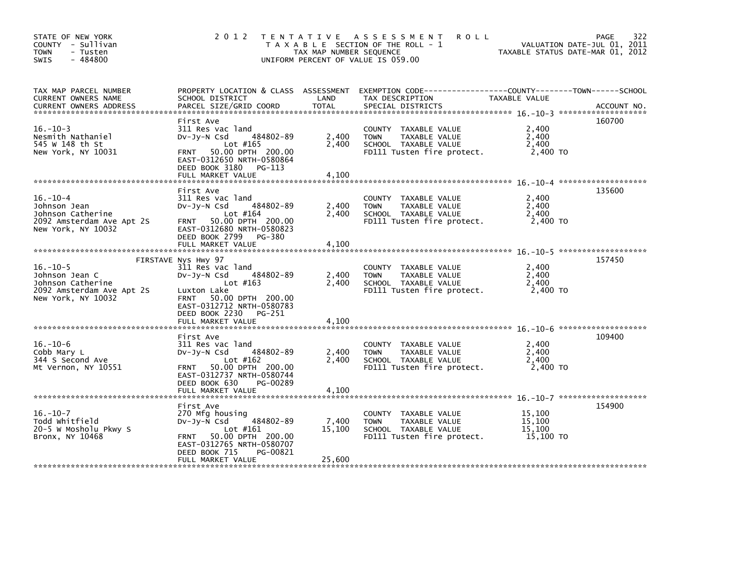STATE OF NEW YORK
COUNTY - Sullivan
TOWN - Tusten
SWIS - 484800

# 2012 TENTATIVE ASSESSMENT ROLL

TAXABLE SECTION OF THE ROLL - 1
TAX MAP NUMBER SEQUENCE
UNIFORM PERCENT OF VALUE IS 059.00

VALUATION DATE-JUL 01, 2011
TAXABLE STATUS DATE-MAR 01, 2012

| TAX MAP PARCEL NUMBER / CURRENT OWNERS NAME / CURRENT OWNERS ADDRESS | PROPERTY LOCATION & CLASS / SCHOOL DISTRICT / PARCEL SIZE/GRID COORD | ASSESSMENT LAND | TOTAL | EXEMPTION CODE / TAX DESCRIPTION / SPECIAL DISTRICTS | TAXABLE VALUE (COUNTY--TOWN--SCHOOL) | ACCOUNT NO. |
|---|---|---|---|---|---|---|
| 16.-10-3 | First Ave | | | | | 160700 |
| Nesmith Nathaniel | 311 Res vac land | | | COUNTY TAXABLE VALUE | 2,400 | |
| 545 W 148 th St | Dv-Jy-N Csd 484802-89 | 2,400 | | TOWN TAXABLE VALUE | 2,400 | |
| New York, NY 10031 | Lot #165 | | 2,400 | SCHOOL TAXABLE VALUE | 2,400 | |
| | FRNT 50.00 DPTH 200.00 | | | FD111 Tusten fire protect. | 2,400 TO | |
| | EAST-0312650 NRTH-0580864 | | | | | |
| | DEED BOOK 3180 PG-113 | | | | | |
| | FULL MARKET VALUE | | 4,100 | | | |
| 16.-10-4 | First Ave | | | | | 135600 |
| Johnson Jean | 311 Res vac land | | | COUNTY TAXABLE VALUE | 2,400 | |
| Johnson Catherine | Dv-Jy-N Csd 484802-89 | 2,400 | | TOWN TAXABLE VALUE | 2,400 | |
| 2092 Amsterdam Ave Apt 2S | Lot #164 | | 2,400 | SCHOOL TAXABLE VALUE | 2,400 | |
| New York, NY 10032 | FRNT 50.00 DPTH 200.00 | | | FD111 Tusten fire protect. | 2,400 TO | |
| | EAST-0312680 NRTH-0580823 | | | | | |
| | DEED BOOK 2799 PG-380 | | | | | |
| | FULL MARKET VALUE | | 4,100 | | | |
| 16.-10-5 | FIRSTAVE Nys Hwy 97 | | | | | 157450 |
| Johnson Jean C | 311 Res vac land | | | COUNTY TAXABLE VALUE | 2,400 | |
| Johnson Catherine | Dv-Jy-N Csd 484802-89 | 2,400 | | TOWN TAXABLE VALUE | 2,400 | |
| 2092 Amsterdam Ave Apt 2S | Lot #163 | | 2,400 | SCHOOL TAXABLE VALUE | 2,400 | |
| New York, NY 10032 | Luxton Lake | | | FD111 Tusten fire protect. | 2,400 TO | |
| | FRNT 50.00 DPTH 200.00 | | | | | |
| | EAST-0312712 NRTH-0580783 | | | | | |
| | DEED BOOK 2230 PG-251 | | | | | |
| | FULL MARKET VALUE | | 4,100 | | | |
| 16.-10-6 | First Ave | | | | | 109400 |
| Cobb Mary L | 311 Res vac land | | | COUNTY TAXABLE VALUE | 2,400 | |
| 344 S Second Ave | Dv-Jy-N Csd 484802-89 | 2,400 | | TOWN TAXABLE VALUE | 2,400 | |
| Mt Vernon, NY 10551 | Lot #162 | | 2,400 | SCHOOL TAXABLE VALUE | 2,400 | |
| | FRNT 50.00 DPTH 200.00 | | | FD111 Tusten fire protect. | 2,400 TO | |
| | EAST-0312737 NRTH-0580744 | | | | | |
| | DEED BOOK 630 PG-00289 | | | | | |
| | FULL MARKET VALUE | | 4,100 | | | |
| 16.-10-7 | First Ave | | | | | 154900 |
| Todd Whitfield | 270 Mfg housing | | | COUNTY TAXABLE VALUE | 15,100 | |
| 20-5 W Mosholu Pkwy S | Dv-Jy-N Csd 484802-89 | 7,400 | | TOWN TAXABLE VALUE | 15,100 | |
| Bronx, NY 10468 | Lot #161 | | 15,100 | SCHOOL TAXABLE VALUE | 15,100 | |
| | FRNT 50.00 DPTH 200.00 | | | FD111 Tusten fire protect. | 15,100 TO | |
| | EAST-0312765 NRTH-0580707 | | | | | |
| | DEED BOOK 715 PG-00821 | | | | | |
| | FULL MARKET VALUE | | 25,600 | | | |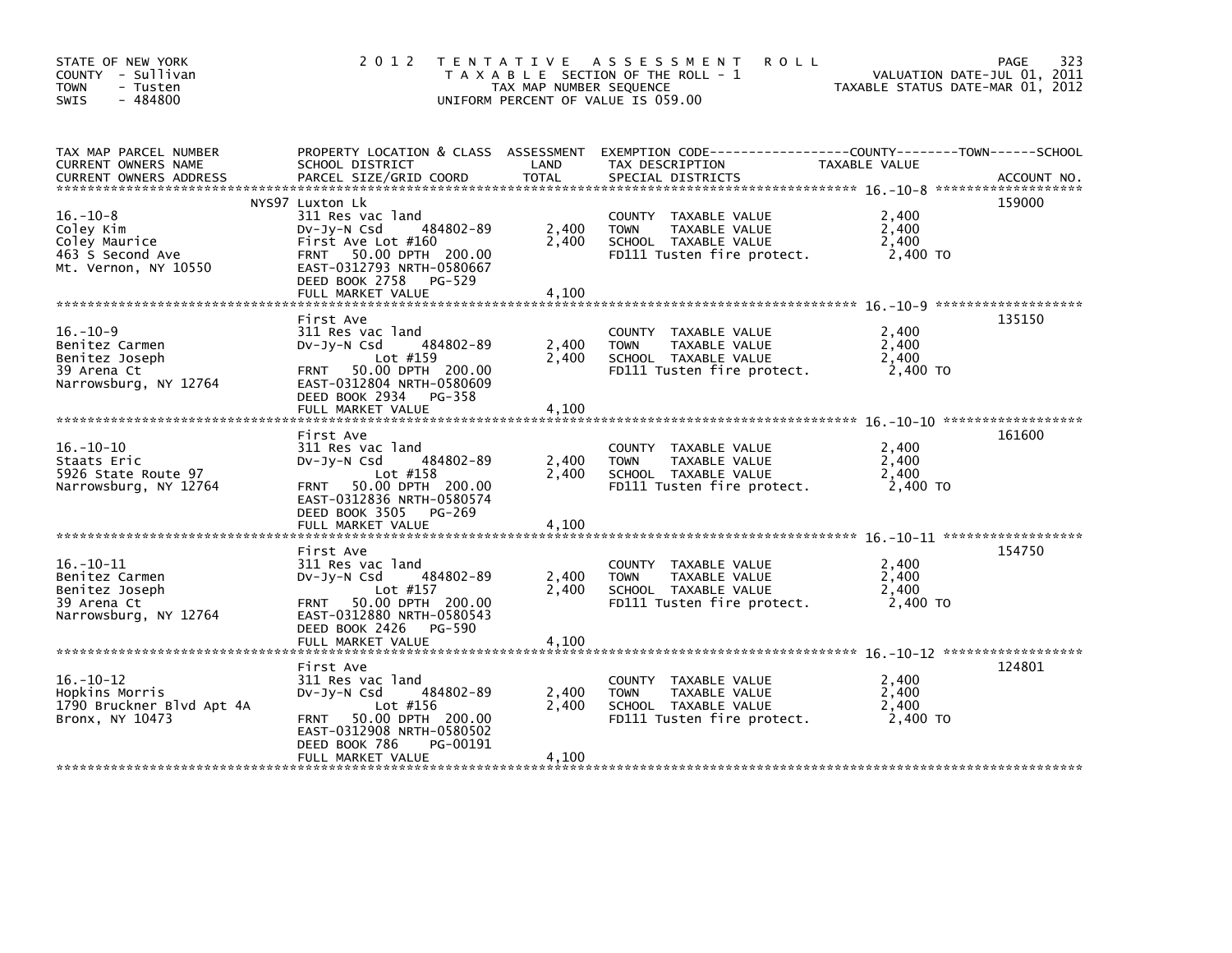STATE OF NEW YORK
COUNTY - Sullivan
TOWN - Tusten
SWIS - 484800

# 2012 TENTATIVE ASSESSMENT ROLL

TAXABLE SECTION OF THE ROLL - 1
TAX MAP NUMBER SEQUENCE
UNIFORM PERCENT OF VALUE IS 059.00

VALUATION DATE-JUL 01, 2011
TAXABLE STATUS DATE-MAR 01, 2012

| TAX MAP PARCEL NUMBER / CURRENT OWNERS NAME / CURRENT OWNERS ADDRESS | PROPERTY LOCATION & CLASS / SCHOOL DISTRICT / PARCEL SIZE/GRID COORD | ASSESSMENT LAND | TOTAL | EXEMPTION CODE / TAX DESCRIPTION / SPECIAL DISTRICTS | TAXABLE VALUE (COUNTY / TOWN / SCHOOL) | ACCOUNT NO. |
|---|---|---|---|---|---|---|
| 16.-10-8 | NYS97 Luxton Lk | | | | | 159000 |
| Coley Kim | 311 Res vac land | | | COUNTY TAXABLE VALUE | 2,400 | |
| Coley Maurice | Dv-Jy-N Csd 484802-89 | 2,400 | | TOWN TAXABLE VALUE | 2,400 | |
| 463 S Second Ave | First Ave Lot #160 | | 2,400 | SCHOOL TAXABLE VALUE | 2,400 | |
| Mt. Vernon, NY 10550 | FRNT 50.00 DPTH 200.00 | | | FD111 Tusten fire protect. | 2,400 TO | |
| | EAST-0312793 NRTH-0580667 | | | | | |
| | DEED BOOK 2758 PG-529 | | | | | |
| | FULL MARKET VALUE | | 4,100 | | | |
| 16.-10-9 | First Ave | | | | | 135150 |
| Benitez Carmen | 311 Res vac land | | | COUNTY TAXABLE VALUE | 2,400 | |
| Benitez Joseph | Dv-Jy-N Csd 484802-89 | 2,400 | | TOWN TAXABLE VALUE | 2,400 | |
| 39 Arena Ct | Lot #159 | | 2,400 | SCHOOL TAXABLE VALUE | 2,400 | |
| Narrowsburg, NY 12764 | FRNT 50.00 DPTH 200.00 | | | FD111 Tusten fire protect. | 2,400 TO | |
| | EAST-0312804 NRTH-0580609 | | | | | |
| | DEED BOOK 2934 PG-358 | | | | | |
| | FULL MARKET VALUE | | 4,100 | | | |
| 16.-10-10 | First Ave | | | | | 161600 |
| Staats Eric | 311 Res vac land | | | COUNTY TAXABLE VALUE | 2,400 | |
| 5926 State Route 97 | Dv-Jy-N Csd 484802-89 | 2,400 | | TOWN TAXABLE VALUE | 2,400 | |
| Narrowsburg, NY 12764 | Lot #158 | | 2,400 | SCHOOL TAXABLE VALUE | 2,400 | |
| | FRNT 50.00 DPTH 200.00 | | | FD111 Tusten fire protect. | 2,400 TO | |
| | EAST-0312836 NRTH-0580574 | | | | | |
| | DEED BOOK 3505 PG-269 | | | | | |
| | FULL MARKET VALUE | | 4,100 | | | |
| 16.-10-11 | First Ave | | | | | 154750 |
| Benitez Carmen | 311 Res vac land | | | COUNTY TAXABLE VALUE | 2,400 | |
| Benitez Joseph | Dv-Jy-N Csd 484802-89 | 2,400 | | TOWN TAXABLE VALUE | 2,400 | |
| 39 Arena Ct | Lot #157 | | 2,400 | SCHOOL TAXABLE VALUE | 2,400 | |
| Narrowsburg, NY 12764 | FRNT 50.00 DPTH 200.00 | | | FD111 Tusten fire protect. | 2,400 TO | |
| | EAST-0312880 NRTH-0580543 | | | | | |
| | DEED BOOK 2426 PG-590 | | | | | |
| | FULL MARKET VALUE | | 4,100 | | | |
| 16.-10-12 | First Ave | | | | | 124801 |
| Hopkins Morris | 311 Res vac land | | | COUNTY TAXABLE VALUE | 2,400 | |
| 1790 Bruckner Blvd Apt 4A | Dv-Jy-N Csd 484802-89 | 2,400 | | TOWN TAXABLE VALUE | 2,400 | |
| Bronx, NY 10473 | Lot #156 | | 2,400 | SCHOOL TAXABLE VALUE | 2,400 | |
| | FRNT 50.00 DPTH 200.00 | | | FD111 Tusten fire protect. | 2,400 TO | |
| | EAST-0312908 NRTH-0580502 | | | | | |
| | DEED BOOK 786 PG-00191 | | | | | |
| | FULL MARKET VALUE | | 4,100 | | | |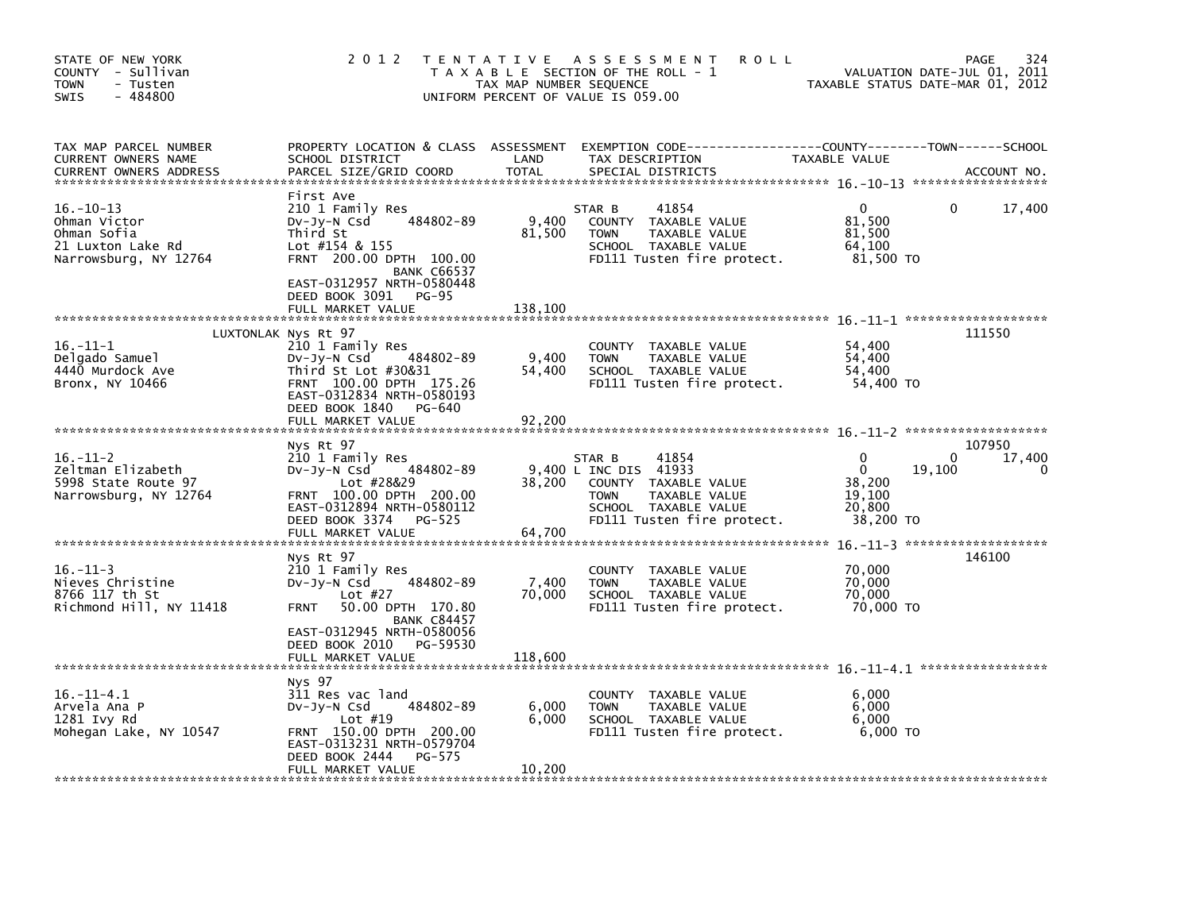STATE OF NEW YORK
COUNTY - Sullivan
TOWN - Tusten
SWIS - 484800

# 2012 TENTATIVE ASSESSMENT ROLL

TAXABLE SECTION OF THE ROLL - 1
TAX MAP NUMBER SEQUENCE
UNIFORM PERCENT OF VALUE IS 059.00

VALUATION DATE-JUL 01, 2011
TAXABLE STATUS DATE-MAR 01, 2012

| TAX MAP PARCEL NUMBER / CURRENT OWNERS NAME / CURRENT OWNERS ADDRESS | PROPERTY LOCATION & CLASS / SCHOOL DISTRICT / PARCEL SIZE/GRID COORD | ASSESSMENT LAND / TOTAL | EXEMPTION CODE / TAX DESCRIPTION / SPECIAL DISTRICTS | COUNTY | TOWN | SCHOOL | ACCOUNT NO. |
|---|---|---|---|---|---|---|---|
| **16.-10-13** | First Ave | | | | | | |
| 16.-10-13 | 210 1 Family Res | | STAR B 41854 | 0 | 0 | 17,400 | |
| Ohman Victor | Dv-Jy-N Csd 484802-89 | 9,400 | COUNTY TAXABLE VALUE | 81,500 | | | |
| Ohman Sofia | Third St | 81,500 | TOWN TAXABLE VALUE | | 81,500 | | |
| 21 Luxton Lake Rd | Lot #154 & 155 | | SCHOOL TAXABLE VALUE | | | 64,100 | |
| Narrowsburg, NY 12764 | FRNT 200.00 DPTH 100.00 | | FD111 Tusten fire protect. | 81,500 TO | | | |
| | BANK C66537 | | | | | | |
| | EAST-0312957 NRTH-0580448 | | | | | | |
| | DEED BOOK 3091 PG-95 | | | | | | |
| | FULL MARKET VALUE | 138,100 | | | | | |
| **16.-11-1** | LUXTONLAK Nys Rt 97 | | | | | | 111550 |
| 16.-11-1 | 210 1 Family Res | | COUNTY TAXABLE VALUE | 54,400 | | | |
| Delgado Samuel | Dv-Jy-N Csd 484802-89 | 9,400 | TOWN TAXABLE VALUE | | 54,400 | | |
| 4440 Murdock Ave | Third St Lot #30&31 | 54,400 | SCHOOL TAXABLE VALUE | | | 54,400 | |
| Bronx, NY 10466 | FRNT 100.00 DPTH 175.26 | | FD111 Tusten fire protect. | 54,400 TO | | | |
| | EAST-0312834 NRTH-0580193 | | | | | | |
| | DEED BOOK 1840 PG-640 | | | | | | |
| | FULL MARKET VALUE | 92,200 | | | | | |
| **16.-11-2** | Nys Rt 97 | | | | | | 107950 |
| 16.-11-2 | 210 1 Family Res | | STAR B 41854 | 0 | 0 | 17,400 | |
| Zeltman Elizabeth | Dv-Jy-N Csd 484802-89 | 9,400 | L INC DIS 41933 | 0 | 19,100 | 0 | |
| 5998 State Route 97 | Lot #28&29 | 38,200 | COUNTY TAXABLE VALUE | 38,200 | | | |
| Narrowsburg, NY 12764 | FRNT 100.00 DPTH 200.00 | | TOWN TAXABLE VALUE | | 19,100 | | |
| | EAST-0312894 NRTH-0580112 | | SCHOOL TAXABLE VALUE | | | 20,800 | |
| | DEED BOOK 3374 PG-525 | | FD111 Tusten fire protect. | 38,200 TO | | | |
| | FULL MARKET VALUE | 64,700 | | | | | |
| **16.-11-3** | Nys Rt 97 | | | | | | 146100 |
| 16.-11-3 | 210 1 Family Res | | COUNTY TAXABLE VALUE | 70,000 | | | |
| Nieves Christine | Dv-Jy-N Csd 484802-89 | 7,400 | TOWN TAXABLE VALUE | | 70,000 | | |
| 8766 117 th St | Lot #27 | 70,000 | SCHOOL TAXABLE VALUE | | | 70,000 | |
| Richmond Hill, NY 11418 | FRNT 50.00 DPTH 170.80 | | FD111 Tusten fire protect. | 70,000 TO | | | |
| | BANK C84457 | | | | | | |
| | EAST-0312945 NRTH-0580056 | | | | | | |
| | DEED BOOK 2010 PG-59530 | | | | | | |
| | FULL MARKET VALUE | 118,600 | | | | | |
| **16.-11-4.1** | Nys 97 | | | | | | |
| 16.-11-4.1 | 311 Res vac land | | COUNTY TAXABLE VALUE | 6,000 | | | |
| Arvela Ana P | Dv-Jy-N Csd 484802-89 | 6,000 | TOWN TAXABLE VALUE | | 6,000 | | |
| 1281 Ivy Rd | Lot #19 | 6,000 | SCHOOL TAXABLE VALUE | | | 6,000 | |
| Mohegan Lake, NY 10547 | FRNT 150.00 DPTH 200.00 | | FD111 Tusten fire protect. | 6,000 TO | | | |
| | EAST-0313231 NRTH-0579704 | | | | | | |
| | DEED BOOK 2444 PG-575 | | | | | | |
| | FULL MARKET VALUE | 10,200 | | | | | |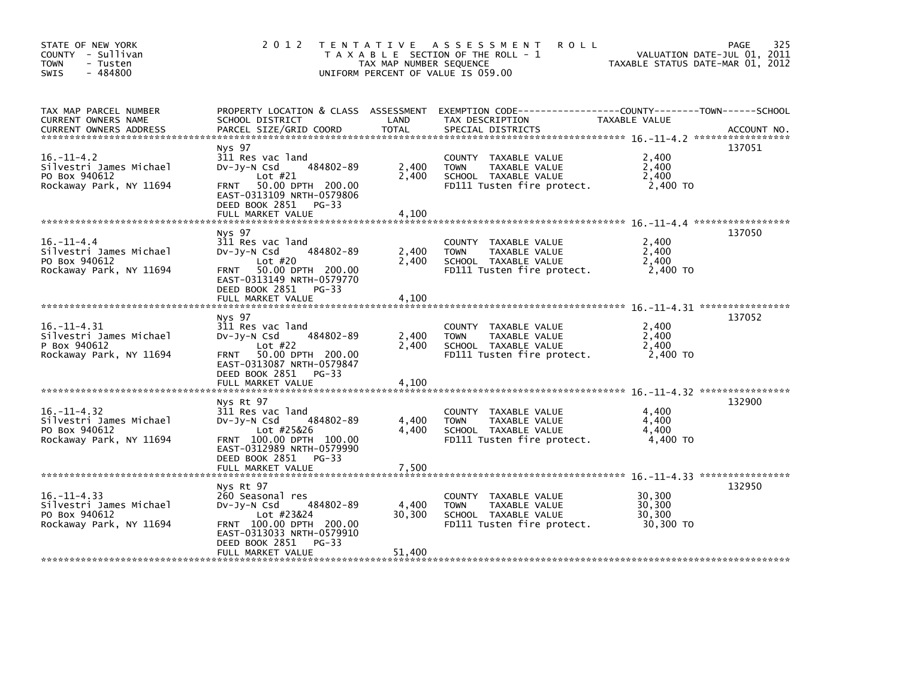STATE OF NEW YORK
COUNTY - Sullivan
TOWN - Tusten
SWIS - 484800

2012 TENTATIVE ASSESSMENT ROLL
TAXABLE SECTION OF THE ROLL - 1
TAX MAP NUMBER SEQUENCE
UNIFORM PERCENT OF VALUE IS 059.00

VALUATION DATE-JUL 01, 2011
TAXABLE STATUS DATE-MAR 01, 2012

| TAX MAP PARCEL NUMBER / CURRENT OWNERS NAME / CURRENT OWNERS ADDRESS | PROPERTY LOCATION & CLASS / SCHOOL DISTRICT / PARCEL SIZE/GRID COORD | ASSESSMENT LAND | TOTAL | EXEMPTION CODE / TAX DESCRIPTION / SPECIAL DISTRICTS | TAXABLE VALUE | ACCOUNT NO. |
|---|---|---|---|---|---|---|
| 16.-11-4.2 | Nys 97 | | | | | 137051 |
| | 311 Res vac land | | | COUNTY TAXABLE VALUE | 2,400 | |
| Silvestri James Michael | Dv-Jy-N Csd 484802-89 | 2,400 | | TOWN TAXABLE VALUE | 2,400 | |
| PO Box 940612 | Lot #21 | | 2,400 | SCHOOL TAXABLE VALUE | 2,400 | |
| Rockaway Park, NY 11694 | FRNT 50.00 DPTH 200.00 | | | FD111 Tusten fire protect. | 2,400 TO | |
| | EAST-0313109 NRTH-0579806 | | | | | |
| | DEED BOOK 2851 PG-33 | | | | | |
| | FULL MARKET VALUE | | 4,100 | | | |
| 16.-11-4.4 | Nys 97 | | | | | 137050 |
| | 311 Res vac land | | | COUNTY TAXABLE VALUE | 2,400 | |
| Silvestri James Michael | Dv-Jy-N Csd 484802-89 | 2,400 | | TOWN TAXABLE VALUE | 2,400 | |
| PO Box 940612 | Lot #20 | | 2,400 | SCHOOL TAXABLE VALUE | 2,400 | |
| Rockaway Park, NY 11694 | FRNT 50.00 DPTH 200.00 | | | FD111 Tusten fire protect. | 2,400 TO | |
| | EAST-0313149 NRTH-0579770 | | | | | |
| | DEED BOOK 2851 PG-33 | | | | | |
| | FULL MARKET VALUE | | 4,100 | | | |
| 16.-11-4.31 | Nys 97 | | | | | 137052 |
| | 311 Res vac land | | | COUNTY TAXABLE VALUE | 2,400 | |
| Silvestri James Michael | Dv-Jy-N Csd 484802-89 | 2,400 | | TOWN TAXABLE VALUE | 2,400 | |
| P Box 940612 | Lot #22 | | 2,400 | SCHOOL TAXABLE VALUE | 2,400 | |
| Rockaway Park, NY 11694 | FRNT 50.00 DPTH 200.00 | | | FD111 Tusten fire protect. | 2,400 TO | |
| | EAST-0313087 NRTH-0579847 | | | | | |
| | DEED BOOK 2851 PG-33 | | | | | |
| | FULL MARKET VALUE | | 4,100 | | | |
| 16.-11-4.32 | Nys Rt 97 | | | | | 132900 |
| | 311 Res vac land | | | COUNTY TAXABLE VALUE | 4,400 | |
| Silvestri James Michael | Dv-Jy-N Csd 484802-89 | 4,400 | | TOWN TAXABLE VALUE | 4,400 | |
| PO Box 940612 | Lot #25&26 | | 4,400 | SCHOOL TAXABLE VALUE | 4,400 | |
| Rockaway Park, NY 11694 | FRNT 100.00 DPTH 100.00 | | | FD111 Tusten fire protect. | 4,400 TO | |
| | EAST-0312989 NRTH-0579990 | | | | | |
| | DEED BOOK 2851 PG-33 | | | | | |
| | FULL MARKET VALUE | | 7,500 | | | |
| 16.-11-4.33 | Nys Rt 97 | | | | | 132950 |
| | 260 Seasonal res | | | COUNTY TAXABLE VALUE | 30,300 | |
| Silvestri James Michael | Dv-Jy-N Csd 484802-89 | 4,400 | | TOWN TAXABLE VALUE | 30,300 | |
| PO Box 940612 | Lot #23&24 | | 30,300 | SCHOOL TAXABLE VALUE | 30,300 | |
| Rockaway Park, NY 11694 | FRNT 100.00 DPTH 200.00 | | | FD111 Tusten fire protect. | 30,300 TO | |
| | EAST-0313033 NRTH-0579910 | | | | | |
| | DEED BOOK 2851 PG-33 | | | | | |
| | FULL MARKET VALUE | | 51,400 | | | |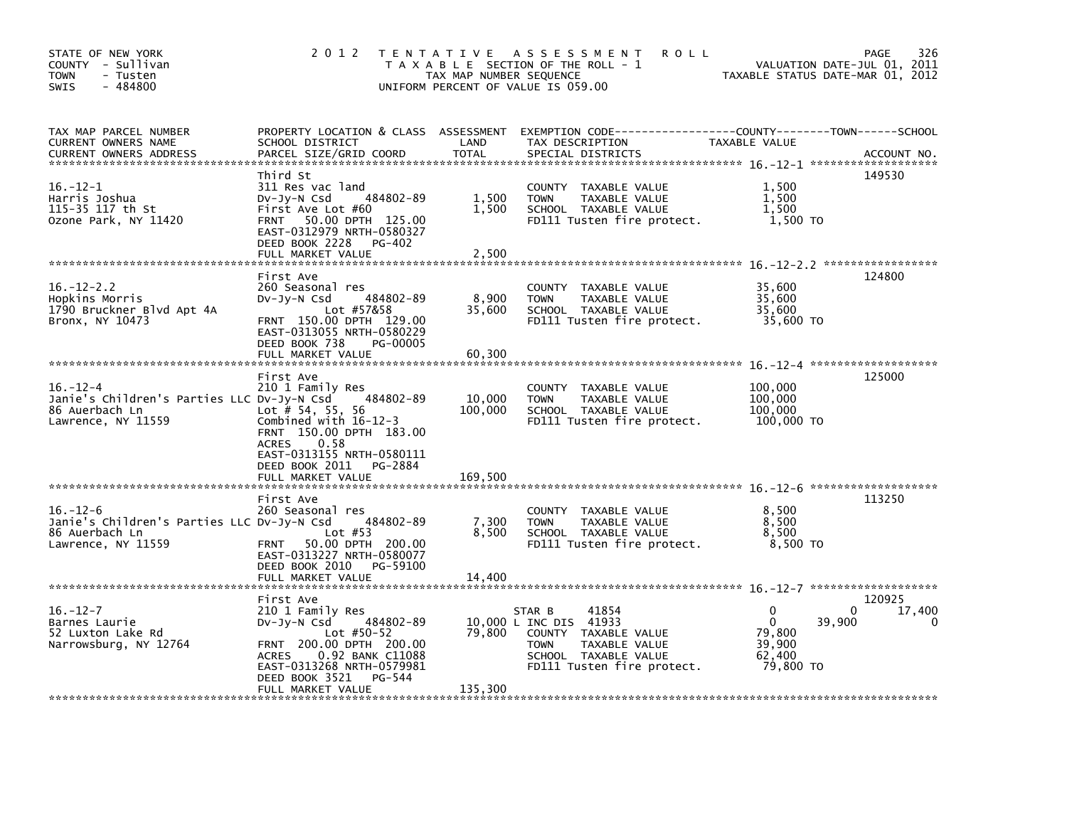STATE OF NEW YORK — COUNTY - Sullivan — TOWN - Tusten — SWIS - 484800

2012 TENTATIVE ASSESSMENT ROLL
TAXABLE SECTION OF THE ROLL - 1
TAX MAP NUMBER SEQUENCE
UNIFORM PERCENT OF VALUE IS 059.00

VALUATION DATE-JUL 01, 2011
TAXABLE STATUS DATE-MAR 01, 2012

| TAX MAP PARCEL NUMBER / CURRENT OWNERS NAME / CURRENT OWNERS ADDRESS | PROPERTY LOCATION & CLASS / SCHOOL DISTRICT / PARCEL SIZE/GRID COORD | ASSESSMENT LAND / TOTAL | EXEMPTION CODE / TAX DESCRIPTION / SPECIAL DISTRICTS | COUNTY TAXABLE VALUE | TOWN | SCHOOL | ACCOUNT NO. |
|---|---|---|---|---|---|---|---|
| 16.-12-1 | Third St | | | | | | 149530 |
| 16.-12-1 | 311 Res vac land | | COUNTY TAXABLE VALUE | 1,500 | | | |
| Harris Joshua | Dv-Jy-N Csd 484802-89 | 1,500 | TOWN TAXABLE VALUE | 1,500 | | | |
| 115-35 117 th St | First Ave Lot #60 | 1,500 | SCHOOL TAXABLE VALUE | 1,500 | | | |
| Ozone Park, NY 11420 | FRNT 50.00 DPTH 125.00 | | FD111 Tusten fire protect. | 1,500 TO | | | |
| | EAST-0312979 NRTH-0580327 | | | | | | |
| | DEED BOOK 2228 PG-402 | | | | | | |
| | FULL MARKET VALUE | 2,500 | | | | | |
| 16.-12-2.2 | First Ave | | | | | | 124800 |
| 16.-12-2.2 | 260 Seasonal res | | COUNTY TAXABLE VALUE | 35,600 | | | |
| Hopkins Morris | Dv-Jy-N Csd 484802-89 | 8,900 | TOWN TAXABLE VALUE | 35,600 | | | |
| 1790 Bruckner Blvd Apt 4A | Lot #57&58 | 35,600 | SCHOOL TAXABLE VALUE | 35,600 | | | |
| Bronx, NY 10473 | FRNT 150.00 DPTH 129.00 | | FD111 Tusten fire protect. | 35,600 TO | | | |
| | EAST-0313055 NRTH-0580229 | | | | | | |
| | DEED BOOK 738 PG-00005 | | | | | | |
| | FULL MARKET VALUE | 60,300 | | | | | |
| 16.-12-4 | First Ave | | | | | | 125000 |
| 16.-12-4 | 210 1 Family Res | | COUNTY TAXABLE VALUE | 100,000 | | | |
| Janie's Children's Parties LLC | Dv-Jy-N Csd 484802-89 | 10,000 | TOWN TAXABLE VALUE | 100,000 | | | |
| 86 Auerbach Ln | Lot # 54, 55, 56 | 100,000 | SCHOOL TAXABLE VALUE | 100,000 | | | |
| Lawrence, NY 11559 | Combined with 16-12-3 | | FD111 Tusten fire protect. | 100,000 TO | | | |
| | FRNT 150.00 DPTH 183.00 | | | | | | |
| | ACRES 0.58 | | | | | | |
| | EAST-0313155 NRTH-0580111 | | | | | | |
| | DEED BOOK 2011 PG-2884 | | | | | | |
| | FULL MARKET VALUE | 169,500 | | | | | |
| 16.-12-6 | First Ave | | | | | | 113250 |
| 16.-12-6 | 260 Seasonal res | | COUNTY TAXABLE VALUE | 8,500 | | | |
| Janie's Children's Parties LLC | Dv-Jy-N Csd 484802-89 | 7,300 | TOWN TAXABLE VALUE | 8,500 | | | |
| 86 Auerbach Ln | Lot #53 | 8,500 | SCHOOL TAXABLE VALUE | 8,500 | | | |
| Lawrence, NY 11559 | FRNT 50.00 DPTH 200.00 | | FD111 Tusten fire protect. | 8,500 TO | | | |
| | EAST-0313227 NRTH-0580077 | | | | | | |
| | DEED BOOK 2010 PG-59100 | | | | | | |
| | FULL MARKET VALUE | 14,400 | | | | | |
| 16.-12-7 | First Ave | | | | | | 120925 |
| 16.-12-7 | 210 1 Family Res | | STAR B 41854 | 0 | 0 | 17,400 | |
| Barnes Laurie | Dv-Jy-N Csd 484802-89 | 10,000 | L INC DIS 41933 | 0 | 39,900 | 0 | |
| 52 Luxton Lake Rd | Lot #50-52 | 79,800 | COUNTY TAXABLE VALUE | 79,800 | | | |
| Narrowsburg, NY 12764 | FRNT 200.00 DPTH 200.00 | | TOWN TAXABLE VALUE | 39,900 | | | |
| | ACRES 0.92 BANK C11088 | | SCHOOL TAXABLE VALUE | 62,400 | | | |
| | EAST-0313268 NRTH-0579981 | | FD111 Tusten fire protect. | 79,800 TO | | | |
| | DEED BOOK 3521 PG-544 | | | | | | |
| | FULL MARKET VALUE | 135,300 | | | | | |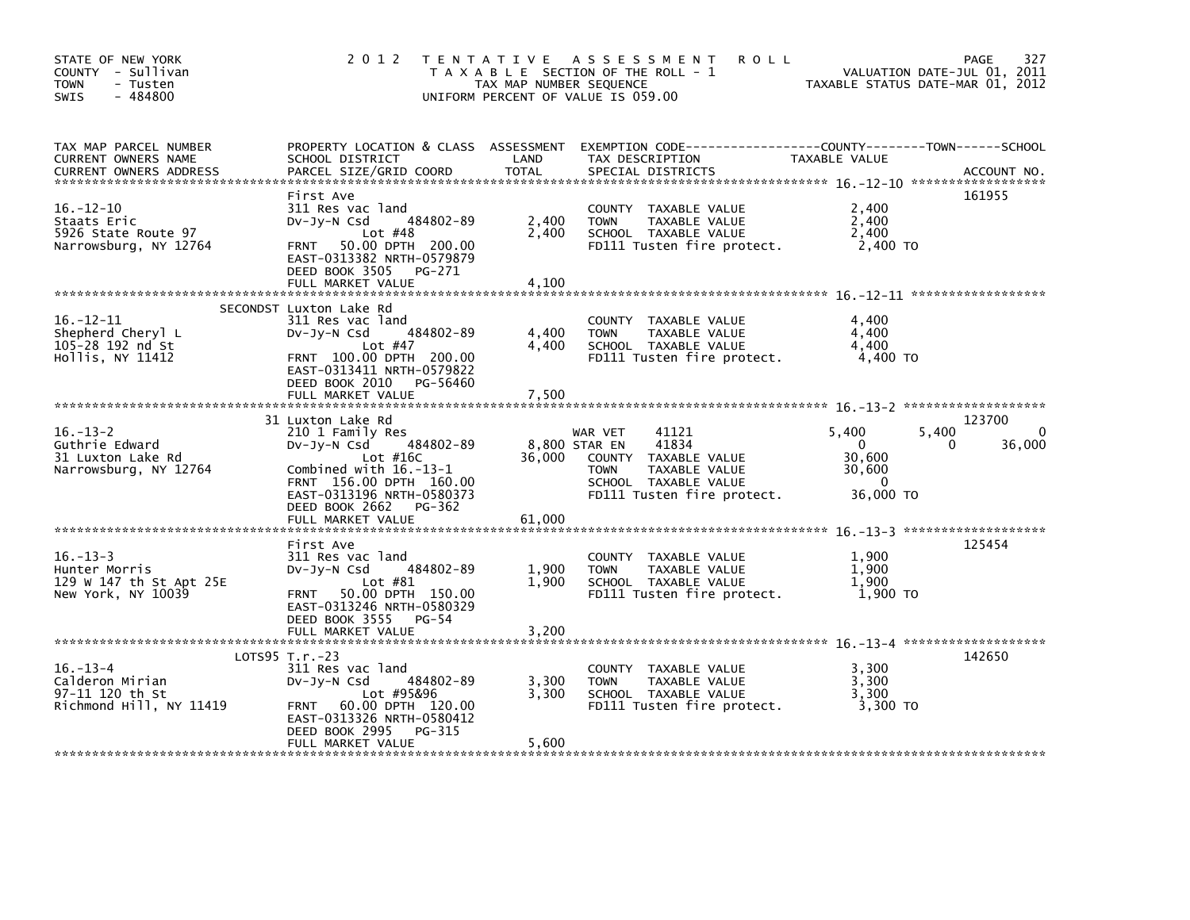STATE OF NEW YORK
COUNTY - Sullivan
TOWN - Tusten
SWIS - 484800

2 0 1 2 T E N T A T I V E A S S E S S M E N T R O L L
T A X A B L E SECTION OF THE ROLL - 1
TAX MAP NUMBER SEQUENCE
UNIFORM PERCENT OF VALUE IS 059.00

VALUATION DATE-JUL 01, 2011
TAXABLE STATUS DATE-MAR 01, 2012

| TAX MAP PARCEL NUMBER / CURRENT OWNERS NAME / CURRENT OWNERS ADDRESS | PROPERTY LOCATION & CLASS / SCHOOL DISTRICT / PARCEL SIZE/GRID COORD | ASSESSMENT LAND / TOTAL | EXEMPTION CODE / TAX DESCRIPTION / SPECIAL DISTRICTS | COUNTY TAXABLE VALUE | TOWN | SCHOOL | ACCOUNT NO. |
|---|---|---|---|---|---|---|---|
| **16.-12-10** | First Ave | | | | | | 161955 |
| Staats Eric | 311 Res vac land | | COUNTY TAXABLE VALUE | 2,400 | | | |
| 5926 State Route 97 | Dv-Jy-N Csd 484802-89 | 2,400 | TOWN TAXABLE VALUE | 2,400 | | | |
| Narrowsburg, NY 12764 | Lot #48 | 2,400 | SCHOOL TAXABLE VALUE | 2,400 | | | |
| | FRNT 50.00 DPTH 200.00 | | FD111 Tusten fire protect. | 2,400 TO | | | |
| | EAST-0313382 NRTH-0579879 | | | | | | |
| | DEED BOOK 3505 PG-271 | | | | | | |
| | FULL MARKET VALUE | 4,100 | | | | | |
| **16.-12-11** | SECONDST Luxton Lake Rd | | | | | | |
| Shepherd Cheryl L | 311 Res vac land | | COUNTY TAXABLE VALUE | 4,400 | | | |
| 105-28 192 nd St | Dv-Jy-N Csd 484802-89 | 4,400 | TOWN TAXABLE VALUE | 4,400 | | | |
| Hollis, NY 11412 | Lot #47 | 4,400 | SCHOOL TAXABLE VALUE | 4,400 | | | |
| | FRNT 100.00 DPTH 200.00 | | FD111 Tusten fire protect. | 4,400 TO | | | |
| | EAST-0313411 NRTH-0579822 | | | | | | |
| | DEED BOOK 2010 PG-56460 | | | | | | |
| | FULL MARKET VALUE | 7,500 | | | | | |
| **16.-13-2** | 31 Luxton Lake Rd | | | | | | 123700 |
| Guthrie Edward | 210 1 Family Res | | WAR VET 41121 | 5,400 | 5,400 | 0 | |
| 31 Luxton Lake Rd | Dv-Jy-N Csd 484802-89 | 8,800 | STAR EN 41834 | 0 | 0 | 36,000 | |
| Narrowsburg, NY 12764 | Lot #16C | 36,000 | COUNTY TAXABLE VALUE | 30,600 | | | |
| | Combined with 16.-13-1 | | TOWN TAXABLE VALUE | 30,600 | | | |
| | FRNT 156.00 DPTH 160.00 | | SCHOOL TAXABLE VALUE | 0 | | | |
| | EAST-0313196 NRTH-0580373 | | FD111 Tusten fire protect. | 36,000 TO | | | |
| | DEED BOOK 2662 PG-362 | | | | | | |
| | FULL MARKET VALUE | 61,000 | | | | | |
| **16.-13-3** | First Ave | | | | | | 125454 |
| Hunter Morris | 311 Res vac land | | COUNTY TAXABLE VALUE | 1,900 | | | |
| 129 W 147 th St Apt 25E | Dv-Jy-N Csd 484802-89 | 1,900 | TOWN TAXABLE VALUE | 1,900 | | | |
| New York, NY 10039 | Lot #81 | 1,900 | SCHOOL TAXABLE VALUE | 1,900 | | | |
| | FRNT 50.00 DPTH 150.00 | | FD111 Tusten fire protect. | 1,900 TO | | | |
| | EAST-0313246 NRTH-0580329 | | | | | | |
| | DEED BOOK 3555 PG-54 | | | | | | |
| | FULL MARKET VALUE | 3,200 | | | | | |
| **16.-13-4** | LOTS95 T.r.-23 | | | | | | 142650 |
| Calderon Mirian | 311 Res vac land | | COUNTY TAXABLE VALUE | 3,300 | | | |
| 97-11 120 th St | Dv-Jy-N Csd 484802-89 | 3,300 | TOWN TAXABLE VALUE | 3,300 | | | |
| Richmond Hill, NY 11419 | Lot #95&96 | 3,300 | SCHOOL TAXABLE VALUE | 3,300 | | | |
| | FRNT 60.00 DPTH 120.00 | | FD111 Tusten fire protect. | 3,300 TO | | | |
| | EAST-0313326 NRTH-0580412 | | | | | | |
| | DEED BOOK 2995 PG-315 | | | | | | |
| | FULL MARKET VALUE | 5,600 | | | | | |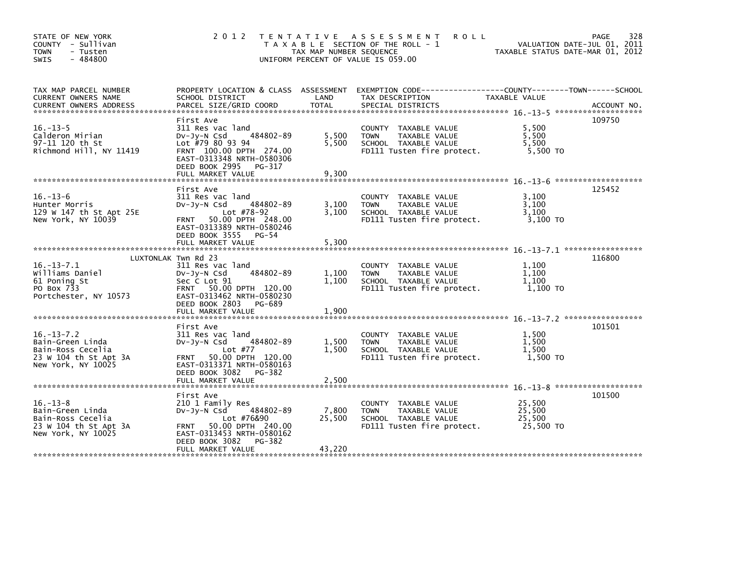STATE OF NEW YORK
COUNTY - Sullivan
TOWN - Tusten
SWIS - 484800

2 0 1 2 TENTATIVE ASSESSMENT ROLL
TAXABLE SECTION OF THE ROLL - 1
TAX MAP NUMBER SEQUENCE
UNIFORM PERCENT OF VALUE IS 059.00

VALUATION DATE-JUL 01, 2011
TAXABLE STATUS DATE-MAR 01, 2012

| TAX MAP PARCEL NUMBER / CURRENT OWNERS NAME / CURRENT OWNERS ADDRESS | PROPERTY LOCATION & CLASS / SCHOOL DISTRICT / PARCEL SIZE/GRID COORD | ASSESSMENT LAND | TOTAL | EXEMPTION CODE / TAX DESCRIPTION / SPECIAL DISTRICTS | TAXABLE VALUE | ACCOUNT NO. |
|---|---|---|---|---|---|---|
| 16.-13-5 | First Ave | | | | | 109750 |
| Calderon Mirian | 311 Res vac land | | | COUNTY TAXABLE VALUE | 5,500 | |
| 97-11 120 th St | Dv-Jy-N Csd 484802-89 | 5,500 | | TOWN TAXABLE VALUE | 5,500 | |
| Richmond Hill, NY 11419 | Lot #79 80 93 94 | | 5,500 | SCHOOL TAXABLE VALUE | 5,500 | |
| | FRNT 100.00 DPTH 274.00 | | | FD111 Tusten fire protect. | 5,500 TO | |
| | EAST-0313348 NRTH-0580306 | | | | | |
| | DEED BOOK 2995 PG-317 | | | | | |
| | FULL MARKET VALUE | | 9,300 | | | |
| 16.-13-6 | First Ave | | | | | 125452 |
| Hunter Morris | 311 Res vac land | | | COUNTY TAXABLE VALUE | 3,100 | |
| 129 W 147 th St Apt 25E | Dv-Jy-N Csd 484802-89 | 3,100 | | TOWN TAXABLE VALUE | 3,100 | |
| New York, NY 10039 | Lot #78-92 | | 3,100 | SCHOOL TAXABLE VALUE | 3,100 | |
| | FRNT 50.00 DPTH 248.00 | | | FD111 Tusten fire protect. | 3,100 TO | |
| | EAST-0313389 NRTH-0580246 | | | | | |
| | DEED BOOK 3555 PG-54 | | | | | |
| | FULL MARKET VALUE | | 5,300 | | | |
| 16.-13-7.1 | LUXTONLAK Twn Rd 23 | | | | | 116800 |
| Williams Daniel | 311 Res vac land | | | COUNTY TAXABLE VALUE | 1,100 | |
| 61 Poning St | Dv-Jy-N Csd 484802-89 | 1,100 | | TOWN TAXABLE VALUE | 1,100 | |
| PO Box 733 | Sec C Lot 91 | | 1,100 | SCHOOL TAXABLE VALUE | 1,100 | |
| Portchester, NY 10573 | FRNT 50.00 DPTH 120.00 | | | FD111 Tusten fire protect. | 1,100 TO | |
| | EAST-0313462 NRTH-0580230 | | | | | |
| | DEED BOOK 2803 PG-689 | | | | | |
| | FULL MARKET VALUE | | 1,900 | | | |
| 16.-13-7.2 | First Ave | | | | | 101501 |
| Bain-Green Linda | 311 Res vac land | | | COUNTY TAXABLE VALUE | 1,500 | |
| Bain-Ross Cecelia | Dv-Jy-N Csd 484802-89 | 1,500 | | TOWN TAXABLE VALUE | 1,500 | |
| 23 W 104 th St Apt 3A | Lot #77 | | 1,500 | SCHOOL TAXABLE VALUE | 1,500 | |
| New York, NY 10025 | FRNT 50.00 DPTH 120.00 | | | FD111 Tusten fire protect. | 1,500 TO | |
| | EAST-0313371 NRTH-0580163 | | | | | |
| | DEED BOOK 3082 PG-382 | | | | | |
| | FULL MARKET VALUE | | 2,500 | | | |
| 16.-13-8 | First Ave | | | | | 101500 |
| Bain-Green Linda | 210 1 Family Res | | | COUNTY TAXABLE VALUE | 25,500 | |
| Bain-Ross Cecelia | Dv-Jy-N Csd 484802-89 | 7,800 | | TOWN TAXABLE VALUE | 25,500 | |
| 23 W 104 th St Apt 3A | Lot #76&90 | | 25,500 | SCHOOL TAXABLE VALUE | 25,500 | |
| New York, NY 10025 | FRNT 50.00 DPTH 240.00 | | | FD111 Tusten fire protect. | 25,500 TO | |
| | EAST-0313453 NRTH-0580162 | | | | | |
| | DEED BOOK 3082 PG-382 | | | | | |
| | FULL MARKET VALUE | | 43,220 | | | |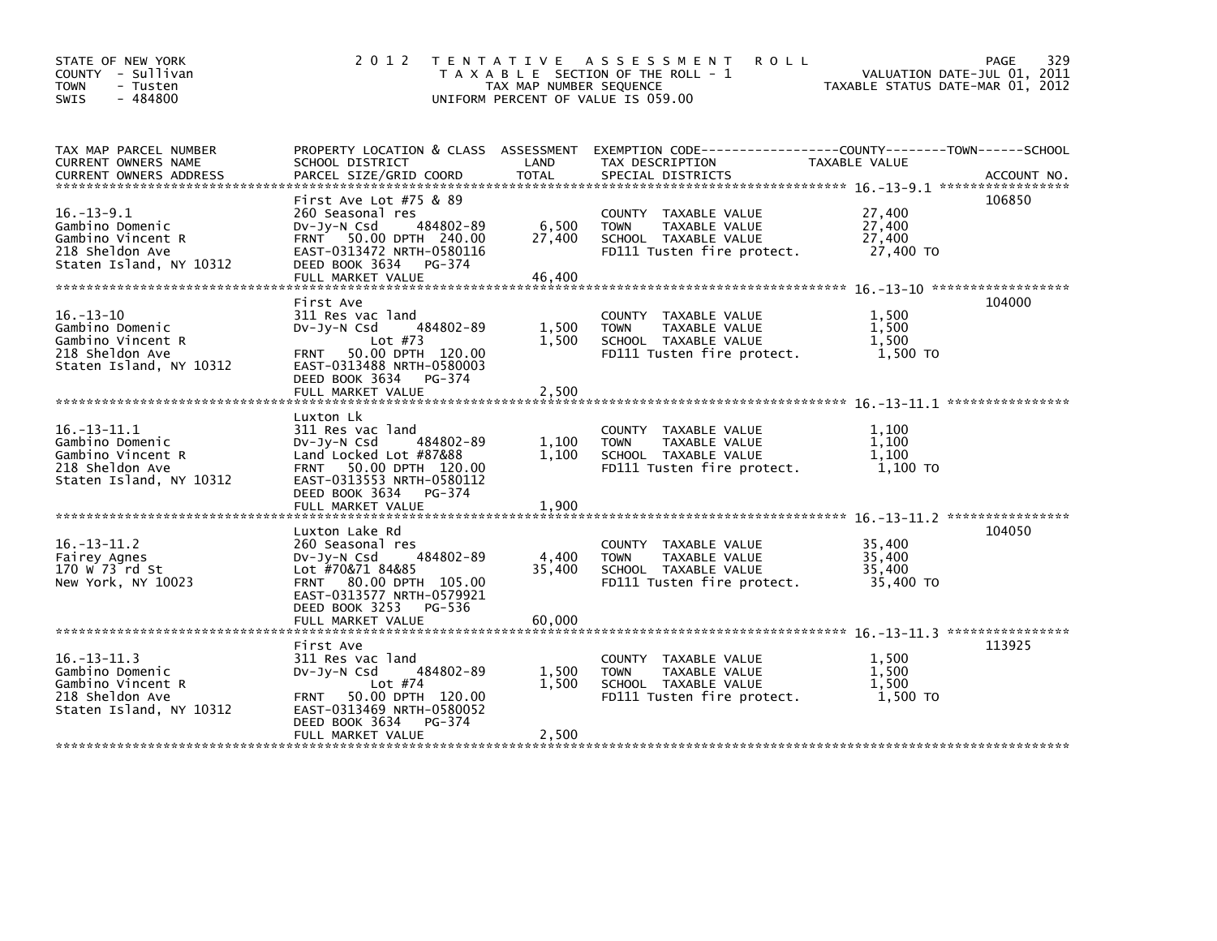STATE OF NEW YORK
COUNTY - Sullivan
TOWN - Tusten
SWIS - 484800

2012 TENTATIVE ASSESSMENT ROLL
TAXABLE SECTION OF THE ROLL - 1
TAX MAP NUMBER SEQUENCE
UNIFORM PERCENT OF VALUE IS 059.00

VALUATION DATE-JUL 01, 2011
TAXABLE STATUS DATE-MAR 01, 2012

| TAX MAP PARCEL NUMBER / CURRENT OWNERS NAME / CURRENT OWNERS ADDRESS | PROPERTY LOCATION & CLASS / SCHOOL DISTRICT / PARCEL SIZE/GRID COORD | ASSESSMENT LAND / TOTAL | EXEMPTION CODE / TAX DESCRIPTION / SPECIAL DISTRICTS | TAXABLE VALUE (COUNTY / TOWN / SCHOOL) | ACCOUNT NO. |
|---|---|---|---|---|---|
| 16.-13-9.1 | First Ave Lot #75 & 89 | | | | 106850 |
| Gambino Domenic | 260 Seasonal res | | COUNTY TAXABLE VALUE | 27,400 | |
| Gambino Vincent R | Dv-Jy-N Csd 484802-89 | 6,500 | TOWN TAXABLE VALUE | 27,400 | |
| 218 Sheldon Ave | FRNT 50.00 DPTH 240.00 | 27,400 | SCHOOL TAXABLE VALUE | 27,400 | |
| Staten Island, NY 10312 | EAST-0313472 NRTH-0580116 | | FD111 Tusten fire protect. | 27,400 TO | |
| | DEED BOOK 3634 PG-374 | | | | |
| | FULL MARKET VALUE | 46,400 | | | |
| 16.-13-10 | First Ave | | | | 104000 |
| Gambino Domenic | 311 Res vac land | | COUNTY TAXABLE VALUE | 1,500 | |
| Gambino Vincent R | Dv-Jy-N Csd 484802-89 | 1,500 | TOWN TAXABLE VALUE | 1,500 | |
| 218 Sheldon Ave | Lot #73 | 1,500 | SCHOOL TAXABLE VALUE | 1,500 | |
| Staten Island, NY 10312 | FRNT 50.00 DPTH 120.00 | | FD111 Tusten fire protect. | 1,500 TO | |
| | EAST-0313488 NRTH-0580003 | | | | |
| | DEED BOOK 3634 PG-374 | | | | |
| | FULL MARKET VALUE | 2,500 | | | |
| 16.-13-11.1 | Luxton Lk | | | | |
| Gambino Domenic | 311 Res vac land | | COUNTY TAXABLE VALUE | 1,100 | |
| Gambino Vincent R | Dv-Jy-N Csd 484802-89 | 1,100 | TOWN TAXABLE VALUE | 1,100 | |
| 218 Sheldon Ave | Land Locked Lot #87&88 | 1,100 | SCHOOL TAXABLE VALUE | 1,100 | |
| Staten Island, NY 10312 | FRNT 50.00 DPTH 120.00 | | FD111 Tusten fire protect. | 1,100 TO | |
| | EAST-0313553 NRTH-0580112 | | | | |
| | DEED BOOK 3634 PG-374 | | | | |
| | FULL MARKET VALUE | 1,900 | | | |
| 16.-13-11.2 | Luxton Lake Rd | | | | 104050 |
| Fairey Agnes | 260 Seasonal res | | COUNTY TAXABLE VALUE | 35,400 | |
| 170 W 73 rd St | Dv-Jy-N Csd 484802-89 | 4,400 | TOWN TAXABLE VALUE | 35,400 | |
| New York, NY 10023 | Lot #70&71 84&85 | 35,400 | SCHOOL TAXABLE VALUE | 35,400 | |
| | FRNT 80.00 DPTH 105.00 | | FD111 Tusten fire protect. | 35,400 TO | |
| | EAST-0313577 NRTH-0579921 | | | | |
| | DEED BOOK 3253 PG-536 | | | | |
| | FULL MARKET VALUE | 60,000 | | | |
| 16.-13-11.3 | First Ave | | | | 113925 |
| Gambino Domenic | 311 Res vac land | | COUNTY TAXABLE VALUE | 1,500 | |
| Gambino Vincent R | Dv-Jy-N Csd 484802-89 | 1,500 | TOWN TAXABLE VALUE | 1,500 | |
| 218 Sheldon Ave | Lot #74 | 1,500 | SCHOOL TAXABLE VALUE | 1,500 | |
| Staten Island, NY 10312 | FRNT 50.00 DPTH 120.00 | | FD111 Tusten fire protect. | 1,500 TO | |
| | EAST-0313469 NRTH-0580052 | | | | |
| | DEED BOOK 3634 PG-374 | | | | |
| | FULL MARKET VALUE | 2,500 | | | |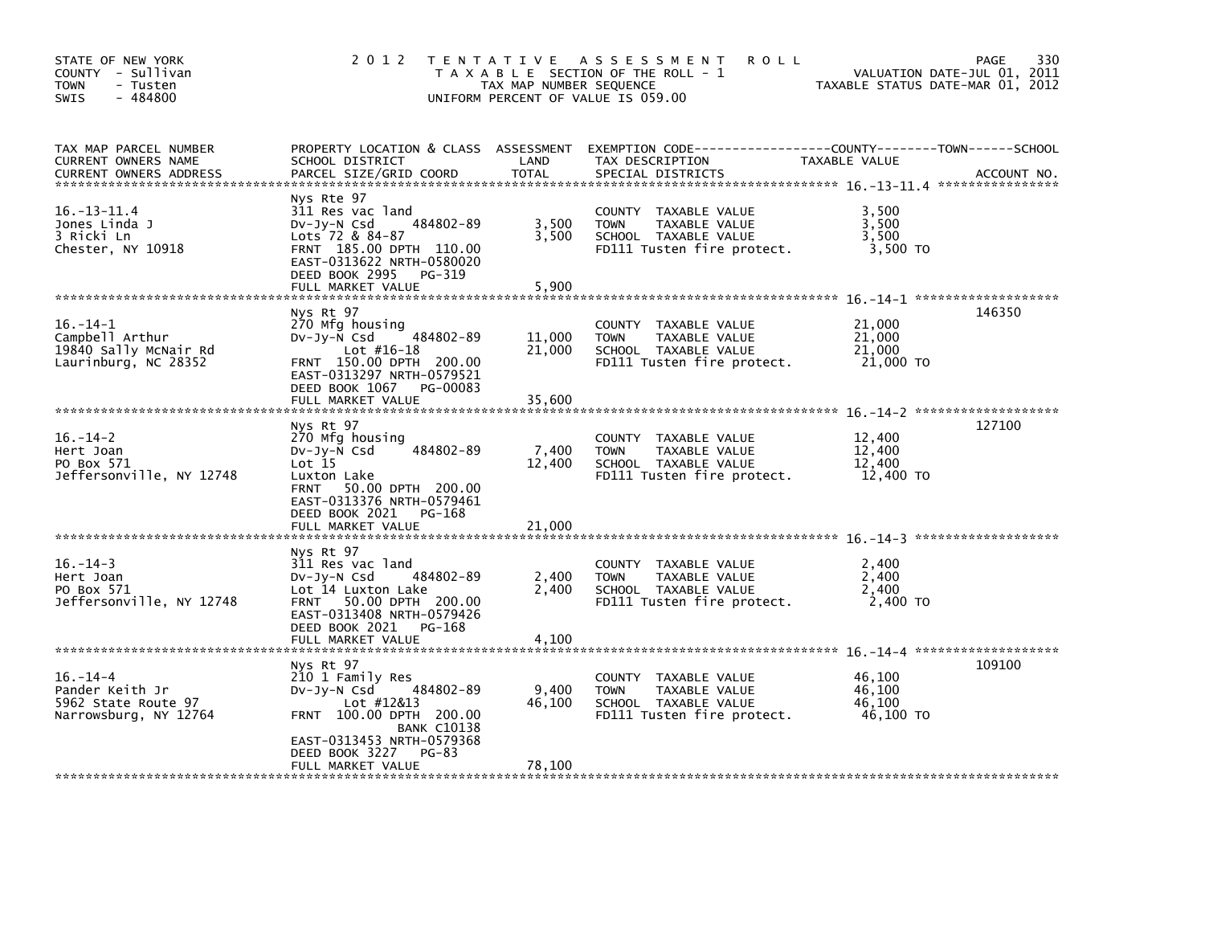STATE OF NEW YORK
COUNTY - Sullivan
TOWN - Tusten
SWIS - 484800

# 2012 TENTATIVE ASSESSMENT ROLL

TAXABLE SECTION OF THE ROLL - 1
TAX MAP NUMBER SEQUENCE
UNIFORM PERCENT OF VALUE IS 059.00

VALUATION DATE-JUL 01, 2011
TAXABLE STATUS DATE-MAR 01, 2012

| TAX MAP PARCEL NUMBER / CURRENT OWNERS NAME / CURRENT OWNERS ADDRESS | PROPERTY LOCATION & CLASS / SCHOOL DISTRICT / PARCEL SIZE/GRID COORD | ASSESSMENT LAND | TOTAL | EXEMPTION CODE / TAX DESCRIPTION / SPECIAL DISTRICTS | TAXABLE VALUE (COUNTY / TOWN / SCHOOL) | ACCOUNT NO. |
|---|---|---|---|---|---|---|
| 16.-13-11.4 | Nys Rte 97 | | | | | |
| Jones Linda J | 311 Res vac land | | | | | |
| 3 Ricki Ln | Dv-Jy-N Csd 484802-89 | 3,500 | | COUNTY TAXABLE VALUE | 3,500 | |
| Chester, NY 10918 | Lots 72 & 84-87 | | 3,500 | TOWN TAXABLE VALUE | 3,500 | |
| | FRNT 185.00 DPTH 110.00 | | | SCHOOL TAXABLE VALUE | 3,500 | |
| | EAST-0313622 NRTH-0580020 | | | FD111 Tusten fire protect. | 3,500 TO | |
| | DEED BOOK 2995 PG-319 | | | | | |
| | FULL MARKET VALUE | | 5,900 | | | |
| 16.-14-1 | Nys Rt 97 | | | | | 146350 |
| Campbell Arthur | 270 Mfg housing | | | COUNTY TAXABLE VALUE | 21,000 | |
| 19840 Sally McNair Rd | Dv-Jy-N Csd 484802-89 | 11,000 | | TOWN TAXABLE VALUE | 21,000 | |
| Laurinburg, NC 28352 | Lot #16-18 | | 21,000 | SCHOOL TAXABLE VALUE | 21,000 | |
| | FRNT 150.00 DPTH 200.00 | | | FD111 Tusten fire protect. | 21,000 TO | |
| | EAST-0313297 NRTH-0579521 | | | | | |
| | DEED BOOK 1067 PG-00083 | | | | | |
| | FULL MARKET VALUE | | 35,600 | | | |
| 16.-14-2 | Nys Rt 97 | | | | | 127100 |
| Hert Joan | 270 Mfg housing | | | COUNTY TAXABLE VALUE | 12,400 | |
| PO Box 571 | Dv-Jy-N Csd 484802-89 | 7,400 | | TOWN TAXABLE VALUE | 12,400 | |
| Jeffersonville, NY 12748 | Lot 15 | | 12,400 | SCHOOL TAXABLE VALUE | 12,400 | |
| | Luxton Lake | | | FD111 Tusten fire protect. | 12,400 TO | |
| | FRNT 50.00 DPTH 200.00 | | | | | |
| | EAST-0313376 NRTH-0579461 | | | | | |
| | DEED BOOK 2021 PG-168 | | | | | |
| | FULL MARKET VALUE | | 21,000 | | | |
| 16.-14-3 | Nys Rt 97 | | | | | |
| Hert Joan | 311 Res vac land | | | COUNTY TAXABLE VALUE | 2,400 | |
| PO Box 571 | Dv-Jy-N Csd 484802-89 | 2,400 | | TOWN TAXABLE VALUE | 2,400 | |
| Jeffersonville, NY 12748 | Lot 14 Luxton Lake | | 2,400 | SCHOOL TAXABLE VALUE | 2,400 | |
| | FRNT 50.00 DPTH 200.00 | | | FD111 Tusten fire protect. | 2,400 TO | |
| | EAST-0313408 NRTH-0579426 | | | | | |
| | DEED BOOK 2021 PG-168 | | | | | |
| | FULL MARKET VALUE | | 4,100 | | | |
| 16.-14-4 | Nys Rt 97 | | | | | 109100 |
| Pander Keith Jr | 210 1 Family Res | | | COUNTY TAXABLE VALUE | 46,100 | |
| 5962 State Route 97 | Dv-Jy-N Csd 484802-89 | 9,400 | | TOWN TAXABLE VALUE | 46,100 | |
| Narrowsburg, NY 12764 | Lot #12&13 | | 46,100 | SCHOOL TAXABLE VALUE | 46,100 | |
| | FRNT 100.00 DPTH 200.00 | | | FD111 Tusten fire protect. | 46,100 TO | |
| | BANK C10138 | | | | | |
| | EAST-0313453 NRTH-0579368 | | | | | |
| | DEED BOOK 3227 PG-83 | | | | | |
| | FULL MARKET VALUE | | 78,100 | | | |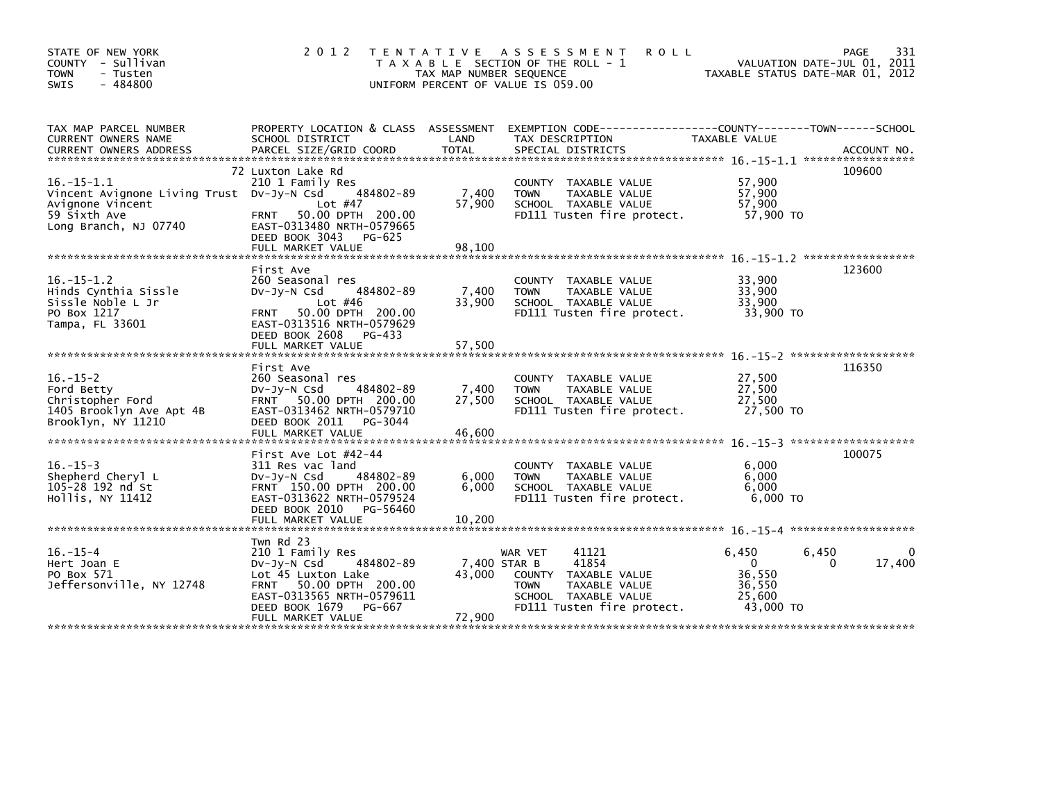STATE OF NEW YORK
COUNTY - Sullivan
TOWN - Tusten
SWIS - 484800

2012 TENTATIVE ASSESSMENT ROLL
TAXABLE SECTION OF THE ROLL - 1
TAX MAP NUMBER SEQUENCE
UNIFORM PERCENT OF VALUE IS 059.00

VALUATION DATE-JUL 01, 2011
TAXABLE STATUS DATE-MAR 01, 2012

| TAX MAP PARCEL NUMBER / CURRENT OWNERS NAME / CURRENT OWNERS ADDRESS | PROPERTY LOCATION & CLASS / SCHOOL DISTRICT / PARCEL SIZE/GRID COORD | ASSESSMENT LAND | TOTAL | EXEMPTION CODE / TAX DESCRIPTION / SPECIAL DISTRICTS | COUNTY TAXABLE VALUE | TOWN | SCHOOL | ACCOUNT NO. |
|---|---|---|---|---|---|---|---|---|
| 16.-15-1.1 | 72 Luxton Lake Rd | | | | | | | 109600 |
| Vincent Avignone Living Trust | 210 1 Family Res | | | COUNTY TAXABLE VALUE | 57,900 | | | |
| Avignone Vincent | Dv-Jy-N Csd 484802-89 | 7,400 | | TOWN TAXABLE VALUE | 57,900 | | | |
| 59 Sixth Ave | Lot #47 | | 57,900 | SCHOOL TAXABLE VALUE | 57,900 | | | |
| Long Branch, NJ 07740 | FRNT 50.00 DPTH 200.00 | | | FD111 Tusten fire protect. | 57,900 TO | | | |
| | EAST-0313480 NRTH-0579665 | | | | | | | |
| | DEED BOOK 3043 PG-625 | | | | | | | |
| | FULL MARKET VALUE | | 98,100 | | | | | |
| 16.-15-1.2 | First Ave | | | | | | | 123600 |
| Hinds Cynthia Sissle | 260 Seasonal res | | | COUNTY TAXABLE VALUE | 33,900 | | | |
| Sissle Noble L Jr | Dv-Jy-N Csd 484802-89 | 7,400 | | TOWN TAXABLE VALUE | 33,900 | | | |
| PO Box 1217 | Lot #46 | | 33,900 | SCHOOL TAXABLE VALUE | 33,900 | | | |
| Tampa, FL 33601 | FRNT 50.00 DPTH 200.00 | | | FD111 Tusten fire protect. | 33,900 TO | | | |
| | EAST-0313516 NRTH-0579629 | | | | | | | |
| | DEED BOOK 2608 PG-433 | | | | | | | |
| | FULL MARKET VALUE | | 57,500 | | | | | |
| 16.-15-2 | First Ave | | | | | | | 116350 |
| Ford Betty | 260 Seasonal res | | | COUNTY TAXABLE VALUE | 27,500 | | | |
| Christopher Ford | Dv-Jy-N Csd 484802-89 | 7,400 | | TOWN TAXABLE VALUE | 27,500 | | | |
| 1405 Brooklyn Ave Apt 4B | FRNT 50.00 DPTH 200.00 | | 27,500 | SCHOOL TAXABLE VALUE | 27,500 | | | |
| Brooklyn, NY 11210 | EAST-0313462 NRTH-0579710 | | | FD111 Tusten fire protect. | 27,500 TO | | | |
| | DEED BOOK 2011 PG-3044 | | | | | | | |
| | FULL MARKET VALUE | | 46,600 | | | | | |
| 16.-15-3 | First Ave Lot #42-44 | | | | | | | 100075 |
| Shepherd Cheryl L | 311 Res vac land | | | COUNTY TAXABLE VALUE | 6,000 | | | |
| 105-28 192 nd St | Dv-Jy-N Csd 484802-89 | 6,000 | | TOWN TAXABLE VALUE | 6,000 | | | |
| Hollis, NY 11412 | FRNT 150.00 DPTH 200.00 | | 6,000 | SCHOOL TAXABLE VALUE | 6,000 | | | |
| | EAST-0313622 NRTH-0579524 | | | FD111 Tusten fire protect. | 6,000 TO | | | |
| | DEED BOOK 2010 PG-56460 | | | | | | | |
| | FULL MARKET VALUE | | 10,200 | | | | | |
| 16.-15-4 | Twn Rd 23 | | | | | | | |
| Hert Joan E | 210 1 Family Res | | | WAR VET 41121 | 6,450 | 6,450 | 0 | |
| PO Box 571 | Dv-Jy-N Csd 484802-89 | 7,400 | | STAR B 41854 | 0 | 0 | 17,400 | |
| Jeffersonville, NY 12748 | Lot 45 Luxton Lake | | 43,000 | COUNTY TAXABLE VALUE | 36,550 | | | |
| | FRNT 50.00 DPTH 200.00 | | | TOWN TAXABLE VALUE | 36,550 | | | |
| | EAST-0313565 NRTH-0579611 | | | SCHOOL TAXABLE VALUE | 25,600 | | | |
| | DEED BOOK 1679 PG-667 | | | FD111 Tusten fire protect. | 43,000 TO | | | |
| | FULL MARKET VALUE | | 72,900 | | | | | |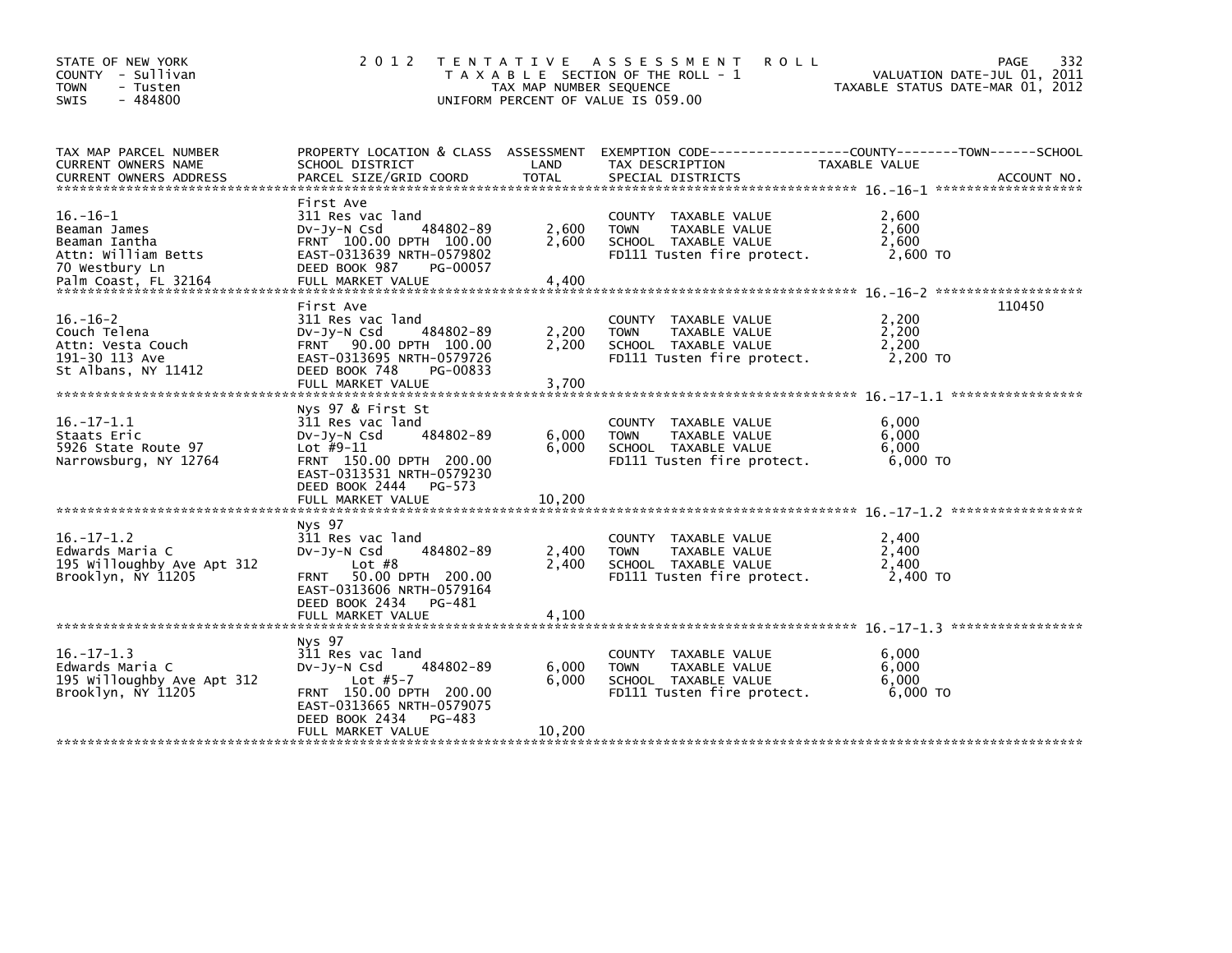STATE OF NEW YORK
COUNTY - Sullivan
TOWN - Tusten
SWIS - 484800

# 2012 TENTATIVE ASSESSMENT ROLL

TAXABLE SECTION OF THE ROLL - 1
TAX MAP NUMBER SEQUENCE
UNIFORM PERCENT OF VALUE IS 059.00

VALUATION DATE-JUL 01, 2011
TAXABLE STATUS DATE-MAR 01, 2012

| TAX MAP PARCEL NUMBER / CURRENT OWNERS NAME / CURRENT OWNERS ADDRESS | PROPERTY LOCATION & CLASS / SCHOOL DISTRICT / PARCEL SIZE/GRID COORD | ASSESSMENT LAND | TOTAL | EXEMPTION CODE / TAX DESCRIPTION / SPECIAL DISTRICTS | TAXABLE VALUE (COUNTY / TOWN / SCHOOL) | ACCOUNT NO. |
|---|---|---|---|---|---|---|
| **16.-16-1** | First Ave | | | | | |
| 16.-16-1 | 311 Res vac land | | | COUNTY TAXABLE VALUE | 2,600 | |
| Beaman James | Dv-Jy-N Csd 484802-89 | 2,600 | | TOWN TAXABLE VALUE | 2,600 | |
| Beaman Iantha | FRNT 100.00 DPTH 100.00 | | 2,600 | SCHOOL TAXABLE VALUE | 2,600 | |
| Attn: William Betts | EAST-0313639 NRTH-0579802 | | | FD111 Tusten fire protect. | 2,600 TO | |
| 70 Westbury Ln | DEED BOOK 987 PG-00057 | | | | | |
| Palm Coast, FL 32164 | FULL MARKET VALUE | | 4,400 | | | |
| **16.-16-2** | First Ave | | | | | 110450 |
| 16.-16-2 | 311 Res vac land | | | COUNTY TAXABLE VALUE | 2,200 | |
| Couch Telena | Dv-Jy-N Csd 484802-89 | 2,200 | | TOWN TAXABLE VALUE | 2,200 | |
| Attn: Vesta Couch | FRNT 90.00 DPTH 100.00 | | 2,200 | SCHOOL TAXABLE VALUE | 2,200 | |
| 191-30 113 Ave | EAST-0313695 NRTH-0579726 | | | FD111 Tusten fire protect. | 2,200 TO | |
| St Albans, NY 11412 | DEED BOOK 748 PG-00833 | | | | | |
| | FULL MARKET VALUE | | 3,700 | | | |
| **16.-17-1.1** | Nys 97 & First St | | | | | |
| 16.-17-1.1 | 311 Res vac land | | | COUNTY TAXABLE VALUE | 6,000 | |
| Staats Eric | Dv-Jy-N Csd 484802-89 | 6,000 | | TOWN TAXABLE VALUE | 6,000 | |
| 5926 State Route 97 | Lot #9-11 | | 6,000 | SCHOOL TAXABLE VALUE | 6,000 | |
| Narrowsburg, NY 12764 | FRNT 150.00 DPTH 200.00 | | | FD111 Tusten fire protect. | 6,000 TO | |
| | EAST-0313531 NRTH-0579230 | | | | | |
| | DEED BOOK 2444 PG-573 | | | | | |
| | FULL MARKET VALUE | | 10,200 | | | |
| **16.-17-1.2** | Nys 97 | | | | | |
| 16.-17-1.2 | 311 Res vac land | | | COUNTY TAXABLE VALUE | 2,400 | |
| Edwards Maria C | Dv-Jy-N Csd 484802-89 | 2,400 | | TOWN TAXABLE VALUE | 2,400 | |
| 195 Willoughby Ave Apt 312 | Lot #8 | | 2,400 | SCHOOL TAXABLE VALUE | 2,400 | |
| Brooklyn, NY 11205 | FRNT 50.00 DPTH 200.00 | | | FD111 Tusten fire protect. | 2,400 TO | |
| | EAST-0313606 NRTH-0579164 | | | | | |
| | DEED BOOK 2434 PG-481 | | | | | |
| | FULL MARKET VALUE | | 4,100 | | | |
| **16.-17-1.3** | Nys 97 | | | | | |
| 16.-17-1.3 | 311 Res vac land | | | COUNTY TAXABLE VALUE | 6,000 | |
| Edwards Maria C | Dv-Jy-N Csd 484802-89 | 6,000 | | TOWN TAXABLE VALUE | 6,000 | |
| 195 Willoughby Ave Apt 312 | Lot #5-7 | | 6,000 | SCHOOL TAXABLE VALUE | 6,000 | |
| Brooklyn, NY 11205 | FRNT 150.00 DPTH 200.00 | | | FD111 Tusten fire protect. | 6,000 TO | |
| | EAST-0313665 NRTH-0579075 | | | | | |
| | DEED BOOK 2434 PG-483 | | | | | |
| | FULL MARKET VALUE | | 10,200 | | | |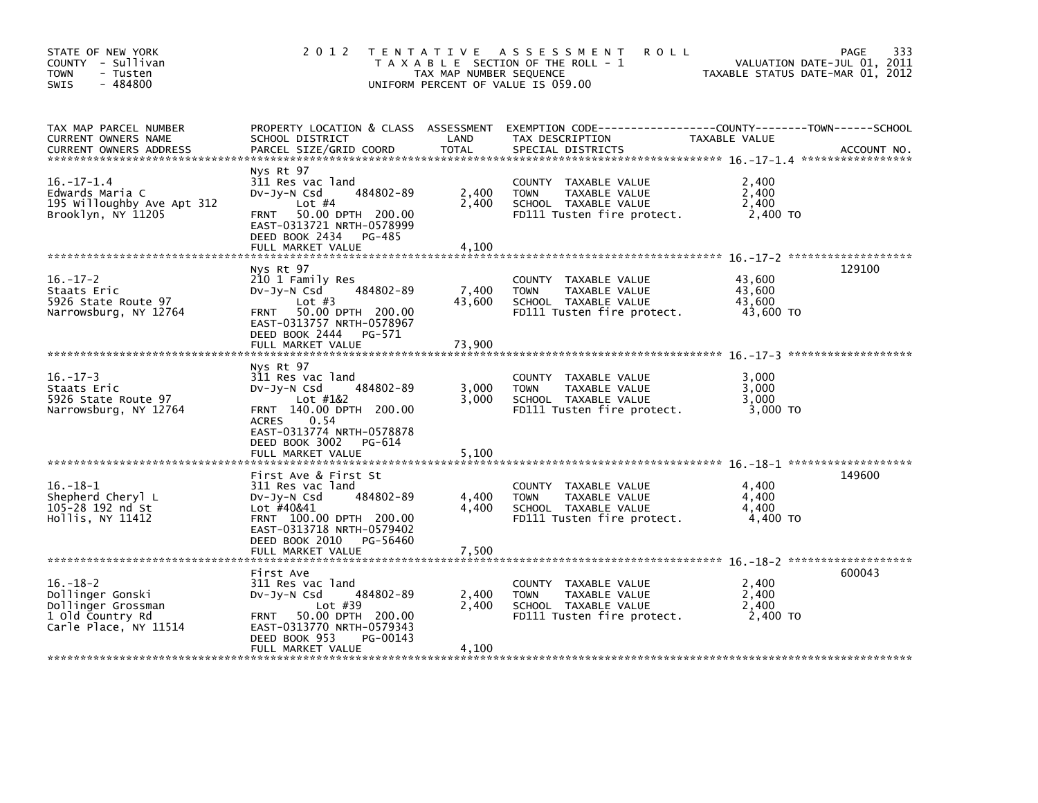STATE OF NEW YORK
COUNTY - Sullivan
TOWN - Tusten
SWIS - 484800

2 0 1 2 T E N T A T I V E A S S E S S M E N T R O L L
T A X A B L E SECTION OF THE ROLL - 1
TAX MAP NUMBER SEQUENCE
UNIFORM PERCENT OF VALUE IS 059.00

VALUATION DATE-JUL 01, 2011
TAXABLE STATUS DATE-MAR 01, 2012

| TAX MAP PARCEL NUMBER / CURRENT OWNERS NAME / CURRENT OWNERS ADDRESS | PROPERTY LOCATION & CLASS / SCHOOL DISTRICT / PARCEL SIZE/GRID COORD | ASSESSMENT LAND / TOTAL | EXEMPTION CODE / TAX DESCRIPTION / SPECIAL DISTRICTS | TAXABLE VALUE (COUNTY / TOWN / SCHOOL) | ACCOUNT NO. |
|---|---|---|---|---|---|
| 16.-17-1.4<br>Edwards Maria C<br>195 Willoughby Ave Apt 312<br>Brooklyn, NY 11205 | Nys Rt 97<br>311 Res vac land<br>Dv-Jy-N Csd 484802-89<br>Lot #4<br>FRNT 50.00 DPTH 200.00<br>EAST-0313721 NRTH-0578999<br>DEED BOOK 2434 PG-485<br>FULL MARKET VALUE | 2,400<br>2,400<br><br><br><br><br><br>4,100 | COUNTY TAXABLE VALUE<br>TOWN TAXABLE VALUE<br>SCHOOL TAXABLE VALUE<br>FD111 Tusten fire protect. | 2,400<br>2,400<br>2,400<br>2,400 TO | |
| 16.-17-2<br>Staats Eric<br>5926 State Route 97<br>Narrowsburg, NY 12764 | Nys Rt 97<br>210 1 Family Res<br>Dv-Jy-N Csd 484802-89<br>Lot #3<br>FRNT 50.00 DPTH 200.00<br>EAST-0313757 NRTH-0578967<br>DEED BOOK 2444 PG-571<br>FULL MARKET VALUE | 7,400<br>43,600<br><br><br><br><br><br>73,900 | COUNTY TAXABLE VALUE<br>TOWN TAXABLE VALUE<br>SCHOOL TAXABLE VALUE<br>FD111 Tusten fire protect. | 43,600<br>43,600<br>43,600<br>43,600 TO | 129100 |
| 16.-17-3<br>Staats Eric<br>5926 State Route 97<br>Narrowsburg, NY 12764 | Nys Rt 97<br>311 Res vac land<br>Dv-Jy-N Csd 484802-89<br>Lot #1&2<br>FRNT 140.00 DPTH 200.00<br>ACRES 0.54<br>EAST-0313774 NRTH-0578878<br>DEED BOOK 3002 PG-614<br>FULL MARKET VALUE | 3,000<br>3,000<br><br><br><br><br><br><br>5,100 | COUNTY TAXABLE VALUE<br>TOWN TAXABLE VALUE<br>SCHOOL TAXABLE VALUE<br>FD111 Tusten fire protect. | 3,000<br>3,000<br>3,000<br>3,000 TO | |
| 16.-18-1<br>Shepherd Cheryl L<br>105-28 192 nd St<br>Hollis, NY 11412 | First Ave & First St<br>311 Res vac land<br>Dv-Jy-N Csd 484802-89<br>Lot #40&41<br>FRNT 100.00 DPTH 200.00<br>EAST-0313718 NRTH-0579402<br>DEED BOOK 2010 PG-56460<br>FULL MARKET VALUE | 4,400<br>4,400<br><br><br><br><br><br>7,500 | COUNTY TAXABLE VALUE<br>TOWN TAXABLE VALUE<br>SCHOOL TAXABLE VALUE<br>FD111 Tusten fire protect. | 4,400<br>4,400<br>4,400<br>4,400 TO | 149600 |
| 16.-18-2<br>Dollinger Gonski<br>Dollinger Grossman<br>1 Old Country Rd<br>Carle Place, NY 11514 | First Ave<br>311 Res vac land<br>Dv-Jy-N Csd 484802-89<br>Lot #39<br>FRNT 50.00 DPTH 200.00<br>EAST-0313770 NRTH-0579343<br>DEED BOOK 953 PG-00143<br>FULL MARKET VALUE | 2,400<br>2,400<br><br><br><br><br><br>4,100 | COUNTY TAXABLE VALUE<br>TOWN TAXABLE VALUE<br>SCHOOL TAXABLE VALUE<br>FD111 Tusten fire protect. | 2,400<br>2,400<br>2,400<br>2,400 TO | 600043 |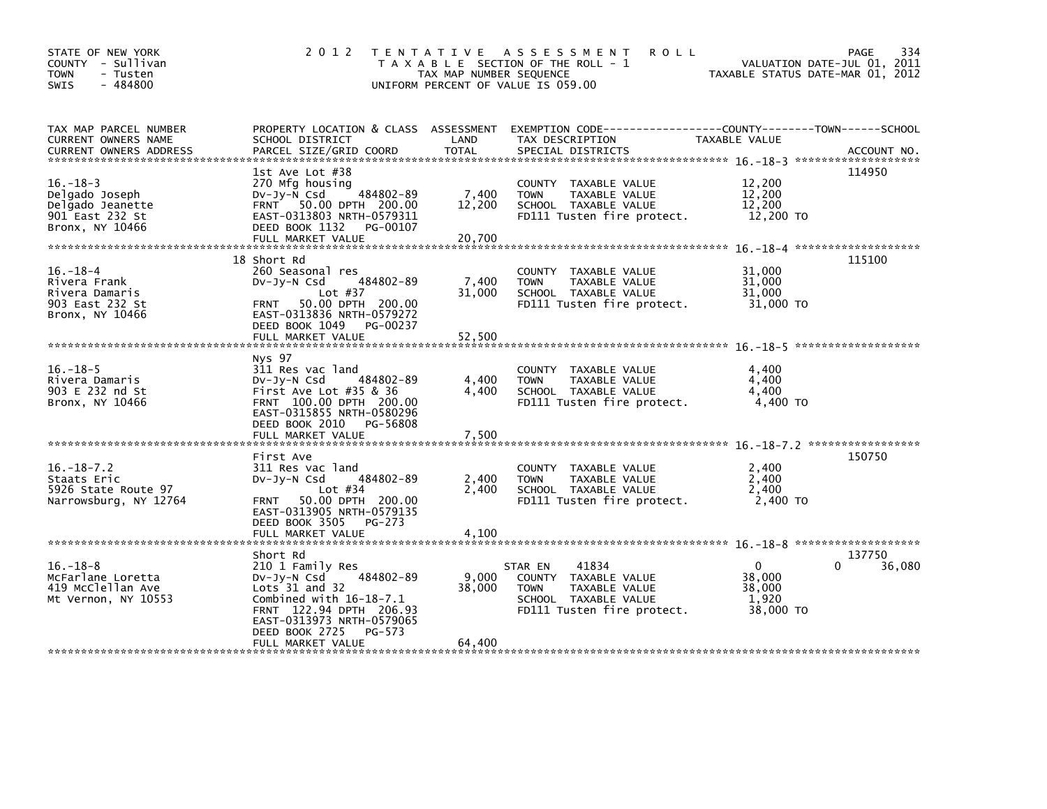STATE OF NEW YORK
COUNTY - Sullivan
TOWN - Tusten
SWIS - 484800

2 0 1 2 T E N T A T I V E A S S E S S M E N T R O L L
T A X A B L E SECTION OF THE ROLL - 1
TAX MAP NUMBER SEQUENCE
UNIFORM PERCENT OF VALUE IS 059.00

VALUATION DATE-JUL 01, 2011
TAXABLE STATUS DATE-MAR 01, 2012

| TAX MAP PARCEL NUMBER / CURRENT OWNERS NAME / CURRENT OWNERS ADDRESS | PROPERTY LOCATION & CLASS / SCHOOL DISTRICT / PARCEL SIZE/GRID COORD | ASSESSMENT LAND / TOTAL | EXEMPTION CODE / TAX DESCRIPTION / SPECIAL DISTRICTS | COUNTY | TOWN | SCHOOL | ACCOUNT NO. |
|---|---|---|---|---|---|---|---|
| 16.-18-3 | 1st Ave Lot #38 | | | | | | 114950 |
| 16.-18-3 | 270 Mfg housing | | COUNTY TAXABLE VALUE | 12,200 | | | |
| Delgado Joseph | Dv-Jy-N Csd 484802-89 | 7,400 | TOWN TAXABLE VALUE | | 12,200 | | |
| Delgado Jeanette | FRNT 50.00 DPTH 200.00 | 12,200 | SCHOOL TAXABLE VALUE | | | 12,200 | |
| 901 East 232 St | EAST-0313803 NRTH-0579311 | | FD111 Tusten fire protect. | 12,200 TO | | | |
| Bronx, NY 10466 | DEED BOOK 1132 PG-00107 | | | | | | |
| | FULL MARKET VALUE | 20,700 | | | | | |
| 16.-18-4 | 18 Short Rd | | | | | | 115100 |
| 16.-18-4 | 260 Seasonal res | | COUNTY TAXABLE VALUE | 31,000 | | | |
| Rivera Frank | Dv-Jy-N Csd 484802-89 | 7,400 | TOWN TAXABLE VALUE | | 31,000 | | |
| Rivera Damaris | Lot #37 | 31,000 | SCHOOL TAXABLE VALUE | | | 31,000 | |
| 903 East 232 St | FRNT 50.00 DPTH 200.00 | | FD111 Tusten fire protect. | 31,000 TO | | | |
| Bronx, NY 10466 | EAST-0313836 NRTH-0579272 | | | | | | |
| | DEED BOOK 1049 PG-00237 | | | | | | |
| | FULL MARKET VALUE | 52,500 | | | | | |
| 16.-18-5 | Nys 97 | | | | | | |
| 16.-18-5 | 311 Res vac land | | COUNTY TAXABLE VALUE | 4,400 | | | |
| Rivera Damaris | Dv-Jy-N Csd 484802-89 | 4,400 | TOWN TAXABLE VALUE | | 4,400 | | |
| 903 E 232 nd St | First Ave Lot #35 & 36 | 4,400 | SCHOOL TAXABLE VALUE | | | 4,400 | |
| Bronx, NY 10466 | FRNT 100.00 DPTH 200.00 | | FD111 Tusten fire protect. | 4,400 TO | | | |
| | EAST-0315855 NRTH-0580296 | | | | | | |
| | DEED BOOK 2010 PG-56808 | | | | | | |
| | FULL MARKET VALUE | 7,500 | | | | | |
| 16.-18-7.2 | First Ave | | | | | | 150750 |
| 16.-18-7.2 | 311 Res vac land | | COUNTY TAXABLE VALUE | 2,400 | | | |
| Staats Eric | Dv-Jy-N Csd 484802-89 | 2,400 | TOWN TAXABLE VALUE | | 2,400 | | |
| 5926 State Route 97 | Lot #34 | 2,400 | SCHOOL TAXABLE VALUE | | | 2,400 | |
| Narrowsburg, NY 12764 | FRNT 50.00 DPTH 200.00 | | FD111 Tusten fire protect. | 2,400 TO | | | |
| | EAST-0313905 NRTH-0579135 | | | | | | |
| | DEED BOOK 3505 PG-273 | | | | | | |
| | FULL MARKET VALUE | 4,100 | | | | | |
| 16.-18-8 | Short Rd | | | | | | 137750 |
| 16.-18-8 | 210 1 Family Res | | STAR EN 41834 | 0 | 0 | 36,080 | |
| McFarlane Loretta | Dv-Jy-N Csd 484802-89 | 9,000 | COUNTY TAXABLE VALUE | 38,000 | | | |
| 419 McClellan Ave | Lots 31 and 32 | 38,000 | TOWN TAXABLE VALUE | | 38,000 | | |
| Mt Vernon, NY 10553 | Combined with 16-18-7.1 | | SCHOOL TAXABLE VALUE | | | 1,920 | |
| | FRNT 122.94 DPTH 206.93 | | FD111 Tusten fire protect. | 38,000 TO | | | |
| | EAST-0313973 NRTH-0579065 | | | | | | |
| | DEED BOOK 2725 PG-573 | | | | | | |
| | FULL MARKET VALUE | 64,400 | | | | | |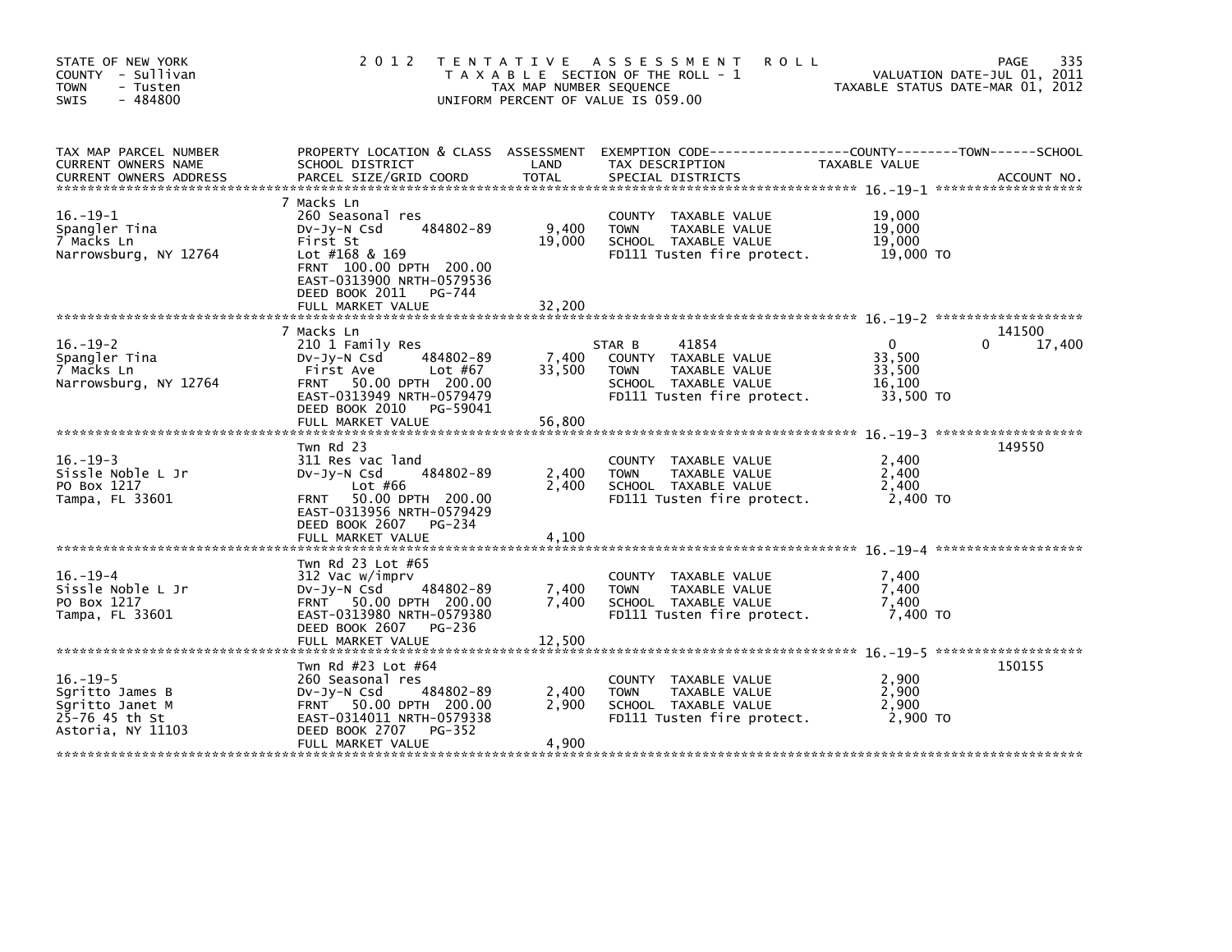STATE OF NEW YORK — COUNTY - Sullivan — TOWN - Tusten — SWIS - 484800

# 2012 TENTATIVE ASSESSMENT ROLL

TAXABLE SECTION OF THE ROLL - 1
TAX MAP NUMBER SEQUENCE
UNIFORM PERCENT OF VALUE IS 059.00

VALUATION DATE-JUL 01, 2011
TAXABLE STATUS DATE-MAR 01, 2012

| TAX MAP PARCEL NUMBER / CURRENT OWNERS NAME / CURRENT OWNERS ADDRESS | PROPERTY LOCATION & CLASS / SCHOOL DISTRICT / PARCEL SIZE/GRID COORD | ASSESSMENT LAND | TOTAL | EXEMPTION CODE / TAX DESCRIPTION / SPECIAL DISTRICTS | COUNTY | TOWN | SCHOOL | ACCOUNT NO. |
|---|---|---|---|---|---|---|---|---|
| **16.-19-1** | 7 Macks Ln | | | | | | | |
| | 260 Seasonal res | | | COUNTY TAXABLE VALUE | 19,000 | | | |
| Spangler Tina | Dv-Jy-N Csd 484802-89 | 9,400 | | TOWN TAXABLE VALUE | | 19,000 | | |
| 7 Macks Ln | First St | | 19,000 | SCHOOL TAXABLE VALUE | | | 19,000 | |
| Narrowsburg, NY 12764 | Lot #168 & 169 | | | FD111 Tusten fire protect. | 19,000 TO | | | |
| | FRNT 100.00 DPTH 200.00 | | | | | | | |
| | EAST-0313900 NRTH-0579536 | | | | | | | |
| | DEED BOOK 2011 PG-744 | | | | | | | |
| | FULL MARKET VALUE | | 32,200 | | | | | |
| **16.-19-2** | 7 Macks Ln | | | | | | | 141500 |
| | 210 1 Family Res | | | STAR B 41854 | 0 | 0 | 17,400 | |
| Spangler Tina | Dv-Jy-N Csd 484802-89 | 7,400 | | COUNTY TAXABLE VALUE | 33,500 | | | |
| 7 Macks Ln | First Ave Lot #67 | | 33,500 | TOWN TAXABLE VALUE | | 33,500 | | |
| Narrowsburg, NY 12764 | FRNT 50.00 DPTH 200.00 | | | SCHOOL TAXABLE VALUE | | | 16,100 | |
| | EAST-0313949 NRTH-0579479 | | | FD111 Tusten fire protect. | 33,500 TO | | | |
| | DEED BOOK 2010 PG-59041 | | | | | | | |
| | FULL MARKET VALUE | | 56,800 | | | | | |
| **16.-19-3** | Twn Rd 23 | | | | | | | 149550 |
| | 311 Res vac land | | | COUNTY TAXABLE VALUE | 2,400 | | | |
| Sissle Noble L Jr | Dv-Jy-N Csd 484802-89 | 2,400 | | TOWN TAXABLE VALUE | | 2,400 | | |
| PO Box 1217 | Lot #66 | | 2,400 | SCHOOL TAXABLE VALUE | | | 2,400 | |
| Tampa, FL 33601 | FRNT 50.00 DPTH 200.00 | | | FD111 Tusten fire protect. | 2,400 TO | | | |
| | EAST-0313956 NRTH-0579429 | | | | | | | |
| | DEED BOOK 2607 PG-234 | | | | | | | |
| | FULL MARKET VALUE | | 4,100 | | | | | |
| **16.-19-4** | Twn Rd 23 Lot #65 | | | | | | | |
| | 312 Vac w/imprv | | | COUNTY TAXABLE VALUE | 7,400 | | | |
| Sissle Noble L Jr | Dv-Jy-N Csd 484802-89 | 7,400 | | TOWN TAXABLE VALUE | | 7,400 | | |
| PO Box 1217 | FRNT 50.00 DPTH 200.00 | | 7,400 | SCHOOL TAXABLE VALUE | | | 7,400 | |
| Tampa, FL 33601 | EAST-0313980 NRTH-0579380 | | | FD111 Tusten fire protect. | 7,400 TO | | | |
| | DEED BOOK 2607 PG-236 | | | | | | | |
| | FULL MARKET VALUE | | 12,500 | | | | | |
| **16.-19-5** | Twn Rd #23 Lot #64 | | | | | | | 150155 |
| | 260 Seasonal res | | | COUNTY TAXABLE VALUE | 2,900 | | | |
| Sgritto James B | Dv-Jy-N Csd 484802-89 | 2,400 | | TOWN TAXABLE VALUE | | 2,900 | | |
| Sgritto Janet M | FRNT 50.00 DPTH 200.00 | | 2,900 | SCHOOL TAXABLE VALUE | | | 2,900 | |
| 25-76 45 th St | EAST-0314011 NRTH-0579338 | | | FD111 Tusten fire protect. | 2,900 TO | | | |
| Astoria, NY 11103 | DEED BOOK 2707 PG-352 | | | | | | | |
| | FULL MARKET VALUE | | 4,900 | | | | | |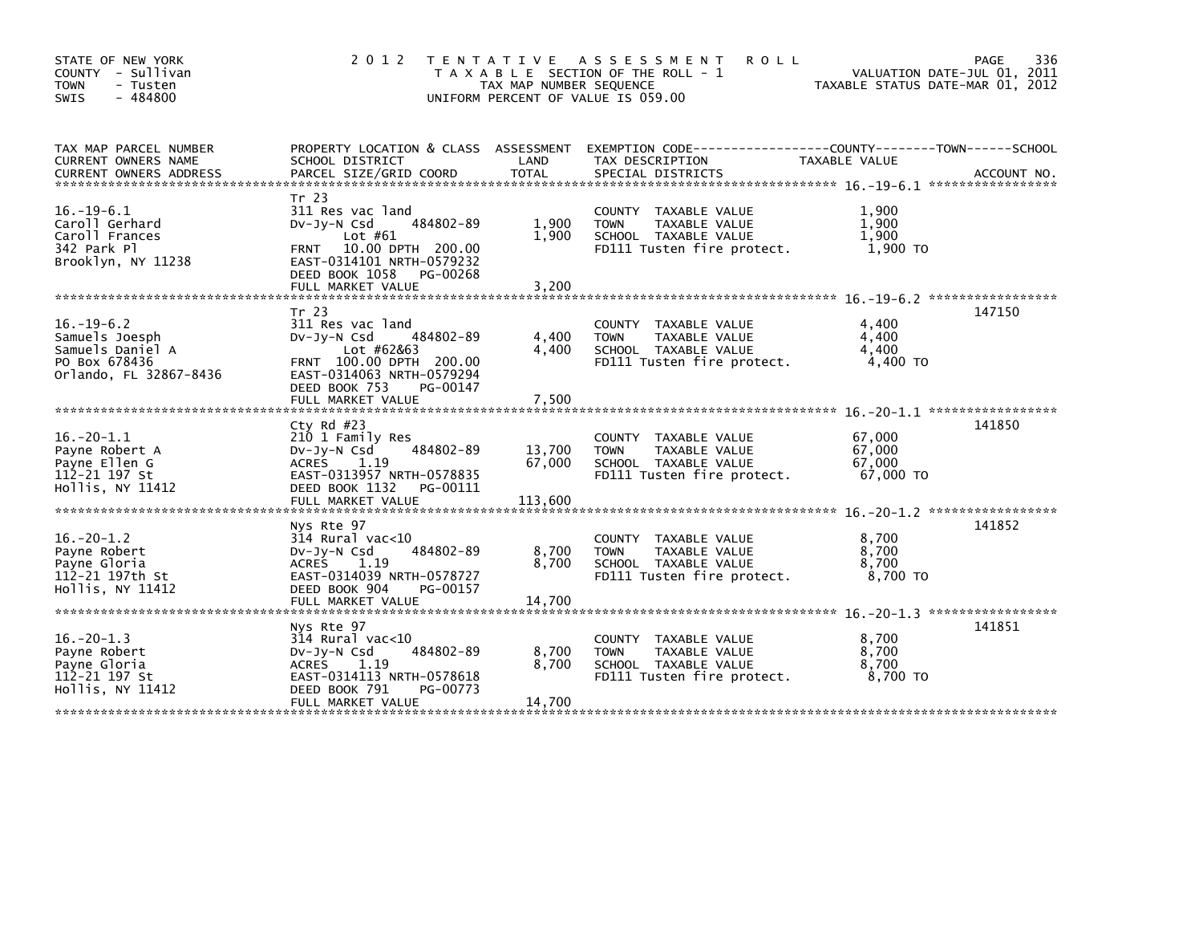STATE OF NEW YORK
COUNTY - Sullivan
TOWN - Tusten
SWIS - 484800

2012 TENTATIVE ASSESSMENT ROLL
TAXABLE SECTION OF THE ROLL - 1
TAX MAP NUMBER SEQUENCE
UNIFORM PERCENT OF VALUE IS 059.00

VALUATION DATE-JUL 01, 2011
TAXABLE STATUS DATE-MAR 01, 2012

| TAX MAP PARCEL NUMBER / CURRENT OWNERS NAME / CURRENT OWNERS ADDRESS | PROPERTY LOCATION & CLASS / SCHOOL DISTRICT / PARCEL SIZE/GRID COORD | ASSESSMENT LAND / TOTAL | EXEMPTION CODE / TAX DESCRIPTION / SPECIAL DISTRICTS | TAXABLE VALUE (COUNTY / TOWN / SCHOOL) | ACCOUNT NO. |
|---|---|---|---|---|---|
| 16.-19-6.1<br>Caroll Gerhard<br>Caroll Frances<br>342 Park Pl<br>Brooklyn, NY 11238 | Tr 23<br>311 Res vac land<br>Dv-Jy-N Csd 484802-89<br>Lot #61<br>FRNT 10.00 DPTH 200.00<br>EAST-0314101 NRTH-0579232<br>DEED BOOK 1058 PG-00268<br>FULL MARKET VALUE | 1,900<br>1,900<br><br>3,200 | COUNTY TAXABLE VALUE<br>TOWN TAXABLE VALUE<br>SCHOOL TAXABLE VALUE<br>FD111 Tusten fire protect. | 1,900<br>1,900<br>1,900<br>1,900 TO | |
| 16.-19-6.2<br>Samuels Joesph<br>Samuels Daniel A<br>PO Box 678436<br>Orlando, FL 32867-8436 | Tr 23<br>311 Res vac land<br>Dv-Jy-N Csd 484802-89<br>Lot #62&63<br>FRNT 100.00 DPTH 200.00<br>EAST-0314063 NRTH-0579294<br>DEED BOOK 753 PG-00147<br>FULL MARKET VALUE | 4,400<br>4,400<br><br>7,500 | COUNTY TAXABLE VALUE<br>TOWN TAXABLE VALUE<br>SCHOOL TAXABLE VALUE<br>FD111 Tusten fire protect. | 4,400<br>4,400<br>4,400<br>4,400 TO | 147150 |
| 16.-20-1.1<br>Payne Robert A<br>Payne Ellen G<br>112-21 197 St<br>Hollis, NY 11412 | Cty Rd #23<br>210 1 Family Res<br>Dv-Jy-N Csd 484802-89<br>ACRES 1.19<br>EAST-0313957 NRTH-0578835<br>DEED BOOK 1132 PG-00111<br>FULL MARKET VALUE | 13,700<br>67,000<br><br>113,600 | COUNTY TAXABLE VALUE<br>TOWN TAXABLE VALUE<br>SCHOOL TAXABLE VALUE<br>FD111 Tusten fire protect. | 67,000<br>67,000<br>67,000<br>67,000 TO | 141850 |
| 16.-20-1.2<br>Payne Robert<br>Payne Gloria<br>112-21 197th St<br>Hollis, NY 11412 | Nys Rte 97<br>314 Rural vac<10<br>Dv-Jy-N Csd 484802-89<br>ACRES 1.19<br>EAST-0314039 NRTH-0578727<br>DEED BOOK 904 PG-00157<br>FULL MARKET VALUE | 8,700<br>8,700<br><br>14,700 | COUNTY TAXABLE VALUE<br>TOWN TAXABLE VALUE<br>SCHOOL TAXABLE VALUE<br>FD111 Tusten fire protect. | 8,700<br>8,700<br>8,700<br>8,700 TO | 141852 |
| 16.-20-1.3<br>Payne Robert<br>Payne Gloria<br>112-21 197 St<br>Hollis, NY 11412 | Nys Rte 97<br>314 Rural vac<10<br>Dv-Jy-N Csd 484802-89<br>ACRES 1.19<br>EAST-0314113 NRTH-0578618<br>DEED BOOK 791 PG-00773<br>FULL MARKET VALUE | 8,700<br>8,700<br><br>14,700 | COUNTY TAXABLE VALUE<br>TOWN TAXABLE VALUE<br>SCHOOL TAXABLE VALUE<br>FD111 Tusten fire protect. | 8,700<br>8,700<br>8,700<br>8,700 TO | 141851 |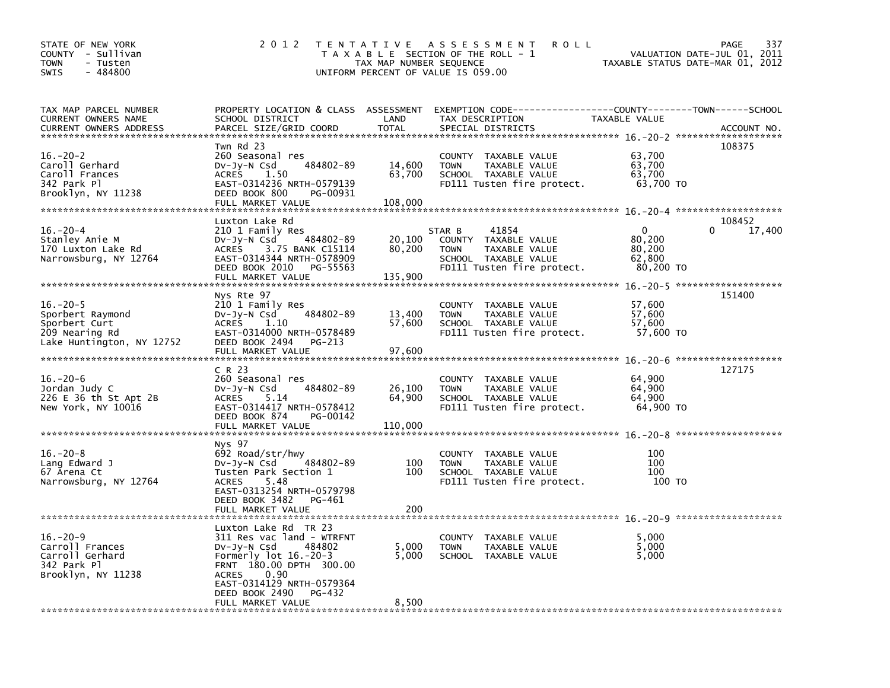STATE OF NEW YORK
COUNTY - Sullivan
TOWN - Tusten
SWIS - 484800

2012 TENTATIVE ASSESSMENT ROLL
TAXABLE SECTION OF THE ROLL - 1
TAX MAP NUMBER SEQUENCE
UNIFORM PERCENT OF VALUE IS 059.00

VALUATION DATE-JUL 01, 2011
TAXABLE STATUS DATE-MAR 01, 2012

| TAX MAP PARCEL NUMBER / CURRENT OWNERS NAME / CURRENT OWNERS ADDRESS | PROPERTY LOCATION & CLASS / SCHOOL DISTRICT / PARCEL SIZE/GRID COORD | ASSESSMENT LAND / TOTAL | EXEMPTION CODE / TAX DESCRIPTION / SPECIAL DISTRICTS | COUNTY TAXABLE VALUE | TOWN | SCHOOL | ACCOUNT NO. |
|---|---|---|---|---|---|---|---|
| 16.-20-2 | Twn Rd 23 | | | | | | 108375 |
| Caroll Gerhard | 260 Seasonal res | | COUNTY TAXABLE VALUE | 63,700 | | | |
| Caroll Frances | Dv-Jy-N Csd 484802-89 | 14,600 | TOWN TAXABLE VALUE | 63,700 | | | |
| 342 Park Pl | ACRES 1.50 | 63,700 | SCHOOL TAXABLE VALUE | 63,700 | | | |
| Brooklyn, NY 11238 | EAST-0314236 NRTH-0579139 | | FD111 Tusten fire protect. | 63,700 TO | | | |
| | DEED BOOK 800 PG-00931 | | | | | | |
| | FULL MARKET VALUE | 108,000 | | | | | |
| 16.-20-4 | Luxton Lake Rd | | | | | | 108452 |
| Stanley Anie M | 210 1 Family Res | | STAR B 41854 | 0 | | 0 | 17,400 |
| 170 Luxton Lake Rd | Dv-Jy-N Csd 484802-89 | 20,100 | COUNTY TAXABLE VALUE | 80,200 | | | |
| Narrowsburg, NY 12764 | ACRES 3.75 BANK C15114 | 80,200 | TOWN TAXABLE VALUE | 80,200 | | | |
| | EAST-0314344 NRTH-0578909 | | SCHOOL TAXABLE VALUE | 62,800 | | | |
| | DEED BOOK 2010 PG-55563 | | FD111 Tusten fire protect. | 80,200 TO | | | |
| | FULL MARKET VALUE | 135,900 | | | | | |
| 16.-20-5 | Nys Rte 97 | | | | | | 151400 |
| Sporbert Raymond | 210 1 Family Res | | COUNTY TAXABLE VALUE | 57,600 | | | |
| Sporbert Curt | Dv-Jy-N Csd 484802-89 | 13,400 | TOWN TAXABLE VALUE | 57,600 | | | |
| 209 Nearing Rd | ACRES 1.10 | 57,600 | SCHOOL TAXABLE VALUE | 57,600 | | | |
| Lake Huntington, NY 12752 | EAST-0314000 NRTH-0578489 | | FD111 Tusten fire protect. | 57,600 TO | | | |
| | DEED BOOK 2494 PG-213 | | | | | | |
| | FULL MARKET VALUE | 97,600 | | | | | |
| 16.-20-6 | C R 23 | | | | | | 127175 |
| Jordan Judy C | 260 Seasonal res | | COUNTY TAXABLE VALUE | 64,900 | | | |
| 226 E 36 th St Apt 2B | Dv-Jy-N Csd 484802-89 | 26,100 | TOWN TAXABLE VALUE | 64,900 | | | |
| New York, NY 10016 | ACRES 5.14 | 64,900 | SCHOOL TAXABLE VALUE | 64,900 | | | |
| | EAST-0314417 NRTH-0578412 | | FD111 Tusten fire protect. | 64,900 TO | | | |
| | DEED BOOK 874 PG-00142 | | | | | | |
| | FULL MARKET VALUE | 110,000 | | | | | |
| 16.-20-8 | Nys 97 | | | | | | |
| Lang Edward J | 692 Road/str/hwy | | COUNTY TAXABLE VALUE | 100 | | | |
| 67 Arena Ct | Dv-Jy-N Csd 484802-89 | 100 | TOWN TAXABLE VALUE | 100 | | | |
| Narrowsburg, NY 12764 | Tusten Park Section 1 | 100 | SCHOOL TAXABLE VALUE | 100 | | | |
| | ACRES 5.48 | | FD111 Tusten fire protect. | 100 TO | | | |
| | EAST-0313254 NRTH-0579798 | | | | | | |
| | DEED BOOK 3482 PG-461 | | | | | | |
| | FULL MARKET VALUE | 200 | | | | | |
| 16.-20-9 | Luxton Lake Rd TR 23 | | | | | | |
| Carroll Frances | 311 Res vac land - WTRFNT | | COUNTY TAXABLE VALUE | 5,000 | | | |
| Carroll Gerhard | Dv-Jy-N Csd 484802 | 5,000 | TOWN TAXABLE VALUE | 5,000 | | | |
| 342 Park Pl | Formerly lot 16.-20-3 | 5,000 | SCHOOL TAXABLE VALUE | 5,000 | | | |
| Brooklyn, NY 11238 | FRNT 180.00 DPTH 300.00 | | | | | | |
| | ACRES 0.90 | | | | | | |
| | EAST-0314129 NRTH-0579364 | | | | | | |
| | DEED BOOK 2490 PG-432 | | | | | | |
| | FULL MARKET VALUE | 8,500 | | | | | |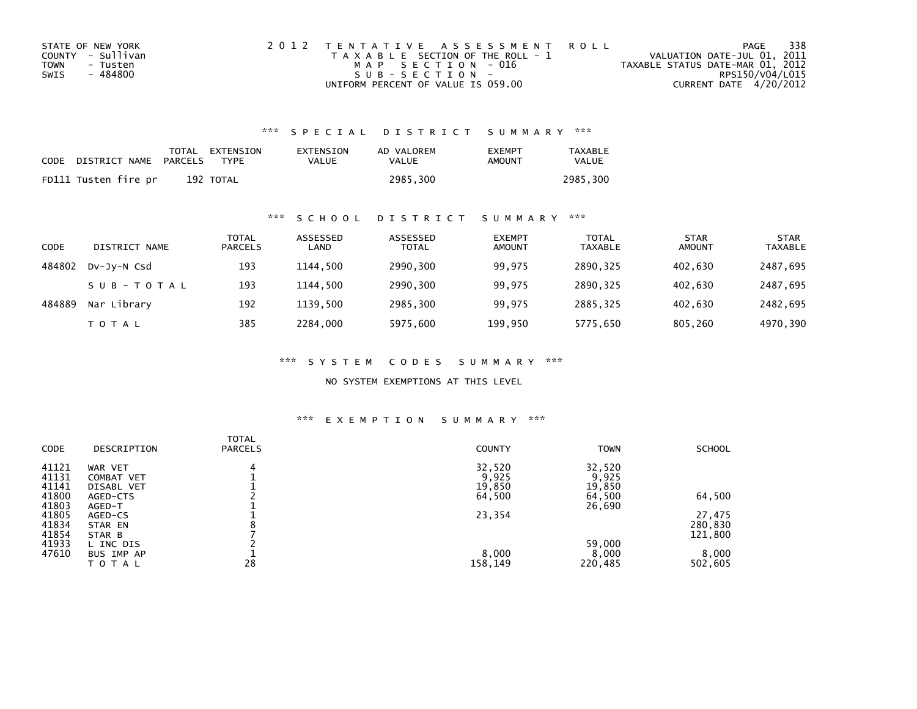STATE OF NEW YORK
COUNTY - Sullivan
TOWN - Tusten
SWIS - 484800

2 0 1 2 T E N T A T I V E A S S E S S M E N T R O L L
T A X A B L E SECTION OF THE ROLL - 1
M A P S E C T I O N - 016
S U B - S E C T I O N -
UNIFORM PERCENT OF VALUE IS 059.00

VALUATION DATE-JUL 01, 2011
TAXABLE STATUS DATE-MAR 01, 2012
RPS150/V04/L015
CURRENT DATE 4/20/2012

## *** S P E C I A L D I S T R I C T S U M M A R Y ***

| CODE DISTRICT NAME | TOTAL PARCELS | EXTENSION TYPE | EXTENSION VALUE | AD VALOREM VALUE | EXEMPT AMOUNT | TAXABLE VALUE |
|---|---|---|---|---|---|---|
| FD111 Tusten fire pr | 192 | TOTAL | | 2985,300 | | 2985,300 |

## *** S C H O O L D I S T R I C T S U M M A R Y ***

| CODE | DISTRICT NAME | TOTAL PARCELS | ASSESSED LAND | ASSESSED TOTAL | EXEMPT AMOUNT | TOTAL TAXABLE | STAR AMOUNT | STAR TAXABLE |
|---|---|---|---|---|---|---|---|---|
| 484802 | Dv-Jy-N Csd | 193 | 1144,500 | 2990,300 | 99,975 | 2890,325 | 402,630 | 2487,695 |
| | S U B - T O T A L | 193 | 1144,500 | 2990,300 | 99,975 | 2890,325 | 402,630 | 2487,695 |
| 484889 | Nar Library | 192 | 1139,500 | 2985,300 | 99,975 | 2885,325 | 402,630 | 2482,695 |
| | T O T A L | 385 | 2284,000 | 5975,600 | 199,950 | 5775,650 | 805,260 | 4970,390 |

## *** S Y S T E M C O D E S S U M M A R Y ***

NO SYSTEM EXEMPTIONS AT THIS LEVEL

## *** E X E M P T I O N S U M M A R Y ***

| CODE | DESCRIPTION | TOTAL PARCELS | COUNTY | TOWN | SCHOOL |
|---|---|---|---|---|---|
| 41121 | WAR VET | 4 | 32,520 | 32,520 | |
| 41131 | COMBAT VET | 1 | 9,925 | 9,925 | |
| 41141 | DISABL VET | 1 | 19,850 | 19,850 | |
| 41800 | AGED-CTS | 2 | 64,500 | 64,500 | 64,500 |
| 41803 | AGED-T | 1 | | 26,690 | |
| 41805 | AGED-CS | 1 | 23,354 | | 27,475 |
| 41834 | STAR EN | 8 | | | 280,830 |
| 41854 | STAR B | 7 | | | 121,800 |
| 41933 | L INC DIS | 2 | | 59,000 | |
| 47610 | BUS IMP AP | 1 | 8,000 | 8,000 | 8,000 |
| | T O T A L | 28 | 158,149 | 220,485 | 502,605 |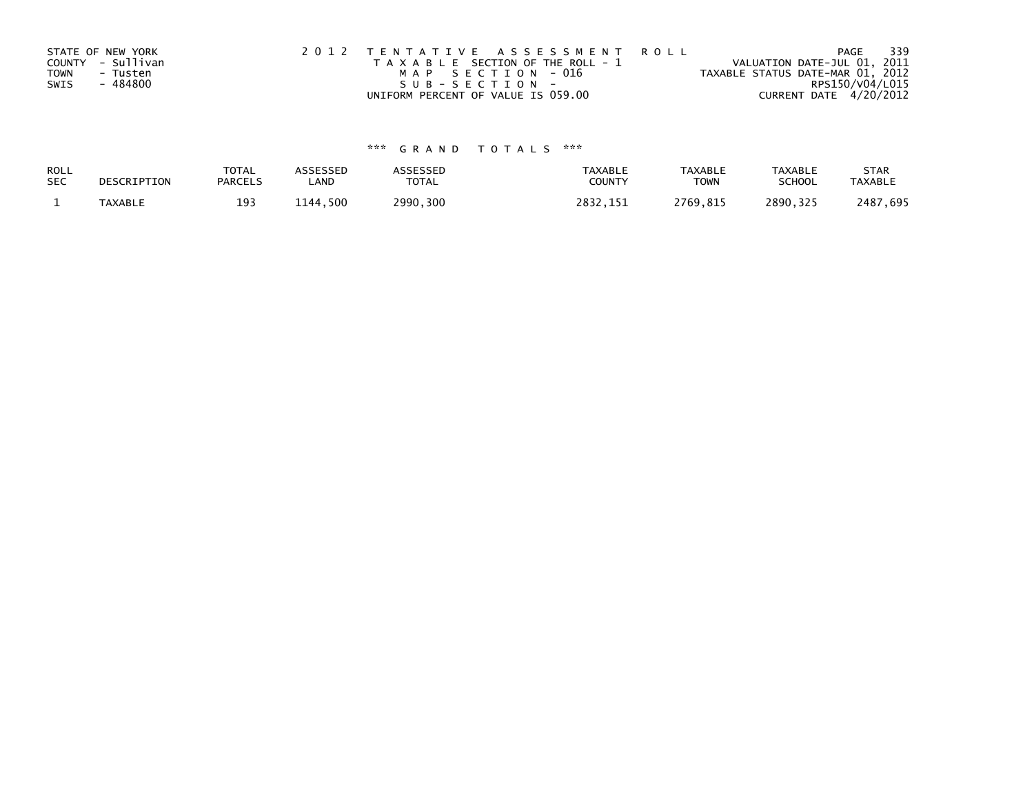STATE OF NEW YORK
COUNTY - Sullivan
TOWN - Tusten
SWIS - 484800

2 0 1 2 T E N T A T I V E A S S E S S M E N T R O L L
T A X A B L E SECTION OF THE ROLL - 1
M A P S E C T I O N - 016
S U B - S E C T I O N -
UNIFORM PERCENT OF VALUE IS 059.00

VALUATION DATE-JUL 01, 2011
TAXABLE STATUS DATE-MAR 01, 2012
RPS150/V04/L015
CURRENT DATE 4/20/2012

### *** G R A N D T O T A L S ***

| ROLL SEC | DESCRIPTION | TOTAL PARCELS | ASSESSED LAND | ASSESSED TOTAL | TAXABLE COUNTY | TAXABLE TOWN | TAXABLE SCHOOL | STAR TAXABLE |
|---|---|---|---|---|---|---|---|---|
| 1 | TAXABLE | 193 | 1144,500 | 2990,300 | 2832,151 | 2769,815 | 2890,325 | 2487,695 |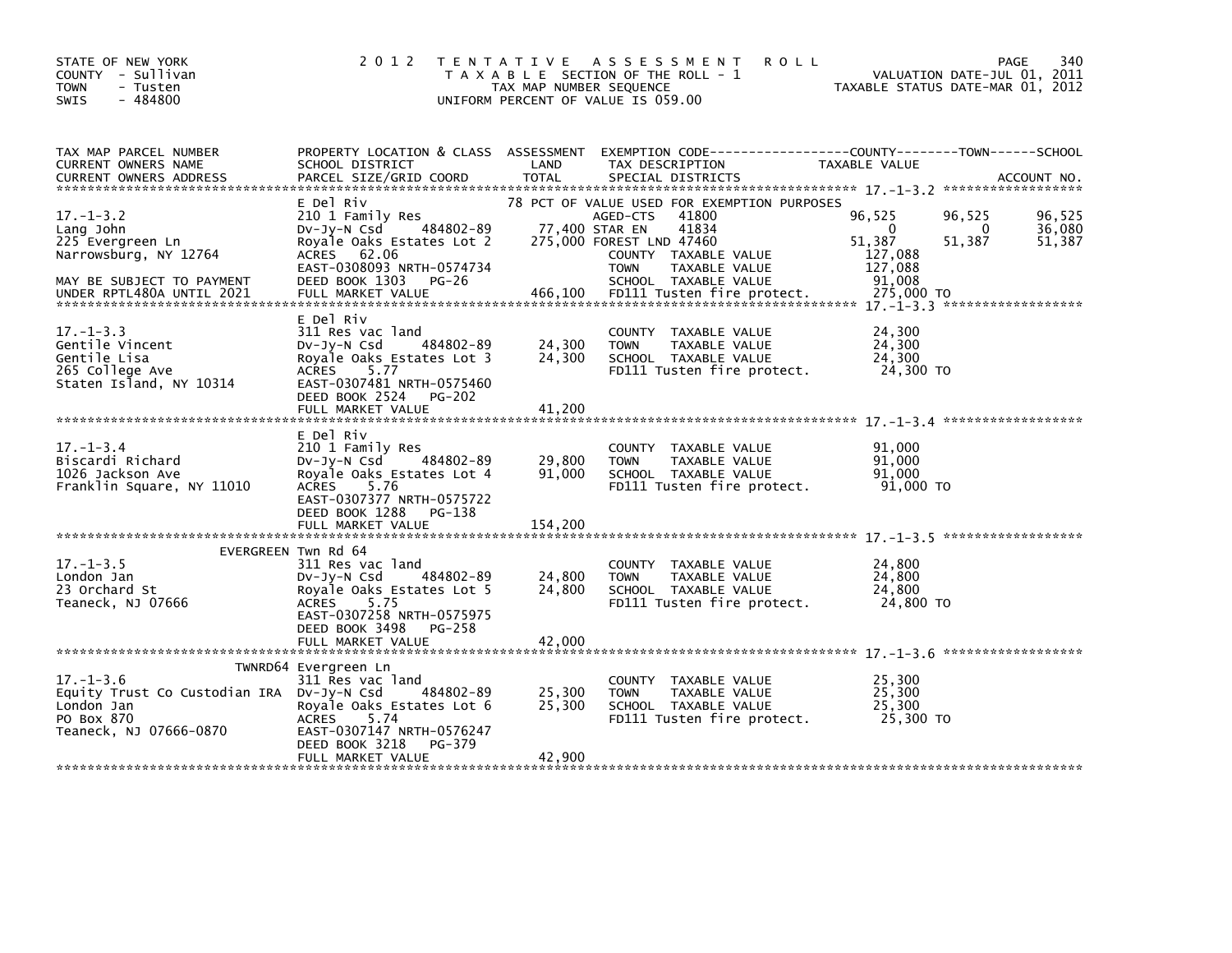STATE OF NEW YORK
COUNTY - Sullivan
TOWN - Tusten
SWIS - 484800

2 0 1 2 T E N T A T I V E A S S E S S M E N T R O L L
T A X A B L E SECTION OF THE ROLL - 1
TAX MAP NUMBER SEQUENCE
UNIFORM PERCENT OF VALUE IS 059.00

VALUATION DATE-JUL 01, 2011
TAXABLE STATUS DATE-MAR 01, 2012

| TAX MAP PARCEL NUMBER / CURRENT OWNERS NAME / CURRENT OWNERS ADDRESS | PROPERTY LOCATION & CLASS / SCHOOL DISTRICT / PARCEL SIZE/GRID COORD | ASSESSMENT LAND / TOTAL | EXEMPTION CODE / TAX DESCRIPTION / SPECIAL DISTRICTS | COUNTY TAXABLE VALUE | TOWN | SCHOOL |
|---|---|---|---|---|---|---|
| **17.-1-3.2** | E Del Riv | | 78 PCT OF VALUE USED FOR EXEMPTION PURPOSES | | | |
| | 210 1 Family Res | | AGED-CTS 41800 | 96,525 | 96,525 | 96,525 |
| Lang John | Dv-Jy-N Csd 484802-89 | 77,400 | STAR EN 41834 | 0 | 0 | 36,080 |
| 225 Evergreen Ln | Royale Oaks Estates Lot 2 | 275,000 | FOREST LND 47460 | 51,387 | 51,387 | 51,387 |
| Narrowsburg, NY 12764 | ACRES 62.06 | | COUNTY TAXABLE VALUE | 127,088 | | |
| | EAST-0308093 NRTH-0574734 | | TOWN TAXABLE VALUE | 127,088 | | |
| MAY BE SUBJECT TO PAYMENT | DEED BOOK 1303 PG-26 | | SCHOOL TAXABLE VALUE | 91,008 | | |
| UNDER RPTL480A UNTIL 2021 | FULL MARKET VALUE | 466,100 | FD111 Tusten fire protect. | 275,000 TO | | |
| **17.-1-3.3** | E Del Riv | | | | | |
| | 311 Res vac land | | COUNTY TAXABLE VALUE | 24,300 | | |
| Gentile Vincent | Dv-Jy-N Csd 484802-89 | 24,300 | TOWN TAXABLE VALUE | 24,300 | | |
| Gentile Lisa | Royale Oaks Estates Lot 3 | 24,300 | SCHOOL TAXABLE VALUE | 24,300 | | |
| 265 College Ave | ACRES 5.77 | | FD111 Tusten fire protect. | 24,300 TO | | |
| Staten Island, NY 10314 | EAST-0307481 NRTH-0575460 | | | | | |
| | DEED BOOK 2524 PG-202 | | | | | |
| | FULL MARKET VALUE | 41,200 | | | | |
| **17.-1-3.4** | E Del Riv | | | | | |
| | 210 1 Family Res | | COUNTY TAXABLE VALUE | 91,000 | | |
| Biscardi Richard | Dv-Jy-N Csd 484802-89 | 29,800 | TOWN TAXABLE VALUE | 91,000 | | |
| 1026 Jackson Ave | Royale Oaks Estates Lot 4 | 91,000 | SCHOOL TAXABLE VALUE | 91,000 | | |
| Franklin Square, NY 11010 | ACRES 5.76 | | FD111 Tusten fire protect. | 91,000 TO | | |
| | EAST-0307377 NRTH-0575722 | | | | | |
| | DEED BOOK 1288 PG-138 | | | | | |
| | FULL MARKET VALUE | 154,200 | | | | |
| **17.-1-3.5** | EVERGREEN Twn Rd 64 | | | | | |
| | 311 Res vac land | | COUNTY TAXABLE VALUE | 24,800 | | |
| London Jan | Dv-Jy-N Csd 484802-89 | 24,800 | TOWN TAXABLE VALUE | 24,800 | | |
| 23 Orchard St | Royale Oaks Estates Lot 5 | 24,800 | SCHOOL TAXABLE VALUE | 24,800 | | |
| Teaneck, NJ 07666 | ACRES 5.75 | | FD111 Tusten fire protect. | 24,800 TO | | |
| | EAST-0307258 NRTH-0575975 | | | | | |
| | DEED BOOK 3498 PG-258 | | | | | |
| | FULL MARKET VALUE | 42,000 | | | | |
| **17.-1-3.6** | TWNRD64 Evergreen Ln | | | | | |
| | 311 Res vac land | | COUNTY TAXABLE VALUE | 25,300 | | |
| Equity Trust Co Custodian IRA | Dv-Jy-N Csd 484802-89 | 25,300 | TOWN TAXABLE VALUE | 25,300 | | |
| London Jan | Royale Oaks Estates Lot 6 | 25,300 | SCHOOL TAXABLE VALUE | 25,300 | | |
| PO Box 870 | ACRES 5.74 | | FD111 Tusten fire protect. | 25,300 TO | | |
| Teaneck, NJ 07666-0870 | EAST-0307147 NRTH-0576247 | | | | | |
| | DEED BOOK 3218 PG-379 | | | | | |
| | FULL MARKET VALUE | 42,900 | | | | |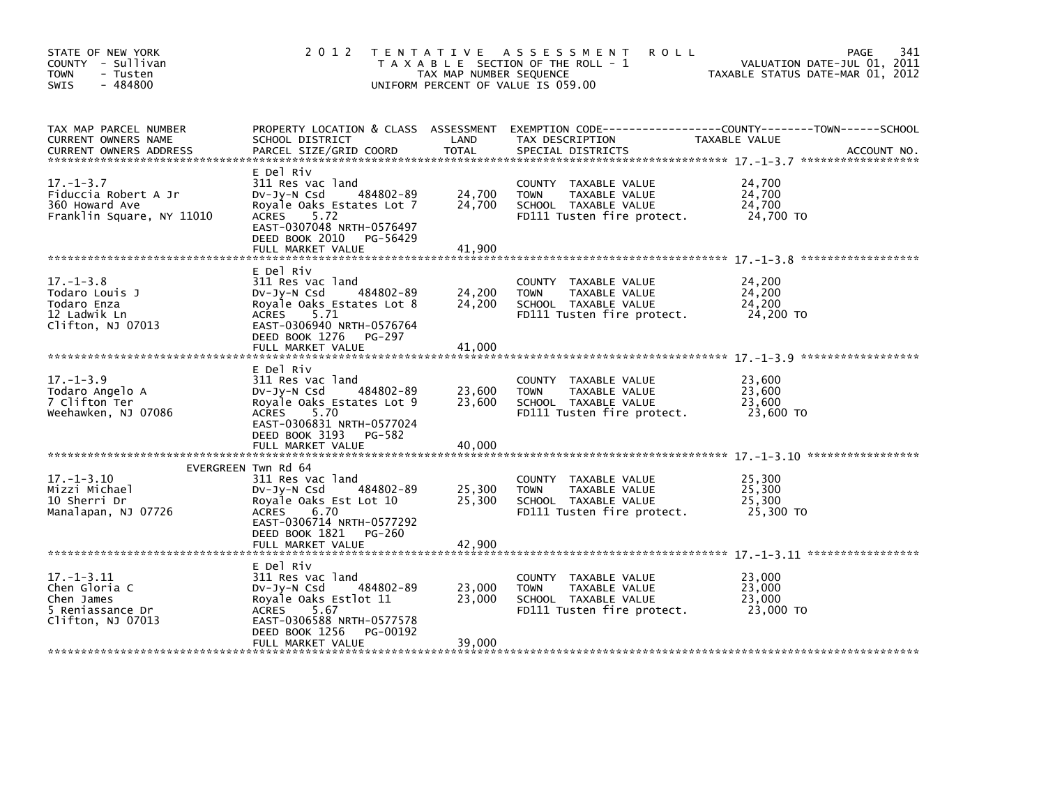STATE OF NEW YORK
COUNTY - Sullivan
TOWN - Tusten
SWIS - 484800

# 2012 TENTATIVE ASSESSMENT ROLL

TAXABLE SECTION OF THE ROLL - 1
TAX MAP NUMBER SEQUENCE
UNIFORM PERCENT OF VALUE IS 059.00

VALUATION DATE-JUL 01, 2011
TAXABLE STATUS DATE-MAR 01, 2012

| TAX MAP PARCEL NUMBER / CURRENT OWNERS NAME / CURRENT OWNERS ADDRESS | PROPERTY LOCATION & CLASS / SCHOOL DISTRICT / PARCEL SIZE/GRID COORD | ASSESSMENT LAND | TOTAL | EXEMPTION CODE / TAX DESCRIPTION / SPECIAL DISTRICTS | TAXABLE VALUE (COUNTY--------TOWN------SCHOOL) | ACCOUNT NO. |
|---|---|---|---|---|---|---|
| 17.-1-3.7 | E Del Riv | | | | | |
| 17.-1-3.7 | 311 Res vac land | | | COUNTY TAXABLE VALUE | 24,700 | |
| Fiduccia Robert A Jr | Dv-Jy-N Csd 484802-89 | 24,700 | | TOWN TAXABLE VALUE | 24,700 | |
| 360 Howard Ave | Royale Oaks Estates Lot 7 | | 24,700 | SCHOOL TAXABLE VALUE | 24,700 | |
| Franklin Square, NY 11010 | ACRES 5.72 | | | FD111 Tusten fire protect. | 24,700 TO | |
| | EAST-0307048 NRTH-0576497 | | | | | |
| | DEED BOOK 2010 PG-56429 | | | | | |
| | FULL MARKET VALUE | | 41,900 | | | |
| 17.-1-3.8 | E Del Riv | | | | | |
| 17.-1-3.8 | 311 Res vac land | | | COUNTY TAXABLE VALUE | 24,200 | |
| Todaro Louis J | Dv-Jy-N Csd 484802-89 | 24,200 | | TOWN TAXABLE VALUE | 24,200 | |
| Todaro Enza | Royale Oaks Estates Lot 8 | | 24,200 | SCHOOL TAXABLE VALUE | 24,200 | |
| 12 Ladwik Ln | ACRES 5.71 | | | FD111 Tusten fire protect. | 24,200 TO | |
| Clifton, NJ 07013 | EAST-0306940 NRTH-0576764 | | | | | |
| | DEED BOOK 1276 PG-297 | | | | | |
| | FULL MARKET VALUE | | 41,000 | | | |
| 17.-1-3.9 | E Del Riv | | | | | |
| 17.-1-3.9 | 311 Res vac land | | | COUNTY TAXABLE VALUE | 23,600 | |
| Todaro Angelo A | Dv-Jy-N Csd 484802-89 | 23,600 | | TOWN TAXABLE VALUE | 23,600 | |
| 7 Clifton Ter | Royale Oaks Estates Lot 9 | | 23,600 | SCHOOL TAXABLE VALUE | 23,600 | |
| Weehawken, NJ 07086 | ACRES 5.70 | | | FD111 Tusten fire protect. | 23,600 TO | |
| | EAST-0306831 NRTH-0577024 | | | | | |
| | DEED BOOK 3193 PG-582 | | | | | |
| | FULL MARKET VALUE | | 40,000 | | | |
| 17.-1-3.10 | EVERGREEN Twn Rd 64 | | | | | |
| 17.-1-3.10 | 311 Res vac land | | | COUNTY TAXABLE VALUE | 25,300 | |
| Mizzi Michael | Dv-Jy-N Csd 484802-89 | 25,300 | | TOWN TAXABLE VALUE | 25,300 | |
| 10 Sherri Dr | Royale Oaks Est Lot 10 | | 25,300 | SCHOOL TAXABLE VALUE | 25,300 | |
| Manalapan, NJ 07726 | ACRES 6.70 | | | FD111 Tusten fire protect. | 25,300 TO | |
| | EAST-0306714 NRTH-0577292 | | | | | |
| | DEED BOOK 1821 PG-260 | | | | | |
| | FULL MARKET VALUE | | 42,900 | | | |
| 17.-1-3.11 | E Del Riv | | | | | |
| 17.-1-3.11 | 311 Res vac land | | | COUNTY TAXABLE VALUE | 23,000 | |
| Chen Gloria C | Dv-Jy-N Csd 484802-89 | 23,000 | | TOWN TAXABLE VALUE | 23,000 | |
| Chen James | Royale Oaks Estlot 11 | | 23,000 | SCHOOL TAXABLE VALUE | 23,000 | |
| 5 Reniassance Dr | ACRES 5.67 | | | FD111 Tusten fire protect. | 23,000 TO | |
| Clifton, NJ 07013 | EAST-0306588 NRTH-0577578 | | | | | |
| | DEED BOOK 1256 PG-00192 | | | | | |
| | FULL MARKET VALUE | | 39,000 | | | |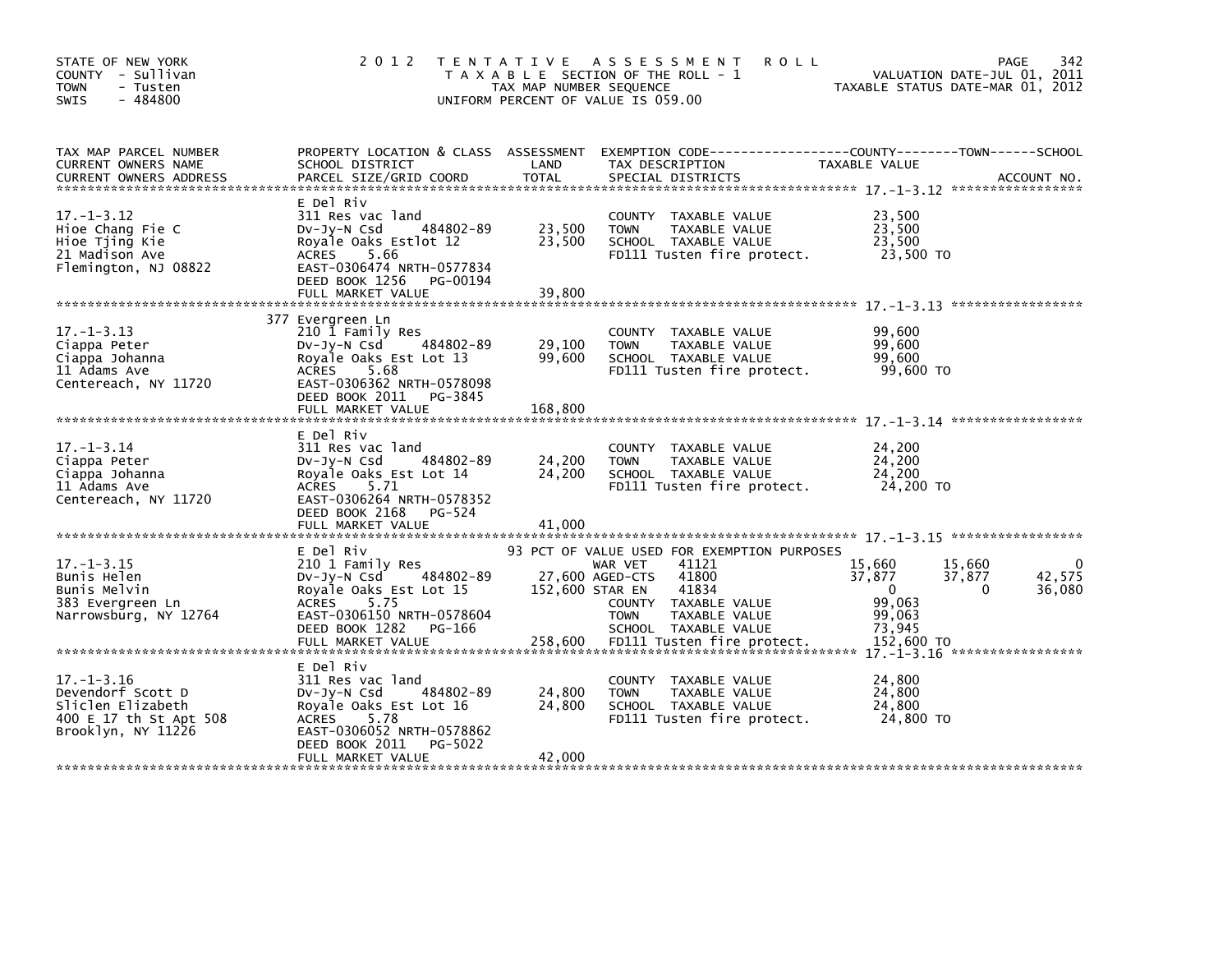STATE OF NEW YORK
COUNTY - Sullivan
TOWN - Tusten
SWIS - 484800

2012 TENTATIVE ASSESSMENT ROLL
TAXABLE SECTION OF THE ROLL - 1
TAX MAP NUMBER SEQUENCE
UNIFORM PERCENT OF VALUE IS 059.00

VALUATION DATE-JUL 01, 2011
TAXABLE STATUS DATE-MAR 01, 2012

| TAX MAP PARCEL NUMBER / CURRENT OWNERS NAME / CURRENT OWNERS ADDRESS | PROPERTY LOCATION & CLASS / SCHOOL DISTRICT / PARCEL SIZE/GRID COORD | ASSESSMENT LAND | TOTAL | EXEMPTION CODE / TAX DESCRIPTION / SPECIAL DISTRICTS | COUNTY TAXABLE VALUE | TOWN | SCHOOL |
|---|---|---|---|---|---|---|---|
| **17.-1-3.12** | E Del Riv | | | | | | |
| 17.-1-3.12 | 311 Res vac land | | | COUNTY TAXABLE VALUE | 23,500 | | |
| Hioe Chang Fie C | Dv-Jy-N Csd 484802-89 | 23,500 | | TOWN TAXABLE VALUE | 23,500 | | |
| Hioe Tjing Kie | Royale Oaks Estlot 12 | | 23,500 | SCHOOL TAXABLE VALUE | 23,500 | | |
| 21 Madison Ave | ACRES 5.66 | | | FD111 Tusten fire protect. | 23,500 TO | | |
| Flemington, NJ 08822 | EAST-0306474 NRTH-0577834 | | | | | | |
| | DEED BOOK 1256 PG-00194 | | | | | | |
| | FULL MARKET VALUE | | 39,800 | | | | |
| **17.-1-3.13** | 377 Evergreen Ln | | | | | | |
| 17.-1-3.13 | 210 1 Family Res | | | COUNTY TAXABLE VALUE | 99,600 | | |
| Ciappa Peter | Dv-Jy-N Csd 484802-89 | 29,100 | | TOWN TAXABLE VALUE | 99,600 | | |
| Ciappa Johanna | Royale Oaks Est Lot 13 | | 99,600 | SCHOOL TAXABLE VALUE | 99,600 | | |
| 11 Adams Ave | ACRES 5.68 | | | FD111 Tusten fire protect. | 99,600 TO | | |
| Centereach, NY 11720 | EAST-0306362 NRTH-0578098 | | | | | | |
| | DEED BOOK 2011 PG-3845 | | | | | | |
| | FULL MARKET VALUE | | 168,800 | | | | |
| **17.-1-3.14** | E Del Riv | | | | | | |
| 17.-1-3.14 | 311 Res vac land | | | COUNTY TAXABLE VALUE | 24,200 | | |
| Ciappa Peter | Dv-Jy-N Csd 484802-89 | 24,200 | | TOWN TAXABLE VALUE | 24,200 | | |
| Ciappa Johanna | Royale Oaks Est Lot 14 | | 24,200 | SCHOOL TAXABLE VALUE | 24,200 | | |
| 11 Adams Ave | ACRES 5.71 | | | FD111 Tusten fire protect. | 24,200 TO | | |
| Centereach, NY 11720 | EAST-0306264 NRTH-0578352 | | | | | | |
| | DEED BOOK 2168 PG-524 | | | | | | |
| | FULL MARKET VALUE | | 41,000 | | | | |
| **17.-1-3.15** | E Del Riv | | | 93 PCT OF VALUE USED FOR EXEMPTION PURPOSES | | | |
| 17.-1-3.15 | 210 1 Family Res | | | WAR VET 41121 | 15,660 | 15,660 | 0 |
| Bunis Helen | Dv-Jy-N Csd 484802-89 | 27,600 | | AGED-CTS 41800 | 37,877 | 37,877 | 42,575 |
| Bunis Melvin | Royale Oaks Est Lot 15 | | 152,600 | STAR EN 41834 | 0 | 0 | 36,080 |
| 383 Evergreen Ln | ACRES 5.75 | | | COUNTY TAXABLE VALUE | 99,063 | | |
| Narrowsburg, NY 12764 | EAST-0306150 NRTH-0578604 | | | TOWN TAXABLE VALUE | 99,063 | | |
| | DEED BOOK 1282 PG-166 | | | SCHOOL TAXABLE VALUE | 73,945 | | |
| | FULL MARKET VALUE | | 258,600 | FD111 Tusten fire protect. | 152,600 TO | | |
| **17.-1-3.16** | E Del Riv | | | | | | |
| 17.-1-3.16 | 311 Res vac land | | | COUNTY TAXABLE VALUE | 24,800 | | |
| Devendorf Scott D | Dv-Jy-N Csd 484802-89 | 24,800 | | TOWN TAXABLE VALUE | 24,800 | | |
| Sliclen Elizabeth | Royale Oaks Est Lot 16 | | 24,800 | SCHOOL TAXABLE VALUE | 24,800 | | |
| 400 E 17 th St Apt 508 | ACRES 5.78 | | | FD111 Tusten fire protect. | 24,800 TO | | |
| Brooklyn, NY 11226 | EAST-0306052 NRTH-0578862 | | | | | | |
| | DEED BOOK 2011 PG-5022 | | | | | | |
| | FULL MARKET VALUE | | 42,000 | | | | |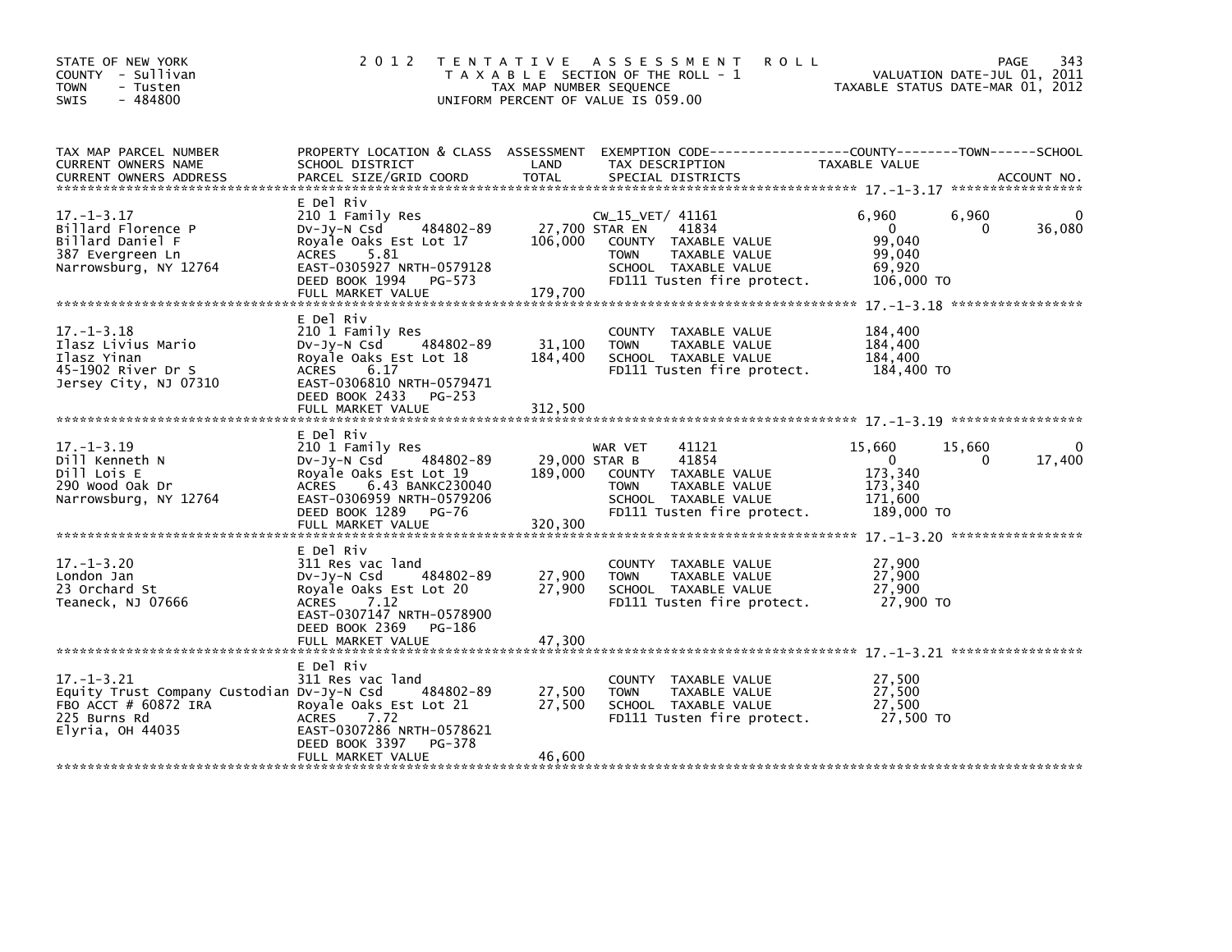STATE OF NEW YORK
COUNTY - Sullivan
TOWN - Tusten
SWIS - 484800

# 2012 TENTATIVE ASSESSMENT ROLL

TAXABLE SECTION OF THE ROLL - 1
TAX MAP NUMBER SEQUENCE
UNIFORM PERCENT OF VALUE IS 059.00

VALUATION DATE-JUL 01, 2011
TAXABLE STATUS DATE-MAR 01, 2012

| TAX MAP PARCEL NUMBER / CURRENT OWNERS NAME / CURRENT OWNERS ADDRESS | PROPERTY LOCATION & CLASS / SCHOOL DISTRICT / PARCEL SIZE/GRID COORD | ASSESSMENT LAND / TOTAL | EXEMPTION CODE / TAX DESCRIPTION / SPECIAL DISTRICTS | COUNTY | TOWN | SCHOOL |
|---|---|---|---|---|---|---|
| **17.-1-3.17** | E Del Riv | | | | | |
| 17.-1-3.17 | 210 1 Family Res | | CW_15_VET/ 41161 | 6,960 | 6,960 | 0 |
| Billard Florence P | Dv-Jy-N Csd 484802-89 | 27,700 | STAR EN 41834 | 0 | 0 | 36,080 |
| Billard Daniel F | Royale Oaks Est Lot 17 | 106,000 | COUNTY TAXABLE VALUE | 99,040 | | |
| 387 Evergreen Ln | ACRES 5.81 | | TOWN TAXABLE VALUE | 99,040 | | |
| Narrowsburg, NY 12764 | EAST-0305927 NRTH-0579128 | | SCHOOL TAXABLE VALUE | 69,920 | | |
| | DEED BOOK 1994 PG-573 | | FD111 Tusten fire protect. | 106,000 TO | | |
| | FULL MARKET VALUE | 179,700 | | | | |
| **17.-1-3.18** | E Del Riv | | | | | |
| 17.-1-3.18 | 210 1 Family Res | | COUNTY TAXABLE VALUE | 184,400 | | |
| Ilasz Livius Mario | Dv-Jy-N Csd 484802-89 | 31,100 | TOWN TAXABLE VALUE | 184,400 | | |
| Ilasz Yinan | Royale Oaks Est Lot 18 | 184,400 | SCHOOL TAXABLE VALUE | 184,400 | | |
| 45-1902 River Dr S | ACRES 6.17 | | FD111 Tusten fire protect. | 184,400 TO | | |
| Jersey City, NJ 07310 | EAST-0306810 NRTH-0579471 | | | | | |
| | DEED BOOK 2433 PG-253 | | | | | |
| | FULL MARKET VALUE | 312,500 | | | | |
| **17.-1-3.19** | E Del Riv | | | | | |
| 17.-1-3.19 | 210 1 Family Res | | WAR VET 41121 | 15,660 | 15,660 | 0 |
| Dill Kenneth N | Dv-Jy-N Csd 484802-89 | 29,000 | STAR B 41854 | 0 | 0 | 17,400 |
| Dill Lois E | Royale Oaks Est Lot 19 | 189,000 | COUNTY TAXABLE VALUE | 173,340 | | |
| 290 Wood Oak Dr | ACRES 6.43 BANKC230040 | | TOWN TAXABLE VALUE | 173,340 | | |
| Narrowsburg, NY 12764 | EAST-0306959 NRTH-0579206 | | SCHOOL TAXABLE VALUE | 171,600 | | |
| | DEED BOOK 1289 PG-76 | | FD111 Tusten fire protect. | 189,000 TO | | |
| | FULL MARKET VALUE | 320,300 | | | | |
| **17.-1-3.20** | E Del Riv | | | | | |
| 17.-1-3.20 | 311 Res vac land | | COUNTY TAXABLE VALUE | 27,900 | | |
| London Jan | Dv-Jy-N Csd 484802-89 | 27,900 | TOWN TAXABLE VALUE | 27,900 | | |
| 23 Orchard St | Royale Oaks Est Lot 20 | 27,900 | SCHOOL TAXABLE VALUE | 27,900 | | |
| Teaneck, NJ 07666 | ACRES 7.12 | | FD111 Tusten fire protect. | 27,900 TO | | |
| | EAST-0307147 NRTH-0578900 | | | | | |
| | DEED BOOK 2369 PG-186 | | | | | |
| | FULL MARKET VALUE | 47,300 | | | | |
| **17.-1-3.21** | E Del Riv | | | | | |
| 17.-1-3.21 | 311 Res vac land | | COUNTY TAXABLE VALUE | 27,500 | | |
| Equity Trust Company Custodian | Dv-Jy-N Csd 484802-89 | 27,500 | TOWN TAXABLE VALUE | 27,500 | | |
| FBO ACCT # 60872 IRA | Royale Oaks Est Lot 21 | 27,500 | SCHOOL TAXABLE VALUE | 27,500 | | |
| 225 Burns Rd | ACRES 7.72 | | FD111 Tusten fire protect. | 27,500 TO | | |
| Elyria, OH 44035 | EAST-0307286 NRTH-0578621 | | | | | |
| | DEED BOOK 3397 PG-378 | | | | | |
| | FULL MARKET VALUE | 46,600 | | | | |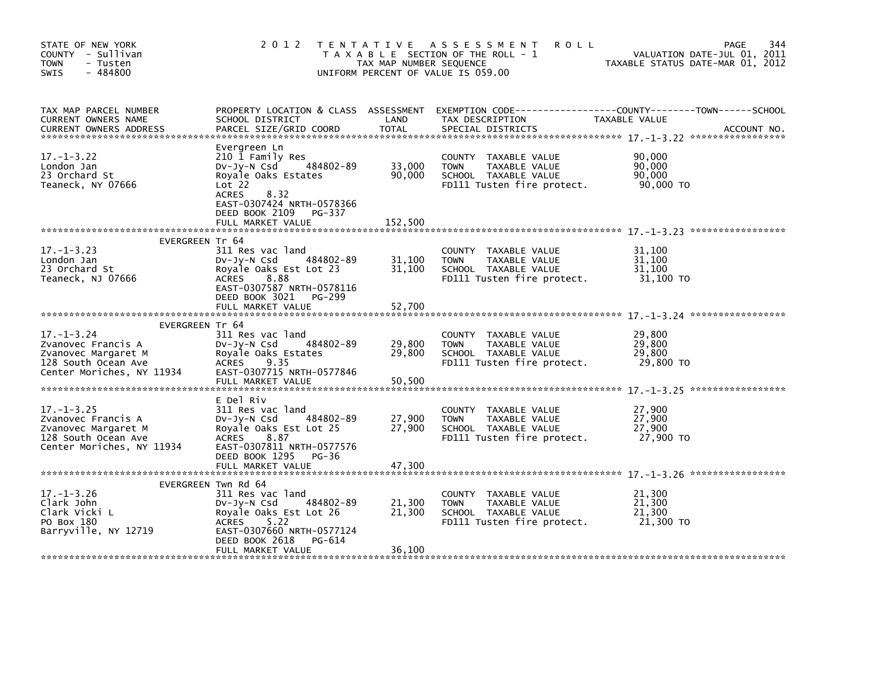STATE OF NEW YORK
COUNTY - Sullivan
TOWN - Tusten
SWIS - 484800

# 2012 TENTATIVE ASSESSMENT ROLL

TAXABLE SECTION OF THE ROLL - 1
TAX MAP NUMBER SEQUENCE
UNIFORM PERCENT OF VALUE IS 059.00

VALUATION DATE-JUL 01, 2011
TAXABLE STATUS DATE-MAR 01, 2012

| TAX MAP PARCEL NUMBER / CURRENT OWNERS NAME / CURRENT OWNERS ADDRESS | PROPERTY LOCATION & CLASS / SCHOOL DISTRICT / PARCEL SIZE/GRID COORD | ASSESSMENT LAND | TOTAL | EXEMPTION CODE / TAX DESCRIPTION / SPECIAL DISTRICTS | TAXABLE VALUE (COUNTY / TOWN / SCHOOL) | ACCOUNT NO. |
|---|---|---|---|---|---|---|
| **17.-1-3.22** | Evergreen Ln | | | | | |
| 17.-1-3.22 | 210 1 Family Res | | | COUNTY TAXABLE VALUE | 90,000 | |
| London Jan | Dv-Jy-N Csd 484802-89 | 33,000 | | TOWN TAXABLE VALUE | 90,000 | |
| 23 Orchard St | Royale Oaks Estates | | 90,000 | SCHOOL TAXABLE VALUE | 90,000 | |
| Teaneck, NY 07666 | Lot 22 | | | FD111 Tusten fire protect. | 90,000 TO | |
| | ACRES 8.32 | | | | | |
| | EAST-0307424 NRTH-0578366 | | | | | |
| | DEED BOOK 2109 PG-337 | | | | | |
| | FULL MARKET VALUE | | 152,500 | | | |
| **17.-1-3.23** | EVERGREEN Tr 64 | | | | | |
| 17.-1-3.23 | 311 Res vac land | | | COUNTY TAXABLE VALUE | 31,100 | |
| London Jan | Dv-Jy-N Csd 484802-89 | 31,100 | | TOWN TAXABLE VALUE | 31,100 | |
| 23 Orchard St | Royale Oaks Est Lot 23 | | 31,100 | SCHOOL TAXABLE VALUE | 31,100 | |
| Teaneck, NJ 07666 | ACRES 8.88 | | | FD111 Tusten fire protect. | 31,100 TO | |
| | EAST-0307587 NRTH-0578116 | | | | | |
| | DEED BOOK 3021 PG-299 | | | | | |
| | FULL MARKET VALUE | | 52,700 | | | |
| **17.-1-3.24** | EVERGREEN Tr 64 | | | | | |
| 17.-1-3.24 | 311 Res vac land | | | COUNTY TAXABLE VALUE | 29,800 | |
| Zvanovec Francis A | Dv-Jy-N Csd 484802-89 | 29,800 | | TOWN TAXABLE VALUE | 29,800 | |
| Zvanovec Margaret M | Royale Oaks Estates | | 29,800 | SCHOOL TAXABLE VALUE | 29,800 | |
| 128 South Ocean Ave | ACRES 9.35 | | | FD111 Tusten fire protect. | 29,800 TO | |
| Center Moriches, NY 11934 | EAST-0307715 NRTH-0577846 | | | | | |
| | FULL MARKET VALUE | | 50,500 | | | |
| **17.-1-3.25** | E Del Riv | | | | | |
| 17.-1-3.25 | 311 Res vac land | | | COUNTY TAXABLE VALUE | 27,900 | |
| Zvanovec Francis A | Dv-Jy-N Csd 484802-89 | 27,900 | | TOWN TAXABLE VALUE | 27,900 | |
| Zvanovec Margaret M | Royale Oaks Est Lot 25 | | 27,900 | SCHOOL TAXABLE VALUE | 27,900 | |
| 128 South Ocean Ave | ACRES 8.87 | | | FD111 Tusten fire protect. | 27,900 TO | |
| Center Moriches, NY 11934 | EAST-0307811 NRTH-0577576 | | | | | |
| | DEED BOOK 1295 PG-36 | | | | | |
| | FULL MARKET VALUE | | 47,300 | | | |
| **17.-1-3.26** | EVERGREEN Twn Rd 64 | | | | | |
| 17.-1-3.26 | 311 Res vac land | | | COUNTY TAXABLE VALUE | 21,300 | |
| Clark John | Dv-Jy-N Csd 484802-89 | 21,300 | | TOWN TAXABLE VALUE | 21,300 | |
| Clark Vicki L | Royale Oaks Est Lot 26 | | 21,300 | SCHOOL TAXABLE VALUE | 21,300 | |
| PO Box 180 | ACRES 5.22 | | | FD111 Tusten fire protect. | 21,300 TO | |
| Barryville, NY 12719 | EAST-0307660 NRTH-0577124 | | | | | |
| | DEED BOOK 2618 PG-614 | | | | | |
| | FULL MARKET VALUE | | 36,100 | | | |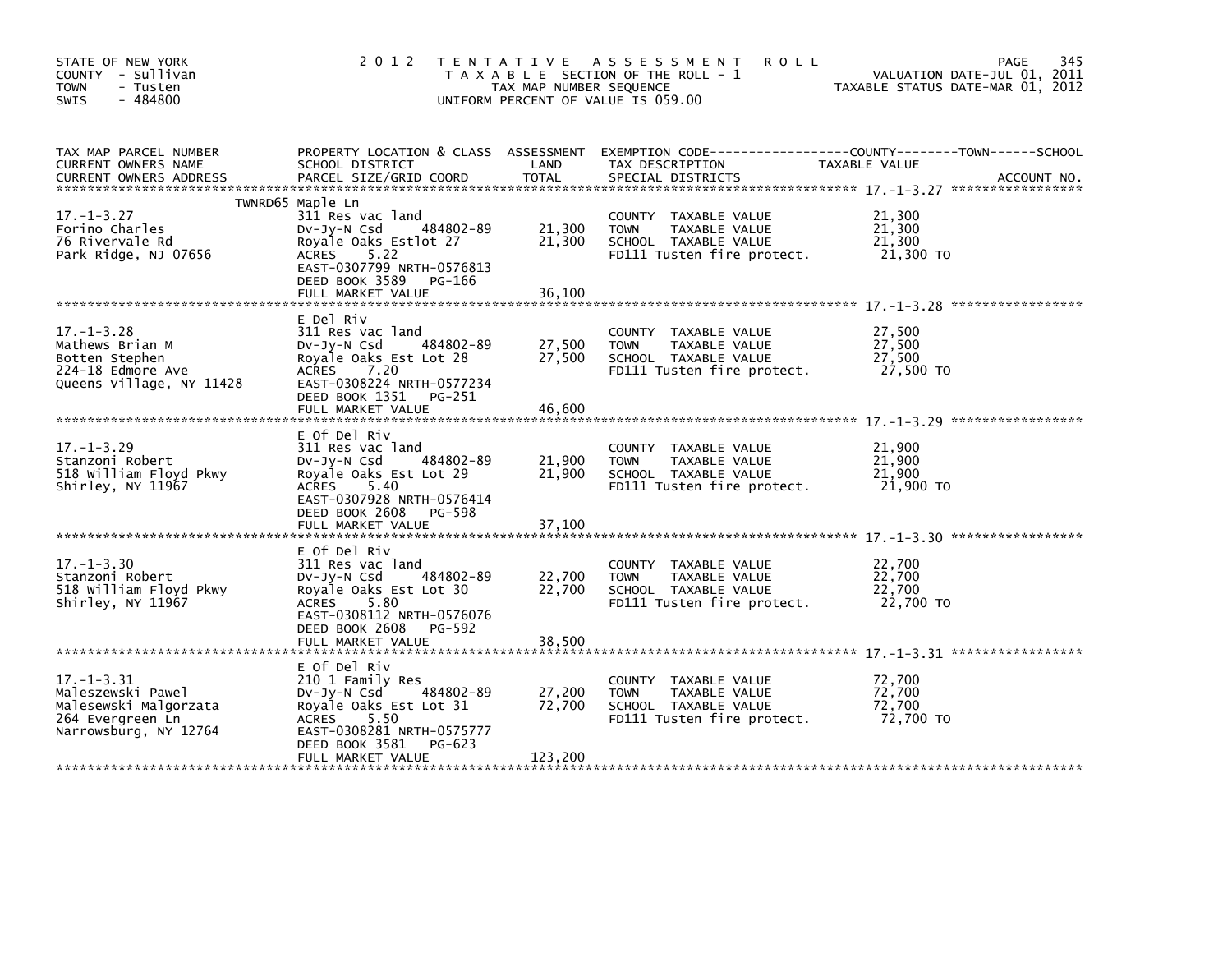STATE OF NEW YORK
COUNTY - Sullivan
TOWN - Tusten
SWIS - 484800

2 0 1 2 T E N T A T I V E A S S E S S M E N T R O L L
T A X A B L E SECTION OF THE ROLL - 1
TAX MAP NUMBER SEQUENCE
UNIFORM PERCENT OF VALUE IS 059.00

VALUATION DATE-JUL 01, 2011
TAXABLE STATUS DATE-MAR 01, 2012

| TAX MAP PARCEL NUMBER / CURRENT OWNERS NAME / CURRENT OWNERS ADDRESS | PROPERTY LOCATION & CLASS / SCHOOL DISTRICT / PARCEL SIZE/GRID COORD | ASSESSMENT LAND | TOTAL | EXEMPTION CODE / TAX DESCRIPTION / SPECIAL DISTRICTS | COUNTY--------TOWN------SCHOOL TAXABLE VALUE | ACCOUNT NO. |
|---|---|---|---|---|---|---|
| **17.-1-3.27** | TWNRD65 Maple Ln | | | | | |
| 17.-1-3.27 | 311 Res vac land | | | COUNTY TAXABLE VALUE | 21,300 | |
| Forino Charles | Dv-Jy-N Csd 484802-89 | 21,300 | | TOWN TAXABLE VALUE | 21,300 | |
| 76 Rivervale Rd | Royale Oaks Estlot 27 | | 21,300 | SCHOOL TAXABLE VALUE | 21,300 | |
| Park Ridge, NJ 07656 | ACRES 5.22 | | | FD111 Tusten fire protect. | 21,300 TO | |
| | EAST-0307799 NRTH-0576813 | | | | | |
| | DEED BOOK 3589 PG-166 | | | | | |
| | FULL MARKET VALUE | | 36,100 | | | |
| **17.-1-3.28** | E Del Riv | | | | | |
| 17.-1-3.28 | 311 Res vac land | | | COUNTY TAXABLE VALUE | 27,500 | |
| Mathews Brian M | Dv-Jy-N Csd 484802-89 | 27,500 | | TOWN TAXABLE VALUE | 27,500 | |
| Botten Stephen | Royale Oaks Est Lot 28 | | 27,500 | SCHOOL TAXABLE VALUE | 27,500 | |
| 224-18 Edmore Ave | ACRES 7.20 | | | FD111 Tusten fire protect. | 27,500 TO | |
| Queens Village, NY 11428 | EAST-0308224 NRTH-0577234 | | | | | |
| | DEED BOOK 1351 PG-251 | | | | | |
| | FULL MARKET VALUE | | 46,600 | | | |
| **17.-1-3.29** | E Of Del Riv | | | | | |
| 17.-1-3.29 | 311 Res vac land | | | COUNTY TAXABLE VALUE | 21,900 | |
| Stanzoni Robert | Dv-Jy-N Csd 484802-89 | 21,900 | | TOWN TAXABLE VALUE | 21,900 | |
| 518 William Floyd Pkwy | Royale Oaks Est Lot 29 | | 21,900 | SCHOOL TAXABLE VALUE | 21,900 | |
| Shirley, NY 11967 | ACRES 5.40 | | | FD111 Tusten fire protect. | 21,900 TO | |
| | EAST-0307928 NRTH-0576414 | | | | | |
| | DEED BOOK 2608 PG-598 | | | | | |
| | FULL MARKET VALUE | | 37,100 | | | |
| **17.-1-3.30** | E Of Del Riv | | | | | |
| 17.-1-3.30 | 311 Res vac land | | | COUNTY TAXABLE VALUE | 22,700 | |
| Stanzoni Robert | Dv-Jy-N Csd 484802-89 | 22,700 | | TOWN TAXABLE VALUE | 22,700 | |
| 518 William Floyd Pkwy | Royale Oaks Est Lot 30 | | 22,700 | SCHOOL TAXABLE VALUE | 22,700 | |
| Shirley, NY 11967 | ACRES 5.80 | | | FD111 Tusten fire protect. | 22,700 TO | |
| | EAST-0308112 NRTH-0576076 | | | | | |
| | DEED BOOK 2608 PG-592 | | | | | |
| | FULL MARKET VALUE | | 38,500 | | | |
| **17.-1-3.31** | E Of Del Riv | | | | | |
| 17.-1-3.31 | 210 1 Family Res | | | COUNTY TAXABLE VALUE | 72,700 | |
| Maleszewski Pawel | Dv-Jy-N Csd 484802-89 | 27,200 | | TOWN TAXABLE VALUE | 72,700 | |
| Malesewski Malgorzata | Royale Oaks Est Lot 31 | | 72,700 | SCHOOL TAXABLE VALUE | 72,700 | |
| 264 Evergreen Ln | ACRES 5.50 | | | FD111 Tusten fire protect. | 72,700 TO | |
| Narrowsburg, NY 12764 | EAST-0308281 NRTH-0575777 | | | | | |
| | DEED BOOK 3581 PG-623 | | | | | |
| | FULL MARKET VALUE | | 123,200 | | | |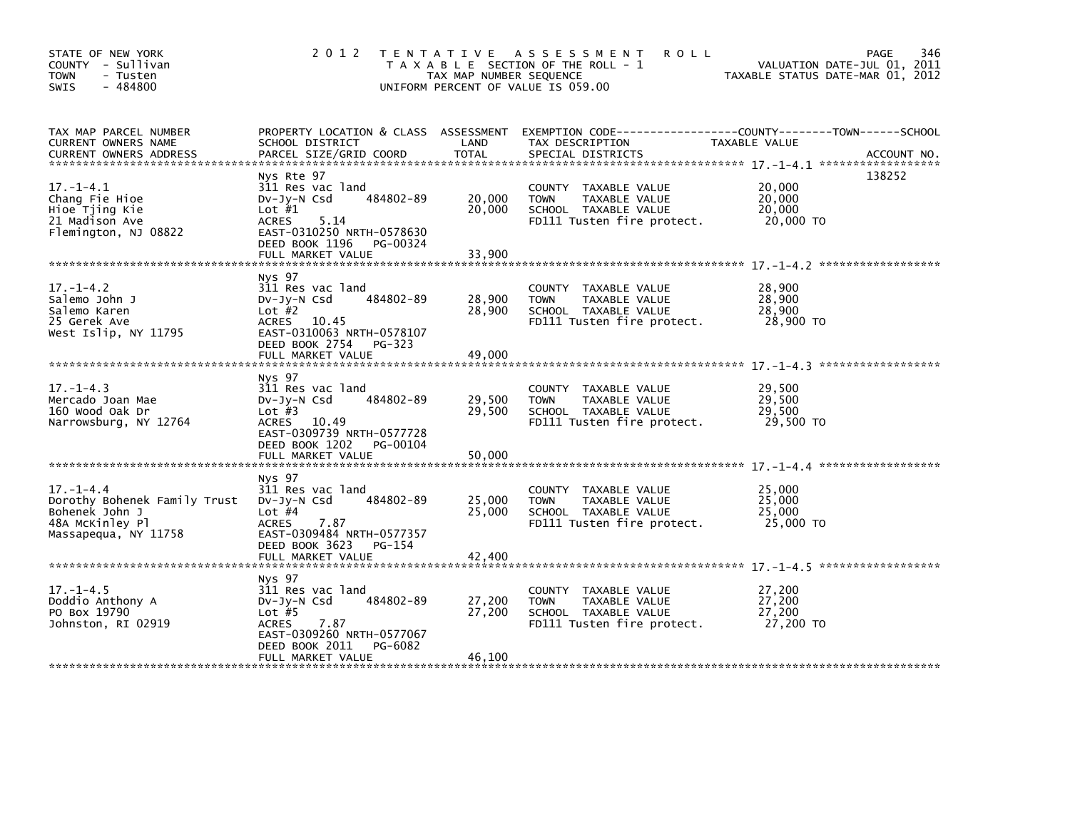STATE OF NEW YORK
COUNTY - Sullivan
TOWN - Tusten
SWIS - 484800

# 2012 TENTATIVE ASSESSMENT ROLL

TAXABLE SECTION OF THE ROLL - 1
TAX MAP NUMBER SEQUENCE
UNIFORM PERCENT OF VALUE IS 059.00

VALUATION DATE-JUL 01, 2011
TAXABLE STATUS DATE-MAR 01, 2012

| TAX MAP PARCEL NUMBER / CURRENT OWNERS NAME / CURRENT OWNERS ADDRESS | PROPERTY LOCATION & CLASS / SCHOOL DISTRICT / PARCEL SIZE/GRID COORD | ASSESSMENT LAND | TOTAL | EXEMPTION CODE / TAX DESCRIPTION / SPECIAL DISTRICTS | TAXABLE VALUE | ACCOUNT NO. |
|---|---|---|---|---|---|---|
| 17.-1-4.1 | Nys Rte 97 | | | | | 138252 |
| Chang Fie Hioe | 311 Res vac land | | | COUNTY TAXABLE VALUE | 20,000 | |
| Hioe Tjing Kie | Dv-Jy-N Csd 484802-89 | 20,000 | | TOWN TAXABLE VALUE | 20,000 | |
| 21 Madison Ave | Lot #1 | | 20,000 | SCHOOL TAXABLE VALUE | 20,000 | |
| Flemington, NJ 08822 | ACRES 5.14 | | | FD111 Tusten fire protect. | 20,000 TO | |
| | EAST-0310250 NRTH-0578630 | | | | | |
| | DEED BOOK 1196 PG-00324 | | | | | |
| | FULL MARKET VALUE | | 33,900 | | | |
| 17.-1-4.2 | Nys 97 | | | | | |
| Salemo John J | 311 Res vac land | | | COUNTY TAXABLE VALUE | 28,900 | |
| Salemo Karen | Dv-Jy-N Csd 484802-89 | 28,900 | | TOWN TAXABLE VALUE | 28,900 | |
| 25 Gerek Ave | Lot #2 | | 28,900 | SCHOOL TAXABLE VALUE | 28,900 | |
| West Islip, NY 11795 | ACRES 10.45 | | | FD111 Tusten fire protect. | 28,900 TO | |
| | EAST-0310063 NRTH-0578107 | | | | | |
| | DEED BOOK 2754 PG-323 | | | | | |
| | FULL MARKET VALUE | | 49,000 | | | |
| 17.-1-4.3 | Nys 97 | | | | | |
| Mercado Joan Mae | 311 Res vac land | | | COUNTY TAXABLE VALUE | 29,500 | |
| 160 Wood Oak Dr | Dv-Jy-N Csd 484802-89 | 29,500 | | TOWN TAXABLE VALUE | 29,500 | |
| Narrowsburg, NY 12764 | Lot #3 | | 29,500 | SCHOOL TAXABLE VALUE | 29,500 | |
| | ACRES 10.49 | | | FD111 Tusten fire protect. | 29,500 TO | |
| | EAST-0309739 NRTH-0577728 | | | | | |
| | DEED BOOK 1202 PG-00104 | | | | | |
| | FULL MARKET VALUE | | 50,000 | | | |
| 17.-1-4.4 | Nys 97 | | | | | |
| Dorothy Bohenek Family Trust | 311 Res vac land | | | COUNTY TAXABLE VALUE | 25,000 | |
| Bohenek John J | Dv-Jy-N Csd 484802-89 | 25,000 | | TOWN TAXABLE VALUE | 25,000 | |
| 48A McKinley Pl | Lot #4 | | 25,000 | SCHOOL TAXABLE VALUE | 25,000 | |
| Massapequa, NY 11758 | ACRES 7.87 | | | FD111 Tusten fire protect. | 25,000 TO | |
| | EAST-0309484 NRTH-0577357 | | | | | |
| | DEED BOOK 3623 PG-154 | | | | | |
| | FULL MARKET VALUE | | 42,400 | | | |
| 17.-1-4.5 | Nys 97 | | | | | |
| Doddio Anthony A | 311 Res vac land | | | COUNTY TAXABLE VALUE | 27,200 | |
| PO Box 19790 | Dv-Jy-N Csd 484802-89 | 27,200 | | TOWN TAXABLE VALUE | 27,200 | |
| Johnston, RI 02919 | Lot #5 | | 27,200 | SCHOOL TAXABLE VALUE | 27,200 | |
| | ACRES 7.87 | | | FD111 Tusten fire protect. | 27,200 TO | |
| | EAST-0309260 NRTH-0577067 | | | | | |
| | DEED BOOK 2011 PG-6082 | | | | | |
| | FULL MARKET VALUE | | 46,100 | | | |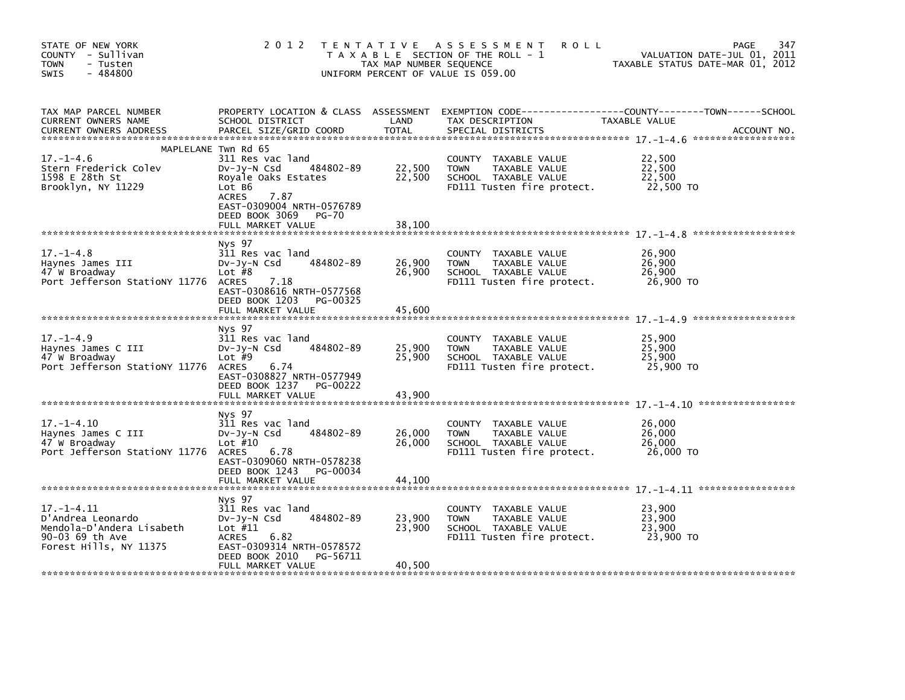STATE OF NEW YORK
COUNTY - Sullivan
TOWN - Tusten
SWIS - 484800

2012 TENTATIVE ASSESSMENT ROLL
TAXABLE SECTION OF THE ROLL - 1
TAX MAP NUMBER SEQUENCE
UNIFORM PERCENT OF VALUE IS 059.00

VALUATION DATE-JUL 01, 2011
TAXABLE STATUS DATE-MAR 01, 2012

| TAX MAP PARCEL NUMBER / CURRENT OWNERS NAME / CURRENT OWNERS ADDRESS | PROPERTY LOCATION & CLASS / SCHOOL DISTRICT / PARCEL SIZE/GRID COORD | ASSESSMENT LAND | TOTAL | EXEMPTION CODE / TAX DESCRIPTION / SPECIAL DISTRICTS | TAXABLE VALUE COUNTY / TOWN / SCHOOL | ACCOUNT NO. |
|---|---|---|---|---|---|---|
| 17.-1-4.6 | MAPLELANE Twn Rd 65 | | | | | |
| | 311 Res vac land | | | COUNTY TAXABLE VALUE | 22,500 | |
| Stern Frederick Colev | Dv-Jy-N Csd 484802-89 | 22,500 | | TOWN TAXABLE VALUE | 22,500 | |
| 1598 E 28th St | Royale Oaks Estates | | 22,500 | SCHOOL TAXABLE VALUE | 22,500 | |
| Brooklyn, NY 11229 | Lot B6 | | | FD111 Tusten fire protect. | 22,500 TO | |
| | ACRES 7.87 | | | | | |
| | EAST-0309004 NRTH-0576789 | | | | | |
| | DEED BOOK 3069 PG-70 | | | | | |
| | FULL MARKET VALUE | | 38,100 | | | |
| 17.-1-4.8 | Nys 97 | | | | | |
| | 311 Res vac land | | | COUNTY TAXABLE VALUE | 26,900 | |
| Haynes James III | Dv-Jy-N Csd 484802-89 | 26,900 | | TOWN TAXABLE VALUE | 26,900 | |
| 47 W Broadway | Lot #8 | | 26,900 | SCHOOL TAXABLE VALUE | 26,900 | |
| Port Jefferson StatioNY 11776 | ACRES 7.18 | | | FD111 Tusten fire protect. | 26,900 TO | |
| | EAST-0308616 NRTH-0577568 | | | | | |
| | DEED BOOK 1203 PG-00325 | | | | | |
| | FULL MARKET VALUE | | 45,600 | | | |
| 17.-1-4.9 | Nys 97 | | | | | |
| | 311 Res vac land | | | COUNTY TAXABLE VALUE | 25,900 | |
| Haynes James C III | Dv-Jy-N Csd 484802-89 | 25,900 | | TOWN TAXABLE VALUE | 25,900 | |
| 47 W Broadway | Lot #9 | | 25,900 | SCHOOL TAXABLE VALUE | 25,900 | |
| Port Jefferson StatioNY 11776 | ACRES 6.74 | | | FD111 Tusten fire protect. | 25,900 TO | |
| | EAST-0308827 NRTH-0577949 | | | | | |
| | DEED BOOK 1237 PG-00222 | | | | | |
| | FULL MARKET VALUE | | 43,900 | | | |
| 17.-1-4.10 | Nys 97 | | | | | |
| | 311 Res vac land | | | COUNTY TAXABLE VALUE | 26,000 | |
| Haynes James C III | Dv-Jy-N Csd 484802-89 | 26,000 | | TOWN TAXABLE VALUE | 26,000 | |
| 47 W Broadway | Lot #10 | | 26,000 | SCHOOL TAXABLE VALUE | 26,000 | |
| Port Jefferson StatioNY 11776 | ACRES 6.78 | | | FD111 Tusten fire protect. | 26,000 TO | |
| | EAST-0309060 NRTH-0578238 | | | | | |
| | DEED BOOK 1243 PG-00034 | | | | | |
| | FULL MARKET VALUE | | 44,100 | | | |
| 17.-1-4.11 | Nys 97 | | | | | |
| | 311 Res vac land | | | COUNTY TAXABLE VALUE | 23,900 | |
| D'Andrea Leonardo | Dv-Jy-N Csd 484802-89 | 23,900 | | TOWN TAXABLE VALUE | 23,900 | |
| Mendola-D'Andera Lisabeth | Lot #11 | | 23,900 | SCHOOL TAXABLE VALUE | 23,900 | |
| 90-03 69 th Ave | ACRES 6.82 | | | FD111 Tusten fire protect. | 23,900 TO | |
| Forest Hills, NY 11375 | EAST-0309314 NRTH-0578572 | | | | | |
| | DEED BOOK 2010 PG-56711 | | | | | |
| | FULL MARKET VALUE | | 40,500 | | | |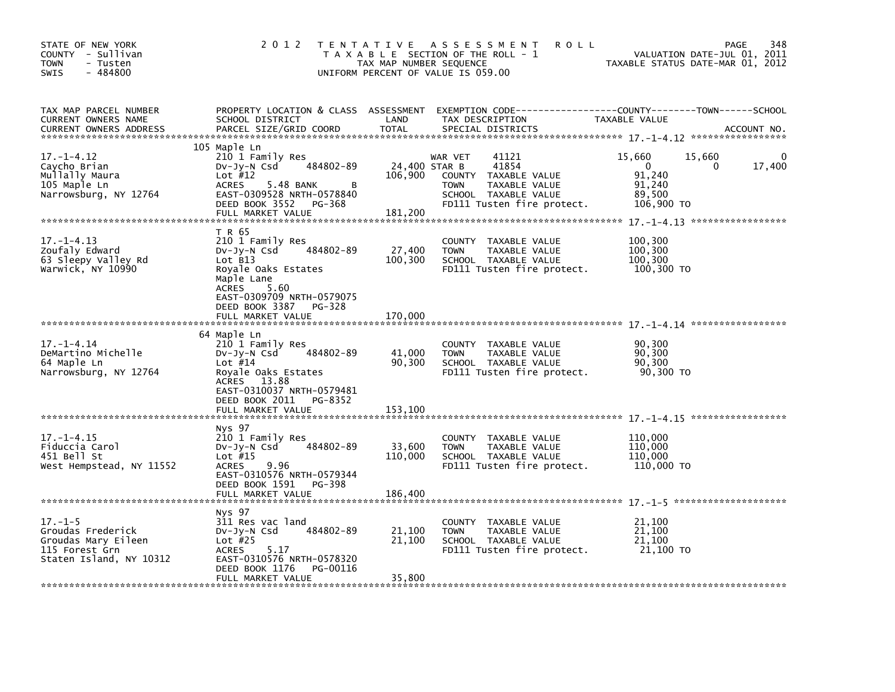STATE OF NEW YORK
COUNTY - Sullivan
TOWN - Tusten
SWIS - 484800

# 2012 TENTATIVE ASSESSMENT ROLL

TAXABLE SECTION OF THE ROLL - 1
TAX MAP NUMBER SEQUENCE
UNIFORM PERCENT OF VALUE IS 059.00

VALUATION DATE-JUL 01, 2011
TAXABLE STATUS DATE-MAR 01, 2012

| TAX MAP PARCEL NUMBER / CURRENT OWNERS NAME / CURRENT OWNERS ADDRESS | PROPERTY LOCATION & CLASS / SCHOOL DISTRICT / PARCEL SIZE/GRID COORD | ASSESSMENT LAND | TOTAL | EXEMPTION CODE / TAX DESCRIPTION / SPECIAL DISTRICTS | COUNTY TAXABLE VALUE | TOWN | SCHOOL |
|---|---|---|---|---|---|---|---|
| 17.-1-4.12 | 105 Maple Ln | | | | | | |
| Caycho Brian | 210 1 Family Res | | | WAR VET 41121 | 15,660 | 15,660 | 0 |
| Mullally Maura | Dv-Jy-N Csd 484802-89 | 24,400 | | STAR B 41854 | 0 | 0 | 17,400 |
| 105 Maple Ln | Lot #12 | | 106,900 | COUNTY TAXABLE VALUE | 91,240 | | |
| Narrowsburg, NY 12764 | ACRES 5.48 BANK B | | | TOWN TAXABLE VALUE | 91,240 | | |
| | EAST-0309528 NRTH-0578840 | | | SCHOOL TAXABLE VALUE | 89,500 | | |
| | DEED BOOK 3552 PG-368 | | | FD111 Tusten fire protect. | 106,900 TO | | |
| | FULL MARKET VALUE | | 181,200 | | | | |
| 17.-1-4.13 | T R 65 | | | | | | |
| Zoufaly Edward | 210 1 Family Res | | | COUNTY TAXABLE VALUE | 100,300 | | |
| 63 Sleepy Valley Rd | Dv-Jy-N Csd 484802-89 | 27,400 | | TOWN TAXABLE VALUE | 100,300 | | |
| Warwick, NY 10990 | Lot B13 | | 100,300 | SCHOOL TAXABLE VALUE | 100,300 | | |
| | Royale Oaks Estates | | | FD111 Tusten fire protect. | 100,300 TO | | |
| | Maple Lane | | | | | | |
| | ACRES 5.60 | | | | | | |
| | EAST-0309709 NRTH-0579075 | | | | | | |
| | DEED BOOK 3387 PG-328 | | | | | | |
| | FULL MARKET VALUE | | 170,000 | | | | |
| 17.-1-4.14 | 64 Maple Ln | | | | | | |
| DeMartino Michelle | 210 1 Family Res | | | COUNTY TAXABLE VALUE | 90,300 | | |
| 64 Maple Ln | Dv-Jy-N Csd 484802-89 | 41,000 | | TOWN TAXABLE VALUE | 90,300 | | |
| Narrowsburg, NY 12764 | Lot #14 | | 90,300 | SCHOOL TAXABLE VALUE | 90,300 | | |
| | Royale Oaks Estates | | | FD111 Tusten fire protect. | 90,300 TO | | |
| | ACRES 13.88 | | | | | | |
| | EAST-0310037 NRTH-0579481 | | | | | | |
| | DEED BOOK 2011 PG-8352 | | | | | | |
| | FULL MARKET VALUE | | 153,100 | | | | |
| 17.-1-4.15 | Nys 97 | | | | | | |
| Fiduccia Carol | 210 1 Family Res | | | COUNTY TAXABLE VALUE | 110,000 | | |
| 451 Bell St | Dv-Jy-N Csd 484802-89 | 33,600 | | TOWN TAXABLE VALUE | 110,000 | | |
| West Hempstead, NY 11552 | Lot #15 | | 110,000 | SCHOOL TAXABLE VALUE | 110,000 | | |
| | ACRES 9.96 | | | FD111 Tusten fire protect. | 110,000 TO | | |
| | EAST-0310576 NRTH-0579344 | | | | | | |
| | DEED BOOK 1591 PG-398 | | | | | | |
| | FULL MARKET VALUE | | 186,400 | | | | |
| 17.-1-5 | Nys 97 | | | | | | |
| Groudas Frederick | 311 Res vac land | | | COUNTY TAXABLE VALUE | 21,100 | | |
| Groudas Mary Eileen | Dv-Jy-N Csd 484802-89 | 21,100 | | TOWN TAXABLE VALUE | 21,100 | | |
| 115 Forest Grn | Lot #25 | | 21,100 | SCHOOL TAXABLE VALUE | 21,100 | | |
| Staten Island, NY 10312 | ACRES 5.17 | | | FD111 Tusten fire protect. | 21,100 TO | | |
| | EAST-0310576 NRTH-0578320 | | | | | | |
| | DEED BOOK 1176 PG-00116 | | | | | | |
| | FULL MARKET VALUE | | 35,800 | | | | |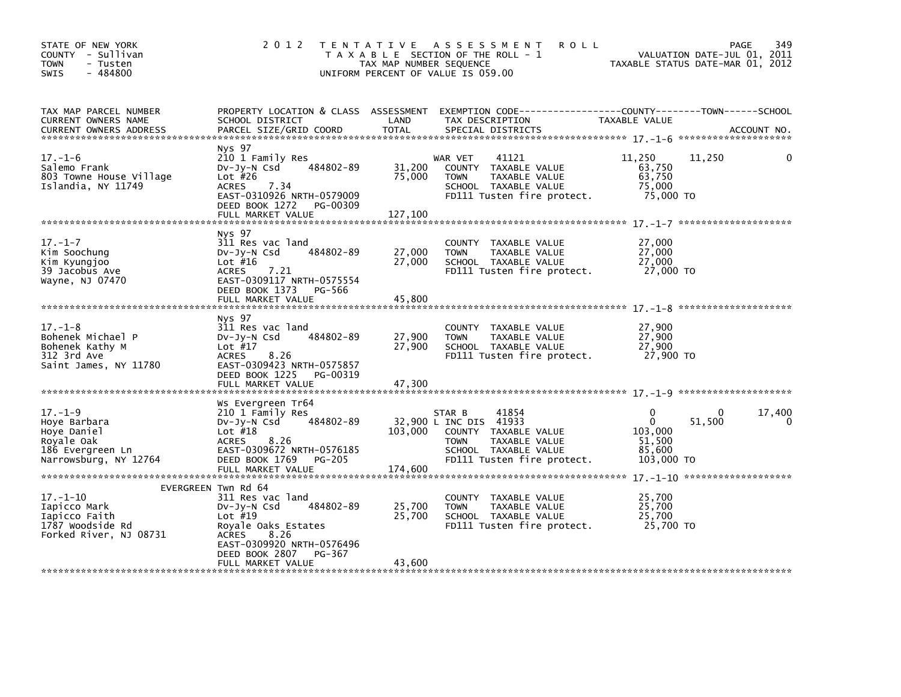STATE OF NEW YORK
COUNTY - Sullivan
TOWN - Tusten
SWIS - 484800

# 2012 TENTATIVE ASSESSMENT ROLL

TAXABLE SECTION OF THE ROLL - 1
TAX MAP NUMBER SEQUENCE
UNIFORM PERCENT OF VALUE IS 059.00

VALUATION DATE-JUL 01, 2011
TAXABLE STATUS DATE-MAR 01, 2012

| TAX MAP PARCEL NUMBER / CURRENT OWNERS NAME / CURRENT OWNERS ADDRESS | PROPERTY LOCATION & CLASS / SCHOOL DISTRICT / PARCEL SIZE/GRID COORD | ASSESSMENT LAND | TOTAL | EXEMPTION CODE / TAX DESCRIPTION / SPECIAL DISTRICTS | COUNTY TAXABLE VALUE | TOWN | SCHOOL |
|---|---|---|---|---|---|---|---|
| 17.-1-6 | Nys 97 | | | | | | |
| Salemo Frank | 210 1 Family Res | | | WAR VET 41121 | 11,250 | 11,250 | 0 |
| 803 Towne House Village | Dv-Jy-N Csd 484802-89 | 31,200 | | COUNTY TAXABLE VALUE | 63,750 | | |
| Islandia, NY 11749 | Lot #26 | | 75,000 | TOWN TAXABLE VALUE | 63,750 | | |
| | ACRES 7.34 | | | SCHOOL TAXABLE VALUE | 75,000 | | |
| | EAST-0310926 NRTH-0579009 | | | FD111 Tusten fire protect. | 75,000 TO | | |
| | DEED BOOK 1272 PG-00309 | | | | | | |
| | FULL MARKET VALUE | | 127,100 | | | | |
| 17.-1-7 | Nys 97 | | | | | | |
| Kim Soochung | 311 Res vac land | | | COUNTY TAXABLE VALUE | 27,000 | | |
| Kim Kyungjoo | Dv-Jy-N Csd 484802-89 | 27,000 | | TOWN TAXABLE VALUE | 27,000 | | |
| 39 Jacobus Ave | Lot #16 | | 27,000 | SCHOOL TAXABLE VALUE | 27,000 | | |
| Wayne, NJ 07470 | ACRES 7.21 | | | FD111 Tusten fire protect. | 27,000 TO | | |
| | EAST-0309117 NRTH-0575554 | | | | | | |
| | DEED BOOK 1373 PG-566 | | | | | | |
| | FULL MARKET VALUE | | 45,800 | | | | |
| 17.-1-8 | Nys 97 | | | | | | |
| Bohenek Michael P | 311 Res vac land | | | COUNTY TAXABLE VALUE | 27,900 | | |
| Bohenek Kathy M | Dv-Jy-N Csd 484802-89 | 27,900 | | TOWN TAXABLE VALUE | 27,900 | | |
| 312 3rd Ave | Lot #17 | | 27,900 | SCHOOL TAXABLE VALUE | 27,900 | | |
| Saint James, NY 11780 | ACRES 8.26 | | | FD111 Tusten fire protect. | 27,900 TO | | |
| | EAST-0309423 NRTH-0575857 | | | | | | |
| | DEED BOOK 1225 PG-00319 | | | | | | |
| | FULL MARKET VALUE | | 47,300 | | | | |
| 17.-1-9 | Ws Evergreen Tr64 | | | | | | |
| Hoye Barbara | 210 1 Family Res | | | STAR B 41854 | 0 | 0 | 17,400 |
| Hoye Daniel | Dv-Jy-N Csd 484802-89 | 32,900 | | L INC DIS 41933 | 0 | 51,500 | 0 |
| Royale Oak | Lot #18 | | 103,000 | COUNTY TAXABLE VALUE | 103,000 | | |
| 186 Evergreen Ln | ACRES 8.26 | | | TOWN TAXABLE VALUE | 51,500 | | |
| Narrowsburg, NY 12764 | EAST-0309672 NRTH-0576185 | | | SCHOOL TAXABLE VALUE | 85,600 | | |
| | DEED BOOK 1769 PG-205 | | | FD111 Tusten fire protect. | 103,000 TO | | |
| | FULL MARKET VALUE | | 174,600 | | | | |
| 17.-1-10 | EVERGREEN Twn Rd 64 | | | | | | |
| Iapicco Mark | 311 Res vac land | | | COUNTY TAXABLE VALUE | 25,700 | | |
| Iapicco Faith | Dv-Jy-N Csd 484802-89 | 25,700 | | TOWN TAXABLE VALUE | 25,700 | | |
| 1787 Woodside Rd | Lot #19 | | 25,700 | SCHOOL TAXABLE VALUE | 25,700 | | |
| Forked River, NJ 08731 | Royale Oaks Estates | | | FD111 Tusten fire protect. | 25,700 TO | | |
| | ACRES 8.26 | | | | | | |
| | EAST-0309920 NRTH-0576496 | | | | | | |
| | DEED BOOK 2807 PG-367 | | | | | | |
| | FULL MARKET VALUE | | 43,600 | | | | |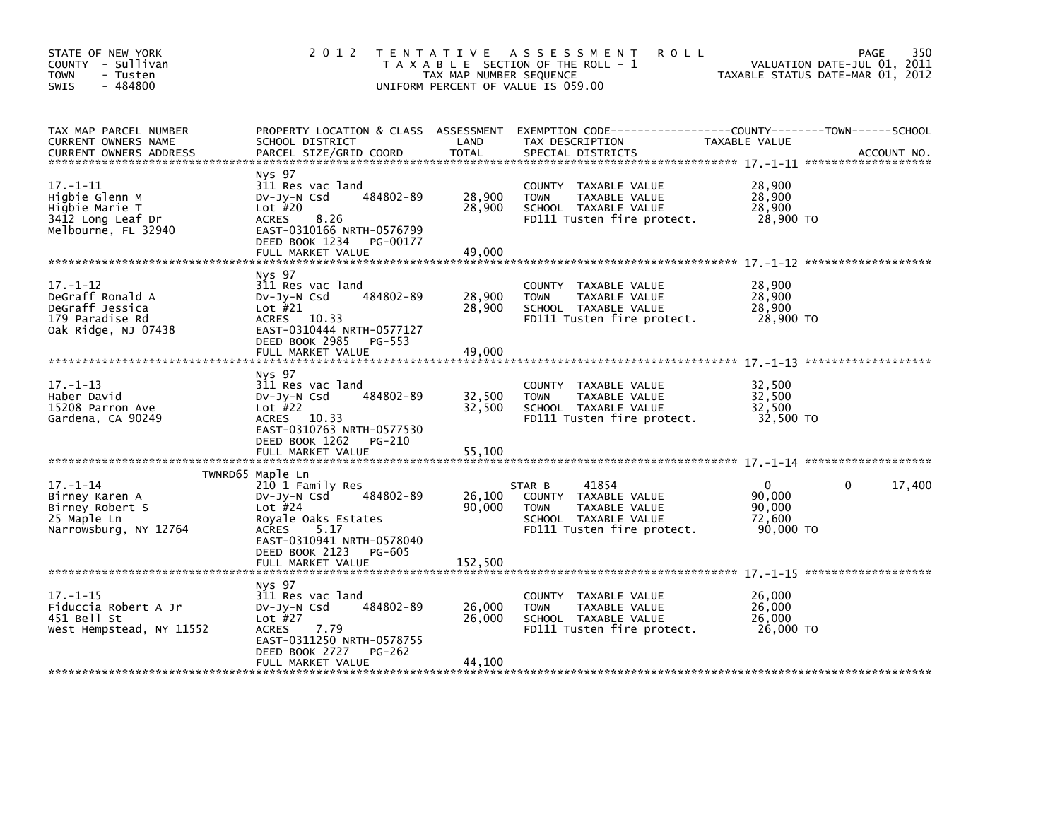STATE OF NEW YORK
COUNTY - Sullivan
TOWN - Tusten
SWIS - 484800

2 0 1 2 T E N T A T I V E A S S E S S M E N T R O L L
T A X A B L E SECTION OF THE ROLL - 1
TAX MAP NUMBER SEQUENCE
UNIFORM PERCENT OF VALUE IS 059.00

VALUATION DATE-JUL 01, 2011
TAXABLE STATUS DATE-MAR 01, 2012

| TAX MAP PARCEL NUMBER / CURRENT OWNERS NAME / CURRENT OWNERS ADDRESS | PROPERTY LOCATION & CLASS / SCHOOL DISTRICT / PARCEL SIZE/GRID COORD | ASSESSMENT LAND / TOTAL | EXEMPTION CODE / TAX DESCRIPTION / SPECIAL DISTRICTS | COUNTY TAXABLE VALUE | TOWN | SCHOOL | ACCOUNT NO. |
|---|---|---|---|---|---|---|---|
| **17.-1-11** | Nys 97 | | | | | | |
| Higbie Glenn M | 311 Res vac land | | COUNTY TAXABLE VALUE | 28,900 | | | |
| Higbie Marie T | Dv-Jy-N Csd 484802-89 | 28,900 | TOWN TAXABLE VALUE | 28,900 | | | |
| 3412 Long Leaf Dr | Lot #20 | 28,900 | SCHOOL TAXABLE VALUE | 28,900 | | | |
| Melbourne, FL 32940 | ACRES 8.26 | | FD111 Tusten fire protect. | 28,900 TO | | | |
| | EAST-0310166 NRTH-0576799 | | | | | | |
| | DEED BOOK 1234 PG-00177 | | | | | | |
| | FULL MARKET VALUE | 49,000 | | | | | |
| **17.-1-12** | Nys 97 | | | | | | |
| DeGraff Ronald A | 311 Res vac land | | COUNTY TAXABLE VALUE | 28,900 | | | |
| DeGraff Jessica | Dv-Jy-N Csd 484802-89 | 28,900 | TOWN TAXABLE VALUE | 28,900 | | | |
| 179 Paradise Rd | Lot #21 | 28,900 | SCHOOL TAXABLE VALUE | 28,900 | | | |
| Oak Ridge, NJ 07438 | ACRES 10.33 | | FD111 Tusten fire protect. | 28,900 TO | | | |
| | EAST-0310444 NRTH-0577127 | | | | | | |
| | DEED BOOK 2985 PG-553 | | | | | | |
| | FULL MARKET VALUE | 49,000 | | | | | |
| **17.-1-13** | Nys 97 | | | | | | |
| Haber David | 311 Res vac land | | COUNTY TAXABLE VALUE | 32,500 | | | |
| 15208 Parron Ave | Dv-Jy-N Csd 484802-89 | 32,500 | TOWN TAXABLE VALUE | 32,500 | | | |
| Gardena, CA 90249 | Lot #22 | 32,500 | SCHOOL TAXABLE VALUE | 32,500 | | | |
| | ACRES 10.33 | | FD111 Tusten fire protect. | 32,500 TO | | | |
| | EAST-0310763 NRTH-0577530 | | | | | | |
| | DEED BOOK 1262 PG-210 | | | | | | |
| | FULL MARKET VALUE | 55,100 | | | | | |
| **17.-1-14** | TWNRD65 Maple Ln | | | | | | |
| Birney Karen A | 210 1 Family Res | | STAR B 41854 | 0 | 0 | 17,400 | |
| Birney Robert S | Dv-Jy-N Csd 484802-89 | 26,100 | COUNTY TAXABLE VALUE | 90,000 | | | |
| 25 Maple Ln | Lot #24 | 90,000 | TOWN TAXABLE VALUE | 90,000 | | | |
| Narrowsburg, NY 12764 | Royale Oaks Estates | | SCHOOL TAXABLE VALUE | 72,600 | | | |
| | ACRES 5.17 | | FD111 Tusten fire protect. | 90,000 TO | | | |
| | EAST-0310941 NRTH-0578040 | | | | | | |
| | DEED BOOK 2123 PG-605 | | | | | | |
| | FULL MARKET VALUE | 152,500 | | | | | |
| **17.-1-15** | Nys 97 | | | | | | |
| Fiduccia Robert A Jr | 311 Res vac land | | COUNTY TAXABLE VALUE | 26,000 | | | |
| 451 Bell St | Dv-Jy-N Csd 484802-89 | 26,000 | TOWN TAXABLE VALUE | 26,000 | | | |
| West Hempstead, NY 11552 | Lot #27 | 26,000 | SCHOOL TAXABLE VALUE | 26,000 | | | |
| | ACRES 7.79 | | FD111 Tusten fire protect. | 26,000 TO | | | |
| | EAST-0311250 NRTH-0578755 | | | | | | |
| | DEED BOOK 2727 PG-262 | | | | | | |
| | FULL MARKET VALUE | 44,100 | | | | | |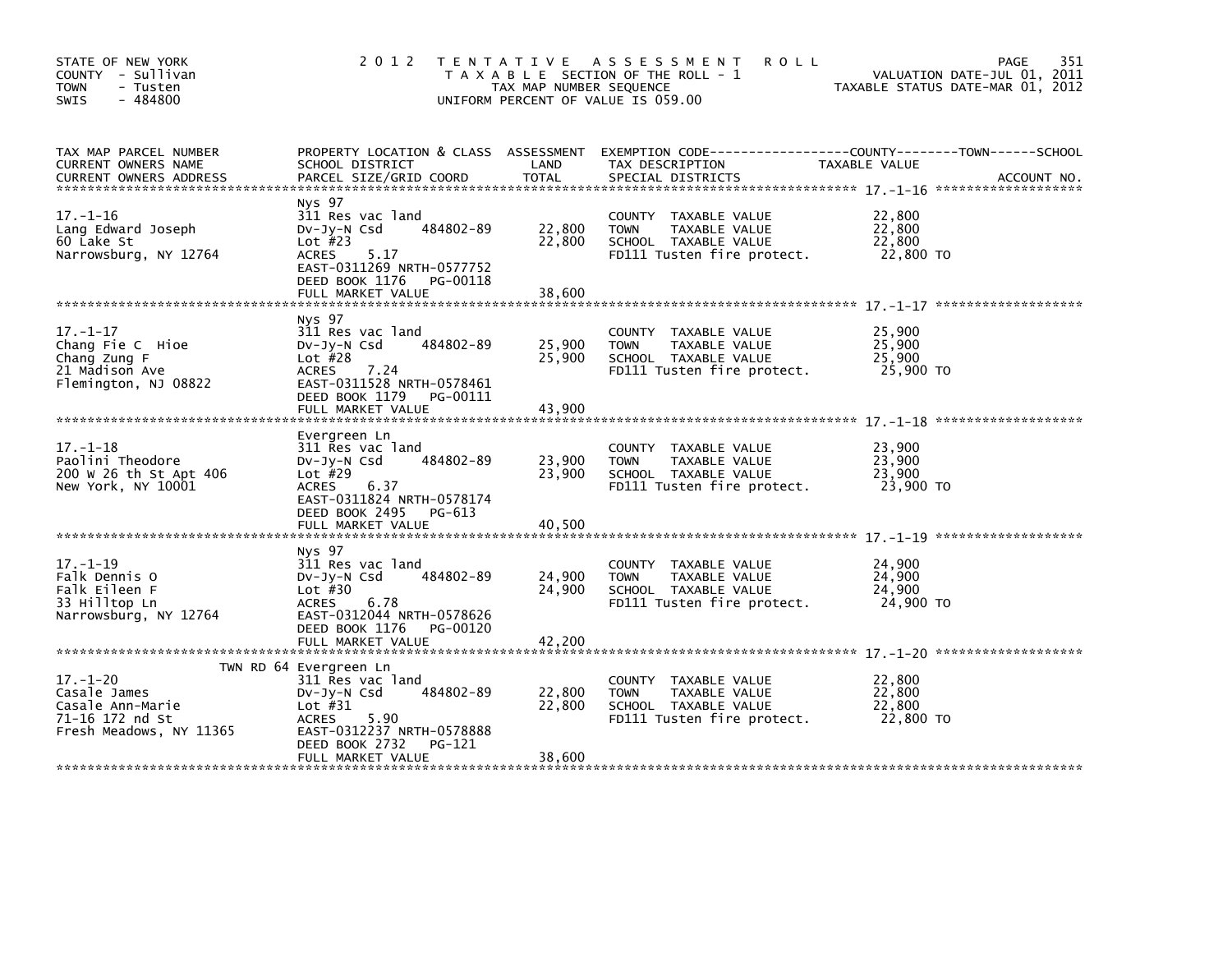STATE OF NEW YORK
COUNTY - Sullivan
TOWN - Tusten
SWIS - 484800

# 2012 TENTATIVE ASSESSMENT ROLL

TAXABLE SECTION OF THE ROLL - 1
TAX MAP NUMBER SEQUENCE
UNIFORM PERCENT OF VALUE IS 059.00

VALUATION DATE-JUL 01, 2011
TAXABLE STATUS DATE-MAR 01, 2012

| TAX MAP PARCEL NUMBER / CURRENT OWNERS NAME / CURRENT OWNERS ADDRESS | PROPERTY LOCATION & CLASS / SCHOOL DISTRICT / PARCEL SIZE/GRID COORD | ASSESSMENT LAND | TOTAL | EXEMPTION CODE / TAX DESCRIPTION / SPECIAL DISTRICTS | TAXABLE VALUE (COUNTY--TOWN--SCHOOL) | ACCOUNT NO. |
|---|---|---|---|---|---|---|
| 17.-1-16 | Nys 97 | | | | | |
| | 311 Res vac land | | | | | |
| Lang Edward Joseph | Dv-Jy-N Csd 484802-89 | 22,800 | | COUNTY TAXABLE VALUE | 22,800 | |
| 60 Lake St | Lot #23 | | 22,800 | TOWN TAXABLE VALUE | 22,800 | |
| Narrowsburg, NY 12764 | ACRES 5.17 | | | SCHOOL TAXABLE VALUE | 22,800 | |
| | EAST-0311269 NRTH-0577752 | | | FD111 Tusten fire protect. | 22,800 TO | |
| | DEED BOOK 1176 PG-00118 | | | | | |
| | FULL MARKET VALUE | | 38,600 | | | |
| 17.-1-17 | Nys 97 | | | | | |
| | 311 Res vac land | | | | | |
| Chang Fie C Hioe | Dv-Jy-N Csd 484802-89 | 25,900 | | COUNTY TAXABLE VALUE | 25,900 | |
| Chang Zung F | Lot #28 | | 25,900 | TOWN TAXABLE VALUE | 25,900 | |
| 21 Madison Ave | ACRES 7.24 | | | SCHOOL TAXABLE VALUE | 25,900 | |
| Flemington, NJ 08822 | EAST-0311528 NRTH-0578461 | | | FD111 Tusten fire protect. | 25,900 TO | |
| | DEED BOOK 1179 PG-00111 | | | | | |
| | FULL MARKET VALUE | | 43,900 | | | |
| 17.-1-18 | Evergreen Ln | | | | | |
| | 311 Res vac land | | | | | |
| Paolini Theodore | Dv-Jy-N Csd 484802-89 | 23,900 | | COUNTY TAXABLE VALUE | 23,900 | |
| 200 W 26 th St Apt 406 | Lot #29 | | 23,900 | TOWN TAXABLE VALUE | 23,900 | |
| New York, NY 10001 | ACRES 6.37 | | | SCHOOL TAXABLE VALUE | 23,900 | |
| | EAST-0311824 NRTH-0578174 | | | FD111 Tusten fire protect. | 23,900 TO | |
| | DEED BOOK 2495 PG-613 | | | | | |
| | FULL MARKET VALUE | | 40,500 | | | |
| 17.-1-19 | Nys 97 | | | | | |
| | 311 Res vac land | | | | | |
| Falk Dennis O | Dv-Jy-N Csd 484802-89 | 24,900 | | COUNTY TAXABLE VALUE | 24,900 | |
| Falk Eileen F | Lot #30 | | 24,900 | TOWN TAXABLE VALUE | 24,900 | |
| 33 Hilltop Ln | ACRES 6.78 | | | SCHOOL TAXABLE VALUE | 24,900 | |
| Narrowsburg, NY 12764 | EAST-0312044 NRTH-0578626 | | | FD111 Tusten fire protect. | 24,900 TO | |
| | DEED BOOK 1176 PG-00120 | | | | | |
| | FULL MARKET VALUE | | 42,200 | | | |
| 17.-1-20 | TWN RD 64 Evergreen Ln | | | | | |
| | 311 Res vac land | | | | | |
| Casale James | Dv-Jy-N Csd 484802-89 | 22,800 | | COUNTY TAXABLE VALUE | 22,800 | |
| Casale Ann-Marie | Lot #31 | | 22,800 | TOWN TAXABLE VALUE | 22,800 | |
| 71-16 172 nd St | ACRES 5.90 | | | SCHOOL TAXABLE VALUE | 22,800 | |
| Fresh Meadows, NY 11365 | EAST-0312237 NRTH-0578888 | | | FD111 Tusten fire protect. | 22,800 TO | |
| | DEED BOOK 2732 PG-121 | | | | | |
| | FULL MARKET VALUE | | 38,600 | | | |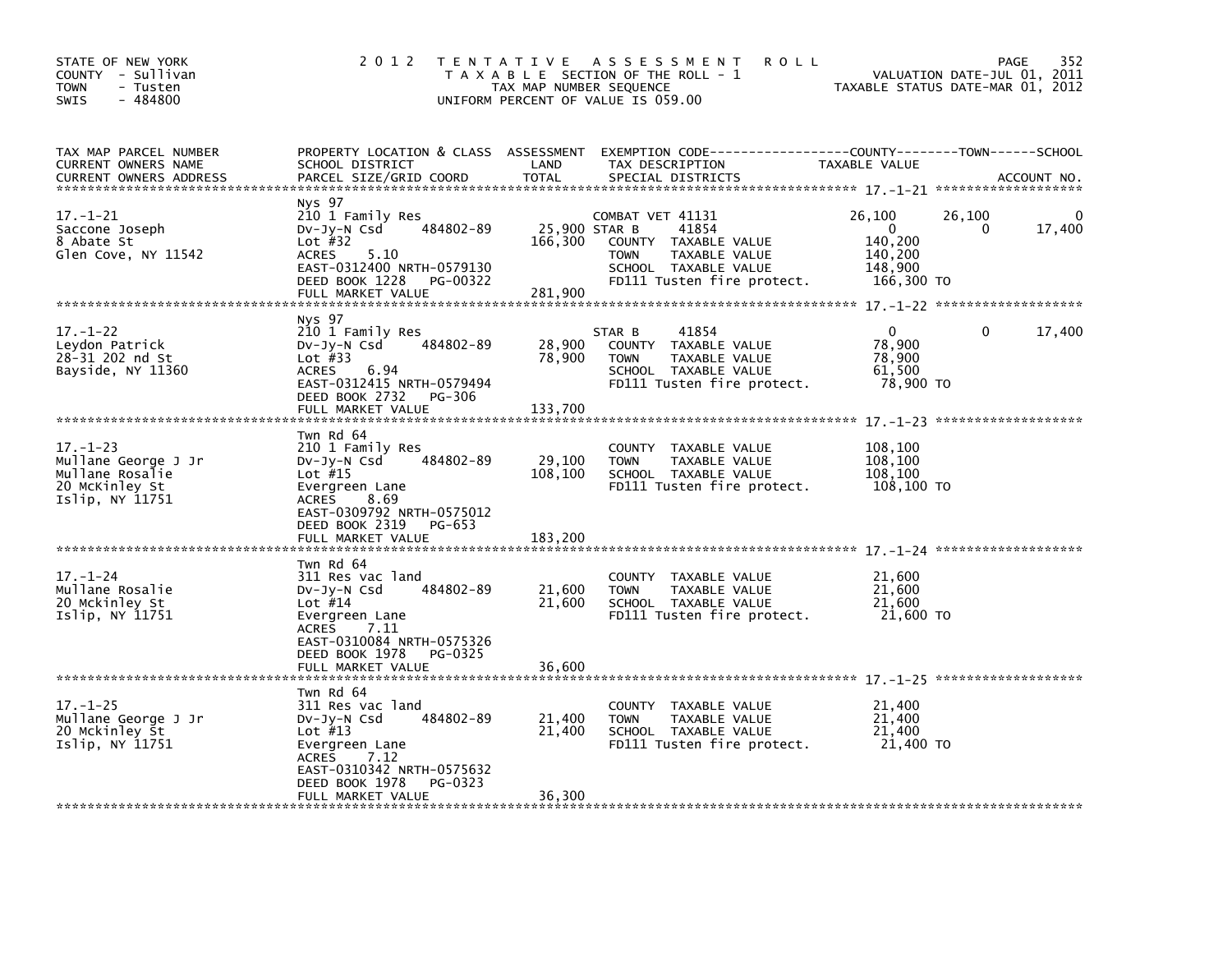STATE OF NEW YORK
COUNTY - Sullivan
TOWN - Tusten
SWIS - 484800

2 0 1 2 T E N T A T I V E A S S E S S M E N T R O L L
T A X A B L E SECTION OF THE ROLL - 1
TAX MAP NUMBER SEQUENCE
UNIFORM PERCENT OF VALUE IS 059.00

VALUATION DATE-JUL 01, 2011
TAXABLE STATUS DATE-MAR 01, 2012

| TAX MAP PARCEL NUMBER / CURRENT OWNERS NAME / CURRENT OWNERS ADDRESS | PROPERTY LOCATION & CLASS / SCHOOL DISTRICT / PARCEL SIZE/GRID COORD | ASSESSMENT LAND / TOTAL | EXEMPTION CODE / TAX DESCRIPTION / SPECIAL DISTRICTS | COUNTY TAXABLE VALUE | TOWN | SCHOOL / ACCOUNT NO. |
|---|---|---|---|---|---|---|
| **17.-1-21** | Nys 97 | | | | | |
| 17.-1-21 | 210 1 Family Res | | COMBAT VET 41131 | 26,100 | 26,100 | 0 |
| Saccone Joseph | Dv-Jy-N Csd 484802-89 | 25,900 | STAR B 41854 | 0 | 0 | 17,400 |
| 8 Abate St | Lot #32 | 166,300 | COUNTY TAXABLE VALUE | 140,200 | | |
| Glen Cove, NY 11542 | ACRES 5.10 | | TOWN TAXABLE VALUE | 140,200 | | |
| | EAST-0312400 NRTH-0579130 | | SCHOOL TAXABLE VALUE | 148,900 | | |
| | DEED BOOK 1228 PG-00322 | | FD111 Tusten fire protect. | 166,300 TO | | |
| | FULL MARKET VALUE | 281,900 | | | | |
| **17.-1-22** | Nys 97 | | | | | |
| 17.-1-22 | 210 1 Family Res | | STAR B 41854 | 0 | 0 | 17,400 |
| Leydon Patrick | Dv-Jy-N Csd 484802-89 | 28,900 | COUNTY TAXABLE VALUE | 78,900 | | |
| 28-31 202 nd St | Lot #33 | 78,900 | TOWN TAXABLE VALUE | 78,900 | | |
| Bayside, NY 11360 | ACRES 6.94 | | SCHOOL TAXABLE VALUE | 61,500 | | |
| | EAST-0312415 NRTH-0579494 | | FD111 Tusten fire protect. | 78,900 TO | | |
| | DEED BOOK 2732 PG-306 | | | | | |
| | FULL MARKET VALUE | 133,700 | | | | |
| **17.-1-23** | Twn Rd 64 | | | | | |
| 17.-1-23 | 210 1 Family Res | | COUNTY TAXABLE VALUE | 108,100 | | |
| Mullane George J Jr | Dv-Jy-N Csd 484802-89 | 29,100 | TOWN TAXABLE VALUE | 108,100 | | |
| Mullane Rosalie | Lot #15 | 108,100 | SCHOOL TAXABLE VALUE | 108,100 | | |
| 20 McKinley St | Evergreen Lane | | FD111 Tusten fire protect. | 108,100 TO | | |
| Islip, NY 11751 | ACRES 8.69 | | | | | |
| | EAST-0309792 NRTH-0575012 | | | | | |
| | DEED BOOK 2319 PG-653 | | | | | |
| | FULL MARKET VALUE | 183,200 | | | | |
| **17.-1-24** | Twn Rd 64 | | | | | |
| 17.-1-24 | 311 Res vac land | | COUNTY TAXABLE VALUE | 21,600 | | |
| Mullane Rosalie | Dv-Jy-N Csd 484802-89 | 21,600 | TOWN TAXABLE VALUE | 21,600 | | |
| 20 Mckinley St | Lot #14 | 21,600 | SCHOOL TAXABLE VALUE | 21,600 | | |
| Islip, NY 11751 | Evergreen Lane | | FD111 Tusten fire protect. | 21,600 TO | | |
| | ACRES 7.11 | | | | | |
| | EAST-0310084 NRTH-0575326 | | | | | |
| | DEED BOOK 1978 PG-0325 | | | | | |
| | FULL MARKET VALUE | 36,600 | | | | |
| **17.-1-25** | Twn Rd 64 | | | | | |
| 17.-1-25 | 311 Res vac land | | COUNTY TAXABLE VALUE | 21,400 | | |
| Mullane George J Jr | Dv-Jy-N Csd 484802-89 | 21,400 | TOWN TAXABLE VALUE | 21,400 | | |
| 20 Mckinley St | Lot #13 | 21,400 | SCHOOL TAXABLE VALUE | 21,400 | | |
| Islip, NY 11751 | Evergreen Lane | | FD111 Tusten fire protect. | 21,400 TO | | |
| | ACRES 7.12 | | | | | |
| | EAST-0310342 NRTH-0575632 | | | | | |
| | DEED BOOK 1978 PG-0323 | | | | | |
| | FULL MARKET VALUE | 36,300 | | | | |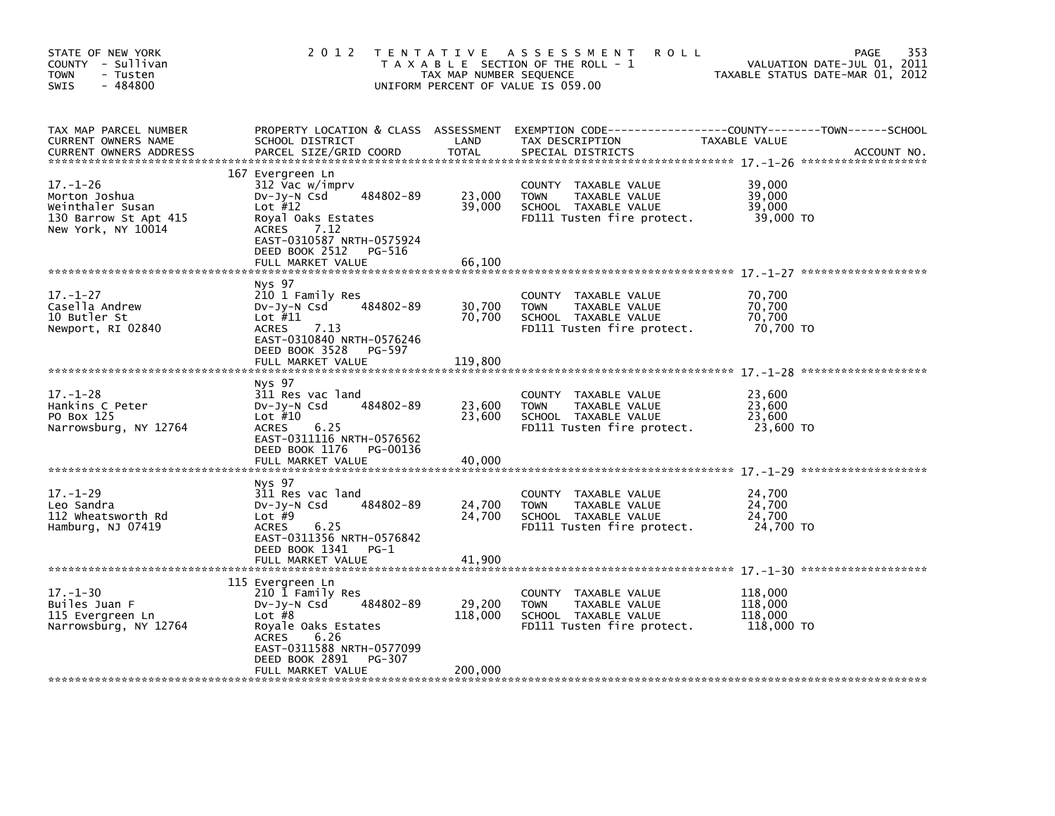STATE OF NEW YORK
COUNTY - Sullivan
TOWN - Tusten
SWIS - 484800

2 0 1 2 T E N T A T I V E A S S E S S M E N T R O L L
T A X A B L E SECTION OF THE ROLL - 1
TAX MAP NUMBER SEQUENCE
UNIFORM PERCENT OF VALUE IS 059.00

VALUATION DATE-JUL 01, 2011
TAXABLE STATUS DATE-MAR 01, 2012

| TAX MAP PARCEL NUMBER / CURRENT OWNERS NAME / CURRENT OWNERS ADDRESS | PROPERTY LOCATION & CLASS / SCHOOL DISTRICT / PARCEL SIZE/GRID COORD | ASSESSMENT LAND | TOTAL | EXEMPTION CODE / TAX DESCRIPTION / SPECIAL DISTRICTS | TAXABLE VALUE COUNTY--------TOWN------SCHOOL | ACCOUNT NO. |
|---|---|---|---|---|---|---|
| 17.-1-26 | 167 Evergreen Ln | | | | | |
| Morton Joshua | 312 Vac w/imprv | | | COUNTY TAXABLE VALUE | 39,000 | |
| Weinthaler Susan | Dv-Jy-N Csd 484802-89 | 23,000 | | TOWN TAXABLE VALUE | 39,000 | |
| 130 Barrow St Apt 415 | Lot #12 | | 39,000 | SCHOOL TAXABLE VALUE | 39,000 | |
| New York, NY 10014 | Royal Oaks Estates | | | FD111 Tusten fire protect. | 39,000 TO | |
| | ACRES 7.12 | | | | | |
| | EAST-0310587 NRTH-0575924 | | | | | |
| | DEED BOOK 2512 PG-516 | | | | | |
| | FULL MARKET VALUE | | 66,100 | | | |
| 17.-1-27 | Nys 97 | | | | | |
| Casella Andrew | 210 1 Family Res | | | COUNTY TAXABLE VALUE | 70,700 | |
| 10 Butler St | Dv-Jy-N Csd 484802-89 | 30,700 | | TOWN TAXABLE VALUE | 70,700 | |
| Newport, RI 02840 | Lot #11 | | 70,700 | SCHOOL TAXABLE VALUE | 70,700 | |
| | ACRES 7.13 | | | FD111 Tusten fire protect. | 70,700 TO | |
| | EAST-0310840 NRTH-0576246 | | | | | |
| | DEED BOOK 3528 PG-597 | | | | | |
| | FULL MARKET VALUE | | 119,800 | | | |
| 17.-1-28 | Nys 97 | | | | | |
| Hankins C Peter | 311 Res vac land | | | COUNTY TAXABLE VALUE | 23,600 | |
| PO Box 125 | Dv-Jy-N Csd 484802-89 | 23,600 | | TOWN TAXABLE VALUE | 23,600 | |
| Narrowsburg, NY 12764 | Lot #10 | | 23,600 | SCHOOL TAXABLE VALUE | 23,600 | |
| | ACRES 6.25 | | | FD111 Tusten fire protect. | 23,600 TO | |
| | EAST-0311116 NRTH-0576562 | | | | | |
| | DEED BOOK 1176 PG-00136 | | | | | |
| | FULL MARKET VALUE | | 40,000 | | | |
| 17.-1-29 | Nys 97 | | | | | |
| Leo Sandra | 311 Res vac land | | | COUNTY TAXABLE VALUE | 24,700 | |
| 112 Wheatsworth Rd | Dv-Jy-N Csd 484802-89 | 24,700 | | TOWN TAXABLE VALUE | 24,700 | |
| Hamburg, NJ 07419 | Lot #9 | | 24,700 | SCHOOL TAXABLE VALUE | 24,700 | |
| | ACRES 6.25 | | | FD111 Tusten fire protect. | 24,700 TO | |
| | EAST-0311356 NRTH-0576842 | | | | | |
| | DEED BOOK 1341 PG-1 | | | | | |
| | FULL MARKET VALUE | | 41,900 | | | |
| 17.-1-30 | 115 Evergreen Ln | | | | | |
| Builes Juan F | 210 1 Family Res | | | COUNTY TAXABLE VALUE | 118,000 | |
| 115 Evergreen Ln | Dv-Jy-N Csd 484802-89 | 29,200 | | TOWN TAXABLE VALUE | 118,000 | |
| Narrowsburg, NY 12764 | Lot #8 | | 118,000 | SCHOOL TAXABLE VALUE | 118,000 | |
| | Royale Oaks Estates | | | FD111 Tusten fire protect. | 118,000 TO | |
| | ACRES 6.26 | | | | | |
| | EAST-0311588 NRTH-0577099 | | | | | |
| | DEED BOOK 2891 PG-307 | | | | | |
| | FULL MARKET VALUE | | 200,000 | | | |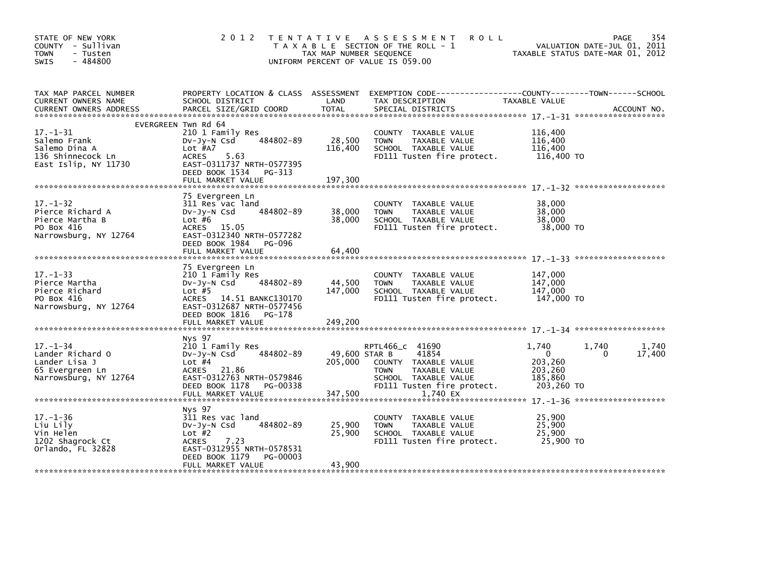STATE OF NEW YORK
COUNTY - Sullivan
TOWN - Tusten
SWIS - 484800

# 2012 TENTATIVE ASSESSMENT ROLL

TAXABLE SECTION OF THE ROLL - 1
TAX MAP NUMBER SEQUENCE
UNIFORM PERCENT OF VALUE IS 059.00

VALUATION DATE-JUL 01, 2011
TAXABLE STATUS DATE-MAR 01, 2012

| TAX MAP PARCEL NUMBER / CURRENT OWNERS NAME / CURRENT OWNERS ADDRESS | PROPERTY LOCATION & CLASS / SCHOOL DISTRICT / PARCEL SIZE/GRID COORD | ASSESSMENT LAND / TOTAL | EXEMPTION CODE / TAX DESCRIPTION / SPECIAL DISTRICTS | COUNTY TAXABLE VALUE | TOWN | SCHOOL |
|---|---|---|---|---|---|---|
| **17.-1-31** | EVERGREEN Twn Rd 64 | | | | | |
| 17.-1-31 | 210 1 Family Res | | COUNTY TAXABLE VALUE | 116,400 | | |
| Salemo Frank | Dv-Jy-N Csd 484802-89 | 28,500 | TOWN TAXABLE VALUE | 116,400 | | |
| Salemo Dina A | Lot #A7 | 116,400 | SCHOOL TAXABLE VALUE | 116,400 | | |
| 136 Shinnecock Ln | ACRES 5.63 | | FD111 Tusten fire protect. | 116,400 TO | | |
| East Islip, NY 11730 | EAST-0311737 NRTH-0577395 | | | | | |
| | DEED BOOK 1534 PG-313 | | | | | |
| | FULL MARKET VALUE | 197,300 | | | | |
| **17.-1-32** | 75 Evergreen Ln | | | | | |
| 17.-1-32 | 311 Res vac land | | COUNTY TAXABLE VALUE | 38,000 | | |
| Pierce Richard A | Dv-Jy-N Csd 484802-89 | 38,000 | TOWN TAXABLE VALUE | 38,000 | | |
| Pierce Martha B | Lot #6 | 38,000 | SCHOOL TAXABLE VALUE | 38,000 | | |
| PO Box 416 | ACRES 15.05 | | FD111 Tusten fire protect. | 38,000 TO | | |
| Narrowsburg, NY 12764 | EAST-0312340 NRTH-0577282 | | | | | |
| | DEED BOOK 1984 PG-096 | | | | | |
| | FULL MARKET VALUE | 64,400 | | | | |
| **17.-1-33** | 75 Evergreen Ln | | | | | |
| 17.-1-33 | 210 1 Family Res | | COUNTY TAXABLE VALUE | 147,000 | | |
| Pierce Martha | Dv-Jy-N Csd 484802-89 | 44,500 | TOWN TAXABLE VALUE | 147,000 | | |
| Pierce Richard | Lot #5 | 147,000 | SCHOOL TAXABLE VALUE | 147,000 | | |
| PO Box 416 | ACRES 14.51 BANKC130170 | | FD111 Tusten fire protect. | 147,000 TO | | |
| Narrowsburg, NY 12764 | EAST-0312687 NRTH-0577456 | | | | | |
| | DEED BOOK 1816 PG-178 | | | | | |
| | FULL MARKET VALUE | 249,200 | | | | |
| **17.-1-34** | Nys 97 | | | | | |
| 17.-1-34 | 210 1 Family Res | | RPTL466_c 41690 | 1,740 | 1,740 | 1,740 |
| Lander Richard O | Dv-Jy-N Csd 484802-89 | 49,600 | STAR B 41854 | 0 | 0 | 17,400 |
| Lander Lisa J | Lot #4 | 205,000 | COUNTY TAXABLE VALUE | 203,260 | | |
| 65 Evergreen Ln | ACRES 21.86 | | TOWN TAXABLE VALUE | 203,260 | | |
| Narrowsburg, NY 12764 | EAST-0312763 NRTH-0579846 | | SCHOOL TAXABLE VALUE | 185,860 | | |
| | DEED BOOK 1178 PG-00338 | | FD111 Tusten fire protect. | 203,260 TO | | |
| | FULL MARKET VALUE | 347,500 | 1,740 EX | | | |
| **17.-1-36** | Nys 97 | | | | | |
| 17.-1-36 | 311 Res vac land | | COUNTY TAXABLE VALUE | 25,900 | | |
| Liu Lily | Dv-Jy-N Csd 484802-89 | 25,900 | TOWN TAXABLE VALUE | 25,900 | | |
| Vin Helen | Lot #2 | 25,900 | SCHOOL TAXABLE VALUE | 25,900 | | |
| 1202 Shagrock Ct | ACRES 7.23 | | FD111 Tusten fire protect. | 25,900 TO | | |
| Orlando, FL 32828 | EAST-0312955 NRTH-0578531 | | | | | |
| | DEED BOOK 1179 PG-00003 | | | | | |
| | FULL MARKET VALUE | 43,900 | | | | |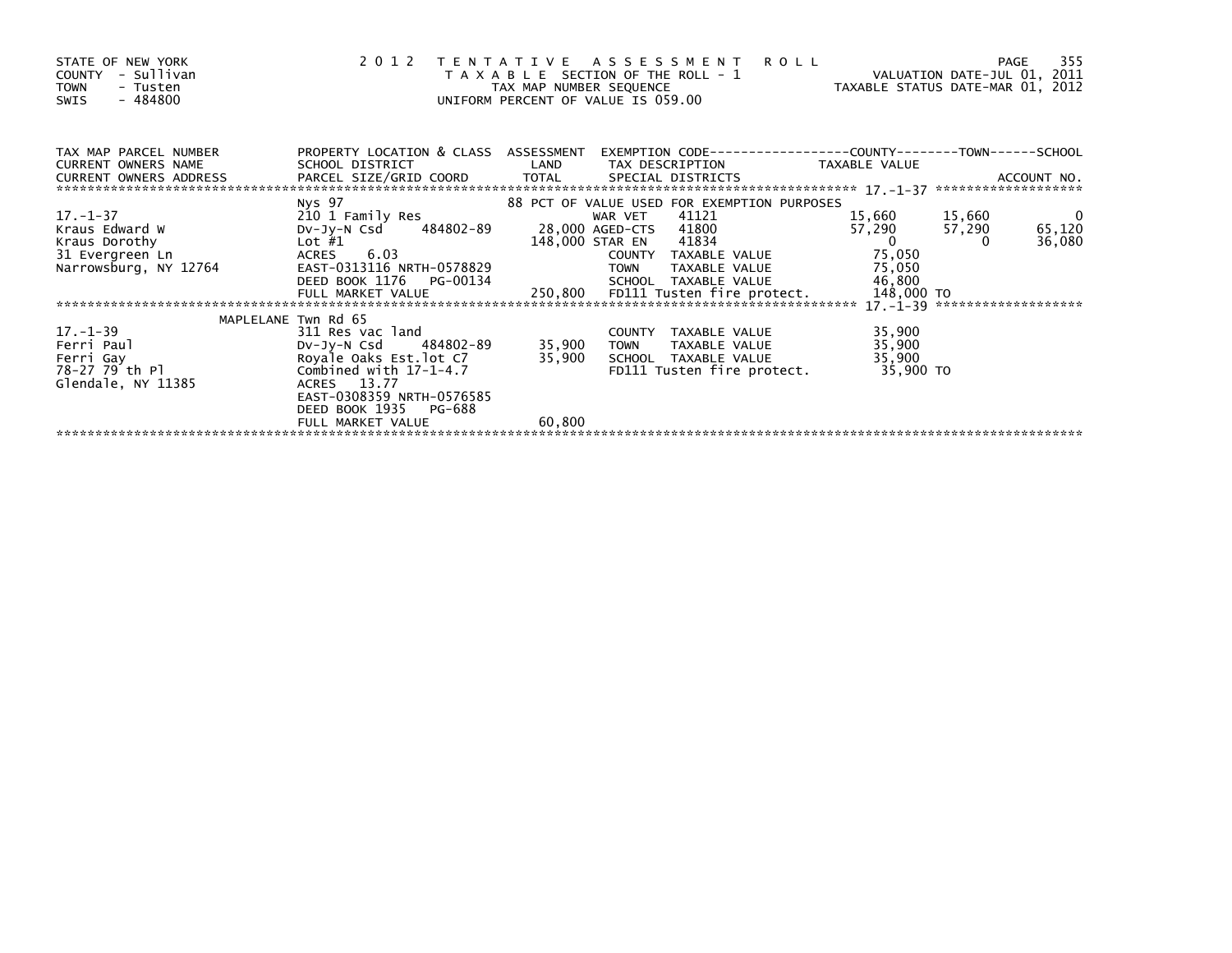STATE OF NEW YORK
COUNTY - Sullivan
TOWN - Tusten
SWIS - 484800

# 2012 TENTATIVE ASSESSMENT ROLL

TAXABLE SECTION OF THE ROLL - 1
TAX MAP NUMBER SEQUENCE
UNIFORM PERCENT OF VALUE IS 059.00

VALUATION DATE-JUL 01, 2011
TAXABLE STATUS DATE-MAR 01, 2012

| TAX MAP PARCEL NUMBER / CURRENT OWNERS NAME / CURRENT OWNERS ADDRESS | PROPERTY LOCATION & CLASS / SCHOOL DISTRICT / PARCEL SIZE/GRID COORD | ASSESSMENT LAND / TOTAL | EXEMPTION CODE / TAX DESCRIPTION / SPECIAL DISTRICTS | COUNTY TAXABLE VALUE | TOWN | SCHOOL / ACCOUNT NO. |
|---|---|---|---|---|---|---|
| 17.-1-37 | Nys 97 | | 88 PCT OF VALUE USED FOR EXEMPTION PURPOSES | | | |
| 17.-1-37 | 210 1 Family Res | | WAR VET 41121 | 15,660 | 15,660 | 0 |
| Kraus Edward W | Dv-Jy-N Csd 484802-89 | 28,000 | AGED-CTS 41800 | 57,290 | 57,290 | 65,120 |
| Kraus Dorothy | Lot #1 | 148,000 | STAR EN 41834 | 0 | 0 | 36,080 |
| 31 Evergreen Ln | ACRES 6.03 | | COUNTY TAXABLE VALUE | 75,050 | | |
| Narrowsburg, NY 12764 | EAST-0313116 NRTH-0578829 | | TOWN TAXABLE VALUE | 75,050 | | |
| | DEED BOOK 1176 PG-00134 | | SCHOOL TAXABLE VALUE | 46,800 | | |
| | FULL MARKET VALUE | 250,800 | FD111 Tusten fire protect. | 148,000 TO | | |
| 17.-1-39 | MAPLELANE Twn Rd 65 | | | | | |
| 17.-1-39 | 311 Res vac land | | COUNTY TAXABLE VALUE | 35,900 | | |
| Ferri Paul | Dv-Jy-N Csd 484802-89 | 35,900 | TOWN TAXABLE VALUE | 35,900 | | |
| Ferri Gay | Royale Oaks Est.lot C7 | 35,900 | SCHOOL TAXABLE VALUE | 35,900 | | |
| 78-27 79 th Pl | Combined with 17-1-4.7 | | FD111 Tusten fire protect. | 35,900 TO | | |
| Glendale, NY 11385 | ACRES 13.77 | | | | | |
| | EAST-0308359 NRTH-0576585 | | | | | |
| | DEED BOOK 1935 PG-688 | | | | | |
| | FULL MARKET VALUE | 60,800 | | | | |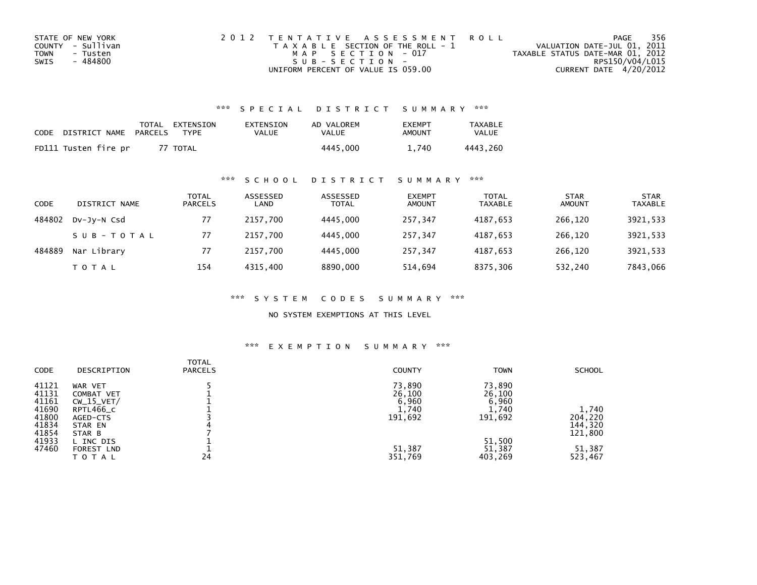STATE OF NEW YORK
COUNTY - Sullivan
TOWN - Tusten
SWIS - 484800

2012 TENTATIVE ASSESSMENT ROLL
TAXABLE SECTION OF THE ROLL - 1
MAP SECTION - 017
SUB-SECTION -
UNIFORM PERCENT OF VALUE IS 059.00

VALUATION DATE-JUL 01, 2011
TAXABLE STATUS DATE-MAR 01, 2012
RPS150/V04/L015
CURRENT DATE 4/20/2012

### *** SPECIAL DISTRICT SUMMARY ***

| CODE | DISTRICT NAME | TOTAL PARCELS | EXTENSION TYPE | EXTENSION VALUE | AD VALOREM VALUE | EXEMPT AMOUNT | TAXABLE VALUE |
|---|---|---|---|---|---|---|---|
| FD111 | Tusten fire pr | 77 | TOTAL | | 4445,000 | 1,740 | 4443,260 |

### *** SCHOOL DISTRICT SUMMARY ***

| CODE | DISTRICT NAME | TOTAL PARCELS | ASSESSED LAND | ASSESSED TOTAL | EXEMPT AMOUNT | TOTAL TAXABLE | STAR AMOUNT | STAR TAXABLE |
|---|---|---|---|---|---|---|---|---|
| 484802 | Dv-Jy-N Csd | 77 | 2157,700 | 4445,000 | 257,347 | 4187,653 | 266,120 | 3921,533 |
| | SUB-TOTAL | 77 | 2157,700 | 4445,000 | 257,347 | 4187,653 | 266,120 | 3921,533 |
| 484889 | Nar Library | 77 | 2157,700 | 4445,000 | 257,347 | 4187,653 | 266,120 | 3921,533 |
| | TOTAL | 154 | 4315,400 | 8890,000 | 514,694 | 8375,306 | 532,240 | 7843,066 |

### *** SYSTEM CODES SUMMARY ***

NO SYSTEM EXEMPTIONS AT THIS LEVEL

### *** EXEMPTION SUMMARY ***

| CODE | DESCRIPTION | TOTAL PARCELS | COUNTY | TOWN | SCHOOL |
|---|---|---|---|---|---|
| 41121 | WAR VET | 5 | 73,890 | 73,890 | |
| 41131 | COMBAT VET | 1 | 26,100 | 26,100 | |
| 41161 | CW_15_VET/ | 1 | 6,960 | 6,960 | |
| 41690 | RPTL466_c | 1 | 1,740 | 1,740 | 1,740 |
| 41800 | AGED-CTS | 3 | 191,692 | 191,692 | 204,220 |
| 41834 | STAR EN | 4 | | | 144,320 |
| 41854 | STAR B | 7 | | | 121,800 |
| 41933 | L INC DIS | 1 | | 51,500 | |
| 47460 | FOREST LND | 1 | 51,387 | 51,387 | 51,387 |
| | TOTAL | 24 | 351,769 | 403,269 | 523,467 |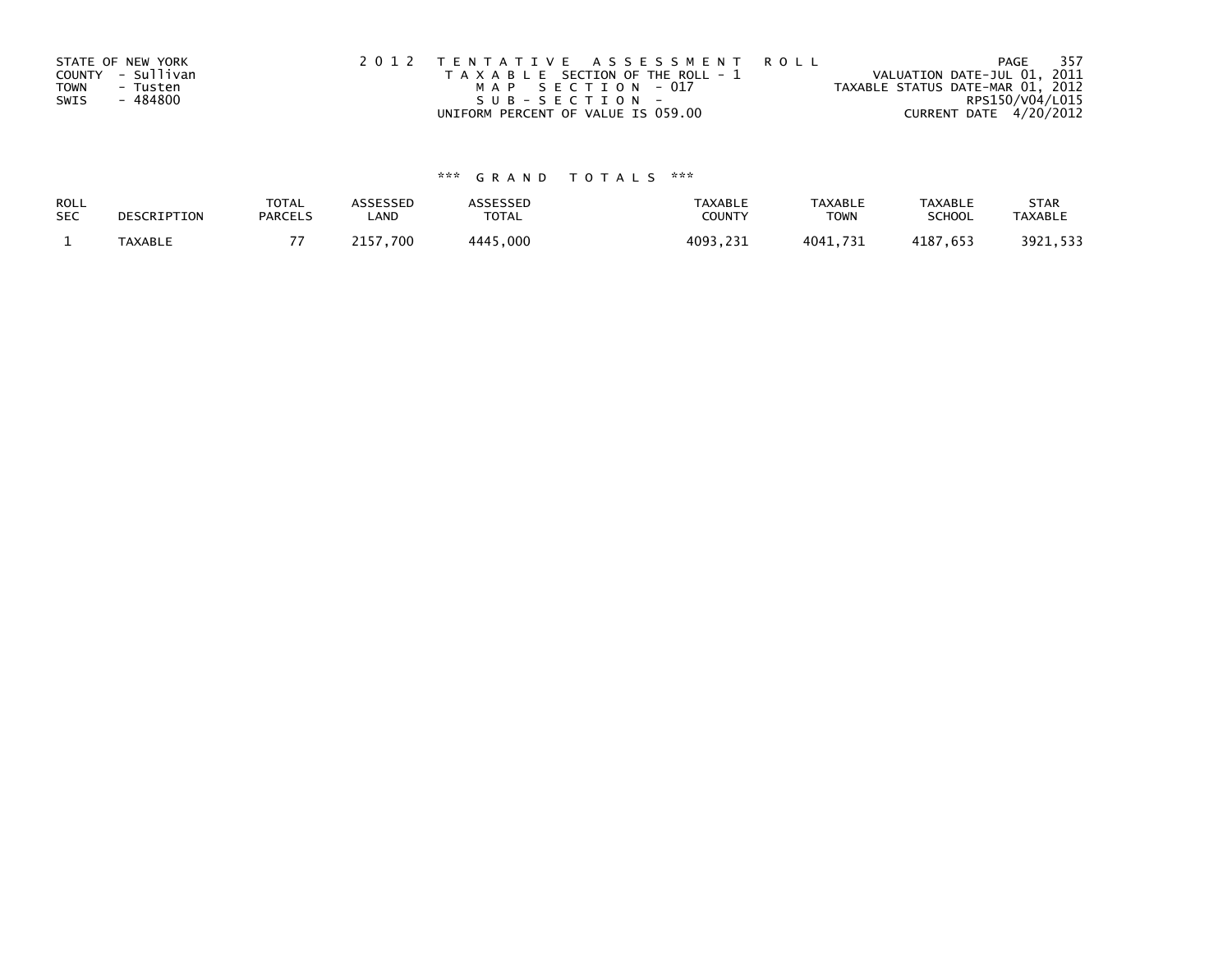STATE OF NEW YORK
COUNTY - Sullivan
TOWN - Tusten
SWIS - 484800

2012 TENTATIVE ASSESSMENT ROLL
TAXABLE SECTION OF THE ROLL - 1
MAP SECTION - 017
SUB-SECTION -
UNIFORM PERCENT OF VALUE IS 059.00

VALUATION DATE-JUL 01, 2011
TAXABLE STATUS DATE-MAR 01, 2012
RPS150/V04/L015
CURRENT DATE 4/20/2012

*** GRAND TOTALS ***

| ROLL SEC | DESCRIPTION | TOTAL PARCELS | ASSESSED LAND | ASSESSED TOTAL | TAXABLE COUNTY | TAXABLE TOWN | TAXABLE SCHOOL | STAR TAXABLE |
|---|---|---|---|---|---|---|---|---|
| 1 | TAXABLE | 77 | 2157,700 | 4445,000 | 4093,231 | 4041,731 | 4187,653 | 3921,533 |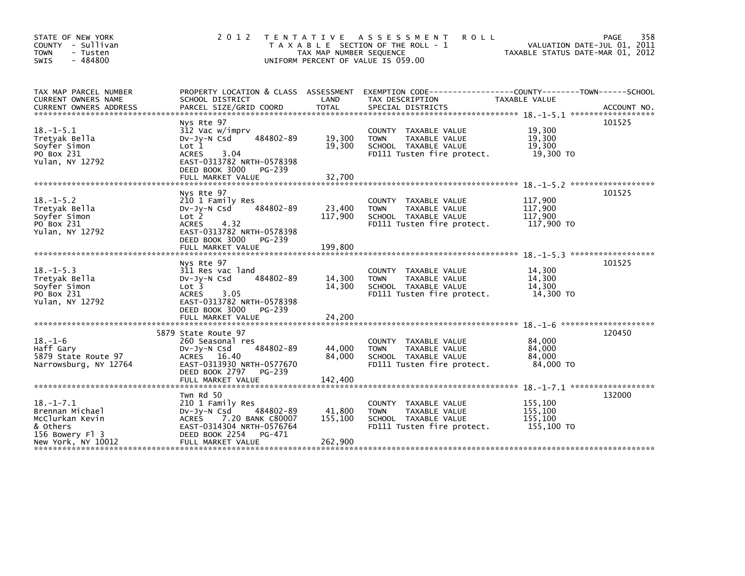STATE OF NEW YORK
COUNTY - Sullivan
TOWN - Tusten
SWIS - 484800

# 2012 TENTATIVE ASSESSMENT ROLL

TAXABLE SECTION OF THE ROLL - 1
TAX MAP NUMBER SEQUENCE
UNIFORM PERCENT OF VALUE IS 059.00

VALUATION DATE-JUL 01, 2011
TAXABLE STATUS DATE-MAR 01, 2012

| TAX MAP PARCEL NUMBER / CURRENT OWNERS NAME / CURRENT OWNERS ADDRESS | PROPERTY LOCATION & CLASS / SCHOOL DISTRICT / PARCEL SIZE/GRID COORD | ASSESSMENT LAND | TOTAL | EXEMPTION CODE / TAX DESCRIPTION / SPECIAL DISTRICTS | TAXABLE VALUE (COUNTY / TOWN / SCHOOL) | ACCOUNT NO. |
|---|---|---|---|---|---|---|
| 18.-1-5.1 | Nys Rte 97 | | | | | 101525 |
| Tretyak Bella | 312 Vac w/imprv | | | COUNTY TAXABLE VALUE | 19,300 | |
| Soyfer Simon | Dv-Jy-N Csd 484802-89 | 19,300 | | TOWN TAXABLE VALUE | 19,300 | |
| PO Box 231 | Lot 1 | | 19,300 | SCHOOL TAXABLE VALUE | 19,300 | |
| Yulan, NY 12792 | ACRES 3.04 | | | FD111 Tusten fire protect. | 19,300 TO | |
| | EAST-0313782 NRTH-0578398 | | | | | |
| | DEED BOOK 3000 PG-239 | | | | | |
| | FULL MARKET VALUE | | 32,700 | | | |
| 18.-1-5.2 | Nys Rte 97 | | | | | 101525 |
| Tretyak Bella | 210 1 Family Res | | | COUNTY TAXABLE VALUE | 117,900 | |
| Soyfer Simon | Dv-Jy-N Csd 484802-89 | 23,400 | | TOWN TAXABLE VALUE | 117,900 | |
| PO Box 231 | Lot 2 | | 117,900 | SCHOOL TAXABLE VALUE | 117,900 | |
| Yulan, NY 12792 | ACRES 4.32 | | | FD111 Tusten fire protect. | 117,900 TO | |
| | EAST-0313782 NRTH-0578398 | | | | | |
| | DEED BOOK 3000 PG-239 | | | | | |
| | FULL MARKET VALUE | | 199,800 | | | |
| 18.-1-5.3 | Nys Rte 97 | | | | | 101525 |
| Tretyak Bella | 311 Res vac land | | | COUNTY TAXABLE VALUE | 14,300 | |
| Soyfer Simon | Dv-Jy-N Csd 484802-89 | 14,300 | | TOWN TAXABLE VALUE | 14,300 | |
| PO Box 231 | Lot 3 | | 14,300 | SCHOOL TAXABLE VALUE | 14,300 | |
| Yulan, NY 12792 | ACRES 3.05 | | | FD111 Tusten fire protect. | 14,300 TO | |
| | EAST-0313782 NRTH-0578398 | | | | | |
| | DEED BOOK 3000 PG-239 | | | | | |
| | FULL MARKET VALUE | | 24,200 | | | |
| 18.-1-6 | 5879 State Route 97 | | | | | 120450 |
| Haff Gary | 260 Seasonal res | | | COUNTY TAXABLE VALUE | 84,000 | |
| 5879 State Route 97 | Dv-Jy-N Csd 484802-89 | 44,000 | | TOWN TAXABLE VALUE | 84,000 | |
| Narrowsburg, NY 12764 | ACRES 16.40 | | 84,000 | SCHOOL TAXABLE VALUE | 84,000 | |
| | EAST-0313930 NRTH-0577670 | | | FD111 Tusten fire protect. | 84,000 TO | |
| | DEED BOOK 2797 PG-239 | | | | | |
| | FULL MARKET VALUE | | 142,400 | | | |
| 18.-1-7.1 | Twn Rd 50 | | | | | 132000 |
| Brennan Michael | 210 1 Family Res | | | COUNTY TAXABLE VALUE | 155,100 | |
| McClurkan Kevin | Dv-Jy-N Csd 484802-89 | 41,800 | | TOWN TAXABLE VALUE | 155,100 | |
| & Others | ACRES 7.20 BANK C80007 | | 155,100 | SCHOOL TAXABLE VALUE | 155,100 | |
| 156 Bowery Fl 3 | EAST-0314304 NRTH-0576764 | | | FD111 Tusten fire protect. | 155,100 TO | |
| New York, NY 10012 | DEED BOOK 2254 PG-471 | | | | | |
| | FULL MARKET VALUE | | 262,900 | | | |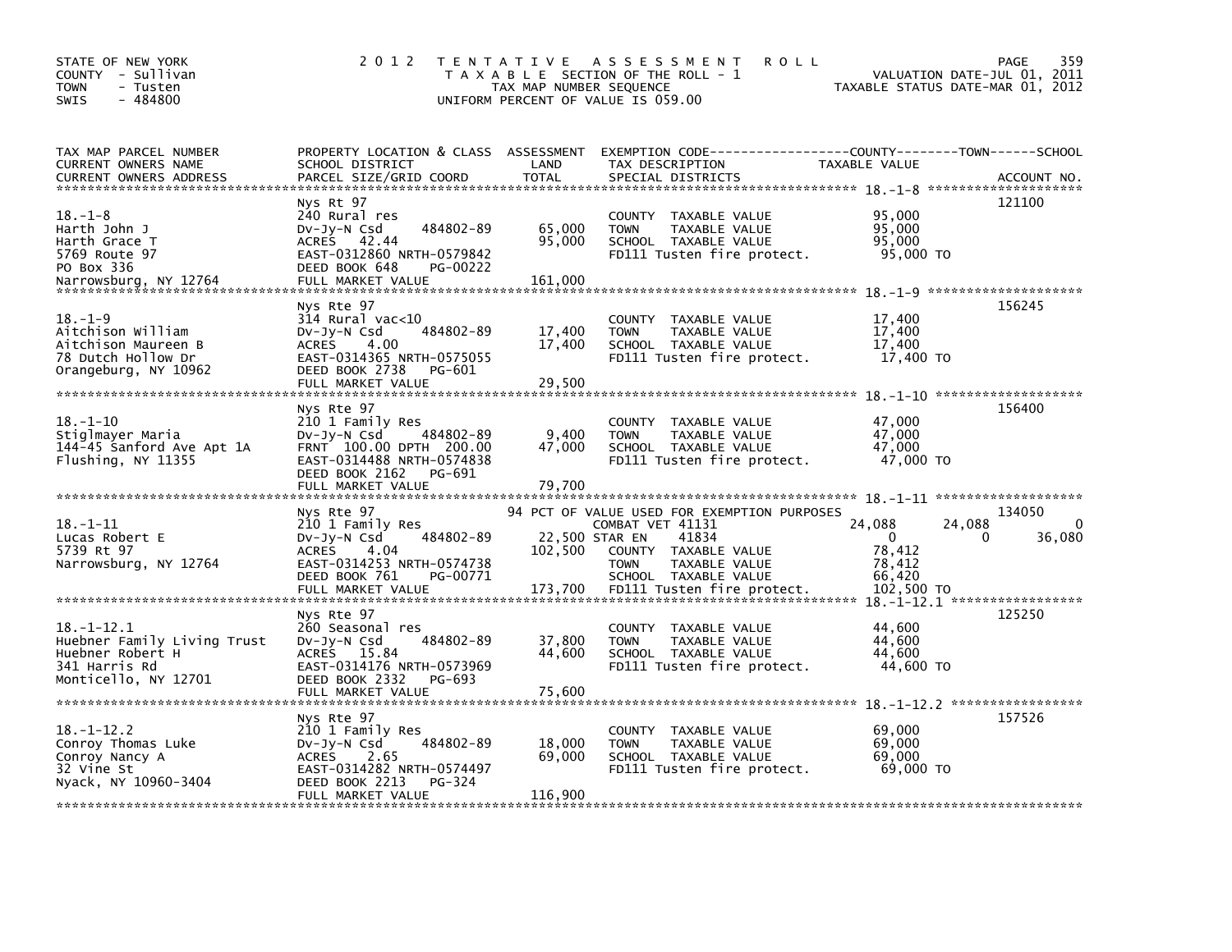STATE OF NEW YORK
COUNTY - Sullivan
TOWN - Tusten
SWIS - 484800

# 2012 TENTATIVE ASSESSMENT ROLL

TAXABLE SECTION OF THE ROLL - 1
TAX MAP NUMBER SEQUENCE
UNIFORM PERCENT OF VALUE IS 059.00

VALUATION DATE-JUL 01, 2011
TAXABLE STATUS DATE-MAR 01, 2012

| TAX MAP PARCEL NUMBER / CURRENT OWNERS NAME / CURRENT OWNERS ADDRESS | PROPERTY LOCATION & CLASS / SCHOOL DISTRICT / PARCEL SIZE/GRID COORD | ASSESSMENT LAND | TOTAL | EXEMPTION CODE / TAX DESCRIPTION / SPECIAL DISTRICTS | COUNTY TAXABLE VALUE | TOWN | SCHOOL | ACCOUNT NO. |
|---|---|---|---|---|---|---|---|---|
| **18.-1-8** | Nys Rt 97 | | | | | | | 121100 |
| Harth John J | 240 Rural res | | | COUNTY TAXABLE VALUE | 95,000 | | | |
| Harth Grace T | Dv-Jy-N Csd 484802-89 | 65,000 | | TOWN TAXABLE VALUE | 95,000 | | | |
| 5769 Route 97 | ACRES 42.44 | | 95,000 | SCHOOL TAXABLE VALUE | 95,000 | | | |
| PO Box 336 | EAST-0312860 NRTH-0579842 | | | FD111 Tusten fire protect. | 95,000 TO | | | |
| Narrowsburg, NY 12764 | DEED BOOK 648 PG-00222 | | | | | | | |
| | FULL MARKET VALUE | | 161,000 | | | | | |
| **18.-1-9** | Nys Rte 97 | | | | | | | 156245 |
| Aitchison William | 314 Rural vac<10 | | | COUNTY TAXABLE VALUE | 17,400 | | | |
| Aitchison Maureen B | Dv-Jy-N Csd 484802-89 | 17,400 | | TOWN TAXABLE VALUE | 17,400 | | | |
| 78 Dutch Hollow Dr | ACRES 4.00 | | 17,400 | SCHOOL TAXABLE VALUE | 17,400 | | | |
| Orangeburg, NY 10962 | EAST-0314365 NRTH-0575055 | | | FD111 Tusten fire protect. | 17,400 TO | | | |
| | DEED BOOK 2738 PG-601 | | | | | | | |
| | FULL MARKET VALUE | | 29,500 | | | | | |
| **18.-1-10** | Nys Rte 97 | | | | | | | 156400 |
| Stiglmayer Maria | 210 1 Family Res | | | COUNTY TAXABLE VALUE | 47,000 | | | |
| 144-45 Sanford Ave Apt 1A | Dv-Jy-N Csd 484802-89 | 9,400 | | TOWN TAXABLE VALUE | 47,000 | | | |
| Flushing, NY 11355 | FRNT 100.00 DPTH 200.00 | | 47,000 | SCHOOL TAXABLE VALUE | 47,000 | | | |
| | EAST-0314488 NRTH-0574838 | | | FD111 Tusten fire protect. | 47,000 TO | | | |
| | DEED BOOK 2162 PG-691 | | | | | | | |
| | FULL MARKET VALUE | | 79,700 | | | | | |
| **18.-1-11** | Nys Rte 97 | | | 94 PCT OF VALUE USED FOR EXEMPTION PURPOSES | | | | 134050 |
| Lucas Robert E | 210 1 Family Res | | | COMBAT VET 41131 | 24,088 | 24,088 | 0 | |
| 5739 Rt 97 | Dv-Jy-N Csd 484802-89 | 22,500 | | STAR EN 41834 | 0 | 0 | 36,080 | |
| Narrowsburg, NY 12764 | ACRES 4.04 | | 102,500 | COUNTY TAXABLE VALUE | 78,412 | | | |
| | EAST-0314253 NRTH-0574738 | | | TOWN TAXABLE VALUE | 78,412 | | | |
| | DEED BOOK 761 PG-00771 | | | SCHOOL TAXABLE VALUE | 66,420 | | | |
| | FULL MARKET VALUE | | 173,700 | FD111 Tusten fire protect. | 102,500 TO | | | |
| **18.-1-12.1** | Nys Rte 97 | | | | | | | 125250 |
| Huebner Family Living Trust | 260 Seasonal res | | | COUNTY TAXABLE VALUE | 44,600 | | | |
| Huebner Robert H | Dv-Jy-N Csd 484802-89 | 37,800 | | TOWN TAXABLE VALUE | 44,600 | | | |
| 341 Harris Rd | ACRES 15.84 | | 44,600 | SCHOOL TAXABLE VALUE | 44,600 | | | |
| Monticello, NY 12701 | EAST-0314176 NRTH-0573969 | | | FD111 Tusten fire protect. | 44,600 TO | | | |
| | DEED BOOK 2332 PG-693 | | | | | | | |
| | FULL MARKET VALUE | | 75,600 | | | | | |
| **18.-1-12.2** | Nys Rte 97 | | | | | | | 157526 |
| Conroy Thomas Luke | 210 1 Family Res | | | COUNTY TAXABLE VALUE | 69,000 | | | |
| Conroy Nancy A | Dv-Jy-N Csd 484802-89 | 18,000 | | TOWN TAXABLE VALUE | 69,000 | | | |
| 32 Vine St | ACRES 2.65 | | 69,000 | SCHOOL TAXABLE VALUE | 69,000 | | | |
| Nyack, NY 10960-3404 | EAST-0314282 NRTH-0574497 | | | FD111 Tusten fire protect. | 69,000 TO | | | |
| | DEED BOOK 2213 PG-324 | | | | | | | |
| | FULL MARKET VALUE | | 116,900 | | | | | |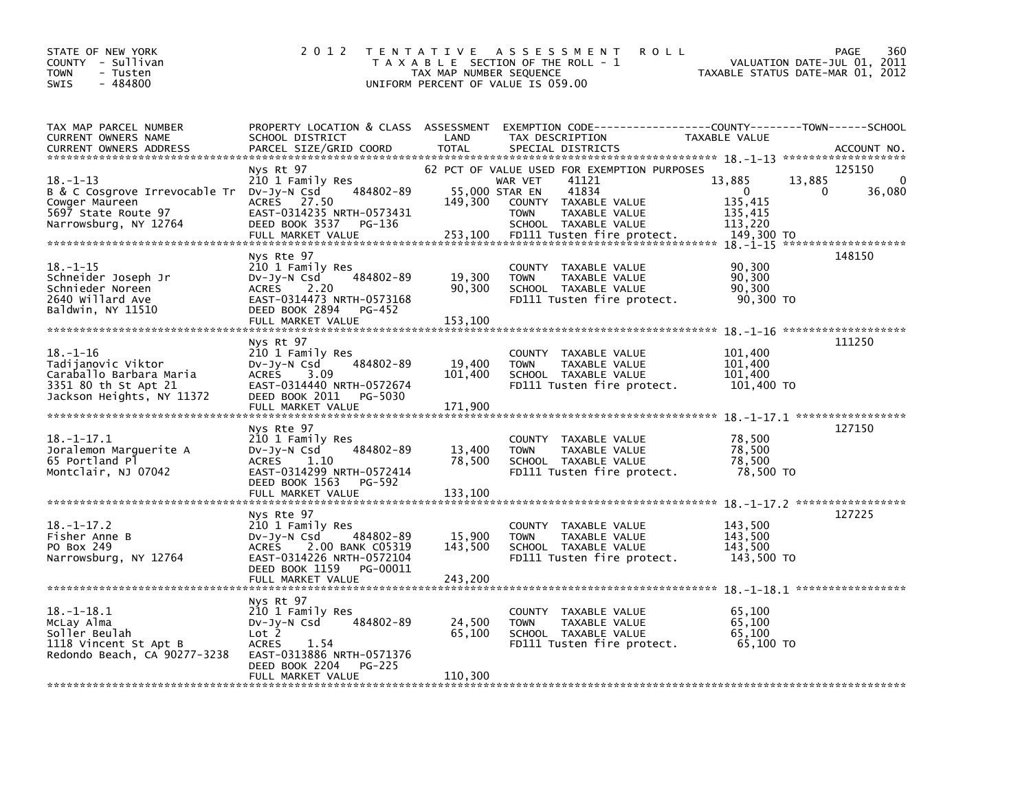STATE OF NEW YORK
COUNTY - Sullivan
TOWN - Tusten
SWIS - 484800

2012 TENTATIVE ASSESSMENT ROLL
TAXABLE SECTION OF THE ROLL - 1
TAX MAP NUMBER SEQUENCE
UNIFORM PERCENT OF VALUE IS 059.00

VALUATION DATE-JUL 01, 2011
TAXABLE STATUS DATE-MAR 01, 2012

| TAX MAP PARCEL NUMBER / CURRENT OWNERS NAME / CURRENT OWNERS ADDRESS | PROPERTY LOCATION & CLASS / SCHOOL DISTRICT / PARCEL SIZE/GRID COORD | ASSESSMENT LAND | TOTAL | EXEMPTION CODE / TAX DESCRIPTION / SPECIAL DISTRICTS | COUNTY TAXABLE VALUE | TOWN | SCHOOL | ACCOUNT NO. |
|---|---|---|---|---|---|---|---|---|
| 18.-1-13 | Nys Rt 97 | | | 62 PCT OF VALUE USED FOR EXEMPTION PURPOSES | | | | 125150 |
| B & C Cosgrove Irrevocable Tr | 210 1 Family Res | | | WAR VET 41121 | 13,885 | 13,885 | 0 | |
| Cowger Maureen | Dv-Jy-N Csd 484802-89 | 55,000 | | STAR EN 41834 | 0 | 0 | 36,080 | |
| 5697 State Route 97 | ACRES 27.50 | | 149,300 | COUNTY TAXABLE VALUE | 135,415 | | | |
| Narrowsburg, NY 12764 | EAST-0314235 NRTH-0573431 | | | TOWN TAXABLE VALUE | 135,415 | | | |
| | DEED BOOK 3537 PG-136 | | | SCHOOL TAXABLE VALUE | 113,220 | | | |
| | FULL MARKET VALUE | | 253,100 | FD111 Tusten fire protect. | 149,300 TO | | | |
| 18.-1-15 | Nys Rte 97 | | | | | | | 148150 |
| Schneider Joseph Jr | 210 1 Family Res | | | COUNTY TAXABLE VALUE | 90,300 | | | |
| Schnieder Noreen | Dv-Jy-N Csd 484802-89 | 19,300 | | TOWN TAXABLE VALUE | 90,300 | | | |
| 2640 Willard Ave | ACRES 2.20 | | 90,300 | SCHOOL TAXABLE VALUE | 90,300 | | | |
| Baldwin, NY 11510 | EAST-0314473 NRTH-0573168 | | | FD111 Tusten fire protect. | 90,300 TO | | | |
| | DEED BOOK 2894 PG-452 | | | | | | | |
| | FULL MARKET VALUE | | 153,100 | | | | | |
| 18.-1-16 | Nys Rt 97 | | | | | | | 111250 |
| Tadijanovic Viktor | 210 1 Family Res | | | COUNTY TAXABLE VALUE | 101,400 | | | |
| Caraballo Barbara Maria | Dv-Jy-N Csd 484802-89 | 19,400 | | TOWN TAXABLE VALUE | 101,400 | | | |
| 3351 80 th St Apt 21 | ACRES 3.09 | | 101,400 | SCHOOL TAXABLE VALUE | 101,400 | | | |
| Jackson Heights, NY 11372 | EAST-0314440 NRTH-0572674 | | | FD111 Tusten fire protect. | 101,400 TO | | | |
| | DEED BOOK 2011 PG-5030 | | | | | | | |
| | FULL MARKET VALUE | | 171,900 | | | | | |
| 18.-1-17.1 | Nys Rte 97 | | | | | | | 127150 |
| Joralemon Marguerite A | 210 1 Family Res | | | COUNTY TAXABLE VALUE | 78,500 | | | |
| 65 Portland Pl | Dv-Jy-N Csd 484802-89 | 13,400 | | TOWN TAXABLE VALUE | 78,500 | | | |
| Montclair, NJ 07042 | ACRES 1.10 | | 78,500 | SCHOOL TAXABLE VALUE | 78,500 | | | |
| | EAST-0314299 NRTH-0572414 | | | FD111 Tusten fire protect. | 78,500 TO | | | |
| | DEED BOOK 1563 PG-592 | | | | | | | |
| | FULL MARKET VALUE | | 133,100 | | | | | |
| 18.-1-17.2 | Nys Rte 97 | | | | | | | 127225 |
| Fisher Anne B | 210 1 Family Res | | | COUNTY TAXABLE VALUE | 143,500 | | | |
| PO Box 249 | Dv-Jy-N Csd 484802-89 | 15,900 | | TOWN TAXABLE VALUE | 143,500 | | | |
| Narrowsburg, NY 12764 | ACRES 2.00 BANK C05319 | | 143,500 | SCHOOL TAXABLE VALUE | 143,500 | | | |
| | EAST-0314226 NRTH-0572104 | | | FD111 Tusten fire protect. | 143,500 TO | | | |
| | DEED BOOK 1159 PG-00011 | | | | | | | |
| | FULL MARKET VALUE | | 243,200 | | | | | |
| 18.-1-18.1 | Nys Rt 97 | | | | | | | |
| McLay Alma | 210 1 Family Res | | | COUNTY TAXABLE VALUE | 65,100 | | | |
| Soller Beulah | Dv-Jy-N Csd 484802-89 | 24,500 | | TOWN TAXABLE VALUE | 65,100 | | | |
| 1118 Vincent St Apt B | Lot 2 | | 65,100 | SCHOOL TAXABLE VALUE | 65,100 | | | |
| Redondo Beach, CA 90277-3238 | ACRES 1.54 | | | FD111 Tusten fire protect. | 65,100 TO | | | |
| | EAST-0313886 NRTH-0571376 | | | | | | | |
| | DEED BOOK 2204 PG-225 | | | | | | | |
| | FULL MARKET VALUE | | 110,300 | | | | | |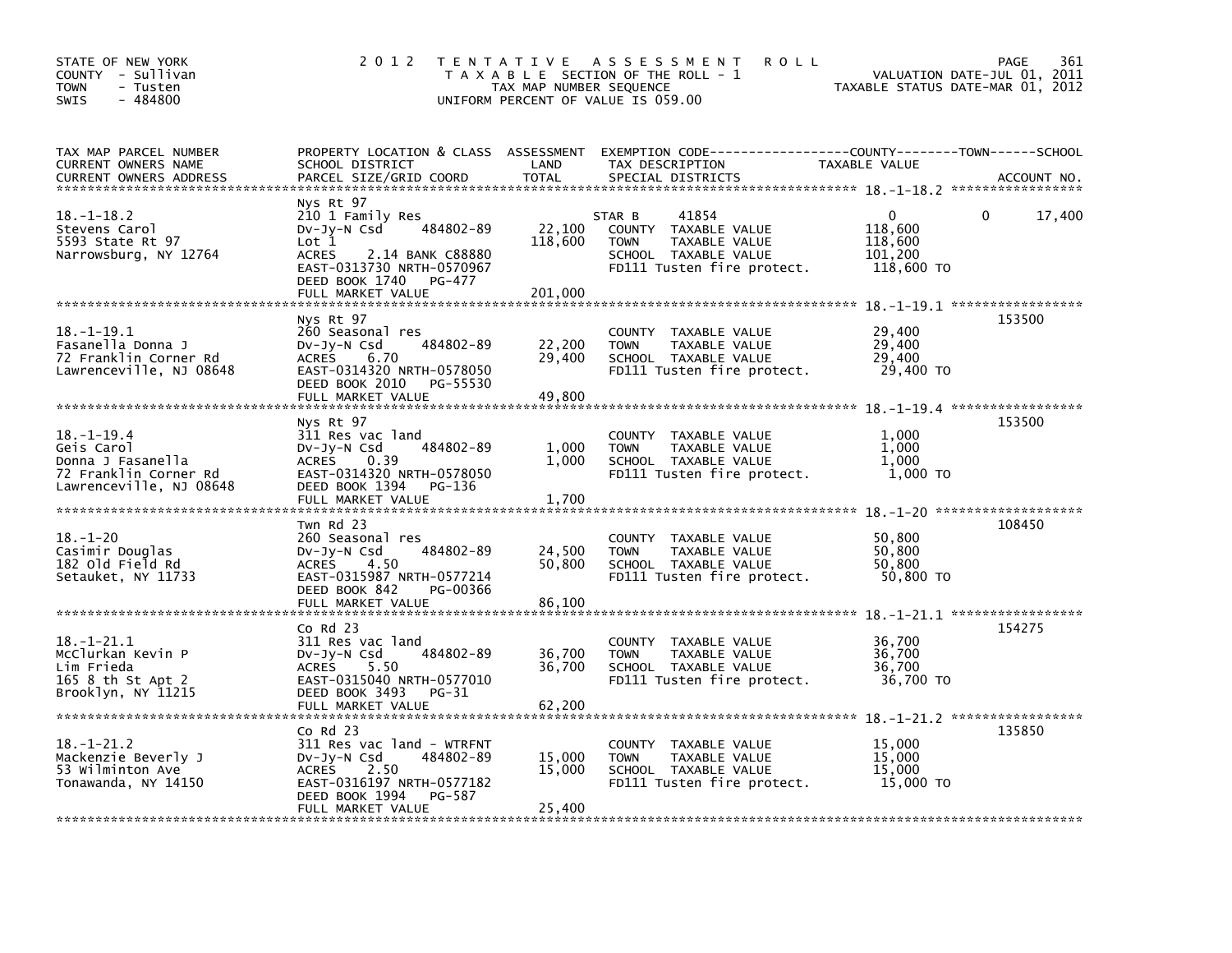STATE OF NEW YORK
COUNTY - Sullivan
TOWN - Tusten
SWIS - 484800

# 2012 TENTATIVE ASSESSMENT ROLL

TAXABLE SECTION OF THE ROLL - 1
TAX MAP NUMBER SEQUENCE
UNIFORM PERCENT OF VALUE IS 059.00

VALUATION DATE-JUL 01, 2011
TAXABLE STATUS DATE-MAR 01, 2012

| TAX MAP PARCEL NUMBER / CURRENT OWNERS NAME / CURRENT OWNERS ADDRESS | PROPERTY LOCATION & CLASS / SCHOOL DISTRICT / PARCEL SIZE/GRID COORD | ASSESSMENT LAND | TOTAL | EXEMPTION CODE / TAX DESCRIPTION / SPECIAL DISTRICTS | COUNTY | TOWN | SCHOOL | ACCOUNT NO. |
|---|---|---|---|---|---|---|---|---|
| 18.-1-18.2 | Nys Rt 97 | | | | | | | |
| Stevens Carol | 210 1 Family Res | | | STAR B 41854 | 0 | 0 | 17,400 | |
| 5593 State Rt 97 | Dv-Jy-N Csd 484802-89 | 22,100 | | COUNTY TAXABLE VALUE | 118,600 | | | |
| Narrowsburg, NY 12764 | Lot 1 | | 118,600 | TOWN TAXABLE VALUE | | 118,600 | | |
| | ACRES 2.14 BANK C88880 | | | SCHOOL TAXABLE VALUE | | | 101,200 | |
| | EAST-0313730 NRTH-0570967 | | | FD111 Tusten fire protect. | 118,600 TO | | | |
| | DEED BOOK 1740 PG-477 | | | | | | | |
| | FULL MARKET VALUE | | 201,000 | | | | | |
| 18.-1-19.1 | Nys Rt 97 | | | | | | | 153500 |
| Fasanella Donna J | 260 Seasonal res | | | COUNTY TAXABLE VALUE | 29,400 | | | |
| 72 Franklin Corner Rd | Dv-Jy-N Csd 484802-89 | 22,200 | | TOWN TAXABLE VALUE | | 29,400 | | |
| Lawrenceville, NJ 08648 | ACRES 6.70 | | 29,400 | SCHOOL TAXABLE VALUE | | | 29,400 | |
| | EAST-0314320 NRTH-0578050 | | | FD111 Tusten fire protect. | 29,400 TO | | | |
| | DEED BOOK 2010 PG-55530 | | | | | | | |
| | FULL MARKET VALUE | | 49,800 | | | | | |
| 18.-1-19.4 | Nys Rt 97 | | | | | | | 153500 |
| Geis Carol | 311 Res vac land | | | COUNTY TAXABLE VALUE | 1,000 | | | |
| Donna J Fasanella | Dv-Jy-N Csd 484802-89 | 1,000 | | TOWN TAXABLE VALUE | | 1,000 | | |
| 72 Franklin Corner Rd | ACRES 0.39 | | 1,000 | SCHOOL TAXABLE VALUE | | | 1,000 | |
| Lawrenceville, NJ 08648 | EAST-0314320 NRTH-0578050 | | | FD111 Tusten fire protect. | 1,000 TO | | | |
| | DEED BOOK 1394 PG-136 | | | | | | | |
| | FULL MARKET VALUE | | 1,700 | | | | | |
| 18.-1-20 | Twn Rd 23 | | | | | | | 108450 |
| Casimir Douglas | 260 Seasonal res | | | COUNTY TAXABLE VALUE | 50,800 | | | |
| 182 Old Field Rd | Dv-Jy-N Csd 484802-89 | 24,500 | | TOWN TAXABLE VALUE | | 50,800 | | |
| Setauket, NY 11733 | ACRES 4.50 | | 50,800 | SCHOOL TAXABLE VALUE | | | 50,800 | |
| | EAST-0315987 NRTH-0577214 | | | FD111 Tusten fire protect. | 50,800 TO | | | |
| | DEED BOOK 842 PG-00366 | | | | | | | |
| | FULL MARKET VALUE | | 86,100 | | | | | |
| 18.-1-21.1 | Co Rd 23 | | | | | | | 154275 |
| McClurkan Kevin P | 311 Res vac land | | | COUNTY TAXABLE VALUE | 36,700 | | | |
| Lim Frieda | Dv-Jy-N Csd 484802-89 | 36,700 | | TOWN TAXABLE VALUE | | 36,700 | | |
| 165 8 th St Apt 2 | ACRES 5.50 | | 36,700 | SCHOOL TAXABLE VALUE | | | 36,700 | |
| Brooklyn, NY 11215 | EAST-0315040 NRTH-0577010 | | | FD111 Tusten fire protect. | 36,700 TO | | | |
| | DEED BOOK 3493 PG-31 | | | | | | | |
| | FULL MARKET VALUE | | 62,200 | | | | | |
| 18.-1-21.2 | Co Rd 23 | | | | | | | 135850 |
| Mackenzie Beverly J | 311 Res vac land - WTRFNT | | | COUNTY TAXABLE VALUE | 15,000 | | | |
| 53 Wilminton Ave | Dv-Jy-N Csd 484802-89 | 15,000 | | TOWN TAXABLE VALUE | | 15,000 | | |
| Tonawanda, NY 14150 | ACRES 2.50 | | 15,000 | SCHOOL TAXABLE VALUE | | | 15,000 | |
| | EAST-0316197 NRTH-0577182 | | | FD111 Tusten fire protect. | 15,000 TO | | | |
| | DEED BOOK 1994 PG-587 | | | | | | | |
| | FULL MARKET VALUE | | 25,400 | | | | | |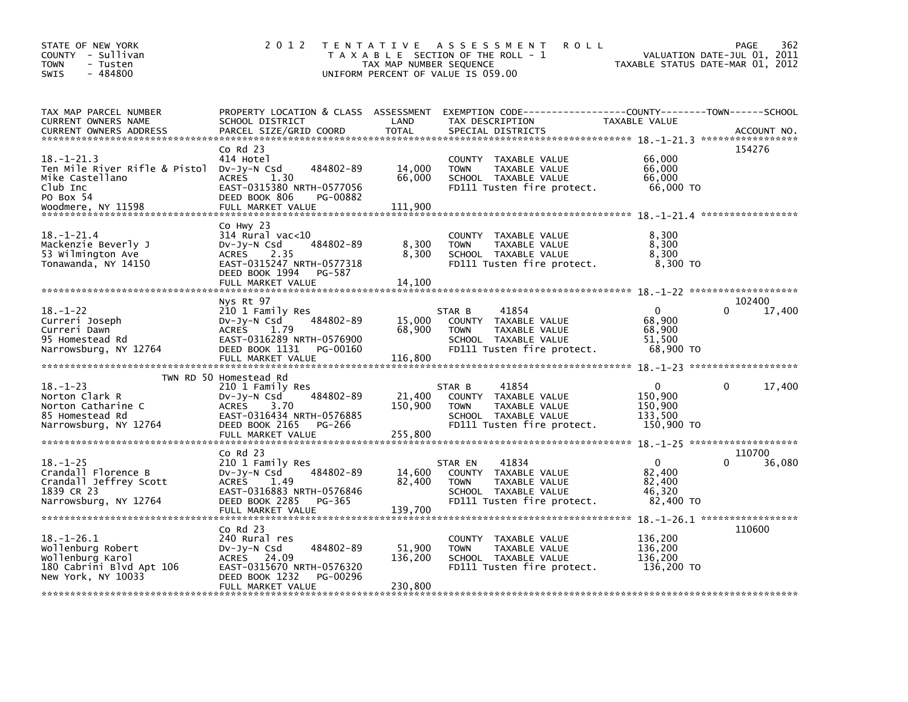STATE OF NEW YORK
COUNTY - Sullivan
TOWN - Tusten
SWIS - 484800

# 2012 TENTATIVE ASSESSMENT ROLL

TAXABLE SECTION OF THE ROLL - 1
TAX MAP NUMBER SEQUENCE
UNIFORM PERCENT OF VALUE IS 059.00

VALUATION DATE-JUL 01, 2011
TAXABLE STATUS DATE-MAR 01, 2012

| TAX MAP PARCEL NUMBER / CURRENT OWNERS NAME / CURRENT OWNERS ADDRESS | PROPERTY LOCATION & CLASS / SCHOOL DISTRICT / PARCEL SIZE/GRID COORD | ASSESSMENT LAND | TOTAL | EXEMPTION CODE / TAX DESCRIPTION / SPECIAL DISTRICTS | COUNTY / TOWN TAXABLE VALUE | SCHOOL / ACCOUNT NO. |
|---|---|---|---|---|---|---|
| 18.-1-21.3 | Co Rd 23 | | | | | 154276 |
| 18.-1-21.3 | 414 Hotel | | | COUNTY TAXABLE VALUE | 66,000 | |
| Ten Mile River Rifle & Pistol | Dv-Jy-N Csd 484802-89 | 14,000 | | TOWN TAXABLE VALUE | 66,000 | |
| Mike Castellano | ACRES 1.30 | | 66,000 | SCHOOL TAXABLE VALUE | 66,000 | |
| Club Inc | EAST-0315380 NRTH-0577056 | | | FD111 Tusten fire protect. | 66,000 TO | |
| PO Box 54 | DEED BOOK 806 PG-00882 | | | | | |
| Woodmere, NY 11598 | FULL MARKET VALUE | | 111,900 | | | |
| 18.-1-21.4 | Co Hwy 23 | | | | | |
| 18.-1-21.4 | 314 Rural vac<10 | | | COUNTY TAXABLE VALUE | 8,300 | |
| Mackenzie Beverly J | Dv-Jy-N Csd 484802-89 | 8,300 | | TOWN TAXABLE VALUE | 8,300 | |
| 53 Wilmington Ave | ACRES 2.35 | | 8,300 | SCHOOL TAXABLE VALUE | 8,300 | |
| Tonawanda, NY 14150 | EAST-0315247 NRTH-0577318 | | | FD111 Tusten fire protect. | 8,300 TO | |
| | DEED BOOK 1994 PG-587 | | | | | |
| | FULL MARKET VALUE | | 14,100 | | | |
| 18.-1-22 | Nys Rt 97 | | | | | 102400 |
| 18.-1-22 | 210 1 Family Res | | | STAR B 41854 | 0 / 0 | 17,400 |
| Curreri Joseph | Dv-Jy-N Csd 484802-89 | 15,000 | | COUNTY TAXABLE VALUE | 68,900 | |
| Curreri Dawn | ACRES 1.79 | | 68,900 | TOWN TAXABLE VALUE | 68,900 | |
| 95 Homestead Rd | EAST-0316289 NRTH-0576900 | | | SCHOOL TAXABLE VALUE | 51,500 | |
| Narrowsburg, NY 12764 | DEED BOOK 1131 PG-00160 | | | FD111 Tusten fire protect. | 68,900 TO | |
| | FULL MARKET VALUE | | 116,800 | | | |
| 18.-1-23 | TWN RD 50 Homestead Rd | | | | | |
| 18.-1-23 | 210 1 Family Res | | | STAR B 41854 | 0 / 0 | 17,400 |
| Norton Clark R | Dv-Jy-N Csd 484802-89 | 21,400 | | COUNTY TAXABLE VALUE | 150,900 | |
| Norton Catharine C | ACRES 3.70 | | 150,900 | TOWN TAXABLE VALUE | 150,900 | |
| 85 Homestead Rd | EAST-0316434 NRTH-0576885 | | | SCHOOL TAXABLE VALUE | 133,500 | |
| Narrowsburg, NY 12764 | DEED BOOK 2165 PG-266 | | | FD111 Tusten fire protect. | 150,900 TO | |
| | FULL MARKET VALUE | | 255,800 | | | |
| 18.-1-25 | Co Rd 23 | | | | | 110700 |
| 18.-1-25 | 210 1 Family Res | | | STAR EN 41834 | 0 / 0 | 36,080 |
| Crandall Florence B | Dv-Jy-N Csd 484802-89 | 14,600 | | COUNTY TAXABLE VALUE | 82,400 | |
| Crandall Jeffrey Scott | ACRES 1.49 | | 82,400 | TOWN TAXABLE VALUE | 82,400 | |
| 1839 CR 23 | EAST-0316883 NRTH-0576846 | | | SCHOOL TAXABLE VALUE | 46,320 | |
| Narrowsburg, NY 12764 | DEED BOOK 2285 PG-365 | | | FD111 Tusten fire protect. | 82,400 TO | |
| | FULL MARKET VALUE | | 139,700 | | | |
| 18.-1-26.1 | Co Rd 23 | | | | | 110600 |
| 18.-1-26.1 | 240 Rural res | | | COUNTY TAXABLE VALUE | 136,200 | |
| Wollenburg Robert | Dv-Jy-N Csd 484802-89 | 51,900 | | TOWN TAXABLE VALUE | 136,200 | |
| Wollenburg Karol | ACRES 24.09 | | 136,200 | SCHOOL TAXABLE VALUE | 136,200 | |
| 180 Cabrini Blvd Apt 106 | EAST-0315670 NRTH-0576320 | | | FD111 Tusten fire protect. | 136,200 TO | |
| New York, NY 10033 | DEED BOOK 1232 PG-00296 | | | | | |
| | FULL MARKET VALUE | | 230,800 | | | |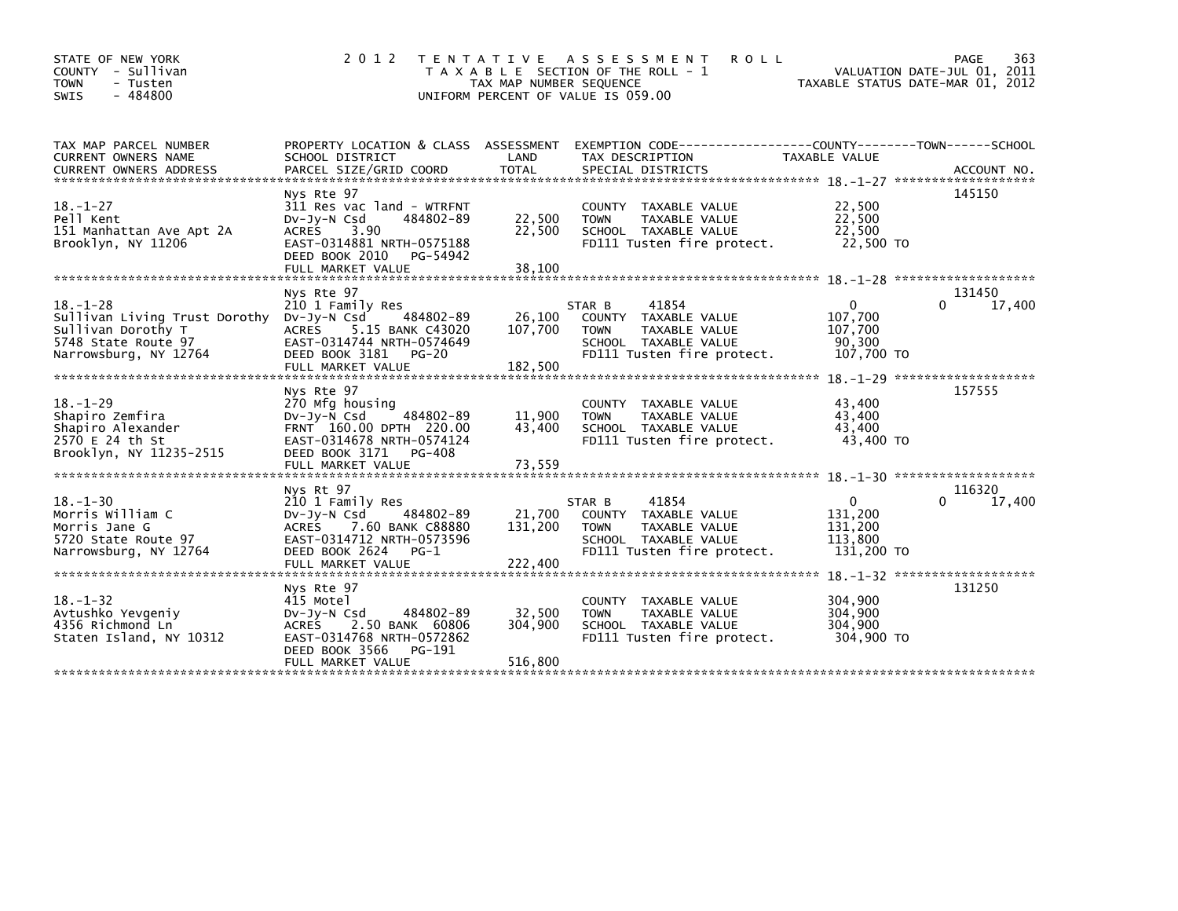STATE OF NEW YORK
COUNTY - Sullivan
TOWN - Tusten
SWIS - 484800

2012 TENTATIVE ASSESSMENT ROLL
TAXABLE SECTION OF THE ROLL - 1
TAX MAP NUMBER SEQUENCE
UNIFORM PERCENT OF VALUE IS 059.00

VALUATION DATE-JUL 01, 2011
TAXABLE STATUS DATE-MAR 01, 2012

| TAX MAP PARCEL NUMBER / CURRENT OWNERS NAME / CURRENT OWNERS ADDRESS | PROPERTY LOCATION & CLASS / SCHOOL DISTRICT / PARCEL SIZE/GRID COORD | ASSESSMENT LAND | TOTAL | EXEMPTION CODE / TAX DESCRIPTION / SPECIAL DISTRICTS | COUNTY TAXABLE VALUE | TOWN | SCHOOL | ACCOUNT NO. |
|---|---|---|---|---|---|---|---|---|
| 18.-1-27 | Nys Rte 97 | | | | | | | 145150 |
| Pell Kent | 311 Res vac land - WTRFNT | | | COUNTY TAXABLE VALUE | 22,500 | | | |
| 151 Manhattan Ave Apt 2A | Dv-Jy-N Csd 484802-89 | 22,500 | | TOWN TAXABLE VALUE | 22,500 | | | |
| Brooklyn, NY 11206 | ACRES 3.90 | | 22,500 | SCHOOL TAXABLE VALUE | 22,500 | | | |
| | EAST-0314881 NRTH-0575188 | | | FD111 Tusten fire protect. | 22,500 TO | | | |
| | DEED BOOK 2010 PG-54942 | | | | | | | |
| | FULL MARKET VALUE | | 38,100 | | | | | |
| 18.-1-28 | Nys Rte 97 | | | | | | | 131450 |
| Sullivan Living Trust Dorothy | 210 1 Family Res | | | STAR B 41854 | 0 | | 0 17,400 | |
| Sullivan Dorothy T | Dv-Jy-N Csd 484802-89 | 26,100 | | COUNTY TAXABLE VALUE | 107,700 | | | |
| 5748 State Route 97 | ACRES 5.15 BANK C43020 | | 107,700 | TOWN TAXABLE VALUE | 107,700 | | | |
| Narrowsburg, NY 12764 | EAST-0314744 NRTH-0574649 | | | SCHOOL TAXABLE VALUE | 90,300 | | | |
| | DEED BOOK 3181 PG-20 | | | FD111 Tusten fire protect. | 107,700 TO | | | |
| | FULL MARKET VALUE | | 182,500 | | | | | |
| 18.-1-29 | Nys Rte 97 | | | | | | | 157555 |
| Shapiro Zemfira | 270 Mfg housing | | | COUNTY TAXABLE VALUE | 43,400 | | | |
| Shapiro Alexander | Dv-Jy-N Csd 484802-89 | 11,900 | | TOWN TAXABLE VALUE | 43,400 | | | |
| 2570 E 24 th St | FRNT 160.00 DPTH 220.00 | | 43,400 | SCHOOL TAXABLE VALUE | 43,400 | | | |
| Brooklyn, NY 11235-2515 | EAST-0314678 NRTH-0574124 | | | FD111 Tusten fire protect. | 43,400 TO | | | |
| | DEED BOOK 3171 PG-408 | | | | | | | |
| | FULL MARKET VALUE | | 73,559 | | | | | |
| 18.-1-30 | Nys Rt 97 | | | | | | | 116320 |
| Morris William C | 210 1 Family Res | | | STAR B 41854 | 0 | | 0 17,400 | |
| Morris Jane G | Dv-Jy-N Csd 484802-89 | 21,700 | | COUNTY TAXABLE VALUE | 131,200 | | | |
| 5720 State Route 97 | ACRES 7.60 BANK C88880 | | 131,200 | TOWN TAXABLE VALUE | 131,200 | | | |
| Narrowsburg, NY 12764 | EAST-0314712 NRTH-0573596 | | | SCHOOL TAXABLE VALUE | 113,800 | | | |
| | DEED BOOK 2624 PG-1 | | | FD111 Tusten fire protect. | 131,200 TO | | | |
| | FULL MARKET VALUE | | 222,400 | | | | | |
| 18.-1-32 | Nys Rte 97 | | | | | | | 131250 |
| Avtushko Yevgeniy | 415 Motel | | | COUNTY TAXABLE VALUE | 304,900 | | | |
| 4356 Richmond Ln | Dv-Jy-N Csd 484802-89 | 32,500 | | TOWN TAXABLE VALUE | 304,900 | | | |
| Staten Island, NY 10312 | ACRES 2.50 BANK 60806 | | 304,900 | SCHOOL TAXABLE VALUE | 304,900 | | | |
| | EAST-0314768 NRTH-0572862 | | | FD111 Tusten fire protect. | 304,900 TO | | | |
| | DEED BOOK 3566 PG-191 | | | | | | | |
| | FULL MARKET VALUE | | 516,800 | | | | | |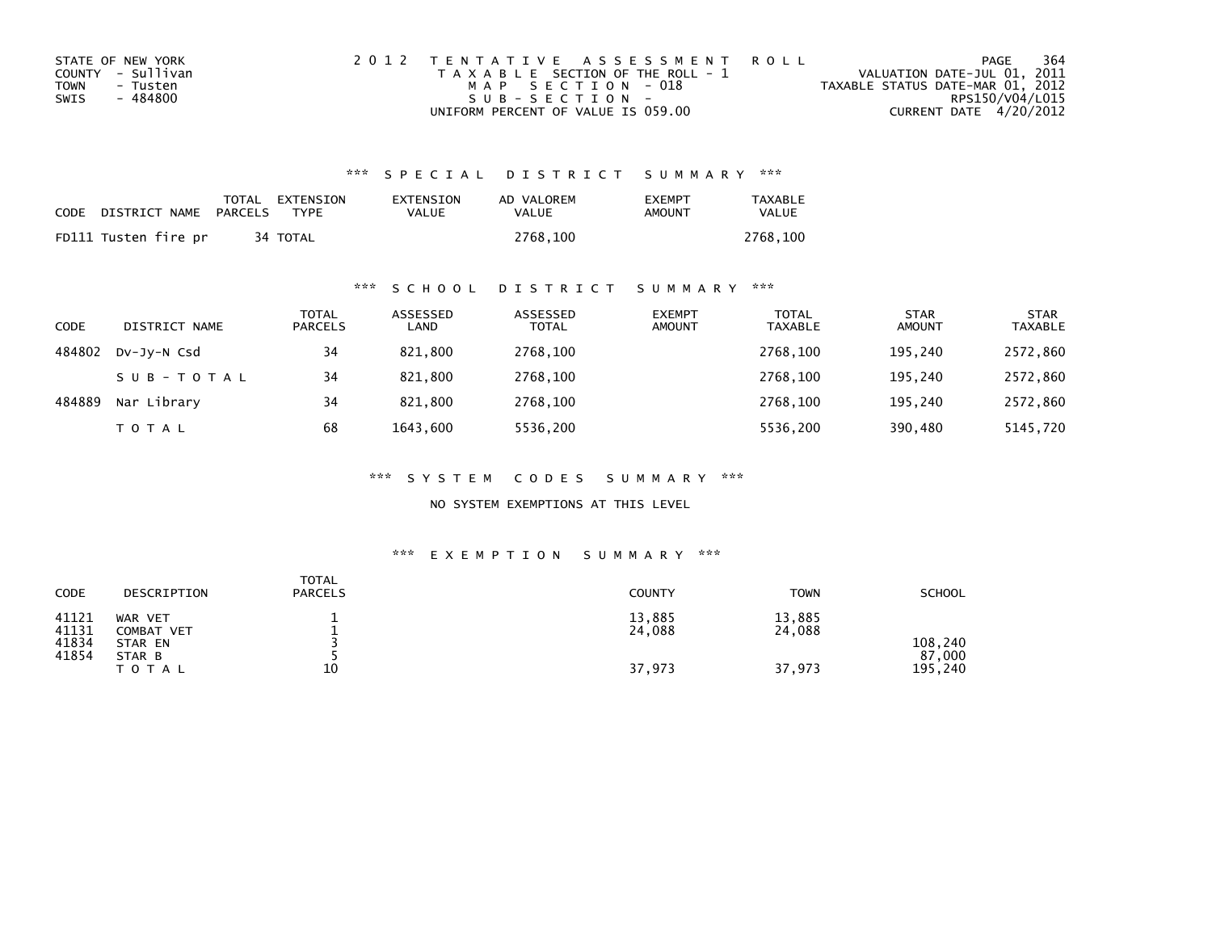STATE OF NEW YORK
COUNTY - Sullivan
TOWN - Tusten
SWIS - 484800

2 0 1 2 T E N T A T I V E A S S E S S M E N T R O L L
T A X A B L E SECTION OF THE ROLL - 1
M A P S E C T I O N - 018
S U B - S E C T I O N -
UNIFORM PERCENT OF VALUE IS 059.00

VALUATION DATE-JUL 01, 2011
TAXABLE STATUS DATE-MAR 01, 2012
RPS150/V04/L015
CURRENT DATE 4/20/2012

## *** S P E C I A L D I S T R I C T S U M M A R Y ***

| CODE DISTRICT NAME | TOTAL PARCELS | EXTENSION TYPE | EXTENSION VALUE | AD VALOREM VALUE | EXEMPT AMOUNT | TAXABLE VALUE |
|---|---|---|---|---|---|---|
| FD111 Tusten fire pr | 34 | TOTAL | | 2768,100 | | 2768,100 |

## *** S C H O O L D I S T R I C T S U M M A R Y ***

| CODE | DISTRICT NAME | TOTAL PARCELS | ASSESSED LAND | ASSESSED TOTAL | EXEMPT AMOUNT | TOTAL TAXABLE | STAR AMOUNT | STAR TAXABLE |
|---|---|---|---|---|---|---|---|---|
| 484802 | Dv-Jy-N Csd | 34 | 821,800 | 2768,100 | | 2768,100 | 195,240 | 2572,860 |
| | S U B - T O T A L | 34 | 821,800 | 2768,100 | | 2768,100 | 195,240 | 2572,860 |
| 484889 | Nar Library | 34 | 821,800 | 2768,100 | | 2768,100 | 195,240 | 2572,860 |
| | T O T A L | 68 | 1643,600 | 5536,200 | | 5536,200 | 390,480 | 5145,720 |

## *** S Y S T E M C O D E S S U M M A R Y ***

NO SYSTEM EXEMPTIONS AT THIS LEVEL

## *** E X E M P T I O N S U M M A R Y ***

| CODE | DESCRIPTION | TOTAL PARCELS | COUNTY | TOWN | SCHOOL |
|---|---|---|---|---|---|
| 41121 | WAR VET | 1 | 13,885 | 13,885 | |
| 41131 | COMBAT VET | 1 | 24,088 | 24,088 | |
| 41834 | STAR EN | 3 | | | 108,240 |
| 41854 | STAR B | 5 | | | 87,000 |
| | T O T A L | 10 | 37,973 | 37,973 | 195,240 |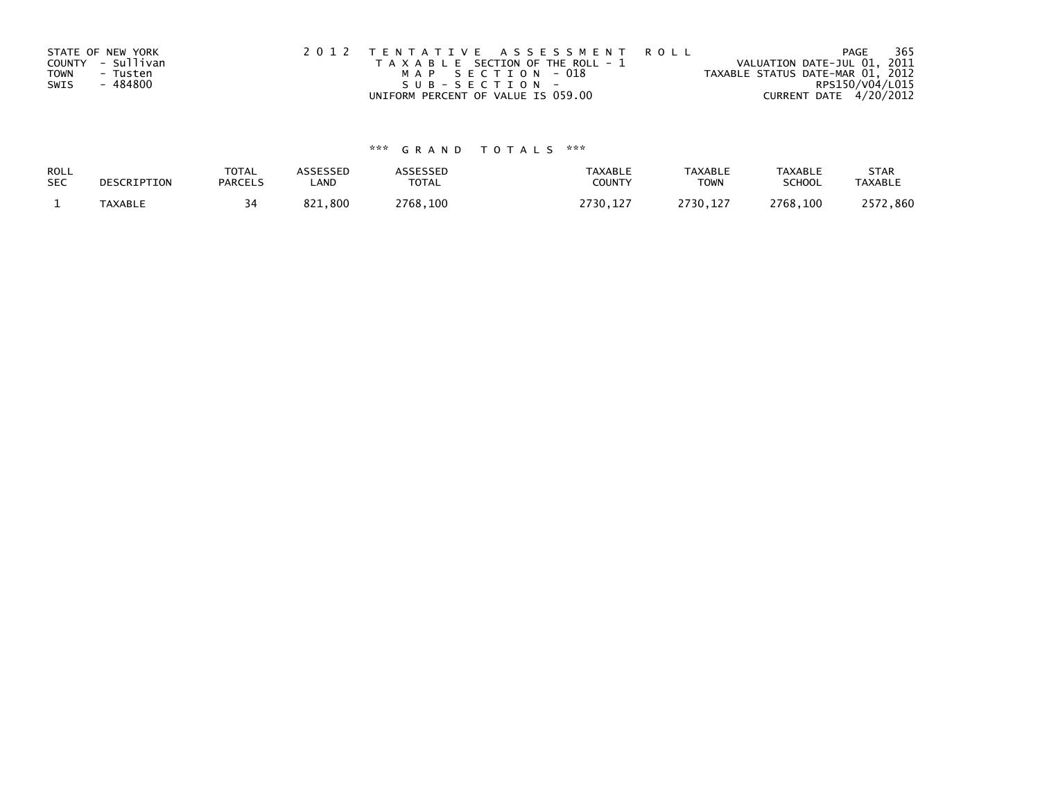STATE OF NEW YORK
COUNTY - Sullivan
TOWN - Tusten
SWIS - 484800

2012 TENTATIVE ASSESSMENT ROLL
TAXABLE SECTION OF THE ROLL - 1
MAP SECTION - 018
SUB-SECTION -
UNIFORM PERCENT OF VALUE IS 059.00

VALUATION DATE-JUL 01, 2011
TAXABLE STATUS DATE-MAR 01, 2012
RPS150/V04/L015
CURRENT DATE 4/20/2012

*** GRAND TOTALS ***

| ROLL SEC | DESCRIPTION | TOTAL PARCELS | ASSESSED LAND | ASSESSED TOTAL | TAXABLE COUNTY | TAXABLE TOWN | TAXABLE SCHOOL | STAR TAXABLE |
|---|---|---|---|---|---|---|---|---|
| 1 | TAXABLE | 34 | 821,800 | 2768,100 | 2730,127 | 2730,127 | 2768,100 | 2572,860 |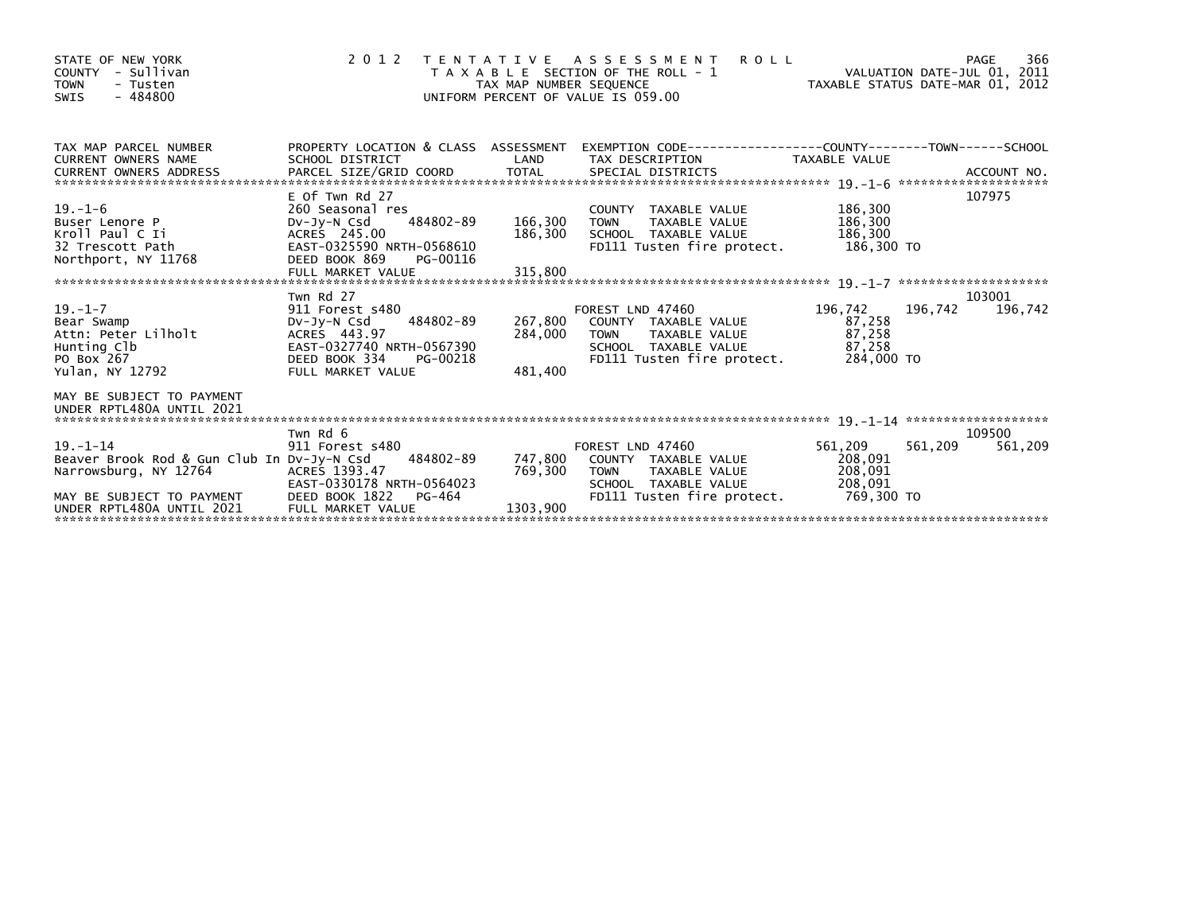STATE OF NEW YORK
COUNTY - Sullivan
TOWN - Tusten
SWIS - 484800

2 0 1 2 T E N T A T I V E A S S E S S M E N T R O L L
T A X A B L E SECTION OF THE ROLL - 1
TAX MAP NUMBER SEQUENCE
UNIFORM PERCENT OF VALUE IS 059.00

VALUATION DATE-JUL 01, 2011
TAXABLE STATUS DATE-MAR 01, 2012

| TAX MAP PARCEL NUMBER / CURRENT OWNERS NAME / CURRENT OWNERS ADDRESS | PROPERTY LOCATION & CLASS / SCHOOL DISTRICT / PARCEL SIZE/GRID COORD | ASSESSMENT LAND / TOTAL | EXEMPTION CODE / TAX DESCRIPTION / SPECIAL DISTRICTS | COUNTY TAXABLE VALUE | TOWN | SCHOOL / ACCOUNT NO. |
|---|---|---|---|---|---|---|
| 19.-1-6 | E Of Twn Rd 27 | | | | | 107975 |
| | 260 Seasonal res | | COUNTY TAXABLE VALUE | 186,300 | | |
| Buser Lenore P | Dv-Jy-N Csd 484802-89 | 166,300 | TOWN TAXABLE VALUE | 186,300 | | |
| Kroll Paul C Ii | ACRES 245.00 | 186,300 | SCHOOL TAXABLE VALUE | 186,300 | | |
| 32 Trescott Path | EAST-0325590 NRTH-0568610 | | FD111 Tusten fire protect. | 186,300 TO | | |
| Northport, NY 11768 | DEED BOOK 869 PG-00116 | | | | | |
| | FULL MARKET VALUE | 315,800 | | | | |
| 19.-1-7 | Twn Rd 27 | | | | | 103001 |
| | 911 Forest s480 | | FOREST LND 47460 | 196,742 | 196,742 | 196,742 |
| Bear Swamp | Dv-Jy-N Csd 484802-89 | 267,800 | COUNTY TAXABLE VALUE | 87,258 | | |
| Attn: Peter Lilholt | ACRES 443.97 | 284,000 | TOWN TAXABLE VALUE | 87,258 | | |
| Hunting Clb | EAST-0327740 NRTH-0567390 | | SCHOOL TAXABLE VALUE | 87,258 | | |
| PO Box 267 | DEED BOOK 334 PG-00218 | | FD111 Tusten fire protect. | 284,000 TO | | |
| Yulan, NY 12792 | FULL MARKET VALUE | 481,400 | | | | |
| MAY BE SUBJECT TO PAYMENT UNDER RPTL480A UNTIL 2021 | | | | | | |
| 19.-1-14 | Twn Rd 6 | | | | | 109500 |
| | 911 Forest s480 | | FOREST LND 47460 | 561,209 | 561,209 | 561,209 |
| Beaver Brook Rod & Gun Club In | Dv-Jy-N Csd 484802-89 | 747,800 | COUNTY TAXABLE VALUE | 208,091 | | |
| Narrowsburg, NY 12764 | ACRES 1393.47 | 769,300 | TOWN TAXABLE VALUE | 208,091 | | |
| | EAST-0330178 NRTH-0564023 | | SCHOOL TAXABLE VALUE | 208,091 | | |
| MAY BE SUBJECT TO PAYMENT | DEED BOOK 1822 PG-464 | | FD111 Tusten fire protect. | 769,300 TO | | |
| UNDER RPTL480A UNTIL 2021 | FULL MARKET VALUE | 1303,900 | | | | |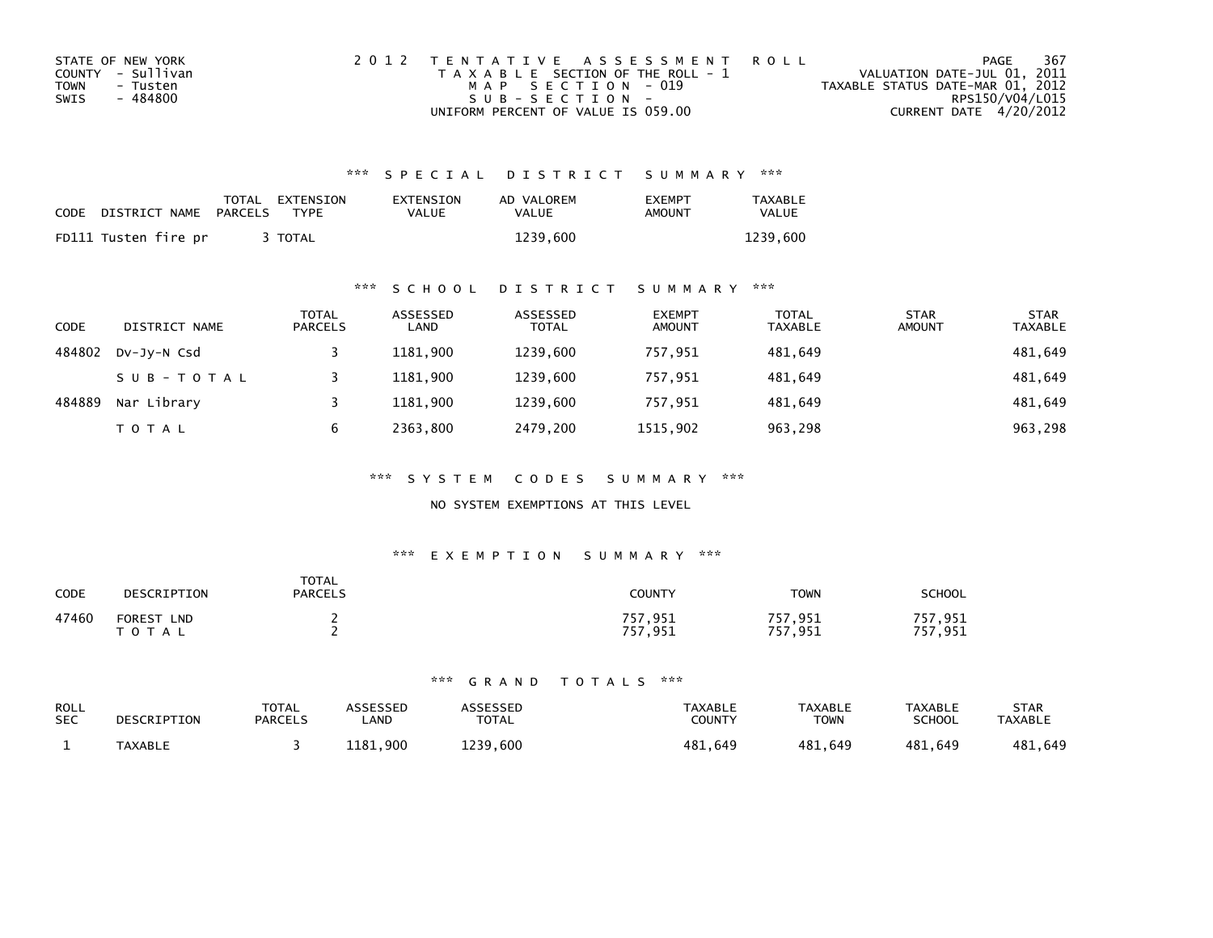STATE OF NEW YORK
COUNTY - Sullivan
TOWN - Tusten
SWIS - 484800

2012 TENTATIVE ASSESSMENT ROLL
TAXABLE SECTION OF THE ROLL - 1
MAP SECTION - 019
SUB-SECTION -
UNIFORM PERCENT OF VALUE IS 059.00

VALUATION DATE-JUL 01, 2011
TAXABLE STATUS DATE-MAR 01, 2012
RPS150/V04/L015
CURRENT DATE 4/20/2012

### *** SPECIAL DISTRICT SUMMARY ***

| CODE | DISTRICT NAME | TOTAL PARCELS | EXTENSION TYPE | EXTENSION VALUE | AD VALOREM VALUE | EXEMPT AMOUNT | TAXABLE VALUE |
|---|---|---|---|---|---|---|---|
| FD111 | Tusten fire pr | 3 | TOTAL | | 1239,600 | | 1239,600 |

### *** SCHOOL DISTRICT SUMMARY ***

| CODE | DISTRICT NAME | TOTAL PARCELS | ASSESSED LAND | ASSESSED TOTAL | EXEMPT AMOUNT | TOTAL TAXABLE | STAR AMOUNT | STAR TAXABLE |
|---|---|---|---|---|---|---|---|---|
| 484802 | Dv-Jy-N Csd | 3 | 1181,900 | 1239,600 | 757,951 | 481,649 | | 481,649 |
| | SUB-TOTAL | 3 | 1181,900 | 1239,600 | 757,951 | 481,649 | | 481,649 |
| 484889 | Nar Library | 3 | 1181,900 | 1239,600 | 757,951 | 481,649 | | 481,649 |
| | TOTAL | 6 | 2363,800 | 2479,200 | 1515,902 | 963,298 | | 963,298 |

### *** SYSTEM CODES SUMMARY ***

NO SYSTEM EXEMPTIONS AT THIS LEVEL

### *** EXEMPTION SUMMARY ***

| CODE | DESCRIPTION | TOTAL PARCELS | COUNTY | TOWN | SCHOOL |
|---|---|---|---|---|---|
| 47460 | FOREST LND | 2 | 757,951 | 757,951 | 757,951 |
| | TOTAL | 2 | 757,951 | 757,951 | 757,951 |

### *** GRAND TOTALS ***

| ROLL SEC | DESCRIPTION | TOTAL PARCELS | ASSESSED LAND | ASSESSED TOTAL | TAXABLE COUNTY | TAXABLE TOWN | TAXABLE SCHOOL | STAR TAXABLE |
|---|---|---|---|---|---|---|---|---|
| 1 | TAXABLE | 3 | 1181,900 | 1239,600 | 481,649 | 481,649 | 481,649 | 481,649 |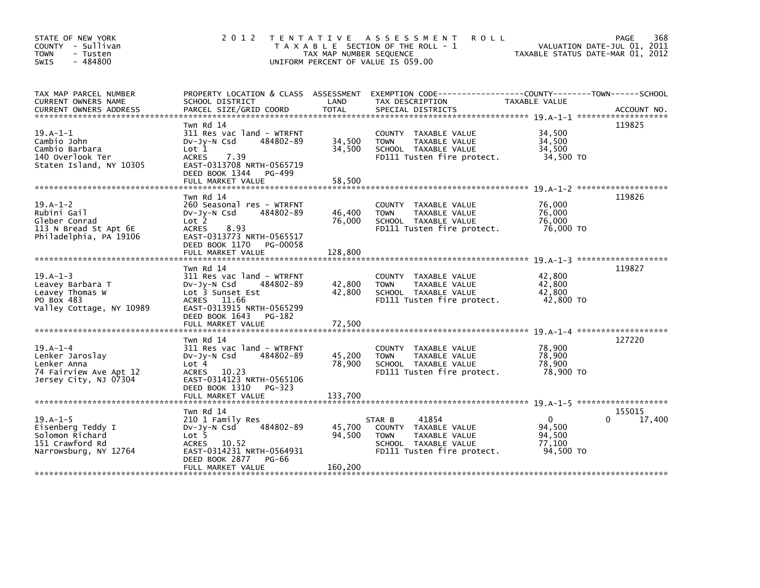STATE OF NEW YORK
COUNTY - Sullivan
TOWN - Tusten
SWIS - 484800

# 2012 TENTATIVE ASSESSMENT ROLL

TAXABLE SECTION OF THE ROLL - 1
TAX MAP NUMBER SEQUENCE
UNIFORM PERCENT OF VALUE IS 059.00

VALUATION DATE-JUL 01, 2011
TAXABLE STATUS DATE-MAR 01, 2012

| TAX MAP PARCEL NUMBER / CURRENT OWNERS NAME / CURRENT OWNERS ADDRESS | PROPERTY LOCATION & CLASS / SCHOOL DISTRICT / PARCEL SIZE/GRID COORD | ASSESSMENT LAND | TOTAL | EXEMPTION CODE / TAX DESCRIPTION / SPECIAL DISTRICTS | COUNTY TAXABLE VALUE | TOWN | SCHOOL / ACCOUNT NO. |
|---|---|---|---|---|---|---|---|
| 19.A-1-1 | Twn Rd 14 | | | | | | 119825 |
| Cambio John | 311 Res vac land - WTRFNT | | | COUNTY TAXABLE VALUE | 34,500 | | |
| Cambio Barbara | Dv-Jy-N Csd 484802-89 | 34,500 | | TOWN TAXABLE VALUE | 34,500 | | |
| 140 Overlook Ter | Lot 1 | | 34,500 | SCHOOL TAXABLE VALUE | 34,500 | | |
| Staten Island, NY 10305 | ACRES 7.39 | | | FD111 Tusten fire protect. | 34,500 TO | | |
| | EAST-0313708 NRTH-0565719 | | | | | | |
| | DEED BOOK 1344 PG-499 | | | | | | |
| | FULL MARKET VALUE | | 58,500 | | | | |
| 19.A-1-2 | Twn Rd 14 | | | | | | 119826 |
| Rubini Gail | 260 Seasonal res - WTRFNT | | | COUNTY TAXABLE VALUE | 76,000 | | |
| Gleber Conrad | Dv-Jy-N Csd 484802-89 | 46,400 | | TOWN TAXABLE VALUE | 76,000 | | |
| 113 N Bread St Apt 6E | Lot 2 | | 76,000 | SCHOOL TAXABLE VALUE | 76,000 | | |
| Philadelphia, PA 19106 | ACRES 8.93 | | | FD111 Tusten fire protect. | 76,000 TO | | |
| | EAST-0313773 NRTH-0565517 | | | | | | |
| | DEED BOOK 1170 PG-00058 | | | | | | |
| | FULL MARKET VALUE | | 128,800 | | | | |
| 19.A-1-3 | Twn Rd 14 | | | | | | 119827 |
| Leavey Barbara T | 311 Res vac land - WTRFNT | | | COUNTY TAXABLE VALUE | 42,800 | | |
| Leavey Thomas W | Dv-Jy-N Csd 484802-89 | 42,800 | | TOWN TAXABLE VALUE | 42,800 | | |
| PO Box 483 | Lot 3 Sunset Est | | 42,800 | SCHOOL TAXABLE VALUE | 42,800 | | |
| Valley Cottage, NY 10989 | ACRES 11.66 | | | FD111 Tusten fire protect. | 42,800 TO | | |
| | EAST-0313915 NRTH-0565299 | | | | | | |
| | DEED BOOK 1643 PG-182 | | | | | | |
| | FULL MARKET VALUE | | 72,500 | | | | |
| 19.A-1-4 | Twn Rd 14 | | | | | | 127220 |
| Lenker Jaroslay | 311 Res vac land - WTRFNT | | | COUNTY TAXABLE VALUE | 78,900 | | |
| Lenker Anna | Dv-Jy-N Csd 484802-89 | 45,200 | | TOWN TAXABLE VALUE | 78,900 | | |
| 74 Fairview Ave Apt 12 | Lot 4 | | 78,900 | SCHOOL TAXABLE VALUE | 78,900 | | |
| Jersey City, NJ 07304 | ACRES 10.23 | | | FD111 Tusten fire protect. | 78,900 TO | | |
| | EAST-0314123 NRTH-0565106 | | | | | | |
| | DEED BOOK 1310 PG-323 | | | | | | |
| | FULL MARKET VALUE | | 133,700 | | | | |
| 19.A-1-5 | Twn Rd 14 | | | | | | 155015 |
| Eisenberg Teddy I | 210 1 Family Res | | | STAR B 41854 | 0 | 0 | 17,400 |
| Solomon Richard | Dv-Jy-N Csd 484802-89 | 45,700 | | COUNTY TAXABLE VALUE | 94,500 | | |
| 151 Crawford Rd | Lot 5 | | 94,500 | TOWN TAXABLE VALUE | 94,500 | | |
| Narrowsburg, NY 12764 | ACRES 10.52 | | | SCHOOL TAXABLE VALUE | 77,100 | | |
| | EAST-0314231 NRTH-0564931 | | | FD111 Tusten fire protect. | 94,500 TO | | |
| | DEED BOOK 2877 PG-66 | | | | | | |
| | FULL MARKET VALUE | | 160,200 | | | | |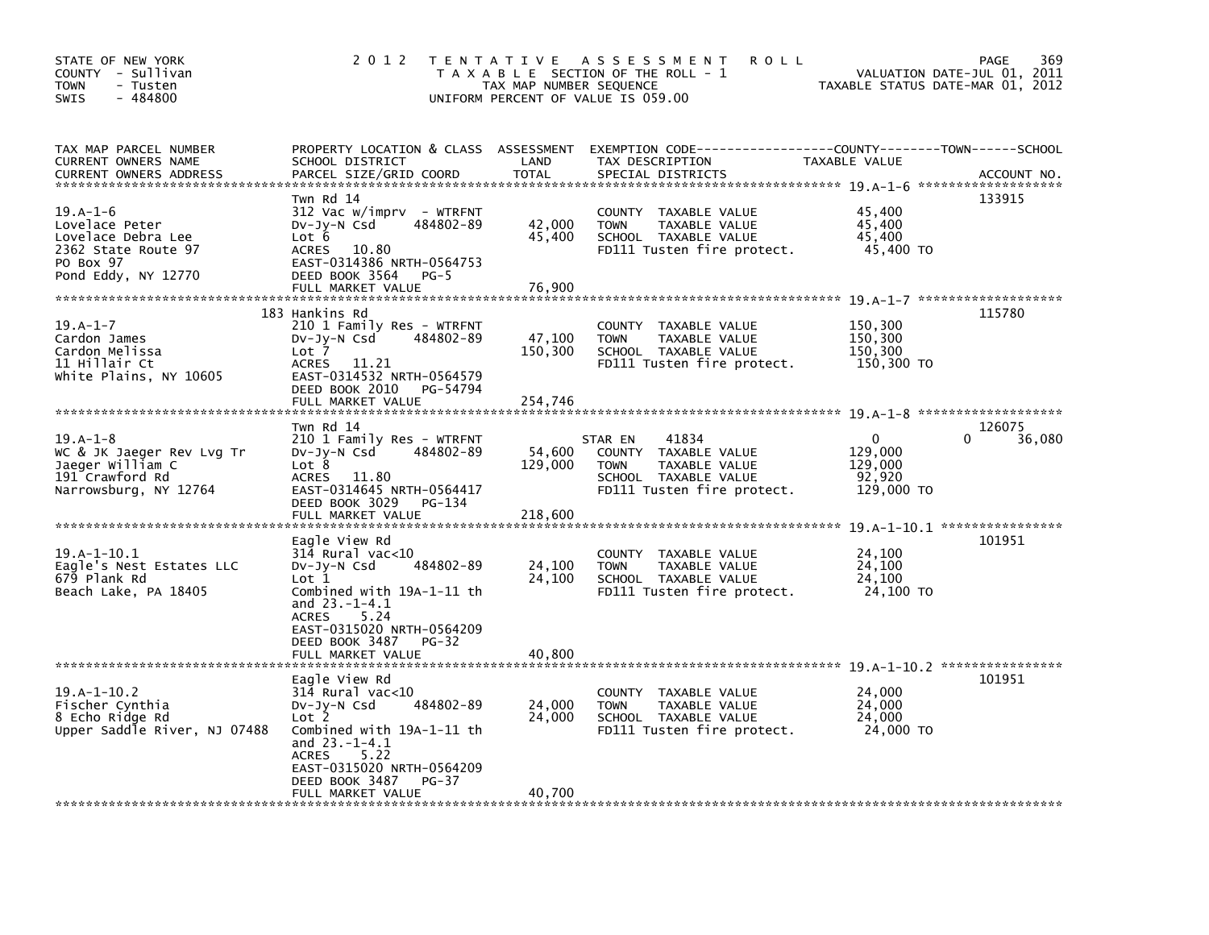STATE OF NEW YORK
COUNTY - Sullivan
TOWN - Tusten
SWIS - 484800

# 2012 TENTATIVE ASSESSMENT ROLL

TAXABLE SECTION OF THE ROLL - 1
TAX MAP NUMBER SEQUENCE
UNIFORM PERCENT OF VALUE IS 059.00

VALUATION DATE-JUL 01, 2011
TAXABLE STATUS DATE-MAR 01, 2012

| TAX MAP PARCEL NUMBER / CURRENT OWNERS NAME / CURRENT OWNERS ADDRESS | PROPERTY LOCATION & CLASS / SCHOOL DISTRICT / PARCEL SIZE/GRID COORD | ASSESSMENT LAND | TOTAL | EXEMPTION CODE / TAX DESCRIPTION / SPECIAL DISTRICTS | COUNTY / TOWN / SCHOOL TAXABLE VALUE | ACCOUNT NO. |
|---|---|---|---|---|---|---|
| 19.A-1-6 | Twn Rd 14 | | | | | 133915 |
| Lovelace Peter | 312 Vac w/imprv - WTRFNT | | | COUNTY TAXABLE VALUE | 45,400 | |
| Lovelace Debra Lee | Dv-Jy-N Csd 484802-89 | 42,000 | | TOWN TAXABLE VALUE | 45,400 | |
| 2362 State Route 97 | Lot 6 | | 45,400 | SCHOOL TAXABLE VALUE | 45,400 | |
| PO Box 97 | ACRES 10.80 | | | FD111 Tusten fire protect. | 45,400 TO | |
| Pond Eddy, NY 12770 | EAST-0314386 NRTH-0564753 | | | | | |
| | DEED BOOK 3564 PG-5 | | | | | |
| | FULL MARKET VALUE | | 76,900 | | | |
| 19.A-1-7 | 183 Hankins Rd | | | | | 115780 |
| Cardon James | 210 1 Family Res - WTRFNT | | | COUNTY TAXABLE VALUE | 150,300 | |
| Cardon Melissa | Dv-Jy-N Csd 484802-89 | 47,100 | | TOWN TAXABLE VALUE | 150,300 | |
| 11 Hillair Ct | Lot 7 | | 150,300 | SCHOOL TAXABLE VALUE | 150,300 | |
| White Plains, NY 10605 | ACRES 11.21 | | | FD111 Tusten fire protect. | 150,300 TO | |
| | EAST-0314532 NRTH-0564579 | | | | | |
| | DEED BOOK 2010 PG-54794 | | | | | |
| | FULL MARKET VALUE | | 254,746 | | | |
| 19.A-1-8 | Twn Rd 14 | | | | | 126075 |
| WC & JK Jaeger Rev Lvg Tr | 210 1 Family Res - WTRFNT | | | STAR EN 41834 | 0 0 36,080 | |
| Jaeger William C | Dv-Jy-N Csd 484802-89 | 54,600 | | COUNTY TAXABLE VALUE | 129,000 | |
| 191 Crawford Rd | Lot 8 | | 129,000 | TOWN TAXABLE VALUE | 129,000 | |
| Narrowsburg, NY 12764 | ACRES 11.80 | | | SCHOOL TAXABLE VALUE | 92,920 | |
| | EAST-0314645 NRTH-0564417 | | | FD111 Tusten fire protect. | 129,000 TO | |
| | DEED BOOK 3029 PG-134 | | | | | |
| | FULL MARKET VALUE | | 218,600 | | | |
| 19.A-1-10.1 | Eagle View Rd | | | | | 101951 |
| Eagle's Nest Estates LLC | 314 Rural vac<10 | | | COUNTY TAXABLE VALUE | 24,100 | |
| 679 Plank Rd | Dv-Jy-N Csd 484802-89 | 24,100 | | TOWN TAXABLE VALUE | 24,100 | |
| Beach Lake, PA 18405 | Lot 1 | | 24,100 | SCHOOL TAXABLE VALUE | 24,100 | |
| | Combined with 19A-1-11 th | | | FD111 Tusten fire protect. | 24,100 TO | |
| | and 23.-1-4.1 | | | | | |
| | ACRES 5.24 | | | | | |
| | EAST-0315020 NRTH-0564209 | | | | | |
| | DEED BOOK 3487 PG-32 | | | | | |
| | FULL MARKET VALUE | | 40,800 | | | |
| 19.A-1-10.2 | Eagle View Rd | | | | | 101951 |
| Fischer Cynthia | 314 Rural vac<10 | | | COUNTY TAXABLE VALUE | 24,000 | |
| 8 Echo Ridge Rd | Dv-Jy-N Csd 484802-89 | 24,000 | | TOWN TAXABLE VALUE | 24,000 | |
| Upper Saddle River, NJ 07488 | Lot 2 | | 24,000 | SCHOOL TAXABLE VALUE | 24,000 | |
| | Combined with 19A-1-11 th | | | FD111 Tusten fire protect. | 24,000 TO | |
| | and 23.-1-4.1 | | | | | |
| | ACRES 5.22 | | | | | |
| | EAST-0315020 NRTH-0564209 | | | | | |
| | DEED BOOK 3487 PG-37 | | | | | |
| | FULL MARKET VALUE | | 40,700 | | | |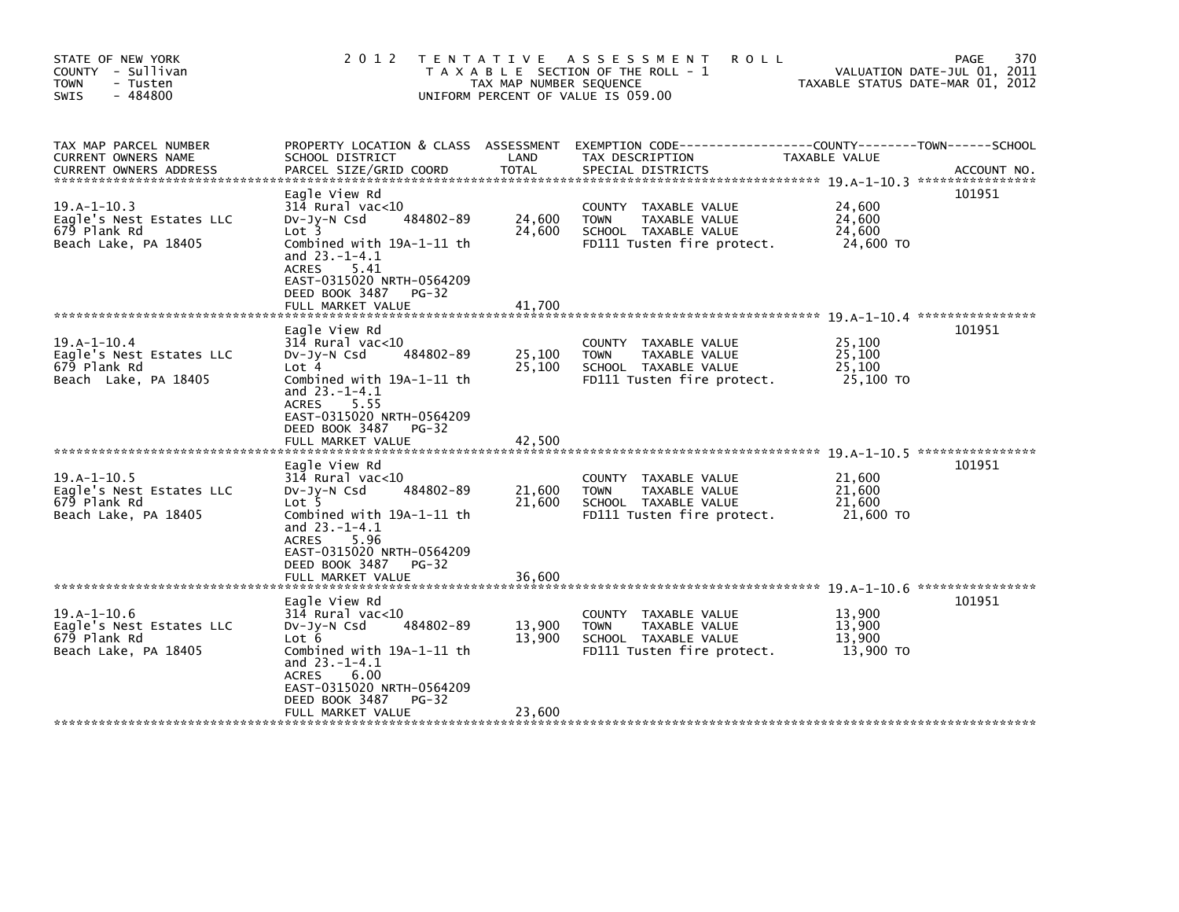STATE OF NEW YORK
COUNTY - Sullivan
TOWN - Tusten
SWIS - 484800

# 2012 TENTATIVE ASSESSMENT ROLL

TAXABLE SECTION OF THE ROLL - 1
TAX MAP NUMBER SEQUENCE
UNIFORM PERCENT OF VALUE IS 059.00

VALUATION DATE-JUL 01, 2011
TAXABLE STATUS DATE-MAR 01, 2012

| TAX MAP PARCEL NUMBER / CURRENT OWNERS NAME / CURRENT OWNERS ADDRESS | PROPERTY LOCATION & CLASS / SCHOOL DISTRICT / PARCEL SIZE/GRID COORD | ASSESSMENT LAND | TOTAL | EXEMPTION CODE / TAX DESCRIPTION / SPECIAL DISTRICTS | TAXABLE VALUE (COUNTY / TOWN / SCHOOL) | ACCOUNT NO. |
|---|---|---|---|---|---|---|
| 19.A-1-10.3 | Eagle View Rd | | | | | 101951 |
| | 314 Rural vac<10 | | | COUNTY TAXABLE VALUE | 24,600 | |
| Eagle's Nest Estates LLC | Dv-Jy-N Csd 484802-89 | 24,600 | | TOWN TAXABLE VALUE | 24,600 | |
| 679 Plank Rd | Lot 3 | | 24,600 | SCHOOL TAXABLE VALUE | 24,600 | |
| Beach Lake, PA 18405 | Combined with 19A-1-11 th and 23.-1-4.1 | | | FD111 Tusten fire protect. | 24,600 TO | |
| | ACRES 5.41 | | | | | |
| | EAST-0315020 NRTH-0564209 | | | | | |
| | DEED BOOK 3487 PG-32 | | | | | |
| | FULL MARKET VALUE | | 41,700 | | | |
| 19.A-1-10.4 | Eagle View Rd | | | | | 101951 |
| | 314 Rural vac<10 | | | COUNTY TAXABLE VALUE | 25,100 | |
| Eagle's Nest Estates LLC | Dv-Jy-N Csd 484802-89 | 25,100 | | TOWN TAXABLE VALUE | 25,100 | |
| 679 Plank Rd | Lot 4 | | 25,100 | SCHOOL TAXABLE VALUE | 25,100 | |
| Beach Lake, PA 18405 | Combined with 19A-1-11 th and 23.-1-4.1 | | | FD111 Tusten fire protect. | 25,100 TO | |
| | ACRES 5.55 | | | | | |
| | EAST-0315020 NRTH-0564209 | | | | | |
| | DEED BOOK 3487 PG-32 | | | | | |
| | FULL MARKET VALUE | | 42,500 | | | |
| 19.A-1-10.5 | Eagle View Rd | | | | | 101951 |
| | 314 Rural vac<10 | | | COUNTY TAXABLE VALUE | 21,600 | |
| Eagle's Nest Estates LLC | Dv-Jy-N Csd 484802-89 | 21,600 | | TOWN TAXABLE VALUE | 21,600 | |
| 679 Plank Rd | Lot 5 | | 21,600 | SCHOOL TAXABLE VALUE | 21,600 | |
| Beach Lake, PA 18405 | Combined with 19A-1-11 th and 23.-1-4.1 | | | FD111 Tusten fire protect. | 21,600 TO | |
| | ACRES 5.96 | | | | | |
| | EAST-0315020 NRTH-0564209 | | | | | |
| | DEED BOOK 3487 PG-32 | | | | | |
| | FULL MARKET VALUE | | 36,600 | | | |
| 19.A-1-10.6 | Eagle View Rd | | | | | 101951 |
| | 314 Rural vac<10 | | | COUNTY TAXABLE VALUE | 13,900 | |
| Eagle's Nest Estates LLC | Dv-Jy-N Csd 484802-89 | 13,900 | | TOWN TAXABLE VALUE | 13,900 | |
| 679 Plank Rd | Lot 6 | | 13,900 | SCHOOL TAXABLE VALUE | 13,900 | |
| Beach Lake, PA 18405 | Combined with 19A-1-11 th and 23.-1-4.1 | | | FD111 Tusten fire protect. | 13,900 TO | |
| | ACRES 6.00 | | | | | |
| | EAST-0315020 NRTH-0564209 | | | | | |
| | DEED BOOK 3487 PG-32 | | | | | |
| | FULL MARKET VALUE | | 23,600 | | | |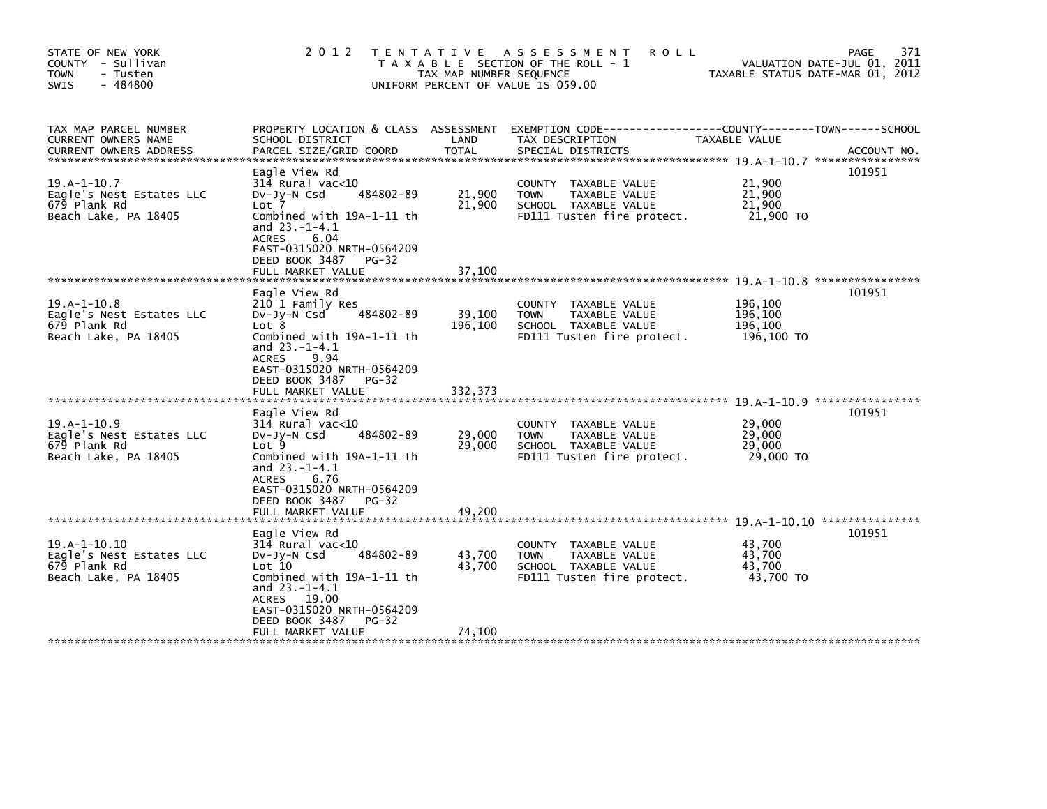STATE OF NEW YORK
COUNTY - Sullivan
TOWN - Tusten
SWIS - 484800

2012 TENTATIVE ASSESSMENT ROLL
TAXABLE SECTION OF THE ROLL - 1
TAX MAP NUMBER SEQUENCE
UNIFORM PERCENT OF VALUE IS 059.00

VALUATION DATE-JUL 01, 2011
TAXABLE STATUS DATE-MAR 01, 2012

| TAX MAP PARCEL NUMBER / CURRENT OWNERS NAME / CURRENT OWNERS ADDRESS | PROPERTY LOCATION & CLASS / SCHOOL DISTRICT / PARCEL SIZE/GRID COORD | ASSESSMENT LAND | TOTAL | EXEMPTION CODE / TAX DESCRIPTION / SPECIAL DISTRICTS | TAXABLE VALUE | ACCOUNT NO. |
|---|---|---|---|---|---|---|
| 19.A-1-10.7 | Eagle View Rd | | | | | 101951 |
| Eagle's Nest Estates LLC | 314 Rural vac<10 | | | COUNTY TAXABLE VALUE | 21,900 | |
| 679 Plank Rd | Dv-Jy-N Csd 484802-89 | 21,900 | | TOWN TAXABLE VALUE | 21,900 | |
| Beach Lake, PA 18405 | Lot 7 | | 21,900 | SCHOOL TAXABLE VALUE | 21,900 | |
| | Combined with 19A-1-11 th and 23.-1-4.1 | | | FD111 Tusten fire protect. | 21,900 TO | |
| | ACRES 6.04 | | | | | |
| | EAST-0315020 NRTH-0564209 | | | | | |
| | DEED BOOK 3487 PG-32 | | | | | |
| | FULL MARKET VALUE | | 37,100 | | | |
| 19.A-1-10.8 | Eagle View Rd | | | | | 101951 |
| Eagle's Nest Estates LLC | 210 1 Family Res | | | COUNTY TAXABLE VALUE | 196,100 | |
| 679 Plank Rd | Dv-Jy-N Csd 484802-89 | 39,100 | | TOWN TAXABLE VALUE | 196,100 | |
| Beach Lake, PA 18405 | Lot 8 | | 196,100 | SCHOOL TAXABLE VALUE | 196,100 | |
| | Combined with 19A-1-11 th and 23.-1-4.1 | | | FD111 Tusten fire protect. | 196,100 TO | |
| | ACRES 9.94 | | | | | |
| | EAST-0315020 NRTH-0564209 | | | | | |
| | DEED BOOK 3487 PG-32 | | | | | |
| | FULL MARKET VALUE | | 332,373 | | | |
| 19.A-1-10.9 | Eagle View Rd | | | | | 101951 |
| Eagle's Nest Estates LLC | 314 Rural vac<10 | | | COUNTY TAXABLE VALUE | 29,000 | |
| 679 Plank Rd | Dv-Jy-N Csd 484802-89 | 29,000 | | TOWN TAXABLE VALUE | 29,000 | |
| Beach Lake, PA 18405 | Lot 9 | | 29,000 | SCHOOL TAXABLE VALUE | 29,000 | |
| | Combined with 19A-1-11 th and 23.-1-4.1 | | | FD111 Tusten fire protect. | 29,000 TO | |
| | ACRES 6.76 | | | | | |
| | EAST-0315020 NRTH-0564209 | | | | | |
| | DEED BOOK 3487 PG-32 | | | | | |
| | FULL MARKET VALUE | | 49,200 | | | |
| 19.A-1-10.10 | Eagle View Rd | | | | | 101951 |
| Eagle's Nest Estates LLC | 314 Rural vac<10 | | | COUNTY TAXABLE VALUE | 43,700 | |
| 679 Plank Rd | Dv-Jy-N Csd 484802-89 | 43,700 | | TOWN TAXABLE VALUE | 43,700 | |
| Beach Lake, PA 18405 | Lot 10 | | 43,700 | SCHOOL TAXABLE VALUE | 43,700 | |
| | Combined with 19A-1-11 th and 23.-1-4.1 | | | FD111 Tusten fire protect. | 43,700 TO | |
| | ACRES 19.00 | | | | | |
| | EAST-0315020 NRTH-0564209 | | | | | |
| | DEED BOOK 3487 PG-32 | | | | | |
| | FULL MARKET VALUE | | 74,100 | | | |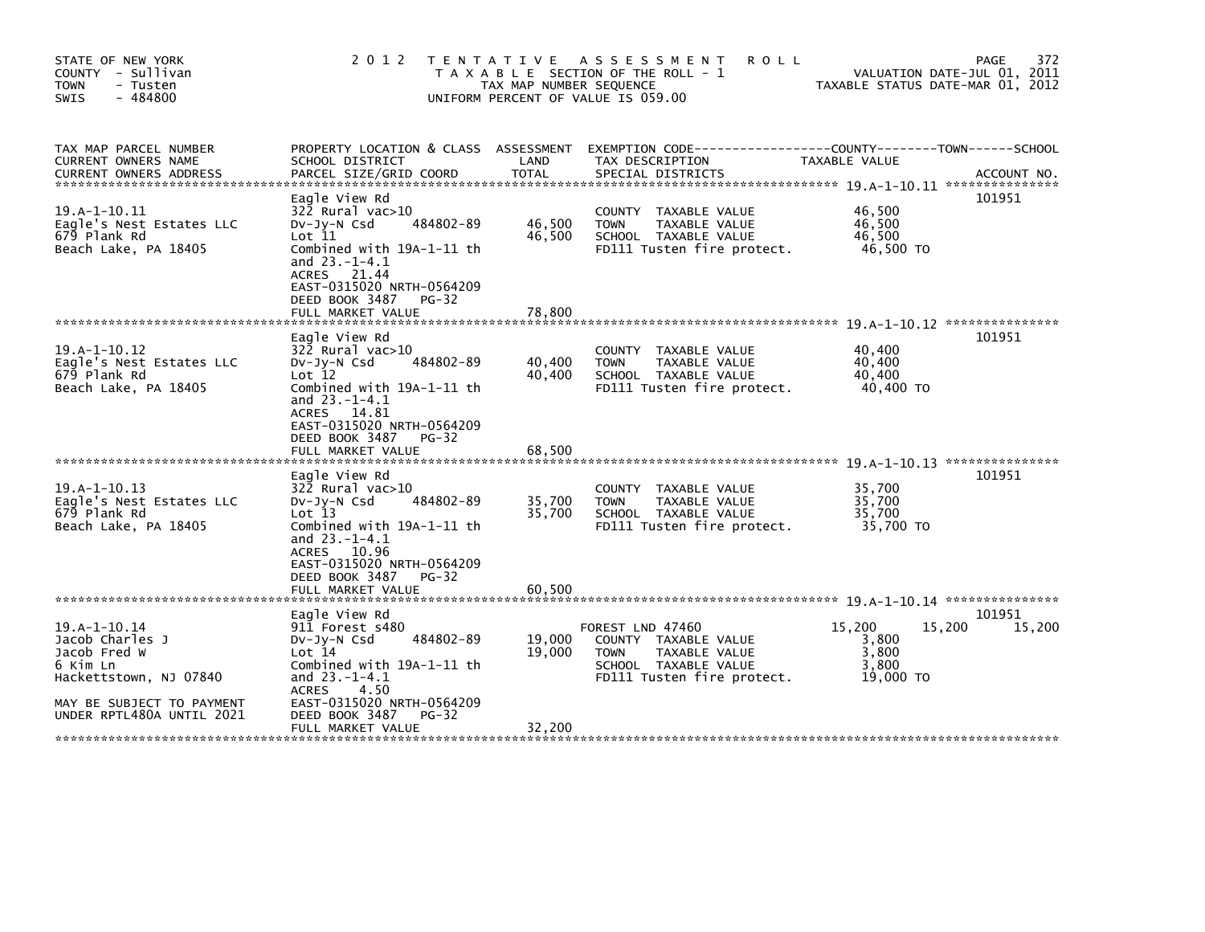STATE OF NEW YORK
COUNTY - Sullivan
TOWN - Tusten
SWIS - 484800

2012 TENTATIVE ASSESSMENT ROLL
TAXABLE SECTION OF THE ROLL - 1
TAX MAP NUMBER SEQUENCE
UNIFORM PERCENT OF VALUE IS 059.00

VALUATION DATE-JUL 01, 2011
TAXABLE STATUS DATE-MAR 01, 2012

| TAX MAP PARCEL NUMBER / CURRENT OWNERS NAME / CURRENT OWNERS ADDRESS | PROPERTY LOCATION & CLASS / SCHOOL DISTRICT / PARCEL SIZE/GRID COORD | ASSESSMENT LAND | ASSESSMENT TOTAL | EXEMPTION CODE / TAX DESCRIPTION / SPECIAL DISTRICTS | COUNTY TAXABLE VALUE | TOWN | SCHOOL | ACCOUNT NO. |
|---|---|---|---|---|---|---|---|---|
| 19.A-1-10.11 | Eagle View Rd | | | | | | | 101951 |
| | 322 Rural vac>10 | | | COUNTY TAXABLE VALUE | 46,500 | | | |
| Eagle's Nest Estates LLC | Dv-Jy-N Csd 484802-89 | 46,500 | | TOWN TAXABLE VALUE | 46,500 | | | |
| 679 Plank Rd | Lot 11 | | 46,500 | SCHOOL TAXABLE VALUE | 46,500 | | | |
| Beach Lake, PA 18405 | Combined with 19A-1-11 th | | | FD111 Tusten fire protect. | 46,500 TO | | | |
| | and 23.-1-4.1 | | | | | | | |
| | ACRES 21.44 | | | | | | | |
| | EAST-0315020 NRTH-0564209 | | | | | | | |
| | DEED BOOK 3487 PG-32 | | | | | | | |
| | FULL MARKET VALUE | | 78,800 | | | | | |
| 19.A-1-10.12 | Eagle View Rd | | | | | | | 101951 |
| | 322 Rural vac>10 | | | COUNTY TAXABLE VALUE | 40,400 | | | |
| Eagle's Nest Estates LLC | Dv-Jy-N Csd 484802-89 | 40,400 | | TOWN TAXABLE VALUE | 40,400 | | | |
| 679 Plank Rd | Lot 12 | | 40,400 | SCHOOL TAXABLE VALUE | 40,400 | | | |
| Beach Lake, PA 18405 | Combined with 19A-1-11 th | | | FD111 Tusten fire protect. | 40,400 TO | | | |
| | and 23.-1-4.1 | | | | | | | |
| | ACRES 14.81 | | | | | | | |
| | EAST-0315020 NRTH-0564209 | | | | | | | |
| | DEED BOOK 3487 PG-32 | | | | | | | |
| | FULL MARKET VALUE | | 68,500 | | | | | |
| 19.A-1-10.13 | Eagle View Rd | | | | | | | 101951 |
| | 322 Rural vac>10 | | | COUNTY TAXABLE VALUE | 35,700 | | | |
| Eagle's Nest Estates LLC | Dv-Jy-N Csd 484802-89 | 35,700 | | TOWN TAXABLE VALUE | 35,700 | | | |
| 679 Plank Rd | Lot 13 | | 35,700 | SCHOOL TAXABLE VALUE | 35,700 | | | |
| Beach Lake, PA 18405 | Combined with 19A-1-11 th | | | FD111 Tusten fire protect. | 35,700 TO | | | |
| | and 23.-1-4.1 | | | | | | | |
| | ACRES 10.96 | | | | | | | |
| | EAST-0315020 NRTH-0564209 | | | | | | | |
| | DEED BOOK 3487 PG-32 | | | | | | | |
| | FULL MARKET VALUE | | 60,500 | | | | | |
| 19.A-1-10.14 | Eagle View Rd | | | | | | | 101951 |
| Jacob Charles J | 911 Forest s480 | | | FOREST LND 47460 | 15,200 | 15,200 | 15,200 | |
| Jacob Fred W | Dv-Jy-N Csd 484802-89 | 19,000 | | COUNTY TAXABLE VALUE | 3,800 | | | |
| 6 Kim Ln | Lot 14 | | 19,000 | TOWN TAXABLE VALUE | 3,800 | | | |
| Hackettstown, NJ 07840 | Combined with 19A-1-11 th | | | SCHOOL TAXABLE VALUE | 3,800 | | | |
| | and 23.-1-4.1 | | | FD111 Tusten fire protect. | 19,000 TO | | | |
| MAY BE SUBJECT TO PAYMENT | ACRES 4.50 | | | | | | | |
| UNDER RPTL480A UNTIL 2021 | EAST-0315020 NRTH-0564209 | | | | | | | |
| | DEED BOOK 3487 PG-32 | | | | | | | |
| | FULL MARKET VALUE | | 32,200 | | | | | |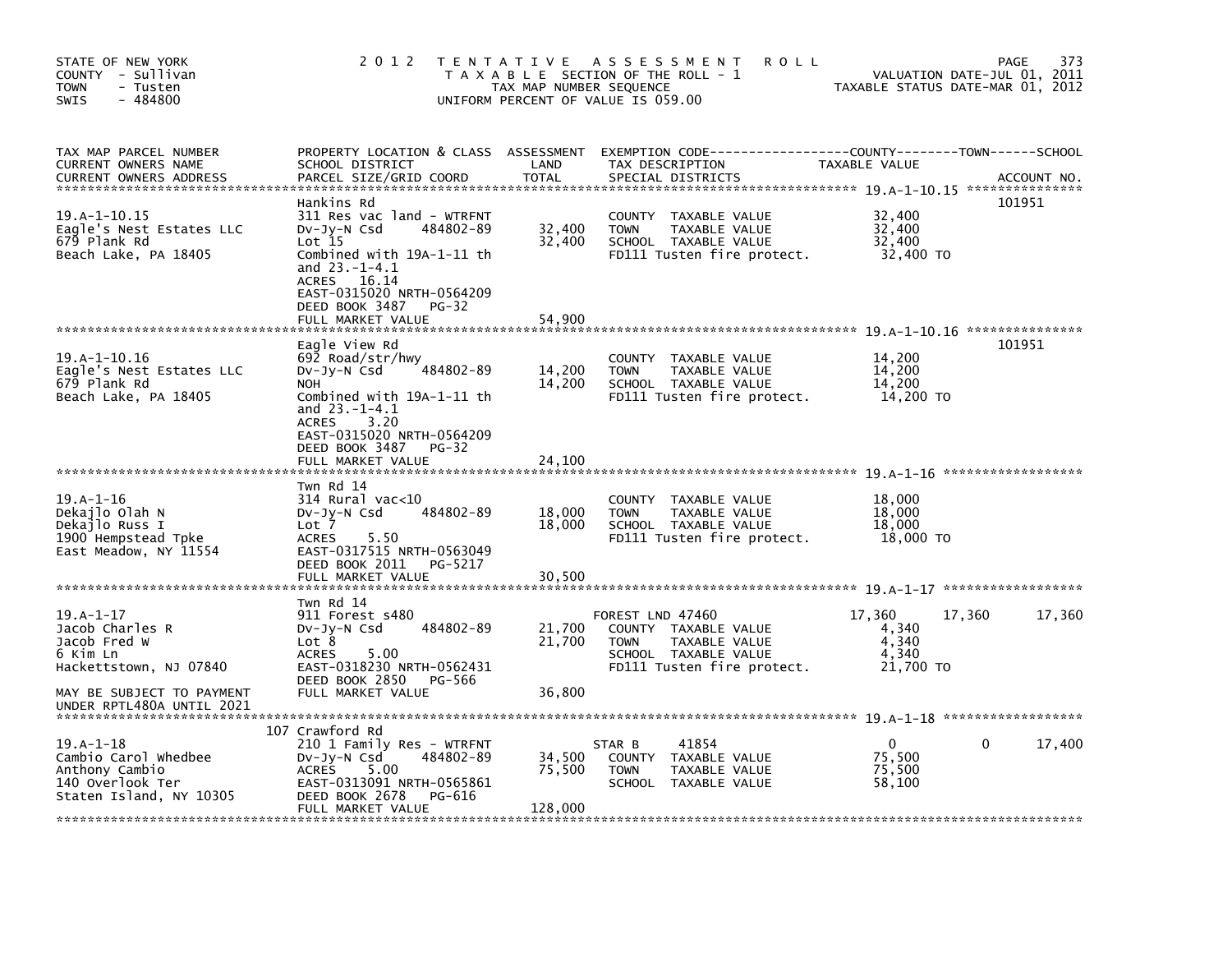STATE OF NEW YORK
COUNTY - Sullivan
TOWN - Tusten
SWIS - 484800

2012 TENTATIVE ASSESSMENT ROLL
TAXABLE SECTION OF THE ROLL - 1
TAX MAP NUMBER SEQUENCE
UNIFORM PERCENT OF VALUE IS 059.00

VALUATION DATE-JUL 01, 2011
TAXABLE STATUS DATE-MAR 01, 2012

| TAX MAP PARCEL NUMBER / CURRENT OWNERS NAME / CURRENT OWNERS ADDRESS | PROPERTY LOCATION & CLASS / SCHOOL DISTRICT / PARCEL SIZE/GRID COORD | ASSESSMENT LAND | TOTAL | EXEMPTION CODE / TAX DESCRIPTION / SPECIAL DISTRICTS | COUNTY TAXABLE VALUE | TOWN | SCHOOL | ACCOUNT NO. |
|---|---|---|---|---|---|---|---|---|
| 19.A-1-10.15 | Hankins Rd | | | | | | | 101951 |
| Eagle's Nest Estates LLC | 311 Res vac land - WTRFNT | | | COUNTY TAXABLE VALUE | 32,400 | | | |
| 679 Plank Rd | Dv-Jy-N Csd 484802-89 | 32,400 | | TOWN TAXABLE VALUE | 32,400 | | | |
| Beach Lake, PA 18405 | Lot 15 | | 32,400 | SCHOOL TAXABLE VALUE | 32,400 | | | |
| | Combined with 19A-1-11 th and 23.-1-4.1 | | | FD111 Tusten fire protect. | 32,400 TO | | | |
| | ACRES 16.14 | | | | | | | |
| | EAST-0315020 NRTH-0564209 | | | | | | | |
| | DEED BOOK 3487 PG-32 | | | | | | | |
| | FULL MARKET VALUE | | 54,900 | | | | | |
| 19.A-1-10.16 | Eagle View Rd | | | | | | | 101951 |
| Eagle's Nest Estates LLC | 692 Road/str/hwy | | | COUNTY TAXABLE VALUE | 14,200 | | | |
| 679 Plank Rd | Dv-Jy-N Csd 484802-89 | 14,200 | | TOWN TAXABLE VALUE | 14,200 | | | |
| Beach Lake, PA 18405 | NOH | | 14,200 | SCHOOL TAXABLE VALUE | 14,200 | | | |
| | Combined with 19A-1-11 th and 23.-1-4.1 | | | FD111 Tusten fire protect. | 14,200 TO | | | |
| | ACRES 3.20 | | | | | | | |
| | EAST-0315020 NRTH-0564209 | | | | | | | |
| | DEED BOOK 3487 PG-32 | | | | | | | |
| | FULL MARKET VALUE | | 24,100 | | | | | |
| 19.A-1-16 | Twn Rd 14 | | | | | | | |
| Dekajlo Olah N | 314 Rural vac<10 | | | COUNTY TAXABLE VALUE | 18,000 | | | |
| Dekajlo Russ I | Dv-Jy-N Csd 484802-89 | 18,000 | | TOWN TAXABLE VALUE | 18,000 | | | |
| 1900 Hempstead Tpke | Lot 7 | | 18,000 | SCHOOL TAXABLE VALUE | 18,000 | | | |
| East Meadow, NY 11554 | ACRES 5.50 | | | FD111 Tusten fire protect. | 18,000 TO | | | |
| | EAST-0317515 NRTH-0563049 | | | | | | | |
| | DEED BOOK 2011 PG-5217 | | | | | | | |
| | FULL MARKET VALUE | | 30,500 | | | | | |
| 19.A-1-17 | Twn Rd 14 | | | | | | | |
| Jacob Charles R | 911 Forest s480 | | | FOREST LND 47460 | 17,360 | 17,360 | 17,360 | |
| Jacob Fred W | Dv-Jy-N Csd 484802-89 | 21,700 | | COUNTY TAXABLE VALUE | 4,340 | | | |
| 6 Kim Ln | Lot 8 | | 21,700 | TOWN TAXABLE VALUE | 4,340 | | | |
| Hackettstown, NJ 07840 | ACRES 5.00 | | | SCHOOL TAXABLE VALUE | 4,340 | | | |
| | EAST-0318230 NRTH-0562431 | | | FD111 Tusten fire protect. | 21,700 TO | | | |
| | DEED BOOK 2850 PG-566 | | | | | | | |
| MAY BE SUBJECT TO PAYMENT UNDER RPTL480A UNTIL 2021 | FULL MARKET VALUE | | 36,800 | | | | | |
| 19.A-1-18 | 107 Crawford Rd | | | | | | | |
| Cambio Carol Whedbee | 210 1 Family Res - WTRFNT | | | STAR B 41854 | 0 | 0 | 17,400 | |
| Anthony Cambio | Dv-Jy-N Csd 484802-89 | 34,500 | | COUNTY TAXABLE VALUE | 75,500 | | | |
| 140 Overlook Ter | ACRES 5.00 | | 75,500 | TOWN TAXABLE VALUE | 75,500 | | | |
| Staten Island, NY 10305 | EAST-0313091 NRTH-0565861 | | | SCHOOL TAXABLE VALUE | 58,100 | | | |
| | DEED BOOK 2678 PG-616 | | | | | | | |
| | FULL MARKET VALUE | | 128,000 | | | | | |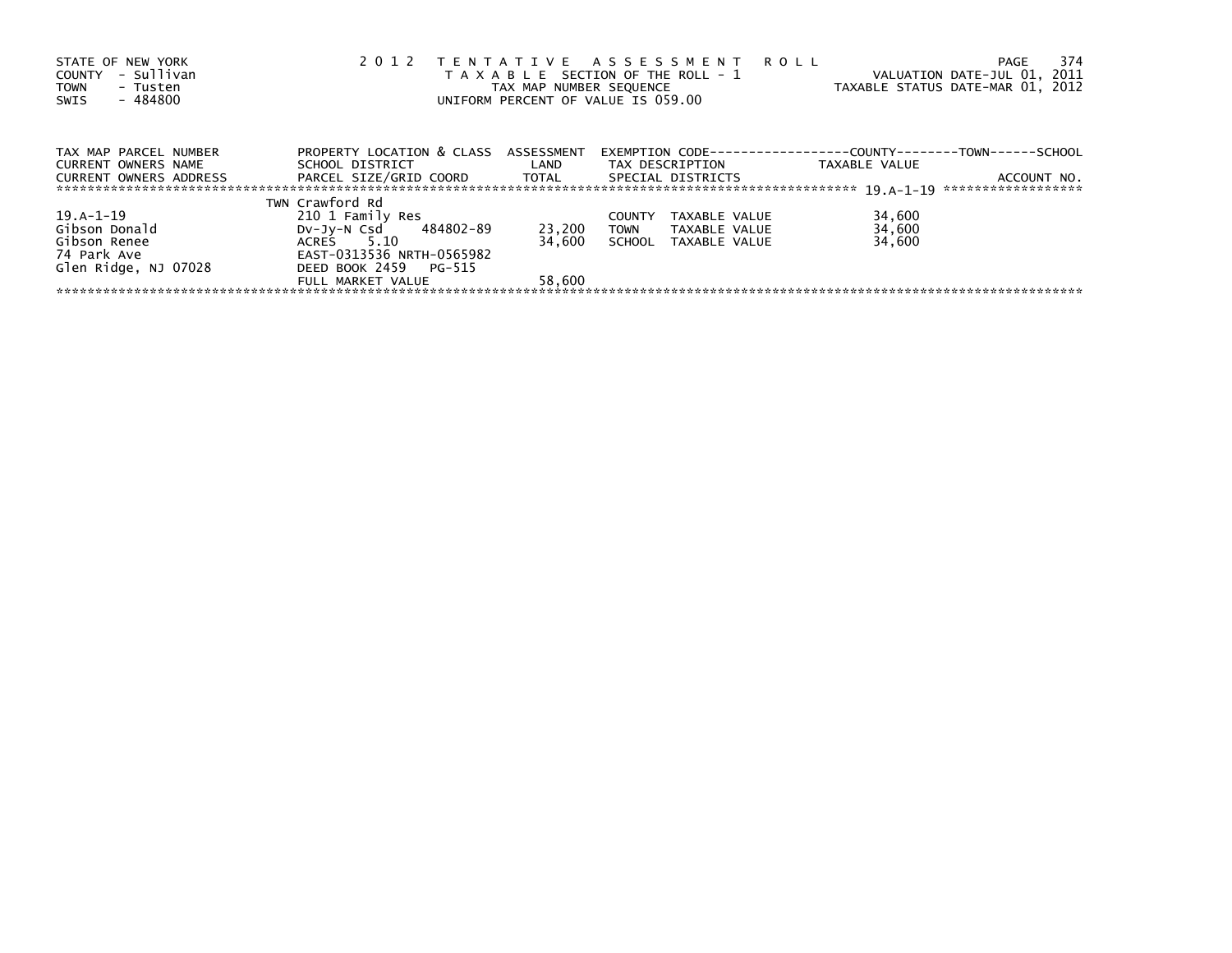STATE OF NEW YORK
COUNTY - Sullivan
TOWN - Tusten
SWIS - 484800

# 2012 TENTATIVE ASSESSMENT ROLL

TAXABLE SECTION OF THE ROLL - 1
TAX MAP NUMBER SEQUENCE
UNIFORM PERCENT OF VALUE IS 059.00

VALUATION DATE-JUL 01, 2011
TAXABLE STATUS DATE-MAR 01, 2012

| TAX MAP PARCEL NUMBER / CURRENT OWNERS NAME / CURRENT OWNERS ADDRESS | PROPERTY LOCATION & CLASS / SCHOOL DISTRICT / PARCEL SIZE/GRID COORD | ASSESSMENT LAND / TOTAL | EXEMPTION CODE / TAX DESCRIPTION / SPECIAL DISTRICTS | TAXABLE VALUE (COUNTY / TOWN / SCHOOL) | ACCOUNT NO. |
|---|---|---|---|---|---|
| 19.A-1-19 | TWN Crawford Rd | | | | |
| 19.A-1-19 | 210 1 Family Res | | COUNTY TAXABLE VALUE | 34,600 | |
| Gibson Donald | Dv-Jy-N Csd 484802-89 | 23,200 | TOWN TAXABLE VALUE | 34,600 | |
| Gibson Renee | ACRES 5.10 | 34,600 | SCHOOL TAXABLE VALUE | 34,600 | |
| 74 Park Ave | EAST-0313536 NRTH-0565982 | | | | |
| Glen Ridge, NJ 07028 | DEED BOOK 2459 PG-515 | | | | |
| | FULL MARKET VALUE | 58,600 | | | |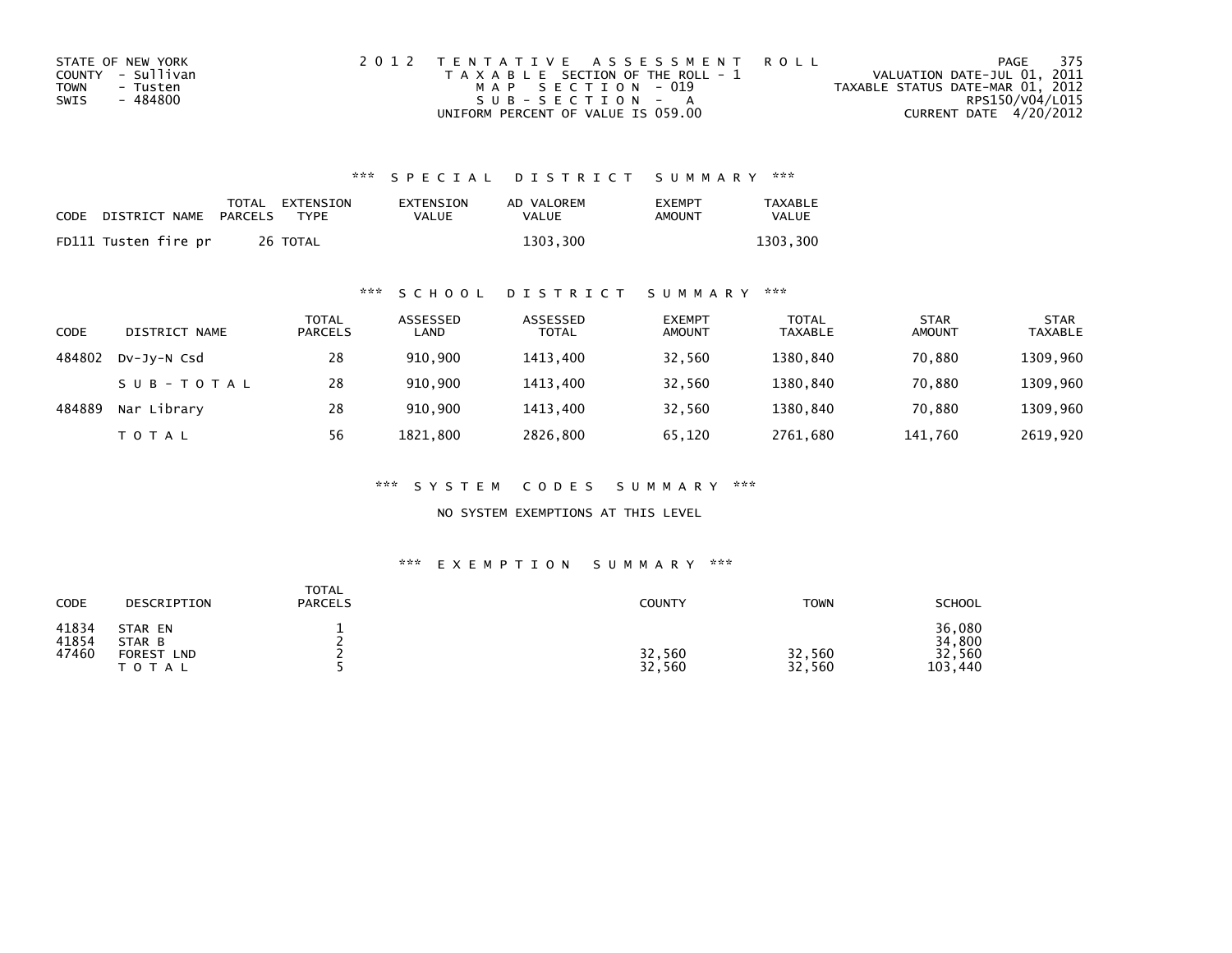STATE OF NEW YORK
COUNTY - Sullivan
TOWN - Tusten
SWIS - 484800

2012 TENTATIVE ASSESSMENT ROLL
TAXABLE SECTION OF THE ROLL - 1
MAP SECTION - 019
SUB-SECTION - A
UNIFORM PERCENT OF VALUE IS 059.00

VALUATION DATE-JUL 01, 2011
TAXABLE STATUS DATE-MAR 01, 2012
RPS150/V04/L015
CURRENT DATE 4/20/2012

### *** SPECIAL DISTRICT SUMMARY ***

| CODE | DISTRICT NAME | TOTAL PARCELS | EXTENSION TYPE | EXTENSION VALUE | AD VALOREM VALUE | EXEMPT AMOUNT | TAXABLE VALUE |
|---|---|---|---|---|---|---|---|
| FD111 | Tusten fire pr | 26 | TOTAL | | 1303,300 | | 1303,300 |

### *** SCHOOL DISTRICT SUMMARY ***

| CODE | DISTRICT NAME | TOTAL PARCELS | ASSESSED LAND | ASSESSED TOTAL | EXEMPT AMOUNT | TOTAL TAXABLE | STAR AMOUNT | STAR TAXABLE |
|---|---|---|---|---|---|---|---|---|
| 484802 | Dv-Jy-N Csd | 28 | 910,900 | 1413,400 | 32,560 | 1380,840 | 70,880 | 1309,960 |
| | SUB-TOTAL | 28 | 910,900 | 1413,400 | 32,560 | 1380,840 | 70,880 | 1309,960 |
| 484889 | Nar Library | 28 | 910,900 | 1413,400 | 32,560 | 1380,840 | 70,880 | 1309,960 |
| | TOTAL | 56 | 1821,800 | 2826,800 | 65,120 | 2761,680 | 141,760 | 2619,920 |

### *** SYSTEM CODES SUMMARY ***

NO SYSTEM EXEMPTIONS AT THIS LEVEL

### *** EXEMPTION SUMMARY ***

| CODE | DESCRIPTION | TOTAL PARCELS | COUNTY | TOWN | SCHOOL |
|---|---|---|---|---|---|
| 41834 | STAR EN | 1 | | | 36,080 |
| 41854 | STAR B | 2 | | | 34,800 |
| 47460 | FOREST LND | 2 | 32,560 | 32,560 | 32,560 |
| | TOTAL | 5 | 32,560 | 32,560 | 103,440 |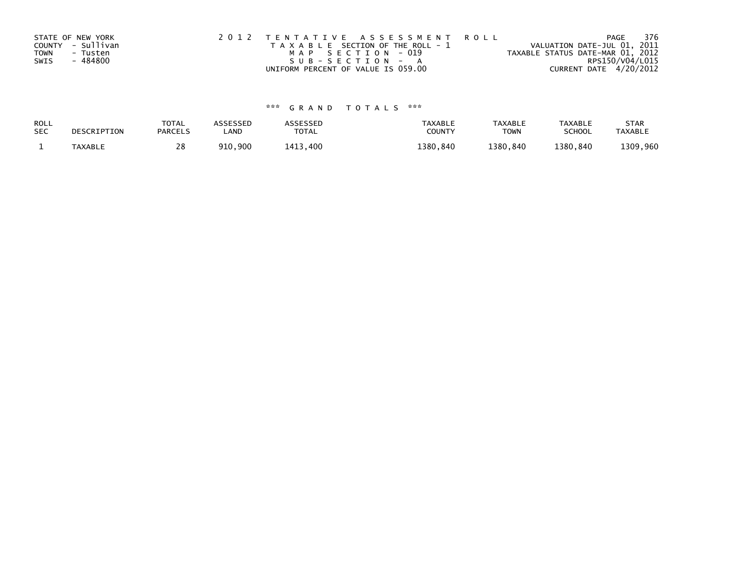STATE OF NEW YORK
COUNTY - Sullivan
TOWN - Tusten
SWIS - 484800

2012 TENTATIVE ASSESSMENT ROLL
TAXABLE SECTION OF THE ROLL - 1
MAP SECTION - 019
SUB-SECTION - A
UNIFORM PERCENT OF VALUE IS 059.00

VALUATION DATE-JUL 01, 2011
TAXABLE STATUS DATE-MAR 01, 2012
RPS150/V04/L015
CURRENT DATE 4/20/2012

\*\*\* GRAND TOTALS \*\*\*

| ROLL SEC | DESCRIPTION | TOTAL PARCELS | ASSESSED LAND | ASSESSED TOTAL | TAXABLE COUNTY | TAXABLE TOWN | TAXABLE SCHOOL | STAR TAXABLE |
|---|---|---|---|---|---|---|---|---|
| 1 | TAXABLE | 28 | 910,900 | 1413,400 | 1380,840 | 1380,840 | 1380,840 | 1309,960 |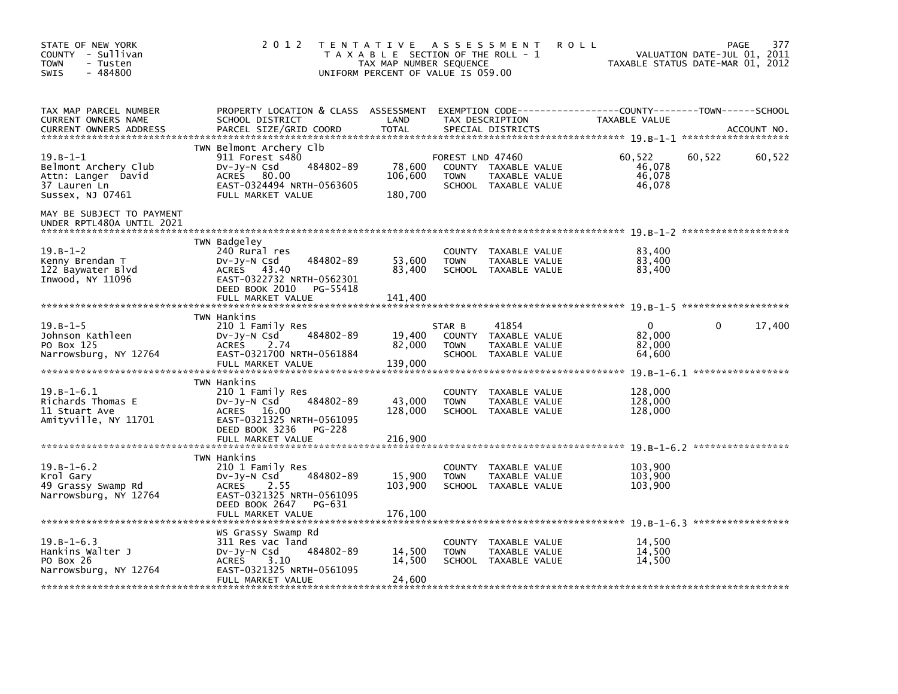STATE OF NEW YORK
COUNTY - Sullivan
TOWN - Tusten
SWIS - 484800

2012 TENTATIVE ASSESSMENT ROLL
TAXABLE SECTION OF THE ROLL - 1
TAX MAP NUMBER SEQUENCE
UNIFORM PERCENT OF VALUE IS 059.00

VALUATION DATE-JUL 01, 2011
TAXABLE STATUS DATE-MAR 01, 2012

| TAX MAP PARCEL NUMBER / CURRENT OWNERS NAME / CURRENT OWNERS ADDRESS | PROPERTY LOCATION & CLASS / SCHOOL DISTRICT / PARCEL SIZE/GRID COORD | ASSESSMENT LAND / TOTAL | EXEMPTION CODE / TAX DESCRIPTION / SPECIAL DISTRICTS | COUNTY TAXABLE VALUE | TOWN | SCHOOL |
|---|---|---|---|---|---|---|
| **19.B-1-1** | TWN Belmont Archery Clb | | | | | |
| Belmont Archery Club | 911 Forest s480 | | FOREST LND 47460 | 60,522 | 60,522 | 60,522 |
| Attn: Langer David | Dv-Jy-N Csd 484802-89 | 78,600 | COUNTY TAXABLE VALUE | 46,078 | | |
| 37 Lauren Ln | ACRES 80.00 | 106,600 | TOWN TAXABLE VALUE | 46,078 | | |
| Sussex, NJ 07461 | EAST-0324494 NRTH-0563605 | | SCHOOL TAXABLE VALUE | 46,078 | | |
| | FULL MARKET VALUE | 180,700 | | | | |
| MAY BE SUBJECT TO PAYMENT UNDER RPTL480A UNTIL 2021 | | | | | | |
| **19.B-1-2** | TWN Badgeley | | | | | |
| Kenny Brendan T | 240 Rural res | | COUNTY TAXABLE VALUE | 83,400 | | |
| 122 Baywater Blvd | Dv-Jy-N Csd 484802-89 | 53,600 | TOWN TAXABLE VALUE | 83,400 | | |
| Inwood, NY 11096 | ACRES 43.40 | 83,400 | SCHOOL TAXABLE VALUE | 83,400 | | |
| | EAST-0322732 NRTH-0562301 | | | | | |
| | DEED BOOK 2010 PG-55418 | | | | | |
| | FULL MARKET VALUE | 141,400 | | | | |
| **19.B-1-5** | TWN Hankins | | | | | |
| Johnson Kathleen | 210 1 Family Res | | STAR B 41854 | 0 | 0 | 17,400 |
| PO Box 125 | Dv-Jy-N Csd 484802-89 | 19,400 | COUNTY TAXABLE VALUE | 82,000 | | |
| Narrowsburg, NY 12764 | ACRES 2.74 | 82,000 | TOWN TAXABLE VALUE | 82,000 | | |
| | EAST-0321700 NRTH-0561884 | | SCHOOL TAXABLE VALUE | 64,600 | | |
| | FULL MARKET VALUE | 139,000 | | | | |
| **19.B-1-6.1** | TWN Hankins | | | | | |
| Richards Thomas E | 210 1 Family Res | | COUNTY TAXABLE VALUE | 128,000 | | |
| 11 Stuart Ave | Dv-Jy-N Csd 484802-89 | 43,000 | TOWN TAXABLE VALUE | 128,000 | | |
| Amityville, NY 11701 | ACRES 16.00 | 128,000 | SCHOOL TAXABLE VALUE | 128,000 | | |
| | EAST-0321325 NRTH-0561095 | | | | | |
| | DEED BOOK 3236 PG-228 | | | | | |
| | FULL MARKET VALUE | 216,900 | | | | |
| **19.B-1-6.2** | TWN Hankins | | | | | |
| Krol Gary | 210 1 Family Res | | COUNTY TAXABLE VALUE | 103,900 | | |
| 49 Grassy Swamp Rd | Dv-Jy-N Csd 484802-89 | 15,900 | TOWN TAXABLE VALUE | 103,900 | | |
| Narrowsburg, NY 12764 | ACRES 2.55 | 103,900 | SCHOOL TAXABLE VALUE | 103,900 | | |
| | EAST-0321325 NRTH-0561095 | | | | | |
| | DEED BOOK 2647 PG-631 | | | | | |
| | FULL MARKET VALUE | 176,100 | | | | |
| **19.B-1-6.3** | WS Grassy Swamp Rd | | | | | |
| Hankins Walter J | 311 Res vac land | | COUNTY TAXABLE VALUE | 14,500 | | |
| PO Box 26 | Dv-Jy-N Csd 484802-89 | 14,500 | TOWN TAXABLE VALUE | 14,500 | | |
| Narrowsburg, NY 12764 | ACRES 3.10 | 14,500 | SCHOOL TAXABLE VALUE | 14,500 | | |
| | EAST-0321325 NRTH-0561095 | | | | | |
| | FULL MARKET VALUE | 24,600 | | | | |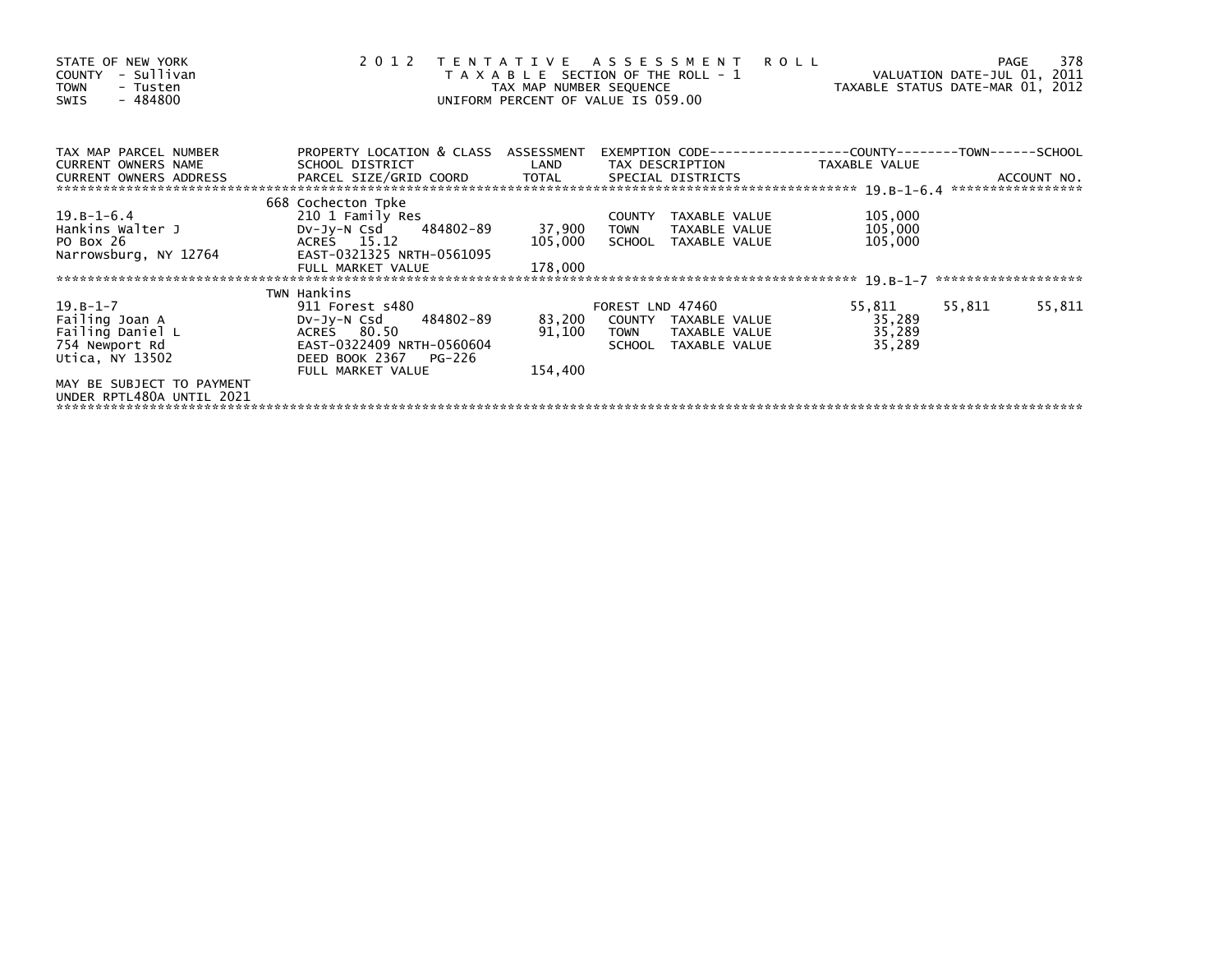STATE OF NEW YORK
COUNTY - Sullivan
TOWN - Tusten
SWIS - 484800

# 2012 TENTATIVE ASSESSMENT ROLL

TAXABLE SECTION OF THE ROLL - 1
TAX MAP NUMBER SEQUENCE
UNIFORM PERCENT OF VALUE IS 059.00

VALUATION DATE-JUL 01, 2011
TAXABLE STATUS DATE-MAR 01, 2012

| TAX MAP PARCEL NUMBER / CURRENT OWNERS NAME / CURRENT OWNERS ADDRESS | PROPERTY LOCATION & CLASS / SCHOOL DISTRICT / PARCEL SIZE/GRID COORD | ASSESSMENT LAND / TOTAL | EXEMPTION CODE / TAX DESCRIPTION / SPECIAL DISTRICTS | COUNTY TAXABLE VALUE | TOWN | SCHOOL / ACCOUNT NO. |
|---|---|---|---|---|---|---|
| ****** 19.B-1-6.4 ****** | | | | | | |
| | 668 Cochecton Tpke | | | | | |
| 19.B-1-6.4 | 210 1 Family Res | | COUNTY TAXABLE VALUE | 105,000 | | |
| Hankins Walter J | Dv-Jy-N Csd 484802-89 | 37,900 | TOWN TAXABLE VALUE | 105,000 | | |
| PO Box 26 | ACRES 15.12 | 105,000 | SCHOOL TAXABLE VALUE | 105,000 | | |
| Narrowsburg, NY 12764 | EAST-0321325 NRTH-0561095 | | | | | |
| | FULL MARKET VALUE | 178,000 | | | | |
| ****** 19.B-1-7 ****** | | | | | | |
| | TWN Hankins | | | | | |
| 19.B-1-7 | 911 Forest s480 | | FOREST LND 47460 | 55,811 | 55,811 | 55,811 |
| Failing Joan A | Dv-Jy-N Csd 484802-89 | 83,200 | COUNTY TAXABLE VALUE | 35,289 | | |
| Failing Daniel L | ACRES 80.50 | 91,100 | TOWN TAXABLE VALUE | 35,289 | | |
| 754 Newport Rd | EAST-0322409 NRTH-0560604 | | SCHOOL TAXABLE VALUE | 35,289 | | |
| Utica, NY 13502 | DEED BOOK 2367 PG-226 | | | | | |
| | FULL MARKET VALUE | 154,400 | | | | |
| MAY BE SUBJECT TO PAYMENT UNDER RPTL480A UNTIL 2021 | | | | | | |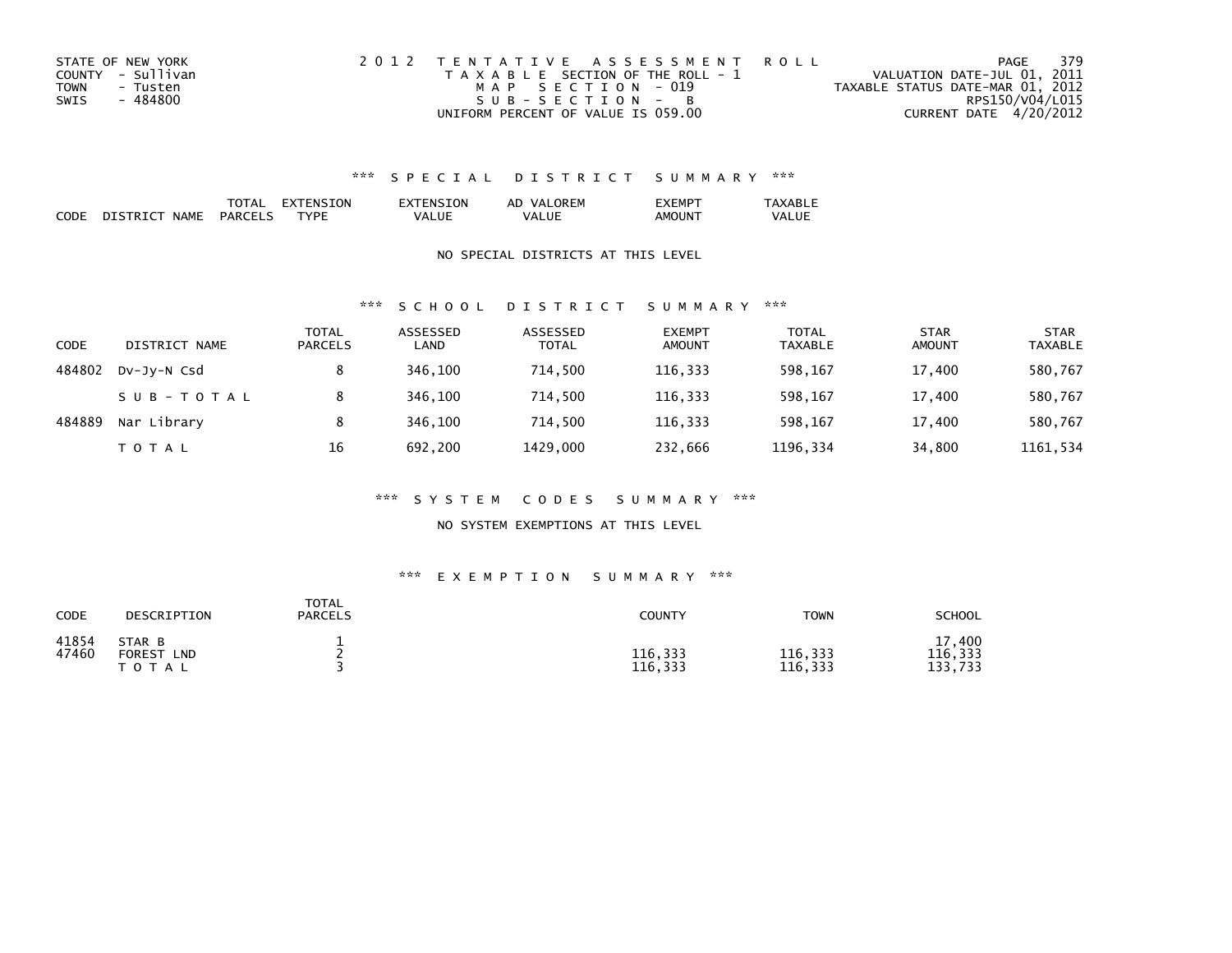STATE OF NEW YORK
COUNTY - Sullivan
TOWN - Tusten
SWIS - 484800

2 0 1 2 T E N T A T I V E A S S E S S M E N T R O L L
T A X A B L E SECTION OF THE ROLL - 1
M A P S E C T I O N - 019
S U B - S E C T I O N - B
UNIFORM PERCENT OF VALUE IS 059.00

VALUATION DATE-JUL 01, 2011
TAXABLE STATUS DATE-MAR 01, 2012
RPS150/V04/L015
CURRENT DATE 4/20/2012

### *** S P E C I A L D I S T R I C T S U M M A R Y ***

| CODE | DISTRICT NAME | TOTAL PARCELS | EXTENSION TYPE | EXTENSION VALUE | AD VALOREM VALUE | EXEMPT AMOUNT | TAXABLE VALUE |
|---|---|---|---|---|---|---|---|

NO SPECIAL DISTRICTS AT THIS LEVEL

### *** S C H O O L D I S T R I C T S U M M A R Y ***

| CODE | DISTRICT NAME | TOTAL PARCELS | ASSESSED LAND | ASSESSED TOTAL | EXEMPT AMOUNT | TOTAL TAXABLE | STAR AMOUNT | STAR TAXABLE |
|---|---|---|---|---|---|---|---|---|
| 484802 | Dv-Jy-N Csd | 8 | 346,100 | 714,500 | 116,333 | 598,167 | 17,400 | 580,767 |
| | S U B - T O T A L | 8 | 346,100 | 714,500 | 116,333 | 598,167 | 17,400 | 580,767 |
| 484889 | Nar Library | 8 | 346,100 | 714,500 | 116,333 | 598,167 | 17,400 | 580,767 |
| | T O T A L | 16 | 692,200 | 1429,000 | 232,666 | 1196,334 | 34,800 | 1161,534 |

### *** S Y S T E M C O D E S S U M M A R Y ***

NO SYSTEM EXEMPTIONS AT THIS LEVEL

### *** E X E M P T I O N S U M M A R Y ***

| CODE | DESCRIPTION | TOTAL PARCELS | COUNTY | TOWN | SCHOOL |
|---|---|---|---|---|---|
| 41854 | STAR B | 1 | | | 17,400 |
| 47460 | FOREST LND | 2 | 116,333 | 116,333 | 116,333 |
| | T O T A L | 3 | 116,333 | 116,333 | 133,733 |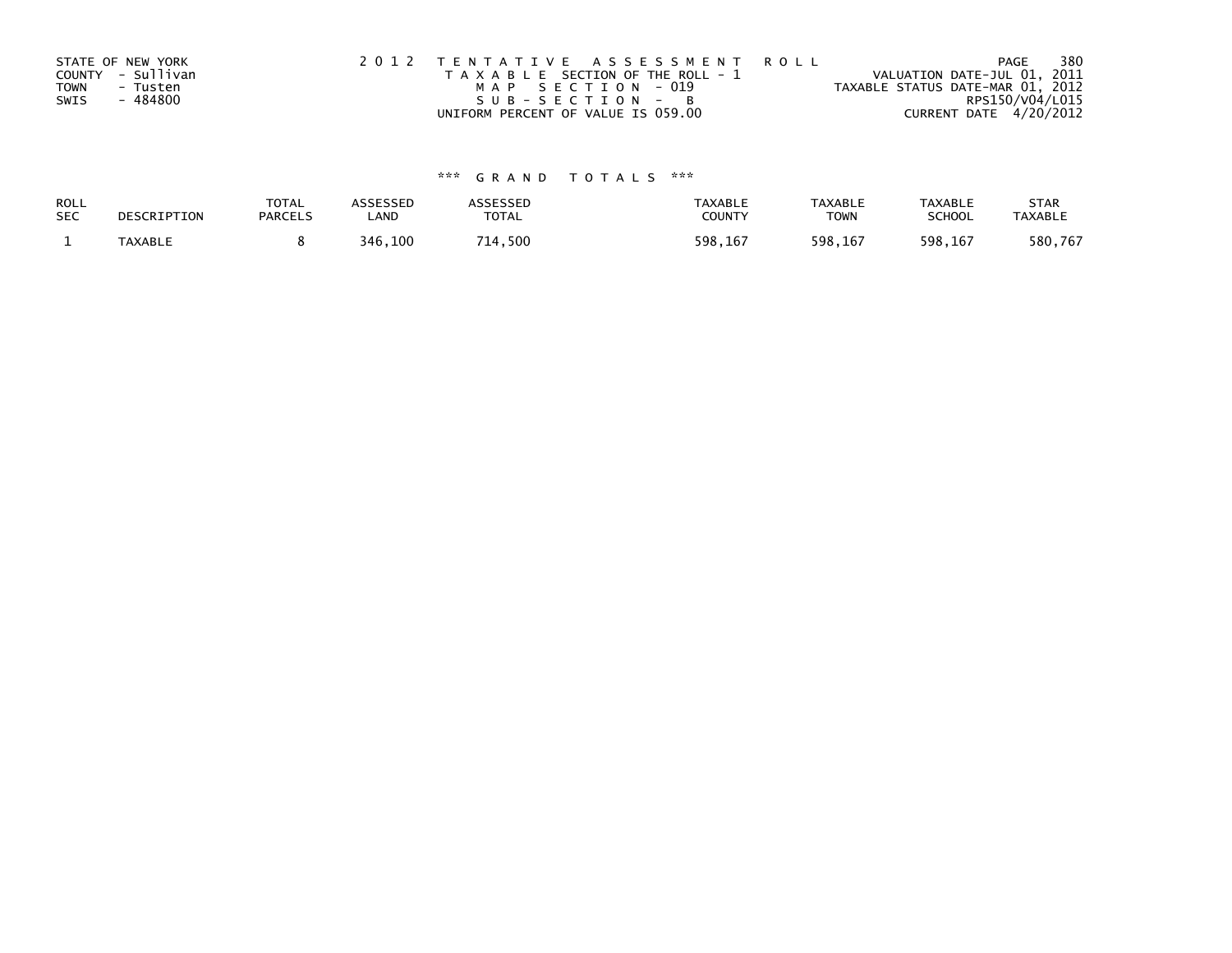STATE OF NEW YORK
COUNTY - Sullivan
TOWN - Tusten
SWIS - 484800

2012 TENTATIVE ASSESSMENT ROLL
TAXABLE SECTION OF THE ROLL - 1
MAP SECTION - 019
SUB-SECTION - B
UNIFORM PERCENT OF VALUE IS 059.00

VALUATION DATE-JUL 01, 2011
TAXABLE STATUS DATE-MAR 01, 2012
RPS150/V04/L015
CURRENT DATE 4/20/2012

*** GRAND TOTALS ***

| ROLL SEC | DESCRIPTION | TOTAL PARCELS | ASSESSED LAND | ASSESSED TOTAL | TAXABLE COUNTY | TAXABLE TOWN | TAXABLE SCHOOL | STAR TAXABLE |
|---|---|---|---|---|---|---|---|---|
| 1 | TAXABLE | 8 | 346,100 | 714,500 | 598,167 | 598,167 | 598,167 | 580,767 |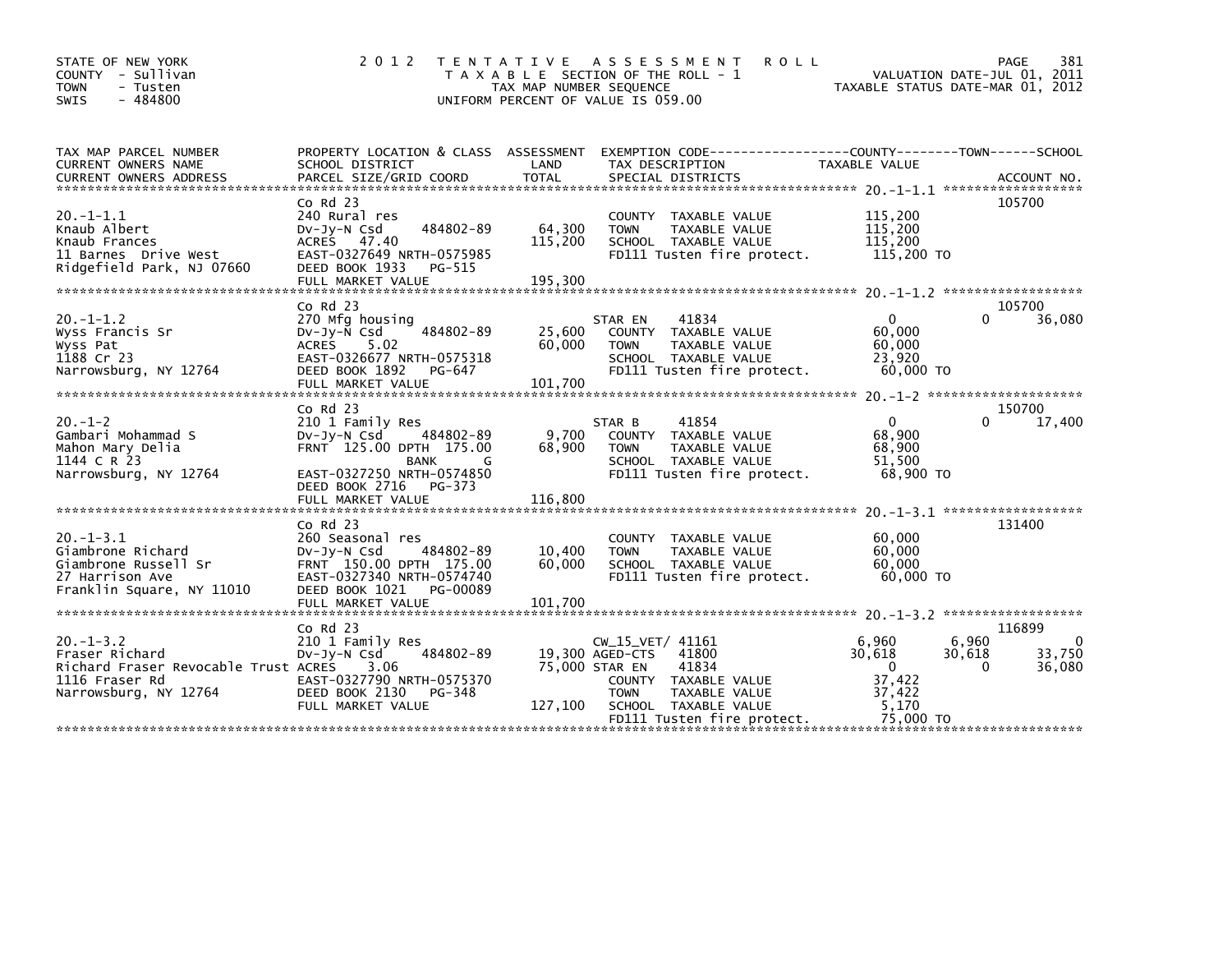STATE OF NEW YORK
COUNTY - Sullivan
TOWN - Tusten
SWIS - 484800

2012 TENTATIVE ASSESSMENT ROLL
TAXABLE SECTION OF THE ROLL - 1
TAX MAP NUMBER SEQUENCE
UNIFORM PERCENT OF VALUE IS 059.00

VALUATION DATE-JUL 01, 2011
TAXABLE STATUS DATE-MAR 01, 2012

| TAX MAP PARCEL NUMBER / CURRENT OWNERS NAME / CURRENT OWNERS ADDRESS | PROPERTY LOCATION & CLASS / SCHOOL DISTRICT / PARCEL SIZE/GRID COORD | ASSESSMENT LAND / TOTAL | EXEMPTION CODE / TAX DESCRIPTION / SPECIAL DISTRICTS | COUNTY TAXABLE VALUE | TOWN | SCHOOL | ACCOUNT NO. |
|---|---|---|---|---|---|---|---|
| 20.-1-1.1 | Co Rd 23 | | | | | | 105700 |
| Knaub Albert | 240 Rural res | | COUNTY TAXABLE VALUE | 115,200 | | | |
| Knaub Frances | Dv-Jy-N Csd 484802-89 | 64,300 | TOWN TAXABLE VALUE | 115,200 | | | |
| 11 Barnes Drive West | ACRES 47.40 | 115,200 | SCHOOL TAXABLE VALUE | 115,200 | | | |
| Ridgefield Park, NJ 07660 | EAST-0327649 NRTH-0575985 | | FD111 Tusten fire protect. | 115,200 TO | | | |
| | DEED BOOK 1933 PG-515 | | | | | | |
| | FULL MARKET VALUE | 195,300 | | | | | |
| 20.-1-1.2 | Co Rd 23 | | | | | | 105700 |
| Wyss Francis Sr | 270 Mfg housing | | STAR EN 41834 | 0 | 0 | 36,080 | |
| Wyss Pat | Dv-Jy-N Csd 484802-89 | 25,600 | COUNTY TAXABLE VALUE | 60,000 | | | |
| 1188 Cr 23 | ACRES 5.02 | 60,000 | TOWN TAXABLE VALUE | 60,000 | | | |
| Narrowsburg, NY 12764 | EAST-0326677 NRTH-0575318 | | SCHOOL TAXABLE VALUE | 23,920 | | | |
| | DEED BOOK 1892 PG-647 | | FD111 Tusten fire protect. | 60,000 TO | | | |
| | FULL MARKET VALUE | 101,700 | | | | | |
| 20.-1-2 | Co Rd 23 | | | | | | 150700 |
| Gambari Mohammad S | 210 1 Family Res | | STAR B 41854 | 0 | 0 | 17,400 | |
| Mahon Mary Delia | Dv-Jy-N Csd 484802-89 | 9,700 | COUNTY TAXABLE VALUE | 68,900 | | | |
| 1144 C R 23 | FRNT 125.00 DPTH 175.00 | 68,900 | TOWN TAXABLE VALUE | 68,900 | | | |
| Narrowsburg, NY 12764 | BANK G | | SCHOOL TAXABLE VALUE | 51,500 | | | |
| | EAST-0327250 NRTH-0574850 | | FD111 Tusten fire protect. | 68,900 TO | | | |
| | DEED BOOK 2716 PG-373 | | | | | | |
| | FULL MARKET VALUE | 116,800 | | | | | |
| 20.-1-3.1 | Co Rd 23 | | | | | | 131400 |
| Giambrone Richard | 260 Seasonal res | | COUNTY TAXABLE VALUE | 60,000 | | | |
| Giambrone Russell Sr | Dv-Jy-N Csd 484802-89 | 10,400 | TOWN TAXABLE VALUE | 60,000 | | | |
| 27 Harrison Ave | FRNT 150.00 DPTH 175.00 | 60,000 | SCHOOL TAXABLE VALUE | 60,000 | | | |
| Franklin Square, NY 11010 | EAST-0327340 NRTH-0574740 | | FD111 Tusten fire protect. | 60,000 TO | | | |
| | DEED BOOK 1021 PG-00089 | | | | | | |
| | FULL MARKET VALUE | 101,700 | | | | | |
| 20.-1-3.2 | Co Rd 23 | | | | | | 116899 |
| Fraser Richard | 210 1 Family Res | | CW_15_VET/ 41161 | 6,960 | 6,960 | 0 | |
| Richard Fraser Revocable Trust | Dv-Jy-N Csd 484802-89 | 19,300 | AGED-CTS 41800 | 30,618 | 30,618 | 33,750 | |
| 1116 Fraser Rd | ACRES 3.06 | 75,000 | STAR EN 41834 | 0 | 0 | 36,080 | |
| Narrowsburg, NY 12764 | EAST-0327790 NRTH-0575370 | | COUNTY TAXABLE VALUE | 37,422 | | | |
| | DEED BOOK 2130 PG-348 | | TOWN TAXABLE VALUE | 37,422 | | | |
| | FULL MARKET VALUE | 127,100 | SCHOOL TAXABLE VALUE | 5,170 | | | |
| | | | FD111 Tusten fire protect. | 75,000 TO | | | |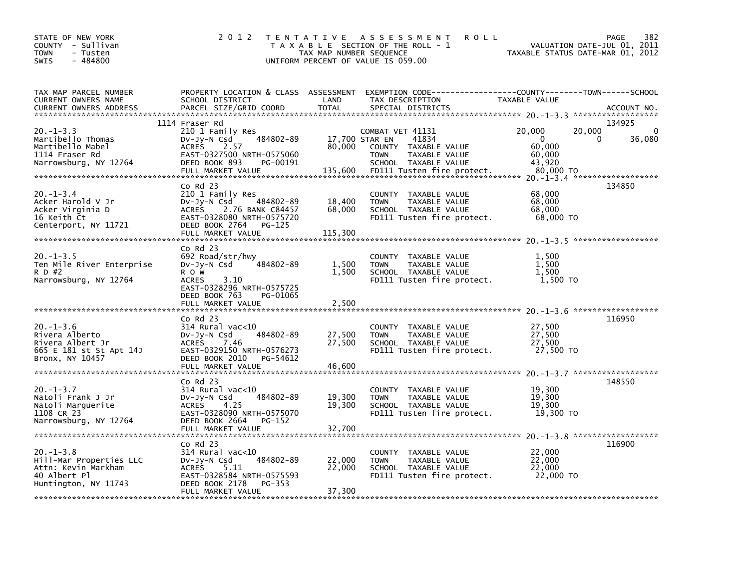STATE OF NEW YORK
COUNTY - Sullivan
TOWN - Tusten
SWIS - 484800

2012 TENTATIVE ASSESSMENT ROLL
TAXABLE SECTION OF THE ROLL - 1
TAX MAP NUMBER SEQUENCE
UNIFORM PERCENT OF VALUE IS 059.00

VALUATION DATE-JUL 01, 2011
TAXABLE STATUS DATE-MAR 01, 2012

| TAX MAP PARCEL NUMBER / CURRENT OWNERS NAME / CURRENT OWNERS ADDRESS | PROPERTY LOCATION & CLASS / SCHOOL DISTRICT / PARCEL SIZE/GRID COORD | ASSESSMENT LAND | TOTAL | EXEMPTION CODE / TAX DESCRIPTION / SPECIAL DISTRICTS | COUNTY TAXABLE VALUE | TOWN | SCHOOL | ACCOUNT NO. |
|---|---|---|---|---|---|---|---|---|
| 20.-1-3.3 | 1114 Fraser Rd | | | | | | | 134925 |
| 20.-1-3.3 | 210 1 Family Res | | | COMBAT VET 41131 | 20,000 | 20,000 | 0 | |
| Martibello Thomas | Dv-Jy-N Csd 484802-89 | 17,700 | | STAR EN 41834 | 0 | 0 | 36,080 | |
| Martibello Mabel | ACRES 2.57 | | 80,000 | COUNTY TAXABLE VALUE | 60,000 | | | |
| 1114 Fraser Rd | EAST-0327500 NRTH-0575060 | | | TOWN TAXABLE VALUE | 60,000 | | | |
| Narrowsburg, NY 12764 | DEED BOOK 893 PG-00191 | | | SCHOOL TAXABLE VALUE | 43,920 | | | |
| | FULL MARKET VALUE | | 135,600 | FD111 Tusten fire protect. | 80,000 TO | | | |
| 20.-1-3.4 | Co Rd 23 | | | | | | | 134850 |
| 20.-1-3.4 | 210 1 Family Res | | | COUNTY TAXABLE VALUE | 68,000 | | | |
| Acker Harold V Jr | Dv-Jy-N Csd 484802-89 | 18,400 | | TOWN TAXABLE VALUE | 68,000 | | | |
| Acker Virginia D | ACRES 2.76 BANK C84457 | | 68,000 | SCHOOL TAXABLE VALUE | 68,000 | | | |
| 16 Keith Ct | EAST-0328080 NRTH-0575720 | | | FD111 Tusten fire protect. | 68,000 TO | | | |
| Centerport, NY 11721 | DEED BOOK 2764 PG-125 | | | | | | | |
| | FULL MARKET VALUE | | 115,300 | | | | | |
| 20.-1-3.5 | Co Rd 23 | | | | | | | |
| 20.-1-3.5 | 692 Road/str/hwy | | | COUNTY TAXABLE VALUE | 1,500 | | | |
| Ten Mile River Enterprise | Dv-Jy-N Csd 484802-89 | 1,500 | | TOWN TAXABLE VALUE | 1,500 | | | |
| R D #2 | R O W | | 1,500 | SCHOOL TAXABLE VALUE | 1,500 | | | |
| Narrowsburg, NY 12764 | ACRES 3.10 | | | FD111 Tusten fire protect. | 1,500 TO | | | |
| | EAST-0328296 NRTH-0575725 | | | | | | | |
| | DEED BOOK 763 PG-01065 | | | | | | | |
| | FULL MARKET VALUE | | 2,500 | | | | | |
| 20.-1-3.6 | Co Rd 23 | | | | | | | 116950 |
| 20.-1-3.6 | 314 Rural vac<10 | | | COUNTY TAXABLE VALUE | 27,500 | | | |
| Rivera Alberto | Dv-Jy-N Csd 484802-89 | 27,500 | | TOWN TAXABLE VALUE | 27,500 | | | |
| Rivera Albert Jr | ACRES 7.46 | | 27,500 | SCHOOL TAXABLE VALUE | 27,500 | | | |
| 665 E 181 st St Apt 14J | EAST-0329150 NRTH-0576273 | | | FD111 Tusten fire protect. | 27,500 TO | | | |
| Bronx, NY 10457 | DEED BOOK 2010 PG-54612 | | | | | | | |
| | FULL MARKET VALUE | | 46,600 | | | | | |
| 20.-1-3.7 | Co Rd 23 | | | | | | | 148550 |
| 20.-1-3.7 | 314 Rural vac<10 | | | COUNTY TAXABLE VALUE | 19,300 | | | |
| Natoli Frank J Jr | Dv-Jy-N Csd 484802-89 | 19,300 | | TOWN TAXABLE VALUE | 19,300 | | | |
| Natoli Marguerite | ACRES 4.25 | | 19,300 | SCHOOL TAXABLE VALUE | 19,300 | | | |
| 1108 CR 23 | EAST-0328090 NRTH-0575070 | | | FD111 Tusten fire protect. | 19,300 TO | | | |
| Narrowsburg, NY 12764 | DEED BOOK 2664 PG-152 | | | | | | | |
| | FULL MARKET VALUE | | 32,700 | | | | | |
| 20.-1-3.8 | Co Rd 23 | | | | | | | 116900 |
| 20.-1-3.8 | 314 Rural vac<10 | | | COUNTY TAXABLE VALUE | 22,000 | | | |
| Hill-Mar Properties LLC | Dv-Jy-N Csd 484802-89 | 22,000 | | TOWN TAXABLE VALUE | 22,000 | | | |
| Attn: Kevin Markham | ACRES 5.11 | | 22,000 | SCHOOL TAXABLE VALUE | 22,000 | | | |
| 40 Albert Pl | EAST-0328584 NRTH-0575593 | | | FD111 Tusten fire protect. | 22,000 TO | | | |
| Huntington, NY 11743 | DEED BOOK 2178 PG-353 | | | | | | | |
| | FULL MARKET VALUE | | 37,300 | | | | | |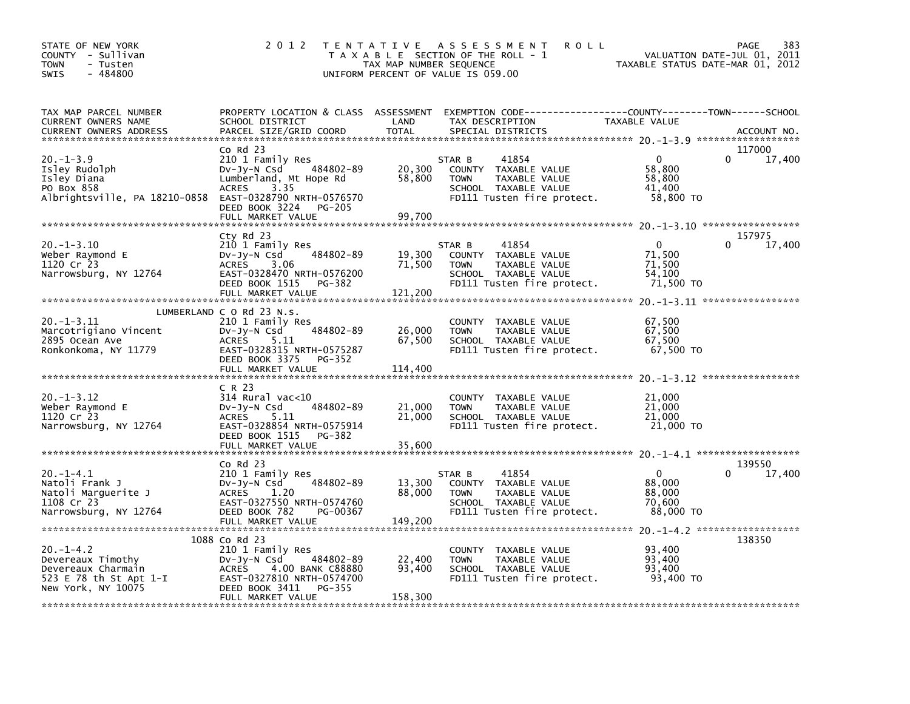STATE OF NEW YORK
COUNTY - Sullivan
TOWN - Tusten
SWIS - 484800

2012 TENTATIVE ASSESSMENT ROLL
TAXABLE SECTION OF THE ROLL - 1
TAX MAP NUMBER SEQUENCE
UNIFORM PERCENT OF VALUE IS 059.00

VALUATION DATE-JUL 01, 2011
TAXABLE STATUS DATE-MAR 01, 2012

| TAX MAP PARCEL NUMBER / CURRENT OWNERS NAME / CURRENT OWNERS ADDRESS | PROPERTY LOCATION & CLASS / SCHOOL DISTRICT / PARCEL SIZE/GRID COORD | ASSESSMENT LAND | TOTAL | EXEMPTION CODE / TAX DESCRIPTION / SPECIAL DISTRICTS | COUNTY TAXABLE VALUE | TOWN | SCHOOL | ACCOUNT NO. |
|---|---|---|---|---|---|---|---|---|
| 20.-1-3.9 | Co Rd 23 | | | | | | | 117000 |
| | 210 1 Family Res | | | STAR B 41854 | 0 | 0 | 17,400 | |
| Isley Rudolph | Dv-Jy-N Csd 484802-89 | 20,300 | | COUNTY TAXABLE VALUE | 58,800 | | | |
| Isley Diana | Lumberland, Mt Hope Rd | | 58,800 | TOWN TAXABLE VALUE | 58,800 | | | |
| PO Box 858 | ACRES 3.35 | | | SCHOOL TAXABLE VALUE | 41,400 | | | |
| Albrightsville, PA 18210-0858 | EAST-0328790 NRTH-0576570 | | | FD111 Tusten fire protect. | 58,800 TO | | | |
| | DEED BOOK 3224 PG-205 | | | | | | | |
| | FULL MARKET VALUE | | 99,700 | | | | | |
| 20.-1-3.10 | Cty Rd 23 | | | | | | | 157975 |
| | 210 1 Family Res | | | STAR B 41854 | 0 | 0 | 17,400 | |
| Weber Raymond E | Dv-Jy-N Csd 484802-89 | 19,300 | | COUNTY TAXABLE VALUE | 71,500 | | | |
| 1120 Cr 23 | ACRES 3.06 | | 71,500 | TOWN TAXABLE VALUE | 71,500 | | | |
| Narrowsburg, NY 12764 | EAST-0328470 NRTH-0576200 | | | SCHOOL TAXABLE VALUE | 54,100 | | | |
| | DEED BOOK 1515 PG-382 | | | FD111 Tusten fire protect. | 71,500 TO | | | |
| | FULL MARKET VALUE | | 121,200 | | | | | |
| 20.-1-3.11 | LUMBERLAND C O Rd 23 N.s. | | | | | | | |
| | 210 1 Family Res | | | COUNTY TAXABLE VALUE | 67,500 | | | |
| Marcotrigiano Vincent | Dv-Jy-N Csd 484802-89 | 26,000 | | TOWN TAXABLE VALUE | 67,500 | | | |
| 2895 Ocean Ave | ACRES 5.11 | | 67,500 | SCHOOL TAXABLE VALUE | 67,500 | | | |
| Ronkonkoma, NY 11779 | EAST-0328315 NRTH-0575287 | | | FD111 Tusten fire protect. | 67,500 TO | | | |
| | DEED BOOK 3375 PG-352 | | | | | | | |
| | FULL MARKET VALUE | | 114,400 | | | | | |
| 20.-1-3.12 | C R 23 | | | | | | | |
| | 314 Rural vac<10 | | | COUNTY TAXABLE VALUE | 21,000 | | | |
| Weber Raymond E | Dv-Jy-N Csd 484802-89 | 21,000 | | TOWN TAXABLE VALUE | 21,000 | | | |
| 1120 Cr 23 | ACRES 5.11 | | 21,000 | SCHOOL TAXABLE VALUE | 21,000 | | | |
| Narrowsburg, NY 12764 | EAST-0328854 NRTH-0575914 | | | FD111 Tusten fire protect. | 21,000 TO | | | |
| | DEED BOOK 1515 PG-382 | | | | | | | |
| | FULL MARKET VALUE | | 35,600 | | | | | |
| 20.-1-4.1 | Co Rd 23 | | | | | | | 139550 |
| | 210 1 Family Res | | | STAR B 41854 | 0 | 0 | 17,400 | |
| Natoli Frank J | Dv-Jy-N Csd 484802-89 | 13,300 | | COUNTY TAXABLE VALUE | 88,000 | | | |
| Natoli Marguerite J | ACRES 1.20 | | 88,000 | TOWN TAXABLE VALUE | 88,000 | | | |
| 1108 Cr 23 | EAST-0327550 NRTH-0574760 | | | SCHOOL TAXABLE VALUE | 70,600 | | | |
| Narrowsburg, NY 12764 | DEED BOOK 782 PG-00367 | | | FD111 Tusten fire protect. | 88,000 TO | | | |
| | FULL MARKET VALUE | | 149,200 | | | | | |
| 20.-1-4.2 | 1088 Co Rd 23 | | | | | | | 138350 |
| | 210 1 Family Res | | | COUNTY TAXABLE VALUE | 93,400 | | | |
| Devereaux Timothy | Dv-Jy-N Csd 484802-89 | 22,400 | | TOWN TAXABLE VALUE | 93,400 | | | |
| Devereaux Charmain | ACRES 4.00 BANK C88880 | | 93,400 | SCHOOL TAXABLE VALUE | 93,400 | | | |
| 523 E 78 th St Apt 1-I | EAST-0327810 NRTH-0574700 | | | FD111 Tusten fire protect. | 93,400 TO | | | |
| New York, NY 10075 | DEED BOOK 3411 PG-355 | | | | | | | |
| | FULL MARKET VALUE | | 158,300 | | | | | |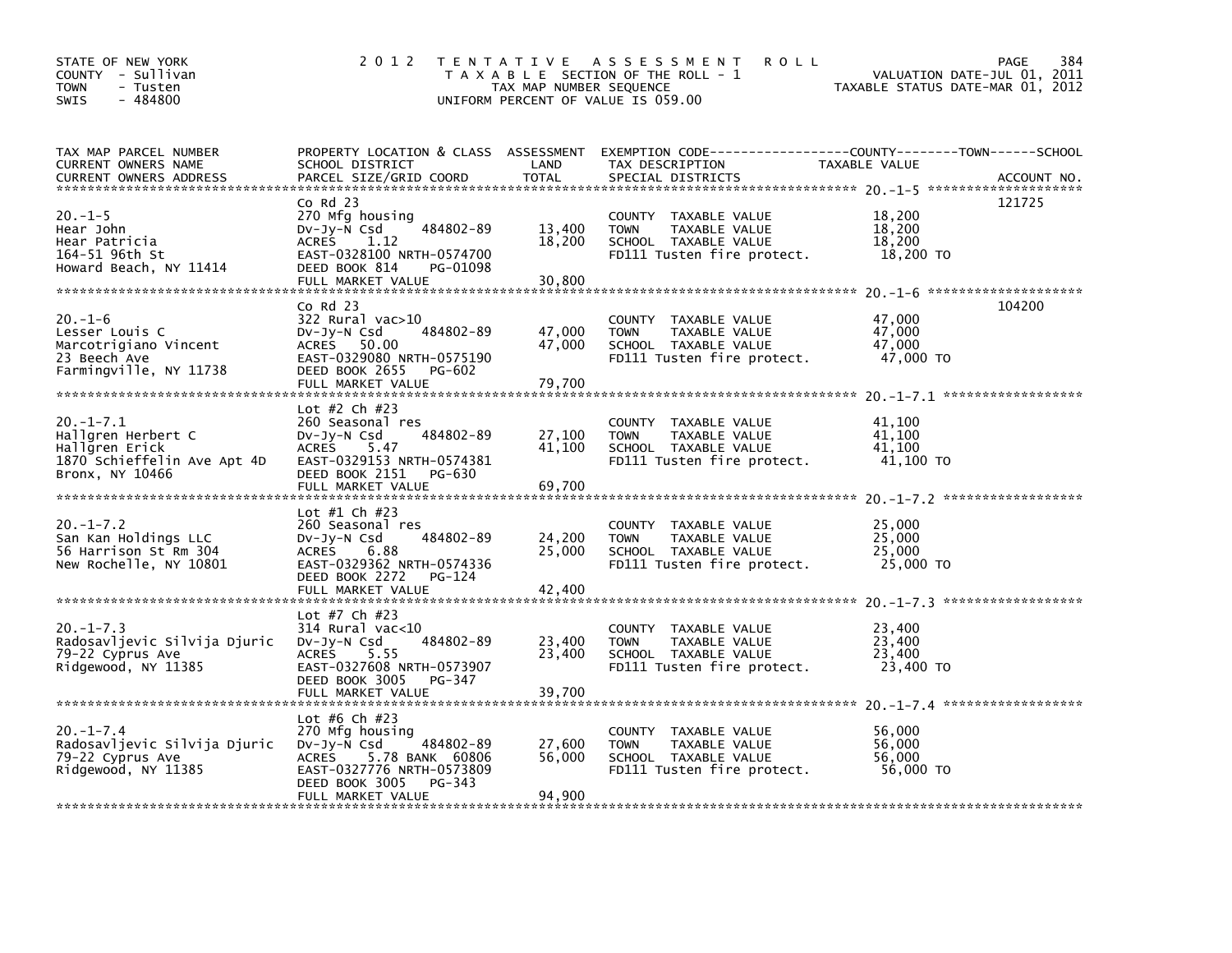STATE OF NEW YORK
COUNTY - Sullivan
TOWN - Tusten
SWIS - 484800

# 2012 TENTATIVE ASSESSMENT ROLL

TAXABLE SECTION OF THE ROLL - 1
TAX MAP NUMBER SEQUENCE
UNIFORM PERCENT OF VALUE IS 059.00

VALUATION DATE-JUL 01, 2011
TAXABLE STATUS DATE-MAR 01, 2012

| TAX MAP PARCEL NUMBER / CURRENT OWNERS NAME / CURRENT OWNERS ADDRESS | PROPERTY LOCATION & CLASS / SCHOOL DISTRICT / PARCEL SIZE/GRID COORD | ASSESSMENT LAND | TOTAL | EXEMPTION CODE / TAX DESCRIPTION / SPECIAL DISTRICTS | TAXABLE VALUE | ACCOUNT NO. |
|---|---|---|---|---|---|---|
| 20.-1-5 | Co Rd 23 | | | | | 121725 |
| Hear John | 270 Mfg housing | | | COUNTY TAXABLE VALUE | 18,200 | |
| Hear Patricia | Dv-Jy-N Csd 484802-89 | 13,400 | | TOWN TAXABLE VALUE | 18,200 | |
| 164-51 96th St | ACRES 1.12 | | 18,200 | SCHOOL TAXABLE VALUE | 18,200 | |
| Howard Beach, NY 11414 | EAST-0328100 NRTH-0574700 | | | FD111 Tusten fire protect. | 18,200 TO | |
| | DEED BOOK 814 PG-01098 | | | | | |
| | FULL MARKET VALUE | | 30,800 | | | |
| 20.-1-6 | Co Rd 23 | | | | | 104200 |
| Lesser Louis C | 322 Rural vac>10 | | | COUNTY TAXABLE VALUE | 47,000 | |
| Marcotrigiano Vincent | Dv-Jy-N Csd 484802-89 | 47,000 | | TOWN TAXABLE VALUE | 47,000 | |
| 23 Beech Ave | ACRES 50.00 | | 47,000 | SCHOOL TAXABLE VALUE | 47,000 | |
| Farmingville, NY 11738 | EAST-0329080 NRTH-0575190 | | | FD111 Tusten fire protect. | 47,000 TO | |
| | DEED BOOK 2655 PG-602 | | | | | |
| | FULL MARKET VALUE | | 79,700 | | | |
| 20.-1-7.1 | Lot #2 Ch #23 | | | | | |
| Hallgren Herbert C | 260 Seasonal res | | | COUNTY TAXABLE VALUE | 41,100 | |
| Hallgren Erick | Dv-Jy-N Csd 484802-89 | 27,100 | | TOWN TAXABLE VALUE | 41,100 | |
| 1870 Schieffelin Ave Apt 4D | ACRES 5.47 | | 41,100 | SCHOOL TAXABLE VALUE | 41,100 | |
| Bronx, NY 10466 | EAST-0329153 NRTH-0574381 | | | FD111 Tusten fire protect. | 41,100 TO | |
| | DEED BOOK 2151 PG-630 | | | | | |
| | FULL MARKET VALUE | | 69,700 | | | |
| 20.-1-7.2 | Lot #1 Ch #23 | | | | | |
| San Kan Holdings LLC | 260 Seasonal res | | | COUNTY TAXABLE VALUE | 25,000 | |
| 56 Harrison St Rm 304 | Dv-Jy-N Csd 484802-89 | 24,200 | | TOWN TAXABLE VALUE | 25,000 | |
| New Rochelle, NY 10801 | ACRES 6.88 | | 25,000 | SCHOOL TAXABLE VALUE | 25,000 | |
| | EAST-0329362 NRTH-0574336 | | | FD111 Tusten fire protect. | 25,000 TO | |
| | DEED BOOK 2272 PG-124 | | | | | |
| | FULL MARKET VALUE | | 42,400 | | | |
| 20.-1-7.3 | Lot #7 Ch #23 | | | | | |
| Radosavljevic Silvija Djuric | 314 Rural vac<10 | | | COUNTY TAXABLE VALUE | 23,400 | |
| 79-22 Cyprus Ave | Dv-Jy-N Csd 484802-89 | 23,400 | | TOWN TAXABLE VALUE | 23,400 | |
| Ridgewood, NY 11385 | ACRES 5.55 | | 23,400 | SCHOOL TAXABLE VALUE | 23,400 | |
| | EAST-0327608 NRTH-0573907 | | | FD111 Tusten fire protect. | 23,400 TO | |
| | DEED BOOK 3005 PG-347 | | | | | |
| | FULL MARKET VALUE | | 39,700 | | | |
| 20.-1-7.4 | Lot #6 Ch #23 | | | | | |
| Radosavljevic Silvija Djuric | 270 Mfg housing | | | COUNTY TAXABLE VALUE | 56,000 | |
| 79-22 Cyprus Ave | Dv-Jy-N Csd 484802-89 | 27,600 | | TOWN TAXABLE VALUE | 56,000 | |
| Ridgewood, NY 11385 | ACRES 5.78 BANK 60806 | | 56,000 | SCHOOL TAXABLE VALUE | 56,000 | |
| | EAST-0327776 NRTH-0573809 | | | FD111 Tusten fire protect. | 56,000 TO | |
| | DEED BOOK 3005 PG-343 | | | | | |
| | FULL MARKET VALUE | | 94,900 | | | |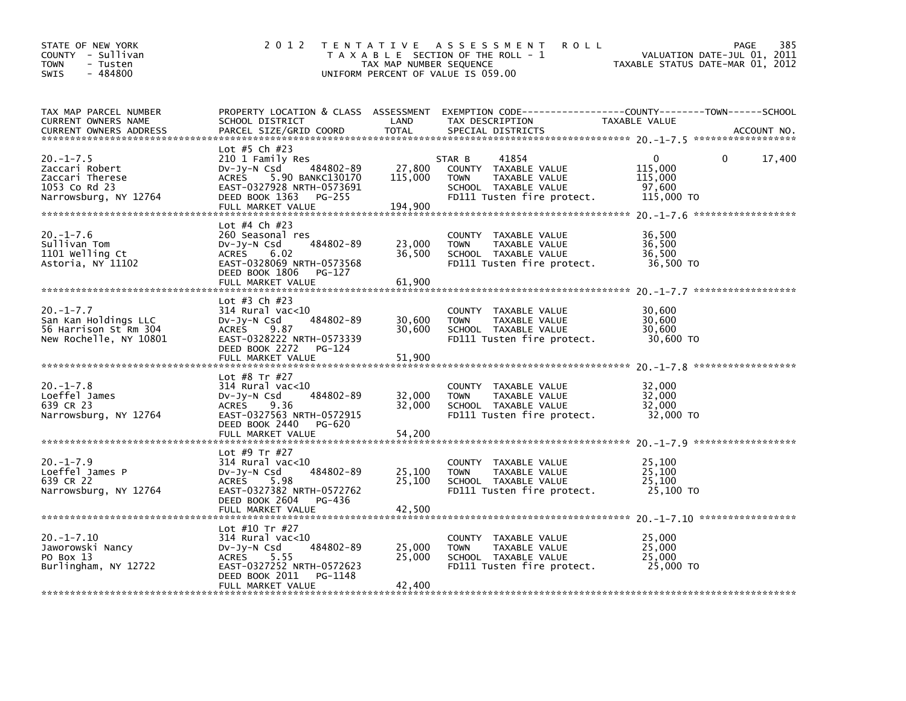STATE OF NEW YORK
COUNTY - Sullivan
TOWN - Tusten
SWIS - 484800

2012 TENTATIVE ASSESSMENT ROLL
TAXABLE SECTION OF THE ROLL - 1
TAX MAP NUMBER SEQUENCE
UNIFORM PERCENT OF VALUE IS 059.00

VALUATION DATE-JUL 01, 2011
TAXABLE STATUS DATE-MAR 01, 2012

| TAX MAP PARCEL NUMBER / CURRENT OWNERS NAME / CURRENT OWNERS ADDRESS | PROPERTY LOCATION & CLASS / SCHOOL DISTRICT / PARCEL SIZE/GRID COORD | ASSESSMENT LAND / TOTAL | EXEMPTION CODE / TAX DESCRIPTION / SPECIAL DISTRICTS | COUNTY TAXABLE VALUE | TOWN | SCHOOL / ACCOUNT NO. |
|---|---|---|---|---|---|---|
| 20.-1-7.5 | Lot #5 Ch #23 | | | | | |
| Zaccari Robert | 210 1 Family Res | | STAR B 41854 | 0 | 0 | 17,400 |
| Zaccari Therese | Dv-Jy-N Csd 484802-89 | 27,800 | COUNTY TAXABLE VALUE | 115,000 | | |
| 1053 Co Rd 23 | ACRES 5.90 BANKC130170 | 115,000 | TOWN TAXABLE VALUE | 115,000 | | |
| Narrowsburg, NY 12764 | EAST-0327928 NRTH-0573691 | | SCHOOL TAXABLE VALUE | 97,600 | | |
| | DEED BOOK 1363 PG-255 | | FD111 Tusten fire protect. | 115,000 TO | | |
| | FULL MARKET VALUE | 194,900 | | | | |
| 20.-1-7.6 | Lot #4 Ch #23 | | | | | |
| Sullivan Tom | 260 Seasonal res | | COUNTY TAXABLE VALUE | 36,500 | | |
| 1101 Welling Ct | Dv-Jy-N Csd 484802-89 | 23,000 | TOWN TAXABLE VALUE | 36,500 | | |
| Astoria, NY 11102 | ACRES 6.02 | 36,500 | SCHOOL TAXABLE VALUE | 36,500 | | |
| | EAST-0328069 NRTH-0573568 | | FD111 Tusten fire protect. | 36,500 TO | | |
| | DEED BOOK 1806 PG-127 | | | | | |
| | FULL MARKET VALUE | 61,900 | | | | |
| 20.-1-7.7 | Lot #3 Ch #23 | | | | | |
| San Kan Holdings LLC | 314 Rural vac<10 | | COUNTY TAXABLE VALUE | 30,600 | | |
| 56 Harrison St Rm 304 | Dv-Jy-N Csd 484802-89 | 30,600 | TOWN TAXABLE VALUE | 30,600 | | |
| New Rochelle, NY 10801 | ACRES 9.87 | 30,600 | SCHOOL TAXABLE VALUE | 30,600 | | |
| | EAST-0328222 NRTH-0573339 | | FD111 Tusten fire protect. | 30,600 TO | | |
| | DEED BOOK 2272 PG-124 | | | | | |
| | FULL MARKET VALUE | 51,900 | | | | |
| 20.-1-7.8 | Lot #8 Tr #27 | | | | | |
| Loeffel James | 314 Rural vac<10 | | COUNTY TAXABLE VALUE | 32,000 | | |
| 639 CR 23 | Dv-Jy-N Csd 484802-89 | 32,000 | TOWN TAXABLE VALUE | 32,000 | | |
| Narrowsburg, NY 12764 | ACRES 9.36 | 32,000 | SCHOOL TAXABLE VALUE | 32,000 | | |
| | EAST-0327563 NRTH-0572915 | | FD111 Tusten fire protect. | 32,000 TO | | |
| | DEED BOOK 2440 PG-620 | | | | | |
| | FULL MARKET VALUE | 54,200 | | | | |
| 20.-1-7.9 | Lot #9 Tr #27 | | | | | |
| Loeffel James P | 314 Rural vac<10 | | COUNTY TAXABLE VALUE | 25,100 | | |
| 639 CR 22 | Dv-Jy-N Csd 484802-89 | 25,100 | TOWN TAXABLE VALUE | 25,100 | | |
| Narrowsburg, NY 12764 | ACRES 5.98 | 25,100 | SCHOOL TAXABLE VALUE | 25,100 | | |
| | EAST-0327382 NRTH-0572762 | | FD111 Tusten fire protect. | 25,100 TO | | |
| | DEED BOOK 2604 PG-436 | | | | | |
| | FULL MARKET VALUE | 42,500 | | | | |
| 20.-1-7.10 | Lot #10 Tr #27 | | | | | |
| Jaworowski Nancy | 314 Rural vac<10 | | COUNTY TAXABLE VALUE | 25,000 | | |
| PO Box 13 | Dv-Jy-N Csd 484802-89 | 25,000 | TOWN TAXABLE VALUE | 25,000 | | |
| Burlingham, NY 12722 | ACRES 5.55 | 25,000 | SCHOOL TAXABLE VALUE | 25,000 | | |
| | EAST-0327252 NRTH-0572623 | | FD111 Tusten fire protect. | 25,000 TO | | |
| | DEED BOOK 2011 PG-1148 | | | | | |
| | FULL MARKET VALUE | 42,400 | | | | |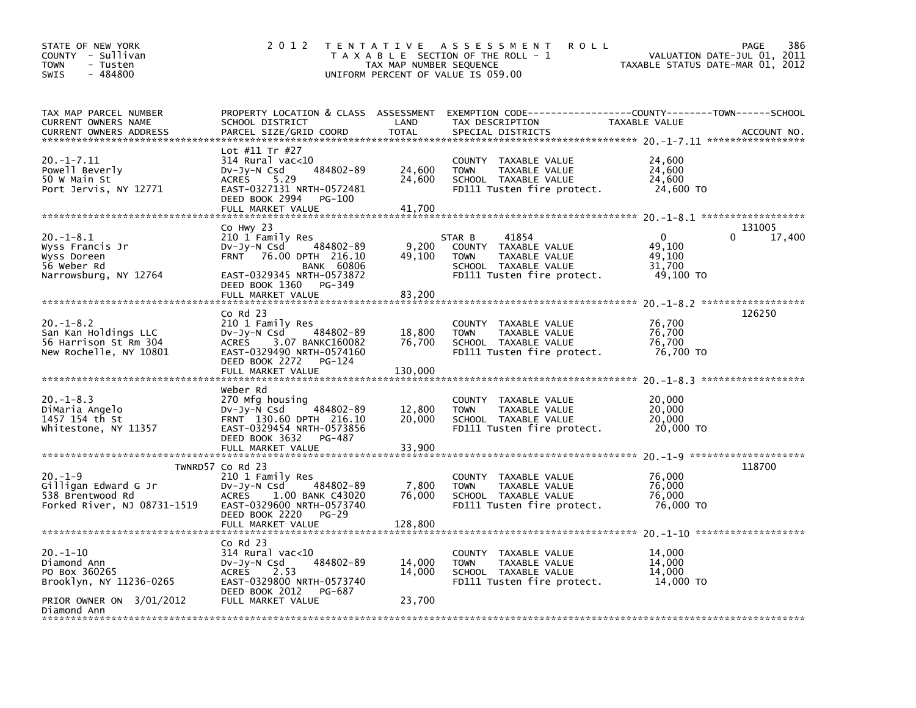STATE OF NEW YORK
COUNTY - Sullivan
TOWN - Tusten
SWIS - 484800

2012 TENTATIVE ASSESSMENT ROLL
TAXABLE SECTION OF THE ROLL - 1
TAX MAP NUMBER SEQUENCE
UNIFORM PERCENT OF VALUE IS 059.00

VALUATION DATE-JUL 01, 2011
TAXABLE STATUS DATE-MAR 01, 2012

| TAX MAP PARCEL NUMBER / CURRENT OWNERS NAME / CURRENT OWNERS ADDRESS | PROPERTY LOCATION & CLASS / SCHOOL DISTRICT / PARCEL SIZE/GRID COORD | ASSESSMENT LAND | TOTAL | EXEMPTION CODE / TAX DESCRIPTION / SPECIAL DISTRICTS | COUNTY TAXABLE VALUE | TOWN | SCHOOL | ACCOUNT NO. |
|---|---|---|---|---|---|---|---|---|
| 20.-1-7.11 | Lot #11 Tr #27 | | | | | | | |
| Powell Beverly | 314 Rural vac<10 | | | COUNTY TAXABLE VALUE | 24,600 | | | |
| 50 W Main St | Dv-Jy-N Csd 484802-89 | 24,600 | | TOWN TAXABLE VALUE | 24,600 | | | |
| Port Jervis, NY 12771 | ACRES 5.29 | | 24,600 | SCHOOL TAXABLE VALUE | 24,600 | | | |
| | EAST-0327131 NRTH-0572481 | | | FD111 Tusten fire protect. | 24,600 TO | | | |
| | DEED BOOK 2994 PG-100 | | | | | | | |
| | FULL MARKET VALUE | | 41,700 | | | | | |
| 20.-1-8.1 | Co Hwy 23 | | | | | | | 131005 |
| Wyss Francis Jr | 210 1 Family Res | | | STAR B 41854 | 0 | 0 | 17,400 | |
| Wyss Doreen | Dv-Jy-N Csd 484802-89 | 9,200 | | COUNTY TAXABLE VALUE | 49,100 | | | |
| 56 Weber Rd | FRNT 76.00 DPTH 216.10 | | 49,100 | TOWN TAXABLE VALUE | 49,100 | | | |
| Narrowsburg, NY 12764 | BANK 60806 | | | SCHOOL TAXABLE VALUE | 31,700 | | | |
| | EAST-0329345 NRTH-0573872 | | | FD111 Tusten fire protect. | 49,100 TO | | | |
| | DEED BOOK 1360 PG-349 | | | | | | | |
| | FULL MARKET VALUE | | 83,200 | | | | | |
| 20.-1-8.2 | Co Rd 23 | | | | | | | 126250 |
| San Kan Holdings LLC | 210 1 Family Res | | | COUNTY TAXABLE VALUE | 76,700 | | | |
| 56 Harrison St Rm 304 | Dv-Jy-N Csd 484802-89 | 18,800 | | TOWN TAXABLE VALUE | 76,700 | | | |
| New Rochelle, NY 10801 | ACRES 3.07 BANKC160082 | | 76,700 | SCHOOL TAXABLE VALUE | 76,700 | | | |
| | EAST-0329490 NRTH-0574160 | | | FD111 Tusten fire protect. | 76,700 TO | | | |
| | DEED BOOK 2272 PG-124 | | | | | | | |
| | FULL MARKET VALUE | | 130,000 | | | | | |
| 20.-1-8.3 | Weber Rd | | | | | | | |
| DiMaria Angelo | 270 Mfg housing | | | COUNTY TAXABLE VALUE | 20,000 | | | |
| 1457 154 th St | Dv-Jy-N Csd 484802-89 | 12,800 | | TOWN TAXABLE VALUE | 20,000 | | | |
| Whitestone, NY 11357 | FRNT 130.60 DPTH 216.10 | | 20,000 | SCHOOL TAXABLE VALUE | 20,000 | | | |
| | EAST-0329454 NRTH-0573856 | | | FD111 Tusten fire protect. | 20,000 TO | | | |
| | DEED BOOK 3632 PG-487 | | | | | | | |
| | FULL MARKET VALUE | | 33,900 | | | | | |
| 20.-1-9 | TWNRD57 Co Rd 23 | | | | | | | 118700 |
| Gilligan Edward G Jr | 210 1 Family Res | | | COUNTY TAXABLE VALUE | 76,000 | | | |
| 538 Brentwood Rd | Dv-Jy-N Csd 484802-89 | 7,800 | | TOWN TAXABLE VALUE | 76,000 | | | |
| Forked River, NJ 08731-1519 | ACRES 1.00 BANK C43020 | | 76,000 | SCHOOL TAXABLE VALUE | 76,000 | | | |
| | EAST-0329600 NRTH-0573740 | | | FD111 Tusten fire protect. | 76,000 TO | | | |
| | DEED BOOK 2220 PG-29 | | | | | | | |
| | FULL MARKET VALUE | | 128,800 | | | | | |
| 20.-1-10 | Co Rd 23 | | | | | | | |
| Diamond Ann | 314 Rural vac<10 | | | COUNTY TAXABLE VALUE | 14,000 | | | |
| PO Box 360265 | Dv-Jy-N Csd 484802-89 | 14,000 | | TOWN TAXABLE VALUE | 14,000 | | | |
| Brooklyn, NY 11236-0265 | ACRES 2.53 | | 14,000 | SCHOOL TAXABLE VALUE | 14,000 | | | |
| | EAST-0329800 NRTH-0573740 | | | FD111 Tusten fire protect. | 14,000 TO | | | |
| PRIOR OWNER ON 3/01/2012 | DEED BOOK 2012 PG-687 | | | | | | | |
| Diamond Ann | FULL MARKET VALUE | | 23,700 | | | | | |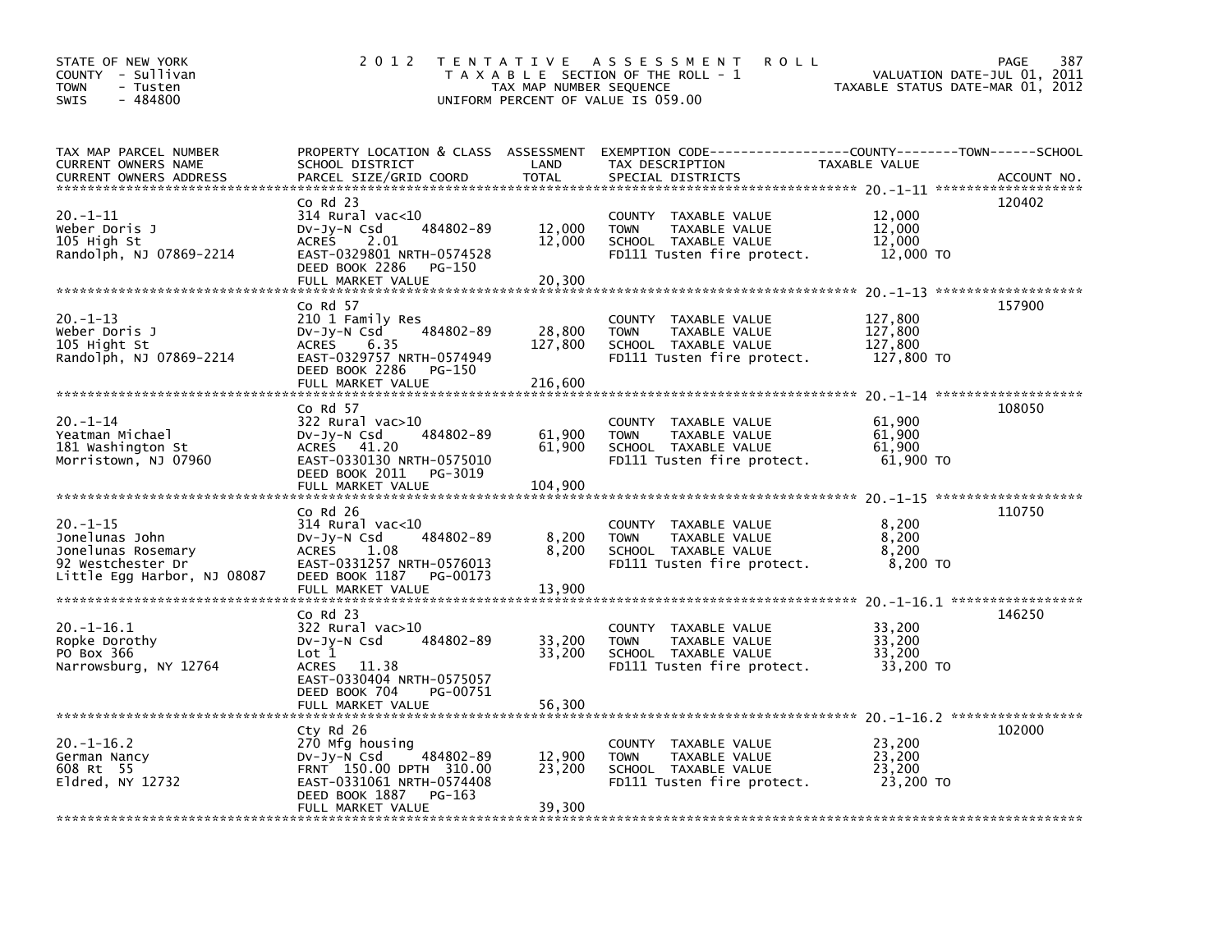STATE OF NEW YORK
COUNTY - Sullivan
TOWN - Tusten
SWIS - 484800

2012 TENTATIVE ASSESSMENT ROLL
TAXABLE SECTION OF THE ROLL - 1
TAX MAP NUMBER SEQUENCE
UNIFORM PERCENT OF VALUE IS 059.00

VALUATION DATE-JUL 01, 2011
TAXABLE STATUS DATE-MAR 01, 2012

| TAX MAP PARCEL NUMBER / CURRENT OWNERS NAME / CURRENT OWNERS ADDRESS | PROPERTY LOCATION & CLASS / SCHOOL DISTRICT / PARCEL SIZE/GRID COORD | ASSESSMENT LAND | TOTAL | EXEMPTION CODE / TAX DESCRIPTION / SPECIAL DISTRICTS | TAXABLE VALUE (COUNTY / TOWN / SCHOOL) | ACCOUNT NO. |
|---|---|---|---|---|---|---|
| 20.-1-11 | Co Rd 23 | | | | | 120402 |
| Weber Doris J | 314 Rural vac<10 | | | COUNTY TAXABLE VALUE | 12,000 | |
| 105 High St | Dv-Jy-N Csd 484802-89 | 12,000 | | TOWN TAXABLE VALUE | 12,000 | |
| Randolph, NJ 07869-2214 | ACRES 2.01 | | 12,000 | SCHOOL TAXABLE VALUE | 12,000 | |
| | EAST-0329801 NRTH-0574528 | | | FD111 Tusten fire protect. | 12,000 TO | |
| | DEED BOOK 2286 PG-150 | | | | | |
| | FULL MARKET VALUE | | 20,300 | | | |
| 20.-1-13 | Co Rd 57 | | | | | 157900 |
| Weber Doris J | 210 1 Family Res | | | COUNTY TAXABLE VALUE | 127,800 | |
| 105 Hight St | Dv-Jy-N Csd 484802-89 | 28,800 | | TOWN TAXABLE VALUE | 127,800 | |
| Randolph, NJ 07869-2214 | ACRES 6.35 | | 127,800 | SCHOOL TAXABLE VALUE | 127,800 | |
| | EAST-0329757 NRTH-0574949 | | | FD111 Tusten fire protect. | 127,800 TO | |
| | DEED BOOK 2286 PG-150 | | | | | |
| | FULL MARKET VALUE | | 216,600 | | | |
| 20.-1-14 | Co Rd 57 | | | | | 108050 |
| Yeatman Michael | 322 Rural vac>10 | | | COUNTY TAXABLE VALUE | 61,900 | |
| 181 Washington St | Dv-Jy-N Csd 484802-89 | 61,900 | | TOWN TAXABLE VALUE | 61,900 | |
| Morristown, NJ 07960 | ACRES 41.20 | | 61,900 | SCHOOL TAXABLE VALUE | 61,900 | |
| | EAST-0330130 NRTH-0575010 | | | FD111 Tusten fire protect. | 61,900 TO | |
| | DEED BOOK 2011 PG-3019 | | | | | |
| | FULL MARKET VALUE | | 104,900 | | | |
| 20.-1-15 | Co Rd 26 | | | | | 110750 |
| Jonelunas John | 314 Rural vac<10 | | | COUNTY TAXABLE VALUE | 8,200 | |
| Jonelunas Rosemary | Dv-Jy-N Csd 484802-89 | 8,200 | | TOWN TAXABLE VALUE | 8,200 | |
| 92 Westchester Dr | ACRES 1.08 | | 8,200 | SCHOOL TAXABLE VALUE | 8,200 | |
| Little Egg Harbor, NJ 08087 | EAST-0331257 NRTH-0576013 | | | FD111 Tusten fire protect. | 8,200 TO | |
| | DEED BOOK 1187 PG-00173 | | | | | |
| | FULL MARKET VALUE | | 13,900 | | | |
| 20.-1-16.1 | Co Rd 23 | | | | | 146250 |
| Ropke Dorothy | 322 Rural vac>10 | | | COUNTY TAXABLE VALUE | 33,200 | |
| PO Box 366 | Dv-Jy-N Csd 484802-89 | 33,200 | | TOWN TAXABLE VALUE | 33,200 | |
| Narrowsburg, NY 12764 | Lot 1 | | 33,200 | SCHOOL TAXABLE VALUE | 33,200 | |
| | ACRES 11.38 | | | FD111 Tusten fire protect. | 33,200 TO | |
| | EAST-0330404 NRTH-0575057 | | | | | |
| | DEED BOOK 704 PG-00751 | | | | | |
| | FULL MARKET VALUE | | 56,300 | | | |
| 20.-1-16.2 | Cty Rd 26 | | | | | 102000 |
| German Nancy | 270 Mfg housing | | | COUNTY TAXABLE VALUE | 23,200 | |
| 608 Rt 55 | Dv-Jy-N Csd 484802-89 | 12,900 | | TOWN TAXABLE VALUE | 23,200 | |
| Eldred, NY 12732 | FRNT 150.00 DPTH 310.00 | | 23,200 | SCHOOL TAXABLE VALUE | 23,200 | |
| | EAST-0331061 NRTH-0574408 | | | FD111 Tusten fire protect. | 23,200 TO | |
| | DEED BOOK 1887 PG-163 | | | | | |
| | FULL MARKET VALUE | | 39,300 | | | |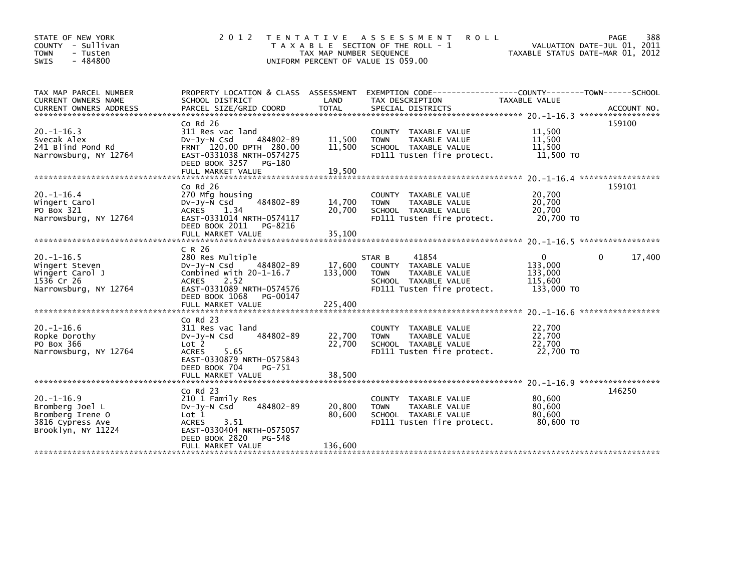STATE OF NEW YORK
COUNTY - Sullivan
TOWN - Tusten
SWIS - 484800

2 0 1 2 T E N T A T I V E A S S E S S M E N T R O L L
T A X A B L E SECTION OF THE ROLL - 1
TAX MAP NUMBER SEQUENCE
UNIFORM PERCENT OF VALUE IS 059.00

VALUATION DATE-JUL 01, 2011
TAXABLE STATUS DATE-MAR 01, 2012

| TAX MAP PARCEL NUMBER / CURRENT OWNERS NAME / CURRENT OWNERS ADDRESS | PROPERTY LOCATION & CLASS / SCHOOL DISTRICT / PARCEL SIZE/GRID COORD | ASSESSMENT LAND / TOTAL | EXEMPTION CODE / TAX DESCRIPTION / SPECIAL DISTRICTS | COUNTY TAXABLE VALUE | TOWN | SCHOOL / ACCOUNT NO. |
|---|---|---|---|---|---|---|
| 20.-1-16.3 | Co Rd 26 | | | | | 159100 |
| 20.-1-16.3 | 311 Res vac land | | COUNTY TAXABLE VALUE | 11,500 | | |
| Svecak Alex | Dv-Jy-N Csd 484802-89 | 11,500 | TOWN TAXABLE VALUE | 11,500 | | |
| 241 Blind Pond Rd | FRNT 120.00 DPTH 280.00 | 11,500 | SCHOOL TAXABLE VALUE | 11,500 | | |
| Narrowsburg, NY 12764 | EAST-0331038 NRTH-0574275 | | FD111 Tusten fire protect. | 11,500 TO | | |
| | DEED BOOK 3257 PG-180 | | | | | |
| | FULL MARKET VALUE | 19,500 | | | | |
| 20.-1-16.4 | Co Rd 26 | | | | | 159101 |
| 20.-1-16.4 | 270 Mfg housing | | COUNTY TAXABLE VALUE | 20,700 | | |
| Wingert Carol | Dv-Jy-N Csd 484802-89 | 14,700 | TOWN TAXABLE VALUE | 20,700 | | |
| PO Box 321 | ACRES 1.34 | 20,700 | SCHOOL TAXABLE VALUE | 20,700 | | |
| Narrowsburg, NY 12764 | EAST-0331014 NRTH-0574117 | | FD111 Tusten fire protect. | 20,700 TO | | |
| | DEED BOOK 2011 PG-8216 | | | | | |
| | FULL MARKET VALUE | 35,100 | | | | |
| 20.-1-16.5 | C R 26 | | | | | |
| 20.-1-16.5 | 280 Res Multiple | | STAR B 41854 | 0 | 0 | 17,400 |
| Wingert Steven | Dv-Jy-N Csd 484802-89 | 17,600 | COUNTY TAXABLE VALUE | 133,000 | | |
| Wingert Carol J | Combined with 20-1-16.7 | 133,000 | TOWN TAXABLE VALUE | 133,000 | | |
| 1536 Cr 26 | ACRES 2.52 | | SCHOOL TAXABLE VALUE | 115,600 | | |
| Narrowsburg, NY 12764 | EAST-0331089 NRTH-0574576 | | FD111 Tusten fire protect. | 133,000 TO | | |
| | DEED BOOK 1068 PG-00147 | | | | | |
| | FULL MARKET VALUE | 225,400 | | | | |
| 20.-1-16.6 | Co Rd 23 | | | | | |
| 20.-1-16.6 | 311 Res vac land | | COUNTY TAXABLE VALUE | 22,700 | | |
| Ropke Dorothy | Dv-Jy-N Csd 484802-89 | 22,700 | TOWN TAXABLE VALUE | 22,700 | | |
| PO Box 366 | Lot 2 | 22,700 | SCHOOL TAXABLE VALUE | 22,700 | | |
| Narrowsburg, NY 12764 | ACRES 5.65 | | FD111 Tusten fire protect. | 22,700 TO | | |
| | EAST-0330879 NRTH-0575843 | | | | | |
| | DEED BOOK 704 PG-751 | | | | | |
| | FULL MARKET VALUE | 38,500 | | | | |
| 20.-1-16.9 | Co Rd 23 | | | | | 146250 |
| 20.-1-16.9 | 210 1 Family Res | | COUNTY TAXABLE VALUE | 80,600 | | |
| Bromberg Joel L | Dv-Jy-N Csd 484802-89 | 20,800 | TOWN TAXABLE VALUE | 80,600 | | |
| Bromberg Irene O | Lot 1 | 80,600 | SCHOOL TAXABLE VALUE | 80,600 | | |
| 3816 Cypress Ave | ACRES 3.51 | | FD111 Tusten fire protect. | 80,600 TO | | |
| Brooklyn, NY 11224 | EAST-0330404 NRTH-0575057 | | | | | |
| | DEED BOOK 2820 PG-548 | | | | | |
| | FULL MARKET VALUE | 136,600 | | | | |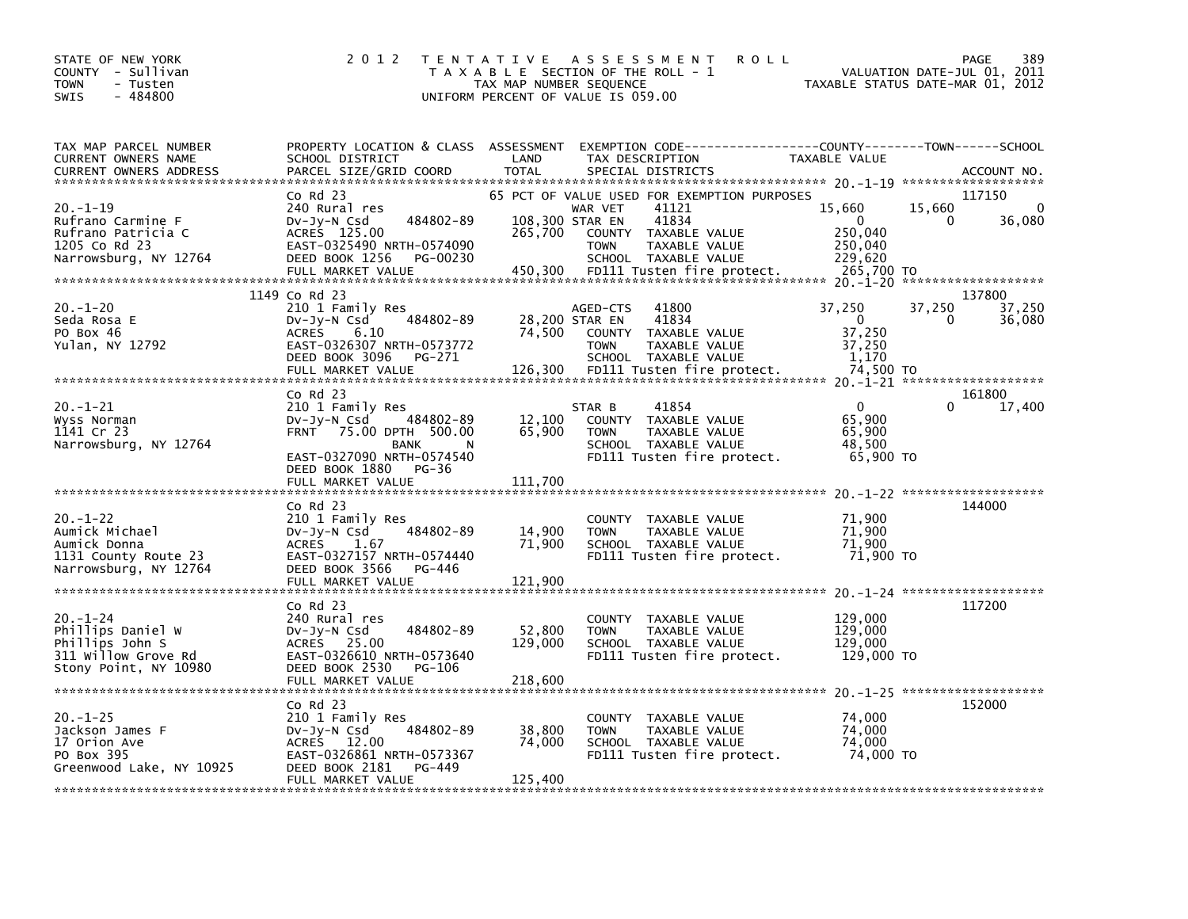STATE OF NEW YORK
COUNTY - Sullivan
TOWN - Tusten
SWIS - 484800

2 0 1 2 T E N T A T I V E A S S E S S M E N T R O L L
T A X A B L E SECTION OF THE ROLL - 1
TAX MAP NUMBER SEQUENCE
UNIFORM PERCENT OF VALUE IS 059.00

VALUATION DATE-JUL 01, 2011
TAXABLE STATUS DATE-MAR 01, 2012

| TAX MAP PARCEL NUMBER / CURRENT OWNERS NAME / CURRENT OWNERS ADDRESS | PROPERTY LOCATION & CLASS / SCHOOL DISTRICT / PARCEL SIZE/GRID COORD | ASSESSMENT LAND / TOTAL | EXEMPTION CODE / TAX DESCRIPTION / SPECIAL DISTRICTS | COUNTY TAXABLE VALUE | TOWN | SCHOOL / ACCOUNT NO. |
|---|---|---|---|---|---|---|
| **20.-1-19** | Co Rd 23 | | 65 PCT OF VALUE USED FOR EXEMPTION PURPOSES | | | 117150 |
| | 240 Rural res | | WAR VET 41121 | 15,660 | 15,660 | 0 |
| Rufrano Carmine F | Dv-Jy-N Csd 484802-89 | 108,300 | STAR EN 41834 | 0 | 0 | 36,080 |
| Rufrano Patricia C | ACRES 125.00 | 265,700 | COUNTY TAXABLE VALUE | 250,040 | | |
| 1205 Co Rd 23 | EAST-0325490 NRTH-0574090 | | TOWN TAXABLE VALUE | 250,040 | | |
| Narrowsburg, NY 12764 | DEED BOOK 1256 PG-00230 | | SCHOOL TAXABLE VALUE | 229,620 | | |
| | FULL MARKET VALUE | 450,300 | FD111 Tusten fire protect. | 265,700 TO | | |
| **20.-1-20** | 1149 Co Rd 23 | | | | | 137800 |
| | 210 1 Family Res | | AGED-CTS 41800 | 37,250 | 37,250 | 37,250 |
| Seda Rosa E | Dv-Jy-N Csd 484802-89 | 28,200 | STAR EN 41834 | 0 | 0 | 36,080 |
| PO Box 46 | ACRES 6.10 | 74,500 | COUNTY TAXABLE VALUE | 37,250 | | |
| Yulan, NY 12792 | EAST-0326307 NRTH-0573772 | | TOWN TAXABLE VALUE | 37,250 | | |
| | DEED BOOK 3096 PG-271 | | SCHOOL TAXABLE VALUE | 1,170 | | |
| | FULL MARKET VALUE | 126,300 | FD111 Tusten fire protect. | 74,500 TO | | |
| **20.-1-21** | Co Rd 23 | | | | | 161800 |
| | 210 1 Family Res | | STAR B 41854 | 0 | 0 | 17,400 |
| Wyss Norman | Dv-Jy-N Csd 484802-89 | 12,100 | COUNTY TAXABLE VALUE | 65,900 | | |
| 1141 Cr 23 | FRNT 75.00 DPTH 500.00 | 65,900 | TOWN TAXABLE VALUE | 65,900 | | |
| Narrowsburg, NY 12764 | BANK N | | SCHOOL TAXABLE VALUE | 48,500 | | |
| | EAST-0327090 NRTH-0574540 | | FD111 Tusten fire protect. | 65,900 TO | | |
| | DEED BOOK 1880 PG-36 | | | | | |
| | FULL MARKET VALUE | 111,700 | | | | |
| **20.-1-22** | Co Rd 23 | | | | | 144000 |
| | 210 1 Family Res | | COUNTY TAXABLE VALUE | 71,900 | | |
| Aumick Michael | Dv-Jy-N Csd 484802-89 | 14,900 | TOWN TAXABLE VALUE | 71,900 | | |
| Aumick Donna | ACRES 1.67 | 71,900 | SCHOOL TAXABLE VALUE | 71,900 | | |
| 1131 County Route 23 | EAST-0327157 NRTH-0574440 | | FD111 Tusten fire protect. | 71,900 TO | | |
| Narrowsburg, NY 12764 | DEED BOOK 3566 PG-446 | | | | | |
| | FULL MARKET VALUE | 121,900 | | | | |
| **20.-1-24** | Co Rd 23 | | | | | 117200 |
| | 240 Rural res | | COUNTY TAXABLE VALUE | 129,000 | | |
| Phillips Daniel W | Dv-Jy-N Csd 484802-89 | 52,800 | TOWN TAXABLE VALUE | 129,000 | | |
| Phillips John S | ACRES 25.00 | 129,000 | SCHOOL TAXABLE VALUE | 129,000 | | |
| 311 Willow Grove Rd | EAST-0326610 NRTH-0573640 | | FD111 Tusten fire protect. | 129,000 TO | | |
| Stony Point, NY 10980 | DEED BOOK 2530 PG-106 | | | | | |
| | FULL MARKET VALUE | 218,600 | | | | |
| **20.-1-25** | Co Rd 23 | | | | | 152000 |
| | 210 1 Family Res | | COUNTY TAXABLE VALUE | 74,000 | | |
| Jackson James F | Dv-Jy-N Csd 484802-89 | 38,800 | TOWN TAXABLE VALUE | 74,000 | | |
| 17 Orion Ave | ACRES 12.00 | 74,000 | SCHOOL TAXABLE VALUE | 74,000 | | |
| PO Box 395 | EAST-0326861 NRTH-0573367 | | FD111 Tusten fire protect. | 74,000 TO | | |
| Greenwood Lake, NY 10925 | DEED BOOK 2181 PG-449 | | | | | |
| | FULL MARKET VALUE | 125,400 | | | | |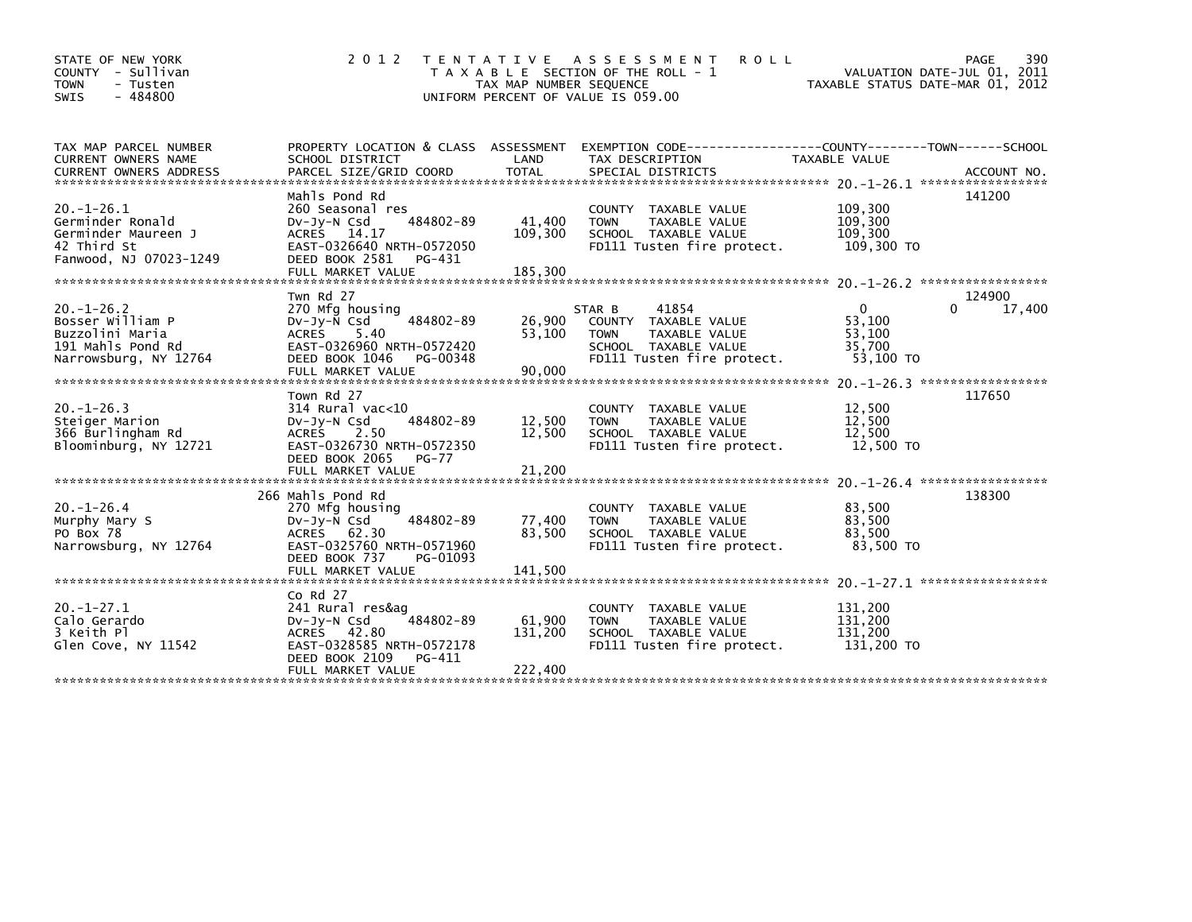STATE OF NEW YORK
COUNTY - Sullivan
TOWN - Tusten
SWIS - 484800

2012 TENTATIVE ASSESSMENT ROLL
TAXABLE SECTION OF THE ROLL - 1
TAX MAP NUMBER SEQUENCE
UNIFORM PERCENT OF VALUE IS 059.00

VALUATION DATE-JUL 01, 2011
TAXABLE STATUS DATE-MAR 01, 2012

| TAX MAP PARCEL NUMBER / CURRENT OWNERS NAME / CURRENT OWNERS ADDRESS | PROPERTY LOCATION & CLASS / SCHOOL DISTRICT / PARCEL SIZE/GRID COORD | ASSESSMENT LAND | TOTAL | EXEMPTION CODE / TAX DESCRIPTION / SPECIAL DISTRICTS | COUNTY / TOWN TAXABLE VALUE | SCHOOL | ACCOUNT NO. |
|---|---|---|---|---|---|---|---|
| 20.-1-26.1 | Mahls Pond Rd | | | | | | 141200 |
| Germinder Ronald | 260 Seasonal res | | | COUNTY TAXABLE VALUE | 109,300 | | |
| Germinder Maureen J | Dv-Jy-N Csd 484802-89 | 41,400 | | TOWN TAXABLE VALUE | 109,300 | | |
| 42 Third St | ACRES 14.17 | | 109,300 | SCHOOL TAXABLE VALUE | 109,300 | | |
| Fanwood, NJ 07023-1249 | EAST-0326640 NRTH-0572050 | | | FD111 Tusten fire protect. | 109,300 TO | | |
| | DEED BOOK 2581 PG-431 | | | | | | |
| | FULL MARKET VALUE | | 185,300 | | | | |
| 20.-1-26.2 | Twn Rd 27 | | | | | | 124900 |
| Bosser William P | 270 Mfg housing | | | STAR B 41854 | 0 | 0 | 17,400 |
| Buzzolini Maria | Dv-Jy-N Csd 484802-89 | 26,900 | | COUNTY TAXABLE VALUE | 53,100 | | |
| 191 Mahls Pond Rd | ACRES 5.40 | | 53,100 | TOWN TAXABLE VALUE | 53,100 | | |
| Narrowsburg, NY 12764 | EAST-0326960 NRTH-0572420 | | | SCHOOL TAXABLE VALUE | 35,700 | | |
| | DEED BOOK 1046 PG-00348 | | | FD111 Tusten fire protect. | 53,100 TO | | |
| | FULL MARKET VALUE | | 90,000 | | | | |
| 20.-1-26.3 | Town Rd 27 | | | | | | 117650 |
| Steiger Marion | 314 Rural vac<10 | | | COUNTY TAXABLE VALUE | 12,500 | | |
| 366 Burlingham Rd | Dv-Jy-N Csd 484802-89 | 12,500 | | TOWN TAXABLE VALUE | 12,500 | | |
| Bloominburg, NY 12721 | ACRES 2.50 | | 12,500 | SCHOOL TAXABLE VALUE | 12,500 | | |
| | EAST-0326730 NRTH-0572350 | | | FD111 Tusten fire protect. | 12,500 TO | | |
| | DEED BOOK 2065 PG-77 | | | | | | |
| | FULL MARKET VALUE | | 21,200 | | | | |
| 20.-1-26.4 | 266 Mahls Pond Rd | | | | | | 138300 |
| Murphy Mary S | 270 Mfg housing | | | COUNTY TAXABLE VALUE | 83,500 | | |
| PO Box 78 | Dv-Jy-N Csd 484802-89 | 77,400 | | TOWN TAXABLE VALUE | 83,500 | | |
| Narrowsburg, NY 12764 | ACRES 62.30 | | 83,500 | SCHOOL TAXABLE VALUE | 83,500 | | |
| | EAST-0325760 NRTH-0571960 | | | FD111 Tusten fire protect. | 83,500 TO | | |
| | DEED BOOK 737 PG-01093 | | | | | | |
| | FULL MARKET VALUE | | 141,500 | | | | |
| 20.-1-27.1 | Co Rd 27 | | | | | | |
| Calo Gerardo | 241 Rural res&ag | | | COUNTY TAXABLE VALUE | 131,200 | | |
| 3 Keith Pl | Dv-Jy-N Csd 484802-89 | 61,900 | | TOWN TAXABLE VALUE | 131,200 | | |
| Glen Cove, NY 11542 | ACRES 42.80 | | 131,200 | SCHOOL TAXABLE VALUE | 131,200 | | |
| | EAST-0328585 NRTH-0572178 | | | FD111 Tusten fire protect. | 131,200 TO | | |
| | DEED BOOK 2109 PG-411 | | | | | | |
| | FULL MARKET VALUE | | 222,400 | | | | |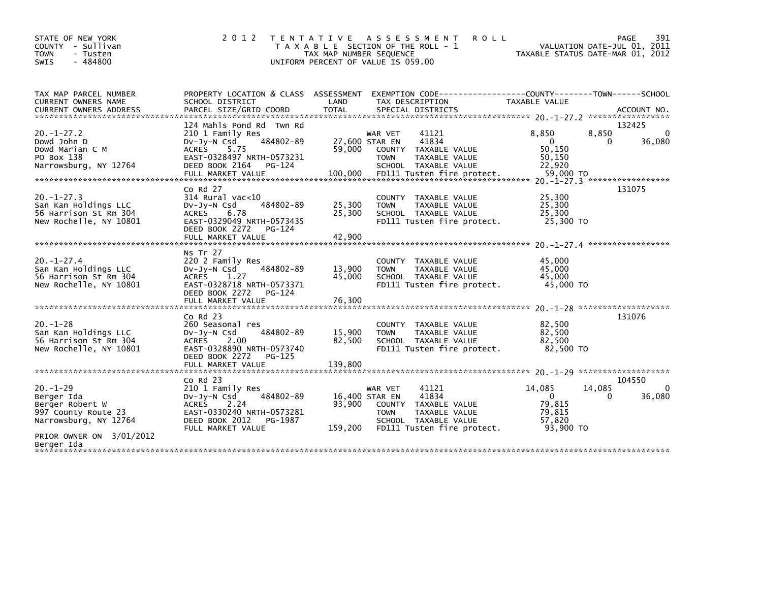STATE OF NEW YORK
COUNTY - Sullivan
TOWN - Tusten
SWIS - 484800

# 2012 TENTATIVE ASSESSMENT ROLL

TAXABLE SECTION OF THE ROLL - 1
TAX MAP NUMBER SEQUENCE
UNIFORM PERCENT OF VALUE IS 059.00

VALUATION DATE-JUL 01, 2011
TAXABLE STATUS DATE-MAR 01, 2012

| TAX MAP PARCEL NUMBER / CURRENT OWNERS NAME / CURRENT OWNERS ADDRESS | PROPERTY LOCATION & CLASS / SCHOOL DISTRICT / PARCEL SIZE/GRID COORD | ASSESSMENT LAND / TOTAL | EXEMPTION CODE / TAX DESCRIPTION / SPECIAL DISTRICTS | COUNTY TAXABLE VALUE | TOWN | SCHOOL | ACCOUNT NO. |
|---|---|---|---|---|---|---|---|
| 20.-1-27.2 | 124 Mahls Pond Rd Twn Rd | | | | | | 132425 |
| | 210 1 Family Res | | WAR VET 41121 | 8,850 | 8,850 | 0 | |
| Dowd John D | Dv-Jy-N Csd 484802-89 | 27,600 | STAR EN 41834 | 0 | 0 | 36,080 | |
| Dowd Marian C M | ACRES 5.75 | 59,000 | COUNTY TAXABLE VALUE | 50,150 | | | |
| PO Box 138 | EAST-0328497 NRTH-0573231 | | TOWN TAXABLE VALUE | 50,150 | | | |
| Narrowsburg, NY 12764 | DEED BOOK 2164 PG-124 | | SCHOOL TAXABLE VALUE | 22,920 | | | |
| | FULL MARKET VALUE | 100,000 | FD111 Tusten fire protect. | 59,000 TO | | | |
| 20.-1-27.3 | Co Rd 27 | | | | | | 131075 |
| San Kan Holdings LLC | 314 Rural vac<10 | | COUNTY TAXABLE VALUE | 25,300 | | | |
| 56 Harrison St Rm 304 | Dv-Jy-N Csd 484802-89 | 25,300 | TOWN TAXABLE VALUE | 25,300 | | | |
| New Rochelle, NY 10801 | ACRES 6.78 | 25,300 | SCHOOL TAXABLE VALUE | 25,300 | | | |
| | EAST-0329049 NRTH-0573435 | | FD111 Tusten fire protect. | 25,300 TO | | | |
| | DEED BOOK 2272 PG-124 | | | | | | |
| | FULL MARKET VALUE | 42,900 | | | | | |
| 20.-1-27.4 | Ns Tr 27 | | | | | | |
| San Kan Holdings LLC | 220 2 Family Res | | COUNTY TAXABLE VALUE | 45,000 | | | |
| 56 Harrison St Rm 304 | Dv-Jy-N Csd 484802-89 | 13,900 | TOWN TAXABLE VALUE | 45,000 | | | |
| New Rochelle, NY 10801 | ACRES 1.27 | 45,000 | SCHOOL TAXABLE VALUE | 45,000 | | | |
| | EAST-0328718 NRTH-0573371 | | FD111 Tusten fire protect. | 45,000 TO | | | |
| | DEED BOOK 2272 PG-124 | | | | | | |
| | FULL MARKET VALUE | 76,300 | | | | | |
| 20.-1-28 | Co Rd 23 | | | | | | 131076 |
| San Kan Holdings LLC | 260 Seasonal res | | COUNTY TAXABLE VALUE | 82,500 | | | |
| 56 Harrison St Rm 304 | Dv-Jy-N Csd 484802-89 | 15,900 | TOWN TAXABLE VALUE | 82,500 | | | |
| New Rochelle, NY 10801 | ACRES 2.00 | 82,500 | SCHOOL TAXABLE VALUE | 82,500 | | | |
| | EAST-0328890 NRTH-0573740 | | FD111 Tusten fire protect. | 82,500 TO | | | |
| | DEED BOOK 2272 PG-125 | | | | | | |
| | FULL MARKET VALUE | 139,800 | | | | | |
| 20.-1-29 | Co Rd 23 | | | | | | 104550 |
| | 210 1 Family Res | | WAR VET 41121 | 14,085 | 14,085 | 0 | |
| Berger Ida | Dv-Jy-N Csd 484802-89 | 16,400 | STAR EN 41834 | 0 | 0 | 36,080 | |
| Berger Robert W | ACRES 2.24 | 93,900 | COUNTY TAXABLE VALUE | 79,815 | | | |
| 997 County Route 23 | EAST-0330240 NRTH-0573281 | | TOWN TAXABLE VALUE | 79,815 | | | |
| Narrowsburg, NY 12764 | DEED BOOK 2012 PG-1987 | | SCHOOL TAXABLE VALUE | 57,820 | | | |
| | FULL MARKET VALUE | 159,200 | FD111 Tusten fire protect. | 93,900 TO | | | |
| PRIOR OWNER ON 3/01/2012 | | | | | | | |
| Berger Ida | | | | | | | |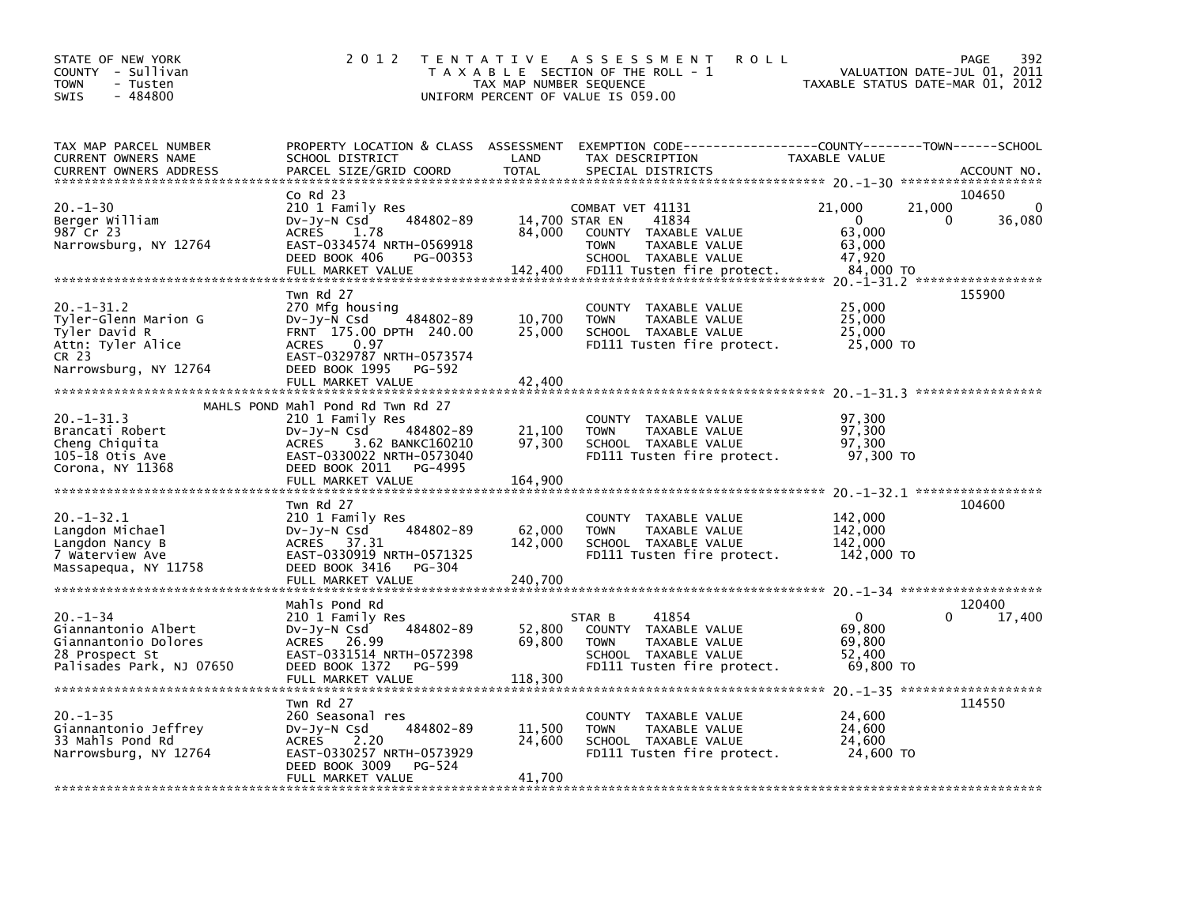STATE OF NEW YORK
COUNTY - Sullivan
TOWN - Tusten
SWIS - 484800

# 2012 TENTATIVE ASSESSMENT ROLL

TAXABLE SECTION OF THE ROLL - 1
TAX MAP NUMBER SEQUENCE
UNIFORM PERCENT OF VALUE IS 059.00

VALUATION DATE-JUL 01, 2011
TAXABLE STATUS DATE-MAR 01, 2012

| TAX MAP PARCEL NUMBER / CURRENT OWNERS NAME / CURRENT OWNERS ADDRESS | PROPERTY LOCATION & CLASS / SCHOOL DISTRICT / PARCEL SIZE/GRID COORD | ASSESSMENT LAND | TOTAL | EXEMPTION CODE / TAX DESCRIPTION / SPECIAL DISTRICTS | COUNTY TAXABLE VALUE | TOWN | SCHOOL | ACCOUNT NO. |
|---|---|---|---|---|---|---|---|---|
| 20.-1-30 | Co Rd 23 | | | | | | | 104650 |
| | 210 1 Family Res | | | COMBAT VET 41131 | 21,000 | 21,000 | 0 | |
| Berger William | Dv-Jy-N Csd 484802-89 | 14,700 | | STAR EN 41834 | 0 | 0 | 36,080 | |
| 987 Cr 23 | ACRES 1.78 | | 84,000 | COUNTY TAXABLE VALUE | 63,000 | | | |
| Narrowsburg, NY 12764 | EAST-0334574 NRTH-0569918 | | | TOWN TAXABLE VALUE | 63,000 | | | |
| | DEED BOOK 406 PG-00353 | | | SCHOOL TAXABLE VALUE | 47,920 | | | |
| | FULL MARKET VALUE | | 142,400 | FD111 Tusten fire protect. | 84,000 TO | | | |
| 20.-1-31.2 | Twn Rd 27 | | | | | | | 155900 |
| | 270 Mfg housing | | | COUNTY TAXABLE VALUE | 25,000 | | | |
| Tyler-Glenn Marion G | Dv-Jy-N Csd 484802-89 | 10,700 | | TOWN TAXABLE VALUE | 25,000 | | | |
| Tyler David R | FRNT 175.00 DPTH 240.00 | | 25,000 | SCHOOL TAXABLE VALUE | 25,000 | | | |
| Attn: Tyler Alice | ACRES 0.97 | | | FD111 Tusten fire protect. | 25,000 TO | | | |
| CR 23 | EAST-0329787 NRTH-0573574 | | | | | | | |
| Narrowsburg, NY 12764 | DEED BOOK 1995 PG-592 | | | | | | | |
| | FULL MARKET VALUE | | 42,400 | | | | | |
| 20.-1-31.3 | MAHLS POND Mahl Pond Rd Twn Rd 27 | | | | | | | |
| | 210 1 Family Res | | | COUNTY TAXABLE VALUE | 97,300 | | | |
| Brancati Robert | Dv-Jy-N Csd 484802-89 | 21,100 | | TOWN TAXABLE VALUE | 97,300 | | | |
| Cheng Chiquita | ACRES 3.62 BANKC160210 | | 97,300 | SCHOOL TAXABLE VALUE | 97,300 | | | |
| 105-18 Otis Ave | EAST-0330022 NRTH-0573040 | | | FD111 Tusten fire protect. | 97,300 TO | | | |
| Corona, NY 11368 | DEED BOOK 2011 PG-4995 | | | | | | | |
| | FULL MARKET VALUE | | 164,900 | | | | | |
| 20.-1-32.1 | Twn Rd 27 | | | | | | | 104600 |
| | 210 1 Family Res | | | COUNTY TAXABLE VALUE | 142,000 | | | |
| Langdon Michael | Dv-Jy-N Csd 484802-89 | 62,000 | | TOWN TAXABLE VALUE | 142,000 | | | |
| Langdon Nancy B | ACRES 37.31 | | 142,000 | SCHOOL TAXABLE VALUE | 142,000 | | | |
| 7 Waterview Ave | EAST-0330919 NRTH-0571325 | | | FD111 Tusten fire protect. | 142,000 TO | | | |
| Massapequa, NY 11758 | DEED BOOK 3416 PG-304 | | | | | | | |
| | FULL MARKET VALUE | | 240,700 | | | | | |
| 20.-1-34 | Mahls Pond Rd | | | | | | | 120400 |
| | 210 1 Family Res | | | STAR B 41854 | 0 | 0 | 17,400 | |
| Giannantonio Albert | Dv-Jy-N Csd 484802-89 | 52,800 | | COUNTY TAXABLE VALUE | 69,800 | | | |
| Giannantonio Dolores | ACRES 26.99 | | 69,800 | TOWN TAXABLE VALUE | 69,800 | | | |
| 28 Prospect St | EAST-0331514 NRTH-0572398 | | | SCHOOL TAXABLE VALUE | 52,400 | | | |
| Palisades Park, NJ 07650 | DEED BOOK 1372 PG-599 | | | FD111 Tusten fire protect. | 69,800 TO | | | |
| | FULL MARKET VALUE | | 118,300 | | | | | |
| 20.-1-35 | Twn Rd 27 | | | | | | | 114550 |
| | 260 Seasonal res | | | COUNTY TAXABLE VALUE | 24,600 | | | |
| Giannantonio Jeffrey | Dv-Jy-N Csd 484802-89 | 11,500 | | TOWN TAXABLE VALUE | 24,600 | | | |
| 33 Mahls Pond Rd | ACRES 2.20 | | 24,600 | SCHOOL TAXABLE VALUE | 24,600 | | | |
| Narrowsburg, NY 12764 | EAST-0330257 NRTH-0573929 | | | FD111 Tusten fire protect. | 24,600 TO | | | |
| | DEED BOOK 3009 PG-524 | | | | | | | |
| | FULL MARKET VALUE | | 41,700 | | | | | |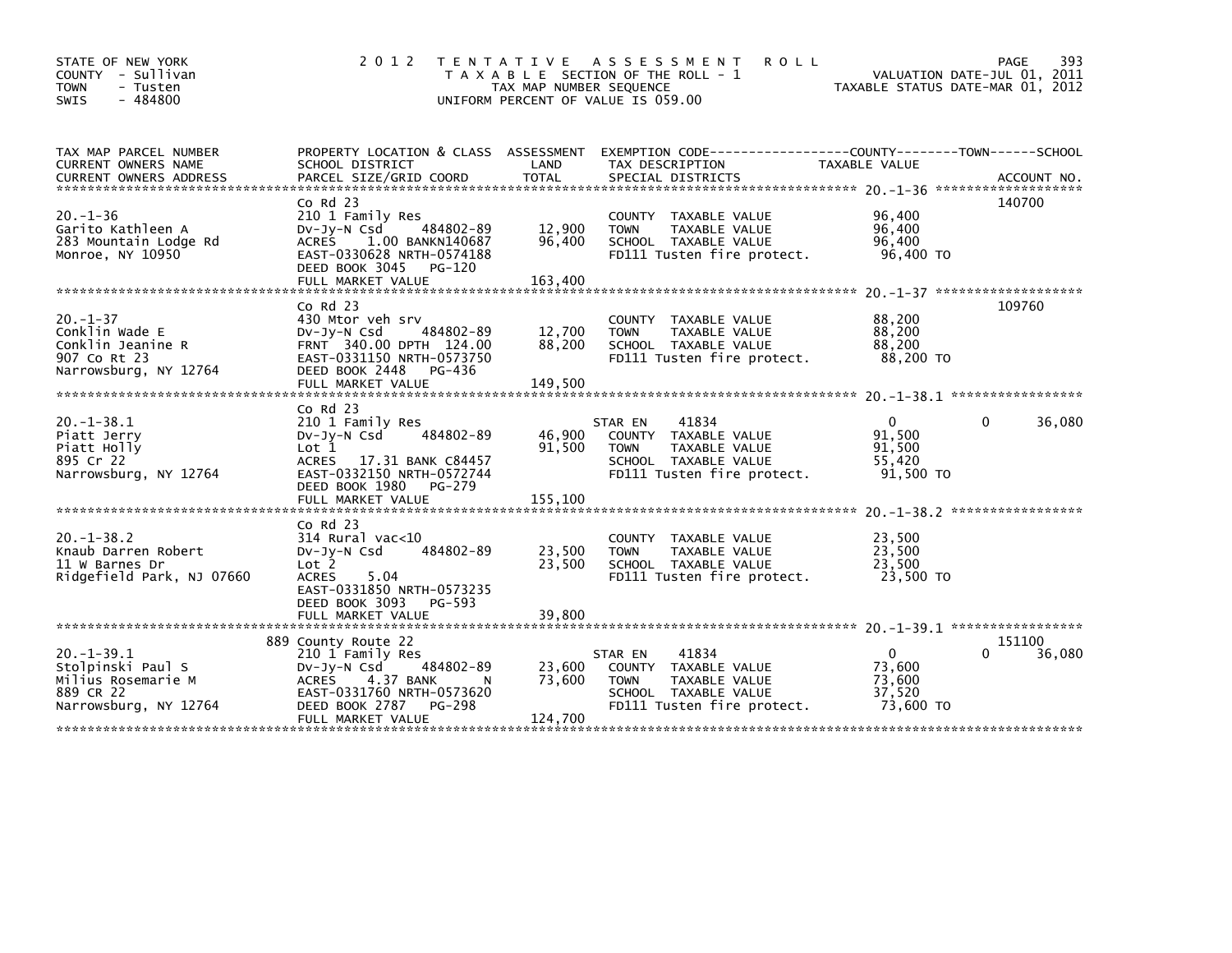STATE OF NEW YORK
COUNTY - Sullivan
TOWN - Tusten
SWIS - 484800

2 0 1 2 T E N T A T I V E A S S E S S M E N T R O L L
T A X A B L E SECTION OF THE ROLL - 1
TAX MAP NUMBER SEQUENCE
UNIFORM PERCENT OF VALUE IS 059.00

VALUATION DATE-JUL 01, 2011
TAXABLE STATUS DATE-MAR 01, 2012

| TAX MAP PARCEL NUMBER / CURRENT OWNERS NAME / CURRENT OWNERS ADDRESS | PROPERTY LOCATION & CLASS / SCHOOL DISTRICT / PARCEL SIZE/GRID COORD | ASSESSMENT LAND | TOTAL | EXEMPTION CODE / TAX DESCRIPTION / SPECIAL DISTRICTS | COUNTY TAXABLE VALUE | TOWN | SCHOOL / ACCOUNT NO. |
|---|---|---|---|---|---|---|---|
| 20.-1-36 | Co Rd 23 | | | | | | 140700 |
| Garito Kathleen A | 210 1 Family Res | | | COUNTY TAXABLE VALUE | 96,400 | | |
| 283 Mountain Lodge Rd | Dv-Jy-N Csd 484802-89 | 12,900 | | TOWN TAXABLE VALUE | 96,400 | | |
| Monroe, NY 10950 | ACRES 1.00 BANKN140687 | | 96,400 | SCHOOL TAXABLE VALUE | 96,400 | | |
| | EAST-0330628 NRTH-0574188 | | | FD111 Tusten fire protect. | 96,400 TO | | |
| | DEED BOOK 3045 PG-120 | | | | | | |
| | FULL MARKET VALUE | | 163,400 | | | | |
| 20.-1-37 | Co Rd 23 | | | | | | 109760 |
| Conklin Wade E | 430 Mtor veh srv | | | COUNTY TAXABLE VALUE | 88,200 | | |
| Conklin Jeanine R | Dv-Jy-N Csd 484802-89 | 12,700 | | TOWN TAXABLE VALUE | 88,200 | | |
| 907 Co Rt 23 | FRNT 340.00 DPTH 124.00 | | 88,200 | SCHOOL TAXABLE VALUE | 88,200 | | |
| Narrowsburg, NY 12764 | EAST-0331150 NRTH-0573750 | | | FD111 Tusten fire protect. | 88,200 TO | | |
| | DEED BOOK 2448 PG-436 | | | | | | |
| | FULL MARKET VALUE | | 149,500 | | | | |
| 20.-1-38.1 | Co Rd 23 | | | | | | |
| Piatt Jerry | 210 1 Family Res | | | STAR EN 41834 | 0 | 0 | 36,080 |
| Piatt Holly | Dv-Jy-N Csd 484802-89 | 46,900 | | COUNTY TAXABLE VALUE | 91,500 | | |
| 895 Cr 22 | Lot 1 | | 91,500 | TOWN TAXABLE VALUE | 91,500 | | |
| Narrowsburg, NY 12764 | ACRES 17.31 BANK C84457 | | | SCHOOL TAXABLE VALUE | 55,420 | | |
| | EAST-0332150 NRTH-0572744 | | | FD111 Tusten fire protect. | 91,500 TO | | |
| | DEED BOOK 1980 PG-279 | | | | | | |
| | FULL MARKET VALUE | | 155,100 | | | | |
| 20.-1-38.2 | Co Rd 23 | | | | | | |
| Knaub Darren Robert | 314 Rural vac<10 | | | COUNTY TAXABLE VALUE | 23,500 | | |
| 11 W Barnes Dr | Dv-Jy-N Csd 484802-89 | 23,500 | | TOWN TAXABLE VALUE | 23,500 | | |
| Ridgefield Park, NJ 07660 | Lot 2 | | 23,500 | SCHOOL TAXABLE VALUE | 23,500 | | |
| | ACRES 5.04 | | | FD111 Tusten fire protect. | 23,500 TO | | |
| | EAST-0331850 NRTH-0573235 | | | | | | |
| | DEED BOOK 3093 PG-593 | | | | | | |
| | FULL MARKET VALUE | | 39,800 | | | | |
| 20.-1-39.1 | 889 County Route 22 | | | | | | 151100 |
| Stolpinski Paul S | 210 1 Family Res | | | STAR EN 41834 | 0 | 0 | 36,080 |
| Milius Rosemarie M | Dv-Jy-N Csd 484802-89 | 23,600 | | COUNTY TAXABLE VALUE | 73,600 | | |
| 889 CR 22 | ACRES 4.37 BANK N | | 73,600 | TOWN TAXABLE VALUE | 73,600 | | |
| Narrowsburg, NY 12764 | EAST-0331760 NRTH-0573620 | | | SCHOOL TAXABLE VALUE | 37,520 | | |
| | DEED BOOK 2787 PG-298 | | | FD111 Tusten fire protect. | 73,600 TO | | |
| | FULL MARKET VALUE | | 124,700 | | | | |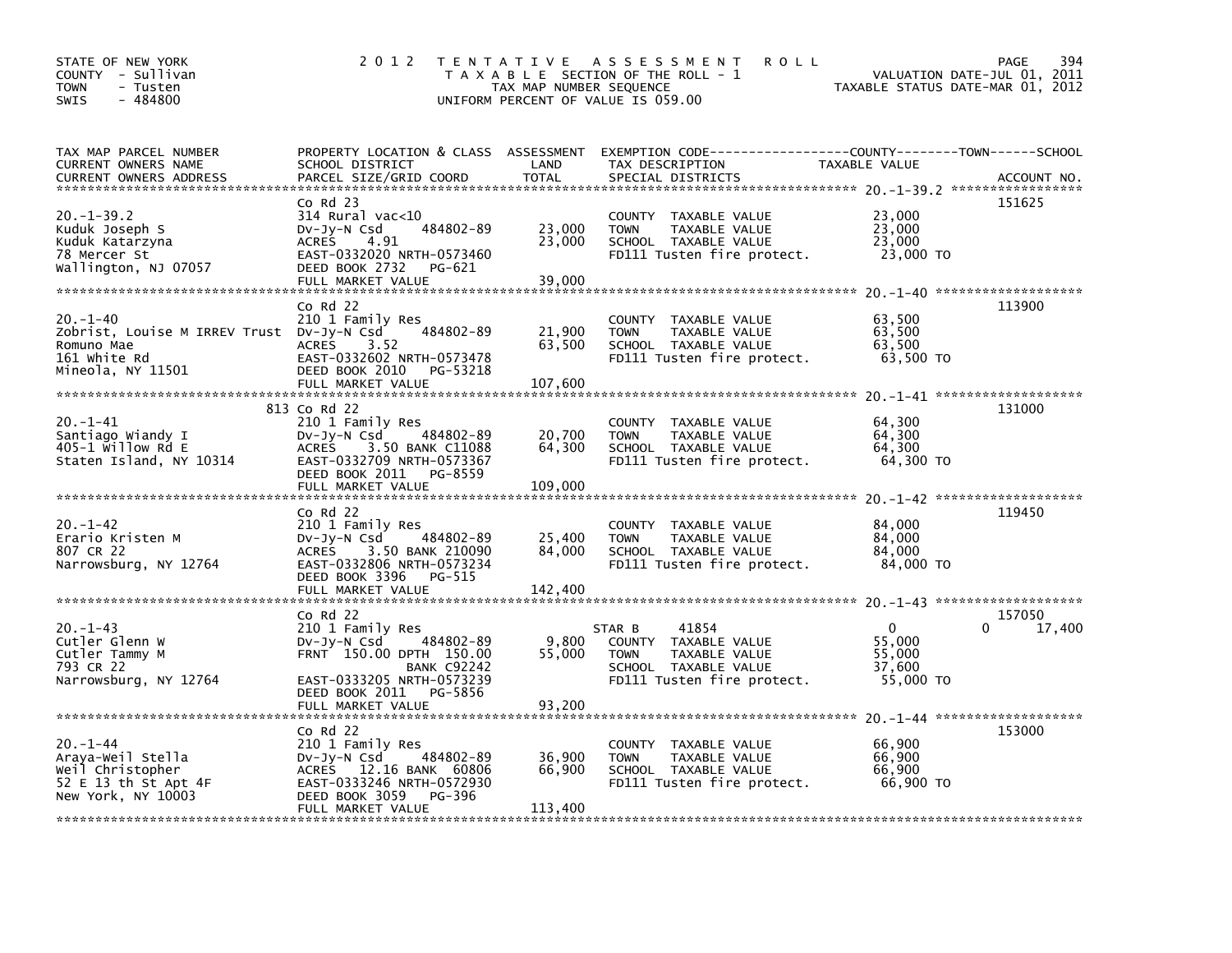STATE OF NEW YORK
COUNTY - Sullivan
TOWN - Tusten
SWIS - 484800

2012 TENTATIVE ASSESSMENT ROLL
TAXABLE SECTION OF THE ROLL - 1
TAX MAP NUMBER SEQUENCE
UNIFORM PERCENT OF VALUE IS 059.00

VALUATION DATE-JUL 01, 2011
TAXABLE STATUS DATE-MAR 01, 2012

| TAX MAP PARCEL NUMBER / CURRENT OWNERS NAME / CURRENT OWNERS ADDRESS | PROPERTY LOCATION & CLASS / SCHOOL DISTRICT / PARCEL SIZE/GRID COORD | ASSESSMENT LAND | TOTAL | EXEMPTION CODE / TAX DESCRIPTION / SPECIAL DISTRICTS | COUNTY | TOWN | SCHOOL | TAXABLE VALUE | ACCOUNT NO. |
|---|---|---|---|---|---|---|---|---|---|
| 20.-1-39.2 | Co Rd 23 | | | | | | | | 151625 |
| Kuduk Joseph S | 314 Rural vac<10 | | | COUNTY TAXABLE VALUE | | | | 23,000 | |
| Kuduk Katarzyna | Dv-Jy-N Csd 484802-89 | 23,000 | 23,000 | TOWN TAXABLE VALUE | | | | 23,000 | |
| 78 Mercer St | ACRES 4.91 | | | SCHOOL TAXABLE VALUE | | | | 23,000 | |
| Wallington, NJ 07057 | EAST-0332020 NRTH-0573460 | | | FD111 Tusten fire protect. | | | | 23,000 TO | |
| | DEED BOOK 2732 PG-621 | | | | | | | | |
| | FULL MARKET VALUE | | 39,000 | | | | | | |
| 20.-1-40 | Co Rd 22 | | | | | | | | 113900 |
| Zobrist, Louise M IRREV Trust | 210 1 Family Res | | | COUNTY TAXABLE VALUE | | | | 63,500 | |
| Romuno Mae | Dv-Jy-N Csd 484802-89 | 21,900 | 63,500 | TOWN TAXABLE VALUE | | | | 63,500 | |
| 161 White Rd | ACRES 3.52 | | | SCHOOL TAXABLE VALUE | | | | 63,500 | |
| Mineola, NY 11501 | EAST-0332602 NRTH-0573478 | | | FD111 Tusten fire protect. | | | | 63,500 TO | |
| | DEED BOOK 2010 PG-53218 | | | | | | | | |
| | FULL MARKET VALUE | | 107,600 | | | | | | |
| 20.-1-41 | 813 Co Rd 22 | | | | | | | | 131000 |
| Santiago Wiandy I | 210 1 Family Res | | | COUNTY TAXABLE VALUE | | | | 64,300 | |
| 405-1 Willow Rd E | Dv-Jy-N Csd 484802-89 | 20,700 | 64,300 | TOWN TAXABLE VALUE | | | | 64,300 | |
| Staten Island, NY 10314 | ACRES 3.50 BANK C11088 | | | SCHOOL TAXABLE VALUE | | | | 64,300 | |
| | EAST-0332709 NRTH-0573367 | | | FD111 Tusten fire protect. | | | | 64,300 TO | |
| | DEED BOOK 2011 PG-8559 | | | | | | | | |
| | FULL MARKET VALUE | | 109,000 | | | | | | |
| 20.-1-42 | Co Rd 22 | | | | | | | | 119450 |
| Erario Kristen M | 210 1 Family Res | | | COUNTY TAXABLE VALUE | | | | 84,000 | |
| 807 CR 22 | Dv-Jy-N Csd 484802-89 | 25,400 | 84,000 | TOWN TAXABLE VALUE | | | | 84,000 | |
| Narrowsburg, NY 12764 | ACRES 3.50 BANK 210090 | | | SCHOOL TAXABLE VALUE | | | | 84,000 | |
| | EAST-0332806 NRTH-0573234 | | | FD111 Tusten fire protect. | | | | 84,000 TO | |
| | DEED BOOK 3396 PG-515 | | | | | | | | |
| | FULL MARKET VALUE | | 142,400 | | | | | | |
| 20.-1-43 | Co Rd 22 | | | | | | | | 157050 |
| Cutler Glenn W | 210 1 Family Res | | | STAR B 41854 | 0 | 0 | 17,400 | | |
| Cutler Tammy M | Dv-Jy-N Csd 484802-89 | 9,800 | | COUNTY TAXABLE VALUE | | | | 55,000 | |
| 793 CR 22 | FRNT 150.00 DPTH 150.00 | | 55,000 | TOWN TAXABLE VALUE | | | | 55,000 | |
| Narrowsburg, NY 12764 | BANK C92242 | | | SCHOOL TAXABLE VALUE | | | | 37,600 | |
| | EAST-0333205 NRTH-0573239 | | | FD111 Tusten fire protect. | | | | 55,000 TO | |
| | DEED BOOK 2011 PG-5856 | | | | | | | | |
| | FULL MARKET VALUE | | 93,200 | | | | | | |
| 20.-1-44 | Co Rd 22 | | | | | | | | 153000 |
| Araya-Weil Stella | 210 1 Family Res | | | COUNTY TAXABLE VALUE | | | | 66,900 | |
| Weil Christopher | Dv-Jy-N Csd 484802-89 | 36,900 | 66,900 | TOWN TAXABLE VALUE | | | | 66,900 | |
| 52 E 13 th St Apt 4F | ACRES 12.16 BANK 60806 | | | SCHOOL TAXABLE VALUE | | | | 66,900 | |
| New York, NY 10003 | EAST-0333246 NRTH-0572930 | | | FD111 Tusten fire protect. | | | | 66,900 TO | |
| | DEED BOOK 3059 PG-396 | | | | | | | | |
| | FULL MARKET VALUE | | 113,400 | | | | | | |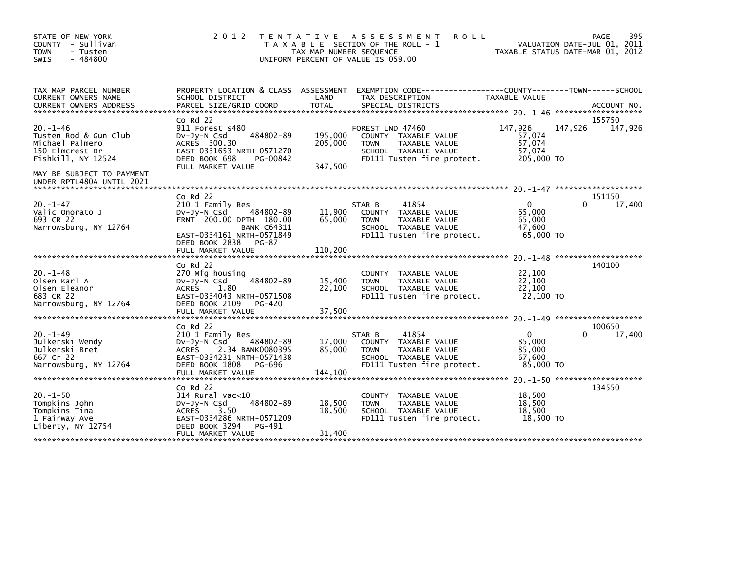STATE OF NEW YORK
COUNTY - Sullivan
TOWN - Tusten
SWIS - 484800

# 2012 TENTATIVE ASSESSMENT ROLL

TAXABLE SECTION OF THE ROLL - 1
TAX MAP NUMBER SEQUENCE
UNIFORM PERCENT OF VALUE IS 059.00

VALUATION DATE-JUL 01, 2011
TAXABLE STATUS DATE-MAR 01, 2012

| TAX MAP PARCEL NUMBER / CURRENT OWNERS NAME / CURRENT OWNERS ADDRESS | PROPERTY LOCATION & CLASS / SCHOOL DISTRICT / PARCEL SIZE/GRID COORD | ASSESSMENT LAND / TOTAL | EXEMPTION CODE / TAX DESCRIPTION / SPECIAL DISTRICTS | COUNTY TAXABLE VALUE | TOWN | SCHOOL | ACCOUNT NO. |
|---|---|---|---|---|---|---|---|
| **20.-1-46** | Co Rd 22 | | | | | | 155750 |
| Tusten Rod & Gun Club | 911 Forest s480 | | FOREST LND 47460 | 147,926 | 147,926 | 147,926 | |
| Michael Palmero | Dv-Jy-N Csd 484802-89 | 195,000 | COUNTY TAXABLE VALUE | 57,074 | | | |
| 150 Elmcrest Dr | ACRES 300.30 | 205,000 | TOWN TAXABLE VALUE | 57,074 | | | |
| Fishkill, NY 12524 | EAST-0331653 NRTH-0571270 | | SCHOOL TAXABLE VALUE | 57,074 | | | |
| | DEED BOOK 698 PG-00842 | | FD111 Tusten fire protect. | 205,000 TO | | | |
| | FULL MARKET VALUE | 347,500 | | | | | |
| MAY BE SUBJECT TO PAYMENT UNDER RPTL480A UNTIL 2021 | | | | | | | |
| **20.-1-47** | Co Rd 22 | | | | | | 151150 |
| Valic Onorato J | 210 1 Family Res | | STAR B 41854 | 0 | 0 | 17,400 | |
| 693 CR 22 | Dv-Jy-N Csd 484802-89 | 11,900 | COUNTY TAXABLE VALUE | 65,000 | | | |
| Narrowsburg, NY 12764 | FRNT 200.00 DPTH 180.00 | 65,000 | TOWN TAXABLE VALUE | 65,000 | | | |
| | BANK C64311 | | SCHOOL TAXABLE VALUE | 47,600 | | | |
| | EAST-0334161 NRTH-0571849 | | FD111 Tusten fire protect. | 65,000 TO | | | |
| | DEED BOOK 2838 PG-87 | | | | | | |
| | FULL MARKET VALUE | 110,200 | | | | | |
| **20.-1-48** | Co Rd 22 | | | | | | 140100 |
| Olsen Karl A | 270 Mfg housing | | COUNTY TAXABLE VALUE | 22,100 | | | |
| Olsen Eleanor | Dv-Jy-N Csd 484802-89 | 15,400 | TOWN TAXABLE VALUE | 22,100 | | | |
| 683 CR 22 | ACRES 1.80 | 22,100 | SCHOOL TAXABLE VALUE | 22,100 | | | |
| Narrowsburg, NY 12764 | EAST-0334043 NRTH-0571508 | | FD111 Tusten fire protect. | 22,100 TO | | | |
| | DEED BOOK 2109 PG-420 | | | | | | |
| | FULL MARKET VALUE | 37,500 | | | | | |
| **20.-1-49** | Co Rd 22 | | | | | | 100650 |
| Julkerski Wendy | 210 1 Family Res | | STAR B 41854 | 0 | 0 | 17,400 | |
| Julkerski Bret | Dv-Jy-N Csd 484802-89 | 17,000 | COUNTY TAXABLE VALUE | 85,000 | | | |
| 667 Cr 22 | ACRES 2.34 BANK0080395 | 85,000 | TOWN TAXABLE VALUE | 85,000 | | | |
| Narrowsburg, NY 12764 | EAST-0334231 NRTH-0571438 | | SCHOOL TAXABLE VALUE | 67,600 | | | |
| | DEED BOOK 1808 PG-696 | | FD111 Tusten fire protect. | 85,000 TO | | | |
| | FULL MARKET VALUE | 144,100 | | | | | |
| **20.-1-50** | Co Rd 22 | | | | | | 134550 |
| Tompkins John | 314 Rural vac<10 | | COUNTY TAXABLE VALUE | 18,500 | | | |
| Tompkins Tina | Dv-Jy-N Csd 484802-89 | 18,500 | TOWN TAXABLE VALUE | 18,500 | | | |
| 1 Fairway Ave | ACRES 3.50 | 18,500 | SCHOOL TAXABLE VALUE | 18,500 | | | |
| Liberty, NY 12754 | EAST-0334286 NRTH-0571209 | | FD111 Tusten fire protect. | 18,500 TO | | | |
| | DEED BOOK 3294 PG-491 | | | | | | |
| | FULL MARKET VALUE | 31,400 | | | | | |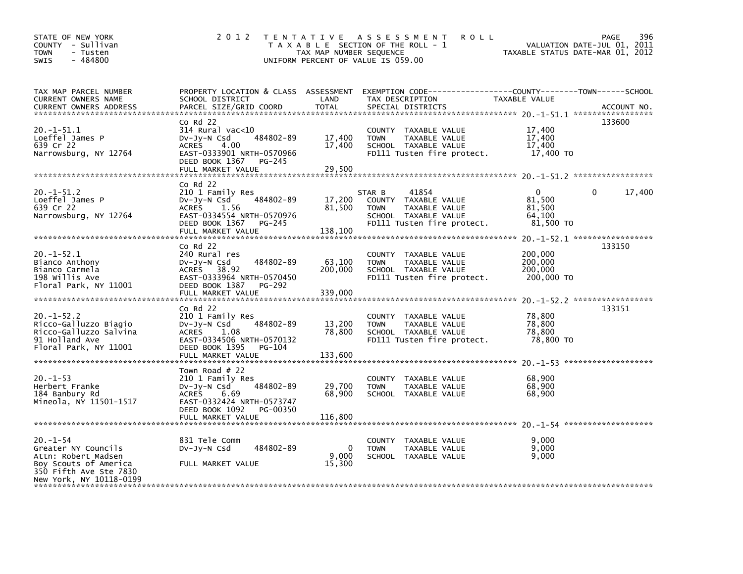STATE OF NEW YORK
COUNTY - Sullivan
TOWN - Tusten
SWIS - 484800

**2 0 1 2 T E N T A T I V E A S S E S S M E N T R O L L**
T A X A B L E SECTION OF THE ROLL - 1
TAX MAP NUMBER SEQUENCE
UNIFORM PERCENT OF VALUE IS 059.00

VALUATION DATE-JUL 01, 2011
TAXABLE STATUS DATE-MAR 01, 2012

| TAX MAP PARCEL NUMBER / CURRENT OWNERS NAME / CURRENT OWNERS ADDRESS | PROPERTY LOCATION & CLASS / SCHOOL DISTRICT / PARCEL SIZE/GRID COORD | ASSESSMENT LAND | TOTAL | EXEMPTION CODE / TAX DESCRIPTION / SPECIAL DISTRICTS | COUNTY | TOWN | SCHOOL | ACCOUNT NO. |
|---|---|---|---|---|---|---|---|---|
| 20.-1-51.1 | Co Rd 22 | | | | | | | 133600 |
| Loeffel James P | 314 Rural vac<10 | | | COUNTY TAXABLE VALUE | 17,400 | | | |
| 639 Cr 22 | Dv-Jy-N Csd 484802-89 | 17,400 | | TOWN TAXABLE VALUE | | 17,400 | | |
| Narrowsburg, NY 12764 | ACRES 4.00 | | 17,400 | SCHOOL TAXABLE VALUE | | | 17,400 | |
| | EAST-0333901 NRTH-0570966 | | | FD111 Tusten fire protect. | 17,400 TO | | | |
| | DEED BOOK 1367 PG-245 | | | | | | | |
| | FULL MARKET VALUE | | 29,500 | | | | | |
| 20.-1-51.2 | Co Rd 22 | | | | | | | |
| Loeffel James P | 210 1 Family Res | | | STAR B 41854 | 0 | 0 | 17,400 | |
| 639 Cr 22 | Dv-Jy-N Csd 484802-89 | 17,200 | | COUNTY TAXABLE VALUE | 81,500 | | | |
| Narrowsburg, NY 12764 | ACRES 1.56 | | 81,500 | TOWN TAXABLE VALUE | | 81,500 | | |
| | EAST-0334554 NRTH-0570976 | | | SCHOOL TAXABLE VALUE | | | 64,100 | |
| | DEED BOOK 1367 PG-245 | | | FD111 Tusten fire protect. | 81,500 TO | | | |
| | FULL MARKET VALUE | | 138,100 | | | | | |
| 20.-1-52.1 | Co Rd 22 | | | | | | | 133150 |
| Bianco Anthony | 240 Rural res | | | COUNTY TAXABLE VALUE | 200,000 | | | |
| Bianco Carmela | Dv-Jy-N Csd 484802-89 | 63,100 | | TOWN TAXABLE VALUE | | 200,000 | | |
| 198 Willis Ave | ACRES 38.92 | | 200,000 | SCHOOL TAXABLE VALUE | | | 200,000 | |
| Floral Park, NY 11001 | EAST-0333964 NRTH-0570450 | | | FD111 Tusten fire protect. | 200,000 TO | | | |
| | DEED BOOK 1387 PG-292 | | | | | | | |
| | FULL MARKET VALUE | | 339,000 | | | | | |
| 20.-1-52.2 | Co Rd 22 | | | | | | | 133151 |
| Ricco-Galluzzo Biagio | 210 1 Family Res | | | COUNTY TAXABLE VALUE | 78,800 | | | |
| Ricco-Galluzzo Salvina | Dv-Jy-N Csd 484802-89 | 13,200 | | TOWN TAXABLE VALUE | | 78,800 | | |
| 91 Holland Ave | ACRES 1.08 | | 78,800 | SCHOOL TAXABLE VALUE | | | 78,800 | |
| Floral Park, NY 11001 | EAST-0334506 NRTH-0570132 | | | FD111 Tusten fire protect. | 78,800 TO | | | |
| | DEED BOOK 1395 PG-104 | | | | | | | |
| | FULL MARKET VALUE | | 133,600 | | | | | |
| 20.-1-53 | Town Road # 22 | | | | | | | |
| Herbert Franke | 210 1 Family Res | | | COUNTY TAXABLE VALUE | 68,900 | | | |
| 184 Banbury Rd | Dv-Jy-N Csd 484802-89 | 29,700 | | TOWN TAXABLE VALUE | | 68,900 | | |
| Mineola, NY 11501-1517 | ACRES 6.69 | | 68,900 | SCHOOL TAXABLE VALUE | | | 68,900 | |
| | EAST-0332424 NRTH-0573747 | | | | | | | |
| | DEED BOOK 1092 PG-00350 | | | | | | | |
| | FULL MARKET VALUE | | 116,800 | | | | | |
| 20.-1-54 | 831 Tele Comm | | | COUNTY TAXABLE VALUE | 9,000 | | | |
| Greater NY Councils | Dv-Jy-N Csd 484802-89 | 0 | | TOWN TAXABLE VALUE | | 9,000 | | |
| Attn: Robert Madsen | | | 9,000 | SCHOOL TAXABLE VALUE | | | 9,000 | |
| Boy Scouts of America | FULL MARKET VALUE | | 15,300 | | | | | |
| 350 Fifth Ave Ste 7830 | | | | | | | | |
| New York, NY 10118-0199 | | | | | | | | |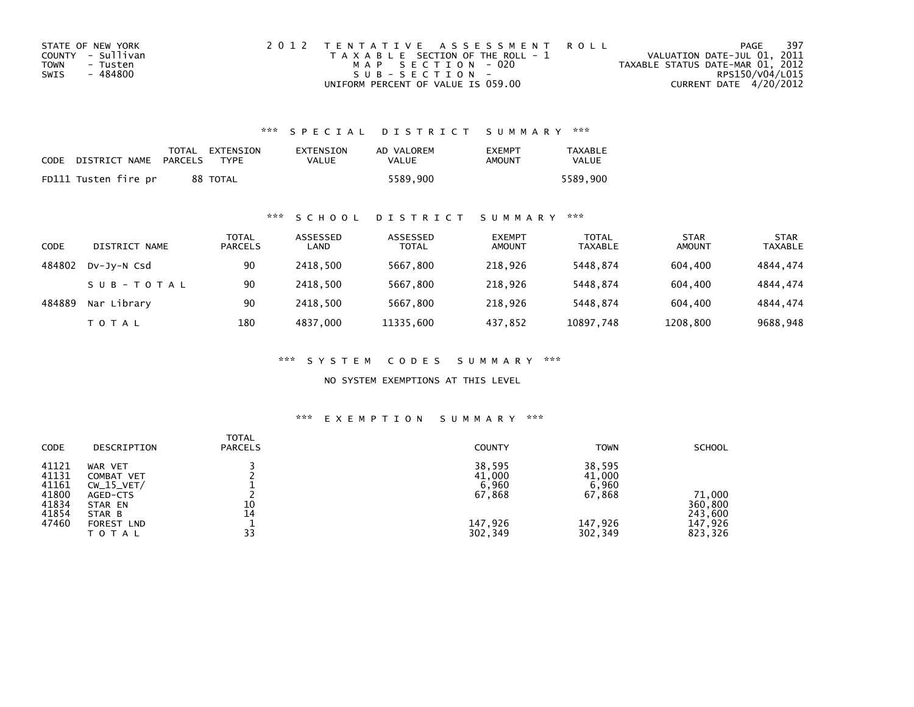STATE OF NEW YORK
COUNTY - Sullivan
TOWN - Tusten
SWIS - 484800

2012 TENTATIVE ASSESSMENT ROLL
TAXABLE SECTION OF THE ROLL - 1
MAP SECTION - 020
SUB-SECTION -
UNIFORM PERCENT OF VALUE IS 059.00

VALUATION DATE-JUL 01, 2011
TAXABLE STATUS DATE-MAR 01, 2012
RPS150/V04/L015
CURRENT DATE 4/20/2012

### *** SPECIAL DISTRICT SUMMARY ***

| CODE | DISTRICT NAME | TOTAL PARCELS | EXTENSION TYPE | EXTENSION VALUE | AD VALOREM VALUE | EXEMPT AMOUNT | TAXABLE VALUE |
|---|---|---|---|---|---|---|---|
| FD111 | Tusten fire pr | 88 | TOTAL | | 5589,900 | | 5589,900 |

### *** SCHOOL DISTRICT SUMMARY ***

| CODE | DISTRICT NAME | TOTAL PARCELS | ASSESSED LAND | ASSESSED TOTAL | EXEMPT AMOUNT | TOTAL TAXABLE | STAR AMOUNT | STAR TAXABLE |
|---|---|---|---|---|---|---|---|---|
| 484802 | Dv-Jy-N Csd | 90 | 2418,500 | 5667,800 | 218,926 | 5448,874 | 604,400 | 4844,474 |
| | SUB-TOTAL | 90 | 2418,500 | 5667,800 | 218,926 | 5448,874 | 604,400 | 4844,474 |
| 484889 | Nar Library | 90 | 2418,500 | 5667,800 | 218,926 | 5448,874 | 604,400 | 4844,474 |
| | TOTAL | 180 | 4837,000 | 11335,600 | 437,852 | 10897,748 | 1208,800 | 9688,948 |

### *** SYSTEM CODES SUMMARY ***

NO SYSTEM EXEMPTIONS AT THIS LEVEL

### *** EXEMPTION SUMMARY ***

| CODE | DESCRIPTION | TOTAL PARCELS | COUNTY | TOWN | SCHOOL |
|---|---|---|---|---|---|
| 41121 | WAR VET | 3 | 38,595 | 38,595 | |
| 41131 | COMBAT VET | 2 | 41,000 | 41,000 | |
| 41161 | CW_15_VET/ | 1 | 6,960 | 6,960 | |
| 41800 | AGED-CTS | 2 | 67,868 | 67,868 | 71,000 |
| 41834 | STAR EN | 10 | | | 360,800 |
| 41854 | STAR B | 14 | | | 243,600 |
| 47460 | FOREST LND | 1 | 147,926 | 147,926 | 147,926 |
| | TOTAL | 33 | 302,349 | 302,349 | 823,326 |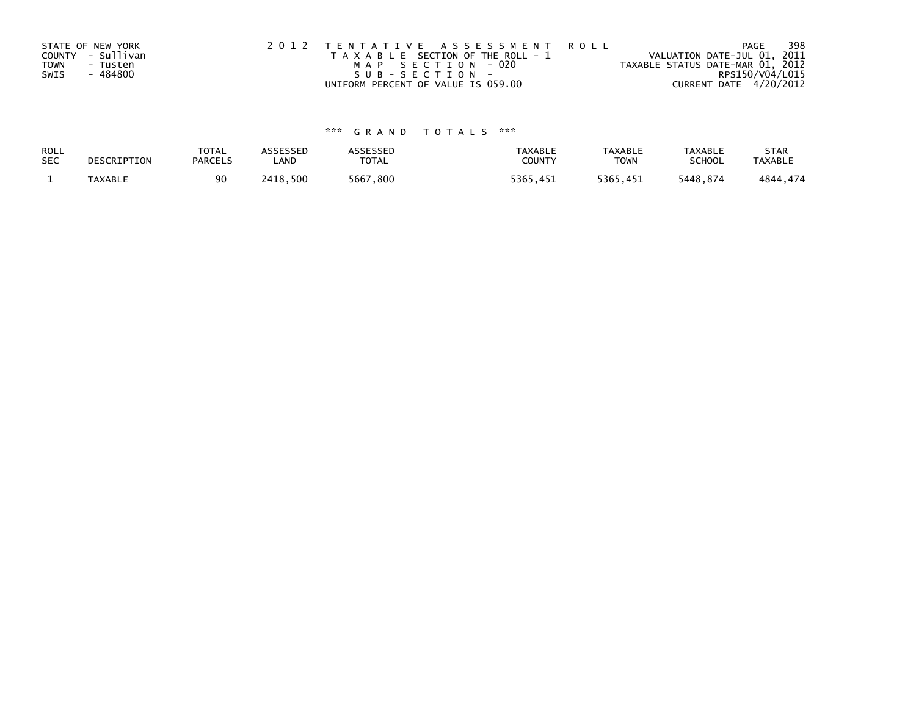STATE OF NEW YORK
COUNTY - Sullivan
TOWN - Tusten
SWIS - 484800

2012 TENTATIVE ASSESSMENT ROLL
TAXABLE SECTION OF THE ROLL - 1
MAP SECTION - 020
SUB-SECTION -
UNIFORM PERCENT OF VALUE IS 059.00

VALUATION DATE-JUL 01, 2011
TAXABLE STATUS DATE-MAR 01, 2012
RPS150/V04/L015
CURRENT DATE 4/20/2012

\*\*\* GRAND TOTALS \*\*\*

| ROLL SEC | DESCRIPTION | TOTAL PARCELS | ASSESSED LAND | ASSESSED TOTAL | TAXABLE COUNTY | TAXABLE TOWN | TAXABLE SCHOOL | STAR TAXABLE |
|---|---|---|---|---|---|---|---|---|
| 1 | TAXABLE | 90 | 2418,500 | 5667,800 | 5365,451 | 5365,451 | 5448,874 | 4844,474 |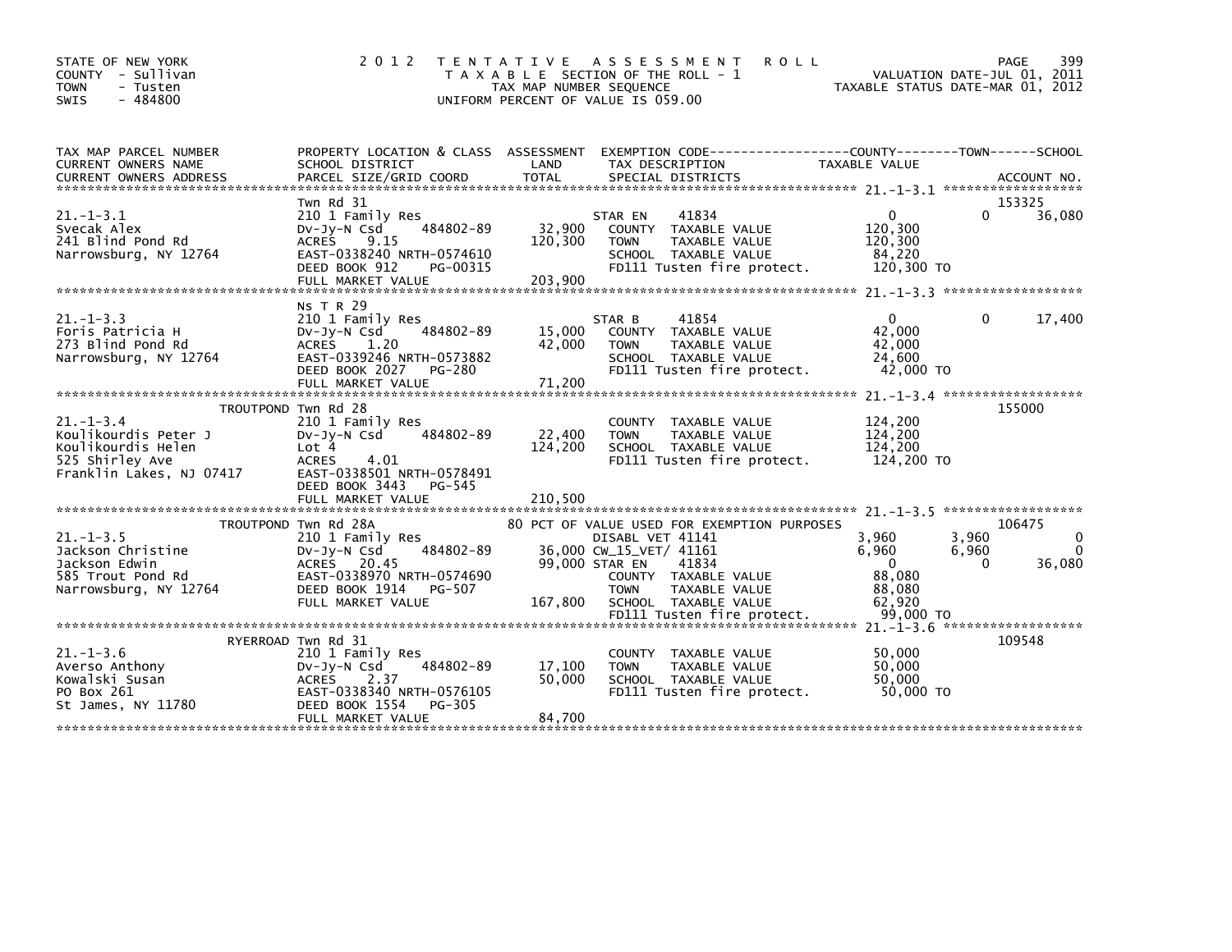STATE OF NEW YORK
COUNTY - Sullivan
TOWN - Tusten
SWIS - 484800

# 2012 TENTATIVE ASSESSMENT ROLL

TAXABLE SECTION OF THE ROLL - 1
TAX MAP NUMBER SEQUENCE
UNIFORM PERCENT OF VALUE IS 059.00

VALUATION DATE-JUL 01, 2011
TAXABLE STATUS DATE-MAR 01, 2012

| TAX MAP PARCEL NUMBER / CURRENT OWNERS NAME / CURRENT OWNERS ADDRESS | PROPERTY LOCATION & CLASS / SCHOOL DISTRICT / PARCEL SIZE/GRID COORD | ASSESSMENT LAND / TOTAL | EXEMPTION CODE / TAX DESCRIPTION / SPECIAL DISTRICTS | COUNTY TAXABLE VALUE | TOWN | SCHOOL | ACCOUNT NO. |
|---|---|---|---|---|---|---|---|
| 21.-1-3.1 | Twn Rd 31 | | | | | | 153325 |
| | 210 1 Family Res | | STAR EN 41834 | 0 | 0 | 36,080 | |
| Svecak Alex | Dv-Jy-N Csd 484802-89 | 32,900 | COUNTY TAXABLE VALUE | 120,300 | | | |
| 241 Blind Pond Rd | ACRES 9.15 | 120,300 | TOWN TAXABLE VALUE | 120,300 | | | |
| Narrowsburg, NY 12764 | EAST-0338240 NRTH-0574610 | | SCHOOL TAXABLE VALUE | 84,220 | | | |
| | DEED BOOK 912 PG-00315 | | FD111 Tusten fire protect. | 120,300 TO | | | |
| | FULL MARKET VALUE | 203,900 | | | | | |
| 21.-1-3.3 | Ns T R 29 | | | | | | |
| | 210 1 Family Res | | STAR B 41854 | 0 | 0 | 17,400 | |
| Foris Patricia H | Dv-Jy-N Csd 484802-89 | 15,000 | COUNTY TAXABLE VALUE | 42,000 | | | |
| 273 Blind Pond Rd | ACRES 1.20 | 42,000 | TOWN TAXABLE VALUE | 42,000 | | | |
| Narrowsburg, NY 12764 | EAST-0339246 NRTH-0573882 | | SCHOOL TAXABLE VALUE | 24,600 | | | |
| | DEED BOOK 2027 PG-280 | | FD111 Tusten fire protect. | 42,000 TO | | | |
| | FULL MARKET VALUE | 71,200 | | | | | |
| 21.-1-3.4 | TROUTPOND Twn Rd 28 | | | | | | 155000 |
| | 210 1 Family Res | | COUNTY TAXABLE VALUE | 124,200 | | | |
| Koulikourdis Peter J | Dv-Jy-N Csd 484802-89 | 22,400 | TOWN TAXABLE VALUE | 124,200 | | | |
| Koulikourdis Helen | Lot 4 | 124,200 | SCHOOL TAXABLE VALUE | 124,200 | | | |
| 525 Shirley Ave | ACRES 4.01 | | FD111 Tusten fire protect. | 124,200 TO | | | |
| Franklin Lakes, NJ 07417 | EAST-0338501 NRTH-0578491 | | | | | | |
| | DEED BOOK 3443 PG-545 | | | | | | |
| | FULL MARKET VALUE | 210,500 | | | | | |
| 21.-1-3.5 | TROUTPOND Twn Rd 28A | | 80 PCT OF VALUE USED FOR EXEMPTION PURPOSES | | | | 106475 |
| | 210 1 Family Res | | DISABL VET 41141 | 3,960 | 3,960 | 0 | |
| Jackson Christine | Dv-Jy-N Csd 484802-89 | 36,000 | CW_15_VET/ 41161 | 6,960 | 6,960 | 0 | |
| Jackson Edwin | ACRES 20.45 | 99,000 | STAR EN 41834 | 0 | 0 | 36,080 | |
| 585 Trout Pond Rd | EAST-0338970 NRTH-0574690 | | COUNTY TAXABLE VALUE | 88,080 | | | |
| Narrowsburg, NY 12764 | DEED BOOK 1914 PG-507 | | TOWN TAXABLE VALUE | 88,080 | | | |
| | FULL MARKET VALUE | 167,800 | SCHOOL TAXABLE VALUE | 62,920 | | | |
| | | | FD111 Tusten fire protect. | 99,000 TO | | | |
| 21.-1-3.6 | RYERROAD Twn Rd 31 | | | | | | 109548 |
| | 210 1 Family Res | | COUNTY TAXABLE VALUE | 50,000 | | | |
| Averso Anthony | Dv-Jy-N Csd 484802-89 | 17,100 | TOWN TAXABLE VALUE | 50,000 | | | |
| Kowalski Susan | ACRES 2.37 | 50,000 | SCHOOL TAXABLE VALUE | 50,000 | | | |
| PO Box 261 | EAST-0338340 NRTH-0576105 | | FD111 Tusten fire protect. | 50,000 TO | | | |
| St James, NY 11780 | DEED BOOK 1554 PG-305 | | | | | | |
| | FULL MARKET VALUE | 84,700 | | | | | |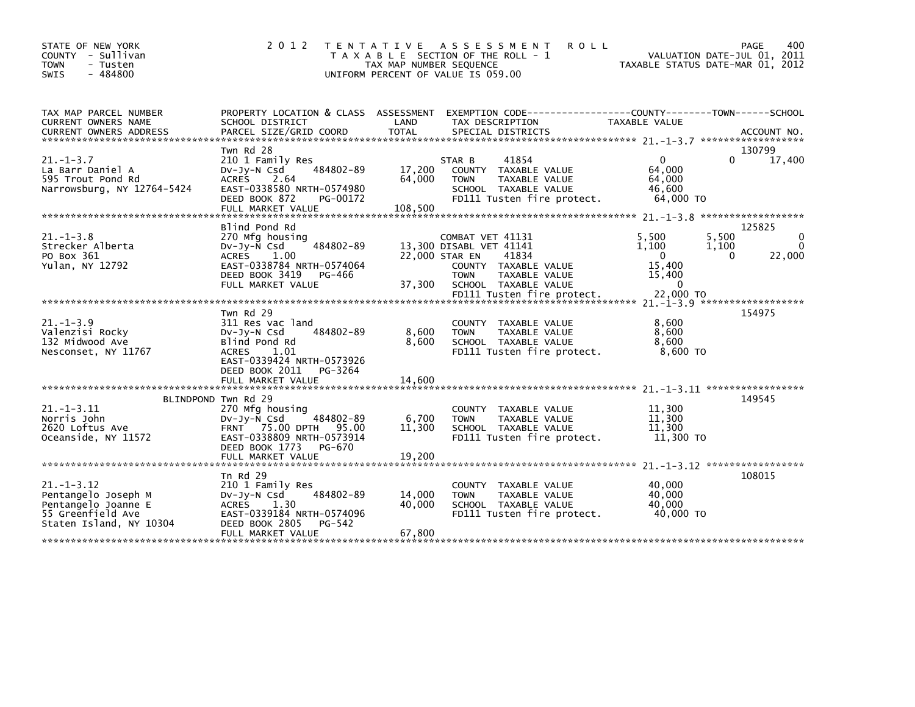STATE OF NEW YORK
COUNTY - Sullivan
TOWN - Tusten
SWIS - 484800

# 2012 TENTATIVE ASSESSMENT ROLL

TAXABLE SECTION OF THE ROLL - 1
TAX MAP NUMBER SEQUENCE
UNIFORM PERCENT OF VALUE IS 059.00

VALUATION DATE-JUL 01, 2011
TAXABLE STATUS DATE-MAR 01, 2012

| TAX MAP PARCEL NUMBER / CURRENT OWNERS NAME / CURRENT OWNERS ADDRESS | PROPERTY LOCATION & CLASS / SCHOOL DISTRICT / PARCEL SIZE/GRID COORD | ASSESSMENT LAND / TOTAL | EXEMPTION CODE / TAX DESCRIPTION / SPECIAL DISTRICTS | COUNTY TAXABLE VALUE | TOWN | SCHOOL | ACCOUNT NO. |
|---|---|---|---|---|---|---|---|
| **21.-1-3.7** | Twn Rd 28 | | | | | | 130799 |
| La Barr Daniel A | 210 1 Family Res | | STAR B 41854 | 0 | 0 | 17,400 | |
| 595 Trout Pond Rd | Dv-Jy-N Csd 484802-89 | 17,200 | COUNTY TAXABLE VALUE | 64,000 | | | |
| Narrowsburg, NY 12764-5424 | ACRES 2.64 | 64,000 | TOWN TAXABLE VALUE | 64,000 | | | |
| | EAST-0338580 NRTH-0574980 | | SCHOOL TAXABLE VALUE | 46,600 | | | |
| | DEED BOOK 872 PG-00172 | | FD111 Tusten fire protect. | 64,000 TO | | | |
| | FULL MARKET VALUE | 108,500 | | | | | |
| **21.-1-3.8** | Blind Pond Rd | | | | | | 125825 |
| Strecker Alberta | 270 Mfg housing | | COMBAT VET 41131 | 5,500 | 5,500 | 0 | |
| PO Box 361 | Dv-Jy-N Csd 484802-89 | 13,300 | DISABL VET 41141 | 1,100 | 1,100 | 0 | |
| Yulan, NY 12792 | ACRES 1.00 | 22,000 | STAR EN 41834 | 0 | 0 | 22,000 | |
| | EAST-0338784 NRTH-0574064 | | COUNTY TAXABLE VALUE | 15,400 | | | |
| | DEED BOOK 3419 PG-466 | | TOWN TAXABLE VALUE | 15,400 | | | |
| | FULL MARKET VALUE | 37,300 | SCHOOL TAXABLE VALUE | 0 | | | |
| | | | FD111 Tusten fire protect. | 22,000 TO | | | |
| **21.-1-3.9** | Twn Rd 29 | | | | | | 154975 |
| Valenzisi Rocky | 311 Res vac land | | COUNTY TAXABLE VALUE | 8,600 | | | |
| 132 Midwood Ave | Dv-Jy-N Csd 484802-89 | 8,600 | TOWN TAXABLE VALUE | 8,600 | | | |
| Nesconset, NY 11767 | Blind Pond Rd | 8,600 | SCHOOL TAXABLE VALUE | 8,600 | | | |
| | ACRES 1.01 | | FD111 Tusten fire protect. | 8,600 TO | | | |
| | EAST-0339424 NRTH-0573926 | | | | | | |
| | DEED BOOK 2011 PG-3264 | | | | | | |
| | FULL MARKET VALUE | 14,600 | | | | | |
| **21.-1-3.11** | BLINDPOND Twn Rd 29 | | | | | | 149545 |
| Norris John | 270 Mfg housing | | COUNTY TAXABLE VALUE | 11,300 | | | |
| 2620 Loftus Ave | Dv-Jy-N Csd 484802-89 | 6,700 | TOWN TAXABLE VALUE | 11,300 | | | |
| Oceanside, NY 11572 | FRNT 75.00 DPTH 95.00 | 11,300 | SCHOOL TAXABLE VALUE | 11,300 | | | |
| | EAST-0338809 NRTH-0573914 | | FD111 Tusten fire protect. | 11,300 TO | | | |
| | DEED BOOK 1773 PG-670 | | | | | | |
| | FULL MARKET VALUE | 19,200 | | | | | |
| **21.-1-3.12** | Tn Rd 29 | | | | | | 108015 |
| Pentangelo Joseph M | 210 1 Family Res | | COUNTY TAXABLE VALUE | 40,000 | | | |
| Pentangelo Joanne E | Dv-Jy-N Csd 484802-89 | 14,000 | TOWN TAXABLE VALUE | 40,000 | | | |
| 55 Greenfield Ave | ACRES 1.30 | 40,000 | SCHOOL TAXABLE VALUE | 40,000 | | | |
| Staten Island, NY 10304 | EAST-0339184 NRTH-0574096 | | FD111 Tusten fire protect. | 40,000 TO | | | |
| | DEED BOOK 2805 PG-542 | | | | | | |
| | FULL MARKET VALUE | 67,800 | | | | | |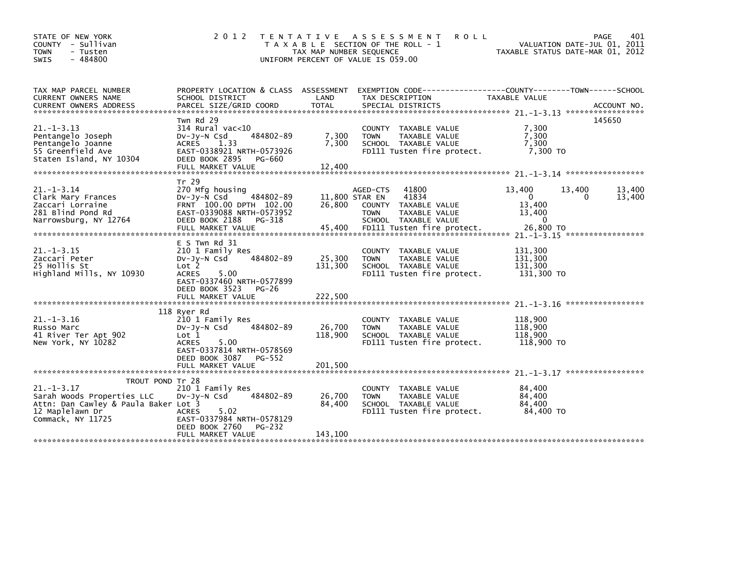STATE OF NEW YORK
COUNTY - Sullivan
TOWN - Tusten
SWIS - 484800

2012 TENTATIVE ASSESSMENT ROLL
TAXABLE SECTION OF THE ROLL - 1
TAX MAP NUMBER SEQUENCE
UNIFORM PERCENT OF VALUE IS 059.00

VALUATION DATE-JUL 01, 2011
TAXABLE STATUS DATE-MAR 01, 2012

| TAX MAP PARCEL NUMBER / CURRENT OWNERS NAME / CURRENT OWNERS ADDRESS | PROPERTY LOCATION & CLASS / SCHOOL DISTRICT / PARCEL SIZE/GRID COORD | ASSESSMENT LAND | TOTAL | EXEMPTION CODE / TAX DESCRIPTION / SPECIAL DISTRICTS | COUNTY TAXABLE VALUE | TOWN | SCHOOL / ACCOUNT NO. |
|---|---|---|---|---|---|---|---|
| 21.-1-3.13 | Twn Rd 29 | | | | | | 145650 |
| Pentangelo Joseph | 314 Rural vac<10 | | | COUNTY TAXABLE VALUE | 7,300 | | |
| Pentangelo Joanne | Dv-Jy-N Csd 484802-89 | 7,300 | | TOWN TAXABLE VALUE | 7,300 | | |
| 55 Greenfield Ave | ACRES 1.33 | | 7,300 | SCHOOL TAXABLE VALUE | 7,300 | | |
| Staten Island, NY 10304 | EAST-0338921 NRTH-0573926 | | | FD111 Tusten fire protect. | 7,300 TO | | |
| | DEED BOOK 2895 PG-660 | | | | | | |
| | FULL MARKET VALUE | | 12,400 | | | | |
| 21.-1-3.14 | Tr 29 | | | | | | |
| Clark Mary Frances | 270 Mfg housing | | | AGED-CTS 41800 | 13,400 | 13,400 | 13,400 |
| Zaccari Lorraine | Dv-Jy-N Csd 484802-89 | 11,800 | | STAR EN 41834 | 0 | 0 | 13,400 |
| 281 Blind Pond Rd | FRNT 100.00 DPTH 102.00 | | 26,800 | COUNTY TAXABLE VALUE | 13,400 | | |
| Narrowsburg, NY 12764 | EAST-0339088 NRTH-0573952 | | | TOWN TAXABLE VALUE | 13,400 | | |
| | DEED BOOK 2188 PG-318 | | | SCHOOL TAXABLE VALUE | 0 | | |
| | FULL MARKET VALUE | | 45,400 | FD111 Tusten fire protect. | 26,800 TO | | |
| 21.-1-3.15 | E S Twn Rd 31 | | | | | | |
| Zaccari Peter | 210 1 Family Res | | | COUNTY TAXABLE VALUE | 131,300 | | |
| 25 Hollis St | Dv-Jy-N Csd 484802-89 | 25,300 | | TOWN TAXABLE VALUE | 131,300 | | |
| Highland Mills, NY 10930 | Lot 2 | | 131,300 | SCHOOL TAXABLE VALUE | 131,300 | | |
| | ACRES 5.00 | | | FD111 Tusten fire protect. | 131,300 TO | | |
| | EAST-0337460 NRTH-0577899 | | | | | | |
| | DEED BOOK 3523 PG-26 | | | | | | |
| | FULL MARKET VALUE | | 222,500 | | | | |
| 21.-1-3.16 | 118 Ryer Rd | | | | | | |
| Russo Marc | 210 1 Family Res | | | COUNTY TAXABLE VALUE | 118,900 | | |
| 41 River Ter Apt 902 | Dv-Jy-N Csd 484802-89 | 26,700 | | TOWN TAXABLE VALUE | 118,900 | | |
| New York, NY 10282 | Lot 1 | | 118,900 | SCHOOL TAXABLE VALUE | 118,900 | | |
| | ACRES 5.00 | | | FD111 Tusten fire protect. | 118,900 TO | | |
| | EAST-0337814 NRTH-0578569 | | | | | | |
| | DEED BOOK 3087 PG-552 | | | | | | |
| | FULL MARKET VALUE | | 201,500 | | | | |
| 21.-1-3.17 | TROUT POND Tr 28 | | | | | | |
| Sarah Woods Properties LLC | 210 1 Family Res | | | COUNTY TAXABLE VALUE | 84,400 | | |
| Attn: Dan Cawley & Paula Baker | Dv-Jy-N Csd 484802-89 | 26,700 | | TOWN TAXABLE VALUE | 84,400 | | |
| 12 Maplelawn Dr | Lot 3 | | 84,400 | SCHOOL TAXABLE VALUE | 84,400 | | |
| Commack, NY 11725 | ACRES 5.02 | | | FD111 Tusten fire protect. | 84,400 TO | | |
| | EAST-0337984 NRTH-0578129 | | | | | | |
| | DEED BOOK 2760 PG-232 | | | | | | |
| | FULL MARKET VALUE | | 143,100 | | | | |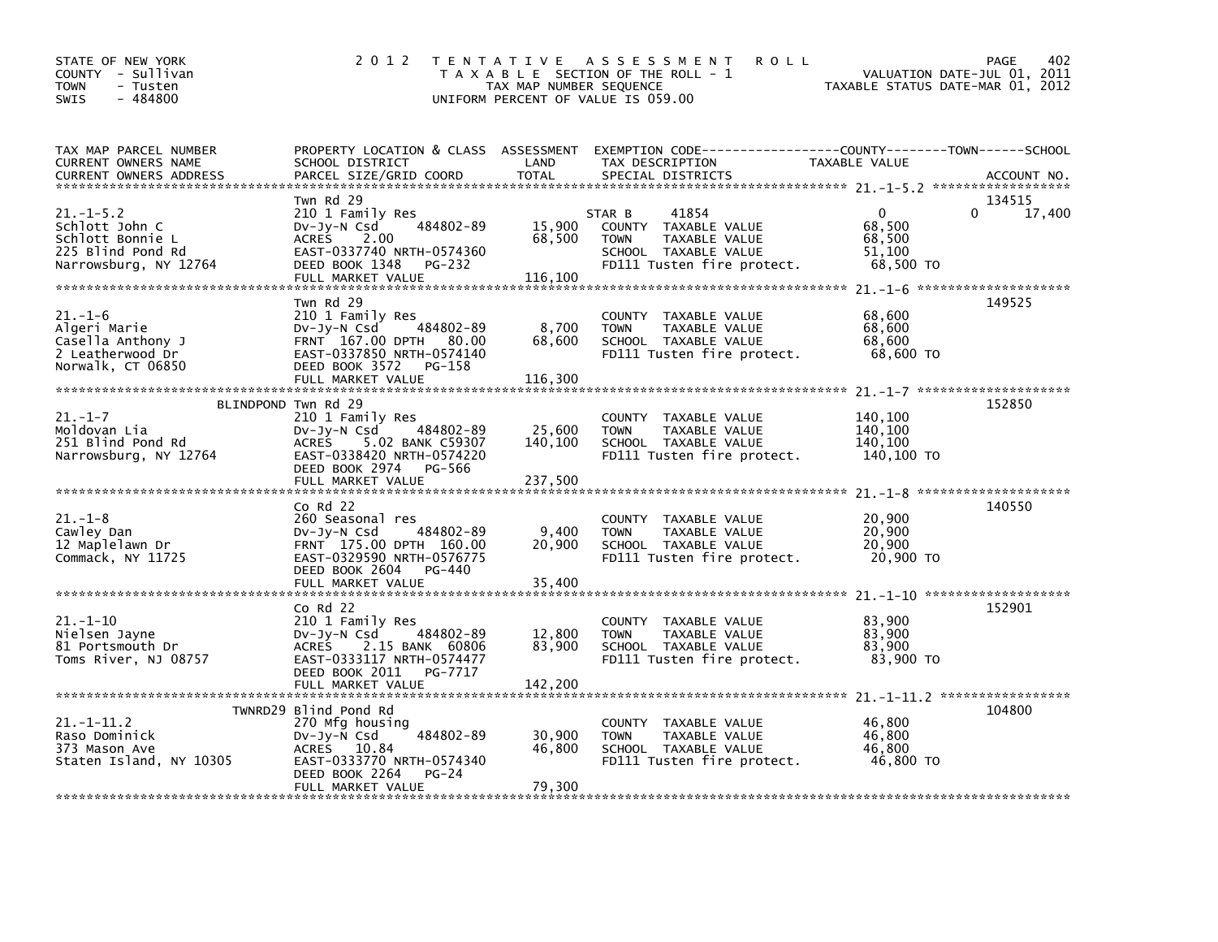STATE OF NEW YORK
COUNTY - Sullivan
TOWN - Tusten
SWIS - 484800

2 0 1 2 T E N T A T I V E A S S E S S M E N T R O L L
T A X A B L E SECTION OF THE ROLL - 1
TAX MAP NUMBER SEQUENCE
UNIFORM PERCENT OF VALUE IS 059.00

VALUATION DATE-JUL 01, 2011
TAXABLE STATUS DATE-MAR 01, 2012

| TAX MAP PARCEL NUMBER / CURRENT OWNERS NAME / CURRENT OWNERS ADDRESS | PROPERTY LOCATION & CLASS / SCHOOL DISTRICT / PARCEL SIZE/GRID COORD | ASSESSMENT LAND | TOTAL | EXEMPTION CODE / TAX DESCRIPTION / SPECIAL DISTRICTS | COUNTY TAXABLE VALUE | TOWN | SCHOOL | ACCOUNT NO. |
|---|---|---|---|---|---|---|---|---|
| **21.-1-5.2** | Twn Rd 29 | | | | | | | 134515 |
| Schlott John C | 210 1 Family Res | | | STAR B 41854 | 0 | 0 | 17,400 | |
| Schlott Bonnie L | Dv-Jy-N Csd 484802-89 | 15,900 | | COUNTY TAXABLE VALUE | 68,500 | | | |
| 225 Blind Pond Rd | ACRES 2.00 | | 68,500 | TOWN TAXABLE VALUE | 68,500 | | | |
| Narrowsburg, NY 12764 | EAST-0337740 NRTH-0574360 | | | SCHOOL TAXABLE VALUE | 51,100 | | | |
| | DEED BOOK 1348 PG-232 | | | FD111 Tusten fire protect. | 68,500 TO | | | |
| | FULL MARKET VALUE | | 116,100 | | | | | |
| **21.-1-6** | Twn Rd 29 | | | | | | | 149525 |
| Algeri Marie | 210 1 Family Res | | | COUNTY TAXABLE VALUE | 68,600 | | | |
| Casella Anthony J | Dv-Jy-N Csd 484802-89 | 8,700 | | TOWN TAXABLE VALUE | 68,600 | | | |
| 2 Leatherwood Dr | FRNT 167.00 DPTH 80.00 | | 68,600 | SCHOOL TAXABLE VALUE | 68,600 | | | |
| Norwalk, CT 06850 | EAST-0337850 NRTH-0574140 | | | FD111 Tusten fire protect. | 68,600 TO | | | |
| | DEED BOOK 3572 PG-158 | | | | | | | |
| | FULL MARKET VALUE | | 116,300 | | | | | |
| **21.-1-7** | BLINDPOND Twn Rd 29 | | | | | | | 152850 |
| Moldovan Lia | 210 1 Family Res | | | COUNTY TAXABLE VALUE | 140,100 | | | |
| 251 Blind Pond Rd | Dv-Jy-N Csd 484802-89 | 25,600 | | TOWN TAXABLE VALUE | 140,100 | | | |
| Narrowsburg, NY 12764 | ACRES 5.02 BANK C59307 | | 140,100 | SCHOOL TAXABLE VALUE | 140,100 | | | |
| | EAST-0338420 NRTH-0574220 | | | FD111 Tusten fire protect. | 140,100 TO | | | |
| | DEED BOOK 2974 PG-566 | | | | | | | |
| | FULL MARKET VALUE | | 237,500 | | | | | |
| **21.-1-8** | Co Rd 22 | | | | | | | 140550 |
| Cawley Dan | 260 Seasonal res | | | COUNTY TAXABLE VALUE | 20,900 | | | |
| 12 Maplelawn Dr | Dv-Jy-N Csd 484802-89 | 9,400 | | TOWN TAXABLE VALUE | 20,900 | | | |
| Commack, NY 11725 | FRNT 175.00 DPTH 160.00 | | 20,900 | SCHOOL TAXABLE VALUE | 20,900 | | | |
| | EAST-0329590 NRTH-0576775 | | | FD111 Tusten fire protect. | 20,900 TO | | | |
| | DEED BOOK 2604 PG-440 | | | | | | | |
| | FULL MARKET VALUE | | 35,400 | | | | | |
| **21.-1-10** | Co Rd 22 | | | | | | | 152901 |
| Nielsen Jayne | 210 1 Family Res | | | COUNTY TAXABLE VALUE | 83,900 | | | |
| 81 Portsmouth Dr | Dv-Jy-N Csd 484802-89 | 12,800 | | TOWN TAXABLE VALUE | 83,900 | | | |
| Toms River, NJ 08757 | ACRES 2.15 BANK 60806 | | 83,900 | SCHOOL TAXABLE VALUE | 83,900 | | | |
| | EAST-0333117 NRTH-0574477 | | | FD111 Tusten fire protect. | 83,900 TO | | | |
| | DEED BOOK 2011 PG-7717 | | | | | | | |
| | FULL MARKET VALUE | | 142,200 | | | | | |
| **21.-1-11.2** | TWNRD29 Blind Pond Rd | | | | | | | 104800 |
| Raso Dominick | 270 Mfg housing | | | COUNTY TAXABLE VALUE | 46,800 | | | |
| 373 Mason Ave | Dv-Jy-N Csd 484802-89 | 30,900 | | TOWN TAXABLE VALUE | 46,800 | | | |
| Staten Island, NY 10305 | ACRES 10.84 | | 46,800 | SCHOOL TAXABLE VALUE | 46,800 | | | |
| | EAST-0333770 NRTH-0574340 | | | FD111 Tusten fire protect. | 46,800 TO | | | |
| | DEED BOOK 2264 PG-24 | | | | | | | |
| | FULL MARKET VALUE | | 79,300 | | | | | |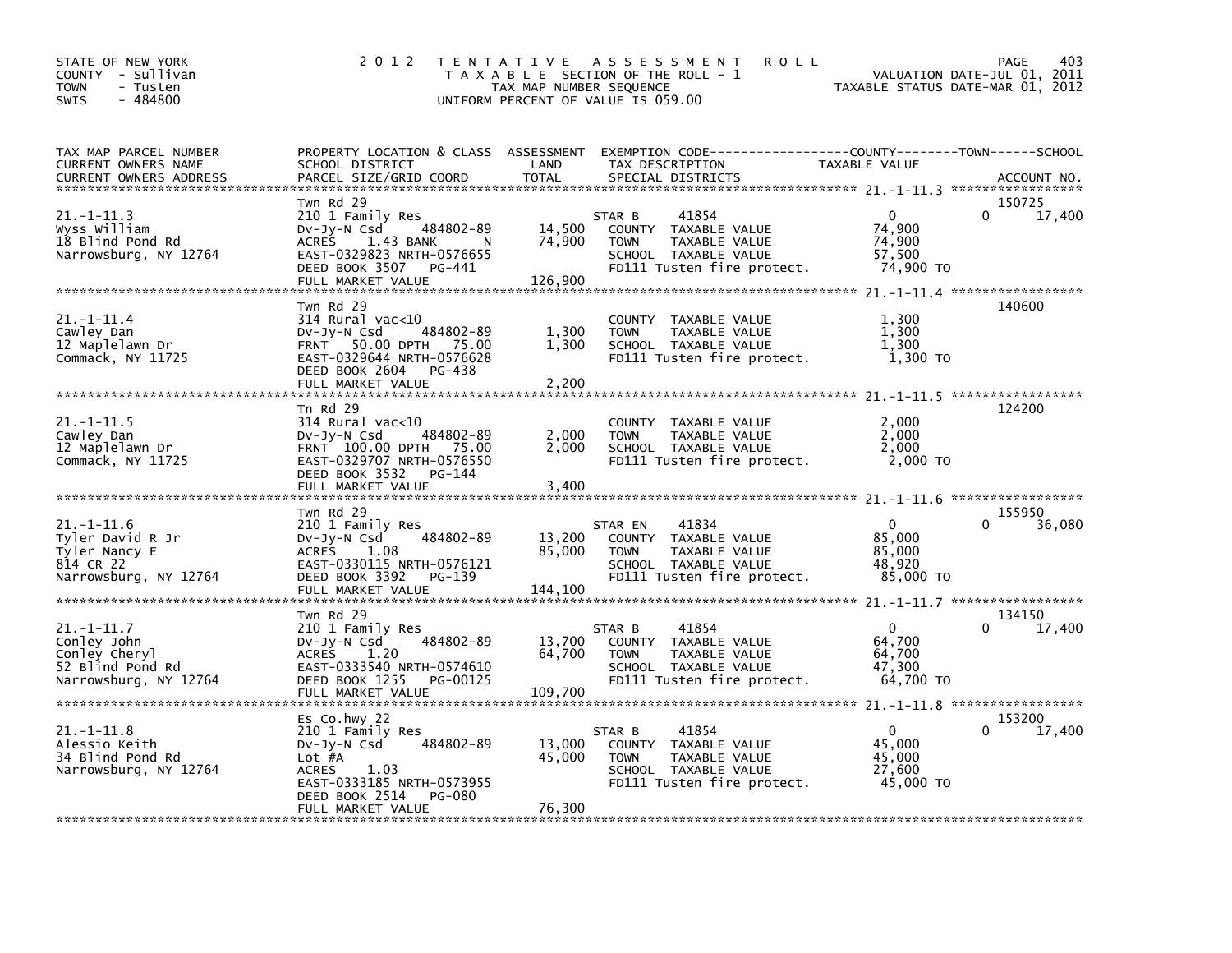STATE OF NEW YORK
COUNTY - Sullivan
TOWN - Tusten
SWIS - 484800

2012 TENTATIVE ASSESSMENT ROLL
TAXABLE SECTION OF THE ROLL - 1
TAX MAP NUMBER SEQUENCE
UNIFORM PERCENT OF VALUE IS 059.00

VALUATION DATE-JUL 01, 2011
TAXABLE STATUS DATE-MAR 01, 2012

| TAX MAP PARCEL NUMBER / CURRENT OWNERS NAME / CURRENT OWNERS ADDRESS | PROPERTY LOCATION & CLASS / SCHOOL DISTRICT / PARCEL SIZE/GRID COORD | ASSESSMENT LAND | TOTAL | EXEMPTION CODE / TAX DESCRIPTION / SPECIAL DISTRICTS | COUNTY TAXABLE VALUE | TOWN | SCHOOL | ACCOUNT NO. |
|---|---|---|---|---|---|---|---|---|
| 21.-1-11.3 | Twn Rd 29 | | | | | | | 150725 |
| Wyss William | 210 1 Family Res | | | STAR B 41854 | 0 | 0 | 17,400 | |
| 18 Blind Pond Rd | Dv-Jy-N Csd 484802-89 | 14,500 | | COUNTY TAXABLE VALUE | 74,900 | | | |
| Narrowsburg, NY 12764 | ACRES 1.43 BANK N | | 74,900 | TOWN TAXABLE VALUE | 74,900 | | | |
| | EAST-0329823 NRTH-0576655 | | | SCHOOL TAXABLE VALUE | 57,500 | | | |
| | DEED BOOK 3507 PG-441 | | | FD111 Tusten fire protect. | 74,900 TO | | | |
| | FULL MARKET VALUE | | 126,900 | | | | | |
| 21.-1-11.4 | Twn Rd 29 | | | | | | | 140600 |
| Cawley Dan | 314 Rural vac<10 | | | COUNTY TAXABLE VALUE | 1,300 | | | |
| 12 Maplelawn Dr | Dv-Jy-N Csd 484802-89 | 1,300 | | TOWN TAXABLE VALUE | 1,300 | | | |
| Commack, NY 11725 | FRNT 50.00 DPTH 75.00 | | 1,300 | SCHOOL TAXABLE VALUE | 1,300 | | | |
| | EAST-0329644 NRTH-0576628 | | | FD111 Tusten fire protect. | 1,300 TO | | | |
| | DEED BOOK 2604 PG-438 | | | | | | | |
| | FULL MARKET VALUE | | 2,200 | | | | | |
| 21.-1-11.5 | Tn Rd 29 | | | | | | | 124200 |
| Cawley Dan | 314 Rural vac<10 | | | COUNTY TAXABLE VALUE | 2,000 | | | |
| 12 Maplelawn Dr | Dv-Jy-N Csd 484802-89 | 2,000 | | TOWN TAXABLE VALUE | 2,000 | | | |
| Commack, NY 11725 | FRNT 100.00 DPTH 75.00 | | 2,000 | SCHOOL TAXABLE VALUE | 2,000 | | | |
| | EAST-0329707 NRTH-0576550 | | | FD111 Tusten fire protect. | 2,000 TO | | | |
| | DEED BOOK 3532 PG-144 | | | | | | | |
| | FULL MARKET VALUE | | 3,400 | | | | | |
| 21.-1-11.6 | Twn Rd 29 | | | | | | | 155950 |
| Tyler David R Jr | 210 1 Family Res | | | STAR EN 41834 | 0 | 0 | 36,080 | |
| Tyler Nancy E | Dv-Jy-N Csd 484802-89 | 13,200 | | COUNTY TAXABLE VALUE | 85,000 | | | |
| 814 CR 22 | ACRES 1.08 | | 85,000 | TOWN TAXABLE VALUE | 85,000 | | | |
| Narrowsburg, NY 12764 | EAST-0330115 NRTH-0576121 | | | SCHOOL TAXABLE VALUE | 48,920 | | | |
| | DEED BOOK 3392 PG-139 | | | FD111 Tusten fire protect. | 85,000 TO | | | |
| | FULL MARKET VALUE | | 144,100 | | | | | |
| 21.-1-11.7 | Twn Rd 29 | | | | | | | 134150 |
| Conley John | 210 1 Family Res | | | STAR B 41854 | 0 | 0 | 17,400 | |
| Conley Cheryl | Dv-Jy-N Csd 484802-89 | 13,700 | | COUNTY TAXABLE VALUE | 64,700 | | | |
| 52 Blind Pond Rd | ACRES 1.20 | | 64,700 | TOWN TAXABLE VALUE | 64,700 | | | |
| Narrowsburg, NY 12764 | EAST-0333540 NRTH-0574610 | | | SCHOOL TAXABLE VALUE | 47,300 | | | |
| | DEED BOOK 1255 PG-00125 | | | FD111 Tusten fire protect. | 64,700 TO | | | |
| | FULL MARKET VALUE | | 109,700 | | | | | |
| 21.-1-11.8 | Es Co.hwy 22 | | | | | | | 153200 |
| Alessio Keith | 210 1 Family Res | | | STAR B 41854 | 0 | 0 | 17,400 | |
| 34 Blind Pond Rd | Dv-Jy-N Csd 484802-89 | 13,000 | | COUNTY TAXABLE VALUE | 45,000 | | | |
| Narrowsburg, NY 12764 | Lot #A | | 45,000 | TOWN TAXABLE VALUE | 45,000 | | | |
| | ACRES 1.03 | | | SCHOOL TAXABLE VALUE | 27,600 | | | |
| | EAST-0333185 NRTH-0573955 | | | FD111 Tusten fire protect. | 45,000 TO | | | |
| | DEED BOOK 2514 PG-080 | | | | | | | |
| | FULL MARKET VALUE | | 76,300 | | | | | |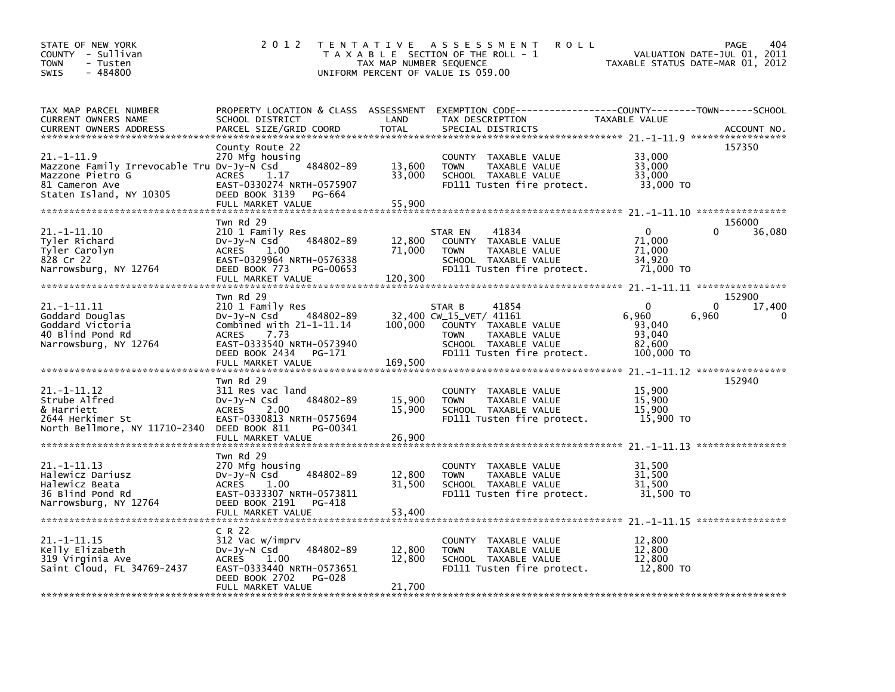STATE OF NEW YORK
COUNTY - Sullivan
TOWN - Tusten
SWIS - 484800

2012 TENTATIVE ASSESSMENT ROLL
TAXABLE SECTION OF THE ROLL - 1
TAX MAP NUMBER SEQUENCE
UNIFORM PERCENT OF VALUE IS 059.00

VALUATION DATE-JUL 01, 2011
TAXABLE STATUS DATE-MAR 01, 2012

| TAX MAP PARCEL NUMBER / CURRENT OWNERS NAME / CURRENT OWNERS ADDRESS | PROPERTY LOCATION & CLASS / SCHOOL DISTRICT / PARCEL SIZE/GRID COORD | ASSESSMENT LAND / TOTAL | EXEMPTION CODE / TAX DESCRIPTION / SPECIAL DISTRICTS | COUNTY TAXABLE VALUE | TOWN | SCHOOL | ACCOUNT NO. |
|---|---|---|---|---|---|---|---|
| 21.-1-11.9 | County Route 22 | | | | | | 157350 |
| | 270 Mfg housing | | COUNTY TAXABLE VALUE | 33,000 | | | |
| Mazzone Family Irrevocable Tru | Dv-Jy-N Csd 484802-89 | 13,600 | TOWN TAXABLE VALUE | 33,000 | | | |
| Mazzone Pietro G | ACRES 1.17 | 33,000 | SCHOOL TAXABLE VALUE | 33,000 | | | |
| 81 Cameron Ave | EAST-0330274 NRTH-0575907 | | FD111 Tusten fire protect. | 33,000 TO | | | |
| Staten Island, NY 10305 | DEED BOOK 3139 PG-664 | | | | | | |
| | FULL MARKET VALUE | 55,900 | | | | | |
| 21.-1-11.10 | Twn Rd 29 | | | | | | 156000 |
| | 210 1 Family Res | | STAR EN 41834 | 0 | 0 | 36,080 | |
| Tyler Richard | Dv-Jy-N Csd 484802-89 | 12,800 | COUNTY TAXABLE VALUE | 71,000 | | | |
| Tyler Carolyn | ACRES 1.00 | 71,000 | TOWN TAXABLE VALUE | 71,000 | | | |
| 828 Cr 22 | EAST-0329964 NRTH-0576338 | | SCHOOL TAXABLE VALUE | 34,920 | | | |
| Narrowsburg, NY 12764 | DEED BOOK 773 PG-00653 | | FD111 Tusten fire protect. | 71,000 TO | | | |
| | FULL MARKET VALUE | 120,300 | | | | | |
| 21.-1-11.11 | Twn Rd 29 | | | | | | 152900 |
| | 210 1 Family Res | | STAR B 41854 | 0 | 0 | 17,400 | |
| Goddard Douglas | Dv-Jy-N Csd 484802-89 | 32,400 | CW_15_VET/ 41161 | 6,960 | 6,960 | 0 | |
| Goddard Victoria | Combined with 21-1-11.14 | 100,000 | COUNTY TAXABLE VALUE | 93,040 | | | |
| 40 Blind Pond Rd | ACRES 7.73 | | TOWN TAXABLE VALUE | 93,040 | | | |
| Narrowsburg, NY 12764 | EAST-0333540 NRTH-0573940 | | SCHOOL TAXABLE VALUE | 82,600 | | | |
| | DEED BOOK 2434 PG-171 | | FD111 Tusten fire protect. | 100,000 TO | | | |
| | FULL MARKET VALUE | 169,500 | | | | | |
| 21.-1-11.12 | Twn Rd 29 | | | | | | 152940 |
| | 311 Res vac land | | COUNTY TAXABLE VALUE | 15,900 | | | |
| Strube Alfred | Dv-Jy-N Csd 484802-89 | 15,900 | TOWN TAXABLE VALUE | 15,900 | | | |
| & Harriett | ACRES 2.00 | 15,900 | SCHOOL TAXABLE VALUE | 15,900 | | | |
| 2644 Herkimer St | EAST-0330813 NRTH-0575694 | | FD111 Tusten fire protect. | 15,900 TO | | | |
| North Bellmore, NY 11710-2340 | DEED BOOK 811 PG-00341 | | | | | | |
| | FULL MARKET VALUE | 26,900 | | | | | |
| 21.-1-11.13 | Twn Rd 29 | | | | | | |
| | 270 Mfg housing | | COUNTY TAXABLE VALUE | 31,500 | | | |
| Halewicz Dariusz | Dv-Jy-N Csd 484802-89 | 12,800 | TOWN TAXABLE VALUE | 31,500 | | | |
| Halewicz Beata | ACRES 1.00 | 31,500 | SCHOOL TAXABLE VALUE | 31,500 | | | |
| 36 Blind Pond Rd | EAST-0333307 NRTH-0573811 | | FD111 Tusten fire protect. | 31,500 TO | | | |
| Narrowsburg, NY 12764 | DEED BOOK 2191 PG-418 | | | | | | |
| | FULL MARKET VALUE | 53,400 | | | | | |
| 21.-1-11.15 | C R 22 | | | | | | |
| | 312 Vac w/imprv | | COUNTY TAXABLE VALUE | 12,800 | | | |
| Kelly Elizabeth | Dv-Jy-N Csd 484802-89 | 12,800 | TOWN TAXABLE VALUE | 12,800 | | | |
| 319 Virginia Ave | ACRES 1.00 | 12,800 | SCHOOL TAXABLE VALUE | 12,800 | | | |
| Saint Cloud, FL 34769-2437 | EAST-0333440 NRTH-0573651 | | FD111 Tusten fire protect. | 12,800 TO | | | |
| | DEED BOOK 2702 PG-028 | | | | | | |
| | FULL MARKET VALUE | 21,700 | | | | | |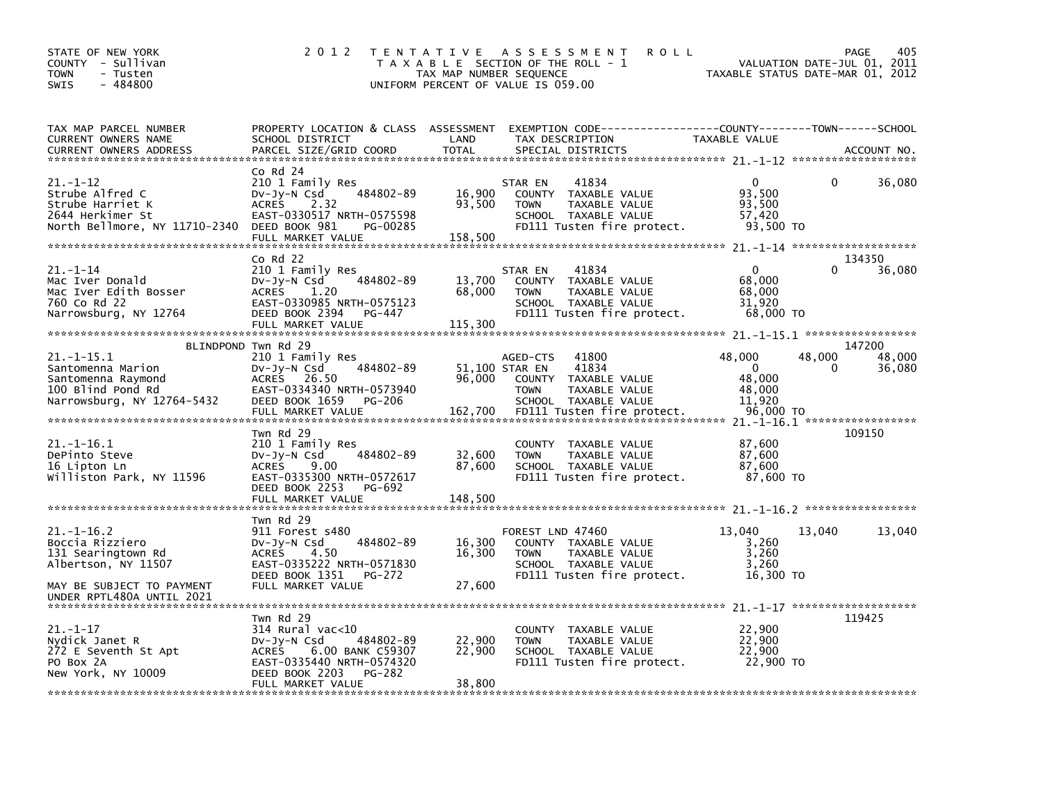STATE OF NEW YORK
COUNTY - Sullivan
TOWN - Tusten
SWIS - 484800

2012 TENTATIVE ASSESSMENT ROLL
TAXABLE SECTION OF THE ROLL - 1
TAX MAP NUMBER SEQUENCE
UNIFORM PERCENT OF VALUE IS 059.00

VALUATION DATE-JUL 01, 2011
TAXABLE STATUS DATE-MAR 01, 2012

| TAX MAP PARCEL NUMBER / CURRENT OWNERS NAME / CURRENT OWNERS ADDRESS | PROPERTY LOCATION & CLASS / SCHOOL DISTRICT / PARCEL SIZE/GRID COORD | ASSESSMENT LAND / TOTAL | EXEMPTION CODE / TAX DESCRIPTION / SPECIAL DISTRICTS | COUNTY TAXABLE VALUE | TOWN | SCHOOL | ACCOUNT NO. |
|---|---|---|---|---|---|---|---|
| **21.-1-12** | Co Rd 24 | | | | | | |
| Strube Alfred C | 210 1 Family Res | | STAR EN 41834 | 0 | 0 | 36,080 | |
| Strube Harriet K | Dv-Jy-N Csd 484802-89 | 16,900 | COUNTY TAXABLE VALUE | 93,500 | | | |
| 2644 Herkimer St | ACRES 2.32 | 93,500 | TOWN TAXABLE VALUE | 93,500 | | | |
| North Bellmore, NY 11710-2340 | EAST-0330517 NRTH-0575598 | | SCHOOL TAXABLE VALUE | 57,420 | | | |
| | DEED BOOK 981 PG-00285 | | FD111 Tusten fire protect. | 93,500 TO | | | |
| | FULL MARKET VALUE | 158,500 | | | | | |
| **21.-1-14** | Co Rd 22 | | | | | | 134350 |
| Mac Iver Donald | 210 1 Family Res | | STAR EN 41834 | 0 | 0 | 36,080 | |
| Mac Iver Edith Bosser | Dv-Jy-N Csd 484802-89 | 13,700 | COUNTY TAXABLE VALUE | 68,000 | | | |
| 760 Co Rd 22 | ACRES 1.20 | 68,000 | TOWN TAXABLE VALUE | 68,000 | | | |
| Narrowsburg, NY 12764 | EAST-0330985 NRTH-0575123 | | SCHOOL TAXABLE VALUE | 31,920 | | | |
| | DEED BOOK 2394 PG-447 | | FD111 Tusten fire protect. | 68,000 TO | | | |
| | FULL MARKET VALUE | 115,300 | | | | | |
| **21.-1-15.1** | BLINDPOND Twn Rd 29 | | | | | | 147200 |
| Santomenna Marion | 210 1 Family Res | | AGED-CTS 41800 | 48,000 | 48,000 | 48,000 | |
| Santomenna Raymond | Dv-Jy-N Csd 484802-89 | 51,100 | STAR EN 41834 | 0 | 0 | 36,080 | |
| 100 Blind Pond Rd | ACRES 26.50 | 96,000 | COUNTY TAXABLE VALUE | 48,000 | | | |
| Narrowsburg, NY 12764-5432 | EAST-0334340 NRTH-0573940 | | TOWN TAXABLE VALUE | 48,000 | | | |
| | DEED BOOK 1659 PG-206 | | SCHOOL TAXABLE VALUE | 11,920 | | | |
| | FULL MARKET VALUE | 162,700 | FD111 Tusten fire protect. | 96,000 TO | | | |
| **21.-1-16.1** | Twn Rd 29 | | | | | | 109150 |
| DePinto Steve | 210 1 Family Res | | COUNTY TAXABLE VALUE | 87,600 | | | |
| 16 Lipton Ln | Dv-Jy-N Csd 484802-89 | 32,600 | TOWN TAXABLE VALUE | 87,600 | | | |
| Williston Park, NY 11596 | ACRES 9.00 | 87,600 | SCHOOL TAXABLE VALUE | 87,600 | | | |
| | EAST-0335300 NRTH-0572617 | | FD111 Tusten fire protect. | 87,600 TO | | | |
| | DEED BOOK 2253 PG-692 | | | | | | |
| | FULL MARKET VALUE | 148,500 | | | | | |
| **21.-1-16.2** | Twn Rd 29 | | | | | | |
| Boccia Rizziero | 911 Forest s480 | | FOREST LND 47460 | 13,040 | 13,040 | 13,040 | |
| 131 Searingtown Rd | Dv-Jy-N Csd 484802-89 | 16,300 | COUNTY TAXABLE VALUE | 3,260 | | | |
| Albertson, NY 11507 | ACRES 4.50 | 16,300 | TOWN TAXABLE VALUE | 3,260 | | | |
| | EAST-0335222 NRTH-0571830 | | SCHOOL TAXABLE VALUE | 3,260 | | | |
| | DEED BOOK 1351 PG-272 | | FD111 Tusten fire protect. | 16,300 TO | | | |
| MAY BE SUBJECT TO PAYMENT UNDER RPTL480A UNTIL 2021 | FULL MARKET VALUE | 27,600 | | | | | |
| **21.-1-17** | Twn Rd 29 | | | | | | 119425 |
| Nydick Janet R | 314 Rural vac<10 | | COUNTY TAXABLE VALUE | 22,900 | | | |
| 272 E Seventh St Apt | Dv-Jy-N Csd 484802-89 | 22,900 | TOWN TAXABLE VALUE | 22,900 | | | |
| PO Box 2A | ACRES 6.00 BANK C59307 | 22,900 | SCHOOL TAXABLE VALUE | 22,900 | | | |
| New York, NY 10009 | EAST-0335440 NRTH-0574320 | | FD111 Tusten fire protect. | 22,900 TO | | | |
| | DEED BOOK 2203 PG-282 | | | | | | |
| | FULL MARKET VALUE | 38,800 | | | | | |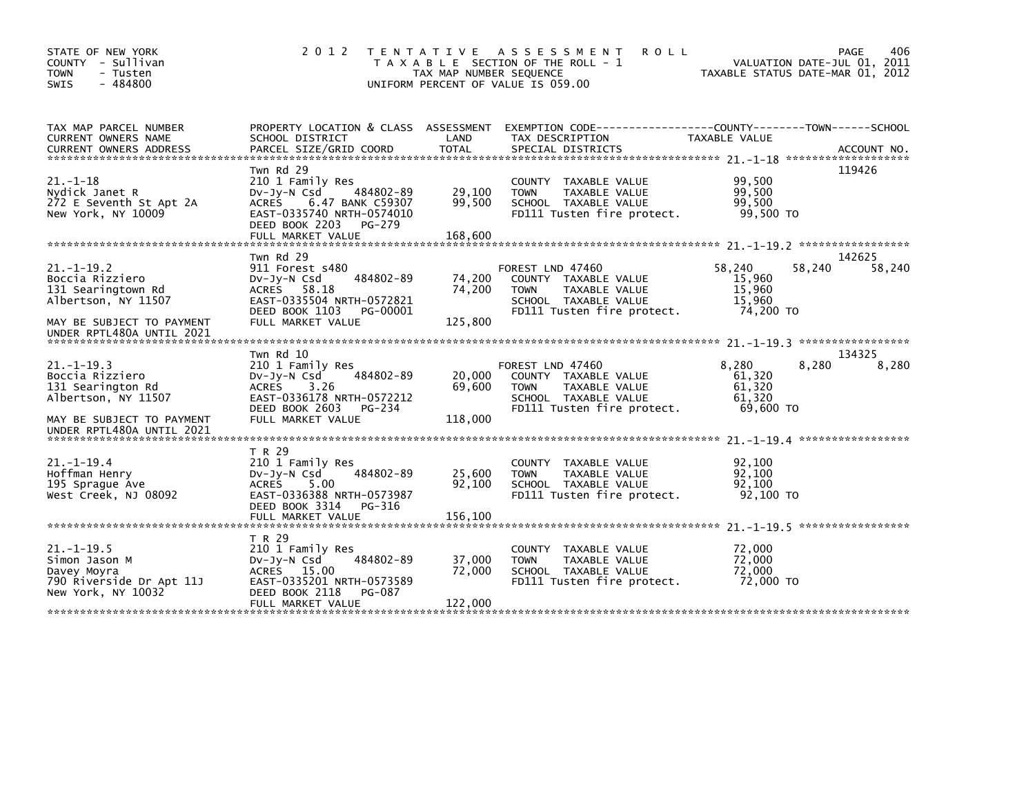STATE OF NEW YORK
COUNTY - Sullivan
TOWN - Tusten
SWIS - 484800

**2012 TENTATIVE ASSESSMENT ROLL**
TAXABLE SECTION OF THE ROLL - 1
TAX MAP NUMBER SEQUENCE
UNIFORM PERCENT OF VALUE IS 059.00

VALUATION DATE-JUL 01, 2011
TAXABLE STATUS DATE-MAR 01, 2012

| TAX MAP PARCEL NUMBER / CURRENT OWNERS NAME / CURRENT OWNERS ADDRESS | PROPERTY LOCATION & CLASS / SCHOOL DISTRICT / PARCEL SIZE/GRID COORD | ASSESSMENT LAND | TOTAL | EXEMPTION CODE / TAX DESCRIPTION / SPECIAL DISTRICTS | COUNTY TAXABLE VALUE | TOWN | SCHOOL | ACCOUNT NO. |
|---|---|---|---|---|---|---|---|---|
| 21.-1-18 | Twn Rd 29 | | | | | | | 119426 |
| Nydick Janet R | 210 1 Family Res | | | COUNTY TAXABLE VALUE | 99,500 | | | |
| 272 E Seventh St Apt 2A | Dv-Jy-N Csd 484802-89 | 29,100 | | TOWN TAXABLE VALUE | 99,500 | | | |
| New York, NY 10009 | ACRES 6.47 BANK C59307 | | 99,500 | SCHOOL TAXABLE VALUE | 99,500 | | | |
| | EAST-0335740 NRTH-0574010 | | | FD111 Tusten fire protect. | 99,500 TO | | | |
| | DEED BOOK 2203 PG-279 | | | | | | | |
| | FULL MARKET VALUE | | 168,600 | | | | | |
| 21.-1-19.2 | Twn Rd 29 | | | | | | | 142625 |
| Boccia Rizziero | 911 Forest s480 | | | FOREST LND 47460 | 58,240 | 58,240 | 58,240 | |
| 131 Searingtown Rd | Dv-Jy-N Csd 484802-89 | 74,200 | | COUNTY TAXABLE VALUE | 15,960 | | | |
| Albertson, NY 11507 | ACRES 58.18 | | 74,200 | TOWN TAXABLE VALUE | 15,960 | | | |
| | EAST-0335504 NRTH-0572821 | | | SCHOOL TAXABLE VALUE | 15,960 | | | |
| MAY BE SUBJECT TO PAYMENT | DEED BOOK 1103 PG-00001 | | | FD111 Tusten fire protect. | 74,200 TO | | | |
| UNDER RPTL480A UNTIL 2021 | FULL MARKET VALUE | | 125,800 | | | | | |
| 21.-1-19.3 | Twn Rd 10 | | | | | | | 134325 |
| Boccia Rizziero | 210 1 Family Res | | | FOREST LND 47460 | 8,280 | 8,280 | 8,280 | |
| 131 Searington Rd | Dv-Jy-N Csd 484802-89 | 20,000 | | COUNTY TAXABLE VALUE | 61,320 | | | |
| Albertson, NY 11507 | ACRES 3.26 | | 69,600 | TOWN TAXABLE VALUE | 61,320 | | | |
| | EAST-0336178 NRTH-0572212 | | | SCHOOL TAXABLE VALUE | 61,320 | | | |
| MAY BE SUBJECT TO PAYMENT | DEED BOOK 2603 PG-234 | | | FD111 Tusten fire protect. | 69,600 TO | | | |
| UNDER RPTL480A UNTIL 2021 | FULL MARKET VALUE | | 118,000 | | | | | |
| 21.-1-19.4 | T R 29 | | | | | | | |
| Hoffman Henry | 210 1 Family Res | | | COUNTY TAXABLE VALUE | 92,100 | | | |
| 195 Sprague Ave | Dv-Jy-N Csd 484802-89 | 25,600 | | TOWN TAXABLE VALUE | 92,100 | | | |
| West Creek, NJ 08092 | ACRES 5.00 | | 92,100 | SCHOOL TAXABLE VALUE | 92,100 | | | |
| | EAST-0336388 NRTH-0573987 | | | FD111 Tusten fire protect. | 92,100 TO | | | |
| | DEED BOOK 3314 PG-316 | | | | | | | |
| | FULL MARKET VALUE | | 156,100 | | | | | |
| 21.-1-19.5 | T R 29 | | | | | | | |
| Simon Jason M | 210 1 Family Res | | | COUNTY TAXABLE VALUE | 72,000 | | | |
| Davey Moyra | Dv-Jy-N Csd 484802-89 | 37,000 | | TOWN TAXABLE VALUE | 72,000 | | | |
| 790 Riverside Dr Apt 11J | ACRES 15.00 | | 72,000 | SCHOOL TAXABLE VALUE | 72,000 | | | |
| New York, NY 10032 | EAST-0335201 NRTH-0573589 | | | FD111 Tusten fire protect. | 72,000 TO | | | |
| | DEED BOOK 2118 PG-087 | | | | | | | |
| | FULL MARKET VALUE | | 122,000 | | | | | |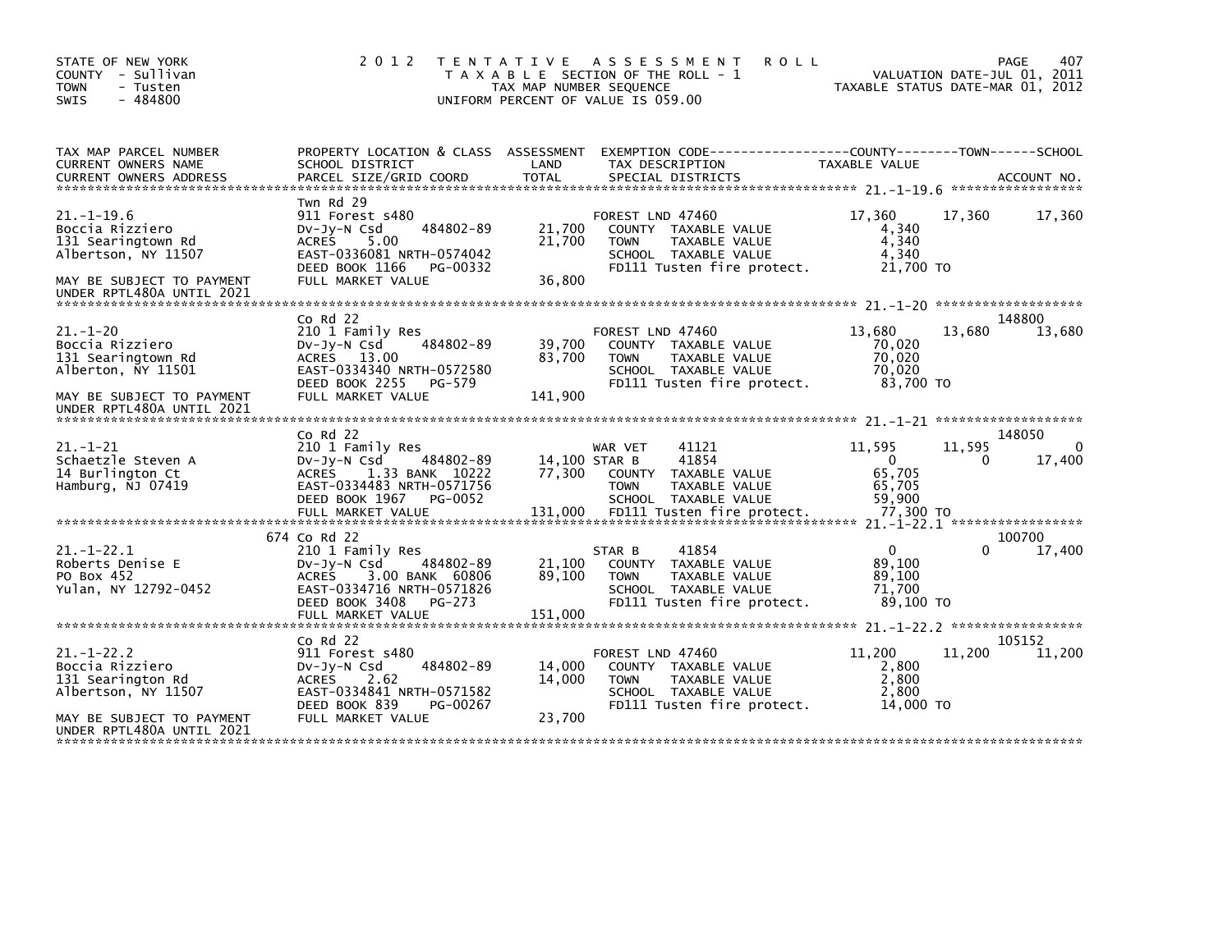STATE OF NEW YORK
COUNTY - Sullivan
TOWN - Tusten
SWIS - 484800

# 2012 TENTATIVE ASSESSMENT ROLL

TAXABLE SECTION OF THE ROLL - 1
TAX MAP NUMBER SEQUENCE
UNIFORM PERCENT OF VALUE IS 059.00

VALUATION DATE-JUL 01, 2011
TAXABLE STATUS DATE-MAR 01, 2012

| TAX MAP PARCEL NUMBER / CURRENT OWNERS NAME / CURRENT OWNERS ADDRESS | PROPERTY LOCATION & CLASS / SCHOOL DISTRICT / PARCEL SIZE/GRID COORD | ASSESSMENT LAND / TOTAL | EXEMPTION CODE / TAX DESCRIPTION / SPECIAL DISTRICTS | COUNTY TAXABLE VALUE | TOWN | SCHOOL | ACCOUNT NO. |
|---|---|---|---|---|---|---|---|
| **21.-1-19.6** | Twn Rd 29 | | | | | | |
| 21.-1-19.6 | 911 Forest s480 | | FOREST LND 47460 | 17,360 | 17,360 | 17,360 | |
| Boccia Rizziero | Dv-Jy-N Csd 484802-89 | 21,700 | COUNTY TAXABLE VALUE | 4,340 | | | |
| 131 Searingtown Rd | ACRES 5.00 | 21,700 | TOWN TAXABLE VALUE | 4,340 | | | |
| Albertson, NY 11507 | EAST-0336081 NRTH-0574042 | | SCHOOL TAXABLE VALUE | 4,340 | | | |
| | DEED BOOK 1166 PG-00332 | | FD111 Tusten fire protect. | 21,700 TO | | | |
| MAY BE SUBJECT TO PAYMENT UNDER RPTL480A UNTIL 2021 | FULL MARKET VALUE | 36,800 | | | | | |
| **21.-1-20** | Co Rd 22 | | | | | | 148800 |
| 21.-1-20 | 210 1 Family Res | | FOREST LND 47460 | 13,680 | 13,680 | 13,680 | |
| Boccia Rizziero | Dv-Jy-N Csd 484802-89 | 39,700 | COUNTY TAXABLE VALUE | 70,020 | | | |
| 131 Searingtown Rd | ACRES 13.00 | 83,700 | TOWN TAXABLE VALUE | 70,020 | | | |
| Alberton, NY 11501 | EAST-0334340 NRTH-0572580 | | SCHOOL TAXABLE VALUE | 70,020 | | | |
| | DEED BOOK 2255 PG-579 | | FD111 Tusten fire protect. | 83,700 TO | | | |
| MAY BE SUBJECT TO PAYMENT UNDER RPTL480A UNTIL 2021 | FULL MARKET VALUE | 141,900 | | | | | |
| **21.-1-21** | Co Rd 22 | | | | | | 148050 |
| 21.-1-21 | 210 1 Family Res | | WAR VET 41121 | 11,595 | 11,595 | 0 | |
| Schaetzle Steven A | Dv-Jy-N Csd 484802-89 | 14,100 | STAR B 41854 | 0 | 0 | 17,400 | |
| 14 Burlington Ct | ACRES 1.33 BANK 10222 | 77,300 | COUNTY TAXABLE VALUE | 65,705 | | | |
| Hamburg, NJ 07419 | EAST-0334483 NRTH-0571756 | | TOWN TAXABLE VALUE | 65,705 | | | |
| | DEED BOOK 1967 PG-0052 | | SCHOOL TAXABLE VALUE | 59,900 | | | |
| | FULL MARKET VALUE | 131,000 | FD111 Tusten fire protect. | 77,300 TO | | | |
| **21.-1-22.1** | 674 Co Rd 22 | | | | | | 100700 |
| 21.-1-22.1 | 210 1 Family Res | | STAR B 41854 | 0 | 0 | 17,400 | |
| Roberts Denise E | Dv-Jy-N Csd 484802-89 | 21,100 | COUNTY TAXABLE VALUE | 89,100 | | | |
| PO Box 452 | ACRES 3.00 BANK 60806 | 89,100 | TOWN TAXABLE VALUE | 89,100 | | | |
| Yulan, NY 12792-0452 | EAST-0334716 NRTH-0571826 | | SCHOOL TAXABLE VALUE | 71,700 | | | |
| | DEED BOOK 3408 PG-273 | | FD111 Tusten fire protect. | 89,100 TO | | | |
| | FULL MARKET VALUE | 151,000 | | | | | |
| **21.-1-22.2** | Co Rd 22 | | | | | | 105152 |
| 21.-1-22.2 | 911 Forest s480 | | FOREST LND 47460 | 11,200 | 11,200 | 11,200 | |
| Boccia Rizziero | Dv-Jy-N Csd 484802-89 | 14,000 | COUNTY TAXABLE VALUE | 2,800 | | | |
| 131 Searington Rd | ACRES 2.62 | 14,000 | TOWN TAXABLE VALUE | 2,800 | | | |
| Albertson, NY 11507 | EAST-0334841 NRTH-0571582 | | SCHOOL TAXABLE VALUE | 2,800 | | | |
| | DEED BOOK 839 PG-00267 | | FD111 Tusten fire protect. | 14,000 TO | | | |
| MAY BE SUBJECT TO PAYMENT UNDER RPTL480A UNTIL 2021 | FULL MARKET VALUE | 23,700 | | | | | |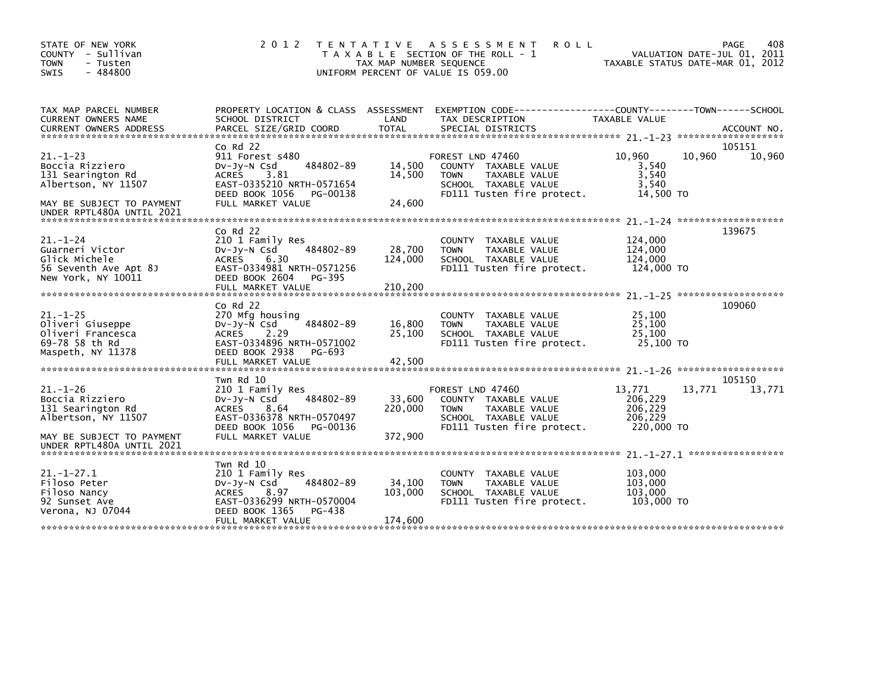STATE OF NEW YORK
COUNTY - Sullivan
TOWN - Tusten
SWIS - 484800

# 2012 TENTATIVE ASSESSMENT ROLL

TAXABLE SECTION OF THE ROLL - 1
TAX MAP NUMBER SEQUENCE
UNIFORM PERCENT OF VALUE IS 059.00

VALUATION DATE-JUL 01, 2011
TAXABLE STATUS DATE-MAR 01, 2012

| TAX MAP PARCEL NUMBER / CURRENT OWNERS NAME / CURRENT OWNERS ADDRESS | PROPERTY LOCATION & CLASS / SCHOOL DISTRICT / PARCEL SIZE/GRID COORD | ASSESSMENT LAND / TOTAL | EXEMPTION CODE / TAX DESCRIPTION / SPECIAL DISTRICTS | COUNTY TAXABLE VALUE | TOWN | SCHOOL / ACCOUNT NO. |
|---|---|---|---|---|---|---|
| 21.-1-23 | Co Rd 22 | | | | | 105151 |
| | 911 Forest s480 | | FOREST LND 47460 | 10,960 | 10,960 | 10,960 |
| Boccia Rizziero | Dv-Jy-N Csd 484802-89 | 14,500 | COUNTY TAXABLE VALUE | 3,540 | | |
| 131 Searington Rd | ACRES 3.81 | 14,500 | TOWN TAXABLE VALUE | 3,540 | | |
| Albertson, NY 11507 | EAST-0335210 NRTH-0571654 | | SCHOOL TAXABLE VALUE | 3,540 | | |
| | DEED BOOK 1056 PG-00138 | | FD111 Tusten fire protect. | 14,500 TO | | |
| MAY BE SUBJECT TO PAYMENT UNDER RPTL480A UNTIL 2021 | FULL MARKET VALUE | 24,600 | | | | |
| 21.-1-24 | Co Rd 22 | | | | | 139675 |
| | 210 1 Family Res | | COUNTY TAXABLE VALUE | 124,000 | | |
| Guarneri Victor | Dv-Jy-N Csd 484802-89 | 28,700 | TOWN TAXABLE VALUE | 124,000 | | |
| Glick Michele | ACRES 6.30 | 124,000 | SCHOOL TAXABLE VALUE | 124,000 | | |
| 56 Seventh Ave Apt 8J | EAST-0334981 NRTH-0571256 | | FD111 Tusten fire protect. | 124,000 TO | | |
| New York, NY 10011 | DEED BOOK 2604 PG-395 | | | | | |
| | FULL MARKET VALUE | 210,200 | | | | |
| 21.-1-25 | Co Rd 22 | | | | | 109060 |
| | 270 Mfg housing | | COUNTY TAXABLE VALUE | 25,100 | | |
| Oliveri Giuseppe | Dv-Jy-N Csd 484802-89 | 16,800 | TOWN TAXABLE VALUE | 25,100 | | |
| Oliveri Francesca | ACRES 2.29 | 25,100 | SCHOOL TAXABLE VALUE | 25,100 | | |
| 69-78 58 th Rd | EAST-0334896 NRTH-0571002 | | FD111 Tusten fire protect. | 25,100 TO | | |
| Maspeth, NY 11378 | DEED BOOK 2938 PG-693 | | | | | |
| | FULL MARKET VALUE | 42,500 | | | | |
| 21.-1-26 | Twn Rd 10 | | | | | 105150 |
| | 210 1 Family Res | | FOREST LND 47460 | 13,771 | 13,771 | 13,771 |
| Boccia Rizziero | Dv-Jy-N Csd 484802-89 | 33,600 | COUNTY TAXABLE VALUE | 206,229 | | |
| 131 Searington Rd | ACRES 8.64 | 220,000 | TOWN TAXABLE VALUE | 206,229 | | |
| Albertson, NY 11507 | EAST-0336378 NRTH-0570497 | | SCHOOL TAXABLE VALUE | 206,229 | | |
| | DEED BOOK 1056 PG-00136 | | FD111 Tusten fire protect. | 220,000 TO | | |
| MAY BE SUBJECT TO PAYMENT UNDER RPTL480A UNTIL 2021 | FULL MARKET VALUE | 372,900 | | | | |
| 21.-1-27.1 | Twn Rd 10 | | | | | |
| | 210 1 Family Res | | COUNTY TAXABLE VALUE | 103,000 | | |
| Filoso Peter | Dv-Jy-N Csd 484802-89 | 34,100 | TOWN TAXABLE VALUE | 103,000 | | |
| Filoso Nancy | ACRES 8.97 | 103,000 | SCHOOL TAXABLE VALUE | 103,000 | | |
| 92 Sunset Ave | EAST-0336299 NRTH-0570004 | | FD111 Tusten fire protect. | 103,000 TO | | |
| Verona, NJ 07044 | DEED BOOK 1365 PG-438 | | | | | |
| | FULL MARKET VALUE | 174,600 | | | | |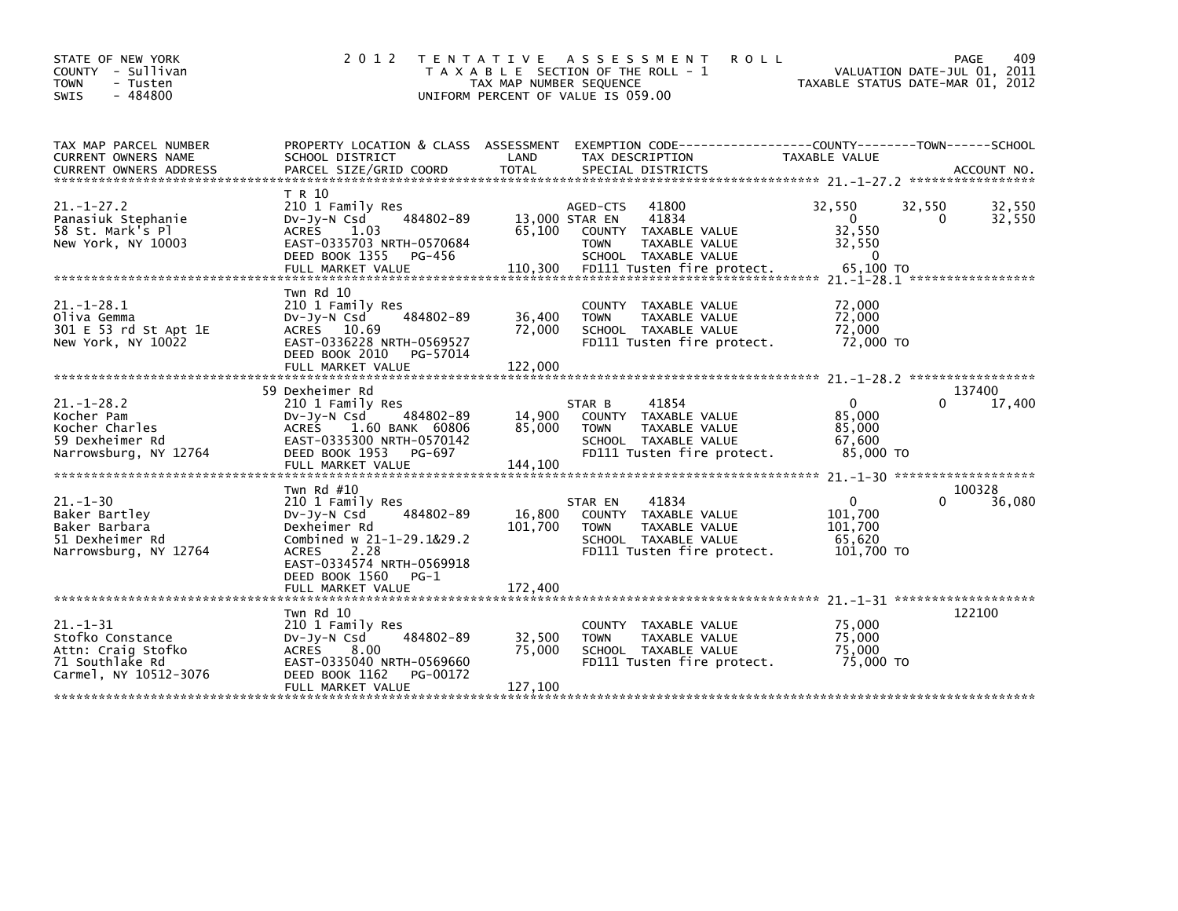STATE OF NEW YORK
COUNTY - Sullivan
TOWN - Tusten
SWIS - 484800

2012 TENTATIVE ASSESSMENT ROLL
TAXABLE SECTION OF THE ROLL - 1
TAX MAP NUMBER SEQUENCE
UNIFORM PERCENT OF VALUE IS 059.00

VALUATION DATE-JUL 01, 2011
TAXABLE STATUS DATE-MAR 01, 2012

| TAX MAP PARCEL NUMBER / CURRENT OWNERS NAME / CURRENT OWNERS ADDRESS | PROPERTY LOCATION & CLASS / SCHOOL DISTRICT / PARCEL SIZE/GRID COORD | ASSESSMENT LAND | TOTAL | EXEMPTION CODE / TAX DESCRIPTION / SPECIAL DISTRICTS | COUNTY TAXABLE VALUE | TOWN | SCHOOL | ACCOUNT NO. |
|---|---|---|---|---|---|---|---|---|
| 21.-1-27.2 | T R 10 | | | | | | | |
| Panasiuk Stephanie | 210 1 Family Res | | | AGED-CTS 41800 | 32,550 | 32,550 | 32,550 | |
| 58 St. Mark's Pl | Dv-Jy-N Csd 484802-89 | 13,000 | | STAR EN 41834 | 0 | 0 | 32,550 | |
| New York, NY 10003 | ACRES 1.03 | | 65,100 | COUNTY TAXABLE VALUE | 32,550 | | | |
| | EAST-0335703 NRTH-0570684 | | | TOWN TAXABLE VALUE | 32,550 | | | |
| | DEED BOOK 1355 PG-456 | | | SCHOOL TAXABLE VALUE | 0 | | | |
| | FULL MARKET VALUE | | 110,300 | FD111 Tusten fire protect. | 65,100 TO | | | |
| 21.-1-28.1 | Twn Rd 10 | | | | | | | |
| Oliva Gemma | 210 1 Family Res | | | COUNTY TAXABLE VALUE | 72,000 | | | |
| 301 E 53 rd St Apt 1E | Dv-Jy-N Csd 484802-89 | 36,400 | | TOWN TAXABLE VALUE | 72,000 | | | |
| New York, NY 10022 | ACRES 10.69 | | 72,000 | SCHOOL TAXABLE VALUE | 72,000 | | | |
| | EAST-0336228 NRTH-0569527 | | | FD111 Tusten fire protect. | 72,000 TO | | | |
| | DEED BOOK 2010 PG-57014 | | | | | | | |
| | FULL MARKET VALUE | | 122,000 | | | | | |
| 21.-1-28.2 | 59 Dexheimer Rd | | | | | | | 137400 |
| Kocher Pam | 210 1 Family Res | | | STAR B 41854 | 0 | 0 | 17,400 | |
| Kocher Charles | Dv-Jy-N Csd 484802-89 | 14,900 | | COUNTY TAXABLE VALUE | 85,000 | | | |
| 59 Dexheimer Rd | ACRES 1.60 BANK 60806 | | 85,000 | TOWN TAXABLE VALUE | 85,000 | | | |
| Narrowsburg, NY 12764 | EAST-0335300 NRTH-0570142 | | | SCHOOL TAXABLE VALUE | 67,600 | | | |
| | DEED BOOK 1953 PG-697 | | | FD111 Tusten fire protect. | 85,000 TO | | | |
| | FULL MARKET VALUE | | 144,100 | | | | | |
| 21.-1-30 | Twn Rd #10 | | | | | | | 100328 |
| Baker Bartley | 210 1 Family Res | | | STAR EN 41834 | 0 | 0 | 36,080 | |
| Baker Barbara | Dv-Jy-N Csd 484802-89 | 16,800 | | COUNTY TAXABLE VALUE | 101,700 | | | |
| 51 Dexheimer Rd | Dexheimer Rd | | 101,700 | TOWN TAXABLE VALUE | 101,700 | | | |
| Narrowsburg, NY 12764 | Combined w 21-1-29.1&29.2 | | | SCHOOL TAXABLE VALUE | 65,620 | | | |
| | ACRES 2.28 | | | FD111 Tusten fire protect. | 101,700 TO | | | |
| | EAST-0334574 NRTH-0569918 | | | | | | | |
| | DEED BOOK 1560 PG-1 | | | | | | | |
| | FULL MARKET VALUE | | 172,400 | | | | | |
| 21.-1-31 | Twn Rd 10 | | | | | | | 122100 |
| Stofko Constance | 210 1 Family Res | | | COUNTY TAXABLE VALUE | 75,000 | | | |
| Attn: Craig Stofko | Dv-Jy-N Csd 484802-89 | 32,500 | | TOWN TAXABLE VALUE | 75,000 | | | |
| 71 Southlake Rd | ACRES 8.00 | | 75,000 | SCHOOL TAXABLE VALUE | 75,000 | | | |
| Carmel, NY 10512-3076 | EAST-0335040 NRTH-0569660 | | | FD111 Tusten fire protect. | 75,000 TO | | | |
| | DEED BOOK 1162 PG-00172 | | | | | | | |
| | FULL MARKET VALUE | | 127,100 | | | | | |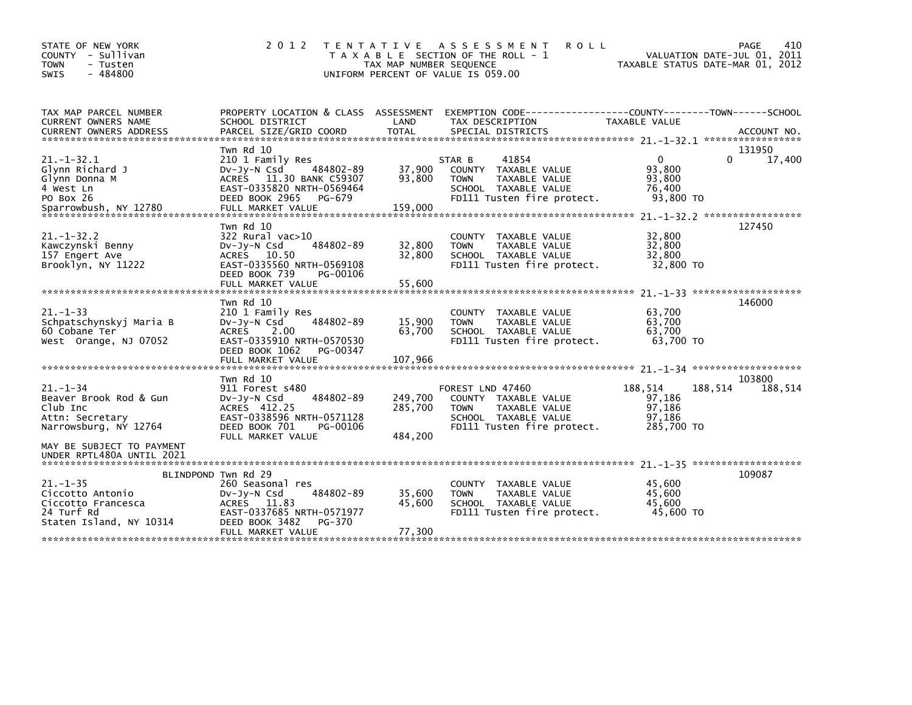STATE OF NEW YORK
COUNTY - Sullivan
TOWN - Tusten
SWIS - 484800

2012 TENTATIVE ASSESSMENT ROLL
TAXABLE SECTION OF THE ROLL - 1
TAX MAP NUMBER SEQUENCE
UNIFORM PERCENT OF VALUE IS 059.00

VALUATION DATE-JUL 01, 2011
TAXABLE STATUS DATE-MAR 01, 2012

| TAX MAP PARCEL NUMBER / CURRENT OWNERS NAME / CURRENT OWNERS ADDRESS | PROPERTY LOCATION & CLASS / SCHOOL DISTRICT / PARCEL SIZE/GRID COORD | ASSESSMENT LAND | TOTAL | EXEMPTION CODE / TAX DESCRIPTION / SPECIAL DISTRICTS | COUNTY TAXABLE VALUE | TOWN | SCHOOL | ACCOUNT NO. |
|---|---|---|---|---|---|---|---|---|
| 21.-1-32.1 | Twn Rd 10 | | | | | | | 131950 |
| | 210 1 Family Res | | | STAR B 41854 | 0 | 0 | 17,400 | |
| Glynn Richard J | Dv-Jy-N Csd 484802-89 | 37,900 | | COUNTY TAXABLE VALUE | 93,800 | | | |
| Glynn Donna M | ACRES 11.30 BANK C59307 | | 93,800 | TOWN TAXABLE VALUE | 93,800 | | | |
| 4 West Ln | EAST-0335820 NRTH-0569464 | | | SCHOOL TAXABLE VALUE | 76,400 | | | |
| PO Box 26 | DEED BOOK 2965 PG-679 | | | FD111 Tusten fire protect. | 93,800 TO | | | |
| Sparrowbush, NY 12780 | FULL MARKET VALUE | | 159,000 | | | | | |
| 21.-1-32.2 | Twn Rd 10 | | | | | | | 127450 |
| | 322 Rural vac>10 | | | COUNTY TAXABLE VALUE | 32,800 | | | |
| Kawczynski Benny | Dv-Jy-N Csd 484802-89 | 32,800 | | TOWN TAXABLE VALUE | 32,800 | | | |
| 157 Engert Ave | ACRES 10.50 | | 32,800 | SCHOOL TAXABLE VALUE | 32,800 | | | |
| Brooklyn, NY 11222 | EAST-0335560 NRTH-0569108 | | | FD111 Tusten fire protect. | 32,800 TO | | | |
| | DEED BOOK 739 PG-00106 | | | | | | | |
| | FULL MARKET VALUE | | 55,600 | | | | | |
| 21.-1-33 | Twn Rd 10 | | | | | | | 146000 |
| | 210 1 Family Res | | | COUNTY TAXABLE VALUE | 63,700 | | | |
| Schpatschynskyj Maria B | Dv-Jy-N Csd 484802-89 | 15,900 | | TOWN TAXABLE VALUE | 63,700 | | | |
| 60 Cobane Ter | ACRES 2.00 | | 63,700 | SCHOOL TAXABLE VALUE | 63,700 | | | |
| West Orange, NJ 07052 | EAST-0335910 NRTH-0570530 | | | FD111 Tusten fire protect. | 63,700 TO | | | |
| | DEED BOOK 1062 PG-00347 | | | | | | | |
| | FULL MARKET VALUE | | 107,966 | | | | | |
| 21.-1-34 | Twn Rd 10 | | | | | | | 103800 |
| | 911 Forest s480 | | | FOREST LND 47460 | 188,514 | 188,514 | 188,514 | |
| Beaver Brook Rod & Gun | Dv-Jy-N Csd 484802-89 | 249,700 | | COUNTY TAXABLE VALUE | 97,186 | | | |
| Club Inc | ACRES 412.25 | | 285,700 | TOWN TAXABLE VALUE | 97,186 | | | |
| Attn: Secretary | EAST-0338596 NRTH-0571128 | | | SCHOOL TAXABLE VALUE | 97,186 | | | |
| Narrowsburg, NY 12764 | DEED BOOK 701 PG-00106 | | | FD111 Tusten fire protect. | 285,700 TO | | | |
| | FULL MARKET VALUE | | 484,200 | | | | | |
| MAY BE SUBJECT TO PAYMENT UNDER RPTL480A UNTIL 2021 | | | | | | | | |
| 21.-1-35 | BLINDPOND Twn Rd 29 | | | | | | | 109087 |
| | 260 Seasonal res | | | COUNTY TAXABLE VALUE | 45,600 | | | |
| Ciccotto Antonio | Dv-Jy-N Csd 484802-89 | 35,600 | | TOWN TAXABLE VALUE | 45,600 | | | |
| Ciccotto Francesca | ACRES 11.83 | | 45,600 | SCHOOL TAXABLE VALUE | 45,600 | | | |
| 24 Turf Rd | EAST-0337685 NRTH-0571977 | | | FD111 Tusten fire protect. | 45,600 TO | | | |
| Staten Island, NY 10314 | DEED BOOK 3482 PG-370 | | | | | | | |
| | FULL MARKET VALUE | | 77,300 | | | | | |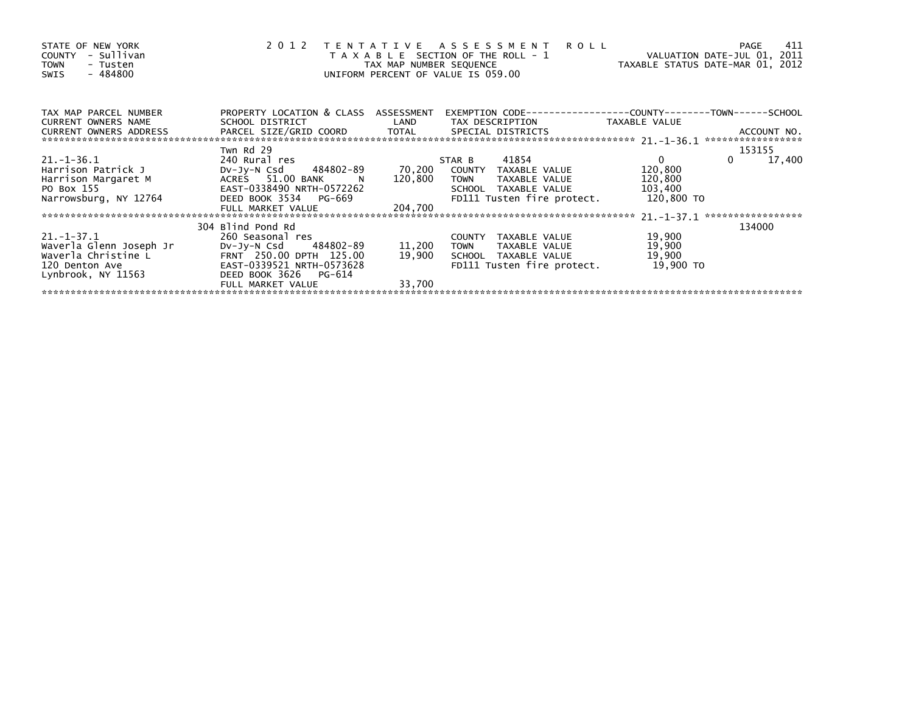STATE OF NEW YORK
COUNTY - Sullivan
TOWN - Tusten
SWIS - 484800

2 0 1 2 T E N T A T I V E A S S E S S M E N T R O L L
T A X A B L E SECTION OF THE ROLL - 1
TAX MAP NUMBER SEQUENCE
UNIFORM PERCENT OF VALUE IS 059.00

VALUATION DATE-JUL 01, 2011
TAXABLE STATUS DATE-MAR 01, 2012

| TAX MAP PARCEL NUMBER / CURRENT OWNERS NAME / CURRENT OWNERS ADDRESS | PROPERTY LOCATION & CLASS / SCHOOL DISTRICT / PARCEL SIZE/GRID COORD | ASSESSMENT LAND | ASSESSMENT TOTAL | EXEMPTION CODE / TAX DESCRIPTION / SPECIAL DISTRICTS | COUNTY TAXABLE VALUE | TOWN | SCHOOL / ACCOUNT NO. |
|---|---|---|---|---|---|---|---|
| | Twn Rd 29 | | | | | | 153155 |
| 21.-1-36.1 | 240 Rural res | | | STAR B 41854 | 0 | 0 | 17,400 |
| Harrison Patrick J | Dv-Jy-N Csd 484802-89 | 70,200 | | COUNTY TAXABLE VALUE | 120,800 | | |
| Harrison Margaret M | ACRES 51.00 BANK N | | 120,800 | TOWN TAXABLE VALUE | 120,800 | | |
| PO Box 155 | EAST-0338490 NRTH-0572262 | | | SCHOOL TAXABLE VALUE | 103,400 | | |
| Narrowsburg, NY 12764 | DEED BOOK 3534 PG-669 | | | FD111 Tusten fire protect. | 120,800 TO | | |
| | FULL MARKET VALUE | | 204,700 | | | | |
| | 304 Blind Pond Rd | | | | | | 134000 |
| 21.-1-37.1 | 260 Seasonal res | | | COUNTY TAXABLE VALUE | 19,900 | | |
| Waverla Glenn Joseph Jr | Dv-Jy-N Csd 484802-89 | 11,200 | | TOWN TAXABLE VALUE | 19,900 | | |
| Waverla Christine L | FRNT 250.00 DPTH 125.00 | | 19,900 | SCHOOL TAXABLE VALUE | 19,900 | | |
| 120 Denton Ave | EAST-0339521 NRTH-0573628 | | | FD111 Tusten fire protect. | 19,900 TO | | |
| Lynbrook, NY 11563 | DEED BOOK 3626 PG-614 | | | | | | |
| | FULL MARKET VALUE | | 33,700 | | | | |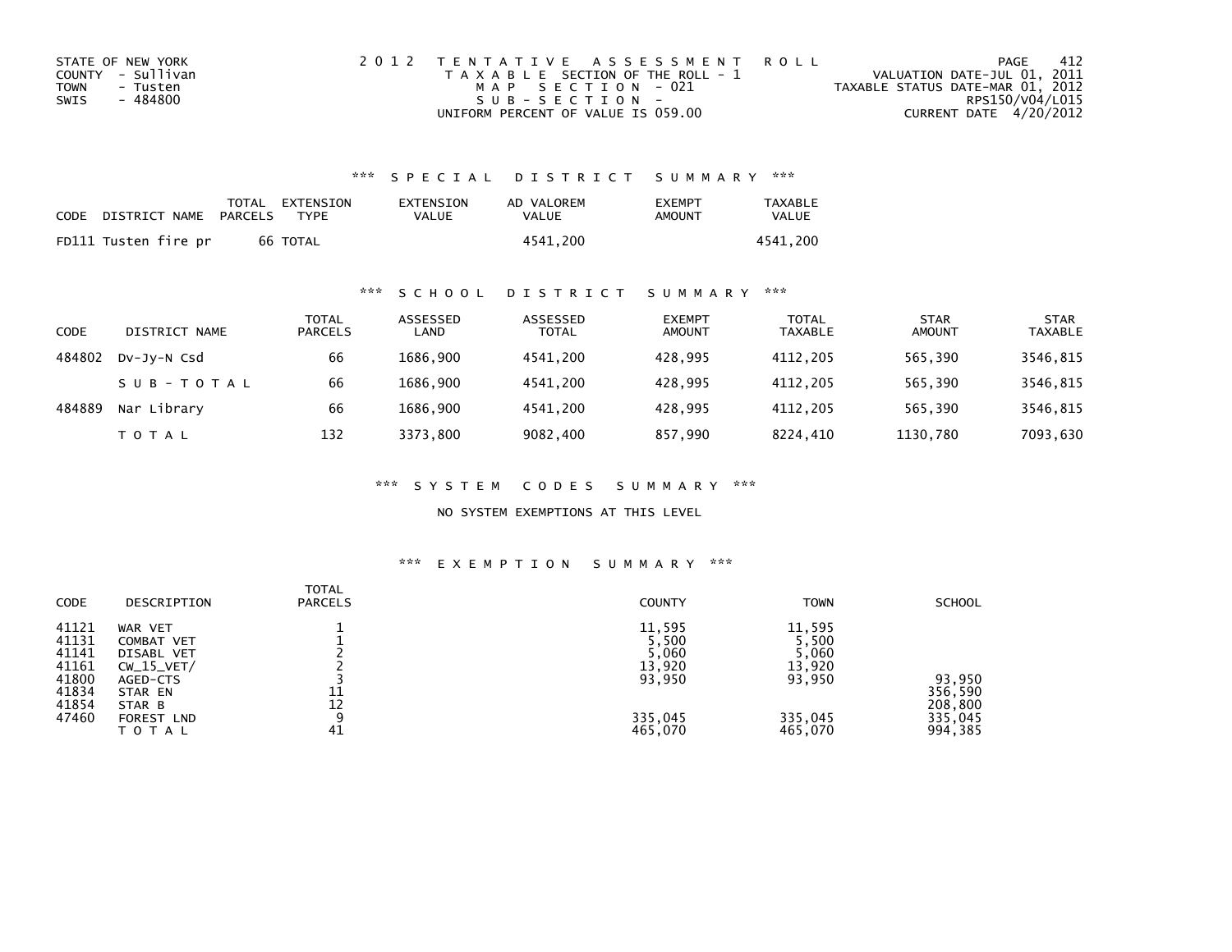STATE OF NEW YORK
COUNTY - Sullivan
TOWN - Tusten
SWIS - 484800

2012 TENTATIVE ASSESSMENT ROLL
TAXABLE SECTION OF THE ROLL - 1
MAP SECTION - 021
SUB-SECTION -
UNIFORM PERCENT OF VALUE IS 059.00

VALUATION DATE-JUL 01, 2011
TAXABLE STATUS DATE-MAR 01, 2012
RPS150/V04/L015
CURRENT DATE 4/20/2012

### *** SPECIAL DISTRICT SUMMARY ***

| CODE | DISTRICT NAME | TOTAL PARCELS | EXTENSION TYPE | EXTENSION VALUE | AD VALOREM VALUE | EXEMPT AMOUNT | TAXABLE VALUE |
|---|---|---|---|---|---|---|---|
| FD111 | Tusten fire pr | 66 | TOTAL | | 4541,200 | | 4541,200 |

### *** SCHOOL DISTRICT SUMMARY ***

| CODE | DISTRICT NAME | TOTAL PARCELS | ASSESSED LAND | ASSESSED TOTAL | EXEMPT AMOUNT | TOTAL TAXABLE | STAR AMOUNT | STAR TAXABLE |
|---|---|---|---|---|---|---|---|---|
| 484802 | Dv-Jy-N Csd | 66 | 1686,900 | 4541,200 | 428,995 | 4112,205 | 565,390 | 3546,815 |
| | SUB-TOTAL | 66 | 1686,900 | 4541,200 | 428,995 | 4112,205 | 565,390 | 3546,815 |
| 484889 | Nar Library | 66 | 1686,900 | 4541,200 | 428,995 | 4112,205 | 565,390 | 3546,815 |
| | TOTAL | 132 | 3373,800 | 9082,400 | 857,990 | 8224,410 | 1130,780 | 7093,630 |

### *** SYSTEM CODES SUMMARY ***

NO SYSTEM EXEMPTIONS AT THIS LEVEL

### *** EXEMPTION SUMMARY ***

| CODE | DESCRIPTION | TOTAL PARCELS | COUNTY | TOWN | SCHOOL |
|---|---|---|---|---|---|
| 41121 | WAR VET | 1 | 11,595 | 11,595 | |
| 41131 | COMBAT VET | 1 | 5,500 | 5,500 | |
| 41141 | DISABL VET | 2 | 5,060 | 5,060 | |
| 41161 | CW_15_VET/ | 2 | 13,920 | 13,920 | |
| 41800 | AGED-CTS | 3 | 93,950 | 93,950 | 93,950 |
| 41834 | STAR EN | 11 | | | 356,590 |
| 41854 | STAR B | 12 | | | 208,800 |
| 47460 | FOREST LND | 9 | 335,045 | 335,045 | 335,045 |
| | TOTAL | 41 | 465,070 | 465,070 | 994,385 |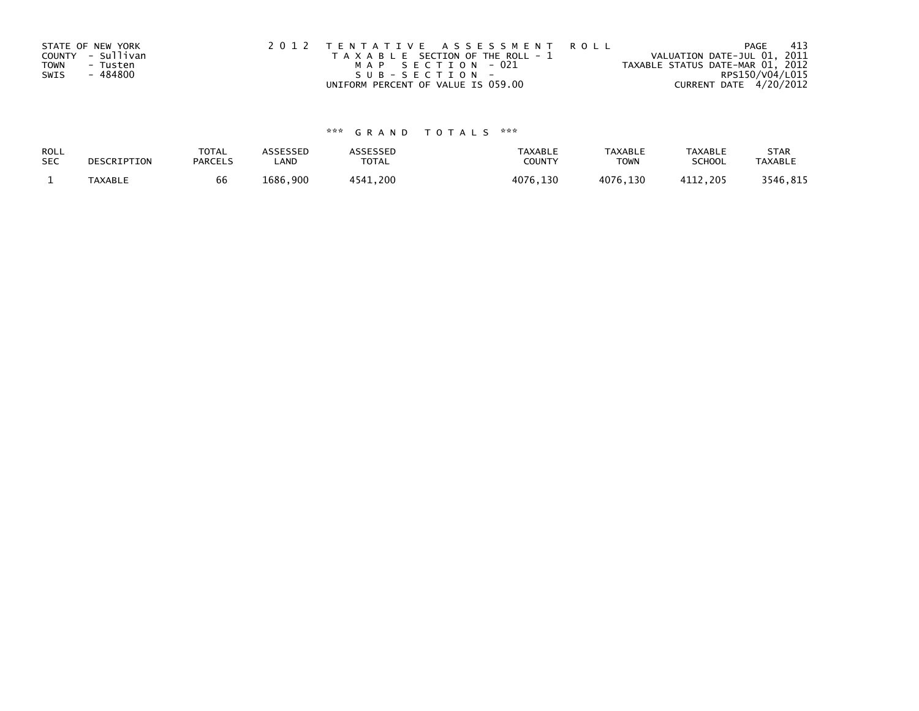STATE OF NEW YORK
COUNTY - Sullivan
TOWN - Tusten
SWIS - 484800

2012 TENTATIVE ASSESSMENT ROLL
TAXABLE SECTION OF THE ROLL - 1
MAP SECTION - 021
SUB-SECTION -
UNIFORM PERCENT OF VALUE IS 059.00

VALUATION DATE-JUL 01, 2011
TAXABLE STATUS DATE-MAR 01, 2012
RPS150/V04/L015
CURRENT DATE 4/20/2012

*** GRAND TOTALS ***

| ROLL SEC | DESCRIPTION | TOTAL PARCELS | ASSESSED LAND | ASSESSED TOTAL | TAXABLE COUNTY | TAXABLE TOWN | TAXABLE SCHOOL | STAR TAXABLE |
|---|---|---|---|---|---|---|---|---|
| 1 | TAXABLE | 66 | 1686,900 | 4541,200 | 4076,130 | 4076,130 | 4112,205 | 3546,815 |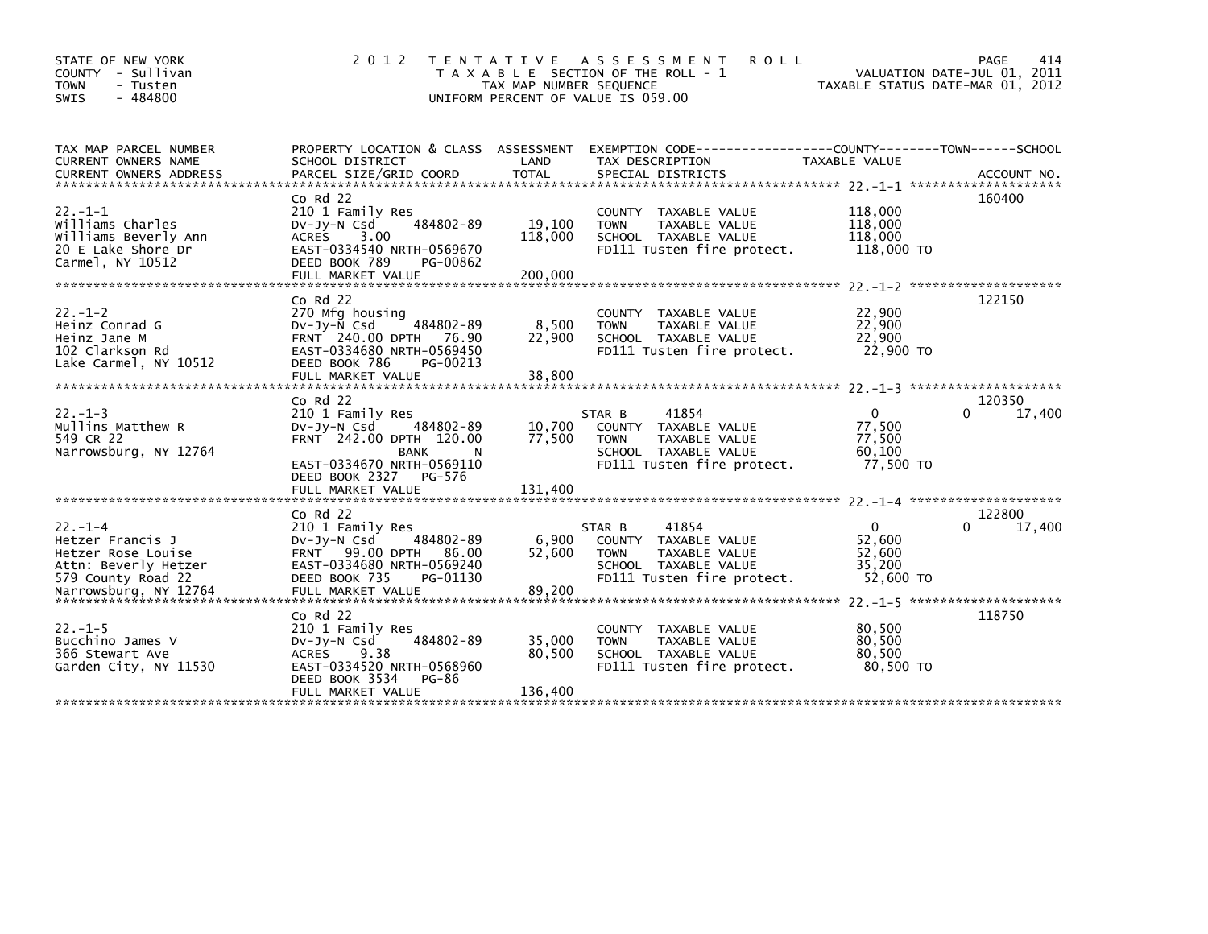STATE OF NEW YORK
COUNTY - Sullivan
TOWN - Tusten
SWIS - 484800

2012 TENTATIVE ASSESSMENT ROLL
TAXABLE SECTION OF THE ROLL - 1
TAX MAP NUMBER SEQUENCE
UNIFORM PERCENT OF VALUE IS 059.00

VALUATION DATE-JUL 01, 2011
TAXABLE STATUS DATE-MAR 01, 2012

| TAX MAP PARCEL NUMBER / CURRENT OWNERS NAME / CURRENT OWNERS ADDRESS | PROPERTY LOCATION & CLASS / SCHOOL DISTRICT / PARCEL SIZE/GRID COORD | ASSESSMENT LAND / TOTAL | EXEMPTION CODE / TAX DESCRIPTION / SPECIAL DISTRICTS | COUNTY / TOWN / SCHOOL TAXABLE VALUE | ACCOUNT NO. |
|---|---|---|---|---|---|
| 22.-1-1 | Co Rd 22 | | | | 160400 |
| Williams Charles | 210 1 Family Res | | COUNTY TAXABLE VALUE | 118,000 | |
| Williams Beverly Ann | Dv-Jy-N Csd 484802-89 | 19,100 | TOWN TAXABLE VALUE | 118,000 | |
| 20 E Lake Shore Dr | ACRES 3.00 | 118,000 | SCHOOL TAXABLE VALUE | 118,000 | |
| Carmel, NY 10512 | EAST-0334540 NRTH-0569670 | | FD111 Tusten fire protect. | 118,000 TO | |
| | DEED BOOK 789 PG-00862 | | | | |
| | FULL MARKET VALUE | 200,000 | | | |
| 22.-1-2 | Co Rd 22 | | | | 122150 |
| Heinz Conrad G | 270 Mfg housing | | COUNTY TAXABLE VALUE | 22,900 | |
| Heinz Jane M | Dv-Jy-N Csd 484802-89 | 8,500 | TOWN TAXABLE VALUE | 22,900 | |
| 102 Clarkson Rd | FRNT 240.00 DPTH 76.90 | 22,900 | SCHOOL TAXABLE VALUE | 22,900 | |
| Lake Carmel, NY 10512 | EAST-0334680 NRTH-0569450 | | FD111 Tusten fire protect. | 22,900 TO | |
| | DEED BOOK 786 PG-00213 | | | | |
| | FULL MARKET VALUE | 38,800 | | | |
| 22.-1-3 | Co Rd 22 | | | | 120350 |
| Mullins Matthew R | 210 1 Family Res | | STAR B 41854 | 0 0 17,400 | |
| 549 CR 22 | Dv-Jy-N Csd 484802-89 | 10,700 | COUNTY TAXABLE VALUE | 77,500 | |
| Narrowsburg, NY 12764 | FRNT 242.00 DPTH 120.00 | 77,500 | TOWN TAXABLE VALUE | 77,500 | |
| | BANK N | | SCHOOL TAXABLE VALUE | 60,100 | |
| | EAST-0334670 NRTH-0569110 | | FD111 Tusten fire protect. | 77,500 TO | |
| | DEED BOOK 2327 PG-576 | | | | |
| | FULL MARKET VALUE | 131,400 | | | |
| 22.-1-4 | Co Rd 22 | | | | 122800 |
| Hetzer Francis J | 210 1 Family Res | | STAR B 41854 | 0 0 17,400 | |
| Hetzer Rose Louise | Dv-Jy-N Csd 484802-89 | 6,900 | COUNTY TAXABLE VALUE | 52,600 | |
| Attn: Beverly Hetzer | FRNT 99.00 DPTH 86.00 | 52,600 | TOWN TAXABLE VALUE | 52,600 | |
| 579 County Road 22 | EAST-0334680 NRTH-0569240 | | SCHOOL TAXABLE VALUE | 35,200 | |
| Narrowsburg, NY 12764 | DEED BOOK 735 PG-01130 | | FD111 Tusten fire protect. | 52,600 TO | |
| | FULL MARKET VALUE | 89,200 | | | |
| 22.-1-5 | Co Rd 22 | | | | 118750 |
| Bucchino James V | 210 1 Family Res | | COUNTY TAXABLE VALUE | 80,500 | |
| 366 Stewart Ave | Dv-Jy-N Csd 484802-89 | 35,000 | TOWN TAXABLE VALUE | 80,500 | |
| Garden City, NY 11530 | ACRES 9.38 | 80,500 | SCHOOL TAXABLE VALUE | 80,500 | |
| | EAST-0334520 NRTH-0568960 | | FD111 Tusten fire protect. | 80,500 TO | |
| | DEED BOOK 3534 PG-86 | | | | |
| | FULL MARKET VALUE | 136,400 | | | |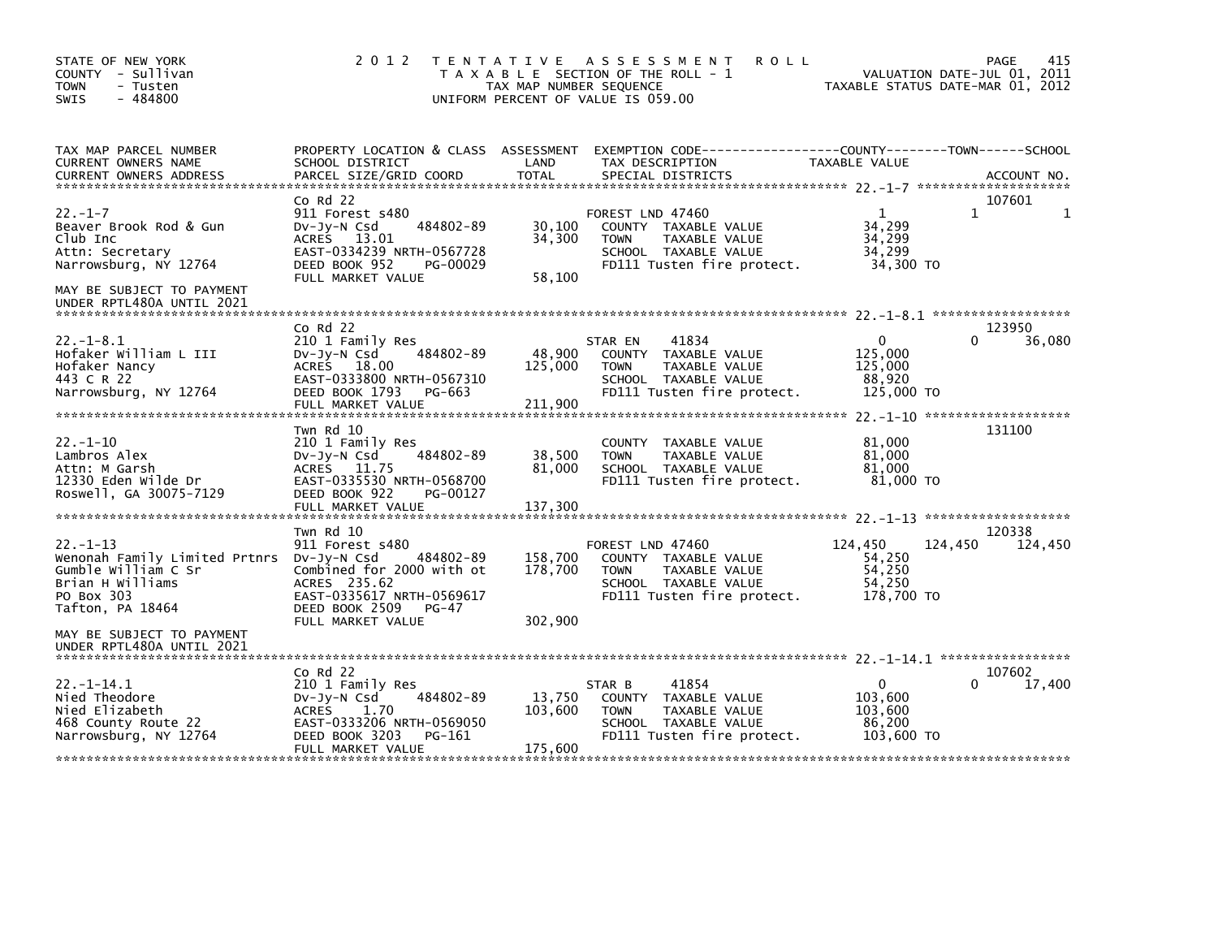STATE OF NEW YORK
COUNTY - Sullivan
TOWN - Tusten
SWIS - 484800

# 2012 TENTATIVE ASSESSMENT ROLL

TAXABLE SECTION OF THE ROLL - 1
TAX MAP NUMBER SEQUENCE
UNIFORM PERCENT OF VALUE IS 059.00

VALUATION DATE-JUL 01, 2011
TAXABLE STATUS DATE-MAR 01, 2012

| TAX MAP PARCEL NUMBER / CURRENT OWNERS NAME / CURRENT OWNERS ADDRESS | PROPERTY LOCATION & CLASS / SCHOOL DISTRICT / PARCEL SIZE/GRID COORD | ASSESSMENT LAND | TOTAL | EXEMPTION CODE / TAX DESCRIPTION / SPECIAL DISTRICTS | COUNTY TAXABLE VALUE | TOWN | SCHOOL / ACCOUNT NO. |
|---|---|---|---|---|---|---|---|
| 22.-1-7 | Co Rd 22 | | | | | | 107601 |
| Beaver Brook Rod & Gun | 911 Forest s480 | | | FOREST LND 47460 | 1 | 1 | 1 |
| Club Inc | Dv-Jy-N Csd 484802-89 | 30,100 | | COUNTY TAXABLE VALUE | 34,299 | | |
| Attn: Secretary | ACRES 13.01 | | 34,300 | TOWN TAXABLE VALUE | 34,299 | | |
| Narrowsburg, NY 12764 | EAST-0334239 NRTH-0567728 | | | SCHOOL TAXABLE VALUE | 34,299 | | |
| | DEED BOOK 952 PG-00029 | | | FD111 Tusten fire protect. | 34,300 TO | | |
| MAY BE SUBJECT TO PAYMENT UNDER RPTL480A UNTIL 2021 | FULL MARKET VALUE | | 58,100 | | | | |
| 22.-1-8.1 | Co Rd 22 | | | | | | 123950 |
| Hofaker William L III | 210 1 Family Res | | | STAR EN 41834 | 0 | 0 | 36,080 |
| Hofaker Nancy | Dv-Jy-N Csd 484802-89 | 48,900 | | COUNTY TAXABLE VALUE | 125,000 | | |
| 443 C R 22 | ACRES 18.00 | | 125,000 | TOWN TAXABLE VALUE | 125,000 | | |
| Narrowsburg, NY 12764 | EAST-0333800 NRTH-0567310 | | | SCHOOL TAXABLE VALUE | 88,920 | | |
| | DEED BOOK 1793 PG-663 | | | FD111 Tusten fire protect. | 125,000 TO | | |
| | FULL MARKET VALUE | | 211,900 | | | | |
| 22.-1-10 | Twn Rd 10 | | | | | | 131100 |
| Lambros Alex | 210 1 Family Res | | | COUNTY TAXABLE VALUE | 81,000 | | |
| Attn: M Garsh | Dv-Jy-N Csd 484802-89 | 38,500 | | TOWN TAXABLE VALUE | 81,000 | | |
| 12330 Eden Wilde Dr | ACRES 11.75 | | 81,000 | SCHOOL TAXABLE VALUE | 81,000 | | |
| Roswell, GA 30075-7129 | EAST-0335530 NRTH-0568700 | | | FD111 Tusten fire protect. | 81,000 TO | | |
| | DEED BOOK 922 PG-00127 | | | | | | |
| | FULL MARKET VALUE | | 137,300 | | | | |
| 22.-1-13 | Twn Rd 10 | | | | | | 120338 |
| Wenonah Family Limited Prtnrs | 911 Forest s480 | | | FOREST LND 47460 | 124,450 | 124,450 | 124,450 |
| Gumble William C Sr | Dv-Jy-N Csd 484802-89 | 158,700 | | COUNTY TAXABLE VALUE | 54,250 | | |
| Brian H Williams | Combined for 2000 with ot | | 178,700 | TOWN TAXABLE VALUE | 54,250 | | |
| PO Box 303 | ACRES 235.62 | | | SCHOOL TAXABLE VALUE | 54,250 | | |
| Tafton, PA 18464 | EAST-0335617 NRTH-0569617 | | | FD111 Tusten fire protect. | 178,700 TO | | |
| | DEED BOOK 2509 PG-47 | | | | | | |
| MAY BE SUBJECT TO PAYMENT UNDER RPTL480A UNTIL 2021 | FULL MARKET VALUE | | 302,900 | | | | |
| 22.-1-14.1 | Co Rd 22 | | | | | | 107602 |
| Nied Theodore | 210 1 Family Res | | | STAR B 41854 | 0 | 0 | 17,400 |
| Nied Elizabeth | Dv-Jy-N Csd 484802-89 | 13,750 | | COUNTY TAXABLE VALUE | 103,600 | | |
| 468 County Route 22 | ACRES 1.70 | | 103,600 | TOWN TAXABLE VALUE | 103,600 | | |
| Narrowsburg, NY 12764 | EAST-0333206 NRTH-0569050 | | | SCHOOL TAXABLE VALUE | 86,200 | | |
| | DEED BOOK 3203 PG-161 | | | FD111 Tusten fire protect. | 103,600 TO | | |
| | FULL MARKET VALUE | | 175,600 | | | | |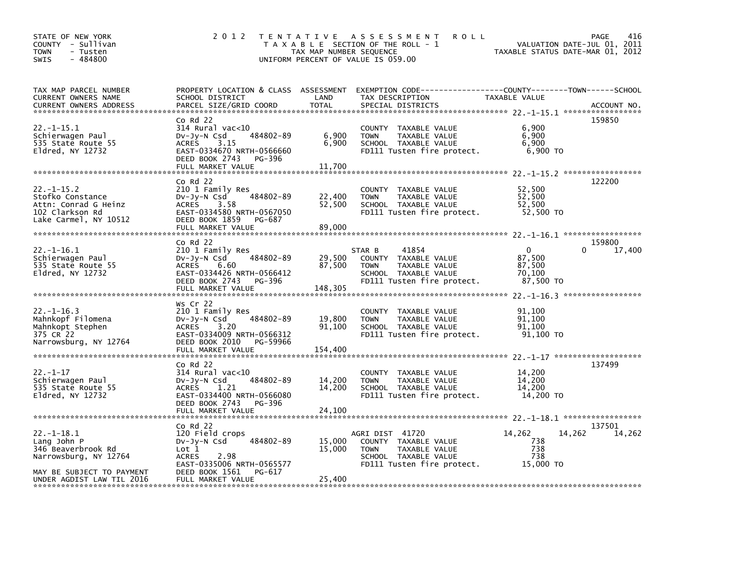STATE OF NEW YORK
COUNTY - Sullivan
TOWN - Tusten
SWIS - 484800

# 2012 TENTATIVE ASSESSMENT ROLL
TAXABLE SECTION OF THE ROLL - 1
TAX MAP NUMBER SEQUENCE
UNIFORM PERCENT OF VALUE IS 059.00

VALUATION DATE-JUL 01, 2011
TAXABLE STATUS DATE-MAR 01, 2012

| TAX MAP PARCEL NUMBER / CURRENT OWNERS NAME / CURRENT OWNERS ADDRESS | PROPERTY LOCATION & CLASS / SCHOOL DISTRICT / PARCEL SIZE/GRID COORD | ASSESSMENT LAND | TOTAL | EXEMPTION CODE / TAX DESCRIPTION / SPECIAL DISTRICTS | COUNTY TAXABLE VALUE | TOWN | SCHOOL | ACCOUNT NO. |
|---|---|---|---|---|---|---|---|---|
| 22.-1-15.1 | Co Rd 22 | | | | | | | 159850 |
| Schierwagen Paul | 314 Rural vac<10 | | | COUNTY TAXABLE VALUE | 6,900 | | | |
| 535 State Route 55 | Dv-Jy-N Csd 484802-89 | 6,900 | | TOWN TAXABLE VALUE | 6,900 | | | |
| Eldred, NY 12732 | ACRES 3.15 | | 6,900 | SCHOOL TAXABLE VALUE | 6,900 | | | |
| | EAST-0334670 NRTH-0566660 | | | FD111 Tusten fire protect. | 6,900 TO | | | |
| | DEED BOOK 2743 PG-396 | | | | | | | |
| | FULL MARKET VALUE | | 11,700 | | | | | |
| 22.-1-15.2 | Co Rd 22 | | | | | | | 122200 |
| Stofko Constance | 210 1 Family Res | | | COUNTY TAXABLE VALUE | 52,500 | | | |
| Attn: Conrad G Heinz | Dv-Jy-N Csd 484802-89 | 22,400 | | TOWN TAXABLE VALUE | 52,500 | | | |
| 102 Clarkson Rd | ACRES 3.58 | | 52,500 | SCHOOL TAXABLE VALUE | 52,500 | | | |
| Lake Carmel, NY 10512 | EAST-0334580 NRTH-0567050 | | | FD111 Tusten fire protect. | 52,500 TO | | | |
| | DEED BOOK 1859 PG-687 | | | | | | | |
| | FULL MARKET VALUE | | 89,000 | | | | | |
| 22.-1-16.1 | Co Rd 22 | | | | | | | 159800 |
| Schierwagen Paul | 210 1 Family Res | | | STAR B 41854 | 0 | 0 | 17,400 | |
| 535 State Route 55 | Dv-Jy-N Csd 484802-89 | 29,500 | | COUNTY TAXABLE VALUE | 87,500 | | | |
| Eldred, NY 12732 | ACRES 6.60 | | 87,500 | TOWN TAXABLE VALUE | 87,500 | | | |
| | EAST-0334426 NRTH-0566412 | | | SCHOOL TAXABLE VALUE | 70,100 | | | |
| | DEED BOOK 2743 PG-396 | | | FD111 Tusten fire protect. | 87,500 TO | | | |
| | FULL MARKET VALUE | | 148,305 | | | | | |
| 22.-1-16.3 | Ws Cr 22 | | | | | | | |
| Mahnkopf Filomena | 210 1 Family Res | | | COUNTY TAXABLE VALUE | 91,100 | | | |
| Mahnkopt Stephen | Dv-Jy-N Csd 484802-89 | 19,800 | | TOWN TAXABLE VALUE | 91,100 | | | |
| 375 CR 22 | ACRES 3.20 | | 91,100 | SCHOOL TAXABLE VALUE | 91,100 | | | |
| Narrowsburg, NY 12764 | EAST-0334009 NRTH-0566312 | | | FD111 Tusten fire protect. | 91,100 TO | | | |
| | DEED BOOK 2010 PG-59966 | | | | | | | |
| | FULL MARKET VALUE | | 154,400 | | | | | |
| 22.-1-17 | Co Rd 22 | | | | | | | 137499 |
| Schierwagen Paul | 314 Rural vac<10 | | | COUNTY TAXABLE VALUE | 14,200 | | | |
| 535 State Route 55 | Dv-Jy-N Csd 484802-89 | 14,200 | | TOWN TAXABLE VALUE | 14,200 | | | |
| Eldred, NY 12732 | ACRES 1.21 | | 14,200 | SCHOOL TAXABLE VALUE | 14,200 | | | |
| | EAST-0334400 NRTH-0566080 | | | FD111 Tusten fire protect. | 14,200 TO | | | |
| | DEED BOOK 2743 PG-396 | | | | | | | |
| | FULL MARKET VALUE | | 24,100 | | | | | |
| 22.-1-18.1 | Co Rd 22 | | | | | | | 137501 |
| Lang John P | 120 Field crops | | | AGRI DIST 41720 | 14,262 | 14,262 | 14,262 | |
| 346 Beaverbrook Rd | Dv-Jy-N Csd 484802-89 | 15,000 | | COUNTY TAXABLE VALUE | 738 | | | |
| Narrowsburg, NY 12764 | Lot 1 | | 15,000 | TOWN TAXABLE VALUE | 738 | | | |
| | ACRES 2.98 | | | SCHOOL TAXABLE VALUE | 738 | | | |
| | EAST-0335006 NRTH-0565577 | | | FD111 Tusten fire protect. | 15,000 TO | | | |
| MAY BE SUBJECT TO PAYMENT | DEED BOOK 1561 PG-617 | | | | | | | |
| UNDER AGDIST LAW TIL 2016 | FULL MARKET VALUE | | 25,400 | | | | | |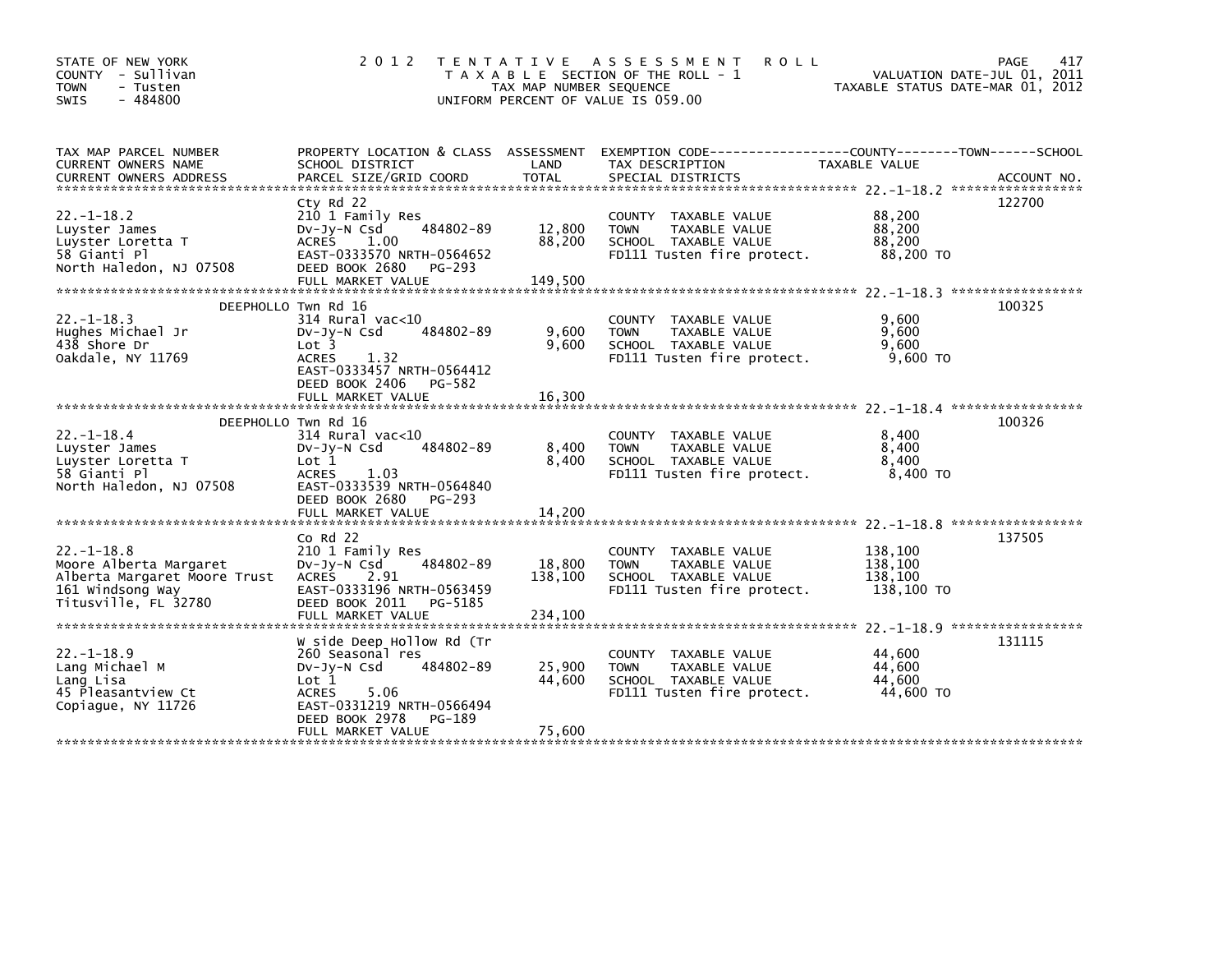STATE OF NEW YORK
COUNTY - Sullivan
TOWN - Tusten
SWIS - 484800

2 0 1 2 T E N T A T I V E A S S E S S M E N T R O L L
T A X A B L E SECTION OF THE ROLL - 1
TAX MAP NUMBER SEQUENCE
UNIFORM PERCENT OF VALUE IS 059.00

VALUATION DATE-JUL 01, 2011
TAXABLE STATUS DATE-MAR 01, 2012

| TAX MAP PARCEL NUMBER / CURRENT OWNERS NAME / CURRENT OWNERS ADDRESS | PROPERTY LOCATION & CLASS / SCHOOL DISTRICT / PARCEL SIZE/GRID COORD | ASSESSMENT LAND | TOTAL | EXEMPTION CODE / TAX DESCRIPTION / SPECIAL DISTRICTS | TAXABLE VALUE (COUNTY/TOWN/SCHOOL) | ACCOUNT NO. |
|---|---|---|---|---|---|---|
| 22.-1-18.2 | Cty Rd 22 | | | | | 122700 |
| 22.-1-18.2 | 210 1 Family Res | | | COUNTY TAXABLE VALUE | 88,200 | |
| Luyster James | Dv-Jy-N Csd 484802-89 | 12,800 | | TOWN TAXABLE VALUE | 88,200 | |
| Luyster Loretta T | ACRES 1.00 | | 88,200 | SCHOOL TAXABLE VALUE | 88,200 | |
| 58 Gianti Pl | EAST-0333570 NRTH-0564652 | | | FD111 Tusten fire protect. | 88,200 TO | |
| North Haledon, NJ 07508 | DEED BOOK 2680 PG-293 | | | | | |
| | FULL MARKET VALUE | | 149,500 | | | |
| 22.-1-18.3 | DEEPHOLLO Twn Rd 16 | | | | | 100325 |
| 22.-1-18.3 | 314 Rural vac<10 | | | COUNTY TAXABLE VALUE | 9,600 | |
| Hughes Michael Jr | Dv-Jy-N Csd 484802-89 | 9,600 | | TOWN TAXABLE VALUE | 9,600 | |
| 438 Shore Dr | Lot 3 | | 9,600 | SCHOOL TAXABLE VALUE | 9,600 | |
| Oakdale, NY 11769 | ACRES 1.32 | | | FD111 Tusten fire protect. | 9,600 TO | |
| | EAST-0333457 NRTH-0564412 | | | | | |
| | DEED BOOK 2406 PG-582 | | | | | |
| | FULL MARKET VALUE | | 16,300 | | | |
| 22.-1-18.4 | DEEPHOLLO Twn Rd 16 | | | | | 100326 |
| 22.-1-18.4 | 314 Rural vac<10 | | | COUNTY TAXABLE VALUE | 8,400 | |
| Luyster James | Dv-Jy-N Csd 484802-89 | 8,400 | | TOWN TAXABLE VALUE | 8,400 | |
| Luyster Loretta T | Lot 1 | | 8,400 | SCHOOL TAXABLE VALUE | 8,400 | |
| 58 Gianti Pl | ACRES 1.03 | | | FD111 Tusten fire protect. | 8,400 TO | |
| North Haledon, NJ 07508 | EAST-0333539 NRTH-0564840 | | | | | |
| | DEED BOOK 2680 PG-293 | | | | | |
| | FULL MARKET VALUE | | 14,200 | | | |
| 22.-1-18.8 | Co Rd 22 | | | | | 137505 |
| 22.-1-18.8 | 210 1 Family Res | | | COUNTY TAXABLE VALUE | 138,100 | |
| Moore Alberta Margaret | Dv-Jy-N Csd 484802-89 | 18,800 | | TOWN TAXABLE VALUE | 138,100 | |
| Alberta Margaret Moore Trust | ACRES 2.91 | | 138,100 | SCHOOL TAXABLE VALUE | 138,100 | |
| 161 Windsong Way | EAST-0333196 NRTH-0563459 | | | FD111 Tusten fire protect. | 138,100 TO | |
| Titusville, FL 32780 | DEED BOOK 2011 PG-5185 | | | | | |
| | FULL MARKET VALUE | | 234,100 | | | |
| 22.-1-18.9 | W side Deep Hollow Rd (Tr | | | | | 131115 |
| 22.-1-18.9 | 260 Seasonal res | | | COUNTY TAXABLE VALUE | 44,600 | |
| Lang Michael M | Dv-Jy-N Csd 484802-89 | 25,900 | | TOWN TAXABLE VALUE | 44,600 | |
| Lang Lisa | Lot 1 | | 44,600 | SCHOOL TAXABLE VALUE | 44,600 | |
| 45 Pleasantview Ct | ACRES 5.06 | | | FD111 Tusten fire protect. | 44,600 TO | |
| Copiague, NY 11726 | EAST-0331219 NRTH-0566494 | | | | | |
| | DEED BOOK 2978 PG-189 | | | | | |
| | FULL MARKET VALUE | | 75,600 | | | |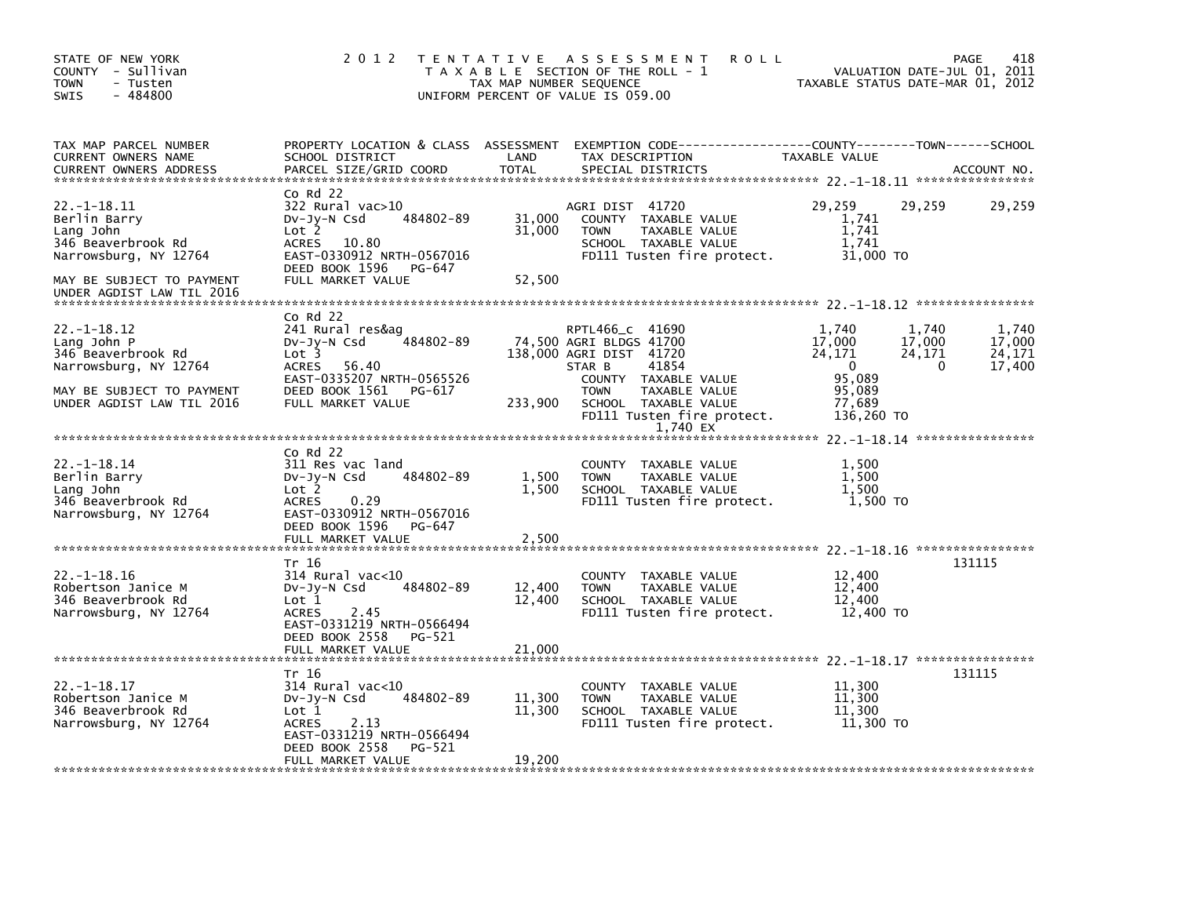STATE OF NEW YORK
COUNTY - Sullivan
TOWN - Tusten
SWIS - 484800

**2012 TENTATIVE ASSESSMENT ROLL**
TAXABLE SECTION OF THE ROLL - 1
TAX MAP NUMBER SEQUENCE
UNIFORM PERCENT OF VALUE IS 059.00

VALUATION DATE-JUL 01, 2011
TAXABLE STATUS DATE-MAR 01, 2012

| TAX MAP PARCEL NUMBER / CURRENT OWNERS NAME / CURRENT OWNERS ADDRESS | PROPERTY LOCATION & CLASS / SCHOOL DISTRICT / PARCEL SIZE/GRID COORD | ASSESSMENT LAND / TOTAL | EXEMPTION CODE / TAX DESCRIPTION / SPECIAL DISTRICTS | COUNTY TAXABLE VALUE | TOWN | SCHOOL | ACCOUNT NO. |
|---|---|---|---|---|---|---|---|
| **22.-1-18.11** | Co Rd 22 | | | | | | |
| 22.-1-18.11 | 322 Rural vac>10 | | AGRI DIST 41720 | 29,259 | 29,259 | 29,259 | |
| Berlin Barry | Dv-Jy-N Csd 484802-89 | 31,000 | COUNTY TAXABLE VALUE | 1,741 | | | |
| Lang John | Lot 2 | 31,000 | TOWN TAXABLE VALUE | 1,741 | | | |
| 346 Beaverbrook Rd | ACRES 10.80 | | SCHOOL TAXABLE VALUE | 1,741 | | | |
| Narrowsburg, NY 12764 | EAST-0330912 NRTH-0567016 | | FD111 Tusten fire protect. | 31,000 TO | | | |
| | DEED BOOK 1596 PG-647 | | | | | | |
| MAY BE SUBJECT TO PAYMENT | FULL MARKET VALUE | 52,500 | | | | | |
| UNDER AGDIST LAW TIL 2016 | | | | | | | |
| **22.-1-18.12** | Co Rd 22 | | | | | | |
| 22.-1-18.12 | 241 Rural res&ag | | RPTL466_c 41690 | 1,740 | 1,740 | 1,740 | |
| Lang John P | Dv-Jy-N Csd 484802-89 | 74,500 | AGRI BLDGS 41700 | 17,000 | 17,000 | 17,000 | |
| 346 Beaverbrook Rd | Lot 3 | 138,000 | AGRI DIST 41720 | 24,171 | 24,171 | 24,171 | |
| Narrowsburg, NY 12764 | ACRES 56.40 | | STAR B 41854 | 0 | 0 | 17,400 | |
| | EAST-0335207 NRTH-0565526 | | COUNTY TAXABLE VALUE | 95,089 | | | |
| MAY BE SUBJECT TO PAYMENT | DEED BOOK 1561 PG-617 | | TOWN TAXABLE VALUE | 95,089 | | | |
| UNDER AGDIST LAW TIL 2016 | FULL MARKET VALUE | 233,900 | SCHOOL TAXABLE VALUE | 77,689 | | | |
| | | | FD111 Tusten fire protect. | 136,260 TO | | | |
| | | | 1,740 EX | | | | |
| **22.-1-18.14** | Co Rd 22 | | | | | | |
| 22.-1-18.14 | 311 Res vac land | | COUNTY TAXABLE VALUE | 1,500 | | | |
| Berlin Barry | Dv-Jy-N Csd 484802-89 | 1,500 | TOWN TAXABLE VALUE | 1,500 | | | |
| Lang John | Lot 2 | 1,500 | SCHOOL TAXABLE VALUE | 1,500 | | | |
| 346 Beaverbrook Rd | ACRES 0.29 | | FD111 Tusten fire protect. | 1,500 TO | | | |
| Narrowsburg, NY 12764 | EAST-0330912 NRTH-0567016 | | | | | | |
| | DEED BOOK 1596 PG-647 | | | | | | |
| | FULL MARKET VALUE | 2,500 | | | | | |
| **22.-1-18.16** | Tr 16 | | | | | | 131115 |
| 22.-1-18.16 | 314 Rural vac<10 | | COUNTY TAXABLE VALUE | 12,400 | | | |
| Robertson Janice M | Dv-Jy-N Csd 484802-89 | 12,400 | TOWN TAXABLE VALUE | 12,400 | | | |
| 346 Beaverbrook Rd | Lot 1 | 12,400 | SCHOOL TAXABLE VALUE | 12,400 | | | |
| Narrowsburg, NY 12764 | ACRES 2.45 | | FD111 Tusten fire protect. | 12,400 TO | | | |
| | EAST-0331219 NRTH-0566494 | | | | | | |
| | DEED BOOK 2558 PG-521 | | | | | | |
| | FULL MARKET VALUE | 21,000 | | | | | |
| **22.-1-18.17** | Tr 16 | | | | | | 131115 |
| 22.-1-18.17 | 314 Rural vac<10 | | COUNTY TAXABLE VALUE | 11,300 | | | |
| Robertson Janice M | Dv-Jy-N Csd 484802-89 | 11,300 | TOWN TAXABLE VALUE | 11,300 | | | |
| 346 Beaverbrook Rd | Lot 1 | 11,300 | SCHOOL TAXABLE VALUE | 11,300 | | | |
| Narrowsburg, NY 12764 | ACRES 2.13 | | FD111 Tusten fire protect. | 11,300 TO | | | |
| | EAST-0331219 NRTH-0566494 | | | | | | |
| | DEED BOOK 2558 PG-521 | | | | | | |
| | FULL MARKET VALUE | 19,200 | | | | | |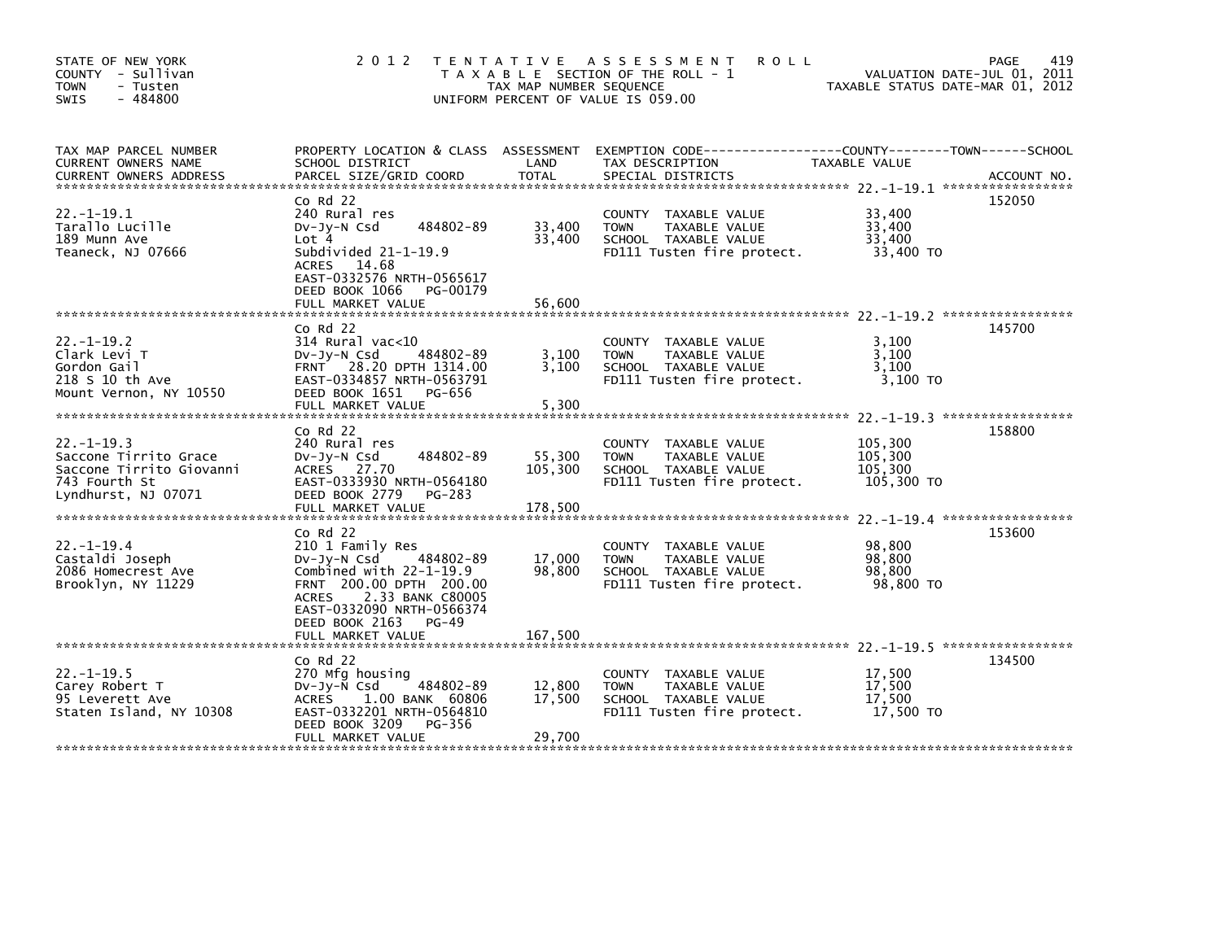STATE OF NEW YORK
COUNTY - Sullivan
TOWN - Tusten
SWIS - 484800

2 0 1 2 T E N T A T I V E A S S E S S M E N T R O L L
T A X A B L E SECTION OF THE ROLL - 1
TAX MAP NUMBER SEQUENCE
UNIFORM PERCENT OF VALUE IS 059.00

VALUATION DATE-JUL 01, 2011
TAXABLE STATUS DATE-MAR 01, 2012

| TAX MAP PARCEL NUMBER / CURRENT OWNERS NAME / CURRENT OWNERS ADDRESS | PROPERTY LOCATION & CLASS / SCHOOL DISTRICT / PARCEL SIZE/GRID COORD | ASSESSMENT LAND | TOTAL | EXEMPTION CODE / TAX DESCRIPTION / SPECIAL DISTRICTS | TAXABLE VALUE (COUNTY / TOWN / SCHOOL) | ACCOUNT NO. |
|---|---|---|---|---|---|---|
| 22.-1-19.1 | Co Rd 22 | | | | | 152050 |
| Tarallo Lucille | 240 Rural res | | | COUNTY TAXABLE VALUE | 33,400 | |
| 189 Munn Ave | Dv-Jy-N Csd 484802-89 | 33,400 | | TOWN TAXABLE VALUE | 33,400 | |
| Teaneck, NJ 07666 | Lot 4 | | 33,400 | SCHOOL TAXABLE VALUE | 33,400 | |
| | Subdivided 21-1-19.9 | | | FD111 Tusten fire protect. | 33,400 TO | |
| | ACRES 14.68 | | | | | |
| | EAST-0332576 NRTH-0565617 | | | | | |
| | DEED BOOK 1066 PG-00179 | | | | | |
| | FULL MARKET VALUE | | 56,600 | | | |
| 22.-1-19.2 | Co Rd 22 | | | | | 145700 |
| Clark Levi T | 314 Rural vac<10 | | | COUNTY TAXABLE VALUE | 3,100 | |
| Gordon Gail | Dv-Jy-N Csd 484802-89 | 3,100 | | TOWN TAXABLE VALUE | 3,100 | |
| 218 S 10 th Ave | FRNT 28.20 DPTH 1314.00 | | 3,100 | SCHOOL TAXABLE VALUE | 3,100 | |
| Mount Vernon, NY 10550 | EAST-0334857 NRTH-0563791 | | | FD111 Tusten fire protect. | 3,100 TO | |
| | DEED BOOK 1651 PG-656 | | | | | |
| | FULL MARKET VALUE | | 5,300 | | | |
| 22.-1-19.3 | Co Rd 22 | | | | | 158800 |
| Saccone Tirrito Grace | 240 Rural res | | | COUNTY TAXABLE VALUE | 105,300 | |
| Saccone Tirrito Giovanni | Dv-Jy-N Csd 484802-89 | 55,300 | | TOWN TAXABLE VALUE | 105,300 | |
| 743 Fourth St | ACRES 27.70 | | 105,300 | SCHOOL TAXABLE VALUE | 105,300 | |
| Lyndhurst, NJ 07071 | EAST-0333930 NRTH-0564180 | | | FD111 Tusten fire protect. | 105,300 TO | |
| | DEED BOOK 2779 PG-283 | | | | | |
| | FULL MARKET VALUE | | 178,500 | | | |
| 22.-1-19.4 | Co Rd 22 | | | | | 153600 |
| Castaldi Joseph | 210 1 Family Res | | | COUNTY TAXABLE VALUE | 98,800 | |
| 2086 Homecrest Ave | Dv-Jy-N Csd 484802-89 | 17,000 | | TOWN TAXABLE VALUE | 98,800 | |
| Brooklyn, NY 11229 | Combined with 22-1-19.9 | | 98,800 | SCHOOL TAXABLE VALUE | 98,800 | |
| | FRNT 200.00 DPTH 200.00 | | | FD111 Tusten fire protect. | 98,800 TO | |
| | ACRES 2.33 BANK C80005 | | | | | |
| | EAST-0332090 NRTH-0566374 | | | | | |
| | DEED BOOK 2163 PG-49 | | | | | |
| | FULL MARKET VALUE | | 167,500 | | | |
| 22.-1-19.5 | Co Rd 22 | | | | | 134500 |
| Carey Robert T | 270 Mfg housing | | | COUNTY TAXABLE VALUE | 17,500 | |
| 95 Leverett Ave | Dv-Jy-N Csd 484802-89 | 12,800 | | TOWN TAXABLE VALUE | 17,500 | |
| Staten Island, NY 10308 | ACRES 1.00 BANK 60806 | | 17,500 | SCHOOL TAXABLE VALUE | 17,500 | |
| | EAST-0332201 NRTH-0564810 | | | FD111 Tusten fire protect. | 17,500 TO | |
| | DEED BOOK 3209 PG-356 | | | | | |
| | FULL MARKET VALUE | | 29,700 | | | |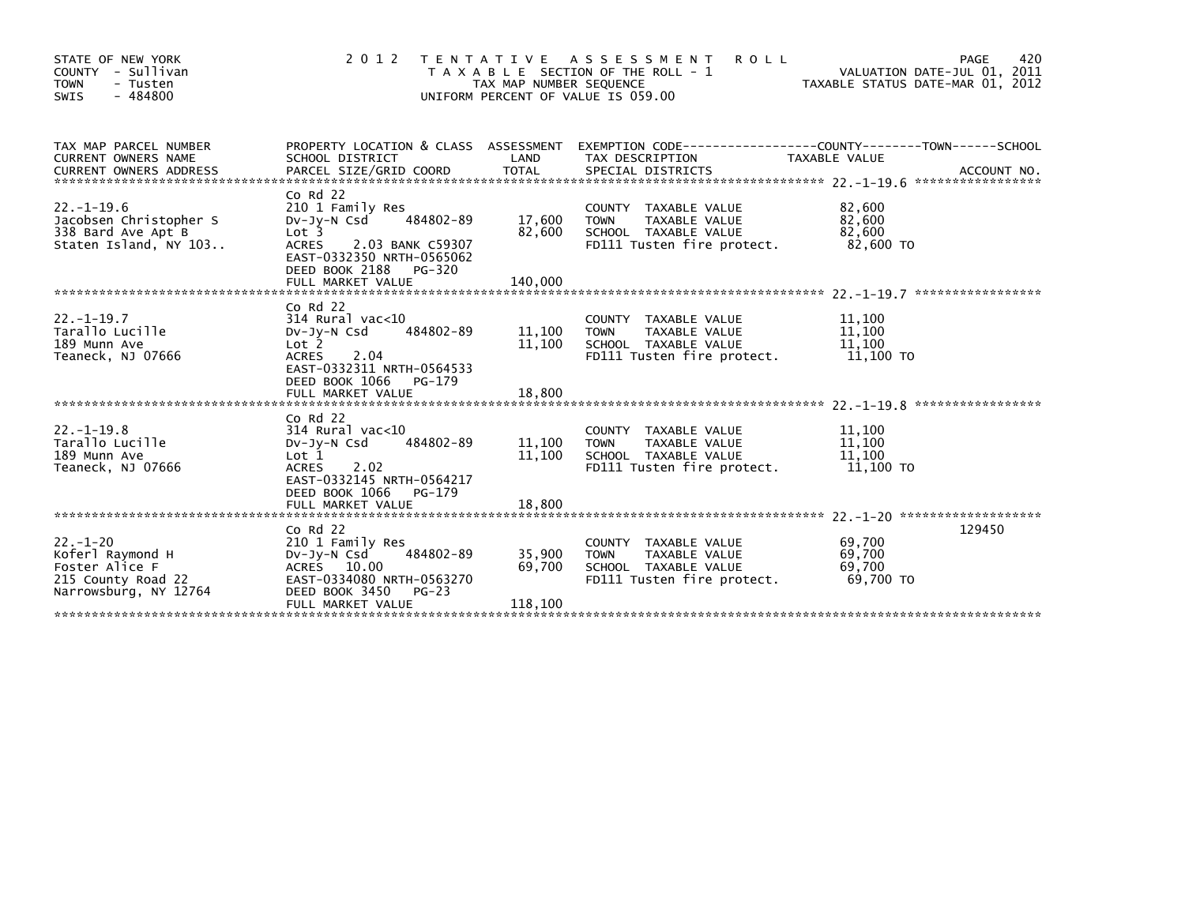STATE OF NEW YORK
COUNTY - Sullivan
TOWN - Tusten
SWIS - 484800

# 2012 TENTATIVE ASSESSMENT ROLL

TAXABLE SECTION OF THE ROLL - 1
TAX MAP NUMBER SEQUENCE
UNIFORM PERCENT OF VALUE IS 059.00

VALUATION DATE-JUL 01, 2011
TAXABLE STATUS DATE-MAR 01, 2012

| TAX MAP PARCEL NUMBER / CURRENT OWNERS NAME / CURRENT OWNERS ADDRESS | PROPERTY LOCATION & CLASS / SCHOOL DISTRICT / PARCEL SIZE/GRID COORD | ASSESSMENT LAND / TOTAL | EXEMPTION CODE / TAX DESCRIPTION / SPECIAL DISTRICTS | COUNTY / TOWN / SCHOOL TAXABLE VALUE | ACCOUNT NO. |
|---|---|---|---|---|---|
| **22.-1-19.6** | Co Rd 22 | | | | |
| 22.-1-19.6 | 210 1 Family Res | | COUNTY TAXABLE VALUE | 82,600 | |
| Jacobsen Christopher S | Dv-Jy-N Csd 484802-89 | 17,600 | TOWN TAXABLE VALUE | 82,600 | |
| 338 Bard Ave Apt B | Lot 3 | 82,600 | SCHOOL TAXABLE VALUE | 82,600 | |
| Staten Island, NY 103.. | ACRES 2.03 BANK C59307 | | FD111 Tusten fire protect. | 82,600 TO | |
| | EAST-0332350 NRTH-0565062 | | | | |
| | DEED BOOK 2188 PG-320 | | | | |
| | FULL MARKET VALUE | 140,000 | | | |
| **22.-1-19.7** | Co Rd 22 | | | | |
| 22.-1-19.7 | 314 Rural vac<10 | | COUNTY TAXABLE VALUE | 11,100 | |
| Tarallo Lucille | Dv-Jy-N Csd 484802-89 | 11,100 | TOWN TAXABLE VALUE | 11,100 | |
| 189 Munn Ave | Lot 2 | 11,100 | SCHOOL TAXABLE VALUE | 11,100 | |
| Teaneck, NJ 07666 | ACRES 2.04 | | FD111 Tusten fire protect. | 11,100 TO | |
| | EAST-0332311 NRTH-0564533 | | | | |
| | DEED BOOK 1066 PG-179 | | | | |
| | FULL MARKET VALUE | 18,800 | | | |
| **22.-1-19.8** | Co Rd 22 | | | | |
| 22.-1-19.8 | 314 Rural vac<10 | | COUNTY TAXABLE VALUE | 11,100 | |
| Tarallo Lucille | Dv-Jy-N Csd 484802-89 | 11,100 | TOWN TAXABLE VALUE | 11,100 | |
| 189 Munn Ave | Lot 1 | 11,100 | SCHOOL TAXABLE VALUE | 11,100 | |
| Teaneck, NJ 07666 | ACRES 2.02 | | FD111 Tusten fire protect. | 11,100 TO | |
| | EAST-0332145 NRTH-0564217 | | | | |
| | DEED BOOK 1066 PG-179 | | | | |
| | FULL MARKET VALUE | 18,800 | | | |
| **22.-1-20** | Co Rd 22 | | | | 129450 |
| 22.-1-20 | 210 1 Family Res | | COUNTY TAXABLE VALUE | 69,700 | |
| Koferl Raymond H | Dv-Jy-N Csd 484802-89 | 35,900 | TOWN TAXABLE VALUE | 69,700 | |
| Foster Alice F | ACRES 10.00 | 69,700 | SCHOOL TAXABLE VALUE | 69,700 | |
| 215 County Road 22 | EAST-0334080 NRTH-0563270 | | FD111 Tusten fire protect. | 69,700 TO | |
| Narrowsburg, NY 12764 | DEED BOOK 3450 PG-23 | | | | |
| | FULL MARKET VALUE | 118,100 | | | |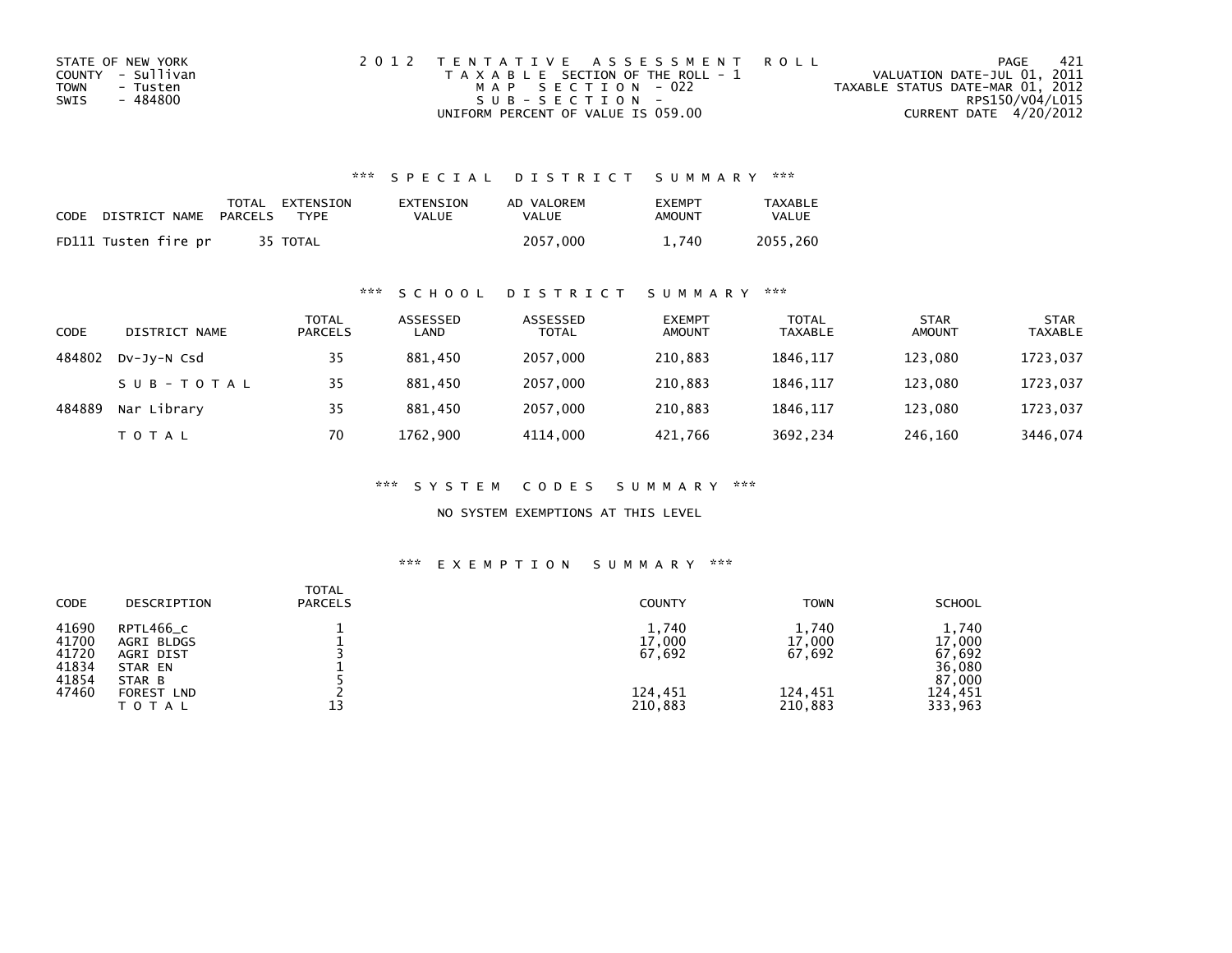STATE OF NEW YORK
COUNTY - Sullivan
TOWN - Tusten
SWIS - 484800

2012 TENTATIVE ASSESSMENT ROLL
TAXABLE SECTION OF THE ROLL - 1
MAP SECTION - 022
SUB-SECTION -
UNIFORM PERCENT OF VALUE IS 059.00

VALUATION DATE-JUL 01, 2011
TAXABLE STATUS DATE-MAR 01, 2012
RPS150/V04/L015
CURRENT DATE 4/20/2012

### *** SPECIAL DISTRICT SUMMARY ***

| CODE | DISTRICT NAME | TOTAL PARCELS | EXTENSION TYPE | EXTENSION VALUE | AD VALOREM VALUE | EXEMPT AMOUNT | TAXABLE VALUE |
|---|---|---|---|---|---|---|---|
| FD111 | Tusten fire pr | 35 | TOTAL | | 2057,000 | 1,740 | 2055,260 |

### *** SCHOOL DISTRICT SUMMARY ***

| CODE | DISTRICT NAME | TOTAL PARCELS | ASSESSED LAND | ASSESSED TOTAL | EXEMPT AMOUNT | TOTAL TAXABLE | STAR AMOUNT | STAR TAXABLE |
|---|---|---|---|---|---|---|---|---|
| 484802 | Dv-Jy-N Csd | 35 | 881,450 | 2057,000 | 210,883 | 1846,117 | 123,080 | 1723,037 |
| | SUB-TOTAL | 35 | 881,450 | 2057,000 | 210,883 | 1846,117 | 123,080 | 1723,037 |
| 484889 | Nar Library | 35 | 881,450 | 2057,000 | 210,883 | 1846,117 | 123,080 | 1723,037 |
| | TOTAL | 70 | 1762,900 | 4114,000 | 421,766 | 3692,234 | 246,160 | 3446,074 |

### *** SYSTEM CODES SUMMARY ***

NO SYSTEM EXEMPTIONS AT THIS LEVEL

### *** EXEMPTION SUMMARY ***

| CODE | DESCRIPTION | TOTAL PARCELS | COUNTY | TOWN | SCHOOL |
|---|---|---|---|---|---|
| 41690 | RPTL466_c | 1 | 1,740 | 1,740 | 1,740 |
| 41700 | AGRI BLDGS | 1 | 17,000 | 17,000 | 17,000 |
| 41720 | AGRI DIST | 3 | 67,692 | 67,692 | 67,692 |
| 41834 | STAR EN | 1 | | | 36,080 |
| 41854 | STAR B | 5 | | | 87,000 |
| 47460 | FOREST LND | 2 | 124,451 | 124,451 | 124,451 |
| | TOTAL | 13 | 210,883 | 210,883 | 333,963 |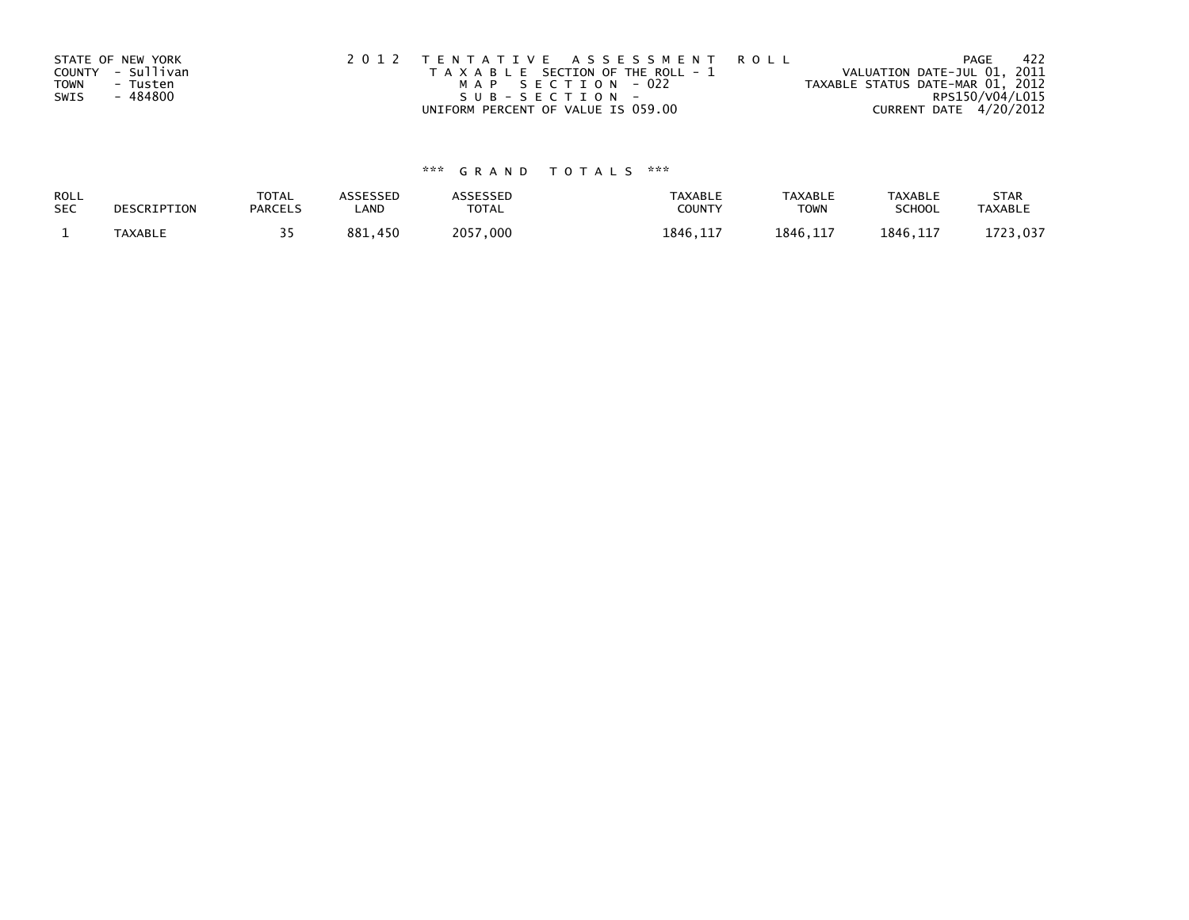STATE OF NEW YORK
COUNTY - Sullivan
TOWN - Tusten
SWIS - 484800

2 0 1 2 T E N T A T I V E A S S E S S M E N T R O L L
T A X A B L E SECTION OF THE ROLL - 1
M A P S E C T I O N - 022
S U B - S E C T I O N -
UNIFORM PERCENT OF VALUE IS 059.00

VALUATION DATE-JUL 01, 2011
TAXABLE STATUS DATE-MAR 01, 2012
RPS150/V04/L015
CURRENT DATE 4/20/2012

### *** G R A N D T O T A L S ***

| ROLL SEC | DESCRIPTION | TOTAL PARCELS | ASSESSED LAND | ASSESSED TOTAL | TAXABLE COUNTY | TAXABLE TOWN | TAXABLE SCHOOL | STAR TAXABLE |
|---|---|---|---|---|---|---|---|---|
| 1 | TAXABLE | 35 | 881,450 | 2057,000 | 1846,117 | 1846,117 | 1846,117 | 1723,037 |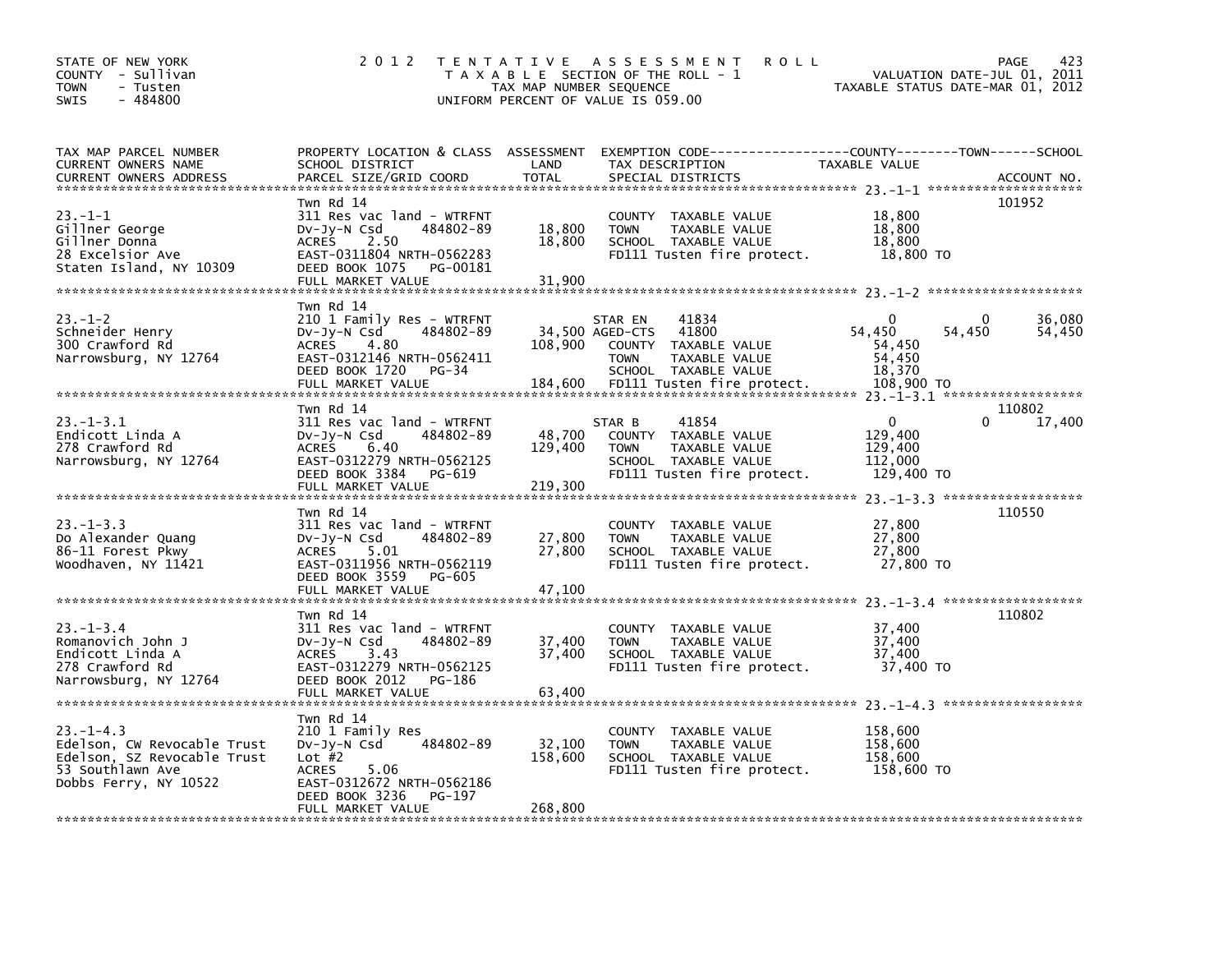STATE OF NEW YORK
COUNTY - Sullivan
TOWN - Tusten
SWIS - 484800

2012 TENTATIVE ASSESSMENT ROLL
TAXABLE SECTION OF THE ROLL - 1
TAX MAP NUMBER SEQUENCE
UNIFORM PERCENT OF VALUE IS 059.00

VALUATION DATE-JUL 01, 2011
TAXABLE STATUS DATE-MAR 01, 2012

| TAX MAP PARCEL NUMBER / CURRENT OWNERS NAME / CURRENT OWNERS ADDRESS | PROPERTY LOCATION & CLASS / SCHOOL DISTRICT / PARCEL SIZE/GRID COORD | ASSESSMENT LAND | TOTAL | EXEMPTION CODE / TAX DESCRIPTION / SPECIAL DISTRICTS | COUNTY TAXABLE VALUE | TOWN | SCHOOL | ACCOUNT NO. |
|---|---|---|---|---|---|---|---|---|
| 23.-1-1 | Twn Rd 14 | | | | | | | 101952 |
| Gillner George | 311 Res vac land - WTRFNT | | | COUNTY TAXABLE VALUE | 18,800 | | | |
| Gillner Donna | Dv-Jy-N Csd 484802-89 | 18,800 | | TOWN TAXABLE VALUE | 18,800 | | | |
| 28 Excelsior Ave | ACRES 2.50 | | 18,800 | SCHOOL TAXABLE VALUE | 18,800 | | | |
| Staten Island, NY 10309 | EAST-0311804 NRTH-0562283 | | | FD111 Tusten fire protect. | 18,800 TO | | | |
| | DEED BOOK 1075 PG-00181 | | | | | | | |
| | FULL MARKET VALUE | | 31,900 | | | | | |
| 23.-1-2 | Twn Rd 14 | | | | | | | |
| Schneider Henry | 210 1 Family Res - WTRFNT | | | STAR EN 41834 | 0 | 0 | 36,080 | |
| 300 Crawford Rd | Dv-Jy-N Csd 484802-89 | 34,500 | | AGED-CTS 41800 | 54,450 | 54,450 | 54,450 | |
| Narrowsburg, NY 12764 | ACRES 4.80 | | 108,900 | COUNTY TAXABLE VALUE | 54,450 | | | |
| | EAST-0312146 NRTH-0562411 | | | TOWN TAXABLE VALUE | 54,450 | | | |
| | DEED BOOK 1720 PG-34 | | | SCHOOL TAXABLE VALUE | 18,370 | | | |
| | FULL MARKET VALUE | | 184,600 | FD111 Tusten fire protect. | 108,900 TO | | | |
| 23.-1-3.1 | Twn Rd 14 | | | | | | | 110802 |
| Endicott Linda A | 311 Res vac land - WTRFNT | | | STAR B 41854 | 0 | 0 | 17,400 | |
| 278 Crawford Rd | Dv-Jy-N Csd 484802-89 | 48,700 | | COUNTY TAXABLE VALUE | 129,400 | | | |
| Narrowsburg, NY 12764 | ACRES 6.40 | | 129,400 | TOWN TAXABLE VALUE | 129,400 | | | |
| | EAST-0312279 NRTH-0562125 | | | SCHOOL TAXABLE VALUE | 112,000 | | | |
| | DEED BOOK 3384 PG-619 | | | FD111 Tusten fire protect. | 129,400 TO | | | |
| | FULL MARKET VALUE | | 219,300 | | | | | |
| 23.-1-3.3 | Twn Rd 14 | | | | | | | 110550 |
| Do Alexander Quang | 311 Res vac land - WTRFNT | | | COUNTY TAXABLE VALUE | 27,800 | | | |
| 86-11 Forest Pkwy | Dv-Jy-N Csd 484802-89 | 27,800 | | TOWN TAXABLE VALUE | 27,800 | | | |
| Woodhaven, NY 11421 | ACRES 5.01 | | 27,800 | SCHOOL TAXABLE VALUE | 27,800 | | | |
| | EAST-0311956 NRTH-0562119 | | | FD111 Tusten fire protect. | 27,800 TO | | | |
| | DEED BOOK 3559 PG-605 | | | | | | | |
| | FULL MARKET VALUE | | 47,100 | | | | | |
| 23.-1-3.4 | Twn Rd 14 | | | | | | | 110802 |
| Romanovich John J | 311 Res vac land - WTRFNT | | | COUNTY TAXABLE VALUE | 37,400 | | | |
| Endicott Linda A | Dv-Jy-N Csd 484802-89 | 37,400 | | TOWN TAXABLE VALUE | 37,400 | | | |
| 278 Crawford Rd | ACRES 3.43 | | 37,400 | SCHOOL TAXABLE VALUE | 37,400 | | | |
| Narrowsburg, NY 12764 | EAST-0312279 NRTH-0562125 | | | FD111 Tusten fire protect. | 37,400 TO | | | |
| | DEED BOOK 2012 PG-186 | | | | | | | |
| | FULL MARKET VALUE | | 63,400 | | | | | |
| 23.-1-4.3 | Twn Rd 14 | | | | | | | |
| Edelson, CW Revocable Trust | 210 1 Family Res | | | COUNTY TAXABLE VALUE | 158,600 | | | |
| Edelson, SZ Revocable Trust | Dv-Jy-N Csd 484802-89 | 32,100 | | TOWN TAXABLE VALUE | 158,600 | | | |
| 53 Southlawn Ave | Lot #2 | | 158,600 | SCHOOL TAXABLE VALUE | 158,600 | | | |
| Dobbs Ferry, NY 10522 | ACRES 5.06 | | | FD111 Tusten fire protect. | 158,600 TO | | | |
| | EAST-0312672 NRTH-0562186 | | | | | | | |
| | DEED BOOK 3236 PG-197 | | | | | | | |
| | FULL MARKET VALUE | | 268,800 | | | | | |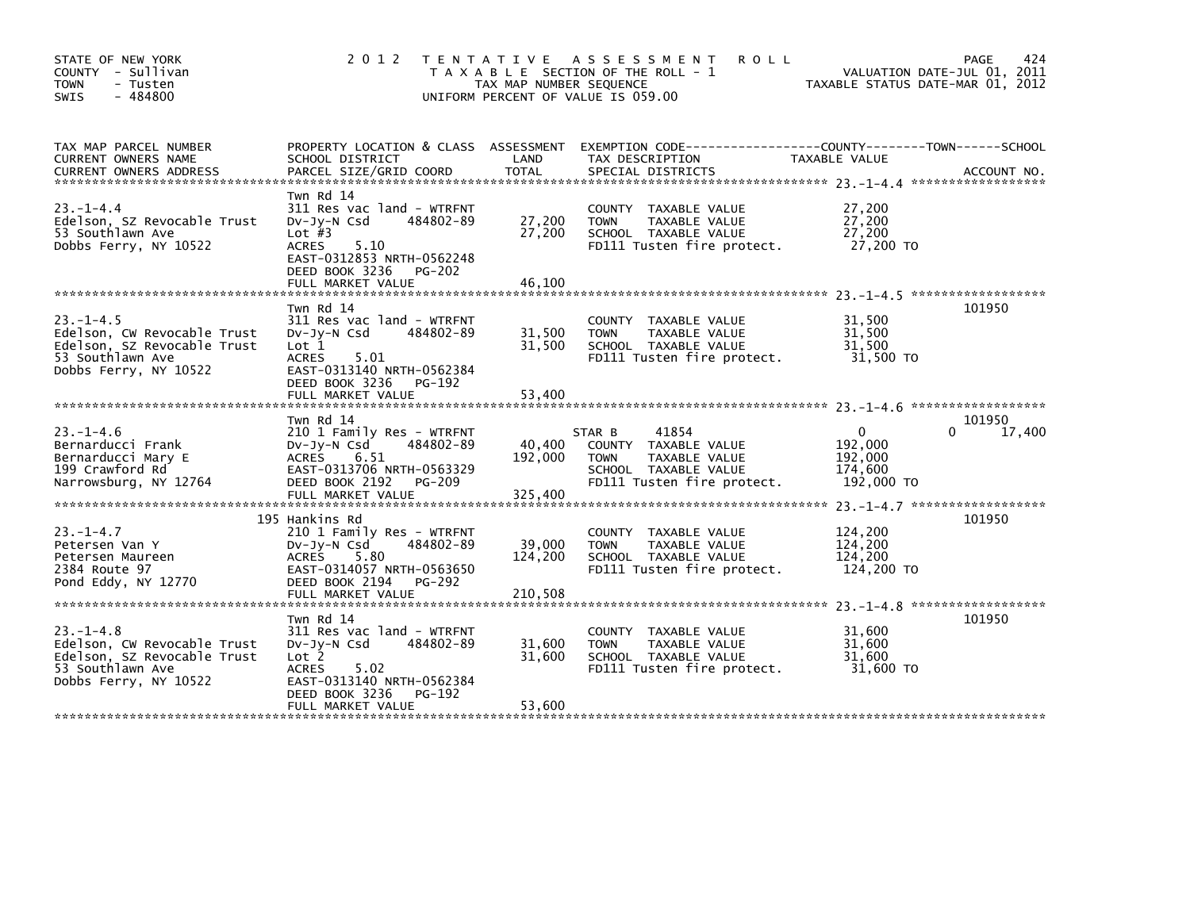STATE OF NEW YORK
COUNTY - Sullivan
TOWN - Tusten
SWIS - 484800

2 0 1 2 T E N T A T I V E A S S E S S M E N T R O L L
T A X A B L E SECTION OF THE ROLL - 1
TAX MAP NUMBER SEQUENCE
UNIFORM PERCENT OF VALUE IS 059.00

VALUATION DATE-JUL 01, 2011
TAXABLE STATUS DATE-MAR 01, 2012

| TAX MAP PARCEL NUMBER / CURRENT OWNERS NAME / CURRENT OWNERS ADDRESS | PROPERTY LOCATION & CLASS / SCHOOL DISTRICT / PARCEL SIZE/GRID COORD | ASSESSMENT LAND / TOTAL | EXEMPTION CODE / TAX DESCRIPTION / SPECIAL DISTRICTS | COUNTY | TOWN | SCHOOL TAXABLE VALUE | ACCOUNT NO. |
|---|---|---|---|---|---|---|---|
| 23.-1-4.4 | Twn Rd 14 | | | | | | |
| Edelson, SZ Revocable Trust | 311 Res vac land - WTRFNT | | COUNTY TAXABLE VALUE | 27,200 | | | |
| 53 Southlawn Ave | Dv-Jy-N Csd 484802-89 | 27,200 | TOWN TAXABLE VALUE | | 27,200 | | |
| Dobbs Ferry, NY 10522 | Lot #3 | 27,200 | SCHOOL TAXABLE VALUE | | | 27,200 | |
| | ACRES 5.10 | | FD111 Tusten fire protect. | 27,200 TO | | | |
| | EAST-0312853 NRTH-0562248 | | | | | | |
| | DEED BOOK 3236 PG-202 | | | | | | |
| | FULL MARKET VALUE | 46,100 | | | | | |
| 23.-1-4.5 | Twn Rd 14 | | | | | | 101950 |
| Edelson, CW Revocable Trust | 311 Res vac land - WTRFNT | | COUNTY TAXABLE VALUE | 31,500 | | | |
| Edelson, SZ Revocable Trust | Dv-Jy-N Csd 484802-89 | 31,500 | TOWN TAXABLE VALUE | | 31,500 | | |
| 53 Southlawn Ave | Lot 1 | 31,500 | SCHOOL TAXABLE VALUE | | | 31,500 | |
| Dobbs Ferry, NY 10522 | ACRES 5.01 | | FD111 Tusten fire protect. | 31,500 TO | | | |
| | EAST-0313140 NRTH-0562384 | | | | | | |
| | DEED BOOK 3236 PG-192 | | | | | | |
| | FULL MARKET VALUE | 53,400 | | | | | |
| 23.-1-4.6 | Twn Rd 14 | | | | | | 101950 |
| Bernarducci Frank | 210 1 Family Res - WTRFNT | | STAR B 41854 | 0 | | 0 17,400 | |
| Bernarducci Mary E | Dv-Jy-N Csd 484802-89 | 40,400 | COUNTY TAXABLE VALUE | 192,000 | | | |
| 199 Crawford Rd | ACRES 6.51 | 192,000 | TOWN TAXABLE VALUE | | 192,000 | | |
| Narrowsburg, NY 12764 | EAST-0313706 NRTH-0563329 | | SCHOOL TAXABLE VALUE | | | 174,600 | |
| | DEED BOOK 2192 PG-209 | | FD111 Tusten fire protect. | 192,000 TO | | | |
| | FULL MARKET VALUE | 325,400 | | | | | |
| 23.-1-4.7 | 195 Hankins Rd | | | | | | 101950 |
| Petersen Van Y | 210 1 Family Res - WTRFNT | | COUNTY TAXABLE VALUE | 124,200 | | | |
| Petersen Maureen | Dv-Jy-N Csd 484802-89 | 39,000 | TOWN TAXABLE VALUE | | 124,200 | | |
| 2384 Route 97 | ACRES 5.80 | 124,200 | SCHOOL TAXABLE VALUE | | | 124,200 | |
| Pond Eddy, NY 12770 | EAST-0314057 NRTH-0563650 | | FD111 Tusten fire protect. | 124,200 TO | | | |
| | DEED BOOK 2194 PG-292 | | | | | | |
| | FULL MARKET VALUE | 210,508 | | | | | |
| 23.-1-4.8 | Twn Rd 14 | | | | | | 101950 |
| Edelson, CW Revocable Trust | 311 Res vac land - WTRFNT | | COUNTY TAXABLE VALUE | 31,600 | | | |
| Edelson, SZ Revocable Trust | Dv-Jy-N Csd 484802-89 | 31,600 | TOWN TAXABLE VALUE | | 31,600 | | |
| 53 Southlawn Ave | Lot 2 | 31,600 | SCHOOL TAXABLE VALUE | | | 31,600 | |
| Dobbs Ferry, NY 10522 | ACRES 5.02 | | FD111 Tusten fire protect. | 31,600 TO | | | |
| | EAST-0313140 NRTH-0562384 | | | | | | |
| | DEED BOOK 3236 PG-192 | | | | | | |
| | FULL MARKET VALUE | 53,600 | | | | | |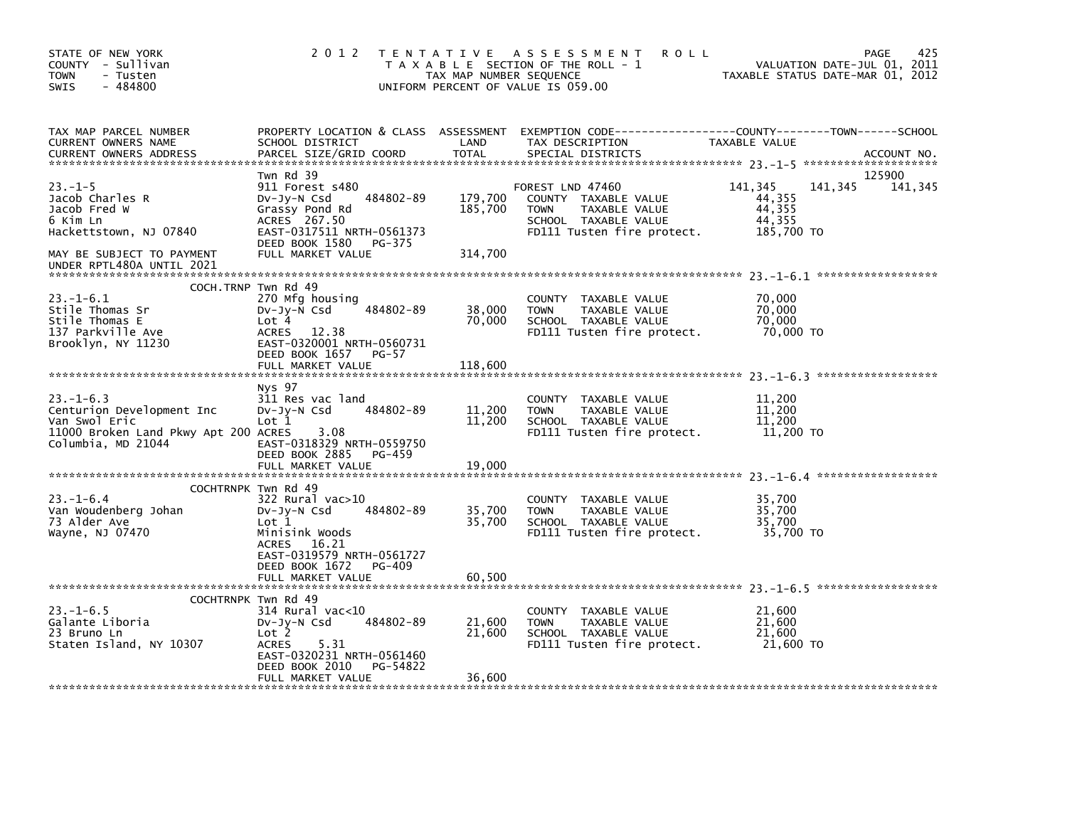STATE OF NEW YORK
COUNTY - Sullivan
TOWN - Tusten
SWIS - 484800

2012 TENTATIVE ASSESSMENT ROLL
TAXABLE SECTION OF THE ROLL - 1
TAX MAP NUMBER SEQUENCE
UNIFORM PERCENT OF VALUE IS 059.00

VALUATION DATE-JUL 01, 2011
TAXABLE STATUS DATE-MAR 01, 2012

| TAX MAP PARCEL NUMBER / CURRENT OWNERS NAME / CURRENT OWNERS ADDRESS | PROPERTY LOCATION & CLASS / SCHOOL DISTRICT / PARCEL SIZE/GRID COORD | ASSESSMENT LAND / TOTAL | EXEMPTION CODE / TAX DESCRIPTION / SPECIAL DISTRICTS | COUNTY TAXABLE VALUE | TOWN | SCHOOL | ACCOUNT NO. |
|---|---|---|---|---|---|---|---|
| **23.-1-5** | Twn Rd 39 | | | | | | 125900 |
| 23.-1-5 | 911 Forest s480 | | FOREST LND 47460 | 141,345 | 141,345 | 141,345 | |
| Jacob Charles R | Dv-Jy-N Csd 484802-89 | 179,700 | COUNTY TAXABLE VALUE | 44,355 | | | |
| Jacob Fred W | Grassy Pond Rd | 185,700 | TOWN TAXABLE VALUE | 44,355 | | | |
| 6 Kim Ln | ACRES 267.50 | | SCHOOL TAXABLE VALUE | 44,355 | | | |
| Hackettstown, NJ 07840 | EAST-0317511 NRTH-0561373 | | FD111 Tusten fire protect. | 185,700 TO | | | |
| | DEED BOOK 1580 PG-375 | | | | | | |
| MAY BE SUBJECT TO PAYMENT UNDER RPTL480A UNTIL 2021 | FULL MARKET VALUE | 314,700 | | | | | |
| **23.-1-6.1** | COCH.TRNP Twn Rd 49 | | | | | | |
| 23.-1-6.1 | 270 Mfg housing | | COUNTY TAXABLE VALUE | 70,000 | | | |
| Stile Thomas Sr | Dv-Jy-N Csd 484802-89 | 38,000 | TOWN TAXABLE VALUE | 70,000 | | | |
| Stile Thomas E | Lot 4 | 70,000 | SCHOOL TAXABLE VALUE | 70,000 | | | |
| 137 Parkville Ave | ACRES 12.38 | | FD111 Tusten fire protect. | 70,000 TO | | | |
| Brooklyn, NY 11230 | EAST-0320001 NRTH-0560731 | | | | | | |
| | DEED BOOK 1657 PG-57 | | | | | | |
| | FULL MARKET VALUE | 118,600 | | | | | |
| **23.-1-6.3** | Nys 97 | | | | | | |
| 23.-1-6.3 | 311 Res vac land | | COUNTY TAXABLE VALUE | 11,200 | | | |
| Centurion Development Inc | Dv-Jy-N Csd 484802-89 | 11,200 | TOWN TAXABLE VALUE | 11,200 | | | |
| Van Swol Eric | Lot 1 | 11,200 | SCHOOL TAXABLE VALUE | 11,200 | | | |
| 11000 Broken Land Pkwy Apt 200 | ACRES 3.08 | | FD111 Tusten fire protect. | 11,200 TO | | | |
| Columbia, MD 21044 | EAST-0318329 NRTH-0559750 | | | | | | |
| | DEED BOOK 2885 PG-459 | | | | | | |
| | FULL MARKET VALUE | 19,000 | | | | | |
| **23.-1-6.4** | COCHTRNPK Twn Rd 49 | | | | | | |
| 23.-1-6.4 | 322 Rural vac>10 | | COUNTY TAXABLE VALUE | 35,700 | | | |
| Van Woudenberg Johan | Dv-Jy-N Csd 484802-89 | 35,700 | TOWN TAXABLE VALUE | 35,700 | | | |
| 73 Alder Ave | Lot 1 | 35,700 | SCHOOL TAXABLE VALUE | 35,700 | | | |
| Wayne, NJ 07470 | Minisink Woods | | FD111 Tusten fire protect. | 35,700 TO | | | |
| | ACRES 16.21 | | | | | | |
| | EAST-0319579 NRTH-0561727 | | | | | | |
| | DEED BOOK 1672 PG-409 | | | | | | |
| | FULL MARKET VALUE | 60,500 | | | | | |
| **23.-1-6.5** | COCHTRNPK Twn Rd 49 | | | | | | |
| 23.-1-6.5 | 314 Rural vac<10 | | COUNTY TAXABLE VALUE | 21,600 | | | |
| Galante Liboria | Dv-Jy-N Csd 484802-89 | 21,600 | TOWN TAXABLE VALUE | 21,600 | | | |
| 23 Bruno Ln | Lot 2 | 21,600 | SCHOOL TAXABLE VALUE | 21,600 | | | |
| Staten Island, NY 10307 | ACRES 5.31 | | FD111 Tusten fire protect. | 21,600 TO | | | |
| | EAST-0320231 NRTH-0561460 | | | | | | |
| | DEED BOOK 2010 PG-54822 | | | | | | |
| | FULL MARKET VALUE | 36,600 | | | | | |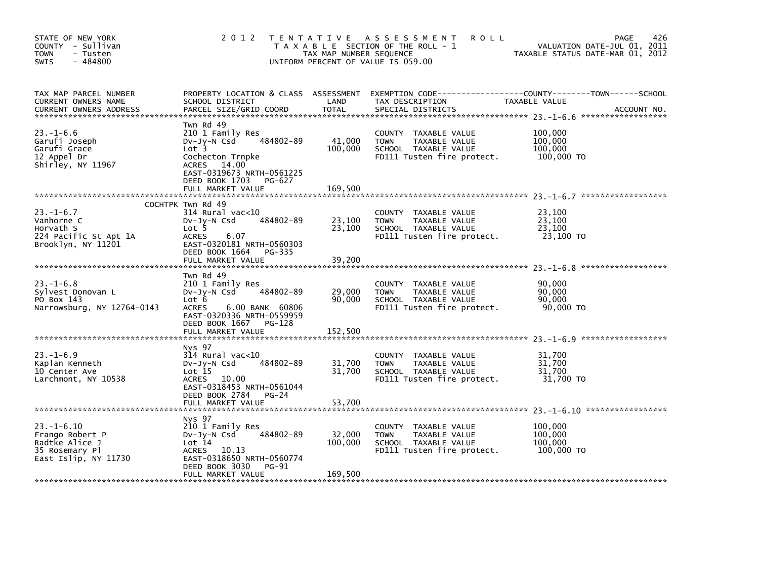STATE OF NEW YORK
COUNTY - Sullivan
TOWN - Tusten
SWIS - 484800

# 2012 TENTATIVE ASSESSMENT ROLL

TAXABLE SECTION OF THE ROLL - 1
TAX MAP NUMBER SEQUENCE
UNIFORM PERCENT OF VALUE IS 059.00

VALUATION DATE-JUL 01, 2011
TAXABLE STATUS DATE-MAR 01, 2012

| TAX MAP PARCEL NUMBER / CURRENT OWNERS NAME / CURRENT OWNERS ADDRESS | PROPERTY LOCATION & CLASS / SCHOOL DISTRICT / PARCEL SIZE/GRID COORD | ASSESSMENT LAND | TOTAL | EXEMPTION CODE / TAX DESCRIPTION / SPECIAL DISTRICTS | TAXABLE VALUE (COUNTY / TOWN / SCHOOL) | ACCOUNT NO. |
|---|---|---|---|---|---|---|
| 23.-1-6.6 | Twn Rd 49 | | | | | |
| | 210 1 Family Res | | | COUNTY TAXABLE VALUE | 100,000 | |
| Garufi Joseph | Dv-Jy-N Csd 484802-89 | 41,000 | | TOWN TAXABLE VALUE | 100,000 | |
| Garufi Grace | Lot 3 | | 100,000 | SCHOOL TAXABLE VALUE | 100,000 | |
| 12 Appel Dr | Cochecton Trnpke | | | FD111 Tusten fire protect. | 100,000 TO | |
| Shirley, NY 11967 | ACRES 14.00 | | | | | |
| | EAST-0319673 NRTH-0561225 | | | | | |
| | DEED BOOK 1703 PG-627 | | | | | |
| | FULL MARKET VALUE | | 169,500 | | | |
| 23.-1-6.7 | COCHTPK Twn Rd 49 | | | | | |
| | 314 Rural vac<10 | | | COUNTY TAXABLE VALUE | 23,100 | |
| Vanhorne C | Dv-Jy-N Csd 484802-89 | 23,100 | | TOWN TAXABLE VALUE | 23,100 | |
| Horvath S | Lot 5 | | 23,100 | SCHOOL TAXABLE VALUE | 23,100 | |
| 224 Pacific St Apt 1A | ACRES 6.07 | | | FD111 Tusten fire protect. | 23,100 TO | |
| Brooklyn, NY 11201 | EAST-0320181 NRTH-0560303 | | | | | |
| | DEED BOOK 1664 PG-335 | | | | | |
| | FULL MARKET VALUE | | 39,200 | | | |
| 23.-1-6.8 | Twn Rd 49 | | | | | |
| | 210 1 Family Res | | | COUNTY TAXABLE VALUE | 90,000 | |
| Sylvest Donovan L | Dv-Jy-N Csd 484802-89 | 29,000 | | TOWN TAXABLE VALUE | 90,000 | |
| PO Box 143 | Lot 6 | | 90,000 | SCHOOL TAXABLE VALUE | 90,000 | |
| Narrowsburg, NY 12764-0143 | ACRES 6.00 BANK 60806 | | | FD111 Tusten fire protect. | 90,000 TO | |
| | EAST-0320336 NRTH-0559959 | | | | | |
| | DEED BOOK 1667 PG-128 | | | | | |
| | FULL MARKET VALUE | | 152,500 | | | |
| 23.-1-6.9 | Nys 97 | | | | | |
| | 314 Rural vac<10 | | | COUNTY TAXABLE VALUE | 31,700 | |
| Kaplan Kenneth | Dv-Jy-N Csd 484802-89 | 31,700 | | TOWN TAXABLE VALUE | 31,700 | |
| 10 Center Ave | Lot 15 | | 31,700 | SCHOOL TAXABLE VALUE | 31,700 | |
| Larchmont, NY 10538 | ACRES 10.00 | | | FD111 Tusten fire protect. | 31,700 TO | |
| | EAST-0318453 NRTH-0561044 | | | | | |
| | DEED BOOK 2784 PG-24 | | | | | |
| | FULL MARKET VALUE | | 53,700 | | | |
| 23.-1-6.10 | Nys 97 | | | | | |
| | 210 1 Family Res | | | COUNTY TAXABLE VALUE | 100,000 | |
| Frango Robert P | Dv-Jy-N Csd 484802-89 | 32,000 | | TOWN TAXABLE VALUE | 100,000 | |
| Radtke Alice J | Lot 14 | | 100,000 | SCHOOL TAXABLE VALUE | 100,000 | |
| 35 Rosemary Pl | ACRES 10.13 | | | FD111 Tusten fire protect. | 100,000 TO | |
| East Islip, NY 11730 | EAST-0318650 NRTH-0560774 | | | | | |
| | DEED BOOK 3030 PG-91 | | | | | |
| | FULL MARKET VALUE | | 169,500 | | | |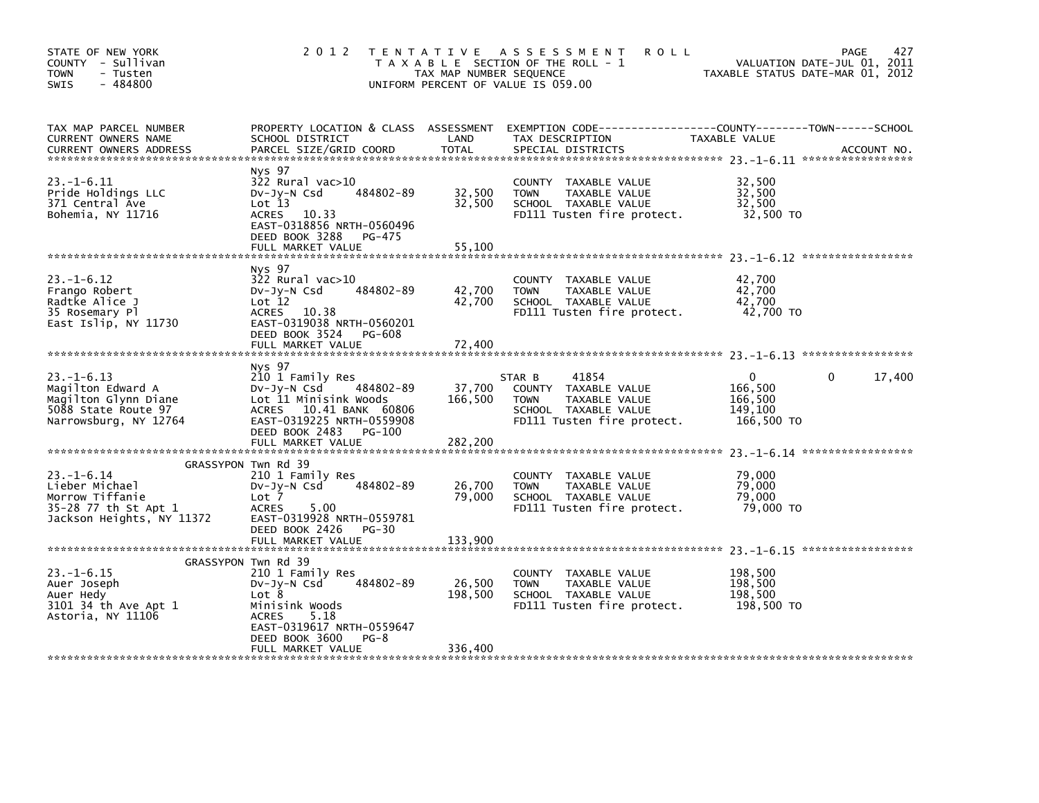STATE OF NEW YORK
COUNTY - Sullivan
TOWN - Tusten
SWIS - 484800

2012 TENTATIVE ASSESSMENT ROLL
TAXABLE SECTION OF THE ROLL - 1
TAX MAP NUMBER SEQUENCE
UNIFORM PERCENT OF VALUE IS 059.00

VALUATION DATE-JUL 01, 2011
TAXABLE STATUS DATE-MAR 01, 2012

| TAX MAP PARCEL NUMBER / CURRENT OWNERS NAME / CURRENT OWNERS ADDRESS | PROPERTY LOCATION & CLASS / SCHOOL DISTRICT / PARCEL SIZE/GRID COORD | ASSESSMENT LAND | TOTAL | EXEMPTION CODE / TAX DESCRIPTION / SPECIAL DISTRICTS | COUNTY / TAXABLE VALUE | TOWN | SCHOOL / ACCOUNT NO. |
|---|---|---|---|---|---|---|---|
| **23.-1-6.11** | Nys 97 | | | | | | |
| 23.-1-6.11 | 322 Rural vac>10 | | | COUNTY TAXABLE VALUE | 32,500 | | |
| Pride Holdings LLC | Dv-Jy-N Csd 484802-89 | 32,500 | | TOWN TAXABLE VALUE | 32,500 | | |
| 371 Central Ave | Lot 13 | | 32,500 | SCHOOL TAXABLE VALUE | 32,500 | | |
| Bohemia, NY 11716 | ACRES 10.33 | | | FD111 Tusten fire protect. | 32,500 TO | | |
| | EAST-0318856 NRTH-0560496 | | | | | | |
| | DEED BOOK 3288 PG-475 | | | | | | |
| | FULL MARKET VALUE | | 55,100 | | | | |
| **23.-1-6.12** | Nys 97 | | | | | | |
| 23.-1-6.12 | 322 Rural vac>10 | | | COUNTY TAXABLE VALUE | 42,700 | | |
| Frango Robert | Dv-Jy-N Csd 484802-89 | 42,700 | | TOWN TAXABLE VALUE | 42,700 | | |
| Radtke Alice J | Lot 12 | | 42,700 | SCHOOL TAXABLE VALUE | 42,700 | | |
| 35 Rosemary Pl | ACRES 10.38 | | | FD111 Tusten fire protect. | 42,700 TO | | |
| East Islip, NY 11730 | EAST-0319038 NRTH-0560201 | | | | | | |
| | DEED BOOK 3524 PG-608 | | | | | | |
| | FULL MARKET VALUE | | 72,400 | | | | |
| **23.-1-6.13** | Nys 97 | | | | | | |
| 23.-1-6.13 | 210 1 Family Res | | | STAR B 41854 | 0 | 0 | 17,400 |
| Magilton Edward A | Dv-Jy-N Csd 484802-89 | 37,700 | | COUNTY TAXABLE VALUE | 166,500 | | |
| Magilton Glynn Diane | Lot 11 Minisink Woods | | 166,500 | TOWN TAXABLE VALUE | 166,500 | | |
| 5088 State Route 97 | ACRES 10.41 BANK 60806 | | | SCHOOL TAXABLE VALUE | 149,100 | | |
| Narrowsburg, NY 12764 | EAST-0319225 NRTH-0559908 | | | FD111 Tusten fire protect. | 166,500 TO | | |
| | DEED BOOK 2483 PG-100 | | | | | | |
| | FULL MARKET VALUE | | 282,200 | | | | |
| **23.-1-6.14** | GRASSYPON Twn Rd 39 | | | | | | |
| 23.-1-6.14 | 210 1 Family Res | | | COUNTY TAXABLE VALUE | 79,000 | | |
| Lieber Michael | Dv-Jy-N Csd 484802-89 | 26,700 | | TOWN TAXABLE VALUE | 79,000 | | |
| Morrow Tiffanie | Lot 7 | | 79,000 | SCHOOL TAXABLE VALUE | 79,000 | | |
| 35-28 77 th St Apt 1 | ACRES 5.00 | | | FD111 Tusten fire protect. | 79,000 TO | | |
| Jackson Heights, NY 11372 | EAST-0319928 NRTH-0559781 | | | | | | |
| | DEED BOOK 2426 PG-30 | | | | | | |
| | FULL MARKET VALUE | | 133,900 | | | | |
| **23.-1-6.15** | GRASSYPON Twn Rd 39 | | | | | | |
| 23.-1-6.15 | 210 1 Family Res | | | COUNTY TAXABLE VALUE | 198,500 | | |
| Auer Joseph | Dv-Jy-N Csd 484802-89 | 26,500 | | TOWN TAXABLE VALUE | 198,500 | | |
| Auer Hedy | Lot 8 | | 198,500 | SCHOOL TAXABLE VALUE | 198,500 | | |
| 3101 34 th Ave Apt 1 | Minisink Woods | | | FD111 Tusten fire protect. | 198,500 TO | | |
| Astoria, NY 11106 | ACRES 5.18 | | | | | | |
| | EAST-0319617 NRTH-0559647 | | | | | | |
| | DEED BOOK 3600 PG-8 | | | | | | |
| | FULL MARKET VALUE | | 336,400 | | | | |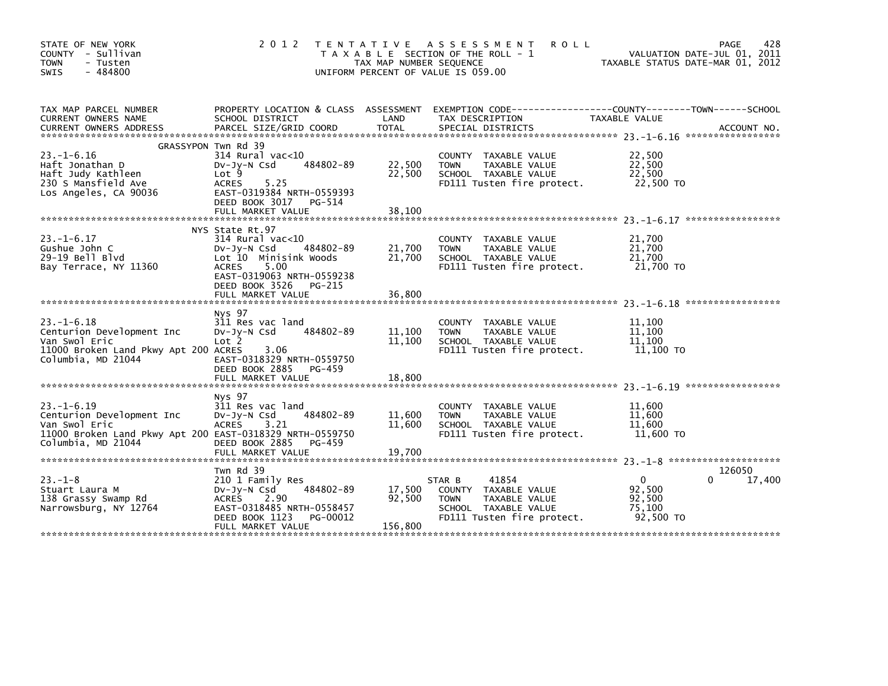STATE OF NEW YORK
COUNTY - Sullivan
TOWN - Tusten
SWIS - 484800

# 2012 TENTATIVE ASSESSMENT ROLL

TAXABLE SECTION OF THE ROLL - 1
TAX MAP NUMBER SEQUENCE
UNIFORM PERCENT OF VALUE IS 059.00

VALUATION DATE-JUL 01, 2011
TAXABLE STATUS DATE-MAR 01, 2012

| TAX MAP PARCEL NUMBER<br>CURRENT OWNERS NAME<br>CURRENT OWNERS ADDRESS | PROPERTY LOCATION & CLASS<br>SCHOOL DISTRICT<br>PARCEL SIZE/GRID COORD | ASSESSMENT<br>LAND<br>TOTAL | EXEMPTION CODE<br>TAX DESCRIPTION<br>SPECIAL DISTRICTS | COUNTY / TOWN / SCHOOL<br>TAXABLE VALUE | ACCOUNT NO. |
|---|---|---|---|---|---|
| **23.-1-6.16** | GRASSYPON Twn Rd 39 | | | | |
| 23.-1-6.16 | 314 Rural vac<10 | | COUNTY TAXABLE VALUE | 22,500 | |
| Haft Jonathan D | Dv-Jy-N Csd 484802-89 | 22,500 | TOWN TAXABLE VALUE | 22,500 | |
| Haft Judy Kathleen | Lot 9 | 22,500 | SCHOOL TAXABLE VALUE | 22,500 | |
| 230 S Mansfield Ave | ACRES 5.25 | | FD111 Tusten fire protect. | 22,500 TO | |
| Los Angeles, CA 90036 | EAST-0319384 NRTH-0559393 | | | | |
| | DEED BOOK 3017 PG-514 | | | | |
| | FULL MARKET VALUE | 38,100 | | | |
| **23.-1-6.17** | NYS State Rt.97 | | | | |
| 23.-1-6.17 | 314 Rural vac<10 | | COUNTY TAXABLE VALUE | 21,700 | |
| Gushue John C | Dv-Jy-N Csd 484802-89 | 21,700 | TOWN TAXABLE VALUE | 21,700 | |
| 29-19 Bell Blvd | Lot 10 Minisink Woods | 21,700 | SCHOOL TAXABLE VALUE | 21,700 | |
| Bay Terrace, NY 11360 | ACRES 5.00 | | FD111 Tusten fire protect. | 21,700 TO | |
| | EAST-0319063 NRTH-0559238 | | | | |
| | DEED BOOK 3526 PG-215 | | | | |
| | FULL MARKET VALUE | 36,800 | | | |
| **23.-1-6.18** | Nys 97 | | | | |
| 23.-1-6.18 | 311 Res vac land | | COUNTY TAXABLE VALUE | 11,100 | |
| Centurion Development Inc | Dv-Jy-N Csd 484802-89 | 11,100 | TOWN TAXABLE VALUE | 11,100 | |
| Van Swol Eric | Lot 2 | 11,100 | SCHOOL TAXABLE VALUE | 11,100 | |
| 11000 Broken Land Pkwy Apt 200 | ACRES 3.06 | | FD111 Tusten fire protect. | 11,100 TO | |
| Columbia, MD 21044 | EAST-0318329 NRTH-0559750 | | | | |
| | DEED BOOK 2885 PG-459 | | | | |
| | FULL MARKET VALUE | 18,800 | | | |
| **23.-1-6.19** | Nys 97 | | | | |
| 23.-1-6.19 | 311 Res vac land | | COUNTY TAXABLE VALUE | 11,600 | |
| Centurion Development Inc | Dv-Jy-N Csd 484802-89 | 11,600 | TOWN TAXABLE VALUE | 11,600 | |
| Van Swol Eric | ACRES 3.21 | 11,600 | SCHOOL TAXABLE VALUE | 11,600 | |
| 11000 Broken Land Pkwy Apt 200 | EAST-0318329 NRTH-0559750 | | FD111 Tusten fire protect. | 11,600 TO | |
| Columbia, MD 21044 | DEED BOOK 2885 PG-459 | | | | |
| | FULL MARKET VALUE | 19,700 | | | |
| **23.-1-8** | Twn Rd 39 | | | | 126050 |
| 23.-1-8 | 210 1 Family Res | | STAR B 41854 | 0 / 0 / 17,400 | |
| Stuart Laura M | Dv-Jy-N Csd 484802-89 | 17,500 | COUNTY TAXABLE VALUE | 92,500 | |
| 138 Grassy Swamp Rd | ACRES 2.90 | 92,500 | TOWN TAXABLE VALUE | 92,500 | |
| Narrowsburg, NY 12764 | EAST-0318485 NRTH-0558457 | | SCHOOL TAXABLE VALUE | 75,100 | |
| | DEED BOOK 1123 PG-00012 | | FD111 Tusten fire protect. | 92,500 TO | |
| | FULL MARKET VALUE | 156,800 | | | |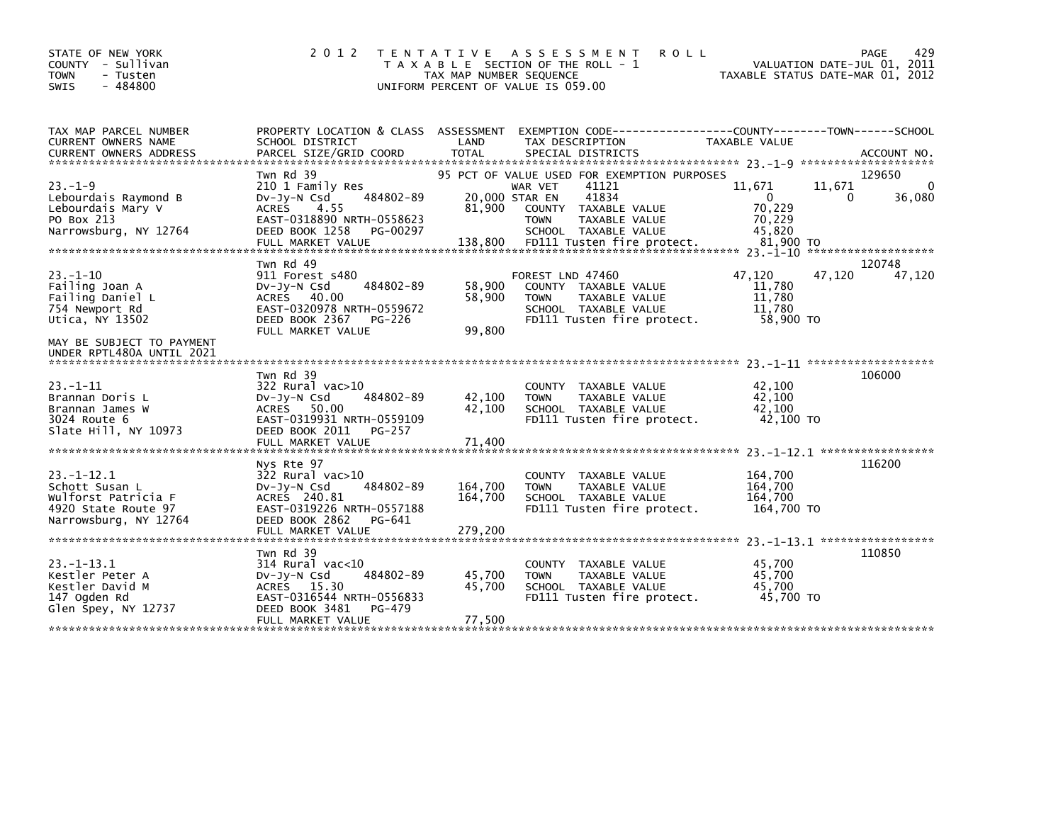STATE OF NEW YORK
COUNTY - Sullivan
TOWN - Tusten
SWIS - 484800

# 2012 TENTATIVE ASSESSMENT ROLL

TAXABLE SECTION OF THE ROLL - 1
TAX MAP NUMBER SEQUENCE
UNIFORM PERCENT OF VALUE IS 059.00

VALUATION DATE-JUL 01, 2011
TAXABLE STATUS DATE-MAR 01, 2012

| TAX MAP PARCEL NUMBER / CURRENT OWNERS NAME / CURRENT OWNERS ADDRESS | PROPERTY LOCATION & CLASS / SCHOOL DISTRICT / PARCEL SIZE/GRID COORD | ASSESSMENT LAND / TOTAL | EXEMPTION CODE / TAX DESCRIPTION / SPECIAL DISTRICTS | COUNTY TAXABLE VALUE | TOWN | SCHOOL | ACCOUNT NO. |
|---|---|---|---|---|---|---|---|
| 23.-1-9 | Twn Rd 39 | | 95 PCT OF VALUE USED FOR EXEMPTION PURPOSES | | | | 129650 |
| Lebourdais Raymond B | 210 1 Family Res | | WAR VET 41121 | 11,671 | 11,671 | 0 | |
| Lebourdais Mary V | Dv-Jy-N Csd 484802-89 | 20,000 | STAR EN 41834 | 0 | 0 | 36,080 | |
| PO Box 213 | ACRES 4.55 | 81,900 | COUNTY TAXABLE VALUE | 70,229 | | | |
| Narrowsburg, NY 12764 | EAST-0318890 NRTH-0558623 | | TOWN TAXABLE VALUE | 70,229 | | | |
| | DEED BOOK 1258 PG-00297 | | SCHOOL TAXABLE VALUE | 45,820 | | | |
| | FULL MARKET VALUE | 138,800 | FD111 Tusten fire protect. | 81,900 TO | | | |
| 23.-1-10 | Twn Rd 49 | | | | | | 120748 |
| Failing Joan A | 911 Forest s480 | | FOREST LND 47460 | 47,120 | 47,120 | 47,120 | |
| Failing Daniel L | Dv-Jy-N Csd 484802-89 | 58,900 | COUNTY TAXABLE VALUE | 11,780 | | | |
| 754 Newport Rd | ACRES 40.00 | 58,900 | TOWN TAXABLE VALUE | 11,780 | | | |
| Utica, NY 13502 | EAST-0320978 NRTH-0559672 | | SCHOOL TAXABLE VALUE | 11,780 | | | |
| | DEED BOOK 2367 PG-226 | | FD111 Tusten fire protect. | 58,900 TO | | | |
| | FULL MARKET VALUE | 99,800 | | | | | |
| MAY BE SUBJECT TO PAYMENT UNDER RPTL480A UNTIL 2021 | | | | | | | |
| 23.-1-11 | Twn Rd 39 | | | | | | 106000 |
| Brannan Doris L | 322 Rural vac>10 | | COUNTY TAXABLE VALUE | 42,100 | | | |
| Brannan James W | Dv-Jy-N Csd 484802-89 | 42,100 | TOWN TAXABLE VALUE | 42,100 | | | |
| 3024 Route 6 | ACRES 50.00 | 42,100 | SCHOOL TAXABLE VALUE | 42,100 | | | |
| Slate Hill, NY 10973 | EAST-0319931 NRTH-0559109 | | FD111 Tusten fire protect. | 42,100 TO | | | |
| | DEED BOOK 2011 PG-257 | | | | | | |
| | FULL MARKET VALUE | 71,400 | | | | | |
| 23.-1-12.1 | Nys Rte 97 | | | | | | 116200 |
| Schott Susan L | 322 Rural vac>10 | | COUNTY TAXABLE VALUE | 164,700 | | | |
| Wulforst Patricia F | Dv-Jy-N Csd 484802-89 | 164,700 | TOWN TAXABLE VALUE | 164,700 | | | |
| 4920 State Route 97 | ACRES 240.81 | 164,700 | SCHOOL TAXABLE VALUE | 164,700 | | | |
| Narrowsburg, NY 12764 | EAST-0319226 NRTH-0557188 | | FD111 Tusten fire protect. | 164,700 TO | | | |
| | DEED BOOK 2862 PG-641 | | | | | | |
| | FULL MARKET VALUE | 279,200 | | | | | |
| 23.-1-13.1 | Twn Rd 39 | | | | | | 110850 |
| Kestler Peter A | 314 Rural vac<10 | | COUNTY TAXABLE VALUE | 45,700 | | | |
| Kestler David M | Dv-Jy-N Csd 484802-89 | 45,700 | TOWN TAXABLE VALUE | 45,700 | | | |
| 147 Ogden Rd | ACRES 15.30 | 45,700 | SCHOOL TAXABLE VALUE | 45,700 | | | |
| Glen Spey, NY 12737 | EAST-0316544 NRTH-0556833 | | FD111 Tusten fire protect. | 45,700 TO | | | |
| | DEED BOOK 3481 PG-479 | | | | | | |
| | FULL MARKET VALUE | 77,500 | | | | | |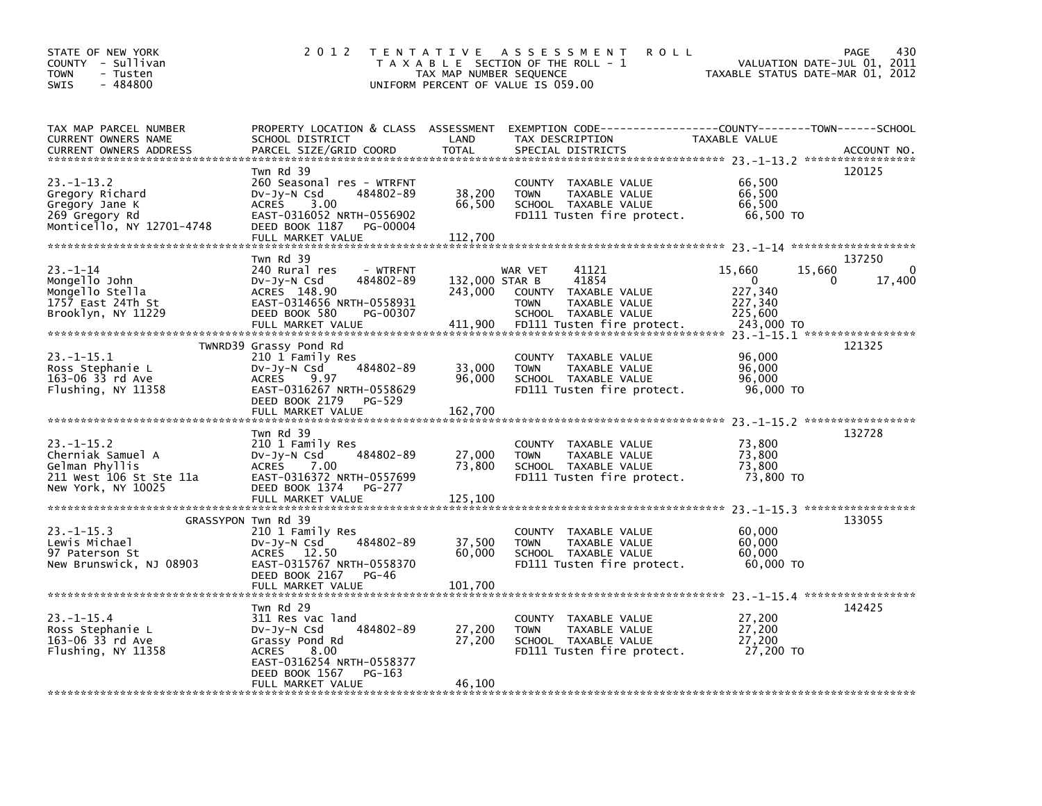STATE OF NEW YORK
COUNTY - Sullivan
TOWN - Tusten
SWIS - 484800

2 0 1 2 T E N T A T I V E A S S E S S M E N T R O L L
T A X A B L E SECTION OF THE ROLL - 1
TAX MAP NUMBER SEQUENCE
UNIFORM PERCENT OF VALUE IS 059.00

VALUATION DATE-JUL 01, 2011
TAXABLE STATUS DATE-MAR 01, 2012

| TAX MAP PARCEL NUMBER / CURRENT OWNERS NAME / CURRENT OWNERS ADDRESS | PROPERTY LOCATION & CLASS / SCHOOL DISTRICT / PARCEL SIZE/GRID COORD | ASSESSMENT LAND | TOTAL | EXEMPTION CODE / TAX DESCRIPTION / SPECIAL DISTRICTS | COUNTY TAXABLE VALUE | TOWN | SCHOOL | ACCOUNT NO. |
|---|---|---|---|---|---|---|---|---|
| **23.-1-13.2** | Twn Rd 39 | | | | | | | 120125 |
| Gregory Richard | 260 Seasonal res - WTRFNT | | | COUNTY TAXABLE VALUE | 66,500 | | | |
| Gregory Jane K | Dv-Jy-N Csd 484802-89 | 38,200 | | TOWN TAXABLE VALUE | 66,500 | | | |
| 269 Gregory Rd | ACRES 3.00 | | 66,500 | SCHOOL TAXABLE VALUE | 66,500 | | | |
| Monticello, NY 12701-4748 | EAST-0316052 NRTH-0556902 | | | FD111 Tusten fire protect. | 66,500 TO | | | |
| | DEED BOOK 1187 PG-00004 | | | | | | | |
| | FULL MARKET VALUE | | 112,700 | | | | | |
| **23.-1-14** | Twn Rd 39 | | | | | | | 137250 |
| Mongello John | 240 Rural res - WTRFNT | | | WAR VET 41121 | 15,660 | 15,660 | 0 | |
| Mongello Stella | Dv-Jy-N Csd 484802-89 | 132,000 | | STAR B 41854 | 0 | 0 | 17,400 | |
| 1757 East 24Th St | ACRES 148.90 | | 243,000 | COUNTY TAXABLE VALUE | 227,340 | | | |
| Brooklyn, NY 11229 | EAST-0314656 NRTH-0558931 | | | TOWN TAXABLE VALUE | 227,340 | | | |
| | DEED BOOK 580 PG-00307 | | | SCHOOL TAXABLE VALUE | 225,600 | | | |
| | FULL MARKET VALUE | | 411,900 | FD111 Tusten fire protect. | 243,000 TO | | | |
| **23.-1-15.1** | TWNRD39 Grassy Pond Rd | | | | | | | 121325 |
| Ross Stephanie L | 210 1 Family Res | | | COUNTY TAXABLE VALUE | 96,000 | | | |
| 163-06 33 rd Ave | Dv-Jy-N Csd 484802-89 | 33,000 | | TOWN TAXABLE VALUE | 96,000 | | | |
| Flushing, NY 11358 | ACRES 9.97 | | 96,000 | SCHOOL TAXABLE VALUE | 96,000 | | | |
| | EAST-0316267 NRTH-0558629 | | | FD111 Tusten fire protect. | 96,000 TO | | | |
| | DEED BOOK 2179 PG-529 | | | | | | | |
| | FULL MARKET VALUE | | 162,700 | | | | | |
| **23.-1-15.2** | Twn Rd 39 | | | | | | | 132728 |
| Cherniak Samuel A | 210 1 Family Res | | | COUNTY TAXABLE VALUE | 73,800 | | | |
| Gelman Phyllis | Dv-Jy-N Csd 484802-89 | 27,000 | | TOWN TAXABLE VALUE | 73,800 | | | |
| 211 West 106 St Ste 11a | ACRES 7.00 | | 73,800 | SCHOOL TAXABLE VALUE | 73,800 | | | |
| New York, NY 10025 | EAST-0316372 NRTH-0557699 | | | FD111 Tusten fire protect. | 73,800 TO | | | |
| | DEED BOOK 1374 PG-277 | | | | | | | |
| | FULL MARKET VALUE | | 125,100 | | | | | |
| **23.-1-15.3** | GRASSYPON Twn Rd 39 | | | | | | | 133055 |
| Lewis Michael | 210 1 Family Res | | | COUNTY TAXABLE VALUE | 60,000 | | | |
| 97 Paterson St | Dv-Jy-N Csd 484802-89 | 37,500 | | TOWN TAXABLE VALUE | 60,000 | | | |
| New Brunswick, NJ 08903 | ACRES 12.50 | | 60,000 | SCHOOL TAXABLE VALUE | 60,000 | | | |
| | EAST-0315767 NRTH-0558370 | | | FD111 Tusten fire protect. | 60,000 TO | | | |
| | DEED BOOK 2167 PG-46 | | | | | | | |
| | FULL MARKET VALUE | | 101,700 | | | | | |
| **23.-1-15.4** | Twn Rd 29 | | | | | | | 142425 |
| Ross Stephanie L | 311 Res vac land | | | COUNTY TAXABLE VALUE | 27,200 | | | |
| 163-06 33 rd Ave | Dv-Jy-N Csd 484802-89 | 27,200 | | TOWN TAXABLE VALUE | 27,200 | | | |
| Flushing, NY 11358 | Grassy Pond Rd | | 27,200 | SCHOOL TAXABLE VALUE | 27,200 | | | |
| | ACRES 8.00 | | | FD111 Tusten fire protect. | 27,200 TO | | | |
| | EAST-0316254 NRTH-0558377 | | | | | | | |
| | DEED BOOK 1567 PG-163 | | | | | | | |
| | FULL MARKET VALUE | | 46,100 | | | | | |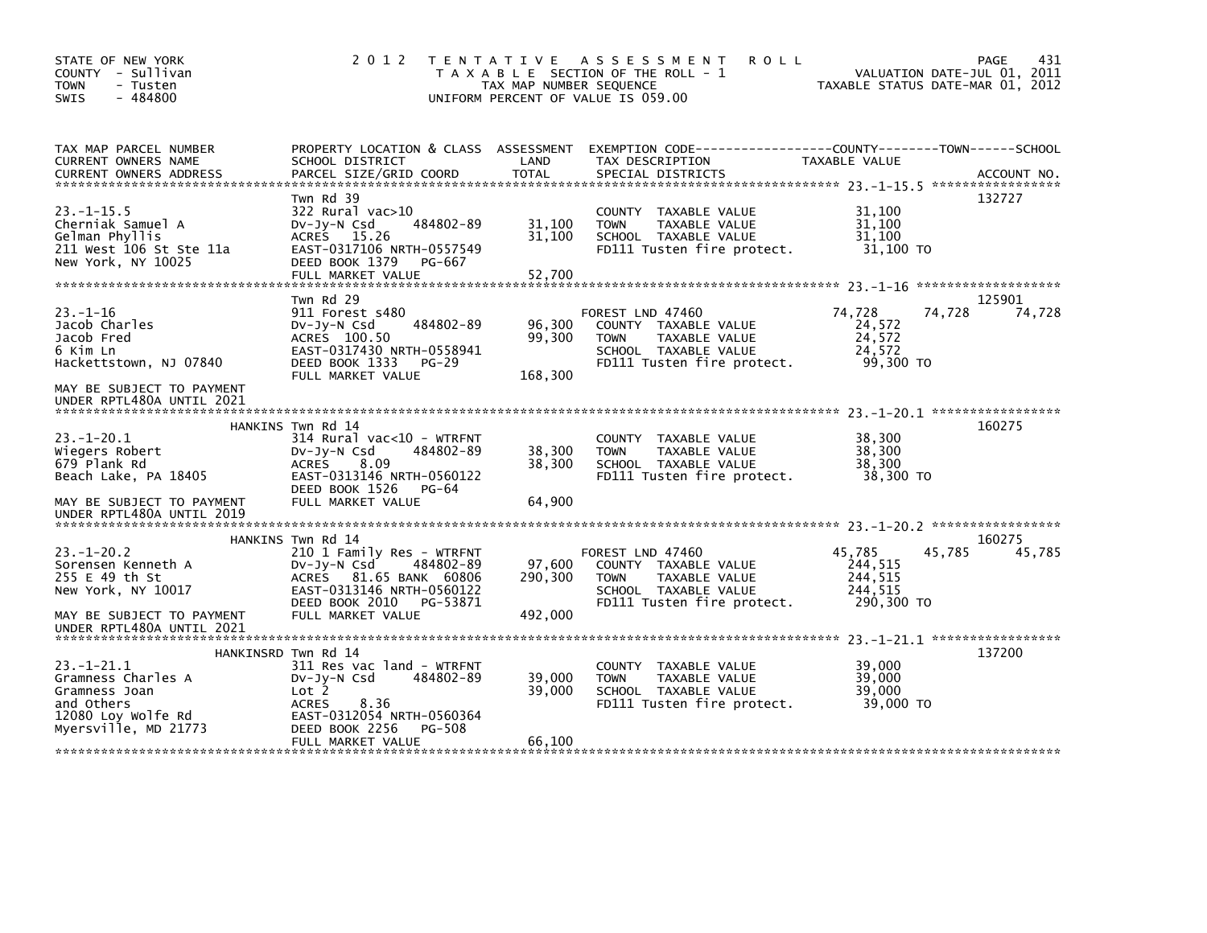STATE OF NEW YORK
COUNTY - Sullivan
TOWN - Tusten
SWIS - 484800

2 0 1 2 T E N T A T I V E A S S E S S M E N T R O L L
T A X A B L E SECTION OF THE ROLL - 1
TAX MAP NUMBER SEQUENCE
UNIFORM PERCENT OF VALUE IS 059.00

VALUATION DATE-JUL 01, 2011
TAXABLE STATUS DATE-MAR 01, 2012

| TAX MAP PARCEL NUMBER / CURRENT OWNERS NAME / CURRENT OWNERS ADDRESS | PROPERTY LOCATION & CLASS / SCHOOL DISTRICT / PARCEL SIZE/GRID COORD | ASSESSMENT LAND | TOTAL | EXEMPTION CODE / TAX DESCRIPTION / SPECIAL DISTRICTS | COUNTY TAXABLE VALUE | TOWN | SCHOOL | ACCOUNT NO. |
|---|---|---|---|---|---|---|---|---|
| **23.-1-15.5** | Twn Rd 39 | | | | | | | 132727 |
| Cherniak Samuel A | 322 Rural vac>10 | | | COUNTY TAXABLE VALUE | 31,100 | | | |
| Gelman Phyllis | Dv-Jy-N Csd 484802-89 | 31,100 | | TOWN TAXABLE VALUE | 31,100 | | | |
| 211 West 106 St Ste 11a | ACRES 15.26 | | 31,100 | SCHOOL TAXABLE VALUE | 31,100 | | | |
| New York, NY 10025 | EAST-0317106 NRTH-0557549 | | | FD111 Tusten fire protect. | 31,100 TO | | | |
| | DEED BOOK 1379 PG-667 | | | | | | | |
| | FULL MARKET VALUE | | 52,700 | | | | | |
| **23.-1-16** | Twn Rd 29 | | | | | | | 125901 |
| Jacob Charles | 911 Forest s480 | | | FOREST LND 47460 | 74,728 | 74,728 | 74,728 | |
| Jacob Fred | Dv-Jy-N Csd 484802-89 | 96,300 | | COUNTY TAXABLE VALUE | 24,572 | | | |
| 6 Kim Ln | ACRES 100.50 | | 99,300 | TOWN TAXABLE VALUE | 24,572 | | | |
| Hackettstown, NJ 07840 | EAST-0317430 NRTH-0558941 | | | SCHOOL TAXABLE VALUE | 24,572 | | | |
| | DEED BOOK 1333 PG-29 | | | FD111 Tusten fire protect. | 99,300 TO | | | |
| | FULL MARKET VALUE | | 168,300 | | | | | |
| MAY BE SUBJECT TO PAYMENT UNDER RPTL480A UNTIL 2021 | | | | | | | | |
| **23.-1-20.1** | HANKINS Twn Rd 14 | | | | | | | 160275 |
| Wiegers Robert | 314 Rural vac<10 - WTRFNT | | | COUNTY TAXABLE VALUE | 38,300 | | | |
| 679 Plank Rd | Dv-Jy-N Csd 484802-89 | 38,300 | | TOWN TAXABLE VALUE | 38,300 | | | |
| Beach Lake, PA 18405 | ACRES 8.09 | | 38,300 | SCHOOL TAXABLE VALUE | 38,300 | | | |
| | EAST-0313146 NRTH-0560122 | | | FD111 Tusten fire protect. | 38,300 TO | | | |
| | DEED BOOK 1526 PG-64 | | | | | | | |
| MAY BE SUBJECT TO PAYMENT UNDER RPTL480A UNTIL 2019 | FULL MARKET VALUE | | 64,900 | | | | | |
| **23.-1-20.2** | HANKINS Twn Rd 14 | | | | | | | 160275 |
| Sorensen Kenneth A | 210 1 Family Res - WTRFNT | | | FOREST LND 47460 | 45,785 | 45,785 | 45,785 | |
| 255 E 49 th St | Dv-Jy-N Csd 484802-89 | 97,600 | | COUNTY TAXABLE VALUE | 244,515 | | | |
| New York, NY 10017 | ACRES 81.65 BANK 60806 | | 290,300 | TOWN TAXABLE VALUE | 244,515 | | | |
| | EAST-0313146 NRTH-0560122 | | | SCHOOL TAXABLE VALUE | 244,515 | | | |
| | DEED BOOK 2010 PG-53871 | | | FD111 Tusten fire protect. | 290,300 TO | | | |
| MAY BE SUBJECT TO PAYMENT UNDER RPTL480A UNTIL 2021 | FULL MARKET VALUE | | 492,000 | | | | | |
| **23.-1-21.1** | HANKINSRD Twn Rd 14 | | | | | | | 137200 |
| Gramness Charles A | 311 Res vac land - WTRFNT | | | COUNTY TAXABLE VALUE | 39,000 | | | |
| Gramness Joan | Dv-Jy-N Csd 484802-89 | 39,000 | | TOWN TAXABLE VALUE | 39,000 | | | |
| and Others | Lot 2 | | 39,000 | SCHOOL TAXABLE VALUE | 39,000 | | | |
| 12080 Loy Wolfe Rd | ACRES 8.36 | | | FD111 Tusten fire protect. | 39,000 TO | | | |
| Myersville, MD 21773 | EAST-0312054 NRTH-0560364 | | | | | | | |
| | DEED BOOK 2256 PG-508 | | | | | | | |
| | FULL MARKET VALUE | | 66,100 | | | | | |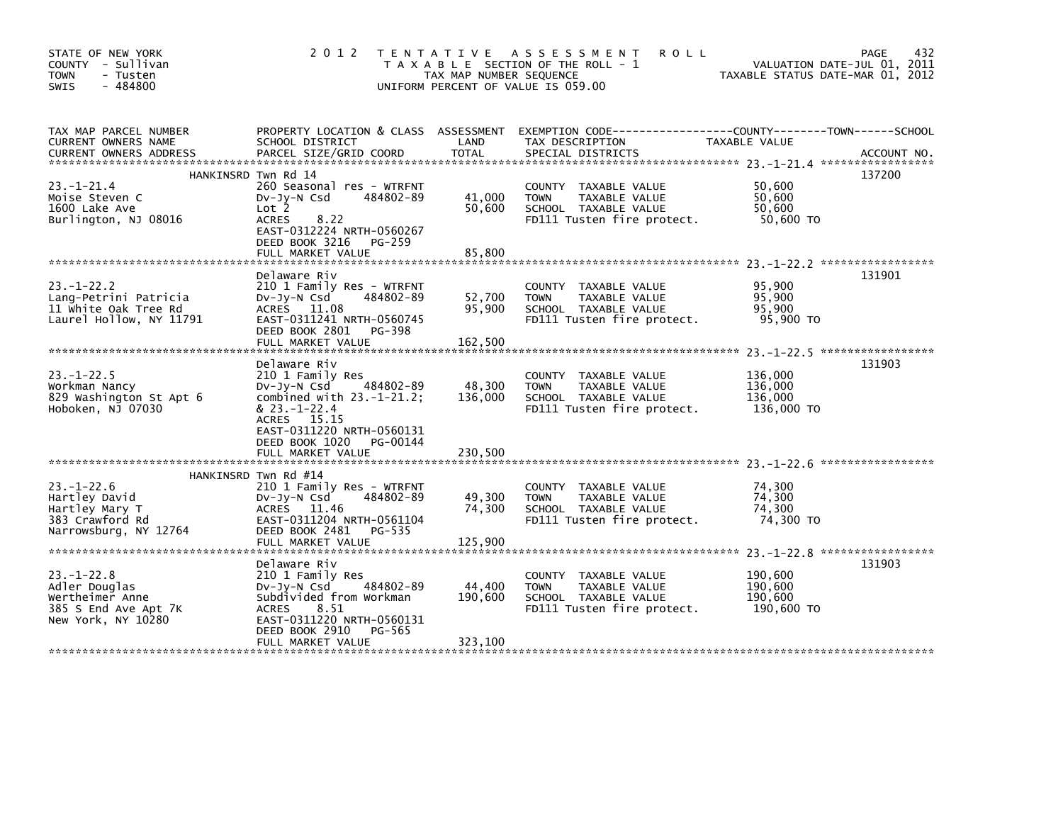STATE OF NEW YORK
COUNTY - Sullivan
TOWN - Tusten
SWIS - 484800

# 2012 TENTATIVE ASSESSMENT ROLL

TAXABLE SECTION OF THE ROLL - 1
TAX MAP NUMBER SEQUENCE
UNIFORM PERCENT OF VALUE IS 059.00

VALUATION DATE-JUL 01, 2011
TAXABLE STATUS DATE-MAR 01, 2012

| TAX MAP PARCEL NUMBER / CURRENT OWNERS NAME / CURRENT OWNERS ADDRESS | PROPERTY LOCATION & CLASS / SCHOOL DISTRICT / PARCEL SIZE/GRID COORD | ASSESSMENT LAND / TOTAL | EXEMPTION CODE / TAX DESCRIPTION / SPECIAL DISTRICTS | TAXABLE VALUE | ACCOUNT NO. |
|---|---|---|---|---|---|
| 23.-1-21.4 | HANKINSRD Twn Rd 14 | | | | 137200 |
| | 260 Seasonal res - WTRFNT | | COUNTY TAXABLE VALUE | 50,600 | |
| Moise Steven C | Dv-Jy-N Csd 484802-89 | 41,000 | TOWN TAXABLE VALUE | 50,600 | |
| 1600 Lake Ave | Lot 2 | 50,600 | SCHOOL TAXABLE VALUE | 50,600 | |
| Burlington, NJ 08016 | ACRES 8.22 | | FD111 Tusten fire protect. | 50,600 TO | |
| | EAST-0312224 NRTH-0560267 | | | | |
| | DEED BOOK 3216 PG-259 | | | | |
| | FULL MARKET VALUE | 85,800 | | | |
| 23.-1-22.2 | Delaware Riv | | | | 131901 |
| | 210 1 Family Res - WTRFNT | | COUNTY TAXABLE VALUE | 95,900 | |
| Lang-Petrini Patricia | Dv-Jy-N Csd 484802-89 | 52,700 | TOWN TAXABLE VALUE | 95,900 | |
| 11 White Oak Tree Rd | ACRES 11.08 | 95,900 | SCHOOL TAXABLE VALUE | 95,900 | |
| Laurel Hollow, NY 11791 | EAST-0311241 NRTH-0560745 | | FD111 Tusten fire protect. | 95,900 TO | |
| | DEED BOOK 2801 PG-398 | | | | |
| | FULL MARKET VALUE | 162,500 | | | |
| 23.-1-22.5 | Delaware Riv | | | | 131903 |
| | 210 1 Family Res | | COUNTY TAXABLE VALUE | 136,000 | |
| Workman Nancy | Dv-Jy-N Csd 484802-89 | 48,300 | TOWN TAXABLE VALUE | 136,000 | |
| 829 Washington St Apt 6 | combined with 23.-1-21.2; | 136,000 | SCHOOL TAXABLE VALUE | 136,000 | |
| Hoboken, NJ 07030 | & 23.-1-22.4 | | FD111 Tusten fire protect. | 136,000 TO | |
| | ACRES 15.15 | | | | |
| | EAST-0311220 NRTH-0560131 | | | | |
| | DEED BOOK 1020 PG-00144 | | | | |
| | FULL MARKET VALUE | 230,500 | | | |
| 23.-1-22.6 | HANKINSRD Twn Rd #14 | | | | |
| | 210 1 Family Res - WTRFNT | | COUNTY TAXABLE VALUE | 74,300 | |
| Hartley David | Dv-Jy-N Csd 484802-89 | 49,300 | TOWN TAXABLE VALUE | 74,300 | |
| Hartley Mary T | ACRES 11.46 | 74,300 | SCHOOL TAXABLE VALUE | 74,300 | |
| 383 Crawford Rd | EAST-0311204 NRTH-0561104 | | FD111 Tusten fire protect. | 74,300 TO | |
| Narrowsburg, NY 12764 | DEED BOOK 2481 PG-535 | | | | |
| | FULL MARKET VALUE | 125,900 | | | |
| 23.-1-22.8 | Delaware Riv | | | | 131903 |
| | 210 1 Family Res | | COUNTY TAXABLE VALUE | 190,600 | |
| Adler Douglas | Dv-Jy-N Csd 484802-89 | 44,400 | TOWN TAXABLE VALUE | 190,600 | |
| Wertheimer Anne | Subdivided from Workman | 190,600 | SCHOOL TAXABLE VALUE | 190,600 | |
| 385 S End Ave Apt 7K | ACRES 8.51 | | FD111 Tusten fire protect. | 190,600 TO | |
| New York, NY 10280 | EAST-0311220 NRTH-0560131 | | | | |
| | DEED BOOK 2910 PG-565 | | | | |
| | FULL MARKET VALUE | 323,100 | | | |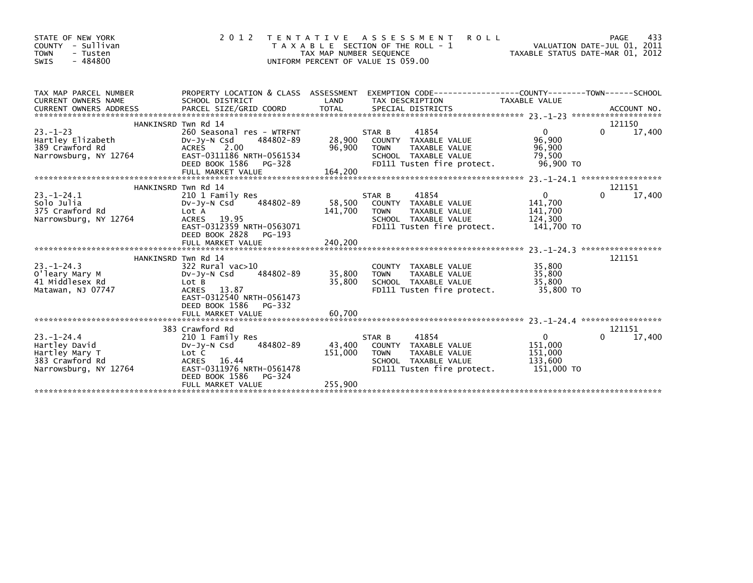STATE OF NEW YORK
COUNTY - Sullivan
TOWN - Tusten
SWIS - 484800

2012 TENTATIVE ASSESSMENT ROLL
TAXABLE SECTION OF THE ROLL - 1
TAX MAP NUMBER SEQUENCE
UNIFORM PERCENT OF VALUE IS 059.00

VALUATION DATE-JUL 01, 2011
TAXABLE STATUS DATE-MAR 01, 2012

| TAX MAP PARCEL NUMBER / CURRENT OWNERS NAME / CURRENT OWNERS ADDRESS | PROPERTY LOCATION & CLASS / SCHOOL DISTRICT / PARCEL SIZE/GRID COORD | ASSESSMENT LAND | TOTAL | EXEMPTION CODE / TAX DESCRIPTION / SPECIAL DISTRICTS | COUNTY TAXABLE VALUE | TOWN | SCHOOL | ACCOUNT NO. |
|---|---|---|---|---|---|---|---|---|
| | HANKINSRD Twn Rd 14 | | | | | | | 121150 |
| 23.-1-23 | 260 Seasonal res - WTRFNT | | | STAR B 41854 | 0 | 0 | 17,400 | |
| Hartley Elizabeth | Dv-Jy-N Csd 484802-89 | 28,900 | | COUNTY TAXABLE VALUE | 96,900 | | | |
| 389 Crawford Rd | ACRES 2.00 | | 96,900 | TOWN TAXABLE VALUE | 96,900 | | | |
| Narrowsburg, NY 12764 | EAST-0311186 NRTH-0561534 | | | SCHOOL TAXABLE VALUE | 79,500 | | | |
| | DEED BOOK 1586 PG-328 | | | FD111 Tusten fire protect. | 96,900 TO | | | |
| | FULL MARKET VALUE | | 164,200 | | | | | |
| | HANKINSRD Twn Rd 14 | | | | | | | 121151 |
| 23.-1-24.1 | 210 1 Family Res | | | STAR B 41854 | 0 | 0 | 17,400 | |
| Solo Julia | Dv-Jy-N Csd 484802-89 | 58,500 | | COUNTY TAXABLE VALUE | 141,700 | | | |
| 375 Crawford Rd | Lot A | | 141,700 | TOWN TAXABLE VALUE | 141,700 | | | |
| Narrowsburg, NY 12764 | ACRES 19.95 | | | SCHOOL TAXABLE VALUE | 124,300 | | | |
| | EAST-0312359 NRTH-0563071 | | | FD111 Tusten fire protect. | 141,700 TO | | | |
| | DEED BOOK 2828 PG-193 | | | | | | | |
| | FULL MARKET VALUE | | 240,200 | | | | | |
| | HANKINSRD Twn Rd 14 | | | | | | | 121151 |
| 23.-1-24.3 | 322 Rural vac>10 | | | COUNTY TAXABLE VALUE | 35,800 | | | |
| O'leary Mary M | Dv-Jy-N Csd 484802-89 | 35,800 | | TOWN TAXABLE VALUE | 35,800 | | | |
| 41 Middlesex Rd | Lot B | | 35,800 | SCHOOL TAXABLE VALUE | 35,800 | | | |
| Matawan, NJ 07747 | ACRES 13.87 | | | FD111 Tusten fire protect. | 35,800 TO | | | |
| | EAST-0312540 NRTH-0561473 | | | | | | | |
| | DEED BOOK 1586 PG-332 | | | | | | | |
| | FULL MARKET VALUE | | 60,700 | | | | | |
| | 383 Crawford Rd | | | | | | | 121151 |
| 23.-1-24.4 | 210 1 Family Res | | | STAR B 41854 | 0 | 0 | 17,400 | |
| Hartley David | Dv-Jy-N Csd 484802-89 | 43,400 | | COUNTY TAXABLE VALUE | 151,000 | | | |
| Hartley Mary T | Lot C | | 151,000 | TOWN TAXABLE VALUE | 151,000 | | | |
| 383 Crawford Rd | ACRES 16.44 | | | SCHOOL TAXABLE VALUE | 133,600 | | | |
| Narrowsburg, NY 12764 | EAST-0311976 NRTH-0561478 | | | FD111 Tusten fire protect. | 151,000 TO | | | |
| | DEED BOOK 1586 PG-324 | | | | | | | |
| | FULL MARKET VALUE | | 255,900 | | | | | |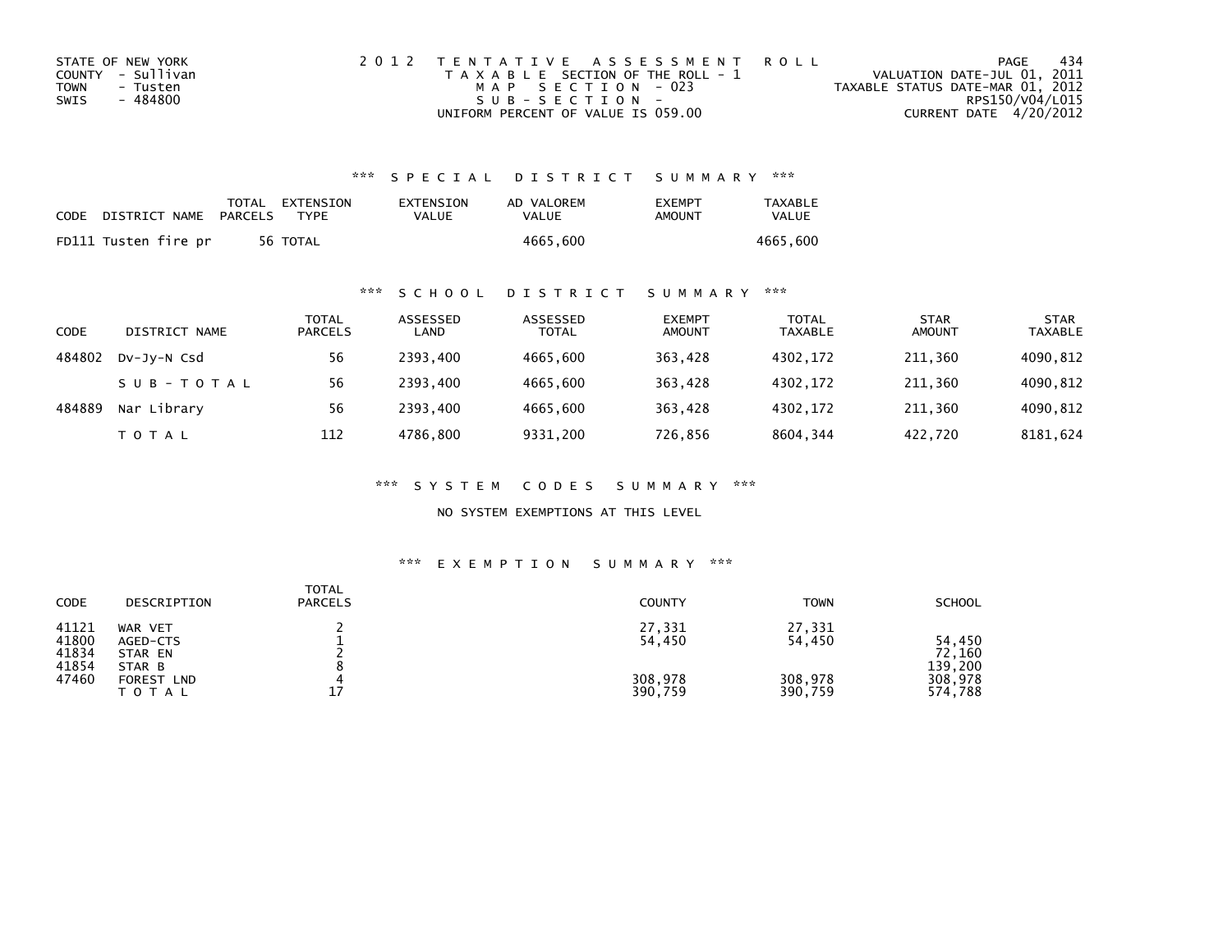STATE OF NEW YORK
COUNTY - Sullivan
TOWN - Tusten
SWIS - 484800

2 0 1 2 T E N T A T I V E A S S E S S M E N T R O L L
T A X A B L E SECTION OF THE ROLL - 1
M A P S E C T I O N - 023
S U B - S E C T I O N -
UNIFORM PERCENT OF VALUE IS 059.00

PAGE 434
VALUATION DATE-JUL 01, 2011
TAXABLE STATUS DATE-MAR 01, 2012
RPS150/V04/L015
CURRENT DATE 4/20/2012

### *** S P E C I A L D I S T R I C T S U M M A R Y ***

| CODE | DISTRICT NAME | TOTAL PARCELS | EXTENSION TYPE | EXTENSION VALUE | AD VALOREM VALUE | EXEMPT AMOUNT | TAXABLE VALUE |
|---|---|---|---|---|---|---|---|
| FD111 | Tusten fire pr | 56 | TOTAL | | 4665,600 | | 4665,600 |

### *** S C H O O L D I S T R I C T S U M M A R Y ***

| CODE | DISTRICT NAME | TOTAL PARCELS | ASSESSED LAND | ASSESSED TOTAL | EXEMPT AMOUNT | TOTAL TAXABLE | STAR AMOUNT | STAR TAXABLE |
|---|---|---|---|---|---|---|---|---|
| 484802 | Dv-Jy-N Csd | 56 | 2393,400 | 4665,600 | 363,428 | 4302,172 | 211,360 | 4090,812 |
| | S U B - T O T A L | 56 | 2393,400 | 4665,600 | 363,428 | 4302,172 | 211,360 | 4090,812 |
| 484889 | Nar Library | 56 | 2393,400 | 4665,600 | 363,428 | 4302,172 | 211,360 | 4090,812 |
| | T O T A L | 112 | 4786,800 | 9331,200 | 726,856 | 8604,344 | 422,720 | 8181,624 |

### *** S Y S T E M C O D E S S U M M A R Y ***

NO SYSTEM EXEMPTIONS AT THIS LEVEL

### *** E X E M P T I O N S U M M A R Y ***

| CODE | DESCRIPTION | TOTAL PARCELS | COUNTY | TOWN | SCHOOL |
|---|---|---|---|---|---|
| 41121 | WAR VET | 2 | 27,331 | 27,331 | |
| 41800 | AGED-CTS | 1 | 54,450 | 54,450 | 54,450 |
| 41834 | STAR EN | 2 | | | 72,160 |
| 41854 | STAR B | 8 | | | 139,200 |
| 47460 | FOREST LND | 4 | 308,978 | 308,978 | 308,978 |
| | T O T A L | 17 | 390,759 | 390,759 | 574,788 |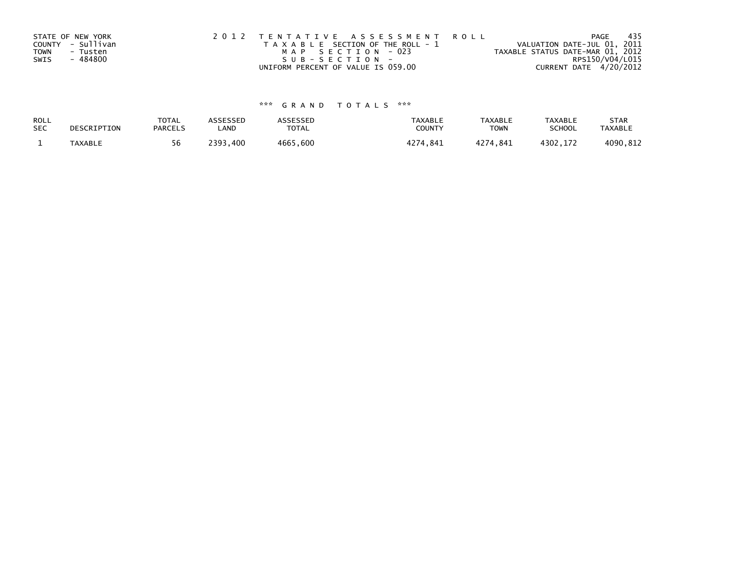STATE OF NEW YORK
COUNTY - Sullivan
TOWN - Tusten
SWIS - 484800

2012 TENTATIVE ASSESSMENT ROLL
TAXABLE SECTION OF THE ROLL - 1
MAP SECTION - 023
SUB-SECTION -
UNIFORM PERCENT OF VALUE IS 059.00

VALUATION DATE-JUL 01, 2011
TAXABLE STATUS DATE-MAR 01, 2012
RPS150/V04/L015
CURRENT DATE 4/20/2012

*** GRAND TOTALS ***

| ROLL SEC | DESCRIPTION | TOTAL PARCELS | ASSESSED LAND | ASSESSED TOTAL | TAXABLE COUNTY | TAXABLE TOWN | TAXABLE SCHOOL | STAR TAXABLE |
|---|---|---|---|---|---|---|---|---|
| 1 | TAXABLE | 56 | 2393,400 | 4665,600 | 4274,841 | 4274,841 | 4302,172 | 4090,812 |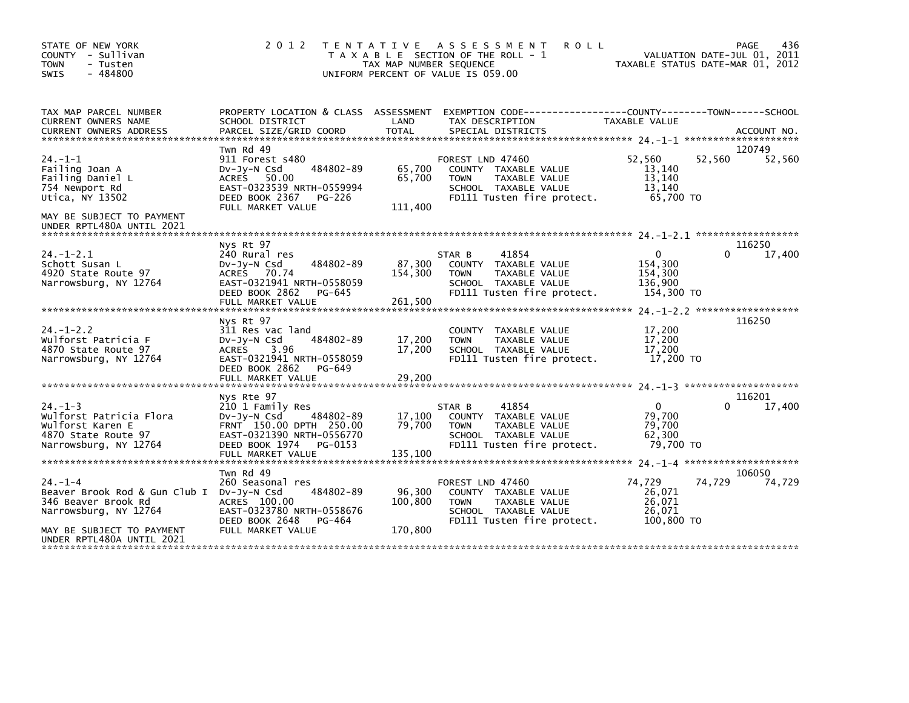STATE OF NEW YORK
COUNTY - Sullivan
TOWN - Tusten
SWIS - 484800

# 2012 TENTATIVE ASSESSMENT ROLL

TAXABLE SECTION OF THE ROLL - 1
TAX MAP NUMBER SEQUENCE
UNIFORM PERCENT OF VALUE IS 059.00

VALUATION DATE-JUL 01, 2011
TAXABLE STATUS DATE-MAR 01, 2012

| TAX MAP PARCEL NUMBER / CURRENT OWNERS NAME / CURRENT OWNERS ADDRESS | PROPERTY LOCATION & CLASS / SCHOOL DISTRICT / PARCEL SIZE/GRID COORD | ASSESSMENT LAND | TOTAL | EXEMPTION CODE / TAX DESCRIPTION / SPECIAL DISTRICTS | COUNTY | TOWN | SCHOOL | ACCOUNT NO. |
|---|---|---|---|---|---|---|---|---|
| **24.-1-1** | Twn Rd 49 | | | | | | | 120749 |
| Failing Joan A | 911 Forest s480 | | | FOREST LND 47460 | 52,560 | 52,560 | 52,560 | |
| Failing Daniel L | Dv-Jy-N Csd 484802-89 | 65,700 | | COUNTY TAXABLE VALUE | 13,140 | | | |
| 754 Newport Rd | ACRES 50.00 | | 65,700 | TOWN TAXABLE VALUE | | 13,140 | | |
| Utica, NY 13502 | EAST-0323539 NRTH-0559994 | | | SCHOOL TAXABLE VALUE | | | 13,140 | |
| | DEED BOOK 2367 PG-226 | | | FD111 Tusten fire protect. | 65,700 TO | | | |
| MAY BE SUBJECT TO PAYMENT UNDER RPTL480A UNTIL 2021 | FULL MARKET VALUE | | 111,400 | | | | | |
| **24.-1-2.1** | Nys Rt 97 | | | | | | | 116250 |
| Schott Susan L | 240 Rural res | | | STAR B 41854 | 0 | 0 | 17,400 | |
| 4920 State Route 97 | Dv-Jy-N Csd 484802-89 | 87,300 | | COUNTY TAXABLE VALUE | 154,300 | | | |
| Narrowsburg, NY 12764 | ACRES 70.74 | | 154,300 | TOWN TAXABLE VALUE | | 154,300 | | |
| | EAST-0321941 NRTH-0558059 | | | SCHOOL TAXABLE VALUE | | | 136,900 | |
| | DEED BOOK 2862 PG-645 | | | FD111 Tusten fire protect. | 154,300 TO | | | |
| | FULL MARKET VALUE | | 261,500 | | | | | |
| **24.-1-2.2** | Nys Rt 97 | | | | | | | 116250 |
| Wulforst Patricia F | 311 Res vac land | | | COUNTY TAXABLE VALUE | 17,200 | | | |
| 4870 State Route 97 | Dv-Jy-N Csd 484802-89 | 17,200 | | TOWN TAXABLE VALUE | | 17,200 | | |
| Narrowsburg, NY 12764 | ACRES 3.96 | | 17,200 | SCHOOL TAXABLE VALUE | | | 17,200 | |
| | EAST-0321941 NRTH-0558059 | | | FD111 Tusten fire protect. | 17,200 TO | | | |
| | DEED BOOK 2862 PG-649 | | | | | | | |
| | FULL MARKET VALUE | | 29,200 | | | | | |
| **24.-1-3** | Nys Rte 97 | | | | | | | 116201 |
| Wulforst Patricia Flora | 210 1 Family Res | | | STAR B 41854 | 0 | 0 | 17,400 | |
| Wulforst Karen E | Dv-Jy-N Csd 484802-89 | 17,100 | | COUNTY TAXABLE VALUE | 79,700 | | | |
| 4870 State Route 97 | FRNT 150.00 DPTH 250.00 | | 79,700 | TOWN TAXABLE VALUE | | 79,700 | | |
| Narrowsburg, NY 12764 | EAST-0321390 NRTH-0556770 | | | SCHOOL TAXABLE VALUE | | | 62,300 | |
| | DEED BOOK 1974 PG-0153 | | | FD111 Tusten fire protect. | 79,700 TO | | | |
| | FULL MARKET VALUE | | 135,100 | | | | | |
| **24.-1-4** | Twn Rd 49 | | | | | | | 106050 |
| Beaver Brook Rod & Gun Club I | 260 Seasonal res | | | FOREST LND 47460 | 74,729 | 74,729 | 74,729 | |
| 346 Beaver Brook Rd | Dv-Jy-N Csd 484802-89 | 96,300 | | COUNTY TAXABLE VALUE | 26,071 | | | |
| Narrowsburg, NY 12764 | ACRES 100.00 | | 100,800 | TOWN TAXABLE VALUE | | 26,071 | | |
| | EAST-0323780 NRTH-0558676 | | | SCHOOL TAXABLE VALUE | | | 26,071 | |
| | DEED BOOK 2648 PG-464 | | | FD111 Tusten fire protect. | 100,800 TO | | | |
| MAY BE SUBJECT TO PAYMENT UNDER RPTL480A UNTIL 2021 | FULL MARKET VALUE | | 170,800 | | | | | |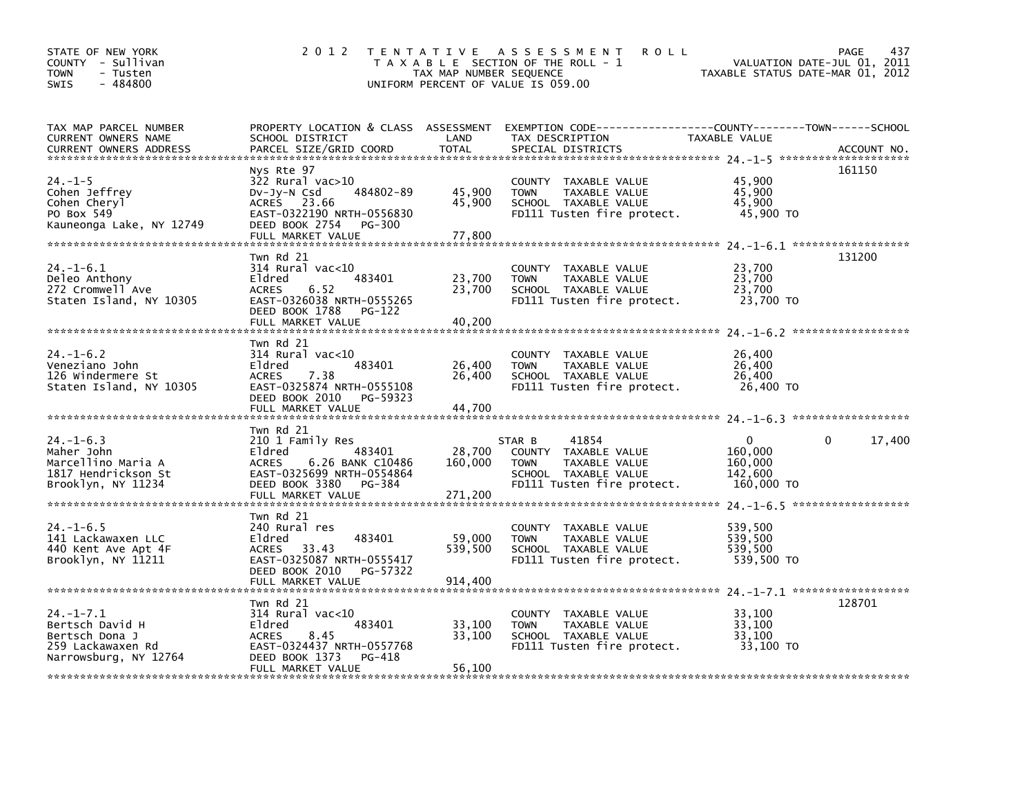STATE OF NEW YORK
COUNTY - Sullivan
TOWN - Tusten
SWIS - 484800

# 2012 TENTATIVE ASSESSMENT ROLL

TAXABLE SECTION OF THE ROLL - 1
TAX MAP NUMBER SEQUENCE
UNIFORM PERCENT OF VALUE IS 059.00

VALUATION DATE-JUL 01, 2011
TAXABLE STATUS DATE-MAR 01, 2012

| TAX MAP PARCEL NUMBER / CURRENT OWNERS NAME / CURRENT OWNERS ADDRESS | PROPERTY LOCATION & CLASS / SCHOOL DISTRICT / PARCEL SIZE/GRID COORD | ASSESSMENT LAND | TOTAL | EXEMPTION CODE / TAX DESCRIPTION / SPECIAL DISTRICTS | COUNTY TAXABLE VALUE | TOWN | SCHOOL | ACCOUNT NO. |
|---|---|---|---|---|---|---|---|---|
| 24.-1-5 | Nys Rte 97 | | | | | | | 161150 |
| Cohen Jeffrey | 322 Rural vac>10 | | | COUNTY TAXABLE VALUE | 45,900 | | | |
| Cohen Cheryl | Dv-Jy-N Csd 484802-89 | 45,900 | | TOWN TAXABLE VALUE | 45,900 | | | |
| PO Box 549 | ACRES 23.66 | | 45,900 | SCHOOL TAXABLE VALUE | 45,900 | | | |
| Kauneonga Lake, NY 12749 | EAST-0322190 NRTH-0556830 | | | FD111 Tusten fire protect. | 45,900 TO | | | |
| | DEED BOOK 2754 PG-300 | | | | | | | |
| | FULL MARKET VALUE | | 77,800 | | | | | |
| 24.-1-6.1 | Twn Rd 21 | | | | | | | 131200 |
| Deleo Anthony | 314 Rural vac<10 | | | COUNTY TAXABLE VALUE | 23,700 | | | |
| 272 Cromwell Ave | Eldred 483401 | 23,700 | | TOWN TAXABLE VALUE | 23,700 | | | |
| Staten Island, NY 10305 | ACRES 6.52 | | 23,700 | SCHOOL TAXABLE VALUE | 23,700 | | | |
| | EAST-0326038 NRTH-0555265 | | | FD111 Tusten fire protect. | 23,700 TO | | | |
| | DEED BOOK 1788 PG-122 | | | | | | | |
| | FULL MARKET VALUE | | 40,200 | | | | | |
| 24.-1-6.2 | Twn Rd 21 | | | | | | | |
| Veneziano John | 314 Rural vac<10 | | | COUNTY TAXABLE VALUE | 26,400 | | | |
| 126 Windermere St | Eldred 483401 | 26,400 | | TOWN TAXABLE VALUE | 26,400 | | | |
| Staten Island, NY 10305 | ACRES 7.38 | | 26,400 | SCHOOL TAXABLE VALUE | 26,400 | | | |
| | EAST-0325874 NRTH-0555108 | | | FD111 Tusten fire protect. | 26,400 TO | | | |
| | DEED BOOK 2010 PG-59323 | | | | | | | |
| | FULL MARKET VALUE | | 44,700 | | | | | |
| 24.-1-6.3 | Twn Rd 21 | | | | | | | |
| Maher John | 210 1 Family Res | | | STAR B 41854 | 0 | | 0 | 17,400 |
| Marcellino Maria A | Eldred 483401 | 28,700 | | COUNTY TAXABLE VALUE | 160,000 | | | |
| 1817 Hendrickson St | ACRES 6.26 BANK C10486 | | 160,000 | TOWN TAXABLE VALUE | 160,000 | | | |
| Brooklyn, NY 11234 | EAST-0325699 NRTH-0554864 | | | SCHOOL TAXABLE VALUE | 142,600 | | | |
| | DEED BOOK 3380 PG-384 | | | FD111 Tusten fire protect. | 160,000 TO | | | |
| | FULL MARKET VALUE | | 271,200 | | | | | |
| 24.-1-6.5 | Twn Rd 21 | | | | | | | |
| 141 Lackawaxen LLC | 240 Rural res | | | COUNTY TAXABLE VALUE | 539,500 | | | |
| 440 Kent Ave Apt 4F | Eldred 483401 | 59,000 | | TOWN TAXABLE VALUE | 539,500 | | | |
| Brooklyn, NY 11211 | ACRES 33.43 | | 539,500 | SCHOOL TAXABLE VALUE | 539,500 | | | |
| | EAST-0325087 NRTH-0555417 | | | FD111 Tusten fire protect. | 539,500 TO | | | |
| | DEED BOOK 2010 PG-57322 | | | | | | | |
| | FULL MARKET VALUE | | 914,400 | | | | | |
| 24.-1-7.1 | Twn Rd 21 | | | | | | | 128701 |
| Bertsch David H | 314 Rural vac<10 | | | COUNTY TAXABLE VALUE | 33,100 | | | |
| Bertsch Dona J | Eldred 483401 | 33,100 | | TOWN TAXABLE VALUE | 33,100 | | | |
| 259 Lackawaxen Rd | ACRES 8.45 | | 33,100 | SCHOOL TAXABLE VALUE | 33,100 | | | |
| Narrowsburg, NY 12764 | EAST-0324437 NRTH-0557768 | | | FD111 Tusten fire protect. | 33,100 TO | | | |
| | DEED BOOK 1373 PG-418 | | | | | | | |
| | FULL MARKET VALUE | | 56,100 | | | | | |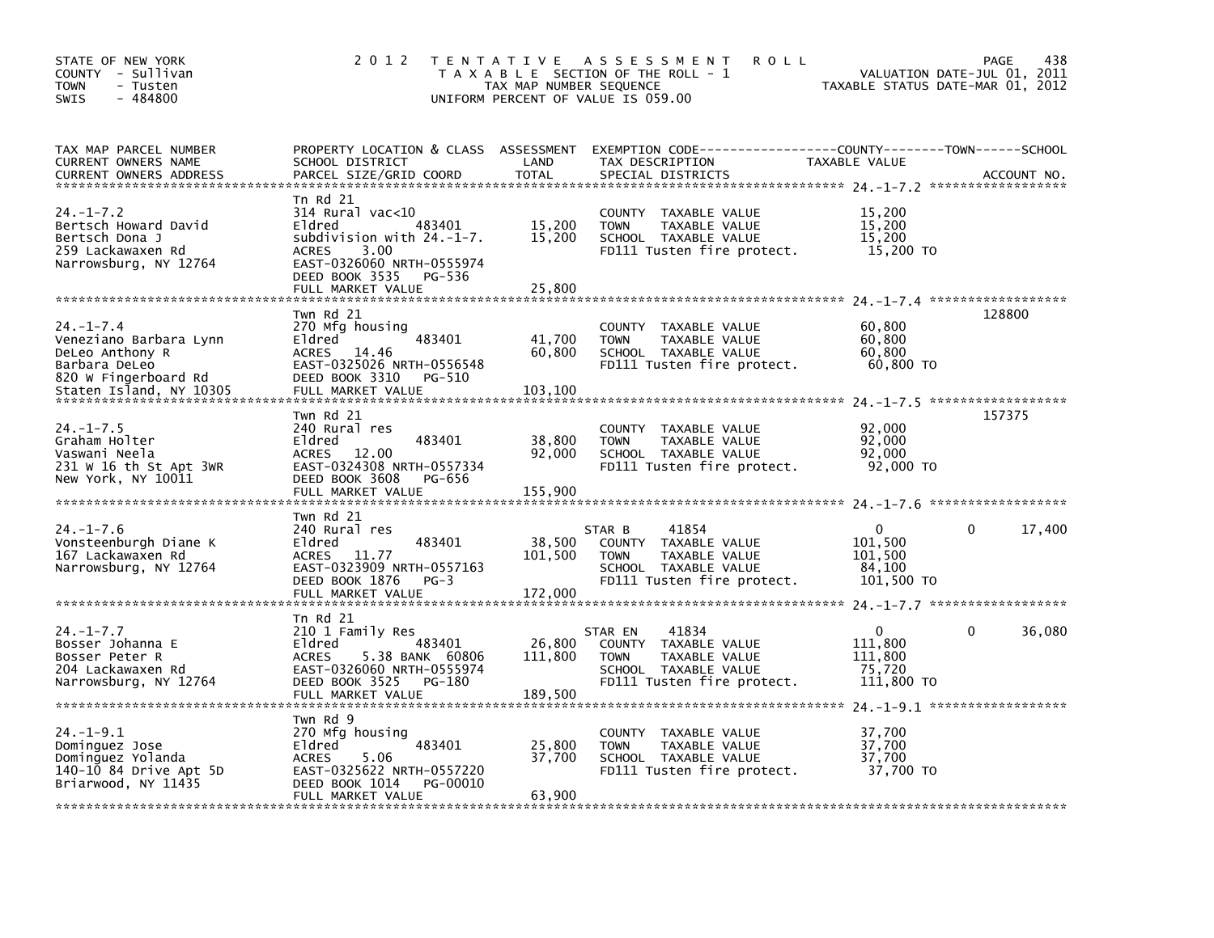STATE OF NEW YORK
COUNTY - Sullivan
TOWN - Tusten
SWIS - 484800

# 2012 TENTATIVE ASSESSMENT ROLL

TAXABLE SECTION OF THE ROLL - 1
TAX MAP NUMBER SEQUENCE
UNIFORM PERCENT OF VALUE IS 059.00

VALUATION DATE-JUL 01, 2011
TAXABLE STATUS DATE-MAR 01, 2012

| TAX MAP PARCEL NUMBER / CURRENT OWNERS NAME / CURRENT OWNERS ADDRESS | PROPERTY LOCATION & CLASS / SCHOOL DISTRICT / PARCEL SIZE/GRID COORD | ASSESSMENT LAND | TOTAL | EXEMPTION CODE / TAX DESCRIPTION / SPECIAL DISTRICTS | COUNTY TAXABLE VALUE | TOWN | SCHOOL | ACCOUNT NO. |
|---|---|---|---|---|---|---|---|---|
| 24.-1-7.2 | Tn Rd 21 | | | | | | | |
| | 314 Rural vac<10 | | | COUNTY TAXABLE VALUE | 15,200 | | | |
| Bertsch Howard David | Eldred 483401 | 15,200 | | TOWN TAXABLE VALUE | 15,200 | | | |
| Bertsch Dona J | subdivision with 24.-1-7. | | 15,200 | SCHOOL TAXABLE VALUE | 15,200 | | | |
| 259 Lackawaxen Rd | ACRES 3.00 | | | FD111 Tusten fire protect. | 15,200 TO | | | |
| Narrowsburg, NY 12764 | EAST-0326060 NRTH-0555974 | | | | | | | |
| | DEED BOOK 3535 PG-536 | | | | | | | |
| | FULL MARKET VALUE | | 25,800 | | | | | |
| 24.-1-7.4 | Twn Rd 21 | | | | | | | 128800 |
| | 270 Mfg housing | | | COUNTY TAXABLE VALUE | 60,800 | | | |
| Veneziano Barbara Lynn | Eldred 483401 | 41,700 | | TOWN TAXABLE VALUE | 60,800 | | | |
| DeLeo Anthony R | ACRES 14.46 | | 60,800 | SCHOOL TAXABLE VALUE | 60,800 | | | |
| Barbara DeLeo | EAST-0325026 NRTH-0556548 | | | FD111 Tusten fire protect. | 60,800 TO | | | |
| 820 W Fingerboard Rd | DEED BOOK 3310 PG-510 | | | | | | | |
| Staten Island, NY 10305 | FULL MARKET VALUE | | 103,100 | | | | | |
| 24.-1-7.5 | Twn Rd 21 | | | | | | | 157375 |
| | 240 Rural res | | | COUNTY TAXABLE VALUE | 92,000 | | | |
| Graham Holter | Eldred 483401 | 38,800 | | TOWN TAXABLE VALUE | 92,000 | | | |
| Vaswani Neela | ACRES 12.00 | | 92,000 | SCHOOL TAXABLE VALUE | 92,000 | | | |
| 231 W 16 th St Apt 3WR | EAST-0324308 NRTH-0557334 | | | FD111 Tusten fire protect. | 92,000 TO | | | |
| New York, NY 10011 | DEED BOOK 3608 PG-656 | | | | | | | |
| | FULL MARKET VALUE | | 155,900 | | | | | |
| 24.-1-7.6 | Twn Rd 21 | | | | | | | |
| | 240 Rural res | | | STAR B 41854 | 0 | 0 | 17,400 | |
| Vonsteenburgh Diane K | Eldred 483401 | 38,500 | | COUNTY TAXABLE VALUE | 101,500 | | | |
| 167 Lackawaxen Rd | ACRES 11.77 | | 101,500 | TOWN TAXABLE VALUE | 101,500 | | | |
| Narrowsburg, NY 12764 | EAST-0323909 NRTH-0557163 | | | SCHOOL TAXABLE VALUE | 84,100 | | | |
| | DEED BOOK 1876 PG-3 | | | FD111 Tusten fire protect. | 101,500 TO | | | |
| | FULL MARKET VALUE | | 172,000 | | | | | |
| 24.-1-7.7 | Tn Rd 21 | | | | | | | |
| | 210 1 Family Res | | | STAR EN 41834 | 0 | 0 | 36,080 | |
| Bosser Johanna E | Eldred 483401 | 26,800 | | COUNTY TAXABLE VALUE | 111,800 | | | |
| Bosser Peter R | ACRES 5.38 BANK 60806 | | 111,800 | TOWN TAXABLE VALUE | 111,800 | | | |
| 204 Lackawaxen Rd | EAST-0326060 NRTH-0555974 | | | SCHOOL TAXABLE VALUE | 75,720 | | | |
| Narrowsburg, NY 12764 | DEED BOOK 3525 PG-180 | | | FD111 Tusten fire protect. | 111,800 TO | | | |
| | FULL MARKET VALUE | | 189,500 | | | | | |
| 24.-1-9.1 | Twn Rd 9 | | | | | | | |
| | 270 Mfg housing | | | COUNTY TAXABLE VALUE | 37,700 | | | |
| Dominguez Jose | Eldred 483401 | 25,800 | | TOWN TAXABLE VALUE | 37,700 | | | |
| Dominguez Yolanda | ACRES 5.06 | | 37,700 | SCHOOL TAXABLE VALUE | 37,700 | | | |
| 140-10 84 Drive Apt 5D | EAST-0325622 NRTH-0557220 | | | FD111 Tusten fire protect. | 37,700 TO | | | |
| Briarwood, NY 11435 | DEED BOOK 1014 PG-00010 | | | | | | | |
| | FULL MARKET VALUE | | 63,900 | | | | | |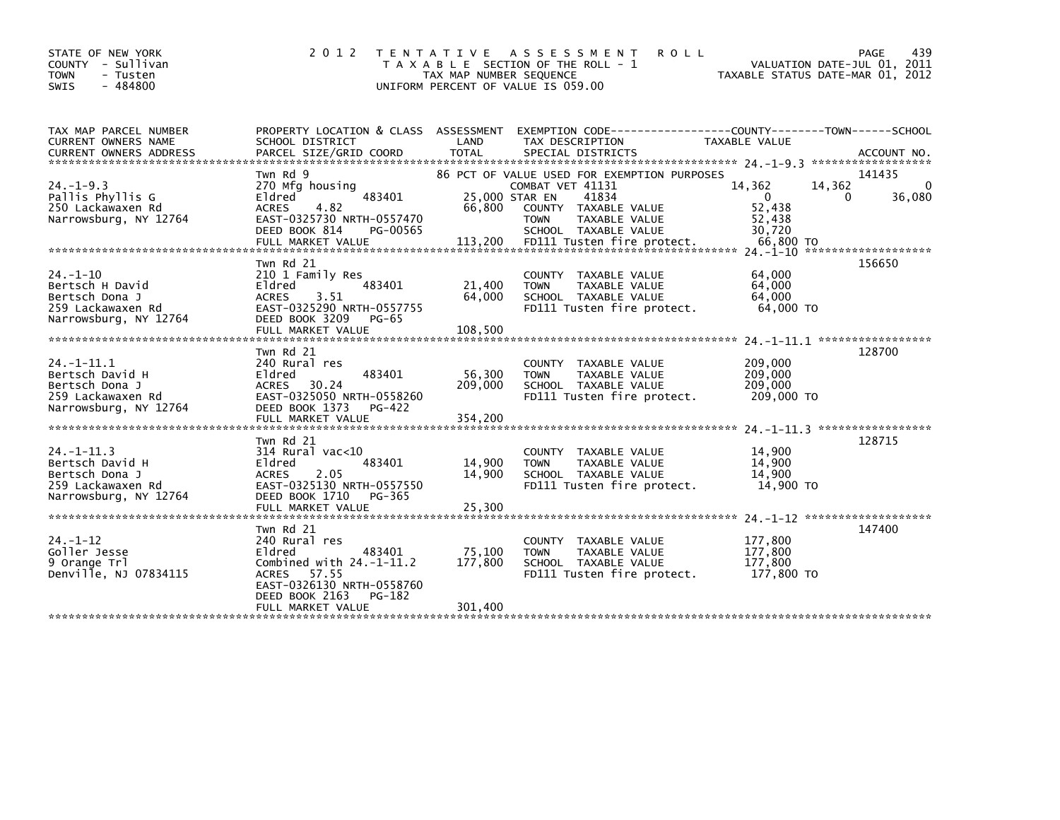STATE OF NEW YORK
COUNTY - Sullivan
TOWN - Tusten
SWIS - 484800

# 2012 TENTATIVE ASSESSMENT ROLL

TAXABLE SECTION OF THE ROLL - 1
TAX MAP NUMBER SEQUENCE
UNIFORM PERCENT OF VALUE IS 059.00

VALUATION DATE-JUL 01, 2011
TAXABLE STATUS DATE-MAR 01, 2012

| TAX MAP PARCEL NUMBER / CURRENT OWNERS NAME / CURRENT OWNERS ADDRESS | PROPERTY LOCATION & CLASS / SCHOOL DISTRICT / PARCEL SIZE/GRID COORD | ASSESSMENT LAND | TOTAL | EXEMPTION CODE / TAX DESCRIPTION / SPECIAL DISTRICTS | COUNTY TAXABLE VALUE | TOWN | SCHOOL | ACCOUNT NO. |
|---|---|---|---|---|---|---|---|---|
| 24.-1-9.3 | Twn Rd 9 | | | 86 PCT OF VALUE USED FOR EXEMPTION PURPOSES | | | | 141435 |
| Pallis Phyllis G | 270 Mfg housing | | | COMBAT VET 41131 | 14,362 | 14,362 | 0 | |
| 250 Lackawaxen Rd | Eldred 483401 | 25,000 | | STAR EN 41834 | 0 | 0 | 36,080 | |
| Narrowsburg, NY 12764 | ACRES 4.82 | | 66,800 | COUNTY TAXABLE VALUE | 52,438 | | | |
| | EAST-0325730 NRTH-0557470 | | | TOWN TAXABLE VALUE | 52,438 | | | |
| | DEED BOOK 814 PG-00565 | | | SCHOOL TAXABLE VALUE | 30,720 | | | |
| | FULL MARKET VALUE | | 113,200 | FD111 Tusten fire protect. | 66,800 TO | | | |
| 24.-1-10 | Twn Rd 21 | | | | | | | 156650 |
| Bertsch H David | 210 1 Family Res | | | COUNTY TAXABLE VALUE | 64,000 | | | |
| Bertsch Dona J | Eldred 483401 | 21,400 | | TOWN TAXABLE VALUE | 64,000 | | | |
| 259 Lackawaxen Rd | ACRES 3.51 | | 64,000 | SCHOOL TAXABLE VALUE | 64,000 | | | |
| Narrowsburg, NY 12764 | EAST-0325290 NRTH-0557755 | | | FD111 Tusten fire protect. | 64,000 TO | | | |
| | DEED BOOK 3209 PG-65 | | | | | | | |
| | FULL MARKET VALUE | | 108,500 | | | | | |
| 24.-1-11.1 | Twn Rd 21 | | | | | | | 128700 |
| Bertsch David H | 240 Rural res | | | COUNTY TAXABLE VALUE | 209,000 | | | |
| Bertsch Dona J | Eldred 483401 | 56,300 | | TOWN TAXABLE VALUE | 209,000 | | | |
| 259 Lackawaxen Rd | ACRES 30.24 | | 209,000 | SCHOOL TAXABLE VALUE | 209,000 | | | |
| Narrowsburg, NY 12764 | EAST-0325050 NRTH-0558260 | | | FD111 Tusten fire protect. | 209,000 TO | | | |
| | DEED BOOK 1373 PG-422 | | | | | | | |
| | FULL MARKET VALUE | | 354,200 | | | | | |
| 24.-1-11.3 | Twn Rd 21 | | | | | | | 128715 |
| Bertsch David H | 314 Rural vac<10 | | | COUNTY TAXABLE VALUE | 14,900 | | | |
| Bertsch Dona J | Eldred 483401 | 14,900 | | TOWN TAXABLE VALUE | 14,900 | | | |
| 259 Lackawaxen Rd | ACRES 2.05 | | 14,900 | SCHOOL TAXABLE VALUE | 14,900 | | | |
| Narrowsburg, NY 12764 | EAST-0325130 NRTH-0557550 | | | FD111 Tusten fire protect. | 14,900 TO | | | |
| | DEED BOOK 1710 PG-365 | | | | | | | |
| | FULL MARKET VALUE | | 25,300 | | | | | |
| 24.-1-12 | Twn Rd 21 | | | | | | | 147400 |
| Goller Jesse | 240 Rural res | | | COUNTY TAXABLE VALUE | 177,800 | | | |
| 9 Orange Trl | Eldred 483401 | 75,100 | | TOWN TAXABLE VALUE | 177,800 | | | |
| Denville, NJ 07834115 | Combined with 24.-1-11.2 | | 177,800 | SCHOOL TAXABLE VALUE | 177,800 | | | |
| | ACRES 57.55 | | | FD111 Tusten fire protect. | 177,800 TO | | | |
| | EAST-0326130 NRTH-0558760 | | | | | | | |
| | DEED BOOK 2163 PG-182 | | | | | | | |
| | FULL MARKET VALUE | | 301,400 | | | | | |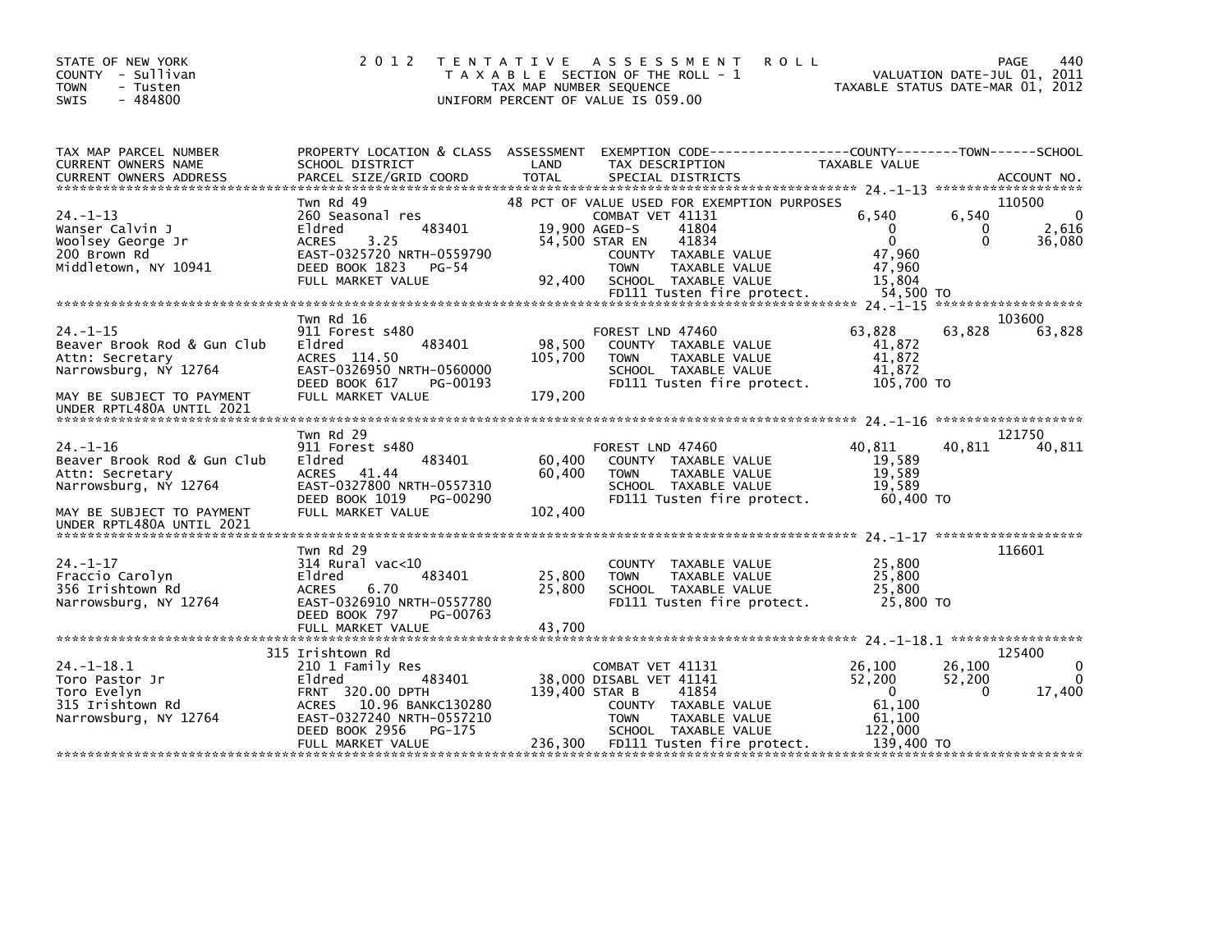STATE OF NEW YORK
COUNTY - Sullivan
TOWN - Tusten
SWIS - 484800

2012 TENTATIVE ASSESSMENT ROLL
TAXABLE SECTION OF THE ROLL - 1
TAX MAP NUMBER SEQUENCE
UNIFORM PERCENT OF VALUE IS 059.00

VALUATION DATE-JUL 01, 2011
TAXABLE STATUS DATE-MAR 01, 2012

| TAX MAP PARCEL NUMBER / CURRENT OWNERS NAME / CURRENT OWNERS ADDRESS | PROPERTY LOCATION & CLASS / SCHOOL DISTRICT / PARCEL SIZE/GRID COORD | ASSESSMENT LAND / TOTAL | EXEMPTION CODE / TAX DESCRIPTION / SPECIAL DISTRICTS | COUNTY TAXABLE VALUE | TOWN | SCHOOL | ACCOUNT NO. |
|---|---|---|---|---|---|---|---|
| **24.-1-13** | Twn Rd 49 | | 48 PCT OF VALUE USED FOR EXEMPTION PURPOSES | | | | 110500 |
| | 260 Seasonal res | | COMBAT VET 41131 | 6,540 | 6,540 | 0 | |
| Wanser Calvin J | Eldred 483401 | 19,900 | AGED-S 41804 | 0 | 0 | 2,616 | |
| Woolsey George Jr | ACRES 3.25 | 54,500 | STAR EN 41834 | 0 | 0 | 36,080 | |
| 200 Brown Rd | EAST-0325720 NRTH-0559790 | | COUNTY TAXABLE VALUE | 47,960 | | | |
| Middletown, NY 10941 | DEED BOOK 1823 PG-54 | | TOWN TAXABLE VALUE | 47,960 | | | |
| | FULL MARKET VALUE | 92,400 | SCHOOL TAXABLE VALUE | 15,804 | | | |
| | | | FD111 Tusten fire protect. | 54,500 TO | | | |
| **24.-1-15** | Twn Rd 16 | | | | | | 103600 |
| | 911 Forest s480 | | FOREST LND 47460 | 63,828 | 63,828 | 63,828 | |
| Beaver Brook Rod & Gun Club | Eldred 483401 | 98,500 | COUNTY TAXABLE VALUE | 41,872 | | | |
| Attn: Secretary | ACRES 114.50 | 105,700 | TOWN TAXABLE VALUE | 41,872 | | | |
| Narrowsburg, NY 12764 | EAST-0326950 NRTH-0560000 | | SCHOOL TAXABLE VALUE | 41,872 | | | |
| | DEED BOOK 617 PG-00193 | | FD111 Tusten fire protect. | 105,700 TO | | | |
| MAY BE SUBJECT TO PAYMENT UNDER RPTL480A UNTIL 2021 | FULL MARKET VALUE | 179,200 | | | | | |
| **24.-1-16** | Twn Rd 29 | | | | | | 121750 |
| | 911 Forest s480 | | FOREST LND 47460 | 40,811 | 40,811 | 40,811 | |
| Beaver Brook Rod & Gun Club | Eldred 483401 | 60,400 | COUNTY TAXABLE VALUE | 19,589 | | | |
| Attn: Secretary | ACRES 41.44 | 60,400 | TOWN TAXABLE VALUE | 19,589 | | | |
| Narrowsburg, NY 12764 | EAST-0327800 NRTH-0557310 | | SCHOOL TAXABLE VALUE | 19,589 | | | |
| | DEED BOOK 1019 PG-00290 | | FD111 Tusten fire protect. | 60,400 TO | | | |
| MAY BE SUBJECT TO PAYMENT UNDER RPTL480A UNTIL 2021 | FULL MARKET VALUE | 102,400 | | | | | |
| **24.-1-17** | Twn Rd 29 | | | | | | 116601 |
| | 314 Rural vac<10 | | COUNTY TAXABLE VALUE | 25,800 | | | |
| Fraccio Carolyn | Eldred 483401 | 25,800 | TOWN TAXABLE VALUE | 25,800 | | | |
| 356 Irishtown Rd | ACRES 6.70 | 25,800 | SCHOOL TAXABLE VALUE | 25,800 | | | |
| Narrowsburg, NY 12764 | EAST-0326910 NRTH-0557780 | | FD111 Tusten fire protect. | 25,800 TO | | | |
| | DEED BOOK 797 PG-00763 | | | | | | |
| | FULL MARKET VALUE | 43,700 | | | | | |
| **24.-1-18.1** | 315 Irishtown Rd | | | | | | 125400 |
| | 210 1 Family Res | | COMBAT VET 41131 | 26,100 | 26,100 | 0 | |
| Toro Pastor Jr | Eldred 483401 | 38,000 | DISABL VET 41141 | 52,200 | 52,200 | 0 | |
| Toro Evelyn | FRNT 320.00 DPTH | 139,400 | STAR B 41854 | 0 | 0 | 17,400 | |
| 315 Irishtown Rd | ACRES 10.96 BANKC130280 | | COUNTY TAXABLE VALUE | 61,100 | | | |
| Narrowsburg, NY 12764 | EAST-0327240 NRTH-0557210 | | TOWN TAXABLE VALUE | 61,100 | | | |
| | DEED BOOK 2956 PG-175 | | SCHOOL TAXABLE VALUE | 122,000 | | | |
| | FULL MARKET VALUE | 236,300 | FD111 Tusten fire protect. | 139,400 TO | | | |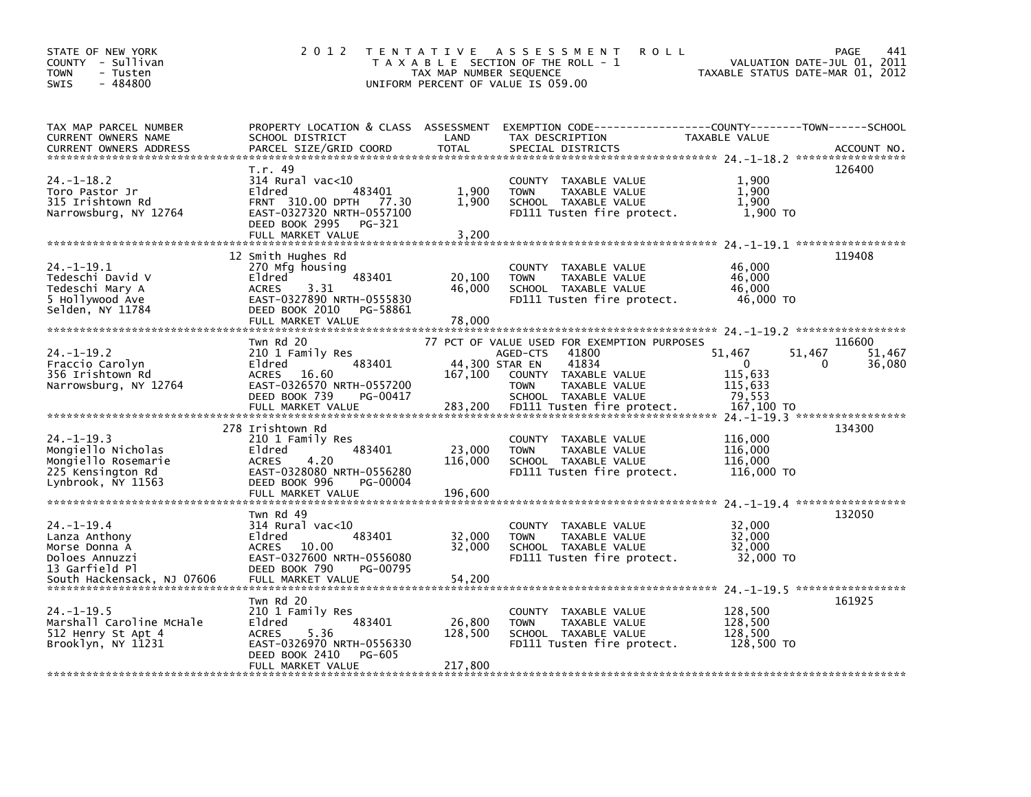STATE OF NEW YORK
COUNTY - Sullivan
TOWN - Tusten
SWIS - 484800

2012 TENTATIVE ASSESSMENT ROLL
TAXABLE SECTION OF THE ROLL - 1
TAX MAP NUMBER SEQUENCE
UNIFORM PERCENT OF VALUE IS 059.00

VALUATION DATE-JUL 01, 2011
TAXABLE STATUS DATE-MAR 01, 2012

| TAX MAP PARCEL NUMBER / CURRENT OWNERS NAME / CURRENT OWNERS ADDRESS | PROPERTY LOCATION & CLASS / SCHOOL DISTRICT / PARCEL SIZE/GRID COORD | ASSESSMENT LAND | TOTAL | EXEMPTION CODE / TAX DESCRIPTION / SPECIAL DISTRICTS | COUNTY TAXABLE VALUE | TOWN | SCHOOL | ACCOUNT NO. |
|---|---|---|---|---|---|---|---|---|
| **24.-1-18.2** | T.r. 49 | | | | | | | 126400 |
| Toro Pastor Jr | 314 Rural vac<10 | | | COUNTY TAXABLE VALUE | 1,900 | | | |
| 315 Irishtown Rd | Eldred 483401 | 1,900 | | TOWN TAXABLE VALUE | 1,900 | | | |
| Narrowsburg, NY 12764 | FRNT 310.00 DPTH 77.30 | | 1,900 | SCHOOL TAXABLE VALUE | 1,900 | | | |
| | EAST-0327320 NRTH-0557100 | | | FD111 Tusten fire protect. | 1,900 TO | | | |
| | DEED BOOK 2995 PG-321 | | | | | | | |
| | FULL MARKET VALUE | | 3,200 | | | | | |
| **24.-1-19.1** | 12 Smith Hughes Rd | | | | | | | 119408 |
| Tedeschi David V | 270 Mfg housing | | | COUNTY TAXABLE VALUE | 46,000 | | | |
| Tedeschi Mary A | Eldred 483401 | 20,100 | | TOWN TAXABLE VALUE | 46,000 | | | |
| 5 Hollywood Ave | ACRES 3.31 | | 46,000 | SCHOOL TAXABLE VALUE | 46,000 | | | |
| Selden, NY 11784 | EAST-0327890 NRTH-0555830 | | | FD111 Tusten fire protect. | 46,000 TO | | | |
| | DEED BOOK 2010 PG-58861 | | | | | | | |
| | FULL MARKET VALUE | | 78,000 | | | | | |
| **24.-1-19.2** | Twn Rd 20 | | | 77 PCT OF VALUE USED FOR EXEMPTION PURPOSES | | | | 116600 |
| Fraccio Carolyn | 210 1 Family Res | | | AGED-CTS 41800 | 51,467 | 51,467 | 51,467 | |
| 356 Irishtown Rd | Eldred 483401 | 44,300 | | STAR EN 41834 | 0 | 0 | 36,080 | |
| Narrowsburg, NY 12764 | ACRES 16.60 | | 167,100 | COUNTY TAXABLE VALUE | 115,633 | | | |
| | EAST-0326570 NRTH-0557200 | | | TOWN TAXABLE VALUE | 115,633 | | | |
| | DEED BOOK 739 PG-00417 | | | SCHOOL TAXABLE VALUE | 79,553 | | | |
| | FULL MARKET VALUE | | 283,200 | FD111 Tusten fire protect. | 167,100 TO | | | |
| **24.-1-19.3** | 278 Irishtown Rd | | | | | | | 134300 |
| Mongiello Nicholas | 210 1 Family Res | | | COUNTY TAXABLE VALUE | 116,000 | | | |
| Mongiello Rosemarie | Eldred 483401 | 23,000 | | TOWN TAXABLE VALUE | 116,000 | | | |
| 225 Kensington Rd | ACRES 4.20 | | 116,000 | SCHOOL TAXABLE VALUE | 116,000 | | | |
| Lynbrook, NY 11563 | EAST-0328080 NRTH-0556280 | | | FD111 Tusten fire protect. | 116,000 TO | | | |
| | DEED BOOK 996 PG-00004 | | | | | | | |
| | FULL MARKET VALUE | | 196,600 | | | | | |
| **24.-1-19.4** | Twn Rd 49 | | | | | | | 132050 |
| Lanza Anthony | 314 Rural vac<10 | | | COUNTY TAXABLE VALUE | 32,000 | | | |
| Morse Donna A | Eldred 483401 | 32,000 | | TOWN TAXABLE VALUE | 32,000 | | | |
| Doloes Annuzzi | ACRES 10.00 | | 32,000 | SCHOOL TAXABLE VALUE | 32,000 | | | |
| 13 Garfield Pl | EAST-0327600 NRTH-0556080 | | | FD111 Tusten fire protect. | 32,000 TO | | | |
| South Hackensack, NJ 07606 | DEED BOOK 790 PG-00795 | | | | | | | |
| | FULL MARKET VALUE | | 54,200 | | | | | |
| **24.-1-19.5** | Twn Rd 20 | | | | | | | 161925 |
| Marshall Caroline McHale | 210 1 Family Res | | | COUNTY TAXABLE VALUE | 128,500 | | | |
| 512 Henry St Apt 4 | Eldred 483401 | 26,800 | | TOWN TAXABLE VALUE | 128,500 | | | |
| Brooklyn, NY 11231 | ACRES 5.36 | | 128,500 | SCHOOL TAXABLE VALUE | 128,500 | | | |
| | EAST-0326970 NRTH-0556330 | | | FD111 Tusten fire protect. | 128,500 TO | | | |
| | DEED BOOK 2410 PG-605 | | | | | | | |
| | FULL MARKET VALUE | | 217,800 | | | | | |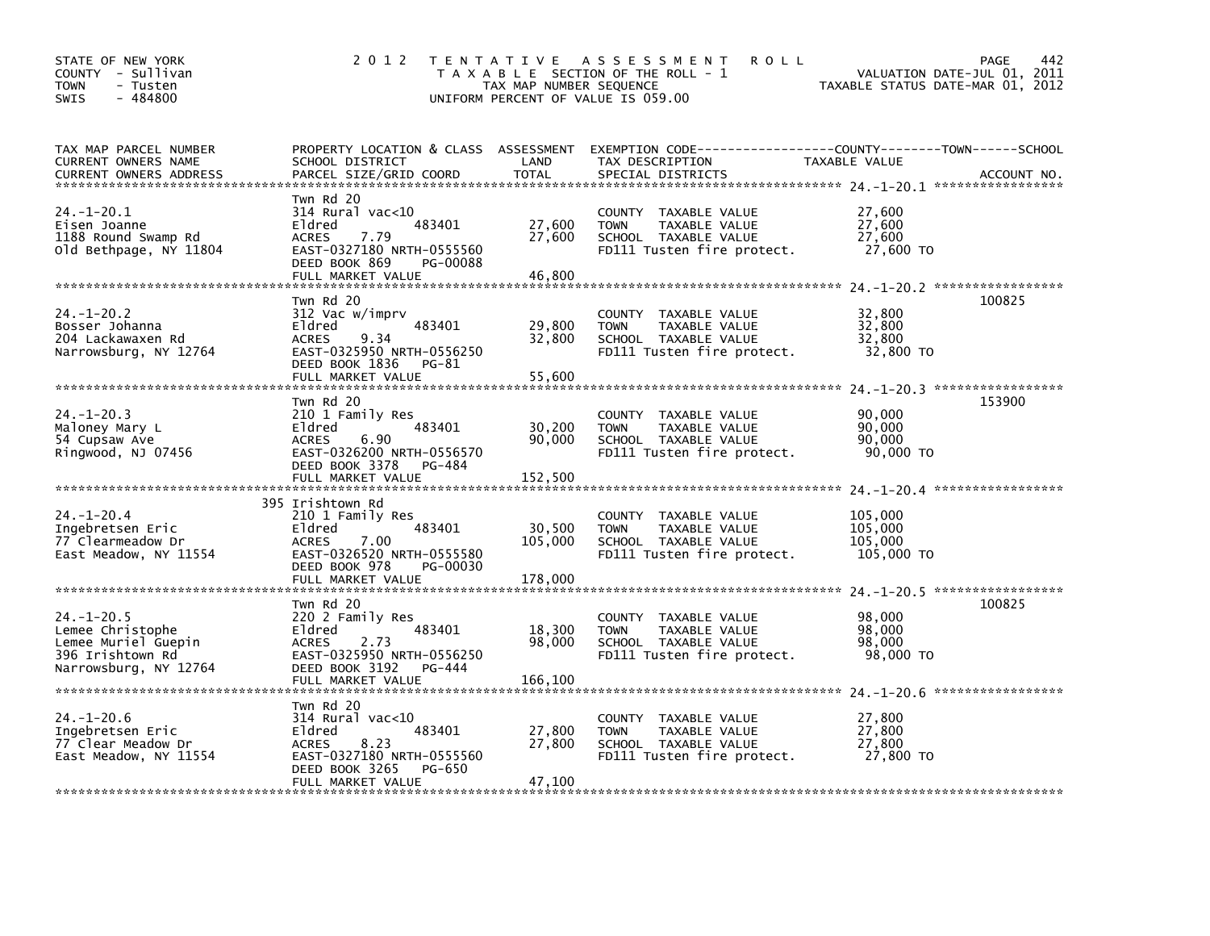STATE OF NEW YORK
COUNTY - Sullivan
TOWN - Tusten
SWIS - 484800

2 0 1 2 T E N T A T I V E A S S E S S M E N T R O L L
T A X A B L E SECTION OF THE ROLL - 1
TAX MAP NUMBER SEQUENCE
UNIFORM PERCENT OF VALUE IS 059.00

VALUATION DATE-JUL 01, 2011
TAXABLE STATUS DATE-MAR 01, 2012

| TAX MAP PARCEL NUMBER / CURRENT OWNERS NAME / CURRENT OWNERS ADDRESS | PROPERTY LOCATION & CLASS / SCHOOL DISTRICT / PARCEL SIZE/GRID COORD | ASSESSMENT LAND / TOTAL | EXEMPTION CODE / TAX DESCRIPTION / SPECIAL DISTRICTS | TAXABLE VALUE (COUNTY / TOWN / SCHOOL) | ACCOUNT NO. |
|---|---|---|---|---|---|
| 24.-1-20.1<br>Eisen Joanne<br>1188 Round Swamp Rd<br>Old Bethpage, NY 11804 | Twn Rd 20<br>314 Rural vac<10<br>Eldred 483401<br>ACRES 7.79<br>EAST-0327180 NRTH-0555560<br>DEED BOOK 869 PG-00088<br>FULL MARKET VALUE | 27,600<br>27,600<br>46,800 | COUNTY TAXABLE VALUE<br>TOWN TAXABLE VALUE<br>SCHOOL TAXABLE VALUE<br>FD111 Tusten fire protect. | 27,600<br>27,600<br>27,600<br>27,600 TO | |
| 24.-1-20.2<br>Bosser Johanna<br>204 Lackawaxen Rd<br>Narrowsburg, NY 12764 | Twn Rd 20<br>312 Vac w/imprv<br>Eldred 483401<br>ACRES 9.34<br>EAST-0325950 NRTH-0556250<br>DEED BOOK 1836 PG-81<br>FULL MARKET VALUE | 29,800<br>32,800<br>55,600 | COUNTY TAXABLE VALUE<br>TOWN TAXABLE VALUE<br>SCHOOL TAXABLE VALUE<br>FD111 Tusten fire protect. | 32,800<br>32,800<br>32,800<br>32,800 TO | 100825 |
| 24.-1-20.3<br>Maloney Mary L<br>54 Cupsaw Ave<br>Ringwood, NJ 07456 | Twn Rd 20<br>210 1 Family Res<br>Eldred 483401<br>ACRES 6.90<br>EAST-0326200 NRTH-0556570<br>DEED BOOK 3378 PG-484<br>FULL MARKET VALUE | 30,200<br>90,000<br>152,500 | COUNTY TAXABLE VALUE<br>TOWN TAXABLE VALUE<br>SCHOOL TAXABLE VALUE<br>FD111 Tusten fire protect. | 90,000<br>90,000<br>90,000<br>90,000 TO | 153900 |
| 24.-1-20.4<br>Ingebretsen Eric<br>77 Clearmeadow Dr<br>East Meadow, NY 11554 | 395 Irishtown Rd<br>210 1 Family Res<br>Eldred 483401<br>ACRES 7.00<br>EAST-0326520 NRTH-0555580<br>DEED BOOK 978 PG-00030<br>FULL MARKET VALUE | 30,500<br>105,000<br>178,000 | COUNTY TAXABLE VALUE<br>TOWN TAXABLE VALUE<br>SCHOOL TAXABLE VALUE<br>FD111 Tusten fire protect. | 105,000<br>105,000<br>105,000<br>105,000 TO | |
| 24.-1-20.5<br>Lemee Christophe<br>Lemee Muriel Guepin<br>396 Irishtown Rd<br>Narrowsburg, NY 12764 | Twn Rd 20<br>220 2 Family Res<br>Eldred 483401<br>ACRES 2.73<br>EAST-0325950 NRTH-0556250<br>DEED BOOK 3192 PG-444<br>FULL MARKET VALUE | 18,300<br>98,000<br>166,100 | COUNTY TAXABLE VALUE<br>TOWN TAXABLE VALUE<br>SCHOOL TAXABLE VALUE<br>FD111 Tusten fire protect. | 98,000<br>98,000<br>98,000<br>98,000 TO | 100825 |
| 24.-1-20.6<br>Ingebretsen Eric<br>77 Clear Meadow Dr<br>East Meadow, NY 11554 | Twn Rd 20<br>314 Rural vac<10<br>Eldred 483401<br>ACRES 8.23<br>EAST-0327180 NRTH-0555560<br>DEED BOOK 3265 PG-650<br>FULL MARKET VALUE | 27,800<br>27,800<br>47,100 | COUNTY TAXABLE VALUE<br>TOWN TAXABLE VALUE<br>SCHOOL TAXABLE VALUE<br>FD111 Tusten fire protect. | 27,800<br>27,800<br>27,800<br>27,800 TO | |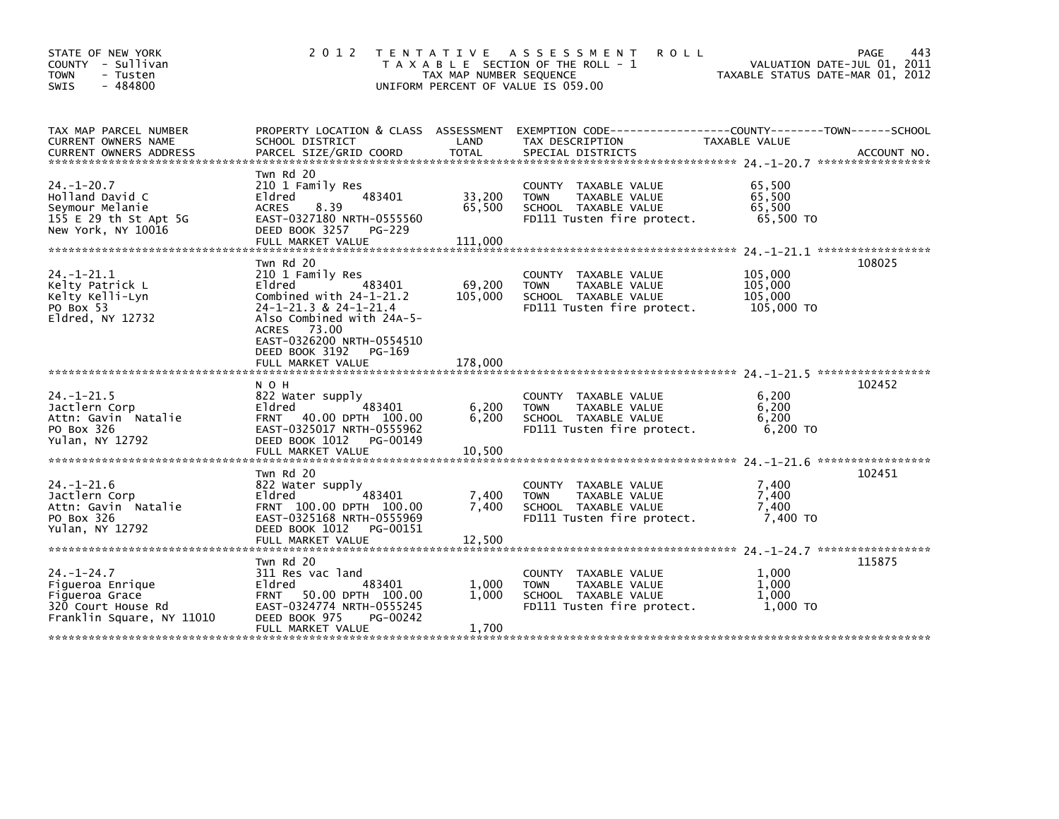STATE OF NEW YORK
COUNTY - Sullivan
TOWN - Tusten
SWIS - 484800

2 0 1 2 T E N T A T I V E A S S E S S M E N T R O L L
T A X A B L E SECTION OF THE ROLL - 1
TAX MAP NUMBER SEQUENCE
UNIFORM PERCENT OF VALUE IS 059.00

VALUATION DATE-JUL 01, 2011
TAXABLE STATUS DATE-MAR 01, 2012

| TAX MAP PARCEL NUMBER / CURRENT OWNERS NAME / CURRENT OWNERS ADDRESS | PROPERTY LOCATION & CLASS / SCHOOL DISTRICT / PARCEL SIZE/GRID COORD | ASSESSMENT LAND / TOTAL | EXEMPTION CODE / TAX DESCRIPTION / SPECIAL DISTRICTS | TAXABLE VALUE | ACCOUNT NO. |
|---|---|---|---|---|---|
| 24.-1-20.7<br>Holland David C<br>Seymour Melanie<br>155 E 29 th St Apt 5G<br>New York, NY 10016 | Twn Rd 20<br>210 1 Family Res<br>Eldred 483401<br>ACRES 8.39<br>EAST-0327180 NRTH-0555560<br>DEED BOOK 3257 PG-229<br>FULL MARKET VALUE | 33,200<br>65,500<br><br><br><br><br>111,000 | COUNTY TAXABLE VALUE<br>TOWN TAXABLE VALUE<br>SCHOOL TAXABLE VALUE<br>FD111 Tusten fire protect. | 65,500<br>65,500<br>65,500<br>65,500 TO | |
| 24.-1-21.1<br>Kelty Patrick L<br>Kelty Kelli-Lyn<br>PO Box 53<br>Eldred, NY 12732 | Twn Rd 20<br>210 1 Family Res<br>Eldred 483401<br>Combined with 24-1-21.2<br>24-1-21.3 & 24-1-21.4<br>Also Combined with 24A-5-<br>ACRES 73.00<br>EAST-0326200 NRTH-0554510<br>DEED BOOK 3192 PG-169<br>FULL MARKET VALUE | 69,200<br>105,000<br><br><br><br><br><br><br>178,000 | COUNTY TAXABLE VALUE<br>TOWN TAXABLE VALUE<br>SCHOOL TAXABLE VALUE<br>FD111 Tusten fire protect. | 105,000<br>105,000<br>105,000<br>105,000 TO | 108025 |
| 24.-1-21.5<br>Jactlern Corp<br>Attn: Gavin Natalie<br>PO Box 326<br>Yulan, NY 12792 | N O H<br>822 Water supply<br>Eldred 483401<br>FRNT 40.00 DPTH 100.00<br>EAST-0325017 NRTH-0555962<br>DEED BOOK 1012 PG-00149<br>FULL MARKET VALUE | 6,200<br>6,200<br><br><br><br>10,500 | COUNTY TAXABLE VALUE<br>TOWN TAXABLE VALUE<br>SCHOOL TAXABLE VALUE<br>FD111 Tusten fire protect. | 6,200<br>6,200<br>6,200<br>6,200 TO | 102452 |
| 24.-1-21.6<br>Jactlern Corp<br>Attn: Gavin Natalie<br>PO Box 326<br>Yulan, NY 12792 | Twn Rd 20<br>822 Water supply<br>Eldred 483401<br>FRNT 100.00 DPTH 100.00<br>EAST-0325168 NRTH-0555969<br>DEED BOOK 1012 PG-00151<br>FULL MARKET VALUE | 7,400<br>7,400<br><br><br><br>12,500 | COUNTY TAXABLE VALUE<br>TOWN TAXABLE VALUE<br>SCHOOL TAXABLE VALUE<br>FD111 Tusten fire protect. | 7,400<br>7,400<br>7,400<br>7,400 TO | 102451 |
| 24.-1-24.7<br>Figueroa Enrique<br>Figueroa Grace<br>320 Court House Rd<br>Franklin Square, NY 11010 | Twn Rd 20<br>311 Res vac land<br>Eldred 483401<br>FRNT 50.00 DPTH 100.00<br>EAST-0324774 NRTH-0555245<br>DEED BOOK 975 PG-00242<br>FULL MARKET VALUE | 1,000<br>1,000<br><br><br><br>1,700 | COUNTY TAXABLE VALUE<br>TOWN TAXABLE VALUE<br>SCHOOL TAXABLE VALUE<br>FD111 Tusten fire protect. | 1,000<br>1,000<br>1,000<br>1,000 TO | 115875 |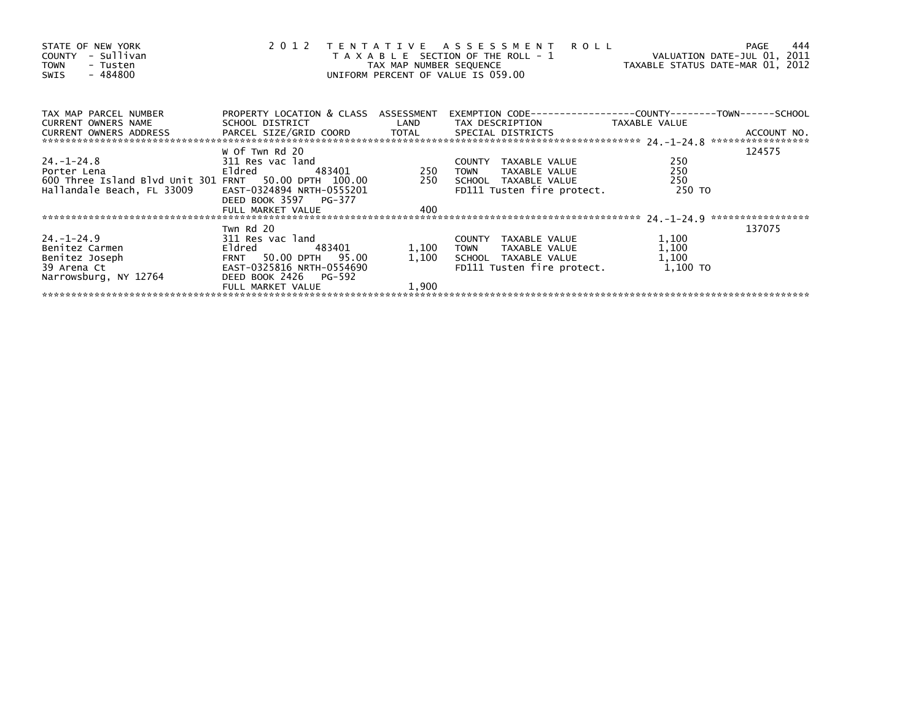STATE OF NEW YORK
COUNTY - Sullivan
TOWN - Tusten
SWIS - 484800

2 0 1 2 T E N T A T I V E A S S E S S M E N T R O L L
T A X A B L E SECTION OF THE ROLL - 1
TAX MAP NUMBER SEQUENCE
UNIFORM PERCENT OF VALUE IS 059.00

VALUATION DATE-JUL 01, 2011
TAXABLE STATUS DATE-MAR 01, 2012

| TAX MAP PARCEL NUMBER / CURRENT OWNERS NAME / CURRENT OWNERS ADDRESS | PROPERTY LOCATION & CLASS / SCHOOL DISTRICT / PARCEL SIZE/GRID COORD | ASSESSMENT LAND / TOTAL | EXEMPTION CODE / TAX DESCRIPTION / SPECIAL DISTRICTS | COUNTY--------TOWN------SCHOOL TAXABLE VALUE | ACCOUNT NO. |
|---|---|---|---|---|---|
| 24.-1-24.8 | W Of Twn Rd 20 | | | | 124575 |
| | 311 Res vac land | | COUNTY TAXABLE VALUE | 250 | |
| Porter Lena | Eldred 483401 | 250 | TOWN TAXABLE VALUE | 250 | |
| 600 Three Island Blvd Unit 301 | FRNT 50.00 DPTH 100.00 | 250 | SCHOOL TAXABLE VALUE | 250 | |
| Hallandale Beach, FL 33009 | EAST-0324894 NRTH-0555201 | | FD111 Tusten fire protect. | 250 TO | |
| | DEED BOOK 3597 PG-377 | | | | |
| | FULL MARKET VALUE | 400 | | | |
| 24.-1-24.9 | Twn Rd 20 | | | | 137075 |
| | 311 Res vac land | | COUNTY TAXABLE VALUE | 1,100 | |
| Benitez Carmen | Eldred 483401 | 1,100 | TOWN TAXABLE VALUE | 1,100 | |
| Benitez Joseph | FRNT 50.00 DPTH 95.00 | 1,100 | SCHOOL TAXABLE VALUE | 1,100 | |
| 39 Arena Ct | EAST-0325816 NRTH-0554690 | | FD111 Tusten fire protect. | 1,100 TO | |
| Narrowsburg, NY 12764 | DEED BOOK 2426 PG-592 | | | | |
| | FULL MARKET VALUE | 1,900 | | | |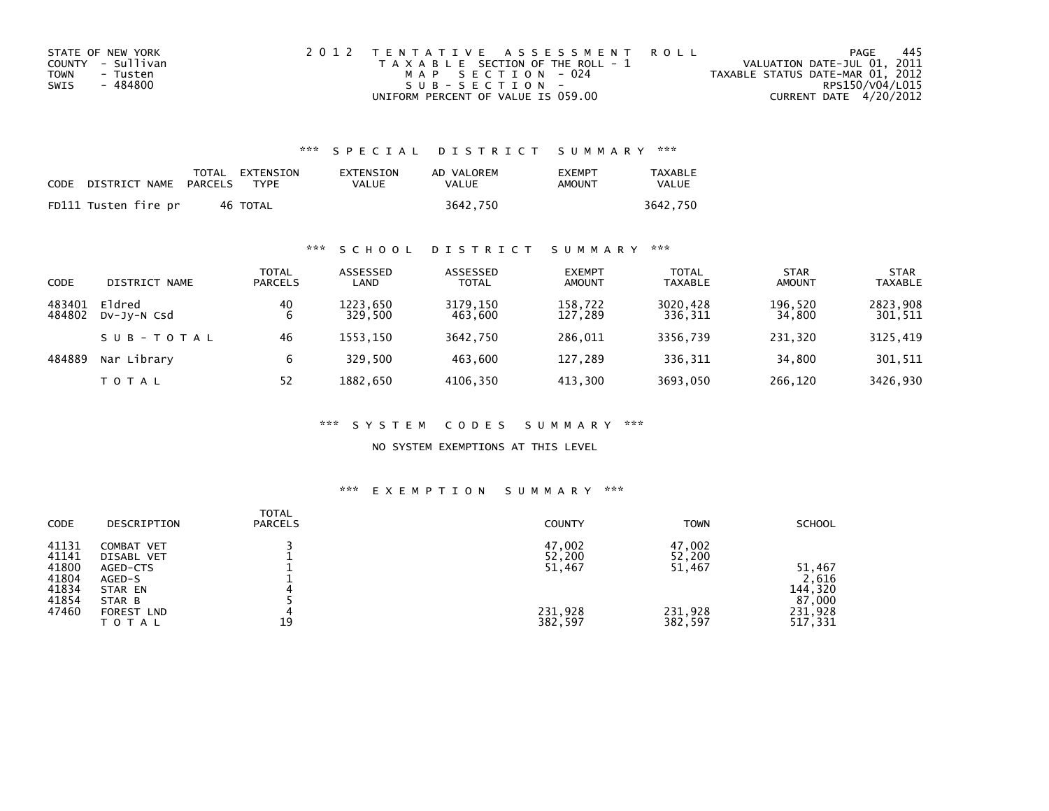STATE OF NEW YORK
COUNTY - Sullivan
TOWN - Tusten
SWIS - 484800

2 0 1 2 T E N T A T I V E A S S E S S M E N T R O L L
T A X A B L E SECTION OF THE ROLL - 1
M A P S E C T I O N - 024
S U B - S E C T I O N -
UNIFORM PERCENT OF VALUE IS 059.00

VALUATION DATE-JUL 01, 2011
TAXABLE STATUS DATE-MAR 01, 2012
RPS150/V04/L015
CURRENT DATE 4/20/2012

## *** S P E C I A L D I S T R I C T S U M M A R Y ***

| CODE | DISTRICT NAME | TOTAL PARCELS | EXTENSION TYPE | EXTENSION VALUE | AD VALOREM VALUE | EXEMPT AMOUNT | TAXABLE VALUE |
|---|---|---|---|---|---|---|---|
| FD111 | Tusten fire pr | 46 | TOTAL | | 3642,750 | | 3642,750 |

## *** S C H O O L D I S T R I C T S U M M A R Y ***

| CODE | DISTRICT NAME | TOTAL PARCELS | ASSESSED LAND | ASSESSED TOTAL | EXEMPT AMOUNT | TOTAL TAXABLE | STAR AMOUNT | STAR TAXABLE |
|---|---|---|---|---|---|---|---|---|
| 483401 | Eldred | 40 | 1223,650 | 3179,150 | 158,722 | 3020,428 | 196,520 | 2823,908 |
| 484802 | Dv-Jy-N Csd | 6 | 329,500 | 463,600 | 127,289 | 336,311 | 34,800 | 301,511 |
| | S U B - T O T A L | 46 | 1553,150 | 3642,750 | 286,011 | 3356,739 | 231,320 | 3125,419 |
| 484889 | Nar Library | 6 | 329,500 | 463,600 | 127,289 | 336,311 | 34,800 | 301,511 |
| | T O T A L | 52 | 1882,650 | 4106,350 | 413,300 | 3693,050 | 266,120 | 3426,930 |

## *** S Y S T E M C O D E S S U M M A R Y ***

NO SYSTEM EXEMPTIONS AT THIS LEVEL

## *** E X E M P T I O N S U M M A R Y ***

| CODE | DESCRIPTION | TOTAL PARCELS | COUNTY | TOWN | SCHOOL |
|---|---|---|---|---|---|
| 41131 | COMBAT VET | 3 | 47,002 | 47,002 | |
| 41141 | DISABL VET | 1 | 52,200 | 52,200 | |
| 41800 | AGED-CTS | 1 | 51,467 | 51,467 | 51,467 |
| 41804 | AGED-S | 1 | | | 2,616 |
| 41834 | STAR EN | 4 | | | 144,320 |
| 41854 | STAR B | 5 | | | 87,000 |
| 47460 | FOREST LND | 4 | 231,928 | 231,928 | 231,928 |
| | T O T A L | 19 | 382,597 | 382,597 | 517,331 |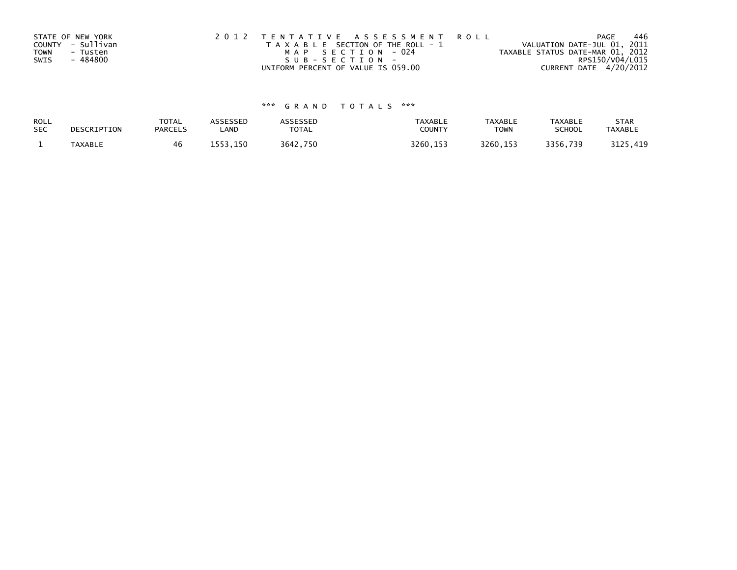STATE OF NEW YORK
COUNTY - Sullivan
TOWN - Tusten
SWIS - 484800

2012 TENTATIVE ASSESSMENT ROLL
TAXABLE SECTION OF THE ROLL - 1
MAP SECTION - 024
SUB-SECTION -
UNIFORM PERCENT OF VALUE IS 059.00

VALUATION DATE-JUL 01, 2011
TAXABLE STATUS DATE-MAR 01, 2012
RPS150/V04/L015
CURRENT DATE 4/20/2012

### *** GRAND TOTALS ***

| ROLL SEC | DESCRIPTION | TOTAL PARCELS | ASSESSED LAND | ASSESSED TOTAL | TAXABLE COUNTY | TAXABLE TOWN | TAXABLE SCHOOL | STAR TAXABLE |
|---|---|---|---|---|---|---|---|---|
| 1 | TAXABLE | 46 | 1553,150 | 3642,750 | 3260,153 | 3260,153 | 3356,739 | 3125,419 |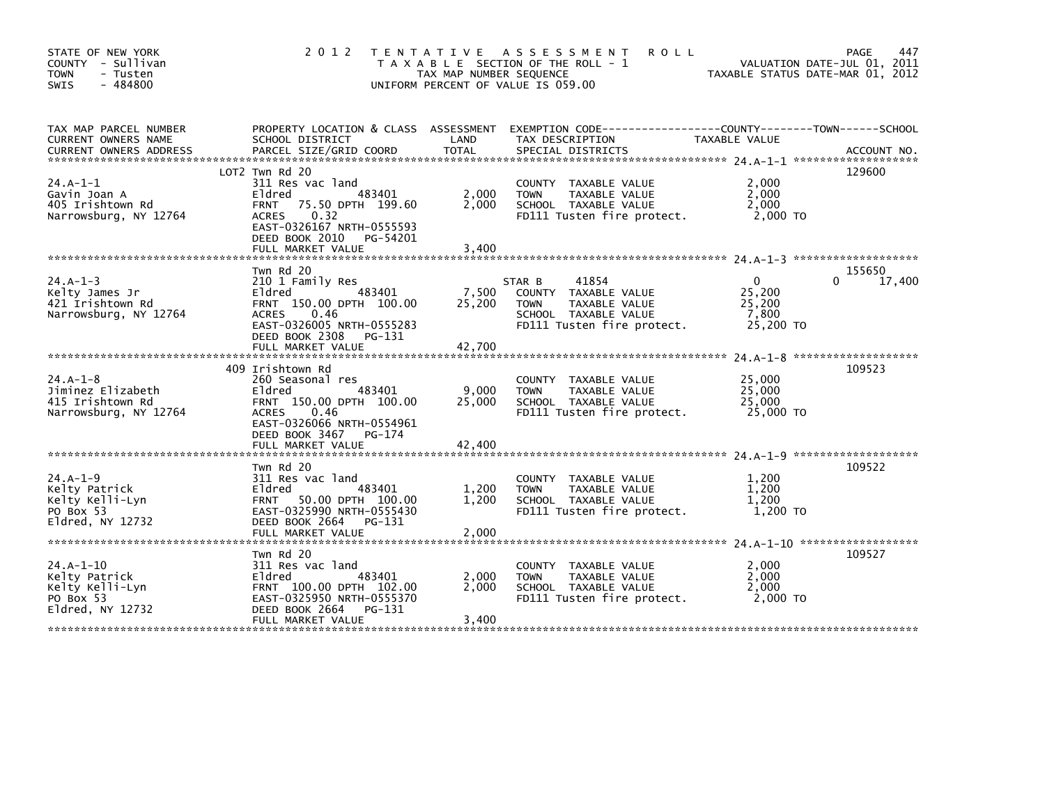STATE OF NEW YORK
COUNTY - Sullivan
TOWN - Tusten
SWIS - 484800

2 0 1 2 T E N T A T I V E A S S E S S M E N T R O L L
T A X A B L E SECTION OF THE ROLL - 1
TAX MAP NUMBER SEQUENCE
UNIFORM PERCENT OF VALUE IS 059.00

VALUATION DATE-JUL 01, 2011
TAXABLE STATUS DATE-MAR 01, 2012

| TAX MAP PARCEL NUMBER / CURRENT OWNERS NAME / CURRENT OWNERS ADDRESS | PROPERTY LOCATION & CLASS / SCHOOL DISTRICT / PARCEL SIZE/GRID COORD | ASSESSMENT LAND / TOTAL | EXEMPTION CODE / TAX DESCRIPTION / SPECIAL DISTRICTS | COUNTY / TOWN / SCHOOL TAXABLE VALUE | ACCOUNT NO. |
|---|---|---|---|---|---|
| 24.A-1-1 | LOT2 Twn Rd 20 | | | | 129600 |
| Gavin Joan A | 311 Res vac land | | COUNTY TAXABLE VALUE | 2,000 | |
| 405 Irishtown Rd | Eldred 483401 | 2,000 | TOWN TAXABLE VALUE | 2,000 | |
| Narrowsburg, NY 12764 | FRNT 75.50 DPTH 199.60 | 2,000 | SCHOOL TAXABLE VALUE | 2,000 | |
| | ACRES 0.32 | | FD111 Tusten fire protect. | 2,000 TO | |
| | EAST-0326167 NRTH-0555593 | | | | |
| | DEED BOOK 2010 PG-54201 | | | | |
| | FULL MARKET VALUE | 3,400 | | | |
| 24.A-1-3 | Twn Rd 20 | | | | 155650 |
| Kelty James Jr | 210 1 Family Res | | STAR B 41854 | 0 0 17,400 | |
| 421 Irishtown Rd | Eldred 483401 | 7,500 | COUNTY TAXABLE VALUE | 25,200 | |
| Narrowsburg, NY 12764 | FRNT 150.00 DPTH 100.00 | 25,200 | TOWN TAXABLE VALUE | 25,200 | |
| | ACRES 0.46 | | SCHOOL TAXABLE VALUE | 7,800 | |
| | EAST-0326005 NRTH-0555283 | | FD111 Tusten fire protect. | 25,200 TO | |
| | DEED BOOK 2308 PG-131 | | | | |
| | FULL MARKET VALUE | 42,700 | | | |
| 24.A-1-8 | 409 Irishtown Rd | | | | 109523 |
| Jiminez Elizabeth | 260 Seasonal res | | COUNTY TAXABLE VALUE | 25,000 | |
| 415 Irishtown Rd | Eldred 483401 | 9,000 | TOWN TAXABLE VALUE | 25,000 | |
| Narrowsburg, NY 12764 | FRNT 150.00 DPTH 100.00 | 25,000 | SCHOOL TAXABLE VALUE | 25,000 | |
| | ACRES 0.46 | | FD111 Tusten fire protect. | 25,000 TO | |
| | EAST-0326066 NRTH-0554961 | | | | |
| | DEED BOOK 3467 PG-174 | | | | |
| | FULL MARKET VALUE | 42,400 | | | |
| 24.A-1-9 | Twn Rd 20 | | | | 109522 |
| Kelty Patrick | 311 Res vac land | | COUNTY TAXABLE VALUE | 1,200 | |
| Kelty Kelli-Lyn | Eldred 483401 | 1,200 | TOWN TAXABLE VALUE | 1,200 | |
| PO Box 53 | FRNT 50.00 DPTH 100.00 | 1,200 | SCHOOL TAXABLE VALUE | 1,200 | |
| Eldred, NY 12732 | EAST-0325990 NRTH-0555430 | | FD111 Tusten fire protect. | 1,200 TO | |
| | DEED BOOK 2664 PG-131 | | | | |
| | FULL MARKET VALUE | 2,000 | | | |
| 24.A-1-10 | Twn Rd 20 | | | | 109527 |
| Kelty Patrick | 311 Res vac land | | COUNTY TAXABLE VALUE | 2,000 | |
| Kelty Kelli-Lyn | Eldred 483401 | 2,000 | TOWN TAXABLE VALUE | 2,000 | |
| PO Box 53 | FRNT 100.00 DPTH 102.00 | 2,000 | SCHOOL TAXABLE VALUE | 2,000 | |
| Eldred, NY 12732 | EAST-0325950 NRTH-0555370 | | FD111 Tusten fire protect. | 2,000 TO | |
| | DEED BOOK 2664 PG-131 | | | | |
| | FULL MARKET VALUE | 3,400 | | | |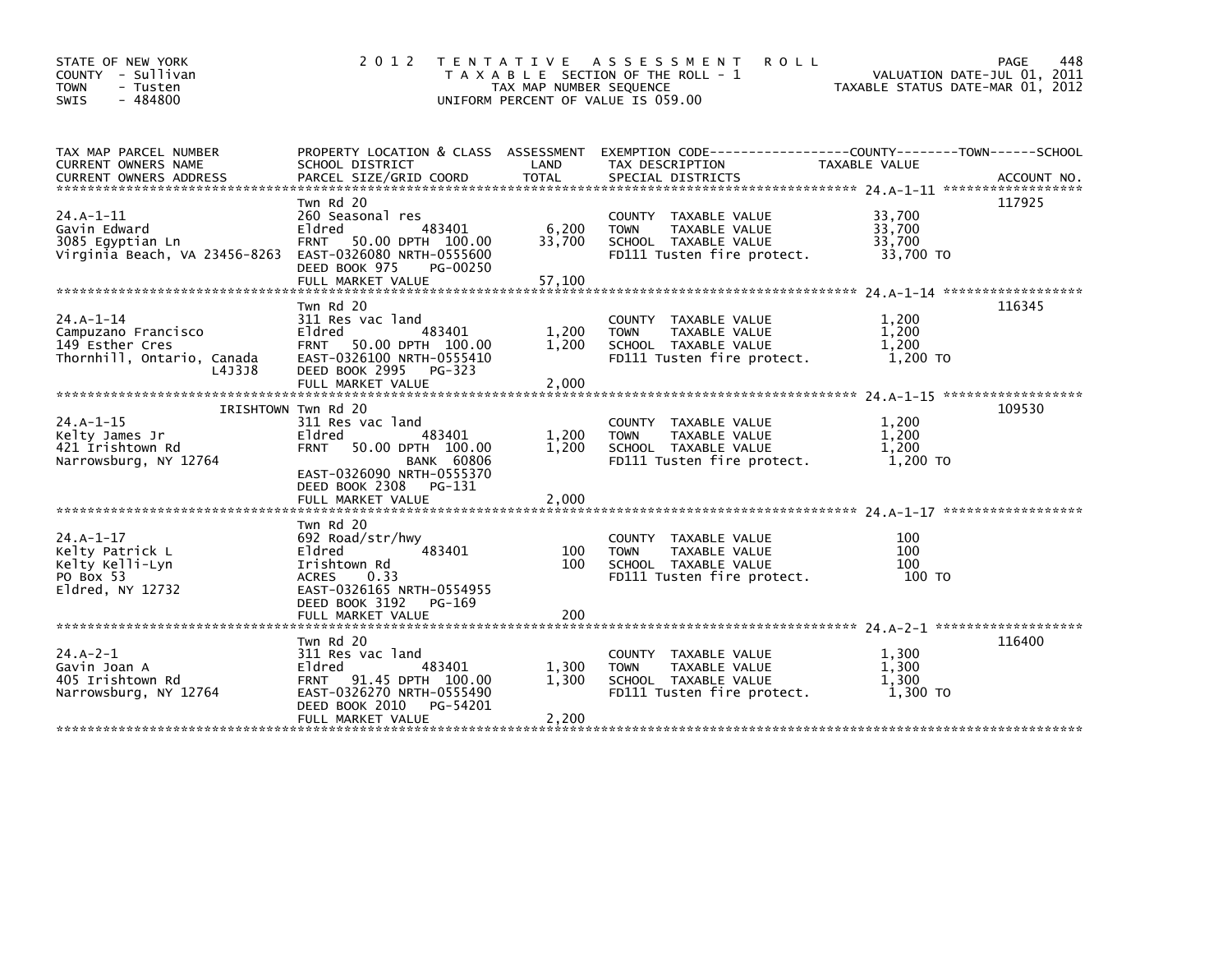STATE OF NEW YORK
COUNTY - Sullivan
TOWN - Tusten
SWIS - 484800

2 0 1 2 T E N T A T I V E A S S E S S M E N T R O L L
T A X A B L E SECTION OF THE ROLL - 1
TAX MAP NUMBER SEQUENCE
UNIFORM PERCENT OF VALUE IS 059.00

VALUATION DATE-JUL 01, 2011
TAXABLE STATUS DATE-MAR 01, 2012

| TAX MAP PARCEL NUMBER / CURRENT OWNERS NAME / CURRENT OWNERS ADDRESS | PROPERTY LOCATION & CLASS / SCHOOL DISTRICT / PARCEL SIZE/GRID COORD | ASSESSMENT LAND / TOTAL | EXEMPTION CODE / TAX DESCRIPTION / SPECIAL DISTRICTS | COUNTY / TOWN / SCHOOL TAXABLE VALUE | ACCOUNT NO. |
|---|---|---|---|---|---|
| 24.A-1-11 | Twn Rd 20 | | | | 117925 |
| Gavin Edward | 260 Seasonal res | | COUNTY TAXABLE VALUE | 33,700 | |
| 3085 Egyptian Ln | Eldred 483401 | 6,200 | TOWN TAXABLE VALUE | 33,700 | |
| Virginia Beach, VA 23456-8263 | FRNT 50.00 DPTH 100.00 | 33,700 | SCHOOL TAXABLE VALUE | 33,700 | |
| | EAST-0326080 NRTH-0555600 | | FD111 Tusten fire protect. | 33,700 TO | |
| | DEED BOOK 975 PG-00250 | | | | |
| | FULL MARKET VALUE | 57,100 | | | |
| 24.A-1-14 | Twn Rd 20 | | | | 116345 |
| Campuzano Francisco | 311 Res vac land | | COUNTY TAXABLE VALUE | 1,200 | |
| 149 Esther Cres | Eldred 483401 | 1,200 | TOWN TAXABLE VALUE | 1,200 | |
| Thornhill, Ontario, Canada L4J3J8 | FRNT 50.00 DPTH 100.00 | 1,200 | SCHOOL TAXABLE VALUE | 1,200 | |
| | EAST-0326100 NRTH-0555410 | | FD111 Tusten fire protect. | 1,200 TO | |
| | DEED BOOK 2995 PG-323 | | | | |
| | FULL MARKET VALUE | 2,000 | | | |
| 24.A-1-15 | IRISHTOWN Twn Rd 20 | | | | 109530 |
| Kelty James Jr | 311 Res vac land | | COUNTY TAXABLE VALUE | 1,200 | |
| 421 Irishtown Rd | Eldred 483401 | 1,200 | TOWN TAXABLE VALUE | 1,200 | |
| Narrowsburg, NY 12764 | FRNT 50.00 DPTH 100.00 | 1,200 | SCHOOL TAXABLE VALUE | 1,200 | |
| | BANK 60806 | | FD111 Tusten fire protect. | 1,200 TO | |
| | EAST-0326090 NRTH-0555370 | | | | |
| | DEED BOOK 2308 PG-131 | | | | |
| | FULL MARKET VALUE | 2,000 | | | |
| 24.A-1-17 | Twn Rd 20 | | | | |
| Kelty Patrick L | 692 Road/str/hwy | | COUNTY TAXABLE VALUE | 100 | |
| Kelty Kelli-Lyn | Eldred 483401 | 100 | TOWN TAXABLE VALUE | 100 | |
| PO Box 53 | Irishtown Rd | 100 | SCHOOL TAXABLE VALUE | 100 | |
| Eldred, NY 12732 | ACRES 0.33 | | FD111 Tusten fire protect. | 100 TO | |
| | EAST-0326165 NRTH-0554955 | | | | |
| | DEED BOOK 3192 PG-169 | | | | |
| | FULL MARKET VALUE | 200 | | | |
| 24.A-2-1 | Twn Rd 20 | | | | 116400 |
| Gavin Joan A | 311 Res vac land | | COUNTY TAXABLE VALUE | 1,300 | |
| 405 Irishtown Rd | Eldred 483401 | 1,300 | TOWN TAXABLE VALUE | 1,300 | |
| Narrowsburg, NY 12764 | FRNT 91.45 DPTH 100.00 | 1,300 | SCHOOL TAXABLE VALUE | 1,300 | |
| | EAST-0326270 NRTH-0555490 | | FD111 Tusten fire protect. | 1,300 TO | |
| | DEED BOOK 2010 PG-54201 | | | | |
| | FULL MARKET VALUE | 2,200 | | | |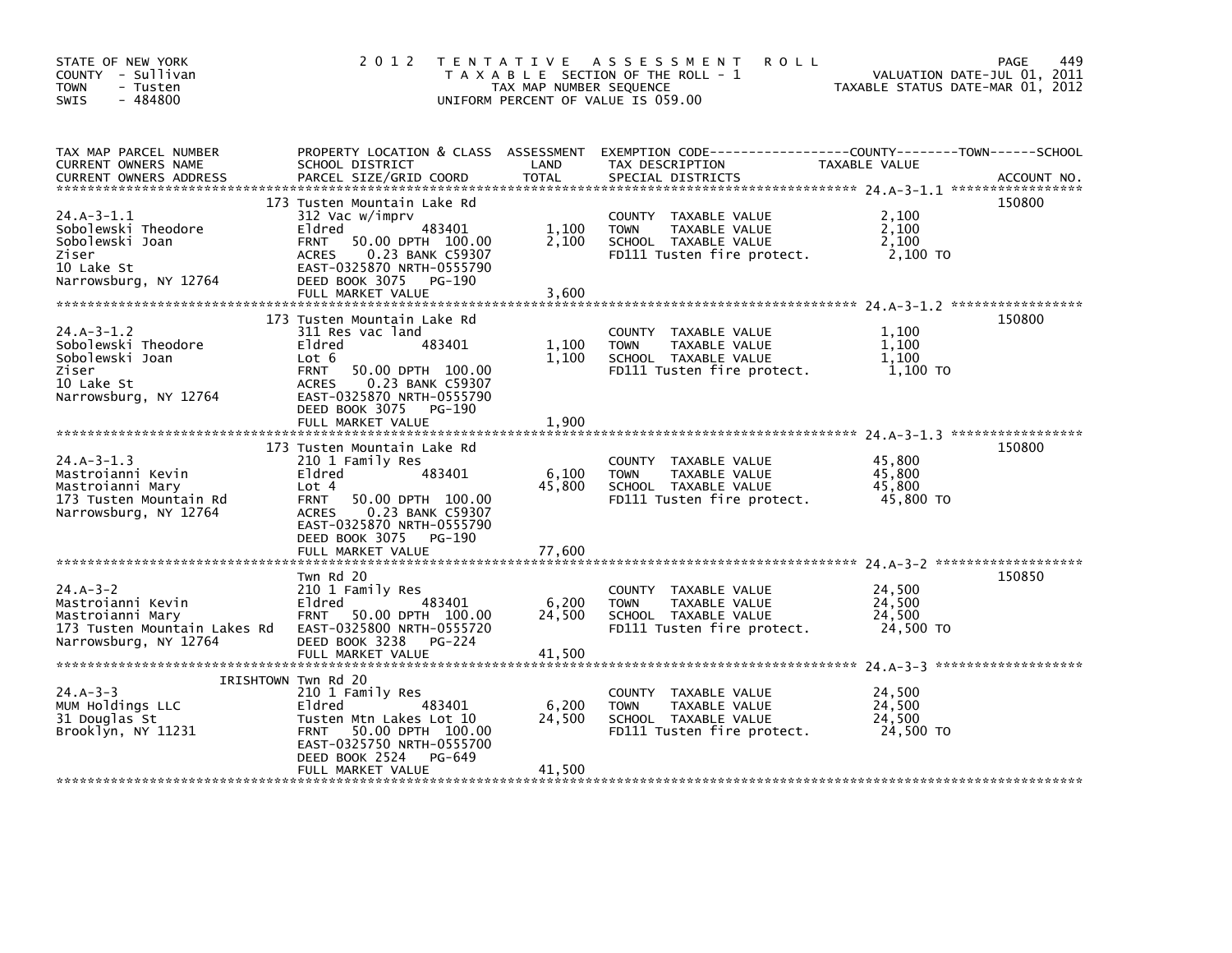STATE OF NEW YORK
COUNTY - Sullivan
TOWN - Tusten
SWIS - 484800

2012 TENTATIVE ASSESSMENT ROLL
TAXABLE SECTION OF THE ROLL - 1
TAX MAP NUMBER SEQUENCE
UNIFORM PERCENT OF VALUE IS 059.00

VALUATION DATE-JUL 01, 2011
TAXABLE STATUS DATE-MAR 01, 2012

| TAX MAP PARCEL NUMBER / CURRENT OWNERS NAME / CURRENT OWNERS ADDRESS | PROPERTY LOCATION & CLASS / SCHOOL DISTRICT / PARCEL SIZE/GRID COORD | ASSESSMENT LAND | TOTAL | EXEMPTION CODE / TAX DESCRIPTION / SPECIAL DISTRICTS | TAXABLE VALUE | ACCOUNT NO. |
|---|---|---|---|---|---|---|
| 24.A-3-1.1 | 173 Tusten Mountain Lake Rd | | | | | 150800 |
| | 312 Vac w/imprv | | | COUNTY TAXABLE VALUE | 2,100 | |
| Sobolewski Theodore | Eldred 483401 | 1,100 | | TOWN TAXABLE VALUE | 2,100 | |
| Sobolewski Joan | FRNT 50.00 DPTH 100.00 | | 2,100 | SCHOOL TAXABLE VALUE | 2,100 | |
| Ziser | ACRES 0.23 BANK C59307 | | | FD111 Tusten fire protect. | 2,100 TO | |
| 10 Lake St | EAST-0325870 NRTH-0555790 | | | | | |
| Narrowsburg, NY 12764 | DEED BOOK 3075 PG-190 | | | | | |
| | FULL MARKET VALUE | | 3,600 | | | |
| 24.A-3-1.2 | 173 Tusten Mountain Lake Rd | | | | | 150800 |
| | 311 Res vac land | | | COUNTY TAXABLE VALUE | 1,100 | |
| Sobolewski Theodore | Eldred 483401 | 1,100 | | TOWN TAXABLE VALUE | 1,100 | |
| Sobolewski Joan | Lot 6 | | 1,100 | SCHOOL TAXABLE VALUE | 1,100 | |
| Ziser | FRNT 50.00 DPTH 100.00 | | | FD111 Tusten fire protect. | 1,100 TO | |
| 10 Lake St | ACRES 0.23 BANK C59307 | | | | | |
| Narrowsburg, NY 12764 | EAST-0325870 NRTH-0555790 | | | | | |
| | DEED BOOK 3075 PG-190 | | | | | |
| | FULL MARKET VALUE | | 1,900 | | | |
| 24.A-3-1.3 | 173 Tusten Mountain Lake Rd | | | | | 150800 |
| | 210 1 Family Res | | | COUNTY TAXABLE VALUE | 45,800 | |
| Mastroianni Kevin | Eldred 483401 | 6,100 | | TOWN TAXABLE VALUE | 45,800 | |
| Mastroianni Mary | Lot 4 | | 45,800 | SCHOOL TAXABLE VALUE | 45,800 | |
| 173 Tusten Mountain Rd | FRNT 50.00 DPTH 100.00 | | | FD111 Tusten fire protect. | 45,800 TO | |
| Narrowsburg, NY 12764 | ACRES 0.23 BANK C59307 | | | | | |
| | EAST-0325870 NRTH-0555790 | | | | | |
| | DEED BOOK 3075 PG-190 | | | | | |
| | FULL MARKET VALUE | | 77,600 | | | |
| 24.A-3-2 | Twn Rd 20 | | | | | 150850 |
| | 210 1 Family Res | | | COUNTY TAXABLE VALUE | 24,500 | |
| Mastroianni Kevin | Eldred 483401 | 6,200 | | TOWN TAXABLE VALUE | 24,500 | |
| Mastroianni Mary | FRNT 50.00 DPTH 100.00 | | 24,500 | SCHOOL TAXABLE VALUE | 24,500 | |
| 173 Tusten Mountain Lakes Rd | EAST-0325800 NRTH-0555720 | | | FD111 Tusten fire protect. | 24,500 TO | |
| Narrowsburg, NY 12764 | DEED BOOK 3238 PG-224 | | | | | |
| | FULL MARKET VALUE | | 41,500 | | | |
| 24.A-3-3 | IRISHTOWN Twn Rd 20 | | | | | |
| | 210 1 Family Res | | | COUNTY TAXABLE VALUE | 24,500 | |
| MUM Holdings LLC | Eldred 483401 | 6,200 | | TOWN TAXABLE VALUE | 24,500 | |
| 31 Douglas St | Tusten Mtn Lakes Lot 10 | | 24,500 | SCHOOL TAXABLE VALUE | 24,500 | |
| Brooklyn, NY 11231 | FRNT 50.00 DPTH 100.00 | | | FD111 Tusten fire protect. | 24,500 TO | |
| | EAST-0325750 NRTH-0555700 | | | | | |
| | DEED BOOK 2524 PG-649 | | | | | |
| | FULL MARKET VALUE | | 41,500 | | | |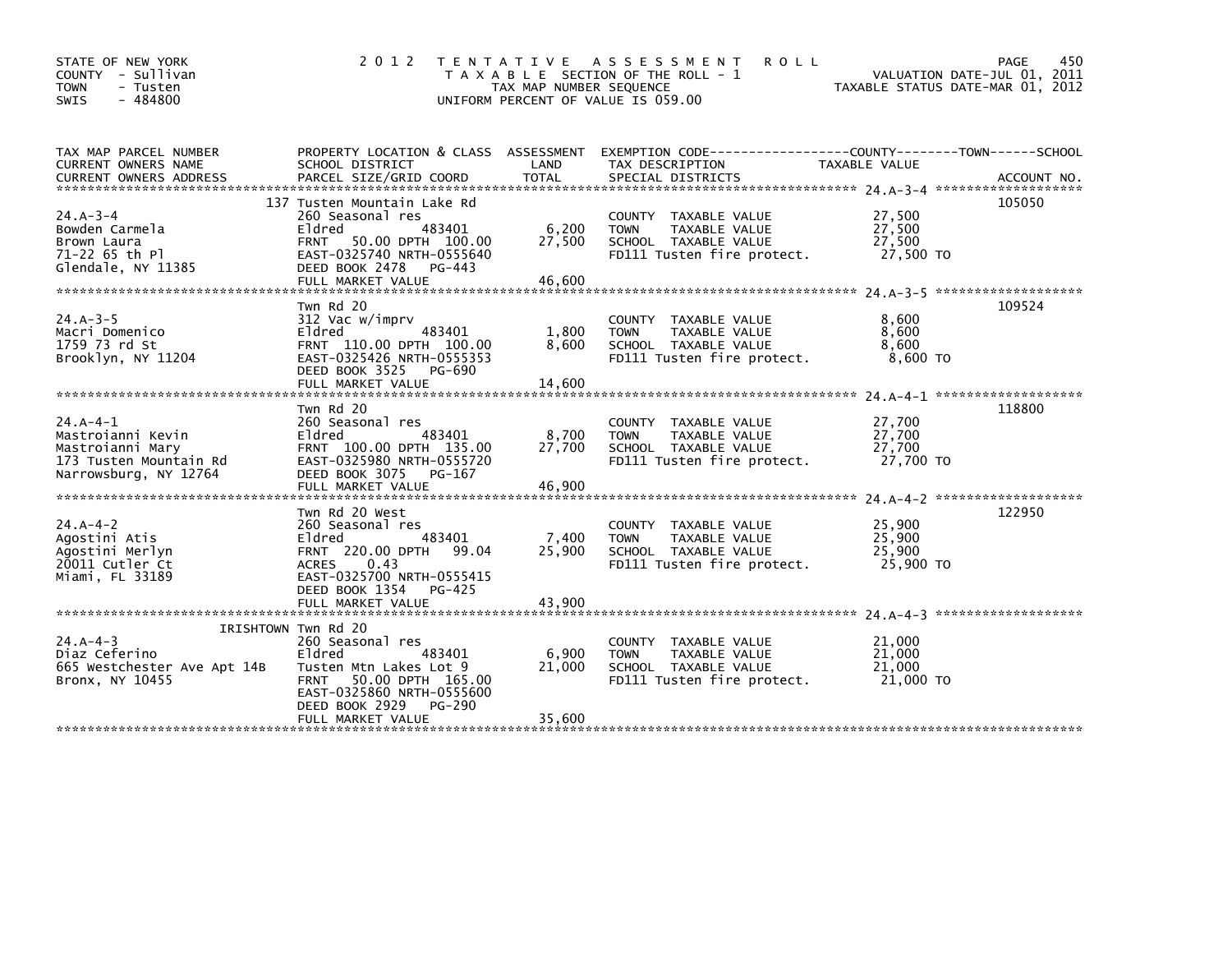STATE OF NEW YORK
COUNTY - Sullivan
TOWN - Tusten
SWIS - 484800

2012 TENTATIVE ASSESSMENT ROLL
TAXABLE SECTION OF THE ROLL - 1
TAX MAP NUMBER SEQUENCE
UNIFORM PERCENT OF VALUE IS 059.00

VALUATION DATE-JUL 01, 2011
TAXABLE STATUS DATE-MAR 01, 2012

| TAX MAP PARCEL NUMBER / CURRENT OWNERS NAME / CURRENT OWNERS ADDRESS | PROPERTY LOCATION & CLASS / SCHOOL DISTRICT / PARCEL SIZE/GRID COORD | ASSESSMENT LAND | TOTAL | EXEMPTION CODE / TAX DESCRIPTION / SPECIAL DISTRICTS | TAXABLE VALUE | ACCOUNT NO. |
|---|---|---|---|---|---|---|
| 24.A-3-4 | 137 Tusten Mountain Lake Rd | | | | | 105050 |
| | 260 Seasonal res | | | COUNTY TAXABLE VALUE | 27,500 | |
| Bowden Carmela | Eldred 483401 | 6,200 | | TOWN TAXABLE VALUE | 27,500 | |
| Brown Laura | FRNT 50.00 DPTH 100.00 | | 27,500 | SCHOOL TAXABLE VALUE | 27,500 | |
| 71-22 65 th Pl | EAST-0325740 NRTH-0555640 | | | FD111 Tusten fire protect. | 27,500 TO | |
| Glendale, NY 11385 | DEED BOOK 2478 PG-443 | | | | | |
| | FULL MARKET VALUE | | 46,600 | | | |
| 24.A-3-5 | Twn Rd 20 | | | | | 109524 |
| | 312 Vac w/imprv | | | COUNTY TAXABLE VALUE | 8,600 | |
| Macri Domenico | Eldred 483401 | 1,800 | | TOWN TAXABLE VALUE | 8,600 | |
| 1759 73 rd St | FRNT 110.00 DPTH 100.00 | | 8,600 | SCHOOL TAXABLE VALUE | 8,600 | |
| Brooklyn, NY 11204 | EAST-0325426 NRTH-0555353 | | | FD111 Tusten fire protect. | 8,600 TO | |
| | DEED BOOK 3525 PG-690 | | | | | |
| | FULL MARKET VALUE | | 14,600 | | | |
| 24.A-4-1 | Twn Rd 20 | | | | | 118800 |
| | 260 Seasonal res | | | COUNTY TAXABLE VALUE | 27,700 | |
| Mastroianni Kevin | Eldred 483401 | 8,700 | | TOWN TAXABLE VALUE | 27,700 | |
| Mastroianni Mary | FRNT 100.00 DPTH 135.00 | | 27,700 | SCHOOL TAXABLE VALUE | 27,700 | |
| 173 Tusten Mountain Rd | EAST-0325980 NRTH-0555720 | | | FD111 Tusten fire protect. | 27,700 TO | |
| Narrowsburg, NY 12764 | DEED BOOK 3075 PG-167 | | | | | |
| | FULL MARKET VALUE | | 46,900 | | | |
| 24.A-4-2 | Twn Rd 20 West | | | | | 122950 |
| | 260 Seasonal res | | | COUNTY TAXABLE VALUE | 25,900 | |
| Agostini Atis | Eldred 483401 | 7,400 | | TOWN TAXABLE VALUE | 25,900 | |
| Agostini Merlyn | FRNT 220.00 DPTH 99.04 | | 25,900 | SCHOOL TAXABLE VALUE | 25,900 | |
| 20011 Cutler Ct | ACRES 0.43 | | | FD111 Tusten fire protect. | 25,900 TO | |
| Miami, FL 33189 | EAST-0325700 NRTH-0555415 | | | | | |
| | DEED BOOK 1354 PG-425 | | | | | |
| | FULL MARKET VALUE | | 43,900 | | | |
| 24.A-4-3 | IRISHTOWN Twn Rd 20 | | | | | |
| | 260 Seasonal res | | | COUNTY TAXABLE VALUE | 21,000 | |
| Diaz Ceferino | Eldred 483401 | 6,900 | | TOWN TAXABLE VALUE | 21,000 | |
| 665 Westchester Ave Apt 14B | Tusten Mtn Lakes Lot 9 | | 21,000 | SCHOOL TAXABLE VALUE | 21,000 | |
| Bronx, NY 10455 | FRNT 50.00 DPTH 165.00 | | | FD111 Tusten fire protect. | 21,000 TO | |
| | EAST-0325860 NRTH-0555600 | | | | | |
| | DEED BOOK 2929 PG-290 | | | | | |
| | FULL MARKET VALUE | | 35,600 | | | |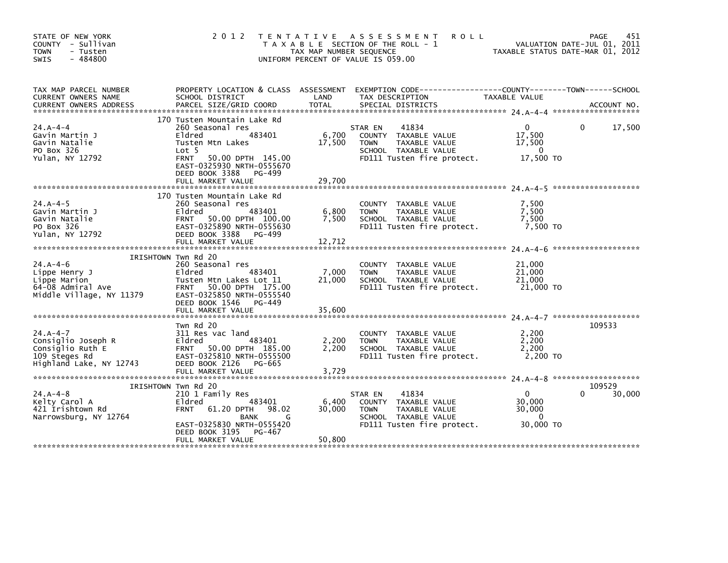STATE OF NEW YORK
COUNTY - Sullivan
TOWN - Tusten
SWIS - 484800

2 0 1 2 T E N T A T I V E A S S E S S M E N T R O L L
T A X A B L E SECTION OF THE ROLL - 1
TAX MAP NUMBER SEQUENCE
UNIFORM PERCENT OF VALUE IS 059.00

VALUATION DATE-JUL 01, 2011
TAXABLE STATUS DATE-MAR 01, 2012

| TAX MAP PARCEL NUMBER / CURRENT OWNERS NAME / CURRENT OWNERS ADDRESS | PROPERTY LOCATION & CLASS / SCHOOL DISTRICT / PARCEL SIZE/GRID COORD | ASSESSMENT LAND / TOTAL | EXEMPTION CODE / TAX DESCRIPTION / SPECIAL DISTRICTS | COUNTY TAXABLE VALUE | TOWN | SCHOOL / ACCOUNT NO. |
|---|---|---|---|---|---|---|
| **24.A-4-4** | 170 Tusten Mountain Lake Rd | | | | | |
| 24.A-4-4 | 260 Seasonal res | | STAR EN 41834 | 0 | 0 | 17,500 |
| Gavin Martin J | Eldred 483401 | 6,700 | COUNTY TAXABLE VALUE | 17,500 | | |
| Gavin Natalie | Tusten Mtn Lakes | 17,500 | TOWN TAXABLE VALUE | 17,500 | | |
| PO Box 326 | Lot 5 | | SCHOOL TAXABLE VALUE | 0 | | |
| Yulan, NY 12792 | FRNT 50.00 DPTH 145.00 | | FD111 Tusten fire protect. | 17,500 TO | | |
| | EAST-0325930 NRTH-0555670 | | | | | |
| | DEED BOOK 3388 PG-499 | | | | | |
| | FULL MARKET VALUE | 29,700 | | | | |
| **24.A-4-5** | 170 Tusten Mountain Lake Rd | | | | | |
| 24.A-4-5 | 260 Seasonal res | | COUNTY TAXABLE VALUE | 7,500 | | |
| Gavin Martin J | Eldred 483401 | 6,800 | TOWN TAXABLE VALUE | 7,500 | | |
| Gavin Natalie | FRNT 50.00 DPTH 100.00 | 7,500 | SCHOOL TAXABLE VALUE | 7,500 | | |
| PO Box 326 | EAST-0325890 NRTH-0555630 | | FD111 Tusten fire protect. | 7,500 TO | | |
| Yulan, NY 12792 | DEED BOOK 3388 PG-499 | | | | | |
| | FULL MARKET VALUE | 12,712 | | | | |
| **24.A-4-6** | IRISHTOWN Twn Rd 20 | | | | | |
| 24.A-4-6 | 260 Seasonal res | | COUNTY TAXABLE VALUE | 21,000 | | |
| Lippe Henry J | Eldred 483401 | 7,000 | TOWN TAXABLE VALUE | 21,000 | | |
| Lippe Marion | Tusten Mtn Lakes Lot 11 | 21,000 | SCHOOL TAXABLE VALUE | 21,000 | | |
| 64-08 Admiral Ave | FRNT 50.00 DPTH 175.00 | | FD111 Tusten fire protect. | 21,000 TO | | |
| Middle Village, NY 11379 | EAST-0325850 NRTH-0555540 | | | | | |
| | DEED BOOK 1546 PG-449 | | | | | |
| | FULL MARKET VALUE | 35,600 | | | | |
| **24.A-4-7** | Twn Rd 20 | | | | | 109533 |
| 24.A-4-7 | 311 Res vac land | | COUNTY TAXABLE VALUE | 2,200 | | |
| Consiglio Joseph R | Eldred 483401 | 2,200 | TOWN TAXABLE VALUE | 2,200 | | |
| Consiglio Ruth E | FRNT 50.00 DPTH 185.00 | 2,200 | SCHOOL TAXABLE VALUE | 2,200 | | |
| 109 Steges Rd | EAST-0325810 NRTH-0555500 | | FD111 Tusten fire protect. | 2,200 TO | | |
| Highland Lake, NY 12743 | DEED BOOK 2126 PG-665 | | | | | |
| | FULL MARKET VALUE | 3,729 | | | | |
| **24.A-4-8** | IRISHTOWN Twn Rd 20 | | | | | 109529 |
| 24.A-4-8 | 210 1 Family Res | | STAR EN 41834 | 0 | 0 | 30,000 |
| Kelty Carol A | Eldred 483401 | 6,400 | COUNTY TAXABLE VALUE | 30,000 | | |
| 421 Irishtown Rd | FRNT 61.20 DPTH 98.02 | 30,000 | TOWN TAXABLE VALUE | 30,000 | | |
| Narrowsburg, NY 12764 | BANK G | | SCHOOL TAXABLE VALUE | 0 | | |
| | EAST-0325830 NRTH-0555420 | | FD111 Tusten fire protect. | 30,000 TO | | |
| | DEED BOOK 3195 PG-467 | | | | | |
| | FULL MARKET VALUE | 50,800 | | | | |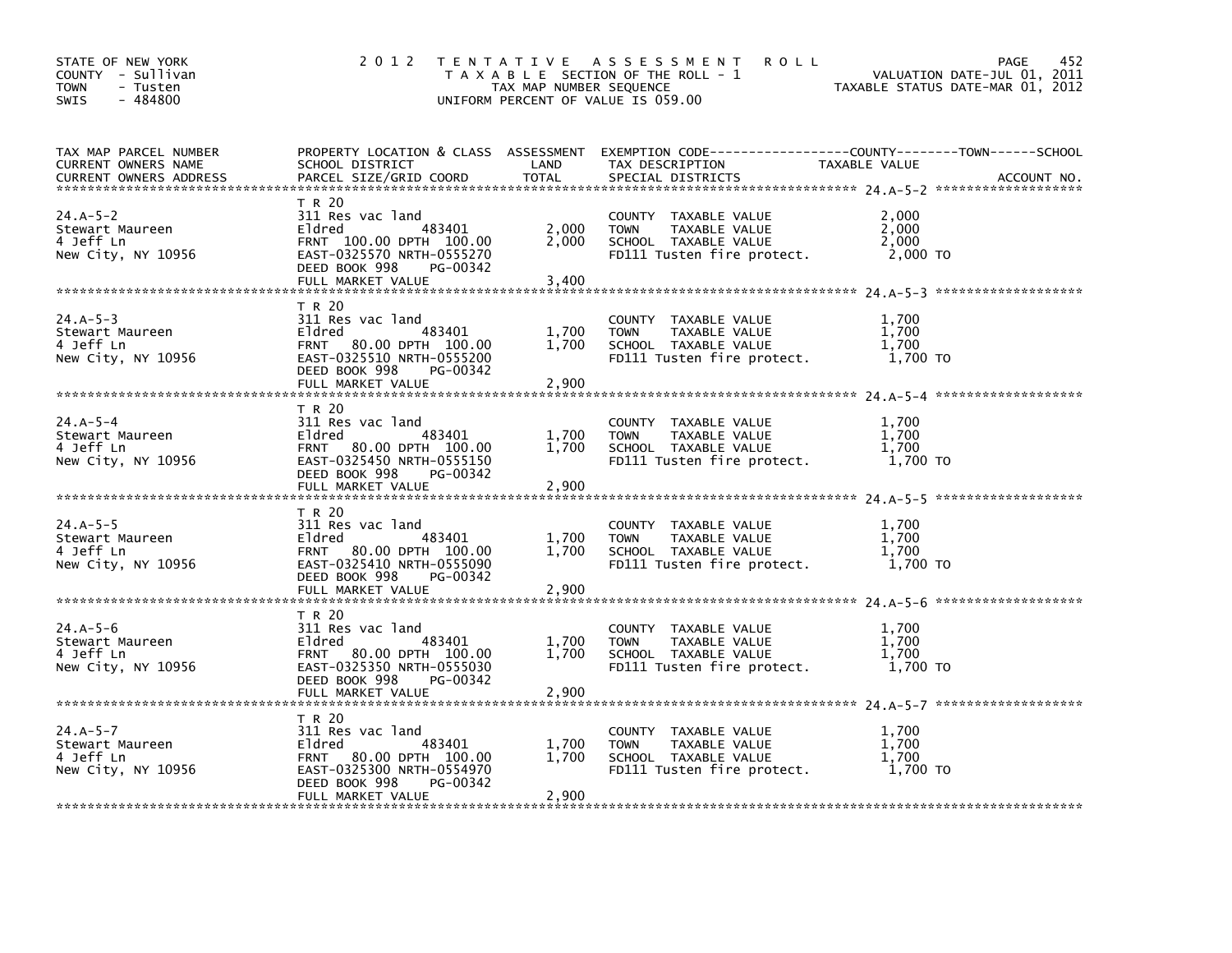STATE OF NEW YORK
COUNTY - Sullivan
TOWN - Tusten
SWIS - 484800

# 2012 TENTATIVE ASSESSMENT ROLL

TAXABLE SECTION OF THE ROLL - 1
TAX MAP NUMBER SEQUENCE
UNIFORM PERCENT OF VALUE IS 059.00

VALUATION DATE-JUL 01, 2011
TAXABLE STATUS DATE-MAR 01, 2012

| TAX MAP PARCEL NUMBER / CURRENT OWNERS NAME / CURRENT OWNERS ADDRESS | PROPERTY LOCATION & CLASS / SCHOOL DISTRICT / PARCEL SIZE/GRID COORD | ASSESSMENT LAND | TOTAL | EXEMPTION CODE / TAX DESCRIPTION / SPECIAL DISTRICTS | TAXABLE VALUE (COUNTY / TOWN / SCHOOL) | ACCOUNT NO. |
|---|---|---|---|---|---|---|
| 24.A-5-2 | T R 20 | | | | | |
| Stewart Maureen | 311 Res vac land | | | COUNTY TAXABLE VALUE | 2,000 | |
| 4 Jeff Ln | Eldred 483401 | 2,000 | | TOWN TAXABLE VALUE | 2,000 | |
| New City, NY 10956 | FRNT 100.00 DPTH 100.00 | | 2,000 | SCHOOL TAXABLE VALUE | 2,000 | |
| | EAST-0325570 NRTH-0555270 | | | FD111 Tusten fire protect. | 2,000 TO | |
| | DEED BOOK 998 PG-00342 | | | | | |
| | FULL MARKET VALUE | | 3,400 | | | |
| 24.A-5-3 | T R 20 | | | | | |
| Stewart Maureen | 311 Res vac land | | | COUNTY TAXABLE VALUE | 1,700 | |
| 4 Jeff Ln | Eldred 483401 | 1,700 | | TOWN TAXABLE VALUE | 1,700 | |
| New City, NY 10956 | FRNT 80.00 DPTH 100.00 | | 1,700 | SCHOOL TAXABLE VALUE | 1,700 | |
| | EAST-0325510 NRTH-0555200 | | | FD111 Tusten fire protect. | 1,700 TO | |
| | DEED BOOK 998 PG-00342 | | | | | |
| | FULL MARKET VALUE | | 2,900 | | | |
| 24.A-5-4 | T R 20 | | | | | |
| Stewart Maureen | 311 Res vac land | | | COUNTY TAXABLE VALUE | 1,700 | |
| 4 Jeff Ln | Eldred 483401 | 1,700 | | TOWN TAXABLE VALUE | 1,700 | |
| New City, NY 10956 | FRNT 80.00 DPTH 100.00 | | 1,700 | SCHOOL TAXABLE VALUE | 1,700 | |
| | EAST-0325450 NRTH-0555150 | | | FD111 Tusten fire protect. | 1,700 TO | |
| | DEED BOOK 998 PG-00342 | | | | | |
| | FULL MARKET VALUE | | 2,900 | | | |
| 24.A-5-5 | T R 20 | | | | | |
| Stewart Maureen | 311 Res vac land | | | COUNTY TAXABLE VALUE | 1,700 | |
| 4 Jeff Ln | Eldred 483401 | 1,700 | | TOWN TAXABLE VALUE | 1,700 | |
| New City, NY 10956 | FRNT 80.00 DPTH 100.00 | | 1,700 | SCHOOL TAXABLE VALUE | 1,700 | |
| | EAST-0325410 NRTH-0555090 | | | FD111 Tusten fire protect. | 1,700 TO | |
| | DEED BOOK 998 PG-00342 | | | | | |
| | FULL MARKET VALUE | | 2,900 | | | |
| 24.A-5-6 | T R 20 | | | | | |
| Stewart Maureen | 311 Res vac land | | | COUNTY TAXABLE VALUE | 1,700 | |
| 4 Jeff Ln | Eldred 483401 | 1,700 | | TOWN TAXABLE VALUE | 1,700 | |
| New City, NY 10956 | FRNT 80.00 DPTH 100.00 | | 1,700 | SCHOOL TAXABLE VALUE | 1,700 | |
| | EAST-0325350 NRTH-0555030 | | | FD111 Tusten fire protect. | 1,700 TO | |
| | DEED BOOK 998 PG-00342 | | | | | |
| | FULL MARKET VALUE | | 2,900 | | | |
| 24.A-5-7 | T R 20 | | | | | |
| Stewart Maureen | 311 Res vac land | | | COUNTY TAXABLE VALUE | 1,700 | |
| 4 Jeff Ln | Eldred 483401 | 1,700 | | TOWN TAXABLE VALUE | 1,700 | |
| New City, NY 10956 | FRNT 80.00 DPTH 100.00 | | 1,700 | SCHOOL TAXABLE VALUE | 1,700 | |
| | EAST-0325300 NRTH-0554970 | | | FD111 Tusten fire protect. | 1,700 TO | |
| | DEED BOOK 998 PG-00342 | | | | | |
| | FULL MARKET VALUE | | 2,900 | | | |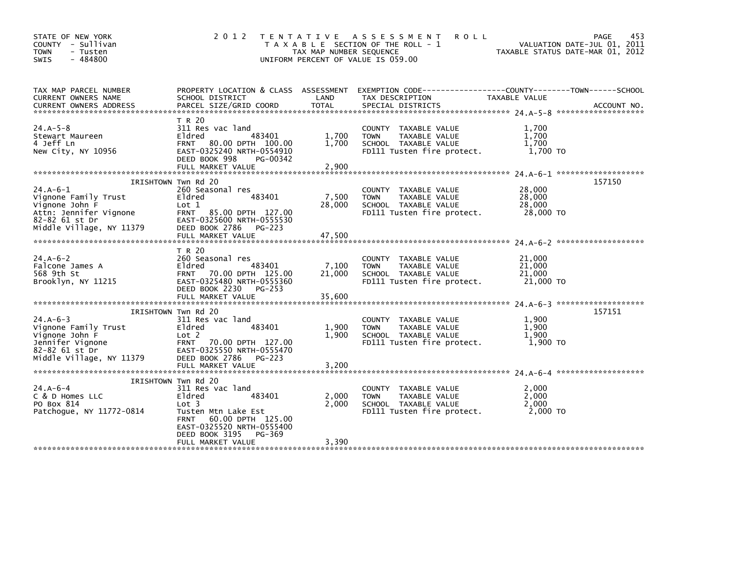STATE OF NEW YORK
COUNTY - Sullivan
TOWN - Tusten
SWIS - 484800

2012 TENTATIVE ASSESSMENT ROLL
TAXABLE SECTION OF THE ROLL - 1
TAX MAP NUMBER SEQUENCE
UNIFORM PERCENT OF VALUE IS 059.00

VALUATION DATE-JUL 01, 2011
TAXABLE STATUS DATE-MAR 01, 2012

| TAX MAP PARCEL NUMBER / CURRENT OWNERS NAME / CURRENT OWNERS ADDRESS | PROPERTY LOCATION & CLASS / SCHOOL DISTRICT / PARCEL SIZE/GRID COORD | ASSESSMENT LAND | TOTAL | EXEMPTION CODE / TAX DESCRIPTION / SPECIAL DISTRICTS | COUNTY / TOWN / SCHOOL TAXABLE VALUE | ACCOUNT NO. |
|---|---|---|---|---|---|---|
| 24.A-5-8 | T R 20 | | | | | |
| | 311 Res vac land | | | COUNTY TAXABLE VALUE | 1,700 | |
| Stewart Maureen | Eldred 483401 | 1,700 | | TOWN TAXABLE VALUE | 1,700 | |
| 4 Jeff Ln | FRNT 80.00 DPTH 100.00 | | 1,700 | SCHOOL TAXABLE VALUE | 1,700 | |
| New City, NY 10956 | EAST-0325240 NRTH-0554910 | | | FD111 Tusten fire protect. | 1,700 TO | |
| | DEED BOOK 998 PG-00342 | | | | | |
| | FULL MARKET VALUE | | 2,900 | | | |
| 24.A-6-1 | IRISHTOWN Twn Rd 20 | | | | | 157150 |
| | 260 Seasonal res | | | COUNTY TAXABLE VALUE | 28,000 | |
| Vignone Family Trust | Eldred 483401 | 7,500 | | TOWN TAXABLE VALUE | 28,000 | |
| Vignone John F | Lot 1 | | 28,000 | SCHOOL TAXABLE VALUE | 28,000 | |
| Attn: Jennifer Vignone | FRNT 85.00 DPTH 127.00 | | | FD111 Tusten fire protect. | 28,000 TO | |
| 82-82 61 st Dr | EAST-0325600 NRTH-0555530 | | | | | |
| Middle Village, NY 11379 | DEED BOOK 2786 PG-223 | | | | | |
| | FULL MARKET VALUE | | 47,500 | | | |
| 24.A-6-2 | T R 20 | | | | | |
| | 260 Seasonal res | | | COUNTY TAXABLE VALUE | 21,000 | |
| Falcone James A | Eldred 483401 | 7,100 | | TOWN TAXABLE VALUE | 21,000 | |
| 568 9th St | FRNT 70.00 DPTH 125.00 | | 21,000 | SCHOOL TAXABLE VALUE | 21,000 | |
| Brooklyn, NY 11215 | EAST-0325480 NRTH-0555360 | | | FD111 Tusten fire protect. | 21,000 TO | |
| | DEED BOOK 2230 PG-253 | | | | | |
| | FULL MARKET VALUE | | 35,600 | | | |
| 24.A-6-3 | IRISHTOWN Twn Rd 20 | | | | | 157151 |
| | 311 Res vac land | | | COUNTY TAXABLE VALUE | 1,900 | |
| Vignone Family Trust | Eldred 483401 | 1,900 | | TOWN TAXABLE VALUE | 1,900 | |
| Vignone John F | Lot 2 | | 1,900 | SCHOOL TAXABLE VALUE | 1,900 | |
| Jennifer Vignone | FRNT 70.00 DPTH 127.00 | | | FD111 Tusten fire protect. | 1,900 TO | |
| 82-82 61 st Dr | EAST-0325550 NRTH-0555470 | | | | | |
| Middle Village, NY 11379 | DEED BOOK 2786 PG-223 | | | | | |
| | FULL MARKET VALUE | | 3,200 | | | |
| 24.A-6-4 | IRISHTOWN Twn Rd 20 | | | | | |
| | 311 Res vac land | | | COUNTY TAXABLE VALUE | 2,000 | |
| C & D Homes LLC | Eldred 483401 | 2,000 | | TOWN TAXABLE VALUE | 2,000 | |
| PO Box 814 | Lot 3 | | 2,000 | SCHOOL TAXABLE VALUE | 2,000 | |
| Patchogue, NY 11772-0814 | Tusten Mtn Lake Est | | | FD111 Tusten fire protect. | 2,000 TO | |
| | FRNT 60.00 DPTH 125.00 | | | | | |
| | EAST-0325520 NRTH-0555400 | | | | | |
| | DEED BOOK 3195 PG-369 | | | | | |
| | FULL MARKET VALUE | | 3,390 | | | |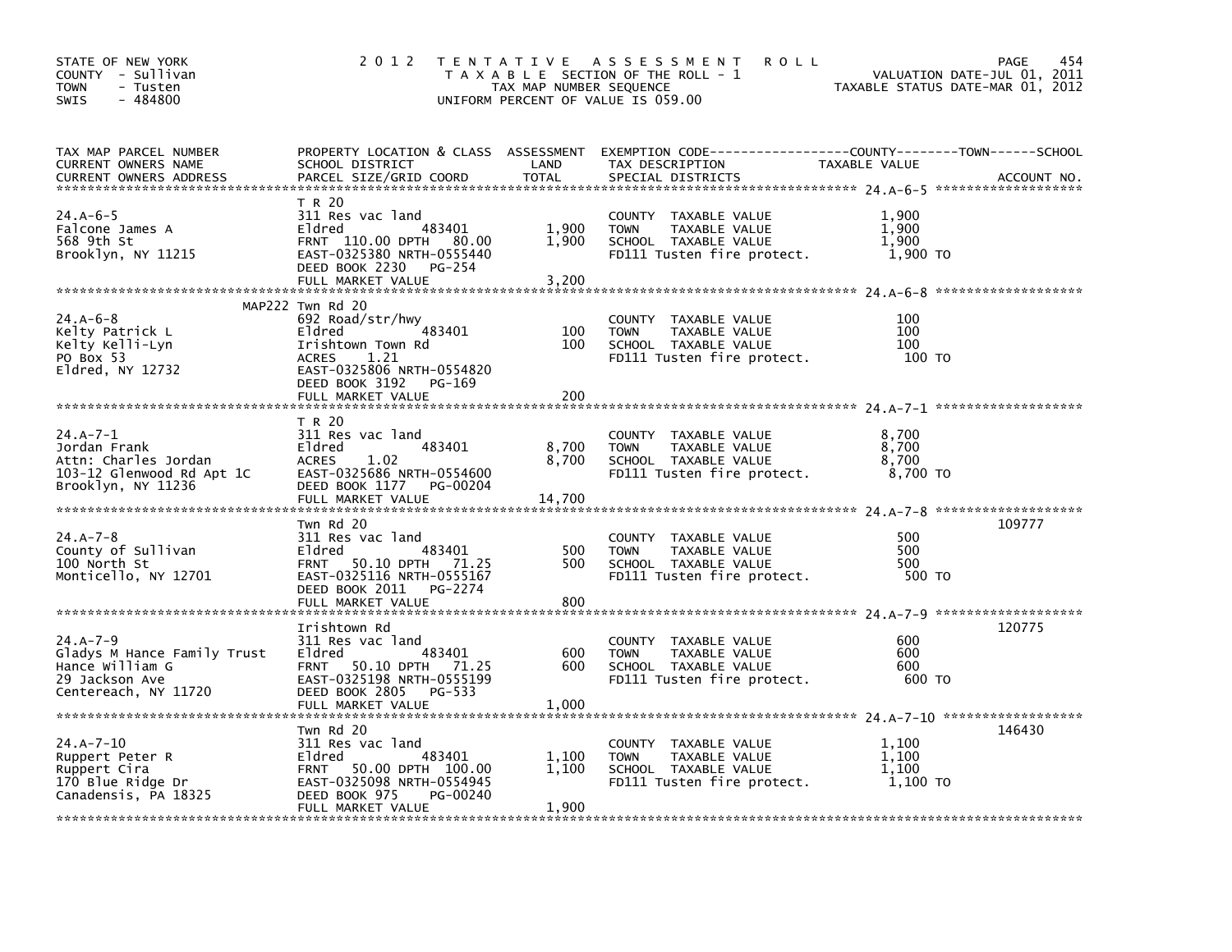STATE OF NEW YORK
COUNTY - Sullivan
TOWN - Tusten
SWIS - 484800

2012 TENTATIVE ASSESSMENT ROLL
TAXABLE SECTION OF THE ROLL - 1
TAX MAP NUMBER SEQUENCE
UNIFORM PERCENT OF VALUE IS 059.00

VALUATION DATE-JUL 01, 2011
TAXABLE STATUS DATE-MAR 01, 2012

| TAX MAP PARCEL NUMBER / CURRENT OWNERS NAME / CURRENT OWNERS ADDRESS | PROPERTY LOCATION & CLASS / SCHOOL DISTRICT / PARCEL SIZE/GRID COORD | ASSESSMENT LAND / TOTAL | EXEMPTION CODE / TAX DESCRIPTION / SPECIAL DISTRICTS | TAXABLE VALUE (COUNTY / TOWN / SCHOOL) | ACCOUNT NO. |
|---|---|---|---|---|---|
| 24.A-6-5 | T R 20 | | | | |
| Falcone James A | 311 Res vac land | | COUNTY TAXABLE VALUE | 1,900 | |
| 568 9th St | Eldred 483401 | 1,900 | TOWN TAXABLE VALUE | 1,900 | |
| Brooklyn, NY 11215 | FRNT 110.00 DPTH 80.00 | 1,900 | SCHOOL TAXABLE VALUE | 1,900 | |
| | EAST-0325380 NRTH-0555440 | | FD111 Tusten fire protect. | 1,900 TO | |
| | DEED BOOK 2230 PG-254 | | | | |
| | FULL MARKET VALUE | 3,200 | | | |
| 24.A-6-8 | MAP222 Twn Rd 20 | | | | |
| Kelty Patrick L | 692 Road/str/hwy | | COUNTY TAXABLE VALUE | 100 | |
| Kelty Kelli-Lyn | Eldred 483401 | 100 | TOWN TAXABLE VALUE | 100 | |
| PO Box 53 | Irishtown Town Rd | 100 | SCHOOL TAXABLE VALUE | 100 | |
| Eldred, NY 12732 | ACRES 1.21 | | FD111 Tusten fire protect. | 100 TO | |
| | EAST-0325806 NRTH-0554820 | | | | |
| | DEED BOOK 3192 PG-169 | | | | |
| | FULL MARKET VALUE | 200 | | | |
| 24.A-7-1 | T R 20 | | | | |
| Jordan Frank | 311 Res vac land | | COUNTY TAXABLE VALUE | 8,700 | |
| Attn: Charles Jordan | Eldred 483401 | 8,700 | TOWN TAXABLE VALUE | 8,700 | |
| 103-12 Glenwood Rd Apt 1C | ACRES 1.02 | 8,700 | SCHOOL TAXABLE VALUE | 8,700 | |
| Brooklyn, NY 11236 | EAST-0325686 NRTH-0554600 | | FD111 Tusten fire protect. | 8,700 TO | |
| | DEED BOOK 1177 PG-00204 | | | | |
| | FULL MARKET VALUE | 14,700 | | | |
| 24.A-7-8 | Twn Rd 20 | | | | 109777 |
| County of Sullivan | 311 Res vac land | | COUNTY TAXABLE VALUE | 500 | |
| 100 North St | Eldred 483401 | 500 | TOWN TAXABLE VALUE | 500 | |
| Monticello, NY 12701 | FRNT 50.10 DPTH 71.25 | 500 | SCHOOL TAXABLE VALUE | 500 | |
| | EAST-0325116 NRTH-0555167 | | FD111 Tusten fire protect. | 500 TO | |
| | DEED BOOK 2011 PG-2274 | | | | |
| | FULL MARKET VALUE | 800 | | | |
| 24.A-7-9 | Irishtown Rd | | | | 120775 |
| Gladys M Hance Family Trust | 311 Res vac land | | COUNTY TAXABLE VALUE | 600 | |
| Hance William G | Eldred 483401 | 600 | TOWN TAXABLE VALUE | 600 | |
| 29 Jackson Ave | FRNT 50.10 DPTH 71.25 | 600 | SCHOOL TAXABLE VALUE | 600 | |
| Centereach, NY 11720 | EAST-0325198 NRTH-0555199 | | FD111 Tusten fire protect. | 600 TO | |
| | DEED BOOK 2805 PG-533 | | | | |
| | FULL MARKET VALUE | 1,000 | | | |
| 24.A-7-10 | Twn Rd 20 | | | | 146430 |
| Ruppert Peter R | 311 Res vac land | | COUNTY TAXABLE VALUE | 1,100 | |
| Ruppert Cira | Eldred 483401 | 1,100 | TOWN TAXABLE VALUE | 1,100 | |
| 170 Blue Ridge Dr | FRNT 50.00 DPTH 100.00 | 1,100 | SCHOOL TAXABLE VALUE | 1,100 | |
| Canadensis, PA 18325 | EAST-0325098 NRTH-0554945 | | FD111 Tusten fire protect. | 1,100 TO | |
| | DEED BOOK 975 PG-00240 | | | | |
| | FULL MARKET VALUE | 1,900 | | | |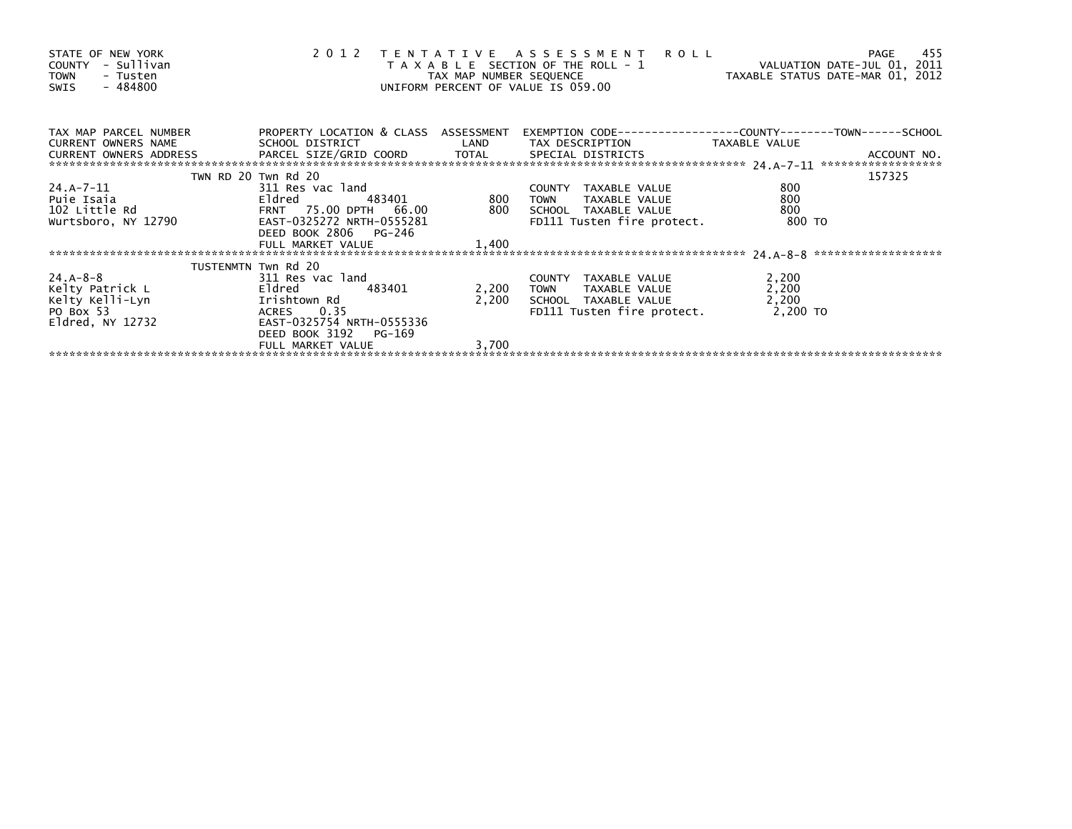STATE OF NEW YORK
COUNTY - Sullivan
TOWN - Tusten
SWIS - 484800

2012 TENTATIVE ASSESSMENT ROLL
TAXABLE SECTION OF THE ROLL - 1
TAX MAP NUMBER SEQUENCE
UNIFORM PERCENT OF VALUE IS 059.00

VALUATION DATE-JUL 01, 2011
TAXABLE STATUS DATE-MAR 01, 2012

| TAX MAP PARCEL NUMBER / CURRENT OWNERS NAME / CURRENT OWNERS ADDRESS | PROPERTY LOCATION & CLASS / SCHOOL DISTRICT / PARCEL SIZE/GRID COORD | ASSESSMENT LAND | TOTAL | EXEMPTION CODE / TAX DESCRIPTION / SPECIAL DISTRICTS | TAXABLE VALUE (COUNTY / TOWN / SCHOOL) | ACCOUNT NO. |
|---|---|---|---|---|---|---|
| TWN RD 20 | Twn Rd 20 | | | | | 157325 |
| 24.A-7-11 | 311 Res vac land | | | COUNTY TAXABLE VALUE | 800 | |
| Puie Isaia | Eldred 483401 | 800 | | TOWN TAXABLE VALUE | 800 | |
| 102 Little Rd | FRNT 75.00 DPTH 66.00 | | 800 | SCHOOL TAXABLE VALUE | 800 | |
| Wurtsboro, NY 12790 | EAST-0325272 NRTH-0555281 | | | FD111 Tusten fire protect. | 800 TO | |
| | DEED BOOK 2806 PG-246 | | | | | |
| | FULL MARKET VALUE | | 1,400 | | | |
| TUSTENMTN | Twn Rd 20 | | | | | |
| 24.A-8-8 | 311 Res vac land | | | COUNTY TAXABLE VALUE | 2,200 | |
| Kelty Patrick L | Eldred 483401 | 2,200 | | TOWN TAXABLE VALUE | 2,200 | |
| Kelty Kelli-Lyn | Irishtown Rd | | 2,200 | SCHOOL TAXABLE VALUE | 2,200 | |
| PO Box 53 | ACRES 0.35 | | | FD111 Tusten fire protect. | 2,200 TO | |
| Eldred, NY 12732 | EAST-0325754 NRTH-0555336 | | | | | |
| | DEED BOOK 3192 PG-169 | | | | | |
| | FULL MARKET VALUE | | 3,700 | | | |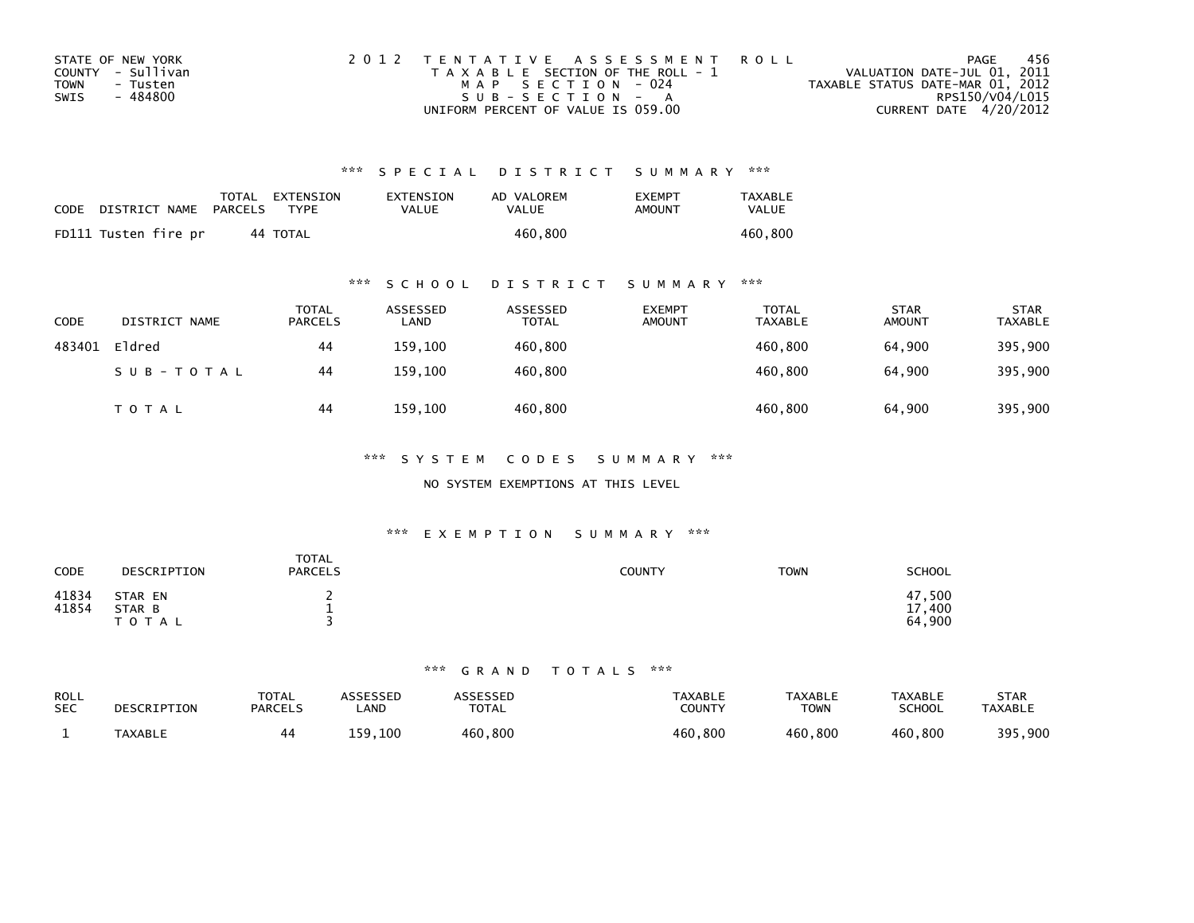STATE OF NEW YORK
COUNTY - Sullivan
TOWN - Tusten
SWIS - 484800

2012 TENTATIVE ASSESSMENT ROLL
TAXABLE SECTION OF THE ROLL - 1
MAP SECTION - 024
SUB-SECTION - A
UNIFORM PERCENT OF VALUE IS 059.00

VALUATION DATE-JUL 01, 2011
TAXABLE STATUS DATE-MAR 01, 2012
RPS150/V04/L015
CURRENT DATE 4/20/2012

### *** SPECIAL DISTRICT SUMMARY ***

| CODE DISTRICT NAME | TOTAL PARCELS | EXTENSION TYPE | EXTENSION VALUE | AD VALOREM VALUE | EXEMPT AMOUNT | TAXABLE VALUE |
|---|---|---|---|---|---|---|
| FD111 Tusten fire pr | 44 | TOTAL | | 460,800 | | 460,800 |

### *** SCHOOL DISTRICT SUMMARY ***

| CODE | DISTRICT NAME | TOTAL PARCELS | ASSESSED LAND | ASSESSED TOTAL | EXEMPT AMOUNT | TOTAL TAXABLE | STAR AMOUNT | STAR TAXABLE |
|---|---|---|---|---|---|---|---|---|
| 483401 | Eldred | 44 | 159,100 | 460,800 | | 460,800 | 64,900 | 395,900 |
| | SUB-TOTAL | 44 | 159,100 | 460,800 | | 460,800 | 64,900 | 395,900 |
| | TOTAL | 44 | 159,100 | 460,800 | | 460,800 | 64,900 | 395,900 |

### *** SYSTEM CODES SUMMARY ***

NO SYSTEM EXEMPTIONS AT THIS LEVEL

### *** EXEMPTION SUMMARY ***

| CODE | DESCRIPTION | TOTAL PARCELS | COUNTY | TOWN | SCHOOL |
|---|---|---|---|---|---|
| 41834 | STAR EN | 2 | | | 47,500 |
| 41854 | STAR B | 1 | | | 17,400 |
| | TOTAL | 3 | | | 64,900 |

### *** GRAND TOTALS ***

| ROLL SEC | DESCRIPTION | TOTAL PARCELS | ASSESSED LAND | ASSESSED TOTAL | TAXABLE COUNTY | TAXABLE TOWN | TAXABLE SCHOOL | STAR TAXABLE |
|---|---|---|---|---|---|---|---|---|
| 1 | TAXABLE | 44 | 159,100 | 460,800 | 460,800 | 460,800 | 460,800 | 395,900 |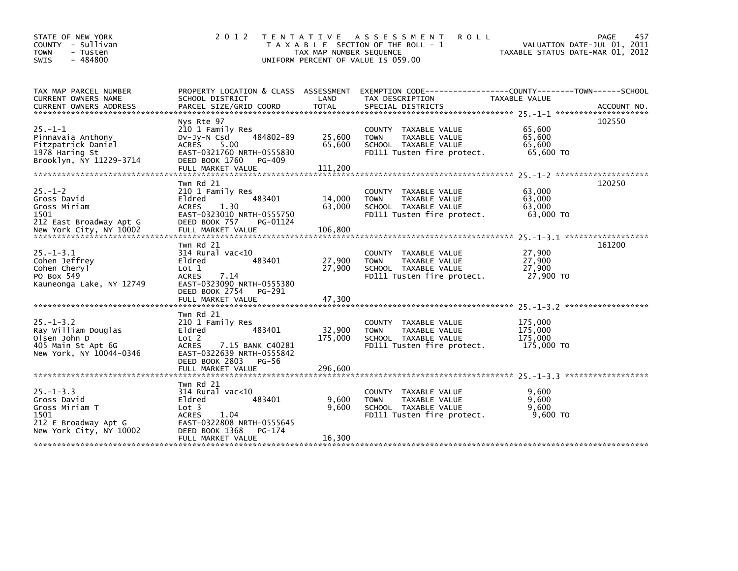STATE OF NEW YORK
COUNTY - Sullivan
TOWN - Tusten
SWIS - 484800

# 2012 TENTATIVE ASSESSMENT ROLL

TAXABLE SECTION OF THE ROLL - 1
TAX MAP NUMBER SEQUENCE
UNIFORM PERCENT OF VALUE IS 059.00

VALUATION DATE-JUL 01, 2011
TAXABLE STATUS DATE-MAR 01, 2012

| TAX MAP PARCEL NUMBER / CURRENT OWNERS NAME / CURRENT OWNERS ADDRESS | PROPERTY LOCATION & CLASS / SCHOOL DISTRICT / PARCEL SIZE/GRID COORD | ASSESSMENT LAND | TOTAL | EXEMPTION CODE / TAX DESCRIPTION / SPECIAL DISTRICTS | TAXABLE VALUE (COUNTY / TOWN / SCHOOL) | ACCOUNT NO. |
|---|---|---|---|---|---|---|
| 25.-1-1 | Nys Rte 97 | | | | | 102550 |
| Pinnavaia Anthony | 210 1 Family Res | | | COUNTY TAXABLE VALUE | 65,600 | |
| Fitzpatrick Daniel | Dv-Jy-N Csd 484802-89 | 25,600 | | TOWN TAXABLE VALUE | 65,600 | |
| 1978 Haring St | ACRES 5.00 | | 65,600 | SCHOOL TAXABLE VALUE | 65,600 | |
| Brooklyn, NY 11229-3714 | EAST-0321760 NRTH-0555830 | | | FD111 Tusten fire protect. | 65,600 TO | |
| | DEED BOOK 1760 PG-409 | | | | | |
| | FULL MARKET VALUE | | 111,200 | | | |
| 25.-1-2 | Twn Rd 21 | | | | | 120250 |
| Gross David | 210 1 Family Res | | | COUNTY TAXABLE VALUE | 63,000 | |
| Gross Miriam | Eldred 483401 | 14,000 | | TOWN TAXABLE VALUE | 63,000 | |
| 1501 | ACRES 1.30 | | 63,000 | SCHOOL TAXABLE VALUE | 63,000 | |
| 212 East Broadway Apt G | EAST-0323010 NRTH-0555750 | | | FD111 Tusten fire protect. | 63,000 TO | |
| New York City, NY 10002 | DEED BOOK 757 PG-01124 | | | | | |
| | FULL MARKET VALUE | | 106,800 | | | |
| 25.-1-3.1 | Twn Rd 21 | | | | | 161200 |
| Cohen Jeffrey | 314 Rural vac<10 | | | COUNTY TAXABLE VALUE | 27,900 | |
| Cohen Cheryl | Eldred 483401 | 27,900 | | TOWN TAXABLE VALUE | 27,900 | |
| PO Box 549 | Lot 1 | | 27,900 | SCHOOL TAXABLE VALUE | 27,900 | |
| Kauneonga Lake, NY 12749 | ACRES 7.14 | | | FD111 Tusten fire protect. | 27,900 TO | |
| | EAST-0323090 NRTH-0555380 | | | | | |
| | DEED BOOK 2754 PG-291 | | | | | |
| | FULL MARKET VALUE | | 47,300 | | | |
| 25.-1-3.2 | Twn Rd 21 | | | | | |
| Ray William Douglas | 210 1 Family Res | | | COUNTY TAXABLE VALUE | 175,000 | |
| Olsen John D | Eldred 483401 | 32,900 | | TOWN TAXABLE VALUE | 175,000 | |
| 405 Main St Apt 6G | Lot 2 | | 175,000 | SCHOOL TAXABLE VALUE | 175,000 | |
| New York, NY 10044-0346 | ACRES 7.15 BANK C40281 | | | FD111 Tusten fire protect. | 175,000 TO | |
| | EAST-0322639 NRTH-0555842 | | | | | |
| | DEED BOOK 2803 PG-56 | | | | | |
| | FULL MARKET VALUE | | 296,600 | | | |
| 25.-1-3.3 | Twn Rd 21 | | | | | |
| Gross David | 314 Rural vac<10 | | | COUNTY TAXABLE VALUE | 9,600 | |
| Gross Miriam T | Eldred 483401 | 9,600 | | TOWN TAXABLE VALUE | 9,600 | |
| 1501 | Lot 3 | | 9,600 | SCHOOL TAXABLE VALUE | 9,600 | |
| 212 E Broadway Apt G | ACRES 1.04 | | | FD111 Tusten fire protect. | 9,600 TO | |
| New York City, NY 10002 | EAST-0322808 NRTH-0555645 | | | | | |
| | DEED BOOK 1368 PG-174 | | | | | |
| | FULL MARKET VALUE | | 16,300 | | | |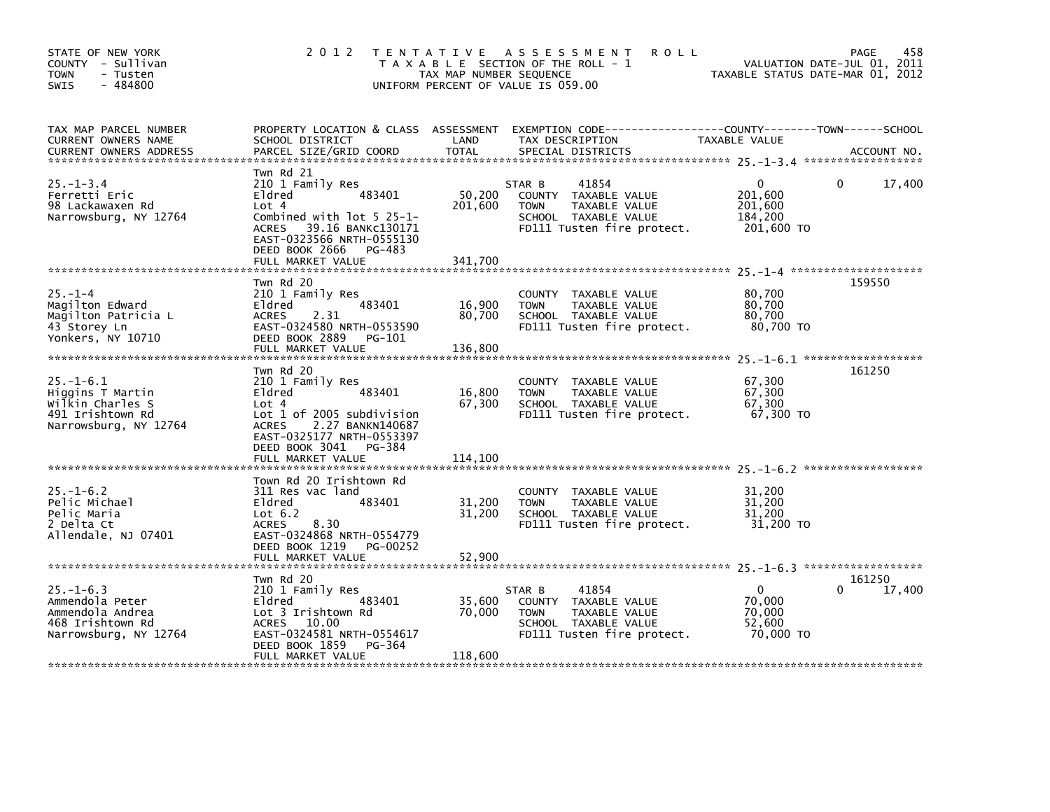STATE OF NEW YORK
COUNTY - Sullivan
TOWN - Tusten
SWIS - 484800

# 2012 TENTATIVE ASSESSMENT ROLL

TAXABLE SECTION OF THE ROLL - 1
TAX MAP NUMBER SEQUENCE
UNIFORM PERCENT OF VALUE IS 059.00

VALUATION DATE-JUL 01, 2011
TAXABLE STATUS DATE-MAR 01, 2012

| TAX MAP PARCEL NUMBER / CURRENT OWNERS NAME / CURRENT OWNERS ADDRESS | PROPERTY LOCATION & CLASS / SCHOOL DISTRICT / PARCEL SIZE/GRID COORD | ASSESSMENT LAND / TOTAL | EXEMPTION CODE / TAX DESCRIPTION / SPECIAL DISTRICTS | COUNTY TAXABLE VALUE | TOWN | SCHOOL / ACCOUNT NO. |
|---|---|---|---|---|---|---|
| 25.-1-3.4 | Twn Rd 21 | | | | | |
| 25.-1-3.4 | 210 1 Family Res | | STAR B 41854 | 0 | 0 | 17,400 |
| Ferretti Eric | Eldred 483401 | 50,200 | COUNTY TAXABLE VALUE | 201,600 | | |
| 98 Lackawaxen Rd | Lot 4 | 201,600 | TOWN TAXABLE VALUE | 201,600 | | |
| Narrowsburg, NY 12764 | Combined with lot 5 25-1- | | SCHOOL TAXABLE VALUE | 184,200 | | |
| | ACRES 39.16 BANKC130171 | | FD111 Tusten fire protect. | 201,600 TO | | |
| | EAST-0323566 NRTH-0555130 | | | | | |
| | DEED BOOK 2666 PG-483 | | | | | |
| | FULL MARKET VALUE | 341,700 | | | | |
| 25.-1-4 | Twn Rd 20 | | | | | 159550 |
| 25.-1-4 | 210 1 Family Res | | COUNTY TAXABLE VALUE | 80,700 | | |
| Magilton Edward | Eldred 483401 | 16,900 | TOWN TAXABLE VALUE | 80,700 | | |
| Magilton Patricia L | ACRES 2.31 | 80,700 | SCHOOL TAXABLE VALUE | 80,700 | | |
| 43 Storey Ln | EAST-0324580 NRTH-0553590 | | FD111 Tusten fire protect. | 80,700 TO | | |
| Yonkers, NY 10710 | DEED BOOK 2889 PG-101 | | | | | |
| | FULL MARKET VALUE | 136,800 | | | | |
| 25.-1-6.1 | Twn Rd 20 | | | | | 161250 |
| 25.-1-6.1 | 210 1 Family Res | | COUNTY TAXABLE VALUE | 67,300 | | |
| Higgins T Martin | Eldred 483401 | 16,800 | TOWN TAXABLE VALUE | 67,300 | | |
| Wilkin Charles S | Lot 4 | 67,300 | SCHOOL TAXABLE VALUE | 67,300 | | |
| 491 Irishtown Rd | Lot 1 of 2005 subdivision | | FD111 Tusten fire protect. | 67,300 TO | | |
| Narrowsburg, NY 12764 | ACRES 2.27 BANKN140687 | | | | | |
| | EAST-0325177 NRTH-0553397 | | | | | |
| | DEED BOOK 3041 PG-384 | | | | | |
| | FULL MARKET VALUE | 114,100 | | | | |
| 25.-1-6.2 | Town Rd 20 Irishtown Rd | | | | | |
| 25.-1-6.2 | 311 Res vac land | | COUNTY TAXABLE VALUE | 31,200 | | |
| Pelic Michael | Eldred 483401 | 31,200 | TOWN TAXABLE VALUE | 31,200 | | |
| Pelic Maria | Lot 6.2 | 31,200 | SCHOOL TAXABLE VALUE | 31,200 | | |
| 2 Delta Ct | ACRES 8.30 | | FD111 Tusten fire protect. | 31,200 TO | | |
| Allendale, NJ 07401 | EAST-0324868 NRTH-0554779 | | | | | |
| | DEED BOOK 1219 PG-00252 | | | | | |
| | FULL MARKET VALUE | 52,900 | | | | |
| 25.-1-6.3 | Twn Rd 20 | | | | | 161250 |
| 25.-1-6.3 | 210 1 Family Res | | STAR B 41854 | 0 | 0 | 17,400 |
| Ammendola Peter | Eldred 483401 | 35,600 | COUNTY TAXABLE VALUE | 70,000 | | |
| Ammendola Andrea | Lot 3 Irishtown Rd | 70,000 | TOWN TAXABLE VALUE | 70,000 | | |
| 468 Irishtown Rd | ACRES 10.00 | | SCHOOL TAXABLE VALUE | 52,600 | | |
| Narrowsburg, NY 12764 | EAST-0324581 NRTH-0554617 | | FD111 Tusten fire protect. | 70,000 TO | | |
| | DEED BOOK 1859 PG-364 | | | | | |
| | FULL MARKET VALUE | 118,600 | | | | |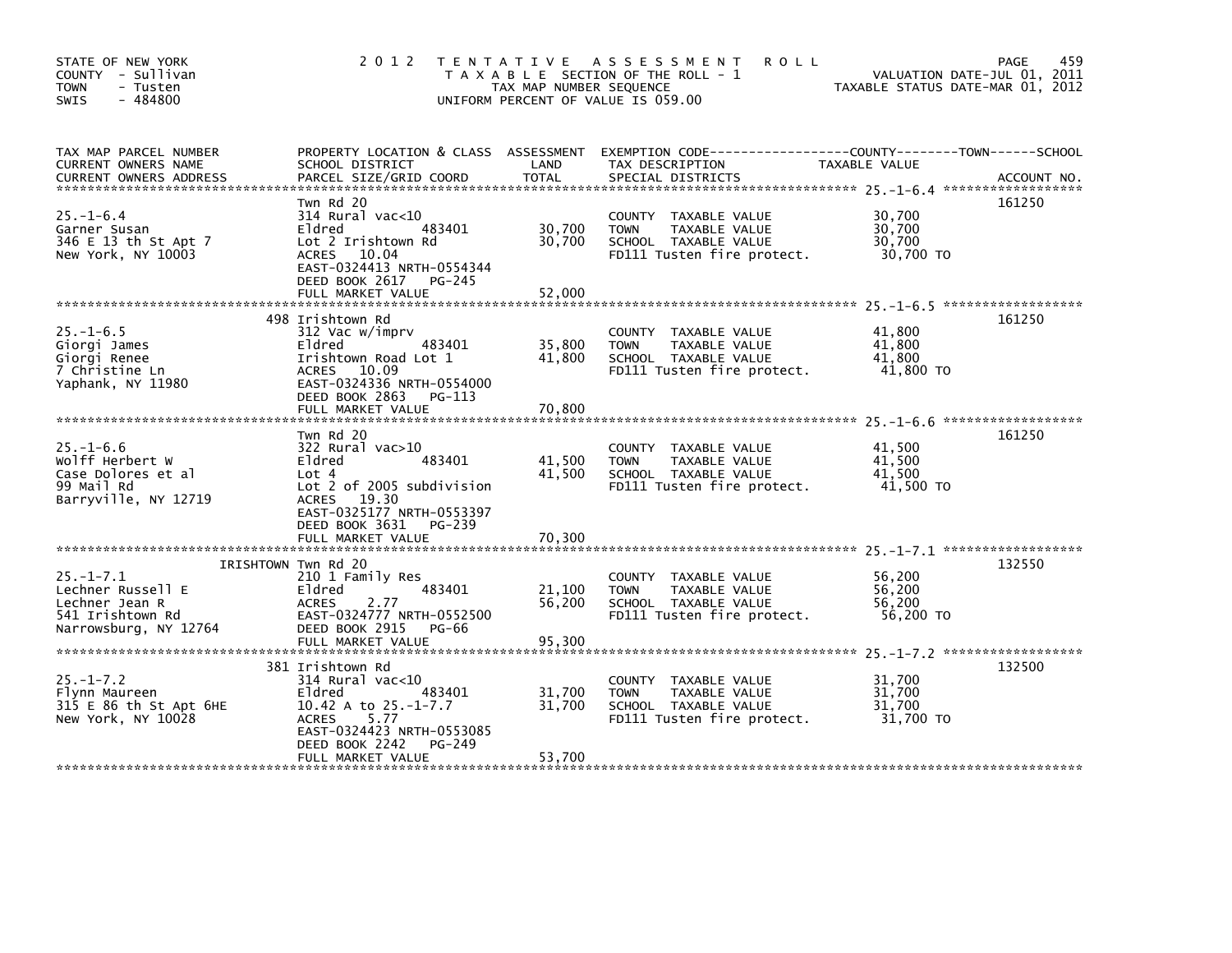STATE OF NEW YORK
COUNTY - Sullivan
TOWN - Tusten
SWIS - 484800

2012 TENTATIVE ASSESSMENT ROLL
TAXABLE SECTION OF THE ROLL - 1
TAX MAP NUMBER SEQUENCE
UNIFORM PERCENT OF VALUE IS 059.00

VALUATION DATE-JUL 01, 2011
TAXABLE STATUS DATE-MAR 01, 2012

| TAX MAP PARCEL NUMBER / CURRENT OWNERS NAME / CURRENT OWNERS ADDRESS | PROPERTY LOCATION & CLASS / SCHOOL DISTRICT / PARCEL SIZE/GRID COORD | ASSESSMENT LAND | TOTAL | EXEMPTION CODE / TAX DESCRIPTION / SPECIAL DISTRICTS | TAXABLE VALUE (COUNTY / TOWN / SCHOOL) | ACCOUNT NO. |
|---|---|---|---|---|---|---|
| 25.-1-6.4 | Twn Rd 20 | | | | | 161250 |
| | 314 Rural vac<10 | | | COUNTY TAXABLE VALUE | 30,700 | |
| Garner Susan | Eldred 483401 | 30,700 | | TOWN TAXABLE VALUE | 30,700 | |
| 346 E 13 th St Apt 7 | Lot 2 Irishtown Rd | | 30,700 | SCHOOL TAXABLE VALUE | 30,700 | |
| New York, NY 10003 | ACRES 10.04 | | | FD111 Tusten fire protect. | 30,700 TO | |
| | EAST-0324413 NRTH-0554344 | | | | | |
| | DEED BOOK 2617 PG-245 | | | | | |
| | FULL MARKET VALUE | | 52,000 | | | |
| 25.-1-6.5 | 498 Irishtown Rd | | | | | 161250 |
| | 312 Vac w/imprv | | | COUNTY TAXABLE VALUE | 41,800 | |
| Giorgi James | Eldred 483401 | 35,800 | | TOWN TAXABLE VALUE | 41,800 | |
| Giorgi Renee | Irishtown Road Lot 1 | | 41,800 | SCHOOL TAXABLE VALUE | 41,800 | |
| 7 Christine Ln | ACRES 10.09 | | | FD111 Tusten fire protect. | 41,800 TO | |
| Yaphank, NY 11980 | EAST-0324336 NRTH-0554000 | | | | | |
| | DEED BOOK 2863 PG-113 | | | | | |
| | FULL MARKET VALUE | | 70,800 | | | |
| 25.-1-6.6 | Twn Rd 20 | | | | | 161250 |
| | 322 Rural vac>10 | | | COUNTY TAXABLE VALUE | 41,500 | |
| Wolff Herbert W | Eldred 483401 | 41,500 | | TOWN TAXABLE VALUE | 41,500 | |
| Case Dolores et al | Lot 4 | | 41,500 | SCHOOL TAXABLE VALUE | 41,500 | |
| 99 Mail Rd | Lot 2 of 2005 subdivision | | | FD111 Tusten fire protect. | 41,500 TO | |
| Barryville, NY 12719 | ACRES 19.30 | | | | | |
| | EAST-0325177 NRTH-0553397 | | | | | |
| | DEED BOOK 3631 PG-239 | | | | | |
| | FULL MARKET VALUE | | 70,300 | | | |
| 25.-1-7.1 | IRISHTOWN Twn Rd 20 | | | | | 132550 |
| | 210 1 Family Res | | | COUNTY TAXABLE VALUE | 56,200 | |
| Lechner Russell E | Eldred 483401 | 21,100 | | TOWN TAXABLE VALUE | 56,200 | |
| Lechner Jean R | ACRES 2.77 | | 56,200 | SCHOOL TAXABLE VALUE | 56,200 | |
| 541 Irishtown Rd | EAST-0324777 NRTH-0552500 | | | FD111 Tusten fire protect. | 56,200 TO | |
| Narrowsburg, NY 12764 | DEED BOOK 2915 PG-66 | | | | | |
| | FULL MARKET VALUE | | 95,300 | | | |
| 25.-1-7.2 | 381 Irishtown Rd | | | | | 132500 |
| | 314 Rural vac<10 | | | COUNTY TAXABLE VALUE | 31,700 | |
| Flynn Maureen | Eldred 483401 | 31,700 | | TOWN TAXABLE VALUE | 31,700 | |
| 315 E 86 th St Apt 6HE | 10.42 A to 25.-1-7.7 | | 31,700 | SCHOOL TAXABLE VALUE | 31,700 | |
| New York, NY 10028 | ACRES 5.77 | | | FD111 Tusten fire protect. | 31,700 TO | |
| | EAST-0324423 NRTH-0553085 | | | | | |
| | DEED BOOK 2242 PG-249 | | | | | |
| | FULL MARKET VALUE | | 53,700 | | | |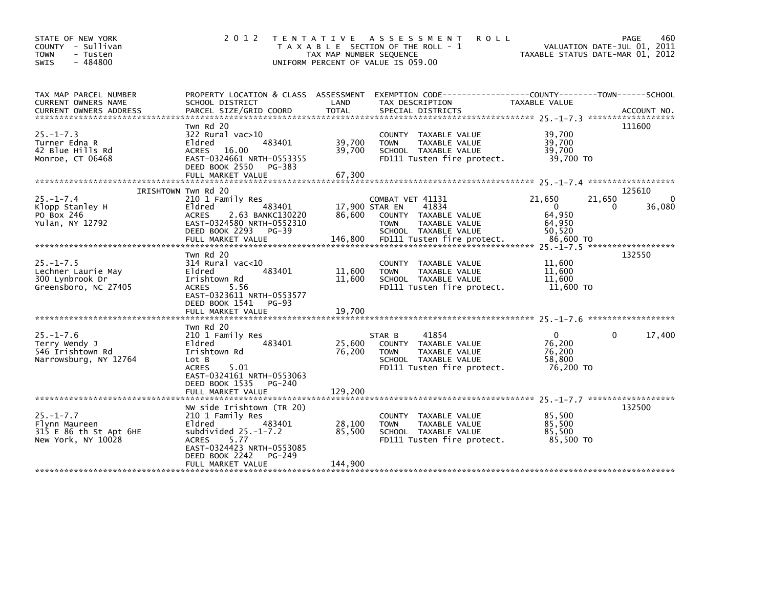STATE OF NEW YORK
COUNTY - Sullivan
TOWN - Tusten
SWIS - 484800

2 0 1 2 T E N T A T I V E A S S E S S M E N T R O L L
T A X A B L E SECTION OF THE ROLL - 1
TAX MAP NUMBER SEQUENCE
UNIFORM PERCENT OF VALUE IS 059.00

VALUATION DATE-JUL 01, 2011
TAXABLE STATUS DATE-MAR 01, 2012

| TAX MAP PARCEL NUMBER / CURRENT OWNERS NAME / CURRENT OWNERS ADDRESS | PROPERTY LOCATION & CLASS / SCHOOL DISTRICT / PARCEL SIZE/GRID COORD | ASSESSMENT LAND / TOTAL | EXEMPTION CODE / TAX DESCRIPTION / SPECIAL DISTRICTS | COUNTY TAXABLE VALUE | TOWN | SCHOOL | ACCOUNT NO. |
|---|---|---|---|---|---|---|---|
| 25.-1-7.3 | Twn Rd 20 | | | | | | 111600 |
| | 322 Rural vac>10 | | COUNTY TAXABLE VALUE | 39,700 | | | |
| Turner Edna R | Eldred 483401 | 39,700 | TOWN TAXABLE VALUE | 39,700 | | | |
| 42 Blue Hills Rd | ACRES 16.00 | 39,700 | SCHOOL TAXABLE VALUE | 39,700 | | | |
| Monroe, CT 06468 | EAST-0324661 NRTH-0553355 | | FD111 Tusten fire protect. | 39,700 TO | | | |
| | DEED BOOK 2550 PG-383 | | | | | | |
| | FULL MARKET VALUE | 67,300 | | | | | |
| 25.-1-7.4 | IRISHTOWN Twn Rd 20 | | | | | | 125610 |
| | 210 1 Family Res | | COMBAT VET 41131 | 21,650 | 21,650 | 0 | |
| Klopp Stanley H | Eldred 483401 | 17,900 | STAR EN 41834 | 0 | 0 | 36,080 | |
| PO Box 246 | ACRES 2.63 BANKC130220 | 86,600 | COUNTY TAXABLE VALUE | 64,950 | | | |
| Yulan, NY 12792 | EAST-0324580 NRTH-0552310 | | TOWN TAXABLE VALUE | 64,950 | | | |
| | DEED BOOK 2293 PG-39 | | SCHOOL TAXABLE VALUE | 50,520 | | | |
| | FULL MARKET VALUE | 146,800 | FD111 Tusten fire protect. | 86,600 TO | | | |
| 25.-1-7.5 | Twn Rd 20 | | | | | | 132550 |
| | 314 Rural vac<10 | | COUNTY TAXABLE VALUE | 11,600 | | | |
| Lechner Laurie May | Eldred 483401 | 11,600 | TOWN TAXABLE VALUE | 11,600 | | | |
| 300 Lynbrook Dr | Irishtown Rd | 11,600 | SCHOOL TAXABLE VALUE | 11,600 | | | |
| Greensboro, NC 27405 | ACRES 5.56 | | FD111 Tusten fire protect. | 11,600 TO | | | |
| | EAST-0323611 NRTH-0553577 | | | | | | |
| | DEED BOOK 1541 PG-93 | | | | | | |
| | FULL MARKET VALUE | 19,700 | | | | | |
| 25.-1-7.6 | Twn Rd 20 | | | | | | |
| | 210 1 Family Res | | STAR B 41854 | 0 | 0 | 17,400 | |
| Terry Wendy J | Eldred 483401 | 25,600 | COUNTY TAXABLE VALUE | 76,200 | | | |
| 546 Irishtown Rd | Irishtown Rd | 76,200 | TOWN TAXABLE VALUE | 76,200 | | | |
| Narrowsburg, NY 12764 | Lot B | | SCHOOL TAXABLE VALUE | 58,800 | | | |
| | ACRES 5.01 | | FD111 Tusten fire protect. | 76,200 TO | | | |
| | EAST-0324161 NRTH-0553063 | | | | | | |
| | DEED BOOK 1535 PG-240 | | | | | | |
| | FULL MARKET VALUE | 129,200 | | | | | |
| 25.-1-7.7 | NW side Irishtown (TR 20) | | | | | | 132500 |
| | 210 1 Family Res | | COUNTY TAXABLE VALUE | 85,500 | | | |
| Flynn Maureen | Eldred 483401 | 28,100 | TOWN TAXABLE VALUE | 85,500 | | | |
| 315 E 86 th St Apt 6HE | subdivided 25.-1-7.2 | 85,500 | SCHOOL TAXABLE VALUE | 85,500 | | | |
| New York, NY 10028 | ACRES 5.77 | | FD111 Tusten fire protect. | 85,500 TO | | | |
| | EAST-0324423 NRTH-0553085 | | | | | | |
| | DEED BOOK 2242 PG-249 | | | | | | |
| | FULL MARKET VALUE | 144,900 | | | | | |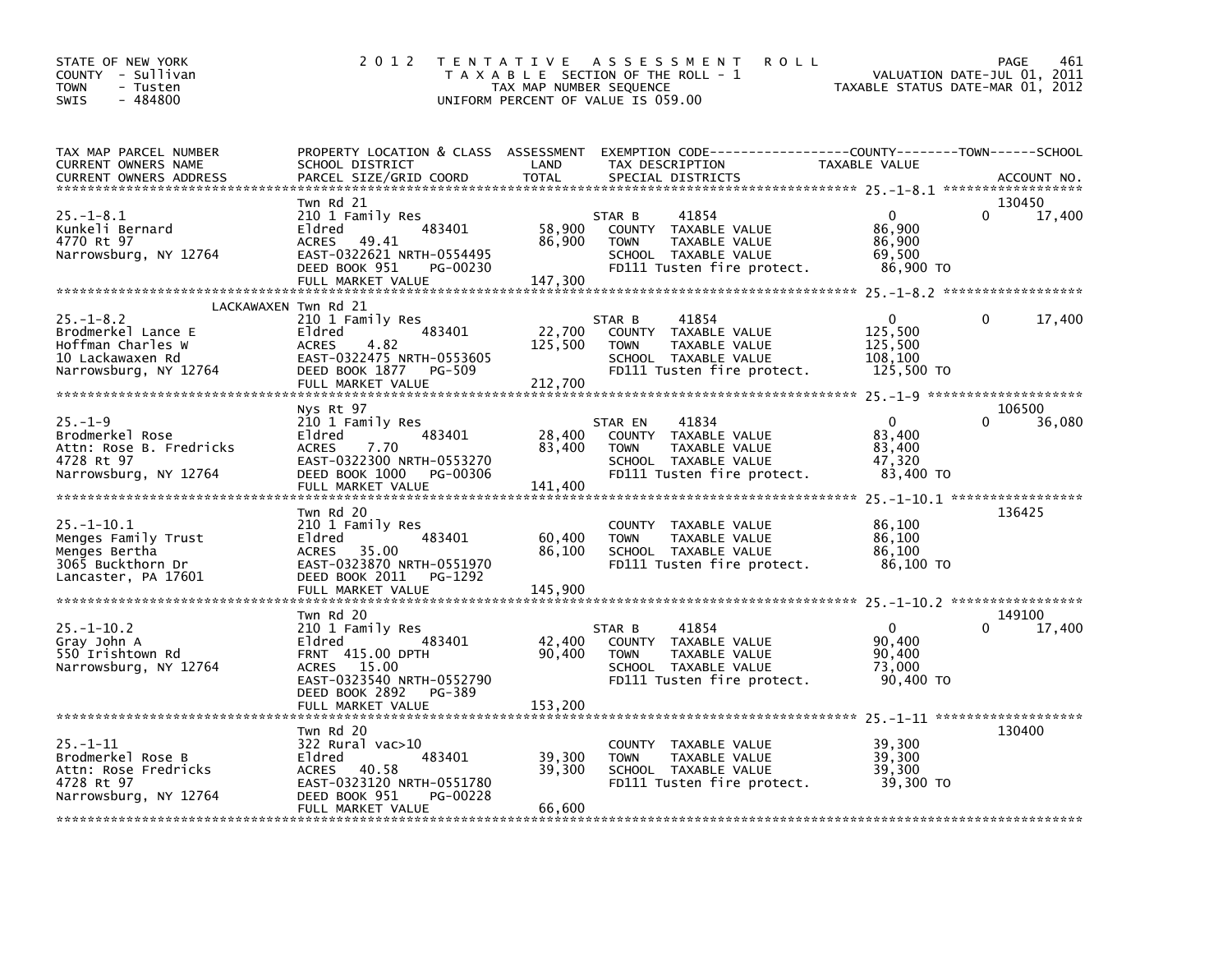STATE OF NEW YORK
COUNTY - Sullivan
TOWN - Tusten
SWIS - 484800

2012 TENTATIVE ASSESSMENT ROLL
TAXABLE SECTION OF THE ROLL - 1
TAX MAP NUMBER SEQUENCE
UNIFORM PERCENT OF VALUE IS 059.00

VALUATION DATE-JUL 01, 2011
TAXABLE STATUS DATE-MAR 01, 2012

| TAX MAP PARCEL NUMBER / CURRENT OWNERS NAME / CURRENT OWNERS ADDRESS | PROPERTY LOCATION & CLASS / SCHOOL DISTRICT / PARCEL SIZE/GRID COORD | ASSESSMENT LAND | TOTAL | EXEMPTION CODE / TAX DESCRIPTION / SPECIAL DISTRICTS | COUNTY TAXABLE VALUE | TOWN | SCHOOL / ACCOUNT NO. |
|---|---|---|---|---|---|---|---|
| 25.-1-8.1 | Twn Rd 21 | | | | | | 130450 |
| Kunkeli Bernard | 210 1 Family Res | | | STAR B 41854 | 0 | 0 | 17,400 |
| 4770 Rt 97 | Eldred 483401 | 58,900 | | COUNTY TAXABLE VALUE | 86,900 | | |
| Narrowsburg, NY 12764 | ACRES 49.41 | | 86,900 | TOWN TAXABLE VALUE | 86,900 | | |
| | EAST-0322621 NRTH-0554495 | | | SCHOOL TAXABLE VALUE | 69,500 | | |
| | DEED BOOK 951 PG-00230 | | | FD111 Tusten fire protect. | 86,900 TO | | |
| | FULL MARKET VALUE | | 147,300 | | | | |
| 25.-1-8.2 | LACKAWAXEN Twn Rd 21 | | | | | | |
| Brodmerkel Lance E | 210 1 Family Res | | | STAR B 41854 | 0 | 0 | 17,400 |
| Hoffman Charles W | Eldred 483401 | 22,700 | | COUNTY TAXABLE VALUE | 125,500 | | |
| 10 Lackawaxen Rd | ACRES 4.82 | | 125,500 | TOWN TAXABLE VALUE | 125,500 | | |
| Narrowsburg, NY 12764 | EAST-0322475 NRTH-0553605 | | | SCHOOL TAXABLE VALUE | 108,100 | | |
| | DEED BOOK 1877 PG-509 | | | FD111 Tusten fire protect. | 125,500 TO | | |
| | FULL MARKET VALUE | | 212,700 | | | | |
| 25.-1-9 | Nys Rt 97 | | | | | | 106500 |
| Brodmerkel Rose | 210 1 Family Res | | | STAR EN 41834 | 0 | 0 | 36,080 |
| Attn: Rose B. Fredricks | Eldred 483401 | 28,400 | | COUNTY TAXABLE VALUE | 83,400 | | |
| 4728 Rt 97 | ACRES 7.70 | | 83,400 | TOWN TAXABLE VALUE | 83,400 | | |
| Narrowsburg, NY 12764 | EAST-0322300 NRTH-0553270 | | | SCHOOL TAXABLE VALUE | 47,320 | | |
| | DEED BOOK 1000 PG-00306 | | | FD111 Tusten fire protect. | 83,400 TO | | |
| | FULL MARKET VALUE | | 141,400 | | | | |
| 25.-1-10.1 | Twn Rd 20 | | | | | | 136425 |
| Menges Family Trust | 210 1 Family Res | | | COUNTY TAXABLE VALUE | 86,100 | | |
| Menges Bertha | Eldred 483401 | 60,400 | | TOWN TAXABLE VALUE | 86,100 | | |
| 3065 Buckthorn Dr | ACRES 35.00 | | 86,100 | SCHOOL TAXABLE VALUE | 86,100 | | |
| Lancaster, PA 17601 | EAST-0323870 NRTH-0551970 | | | FD111 Tusten fire protect. | 86,100 TO | | |
| | DEED BOOK 2011 PG-1292 | | | | | | |
| | FULL MARKET VALUE | | 145,900 | | | | |
| 25.-1-10.2 | Twn Rd 20 | | | | | | 149100 |
| Gray John A | 210 1 Family Res | | | STAR B 41854 | 0 | 0 | 17,400 |
| 550 Irishtown Rd | Eldred 483401 | 42,400 | | COUNTY TAXABLE VALUE | 90,400 | | |
| Narrowsburg, NY 12764 | FRNT 415.00 DPTH | | 90,400 | TOWN TAXABLE VALUE | 90,400 | | |
| | ACRES 15.00 | | | SCHOOL TAXABLE VALUE | 73,000 | | |
| | EAST-0323540 NRTH-0552790 | | | FD111 Tusten fire protect. | 90,400 TO | | |
| | DEED BOOK 2892 PG-389 | | | | | | |
| | FULL MARKET VALUE | | 153,200 | | | | |
| 25.-1-11 | Twn Rd 20 | | | | | | 130400 |
| Brodmerkel Rose B | 322 Rural vac>10 | | | COUNTY TAXABLE VALUE | 39,300 | | |
| Attn: Rose Fredricks | Eldred 483401 | 39,300 | | TOWN TAXABLE VALUE | 39,300 | | |
| 4728 Rt 97 | ACRES 40.58 | | 39,300 | SCHOOL TAXABLE VALUE | 39,300 | | |
| Narrowsburg, NY 12764 | EAST-0323120 NRTH-0551780 | | | FD111 Tusten fire protect. | 39,300 TO | | |
| | DEED BOOK 951 PG-00228 | | | | | | |
| | FULL MARKET VALUE | | 66,600 | | | | |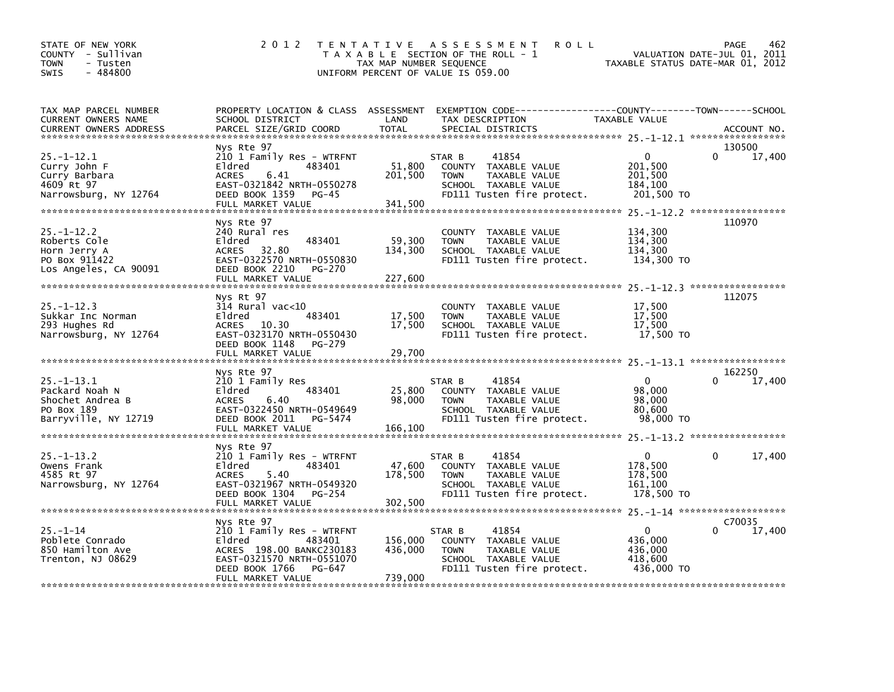STATE OF NEW YORK
COUNTY - Sullivan
TOWN - Tusten
SWIS - 484800

# 2012 TENTATIVE ASSESSMENT ROLL

TAXABLE SECTION OF THE ROLL - 1
TAX MAP NUMBER SEQUENCE
UNIFORM PERCENT OF VALUE IS 059.00

VALUATION DATE-JUL 01, 2011
TAXABLE STATUS DATE-MAR 01, 2012

| TAX MAP PARCEL NUMBER / CURRENT OWNERS NAME / CURRENT OWNERS ADDRESS | PROPERTY LOCATION & CLASS / SCHOOL DISTRICT / PARCEL SIZE/GRID COORD | ASSESSMENT LAND | TOTAL | EXEMPTION CODE / TAX DESCRIPTION / SPECIAL DISTRICTS | COUNTY TAXABLE VALUE | TOWN | SCHOOL | ACCOUNT NO. |
|---|---|---|---|---|---|---|---|---|
| 25.-1-12.1 | Nys Rte 97 | | | | | | | 130500 |
| Curry John F | 210 1 Family Res - WTRFNT | | | STAR B 41854 | 0 | 0 | 17,400 | |
| Curry Barbara | Eldred 483401 | 51,800 | | COUNTY TAXABLE VALUE | 201,500 | | | |
| 4609 Rt 97 | ACRES 6.41 | | 201,500 | TOWN TAXABLE VALUE | 201,500 | | | |
| Narrowsburg, NY 12764 | EAST-0321842 NRTH-0550278 | | | SCHOOL TAXABLE VALUE | 184,100 | | | |
| | DEED BOOK 1359 PG-45 | | | FD111 Tusten fire protect. | 201,500 TO | | | |
| | FULL MARKET VALUE | | 341,500 | | | | | |
| 25.-1-12.2 | Nys Rte 97 | | | | | | | 110970 |
| Roberts Cole | 240 Rural res | | | COUNTY TAXABLE VALUE | 134,300 | | | |
| Horn Jerry A | Eldred 483401 | 59,300 | | TOWN TAXABLE VALUE | 134,300 | | | |
| PO Box 911422 | ACRES 32.80 | | 134,300 | SCHOOL TAXABLE VALUE | 134,300 | | | |
| Los Angeles, CA 90091 | EAST-0322570 NRTH-0550830 | | | FD111 Tusten fire protect. | 134,300 TO | | | |
| | DEED BOOK 2210 PG-270 | | | | | | | |
| | FULL MARKET VALUE | | 227,600 | | | | | |
| 25.-1-12.3 | Nys Rt 97 | | | | | | | 112075 |
| Sukkar Inc Norman | 314 Rural vac<10 | | | COUNTY TAXABLE VALUE | 17,500 | | | |
| 293 Hughes Rd | Eldred 483401 | 17,500 | | TOWN TAXABLE VALUE | 17,500 | | | |
| Narrowsburg, NY 12764 | ACRES 10.30 | | 17,500 | SCHOOL TAXABLE VALUE | 17,500 | | | |
| | EAST-0323170 NRTH-0550430 | | | FD111 Tusten fire protect. | 17,500 TO | | | |
| | DEED BOOK 1148 PG-279 | | | | | | | |
| | FULL MARKET VALUE | | 29,700 | | | | | |
| 25.-1-13.1 | Nys Rte 97 | | | | | | | 162250 |
| Packard Noah N | 210 1 Family Res | | | STAR B 41854 | 0 | 0 | 17,400 | |
| Shochet Andrea B | Eldred 483401 | 25,800 | | COUNTY TAXABLE VALUE | 98,000 | | | |
| PO Box 189 | ACRES 6.40 | | 98,000 | TOWN TAXABLE VALUE | 98,000 | | | |
| Barryville, NY 12719 | EAST-0322450 NRTH-0549649 | | | SCHOOL TAXABLE VALUE | 80,600 | | | |
| | DEED BOOK 2011 PG-5474 | | | FD111 Tusten fire protect. | 98,000 TO | | | |
| | FULL MARKET VALUE | | 166,100 | | | | | |
| 25.-1-13.2 | Nys Rte 97 | | | | | | | |
| Owens Frank | 210 1 Family Res - WTRFNT | | | STAR B 41854 | 0 | 0 | 17,400 | |
| 4585 Rt 97 | Eldred 483401 | 47,600 | | COUNTY TAXABLE VALUE | 178,500 | | | |
| Narrowsburg, NY 12764 | ACRES 5.40 | | 178,500 | TOWN TAXABLE VALUE | 178,500 | | | |
| | EAST-0321967 NRTH-0549320 | | | SCHOOL TAXABLE VALUE | 161,100 | | | |
| | DEED BOOK 1304 PG-254 | | | FD111 Tusten fire protect. | 178,500 TO | | | |
| | FULL MARKET VALUE | | 302,500 | | | | | |
| 25.-1-14 | Nys Rte 97 | | | | | | | C70035 |
| Poblete Conrado | 210 1 Family Res - WTRFNT | | | STAR B 41854 | 0 | 0 | 17,400 | |
| 850 Hamilton Ave | Eldred 483401 | 156,000 | | COUNTY TAXABLE VALUE | 436,000 | | | |
| Trenton, NJ 08629 | ACRES 198.00 BANKC230183 | | 436,000 | TOWN TAXABLE VALUE | 436,000 | | | |
| | EAST-0321570 NRTH-0551070 | | | SCHOOL TAXABLE VALUE | 418,600 | | | |
| | DEED BOOK 1766 PG-647 | | | FD111 Tusten fire protect. | 436,000 TO | | | |
| | FULL MARKET VALUE | | 739,000 | | | | | |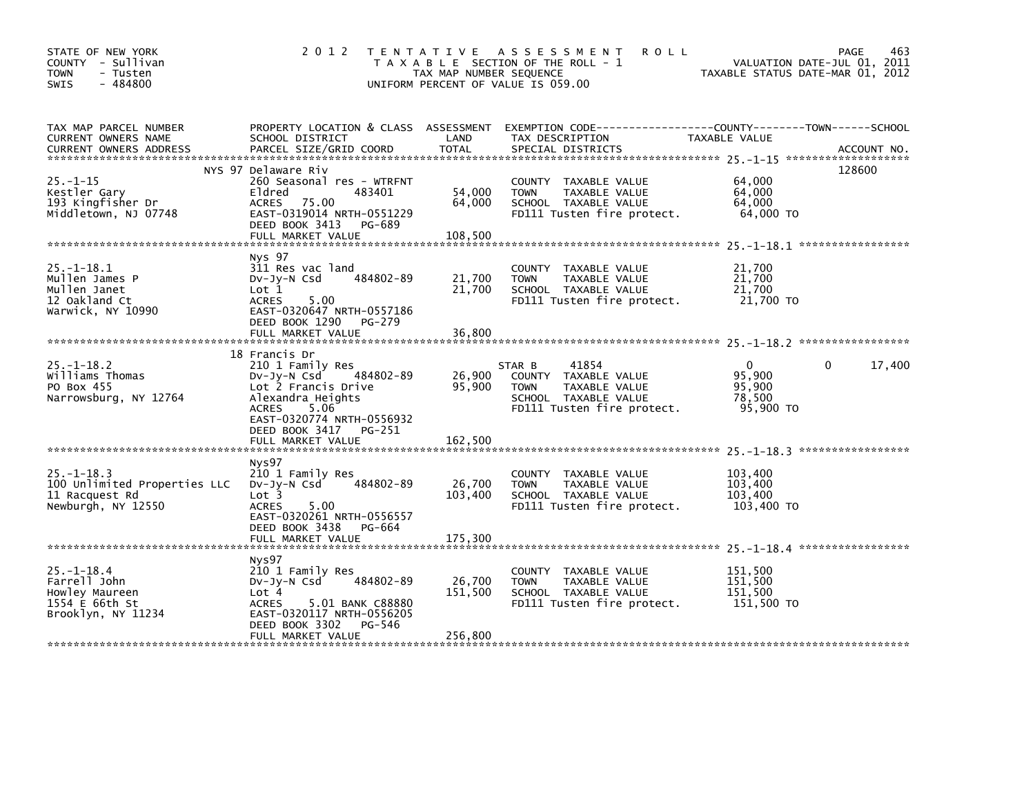STATE OF NEW YORK
COUNTY - Sullivan
TOWN - Tusten
SWIS - 484800

2012 TENTATIVE ASSESSMENT ROLL
TAXABLE SECTION OF THE ROLL - 1
TAX MAP NUMBER SEQUENCE
UNIFORM PERCENT OF VALUE IS 059.00

VALUATION DATE-JUL 01, 2011
TAXABLE STATUS DATE-MAR 01, 2012

| TAX MAP PARCEL NUMBER / CURRENT OWNERS NAME / CURRENT OWNERS ADDRESS | PROPERTY LOCATION & CLASS / SCHOOL DISTRICT / PARCEL SIZE/GRID COORD | ASSESSMENT LAND / TOTAL | EXEMPTION CODE / TAX DESCRIPTION / SPECIAL DISTRICTS | COUNTY TAXABLE VALUE | TOWN | SCHOOL | ACCOUNT NO. |
|---|---|---|---|---|---|---|---|
| 25.-1-15 | NYS 97 Delaware Riv | | | | | | 128600 |
| Kestler Gary | 260 Seasonal res - WTRFNT | | COUNTY TAXABLE VALUE | 64,000 | | | |
| 193 Kingfisher Dr | Eldred 483401 | 54,000 | TOWN TAXABLE VALUE | 64,000 | | | |
| Middletown, NJ 07748 | ACRES 75.00 | 64,000 | SCHOOL TAXABLE VALUE | 64,000 | | | |
| | EAST-0319014 NRTH-0551229 | | FD111 Tusten fire protect. | 64,000 TO | | | |
| | DEED BOOK 3413 PG-689 | | | | | | |
| | FULL MARKET VALUE | 108,500 | | | | | |
| 25.-1-18.1 | Nys 97 | | | | | | |
| Mullen James P | 311 Res vac land | | COUNTY TAXABLE VALUE | 21,700 | | | |
| Mullen Janet | Dv-Jy-N Csd 484802-89 | 21,700 | TOWN TAXABLE VALUE | 21,700 | | | |
| 12 Oakland Ct | Lot 1 | 21,700 | SCHOOL TAXABLE VALUE | 21,700 | | | |
| Warwick, NY 10990 | ACRES 5.00 | | FD111 Tusten fire protect. | 21,700 TO | | | |
| | EAST-0320647 NRTH-0557186 | | | | | | |
| | DEED BOOK 1290 PG-279 | | | | | | |
| | FULL MARKET VALUE | 36,800 | | | | | |
| 25.-1-18.2 | 18 Francis Dr | | | | | | |
| Williams Thomas | 210 1 Family Res | | STAR B 41854 | 0 | 0 | 17,400 | |
| PO Box 455 | Dv-Jy-N Csd 484802-89 | 26,900 | COUNTY TAXABLE VALUE | 95,900 | | | |
| Narrowsburg, NY 12764 | Lot 2 Francis Drive | 95,900 | TOWN TAXABLE VALUE | 95,900 | | | |
| | Alexandra Heights | | SCHOOL TAXABLE VALUE | 78,500 | | | |
| | ACRES 5.06 | | FD111 Tusten fire protect. | 95,900 TO | | | |
| | EAST-0320774 NRTH-0556932 | | | | | | |
| | DEED BOOK 3417 PG-251 | | | | | | |
| | FULL MARKET VALUE | 162,500 | | | | | |
| 25.-1-18.3 | Nys97 | | | | | | |
| 100 Unlimited Properties LLC | 210 1 Family Res | | COUNTY TAXABLE VALUE | 103,400 | | | |
| 11 Racquest Rd | Dv-Jy-N Csd 484802-89 | 26,700 | TOWN TAXABLE VALUE | 103,400 | | | |
| Newburgh, NY 12550 | Lot 3 | 103,400 | SCHOOL TAXABLE VALUE | 103,400 | | | |
| | ACRES 5.00 | | FD111 Tusten fire protect. | 103,400 TO | | | |
| | EAST-0320261 NRTH-0556557 | | | | | | |
| | DEED BOOK 3438 PG-664 | | | | | | |
| | FULL MARKET VALUE | 175,300 | | | | | |
| 25.-1-18.4 | Nys97 | | | | | | |
| Farrell John | 210 1 Family Res | | COUNTY TAXABLE VALUE | 151,500 | | | |
| Howley Maureen | Dv-Jy-N Csd 484802-89 | 26,700 | TOWN TAXABLE VALUE | 151,500 | | | |
| 1554 E 66th St | Lot 4 | 151,500 | SCHOOL TAXABLE VALUE | 151,500 | | | |
| Brooklyn, NY 11234 | ACRES 5.01 BANK C88880 | | FD111 Tusten fire protect. | 151,500 TO | | | |
| | EAST-0320117 NRTH-0556205 | | | | | | |
| | DEED BOOK 3302 PG-546 | | | | | | |
| | FULL MARKET VALUE | 256,800 | | | | | |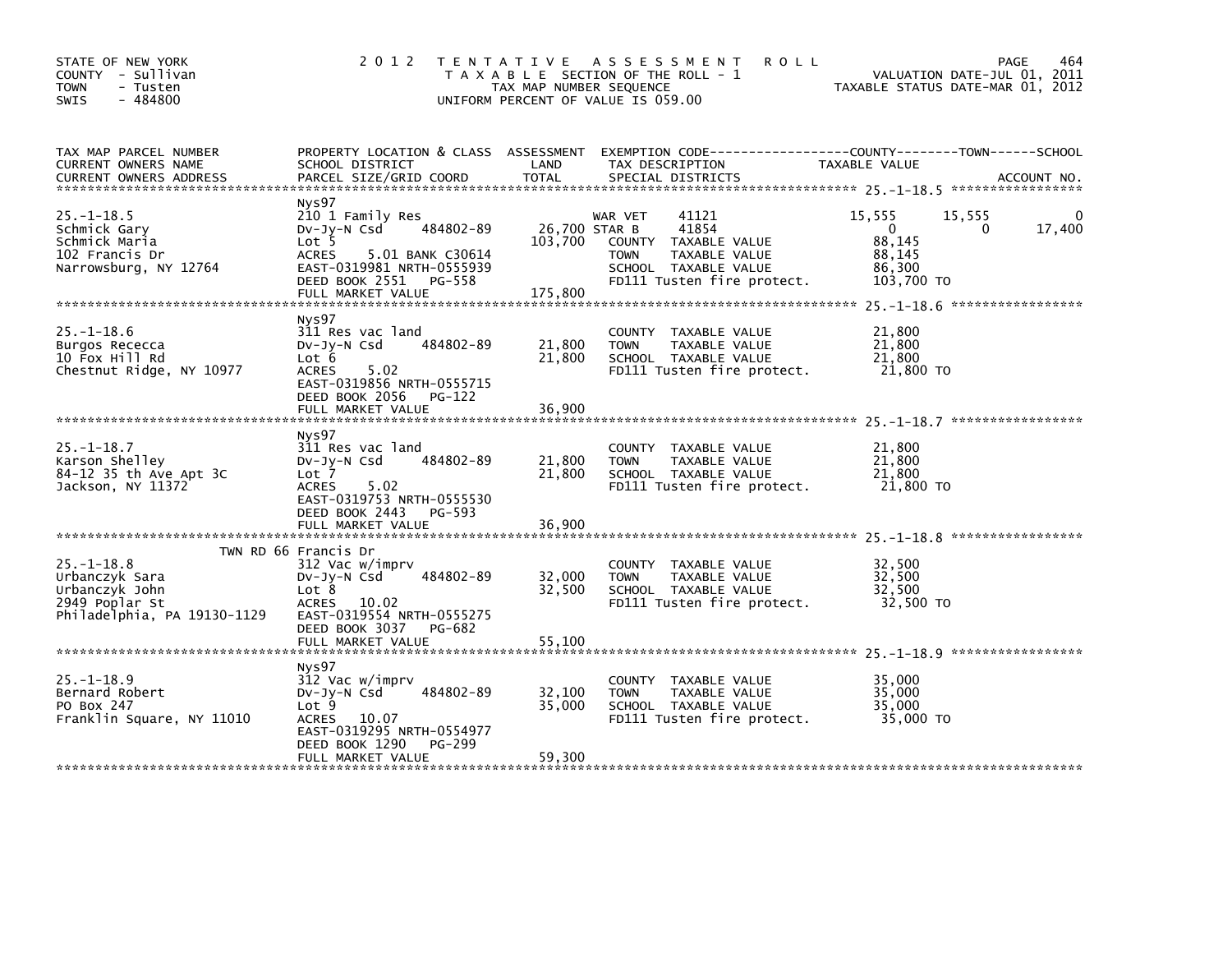STATE OF NEW YORK
COUNTY - Sullivan
TOWN - Tusten
SWIS - 484800

2012 TENTATIVE ASSESSMENT ROLL
TAXABLE SECTION OF THE ROLL - 1
TAX MAP NUMBER SEQUENCE
UNIFORM PERCENT OF VALUE IS 059.00

VALUATION DATE-JUL 01, 2011
TAXABLE STATUS DATE-MAR 01, 2012

| TAX MAP PARCEL NUMBER / CURRENT OWNERS NAME / CURRENT OWNERS ADDRESS | PROPERTY LOCATION & CLASS / SCHOOL DISTRICT / PARCEL SIZE/GRID COORD | ASSESSMENT LAND / TOTAL | EXEMPTION CODE / TAX DESCRIPTION / SPECIAL DISTRICTS | COUNTY | TOWN | SCHOOL |
|---|---|---|---|---|---|---|
| **25.-1-18.5** | Nys97 | | | | | |
| 25.-1-18.5 | 210 1 Family Res | | WAR VET 41121 | 15,555 | 15,555 | 0 |
| Schmick Gary | Dv-Jy-N Csd 484802-89 | 26,700 | STAR B 41854 | 0 | 0 | 17,400 |
| Schmick Maria | Lot 5 | 103,700 | COUNTY TAXABLE VALUE | 88,145 | | |
| 102 Francis Dr | ACRES 5.01 BANK C30614 | | TOWN TAXABLE VALUE | 88,145 | | |
| Narrowsburg, NY 12764 | EAST-0319981 NRTH-0555939 | | SCHOOL TAXABLE VALUE | 86,300 | | |
| | DEED BOOK 2551 PG-558 | | FD111 Tusten fire protect. | 103,700 TO | | |
| | FULL MARKET VALUE | 175,800 | | | | |
| **25.-1-18.6** | Nys97 | | | | | |
| 25.-1-18.6 | 311 Res vac land | | COUNTY TAXABLE VALUE | 21,800 | | |
| Burgos Rececca | Dv-Jy-N Csd 484802-89 | 21,800 | TOWN TAXABLE VALUE | 21,800 | | |
| 10 Fox Hill Rd | Lot 6 | 21,800 | SCHOOL TAXABLE VALUE | 21,800 | | |
| Chestnut Ridge, NY 10977 | ACRES 5.02 | | FD111 Tusten fire protect. | 21,800 TO | | |
| | EAST-0319856 NRTH-0555715 | | | | | |
| | DEED BOOK 2056 PG-122 | | | | | |
| | FULL MARKET VALUE | 36,900 | | | | |
| **25.-1-18.7** | Nys97 | | | | | |
| 25.-1-18.7 | 311 Res vac land | | COUNTY TAXABLE VALUE | 21,800 | | |
| Karson Shelley | Dv-Jy-N Csd 484802-89 | 21,800 | TOWN TAXABLE VALUE | 21,800 | | |
| 84-12 35 th Ave Apt 3C | Lot 7 | 21,800 | SCHOOL TAXABLE VALUE | 21,800 | | |
| Jackson, NY 11372 | ACRES 5.02 | | FD111 Tusten fire protect. | 21,800 TO | | |
| | EAST-0319753 NRTH-0555530 | | | | | |
| | DEED BOOK 2443 PG-593 | | | | | |
| | FULL MARKET VALUE | 36,900 | | | | |
| **25.-1-18.8** | TWN RD 66 Francis Dr | | | | | |
| 25.-1-18.8 | 312 Vac w/imprv | | COUNTY TAXABLE VALUE | 32,500 | | |
| Urbanczyk Sara | Dv-Jy-N Csd 484802-89 | 32,000 | TOWN TAXABLE VALUE | 32,500 | | |
| Urbanczyk John | Lot 8 | 32,500 | SCHOOL TAXABLE VALUE | 32,500 | | |
| 2949 Poplar St | ACRES 10.02 | | FD111 Tusten fire protect. | 32,500 TO | | |
| Philadelphia, PA 19130-1129 | EAST-0319554 NRTH-0555275 | | | | | |
| | DEED BOOK 3037 PG-682 | | | | | |
| | FULL MARKET VALUE | 55,100 | | | | |
| **25.-1-18.9** | Nys97 | | | | | |
| 25.-1-18.9 | 312 Vac w/imprv | | COUNTY TAXABLE VALUE | 35,000 | | |
| Bernard Robert | Dv-Jy-N Csd 484802-89 | 32,100 | TOWN TAXABLE VALUE | 35,000 | | |
| PO Box 247 | Lot 9 | 35,000 | SCHOOL TAXABLE VALUE | 35,000 | | |
| Franklin Square, NY 11010 | ACRES 10.07 | | FD111 Tusten fire protect. | 35,000 TO | | |
| | EAST-0319295 NRTH-0554977 | | | | | |
| | DEED BOOK 1290 PG-299 | | | | | |
| | FULL MARKET VALUE | 59,300 | | | | |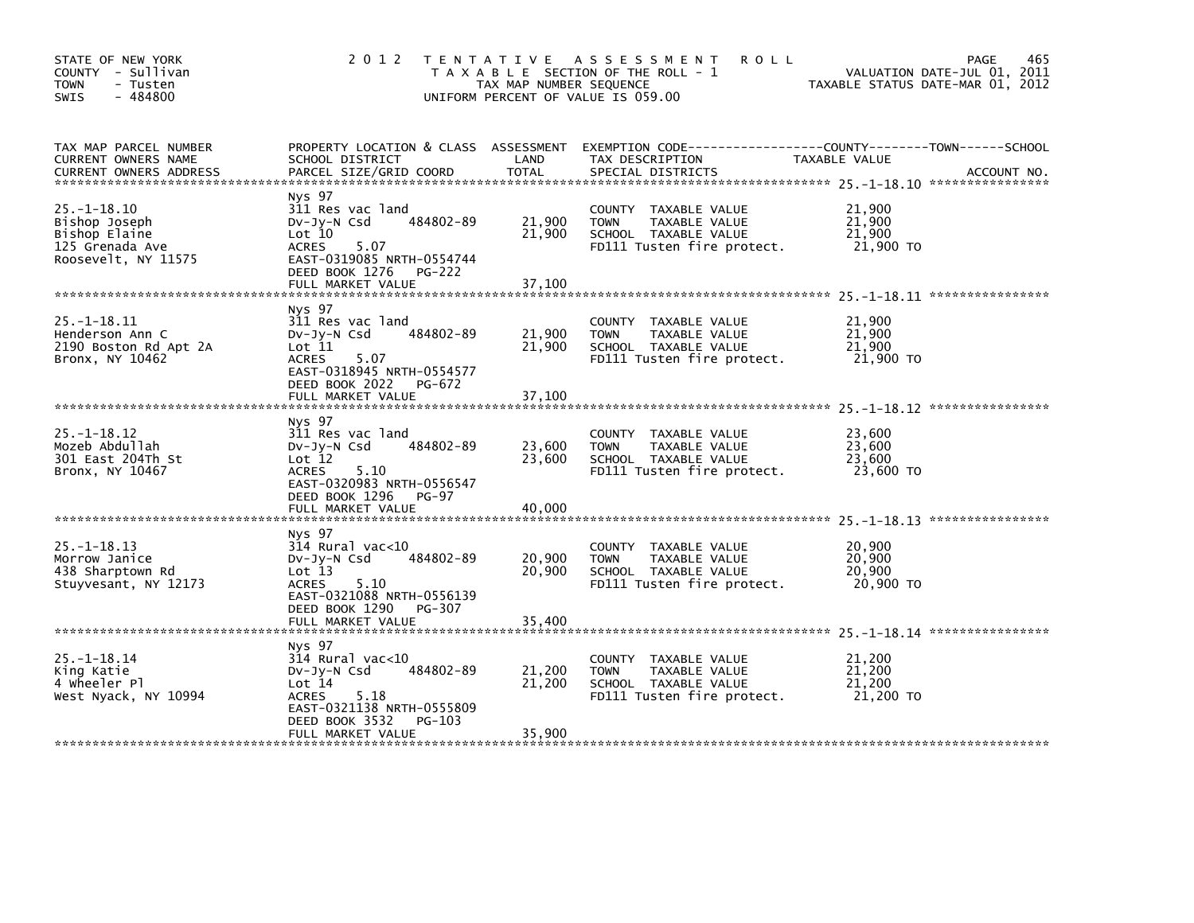STATE OF NEW YORK
COUNTY - Sullivan
TOWN - Tusten
SWIS - 484800

# 2012 TENTATIVE ASSESSMENT ROLL

TAXABLE SECTION OF THE ROLL - 1
TAX MAP NUMBER SEQUENCE
UNIFORM PERCENT OF VALUE IS 059.00

VALUATION DATE-JUL 01, 2011
TAXABLE STATUS DATE-MAR 01, 2012

| TAX MAP PARCEL NUMBER / CURRENT OWNERS NAME / CURRENT OWNERS ADDRESS | PROPERTY LOCATION & CLASS / SCHOOL DISTRICT / PARCEL SIZE/GRID COORD | ASSESSMENT LAND | TOTAL | EXEMPTION CODE / TAX DESCRIPTION / SPECIAL DISTRICTS | TAXABLE VALUE (COUNTY/TOWN/SCHOOL) | ACCOUNT NO. |
|---|---|---|---|---|---|---|
| 25.-1-18.10 | Nys 97 | | | | | |
| Bishop Joseph | 311 Res vac land | | | COUNTY TAXABLE VALUE | 21,900 | |
| Bishop Elaine | Dv-Jy-N Csd 484802-89 | 21,900 | | TOWN TAXABLE VALUE | 21,900 | |
| 125 Grenada Ave | Lot 10 | | 21,900 | SCHOOL TAXABLE VALUE | 21,900 | |
| Roosevelt, NY 11575 | ACRES 5.07 | | | FD111 Tusten fire protect. | 21,900 TO | |
| | EAST-0319085 NRTH-0554744 | | | | | |
| | DEED BOOK 1276 PG-222 | | | | | |
| | FULL MARKET VALUE | | 37,100 | | | |
| 25.-1-18.11 | Nys 97 | | | | | |
| Henderson Ann C | 311 Res vac land | | | COUNTY TAXABLE VALUE | 21,900 | |
| 2190 Boston Rd Apt 2A | Dv-Jy-N Csd 484802-89 | 21,900 | | TOWN TAXABLE VALUE | 21,900 | |
| Bronx, NY 10462 | Lot 11 | | 21,900 | SCHOOL TAXABLE VALUE | 21,900 | |
| | ACRES 5.07 | | | FD111 Tusten fire protect. | 21,900 TO | |
| | EAST-0318945 NRTH-0554577 | | | | | |
| | DEED BOOK 2022 PG-672 | | | | | |
| | FULL MARKET VALUE | | 37,100 | | | |
| 25.-1-18.12 | Nys 97 | | | | | |
| Mozeb Abdullah | 311 Res vac land | | | COUNTY TAXABLE VALUE | 23,600 | |
| 301 East 204Th St | Dv-Jy-N Csd 484802-89 | 23,600 | | TOWN TAXABLE VALUE | 23,600 | |
| Bronx, NY 10467 | Lot 12 | | 23,600 | SCHOOL TAXABLE VALUE | 23,600 | |
| | ACRES 5.10 | | | FD111 Tusten fire protect. | 23,600 TO | |
| | EAST-0320983 NRTH-0556547 | | | | | |
| | DEED BOOK 1296 PG-97 | | | | | |
| | FULL MARKET VALUE | | 40,000 | | | |
| 25.-1-18.13 | Nys 97 | | | | | |
| Morrow Janice | 314 Rural vac<10 | | | COUNTY TAXABLE VALUE | 20,900 | |
| 438 Sharptown Rd | Dv-Jy-N Csd 484802-89 | 20,900 | | TOWN TAXABLE VALUE | 20,900 | |
| Stuyvesant, NY 12173 | Lot 13 | | 20,900 | SCHOOL TAXABLE VALUE | 20,900 | |
| | ACRES 5.10 | | | FD111 Tusten fire protect. | 20,900 TO | |
| | EAST-0321088 NRTH-0556139 | | | | | |
| | DEED BOOK 1290 PG-307 | | | | | |
| | FULL MARKET VALUE | | 35,400 | | | |
| 25.-1-18.14 | Nys 97 | | | | | |
| King Katie | 314 Rural vac<10 | | | COUNTY TAXABLE VALUE | 21,200 | |
| 4 Wheeler Pl | Dv-Jy-N Csd 484802-89 | 21,200 | | TOWN TAXABLE VALUE | 21,200 | |
| West Nyack, NY 10994 | Lot 14 | | 21,200 | SCHOOL TAXABLE VALUE | 21,200 | |
| | ACRES 5.18 | | | FD111 Tusten fire protect. | 21,200 TO | |
| | EAST-0321138 NRTH-0555809 | | | | | |
| | DEED BOOK 3532 PG-103 | | | | | |
| | FULL MARKET VALUE | | 35,900 | | | |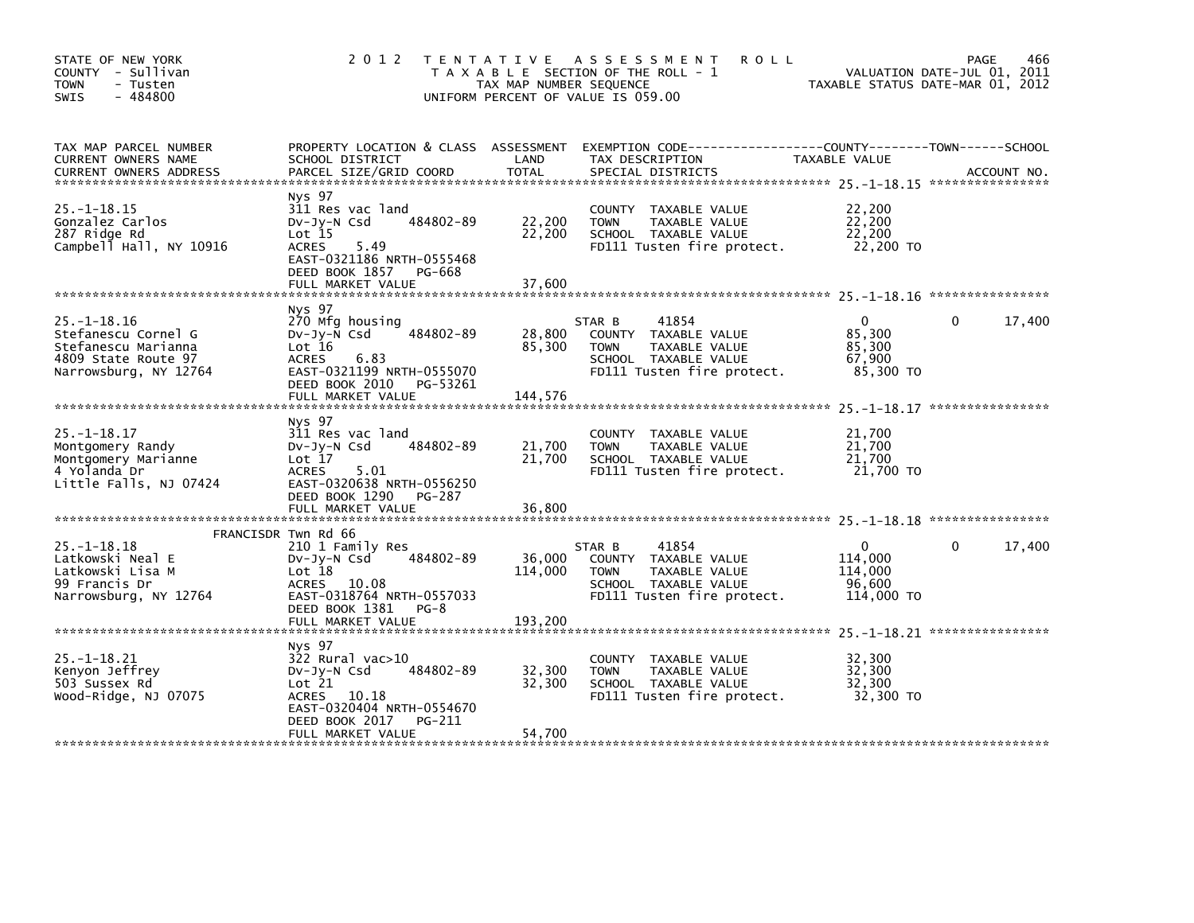STATE OF NEW YORK
COUNTY - Sullivan
TOWN - Tusten
SWIS - 484800

2012 TENTATIVE ASSESSMENT ROLL
TAXABLE SECTION OF THE ROLL - 1
TAX MAP NUMBER SEQUENCE
UNIFORM PERCENT OF VALUE IS 059.00

VALUATION DATE-JUL 01, 2011
TAXABLE STATUS DATE-MAR 01, 2012

| TAX MAP PARCEL NUMBER / CURRENT OWNERS NAME / CURRENT OWNERS ADDRESS | PROPERTY LOCATION & CLASS / SCHOOL DISTRICT / PARCEL SIZE/GRID COORD | ASSESSMENT LAND | TOTAL | EXEMPTION CODE / TAX DESCRIPTION / SPECIAL DISTRICTS | COUNTY / TOWN / SCHOOL TAXABLE VALUE | ACCOUNT NO. |
|---|---|---|---|---|---|---|
| **25.-1-18.15** | Nys 97 | | | | | |
| Gonzalez Carlos | 311 Res vac land | | | COUNTY TAXABLE VALUE | 22,200 | |
| 287 Ridge Rd | Dv-Jy-N Csd 484802-89 | 22,200 | | TOWN TAXABLE VALUE | 22,200 | |
| Campbell Hall, NY 10916 | Lot 15 | | 22,200 | SCHOOL TAXABLE VALUE | 22,200 | |
| | ACRES 5.49 | | | FD111 Tusten fire protect. | 22,200 TO | |
| | EAST-0321186 NRTH-0555468 | | | | | |
| | DEED BOOK 1857 PG-668 | | | | | |
| | FULL MARKET VALUE | | 37,600 | | | |
| **25.-1-18.16** | Nys 97 | | | | | |
| Stefanescu Cornel G | 270 Mfg housing | | | STAR B 41854 | 0 0 17,400 | |
| Stefanescu Marianna | Dv-Jy-N Csd 484802-89 | 28,800 | | COUNTY TAXABLE VALUE | 85,300 | |
| 4809 State Route 97 | Lot 16 | | 85,300 | TOWN TAXABLE VALUE | 85,300 | |
| Narrowsburg, NY 12764 | ACRES 6.83 | | | SCHOOL TAXABLE VALUE | 67,900 | |
| | EAST-0321199 NRTH-0555070 | | | FD111 Tusten fire protect. | 85,300 TO | |
| | DEED BOOK 2010 PG-53261 | | | | | |
| | FULL MARKET VALUE | | 144,576 | | | |
| **25.-1-18.17** | Nys 97 | | | | | |
| Montgomery Randy | 311 Res vac land | | | COUNTY TAXABLE VALUE | 21,700 | |
| Montgomery Marianne | Dv-Jy-N Csd 484802-89 | 21,700 | | TOWN TAXABLE VALUE | 21,700 | |
| 4 Yolanda Dr | Lot 17 | | 21,700 | SCHOOL TAXABLE VALUE | 21,700 | |
| Little Falls, NJ 07424 | ACRES 5.01 | | | FD111 Tusten fire protect. | 21,700 TO | |
| | EAST-0320638 NRTH-0556250 | | | | | |
| | DEED BOOK 1290 PG-287 | | | | | |
| | FULL MARKET VALUE | | 36,800 | | | |
| **25.-1-18.18** | FRANCISDR Twn Rd 66 | | | | | |
| Latkowski Neal E | 210 1 Family Res | | | STAR B 41854 | 0 0 17,400 | |
| Latkowski Lisa M | Dv-Jy-N Csd 484802-89 | 36,000 | | COUNTY TAXABLE VALUE | 114,000 | |
| 99 Francis Dr | Lot 18 | | 114,000 | TOWN TAXABLE VALUE | 114,000 | |
| Narrowsburg, NY 12764 | ACRES 10.08 | | | SCHOOL TAXABLE VALUE | 96,600 | |
| | EAST-0318764 NRTH-0557033 | | | FD111 Tusten fire protect. | 114,000 TO | |
| | DEED BOOK 1381 PG-8 | | | | | |
| | FULL MARKET VALUE | | 193,200 | | | |
| **25.-1-18.21** | Nys 97 | | | | | |
| Kenyon Jeffrey | 322 Rural vac>10 | | | COUNTY TAXABLE VALUE | 32,300 | |
| 503 Sussex Rd | Dv-Jy-N Csd 484802-89 | 32,300 | | TOWN TAXABLE VALUE | 32,300 | |
| Wood-Ridge, NJ 07075 | Lot 21 | | 32,300 | SCHOOL TAXABLE VALUE | 32,300 | |
| | ACRES 10.18 | | | FD111 Tusten fire protect. | 32,300 TO | |
| | EAST-0320404 NRTH-0554670 | | | | | |
| | DEED BOOK 2017 PG-211 | | | | | |
| | FULL MARKET VALUE | | 54,700 | | | |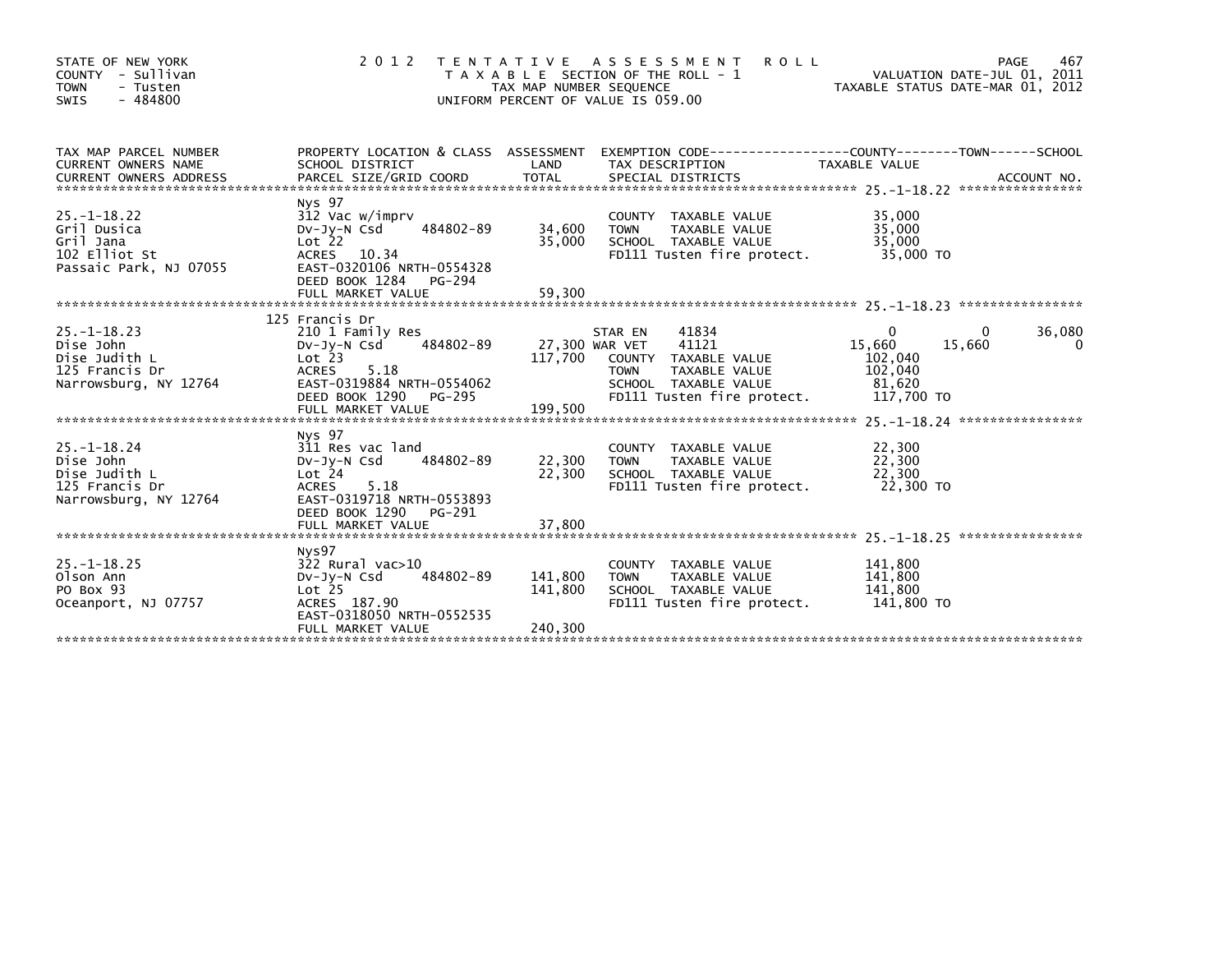STATE OF NEW YORK
COUNTY - Sullivan
TOWN - Tusten
SWIS - 484800

2012 TENTATIVE ASSESSMENT ROLL
TAXABLE SECTION OF THE ROLL - 1
TAX MAP NUMBER SEQUENCE
UNIFORM PERCENT OF VALUE IS 059.00

VALUATION DATE-JUL 01, 2011
TAXABLE STATUS DATE-MAR 01, 2012

| TAX MAP PARCEL NUMBER / CURRENT OWNERS NAME / CURRENT OWNERS ADDRESS | PROPERTY LOCATION & CLASS / SCHOOL DISTRICT / PARCEL SIZE/GRID COORD | ASSESSMENT LAND | TOTAL | EXEMPTION CODE / TAX DESCRIPTION / SPECIAL DISTRICTS | COUNTY TAXABLE VALUE | TOWN | SCHOOL | ACCOUNT NO. |
|---|---|---|---|---|---|---|---|---|
| **25.-1-18.22** | Nys 97 | | | | | | | |
| 25.-1-18.22 | 312 Vac w/imprv | | | COUNTY TAXABLE VALUE | 35,000 | | | |
| Gril Dusica | Dv-Jy-N Csd 484802-89 | 34,600 | | TOWN TAXABLE VALUE | 35,000 | | | |
| Gril Jana | Lot 22 | | 35,000 | SCHOOL TAXABLE VALUE | 35,000 | | | |
| 102 Elliot St | ACRES 10.34 | | | FD111 Tusten fire protect. | 35,000 TO | | | |
| Passaic Park, NJ 07055 | EAST-0320106 NRTH-0554328 | | | | | | | |
| | DEED BOOK 1284 PG-294 | | | | | | | |
| | FULL MARKET VALUE | | 59,300 | | | | | |
| **25.-1-18.23** | 125 Francis Dr | | | | | | | |
| 25.-1-18.23 | 210 1 Family Res | | | STAR EN 41834 | 0 | 0 | 36,080 | |
| Dise John | Dv-Jy-N Csd 484802-89 | 27,300 | | WAR VET 41121 | 15,660 | 15,660 | 0 | |
| Dise Judith L | Lot 23 | | 117,700 | COUNTY TAXABLE VALUE | 102,040 | | | |
| 125 Francis Dr | ACRES 5.18 | | | TOWN TAXABLE VALUE | 102,040 | | | |
| Narrowsburg, NY 12764 | EAST-0319884 NRTH-0554062 | | | SCHOOL TAXABLE VALUE | 81,620 | | | |
| | DEED BOOK 1290 PG-295 | | | FD111 Tusten fire protect. | 117,700 TO | | | |
| | FULL MARKET VALUE | | 199,500 | | | | | |
| **25.-1-18.24** | Nys 97 | | | | | | | |
| 25.-1-18.24 | 311 Res vac land | | | COUNTY TAXABLE VALUE | 22,300 | | | |
| Dise John | Dv-Jy-N Csd 484802-89 | 22,300 | | TOWN TAXABLE VALUE | 22,300 | | | |
| Dise Judith L | Lot 24 | | 22,300 | SCHOOL TAXABLE VALUE | 22,300 | | | |
| 125 Francis Dr | ACRES 5.18 | | | FD111 Tusten fire protect. | 22,300 TO | | | |
| Narrowsburg, NY 12764 | EAST-0319718 NRTH-0553893 | | | | | | | |
| | DEED BOOK 1290 PG-291 | | | | | | | |
| | FULL MARKET VALUE | | 37,800 | | | | | |
| **25.-1-18.25** | Nys97 | | | | | | | |
| 25.-1-18.25 | 322 Rural vac>10 | | | COUNTY TAXABLE VALUE | 141,800 | | | |
| Olson Ann | Dv-Jy-N Csd 484802-89 | 141,800 | | TOWN TAXABLE VALUE | 141,800 | | | |
| PO Box 93 | Lot 25 | | 141,800 | SCHOOL TAXABLE VALUE | 141,800 | | | |
| Oceanport, NJ 07757 | ACRES 187.90 | | | FD111 Tusten fire protect. | 141,800 TO | | | |
| | EAST-0318050 NRTH-0552535 | | | | | | | |
| | FULL MARKET VALUE | | 240,300 | | | | | |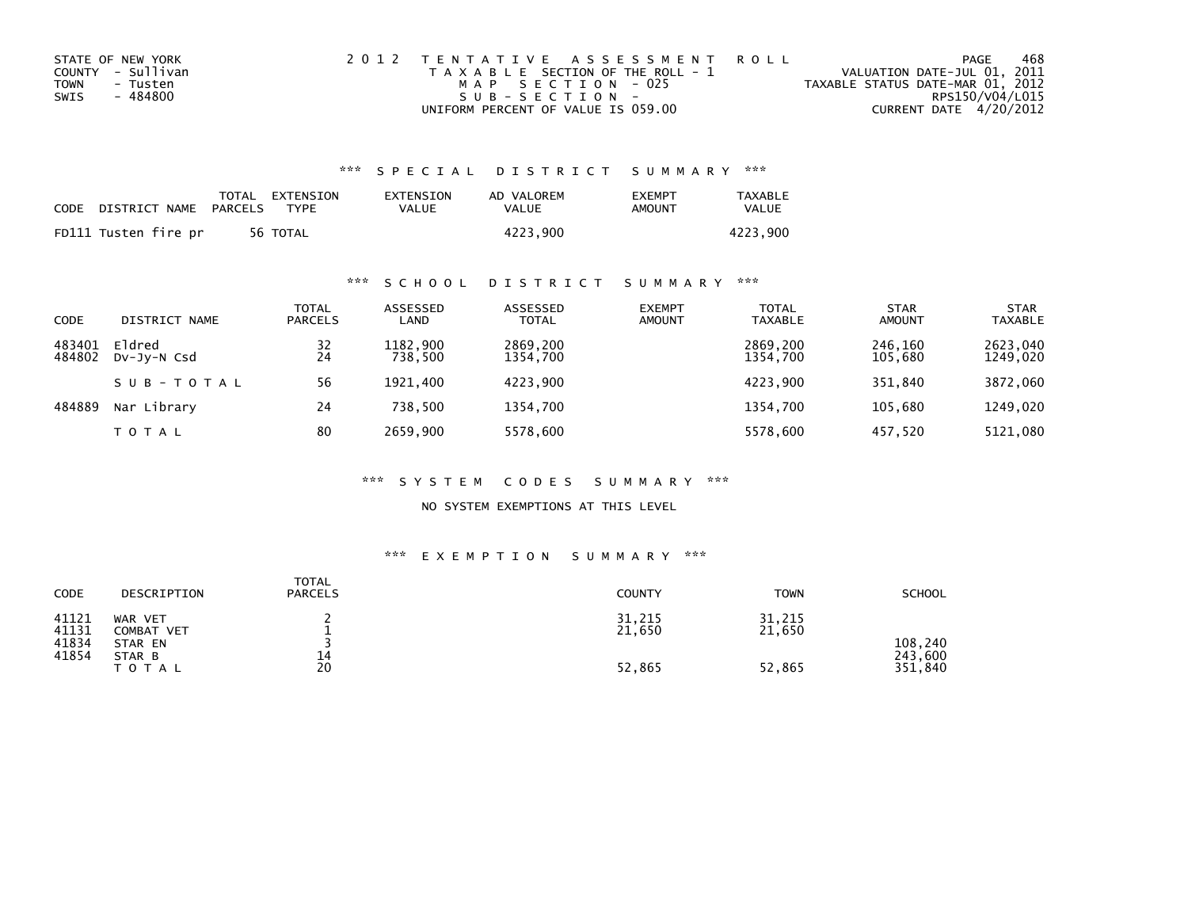STATE OF NEW YORK
COUNTY - Sullivan
TOWN - Tusten
SWIS - 484800

2 0 1 2 TENTATIVE ASSESSMENT ROLL
TAXABLE SECTION OF THE ROLL - 1
MAP SECTION - 025
SUB-SECTION -
UNIFORM PERCENT OF VALUE IS 059.00

VALUATION DATE-JUL 01, 2011
TAXABLE STATUS DATE-MAR 01, 2012
RPS150/V04/L015
CURRENT DATE 4/20/2012

### *** SPECIAL DISTRICT SUMMARY ***

| CODE DISTRICT NAME | TOTAL PARCELS | EXTENSION TYPE | EXTENSION VALUE | AD VALOREM VALUE | EXEMPT AMOUNT | TAXABLE VALUE |
|---|---|---|---|---|---|---|
| FD111 Tusten fire pr | 56 | TOTAL | | 4223,900 | | 4223,900 |

### *** SCHOOL DISTRICT SUMMARY ***

| CODE | DISTRICT NAME | TOTAL PARCELS | ASSESSED LAND | ASSESSED TOTAL | EXEMPT AMOUNT | TOTAL TAXABLE | STAR AMOUNT | STAR TAXABLE |
|---|---|---|---|---|---|---|---|---|
| 483401 | Eldred | 32 | 1182,900 | 2869,200 | | 2869,200 | 246,160 | 2623,040 |
| 484802 | Dv-Jy-N Csd | 24 | 738,500 | 1354,700 | | 1354,700 | 105,680 | 1249,020 |
| | S U B - T O T A L | 56 | 1921,400 | 4223,900 | | 4223,900 | 351,840 | 3872,060 |
| 484889 | Nar Library | 24 | 738,500 | 1354,700 | | 1354,700 | 105,680 | 1249,020 |
| | T O T A L | 80 | 2659,900 | 5578,600 | | 5578,600 | 457,520 | 5121,080 |

### *** SYSTEM CODES SUMMARY ***

NO SYSTEM EXEMPTIONS AT THIS LEVEL

### *** EXEMPTION SUMMARY ***

| CODE | DESCRIPTION | TOTAL PARCELS | COUNTY | TOWN | SCHOOL |
|---|---|---|---|---|---|
| 41121 | WAR VET | 2 | 31,215 | 31,215 | |
| 41131 | COMBAT VET | 1 | 21,650 | 21,650 | |
| 41834 | STAR EN | 3 | | | 108,240 |
| 41854 | STAR B | 14 | | | 243,600 |
| | T O T A L | 20 | 52,865 | 52,865 | 351,840 |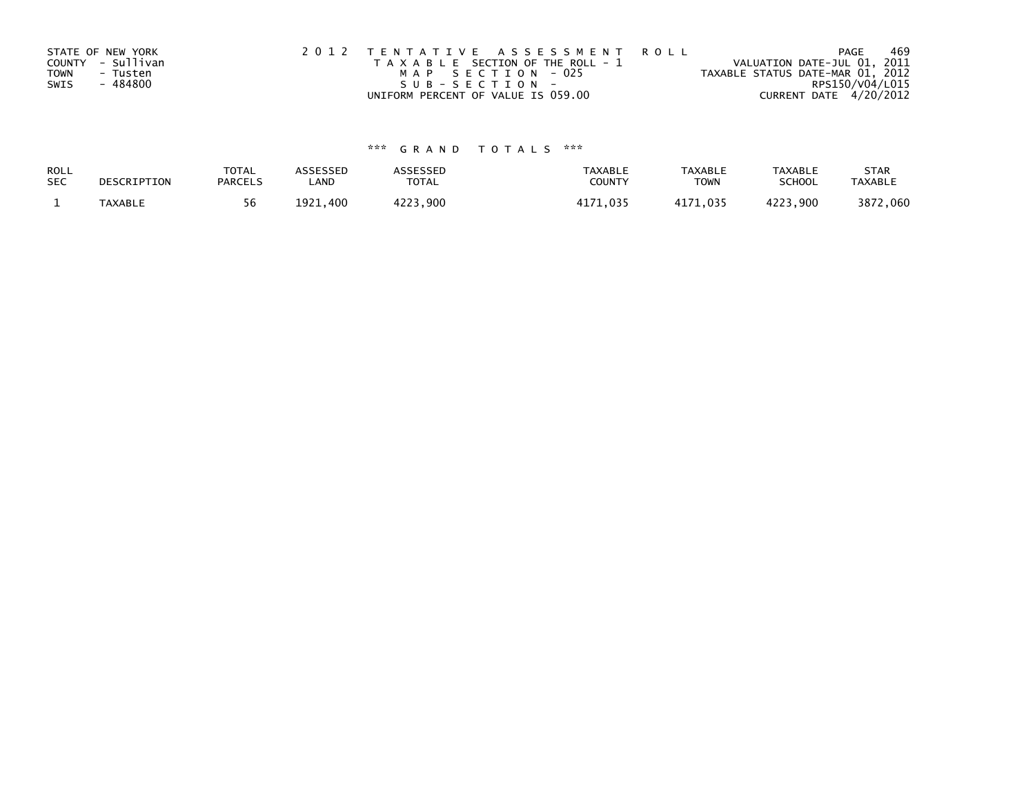STATE OF NEW YORK
COUNTY - Sullivan
TOWN - Tusten
SWIS - 484800

2 0 1 2 T E N T A T I V E A S S E S S M E N T R O L L
T A X A B L E SECTION OF THE ROLL - 1
M A P S E C T I O N - 025
S U B - S E C T I O N -
UNIFORM PERCENT OF VALUE IS 059.00

VALUATION DATE-JUL 01, 2011
TAXABLE STATUS DATE-MAR 01, 2012
RPS150/V04/L015
CURRENT DATE 4/20/2012

*** G R A N D T O T A L S ***

| ROLL SEC | DESCRIPTION | TOTAL PARCELS | ASSESSED LAND | ASSESSED TOTAL | TAXABLE COUNTY | TAXABLE TOWN | TAXABLE SCHOOL | STAR TAXABLE |
|---|---|---|---|---|---|---|---|---|
| 1 | TAXABLE | 56 | 1921,400 | 4223,900 | 4171,035 | 4171,035 | 4223,900 | 3872,060 |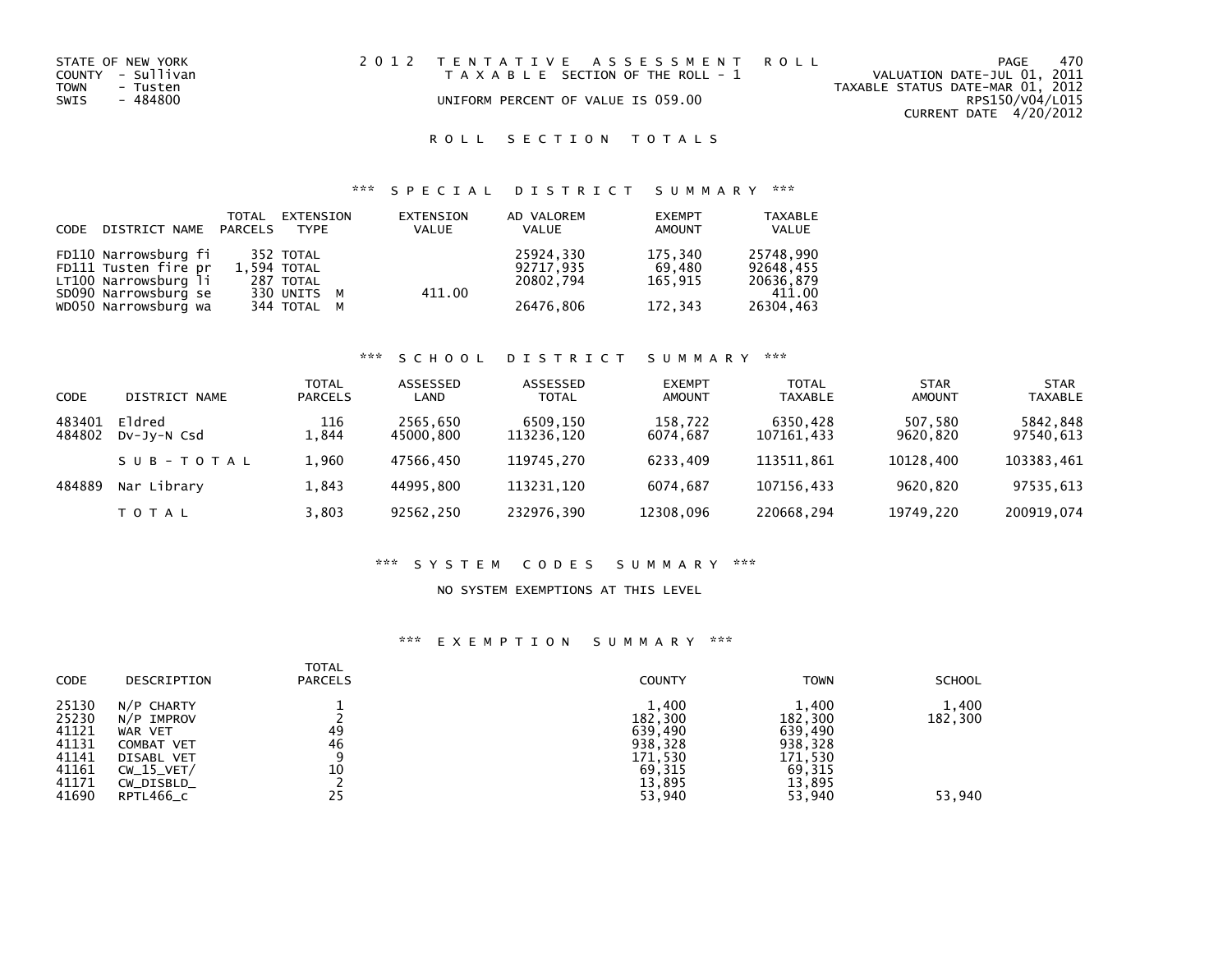STATE OF NEW YORK
COUNTY - Sullivan
TOWN - Tusten
SWIS - 484800

2012 TENTATIVE ASSESSMENT ROLL
TAXABLE SECTION OF THE ROLL - 1
UNIFORM PERCENT OF VALUE IS 059.00

VALUATION DATE-JUL 01, 2011
TAXABLE STATUS DATE-MAR 01, 2012
RPS150/V04/L015
CURRENT DATE 4/20/2012

## ROLL SECTION TOTALS

### *** SPECIAL DISTRICT SUMMARY ***

| CODE | DISTRICT NAME | TOTAL PARCELS | EXTENSION TYPE | EXTENSION VALUE | AD VALOREM VALUE | EXEMPT AMOUNT | TAXABLE VALUE |
|---|---|---|---|---|---|---|---|
| FD110 | Narrowsburg fi | 352 | TOTAL | | 25924,330 | 175,340 | 25748,990 |
| FD111 | Tusten fire pr | 1,594 | TOTAL | | 92717,935 | 69,480 | 92648,455 |
| LT100 | Narrowsburg li | 287 | TOTAL | | 20802,794 | 165,915 | 20636,879 |
| SD090 | Narrowsburg se | 330 | UNITS M | 411.00 | | | 411.00 |
| WD050 | Narrowsburg wa | 344 | TOTAL M | | 26476,806 | 172,343 | 26304,463 |

### *** SCHOOL DISTRICT SUMMARY ***

| CODE | DISTRICT NAME | TOTAL PARCELS | ASSESSED LAND | ASSESSED TOTAL | EXEMPT AMOUNT | TOTAL TAXABLE | STAR AMOUNT | STAR TAXABLE |
|---|---|---|---|---|---|---|---|---|
| 483401 | Eldred | 116 | 2565,650 | 6509,150 | 158,722 | 6350,428 | 507,580 | 5842,848 |
| 484802 | Dv-Jy-N Csd | 1,844 | 45000,800 | 113236,120 | 6074,687 | 107161,433 | 9620,820 | 97540,613 |
| | SUB-TOTAL | 1,960 | 47566,450 | 119745,270 | 6233,409 | 113511,861 | 10128,400 | 103383,461 |
| 484889 | Nar Library | 1,843 | 44995,800 | 113231,120 | 6074,687 | 107156,433 | 9620,820 | 97535,613 |
| | TOTAL | 3,803 | 92562,250 | 232976,390 | 12308,096 | 220668,294 | 19749,220 | 200919,074 |

### *** SYSTEM CODES SUMMARY ***

NO SYSTEM EXEMPTIONS AT THIS LEVEL

### *** EXEMPTION SUMMARY ***

| CODE | DESCRIPTION | TOTAL PARCELS | COUNTY | TOWN | SCHOOL |
|---|---|---|---|---|---|
| 25130 | N/P CHARTY | 1 | 1,400 | 1,400 | 1,400 |
| 25230 | N/P IMPROV | 2 | 182,300 | 182,300 | 182,300 |
| 41121 | WAR VET | 49 | 639,490 | 639,490 | |
| 41131 | COMBAT VET | 46 | 938,328 | 938,328 | |
| 41141 | DISABL VET | 9 | 171,530 | 171,530 | |
| 41161 | CW_15_VET/ | 10 | 69,315 | 69,315 | |
| 41171 | CW_DISBLD_ | 2 | 13,895 | 13,895 | |
| 41690 | RPTL466_c | 25 | 53,940 | 53,940 | 53,940 |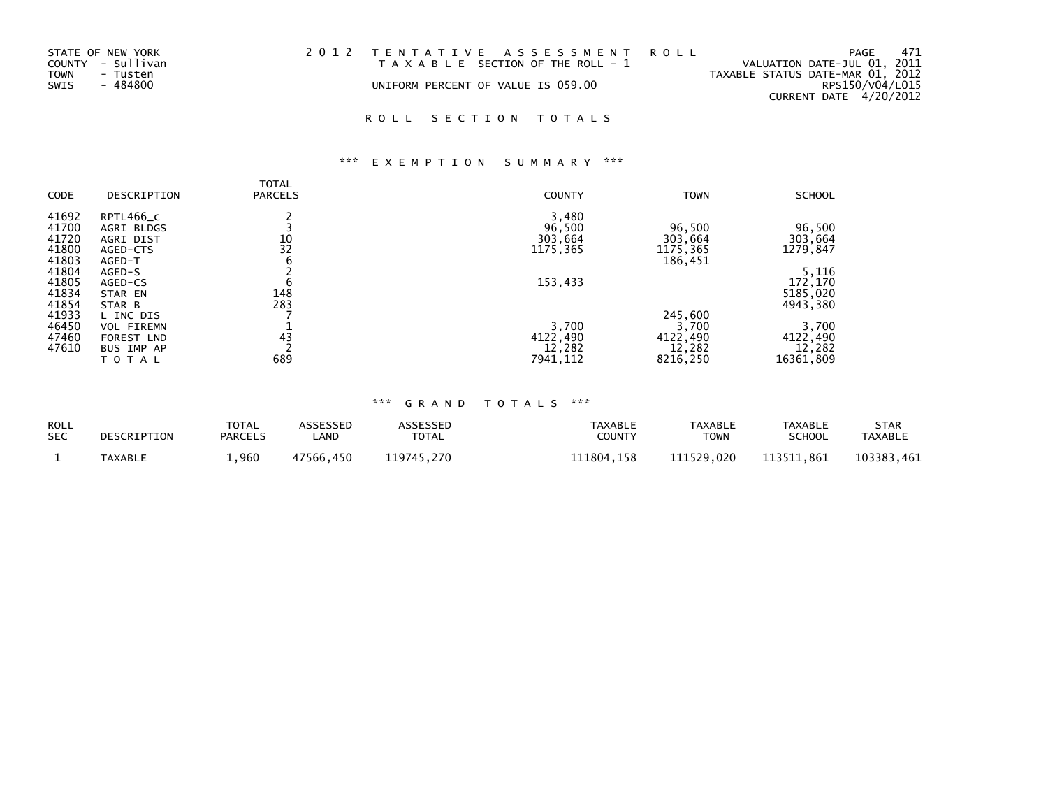STATE OF NEW YORK
COUNTY - Sullivan
TOWN - Tusten
SWIS - 484800

# 2012 TENTATIVE ASSESSMENT ROLL

TAXABLE SECTION OF THE ROLL - 1

UNIFORM PERCENT OF VALUE IS 059.00

VALUATION DATE-JUL 01, 2011
TAXABLE STATUS DATE-MAR 01, 2012
RPS150/V04/L015
CURRENT DATE 4/20/2012

## ROLL SECTION TOTALS

### *** EXEMPTION SUMMARY ***

| CODE | DESCRIPTION | TOTAL PARCELS | COUNTY | TOWN | SCHOOL |
|---|---|---|---|---|---|
| 41692 | RPTL466_c | 2 | 3,480 | | |
| 41700 | AGRI BLDGS | 3 | 96,500 | 96,500 | 96,500 |
| 41720 | AGRI DIST | 10 | 303,664 | 303,664 | 303,664 |
| 41800 | AGED-CTS | 32 | 1175,365 | 1175,365 | 1279,847 |
| 41803 | AGED-T | 6 | | 186,451 | |
| 41804 | AGED-S | 2 | | | 5,116 |
| 41805 | AGED-CS | 6 | 153,433 | | 172,170 |
| 41834 | STAR EN | 148 | | | 5185,020 |
| 41854 | STAR B | 283 | | | 4943,380 |
| 41933 | L INC DIS | 7 | | 245,600 | |
| 46450 | VOL FIREMN | 1 | 3,700 | 3,700 | 3,700 |
| 47460 | FOREST LND | 43 | 4122,490 | 4122,490 | 4122,490 |
| 47610 | BUS IMP AP | 2 | 12,282 | 12,282 | 12,282 |
| | TOTAL | 689 | 7941,112 | 8216,250 | 16361,809 |

### *** GRAND TOTALS ***

| ROLL SEC | DESCRIPTION | TOTAL PARCELS | ASSESSED LAND | ASSESSED TOTAL | TAXABLE COUNTY | TAXABLE TOWN | TAXABLE SCHOOL | STAR TAXABLE |
|---|---|---|---|---|---|---|---|---|
| 1 | TAXABLE | 1,960 | 47566,450 | 119745,270 | 111804,158 | 111529,020 | 113511,861 | 103383,461 |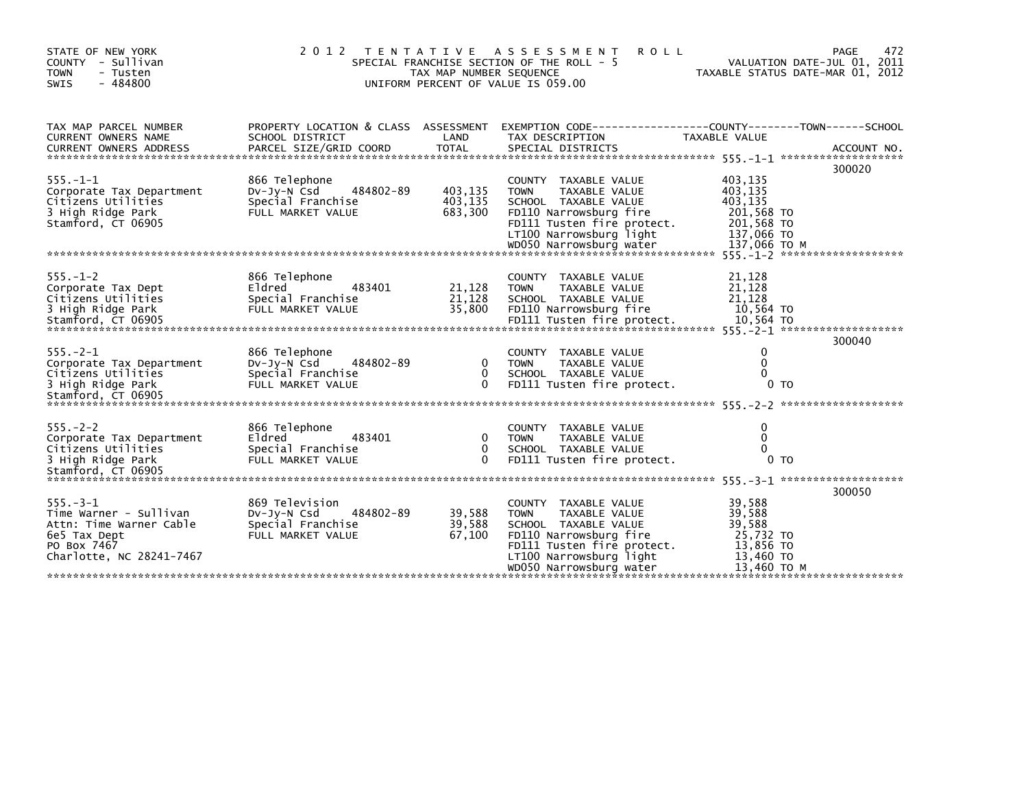STATE OF NEW YORK
COUNTY - Sullivan
TOWN - Tusten
SWIS - 484800

# 2012 TENTATIVE ASSESSMENT ROLL

SPECIAL FRANCHISE SECTION OF THE ROLL - 5
TAX MAP NUMBER SEQUENCE
UNIFORM PERCENT OF VALUE IS 059.00

VALUATION DATE-JUL 01, 2011
TAXABLE STATUS DATE-MAR 01, 2012

| TAX MAP PARCEL NUMBER / CURRENT OWNERS NAME / CURRENT OWNERS ADDRESS | PROPERTY LOCATION & CLASS / SCHOOL DISTRICT / PARCEL SIZE/GRID COORD | ASSESSMENT LAND / TOTAL | EXEMPTION CODE / TAX DESCRIPTION / SPECIAL DISTRICTS | TAXABLE VALUE | ACCOUNT NO. |
|---|---|---|---|---|---|
| 555.-1-1 | 866 Telephone | | COUNTY TAXABLE VALUE | 403,135 | 300020 |
| Corporate Tax Department | Dv-Jy-N Csd 484802-89 | 403,135 | TOWN TAXABLE VALUE | 403,135 | |
| Citizens Utilities | Special Franchise | 403,135 | SCHOOL TAXABLE VALUE | 403,135 | |
| 3 High Ridge Park | FULL MARKET VALUE | 683,300 | FD110 Narrowsburg fire | 201,568 TO | |
| Stamford, CT 06905 | | | FD111 Tusten fire protect. | 201,568 TO | |
| | | | LT100 Narrowsburg light | 137,066 TO | |
| | | | WD050 Narrowsburg water | 137,066 TO M | |
| 555.-1-2 | 866 Telephone | | COUNTY TAXABLE VALUE | 21,128 | |
| Corporate Tax Dept | Eldred 483401 | 21,128 | TOWN TAXABLE VALUE | 21,128 | |
| Citizens Utilities | Special Franchise | 21,128 | SCHOOL TAXABLE VALUE | 21,128 | |
| 3 High Ridge Park | FULL MARKET VALUE | 35,800 | FD110 Narrowsburg fire | 10,564 TO | |
| Stamford, CT 06905 | | | FD111 Tusten fire protect. | 10,564 TO | |
| 555.-2-1 | 866 Telephone | | COUNTY TAXABLE VALUE | 0 | 300040 |
| Corporate Tax Department | Dv-Jy-N Csd 484802-89 | 0 | TOWN TAXABLE VALUE | 0 | |
| Citizens Utilities | Special Franchise | 0 | SCHOOL TAXABLE VALUE | 0 | |
| 3 High Ridge Park | FULL MARKET VALUE | 0 | FD111 Tusten fire protect. | 0 TO | |
| Stamford, CT 06905 | | | | | |
| 555.-2-2 | 866 Telephone | | COUNTY TAXABLE VALUE | 0 | |
| Corporate Tax Department | Eldred 483401 | 0 | TOWN TAXABLE VALUE | 0 | |
| Citizens Utilities | Special Franchise | 0 | SCHOOL TAXABLE VALUE | 0 | |
| 3 High Ridge Park | FULL MARKET VALUE | 0 | FD111 Tusten fire protect. | 0 TO | |
| Stamford, CT 06905 | | | | | |
| 555.-3-1 | 869 Television | | COUNTY TAXABLE VALUE | 39,588 | 300050 |
| Time Warner - Sullivan | Dv-Jy-N Csd 484802-89 | 39,588 | TOWN TAXABLE VALUE | 39,588 | |
| Attn: Time Warner Cable | Special Franchise | 39,588 | SCHOOL TAXABLE VALUE | 39,588 | |
| 6e5 Tax Dept | FULL MARKET VALUE | 67,100 | FD110 Narrowsburg fire | 25,732 TO | |
| PO Box 7467 | | | FD111 Tusten fire protect. | 13,856 TO | |
| Charlotte, NC 28241-7467 | | | LT100 Narrowsburg light | 13,460 TO | |
| | | | WD050 Narrowsburg water | 13,460 TO M | |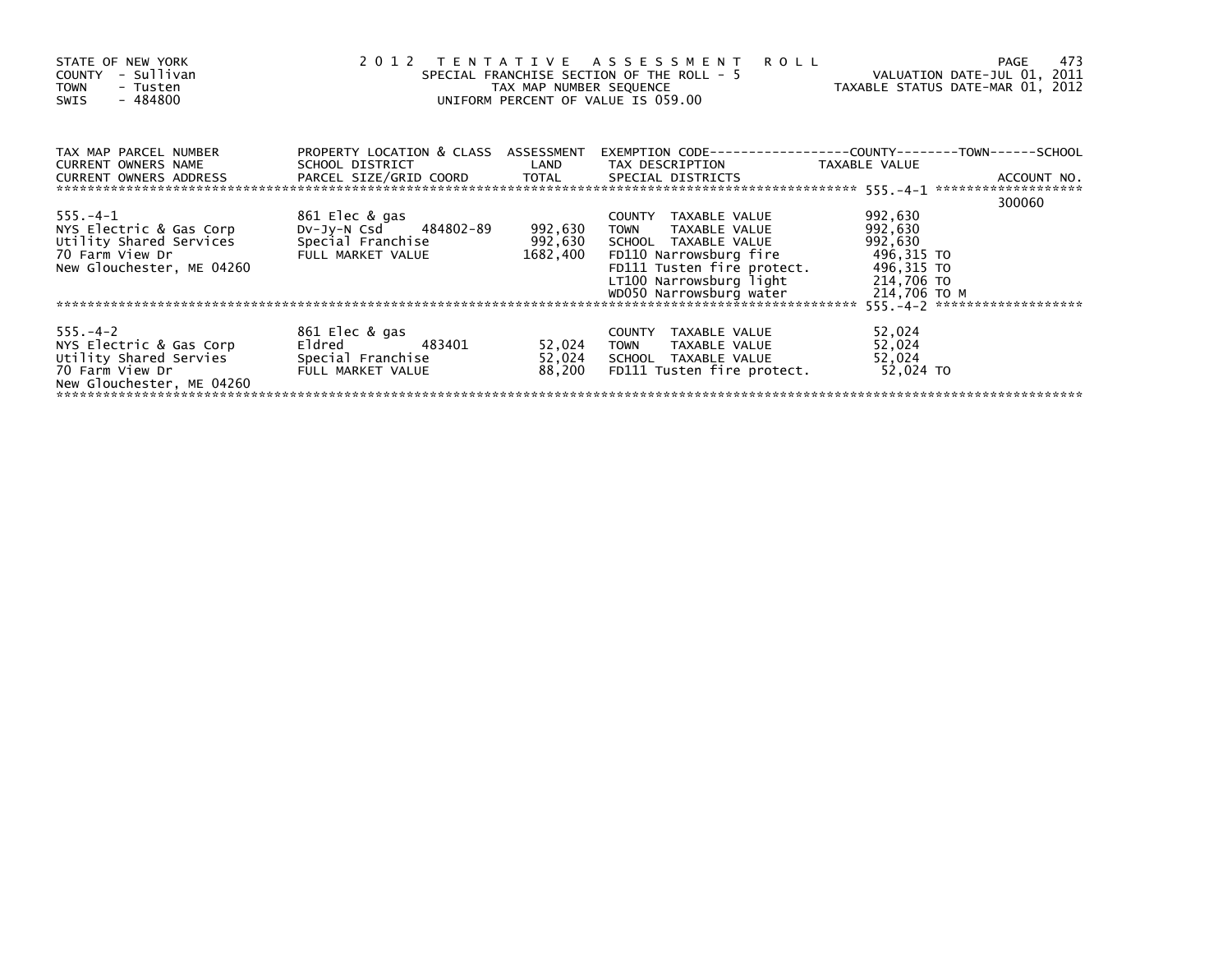STATE OF NEW YORK
COUNTY - Sullivan
TOWN - Tusten
SWIS - 484800

# 2012 TENTATIVE ASSESSMENT ROLL

SPECIAL FRANCHISE SECTION OF THE ROLL - 5
TAX MAP NUMBER SEQUENCE
UNIFORM PERCENT OF VALUE IS 059.00

VALUATION DATE-JUL 01, 2011
TAXABLE STATUS DATE-MAR 01, 2012

| TAX MAP PARCEL NUMBER / CURRENT OWNERS NAME / CURRENT OWNERS ADDRESS | PROPERTY LOCATION & CLASS / SCHOOL DISTRICT / PARCEL SIZE/GRID COORD | ASSESSMENT LAND / TOTAL | EXEMPTION CODE / TAX DESCRIPTION / SPECIAL DISTRICTS | COUNTY / TOWN / SCHOOL TAXABLE VALUE | ACCOUNT NO. |
|---|---|---|---|---|---|
| 555.-4-1 | | | | | 300060 |
| 555.-4-1 | 861 Elec & gas | | COUNTY TAXABLE VALUE | 992,630 | |
| NYS Electric & Gas Corp | Dv-Jy-N Csd 484802-89 | 992,630 | TOWN TAXABLE VALUE | 992,630 | |
| Utility Shared Services | Special Franchise | 992,630 | SCHOOL TAXABLE VALUE | 992,630 | |
| 70 Farm View Dr | FULL MARKET VALUE | 1682,400 | FD110 Narrowsburg fire | 496,315 TO | |
| New Glouchester, ME 04260 | | | FD111 Tusten fire protect. | 496,315 TO | |
| | | | LT100 Narrowsburg light | 214,706 TO | |
| | | | WD050 Narrowsburg water | 214,706 TO M | |
| 555.-4-2 | | | | | |
| 555.-4-2 | 861 Elec & gas | | COUNTY TAXABLE VALUE | 52,024 | |
| NYS Electric & Gas Corp | Eldred 483401 | 52,024 | TOWN TAXABLE VALUE | 52,024 | |
| Utility Shared Servies | Special Franchise | 52,024 | SCHOOL TAXABLE VALUE | 52,024 | |
| 70 Farm View Dr | FULL MARKET VALUE | 88,200 | FD111 Tusten fire protect. | 52,024 TO | |
| New Glouchester, ME 04260 | | | | | |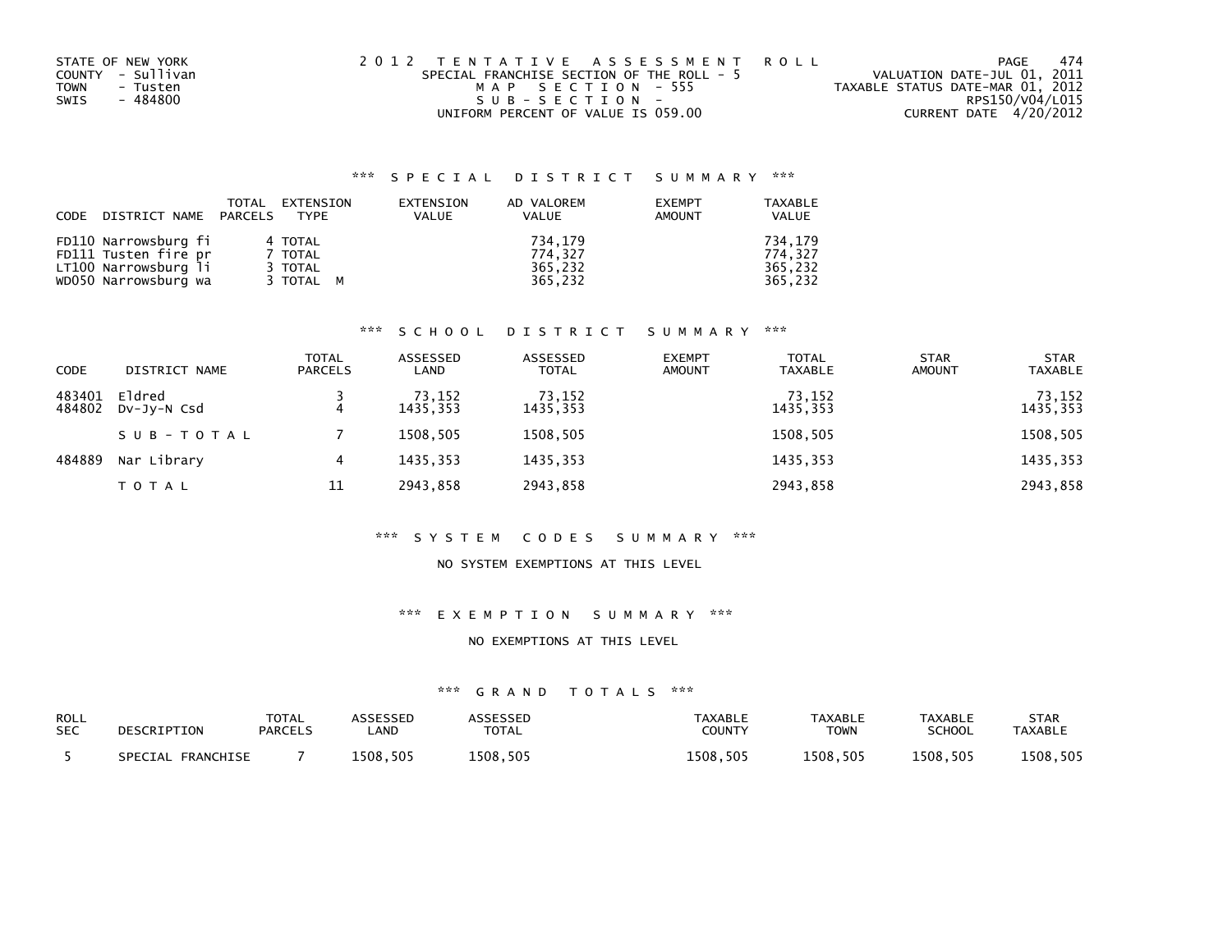STATE OF NEW YORK
COUNTY - Sullivan
TOWN - Tusten
SWIS - 484800

2012 TENTATIVE ASSESSMENT ROLL
SPECIAL FRANCHISE SECTION OF THE ROLL - 5
MAP SECTION - 555
SUB-SECTION -
UNIFORM PERCENT OF VALUE IS 059.00

VALUATION DATE-JUL 01, 2011
TAXABLE STATUS DATE-MAR 01, 2012
RPS150/V04/L015
CURRENT DATE 4/20/2012

### *** SPECIAL DISTRICT SUMMARY ***

| CODE DISTRICT NAME | TOTAL PARCELS | EXTENSION TYPE | EXTENSION VALUE | AD VALOREM VALUE | EXEMPT AMOUNT | TAXABLE VALUE |
|---|---|---|---|---|---|---|
| FD110 Narrowsburg fi | 4 | TOTAL | | 734,179 | | 734,179 |
| FD111 Tusten fire pr | 7 | TOTAL | | 774,327 | | 774,327 |
| LT100 Narrowsburg li | 3 | TOTAL | | 365,232 | | 365,232 |
| WD050 Narrowsburg wa | 3 | TOTAL M | | 365,232 | | 365,232 |

### *** SCHOOL DISTRICT SUMMARY ***

| CODE | DISTRICT NAME | TOTAL PARCELS | ASSESSED LAND | ASSESSED TOTAL | EXEMPT AMOUNT | TOTAL TAXABLE | STAR AMOUNT | STAR TAXABLE |
|---|---|---|---|---|---|---|---|---|
| 483401 | Eldred | 3 | 73,152 | 73,152 | | 73,152 | | 73,152 |
| 484802 | Dv-Jy-N Csd | 4 | 1435,353 | 1435,353 | | 1435,353 | | 1435,353 |
| | SUB-TOTAL | 7 | 1508,505 | 1508,505 | | 1508,505 | | 1508,505 |
| 484889 | Nar Library | 4 | 1435,353 | 1435,353 | | 1435,353 | | 1435,353 |
| | TOTAL | 11 | 2943,858 | 2943,858 | | 2943,858 | | 2943,858 |

### *** SYSTEM CODES SUMMARY ***

NO SYSTEM EXEMPTIONS AT THIS LEVEL

### *** EXEMPTION SUMMARY ***

NO EXEMPTIONS AT THIS LEVEL

### *** GRAND TOTALS ***

| ROLL SEC | DESCRIPTION | TOTAL PARCELS | ASSESSED LAND | ASSESSED TOTAL | TAXABLE COUNTY | TAXABLE TOWN | TAXABLE SCHOOL | STAR TAXABLE |
|---|---|---|---|---|---|---|---|---|
| 5 | SPECIAL FRANCHISE | 7 | 1508,505 | 1508,505 | 1508,505 | 1508,505 | 1508,505 | 1508,505 |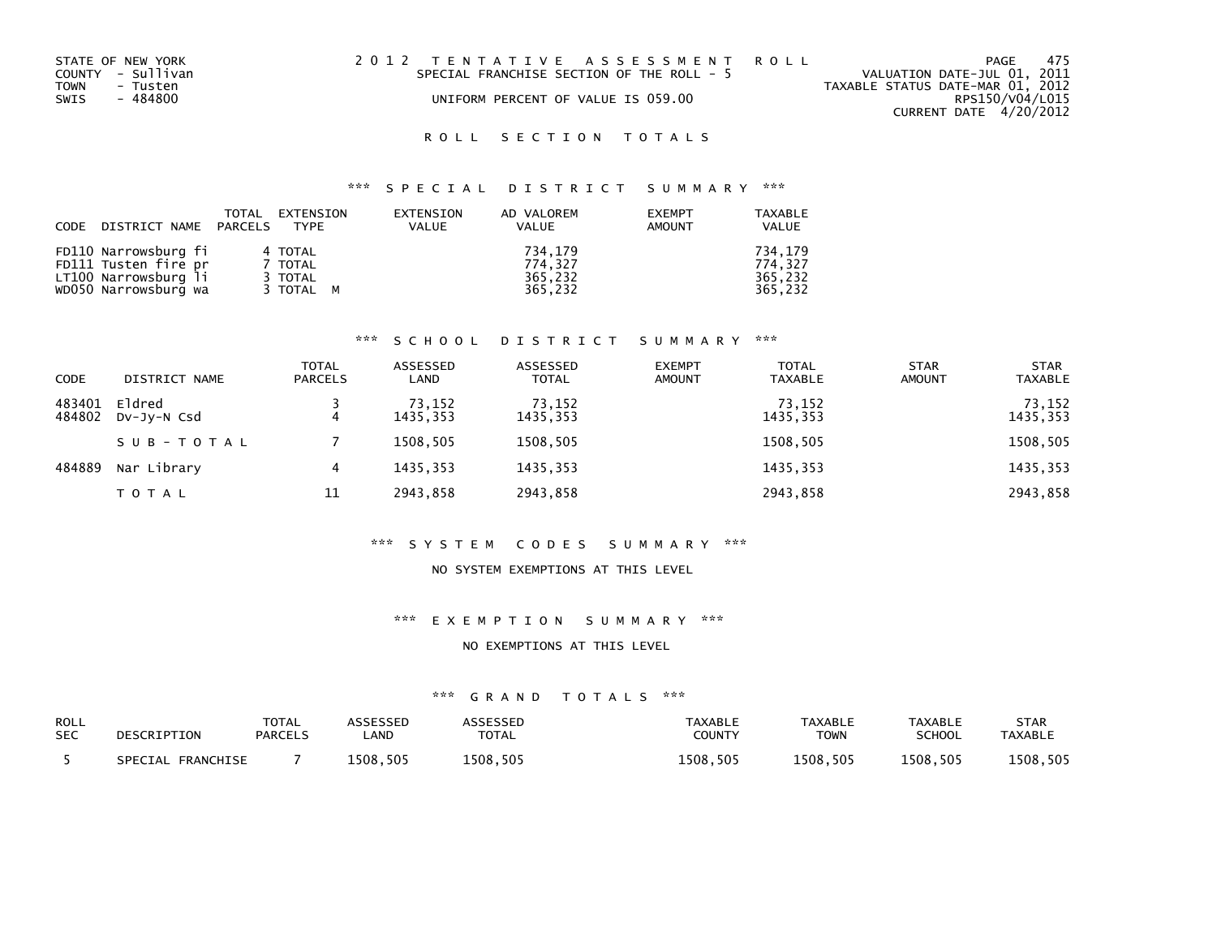STATE OF NEW YORK
COUNTY - Sullivan
TOWN - Tusten
SWIS - 484800

# 2012 TENTATIVE ASSESSMENT ROLL

SPECIAL FRANCHISE SECTION OF THE ROLL - 5

UNIFORM PERCENT OF VALUE IS 059.00

VALUATION DATE-JUL 01, 2011
TAXABLE STATUS DATE-MAR 01, 2012
RPS150/V04/L015
CURRENT DATE 4/20/2012

## ROLL SECTION TOTALS

### *** SPECIAL DISTRICT SUMMARY ***

| CODE DISTRICT NAME | TOTAL PARCELS | EXTENSION TYPE | EXTENSION VALUE | AD VALOREM VALUE | EXEMPT AMOUNT | TAXABLE VALUE |
|---|---|---|---|---|---|---|
| FD110 Narrowsburg fi | 4 | TOTAL | | 734,179 | | 734,179 |
| FD111 Tusten fire pr | 7 | TOTAL | | 774,327 | | 774,327 |
| LT100 Narrowsburg li | 3 | TOTAL | | 365,232 | | 365,232 |
| WD050 Narrowsburg wa | 3 | TOTAL M | | 365,232 | | 365,232 |

### *** SCHOOL DISTRICT SUMMARY ***

| CODE | DISTRICT NAME | TOTAL PARCELS | ASSESSED LAND | ASSESSED TOTAL | EXEMPT AMOUNT | TOTAL TAXABLE | STAR AMOUNT | STAR TAXABLE |
|---|---|---|---|---|---|---|---|---|
| 483401 | Eldred | 3 | 73,152 | 73,152 | | 73,152 | | 73,152 |
| 484802 | Dv-Jy-N Csd | 4 | 1435,353 | 1435,353 | | 1435,353 | | 1435,353 |
| | SUB-TOTAL | 7 | 1508,505 | 1508,505 | | 1508,505 | | 1508,505 |
| 484889 | Nar Library | 4 | 1435,353 | 1435,353 | | 1435,353 | | 1435,353 |
| | TOTAL | 11 | 2943,858 | 2943,858 | | 2943,858 | | 2943,858 |

### *** SYSTEM CODES SUMMARY ***

NO SYSTEM EXEMPTIONS AT THIS LEVEL

### *** EXEMPTION SUMMARY ***

NO EXEMPTIONS AT THIS LEVEL

### *** GRAND TOTALS ***

| ROLL SEC | DESCRIPTION | TOTAL PARCELS | ASSESSED LAND | ASSESSED TOTAL | TAXABLE COUNTY | TAXABLE TOWN | TAXABLE SCHOOL | STAR TAXABLE |
|---|---|---|---|---|---|---|---|---|
| 5 | SPECIAL FRANCHISE | 7 | 1508,505 | 1508,505 | 1508,505 | 1508,505 | 1508,505 | 1508,505 |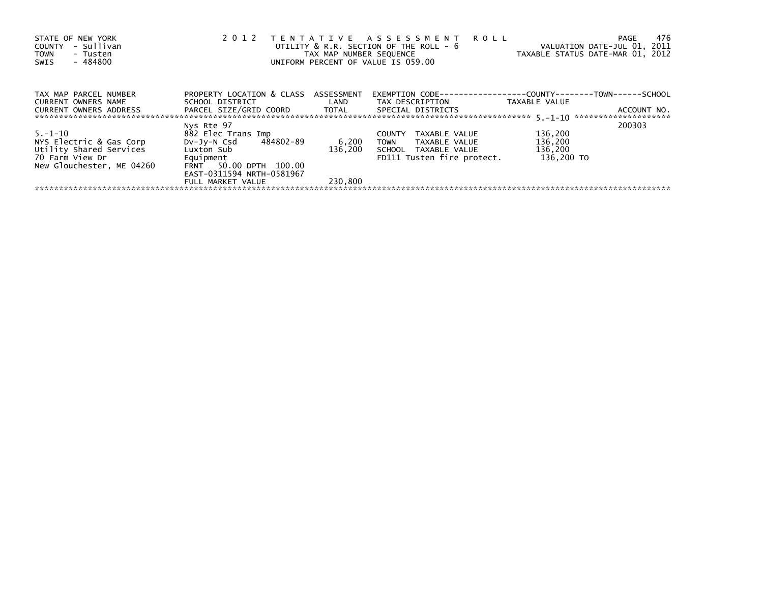STATE OF NEW YORK
COUNTY - Sullivan
TOWN - Tusten
SWIS - 484800

# 2012 TENTATIVE ASSESSMENT ROLL

UTILITY & R.R. SECTION OF THE ROLL - 6
TAX MAP NUMBER SEQUENCE
UNIFORM PERCENT OF VALUE IS 059.00

VALUATION DATE-JUL 01, 2011
TAXABLE STATUS DATE-MAR 01, 2012

| TAX MAP PARCEL NUMBER / CURRENT OWNERS NAME / CURRENT OWNERS ADDRESS | PROPERTY LOCATION & CLASS / SCHOOL DISTRICT / PARCEL SIZE/GRID COORD | ASSESSMENT LAND / TOTAL | EXEMPTION CODE / TAX DESCRIPTION / SPECIAL DISTRICTS | COUNTY / TOWN / SCHOOL TAXABLE VALUE | ACCOUNT NO. |
|---|---|---|---|---|---|
| 5.-1-10 | Nys Rte 97 | | | | 200303 |
| | 882 Elec Trans Imp | | COUNTY TAXABLE VALUE | 136,200 | |
| NYS Electric & Gas Corp | Dv-Jy-N Csd 484802-89 | 6,200 | TOWN TAXABLE VALUE | 136,200 | |
| Utility Shared Services | Luxton Sub | 136,200 | SCHOOL TAXABLE VALUE | 136,200 | |
| 70 Farm View Dr | Equipment | | FD111 Tusten fire protect. | 136,200 TO | |
| New Glouchester, ME 04260 | FRNT 50.00 DPTH 100.00 | | | | |
| | EAST-0311594 NRTH-0581967 | | | | |
| | FULL MARKET VALUE | 230,800 | | | |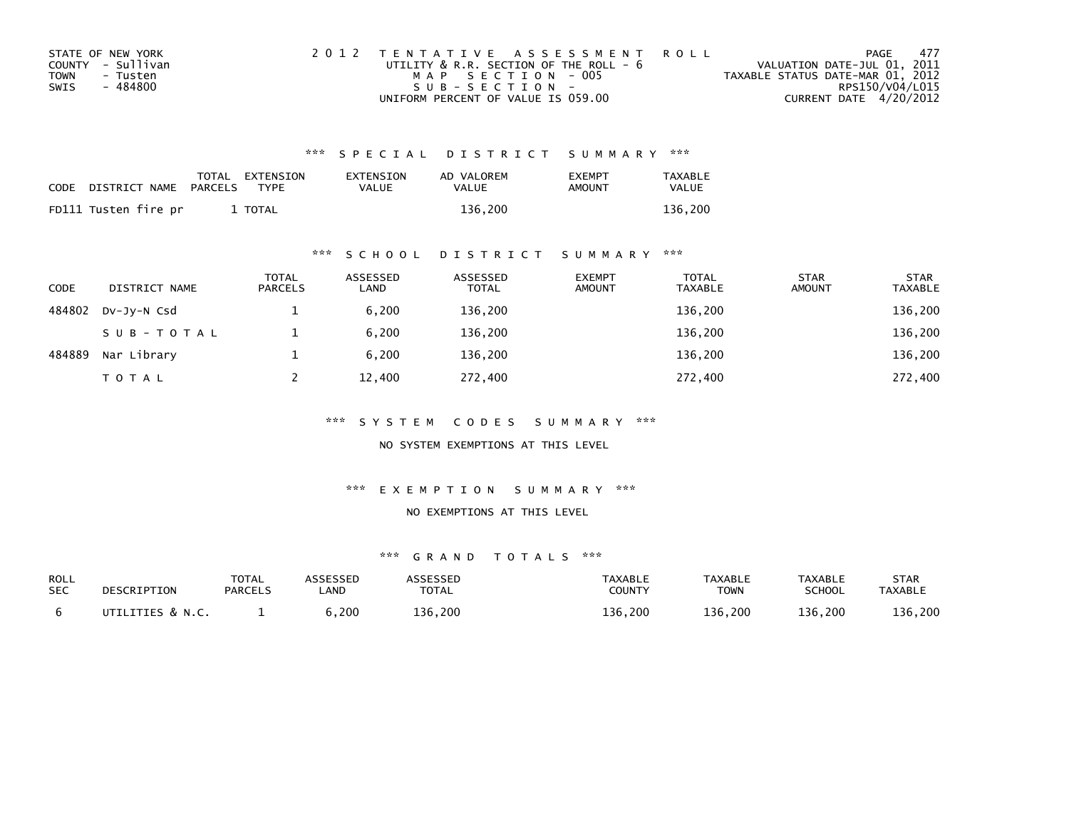STATE OF NEW YORK
COUNTY - Sullivan
TOWN - Tusten
SWIS - 484800

2012 TENTATIVE ASSESSMENT ROLL
UTILITY & R.R. SECTION OF THE ROLL - 6
MAP SECTION - 005
SUB-SECTION -
UNIFORM PERCENT OF VALUE IS 059.00

VALUATION DATE-JUL 01, 2011
TAXABLE STATUS DATE-MAR 01, 2012
RPS150/V04/L015
CURRENT DATE 4/20/2012

### *** SPECIAL DISTRICT SUMMARY ***

| CODE | DISTRICT NAME | TOTAL PARCELS | EXTENSION TYPE | EXTENSION VALUE | AD VALOREM VALUE | EXEMPT AMOUNT | TAXABLE VALUE |
|---|---|---|---|---|---|---|---|
| FD111 | Tusten fire pr | 1 | TOTAL | | 136,200 | | 136,200 |

### *** SCHOOL DISTRICT SUMMARY ***

| CODE | DISTRICT NAME | TOTAL PARCELS | ASSESSED LAND | ASSESSED TOTAL | EXEMPT AMOUNT | TOTAL TAXABLE | STAR AMOUNT | STAR TAXABLE |
|---|---|---|---|---|---|---|---|---|
| 484802 | Dv-Jy-N Csd | 1 | 6,200 | 136,200 | | 136,200 | | 136,200 |
| | SUB-TOTAL | 1 | 6,200 | 136,200 | | 136,200 | | 136,200 |
| 484889 | Nar Library | 1 | 6,200 | 136,200 | | 136,200 | | 136,200 |
| | TOTAL | 2 | 12,400 | 272,400 | | 272,400 | | 272,400 |

### *** SYSTEM CODES SUMMARY ***

NO SYSTEM EXEMPTIONS AT THIS LEVEL

### *** EXEMPTION SUMMARY ***

NO EXEMPTIONS AT THIS LEVEL

### *** GRAND TOTALS ***

| ROLL SEC | DESCRIPTION | TOTAL PARCELS | ASSESSED LAND | ASSESSED TOTAL | TAXABLE COUNTY | TAXABLE TOWN | TAXABLE SCHOOL | STAR TAXABLE |
|---|---|---|---|---|---|---|---|---|
| 6 | UTILITIES & N.C. | 1 | 6,200 | 136,200 | 136,200 | 136,200 | 136,200 | 136,200 |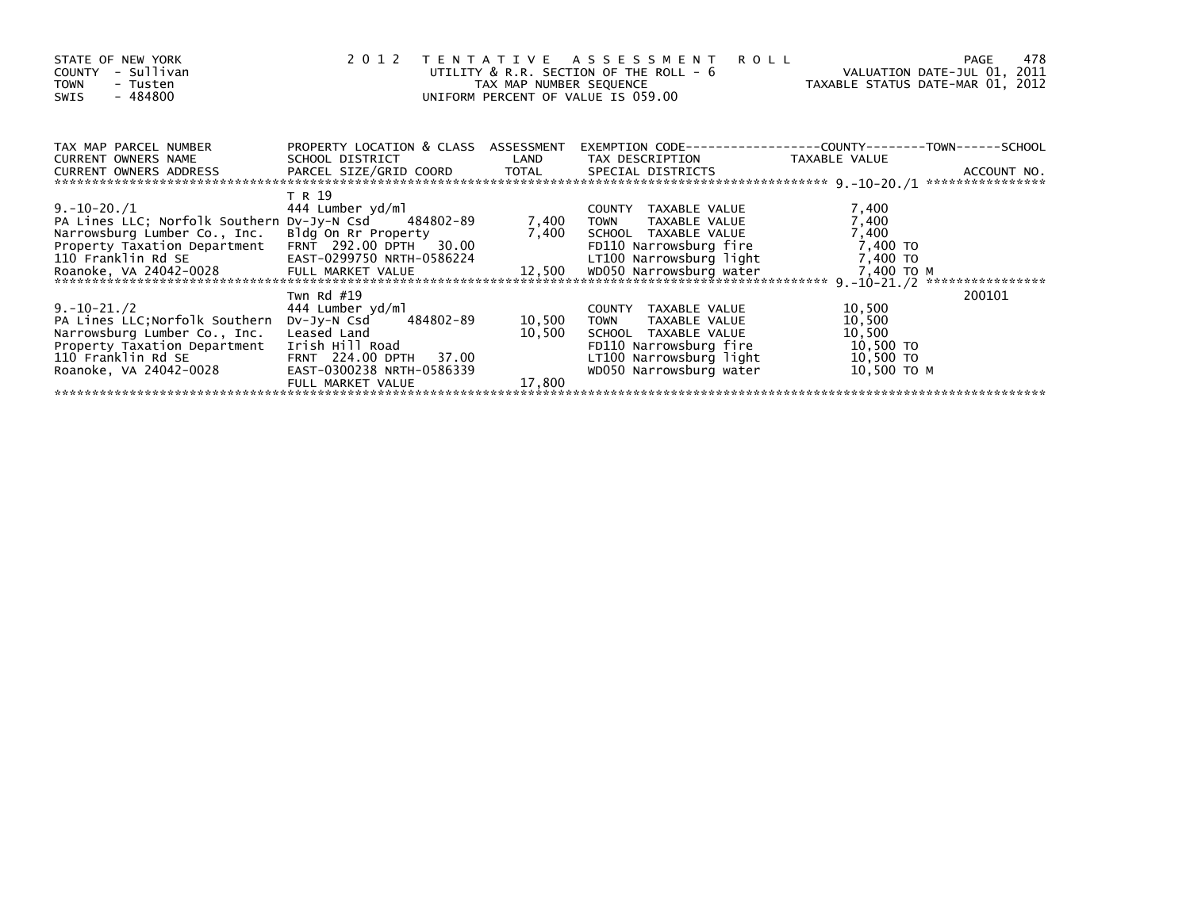STATE OF NEW YORK
COUNTY - Sullivan
TOWN - Tusten
SWIS - 484800

2012 TENTATIVE ASSESSMENT ROLL
UTILITY & R.R. SECTION OF THE ROLL - 6
TAX MAP NUMBER SEQUENCE
UNIFORM PERCENT OF VALUE IS 059.00

VALUATION DATE-JUL 01, 2011
TAXABLE STATUS DATE-MAR 01, 2012

| TAX MAP PARCEL NUMBER / CURRENT OWNERS NAME / CURRENT OWNERS ADDRESS | PROPERTY LOCATION & CLASS / SCHOOL DISTRICT / PARCEL SIZE/GRID COORD | ASSESSMENT LAND / TOTAL | EXEMPTION CODE / TAX DESCRIPTION / SPECIAL DISTRICTS | TAXABLE VALUE (COUNTY--TOWN--SCHOOL) | ACCOUNT NO. |
|---|---|---|---|---|---|
| 9.-10-20./1 | T R 19 | | | | |
| | 444 Lumber yd/ml | | COUNTY TAXABLE VALUE | 7,400 | |
| PA Lines LLC; Norfolk Southern | Dv-Jy-N Csd 484802-89 | 7,400 | TOWN TAXABLE VALUE | 7,400 | |
| Narrowsburg Lumber Co., Inc. | Bldg On Rr Property | 7,400 | SCHOOL TAXABLE VALUE | 7,400 | |
| Property Taxation Department | FRNT 292.00 DPTH 30.00 | | FD110 Narrowsburg fire | 7,400 TO | |
| 110 Franklin Rd SE | EAST-0299750 NRTH-0586224 | | LT100 Narrowsburg light | 7,400 TO | |
| Roanoke, VA 24042-0028 | FULL MARKET VALUE | 12,500 | WD050 Narrowsburg water | 7,400 TO M | |
| 9.-10-21./2 | Twn Rd #19 | | | | 200101 |
| | 444 Lumber yd/ml | | COUNTY TAXABLE VALUE | 10,500 | |
| PA Lines LLC;Norfolk Southern | Dv-Jy-N Csd 484802-89 | 10,500 | TOWN TAXABLE VALUE | 10,500 | |
| Narrowsburg Lumber Co., Inc. | Leased Land | 10,500 | SCHOOL TAXABLE VALUE | 10,500 | |
| Property Taxation Department | Irish Hill Road | | FD110 Narrowsburg fire | 10,500 TO | |
| 110 Franklin Rd SE | FRNT 224.00 DPTH 37.00 | | LT100 Narrowsburg light | 10,500 TO | |
| Roanoke, VA 24042-0028 | EAST-0300238 NRTH-0586339 | | WD050 Narrowsburg water | 10,500 TO M | |
| | FULL MARKET VALUE | 17,800 | | | |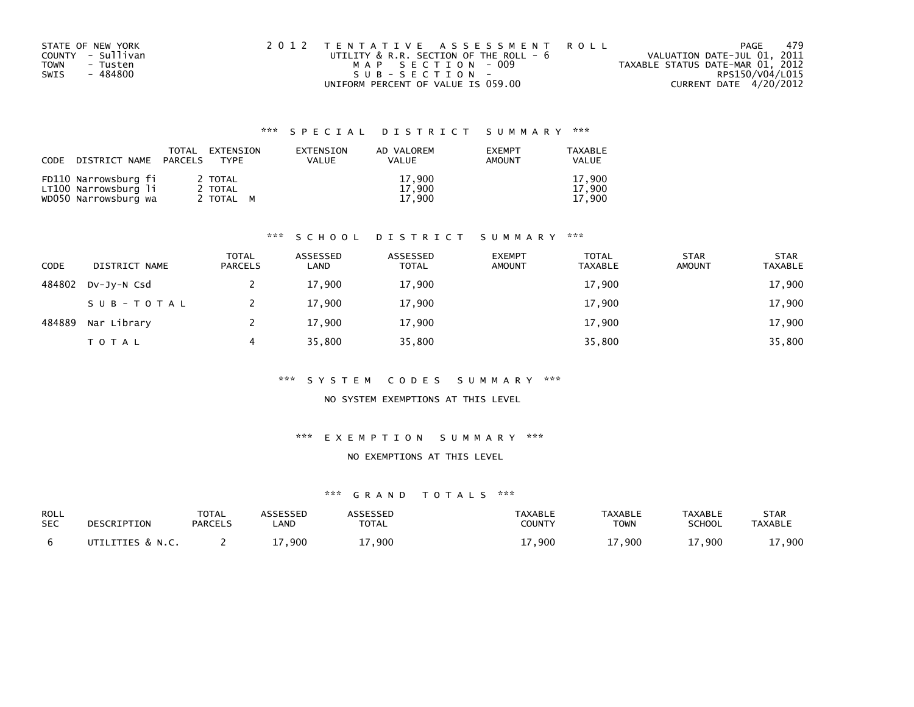STATE OF NEW YORK
COUNTY - Sullivan
TOWN - Tusten
SWIS - 484800

2012 TENTATIVE ASSESSMENT ROLL
UTILITY & R.R. SECTION OF THE ROLL - 6
MAP SECTION - 009
SUB-SECTION -
UNIFORM PERCENT OF VALUE IS 059.00

VALUATION DATE-JUL 01, 2011
TAXABLE STATUS DATE-MAR 01, 2012
RPS150/V04/L015
CURRENT DATE 4/20/2012

## *** SPECIAL DISTRICT SUMMARY ***

| CODE | DISTRICT NAME | TOTAL PARCELS | EXTENSION TYPE | EXTENSION VALUE | AD VALOREM VALUE | EXEMPT AMOUNT | TAXABLE VALUE |
|---|---|---|---|---|---|---|---|
| FD110 | Narrowsburg fi | 2 | TOTAL | | 17,900 | | 17,900 |
| LT100 | Narrowsburg li | 2 | TOTAL | | 17,900 | | 17,900 |
| WD050 | Narrowsburg wa | 2 | TOTAL M | | 17,900 | | 17,900 |

## *** SCHOOL DISTRICT SUMMARY ***

| CODE | DISTRICT NAME | TOTAL PARCELS | ASSESSED LAND | ASSESSED TOTAL | EXEMPT AMOUNT | TOTAL TAXABLE | STAR AMOUNT | STAR TAXABLE |
|---|---|---|---|---|---|---|---|---|
| 484802 | Dv-Jy-N Csd | 2 | 17,900 | 17,900 | | 17,900 | | 17,900 |
| | SUB-TOTAL | 2 | 17,900 | 17,900 | | 17,900 | | 17,900 |
| 484889 | Nar Library | 2 | 17,900 | 17,900 | | 17,900 | | 17,900 |
| | TOTAL | 4 | 35,800 | 35,800 | | 35,800 | | 35,800 |

## *** SYSTEM CODES SUMMARY ***

NO SYSTEM EXEMPTIONS AT THIS LEVEL

## *** EXEMPTION SUMMARY ***

NO EXEMPTIONS AT THIS LEVEL

## *** GRAND TOTALS ***

| ROLL SEC | DESCRIPTION | TOTAL PARCELS | ASSESSED LAND | ASSESSED TOTAL | TAXABLE COUNTY | TAXABLE TOWN | TAXABLE SCHOOL | STAR TAXABLE |
|---|---|---|---|---|---|---|---|---|
| 6 | UTILITIES & N.C. | 2 | 17,900 | 17,900 | 17,900 | 17,900 | 17,900 | 17,900 |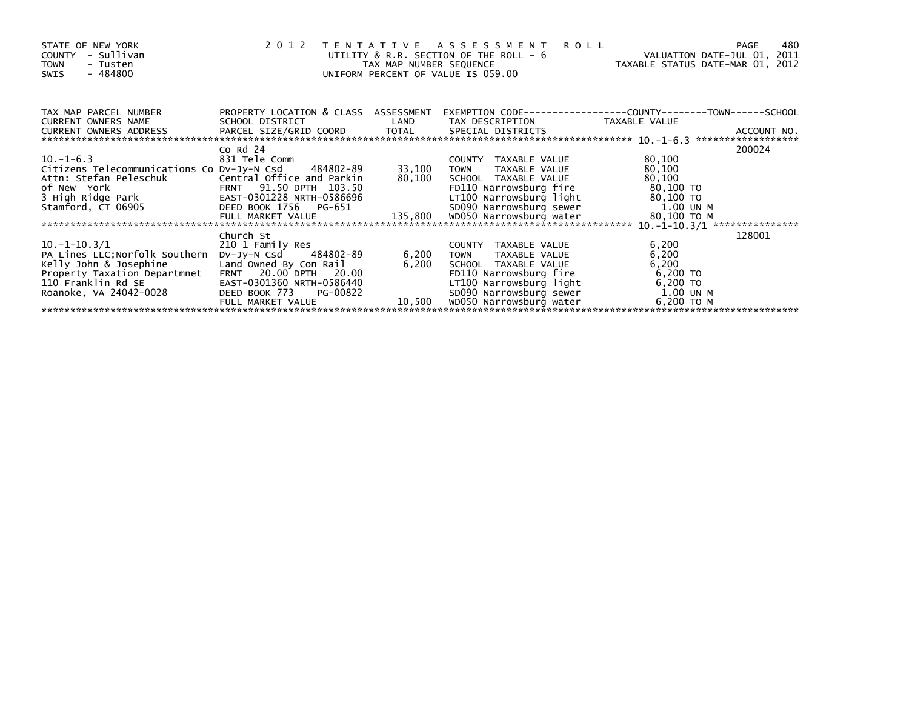STATE OF NEW YORK
COUNTY - Sullivan
TOWN - Tusten
SWIS - 484800

**2012 TENTATIVE ASSESSMENT ROLL**
UTILITY & R.R. SECTION OF THE ROLL - 6
TAX MAP NUMBER SEQUENCE
UNIFORM PERCENT OF VALUE IS 059.00

VALUATION DATE-JUL 01, 2011
TAXABLE STATUS DATE-MAR 01, 2012

| TAX MAP PARCEL NUMBER / CURRENT OWNERS NAME / CURRENT OWNERS ADDRESS | PROPERTY LOCATION & CLASS / SCHOOL DISTRICT / PARCEL SIZE/GRID COORD | ASSESSMENT LAND / TOTAL | EXEMPTION CODE / TAX DESCRIPTION / SPECIAL DISTRICTS | COUNTY--TOWN--SCHOOL TAXABLE VALUE | ACCOUNT NO. |
|---|---|---|---|---|---|
| 10.-1-6.3 | Co Rd 24 | | | | 200024 |
| | 831 Tele Comm | | COUNTY TAXABLE VALUE | 80,100 | |
| Citizens Telecommunications Co | Dv-Jy-N Csd 484802-89 | 33,100 | TOWN TAXABLE VALUE | 80,100 | |
| Attn: Stefan Peleschuk | Central Office and Parkin | 80,100 | SCHOOL TAXABLE VALUE | 80,100 | |
| of New York | FRNT 91.50 DPTH 103.50 | | FD110 Narrowsburg fire | 80,100 TO | |
| 3 High Ridge Park | EAST-0301228 NRTH-0586696 | | LT100 Narrowsburg light | 80,100 TO | |
| Stamford, CT 06905 | DEED BOOK 1756 PG-651 | | SD090 Narrowsburg sewer | 1.00 UN M | |
| | FULL MARKET VALUE | 135,800 | WD050 Narrowsburg water | 80,100 TO M | |
| 10.-1-10.3/1 | Church St | | | | 128001 |
| | 210 1 Family Res | | COUNTY TAXABLE VALUE | 6,200 | |
| PA Lines LLC;Norfolk Southern | Dv-Jy-N Csd 484802-89 | 6,200 | TOWN TAXABLE VALUE | 6,200 | |
| Kelly John & Josephine | Land Owned By Con Rail | 6,200 | SCHOOL TAXABLE VALUE | 6,200 | |
| Property Taxation Departmnet | FRNT 20.00 DPTH 20.00 | | FD110 Narrowsburg fire | 6,200 TO | |
| 110 Franklin Rd SE | EAST-0301360 NRTH-0586440 | | LT100 Narrowsburg light | 6,200 TO | |
| Roanoke, VA 24042-0028 | DEED BOOK 773 PG-00822 | | SD090 Narrowsburg sewer | 1.00 UN M | |
| | FULL MARKET VALUE | 10,500 | WD050 Narrowsburg water | 6,200 TO M | |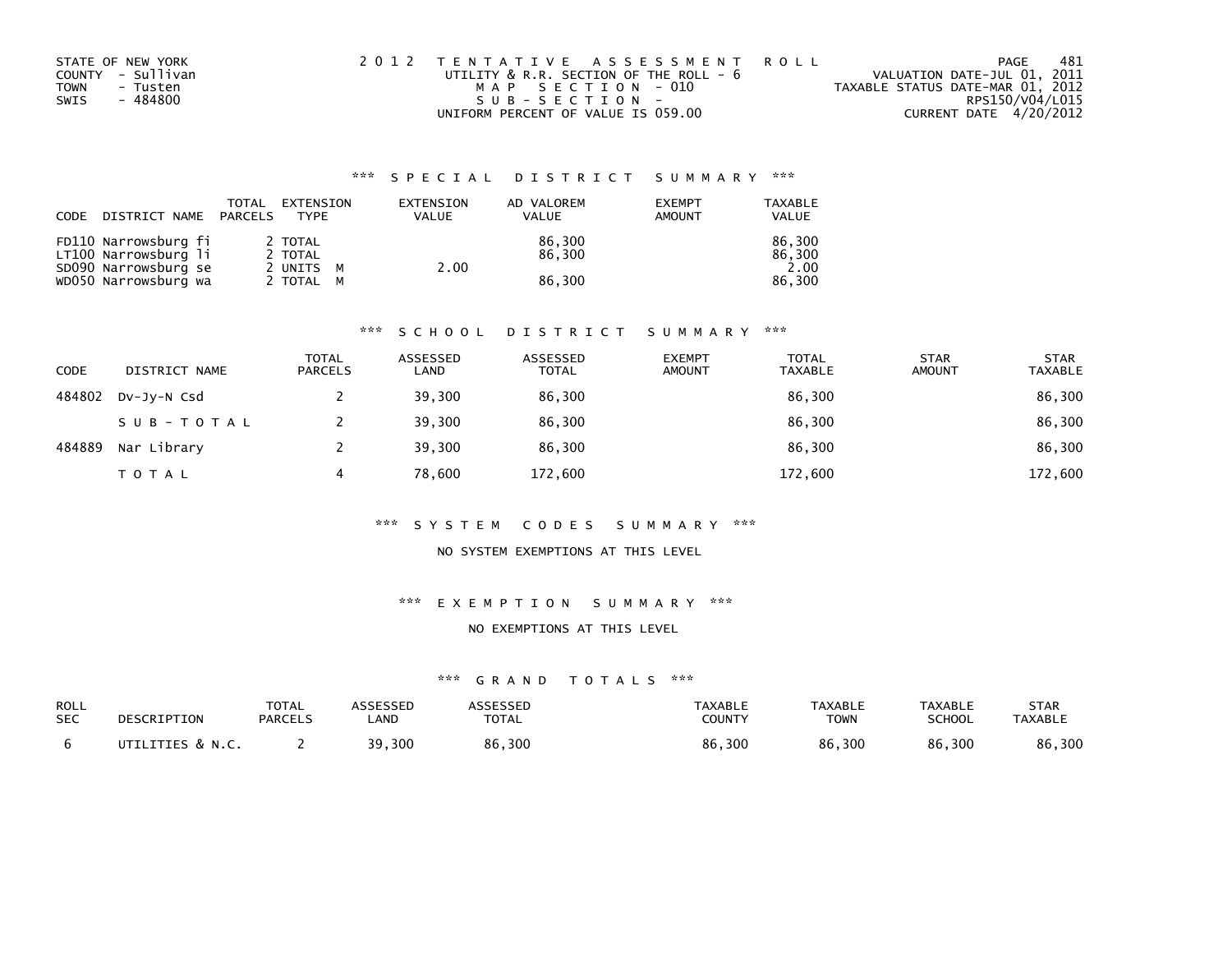STATE OF NEW YORK
COUNTY - Sullivan
TOWN - Tusten
SWIS - 484800

2 0 1 2 T E N T A T I V E A S S E S S M E N T R O L L
UTILITY & R.R. SECTION OF THE ROLL - 6
M A P S E C T I O N - 010
S U B - S E C T I O N -
UNIFORM PERCENT OF VALUE IS 059.00

VALUATION DATE-JUL 01, 2011
TAXABLE STATUS DATE-MAR 01, 2012
RPS150/V04/L015
CURRENT DATE 4/20/2012

### *** S P E C I A L D I S T R I C T S U M M A R Y ***

| CODE | DISTRICT NAME | TOTAL PARCELS | EXTENSION TYPE | EXTENSION VALUE | AD VALOREM VALUE | EXEMPT AMOUNT | TAXABLE VALUE |
|---|---|---|---|---|---|---|---|
| FD110 | Narrowsburg fi | 2 | TOTAL | | 86,300 | | 86,300 |
| LT100 | Narrowsburg li | 2 | TOTAL | | 86,300 | | 86,300 |
| SD090 | Narrowsburg se | 2 | UNITS M | 2.00 | | | 2.00 |
| WD050 | Narrowsburg wa | 2 | TOTAL M | | 86,300 | | 86,300 |

### *** S C H O O L D I S T R I C T S U M M A R Y ***

| CODE | DISTRICT NAME | TOTAL PARCELS | ASSESSED LAND | ASSESSED TOTAL | EXEMPT AMOUNT | TOTAL TAXABLE | STAR AMOUNT | STAR TAXABLE |
|---|---|---|---|---|---|---|---|---|
| 484802 | Dv-Jy-N Csd | 2 | 39,300 | 86,300 | | 86,300 | | 86,300 |
| | S U B - T O T A L | 2 | 39,300 | 86,300 | | 86,300 | | 86,300 |
| 484889 | Nar Library | 2 | 39,300 | 86,300 | | 86,300 | | 86,300 |
| | T O T A L | 4 | 78,600 | 172,600 | | 172,600 | | 172,600 |

### *** S Y S T E M C O D E S S U M M A R Y ***

NO SYSTEM EXEMPTIONS AT THIS LEVEL

### *** E X E M P T I O N S U M M A R Y ***

NO EXEMPTIONS AT THIS LEVEL

### *** G R A N D T O T A L S ***

| ROLL SEC | DESCRIPTION | TOTAL PARCELS | ASSESSED LAND | ASSESSED TOTAL | TAXABLE COUNTY | TAXABLE TOWN | TAXABLE SCHOOL | STAR TAXABLE |
|---|---|---|---|---|---|---|---|---|
| 6 | UTILITIES & N.C. | 2 | 39,300 | 86,300 | 86,300 | 86,300 | 86,300 | 86,300 |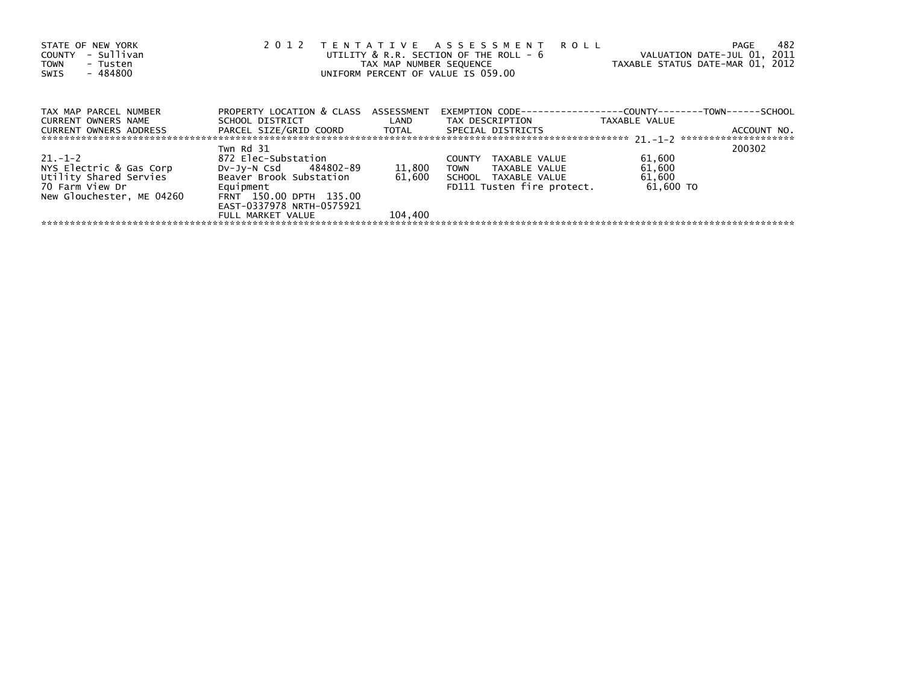STATE OF NEW YORK
COUNTY - Sullivan
TOWN - Tusten
SWIS - 484800

# 2012 TENTATIVE ASSESSMENT ROLL

UTILITY & R.R. SECTION OF THE ROLL - 6
TAX MAP NUMBER SEQUENCE
UNIFORM PERCENT OF VALUE IS 059.00

VALUATION DATE-JUL 01, 2011
TAXABLE STATUS DATE-MAR 01, 2012

| TAX MAP PARCEL NUMBER<br>CURRENT OWNERS NAME<br>CURRENT OWNERS ADDRESS | PROPERTY LOCATION & CLASS<br>SCHOOL DISTRICT<br>PARCEL SIZE/GRID COORD | ASSESSMENT<br>LAND<br>TOTAL | EXEMPTION CODE------COUNTY-----TOWN-----SCHOOL<br>TAX DESCRIPTION<br>SPECIAL DISTRICTS | TAXABLE VALUE | ACCOUNT NO. |
|---|---|---|---|---|---|
| 21.-1-2 | Twn Rd 31 | | | | 200302 |
| | 872 Elec-Substation | | COUNTY TAXABLE VALUE | 61,600 | |
| NYS Electric & Gas Corp | Dv-Jy-N Csd 484802-89 | 11,800 | TOWN TAXABLE VALUE | 61,600 | |
| Utility Shared Servies | Beaver Brook Substation | 61,600 | SCHOOL TAXABLE VALUE | 61,600 | |
| 70 Farm View Dr | Equipment | | FD111 Tusten fire protect. | 61,600 TO | |
| New Glouchester, ME 04260 | FRNT 150.00 DPTH 135.00 | | | | |
| | EAST-0337978 NRTH-0575921 | | | | |
| | FULL MARKET VALUE | 104,400 | | | |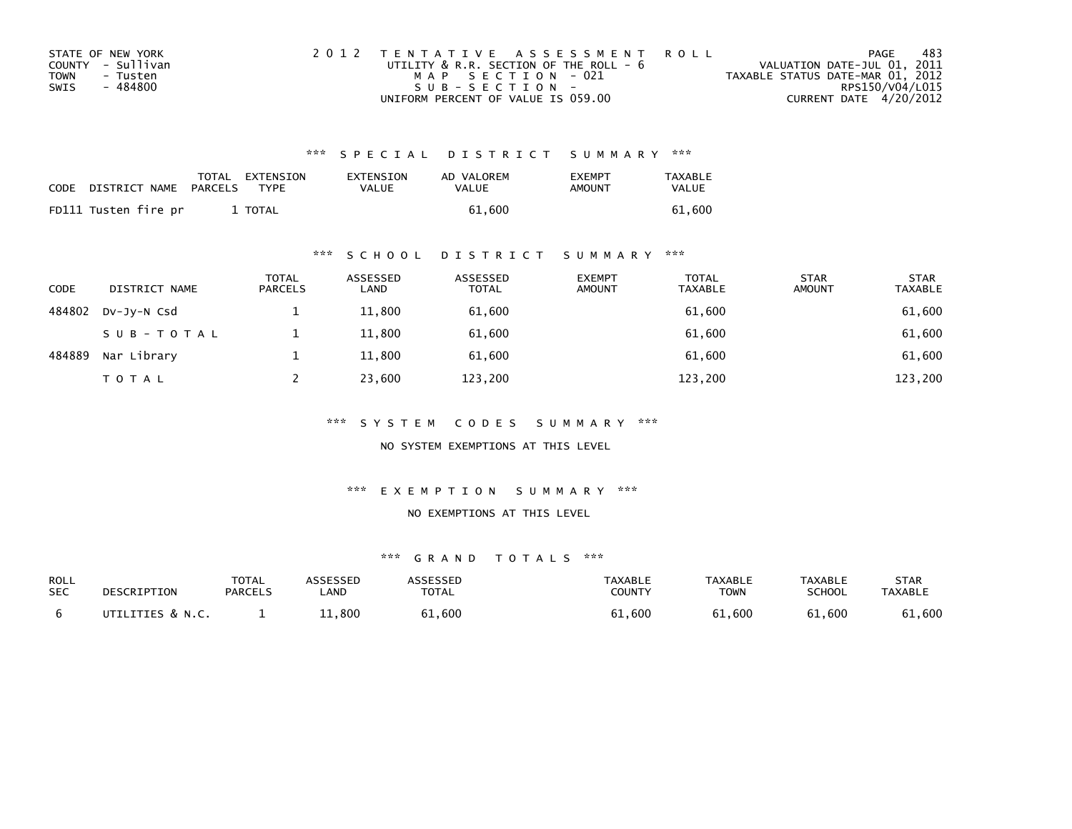STATE OF NEW YORK
COUNTY - Sullivan
TOWN - Tusten
SWIS - 484800

2012 TENTATIVE ASSESSMENT ROLL
UTILITY & R.R. SECTION OF THE ROLL - 6
MAP SECTION - 021
SUB-SECTION -
UNIFORM PERCENT OF VALUE IS 059.00

VALUATION DATE-JUL 01, 2011
TAXABLE STATUS DATE-MAR 01, 2012
RPS150/V04/L015
CURRENT DATE 4/20/2012

### *** SPECIAL DISTRICT SUMMARY ***

| CODE | DISTRICT NAME | TOTAL PARCELS | EXTENSION TYPE | EXTENSION VALUE | AD VALOREM VALUE | EXEMPT AMOUNT | TAXABLE VALUE |
|---|---|---|---|---|---|---|---|
| FD111 | Tusten fire pr | 1 | TOTAL | | 61,600 | | 61,600 |

### *** SCHOOL DISTRICT SUMMARY ***

| CODE | DISTRICT NAME | TOTAL PARCELS | ASSESSED LAND | ASSESSED TOTAL | EXEMPT AMOUNT | TOTAL TAXABLE | STAR AMOUNT | STAR TAXABLE |
|---|---|---|---|---|---|---|---|---|
| 484802 | Dv-Jy-N Csd | 1 | 11,800 | 61,600 | | 61,600 | | 61,600 |
| | SUB-TOTAL | 1 | 11,800 | 61,600 | | 61,600 | | 61,600 |
| 484889 | Nar Library | 1 | 11,800 | 61,600 | | 61,600 | | 61,600 |
| | TOTAL | 2 | 23,600 | 123,200 | | 123,200 | | 123,200 |

### *** SYSTEM CODES SUMMARY ***

NO SYSTEM EXEMPTIONS AT THIS LEVEL

### *** EXEMPTION SUMMARY ***

NO EXEMPTIONS AT THIS LEVEL

### *** GRAND TOTALS ***

| ROLL SEC | DESCRIPTION | TOTAL PARCELS | ASSESSED LAND | ASSESSED TOTAL | TAXABLE COUNTY | TAXABLE TOWN | TAXABLE SCHOOL | STAR TAXABLE |
|---|---|---|---|---|---|---|---|---|
| 6 | UTILITIES & N.C. | 1 | 11,800 | 61,600 | 61,600 | 61,600 | 61,600 | 61,600 |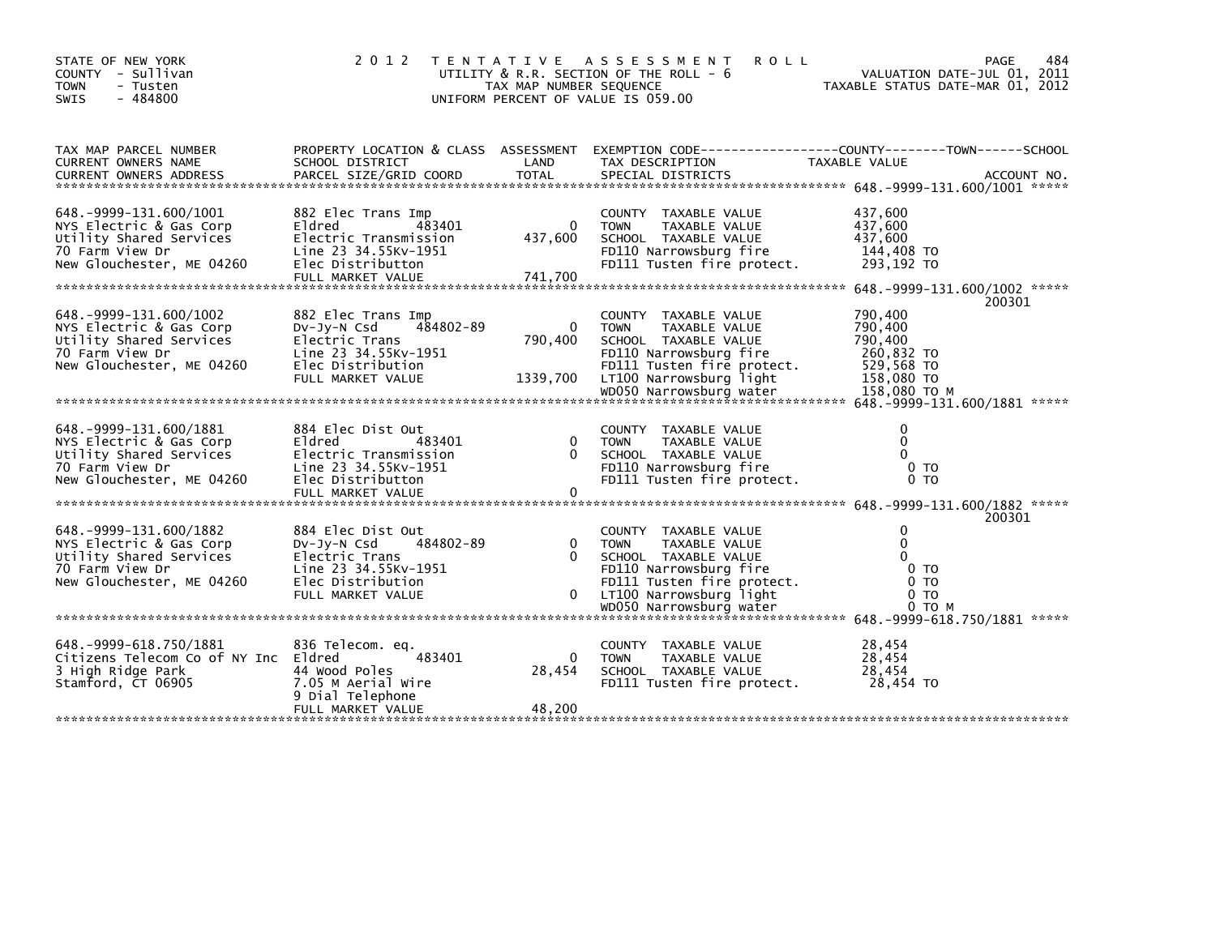STATE OF NEW YORK
COUNTY - Sullivan
TOWN - Tusten
SWIS - 484800

2 0 1 2 T E N T A T I V E A S S E S S M E N T R O L L
UTILITY & R.R. SECTION OF THE ROLL - 6
TAX MAP NUMBER SEQUENCE
UNIFORM PERCENT OF VALUE IS 059.00

VALUATION DATE-JUL 01, 2011
TAXABLE STATUS DATE-MAR 01, 2012

| TAX MAP PARCEL NUMBER / CURRENT OWNERS NAME / CURRENT OWNERS ADDRESS | PROPERTY LOCATION & CLASS / SCHOOL DISTRICT / PARCEL SIZE/GRID COORD | ASSESSMENT LAND / TOTAL | EXEMPTION CODE / TAX DESCRIPTION / SPECIAL DISTRICTS | TAXABLE VALUE (COUNTY / TOWN / SCHOOL) | ACCOUNT NO. |
|---|---|---|---|---|---|
| 648.-9999-131.600/1001 | 882 Elec Trans Imp | | | | |
| NYS Electric & Gas Corp | Eldred 483401 | 0 | COUNTY TAXABLE VALUE | 437,600 | |
| Utility Shared Services | Electric Transmission | 437,600 | TOWN TAXABLE VALUE | 437,600 | |
| 70 Farm View Dr | Line 23 34.55Kv-1951 | | SCHOOL TAXABLE VALUE | 437,600 | |
| New Glouchester, ME 04260 | Elec Distributton | | FD110 Narrowsburg fire | 144,408 TO | |
| | FULL MARKET VALUE | 741,700 | FD111 Tusten fire protect. | 293,192 TO | |
| 648.-9999-131.600/1002 | 882 Elec Trans Imp | | | | 200301 |
| NYS Electric & Gas Corp | Dv-Jy-N Csd 484802-89 | 0 | COUNTY TAXABLE VALUE | 790,400 | |
| Utility Shared Services | Electric Trans | 790,400 | TOWN TAXABLE VALUE | 790,400 | |
| 70 Farm View Dr | Line 23 34.55Kv-1951 | | SCHOOL TAXABLE VALUE | 790,400 | |
| New Glouchester, ME 04260 | Elec Distribution | | FD110 Narrowsburg fire | 260,832 TO | |
| | FULL MARKET VALUE | 1339,700 | FD111 Tusten fire protect. | 529,568 TO | |
| | | | LT100 Narrowsburg light | 158,080 TO | |
| | | | WD050 Narrowsburg water | 158,080 TO M | |
| 648.-9999-131.600/1881 | 884 Elec Dist Out | | | | |
| NYS Electric & Gas Corp | Eldred 483401 | 0 | COUNTY TAXABLE VALUE | 0 | |
| Utility Shared Services | Electric Transmission | 0 | TOWN TAXABLE VALUE | 0 | |
| 70 Farm View Dr | Line 23 34.55Kv-1951 | | SCHOOL TAXABLE VALUE | 0 | |
| New Glouchester, ME 04260 | Elec Distributton | | FD110 Narrowsburg fire | 0 TO | |
| | FULL MARKET VALUE | 0 | FD111 Tusten fire protect. | 0 TO | |
| 648.-9999-131.600/1882 | 884 Elec Dist Out | | | | 200301 |
| NYS Electric & Gas Corp | Dv-Jy-N Csd 484802-89 | 0 | COUNTY TAXABLE VALUE | 0 | |
| Utility Shared Services | Electric Trans | 0 | TOWN TAXABLE VALUE | 0 | |
| 70 Farm View Dr | Line 23 34.55Kv-1951 | | SCHOOL TAXABLE VALUE | 0 | |
| New Glouchester, ME 04260 | Elec Distribution | | FD110 Narrowsburg fire | 0 TO | |
| | FULL MARKET VALUE | 0 | FD111 Tusten fire protect. | 0 TO | |
| | | | LT100 Narrowsburg light | 0 TO | |
| | | | WD050 Narrowsburg water | 0 TO M | |
| 648.-9999-618.750/1881 | 836 Telecom. eq. | | | | |
| Citizens Telecom Co of NY Inc | Eldred 483401 | 0 | COUNTY TAXABLE VALUE | 28,454 | |
| 3 High Ridge Park | 44 Wood Poles | 28,454 | TOWN TAXABLE VALUE | 28,454 | |
| Stamford, CT 06905 | 7.05 M Aerial Wire | | SCHOOL TAXABLE VALUE | 28,454 | |
| | 9 Dial Telephone | | FD111 Tusten fire protect. | 28,454 TO | |
| | FULL MARKET VALUE | 48,200 | | | |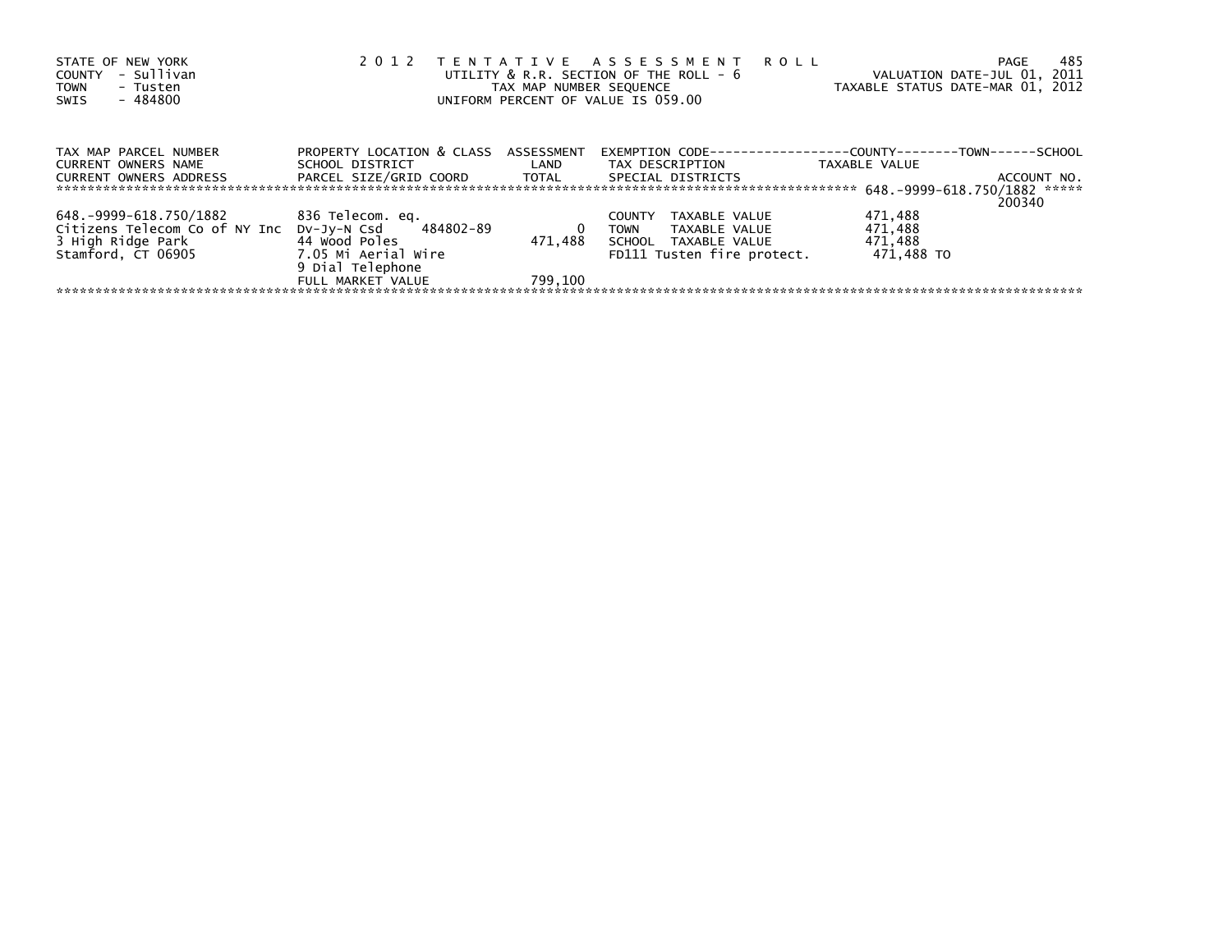STATE OF NEW YORK
COUNTY - Sullivan
TOWN - Tusten
SWIS - 484800

2 0 1 2 T E N T A T I V E A S S E S S M E N T R O L L
UTILITY & R.R. SECTION OF THE ROLL - 6
TAX MAP NUMBER SEQUENCE
UNIFORM PERCENT OF VALUE IS 059.00

VALUATION DATE-JUL 01, 2011
TAXABLE STATUS DATE-MAR 01, 2012

| TAX MAP PARCEL NUMBER<br>CURRENT OWNERS NAME<br>CURRENT OWNERS ADDRESS | PROPERTY LOCATION & CLASS<br>SCHOOL DISTRICT<br>PARCEL SIZE/GRID COORD | ASSESSMENT<br>LAND<br>TOTAL | EXEMPTION CODE------------------COUNTY--------TOWN------SCHOOL<br>TAX DESCRIPTION<br>SPECIAL DISTRICTS | TAXABLE VALUE | ACCOUNT NO. |
|---|---|---|---|---|---|
| | | | ******** 648.-9999-618.750/1882 ***** | | |
| | | | | | 200340 |
| 648.-9999-618.750/1882 | 836 Telecom. eq. | | COUNTY TAXABLE VALUE | 471,488 | |
| Citizens Telecom Co of NY Inc | Dv-Jy-N Csd 484802-89 | 0 | TOWN TAXABLE VALUE | 471,488 | |
| 3 High Ridge Park | 44 Wood Poles | 471,488 | SCHOOL TAXABLE VALUE | 471,488 | |
| Stamford, CT 06905 | 7.05 Mi Aerial Wire | | FD111 Tusten fire protect. | 471,488 TO | |
| | 9 Dial Telephone | | | | |
| | FULL MARKET VALUE | 799,100 | | | |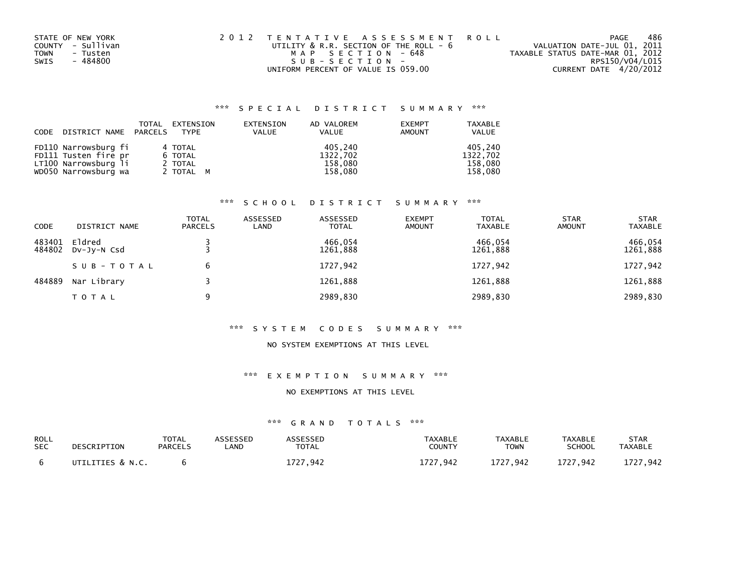STATE OF NEW YORK
COUNTY - Sullivan
TOWN - Tusten
SWIS - 484800

2012 TENTATIVE ASSESSMENT ROLL
UTILITY & R.R. SECTION OF THE ROLL - 6
MAP SECTION - 648
SUB-SECTION -
UNIFORM PERCENT OF VALUE IS 059.00

VALUATION DATE-JUL 01, 2011
TAXABLE STATUS DATE-MAR 01, 2012
RPS150/V04/L015
CURRENT DATE 4/20/2012

## *** SPECIAL DISTRICT SUMMARY ***

| CODE DISTRICT NAME | TOTAL PARCELS | EXTENSION TYPE | EXTENSION VALUE | AD VALOREM VALUE | EXEMPT AMOUNT | TAXABLE VALUE |
|---|---|---|---|---|---|---|
| FD110 Narrowsburg fi | 4 | TOTAL | | 405,240 | | 405,240 |
| FD111 Tusten fire pr | 6 | TOTAL | | 1322,702 | | 1322,702 |
| LT100 Narrowsburg li | 2 | TOTAL | | 158,080 | | 158,080 |
| WD050 Narrowsburg wa | 2 | TOTAL M | | 158,080 | | 158,080 |

## *** SCHOOL DISTRICT SUMMARY ***

| CODE | DISTRICT NAME | TOTAL PARCELS | ASSESSED LAND | ASSESSED TOTAL | EXEMPT AMOUNT | TOTAL TAXABLE | STAR AMOUNT | STAR TAXABLE |
|---|---|---|---|---|---|---|---|---|
| 483401 | Eldred | 3 | | 466,054 | | 466,054 | | 466,054 |
| 484802 | Dv-Jy-N Csd | 3 | | 1261,888 | | 1261,888 | | 1261,888 |
| | SUB-TOTAL | 6 | | 1727,942 | | 1727,942 | | 1727,942 |
| 484889 | Nar Library | 3 | | 1261,888 | | 1261,888 | | 1261,888 |
| | TOTAL | 9 | | 2989,830 | | 2989,830 | | 2989,830 |

## *** SYSTEM CODES SUMMARY ***

NO SYSTEM EXEMPTIONS AT THIS LEVEL

## *** EXEMPTION SUMMARY ***

NO EXEMPTIONS AT THIS LEVEL

## *** GRAND TOTALS ***

| ROLL SEC | DESCRIPTION | TOTAL PARCELS | ASSESSED LAND | ASSESSED TOTAL | TAXABLE COUNTY | TAXABLE TOWN | TAXABLE SCHOOL | STAR TAXABLE |
|---|---|---|---|---|---|---|---|---|
| 6 | UTILITIES & N.C. | 6 | | 1727,942 | 1727,942 | 1727,942 | 1727,942 | 1727,942 |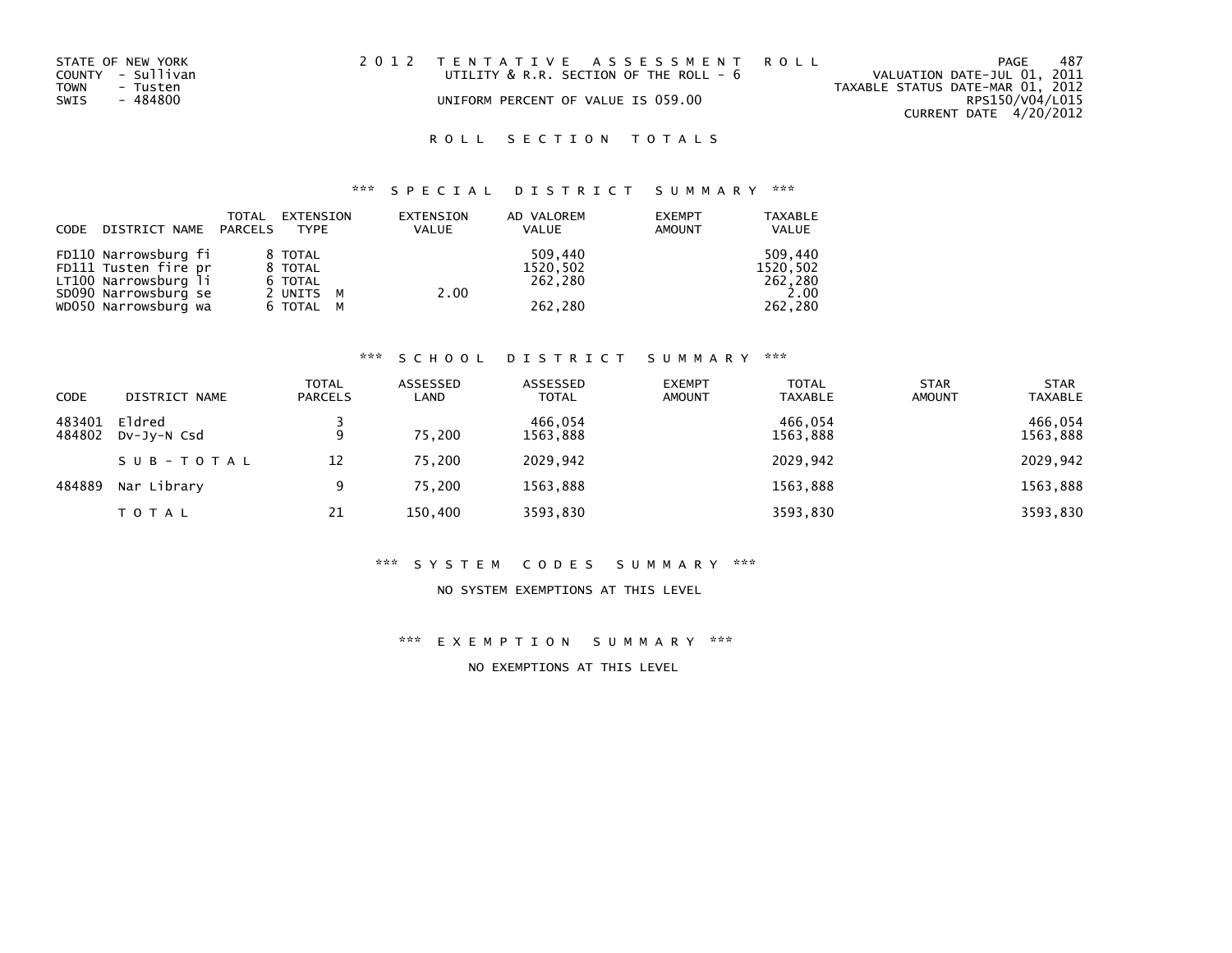STATE OF NEW YORK
COUNTY - Sullivan
TOWN - Tusten
SWIS - 484800

2 0 1 2 T E N T A T I V E A S S E S S M E N T R O L L
UTILITY & R.R. SECTION OF THE ROLL - 6
UNIFORM PERCENT OF VALUE IS 059.00

VALUATION DATE-JUL 01, 2011
TAXABLE STATUS DATE-MAR 01, 2012
RPS150/V04/L015
CURRENT DATE 4/20/2012

## R O L L S E C T I O N T O T A L S

### *** S P E C I A L D I S T R I C T S U M M A R Y ***

| CODE | DISTRICT NAME | TOTAL PARCELS | EXTENSION TYPE | EXTENSION VALUE | AD VALOREM VALUE | EXEMPT AMOUNT | TAXABLE VALUE |
|---|---|---|---|---|---|---|---|
| FD110 | Narrowsburg fi | 8 | TOTAL | | 509,440 | | 509,440 |
| FD111 | Tusten fire pr | 8 | TOTAL | | 1520,502 | | 1520,502 |
| LT100 | Narrowsburg li | 6 | TOTAL | | 262,280 | | 262,280 |
| SD090 | Narrowsburg se | 2 | UNITS M | 2.00 | | | 2.00 |
| WD050 | Narrowsburg wa | 6 | TOTAL M | | 262,280 | | 262,280 |

### *** S C H O O L D I S T R I C T S U M M A R Y ***

| CODE | DISTRICT NAME | TOTAL PARCELS | ASSESSED LAND | ASSESSED TOTAL | EXEMPT AMOUNT | TOTAL TAXABLE | STAR AMOUNT | STAR TAXABLE |
|---|---|---|---|---|---|---|---|---|
| 483401 | Eldred | 3 | | 466,054 | | 466,054 | | 466,054 |
| 484802 | Dv-Jy-N Csd | 9 | 75,200 | 1563,888 | | 1563,888 | | 1563,888 |
| | S U B - T O T A L | 12 | 75,200 | 2029,942 | | 2029,942 | | 2029,942 |
| 484889 | Nar Library | 9 | 75,200 | 1563,888 | | 1563,888 | | 1563,888 |
| | T O T A L | 21 | 150,400 | 3593,830 | | 3593,830 | | 3593,830 |

### *** S Y S T E M C O D E S S U M M A R Y ***

NO SYSTEM EXEMPTIONS AT THIS LEVEL

### *** E X E M P T I O N S U M M A R Y ***

NO EXEMPTIONS AT THIS LEVEL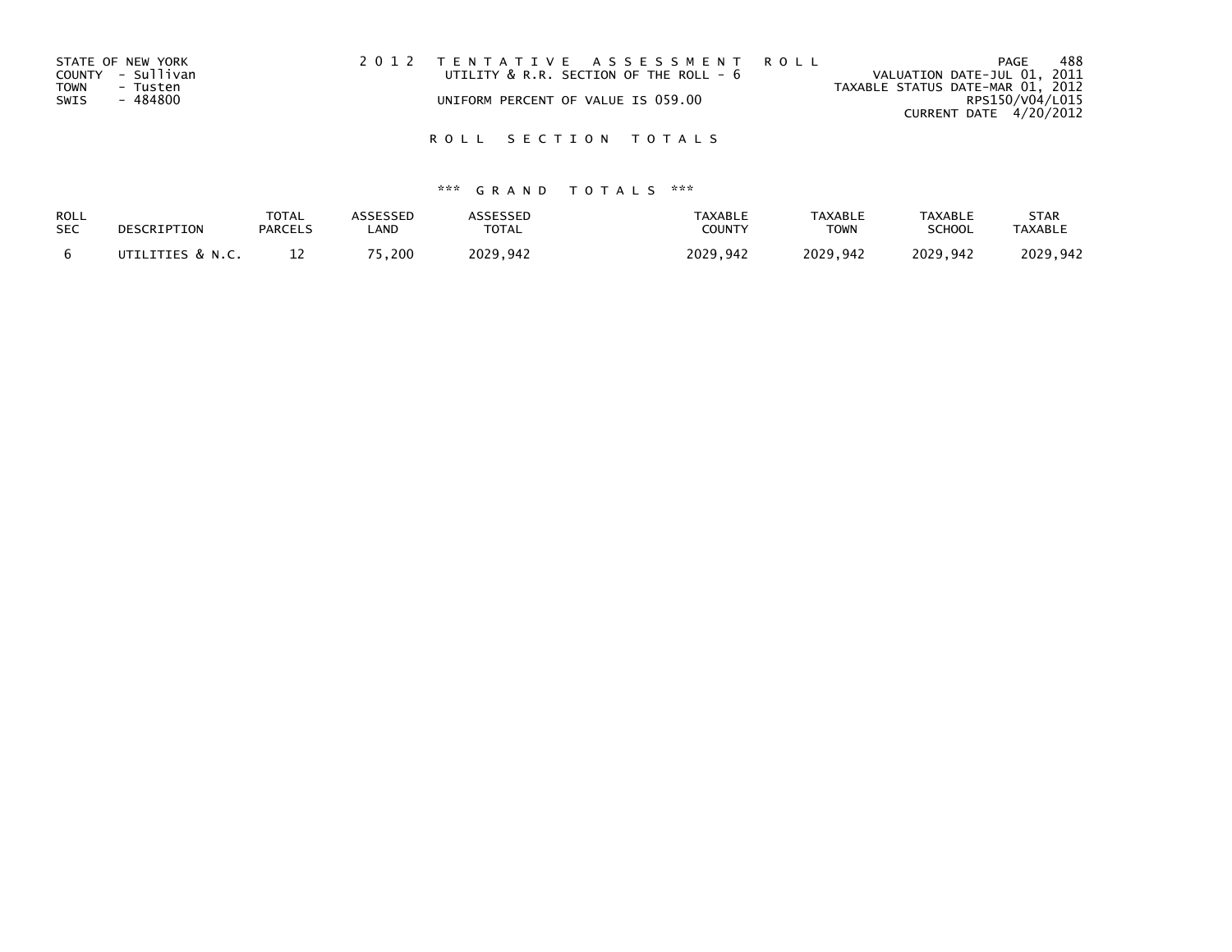STATE OF NEW YORK
COUNTY - Sullivan
TOWN - Tusten
SWIS - 484800

2 0 1 2 T E N T A T I V E A S S E S S M E N T R O L L
UTILITY & R.R. SECTION OF THE ROLL - 6
UNIFORM PERCENT OF VALUE IS 059.00

VALUATION DATE-JUL 01, 2011
TAXABLE STATUS DATE-MAR 01, 2012
RPS150/V04/L015
CURRENT DATE 4/20/2012

R O L L S E C T I O N T O T A L S

*** G R A N D T O T A L S ***

| ROLL SEC | DESCRIPTION | TOTAL PARCELS | ASSESSED LAND | ASSESSED TOTAL | TAXABLE COUNTY | TAXABLE TOWN | TAXABLE SCHOOL | STAR TAXABLE |
|---|---|---|---|---|---|---|---|---|
| 6 | UTILITIES & N.C. | 12 | 75,200 | 2029,942 | 2029,942 | 2029,942 | 2029,942 | 2029,942 |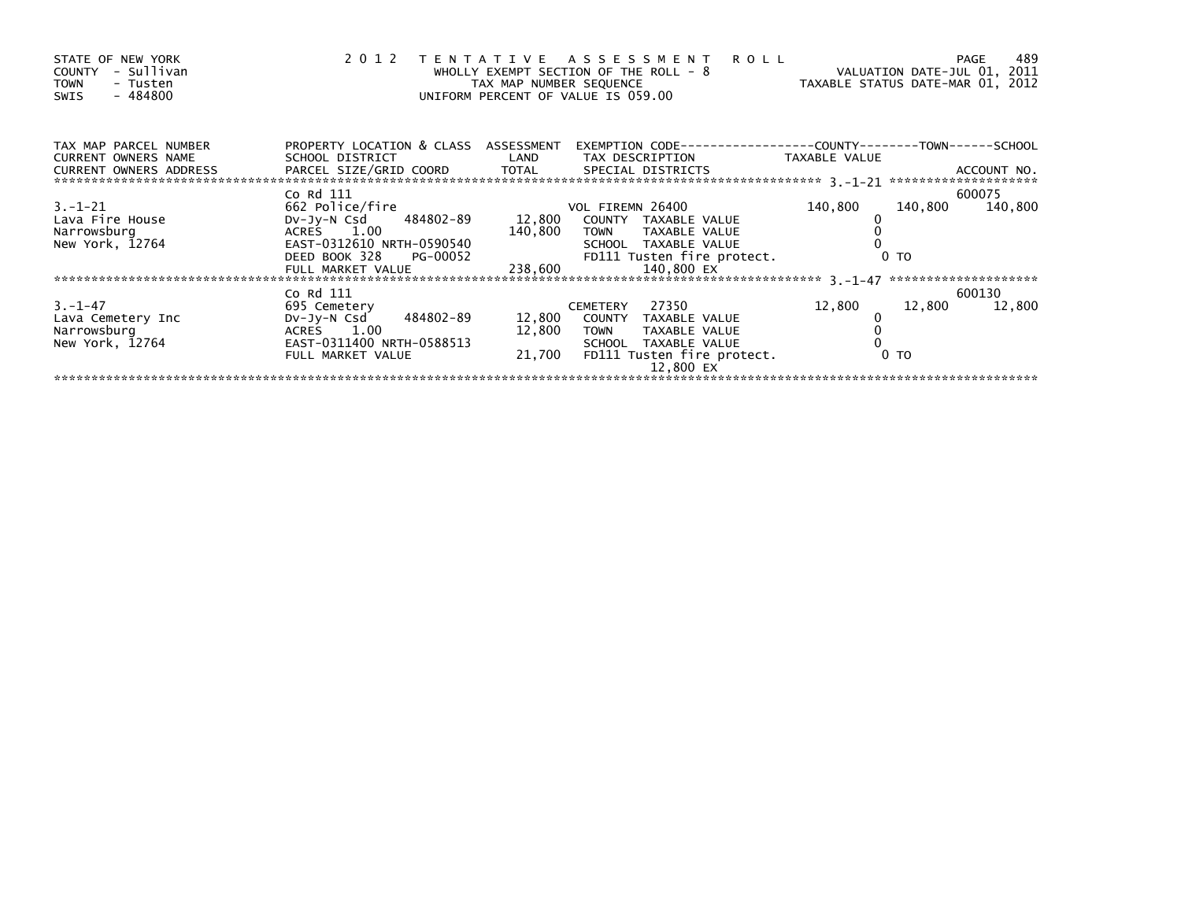STATE OF NEW YORK
COUNTY - Sullivan
TOWN - Tusten
SWIS - 484800

# 2012 TENTATIVE ASSESSMENT ROLL

WHOLLY EXEMPT SECTION OF THE ROLL - 8
TAX MAP NUMBER SEQUENCE
UNIFORM PERCENT OF VALUE IS 059.00

VALUATION DATE-JUL 01, 2011
TAXABLE STATUS DATE-MAR 01, 2012

| TAX MAP PARCEL NUMBER / CURRENT OWNERS NAME / CURRENT OWNERS ADDRESS | PROPERTY LOCATION & CLASS / SCHOOL DISTRICT / PARCEL SIZE/GRID COORD | ASSESSMENT LAND | TOTAL | EXEMPTION CODE / TAX DESCRIPTION / SPECIAL DISTRICTS | COUNTY TAXABLE VALUE | TOWN | SCHOOL / ACCOUNT NO. |
|---|---|---|---|---|---|---|---|
| 3.-1-21 | Co Rd 111 | | | | | | 600075 |
| | 662 Police/fire | | | VOL FIREMN 26400 | 140,800 | 140,800 | 140,800 |
| Lava Fire House | Dv-Jy-N Csd 484802-89 | 12,800 | | COUNTY TAXABLE VALUE | 0 | | |
| Narrowsburg | ACRES 1.00 | | 140,800 | TOWN TAXABLE VALUE | 0 | | |
| New York, 12764 | EAST-0312610 NRTH-0590540 | | | SCHOOL TAXABLE VALUE | 0 | | |
| | DEED BOOK 328 PG-00052 | | | FD111 Tusten fire protect. | 0 TO | | |
| | FULL MARKET VALUE | | 238,600 | 140,800 EX | | | |
| 3.-1-47 | Co Rd 111 | | | | | | 600130 |
| | 695 Cemetery | | | CEMETERY 27350 | 12,800 | 12,800 | 12,800 |
| Lava Cemetery Inc | Dv-Jy-N Csd 484802-89 | 12,800 | | COUNTY TAXABLE VALUE | 0 | | |
| Narrowsburg | ACRES 1.00 | | 12,800 | TOWN TAXABLE VALUE | 0 | | |
| New York, 12764 | EAST-0311400 NRTH-0588513 | | | SCHOOL TAXABLE VALUE | 0 | | |
| | FULL MARKET VALUE | | 21,700 | FD111 Tusten fire protect. | 0 TO | | |
| | | | | 12,800 EX | | | |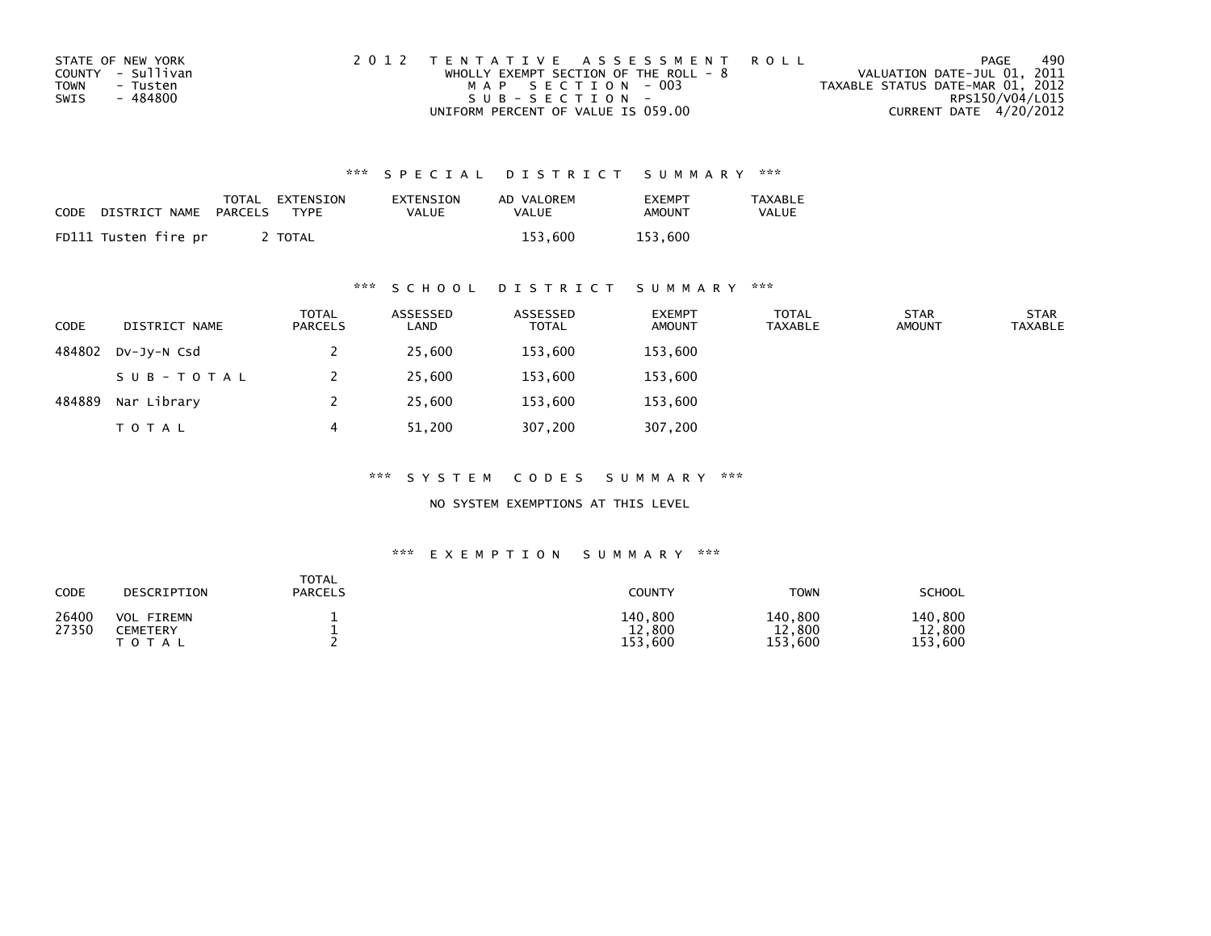STATE OF NEW YORK
COUNTY - Sullivan
TOWN - Tusten
SWIS - 484800

2 0 1 2 T E N T A T I V E A S S E S S M E N T R O L L
WHOLLY EXEMPT SECTION OF THE ROLL - 8
M A P S E C T I O N - 003
S U B - S E C T I O N -
UNIFORM PERCENT OF VALUE IS 059.00

VALUATION DATE-JUL 01, 2011
TAXABLE STATUS DATE-MAR 01, 2012
RPS150/V04/L015
CURRENT DATE 4/20/2012

### *** S P E C I A L D I S T R I C T S U M M A R Y ***

| CODE | DISTRICT NAME | TOTAL PARCELS | EXTENSION TYPE | EXTENSION VALUE | AD VALOREM VALUE | EXEMPT AMOUNT | TAXABLE VALUE |
|---|---|---|---|---|---|---|---|
| FD111 | Tusten fire pr | 2 | TOTAL | | 153,600 | 153,600 | |

### *** S C H O O L D I S T R I C T S U M M A R Y ***

| CODE | DISTRICT NAME | TOTAL PARCELS | ASSESSED LAND | ASSESSED TOTAL | EXEMPT AMOUNT | TOTAL TAXABLE | STAR AMOUNT | STAR TAXABLE |
|---|---|---|---|---|---|---|---|---|
| 484802 | Dv-Jy-N Csd | 2 | 25,600 | 153,600 | 153,600 | | | |
| | S U B - T O T A L | 2 | 25,600 | 153,600 | 153,600 | | | |
| 484889 | Nar Library | 2 | 25,600 | 153,600 | 153,600 | | | |
| | T O T A L | 4 | 51,200 | 307,200 | 307,200 | | | |

### *** S Y S T E M C O D E S S U M M A R Y ***

NO SYSTEM EXEMPTIONS AT THIS LEVEL

### *** E X E M P T I O N S U M M A R Y ***

| CODE | DESCRIPTION | TOTAL PARCELS | COUNTY | TOWN | SCHOOL |
|---|---|---|---|---|---|
| 26400 | VOL FIREMN | 1 | 140,800 | 140,800 | 140,800 |
| 27350 | CEMETERY | 1 | 12,800 | 12,800 | 12,800 |
| | T O T A L | 2 | 153,600 | 153,600 | 153,600 |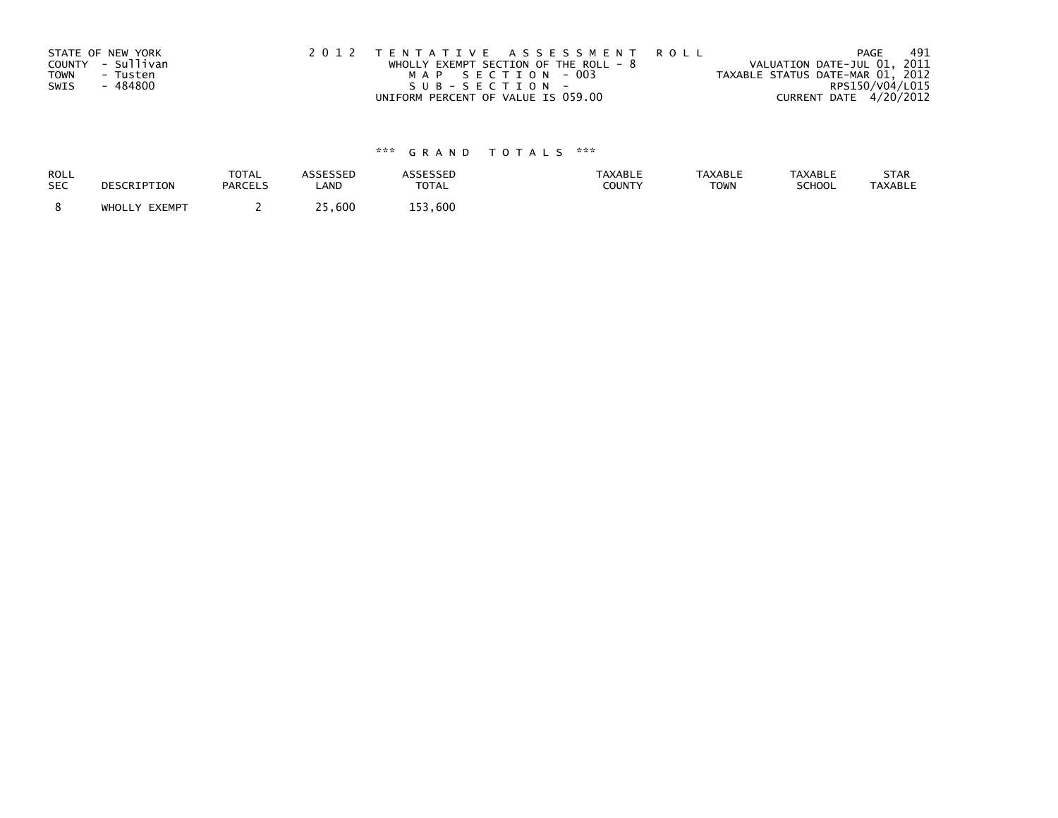STATE OF NEW YORK
COUNTY - Sullivan
TOWN - Tusten
SWIS - 484800

2 0 1 2 T E N T A T I V E A S S E S S M E N T R O L L
WHOLLY EXEMPT SECTION OF THE ROLL - 8
M A P S E C T I O N - 003
S U B - S E C T I O N -
UNIFORM PERCENT OF VALUE IS 059.00

VALUATION DATE-JUL 01, 2011
TAXABLE STATUS DATE-MAR 01, 2012
RPS150/V04/L015
CURRENT DATE 4/20/2012

### *** G R A N D T O T A L S ***

| ROLL SEC | DESCRIPTION | TOTAL PARCELS | ASSESSED LAND | ASSESSED TOTAL | TAXABLE COUNTY | TAXABLE TOWN | TAXABLE SCHOOL | STAR TAXABLE |
|---|---|---|---|---|---|---|---|---|
| 8 | WHOLLY EXEMPT | 2 | 25,600 | 153,600 | | | | |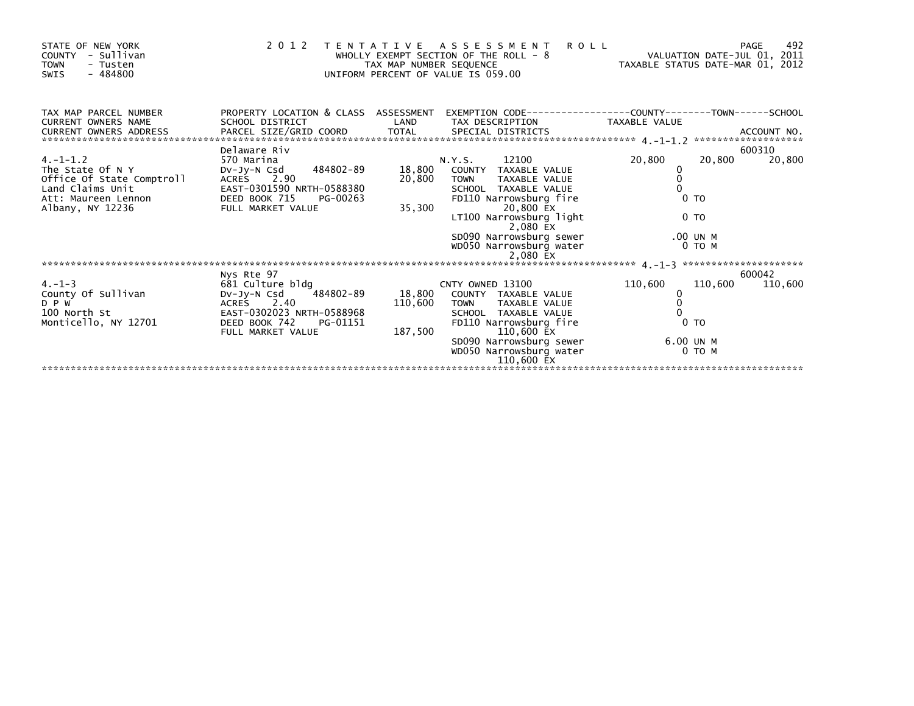STATE OF NEW YORK
COUNTY - Sullivan
TOWN - Tusten
SWIS - 484800

2012 TENTATIVE ASSESSMENT ROLL
WHOLLY EXEMPT SECTION OF THE ROLL - 8
TAX MAP NUMBER SEQUENCE
UNIFORM PERCENT OF VALUE IS 059.00

VALUATION DATE-JUL 01, 2011
TAXABLE STATUS DATE-MAR 01, 2012

| TAX MAP PARCEL NUMBER / CURRENT OWNERS NAME / CURRENT OWNERS ADDRESS | PROPERTY LOCATION & CLASS / SCHOOL DISTRICT / PARCEL SIZE/GRID COORD | ASSESSMENT LAND / TOTAL | EXEMPTION CODE / TAX DESCRIPTION / SPECIAL DISTRICTS | COUNTY TAXABLE VALUE | TOWN | SCHOOL / ACCOUNT NO. |
|---|---|---|---|---|---|---|
| **4.-1-1.2** | Delaware Riv | | | | | 600310 |
| 4.-1-1.2 | 570 Marina | | N.Y.S. 12100 | 20,800 | 20,800 | 20,800 |
| The State Of N Y | Dv-Jy-N Csd 484802-89 | 18,800 | COUNTY TAXABLE VALUE | 0 | | |
| Office Of State Comptroll | ACRES 2.90 | 20,800 | TOWN TAXABLE VALUE | 0 | | |
| Land Claims Unit | EAST-0301590 NRTH-0588380 | | SCHOOL TAXABLE VALUE | 0 | | |
| Att: Maureen Lennon | DEED BOOK 715 PG-00263 | | FD110 Narrowsburg fire 20,800 EX | 0 TO | | |
| Albany, NY 12236 | FULL MARKET VALUE | 35,300 | LT100 Narrowsburg light 2,080 EX | 0 TO | | |
| | | | SD090 Narrowsburg sewer | .00 UN M | | |
| | | | WD050 Narrowsburg water 2,080 EX | 0 TO M | | |
| **4.-1-3** | Nys Rte 97 | | | | | 600042 |
| 4.-1-3 | 681 Culture bldg | | CNTY OWNED 13100 | 110,600 | 110,600 | 110,600 |
| County Of Sullivan | Dv-Jy-N Csd 484802-89 | 18,800 | COUNTY TAXABLE VALUE | 0 | | |
| D P W | ACRES 2.40 | 110,600 | TOWN TAXABLE VALUE | 0 | | |
| 100 North St | EAST-0302023 NRTH-0588968 | | SCHOOL TAXABLE VALUE | 0 | | |
| Monticello, NY 12701 | DEED BOOK 742 PG-01151 | | FD110 Narrowsburg fire 110,600 EX | 0 TO | | |
| | FULL MARKET VALUE | 187,500 | SD090 Narrowsburg sewer | 6.00 UN M | | |
| | | | WD050 Narrowsburg water 110,600 EX | 0 TO M | | |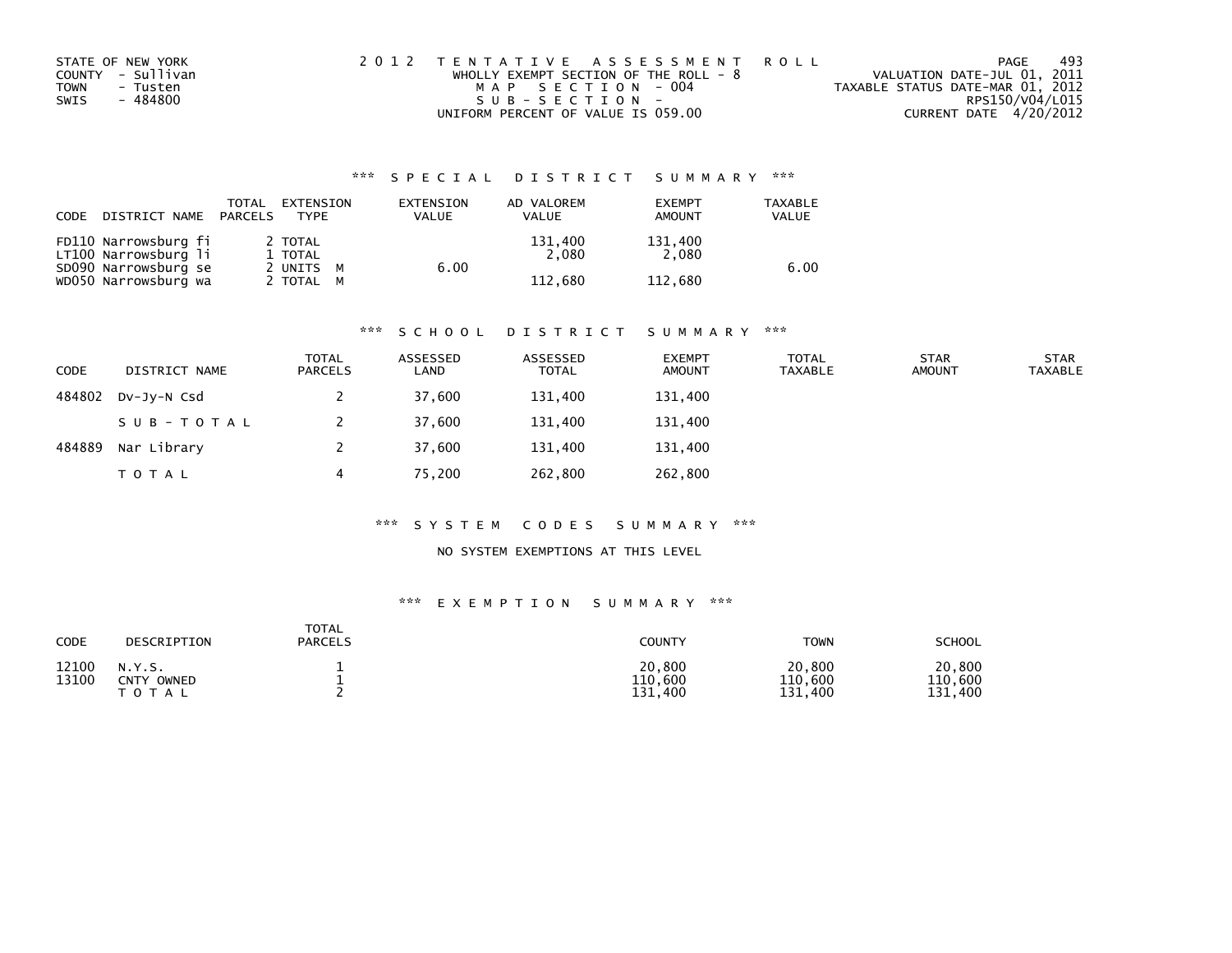STATE OF NEW YORK
COUNTY - Sullivan
TOWN - Tusten
SWIS - 484800

2012 TENTATIVE ASSESSMENT ROLL
WHOLLY EXEMPT SECTION OF THE ROLL - 8
MAP SECTION - 004
SUB-SECTION -
UNIFORM PERCENT OF VALUE IS 059.00

VALUATION DATE-JUL 01, 2011
TAXABLE STATUS DATE-MAR 01, 2012
RPS150/V04/L015
CURRENT DATE 4/20/2012

### *** SPECIAL DISTRICT SUMMARY ***

| CODE | DISTRICT NAME | TOTAL PARCELS | EXTENSION TYPE | EXTENSION VALUE | AD VALOREM VALUE | EXEMPT AMOUNT | TAXABLE VALUE |
|---|---|---|---|---|---|---|---|
| FD110 | Narrowsburg fi | | 2 TOTAL | | 131,400 | 131,400 | |
| LT100 | Narrowsburg li | | 1 TOTAL | | 2,080 | 2,080 | |
| SD090 | Narrowsburg se | | 2 UNITS M | 6.00 | | | 6.00 |
| WD050 | Narrowsburg wa | | 2 TOTAL M | | 112,680 | 112,680 | |

### *** SCHOOL DISTRICT SUMMARY ***

| CODE | DISTRICT NAME | TOTAL PARCELS | ASSESSED LAND | ASSESSED TOTAL | EXEMPT AMOUNT | TOTAL TAXABLE | STAR AMOUNT | STAR TAXABLE |
|---|---|---|---|---|---|---|---|---|
| 484802 | Dv-Jy-N Csd | 2 | 37,600 | 131,400 | 131,400 | | | |
| | SUB-TOTAL | 2 | 37,600 | 131,400 | 131,400 | | | |
| 484889 | Nar Library | 2 | 37,600 | 131,400 | 131,400 | | | |
| | TOTAL | 4 | 75,200 | 262,800 | 262,800 | | | |

### *** SYSTEM CODES SUMMARY ***

NO SYSTEM EXEMPTIONS AT THIS LEVEL

### *** EXEMPTION SUMMARY ***

| CODE | DESCRIPTION | TOTAL PARCELS | COUNTY | TOWN | SCHOOL |
|---|---|---|---|---|---|
| 12100 | N.Y.S. | 1 | 20,800 | 20,800 | 20,800 |
| 13100 | CNTY OWNED | 1 | 110,600 | 110,600 | 110,600 |
| | TOTAL | 2 | 131,400 | 131,400 | 131,400 |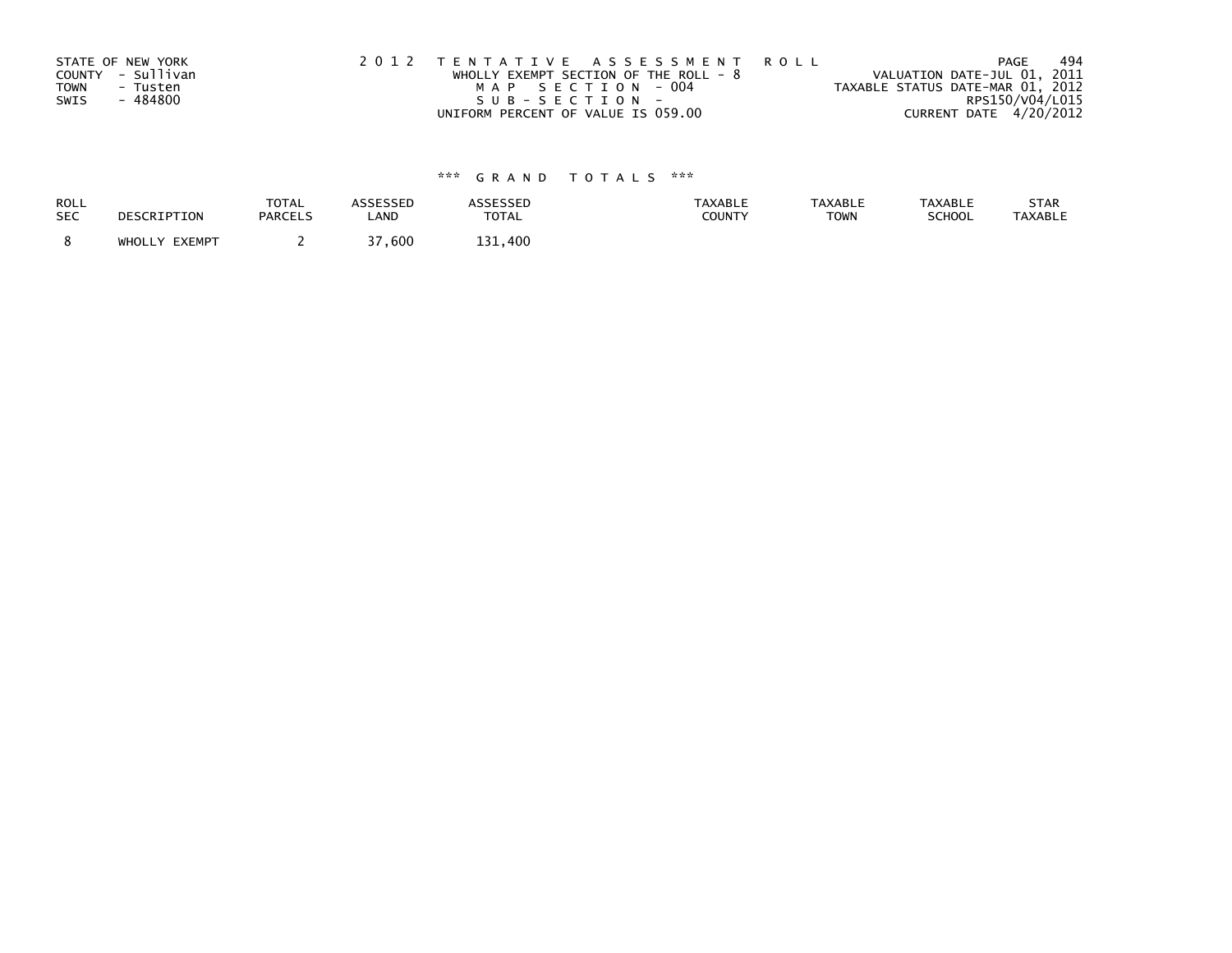STATE OF NEW YORK
COUNTY - Sullivan
TOWN - Tusten
SWIS - 484800

2 0 1 2 T E N T A T I V E A S S E S S M E N T R O L L
WHOLLY EXEMPT SECTION OF THE ROLL - 8
M A P S E C T I O N - 004
S U B - S E C T I O N -
UNIFORM PERCENT OF VALUE IS 059.00

VALUATION DATE-JUL 01, 2011
TAXABLE STATUS DATE-MAR 01, 2012
RPS150/V04/L015
CURRENT DATE 4/20/2012

*** G R A N D T O T A L S ***

| ROLL SEC | DESCRIPTION | TOTAL PARCELS | ASSESSED LAND | ASSESSED TOTAL | TAXABLE COUNTY | TAXABLE TOWN | TAXABLE SCHOOL | STAR TAXABLE |
|---|---|---|---|---|---|---|---|---|
| 8 | WHOLLY EXEMPT | 2 | 37,600 | 131,400 | | | | |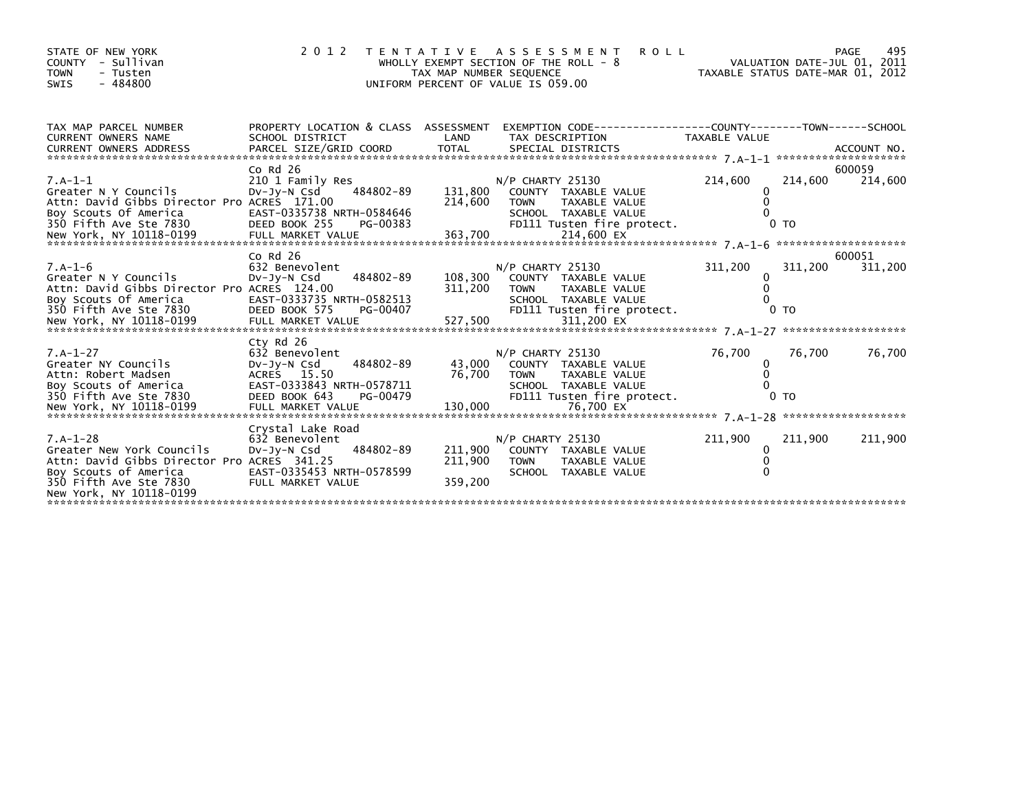STATE OF NEW YORK
COUNTY - Sullivan
TOWN - Tusten
SWIS - 484800

# 2012 TENTATIVE ASSESSMENT ROLL

WHOLLY EXEMPT SECTION OF THE ROLL - 8
TAX MAP NUMBER SEQUENCE
UNIFORM PERCENT OF VALUE IS 059.00

VALUATION DATE-JUL 01, 2011
TAXABLE STATUS DATE-MAR 01, 2012

| TAX MAP PARCEL NUMBER / CURRENT OWNERS NAME / CURRENT OWNERS ADDRESS | PROPERTY LOCATION & CLASS / SCHOOL DISTRICT / PARCEL SIZE/GRID COORD | ASSESSMENT LAND / TOTAL | EXEMPTION CODE / TAX DESCRIPTION / SPECIAL DISTRICTS | COUNTY TAXABLE VALUE | TOWN | SCHOOL / ACCOUNT NO. |
|---|---|---|---|---|---|---|
| 7.A-1-1 | Co Rd 26 | | | | | 600059 |
| | 210 1 Family Res | | N/P CHARTY 25130 | 214,600 | 214,600 | 214,600 |
| Greater N Y Councils | Dv-Jy-N Csd 484802-89 | 131,800 | COUNTY TAXABLE VALUE | 0 | | |
| Attn: David Gibbs Director Pro | ACRES 171.00 | 214,600 | TOWN TAXABLE VALUE | 0 | | |
| Boy Scouts Of America | EAST-0335738 NRTH-0584646 | | SCHOOL TAXABLE VALUE | 0 | | |
| 350 Fifth Ave Ste 7830 | DEED BOOK 255 PG-00383 | | FD111 Tusten fire protect. | 0 TO | | |
| New York, NY 10118-0199 | FULL MARKET VALUE | 363,700 | 214,600 EX | | | |
| 7.A-1-6 | Co Rd 26 | | | | | 600051 |
| | 632 Benevolent | | N/P CHARTY 25130 | 311,200 | 311,200 | 311,200 |
| Greater N Y Councils | Dv-Jy-N Csd 484802-89 | 108,300 | COUNTY TAXABLE VALUE | 0 | | |
| Attn: David Gibbs Director Pro | ACRES 124.00 | 311,200 | TOWN TAXABLE VALUE | 0 | | |
| Boy Scouts Of America | EAST-0333735 NRTH-0582513 | | SCHOOL TAXABLE VALUE | 0 | | |
| 350 Fifth Ave Ste 7830 | DEED BOOK 575 PG-00407 | | FD111 Tusten fire protect. | 0 TO | | |
| New York, NY 10118-0199 | FULL MARKET VALUE | 527,500 | 311,200 EX | | | |
| 7.A-1-27 | Cty Rd 26 | | | | | |
| | 632 Benevolent | | N/P CHARTY 25130 | 76,700 | 76,700 | 76,700 |
| Greater NY Councils | Dv-Jy-N Csd 484802-89 | 43,000 | COUNTY TAXABLE VALUE | 0 | | |
| Attn: Robert Madsen | ACRES 15.50 | 76,700 | TOWN TAXABLE VALUE | 0 | | |
| Boy Scouts of America | EAST-0333843 NRTH-0578711 | | SCHOOL TAXABLE VALUE | 0 | | |
| 350 Fifth Ave Ste 7830 | DEED BOOK 643 PG-00479 | | FD111 Tusten fire protect. | 0 TO | | |
| New York, NY 10118-0199 | FULL MARKET VALUE | 130,000 | 76,700 EX | | | |
| 7.A-1-28 | Crystal Lake Road | | | | | |
| | 632 Benevolent | | N/P CHARTY 25130 | 211,900 | 211,900 | 211,900 |
| Greater New York Councils | Dv-Jy-N Csd 484802-89 | 211,900 | COUNTY TAXABLE VALUE | 0 | | |
| Attn: David Gibbs Director Pro | ACRES 341.25 | 211,900 | TOWN TAXABLE VALUE | 0 | | |
| Boy Scouts of America | EAST-0335453 NRTH-0578599 | | SCHOOL TAXABLE VALUE | 0 | | |
| 350 Fifth Ave Ste 7830 | FULL MARKET VALUE | 359,200 | | | | |
| New York, NY 10118-0199 | | | | | | |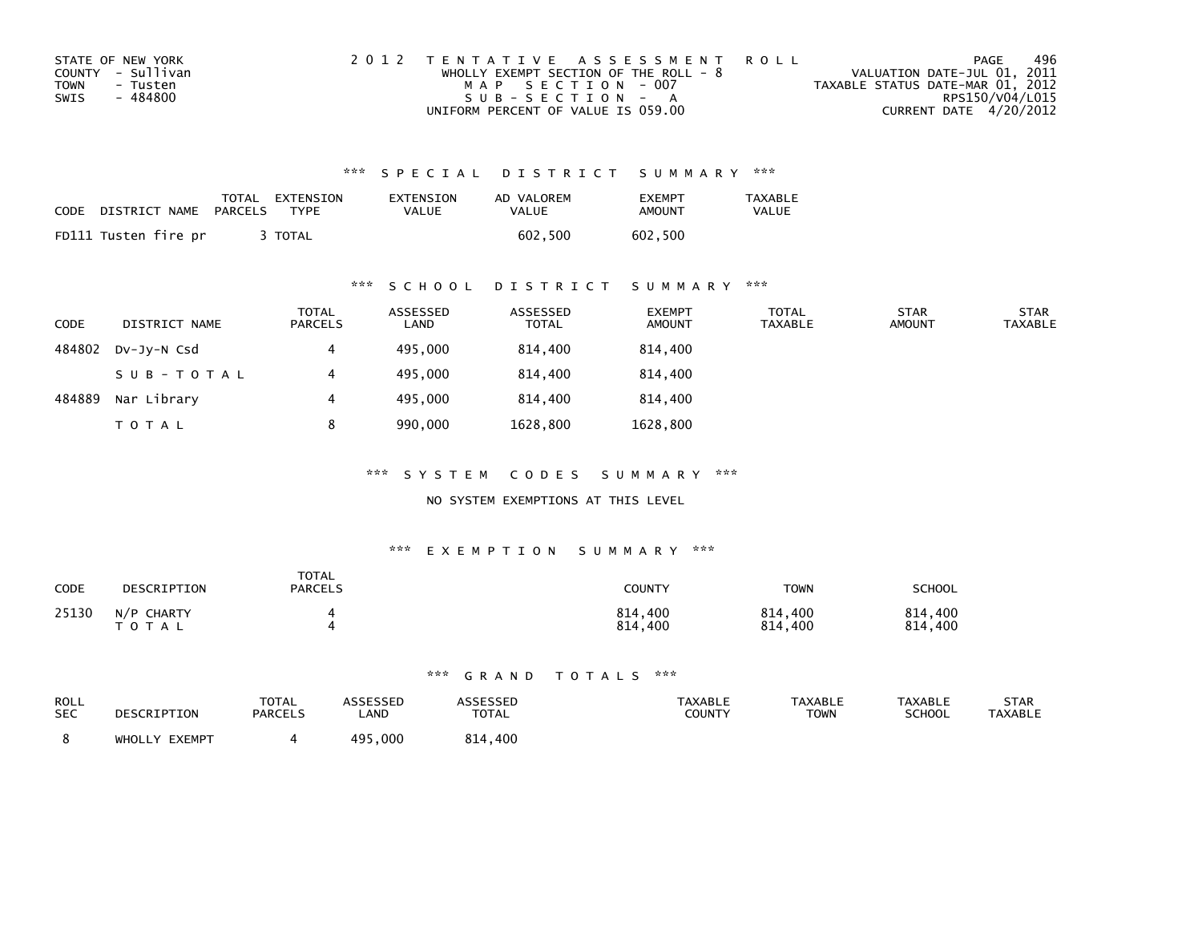STATE OF NEW YORK
COUNTY - Sullivan
TOWN - Tusten
SWIS - 484800

2012 TENTATIVE ASSESSMENT ROLL
WHOLLY EXEMPT SECTION OF THE ROLL - 8
MAP SECTION - 007
SUB-SECTION - A
UNIFORM PERCENT OF VALUE IS 059.00

VALUATION DATE-JUL 01, 2011
TAXABLE STATUS DATE-MAR 01, 2012
RPS150/V04/L015
CURRENT DATE 4/20/2012

## *** SPECIAL DISTRICT SUMMARY ***

| CODE | DISTRICT NAME | TOTAL PARCELS | EXTENSION TYPE | EXTENSION VALUE | AD VALOREM VALUE | EXEMPT AMOUNT | TAXABLE VALUE |
|---|---|---|---|---|---|---|---|
| FD111 | Tusten fire pr | 3 | TOTAL | | 602,500 | 602,500 | |

## *** SCHOOL DISTRICT SUMMARY ***

| CODE | DISTRICT NAME | TOTAL PARCELS | ASSESSED LAND | ASSESSED TOTAL | EXEMPT AMOUNT | TOTAL TAXABLE | STAR AMOUNT | STAR TAXABLE |
|---|---|---|---|---|---|---|---|---|
| 484802 | Dv-Jy-N Csd | 4 | 495,000 | 814,400 | 814,400 | | | |
| | SUB-TOTAL | 4 | 495,000 | 814,400 | 814,400 | | | |
| 484889 | Nar Library | 4 | 495,000 | 814,400 | 814,400 | | | |
| | TOTAL | 8 | 990,000 | 1628,800 | 1628,800 | | | |

## *** SYSTEM CODES SUMMARY ***

NO SYSTEM EXEMPTIONS AT THIS LEVEL

## *** EXEMPTION SUMMARY ***

| CODE | DESCRIPTION | TOTAL PARCELS | COUNTY | TOWN | SCHOOL |
|---|---|---|---|---|---|
| 25130 | N/P CHARTY | 4 | 814,400 | 814,400 | 814,400 |
| | TOTAL | 4 | 814,400 | 814,400 | 814,400 |

## *** GRAND TOTALS ***

| ROLL SEC | DESCRIPTION | TOTAL PARCELS | ASSESSED LAND | ASSESSED TOTAL | TAXABLE COUNTY | TAXABLE TOWN | TAXABLE SCHOOL | STAR TAXABLE |
|---|---|---|---|---|---|---|---|---|
| 8 | WHOLLY EXEMPT | 4 | 495,000 | 814,400 | | | | |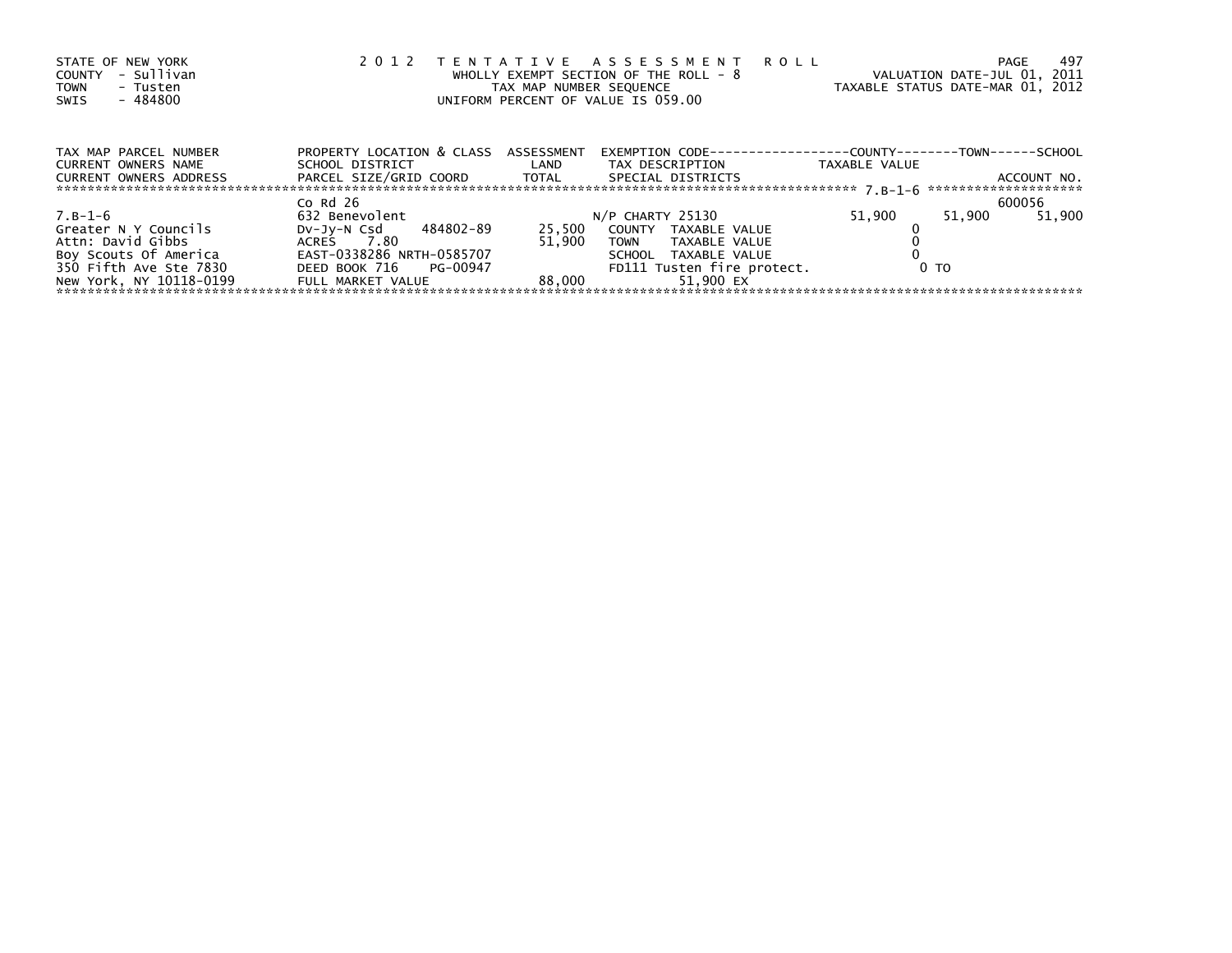STATE OF NEW YORK
COUNTY - Sullivan
TOWN - Tusten
SWIS - 484800

2 0 1 2 T E N T A T I V E A S S E S S M E N T R O L L
WHOLLY EXEMPT SECTION OF THE ROLL - 8
TAX MAP NUMBER SEQUENCE
UNIFORM PERCENT OF VALUE IS 059.00

VALUATION DATE-JUL 01, 2011
TAXABLE STATUS DATE-MAR 01, 2012

| TAX MAP PARCEL NUMBER / CURRENT OWNERS NAME / CURRENT OWNERS ADDRESS | PROPERTY LOCATION & CLASS / SCHOOL DISTRICT / PARCEL SIZE/GRID COORD | ASSESSMENT LAND / TOTAL | EXEMPTION CODE / TAX DESCRIPTION / SPECIAL DISTRICTS | COUNTY TAXABLE VALUE | TOWN | SCHOOL / ACCOUNT NO. |
|---|---|---|---|---|---|---|
| 7.B-1-6 | | | | | | |
| | Co Rd 26 | | | | | 600056 |
| 7.B-1-6 | 632 Benevolent | | N/P CHARTY 25130 | 51,900 | 51,900 | 51,900 |
| Greater N Y Councils | Dv-Jy-N Csd 484802-89 | 25,500 | COUNTY TAXABLE VALUE | 0 | | |
| Attn: David Gibbs | ACRES 7.80 | 51,900 | TOWN TAXABLE VALUE | 0 | | |
| Boy Scouts Of America | EAST-0338286 NRTH-0585707 | | SCHOOL TAXABLE VALUE | 0 | | |
| 350 Fifth Ave Ste 7830 | DEED BOOK 716 PG-00947 | | FD111 Tusten fire protect. | 0 TO | | |
| New York, NY 10118-0199 | FULL MARKET VALUE | 88,000 | 51,900 EX | | | |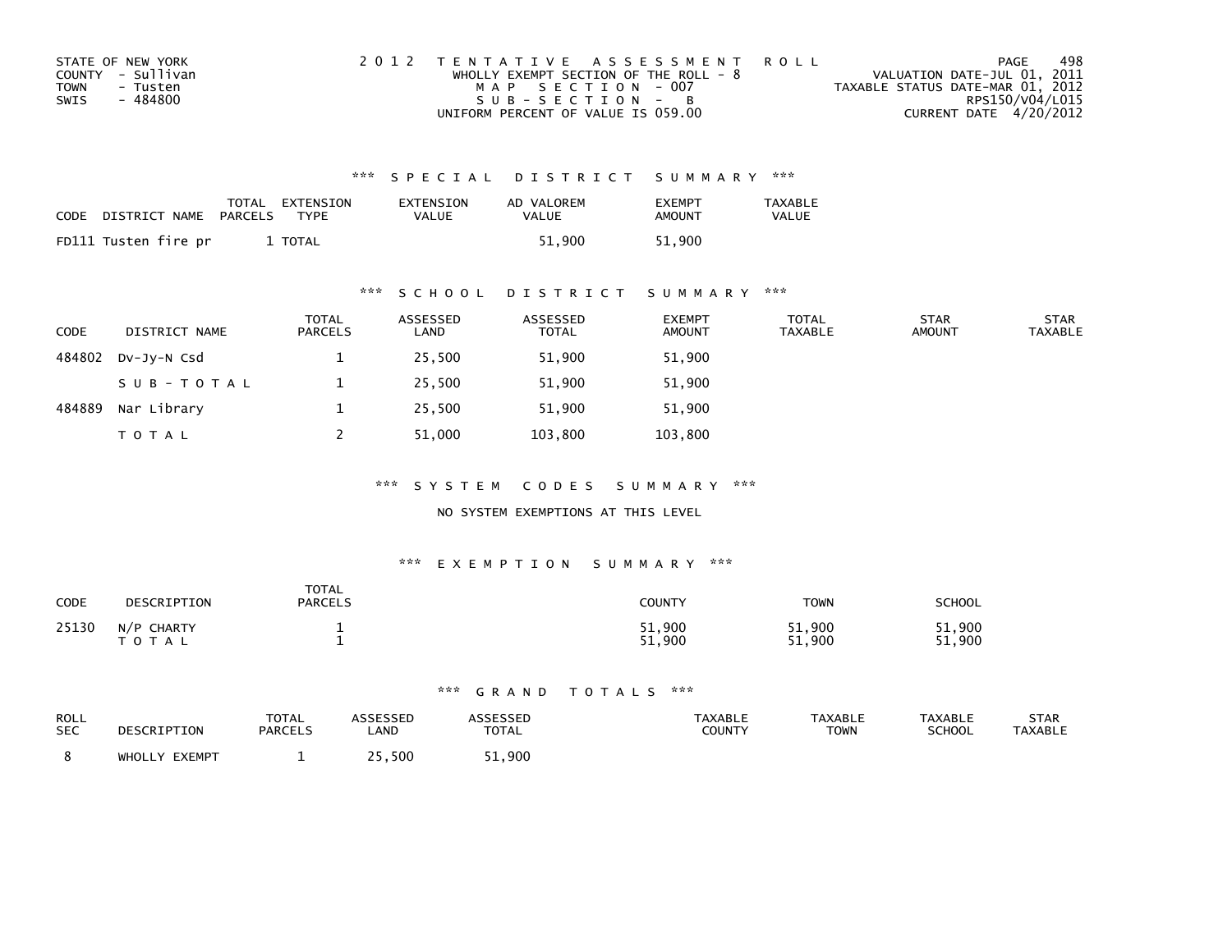STATE OF NEW YORK
COUNTY - Sullivan
TOWN - Tusten
SWIS - 484800

2012 TENTATIVE ASSESSMENT ROLL
WHOLLY EXEMPT SECTION OF THE ROLL - 8
MAP SECTION - 007
SUB-SECTION - B
UNIFORM PERCENT OF VALUE IS 059.00

VALUATION DATE-JUL 01, 2011
TAXABLE STATUS DATE-MAR 01, 2012
RPS150/V04/L015
CURRENT DATE 4/20/2012

### *** SPECIAL DISTRICT SUMMARY ***

| CODE | DISTRICT NAME | TOTAL PARCELS | EXTENSION TYPE | EXTENSION VALUE | AD VALOREM VALUE | EXEMPT AMOUNT | TAXABLE VALUE |
|---|---|---|---|---|---|---|---|
| FD111 | Tusten fire pr | 1 | TOTAL | | 51,900 | 51,900 | |

### *** SCHOOL DISTRICT SUMMARY ***

| CODE | DISTRICT NAME | TOTAL PARCELS | ASSESSED LAND | ASSESSED TOTAL | EXEMPT AMOUNT | TOTAL TAXABLE | STAR AMOUNT | STAR TAXABLE |
|---|---|---|---|---|---|---|---|---|
| 484802 | Dv-Jy-N Csd | 1 | 25,500 | 51,900 | 51,900 | | | |
| | SUB-TOTAL | 1 | 25,500 | 51,900 | 51,900 | | | |
| 484889 | Nar Library | 1 | 25,500 | 51,900 | 51,900 | | | |
| | TOTAL | 2 | 51,000 | 103,800 | 103,800 | | | |

### *** SYSTEM CODES SUMMARY ***

NO SYSTEM EXEMPTIONS AT THIS LEVEL

### *** EXEMPTION SUMMARY ***

| CODE | DESCRIPTION | TOTAL PARCELS | COUNTY | TOWN | SCHOOL |
|---|---|---|---|---|---|
| 25130 | N/P CHARTY | 1 | 51,900 | 51,900 | 51,900 |
| | TOTAL | 1 | 51,900 | 51,900 | 51,900 |

### *** GRAND TOTALS ***

| ROLL SEC | DESCRIPTION | TOTAL PARCELS | ASSESSED LAND | ASSESSED TOTAL | TAXABLE COUNTY | TAXABLE TOWN | TAXABLE SCHOOL | STAR TAXABLE |
|---|---|---|---|---|---|---|---|---|
| 8 | WHOLLY EXEMPT | 1 | 25,500 | 51,900 | | | | |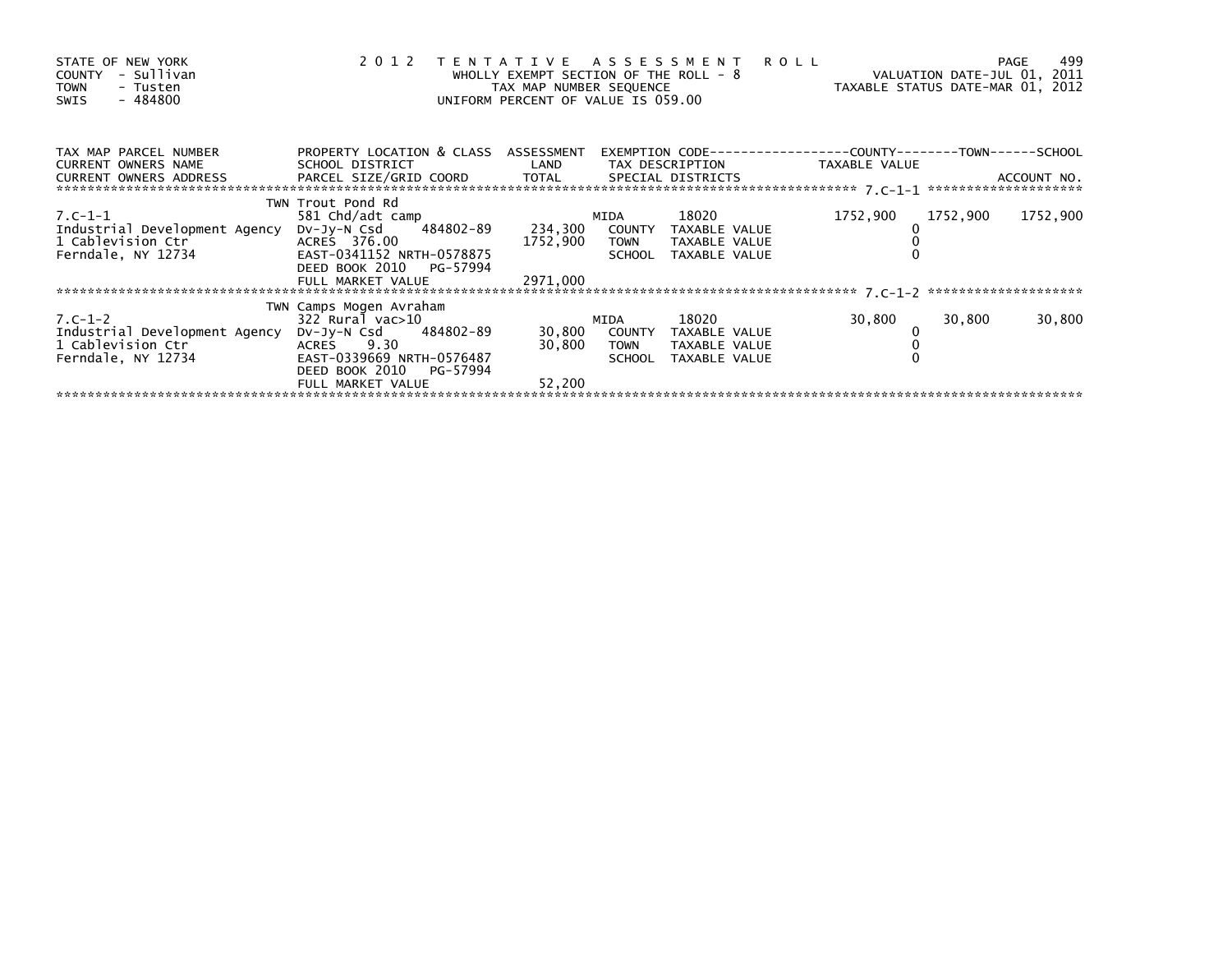STATE OF NEW YORK
COUNTY - Sullivan
TOWN - Tusten
SWIS - 484800

2 0 1 2 T E N T A T I V E A S S E S S M E N T R O L L
WHOLLY EXEMPT SECTION OF THE ROLL - 8
TAX MAP NUMBER SEQUENCE
UNIFORM PERCENT OF VALUE IS 059.00

VALUATION DATE-JUL 01, 2011
TAXABLE STATUS DATE-MAR 01, 2012

| TAX MAP PARCEL NUMBER / CURRENT OWNERS NAME / CURRENT OWNERS ADDRESS | PROPERTY LOCATION & CLASS / SCHOOL DISTRICT / PARCEL SIZE/GRID COORD | ASSESSMENT LAND / TOTAL | EXEMPTION CODE / TAX DESCRIPTION / SPECIAL DISTRICTS | | COUNTY TAXABLE VALUE | TOWN | SCHOOL / ACCOUNT NO. |
|---|---|---|---|---|---|---|---|
| 7.C-1-1 | TWN Trout Pond Rd | | | | | | |
| | 581 Chd/adt camp | | MIDA | 18020 | 1752,900 | 1752,900 | 1752,900 |
| Industrial Development Agency | Dv-Jy-N Csd 484802-89 | 234,300 | COUNTY | TAXABLE VALUE | 0 | | |
| 1 Cablevision Ctr | ACRES 376.00 | 1752,900 | TOWN | TAXABLE VALUE | 0 | | |
| Ferndale, NY 12734 | EAST-0341152 NRTH-0578875 | | SCHOOL | TAXABLE VALUE | 0 | | |
| | DEED BOOK 2010 PG-57994 | | | | | | |
| | FULL MARKET VALUE | 2971,000 | | | | | |
| 7.C-1-2 | TWN Camps Mogen Avraham | | | | | | |
| | 322 Rural vac>10 | | MIDA | 18020 | 30,800 | 30,800 | 30,800 |
| Industrial Development Agency | Dv-Jy-N Csd 484802-89 | 30,800 | COUNTY | TAXABLE VALUE | 0 | | |
| 1 Cablevision Ctr | ACRES 9.30 | 30,800 | TOWN | TAXABLE VALUE | 0 | | |
| Ferndale, NY 12734 | EAST-0339669 NRTH-0576487 | | SCHOOL | TAXABLE VALUE | 0 | | |
| | DEED BOOK 2010 PG-57994 | | | | | | |
| | FULL MARKET VALUE | 52,200 | | | | | |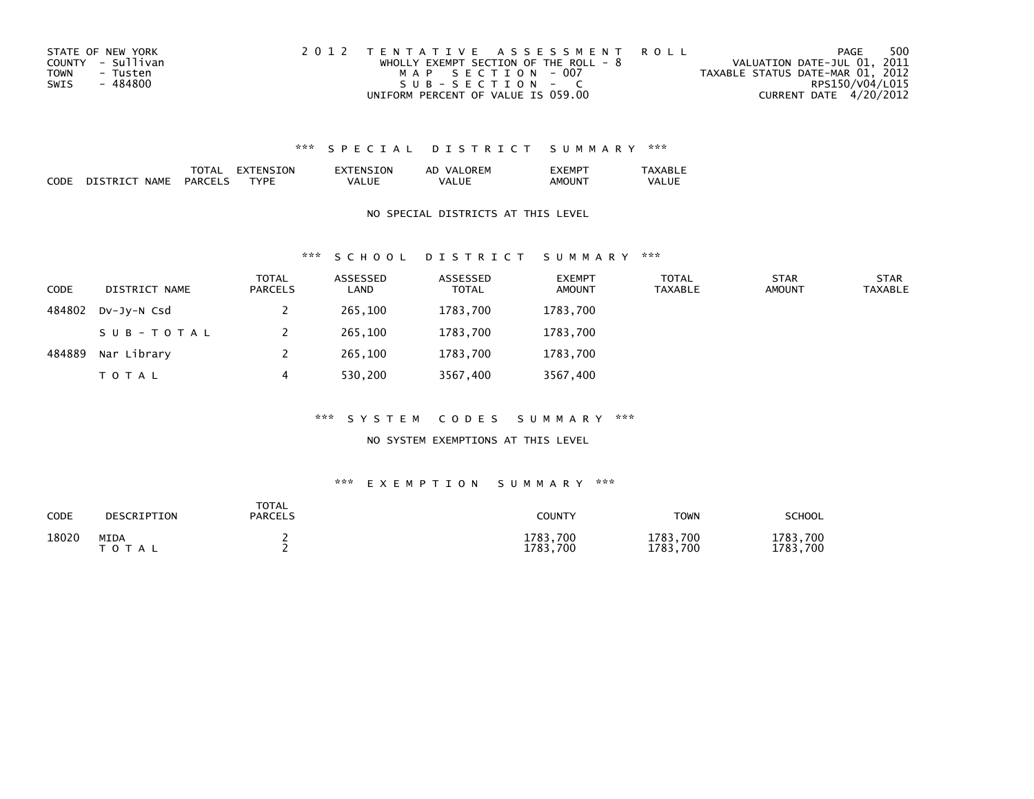STATE OF NEW YORK
COUNTY - Sullivan
TOWN - Tusten
SWIS - 484800

2 0 1 2 T E N T A T I V E A S S E S S M E N T R O L L
WHOLLY EXEMPT SECTION OF THE ROLL - 8
M A P S E C T I O N - 007
S U B - S E C T I O N - C
UNIFORM PERCENT OF VALUE IS 059.00

VALUATION DATE-JUL 01, 2011
TAXABLE STATUS DATE-MAR 01, 2012
RPS150/V04/L015
CURRENT DATE 4/20/2012

### \*\*\* S P E C I A L D I S T R I C T S U M M A R Y \*\*\*

| CODE | DISTRICT NAME | TOTAL PARCELS | EXTENSION TYPE | EXTENSION VALUE | AD VALOREM VALUE | EXEMPT AMOUNT | TAXABLE VALUE |
|---|---|---|---|---|---|---|---|

NO SPECIAL DISTRICTS AT THIS LEVEL

### \*\*\* S C H O O L D I S T R I C T S U M M A R Y \*\*\*

| CODE | DISTRICT NAME | TOTAL PARCELS | ASSESSED LAND | ASSESSED TOTAL | EXEMPT AMOUNT | TOTAL TAXABLE | STAR AMOUNT | STAR TAXABLE |
|---|---|---|---|---|---|---|---|---|
| 484802 | Dv-Jy-N Csd | 2 | 265,100 | 1783,700 | 1783,700 | | | |
| | S U B - T O T A L | 2 | 265,100 | 1783,700 | 1783,700 | | | |
| 484889 | Nar Library | 2 | 265,100 | 1783,700 | 1783,700 | | | |
| | T O T A L | 4 | 530,200 | 3567,400 | 3567,400 | | | |

### \*\*\* S Y S T E M C O D E S S U M M A R Y \*\*\*

NO SYSTEM EXEMPTIONS AT THIS LEVEL

### \*\*\* E X E M P T I O N S U M M A R Y \*\*\*

| CODE | DESCRIPTION | TOTAL PARCELS | COUNTY | TOWN | SCHOOL |
|---|---|---|---|---|---|
| 18020 | MIDA | 2 | 1783,700 | 1783,700 | 1783,700 |
| | T O T A L | 2 | 1783,700 | 1783,700 | 1783,700 |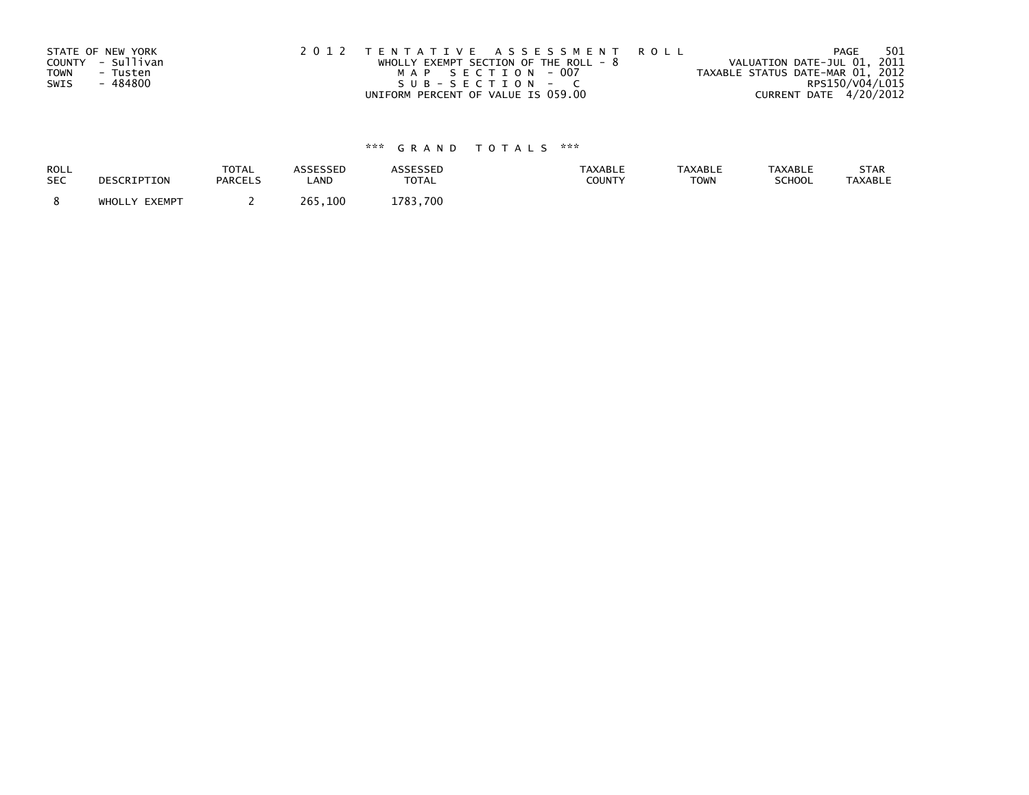STATE OF NEW YORK
COUNTY - Sullivan
TOWN - Tusten
SWIS - 484800

2 0 1 2 T E N T A T I V E A S S E S S M E N T R O L L
WHOLLY EXEMPT SECTION OF THE ROLL - 8
M A P S E C T I O N - 007
S U B - S E C T I O N - C
UNIFORM PERCENT OF VALUE IS 059.00

VALUATION DATE-JUL 01, 2011
TAXABLE STATUS DATE-MAR 01, 2012
RPS150/V04/L015
CURRENT DATE 4/20/2012

\*\*\* G R A N D T O T A L S \*\*\*

| ROLL SEC | DESCRIPTION | TOTAL PARCELS | ASSESSED LAND | ASSESSED TOTAL | TAXABLE COUNTY | TAXABLE TOWN | TAXABLE SCHOOL | STAR TAXABLE |
|---|---|---|---|---|---|---|---|---|
| 8 | WHOLLY EXEMPT | 2 | 265,100 | 1783,700 | | | | |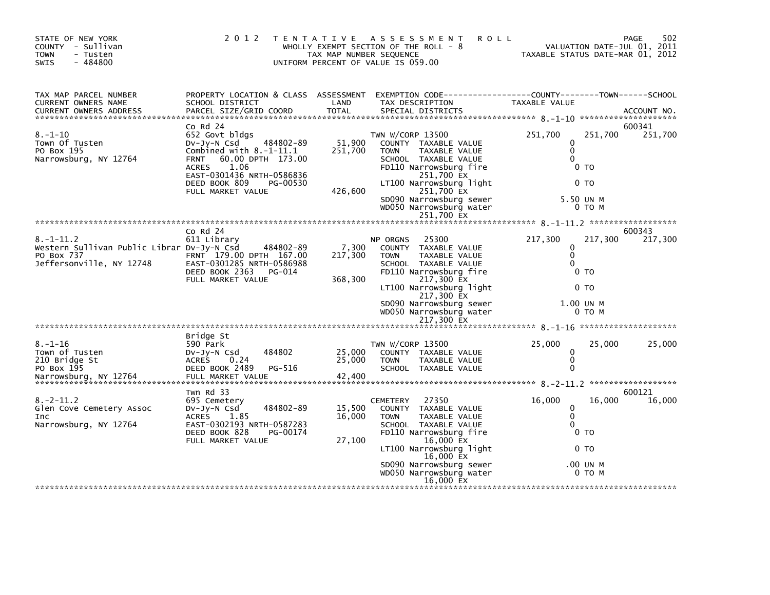STATE OF NEW YORK
COUNTY - Sullivan
TOWN - Tusten
SWIS - 484800

2 0 1 2 T E N T A T I V E A S S E S S M E N T R O L L
WHOLLY EXEMPT SECTION OF THE ROLL - 8
TAX MAP NUMBER SEQUENCE
UNIFORM PERCENT OF VALUE IS 059.00

VALUATION DATE-JUL 01, 2011
TAXABLE STATUS DATE-MAR 01, 2012

| TAX MAP PARCEL NUMBER / CURRENT OWNERS NAME / CURRENT OWNERS ADDRESS | PROPERTY LOCATION & CLASS / SCHOOL DISTRICT / PARCEL SIZE/GRID COORD | ASSESSMENT LAND / TOTAL | EXEMPTION CODE / TAX DESCRIPTION / SPECIAL DISTRICTS | COUNTY TAXABLE VALUE | TOWN | SCHOOL / ACCOUNT NO. |
|---|---|---|---|---|---|---|
| 8.-1-10 | Co Rd 24 | | | | | 600341 |
| Town Of Tusten | 652 Govt bldgs | | TWN W/CORP 13500 | 251,700 | 251,700 | 251,700 |
| PO Box 195 | Dv-Jy-N Csd 484802-89 | 51,900 | COUNTY TAXABLE VALUE | 0 | | |
| Narrowsburg, NY 12764 | Combined with 8.-1-11.1 | 251,700 | TOWN TAXABLE VALUE | 0 | | |
| | FRNT 60.00 DPTH 173.00 | | SCHOOL TAXABLE VALUE | 0 | | |
| | ACRES 1.06 | | FD110 Narrowsburg fire 251,700 EX | 0 TO | | |
| | EAST-0301436 NRTH-0586836 | | | | | |
| | DEED BOOK 809 PG-00530 | | LT100 Narrowsburg light 251,700 EX | 0 TO | | |
| | FULL MARKET VALUE | 426,600 | | | | |
| | | | SD090 Narrowsburg sewer | 5.50 UN M | | |
| | | | WD050 Narrowsburg water 251,700 EX | 0 TO M | | |
| 8.-1-11.2 | Co Rd 24 | | | | | 600343 |
| Western Sullivan Public Librar | 611 Library | | NP ORGNS 25300 | 217,300 | 217,300 | 217,300 |
| PO Box 737 | Dv-Jy-N Csd 484802-89 | 7,300 | COUNTY TAXABLE VALUE | 0 | | |
| Jeffersonville, NY 12748 | FRNT 179.00 DPTH 167.00 | 217,300 | TOWN TAXABLE VALUE | 0 | | |
| | EAST-0301285 NRTH-0586988 | | SCHOOL TAXABLE VALUE | 0 | | |
| | DEED BOOK 2363 PG-014 | | FD110 Narrowsburg fire 217,300 EX | 0 TO | | |
| | FULL MARKET VALUE | 368,300 | | | | |
| | | | LT100 Narrowsburg light 217,300 EX | 0 TO | | |
| | | | SD090 Narrowsburg sewer | 1.00 UN M | | |
| | | | WD050 Narrowsburg water 217,300 EX | 0 TO M | | |
| 8.-1-16 | Bridge St | | | | | |
| Town of Tusten | 590 Park | | TWN W/CORP 13500 | 25,000 | 25,000 | 25,000 |
| 210 Bridge St | Dv-Jy-N Csd 484802 | 25,000 | COUNTY TAXABLE VALUE | 0 | | |
| PO Box 195 | ACRES 0.24 | 25,000 | TOWN TAXABLE VALUE | 0 | | |
| Narrowsburg, NY 12764 | DEED BOOK 2489 PG-516 | | SCHOOL TAXABLE VALUE | 0 | | |
| | FULL MARKET VALUE | 42,400 | | | | |
| 8.-2-11.2 | Twn Rd 33 | | | | | 600121 |
| Glen Cove Cemetery Assoc | 695 Cemetery | | CEMETERY 27350 | 16,000 | 16,000 | 16,000 |
| Inc | Dv-Jy-N Csd 484802-89 | 15,500 | COUNTY TAXABLE VALUE | 0 | | |
| Narrowsburg, NY 12764 | ACRES 1.85 | 16,000 | TOWN TAXABLE VALUE | 0 | | |
| | EAST-0302193 NRTH-0587283 | | SCHOOL TAXABLE VALUE | 0 | | |
| | DEED BOOK 828 PG-00174 | | FD110 Narrowsburg fire 16,000 EX | 0 TO | | |
| | FULL MARKET VALUE | 27,100 | | | | |
| | | | LT100 Narrowsburg light 16,000 EX | 0 TO | | |
| | | | SD090 Narrowsburg sewer | .00 UN M | | |
| | | | WD050 Narrowsburg water 16,000 EX | 0 TO M | | |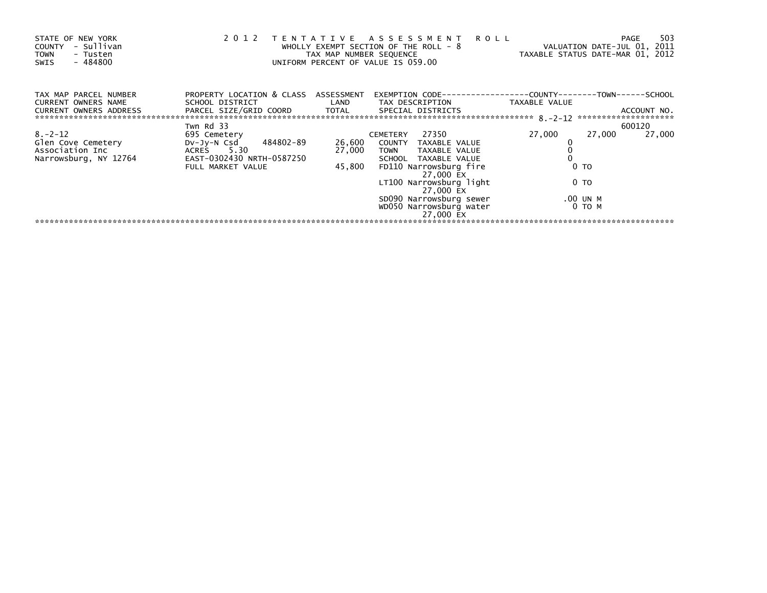STATE OF NEW YORK
COUNTY - Sullivan
TOWN - Tusten
SWIS - 484800

**2012 TENTATIVE ASSESSMENT ROLL**
WHOLLY EXEMPT SECTION OF THE ROLL - 8
TAX MAP NUMBER SEQUENCE
UNIFORM PERCENT OF VALUE IS 059.00

VALUATION DATE-JUL 01, 2011
TAXABLE STATUS DATE-MAR 01, 2012

| TAX MAP PARCEL NUMBER / CURRENT OWNERS NAME / CURRENT OWNERS ADDRESS | PROPERTY LOCATION & CLASS / SCHOOL DISTRICT / PARCEL SIZE/GRID COORD | ASSESSMENT LAND / TOTAL | EXEMPTION CODE / TAX DESCRIPTION / SPECIAL DISTRICTS | COUNTY | TOWN | SCHOOL / ACCOUNT NO. |
|---|---|---|---|---|---|---|
| 8.-2-12 | Twn Rd 33 | | | | | 600120 |
| | 695 Cemetery | | CEMETERY 27350 | 27,000 | 27,000 | 27,000 |
| Glen Cove Cemetery | Dv-Jy-N Csd 484802-89 | 26,600 | COUNTY TAXABLE VALUE | 0 | | |
| Association Inc | ACRES 5.30 | 27,000 | TOWN TAXABLE VALUE | 0 | | |
| Narrowsburg, NY 12764 | EAST-0302430 NRTH-0587250 | | SCHOOL TAXABLE VALUE | 0 | | |
| | FULL MARKET VALUE | 45,800 | FD110 Narrowsburg fire 27,000 EX | 0 TO | | |
| | | | LT100 Narrowsburg light 27,000 EX | 0 TO | | |
| | | | SD090 Narrowsburg sewer | .00 UN M | | |
| | | | WD050 Narrowsburg water 27,000 EX | 0 TO M | | |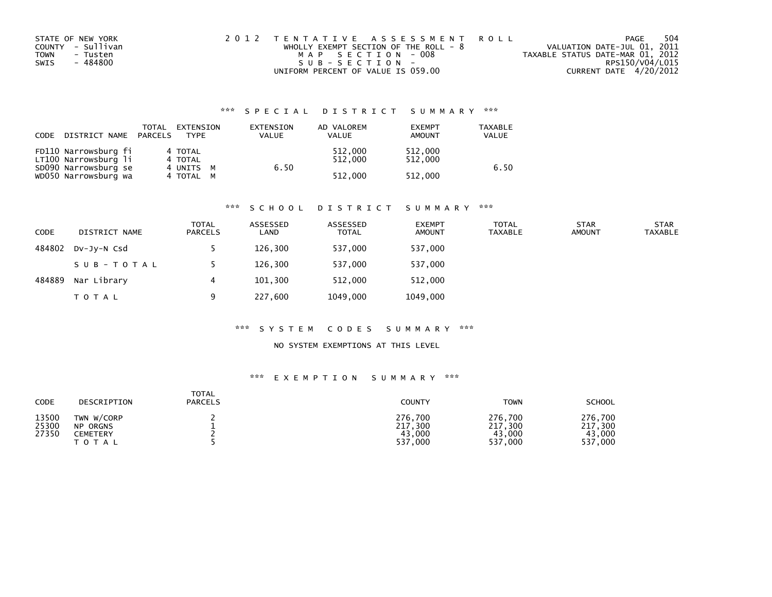STATE OF NEW YORK
COUNTY - Sullivan
TOWN - Tusten
SWIS - 484800

# 2012 TENTATIVE ASSESSMENT ROLL

WHOLLY EXEMPT SECTION OF THE ROLL - 8
MAP SECTION - 008
SUB-SECTION -
UNIFORM PERCENT OF VALUE IS 059.00

VALUATION DATE-JUL 01, 2011
TAXABLE STATUS DATE-MAR 01, 2012
RPS150/V04/L015
CURRENT DATE 4/20/2012

## *** SPECIAL DISTRICT SUMMARY ***

| CODE DISTRICT NAME | TOTAL PARCELS | EXTENSION TYPE | EXTENSION VALUE | AD VALOREM VALUE | EXEMPT AMOUNT | TAXABLE VALUE |
|---|---|---|---|---|---|---|
| FD110 Narrowsburg fi | 4 | TOTAL | | 512,000 | 512,000 | |
| LT100 Narrowsburg li | 4 | TOTAL | | 512,000 | 512,000 | |
| SD090 Narrowsburg se | 4 | UNITS M | 6.50 | | | 6.50 |
| WD050 Narrowsburg wa | 4 | TOTAL M | | 512,000 | 512,000 | |

## *** SCHOOL DISTRICT SUMMARY ***

| CODE | DISTRICT NAME | TOTAL PARCELS | ASSESSED LAND | ASSESSED TOTAL | EXEMPT AMOUNT | TOTAL TAXABLE | STAR AMOUNT | STAR TAXABLE |
|---|---|---|---|---|---|---|---|---|
| 484802 | Dv-Jy-N Csd | 5 | 126,300 | 537,000 | 537,000 | | | |
| | SUB-TOTAL | 5 | 126,300 | 537,000 | 537,000 | | | |
| 484889 | Nar Library | 4 | 101,300 | 512,000 | 512,000 | | | |
| | TOTAL | 9 | 227,600 | 1049,000 | 1049,000 | | | |

## *** SYSTEM CODES SUMMARY ***

NO SYSTEM EXEMPTIONS AT THIS LEVEL

## *** EXEMPTION SUMMARY ***

| CODE | DESCRIPTION | TOTAL PARCELS | COUNTY | TOWN | SCHOOL |
|---|---|---|---|---|---|
| 13500 | TWN W/CORP | 2 | 276,700 | 276,700 | 276,700 |
| 25300 | NP ORGNS | 1 | 217,300 | 217,300 | 217,300 |
| 27350 | CEMETERY | 2 | 43,000 | 43,000 | 43,000 |
| | TOTAL | 5 | 537,000 | 537,000 | 537,000 |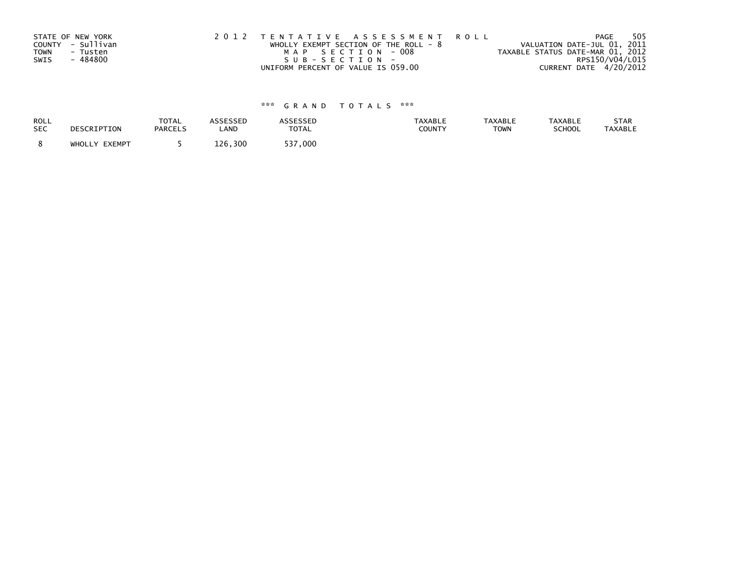STATE OF NEW YORK
COUNTY - Sullivan
TOWN - Tusten
SWIS - 484800

2 0 1 2 T E N T A T I V E A S S E S S M E N T R O L L
WHOLLY EXEMPT SECTION OF THE ROLL - 8
M A P S E C T I O N - 008
S U B - S E C T I O N -
UNIFORM PERCENT OF VALUE IS 059.00

VALUATION DATE-JUL 01, 2011
TAXABLE STATUS DATE-MAR 01, 2012
RPS150/V04/L015
CURRENT DATE 4/20/2012

### \*\*\* G R A N D T O T A L S \*\*\*

| ROLL SEC | DESCRIPTION | TOTAL PARCELS | ASSESSED LAND | ASSESSED TOTAL | TAXABLE COUNTY | TAXABLE TOWN | TAXABLE SCHOOL | STAR TAXABLE |
|---|---|---|---|---|---|---|---|---|
| 8 | WHOLLY EXEMPT | 5 | 126,300 | 537,000 | | | | |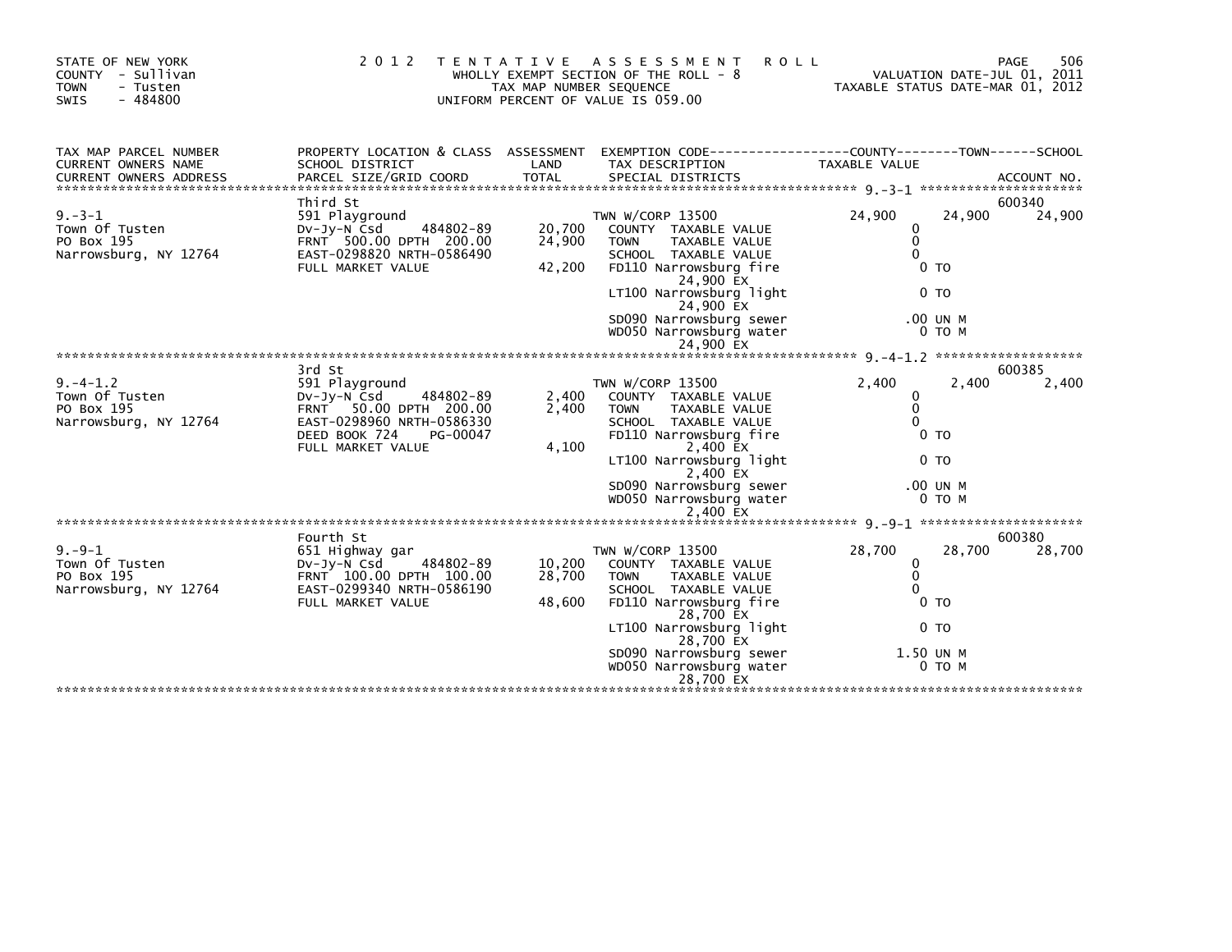STATE OF NEW YORK
COUNTY - Sullivan
TOWN - Tusten
SWIS - 484800

2 0 1 2 T E N T A T I V E A S S E S S M E N T R O L L
WHOLLY EXEMPT SECTION OF THE ROLL - 8
TAX MAP NUMBER SEQUENCE
UNIFORM PERCENT OF VALUE IS 059.00

VALUATION DATE-JUL 01, 2011
TAXABLE STATUS DATE-MAR 01, 2012

| TAX MAP PARCEL NUMBER / CURRENT OWNERS NAME / CURRENT OWNERS ADDRESS | PROPERTY LOCATION & CLASS / SCHOOL DISTRICT / PARCEL SIZE/GRID COORD | ASSESSMENT LAND / TOTAL | EXEMPTION CODE / TAX DESCRIPTION / SPECIAL DISTRICTS | COUNTY TAXABLE VALUE | TOWN | SCHOOL / ACCOUNT NO. |
|---|---|---|---|---|---|---|
| ********* 9.-3-1 ********* | | | | | | |
| | Third St | | | | | 600340 |
| 9.-3-1 | 591 Playground | | TWN W/CORP 13500 | 24,900 | 24,900 | 24,900 |
| Town Of Tusten | Dv-Jy-N Csd 484802-89 | 20,700 | COUNTY TAXABLE VALUE | 0 | | |
| PO Box 195 | FRNT 500.00 DPTH 200.00 | 24,900 | TOWN TAXABLE VALUE | 0 | | |
| Narrowsburg, NY 12764 | EAST-0298820 NRTH-0586490 | | SCHOOL TAXABLE VALUE | 0 | | |
| | FULL MARKET VALUE | 42,200 | FD110 Narrowsburg fire 24,900 EX | 0 TO | | |
| | | | LT100 Narrowsburg light 24,900 EX | 0 TO | | |
| | | | SD090 Narrowsburg sewer | .00 UN M | | |
| | | | WD050 Narrowsburg water 24,900 EX | 0 TO M | | |
| ********* 9.-4-1.2 ********* | | | | | | |
| | 3rd St | | | | | 600385 |
| 9.-4-1.2 | 591 Playground | | TWN W/CORP 13500 | 2,400 | 2,400 | 2,400 |
| Town Of Tusten | Dv-Jy-N Csd 484802-89 | 2,400 | COUNTY TAXABLE VALUE | 0 | | |
| PO Box 195 | FRNT 50.00 DPTH 200.00 | 2,400 | TOWN TAXABLE VALUE | 0 | | |
| Narrowsburg, NY 12764 | EAST-0298960 NRTH-0586330 | | SCHOOL TAXABLE VALUE | 0 | | |
| | DEED BOOK 724 PG-00047 | | FD110 Narrowsburg fire 2,400 EX | 0 TO | | |
| | FULL MARKET VALUE | 4,100 | LT100 Narrowsburg light 2,400 EX | 0 TO | | |
| | | | SD090 Narrowsburg sewer | .00 UN M | | |
| | | | WD050 Narrowsburg water 2,400 EX | 0 TO M | | |
| ********* 9.-9-1 ********* | | | | | | |
| | Fourth St | | | | | 600380 |
| 9.-9-1 | 651 Highway gar | | TWN W/CORP 13500 | 28,700 | 28,700 | 28,700 |
| Town Of Tusten | Dv-Jy-N Csd 484802-89 | 10,200 | COUNTY TAXABLE VALUE | 0 | | |
| PO Box 195 | FRNT 100.00 DPTH 100.00 | 28,700 | TOWN TAXABLE VALUE | 0 | | |
| Narrowsburg, NY 12764 | EAST-0299340 NRTH-0586190 | | SCHOOL TAXABLE VALUE | 0 | | |
| | FULL MARKET VALUE | 48,600 | FD110 Narrowsburg fire 28,700 EX | 0 TO | | |
| | | | LT100 Narrowsburg light 28,700 EX | 0 TO | | |
| | | | SD090 Narrowsburg sewer | 1.50 UN M | | |
| | | | WD050 Narrowsburg water 28,700 EX | 0 TO M | | |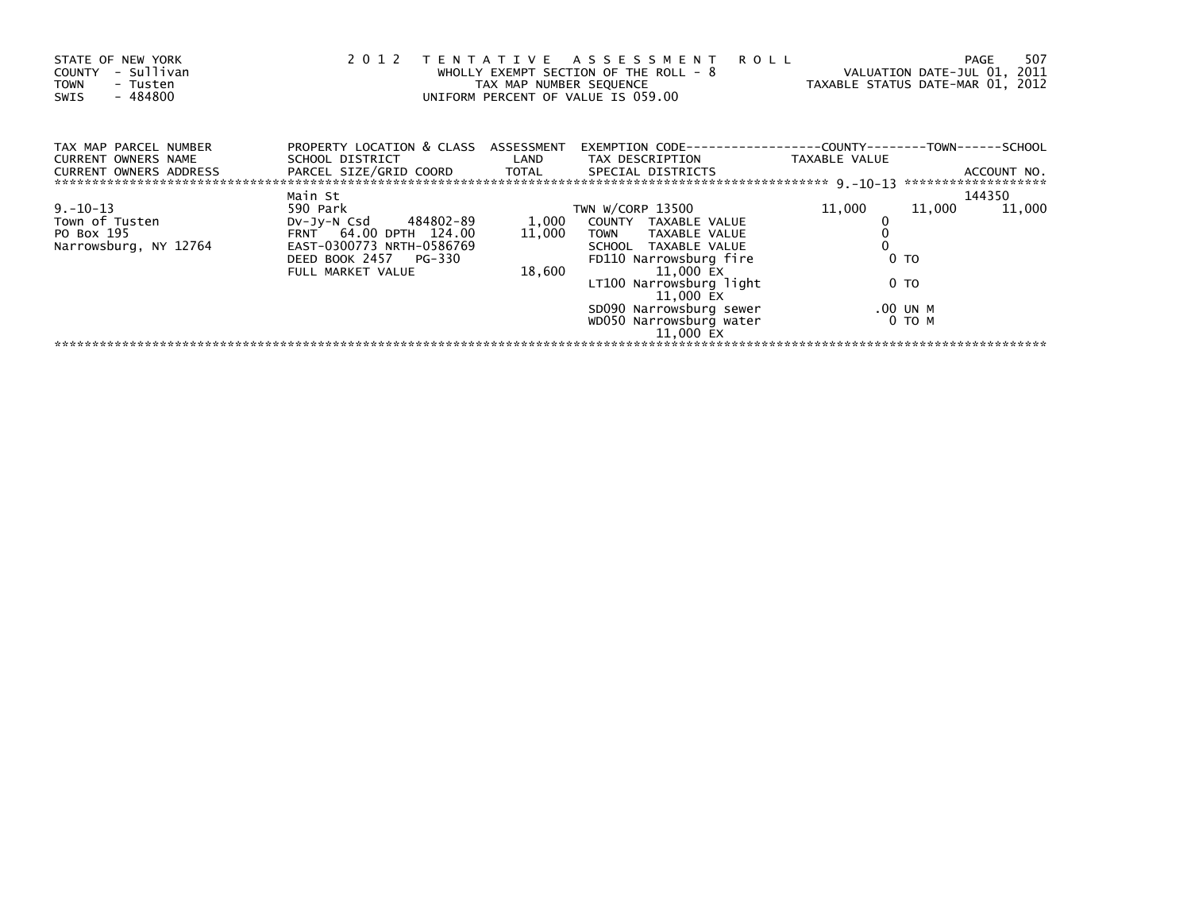STATE OF NEW YORK
COUNTY - Sullivan
TOWN - Tusten
SWIS - 484800

2 0 1 2 T E N T A T I V E A S S E S S M E N T R O L L
WHOLLY EXEMPT SECTION OF THE ROLL - 8
TAX MAP NUMBER SEQUENCE
UNIFORM PERCENT OF VALUE IS 059.00

VALUATION DATE-JUL 01, 2011
TAXABLE STATUS DATE-MAR 01, 2012

| TAX MAP PARCEL NUMBER<br>CURRENT OWNERS NAME<br>CURRENT OWNERS ADDRESS | PROPERTY LOCATION & CLASS<br>SCHOOL DISTRICT<br>PARCEL SIZE/GRID COORD | ASSESSMENT<br>LAND<br>TOTAL | EXEMPTION CODE<br>TAX DESCRIPTION<br>SPECIAL DISTRICTS | COUNTY<br>TAXABLE VALUE | TOWN | SCHOOL<br>ACCOUNT NO. |
|---|---|---|---|---|---|---|
| 9.-10-13 | Main St | | | | | 144350 |
| 9.-10-13 | 590 Park | | TWN W/CORP 13500 | 11,000 | 11,000 | 11,000 |
| Town of Tusten | Dv-Jy-N Csd 484802-89 | 1,000 | COUNTY TAXABLE VALUE | 0 | | |
| PO Box 195 | FRNT 64.00 DPTH 124.00 | 11,000 | TOWN TAXABLE VALUE | 0 | | |
| Narrowsburg, NY 12764 | EAST-0300773 NRTH-0586769 | | SCHOOL TAXABLE VALUE | 0 | | |
| | DEED BOOK 2457 PG-330 | | FD110 Narrowsburg fire | 0 TO | | |
| | FULL MARKET VALUE | 18,600 | 11,000 EX | | | |
| | | | LT100 Narrowsburg light | 0 TO | | |
| | | | 11,000 EX | | | |
| | | | SD090 Narrowsburg sewer | .00 UN M | | |
| | | | WD050 Narrowsburg water | 0 TO M | | |
| | | | 11,000 EX | | | |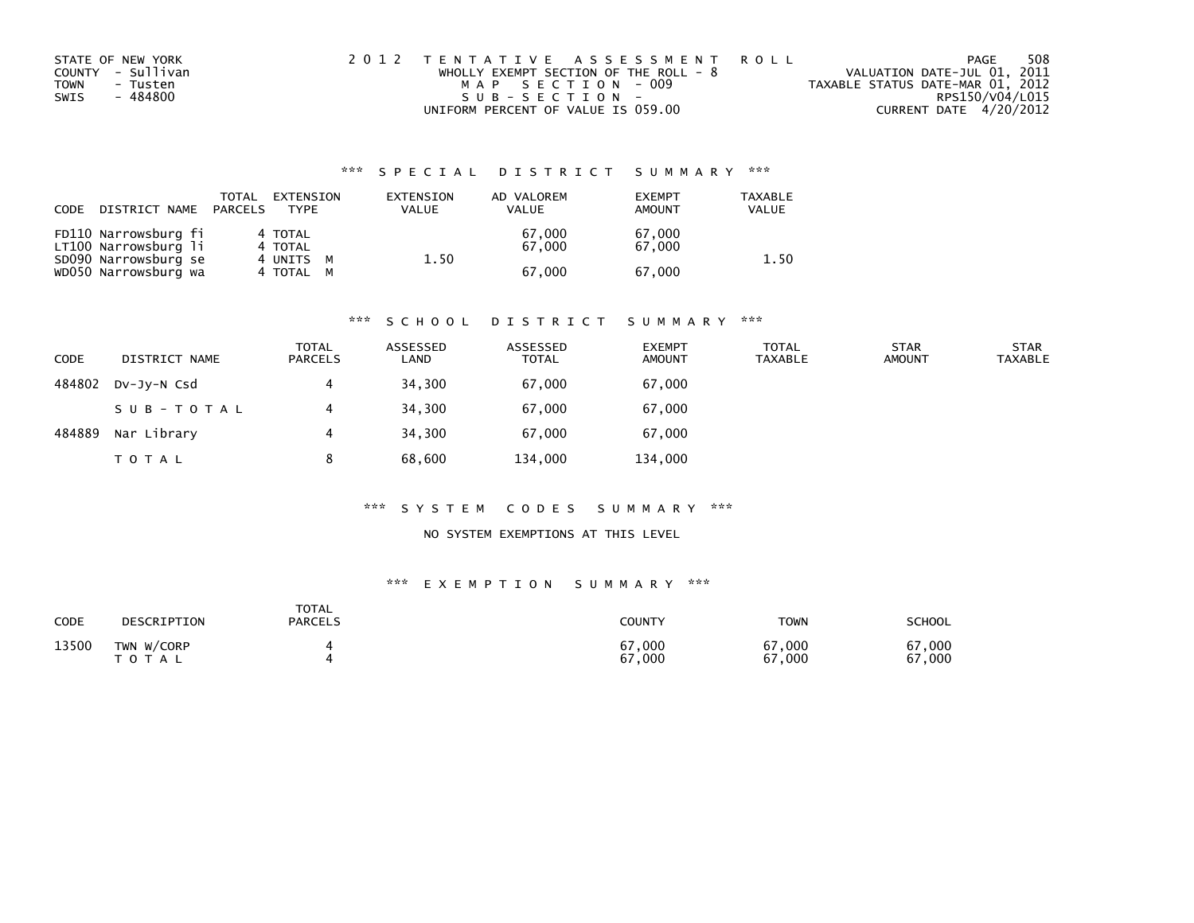STATE OF NEW YORK
COUNTY - Sullivan
TOWN - Tusten
SWIS - 484800

2 0 1 2 T E N T A T I V E A S S E S S M E N T R O L L
WHOLLY EXEMPT SECTION OF THE ROLL - 8
M A P S E C T I O N - 009
S U B - S E C T I O N -
UNIFORM PERCENT OF VALUE IS 059.00

VALUATION DATE-JUL 01, 2011
TAXABLE STATUS DATE-MAR 01, 2012
RPS150/V04/L015
CURRENT DATE 4/20/2012

### *** S P E C I A L D I S T R I C T S U M M A R Y ***

| CODE | DISTRICT NAME | TOTAL PARCELS | EXTENSION TYPE | EXTENSION VALUE | AD VALOREM VALUE | EXEMPT AMOUNT | TAXABLE VALUE |
|---|---|---|---|---|---|---|---|
| FD110 | Narrowsburg fi | 4 | TOTAL | | 67,000 | 67,000 | |
| LT100 | Narrowsburg li | 4 | TOTAL | | 67,000 | 67,000 | |
| SD090 | Narrowsburg se | 4 | UNITS M | 1.50 | | | 1.50 |
| WD050 | Narrowsburg wa | 4 | TOTAL M | | 67,000 | 67,000 | |

### *** S C H O O L D I S T R I C T S U M M A R Y ***

| CODE | DISTRICT NAME | TOTAL PARCELS | ASSESSED LAND | ASSESSED TOTAL | EXEMPT AMOUNT | TOTAL TAXABLE | STAR AMOUNT | STAR TAXABLE |
|---|---|---|---|---|---|---|---|---|
| 484802 | Dv-Jy-N Csd | 4 | 34,300 | 67,000 | 67,000 | | | |
| | S U B - T O T A L | 4 | 34,300 | 67,000 | 67,000 | | | |
| 484889 | Nar Library | 4 | 34,300 | 67,000 | 67,000 | | | |
| | T O T A L | 8 | 68,600 | 134,000 | 134,000 | | | |

### *** S Y S T E M C O D E S S U M M A R Y ***

NO SYSTEM EXEMPTIONS AT THIS LEVEL

### *** E X E M P T I O N S U M M A R Y ***

| CODE | DESCRIPTION | TOTAL PARCELS | COUNTY | TOWN | SCHOOL |
|---|---|---|---|---|---|
| 13500 | TWN W/CORP | 4 | 67,000 | 67,000 | 67,000 |
| | T O T A L | 4 | 67,000 | 67,000 | 67,000 |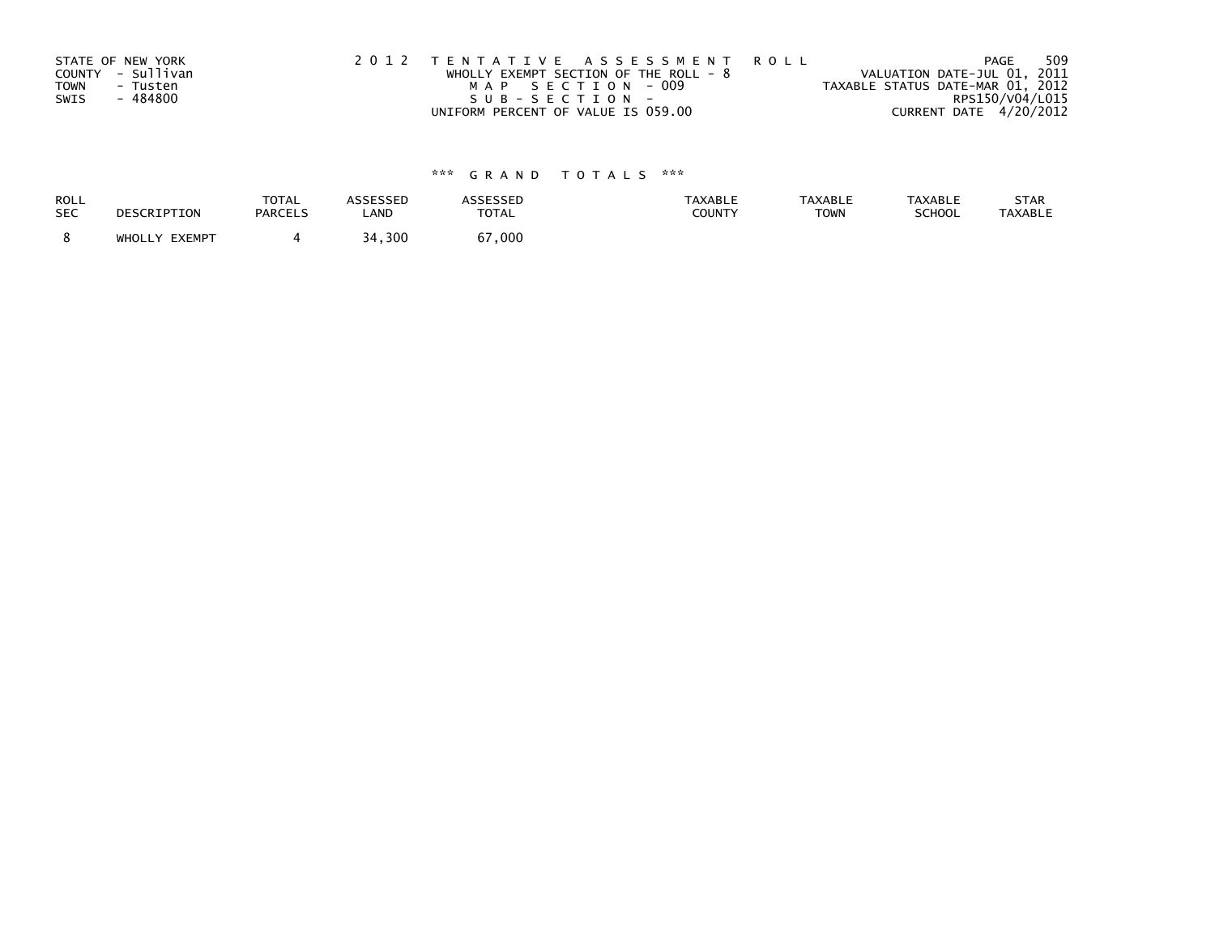STATE OF NEW YORK
COUNTY - Sullivan
TOWN - Tusten
SWIS - 484800

2 0 1 2 T E N T A T I V E A S S E S S M E N T R O L L
WHOLLY EXEMPT SECTION OF THE ROLL - 8
M A P S E C T I O N - 009
S U B - S E C T I O N -
UNIFORM PERCENT OF VALUE IS 059.00

VALUATION DATE-JUL 01, 2011
TAXABLE STATUS DATE-MAR 01, 2012
RPS150/V04/L015
CURRENT DATE 4/20/2012

*** G R A N D T O T A L S ***

| ROLL SEC | DESCRIPTION | TOTAL PARCELS | ASSESSED LAND | ASSESSED TOTAL | TAXABLE COUNTY | TAXABLE TOWN | TAXABLE SCHOOL | STAR TAXABLE |
|---|---|---|---|---|---|---|---|---|
| 8 | WHOLLY EXEMPT | 4 | 34,300 | 67,000 | | | | |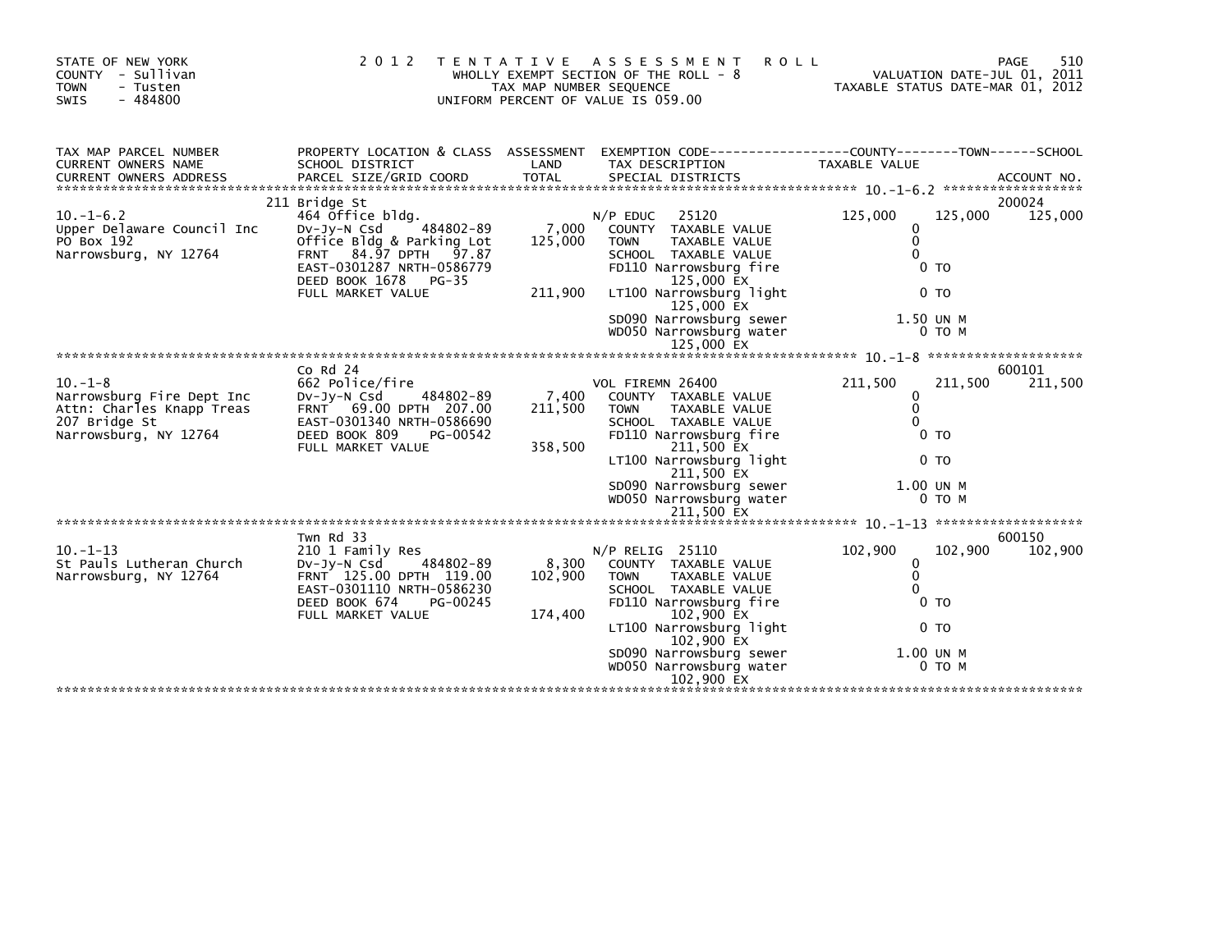STATE OF NEW YORK
COUNTY - Sullivan
TOWN - Tusten
SWIS - 484800

2 0 1 2 T E N T A T I V E A S S E S S M E N T R O L L
WHOLLY EXEMPT SECTION OF THE ROLL - 8
TAX MAP NUMBER SEQUENCE
UNIFORM PERCENT OF VALUE IS 059.00

VALUATION DATE-JUL 01, 2011
TAXABLE STATUS DATE-MAR 01, 2012

| TAX MAP PARCEL NUMBER / CURRENT OWNERS NAME / CURRENT OWNERS ADDRESS | PROPERTY LOCATION & CLASS / SCHOOL DISTRICT / PARCEL SIZE/GRID COORD | ASSESSMENT LAND / TOTAL | EXEMPTION CODE / TAX DESCRIPTION / SPECIAL DISTRICTS | COUNTY TAXABLE VALUE | TOWN | SCHOOL / ACCOUNT NO. |
|---|---|---|---|---|---|---|
| 10.-1-6.2 | 211 Bridge St | | | | | 200024 |
| Upper Delaware Council Inc | 464 Office bldg. | | N/P EDUC 25120 | 125,000 | 125,000 | 125,000 |
| PO Box 192 | Dv-Jy-N Csd 484802-89 | 7,000 | COUNTY TAXABLE VALUE | 0 | | |
| Narrowsburg, NY 12764 | Office Bldg & Parking Lot | 125,000 | TOWN TAXABLE VALUE | 0 | | |
| | FRNT 84.97 DPTH 97.87 | | SCHOOL TAXABLE VALUE | 0 | | |
| | EAST-0301287 NRTH-0586779 | | FD110 Narrowsburg fire 125,000 EX | 0 TO | | |
| | DEED BOOK 1678 PG-35 | | | | | |
| | FULL MARKET VALUE | 211,900 | LT100 Narrowsburg light 125,000 EX | 0 TO | | |
| | | | SD090 Narrowsburg sewer | 1.50 UN M | | |
| | | | WD050 Narrowsburg water 125,000 EX | 0 TO M | | |
| 10.-1-8 | Co Rd 24 | | | | | 600101 |
| Narrowsburg Fire Dept Inc | 662 Police/fire | | VOL FIREMN 26400 | 211,500 | 211,500 | 211,500 |
| Attn: Charles Knapp Treas | Dv-Jy-N Csd 484802-89 | 7,400 | COUNTY TAXABLE VALUE | 0 | | |
| 207 Bridge St | FRNT 69.00 DPTH 207.00 | 211,500 | TOWN TAXABLE VALUE | 0 | | |
| Narrowsburg, NY 12764 | EAST-0301340 NRTH-0586690 | | SCHOOL TAXABLE VALUE | 0 | | |
| | DEED BOOK 809 PG-00542 | | FD110 Narrowsburg fire 211,500 EX | 0 TO | | |
| | FULL MARKET VALUE | 358,500 | | | | |
| | | | LT100 Narrowsburg light 211,500 EX | 0 TO | | |
| | | | SD090 Narrowsburg sewer | 1.00 UN M | | |
| | | | WD050 Narrowsburg water 211,500 EX | 0 TO M | | |
| 10.-1-13 | Twn Rd 33 | | | | | 600150 |
| St Pauls Lutheran Church | 210 1 Family Res | | N/P RELIG 25110 | 102,900 | 102,900 | 102,900 |
| Narrowsburg, NY 12764 | Dv-Jy-N Csd 484802-89 | 8,300 | COUNTY TAXABLE VALUE | 0 | | |
| | FRNT 125.00 DPTH 119.00 | 102,900 | TOWN TAXABLE VALUE | 0 | | |
| | EAST-0301110 NRTH-0586230 | | SCHOOL TAXABLE VALUE | 0 | | |
| | DEED BOOK 674 PG-00245 | | FD110 Narrowsburg fire 102,900 EX | 0 TO | | |
| | FULL MARKET VALUE | 174,400 | | | | |
| | | | LT100 Narrowsburg light 102,900 EX | 0 TO | | |
| | | | SD090 Narrowsburg sewer | 1.00 UN M | | |
| | | | WD050 Narrowsburg water 102,900 EX | 0 TO M | | |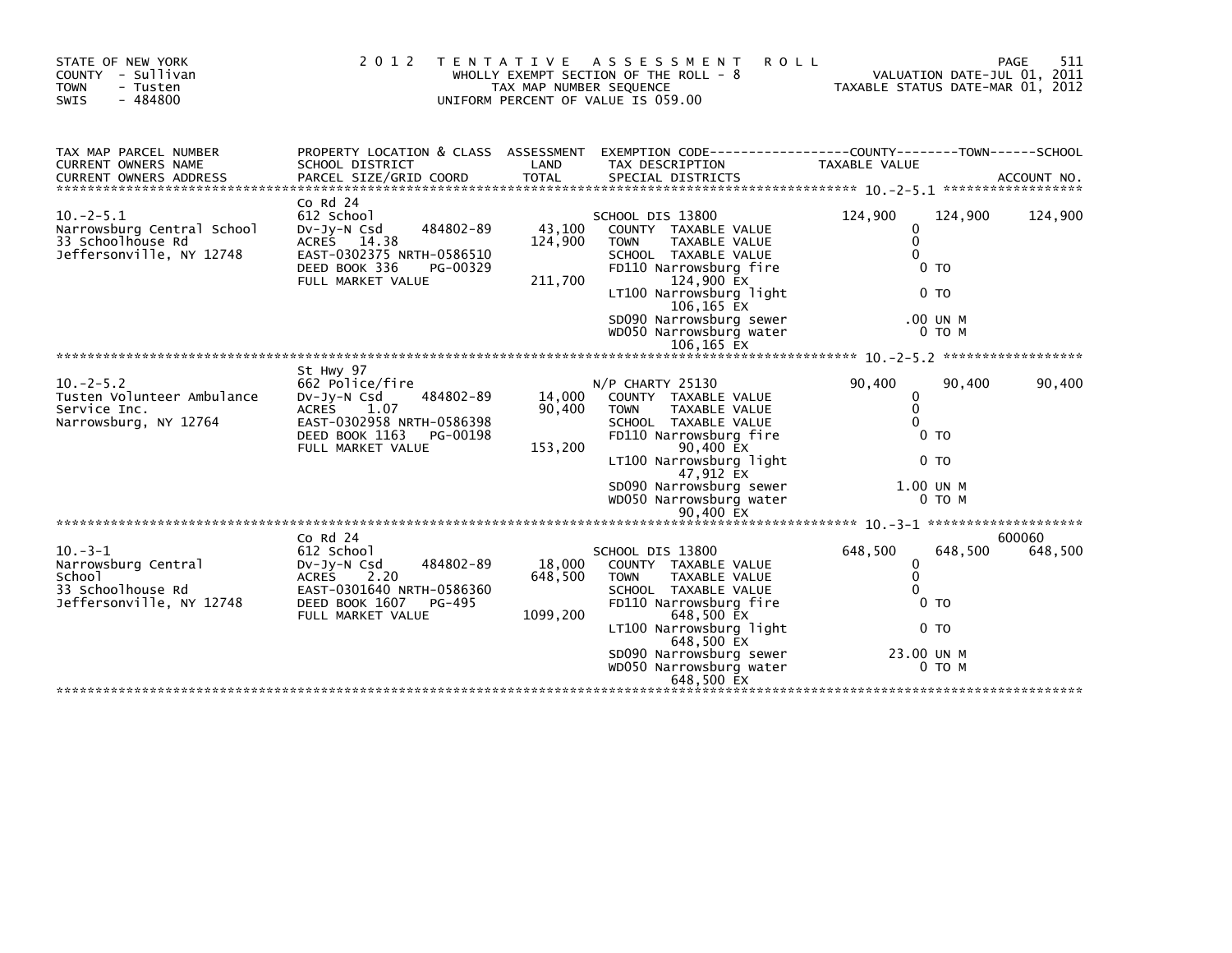STATE OF NEW YORK
COUNTY - Sullivan
TOWN - Tusten
SWIS - 484800

2012 TENTATIVE ASSESSMENT ROLL
WHOLLY EXEMPT SECTION OF THE ROLL - 8
TAX MAP NUMBER SEQUENCE
UNIFORM PERCENT OF VALUE IS 059.00

VALUATION DATE-JUL 01, 2011
TAXABLE STATUS DATE-MAR 01, 2012

| TAX MAP PARCEL NUMBER / CURRENT OWNERS NAME / CURRENT OWNERS ADDRESS | PROPERTY LOCATION & CLASS / SCHOOL DISTRICT / PARCEL SIZE/GRID COORD | ASSESSMENT LAND / TOTAL | EXEMPTION CODE / TAX DESCRIPTION / SPECIAL DISTRICTS | COUNTY TAXABLE VALUE | TOWN | SCHOOL / ACCOUNT NO. |
|---|---|---|---|---|---|---|
| **10.-2-5.1** | Co Rd 24 | | | | | |
| | 612 School | | SCHOOL DIS 13800 | 124,900 | 124,900 | 124,900 |
| Narrowsburg Central School | Dv-Jy-N Csd 484802-89 | 43,100 | COUNTY TAXABLE VALUE | 0 | | |
| 33 Schoolhouse Rd | ACRES 14.38 | 124,900 | TOWN TAXABLE VALUE | 0 | | |
| Jeffersonville, NY 12748 | EAST-0302375 NRTH-0586510 | | SCHOOL TAXABLE VALUE | 0 | | |
| | DEED BOOK 336 PG-00329 | | FD110 Narrowsburg fire 124,900 EX | 0 TO | | |
| | FULL MARKET VALUE | 211,700 | LT100 Narrowsburg light 106,165 EX | 0 TO | | |
| | | | SD090 Narrowsburg sewer | .00 UN M | | |
| | | | WD050 Narrowsburg water 106,165 EX | 0 TO M | | |
| **10.-2-5.2** | St Hwy 97 | | | | | |
| | 662 Police/fire | | N/P CHARTY 25130 | 90,400 | 90,400 | 90,400 |
| Tusten Volunteer Ambulance | Dv-Jy-N Csd 484802-89 | 14,000 | COUNTY TAXABLE VALUE | 0 | | |
| Service Inc. | ACRES 1.07 | 90,400 | TOWN TAXABLE VALUE | 0 | | |
| Narrowsburg, NY 12764 | EAST-0302958 NRTH-0586398 | | SCHOOL TAXABLE VALUE | 0 | | |
| | DEED BOOK 1163 PG-00198 | | FD110 Narrowsburg fire 90,400 EX | 0 TO | | |
| | FULL MARKET VALUE | 153,200 | LT100 Narrowsburg light 47,912 EX | 0 TO | | |
| | | | SD090 Narrowsburg sewer | 1.00 UN M | | |
| | | | WD050 Narrowsburg water 90,400 EX | 0 TO M | | |
| **10.-3-1** | Co Rd 24 | | | | | 600060 |
| | 612 School | | SCHOOL DIS 13800 | 648,500 | 648,500 | 648,500 |
| Narrowsburg Central School | Dv-Jy-N Csd 484802-89 | 18,000 | COUNTY TAXABLE VALUE | 0 | | |
| 33 Schoolhouse Rd | ACRES 2.20 | 648,500 | TOWN TAXABLE VALUE | 0 | | |
| Jeffersonville, NY 12748 | EAST-0301640 NRTH-0586360 | | SCHOOL TAXABLE VALUE | 0 | | |
| | DEED BOOK 1607 PG-495 | | FD110 Narrowsburg fire 648,500 EX | 0 TO | | |
| | FULL MARKET VALUE | 1099,200 | LT100 Narrowsburg light 648,500 EX | 0 TO | | |
| | | | SD090 Narrowsburg sewer | 23.00 UN M | | |
| | | | WD050 Narrowsburg water 648,500 EX | 0 TO M | | |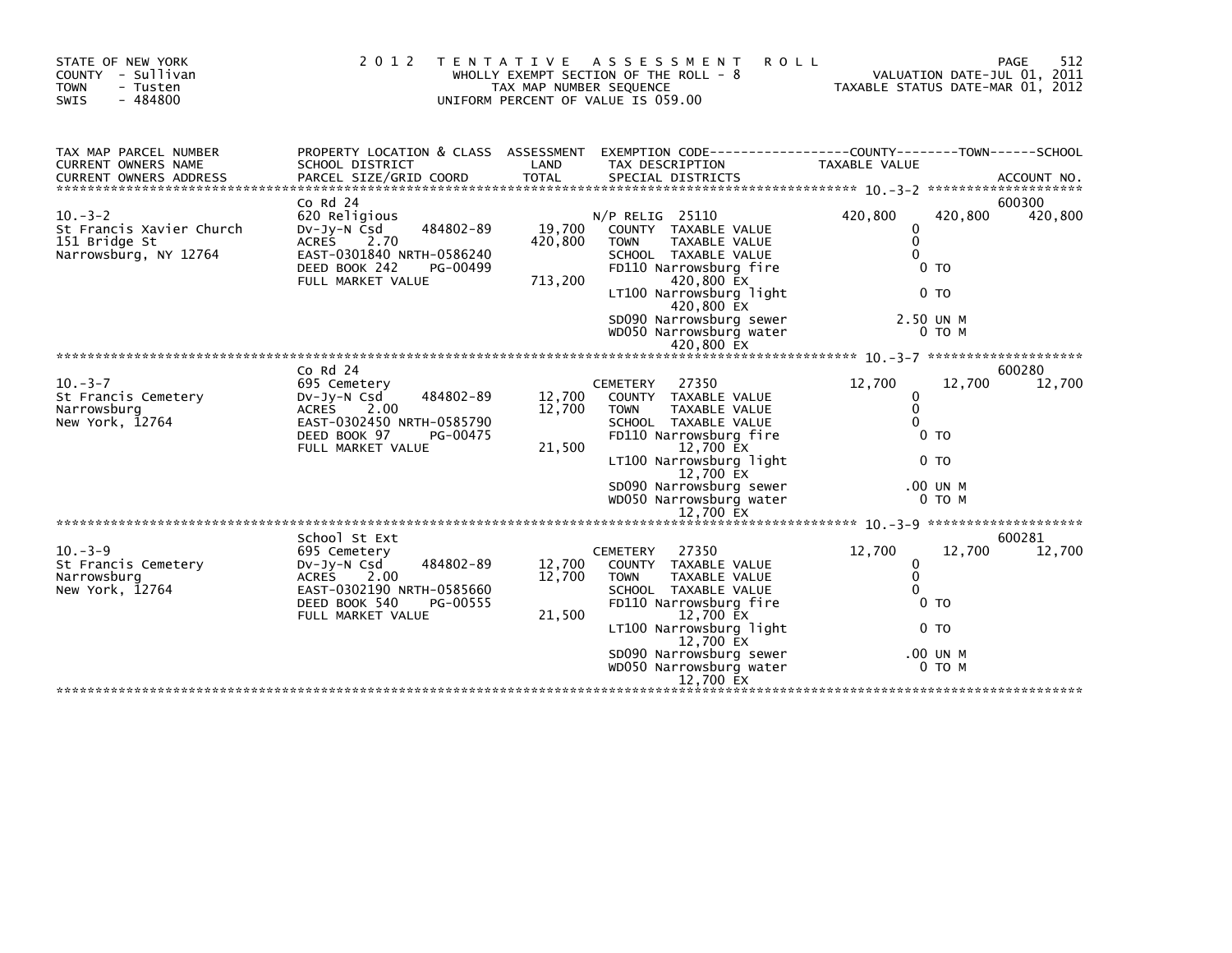STATE OF NEW YORK
COUNTY - Sullivan
TOWN - Tusten
SWIS - 484800

2 0 1 2 T E N T A T I V E A S S E S S M E N T R O L L
WHOLLY EXEMPT SECTION OF THE ROLL - 8
TAX MAP NUMBER SEQUENCE
UNIFORM PERCENT OF VALUE IS 059.00

VALUATION DATE-JUL 01, 2011
TAXABLE STATUS DATE-MAR 01, 2012

| TAX MAP PARCEL NUMBER / CURRENT OWNERS NAME / CURRENT OWNERS ADDRESS | PROPERTY LOCATION & CLASS / SCHOOL DISTRICT / PARCEL SIZE/GRID COORD | ASSESSMENT LAND / TOTAL | EXEMPTION CODE / TAX DESCRIPTION / SPECIAL DISTRICTS | COUNTY TAXABLE VALUE | TOWN | SCHOOL | ACCOUNT NO. |
|---|---|---|---|---|---|---|---|
| 10.-3-2 | Co Rd 24 | | | | | | 600300 |
| | 620 Religious | | N/P RELIG 25110 | 420,800 | 420,800 | 420,800 | |
| St Francis Xavier Church | Dv-Jy-N Csd 484802-89 | 19,700 | COUNTY TAXABLE VALUE | 0 | | | |
| 151 Bridge St | ACRES 2.70 | 420,800 | TOWN TAXABLE VALUE | 0 | | | |
| Narrowsburg, NY 12764 | EAST-0301840 NRTH-0586240 | | SCHOOL TAXABLE VALUE | 0 | | | |
| | DEED BOOK 242 PG-00499 | | FD110 Narrowsburg fire | 0 TO | | | |
| | FULL MARKET VALUE | 713,200 | 420,800 EX | | | | |
| | | | LT100 Narrowsburg light | 0 TO | | | |
| | | | 420,800 EX | | | | |
| | | | SD090 Narrowsburg sewer | 2.50 UN M | | | |
| | | | WD050 Narrowsburg water | 0 TO M | | | |
| | | | 420,800 EX | | | | |
| 10.-3-7 | Co Rd 24 | | | | | | 600280 |
| | 695 Cemetery | | CEMETERY 27350 | 12,700 | 12,700 | 12,700 | |
| St Francis Cemetery | Dv-Jy-N Csd 484802-89 | 12,700 | COUNTY TAXABLE VALUE | 0 | | | |
| Narrowsburg | ACRES 2.00 | 12,700 | TOWN TAXABLE VALUE | 0 | | | |
| New York, 12764 | EAST-0302450 NRTH-0585790 | | SCHOOL TAXABLE VALUE | 0 | | | |
| | DEED BOOK 97 PG-00475 | | FD110 Narrowsburg fire | 0 TO | | | |
| | FULL MARKET VALUE | 21,500 | 12,700 EX | | | | |
| | | | LT100 Narrowsburg light | 0 TO | | | |
| | | | 12,700 EX | | | | |
| | | | SD090 Narrowsburg sewer | .00 UN M | | | |
| | | | WD050 Narrowsburg water | 0 TO M | | | |
| | | | 12,700 EX | | | | |
| 10.-3-9 | School St Ext | | | | | | 600281 |
| | 695 Cemetery | | CEMETERY 27350 | 12,700 | 12,700 | 12,700 | |
| St Francis Cemetery | Dv-Jy-N Csd 484802-89 | 12,700 | COUNTY TAXABLE VALUE | 0 | | | |
| Narrowsburg | ACRES 2.00 | 12,700 | TOWN TAXABLE VALUE | 0 | | | |
| New York, 12764 | EAST-0302190 NRTH-0585660 | | SCHOOL TAXABLE VALUE | 0 | | | |
| | DEED BOOK 540 PG-00555 | | FD110 Narrowsburg fire | 0 TO | | | |
| | FULL MARKET VALUE | 21,500 | 12,700 EX | | | | |
| | | | LT100 Narrowsburg light | 0 TO | | | |
| | | | 12,700 EX | | | | |
| | | | SD090 Narrowsburg sewer | .00 UN M | | | |
| | | | WD050 Narrowsburg water | 0 TO M | | | |
| | | | 12,700 EX | | | | |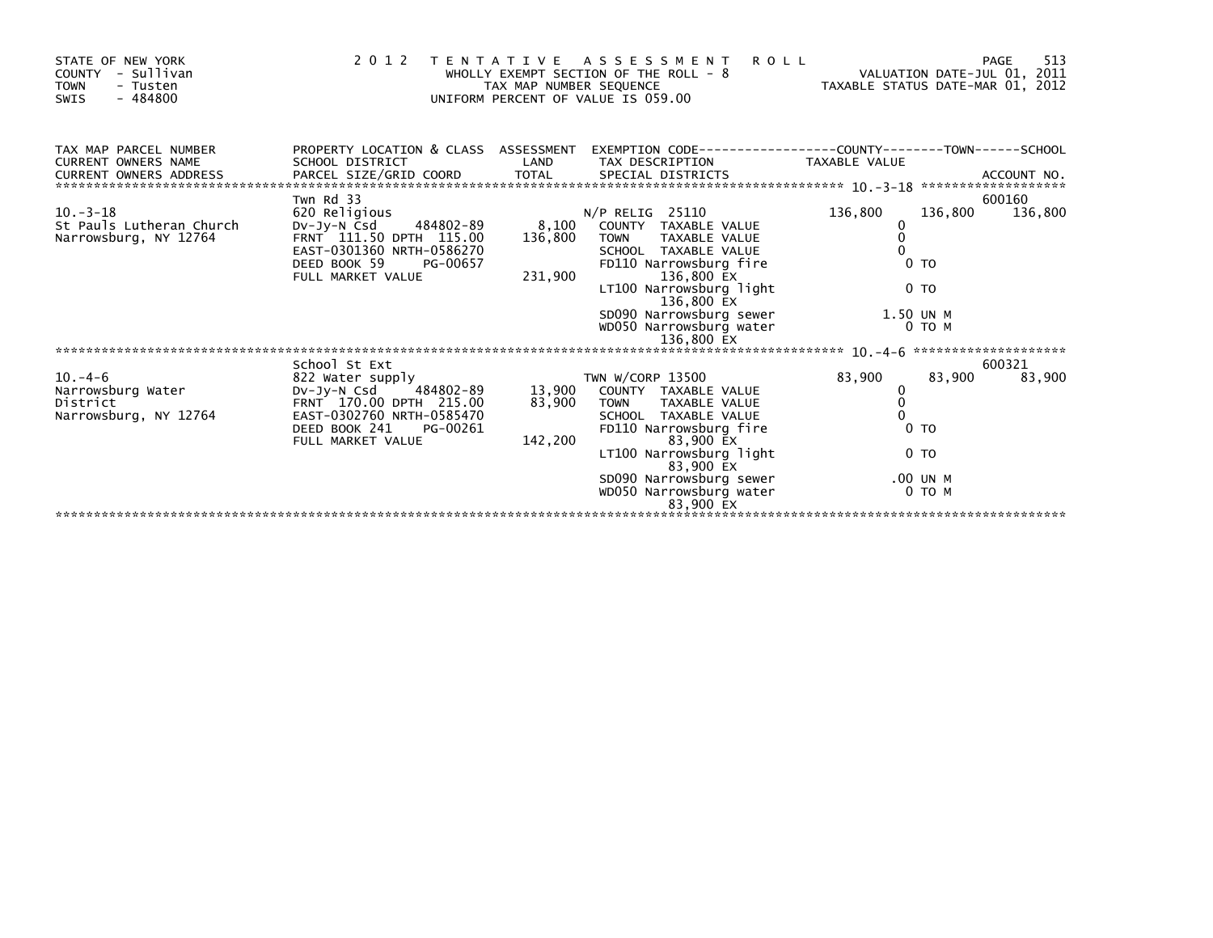STATE OF NEW YORK
COUNTY - Sullivan
TOWN - Tusten
SWIS - 484800

2 0 1 2 T E N T A T I V E A S S E S S M E N T R O L L
WHOLLY EXEMPT SECTION OF THE ROLL - 8
TAX MAP NUMBER SEQUENCE
UNIFORM PERCENT OF VALUE IS 059.00

VALUATION DATE-JUL 01, 2011
TAXABLE STATUS DATE-MAR 01, 2012

| TAX MAP PARCEL NUMBER / CURRENT OWNERS NAME / CURRENT OWNERS ADDRESS | PROPERTY LOCATION & CLASS / SCHOOL DISTRICT / PARCEL SIZE/GRID COORD | ASSESSMENT LAND / TOTAL | EXEMPTION CODE / TAX DESCRIPTION / SPECIAL DISTRICTS | COUNTY TAXABLE VALUE | TOWN | SCHOOL / ACCOUNT NO. |
|---|---|---|---|---|---|---|
| 10.-3-18 | Twn Rd 33 | | | | | 600160 |
| St Pauls Lutheran Church | 620 Religious | | N/P RELIG 25110 | 136,800 | 136,800 | 136,800 |
| Narrowsburg, NY 12764 | Dv-Jy-N Csd 484802-89 | 8,100 | COUNTY TAXABLE VALUE | 0 | | |
| | FRNT 111.50 DPTH 115.00 | 136,800 | TOWN TAXABLE VALUE | 0 | | |
| | EAST-0301360 NRTH-0586270 | | SCHOOL TAXABLE VALUE | 0 | | |
| | DEED BOOK 59 PG-00657 | | FD110 Narrowsburg fire | 0 TO | | |
| | FULL MARKET VALUE | 231,900 | 136,800 EX | | | |
| | | | LT100 Narrowsburg light | 0 TO | | |
| | | | 136,800 EX | | | |
| | | | SD090 Narrowsburg sewer | 1.50 UN M | | |
| | | | WD050 Narrowsburg water | 0 TO M | | |
| | | | 136,800 EX | | | |
| 10.-4-6 | School St Ext | | | | | 600321 |
| Narrowsburg Water | 822 Water supply | | TWN W/CORP 13500 | 83,900 | 83,900 | 83,900 |
| District | Dv-Jy-N Csd 484802-89 | 13,900 | COUNTY TAXABLE VALUE | 0 | | |
| Narrowsburg, NY 12764 | FRNT 170.00 DPTH 215.00 | 83,900 | TOWN TAXABLE VALUE | 0 | | |
| | EAST-0302760 NRTH-0585470 | | SCHOOL TAXABLE VALUE | 0 | | |
| | DEED BOOK 241 PG-00261 | | FD110 Narrowsburg fire | 0 TO | | |
| | FULL MARKET VALUE | 142,200 | 83,900 EX | | | |
| | | | LT100 Narrowsburg light | 0 TO | | |
| | | | 83,900 EX | | | |
| | | | SD090 Narrowsburg sewer | .00 UN M | | |
| | | | WD050 Narrowsburg water | 0 TO M | | |
| | | | 83,900 EX | | | |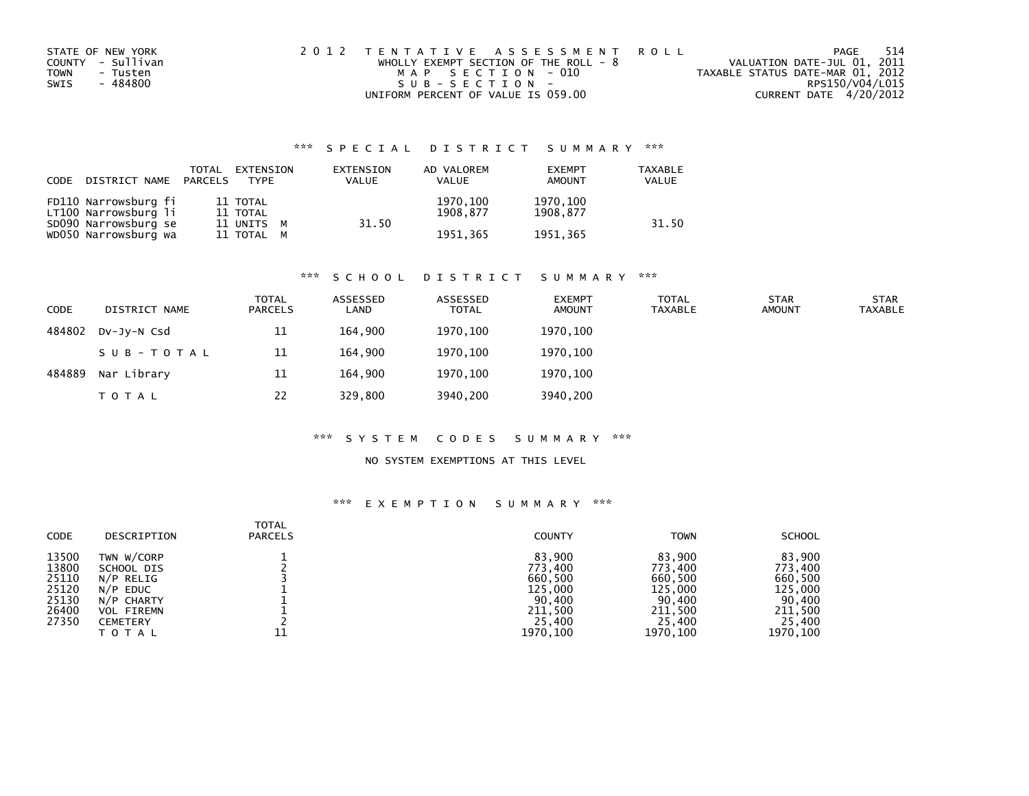STATE OF NEW YORK
COUNTY - Sullivan
TOWN - Tusten
SWIS - 484800

2012 TENTATIVE ASSESSMENT ROLL
WHOLLY EXEMPT SECTION OF THE ROLL - 8
MAP SECTION - 010
SUB-SECTION -
UNIFORM PERCENT OF VALUE IS 059.00

VALUATION DATE-JUL 01, 2011
TAXABLE STATUS DATE-MAR 01, 2012
RPS150/V04/L015
CURRENT DATE 4/20/2012

## *** SPECIAL DISTRICT SUMMARY ***

| CODE | DISTRICT NAME | TOTAL PARCELS | EXTENSION TYPE | EXTENSION VALUE | AD VALOREM VALUE | EXEMPT AMOUNT | TAXABLE VALUE |
|---|---|---|---|---|---|---|---|
| FD110 | Narrowsburg fi | 11 | TOTAL | | 1970,100 | 1970,100 | |
| LT100 | Narrowsburg li | 11 | TOTAL | | 1908,877 | 1908,877 | |
| SD090 | Narrowsburg se | 11 | UNITS M | 31.50 | | | 31.50 |
| WD050 | Narrowsburg wa | 11 | TOTAL M | | 1951,365 | 1951,365 | |

## *** SCHOOL DISTRICT SUMMARY ***

| CODE | DISTRICT NAME | TOTAL PARCELS | ASSESSED LAND | ASSESSED TOTAL | EXEMPT AMOUNT | TOTAL TAXABLE | STAR AMOUNT | STAR TAXABLE |
|---|---|---|---|---|---|---|---|---|
| 484802 | Dv-Jy-N Csd | 11 | 164,900 | 1970,100 | 1970,100 | | | |
| | SUB-TOTAL | 11 | 164,900 | 1970,100 | 1970,100 | | | |
| 484889 | Nar Library | 11 | 164,900 | 1970,100 | 1970,100 | | | |
| | TOTAL | 22 | 329,800 | 3940,200 | 3940,200 | | | |

## *** SYSTEM CODES SUMMARY ***

NO SYSTEM EXEMPTIONS AT THIS LEVEL

## *** EXEMPTION SUMMARY ***

| CODE | DESCRIPTION | TOTAL PARCELS | COUNTY | TOWN | SCHOOL |
|---|---|---|---|---|---|
| 13500 | TWN W/CORP | 1 | 83,900 | 83,900 | 83,900 |
| 13800 | SCHOOL DIS | 2 | 773,400 | 773,400 | 773,400 |
| 25110 | N/P RELIG | 3 | 660,500 | 660,500 | 660,500 |
| 25120 | N/P EDUC | 1 | 125,000 | 125,000 | 125,000 |
| 25130 | N/P CHARTY | 1 | 90,400 | 90,400 | 90,400 |
| 26400 | VOL FIREMN | 1 | 211,500 | 211,500 | 211,500 |
| 27350 | CEMETERY | 2 | 25,400 | 25,400 | 25,400 |
| | TOTAL | 11 | 1970,100 | 1970,100 | 1970,100 |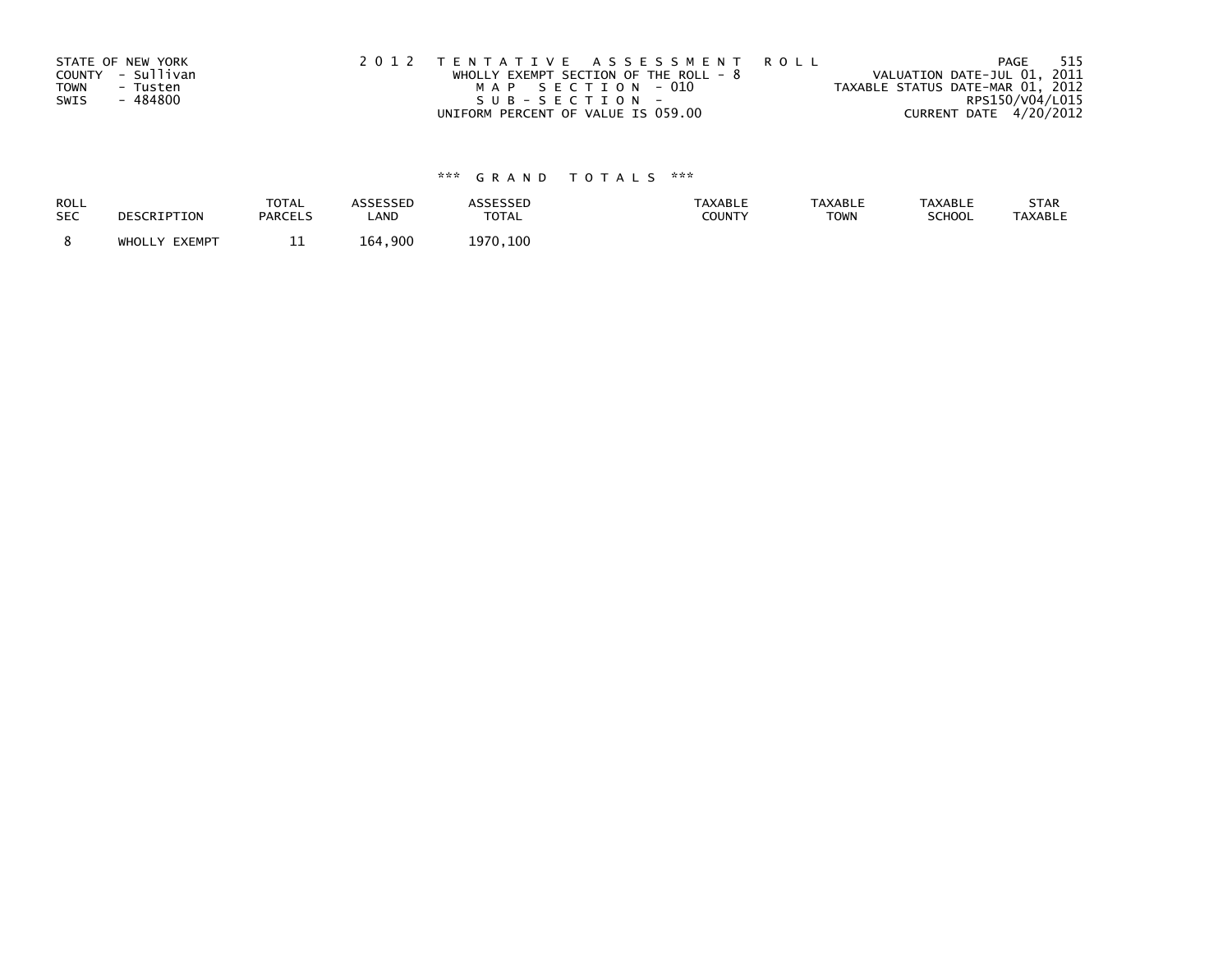STATE OF NEW YORK
COUNTY - Sullivan
TOWN - Tusten
SWIS - 484800

2 0 1 2 T E N T A T I V E A S S E S S M E N T R O L L
WHOLLY EXEMPT SECTION OF THE ROLL - 8
M A P S E C T I O N - 010
S U B - S E C T I O N -
UNIFORM PERCENT OF VALUE IS 059.00

VALUATION DATE-JUL 01, 2011
TAXABLE STATUS DATE-MAR 01, 2012
RPS150/V04/L015
CURRENT DATE 4/20/2012

*** G R A N D T O T A L S ***

| ROLL SEC | DESCRIPTION | TOTAL PARCELS | ASSESSED LAND | ASSESSED TOTAL | TAXABLE COUNTY | TAXABLE TOWN | TAXABLE SCHOOL | STAR TAXABLE |
|---|---|---|---|---|---|---|---|---|
| 8 | WHOLLY EXEMPT | 11 | 164,900 | 1970,100 | | | | |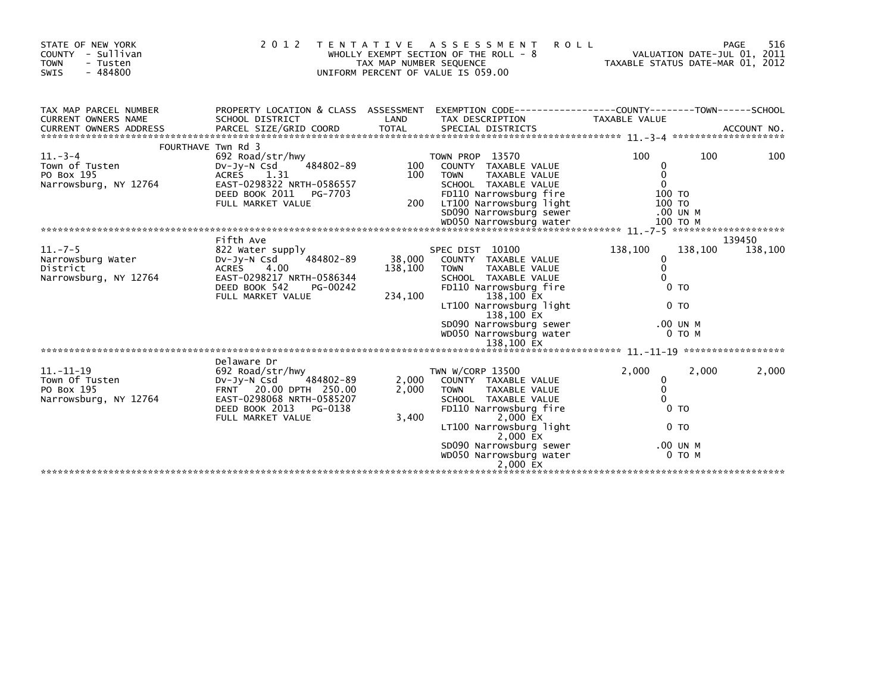STATE OF NEW YORK
COUNTY - Sullivan
TOWN - Tusten
SWIS - 484800

2 0 1 2 TENTATIVE ASSESSMENT ROLL
WHOLLY EXEMPT SECTION OF THE ROLL - 8
TAX MAP NUMBER SEQUENCE
UNIFORM PERCENT OF VALUE IS 059.00

VALUATION DATE-JUL 01, 2011
TAXABLE STATUS DATE-MAR 01, 2012

| TAX MAP PARCEL NUMBER / CURRENT OWNERS NAME / CURRENT OWNERS ADDRESS | PROPERTY LOCATION & CLASS / SCHOOL DISTRICT / PARCEL SIZE/GRID COORD | ASSESSMENT LAND / TOTAL | EXEMPTION CODE / TAX DESCRIPTION / SPECIAL DISTRICTS | COUNTY TAXABLE VALUE | TOWN | SCHOOL / ACCOUNT NO. |
|---|---|---|---|---|---|---|
| **11.-3-4** | FOURTHAVE Twn Rd 3 | | | | | |
| | 692 Road/str/hwy | | TOWN PROP 13570 | 100 | 100 | 100 |
| Town of Tusten | Dv-Jy-N Csd 484802-89 | 100 | COUNTY TAXABLE VALUE | 0 | | |
| PO Box 195 | ACRES 1.31 | 100 | TOWN TAXABLE VALUE | 0 | | |
| Narrowsburg, NY 12764 | EAST-0298322 NRTH-0586557 | | SCHOOL TAXABLE VALUE | 0 | | |
| | DEED BOOK 2011 PG-7703 | | FD110 Narrowsburg fire | 100 TO | | |
| | FULL MARKET VALUE | 200 | LT100 Narrowsburg light | 100 TO | | |
| | | | SD090 Narrowsburg sewer | .00 UN M | | |
| | | | WD050 Narrowsburg water | 100 TO M | | |
| **11.-7-5** | Fifth Ave | | | | | 139450 |
| | 822 Water supply | | SPEC DIST 10100 | 138,100 | 138,100 | 138,100 |
| Narrowsburg Water | Dv-Jy-N Csd 484802-89 | 38,000 | COUNTY TAXABLE VALUE | 0 | | |
| District | ACRES 4.00 | 138,100 | TOWN TAXABLE VALUE | 0 | | |
| Narrowsburg, NY 12764 | EAST-0298217 NRTH-0586344 | | SCHOOL TAXABLE VALUE | 0 | | |
| | DEED BOOK 542 PG-00242 | | FD110 Narrowsburg fire | 0 TO | | |
| | FULL MARKET VALUE | 234,100 | 138,100 EX | | | |
| | | | LT100 Narrowsburg light | 0 TO | | |
| | | | 138,100 EX | | | |
| | | | SD090 Narrowsburg sewer | .00 UN M | | |
| | | | WD050 Narrowsburg water | 0 TO M | | |
| | | | 138,100 EX | | | |
| **11.-11-19** | Delaware Dr | | | | | |
| | 692 Road/str/hwy | | TWN W/CORP 13500 | 2,000 | 2,000 | 2,000 |
| Town Of Tusten | Dv-Jy-N Csd 484802-89 | 2,000 | COUNTY TAXABLE VALUE | 0 | | |
| PO Box 195 | FRNT 20.00 DPTH 250.00 | 2,000 | TOWN TAXABLE VALUE | 0 | | |
| Narrowsburg, NY 12764 | EAST-0298068 NRTH-0585207 | | SCHOOL TAXABLE VALUE | 0 | | |
| | DEED BOOK 2013 PG-0138 | | FD110 Narrowsburg fire | 0 TO | | |
| | FULL MARKET VALUE | 3,400 | 2,000 EX | | | |
| | | | LT100 Narrowsburg light | 0 TO | | |
| | | | 2,000 EX | | | |
| | | | SD090 Narrowsburg sewer | .00 UN M | | |
| | | | WD050 Narrowsburg water | 0 TO M | | |
| | | | 2,000 EX | | | |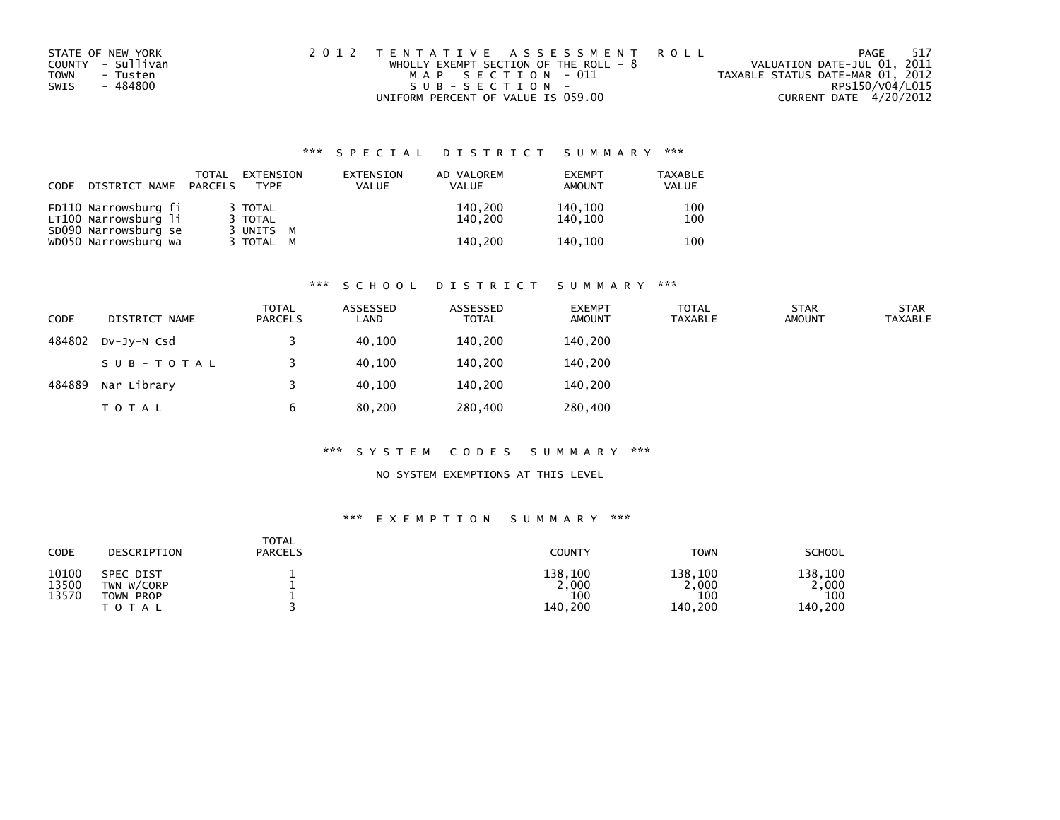STATE OF NEW YORK
COUNTY - Sullivan
TOWN - Tusten
SWIS - 484800

2 0 1 2 T E N T A T I V E A S S E S S M E N T R O L L
WHOLLY EXEMPT SECTION OF THE ROLL - 8
M A P S E C T I O N - 011
S U B - S E C T I O N -
UNIFORM PERCENT OF VALUE IS 059.00

VALUATION DATE-JUL 01, 2011
TAXABLE STATUS DATE-MAR 01, 2012
RPS150/V04/L015
CURRENT DATE 4/20/2012

### *** S P E C I A L D I S T R I C T S U M M A R Y ***

| CODE | DISTRICT NAME | TOTAL PARCELS | EXTENSION TYPE | EXTENSION VALUE | AD VALOREM VALUE | EXEMPT AMOUNT | TAXABLE VALUE |
|---|---|---|---|---|---|---|---|
| FD110 | Narrowsburg fi | 3 | TOTAL | | 140,200 | 140,100 | 100 |
| LT100 | Narrowsburg li | 3 | TOTAL | | 140,200 | 140,100 | 100 |
| SD090 | Narrowsburg se | 3 | UNITS M | | | | |
| WD050 | Narrowsburg wa | 3 | TOTAL M | | 140,200 | 140,100 | 100 |

### *** S C H O O L D I S T R I C T S U M M A R Y ***

| CODE | DISTRICT NAME | TOTAL PARCELS | ASSESSED LAND | ASSESSED TOTAL | EXEMPT AMOUNT | TOTAL TAXABLE | STAR AMOUNT | STAR TAXABLE |
|---|---|---|---|---|---|---|---|---|
| 484802 | Dv-Jy-N Csd | 3 | 40,100 | 140,200 | 140,200 | | | |
| | S U B - T O T A L | 3 | 40,100 | 140,200 | 140,200 | | | |
| 484889 | Nar Library | 3 | 40,100 | 140,200 | 140,200 | | | |
| | T O T A L | 6 | 80,200 | 280,400 | 280,400 | | | |

### *** S Y S T E M C O D E S S U M M A R Y ***

NO SYSTEM EXEMPTIONS AT THIS LEVEL

### *** E X E M P T I O N S U M M A R Y ***

| CODE | DESCRIPTION | TOTAL PARCELS | COUNTY | TOWN | SCHOOL |
|---|---|---|---|---|---|
| 10100 | SPEC DIST | 1 | 138,100 | 138,100 | 138,100 |
| 13500 | TWN W/CORP | 1 | 2,000 | 2,000 | 2,000 |
| 13570 | TOWN PROP | 1 | 100 | 100 | 100 |
| | T O T A L | 3 | 140,200 | 140,200 | 140,200 |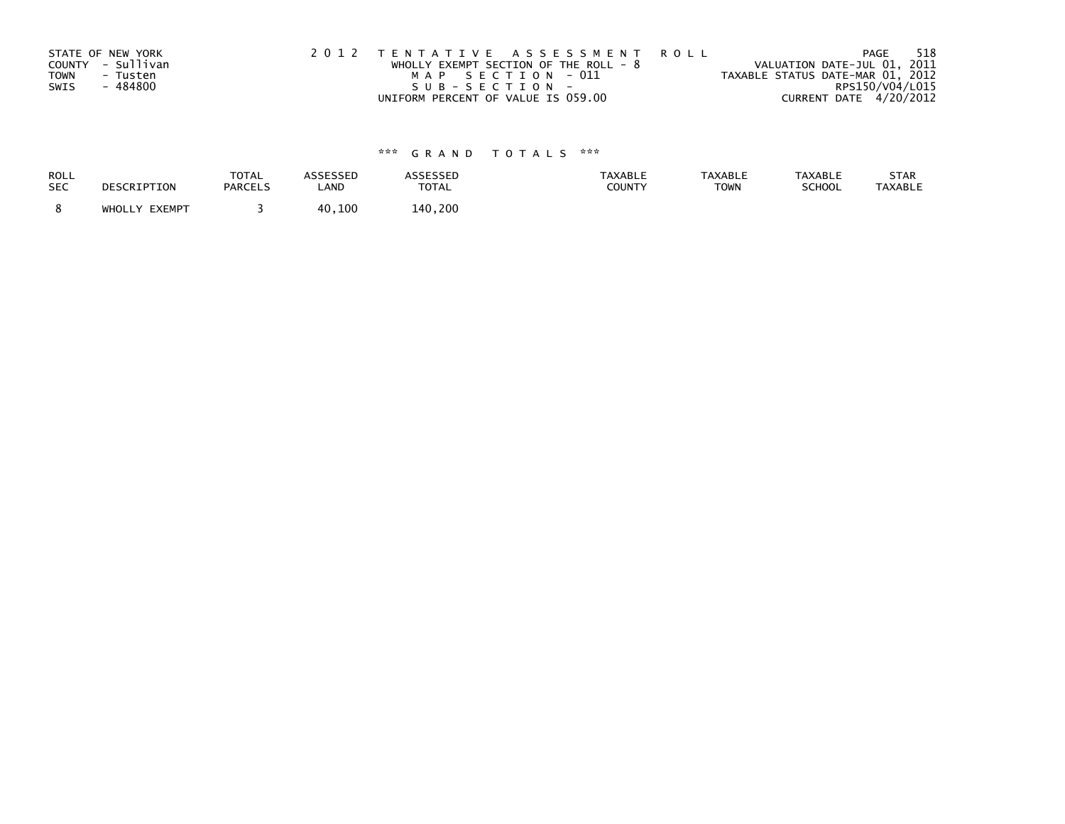STATE OF NEW YORK
COUNTY - Sullivan
TOWN - Tusten
SWIS - 484800

2 0 1 2 T E N T A T I V E A S S E S S M E N T R O L L
WHOLLY EXEMPT SECTION OF THE ROLL - 8
M A P S E C T I O N - 011
S U B - S E C T I O N -
UNIFORM PERCENT OF VALUE IS 059.00

VALUATION DATE-JUL 01, 2011
TAXABLE STATUS DATE-MAR 01, 2012
RPS150/V04/L015
CURRENT DATE 4/20/2012

*** G R A N D T O T A L S ***

| ROLL SEC | DESCRIPTION | TOTAL PARCELS | ASSESSED LAND | ASSESSED TOTAL | TAXABLE COUNTY | TAXABLE TOWN | TAXABLE SCHOOL | STAR TAXABLE |
|---|---|---|---|---|---|---|---|---|
| 8 | WHOLLY EXEMPT | 3 | 40,100 | 140,200 | | | | |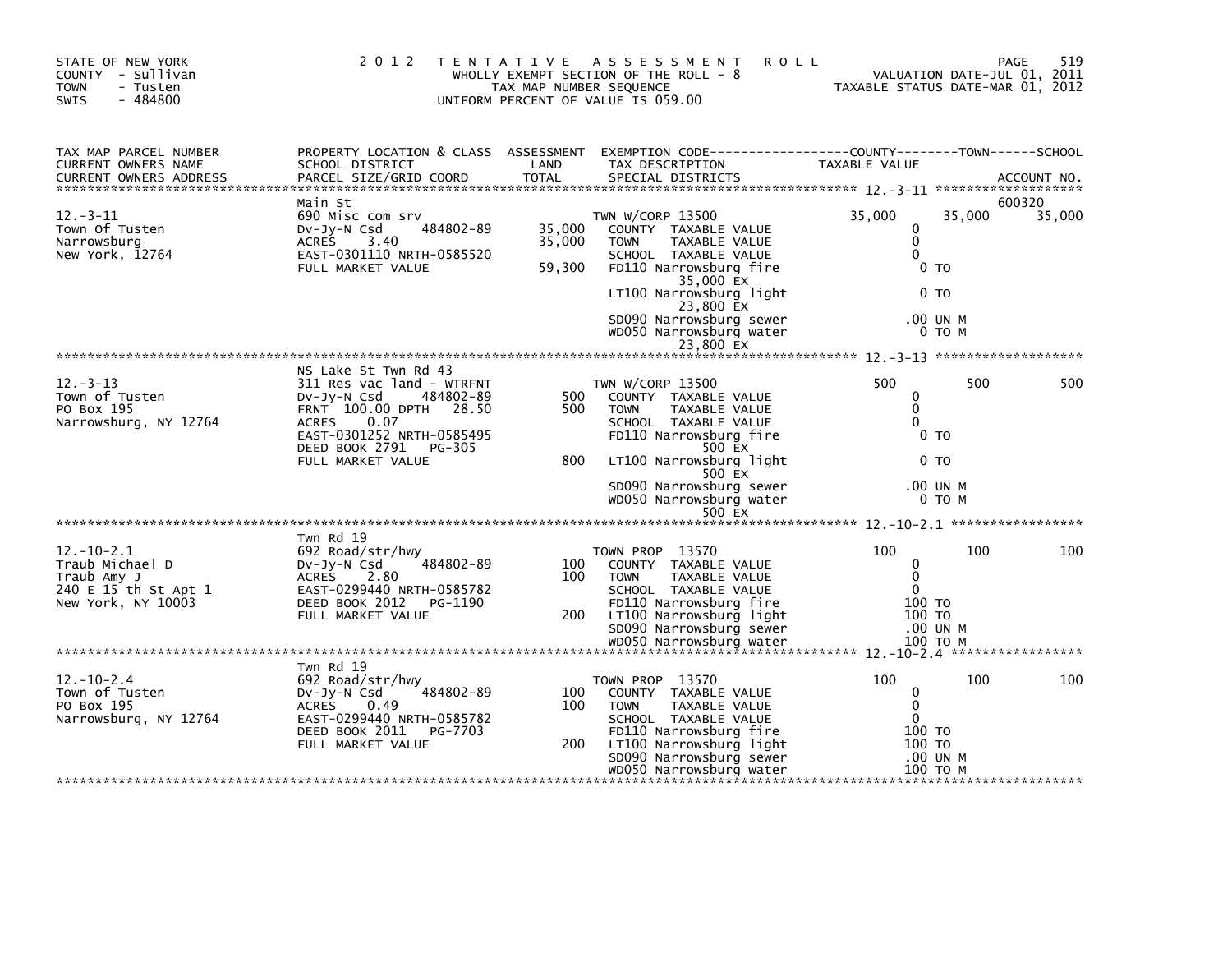STATE OF NEW YORK
COUNTY - Sullivan
TOWN - Tusten
SWIS - 484800

2012 TENTATIVE ASSESSMENT ROLL
WHOLLY EXEMPT SECTION OF THE ROLL - 8
TAX MAP NUMBER SEQUENCE
UNIFORM PERCENT OF VALUE IS 059.00

VALUATION DATE-JUL 01, 2011
TAXABLE STATUS DATE-MAR 01, 2012

| TAX MAP PARCEL NUMBER / CURRENT OWNERS NAME / CURRENT OWNERS ADDRESS | PROPERTY LOCATION & CLASS / SCHOOL DISTRICT / PARCEL SIZE/GRID COORD | ASSESSMENT LAND / TOTAL | EXEMPTION CODE / TAX DESCRIPTION / SPECIAL DISTRICTS | COUNTY TAXABLE VALUE | TOWN | SCHOOL / ACCOUNT NO. |
|---|---|---|---|---|---|---|
| **12.-3-11** | Main St | | | | | 600320 |
| 12.-3-11 | 690 Misc com srv | | TWN W/CORP 13500 | 35,000 | 35,000 | 35,000 |
| Town Of Tusten | Dv-Jy-N Csd 484802-89 | 35,000 | COUNTY TAXABLE VALUE | 0 | | |
| Narrowsburg | ACRES 3.40 | 35,000 | TOWN TAXABLE VALUE | 0 | | |
| New York, 12764 | EAST-0301110 NRTH-0585520 | | SCHOOL TAXABLE VALUE | 0 | | |
| | FULL MARKET VALUE | 59,300 | FD110 Narrowsburg fire | 0 TO | | |
| | | | 35,000 EX | | | |
| | | | LT100 Narrowsburg light | 0 TO | | |
| | | | 23,800 EX | | | |
| | | | SD090 Narrowsburg sewer | .00 UN M | | |
| | | | WD050 Narrowsburg water | 0 TO M | | |
| | | | 23,800 EX | | | |
| **12.-3-13** | NS Lake St Twn Rd 43 | | | | | |
| 12.-3-13 | 311 Res vac land - WTRFNT | | TWN W/CORP 13500 | 500 | 500 | 500 |
| Town of Tusten | Dv-Jy-N Csd 484802-89 | 500 | COUNTY TAXABLE VALUE | 0 | | |
| PO Box 195 | FRNT 100.00 DPTH 28.50 | 500 | TOWN TAXABLE VALUE | 0 | | |
| Narrowsburg, NY 12764 | ACRES 0.07 | | SCHOOL TAXABLE VALUE | 0 | | |
| | EAST-0301252 NRTH-0585495 | | FD110 Narrowsburg fire | 0 TO | | |
| | DEED BOOK 2791 PG-305 | | 500 EX | | | |
| | FULL MARKET VALUE | 800 | LT100 Narrowsburg light | 0 TO | | |
| | | | 500 EX | | | |
| | | | SD090 Narrowsburg sewer | .00 UN M | | |
| | | | WD050 Narrowsburg water | 0 TO M | | |
| | | | 500 EX | | | |
| **12.-10-2.1** | Twn Rd 19 | | | | | |
| 12.-10-2.1 | 692 Road/str/hwy | | TOWN PROP 13570 | 100 | 100 | 100 |
| Traub Michael D | Dv-Jy-N Csd 484802-89 | 100 | COUNTY TAXABLE VALUE | 0 | | |
| Traub Amy J | ACRES 2.80 | 100 | TOWN TAXABLE VALUE | 0 | | |
| 240 E 15 th St Apt 1 | EAST-0299440 NRTH-0585782 | | SCHOOL TAXABLE VALUE | 0 | | |
| New York, NY 10003 | DEED BOOK 2012 PG-1190 | | FD110 Narrowsburg fire | 100 TO | | |
| | FULL MARKET VALUE | 200 | LT100 Narrowsburg light | 100 TO | | |
| | | | SD090 Narrowsburg sewer | .00 UN M | | |
| | | | WD050 Narrowsburg water | 100 TO M | | |
| **12.-10-2.4** | Twn Rd 19 | | | | | |
| 12.-10-2.4 | 692 Road/str/hwy | | TOWN PROP 13570 | 100 | 100 | 100 |
| Town of Tusten | Dv-Jy-N Csd 484802-89 | 100 | COUNTY TAXABLE VALUE | 0 | | |
| PO Box 195 | ACRES 0.49 | 100 | TOWN TAXABLE VALUE | 0 | | |
| Narrowsburg, NY 12764 | EAST-0299440 NRTH-0585782 | | SCHOOL TAXABLE VALUE | 0 | | |
| | DEED BOOK 2011 PG-7703 | | FD110 Narrowsburg fire | 100 TO | | |
| | FULL MARKET VALUE | 200 | LT100 Narrowsburg light | 100 TO | | |
| | | | SD090 Narrowsburg sewer | .00 UN M | | |
| | | | WD050 Narrowsburg water | 100 TO M | | |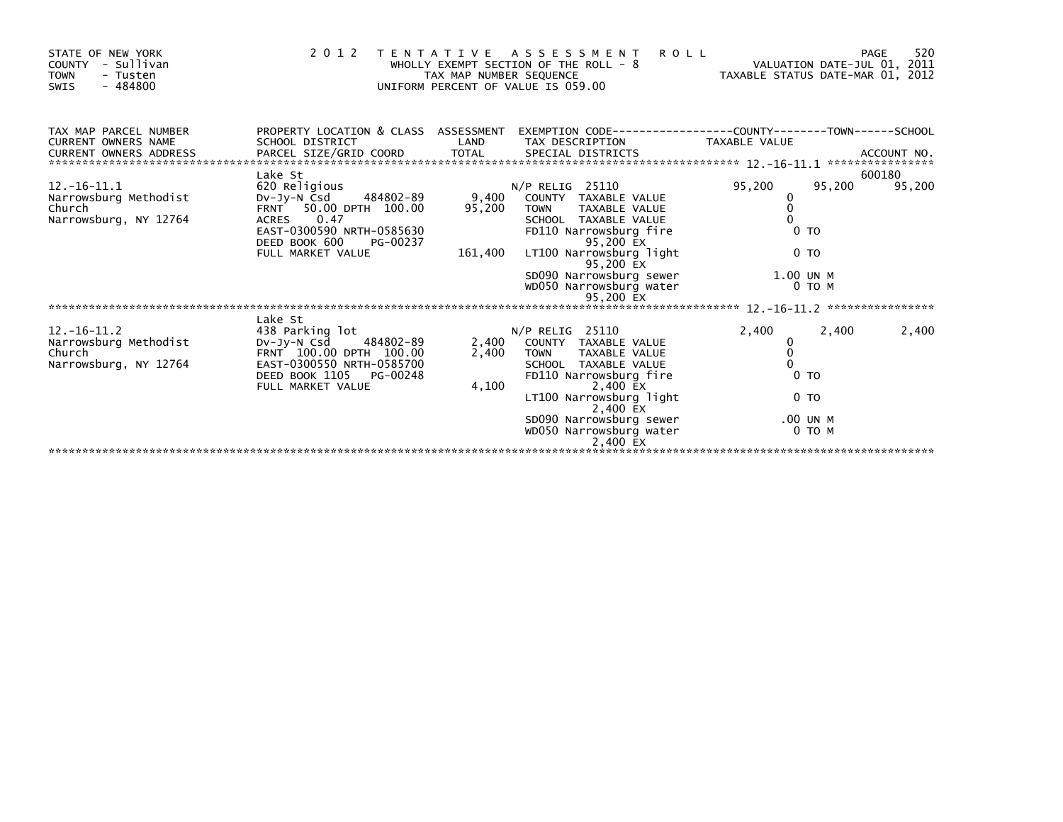STATE OF NEW YORK
COUNTY - Sullivan
TOWN - Tusten
SWIS - 484800

2 0 1 2 T E N T A T I V E A S S E S S M E N T R O L L
WHOLLY EXEMPT SECTION OF THE ROLL - 8
TAX MAP NUMBER SEQUENCE
UNIFORM PERCENT OF VALUE IS 059.00

VALUATION DATE-JUL 01, 2011
TAXABLE STATUS DATE-MAR 01, 2012

| TAX MAP PARCEL NUMBER / CURRENT OWNERS NAME / CURRENT OWNERS ADDRESS | PROPERTY LOCATION & CLASS / SCHOOL DISTRICT / PARCEL SIZE/GRID COORD | ASSESSMENT LAND / TOTAL | EXEMPTION CODE / TAX DESCRIPTION / SPECIAL DISTRICTS | COUNTY TAXABLE VALUE | TOWN | SCHOOL / ACCOUNT NO. |
|---|---|---|---|---|---|---|
| ********** 12.-16-11.1 ********** | Lake St | | | | | 600180 |
| 12.-16-11.1 | 620 Religious | | N/P RELIG 25110 | 95,200 | 95,200 | 95,200 |
| Narrowsburg Methodist | Dv-Jy-N Csd 484802-89 | 9,400 | COUNTY TAXABLE VALUE | 0 | | |
| Church | FRNT 50.00 DPTH 100.00 | 95,200 | TOWN TAXABLE VALUE | 0 | | |
| Narrowsburg, NY 12764 | ACRES 0.47 | | SCHOOL TAXABLE VALUE | 0 | | |
| | EAST-0300590 NRTH-0585630 | | FD110 Narrowsburg fire 95,200 EX | 0 TO | | |
| | DEED BOOK 600 PG-00237 | | | | | |
| | FULL MARKET VALUE | 161,400 | LT100 Narrowsburg light 95,200 EX | 0 TO | | |
| | | | SD090 Narrowsburg sewer | 1.00 UN M | | |
| | | | WD050 Narrowsburg water 95,200 EX | 0 TO M | | |
| ********** 12.-16-11.2 ********** | Lake St | | | | | |
| 12.-16-11.2 | 438 Parking lot | | N/P RELIG 25110 | 2,400 | 2,400 | 2,400 |
| Narrowsburg Methodist | Dv-Jy-N Csd 484802-89 | 2,400 | COUNTY TAXABLE VALUE | 0 | | |
| Church | FRNT 100.00 DPTH 100.00 | 2,400 | TOWN TAXABLE VALUE | 0 | | |
| Narrowsburg, NY 12764 | EAST-0300550 NRTH-0585700 | | SCHOOL TAXABLE VALUE | 0 | | |
| | DEED BOOK 1105 PG-00248 | | FD110 Narrowsburg fire 2,400 EX | 0 TO | | |
| | FULL MARKET VALUE | 4,100 | LT100 Narrowsburg light 2,400 EX | 0 TO | | |
| | | | SD090 Narrowsburg sewer | .00 UN M | | |
| | | | WD050 Narrowsburg water 2,400 EX | 0 TO M | | |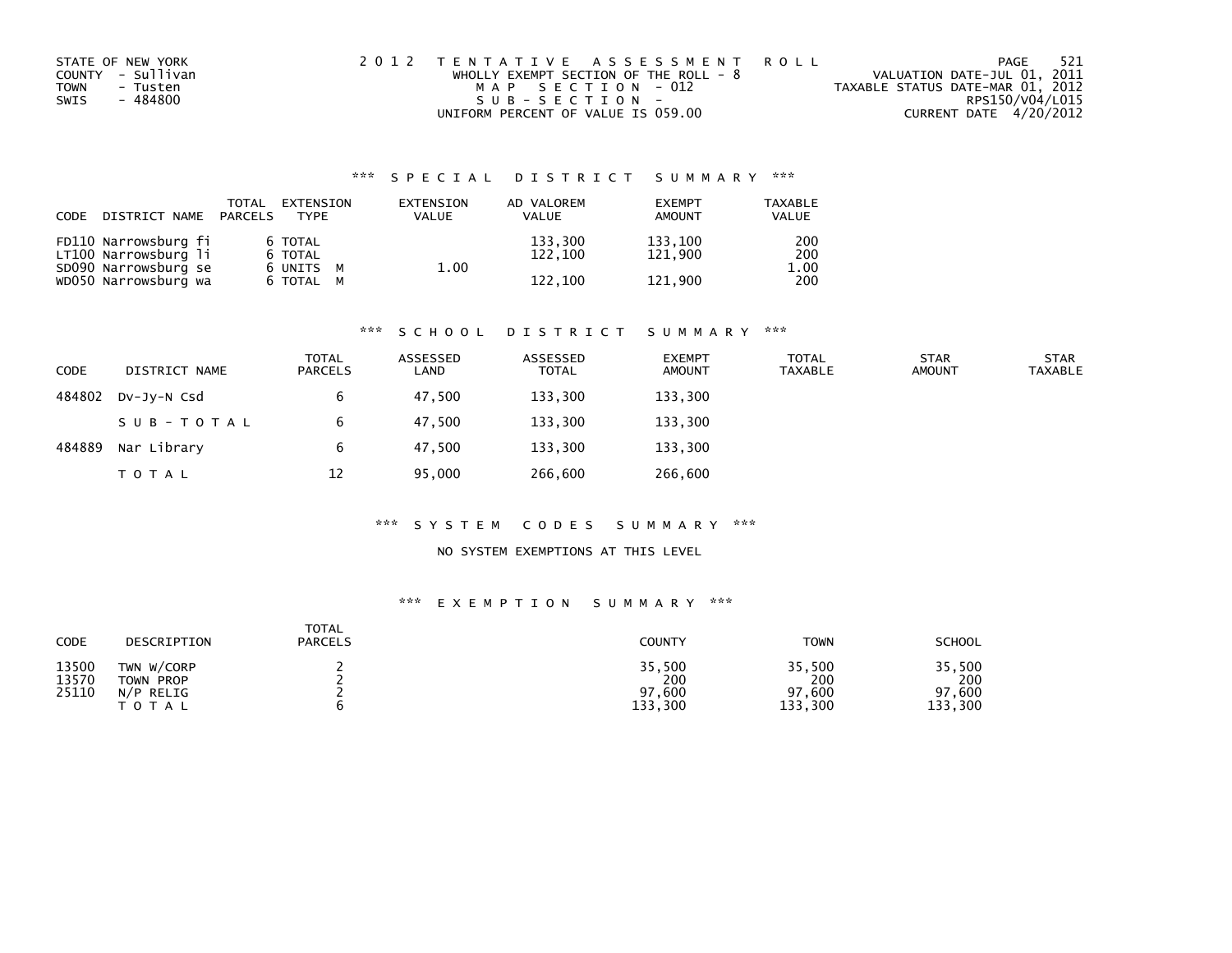STATE OF NEW YORK
COUNTY - Sullivan
TOWN - Tusten
SWIS - 484800

2012 TENTATIVE ASSESSMENT ROLL
WHOLLY EXEMPT SECTION OF THE ROLL - 8
MAP SECTION - 012
SUB-SECTION -
UNIFORM PERCENT OF VALUE IS 059.00

VALUATION DATE-JUL 01, 2011
TAXABLE STATUS DATE-MAR 01, 2012
RPS150/V04/L015
CURRENT DATE 4/20/2012

### *** SPECIAL DISTRICT SUMMARY ***

| CODE DISTRICT NAME | TOTAL PARCELS | EXTENSION TYPE | EXTENSION VALUE | AD VALOREM VALUE | EXEMPT AMOUNT | TAXABLE VALUE |
|---|---|---|---|---|---|---|
| FD110 Narrowsburg fi | 6 | TOTAL | | 133,300 | 133,100 | 200 |
| LT100 Narrowsburg li | 6 | TOTAL | | 122,100 | 121,900 | 200 |
| SD090 Narrowsburg se | 6 | UNITS M | 1.00 | | | 1.00 |
| WD050 Narrowsburg wa | 6 | TOTAL M | | 122,100 | 121,900 | 200 |

### *** SCHOOL DISTRICT SUMMARY ***

| CODE | DISTRICT NAME | TOTAL PARCELS | ASSESSED LAND | ASSESSED TOTAL | EXEMPT AMOUNT | TOTAL TAXABLE | STAR AMOUNT | STAR TAXABLE |
|---|---|---|---|---|---|---|---|---|
| 484802 | Dv-Jy-N Csd | 6 | 47,500 | 133,300 | 133,300 | | | |
| | SUB-TOTAL | 6 | 47,500 | 133,300 | 133,300 | | | |
| 484889 | Nar Library | 6 | 47,500 | 133,300 | 133,300 | | | |
| | TOTAL | 12 | 95,000 | 266,600 | 266,600 | | | |

### *** SYSTEM CODES SUMMARY ***

NO SYSTEM EXEMPTIONS AT THIS LEVEL

### *** EXEMPTION SUMMARY ***

| CODE | DESCRIPTION | TOTAL PARCELS | COUNTY | TOWN | SCHOOL |
|---|---|---|---|---|---|
| 13500 | TWN W/CORP | 2 | 35,500 | 35,500 | 35,500 |
| 13570 | TOWN PROP | 2 | 200 | 200 | 200 |
| 25110 | N/P RELIG | 2 | 97,600 | 97,600 | 97,600 |
| | TOTAL | 6 | 133,300 | 133,300 | 133,300 |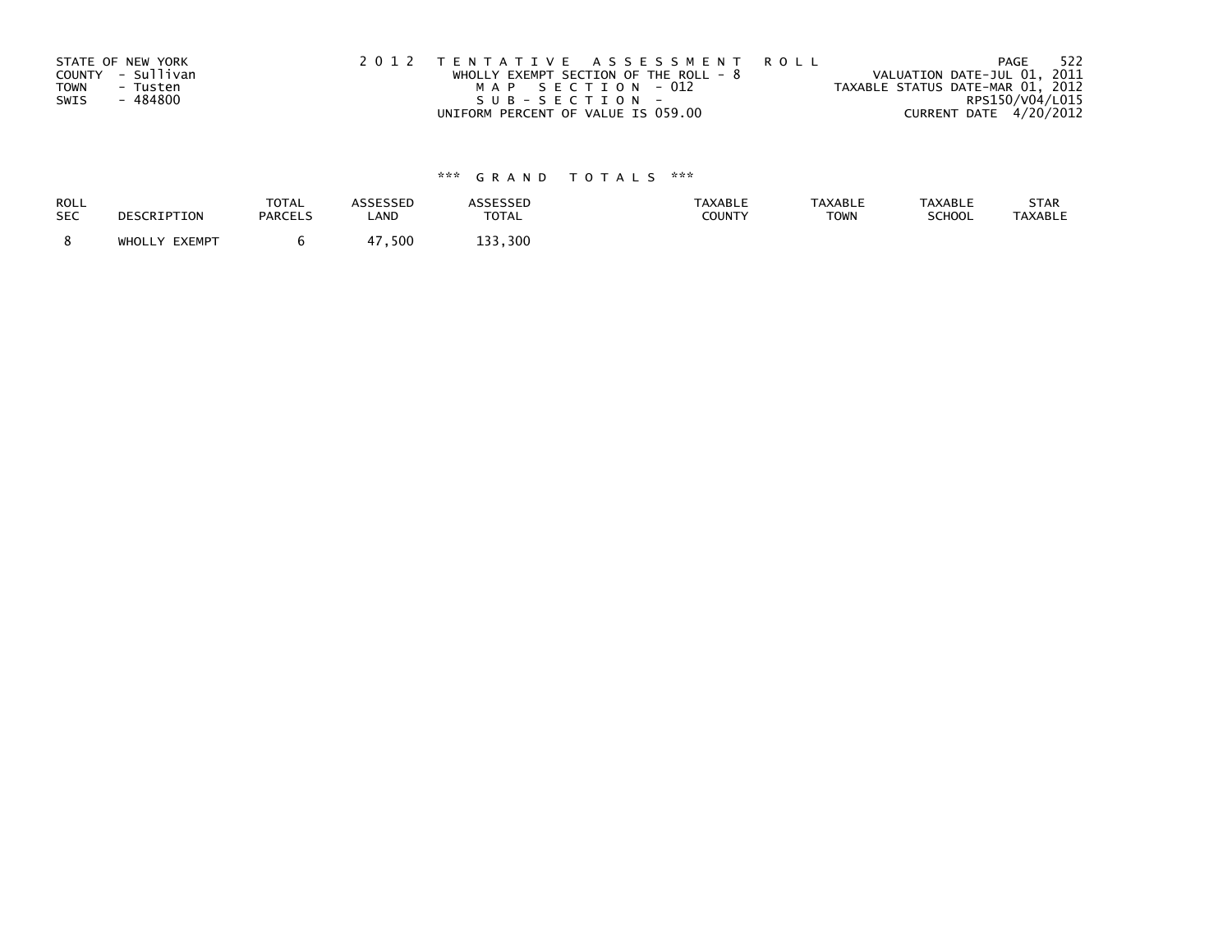STATE OF NEW YORK
COUNTY - Sullivan
TOWN - Tusten
SWIS - 484800

2 0 1 2 T E N T A T I V E A S S E S S M E N T R O L L
WHOLLY EXEMPT SECTION OF THE ROLL - 8
M A P S E C T I O N - 012
S U B - S E C T I O N -
UNIFORM PERCENT OF VALUE IS 059.00

VALUATION DATE-JUL 01, 2011
TAXABLE STATUS DATE-MAR 01, 2012
RPS150/V04/L015
CURRENT DATE 4/20/2012

*** G R A N D T O T A L S ***

| ROLL SEC | DESCRIPTION | TOTAL PARCELS | ASSESSED LAND | ASSESSED TOTAL | TAXABLE COUNTY | TAXABLE TOWN | TAXABLE SCHOOL | STAR TAXABLE |
|---|---|---|---|---|---|---|---|---|
| 8 | WHOLLY EXEMPT | 6 | 47,500 | 133,300 | | | | |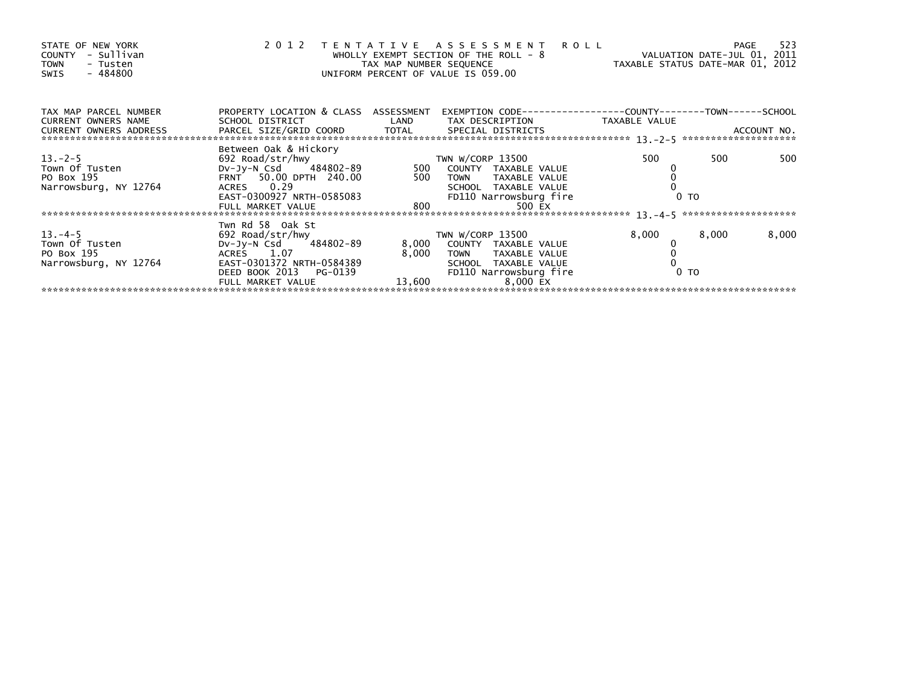STATE OF NEW YORK
COUNTY - Sullivan
TOWN - Tusten
SWIS - 484800

# 2012 TENTATIVE ASSESSMENT ROLL

WHOLLY EXEMPT SECTION OF THE ROLL - 8
TAX MAP NUMBER SEQUENCE
UNIFORM PERCENT OF VALUE IS 059.00

VALUATION DATE-JUL 01, 2011
TAXABLE STATUS DATE-MAR 01, 2012

| TAX MAP PARCEL NUMBER / CURRENT OWNERS NAME / CURRENT OWNERS ADDRESS | PROPERTY LOCATION & CLASS / SCHOOL DISTRICT / PARCEL SIZE/GRID COORD | ASSESSMENT LAND / TOTAL | EXEMPTION CODE / TAX DESCRIPTION / SPECIAL DISTRICTS | COUNTY TAXABLE VALUE | TOWN | SCHOOL / ACCOUNT NO. |
|---|---|---|---|---|---|---|
| 13.-2-5 | Between Oak & Hickory | | | | | |
| | 692 Road/str/hwy | | TWN W/CORP 13500 | 500 | 500 | 500 |
| Town Of Tusten | Dv-Jy-N Csd 484802-89 | 500 | COUNTY TAXABLE VALUE | 0 | | |
| PO Box 195 | FRNT 50.00 DPTH 240.00 | 500 | TOWN TAXABLE VALUE | 0 | | |
| Narrowsburg, NY 12764 | ACRES 0.29 | | SCHOOL TAXABLE VALUE | 0 | | |
| | EAST-0300927 NRTH-0585083 | | FD110 Narrowsburg fire | 0 TO | | |
| | FULL MARKET VALUE | 800 | 500 EX | | | |
| 13.-4-5 | Twn Rd 58 Oak St | | | | | |
| | 692 Road/str/hwy | | TWN W/CORP 13500 | 8,000 | 8,000 | 8,000 |
| Town Of Tusten | Dv-Jy-N Csd 484802-89 | 8,000 | COUNTY TAXABLE VALUE | 0 | | |
| PO Box 195 | ACRES 1.07 | 8,000 | TOWN TAXABLE VALUE | 0 | | |
| Narrowsburg, NY 12764 | EAST-0301372 NRTH-0584389 | | SCHOOL TAXABLE VALUE | 0 | | |
| | DEED BOOK 2013 PG-0139 | | FD110 Narrowsburg fire | 0 TO | | |
| | FULL MARKET VALUE | 13,600 | 8,000 EX | | | |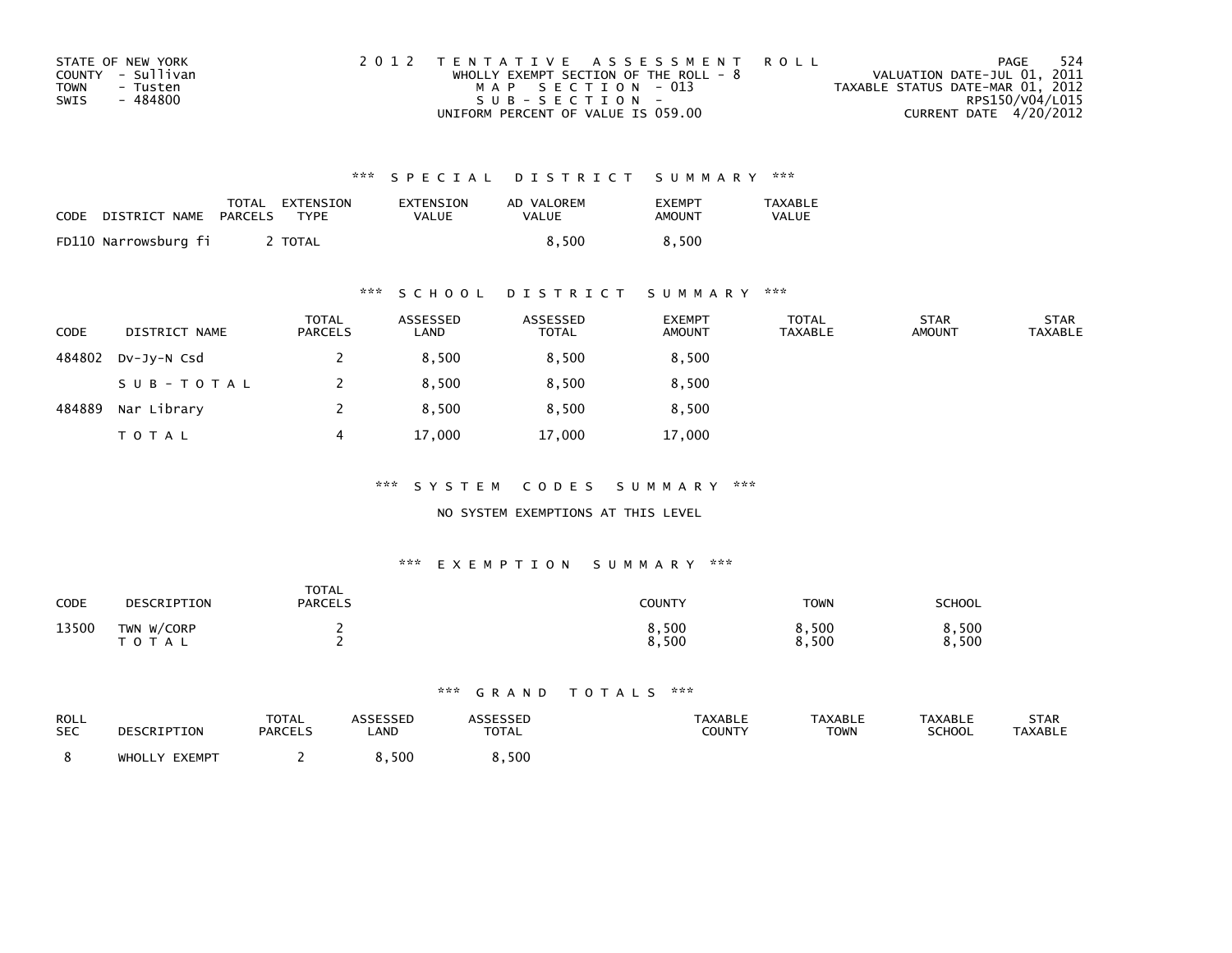STATE OF NEW YORK
COUNTY - Sullivan
TOWN - Tusten
SWIS - 484800

2012 TENTATIVE ASSESSMENT ROLL
WHOLLY EXEMPT SECTION OF THE ROLL - 8
MAP SECTION - 013
SUB-SECTION -
UNIFORM PERCENT OF VALUE IS 059.00

VALUATION DATE-JUL 01, 2011
TAXABLE STATUS DATE-MAR 01, 2012
RPS150/V04/L015
CURRENT DATE 4/20/2012

### *** SPECIAL DISTRICT SUMMARY ***

| CODE | DISTRICT NAME | TOTAL PARCELS | EXTENSION TYPE | EXTENSION VALUE | AD VALOREM VALUE | EXEMPT AMOUNT | TAXABLE VALUE |
|---|---|---|---|---|---|---|---|
| FD110 | Narrowsburg fi | 2 | TOTAL | | 8,500 | 8,500 | |

### *** SCHOOL DISTRICT SUMMARY ***

| CODE | DISTRICT NAME | TOTAL PARCELS | ASSESSED LAND | ASSESSED TOTAL | EXEMPT AMOUNT | TOTAL TAXABLE | STAR AMOUNT | STAR TAXABLE |
|---|---|---|---|---|---|---|---|---|
| 484802 | Dv-Jy-N Csd | 2 | 8,500 | 8,500 | 8,500 | | | |
| | SUB-TOTAL | 2 | 8,500 | 8,500 | 8,500 | | | |
| 484889 | Nar Library | 2 | 8,500 | 8,500 | 8,500 | | | |
| | TOTAL | 4 | 17,000 | 17,000 | 17,000 | | | |

### *** SYSTEM CODES SUMMARY ***

NO SYSTEM EXEMPTIONS AT THIS LEVEL

### *** EXEMPTION SUMMARY ***

| CODE | DESCRIPTION | TOTAL PARCELS | COUNTY | TOWN | SCHOOL |
|---|---|---|---|---|---|
| 13500 | TWN W/CORP | 2 | 8,500 | 8,500 | 8,500 |
| | TOTAL | 2 | 8,500 | 8,500 | 8,500 |

### *** GRAND TOTALS ***

| ROLL SEC | DESCRIPTION | TOTAL PARCELS | ASSESSED LAND | ASSESSED TOTAL | TAXABLE COUNTY | TAXABLE TOWN | TAXABLE SCHOOL | STAR TAXABLE |
|---|---|---|---|---|---|---|---|---|
| 8 | WHOLLY EXEMPT | 2 | 8,500 | 8,500 | | | | |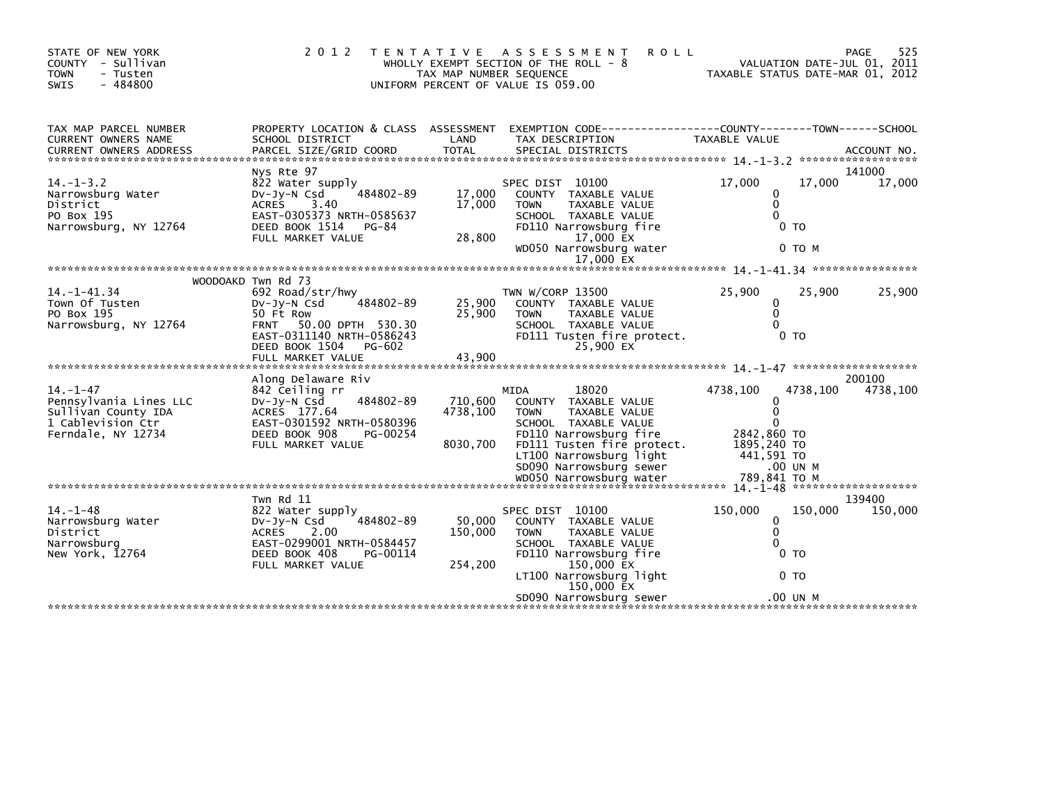STATE OF NEW YORK
COUNTY - Sullivan
TOWN - Tusten
SWIS - 484800

# 2012 TENTATIVE ASSESSMENT ROLL

WHOLLY EXEMPT SECTION OF THE ROLL - 8
TAX MAP NUMBER SEQUENCE
UNIFORM PERCENT OF VALUE IS 059.00

VALUATION DATE-JUL 01, 2011
TAXABLE STATUS DATE-MAR 01, 2012

| TAX MAP PARCEL NUMBER / CURRENT OWNERS NAME / CURRENT OWNERS ADDRESS | PROPERTY LOCATION & CLASS / SCHOOL DISTRICT / PARCEL SIZE/GRID COORD | ASSESSMENT LAND / TOTAL | EXEMPTION CODE / TAX DESCRIPTION / SPECIAL DISTRICTS | COUNTY TAXABLE VALUE | TOWN | SCHOOL / ACCOUNT NO. |
|---|---|---|---|---|---|---|
| **14.-1-3.2** | Nys Rte 97 | | | | | 141000 |
| 14.-1-3.2 | 822 Water supply | | SPEC DIST 10100 | 17,000 | 17,000 | 17,000 |
| Narrowsburg Water | Dv-Jy-N Csd 484802-89 | 17,000 | COUNTY TAXABLE VALUE | 0 | | |
| District | ACRES 3.40 | 17,000 | TOWN TAXABLE VALUE | 0 | | |
| PO Box 195 | EAST-0305373 NRTH-0585637 | | SCHOOL TAXABLE VALUE | 0 | | |
| Narrowsburg, NY 12764 | DEED BOOK 1514 PG-84 | | FD110 Narrowsburg fire | 0 TO | | |
| | FULL MARKET VALUE | 28,800 | 17,000 EX | | | |
| | | | WD050 Narrowsburg water | 0 TO M | | |
| | | | 17,000 EX | | | |
| **14.-1-41.34** | WOODOAKD Twn Rd 73 | | | | | |
| 14.-1-41.34 | 692 Road/str/hwy | | TWN W/CORP 13500 | 25,900 | 25,900 | 25,900 |
| Town Of Tusten | Dv-Jy-N Csd 484802-89 | 25,900 | COUNTY TAXABLE VALUE | 0 | | |
| PO Box 195 | 50 Ft Row | 25,900 | TOWN TAXABLE VALUE | 0 | | |
| Narrowsburg, NY 12764 | FRNT 50.00 DPTH 530.30 | | SCHOOL TAXABLE VALUE | 0 | | |
| | EAST-0311140 NRTH-0586243 | | FD111 Tusten fire protect. | 0 TO | | |
| | DEED BOOK 1504 PG-602 | | 25,900 EX | | | |
| | FULL MARKET VALUE | 43,900 | | | | |
| **14.-1-47** | Along Delaware Riv | | | | | 200100 |
| 14.-1-47 | 842 Ceiling rr | | MIDA 18020 | 4738,100 | 4738,100 | 4738,100 |
| Pennsylvania Lines LLC | Dv-Jy-N Csd 484802-89 | 710,600 | COUNTY TAXABLE VALUE | 0 | | |
| Sullivan County IDA | ACRES 177.64 | 4738,100 | TOWN TAXABLE VALUE | 0 | | |
| 1 Cablevision Ctr | EAST-0301592 NRTH-0580396 | | SCHOOL TAXABLE VALUE | 0 | | |
| Ferndale, NY 12734 | DEED BOOK 908 PG-00254 | | FD110 Narrowsburg fire | 2842,860 TO | | |
| | FULL MARKET VALUE | 8030,700 | FD111 Tusten fire protect. | 1895,240 TO | | |
| | | | LT100 Narrowsburg light | 441,591 TO | | |
| | | | SD090 Narrowsburg sewer | .00 UN M | | |
| | | | WD050 Narrowsburg water | 789,841 TO M | | |
| **14.-1-48** | Twn Rd 11 | | | | | 139400 |
| 14.-1-48 | 822 Water supply | | SPEC DIST 10100 | 150,000 | 150,000 | 150,000 |
| Narrowsburg Water | Dv-Jy-N Csd 484802-89 | 50,000 | COUNTY TAXABLE VALUE | 0 | | |
| District | ACRES 2.00 | 150,000 | TOWN TAXABLE VALUE | 0 | | |
| Narrowsburg | EAST-0299001 NRTH-0584457 | | SCHOOL TAXABLE VALUE | 0 | | |
| New York, 12764 | DEED BOOK 408 PG-00114 | | FD110 Narrowsburg fire | 0 TO | | |
| | FULL MARKET VALUE | 254,200 | 150,000 EX | | | |
| | | | LT100 Narrowsburg light | 0 TO | | |
| | | | 150,000 EX | | | |
| | | | SD090 Narrowsburg sewer | .00 UN M | | |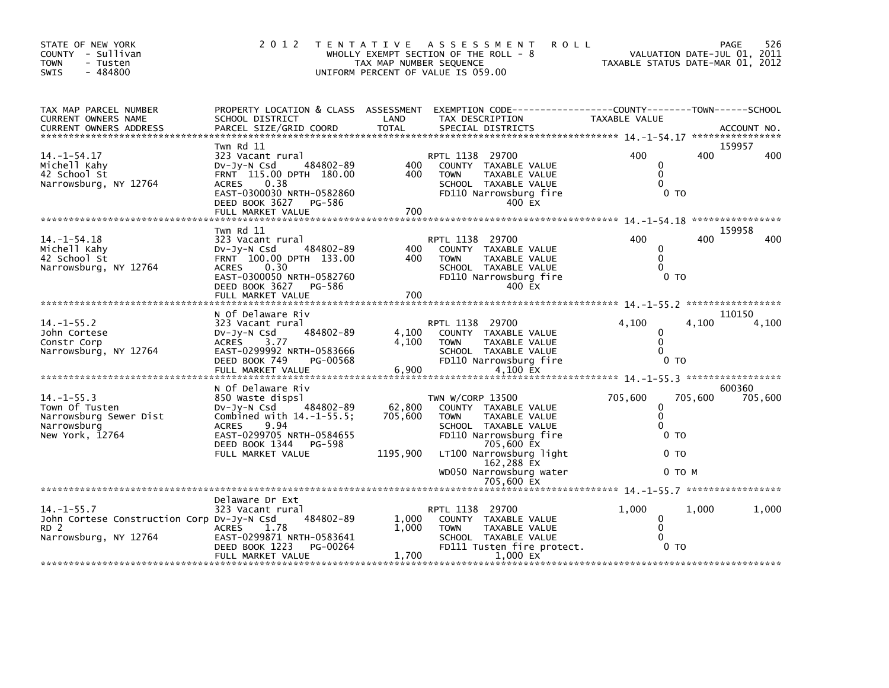STATE OF NEW YORK
COUNTY - Sullivan
TOWN - Tusten
SWIS - 484800

2012 TENTATIVE ASSESSMENT ROLL
WHOLLY EXEMPT SECTION OF THE ROLL - 8
TAX MAP NUMBER SEQUENCE
UNIFORM PERCENT OF VALUE IS 059.00

VALUATION DATE-JUL 01, 2011
TAXABLE STATUS DATE-MAR 01, 2012

| TAX MAP PARCEL NUMBER / CURRENT OWNERS NAME / CURRENT OWNERS ADDRESS | PROPERTY LOCATION & CLASS / SCHOOL DISTRICT / PARCEL SIZE/GRID COORD | ASSESSMENT LAND / TOTAL | EXEMPTION CODE / TAX DESCRIPTION / SPECIAL DISTRICTS | COUNTY TAXABLE VALUE | TOWN | SCHOOL / ACCOUNT NO. |
|---|---|---|---|---|---|---|
| 14.-1-54.17 | Twn Rd 11 | | | | | 159957 |
| Michell Kahy | 323 Vacant rural | | RPTL 1138 29700 | 400 | 400 | 400 |
| 42 School St | Dv-Jy-N Csd 484802-89 | 400 | COUNTY TAXABLE VALUE | 0 | | |
| Narrowsburg, NY 12764 | FRNT 115.00 DPTH 180.00 | 400 | TOWN TAXABLE VALUE | 0 | | |
| | ACRES 0.38 | | SCHOOL TAXABLE VALUE | 0 | | |
| | EAST-0300030 NRTH-0582860 | | FD110 Narrowsburg fire | 0 TO | | |
| | DEED BOOK 3627 PG-586 | | 400 EX | | | |
| | FULL MARKET VALUE | 700 | | | | |
| 14.-1-54.18 | Twn Rd 11 | | | | | 159958 |
| Michell Kahy | 323 Vacant rural | | RPTL 1138 29700 | 400 | 400 | 400 |
| 42 School St | Dv-Jy-N Csd 484802-89 | 400 | COUNTY TAXABLE VALUE | 0 | | |
| Narrowsburg, NY 12764 | FRNT 100.00 DPTH 133.00 | 400 | TOWN TAXABLE VALUE | 0 | | |
| | ACRES 0.30 | | SCHOOL TAXABLE VALUE | 0 | | |
| | EAST-0300050 NRTH-0582760 | | FD110 Narrowsburg fire | 0 TO | | |
| | DEED BOOK 3627 PG-586 | | 400 EX | | | |
| | FULL MARKET VALUE | 700 | | | | |
| 14.-1-55.2 | N Of Delaware Riv | | | | | 110150 |
| John Cortese | 323 Vacant rural | | RPTL 1138 29700 | 4,100 | 4,100 | 4,100 |
| Constr Corp | Dv-Jy-N Csd 484802-89 | 4,100 | COUNTY TAXABLE VALUE | 0 | | |
| Narrowsburg, NY 12764 | ACRES 3.77 | 4,100 | TOWN TAXABLE VALUE | 0 | | |
| | EAST-0299992 NRTH-0583666 | | SCHOOL TAXABLE VALUE | 0 | | |
| | DEED BOOK 749 PG-00568 | | FD110 Narrowsburg fire | 0 TO | | |
| | FULL MARKET VALUE | 6,900 | 4,100 EX | | | |
| 14.-1-55.3 | N Of Delaware Riv | | | | | 600360 |
| Town Of Tusten | 850 Waste dispsl | | TWN W/CORP 13500 | 705,600 | 705,600 | 705,600 |
| Narrowsburg Sewer Dist | Dv-Jy-N Csd 484802-89 | 62,800 | COUNTY TAXABLE VALUE | 0 | | |
| Narrowsburg | Combined with 14.-1-55.5; | 705,600 | TOWN TAXABLE VALUE | 0 | | |
| New York, 12764 | ACRES 9.94 | | SCHOOL TAXABLE VALUE | 0 | | |
| | EAST-0299705 NRTH-0584655 | | FD110 Narrowsburg fire | 0 TO | | |
| | DEED BOOK 1344 PG-598 | | 705,600 EX | | | |
| | FULL MARKET VALUE | 1195,900 | LT100 Narrowsburg light | 0 TO | | |
| | | | 162,288 EX | | | |
| | | | WD050 Narrowsburg water | 0 TO M | | |
| | | | 705,600 EX | | | |
| 14.-1-55.7 | Delaware Dr Ext | | | | | |
| John Cortese Construction Corp | 323 Vacant rural | | RPTL 1138 29700 | 1,000 | 1,000 | 1,000 |
| RD 2 | Dv-Jy-N Csd 484802-89 | 1,000 | COUNTY TAXABLE VALUE | 0 | | |
| Narrowsburg, NY 12764 | ACRES 1.78 | 1,000 | TOWN TAXABLE VALUE | 0 | | |
| | EAST-0299871 NRTH-0583641 | | SCHOOL TAXABLE VALUE | 0 | | |
| | DEED BOOK 1223 PG-00264 | | FD111 Tusten fire protect. | 0 TO | | |
| | FULL MARKET VALUE | 1,700 | 1,000 EX | | | |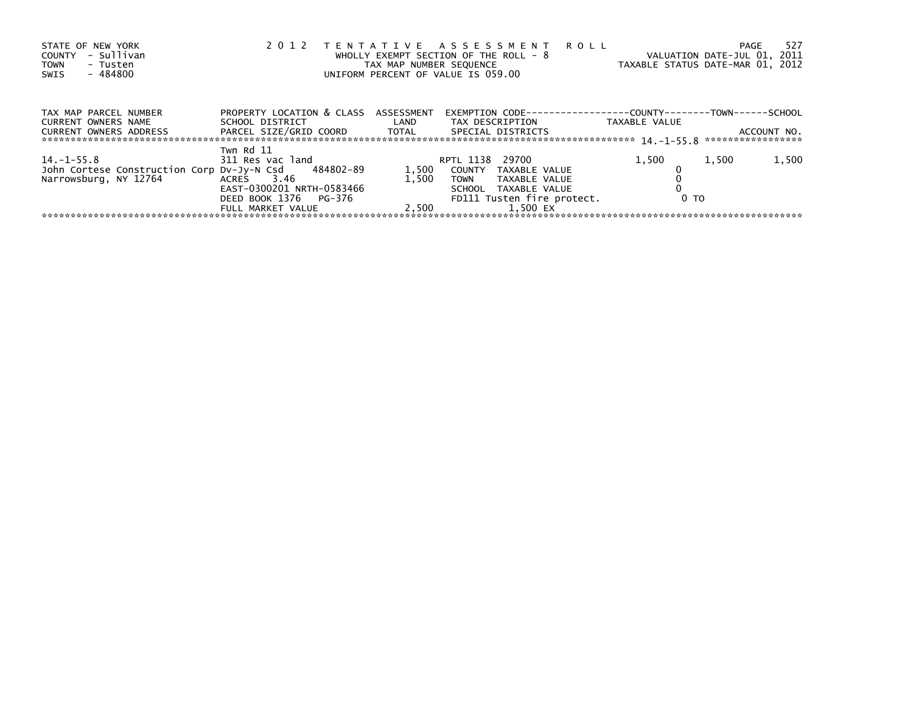STATE OF NEW YORK
COUNTY - Sullivan
TOWN - Tusten
SWIS - 484800

2 0 1 2 T E N T A T I V E A S S E S S M E N T R O L L
WHOLLY EXEMPT SECTION OF THE ROLL - 8
TAX MAP NUMBER SEQUENCE
UNIFORM PERCENT OF VALUE IS 059.00

VALUATION DATE-JUL 01, 2011
TAXABLE STATUS DATE-MAR 01, 2012

| TAX MAP PARCEL NUMBER<br>CURRENT OWNERS NAME<br>CURRENT OWNERS ADDRESS | PROPERTY LOCATION & CLASS<br>SCHOOL DISTRICT<br>PARCEL SIZE/GRID COORD | ASSESSMENT<br>LAND<br>TOTAL | EXEMPTION CODE<br>TAX DESCRIPTION<br>SPECIAL DISTRICTS | COUNTY<br>TAXABLE VALUE | TOWN | SCHOOL<br>ACCOUNT NO. |
|---|---|---|---|---|---|---|
| 14.-1-55.8 | Twn Rd 11 | | | | | |
| 14.-1-55.8 | 311 Res vac land | | RPTL 1138 29700 | 1,500 | 1,500 | 1,500 |
| John Cortese Construction Corp | Dv-Jy-N Csd 484802-89 | 1,500 | COUNTY TAXABLE VALUE | 0 | | |
| Narrowsburg, NY 12764 | ACRES 3.46 | 1,500 | TOWN TAXABLE VALUE | 0 | | |
| | EAST-0300201 NRTH-0583466 | | SCHOOL TAXABLE VALUE | 0 | | |
| | DEED BOOK 1376 PG-376 | | FD111 Tusten fire protect. | 0 TO | | |
| | FULL MARKET VALUE | 2,500 | 1,500 EX | | | |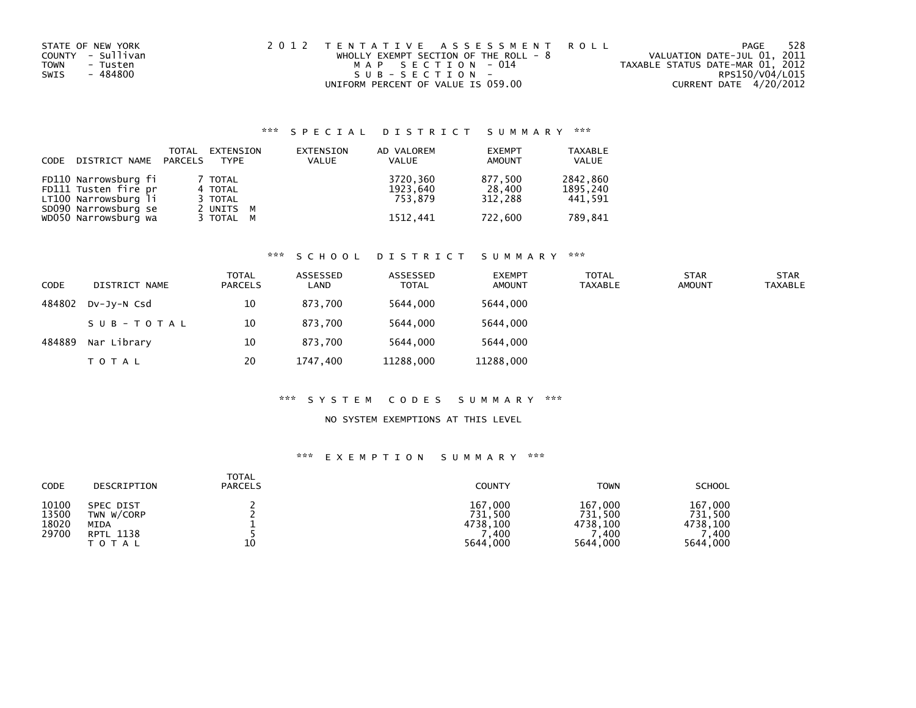STATE OF NEW YORK
COUNTY - Sullivan
TOWN - Tusten
SWIS - 484800

2 0 1 2 T E N T A T I V E A S S E S S M E N T R O L L
WHOLLY EXEMPT SECTION OF THE ROLL - 8
M A P S E C T I O N - 014
S U B - S E C T I O N -
UNIFORM PERCENT OF VALUE IS 059.00

VALUATION DATE-JUL 01, 2011
TAXABLE STATUS DATE-MAR 01, 2012
RPS150/V04/L015
CURRENT DATE 4/20/2012

## \*\*\* S P E C I A L D I S T R I C T S U M M A R Y \*\*\*

| CODE | DISTRICT NAME | TOTAL PARCELS | EXTENSION TYPE | EXTENSION VALUE | AD VALOREM VALUE | EXEMPT AMOUNT | TAXABLE VALUE |
|---|---|---|---|---|---|---|---|
| FD110 | Narrowsburg fi | 7 | TOTAL | | 3720,360 | 877,500 | 2842,860 |
| FD111 | Tusten fire pr | 4 | TOTAL | | 1923,640 | 28,400 | 1895,240 |
| LT100 | Narrowsburg li | 3 | TOTAL | | 753,879 | 312,288 | 441,591 |
| SD090 | Narrowsburg se | 2 | UNITS M | | | | |
| WD050 | Narrowsburg wa | 3 | TOTAL M | | 1512,441 | 722,600 | 789,841 |

## \*\*\* S C H O O L D I S T R I C T S U M M A R Y \*\*\*

| CODE | DISTRICT NAME | TOTAL PARCELS | ASSESSED LAND | ASSESSED TOTAL | EXEMPT AMOUNT | TOTAL TAXABLE | STAR AMOUNT | STAR TAXABLE |
|---|---|---|---|---|---|---|---|---|
| 484802 | Dv-Jy-N Csd | 10 | 873,700 | 5644,000 | 5644,000 | | | |
| | S U B - T O T A L | 10 | 873,700 | 5644,000 | 5644,000 | | | |
| 484889 | Nar Library | 10 | 873,700 | 5644,000 | 5644,000 | | | |
| | T O T A L | 20 | 1747,400 | 11288,000 | 11288,000 | | | |

## \*\*\* S Y S T E M C O D E S S U M M A R Y \*\*\*

NO SYSTEM EXEMPTIONS AT THIS LEVEL

## \*\*\* E X E M P T I O N S U M M A R Y \*\*\*

| CODE | DESCRIPTION | TOTAL PARCELS | COUNTY | TOWN | SCHOOL |
|---|---|---|---|---|---|
| 10100 | SPEC DIST | 2 | 167,000 | 167,000 | 167,000 |
| 13500 | TWN W/CORP | 2 | 731,500 | 731,500 | 731,500 |
| 18020 | MIDA | 1 | 4738,100 | 4738,100 | 4738,100 |
| 29700 | RPTL 1138 | 5 | 7,400 | 7,400 | 7,400 |
| | T O T A L | 10 | 5644,000 | 5644,000 | 5644,000 |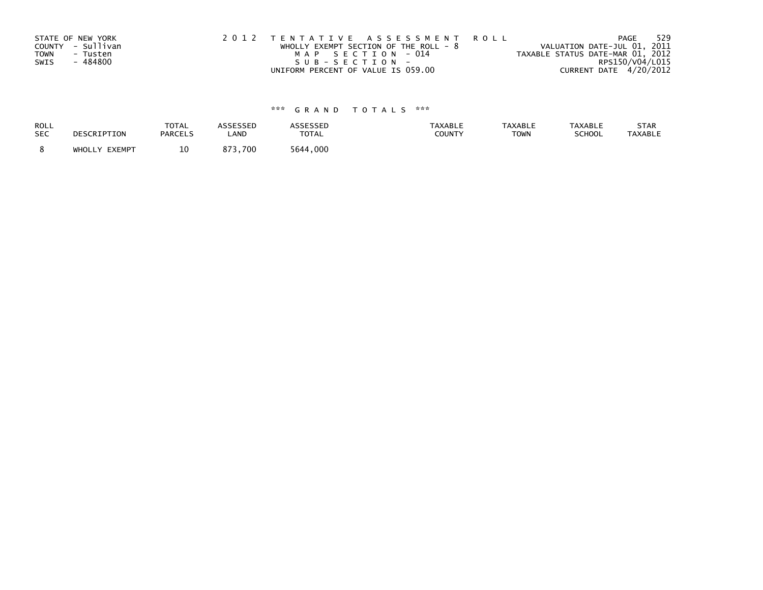STATE OF NEW YORK
COUNTY - Sullivan
TOWN - Tusten
SWIS - 484800

2012 TENTATIVE ASSESSMENT ROLL
WHOLLY EXEMPT SECTION OF THE ROLL - 8
MAP SECTION - 014
SUB-SECTION -
UNIFORM PERCENT OF VALUE IS 059.00

VALUATION DATE-JUL 01, 2011
TAXABLE STATUS DATE-MAR 01, 2012
RPS150/V04/L015
CURRENT DATE 4/20/2012

*** GRAND TOTALS ***

| ROLL SEC | DESCRIPTION | TOTAL PARCELS | ASSESSED LAND | ASSESSED TOTAL | TAXABLE COUNTY | TAXABLE TOWN | TAXABLE SCHOOL | STAR TAXABLE |
|---|---|---|---|---|---|---|---|---|
| 8 | WHOLLY EXEMPT | 10 | 873,700 | 5644,000 | | | | |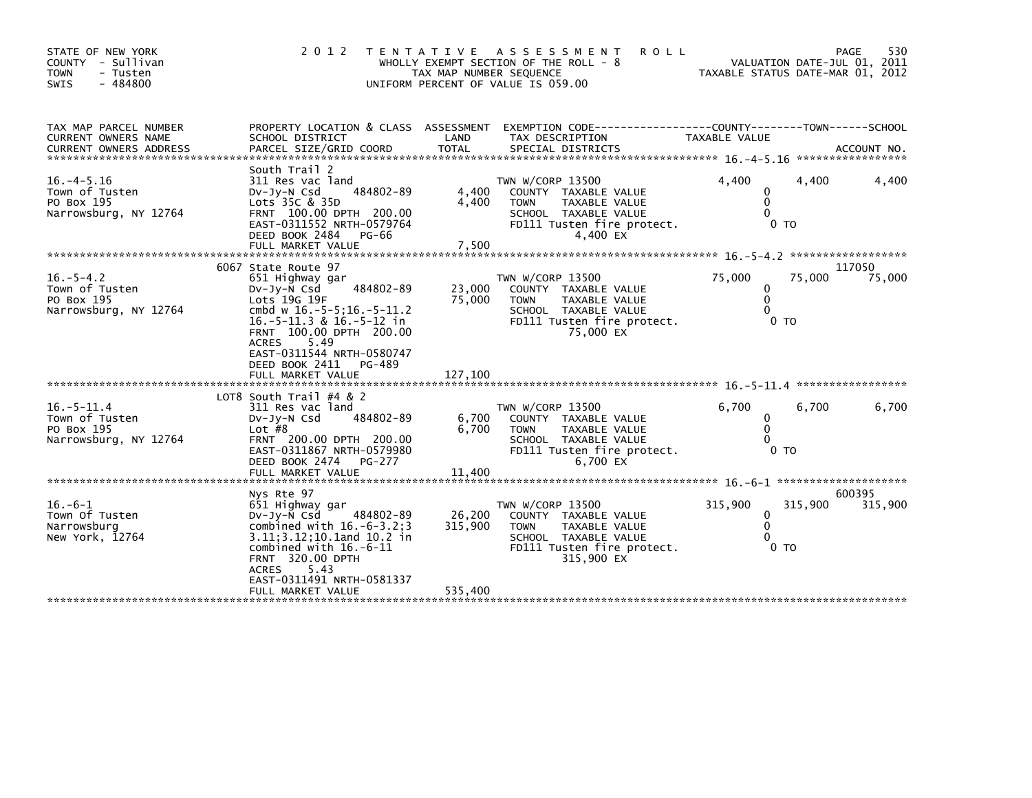STATE OF NEW YORK
COUNTY - Sullivan
TOWN - Tusten
SWIS - 484800

2012 TENTATIVE ASSESSMENT ROLL
WHOLLY EXEMPT SECTION OF THE ROLL - 8
TAX MAP NUMBER SEQUENCE
UNIFORM PERCENT OF VALUE IS 059.00

VALUATION DATE-JUL 01, 2011
TAXABLE STATUS DATE-MAR 01, 2012

| TAX MAP PARCEL NUMBER / CURRENT OWNERS NAME / CURRENT OWNERS ADDRESS | PROPERTY LOCATION & CLASS / SCHOOL DISTRICT / PARCEL SIZE/GRID COORD | ASSESSMENT LAND / TOTAL | EXEMPTION CODE / TAX DESCRIPTION / SPECIAL DISTRICTS | COUNTY | TOWN | SCHOOL / ACCOUNT NO. |
|---|---|---|---|---|---|---|
| **16.-4-5.16** | South Trail 2 | | | | | |
| 16.-4-5.16 | 311 Res vac land | | TWN W/CORP 13500 | 4,400 | 4,400 | 4,400 |
| Town of Tusten | Dv-Jy-N Csd 484802-89 | 4,400 | COUNTY TAXABLE VALUE | 0 | | |
| PO Box 195 | Lots 35C & 35D | 4,400 | TOWN TAXABLE VALUE | 0 | | |
| Narrowsburg, NY 12764 | FRNT 100.00 DPTH 200.00 | | SCHOOL TAXABLE VALUE | 0 | | |
| | EAST-0311552 NRTH-0579764 | | FD111 Tusten fire protect. | 0 TO | | |
| | DEED BOOK 2484 PG-66 | | 4,400 EX | | | |
| | FULL MARKET VALUE | 7,500 | | | | |
| **16.-5-4.2** | 6067 State Route 97 | | | | | 117050 |
| 16.-5-4.2 | 651 Highway gar | | TWN W/CORP 13500 | 75,000 | 75,000 | 75,000 |
| Town of Tusten | Dv-Jy-N Csd 484802-89 | 23,000 | COUNTY TAXABLE VALUE | 0 | | |
| PO Box 195 | Lots 19G 19F | 75,000 | TOWN TAXABLE VALUE | 0 | | |
| Narrowsburg, NY 12764 | cmbd w 16.-5-5;16.-5-11.2 | | SCHOOL TAXABLE VALUE | 0 | | |
| | 16.-5-11.3 & 16.-5-12 in | | FD111 Tusten fire protect. | 0 TO | | |
| | FRNT 100.00 DPTH 200.00 | | 75,000 EX | | | |
| | ACRES 5.49 | | | | | |
| | EAST-0311544 NRTH-0580747 | | | | | |
| | DEED BOOK 2411 PG-489 | | | | | |
| | FULL MARKET VALUE | 127,100 | | | | |
| **16.-5-11.4** | LOT8 South Trail #4 & 2 | | | | | |
| 16.-5-11.4 | 311 Res vac land | | TWN W/CORP 13500 | 6,700 | 6,700 | 6,700 |
| Town of Tusten | Dv-Jy-N Csd 484802-89 | 6,700 | COUNTY TAXABLE VALUE | 0 | | |
| PO Box 195 | Lot #8 | 6,700 | TOWN TAXABLE VALUE | 0 | | |
| Narrowsburg, NY 12764 | FRNT 200.00 DPTH 200.00 | | SCHOOL TAXABLE VALUE | 0 | | |
| | EAST-0311867 NRTH-0579980 | | FD111 Tusten fire protect. | 0 TO | | |
| | DEED BOOK 2474 PG-277 | | 6,700 EX | | | |
| | FULL MARKET VALUE | 11,400 | | | | |
| **16.-6-1** | Nys Rte 97 | | | | | 600395 |
| 16.-6-1 | 651 Highway gar | | TWN W/CORP 13500 | 315,900 | 315,900 | 315,900 |
| Town Of Tusten | Dv-Jy-N Csd 484802-89 | 26,200 | COUNTY TAXABLE VALUE | 0 | | |
| Narrowsburg | combined with 16.-6-3.2;3 | 315,900 | TOWN TAXABLE VALUE | 0 | | |
| New York, 12764 | 3.11;3.12;10.1and 10.2 in | | SCHOOL TAXABLE VALUE | 0 | | |
| | combined with 16.-6-11 | | FD111 Tusten fire protect. | 0 TO | | |
| | FRNT 320.00 DPTH | | 315,900 EX | | | |
| | ACRES 5.43 | | | | | |
| | EAST-0311491 NRTH-0581337 | | | | | |
| | FULL MARKET VALUE | 535,400 | | | | |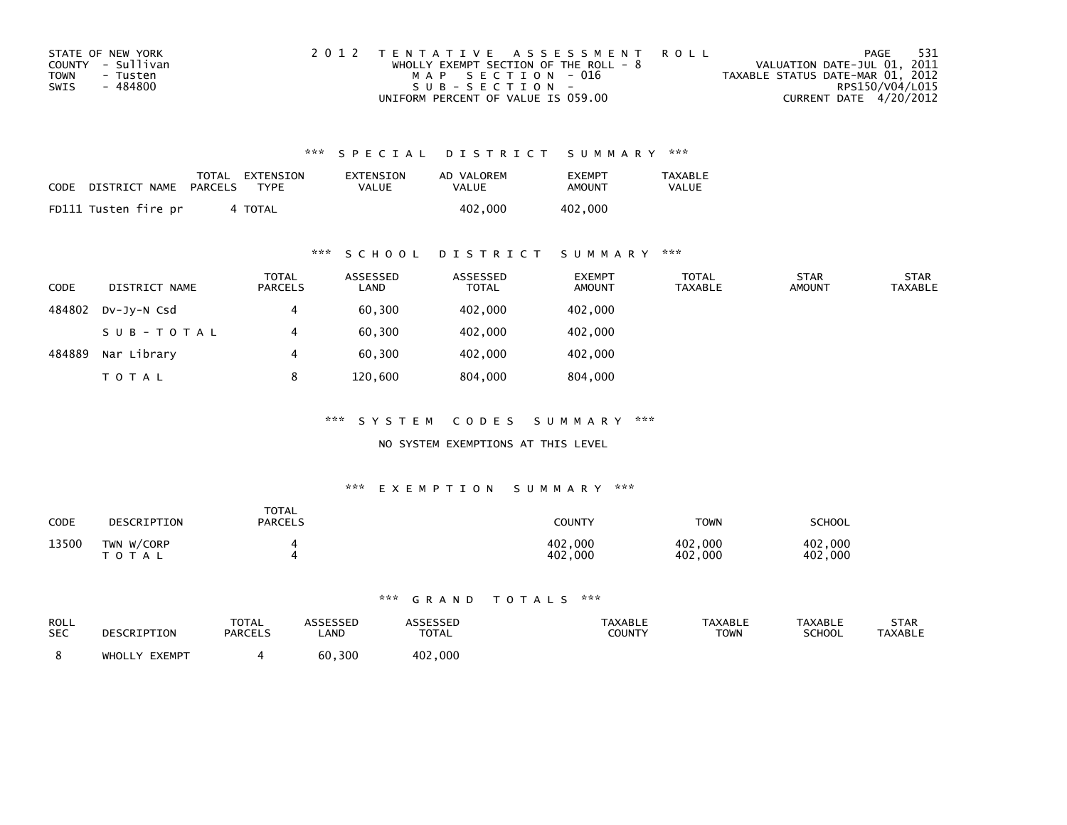STATE OF NEW YORK
COUNTY - Sullivan
TOWN - Tusten
SWIS - 484800

2 0 1 2 T E N T A T I V E A S S E S S M E N T R O L L
WHOLLY EXEMPT SECTION OF THE ROLL - 8
M A P S E C T I O N - 016
S U B - S E C T I O N -
UNIFORM PERCENT OF VALUE IS 059.00

VALUATION DATE-JUL 01, 2011
TAXABLE STATUS DATE-MAR 01, 2012
RPS150/V04/L015
CURRENT DATE 4/20/2012

### *** S P E C I A L D I S T R I C T S U M M A R Y ***

| CODE | DISTRICT NAME | TOTAL PARCELS | EXTENSION TYPE | EXTENSION VALUE | AD VALOREM VALUE | EXEMPT AMOUNT | TAXABLE VALUE |
|---|---|---|---|---|---|---|---|
| FD111 | Tusten fire pr | 4 | TOTAL | | 402,000 | 402,000 | |

### *** S C H O O L D I S T R I C T S U M M A R Y ***

| CODE | DISTRICT NAME | TOTAL PARCELS | ASSESSED LAND | ASSESSED TOTAL | EXEMPT AMOUNT | TOTAL TAXABLE | STAR AMOUNT | STAR TAXABLE |
|---|---|---|---|---|---|---|---|---|
| 484802 | Dv-Jy-N Csd | 4 | 60,300 | 402,000 | 402,000 | | | |
| | S U B - T O T A L | 4 | 60,300 | 402,000 | 402,000 | | | |
| 484889 | Nar Library | 4 | 60,300 | 402,000 | 402,000 | | | |
| | T O T A L | 8 | 120,600 | 804,000 | 804,000 | | | |

### *** S Y S T E M C O D E S S U M M A R Y ***

NO SYSTEM EXEMPTIONS AT THIS LEVEL

### *** E X E M P T I O N S U M M A R Y ***

| CODE | DESCRIPTION | TOTAL PARCELS | COUNTY | TOWN | SCHOOL |
|---|---|---|---|---|---|
| 13500 | TWN W/CORP | 4 | 402,000 | 402,000 | 402,000 |
| | T O T A L | 4 | 402,000 | 402,000 | 402,000 |

### *** G R A N D T O T A L S ***

| ROLL SEC | DESCRIPTION | TOTAL PARCELS | ASSESSED LAND | ASSESSED TOTAL | TAXABLE COUNTY | TAXABLE TOWN | TAXABLE SCHOOL | STAR TAXABLE |
|---|---|---|---|---|---|---|---|---|
| 8 | WHOLLY EXEMPT | 4 | 60,300 | 402,000 | | | | |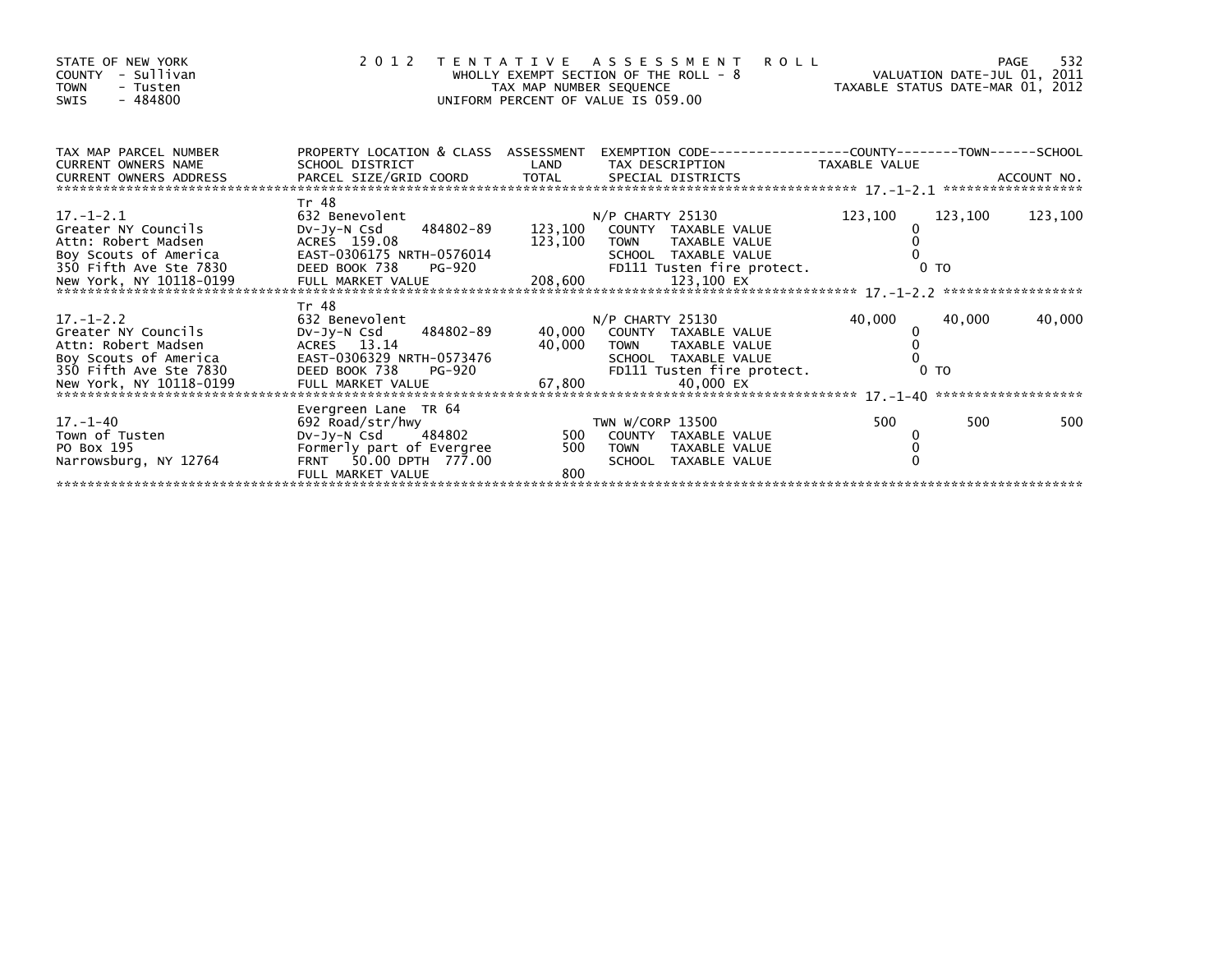STATE OF NEW YORK
COUNTY - Sullivan
TOWN - Tusten
SWIS - 484800

**2012 TENTATIVE ASSESSMENT ROLL**
WHOLLY EXEMPT SECTION OF THE ROLL - 8
TAX MAP NUMBER SEQUENCE
UNIFORM PERCENT OF VALUE IS 059.00

VALUATION DATE-JUL 01, 2011
TAXABLE STATUS DATE-MAR 01, 2012

| TAX MAP PARCEL NUMBER / CURRENT OWNERS NAME / CURRENT OWNERS ADDRESS | PROPERTY LOCATION & CLASS / SCHOOL DISTRICT / PARCEL SIZE/GRID COORD | ASSESSMENT LAND / TOTAL | EXEMPTION CODE / TAX DESCRIPTION / SPECIAL DISTRICTS | COUNTY TAXABLE VALUE | TOWN | SCHOOL / ACCOUNT NO. |
|---|---|---|---|---|---|---|
| 17.-1-2.1 | Tr 48 | | | | | |
| | 632 Benevolent | | N/P CHARTY 25130 | 123,100 | 123,100 | 123,100 |
| Greater NY Councils | Dv-Jy-N Csd 484802-89 | 123,100 | COUNTY TAXABLE VALUE | 0 | | |
| Attn: Robert Madsen | ACRES 159.08 | 123,100 | TOWN TAXABLE VALUE | 0 | | |
| Boy Scouts of America | EAST-0306175 NRTH-0576014 | | SCHOOL TAXABLE VALUE | 0 | | |
| 350 Fifth Ave Ste 7830 | DEED BOOK 738 PG-920 | | FD111 Tusten fire protect. | 0 TO | | |
| New York, NY 10118-0199 | FULL MARKET VALUE | 208,600 | 123,100 EX | | | |
| 17.-1-2.2 | Tr 48 | | | | | |
| | 632 Benevolent | | N/P CHARTY 25130 | 40,000 | 40,000 | 40,000 |
| Greater NY Councils | Dv-Jy-N Csd 484802-89 | 40,000 | COUNTY TAXABLE VALUE | 0 | | |
| Attn: Robert Madsen | ACRES 13.14 | 40,000 | TOWN TAXABLE VALUE | 0 | | |
| Boy Scouts of America | EAST-0306329 NRTH-0573476 | | SCHOOL TAXABLE VALUE | 0 | | |
| 350 Fifth Ave Ste 7830 | DEED BOOK 738 PG-920 | | FD111 Tusten fire protect. | 0 TO | | |
| New York, NY 10118-0199 | FULL MARKET VALUE | 67,800 | 40,000 EX | | | |
| 17.-1-40 | Evergreen Lane TR 64 | | | | | |
| | 692 Road/str/hwy | | TWN W/CORP 13500 | 500 | 500 | 500 |
| Town of Tusten | Dv-Jy-N Csd 484802 | 500 | COUNTY TAXABLE VALUE | 0 | | |
| PO Box 195 | Formerly part of Evergree | 500 | TOWN TAXABLE VALUE | 0 | | |
| Narrowsburg, NY 12764 | FRNT 50.00 DPTH 777.00 | | SCHOOL TAXABLE VALUE | 0 | | |
| | FULL MARKET VALUE | 800 | | | | |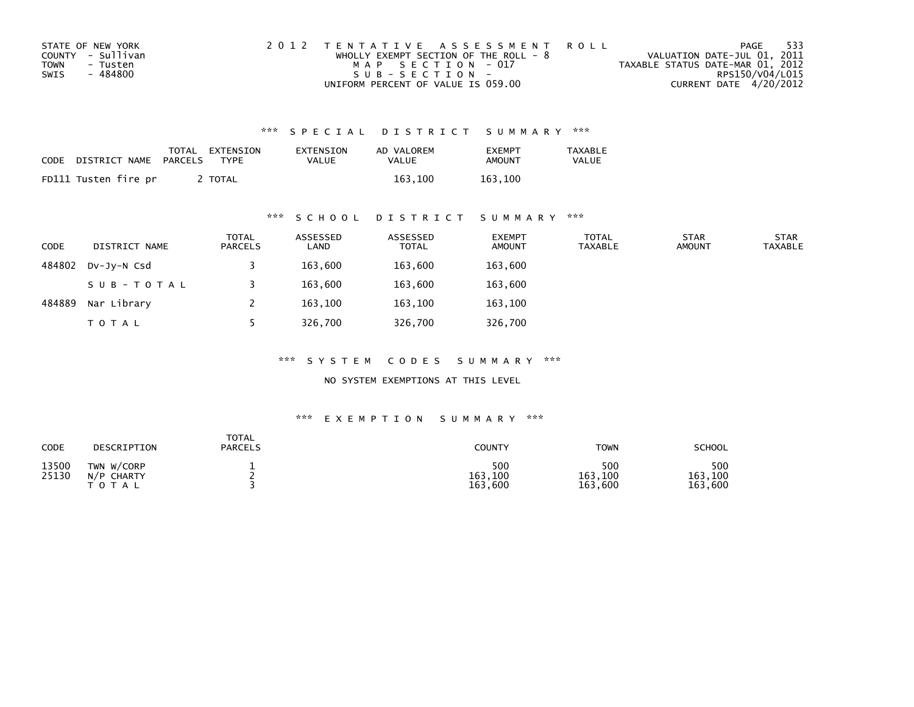STATE OF NEW YORK
COUNTY - Sullivan
TOWN - Tusten
SWIS - 484800

2 0 1 2 T E N T A T I V E A S S E S S M E N T R O L L
WHOLLY EXEMPT SECTION OF THE ROLL - 8
M A P S E C T I O N - 017
S U B - S E C T I O N -
UNIFORM PERCENT OF VALUE IS 059.00

VALUATION DATE-JUL 01, 2011
TAXABLE STATUS DATE-MAR 01, 2012
RPS150/V04/L015
CURRENT DATE 4/20/2012

### *** S P E C I A L D I S T R I C T S U M M A R Y ***

| CODE | DISTRICT NAME | TOTAL PARCELS | EXTENSION TYPE | EXTENSION VALUE | AD VALOREM VALUE | EXEMPT AMOUNT | TAXABLE VALUE |
|---|---|---|---|---|---|---|---|
| FD111 | Tusten fire pr | 2 | TOTAL | | 163,100 | 163,100 | |

### *** S C H O O L D I S T R I C T S U M M A R Y ***

| CODE | DISTRICT NAME | TOTAL PARCELS | ASSESSED LAND | ASSESSED TOTAL | EXEMPT AMOUNT | TOTAL TAXABLE | STAR AMOUNT | STAR TAXABLE |
|---|---|---|---|---|---|---|---|---|
| 484802 | Dv-Jy-N Csd | 3 | 163,600 | 163,600 | 163,600 | | | |
| | S U B - T O T A L | 3 | 163,600 | 163,600 | 163,600 | | | |
| 484889 | Nar Library | 2 | 163,100 | 163,100 | 163,100 | | | |
| | T O T A L | 5 | 326,700 | 326,700 | 326,700 | | | |

### *** S Y S T E M C O D E S S U M M A R Y ***

NO SYSTEM EXEMPTIONS AT THIS LEVEL

### *** E X E M P T I O N S U M M A R Y ***

| CODE | DESCRIPTION | TOTAL PARCELS | COUNTY | TOWN | SCHOOL |
|---|---|---|---|---|---|
| 13500 | TWN W/CORP | 1 | 500 | 500 | 500 |
| 25130 | N/P CHARTY | 2 | 163,100 | 163,100 | 163,100 |
| | T O T A L | 3 | 163,600 | 163,600 | 163,600 |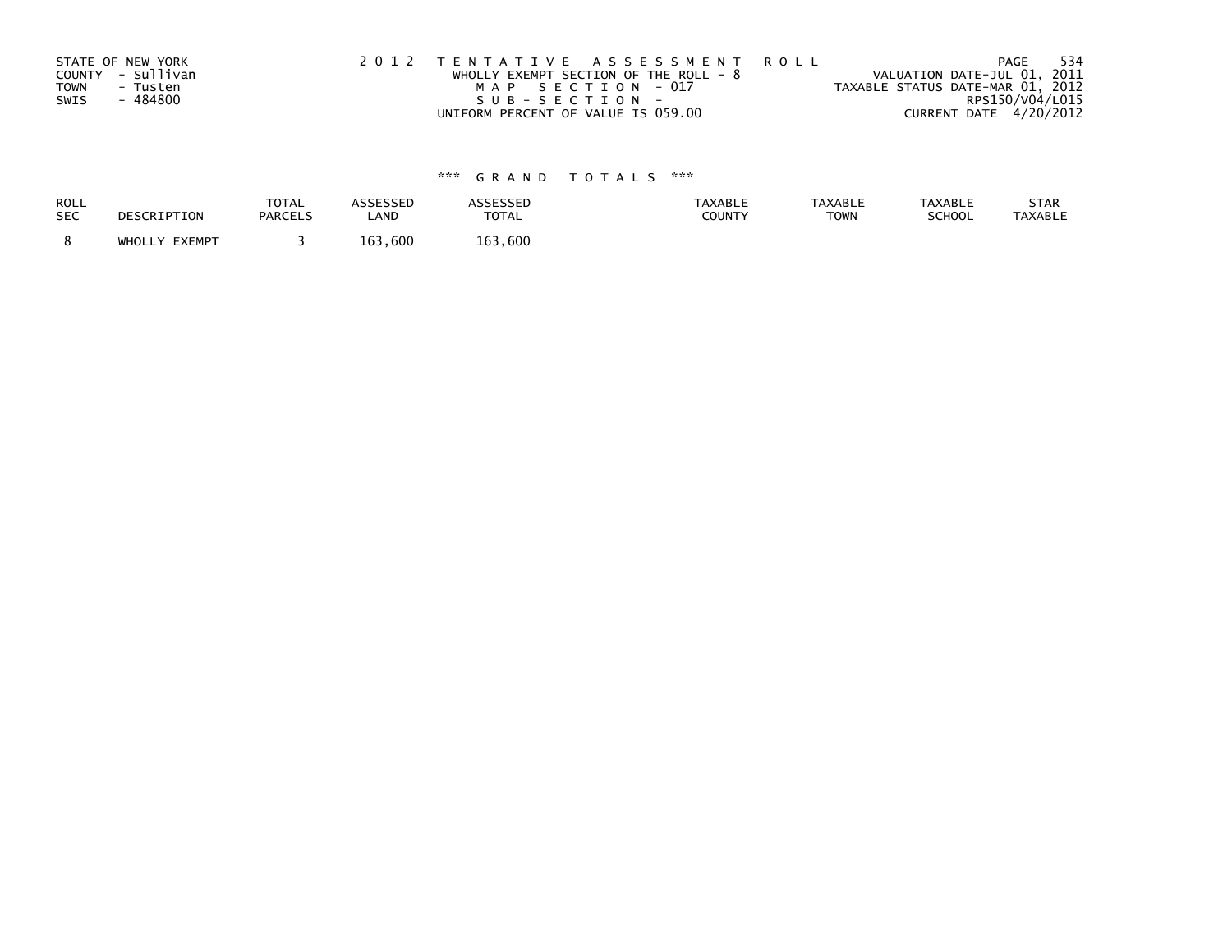STATE OF NEW YORK
COUNTY - Sullivan
TOWN - Tusten
SWIS - 484800

2 0 1 2 T E N T A T I V E A S S E S S M E N T R O L L
WHOLLY EXEMPT SECTION OF THE ROLL - 8
M A P S E C T I O N - 017
S U B - S E C T I O N -
UNIFORM PERCENT OF VALUE IS 059.00

VALUATION DATE-JUL 01, 2011
TAXABLE STATUS DATE-MAR 01, 2012
RPS150/V04/L015
CURRENT DATE 4/20/2012

*** G R A N D T O T A L S ***

| ROLL SEC | DESCRIPTION | TOTAL PARCELS | ASSESSED LAND | ASSESSED TOTAL | TAXABLE COUNTY | TAXABLE TOWN | TAXABLE SCHOOL | STAR TAXABLE |
|---|---|---|---|---|---|---|---|---|
| 8 | WHOLLY EXEMPT | 3 | 163,600 | 163,600 | | | | |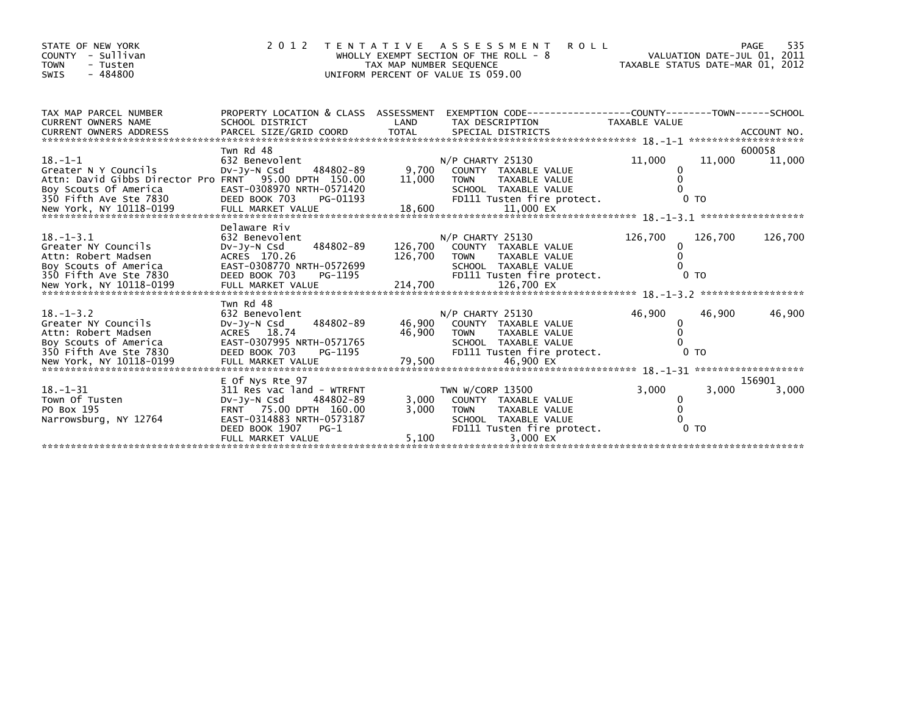STATE OF NEW YORK
COUNTY - Sullivan
TOWN - Tusten
SWIS - 484800

# 2012 TENTATIVE ASSESSMENT ROLL

WHOLLY EXEMPT SECTION OF THE ROLL - 8
TAX MAP NUMBER SEQUENCE
UNIFORM PERCENT OF VALUE IS 059.00

VALUATION DATE-JUL 01, 2011
TAXABLE STATUS DATE-MAR 01, 2012

| TAX MAP PARCEL NUMBER / CURRENT OWNERS NAME / CURRENT OWNERS ADDRESS | PROPERTY LOCATION & CLASS / SCHOOL DISTRICT / PARCEL SIZE/GRID COORD | ASSESSMENT LAND | TOTAL | EXEMPTION CODE / TAX DESCRIPTION / SPECIAL DISTRICTS | COUNTY TAXABLE VALUE | TOWN | SCHOOL / ACCOUNT NO. |
|---|---|---|---|---|---|---|---|
| 18.-1-1 | Twn Rd 48 | | | | | | 600058 |
| | 632 Benevolent | | | N/P CHARTY 25130 | 11,000 | 11,000 | 11,000 |
| Greater N Y Councils | Dv-Jy-N Csd 484802-89 | 9,700 | | COUNTY TAXABLE VALUE | 0 | | |
| Attn: David Gibbs Director Pro | FRNT 95.00 DPTH 150.00 | | 11,000 | TOWN TAXABLE VALUE | 0 | | |
| Boy Scouts Of America | EAST-0308970 NRTH-0571420 | | | SCHOOL TAXABLE VALUE | 0 | | |
| 350 Fifth Ave Ste 7830 | DEED BOOK 703 PG-01193 | | | FD111 Tusten fire protect. | 0 TO | | |
| New York, NY 10118-0199 | FULL MARKET VALUE | | 18,600 | 11,000 EX | | | |
| 18.-1-3.1 | Delaware Riv | | | | | | |
| | 632 Benevolent | | | N/P CHARTY 25130 | 126,700 | 126,700 | 126,700 |
| Greater NY Councils | Dv-Jy-N Csd 484802-89 | 126,700 | | COUNTY TAXABLE VALUE | 0 | | |
| Attn: Robert Madsen | ACRES 170.26 | | 126,700 | TOWN TAXABLE VALUE | 0 | | |
| Boy Scouts of America | EAST-0308770 NRTH-0572699 | | | SCHOOL TAXABLE VALUE | 0 | | |
| 350 Fifth Ave Ste 7830 | DEED BOOK 703 PG-1195 | | | FD111 Tusten fire protect. | 0 TO | | |
| New York, NY 10118-0199 | FULL MARKET VALUE | | 214,700 | 126,700 EX | | | |
| 18.-1-3.2 | Twn Rd 48 | | | | | | |
| | 632 Benevolent | | | N/P CHARTY 25130 | 46,900 | 46,900 | 46,900 |
| Greater NY Councils | Dv-Jy-N Csd 484802-89 | 46,900 | | COUNTY TAXABLE VALUE | 0 | | |
| Attn: Robert Madsen | ACRES 18.74 | | 46,900 | TOWN TAXABLE VALUE | 0 | | |
| Boy Scouts of America | EAST-0307995 NRTH-0571765 | | | SCHOOL TAXABLE VALUE | 0 | | |
| 350 Fifth Ave Ste 7830 | DEED BOOK 703 PG-1195 | | | FD111 Tusten fire protect. | 0 TO | | |
| New York, NY 10118-0199 | FULL MARKET VALUE | | 79,500 | 46,900 EX | | | |
| 18.-1-31 | E Of Nys Rte 97 | | | | | | 156901 |
| | 311 Res vac land - WTRFNT | | | TWN W/CORP 13500 | 3,000 | 3,000 | 3,000 |
| Town Of Tusten | Dv-Jy-N Csd 484802-89 | 3,000 | | COUNTY TAXABLE VALUE | 0 | | |
| PO Box 195 | FRNT 75.00 DPTH 160.00 | | 3,000 | TOWN TAXABLE VALUE | 0 | | |
| Narrowsburg, NY 12764 | EAST-0314883 NRTH-0573187 | | | SCHOOL TAXABLE VALUE | 0 | | |
| | DEED BOOK 1907 PG-1 | | | FD111 Tusten fire protect. | 0 TO | | |
| | FULL MARKET VALUE | | 5,100 | 3,000 EX | | | |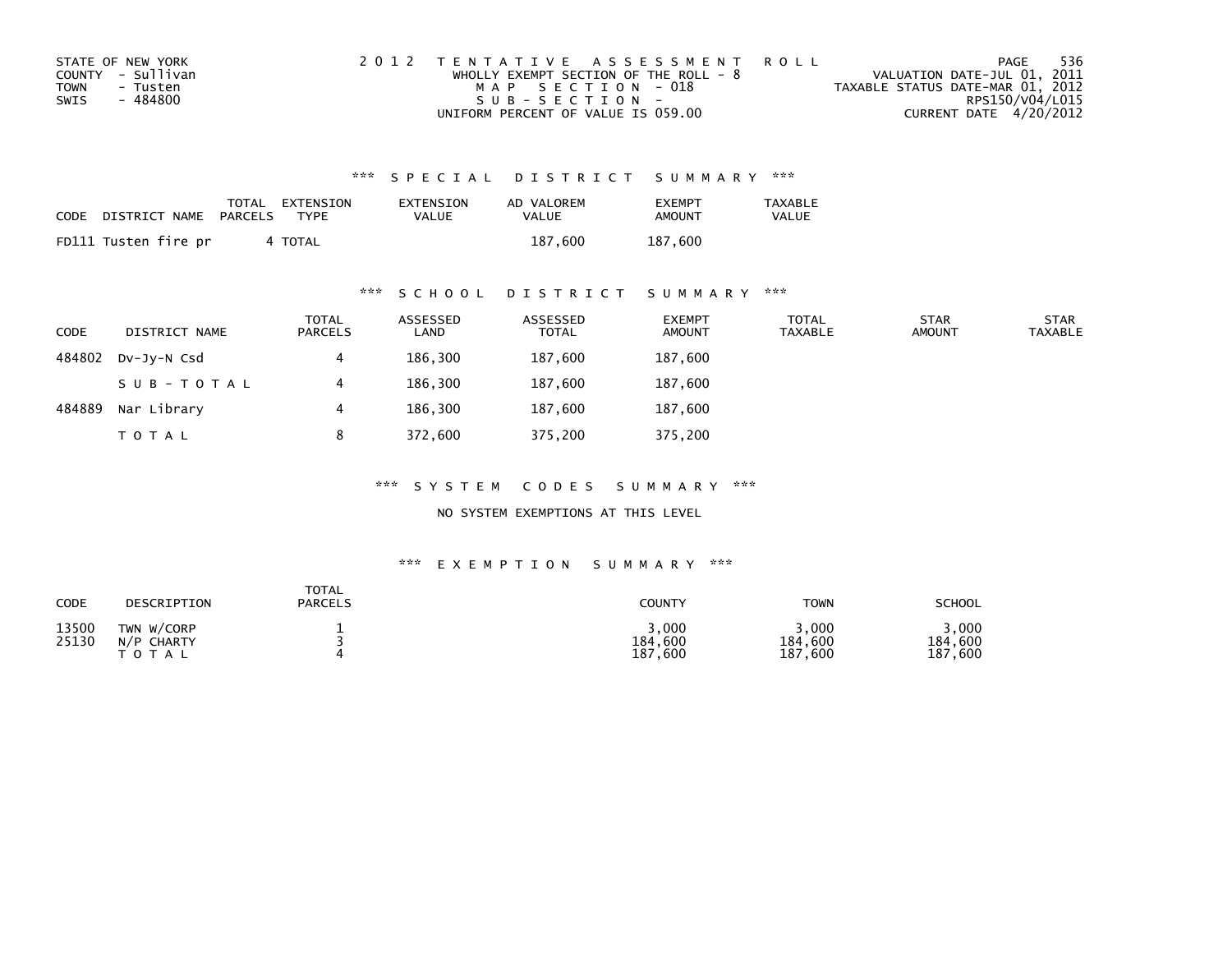STATE OF NEW YORK
COUNTY - Sullivan
TOWN - Tusten
SWIS - 484800

2 0 1 2 T E N T A T I V E A S S E S S M E N T R O L L
WHOLLY EXEMPT SECTION OF THE ROLL - 8
M A P S E C T I O N - 018
S U B - S E C T I O N -
UNIFORM PERCENT OF VALUE IS 059.00

VALUATION DATE-JUL 01, 2011
TAXABLE STATUS DATE-MAR 01, 2012
RPS150/V04/L015
CURRENT DATE 4/20/2012

### *** S P E C I A L D I S T R I C T S U M M A R Y ***

| CODE | DISTRICT NAME | TOTAL PARCELS | EXTENSION TYPE | EXTENSION VALUE | AD VALOREM VALUE | EXEMPT AMOUNT | TAXABLE VALUE |
|---|---|---|---|---|---|---|---|
| FD111 | Tusten fire pr | 4 | TOTAL | | 187,600 | 187,600 | |

### *** S C H O O L D I S T R I C T S U M M A R Y ***

| CODE | DISTRICT NAME | TOTAL PARCELS | ASSESSED LAND | ASSESSED TOTAL | EXEMPT AMOUNT | TOTAL TAXABLE | STAR AMOUNT | STAR TAXABLE |
|---|---|---|---|---|---|---|---|---|
| 484802 | Dv-Jy-N Csd | 4 | 186,300 | 187,600 | 187,600 | | | |
| | S U B - T O T A L | 4 | 186,300 | 187,600 | 187,600 | | | |
| 484889 | Nar Library | 4 | 186,300 | 187,600 | 187,600 | | | |
| | T O T A L | 8 | 372,600 | 375,200 | 375,200 | | | |

### *** S Y S T E M C O D E S S U M M A R Y ***

NO SYSTEM EXEMPTIONS AT THIS LEVEL

### *** E X E M P T I O N S U M M A R Y ***

| CODE | DESCRIPTION | TOTAL PARCELS | COUNTY | TOWN | SCHOOL |
|---|---|---|---|---|---|
| 13500 | TWN W/CORP | 1 | 3,000 | 3,000 | 3,000 |
| 25130 | N/P CHARTY | 3 | 184,600 | 184,600 | 184,600 |
| | T O T A L | 4 | 187,600 | 187,600 | 187,600 |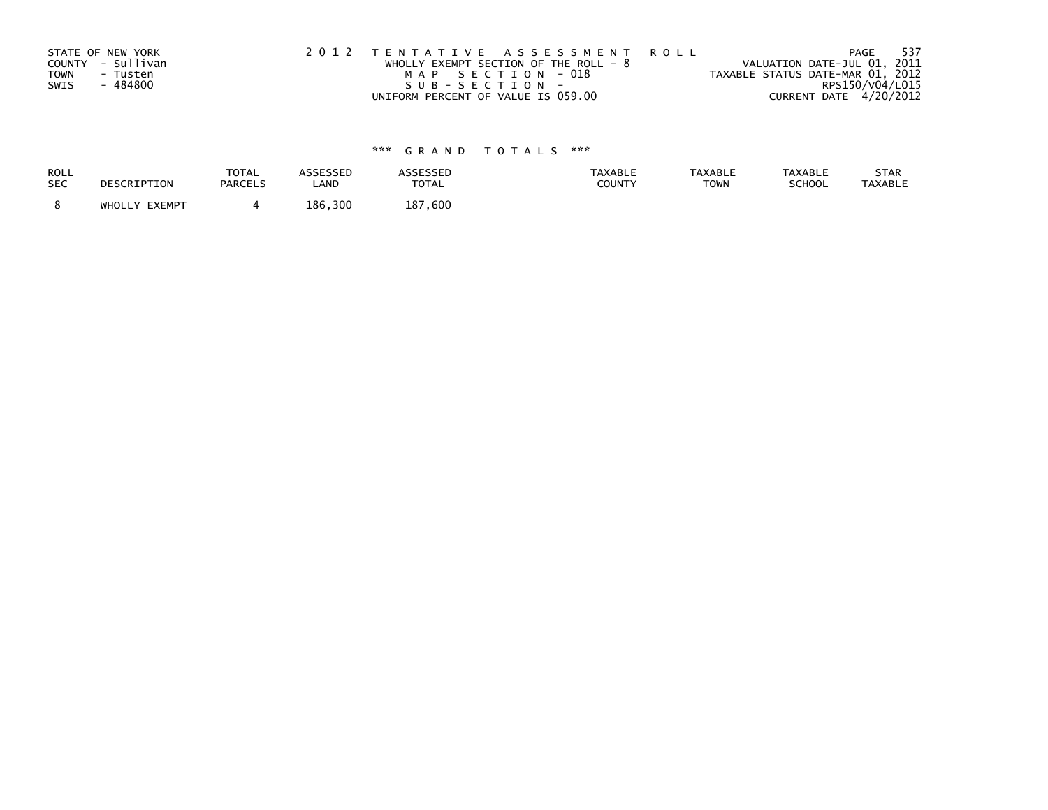STATE OF NEW YORK
COUNTY - Sullivan
TOWN - Tusten
SWIS - 484800

2 0 1 2 T E N T A T I V E A S S E S S M E N T R O L L
WHOLLY EXEMPT SECTION OF THE ROLL - 8
M A P S E C T I O N - 018
S U B - S E C T I O N -
UNIFORM PERCENT OF VALUE IS 059.00

VALUATION DATE-JUL 01, 2011
TAXABLE STATUS DATE-MAR 01, 2012
RPS150/V04/L015
CURRENT DATE 4/20/2012

\*\*\* G R A N D T O T A L S \*\*\*

| ROLL SEC | DESCRIPTION | TOTAL PARCELS | ASSESSED LAND | ASSESSED TOTAL | TAXABLE COUNTY | TAXABLE TOWN | TAXABLE SCHOOL | STAR TAXABLE |
|---|---|---|---|---|---|---|---|---|
| 8 | WHOLLY EXEMPT | 4 | 186,300 | 187,600 | | | | |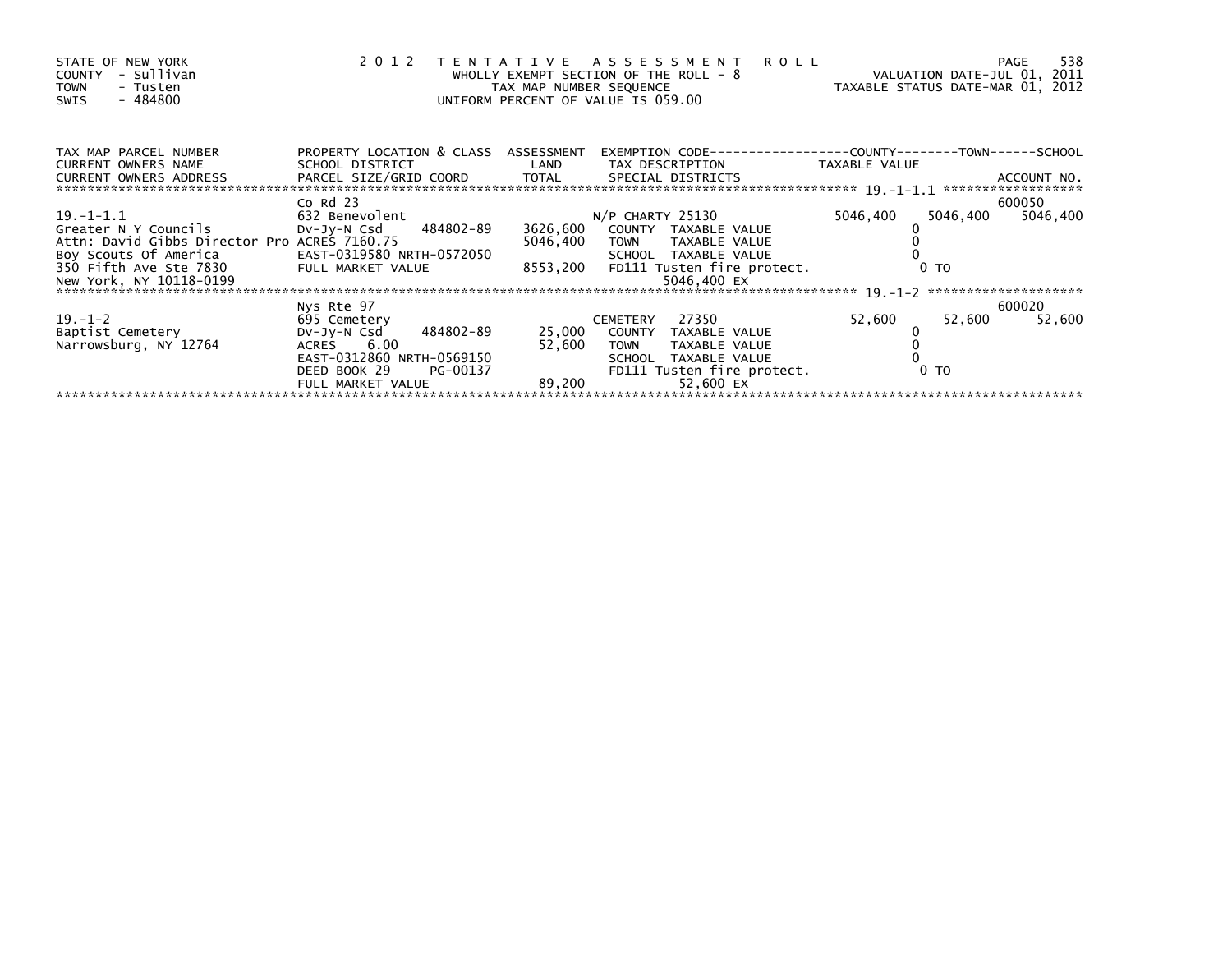STATE OF NEW YORK
COUNTY - Sullivan
TOWN - Tusten
SWIS - 484800

2 0 1 2 T E N T A T I V E A S S E S S M E N T R O L L
WHOLLY EXEMPT SECTION OF THE ROLL - 8
TAX MAP NUMBER SEQUENCE
UNIFORM PERCENT OF VALUE IS 059.00

VALUATION DATE-JUL 01, 2011
TAXABLE STATUS DATE-MAR 01, 2012

| TAX MAP PARCEL NUMBER / CURRENT OWNERS NAME / CURRENT OWNERS ADDRESS | PROPERTY LOCATION & CLASS / SCHOOL DISTRICT / PARCEL SIZE/GRID COORD | ASSESSMENT LAND / TOTAL | EXEMPTION CODE / TAX DESCRIPTION / SPECIAL DISTRICTS | COUNTY TAXABLE VALUE | TOWN | SCHOOL / ACCOUNT NO. |
|---|---|---|---|---|---|---|
| 19.-1-1.1 | Co Rd 23 | | | | | 600050 |
| 19.-1-1.1 | 632 Benevolent | | N/P CHARTY 25130 | 5046,400 | 5046,400 | 5046,400 |
| Greater N Y Councils | Dv-Jy-N Csd 484802-89 | 3626,600 | COUNTY TAXABLE VALUE | 0 | | |
| Attn: David Gibbs Director Pro | ACRES 7160.75 | 5046,400 | TOWN TAXABLE VALUE | 0 | | |
| Boy Scouts Of America | EAST-0319580 NRTH-0572050 | | SCHOOL TAXABLE VALUE | 0 | | |
| 350 Fifth Ave Ste 7830 | FULL MARKET VALUE | 8553,200 | FD111 Tusten fire protect. | 0 TO | | |
| New York, NY 10118-0199 | | | 5046,400 EX | | | |
| 19.-1-2 | Nys Rte 97 | | | | | 600020 |
| 19.-1-2 | 695 Cemetery | | CEMETERY 27350 | 52,600 | 52,600 | 52,600 |
| Baptist Cemetery | Dv-Jy-N Csd 484802-89 | 25,000 | COUNTY TAXABLE VALUE | 0 | | |
| Narrowsburg, NY 12764 | ACRES 6.00 | 52,600 | TOWN TAXABLE VALUE | 0 | | |
| | EAST-0312860 NRTH-0569150 | | SCHOOL TAXABLE VALUE | 0 | | |
| | DEED BOOK 29 PG-00137 | | FD111 Tusten fire protect. | 0 TO | | |
| | FULL MARKET VALUE | 89,200 | 52,600 EX | | | |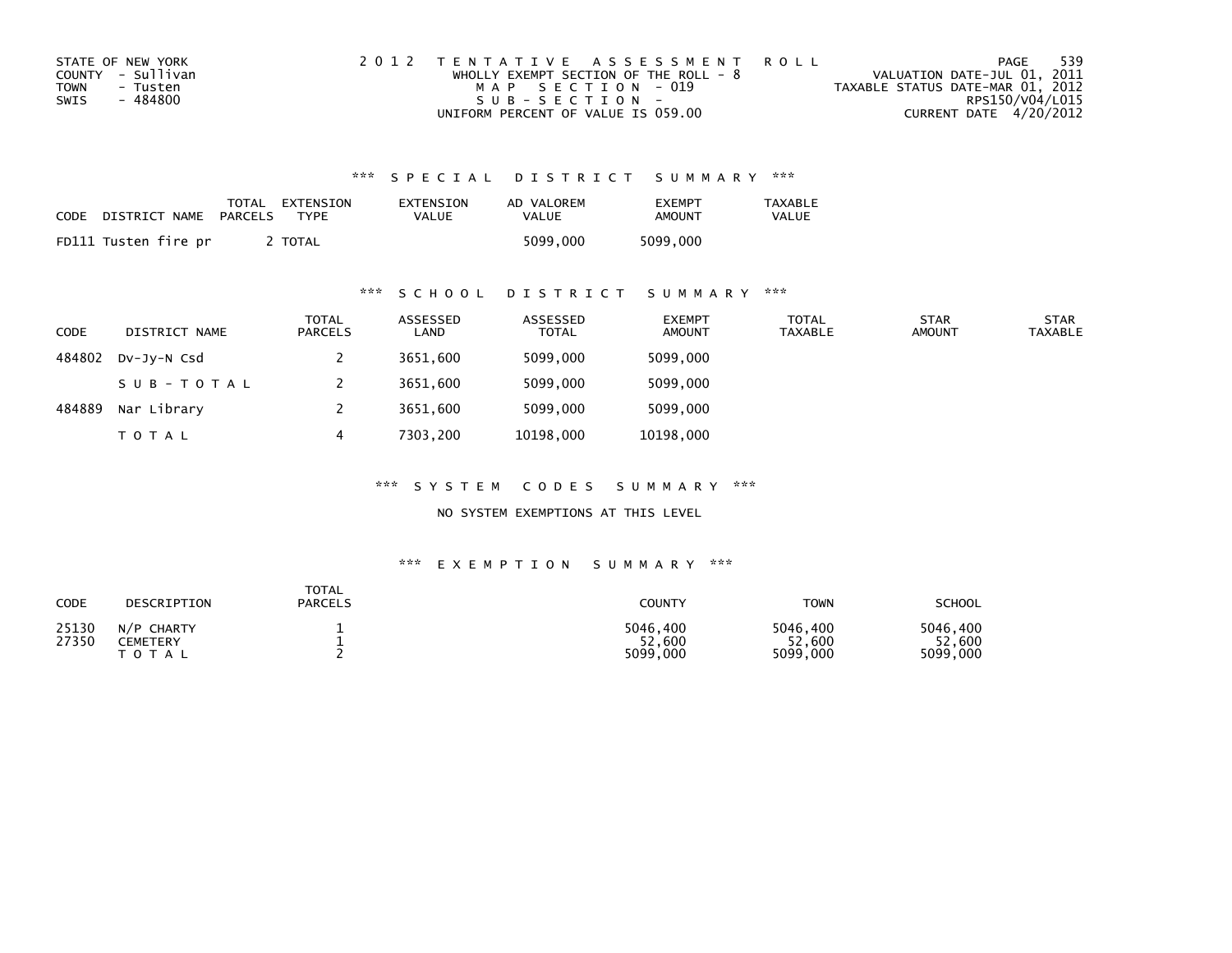STATE OF NEW YORK
COUNTY - Sullivan
TOWN - Tusten
SWIS - 484800

2 0 1 2 T E N T A T I V E A S S E S S M E N T R O L L
WHOLLY EXEMPT SECTION OF THE ROLL - 8
M A P S E C T I O N - 019
S U B - S E C T I O N -
UNIFORM PERCENT OF VALUE IS 059.00

VALUATION DATE-JUL 01, 2011
TAXABLE STATUS DATE-MAR 01, 2012
RPS150/V04/L015
CURRENT DATE 4/20/2012

## *** S P E C I A L D I S T R I C T S U M M A R Y ***

| CODE | DISTRICT NAME | TOTAL PARCELS | EXTENSION TYPE | EXTENSION VALUE | AD VALOREM VALUE | EXEMPT AMOUNT | TAXABLE VALUE |
|---|---|---|---|---|---|---|---|
| FD111 | Tusten fire pr | 2 | TOTAL | | 5099,000 | 5099,000 | |

## *** S C H O O L D I S T R I C T S U M M A R Y ***

| CODE | DISTRICT NAME | TOTAL PARCELS | ASSESSED LAND | ASSESSED TOTAL | EXEMPT AMOUNT | TOTAL TAXABLE | STAR AMOUNT | STAR TAXABLE |
|---|---|---|---|---|---|---|---|---|
| 484802 | Dv-Jy-N Csd | 2 | 3651,600 | 5099,000 | 5099,000 | | | |
| | S U B - T O T A L | 2 | 3651,600 | 5099,000 | 5099,000 | | | |
| 484889 | Nar Library | 2 | 3651,600 | 5099,000 | 5099,000 | | | |
| | T O T A L | 4 | 7303,200 | 10198,000 | 10198,000 | | | |

## *** S Y S T E M C O D E S S U M M A R Y ***

NO SYSTEM EXEMPTIONS AT THIS LEVEL

## *** E X E M P T I O N S U M M A R Y ***

| CODE | DESCRIPTION | TOTAL PARCELS | COUNTY | TOWN | SCHOOL |
|---|---|---|---|---|---|
| 25130 | N/P CHARTY | 1 | 5046,400 | 5046,400 | 5046,400 |
| 27350 | CEMETERY | 1 | 52,600 | 52,600 | 52,600 |
| | T O T A L | 2 | 5099,000 | 5099,000 | 5099,000 |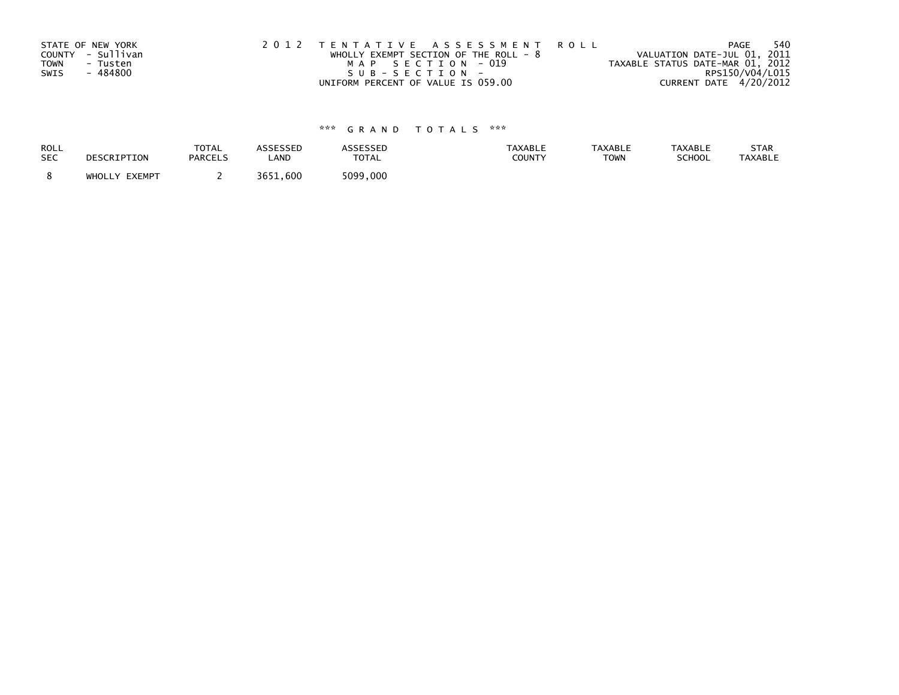STATE OF NEW YORK
COUNTY - Sullivan
TOWN - Tusten
SWIS - 484800

2012 TENTATIVE ASSESSMENT ROLL
WHOLLY EXEMPT SECTION OF THE ROLL - 8
MAP SECTION - 019
SUB-SECTION -
UNIFORM PERCENT OF VALUE IS 059.00

VALUATION DATE-JUL 01, 2011
TAXABLE STATUS DATE-MAR 01, 2012
RPS150/V04/L015
CURRENT DATE 4/20/2012

*** GRAND TOTALS ***

| ROLL SEC | DESCRIPTION | TOTAL PARCELS | ASSESSED LAND | ASSESSED TOTAL | TAXABLE COUNTY | TAXABLE TOWN | TAXABLE SCHOOL | STAR TAXABLE |
|---|---|---|---|---|---|---|---|---|
| 8 | WHOLLY EXEMPT | 2 | 3651,600 | 5099,000 | | | | |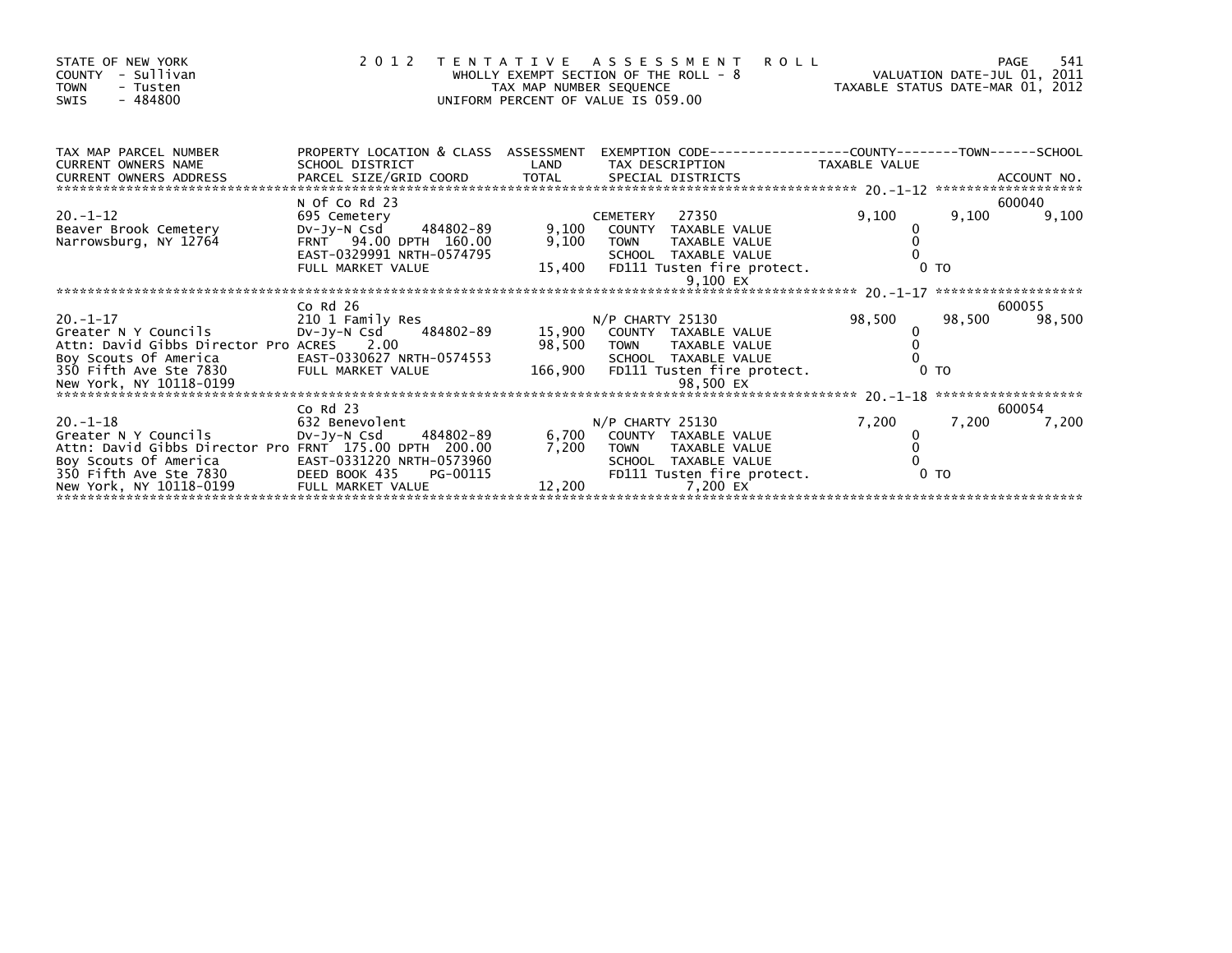STATE OF NEW YORK
COUNTY - Sullivan
TOWN - Tusten
SWIS - 484800

# 2012 TENTATIVE ASSESSMENT ROLL

WHOLLY EXEMPT SECTION OF THE ROLL - 8
TAX MAP NUMBER SEQUENCE
UNIFORM PERCENT OF VALUE IS 059.00

VALUATION DATE-JUL 01, 2011
TAXABLE STATUS DATE-MAR 01, 2012

| TAX MAP PARCEL NUMBER / CURRENT OWNERS NAME / CURRENT OWNERS ADDRESS | PROPERTY LOCATION & CLASS / SCHOOL DISTRICT / PARCEL SIZE/GRID COORD | ASSESSMENT LAND / TOTAL | EXEMPTION CODE / TAX DESCRIPTION / SPECIAL DISTRICTS | COUNTY | TOWN | SCHOOL / ACCOUNT NO. |
|---|---|---|---|---|---|---|
| 20.-1-12 | N Of Co Rd 23 | | | | | 600040 |
| | 695 Cemetery | | CEMETERY 27350 | 9,100 | 9,100 | 9,100 |
| Beaver Brook Cemetery | Dv-Jy-N Csd 484802-89 | 9,100 | COUNTY TAXABLE VALUE | 0 | | |
| Narrowsburg, NY 12764 | FRNT 94.00 DPTH 160.00 | 9,100 | TOWN TAXABLE VALUE | | 0 | |
| | EAST-0329991 NRTH-0574795 | | SCHOOL TAXABLE VALUE | | | 0 |
| | FULL MARKET VALUE | 15,400 | FD111 Tusten fire protect. 9,100 EX | 0 TO | | |
| 20.-1-17 | Co Rd 26 | | | | | 600055 |
| | 210 1 Family Res | | N/P CHARTY 25130 | 98,500 | 98,500 | 98,500 |
| Greater N Y Councils | Dv-Jy-N Csd 484802-89 | 15,900 | COUNTY TAXABLE VALUE | 0 | | |
| Attn: David Gibbs Director Pro | ACRES 2.00 | 98,500 | TOWN TAXABLE VALUE | | 0 | |
| Boy Scouts Of America | EAST-0330627 NRTH-0574553 | | SCHOOL TAXABLE VALUE | | | 0 |
| 350 Fifth Ave Ste 7830 | FULL MARKET VALUE | 166,900 | FD111 Tusten fire protect. 98,500 EX | 0 TO | | |
| New York, NY 10118-0199 | | | | | | |
| 20.-1-18 | Co Rd 23 | | | | | 600054 |
| | 632 Benevolent | | N/P CHARTY 25130 | 7,200 | 7,200 | 7,200 |
| Greater N Y Councils | Dv-Jy-N Csd 484802-89 | 6,700 | COUNTY TAXABLE VALUE | 0 | | |
| Attn: David Gibbs Director Pro | FRNT 175.00 DPTH 200.00 | 7,200 | TOWN TAXABLE VALUE | | 0 | |
| Boy Scouts Of America | EAST-0331220 NRTH-0573960 | | SCHOOL TAXABLE VALUE | | | 0 |
| 350 Fifth Ave Ste 7830 | DEED BOOK 435 PG-00115 | | FD111 Tusten fire protect. 7,200 EX | 0 TO | | |
| New York, NY 10118-0199 | FULL MARKET VALUE | 12,200 | | | | |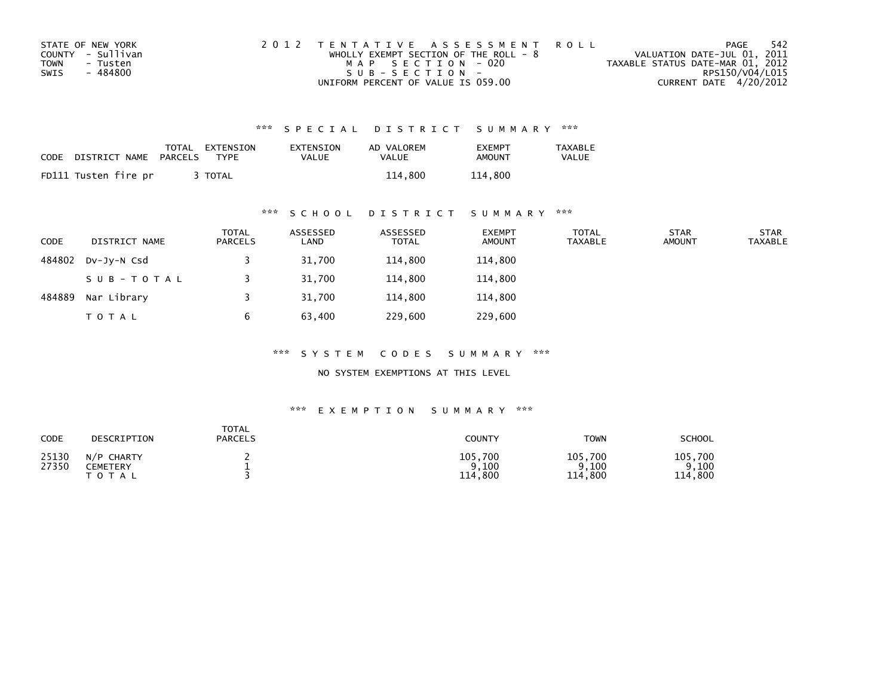STATE OF NEW YORK
COUNTY - Sullivan
TOWN - Tusten
SWIS - 484800

2012 TENTATIVE ASSESSMENT ROLL
WHOLLY EXEMPT SECTION OF THE ROLL - 8
MAP SECTION - 020
SUB-SECTION -
UNIFORM PERCENT OF VALUE IS 059.00

VALUATION DATE-JUL 01, 2011
TAXABLE STATUS DATE-MAR 01, 2012
RPS150/V04/L015
CURRENT DATE 4/20/2012

### *** SPECIAL DISTRICT SUMMARY ***

| CODE DISTRICT NAME | TOTAL PARCELS | EXTENSION TYPE | EXTENSION VALUE | AD VALOREM VALUE | EXEMPT AMOUNT | TAXABLE VALUE |
|---|---|---|---|---|---|---|
| FD111 Tusten fire pr | 3 | TOTAL | | 114,800 | 114,800 | |

### *** SCHOOL DISTRICT SUMMARY ***

| CODE | DISTRICT NAME | TOTAL PARCELS | ASSESSED LAND | ASSESSED TOTAL | EXEMPT AMOUNT | TOTAL TAXABLE | STAR AMOUNT | STAR TAXABLE |
|---|---|---|---|---|---|---|---|---|
| 484802 | Dv-Jy-N Csd | 3 | 31,700 | 114,800 | 114,800 | | | |
| | S U B - T O T A L | 3 | 31,700 | 114,800 | 114,800 | | | |
| 484889 | Nar Library | 3 | 31,700 | 114,800 | 114,800 | | | |
| | T O T A L | 6 | 63,400 | 229,600 | 229,600 | | | |

### *** SYSTEM CODES SUMMARY ***

NO SYSTEM EXEMPTIONS AT THIS LEVEL

### *** EXEMPTION SUMMARY ***

| CODE | DESCRIPTION | TOTAL PARCELS | COUNTY | TOWN | SCHOOL |
|---|---|---|---|---|---|
| 25130 | N/P CHARTY | 2 | 105,700 | 105,700 | 105,700 |
| 27350 | CEMETERY | 1 | 9,100 | 9,100 | 9,100 |
| | T O T A L | 3 | 114,800 | 114,800 | 114,800 |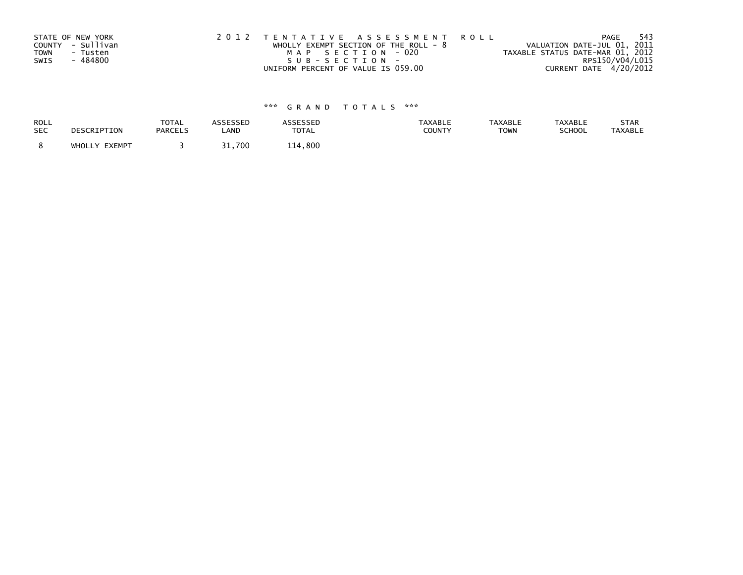STATE OF NEW YORK
COUNTY - Sullivan
TOWN - Tusten
SWIS - 484800

2012 TENTATIVE ASSESSMENT ROLL
WHOLLY EXEMPT SECTION OF THE ROLL - 8
MAP SECTION - 020
SUB-SECTION -
UNIFORM PERCENT OF VALUE IS 059.00

VALUATION DATE-JUL 01, 2011
TAXABLE STATUS DATE-MAR 01, 2012
RPS150/V04/L015
CURRENT DATE 4/20/2012

*** GRAND TOTALS ***

| ROLL SEC | DESCRIPTION | TOTAL PARCELS | ASSESSED LAND | ASSESSED TOTAL | TAXABLE COUNTY | TAXABLE TOWN | TAXABLE SCHOOL | STAR TAXABLE |
|---|---|---|---|---|---|---|---|---|
| 8 | WHOLLY EXEMPT | 3 | 31,700 | 114,800 | | | | |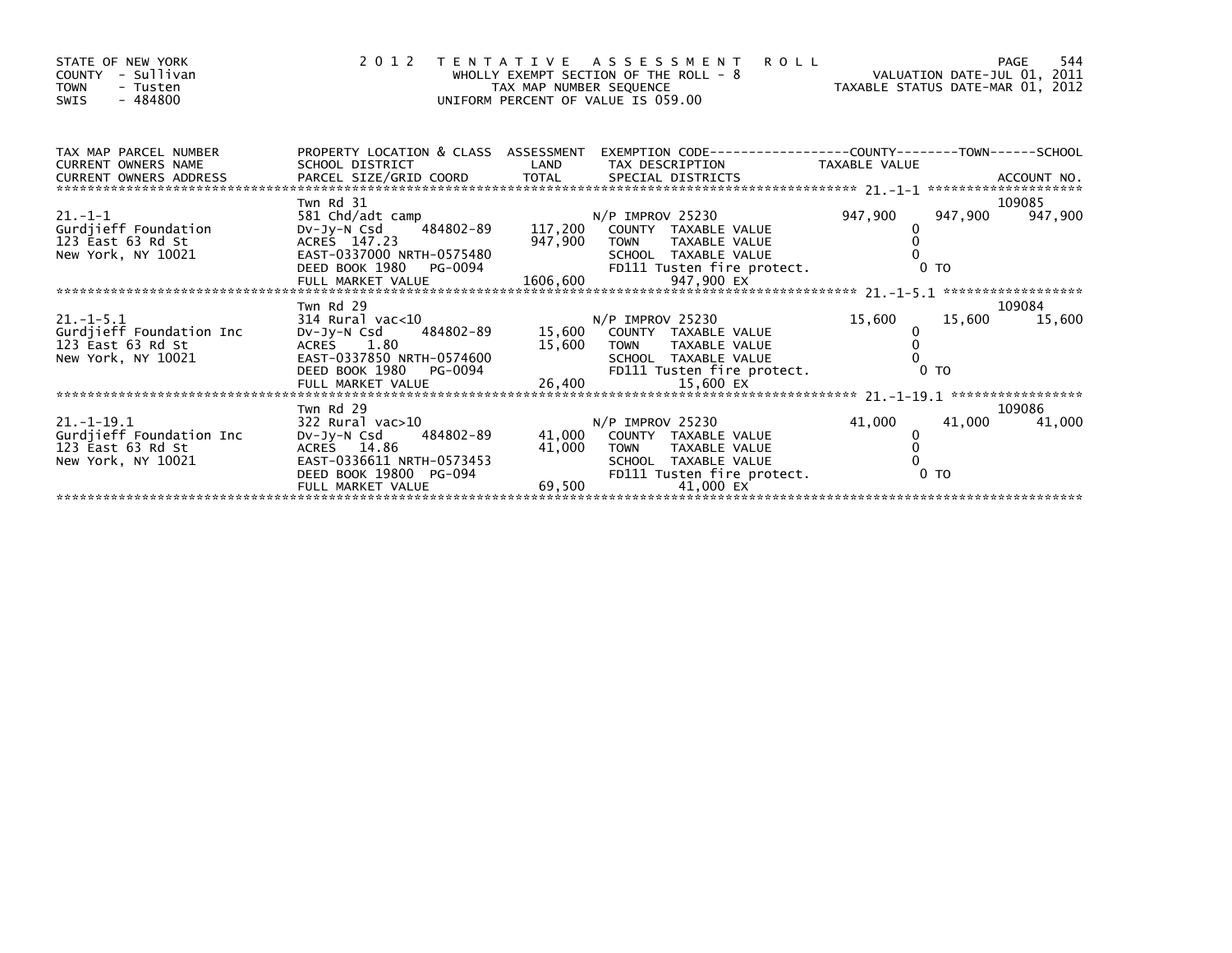STATE OF NEW YORK
COUNTY - Sullivan
TOWN - Tusten
SWIS - 484800

# 2012 TENTATIVE ASSESSMENT ROLL

WHOLLY EXEMPT SECTION OF THE ROLL - 8
TAX MAP NUMBER SEQUENCE
UNIFORM PERCENT OF VALUE IS 059.00

VALUATION DATE-JUL 01, 2011
TAXABLE STATUS DATE-MAR 01, 2012

| TAX MAP PARCEL NUMBER / CURRENT OWNERS NAME / CURRENT OWNERS ADDRESS | PROPERTY LOCATION & CLASS / SCHOOL DISTRICT / PARCEL SIZE/GRID COORD | ASSESSMENT LAND / TOTAL | EXEMPTION CODE / TAX DESCRIPTION / SPECIAL DISTRICTS | COUNTY TAXABLE VALUE | TOWN | SCHOOL / ACCOUNT NO. |
|---|---|---|---|---|---|---|
| 21.-1-1 | Twn Rd 31 | | | | | 109085 |
| | 581 Chd/adt camp | | N/P IMPROV 25230 | 947,900 | 947,900 | 947,900 |
| Gurdjieff Foundation | Dv-Jy-N Csd 484802-89 | 117,200 | COUNTY TAXABLE VALUE | 0 | | |
| 123 East 63 Rd St | ACRES 147.23 | 947,900 | TOWN TAXABLE VALUE | 0 | | |
| New York, NY 10021 | EAST-0337000 NRTH-0575480 | | SCHOOL TAXABLE VALUE | 0 | | |
| | DEED BOOK 1980 PG-0094 | | FD111 Tusten fire protect. | 0 TO | | |
| | FULL MARKET VALUE | 1606,600 | 947,900 EX | | | |
| 21.-1-5.1 | Twn Rd 29 | | | | | 109084 |
| | 314 Rural vac<10 | | N/P IMPROV 25230 | 15,600 | 15,600 | 15,600 |
| Gurdjieff Foundation Inc | Dv-Jy-N Csd 484802-89 | 15,600 | COUNTY TAXABLE VALUE | 0 | | |
| 123 East 63 Rd St | ACRES 1.80 | 15,600 | TOWN TAXABLE VALUE | 0 | | |
| New York, NY 10021 | EAST-0337850 NRTH-0574600 | | SCHOOL TAXABLE VALUE | 0 | | |
| | DEED BOOK 1980 PG-0094 | | FD111 Tusten fire protect. | 0 TO | | |
| | FULL MARKET VALUE | 26,400 | 15,600 EX | | | |
| 21.-1-19.1 | Twn Rd 29 | | | | | 109086 |
| | 322 Rural vac>10 | | N/P IMPROV 25230 | 41,000 | 41,000 | 41,000 |
| Gurdjieff Foundation Inc | Dv-Jy-N Csd 484802-89 | 41,000 | COUNTY TAXABLE VALUE | 0 | | |
| 123 East 63 Rd St | ACRES 14.86 | 41,000 | TOWN TAXABLE VALUE | 0 | | |
| New York, NY 10021 | EAST-0336611 NRTH-0573453 | | SCHOOL TAXABLE VALUE | 0 | | |
| | DEED BOOK 19800 PG-094 | | FD111 Tusten fire protect. | 0 TO | | |
| | FULL MARKET VALUE | 69,500 | 41,000 EX | | | |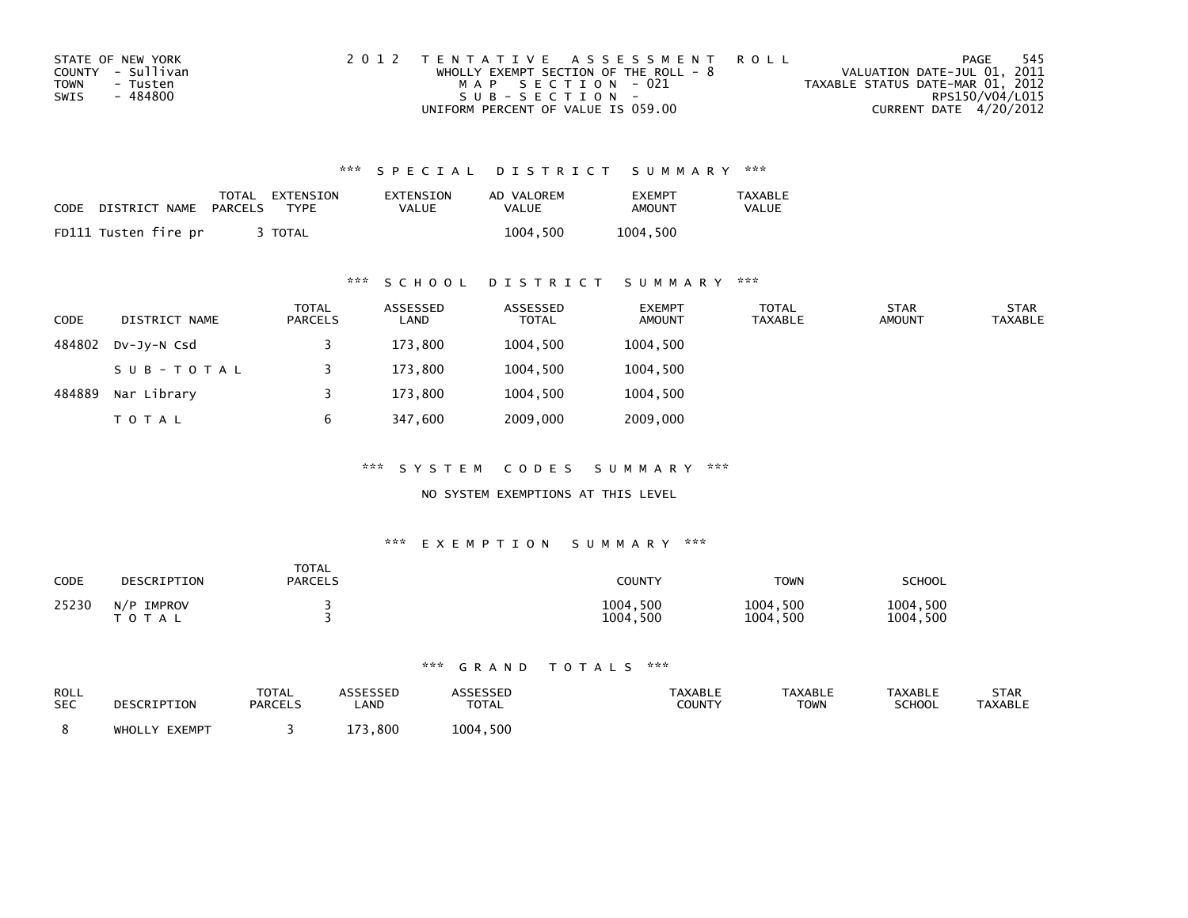STATE OF NEW YORK
COUNTY - Sullivan
TOWN - Tusten
SWIS - 484800

2012 TENTATIVE ASSESSMENT ROLL
WHOLLY EXEMPT SECTION OF THE ROLL - 8
MAP SECTION - 021
SUB-SECTION -
UNIFORM PERCENT OF VALUE IS 059.00

VALUATION DATE-JUL 01, 2011
TAXABLE STATUS DATE-MAR 01, 2012
RPS150/V04/L015
CURRENT DATE 4/20/2012

### *** SPECIAL DISTRICT SUMMARY ***

| CODE | DISTRICT NAME | TOTAL PARCELS | EXTENSION TYPE | EXTENSION VALUE | AD VALOREM VALUE | EXEMPT AMOUNT | TAXABLE VALUE |
|---|---|---|---|---|---|---|---|
| FD111 | Tusten fire pr | 3 | TOTAL | | 1004,500 | 1004,500 | |

### *** SCHOOL DISTRICT SUMMARY ***

| CODE | DISTRICT NAME | TOTAL PARCELS | ASSESSED LAND | ASSESSED TOTAL | EXEMPT AMOUNT | TOTAL TAXABLE | STAR AMOUNT | STAR TAXABLE |
|---|---|---|---|---|---|---|---|---|
| 484802 | Dv-Jy-N Csd | 3 | 173,800 | 1004,500 | 1004,500 | | | |
| | SUB-TOTAL | 3 | 173,800 | 1004,500 | 1004,500 | | | |
| 484889 | Nar Library | 3 | 173,800 | 1004,500 | 1004,500 | | | |
| | TOTAL | 6 | 347,600 | 2009,000 | 2009,000 | | | |

### *** SYSTEM CODES SUMMARY ***

NO SYSTEM EXEMPTIONS AT THIS LEVEL

### *** EXEMPTION SUMMARY ***

| CODE | DESCRIPTION | TOTAL PARCELS | COUNTY | TOWN | SCHOOL |
|---|---|---|---|---|---|
| 25230 | N/P IMPROV | 3 | 1004,500 | 1004,500 | 1004,500 |
| | TOTAL | 3 | 1004,500 | 1004,500 | 1004,500 |

### *** GRAND TOTALS ***

| ROLL SEC | DESCRIPTION | TOTAL PARCELS | ASSESSED LAND | ASSESSED TOTAL | TAXABLE COUNTY | TAXABLE TOWN | TAXABLE SCHOOL | STAR TAXABLE |
|---|---|---|---|---|---|---|---|---|
| 8 | WHOLLY EXEMPT | 3 | 173,800 | 1004,500 | | | | |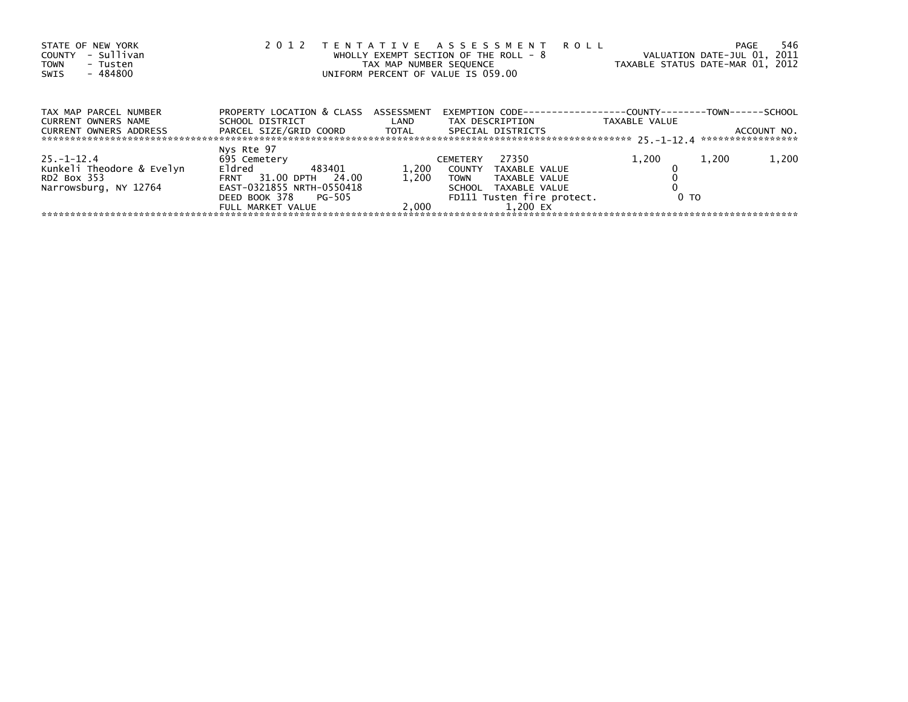STATE OF NEW YORK
COUNTY - Sullivan
TOWN - Tusten
SWIS - 484800

2 0 1 2 T E N T A T I V E A S S E S S M E N T R O L L
WHOLLY EXEMPT SECTION OF THE ROLL - 8
TAX MAP NUMBER SEQUENCE
UNIFORM PERCENT OF VALUE IS 059.00

VALUATION DATE-JUL 01, 2011
TAXABLE STATUS DATE-MAR 01, 2012

| TAX MAP PARCEL NUMBER<br>CURRENT OWNERS NAME<br>CURRENT OWNERS ADDRESS | PROPERTY LOCATION & CLASS<br>SCHOOL DISTRICT<br>PARCEL SIZE/GRID COORD | ASSESSMENT<br>LAND<br>TOTAL | EXEMPTION CODE<br>TAX DESCRIPTION<br>SPECIAL DISTRICTS | COUNTY<br>TAXABLE VALUE | TOWN | SCHOOL<br>ACCOUNT NO. |
|---|---|---|---|---|---|---|
| 25.-1-12.4 | | | | | | |
| | Nys Rte 97 | | | | | |
| 25.-1-12.4 | 695 Cemetery | | CEMETERY 27350 | 1,200 | 1,200 | 1,200 |
| Kunkeli Theodore & Evelyn | Eldred 483401 | 1,200 | COUNTY TAXABLE VALUE | 0 | | |
| RD2 Box 353 | FRNT 31.00 DPTH 24.00 | 1,200 | TOWN TAXABLE VALUE | 0 | | |
| Narrowsburg, NY 12764 | EAST-0321855 NRTH-0550418 | | SCHOOL TAXABLE VALUE | 0 | | |
| | DEED BOOK 378 PG-505 | | FD111 Tusten fire protect. | 0 TO | | |
| | FULL MARKET VALUE | 2,000 | 1,200 EX | | | |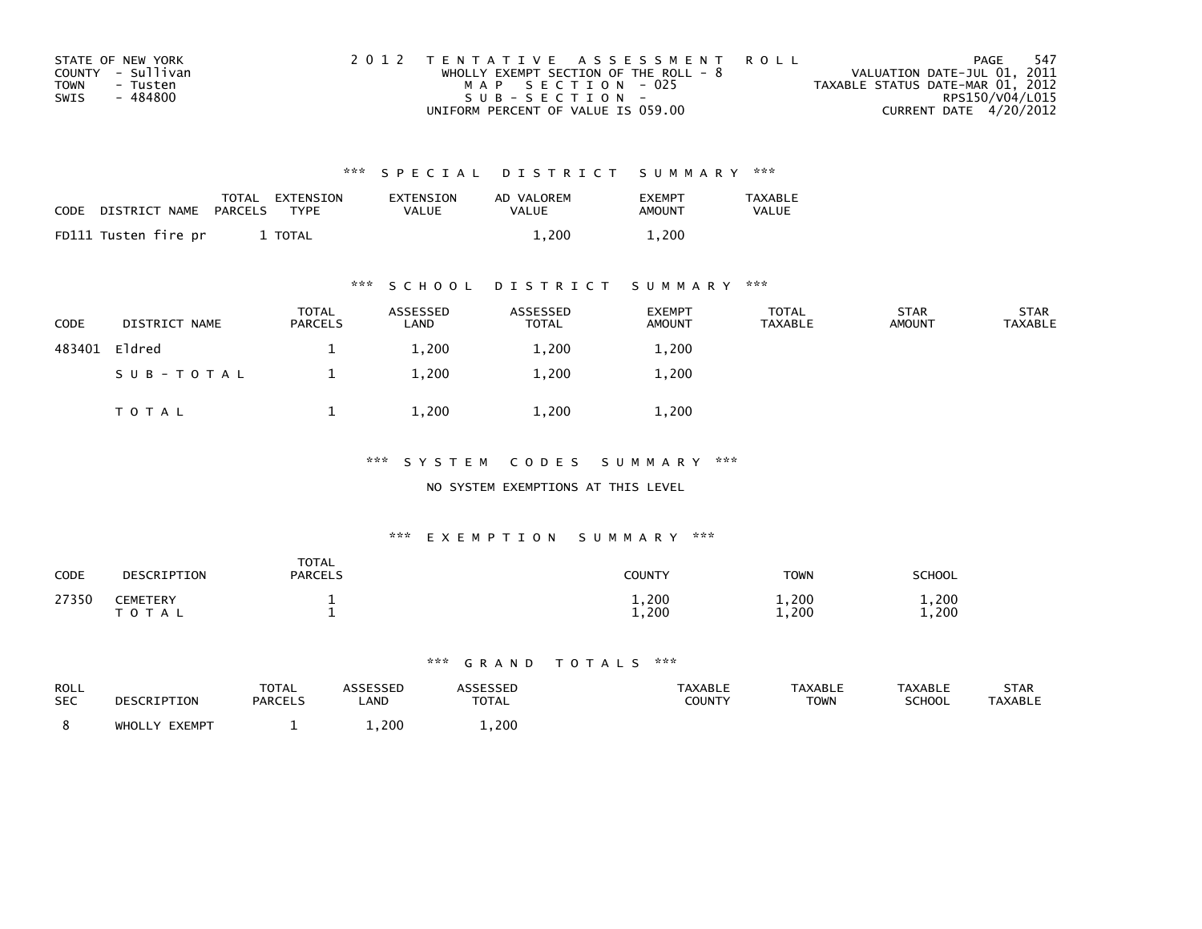STATE OF NEW YORK
COUNTY - Sullivan
TOWN - Tusten
SWIS - 484800

2012 TENTATIVE ASSESSMENT ROLL
WHOLLY EXEMPT SECTION OF THE ROLL - 8
MAP SECTION - 025
SUB-SECTION -
UNIFORM PERCENT OF VALUE IS 059.00

VALUATION DATE-JUL 01, 2011
TAXABLE STATUS DATE-MAR 01, 2012
RPS150/V04/L015
CURRENT DATE 4/20/2012

### *** SPECIAL DISTRICT SUMMARY ***

| CODE | DISTRICT NAME | TOTAL PARCELS | EXTENSION TYPE | EXTENSION VALUE | AD VALOREM VALUE | EXEMPT AMOUNT | TAXABLE VALUE |
|---|---|---|---|---|---|---|---|
| FD111 | Tusten fire pr | 1 | TOTAL | | 1,200 | 1,200 | |

### *** SCHOOL DISTRICT SUMMARY ***

| CODE | DISTRICT NAME | TOTAL PARCELS | ASSESSED LAND | ASSESSED TOTAL | EXEMPT AMOUNT | TOTAL TAXABLE | STAR AMOUNT | STAR TAXABLE |
|---|---|---|---|---|---|---|---|---|
| 483401 | Eldred | 1 | 1,200 | 1,200 | 1,200 | | | |
| | SUB-TOTAL | 1 | 1,200 | 1,200 | 1,200 | | | |
| | TOTAL | 1 | 1,200 | 1,200 | 1,200 | | | |

### *** SYSTEM CODES SUMMARY ***

NO SYSTEM EXEMPTIONS AT THIS LEVEL

### *** EXEMPTION SUMMARY ***

| CODE | DESCRIPTION | TOTAL PARCELS | COUNTY | TOWN | SCHOOL |
|---|---|---|---|---|---|
| 27350 | CEMETERY | 1 | 1,200 | 1,200 | 1,200 |
| | TOTAL | 1 | 1,200 | 1,200 | 1,200 |

### *** GRAND TOTALS ***

| ROLL SEC | DESCRIPTION | TOTAL PARCELS | ASSESSED LAND | ASSESSED TOTAL | TAXABLE COUNTY | TAXABLE TOWN | TAXABLE SCHOOL | STAR TAXABLE |
|---|---|---|---|---|---|---|---|---|
| 8 | WHOLLY EXEMPT | 1 | 1,200 | 1,200 | | | | |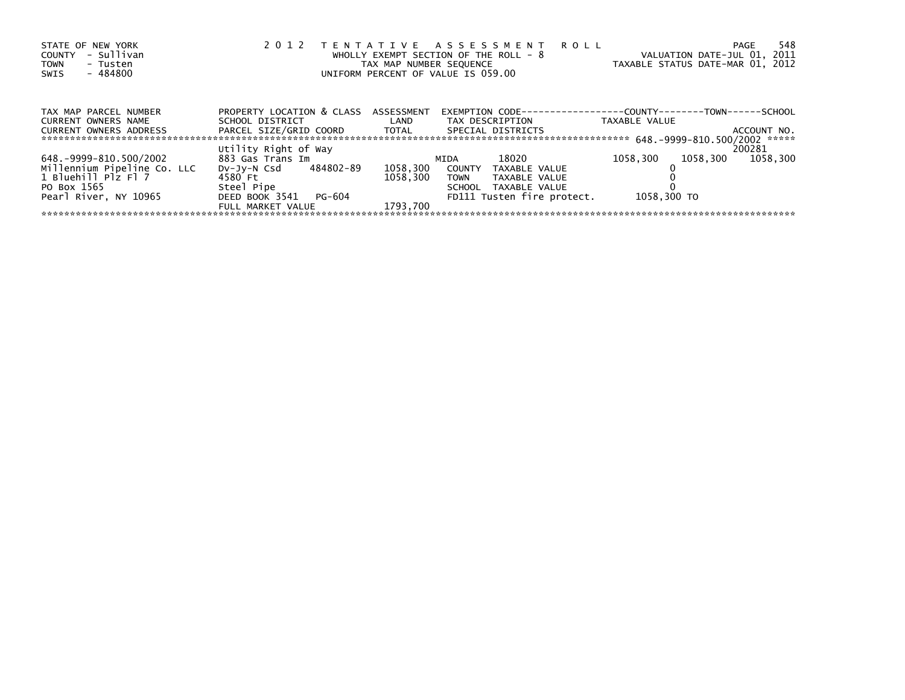STATE OF NEW YORK
COUNTY - Sullivan
TOWN - Tusten
SWIS - 484800

2 0 1 2 T E N T A T I V E A S S E S S M E N T R O L L
WHOLLY EXEMPT SECTION OF THE ROLL - 8
TAX MAP NUMBER SEQUENCE
UNIFORM PERCENT OF VALUE IS 059.00

VALUATION DATE-JUL 01, 2011
TAXABLE STATUS DATE-MAR 01, 2012

| TAX MAP PARCEL NUMBER<br>CURRENT OWNERS NAME<br>CURRENT OWNERS ADDRESS | PROPERTY LOCATION & CLASS<br>SCHOOL DISTRICT<br>PARCEL SIZE/GRID COORD | ASSESSMENT<br>LAND<br>TOTAL | EXEMPTION CODE<br>TAX DESCRIPTION<br>SPECIAL DISTRICTS | COUNTY<br>TAXABLE VALUE | TOWN | SCHOOL<br>ACCOUNT NO. |
|---|---|---|---|---|---|---|
| ***** 648.-9999-810.500/2002 ***** | | | | | | |
| | Utility Right of Way | | | | | 200281 |
| 648.-9999-810.500/2002 | 883 Gas Trans Im | | MIDA 18020 | 1058,300 | 1058,300 | 1058,300 |
| Millennium Pipeline Co. LLC | Dv-Jy-N Csd 484802-89 | 1058,300 | COUNTY TAXABLE VALUE | 0 | | |
| 1 Bluehill Plz Fl 7 | 4580 Ft | 1058,300 | TOWN TAXABLE VALUE | 0 | | |
| PO Box 1565 | Steel Pipe | | SCHOOL TAXABLE VALUE | 0 | | |
| Pearl River, NY 10965 | DEED BOOK 3541 PG-604 | | FD111 Tusten fire protect. | 1058,300 TO | | |
| | FULL MARKET VALUE | 1793,700 | | | | |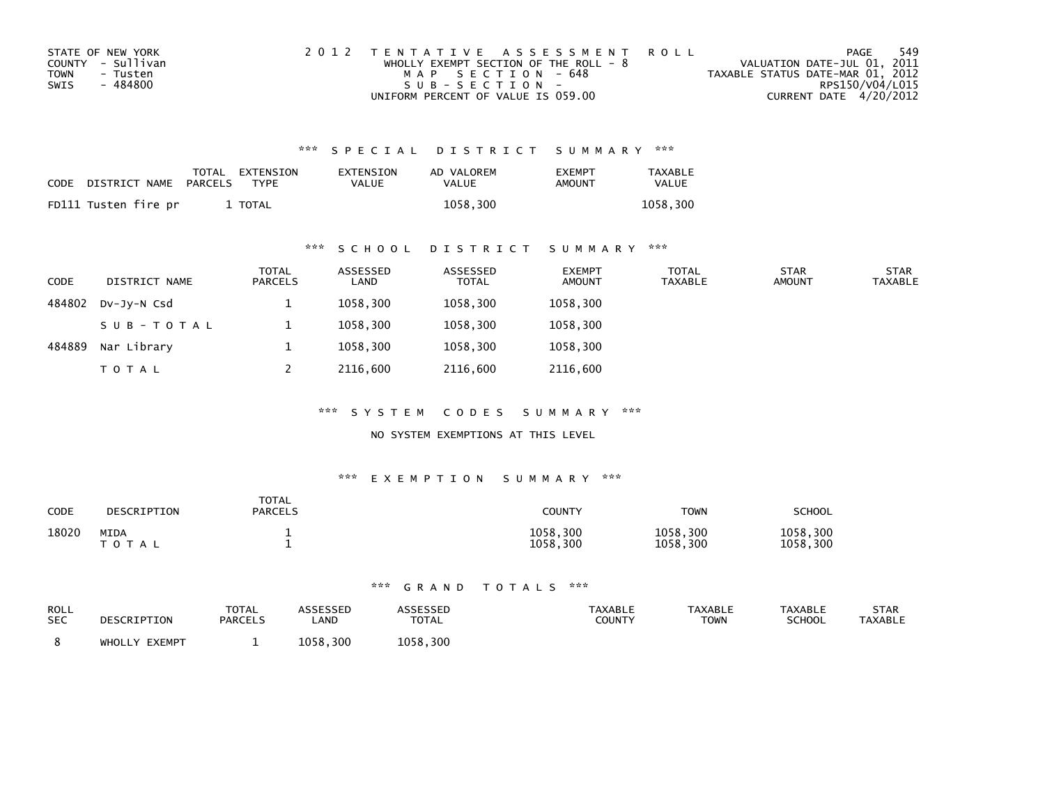STATE OF NEW YORK
COUNTY - Sullivan
TOWN - Tusten
SWIS - 484800

2012 TENTATIVE ASSESSMENT ROLL
WHOLLY EXEMPT SECTION OF THE ROLL - 8
MAP SECTION - 648
SUB-SECTION -
UNIFORM PERCENT OF VALUE IS 059.00

VALUATION DATE-JUL 01, 2011
TAXABLE STATUS DATE-MAR 01, 2012
RPS150/V04/L015
CURRENT DATE 4/20/2012

### *** SPECIAL DISTRICT SUMMARY ***

| CODE | DISTRICT NAME | TOTAL PARCELS | EXTENSION TYPE | EXTENSION VALUE | AD VALOREM VALUE | EXEMPT AMOUNT | TAXABLE VALUE |
|---|---|---|---|---|---|---|---|
| FD111 | Tusten fire pr | 1 | TOTAL | | 1058,300 | | 1058,300 |

### *** SCHOOL DISTRICT SUMMARY ***

| CODE | DISTRICT NAME | TOTAL PARCELS | ASSESSED LAND | ASSESSED TOTAL | EXEMPT AMOUNT | TOTAL TAXABLE | STAR AMOUNT | STAR TAXABLE |
|---|---|---|---|---|---|---|---|---|
| 484802 | Dv-Jy-N Csd | 1 | 1058,300 | 1058,300 | 1058,300 | | | |
| | SUB-TOTAL | 1 | 1058,300 | 1058,300 | 1058,300 | | | |
| 484889 | Nar Library | 1 | 1058,300 | 1058,300 | 1058,300 | | | |
| | TOTAL | 2 | 2116,600 | 2116,600 | 2116,600 | | | |

### *** SYSTEM CODES SUMMARY ***

NO SYSTEM EXEMPTIONS AT THIS LEVEL

### *** EXEMPTION SUMMARY ***

| CODE | DESCRIPTION | TOTAL PARCELS | COUNTY | TOWN | SCHOOL |
|---|---|---|---|---|---|
| 18020 | MIDA | 1 | 1058,300 | 1058,300 | 1058,300 |
| | TOTAL | 1 | 1058,300 | 1058,300 | 1058,300 |

### *** GRAND TOTALS ***

| ROLL SEC | DESCRIPTION | TOTAL PARCELS | ASSESSED LAND | ASSESSED TOTAL | TAXABLE COUNTY | TAXABLE TOWN | TAXABLE SCHOOL | STAR TAXABLE |
|---|---|---|---|---|---|---|---|---|
| 8 | WHOLLY EXEMPT | 1 | 1058,300 | 1058,300 | | | | |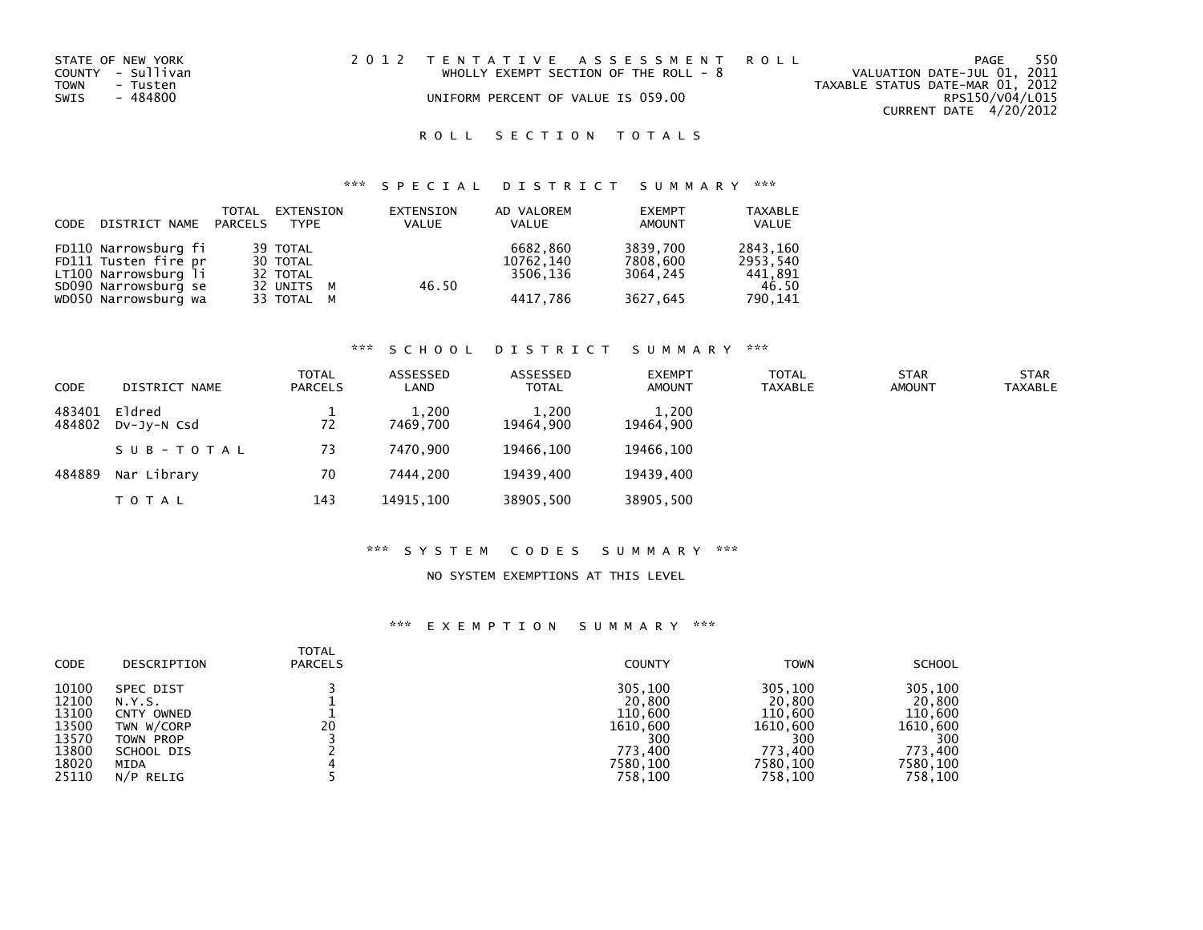STATE OF NEW YORK
COUNTY - Sullivan
TOWN - Tusten
SWIS - 484800

2 0 1 2 T E N T A T I V E A S S E S S M E N T R O L L
WHOLLY EXEMPT SECTION OF THE ROLL - 8
UNIFORM PERCENT OF VALUE IS 059.00

VALUATION DATE-JUL 01, 2011
TAXABLE STATUS DATE-MAR 01, 2012
RPS150/V04/L015
CURRENT DATE 4/20/2012

## R O L L S E C T I O N T O T A L S

### *** S P E C I A L D I S T R I C T S U M M A R Y ***

| CODE | DISTRICT NAME | TOTAL PARCELS | EXTENSION TYPE | EXTENSION VALUE | AD VALOREM VALUE | EXEMPT AMOUNT | TAXABLE VALUE |
|---|---|---|---|---|---|---|---|
| FD110 | Narrowsburg fi | 39 | TOTAL | | 6682,860 | 3839,700 | 2843,160 |
| FD111 | Tusten fire pr | 30 | TOTAL | | 10762,140 | 7808,600 | 2953,540 |
| LT100 | Narrowsburg li | 32 | TOTAL | | 3506,136 | 3064,245 | 441,891 |
| SD090 | Narrowsburg se | 32 | UNITS M | 46.50 | | | 46.50 |
| WD050 | Narrowsburg wa | 33 | TOTAL M | | 4417,786 | 3627,645 | 790,141 |

### *** S C H O O L D I S T R I C T S U M M A R Y ***

| CODE | DISTRICT NAME | TOTAL PARCELS | ASSESSED LAND | ASSESSED TOTAL | EXEMPT AMOUNT | TOTAL TAXABLE | STAR AMOUNT | STAR TAXABLE |
|---|---|---|---|---|---|---|---|---|
| 483401 | Eldred | 1 | 1,200 | 1,200 | 1,200 | | | |
| 484802 | Dv-Jy-N Csd | 72 | 7469,700 | 19464,900 | 19464,900 | | | |
| | S U B - T O T A L | 73 | 7470,900 | 19466,100 | 19466,100 | | | |
| 484889 | Nar Library | 70 | 7444,200 | 19439,400 | 19439,400 | | | |
| | T O T A L | 143 | 14915,100 | 38905,500 | 38905,500 | | | |

### *** S Y S T E M C O D E S S U M M A R Y ***

NO SYSTEM EXEMPTIONS AT THIS LEVEL

### *** E X E M P T I O N S U M M A R Y ***

| CODE | DESCRIPTION | TOTAL PARCELS | COUNTY | TOWN | SCHOOL |
|---|---|---|---|---|---|
| 10100 | SPEC DIST | 3 | 305,100 | 305,100 | 305,100 |
| 12100 | N.Y.S. | 1 | 20,800 | 20,800 | 20,800 |
| 13100 | CNTY OWNED | 1 | 110,600 | 110,600 | 110,600 |
| 13500 | TWN W/CORP | 20 | 1610,600 | 1610,600 | 1610,600 |
| 13570 | TOWN PROP | 3 | 300 | 300 | 300 |
| 13800 | SCHOOL DIS | 2 | 773,400 | 773,400 | 773,400 |
| 18020 | MIDA | 4 | 7580,100 | 7580,100 | 7580,100 |
| 25110 | N/P RELIG | 5 | 758,100 | 758,100 | 758,100 |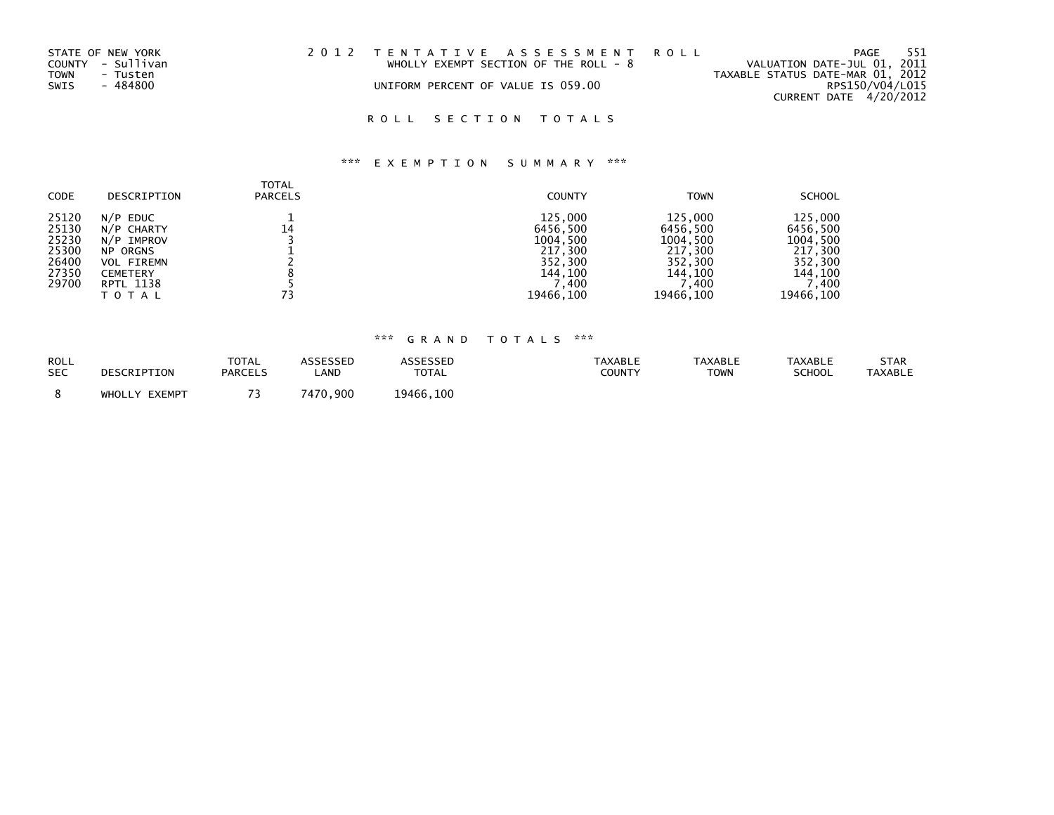STATE OF NEW YORK
COUNTY - Sullivan
TOWN - Tusten
SWIS - 484800

2 0 1 2 T E N T A T I V E A S S E S S M E N T R O L L
WHOLLY EXEMPT SECTION OF THE ROLL - 8
UNIFORM PERCENT OF VALUE IS 059.00

VALUATION DATE-JUL 01, 2011
TAXABLE STATUS DATE-MAR 01, 2012
RPS150/V04/L015
CURRENT DATE 4/20/2012

R O L L S E C T I O N T O T A L S

*** E X E M P T I O N S U M M A R Y ***

| CODE | DESCRIPTION | TOTAL PARCELS | COUNTY | TOWN | SCHOOL |
|---|---|---|---|---|---|
| 25120 | N/P EDUC | 1 | 125,000 | 125,000 | 125,000 |
| 25130 | N/P CHARTY | 14 | 6456,500 | 6456,500 | 6456,500 |
| 25230 | N/P IMPROV | 3 | 1004,500 | 1004,500 | 1004,500 |
| 25300 | NP ORGNS | 1 | 217,300 | 217,300 | 217,300 |
| 26400 | VOL FIREMN | 2 | 352,300 | 352,300 | 352,300 |
| 27350 | CEMETERY | 8 | 144,100 | 144,100 | 144,100 |
| 29700 | RPTL 1138 | 5 | 7,400 | 7,400 | 7,400 |
| | T O T A L | 73 | 19466,100 | 19466,100 | 19466,100 |

*** G R A N D T O T A L S ***

| ROLL SEC | DESCRIPTION | TOTAL PARCELS | ASSESSED LAND | ASSESSED TOTAL | TAXABLE COUNTY | TAXABLE TOWN | TAXABLE SCHOOL | STAR TAXABLE |
|---|---|---|---|---|---|---|---|---|
| 8 | WHOLLY EXEMPT | 73 | 7470,900 | 19466,100 | | | | |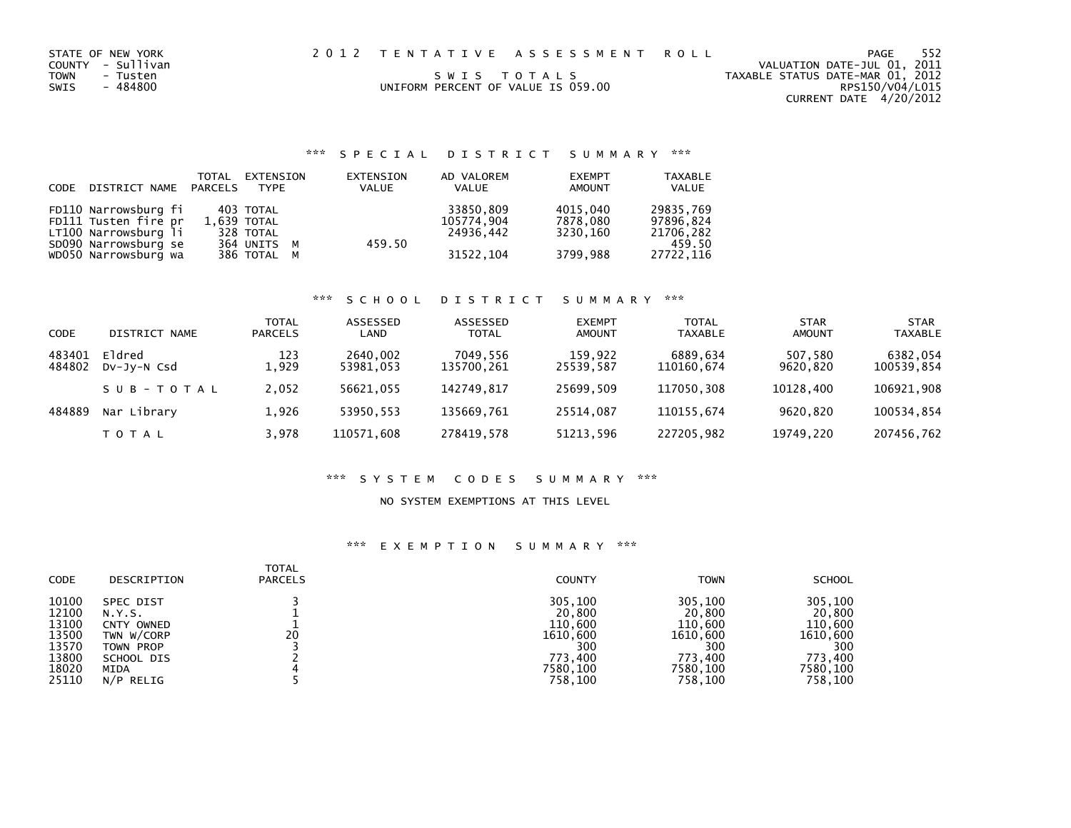STATE OF NEW YORK
COUNTY - Sullivan
TOWN - Tusten
SWIS - 484800

# 2012 TENTATIVE ASSESSMENT ROLL

SWIS TOTALS
UNIFORM PERCENT OF VALUE IS 059.00

VALUATION DATE-JUL 01, 2011
TAXABLE STATUS DATE-MAR 01, 2012
RPS150/V04/L015
CURRENT DATE 4/20/2012

## *** SPECIAL DISTRICT SUMMARY ***

| CODE | DISTRICT NAME | TOTAL PARCELS | EXTENSION TYPE | EXTENSION VALUE | AD VALOREM VALUE | EXEMPT AMOUNT | TAXABLE VALUE |
|---|---|---|---|---|---|---|---|
| FD110 | Narrowsburg fi | 403 | TOTAL | | 33850,809 | 4015,040 | 29835,769 |
| FD111 | Tusten fire pr | 1,639 | TOTAL | | 105774,904 | 7878,080 | 97896,824 |
| LT100 | Narrowsburg li | 328 | TOTAL | | 24936,442 | 3230,160 | 21706,282 |
| SD090 | Narrowsburg se | 364 | UNITS M | 459.50 | | | 459.50 |
| WD050 | Narrowsburg wa | 386 | TOTAL M | | 31522,104 | 3799,988 | 27722,116 |

## *** SCHOOL DISTRICT SUMMARY ***

| CODE | DISTRICT NAME | TOTAL PARCELS | ASSESSED LAND | ASSESSED TOTAL | EXEMPT AMOUNT | TOTAL TAXABLE | STAR AMOUNT | STAR TAXABLE |
|---|---|---|---|---|---|---|---|---|
| 483401 | Eldred | 123 | 2640,002 | 7049,556 | 159,922 | 6889,634 | 507,580 | 6382,054 |
| 484802 | Dv-Jy-N Csd | 1,929 | 53981,053 | 135700,261 | 25539,587 | 110160,674 | 9620,820 | 100539,854 |
| | SUB-TOTAL | 2,052 | 56621,055 | 142749,817 | 25699,509 | 117050,308 | 10128,400 | 106921,908 |
| 484889 | Nar Library | 1,926 | 53950,553 | 135669,761 | 25514,087 | 110155,674 | 9620,820 | 100534,854 |
| | TOTAL | 3,978 | 110571,608 | 278419,578 | 51213,596 | 227205,982 | 19749,220 | 207456,762 |

## *** SYSTEM CODES SUMMARY ***

NO SYSTEM EXEMPTIONS AT THIS LEVEL

## *** EXEMPTION SUMMARY ***

| CODE | DESCRIPTION | TOTAL PARCELS | COUNTY | TOWN | SCHOOL |
|---|---|---|---|---|---|
| 10100 | SPEC DIST | 3 | 305,100 | 305,100 | 305,100 |
| 12100 | N.Y.S. | 1 | 20,800 | 20,800 | 20,800 |
| 13100 | CNTY OWNED | 1 | 110,600 | 110,600 | 110,600 |
| 13500 | TWN W/CORP | 20 | 1610,600 | 1610,600 | 1610,600 |
| 13570 | TOWN PROP | 3 | 300 | 300 | 300 |
| 13800 | SCHOOL DIS | 2 | 773,400 | 773,400 | 773,400 |
| 18020 | MIDA | 4 | 7580,100 | 7580,100 | 7580,100 |
| 25110 | N/P RELIG | 5 | 758,100 | 758,100 | 758,100 |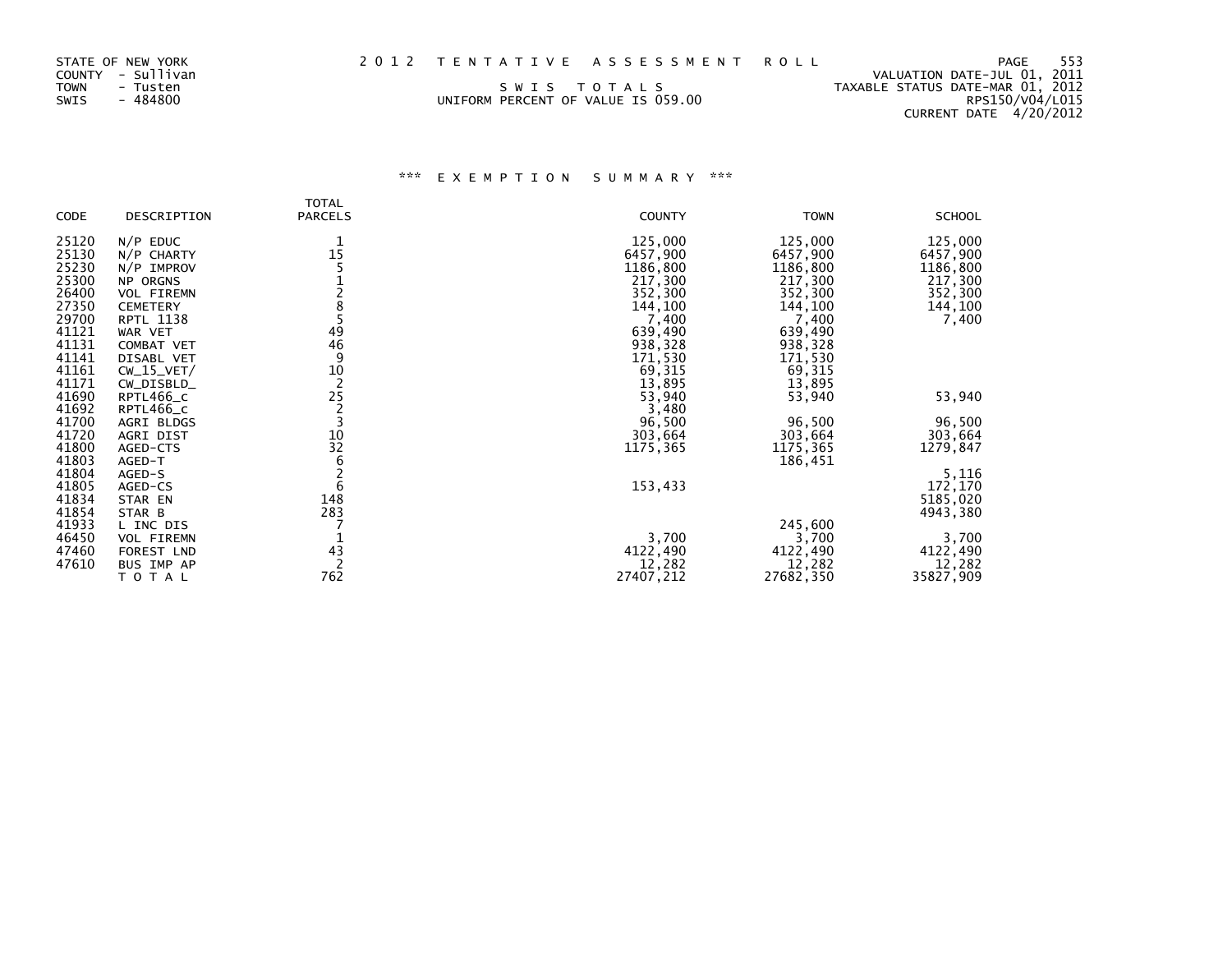STATE OF NEW YORK
COUNTY - Sullivan
TOWN - Tusten
SWIS - 484800

2 0 1 2 T E N T A T I V E A S S E S S M E N T R O L L

S W I S T O T A L S

UNIFORM PERCENT OF VALUE IS 059.00

VALUATION DATE-JUL 01, 2011
TAXABLE STATUS DATE-MAR 01, 2012
RPS150/V04/L015
CURRENT DATE 4/20/2012

### *** E X E M P T I O N S U M M A R Y ***

| CODE | DESCRIPTION | TOTAL PARCELS | COUNTY | TOWN | SCHOOL |
|---|---|---|---|---|---|
| 25120 | N/P EDUC | 1 | 125,000 | 125,000 | 125,000 |
| 25130 | N/P CHARTY | 15 | 6457,900 | 6457,900 | 6457,900 |
| 25230 | N/P IMPROV | 5 | 1186,800 | 1186,800 | 1186,800 |
| 25300 | NP ORGNS | 1 | 217,300 | 217,300 | 217,300 |
| 26400 | VOL FIREMN | 2 | 352,300 | 352,300 | 352,300 |
| 27350 | CEMETERY | 8 | 144,100 | 144,100 | 144,100 |
| 29700 | RPTL 1138 | 5 | 7,400 | 7,400 | 7,400 |
| 41121 | WAR VET | 49 | 639,490 | 639,490 | |
| 41131 | COMBAT VET | 46 | 938,328 | 938,328 | |
| 41141 | DISABL VET | 9 | 171,530 | 171,530 | |
| 41161 | CW_15_VET/ | 10 | 69,315 | 69,315 | |
| 41171 | CW_DISBLD_ | 2 | 13,895 | 13,895 | |
| 41690 | RPTL466_c | 25 | 53,940 | 53,940 | 53,940 |
| 41692 | RPTL466_c | 2 | 3,480 | | |
| 41700 | AGRI BLDGS | 3 | 96,500 | 96,500 | 96,500 |
| 41720 | AGRI DIST | 10 | 303,664 | 303,664 | 303,664 |
| 41800 | AGED-CTS | 32 | 1175,365 | 1175,365 | 1279,847 |
| 41803 | AGED-T | 6 | | 186,451 | |
| 41804 | AGED-S | 2 | | | 5,116 |
| 41805 | AGED-CS | 6 | 153,433 | | 172,170 |
| 41834 | STAR EN | 148 | | | 5185,020 |
| 41854 | STAR B | 283 | | | 4943,380 |
| 41933 | L INC DIS | 7 | | 245,600 | |
| 46450 | VOL FIREMN | 1 | 3,700 | 3,700 | 3,700 |
| 47460 | FOREST LND | 43 | 4122,490 | 4122,490 | 4122,490 |
| 47610 | BUS IMP AP | 2 | 12,282 | 12,282 | 12,282 |
| | T O T A L | 762 | 27407,212 | 27682,350 | 35827,909 |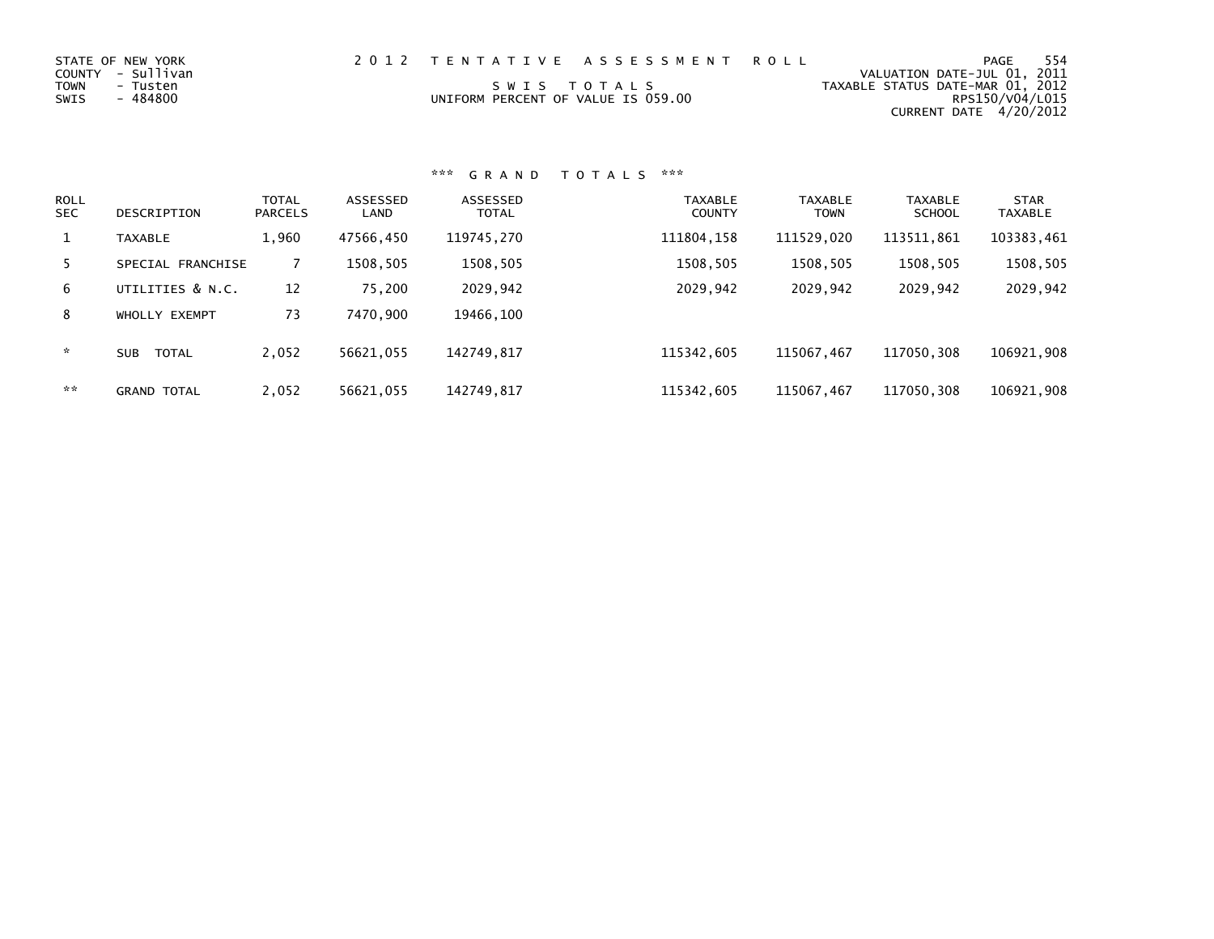STATE OF NEW YORK
COUNTY - Sullivan
TOWN - Tusten
SWIS - 484800

# 2012 TENTATIVE ASSESSMENT ROLL

SWIS TOTALS
UNIFORM PERCENT OF VALUE IS 059.00

VALUATION DATE-JUL 01, 2011
TAXABLE STATUS DATE-MAR 01, 2012
RPS150/V04/L015
CURRENT DATE 4/20/2012

## *** GRAND TOTALS ***

| ROLL SEC | DESCRIPTION | TOTAL PARCELS | ASSESSED LAND | ASSESSED TOTAL | TAXABLE COUNTY | TAXABLE TOWN | TAXABLE SCHOOL | STAR TAXABLE |
|---|---|---|---|---|---|---|---|---|
| 1 | TAXABLE | 1,960 | 47566,450 | 119745,270 | 111804,158 | 111529,020 | 113511,861 | 103383,461 |
| 5 | SPECIAL FRANCHISE | 7 | 1508,505 | 1508,505 | 1508,505 | 1508,505 | 1508,505 | 1508,505 |
| 6 | UTILITIES & N.C. | 12 | 75,200 | 2029,942 | 2029,942 | 2029,942 | 2029,942 | 2029,942 |
| 8 | WHOLLY EXEMPT | 73 | 7470,900 | 19466,100 | | | | |
| * | SUB TOTAL | 2,052 | 56621,055 | 142749,817 | 115342,605 | 115067,467 | 117050,308 | 106921,908 |
| ** | GRAND TOTAL | 2,052 | 56621,055 | 142749,817 | 115342,605 | 115067,467 | 117050,308 | 106921,908 |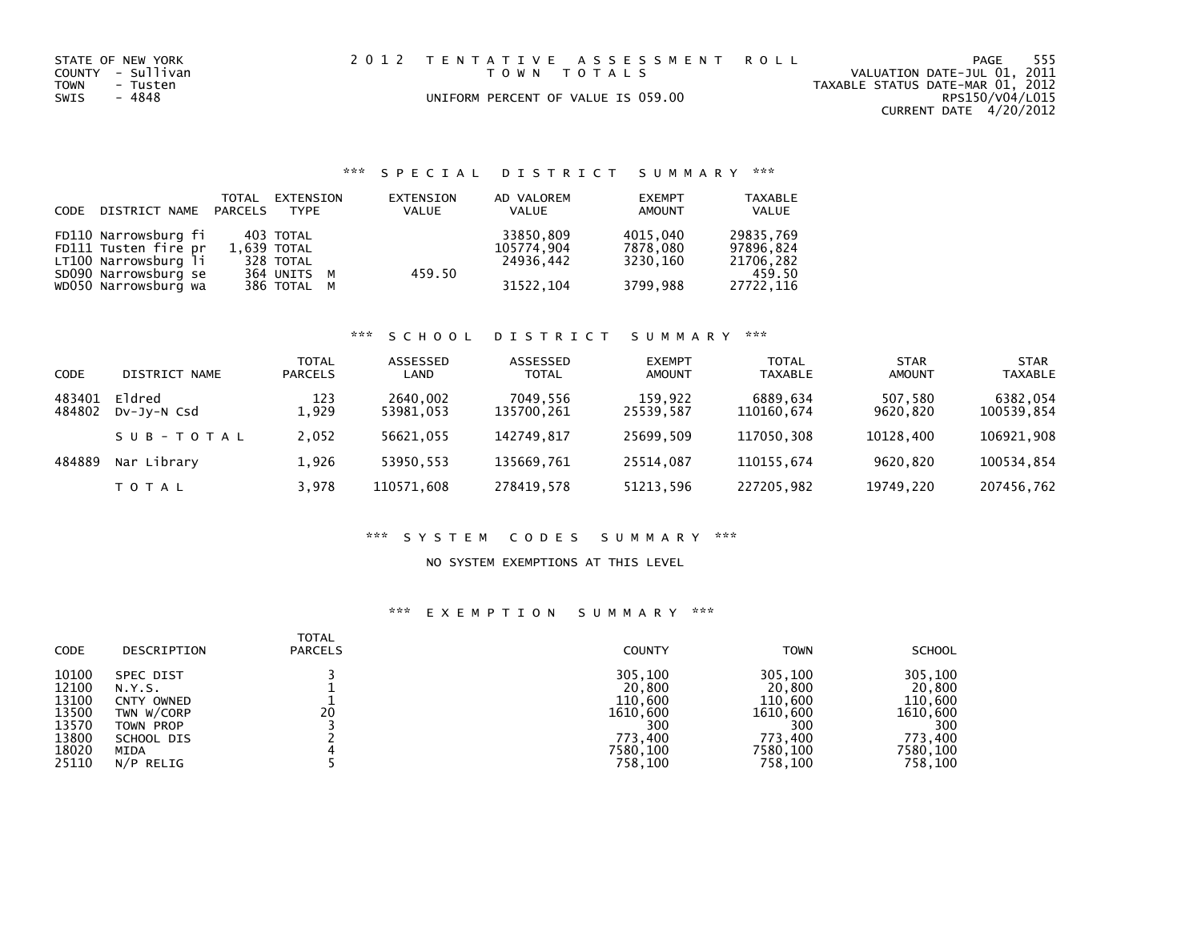STATE OF NEW YORK
COUNTY - Sullivan
TOWN - Tusten
SWIS - 4848

2 0 1 2 T E N T A T I V E A S S E S S M E N T R O L L
T O W N T O T A L S

UNIFORM PERCENT OF VALUE IS 059.00

VALUATION DATE-JUL 01, 2011
TAXABLE STATUS DATE-MAR 01, 2012
RPS150/V04/L015
CURRENT DATE 4/20/2012

### *** S P E C I A L D I S T R I C T S U M M A R Y ***

| CODE | DISTRICT NAME | TOTAL PARCELS | EXTENSION TYPE | EXTENSION VALUE | AD VALOREM VALUE | EXEMPT AMOUNT | TAXABLE VALUE |
|---|---|---|---|---|---|---|---|
| FD110 | Narrowsburg fi | 403 | TOTAL | | 33850,809 | 4015,040 | 29835,769 |
| FD111 | Tusten fire pr | 1,639 | TOTAL | | 105774,904 | 7878,080 | 97896,824 |
| LT100 | Narrowsburg li | 328 | TOTAL | | 24936,442 | 3230,160 | 21706,282 |
| SD090 | Narrowsburg se | 364 | UNITS M | 459.50 | | | 459.50 |
| WD050 | Narrowsburg wa | 386 | TOTAL M | | 31522,104 | 3799,988 | 27722,116 |

### *** S C H O O L D I S T R I C T S U M M A R Y ***

| CODE | DISTRICT NAME | TOTAL PARCELS | ASSESSED LAND | ASSESSED TOTAL | EXEMPT AMOUNT | TOTAL TAXABLE | STAR AMOUNT | STAR TAXABLE |
|---|---|---|---|---|---|---|---|---|
| 483401 | Eldred | 123 | 2640,002 | 7049,556 | 159,922 | 6889,634 | 507,580 | 6382,054 |
| 484802 | Dv-Jy-N Csd | 1,929 | 53981,053 | 135700,261 | 25539,587 | 110160,674 | 9620,820 | 100539,854 |
| | S U B - T O T A L | 2,052 | 56621,055 | 142749,817 | 25699,509 | 117050,308 | 10128,400 | 106921,908 |
| 484889 | Nar Library | 1,926 | 53950,553 | 135669,761 | 25514,087 | 110155,674 | 9620,820 | 100534,854 |
| | T O T A L | 3,978 | 110571,608 | 278419,578 | 51213,596 | 227205,982 | 19749,220 | 207456,762 |

### *** S Y S T E M C O D E S S U M M A R Y ***

NO SYSTEM EXEMPTIONS AT THIS LEVEL

### *** E X E M P T I O N S U M M A R Y ***

| CODE | DESCRIPTION | TOTAL PARCELS | COUNTY | TOWN | SCHOOL |
|---|---|---|---|---|---|
| 10100 | SPEC DIST | 3 | 305,100 | 305,100 | 305,100 |
| 12100 | N.Y.S. | 1 | 20,800 | 20,800 | 20,800 |
| 13100 | CNTY OWNED | 1 | 110,600 | 110,600 | 110,600 |
| 13500 | TWN W/CORP | 20 | 1610,600 | 1610,600 | 1610,600 |
| 13570 | TOWN PROP | 3 | 300 | 300 | 300 |
| 13800 | SCHOOL DIS | 2 | 773,400 | 773,400 | 773,400 |
| 18020 | MIDA | 4 | 7580,100 | 7580,100 | 7580,100 |
| 25110 | N/P RELIG | 5 | 758,100 | 758,100 | 758,100 |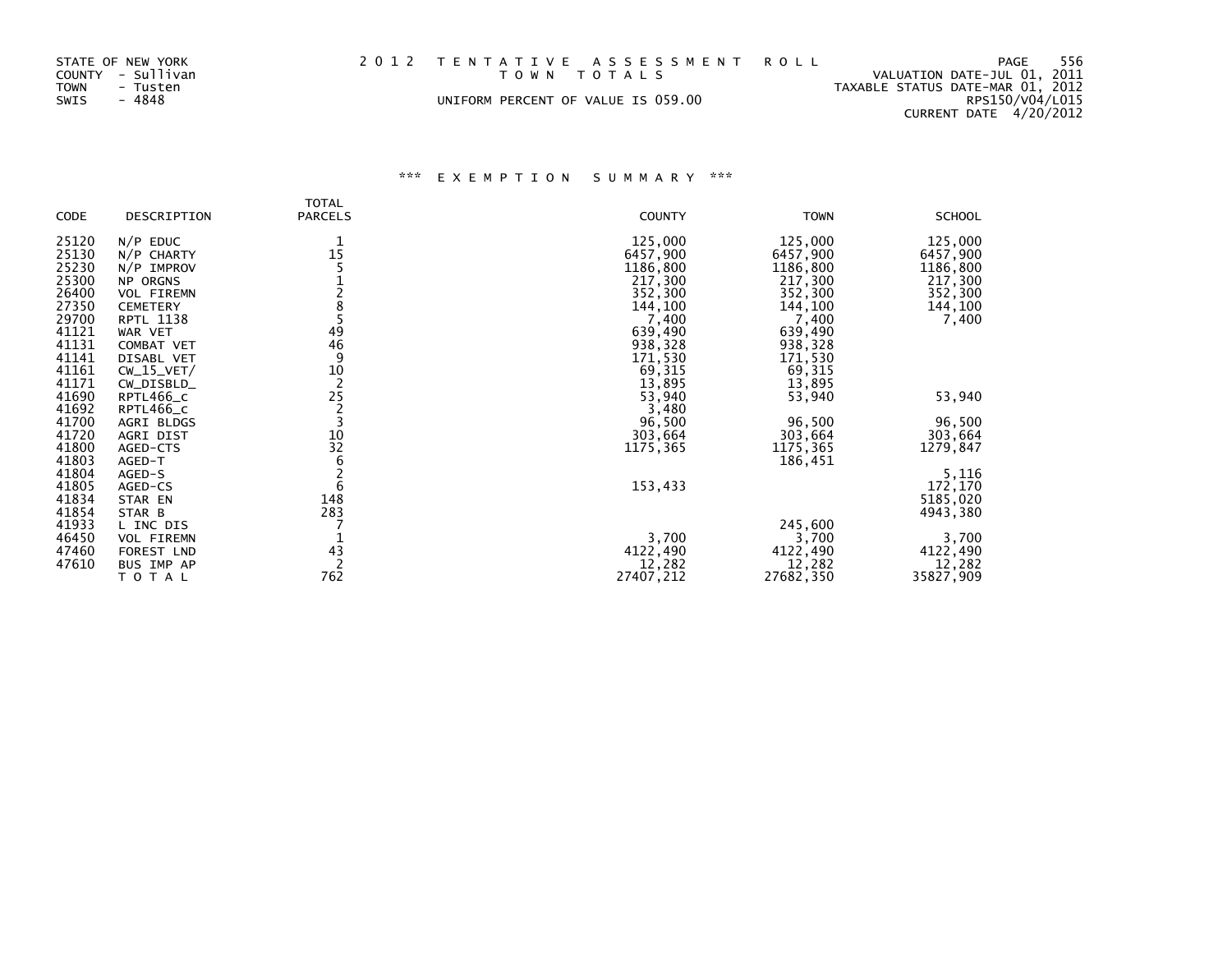STATE OF NEW YORK
COUNTY - Sullivan
TOWN - Tusten
SWIS - 4848

2012 TENTATIVE ASSESSMENT ROLL
TOWN TOTALS
UNIFORM PERCENT OF VALUE IS 059.00

VALUATION DATE-JUL 01, 2011
TAXABLE STATUS DATE-MAR 01, 2012
RPS150/V04/L015
CURRENT DATE 4/20/2012

### *** EXEMPTION SUMMARY ***

| CODE | DESCRIPTION | TOTAL PARCELS | COUNTY | TOWN | SCHOOL |
|---|---|---|---|---|---|
| 25120 | N/P EDUC | 1 | 125,000 | 125,000 | 125,000 |
| 25130 | N/P CHARTY | 15 | 6457,900 | 6457,900 | 6457,900 |
| 25230 | N/P IMPROV | 5 | 1186,800 | 1186,800 | 1186,800 |
| 25300 | NP ORGNS | 1 | 217,300 | 217,300 | 217,300 |
| 26400 | VOL FIREMN | 2 | 352,300 | 352,300 | 352,300 |
| 27350 | CEMETERY | 8 | 144,100 | 144,100 | 144,100 |
| 29700 | RPTL 1138 | 5 | 7,400 | 7,400 | 7,400 |
| 41121 | WAR VET | 49 | 639,490 | 639,490 | |
| 41131 | COMBAT VET | 46 | 938,328 | 938,328 | |
| 41141 | DISABL VET | 9 | 171,530 | 171,530 | |
| 41161 | CW_15_VET/ | 10 | 69,315 | 69,315 | |
| 41171 | CW_DISBLD_ | 2 | 13,895 | 13,895 | |
| 41690 | RPTL466_c | 25 | 53,940 | 53,940 | 53,940 |
| 41692 | RPTL466_c | 2 | 3,480 | | |
| 41700 | AGRI BLDGS | 3 | 96,500 | 96,500 | 96,500 |
| 41720 | AGRI DIST | 10 | 303,664 | 303,664 | 303,664 |
| 41800 | AGED-CTS | 32 | 1175,365 | 1175,365 | 1279,847 |
| 41803 | AGED-T | 6 | | 186,451 | |
| 41804 | AGED-S | 2 | | | 5,116 |
| 41805 | AGED-CS | 6 | 153,433 | | 172,170 |
| 41834 | STAR EN | 148 | | | 5185,020 |
| 41854 | STAR B | 283 | | | 4943,380 |
| 41933 | L INC DIS | 7 | | 245,600 | |
| 46450 | VOL FIREMN | 1 | 3,700 | 3,700 | 3,700 |
| 47460 | FOREST LND | 43 | 4122,490 | 4122,490 | 4122,490 |
| 47610 | BUS IMP AP | 2 | 12,282 | 12,282 | 12,282 |
| | TOTAL | 762 | 27407,212 | 27682,350 | 35827,909 |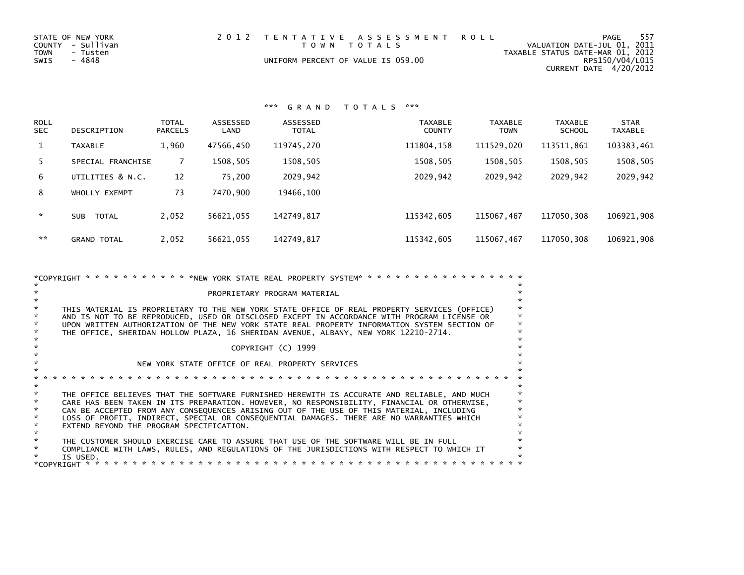STATE OF NEW YORK
COUNTY - Sullivan
TOWN - Tusten
SWIS - 4848

# 2 0 1 2 T E N T A T I V E A S S E S S M E N T R O L L

T O W N T O T A L S

UNIFORM PERCENT OF VALUE IS 059.00

VALUATION DATE-JUL 01, 2011
TAXABLE STATUS DATE-MAR 01, 2012
RPS150/V04/L015
CURRENT DATE 4/20/2012

## *** G R A N D T O T A L S ***

| ROLL SEC | DESCRIPTION | TOTAL PARCELS | ASSESSED LAND | ASSESSED TOTAL | TAXABLE COUNTY | TAXABLE TOWN | TAXABLE SCHOOL | STAR TAXABLE |
|---|---|---|---|---|---|---|---|---|
| 1 | TAXABLE | 1,960 | 47566,450 | 119745,270 | 111804,158 | 111529,020 | 113511,861 | 103383,461 |
| 5 | SPECIAL FRANCHISE | 7 | 1508,505 | 1508,505 | 1508,505 | 1508,505 | 1508,505 | 1508,505 |
| 6 | UTILITIES & N.C. | 12 | 75,200 | 2029,942 | 2029,942 | 2029,942 | 2029,942 | 2029,942 |
| 8 | WHOLLY EXEMPT | 73 | 7470,900 | 19466,100 | | | | |
| * | SUB TOTAL | 2,052 | 56621,055 | 142749,817 | 115342,605 | 115067,467 | 117050,308 | 106921,908 |
| ** | GRAND TOTAL | 2,052 | 56621,055 | 142749,817 | 115342,605 | 115067,467 | 117050,308 | 106921,908 |

```
*COPYRIGHT * * * * * * * * * * * *NEW YORK STATE REAL PROPERTY SYSTEM* * * * * * * * * * * * * * * * * *
*                                                                                                    *
*                                  PROPRIETARY PROGRAM MATERIAL                                      *
*                                                                                                    *
*     THIS MATERIAL IS PROPRIETARY TO THE NEW YORK STATE OFFICE OF REAL PROPERTY SERVICES (OFFICE)   *
*     AND IS NOT TO BE REPRODUCED, USED OR DISCLOSED EXCEPT IN ACCORDANCE WITH PROGRAM LICENSE OR    *
*     UPON WRITTEN AUTHORIZATION OF THE NEW YORK STATE REAL PROPERTY INFORMATION SYSTEM SECTION OF   *
*     THE OFFICE, SHERIDAN HOLLOW PLAZA, 16 SHERIDAN AVENUE, ALBANY, NEW YORK 12210-2714.            *
*                                                                                                    *
*                                       COPYRIGHT (C) 1999                                           *
*                                                                                                    *
*                         NEW YORK STATE OFFICE OF REAL PROPERTY SERVICES                            *
*                                                                                                    *
* * * * * * * * * * * * * * * * * * * * * * * * * * * * * * * * * * * * * * * * * * * * * * * * * *
*                                                                                                    *
*     THE OFFICE BELIEVES THAT THE SOFTWARE FURNISHED HEREWITH IS ACCURATE AND RELIABLE, AND MUCH     *
*     CARE HAS BEEN TAKEN IN ITS PREPARATION. HOWEVER, NO RESPONSIBILITY, FINANCIAL OR OTHERWISE,    *
*     CAN BE ACCEPTED FROM ANY CONSEQUENCES ARISING OUT OF THE USE OF THIS MATERIAL, INCLUDING       *
*     LOSS OF PROFIT, INDIRECT, SPECIAL OR CONSEQUENTIAL DAMAGES. THERE ARE NO WARRANTIES WHICH      *
*     EXTEND BEYOND THE PROGRAM SPECIFICATION.                                                       *
*                                                                                                    *
*     THE CUSTOMER SHOULD EXERCISE CARE TO ASSURE THAT USE OF THE SOFTWARE WILL BE IN FULL           *
*     COMPLIANCE WITH LAWS, RULES, AND REGULATIONS OF THE JURISDICTIONS WITH RESPECT TO WHICH IT     *
*     IS USED.                                                                                       *
*COPYRIGHT * * * * * * * * * * * * * * * * * * * * * * * * * * * * * * * * * * * * * * * * * * * * *
```